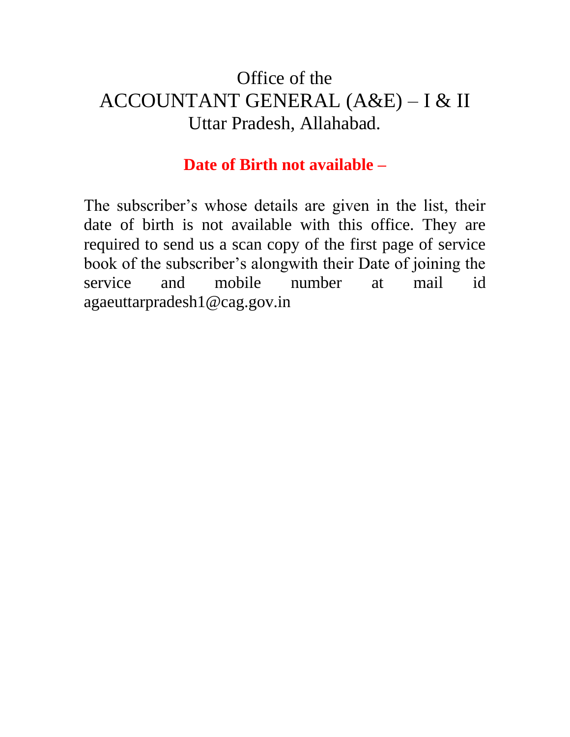# Office of the
# ACCOUNTANT GENERAL (A&E) – I & II
# Uttar Pradesh, Allahabad.

## **Date of Birth not available –**

The subscriber's whose details are given in the list, their date of birth is not available with this office. They are required to send us a scan copy of the first page of service book of the subscriber's alongwith their Date of joining the service and mobile number at mail id agaeuttarpradesh1@cag.gov.in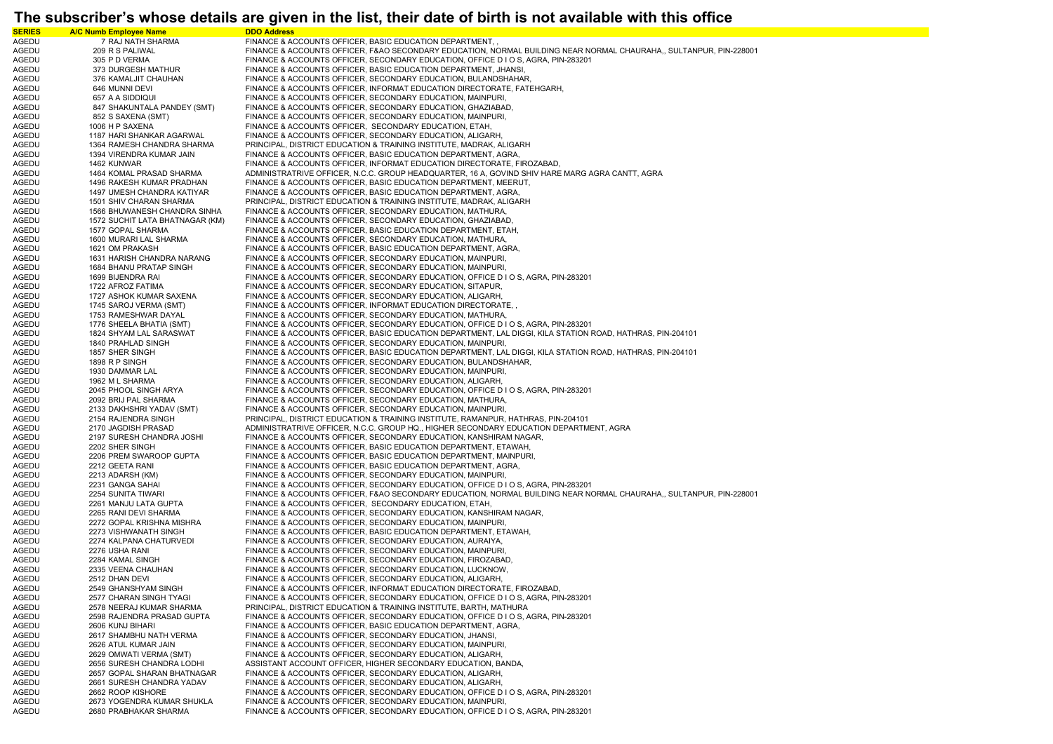# The subscriber's whose details are given in the list, their date of birth is not available with this office

| SERIES | A/C Numb | Employee Name | DDO Address |
|---|---|---|---|
| AGEDU | 7 | RAJ NATH SHARMA | FINANCE & ACCOUNTS OFFICER, BASIC EDUCATION DEPARTMENT, , |
| AGEDU | 209 | R S PALIWAL | FINANCE & ACCOUNTS OFFICER, F&AO SECONDARY EDUCATION, NORMAL BUILDING NEAR NORMAL CHAURAHA,, SULTANPUR, PIN-228001 |
| AGEDU | 305 | P D VERMA | FINANCE & ACCOUNTS OFFICER, SECONDARY EDUCATION, OFFICE D I O S, AGRA, PIN-283201 |
| AGEDU | 373 | DURGESH MATHUR | FINANCE & ACCOUNTS OFFICER, BASIC EDUCATION DEPARTMENT, JHANSI, |
| AGEDU | 376 | KAMALJIT CHAUHAN | FINANCE & ACCOUNTS OFFICER, SECONDARY EDUCATION, BULANDSHAHAR, |
| AGEDU | 646 | MUNNI DEVI | FINANCE & ACCOUNTS OFFICER, INFORMAT EDUCATION DIRECTORATE, FATEHGARH, |
| AGEDU | 657 | A A SIDDIQUI | FINANCE & ACCOUNTS OFFICER, SECONDARY EDUCATION, MAINPURI, |
| AGEDU | 847 | SHAKUNTALA PANDEY (SMT) | FINANCE & ACCOUNTS OFFICER, SECONDARY EDUCATION, GHAZIABAD, |
| AGEDU | 852 | S SAXENA (SMT) | FINANCE & ACCOUNTS OFFICER, SECONDARY EDUCATION, MAINPURI, |
| AGEDU | 1006 | H P SAXENA | FINANCE & ACCOUNTS OFFICER, SECONDARY EDUCATION, ETAH, |
| AGEDU | 1187 | HARI SHANKAR AGARWAL | FINANCE & ACCOUNTS OFFICER, SECONDARY EDUCATION, ALIGARH, |
| AGEDU | 1364 | RAMESH CHANDRA SHARMA | PRINCIPAL, DISTRICT EDUCATION & TRAINING INSTITUTE, MADRAK, ALIGARH |
| AGEDU | 1394 | VIRENDRA KUMAR JAIN | FINANCE & ACCOUNTS OFFICER, BASIC EDUCATION DEPARTMENT, AGRA, |
| AGEDU | 1462 | KUNWAR | FINANCE & ACCOUNTS OFFICER, INFORMAT EDUCATION DIRECTORATE, FIROZABAD, |
| AGEDU | 1464 | KOMAL PRASAD SHARMA | ADMINISTRATRIVE OFFICER, N.C.C. GROUP HEADQUARTER, 16 A, GOVIND SHIV HARE MARG AGRA CANTT, AGRA |
| AGEDU | 1496 | RAKESH KUMAR PRADHAN | FINANCE & ACCOUNTS OFFICER, BASIC EDUCATION DEPARTMENT, MEERUT, |
| AGEDU | 1497 | UMESH CHANDRA KATIYAR | FINANCE & ACCOUNTS OFFICER, BASIC EDUCATION DEPARTMENT, AGRA, |
| AGEDU | 1501 | SHIV CHARAN SHARMA | PRINCIPAL, DISTRICT EDUCATION & TRAINING INSTITUTE, MADRAK, ALIGARH |
| AGEDU | 1566 | BHUWANESH CHANDRA SINHA | FINANCE & ACCOUNTS OFFICER, SECONDARY EDUCATION, MATHURA, |
| AGEDU | 1572 | SUCHIT LATA BHATNAGAR (KM) | FINANCE & ACCOUNTS OFFICER, SECONDARY EDUCATION, GHAZIABAD, |
| AGEDU | 1577 | GOPAL SHARMA | FINANCE & ACCOUNTS OFFICER, BASIC EDUCATION DEPARTMENT, ETAH, |
| AGEDU | 1600 | MURARI LAL SHARMA | FINANCE & ACCOUNTS OFFICER, SECONDARY EDUCATION, MATHURA, |
| AGEDU | 1621 | OM PRAKASH | FINANCE & ACCOUNTS OFFICER, BASIC EDUCATION DEPARTMENT, AGRA, |
| AGEDU | 1631 | HARISH CHANDRA NARANG | FINANCE & ACCOUNTS OFFICER, SECONDARY EDUCATION, MAINPURI, |
| AGEDU | 1684 | BHANU PRATAP SINGH | FINANCE & ACCOUNTS OFFICER, SECONDARY EDUCATION, MAINPURI, |
| AGEDU | 1699 | BIJENDRA RAI | FINANCE & ACCOUNTS OFFICER, SECONDARY EDUCATION, OFFICE D I O S, AGRA, PIN-283201 |
| AGEDU | 1722 | AFROZ FATIMA | FINANCE & ACCOUNTS OFFICER, SECONDARY EDUCATION, SITAPUR, |
| AGEDU | 1727 | ASHOK KUMAR SAXENA | FINANCE & ACCOUNTS OFFICER, SECONDARY EDUCATION, ALIGARH, |
| AGEDU | 1745 | SAROJ VERMA (SMT) | FINANCE & ACCOUNTS OFFICER, INFORMAT EDUCATION DIRECTORATE, , |
| AGEDU | 1753 | RAMESHWAR DAYAL | FINANCE & ACCOUNTS OFFICER, SECONDARY EDUCATION, MATHURA, |
| AGEDU | 1776 | SHEELA BHATIA (SMT) | FINANCE & ACCOUNTS OFFICER, SECONDARY EDUCATION, OFFICE D I O S, AGRA, PIN-283201 |
| AGEDU | 1824 | SHYAM LAL SARASWAT | FINANCE & ACCOUNTS OFFICER, BASIC EDUCATION DEPARTMENT, LAL DIGGI, KILA STATION ROAD, HATHRAS, PIN-204101 |
| AGEDU | 1840 | PRAHLAD SINGH | FINANCE & ACCOUNTS OFFICER, SECONDARY EDUCATION, MAINPURI, |
| AGEDU | 1857 | SHER SINGH | FINANCE & ACCOUNTS OFFICER, BASIC EDUCATION DEPARTMENT, LAL DIGGI, KILA STATION ROAD, HATHRAS, PIN-204101 |
| AGEDU | 1898 | R P SINGH | FINANCE & ACCOUNTS OFFICER, SECONDARY EDUCATION, BULANDSHAHAR, |
| AGEDU | 1930 | DAMMAR LAL | FINANCE & ACCOUNTS OFFICER, SECONDARY EDUCATION, MAINPURI, |
| AGEDU | 1962 | M L SHARMA | FINANCE & ACCOUNTS OFFICER, SECONDARY EDUCATION, ALIGARH, |
| AGEDU | 2045 | PHOOL SINGH ARYA | FINANCE & ACCOUNTS OFFICER, SECONDARY EDUCATION, OFFICE D I O S, AGRA, PIN-283201 |
| AGEDU | 2092 | BRIJ PAL SHARMA | FINANCE & ACCOUNTS OFFICER, SECONDARY EDUCATION, MATHURA, |
| AGEDU | 2133 | DAKHSHRI YADAV (SMT) | FINANCE & ACCOUNTS OFFICER, SECONDARY EDUCATION, MAINPURI, |
| AGEDU | 2154 | RAJENDRA SINGH | PRINCIPAL, DISTRICT EDUCATION & TRAINING INSTITUTE, RAMANPUR, HATHRAS, PIN-204101 |
| AGEDU | 2170 | JAGDISH PRASAD | ADMINISTRATRIVE OFFICER, N.C.C. GROUP HQ., HIGHER SECONDARY EDUCATION DEPARTMENT, AGRA |
| AGEDU | 2197 | SURESH CHANDRA JOSHI | FINANCE & ACCOUNTS OFFICER, SECONDARY EDUCATION, KANSHIRAM NAGAR, |
| AGEDU | 2202 | SHER SINGH | FINANCE & ACCOUNTS OFFICER, BASIC EDUCATION DEPARTMENT, ETAWAH, |
| AGEDU | 2206 | PREM SWAROOP GUPTA | FINANCE & ACCOUNTS OFFICER, BASIC EDUCATION DEPARTMENT, MAINPURI, |
| AGEDU | 2212 | GEETA RANI | FINANCE & ACCOUNTS OFFICER, BASIC EDUCATION DEPARTMENT, AGRA, |
| AGEDU | 2213 | ADARSH (KM) | FINANCE & ACCOUNTS OFFICER, SECONDARY EDUCATION, MAINPURI, |
| AGEDU | 2231 | GANGA SAHAI | FINANCE & ACCOUNTS OFFICER, SECONDARY EDUCATION, OFFICE D I O S, AGRA, PIN-283201 |
| AGEDU | 2254 | SUNITA TIWARI | FINANCE & ACCOUNTS OFFICER, F&AO SECONDARY EDUCATION, NORMAL BUILDING NEAR NORMAL CHAURAHA,, SULTANPUR, PIN-228001 |
| AGEDU | 2261 | MANJU LATA GUPTA | FINANCE & ACCOUNTS OFFICER, SECONDARY EDUCATION, ETAH, |
| AGEDU | 2265 | RANI DEVI SHARMA | FINANCE & ACCOUNTS OFFICER, SECONDARY EDUCATION, KANSHIRAM NAGAR, |
| AGEDU | 2272 | GOPAL KRISHNA MISHRA | FINANCE & ACCOUNTS OFFICER, SECONDARY EDUCATION, MAINPURI, |
| AGEDU | 2273 | VISHWANATH SINGH | FINANCE & ACCOUNTS OFFICER, BASIC EDUCATION DEPARTMENT, ETAWAH, |
| AGEDU | 2274 | KALPANA CHATURVEDI | FINANCE & ACCOUNTS OFFICER, SECONDARY EDUCATION, AURAIYA, |
| AGEDU | 2276 | USHA RANI | FINANCE & ACCOUNTS OFFICER, SECONDARY EDUCATION, MAINPURI, |
| AGEDU | 2284 | KAMAL SINGH | FINANCE & ACCOUNTS OFFICER, SECONDARY EDUCATION, FIROZABAD, |
| AGEDU | 2335 | VEENA CHAUHAN | FINANCE & ACCOUNTS OFFICER, SECONDARY EDUCATION, LUCKNOW, |
| AGEDU | 2512 | DHAN DEVI | FINANCE & ACCOUNTS OFFICER, SECONDARY EDUCATION, ALIGARH, |
| AGEDU | 2549 | GHANSHYAM SINGH | FINANCE & ACCOUNTS OFFICER, INFORMAT EDUCATION DIRECTORATE, FIROZABAD, |
| AGEDU | 2577 | CHARAN SINGH TYAGI | FINANCE & ACCOUNTS OFFICER, SECONDARY EDUCATION, OFFICE D I O S, AGRA, PIN-283201 |
| AGEDU | 2578 | NEERAJ KUMAR SHARMA | PRINCIPAL, DISTRICT EDUCATION & TRAINING INSTITUTE, BARTH, MATHURA |
| AGEDU | 2598 | RAJENDRA PRASAD GUPTA | FINANCE & ACCOUNTS OFFICER, SECONDARY EDUCATION, OFFICE D I O S, AGRA, PIN-283201 |
| AGEDU | 2606 | KUNJ BIHARI | FINANCE & ACCOUNTS OFFICER, BASIC EDUCATION DEPARTMENT, AGRA, |
| AGEDU | 2617 | SHAMBHU NATH VERMA | FINANCE & ACCOUNTS OFFICER, SECONDARY EDUCATION, JHANSI, |
| AGEDU | 2626 | ATUL KUMAR JAIN | FINANCE & ACCOUNTS OFFICER, SECONDARY EDUCATION, MAINPURI, |
| AGEDU | 2629 | OMWATI VERMA (SMT) | FINANCE & ACCOUNTS OFFICER, SECONDARY EDUCATION, ALIGARH, |
| AGEDU | 2656 | SURESH CHANDRA LODHI | ASSISTANT ACCOUNT OFFICER, HIGHER SECONDARY EDUCATION, BANDA, |
| AGEDU | 2657 | GOPAL SHARAN BHATNAGAR | FINANCE & ACCOUNTS OFFICER, SECONDARY EDUCATION, ALIGARH, |
| AGEDU | 2661 | SURESH CHANDRA YADAV | FINANCE & ACCOUNTS OFFICER, SECONDARY EDUCATION, ALIGARH, |
| AGEDU | 2662 | ROOP KISHORE | FINANCE & ACCOUNTS OFFICER, SECONDARY EDUCATION, OFFICE D I O S, AGRA, PIN-283201 |
| AGEDU | 2673 | YOGENDRA KUMAR SHUKLA | FINANCE & ACCOUNTS OFFICER, SECONDARY EDUCATION, MAINPURI, |
| AGEDU | 2680 | PRABHAKAR SHARMA | FINANCE & ACCOUNTS OFFICER, SECONDARY EDUCATION, OFFICE D I O S, AGRA, PIN-283201 |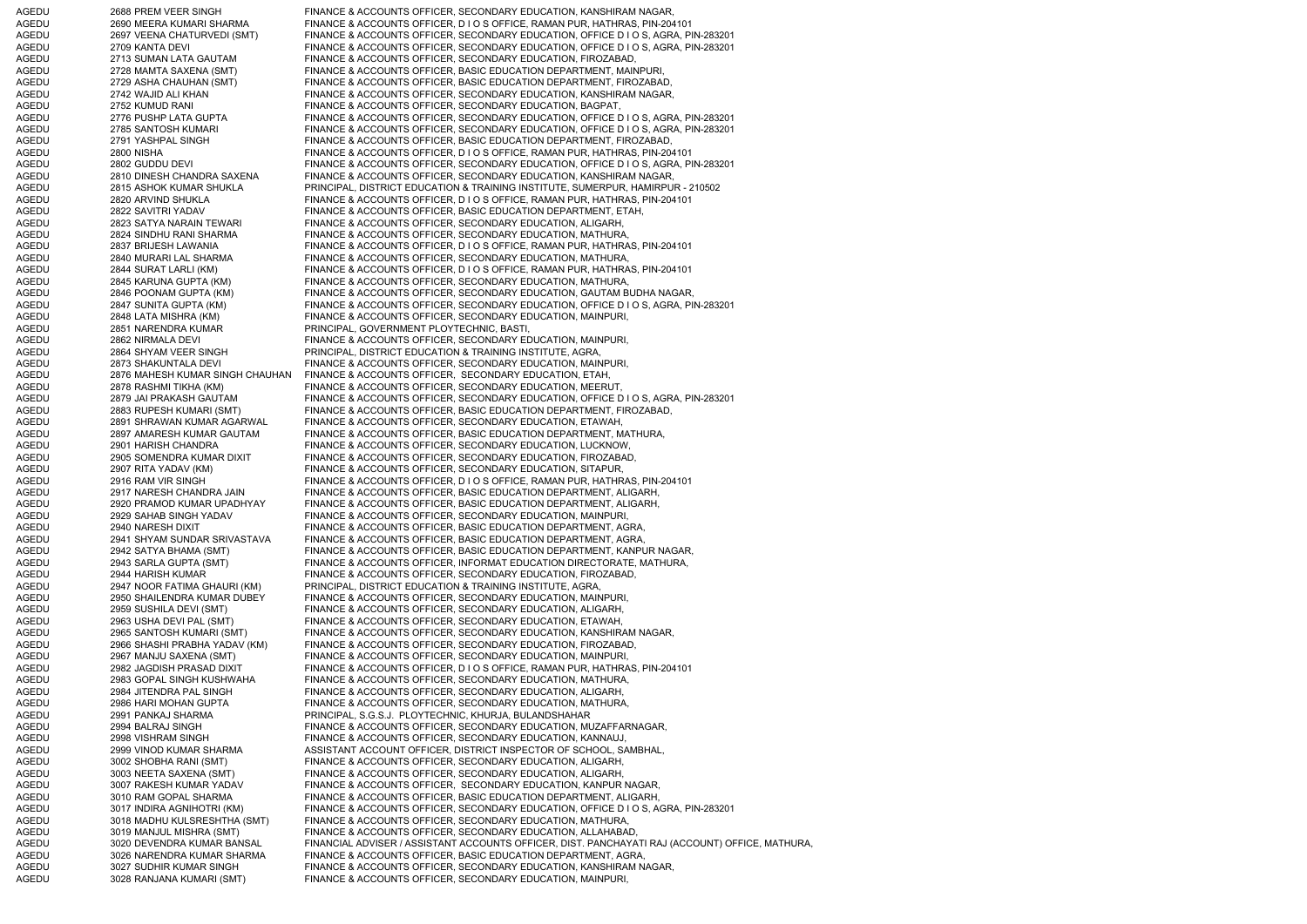| | | | |
|---|---|---|---|
| AGEDU | 2688 | PREM VEER SINGH | FINANCE & ACCOUNTS OFFICER, SECONDARY EDUCATION, KANSHIRAM NAGAR, |
| AGEDU | 2690 | MEERA KUMARI SHARMA | FINANCE & ACCOUNTS OFFICER, D I O S OFFICE, RAMAN PUR, HATHRAS, PIN-204101 |
| AGEDU | 2697 | VEENA CHATURVEDI (SMT) | FINANCE & ACCOUNTS OFFICER, SECONDARY EDUCATION, OFFICE D I O S, AGRA, PIN-283201 |
| AGEDU | 2709 | KANTA DEVI | FINANCE & ACCOUNTS OFFICER, SECONDARY EDUCATION, OFFICE D I O S, AGRA, PIN-283201 |
| AGEDU | 2713 | SUMAN LATA GAUTAM | FINANCE & ACCOUNTS OFFICER, SECONDARY EDUCATION, FIROZABAD, |
| AGEDU | 2728 | MAMTA SAXENA (SMT) | FINANCE & ACCOUNTS OFFICER, BASIC EDUCATION DEPARTMENT, MAINPURI, |
| AGEDU | 2729 | ASHA CHAUHAN (SMT) | FINANCE & ACCOUNTS OFFICER, BASIC EDUCATION DEPARTMENT, FIROZABAD, |
| AGEDU | 2742 | WAJID ALI KHAN | FINANCE & ACCOUNTS OFFICER, SECONDARY EDUCATION, KANSHIRAM NAGAR, |
| AGEDU | 2752 | KUMUD RANI | FINANCE & ACCOUNTS OFFICER, SECONDARY EDUCATION, BAGPAT, |
| AGEDU | 2776 | PUSHP LATA GUPTA | FINANCE & ACCOUNTS OFFICER, SECONDARY EDUCATION, OFFICE D I O S, AGRA, PIN-283201 |
| AGEDU | 2785 | SANTOSH KUMARI | FINANCE & ACCOUNTS OFFICER, SECONDARY EDUCATION, OFFICE D I O S, AGRA, PIN-283201 |
| AGEDU | 2791 | YASHPAL SINGH | FINANCE & ACCOUNTS OFFICER, BASIC EDUCATION DEPARTMENT, FIROZABAD, |
| AGEDU | 2800 | NISHA | FINANCE & ACCOUNTS OFFICER, D I O S OFFICE, RAMAN PUR, HATHRAS, PIN-204101 |
| AGEDU | 2802 | GUDDU DEVI | FINANCE & ACCOUNTS OFFICER, SECONDARY EDUCATION, OFFICE D I O S, AGRA, PIN-283201 |
| AGEDU | 2810 | DINESH CHANDRA SAXENA | FINANCE & ACCOUNTS OFFICER, SECONDARY EDUCATION, KANSHIRAM NAGAR, |
| AGEDU | 2815 | ASHOK KUMAR SHUKLA | PRINCIPAL, DISTRICT EDUCATION & TRAINING INSTITUTE, SUMERPUR, HAMIRPUR - 210502 |
| AGEDU | 2820 | ARVIND SHUKLA | FINANCE & ACCOUNTS OFFICER, D I O S OFFICE, RAMAN PUR, HATHRAS, PIN-204101 |
| AGEDU | 2822 | SAVITRI YADAV | FINANCE & ACCOUNTS OFFICER, BASIC EDUCATION DEPARTMENT, ETAH, |
| AGEDU | 2823 | SATYA NARAIN TEWARI | FINANCE & ACCOUNTS OFFICER, SECONDARY EDUCATION, ALIGARH, |
| AGEDU | 2824 | SINDHU RANI SHARMA | FINANCE & ACCOUNTS OFFICER, SECONDARY EDUCATION, MATHURA, |
| AGEDU | 2837 | BRIJESH LAWANIA | FINANCE & ACCOUNTS OFFICER, D I O S OFFICE, RAMAN PUR, HATHRAS, PIN-204101 |
| AGEDU | 2840 | MURARI LAL SHARMA | FINANCE & ACCOUNTS OFFICER, SECONDARY EDUCATION, MATHURA, |
| AGEDU | 2844 | SURAT LARLI (KM) | FINANCE & ACCOUNTS OFFICER, D I O S OFFICE, RAMAN PUR, HATHRAS, PIN-204101 |
| AGEDU | 2845 | KARUNA GUPTA (KM) | FINANCE & ACCOUNTS OFFICER, SECONDARY EDUCATION, MATHURA, |
| AGEDU | 2846 | POONAM GUPTA (KM) | FINANCE & ACCOUNTS OFFICER, SECONDARY EDUCATION, GAUTAM BUDHA NAGAR, |
| AGEDU | 2847 | SUNITA GUPTA (KM) | FINANCE & ACCOUNTS OFFICER, SECONDARY EDUCATION, OFFICE D I O S, AGRA, PIN-283201 |
| AGEDU | 2848 | LATA MISHRA (KM) | FINANCE & ACCOUNTS OFFICER, SECONDARY EDUCATION, MAINPURI, |
| AGEDU | 2851 | NARENDRA KUMAR | PRINCIPAL, GOVERNMENT PLOYTECHNIC, BASTI, |
| AGEDU | 2862 | NIRMALA DEVI | FINANCE & ACCOUNTS OFFICER, SECONDARY EDUCATION, MAINPURI, |
| AGEDU | 2864 | SHYAM VEER SINGH | PRINCIPAL, DISTRICT EDUCATION & TRAINING INSTITUTE, AGRA, |
| AGEDU | 2873 | SHAKUNTALA DEVI | FINANCE & ACCOUNTS OFFICER, SECONDARY EDUCATION, MAINPURI, |
| AGEDU | 2876 | MAHESH KUMAR SINGH CHAUHAN | FINANCE & ACCOUNTS OFFICER, SECONDARY EDUCATION, ETAH, |
| AGEDU | 2878 | RASHMI TIKHA (KM) | FINANCE & ACCOUNTS OFFICER, SECONDARY EDUCATION, MEERUT, |
| AGEDU | 2879 | JAI PRAKASH GAUTAM | FINANCE & ACCOUNTS OFFICER, SECONDARY EDUCATION, OFFICE D I O S, AGRA, PIN-283201 |
| AGEDU | 2883 | RUPESH KUMARI (SMT) | FINANCE & ACCOUNTS OFFICER, BASIC EDUCATION DEPARTMENT, FIROZABAD, |
| AGEDU | 2891 | SHRAWAN KUMAR AGARWAL | FINANCE & ACCOUNTS OFFICER, SECONDARY EDUCATION, ETAWAH, |
| AGEDU | 2897 | AMARESH KUMAR GAUTAM | FINANCE & ACCOUNTS OFFICER, BASIC EDUCATION DEPARTMENT, MATHURA, |
| AGEDU | 2901 | HARISH CHANDRA | FINANCE & ACCOUNTS OFFICER, SECONDARY EDUCATION, LUCKNOW, |
| AGEDU | 2905 | SOMENDRA KUMAR DIXIT | FINANCE & ACCOUNTS OFFICER, SECONDARY EDUCATION, FIROZABAD, |
| AGEDU | 2907 | RITA YADAV (KM) | FINANCE & ACCOUNTS OFFICER, SECONDARY EDUCATION, SITAPUR, |
| AGEDU | 2916 | RAM VIR SINGH | FINANCE & ACCOUNTS OFFICER, D I O S OFFICE, RAMAN PUR, HATHRAS, PIN-204101 |
| AGEDU | 2917 | NARESH CHANDRA JAIN | FINANCE & ACCOUNTS OFFICER, BASIC EDUCATION DEPARTMENT, ALIGARH, |
| AGEDU | 2920 | PRAMOD KUMAR UPADHYAY | FINANCE & ACCOUNTS OFFICER, BASIC EDUCATION DEPARTMENT, ALIGARH, |
| AGEDU | 2929 | SAHAB SINGH YADAV | FINANCE & ACCOUNTS OFFICER, SECONDARY EDUCATION, MAINPURI, |
| AGEDU | 2940 | NARESH DIXIT | FINANCE & ACCOUNTS OFFICER, BASIC EDUCATION DEPARTMENT, AGRA, |
| AGEDU | 2941 | SHYAM SUNDAR SRIVASTAVA | FINANCE & ACCOUNTS OFFICER, BASIC EDUCATION DEPARTMENT, AGRA, |
| AGEDU | 2942 | SATYA BHAMA (SMT) | FINANCE & ACCOUNTS OFFICER, BASIC EDUCATION DEPARTMENT, KANPUR NAGAR, |
| AGEDU | 2943 | SARLA GUPTA (SMT) | FINANCE & ACCOUNTS OFFICER, INFORMAT EDUCATION DIRECTORATE, MATHURA, |
| AGEDU | 2944 | HARISH KUMAR | FINANCE & ACCOUNTS OFFICER, SECONDARY EDUCATION, FIROZABAD, |
| AGEDU | 2947 | NOOR FATIMA GHAURI (KM) | PRINCIPAL, DISTRICT EDUCATION & TRAINING INSTITUTE, AGRA, |
| AGEDU | 2950 | SHAILENDRA KUMAR DUBEY | FINANCE & ACCOUNTS OFFICER, SECONDARY EDUCATION, MAINPURI, |
| AGEDU | 2959 | SUSHILA DEVI (SMT) | FINANCE & ACCOUNTS OFFICER, SECONDARY EDUCATION, ALIGARH, |
| AGEDU | 2963 | USHA DEVI PAL (SMT) | FINANCE & ACCOUNTS OFFICER, SECONDARY EDUCATION, ETAWAH, |
| AGEDU | 2965 | SANTOSH KUMARI (SMT) | FINANCE & ACCOUNTS OFFICER, SECONDARY EDUCATION, KANSHIRAM NAGAR, |
| AGEDU | 2966 | SHASHI PRABHA YADAV (KM) | FINANCE & ACCOUNTS OFFICER, SECONDARY EDUCATION, FIROZABAD, |
| AGEDU | 2967 | MANJU SAXENA (SMT) | FINANCE & ACCOUNTS OFFICER, SECONDARY EDUCATION, MAINPURI, |
| AGEDU | 2982 | JAGDISH PRASAD DIXIT | FINANCE & ACCOUNTS OFFICER, D I O S OFFICE, RAMAN PUR, HATHRAS, PIN-204101 |
| AGEDU | 2983 | GOPAL SINGH KUSHWAHA | FINANCE & ACCOUNTS OFFICER, SECONDARY EDUCATION, MATHURA, |
| AGEDU | 2984 | JITENDRA PAL SINGH | FINANCE & ACCOUNTS OFFICER, SECONDARY EDUCATION, ALIGARH, |
| AGEDU | 2986 | HARI MOHAN GUPTA | FINANCE & ACCOUNTS OFFICER, SECONDARY EDUCATION, MATHURA, |
| AGEDU | 2991 | PANKAJ SHARMA | PRINCIPAL, S.G.S.J. PLOYTECHNIC, KHURJA, BULANDSHAHAR |
| AGEDU | 2994 | BALRAJ SINGH | FINANCE & ACCOUNTS OFFICER, SECONDARY EDUCATION, MUZAFFARNAGAR, |
| AGEDU | 2998 | VISHRAM SINGH | FINANCE & ACCOUNTS OFFICER, SECONDARY EDUCATION, KANNAUJ, |
| AGEDU | 2999 | VINOD KUMAR SHARMA | ASSISTANT ACCOUNT OFFICER, DISTRICT INSPECTOR OF SCHOOL, SAMBHAL, |
| AGEDU | 3002 | SHOBHA RANI (SMT) | FINANCE & ACCOUNTS OFFICER, SECONDARY EDUCATION, ALIGARH, |
| AGEDU | 3003 | NEETA SAXENA (SMT) | FINANCE & ACCOUNTS OFFICER, SECONDARY EDUCATION, ALIGARH, |
| AGEDU | 3007 | RAKESH KUMAR YADAV | FINANCE & ACCOUNTS OFFICER, SECONDARY EDUCATION, KANPUR NAGAR, |
| AGEDU | 3010 | RAM GOPAL SHARMA | FINANCE & ACCOUNTS OFFICER, BASIC EDUCATION DEPARTMENT, ALIGARH, |
| AGEDU | 3017 | INDIRA AGNIHOTRI (KM) | FINANCE & ACCOUNTS OFFICER, SECONDARY EDUCATION, OFFICE D I O S, AGRA, PIN-283201 |
| AGEDU | 3018 | MADHU KULSRESHTHA (SMT) | FINANCE & ACCOUNTS OFFICER, SECONDARY EDUCATION, MATHURA, |
| AGEDU | 3019 | MANJUL MISHRA (SMT) | FINANCE & ACCOUNTS OFFICER, SECONDARY EDUCATION, ALLAHABAD, |
| AGEDU | 3020 | DEVENDRA KUMAR BANSAL | FINANCIAL ADVISER / ASSISTANT ACCOUNTS OFFICER, DIST. PANCHAYATI RAJ (ACCOUNT) OFFICE, MATHURA, |
| AGEDU | 3026 | NARENDRA KUMAR SHARMA | FINANCE & ACCOUNTS OFFICER, BASIC EDUCATION DEPARTMENT, AGRA, |
| AGEDU | 3027 | SUDHIR KUMAR SINGH | FINANCE & ACCOUNTS OFFICER, SECONDARY EDUCATION, KANSHIRAM NAGAR, |
| AGEDU | 3028 | RANJANA KUMARI (SMT) | FINANCE & ACCOUNTS OFFICER, SECONDARY EDUCATION, MAINPURI, |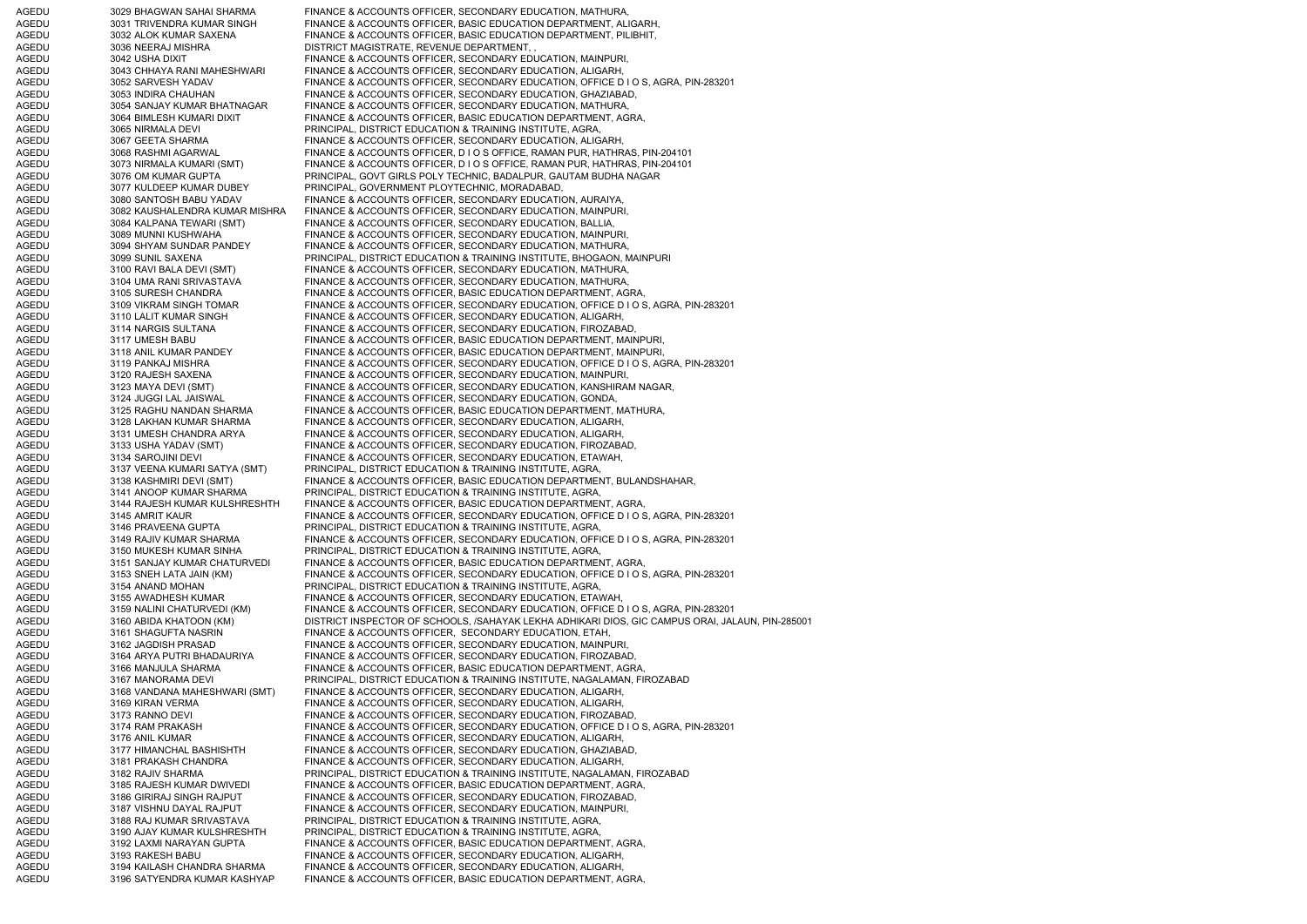| | | | |
|---|---|---|---|
| AGEDU | 3029 | BHAGWAN SAHAI SHARMA | FINANCE & ACCOUNTS OFFICER, SECONDARY EDUCATION, MATHURA, |
| AGEDU | 3031 | TRIVENDRA KUMAR SINGH | FINANCE & ACCOUNTS OFFICER, BASIC EDUCATION DEPARTMENT, ALIGARH, |
| AGEDU | 3032 | ALOK KUMAR SAXENA | FINANCE & ACCOUNTS OFFICER, BASIC EDUCATION DEPARTMENT, PILIBHIT, |
| AGEDU | 3036 | NEERAJ MISHRA | DISTRICT MAGISTRATE, REVENUE DEPARTMENT, , |
| AGEDU | 3042 | USHA DIXIT | FINANCE & ACCOUNTS OFFICER, SECONDARY EDUCATION, MAINPURI, |
| AGEDU | 3043 | CHHAYA RANI MAHESHWARI | FINANCE & ACCOUNTS OFFICER, SECONDARY EDUCATION, ALIGARH, |
| AGEDU | 3052 | SARVESH YADAV | FINANCE & ACCOUNTS OFFICER, SECONDARY EDUCATION, OFFICE D I O S, AGRA, PIN-283201 |
| AGEDU | 3053 | INDIRA CHAUHAN | FINANCE & ACCOUNTS OFFICER, SECONDARY EDUCATION, GHAZIABAD, |
| AGEDU | 3054 | SANJAY KUMAR BHATNAGAR | FINANCE & ACCOUNTS OFFICER, SECONDARY EDUCATION, MATHURA, |
| AGEDU | 3064 | BIMLESH KUMARI DIXIT | FINANCE & ACCOUNTS OFFICER, BASIC EDUCATION DEPARTMENT, AGRA, |
| AGEDU | 3065 | NIRMALA DEVI | PRINCIPAL, DISTRICT EDUCATION & TRAINING INSTITUTE, AGRA, |
| AGEDU | 3067 | GEETA SHARMA | FINANCE & ACCOUNTS OFFICER, SECONDARY EDUCATION, ALIGARH, |
| AGEDU | 3068 | RASHMI AGARWAL | FINANCE & ACCOUNTS OFFICER, D I O S OFFICE, RAMAN PUR, HATHRAS, PIN-204101 |
| AGEDU | 3073 | NIRMALA KUMARI (SMT) | FINANCE & ACCOUNTS OFFICER, D I O S OFFICE, RAMAN PUR, HATHRAS, PIN-204101 |
| AGEDU | 3076 | OM KUMAR GUPTA | PRINCIPAL, GOVT GIRLS POLY TECHNIC, BADALPUR, GAUTAM BUDHA NAGAR |
| AGEDU | 3077 | KULDEEP KUMAR DUBEY | PRINCIPAL, GOVERNMENT PLOYTECHNIC, MORADABAD, |
| AGEDU | 3080 | SANTOSH BABU YADAV | FINANCE & ACCOUNTS OFFICER, SECONDARY EDUCATION, AURAIYA, |
| AGEDU | 3082 | KAUSHALENDRA KUMAR MISHRA | FINANCE & ACCOUNTS OFFICER, SECONDARY EDUCATION, MAINPURI, |
| AGEDU | 3084 | KALPANA TEWARI (SMT) | FINANCE & ACCOUNTS OFFICER, SECONDARY EDUCATION, BALLIA, |
| AGEDU | 3089 | MUNNI KUSHWAHA | FINANCE & ACCOUNTS OFFICER, SECONDARY EDUCATION, MAINPURI, |
| AGEDU | 3094 | SHYAM SUNDAR PANDEY | FINANCE & ACCOUNTS OFFICER, SECONDARY EDUCATION, MATHURA, |
| AGEDU | 3099 | SUNIL SAXENA | PRINCIPAL, DISTRICT EDUCATION & TRAINING INSTITUTE, BHOGAON, MAINPURI |
| AGEDU | 3100 | RAVI BALA DEVI (SMT) | FINANCE & ACCOUNTS OFFICER, SECONDARY EDUCATION, MATHURA, |
| AGEDU | 3104 | UMA RANI SRIVASTAVA | FINANCE & ACCOUNTS OFFICER, SECONDARY EDUCATION, MATHURA, |
| AGEDU | 3105 | SURESH CHANDRA | FINANCE & ACCOUNTS OFFICER, BASIC EDUCATION DEPARTMENT, AGRA, |
| AGEDU | 3109 | VIKRAM SINGH TOMAR | FINANCE & ACCOUNTS OFFICER, SECONDARY EDUCATION, OFFICE D I O S, AGRA, PIN-283201 |
| AGEDU | 3110 | LALIT KUMAR SINGH | FINANCE & ACCOUNTS OFFICER, SECONDARY EDUCATION, ALIGARH, |
| AGEDU | 3114 | NARGIS SULTANA | FINANCE & ACCOUNTS OFFICER, SECONDARY EDUCATION, FIROZABAD, |
| AGEDU | 3117 | UMESH BABU | FINANCE & ACCOUNTS OFFICER, BASIC EDUCATION DEPARTMENT, MAINPURI, |
| AGEDU | 3118 | ANIL KUMAR PANDEY | FINANCE & ACCOUNTS OFFICER, BASIC EDUCATION DEPARTMENT, MAINPURI, |
| AGEDU | 3119 | PANKAJ MISHRA | FINANCE & ACCOUNTS OFFICER, SECONDARY EDUCATION, OFFICE D I O S, AGRA, PIN-283201 |
| AGEDU | 3120 | RAJESH SAXENA | FINANCE & ACCOUNTS OFFICER, SECONDARY EDUCATION, MAINPURI, |
| AGEDU | 3123 | MAYA DEVI (SMT) | FINANCE & ACCOUNTS OFFICER, SECONDARY EDUCATION, KANSHIRAM NAGAR, |
| AGEDU | 3124 | JUGGI LAL JAISWAL | FINANCE & ACCOUNTS OFFICER, SECONDARY EDUCATION, GONDA, |
| AGEDU | 3125 | RAGHU NANDAN SHARMA | FINANCE & ACCOUNTS OFFICER, BASIC EDUCATION DEPARTMENT, MATHURA, |
| AGEDU | 3128 | LAKHAN KUMAR SHARMA | FINANCE & ACCOUNTS OFFICER, SECONDARY EDUCATION, ALIGARH, |
| AGEDU | 3131 | UMESH CHANDRA ARYA | FINANCE & ACCOUNTS OFFICER, SECONDARY EDUCATION, ALIGARH, |
| AGEDU | 3133 | USHA YADAV (SMT) | FINANCE & ACCOUNTS OFFICER, SECONDARY EDUCATION, FIROZABAD, |
| AGEDU | 3134 | SAROJINI DEVI | FINANCE & ACCOUNTS OFFICER, SECONDARY EDUCATION, ETAWAH, |
| AGEDU | 3137 | VEENA KUMARI SATYA (SMT) | PRINCIPAL, DISTRICT EDUCATION & TRAINING INSTITUTE, AGRA, |
| AGEDU | 3138 | KASHMIRI DEVI (SMT) | FINANCE & ACCOUNTS OFFICER, BASIC EDUCATION DEPARTMENT, BULANDSHAHAR, |
| AGEDU | 3141 | ANOOP KUMAR SHARMA | PRINCIPAL, DISTRICT EDUCATION & TRAINING INSTITUTE, AGRA, |
| AGEDU | 3144 | RAJESH KUMAR KULSHRESHTH | FINANCE & ACCOUNTS OFFICER, BASIC EDUCATION DEPARTMENT, AGRA, |
| AGEDU | 3145 | AMRIT KAUR | FINANCE & ACCOUNTS OFFICER, SECONDARY EDUCATION, OFFICE D I O S, AGRA, PIN-283201 |
| AGEDU | 3146 | PRAVEENA GUPTA | PRINCIPAL, DISTRICT EDUCATION & TRAINING INSTITUTE, AGRA, |
| AGEDU | 3149 | RAJIV KUMAR SHARMA | FINANCE & ACCOUNTS OFFICER, SECONDARY EDUCATION, OFFICE D I O S, AGRA, PIN-283201 |
| AGEDU | 3150 | MUKESH KUMAR SINHA | PRINCIPAL, DISTRICT EDUCATION & TRAINING INSTITUTE, AGRA, |
| AGEDU | 3151 | SANJAY KUMAR CHATURVEDI | FINANCE & ACCOUNTS OFFICER, BASIC EDUCATION DEPARTMENT, AGRA, |
| AGEDU | 3153 | SNEH LATA JAIN (KM) | FINANCE & ACCOUNTS OFFICER, SECONDARY EDUCATION, OFFICE D I O S, AGRA, PIN-283201 |
| AGEDU | 3154 | ANAND MOHAN | PRINCIPAL, DISTRICT EDUCATION & TRAINING INSTITUTE, AGRA, |
| AGEDU | 3155 | AWADHESH KUMAR | FINANCE & ACCOUNTS OFFICER, SECONDARY EDUCATION, ETAWAH, |
| AGEDU | 3159 | NALINI CHATURVEDI (KM) | FINANCE & ACCOUNTS OFFICER, SECONDARY EDUCATION, OFFICE D I O S, AGRA, PIN-283201 |
| AGEDU | 3160 | ABIDA KHATOON (KM) | DISTRICT INSPECTOR OF SCHOOLS, /SAHAYAK LEKHA ADHIKARI DIOS, GIC CAMPUS ORAI, JALAUN, PIN-285001 |
| AGEDU | 3161 | SHAGUFTA NASRIN | FINANCE & ACCOUNTS OFFICER, SECONDARY EDUCATION, ETAH, |
| AGEDU | 3162 | JAGDISH PRASAD | FINANCE & ACCOUNTS OFFICER, SECONDARY EDUCATION, MAINPURI, |
| AGEDU | 3164 | ARYA PUTRI BHADAURIYA | FINANCE & ACCOUNTS OFFICER, SECONDARY EDUCATION, FIROZABAD, |
| AGEDU | 3166 | MANJULA SHARMA | FINANCE & ACCOUNTS OFFICER, BASIC EDUCATION DEPARTMENT, AGRA, |
| AGEDU | 3167 | MANORAMA DEVI | PRINCIPAL, DISTRICT EDUCATION & TRAINING INSTITUTE, NAGALAMAN, FIROZABAD |
| AGEDU | 3168 | VANDANA MAHESHWARI (SMT) | FINANCE & ACCOUNTS OFFICER, SECONDARY EDUCATION, ALIGARH, |
| AGEDU | 3169 | KIRAN VERMA | FINANCE & ACCOUNTS OFFICER, SECONDARY EDUCATION, ALIGARH, |
| AGEDU | 3173 | RANNO DEVI | FINANCE & ACCOUNTS OFFICER, SECONDARY EDUCATION, FIROZABAD, |
| AGEDU | 3174 | RAM PRAKASH | FINANCE & ACCOUNTS OFFICER, SECONDARY EDUCATION, OFFICE D I O S, AGRA, PIN-283201 |
| AGEDU | 3176 | ANIL KUMAR | FINANCE & ACCOUNTS OFFICER, SECONDARY EDUCATION, ALIGARH, |
| AGEDU | 3177 | HIMANCHAL BASHISHTH | FINANCE & ACCOUNTS OFFICER, SECONDARY EDUCATION, GHAZIABAD, |
| AGEDU | 3181 | PRAKASH CHANDRA | FINANCE & ACCOUNTS OFFICER, SECONDARY EDUCATION, ALIGARH, |
| AGEDU | 3182 | RAJIV SHARMA | PRINCIPAL, DISTRICT EDUCATION & TRAINING INSTITUTE, NAGALAMAN, FIROZABAD |
| AGEDU | 3185 | RAJESH KUMAR DWIVEDI | FINANCE & ACCOUNTS OFFICER, BASIC EDUCATION DEPARTMENT, AGRA, |
| AGEDU | 3186 | GIRIRAJ SINGH RAJPUT | FINANCE & ACCOUNTS OFFICER, SECONDARY EDUCATION, FIROZABAD, |
| AGEDU | 3187 | VISHNU DAYAL RAJPUT | FINANCE & ACCOUNTS OFFICER, SECONDARY EDUCATION, MAINPURI, |
| AGEDU | 3188 | RAJ KUMAR SRIVASTAVA | PRINCIPAL, DISTRICT EDUCATION & TRAINING INSTITUTE, AGRA, |
| AGEDU | 3190 | AJAY KUMAR KULSHRESHTH | PRINCIPAL, DISTRICT EDUCATION & TRAINING INSTITUTE, AGRA, |
| AGEDU | 3192 | LAXMI NARAYAN GUPTA | FINANCE & ACCOUNTS OFFICER, BASIC EDUCATION DEPARTMENT, AGRA, |
| AGEDU | 3193 | RAKESH BABU | FINANCE & ACCOUNTS OFFICER, SECONDARY EDUCATION, ALIGARH, |
| AGEDU | 3194 | KAILASH CHANDRA SHARMA | FINANCE & ACCOUNTS OFFICER, SECONDARY EDUCATION, ALIGARH, |
| AGEDU | 3196 | SATYENDRA KUMAR KASHYAP | FINANCE & ACCOUNTS OFFICER, BASIC EDUCATION DEPARTMENT, AGRA, |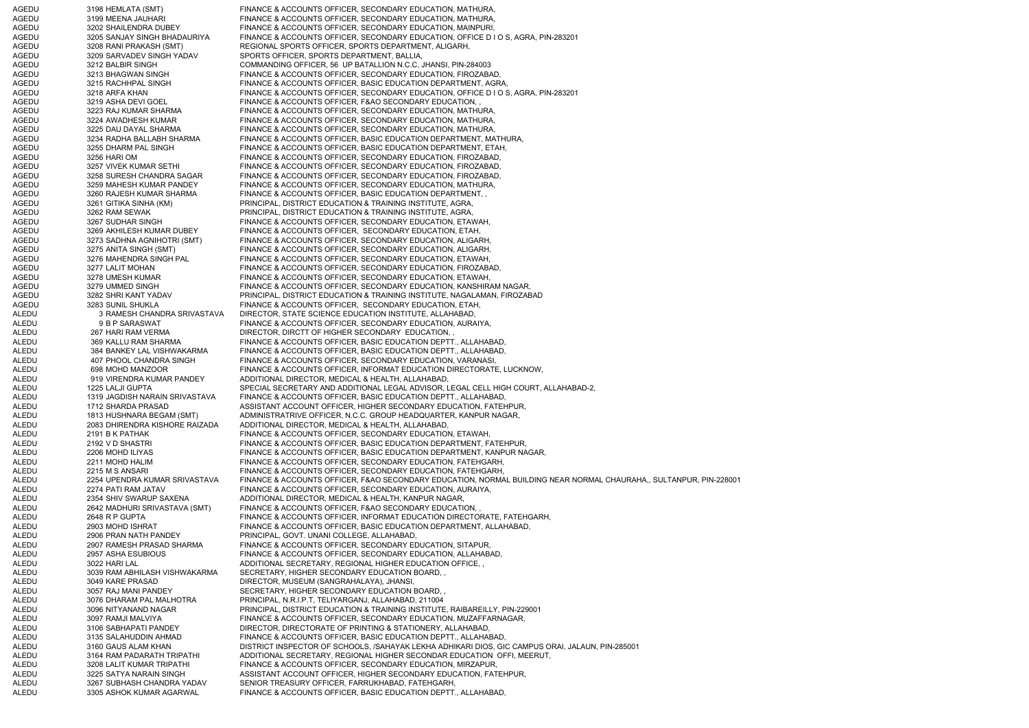| | | | |
|---|---|---|---|
| AGEDU | 3198 | HEMLATA (SMT) | FINANCE & ACCOUNTS OFFICER, SECONDARY EDUCATION, MATHURA, |
| AGEDU | 3199 | MEENA JAUHARI | FINANCE & ACCOUNTS OFFICER, SECONDARY EDUCATION, MATHURA, |
| AGEDU | 3202 | SHAILENDRA DUBEY | FINANCE & ACCOUNTS OFFICER, SECONDARY EDUCATION, MAINPURI, |
| AGEDU | 3205 | SANJAY SINGH BHADAURIYA | FINANCE & ACCOUNTS OFFICER, SECONDARY EDUCATION, OFFICE D I O S, AGRA, PIN-283201 |
| AGEDU | 3208 | RANI PRAKASH (SMT) | REGIONAL SPORTS OFFICER, SPORTS DEPARTMENT, ALIGARH, |
| AGEDU | 3209 | SARVADEV SINGH YADAV | SPORTS OFFICER, SPORTS DEPARTMENT, BALLIA, |
| AGEDU | 3212 | BALBIR SINGH | COMMANDING OFFICER, 56 UP BATALLION N.C.C, JHANSI, PIN-284003 |
| AGEDU | 3213 | BHAGWAN SINGH | FINANCE & ACCOUNTS OFFICER, SECONDARY EDUCATION, FIROZABAD, |
| AGEDU | 3215 | RACHHPAL SINGH | FINANCE & ACCOUNTS OFFICER, BASIC EDUCATION DEPARTMENT, AGRA, |
| AGEDU | 3218 | ARFA KHAN | FINANCE & ACCOUNTS OFFICER, SECONDARY EDUCATION, OFFICE D I O S, AGRA, PIN-283201 |
| AGEDU | 3219 | ASHA DEVI GOEL | FINANCE & ACCOUNTS OFFICER, F&AO SECONDARY EDUCATION, , |
| AGEDU | 3223 | RAJ KUMAR SHARMA | FINANCE & ACCOUNTS OFFICER, SECONDARY EDUCATION, MATHURA, |
| AGEDU | 3224 | AWADHESH KUMAR | FINANCE & ACCOUNTS OFFICER, SECONDARY EDUCATION, MATHURA, |
| AGEDU | 3225 | DAU DAYAL SHARMA | FINANCE & ACCOUNTS OFFICER, SECONDARY EDUCATION, MATHURA, |
| AGEDU | 3234 | RADHA BALLABH SHARMA | FINANCE & ACCOUNTS OFFICER, BASIC EDUCATION DEPARTMENT, MATHURA, |
| AGEDU | 3255 | DHARM PAL SINGH | FINANCE & ACCOUNTS OFFICER, BASIC EDUCATION DEPARTMENT, ETAH, |
| AGEDU | 3256 | HARI OM | FINANCE & ACCOUNTS OFFICER, SECONDARY EDUCATION, FIROZABAD, |
| AGEDU | 3257 | VIVEK KUMAR SETHI | FINANCE & ACCOUNTS OFFICER, SECONDARY EDUCATION, FIROZABAD, |
| AGEDU | 3258 | SURESH CHANDRA SAGAR | FINANCE & ACCOUNTS OFFICER, SECONDARY EDUCATION, FIROZABAD, |
| AGEDU | 3259 | MAHESH KUMAR PANDEY | FINANCE & ACCOUNTS OFFICER, SECONDARY EDUCATION, MATHURA, |
| AGEDU | 3260 | RAJESH KUMAR SHARMA | FINANCE & ACCOUNTS OFFICER, BASIC EDUCATION DEPARTMENT, , |
| AGEDU | 3261 | GITIKA SINHA (KM) | PRINCIPAL, DISTRICT EDUCATION & TRAINING INSTITUTE, AGRA, |
| AGEDU | 3262 | RAM SEWAK | PRINCIPAL, DISTRICT EDUCATION & TRAINING INSTITUTE, AGRA, |
| AGEDU | 3267 | SUDHAR SINGH | FINANCE & ACCOUNTS OFFICER, SECONDARY EDUCATION, ETAWAH, |
| AGEDU | 3269 | AKHILESH KUMAR DUBEY | FINANCE & ACCOUNTS OFFICER, SECONDARY EDUCATION, ETAH, |
| AGEDU | 3273 | SADHNA AGNIHOTRI (SMT) | FINANCE & ACCOUNTS OFFICER, SECONDARY EDUCATION, ALIGARH, |
| AGEDU | 3275 | ANITA SINGH (SMT) | FINANCE & ACCOUNTS OFFICER, SECONDARY EDUCATION, ALIGARH, |
| AGEDU | 3276 | MAHENDRA SINGH PAL | FINANCE & ACCOUNTS OFFICER, SECONDARY EDUCATION, ETAWAH, |
| AGEDU | 3277 | LALIT MOHAN | FINANCE & ACCOUNTS OFFICER, SECONDARY EDUCATION, FIROZABAD, |
| AGEDU | 3278 | UMESH KUMAR | FINANCE & ACCOUNTS OFFICER, SECONDARY EDUCATION, ETAWAH, |
| AGEDU | 3279 | UMMED SINGH | FINANCE & ACCOUNTS OFFICER, SECONDARY EDUCATION, KANSHIRAM NAGAR, |
| AGEDU | 3282 | SHRI KANT YADAV | PRINCIPAL, DISTRICT EDUCATION & TRAINING INSTITUTE, NAGALAMAN, FIROZABAD |
| AGEDU | 3283 | SUNIL SHUKLA | FINANCE & ACCOUNTS OFFICER, SECONDARY EDUCATION, ETAH, |
| ALEDU | 3 | RAMESH CHANDRA SRIVASTAVA | DIRECTOR, STATE SCIENCE EDUCATION INSTITUTE, ALLAHABAD, |
| ALEDU | 9 | B P SARASWAT | FINANCE & ACCOUNTS OFFICER, SECONDARY EDUCATION, AURAIYA, |
| ALEDU | 267 | HARI RAM VERMA | DIRECTOR, DIRCTT OF HIGHER SECONDARY EDUCATION, , |
| ALEDU | 369 | KALLU RAM SHARMA | FINANCE & ACCOUNTS OFFICER, BASIC EDUCATION DEPTT., ALLAHABAD, |
| ALEDU | 384 | BANKEY LAL VISHWAKARMA | FINANCE & ACCOUNTS OFFICER, BASIC EDUCATION DEPTT., ALLAHABAD, |
| ALEDU | 407 | PHOOL CHANDRA SINGH | FINANCE & ACCOUNTS OFFICER, SECONDARY EDUCATION, VARANASI, |
| ALEDU | 698 | MOHD MANZOOR | FINANCE & ACCOUNTS OFFICER, INFORMAT EDUCATION DIRECTORATE, LUCKNOW, |
| ALEDU | 919 | VIRENDRA KUMAR PANDEY | ADDITIONAL DIRECTOR, MEDICAL & HEALTH, ALLAHABAD, |
| ALEDU | 1225 | LALJI GUPTA | SPECIAL SECRETARY AND ADDITIONAL LEGAL ADVISOR, LEGAL CELL HIGH COURT, ALLAHABAD-2, |
| ALEDU | 1319 | JAGDISH NARAIN SRIVASTAVA | FINANCE & ACCOUNTS OFFICER, BASIC EDUCATION DEPTT., ALLAHABAD, |
| ALEDU | 1712 | SHARDA PRASAD | ASSISTANT ACCOUNT OFFICER, HIGHER SECONDARY EDUCATION, FATEHPUR, |
| ALEDU | 1813 | HUSHNARA BEGAM (SMT) | ADMINISTRATRIVE OFFICER, N.C.C. GROUP HEADQUARTER, KANPUR NAGAR, |
| ALEDU | 2083 | DHIRENDRA KISHORE RAIZADA | ADDITIONAL DIRECTOR, MEDICAL & HEALTH, ALLAHABAD, |
| ALEDU | 2191 | B K PATHAK | FINANCE & ACCOUNTS OFFICER, SECONDARY EDUCATION, ETAWAH, |
| ALEDU | 2192 | V D SHASTRI | FINANCE & ACCOUNTS OFFICER, BASIC EDUCATION DEPARTMENT, FATEHPUR, |
| ALEDU | 2206 | MOHD ILIYAS | FINANCE & ACCOUNTS OFFICER, BASIC EDUCATION DEPARTMENT, KANPUR NAGAR, |
| ALEDU | 2211 | MOHD HALIM | FINANCE & ACCOUNTS OFFICER, SECONDARY EDUCATION, FATEHGARH, |
| ALEDU | 2215 | M S ANSARI | FINANCE & ACCOUNTS OFFICER, SECONDARY EDUCATION, FATEHGARH, |
| ALEDU | 2254 | UPENDRA KUMAR SRIVASTAVA | FINANCE & ACCOUNTS OFFICER, F&AO SECONDARY EDUCATION, NORMAL BUILDING NEAR NORMAL CHAURAHA,, SULTANPUR, PIN-228001 |
| ALEDU | 2274 | PATI RAM JATAV | FINANCE & ACCOUNTS OFFICER, SECONDARY EDUCATION, AURAIYA, |
| ALEDU | 2354 | SHIV SWARUP SAXENA | ADDITIONAL DIRECTOR, MEDICAL & HEALTH, KANPUR NAGAR, |
| ALEDU | 2642 | MADHURI SRIVASTAVA (SMT) | FINANCE & ACCOUNTS OFFICER, F&AO SECONDARY EDUCATION, , |
| ALEDU | 2648 | R P GUPTA | FINANCE & ACCOUNTS OFFICER, INFORMAT EDUCATION DIRECTORATE, FATEHGARH, |
| ALEDU | 2903 | MOHD ISHRAT | FINANCE & ACCOUNTS OFFICER, BASIC EDUCATION DEPARTMENT, ALLAHABAD, |
| ALEDU | 2906 | PRAN NATH PANDEY | PRINCIPAL, GOVT. UNANI COLLEGE, ALLAHABAD, |
| ALEDU | 2907 | RAMESH PRASAD SHARMA | FINANCE & ACCOUNTS OFFICER, SECONDARY EDUCATION, SITAPUR, |
| ALEDU | 2957 | ASHA ESUBIOUS | FINANCE & ACCOUNTS OFFICER, SECONDARY EDUCATION, ALLAHABAD, |
| ALEDU | 3022 | HARI LAL | ADDITIONAL SECRETARY, REGIONAL HIGHER EDUCATION OFFICE, , |
| ALEDU | 3039 | RAM ABHILASH VISHWAKARMA | SECRETARY, HIGHER SECONDARY EDUCATION BOARD, , |
| ALEDU | 3049 | KARE PRASAD | DIRECTOR, MUSEUM (SANGRAHALAYA), JHANSI, |
| ALEDU | 3057 | RAJ MANI PANDEY | SECRETARY, HIGHER SECONDARY EDUCATION BOARD, , |
| ALEDU | 3076 | DHARAM PAL MALHOTRA | PRINCIPAL, N.R.I.P.T, TELIYARGANJ, ALLAHABAD, 211004 |
| ALEDU | 3096 | NITYANAND NAGAR | PRINCIPAL, DISTRICT EDUCATION & TRAINING INSTITUTE, RAIBAREILLY, PIN-229001 |
| ALEDU | 3097 | RAMJI MALVIYA | FINANCE & ACCOUNTS OFFICER, SECONDARY EDUCATION, MUZAFFARNAGAR, |
| ALEDU | 3106 | SABHAPATI PANDEY | DIRECTOR, DIRECTORATE OF PRINTING & STATIONERY, ALLAHABAD, |
| ALEDU | 3135 | SALAHUDDIN AHMAD | FINANCE & ACCOUNTS OFFICER, BASIC EDUCATION DEPTT., ALLAHABAD, |
| ALEDU | 3160 | GAUS ALAM KHAN | DISTRICT INSPECTOR OF SCHOOLS, /SAHAYAK LEKHA ADHIKARI DIOS, GIC CAMPUS ORAI, JALAUN, PIN-285001 |
| ALEDU | 3164 | RAM PADARATH TRIPATHI | ADDITIONAL SECRETARY, REGIONAL HIGHER SECONDAR EDUCATION OFFI, MEERUT, |
| ALEDU | 3208 | LALIT KUMAR TRIPATHI | FINANCE & ACCOUNTS OFFICER, SECONDARY EDUCATION, MIRZAPUR, |
| ALEDU | 3225 | SATYA NARAIN SINGH | ASSISTANT ACCOUNT OFFICER, HIGHER SECONDARY EDUCATION, FATEHPUR, |
| ALEDU | 3267 | SUBHASH CHANDRA YADAV | SENIOR TREASURY OFFICER, FARRUKHABAD, FATEHGARH, |
| ALEDU | 3305 | ASHOK KUMAR AGARWAL | FINANCE & ACCOUNTS OFFICER, BASIC EDUCATION DEPTT., ALLAHABAD, |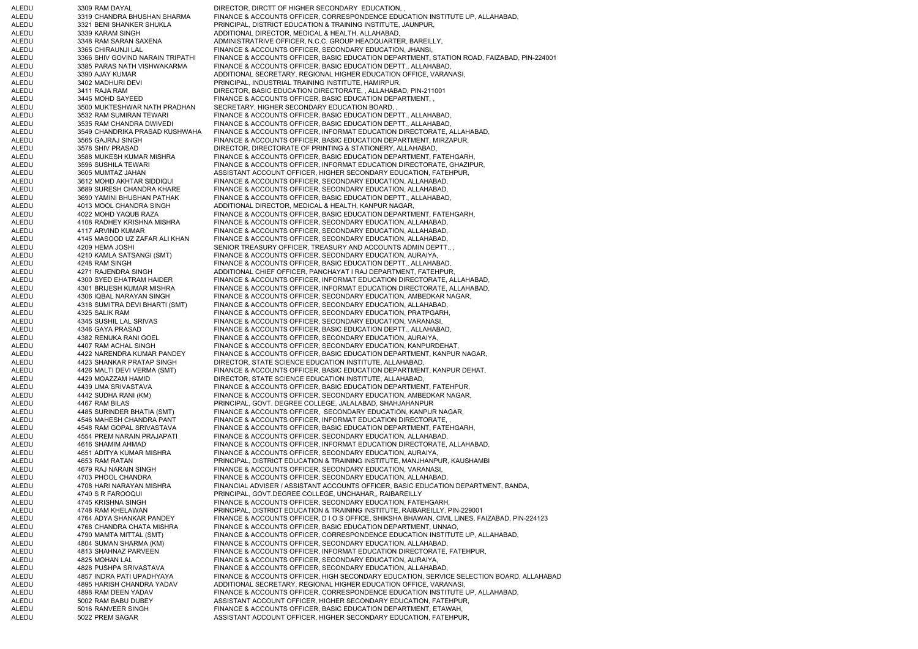| | | | |
|---|---|---|---|
| ALEDU | 3309 | RAM DAYAL | DIRECTOR, DIRCTT OF HIGHER SECONDARY EDUCATION, , |
| ALEDU | 3319 | CHANDRA BHUSHAN SHARMA | FINANCE & ACCOUNTS OFFICER, CORRESPONDENCE EDUCATION INSTITUTE UP, ALLAHABAD, |
| ALEDU | 3321 | BENI SHANKER SHUKLA | PRINCIPAL, DISTRICT EDUCATION & TRAINING INSTITUTE, JAUNPUR, |
| ALEDU | 3339 | KARAM SINGH | ADDITIONAL DIRECTOR, MEDICAL & HEALTH, ALLAHABAD, |
| ALEDU | 3348 | RAM SARAN SAXENA | ADMINISTRATRIVE OFFICER, N.C.C. GROUP HEADQUARTER, BAREILLY, |
| ALEDU | 3365 | CHIRAUNJI LAL | FINANCE & ACCOUNTS OFFICER, SECONDARY EDUCATION, JHANSI, |
| ALEDU | 3366 | SHIV GOVIND NARAIN TRIPATHI | FINANCE & ACCOUNTS OFFICER, BASIC EDUCATION DEPARTMENT, STATION ROAD, FAIZABAD, PIN-224001 |
| ALEDU | 3385 | PARAS NATH VISHWAKARMA | FINANCE & ACCOUNTS OFFICER, BASIC EDUCATION DEPTT., ALLAHABAD, |
| ALEDU | 3390 | AJAY KUMAR | ADDITIONAL SECRETARY, REGIONAL HIGHER EDUCATION OFFICE, VARANASI, |
| ALEDU | 3402 | MADHURI DEVI | PRINCIPAL, INDUSTRIAL TRAINING INSTITUTE, HAMIRPUR, |
| ALEDU | 3411 | RAJA RAM | DIRECTOR, BASIC EDUCATION DIRECTORATE, , ALLAHABAD, PIN-211001 |
| ALEDU | 3445 | MOHD SAYEED | FINANCE & ACCOUNTS OFFICER, BASIC EDUCATION DEPARTMENT, , |
| ALEDU | 3500 | MUKTESHWAR NATH PRADHAN | SECRETARY, HIGHER SECONDARY EDUCATION BOARD, , |
| ALEDU | 3532 | RAM SUMIRAN TEWARI | FINANCE & ACCOUNTS OFFICER, BASIC EDUCATION DEPTT., ALLAHABAD, |
| ALEDU | 3535 | RAM CHANDRA DWIVEDI | FINANCE & ACCOUNTS OFFICER, BASIC EDUCATION DEPTT., ALLAHABAD, |
| ALEDU | 3549 | CHANDRIKA PRASAD KUSHWAHA | FINANCE & ACCOUNTS OFFICER, INFORMAT EDUCATION DIRECTORATE, ALLAHABAD, |
| ALEDU | 3565 | GAJRAJ SINGH | FINANCE & ACCOUNTS OFFICER, BASIC EDUCATION DEPARTMENT, MIRZAPUR, |
| ALEDU | 3578 | SHIV PRASAD | DIRECTOR, DIRECTORATE OF PRINTING & STATIONERY, ALLAHABAD, |
| ALEDU | 3588 | MUKESH KUMAR MISHRA | FINANCE & ACCOUNTS OFFICER, BASIC EDUCATION DEPARTMENT, FATEHGARH, |
| ALEDU | 3596 | SUSHILA TEWARI | FINANCE & ACCOUNTS OFFICER, INFORMAT EDUCATION DIRECTORATE, GHAZIPUR, |
| ALEDU | 3605 | MUMTAZ JAHAN | ASSISTANT ACCOUNT OFFICER, HIGHER SECONDARY EDUCATION, FATEHPUR, |
| ALEDU | 3612 | MOHD AKHTAR SIDDIQUI | FINANCE & ACCOUNTS OFFICER, SECONDARY EDUCATION, ALLAHABAD, |
| ALEDU | 3689 | SURESH CHANDRA KHARE | FINANCE & ACCOUNTS OFFICER, SECONDARY EDUCATION, ALLAHABAD, |
| ALEDU | 3690 | YAMINI BHUSHAN PATHAK | FINANCE & ACCOUNTS OFFICER, BASIC EDUCATION DEPTT., ALLAHABAD, |
| ALEDU | 4013 | MOOL CHANDRA SINGH | ADDITIONAL DIRECTOR, MEDICAL & HEALTH, KANPUR NAGAR, |
| ALEDU | 4022 | MOHD YAQUB RAZA | FINANCE & ACCOUNTS OFFICER, BASIC EDUCATION DEPARTMENT, FATEHGARH, |
| ALEDU | 4108 | RADHEY KRISHNA MISHRA | FINANCE & ACCOUNTS OFFICER, SECONDARY EDUCATION, ALLAHABAD, |
| ALEDU | 4117 | ARVIND KUMAR | FINANCE & ACCOUNTS OFFICER, SECONDARY EDUCATION, ALLAHABAD, |
| ALEDU | 4145 | MASOOD UZ ZAFAR ALI KHAN | FINANCE & ACCOUNTS OFFICER, SECONDARY EDUCATION, ALLAHABAD, |
| ALEDU | 4209 | HEMA JOSHI | SENIOR TREASURY OFFICER, TREASURY AND ACCOUNTS ADMIN DEPTT., , |
| ALEDU | 4210 | KAMLA SATSANGI (SMT) | FINANCE & ACCOUNTS OFFICER, SECONDARY EDUCATION, AURAIYA, |
| ALEDU | 4248 | RAM SINGH | FINANCE & ACCOUNTS OFFICER, BASIC EDUCATION DEPTT., ALLAHABAD, |
| ALEDU | 4271 | RAJENDRA SINGH | ADDITIONAL CHIEF OFFICER, PANCHAYAT I RAJ DEPARTMENT, FATEHPUR, |
| ALEDU | 4300 | SYED EHATRAM HAIDER | FINANCE & ACCOUNTS OFFICER, INFORMAT EDUCATION DIRECTORATE, ALLAHABAD, |
| ALEDU | 4301 | BRIJESH KUMAR MISHRA | FINANCE & ACCOUNTS OFFICER, INFORMAT EDUCATION DIRECTORATE, ALLAHABAD, |
| ALEDU | 4306 | IQBAL NARAYAN SINGH | FINANCE & ACCOUNTS OFFICER, SECONDARY EDUCATION, AMBEDKAR NAGAR, |
| ALEDU | 4318 | SUMITRA DEVI BHARTI (SMT) | FINANCE & ACCOUNTS OFFICER, SECONDARY EDUCATION, ALLAHABAD, |
| ALEDU | 4325 | SALIK RAM | FINANCE & ACCOUNTS OFFICER, SECONDARY EDUCATION, PRATPGARH, |
| ALEDU | 4345 | SUSHIL LAL SRIVAS | FINANCE & ACCOUNTS OFFICER, SECONDARY EDUCATION, VARANASI, |
| ALEDU | 4346 | GAYA PRASAD | FINANCE & ACCOUNTS OFFICER, BASIC EDUCATION DEPTT., ALLAHABAD, |
| ALEDU | 4382 | RENUKA RANI GOEL | FINANCE & ACCOUNTS OFFICER, SECONDARY EDUCATION, AURAIYA, |
| ALEDU | 4407 | RAM ACHAL SINGH | FINANCE & ACCOUNTS OFFICER, SECONDARY EDUCATION, KANPURDEHAT, |
| ALEDU | 4422 | NARENDRA KUMAR PANDEY | FINANCE & ACCOUNTS OFFICER, BASIC EDUCATION DEPARTMENT, KANPUR NAGAR, |
| ALEDU | 4423 | SHANKAR PRATAP SINGH | DIRECTOR, STATE SCIENCE EDUCATION INSTITUTE, ALLAHABAD, |
| ALEDU | 4426 | MALTI DEVI VERMA (SMT) | FINANCE & ACCOUNTS OFFICER, BASIC EDUCATION DEPARTMENT, KANPUR DEHAT, |
| ALEDU | 4429 | MOAZZAM HAMID | DIRECTOR, STATE SCIENCE EDUCATION INSTITUTE, ALLAHABAD, |
| ALEDU | 4439 | UMA SRIVASTAVA | FINANCE & ACCOUNTS OFFICER, BASIC EDUCATION DEPARTMENT, FATEHPUR, |
| ALEDU | 4442 | SUDHA RANI (KM) | FINANCE & ACCOUNTS OFFICER, SECONDARY EDUCATION, AMBEDKAR NAGAR, |
| ALEDU | 4467 | RAM BILAS | PRINCIPAL, GOVT. DEGREE COLLEGE, JALALABAD, SHAHJAHANPUR |
| ALEDU | 4485 | SURINDER BHATIA (SMT) | FINANCE & ACCOUNTS OFFICER, SECONDARY EDUCATION, KANPUR NAGAR, |
| ALEDU | 4546 | MAHESH CHANDRA PANT | FINANCE & ACCOUNTS OFFICER, INFORMAT EDUCATION DIRECTORATE, , |
| ALEDU | 4548 | RAM GOPAL SRIVASTAVA | FINANCE & ACCOUNTS OFFICER, BASIC EDUCATION DEPARTMENT, FATEHGARH, |
| ALEDU | 4554 | PREM NARAIN PRAJAPATI | FINANCE & ACCOUNTS OFFICER, SECONDARY EDUCATION, ALLAHABAD, |
| ALEDU | 4616 | SHAMIM AHMAD | FINANCE & ACCOUNTS OFFICER, INFORMAT EDUCATION DIRECTORATE, ALLAHABAD, |
| ALEDU | 4651 | ADITYA KUMAR MISHRA | FINANCE & ACCOUNTS OFFICER, SECONDARY EDUCATION, AURAIYA, |
| ALEDU | 4653 | RAM RATAN | PRINCIPAL, DISTRICT EDUCATION & TRAINING INSTITUTE, MANJHANPUR, KAUSHAMBI |
| ALEDU | 4679 | RAJ NARAIN SINGH | FINANCE & ACCOUNTS OFFICER, SECONDARY EDUCATION, VARANASI, |
| ALEDU | 4703 | PHOOL CHANDRA | FINANCE & ACCOUNTS OFFICER, SECONDARY EDUCATION, ALLAHABAD, |
| ALEDU | 4708 | HARI NARAYAN MISHRA | FINANCIAL ADVISER / ASSISTANT ACCOUNTS OFFICER, BASIC EDUCATION DEPARTMENT, BANDA, |
| ALEDU | 4740 | S R FAROOQUI | PRINCIPAL, GOVT.DEGREE COLLEGE, UNCHAHAR,, RAIBAREILLY |
| ALEDU | 4745 | KRISHNA SINGH | FINANCE & ACCOUNTS OFFICER, SECONDARY EDUCATION, FATEHGARH, |
| ALEDU | 4748 | RAM KHELAWAN | PRINCIPAL, DISTRICT EDUCATION & TRAINING INSTITUTE, RAIBAREILLY, PIN-229001 |
| ALEDU | 4764 | ADYA SHANKAR PANDEY | FINANCE & ACCOUNTS OFFICER, D I O S OFFICE, SHIKSHA BHAWAN, CIVIL LINES, FAIZABAD, PIN-224123 |
| ALEDU | 4768 | CHANDRA CHATA MISHRA | FINANCE & ACCOUNTS OFFICER, BASIC EDUCATION DEPARTMENT, UNNAO, |
| ALEDU | 4790 | MAMTA MITTAL (SMT) | FINANCE & ACCOUNTS OFFICER, CORRESPONDENCE EDUCATION INSTITUTE UP, ALLAHABAD, |
| ALEDU | 4804 | SUMAN SHARMA (KM) | FINANCE & ACCOUNTS OFFICER, SECONDARY EDUCATION, ALLAHABAD, |
| ALEDU | 4813 | SHAHNAZ PARVEEN | FINANCE & ACCOUNTS OFFICER, INFORMAT EDUCATION DIRECTORATE, FATEHPUR, |
| ALEDU | 4825 | MOHAN LAL | FINANCE & ACCOUNTS OFFICER, SECONDARY EDUCATION, AURAIYA, |
| ALEDU | 4828 | PUSHPA SRIVASTAVA | FINANCE & ACCOUNTS OFFICER, SECONDARY EDUCATION, ALLAHABAD, |
| ALEDU | 4857 | INDRA PATI UPADHYAYA | FINANCE & ACCOUNTS OFFICER, HIGH SECONDARY EDUCATION, SERVICE SELECTION BOARD, ALLAHABAD |
| ALEDU | 4895 | HARISH CHANDRA YADAV | ADDITIONAL SECRETARY, REGIONAL HIGHER EDUCATION OFFICE, VARANASI, |
| ALEDU | 4898 | RAM DEEN YADAV | FINANCE & ACCOUNTS OFFICER, CORRESPONDENCE EDUCATION INSTITUTE UP, ALLAHABAD, |
| ALEDU | 5002 | RAM BABU DUBEY | ASSISTANT ACCOUNT OFFICER, HIGHER SECONDARY EDUCATION, FATEHPUR, |
| ALEDU | 5016 | RANVEER SINGH | FINANCE & ACCOUNTS OFFICER, BASIC EDUCATION DEPARTMENT, ETAWAH, |
| ALEDU | 5022 | PREM SAGAR | ASSISTANT ACCOUNT OFFICER, HIGHER SECONDARY EDUCATION, FATEHPUR, |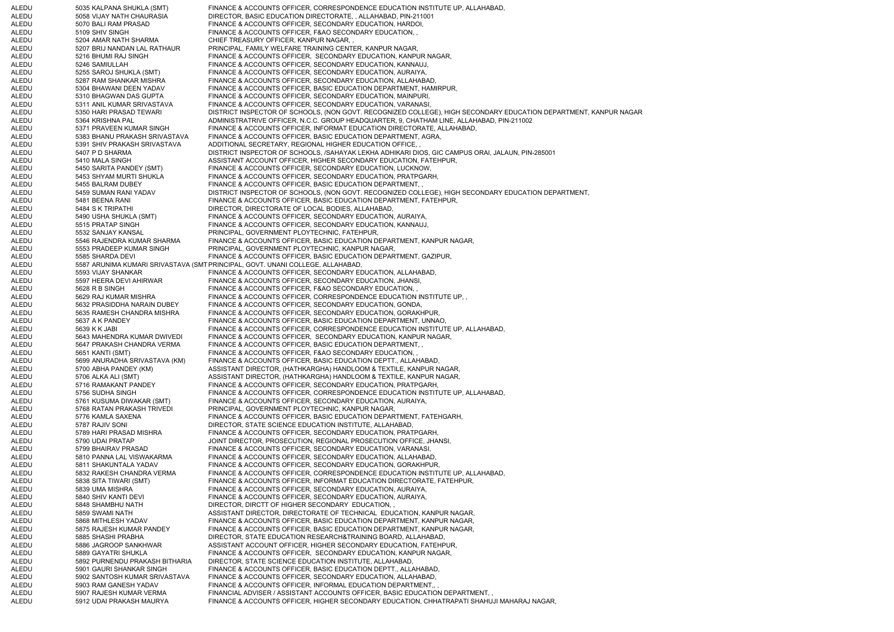| | | | |
|---|---|---|---|
| ALEDU | 5035 | KALPANA SHUKLA (SMT) | FINANCE & ACCOUNTS OFFICER, CORRESPONDENCE EDUCATION INSTITUTE UP, ALLAHABAD, |
| ALEDU | 5058 | VIJAY NATH CHAURASIA | DIRECTOR, BASIC EDUCATION DIRECTORATE, , ALLAHABAD, PIN-211001 |
| ALEDU | 5070 | BALI RAM PRASAD | FINANCE & ACCOUNTS OFFICER, SECONDARY EDUCATION, HARDOI, |
| ALEDU | 5109 | SHIV SINGH | FINANCE & ACCOUNTS OFFICER, F&AO SECONDARY EDUCATION, , |
| ALEDU | 5204 | AMAR NATH SHARMA | CHIEF TREASURY OFFICER, KANPUR NAGAR, , |
| ALEDU | 5207 | BRIJ NANDAN LAL RATHAUR | PRINCIPAL, FAMILY WELFARE TRAINING CENTER, KANPUR NAGAR, |
| ALEDU | 5216 | BHUMI RAJ SINGH | FINANCE & ACCOUNTS OFFICER, SECONDARY EDUCATION, KANPUR NAGAR, |
| ALEDU | 5246 | SAMIULLAH | FINANCE & ACCOUNTS OFFICER, SECONDARY EDUCATION, KANNAUJ, |
| ALEDU | 5255 | SAROJ SHUKLA (SMT) | FINANCE & ACCOUNTS OFFICER, SECONDARY EDUCATION, AURAIYA, |
| ALEDU | 5287 | RAM SHANKAR MISHRA | FINANCE & ACCOUNTS OFFICER, SECONDARY EDUCATION, ALLAHABAD, |
| ALEDU | 5304 | BHAWANI DEEN YADAV | FINANCE & ACCOUNTS OFFICER, BASIC EDUCATION DEPARTMENT, HAMIRPUR, |
| ALEDU | 5310 | BHAGWAN DAS GUPTA | FINANCE & ACCOUNTS OFFICER, SECONDARY EDUCATION, MAINPURI, |
| ALEDU | 5311 | ANIL KUMAR SRIVASTAVA | FINANCE & ACCOUNTS OFFICER, SECONDARY EDUCATION, VARANASI, |
| ALEDU | 5350 | HARI PRASAD TEWARI | DISTRICT INSPECTOR OF SCHOOLS, (NON GOVT. RECOGNIZED COLLEGE), HIGH SECONDARY EDUCATION DEPARTMENT, KANPUR NAGAR |
| ALEDU | 5364 | KRISHNA PAL | ADMINISTRATRIVE OFFICER, N.C.C. GROUP HEADQUARTER, 9, CHATHAM LINE, ALLAHABAD, PIN-211002 |
| ALEDU | 5371 | PRAVEEN KUMAR SINGH | FINANCE & ACCOUNTS OFFICER, INFORMAT EDUCATION DIRECTORATE, ALLAHABAD, |
| ALEDU | 5383 | BHANU PRAKASH SRIVASTAVA | FINANCE & ACCOUNTS OFFICER, BASIC EDUCATION DEPARTMENT, AGRA, |
| ALEDU | 5391 | SHIV PRAKASH SRIVASTAVA | ADDITIONAL SECRETARY, REGIONAL HIGHER EDUCATION OFFICE, , |
| ALEDU | 5407 | P D SHARMA | DISTRICT INSPECTOR OF SCHOOLS, /SAHAYAK LEKHA ADHIKARI DIOS, GIC CAMPUS ORAI, JALAUN, PIN-285001 |
| ALEDU | 5410 | MALA SINGH | ASSISTANT ACCOUNT OFFICER, HIGHER SECONDARY EDUCATION, FATEHPUR, |
| ALEDU | 5450 | SARITA PANDEY (SMT) | FINANCE & ACCOUNTS OFFICER, SECONDARY EDUCATION, LUCKNOW, |
| ALEDU | 5453 | SHYAM MURTI SHUKLA | FINANCE & ACCOUNTS OFFICER, SECONDARY EDUCATION, PRATPGARH, |
| ALEDU | 5455 | BALRAM DUBEY | FINANCE & ACCOUNTS OFFICER, BASIC EDUCATION DEPARTMENT, , |
| ALEDU | 5459 | SUMAN RANI YADAV | DISTRICT INSPECTOR OF SCHOOLS, (NON GOVT. RECOGNIZED COLLEGE), HIGH SECONDARY EDUCATION DEPARTMENT, |
| ALEDU | 5481 | BEENA RANI | FINANCE & ACCOUNTS OFFICER, BASIC EDUCATION DEPARTMENT, FATEHPUR, |
| ALEDU | 5484 | S K TRIPATHI | DIRECTOR, DIRECTORATE OF LOCAL BODIES, ALLAHABAD, |
| ALEDU | 5490 | USHA SHUKLA (SMT) | FINANCE & ACCOUNTS OFFICER, SECONDARY EDUCATION, AURAIYA, |
| ALEDU | 5515 | PRATAP SINGH | FINANCE & ACCOUNTS OFFICER, SECONDARY EDUCATION, KANNAUJ, |
| ALEDU | 5532 | SANJAY KANSAL | PRINCIPAL, GOVERNMENT PLOYTECHNIC, FATEHPUR, |
| ALEDU | 5546 | RAJENDRA KUMAR SHARMA | FINANCE & ACCOUNTS OFFICER, BASIC EDUCATION DEPARTMENT, KANPUR NAGAR, |
| ALEDU | 5553 | PRADEEP KUMAR SINGH | PRINCIPAL, GOVERNMENT PLOYTECHNIC, KANPUR NAGAR, |
| ALEDU | 5585 | SHARDA DEVI | FINANCE & ACCOUNTS OFFICER, BASIC EDUCATION DEPARTMENT, GAZIPUR, |
| ALEDU | 5587 | ARUNIMA KUMARI SRIVASTAVA (SMT | PRINCIPAL, GOVT. UNANI COLLEGE, ALLAHABAD, |
| ALEDU | 5593 | VIJAY SHANKAR | FINANCE & ACCOUNTS OFFICER, SECONDARY EDUCATION, ALLAHABAD, |
| ALEDU | 5597 | HEERA DEVI AHIRWAR | FINANCE & ACCOUNTS OFFICER, SECONDARY EDUCATION, JHANSI, |
| ALEDU | 5628 | R B SINGH | FINANCE & ACCOUNTS OFFICER, F&AO SECONDARY EDUCATION, , |
| ALEDU | 5629 | RAJ KUMAR MISHRA | FINANCE & ACCOUNTS OFFICER, CORRESPONDENCE EDUCATION INSTITUTE UP, , |
| ALEDU | 5632 | PRASIDDHA NARAIN DUBEY | FINANCE & ACCOUNTS OFFICER, SECONDARY EDUCATION, GONDA, |
| ALEDU | 5635 | RAMESH CHANDRA MISHRA | FINANCE & ACCOUNTS OFFICER, SECONDARY EDUCATION, GORAKHPUR, |
| ALEDU | 5637 | A K PANDEY | FINANCE & ACCOUNTS OFFICER, BASIC EDUCATION DEPARTMENT, UNNAO, |
| ALEDU | 5639 | K K JABI | FINANCE & ACCOUNTS OFFICER, CORRESPONDENCE EDUCATION INSTITUTE UP, ALLAHABAD, |
| ALEDU | 5643 | MAHENDRA KUMAR DWIVEDI | FINANCE & ACCOUNTS OFFICER, SECONDARY EDUCATION, KANPUR NAGAR, |
| ALEDU | 5647 | PRAKASH CHANDRA VERMA | FINANCE & ACCOUNTS OFFICER, BASIC EDUCATION DEPARTMENT, , |
| ALEDU | 5651 | KANTI (SMT) | FINANCE & ACCOUNTS OFFICER, F&AO SECONDARY EDUCATION, , |
| ALEDU | 5699 | ANURADHA SRIVASTAVA (KM) | FINANCE & ACCOUNTS OFFICER, BASIC EDUCATION DEPTT., ALLAHABAD, |
| ALEDU | 5700 | ABHA PANDEY (KM) | ASSISTANT DIRECTOR, (HATHKARGHA) HANDLOOM & TEXTILE, KANPUR NAGAR, |
| ALEDU | 5706 | ALKA ALI (SMT) | ASSISTANT DIRECTOR, (HATHKARGHA) HANDLOOM & TEXTILE, KANPUR NAGAR, |
| ALEDU | 5716 | RAMAKANT PANDEY | FINANCE & ACCOUNTS OFFICER, SECONDARY EDUCATION, PRATPGARH, |
| ALEDU | 5756 | SUDHA SINGH | FINANCE & ACCOUNTS OFFICER, CORRESPONDENCE EDUCATION INSTITUTE UP, ALLAHABAD, |
| ALEDU | 5761 | KUSUMA DIWAKAR (SMT) | FINANCE & ACCOUNTS OFFICER, SECONDARY EDUCATION, AURAIYA, |
| ALEDU | 5768 | RATAN PRAKASH TRIVEDI | PRINCIPAL, GOVERNMENT PLOYTECHNIC, KANPUR NAGAR, |
| ALEDU | 5776 | KAMLA SAXENA | FINANCE & ACCOUNTS OFFICER, BASIC EDUCATION DEPARTMENT, FATEHGARH, |
| ALEDU | 5787 | RAJIV SONI | DIRECTOR, STATE SCIENCE EDUCATION INSTITUTE, ALLAHABAD, |
| ALEDU | 5789 | HARI PRASAD MISHRA | FINANCE & ACCOUNTS OFFICER, SECONDARY EDUCATION, PRATPGARH, |
| ALEDU | 5790 | UDAI PRATAP | JOINT DIRECTOR, PROSECUTION, REGIONAL PROSECUTION OFFICE, JHANSI, |
| ALEDU | 5799 | BHAIRAV PRASAD | FINANCE & ACCOUNTS OFFICER, SECONDARY EDUCATION, VARANASI, |
| ALEDU | 5810 | PANNA LAL VISWAKARMA | FINANCE & ACCOUNTS OFFICER, SECONDARY EDUCATION, ALLAHABAD, |
| ALEDU | 5811 | SHAKUNTALA YADAV | FINANCE & ACCOUNTS OFFICER, SECONDARY EDUCATION, GORAKHPUR, |
| ALEDU | 5832 | RAKESH CHANDRA VERMA | FINANCE & ACCOUNTS OFFICER, CORRESPONDENCE EDUCATION INSTITUTE UP, ALLAHABAD, |
| ALEDU | 5838 | SITA TIWARI (SMT) | FINANCE & ACCOUNTS OFFICER, INFORMAT EDUCATION DIRECTORATE, FATEHPUR, |
| ALEDU | 5839 | UMA MISHRA | FINANCE & ACCOUNTS OFFICER, SECONDARY EDUCATION, AURAIYA, |
| ALEDU | 5840 | SHIV KANTI DEVI | FINANCE & ACCOUNTS OFFICER, SECONDARY EDUCATION, AURAIYA, |
| ALEDU | 5848 | SHAMBHU NATH | DIRECTOR, DIRCTT OF HIGHER SECONDARY EDUCATION, , |
| ALEDU | 5859 | SWAMI NATH | ASSISTANT DIRECTOR, DIRECTORATE OF TECHNICAL EDUCATION, KANPUR NAGAR, |
| ALEDU | 5868 | MITHLESH YADAV | FINANCE & ACCOUNTS OFFICER, BASIC EDUCATION DEPARTMENT, KANPUR NAGAR, |
| ALEDU | 5875 | RAJESH KUMAR PANDEY | FINANCE & ACCOUNTS OFFICER, BASIC EDUCATION DEPARTMENT, KANPUR NAGAR, |
| ALEDU | 5885 | SHASHI PRABHA | DIRECTOR, STATE EDUCATION RESEARCH&TRAINING BOARD, ALLAHABAD, |
| ALEDU | 5886 | JAGROOP SANKHWAR | ASSISTANT ACCOUNT OFFICER, HIGHER SECONDARY EDUCATION, FATEHPUR, |
| ALEDU | 5889 | GAYATRI SHUKLA | FINANCE & ACCOUNTS OFFICER, SECONDARY EDUCATION, KANPUR NAGAR, |
| ALEDU | 5892 | PURNENDU PRAKASH BITHARIA | DIRECTOR, STATE SCIENCE EDUCATION INSTITUTE, ALLAHABAD, |
| ALEDU | 5901 | GAURI SHANKAR SINGH | FINANCE & ACCOUNTS OFFICER, BASIC EDUCATION DEPTT., ALLAHABAD, |
| ALEDU | 5902 | SANTOSH KUMAR SRIVASTAVA | FINANCE & ACCOUNTS OFFICER, SECONDARY EDUCATION, ALLAHABAD, |
| ALEDU | 5903 | RAM GANESH YADAV | FINANCE & ACCOUNTS OFFICER, INFORMAL EDUCATION DEPARTMENT,, , |
| ALEDU | 5907 | RAJESH KUMAR VERMA | FINANCIAL ADVISER / ASSISTANT ACCOUNTS OFFICER, BASIC EDUCATION DEPARTMENT, , |
| ALEDU | 5912 | UDAI PRAKASH MAURYA | FINANCE & ACCOUNTS OFFICER, HIGHER SECONDARY EDUCATION, CHHATRAPATI SHAHUJI MAHARAJ NAGAR, |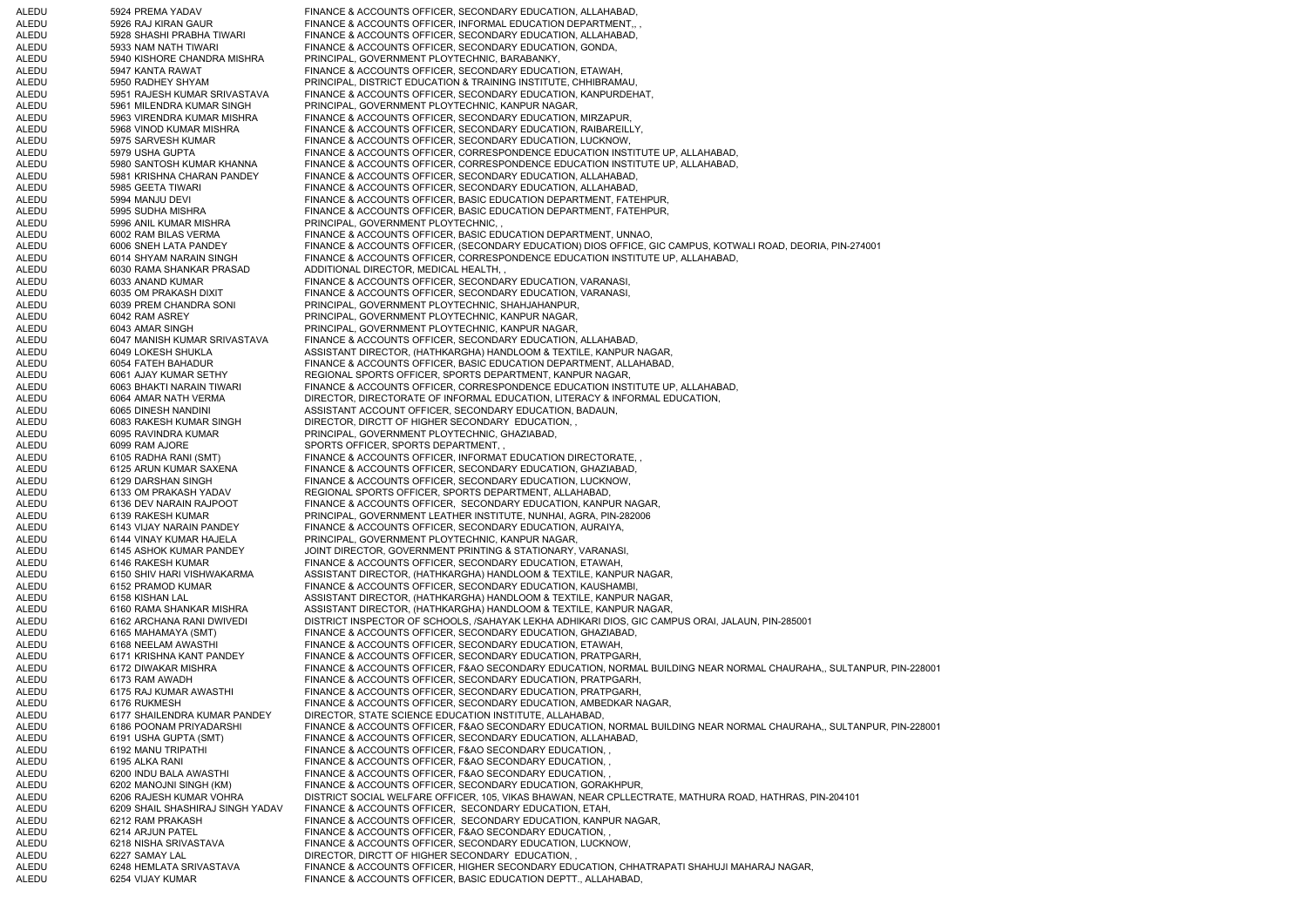| | | | |
|---|---|---|---|
| ALEDU | 5924 | PREMA YADAV | FINANCE & ACCOUNTS OFFICER, SECONDARY EDUCATION, ALLAHABAD, |
| ALEDU | 5926 | RAJ KIRAN GAUR | FINANCE & ACCOUNTS OFFICER, INFORMAL EDUCATION DEPARTMENT,, , |
| ALEDU | 5928 | SHASHI PRABHA TIWARI | FINANCE & ACCOUNTS OFFICER, SECONDARY EDUCATION, ALLAHABAD, |
| ALEDU | 5933 | NAM NATH TIWARI | FINANCE & ACCOUNTS OFFICER, SECONDARY EDUCATION, GONDA, |
| ALEDU | 5940 | KISHORE CHANDRA MISHRA | PRINCIPAL, GOVERNMENT PLOYTECHNIC, BARABANKY, |
| ALEDU | 5947 | KANTA RAWAT | FINANCE & ACCOUNTS OFFICER, SECONDARY EDUCATION, ETAWAH, |
| ALEDU | 5950 | RADHEY SHYAM | PRINCIPAL, DISTRICT EDUCATION & TRAINING INSTITUTE, CHHIBRAMAU, |
| ALEDU | 5951 | RAJESH KUMAR SRIVASTAVA | FINANCE & ACCOUNTS OFFICER, SECONDARY EDUCATION, KANPURDEHAT, |
| ALEDU | 5961 | MILENDRA KUMAR SINGH | PRINCIPAL, GOVERNMENT PLOYTECHNIC, KANPUR NAGAR, |
| ALEDU | 5963 | VIRENDRA KUMAR MISHRA | FINANCE & ACCOUNTS OFFICER, SECONDARY EDUCATION, MIRZAPUR, |
| ALEDU | 5968 | VINOD KUMAR MISHRA | FINANCE & ACCOUNTS OFFICER, SECONDARY EDUCATION, RAIBAREILLY, |
| ALEDU | 5975 | SARVESH KUMAR | FINANCE & ACCOUNTS OFFICER, SECONDARY EDUCATION, LUCKNOW, |
| ALEDU | 5979 | USHA GUPTA | FINANCE & ACCOUNTS OFFICER, CORRESPONDENCE EDUCATION INSTITUTE UP, ALLAHABAD, |
| ALEDU | 5980 | SANTOSH KUMAR KHANNA | FINANCE & ACCOUNTS OFFICER, CORRESPONDENCE EDUCATION INSTITUTE UP, ALLAHABAD, |
| ALEDU | 5981 | KRISHNA CHARAN PANDEY | FINANCE & ACCOUNTS OFFICER, SECONDARY EDUCATION, ALLAHABAD, |
| ALEDU | 5985 | GEETA TIWARI | FINANCE & ACCOUNTS OFFICER, SECONDARY EDUCATION, ALLAHABAD, |
| ALEDU | 5994 | MANJU DEVI | FINANCE & ACCOUNTS OFFICER, BASIC EDUCATION DEPARTMENT, FATEHPUR, |
| ALEDU | 5995 | SUDHA MISHRA | FINANCE & ACCOUNTS OFFICER, BASIC EDUCATION DEPARTMENT, FATEHPUR, |
| ALEDU | 5996 | ANIL KUMAR MISHRA | PRINCIPAL, GOVERNMENT PLOYTECHNIC, , |
| ALEDU | 6002 | RAM BILAS VERMA | FINANCE & ACCOUNTS OFFICER, BASIC EDUCATION DEPARTMENT, UNNAO, |
| ALEDU | 6006 | SNEH LATA PANDEY | FINANCE & ACCOUNTS OFFICER, (SECONDARY EDUCATION) DIOS OFFICE, GIC CAMPUS, KOTWALI ROAD, DEORIA, PIN-274001 |
| ALEDU | 6014 | SHYAM NARAIN SINGH | FINANCE & ACCOUNTS OFFICER, CORRESPONDENCE EDUCATION INSTITUTE UP, ALLAHABAD, |
| ALEDU | 6030 | RAMA SHANKAR PRASAD | ADDITIONAL DIRECTOR, MEDICAL HEALTH, , |
| ALEDU | 6033 | ANAND KUMAR | FINANCE & ACCOUNTS OFFICER, SECONDARY EDUCATION, VARANASI, |
| ALEDU | 6035 | OM PRAKASH DIXIT | FINANCE & ACCOUNTS OFFICER, SECONDARY EDUCATION, VARANASI, |
| ALEDU | 6039 | PREM CHANDRA SONI | PRINCIPAL, GOVERNMENT PLOYTECHNIC, SHAHJAHANPUR, |
| ALEDU | 6042 | RAM ASREY | PRINCIPAL, GOVERNMENT PLOYTECHNIC, KANPUR NAGAR, |
| ALEDU | 6043 | AMAR SINGH | PRINCIPAL, GOVERNMENT PLOYTECHNIC, KANPUR NAGAR, |
| ALEDU | 6047 | MANISH KUMAR SRIVASTAVA | FINANCE & ACCOUNTS OFFICER, SECONDARY EDUCATION, ALLAHABAD, |
| ALEDU | 6049 | LOKESH SHUKLA | ASSISTANT DIRECTOR, (HATHKARGHA) HANDLOOM & TEXTILE, KANPUR NAGAR, |
| ALEDU | 6054 | FATEH BAHADUR | FINANCE & ACCOUNTS OFFICER, BASIC EDUCATION DEPARTMENT, ALLAHABAD, |
| ALEDU | 6061 | AJAY KUMAR SETHY | REGIONAL SPORTS OFFICER, SPORTS DEPARTMENT, KANPUR NAGAR, |
| ALEDU | 6063 | BHAKTI NARAIN TIWARI | FINANCE & ACCOUNTS OFFICER, CORRESPONDENCE EDUCATION INSTITUTE UP, ALLAHABAD, |
| ALEDU | 6064 | AMAR NATH VERMA | DIRECTOR, DIRECTORATE OF INFORMAL EDUCATION, LITERACY & INFORMAL EDUCATION, |
| ALEDU | 6065 | DINESH NANDINI | ASSISTANT ACCOUNT OFFICER, SECONDARY EDUCATION, BADAUN, |
| ALEDU | 6083 | RAKESH KUMAR SINGH | DIRECTOR, DIRCTT OF HIGHER SECONDARY EDUCATION, , |
| ALEDU | 6095 | RAVINDRA KUMAR | PRINCIPAL, GOVERNMENT PLOYTECHNIC, GHAZIABAD, |
| ALEDU | 6099 | RAM AJORE | SPORTS OFFICER, SPORTS DEPARTMENT, , |
| ALEDU | 6105 | RADHA RANI (SMT) | FINANCE & ACCOUNTS OFFICER, INFORMAT EDUCATION DIRECTORATE, , |
| ALEDU | 6125 | ARUN KUMAR SAXENA | FINANCE & ACCOUNTS OFFICER, SECONDARY EDUCATION, GHAZIABAD, |
| ALEDU | 6129 | DARSHAN SINGH | FINANCE & ACCOUNTS OFFICER, SECONDARY EDUCATION, LUCKNOW, |
| ALEDU | 6133 | OM PRAKASH YADAV | REGIONAL SPORTS OFFICER, SPORTS DEPARTMENT, ALLAHABAD, |
| ALEDU | 6136 | DEV NARAIN RAJPOOT | FINANCE & ACCOUNTS OFFICER, SECONDARY EDUCATION, KANPUR NAGAR, |
| ALEDU | 6139 | RAKESH KUMAR | PRINCIPAL, GOVERNMENT LEATHER INSTITUTE, NUNHAI, AGRA, PIN-282006 |
| ALEDU | 6143 | VIJAY NARAIN PANDEY | FINANCE & ACCOUNTS OFFICER, SECONDARY EDUCATION, AURAIYA, |
| ALEDU | 6144 | VINAY KUMAR HAJELA | PRINCIPAL, GOVERNMENT PLOYTECHNIC, KANPUR NAGAR, |
| ALEDU | 6145 | ASHOK KUMAR PANDEY | JOINT DIRECTOR, GOVERNMENT PRINTING & STATIONARY, VARANASI, |
| ALEDU | 6146 | RAKESH KUMAR | FINANCE & ACCOUNTS OFFICER, SECONDARY EDUCATION, ETAWAH, |
| ALEDU | 6150 | SHIV HARI VISHWAKARMA | ASSISTANT DIRECTOR, (HATHKARGHA) HANDLOOM & TEXTILE, KANPUR NAGAR, |
| ALEDU | 6152 | PRAMOD KUMAR | FINANCE & ACCOUNTS OFFICER, SECONDARY EDUCATION, KAUSHAMBI, |
| ALEDU | 6158 | KISHAN LAL | ASSISTANT DIRECTOR, (HATHKARGHA) HANDLOOM & TEXTILE, KANPUR NAGAR, |
| ALEDU | 6160 | RAMA SHANKAR MISHRA | ASSISTANT DIRECTOR, (HATHKARGHA) HANDLOOM & TEXTILE, KANPUR NAGAR, |
| ALEDU | 6162 | ARCHANA RANI DWIVEDI | DISTRICT INSPECTOR OF SCHOOLS, /SAHAYAK LEKHA ADHIKARI DIOS, GIC CAMPUS ORAI, JALAUN, PIN-285001 |
| ALEDU | 6165 | MAHAMAYA (SMT) | FINANCE & ACCOUNTS OFFICER, SECONDARY EDUCATION, GHAZIABAD, |
| ALEDU | 6168 | NEELAM AWASTHI | FINANCE & ACCOUNTS OFFICER, SECONDARY EDUCATION, ETAWAH, |
| ALEDU | 6171 | KRISHNA KANT PANDEY | FINANCE & ACCOUNTS OFFICER, SECONDARY EDUCATION, PRATPGARH, |
| ALEDU | 6172 | DIWAKAR MISHRA | FINANCE & ACCOUNTS OFFICER, F&AO SECONDARY EDUCATION, NORMAL BUILDING NEAR NORMAL CHAURAHA,, SULTANPUR, PIN-228001 |
| ALEDU | 6173 | RAM AWADH | FINANCE & ACCOUNTS OFFICER, SECONDARY EDUCATION, PRATPGARH, |
| ALEDU | 6175 | RAJ KUMAR AWASTHI | FINANCE & ACCOUNTS OFFICER, SECONDARY EDUCATION, PRATPGARH, |
| ALEDU | 6176 | RUKMESH | FINANCE & ACCOUNTS OFFICER, SECONDARY EDUCATION, AMBEDKAR NAGAR, |
| ALEDU | 6177 | SHAILENDRA KUMAR PANDEY | DIRECTOR, STATE SCIENCE EDUCATION INSTITUTE, ALLAHABAD, |
| ALEDU | 6186 | POONAM PRIYADARSHI | FINANCE & ACCOUNTS OFFICER, F&AO SECONDARY EDUCATION, NORMAL BUILDING NEAR NORMAL CHAURAHA,, SULTANPUR, PIN-228001 |
| ALEDU | 6191 | USHA GUPTA (SMT) | FINANCE & ACCOUNTS OFFICER, SECONDARY EDUCATION, ALLAHABAD, |
| ALEDU | 6192 | MANU TRIPATHI | FINANCE & ACCOUNTS OFFICER, F&AO SECONDARY EDUCATION, , |
| ALEDU | 6195 | ALKA RANI | FINANCE & ACCOUNTS OFFICER, F&AO SECONDARY EDUCATION, , |
| ALEDU | 6200 | INDU BALA AWASTHI | FINANCE & ACCOUNTS OFFICER, F&AO SECONDARY EDUCATION, , |
| ALEDU | 6202 | MANOJNI SINGH (KM) | FINANCE & ACCOUNTS OFFICER, SECONDARY EDUCATION, GORAKHPUR, |
| ALEDU | 6206 | RAJESH KUMAR VOHRA | DISTRICT SOCIAL WELFARE OFFICER, 105, VIKAS BHAWAN, NEAR CPLLECTRATE, MATHURA ROAD, HATHRAS, PIN-204101 |
| ALEDU | 6209 | SHAIL SHASHIRAJ SINGH YADAV | FINANCE & ACCOUNTS OFFICER, SECONDARY EDUCATION, ETAH, |
| ALEDU | 6212 | RAM PRAKASH | FINANCE & ACCOUNTS OFFICER, SECONDARY EDUCATION, KANPUR NAGAR, |
| ALEDU | 6214 | ARJUN PATEL | FINANCE & ACCOUNTS OFFICER, F&AO SECONDARY EDUCATION, , |
| ALEDU | 6218 | NISHA SRIVASTAVA | FINANCE & ACCOUNTS OFFICER, SECONDARY EDUCATION, LUCKNOW, |
| ALEDU | 6227 | SAMAY LAL | DIRECTOR, DIRCTT OF HIGHER SECONDARY EDUCATION, , |
| ALEDU | 6248 | HEMLATA SRIVASTAVA | FINANCE & ACCOUNTS OFFICER, HIGHER SECONDARY EDUCATION, CHHATRAPATI SHAHUJI MAHARAJ NAGAR, |
| ALEDU | 6254 | VIJAY KUMAR | FINANCE & ACCOUNTS OFFICER, BASIC EDUCATION DEPTT., ALLAHABAD, |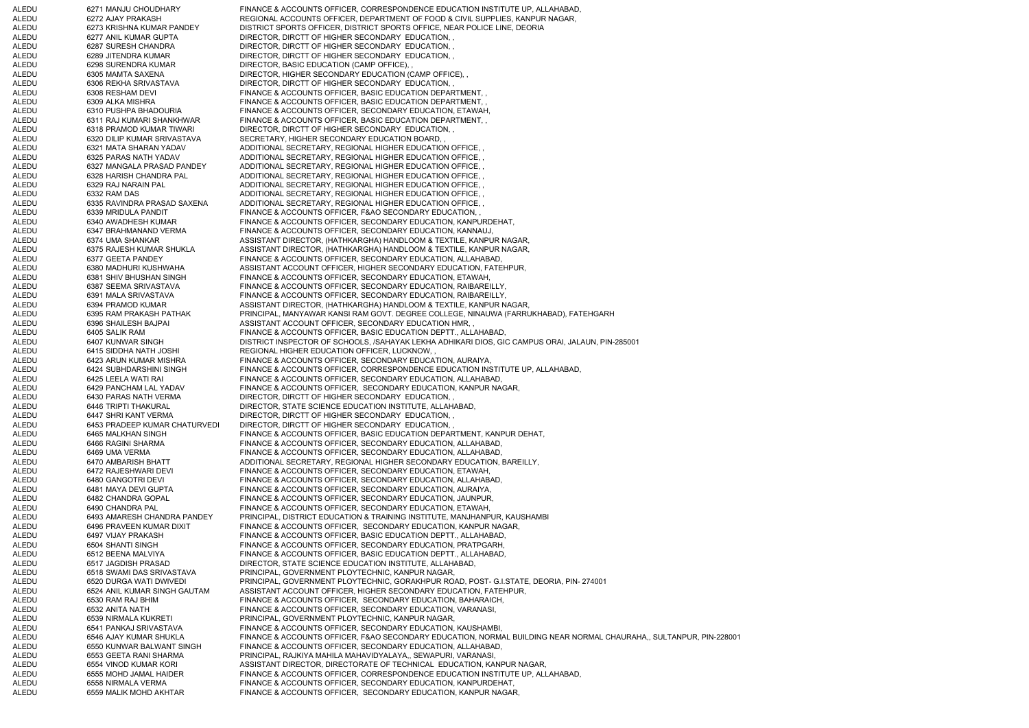| | | | |
|---|---|---|---|
| ALEDU | 6271 | MANJU CHOUDHARY | FINANCE & ACCOUNTS OFFICER, CORRESPONDENCE EDUCATION INSTITUTE UP, ALLAHABAD, |
| ALEDU | 6272 | AJAY PRAKASH | REGIONAL ACCOUNTS OFFICER, DEPARTMENT OF FOOD & CIVIL SUPPLIES, KANPUR NAGAR, |
| ALEDU | 6273 | KRISHNA KUMAR PANDEY | DISTRICT SPORTS OFFICER, DISTRICT SPORTS OFFICE, NEAR POLICE LINE, DEORIA |
| ALEDU | 6277 | ANIL KUMAR GUPTA | DIRECTOR, DIRCTT OF HIGHER SECONDARY EDUCATION, , |
| ALEDU | 6287 | SURESH CHANDRA | DIRECTOR, DIRCTT OF HIGHER SECONDARY EDUCATION, , |
| ALEDU | 6289 | JITENDRA KUMAR | DIRECTOR, DIRCTT OF HIGHER SECONDARY EDUCATION, , |
| ALEDU | 6298 | SURENDRA KUMAR | DIRECTOR, BASIC EDUCATION (CAMP OFFICE), , |
| ALEDU | 6305 | MAMTA SAXENA | DIRECTOR, HIGHER SECONDARY EDUCATION (CAMP OFFICE), , |
| ALEDU | 6306 | REKHA SRIVASTAVA | DIRECTOR, DIRCTT OF HIGHER SECONDARY EDUCATION, , |
| ALEDU | 6308 | RESHAM DEVI | FINANCE & ACCOUNTS OFFICER, BASIC EDUCATION DEPARTMENT, , |
| ALEDU | 6309 | ALKA MISHRA | FINANCE & ACCOUNTS OFFICER, BASIC EDUCATION DEPARTMENT, , |
| ALEDU | 6310 | PUSHPA BHADOURIA | FINANCE & ACCOUNTS OFFICER, SECONDARY EDUCATION, ETAWAH, |
| ALEDU | 6311 | RAJ KUMARI SHANKHWAR | FINANCE & ACCOUNTS OFFICER, BASIC EDUCATION DEPARTMENT, , |
| ALEDU | 6318 | PRAMOD KUMAR TIWARI | DIRECTOR, DIRCTT OF HIGHER SECONDARY EDUCATION, , |
| ALEDU | 6320 | DILIP KUMAR SRIVASTAVA | SECRETARY, HIGHER SECONDARY EDUCATION BOARD, , |
| ALEDU | 6321 | MATA SHARAN YADAV | ADDITIONAL SECRETARY, REGIONAL HIGHER EDUCATION OFFICE, , |
| ALEDU | 6325 | PARAS NATH YADAV | ADDITIONAL SECRETARY, REGIONAL HIGHER EDUCATION OFFICE, , |
| ALEDU | 6327 | MANGALA PRASAD PANDEY | ADDITIONAL SECRETARY, REGIONAL HIGHER EDUCATION OFFICE, , |
| ALEDU | 6328 | HARISH CHANDRA PAL | ADDITIONAL SECRETARY, REGIONAL HIGHER EDUCATION OFFICE, , |
| ALEDU | 6329 | RAJ NARAIN PAL | ADDITIONAL SECRETARY, REGIONAL HIGHER EDUCATION OFFICE, , |
| ALEDU | 6332 | RAM DAS | ADDITIONAL SECRETARY, REGIONAL HIGHER EDUCATION OFFICE, , |
| ALEDU | 6335 | RAVINDRA PRASAD SAXENA | ADDITIONAL SECRETARY, REGIONAL HIGHER EDUCATION OFFICE, , |
| ALEDU | 6339 | MRIDULA PANDIT | FINANCE & ACCOUNTS OFFICER, F&AO SECONDARY EDUCATION, , |
| ALEDU | 6340 | AWADHESH KUMAR | FINANCE & ACCOUNTS OFFICER, SECONDARY EDUCATION, KANPURDEHAT, |
| ALEDU | 6347 | BRAHMANAND VERMA | FINANCE & ACCOUNTS OFFICER, SECONDARY EDUCATION, KANNAUJ, |
| ALEDU | 6374 | UMA SHANKAR | ASSISTANT DIRECTOR, (HATHKARGHA) HANDLOOM & TEXTILE, KANPUR NAGAR, |
| ALEDU | 6375 | RAJESH KUMAR SHUKLA | ASSISTANT DIRECTOR, (HATHKARGHA) HANDLOOM & TEXTILE, KANPUR NAGAR, |
| ALEDU | 6377 | GEETA PANDEY | FINANCE & ACCOUNTS OFFICER, SECONDARY EDUCATION, ALLAHABAD, |
| ALEDU | 6380 | MADHURI KUSHWAHA | ASSISTANT ACCOUNT OFFICER, HIGHER SECONDARY EDUCATION, FATEHPUR, |
| ALEDU | 6381 | SHIV BHUSHAN SINGH | FINANCE & ACCOUNTS OFFICER, SECONDARY EDUCATION, ETAWAH, |
| ALEDU | 6387 | SEEMA SRIVASTAVA | FINANCE & ACCOUNTS OFFICER, SECONDARY EDUCATION, RAIBAREILLY, |
| ALEDU | 6391 | MALA SRIVASTAVA | FINANCE & ACCOUNTS OFFICER, SECONDARY EDUCATION, RAIBAREILLY, |
| ALEDU | 6394 | PRAMOD KUMAR | ASSISTANT DIRECTOR, (HATHKARGHA) HANDLOOM & TEXTILE, KANPUR NAGAR, |
| ALEDU | 6395 | RAM PRAKASH PATHAK | PRINCIPAL, MANYAWAR KANSI RAM GOVT. DEGREE COLLEGE, NINAUWA (FARRUKHABAD), FATEHGARH |
| ALEDU | 6396 | SHAILESH BAJPAI | ASSISTANT ACCOUNT OFFICER, SECONDARY EDUCATION HMR, , |
| ALEDU | 6405 | SALIK RAM | FINANCE & ACCOUNTS OFFICER, BASIC EDUCATION DEPTT., ALLAHABAD, |
| ALEDU | 6407 | KUNWAR SINGH | DISTRICT INSPECTOR OF SCHOOLS, /SAHAYAK LEKHA ADHIKARI DIOS, GIC CAMPUS ORAI, JALAUN, PIN-285001 |
| ALEDU | 6415 | SIDDHA NATH JOSHI | REGIONAL HIGHER EDUCATION OFFICER, LUCKNOW, , |
| ALEDU | 6423 | ARUN KUMAR MISHRA | FINANCE & ACCOUNTS OFFICER, SECONDARY EDUCATION, AURAIYA, |
| ALEDU | 6424 | SUBHDARSHINI SINGH | FINANCE & ACCOUNTS OFFICER, CORRESPONDENCE EDUCATION INSTITUTE UP, ALLAHABAD, |
| ALEDU | 6425 | LEELA WATI RAI | FINANCE & ACCOUNTS OFFICER, SECONDARY EDUCATION, ALLAHABAD, |
| ALEDU | 6429 | PANCHAM LAL YADAV | FINANCE & ACCOUNTS OFFICER, SECONDARY EDUCATION, KANPUR NAGAR, |
| ALEDU | 6430 | PARAS NATH VERMA | DIRECTOR, DIRCTT OF HIGHER SECONDARY EDUCATION, , |
| ALEDU | 6446 | TRIPTI THAKURAL | DIRECTOR, STATE SCIENCE EDUCATION INSTITUTE, ALLAHABAD, |
| ALEDU | 6447 | SHRI KANT VERMA | DIRECTOR, DIRCTT OF HIGHER SECONDARY EDUCATION, , |
| ALEDU | 6453 | PRADEEP KUMAR CHATURVEDI | DIRECTOR, DIRCTT OF HIGHER SECONDARY EDUCATION, , |
| ALEDU | 6465 | MALKHAN SINGH | FINANCE & ACCOUNTS OFFICER, BASIC EDUCATION DEPARTMENT, KANPUR DEHAT, |
| ALEDU | 6466 | RAGINI SHARMA | FINANCE & ACCOUNTS OFFICER, SECONDARY EDUCATION, ALLAHABAD, |
| ALEDU | 6469 | UMA VERMA | FINANCE & ACCOUNTS OFFICER, SECONDARY EDUCATION, ALLAHABAD, |
| ALEDU | 6470 | AMBARISH BHATT | ADDITIONAL SECRETARY, REGIONAL HIGHER SECONDARY EDUCATION, BAREILLY, |
| ALEDU | 6472 | RAJESHWARI DEVI | FINANCE & ACCOUNTS OFFICER, SECONDARY EDUCATION, ETAWAH, |
| ALEDU | 6480 | GANGOTRI DEVI | FINANCE & ACCOUNTS OFFICER, SECONDARY EDUCATION, ALLAHABAD, |
| ALEDU | 6481 | MAYA DEVI GUPTA | FINANCE & ACCOUNTS OFFICER, SECONDARY EDUCATION, AURAIYA, |
| ALEDU | 6482 | CHANDRA GOPAL | FINANCE & ACCOUNTS OFFICER, SECONDARY EDUCATION, JAUNPUR, |
| ALEDU | 6490 | CHANDRA PAL | FINANCE & ACCOUNTS OFFICER, SECONDARY EDUCATION, ETAWAH, |
| ALEDU | 6493 | AMARESH CHANDRA PANDEY | PRINCIPAL, DISTRICT EDUCATION & TRAINING INSTITUTE, MANJHANPUR, KAUSHAMBI |
| ALEDU | 6496 | PRAVEEN KUMAR DIXIT | FINANCE & ACCOUNTS OFFICER, SECONDARY EDUCATION, KANPUR NAGAR, |
| ALEDU | 6497 | VIJAY PRAKASH | FINANCE & ACCOUNTS OFFICER, BASIC EDUCATION DEPTT., ALLAHABAD, |
| ALEDU | 6504 | SHANTI SINGH | FINANCE & ACCOUNTS OFFICER, SECONDARY EDUCATION, PRATPGARH, |
| ALEDU | 6512 | BEENA MALVIYA | FINANCE & ACCOUNTS OFFICER, BASIC EDUCATION DEPTT., ALLAHABAD, |
| ALEDU | 6517 | JAGDISH PRASAD | DIRECTOR, STATE SCIENCE EDUCATION INSTITUTE, ALLAHABAD, |
| ALEDU | 6518 | SWAMI DAS SRIVASTAVA | PRINCIPAL, GOVERNMENT PLOYTECHNIC, KANPUR NAGAR, |
| ALEDU | 6520 | DURGA WATI DWIVEDI | PRINCIPAL, GOVERNMENT PLOYTECHNIC, GORAKHPUR ROAD, POST- G.I.STATE, DEORIA, PIN- 274001 |
| ALEDU | 6524 | ANIL KUMAR SINGH GAUTAM | ASSISTANT ACCOUNT OFFICER, HIGHER SECONDARY EDUCATION, FATEHPUR, |
| ALEDU | 6530 | RAM RAJ BHIM | FINANCE & ACCOUNTS OFFICER, SECONDARY EDUCATION, BAHARAICH, |
| ALEDU | 6532 | ANITA NATH | FINANCE & ACCOUNTS OFFICER, SECONDARY EDUCATION, VARANASI, |
| ALEDU | 6539 | NIRMALA KUKRETI | PRINCIPAL, GOVERNMENT PLOYTECHNIC, KANPUR NAGAR, |
| ALEDU | 6541 | PANKAJ SRIVASTAVA | FINANCE & ACCOUNTS OFFICER, SECONDARY EDUCATION, KAUSHAMBI, |
| ALEDU | 6546 | AJAY KUMAR SHUKLA | FINANCE & ACCOUNTS OFFICER, F&AO SECONDARY EDUCATION, NORMAL BUILDING NEAR NORMAL CHAURAHA,, SULTANPUR, PIN-228001 |
| ALEDU | 6550 | KUNWAR BALWANT SINGH | FINANCE & ACCOUNTS OFFICER, SECONDARY EDUCATION, ALLAHABAD, |
| ALEDU | 6553 | GEETA RANI SHARMA | PRINCIPAL, RAJKIYA MAHILA MAHAVIDYALAYA,, SEWAPURI, VARANASI, |
| ALEDU | 6554 | VINOD KUMAR KORI | ASSISTANT DIRECTOR, DIRECTORATE OF TECHNICAL EDUCATION, KANPUR NAGAR, |
| ALEDU | 6555 | MOHD JAMAL HAIDER | FINANCE & ACCOUNTS OFFICER, CORRESPONDENCE EDUCATION INSTITUTE UP, ALLAHABAD, |
| ALEDU | 6558 | NIRMALA VERMA | FINANCE & ACCOUNTS OFFICER, SECONDARY EDUCATION, KANPURDEHAT, |
| ALEDU | 6559 | MALIK MOHD AKHTAR | FINANCE & ACCOUNTS OFFICER, SECONDARY EDUCATION, KANPUR NAGAR, |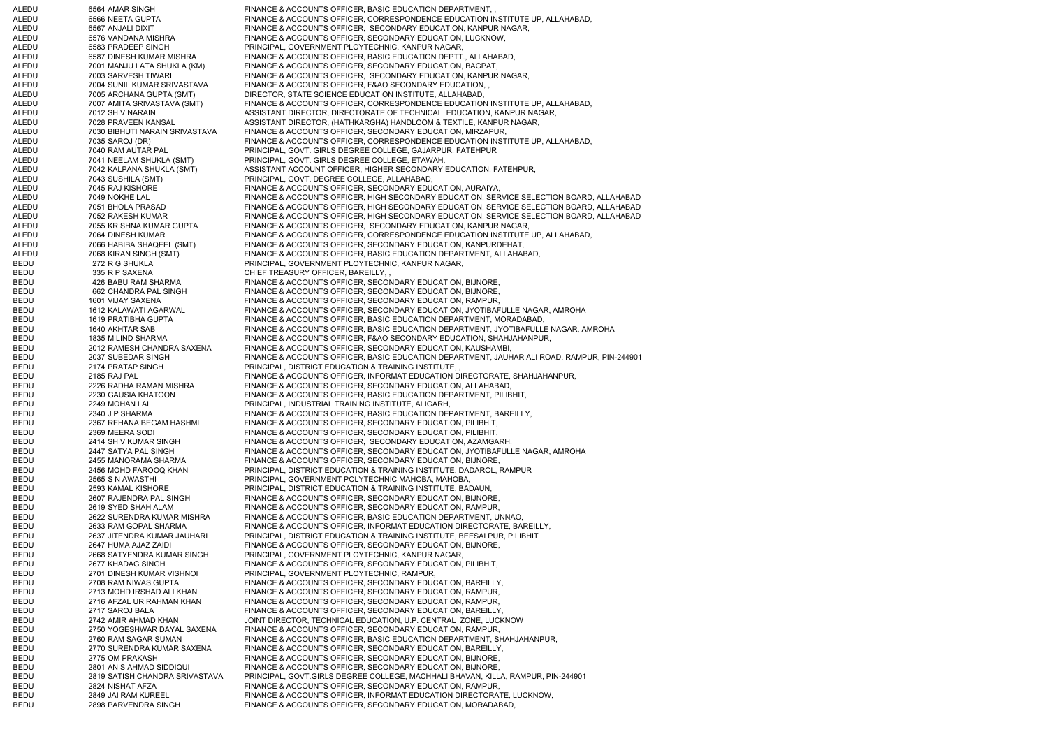| | | | |
|---|---|---|---|
| ALEDU | 6564 | AMAR SINGH | FINANCE & ACCOUNTS OFFICER, BASIC EDUCATION DEPARTMENT, , |
| ALEDU | 6566 | NEETA GUPTA | FINANCE & ACCOUNTS OFFICER, CORRESPONDENCE EDUCATION INSTITUTE UP, ALLAHABAD, |
| ALEDU | 6567 | ANJALI DIXIT | FINANCE & ACCOUNTS OFFICER, SECONDARY EDUCATION, KANPUR NAGAR, |
| ALEDU | 6576 | VANDANA MISHRA | FINANCE & ACCOUNTS OFFICER, SECONDARY EDUCATION, LUCKNOW, |
| ALEDU | 6583 | PRADEEP SINGH | PRINCIPAL, GOVERNMENT PLOYTECHNIC, KANPUR NAGAR, |
| ALEDU | 6587 | DINESH KUMAR MISHRA | FINANCE & ACCOUNTS OFFICER, BASIC EDUCATION DEPTT., ALLAHABAD, |
| ALEDU | 7001 | MANJU LATA SHUKLA (KM) | FINANCE & ACCOUNTS OFFICER, SECONDARY EDUCATION, BAGPAT, |
| ALEDU | 7003 | SARVESH TIWARI | FINANCE & ACCOUNTS OFFICER, SECONDARY EDUCATION, KANPUR NAGAR, |
| ALEDU | 7004 | SUNIL KUMAR SRIVASTAVA | FINANCE & ACCOUNTS OFFICER, F&AO SECONDARY EDUCATION, , |
| ALEDU | 7005 | ARCHANA GUPTA (SMT) | DIRECTOR, STATE SCIENCE EDUCATION INSTITUTE, ALLAHABAD, |
| ALEDU | 7007 | AMITA SRIVASTAVA (SMT) | FINANCE & ACCOUNTS OFFICER, CORRESPONDENCE EDUCATION INSTITUTE UP, ALLAHABAD, |
| ALEDU | 7012 | SHIV NARAIN | ASSISTANT DIRECTOR, DIRECTORATE OF TECHNICAL EDUCATION, KANPUR NAGAR, |
| ALEDU | 7028 | PRAVEEN KANSAL | ASSISTANT DIRECTOR, (HATHKARGHA) HANDLOOM & TEXTILE, KANPUR NAGAR, |
| ALEDU | 7030 | BIBHUTI NARAIN SRIVASTAVA | FINANCE & ACCOUNTS OFFICER, SECONDARY EDUCATION, MIRZAPUR, |
| ALEDU | 7035 | SAROJ (DR) | FINANCE & ACCOUNTS OFFICER, CORRESPONDENCE EDUCATION INSTITUTE UP, ALLAHABAD, |
| ALEDU | 7040 | RAM AUTAR PAL | PRINCIPAL, GOVT. GIRLS DEGREE COLLEGE, GAJARPUR, FATEHPUR |
| ALEDU | 7041 | NEELAM SHUKLA (SMT) | PRINCIPAL, GOVT. GIRLS DEGREE COLLEGE, ETAWAH, |
| ALEDU | 7042 | KALPANA SHUKLA (SMT) | ASSISTANT ACCOUNT OFFICER, HIGHER SECONDARY EDUCATION, FATEHPUR, |
| ALEDU | 7043 | SUSHILA (SMT) | PRINCIPAL, GOVT. DEGREE COLLEGE, ALLAHABAD, |
| ALEDU | 7045 | RAJ KISHORE | FINANCE & ACCOUNTS OFFICER, SECONDARY EDUCATION, AURAIYA, |
| ALEDU | 7049 | NOKHE LAL | FINANCE & ACCOUNTS OFFICER, HIGH SECONDARY EDUCATION, SERVICE SELECTION BOARD, ALLAHABAD |
| ALEDU | 7051 | BHOLA PRASAD | FINANCE & ACCOUNTS OFFICER, HIGH SECONDARY EDUCATION, SERVICE SELECTION BOARD, ALLAHABAD |
| ALEDU | 7052 | RAKESH KUMAR | FINANCE & ACCOUNTS OFFICER, HIGH SECONDARY EDUCATION, SERVICE SELECTION BOARD, ALLAHABAD |
| ALEDU | 7055 | KRISHNA KUMAR GUPTA | FINANCE & ACCOUNTS OFFICER, SECONDARY EDUCATION, KANPUR NAGAR, |
| ALEDU | 7064 | DINESH KUMAR | FINANCE & ACCOUNTS OFFICER, CORRESPONDENCE EDUCATION INSTITUTE UP, ALLAHABAD, |
| ALEDU | 7066 | HABIBA SHAQEEL (SMT) | FINANCE & ACCOUNTS OFFICER, SECONDARY EDUCATION, KANPURDEHAT, |
| ALEDU | 7068 | KIRAN SINGH (SMT) | FINANCE & ACCOUNTS OFFICER, BASIC EDUCATION DEPARTMENT, ALLAHABAD, |
| BEDU | 272 | R G SHUKLA | PRINCIPAL, GOVERNMENT PLOYTECHNIC, KANPUR NAGAR, |
| BEDU | 335 | R P SAXENA | CHIEF TREASURY OFFICER, BAREILLY, , |
| BEDU | 426 | BABU RAM SHARMA | FINANCE & ACCOUNTS OFFICER, SECONDARY EDUCATION, BIJNORE, |
| BEDU | 662 | CHANDRA PAL SINGH | FINANCE & ACCOUNTS OFFICER, SECONDARY EDUCATION, BIJNORE, |
| BEDU | 1601 | VIJAY SAXENA | FINANCE & ACCOUNTS OFFICER, SECONDARY EDUCATION, RAMPUR, |
| BEDU | 1612 | KALAWATI AGARWAL | FINANCE & ACCOUNTS OFFICER, SECONDARY EDUCATION, JYOTIBAFULLE NAGAR, AMROHA |
| BEDU | 1619 | PRATIBHA GUPTA | FINANCE & ACCOUNTS OFFICER, BASIC EDUCATION DEPARTMENT, MORADABAD, |
| BEDU | 1640 | AKHTAR SAB | FINANCE & ACCOUNTS OFFICER, BASIC EDUCATION DEPARTMENT, JYOTIBAFULLE NAGAR, AMROHA |
| BEDU | 1835 | MILIND SHARMA | FINANCE & ACCOUNTS OFFICER, F&AO SECONDARY EDUCATION, SHAHJAHANPUR, |
| BEDU | 2012 | RAMESH CHANDRA SAXENA | FINANCE & ACCOUNTS OFFICER, SECONDARY EDUCATION, KAUSHAMBI, |
| BEDU | 2037 | SUBEDAR SINGH | FINANCE & ACCOUNTS OFFICER, BASIC EDUCATION DEPARTMENT, JAUHAR ALI ROAD, RAMPUR, PIN-244901 |
| BEDU | 2174 | PRATAP SINGH | PRINCIPAL, DISTRICT EDUCATION & TRAINING INSTITUTE, , |
| BEDU | 2185 | RAJ PAL | FINANCE & ACCOUNTS OFFICER, INFORMAT EDUCATION DIRECTORATE, SHAHJAHANPUR, |
| BEDU | 2226 | RADHA RAMAN MISHRA | FINANCE & ACCOUNTS OFFICER, SECONDARY EDUCATION, ALLAHABAD, |
| BEDU | 2230 | GAUSIA KHATOON | FINANCE & ACCOUNTS OFFICER, BASIC EDUCATION DEPARTMENT, PILIBHIT, |
| BEDU | 2249 | MOHAN LAL | PRINCIPAL, INDUSTRIAL TRAINING INSTITUTE, ALIGARH, |
| BEDU | 2340 | J P SHARMA | FINANCE & ACCOUNTS OFFICER, BASIC EDUCATION DEPARTMENT, BAREILLY, |
| BEDU | 2367 | REHANA BEGAM HASHMI | FINANCE & ACCOUNTS OFFICER, SECONDARY EDUCATION, PILIBHIT, |
| BEDU | 2369 | MEERA SODI | FINANCE & ACCOUNTS OFFICER, SECONDARY EDUCATION, PILIBHIT, |
| BEDU | 2414 | SHIV KUMAR SINGH | FINANCE & ACCOUNTS OFFICER, SECONDARY EDUCATION, AZAMGARH, |
| BEDU | 2447 | SATYA PAL SINGH | FINANCE & ACCOUNTS OFFICER, SECONDARY EDUCATION, JYOTIBAFULLE NAGAR, AMROHA |
| BEDU | 2455 | MANORAMA SHARMA | FINANCE & ACCOUNTS OFFICER, SECONDARY EDUCATION, BIJNORE, |
| BEDU | 2456 | MOHD FAROOQ KHAN | PRINCIPAL, DISTRICT EDUCATION & TRAINING INSTITUTE, DADAROL, RAMPUR |
| BEDU | 2565 | S N AWASTHI | PRINCIPAL, GOVERNMENT POLYTECHNIC MAHOBA, MAHOBA, |
| BEDU | 2593 | KAMAL KISHORE | PRINCIPAL, DISTRICT EDUCATION & TRAINING INSTITUTE, BADAUN, |
| BEDU | 2607 | RAJENDRA PAL SINGH | FINANCE & ACCOUNTS OFFICER, SECONDARY EDUCATION, BIJNORE, |
| BEDU | 2619 | SYED SHAH ALAM | FINANCE & ACCOUNTS OFFICER, SECONDARY EDUCATION, RAMPUR, |
| BEDU | 2622 | SURENDRA KUMAR MISHRA | FINANCE & ACCOUNTS OFFICER, BASIC EDUCATION DEPARTMENT, UNNAO, |
| BEDU | 2633 | RAM GOPAL SHARMA | FINANCE & ACCOUNTS OFFICER, INFORMAT EDUCATION DIRECTORATE, BAREILLY, |
| BEDU | 2637 | JITENDRA KUMAR JAUHARI | PRINCIPAL, DISTRICT EDUCATION & TRAINING INSTITUTE, BEESALPUR, PILIBHIT |
| BEDU | 2647 | HUMA AJAZ ZAIDI | FINANCE & ACCOUNTS OFFICER, SECONDARY EDUCATION, BIJNORE, |
| BEDU | 2668 | SATYENDRA KUMAR SINGH | PRINCIPAL, GOVERNMENT PLOYTECHNIC, KANPUR NAGAR, |
| BEDU | 2677 | KHADAG SINGH | FINANCE & ACCOUNTS OFFICER, SECONDARY EDUCATION, PILIBHIT, |
| BEDU | 2701 | DINESH KUMAR VISHNOI | PRINCIPAL, GOVERNMENT PLOYTECHNIC, RAMPUR, |
| BEDU | 2708 | RAM NIWAS GUPTA | FINANCE & ACCOUNTS OFFICER, SECONDARY EDUCATION, BAREILLY, |
| BEDU | 2713 | MOHD IRSHAD ALI KHAN | FINANCE & ACCOUNTS OFFICER, SECONDARY EDUCATION, RAMPUR, |
| BEDU | 2716 | AFZAL UR RAHMAN KHAN | FINANCE & ACCOUNTS OFFICER, SECONDARY EDUCATION, RAMPUR, |
| BEDU | 2717 | SAROJ BALA | FINANCE & ACCOUNTS OFFICER, SECONDARY EDUCATION, BAREILLY, |
| BEDU | 2742 | AMIR AHMAD KHAN | JOINT DIRECTOR, TECHNICAL EDUCATION, U.P. CENTRAL ZONE, LUCKNOW |
| BEDU | 2750 | YOGESHWAR DAYAL SAXENA | FINANCE & ACCOUNTS OFFICER, SECONDARY EDUCATION, RAMPUR, |
| BEDU | 2760 | RAM SAGAR SUMAN | FINANCE & ACCOUNTS OFFICER, BASIC EDUCATION DEPARTMENT, SHAHJAHANPUR, |
| BEDU | 2770 | SURENDRA KUMAR SAXENA | FINANCE & ACCOUNTS OFFICER, SECONDARY EDUCATION, BAREILLY, |
| BEDU | 2775 | OM PRAKASH | FINANCE & ACCOUNTS OFFICER, SECONDARY EDUCATION, BIJNORE, |
| BEDU | 2801 | ANIS AHMAD SIDDIQUI | FINANCE & ACCOUNTS OFFICER, SECONDARY EDUCATION, BIJNORE, |
| BEDU | 2819 | SATISH CHANDRA SRIVASTAVA | PRINCIPAL, GOVT.GIRLS DEGREE COLLEGE, MACHHALI BHAVAN, KILLA, RAMPUR, PIN-244901 |
| BEDU | 2824 | NISHAT AFZA | FINANCE & ACCOUNTS OFFICER, SECONDARY EDUCATION, RAMPUR, |
| BEDU | 2849 | JAI RAM KUREEL | FINANCE & ACCOUNTS OFFICER, INFORMAT EDUCATION DIRECTORATE, LUCKNOW, |
| BEDU | 2898 | PARVENDRA SINGH | FINANCE & ACCOUNTS OFFICER, SECONDARY EDUCATION, MORADABAD, |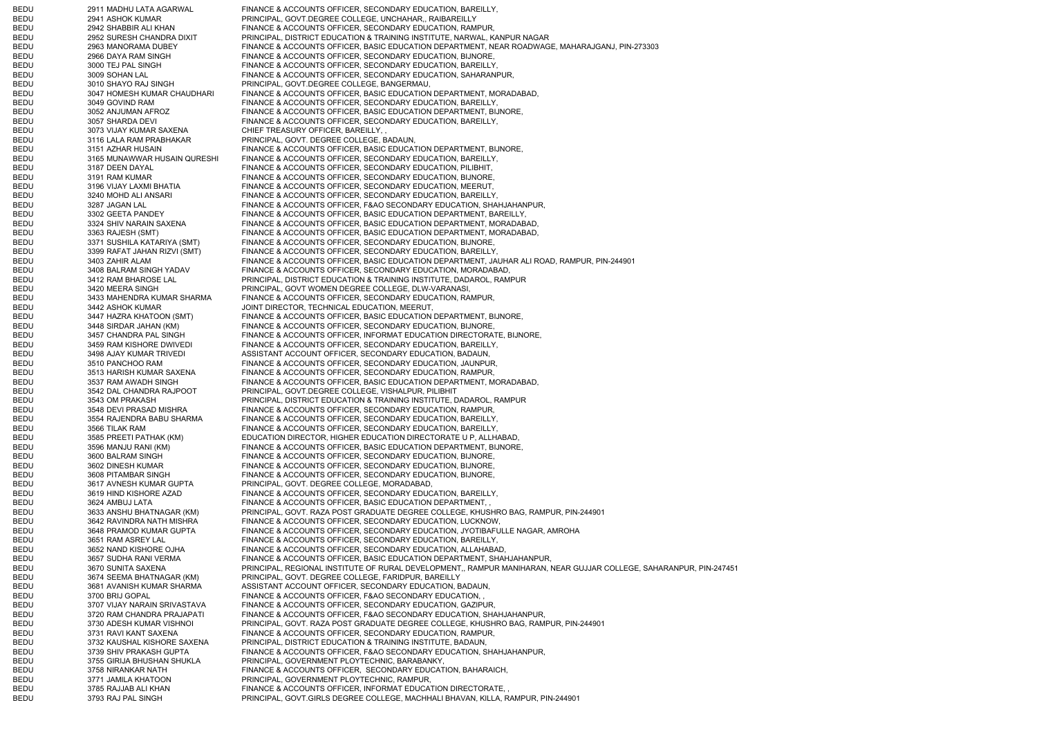| | | | |
|---|---|---|---|
| BEDU | 2911 | MADHU LATA AGARWAL | FINANCE & ACCOUNTS OFFICER, SECONDARY EDUCATION, BAREILLY, |
| BEDU | 2941 | ASHOK KUMAR | PRINCIPAL, GOVT.DEGREE COLLEGE, UNCHAHAR,, RAIBAREILLY |
| BEDU | 2942 | SHABBIR ALI KHAN | FINANCE & ACCOUNTS OFFICER, SECONDARY EDUCATION, RAMPUR, |
| BEDU | 2952 | SURESH CHANDRA DIXIT | PRINCIPAL, DISTRICT EDUCATION & TRAINING INSTITUTE, NARWAL, KANPUR NAGAR |
| BEDU | 2963 | MANORAMA DUBEY | FINANCE & ACCOUNTS OFFICER, BASIC EDUCATION DEPARTMENT, NEAR ROADWAGE, MAHARAJGANJ, PIN-273303 |
| BEDU | 2966 | DAYA RAM SINGH | FINANCE & ACCOUNTS OFFICER, SECONDARY EDUCATION, BIJNORE, |
| BEDU | 3000 | TEJ PAL SINGH | FINANCE & ACCOUNTS OFFICER, SECONDARY EDUCATION, BAREILLY, |
| BEDU | 3009 | SOHAN LAL | FINANCE & ACCOUNTS OFFICER, SECONDARY EDUCATION, SAHARANPUR, |
| BEDU | 3010 | SHAYO RAJ SINGH | PRINCIPAL, GOVT.DEGREE COLLEGE, BANGERMAU, |
| BEDU | 3047 | HOMESH KUMAR CHAUDHARI | FINANCE & ACCOUNTS OFFICER, BASIC EDUCATION DEPARTMENT, MORADABAD, |
| BEDU | 3049 | GOVIND RAM | FINANCE & ACCOUNTS OFFICER, SECONDARY EDUCATION, BAREILLY, |
| BEDU | 3052 | ANJUMAN AFROZ | FINANCE & ACCOUNTS OFFICER, BASIC EDUCATION DEPARTMENT, BIJNORE, |
| BEDU | 3057 | SHARDA DEVI | FINANCE & ACCOUNTS OFFICER, SECONDARY EDUCATION, BAREILLY, |
| BEDU | 3073 | VIJAY KUMAR SAXENA | CHIEF TREASURY OFFICER, BAREILLY, , |
| BEDU | 3116 | LALA RAM PRABHAKAR | PRINCIPAL, GOVT. DEGREE COLLEGE, BADAUN, |
| BEDU | 3151 | AZHAR HUSAIN | FINANCE & ACCOUNTS OFFICER, BASIC EDUCATION DEPARTMENT, BIJNORE, |
| BEDU | 3165 | MUNAWWAR HUSAIN QURESHI | FINANCE & ACCOUNTS OFFICER, SECONDARY EDUCATION, BAREILLY, |
| BEDU | 3187 | DEEN DAYAL | FINANCE & ACCOUNTS OFFICER, SECONDARY EDUCATION, PILIBHIT, |
| BEDU | 3191 | RAM KUMAR | FINANCE & ACCOUNTS OFFICER, SECONDARY EDUCATION, BIJNORE, |
| BEDU | 3196 | VIJAY LAXMI BHATIA | FINANCE & ACCOUNTS OFFICER, SECONDARY EDUCATION, MEERUT, |
| BEDU | 3240 | MOHD ALI ANSARI | FINANCE & ACCOUNTS OFFICER, SECONDARY EDUCATION, BAREILLY, |
| BEDU | 3287 | JAGAN LAL | FINANCE & ACCOUNTS OFFICER, F&AO SECONDARY EDUCATION, SHAHJAHANPUR, |
| BEDU | 3302 | GEETA PANDEY | FINANCE & ACCOUNTS OFFICER, BASIC EDUCATION DEPARTMENT, BAREILLY, |
| BEDU | 3324 | SHIV NARAIN SAXENA | FINANCE & ACCOUNTS OFFICER, BASIC EDUCATION DEPARTMENT, MORADABAD, |
| BEDU | 3363 | RAJESH (SMT) | FINANCE & ACCOUNTS OFFICER, BASIC EDUCATION DEPARTMENT, MORADABAD, |
| BEDU | 3371 | SUSHILA KATARIYA (SMT) | FINANCE & ACCOUNTS OFFICER, SECONDARY EDUCATION, BIJNORE, |
| BEDU | 3399 | RAFAT JAHAN RIZVI (SMT) | FINANCE & ACCOUNTS OFFICER, SECONDARY EDUCATION, BAREILLY, |
| BEDU | 3403 | ZAHIR ALAM | FINANCE & ACCOUNTS OFFICER, BASIC EDUCATION DEPARTMENT, JAUHAR ALI ROAD, RAMPUR, PIN-244901 |
| BEDU | 3408 | BALRAM SINGH YADAV | FINANCE & ACCOUNTS OFFICER, SECONDARY EDUCATION, MORADABAD, |
| BEDU | 3412 | RAM BHAROSE LAL | PRINCIPAL, DISTRICT EDUCATION & TRAINING INSTITUTE, DADAROL, RAMPUR |
| BEDU | 3420 | MEERA SINGH | PRINCIPAL, GOVT WOMEN DEGREE COLLEGE, DLW-VARANASI, |
| BEDU | 3433 | MAHENDRA KUMAR SHARMA | FINANCE & ACCOUNTS OFFICER, SECONDARY EDUCATION, RAMPUR, |
| BEDU | 3442 | ASHOK KUMAR | JOINT DIRECTOR, TECHNICAL EDUCATION, MEERUT, |
| BEDU | 3447 | HAZRA KHATOON (SMT) | FINANCE & ACCOUNTS OFFICER, BASIC EDUCATION DEPARTMENT, BIJNORE, |
| BEDU | 3448 | SIRDAR JAHAN (KM) | FINANCE & ACCOUNTS OFFICER, SECONDARY EDUCATION, BIJNORE, |
| BEDU | 3457 | CHANDRA PAL SINGH | FINANCE & ACCOUNTS OFFICER, INFORMAT EDUCATION DIRECTORATE, BIJNORE, |
| BEDU | 3459 | RAM KISHORE DWIVEDI | FINANCE & ACCOUNTS OFFICER, SECONDARY EDUCATION, BAREILLY, |
| BEDU | 3498 | AJAY KUMAR TRIVEDI | ASSISTANT ACCOUNT OFFICER, SECONDARY EDUCATION, BADAUN, |
| BEDU | 3510 | PANCHOO RAM | FINANCE & ACCOUNTS OFFICER, SECONDARY EDUCATION, JAUNPUR, |
| BEDU | 3513 | HARISH KUMAR SAXENA | FINANCE & ACCOUNTS OFFICER, SECONDARY EDUCATION, RAMPUR, |
| BEDU | 3537 | RAM AWADH SINGH | FINANCE & ACCOUNTS OFFICER, BASIC EDUCATION DEPARTMENT, MORADABAD, |
| BEDU | 3542 | DAL CHANDRA RAJPOOT | PRINCIPAL, GOVT.DEGREE COLLEGE, VISHALPUR, PILIBHIT |
| BEDU | 3543 | OM PRAKASH | PRINCIPAL, DISTRICT EDUCATION & TRAINING INSTITUTE, DADAROL, RAMPUR |
| BEDU | 3548 | DEVI PRASAD MISHRA | FINANCE & ACCOUNTS OFFICER, SECONDARY EDUCATION, RAMPUR, |
| BEDU | 3554 | RAJENDRA BABU SHARMA | FINANCE & ACCOUNTS OFFICER, SECONDARY EDUCATION, BAREILLY, |
| BEDU | 3566 | TILAK RAM | FINANCE & ACCOUNTS OFFICER, SECONDARY EDUCATION, BAREILLY, |
| BEDU | 3585 | PREETI PATHAK (KM) | EDUCATION DIRECTOR, HIGHER EDUCATION DIRECTORATE U P, ALLHABAD, |
| BEDU | 3596 | MANJU RANI (KM) | FINANCE & ACCOUNTS OFFICER, BASIC EDUCATION DEPARTMENT, BIJNORE, |
| BEDU | 3600 | BALRAM SINGH | FINANCE & ACCOUNTS OFFICER, SECONDARY EDUCATION, BIJNORE, |
| BEDU | 3602 | DINESH KUMAR | FINANCE & ACCOUNTS OFFICER, SECONDARY EDUCATION, BIJNORE, |
| BEDU | 3608 | PITAMBAR SINGH | FINANCE & ACCOUNTS OFFICER, SECONDARY EDUCATION, BIJNORE, |
| BEDU | 3617 | AVNESH KUMAR GUPTA | PRINCIPAL, GOVT. DEGREE COLLEGE, MORADABAD, |
| BEDU | 3619 | HIND KISHORE AZAD | FINANCE & ACCOUNTS OFFICER, SECONDARY EDUCATION, BAREILLY, |
| BEDU | 3624 | AMBUJ LATA | FINANCE & ACCOUNTS OFFICER, BASIC EDUCATION DEPARTMENT, , |
| BEDU | 3633 | ANSHU BHATNAGAR (KM) | PRINCIPAL, GOVT. RAZA POST GRADUATE DEGREE COLLEGE, KHUSHRO BAG, RAMPUR, PIN-244901 |
| BEDU | 3642 | RAVINDRA NATH MISHRA | FINANCE & ACCOUNTS OFFICER, SECONDARY EDUCATION, LUCKNOW, |
| BEDU | 3648 | PRAMOD KUMAR GUPTA | FINANCE & ACCOUNTS OFFICER, SECONDARY EDUCATION, JYOTIBAFULLE NAGAR, AMROHA |
| BEDU | 3651 | RAM ASREY LAL | FINANCE & ACCOUNTS OFFICER, SECONDARY EDUCATION, BAREILLY, |
| BEDU | 3652 | NAND KISHORE OJHA | FINANCE & ACCOUNTS OFFICER, SECONDARY EDUCATION, ALLAHABAD, |
| BEDU | 3657 | SUDHA RANI VERMA | FINANCE & ACCOUNTS OFFICER, BASIC EDUCATION DEPARTMENT, SHAHJAHANPUR, |
| BEDU | 3670 | SUNITA SAXENA | PRINCIPAL, REGIONAL INSTITUTE OF RURAL DEVELOPMENT,, RAMPUR MANIHARAN, NEAR GUJJAR COLLEGE, SAHARANPUR, PIN-247451 |
| BEDU | 3674 | SEEMA BHATNAGAR (KM) | PRINCIPAL, GOVT. DEGREE COLLEGE, FARIDPUR, BAREILLY |
| BEDU | 3681 | AVANISH KUMAR SHARMA | ASSISTANT ACCOUNT OFFICER, SECONDARY EDUCATION, BADAUN, |
| BEDU | 3700 | BRIJ GOPAL | FINANCE & ACCOUNTS OFFICER, F&AO SECONDARY EDUCATION, , |
| BEDU | 3707 | VIJAY NARAIN SRIVASTAVA | FINANCE & ACCOUNTS OFFICER, SECONDARY EDUCATION, GAZIPUR, |
| BEDU | 3720 | RAM CHANDRA PRAJAPATI | FINANCE & ACCOUNTS OFFICER, F&AO SECONDARY EDUCATION, SHAHJAHANPUR, |
| BEDU | 3730 | ADESH KUMAR VISHNOI | PRINCIPAL, GOVT. RAZA POST GRADUATE DEGREE COLLEGE, KHUSHRO BAG, RAMPUR, PIN-244901 |
| BEDU | 3731 | RAVI KANT SAXENA | FINANCE & ACCOUNTS OFFICER, SECONDARY EDUCATION, RAMPUR, |
| BEDU | 3732 | KAUSHAL KISHORE SAXENA | PRINCIPAL, DISTRICT EDUCATION & TRAINING INSTITUTE, BADAUN, |
| BEDU | 3739 | SHIV PRAKASH GUPTA | FINANCE & ACCOUNTS OFFICER, F&AO SECONDARY EDUCATION, SHAHJAHANPUR, |
| BEDU | 3755 | GIRIJA BHUSHAN SHUKLA | PRINCIPAL, GOVERNMENT PLOYTECHNIC, BARABANKY, |
| BEDU | 3758 | NIRANKAR NATH | FINANCE & ACCOUNTS OFFICER, SECONDARY EDUCATION, BAHARAICH, |
| BEDU | 3771 | JAMILA KHATOON | PRINCIPAL, GOVERNMENT PLOYTECHNIC, RAMPUR, |
| BEDU | 3785 | RAJJAB ALI KHAN | FINANCE & ACCOUNTS OFFICER, INFORMAT EDUCATION DIRECTORATE, , |
| BEDU | 3793 | RAJ PAL SINGH | PRINCIPAL, GOVT.GIRLS DEGREE COLLEGE, MACHHALI BHAVAN, KILLA, RAMPUR, PIN-244901 |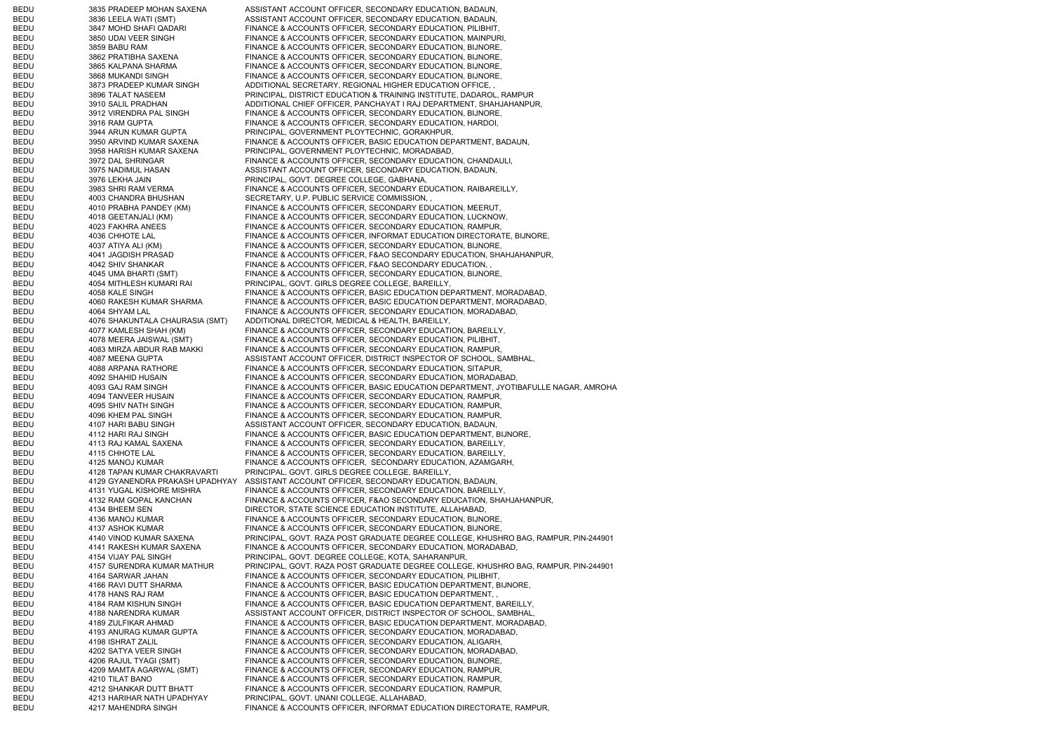| | | | |
|---|---|---|---|
| BEDU | 3835 | PRADEEP MOHAN SAXENA | ASSISTANT ACCOUNT OFFICER, SECONDARY EDUCATION, BADAUN, |
| BEDU | 3836 | LEELA WATI (SMT) | ASSISTANT ACCOUNT OFFICER, SECONDARY EDUCATION, BADAUN, |
| BEDU | 3847 | MOHD SHAFI QADARI | FINANCE & ACCOUNTS OFFICER, SECONDARY EDUCATION, PILIBHIT, |
| BEDU | 3850 | UDAI VEER SINGH | FINANCE & ACCOUNTS OFFICER, SECONDARY EDUCATION, MAINPURI, |
| BEDU | 3859 | BABU RAM | FINANCE & ACCOUNTS OFFICER, SECONDARY EDUCATION, BIJNORE, |
| BEDU | 3862 | PRATIBHA SAXENA | FINANCE & ACCOUNTS OFFICER, SECONDARY EDUCATION, BIJNORE, |
| BEDU | 3865 | KALPANA SHARMA | FINANCE & ACCOUNTS OFFICER, SECONDARY EDUCATION, BIJNORE, |
| BEDU | 3868 | MUKANDI SINGH | FINANCE & ACCOUNTS OFFICER, SECONDARY EDUCATION, BIJNORE, |
| BEDU | 3873 | PRADEEP KUMAR SINGH | ADDITIONAL SECRETARY, REGIONAL HIGHER EDUCATION OFFICE, , |
| BEDU | 3896 | TALAT NASEEM | PRINCIPAL, DISTRICT EDUCATION & TRAINING INSTITUTE, DADAROL, RAMPUR |
| BEDU | 3910 | SALIL PRADHAN | ADDITIONAL CHIEF OFFICER, PANCHAYAT I RAJ DEPARTMENT, SHAHJAHANPUR, |
| BEDU | 3912 | VIRENDRA PAL SINGH | FINANCE & ACCOUNTS OFFICER, SECONDARY EDUCATION, BIJNORE, |
| BEDU | 3916 | RAM GUPTA | FINANCE & ACCOUNTS OFFICER, SECONDARY EDUCATION, HARDOI, |
| BEDU | 3944 | ARUN KUMAR GUPTA | PRINCIPAL, GOVERNMENT PLOYTECHNIC, GORAKHPUR, |
| BEDU | 3950 | ARVIND KUMAR SAXENA | FINANCE & ACCOUNTS OFFICER, BASIC EDUCATION DEPARTMENT, BADAUN, |
| BEDU | 3958 | HARISH KUMAR SAXENA | PRINCIPAL, GOVERNMENT PLOYTECHNIC, MORADABAD, |
| BEDU | 3972 | DAL SHRINGAR | FINANCE & ACCOUNTS OFFICER, SECONDARY EDUCATION, CHANDAULI, |
| BEDU | 3975 | NADIMUL HASAN | ASSISTANT ACCOUNT OFFICER, SECONDARY EDUCATION, BADAUN, |
| BEDU | 3976 | LEKHA JAIN | PRINCIPAL, GOVT. DEGREE COLLEGE, GABHANA, |
| BEDU | 3983 | SHRI RAM VERMA | FINANCE & ACCOUNTS OFFICER, SECONDARY EDUCATION, RAIBAREILLY, |
| BEDU | 4003 | CHANDRA BHUSHAN | SECRETARY, U.P. PUBLIC SERVICE COMMISSION, , |
| BEDU | 4010 | PRABHA PANDEY (KM) | FINANCE & ACCOUNTS OFFICER, SECONDARY EDUCATION, MEERUT, |
| BEDU | 4018 | GEETANJALI (KM) | FINANCE & ACCOUNTS OFFICER, SECONDARY EDUCATION, LUCKNOW, |
| BEDU | 4023 | FAKHRA ANEES | FINANCE & ACCOUNTS OFFICER, SECONDARY EDUCATION, RAMPUR, |
| BEDU | 4036 | CHHOTE LAL | FINANCE & ACCOUNTS OFFICER, INFORMAT EDUCATION DIRECTORATE, BIJNORE, |
| BEDU | 4037 | ATIYA ALI (KM) | FINANCE & ACCOUNTS OFFICER, SECONDARY EDUCATION, BIJNORE, |
| BEDU | 4041 | JAGDISH PRASAD | FINANCE & ACCOUNTS OFFICER, F&AO SECONDARY EDUCATION, SHAHJAHANPUR, |
| BEDU | 4042 | SHIV SHANKAR | FINANCE & ACCOUNTS OFFICER, F&AO SECONDARY EDUCATION, , |
| BEDU | 4045 | UMA BHARTI (SMT) | FINANCE & ACCOUNTS OFFICER, SECONDARY EDUCATION, BIJNORE, |
| BEDU | 4054 | MITHLESH KUMARI RAI | PRINCIPAL, GOVT. GIRLS DEGREE COLLEGE, BAREILLY, |
| BEDU | 4058 | KALE SINGH | FINANCE & ACCOUNTS OFFICER, BASIC EDUCATION DEPARTMENT, MORADABAD, |
| BEDU | 4060 | RAKESH KUMAR SHARMA | FINANCE & ACCOUNTS OFFICER, BASIC EDUCATION DEPARTMENT, MORADABAD, |
| BEDU | 4064 | SHYAM LAL | FINANCE & ACCOUNTS OFFICER, SECONDARY EDUCATION, MORADABAD, |
| BEDU | 4076 | SHAKUNTALA CHAURASIA (SMT) | ADDITIONAL DIRECTOR, MEDICAL & HEALTH, BAREILLY, |
| BEDU | 4077 | KAMLESH SHAH (KM) | FINANCE & ACCOUNTS OFFICER, SECONDARY EDUCATION, BAREILLY, |
| BEDU | 4078 | MEERA JAISWAL (SMT) | FINANCE & ACCOUNTS OFFICER, SECONDARY EDUCATION, PILIBHIT, |
| BEDU | 4083 | MIRZA ABDUR RAB MAKKI | FINANCE & ACCOUNTS OFFICER, SECONDARY EDUCATION, RAMPUR, |
| BEDU | 4087 | MEENA GUPTA | ASSISTANT ACCOUNT OFFICER, DISTRICT INSPECTOR OF SCHOOL, SAMBHAL, |
| BEDU | 4088 | ARPANA RATHORE | FINANCE & ACCOUNTS OFFICER, SECONDARY EDUCATION, SITAPUR, |
| BEDU | 4092 | SHAHID HUSAIN | FINANCE & ACCOUNTS OFFICER, SECONDARY EDUCATION, MORADABAD, |
| BEDU | 4093 | GAJ RAM SINGH | FINANCE & ACCOUNTS OFFICER, BASIC EDUCATION DEPARTMENT, JYOTIBAFULLE NAGAR, AMROHA |
| BEDU | 4094 | TANVEER HUSAIN | FINANCE & ACCOUNTS OFFICER, SECONDARY EDUCATION, RAMPUR, |
| BEDU | 4095 | SHIV NATH SINGH | FINANCE & ACCOUNTS OFFICER, SECONDARY EDUCATION, RAMPUR, |
| BEDU | 4096 | KHEM PAL SINGH | FINANCE & ACCOUNTS OFFICER, SECONDARY EDUCATION, RAMPUR, |
| BEDU | 4107 | HARI BABU SINGH | ASSISTANT ACCOUNT OFFICER, SECONDARY EDUCATION, BADAUN, |
| BEDU | 4112 | HARI RAJ SINGH | FINANCE & ACCOUNTS OFFICER, BASIC EDUCATION DEPARTMENT, BIJNORE, |
| BEDU | 4113 | RAJ KAMAL SAXENA | FINANCE & ACCOUNTS OFFICER, SECONDARY EDUCATION, BAREILLY, |
| BEDU | 4115 | CHHOTE LAL | FINANCE & ACCOUNTS OFFICER, SECONDARY EDUCATION, BAREILLY, |
| BEDU | 4125 | MANOJ KUMAR | FINANCE & ACCOUNTS OFFICER, SECONDARY EDUCATION, AZAMGARH, |
| BEDU | 4128 | TAPAN KUMAR CHAKRAVARTI | PRINCIPAL, GOVT. GIRLS DEGREE COLLEGE, BAREILLY, |
| BEDU | 4129 | GYANENDRA PRAKASH UPADHYAY | ASSISTANT ACCOUNT OFFICER, SECONDARY EDUCATION, BADAUN, |
| BEDU | 4131 | YUGAL KISHORE MISHRA | FINANCE & ACCOUNTS OFFICER, SECONDARY EDUCATION, BAREILLY, |
| BEDU | 4132 | RAM GOPAL KANCHAN | FINANCE & ACCOUNTS OFFICER, F&AO SECONDARY EDUCATION, SHAHJAHANPUR, |
| BEDU | 4134 | BHEEM SEN | DIRECTOR, STATE SCIENCE EDUCATION INSTITUTE, ALLAHABAD, |
| BEDU | 4136 | MANOJ KUMAR | FINANCE & ACCOUNTS OFFICER, SECONDARY EDUCATION, BIJNORE, |
| BEDU | 4137 | ASHOK KUMAR | FINANCE & ACCOUNTS OFFICER, SECONDARY EDUCATION, BIJNORE, |
| BEDU | 4140 | VINOD KUMAR SAXENA | PRINCIPAL, GOVT. RAZA POST GRADUATE DEGREE COLLEGE, KHUSHRO BAG, RAMPUR, PIN-244901 |
| BEDU | 4141 | RAKESH KUMAR SAXENA | FINANCE & ACCOUNTS OFFICER, SECONDARY EDUCATION, MORADABAD, |
| BEDU | 4154 | VIJAY PAL SINGH | PRINCIPAL, GOVT. DEGREE COLLEGE, KOTA, SAHARANPUR, |
| BEDU | 4157 | SURENDRA KUMAR MATHUR | PRINCIPAL, GOVT. RAZA POST GRADUATE DEGREE COLLEGE, KHUSHRO BAG, RAMPUR, PIN-244901 |
| BEDU | 4164 | SARWAR JAHAN | FINANCE & ACCOUNTS OFFICER, SECONDARY EDUCATION, PILIBHIT, |
| BEDU | 4166 | RAVI DUTT SHARMA | FINANCE & ACCOUNTS OFFICER, BASIC EDUCATION DEPARTMENT, BIJNORE, |
| BEDU | 4178 | HANS RAJ RAM | FINANCE & ACCOUNTS OFFICER, BASIC EDUCATION DEPARTMENT, , |
| BEDU | 4184 | RAM KISHUN SINGH | FINANCE & ACCOUNTS OFFICER, BASIC EDUCATION DEPARTMENT, BAREILLY, |
| BEDU | 4188 | NARENDRA KUMAR | ASSISTANT ACCOUNT OFFICER, DISTRICT INSPECTOR OF SCHOOL, SAMBHAL, |
| BEDU | 4189 | ZULFIKAR AHMAD | FINANCE & ACCOUNTS OFFICER, BASIC EDUCATION DEPARTMENT, MORADABAD, |
| BEDU | 4193 | ANURAG KUMAR GUPTA | FINANCE & ACCOUNTS OFFICER, SECONDARY EDUCATION, MORADABAD, |
| BEDU | 4198 | ISHRAT ZALIL | FINANCE & ACCOUNTS OFFICER, SECONDARY EDUCATION, ALIGARH, |
| BEDU | 4202 | SATYA VEER SINGH | FINANCE & ACCOUNTS OFFICER, SECONDARY EDUCATION, MORADABAD, |
| BEDU | 4206 | RAJUL TYAGI (SMT) | FINANCE & ACCOUNTS OFFICER, SECONDARY EDUCATION, BIJNORE, |
| BEDU | 4209 | MAMTA AGARWAL (SMT) | FINANCE & ACCOUNTS OFFICER, SECONDARY EDUCATION, RAMPUR, |
| BEDU | 4210 | TILAT BANO | FINANCE & ACCOUNTS OFFICER, SECONDARY EDUCATION, RAMPUR, |
| BEDU | 4212 | SHANKAR DUTT BHATT | FINANCE & ACCOUNTS OFFICER, SECONDARY EDUCATION, RAMPUR, |
| BEDU | 4213 | HARIHAR NATH UPADHYAY | PRINCIPAL, GOVT. UNANI COLLEGE, ALLAHABAD, |
| BEDU | 4217 | MAHENDRA SINGH | FINANCE & ACCOUNTS OFFICER, INFORMAT EDUCATION DIRECTORATE, RAMPUR, |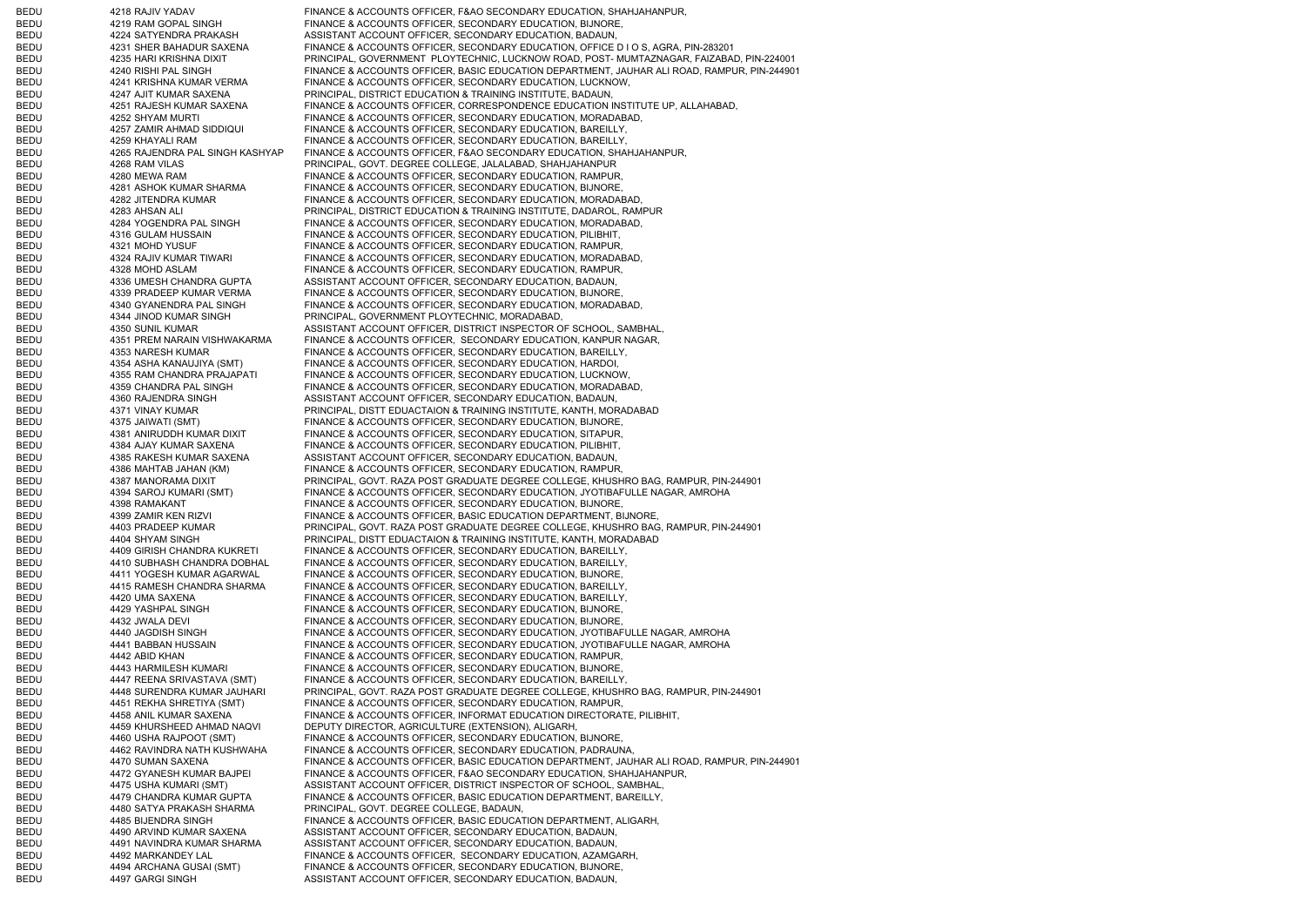| | | | |
|---|---|---|---|
| BEDU | 4218 | RAJIV YADAV | FINANCE & ACCOUNTS OFFICER, F&AO SECONDARY EDUCATION, SHAHJAHANPUR, |
| BEDU | 4219 | RAM GOPAL SINGH | FINANCE & ACCOUNTS OFFICER, SECONDARY EDUCATION, BIJNORE, |
| BEDU | 4224 | SATYENDRA PRAKASH | ASSISTANT ACCOUNT OFFICER, SECONDARY EDUCATION, BADAUN, |
| BEDU | 4231 | SHER BAHADUR SAXENA | FINANCE & ACCOUNTS OFFICER, SECONDARY EDUCATION, OFFICE D I O S, AGRA, PIN-283201 |
| BEDU | 4235 | HARI KRISHNA DIXIT | PRINCIPAL, GOVERNMENT PLOYTECHNIC, LUCKNOW ROAD, POST- MUMTAZNAGAR, FAIZABAD, PIN-224001 |
| BEDU | 4240 | RISHI PAL SINGH | FINANCE & ACCOUNTS OFFICER, BASIC EDUCATION DEPARTMENT, JAUHAR ALI ROAD, RAMPUR, PIN-244901 |
| BEDU | 4241 | KRISHNA KUMAR VERMA | FINANCE & ACCOUNTS OFFICER, SECONDARY EDUCATION, LUCKNOW, |
| BEDU | 4247 | AJIT KUMAR SAXENA | PRINCIPAL, DISTRICT EDUCATION & TRAINING INSTITUTE, BADAUN, |
| BEDU | 4251 | RAJESH KUMAR SAXENA | FINANCE & ACCOUNTS OFFICER, CORRESPONDENCE EDUCATION INSTITUTE UP, ALLAHABAD, |
| BEDU | 4252 | SHYAM MURTI | FINANCE & ACCOUNTS OFFICER, SECONDARY EDUCATION, MORADABAD, |
| BEDU | 4257 | ZAMIR AHMAD SIDDIQUI | FINANCE & ACCOUNTS OFFICER, SECONDARY EDUCATION, BAREILLY, |
| BEDU | 4259 | KHAYALI RAM | FINANCE & ACCOUNTS OFFICER, SECONDARY EDUCATION, BAREILLY, |
| BEDU | 4265 | RAJENDRA PAL SINGH KASHYAP | FINANCE & ACCOUNTS OFFICER, F&AO SECONDARY EDUCATION, SHAHJAHANPUR, |
| BEDU | 4268 | RAM VILAS | PRINCIPAL, GOVT. DEGREE COLLEGE, JALALABAD, SHAHJAHANPUR |
| BEDU | 4280 | MEWA RAM | FINANCE & ACCOUNTS OFFICER, SECONDARY EDUCATION, RAMPUR, |
| BEDU | 4281 | ASHOK KUMAR SHARMA | FINANCE & ACCOUNTS OFFICER, SECONDARY EDUCATION, BIJNORE, |
| BEDU | 4282 | JITENDRA KUMAR | FINANCE & ACCOUNTS OFFICER, SECONDARY EDUCATION, MORADABAD, |
| BEDU | 4283 | AHSAN ALI | PRINCIPAL, DISTRICT EDUCATION & TRAINING INSTITUTE, DADAROL, RAMPUR |
| BEDU | 4284 | YOGENDRA PAL SINGH | FINANCE & ACCOUNTS OFFICER, SECONDARY EDUCATION, MORADABAD, |
| BEDU | 4316 | GULAM HUSSAIN | FINANCE & ACCOUNTS OFFICER, SECONDARY EDUCATION, PILIBHIT, |
| BEDU | 4321 | MOHD YUSUF | FINANCE & ACCOUNTS OFFICER, SECONDARY EDUCATION, RAMPUR, |
| BEDU | 4324 | RAJIV KUMAR TIWARI | FINANCE & ACCOUNTS OFFICER, SECONDARY EDUCATION, MORADABAD, |
| BEDU | 4328 | MOHD ASLAM | FINANCE & ACCOUNTS OFFICER, SECONDARY EDUCATION, RAMPUR, |
| BEDU | 4336 | UMESH CHANDRA GUPTA | ASSISTANT ACCOUNT OFFICER, SECONDARY EDUCATION, BADAUN, |
| BEDU | 4339 | PRADEEP KUMAR VERMA | FINANCE & ACCOUNTS OFFICER, SECONDARY EDUCATION, BIJNORE, |
| BEDU | 4340 | GYANENDRA PAL SINGH | FINANCE & ACCOUNTS OFFICER, SECONDARY EDUCATION, MORADABAD, |
| BEDU | 4344 | JINOD KUMAR SINGH | PRINCIPAL, GOVERNMENT PLOYTECHNIC, MORADABAD, |
| BEDU | 4350 | SUNIL KUMAR | ASSISTANT ACCOUNT OFFICER, DISTRICT INSPECTOR OF SCHOOL, SAMBHAL, |
| BEDU | 4351 | PREM NARAIN VISHWAKARMA | FINANCE & ACCOUNTS OFFICER, SECONDARY EDUCATION, KANPUR NAGAR, |
| BEDU | 4353 | NARESH KUMAR | FINANCE & ACCOUNTS OFFICER, SECONDARY EDUCATION, BAREILLY, |
| BEDU | 4354 | ASHA KANAUJIYA (SMT) | FINANCE & ACCOUNTS OFFICER, SECONDARY EDUCATION, HARDOI, |
| BEDU | 4355 | RAM CHANDRA PRAJAPATI | FINANCE & ACCOUNTS OFFICER, SECONDARY EDUCATION, LUCKNOW, |
| BEDU | 4359 | CHANDRA PAL SINGH | FINANCE & ACCOUNTS OFFICER, SECONDARY EDUCATION, MORADABAD, |
| BEDU | 4360 | RAJENDRA SINGH | ASSISTANT ACCOUNT OFFICER, SECONDARY EDUCATION, BADAUN, |
| BEDU | 4371 | VINAY KUMAR | PRINCIPAL, DISTT EDUACTAION & TRAINING INSTITUTE, KANTH, MORADABAD |
| BEDU | 4375 | JAIWATI (SMT) | FINANCE & ACCOUNTS OFFICER, SECONDARY EDUCATION, BIJNORE, |
| BEDU | 4381 | ANIRUDDH KUMAR DIXIT | FINANCE & ACCOUNTS OFFICER, SECONDARY EDUCATION, SITAPUR, |
| BEDU | 4384 | AJAY KUMAR SAXENA | FINANCE & ACCOUNTS OFFICER, SECONDARY EDUCATION, PILIBHIT, |
| BEDU | 4385 | RAKESH KUMAR SAXENA | ASSISTANT ACCOUNT OFFICER, SECONDARY EDUCATION, BADAUN, |
| BEDU | 4386 | MAHTAB JAHAN (KM) | FINANCE & ACCOUNTS OFFICER, SECONDARY EDUCATION, RAMPUR, |
| BEDU | 4387 | MANORAMA DIXIT | PRINCIPAL, GOVT. RAZA POST GRADUATE DEGREE COLLEGE, KHUSHRO BAG, RAMPUR, PIN-244901 |
| BEDU | 4394 | SAROJ KUMARI (SMT) | FINANCE & ACCOUNTS OFFICER, SECONDARY EDUCATION, JYOTIBAFULLE NAGAR, AMROHA |
| BEDU | 4398 | RAMAKANT | FINANCE & ACCOUNTS OFFICER, SECONDARY EDUCATION, BIJNORE, |
| BEDU | 4399 | ZAMIR KEN RIZVI | FINANCE & ACCOUNTS OFFICER, BASIC EDUCATION DEPARTMENT, BIJNORE, |
| BEDU | 4403 | PRADEEP KUMAR | PRINCIPAL, GOVT. RAZA POST GRADUATE DEGREE COLLEGE, KHUSHRO BAG, RAMPUR, PIN-244901 |
| BEDU | 4404 | SHYAM SINGH | PRINCIPAL, DISTT EDUACTAION & TRAINING INSTITUTE, KANTH, MORADABAD |
| BEDU | 4409 | GIRISH CHANDRA KUKRETI | FINANCE & ACCOUNTS OFFICER, SECONDARY EDUCATION, BAREILLY, |
| BEDU | 4410 | SUBHASH CHANDRA DOBHAL | FINANCE & ACCOUNTS OFFICER, SECONDARY EDUCATION, BAREILLY, |
| BEDU | 4411 | YOGESH KUMAR AGARWAL | FINANCE & ACCOUNTS OFFICER, SECONDARY EDUCATION, BIJNORE, |
| BEDU | 4415 | RAMESH CHANDRA SHARMA | FINANCE & ACCOUNTS OFFICER, SECONDARY EDUCATION, BAREILLY, |
| BEDU | 4420 | UMA SAXENA | FINANCE & ACCOUNTS OFFICER, SECONDARY EDUCATION, BAREILLY, |
| BEDU | 4429 | YASHPAL SINGH | FINANCE & ACCOUNTS OFFICER, SECONDARY EDUCATION, BIJNORE, |
| BEDU | 4432 | JWALA DEVI | FINANCE & ACCOUNTS OFFICER, SECONDARY EDUCATION, BIJNORE, |
| BEDU | 4440 | JAGDISH SINGH | FINANCE & ACCOUNTS OFFICER, SECONDARY EDUCATION, JYOTIBAFULLE NAGAR, AMROHA |
| BEDU | 4441 | BABBAN HUSSAIN | FINANCE & ACCOUNTS OFFICER, SECONDARY EDUCATION, JYOTIBAFULLE NAGAR, AMROHA |
| BEDU | 4442 | ABID KHAN | FINANCE & ACCOUNTS OFFICER, SECONDARY EDUCATION, RAMPUR, |
| BEDU | 4443 | HARMILESH KUMARI | FINANCE & ACCOUNTS OFFICER, SECONDARY EDUCATION, BIJNORE, |
| BEDU | 4447 | REENA SRIVASTAVA (SMT) | FINANCE & ACCOUNTS OFFICER, SECONDARY EDUCATION, BAREILLY, |
| BEDU | 4448 | SURENDRA KUMAR JAUHARI | PRINCIPAL, GOVT. RAZA POST GRADUATE DEGREE COLLEGE, KHUSHRO BAG, RAMPUR, PIN-244901 |
| BEDU | 4451 | REKHA SHRETIYA (SMT) | FINANCE & ACCOUNTS OFFICER, SECONDARY EDUCATION, RAMPUR, |
| BEDU | 4458 | ANIL KUMAR SAXENA | FINANCE & ACCOUNTS OFFICER, INFORMAT EDUCATION DIRECTORATE, PILIBHIT, |
| BEDU | 4459 | KHURSHEED AHMAD NAQVI | DEPUTY DIRECTOR, AGRICULTURE (EXTENSION), ALIGARH, |
| BEDU | 4460 | USHA RAJPOOT (SMT) | FINANCE & ACCOUNTS OFFICER, SECONDARY EDUCATION, BIJNORE, |
| BEDU | 4462 | RAVINDRA NATH KUSHWAHA | FINANCE & ACCOUNTS OFFICER, SECONDARY EDUCATION, PADRAUNA, |
| BEDU | 4470 | SUMAN SAXENA | FINANCE & ACCOUNTS OFFICER, BASIC EDUCATION DEPARTMENT, JAUHAR ALI ROAD, RAMPUR, PIN-244901 |
| BEDU | 4472 | GYANESH KUMAR BAJPEI | FINANCE & ACCOUNTS OFFICER, F&AO SECONDARY EDUCATION, SHAHJAHANPUR, |
| BEDU | 4475 | USHA KUMARI (SMT) | ASSISTANT ACCOUNT OFFICER, DISTRICT INSPECTOR OF SCHOOL, SAMBHAL, |
| BEDU | 4479 | CHANDRA KUMAR GUPTA | FINANCE & ACCOUNTS OFFICER, BASIC EDUCATION DEPARTMENT, BAREILLY, |
| BEDU | 4480 | SATYA PRAKASH SHARMA | PRINCIPAL, GOVT. DEGREE COLLEGE, BADAUN, |
| BEDU | 4485 | BIJENDRA SINGH | FINANCE & ACCOUNTS OFFICER, BASIC EDUCATION DEPARTMENT, ALIGARH, |
| BEDU | 4490 | ARVIND KUMAR SAXENA | ASSISTANT ACCOUNT OFFICER, SECONDARY EDUCATION, BADAUN, |
| BEDU | 4491 | NAVINDRA KUMAR SHARMA | ASSISTANT ACCOUNT OFFICER, SECONDARY EDUCATION, BADAUN, |
| BEDU | 4492 | MARKANDEY LAL | FINANCE & ACCOUNTS OFFICER, SECONDARY EDUCATION, AZAMGARH, |
| BEDU | 4494 | ARCHANA GUSAI (SMT) | FINANCE & ACCOUNTS OFFICER, SECONDARY EDUCATION, BIJNORE, |
| BEDU | 4497 | GARGI SINGH | ASSISTANT ACCOUNT OFFICER, SECONDARY EDUCATION, BADAUN, |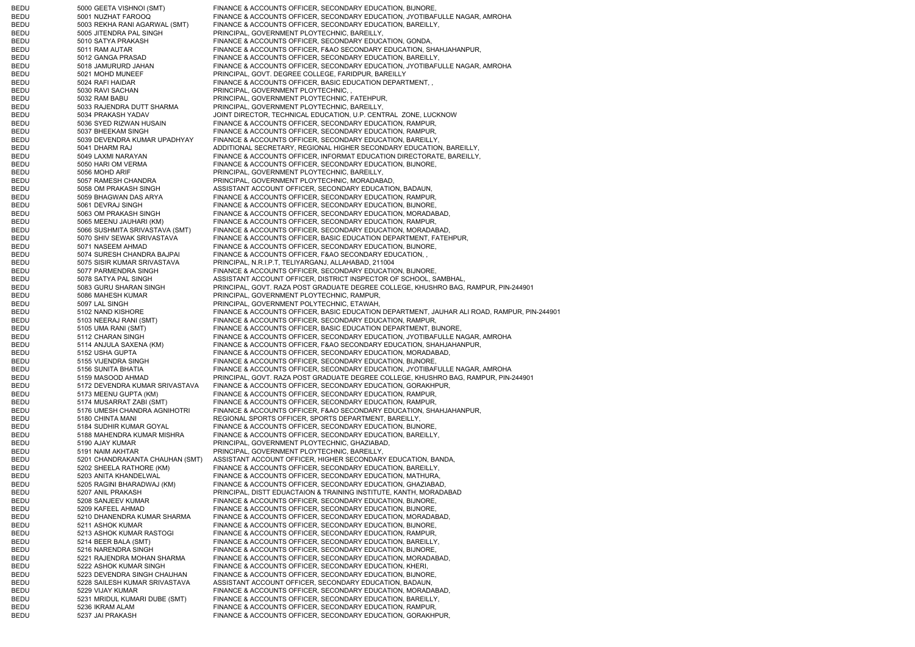| | | | |
|---|---|---|---|
| BEDU | 5000 | GEETA VISHNOI (SMT) | FINANCE & ACCOUNTS OFFICER, SECONDARY EDUCATION, BIJNORE, |
| BEDU | 5001 | NUZHAT FAROOQ | FINANCE & ACCOUNTS OFFICER, SECONDARY EDUCATION, JYOTIBAFULLE NAGAR, AMROHA |
| BEDU | 5003 | REKHA RANI AGARWAL (SMT) | FINANCE & ACCOUNTS OFFICER, SECONDARY EDUCATION, BAREILLY, |
| BEDU | 5005 | JITENDRA PAL SINGH | PRINCIPAL, GOVERNMENT PLOYTECHNIC, BAREILLY, |
| BEDU | 5010 | SATYA PRAKASH | FINANCE & ACCOUNTS OFFICER, SECONDARY EDUCATION, GONDA, |
| BEDU | 5011 | RAM AUTAR | FINANCE & ACCOUNTS OFFICER, F&AO SECONDARY EDUCATION, SHAHJAHANPUR, |
| BEDU | 5012 | GANGA PRASAD | FINANCE & ACCOUNTS OFFICER, SECONDARY EDUCATION, BAREILLY, |
| BEDU | 5018 | JAMURURD JAHAN | FINANCE & ACCOUNTS OFFICER, SECONDARY EDUCATION, JYOTIBAFULLE NAGAR, AMROHA |
| BEDU | 5021 | MOHD MUNEEF | PRINCIPAL, GOVT. DEGREE COLLEGE, FARIDPUR, BAREILLY |
| BEDU | 5024 | RAFI HAIDAR | FINANCE & ACCOUNTS OFFICER, BASIC EDUCATION DEPARTMENT, , |
| BEDU | 5030 | RAVI SACHAN | PRINCIPAL, GOVERNMENT PLOYTECHNIC, , |
| BEDU | 5032 | RAM BABU | PRINCIPAL, GOVERNMENT PLOYTECHNIC, FATEHPUR, |
| BEDU | 5033 | RAJENDRA DUTT SHARMA | PRINCIPAL, GOVERNMENT PLOYTECHNIC, BAREILLY, |
| BEDU | 5034 | PRAKASH YADAV | JOINT DIRECTOR, TECHNICAL EDUCATION, U.P. CENTRAL ZONE, LUCKNOW |
| BEDU | 5036 | SYED RIZWAN HUSAIN | FINANCE & ACCOUNTS OFFICER, SECONDARY EDUCATION, RAMPUR, |
| BEDU | 5037 | BHEEKAM SINGH | FINANCE & ACCOUNTS OFFICER, SECONDARY EDUCATION, RAMPUR, |
| BEDU | 5039 | DEVENDRA KUMAR UPADHYAY | FINANCE & ACCOUNTS OFFICER, SECONDARY EDUCATION, BAREILLY, |
| BEDU | 5041 | DHARM RAJ | ADDITIONAL SECRETARY, REGIONAL HIGHER SECONDARY EDUCATION, BAREILLY, |
| BEDU | 5049 | LAXMI NARAYAN | FINANCE & ACCOUNTS OFFICER, INFORMAT EDUCATION DIRECTORATE, BAREILLY, |
| BEDU | 5050 | HARI OM VERMA | FINANCE & ACCOUNTS OFFICER, SECONDARY EDUCATION, BIJNORE, |
| BEDU | 5056 | MOHD ARIF | PRINCIPAL, GOVERNMENT PLOYTECHNIC, BAREILLY, |
| BEDU | 5057 | RAMESH CHANDRA | PRINCIPAL, GOVERNMENT PLOYTECHNIC, MORADABAD, |
| BEDU | 5058 | OM PRAKASH SINGH | ASSISTANT ACCOUNT OFFICER, SECONDARY EDUCATION, BADAUN, |
| BEDU | 5059 | BHAGWAN DAS ARYA | FINANCE & ACCOUNTS OFFICER, SECONDARY EDUCATION, RAMPUR, |
| BEDU | 5061 | DEVRAJ SINGH | FINANCE & ACCOUNTS OFFICER, SECONDARY EDUCATION, BIJNORE, |
| BEDU | 5063 | OM PRAKASH SINGH | FINANCE & ACCOUNTS OFFICER, SECONDARY EDUCATION, MORADABAD, |
| BEDU | 5065 | MEENU JAUHARI (KM) | FINANCE & ACCOUNTS OFFICER, SECONDARY EDUCATION, RAMPUR, |
| BEDU | 5066 | SUSHMITA SRIVASTAVA (SMT) | FINANCE & ACCOUNTS OFFICER, SECONDARY EDUCATION, MORADABAD, |
| BEDU | 5070 | SHIV SEWAK SRIVASTAVA | FINANCE & ACCOUNTS OFFICER, BASIC EDUCATION DEPARTMENT, FATEHPUR, |
| BEDU | 5071 | NASEEM AHMAD | FINANCE & ACCOUNTS OFFICER, SECONDARY EDUCATION, BIJNORE, |
| BEDU | 5074 | SURESH CHANDRA BAJPAI | FINANCE & ACCOUNTS OFFICER, F&AO SECONDARY EDUCATION, , |
| BEDU | 5075 | SISIR KUMAR SRIVASTAVA | PRINCIPAL, N.R.I.P.T, TELIYARGANJ, ALLAHABAD, 211004 |
| BEDU | 5077 | PARMENDRA SINGH | FINANCE & ACCOUNTS OFFICER, SECONDARY EDUCATION, BIJNORE, |
| BEDU | 5078 | SATYA PAL SINGH | ASSISTANT ACCOUNT OFFICER, DISTRICT INSPECTOR OF SCHOOL, SAMBHAL, |
| BEDU | 5083 | GURU SHARAN SINGH | PRINCIPAL, GOVT. RAZA POST GRADUATE DEGREE COLLEGE, KHUSHRO BAG, RAMPUR, PIN-244901 |
| BEDU | 5086 | MAHESH KUMAR | PRINCIPAL, GOVERNMENT PLOYTECHNIC, RAMPUR, |
| BEDU | 5097 | LAL SINGH | PRINCIPAL, GOVERNMENT POLYTECHNIC, ETAWAH, |
| BEDU | 5102 | NAND KISHORE | FINANCE & ACCOUNTS OFFICER, BASIC EDUCATION DEPARTMENT, JAUHAR ALI ROAD, RAMPUR, PIN-244901 |
| BEDU | 5103 | NEERAJ RANI (SMT) | FINANCE & ACCOUNTS OFFICER, SECONDARY EDUCATION, RAMPUR, |
| BEDU | 5105 | UMA RANI (SMT) | FINANCE & ACCOUNTS OFFICER, BASIC EDUCATION DEPARTMENT, BIJNORE, |
| BEDU | 5112 | CHARAN SINGH | FINANCE & ACCOUNTS OFFICER, SECONDARY EDUCATION, JYOTIBAFULLE NAGAR, AMROHA |
| BEDU | 5114 | ANJULA SAXENA (KM) | FINANCE & ACCOUNTS OFFICER, F&AO SECONDARY EDUCATION, SHAHJAHANPUR, |
| BEDU | 5152 | USHA GUPTA | FINANCE & ACCOUNTS OFFICER, SECONDARY EDUCATION, MORADABAD, |
| BEDU | 5155 | VIJENDRA SINGH | FINANCE & ACCOUNTS OFFICER, SECONDARY EDUCATION, BIJNORE, |
| BEDU | 5156 | SUNITA BHATIA | FINANCE & ACCOUNTS OFFICER, SECONDARY EDUCATION, JYOTIBAFULLE NAGAR, AMROHA |
| BEDU | 5159 | MASOOD AHMAD | PRINCIPAL, GOVT. RAZA POST GRADUATE DEGREE COLLEGE, KHUSHRO BAG, RAMPUR, PIN-244901 |
| BEDU | 5172 | DEVENDRA KUMAR SRIVASTAVA | FINANCE & ACCOUNTS OFFICER, SECONDARY EDUCATION, GORAKHPUR, |
| BEDU | 5173 | MEENU GUPTA (KM) | FINANCE & ACCOUNTS OFFICER, SECONDARY EDUCATION, RAMPUR, |
| BEDU | 5174 | MUSARRAT ZABI (SMT) | FINANCE & ACCOUNTS OFFICER, SECONDARY EDUCATION, RAMPUR, |
| BEDU | 5176 | UMESH CHANDRA AGNIHOTRI | FINANCE & ACCOUNTS OFFICER, F&AO SECONDARY EDUCATION, SHAHJAHANPUR, |
| BEDU | 5180 | CHINTA MANI | REGIONAL SPORTS OFFICER, SPORTS DEPARTMENT, BAREILLY, |
| BEDU | 5184 | SUDHIR KUMAR GOYAL | FINANCE & ACCOUNTS OFFICER, SECONDARY EDUCATION, BIJNORE, |
| BEDU | 5188 | MAHENDRA KUMAR MISHRA | FINANCE & ACCOUNTS OFFICER, SECONDARY EDUCATION, BAREILLY, |
| BEDU | 5190 | AJAY KUMAR | PRINCIPAL, GOVERNMENT PLOYTECHNIC, GHAZIABAD, |
| BEDU | 5191 | NAIM AKHTAR | PRINCIPAL, GOVERNMENT PLOYTECHNIC, BAREILLY, |
| BEDU | 5201 | CHANDRAKANTA CHAUHAN (SMT) | ASSISTANT ACCOUNT OFFICER, HIGHER SECONDARY EDUCATION, BANDA, |
| BEDU | 5202 | SHEELA RATHORE (KM) | FINANCE & ACCOUNTS OFFICER, SECONDARY EDUCATION, BAREILLY, |
| BEDU | 5203 | ANITA KHANDELWAL | FINANCE & ACCOUNTS OFFICER, SECONDARY EDUCATION, MATHURA, |
| BEDU | 5205 | RAGINI BHARADWAJ (KM) | FINANCE & ACCOUNTS OFFICER, SECONDARY EDUCATION, GHAZIABAD, |
| BEDU | 5207 | ANIL PRAKASH | PRINCIPAL, DISTT EDUACTAION & TRAINING INSTITUTE, KANTH, MORADABAD |
| BEDU | 5208 | SANJEEV KUMAR | FINANCE & ACCOUNTS OFFICER, SECONDARY EDUCATION, BIJNORE, |
| BEDU | 5209 | KAFEEL AHMAD | FINANCE & ACCOUNTS OFFICER, SECONDARY EDUCATION, BIJNORE, |
| BEDU | 5210 | DHANENDRA KUMAR SHARMA | FINANCE & ACCOUNTS OFFICER, SECONDARY EDUCATION, MORADABAD, |
| BEDU | 5211 | ASHOK KUMAR | FINANCE & ACCOUNTS OFFICER, SECONDARY EDUCATION, BIJNORE, |
| BEDU | 5213 | ASHOK KUMAR RASTOGI | FINANCE & ACCOUNTS OFFICER, SECONDARY EDUCATION, RAMPUR, |
| BEDU | 5214 | BEER BALA (SMT) | FINANCE & ACCOUNTS OFFICER, SECONDARY EDUCATION, BAREILLY, |
| BEDU | 5216 | NARENDRA SINGH | FINANCE & ACCOUNTS OFFICER, SECONDARY EDUCATION, BIJNORE, |
| BEDU | 5221 | RAJENDRA MOHAN SHARMA | FINANCE & ACCOUNTS OFFICER, SECONDARY EDUCATION, MORADABAD, |
| BEDU | 5222 | ASHOK KUMAR SINGH | FINANCE & ACCOUNTS OFFICER, SECONDARY EDUCATION, KHERI, |
| BEDU | 5223 | DEVENDRA SINGH CHAUHAN | FINANCE & ACCOUNTS OFFICER, SECONDARY EDUCATION, BIJNORE, |
| BEDU | 5228 | SAILESH KUMAR SRIVASTAVA | ASSISTANT ACCOUNT OFFICER, SECONDARY EDUCATION, BADAUN, |
| BEDU | 5229 | VIJAY KUMAR | FINANCE & ACCOUNTS OFFICER, SECONDARY EDUCATION, MORADABAD, |
| BEDU | 5231 | MRIDUL KUMARI DUBE (SMT) | FINANCE & ACCOUNTS OFFICER, SECONDARY EDUCATION, BAREILLY, |
| BEDU | 5236 | IKRAM ALAM | FINANCE & ACCOUNTS OFFICER, SECONDARY EDUCATION, RAMPUR, |
| BEDU | 5237 | JAI PRAKASH | FINANCE & ACCOUNTS OFFICER, SECONDARY EDUCATION, GORAKHPUR, |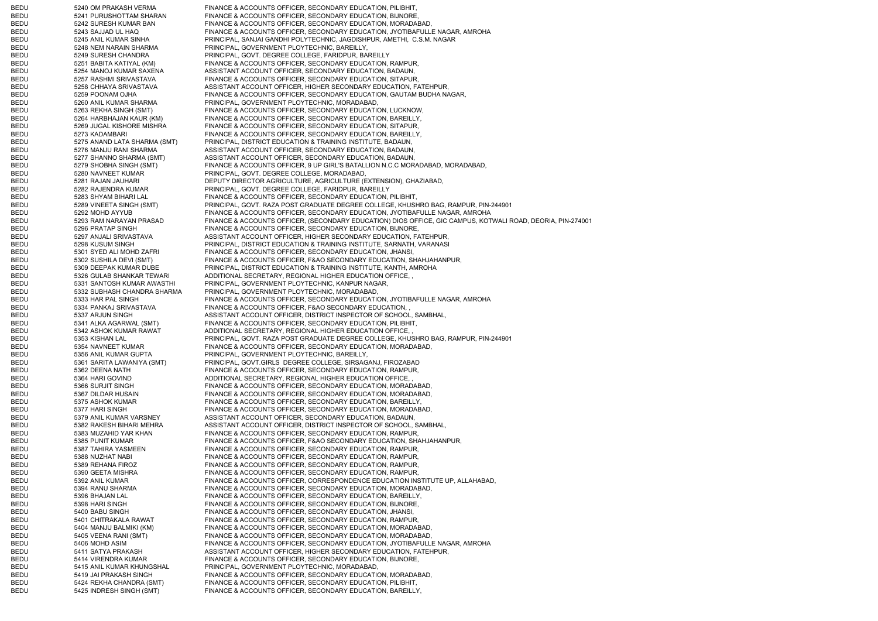| | | |
|---|---|---|
| BEDU | 5240 OM PRAKASH VERMA | FINANCE & ACCOUNTS OFFICER, SECONDARY EDUCATION, PILIBHIT, |
| BEDU | 5241 PURUSHOTTAM SHARAN | FINANCE & ACCOUNTS OFFICER, SECONDARY EDUCATION, BIJNORE, |
| BEDU | 5242 SURESH KUMAR BAN | FINANCE & ACCOUNTS OFFICER, SECONDARY EDUCATION, MORADABAD, |
| BEDU | 5243 SAJJAD UL HAQ | FINANCE & ACCOUNTS OFFICER, SECONDARY EDUCATION, JYOTIBAFULLE NAGAR, AMROHA |
| BEDU | 5245 ANIL KUMAR SINHA | PRINCIPAL, SANJAI GANDHI POLYTECHNIC, JAGDISHPUR, AMETHI, C.S.M. NAGAR |
| BEDU | 5248 NEM NARAIN SHARMA | PRINCIPAL, GOVERNMENT PLOYTECHNIC, BAREILLY, |
| BEDU | 5249 SURESH CHANDRA | PRINCIPAL, GOVT. DEGREE COLLEGE, FARIDPUR, BAREILLY |
| BEDU | 5251 BABITA KATIYAL (KM) | FINANCE & ACCOUNTS OFFICER, SECONDARY EDUCATION, RAMPUR, |
| BEDU | 5254 MANOJ KUMAR SAXENA | ASSISTANT ACCOUNT OFFICER, SECONDARY EDUCATION, BADAUN, |
| BEDU | 5257 RASHMI SRIVASTAVA | FINANCE & ACCOUNTS OFFICER, SECONDARY EDUCATION, SITAPUR, |
| BEDU | 5258 CHHAYA SRIVASTAVA | ASSISTANT ACCOUNT OFFICER, HIGHER SECONDARY EDUCATION, FATEHPUR, |
| BEDU | 5259 POONAM OJHA | FINANCE & ACCOUNTS OFFICER, SECONDARY EDUCATION, GAUTAM BUDHA NAGAR, |
| BEDU | 5260 ANIL KUMAR SHARMA | PRINCIPAL, GOVERNMENT PLOYTECHNIC, MORADABAD, |
| BEDU | 5263 REKHA SINGH (SMT) | FINANCE & ACCOUNTS OFFICER, SECONDARY EDUCATION, LUCKNOW, |
| BEDU | 5264 HARBHAJAN KAUR (KM) | FINANCE & ACCOUNTS OFFICER, SECONDARY EDUCATION, BAREILLY, |
| BEDU | 5269 JUGAL KISHORE MISHRA | FINANCE & ACCOUNTS OFFICER, SECONDARY EDUCATION, SITAPUR, |
| BEDU | 5273 KADAMBARI | FINANCE & ACCOUNTS OFFICER, SECONDARY EDUCATION, BAREILLY, |
| BEDU | 5275 ANAND LATA SHARMA (SMT) | PRINCIPAL, DISTRICT EDUCATION & TRAINING INSTITUTE, BADAUN, |
| BEDU | 5276 MANJU RANI SHARMA | ASSISTANT ACCOUNT OFFICER, SECONDARY EDUCATION, BADAUN, |
| BEDU | 5277 SHANNO SHARMA (SMT) | ASSISTANT ACCOUNT OFFICER, SECONDARY EDUCATION, BADAUN, |
| BEDU | 5279 SHOBHA SINGH (SMT) | FINANCE & ACCOUNTS OFFICER, 9 UP GIRL'S BATALLION N.C.C MORADABAD, MORADABAD, |
| BEDU | 5280 NAVNEET KUMAR | PRINCIPAL, GOVT. DEGREE COLLEGE, MORADABAD, |
| BEDU | 5281 RAJAN JAUHARI | DEPUTY DIRECTOR AGRICULTURE, AGRICULTURE (EXTENSION), GHAZIABAD, |
| BEDU | 5282 RAJENDRA KUMAR | PRINCIPAL, GOVT. DEGREE COLLEGE, FARIDPUR, BAREILLY |
| BEDU | 5283 SHYAM BIHARI LAL | FINANCE & ACCOUNTS OFFICER, SECONDARY EDUCATION, PILIBHIT, |
| BEDU | 5289 VINEETA SINGH (SMT) | PRINCIPAL, GOVT. RAZA POST GRADUATE DEGREE COLLEGE, KHUSHRO BAG, RAMPUR, PIN-244901 |
| BEDU | 5292 MOHD AYYUB | FINANCE & ACCOUNTS OFFICER, SECONDARY EDUCATION, JYOTIBAFULLE NAGAR, AMROHA |
| BEDU | 5293 RAM NARAYAN PRASAD | FINANCE & ACCOUNTS OFFICER, (SECONDARY EDUCATION) DIOS OFFICE, GIC CAMPUS, KOTWALI ROAD, DEORIA, PIN-274001 |
| BEDU | 5296 PRATAP SINGH | FINANCE & ACCOUNTS OFFICER, SECONDARY EDUCATION, BIJNORE, |
| BEDU | 5297 ANJALI SRIVASTAVA | ASSISTANT ACCOUNT OFFICER, HIGHER SECONDARY EDUCATION, FATEHPUR, |
| BEDU | 5298 KUSUM SINGH | PRINCIPAL, DISTRICT EDUCATION & TRAINING INSTITUTE, SARNATH, VARANASI |
| BEDU | 5301 SYED ALI MOHD ZAFRI | FINANCE & ACCOUNTS OFFICER, SECONDARY EDUCATION, JHANSI, |
| BEDU | 5302 SUSHILA DEVI (SMT) | FINANCE & ACCOUNTS OFFICER, F&AO SECONDARY EDUCATION, SHAHJAHANPUR, |
| BEDU | 5309 DEEPAK KUMAR DUBE | PRINCIPAL, DISTRICT EDUCATION & TRAINING INSTITUTE, KANTH, AMROHA |
| BEDU | 5326 GULAB SHANKAR TEWARI | ADDITIONAL SECRETARY, REGIONAL HIGHER EDUCATION OFFICE, , |
| BEDU | 5331 SANTOSH KUMAR AWASTHI | PRINCIPAL, GOVERNMENT PLOYTECHNIC, KANPUR NAGAR, |
| BEDU | 5332 SUBHASH CHANDRA SHARMA | PRINCIPAL, GOVERNMENT PLOYTECHNIC, MORADABAD, |
| BEDU | 5333 HAR PAL SINGH | FINANCE & ACCOUNTS OFFICER, SECONDARY EDUCATION, JYOTIBAFULLE NAGAR, AMROHA |
| BEDU | 5334 PANKAJ SRIVASTAVA | FINANCE & ACCOUNTS OFFICER, F&AO SECONDARY EDUCATION, , |
| BEDU | 5337 ARJUN SINGH | ASSISTANT ACCOUNT OFFICER, DISTRICT INSPECTOR OF SCHOOL, SAMBHAL, |
| BEDU | 5341 ALKA AGARWAL (SMT) | FINANCE & ACCOUNTS OFFICER, SECONDARY EDUCATION, PILIBHIT, |
| BEDU | 5342 ASHOK KUMAR RAWAT | ADDITIONAL SECRETARY, REGIONAL HIGHER EDUCATION OFFICE, , |
| BEDU | 5353 KISHAN LAL | PRINCIPAL, GOVT. RAZA POST GRADUATE DEGREE COLLEGE, KHUSHRO BAG, RAMPUR, PIN-244901 |
| BEDU | 5354 NAVNEET KUMAR | FINANCE & ACCOUNTS OFFICER, SECONDARY EDUCATION, MORADABAD, |
| BEDU | 5356 ANIL KUMAR GUPTA | PRINCIPAL, GOVERNMENT PLOYTECHNIC, BAREILLY, |
| BEDU | 5361 SARITA LAWANIYA (SMT) | PRINCIPAL, GOVT.GIRLS DEGREE COLLEGE, SIRSAGANJ, FIROZABAD |
| BEDU | 5362 DEENA NATH | FINANCE & ACCOUNTS OFFICER, SECONDARY EDUCATION, RAMPUR, |
| BEDU | 5364 HARI GOVIND | ADDITIONAL SECRETARY, REGIONAL HIGHER EDUCATION OFFICE, , |
| BEDU | 5366 SURJIT SINGH | FINANCE & ACCOUNTS OFFICER, SECONDARY EDUCATION, MORADABAD, |
| BEDU | 5367 DILDAR HUSAIN | FINANCE & ACCOUNTS OFFICER, SECONDARY EDUCATION, MORADABAD, |
| BEDU | 5375 ASHOK KUMAR | FINANCE & ACCOUNTS OFFICER, SECONDARY EDUCATION, BAREILLY, |
| BEDU | 5377 HARI SINGH | FINANCE & ACCOUNTS OFFICER, SECONDARY EDUCATION, MORADABAD, |
| BEDU | 5379 ANIL KUMAR VARSNEY | ASSISTANT ACCOUNT OFFICER, SECONDARY EDUCATION, BADAUN, |
| BEDU | 5382 RAKESH BIHARI MEHRA | ASSISTANT ACCOUNT OFFICER, DISTRICT INSPECTOR OF SCHOOL, SAMBHAL, |
| BEDU | 5383 MUZAHID YAR KHAN | FINANCE & ACCOUNTS OFFICER, SECONDARY EDUCATION, RAMPUR, |
| BEDU | 5385 PUNIT KUMAR | FINANCE & ACCOUNTS OFFICER, F&AO SECONDARY EDUCATION, SHAHJAHANPUR, |
| BEDU | 5387 TAHIRA YASMEEN | FINANCE & ACCOUNTS OFFICER, SECONDARY EDUCATION, RAMPUR, |
| BEDU | 5388 NUZHAT NABI | FINANCE & ACCOUNTS OFFICER, SECONDARY EDUCATION, RAMPUR, |
| BEDU | 5389 REHANA FIROZ | FINANCE & ACCOUNTS OFFICER, SECONDARY EDUCATION, RAMPUR, |
| BEDU | 5390 GEETA MISHRA | FINANCE & ACCOUNTS OFFICER, SECONDARY EDUCATION, RAMPUR, |
| BEDU | 5392 ANIL KUMAR | FINANCE & ACCOUNTS OFFICER, CORRESPONDENCE EDUCATION INSTITUTE UP, ALLAHABAD, |
| BEDU | 5394 RANU SHARMA | FINANCE & ACCOUNTS OFFICER, SECONDARY EDUCATION, MORADABAD, |
| BEDU | 5396 BHAJAN LAL | FINANCE & ACCOUNTS OFFICER, SECONDARY EDUCATION, BAREILLY, |
| BEDU | 5398 HARI SINGH | FINANCE & ACCOUNTS OFFICER, SECONDARY EDUCATION, BIJNORE, |
| BEDU | 5400 BABU SINGH | FINANCE & ACCOUNTS OFFICER, SECONDARY EDUCATION, JHANSI, |
| BEDU | 5401 CHITRAKALA RAWAT | FINANCE & ACCOUNTS OFFICER, SECONDARY EDUCATION, RAMPUR, |
| BEDU | 5404 MANJU BALMIKI (KM) | FINANCE & ACCOUNTS OFFICER, SECONDARY EDUCATION, MORADABAD, |
| BEDU | 5405 VEENA RANI (SMT) | FINANCE & ACCOUNTS OFFICER, SECONDARY EDUCATION, MORADABAD, |
| BEDU | 5406 MOHD ASIM | FINANCE & ACCOUNTS OFFICER, SECONDARY EDUCATION, JYOTIBAFULLE NAGAR, AMROHA |
| BEDU | 5411 SATYA PRAKASH | ASSISTANT ACCOUNT OFFICER, HIGHER SECONDARY EDUCATION, FATEHPUR, |
| BEDU | 5414 VIRENDRA KUMAR | FINANCE & ACCOUNTS OFFICER, SECONDARY EDUCATION, BIJNORE, |
| BEDU | 5415 ANIL KUMAR KHUNGSHAL | PRINCIPAL, GOVERNMENT PLOYTECHNIC, MORADABAD, |
| BEDU | 5419 JAI PRAKASH SINGH | FINANCE & ACCOUNTS OFFICER, SECONDARY EDUCATION, MORADABAD, |
| BEDU | 5424 REKHA CHANDRA (SMT) | FINANCE & ACCOUNTS OFFICER, SECONDARY EDUCATION, PILIBHIT, |
| BEDU | 5425 INDRESH SINGH (SMT) | FINANCE & ACCOUNTS OFFICER, SECONDARY EDUCATION, BAREILLY, |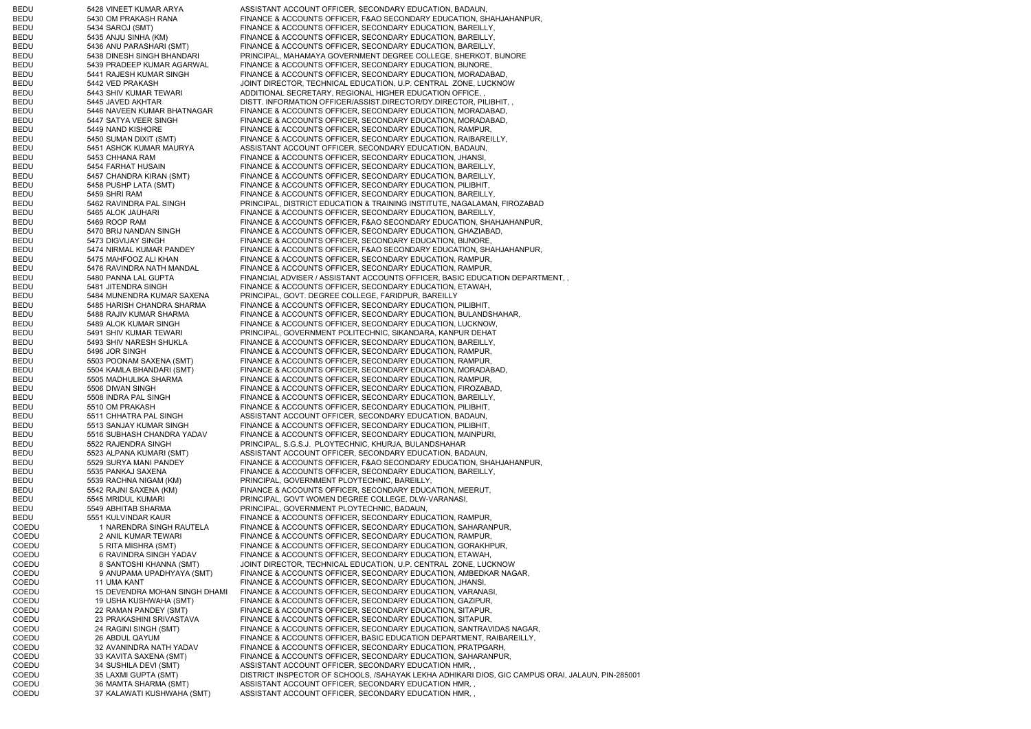| | | | |
|---|---|---|---|
| BEDU | 5428 | VINEET KUMAR ARYA | ASSISTANT ACCOUNT OFFICER, SECONDARY EDUCATION, BADAUN, |
| BEDU | 5430 | OM PRAKASH RANA | FINANCE & ACCOUNTS OFFICER, F&AO SECONDARY EDUCATION, SHAHJAHANPUR, |
| BEDU | 5434 | SAROJ (SMT) | FINANCE & ACCOUNTS OFFICER, SECONDARY EDUCATION, BAREILLY, |
| BEDU | 5435 | ANJU SINHA (KM) | FINANCE & ACCOUNTS OFFICER, SECONDARY EDUCATION, BAREILLY, |
| BEDU | 5436 | ANU PARASHARI (SMT) | FINANCE & ACCOUNTS OFFICER, SECONDARY EDUCATION, BAREILLY, |
| BEDU | 5438 | DINESH SINGH BHANDARI | PRINCIPAL, MAHAMAYA GOVERNMENT DEGREE COLLEGE, SHERKOT, BIJNORE |
| BEDU | 5439 | PRADEEP KUMAR AGARWAL | FINANCE & ACCOUNTS OFFICER, SECONDARY EDUCATION, BIJNORE, |
| BEDU | 5441 | RAJESH KUMAR SINGH | FINANCE & ACCOUNTS OFFICER, SECONDARY EDUCATION, MORADABAD, |
| BEDU | 5442 | VED PRAKASH | JOINT DIRECTOR, TECHNICAL EDUCATION, U.P. CENTRAL ZONE, LUCKNOW |
| BEDU | 5443 | SHIV KUMAR TEWARI | ADDITIONAL SECRETARY, REGIONAL HIGHER EDUCATION OFFICE, , |
| BEDU | 5445 | JAVED AKHTAR | DISTT. INFORMATION OFFICER/ASSIST.DIRECTOR/DY.DIRECTOR, PILIBHIT, , |
| BEDU | 5446 | NAVEEN KUMAR BHATNAGAR | FINANCE & ACCOUNTS OFFICER, SECONDARY EDUCATION, MORADABAD, |
| BEDU | 5447 | SATYA VEER SINGH | FINANCE & ACCOUNTS OFFICER, SECONDARY EDUCATION, MORADABAD, |
| BEDU | 5449 | NAND KISHORE | FINANCE & ACCOUNTS OFFICER, SECONDARY EDUCATION, RAMPUR, |
| BEDU | 5450 | SUMAN DIXIT (SMT) | FINANCE & ACCOUNTS OFFICER, SECONDARY EDUCATION, RAIBAREILLY, |
| BEDU | 5451 | ASHOK KUMAR MAURYA | ASSISTANT ACCOUNT OFFICER, SECONDARY EDUCATION, BADAUN, |
| BEDU | 5453 | CHHANA RAM | FINANCE & ACCOUNTS OFFICER, SECONDARY EDUCATION, JHANSI, |
| BEDU | 5454 | FARHAT HUSAIN | FINANCE & ACCOUNTS OFFICER, SECONDARY EDUCATION, BAREILLY, |
| BEDU | 5457 | CHANDRA KIRAN (SMT) | FINANCE & ACCOUNTS OFFICER, SECONDARY EDUCATION, BAREILLY, |
| BEDU | 5458 | PUSHP LATA (SMT) | FINANCE & ACCOUNTS OFFICER, SECONDARY EDUCATION, PILIBHIT, |
| BEDU | 5459 | SHRI RAM | FINANCE & ACCOUNTS OFFICER, SECONDARY EDUCATION, BAREILLY, |
| BEDU | 5462 | RAVINDRA PAL SINGH | PRINCIPAL, DISTRICT EDUCATION & TRAINING INSTITUTE, NAGALAMAN, FIROZABAD |
| BEDU | 5465 | ALOK JAUHARI | FINANCE & ACCOUNTS OFFICER, SECONDARY EDUCATION, BAREILLY, |
| BEDU | 5469 | ROOP RAM | FINANCE & ACCOUNTS OFFICER, F&AO SECONDARY EDUCATION, SHAHJAHANPUR, |
| BEDU | 5470 | BRIJ NANDAN SINGH | FINANCE & ACCOUNTS OFFICER, SECONDARY EDUCATION, GHAZIABAD, |
| BEDU | 5473 | DIGVIJAY SINGH | FINANCE & ACCOUNTS OFFICER, SECONDARY EDUCATION, BIJNORE, |
| BEDU | 5474 | NIRMAL KUMAR PANDEY | FINANCE & ACCOUNTS OFFICER, F&AO SECONDARY EDUCATION, SHAHJAHANPUR, |
| BEDU | 5475 | MAHFOOZ ALI KHAN | FINANCE & ACCOUNTS OFFICER, SECONDARY EDUCATION, RAMPUR, |
| BEDU | 5476 | RAVINDRA NATH MANDAL | FINANCE & ACCOUNTS OFFICER, SECONDARY EDUCATION, RAMPUR, |
| BEDU | 5480 | PANNA LAL GUPTA | FINANCIAL ADVISER / ASSISTANT ACCOUNTS OFFICER, BASIC EDUCATION DEPARTMENT, , |
| BEDU | 5481 | JITENDRA SINGH | FINANCE & ACCOUNTS OFFICER, SECONDARY EDUCATION, ETAWAH, |
| BEDU | 5484 | MUNENDRA KUMAR SAXENA | PRINCIPAL, GOVT. DEGREE COLLEGE, FARIDPUR, BAREILLY |
| BEDU | 5485 | HARISH CHANDRA SHARMA | FINANCE & ACCOUNTS OFFICER, SECONDARY EDUCATION, PILIBHIT, |
| BEDU | 5488 | RAJIV KUMAR SHARMA | FINANCE & ACCOUNTS OFFICER, SECONDARY EDUCATION, BULANDSHAHAR, |
| BEDU | 5489 | ALOK KUMAR SINGH | FINANCE & ACCOUNTS OFFICER, SECONDARY EDUCATION, LUCKNOW, |
| BEDU | 5491 | SHIV KUMAR TEWARI | PRINCIPAL, GOVERNMENT POLITECHNIC, SIKANDARA, KANPUR DEHAT |
| BEDU | 5493 | SHIV NARESH SHUKLA | FINANCE & ACCOUNTS OFFICER, SECONDARY EDUCATION, BAREILLY, |
| BEDU | 5496 | JOR SINGH | FINANCE & ACCOUNTS OFFICER, SECONDARY EDUCATION, RAMPUR, |
| BEDU | 5503 | POONAM SAXENA (SMT) | FINANCE & ACCOUNTS OFFICER, SECONDARY EDUCATION, RAMPUR, |
| BEDU | 5504 | KAMLA BHANDARI (SMT) | FINANCE & ACCOUNTS OFFICER, SECONDARY EDUCATION, MORADABAD, |
| BEDU | 5505 | MADHULIKA SHARMA | FINANCE & ACCOUNTS OFFICER, SECONDARY EDUCATION, RAMPUR, |
| BEDU | 5506 | DIWAN SINGH | FINANCE & ACCOUNTS OFFICER, SECONDARY EDUCATION, FIROZABAD, |
| BEDU | 5508 | INDRA PAL SINGH | FINANCE & ACCOUNTS OFFICER, SECONDARY EDUCATION, BAREILLY, |
| BEDU | 5510 | OM PRAKASH | FINANCE & ACCOUNTS OFFICER, SECONDARY EDUCATION, PILIBHIT, |
| BEDU | 5511 | CHHATRA PAL SINGH | ASSISTANT ACCOUNT OFFICER, SECONDARY EDUCATION, BADAUN, |
| BEDU | 5513 | SANJAY KUMAR SINGH | FINANCE & ACCOUNTS OFFICER, SECONDARY EDUCATION, PILIBHIT, |
| BEDU | 5516 | SUBHASH CHANDRA YADAV | FINANCE & ACCOUNTS OFFICER, SECONDARY EDUCATION, MAINPURI, |
| BEDU | 5522 | RAJENDRA SINGH | PRINCIPAL, S.G.S.J. PLOYTECHNIC, KHURJA, BULANDSHAHAR |
| BEDU | 5523 | ALPANA KUMARI (SMT) | ASSISTANT ACCOUNT OFFICER, SECONDARY EDUCATION, BADAUN, |
| BEDU | 5529 | SURYA MANI PANDEY | FINANCE & ACCOUNTS OFFICER, F&AO SECONDARY EDUCATION, SHAHJAHANPUR, |
| BEDU | 5535 | PANKAJ SAXENA | FINANCE & ACCOUNTS OFFICER, SECONDARY EDUCATION, BAREILLY, |
| BEDU | 5539 | RACHNA NIGAM (KM) | PRINCIPAL, GOVERNMENT PLOYTECHNIC, BAREILLY, |
| BEDU | 5542 | RAJNI SAXENA (KM) | FINANCE & ACCOUNTS OFFICER, SECONDARY EDUCATION, MEERUT, |
| BEDU | 5545 | MRIDUL KUMARI | PRINCIPAL, GOVT WOMEN DEGREE COLLEGE, DLW-VARANASI, |
| BEDU | 5549 | ABHITAB SHARMA | PRINCIPAL, GOVERNMENT PLOYTECHNIC, BADAUN, |
| BEDU | 5551 | KULVINDAR KAUR | FINANCE & ACCOUNTS OFFICER, SECONDARY EDUCATION, RAMPUR, |
| COEDU | 1 | NARENDRA SINGH RAUTELA | FINANCE & ACCOUNTS OFFICER, SECONDARY EDUCATION, SAHARANPUR, |
| COEDU | 2 | ANIL KUMAR TEWARI | FINANCE & ACCOUNTS OFFICER, SECONDARY EDUCATION, RAMPUR, |
| COEDU | 5 | RITA MISHRA (SMT) | FINANCE & ACCOUNTS OFFICER, SECONDARY EDUCATION, GORAKHPUR, |
| COEDU | 6 | RAVINDRA SINGH YADAV | FINANCE & ACCOUNTS OFFICER, SECONDARY EDUCATION, ETAWAH, |
| COEDU | 8 | SANTOSHI KHANNA (SMT) | JOINT DIRECTOR, TECHNICAL EDUCATION, U.P. CENTRAL ZONE, LUCKNOW |
| COEDU | 9 | ANUPAMA UPADHYAYA (SMT) | FINANCE & ACCOUNTS OFFICER, SECONDARY EDUCATION, AMBEDKAR NAGAR, |
| COEDU | 11 | UMA KANT | FINANCE & ACCOUNTS OFFICER, SECONDARY EDUCATION, JHANSI, |
| COEDU | 15 | DEVENDRA MOHAN SINGH DHAMI | FINANCE & ACCOUNTS OFFICER, SECONDARY EDUCATION, VARANASI, |
| COEDU | 19 | USHA KUSHWAHA (SMT) | FINANCE & ACCOUNTS OFFICER, SECONDARY EDUCATION, GAZIPUR, |
| COEDU | 22 | RAMAN PANDEY (SMT) | FINANCE & ACCOUNTS OFFICER, SECONDARY EDUCATION, SITAPUR, |
| COEDU | 23 | PRAKASHINI SRIVASTAVA | FINANCE & ACCOUNTS OFFICER, SECONDARY EDUCATION, SITAPUR, |
| COEDU | 24 | RAGINI SINGH (SMT) | FINANCE & ACCOUNTS OFFICER, SECONDARY EDUCATION, SANTRAVIDAS NAGAR, |
| COEDU | 26 | ABDUL QAYUM | FINANCE & ACCOUNTS OFFICER, BASIC EDUCATION DEPARTMENT, RAIBAREILLY, |
| COEDU | 32 | AVANINDRA NATH YADAV | FINANCE & ACCOUNTS OFFICER, SECONDARY EDUCATION, PRATPGARH, |
| COEDU | 33 | KAVITA SAXENA (SMT) | FINANCE & ACCOUNTS OFFICER, SECONDARY EDUCATION, SAHARANPUR, |
| COEDU | 34 | SUSHILA DEVI (SMT) | ASSISTANT ACCOUNT OFFICER, SECONDARY EDUCATION HMR, , |
| COEDU | 35 | LAXMI GUPTA (SMT) | DISTRICT INSPECTOR OF SCHOOLS, /SAHAYAK LEKHA ADHIKARI DIOS, GIC CAMPUS ORAI, JALAUN, PIN-285001 |
| COEDU | 36 | MAMTA SHARMA (SMT) | ASSISTANT ACCOUNT OFFICER, SECONDARY EDUCATION HMR, , |
| COEDU | 37 | KALAWATI KUSHWAHA (SMT) | ASSISTANT ACCOUNT OFFICER, SECONDARY EDUCATION HMR, , |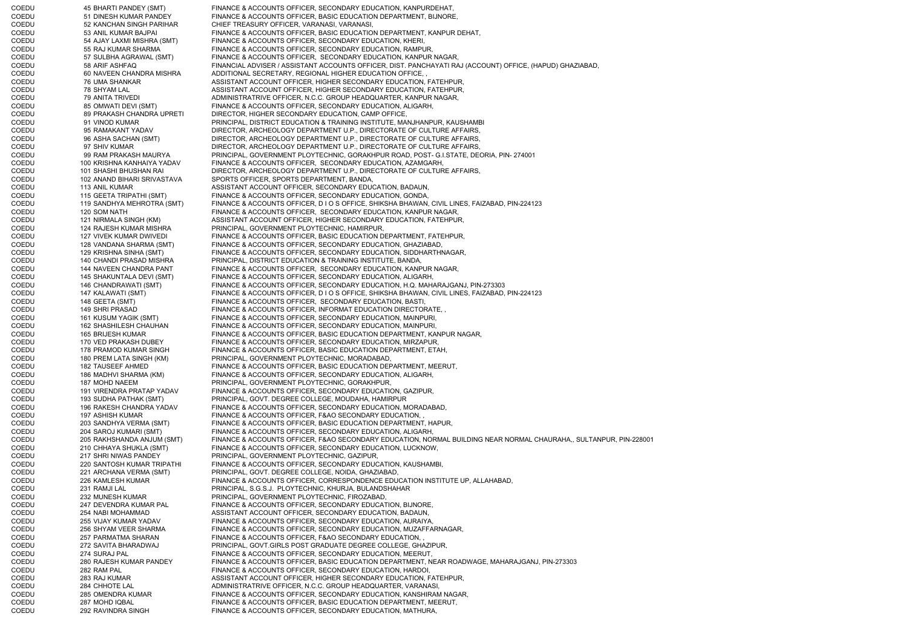| | | | |
|---|---|---|---|
| COEDU | 45 | BHARTI PANDEY (SMT) | FINANCE & ACCOUNTS OFFICER, SECONDARY EDUCATION, KANPURDEHAT, |
| COEDU | 51 | DINESH KUMAR PANDEY | FINANCE & ACCOUNTS OFFICER, BASIC EDUCATION DEPARTMENT, BIJNORE, |
| COEDU | 52 | KANCHAN SINGH PARIHAR | CHIEF TREASURY OFFICER, VARANASI, VARANASI, |
| COEDU | 53 | ANIL KUMAR BAJPAI | FINANCE & ACCOUNTS OFFICER, BASIC EDUCATION DEPARTMENT, KANPUR DEHAT, |
| COEDU | 54 | AJAY LAXMI MISHRA (SMT) | FINANCE & ACCOUNTS OFFICER, SECONDARY EDUCATION, KHERI, |
| COEDU | 55 | RAJ KUMAR SHARMA | FINANCE & ACCOUNTS OFFICER, SECONDARY EDUCATION, RAMPUR, |
| COEDU | 57 | SULBHA AGRAWAL (SMT) | FINANCE & ACCOUNTS OFFICER, SECONDARY EDUCATION, KANPUR NAGAR, |
| COEDU | 58 | ARIF ASHFAQ | FINANCIAL ADVISER / ASSISTANT ACCOUNTS OFFICER, DIST. PANCHAYATI RAJ (ACCOUNT) OFFICE, (HAPUD) GHAZIABAD, |
| COEDU | 60 | NAVEEN CHANDRA MISHRA | ADDITIONAL SECRETARY, REGIONAL HIGHER EDUCATION OFFICE, , |
| COEDU | 76 | UMA SHANKAR | ASSISTANT ACCOUNT OFFICER, HIGHER SECONDARY EDUCATION, FATEHPUR, |
| COEDU | 78 | SHYAM LAL | ASSISTANT ACCOUNT OFFICER, HIGHER SECONDARY EDUCATION, FATEHPUR, |
| COEDU | 79 | ANITA TRIVEDI | ADMINISTRATRIVE OFFICER, N.C.C. GROUP HEADQUARTER, KANPUR NAGAR, |
| COEDU | 85 | OMWATI DEVI (SMT) | FINANCE & ACCOUNTS OFFICER, SECONDARY EDUCATION, ALIGARH, |
| COEDU | 89 | PRAKASH CHANDRA UPRETI | DIRECTOR, HIGHER SECONDARY EDUCATION, CAMP OFFICE, |
| COEDU | 91 | VINOD KUMAR | PRINCIPAL, DISTRICT EDUCATION & TRAINING INSTITUTE, MANJHANPUR, KAUSHAMBI |
| COEDU | 95 | RAMAKANT YADAV | DIRECTOR, ARCHEOLOGY DEPARTMENT U.P., DIRECTORATE OF CULTURE AFFAIRS, |
| COEDU | 96 | ASHA SACHAN (SMT) | DIRECTOR, ARCHEOLOGY DEPARTMENT U.P., DIRECTORATE OF CULTURE AFFAIRS, |
| COEDU | 97 | SHIV KUMAR | DIRECTOR, ARCHEOLOGY DEPARTMENT U.P., DIRECTORATE OF CULTURE AFFAIRS, |
| COEDU | 99 | RAM PRAKASH MAURYA | PRINCIPAL, GOVERNMENT PLOYTECHNIC, GORAKHPUR ROAD, POST- G.I.STATE, DEORIA, PIN- 274001 |
| COEDU | 100 | KRISHNA KANHAIYA YADAV | FINANCE & ACCOUNTS OFFICER, SECONDARY EDUCATION, AZAMGARH, |
| COEDU | 101 | SHASHI BHUSHAN RAI | DIRECTOR, ARCHEOLOGY DEPARTMENT U.P., DIRECTORATE OF CULTURE AFFAIRS, |
| COEDU | 102 | ANAND BIHARI SRIVASTAVA | SPORTS OFFICER, SPORTS DEPARTMENT, BANDA, |
| COEDU | 113 | ANIL KUMAR | ASSISTANT ACCOUNT OFFICER, SECONDARY EDUCATION, BADAUN, |
| COEDU | 115 | GEETA TRIPATHI (SMT) | FINANCE & ACCOUNTS OFFICER, SECONDARY EDUCATION, GONDA, |
| COEDU | 119 | SANDHYA MEHROTRA (SMT) | FINANCE & ACCOUNTS OFFICER, D I O S OFFICE, SHIKSHA BHAWAN, CIVIL LINES, FAIZABAD, PIN-224123 |
| COEDU | 120 | SOM NATH | FINANCE & ACCOUNTS OFFICER, SECONDARY EDUCATION, KANPUR NAGAR, |
| COEDU | 121 | NIRMALA SINGH (KM) | ASSISTANT ACCOUNT OFFICER, HIGHER SECONDARY EDUCATION, FATEHPUR, |
| COEDU | 124 | RAJESH KUMAR MISHRA | PRINCIPAL, GOVERNMENT PLOYTECHNIC, HAMIRPUR, |
| COEDU | 127 | VIVEK KUMAR DWIVEDI | FINANCE & ACCOUNTS OFFICER, BASIC EDUCATION DEPARTMENT, FATEHPUR, |
| COEDU | 128 | VANDANA SHARMA (SMT) | FINANCE & ACCOUNTS OFFICER, SECONDARY EDUCATION, GHAZIABAD, |
| COEDU | 129 | KRISHNA SINHA (SMT) | FINANCE & ACCOUNTS OFFICER, SECONDARY EDUCATION, SIDDHARTHNAGAR, |
| COEDU | 140 | CHANDI PRASAD MISHRA | PRINCIPAL, DISTRICT EDUCATION & TRAINING INSTITUTE, BANDA, |
| COEDU | 144 | NAVEEN CHANDRA PANT | FINANCE & ACCOUNTS OFFICER, SECONDARY EDUCATION, KANPUR NAGAR, |
| COEDU | 145 | SHAKUNTALA DEVI (SMT) | FINANCE & ACCOUNTS OFFICER, SECONDARY EDUCATION, ALIGARH, |
| COEDU | 146 | CHANDRAWATI (SMT) | FINANCE & ACCOUNTS OFFICER, SECONDARY EDUCATION, H.Q. MAHARAJGANJ, PIN-273303 |
| COEDU | 147 | KALAWATI (SMT) | FINANCE & ACCOUNTS OFFICER, D I O S OFFICE, SHIKSHA BHAWAN, CIVIL LINES, FAIZABAD, PIN-224123 |
| COEDU | 148 | GEETA (SMT) | FINANCE & ACCOUNTS OFFICER, SECONDARY EDUCATION, BASTI, |
| COEDU | 149 | SHRI PRASAD | FINANCE & ACCOUNTS OFFICER, INFORMAT EDUCATION DIRECTORATE, , |
| COEDU | 161 | KUSUM YAGIK (SMT) | FINANCE & ACCOUNTS OFFICER, SECONDARY EDUCATION, MAINPURI, |
| COEDU | 162 | SHASHILESH CHAUHAN | FINANCE & ACCOUNTS OFFICER, SECONDARY EDUCATION, MAINPURI, |
| COEDU | 165 | BRIJESH KUMAR | FINANCE & ACCOUNTS OFFICER, BASIC EDUCATION DEPARTMENT, KANPUR NAGAR, |
| COEDU | 170 | VED PRAKASH DUBEY | FINANCE & ACCOUNTS OFFICER, SECONDARY EDUCATION, MIRZAPUR, |
| COEDU | 178 | PRAMOD KUMAR SINGH | FINANCE & ACCOUNTS OFFICER, BASIC EDUCATION DEPARTMENT, ETAH, |
| COEDU | 180 | PREM LATA SINGH (KM) | PRINCIPAL, GOVERNMENT PLOYTECHNIC, MORADABAD, |
| COEDU | 182 | TAUSEEF AHMED | FINANCE & ACCOUNTS OFFICER, BASIC EDUCATION DEPARTMENT, MEERUT, |
| COEDU | 186 | MADHVI SHARMA (KM) | FINANCE & ACCOUNTS OFFICER, SECONDARY EDUCATION, ALIGARH, |
| COEDU | 187 | MOHD NAEEM | PRINCIPAL, GOVERNMENT PLOYTECHNIC, GORAKHPUR, |
| COEDU | 191 | VIRENDRA PRATAP YADAV | FINANCE & ACCOUNTS OFFICER, SECONDARY EDUCATION, GAZIPUR, |
| COEDU | 193 | SUDHA PATHAK (SMT) | PRINCIPAL, GOVT. DEGREE COLLEGE, MOUDAHA, HAMIRPUR |
| COEDU | 196 | RAKESH CHANDRA YADAV | FINANCE & ACCOUNTS OFFICER, SECONDARY EDUCATION, MORADABAD, |
| COEDU | 197 | ASHISH KUMAR | FINANCE & ACCOUNTS OFFICER, F&AO SECONDARY EDUCATION, , |
| COEDU | 203 | SANDHYA VERMA (SMT) | FINANCE & ACCOUNTS OFFICER, BASIC EDUCATION DEPARTMENT, HAPUR, |
| COEDU | 204 | SAROJ KUMARI (SMT) | FINANCE & ACCOUNTS OFFICER, SECONDARY EDUCATION, ALIGARH, |
| COEDU | 205 | RAKHSHANDA ANJUM (SMT) | FINANCE & ACCOUNTS OFFICER, F&AO SECONDARY EDUCATION, NORMAL BUILDING NEAR NORMAL CHAURAHA,, SULTANPUR, PIN-228001 |
| COEDU | 210 | CHHAYA SHUKLA (SMT) | FINANCE & ACCOUNTS OFFICER, SECONDARY EDUCATION, LUCKNOW, |
| COEDU | 217 | SHRI NIWAS PANDEY | PRINCIPAL, GOVERNMENT PLOYTECHNIC, GAZIPUR, |
| COEDU | 220 | SANTOSH KUMAR TRIPATHI | FINANCE & ACCOUNTS OFFICER, SECONDARY EDUCATION, KAUSHAMBI, |
| COEDU | 221 | ARCHANA VERMA (SMT) | PRINCIPAL, GOVT. DEGREE COLLEGE, NOIDA, GHAZIABAD, |
| COEDU | 226 | KAMLESH KUMAR | FINANCE & ACCOUNTS OFFICER, CORRESPONDENCE EDUCATION INSTITUTE UP, ALLAHABAD, |
| COEDU | 231 | RAMJI LAL | PRINCIPAL, S.G.S.J. PLOYTECHNIC, KHURJA, BULANDSHAHAR |
| COEDU | 232 | MUNESH KUMAR | PRINCIPAL, GOVERNMENT PLOYTECHNIC, FIROZABAD, |
| COEDU | 247 | DEVENDRA KUMAR PAL | FINANCE & ACCOUNTS OFFICER, SECONDARY EDUCATION, BIJNORE, |
| COEDU | 254 | NABI MOHAMMAD | ASSISTANT ACCOUNT OFFICER, SECONDARY EDUCATION, BADAUN, |
| COEDU | 255 | VIJAY KUMAR YADAV | FINANCE & ACCOUNTS OFFICER, SECONDARY EDUCATION, AURAIYA, |
| COEDU | 256 | SHYAM VEER SHARMA | FINANCE & ACCOUNTS OFFICER, SECONDARY EDUCATION, MUZAFFARNAGAR, |
| COEDU | 257 | PARMATMA SHARAN | FINANCE & ACCOUNTS OFFICER, F&AO SECONDARY EDUCATION, , |
| COEDU | 272 | SAVITA BHARADWAJ | PRINCIPAL, GOVT.GIRLS POST GRADUATE DEGREE COLLEGE, GHAZIPUR, |
| COEDU | 274 | SURAJ PAL | FINANCE & ACCOUNTS OFFICER, SECONDARY EDUCATION, MEERUT, |
| COEDU | 280 | RAJESH KUMAR PANDEY | FINANCE & ACCOUNTS OFFICER, BASIC EDUCATION DEPARTMENT, NEAR ROADWAGE, MAHARAJGANJ, PIN-273303 |
| COEDU | 282 | RAM PAL | FINANCE & ACCOUNTS OFFICER, SECONDARY EDUCATION, HARDOI, |
| COEDU | 283 | RAJ KUMAR | ASSISTANT ACCOUNT OFFICER, HIGHER SECONDARY EDUCATION, FATEHPUR, |
| COEDU | 284 | CHHOTE LAL | ADMINISTRATRIVE OFFICER, N.C.C. GROUP HEADQUARTER, VARANASI, |
| COEDU | 285 | OMENDRA KUMAR | FINANCE & ACCOUNTS OFFICER, SECONDARY EDUCATION, KANSHIRAM NAGAR, |
| COEDU | 287 | MOHD IQBAL | FINANCE & ACCOUNTS OFFICER, BASIC EDUCATION DEPARTMENT, MEERUT, |
| COEDU | 292 | RAVINDRA SINGH | FINANCE & ACCOUNTS OFFICER, SECONDARY EDUCATION, MATHURA, |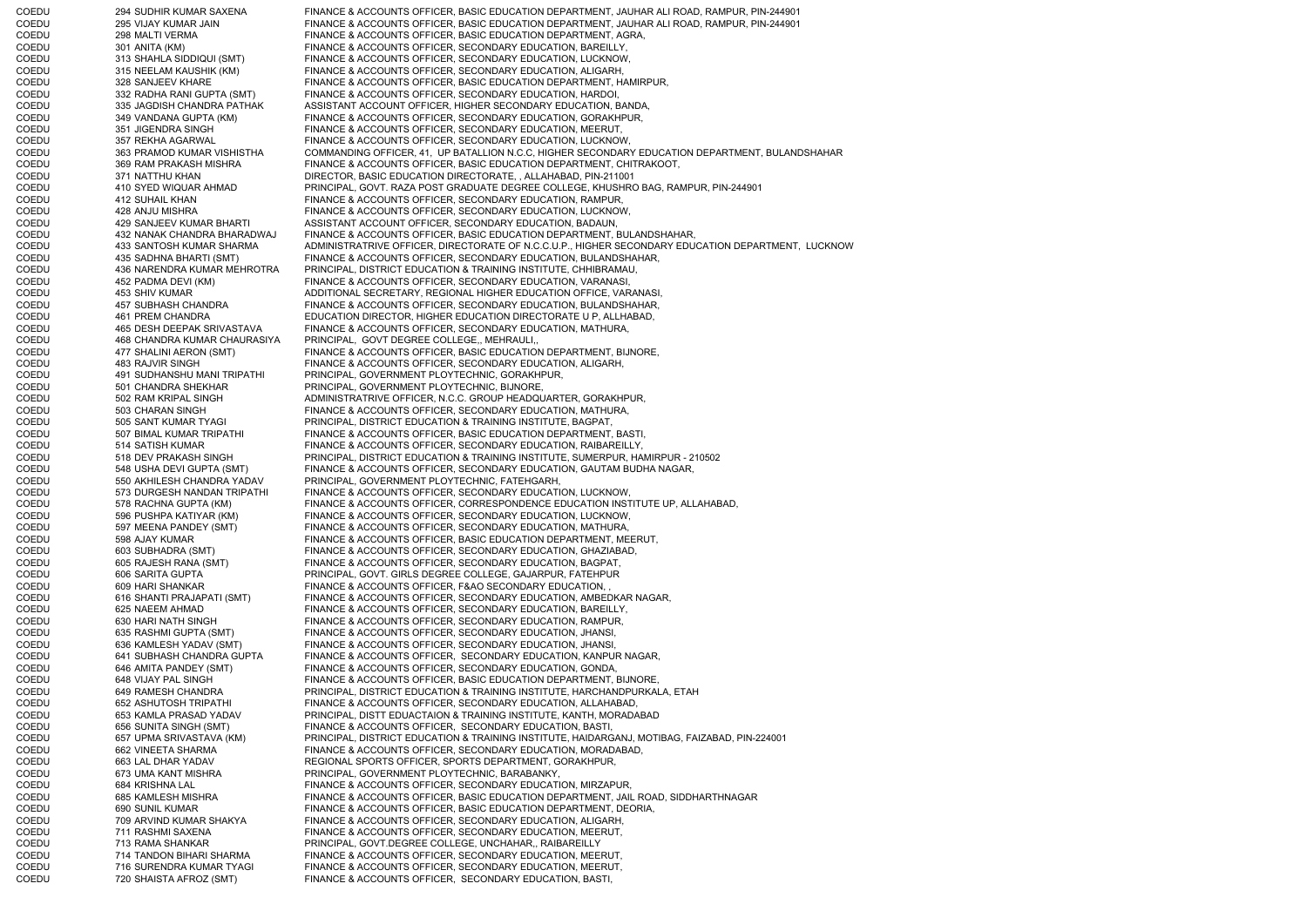| | | | |
|---|---|---|---|
| COEDU | 294 | SUDHIR KUMAR SAXENA | FINANCE & ACCOUNTS OFFICER, BASIC EDUCATION DEPARTMENT, JAUHAR ALI ROAD, RAMPUR, PIN-244901 |
| COEDU | 295 | VIJAY KUMAR JAIN | FINANCE & ACCOUNTS OFFICER, BASIC EDUCATION DEPARTMENT, JAUHAR ALI ROAD, RAMPUR, PIN-244901 |
| COEDU | 298 | MALTI VERMA | FINANCE & ACCOUNTS OFFICER, BASIC EDUCATION DEPARTMENT, AGRA, |
| COEDU | 301 | ANITA (KM) | FINANCE & ACCOUNTS OFFICER, SECONDARY EDUCATION, BAREILLY, |
| COEDU | 313 | SHAHLA SIDDIQUI (SMT) | FINANCE & ACCOUNTS OFFICER, SECONDARY EDUCATION, LUCKNOW, |
| COEDU | 315 | NEELAM KAUSHIK (KM) | FINANCE & ACCOUNTS OFFICER, SECONDARY EDUCATION, ALIGARH, |
| COEDU | 328 | SANJEEV KHARE | FINANCE & ACCOUNTS OFFICER, BASIC EDUCATION DEPARTMENT, HAMIRPUR, |
| COEDU | 332 | RADHA RANI GUPTA (SMT) | FINANCE & ACCOUNTS OFFICER, SECONDARY EDUCATION, HARDOI, |
| COEDU | 335 | JAGDISH CHANDRA PATHAK | ASSISTANT ACCOUNT OFFICER, HIGHER SECONDARY EDUCATION, BANDA, |
| COEDU | 349 | VANDANA GUPTA (KM) | FINANCE & ACCOUNTS OFFICER, SECONDARY EDUCATION, GORAKHPUR, |
| COEDU | 351 | JIGENDRA SINGH | FINANCE & ACCOUNTS OFFICER, SECONDARY EDUCATION, MEERUT, |
| COEDU | 357 | REKHA AGARWAL | FINANCE & ACCOUNTS OFFICER, SECONDARY EDUCATION, LUCKNOW, |
| COEDU | 363 | PRAMOD KUMAR VISHISTHA | COMMANDING OFFICER, 41, UP BATALLION N.C.C, HIGHER SECONDARY EDUCATION DEPARTMENT, BULANDSHAHAR |
| COEDU | 369 | RAM PRAKASH MISHRA | FINANCE & ACCOUNTS OFFICER, BASIC EDUCATION DEPARTMENT, CHITRAKOOT, |
| COEDU | 371 | NATTHU KHAN | DIRECTOR, BASIC EDUCATION DIRECTORATE, , ALLAHABAD, PIN-211001 |
| COEDU | 410 | SYED WIQUAR AHMAD | PRINCIPAL, GOVT. RAZA POST GRADUATE DEGREE COLLEGE, KHUSHRO BAG, RAMPUR, PIN-244901 |
| COEDU | 412 | SUHAIL KHAN | FINANCE & ACCOUNTS OFFICER, SECONDARY EDUCATION, RAMPUR, |
| COEDU | 428 | ANJU MISHRA | FINANCE & ACCOUNTS OFFICER, SECONDARY EDUCATION, LUCKNOW, |
| COEDU | 429 | SANJEEV KUMAR BHARTI | ASSISTANT ACCOUNT OFFICER, SECONDARY EDUCATION, BADAUN, |
| COEDU | 432 | NANAK CHANDRA BHARADWAJ | FINANCE & ACCOUNTS OFFICER, BASIC EDUCATION DEPARTMENT, BULANDSHAHAR, |
| COEDU | 433 | SANTOSH KUMAR SHARMA | ADMINISTRATRIVE OFFICER, DIRECTORATE OF N.C.C.U.P., HIGHER SECONDARY EDUCATION DEPARTMENT, LUCKNOW |
| COEDU | 435 | SADHNA BHARTI (SMT) | FINANCE & ACCOUNTS OFFICER, SECONDARY EDUCATION, BULANDSHAHAR, |
| COEDU | 436 | NARENDRA KUMAR MEHROTRA | PRINCIPAL, DISTRICT EDUCATION & TRAINING INSTITUTE, CHHIBRAMAU, |
| COEDU | 452 | PADMA DEVI (KM) | FINANCE & ACCOUNTS OFFICER, SECONDARY EDUCATION, VARANASI, |
| COEDU | 453 | SHIV KUMAR | ADDITIONAL SECRETARY, REGIONAL HIGHER EDUCATION OFFICE, VARANASI, |
| COEDU | 457 | SUBHASH CHANDRA | FINANCE & ACCOUNTS OFFICER, SECONDARY EDUCATION, BULANDSHAHAR, |
| COEDU | 461 | PREM CHANDRA | EDUCATION DIRECTOR, HIGHER EDUCATION DIRECTORATE U P, ALLHABAD, |
| COEDU | 465 | DESH DEEPAK SRIVASTAVA | FINANCE & ACCOUNTS OFFICER, SECONDARY EDUCATION, MATHURA, |
| COEDU | 468 | CHANDRA KUMAR CHAURASIYA | PRINCIPAL, GOVT DEGREE COLLEGE,, MEHRAULI,, |
| COEDU | 477 | SHALINI AERON (SMT) | FINANCE & ACCOUNTS OFFICER, BASIC EDUCATION DEPARTMENT, BIJNORE, |
| COEDU | 483 | RAJVIR SINGH | FINANCE & ACCOUNTS OFFICER, SECONDARY EDUCATION, ALIGARH, |
| COEDU | 491 | SUDHANSHU MANI TRIPATHI | PRINCIPAL, GOVERNMENT PLOYTECHNIC, GORAKHPUR, |
| COEDU | 501 | CHANDRA SHEKHAR | PRINCIPAL, GOVERNMENT PLOYTECHNIC, BIJNORE, |
| COEDU | 502 | RAM KRIPAL SINGH | ADMINISTRATRIVE OFFICER, N.C.C. GROUP HEADQUARTER, GORAKHPUR, |
| COEDU | 503 | CHARAN SINGH | FINANCE & ACCOUNTS OFFICER, SECONDARY EDUCATION, MATHURA, |
| COEDU | 505 | SANT KUMAR TYAGI | PRINCIPAL, DISTRICT EDUCATION & TRAINING INSTITUTE, BAGPAT, |
| COEDU | 507 | BIMAL KUMAR TRIPATHI | FINANCE & ACCOUNTS OFFICER, BASIC EDUCATION DEPARTMENT, BASTI, |
| COEDU | 514 | SATISH KUMAR | FINANCE & ACCOUNTS OFFICER, SECONDARY EDUCATION, RAIBAREILLY, |
| COEDU | 518 | DEV PRAKASH SINGH | PRINCIPAL, DISTRICT EDUCATION & TRAINING INSTITUTE, SUMERPUR, HAMIRPUR - 210502 |
| COEDU | 548 | USHA DEVI GUPTA (SMT) | FINANCE & ACCOUNTS OFFICER, SECONDARY EDUCATION, GAUTAM BUDHA NAGAR, |
| COEDU | 550 | AKHILESH CHANDRA YADAV | PRINCIPAL, GOVERNMENT PLOYTECHNIC, FATEHGARH, |
| COEDU | 573 | DURGESH NANDAN TRIPATHI | FINANCE & ACCOUNTS OFFICER, SECONDARY EDUCATION, LUCKNOW, |
| COEDU | 578 | RACHNA GUPTA (KM) | FINANCE & ACCOUNTS OFFICER, CORRESPONDENCE EDUCATION INSTITUTE UP, ALLAHABAD, |
| COEDU | 596 | PUSHPA KATIYAR (KM) | FINANCE & ACCOUNTS OFFICER, SECONDARY EDUCATION, LUCKNOW, |
| COEDU | 597 | MEENA PANDEY (SMT) | FINANCE & ACCOUNTS OFFICER, SECONDARY EDUCATION, MATHURA, |
| COEDU | 598 | AJAY KUMAR | FINANCE & ACCOUNTS OFFICER, BASIC EDUCATION DEPARTMENT, MEERUT, |
| COEDU | 603 | SUBHADRA (SMT) | FINANCE & ACCOUNTS OFFICER, SECONDARY EDUCATION, GHAZIABAD, |
| COEDU | 605 | RAJESH RANA (SMT) | FINANCE & ACCOUNTS OFFICER, SECONDARY EDUCATION, BAGPAT, |
| COEDU | 606 | SARITA GUPTA | PRINCIPAL, GOVT. GIRLS DEGREE COLLEGE, GAJARPUR, FATEHPUR |
| COEDU | 609 | HARI SHANKAR | FINANCE & ACCOUNTS OFFICER, F&AO SECONDARY EDUCATION, , |
| COEDU | 616 | SHANTI PRAJAPATI (SMT) | FINANCE & ACCOUNTS OFFICER, SECONDARY EDUCATION, AMBEDKAR NAGAR, |
| COEDU | 625 | NAEEM AHMAD | FINANCE & ACCOUNTS OFFICER, SECONDARY EDUCATION, BAREILLY, |
| COEDU | 630 | HARI NATH SINGH | FINANCE & ACCOUNTS OFFICER, SECONDARY EDUCATION, RAMPUR, |
| COEDU | 635 | RASHMI GUPTA (SMT) | FINANCE & ACCOUNTS OFFICER, SECONDARY EDUCATION, JHANSI, |
| COEDU | 636 | KAMLESH YADAV (SMT) | FINANCE & ACCOUNTS OFFICER, SECONDARY EDUCATION, JHANSI, |
| COEDU | 641 | SUBHASH CHANDRA GUPTA | FINANCE & ACCOUNTS OFFICER, SECONDARY EDUCATION, KANPUR NAGAR, |
| COEDU | 646 | AMITA PANDEY (SMT) | FINANCE & ACCOUNTS OFFICER, SECONDARY EDUCATION, GONDA, |
| COEDU | 648 | VIJAY PAL SINGH | FINANCE & ACCOUNTS OFFICER, BASIC EDUCATION DEPARTMENT, BIJNORE, |
| COEDU | 649 | RAMESH CHANDRA | PRINCIPAL, DISTRICT EDUCATION & TRAINING INSTITUTE, HARCHANDPURKALA, ETAH |
| COEDU | 652 | ASHUTOSH TRIPATHI | FINANCE & ACCOUNTS OFFICER, SECONDARY EDUCATION, ALLAHABAD, |
| COEDU | 653 | KAMLA PRASAD YADAV | PRINCIPAL, DISTT EDUACTAION & TRAINING INSTITUTE, KANTH, MORADABAD |
| COEDU | 656 | SUNITA SINGH (SMT) | FINANCE & ACCOUNTS OFFICER, SECONDARY EDUCATION, BASTI, |
| COEDU | 657 | UPMA SRIVASTAVA (KM) | PRINCIPAL, DISTRICT EDUCATION & TRAINING INSTITUTE, HAIDARGANJ, MOTIBAG, FAIZABAD, PIN-224001 |
| COEDU | 662 | VINEETA SHARMA | FINANCE & ACCOUNTS OFFICER, SECONDARY EDUCATION, MORADABAD, |
| COEDU | 663 | LAL DHAR YADAV | REGIONAL SPORTS OFFICER, SPORTS DEPARTMENT, GORAKHPUR, |
| COEDU | 673 | UMA KANT MISHRA | PRINCIPAL, GOVERNMENT PLOYTECHNIC, BARABANKY, |
| COEDU | 684 | KRISHNA LAL | FINANCE & ACCOUNTS OFFICER, SECONDARY EDUCATION, MIRZAPUR, |
| COEDU | 685 | KAMLESH MISHRA | FINANCE & ACCOUNTS OFFICER, BASIC EDUCATION DEPARTMENT, JAIL ROAD, SIDDHARTHNAGAR |
| COEDU | 690 | SUNIL KUMAR | FINANCE & ACCOUNTS OFFICER, BASIC EDUCATION DEPARTMENT, DEORIA, |
| COEDU | 709 | ARVIND KUMAR SHAKYA | FINANCE & ACCOUNTS OFFICER, SECONDARY EDUCATION, ALIGARH, |
| COEDU | 711 | RASHMI SAXENA | FINANCE & ACCOUNTS OFFICER, SECONDARY EDUCATION, MEERUT, |
| COEDU | 713 | RAMA SHANKAR | PRINCIPAL, GOVT.DEGREE COLLEGE, UNCHAHAR,, RAIBAREILLY |
| COEDU | 714 | TANDON BIHARI SHARMA | FINANCE & ACCOUNTS OFFICER, SECONDARY EDUCATION, MEERUT, |
| COEDU | 716 | SURENDRA KUMAR TYAGI | FINANCE & ACCOUNTS OFFICER, SECONDARY EDUCATION, MEERUT, |
| COEDU | 720 | SHAISTA AFROZ (SMT) | FINANCE & ACCOUNTS OFFICER, SECONDARY EDUCATION, BASTI, |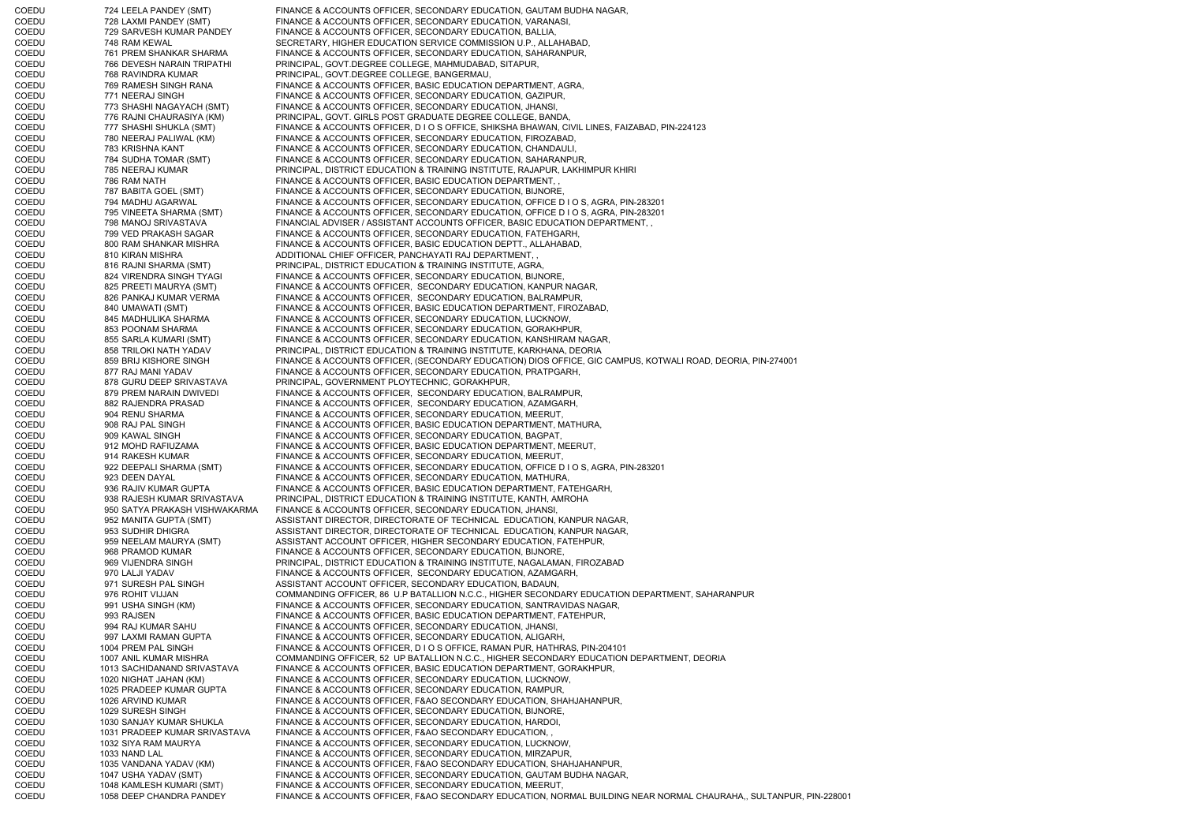| | | | |
|---|---|---|---|
| COEDU | 724 | LEELA PANDEY (SMT) | FINANCE & ACCOUNTS OFFICER, SECONDARY EDUCATION, GAUTAM BUDHA NAGAR, |
| COEDU | 728 | LAXMI PANDEY (SMT) | FINANCE & ACCOUNTS OFFICER, SECONDARY EDUCATION, VARANASI, |
| COEDU | 729 | SARVESH KUMAR PANDEY | FINANCE & ACCOUNTS OFFICER, SECONDARY EDUCATION, BALLIA, |
| COEDU | 748 | RAM KEWAL | SECRETARY, HIGHER EDUCATION SERVICE COMMISSION U.P., ALLAHABAD, |
| COEDU | 761 | PREM SHANKAR SHARMA | FINANCE & ACCOUNTS OFFICER, SECONDARY EDUCATION, SAHARANPUR, |
| COEDU | 766 | DEVESH NARAIN TRIPATHI | PRINCIPAL, GOVT.DEGREE COLLEGE, MAHMUDABAD, SITAPUR, |
| COEDU | 768 | RAVINDRA KUMAR | PRINCIPAL, GOVT.DEGREE COLLEGE, BANGERMAU, |
| COEDU | 769 | RAMESH SINGH RANA | FINANCE & ACCOUNTS OFFICER, BASIC EDUCATION DEPARTMENT, AGRA, |
| COEDU | 771 | NEERAJ SINGH | FINANCE & ACCOUNTS OFFICER, SECONDARY EDUCATION, GAZIPUR, |
| COEDU | 773 | SHASHI NAGAYACH (SMT) | FINANCE & ACCOUNTS OFFICER, SECONDARY EDUCATION, JHANSI, |
| COEDU | 776 | RAJNI CHAURASIYA (KM) | PRINCIPAL, GOVT. GIRLS POST GRADUATE DEGREE COLLEGE, BANDA, |
| COEDU | 777 | SHASHI SHUKLA (SMT) | FINANCE & ACCOUNTS OFFICER, D I O S OFFICE, SHIKSHA BHAWAN, CIVIL LINES, FAIZABAD, PIN-224123 |
| COEDU | 780 | NEERAJ PALIWAL (KM) | FINANCE & ACCOUNTS OFFICER, SECONDARY EDUCATION, FIROZABAD, |
| COEDU | 783 | KRISHNA KANT | FINANCE & ACCOUNTS OFFICER, SECONDARY EDUCATION, CHANDAULI, |
| COEDU | 784 | SUDHA TOMAR (SMT) | FINANCE & ACCOUNTS OFFICER, SECONDARY EDUCATION, SAHARANPUR, |
| COEDU | 785 | NEERAJ KUMAR | PRINCIPAL, DISTRICT EDUCATION & TRAINING INSTITUTE, RAJAPUR, LAKHIMPUR KHIRI |
| COEDU | 786 | RAM NATH | FINANCE & ACCOUNTS OFFICER, BASIC EDUCATION DEPARTMENT, , |
| COEDU | 787 | BABITA GOEL (SMT) | FINANCE & ACCOUNTS OFFICER, SECONDARY EDUCATION, BIJNORE, |
| COEDU | 794 | MADHU AGARWAL | FINANCE & ACCOUNTS OFFICER, SECONDARY EDUCATION, OFFICE D I O S, AGRA, PIN-283201 |
| COEDU | 795 | VINEETA SHARMA (SMT) | FINANCE & ACCOUNTS OFFICER, SECONDARY EDUCATION, OFFICE D I O S, AGRA, PIN-283201 |
| COEDU | 798 | MANOJ SRIVASTAVA | FINANCIAL ADVISER / ASSISTANT ACCOUNTS OFFICER, BASIC EDUCATION DEPARTMENT, , |
| COEDU | 799 | VED PRAKASH SAGAR | FINANCE & ACCOUNTS OFFICER, SECONDARY EDUCATION, FATEHGARH, |
| COEDU | 800 | RAM SHANKAR MISHRA | FINANCE & ACCOUNTS OFFICER, BASIC EDUCATION DEPTT., ALLAHABAD, |
| COEDU | 810 | KIRAN MISHRA | ADDITIONAL CHIEF OFFICER, PANCHAYATI RAJ DEPARTMENT, , |
| COEDU | 816 | RAJNI SHARMA (SMT) | PRINCIPAL, DISTRICT EDUCATION & TRAINING INSTITUTE, AGRA, |
| COEDU | 824 | VIRENDRA SINGH TYAGI | FINANCE & ACCOUNTS OFFICER, SECONDARY EDUCATION, BIJNORE, |
| COEDU | 825 | PREETI MAURYA (SMT) | FINANCE & ACCOUNTS OFFICER, SECONDARY EDUCATION, KANPUR NAGAR, |
| COEDU | 826 | PANKAJ KUMAR VERMA | FINANCE & ACCOUNTS OFFICER, SECONDARY EDUCATION, BALRAMPUR, |
| COEDU | 840 | UMAWATI (SMT) | FINANCE & ACCOUNTS OFFICER, BASIC EDUCATION DEPARTMENT, FIROZABAD, |
| COEDU | 845 | MADHULIKA SHARMA | FINANCE & ACCOUNTS OFFICER, SECONDARY EDUCATION, LUCKNOW, |
| COEDU | 853 | POONAM SHARMA | FINANCE & ACCOUNTS OFFICER, SECONDARY EDUCATION, GORAKHPUR, |
| COEDU | 855 | SARLA KUMARI (SMT) | FINANCE & ACCOUNTS OFFICER, SECONDARY EDUCATION, KANSHIRAM NAGAR, |
| COEDU | 858 | TRILOKI NATH YADAV | PRINCIPAL, DISTRICT EDUCATION & TRAINING INSTITUTE, KARKHANA, DEORIA |
| COEDU | 859 | BRIJ KISHORE SINGH | FINANCE & ACCOUNTS OFFICER, (SECONDARY EDUCATION) DIOS OFFICE, GIC CAMPUS, KOTWALI ROAD, DEORIA, PIN-274001 |
| COEDU | 877 | RAJ MANI YADAV | FINANCE & ACCOUNTS OFFICER, SECONDARY EDUCATION, PRATPGARH, |
| COEDU | 878 | GURU DEEP SRIVASTAVA | PRINCIPAL, GOVERNMENT PLOYTECHNIC, GORAKHPUR, |
| COEDU | 879 | PREM NARAIN DWIVEDI | FINANCE & ACCOUNTS OFFICER, SECONDARY EDUCATION, BALRAMPUR, |
| COEDU | 882 | RAJENDRA PRASAD | FINANCE & ACCOUNTS OFFICER, SECONDARY EDUCATION, AZAMGARH, |
| COEDU | 904 | RENU SHARMA | FINANCE & ACCOUNTS OFFICER, SECONDARY EDUCATION, MEERUT, |
| COEDU | 908 | RAJ PAL SINGH | FINANCE & ACCOUNTS OFFICER, BASIC EDUCATION DEPARTMENT, MATHURA, |
| COEDU | 909 | KAWAL SINGH | FINANCE & ACCOUNTS OFFICER, SECONDARY EDUCATION, BAGPAT, |
| COEDU | 912 | MOHD RAFIUZAMA | FINANCE & ACCOUNTS OFFICER, BASIC EDUCATION DEPARTMENT, MEERUT, |
| COEDU | 914 | RAKESH KUMAR | FINANCE & ACCOUNTS OFFICER, SECONDARY EDUCATION, MEERUT, |
| COEDU | 922 | DEEPALI SHARMA (SMT) | FINANCE & ACCOUNTS OFFICER, SECONDARY EDUCATION, OFFICE D I O S, AGRA, PIN-283201 |
| COEDU | 923 | DEEN DAYAL | FINANCE & ACCOUNTS OFFICER, SECONDARY EDUCATION, MATHURA, |
| COEDU | 936 | RAJIV KUMAR GUPTA | FINANCE & ACCOUNTS OFFICER, BASIC EDUCATION DEPARTMENT, FATEHGARH, |
| COEDU | 938 | RAJESH KUMAR SRIVASTAVA | PRINCIPAL, DISTRICT EDUCATION & TRAINING INSTITUTE, KANTH, AMROHA |
| COEDU | 950 | SATYA PRAKASH VISHWAKARMA | FINANCE & ACCOUNTS OFFICER, SECONDARY EDUCATION, JHANSI, |
| COEDU | 952 | MANITA GUPTA (SMT) | ASSISTANT DIRECTOR, DIRECTORATE OF TECHNICAL EDUCATION, KANPUR NAGAR, |
| COEDU | 953 | SUDHIR DHIGRA | ASSISTANT DIRECTOR, DIRECTORATE OF TECHNICAL EDUCATION, KANPUR NAGAR, |
| COEDU | 959 | NEELAM MAURYA (SMT) | ASSISTANT ACCOUNT OFFICER, HIGHER SECONDARY EDUCATION, FATEHPUR, |
| COEDU | 968 | PRAMOD KUMAR | FINANCE & ACCOUNTS OFFICER, SECONDARY EDUCATION, BIJNORE, |
| COEDU | 969 | VIJENDRA SINGH | PRINCIPAL, DISTRICT EDUCATION & TRAINING INSTITUTE, NAGALAMAN, FIROZABAD |
| COEDU | 970 | LALJI YADAV | FINANCE & ACCOUNTS OFFICER, SECONDARY EDUCATION, AZAMGARH, |
| COEDU | 971 | SURESH PAL SINGH | ASSISTANT ACCOUNT OFFICER, SECONDARY EDUCATION, BADAUN, |
| COEDU | 976 | ROHIT VIJJAN | COMMANDING OFFICER, 86 U.P BATALLION N.C.C., HIGHER SECONDARY EDUCATION DEPARTMENT, SAHARANPUR |
| COEDU | 991 | USHA SINGH (KM) | FINANCE & ACCOUNTS OFFICER, SECONDARY EDUCATION, SANTRAVIDAS NAGAR, |
| COEDU | 993 | RAJSEN | FINANCE & ACCOUNTS OFFICER, BASIC EDUCATION DEPARTMENT, FATEHPUR, |
| COEDU | 994 | RAJ KUMAR SAHU | FINANCE & ACCOUNTS OFFICER, SECONDARY EDUCATION, JHANSI, |
| COEDU | 997 | LAXMI RAMAN GUPTA | FINANCE & ACCOUNTS OFFICER, SECONDARY EDUCATION, ALIGARH, |
| COEDU | 1004 | PREM PAL SINGH | FINANCE & ACCOUNTS OFFICER, D I O S OFFICE, RAMAN PUR, HATHRAS, PIN-204101 |
| COEDU | 1007 | ANIL KUMAR MISHRA | COMMANDING OFFICER, 52 UP BATALLION N.C.C., HIGHER SECONDARY EDUCATION DEPARTMENT, DEORIA |
| COEDU | 1013 | SACHIDANAND SRIVASTAVA | FINANCE & ACCOUNTS OFFICER, BASIC EDUCATION DEPARTMENT, GORAKHPUR, |
| COEDU | 1020 | NIGHAT JAHAN (KM) | FINANCE & ACCOUNTS OFFICER, SECONDARY EDUCATION, LUCKNOW, |
| COEDU | 1025 | PRADEEP KUMAR GUPTA | FINANCE & ACCOUNTS OFFICER, SECONDARY EDUCATION, RAMPUR, |
| COEDU | 1026 | ARVIND KUMAR | FINANCE & ACCOUNTS OFFICER, F&AO SECONDARY EDUCATION, SHAHJAHANPUR, |
| COEDU | 1029 | SURESH SINGH | FINANCE & ACCOUNTS OFFICER, SECONDARY EDUCATION, BIJNORE, |
| COEDU | 1030 | SANJAY KUMAR SHUKLA | FINANCE & ACCOUNTS OFFICER, SECONDARY EDUCATION, HARDOI, |
| COEDU | 1031 | PRADEEP KUMAR SRIVASTAVA | FINANCE & ACCOUNTS OFFICER, F&AO SECONDARY EDUCATION, , |
| COEDU | 1032 | SIYA RAM MAURYA | FINANCE & ACCOUNTS OFFICER, SECONDARY EDUCATION, LUCKNOW, |
| COEDU | 1033 | NAND LAL | FINANCE & ACCOUNTS OFFICER, SECONDARY EDUCATION, MIRZAPUR, |
| COEDU | 1035 | VANDANA YADAV (KM) | FINANCE & ACCOUNTS OFFICER, F&AO SECONDARY EDUCATION, SHAHJAHANPUR, |
| COEDU | 1047 | USHA YADAV (SMT) | FINANCE & ACCOUNTS OFFICER, SECONDARY EDUCATION, GAUTAM BUDHA NAGAR, |
| COEDU | 1048 | KAMLESH KUMARI (SMT) | FINANCE & ACCOUNTS OFFICER, SECONDARY EDUCATION, MEERUT, |
| COEDU | 1058 | DEEP CHANDRA PANDEY | FINANCE & ACCOUNTS OFFICER, F&AO SECONDARY EDUCATION, NORMAL BUILDING NEAR NORMAL CHAURAHA,, SULTANPUR, PIN-228001 |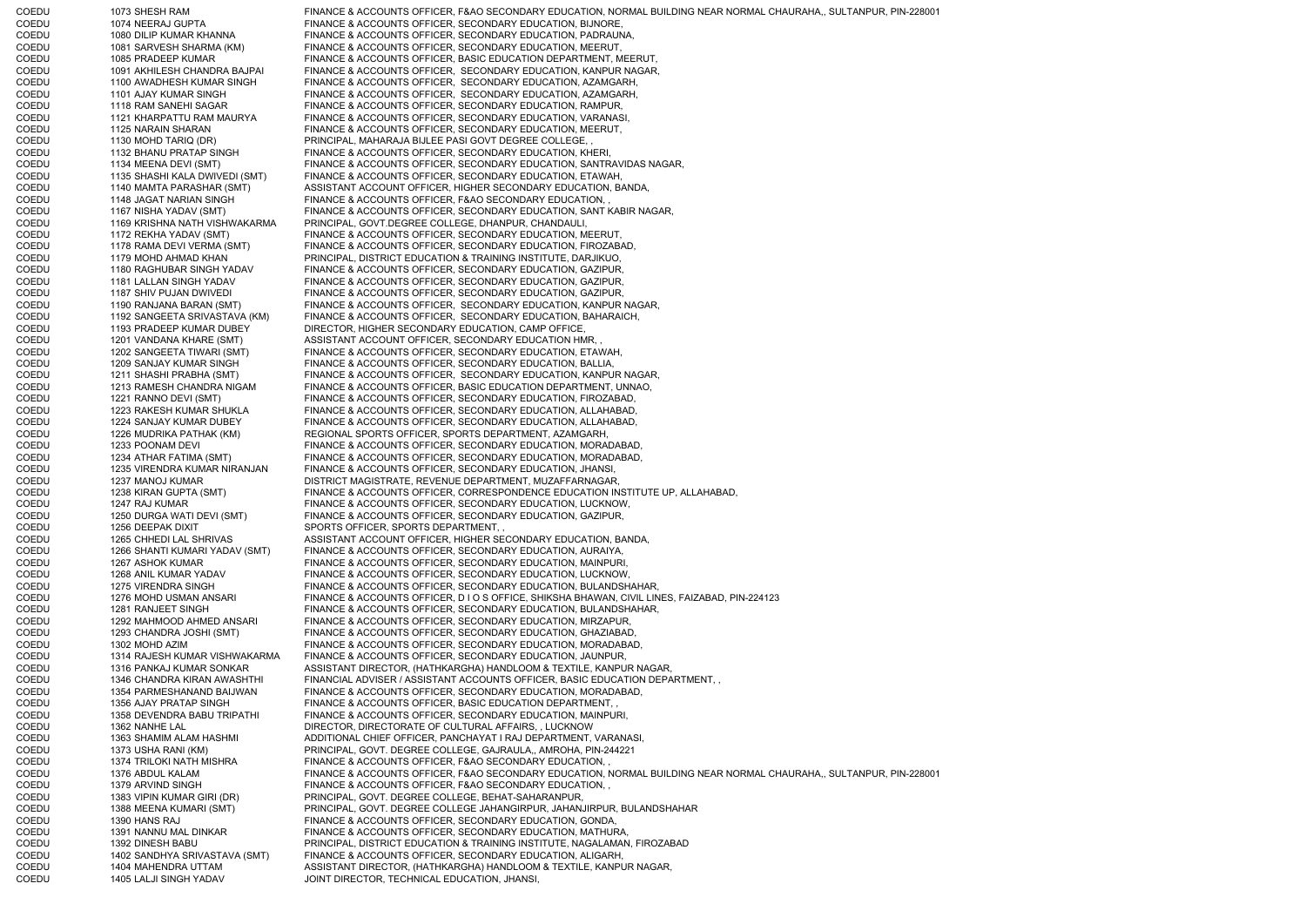| | | | |
|---|---|---|---|
| COEDU | 1073 | SHESH RAM | FINANCE & ACCOUNTS OFFICER, F&AO SECONDARY EDUCATION, NORMAL BUILDING NEAR NORMAL CHAURAHA,, SULTANPUR, PIN-228001 |
| COEDU | 1074 | NEERAJ GUPTA | FINANCE & ACCOUNTS OFFICER, SECONDARY EDUCATION, BIJNORE, |
| COEDU | 1080 | DILIP KUMAR KHANNA | FINANCE & ACCOUNTS OFFICER, SECONDARY EDUCATION, PADRAUNA, |
| COEDU | 1081 | SARVESH SHARMA (KM) | FINANCE & ACCOUNTS OFFICER, SECONDARY EDUCATION, MEERUT, |
| COEDU | 1085 | PRADEEP KUMAR | FINANCE & ACCOUNTS OFFICER, BASIC EDUCATION DEPARTMENT, MEERUT, |
| COEDU | 1091 | AKHILESH CHANDRA BAJPAI | FINANCE & ACCOUNTS OFFICER, SECONDARY EDUCATION, KANPUR NAGAR, |
| COEDU | 1100 | AWADHESH KUMAR SINGH | FINANCE & ACCOUNTS OFFICER, SECONDARY EDUCATION, AZAMGARH, |
| COEDU | 1101 | AJAY KUMAR SINGH | FINANCE & ACCOUNTS OFFICER, SECONDARY EDUCATION, AZAMGARH, |
| COEDU | 1118 | RAM SANEHI SAGAR | FINANCE & ACCOUNTS OFFICER, SECONDARY EDUCATION, RAMPUR, |
| COEDU | 1121 | KHARPATTU RAM MAURYA | FINANCE & ACCOUNTS OFFICER, SECONDARY EDUCATION, VARANASI, |
| COEDU | 1125 | NARAIN SHARAN | FINANCE & ACCOUNTS OFFICER, SECONDARY EDUCATION, MEERUT, |
| COEDU | 1130 | MOHD TARIQ (DR) | PRINCIPAL, MAHARAJA BIJLEE PASI GOVT DEGREE COLLEGE, , |
| COEDU | 1132 | BHANU PRATAP SINGH | FINANCE & ACCOUNTS OFFICER, SECONDARY EDUCATION, KHERI, |
| COEDU | 1134 | MEENA DEVI (SMT) | FINANCE & ACCOUNTS OFFICER, SECONDARY EDUCATION, SANTRAVIDAS NAGAR, |
| COEDU | 1135 | SHASHI KALA DWIVEDI (SMT) | FINANCE & ACCOUNTS OFFICER, SECONDARY EDUCATION, ETAWAH, |
| COEDU | 1140 | MAMTA PARASHAR (SMT) | ASSISTANT ACCOUNT OFFICER, HIGHER SECONDARY EDUCATION, BANDA, |
| COEDU | 1148 | JAGAT NARIAN SINGH | FINANCE & ACCOUNTS OFFICER, F&AO SECONDARY EDUCATION, , |
| COEDU | 1167 | NISHA YADAV (SMT) | FINANCE & ACCOUNTS OFFICER, SECONDARY EDUCATION, SANT KABIR NAGAR, |
| COEDU | 1169 | KRISHNA NATH VISHWAKARMA | PRINCIPAL, GOVT.DEGREE COLLEGE, DHANPUR, CHANDAULI, |
| COEDU | 1172 | REKHA YADAV (SMT) | FINANCE & ACCOUNTS OFFICER, SECONDARY EDUCATION, MEERUT, |
| COEDU | 1178 | RAMA DEVI VERMA (SMT) | FINANCE & ACCOUNTS OFFICER, SECONDARY EDUCATION, FIROZABAD, |
| COEDU | 1179 | MOHD AHMAD KHAN | PRINCIPAL, DISTRICT EDUCATION & TRAINING INSTITUTE, DARJIKUO, |
| COEDU | 1180 | RAGHUBAR SINGH YADAV | FINANCE & ACCOUNTS OFFICER, SECONDARY EDUCATION, GAZIPUR, |
| COEDU | 1181 | LALLAN SINGH YADAV | FINANCE & ACCOUNTS OFFICER, SECONDARY EDUCATION, GAZIPUR, |
| COEDU | 1187 | SHIV PUJAN DWIVEDI | FINANCE & ACCOUNTS OFFICER, SECONDARY EDUCATION, GAZIPUR, |
| COEDU | 1190 | RANJANA BARAN (SMT) | FINANCE & ACCOUNTS OFFICER, SECONDARY EDUCATION, KANPUR NAGAR, |
| COEDU | 1192 | SANGEETA SRIVASTAVA (KM) | FINANCE & ACCOUNTS OFFICER, SECONDARY EDUCATION, BAHARAICH, |
| COEDU | 1193 | PRADEEP KUMAR DUBEY | DIRECTOR, HIGHER SECONDARY EDUCATION, CAMP OFFICE, |
| COEDU | 1201 | VANDANA KHARE (SMT) | ASSISTANT ACCOUNT OFFICER, SECONDARY EDUCATION HMR, , |
| COEDU | 1202 | SANGEETA TIWARI (SMT) | FINANCE & ACCOUNTS OFFICER, SECONDARY EDUCATION, ETAWAH, |
| COEDU | 1209 | SANJAY KUMAR SINGH | FINANCE & ACCOUNTS OFFICER, SECONDARY EDUCATION, BALLIA, |
| COEDU | 1211 | SHASHI PRABHA (SMT) | FINANCE & ACCOUNTS OFFICER, SECONDARY EDUCATION, KANPUR NAGAR, |
| COEDU | 1213 | RAMESH CHANDRA NIGAM | FINANCE & ACCOUNTS OFFICER, BASIC EDUCATION DEPARTMENT, UNNAO, |
| COEDU | 1221 | RANNO DEVI (SMT) | FINANCE & ACCOUNTS OFFICER, SECONDARY EDUCATION, FIROZABAD, |
| COEDU | 1223 | RAKESH KUMAR SHUKLA | FINANCE & ACCOUNTS OFFICER, SECONDARY EDUCATION, ALLAHABAD, |
| COEDU | 1224 | SANJAY KUMAR DUBEY | FINANCE & ACCOUNTS OFFICER, SECONDARY EDUCATION, ALLAHABAD, |
| COEDU | 1226 | MUDRIKA PATHAK (KM) | REGIONAL SPORTS OFFICER, SPORTS DEPARTMENT, AZAMGARH, |
| COEDU | 1233 | POONAM DEVI | FINANCE & ACCOUNTS OFFICER, SECONDARY EDUCATION, MORADABAD, |
| COEDU | 1234 | ATHAR FATIMA (SMT) | FINANCE & ACCOUNTS OFFICER, SECONDARY EDUCATION, MORADABAD, |
| COEDU | 1235 | VIRENDRA KUMAR NIRANJAN | FINANCE & ACCOUNTS OFFICER, SECONDARY EDUCATION, JHANSI, |
| COEDU | 1237 | MANOJ KUMAR | DISTRICT MAGISTRATE, REVENUE DEPARTMENT, MUZAFFARNAGAR, |
| COEDU | 1238 | KIRAN GUPTA (SMT) | FINANCE & ACCOUNTS OFFICER, CORRESPONDENCE EDUCATION INSTITUTE UP, ALLAHABAD, |
| COEDU | 1247 | RAJ KUMAR | FINANCE & ACCOUNTS OFFICER, SECONDARY EDUCATION, LUCKNOW, |
| COEDU | 1250 | DURGA WATI DEVI (SMT) | FINANCE & ACCOUNTS OFFICER, SECONDARY EDUCATION, GAZIPUR, |
| COEDU | 1256 | DEEPAK DIXIT | SPORTS OFFICER, SPORTS DEPARTMENT, , |
| COEDU | 1265 | CHHEDI LAL SHRIVAS | ASSISTANT ACCOUNT OFFICER, HIGHER SECONDARY EDUCATION, BANDA, |
| COEDU | 1266 | SHANTI KUMARI YADAV (SMT) | FINANCE & ACCOUNTS OFFICER, SECONDARY EDUCATION, AURAIYA, |
| COEDU | 1267 | ASHOK KUMAR | FINANCE & ACCOUNTS OFFICER, SECONDARY EDUCATION, MAINPURI, |
| COEDU | 1268 | ANIL KUMAR YADAV | FINANCE & ACCOUNTS OFFICER, SECONDARY EDUCATION, LUCKNOW, |
| COEDU | 1275 | VIRENDRA SINGH | FINANCE & ACCOUNTS OFFICER, SECONDARY EDUCATION, BULANDSHAHAR, |
| COEDU | 1276 | MOHD USMAN ANSARI | FINANCE & ACCOUNTS OFFICER, D I O S OFFICE, SHIKSHA BHAWAN, CIVIL LINES, FAIZABAD, PIN-224123 |
| COEDU | 1281 | RANJEET SINGH | FINANCE & ACCOUNTS OFFICER, SECONDARY EDUCATION, BULANDSHAHAR, |
| COEDU | 1292 | MAHMOOD AHMED ANSARI | FINANCE & ACCOUNTS OFFICER, SECONDARY EDUCATION, MIRZAPUR, |
| COEDU | 1293 | CHANDRA JOSHI (SMT) | FINANCE & ACCOUNTS OFFICER, SECONDARY EDUCATION, GHAZIABAD, |
| COEDU | 1302 | MOHD AZIM | FINANCE & ACCOUNTS OFFICER, SECONDARY EDUCATION, MORADABAD, |
| COEDU | 1314 | RAJESH KUMAR VISHWAKARMA | FINANCE & ACCOUNTS OFFICER, SECONDARY EDUCATION, JAUNPUR, |
| COEDU | 1316 | PANKAJ KUMAR SONKAR | ASSISTANT DIRECTOR, (HATHKARGHA) HANDLOOM & TEXTILE, KANPUR NAGAR, |
| COEDU | 1346 | CHANDRA KIRAN AWASHTHI | FINANCIAL ADVISER / ASSISTANT ACCOUNTS OFFICER, BASIC EDUCATION DEPARTMENT, , |
| COEDU | 1354 | PARMESHANAND BAIJWAN | FINANCE & ACCOUNTS OFFICER, SECONDARY EDUCATION, MORADABAD, |
| COEDU | 1356 | AJAY PRATAP SINGH | FINANCE & ACCOUNTS OFFICER, BASIC EDUCATION DEPARTMENT, , |
| COEDU | 1358 | DEVENDRA BABU TRIPATHI | FINANCE & ACCOUNTS OFFICER, SECONDARY EDUCATION, MAINPURI, |
| COEDU | 1362 | NANHE LAL | DIRECTOR, DIRECTORATE OF CULTURAL AFFAIRS, , LUCKNOW |
| COEDU | 1363 | SHAMIM ALAM HASHMI | ADDITIONAL CHIEF OFFICER, PANCHAYAT I RAJ DEPARTMENT, VARANASI, |
| COEDU | 1373 | USHA RANI (KM) | PRINCIPAL, GOVT. DEGREE COLLEGE, GAJRAULA,, AMROHA, PIN-244221 |
| COEDU | 1374 | TRILOKI NATH MISHRA | FINANCE & ACCOUNTS OFFICER, F&AO SECONDARY EDUCATION, , |
| COEDU | 1376 | ABDUL KALAM | FINANCE & ACCOUNTS OFFICER, F&AO SECONDARY EDUCATION, NORMAL BUILDING NEAR NORMAL CHAURAHA,, SULTANPUR, PIN-228001 |
| COEDU | 1379 | ARVIND SINGH | FINANCE & ACCOUNTS OFFICER, F&AO SECONDARY EDUCATION, , |
| COEDU | 1383 | VIPIN KUMAR GIRI (DR) | PRINCIPAL, GOVT. DEGREE COLLEGE, BEHAT-SAHARANPUR, |
| COEDU | 1388 | MEENA KUMARI (SMT) | PRINCIPAL, GOVT. DEGREE COLLEGE JAHANGIRPUR, JAHANJIRPUR, BULANDSHAHAR |
| COEDU | 1390 | HANS RAJ | FINANCE & ACCOUNTS OFFICER, SECONDARY EDUCATION, GONDA, |
| COEDU | 1391 | NANNU MAL DINKAR | FINANCE & ACCOUNTS OFFICER, SECONDARY EDUCATION, MATHURA, |
| COEDU | 1392 | DINESH BABU | PRINCIPAL, DISTRICT EDUCATION & TRAINING INSTITUTE, NAGALAMAN, FIROZABAD |
| COEDU | 1402 | SANDHYA SRIVASTAVA (SMT) | FINANCE & ACCOUNTS OFFICER, SECONDARY EDUCATION, ALIGARH, |
| COEDU | 1404 | MAHENDRA UTTAM | ASSISTANT DIRECTOR, (HATHKARGHA) HANDLOOM & TEXTILE, KANPUR NAGAR, |
| COEDU | 1405 | LALJI SINGH YADAV | JOINT DIRECTOR, TECHNICAL EDUCATION, JHANSI, |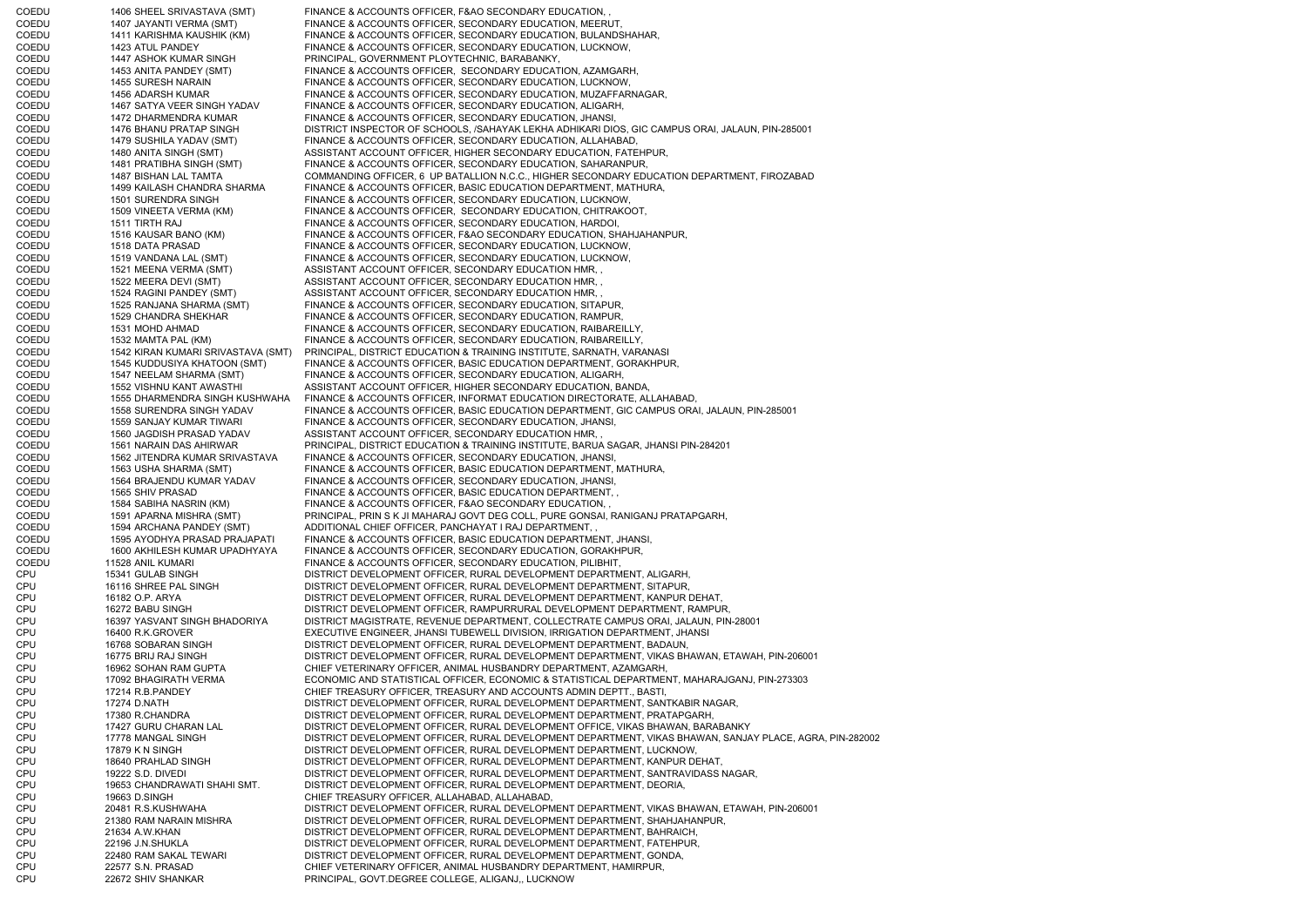| | | | |
|---|---|---|---|
| COEDU | 1406 | SHEEL SRIVASTAVA (SMT) | FINANCE & ACCOUNTS OFFICER, F&AO SECONDARY EDUCATION, , |
| COEDU | 1407 | JAYANTI VERMA (SMT) | FINANCE & ACCOUNTS OFFICER, SECONDARY EDUCATION, MEERUT, |
| COEDU | 1411 | KARISHMA KAUSHIK (KM) | FINANCE & ACCOUNTS OFFICER, SECONDARY EDUCATION, BULANDSHAHAR, |
| COEDU | 1423 | ATUL PANDEY | FINANCE & ACCOUNTS OFFICER, SECONDARY EDUCATION, LUCKNOW, |
| COEDU | 1447 | ASHOK KUMAR SINGH | PRINCIPAL, GOVERNMENT PLOYTECHNIC, BARABANKY, |
| COEDU | 1453 | ANITA PANDEY (SMT) | FINANCE & ACCOUNTS OFFICER, SECONDARY EDUCATION, AZAMGARH, |
| COEDU | 1455 | SURESH NARAIN | FINANCE & ACCOUNTS OFFICER, SECONDARY EDUCATION, LUCKNOW, |
| COEDU | 1456 | ADARSH KUMAR | FINANCE & ACCOUNTS OFFICER, SECONDARY EDUCATION, MUZAFFARNAGAR, |
| COEDU | 1467 | SATYA VEER SINGH YADAV | FINANCE & ACCOUNTS OFFICER, SECONDARY EDUCATION, ALIGARH, |
| COEDU | 1472 | DHARMENDRA KUMAR | FINANCE & ACCOUNTS OFFICER, SECONDARY EDUCATION, JHANSI, |
| COEDU | 1476 | BHANU PRATAP SINGH | DISTRICT INSPECTOR OF SCHOOLS, /SAHAYAK LEKHA ADHIKARI DIOS, GIC CAMPUS ORAI, JALAUN, PIN-285001 |
| COEDU | 1479 | SUSHILA YADAV (SMT) | FINANCE & ACCOUNTS OFFICER, SECONDARY EDUCATION, ALLAHABAD, |
| COEDU | 1480 | ANITA SINGH (SMT) | ASSISTANT ACCOUNT OFFICER, HIGHER SECONDARY EDUCATION, FATEHPUR, |
| COEDU | 1481 | PRATIBHA SINGH (SMT) | FINANCE & ACCOUNTS OFFICER, SECONDARY EDUCATION, SAHARANPUR, |
| COEDU | 1487 | BISHAN LAL TAMTA | COMMANDING OFFICER, 6 UP BATALLION N.C.C., HIGHER SECONDARY EDUCATION DEPARTMENT, FIROZABAD |
| COEDU | 1499 | KAILASH CHANDRA SHARMA | FINANCE & ACCOUNTS OFFICER, BASIC EDUCATION DEPARTMENT, MATHURA, |
| COEDU | 1501 | SURENDRA SINGH | FINANCE & ACCOUNTS OFFICER, SECONDARY EDUCATION, LUCKNOW, |
| COEDU | 1509 | VINEETA VERMA (KM) | FINANCE & ACCOUNTS OFFICER, SECONDARY EDUCATION, CHITRAKOOT, |
| COEDU | 1511 | TIRTH RAJ | FINANCE & ACCOUNTS OFFICER, SECONDARY EDUCATION, HARDOI, |
| COEDU | 1516 | KAUSAR BANO (KM) | FINANCE & ACCOUNTS OFFICER, F&AO SECONDARY EDUCATION, SHAHJAHANPUR, |
| COEDU | 1518 | DATA PRASAD | FINANCE & ACCOUNTS OFFICER, SECONDARY EDUCATION, LUCKNOW, |
| COEDU | 1519 | VANDANA LAL (SMT) | FINANCE & ACCOUNTS OFFICER, SECONDARY EDUCATION, LUCKNOW, |
| COEDU | 1521 | MEENA VERMA (SMT) | ASSISTANT ACCOUNT OFFICER, SECONDARY EDUCATION HMR, , |
| COEDU | 1522 | MEERA DEVI (SMT) | ASSISTANT ACCOUNT OFFICER, SECONDARY EDUCATION HMR, , |
| COEDU | 1524 | RAGINI PANDEY (SMT) | ASSISTANT ACCOUNT OFFICER, SECONDARY EDUCATION HMR, , |
| COEDU | 1525 | RANJANA SHARMA (SMT) | FINANCE & ACCOUNTS OFFICER, SECONDARY EDUCATION, SITAPUR, |
| COEDU | 1529 | CHANDRA SHEKHAR | FINANCE & ACCOUNTS OFFICER, SECONDARY EDUCATION, RAMPUR, |
| COEDU | 1531 | MOHD AHMAD | FINANCE & ACCOUNTS OFFICER, SECONDARY EDUCATION, RAIBAREILLY, |
| COEDU | 1532 | MAMTA PAL (KM) | FINANCE & ACCOUNTS OFFICER, SECONDARY EDUCATION, RAIBAREILLY, |
| COEDU | 1542 | KIRAN KUMARI SRIVASTAVA (SMT) | PRINCIPAL, DISTRICT EDUCATION & TRAINING INSTITUTE, SARNATH, VARANASI |
| COEDU | 1545 | KUDDUSIYA KHATOON (SMT) | FINANCE & ACCOUNTS OFFICER, BASIC EDUCATION DEPARTMENT, GORAKHPUR, |
| COEDU | 1547 | NEELAM SHARMA (SMT) | FINANCE & ACCOUNTS OFFICER, SECONDARY EDUCATION, ALIGARH, |
| COEDU | 1552 | VISHNU KANT AWASTHI | ASSISTANT ACCOUNT OFFICER, HIGHER SECONDARY EDUCATION, BANDA, |
| COEDU | 1555 | DHARMENDRA SINGH KUSHWAHA | FINANCE & ACCOUNTS OFFICER, INFORMAT EDUCATION DIRECTORATE, ALLAHABAD, |
| COEDU | 1558 | SURENDRA SINGH YADAV | FINANCE & ACCOUNTS OFFICER, BASIC EDUCATION DEPARTMENT, GIC CAMPUS ORAI, JALAUN, PIN-285001 |
| COEDU | 1559 | SANJAY KUMAR TIWARI | FINANCE & ACCOUNTS OFFICER, SECONDARY EDUCATION, JHANSI, |
| COEDU | 1560 | JAGDISH PRASAD YADAV | ASSISTANT ACCOUNT OFFICER, SECONDARY EDUCATION HMR, , |
| COEDU | 1561 | NARAIN DAS AHIRWAR | PRINCIPAL, DISTRICT EDUCATION & TRAINING INSTITUTE, BARUA SAGAR, JHANSI PIN-284201 |
| COEDU | 1562 | JITENDRA KUMAR SRIVASTAVA | FINANCE & ACCOUNTS OFFICER, SECONDARY EDUCATION, JHANSI, |
| COEDU | 1563 | USHA SHARMA (SMT) | FINANCE & ACCOUNTS OFFICER, BASIC EDUCATION DEPARTMENT, MATHURA, |
| COEDU | 1564 | BRAJENDU KUMAR YADAV | FINANCE & ACCOUNTS OFFICER, SECONDARY EDUCATION, JHANSI, |
| COEDU | 1565 | SHIV PRASAD | FINANCE & ACCOUNTS OFFICER, BASIC EDUCATION DEPARTMENT, , |
| COEDU | 1584 | SABIHA NASRIN (KM) | FINANCE & ACCOUNTS OFFICER, F&AO SECONDARY EDUCATION, , |
| COEDU | 1591 | APARNA MISHRA (SMT) | PRINCIPAL, PRIN S K JI MAHARAJ GOVT DEG COLL, PURE GONSAI, RANIGANJ PRATAPGARH, |
| COEDU | 1594 | ARCHANA PANDEY (SMT) | ADDITIONAL CHIEF OFFICER, PANCHAYAT I RAJ DEPARTMENT, , |
| COEDU | 1595 | AYODHYA PRASAD PRAJAPATI | FINANCE & ACCOUNTS OFFICER, BASIC EDUCATION DEPARTMENT, JHANSI, |
| COEDU | 1600 | AKHILESH KUMAR UPADHYAYA | FINANCE & ACCOUNTS OFFICER, SECONDARY EDUCATION, GORAKHPUR, |
| COEDU | 11528 | ANIL KUMARI | FINANCE & ACCOUNTS OFFICER, SECONDARY EDUCATION, PILIBHIT, |
| CPU | 15341 | GULAB SINGH | DISTRICT DEVELOPMENT OFFICER, RURAL DEVELOPMENT DEPARTMENT, ALIGARH, |
| CPU | 16116 | SHREE PAL SINGH | DISTRICT DEVELOPMENT OFFICER, RURAL DEVELOPMENT DEPARTMENT, SITAPUR, |
| CPU | 16182 | O.P. ARYA | DISTRICT DEVELOPMENT OFFICER, RURAL DEVELOPMENT DEPARTMENT, KANPUR DEHAT, |
| CPU | 16272 | BABU SINGH | DISTRICT DEVELOPMENT OFFICER, RAMPURRURAL DEVELOPMENT DEPARTMENT, RAMPUR, |
| CPU | 16397 | YASVANT SINGH BHADORIYA | DISTRICT MAGISTRATE, REVENUE DEPARTMENT, COLLECTRATE CAMPUS ORAI, JALAUN, PIN-28001 |
| CPU | 16400 | R.K.GROVER | EXECUTIVE ENGINEER, JHANSI TUBEWELL DIVISION, IRRIGATION DEPARTMENT, JHANSI |
| CPU | 16768 | SOBARAN SINGH | DISTRICT DEVELOPMENT OFFICER, RURAL DEVELOPMENT DEPARTMENT, BADAUN, |
| CPU | 16775 | BRIJ RAJ SINGH | DISTRICT DEVELOPMENT OFFICER, RURAL DEVELOPMENT DEPARTMENT, VIKAS BHAWAN, ETAWAH, PIN-206001 |
| CPU | 16962 | SOHAN RAM GUPTA | CHIEF VETERINARY OFFICER, ANIMAL HUSBANDRY DEPARTMENT, AZAMGARH, |
| CPU | 17092 | BHAGIRATH VERMA | ECONOMIC AND STATISTICAL OFFICER, ECONOMIC & STATISTICAL DEPARTMENT, MAHARAJGANJ, PIN-273303 |
| CPU | 17214 | R.B.PANDEY | CHIEF TREASURY OFFICER, TREASURY AND ACCOUNTS ADMIN DEPTT., BASTI, |
| CPU | 17274 | D.NATH | DISTRICT DEVELOPMENT OFFICER, RURAL DEVELOPMENT DEPARTMENT, SANTKABIR NAGAR, |
| CPU | 17380 | R.CHANDRA | DISTRICT DEVELOPMENT OFFICER, RURAL DEVELOPMENT DEPARTMENT, PRATAPGARH, |
| CPU | 17427 | GURU CHARAN LAL | DISTRICT DEVELOPMENT OFFICER, RURAL DEVELOPMENT OFFICE, VIKAS BHAWAN, BARABANKY |
| CPU | 17778 | MANGAL SINGH | DISTRICT DEVELOPMENT OFFICER, RURAL DEVELOPMENT DEPARTMENT, VIKAS BHAWAN, SANJAY PLACE, AGRA, PIN-282002 |
| CPU | 17879 | K N SINGH | DISTRICT DEVELOPMENT OFFICER, RURAL DEVELOPMENT DEPARTMENT, LUCKNOW, |
| CPU | 18640 | PRAHLAD SINGH | DISTRICT DEVELOPMENT OFFICER, RURAL DEVELOPMENT DEPARTMENT, KANPUR DEHAT, |
| CPU | 19222 | S.D. DIVEDI | DISTRICT DEVELOPMENT OFFICER, RURAL DEVELOPMENT DEPARTMENT, SANTRAVIDASS NAGAR, |
| CPU | 19653 | CHANDRAWATI SHAHI SMT. | DISTRICT DEVELOPMENT OFFICER, RURAL DEVELOPMENT DEPARTMENT, DEORIA, |
| CPU | 19663 | D.SINGH | CHIEF TREASURY OFFICER, ALLAHABAD, ALLAHABAD, |
| CPU | 20481 | R.S.KUSHWAHA | DISTRICT DEVELOPMENT OFFICER, RURAL DEVELOPMENT DEPARTMENT, VIKAS BHAWAN, ETAWAH, PIN-206001 |
| CPU | 21380 | RAM NARAIN MISHRA | DISTRICT DEVELOPMENT OFFICER, RURAL DEVELOPMENT DEPARTMENT, SHAHJAHANPUR, |
| CPU | 21634 | A.W.KHAN | DISTRICT DEVELOPMENT OFFICER, RURAL DEVELOPMENT DEPARTMENT, BAHRAICH, |
| CPU | 22196 | J.N.SHUKLA | DISTRICT DEVELOPMENT OFFICER, RURAL DEVELOPMENT DEPARTMENT, FATEHPUR, |
| CPU | 22480 | RAM SAKAL TEWARI | DISTRICT DEVELOPMENT OFFICER, RURAL DEVELOPMENT DEPARTMENT, GONDA, |
| CPU | 22577 | S.N. PRASAD | CHIEF VETERINARY OFFICER, ANIMAL HUSBANDRY DEPARTMENT, HAMIRPUR, |
| CPU | 22672 | SHIV SHANKAR | PRINCIPAL, GOVT.DEGREE COLLEGE, ALIGANJ,, LUCKNOW |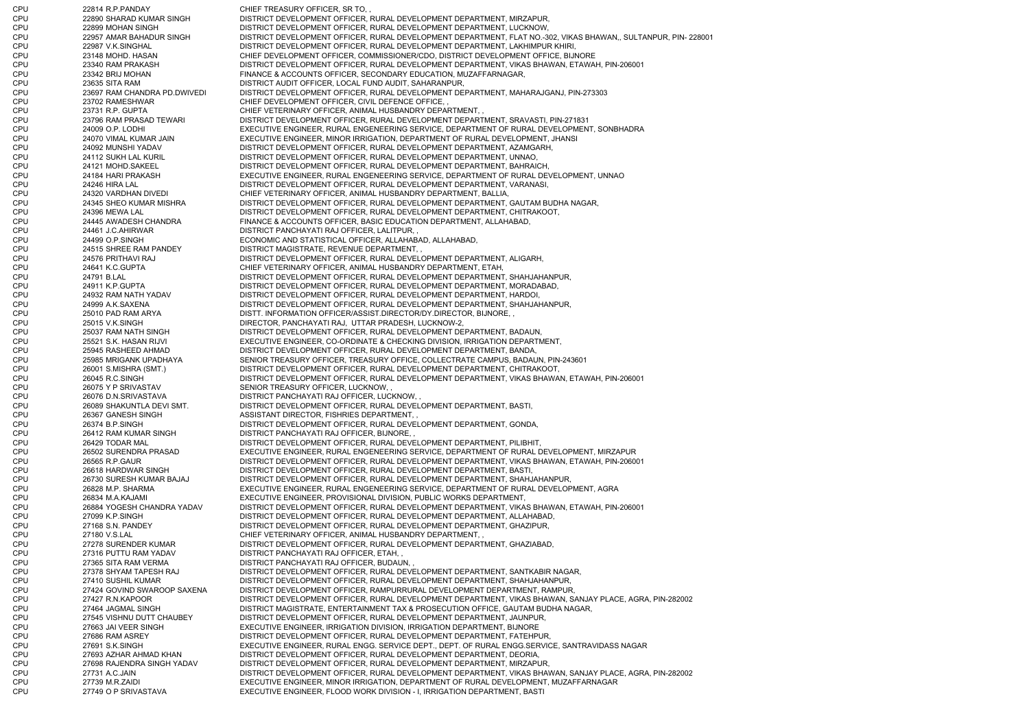| | | | |
|---|---|---|---|
| CPU | 22814 | R.P.PANDAY | CHIEF TREASURY OFFICER, SR TO, , |
| CPU | 22890 | SHARAD KUMAR SINGH | DISTRICT DEVELOPMENT OFFICER, RURAL DEVELOPMENT DEPARTMENT, MIRZAPUR, |
| CPU | 22899 | MOHAN SINGH | DISTRICT DEVELOPMENT OFFICER, RURAL DEVELOPMENT DEPARTMENT, LUCKNOW, |
| CPU | 22957 | AMAR BAHADUR SINGH | DISTRICT DEVELOPMENT OFFICER, RURAL DEVELOPMENT DEPARTMENT, FLAT NO.-302, VIKAS BHAWAN,, SULTANPUR, PIN- 228001 |
| CPU | 22987 | V.K.SINGHAL | DISTRICT DEVELOPMENT OFFICER, RURAL DEVELOPMENT DEPARTMENT, LAKHIMPUR KHIRI, |
| CPU | 23148 | MOHD. HASAN | CHIEF DEVELOPMENT OFFICER, COMMISSIONER/CDO, DISTRICT DEVELOPMENT OFFICE, BIJNORE |
| CPU | 23340 | RAM PRAKASH | DISTRICT DEVELOPMENT OFFICER, RURAL DEVELOPMENT DEPARTMENT, VIKAS BHAWAN, ETAWAH, PIN-206001 |
| CPU | 23342 | BRIJ MOHAN | FINANCE & ACCOUNTS OFFICER, SECONDARY EDUCATION, MUZAFFARNAGAR, |
| CPU | 23635 | SITA RAM | DISTRICT AUDIT OFFICER, LOCAL FUND AUDIT, SAHARANPUR, |
| CPU | 23697 | RAM CHANDRA PD.DWIVEDI | DISTRICT DEVELOPMENT OFFICER, RURAL DEVELOPMENT DEPARTMENT, MAHARAJGANJ, PIN-273303 |
| CPU | 23702 | RAMESHWAR | CHIEF DEVELOPMENT OFFICER, CIVIL DEFENCE OFFICE, , |
| CPU | 23731 | R.P. GUPTA | CHIEF VETERINARY OFFICER, ANIMAL HUSBANDRY DEPARTMENT, , |
| CPU | 23796 | RAM PRASAD TEWARI | DISTRICT DEVELOPMENT OFFICER, RURAL DEVELOPMENT DEPARTMENT, SRAVASTI, PIN-271831 |
| CPU | 24009 | O.P. LODHI | EXECUTIVE ENGINEER, RURAL ENGENEERING SERVICE, DEPARTMENT OF RURAL DEVELOPMENT, SONBHADRA |
| CPU | 24070 | VIMAL KUMAR JAIN | EXECUTIVE ENGINEER, MINOR IRRIGATION, DEPARTMENT OF RURAL DEVELOPMENT, JHANSI |
| CPU | 24092 | MUNSHI YADAV | DISTRICT DEVELOPMENT OFFICER, RURAL DEVELOPMENT DEPARTMENT, AZAMGARH, |
| CPU | 24112 | SUKH LAL KURIL | DISTRICT DEVELOPMENT OFFICER, RURAL DEVELOPMENT DEPARTMENT, UNNAO, |
| CPU | 24121 | MOHD.SAKEEL | DISTRICT DEVELOPMENT OFFICER, RURAL DEVELOPMENT DEPARTMENT, BAHRAICH, |
| CPU | 24184 | HARI PRAKASH | EXECUTIVE ENGINEER, RURAL ENGENEERING SERVICE, DEPARTMENT OF RURAL DEVELOPMENT, UNNAO |
| CPU | 24246 | HIRA LAL | DISTRICT DEVELOPMENT OFFICER, RURAL DEVELOPMENT DEPARTMENT, VARANASI, |
| CPU | 24320 | VARDHAN DIVEDI | CHIEF VETERINARY OFFICER, ANIMAL HUSBANDRY DEPARTMENT, BALLIA, |
| CPU | 24345 | SHEO KUMAR MISHRA | DISTRICT DEVELOPMENT OFFICER, RURAL DEVELOPMENT DEPARTMENT, GAUTAM BUDHA NAGAR, |
| CPU | 24396 | MEWA LAL | DISTRICT DEVELOPMENT OFFICER, RURAL DEVELOPMENT DEPARTMENT, CHITRAKOOT, |
| CPU | 24445 | AWADESH CHANDRA | FINANCE & ACCOUNTS OFFICER, BASIC EDUCATION DEPARTMENT, ALLAHABAD, |
| CPU | 24461 | J.C.AHIRWAR | DISTRICT PANCHAYATI RAJ OFFICER, LALITPUR, , |
| CPU | 24499 | O.P.SINGH | ECONOMIC AND STATISTICAL OFFICER, ALLAHABAD, ALLAHABAD, |
| CPU | 24515 | SHREE RAM PANDEY | DISTRICT MAGISTRATE, REVENUE DEPARTMENT, , |
| CPU | 24576 | PRITHAVI RAJ | DISTRICT DEVELOPMENT OFFICER, RURAL DEVELOPMENT DEPARTMENT, ALIGARH, |
| CPU | 24641 | K.C.GUPTA | CHIEF VETERINARY OFFICER, ANIMAL HUSBANDRY DEPARTMENT, ETAH, |
| CPU | 24791 | B.LAL | DISTRICT DEVELOPMENT OFFICER, RURAL DEVELOPMENT DEPARTMENT, SHAHJAHANPUR, |
| CPU | 24911 | K.P.GUPTA | DISTRICT DEVELOPMENT OFFICER, RURAL DEVELOPMENT DEPARTMENT, MORADABAD, |
| CPU | 24932 | RAM NATH YADAV | DISTRICT DEVELOPMENT OFFICER, RURAL DEVELOPMENT DEPARTMENT, HARDOI, |
| CPU | 24999 | A.K.SAXENA | DISTRICT DEVELOPMENT OFFICER, RURAL DEVELOPMENT DEPARTMENT, SHAHJAHANPUR, |
| CPU | 25010 | PAD RAM ARYA | DISTT. INFORMATION OFFICER/ASSIST.DIRECTOR/DY.DIRECTOR, BIJNORE, , |
| CPU | 25015 | V.K.SINGH | DIRECTOR, PANCHAYATI RAJ, UTTAR PRADESH, LUCKNOW-2, |
| CPU | 25037 | RAM NATH SINGH | DISTRICT DEVELOPMENT OFFICER, RURAL DEVELOPMENT DEPARTMENT, BADAUN, |
| CPU | 25521 | S.K. HASAN RIJVI | EXECUTIVE ENGINEER, CO-ORDINATE & CHECKING DIVISION, IRRIGATION DEPARTMENT, |
| CPU | 25945 | RASHEED AHMAD | DISTRICT DEVELOPMENT OFFICER, RURAL DEVELOPMENT DEPARTMENT, BANDA, |
| CPU | 25985 | MRIGANK UPADHAYA | SENIOR TREASURY OFFICER, TREASURY OFFICE, COLLECTRATE CAMPUS, BADAUN, PIN-243601 |
| CPU | 26001 | S.MISHRA (SMT.) | DISTRICT DEVELOPMENT OFFICER, RURAL DEVELOPMENT DEPARTMENT, CHITRAKOOT, |
| CPU | 26045 | R.C.SINGH | DISTRICT DEVELOPMENT OFFICER, RURAL DEVELOPMENT DEPARTMENT, VIKAS BHAWAN, ETAWAH, PIN-206001 |
| CPU | 26075 | Y P SRIVASTAV | SENIOR TREASURY OFFICER, LUCKNOW, , |
| CPU | 26076 | D.N.SRIVASTAVA | DISTRICT PANCHAYATI RAJ OFFICER, LUCKNOW, , |
| CPU | 26089 | SHAKUNTLA DEVI SMT. | DISTRICT DEVELOPMENT OFFICER, RURAL DEVELOPMENT DEPARTMENT, BASTI, |
| CPU | 26367 | GANESH SINGH | ASSISTANT DIRECTOR, FISHRIES DEPARTMENT, , |
| CPU | 26374 | B.P.SINGH | DISTRICT DEVELOPMENT OFFICER, RURAL DEVELOPMENT DEPARTMENT, GONDA, |
| CPU | 26412 | RAM KUMAR SINGH | DISTRICT PANCHAYATI RAJ OFFICER, BIJNORE, , |
| CPU | 26429 | TODAR MAL | DISTRICT DEVELOPMENT OFFICER, RURAL DEVELOPMENT DEPARTMENT, PILIBHIT, |
| CPU | 26502 | SURENDRA PRASAD | EXECUTIVE ENGINEER, RURAL ENGENEERING SERVICE, DEPARTMENT OF RURAL DEVELOPMENT, MIRZAPUR |
| CPU | 26565 | R.P.GAUR | DISTRICT DEVELOPMENT OFFICER, RURAL DEVELOPMENT DEPARTMENT, VIKAS BHAWAN, ETAWAH, PIN-206001 |
| CPU | 26618 | HARDWAR SINGH | DISTRICT DEVELOPMENT OFFICER, RURAL DEVELOPMENT DEPARTMENT, BASTI, |
| CPU | 26730 | SURESH KUMAR BAJAJ | DISTRICT DEVELOPMENT OFFICER, RURAL DEVELOPMENT DEPARTMENT, SHAHJAHANPUR, |
| CPU | 26828 | M.P. SHARMA | EXECUTIVE ENGINEER, RURAL ENGENEERING SERVICE, DEPARTMENT OF RURAL DEVELOPMENT, AGRA |
| CPU | 26834 | M.A.KAJAMI | EXECUTIVE ENGINEER, PROVISIONAL DIVISION, PUBLIC WORKS DEPARTMENT, |
| CPU | 26884 | YOGESH CHANDRA YADAV | DISTRICT DEVELOPMENT OFFICER, RURAL DEVELOPMENT DEPARTMENT, VIKAS BHAWAN, ETAWAH, PIN-206001 |
| CPU | 27099 | K.P.SINGH | DISTRICT DEVELOPMENT OFFICER, RURAL DEVELOPMENT DEPARTMENT, ALLAHABAD, |
| CPU | 27168 | S.N. PANDEY | DISTRICT DEVELOPMENT OFFICER, RURAL DEVELOPMENT DEPARTMENT, GHAZIPUR, |
| CPU | 27180 | V.S.LAL | CHIEF VETERINARY OFFICER, ANIMAL HUSBANDRY DEPARTMENT, , |
| CPU | 27278 | SURENDER KUMAR | DISTRICT DEVELOPMENT OFFICER, RURAL DEVELOPMENT DEPARTMENT, GHAZIABAD, |
| CPU | 27316 | PUTTU RAM YADAV | DISTRICT PANCHAYATI RAJ OFFICER, ETAH, , |
| CPU | 27365 | SITA RAM VERMA | DISTRICT PANCHAYATI RAJ OFFICER, BUDAUN, , |
| CPU | 27378 | SHYAM TAPESH RAJ | DISTRICT DEVELOPMENT OFFICER, RURAL DEVELOPMENT DEPARTMENT, SANTKABIR NAGAR, |
| CPU | 27410 | SUSHIL KUMAR | DISTRICT DEVELOPMENT OFFICER, RURAL DEVELOPMENT DEPARTMENT, SHAHJAHANPUR, |
| CPU | 27424 | GOVIND SWAROOP SAXENA | DISTRICT DEVELOPMENT OFFICER, RAMPURRURAL DEVELOPMENT DEPARTMENT, RAMPUR, |
| CPU | 27427 | R.N.KAPOOR | DISTRICT DEVELOPMENT OFFICER, RURAL DEVELOPMENT DEPARTMENT, VIKAS BHAWAN, SANJAY PLACE, AGRA, PIN-282002 |
| CPU | 27464 | JAGMAL SINGH | DISTRICT MAGISTRATE, ENTERTAINMENT TAX & PROSECUTION OFFICE, GAUTAM BUDHA NAGAR, |
| CPU | 27545 | VISHNU DUTT CHAUBEY | DISTRICT DEVELOPMENT OFFICER, RURAL DEVELOPMENT DEPARTMENT, JAUNPUR, |
| CPU | 27663 | JAI VEER SINGH | EXECUTIVE ENGINEER, IRRIGATION DIVISION, IRRIGATION DEPARTMENT, BIJNORE |
| CPU | 27686 | RAM ASREY | DISTRICT DEVELOPMENT OFFICER, RURAL DEVELOPMENT DEPARTMENT, FATEHPUR, |
| CPU | 27691 | S.K.SINGH | EXECUTIVE ENGINEER, RURAL ENGG. SERVICE DEPT., DEPT. OF RURAL ENGG.SERVICE, SANTRAVIDASS NAGAR |
| CPU | 27693 | AZHAR AHMAD KHAN | DISTRICT DEVELOPMENT OFFICER, RURAL DEVELOPMENT DEPARTMENT, DEORIA, |
| CPU | 27698 | RAJENDRA SINGH YADAV | DISTRICT DEVELOPMENT OFFICER, RURAL DEVELOPMENT DEPARTMENT, MIRZAPUR, |
| CPU | 27731 | A.C.JAIN | DISTRICT DEVELOPMENT OFFICER, RURAL DEVELOPMENT DEPARTMENT, VIKAS BHAWAN, SANJAY PLACE, AGRA, PIN-282002 |
| CPU | 27739 | M.R.ZAIDI | EXECUTIVE ENGINEER, MINOR IRRIGATION, DEPARTMENT OF RURAL DEVELOPMENT, MUZAFFARNAGAR |
| CPU | 27749 | O P SRIVASTAVA | EXECUTIVE ENGINEER, FLOOD WORK DIVISION - I, IRRIGATION DEPARTMENT, BASTI |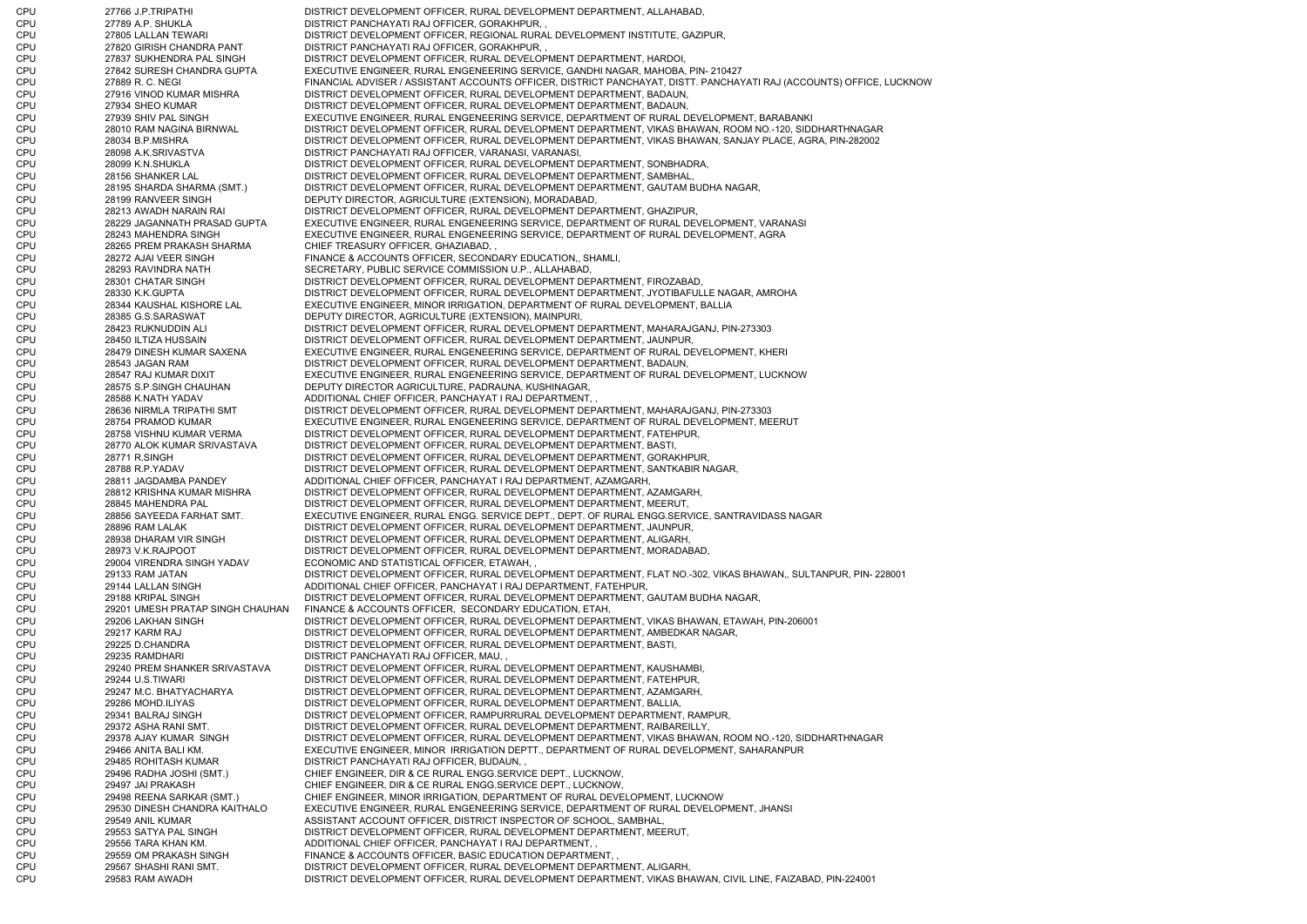| | | | |
|---|---|---|---|
| CPU | 27766 | J.P.TRIPATHI | DISTRICT DEVELOPMENT OFFICER, RURAL DEVELOPMENT DEPARTMENT, ALLAHABAD, |
| CPU | 27789 | A.P. SHUKLA | DISTRICT PANCHAYATI RAJ OFFICER, GORAKHPUR, , |
| CPU | 27805 | LALLAN TEWARI | DISTRICT DEVELOPMENT OFFICER, REGIONAL RURAL DEVELOPMENT INSTITUTE, GAZIPUR, |
| CPU | 27820 | GIRISH CHANDRA PANT | DISTRICT PANCHAYATI RAJ OFFICER, GORAKHPUR, , |
| CPU | 27837 | SUKHENDRA PAL SINGH | DISTRICT DEVELOPMENT OFFICER, RURAL DEVELOPMENT DEPARTMENT, HARDOI, |
| CPU | 27842 | SURESH CHANDRA GUPTA | EXECUTIVE ENGINEER, RURAL ENGENEERING SERVICE, GANDHI NAGAR, MAHOBA, PIN- 210427 |
| CPU | 27889 | R. C. NEGI | FINANCIAL ADVISER / ASSISTANT ACCOUNTS OFFICER, DISTRICT PANCHAYAT, DISTT. PANCHAYATI RAJ (ACCOUNTS) OFFICE, LUCKNOW |
| CPU | 27916 | VINOD KUMAR MISHRA | DISTRICT DEVELOPMENT OFFICER, RURAL DEVELOPMENT DEPARTMENT, BADAUN, |
| CPU | 27934 | SHEO KUMAR | DISTRICT DEVELOPMENT OFFICER, RURAL DEVELOPMENT DEPARTMENT, BADAUN, |
| CPU | 27939 | SHIV PAL SINGH | EXECUTIVE ENGINEER, RURAL ENGENEERING SERVICE, DEPARTMENT OF RURAL DEVELOPMENT, BARABANKI |
| CPU | 28010 | RAM NAGINA BIRNWAL | DISTRICT DEVELOPMENT OFFICER, RURAL DEVELOPMENT DEPARTMENT, VIKAS BHAWAN, ROOM NO.-120, SIDDHARTHNAGAR |
| CPU | 28034 | B.P.MISHRA | DISTRICT DEVELOPMENT OFFICER, RURAL DEVELOPMENT DEPARTMENT, VIKAS BHAWAN, SANJAY PLACE, AGRA, PIN-282002 |
| CPU | 28098 | A.K.SRIVASTVA | DISTRICT PANCHAYATI RAJ OFFICER, VARANASI, VARANASI, |
| CPU | 28099 | K.N.SHUKLA | DISTRICT DEVELOPMENT OFFICER, RURAL DEVELOPMENT DEPARTMENT, SONBHADRA, |
| CPU | 28156 | SHANKER LAL | DISTRICT DEVELOPMENT OFFICER, RURAL DEVELOPMENT DEPARTMENT, SAMBHAL, |
| CPU | 28195 | SHARDA SHARMA (SMT.) | DISTRICT DEVELOPMENT OFFICER, RURAL DEVELOPMENT DEPARTMENT, GAUTAM BUDHA NAGAR, |
| CPU | 28199 | RANVEER SINGH | DEPUTY DIRECTOR, AGRICULTURE (EXTENSION), MORADABAD, |
| CPU | 28213 | AWADH NARAIN RAI | DISTRICT DEVELOPMENT OFFICER, RURAL DEVELOPMENT DEPARTMENT, GHAZIPUR, |
| CPU | 28229 | JAGANNATH PRASAD GUPTA | EXECUTIVE ENGINEER, RURAL ENGENEERING SERVICE, DEPARTMENT OF RURAL DEVELOPMENT, VARANASI |
| CPU | 28243 | MAHENDRA SINGH | EXECUTIVE ENGINEER, RURAL ENGENEERING SERVICE, DEPARTMENT OF RURAL DEVELOPMENT, AGRA |
| CPU | 28265 | PREM PRAKASH SHARMA | CHIEF TREASURY OFFICER, GHAZIABAD, , |
| CPU | 28272 | AJAI VEER SINGH | FINANCE & ACCOUNTS OFFICER, SECONDARY EDUCATION,, SHAMLI, |
| CPU | 28293 | RAVINDRA NATH | SECRETARY, PUBLIC SERVICE COMMISSION U.P., ALLAHABAD, |
| CPU | 28301 | CHATAR SINGH | DISTRICT DEVELOPMENT OFFICER, RURAL DEVELOPMENT DEPARTMENT, FIROZABAD, |
| CPU | 28330 | K.K.GUPTA | DISTRICT DEVELOPMENT OFFICER, RURAL DEVELOPMENT DEPARTMENT, JYOTIBAFULLE NAGAR, AMROHA |
| CPU | 28344 | KAUSHAL KISHORE LAL | EXECUTIVE ENGINEER, MINOR IRRIGATION, DEPARTMENT OF RURAL DEVELOPMENT, BALLIA |
| CPU | 28385 | G.S.SARASWAT | DEPUTY DIRECTOR, AGRICULTURE (EXTENSION), MAINPURI, |
| CPU | 28423 | RUKNUDDIN ALI | DISTRICT DEVELOPMENT OFFICER, RURAL DEVELOPMENT DEPARTMENT, MAHARAJGANJ, PIN-273303 |
| CPU | 28450 | ILTIZA HUSSAIN | DISTRICT DEVELOPMENT OFFICER, RURAL DEVELOPMENT DEPARTMENT, JAUNPUR, |
| CPU | 28479 | DINESH KUMAR SAXENA | EXECUTIVE ENGINEER, RURAL ENGENEERING SERVICE, DEPARTMENT OF RURAL DEVELOPMENT, KHERI |
| CPU | 28543 | JAGAN RAM | DISTRICT DEVELOPMENT OFFICER, RURAL DEVELOPMENT DEPARTMENT, BADAUN, |
| CPU | 28547 | RAJ KUMAR DIXIT | EXECUTIVE ENGINEER, RURAL ENGENEERING SERVICE, DEPARTMENT OF RURAL DEVELOPMENT, LUCKNOW |
| CPU | 28575 | S.P.SINGH CHAUHAN | DEPUTY DIRECTOR AGRICULTURE, PADRAUNA, KUSHINAGAR, |
| CPU | 28588 | K.NATH YADAV | ADDITIONAL CHIEF OFFICER, PANCHAYAT I RAJ DEPARTMENT, , |
| CPU | 28636 | NIRMLA TRIPATHI SMT | DISTRICT DEVELOPMENT OFFICER, RURAL DEVELOPMENT DEPARTMENT, MAHARAJGANJ, PIN-273303 |
| CPU | 28754 | PRAMOD KUMAR | EXECUTIVE ENGINEER, RURAL ENGENEERING SERVICE, DEPARTMENT OF RURAL DEVELOPMENT, MEERUT |
| CPU | 28758 | VISHNU KUMAR VERMA | DISTRICT DEVELOPMENT OFFICER, RURAL DEVELOPMENT DEPARTMENT, FATEHPUR, |
| CPU | 28770 | ALOK KUMAR SRIVASTAVA | DISTRICT DEVELOPMENT OFFICER, RURAL DEVELOPMENT DEPARTMENT, BASTI, |
| CPU | 28771 | R.SINGH | DISTRICT DEVELOPMENT OFFICER, RURAL DEVELOPMENT DEPARTMENT, GORAKHPUR, |
| CPU | 28788 | R.P.YADAV | DISTRICT DEVELOPMENT OFFICER, RURAL DEVELOPMENT DEPARTMENT, SANTKABIR NAGAR, |
| CPU | 28811 | JAGDAMBA PANDEY | ADDITIONAL CHIEF OFFICER, PANCHAYAT I RAJ DEPARTMENT, AZAMGARH, |
| CPU | 28812 | KRISHNA KUMAR MISHRA | DISTRICT DEVELOPMENT OFFICER, RURAL DEVELOPMENT DEPARTMENT, AZAMGARH, |
| CPU | 28845 | MAHENDRA PAL | DISTRICT DEVELOPMENT OFFICER, RURAL DEVELOPMENT DEPARTMENT, MEERUT, |
| CPU | 28856 | SAYEEDA FARHAT SMT. | EXECUTIVE ENGINEER, RURAL ENGG. SERVICE DEPT., DEPT. OF RURAL ENGG.SERVICE, SANTRAVIDASS NAGAR |
| CPU | 28896 | RAM LALAK | DISTRICT DEVELOPMENT OFFICER, RURAL DEVELOPMENT DEPARTMENT, JAUNPUR, |
| CPU | 28938 | DHARAM VIR SINGH | DISTRICT DEVELOPMENT OFFICER, RURAL DEVELOPMENT DEPARTMENT, ALIGARH, |
| CPU | 28973 | V.K.RAJPOOT | DISTRICT DEVELOPMENT OFFICER, RURAL DEVELOPMENT DEPARTMENT, MORADABAD, |
| CPU | 29004 | VIRENDRA SINGH YADAV | ECONOMIC AND STATISTICAL OFFICER, ETAWAH, , |
| CPU | 29133 | RAM JATAN | DISTRICT DEVELOPMENT OFFICER, RURAL DEVELOPMENT DEPARTMENT, FLAT NO.-302, VIKAS BHAWAN,, SULTANPUR, PIN- 228001 |
| CPU | 29144 | LALLAN SINGH | ADDITIONAL CHIEF OFFICER, PANCHAYAT I RAJ DEPARTMENT, FATEHPUR, |
| CPU | 29188 | KRIPAL SINGH | DISTRICT DEVELOPMENT OFFICER, RURAL DEVELOPMENT DEPARTMENT, GAUTAM BUDHA NAGAR, |
| CPU | 29201 | UMESH PRATAP SINGH CHAUHAN | FINANCE & ACCOUNTS OFFICER, SECONDARY EDUCATION, ETAH, |
| CPU | 29206 | LAKHAN SINGH | DISTRICT DEVELOPMENT OFFICER, RURAL DEVELOPMENT DEPARTMENT, VIKAS BHAWAN, ETAWAH, PIN-206001 |
| CPU | 29217 | KARM RAJ | DISTRICT DEVELOPMENT OFFICER, RURAL DEVELOPMENT DEPARTMENT, AMBEDKAR NAGAR, |
| CPU | 29225 | D.CHANDRA | DISTRICT DEVELOPMENT OFFICER, RURAL DEVELOPMENT DEPARTMENT, BASTI, |
| CPU | 29235 | RAMDHARI | DISTRICT PANCHAYATI RAJ OFFICER, MAU, , |
| CPU | 29240 | PREM SHANKER SRIVASTAVA | DISTRICT DEVELOPMENT OFFICER, RURAL DEVELOPMENT DEPARTMENT, KAUSHAMBI, |
| CPU | 29244 | U.S.TIWARI | DISTRICT DEVELOPMENT OFFICER, RURAL DEVELOPMENT DEPARTMENT, FATEHPUR, |
| CPU | 29247 | M.C. BHATYACHARYA | DISTRICT DEVELOPMENT OFFICER, RURAL DEVELOPMENT DEPARTMENT, AZAMGARH, |
| CPU | 29286 | MOHD.ILIYAS | DISTRICT DEVELOPMENT OFFICER, RURAL DEVELOPMENT DEPARTMENT, BALLIA, |
| CPU | 29341 | BALRAJ SINGH | DISTRICT DEVELOPMENT OFFICER, RAMPURRURAL DEVELOPMENT DEPARTMENT, RAMPUR, |
| CPU | 29372 | ASHA RANI SMT. | DISTRICT DEVELOPMENT OFFICER, RURAL DEVELOPMENT DEPARTMENT, RAIBAREILLY, |
| CPU | 29378 | AJAY KUMAR SINGH | DISTRICT DEVELOPMENT OFFICER, RURAL DEVELOPMENT DEPARTMENT, VIKAS BHAWAN, ROOM NO.-120, SIDDHARTHNAGAR |
| CPU | 29466 | ANITA BALI KM. | EXECUTIVE ENGINEER, MINOR IRRIGATION DEPTT., DEPARTMENT OF RURAL DEVELOPMENT, SAHARANPUR |
| CPU | 29485 | ROHITASH KUMAR | DISTRICT PANCHAYATI RAJ OFFICER, BUDAUN, , |
| CPU | 29496 | RADHA JOSHI (SMT.) | CHIEF ENGINEER, DIR & CE RURAL ENGG.SERVICE DEPT., LUCKNOW, |
| CPU | 29497 | JAI PRAKASH | CHIEF ENGINEER, DIR & CE RURAL ENGG.SERVICE DEPT., LUCKNOW, |
| CPU | 29498 | REENA SARKAR (SMT.) | CHIEF ENGINEER, MINOR IRRIGATION, DEPARTMENT OF RURAL DEVELOPMENT, LUCKNOW |
| CPU | 29530 | DINESH CHANDRA KAITHALO | EXECUTIVE ENGINEER, RURAL ENGENEERING SERVICE, DEPARTMENT OF RURAL DEVELOPMENT, JHANSI |
| CPU | 29549 | ANIL KUMAR | ASSISTANT ACCOUNT OFFICER, DISTRICT INSPECTOR OF SCHOOL, SAMBHAL, |
| CPU | 29553 | SATYA PAL SINGH | DISTRICT DEVELOPMENT OFFICER, RURAL DEVELOPMENT DEPARTMENT, MEERUT, |
| CPU | 29556 | TARA KHAN KM. | ADDITIONAL CHIEF OFFICER, PANCHAYAT I RAJ DEPARTMENT, , |
| CPU | 29559 | OM PRAKASH SINGH | FINANCE & ACCOUNTS OFFICER, BASIC EDUCATION DEPARTMENT, , |
| CPU | 29567 | SHASHI RANI SMT. | DISTRICT DEVELOPMENT OFFICER, RURAL DEVELOPMENT DEPARTMENT, ALIGARH, |
| CPU | 29583 | RAM AWADH | DISTRICT DEVELOPMENT OFFICER, RURAL DEVELOPMENT DEPARTMENT, VIKAS BHAWAN, CIVIL LINE, FAIZABAD, PIN-224001 |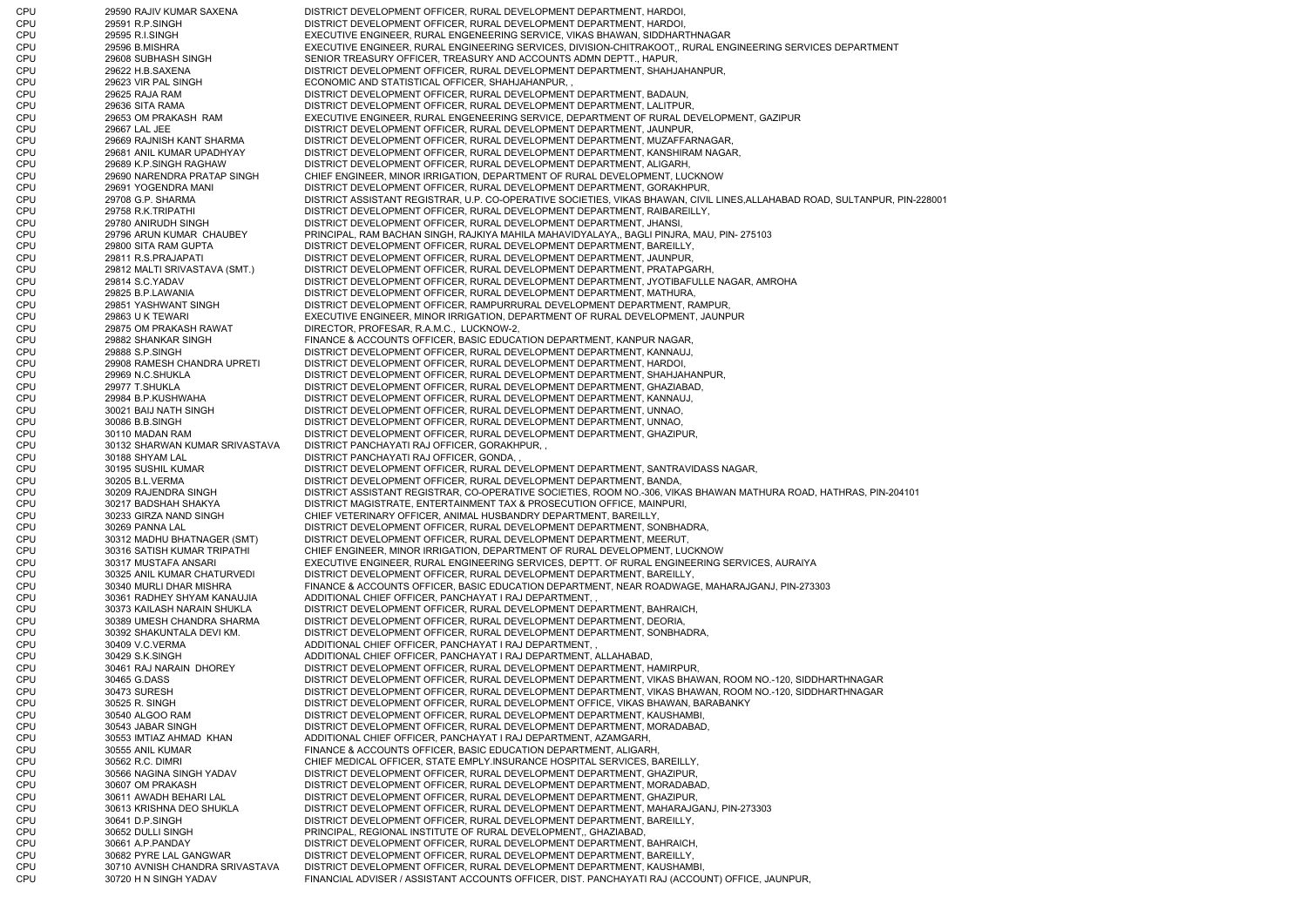| | | | |
|---|---|---|---|
| CPU | 29590 | RAJIV KUMAR SAXENA | DISTRICT DEVELOPMENT OFFICER, RURAL DEVELOPMENT DEPARTMENT, HARDOI, |
| CPU | 29591 | R.P.SINGH | DISTRICT DEVELOPMENT OFFICER, RURAL DEVELOPMENT DEPARTMENT, HARDOI, |
| CPU | 29595 | R.I.SINGH | EXECUTIVE ENGINEER, RURAL ENGENEERING SERVICE, VIKAS BHAWAN, SIDDHARTHNAGAR |
| CPU | 29596 | B.MISHRA | EXECUTIVE ENGINEER, RURAL ENGINEERING SERVICES, DIVISION-CHITRAKOOT,, RURAL ENGINEERING SERVICES DEPARTMENT |
| CPU | 29608 | SUBHASH SINGH | SENIOR TREASURY OFFICER, TREASURY AND ACCOUNTS ADMN DEPTT., HAPUR, |
| CPU | 29622 | H.B.SAXENA | DISTRICT DEVELOPMENT OFFICER, RURAL DEVELOPMENT DEPARTMENT, SHAHJAHANPUR, |
| CPU | 29623 | VIR PAL SINGH | ECONOMIC AND STATISTICAL OFFICER, SHAHJAHANPUR, , |
| CPU | 29625 | RAJA RAM | DISTRICT DEVELOPMENT OFFICER, RURAL DEVELOPMENT DEPARTMENT, BADAUN, |
| CPU | 29636 | SITA RAMA | DISTRICT DEVELOPMENT OFFICER, RURAL DEVELOPMENT DEPARTMENT, LALITPUR, |
| CPU | 29653 | OM PRAKASH RAM | EXECUTIVE ENGINEER, RURAL ENGENEERING SERVICE, DEPARTMENT OF RURAL DEVELOPMENT, GAZIPUR |
| CPU | 29667 | LAL JEE | DISTRICT DEVELOPMENT OFFICER, RURAL DEVELOPMENT DEPARTMENT, JAUNPUR, |
| CPU | 29669 | RAJNISH KANT SHARMA | DISTRICT DEVELOPMENT OFFICER, RURAL DEVELOPMENT DEPARTMENT, MUZAFFARNAGAR, |
| CPU | 29681 | ANIL KUMAR UPADHYAY | DISTRICT DEVELOPMENT OFFICER, RURAL DEVELOPMENT DEPARTMENT, KANSHIRAM NAGAR, |
| CPU | 29689 | K.P.SINGH RAGHAW | DISTRICT DEVELOPMENT OFFICER, RURAL DEVELOPMENT DEPARTMENT, ALIGARH, |
| CPU | 29690 | NARENDRA PRATAP SINGH | CHIEF ENGINEER, MINOR IRRIGATION, DEPARTMENT OF RURAL DEVELOPMENT, LUCKNOW |
| CPU | 29691 | YOGENDRA MANI | DISTRICT DEVELOPMENT OFFICER, RURAL DEVELOPMENT DEPARTMENT, GORAKHPUR, |
| CPU | 29708 | G.P. SHARMA | DISTRICT ASSISTANT REGISTRAR, U.P. CO-OPERATIVE SOCIETIES, VIKAS BHAWAN, CIVIL LINES,ALLAHABAD ROAD, SULTANPUR, PIN-228001 |
| CPU | 29758 | R.K.TRIPATHI | DISTRICT DEVELOPMENT OFFICER, RURAL DEVELOPMENT DEPARTMENT, RAIBAREILLY, |
| CPU | 29780 | ANIRUDH SINGH | DISTRICT DEVELOPMENT OFFICER, RURAL DEVELOPMENT DEPARTMENT, JHANSI, |
| CPU | 29796 | ARUN KUMAR CHAUBEY | PRINCIPAL, RAM BACHAN SINGH, RAJKIYA MAHILA MAHAVIDYALAYA,, BAGLI PINJRA, MAU, PIN- 275103 |
| CPU | 29800 | SITA RAM GUPTA | DISTRICT DEVELOPMENT OFFICER, RURAL DEVELOPMENT DEPARTMENT, BAREILLY, |
| CPU | 29811 | R.S.PRAJAPATI | DISTRICT DEVELOPMENT OFFICER, RURAL DEVELOPMENT DEPARTMENT, JAUNPUR, |
| CPU | 29812 | MALTI SRIVASTAVA (SMT.) | DISTRICT DEVELOPMENT OFFICER, RURAL DEVELOPMENT DEPARTMENT, PRATAPGARH, |
| CPU | 29814 | S.C.YADAV | DISTRICT DEVELOPMENT OFFICER, RURAL DEVELOPMENT DEPARTMENT, JYOTIBAFULLE NAGAR, AMROHA |
| CPU | 29825 | B.P.LAWANIA | DISTRICT DEVELOPMENT OFFICER, RURAL DEVELOPMENT DEPARTMENT, MATHURA, |
| CPU | 29851 | YASHWANT SINGH | DISTRICT DEVELOPMENT OFFICER, RAMPURRURAL DEVELOPMENT DEPARTMENT, RAMPUR, |
| CPU | 29863 | U K TEWARI | EXECUTIVE ENGINEER, MINOR IRRIGATION, DEPARTMENT OF RURAL DEVELOPMENT, JAUNPUR |
| CPU | 29875 | OM PRAKASH RAWAT | DIRECTOR, PROFESAR, R.A.M.C., LUCKNOW-2, |
| CPU | 29882 | SHANKAR SINGH | FINANCE & ACCOUNTS OFFICER, BASIC EDUCATION DEPARTMENT, KANPUR NAGAR, |
| CPU | 29888 | S.P.SINGH | DISTRICT DEVELOPMENT OFFICER, RURAL DEVELOPMENT DEPARTMENT, KANNAUJ, |
| CPU | 29908 | RAMESH CHANDRA UPRETI | DISTRICT DEVELOPMENT OFFICER, RURAL DEVELOPMENT DEPARTMENT, HARDOI, |
| CPU | 29969 | N.C.SHUKLA | DISTRICT DEVELOPMENT OFFICER, RURAL DEVELOPMENT DEPARTMENT, SHAHJAHANPUR, |
| CPU | 29977 | T.SHUKLA | DISTRICT DEVELOPMENT OFFICER, RURAL DEVELOPMENT DEPARTMENT, GHAZIABAD, |
| CPU | 29984 | B.P.KUSHWAHA | DISTRICT DEVELOPMENT OFFICER, RURAL DEVELOPMENT DEPARTMENT, KANNAUJ, |
| CPU | 30021 | BAIJ NATH SINGH | DISTRICT DEVELOPMENT OFFICER, RURAL DEVELOPMENT DEPARTMENT, UNNAO, |
| CPU | 30086 | B.B.SINGH | DISTRICT DEVELOPMENT OFFICER, RURAL DEVELOPMENT DEPARTMENT, UNNAO, |
| CPU | 30110 | MADAN RAM | DISTRICT DEVELOPMENT OFFICER, RURAL DEVELOPMENT DEPARTMENT, GHAZIPUR, |
| CPU | 30132 | SHARWAN KUMAR SRIVASTAVA | DISTRICT PANCHAYATI RAJ OFFICER, GORAKHPUR, , |
| CPU | 30188 | SHYAM LAL | DISTRICT PANCHAYATI RAJ OFFICER, GONDA, , |
| CPU | 30195 | SUSHIL KUMAR | DISTRICT DEVELOPMENT OFFICER, RURAL DEVELOPMENT DEPARTMENT, SANTRAVIDASS NAGAR, |
| CPU | 30205 | B.L.VERMA | DISTRICT DEVELOPMENT OFFICER, RURAL DEVELOPMENT DEPARTMENT, BANDA, |
| CPU | 30209 | RAJENDRA SINGH | DISTRICT ASSISTANT REGISTRAR, CO-OPERATIVE SOCIETIES, ROOM NO.-306, VIKAS BHAWAN MATHURA ROAD, HATHRAS, PIN-204101 |
| CPU | 30217 | BADSHAH SHAKYA | DISTRICT MAGISTRATE, ENTERTAINMENT TAX & PROSECUTION OFFICE, MAINPURI, |
| CPU | 30233 | GIRZA NAND SINGH | CHIEF VETERINARY OFFICER, ANIMAL HUSBANDRY DEPARTMENT, BAREILLY, |
| CPU | 30269 | PANNA LAL | DISTRICT DEVELOPMENT OFFICER, RURAL DEVELOPMENT DEPARTMENT, SONBHADRA, |
| CPU | 30312 | MADHU BHATNAGER (SMT) | DISTRICT DEVELOPMENT OFFICER, RURAL DEVELOPMENT DEPARTMENT, MEERUT, |
| CPU | 30316 | SATISH KUMAR TRIPATHI | CHIEF ENGINEER, MINOR IRRIGATION, DEPARTMENT OF RURAL DEVELOPMENT, LUCKNOW |
| CPU | 30317 | MUSTAFA ANSARI | EXECUTIVE ENGINEER, RURAL ENGINEERING SERVICES, DEPTT. OF RURAL ENGINEERING SERVICES, AURAIYA |
| CPU | 30325 | ANIL KUMAR CHATURVEDI | DISTRICT DEVELOPMENT OFFICER, RURAL DEVELOPMENT DEPARTMENT, BAREILLY, |
| CPU | 30340 | MURLI DHAR MISHRA | FINANCE & ACCOUNTS OFFICER, BASIC EDUCATION DEPARTMENT, NEAR ROADWAGE, MAHARAJGANJ, PIN-273303 |
| CPU | 30361 | RADHEY SHYAM KANAUJIA | ADDITIONAL CHIEF OFFICER, PANCHAYAT I RAJ DEPARTMENT, , |
| CPU | 30373 | KAILASH NARAIN SHUKLA | DISTRICT DEVELOPMENT OFFICER, RURAL DEVELOPMENT DEPARTMENT, BAHRAICH, |
| CPU | 30389 | UMESH CHANDRA SHARMA | DISTRICT DEVELOPMENT OFFICER, RURAL DEVELOPMENT DEPARTMENT, DEORIA, |
| CPU | 30392 | SHAKUNTALA DEVI KM. | DISTRICT DEVELOPMENT OFFICER, RURAL DEVELOPMENT DEPARTMENT, SONBHADRA, |
| CPU | 30409 | V.C.VERMA | ADDITIONAL CHIEF OFFICER, PANCHAYAT I RAJ DEPARTMENT, , |
| CPU | 30429 | S.K.SINGH | ADDITIONAL CHIEF OFFICER, PANCHAYAT I RAJ DEPARTMENT, ALLAHABAD, |
| CPU | 30461 | RAJ NARAIN DHOREY | DISTRICT DEVELOPMENT OFFICER, RURAL DEVELOPMENT DEPARTMENT, HAMIRPUR, |
| CPU | 30465 | G.DASS | DISTRICT DEVELOPMENT OFFICER, RURAL DEVELOPMENT DEPARTMENT, VIKAS BHAWAN, ROOM NO.-120, SIDDHARTHNAGAR |
| CPU | 30473 | SURESH | DISTRICT DEVELOPMENT OFFICER, RURAL DEVELOPMENT DEPARTMENT, VIKAS BHAWAN, ROOM NO.-120, SIDDHARTHNAGAR |
| CPU | 30525 | R. SINGH | DISTRICT DEVELOPMENT OFFICER, RURAL DEVELOPMENT OFFICE, VIKAS BHAWAN, BARABANKY |
| CPU | 30540 | ALGOO RAM | DISTRICT DEVELOPMENT OFFICER, RURAL DEVELOPMENT DEPARTMENT, KAUSHAMBI, |
| CPU | 30543 | JABAR SINGH | DISTRICT DEVELOPMENT OFFICER, RURAL DEVELOPMENT DEPARTMENT, MORADABAD, |
| CPU | 30553 | IMTIAZ AHMAD KHAN | ADDITIONAL CHIEF OFFICER, PANCHAYAT I RAJ DEPARTMENT, AZAMGARH, |
| CPU | 30555 | ANIL KUMAR | FINANCE & ACCOUNTS OFFICER, BASIC EDUCATION DEPARTMENT, ALIGARH, |
| CPU | 30562 | R.C. DIMRI | CHIEF MEDICAL OFFICER, STATE EMPLY.INSURANCE HOSPITAL SERVICES, BAREILLY, |
| CPU | 30566 | NAGINA SINGH YADAV | DISTRICT DEVELOPMENT OFFICER, RURAL DEVELOPMENT DEPARTMENT, GHAZIPUR, |
| CPU | 30607 | OM PRAKASH | DISTRICT DEVELOPMENT OFFICER, RURAL DEVELOPMENT DEPARTMENT, MORADABAD, |
| CPU | 30611 | AWADH BEHARI LAL | DISTRICT DEVELOPMENT OFFICER, RURAL DEVELOPMENT DEPARTMENT, GHAZIPUR, |
| CPU | 30613 | KRISHNA DEO SHUKLA | DISTRICT DEVELOPMENT OFFICER, RURAL DEVELOPMENT DEPARTMENT, MAHARAJGANJ, PIN-273303 |
| CPU | 30641 | D.P.SINGH | DISTRICT DEVELOPMENT OFFICER, RURAL DEVELOPMENT DEPARTMENT, BAREILLY, |
| CPU | 30652 | DULLI SINGH | PRINCIPAL, REGIONAL INSTITUTE OF RURAL DEVELOPMENT,, GHAZIABAD, |
| CPU | 30661 | A.P.PANDAY | DISTRICT DEVELOPMENT OFFICER, RURAL DEVELOPMENT DEPARTMENT, BAHRAICH, |
| CPU | 30682 | PYRE LAL GANGWAR | DISTRICT DEVELOPMENT OFFICER, RURAL DEVELOPMENT DEPARTMENT, BAREILLY, |
| CPU | 30710 | AVNISH CHANDRA SRIVASTAVA | DISTRICT DEVELOPMENT OFFICER, RURAL DEVELOPMENT DEPARTMENT, KAUSHAMBI, |
| CPU | 30720 | H N SINGH YADAV | FINANCIAL ADVISER / ASSISTANT ACCOUNTS OFFICER, DIST. PANCHAYATI RAJ (ACCOUNT) OFFICE, JAUNPUR, |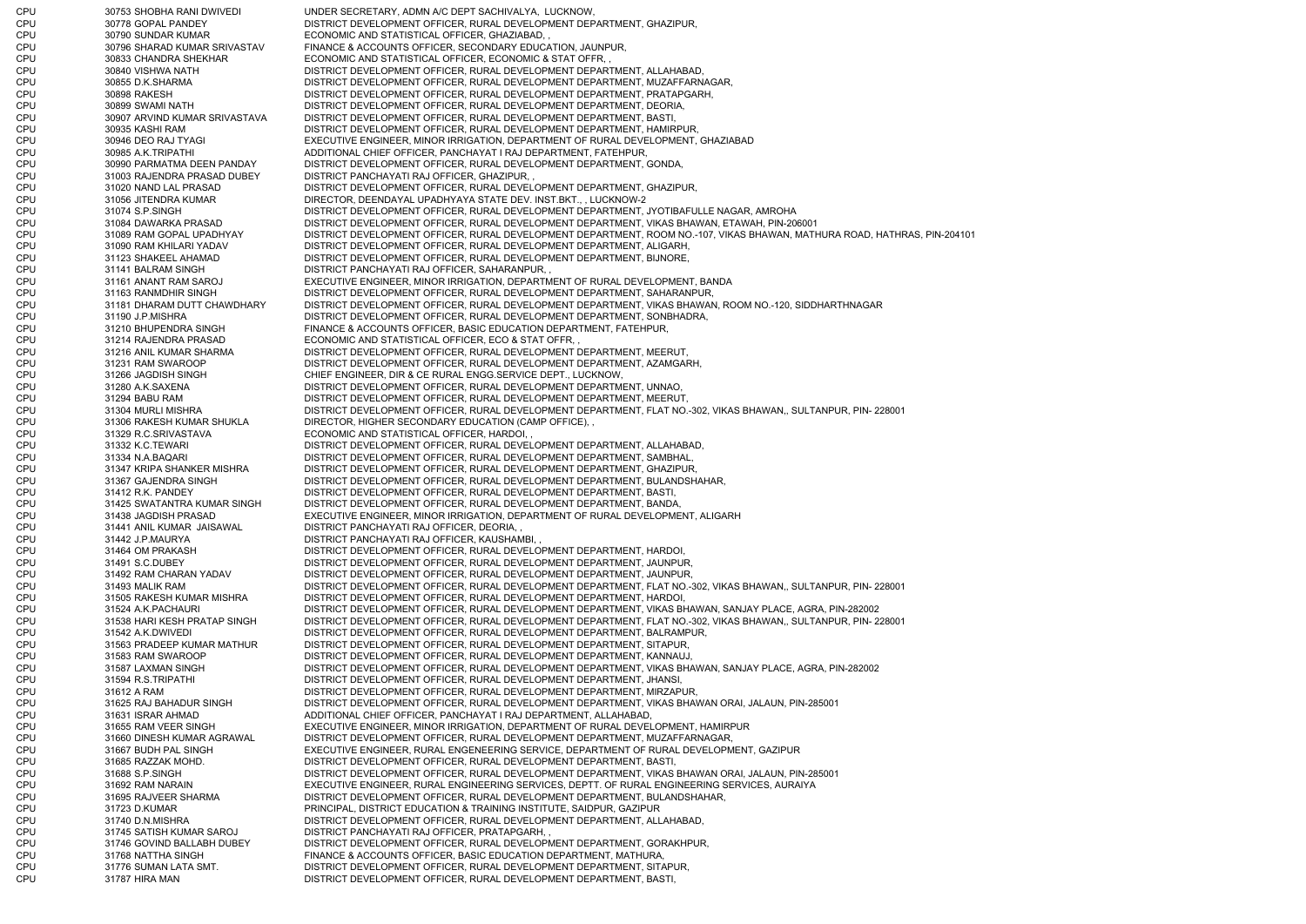| | | | |
|---|---|---|---|
| CPU | 30753 | SHOBHA RANI DWIVEDI | UNDER SECRETARY, ADMN A/C DEPT SACHIVALYA, LUCKNOW, |
| CPU | 30778 | GOPAL PANDEY | DISTRICT DEVELOPMENT OFFICER, RURAL DEVELOPMENT DEPARTMENT, GHAZIPUR, |
| CPU | 30790 | SUNDAR KUMAR | ECONOMIC AND STATISTICAL OFFICER, GHAZIABAD, , |
| CPU | 30796 | SHARAD KUMAR SRIVASTAV | FINANCE & ACCOUNTS OFFICER, SECONDARY EDUCATION, JAUNPUR, |
| CPU | 30833 | CHANDRA SHEKHAR | ECONOMIC AND STATISTICAL OFFICER, ECONOMIC & STAT OFFR, , |
| CPU | 30840 | VISHWA NATH | DISTRICT DEVELOPMENT OFFICER, RURAL DEVELOPMENT DEPARTMENT, ALLAHABAD, |
| CPU | 30855 | D.K.SHARMA | DISTRICT DEVELOPMENT OFFICER, RURAL DEVELOPMENT DEPARTMENT, MUZAFFARNAGAR, |
| CPU | 30898 | RAKESH | DISTRICT DEVELOPMENT OFFICER, RURAL DEVELOPMENT DEPARTMENT, PRATAPGARH, |
| CPU | 30899 | SWAMI NATH | DISTRICT DEVELOPMENT OFFICER, RURAL DEVELOPMENT DEPARTMENT, DEORIA, |
| CPU | 30907 | ARVIND KUMAR SRIVASTAVA | DISTRICT DEVELOPMENT OFFICER, RURAL DEVELOPMENT DEPARTMENT, BASTI, |
| CPU | 30935 | KASHI RAM | DISTRICT DEVELOPMENT OFFICER, RURAL DEVELOPMENT DEPARTMENT, HAMIRPUR, |
| CPU | 30946 | DEO RAJ TYAGI | EXECUTIVE ENGINEER, MINOR IRRIGATION, DEPARTMENT OF RURAL DEVELOPMENT, GHAZIABAD |
| CPU | 30985 | A.K.TRIPATHI | ADDITIONAL CHIEF OFFICER, PANCHAYAT I RAJ DEPARTMENT, FATEHPUR, |
| CPU | 30990 | PARMATMA DEEN PANDAY | DISTRICT DEVELOPMENT OFFICER, RURAL DEVELOPMENT DEPARTMENT, GONDA, |
| CPU | 31003 | RAJENDRA PRASAD DUBEY | DISTRICT PANCHAYATI RAJ OFFICER, GHAZIPUR, , |
| CPU | 31020 | NAND LAL PRASAD | DISTRICT DEVELOPMENT OFFICER, RURAL DEVELOPMENT DEPARTMENT, GHAZIPUR, |
| CPU | 31056 | JITENDRA KUMAR | DIRECTOR, DEENDAYAL UPADHYAYA STATE DEV. INST.BKT., , LUCKNOW-2 |
| CPU | 31074 | S.P.SINGH | DISTRICT DEVELOPMENT OFFICER, RURAL DEVELOPMENT DEPARTMENT, JYOTIBAFULLE NAGAR, AMROHA |
| CPU | 31084 | DAWARKA PRASAD | DISTRICT DEVELOPMENT OFFICER, RURAL DEVELOPMENT DEPARTMENT, VIKAS BHAWAN, ETAWAH, PIN-206001 |
| CPU | 31089 | RAM GOPAL UPADHYAY | DISTRICT DEVELOPMENT OFFICER, RURAL DEVELOPMENT DEPARTMENT, ROOM NO.-107, VIKAS BHAWAN, MATHURA ROAD, HATHRAS, PIN-204101 |
| CPU | 31090 | RAM KHILARI YADAV | DISTRICT DEVELOPMENT OFFICER, RURAL DEVELOPMENT DEPARTMENT, ALIGARH, |
| CPU | 31123 | SHAKEEL AHAMAD | DISTRICT DEVELOPMENT OFFICER, RURAL DEVELOPMENT DEPARTMENT, BIJNORE, |
| CPU | 31141 | BALRAM SINGH | DISTRICT PANCHAYATI RAJ OFFICER, SAHARANPUR, , |
| CPU | 31161 | ANANT RAM SAROJ | EXECUTIVE ENGINEER, MINOR IRRIGATION, DEPARTMENT OF RURAL DEVELOPMENT, BANDA |
| CPU | 31163 | RANMDHIR SINGH | DISTRICT DEVELOPMENT OFFICER, RURAL DEVELOPMENT DEPARTMENT, SAHARANPUR, |
| CPU | 31181 | DHARAM DUTT CHAWDHARY | DISTRICT DEVELOPMENT OFFICER, RURAL DEVELOPMENT DEPARTMENT, VIKAS BHAWAN, ROOM NO.-120, SIDDHARTHNAGAR |
| CPU | 31190 | J.P.MISHRA | DISTRICT DEVELOPMENT OFFICER, RURAL DEVELOPMENT DEPARTMENT, SONBHADRA, |
| CPU | 31210 | BHUPENDRA SINGH | FINANCE & ACCOUNTS OFFICER, BASIC EDUCATION DEPARTMENT, FATEHPUR, |
| CPU | 31214 | RAJENDRA PRASAD | ECONOMIC AND STATISTICAL OFFICER, ECO & STAT OFFR, , |
| CPU | 31216 | ANIL KUMAR SHARMA | DISTRICT DEVELOPMENT OFFICER, RURAL DEVELOPMENT DEPARTMENT, MEERUT, |
| CPU | 31231 | RAM SWAROOP | DISTRICT DEVELOPMENT OFFICER, RURAL DEVELOPMENT DEPARTMENT, AZAMGARH, |
| CPU | 31266 | JAGDISH SINGH | CHIEF ENGINEER, DIR & CE RURAL ENGG.SERVICE DEPT., LUCKNOW, |
| CPU | 31280 | A.K.SAXENA | DISTRICT DEVELOPMENT OFFICER, RURAL DEVELOPMENT DEPARTMENT, UNNAO, |
| CPU | 31294 | BABU RAM | DISTRICT DEVELOPMENT OFFICER, RURAL DEVELOPMENT DEPARTMENT, MEERUT, |
| CPU | 31304 | MURLI MISHRA | DISTRICT DEVELOPMENT OFFICER, RURAL DEVELOPMENT DEPARTMENT, FLAT NO.-302, VIKAS BHAWAN,, SULTANPUR, PIN- 228001 |
| CPU | 31306 | RAKESH KUMAR SHUKLA | DIRECTOR, HIGHER SECONDARY EDUCATION (CAMP OFFICE), , |
| CPU | 31329 | R.C.SRIVASTAVA | ECONOMIC AND STATISTICAL OFFICER, HARDOI, , |
| CPU | 31332 | K.C.TEWARI | DISTRICT DEVELOPMENT OFFICER, RURAL DEVELOPMENT DEPARTMENT, ALLAHABAD, |
| CPU | 31334 | N.A.BAQARI | DISTRICT DEVELOPMENT OFFICER, RURAL DEVELOPMENT DEPARTMENT, SAMBHAL, |
| CPU | 31347 | KRIPA SHANKER MISHRA | DISTRICT DEVELOPMENT OFFICER, RURAL DEVELOPMENT DEPARTMENT, GHAZIPUR, |
| CPU | 31367 | GAJENDRA SINGH | DISTRICT DEVELOPMENT OFFICER, RURAL DEVELOPMENT DEPARTMENT, BULANDSHAHAR, |
| CPU | 31412 | R.K. PANDEY | DISTRICT DEVELOPMENT OFFICER, RURAL DEVELOPMENT DEPARTMENT, BASTI, |
| CPU | 31425 | SWATANTRA KUMAR SINGH | DISTRICT DEVELOPMENT OFFICER, RURAL DEVELOPMENT DEPARTMENT, BANDA, |
| CPU | 31438 | JAGDISH PRASAD | EXECUTIVE ENGINEER, MINOR IRRIGATION, DEPARTMENT OF RURAL DEVELOPMENT, ALIGARH |
| CPU | 31441 | ANIL KUMAR JAISAWAL | DISTRICT PANCHAYATI RAJ OFFICER, DEORIA, , |
| CPU | 31442 | J.P.MAURYA | DISTRICT PANCHAYATI RAJ OFFICER, KAUSHAMBI, , |
| CPU | 31464 | OM PRAKASH | DISTRICT DEVELOPMENT OFFICER, RURAL DEVELOPMENT DEPARTMENT, HARDOI, |
| CPU | 31491 | S.C.DUBEY | DISTRICT DEVELOPMENT OFFICER, RURAL DEVELOPMENT DEPARTMENT, JAUNPUR, |
| CPU | 31492 | RAM CHARAN YADAV | DISTRICT DEVELOPMENT OFFICER, RURAL DEVELOPMENT DEPARTMENT, JAUNPUR, |
| CPU | 31493 | MALIK RAM | DISTRICT DEVELOPMENT OFFICER, RURAL DEVELOPMENT DEPARTMENT, FLAT NO.-302, VIKAS BHAWAN,, SULTANPUR, PIN- 228001 |
| CPU | 31505 | RAKESH KUMAR MISHRA | DISTRICT DEVELOPMENT OFFICER, RURAL DEVELOPMENT DEPARTMENT, HARDOI, |
| CPU | 31524 | A.K.PACHAURI | DISTRICT DEVELOPMENT OFFICER, RURAL DEVELOPMENT DEPARTMENT, VIKAS BHAWAN, SANJAY PLACE, AGRA, PIN-282002 |
| CPU | 31538 | HARI KESH PRATAP SINGH | DISTRICT DEVELOPMENT OFFICER, RURAL DEVELOPMENT DEPARTMENT, FLAT NO.-302, VIKAS BHAWAN,, SULTANPUR, PIN- 228001 |
| CPU | 31542 | A.K.DWIVEDI | DISTRICT DEVELOPMENT OFFICER, RURAL DEVELOPMENT DEPARTMENT, BALRAMPUR, |
| CPU | 31563 | PRADEEP KUMAR MATHUR | DISTRICT DEVELOPMENT OFFICER, RURAL DEVELOPMENT DEPARTMENT, SITAPUR, |
| CPU | 31583 | RAM SWAROOP | DISTRICT DEVELOPMENT OFFICER, RURAL DEVELOPMENT DEPARTMENT, KANNAUJ, |
| CPU | 31587 | LAXMAN SINGH | DISTRICT DEVELOPMENT OFFICER, RURAL DEVELOPMENT DEPARTMENT, VIKAS BHAWAN, SANJAY PLACE, AGRA, PIN-282002 |
| CPU | 31594 | R.S.TRIPATHI | DISTRICT DEVELOPMENT OFFICER, RURAL DEVELOPMENT DEPARTMENT, JHANSI, |
| CPU | 31612 | A RAM | DISTRICT DEVELOPMENT OFFICER, RURAL DEVELOPMENT DEPARTMENT, MIRZAPUR, |
| CPU | 31625 | RAJ BAHADUR SINGH | DISTRICT DEVELOPMENT OFFICER, RURAL DEVELOPMENT DEPARTMENT, VIKAS BHAWAN ORAI, JALAUN, PIN-285001 |
| CPU | 31631 | ISRAR AHMAD | ADDITIONAL CHIEF OFFICER, PANCHAYAT I RAJ DEPARTMENT, ALLAHABAD, |
| CPU | 31655 | RAM VEER SINGH | EXECUTIVE ENGINEER, MINOR IRRIGATION, DEPARTMENT OF RURAL DEVELOPMENT, HAMIRPUR |
| CPU | 31660 | DINESH KUMAR AGRAWAL | DISTRICT DEVELOPMENT OFFICER, RURAL DEVELOPMENT DEPARTMENT, MUZAFFARNAGAR, |
| CPU | 31667 | BUDH PAL SINGH | EXECUTIVE ENGINEER, RURAL ENGENEERING SERVICE, DEPARTMENT OF RURAL DEVELOPMENT, GAZIPUR |
| CPU | 31685 | RAZZAK MOHD. | DISTRICT DEVELOPMENT OFFICER, RURAL DEVELOPMENT DEPARTMENT, BASTI, |
| CPU | 31688 | S.P.SINGH | DISTRICT DEVELOPMENT OFFICER, RURAL DEVELOPMENT DEPARTMENT, VIKAS BHAWAN ORAI, JALAUN, PIN-285001 |
| CPU | 31692 | RAM NARAIN | EXECUTIVE ENGINEER, RURAL ENGINEERING SERVICES, DEPTT. OF RURAL ENGINEERING SERVICES, AURAIYA |
| CPU | 31695 | RAJVEER SHARMA | DISTRICT DEVELOPMENT OFFICER, RURAL DEVELOPMENT DEPARTMENT, BULANDSHAHAR, |
| CPU | 31723 | D.KUMAR | PRINCIPAL, DISTRICT EDUCATION & TRAINING INSTITUTE, SAIDPUR, GAZIPUR |
| CPU | 31740 | D.N.MISHRA | DISTRICT DEVELOPMENT OFFICER, RURAL DEVELOPMENT DEPARTMENT, ALLAHABAD, |
| CPU | 31745 | SATISH KUMAR SAROJ | DISTRICT PANCHAYATI RAJ OFFICER, PRATAPGARH, , |
| CPU | 31746 | GOVIND BALLABH DUBEY | DISTRICT DEVELOPMENT OFFICER, RURAL DEVELOPMENT DEPARTMENT, GORAKHPUR, |
| CPU | 31768 | NATTHA SINGH | FINANCE & ACCOUNTS OFFICER, BASIC EDUCATION DEPARTMENT, MATHURA, |
| CPU | 31776 | SUMAN LATA SMT. | DISTRICT DEVELOPMENT OFFICER, RURAL DEVELOPMENT DEPARTMENT, SITAPUR, |
| CPU | 31787 | HIRA MAN | DISTRICT DEVELOPMENT OFFICER, RURAL DEVELOPMENT DEPARTMENT, BASTI, |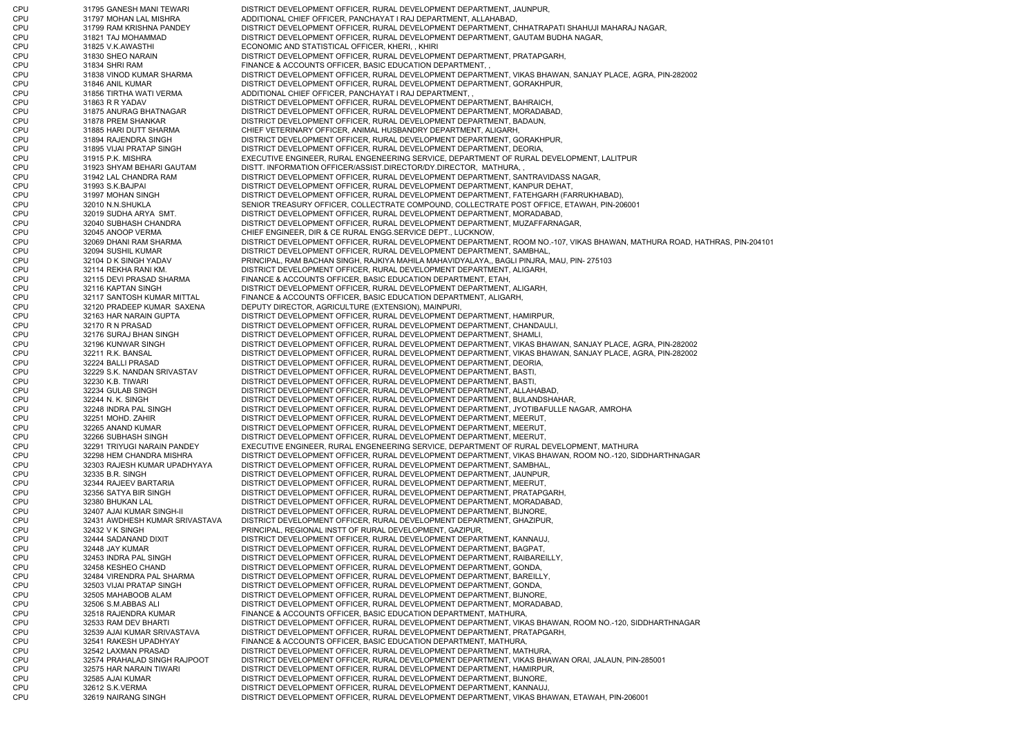| | | | |
|---|---|---|---|
| CPU | 31795 | GANESH MANI TEWARI | DISTRICT DEVELOPMENT OFFICER, RURAL DEVELOPMENT DEPARTMENT, JAUNPUR, |
| CPU | 31797 | MOHAN LAL MISHRA | ADDITIONAL CHIEF OFFICER, PANCHAYAT I RAJ DEPARTMENT, ALLAHABAD, |
| CPU | 31799 | RAM KRISHNA PANDEY | DISTRICT DEVELOPMENT OFFICER, RURAL DEVELOPMENT DEPARTMENT, CHHATRAPATI SHAHUJI MAHARAJ NAGAR, |
| CPU | 31821 | TAJ MOHAMMAD | DISTRICT DEVELOPMENT OFFICER, RURAL DEVELOPMENT DEPARTMENT, GAUTAM BUDHA NAGAR, |
| CPU | 31825 | V.K.AWASTHI | ECONOMIC AND STATISTICAL OFFICER, KHERI, , KHIRI |
| CPU | 31830 | SHEO NARAIN | DISTRICT DEVELOPMENT OFFICER, RURAL DEVELOPMENT DEPARTMENT, PRATAPGARH, |
| CPU | 31834 | SHRI RAM | FINANCE & ACCOUNTS OFFICER, BASIC EDUCATION DEPARTMENT, , |
| CPU | 31838 | VINOD KUMAR SHARMA | DISTRICT DEVELOPMENT OFFICER, RURAL DEVELOPMENT DEPARTMENT, VIKAS BHAWAN, SANJAY PLACE, AGRA, PIN-282002 |
| CPU | 31846 | ANIL KUMAR | DISTRICT DEVELOPMENT OFFICER, RURAL DEVELOPMENT DEPARTMENT, GORAKHPUR, |
| CPU | 31856 | TIRTHA WATI VERMA | ADDITIONAL CHIEF OFFICER, PANCHAYAT I RAJ DEPARTMENT, , |
| CPU | 31863 | R R YADAV | DISTRICT DEVELOPMENT OFFICER, RURAL DEVELOPMENT DEPARTMENT, BAHRAICH, |
| CPU | 31875 | ANURAG BHATNAGAR | DISTRICT DEVELOPMENT OFFICER, RURAL DEVELOPMENT DEPARTMENT, MORADABAD, |
| CPU | 31878 | PREM SHANKAR | DISTRICT DEVELOPMENT OFFICER, RURAL DEVELOPMENT DEPARTMENT, BADAUN, |
| CPU | 31885 | HARI DUTT SHARMA | CHIEF VETERINARY OFFICER, ANIMAL HUSBANDRY DEPARTMENT, ALIGARH, |
| CPU | 31894 | RAJENDRA SINGH | DISTRICT DEVELOPMENT OFFICER, RURAL DEVELOPMENT DEPARTMENT, GORAKHPUR, |
| CPU | 31895 | VIJAI PRATAP SINGH | DISTRICT DEVELOPMENT OFFICER, RURAL DEVELOPMENT DEPARTMENT, DEORIA, |
| CPU | 31915 | P.K. MISHRA | EXECUTIVE ENGINEER, RURAL ENGENEERING SERVICE, DEPARTMENT OF RURAL DEVELOPMENT, LALITPUR |
| CPU | 31923 | SHYAM BEHARI GAUTAM | DISTT. INFORMATION OFFICER/ASSIST.DIRECTOR/DY.DIRECTOR, MATHURA, , |
| CPU | 31942 | LAL CHANDRA RAM | DISTRICT DEVELOPMENT OFFICER, RURAL DEVELOPMENT DEPARTMENT, SANTRAVIDASS NAGAR, |
| CPU | 31993 | S.K.BAJPAI | DISTRICT DEVELOPMENT OFFICER, RURAL DEVELOPMENT DEPARTMENT, KANPUR DEHAT, |
| CPU | 31997 | MOHAN SINGH | DISTRICT DEVELOPMENT OFFICER, RURAL DEVELOPMENT DEPARTMENT, FATEHGARH (FARRUKHABAD), |
| CPU | 32010 | N.N.SHUKLA | SENIOR TREASURY OFFICER, COLLECTRATE COMPOUND, COLLECTRATE POST OFFICE, ETAWAH, PIN-206001 |
| CPU | 32019 | SUDHA ARYA SMT. | DISTRICT DEVELOPMENT OFFICER, RURAL DEVELOPMENT DEPARTMENT, MORADABAD, |
| CPU | 32040 | SUBHASH CHANDRA | DISTRICT DEVELOPMENT OFFICER, RURAL DEVELOPMENT DEPARTMENT, MUZAFFARNAGAR, |
| CPU | 32045 | ANOOP VERMA | CHIEF ENGINEER, DIR & CE RURAL ENGG.SERVICE DEPT., LUCKNOW, |
| CPU | 32069 | DHANI RAM SHARMA | DISTRICT DEVELOPMENT OFFICER, RURAL DEVELOPMENT DEPARTMENT, ROOM NO.-107, VIKAS BHAWAN, MATHURA ROAD, HATHRAS, PIN-204101 |
| CPU | 32094 | SUSHIL KUMAR | DISTRICT DEVELOPMENT OFFICER, RURAL DEVELOPMENT DEPARTMENT, SAMBHAL, |
| CPU | 32104 | D K SINGH YADAV | PRINCIPAL, RAM BACHAN SINGH, RAJKIYA MAHILA MAHAVIDYALAYA,, BAGLI PINJRA, MAU, PIN- 275103 |
| CPU | 32114 | REKHA RANI KM. | DISTRICT DEVELOPMENT OFFICER, RURAL DEVELOPMENT DEPARTMENT, ALIGARH, |
| CPU | 32115 | DEVI PRASAD SHARMA | FINANCE & ACCOUNTS OFFICER, BASIC EDUCATION DEPARTMENT, ETAH, |
| CPU | 32116 | KAPTAN SINGH | DISTRICT DEVELOPMENT OFFICER, RURAL DEVELOPMENT DEPARTMENT, ALIGARH, |
| CPU | 32117 | SANTOSH KUMAR MITTAL | FINANCE & ACCOUNTS OFFICER, BASIC EDUCATION DEPARTMENT, ALIGARH, |
| CPU | 32120 | PRADEEP KUMAR SAXENA | DEPUTY DIRECTOR, AGRICULTURE (EXTENSION), MAINPURI, |
| CPU | 32163 | HAR NARAIN GUPTA | DISTRICT DEVELOPMENT OFFICER, RURAL DEVELOPMENT DEPARTMENT, HAMIRPUR, |
| CPU | 32170 | R N PRASAD | DISTRICT DEVELOPMENT OFFICER, RURAL DEVELOPMENT DEPARTMENT, CHANDAULI, |
| CPU | 32176 | SURAJ BHAN SINGH | DISTRICT DEVELOPMENT OFFICER, RURAL DEVELOPMENT DEPARTMENT, SHAMLI, |
| CPU | 32196 | KUNWAR SINGH | DISTRICT DEVELOPMENT OFFICER, RURAL DEVELOPMENT DEPARTMENT, VIKAS BHAWAN, SANJAY PLACE, AGRA, PIN-282002 |
| CPU | 32211 | R.K. BANSAL | DISTRICT DEVELOPMENT OFFICER, RURAL DEVELOPMENT DEPARTMENT, VIKAS BHAWAN, SANJAY PLACE, AGRA, PIN-282002 |
| CPU | 32224 | BALLI PRASAD | DISTRICT DEVELOPMENT OFFICER, RURAL DEVELOPMENT DEPARTMENT, DEORIA, |
| CPU | 32229 | S.K. NANDAN SRIVASTAV | DISTRICT DEVELOPMENT OFFICER, RURAL DEVELOPMENT DEPARTMENT, BASTI, |
| CPU | 32230 | K.B. TIWARI | DISTRICT DEVELOPMENT OFFICER, RURAL DEVELOPMENT DEPARTMENT, BASTI, |
| CPU | 32234 | GULAB SINGH | DISTRICT DEVELOPMENT OFFICER, RURAL DEVELOPMENT DEPARTMENT, ALLAHABAD, |
| CPU | 32244 | N. K. SINGH | DISTRICT DEVELOPMENT OFFICER, RURAL DEVELOPMENT DEPARTMENT, BULANDSHAHAR, |
| CPU | 32248 | INDRA PAL SINGH | DISTRICT DEVELOPMENT OFFICER, RURAL DEVELOPMENT DEPARTMENT, JYOTIBAFULLE NAGAR, AMROHA |
| CPU | 32251 | MOHD. ZAHIR | DISTRICT DEVELOPMENT OFFICER, RURAL DEVELOPMENT DEPARTMENT, MEERUT, |
| CPU | 32265 | ANAND KUMAR | DISTRICT DEVELOPMENT OFFICER, RURAL DEVELOPMENT DEPARTMENT, MEERUT, |
| CPU | 32266 | SUBHASH SINGH | DISTRICT DEVELOPMENT OFFICER, RURAL DEVELOPMENT DEPARTMENT, MEERUT, |
| CPU | 32291 | TRIYUGI NARAIN PANDEY | EXECUTIVE ENGINEER, RURAL ENGENEERING SERVICE, DEPARTMENT OF RURAL DEVELOPMENT, MATHURA |
| CPU | 32298 | HEM CHANDRA MISHRA | DISTRICT DEVELOPMENT OFFICER, RURAL DEVELOPMENT DEPARTMENT, VIKAS BHAWAN, ROOM NO.-120, SIDDHARTHNAGAR |
| CPU | 32303 | RAJESH KUMAR UPADHYAYA | DISTRICT DEVELOPMENT OFFICER, RURAL DEVELOPMENT DEPARTMENT, SAMBHAL, |
| CPU | 32335 | B.R. SINGH | DISTRICT DEVELOPMENT OFFICER, RURAL DEVELOPMENT DEPARTMENT, JAUNPUR, |
| CPU | 32344 | RAJEEV BARTARIA | DISTRICT DEVELOPMENT OFFICER, RURAL DEVELOPMENT DEPARTMENT, MEERUT, |
| CPU | 32356 | SATYA BIR SINGH | DISTRICT DEVELOPMENT OFFICER, RURAL DEVELOPMENT DEPARTMENT, PRATAPGARH, |
| CPU | 32380 | BHUKAN LAL | DISTRICT DEVELOPMENT OFFICER, RURAL DEVELOPMENT DEPARTMENT, MORADABAD, |
| CPU | 32407 | AJAI KUMAR SINGH-II | DISTRICT DEVELOPMENT OFFICER, RURAL DEVELOPMENT DEPARTMENT, BIJNORE, |
| CPU | 32431 | AWDHESH KUMAR SRIVASTAVA | DISTRICT DEVELOPMENT OFFICER, RURAL DEVELOPMENT DEPARTMENT, GHAZIPUR, |
| CPU | 32432 | V K SINGH | PRINCIPAL, REGIONAL INSTT OF RURAL DEVELOPMENT, GAZIPUR, |
| CPU | 32444 | SADANAND DIXIT | DISTRICT DEVELOPMENT OFFICER, RURAL DEVELOPMENT DEPARTMENT, KANNAUJ, |
| CPU | 32448 | JAY KUMAR | DISTRICT DEVELOPMENT OFFICER, RURAL DEVELOPMENT DEPARTMENT, BAGPAT, |
| CPU | 32453 | INDRA PAL SINGH | DISTRICT DEVELOPMENT OFFICER, RURAL DEVELOPMENT DEPARTMENT, RAIBAREILLY, |
| CPU | 32458 | KESHEO CHAND | DISTRICT DEVELOPMENT OFFICER, RURAL DEVELOPMENT DEPARTMENT, GONDA, |
| CPU | 32484 | VIRENDRA PAL SHARMA | DISTRICT DEVELOPMENT OFFICER, RURAL DEVELOPMENT DEPARTMENT, BAREILLY, |
| CPU | 32503 | VIJAI PRATAP SINGH | DISTRICT DEVELOPMENT OFFICER, RURAL DEVELOPMENT DEPARTMENT, GONDA, |
| CPU | 32505 | MAHABOOB ALAM | DISTRICT DEVELOPMENT OFFICER, RURAL DEVELOPMENT DEPARTMENT, BIJNORE, |
| CPU | 32506 | S.M.ABBAS ALI | DISTRICT DEVELOPMENT OFFICER, RURAL DEVELOPMENT DEPARTMENT, MORADABAD, |
| CPU | 32518 | RAJENDRA KUMAR | FINANCE & ACCOUNTS OFFICER, BASIC EDUCATION DEPARTMENT, MATHURA, |
| CPU | 32533 | RAM DEV BHARTI | DISTRICT DEVELOPMENT OFFICER, RURAL DEVELOPMENT DEPARTMENT, VIKAS BHAWAN, ROOM NO.-120, SIDDHARTHNAGAR |
| CPU | 32539 | AJAI KUMAR SRIVASTAVA | DISTRICT DEVELOPMENT OFFICER, RURAL DEVELOPMENT DEPARTMENT, PRATAPGARH, |
| CPU | 32541 | RAKESH UPADHYAY | FINANCE & ACCOUNTS OFFICER, BASIC EDUCATION DEPARTMENT, MATHURA, |
| CPU | 32542 | LAXMAN PRASAD | DISTRICT DEVELOPMENT OFFICER, RURAL DEVELOPMENT DEPARTMENT, MATHURA, |
| CPU | 32574 | PRAHALAD SINGH RAJPOOT | DISTRICT DEVELOPMENT OFFICER, RURAL DEVELOPMENT DEPARTMENT, VIKAS BHAWAN ORAI, JALAUN, PIN-285001 |
| CPU | 32575 | HAR NARAIN TIWARI | DISTRICT DEVELOPMENT OFFICER, RURAL DEVELOPMENT DEPARTMENT, HAMIRPUR, |
| CPU | 32585 | AJAI KUMAR | DISTRICT DEVELOPMENT OFFICER, RURAL DEVELOPMENT DEPARTMENT, BIJNORE, |
| CPU | 32612 | S.K.VERMA | DISTRICT DEVELOPMENT OFFICER, RURAL DEVELOPMENT DEPARTMENT, KANNAUJ, |
| CPU | 32619 | NAIRANG SINGH | DISTRICT DEVELOPMENT OFFICER, RURAL DEVELOPMENT DEPARTMENT, VIKAS BHAWAN, ETAWAH, PIN-206001 |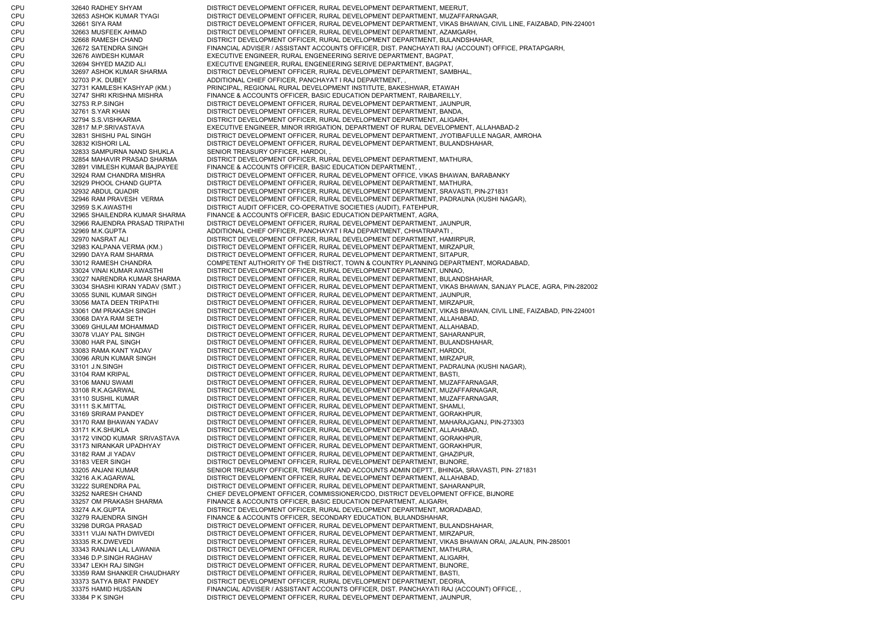| | | |
|---|---|---|
| CPU | 32640 RADHEY SHYAM | DISTRICT DEVELOPMENT OFFICER, RURAL DEVELOPMENT DEPARTMENT, MEERUT, |
| CPU | 32653 ASHOK KUMAR TYAGI | DISTRICT DEVELOPMENT OFFICER, RURAL DEVELOPMENT DEPARTMENT, MUZAFFARNAGAR, |
| CPU | 32661 SIYA RAM | DISTRICT DEVELOPMENT OFFICER, RURAL DEVELOPMENT DEPARTMENT, VIKAS BHAWAN, CIVIL LINE, FAIZABAD, PIN-224001 |
| CPU | 32663 MUSFEEK AHMAD | DISTRICT DEVELOPMENT OFFICER, RURAL DEVELOPMENT DEPARTMENT, AZAMGARH, |
| CPU | 32668 RAMESH CHAND | DISTRICT DEVELOPMENT OFFICER, RURAL DEVELOPMENT DEPARTMENT, BULANDSHAHAR, |
| CPU | 32672 SATENDRA SINGH | FINANCIAL ADVISER / ASSISTANT ACCOUNTS OFFICER, DIST. PANCHAYATI RAJ (ACCOUNT) OFFICE, PRATAPGARH, |
| CPU | 32676 AWDESH KUMAR | EXECUTIVE ENGINEER, RURAL ENGENEERING SERIVE DEPARTMENT, BAGPAT, |
| CPU | 32694 SHYED MAZID ALI | EXECUTIVE ENGINEER, RURAL ENGENEERING SERIVE DEPARTMENT, BAGPAT, |
| CPU | 32697 ASHOK KUMAR SHARMA | DISTRICT DEVELOPMENT OFFICER, RURAL DEVELOPMENT DEPARTMENT, SAMBHAL, |
| CPU | 32703 P.K. DUBEY | ADDITIONAL CHIEF OFFICER, PANCHAYAT I RAJ DEPARTMENT, , |
| CPU | 32731 KAMLESH KASHYAP (KM.) | PRINCIPAL, REGIONAL RURAL DEVELOPMENT INSTITUTE, BAKESHWAR, ETAWAH |
| CPU | 32747 SHRI KRISHNA MISHRA | FINANCE & ACCOUNTS OFFICER, BASIC EDUCATION DEPARTMENT, RAIBAREILLY, |
| CPU | 32753 R.P.SINGH | DISTRICT DEVELOPMENT OFFICER, RURAL DEVELOPMENT DEPARTMENT, JAUNPUR, |
| CPU | 32761 S.YAR KHAN | DISTRICT DEVELOPMENT OFFICER, RURAL DEVELOPMENT DEPARTMENT, BANDA, |
| CPU | 32794 S.S.VISHKARMA | DISTRICT DEVELOPMENT OFFICER, RURAL DEVELOPMENT DEPARTMENT, ALIGARH, |
| CPU | 32817 M.P.SRIVASTAVA | EXECUTIVE ENGINEER, MINOR IRRIGATION, DEPARTMENT OF RURAL DEVELOPMENT, ALLAHABAD-2 |
| CPU | 32831 SHISHU PAL SINGH | DISTRICT DEVELOPMENT OFFICER, RURAL DEVELOPMENT DEPARTMENT, JYOTIBAFULLE NAGAR, AMROHA |
| CPU | 32832 KISHORI LAL | DISTRICT DEVELOPMENT OFFICER, RURAL DEVELOPMENT DEPARTMENT, BULANDSHAHAR, |
| CPU | 32833 SAMPURNA NAND SHUKLA | SENIOR TREASURY OFFICER, HARDOI, , |
| CPU | 32854 MAHAVIR PRASAD SHARMA | DISTRICT DEVELOPMENT OFFICER, RURAL DEVELOPMENT DEPARTMENT, MATHURA, |
| CPU | 32891 VIMLESH KUMAR BAJPAYEE | FINANCE & ACCOUNTS OFFICER, BASIC EDUCATION DEPARTMENT, , |
| CPU | 32924 RAM CHANDRA MISHRA | DISTRICT DEVELOPMENT OFFICER, RURAL DEVELOPMENT OFFICE, VIKAS BHAWAN, BARABANKY |
| CPU | 32929 PHOOL CHAND GUPTA | DISTRICT DEVELOPMENT OFFICER, RURAL DEVELOPMENT DEPARTMENT, MATHURA, |
| CPU | 32932 ABDUL QUADIR | DISTRICT DEVELOPMENT OFFICER, RURAL DEVELOPMENT DEPARTMENT, SRAVASTI, PIN-271831 |
| CPU | 32946 RAM PRAVESH VERMA | DISTRICT DEVELOPMENT OFFICER, RURAL DEVELOPMENT DEPARTMENT, PADRAUNA (KUSHI NAGAR), |
| CPU | 32959 S.K.AWASTHI | DISTRICT AUDIT OFFICER, CO-OPERATIVE SOCIETIES (AUDIT), FATEHPUR, |
| CPU | 32965 SHAILENDRA KUMAR SHARMA | FINANCE & ACCOUNTS OFFICER, BASIC EDUCATION DEPARTMENT, AGRA, |
| CPU | 32966 RAJENDRA PRASAD TRIPATHI | DISTRICT DEVELOPMENT OFFICER, RURAL DEVELOPMENT DEPARTMENT, JAUNPUR, |
| CPU | 32969 M.K.GUPTA | ADDITIONAL CHIEF OFFICER, PANCHAYAT I RAJ DEPARTMENT, CHHATRAPATI , |
| CPU | 32970 NASRAT ALI | DISTRICT DEVELOPMENT OFFICER, RURAL DEVELOPMENT DEPARTMENT, HAMIRPUR, |
| CPU | 32983 KALPANA VERMA (KM.) | DISTRICT DEVELOPMENT OFFICER, RURAL DEVELOPMENT DEPARTMENT, MIRZAPUR, |
| CPU | 32990 DAYA RAM SHARMA | DISTRICT DEVELOPMENT OFFICER, RURAL DEVELOPMENT DEPARTMENT, SITAPUR, |
| CPU | 33012 RAMESH CHANDRA | COMPETENT AUTHORITY OF THE DISTRICT, TOWN & COUNTRY PLANNING DEPARTMENT, MORADABAD, |
| CPU | 33024 VINAI KUMAR AWASTHI | DISTRICT DEVELOPMENT OFFICER, RURAL DEVELOPMENT DEPARTMENT, UNNAO, |
| CPU | 33027 NARENDRA KUMAR SHARMA | DISTRICT DEVELOPMENT OFFICER, RURAL DEVELOPMENT DEPARTMENT, BULANDSHAHAR, |
| CPU | 33034 SHASHI KIRAN YADAV (SMT.) | DISTRICT DEVELOPMENT OFFICER, RURAL DEVELOPMENT DEPARTMENT, VIKAS BHAWAN, SANJAY PLACE, AGRA, PIN-282002 |
| CPU | 33055 SUNIL KUMAR SINGH | DISTRICT DEVELOPMENT OFFICER, RURAL DEVELOPMENT DEPARTMENT, JAUNPUR, |
| CPU | 33056 MATA DEEN TRIPATHI | DISTRICT DEVELOPMENT OFFICER, RURAL DEVELOPMENT DEPARTMENT, MIRZAPUR, |
| CPU | 33061 OM PRAKASH SINGH | DISTRICT DEVELOPMENT OFFICER, RURAL DEVELOPMENT DEPARTMENT, VIKAS BHAWAN, CIVIL LINE, FAIZABAD, PIN-224001 |
| CPU | 33068 DAYA RAM SETH | DISTRICT DEVELOPMENT OFFICER, RURAL DEVELOPMENT DEPARTMENT, ALLAHABAD, |
| CPU | 33069 GHULAM MOHAMMAD | DISTRICT DEVELOPMENT OFFICER, RURAL DEVELOPMENT DEPARTMENT, ALLAHABAD, |
| CPU | 33078 VIJAY PAL SINGH | DISTRICT DEVELOPMENT OFFICER, RURAL DEVELOPMENT DEPARTMENT, SAHARANPUR, |
| CPU | 33080 HAR PAL SINGH | DISTRICT DEVELOPMENT OFFICER, RURAL DEVELOPMENT DEPARTMENT, BULANDSHAHAR, |
| CPU | 33083 RAMA KANT YADAV | DISTRICT DEVELOPMENT OFFICER, RURAL DEVELOPMENT DEPARTMENT, HARDOI, |
| CPU | 33096 ARUN KUMAR SINGH | DISTRICT DEVELOPMENT OFFICER, RURAL DEVELOPMENT DEPARTMENT, MIRZAPUR, |
| CPU | 33101 J.N.SINGH | DISTRICT DEVELOPMENT OFFICER, RURAL DEVELOPMENT DEPARTMENT, PADRAUNA (KUSHI NAGAR), |
| CPU | 33104 RAM KRIPAL | DISTRICT DEVELOPMENT OFFICER, RURAL DEVELOPMENT DEPARTMENT, BASTI, |
| CPU | 33106 MANU SWAMI | DISTRICT DEVELOPMENT OFFICER, RURAL DEVELOPMENT DEPARTMENT, MUZAFFARNAGAR, |
| CPU | 33108 R.K.AGARWAL | DISTRICT DEVELOPMENT OFFICER, RURAL DEVELOPMENT DEPARTMENT, MUZAFFARNAGAR, |
| CPU | 33110 SUSHIL KUMAR | DISTRICT DEVELOPMENT OFFICER, RURAL DEVELOPMENT DEPARTMENT, MUZAFFARNAGAR, |
| CPU | 33111 S.K.MITTAL | DISTRICT DEVELOPMENT OFFICER, RURAL DEVELOPMENT DEPARTMENT, SHAMLI, |
| CPU | 33169 SRIRAM PANDEY | DISTRICT DEVELOPMENT OFFICER, RURAL DEVELOPMENT DEPARTMENT, GORAKHPUR, |
| CPU | 33170 RAM BHAWAN YADAV | DISTRICT DEVELOPMENT OFFICER, RURAL DEVELOPMENT DEPARTMENT, MAHARAJGANJ, PIN-273303 |
| CPU | 33171 K.K.SHUKLA | DISTRICT DEVELOPMENT OFFICER, RURAL DEVELOPMENT DEPARTMENT, ALLAHABAD, |
| CPU | 33172 VINOD KUMAR SRIVASTAVA | DISTRICT DEVELOPMENT OFFICER, RURAL DEVELOPMENT DEPARTMENT, GORAKHPUR, |
| CPU | 33173 NIRANKAR UPADHYAY | DISTRICT DEVELOPMENT OFFICER, RURAL DEVELOPMENT DEPARTMENT, GORAKHPUR, |
| CPU | 33182 RAM JI YADAV | DISTRICT DEVELOPMENT OFFICER, RURAL DEVELOPMENT DEPARTMENT, GHAZIPUR, |
| CPU | 33183 VEER SINGH | DISTRICT DEVELOPMENT OFFICER, RURAL DEVELOPMENT DEPARTMENT, BIJNORE, |
| CPU | 33205 ANJANI KUMAR | SENIOR TREASURY OFFICER, TREASURY AND ACCOUNTS ADMIN DEPTT., BHINGA, SRAVASTI, PIN- 271831 |
| CPU | 33216 A.K.AGARWAL | DISTRICT DEVELOPMENT OFFICER, RURAL DEVELOPMENT DEPARTMENT, ALLAHABAD, |
| CPU | 33222 SURENDRA PAL | DISTRICT DEVELOPMENT OFFICER, RURAL DEVELOPMENT DEPARTMENT, SAHARANPUR, |
| CPU | 33252 NARESH CHAND | CHIEF DEVELOPMENT OFFICER, COMMISSIONER/CDO, DISTRICT DEVELOPMENT OFFICE, BIJNORE |
| CPU | 33257 OM PRAKASH SHARMA | FINANCE & ACCOUNTS OFFICER, BASIC EDUCATION DEPARTMENT, ALIGARH, |
| CPU | 33274 A.K.GUPTA | DISTRICT DEVELOPMENT OFFICER, RURAL DEVELOPMENT DEPARTMENT, MORADABAD, |
| CPU | 33279 RAJENDRA SINGH | FINANCE & ACCOUNTS OFFICER, SECONDARY EDUCATION, BULANDSHAHAR, |
| CPU | 33298 DURGA PRASAD | DISTRICT DEVELOPMENT OFFICER, RURAL DEVELOPMENT DEPARTMENT, BULANDSHAHAR, |
| CPU | 33311 VIJAI NATH DWIVEDI | DISTRICT DEVELOPMENT OFFICER, RURAL DEVELOPMENT DEPARTMENT, MIRZAPUR, |
| CPU | 33335 R.K.DWEVEDI | DISTRICT DEVELOPMENT OFFICER, RURAL DEVELOPMENT DEPARTMENT, VIKAS BHAWAN ORAI, JALAUN, PIN-285001 |
| CPU | 33343 RANJAN LAL LAWANIA | DISTRICT DEVELOPMENT OFFICER, RURAL DEVELOPMENT DEPARTMENT, MATHURA, |
| CPU | 33346 D.P.SINGH RAGHAV | DISTRICT DEVELOPMENT OFFICER, RURAL DEVELOPMENT DEPARTMENT, ALIGARH, |
| CPU | 33347 LEKH RAJ SINGH | DISTRICT DEVELOPMENT OFFICER, RURAL DEVELOPMENT DEPARTMENT, BIJNORE, |
| CPU | 33359 RAM SHANKER CHAUDHARY | DISTRICT DEVELOPMENT OFFICER, RURAL DEVELOPMENT DEPARTMENT, BASTI, |
| CPU | 33373 SATYA BRAT PANDEY | DISTRICT DEVELOPMENT OFFICER, RURAL DEVELOPMENT DEPARTMENT, DEORIA, |
| CPU | 33375 HAMID HUSSAIN | FINANCIAL ADVISER / ASSISTANT ACCOUNTS OFFICER, DIST. PANCHAYATI RAJ (ACCOUNT) OFFICE, , |
| CPU | 33384 P K SINGH | DISTRICT DEVELOPMENT OFFICER, RURAL DEVELOPMENT DEPARTMENT, JAUNPUR, |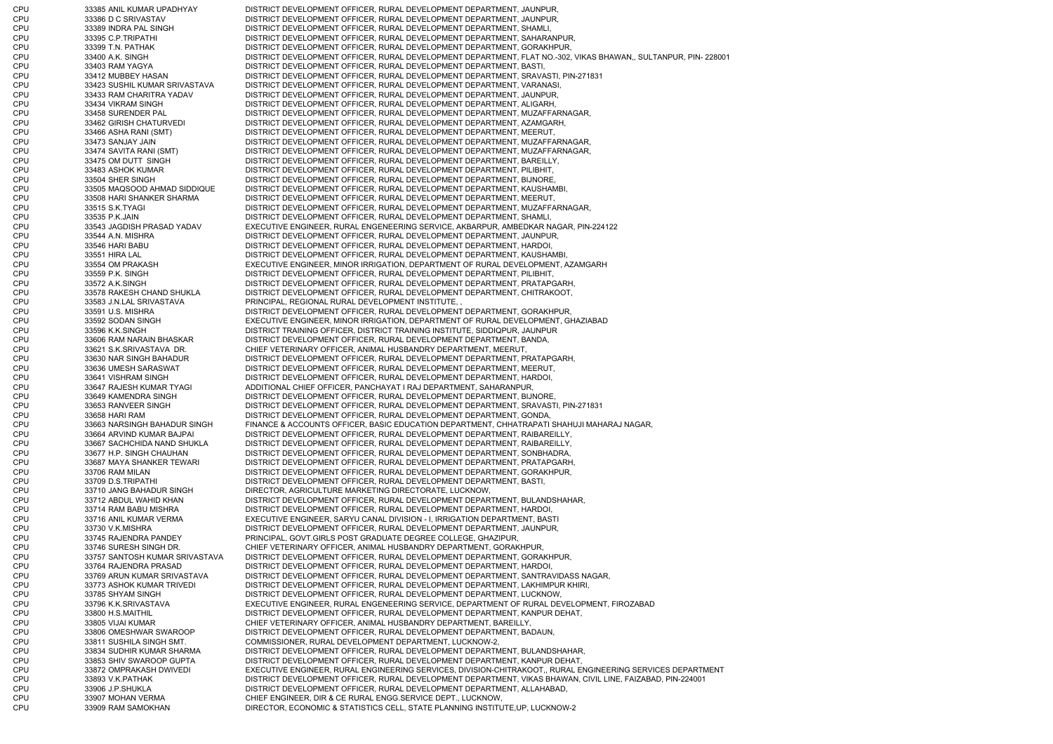| | | |
|---|---|---|
| CPU | 33385 ANIL KUMAR UPADHYAY | DISTRICT DEVELOPMENT OFFICER, RURAL DEVELOPMENT DEPARTMENT, JAUNPUR, |
| CPU | 33386 D C SRIVASTAV | DISTRICT DEVELOPMENT OFFICER, RURAL DEVELOPMENT DEPARTMENT, JAUNPUR, |
| CPU | 33389 INDRA PAL SINGH | DISTRICT DEVELOPMENT OFFICER, RURAL DEVELOPMENT DEPARTMENT, SHAMLI, |
| CPU | 33395 C.P.TRIPATHI | DISTRICT DEVELOPMENT OFFICER, RURAL DEVELOPMENT DEPARTMENT, SAHARANPUR, |
| CPU | 33399 T.N. PATHAK | DISTRICT DEVELOPMENT OFFICER, RURAL DEVELOPMENT DEPARTMENT, GORAKHPUR, |
| CPU | 33400 A.K. SINGH | DISTRICT DEVELOPMENT OFFICER, RURAL DEVELOPMENT DEPARTMENT, FLAT NO.-302, VIKAS BHAWAN,, SULTANPUR, PIN- 228001 |
| CPU | 33403 RAM YAGYA | DISTRICT DEVELOPMENT OFFICER, RURAL DEVELOPMENT DEPARTMENT, BASTI, |
| CPU | 33412 MUBBEY HASAN | DISTRICT DEVELOPMENT OFFICER, RURAL DEVELOPMENT DEPARTMENT, SRAVASTI, PIN-271831 |
| CPU | 33423 SUSHIL KUMAR SRIVASTAVA | DISTRICT DEVELOPMENT OFFICER, RURAL DEVELOPMENT DEPARTMENT, VARANASI, |
| CPU | 33433 RAM CHARITRA YADAV | DISTRICT DEVELOPMENT OFFICER, RURAL DEVELOPMENT DEPARTMENT, JAUNPUR, |
| CPU | 33434 VIKRAM SINGH | DISTRICT DEVELOPMENT OFFICER, RURAL DEVELOPMENT DEPARTMENT, ALIGARH, |
| CPU | 33458 SURENDER PAL | DISTRICT DEVELOPMENT OFFICER, RURAL DEVELOPMENT DEPARTMENT, MUZAFFARNAGAR, |
| CPU | 33462 GIRISH CHATURVEDI | DISTRICT DEVELOPMENT OFFICER, RURAL DEVELOPMENT DEPARTMENT, AZAMGARH, |
| CPU | 33466 ASHA RANI (SMT) | DISTRICT DEVELOPMENT OFFICER, RURAL DEVELOPMENT DEPARTMENT, MEERUT, |
| CPU | 33473 SANJAY JAIN | DISTRICT DEVELOPMENT OFFICER, RURAL DEVELOPMENT DEPARTMENT, MUZAFFARNAGAR, |
| CPU | 33474 SAVITA RANI (SMT) | DISTRICT DEVELOPMENT OFFICER, RURAL DEVELOPMENT DEPARTMENT, MUZAFFARNAGAR, |
| CPU | 33475 OM DUTT SINGH | DISTRICT DEVELOPMENT OFFICER, RURAL DEVELOPMENT DEPARTMENT, BAREILLY, |
| CPU | 33483 ASHOK KUMAR | DISTRICT DEVELOPMENT OFFICER, RURAL DEVELOPMENT DEPARTMENT, PILIBHIT, |
| CPU | 33504 SHER SINGH | DISTRICT DEVELOPMENT OFFICER, RURAL DEVELOPMENT DEPARTMENT, BIJNORE, |
| CPU | 33505 MAQSOOD AHMAD SIDDIQUE | DISTRICT DEVELOPMENT OFFICER, RURAL DEVELOPMENT DEPARTMENT, KAUSHAMBI, |
| CPU | 33508 HARI SHANKER SHARMA | DISTRICT DEVELOPMENT OFFICER, RURAL DEVELOPMENT DEPARTMENT, MEERUT, |
| CPU | 33515 S.K.TYAGI | DISTRICT DEVELOPMENT OFFICER, RURAL DEVELOPMENT DEPARTMENT, MUZAFFARNAGAR, |
| CPU | 33535 P.K.JAIN | DISTRICT DEVELOPMENT OFFICER, RURAL DEVELOPMENT DEPARTMENT, SHAMLI, |
| CPU | 33543 JAGDISH PRASAD YADAV | EXECUTIVE ENGINEER, RURAL ENGENEERING SERVICE, AKBARPUR, AMBEDKAR NAGAR, PIN-224122 |
| CPU | 33544 A.N. MISHRA | DISTRICT DEVELOPMENT OFFICER, RURAL DEVELOPMENT DEPARTMENT, JAUNPUR, |
| CPU | 33546 HARI BABU | DISTRICT DEVELOPMENT OFFICER, RURAL DEVELOPMENT DEPARTMENT, HARDOI, |
| CPU | 33551 HIRA LAL | DISTRICT DEVELOPMENT OFFICER, RURAL DEVELOPMENT DEPARTMENT, KAUSHAMBI, |
| CPU | 33554 OM PRAKASH | EXECUTIVE ENGINEER, MINOR IRRIGATION, DEPARTMENT OF RURAL DEVELOPMENT, AZAMGARH |
| CPU | 33559 P.K. SINGH | DISTRICT DEVELOPMENT OFFICER, RURAL DEVELOPMENT DEPARTMENT, PILIBHIT, |
| CPU | 33572 A.K.SINGH | DISTRICT DEVELOPMENT OFFICER, RURAL DEVELOPMENT DEPARTMENT, PRATAPGARH, |
| CPU | 33578 RAKESH CHAND SHUKLA | DISTRICT DEVELOPMENT OFFICER, RURAL DEVELOPMENT DEPARTMENT, CHITRAKOOT, |
| CPU | 33583 J.N.LAL SRIVASTAVA | PRINCIPAL, REGIONAL RURAL DEVELOPMENT INSTITUTE, , |
| CPU | 33591 U.S. MISHRA | DISTRICT DEVELOPMENT OFFICER, RURAL DEVELOPMENT DEPARTMENT, GORAKHPUR, |
| CPU | 33592 SODAN SINGH | EXECUTIVE ENGINEER, MINOR IRRIGATION, DEPARTMENT OF RURAL DEVELOPMENT, GHAZIABAD |
| CPU | 33596 K.K.SINGH | DISTRICT TRAINING OFFICER, DISTRICT TRAINING INSTITUTE, SIDDIQPUR, JAUNPUR |
| CPU | 33606 RAM NARAIN BHASKAR | DISTRICT DEVELOPMENT OFFICER, RURAL DEVELOPMENT DEPARTMENT, BANDA, |
| CPU | 33621 S.K.SRIVASTAVA DR. | CHIEF VETERINARY OFFICER, ANIMAL HUSBANDRY DEPARTMENT, MEERUT, |
| CPU | 33630 NAR SINGH BAHADUR | DISTRICT DEVELOPMENT OFFICER, RURAL DEVELOPMENT DEPARTMENT, PRATAPGARH, |
| CPU | 33636 UMESH SARASWAT | DISTRICT DEVELOPMENT OFFICER, RURAL DEVELOPMENT DEPARTMENT, MEERUT, |
| CPU | 33641 VISHRAM SINGH | DISTRICT DEVELOPMENT OFFICER, RURAL DEVELOPMENT DEPARTMENT, HARDOI, |
| CPU | 33647 RAJESH KUMAR TYAGI | ADDITIONAL CHIEF OFFICER, PANCHAYAT I RAJ DEPARTMENT, SAHARANPUR, |
| CPU | 33649 KAMENDRA SINGH | DISTRICT DEVELOPMENT OFFICER, RURAL DEVELOPMENT DEPARTMENT, BIJNORE, |
| CPU | 33653 RANVEER SINGH | DISTRICT DEVELOPMENT OFFICER, RURAL DEVELOPMENT DEPARTMENT, SRAVASTI, PIN-271831 |
| CPU | 33658 HARI RAM | DISTRICT DEVELOPMENT OFFICER, RURAL DEVELOPMENT DEPARTMENT, GONDA, |
| CPU | 33663 NARSINGH BAHADUR SINGH | FINANCE & ACCOUNTS OFFICER, BASIC EDUCATION DEPARTMENT, CHHATRAPATI SHAHUJI MAHARAJ NAGAR, |
| CPU | 33664 ARVIND KUMAR BAJPAI | DISTRICT DEVELOPMENT OFFICER, RURAL DEVELOPMENT DEPARTMENT, RAIBAREILLY, |
| CPU | 33667 SACHCHIDA NAND SHUKLA | DISTRICT DEVELOPMENT OFFICER, RURAL DEVELOPMENT DEPARTMENT, RAIBAREILLY, |
| CPU | 33677 H.P. SINGH CHAUHAN | DISTRICT DEVELOPMENT OFFICER, RURAL DEVELOPMENT DEPARTMENT, SONBHADRA, |
| CPU | 33687 MAYA SHANKER TEWARI | DISTRICT DEVELOPMENT OFFICER, RURAL DEVELOPMENT DEPARTMENT, PRATAPGARH, |
| CPU | 33706 RAM MILAN | DISTRICT DEVELOPMENT OFFICER, RURAL DEVELOPMENT DEPARTMENT, GORAKHPUR, |
| CPU | 33709 D.S.TRIPATHI | DISTRICT DEVELOPMENT OFFICER, RURAL DEVELOPMENT DEPARTMENT, BASTI, |
| CPU | 33710 JANG BAHADUR SINGH | DIRECTOR, AGRICULTURE MARKETING DIRECTORATE, LUCKNOW, |
| CPU | 33712 ABDUL WAHID KHAN | DISTRICT DEVELOPMENT OFFICER, RURAL DEVELOPMENT DEPARTMENT, BULANDSHAHAR, |
| CPU | 33714 RAM BABU MISHRA | DISTRICT DEVELOPMENT OFFICER, RURAL DEVELOPMENT DEPARTMENT, HARDOI, |
| CPU | 33716 ANIL KUMAR VERMA | EXECUTIVE ENGINEER, SARYU CANAL DIVISION - I, IRRIGATION DEPARTMENT, BASTI |
| CPU | 33730 V.K.MISHRA | DISTRICT DEVELOPMENT OFFICER, RURAL DEVELOPMENT DEPARTMENT, JAUNPUR, |
| CPU | 33745 RAJENDRA PANDEY | PRINCIPAL, GOVT.GIRLS POST GRADUATE DEGREE COLLEGE, GHAZIPUR, |
| CPU | 33746 SURESH SINGH DR. | CHIEF VETERINARY OFFICER, ANIMAL HUSBANDRY DEPARTMENT, GORAKHPUR, |
| CPU | 33757 SANTOSH KUMAR SRIVASTAVA | DISTRICT DEVELOPMENT OFFICER, RURAL DEVELOPMENT DEPARTMENT, GORAKHPUR, |
| CPU | 33764 RAJENDRA PRASAD | DISTRICT DEVELOPMENT OFFICER, RURAL DEVELOPMENT DEPARTMENT, HARDOI, |
| CPU | 33769 ARUN KUMAR SRIVASTAVA | DISTRICT DEVELOPMENT OFFICER, RURAL DEVELOPMENT DEPARTMENT, SANTRAVIDASS NAGAR, |
| CPU | 33773 ASHOK KUMAR TRIVEDI | DISTRICT DEVELOPMENT OFFICER, RURAL DEVELOPMENT DEPARTMENT, LAKHIMPUR KHIRI, |
| CPU | 33785 SHYAM SINGH | DISTRICT DEVELOPMENT OFFICER, RURAL DEVELOPMENT DEPARTMENT, LUCKNOW, |
| CPU | 33796 K.K.SRIVASTAVA | EXECUTIVE ENGINEER, RURAL ENGENEERING SERVICE, DEPARTMENT OF RURAL DEVELOPMENT, FIROZABAD |
| CPU | 33800 H.S.MAITHIL | DISTRICT DEVELOPMENT OFFICER, RURAL DEVELOPMENT DEPARTMENT, KANPUR DEHAT, |
| CPU | 33805 VIJAI KUMAR | CHIEF VETERINARY OFFICER, ANIMAL HUSBANDRY DEPARTMENT, BAREILLY, |
| CPU | 33806 OMESHWAR SWAROOP | DISTRICT DEVELOPMENT OFFICER, RURAL DEVELOPMENT DEPARTMENT, BADAUN, |
| CPU | 33811 SUSHILA SINGH SMT. | COMMISSIONER, RURAL DEVELOPMENT DEPARTMENT, LUCKNOW-2, |
| CPU | 33834 SUDHIR KUMAR SHARMA | DISTRICT DEVELOPMENT OFFICER, RURAL DEVELOPMENT DEPARTMENT, BULANDSHAHAR, |
| CPU | 33853 SHIV SWAROOP GUPTA | DISTRICT DEVELOPMENT OFFICER, RURAL DEVELOPMENT DEPARTMENT, KANPUR DEHAT, |
| CPU | 33872 OMPRAKASH DWIVEDI | EXECUTIVE ENGINEER, RURAL ENGINEERING SERVICES, DIVISION-CHITRAKOOT,, RURAL ENGINEERING SERVICES DEPARTMENT |
| CPU | 33893 V.K.PATHAK | DISTRICT DEVELOPMENT OFFICER, RURAL DEVELOPMENT DEPARTMENT, VIKAS BHAWAN, CIVIL LINE, FAIZABAD, PIN-224001 |
| CPU | 33906 J.P.SHUKLA | DISTRICT DEVELOPMENT OFFICER, RURAL DEVELOPMENT DEPARTMENT, ALLAHABAD, |
| CPU | 33907 MOHAN VERMA | CHIEF ENGINEER, DIR & CE RURAL ENGG.SERVICE DEPT., LUCKNOW, |
| CPU | 33909 RAM SAMOKHAN | DIRECTOR, ECONOMIC & STATISTICS CELL, STATE PLANNING INSTITUTE,UP, LUCKNOW-2 |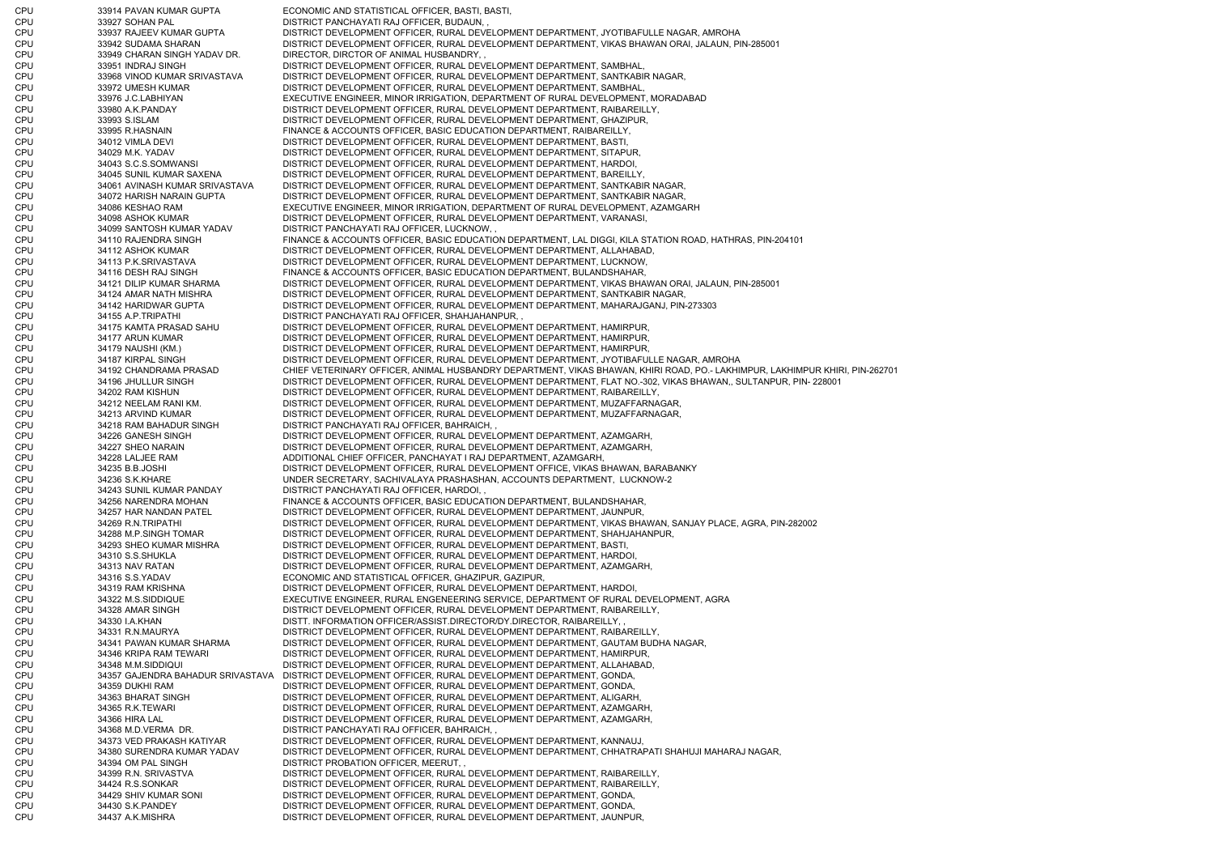| | | | |
|---|---|---|---|
| CPU | 33914 | PAVAN KUMAR GUPTA | ECONOMIC AND STATISTICAL OFFICER, BASTI, BASTI, |
| CPU | 33927 | SOHAN PAL | DISTRICT PANCHAYATI RAJ OFFICER, BUDAUN, , |
| CPU | 33937 | RAJEEV KUMAR GUPTA | DISTRICT DEVELOPMENT OFFICER, RURAL DEVELOPMENT DEPARTMENT, JYOTIBAFULLE NAGAR, AMROHA |
| CPU | 33942 | SUDAMA SHARAN | DISTRICT DEVELOPMENT OFFICER, RURAL DEVELOPMENT DEPARTMENT, VIKAS BHAWAN ORAI, JALAUN, PIN-285001 |
| CPU | 33949 | CHARAN SINGH YADAV DR. | DIRECTOR, DIRCTOR OF ANIMAL HUSBANDRY, , |
| CPU | 33951 | INDRAJ SINGH | DISTRICT DEVELOPMENT OFFICER, RURAL DEVELOPMENT DEPARTMENT, SAMBHAL, |
| CPU | 33968 | VINOD KUMAR SRIVASTAVA | DISTRICT DEVELOPMENT OFFICER, RURAL DEVELOPMENT DEPARTMENT, SANTKABIR NAGAR, |
| CPU | 33972 | UMESH KUMAR | DISTRICT DEVELOPMENT OFFICER, RURAL DEVELOPMENT DEPARTMENT, SAMBHAL, |
| CPU | 33976 | J.C.LABHIYAN | EXECUTIVE ENGINEER, MINOR IRRIGATION, DEPARTMENT OF RURAL DEVELOPMENT, MORADABAD |
| CPU | 33980 | A.K.PANDAY | DISTRICT DEVELOPMENT OFFICER, RURAL DEVELOPMENT DEPARTMENT, RAIBAREILLY, |
| CPU | 33993 | S.ISLAM | DISTRICT DEVELOPMENT OFFICER, RURAL DEVELOPMENT DEPARTMENT, GHAZIPUR, |
| CPU | 33995 | R.HASNAIN | FINANCE & ACCOUNTS OFFICER, BASIC EDUCATION DEPARTMENT, RAIBAREILLY, |
| CPU | 34012 | VIMLA DEVI | DISTRICT DEVELOPMENT OFFICER, RURAL DEVELOPMENT DEPARTMENT, BASTI, |
| CPU | 34029 | M.K. YADAV | DISTRICT DEVELOPMENT OFFICER, RURAL DEVELOPMENT DEPARTMENT, SITAPUR, |
| CPU | 34043 | S.C.S.SOMWANSI | DISTRICT DEVELOPMENT OFFICER, RURAL DEVELOPMENT DEPARTMENT, HARDOI, |
| CPU | 34045 | SUNIL KUMAR SAXENA | DISTRICT DEVELOPMENT OFFICER, RURAL DEVELOPMENT DEPARTMENT, BAREILLY, |
| CPU | 34061 | AVINASH KUMAR SRIVASTAVA | DISTRICT DEVELOPMENT OFFICER, RURAL DEVELOPMENT DEPARTMENT, SANTKABIR NAGAR, |
| CPU | 34072 | HARISH NARAIN GUPTA | DISTRICT DEVELOPMENT OFFICER, RURAL DEVELOPMENT DEPARTMENT, SANTKABIR NAGAR, |
| CPU | 34086 | KESHAO RAM | EXECUTIVE ENGINEER, MINOR IRRIGATION, DEPARTMENT OF RURAL DEVELOPMENT, AZAMGARH |
| CPU | 34098 | ASHOK KUMAR | DISTRICT DEVELOPMENT OFFICER, RURAL DEVELOPMENT DEPARTMENT, VARANASI, |
| CPU | 34099 | SANTOSH KUMAR YADAV | DISTRICT PANCHAYATI RAJ OFFICER, LUCKNOW, , |
| CPU | 34110 | RAJENDRA SINGH | FINANCE & ACCOUNTS OFFICER, BASIC EDUCATION DEPARTMENT, LAL DIGGI, KILA STATION ROAD, HATHRAS, PIN-204101 |
| CPU | 34112 | ASHOK KUMAR | DISTRICT DEVELOPMENT OFFICER, RURAL DEVELOPMENT DEPARTMENT, ALLAHABAD, |
| CPU | 34113 | P.K.SRIVASTAVA | DISTRICT DEVELOPMENT OFFICER, RURAL DEVELOPMENT DEPARTMENT, LUCKNOW, |
| CPU | 34116 | DESH RAJ SINGH | FINANCE & ACCOUNTS OFFICER, BASIC EDUCATION DEPARTMENT, BULANDSHAHAR, |
| CPU | 34121 | DILIP KUMAR SHARMA | DISTRICT DEVELOPMENT OFFICER, RURAL DEVELOPMENT DEPARTMENT, VIKAS BHAWAN ORAI, JALAUN, PIN-285001 |
| CPU | 34124 | AMAR NATH MISHRA | DISTRICT DEVELOPMENT OFFICER, RURAL DEVELOPMENT DEPARTMENT, SANTKABIR NAGAR, |
| CPU | 34142 | HARIDWAR GUPTA | DISTRICT DEVELOPMENT OFFICER, RURAL DEVELOPMENT DEPARTMENT, MAHARAJGANJ, PIN-273303 |
| CPU | 34155 | A.P.TRIPATHI | DISTRICT PANCHAYATI RAJ OFFICER, SHAHJAHANPUR, , |
| CPU | 34175 | KAMTA PRASAD SAHU | DISTRICT DEVELOPMENT OFFICER, RURAL DEVELOPMENT DEPARTMENT, HAMIRPUR, |
| CPU | 34177 | ARUN KUMAR | DISTRICT DEVELOPMENT OFFICER, RURAL DEVELOPMENT DEPARTMENT, HAMIRPUR, |
| CPU | 34179 | NAUSHI (KM.) | DISTRICT DEVELOPMENT OFFICER, RURAL DEVELOPMENT DEPARTMENT, HAMIRPUR, |
| CPU | 34187 | KIRPAL SINGH | DISTRICT DEVELOPMENT OFFICER, RURAL DEVELOPMENT DEPARTMENT, JYOTIBAFULLE NAGAR, AMROHA |
| CPU | 34192 | CHANDRAMA PRASAD | CHIEF VETERINARY OFFICER, ANIMAL HUSBANDRY DEPARTMENT, VIKAS BHAWAN, KHIRI ROAD, PO.- LAKHIMPUR, LAKHIMPUR KHIRI, PIN-262701 |
| CPU | 34196 | JHULLUR SINGH | DISTRICT DEVELOPMENT OFFICER, RURAL DEVELOPMENT DEPARTMENT, FLAT NO.-302, VIKAS BHAWAN,, SULTANPUR, PIN- 228001 |
| CPU | 34202 | RAM KISHUN | DISTRICT DEVELOPMENT OFFICER, RURAL DEVELOPMENT DEPARTMENT, RAIBAREILLY, |
| CPU | 34212 | NEELAM RANI KM. | DISTRICT DEVELOPMENT OFFICER, RURAL DEVELOPMENT DEPARTMENT, MUZAFFARNAGAR, |
| CPU | 34213 | ARVIND KUMAR | DISTRICT DEVELOPMENT OFFICER, RURAL DEVELOPMENT DEPARTMENT, MUZAFFARNAGAR, |
| CPU | 34218 | RAM BAHADUR SINGH | DISTRICT PANCHAYATI RAJ OFFICER, BAHRAICH, , |
| CPU | 34226 | GANESH SINGH | DISTRICT DEVELOPMENT OFFICER, RURAL DEVELOPMENT DEPARTMENT, AZAMGARH, |
| CPU | 34227 | SHEO NARAIN | DISTRICT DEVELOPMENT OFFICER, RURAL DEVELOPMENT DEPARTMENT, AZAMGARH, |
| CPU | 34228 | LALJEE RAM | ADDITIONAL CHIEF OFFICER, PANCHAYAT I RAJ DEPARTMENT, AZAMGARH, |
| CPU | 34235 | B.B.JOSHI | DISTRICT DEVELOPMENT OFFICER, RURAL DEVELOPMENT OFFICE, VIKAS BHAWAN, BARABANKY |
| CPU | 34236 | S.K.KHARE | UNDER SECRETARY, SACHIVALAYA PRASHASHAN, ACCOUNTS DEPARTMENT, LUCKNOW-2 |
| CPU | 34243 | SUNIL KUMAR PANDAY | DISTRICT PANCHAYATI RAJ OFFICER, HARDOI, , |
| CPU | 34256 | NARENDRA MOHAN | FINANCE & ACCOUNTS OFFICER, BASIC EDUCATION DEPARTMENT, BULANDSHAHAR, |
| CPU | 34257 | HAR NANDAN PATEL | DISTRICT DEVELOPMENT OFFICER, RURAL DEVELOPMENT DEPARTMENT, JAUNPUR, |
| CPU | 34269 | R.N.TRIPATHI | DISTRICT DEVELOPMENT OFFICER, RURAL DEVELOPMENT DEPARTMENT, VIKAS BHAWAN, SANJAY PLACE, AGRA, PIN-282002 |
| CPU | 34288 | M.P.SINGH TOMAR | DISTRICT DEVELOPMENT OFFICER, RURAL DEVELOPMENT DEPARTMENT, SHAHJAHANPUR, |
| CPU | 34293 | SHEO KUMAR MISHRA | DISTRICT DEVELOPMENT OFFICER, RURAL DEVELOPMENT DEPARTMENT, BASTI, |
| CPU | 34310 | S.S.SHUKLA | DISTRICT DEVELOPMENT OFFICER, RURAL DEVELOPMENT DEPARTMENT, HARDOI, |
| CPU | 34313 | NAV RATAN | DISTRICT DEVELOPMENT OFFICER, RURAL DEVELOPMENT DEPARTMENT, AZAMGARH, |
| CPU | 34316 | S.S.YADAV | ECONOMIC AND STATISTICAL OFFICER, GHAZIPUR, GAZIPUR, |
| CPU | 34319 | RAM KRISHNA | DISTRICT DEVELOPMENT OFFICER, RURAL DEVELOPMENT DEPARTMENT, HARDOI, |
| CPU | 34322 | M.S.SIDDIQUE | EXECUTIVE ENGINEER, RURAL ENGENEERING SERVICE, DEPARTMENT OF RURAL DEVELOPMENT, AGRA |
| CPU | 34328 | AMAR SINGH | DISTRICT DEVELOPMENT OFFICER, RURAL DEVELOPMENT DEPARTMENT, RAIBAREILLY, |
| CPU | 34330 | I.A.KHAN | DISTT. INFORMATION OFFICER/ASSIST.DIRECTOR/DY.DIRECTOR, RAIBAREILLY, , |
| CPU | 34331 | R.N.MAURYA | DISTRICT DEVELOPMENT OFFICER, RURAL DEVELOPMENT DEPARTMENT, RAIBAREILLY, |
| CPU | 34341 | PAWAN KUMAR SHARMA | DISTRICT DEVELOPMENT OFFICER, RURAL DEVELOPMENT DEPARTMENT, GAUTAM BUDHA NAGAR, |
| CPU | 34346 | KRIPA RAM TEWARI | DISTRICT DEVELOPMENT OFFICER, RURAL DEVELOPMENT DEPARTMENT, HAMIRPUR, |
| CPU | 34348 | M.M.SIDDIQUI | DISTRICT DEVELOPMENT OFFICER, RURAL DEVELOPMENT DEPARTMENT, ALLAHABAD, |
| CPU | 34357 | GAJENDRA BAHADUR SRIVASTAVA | DISTRICT DEVELOPMENT OFFICER, RURAL DEVELOPMENT DEPARTMENT, GONDA, |
| CPU | 34359 | DUKHI RAM | DISTRICT DEVELOPMENT OFFICER, RURAL DEVELOPMENT DEPARTMENT, GONDA, |
| CPU | 34363 | BHARAT SINGH | DISTRICT DEVELOPMENT OFFICER, RURAL DEVELOPMENT DEPARTMENT, ALIGARH, |
| CPU | 34365 | R.K.TEWARI | DISTRICT DEVELOPMENT OFFICER, RURAL DEVELOPMENT DEPARTMENT, AZAMGARH, |
| CPU | 34366 | HIRA LAL | DISTRICT DEVELOPMENT OFFICER, RURAL DEVELOPMENT DEPARTMENT, AZAMGARH, |
| CPU | 34368 | M.D.VERMA DR. | DISTRICT PANCHAYATI RAJ OFFICER, BAHRAICH, , |
| CPU | 34373 | VED PRAKASH KATIYAR | DISTRICT DEVELOPMENT OFFICER, RURAL DEVELOPMENT DEPARTMENT, KANNAUJ, |
| CPU | 34380 | SURENDRA KUMAR YADAV | DISTRICT DEVELOPMENT OFFICER, RURAL DEVELOPMENT DEPARTMENT, CHHATRAPATI SHAHUJI MAHARAJ NAGAR, |
| CPU | 34394 | OM PAL SINGH | DISTRICT PROBATION OFFICER, MEERUT, , |
| CPU | 34399 | R.N. SRIVASTVA | DISTRICT DEVELOPMENT OFFICER, RURAL DEVELOPMENT DEPARTMENT, RAIBAREILLY, |
| CPU | 34424 | R.S.SONKAR | DISTRICT DEVELOPMENT OFFICER, RURAL DEVELOPMENT DEPARTMENT, RAIBAREILLY, |
| CPU | 34429 | SHIV KUMAR SONI | DISTRICT DEVELOPMENT OFFICER, RURAL DEVELOPMENT DEPARTMENT, GONDA, |
| CPU | 34430 | S.K.PANDEY | DISTRICT DEVELOPMENT OFFICER, RURAL DEVELOPMENT DEPARTMENT, GONDA, |
| CPU | 34437 | A.K.MISHRA | DISTRICT DEVELOPMENT OFFICER, RURAL DEVELOPMENT DEPARTMENT, JAUNPUR, |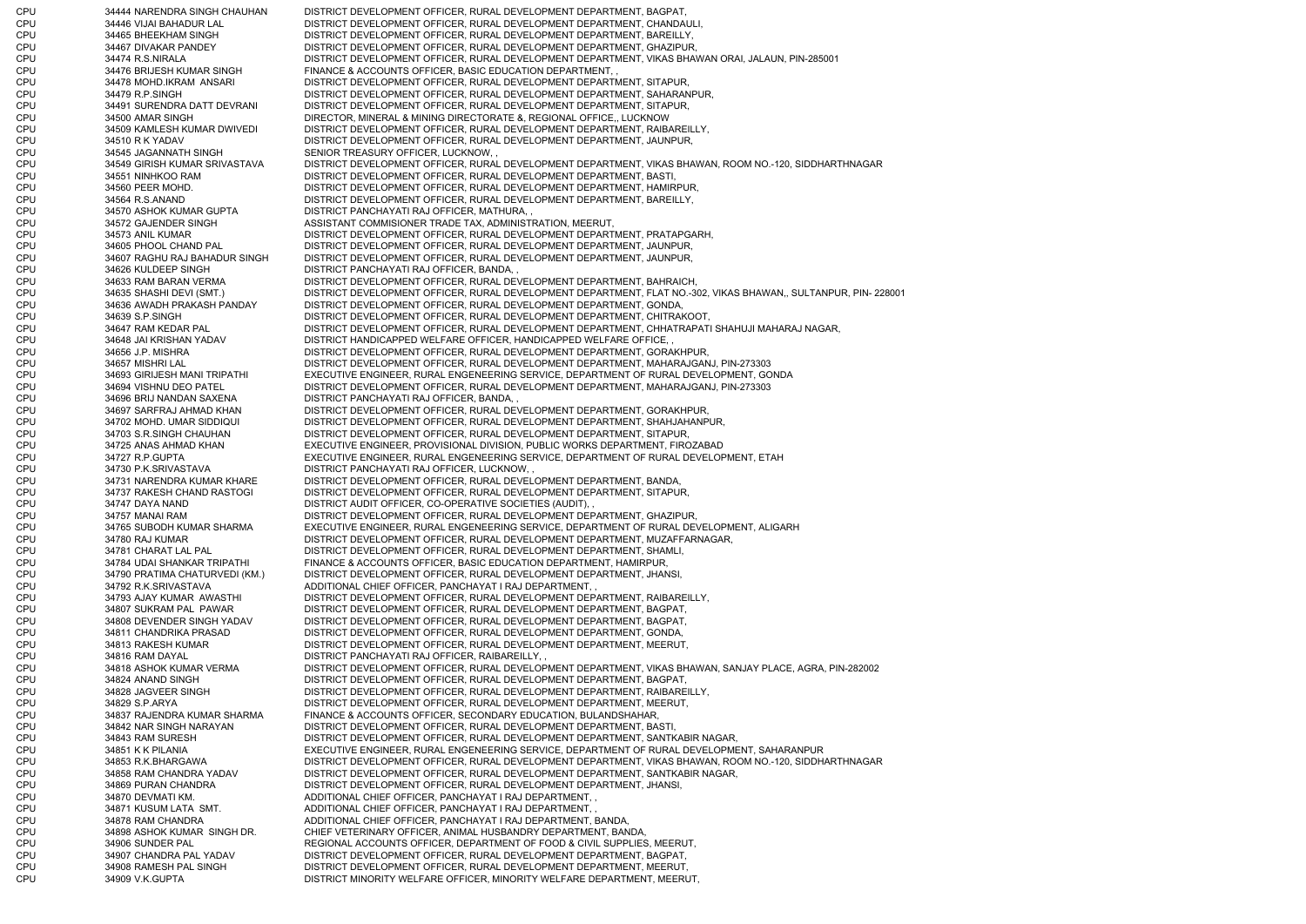| | | | |
|---|---|---|---|
| CPU | 34444 | NARENDRA SINGH CHAUHAN | DISTRICT DEVELOPMENT OFFICER, RURAL DEVELOPMENT DEPARTMENT, BAGPAT, |
| CPU | 34446 | VIJAI BAHADUR LAL | DISTRICT DEVELOPMENT OFFICER, RURAL DEVELOPMENT DEPARTMENT, CHANDAULI, |
| CPU | 34465 | BHEEKHAM SINGH | DISTRICT DEVELOPMENT OFFICER, RURAL DEVELOPMENT DEPARTMENT, BAREILLY, |
| CPU | 34467 | DIVAKAR PANDEY | DISTRICT DEVELOPMENT OFFICER, RURAL DEVELOPMENT DEPARTMENT, GHAZIPUR, |
| CPU | 34474 | R.S.NIRALA | DISTRICT DEVELOPMENT OFFICER, RURAL DEVELOPMENT DEPARTMENT, VIKAS BHAWAN ORAI, JALAUN, PIN-285001 |
| CPU | 34476 | BRIJESH KUMAR SINGH | FINANCE & ACCOUNTS OFFICER, BASIC EDUCATION DEPARTMENT, , |
| CPU | 34478 | MOHD.IKRAM ANSARI | DISTRICT DEVELOPMENT OFFICER, RURAL DEVELOPMENT DEPARTMENT, SITAPUR, |
| CPU | 34479 | R.P.SINGH | DISTRICT DEVELOPMENT OFFICER, RURAL DEVELOPMENT DEPARTMENT, SAHARANPUR, |
| CPU | 34491 | SURENDRA DATT DEVRANI | DISTRICT DEVELOPMENT OFFICER, RURAL DEVELOPMENT DEPARTMENT, SITAPUR, |
| CPU | 34500 | AMAR SINGH | DIRECTOR, MINERAL & MINING DIRECTORATE &, REGIONAL OFFICE,, LUCKNOW |
| CPU | 34509 | KAMLESH KUMAR DWIVEDI | DISTRICT DEVELOPMENT OFFICER, RURAL DEVELOPMENT DEPARTMENT, RAIBAREILLY, |
| CPU | 34510 | R K YADAV | DISTRICT DEVELOPMENT OFFICER, RURAL DEVELOPMENT DEPARTMENT, JAUNPUR, |
| CPU | 34545 | JAGANNATH SINGH | SENIOR TREASURY OFFICER, LUCKNOW, , |
| CPU | 34549 | GIRISH KUMAR SRIVASTAVA | DISTRICT DEVELOPMENT OFFICER, RURAL DEVELOPMENT DEPARTMENT, VIKAS BHAWAN, ROOM NO.-120, SIDDHARTHNAGAR |
| CPU | 34551 | NINHKOO RAM | DISTRICT DEVELOPMENT OFFICER, RURAL DEVELOPMENT DEPARTMENT, BASTI, |
| CPU | 34560 | PEER MOHD. | DISTRICT DEVELOPMENT OFFICER, RURAL DEVELOPMENT DEPARTMENT, HAMIRPUR, |
| CPU | 34564 | R.S.ANAND | DISTRICT DEVELOPMENT OFFICER, RURAL DEVELOPMENT DEPARTMENT, BAREILLY, |
| CPU | 34570 | ASHOK KUMAR GUPTA | DISTRICT PANCHAYATI RAJ OFFICER, MATHURA, , |
| CPU | 34572 | GAJENDER SINGH | ASSISTANT COMMISIONER TRADE TAX, ADMINISTRATION, MEERUT, |
| CPU | 34573 | ANIL KUMAR | DISTRICT DEVELOPMENT OFFICER, RURAL DEVELOPMENT DEPARTMENT, PRATAPGARH, |
| CPU | 34605 | PHOOL CHAND PAL | DISTRICT DEVELOPMENT OFFICER, RURAL DEVELOPMENT DEPARTMENT, JAUNPUR, |
| CPU | 34607 | RAGHU RAJ BAHADUR SINGH | DISTRICT DEVELOPMENT OFFICER, RURAL DEVELOPMENT DEPARTMENT, JAUNPUR, |
| CPU | 34626 | KULDEEP SINGH | DISTRICT PANCHAYATI RAJ OFFICER, BANDA, , |
| CPU | 34633 | RAM BARAN VERMA | DISTRICT DEVELOPMENT OFFICER, RURAL DEVELOPMENT DEPARTMENT, BAHRAICH, |
| CPU | 34635 | SHASHI DEVI (SMT.) | DISTRICT DEVELOPMENT OFFICER, RURAL DEVELOPMENT DEPARTMENT, FLAT NO.-302, VIKAS BHAWAN,, SULTANPUR, PIN- 228001 |
| CPU | 34636 | AWADH PRAKASH PANDAY | DISTRICT DEVELOPMENT OFFICER, RURAL DEVELOPMENT DEPARTMENT, GONDA, |
| CPU | 34639 | S.P.SINGH | DISTRICT DEVELOPMENT OFFICER, RURAL DEVELOPMENT DEPARTMENT, CHITRAKOOT, |
| CPU | 34647 | RAM KEDAR PAL | DISTRICT DEVELOPMENT OFFICER, RURAL DEVELOPMENT DEPARTMENT, CHHATRAPATI SHAHUJI MAHARAJ NAGAR, |
| CPU | 34648 | JAI KRISHAN YADAV | DISTRICT HANDICAPPED WELFARE OFFICER, HANDICAPPED WELFARE OFFICE, , |
| CPU | 34656 | J.P. MISHRA | DISTRICT DEVELOPMENT OFFICER, RURAL DEVELOPMENT DEPARTMENT, GORAKHPUR, |
| CPU | 34657 | MISHRI LAL | DISTRICT DEVELOPMENT OFFICER, RURAL DEVELOPMENT DEPARTMENT, MAHARAJGANJ, PIN-273303 |
| CPU | 34693 | GIRIJESH MANI TRIPATHI | EXECUTIVE ENGINEER, RURAL ENGENEERING SERVICE, DEPARTMENT OF RURAL DEVELOPMENT, GONDA |
| CPU | 34694 | VISHNU DEO PATEL | DISTRICT DEVELOPMENT OFFICER, RURAL DEVELOPMENT DEPARTMENT, MAHARAJGANJ, PIN-273303 |
| CPU | 34696 | BRIJ NANDAN SAXENA | DISTRICT PANCHAYATI RAJ OFFICER, BANDA, , |
| CPU | 34697 | SARFRAJ AHMAD KHAN | DISTRICT DEVELOPMENT OFFICER, RURAL DEVELOPMENT DEPARTMENT, GORAKHPUR, |
| CPU | 34702 | MOHD. UMAR SIDDIQUI | DISTRICT DEVELOPMENT OFFICER, RURAL DEVELOPMENT DEPARTMENT, SHAHJAHANPUR, |
| CPU | 34703 | S.R.SINGH CHAUHAN | DISTRICT DEVELOPMENT OFFICER, RURAL DEVELOPMENT DEPARTMENT, SITAPUR, |
| CPU | 34725 | ANAS AHMAD KHAN | EXECUTIVE ENGINEER, PROVISIONAL DIVISION, PUBLIC WORKS DEPARTMENT, FIROZABAD |
| CPU | 34727 | R.P.GUPTA | EXECUTIVE ENGINEER, RURAL ENGENEERING SERVICE, DEPARTMENT OF RURAL DEVELOPMENT, ETAH |
| CPU | 34730 | P.K.SRIVASTAVA | DISTRICT PANCHAYATI RAJ OFFICER, LUCKNOW, , |
| CPU | 34731 | NARENDRA KUMAR KHARE | DISTRICT DEVELOPMENT OFFICER, RURAL DEVELOPMENT DEPARTMENT, BANDA, |
| CPU | 34737 | RAKESH CHAND RASTOGI | DISTRICT DEVELOPMENT OFFICER, RURAL DEVELOPMENT DEPARTMENT, SITAPUR, |
| CPU | 34747 | DAYA NAND | DISTRICT AUDIT OFFICER, CO-OPERATIVE SOCIETIES (AUDIT), , |
| CPU | 34757 | MANAI RAM | DISTRICT DEVELOPMENT OFFICER, RURAL DEVELOPMENT DEPARTMENT, GHAZIPUR, |
| CPU | 34765 | SUBODH KUMAR SHARMA | EXECUTIVE ENGINEER, RURAL ENGENEERING SERVICE, DEPARTMENT OF RURAL DEVELOPMENT, ALIGARH |
| CPU | 34780 | RAJ KUMAR | DISTRICT DEVELOPMENT OFFICER, RURAL DEVELOPMENT DEPARTMENT, MUZAFFARNAGAR, |
| CPU | 34781 | CHARAT LAL PAL | DISTRICT DEVELOPMENT OFFICER, RURAL DEVELOPMENT DEPARTMENT, SHAMLI, |
| CPU | 34784 | UDAI SHANKAR TRIPATHI | FINANCE & ACCOUNTS OFFICER, BASIC EDUCATION DEPARTMENT, HAMIRPUR, |
| CPU | 34790 | PRATIMA CHATURVEDI (KM.) | DISTRICT DEVELOPMENT OFFICER, RURAL DEVELOPMENT DEPARTMENT, JHANSI, |
| CPU | 34792 | R.K.SRIVASTAVA | ADDITIONAL CHIEF OFFICER, PANCHAYAT I RAJ DEPARTMENT, , |
| CPU | 34793 | AJAY KUMAR AWASTHI | DISTRICT DEVELOPMENT OFFICER, RURAL DEVELOPMENT DEPARTMENT, RAIBAREILLY, |
| CPU | 34807 | SUKRAM PAL PAWAR | DISTRICT DEVELOPMENT OFFICER, RURAL DEVELOPMENT DEPARTMENT, BAGPAT, |
| CPU | 34808 | DEVENDER SINGH YADAV | DISTRICT DEVELOPMENT OFFICER, RURAL DEVELOPMENT DEPARTMENT, BAGPAT, |
| CPU | 34811 | CHANDRIKA PRASAD | DISTRICT DEVELOPMENT OFFICER, RURAL DEVELOPMENT DEPARTMENT, GONDA, |
| CPU | 34813 | RAKESH KUMAR | DISTRICT DEVELOPMENT OFFICER, RURAL DEVELOPMENT DEPARTMENT, MEERUT, |
| CPU | 34816 | RAM DAYAL | DISTRICT PANCHAYATI RAJ OFFICER, RAIBAREILLY, , |
| CPU | 34818 | ASHOK KUMAR VERMA | DISTRICT DEVELOPMENT OFFICER, RURAL DEVELOPMENT DEPARTMENT, VIKAS BHAWAN, SANJAY PLACE, AGRA, PIN-282002 |
| CPU | 34824 | ANAND SINGH | DISTRICT DEVELOPMENT OFFICER, RURAL DEVELOPMENT DEPARTMENT, BAGPAT, |
| CPU | 34828 | JAGVEER SINGH | DISTRICT DEVELOPMENT OFFICER, RURAL DEVELOPMENT DEPARTMENT, RAIBAREILLY, |
| CPU | 34829 | S.P.ARYA | DISTRICT DEVELOPMENT OFFICER, RURAL DEVELOPMENT DEPARTMENT, MEERUT, |
| CPU | 34837 | RAJENDRA KUMAR SHARMA | FINANCE & ACCOUNTS OFFICER, SECONDARY EDUCATION, BULANDSHAHAR, |
| CPU | 34842 | NAR SINGH NARAYAN | DISTRICT DEVELOPMENT OFFICER, RURAL DEVELOPMENT DEPARTMENT, BASTI, |
| CPU | 34843 | RAM SURESH | DISTRICT DEVELOPMENT OFFICER, RURAL DEVELOPMENT DEPARTMENT, SANTKABIR NAGAR, |
| CPU | 34851 | K K PILANIA | EXECUTIVE ENGINEER, RURAL ENGENEERING SERVICE, DEPARTMENT OF RURAL DEVELOPMENT, SAHARANPUR |
| CPU | 34853 | R.K.BHARGAWA | DISTRICT DEVELOPMENT OFFICER, RURAL DEVELOPMENT DEPARTMENT, VIKAS BHAWAN, ROOM NO.-120, SIDDHARTHNAGAR |
| CPU | 34858 | RAM CHANDRA YADAV | DISTRICT DEVELOPMENT OFFICER, RURAL DEVELOPMENT DEPARTMENT, SANTKABIR NAGAR, |
| CPU | 34869 | PURAN CHANDRA | DISTRICT DEVELOPMENT OFFICER, RURAL DEVELOPMENT DEPARTMENT, JHANSI, |
| CPU | 34870 | DEVMATI KM. | ADDITIONAL CHIEF OFFICER, PANCHAYAT I RAJ DEPARTMENT, , |
| CPU | 34871 | KUSUM LATA SMT. | ADDITIONAL CHIEF OFFICER, PANCHAYAT I RAJ DEPARTMENT, , |
| CPU | 34878 | RAM CHANDRA | ADDITIONAL CHIEF OFFICER, PANCHAYAT I RAJ DEPARTMENT, BANDA, |
| CPU | 34898 | ASHOK KUMAR SINGH DR. | CHIEF VETERINARY OFFICER, ANIMAL HUSBANDRY DEPARTMENT, BANDA, |
| CPU | 34906 | SUNDER PAL | REGIONAL ACCOUNTS OFFICER, DEPARTMENT OF FOOD & CIVIL SUPPLIES, MEERUT, |
| CPU | 34907 | CHANDRA PAL YADAV | DISTRICT DEVELOPMENT OFFICER, RURAL DEVELOPMENT DEPARTMENT, BAGPAT, |
| CPU | 34908 | RAMESH PAL SINGH | DISTRICT DEVELOPMENT OFFICER, RURAL DEVELOPMENT DEPARTMENT, MEERUT, |
| CPU | 34909 | V.K.GUPTA | DISTRICT MINORITY WELFARE OFFICER, MINORITY WELFARE DEPARTMENT, MEERUT, |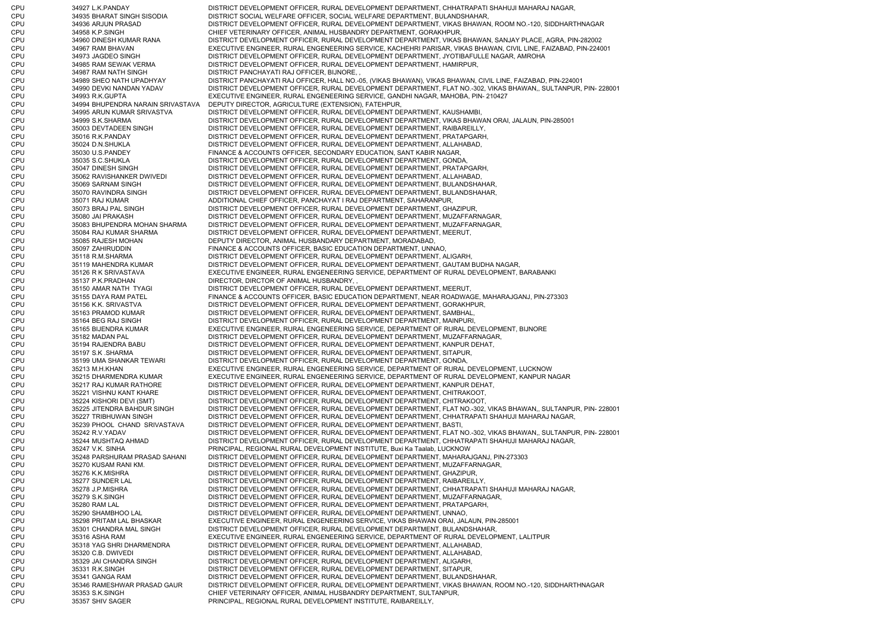| | | | |
|---|---|---|---|
| CPU | 34927 | L.K.PANDAY | DISTRICT DEVELOPMENT OFFICER, RURAL DEVELOPMENT DEPARTMENT, CHHATRAPATI SHAHUJI MAHARAJ NAGAR, |
| CPU | 34935 | BHARAT SINGH SISODIA | DISTRICT SOCIAL WELFARE OFFICER, SOCIAL WELFARE DEPARTMENT, BULANDSHAHAR, |
| CPU | 34936 | ARJUN PRASAD | DISTRICT DEVELOPMENT OFFICER, RURAL DEVELOPMENT DEPARTMENT, VIKAS BHAWAN, ROOM NO.-120, SIDDHARTHNAGAR |
| CPU | 34958 | K.P.SINGH | CHIEF VETERINARY OFFICER, ANIMAL HUSBANDRY DEPARTMENT, GORAKHPUR, |
| CPU | 34960 | DINESH KUMAR RANA | DISTRICT DEVELOPMENT OFFICER, RURAL DEVELOPMENT DEPARTMENT, VIKAS BHAWAN, SANJAY PLACE, AGRA, PIN-282002 |
| CPU | 34967 | RAM BHAVAN | EXECUTIVE ENGINEER, RURAL ENGENEERING SERVICE, KACHEHRI PARISAR, VIKAS BHAWAN, CIVIL LINE, FAIZABAD, PIN-224001 |
| CPU | 34973 | JAGDEO SINGH | DISTRICT DEVELOPMENT OFFICER, RURAL DEVELOPMENT DEPARTMENT, JYOTIBAFULLE NAGAR, AMROHA |
| CPU | 34985 | RAM SEWAK VERMA | DISTRICT DEVELOPMENT OFFICER, RURAL DEVELOPMENT DEPARTMENT, HAMIRPUR, |
| CPU | 34987 | RAM NATH SINGH | DISTRICT PANCHAYATI RAJ OFFICER, BIJNORE, , |
| CPU | 34989 | SHEO NATH UPADHYAY | DISTRICT PANCHAYATI RAJ OFFICER, HALL NO.-05, (VIKAS BHAWAN), VIKAS BHAWAN, CIVIL LINE, FAIZABAD, PIN-224001 |
| CPU | 34990 | DEVKI NANDAN YADAV | DISTRICT DEVELOPMENT OFFICER, RURAL DEVELOPMENT DEPARTMENT, FLAT NO.-302, VIKAS BHAWAN,, SULTANPUR, PIN- 228001 |
| CPU | 34993 | R.K.GUPTA | EXECUTIVE ENGINEER, RURAL ENGENEERING SERVICE, GANDHI NAGAR, MAHOBA, PIN- 210427 |
| CPU | 34994 | BHUPENDRA NARAIN SRIVASTAVA | DEPUTY DIRECTOR, AGRICULTURE (EXTENSION), FATEHPUR, |
| CPU | 34995 | ARUN KUMAR SRIVASTVA | DISTRICT DEVELOPMENT OFFICER, RURAL DEVELOPMENT DEPARTMENT, KAUSHAMBI, |
| CPU | 34999 | S.K.SHARMA | DISTRICT DEVELOPMENT OFFICER, RURAL DEVELOPMENT DEPARTMENT, VIKAS BHAWAN ORAI, JALAUN, PIN-285001 |
| CPU | 35003 | DEVTADEEN SINGH | DISTRICT DEVELOPMENT OFFICER, RURAL DEVELOPMENT DEPARTMENT, RAIBAREILLY, |
| CPU | 35016 | R.K.PANDAY | DISTRICT DEVELOPMENT OFFICER, RURAL DEVELOPMENT DEPARTMENT, PRATAPGARH, |
| CPU | 35024 | D.N.SHUKLA | DISTRICT DEVELOPMENT OFFICER, RURAL DEVELOPMENT DEPARTMENT, ALLAHABAD, |
| CPU | 35030 | U.S.PANDEY | FINANCE & ACCOUNTS OFFICER, SECONDARY EDUCATION, SANT KABIR NAGAR, |
| CPU | 35035 | S.C.SHUKLA | DISTRICT DEVELOPMENT OFFICER, RURAL DEVELOPMENT DEPARTMENT, GONDA, |
| CPU | 35047 | DINESH SINGH | DISTRICT DEVELOPMENT OFFICER, RURAL DEVELOPMENT DEPARTMENT, PRATAPGARH, |
| CPU | 35062 | RAVISHANKER DWIVEDI | DISTRICT DEVELOPMENT OFFICER, RURAL DEVELOPMENT DEPARTMENT, ALLAHABAD, |
| CPU | 35069 | SARNAM SINGH | DISTRICT DEVELOPMENT OFFICER, RURAL DEVELOPMENT DEPARTMENT, BULANDSHAHAR, |
| CPU | 35070 | RAVINDRA SINGH | DISTRICT DEVELOPMENT OFFICER, RURAL DEVELOPMENT DEPARTMENT, BULANDSHAHAR, |
| CPU | 35071 | RAJ KUMAR | ADDITIONAL CHIEF OFFICER, PANCHAYAT I RAJ DEPARTMENT, SAHARANPUR, |
| CPU | 35073 | BRAJ PAL SINGH | DISTRICT DEVELOPMENT OFFICER, RURAL DEVELOPMENT DEPARTMENT, GHAZIPUR, |
| CPU | 35080 | JAI PRAKASH | DISTRICT DEVELOPMENT OFFICER, RURAL DEVELOPMENT DEPARTMENT, MUZAFFARNAGAR, |
| CPU | 35083 | BHUPENDRA MOHAN SHARMA | DISTRICT DEVELOPMENT OFFICER, RURAL DEVELOPMENT DEPARTMENT, MUZAFFARNAGAR, |
| CPU | 35084 | RAJ KUMAR SHARMA | DISTRICT DEVELOPMENT OFFICER, RURAL DEVELOPMENT DEPARTMENT, MEERUT, |
| CPU | 35085 | RAJESH MOHAN | DEPUTY DIRECTOR, ANIMAL HUSBANDARY DEPARTMENT, MORADABAD, |
| CPU | 35097 | ZAHIRUDDIN | FINANCE & ACCOUNTS OFFICER, BASIC EDUCATION DEPARTMENT, UNNAO, |
| CPU | 35118 | R.M.SHARMA | DISTRICT DEVELOPMENT OFFICER, RURAL DEVELOPMENT DEPARTMENT, ALIGARH, |
| CPU | 35119 | MAHENDRA KUMAR | DISTRICT DEVELOPMENT OFFICER, RURAL DEVELOPMENT DEPARTMENT, GAUTAM BUDHA NAGAR, |
| CPU | 35126 | R K SRIVASTAVA | EXECUTIVE ENGINEER, RURAL ENGENEERING SERVICE, DEPARTMENT OF RURAL DEVELOPMENT, BARABANKI |
| CPU | 35137 | P.K.PRADHAN | DIRECTOR, DIRCTOR OF ANIMAL HUSBANDRY, , |
| CPU | 35150 | AMAR NATH TYAGI | DISTRICT DEVELOPMENT OFFICER, RURAL DEVELOPMENT DEPARTMENT, MEERUT, |
| CPU | 35155 | DAYA RAM PATEL | FINANCE & ACCOUNTS OFFICER, BASIC EDUCATION DEPARTMENT, NEAR ROADWAGE, MAHARAJGANJ, PIN-273303 |
| CPU | 35156 | K.K. SRIVASTVA | DISTRICT DEVELOPMENT OFFICER, RURAL DEVELOPMENT DEPARTMENT, GORAKHPUR, |
| CPU | 35163 | PRAMOD KUMAR | DISTRICT DEVELOPMENT OFFICER, RURAL DEVELOPMENT DEPARTMENT, SAMBHAL, |
| CPU | 35164 | BEG RAJ SINGH | DISTRICT DEVELOPMENT OFFICER, RURAL DEVELOPMENT DEPARTMENT, MAINPURI, |
| CPU | 35165 | BIJENDRA KUMAR | EXECUTIVE ENGINEER, RURAL ENGENEERING SERVICE, DEPARTMENT OF RURAL DEVELOPMENT, BIJNORE |
| CPU | 35182 | MADAN PAL | DISTRICT DEVELOPMENT OFFICER, RURAL DEVELOPMENT DEPARTMENT, MUZAFFARNAGAR, |
| CPU | 35194 | RAJENDRA BABU | DISTRICT DEVELOPMENT OFFICER, RURAL DEVELOPMENT DEPARTMENT, KANPUR DEHAT, |
| CPU | 35197 | S.K .SHARMA | DISTRICT DEVELOPMENT OFFICER, RURAL DEVELOPMENT DEPARTMENT, SITAPUR, |
| CPU | 35199 | UMA SHANKAR TEWARI | DISTRICT DEVELOPMENT OFFICER, RURAL DEVELOPMENT DEPARTMENT, GONDA, |
| CPU | 35213 | M.H.KHAN | EXECUTIVE ENGINEER, RURAL ENGENEERING SERVICE, DEPARTMENT OF RURAL DEVELOPMENT, LUCKNOW |
| CPU | 35215 | DHARMENDRA KUMAR | EXECUTIVE ENGINEER, RURAL ENGENEERING SERVICE, DEPARTMENT OF RURAL DEVELOPMENT, KANPUR NAGAR |
| CPU | 35217 | RAJ KUMAR RATHORE | DISTRICT DEVELOPMENT OFFICER, RURAL DEVELOPMENT DEPARTMENT, KANPUR DEHAT, |
| CPU | 35221 | VISHNU KANT KHARE | DISTRICT DEVELOPMENT OFFICER, RURAL DEVELOPMENT DEPARTMENT, CHITRAKOOT, |
| CPU | 35224 | KISHORI DEVI (SMT) | DISTRICT DEVELOPMENT OFFICER, RURAL DEVELOPMENT DEPARTMENT, CHITRAKOOT, |
| CPU | 35225 | JITENDRA BAHDUR SINGH | DISTRICT DEVELOPMENT OFFICER, RURAL DEVELOPMENT DEPARTMENT, FLAT NO.-302, VIKAS BHAWAN,, SULTANPUR, PIN- 228001 |
| CPU | 35227 | TRIBHUWAN SINGH | DISTRICT DEVELOPMENT OFFICER, RURAL DEVELOPMENT DEPARTMENT, CHHATRAPATI SHAHUJI MAHARAJ NAGAR, |
| CPU | 35239 | PHOOL CHAND SRIVASTAVA | DISTRICT DEVELOPMENT OFFICER, RURAL DEVELOPMENT DEPARTMENT, BASTI, |
| CPU | 35242 | R.V.YADAV | DISTRICT DEVELOPMENT OFFICER, RURAL DEVELOPMENT DEPARTMENT, FLAT NO.-302, VIKAS BHAWAN,, SULTANPUR, PIN- 228001 |
| CPU | 35244 | MUSHTAQ AHMAD | DISTRICT DEVELOPMENT OFFICER, RURAL DEVELOPMENT DEPARTMENT, CHHATRAPATI SHAHUJI MAHARAJ NAGAR, |
| CPU | 35247 | V.K. SINHA | PRINCIPAL, REGIONAL RURAL DEVELOPMENT INSTITUTE, Buxi Ka Taalab, LUCKNOW |
| CPU | 35248 | PARSHURAM PRASAD SAHANI | DISTRICT DEVELOPMENT OFFICER, RURAL DEVELOPMENT DEPARTMENT, MAHARAJGANJ, PIN-273303 |
| CPU | 35270 | KUSAM RANI KM. | DISTRICT DEVELOPMENT OFFICER, RURAL DEVELOPMENT DEPARTMENT, MUZAFFARNAGAR, |
| CPU | 35276 | K.K.MISHRA | DISTRICT DEVELOPMENT OFFICER, RURAL DEVELOPMENT DEPARTMENT, GHAZIPUR, |
| CPU | 35277 | SUNDER LAL | DISTRICT DEVELOPMENT OFFICER, RURAL DEVELOPMENT DEPARTMENT, RAIBAREILLY, |
| CPU | 35278 | J.P.MISHRA | DISTRICT DEVELOPMENT OFFICER, RURAL DEVELOPMENT DEPARTMENT, CHHATRAPATI SHAHUJI MAHARAJ NAGAR, |
| CPU | 35279 | S.K.SINGH | DISTRICT DEVELOPMENT OFFICER, RURAL DEVELOPMENT DEPARTMENT, MUZAFFARNAGAR, |
| CPU | 35280 | RAM LAL | DISTRICT DEVELOPMENT OFFICER, RURAL DEVELOPMENT DEPARTMENT, PRATAPGARH, |
| CPU | 35290 | SHAMBHOO LAL | DISTRICT DEVELOPMENT OFFICER, RURAL DEVELOPMENT DEPARTMENT, UNNAO, |
| CPU | 35298 | PRITAM LAL BHASKAR | EXECUTIVE ENGINEER, RURAL ENGENEERING SERVICE, VIKAS BHAWAN ORAI, JALAUN, PIN-285001 |
| CPU | 35301 | CHANDRA MAL SINGH | DISTRICT DEVELOPMENT OFFICER, RURAL DEVELOPMENT DEPARTMENT, BULANDSHAHAR, |
| CPU | 35316 | ASHA RAM | EXECUTIVE ENGINEER, RURAL ENGENEERING SERVICE, DEPARTMENT OF RURAL DEVELOPMENT, LALITPUR |
| CPU | 35318 | YAG SHRI DHARMENDRA | DISTRICT DEVELOPMENT OFFICER, RURAL DEVELOPMENT DEPARTMENT, ALLAHABAD, |
| CPU | 35320 | C.B. DWIVEDI | DISTRICT DEVELOPMENT OFFICER, RURAL DEVELOPMENT DEPARTMENT, ALLAHABAD, |
| CPU | 35329 | JAI CHANDRA SINGH | DISTRICT DEVELOPMENT OFFICER, RURAL DEVELOPMENT DEPARTMENT, ALIGARH, |
| CPU | 35331 | R.K.SINGH | DISTRICT DEVELOPMENT OFFICER, RURAL DEVELOPMENT DEPARTMENT, SITAPUR, |
| CPU | 35341 | GANGA RAM | DISTRICT DEVELOPMENT OFFICER, RURAL DEVELOPMENT DEPARTMENT, BULANDSHAHAR, |
| CPU | 35346 | RAMESHWAR PRASAD GAUR | DISTRICT DEVELOPMENT OFFICER, RURAL DEVELOPMENT DEPARTMENT, VIKAS BHAWAN, ROOM NO.-120, SIDDHARTHNAGAR |
| CPU | 35353 | S.K.SINGH | CHIEF VETERINARY OFFICER, ANIMAL HUSBANDRY DEPARTMENT, SULTANPUR, |
| CPU | 35357 | SHIV SAGER | PRINCIPAL, REGIONAL RURAL DEVELOPMENT INSTITUTE, RAIBAREILLY, |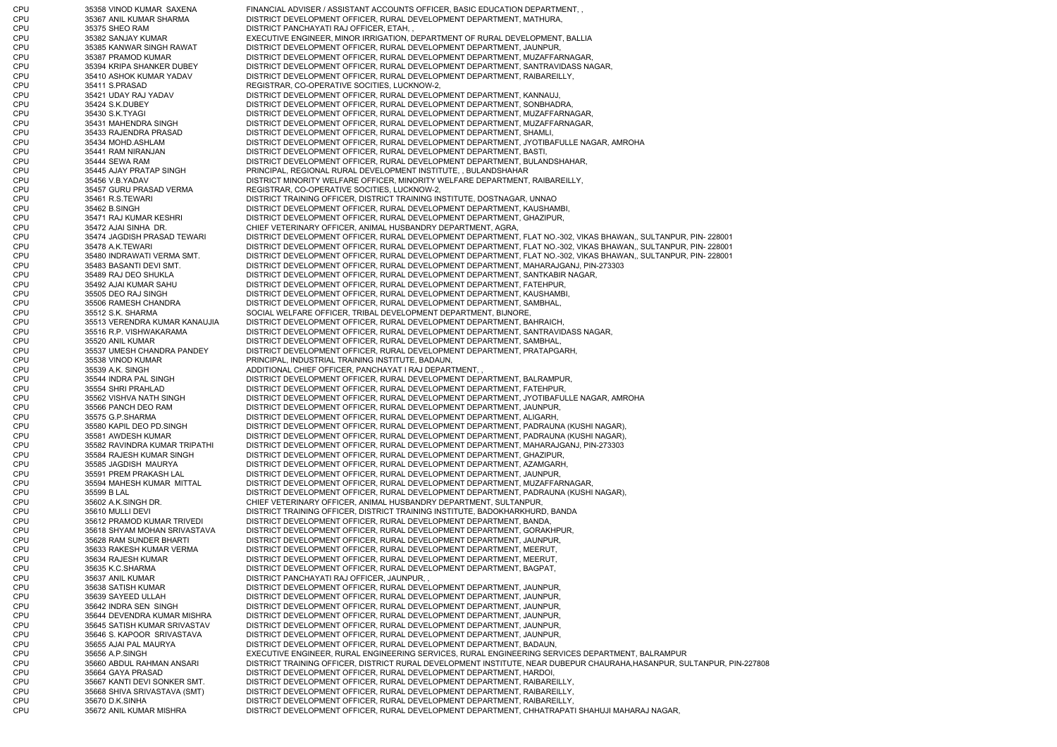| | | | |
|---|---|---|---|
| CPU | 35358 | VINOD KUMAR SAXENA | FINANCIAL ADVISER / ASSISTANT ACCOUNTS OFFICER, BASIC EDUCATION DEPARTMENT, , |
| CPU | 35367 | ANIL KUMAR SHARMA | DISTRICT DEVELOPMENT OFFICER, RURAL DEVELOPMENT DEPARTMENT, MATHURA, |
| CPU | 35375 | SHEO RAM | DISTRICT PANCHAYATI RAJ OFFICER, ETAH, , |
| CPU | 35382 | SANJAY KUMAR | EXECUTIVE ENGINEER, MINOR IRRIGATION, DEPARTMENT OF RURAL DEVELOPMENT, BALLIA |
| CPU | 35385 | KANWAR SINGH RAWAT | DISTRICT DEVELOPMENT OFFICER, RURAL DEVELOPMENT DEPARTMENT, JAUNPUR, |
| CPU | 35387 | PRAMOD KUMAR | DISTRICT DEVELOPMENT OFFICER, RURAL DEVELOPMENT DEPARTMENT, MUZAFFARNAGAR, |
| CPU | 35394 | KRIPA SHANKER DUBEY | DISTRICT DEVELOPMENT OFFICER, RURAL DEVELOPMENT DEPARTMENT, SANTRAVIDASS NAGAR, |
| CPU | 35410 | ASHOK KUMAR YADAV | DISTRICT DEVELOPMENT OFFICER, RURAL DEVELOPMENT DEPARTMENT, RAIBAREILLY, |
| CPU | 35411 | S.PRASAD | REGISTRAR, CO-OPERATIVE SOCITIES, LUCKNOW-2, |
| CPU | 35421 | UDAY RAJ YADAV | DISTRICT DEVELOPMENT OFFICER, RURAL DEVELOPMENT DEPARTMENT, KANNAUJ, |
| CPU | 35424 | S.K.DUBEY | DISTRICT DEVELOPMENT OFFICER, RURAL DEVELOPMENT DEPARTMENT, SONBHADRA, |
| CPU | 35430 | S.K.TYAGI | DISTRICT DEVELOPMENT OFFICER, RURAL DEVELOPMENT DEPARTMENT, MUZAFFARNAGAR, |
| CPU | 35431 | MAHENDRA SINGH | DISTRICT DEVELOPMENT OFFICER, RURAL DEVELOPMENT DEPARTMENT, MUZAFFARNAGAR, |
| CPU | 35433 | RAJENDRA PRASAD | DISTRICT DEVELOPMENT OFFICER, RURAL DEVELOPMENT DEPARTMENT, SHAMLI, |
| CPU | 35434 | MOHD.ASHLAM | DISTRICT DEVELOPMENT OFFICER, RURAL DEVELOPMENT DEPARTMENT, JYOTIBAFULLE NAGAR, AMROHA |
| CPU | 35441 | RAM NIRANJAN | DISTRICT DEVELOPMENT OFFICER, RURAL DEVELOPMENT DEPARTMENT, BASTI, |
| CPU | 35444 | SEWA RAM | DISTRICT DEVELOPMENT OFFICER, RURAL DEVELOPMENT DEPARTMENT, BULANDSHAHAR, |
| CPU | 35445 | AJAY PRATAP SINGH | PRINCIPAL, REGIONAL RURAL DEVELOPMENT INSTITUTE, , BULANDSHAHAR |
| CPU | 35456 | V.B.YADAV | DISTRICT MINORITY WELFARE OFFICER, MINORITY WELFARE DEPARTMENT, RAIBAREILLY, |
| CPU | 35457 | GURU PRASAD VERMA | REGISTRAR, CO-OPERATIVE SOCITIES, LUCKNOW-2, |
| CPU | 35461 | R.S.TEWARI | DISTRICT TRAINING OFFICER, DISTRICT TRAINING INSTITUTE, DOSTNAGAR, UNNAO |
| CPU | 35462 | B.SINGH | DISTRICT DEVELOPMENT OFFICER, RURAL DEVELOPMENT DEPARTMENT, KAUSHAMBI, |
| CPU | 35471 | RAJ KUMAR KESHRI | DISTRICT DEVELOPMENT OFFICER, RURAL DEVELOPMENT DEPARTMENT, GHAZIPUR, |
| CPU | 35472 | AJAI SINHA DR. | CHIEF VETERINARY OFFICER, ANIMAL HUSBANDRY DEPARTMENT, AGRA, |
| CPU | 35474 | JAGDISH PRASAD TEWARI | DISTRICT DEVELOPMENT OFFICER, RURAL DEVELOPMENT DEPARTMENT, FLAT NO.-302, VIKAS BHAWAN,, SULTANPUR, PIN- 228001 |
| CPU | 35478 | A.K.TEWARI | DISTRICT DEVELOPMENT OFFICER, RURAL DEVELOPMENT DEPARTMENT, FLAT NO.-302, VIKAS BHAWAN,, SULTANPUR, PIN- 228001 |
| CPU | 35480 | INDRAWATI VERMA SMT. | DISTRICT DEVELOPMENT OFFICER, RURAL DEVELOPMENT DEPARTMENT, FLAT NO.-302, VIKAS BHAWAN,, SULTANPUR, PIN- 228001 |
| CPU | 35483 | BASANTI DEVI SMT. | DISTRICT DEVELOPMENT OFFICER, RURAL DEVELOPMENT DEPARTMENT, MAHARAJGANJ, PIN-273303 |
| CPU | 35489 | RAJ DEO SHUKLA | DISTRICT DEVELOPMENT OFFICER, RURAL DEVELOPMENT DEPARTMENT, SANTKABIR NAGAR, |
| CPU | 35492 | AJAI KUMAR SAHU | DISTRICT DEVELOPMENT OFFICER, RURAL DEVELOPMENT DEPARTMENT, FATEHPUR, |
| CPU | 35505 | DEO RAJ SINGH | DISTRICT DEVELOPMENT OFFICER, RURAL DEVELOPMENT DEPARTMENT, KAUSHAMBI, |
| CPU | 35506 | RAMESH CHANDRA | DISTRICT DEVELOPMENT OFFICER, RURAL DEVELOPMENT DEPARTMENT, SAMBHAL, |
| CPU | 35512 | S.K. SHARMA | SOCIAL WELFARE OFFICER, TRIBAL DEVELOPMENT DEPARTMENT, BIJNORE, |
| CPU | 35513 | VERENDRA KUMAR KANAUJIA | DISTRICT DEVELOPMENT OFFICER, RURAL DEVELOPMENT DEPARTMENT, BAHRAICH, |
| CPU | 35516 | R.P. VISHWAKARAMA | DISTRICT DEVELOPMENT OFFICER, RURAL DEVELOPMENT DEPARTMENT, SANTRAVIDASS NAGAR, |
| CPU | 35520 | ANIL KUMAR | DISTRICT DEVELOPMENT OFFICER, RURAL DEVELOPMENT DEPARTMENT, SAMBHAL, |
| CPU | 35537 | UMESH CHANDRA PANDEY | DISTRICT DEVELOPMENT OFFICER, RURAL DEVELOPMENT DEPARTMENT, PRATAPGARH, |
| CPU | 35538 | VINOD KUMAR | PRINCIPAL, INDUSTRIAL TRAINING INSTITUTE, BADAUN, |
| CPU | 35539 | A.K. SINGH | ADDITIONAL CHIEF OFFICER, PANCHAYAT I RAJ DEPARTMENT, , |
| CPU | 35544 | INDRA PAL SINGH | DISTRICT DEVELOPMENT OFFICER, RURAL DEVELOPMENT DEPARTMENT, BALRAMPUR, |
| CPU | 35554 | SHRI PRAHLAD | DISTRICT DEVELOPMENT OFFICER, RURAL DEVELOPMENT DEPARTMENT, FATEHPUR, |
| CPU | 35562 | VISHVA NATH SINGH | DISTRICT DEVELOPMENT OFFICER, RURAL DEVELOPMENT DEPARTMENT, JYOTIBAFULLE NAGAR, AMROHA |
| CPU | 35566 | PANCH DEO RAM | DISTRICT DEVELOPMENT OFFICER, RURAL DEVELOPMENT DEPARTMENT, JAUNPUR, |
| CPU | 35575 | G.P.SHARMA | DISTRICT DEVELOPMENT OFFICER, RURAL DEVELOPMENT DEPARTMENT, ALIGARH, |
| CPU | 35580 | KAPIL DEO PD.SINGH | DISTRICT DEVELOPMENT OFFICER, RURAL DEVELOPMENT DEPARTMENT, PADRAUNA (KUSHI NAGAR), |
| CPU | 35581 | AWDESH KUMAR | DISTRICT DEVELOPMENT OFFICER, RURAL DEVELOPMENT DEPARTMENT, PADRAUNA (KUSHI NAGAR), |
| CPU | 35582 | RAVINDRA KUMAR TRIPATHI | DISTRICT DEVELOPMENT OFFICER, RURAL DEVELOPMENT DEPARTMENT, MAHARAJGANJ, PIN-273303 |
| CPU | 35584 | RAJESH KUMAR SINGH | DISTRICT DEVELOPMENT OFFICER, RURAL DEVELOPMENT DEPARTMENT, GHAZIPUR, |
| CPU | 35585 | JAGDISH MAURYA | DISTRICT DEVELOPMENT OFFICER, RURAL DEVELOPMENT DEPARTMENT, AZAMGARH, |
| CPU | 35591 | PREM PRAKASH LAL | DISTRICT DEVELOPMENT OFFICER, RURAL DEVELOPMENT DEPARTMENT, JAUNPUR, |
| CPU | 35594 | MAHESH KUMAR MITTAL | DISTRICT DEVELOPMENT OFFICER, RURAL DEVELOPMENT DEPARTMENT, MUZAFFARNAGAR, |
| CPU | 35599 | B LAL | DISTRICT DEVELOPMENT OFFICER, RURAL DEVELOPMENT DEPARTMENT, PADRAUNA (KUSHI NAGAR), |
| CPU | 35602 | A.K.SINGH DR. | CHIEF VETERINARY OFFICER, ANIMAL HUSBANDRY DEPARTMENT, SULTANPUR, |
| CPU | 35610 | MULLI DEVI | DISTRICT TRAINING OFFICER, DISTRICT TRAINING INSTITUTE, BADOKHARKHURD, BANDA |
| CPU | 35612 | PRAMOD KUMAR TRIVEDI | DISTRICT DEVELOPMENT OFFICER, RURAL DEVELOPMENT DEPARTMENT, BANDA, |
| CPU | 35618 | SHYAM MOHAN SRIVASTAVA | DISTRICT DEVELOPMENT OFFICER, RURAL DEVELOPMENT DEPARTMENT, GORAKHPUR, |
| CPU | 35628 | RAM SUNDER BHARTI | DISTRICT DEVELOPMENT OFFICER, RURAL DEVELOPMENT DEPARTMENT, JAUNPUR, |
| CPU | 35633 | RAKESH KUMAR VERMA | DISTRICT DEVELOPMENT OFFICER, RURAL DEVELOPMENT DEPARTMENT, MEERUT, |
| CPU | 35634 | RAJESH KUMAR | DISTRICT DEVELOPMENT OFFICER, RURAL DEVELOPMENT DEPARTMENT, MEERUT, |
| CPU | 35635 | K.C.SHARMA | DISTRICT DEVELOPMENT OFFICER, RURAL DEVELOPMENT DEPARTMENT, BAGPAT, |
| CPU | 35637 | ANIL KUMAR | DISTRICT PANCHAYATI RAJ OFFICER, JAUNPUR, , |
| CPU | 35638 | SATISH KUMAR | DISTRICT DEVELOPMENT OFFICER, RURAL DEVELOPMENT DEPARTMENT, JAUNPUR, |
| CPU | 35639 | SAYEED ULLAH | DISTRICT DEVELOPMENT OFFICER, RURAL DEVELOPMENT DEPARTMENT, JAUNPUR, |
| CPU | 35642 | INDRA SEN SINGH | DISTRICT DEVELOPMENT OFFICER, RURAL DEVELOPMENT DEPARTMENT, JAUNPUR, |
| CPU | 35644 | DEVENDRA KUMAR MISHRA | DISTRICT DEVELOPMENT OFFICER, RURAL DEVELOPMENT DEPARTMENT, JAUNPUR, |
| CPU | 35645 | SATISH KUMAR SRIVASTAV | DISTRICT DEVELOPMENT OFFICER, RURAL DEVELOPMENT DEPARTMENT, JAUNPUR, |
| CPU | 35646 | S. KAPOOR SRIVASTAVA | DISTRICT DEVELOPMENT OFFICER, RURAL DEVELOPMENT DEPARTMENT, JAUNPUR, |
| CPU | 35655 | AJAI PAL MAURYA | DISTRICT DEVELOPMENT OFFICER, RURAL DEVELOPMENT DEPARTMENT, BADAUN, |
| CPU | 35656 | A.P.SINGH | EXECUTIVE ENGINEER, RURAL ENGINEERING SERVICES, RURAL ENGINEERING SERVICES DEPARTMENT, BALRAMPUR |
| CPU | 35660 | ABDUL RAHMAN ANSARI | DISTRICT TRAINING OFFICER, DISTRICT RURAL DEVELOPMENT INSTITUTE, NEAR DUBEPUR CHAURAHA,HASANPUR, SULTANPUR, PIN-227808 |
| CPU | 35664 | GAYA PRASAD | DISTRICT DEVELOPMENT OFFICER, RURAL DEVELOPMENT DEPARTMENT, HARDOI, |
| CPU | 35667 | KANTI DEVI SONKER SMT. | DISTRICT DEVELOPMENT OFFICER, RURAL DEVELOPMENT DEPARTMENT, RAIBAREILLY, |
| CPU | 35668 | SHIVA SRIVASTAVA (SMT) | DISTRICT DEVELOPMENT OFFICER, RURAL DEVELOPMENT DEPARTMENT, RAIBAREILLY, |
| CPU | 35670 | D.K.SINHA | DISTRICT DEVELOPMENT OFFICER, RURAL DEVELOPMENT DEPARTMENT, RAIBAREILLY, |
| CPU | 35672 | ANIL KUMAR MISHRA | DISTRICT DEVELOPMENT OFFICER, RURAL DEVELOPMENT DEPARTMENT, CHHATRAPATI SHAHUJI MAHARAJ NAGAR, |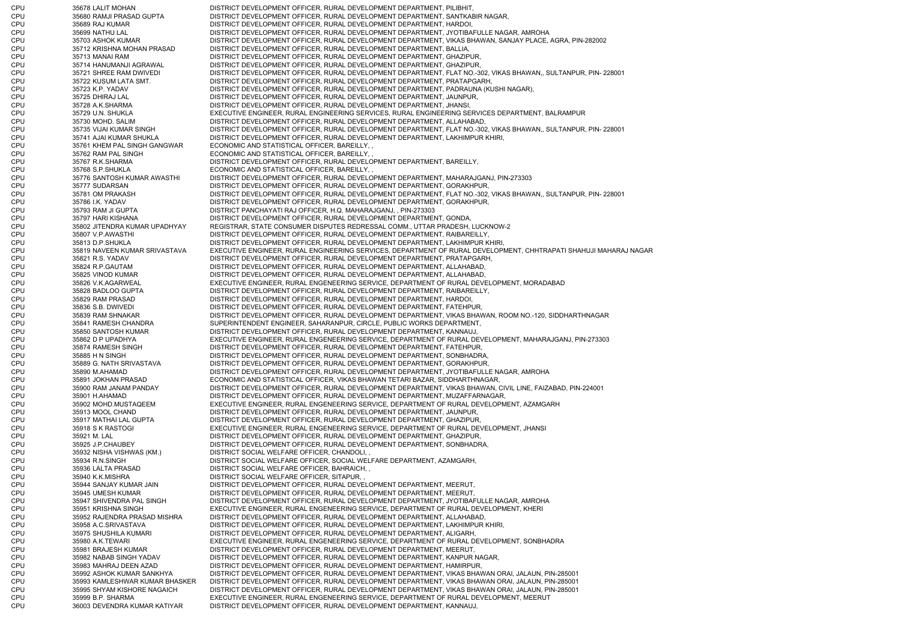| | | | |
|---|---|---|---|
| CPU | 35678 | LALIT MOHAN | DISTRICT DEVELOPMENT OFFICER, RURAL DEVELOPMENT DEPARTMENT, PILIBHIT, |
| CPU | 35680 | RAMJI PRASAD GUPTA | DISTRICT DEVELOPMENT OFFICER, RURAL DEVELOPMENT DEPARTMENT, SANTKABIR NAGAR, |
| CPU | 35689 | RAJ KUMAR | DISTRICT DEVELOPMENT OFFICER, RURAL DEVELOPMENT DEPARTMENT, HARDOI, |
| CPU | 35699 | NATHU LAL | DISTRICT DEVELOPMENT OFFICER, RURAL DEVELOPMENT DEPARTMENT, JYOTIBAFULLE NAGAR, AMROHA |
| CPU | 35703 | ASHOK KUMAR | DISTRICT DEVELOPMENT OFFICER, RURAL DEVELOPMENT DEPARTMENT, VIKAS BHAWAN, SANJAY PLACE, AGRA, PIN-282002 |
| CPU | 35712 | KRISHNA MOHAN PRASAD | DISTRICT DEVELOPMENT OFFICER, RURAL DEVELOPMENT DEPARTMENT, BALLIA, |
| CPU | 35713 | MANAI RAM | DISTRICT DEVELOPMENT OFFICER, RURAL DEVELOPMENT DEPARTMENT, GHAZIPUR, |
| CPU | 35714 | HANUMANJI AGRAWAL | DISTRICT DEVELOPMENT OFFICER, RURAL DEVELOPMENT DEPARTMENT, GHAZIPUR, |
| CPU | 35721 | SHREE RAM DWIVEDI | DISTRICT DEVELOPMENT OFFICER, RURAL DEVELOPMENT DEPARTMENT, FLAT NO.-302, VIKAS BHAWAN,, SULTANPUR, PIN- 228001 |
| CPU | 35722 | KUSUM LATA SMT. | DISTRICT DEVELOPMENT OFFICER, RURAL DEVELOPMENT DEPARTMENT, PRATAPGARH, |
| CPU | 35723 | K.P. YADAV | DISTRICT DEVELOPMENT OFFICER, RURAL DEVELOPMENT DEPARTMENT, PADRAUNA (KUSHI NAGAR), |
| CPU | 35725 | DHIRAJ LAL | DISTRICT DEVELOPMENT OFFICER, RURAL DEVELOPMENT DEPARTMENT, JAUNPUR, |
| CPU | 35728 | A.K.SHARMA | DISTRICT DEVELOPMENT OFFICER, RURAL DEVELOPMENT DEPARTMENT, JHANSI, |
| CPU | 35729 | U.N. SHUKLA | EXECUTIVE ENGINEER, RURAL ENGINEERING SERVICES, RURAL ENGINEERING SERVICES DEPARTMENT, BALRAMPUR |
| CPU | 35730 | MOHD. SALIM | DISTRICT DEVELOPMENT OFFICER, RURAL DEVELOPMENT DEPARTMENT, ALLAHABAD, |
| CPU | 35735 | VIJAI KUMAR SINGH | DISTRICT DEVELOPMENT OFFICER, RURAL DEVELOPMENT DEPARTMENT, FLAT NO.-302, VIKAS BHAWAN,, SULTANPUR, PIN- 228001 |
| CPU | 35741 | AJAI KUMAR SHUKLA | DISTRICT DEVELOPMENT OFFICER, RURAL DEVELOPMENT DEPARTMENT, LAKHIMPUR KHIRI, |
| CPU | 35761 | KHEM PAL SINGH GANGWAR | ECONOMIC AND STATISTICAL OFFICER, BAREILLY, , |
| CPU | 35762 | RAM PAL SINGH | ECONOMIC AND STATISTICAL OFFICER, BAREILLY, , |
| CPU | 35767 | R.K.SHARMA | DISTRICT DEVELOPMENT OFFICER, RURAL DEVELOPMENT DEPARTMENT, BAREILLY, |
| CPU | 35768 | S.P.SHUKLA | ECONOMIC AND STATISTICAL OFFICER, BAREILLY, , |
| CPU | 35776 | SANTOSH KUMAR AWASTHI | DISTRICT DEVELOPMENT OFFICER, RURAL DEVELOPMENT DEPARTMENT, MAHARAJGANJ, PIN-273303 |
| CPU | 35777 | SUDARSAN | DISTRICT DEVELOPMENT OFFICER, RURAL DEVELOPMENT DEPARTMENT, GORAKHPUR, |
| CPU | 35781 | OM PRAKASH | DISTRICT DEVELOPMENT OFFICER, RURAL DEVELOPMENT DEPARTMENT, FLAT NO.-302, VIKAS BHAWAN,, SULTANPUR, PIN- 228001 |
| CPU | 35786 | I.K. YADAV | DISTRICT DEVELOPMENT OFFICER, RURAL DEVELOPMENT DEPARTMENT, GORAKHPUR, |
| CPU | 35793 | RAM JI GUPTA | DISTRICT PANCHAYATI RAJ OFFICER, H.Q. MAHARAJGANJ, , PIN-273303 |
| CPU | 35797 | HARI KISHANA | DISTRICT DEVELOPMENT OFFICER, RURAL DEVELOPMENT DEPARTMENT, GONDA, |
| CPU | 35802 | JITENDRA KUMAR UPADHYAY | REGISTRAR, STATE CONSUMER DISPUTES REDRESSAL COMM., UTTAR PRADESH, LUCKNOW-2 |
| CPU | 35807 | V.P.AWASTHI | DISTRICT DEVELOPMENT OFFICER, RURAL DEVELOPMENT DEPARTMENT, RAIBAREILLY, |
| CPU | 35813 | D.P.SHUKLA | DISTRICT DEVELOPMENT OFFICER, RURAL DEVELOPMENT DEPARTMENT, LAKHIMPUR KHIRI, |
| CPU | 35819 | NAVEEN KUMAR SRIVASTAVA | EXECUTIVE ENGINEER, RURAL ENGINEERING SERVICES, DEPARTMENT OF RURAL DEVELOPMENT, CHHTRAPATI SHAHUJI MAHARAJ NAGAR |
| CPU | 35821 | R.S. YADAV | DISTRICT DEVELOPMENT OFFICER, RURAL DEVELOPMENT DEPARTMENT, PRATAPGARH, |
| CPU | 35824 | R.P.GAUTAM | DISTRICT DEVELOPMENT OFFICER, RURAL DEVELOPMENT DEPARTMENT, ALLAHABAD, |
| CPU | 35825 | VINOD KUMAR | DISTRICT DEVELOPMENT OFFICER, RURAL DEVELOPMENT DEPARTMENT, ALLAHABAD, |
| CPU | 35826 | V.K.AGARWEAL | EXECUTIVE ENGINEER, RURAL ENGENEERING SERVICE, DEPARTMENT OF RURAL DEVELOPMENT, MORADABAD |
| CPU | 35828 | BADLOO GUPTA | DISTRICT DEVELOPMENT OFFICER, RURAL DEVELOPMENT DEPARTMENT, RAIBAREILLY, |
| CPU | 35829 | RAM PRASAD | DISTRICT DEVELOPMENT OFFICER, RURAL DEVELOPMENT DEPARTMENT, HARDOI, |
| CPU | 35836 | S.B. DWIVEDI | DISTRICT DEVELOPMENT OFFICER, RURAL DEVELOPMENT DEPARTMENT, FATEHPUR, |
| CPU | 35839 | RAM SHNAKAR | DISTRICT DEVELOPMENT OFFICER, RURAL DEVELOPMENT DEPARTMENT, VIKAS BHAWAN, ROOM NO.-120, SIDDHARTHNAGAR |
| CPU | 35841 | RAMESH CHANDRA | SUPERINTENDENT ENGINEER, SAHARANPUR, CIRCLE, PUBLIC WORKS DEPARTMENT, |
| CPU | 35850 | SANTOSH KUMAR | DISTRICT DEVELOPMENT OFFICER, RURAL DEVELOPMENT DEPARTMENT, KANNAUJ, |
| CPU | 35862 | D P UPADHYA | EXECUTIVE ENGINEER, RURAL ENGENEERING SERVICE, DEPARTMENT OF RURAL DEVELOPMENT, MAHARAJGANJ, PIN-273303 |
| CPU | 35874 | RAMESH SINGH | DISTRICT DEVELOPMENT OFFICER, RURAL DEVELOPMENT DEPARTMENT, FATEHPUR, |
| CPU | 35885 | H N SINGH | DISTRICT DEVELOPMENT OFFICER, RURAL DEVELOPMENT DEPARTMENT, SONBHADRA, |
| CPU | 35889 | G. NATH SRIVASTAVA | DISTRICT DEVELOPMENT OFFICER, RURAL DEVELOPMENT DEPARTMENT, GORAKHPUR, |
| CPU | 35890 | M.AHAMAD | DISTRICT DEVELOPMENT OFFICER, RURAL DEVELOPMENT DEPARTMENT, JYOTIBAFULLE NAGAR, AMROHA |
| CPU | 35891 | JOKHAN PRASAD | ECONOMIC AND STATISTICAL OFFICER, VIKAS BHAWAN TETARI BAZAR, SIDDHARTHNAGAR, |
| CPU | 35900 | RAM JANAM PANDAY | DISTRICT DEVELOPMENT OFFICER, RURAL DEVELOPMENT DEPARTMENT, VIKAS BHAWAN, CIVIL LINE, FAIZABAD, PIN-224001 |
| CPU | 35901 | H.AHAMAD | DISTRICT DEVELOPMENT OFFICER, RURAL DEVELOPMENT DEPARTMENT, MUZAFFARNAGAR, |
| CPU | 35902 | MOHD.MUSTAQEEM | EXECUTIVE ENGINEER, RURAL ENGENEERING SERVICE, DEPARTMENT OF RURAL DEVELOPMENT, AZAMGARH |
| CPU | 35913 | MOOL CHAND | DISTRICT DEVELOPMENT OFFICER, RURAL DEVELOPMENT DEPARTMENT, JAUNPUR, |
| CPU | 35917 | MATHAI LAL GUPTA | DISTRICT DEVELOPMENT OFFICER, RURAL DEVELOPMENT DEPARTMENT, GHAZIPUR, |
| CPU | 35918 | S K RASTOGI | EXECUTIVE ENGINEER, RURAL ENGENEERING SERVICE, DEPARTMENT OF RURAL DEVELOPMENT, JHANSI |
| CPU | 35921 | M. LAL | DISTRICT DEVELOPMENT OFFICER, RURAL DEVELOPMENT DEPARTMENT, GHAZIPUR, |
| CPU | 35925 | J.P.CHAUBEY | DISTRICT DEVELOPMENT OFFICER, RURAL DEVELOPMENT DEPARTMENT, SONBHADRA, |
| CPU | 35932 | NISHA VISHWAS (KM.) | DISTRICT SOCIAL WELFARE OFFICER, CHANDOLI, , |
| CPU | 35934 | R.N.SINGH | DISTRICT SOCIAL WELFARE OFFICER, SOCIAL WELFARE DEPARTMENT, AZAMGARH, |
| CPU | 35936 | LALTA PRASAD | DISTRICT SOCIAL WELFARE OFFICER, BAHRAICH, , |
| CPU | 35940 | K.K.MISHRA | DISTRICT SOCIAL WELFARE OFFICER, SITAPUR, , |
| CPU | 35944 | SANJAY KUMAR JAIN | DISTRICT DEVELOPMENT OFFICER, RURAL DEVELOPMENT DEPARTMENT, MEERUT, |
| CPU | 35945 | UMESH KUMAR | DISTRICT DEVELOPMENT OFFICER, RURAL DEVELOPMENT DEPARTMENT, MEERUT, |
| CPU | 35947 | SHIVENDRA PAL SINGH | DISTRICT DEVELOPMENT OFFICER, RURAL DEVELOPMENT DEPARTMENT, JYOTIBAFULLE NAGAR, AMROHA |
| CPU | 35951 | KRISHNA SINGH | EXECUTIVE ENGINEER, RURAL ENGENEERING SERVICE, DEPARTMENT OF RURAL DEVELOPMENT, KHERI |
| CPU | 35952 | RAJENDRA PRASAD MISHRA | DISTRICT DEVELOPMENT OFFICER, RURAL DEVELOPMENT DEPARTMENT, ALLAHABAD, |
| CPU | 35958 | A.C.SRIVASTAVA | DISTRICT DEVELOPMENT OFFICER, RURAL DEVELOPMENT DEPARTMENT, LAKHIMPUR KHIRI, |
| CPU | 35975 | SHUSHILA KUMARI | DISTRICT DEVELOPMENT OFFICER, RURAL DEVELOPMENT DEPARTMENT, ALIGARH, |
| CPU | 35980 | A.K.TEWARI | EXECUTIVE ENGINEER, RURAL ENGENEERING SERVICE, DEPARTMENT OF RURAL DEVELOPMENT, SONBHADRA |
| CPU | 35981 | BRAJESH KUMAR | DISTRICT DEVELOPMENT OFFICER, RURAL DEVELOPMENT DEPARTMENT, MEERUT, |
| CPU | 35982 | NABAB SINGH YADAV | DISTRICT DEVELOPMENT OFFICER, RURAL DEVELOPMENT DEPARTMENT, KANPUR NAGAR, |
| CPU | 35983 | MAHRAJ DEEN AZAD | DISTRICT DEVELOPMENT OFFICER, RURAL DEVELOPMENT DEPARTMENT, HAMIRPUR, |
| CPU | 35992 | ASHOK KUMAR SANKHYA | DISTRICT DEVELOPMENT OFFICER, RURAL DEVELOPMENT DEPARTMENT, VIKAS BHAWAN ORAI, JALAUN, PIN-285001 |
| CPU | 35993 | KAMLESHWAR KUMAR BHASKER | DISTRICT DEVELOPMENT OFFICER, RURAL DEVELOPMENT DEPARTMENT, VIKAS BHAWAN ORAI, JALAUN, PIN-285001 |
| CPU | 35995 | SHYAM KISHORE NAGAICH | DISTRICT DEVELOPMENT OFFICER, RURAL DEVELOPMENT DEPARTMENT, VIKAS BHAWAN ORAI, JALAUN, PIN-285001 |
| CPU | 35999 | B.P. SHARMA | EXECUTIVE ENGINEER, RURAL ENGENEERING SERVICE, DEPARTMENT OF RURAL DEVELOPMENT, MEERUT |
| CPU | 36003 | DEVENDRA KUMAR KATIYAR | DISTRICT DEVELOPMENT OFFICER, RURAL DEVELOPMENT DEPARTMENT, KANNAUJ, |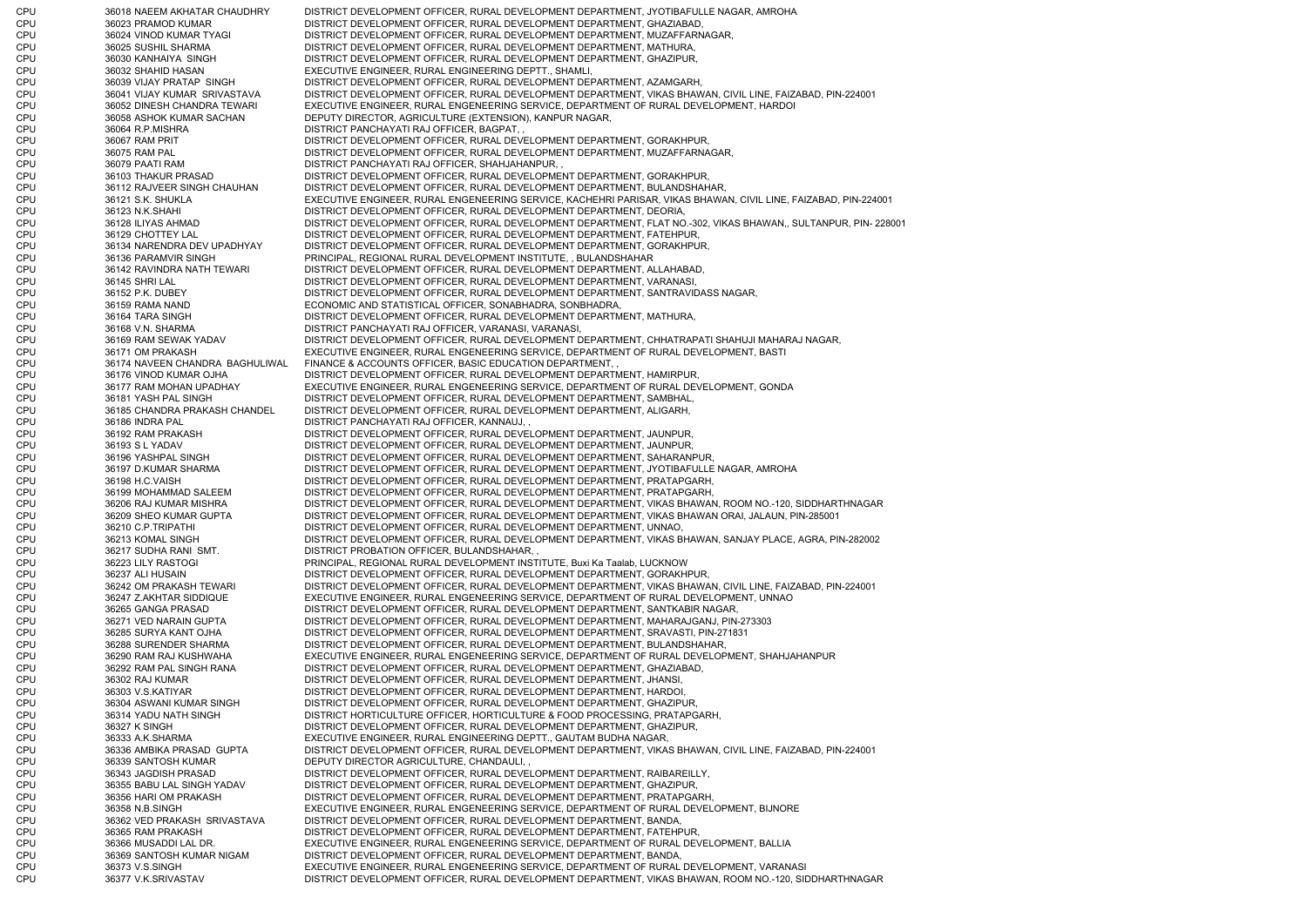| | | | |
|---|---|---|---|
| CPU | 36018 | NAEEM AKHATAR CHAUDHRY | DISTRICT DEVELOPMENT OFFICER, RURAL DEVELOPMENT DEPARTMENT, JYOTIBAFULLE NAGAR, AMROHA |
| CPU | 36023 | PRAMOD KUMAR | DISTRICT DEVELOPMENT OFFICER, RURAL DEVELOPMENT DEPARTMENT, GHAZIABAD, |
| CPU | 36024 | VINOD KUMAR TYAGI | DISTRICT DEVELOPMENT OFFICER, RURAL DEVELOPMENT DEPARTMENT, MUZAFFARNAGAR, |
| CPU | 36025 | SUSHIL SHARMA | DISTRICT DEVELOPMENT OFFICER, RURAL DEVELOPMENT DEPARTMENT, MATHURA, |
| CPU | 36030 | KANHAIYA SINGH | DISTRICT DEVELOPMENT OFFICER, RURAL DEVELOPMENT DEPARTMENT, GHAZIPUR, |
| CPU | 36032 | SHAHID HASAN | EXECUTIVE ENGINEER, RURAL ENGINEERING DEPTT., SHAMLI, |
| CPU | 36039 | VIJAY PRATAP SINGH | DISTRICT DEVELOPMENT OFFICER, RURAL DEVELOPMENT DEPARTMENT, AZAMGARH, |
| CPU | 36041 | VIJAY KUMAR SRIVASTAVA | DISTRICT DEVELOPMENT OFFICER, RURAL DEVELOPMENT DEPARTMENT, VIKAS BHAWAN, CIVIL LINE, FAIZABAD, PIN-224001 |
| CPU | 36052 | DINESH CHANDRA TEWARI | EXECUTIVE ENGINEER, RURAL ENGENEERING SERVICE, DEPARTMENT OF RURAL DEVELOPMENT, HARDOI |
| CPU | 36058 | ASHOK KUMAR SACHAN | DEPUTY DIRECTOR, AGRICULTURE (EXTENSION), KANPUR NAGAR, |
| CPU | 36064 | R.P.MISHRA | DISTRICT PANCHAYATI RAJ OFFICER, BAGPAT, , |
| CPU | 36067 | RAM PRIT | DISTRICT DEVELOPMENT OFFICER, RURAL DEVELOPMENT DEPARTMENT, GORAKHPUR, |
| CPU | 36075 | RAM PAL | DISTRICT DEVELOPMENT OFFICER, RURAL DEVELOPMENT DEPARTMENT, MUZAFFARNAGAR, |
| CPU | 36079 | PAATI RAM | DISTRICT PANCHAYATI RAJ OFFICER, SHAHJAHANPUR, , |
| CPU | 36103 | THAKUR PRASAD | DISTRICT DEVELOPMENT OFFICER, RURAL DEVELOPMENT DEPARTMENT, GORAKHPUR, |
| CPU | 36112 | RAJVEER SINGH CHAUHAN | DISTRICT DEVELOPMENT OFFICER, RURAL DEVELOPMENT DEPARTMENT, BULANDSHAHAR, |
| CPU | 36121 | S.K. SHUKLA | EXECUTIVE ENGINEER, RURAL ENGENEERING SERVICE, KACHEHRI PARISAR, VIKAS BHAWAN, CIVIL LINE, FAIZABAD, PIN-224001 |
| CPU | 36123 | N.K.SHAHI | DISTRICT DEVELOPMENT OFFICER, RURAL DEVELOPMENT DEPARTMENT, DEORIA, |
| CPU | 36128 | ILIYAS AHMAD | DISTRICT DEVELOPMENT OFFICER, RURAL DEVELOPMENT DEPARTMENT, FLAT NO.-302, VIKAS BHAWAN,, SULTANPUR, PIN- 228001 |
| CPU | 36129 | CHOTTEY LAL | DISTRICT DEVELOPMENT OFFICER, RURAL DEVELOPMENT DEPARTMENT, FATEHPUR, |
| CPU | 36134 | NARENDRA DEV UPADHYAY | DISTRICT DEVELOPMENT OFFICER, RURAL DEVELOPMENT DEPARTMENT, GORAKHPUR, |
| CPU | 36136 | PARAMVIR SINGH | PRINCIPAL, REGIONAL RURAL DEVELOPMENT INSTITUTE, , BULANDSHAHAR |
| CPU | 36142 | RAVINDRA NATH TEWARI | DISTRICT DEVELOPMENT OFFICER, RURAL DEVELOPMENT DEPARTMENT, ALLAHABAD, |
| CPU | 36145 | SHRI LAL | DISTRICT DEVELOPMENT OFFICER, RURAL DEVELOPMENT DEPARTMENT, VARANASI, |
| CPU | 36152 | P.K. DUBEY | DISTRICT DEVELOPMENT OFFICER, RURAL DEVELOPMENT DEPARTMENT, SANTRAVIDASS NAGAR, |
| CPU | 36159 | RAMA NAND | ECONOMIC AND STATISTICAL OFFICER, SONABHADRA, SONBHADRA, |
| CPU | 36164 | TARA SINGH | DISTRICT DEVELOPMENT OFFICER, RURAL DEVELOPMENT DEPARTMENT, MATHURA, |
| CPU | 36168 | V.N. SHARMA | DISTRICT PANCHAYATI RAJ OFFICER, VARANASI, VARANASI, |
| CPU | 36169 | RAM SEWAK YADAV | DISTRICT DEVELOPMENT OFFICER, RURAL DEVELOPMENT DEPARTMENT, CHHATRAPATI SHAHUJI MAHARAJ NAGAR, |
| CPU | 36171 | OM PRAKASH | EXECUTIVE ENGINEER, RURAL ENGENEERING SERVICE, DEPARTMENT OF RURAL DEVELOPMENT, BASTI |
| CPU | 36174 | NAVEEN CHANDRA BAGHULIWAL | FINANCE & ACCOUNTS OFFICER, BASIC EDUCATION DEPARTMENT, , |
| CPU | 36176 | VINOD KUMAR OJHA | DISTRICT DEVELOPMENT OFFICER, RURAL DEVELOPMENT DEPARTMENT, HAMIRPUR, |
| CPU | 36177 | RAM MOHAN UPADHAY | EXECUTIVE ENGINEER, RURAL ENGENEERING SERVICE, DEPARTMENT OF RURAL DEVELOPMENT, GONDA |
| CPU | 36181 | YASH PAL SINGH | DISTRICT DEVELOPMENT OFFICER, RURAL DEVELOPMENT DEPARTMENT, SAMBHAL, |
| CPU | 36185 | CHANDRA PRAKASH CHANDEL | DISTRICT DEVELOPMENT OFFICER, RURAL DEVELOPMENT DEPARTMENT, ALIGARH, |
| CPU | 36186 | INDRA PAL | DISTRICT PANCHAYATI RAJ OFFICER, KANNAUJ, , |
| CPU | 36192 | RAM PRAKASH | DISTRICT DEVELOPMENT OFFICER, RURAL DEVELOPMENT DEPARTMENT, JAUNPUR, |
| CPU | 36193 | S L YADAV | DISTRICT DEVELOPMENT OFFICER, RURAL DEVELOPMENT DEPARTMENT, JAUNPUR, |
| CPU | 36196 | YASHPAL SINGH | DISTRICT DEVELOPMENT OFFICER, RURAL DEVELOPMENT DEPARTMENT, SAHARANPUR, |
| CPU | 36197 | D.KUMAR SHARMA | DISTRICT DEVELOPMENT OFFICER, RURAL DEVELOPMENT DEPARTMENT, JYOTIBAFULLE NAGAR, AMROHA |
| CPU | 36198 | H.C.VAISH | DISTRICT DEVELOPMENT OFFICER, RURAL DEVELOPMENT DEPARTMENT, PRATAPGARH, |
| CPU | 36199 | MOHAMMAD SALEEM | DISTRICT DEVELOPMENT OFFICER, RURAL DEVELOPMENT DEPARTMENT, PRATAPGARH, |
| CPU | 36206 | RAJ KUMAR MISHRA | DISTRICT DEVELOPMENT OFFICER, RURAL DEVELOPMENT DEPARTMENT, VIKAS BHAWAN, ROOM NO.-120, SIDDHARTHNAGAR |
| CPU | 36209 | SHEO KUMAR GUPTA | DISTRICT DEVELOPMENT OFFICER, RURAL DEVELOPMENT DEPARTMENT, VIKAS BHAWAN ORAI, JALAUN, PIN-285001 |
| CPU | 36210 | C.P.TRIPATHI | DISTRICT DEVELOPMENT OFFICER, RURAL DEVELOPMENT DEPARTMENT, UNNAO, |
| CPU | 36213 | KOMAL SINGH | DISTRICT DEVELOPMENT OFFICER, RURAL DEVELOPMENT DEPARTMENT, VIKAS BHAWAN, SANJAY PLACE, AGRA, PIN-282002 |
| CPU | 36217 | SUDHA RANI SMT. | DISTRICT PROBATION OFFICER, BULANDSHAHAR, , |
| CPU | 36223 | LILY RASTOGI | PRINCIPAL, REGIONAL RURAL DEVELOPMENT INSTITUTE, Buxi Ka Taalab, LUCKNOW |
| CPU | 36237 | ALI HUSAIN | DISTRICT DEVELOPMENT OFFICER, RURAL DEVELOPMENT DEPARTMENT, GORAKHPUR, |
| CPU | 36242 | OM PRAKASH TEWARI | DISTRICT DEVELOPMENT OFFICER, RURAL DEVELOPMENT DEPARTMENT, VIKAS BHAWAN, CIVIL LINE, FAIZABAD, PIN-224001 |
| CPU | 36247 | Z.AKHTAR SIDDIQUE | EXECUTIVE ENGINEER, RURAL ENGENEERING SERVICE, DEPARTMENT OF RURAL DEVELOPMENT, UNNAO |
| CPU | 36265 | GANGA PRASAD | DISTRICT DEVELOPMENT OFFICER, RURAL DEVELOPMENT DEPARTMENT, SANTKABIR NAGAR, |
| CPU | 36271 | VED NARAIN GUPTA | DISTRICT DEVELOPMENT OFFICER, RURAL DEVELOPMENT DEPARTMENT, MAHARAJGANJ, PIN-273303 |
| CPU | 36285 | SURYA KANT OJHA | DISTRICT DEVELOPMENT OFFICER, RURAL DEVELOPMENT DEPARTMENT, SRAVASTI, PIN-271831 |
| CPU | 36288 | SURENDER SHARMA | DISTRICT DEVELOPMENT OFFICER, RURAL DEVELOPMENT DEPARTMENT, BULANDSHAHAR, |
| CPU | 36290 | RAM RAJ KUSHWAHA | EXECUTIVE ENGINEER, RURAL ENGENEERING SERVICE, DEPARTMENT OF RURAL DEVELOPMENT, SHAHJAHANPUR |
| CPU | 36292 | RAM PAL SINGH RANA | DISTRICT DEVELOPMENT OFFICER, RURAL DEVELOPMENT DEPARTMENT, GHAZIABAD, |
| CPU | 36302 | RAJ KUMAR | DISTRICT DEVELOPMENT OFFICER, RURAL DEVELOPMENT DEPARTMENT, JHANSI, |
| CPU | 36303 | V.S.KATIYAR | DISTRICT DEVELOPMENT OFFICER, RURAL DEVELOPMENT DEPARTMENT, HARDOI, |
| CPU | 36304 | ASWANI KUMAR SINGH | DISTRICT DEVELOPMENT OFFICER, RURAL DEVELOPMENT DEPARTMENT, GHAZIPUR, |
| CPU | 36314 | YADU NATH SINGH | DISTRICT HORTICULTURE OFFICER, HORTICULTURE & FOOD PROCESSING, PRATAPGARH, |
| CPU | 36327 | K SINGH | DISTRICT DEVELOPMENT OFFICER, RURAL DEVELOPMENT DEPARTMENT, GHAZIPUR, |
| CPU | 36333 | A.K.SHARMA | EXECUTIVE ENGINEER, RURAL ENGINEERING DEPTT., GAUTAM BUDHA NAGAR, |
| CPU | 36336 | AMBIKA PRASAD GUPTA | DISTRICT DEVELOPMENT OFFICER, RURAL DEVELOPMENT DEPARTMENT, VIKAS BHAWAN, CIVIL LINE, FAIZABAD, PIN-224001 |
| CPU | 36339 | SANTOSH KUMAR | DEPUTY DIRECTOR AGRICULTURE, CHANDAULI, , |
| CPU | 36343 | JAGDISH PRASAD | DISTRICT DEVELOPMENT OFFICER, RURAL DEVELOPMENT DEPARTMENT, RAIBAREILLY, |
| CPU | 36355 | BABU LAL SINGH YADAV | DISTRICT DEVELOPMENT OFFICER, RURAL DEVELOPMENT DEPARTMENT, GHAZIPUR, |
| CPU | 36356 | HARI OM PRAKASH | DISTRICT DEVELOPMENT OFFICER, RURAL DEVELOPMENT DEPARTMENT, PRATAPGARH, |
| CPU | 36358 | N.B.SINGH | EXECUTIVE ENGINEER, RURAL ENGENEERING SERVICE, DEPARTMENT OF RURAL DEVELOPMENT, BIJNORE |
| CPU | 36362 | VED PRAKASH SRIVASTAVA | DISTRICT DEVELOPMENT OFFICER, RURAL DEVELOPMENT DEPARTMENT, BANDA, |
| CPU | 36365 | RAM PRAKASH | DISTRICT DEVELOPMENT OFFICER, RURAL DEVELOPMENT DEPARTMENT, FATEHPUR, |
| CPU | 36366 | MUSADDI LAL DR. | EXECUTIVE ENGINEER, RURAL ENGENEERING SERVICE, DEPARTMENT OF RURAL DEVELOPMENT, BALLIA |
| CPU | 36369 | SANTOSH KUMAR NIGAM | DISTRICT DEVELOPMENT OFFICER, RURAL DEVELOPMENT DEPARTMENT, BANDA, |
| CPU | 36373 | V.S.SINGH | EXECUTIVE ENGINEER, RURAL ENGENEERING SERVICE, DEPARTMENT OF RURAL DEVELOPMENT, VARANASI |
| CPU | 36377 | V.K.SRIVASTAV | DISTRICT DEVELOPMENT OFFICER, RURAL DEVELOPMENT DEPARTMENT, VIKAS BHAWAN, ROOM NO.-120, SIDDHARTHNAGAR |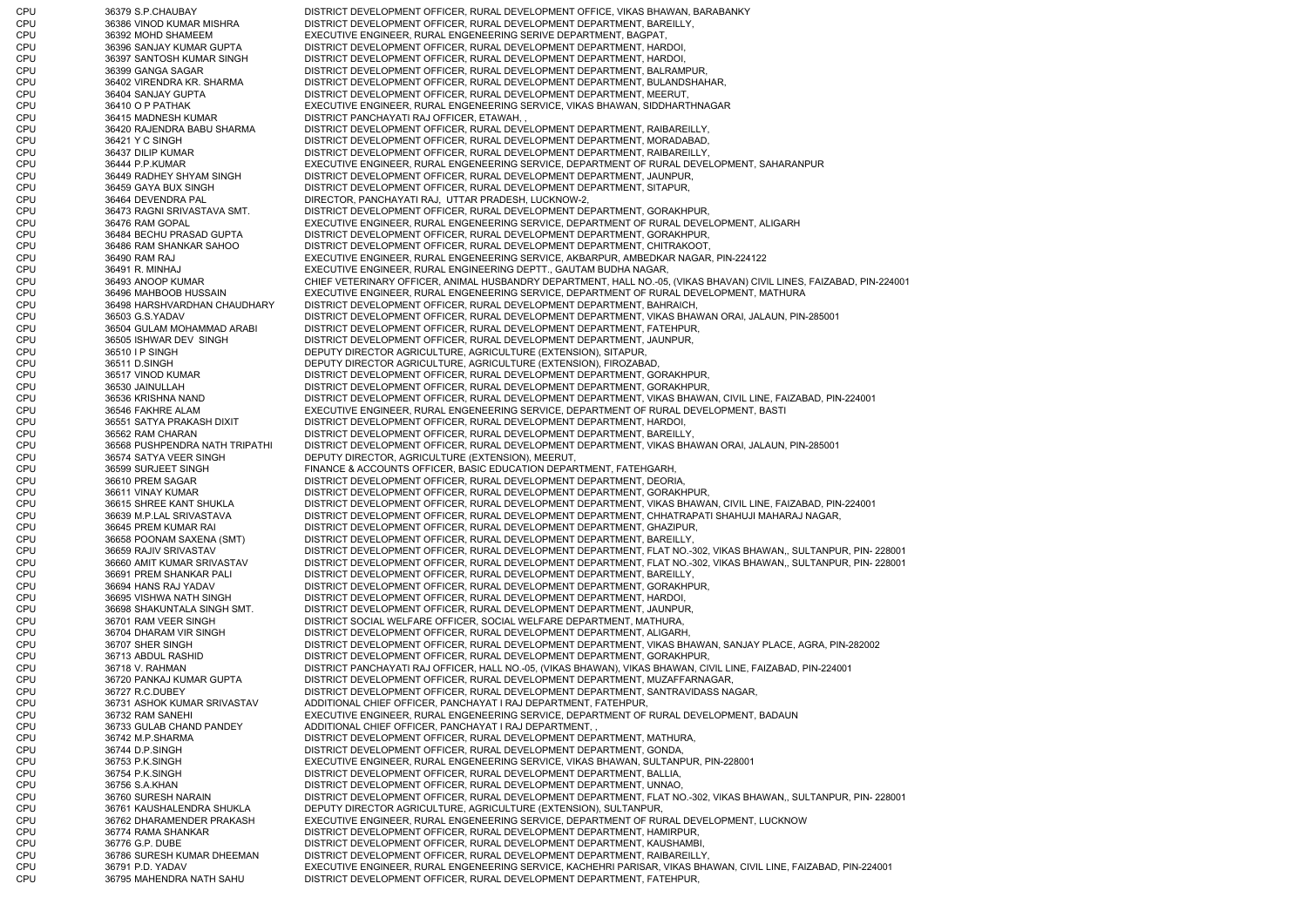| | | | |
|---|---|---|---|
| CPU | 36379 | S.P.CHAUBAY | DISTRICT DEVELOPMENT OFFICER, RURAL DEVELOPMENT OFFICE, VIKAS BHAWAN, BARABANKY |
| CPU | 36386 | VINOD KUMAR MISHRA | DISTRICT DEVELOPMENT OFFICER, RURAL DEVELOPMENT DEPARTMENT, BAREILLY, |
| CPU | 36392 | MOHD SHAMEEM | EXECUTIVE ENGINEER, RURAL ENGENEERING SERIVE DEPARTMENT, BAGPAT, |
| CPU | 36396 | SANJAY KUMAR GUPTA | DISTRICT DEVELOPMENT OFFICER, RURAL DEVELOPMENT DEPARTMENT, HARDOI, |
| CPU | 36397 | SANTOSH KUMAR SINGH | DISTRICT DEVELOPMENT OFFICER, RURAL DEVELOPMENT DEPARTMENT, HARDOI, |
| CPU | 36399 | GANGA SAGAR | DISTRICT DEVELOPMENT OFFICER, RURAL DEVELOPMENT DEPARTMENT, BALRAMPUR, |
| CPU | 36402 | VIRENDRA KR. SHARMA | DISTRICT DEVELOPMENT OFFICER, RURAL DEVELOPMENT DEPARTMENT, BULANDSHAHAR, |
| CPU | 36404 | SANJAY GUPTA | DISTRICT DEVELOPMENT OFFICER, RURAL DEVELOPMENT DEPARTMENT, MEERUT, |
| CPU | 36410 | O P PATHAK | EXECUTIVE ENGINEER, RURAL ENGENEERING SERVICE, VIKAS BHAWAN, SIDDHARTHNAGAR |
| CPU | 36415 | MADNESH KUMAR | DISTRICT PANCHAYATI RAJ OFFICER, ETAWAH, , |
| CPU | 36420 | RAJENDRA BABU SHARMA | DISTRICT DEVELOPMENT OFFICER, RURAL DEVELOPMENT DEPARTMENT, RAIBAREILLY, |
| CPU | 36421 | Y C SINGH | DISTRICT DEVELOPMENT OFFICER, RURAL DEVELOPMENT DEPARTMENT, MORADABAD, |
| CPU | 36437 | DILIP KUMAR | DISTRICT DEVELOPMENT OFFICER, RURAL DEVELOPMENT DEPARTMENT, RAIBAREILLY, |
| CPU | 36444 | P.P.KUMAR | EXECUTIVE ENGINEER, RURAL ENGENEERING SERVICE, DEPARTMENT OF RURAL DEVELOPMENT, SAHARANPUR |
| CPU | 36449 | RADHEY SHYAM SINGH | DISTRICT DEVELOPMENT OFFICER, RURAL DEVELOPMENT DEPARTMENT, JAUNPUR, |
| CPU | 36459 | GAYA BUX SINGH | DISTRICT DEVELOPMENT OFFICER, RURAL DEVELOPMENT DEPARTMENT, SITAPUR, |
| CPU | 36464 | DEVENDRA PAL | DIRECTOR, PANCHAYATI RAJ, UTTAR PRADESH, LUCKNOW-2, |
| CPU | 36473 | RAGNI SRIVASTAVA SMT. | DISTRICT DEVELOPMENT OFFICER, RURAL DEVELOPMENT DEPARTMENT, GORAKHPUR, |
| CPU | 36476 | RAM GOPAL | EXECUTIVE ENGINEER, RURAL ENGENEERING SERVICE, DEPARTMENT OF RURAL DEVELOPMENT, ALIGARH |
| CPU | 36484 | BECHU PRASAD GUPTA | DISTRICT DEVELOPMENT OFFICER, RURAL DEVELOPMENT DEPARTMENT, GORAKHPUR, |
| CPU | 36486 | RAM SHANKAR SAHOO | DISTRICT DEVELOPMENT OFFICER, RURAL DEVELOPMENT DEPARTMENT, CHITRAKOOT, |
| CPU | 36490 | RAM RAJ | EXECUTIVE ENGINEER, RURAL ENGENEERING SERVICE, AKBARPUR, AMBEDKAR NAGAR, PIN-224122 |
| CPU | 36491 | R. MINHAJ | EXECUTIVE ENGINEER, RURAL ENGINEERING DEPTT., GAUTAM BUDHA NAGAR, |
| CPU | 36493 | ANOOP KUMAR | CHIEF VETERINARY OFFICER, ANIMAL HUSBANDRY DEPARTMENT, HALL NO.-05, (VIKAS BHAVAN) CIVIL LINES, FAIZABAD, PIN-224001 |
| CPU | 36496 | MAHBOOB HUSSAIN | EXECUTIVE ENGINEER, RURAL ENGENEERING SERVICE, DEPARTMENT OF RURAL DEVELOPMENT, MATHURA |
| CPU | 36498 | HARSHVARDHAN CHAUDHARY | DISTRICT DEVELOPMENT OFFICER, RURAL DEVELOPMENT DEPARTMENT, BAHRAICH, |
| CPU | 36503 | G.S.YADAV | DISTRICT DEVELOPMENT OFFICER, RURAL DEVELOPMENT DEPARTMENT, VIKAS BHAWAN ORAI, JALAUN, PIN-285001 |
| CPU | 36504 | GULAM MOHAMMAD ARABI | DISTRICT DEVELOPMENT OFFICER, RURAL DEVELOPMENT DEPARTMENT, FATEHPUR, |
| CPU | 36505 | ISHWAR DEV SINGH | DISTRICT DEVELOPMENT OFFICER, RURAL DEVELOPMENT DEPARTMENT, JAUNPUR, |
| CPU | 36510 | I P SINGH | DEPUTY DIRECTOR AGRICULTURE, AGRICULTURE (EXTENSION), SITAPUR, |
| CPU | 36511 | D.SINGH | DEPUTY DIRECTOR AGRICULTURE, AGRICULTURE (EXTENSION), FIROZABAD, |
| CPU | 36517 | VINOD KUMAR | DISTRICT DEVELOPMENT OFFICER, RURAL DEVELOPMENT DEPARTMENT, GORAKHPUR, |
| CPU | 36530 | JAINULLAH | DISTRICT DEVELOPMENT OFFICER, RURAL DEVELOPMENT DEPARTMENT, GORAKHPUR, |
| CPU | 36536 | KRISHNA NAND | DISTRICT DEVELOPMENT OFFICER, RURAL DEVELOPMENT DEPARTMENT, VIKAS BHAWAN, CIVIL LINE, FAIZABAD, PIN-224001 |
| CPU | 36546 | FAKHRE ALAM | EXECUTIVE ENGINEER, RURAL ENGENEERING SERVICE, DEPARTMENT OF RURAL DEVELOPMENT, BASTI |
| CPU | 36551 | SATYA PRAKASH DIXIT | DISTRICT DEVELOPMENT OFFICER, RURAL DEVELOPMENT DEPARTMENT, HARDOI, |
| CPU | 36562 | RAM CHARAN | DISTRICT DEVELOPMENT OFFICER, RURAL DEVELOPMENT DEPARTMENT, BAREILLY, |
| CPU | 36568 | PUSHPENDRA NATH TRIPATHI | DISTRICT DEVELOPMENT OFFICER, RURAL DEVELOPMENT DEPARTMENT, VIKAS BHAWAN ORAI, JALAUN, PIN-285001 |
| CPU | 36574 | SATYA VEER SINGH | DEPUTY DIRECTOR, AGRICULTURE (EXTENSION), MEERUT, |
| CPU | 36599 | SURJEET SINGH | FINANCE & ACCOUNTS OFFICER, BASIC EDUCATION DEPARTMENT, FATEHGARH, |
| CPU | 36610 | PREM SAGAR | DISTRICT DEVELOPMENT OFFICER, RURAL DEVELOPMENT DEPARTMENT, DEORIA, |
| CPU | 36611 | VINAY KUMAR | DISTRICT DEVELOPMENT OFFICER, RURAL DEVELOPMENT DEPARTMENT, GORAKHPUR, |
| CPU | 36615 | SHREE KANT SHUKLA | DISTRICT DEVELOPMENT OFFICER, RURAL DEVELOPMENT DEPARTMENT, VIKAS BHAWAN, CIVIL LINE, FAIZABAD, PIN-224001 |
| CPU | 36639 | M.P.LAL SRIVASTAVA | DISTRICT DEVELOPMENT OFFICER, RURAL DEVELOPMENT DEPARTMENT, CHHATRAPATI SHAHUJI MAHARAJ NAGAR, |
| CPU | 36645 | PREM KUMAR RAI | DISTRICT DEVELOPMENT OFFICER, RURAL DEVELOPMENT DEPARTMENT, GHAZIPUR, |
| CPU | 36658 | POONAM SAXENA (SMT) | DISTRICT DEVELOPMENT OFFICER, RURAL DEVELOPMENT DEPARTMENT, BAREILLY, |
| CPU | 36659 | RAJIV SRIVASTAV | DISTRICT DEVELOPMENT OFFICER, RURAL DEVELOPMENT DEPARTMENT, FLAT NO.-302, VIKAS BHAWAN,, SULTANPUR, PIN- 228001 |
| CPU | 36660 | AMIT KUMAR SRIVASTAV | DISTRICT DEVELOPMENT OFFICER, RURAL DEVELOPMENT DEPARTMENT, FLAT NO.-302, VIKAS BHAWAN,, SULTANPUR, PIN- 228001 |
| CPU | 36691 | PREM SHANKAR PALI | DISTRICT DEVELOPMENT OFFICER, RURAL DEVELOPMENT DEPARTMENT, BAREILLY, |
| CPU | 36694 | HANS RAJ YADAV | DISTRICT DEVELOPMENT OFFICER, RURAL DEVELOPMENT DEPARTMENT, GORAKHPUR, |
| CPU | 36695 | VISHWA NATH SINGH | DISTRICT DEVELOPMENT OFFICER, RURAL DEVELOPMENT DEPARTMENT, HARDOI, |
| CPU | 36698 | SHAKUNTALA SINGH SMT. | DISTRICT DEVELOPMENT OFFICER, RURAL DEVELOPMENT DEPARTMENT, JAUNPUR, |
| CPU | 36701 | RAM VEER SINGH | DISTRICT SOCIAL WELFARE OFFICER, SOCIAL WELFARE DEPARTMENT, MATHURA, |
| CPU | 36704 | DHARAM VIR SINGH | DISTRICT DEVELOPMENT OFFICER, RURAL DEVELOPMENT DEPARTMENT, ALIGARH, |
| CPU | 36707 | SHER SINGH | DISTRICT DEVELOPMENT OFFICER, RURAL DEVELOPMENT DEPARTMENT, VIKAS BHAWAN, SANJAY PLACE, AGRA, PIN-282002 |
| CPU | 36713 | ABDUL RASHID | DISTRICT DEVELOPMENT OFFICER, RURAL DEVELOPMENT DEPARTMENT, GORAKHPUR, |
| CPU | 36718 | V. RAHMAN | DISTRICT PANCHAYATI RAJ OFFICER, HALL NO.-05, (VIKAS BHAWAN), VIKAS BHAWAN, CIVIL LINE, FAIZABAD, PIN-224001 |
| CPU | 36720 | PANKAJ KUMAR GUPTA | DISTRICT DEVELOPMENT OFFICER, RURAL DEVELOPMENT DEPARTMENT, MUZAFFARNAGAR, |
| CPU | 36727 | R.C.DUBEY | DISTRICT DEVELOPMENT OFFICER, RURAL DEVELOPMENT DEPARTMENT, SANTRAVIDASS NAGAR, |
| CPU | 36731 | ASHOK KUMAR SRIVASTAV | ADDITIONAL CHIEF OFFICER, PANCHAYAT I RAJ DEPARTMENT, FATEHPUR, |
| CPU | 36732 | RAM SANEHI | EXECUTIVE ENGINEER, RURAL ENGENEERING SERVICE, DEPARTMENT OF RURAL DEVELOPMENT, BADAUN |
| CPU | 36733 | GULAB CHAND PANDEY | ADDITIONAL CHIEF OFFICER, PANCHAYAT I RAJ DEPARTMENT, , |
| CPU | 36742 | M.P.SHARMA | DISTRICT DEVELOPMENT OFFICER, RURAL DEVELOPMENT DEPARTMENT, MATHURA, |
| CPU | 36744 | D.P.SINGH | DISTRICT DEVELOPMENT OFFICER, RURAL DEVELOPMENT DEPARTMENT, GONDA, |
| CPU | 36753 | P.K.SINGH | EXECUTIVE ENGINEER, RURAL ENGENEERING SERVICE, VIKAS BHAWAN, SULTANPUR, PIN-228001 |
| CPU | 36754 | P.K.SINGH | DISTRICT DEVELOPMENT OFFICER, RURAL DEVELOPMENT DEPARTMENT, BALLIA, |
| CPU | 36756 | S.A.KHAN | DISTRICT DEVELOPMENT OFFICER, RURAL DEVELOPMENT DEPARTMENT, UNNAO, |
| CPU | 36760 | SURESH NARAIN | DISTRICT DEVELOPMENT OFFICER, RURAL DEVELOPMENT DEPARTMENT, FLAT NO.-302, VIKAS BHAWAN,, SULTANPUR, PIN- 228001 |
| CPU | 36761 | KAUSHALENDRA SHUKLA | DEPUTY DIRECTOR AGRICULTURE, AGRICULTURE (EXTENSION), SULTANPUR, |
| CPU | 36762 | DHARAMENDER PRAKASH | EXECUTIVE ENGINEER, RURAL ENGENEERING SERVICE, DEPARTMENT OF RURAL DEVELOPMENT, LUCKNOW |
| CPU | 36774 | RAMA SHANKAR | DISTRICT DEVELOPMENT OFFICER, RURAL DEVELOPMENT DEPARTMENT, HAMIRPUR, |
| CPU | 36776 | G.P. DUBE | DISTRICT DEVELOPMENT OFFICER, RURAL DEVELOPMENT DEPARTMENT, KAUSHAMBI, |
| CPU | 36786 | SURESH KUMAR DHEEMAN | DISTRICT DEVELOPMENT OFFICER, RURAL DEVELOPMENT DEPARTMENT, RAIBAREILLY, |
| CPU | 36791 | P.D. YADAV | EXECUTIVE ENGINEER, RURAL ENGENEERING SERVICE, KACHEHRI PARISAR, VIKAS BHAWAN, CIVIL LINE, FAIZABAD, PIN-224001 |
| CPU | 36795 | MAHENDRA NATH SAHU | DISTRICT DEVELOPMENT OFFICER, RURAL DEVELOPMENT DEPARTMENT, FATEHPUR, |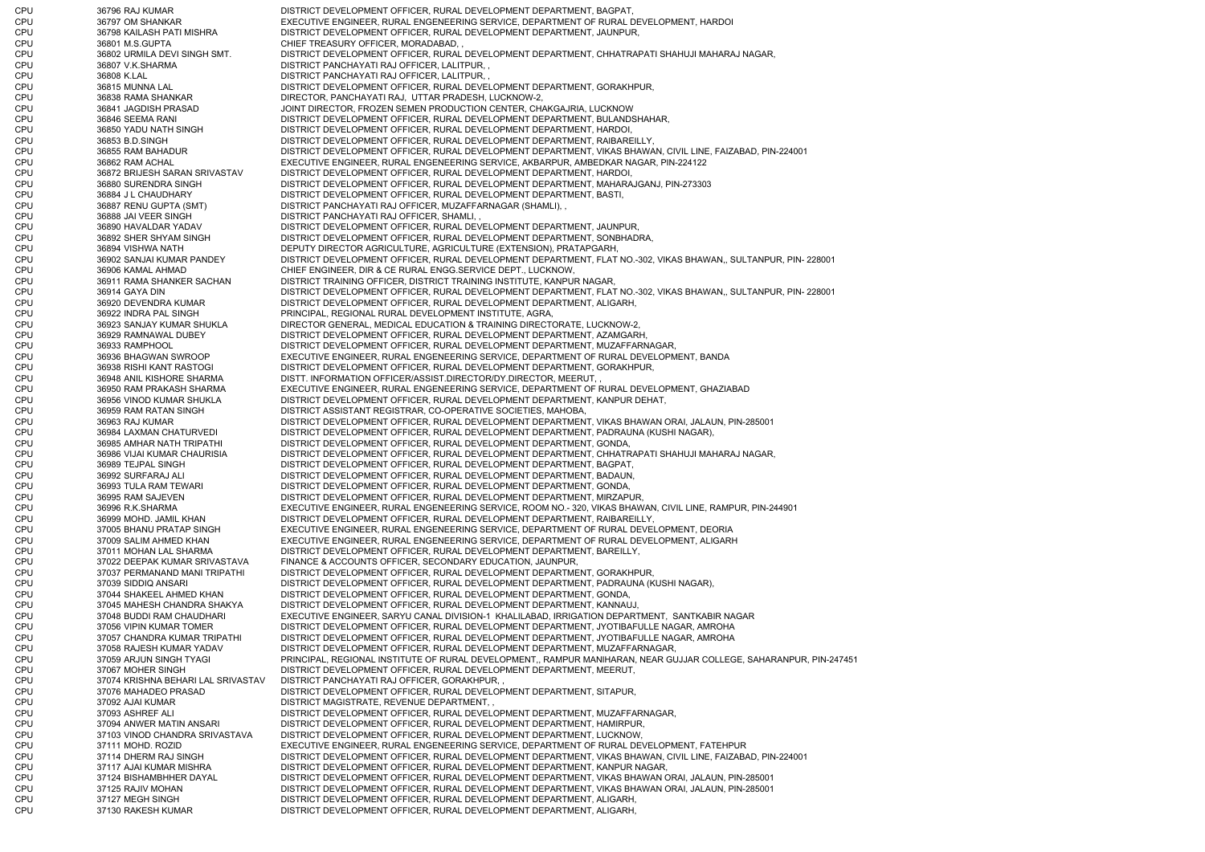| | | | |
|---|---|---|---|
| CPU | 36796 | RAJ KUMAR | DISTRICT DEVELOPMENT OFFICER, RURAL DEVELOPMENT DEPARTMENT, BAGPAT, |
| CPU | 36797 | OM SHANKAR | EXECUTIVE ENGINEER, RURAL ENGENEERING SERVICE, DEPARTMENT OF RURAL DEVELOPMENT, HARDOI |
| CPU | 36798 | KAILASH PATI MISHRA | DISTRICT DEVELOPMENT OFFICER, RURAL DEVELOPMENT DEPARTMENT, JAUNPUR, |
| CPU | 36801 | M.S.GUPTA | CHIEF TREASURY OFFICER, MORADABAD, , |
| CPU | 36802 | URMILA DEVI SINGH SMT. | DISTRICT DEVELOPMENT OFFICER, RURAL DEVELOPMENT DEPARTMENT, CHHATRAPATI SHAHUJI MAHARAJ NAGAR, |
| CPU | 36807 | V.K.SHARMA | DISTRICT PANCHAYATI RAJ OFFICER, LALITPUR, , |
| CPU | 36808 | K.LAL | DISTRICT PANCHAYATI RAJ OFFICER, LALITPUR, , |
| CPU | 36815 | MUNNA LAL | DISTRICT DEVELOPMENT OFFICER, RURAL DEVELOPMENT DEPARTMENT, GORAKHPUR, |
| CPU | 36838 | RAMA SHANKAR | DIRECTOR, PANCHAYATI RAJ, UTTAR PRADESH, LUCKNOW-2, |
| CPU | 36841 | JAGDISH PRASAD | JOINT DIRECTOR, FROZEN SEMEN PRODUCTION CENTER, CHAKGAJRIA, LUCKNOW |
| CPU | 36846 | SEEMA RANI | DISTRICT DEVELOPMENT OFFICER, RURAL DEVELOPMENT DEPARTMENT, BULANDSHAHAR, |
| CPU | 36850 | YADU NATH SINGH | DISTRICT DEVELOPMENT OFFICER, RURAL DEVELOPMENT DEPARTMENT, HARDOI, |
| CPU | 36853 | B.D.SINGH | DISTRICT DEVELOPMENT OFFICER, RURAL DEVELOPMENT DEPARTMENT, RAIBAREILLY, |
| CPU | 36855 | RAM BAHADUR | DISTRICT DEVELOPMENT OFFICER, RURAL DEVELOPMENT DEPARTMENT, VIKAS BHAWAN, CIVIL LINE, FAIZABAD, PIN-224001 |
| CPU | 36862 | RAM ACHAL | EXECUTIVE ENGINEER, RURAL ENGENEERING SERVICE, AKBARPUR, AMBEDKAR NAGAR, PIN-224122 |
| CPU | 36872 | BRIJESH SARAN SRIVASTAV | DISTRICT DEVELOPMENT OFFICER, RURAL DEVELOPMENT DEPARTMENT, HARDOI, |
| CPU | 36880 | SURENDRA SINGH | DISTRICT DEVELOPMENT OFFICER, RURAL DEVELOPMENT DEPARTMENT, MAHARAJGANJ, PIN-273303 |
| CPU | 36884 | J L CHAUDHARY | DISTRICT DEVELOPMENT OFFICER, RURAL DEVELOPMENT DEPARTMENT, BASTI, |
| CPU | 36887 | RENU GUPTA (SMT) | DISTRICT PANCHAYATI RAJ OFFICER, MUZAFFARNAGAR (SHAMLI), , |
| CPU | 36888 | JAI VEER SINGH | DISTRICT PANCHAYATI RAJ OFFICER, SHAMLI, , |
| CPU | 36890 | HAVALDAR YADAV | DISTRICT DEVELOPMENT OFFICER, RURAL DEVELOPMENT DEPARTMENT, JAUNPUR, |
| CPU | 36892 | SHER SHYAM SINGH | DISTRICT DEVELOPMENT OFFICER, RURAL DEVELOPMENT DEPARTMENT, SONBHADRA, |
| CPU | 36894 | VISHWA NATH | DEPUTY DIRECTOR AGRICULTURE, AGRICULTURE (EXTENSION), PRATAPGARH, |
| CPU | 36902 | SANJAI KUMAR PANDEY | DISTRICT DEVELOPMENT OFFICER, RURAL DEVELOPMENT DEPARTMENT, FLAT NO.-302, VIKAS BHAWAN,, SULTANPUR, PIN- 228001 |
| CPU | 36906 | KAMAL AHMAD | CHIEF ENGINEER, DIR & CE RURAL ENGG.SERVICE DEPT., LUCKNOW, |
| CPU | 36911 | RAMA SHANKER SACHAN | DISTRICT TRAINING OFFICER, DISTRICT TRAINING INSTITUTE, KANPUR NAGAR, |
| CPU | 36914 | GAYA DIN | DISTRICT DEVELOPMENT OFFICER, RURAL DEVELOPMENT DEPARTMENT, FLAT NO.-302, VIKAS BHAWAN,, SULTANPUR, PIN- 228001 |
| CPU | 36920 | DEVENDRA KUMAR | DISTRICT DEVELOPMENT OFFICER, RURAL DEVELOPMENT DEPARTMENT, ALIGARH, |
| CPU | 36922 | INDRA PAL SINGH | PRINCIPAL, REGIONAL RURAL DEVELOPMENT INSTITUTE, AGRA, |
| CPU | 36923 | SANJAY KUMAR SHUKLA | DIRECTOR GENERAL, MEDICAL EDUCATION & TRAINING DIRECTORATE, LUCKNOW-2, |
| CPU | 36929 | RAMNAWAL DUBEY | DISTRICT DEVELOPMENT OFFICER, RURAL DEVELOPMENT DEPARTMENT, AZAMGARH, |
| CPU | 36933 | RAMPHOOL | DISTRICT DEVELOPMENT OFFICER, RURAL DEVELOPMENT DEPARTMENT, MUZAFFARNAGAR, |
| CPU | 36936 | BHAGWAN SWROOP | EXECUTIVE ENGINEER, RURAL ENGENEERING SERVICE, DEPARTMENT OF RURAL DEVELOPMENT, BANDA |
| CPU | 36938 | RISHI KANT RASTOGI | DISTRICT DEVELOPMENT OFFICER, RURAL DEVELOPMENT DEPARTMENT, GORAKHPUR, |
| CPU | 36948 | ANIL KISHORE SHARMA | DISTT. INFORMATION OFFICER/ASSIST.DIRECTOR/DY.DIRECTOR, MEERUT, , |
| CPU | 36950 | RAM PRAKASH SHARMA | EXECUTIVE ENGINEER, RURAL ENGENEERING SERVICE, DEPARTMENT OF RURAL DEVELOPMENT, GHAZIABAD |
| CPU | 36956 | VINOD KUMAR SHUKLA | DISTRICT DEVELOPMENT OFFICER, RURAL DEVELOPMENT DEPARTMENT, KANPUR DEHAT, |
| CPU | 36959 | RAM RATAN SINGH | DISTRICT ASSISTANT REGISTRAR, CO-OPERATIVE SOCIETIES, MAHOBA, |
| CPU | 36963 | RAJ KUMAR | DISTRICT DEVELOPMENT OFFICER, RURAL DEVELOPMENT DEPARTMENT, VIKAS BHAWAN ORAI, JALAUN, PIN-285001 |
| CPU | 36984 | LAXMAN CHATURVEDI | DISTRICT DEVELOPMENT OFFICER, RURAL DEVELOPMENT DEPARTMENT, PADRAUNA (KUSHI NAGAR), |
| CPU | 36985 | AMHAR NATH TRIPATHI | DISTRICT DEVELOPMENT OFFICER, RURAL DEVELOPMENT DEPARTMENT, GONDA, |
| CPU | 36986 | VIJAI KUMAR CHAURISIA | DISTRICT DEVELOPMENT OFFICER, RURAL DEVELOPMENT DEPARTMENT, CHHATRAPATI SHAHUJI MAHARAJ NAGAR, |
| CPU | 36989 | TEJPAL SINGH | DISTRICT DEVELOPMENT OFFICER, RURAL DEVELOPMENT DEPARTMENT, BAGPAT, |
| CPU | 36992 | SURFARAJ ALI | DISTRICT DEVELOPMENT OFFICER, RURAL DEVELOPMENT DEPARTMENT, BADAUN, |
| CPU | 36993 | TULA RAM TEWARI | DISTRICT DEVELOPMENT OFFICER, RURAL DEVELOPMENT DEPARTMENT, GONDA, |
| CPU | 36995 | RAM SAJEVEN | DISTRICT DEVELOPMENT OFFICER, RURAL DEVELOPMENT DEPARTMENT, MIRZAPUR, |
| CPU | 36996 | R.K.SHARMA | EXECUTIVE ENGINEER, RURAL ENGENEERING SERVICE, ROOM NO.- 320, VIKAS BHAWAN, CIVIL LINE, RAMPUR, PIN-244901 |
| CPU | 36999 | MOHD. JAMIL KHAN | DISTRICT DEVELOPMENT OFFICER, RURAL DEVELOPMENT DEPARTMENT, RAIBAREILLY, |
| CPU | 37005 | BHANU PRATAP SINGH | EXECUTIVE ENGINEER, RURAL ENGENEERING SERVICE, DEPARTMENT OF RURAL DEVELOPMENT, DEORIA |
| CPU | 37009 | SALIM AHMED KHAN | EXECUTIVE ENGINEER, RURAL ENGENEERING SERVICE, DEPARTMENT OF RURAL DEVELOPMENT, ALIGARH |
| CPU | 37011 | MOHAN LAL SHARMA | DISTRICT DEVELOPMENT OFFICER, RURAL DEVELOPMENT DEPARTMENT, BAREILLY, |
| CPU | 37022 | DEEPAK KUMAR SRIVASTAVA | FINANCE & ACCOUNTS OFFICER, SECONDARY EDUCATION, JAUNPUR, |
| CPU | 37037 | PERMANAND MANI TRIPATHI | DISTRICT DEVELOPMENT OFFICER, RURAL DEVELOPMENT DEPARTMENT, GORAKHPUR, |
| CPU | 37039 | SIDDIQ ANSARI | DISTRICT DEVELOPMENT OFFICER, RURAL DEVELOPMENT DEPARTMENT, PADRAUNA (KUSHI NAGAR), |
| CPU | 37044 | SHAKEEL AHMED KHAN | DISTRICT DEVELOPMENT OFFICER, RURAL DEVELOPMENT DEPARTMENT, GONDA, |
| CPU | 37045 | MAHESH CHANDRA SHAKYA | DISTRICT DEVELOPMENT OFFICER, RURAL DEVELOPMENT DEPARTMENT, KANNAUJ, |
| CPU | 37048 | BUDDI RAM CHAUDHARI | EXECUTIVE ENGINEER, SARYU CANAL DIVISION-1 KHALILABAD, IRRIGATION DEPARTMENT, SANTKABIR NAGAR |
| CPU | 37056 | VIPIN KUMAR TOMER | DISTRICT DEVELOPMENT OFFICER, RURAL DEVELOPMENT DEPARTMENT, JYOTIBAFULLE NAGAR, AMROHA |
| CPU | 37057 | CHANDRA KUMAR TRIPATHI | DISTRICT DEVELOPMENT OFFICER, RURAL DEVELOPMENT DEPARTMENT, JYOTIBAFULLE NAGAR, AMROHA |
| CPU | 37058 | RAJESH KUMAR YADAV | DISTRICT DEVELOPMENT OFFICER, RURAL DEVELOPMENT DEPARTMENT, MUZAFFARNAGAR, |
| CPU | 37059 | ARJUN SINGH TYAGI | PRINCIPAL, REGIONAL INSTITUTE OF RURAL DEVELOPMENT,, RAMPUR MANIHARAN, NEAR GUJJAR COLLEGE, SAHARANPUR, PIN-247451 |
| CPU | 37067 | MOHER SINGH | DISTRICT DEVELOPMENT OFFICER, RURAL DEVELOPMENT DEPARTMENT, MEERUT, |
| CPU | 37074 | KRISHNA BEHARI LAL SRIVASTAV | DISTRICT PANCHAYATI RAJ OFFICER, GORAKHPUR, , |
| CPU | 37076 | MAHADEO PRASAD | DISTRICT DEVELOPMENT OFFICER, RURAL DEVELOPMENT DEPARTMENT, SITAPUR, |
| CPU | 37092 | AJAI KUMAR | DISTRICT MAGISTRATE, REVENUE DEPARTMENT, , |
| CPU | 37093 | ASHREF ALI | DISTRICT DEVELOPMENT OFFICER, RURAL DEVELOPMENT DEPARTMENT, MUZAFFARNAGAR, |
| CPU | 37094 | ANWER MATIN ANSARI | DISTRICT DEVELOPMENT OFFICER, RURAL DEVELOPMENT DEPARTMENT, HAMIRPUR, |
| CPU | 37103 | VINOD CHANDRA SRIVASTAVA | DISTRICT DEVELOPMENT OFFICER, RURAL DEVELOPMENT DEPARTMENT, LUCKNOW, |
| CPU | 37111 | MOHD. ROZID | EXECUTIVE ENGINEER, RURAL ENGENEERING SERVICE, DEPARTMENT OF RURAL DEVELOPMENT, FATEHPUR |
| CPU | 37114 | DHERM RAJ SINGH | DISTRICT DEVELOPMENT OFFICER, RURAL DEVELOPMENT DEPARTMENT, VIKAS BHAWAN, CIVIL LINE, FAIZABAD, PIN-224001 |
| CPU | 37117 | AJAI KUMAR MISHRA | DISTRICT DEVELOPMENT OFFICER, RURAL DEVELOPMENT DEPARTMENT, KANPUR NAGAR, |
| CPU | 37124 | BISHAMBHHER DAYAL | DISTRICT DEVELOPMENT OFFICER, RURAL DEVELOPMENT DEPARTMENT, VIKAS BHAWAN ORAI, JALAUN, PIN-285001 |
| CPU | 37125 | RAJIV MOHAN | DISTRICT DEVELOPMENT OFFICER, RURAL DEVELOPMENT DEPARTMENT, VIKAS BHAWAN ORAI, JALAUN, PIN-285001 |
| CPU | 37127 | MEGH SINGH | DISTRICT DEVELOPMENT OFFICER, RURAL DEVELOPMENT DEPARTMENT, ALIGARH, |
| CPU | 37130 | RAKESH KUMAR | DISTRICT DEVELOPMENT OFFICER, RURAL DEVELOPMENT DEPARTMENT, ALIGARH, |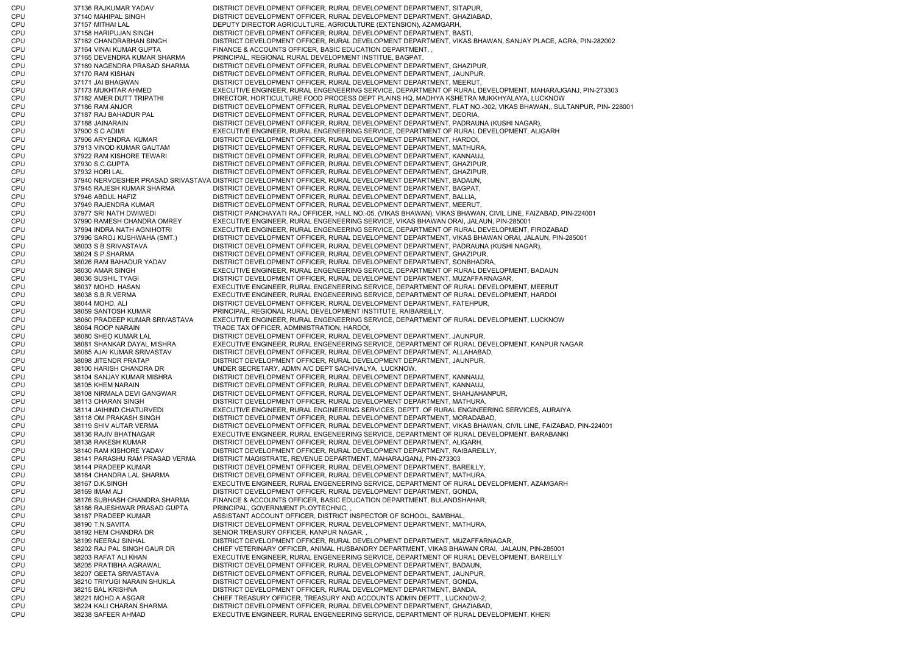| | | | |
|---|---|---|---|
| CPU | 37136 | RAJKUMAR YADAV | DISTRICT DEVELOPMENT OFFICER, RURAL DEVELOPMENT DEPARTMENT, SITAPUR, |
| CPU | 37140 | MAHIPAL SINGH | DISTRICT DEVELOPMENT OFFICER, RURAL DEVELOPMENT DEPARTMENT, GHAZIABAD, |
| CPU | 37157 | MITHAI LAL | DEPUTY DIRECTOR AGRICULTURE, AGRICULTURE (EXTENSION), AZAMGARH, |
| CPU | 37158 | HARIPUJAN SINGH | DISTRICT DEVELOPMENT OFFICER, RURAL DEVELOPMENT DEPARTMENT, BASTI, |
| CPU | 37162 | CHANDRABHAN SINGH | DISTRICT DEVELOPMENT OFFICER, RURAL DEVELOPMENT DEPARTMENT, VIKAS BHAWAN, SANJAY PLACE, AGRA, PIN-282002 |
| CPU | 37164 | VINAI KUMAR GUPTA | FINANCE & ACCOUNTS OFFICER, BASIC EDUCATION DEPARTMENT, , |
| CPU | 37165 | DEVENDRA KUMAR SHARMA | PRINCIPAL, REGIONAL RURAL DEVELOPMENT INSTITUE, BAGPAT, |
| CPU | 37169 | NAGENDRA PRASAD SHARMA | DISTRICT DEVELOPMENT OFFICER, RURAL DEVELOPMENT DEPARTMENT, GHAZIPUR, |
| CPU | 37170 | RAM KISHAN | DISTRICT DEVELOPMENT OFFICER, RURAL DEVELOPMENT DEPARTMENT, JAUNPUR, |
| CPU | 37171 | JAI BHAGWAN | DISTRICT DEVELOPMENT OFFICER, RURAL DEVELOPMENT DEPARTMENT, MEERUT, |
| CPU | 37173 | MUKHTAR AHMED | EXECUTIVE ENGINEER, RURAL ENGENEERING SERVICE, DEPARTMENT OF RURAL DEVELOPMENT, MAHARAJGANJ, PIN-273303 |
| CPU | 37182 | AMER DUTT TRIPATHI | DIRECTOR, HORTICULTURE FOOD PROCESS DEPT PLAINS HQ, MADHYA KSHETRA MUKKHYALAYA, LUCKNOW |
| CPU | 37186 | RAM ANJOR | DISTRICT DEVELOPMENT OFFICER, RURAL DEVELOPMENT DEPARTMENT, FLAT NO.-302, VIKAS BHAWAN,, SULTANPUR, PIN- 228001 |
| CPU | 37187 | RAJ BAHADUR PAL | DISTRICT DEVELOPMENT OFFICER, RURAL DEVELOPMENT DEPARTMENT, DEORIA, |
| CPU | 37188 | JAINARAIN | DISTRICT DEVELOPMENT OFFICER, RURAL DEVELOPMENT DEPARTMENT, PADRAUNA (KUSHI NAGAR), |
| CPU | 37900 | S C ADIMI | EXECUTIVE ENGINEER, RURAL ENGENEERING SERVICE, DEPARTMENT OF RURAL DEVELOPMENT, ALIGARH |
| CPU | 37906 | ARYENDRA KUMAR | DISTRICT DEVELOPMENT OFFICER, RURAL DEVELOPMENT DEPARTMENT, HARDOI, |
| CPU | 37913 | VINOD KUMAR GAUTAM | DISTRICT DEVELOPMENT OFFICER, RURAL DEVELOPMENT DEPARTMENT, MATHURA, |
| CPU | 37922 | RAM KISHORE TEWARI | DISTRICT DEVELOPMENT OFFICER, RURAL DEVELOPMENT DEPARTMENT, KANNAUJ, |
| CPU | 37930 | S.C.GUPTA | DISTRICT DEVELOPMENT OFFICER, RURAL DEVELOPMENT DEPARTMENT, GHAZIPUR, |
| CPU | 37932 | HORI LAL | DISTRICT DEVELOPMENT OFFICER, RURAL DEVELOPMENT DEPARTMENT, GHAZIPUR, |
| CPU | 37940 | NERVDESHER PRASAD SRIVASTAVA | DISTRICT DEVELOPMENT OFFICER, RURAL DEVELOPMENT DEPARTMENT, BADAUN, |
| CPU | 37945 | RAJESH KUMAR SHARMA | DISTRICT DEVELOPMENT OFFICER, RURAL DEVELOPMENT DEPARTMENT, BAGPAT, |
| CPU | 37946 | ABDUL HAFIZ | DISTRICT DEVELOPMENT OFFICER, RURAL DEVELOPMENT DEPARTMENT, BALLIA, |
| CPU | 37949 | RAJENDRA KUMAR | DISTRICT DEVELOPMENT OFFICER, RURAL DEVELOPMENT DEPARTMENT, MEERUT, |
| CPU | 37977 | SRI NATH DWIWEDI | DISTRICT PANCHAYATI RAJ OFFICER, HALL NO.-05, (VIKAS BHAWAN), VIKAS BHAWAN, CIVIL LINE, FAIZABAD, PIN-224001 |
| CPU | 37990 | RAMESH CHANDRA OMREY | EXECUTIVE ENGINEER, RURAL ENGENEERING SERVICE, VIKAS BHAWAN ORAI, JALAUN, PIN-285001 |
| CPU | 37994 | INDRA NATH AGNIHOTRI | EXECUTIVE ENGINEER, RURAL ENGENEERING SERVICE, DEPARTMENT OF RURAL DEVELOPMENT, FIROZABAD |
| CPU | 37996 | SAROJ KUSHWAHA (SMT.) | DISTRICT DEVELOPMENT OFFICER, RURAL DEVELOPMENT DEPARTMENT, VIKAS BHAWAN ORAI, JALAUN, PIN-285001 |
| CPU | 38003 | S B SRIVASTAVA | DISTRICT DEVELOPMENT OFFICER, RURAL DEVELOPMENT DEPARTMENT, PADRAUNA (KUSHI NAGAR), |
| CPU | 38024 | S.P.SHARMA | DISTRICT DEVELOPMENT OFFICER, RURAL DEVELOPMENT DEPARTMENT, GHAZIPUR, |
| CPU | 38026 | RAM BAHADUR YADAV | DISTRICT DEVELOPMENT OFFICER, RURAL DEVELOPMENT DEPARTMENT, SONBHADRA, |
| CPU | 38030 | AMAR SINGH | EXECUTIVE ENGINEER, RURAL ENGENEERING SERVICE, DEPARTMENT OF RURAL DEVELOPMENT, BADAUN |
| CPU | 38036 | SUSHIL TYAGI | DISTRICT DEVELOPMENT OFFICER, RURAL DEVELOPMENT DEPARTMENT, MUZAFFARNAGAR, |
| CPU | 38037 | MOHD. HASAN | EXECUTIVE ENGINEER, RURAL ENGENEERING SERVICE, DEPARTMENT OF RURAL DEVELOPMENT, MEERUT |
| CPU | 38038 | S.B.R.VERMA | EXECUTIVE ENGINEER, RURAL ENGENEERING SERVICE, DEPARTMENT OF RURAL DEVELOPMENT, HARDOI |
| CPU | 38044 | MOHD. ALI | DISTRICT DEVELOPMENT OFFICER, RURAL DEVELOPMENT DEPARTMENT, FATEHPUR, |
| CPU | 38059 | SANTOSH KUMAR | PRINCIPAL, REGIONAL RURAL DEVELOPMENT INSTITUTE, RAIBAREILLY, |
| CPU | 38060 | PRADEEP KUMAR SRIVASTAVA | EXECUTIVE ENGINEER, RURAL ENGENEERING SERVICE, DEPARTMENT OF RURAL DEVELOPMENT, LUCKNOW |
| CPU | 38064 | ROOP NARAIN | TRADE TAX OFFICER, ADMINISTRATION, HARDOI, |
| CPU | 38080 | SHEO KUMAR LAL | DISTRICT DEVELOPMENT OFFICER, RURAL DEVELOPMENT DEPARTMENT, JAUNPUR, |
| CPU | 38081 | SHANKAR DAYAL MISHRA | EXECUTIVE ENGINEER, RURAL ENGENEERING SERVICE, DEPARTMENT OF RURAL DEVELOPMENT, KANPUR NAGAR |
| CPU | 38085 | AJAI KUMAR SRIVASTAV | DISTRICT DEVELOPMENT OFFICER, RURAL DEVELOPMENT DEPARTMENT, ALLAHABAD, |
| CPU | 38098 | JITENDR PRATAP | DISTRICT DEVELOPMENT OFFICER, RURAL DEVELOPMENT DEPARTMENT, JAUNPUR, |
| CPU | 38100 | HARISH CHANDRA DR | UNDER SECRETARY, ADMN A/C DEPT SACHIVALYA, LUCKNOW, |
| CPU | 38104 | SANJAY KUMAR MISHRA | DISTRICT DEVELOPMENT OFFICER, RURAL DEVELOPMENT DEPARTMENT, KANNAUJ, |
| CPU | 38105 | KHEM NARAIN | DISTRICT DEVELOPMENT OFFICER, RURAL DEVELOPMENT DEPARTMENT, KANNAUJ, |
| CPU | 38108 | NIRMALA DEVI GANGWAR | DISTRICT DEVELOPMENT OFFICER, RURAL DEVELOPMENT DEPARTMENT, SHAHJAHANPUR, |
| CPU | 38113 | CHARAN SINGH | DISTRICT DEVELOPMENT OFFICER, RURAL DEVELOPMENT DEPARTMENT, MATHURA, |
| CPU | 38114 | JAIHIND CHATURVEDI | EXECUTIVE ENGINEER, RURAL ENGINEERING SERVICES, DEPTT. OF RURAL ENGINEERING SERVICES, AURAIYA |
| CPU | 38118 | OM PRAKASH SINGH | DISTRICT DEVELOPMENT OFFICER, RURAL DEVELOPMENT DEPARTMENT, MORADABAD, |
| CPU | 38119 | SHIV AUTAR VERMA | DISTRICT DEVELOPMENT OFFICER, RURAL DEVELOPMENT DEPARTMENT, VIKAS BHAWAN, CIVIL LINE, FAIZABAD, PIN-224001 |
| CPU | 38136 | RAJIV BHATNAGAR | EXECUTIVE ENGINEER, RURAL ENGENEERING SERVICE, DEPARTMENT OF RURAL DEVELOPMENT, BARABANKI |
| CPU | 38138 | RAKESH KUMAR | DISTRICT DEVELOPMENT OFFICER, RURAL DEVELOPMENT DEPARTMENT, ALIGARH, |
| CPU | 38140 | RAM KISHORE YADAV | DISTRICT DEVELOPMENT OFFICER, RURAL DEVELOPMENT DEPARTMENT, RAIBAREILLY, |
| CPU | 38141 | PARASHU RAM PRASAD VERMA | DISTRICT MAGISTRATE, REVENUE DEPARTMENT, MAHARAJGANJ, PIN-273303 |
| CPU | 38144 | PRADEEP KUMAR | DISTRICT DEVELOPMENT OFFICER, RURAL DEVELOPMENT DEPARTMENT, BAREILLY, |
| CPU | 38164 | CHANDRA LAL SHARMA | DISTRICT DEVELOPMENT OFFICER, RURAL DEVELOPMENT DEPARTMENT, MATHURA, |
| CPU | 38167 | D.K.SINGH | EXECUTIVE ENGINEER, RURAL ENGENEERING SERVICE, DEPARTMENT OF RURAL DEVELOPMENT, AZAMGARH |
| CPU | 38169 | IMAM ALI | DISTRICT DEVELOPMENT OFFICER, RURAL DEVELOPMENT DEPARTMENT, GONDA, |
| CPU | 38176 | SUBHASH CHANDRA SHARMA | FINANCE & ACCOUNTS OFFICER, BASIC EDUCATION DEPARTMENT, BULANDSHAHAR, |
| CPU | 38186 | RAJESHWAR PRASAD GUPTA | PRINCIPAL, GOVERNMENT PLOYTECHNIC, , |
| CPU | 38187 | PRADEEP KUMAR | ASSISTANT ACCOUNT OFFICER, DISTRICT INSPECTOR OF SCHOOL, SAMBHAL, |
| CPU | 38190 | T.N.SAVITA | DISTRICT DEVELOPMENT OFFICER, RURAL DEVELOPMENT DEPARTMENT, MATHURA, |
| CPU | 38192 | HEM CHANDRA DR | SENIOR TREASURY OFFICER, KANPUR NAGAR, , |
| CPU | 38199 | NEERAJ SINHAL | DISTRICT DEVELOPMENT OFFICER, RURAL DEVELOPMENT DEPARTMENT, MUZAFFARNAGAR, |
| CPU | 38202 | RAJ PAL SINGH GAUR DR | CHIEF VETERINARY OFFICER, ANIMAL HUSBANDRY DEPARTMENT, VIKAS BHAWAN ORAI, JALAUN, PIN-285001 |
| CPU | 38203 | RAFAT ALI KHAN | EXECUTIVE ENGINEER, RURAL ENGENEERING SERVICE, DEPARTMENT OF RURAL DEVELOPMENT, BAREILLY |
| CPU | 38205 | PRATIBHA AGRAWAL | DISTRICT DEVELOPMENT OFFICER, RURAL DEVELOPMENT DEPARTMENT, BADAUN, |
| CPU | 38207 | GEETA SRIVASTAVA | DISTRICT DEVELOPMENT OFFICER, RURAL DEVELOPMENT DEPARTMENT, JAUNPUR, |
| CPU | 38210 | TRIYUGI NARAIN SHUKLA | DISTRICT DEVELOPMENT OFFICER, RURAL DEVELOPMENT DEPARTMENT, GONDA, |
| CPU | 38215 | BAL KRISHNA | DISTRICT DEVELOPMENT OFFICER, RURAL DEVELOPMENT DEPARTMENT, BANDA, |
| CPU | 38221 | MOHD.A.ASGAR | CHIEF TREASURY OFFICER, TREASURY AND ACCOUNTS ADMIN DEPTT., LUCKNOW-2, |
| CPU | 38224 | KALI CHARAN SHARMA | DISTRICT DEVELOPMENT OFFICER, RURAL DEVELOPMENT DEPARTMENT, GHAZIABAD, |
| CPU | 38238 | SAFEER AHMAD | EXECUTIVE ENGINEER, RURAL ENGENEERING SERVICE, DEPARTMENT OF RURAL DEVELOPMENT, KHERI |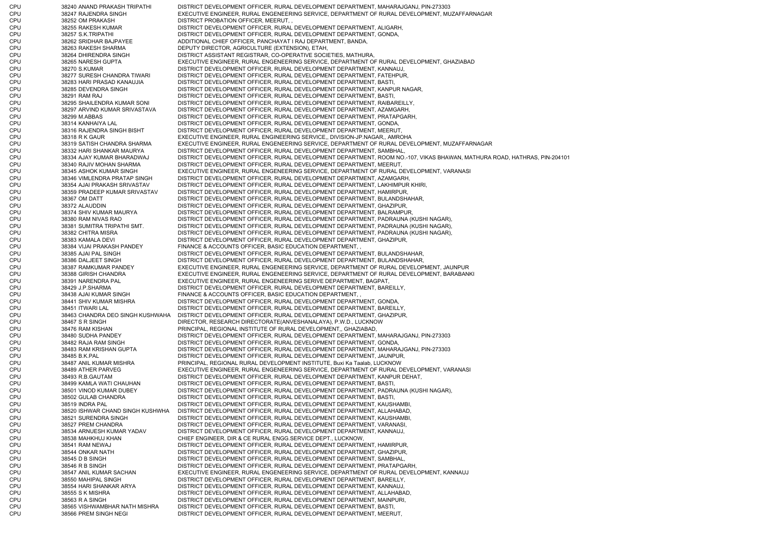| | | | |
|---|---|---|---|
| CPU | 38240 | ANAND PRAKASH TRIPATHI | DISTRICT DEVELOPMENT OFFICER, RURAL DEVELOPMENT DEPARTMENT, MAHARAJGANJ, PIN-273303 |
| CPU | 38247 | RAJENDRA SINGH | EXECUTIVE ENGINEER, RURAL ENGENEERING SERVICE, DEPARTMENT OF RURAL DEVELOPMENT, MUZAFFARNAGAR |
| CPU | 38252 | OM PRAKASH | DISTRICT PROBATION OFFICER, MEERUT, , |
| CPU | 38255 | RAKESH KUMAR | DISTRICT DEVELOPMENT OFFICER, RURAL DEVELOPMENT DEPARTMENT, ALIGARH, |
| CPU | 38257 | S.K.TRIPATHI | DISTRICT DEVELOPMENT OFFICER, RURAL DEVELOPMENT DEPARTMENT, GONDA, |
| CPU | 38262 | SRIDHAR BAJPAYEE | ADDITIONAL CHIEF OFFICER, PANCHAYAT I RAJ DEPARTMENT, BANDA, |
| CPU | 38263 | RAKESH SHARMA | DEPUTY DIRECTOR, AGRICULTURE (EXTENSION), ETAH, |
| CPU | 38264 | DHIRENDRA SINGH | DISTRICT ASSISTANT REGISTRAR, CO-OPERATIVE SOCIETIES, MATHURA, |
| CPU | 38265 | NARESH GUPTA | EXECUTIVE ENGINEER, RURAL ENGENEERING SERVICE, DEPARTMENT OF RURAL DEVELOPMENT, GHAZIABAD |
| CPU | 38270 | S.KUMAR | DISTRICT DEVELOPMENT OFFICER, RURAL DEVELOPMENT DEPARTMENT, KANNAUJ, |
| CPU | 38277 | SURESH CHANDRA TIWARI | DISTRICT DEVELOPMENT OFFICER, RURAL DEVELOPMENT DEPARTMENT, FATEHPUR, |
| CPU | 38283 | HARI PRASAD KANAUJIA | DISTRICT DEVELOPMENT OFFICER, RURAL DEVELOPMENT DEPARTMENT, BASTI, |
| CPU | 38285 | DEVENDRA SINGH | DISTRICT DEVELOPMENT OFFICER, RURAL DEVELOPMENT DEPARTMENT, KANPUR NAGAR, |
| CPU | 38291 | RAM RAJ | DISTRICT DEVELOPMENT OFFICER, RURAL DEVELOPMENT DEPARTMENT, BASTI, |
| CPU | 38295 | SHAILENDRA KUMAR SONI | DISTRICT DEVELOPMENT OFFICER, RURAL DEVELOPMENT DEPARTMENT, RAIBAREILLY, |
| CPU | 38297 | ARVIND KUMAR SRIVASTAVA | DISTRICT DEVELOPMENT OFFICER, RURAL DEVELOPMENT DEPARTMENT, AZAMGARH, |
| CPU | 38299 | M.ABBAS | DISTRICT DEVELOPMENT OFFICER, RURAL DEVELOPMENT DEPARTMENT, PRATAPGARH, |
| CPU | 38314 | KANHAIYA LAL | DISTRICT DEVELOPMENT OFFICER, RURAL DEVELOPMENT DEPARTMENT, GONDA, |
| CPU | 38316 | RAJENDRA SINGH BISHT | DISTRICT DEVELOPMENT OFFICER, RURAL DEVELOPMENT DEPARTMENT, MEERUT, |
| CPU | 38318 | R K GAUR | EXECUTIVE ENGINEER, RURAL ENGINEERING SERVICE,, DIVISION-JP.NAGAR,, AMROHA |
| CPU | 38319 | SATISH CHANDRA SHARMA | EXECUTIVE ENGINEER, RURAL ENGENEERING SERVICE, DEPARTMENT OF RURAL DEVELOPMENT, MUZAFFARNAGAR |
| CPU | 38332 | HARI SHANKAR MAURYA | DISTRICT DEVELOPMENT OFFICER, RURAL DEVELOPMENT DEPARTMENT, SAMBHAL, |
| CPU | 38334 | AJAY KUMAR BHARADWAJ | DISTRICT DEVELOPMENT OFFICER, RURAL DEVELOPMENT DEPARTMENT, ROOM NO.-107, VIKAS BHAWAN, MATHURA ROAD, HATHRAS, PIN-204101 |
| CPU | 38340 | RAJIV MOHAN SHARMA | DISTRICT DEVELOPMENT OFFICER, RURAL DEVELOPMENT DEPARTMENT, MEERUT, |
| CPU | 38345 | ASHOK KUMAR SINGH | EXECUTIVE ENGINEER, RURAL ENGENEERING SERVICE, DEPARTMENT OF RURAL DEVELOPMENT, VARANASI |
| CPU | 38346 | VIMLENDRA PRATAP SINGH | DISTRICT DEVELOPMENT OFFICER, RURAL DEVELOPMENT DEPARTMENT, AZAMGARH, |
| CPU | 38354 | AJAI PRAKASH SRIVASTAV | DISTRICT DEVELOPMENT OFFICER, RURAL DEVELOPMENT DEPARTMENT, LAKHIMPUR KHIRI, |
| CPU | 38359 | PRADEEP KUMAR SRIVASTAV | DISTRICT DEVELOPMENT OFFICER, RURAL DEVELOPMENT DEPARTMENT, HAMIRPUR, |
| CPU | 38367 | OM DATT | DISTRICT DEVELOPMENT OFFICER, RURAL DEVELOPMENT DEPARTMENT, BULANDSHAHAR, |
| CPU | 38372 | ALAUDDIN | DISTRICT DEVELOPMENT OFFICER, RURAL DEVELOPMENT DEPARTMENT, GHAZIPUR, |
| CPU | 38374 | SHIV KUMAR MAURYA | DISTRICT DEVELOPMENT OFFICER, RURAL DEVELOPMENT DEPARTMENT, BALRAMPUR, |
| CPU | 38380 | RAM NIVAS RAO | DISTRICT DEVELOPMENT OFFICER, RURAL DEVELOPMENT DEPARTMENT, PADRAUNA (KUSHI NAGAR), |
| CPU | 38381 | SUMITRA TRIPATHI SMT. | DISTRICT DEVELOPMENT OFFICER, RURAL DEVELOPMENT DEPARTMENT, PADRAUNA (KUSHI NAGAR), |
| CPU | 38382 | CHITRA MISRA | DISTRICT DEVELOPMENT OFFICER, RURAL DEVELOPMENT DEPARTMENT, PADRAUNA (KUSHI NAGAR), |
| CPU | 38383 | KAMALA DEVI | DISTRICT DEVELOPMENT OFFICER, RURAL DEVELOPMENT DEPARTMENT, GHAZIPUR, |
| CPU | 38384 | VIJAI PRAKASH PANDEY | FINANCE & ACCOUNTS OFFICER, BASIC EDUCATION DEPARTMENT, , |
| CPU | 38385 | AJAI PAL SINGH | DISTRICT DEVELOPMENT OFFICER, RURAL DEVELOPMENT DEPARTMENT, BULANDSHAHAR, |
| CPU | 38386 | DALJEET SINGH | DISTRICT DEVELOPMENT OFFICER, RURAL DEVELOPMENT DEPARTMENT, BULANDSHAHAR, |
| CPU | 38387 | RAMKUMAR PANDEY | EXECUTIVE ENGINEER, RURAL ENGENEERING SERVICE, DEPARTMENT OF RURAL DEVELOPMENT, JAUNPUR |
| CPU | 38388 | GIRISH CHANDRA | EXECUTIVE ENGINEER, RURAL ENGENEERING SERVICE, DEPARTMENT OF RURAL DEVELOPMENT, BARABANKI |
| CPU | 38391 | NARENDRA PAL | EXECUTIVE ENGINEER, RURAL ENGENEERING SERIVE DEPARTMENT, BAGPAT, |
| CPU | 38429 | J.P.SHARMA | DISTRICT DEVELOPMENT OFFICER, RURAL DEVELOPMENT DEPARTMENT, BAREILLY, |
| CPU | 38438 | AJAI KUMAR SINGH | FINANCE & ACCOUNTS OFFICER, BASIC EDUCATION DEPARTMENT, , |
| CPU | 38441 | SHIV KUMAR MISHRA | DISTRICT DEVELOPMENT OFFICER, RURAL DEVELOPMENT DEPARTMENT, GONDA, |
| CPU | 38451 | ITWARI LAL | DISTRICT DEVELOPMENT OFFICER, RURAL DEVELOPMENT DEPARTMENT, BAREILLY, |
| CPU | 38463 | CHANDRA DEO SINGH KUSHWAHA | DISTRICT DEVELOPMENT OFFICER, RURAL DEVELOPMENT DEPARTMENT, GHAZIPUR, |
| CPU | 38467 | S R SINGH | DIRECTOR, RESEARCH DIRECTORATE(ANVESHANALAYA), P.W.D., LUCKNOW |
| CPU | 38476 | RAM KISHAN | PRINCIPAL, REGIONAL INSTITUTE OF RURAL DEVELOPMENT,, GHAZIABAD, |
| CPU | 38480 | SUDHA PANDEY | DISTRICT DEVELOPMENT OFFICER, RURAL DEVELOPMENT DEPARTMENT, MAHARAJGANJ, PIN-273303 |
| CPU | 38482 | RAJA RAM SINGH | DISTRICT DEVELOPMENT OFFICER, RURAL DEVELOPMENT DEPARTMENT, GONDA, |
| CPU | 38483 | RAM KRISHAN GUPTA | DISTRICT DEVELOPMENT OFFICER, RURAL DEVELOPMENT DEPARTMENT, MAHARAJGANJ, PIN-273303 |
| CPU | 38485 | B.K.PAL | DISTRICT DEVELOPMENT OFFICER, RURAL DEVELOPMENT DEPARTMENT, JAUNPUR, |
| CPU | 38487 | ANIL KUMAR MISHRA | PRINCIPAL, REGIONAL RURAL DEVELOPMENT INSTITUTE, Buxi Ka Taalab, LUCKNOW |
| CPU | 38489 | ATHER PARVEG | EXECUTIVE ENGINEER, RURAL ENGENEERING SERVICE, DEPARTMENT OF RURAL DEVELOPMENT, VARANASI |
| CPU | 38493 | R.B.GAUTAM | DISTRICT DEVELOPMENT OFFICER, RURAL DEVELOPMENT DEPARTMENT, KANPUR DEHAT, |
| CPU | 38499 | KAMLA WATI CHAUHAN | DISTRICT DEVELOPMENT OFFICER, RURAL DEVELOPMENT DEPARTMENT, BASTI, |
| CPU | 38501 | VINOD KUMAR DUBEY | DISTRICT DEVELOPMENT OFFICER, RURAL DEVELOPMENT DEPARTMENT, PADRAUNA (KUSHI NAGAR), |
| CPU | 38502 | GULAB CHANDRA | DISTRICT DEVELOPMENT OFFICER, RURAL DEVELOPMENT DEPARTMENT, BASTI, |
| CPU | 38519 | INDRA PAL | DISTRICT DEVELOPMENT OFFICER, RURAL DEVELOPMENT DEPARTMENT, KAUSHAMBI, |
| CPU | 38520 | ISHWAR CHAND SINGH KUSHWHA | DISTRICT DEVELOPMENT OFFICER, RURAL DEVELOPMENT DEPARTMENT, ALLAHABAD, |
| CPU | 38521 | SURENDRA SINGH | DISTRICT DEVELOPMENT OFFICER, RURAL DEVELOPMENT DEPARTMENT, KAUSHAMBI, |
| CPU | 38527 | PREM CHANDRA | DISTRICT DEVELOPMENT OFFICER, RURAL DEVELOPMENT DEPARTMENT, VARANASI, |
| CPU | 38534 | ARNUESH KUMAR YADAV | DISTRICT DEVELOPMENT OFFICER, RURAL DEVELOPMENT DEPARTMENT, KANNAUJ, |
| CPU | 38538 | MAHKHUJ KHAN | CHIEF ENGINEER, DIR & CE RURAL ENGG.SERVICE DEPT., LUCKNOW, |
| CPU | 38541 | RAM NEWAJ | DISTRICT DEVELOPMENT OFFICER, RURAL DEVELOPMENT DEPARTMENT, HAMIRPUR, |
| CPU | 38544 | ONKAR NATH | DISTRICT DEVELOPMENT OFFICER, RURAL DEVELOPMENT DEPARTMENT, GHAZIPUR, |
| CPU | 38545 | D B SINGH | DISTRICT DEVELOPMENT OFFICER, RURAL DEVELOPMENT DEPARTMENT, SAMBHAL, |
| CPU | 38546 | R B SINGH | DISTRICT DEVELOPMENT OFFICER, RURAL DEVELOPMENT DEPARTMENT, PRATAPGARH, |
| CPU | 38547 | ANIL KUMAR SACHAN | EXECUTIVE ENGINEER, RURAL ENGENEERING SERVICE, DEPARTMENT OF RURAL DEVELOPMENT, KANNAUJ |
| CPU | 38550 | MAHIPAL SINGH | DISTRICT DEVELOPMENT OFFICER, RURAL DEVELOPMENT DEPARTMENT, BAREILLY, |
| CPU | 38554 | HARI SHANKAR ARYA | DISTRICT DEVELOPMENT OFFICER, RURAL DEVELOPMENT DEPARTMENT, KANNAUJ, |
| CPU | 38555 | S K MISHRA | DISTRICT DEVELOPMENT OFFICER, RURAL DEVELOPMENT DEPARTMENT, ALLAHABAD, |
| CPU | 38563 | R A SINGH | DISTRICT DEVELOPMENT OFFICER, RURAL DEVELOPMENT DEPARTMENT, MAINPURI, |
| CPU | 38565 | VISHWAMBHAR NATH MISHRA | DISTRICT DEVELOPMENT OFFICER, RURAL DEVELOPMENT DEPARTMENT, BASTI, |
| CPU | 38566 | PREM SINGH NEGI | DISTRICT DEVELOPMENT OFFICER, RURAL DEVELOPMENT DEPARTMENT, MEERUT, |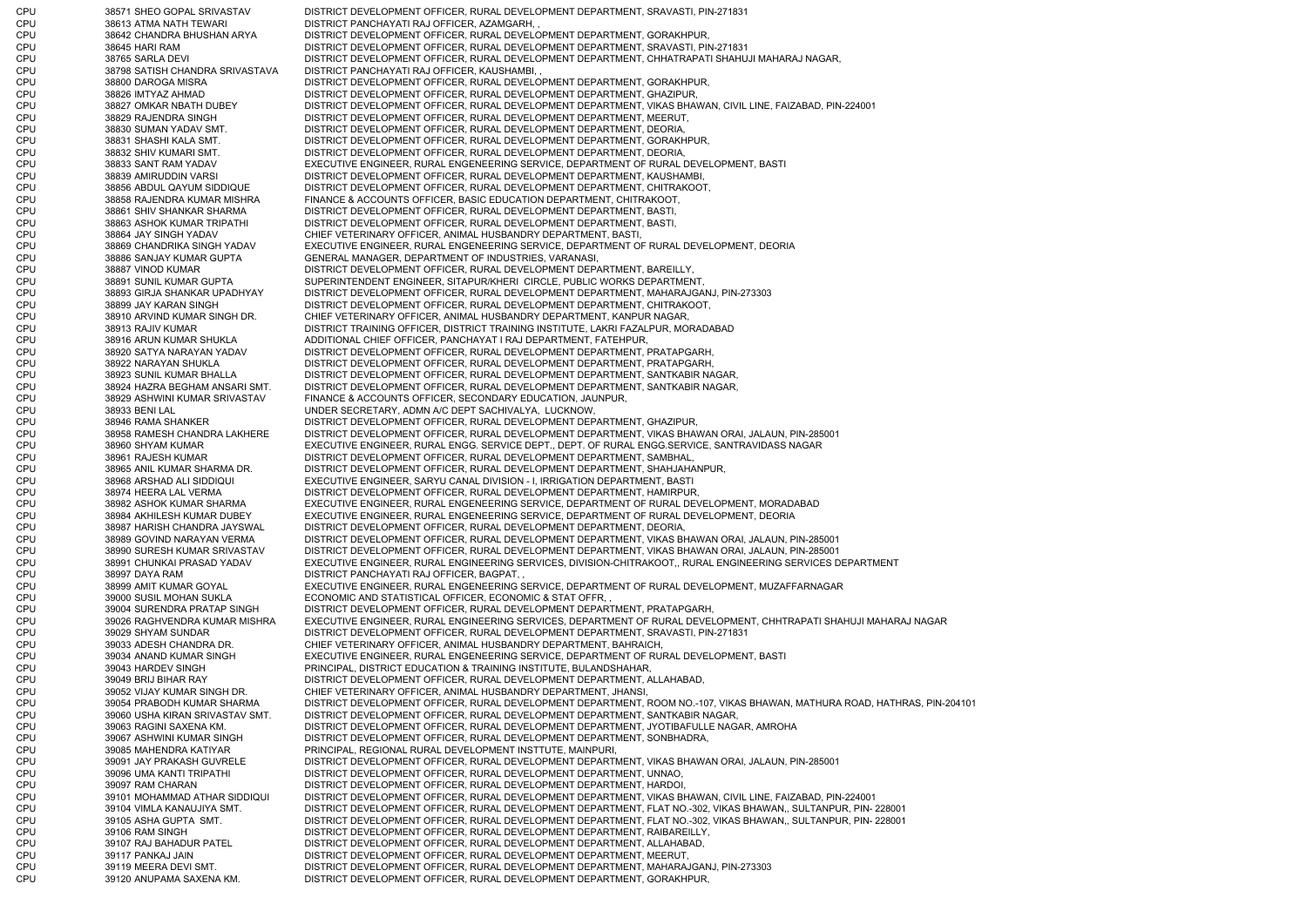| | | | |
|---|---|---|---|
| CPU | 38571 | SHEO GOPAL SRIVASTAV | DISTRICT DEVELOPMENT OFFICER, RURAL DEVELOPMENT DEPARTMENT, SRAVASTI, PIN-271831 |
| CPU | 38613 | ATMA NATH TEWARI | DISTRICT PANCHAYATI RAJ OFFICER, AZAMGARH, , |
| CPU | 38642 | CHANDRA BHUSHAN ARYA | DISTRICT DEVELOPMENT OFFICER, RURAL DEVELOPMENT DEPARTMENT, GORAKHPUR, |
| CPU | 38645 | HARI RAM | DISTRICT DEVELOPMENT OFFICER, RURAL DEVELOPMENT DEPARTMENT, SRAVASTI, PIN-271831 |
| CPU | 38765 | SARLA DEVI | DISTRICT DEVELOPMENT OFFICER, RURAL DEVELOPMENT DEPARTMENT, CHHATRAPATI SHAHUJI MAHARAJ NAGAR, |
| CPU | 38798 | SATISH CHANDRA SRIVASTAVA | DISTRICT PANCHAYATI RAJ OFFICER, KAUSHAMBI, , |
| CPU | 38800 | DAROGA MISRA | DISTRICT DEVELOPMENT OFFICER, RURAL DEVELOPMENT DEPARTMENT, GORAKHPUR, |
| CPU | 38826 | IMTYAZ AHMAD | DISTRICT DEVELOPMENT OFFICER, RURAL DEVELOPMENT DEPARTMENT, GHAZIPUR, |
| CPU | 38827 | OMKAR NBATH DUBEY | DISTRICT DEVELOPMENT OFFICER, RURAL DEVELOPMENT DEPARTMENT, VIKAS BHAWAN, CIVIL LINE, FAIZABAD, PIN-224001 |
| CPU | 38829 | RAJENDRA SINGH | DISTRICT DEVELOPMENT OFFICER, RURAL DEVELOPMENT DEPARTMENT, MEERUT, |
| CPU | 38830 | SUMAN YADAV SMT. | DISTRICT DEVELOPMENT OFFICER, RURAL DEVELOPMENT DEPARTMENT, DEORIA, |
| CPU | 38831 | SHASHI KALA SMT. | DISTRICT DEVELOPMENT OFFICER, RURAL DEVELOPMENT DEPARTMENT, GORAKHPUR, |
| CPU | 38832 | SHIV KUMARI SMT. | DISTRICT DEVELOPMENT OFFICER, RURAL DEVELOPMENT DEPARTMENT, DEORIA, |
| CPU | 38833 | SANT RAM YADAV | EXECUTIVE ENGINEER, RURAL ENGENEERING SERVICE, DEPARTMENT OF RURAL DEVELOPMENT, BASTI |
| CPU | 38839 | AMIRUDDIN VARSI | DISTRICT DEVELOPMENT OFFICER, RURAL DEVELOPMENT DEPARTMENT, KAUSHAMBI, |
| CPU | 38856 | ABDUL QAYUM SIDDIQUE | DISTRICT DEVELOPMENT OFFICER, RURAL DEVELOPMENT DEPARTMENT, CHITRAKOOT, |
| CPU | 38858 | RAJENDRA KUMAR MISHRA | FINANCE & ACCOUNTS OFFICER, BASIC EDUCATION DEPARTMENT, CHITRAKOOT, |
| CPU | 38861 | SHIV SHANKAR SHARMA | DISTRICT DEVELOPMENT OFFICER, RURAL DEVELOPMENT DEPARTMENT, BASTI, |
| CPU | 38863 | ASHOK KUMAR TRIPATHI | DISTRICT DEVELOPMENT OFFICER, RURAL DEVELOPMENT DEPARTMENT, BASTI, |
| CPU | 38864 | JAY SINGH YADAV | CHIEF VETERINARY OFFICER, ANIMAL HUSBANDRY DEPARTMENT, BASTI, |
| CPU | 38869 | CHANDRIKA SINGH YADAV | EXECUTIVE ENGINEER, RURAL ENGENEERING SERVICE, DEPARTMENT OF RURAL DEVELOPMENT, DEORIA |
| CPU | 38886 | SANJAY KUMAR GUPTA | GENERAL MANAGER, DEPARTMENT OF INDUSTRIES, VARANASI, |
| CPU | 38887 | VINOD KUMAR | DISTRICT DEVELOPMENT OFFICER, RURAL DEVELOPMENT DEPARTMENT, BAREILLY, |
| CPU | 38891 | SUNIL KUMAR GUPTA | SUPERINTENDENT ENGINEER, SITAPUR/KHERI CIRCLE, PUBLIC WORKS DEPARTMENT, |
| CPU | 38893 | GIRJA SHANKAR UPADHYAY | DISTRICT DEVELOPMENT OFFICER, RURAL DEVELOPMENT DEPARTMENT, MAHARAJGANJ, PIN-273303 |
| CPU | 38899 | JAY KARAN SINGH | DISTRICT DEVELOPMENT OFFICER, RURAL DEVELOPMENT DEPARTMENT, CHITRAKOOT, |
| CPU | 38910 | ARVIND KUMAR SINGH DR. | CHIEF VETERINARY OFFICER, ANIMAL HUSBANDRY DEPARTMENT, KANPUR NAGAR, |
| CPU | 38913 | RAJIV KUMAR | DISTRICT TRAINING OFFICER, DISTRICT TRAINING INSTITUTE, LAKRI FAZALPUR, MORADABAD |
| CPU | 38916 | ARUN KUMAR SHUKLA | ADDITIONAL CHIEF OFFICER, PANCHAYAT I RAJ DEPARTMENT, FATEHPUR, |
| CPU | 38920 | SATYA NARAYAN YADAV | DISTRICT DEVELOPMENT OFFICER, RURAL DEVELOPMENT DEPARTMENT, PRATAPGARH, |
| CPU | 38922 | NARAYAN SHUKLA | DISTRICT DEVELOPMENT OFFICER, RURAL DEVELOPMENT DEPARTMENT, PRATAPGARH, |
| CPU | 38923 | SUNIL KUMAR BHALLA | DISTRICT DEVELOPMENT OFFICER, RURAL DEVELOPMENT DEPARTMENT, SANTKABIR NAGAR, |
| CPU | 38924 | HAZRA BEGHAM ANSARI SMT. | DISTRICT DEVELOPMENT OFFICER, RURAL DEVELOPMENT DEPARTMENT, SANTKABIR NAGAR, |
| CPU | 38929 | ASHWINI KUMAR SRIVASTAV | FINANCE & ACCOUNTS OFFICER, SECONDARY EDUCATION, JAUNPUR, |
| CPU | 38933 | BENI LAL | UNDER SECRETARY, ADMN A/C DEPT SACHIVALYA, LUCKNOW, |
| CPU | 38946 | RAMA SHANKER | DISTRICT DEVELOPMENT OFFICER, RURAL DEVELOPMENT DEPARTMENT, GHAZIPUR, |
| CPU | 38958 | RAMESH CHANDRA LAKHERE | DISTRICT DEVELOPMENT OFFICER, RURAL DEVELOPMENT DEPARTMENT, VIKAS BHAWAN ORAI, JALAUN, PIN-285001 |
| CPU | 38960 | SHYAM KUMAR | EXECUTIVE ENGINEER, RURAL ENGG. SERVICE DEPT., DEPT. OF RURAL ENGG.SERVICE, SANTRAVIDASS NAGAR |
| CPU | 38961 | RAJESH KUMAR | DISTRICT DEVELOPMENT OFFICER, RURAL DEVELOPMENT DEPARTMENT, SAMBHAL, |
| CPU | 38965 | ANIL KUMAR SHARMA DR. | DISTRICT DEVELOPMENT OFFICER, RURAL DEVELOPMENT DEPARTMENT, SHAHJAHANPUR, |
| CPU | 38968 | ARSHAD ALI SIDDIQUI | EXECUTIVE ENGINEER, SARYU CANAL DIVISION - I, IRRIGATION DEPARTMENT, BASTI |
| CPU | 38974 | HEERA LAL VERMA | DISTRICT DEVELOPMENT OFFICER, RURAL DEVELOPMENT DEPARTMENT, HAMIRPUR, |
| CPU | 38982 | ASHOK KUMAR SHARMA | EXECUTIVE ENGINEER, RURAL ENGENEERING SERVICE, DEPARTMENT OF RURAL DEVELOPMENT, MORADABAD |
| CPU | 38984 | AKHILESH KUMAR DUBEY | EXECUTIVE ENGINEER, RURAL ENGENEERING SERVICE, DEPARTMENT OF RURAL DEVELOPMENT, DEORIA |
| CPU | 38987 | HARISH CHANDRA JAYSWAL | DISTRICT DEVELOPMENT OFFICER, RURAL DEVELOPMENT DEPARTMENT, DEORIA, |
| CPU | 38989 | GOVIND NARAYAN VERMA | DISTRICT DEVELOPMENT OFFICER, RURAL DEVELOPMENT DEPARTMENT, VIKAS BHAWAN ORAI, JALAUN, PIN-285001 |
| CPU | 38990 | SURESH KUMAR SRIVASTAV | DISTRICT DEVELOPMENT OFFICER, RURAL DEVELOPMENT DEPARTMENT, VIKAS BHAWAN ORAI, JALAUN, PIN-285001 |
| CPU | 38991 | CHUNKAI PRASAD YADAV | EXECUTIVE ENGINEER, RURAL ENGINEERING SERVICES, DIVISION-CHITRAKOOT,, RURAL ENGINEERING SERVICES DEPARTMENT |
| CPU | 38997 | DAYA RAM | DISTRICT PANCHAYATI RAJ OFFICER, BAGPAT, , |
| CPU | 38999 | AMIT KUMAR GOYAL | EXECUTIVE ENGINEER, RURAL ENGENEERING SERVICE, DEPARTMENT OF RURAL DEVELOPMENT, MUZAFFARNAGAR |
| CPU | 39000 | SUSIL MOHAN SUKLA | ECONOMIC AND STATISTICAL OFFICER, ECONOMIC & STAT OFFR, , |
| CPU | 39004 | SURENDRA PRATAP SINGH | DISTRICT DEVELOPMENT OFFICER, RURAL DEVELOPMENT DEPARTMENT, PRATAPGARH, |
| CPU | 39026 | RAGHVENDRA KUMAR MISHRA | EXECUTIVE ENGINEER, RURAL ENGINEERING SERVICES, DEPARTMENT OF RURAL DEVELOPMENT, CHHTRAPATI SHAHUJI MAHARAJ NAGAR |
| CPU | 39029 | SHYAM SUNDAR | DISTRICT DEVELOPMENT OFFICER, RURAL DEVELOPMENT DEPARTMENT, SRAVASTI, PIN-271831 |
| CPU | 39033 | ADESH CHANDRA DR. | CHIEF VETERINARY OFFICER, ANIMAL HUSBANDRY DEPARTMENT, BAHRAICH, |
| CPU | 39034 | ANAND KUMAR SINGH | EXECUTIVE ENGINEER, RURAL ENGENEERING SERVICE, DEPARTMENT OF RURAL DEVELOPMENT, BASTI |
| CPU | 39043 | HARDEV SINGH | PRINCIPAL, DISTRICT EDUCATION & TRAINING INSTITUTE, BULANDSHAHAR, |
| CPU | 39049 | BRIJ BIHAR RAY | DISTRICT DEVELOPMENT OFFICER, RURAL DEVELOPMENT DEPARTMENT, ALLAHABAD, |
| CPU | 39052 | VIJAY KUMAR SINGH DR. | CHIEF VETERINARY OFFICER, ANIMAL HUSBANDRY DEPARTMENT, JHANSI, |
| CPU | 39054 | PRABODH KUMAR SHARMA | DISTRICT DEVELOPMENT OFFICER, RURAL DEVELOPMENT DEPARTMENT, ROOM NO.-107, VIKAS BHAWAN, MATHURA ROAD, HATHRAS, PIN-204101 |
| CPU | 39060 | USHA KIRAN SRIVASTAV SMT. | DISTRICT DEVELOPMENT OFFICER, RURAL DEVELOPMENT DEPARTMENT, SANTKABIR NAGAR, |
| CPU | 39063 | RAGINI SAXENA KM. | DISTRICT DEVELOPMENT OFFICER, RURAL DEVELOPMENT DEPARTMENT, JYOTIBAFULLE NAGAR, AMROHA |
| CPU | 39067 | ASHWINI KUMAR SINGH | DISTRICT DEVELOPMENT OFFICER, RURAL DEVELOPMENT DEPARTMENT, SONBHADRA, |
| CPU | 39085 | MAHENDRA KATIYAR | PRINCIPAL, REGIONAL RURAL DEVELOPMENT INSTTUTE, MAINPURI, |
| CPU | 39091 | JAY PRAKASH GUVRELE | DISTRICT DEVELOPMENT OFFICER, RURAL DEVELOPMENT DEPARTMENT, VIKAS BHAWAN ORAI, JALAUN, PIN-285001 |
| CPU | 39096 | UMA KANTI TRIPATHI | DISTRICT DEVELOPMENT OFFICER, RURAL DEVELOPMENT DEPARTMENT, UNNAO, |
| CPU | 39097 | RAM CHARAN | DISTRICT DEVELOPMENT OFFICER, RURAL DEVELOPMENT DEPARTMENT, HARDOI, |
| CPU | 39101 | MOHAMMAD ATHAR SIDDIQUI | DISTRICT DEVELOPMENT OFFICER, RURAL DEVELOPMENT DEPARTMENT, VIKAS BHAWAN, CIVIL LINE, FAIZABAD, PIN-224001 |
| CPU | 39104 | VIMLA KANAUJIYA SMT. | DISTRICT DEVELOPMENT OFFICER, RURAL DEVELOPMENT DEPARTMENT, FLAT NO.-302, VIKAS BHAWAN,, SULTANPUR, PIN- 228001 |
| CPU | 39105 | ASHA GUPTA SMT. | DISTRICT DEVELOPMENT OFFICER, RURAL DEVELOPMENT DEPARTMENT, FLAT NO.-302, VIKAS BHAWAN,, SULTANPUR, PIN- 228001 |
| CPU | 39106 | RAM SINGH | DISTRICT DEVELOPMENT OFFICER, RURAL DEVELOPMENT DEPARTMENT, RAIBAREILLY, |
| CPU | 39107 | RAJ BAHADUR PATEL | DISTRICT DEVELOPMENT OFFICER, RURAL DEVELOPMENT DEPARTMENT, ALLAHABAD, |
| CPU | 39117 | PANKAJ JAIN | DISTRICT DEVELOPMENT OFFICER, RURAL DEVELOPMENT DEPARTMENT, MEERUT, |
| CPU | 39119 | MEERA DEVI SMT. | DISTRICT DEVELOPMENT OFFICER, RURAL DEVELOPMENT DEPARTMENT, MAHARAJGANJ, PIN-273303 |
| CPU | 39120 | ANUPAMA SAXENA KM. | DISTRICT DEVELOPMENT OFFICER, RURAL DEVELOPMENT DEPARTMENT, GORAKHPUR, |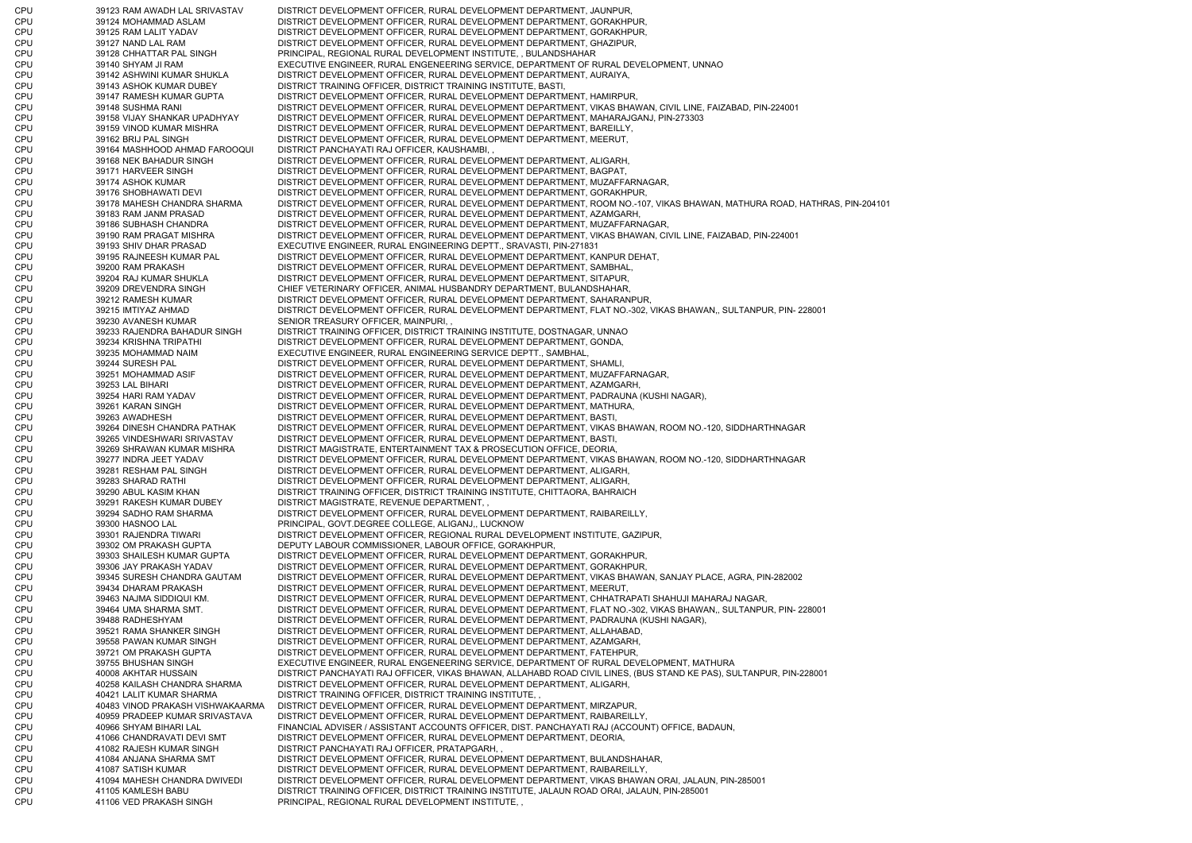| | | | |
|---|---|---|---|
| CPU | 39123 | RAM AWADH LAL SRIVASTAV | DISTRICT DEVELOPMENT OFFICER, RURAL DEVELOPMENT DEPARTMENT, JAUNPUR, |
| CPU | 39124 | MOHAMMAD ASLAM | DISTRICT DEVELOPMENT OFFICER, RURAL DEVELOPMENT DEPARTMENT, GORAKHPUR, |
| CPU | 39125 | RAM LALIT YADAV | DISTRICT DEVELOPMENT OFFICER, RURAL DEVELOPMENT DEPARTMENT, GORAKHPUR, |
| CPU | 39127 | NAND LAL RAM | DISTRICT DEVELOPMENT OFFICER, RURAL DEVELOPMENT DEPARTMENT, GHAZIPUR, |
| CPU | 39128 | CHHATTAR PAL SINGH | PRINCIPAL, REGIONAL RURAL DEVELOPMENT INSTITUTE, , BULANDSHAHAR |
| CPU | 39140 | SHYAM JI RAM | EXECUTIVE ENGINEER, RURAL ENGENEERING SERVICE, DEPARTMENT OF RURAL DEVELOPMENT, UNNAO |
| CPU | 39142 | ASHWINI KUMAR SHUKLA | DISTRICT DEVELOPMENT OFFICER, RURAL DEVELOPMENT DEPARTMENT, AURAIYA, |
| CPU | 39143 | ASHOK KUMAR DUBEY | DISTRICT TRAINING OFFICER, DISTRICT TRAINING INSTITUTE, BASTI, |
| CPU | 39147 | RAMESH KUMAR GUPTA | DISTRICT DEVELOPMENT OFFICER, RURAL DEVELOPMENT DEPARTMENT, HAMIRPUR, |
| CPU | 39148 | SUSHMA RANI | DISTRICT DEVELOPMENT OFFICER, RURAL DEVELOPMENT DEPARTMENT, VIKAS BHAWAN, CIVIL LINE, FAIZABAD, PIN-224001 |
| CPU | 39158 | VIJAY SHANKAR UPADHYAY | DISTRICT DEVELOPMENT OFFICER, RURAL DEVELOPMENT DEPARTMENT, MAHARAJGANJ, PIN-273303 |
| CPU | 39159 | VINOD KUMAR MISHRA | DISTRICT DEVELOPMENT OFFICER, RURAL DEVELOPMENT DEPARTMENT, BAREILLY, |
| CPU | 39162 | BRIJ PAL SINGH | DISTRICT DEVELOPMENT OFFICER, RURAL DEVELOPMENT DEPARTMENT, MEERUT, |
| CPU | 39164 | MASHHOOD AHMAD FAROOQUI | DISTRICT PANCHAYATI RAJ OFFICER, KAUSHAMBI, , |
| CPU | 39168 | NEK BAHADUR SINGH | DISTRICT DEVELOPMENT OFFICER, RURAL DEVELOPMENT DEPARTMENT, ALIGARH, |
| CPU | 39171 | HARVEER SINGH | DISTRICT DEVELOPMENT OFFICER, RURAL DEVELOPMENT DEPARTMENT, BAGPAT, |
| CPU | 39174 | ASHOK KUMAR | DISTRICT DEVELOPMENT OFFICER, RURAL DEVELOPMENT DEPARTMENT, MUZAFFARNAGAR, |
| CPU | 39176 | SHOBHAWATI DEVI | DISTRICT DEVELOPMENT OFFICER, RURAL DEVELOPMENT DEPARTMENT, GORAKHPUR, |
| CPU | 39178 | MAHESH CHANDRA SHARMA | DISTRICT DEVELOPMENT OFFICER, RURAL DEVELOPMENT DEPARTMENT, ROOM NO.-107, VIKAS BHAWAN, MATHURA ROAD, HATHRAS, PIN-204101 |
| CPU | 39183 | RAM JANM PRASAD | DISTRICT DEVELOPMENT OFFICER, RURAL DEVELOPMENT DEPARTMENT, AZAMGARH, |
| CPU | 39186 | SUBHASH CHANDRA | DISTRICT DEVELOPMENT OFFICER, RURAL DEVELOPMENT DEPARTMENT, MUZAFFARNAGAR, |
| CPU | 39190 | RAM PRAGAT MISHRA | DISTRICT DEVELOPMENT OFFICER, RURAL DEVELOPMENT DEPARTMENT, VIKAS BHAWAN, CIVIL LINE, FAIZABAD, PIN-224001 |
| CPU | 39193 | SHIV DHAR PRASAD | EXECUTIVE ENGINEER, RURAL ENGINEERING DEPTT., SRAVASTI, PIN-271831 |
| CPU | 39195 | RAJNEESH KUMAR PAL | DISTRICT DEVELOPMENT OFFICER, RURAL DEVELOPMENT DEPARTMENT, KANPUR DEHAT, |
| CPU | 39200 | RAM PRAKASH | DISTRICT DEVELOPMENT OFFICER, RURAL DEVELOPMENT DEPARTMENT, SAMBHAL, |
| CPU | 39204 | RAJ KUMAR SHUKLA | DISTRICT DEVELOPMENT OFFICER, RURAL DEVELOPMENT DEPARTMENT, SITAPUR, |
| CPU | 39209 | DREVENDRA SINGH | CHIEF VETERINARY OFFICER, ANIMAL HUSBANDRY DEPARTMENT, BULANDSHAHAR, |
| CPU | 39212 | RAMESH KUMAR | DISTRICT DEVELOPMENT OFFICER, RURAL DEVELOPMENT DEPARTMENT, SAHARANPUR, |
| CPU | 39215 | IMTIYAZ AHMAD | DISTRICT DEVELOPMENT OFFICER, RURAL DEVELOPMENT DEPARTMENT, FLAT NO.-302, VIKAS BHAWAN,, SULTANPUR, PIN- 228001 |
| CPU | 39230 | AVANESH KUMAR | SENIOR TREASURY OFFICER, MAINPURI, , |
| CPU | 39233 | RAJENDRA BAHADUR SINGH | DISTRICT TRAINING OFFICER, DISTRICT TRAINING INSTITUTE, DOSTNAGAR, UNNAO |
| CPU | 39234 | KRISHNA TRIPATHI | DISTRICT DEVELOPMENT OFFICER, RURAL DEVELOPMENT DEPARTMENT, GONDA, |
| CPU | 39235 | MOHAMMAD NAIM | EXECUTIVE ENGINEER, RURAL ENGINEERING SERVICE DEPTT., SAMBHAL, |
| CPU | 39244 | SURESH PAL | DISTRICT DEVELOPMENT OFFICER, RURAL DEVELOPMENT DEPARTMENT, SHAMLI, |
| CPU | 39251 | MOHAMMAD ASIF | DISTRICT DEVELOPMENT OFFICER, RURAL DEVELOPMENT DEPARTMENT, MUZAFFARNAGAR, |
| CPU | 39253 | LAL BIHARI | DISTRICT DEVELOPMENT OFFICER, RURAL DEVELOPMENT DEPARTMENT, AZAMGARH, |
| CPU | 39254 | HARI RAM YADAV | DISTRICT DEVELOPMENT OFFICER, RURAL DEVELOPMENT DEPARTMENT, PADRAUNA (KUSHI NAGAR), |
| CPU | 39261 | KARAN SINGH | DISTRICT DEVELOPMENT OFFICER, RURAL DEVELOPMENT DEPARTMENT, MATHURA, |
| CPU | 39263 | AWADHESH | DISTRICT DEVELOPMENT OFFICER, RURAL DEVELOPMENT DEPARTMENT, BASTI, |
| CPU | 39264 | DINESH CHANDRA PATHAK | DISTRICT DEVELOPMENT OFFICER, RURAL DEVELOPMENT DEPARTMENT, VIKAS BHAWAN, ROOM NO.-120, SIDDHARTHNAGAR |
| CPU | 39265 | VINDESHWARI SRIVASTAV | DISTRICT DEVELOPMENT OFFICER, RURAL DEVELOPMENT DEPARTMENT, BASTI, |
| CPU | 39269 | SHRAWAN KUMAR MISHRA | DISTRICT MAGISTRATE, ENTERTAINMENT TAX & PROSECUTION OFFICE, DEORIA, |
| CPU | 39277 | INDRA JEET YADAV | DISTRICT DEVELOPMENT OFFICER, RURAL DEVELOPMENT DEPARTMENT, VIKAS BHAWAN, ROOM NO.-120, SIDDHARTHNAGAR |
| CPU | 39281 | RESHAM PAL SINGH | DISTRICT DEVELOPMENT OFFICER, RURAL DEVELOPMENT DEPARTMENT, ALIGARH, |
| CPU | 39283 | SHARAD RATHI | DISTRICT DEVELOPMENT OFFICER, RURAL DEVELOPMENT DEPARTMENT, ALIGARH, |
| CPU | 39290 | ABUL KASIM KHAN | DISTRICT TRAINING OFFICER, DISTRICT TRAINING INSTITUTE, CHITTAORA, BAHRAICH |
| CPU | 39291 | RAKESH KUMAR DUBEY | DISTRICT MAGISTRATE, REVENUE DEPARTMENT, , |
| CPU | 39294 | SADHO RAM SHARMA | DISTRICT DEVELOPMENT OFFICER, RURAL DEVELOPMENT DEPARTMENT, RAIBAREILLY, |
| CPU | 39300 | HASNOO LAL | PRINCIPAL, GOVT.DEGREE COLLEGE, ALIGANJ,, LUCKNOW |
| CPU | 39301 | RAJENDRA TIWARI | DISTRICT DEVELOPMENT OFFICER, REGIONAL RURAL DEVELOPMENT INSTITUTE, GAZIPUR, |
| CPU | 39302 | OM PRAKASH GUPTA | DEPUTY LABOUR COMMISSIONER, LABOUR OFFICE, GORAKHPUR, |
| CPU | 39303 | SHAILESH KUMAR GUPTA | DISTRICT DEVELOPMENT OFFICER, RURAL DEVELOPMENT DEPARTMENT, GORAKHPUR, |
| CPU | 39306 | JAY PRAKASH YADAV | DISTRICT DEVELOPMENT OFFICER, RURAL DEVELOPMENT DEPARTMENT, GORAKHPUR, |
| CPU | 39345 | SURESH CHANDRA GAUTAM | DISTRICT DEVELOPMENT OFFICER, RURAL DEVELOPMENT DEPARTMENT, VIKAS BHAWAN, SANJAY PLACE, AGRA, PIN-282002 |
| CPU | 39434 | DHARAM PRAKASH | DISTRICT DEVELOPMENT OFFICER, RURAL DEVELOPMENT DEPARTMENT, MEERUT, |
| CPU | 39463 | NAJMA SIDDIQUI KM. | DISTRICT DEVELOPMENT OFFICER, RURAL DEVELOPMENT DEPARTMENT, CHHATRAPATI SHAHUJI MAHARAJ NAGAR, |
| CPU | 39464 | UMA SHARMA SMT. | DISTRICT DEVELOPMENT OFFICER, RURAL DEVELOPMENT DEPARTMENT, FLAT NO.-302, VIKAS BHAWAN,, SULTANPUR, PIN- 228001 |
| CPU | 39488 | RADHESHYAM | DISTRICT DEVELOPMENT OFFICER, RURAL DEVELOPMENT DEPARTMENT, PADRAUNA (KUSHI NAGAR), |
| CPU | 39521 | RAMA SHANKER SINGH | DISTRICT DEVELOPMENT OFFICER, RURAL DEVELOPMENT DEPARTMENT, ALLAHABAD, |
| CPU | 39558 | PAWAN KUMAR SINGH | DISTRICT DEVELOPMENT OFFICER, RURAL DEVELOPMENT DEPARTMENT, AZAMGARH, |
| CPU | 39721 | OM PRAKASH GUPTA | DISTRICT DEVELOPMENT OFFICER, RURAL DEVELOPMENT DEPARTMENT, FATEHPUR, |
| CPU | 39755 | BHUSHAN SINGH | EXECUTIVE ENGINEER, RURAL ENGENEERING SERVICE, DEPARTMENT OF RURAL DEVELOPMENT, MATHURA |
| CPU | 40008 | AKHTAR HUSSAIN | DISTRICT PANCHAYATI RAJ OFFICER, VIKAS BHAWAN, ALLAHABD ROAD CIVIL LINES, (BUS STAND KE PAS), SULTANPUR, PIN-228001 |
| CPU | 40258 | KAILASH CHANDRA SHARMA | DISTRICT DEVELOPMENT OFFICER, RURAL DEVELOPMENT DEPARTMENT, ALIGARH, |
| CPU | 40421 | LALIT KUMAR SHARMA | DISTRICT TRAINING OFFICER, DISTRICT TRAINING INSTITUTE, , |
| CPU | 40483 | VINOD PRAKASH VISHWAKAARMA | DISTRICT DEVELOPMENT OFFICER, RURAL DEVELOPMENT DEPARTMENT, MIRZAPUR, |
| CPU | 40959 | PRADEEP KUMAR SRIVASTAVA | DISTRICT DEVELOPMENT OFFICER, RURAL DEVELOPMENT DEPARTMENT, RAIBAREILLY, |
| CPU | 40966 | SHYAM BIHARI LAL | FINANCIAL ADVISER / ASSISTANT ACCOUNTS OFFICER, DIST. PANCHAYATI RAJ (ACCOUNT) OFFICE, BADAUN, |
| CPU | 41066 | CHANDRAVATI DEVI SMT | DISTRICT DEVELOPMENT OFFICER, RURAL DEVELOPMENT DEPARTMENT, DEORIA, |
| CPU | 41082 | RAJESH KUMAR SINGH | DISTRICT PANCHAYATI RAJ OFFICER, PRATAPGARH, , |
| CPU | 41084 | ANJANA SHARMA SMT | DISTRICT DEVELOPMENT OFFICER, RURAL DEVELOPMENT DEPARTMENT, BULANDSHAHAR, |
| CPU | 41087 | SATISH KUMAR | DISTRICT DEVELOPMENT OFFICER, RURAL DEVELOPMENT DEPARTMENT, RAIBAREILLY, |
| CPU | 41094 | MAHESH CHANDRA DWIVEDI | DISTRICT DEVELOPMENT OFFICER, RURAL DEVELOPMENT DEPARTMENT, VIKAS BHAWAN ORAI, JALAUN, PIN-285001 |
| CPU | 41105 | KAMLESH BABU | DISTRICT TRAINING OFFICER, DISTRICT TRAINING INSTITUTE, JALAUN ROAD ORAI, JALAUN, PIN-285001 |
| CPU | 41106 | VED PRAKASH SINGH | PRINCIPAL, REGIONAL RURAL DEVELOPMENT INSTITUTE, , |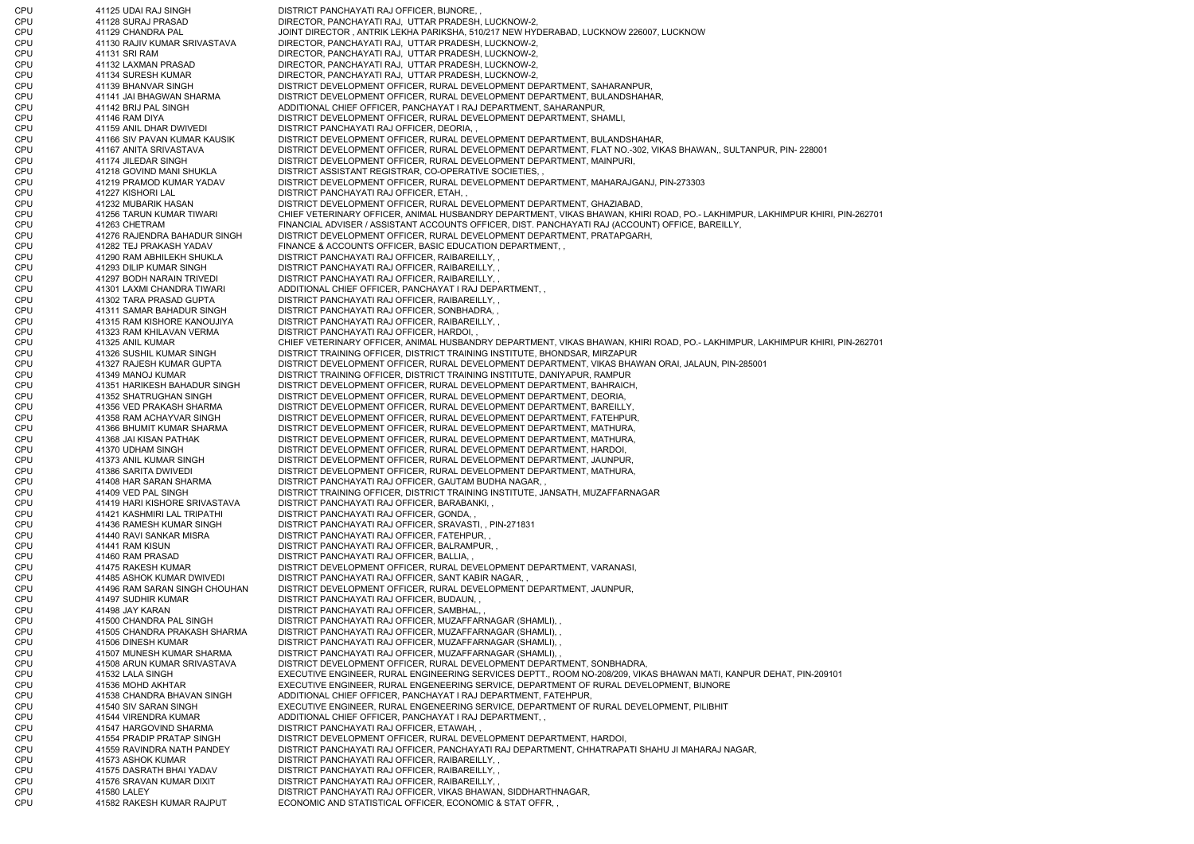| | | | |
|---|---|---|---|
| CPU | 41125 | UDAI RAJ SINGH | DISTRICT PANCHAYATI RAJ OFFICER, BIJNORE, , |
| CPU | 41128 | SURAJ PRASAD | DIRECTOR, PANCHAYATI RAJ, UTTAR PRADESH, LUCKNOW-2, |
| CPU | 41129 | CHANDRA PAL | JOINT DIRECTOR , ANTRIK LEKHA PARIKSHA, 510/217 NEW HYDERABAD, LUCKNOW 226007, LUCKNOW |
| CPU | 41130 | RAJIV KUMAR SRIVASTAVA | DIRECTOR, PANCHAYATI RAJ, UTTAR PRADESH, LUCKNOW-2, |
| CPU | 41131 | SRI RAM | DIRECTOR, PANCHAYATI RAJ, UTTAR PRADESH, LUCKNOW-2, |
| CPU | 41132 | LAXMAN PRASAD | DIRECTOR, PANCHAYATI RAJ, UTTAR PRADESH, LUCKNOW-2, |
| CPU | 41134 | SURESH KUMAR | DIRECTOR, PANCHAYATI RAJ, UTTAR PRADESH, LUCKNOW-2, |
| CPU | 41139 | BHANVAR SINGH | DISTRICT DEVELOPMENT OFFICER, RURAL DEVELOPMENT DEPARTMENT, SAHARANPUR, |
| CPU | 41141 | JAI BHAGWAN SHARMA | DISTRICT DEVELOPMENT OFFICER, RURAL DEVELOPMENT DEPARTMENT, BULANDSHAHAR, |
| CPU | 41142 | BRIJ PAL SINGH | ADDITIONAL CHIEF OFFICER, PANCHAYAT I RAJ DEPARTMENT, SAHARANPUR, |
| CPU | 41146 | RAM DIYA | DISTRICT DEVELOPMENT OFFICER, RURAL DEVELOPMENT DEPARTMENT, SHAMLI, |
| CPU | 41159 | ANIL DHAR DWIVEDI | DISTRICT PANCHAYATI RAJ OFFICER, DEORIA, , |
| CPU | 41166 | SIV PAVAN KUMAR KAUSIK | DISTRICT DEVELOPMENT OFFICER, RURAL DEVELOPMENT DEPARTMENT, BULANDSHAHAR, |
| CPU | 41167 | ANITA SRIVASTAVA | DISTRICT DEVELOPMENT OFFICER, RURAL DEVELOPMENT DEPARTMENT, FLAT NO.-302, VIKAS BHAWAN,, SULTANPUR, PIN- 228001 |
| CPU | 41174 | JILEDAR SINGH | DISTRICT DEVELOPMENT OFFICER, RURAL DEVELOPMENT DEPARTMENT, MAINPURI, |
| CPU | 41218 | GOVIND MANI SHUKLA | DISTRICT ASSISTANT REGISTRAR, CO-OPERATIVE SOCIETIES, , |
| CPU | 41219 | PRAMOD KUMAR YADAV | DISTRICT DEVELOPMENT OFFICER, RURAL DEVELOPMENT DEPARTMENT, MAHARAJGANJ, PIN-273303 |
| CPU | 41227 | KISHORI LAL | DISTRICT PANCHAYATI RAJ OFFICER, ETAH, , |
| CPU | 41232 | MUBARIK HASAN | DISTRICT DEVELOPMENT OFFICER, RURAL DEVELOPMENT DEPARTMENT, GHAZIABAD, |
| CPU | 41256 | TARUN KUMAR TIWARI | CHIEF VETERINARY OFFICER, ANIMAL HUSBANDRY DEPARTMENT, VIKAS BHAWAN, KHIRI ROAD, PO.- LAKHIMPUR, LAKHIMPUR KHIRI, PIN-262701 |
| CPU | 41263 | CHETRAM | FINANCIAL ADVISER / ASSISTANT ACCOUNTS OFFICER, DIST. PANCHAYATI RAJ (ACCOUNT) OFFICE, BAREILLY, |
| CPU | 41276 | RAJENDRA BAHADUR SINGH | DISTRICT DEVELOPMENT OFFICER, RURAL DEVELOPMENT DEPARTMENT, PRATAPGARH, |
| CPU | 41282 | TEJ PRAKASH YADAV | FINANCE & ACCOUNTS OFFICER, BASIC EDUCATION DEPARTMENT, , |
| CPU | 41290 | RAM ABHILEKH SHUKLA | DISTRICT PANCHAYATI RAJ OFFICER, RAIBAREILLY, , |
| CPU | 41293 | DILIP KUMAR SINGH | DISTRICT PANCHAYATI RAJ OFFICER, RAIBAREILLY, , |
| CPU | 41297 | BODH NARAIN TRIVEDI | DISTRICT PANCHAYATI RAJ OFFICER, RAIBAREILLY, , |
| CPU | 41301 | LAXMI CHANDRA TIWARI | ADDITIONAL CHIEF OFFICER, PANCHAYAT I RAJ DEPARTMENT, , |
| CPU | 41302 | TARA PRASAD GUPTA | DISTRICT PANCHAYATI RAJ OFFICER, RAIBAREILLY, , |
| CPU | 41311 | SAMAR BAHADUR SINGH | DISTRICT PANCHAYATI RAJ OFFICER, SONBHADRA, , |
| CPU | 41315 | RAM KISHORE KANOUJIYA | DISTRICT PANCHAYATI RAJ OFFICER, RAIBAREILLY, , |
| CPU | 41323 | RAM KHILAVAN VERMA | DISTRICT PANCHAYATI RAJ OFFICER, HARDOI, , |
| CPU | 41325 | ANIL KUMAR | CHIEF VETERINARY OFFICER, ANIMAL HUSBANDRY DEPARTMENT, VIKAS BHAWAN, KHIRI ROAD, PO.- LAKHIMPUR, LAKHIMPUR KHIRI, PIN-262701 |
| CPU | 41326 | SUSHIL KUMAR SINGH | DISTRICT TRAINING OFFICER, DISTRICT TRAINING INSTITUTE, BHONDSAR, MIRZAPUR |
| CPU | 41327 | RAJESH KUMAR GUPTA | DISTRICT DEVELOPMENT OFFICER, RURAL DEVELOPMENT DEPARTMENT, VIKAS BHAWAN ORAI, JALAUN, PIN-285001 |
| CPU | 41349 | MANOJ KUMAR | DISTRICT TRAINING OFFICER, DISTRICT TRAINING INSTITUTE, DANIYAPUR, RAMPUR |
| CPU | 41351 | HARIKESH BAHADUR SINGH | DISTRICT DEVELOPMENT OFFICER, RURAL DEVELOPMENT DEPARTMENT, BAHRAICH, |
| CPU | 41352 | SHATRUGHAN SINGH | DISTRICT DEVELOPMENT OFFICER, RURAL DEVELOPMENT DEPARTMENT, DEORIA, |
| CPU | 41356 | VED PRAKASH SHARMA | DISTRICT DEVELOPMENT OFFICER, RURAL DEVELOPMENT DEPARTMENT, BAREILLY, |
| CPU | 41358 | RAM ACHAYVAR SINGH | DISTRICT DEVELOPMENT OFFICER, RURAL DEVELOPMENT DEPARTMENT, FATEHPUR, |
| CPU | 41366 | BHUMIT KUMAR SHARMA | DISTRICT DEVELOPMENT OFFICER, RURAL DEVELOPMENT DEPARTMENT, MATHURA, |
| CPU | 41368 | JAI KISAN PATHAK | DISTRICT DEVELOPMENT OFFICER, RURAL DEVELOPMENT DEPARTMENT, MATHURA, |
| CPU | 41370 | UDHAM SINGH | DISTRICT DEVELOPMENT OFFICER, RURAL DEVELOPMENT DEPARTMENT, HARDOI, |
| CPU | 41373 | ANIL KUMAR SINGH | DISTRICT DEVELOPMENT OFFICER, RURAL DEVELOPMENT DEPARTMENT, JAUNPUR, |
| CPU | 41386 | SARITA DWIVEDI | DISTRICT DEVELOPMENT OFFICER, RURAL DEVELOPMENT DEPARTMENT, MATHURA, |
| CPU | 41408 | HAR SARAN SHARMA | DISTRICT PANCHAYATI RAJ OFFICER, GAUTAM BUDHA NAGAR, , |
| CPU | 41409 | VED PAL SINGH | DISTRICT TRAINING OFFICER, DISTRICT TRAINING INSTITUTE, JANSATH, MUZAFFARNAGAR |
| CPU | 41419 | HARI KISHORE SRIVASTAVA | DISTRICT PANCHAYATI RAJ OFFICER, BARABANKI, , |
| CPU | 41421 | KASHMIRI LAL TRIPATHI | DISTRICT PANCHAYATI RAJ OFFICER, GONDA, , |
| CPU | 41436 | RAMESH KUMAR SINGH | DISTRICT PANCHAYATI RAJ OFFICER, SRAVASTI, , PIN-271831 |
| CPU | 41440 | RAVI SANKAR MISRA | DISTRICT PANCHAYATI RAJ OFFICER, FATEHPUR, , |
| CPU | 41441 | RAM KISUN | DISTRICT PANCHAYATI RAJ OFFICER, BALRAMPUR, , |
| CPU | 41460 | RAM PRASAD | DISTRICT PANCHAYATI RAJ OFFICER, BALLIA, , |
| CPU | 41475 | RAKESH KUMAR | DISTRICT DEVELOPMENT OFFICER, RURAL DEVELOPMENT DEPARTMENT, VARANASI, |
| CPU | 41485 | ASHOK KUMAR DWIVEDI | DISTRICT PANCHAYATI RAJ OFFICER, SANT KABIR NAGAR, , |
| CPU | 41496 | RAM SARAN SINGH CHOUHAN | DISTRICT DEVELOPMENT OFFICER, RURAL DEVELOPMENT DEPARTMENT, JAUNPUR, |
| CPU | 41497 | SUDHIR KUMAR | DISTRICT PANCHAYATI RAJ OFFICER, BUDAUN, , |
| CPU | 41498 | JAY KARAN | DISTRICT PANCHAYATI RAJ OFFICER, SAMBHAL, , |
| CPU | 41500 | CHANDRA PAL SINGH | DISTRICT PANCHAYATI RAJ OFFICER, MUZAFFARNAGAR (SHAMLI), , |
| CPU | 41505 | CHANDRA PRAKASH SHARMA | DISTRICT PANCHAYATI RAJ OFFICER, MUZAFFARNAGAR (SHAMLI), , |
| CPU | 41506 | DINESH KUMAR | DISTRICT PANCHAYATI RAJ OFFICER, MUZAFFARNAGAR (SHAMLI), , |
| CPU | 41507 | MUNESH KUMAR SHARMA | DISTRICT PANCHAYATI RAJ OFFICER, MUZAFFARNAGAR (SHAMLI), , |
| CPU | 41508 | ARUN KUMAR SRIVASTAVA | DISTRICT DEVELOPMENT OFFICER, RURAL DEVELOPMENT DEPARTMENT, SONBHADRA, |
| CPU | 41532 | LALA SINGH | EXECUTIVE ENGINEER, RURAL ENGINEERING SERVICES DEPTT., ROOM NO-208/209, VIKAS BHAWAN MATI, KANPUR DEHAT, PIN-209101 |
| CPU | 41536 | MOHD AKHTAR | EXECUTIVE ENGINEER, RURAL ENGENEERING SERVICE, DEPARTMENT OF RURAL DEVELOPMENT, BIJNORE |
| CPU | 41538 | CHANDRA BHAVAN SINGH | ADDITIONAL CHIEF OFFICER, PANCHAYAT I RAJ DEPARTMENT, FATEHPUR, |
| CPU | 41540 | SIV SARAN SINGH | EXECUTIVE ENGINEER, RURAL ENGENEERING SERVICE, DEPARTMENT OF RURAL DEVELOPMENT, PILIBHIT |
| CPU | 41544 | VIRENDRA KUMAR | ADDITIONAL CHIEF OFFICER, PANCHAYAT I RAJ DEPARTMENT, , |
| CPU | 41547 | HARGOVIND SHARMA | DISTRICT PANCHAYATI RAJ OFFICER, ETAWAH, , |
| CPU | 41554 | PRADIP PRATAP SINGH | DISTRICT DEVELOPMENT OFFICER, RURAL DEVELOPMENT DEPARTMENT, HARDOI, |
| CPU | 41559 | RAVINDRA NATH PANDEY | DISTRICT PANCHAYATI RAJ OFFICER, PANCHAYATI RAJ DEPARTMENT, CHHATRAPATI SHAHU JI MAHARAJ NAGAR, |
| CPU | 41573 | ASHOK KUMAR | DISTRICT PANCHAYATI RAJ OFFICER, RAIBAREILLY, , |
| CPU | 41575 | DASRATH BHAI YADAV | DISTRICT PANCHAYATI RAJ OFFICER, RAIBAREILLY, , |
| CPU | 41576 | SRAVAN KUMAR DIXIT | DISTRICT PANCHAYATI RAJ OFFICER, RAIBAREILLY, , |
| CPU | 41580 | LALEY | DISTRICT PANCHAYATI RAJ OFFICER, VIKAS BHAWAN, SIDDHARTHNAGAR, |
| CPU | 41582 | RAKESH KUMAR RAJPUT | ECONOMIC AND STATISTICAL OFFICER, ECONOMIC & STAT OFFR, , |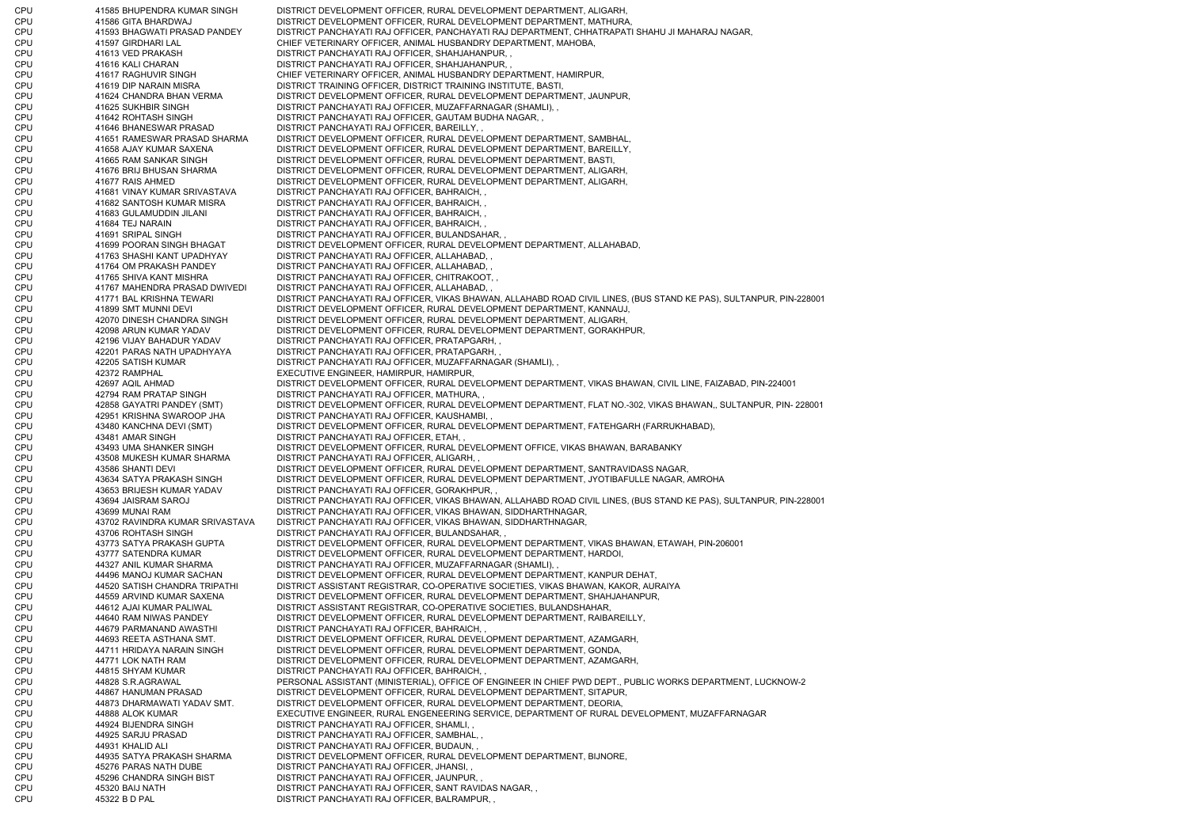| | | | |
|---|---|---|---|
| CPU | 41585 | BHUPENDRA KUMAR SINGH | DISTRICT DEVELOPMENT OFFICER, RURAL DEVELOPMENT DEPARTMENT, ALIGARH, |
| CPU | 41586 | GITA BHARDWAJ | DISTRICT DEVELOPMENT OFFICER, RURAL DEVELOPMENT DEPARTMENT, MATHURA, |
| CPU | 41593 | BHAGWATI PRASAD PANDEY | DISTRICT PANCHAYATI RAJ OFFICER, PANCHAYATI RAJ DEPARTMENT, CHHATRAPATI SHAHU JI MAHARAJ NAGAR, |
| CPU | 41597 | GIRDHARI LAL | CHIEF VETERINARY OFFICER, ANIMAL HUSBANDRY DEPARTMENT, MAHOBA, |
| CPU | 41613 | VED PRAKASH | DISTRICT PANCHAYATI RAJ OFFICER, SHAHJAHANPUR, , |
| CPU | 41616 | KALI CHARAN | DISTRICT PANCHAYATI RAJ OFFICER, SHAHJAHANPUR, , |
| CPU | 41617 | RAGHUVIR SINGH | CHIEF VETERINARY OFFICER, ANIMAL HUSBANDRY DEPARTMENT, HAMIRPUR, |
| CPU | 41619 | DIP NARAIN MISRA | DISTRICT TRAINING OFFICER, DISTRICT TRAINING INSTITUTE, BASTI, |
| CPU | 41624 | CHANDRA BHAN VERMA | DISTRICT DEVELOPMENT OFFICER, RURAL DEVELOPMENT DEPARTMENT, JAUNPUR, |
| CPU | 41625 | SUKHBIR SINGH | DISTRICT PANCHAYATI RAJ OFFICER, MUZAFFARNAGAR (SHAMLI), , |
| CPU | 41642 | ROHTASH SINGH | DISTRICT PANCHAYATI RAJ OFFICER, GAUTAM BUDHA NAGAR, , |
| CPU | 41646 | BHANESWAR PRASAD | DISTRICT PANCHAYATI RAJ OFFICER, BAREILLY, , |
| CPU | 41651 | RAMESWAR PRASAD SHARMA | DISTRICT DEVELOPMENT OFFICER, RURAL DEVELOPMENT DEPARTMENT, SAMBHAL, |
| CPU | 41658 | AJAY KUMAR SAXENA | DISTRICT DEVELOPMENT OFFICER, RURAL DEVELOPMENT DEPARTMENT, BAREILLY, |
| CPU | 41665 | RAM SANKAR SINGH | DISTRICT DEVELOPMENT OFFICER, RURAL DEVELOPMENT DEPARTMENT, BASTI, |
| CPU | 41676 | BRIJ BHUSAN SHARMA | DISTRICT DEVELOPMENT OFFICER, RURAL DEVELOPMENT DEPARTMENT, ALIGARH, |
| CPU | 41677 | RAIS AHMED | DISTRICT DEVELOPMENT OFFICER, RURAL DEVELOPMENT DEPARTMENT, ALIGARH, |
| CPU | 41681 | VINAY KUMAR SRIVASTAVA | DISTRICT PANCHAYATI RAJ OFFICER, BAHRAICH, , |
| CPU | 41682 | SANTOSH KUMAR MISRA | DISTRICT PANCHAYATI RAJ OFFICER, BAHRAICH, , |
| CPU | 41683 | GULAMUDDIN JILANI | DISTRICT PANCHAYATI RAJ OFFICER, BAHRAICH, , |
| CPU | 41684 | TEJ NARAIN | DISTRICT PANCHAYATI RAJ OFFICER, BAHRAICH, , |
| CPU | 41691 | SRIPAL SINGH | DISTRICT PANCHAYATI RAJ OFFICER, BULANDSAHAR, , |
| CPU | 41699 | POORAN SINGH BHAGAT | DISTRICT DEVELOPMENT OFFICER, RURAL DEVELOPMENT DEPARTMENT, ALLAHABAD, |
| CPU | 41763 | SHASHI KANT UPADHYAY | DISTRICT PANCHAYATI RAJ OFFICER, ALLAHABAD, , |
| CPU | 41764 | OM PRAKASH PANDEY | DISTRICT PANCHAYATI RAJ OFFICER, ALLAHABAD, , |
| CPU | 41765 | SHIVA KANT MISHRA | DISTRICT PANCHAYATI RAJ OFFICER, CHITRAKOOT, , |
| CPU | 41767 | MAHENDRA PRASAD DWIVEDI | DISTRICT PANCHAYATI RAJ OFFICER, ALLAHABAD, , |
| CPU | 41771 | BAL KRISHNA TEWARI | DISTRICT PANCHAYATI RAJ OFFICER, VIKAS BHAWAN, ALLAHABD ROAD CIVIL LINES, (BUS STAND KE PAS), SULTANPUR, PIN-228001 |
| CPU | 41899 | SMT MUNNI DEVI | DISTRICT DEVELOPMENT OFFICER, RURAL DEVELOPMENT DEPARTMENT, KANNAUJ, |
| CPU | 42070 | DINESH CHANDRA SINGH | DISTRICT DEVELOPMENT OFFICER, RURAL DEVELOPMENT DEPARTMENT, ALIGARH, |
| CPU | 42098 | ARUN KUMAR YADAV | DISTRICT DEVELOPMENT OFFICER, RURAL DEVELOPMENT DEPARTMENT, GORAKHPUR, |
| CPU | 42196 | VIJAY BAHADUR YADAV | DISTRICT PANCHAYATI RAJ OFFICER, PRATAPGARH, , |
| CPU | 42201 | PARAS NATH UPADHYAYA | DISTRICT PANCHAYATI RAJ OFFICER, PRATAPGARH, , |
| CPU | 42205 | SATISH KUMAR | DISTRICT PANCHAYATI RAJ OFFICER, MUZAFFARNAGAR (SHAMLI), , |
| CPU | 42372 | RAMPHAL | EXECUTIVE ENGINEER, HAMIRPUR, HAMIRPUR, |
| CPU | 42697 | AQIL AHMAD | DISTRICT DEVELOPMENT OFFICER, RURAL DEVELOPMENT DEPARTMENT, VIKAS BHAWAN, CIVIL LINE, FAIZABAD, PIN-224001 |
| CPU | 42794 | RAM PRATAP SINGH | DISTRICT PANCHAYATI RAJ OFFICER, MATHURA, , |
| CPU | 42858 | GAYATRI PANDEY (SMT) | DISTRICT DEVELOPMENT OFFICER, RURAL DEVELOPMENT DEPARTMENT, FLAT NO.-302, VIKAS BHAWAN,, SULTANPUR, PIN- 228001 |
| CPU | 42951 | KRISHNA SWAROOP JHA | DISTRICT PANCHAYATI RAJ OFFICER, KAUSHAMBI, , |
| CPU | 43480 | KANCHNA DEVI (SMT) | DISTRICT DEVELOPMENT OFFICER, RURAL DEVELOPMENT DEPARTMENT, FATEHGARH (FARRUKHABAD), |
| CPU | 43481 | AMAR SINGH | DISTRICT PANCHAYATI RAJ OFFICER, ETAH, , |
| CPU | 43493 | UMA SHANKER SINGH | DISTRICT DEVELOPMENT OFFICER, RURAL DEVELOPMENT OFFICE, VIKAS BHAWAN, BARABANKY |
| CPU | 43508 | MUKESH KUMAR SHARMA | DISTRICT PANCHAYATI RAJ OFFICER, ALIGARH, , |
| CPU | 43586 | SHANTI DEVI | DISTRICT DEVELOPMENT OFFICER, RURAL DEVELOPMENT DEPARTMENT, SANTRAVIDASS NAGAR, |
| CPU | 43634 | SATYA PRAKASH SINGH | DISTRICT DEVELOPMENT OFFICER, RURAL DEVELOPMENT DEPARTMENT, JYOTIBAFULLE NAGAR, AMROHA |
| CPU | 43653 | BRIJESH KUMAR YADAV | DISTRICT PANCHAYATI RAJ OFFICER, GORAKHPUR, , |
| CPU | 43694 | JAISRAM SAROJ | DISTRICT PANCHAYATI RAJ OFFICER, VIKAS BHAWAN, ALLAHABD ROAD CIVIL LINES, (BUS STAND KE PAS), SULTANPUR, PIN-228001 |
| CPU | 43699 | MUNAI RAM | DISTRICT PANCHAYATI RAJ OFFICER, VIKAS BHAWAN, SIDDHARTHNAGAR, |
| CPU | 43702 | RAVINDRA KUMAR SRIVASTAVA | DISTRICT PANCHAYATI RAJ OFFICER, VIKAS BHAWAN, SIDDHARTHNAGAR, |
| CPU | 43706 | ROHTASH SINGH | DISTRICT PANCHAYATI RAJ OFFICER, BULANDSAHAR, , |
| CPU | 43773 | SATYA PRAKASH GUPTA | DISTRICT DEVELOPMENT OFFICER, RURAL DEVELOPMENT DEPARTMENT, VIKAS BHAWAN, ETAWAH, PIN-206001 |
| CPU | 43777 | SATENDRA KUMAR | DISTRICT DEVELOPMENT OFFICER, RURAL DEVELOPMENT DEPARTMENT, HARDOI, |
| CPU | 44327 | ANIL KUMAR SHARMA | DISTRICT PANCHAYATI RAJ OFFICER, MUZAFFARNAGAR (SHAMLI), , |
| CPU | 44496 | MANOJ KUMAR SACHAN | DISTRICT DEVELOPMENT OFFICER, RURAL DEVELOPMENT DEPARTMENT, KANPUR DEHAT, |
| CPU | 44520 | SATISH CHANDRA TRIPATHI | DISTRICT ASSISTANT REGISTRAR, CO-OPERATIVE SOCIETIES, VIKAS BHAWAN, KAKOR, AURAIYA |
| CPU | 44559 | ARVIND KUMAR SAXENA | DISTRICT DEVELOPMENT OFFICER, RURAL DEVELOPMENT DEPARTMENT, SHAHJAHANPUR, |
| CPU | 44612 | AJAI KUMAR PALIWAL | DISTRICT ASSISTANT REGISTRAR, CO-OPERATIVE SOCIETIES, BULANDSHAHAR, |
| CPU | 44640 | RAM NIWAS PANDEY | DISTRICT DEVELOPMENT OFFICER, RURAL DEVELOPMENT DEPARTMENT, RAIBAREILLY, |
| CPU | 44679 | PARMANAND AWASTHI | DISTRICT PANCHAYATI RAJ OFFICER, BAHRAICH, , |
| CPU | 44693 | REETA ASTHANA SMT. | DISTRICT DEVELOPMENT OFFICER, RURAL DEVELOPMENT DEPARTMENT, AZAMGARH, |
| CPU | 44711 | HRIDAYA NARAIN SINGH | DISTRICT DEVELOPMENT OFFICER, RURAL DEVELOPMENT DEPARTMENT, GONDA, |
| CPU | 44771 | LOK NATH RAM | DISTRICT DEVELOPMENT OFFICER, RURAL DEVELOPMENT DEPARTMENT, AZAMGARH, |
| CPU | 44815 | SHYAM KUMAR | DISTRICT PANCHAYATI RAJ OFFICER, BAHRAICH, , |
| CPU | 44828 | S.R.AGRAWAL | PERSONAL ASSISTANT (MINISTERIAL), OFFICE OF ENGINEER IN CHIEF PWD DEPT., PUBLIC WORKS DEPARTMENT, LUCKNOW-2 |
| CPU | 44867 | HANUMAN PRASAD | DISTRICT DEVELOPMENT OFFICER, RURAL DEVELOPMENT DEPARTMENT, SITAPUR, |
| CPU | 44873 | DHARMAWATI YADAV SMT. | DISTRICT DEVELOPMENT OFFICER, RURAL DEVELOPMENT DEPARTMENT, DEORIA, |
| CPU | 44888 | ALOK KUMAR | EXECUTIVE ENGINEER, RURAL ENGENEERING SERVICE, DEPARTMENT OF RURAL DEVELOPMENT, MUZAFFARNAGAR |
| CPU | 44924 | BIJENDRA SINGH | DISTRICT PANCHAYATI RAJ OFFICER, SHAMLI, , |
| CPU | 44925 | SARJU PRASAD | DISTRICT PANCHAYATI RAJ OFFICER, SAMBHAL, , |
| CPU | 44931 | KHALID ALI | DISTRICT PANCHAYATI RAJ OFFICER, BUDAUN, , |
| CPU | 44935 | SATYA PRAKASH SHARMA | DISTRICT DEVELOPMENT OFFICER, RURAL DEVELOPMENT DEPARTMENT, BIJNORE, |
| CPU | 45276 | PARAS NATH DUBE | DISTRICT PANCHAYATI RAJ OFFICER, JHANSI, , |
| CPU | 45296 | CHANDRA SINGH BIST | DISTRICT PANCHAYATI RAJ OFFICER, JAUNPUR, , |
| CPU | 45320 | BAIJ NATH | DISTRICT PANCHAYATI RAJ OFFICER, SANT RAVIDAS NAGAR, , |
| CPU | 45322 | B D PAL | DISTRICT PANCHAYATI RAJ OFFICER, BALRAMPUR, , |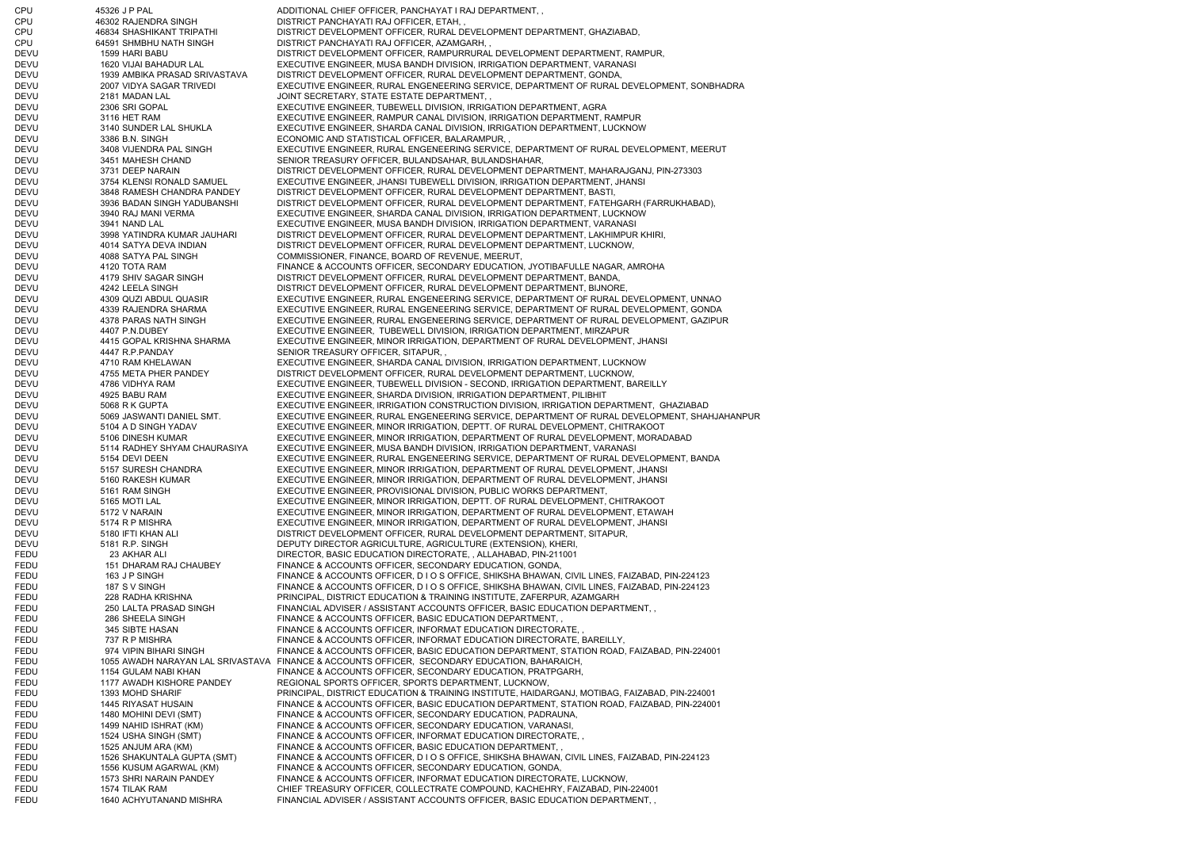| | | | |
|---|---|---|---|
| CPU | 45326 | J P PAL | ADDITIONAL CHIEF OFFICER, PANCHAYAT I RAJ DEPARTMENT, , |
| CPU | 46302 | RAJENDRA SINGH | DISTRICT PANCHAYATI RAJ OFFICER, ETAH, , |
| CPU | 46834 | SHASHIKANT TRIPATHI | DISTRICT DEVELOPMENT OFFICER, RURAL DEVELOPMENT DEPARTMENT, GHAZIABAD, |
| CPU | 64591 | SHMBHU NATH SINGH | DISTRICT PANCHAYATI RAJ OFFICER, AZAMGARH, , |
| DEVU | 1599 | HARI BABU | DISTRICT DEVELOPMENT OFFICER, RAMPURRURAL DEVELOPMENT DEPARTMENT, RAMPUR, |
| DEVU | 1620 | VIJAI BAHADUR LAL | EXECUTIVE ENGINEER, MUSA BANDH DIVISION, IRRIGATION DEPARTMENT, VARANASI |
| DEVU | 1939 | AMBIKA PRASAD SRIVASTAVA | DISTRICT DEVELOPMENT OFFICER, RURAL DEVELOPMENT DEPARTMENT, GONDA, |
| DEVU | 2007 | VIDYA SAGAR TRIVEDI | EXECUTIVE ENGINEER, RURAL ENGENEERING SERVICE, DEPARTMENT OF RURAL DEVELOPMENT, SONBHADRA |
| DEVU | 2181 | MADAN LAL | JOINT SECRETARY, STATE ESTATE DEPARTMENT, , |
| DEVU | 2306 | SRI GOPAL | EXECUTIVE ENGINEER, TUBEWELL DIVISION, IRRIGATION DEPARTMENT, AGRA |
| DEVU | 3116 | HET RAM | EXECUTIVE ENGINEER, RAMPUR CANAL DIVISION, IRRIGATION DEPARTMENT, RAMPUR |
| DEVU | 3140 | SUNDER LAL SHUKLA | EXECUTIVE ENGINEER, SHARDA CANAL DIVISION, IRRIGATION DEPARTMENT, LUCKNOW |
| DEVU | 3386 | B.N. SINGH | ECONOMIC AND STATISTICAL OFFICER, BALARAMPUR, , |
| DEVU | 3408 | VIJENDRA PAL SINGH | EXECUTIVE ENGINEER, RURAL ENGENEERING SERVICE, DEPARTMENT OF RURAL DEVELOPMENT, MEERUT |
| DEVU | 3451 | MAHESH CHAND | SENIOR TREASURY OFFICER, BULANDSAHAR, BULANDSHAHAR, |
| DEVU | 3731 | DEEP NARAIN | DISTRICT DEVELOPMENT OFFICER, RURAL DEVELOPMENT DEPARTMENT, MAHARAJGANJ, PIN-273303 |
| DEVU | 3754 | KLENSI RONALD SAMUEL | EXECUTIVE ENGINEER, JHANSI TUBEWELL DIVISION, IRRIGATION DEPARTMENT, JHANSI |
| DEVU | 3848 | RAMESH CHANDRA PANDEY | DISTRICT DEVELOPMENT OFFICER, RURAL DEVELOPMENT DEPARTMENT, BASTI, |
| DEVU | 3936 | BADAN SINGH YADUBANSHI | DISTRICT DEVELOPMENT OFFICER, RURAL DEVELOPMENT DEPARTMENT, FATEHGARH (FARRUKHABAD), |
| DEVU | 3940 | RAJ MANI VERMA | EXECUTIVE ENGINEER, SHARDA CANAL DIVISION, IRRIGATION DEPARTMENT, LUCKNOW |
| DEVU | 3941 | NAND LAL | EXECUTIVE ENGINEER, MUSA BANDH DIVISION, IRRIGATION DEPARTMENT, VARANASI |
| DEVU | 3998 | YATINDRA KUMAR JAUHARI | DISTRICT DEVELOPMENT OFFICER, RURAL DEVELOPMENT DEPARTMENT, LAKHIMPUR KHIRI, |
| DEVU | 4014 | SATYA DEVA INDIAN | DISTRICT DEVELOPMENT OFFICER, RURAL DEVELOPMENT DEPARTMENT, LUCKNOW, |
| DEVU | 4088 | SATYA PAL SINGH | COMMISSIONER, FINANCE, BOARD OF REVENUE, MEERUT, |
| DEVU | 4120 | TOTA RAM | FINANCE & ACCOUNTS OFFICER, SECONDARY EDUCATION, JYOTIBAFULLE NAGAR, AMROHA |
| DEVU | 4179 | SHIV SAGAR SINGH | DISTRICT DEVELOPMENT OFFICER, RURAL DEVELOPMENT DEPARTMENT, BANDA, |
| DEVU | 4242 | LEELA SINGH | DISTRICT DEVELOPMENT OFFICER, RURAL DEVELOPMENT DEPARTMENT, BIJNORE, |
| DEVU | 4309 | QUZI ABDUL QUASIR | EXECUTIVE ENGINEER, RURAL ENGENEERING SERVICE, DEPARTMENT OF RURAL DEVELOPMENT, UNNAO |
| DEVU | 4339 | RAJENDRA SHARMA | EXECUTIVE ENGINEER, RURAL ENGENEERING SERVICE, DEPARTMENT OF RURAL DEVELOPMENT, GONDA |
| DEVU | 4378 | PARAS NATH SINGH | EXECUTIVE ENGINEER, RURAL ENGENEERING SERVICE, DEPARTMENT OF RURAL DEVELOPMENT, GAZIPUR |
| DEVU | 4407 | P.N.DUBEY | EXECUTIVE ENGINEER, TUBEWELL DIVISION, IRRIGATION DEPARTMENT, MIRZAPUR |
| DEVU | 4415 | GOPAL KRISHNA SHARMA | EXECUTIVE ENGINEER, MINOR IRRIGATION, DEPARTMENT OF RURAL DEVELOPMENT, JHANSI |
| DEVU | 4447 | R.P.PANDAY | SENIOR TREASURY OFFICER, SITAPUR, , |
| DEVU | 4710 | RAM KHELAWAN | EXECUTIVE ENGINEER, SHARDA CANAL DIVISION, IRRIGATION DEPARTMENT, LUCKNOW |
| DEVU | 4755 | META PHER PANDEY | DISTRICT DEVELOPMENT OFFICER, RURAL DEVELOPMENT DEPARTMENT, LUCKNOW, |
| DEVU | 4786 | VIDHYA RAM | EXECUTIVE ENGINEER, TUBEWELL DIVISION - SECOND, IRRIGATION DEPARTMENT, BAREILLY |
| DEVU | 4925 | BABU RAM | EXECUTIVE ENGINEER, SHARDA DIVISION, IRRIGATION DEPARTMENT, PILIBHIT |
| DEVU | 5068 | R K GUPTA | EXECUTIVE ENGINEER, IRRIGATION CONSTRUCTION DIVISION, IRRIGATION DEPARTMENT, GHAZIABAD |
| DEVU | 5069 | JASWANTI DANIEL SMT. | EXECUTIVE ENGINEER, RURAL ENGENEERING SERVICE, DEPARTMENT OF RURAL DEVELOPMENT, SHAHJAHANPUR |
| DEVU | 5104 | A D SINGH YADAV | EXECUTIVE ENGINEER, MINOR IRRIGATION, DEPTT. OF RURAL DEVELOPMENT, CHITRAKOOT |
| DEVU | 5106 | DINESH KUMAR | EXECUTIVE ENGINEER, MINOR IRRIGATION, DEPARTMENT OF RURAL DEVELOPMENT, MORADABAD |
| DEVU | 5114 | RADHEY SHYAM CHAURASIYA | EXECUTIVE ENGINEER, MUSA BANDH DIVISION, IRRIGATION DEPARTMENT, VARANASI |
| DEVU | 5154 | DEVI DEEN | EXECUTIVE ENGINEER, RURAL ENGENEERING SERVICE, DEPARTMENT OF RURAL DEVELOPMENT, BANDA |
| DEVU | 5157 | SURESH CHANDRA | EXECUTIVE ENGINEER, MINOR IRRIGATION, DEPARTMENT OF RURAL DEVELOPMENT, JHANSI |
| DEVU | 5160 | RAKESH KUMAR | EXECUTIVE ENGINEER, MINOR IRRIGATION, DEPARTMENT OF RURAL DEVELOPMENT, JHANSI |
| DEVU | 5161 | RAM SINGH | EXECUTIVE ENGINEER, PROVISIONAL DIVISION, PUBLIC WORKS DEPARTMENT, |
| DEVU | 5165 | MOTI LAL | EXECUTIVE ENGINEER, MINOR IRRIGATION, DEPTT. OF RURAL DEVELOPMENT, CHITRAKOOT |
| DEVU | 5172 | V NARAIN | EXECUTIVE ENGINEER, MINOR IRRIGATION, DEPARTMENT OF RURAL DEVELOPMENT, ETAWAH |
| DEVU | 5174 | R P MISHRA | EXECUTIVE ENGINEER, MINOR IRRIGATION, DEPARTMENT OF RURAL DEVELOPMENT, JHANSI |
| DEVU | 5180 | IFTI KHAN ALI | DISTRICT DEVELOPMENT OFFICER, RURAL DEVELOPMENT DEPARTMENT, SITAPUR, |
| DEVU | 5181 | R.P. SINGH | DEPUTY DIRECTOR AGRICULTURE, AGRICULTURE (EXTENSION), KHERI, |
| FEDU | 23 | AKHAR ALI | DIRECTOR, BASIC EDUCATION DIRECTORATE, , ALLAHABAD, PIN-211001 |
| FEDU | 151 | DHARAM RAJ CHAUBEY | FINANCE & ACCOUNTS OFFICER, SECONDARY EDUCATION, GONDA, |
| FEDU | 163 | J P SINGH | FINANCE & ACCOUNTS OFFICER, D I O S OFFICE, SHIKSHA BHAWAN, CIVIL LINES, FAIZABAD, PIN-224123 |
| FEDU | 187 | S V SINGH | FINANCE & ACCOUNTS OFFICER, D I O S OFFICE, SHIKSHA BHAWAN, CIVIL LINES, FAIZABAD, PIN-224123 |
| FEDU | 228 | RADHA KRISHNA | PRINCIPAL, DISTRICT EDUCATION & TRAINING INSTITUTE, ZAFERPUR, AZAMGARH |
| FEDU | 250 | LALTA PRASAD SINGH | FINANCIAL ADVISER / ASSISTANT ACCOUNTS OFFICER, BASIC EDUCATION DEPARTMENT, , |
| FEDU | 286 | SHEELA SINGH | FINANCE & ACCOUNTS OFFICER, BASIC EDUCATION DEPARTMENT, , |
| FEDU | 345 | SIBTE HASAN | FINANCE & ACCOUNTS OFFICER, INFORMAT EDUCATION DIRECTORATE, , |
| FEDU | 737 | R P MISHRA | FINANCE & ACCOUNTS OFFICER, INFORMAT EDUCATION DIRECTORATE, BAREILLY, |
| FEDU | 974 | VIPIN BIHARI SINGH | FINANCE & ACCOUNTS OFFICER, BASIC EDUCATION DEPARTMENT, STATION ROAD, FAIZABAD, PIN-224001 |
| FEDU | 1055 | AWADH NARAYAN LAL SRIVASTAVA | FINANCE & ACCOUNTS OFFICER, SECONDARY EDUCATION, BAHARAICH, |
| FEDU | 1154 | GULAM NABI KHAN | FINANCE & ACCOUNTS OFFICER, SECONDARY EDUCATION, PRATPGARH, |
| FEDU | 1177 | AWADH KISHORE PANDEY | REGIONAL SPORTS OFFICER, SPORTS DEPARTMENT, LUCKNOW, |
| FEDU | 1393 | MOHD SHARIF | PRINCIPAL, DISTRICT EDUCATION & TRAINING INSTITUTE, HAIDARGANJ, MOTIBAG, FAIZABAD, PIN-224001 |
| FEDU | 1445 | RIYASAT HUSAIN | FINANCE & ACCOUNTS OFFICER, BASIC EDUCATION DEPARTMENT, STATION ROAD, FAIZABAD, PIN-224001 |
| FEDU | 1480 | MOHINI DEVI (SMT) | FINANCE & ACCOUNTS OFFICER, SECONDARY EDUCATION, PADRAUNA, |
| FEDU | 1499 | NAHID ISHRAT (KM) | FINANCE & ACCOUNTS OFFICER, SECONDARY EDUCATION, VARANASI, |
| FEDU | 1524 | USHA SINGH (SMT) | FINANCE & ACCOUNTS OFFICER, INFORMAT EDUCATION DIRECTORATE, , |
| FEDU | 1525 | ANJUM ARA (KM) | FINANCE & ACCOUNTS OFFICER, BASIC EDUCATION DEPARTMENT, , |
| FEDU | 1526 | SHAKUNTALA GUPTA (SMT) | FINANCE & ACCOUNTS OFFICER, D I O S OFFICE, SHIKSHA BHAWAN, CIVIL LINES, FAIZABAD, PIN-224123 |
| FEDU | 1556 | KUSUM AGARWAL (KM) | FINANCE & ACCOUNTS OFFICER, SECONDARY EDUCATION, GONDA, |
| FEDU | 1573 | SHRI NARAIN PANDEY | FINANCE & ACCOUNTS OFFICER, INFORMAT EDUCATION DIRECTORATE, LUCKNOW, |
| FEDU | 1574 | TILAK RAM | CHIEF TREASURY OFFICER, COLLECTRATE COMPOUND, KACHEHRY, FAIZABAD, PIN-224001 |
| FEDU | 1640 | ACHYUTANAND MISHRA | FINANCIAL ADVISER / ASSISTANT ACCOUNTS OFFICER, BASIC EDUCATION DEPARTMENT, , |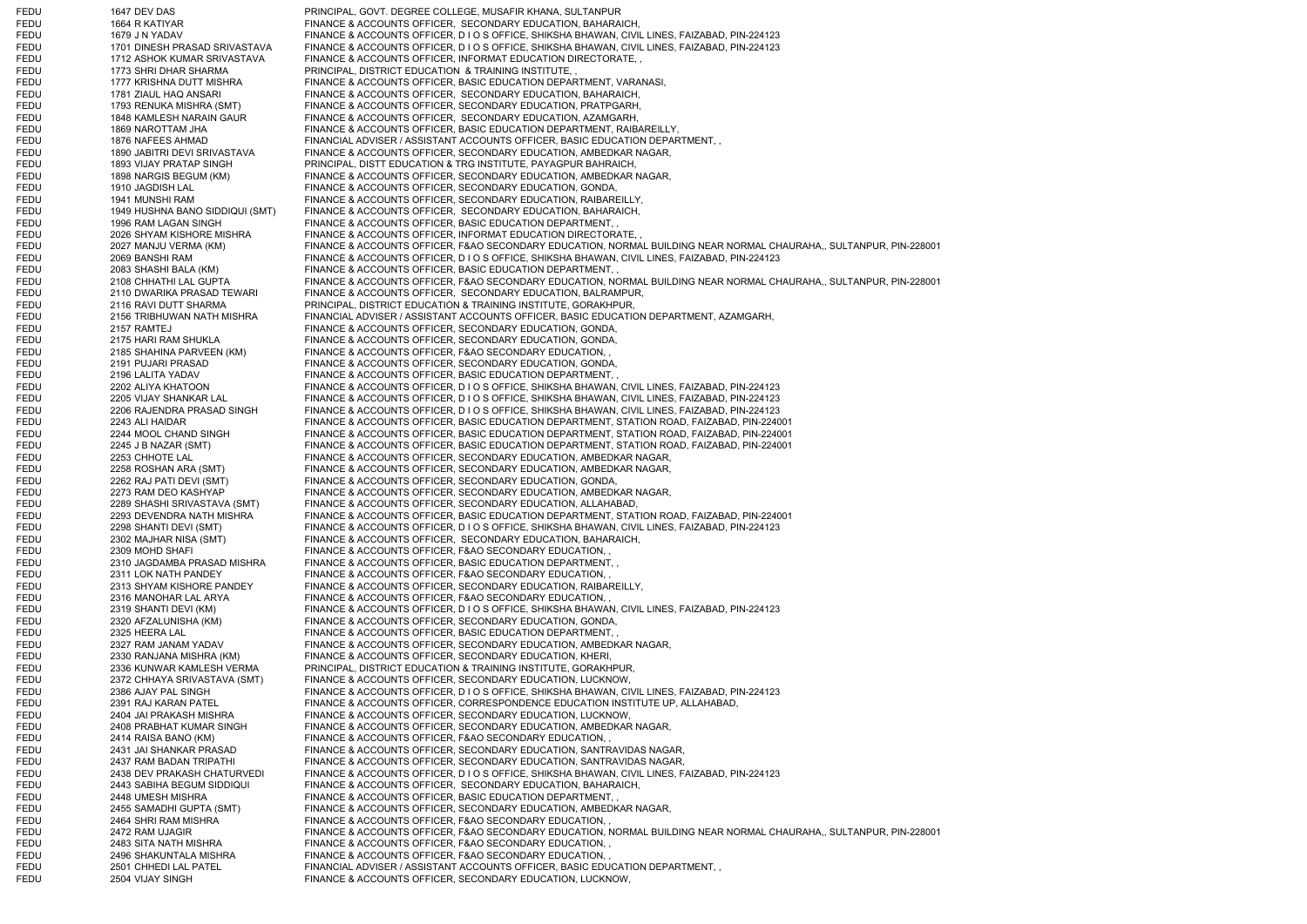| | | | |
|---|---|---|---|
| FEDU | 1647 | DEV DAS | PRINCIPAL, GOVT. DEGREE COLLEGE, MUSAFIR KHANA, SULTANPUR |
| FEDU | 1664 | R KATIYAR | FINANCE & ACCOUNTS OFFICER, SECONDARY EDUCATION, BAHARAICH, |
| FEDU | 1679 | J N YADAV | FINANCE & ACCOUNTS OFFICER, D I O S OFFICE, SHIKSHA BHAWAN, CIVIL LINES, FAIZABAD, PIN-224123 |
| FEDU | 1701 | DINESH PRASAD SRIVASTAVA | FINANCE & ACCOUNTS OFFICER, D I O S OFFICE, SHIKSHA BHAWAN, CIVIL LINES, FAIZABAD, PIN-224123 |
| FEDU | 1712 | ASHOK KUMAR SRIVASTAVA | FINANCE & ACCOUNTS OFFICER, INFORMAT EDUCATION DIRECTORATE, , |
| FEDU | 1773 | SHRI DHAR SHARMA | PRINCIPAL, DISTRICT EDUCATION & TRAINING INSTITUTE, , |
| FEDU | 1777 | KRISHNA DUTT MISHRA | FINANCE & ACCOUNTS OFFICER, BASIC EDUCATION DEPARTMENT, VARANASI, |
| FEDU | 1781 | ZIAUL HAQ ANSARI | FINANCE & ACCOUNTS OFFICER, SECONDARY EDUCATION, BAHARAICH, |
| FEDU | 1793 | RENUKA MISHRA (SMT) | FINANCE & ACCOUNTS OFFICER, SECONDARY EDUCATION, PRATPGARH, |
| FEDU | 1848 | KAMLESH NARAIN GAUR | FINANCE & ACCOUNTS OFFICER, SECONDARY EDUCATION, AZAMGARH, |
| FEDU | 1869 | NAROTTAM JHA | FINANCE & ACCOUNTS OFFICER, BASIC EDUCATION DEPARTMENT, RAIBAREILLY, |
| FEDU | 1876 | NAFEES AHMAD | FINANCIAL ADVISER / ASSISTANT ACCOUNTS OFFICER, BASIC EDUCATION DEPARTMENT, , |
| FEDU | 1890 | JABITRI DEVI SRIVASTAVA | FINANCE & ACCOUNTS OFFICER, SECONDARY EDUCATION, AMBEDKAR NAGAR, |
| FEDU | 1893 | VIJAY PRATAP SINGH | PRINCIPAL, DISTT EDUCATION & TRG INSTITUTE, PAYAGPUR BAHRAICH, |
| FEDU | 1898 | NARGIS BEGUM (KM) | FINANCE & ACCOUNTS OFFICER, SECONDARY EDUCATION, AMBEDKAR NAGAR, |
| FEDU | 1910 | JAGDISH LAL | FINANCE & ACCOUNTS OFFICER, SECONDARY EDUCATION, GONDA, |
| FEDU | 1941 | MUNSHI RAM | FINANCE & ACCOUNTS OFFICER, SECONDARY EDUCATION, RAIBAREILLY, |
| FEDU | 1949 | HUSHNA BANO SIDDIQUI (SMT) | FINANCE & ACCOUNTS OFFICER, SECONDARY EDUCATION, BAHARAICH, |
| FEDU | 1996 | RAM LAGAN SINGH | FINANCE & ACCOUNTS OFFICER, BASIC EDUCATION DEPARTMENT, , |
| FEDU | 2026 | SHYAM KISHORE MISHRA | FINANCE & ACCOUNTS OFFICER, INFORMAT EDUCATION DIRECTORATE, , |
| FEDU | 2027 | MANJU VERMA (KM) | FINANCE & ACCOUNTS OFFICER, F&AO SECONDARY EDUCATION, NORMAL BUILDING NEAR NORMAL CHAURAHA,, SULTANPUR, PIN-228001 |
| FEDU | 2069 | BANSHI RAM | FINANCE & ACCOUNTS OFFICER, D I O S OFFICE, SHIKSHA BHAWAN, CIVIL LINES, FAIZABAD, PIN-224123 |
| FEDU | 2083 | SHASHI BALA (KM) | FINANCE & ACCOUNTS OFFICER, BASIC EDUCATION DEPARTMENT, , |
| FEDU | 2108 | CHHATHI LAL GUPTA | FINANCE & ACCOUNTS OFFICER, F&AO SECONDARY EDUCATION, NORMAL BUILDING NEAR NORMAL CHAURAHA,, SULTANPUR, PIN-228001 |
| FEDU | 2110 | DWARIKA PRASAD TEWARI | FINANCE & ACCOUNTS OFFICER, SECONDARY EDUCATION, BALRAMPUR, |
| FEDU | 2116 | RAVI DUTT SHARMA | PRINCIPAL, DISTRICT EDUCATION & TRAINING INSTITUTE, GORAKHPUR, |
| FEDU | 2156 | TRIBHUWAN NATH MISHRA | FINANCIAL ADVISER / ASSISTANT ACCOUNTS OFFICER, BASIC EDUCATION DEPARTMENT, AZAMGARH, |
| FEDU | 2157 | RAMTEJ | FINANCE & ACCOUNTS OFFICER, SECONDARY EDUCATION, GONDA, |
| FEDU | 2175 | HARI RAM SHUKLA | FINANCE & ACCOUNTS OFFICER, SECONDARY EDUCATION, GONDA, |
| FEDU | 2185 | SHAHINA PARVEEN (KM) | FINANCE & ACCOUNTS OFFICER, F&AO SECONDARY EDUCATION, , |
| FEDU | 2191 | PUJARI PRASAD | FINANCE & ACCOUNTS OFFICER, SECONDARY EDUCATION, GONDA, |
| FEDU | 2196 | LALITA YADAV | FINANCE & ACCOUNTS OFFICER, BASIC EDUCATION DEPARTMENT, , |
| FEDU | 2202 | ALIYA KHATOON | FINANCE & ACCOUNTS OFFICER, D I O S OFFICE, SHIKSHA BHAWAN, CIVIL LINES, FAIZABAD, PIN-224123 |
| FEDU | 2205 | VIJAY SHANKAR LAL | FINANCE & ACCOUNTS OFFICER, D I O S OFFICE, SHIKSHA BHAWAN, CIVIL LINES, FAIZABAD, PIN-224123 |
| FEDU | 2206 | RAJENDRA PRASAD SINGH | FINANCE & ACCOUNTS OFFICER, D I O S OFFICE, SHIKSHA BHAWAN, CIVIL LINES, FAIZABAD, PIN-224123 |
| FEDU | 2243 | ALI HAIDAR | FINANCE & ACCOUNTS OFFICER, BASIC EDUCATION DEPARTMENT, STATION ROAD, FAIZABAD, PIN-224001 |
| FEDU | 2244 | MOOL CHAND SINGH | FINANCE & ACCOUNTS OFFICER, BASIC EDUCATION DEPARTMENT, STATION ROAD, FAIZABAD, PIN-224001 |
| FEDU | 2245 | J B NAZAR (SMT) | FINANCE & ACCOUNTS OFFICER, BASIC EDUCATION DEPARTMENT, STATION ROAD, FAIZABAD, PIN-224001 |
| FEDU | 2253 | CHHOTE LAL | FINANCE & ACCOUNTS OFFICER, SECONDARY EDUCATION, AMBEDKAR NAGAR, |
| FEDU | 2258 | ROSHAN ARA (SMT) | FINANCE & ACCOUNTS OFFICER, SECONDARY EDUCATION, AMBEDKAR NAGAR, |
| FEDU | 2262 | RAJ PATI DEVI (SMT) | FINANCE & ACCOUNTS OFFICER, SECONDARY EDUCATION, GONDA, |
| FEDU | 2273 | RAM DEO KASHYAP | FINANCE & ACCOUNTS OFFICER, SECONDARY EDUCATION, AMBEDKAR NAGAR, |
| FEDU | 2289 | SHASHI SRIVASTAVA (SMT) | FINANCE & ACCOUNTS OFFICER, SECONDARY EDUCATION, ALLAHABAD, |
| FEDU | 2293 | DEVENDRA NATH MISHRA | FINANCE & ACCOUNTS OFFICER, BASIC EDUCATION DEPARTMENT, STATION ROAD, FAIZABAD, PIN-224001 |
| FEDU | 2298 | SHANTI DEVI (SMT) | FINANCE & ACCOUNTS OFFICER, D I O S OFFICE, SHIKSHA BHAWAN, CIVIL LINES, FAIZABAD, PIN-224123 |
| FEDU | 2302 | MAJHAR NISA (SMT) | FINANCE & ACCOUNTS OFFICER, SECONDARY EDUCATION, BAHARAICH, |
| FEDU | 2309 | MOHD SHAFI | FINANCE & ACCOUNTS OFFICER, F&AO SECONDARY EDUCATION, , |
| FEDU | 2310 | JAGDAMBA PRASAD MISHRA | FINANCE & ACCOUNTS OFFICER, BASIC EDUCATION DEPARTMENT, , |
| FEDU | 2311 | LOK NATH PANDEY | FINANCE & ACCOUNTS OFFICER, F&AO SECONDARY EDUCATION, , |
| FEDU | 2313 | SHYAM KISHORE PANDEY | FINANCE & ACCOUNTS OFFICER, SECONDARY EDUCATION, RAIBAREILLY, |
| FEDU | 2316 | MANOHAR LAL ARYA | FINANCE & ACCOUNTS OFFICER, F&AO SECONDARY EDUCATION, , |
| FEDU | 2319 | SHANTI DEVI (KM) | FINANCE & ACCOUNTS OFFICER, D I O S OFFICE, SHIKSHA BHAWAN, CIVIL LINES, FAIZABAD, PIN-224123 |
| FEDU | 2320 | AFZALUNISHA (KM) | FINANCE & ACCOUNTS OFFICER, SECONDARY EDUCATION, GONDA, |
| FEDU | 2325 | HEERA LAL | FINANCE & ACCOUNTS OFFICER, BASIC EDUCATION DEPARTMENT, , |
| FEDU | 2327 | RAM JANAM YADAV | FINANCE & ACCOUNTS OFFICER, SECONDARY EDUCATION, AMBEDKAR NAGAR, |
| FEDU | 2330 | RANJANA MISHRA (KM) | FINANCE & ACCOUNTS OFFICER, SECONDARY EDUCATION, KHERI, |
| FEDU | 2336 | KUNWAR KAMLESH VERMA | PRINCIPAL, DISTRICT EDUCATION & TRAINING INSTITUTE, GORAKHPUR, |
| FEDU | 2372 | CHHAYA SRIVASTAVA (SMT) | FINANCE & ACCOUNTS OFFICER, SECONDARY EDUCATION, LUCKNOW, |
| FEDU | 2386 | AJAY PAL SINGH | FINANCE & ACCOUNTS OFFICER, D I O S OFFICE, SHIKSHA BHAWAN, CIVIL LINES, FAIZABAD, PIN-224123 |
| FEDU | 2391 | RAJ KARAN PATEL | FINANCE & ACCOUNTS OFFICER, CORRESPONDENCE EDUCATION INSTITUTE UP, ALLAHABAD, |
| FEDU | 2404 | JAI PRAKASH MISHRA | FINANCE & ACCOUNTS OFFICER, SECONDARY EDUCATION, LUCKNOW, |
| FEDU | 2408 | PRABHAT KUMAR SINGH | FINANCE & ACCOUNTS OFFICER, SECONDARY EDUCATION, AMBEDKAR NAGAR, |
| FEDU | 2414 | RAISA BANO (KM) | FINANCE & ACCOUNTS OFFICER, F&AO SECONDARY EDUCATION, , |
| FEDU | 2431 | JAI SHANKAR PRASAD | FINANCE & ACCOUNTS OFFICER, SECONDARY EDUCATION, SANTRAVIDAS NAGAR, |
| FEDU | 2437 | RAM BADAN TRIPATHI | FINANCE & ACCOUNTS OFFICER, SECONDARY EDUCATION, SANTRAVIDAS NAGAR, |
| FEDU | 2438 | DEV PRAKASH CHATURVEDI | FINANCE & ACCOUNTS OFFICER, D I O S OFFICE, SHIKSHA BHAWAN, CIVIL LINES, FAIZABAD, PIN-224123 |
| FEDU | 2443 | SABIHA BEGUM SIDDIQUI | FINANCE & ACCOUNTS OFFICER, SECONDARY EDUCATION, BAHARAICH, |
| FEDU | 2448 | UMESH MISHRA | FINANCE & ACCOUNTS OFFICER, BASIC EDUCATION DEPARTMENT, , |
| FEDU | 2455 | SAMADHI GUPTA (SMT) | FINANCE & ACCOUNTS OFFICER, SECONDARY EDUCATION, AMBEDKAR NAGAR, |
| FEDU | 2464 | SHRI RAM MISHRA | FINANCE & ACCOUNTS OFFICER, F&AO SECONDARY EDUCATION, , |
| FEDU | 2472 | RAM UJAGIR | FINANCE & ACCOUNTS OFFICER, F&AO SECONDARY EDUCATION, NORMAL BUILDING NEAR NORMAL CHAURAHA,, SULTANPUR, PIN-228001 |
| FEDU | 2483 | SITA NATH MISHRA | FINANCE & ACCOUNTS OFFICER, F&AO SECONDARY EDUCATION, , |
| FEDU | 2496 | SHAKUNTALA MISHRA | FINANCE & ACCOUNTS OFFICER, F&AO SECONDARY EDUCATION, , |
| FEDU | 2501 | CHHEDI LAL PATEL | FINANCIAL ADVISER / ASSISTANT ACCOUNTS OFFICER, BASIC EDUCATION DEPARTMENT, , |
| FEDU | 2504 | VIJAY SINGH | FINANCE & ACCOUNTS OFFICER, SECONDARY EDUCATION, LUCKNOW, |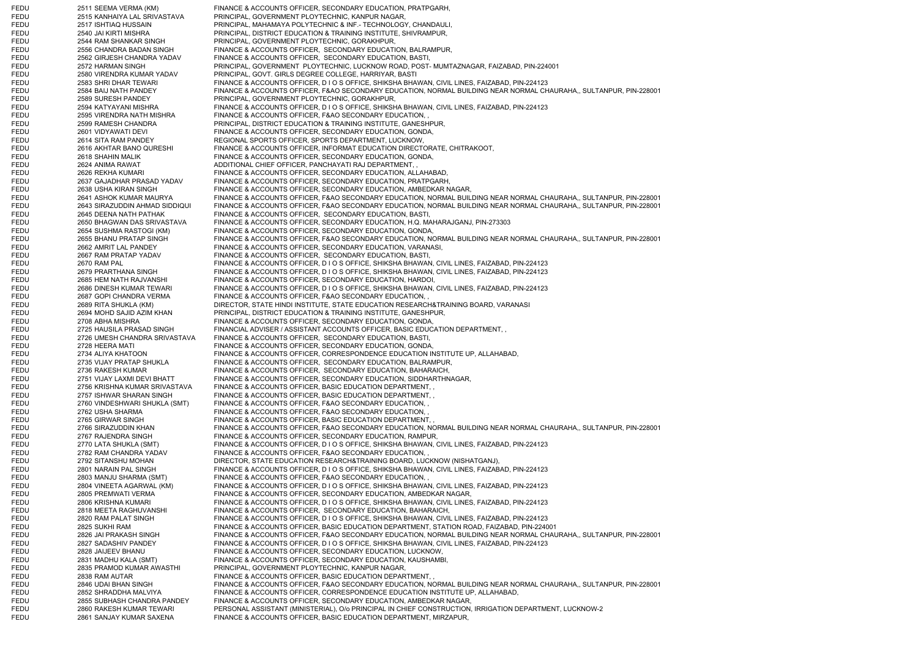| | | | |
|---|---|---|---|
| FEDU | 2511 | SEEMA VERMA (KM) | FINANCE & ACCOUNTS OFFICER, SECONDARY EDUCATION, PRATPGARH, |
| FEDU | 2515 | KANHAIYA LAL SRIVASTAVA | PRINCIPAL, GOVERNMENT PLOYTECHNIC, KANPUR NAGAR, |
| FEDU | 2517 | ISHTIAQ HUSSAIN | PRINCIPAL, MAHAMAYA POLYTECHNIC & INF.- TECHNOLOGY, CHANDAULI, |
| FEDU | 2540 | JAI KIRTI MISHRA | PRINCIPAL, DISTRICT EDUCATION & TRAINING INSTITUTE, SHIVRAMPUR, |
| FEDU | 2544 | RAM SHANKAR SINGH | PRINCIPAL, GOVERNMENT PLOYTECHNIC, GORAKHPUR, |
| FEDU | 2556 | CHANDRA BADAN SINGH | FINANCE & ACCOUNTS OFFICER, SECONDARY EDUCATION, BALRAMPUR, |
| FEDU | 2562 | GIRJESH CHANDRA YADAV | FINANCE & ACCOUNTS OFFICER, SECONDARY EDUCATION, BASTI, |
| FEDU | 2572 | HARMAN SINGH | PRINCIPAL, GOVERNMENT PLOYTECHNIC, LUCKNOW ROAD, POST- MUMTAZNAGAR, FAIZABAD, PIN-224001 |
| FEDU | 2580 | VIRENDRA KUMAR YADAV | PRINCIPAL, GOVT. GIRLS DEGREE COLLEGE, HARRIYAR, BASTI |
| FEDU | 2583 | SHRI DHAR TEWARI | FINANCE & ACCOUNTS OFFICER, D I O S OFFICE, SHIKSHA BHAWAN, CIVIL LINES, FAIZABAD, PIN-224123 |
| FEDU | 2584 | BAIJ NATH PANDEY | FINANCE & ACCOUNTS OFFICER, F&AO SECONDARY EDUCATION, NORMAL BUILDING NEAR NORMAL CHAURAHA,, SULTANPUR, PIN-228001 |
| FEDU | 2589 | SURESH PANDEY | PRINCIPAL, GOVERNMENT PLOYTECHNIC, GORAKHPUR, |
| FEDU | 2594 | KATYAYANI MISHRA | FINANCE & ACCOUNTS OFFICER, D I O S OFFICE, SHIKSHA BHAWAN, CIVIL LINES, FAIZABAD, PIN-224123 |
| FEDU | 2595 | VIRENDRA NATH MISHRA | FINANCE & ACCOUNTS OFFICER, F&AO SECONDARY EDUCATION, , |
| FEDU | 2599 | RAMESH CHANDRA | PRINCIPAL, DISTRICT EDUCATION & TRAINING INSTITUTE, GANESHPUR, |
| FEDU | 2601 | VIDYAWATI DEVI | FINANCE & ACCOUNTS OFFICER, SECONDARY EDUCATION, GONDA, |
| FEDU | 2614 | SITA RAM PANDEY | REGIONAL SPORTS OFFICER, SPORTS DEPARTMENT, LUCKNOW, |
| FEDU | 2616 | AKHTAR BANO QURESHI | FINANCE & ACCOUNTS OFFICER, INFORMAT EDUCATION DIRECTORATE, CHITRAKOOT, |
| FEDU | 2618 | SHAHIN MALIK | FINANCE & ACCOUNTS OFFICER, SECONDARY EDUCATION, GONDA, |
| FEDU | 2624 | ANIMA RAWAT | ADDITIONAL CHIEF OFFICER, PANCHAYATI RAJ DEPARTMENT, , |
| FEDU | 2626 | REKHA KUMARI | FINANCE & ACCOUNTS OFFICER, SECONDARY EDUCATION, ALLAHABAD, |
| FEDU | 2637 | GAJADHAR PRASAD YADAV | FINANCE & ACCOUNTS OFFICER, SECONDARY EDUCATION, PRATPGARH, |
| FEDU | 2638 | USHA KIRAN SINGH | FINANCE & ACCOUNTS OFFICER, SECONDARY EDUCATION, AMBEDKAR NAGAR, |
| FEDU | 2641 | ASHOK KUMAR MAURYA | FINANCE & ACCOUNTS OFFICER, F&AO SECONDARY EDUCATION, NORMAL BUILDING NEAR NORMAL CHAURAHA,, SULTANPUR, PIN-228001 |
| FEDU | 2643 | SIRAZUDDIN AHMAD SIDDIQUI | FINANCE & ACCOUNTS OFFICER, F&AO SECONDARY EDUCATION, NORMAL BUILDING NEAR NORMAL CHAURAHA,, SULTANPUR, PIN-228001 |
| FEDU | 2645 | DEENA NATH PATHAK | FINANCE & ACCOUNTS OFFICER, SECONDARY EDUCATION, BASTI, |
| FEDU | 2650 | BHAGWAN DAS SRIVASTAVA | FINANCE & ACCOUNTS OFFICER, SECONDARY EDUCATION, H.Q. MAHARAJGANJ, PIN-273303 |
| FEDU | 2654 | SUSHMA RASTOGI (KM) | FINANCE & ACCOUNTS OFFICER, SECONDARY EDUCATION, GONDA, |
| FEDU | 2655 | BHANU PRATAP SINGH | FINANCE & ACCOUNTS OFFICER, F&AO SECONDARY EDUCATION, NORMAL BUILDING NEAR NORMAL CHAURAHA,, SULTANPUR, PIN-228001 |
| FEDU | 2662 | AMRIT LAL PANDEY | FINANCE & ACCOUNTS OFFICER, SECONDARY EDUCATION, VARANASI, |
| FEDU | 2667 | RAM PRATAP YADAV | FINANCE & ACCOUNTS OFFICER, SECONDARY EDUCATION, BASTI, |
| FEDU | 2670 | RAM PAL | FINANCE & ACCOUNTS OFFICER, D I O S OFFICE, SHIKSHA BHAWAN, CIVIL LINES, FAIZABAD, PIN-224123 |
| FEDU | 2679 | PRARTHANA SINGH | FINANCE & ACCOUNTS OFFICER, D I O S OFFICE, SHIKSHA BHAWAN, CIVIL LINES, FAIZABAD, PIN-224123 |
| FEDU | 2685 | HEM NATH RAJVANSHI | FINANCE & ACCOUNTS OFFICER, SECONDARY EDUCATION, HARDOI, |
| FEDU | 2686 | DINESH KUMAR TEWARI | FINANCE & ACCOUNTS OFFICER, D I O S OFFICE, SHIKSHA BHAWAN, CIVIL LINES, FAIZABAD, PIN-224123 |
| FEDU | 2687 | GOPI CHANDRA VERMA | FINANCE & ACCOUNTS OFFICER, F&AO SECONDARY EDUCATION, , |
| FEDU | 2689 | RITA SHUKLA (KM) | DIRECTOR, STATE HINDI INSTITUTE, STATE EDUCATION RESEARCH&TRAINING BOARD, VARANASI |
| FEDU | 2694 | MOHD SAJID AZIM KHAN | PRINCIPAL, DISTRICT EDUCATION & TRAINING INSTITUTE, GANESHPUR, |
| FEDU | 2708 | ABHA MISHRA | FINANCE & ACCOUNTS OFFICER, SECONDARY EDUCATION, GONDA, |
| FEDU | 2725 | HAUSILA PRASAD SINGH | FINANCIAL ADVISER / ASSISTANT ACCOUNTS OFFICER, BASIC EDUCATION DEPARTMENT, , |
| FEDU | 2726 | UMESH CHANDRA SRIVASTAVA | FINANCE & ACCOUNTS OFFICER, SECONDARY EDUCATION, BASTI, |
| FEDU | 2728 | HEERA MATI | FINANCE & ACCOUNTS OFFICER, SECONDARY EDUCATION, GONDA, |
| FEDU | 2734 | ALIYA KHATOON | FINANCE & ACCOUNTS OFFICER, CORRESPONDENCE EDUCATION INSTITUTE UP, ALLAHABAD, |
| FEDU | 2735 | VIJAY PRATAP SHUKLA | FINANCE & ACCOUNTS OFFICER, SECONDARY EDUCATION, BALRAMPUR, |
| FEDU | 2736 | RAKESH KUMAR | FINANCE & ACCOUNTS OFFICER, SECONDARY EDUCATION, BAHARAICH, |
| FEDU | 2751 | VIJAY LAXMI DEVI BHATT | FINANCE & ACCOUNTS OFFICER, SECONDARY EDUCATION, SIDDHARTHNAGAR, |
| FEDU | 2756 | KRISHNA KUMAR SRIVASTAVA | FINANCE & ACCOUNTS OFFICER, BASIC EDUCATION DEPARTMENT, , |
| FEDU | 2757 | ISHWAR SHARAN SINGH | FINANCE & ACCOUNTS OFFICER, BASIC EDUCATION DEPARTMENT, , |
| FEDU | 2760 | VINDESHWARI SHUKLA (SMT) | FINANCE & ACCOUNTS OFFICER, F&AO SECONDARY EDUCATION, , |
| FEDU | 2762 | USHA SHARMA | FINANCE & ACCOUNTS OFFICER, F&AO SECONDARY EDUCATION, , |
| FEDU | 2765 | GIRWAR SINGH | FINANCE & ACCOUNTS OFFICER, BASIC EDUCATION DEPARTMENT, , |
| FEDU | 2766 | SIRAZUDDIN KHAN | FINANCE & ACCOUNTS OFFICER, F&AO SECONDARY EDUCATION, NORMAL BUILDING NEAR NORMAL CHAURAHA,, SULTANPUR, PIN-228001 |
| FEDU | 2767 | RAJENDRA SINGH | FINANCE & ACCOUNTS OFFICER, SECONDARY EDUCATION, RAMPUR, |
| FEDU | 2770 | LATA SHUKLA (SMT) | FINANCE & ACCOUNTS OFFICER, D I O S OFFICE, SHIKSHA BHAWAN, CIVIL LINES, FAIZABAD, PIN-224123 |
| FEDU | 2782 | RAM CHANDRA YADAV | FINANCE & ACCOUNTS OFFICER, F&AO SECONDARY EDUCATION, , |
| FEDU | 2792 | SITANSHU MOHAN | DIRECTOR, STATE EDUCATION RESEARCH&TRAINING BOARD, LUCKNOW (NISHATGANJ), |
| FEDU | 2801 | NARAIN PAL SINGH | FINANCE & ACCOUNTS OFFICER, D I O S OFFICE, SHIKSHA BHAWAN, CIVIL LINES, FAIZABAD, PIN-224123 |
| FEDU | 2803 | MANJU SHARMA (SMT) | FINANCE & ACCOUNTS OFFICER, F&AO SECONDARY EDUCATION, , |
| FEDU | 2804 | VINEETA AGARWAL (KM) | FINANCE & ACCOUNTS OFFICER, D I O S OFFICE, SHIKSHA BHAWAN, CIVIL LINES, FAIZABAD, PIN-224123 |
| FEDU | 2805 | PREMWATI VERMA | FINANCE & ACCOUNTS OFFICER, SECONDARY EDUCATION, AMBEDKAR NAGAR, |
| FEDU | 2806 | KRISHNA KUMARI | FINANCE & ACCOUNTS OFFICER, D I O S OFFICE, SHIKSHA BHAWAN, CIVIL LINES, FAIZABAD, PIN-224123 |
| FEDU | 2818 | MEETA RAGHUVANSHI | FINANCE & ACCOUNTS OFFICER, SECONDARY EDUCATION, BAHARAICH, |
| FEDU | 2820 | RAM PALAT SINGH | FINANCE & ACCOUNTS OFFICER, D I O S OFFICE, SHIKSHA BHAWAN, CIVIL LINES, FAIZABAD, PIN-224123 |
| FEDU | 2825 | SUKHI RAM | FINANCE & ACCOUNTS OFFICER, BASIC EDUCATION DEPARTMENT, STATION ROAD, FAIZABAD, PIN-224001 |
| FEDU | 2826 | JAI PRAKASH SINGH | FINANCE & ACCOUNTS OFFICER, F&AO SECONDARY EDUCATION, NORMAL BUILDING NEAR NORMAL CHAURAHA,, SULTANPUR, PIN-228001 |
| FEDU | 2827 | SADASHIV PANDEY | FINANCE & ACCOUNTS OFFICER, D I O S OFFICE, SHIKSHA BHAWAN, CIVIL LINES, FAIZABAD, PIN-224123 |
| FEDU | 2828 | JAIJEEV BHANU | FINANCE & ACCOUNTS OFFICER, SECONDARY EDUCATION, LUCKNOW, |
| FEDU | 2831 | MADHU KALA (SMT) | FINANCE & ACCOUNTS OFFICER, SECONDARY EDUCATION, KAUSHAMBI, |
| FEDU | 2835 | PRAMOD KUMAR AWASTHI | PRINCIPAL, GOVERNMENT PLOYTECHNIC, KANPUR NAGAR, |
| FEDU | 2838 | RAM AUTAR | FINANCE & ACCOUNTS OFFICER, BASIC EDUCATION DEPARTMENT, , |
| FEDU | 2846 | UDAI BHAN SINGH | FINANCE & ACCOUNTS OFFICER, F&AO SECONDARY EDUCATION, NORMAL BUILDING NEAR NORMAL CHAURAHA,, SULTANPUR, PIN-228001 |
| FEDU | 2852 | SHRADDHA MALVIYA | FINANCE & ACCOUNTS OFFICER, CORRESPONDENCE EDUCATION INSTITUTE UP, ALLAHABAD, |
| FEDU | 2855 | SUBHASH CHANDRA PANDEY | FINANCE & ACCOUNTS OFFICER, SECONDARY EDUCATION, AMBEDKAR NAGAR, |
| FEDU | 2860 | RAKESH KUMAR TEWARI | PERSONAL ASSISTANT (MINISTERIAL), O/o PRINCIPAL IN CHIEF CONSTRUCTION, IRRIGATION DEPARTMENT, LUCKNOW-2 |
| FEDU | 2861 | SANJAY KUMAR SAXENA | FINANCE & ACCOUNTS OFFICER, BASIC EDUCATION DEPARTMENT, MIRZAPUR, |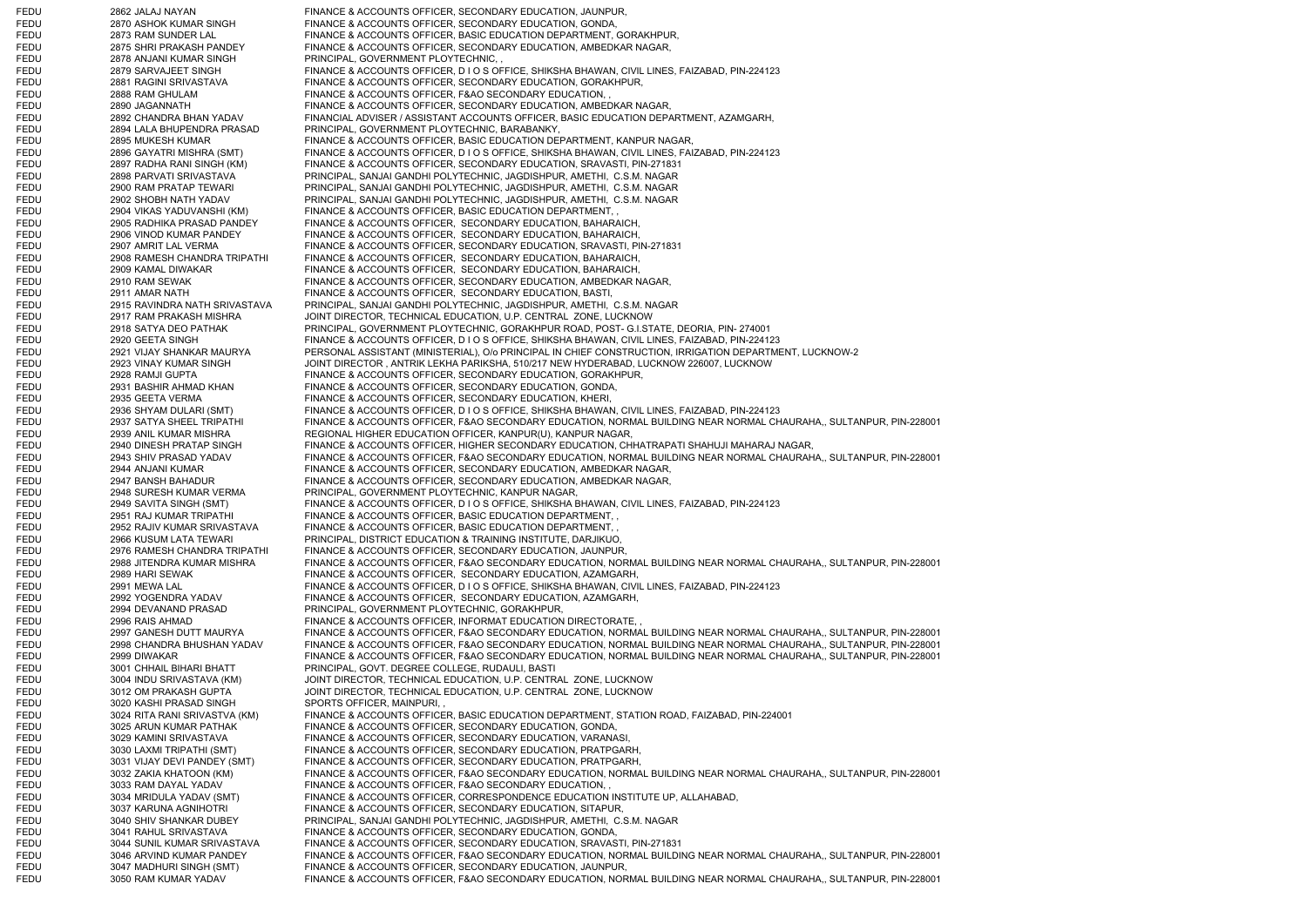| | | | |
|---|---|---|---|
| FEDU | 2862 | JALAJ NAYAN | FINANCE & ACCOUNTS OFFICER, SECONDARY EDUCATION, JAUNPUR, |
| FEDU | 2870 | ASHOK KUMAR SINGH | FINANCE & ACCOUNTS OFFICER, SECONDARY EDUCATION, GONDA, |
| FEDU | 2873 | RAM SUNDER LAL | FINANCE & ACCOUNTS OFFICER, BASIC EDUCATION DEPARTMENT, GORAKHPUR, |
| FEDU | 2875 | SHRI PRAKASH PANDEY | FINANCE & ACCOUNTS OFFICER, SECONDARY EDUCATION, AMBEDKAR NAGAR, |
| FEDU | 2878 | ANJANI KUMAR SINGH | PRINCIPAL, GOVERNMENT PLOYTECHNIC, , |
| FEDU | 2879 | SARVAJEET SINGH | FINANCE & ACCOUNTS OFFICER, D I O S OFFICE, SHIKSHA BHAWAN, CIVIL LINES, FAIZABAD, PIN-224123 |
| FEDU | 2881 | RAGINI SRIVASTAVA | FINANCE & ACCOUNTS OFFICER, SECONDARY EDUCATION, GORAKHPUR, |
| FEDU | 2888 | RAM GHULAM | FINANCE & ACCOUNTS OFFICER, F&AO SECONDARY EDUCATION, , |
| FEDU | 2890 | JAGANNATH | FINANCE & ACCOUNTS OFFICER, SECONDARY EDUCATION, AMBEDKAR NAGAR, |
| FEDU | 2892 | CHANDRA BHAN YADAV | FINANCIAL ADVISER / ASSISTANT ACCOUNTS OFFICER, BASIC EDUCATION DEPARTMENT, AZAMGARH, |
| FEDU | 2894 | LALA BHUPENDRA PRASAD | PRINCIPAL, GOVERNMENT PLOYTECHNIC, BARABANKY, |
| FEDU | 2895 | MUKESH KUMAR | FINANCE & ACCOUNTS OFFICER, BASIC EDUCATION DEPARTMENT, KANPUR NAGAR, |
| FEDU | 2896 | GAYATRI MISHRA (SMT) | FINANCE & ACCOUNTS OFFICER, D I O S OFFICE, SHIKSHA BHAWAN, CIVIL LINES, FAIZABAD, PIN-224123 |
| FEDU | 2897 | RADHA RANI SINGH (KM) | FINANCE & ACCOUNTS OFFICER, SECONDARY EDUCATION, SRAVASTI, PIN-271831 |
| FEDU | 2898 | PARVATI SRIVASTAVA | PRINCIPAL, SANJAI GANDHI POLYTECHNIC, JAGDISHPUR, AMETHI, C.S.M. NAGAR |
| FEDU | 2900 | RAM PRATAP TEWARI | PRINCIPAL, SANJAI GANDHI POLYTECHNIC, JAGDISHPUR, AMETHI, C.S.M. NAGAR |
| FEDU | 2902 | SHOBH NATH YADAV | PRINCIPAL, SANJAI GANDHI POLYTECHNIC, JAGDISHPUR, AMETHI, C.S.M. NAGAR |
| FEDU | 2904 | VIKAS YADUVANSHI (KM) | FINANCE & ACCOUNTS OFFICER, BASIC EDUCATION DEPARTMENT, , |
| FEDU | 2905 | RADHIKA PRASAD PANDEY | FINANCE & ACCOUNTS OFFICER, SECONDARY EDUCATION, BAHARAICH, |
| FEDU | 2906 | VINOD KUMAR PANDEY | FINANCE & ACCOUNTS OFFICER, SECONDARY EDUCATION, BAHARAICH, |
| FEDU | 2907 | AMRIT LAL VERMA | FINANCE & ACCOUNTS OFFICER, SECONDARY EDUCATION, SRAVASTI, PIN-271831 |
| FEDU | 2908 | RAMESH CHANDRA TRIPATHI | FINANCE & ACCOUNTS OFFICER, SECONDARY EDUCATION, BAHARAICH, |
| FEDU | 2909 | KAMAL DIWAKAR | FINANCE & ACCOUNTS OFFICER, SECONDARY EDUCATION, BAHARAICH, |
| FEDU | 2910 | RAM SEWAK | FINANCE & ACCOUNTS OFFICER, SECONDARY EDUCATION, AMBEDKAR NAGAR, |
| FEDU | 2911 | AMAR NATH | FINANCE & ACCOUNTS OFFICER, SECONDARY EDUCATION, BASTI, |
| FEDU | 2915 | RAVINDRA NATH SRIVASTAVA | PRINCIPAL, SANJAI GANDHI POLYTECHNIC, JAGDISHPUR, AMETHI, C.S.M. NAGAR |
| FEDU | 2917 | RAM PRAKASH MISHRA | JOINT DIRECTOR, TECHNICAL EDUCATION, U.P. CENTRAL ZONE, LUCKNOW |
| FEDU | 2918 | SATYA DEO PATHAK | PRINCIPAL, GOVERNMENT PLOYTECHNIC, GORAKHPUR ROAD, POST- G.I.STATE, DEORIA, PIN- 274001 |
| FEDU | 2920 | GEETA SINGH | FINANCE & ACCOUNTS OFFICER, D I O S OFFICE, SHIKSHA BHAWAN, CIVIL LINES, FAIZABAD, PIN-224123 |
| FEDU | 2921 | VIJAY SHANKAR MAURYA | PERSONAL ASSISTANT (MINISTERIAL), O/o PRINCIPAL IN CHIEF CONSTRUCTION, IRRIGATION DEPARTMENT, LUCKNOW-2 |
| FEDU | 2923 | VINAY KUMAR SINGH | JOINT DIRECTOR , ANTRIK LEKHA PARIKSHA, 510/217 NEW HYDERABAD, LUCKNOW 226007, LUCKNOW |
| FEDU | 2928 | RAMJI GUPTA | FINANCE & ACCOUNTS OFFICER, SECONDARY EDUCATION, GORAKHPUR, |
| FEDU | 2931 | BASHIR AHMAD KHAN | FINANCE & ACCOUNTS OFFICER, SECONDARY EDUCATION, GONDA, |
| FEDU | 2935 | GEETA VERMA | FINANCE & ACCOUNTS OFFICER, SECONDARY EDUCATION, KHERI, |
| FEDU | 2936 | SHYAM DULARI (SMT) | FINANCE & ACCOUNTS OFFICER, D I O S OFFICE, SHIKSHA BHAWAN, CIVIL LINES, FAIZABAD, PIN-224123 |
| FEDU | 2937 | SATYA SHEEL TRIPATHI | FINANCE & ACCOUNTS OFFICER, F&AO SECONDARY EDUCATION, NORMAL BUILDING NEAR NORMAL CHAURAHA,, SULTANPUR, PIN-228001 |
| FEDU | 2939 | ANIL KUMAR MISHRA | REGIONAL HIGHER EDUCATION OFFICER, KANPUR(U), KANPUR NAGAR, |
| FEDU | 2940 | DINESH PRATAP SINGH | FINANCE & ACCOUNTS OFFICER, HIGHER SECONDARY EDUCATION, CHHATRAPATI SHAHUJI MAHARAJ NAGAR, |
| FEDU | 2943 | SHIV PRASAD YADAV | FINANCE & ACCOUNTS OFFICER, F&AO SECONDARY EDUCATION, NORMAL BUILDING NEAR NORMAL CHAURAHA,, SULTANPUR, PIN-228001 |
| FEDU | 2944 | ANJANI KUMAR | FINANCE & ACCOUNTS OFFICER, SECONDARY EDUCATION, AMBEDKAR NAGAR, |
| FEDU | 2947 | BANSH BAHADUR | FINANCE & ACCOUNTS OFFICER, SECONDARY EDUCATION, AMBEDKAR NAGAR, |
| FEDU | 2948 | SURESH KUMAR VERMA | PRINCIPAL, GOVERNMENT PLOYTECHNIC, KANPUR NAGAR, |
| FEDU | 2949 | SAVITA SINGH (SMT) | FINANCE & ACCOUNTS OFFICER, D I O S OFFICE, SHIKSHA BHAWAN, CIVIL LINES, FAIZABAD, PIN-224123 |
| FEDU | 2951 | RAJ KUMAR TRIPATHI | FINANCE & ACCOUNTS OFFICER, BASIC EDUCATION DEPARTMENT, , |
| FEDU | 2952 | RAJIV KUMAR SRIVASTAVA | FINANCE & ACCOUNTS OFFICER, BASIC EDUCATION DEPARTMENT, , |
| FEDU | 2966 | KUSUM LATA TEWARI | PRINCIPAL, DISTRICT EDUCATION & TRAINING INSTITUTE, DARJIKUO, |
| FEDU | 2976 | RAMESH CHANDRA TRIPATHI | FINANCE & ACCOUNTS OFFICER, SECONDARY EDUCATION, JAUNPUR, |
| FEDU | 2988 | JITENDRA KUMAR MISHRA | FINANCE & ACCOUNTS OFFICER, F&AO SECONDARY EDUCATION, NORMAL BUILDING NEAR NORMAL CHAURAHA,, SULTANPUR, PIN-228001 |
| FEDU | 2989 | HARI SEWAK | FINANCE & ACCOUNTS OFFICER, SECONDARY EDUCATION, AZAMGARH, |
| FEDU | 2991 | MEWA LAL | FINANCE & ACCOUNTS OFFICER, D I O S OFFICE, SHIKSHA BHAWAN, CIVIL LINES, FAIZABAD, PIN-224123 |
| FEDU | 2992 | YOGENDRA YADAV | FINANCE & ACCOUNTS OFFICER, SECONDARY EDUCATION, AZAMGARH, |
| FEDU | 2994 | DEVANAND PRASAD | PRINCIPAL, GOVERNMENT PLOYTECHNIC, GORAKHPUR, |
| FEDU | 2996 | RAIS AHMAD | FINANCE & ACCOUNTS OFFICER, INFORMAT EDUCATION DIRECTORATE, , |
| FEDU | 2997 | GANESH DUTT MAURYA | FINANCE & ACCOUNTS OFFICER, F&AO SECONDARY EDUCATION, NORMAL BUILDING NEAR NORMAL CHAURAHA,, SULTANPUR, PIN-228001 |
| FEDU | 2998 | CHANDRA BHUSHAN YADAV | FINANCE & ACCOUNTS OFFICER, F&AO SECONDARY EDUCATION, NORMAL BUILDING NEAR NORMAL CHAURAHA,, SULTANPUR, PIN-228001 |
| FEDU | 2999 | DIWAKAR | FINANCE & ACCOUNTS OFFICER, F&AO SECONDARY EDUCATION, NORMAL BUILDING NEAR NORMAL CHAURAHA,, SULTANPUR, PIN-228001 |
| FEDU | 3001 | CHHAIL BIHARI BHATT | PRINCIPAL, GOVT. DEGREE COLLEGE, RUDAULI, BASTI |
| FEDU | 3004 | INDU SRIVASTAVA (KM) | JOINT DIRECTOR, TECHNICAL EDUCATION, U.P. CENTRAL ZONE, LUCKNOW |
| FEDU | 3012 | OM PRAKASH GUPTA | JOINT DIRECTOR, TECHNICAL EDUCATION, U.P. CENTRAL ZONE, LUCKNOW |
| FEDU | 3020 | KASHI PRASAD SINGH | SPORTS OFFICER, MAINPURI, , |
| FEDU | 3024 | RITA RANI SRIVASTVA (KM) | FINANCE & ACCOUNTS OFFICER, BASIC EDUCATION DEPARTMENT, STATION ROAD, FAIZABAD, PIN-224001 |
| FEDU | 3025 | ARUN KUMAR PATHAK | FINANCE & ACCOUNTS OFFICER, SECONDARY EDUCATION, GONDA, |
| FEDU | 3029 | KAMINI SRIVASTAVA | FINANCE & ACCOUNTS OFFICER, SECONDARY EDUCATION, VARANASI, |
| FEDU | 3030 | LAXMI TRIPATHI (SMT) | FINANCE & ACCOUNTS OFFICER, SECONDARY EDUCATION, PRATPGARH, |
| FEDU | 3031 | VIJAY DEVI PANDEY (SMT) | FINANCE & ACCOUNTS OFFICER, SECONDARY EDUCATION, PRATPGARH, |
| FEDU | 3032 | ZAKIA KHATOON (KM) | FINANCE & ACCOUNTS OFFICER, F&AO SECONDARY EDUCATION, NORMAL BUILDING NEAR NORMAL CHAURAHA,, SULTANPUR, PIN-228001 |
| FEDU | 3033 | RAM DAYAL YADAV | FINANCE & ACCOUNTS OFFICER, F&AO SECONDARY EDUCATION, , |
| FEDU | 3034 | MRIDULA YADAV (SMT) | FINANCE & ACCOUNTS OFFICER, CORRESPONDENCE EDUCATION INSTITUTE UP, ALLAHABAD, |
| FEDU | 3037 | KARUNA AGNIHOTRI | FINANCE & ACCOUNTS OFFICER, SECONDARY EDUCATION, SITAPUR, |
| FEDU | 3040 | SHIV SHANKAR DUBEY | PRINCIPAL, SANJAI GANDHI POLYTECHNIC, JAGDISHPUR, AMETHI, C.S.M. NAGAR |
| FEDU | 3041 | RAHUL SRIVASTAVA | FINANCE & ACCOUNTS OFFICER, SECONDARY EDUCATION, GONDA, |
| FEDU | 3044 | SUNIL KUMAR SRIVASTAVA | FINANCE & ACCOUNTS OFFICER, SECONDARY EDUCATION, SRAVASTI, PIN-271831 |
| FEDU | 3046 | ARVIND KUMAR PANDEY | FINANCE & ACCOUNTS OFFICER, F&AO SECONDARY EDUCATION, NORMAL BUILDING NEAR NORMAL CHAURAHA,, SULTANPUR, PIN-228001 |
| FEDU | 3047 | MADHURI SINGH (SMT) | FINANCE & ACCOUNTS OFFICER, SECONDARY EDUCATION, JAUNPUR, |
| FEDU | 3050 | RAM KUMAR YADAV | FINANCE & ACCOUNTS OFFICER, F&AO SECONDARY EDUCATION, NORMAL BUILDING NEAR NORMAL CHAURAHA,, SULTANPUR, PIN-228001 |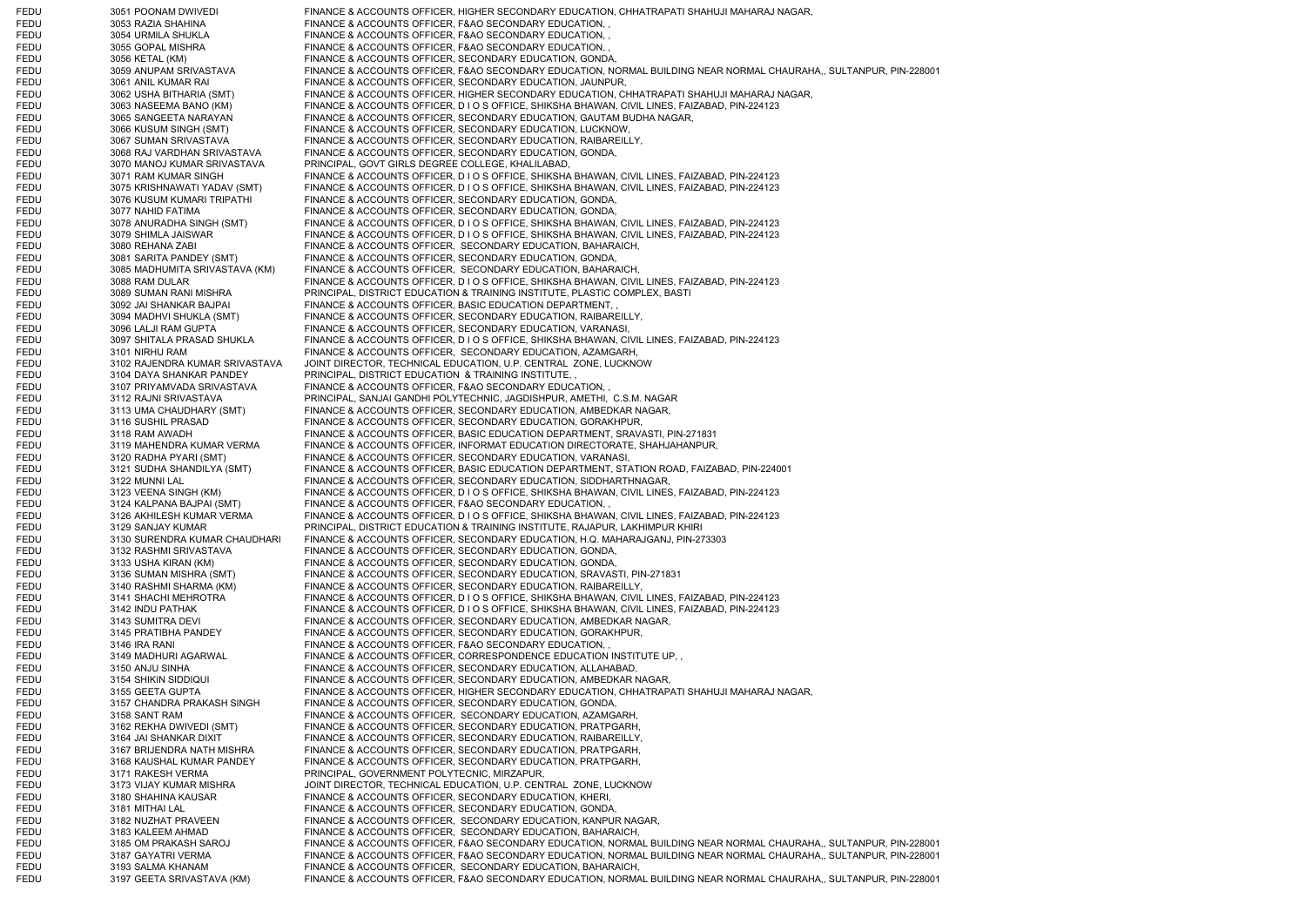| | | | |
|---|---|---|---|
| FEDU | 3051 | POONAM DWIVEDI | FINANCE & ACCOUNTS OFFICER, HIGHER SECONDARY EDUCATION, CHHATRAPATI SHAHUJI MAHARAJ NAGAR, |
| FEDU | 3053 | RAZIA SHAHINA | FINANCE & ACCOUNTS OFFICER, F&AO SECONDARY EDUCATION, , |
| FEDU | 3054 | URMILA SHUKLA | FINANCE & ACCOUNTS OFFICER, F&AO SECONDARY EDUCATION, , |
| FEDU | 3055 | GOPAL MISHRA | FINANCE & ACCOUNTS OFFICER, F&AO SECONDARY EDUCATION, , |
| FEDU | 3056 | KETAL (KM) | FINANCE & ACCOUNTS OFFICER, SECONDARY EDUCATION, GONDA, |
| FEDU | 3059 | ANUPAM SRIVASTAVA | FINANCE & ACCOUNTS OFFICER, F&AO SECONDARY EDUCATION, NORMAL BUILDING NEAR NORMAL CHAURAHA,, SULTANPUR, PIN-228001 |
| FEDU | 3061 | ANIL KUMAR RAI | FINANCE & ACCOUNTS OFFICER, SECONDARY EDUCATION, JAUNPUR, |
| FEDU | 3062 | USHA BITHARIA (SMT) | FINANCE & ACCOUNTS OFFICER, HIGHER SECONDARY EDUCATION, CHHATRAPATI SHAHUJI MAHARAJ NAGAR, |
| FEDU | 3063 | NASEEMA BANO (KM) | FINANCE & ACCOUNTS OFFICER, D I O S OFFICE, SHIKSHA BHAWAN, CIVIL LINES, FAIZABAD, PIN-224123 |
| FEDU | 3065 | SANGEETA NARAYAN | FINANCE & ACCOUNTS OFFICER, SECONDARY EDUCATION, GAUTAM BUDHA NAGAR, |
| FEDU | 3066 | KUSUM SINGH (SMT) | FINANCE & ACCOUNTS OFFICER, SECONDARY EDUCATION, LUCKNOW, |
| FEDU | 3067 | SUMAN SRIVASTAVA | FINANCE & ACCOUNTS OFFICER, SECONDARY EDUCATION, RAIBAREILLY, |
| FEDU | 3068 | RAJ VARDHAN SRIVASTAVA | FINANCE & ACCOUNTS OFFICER, SECONDARY EDUCATION, GONDA, |
| FEDU | 3070 | MANOJ KUMAR SRIVASTAVA | PRINCIPAL, GOVT GIRLS DEGREE COLLEGE, KHALILABAD, |
| FEDU | 3071 | RAM KUMAR SINGH | FINANCE & ACCOUNTS OFFICER, D I O S OFFICE, SHIKSHA BHAWAN, CIVIL LINES, FAIZABAD, PIN-224123 |
| FEDU | 3075 | KRISHNAWATI YADAV (SMT) | FINANCE & ACCOUNTS OFFICER, D I O S OFFICE, SHIKSHA BHAWAN, CIVIL LINES, FAIZABAD, PIN-224123 |
| FEDU | 3076 | KUSUM KUMARI TRIPATHI | FINANCE & ACCOUNTS OFFICER, SECONDARY EDUCATION, GONDA, |
| FEDU | 3077 | NAHID FATIMA | FINANCE & ACCOUNTS OFFICER, SECONDARY EDUCATION, GONDA, |
| FEDU | 3078 | ANURADHA SINGH (SMT) | FINANCE & ACCOUNTS OFFICER, D I O S OFFICE, SHIKSHA BHAWAN, CIVIL LINES, FAIZABAD, PIN-224123 |
| FEDU | 3079 | SHIMLA JAISWAR | FINANCE & ACCOUNTS OFFICER, D I O S OFFICE, SHIKSHA BHAWAN, CIVIL LINES, FAIZABAD, PIN-224123 |
| FEDU | 3080 | REHANA ZABI | FINANCE & ACCOUNTS OFFICER, SECONDARY EDUCATION, BAHARAICH, |
| FEDU | 3081 | SARITA PANDEY (SMT) | FINANCE & ACCOUNTS OFFICER, SECONDARY EDUCATION, GONDA, |
| FEDU | 3085 | MADHUMITA SRIVASTAVA (KM) | FINANCE & ACCOUNTS OFFICER, SECONDARY EDUCATION, BAHARAICH, |
| FEDU | 3088 | RAM DULAR | FINANCE & ACCOUNTS OFFICER, D I O S OFFICE, SHIKSHA BHAWAN, CIVIL LINES, FAIZABAD, PIN-224123 |
| FEDU | 3089 | SUMAN RANI MISHRA | PRINCIPAL, DISTRICT EDUCATION & TRAINING INSTITUTE, PLASTIC COMPLEX, BASTI |
| FEDU | 3092 | JAI SHANKAR BAJPAI | FINANCE & ACCOUNTS OFFICER, BASIC EDUCATION DEPARTMENT, , |
| FEDU | 3094 | MADHVI SHUKLA (SMT) | FINANCE & ACCOUNTS OFFICER, SECONDARY EDUCATION, RAIBAREILLY, |
| FEDU | 3096 | LALJI RAM GUPTA | FINANCE & ACCOUNTS OFFICER, SECONDARY EDUCATION, VARANASI, |
| FEDU | 3097 | SHITALA PRASAD SHUKLA | FINANCE & ACCOUNTS OFFICER, D I O S OFFICE, SHIKSHA BHAWAN, CIVIL LINES, FAIZABAD, PIN-224123 |
| FEDU | 3101 | NIRHU RAM | FINANCE & ACCOUNTS OFFICER, SECONDARY EDUCATION, AZAMGARH, |
| FEDU | 3102 | RAJENDRA KUMAR SRIVASTAVA | JOINT DIRECTOR, TECHNICAL EDUCATION, U.P. CENTRAL ZONE, LUCKNOW |
| FEDU | 3104 | DAYA SHANKAR PANDEY | PRINCIPAL, DISTRICT EDUCATION & TRAINING INSTITUTE, , |
| FEDU | 3107 | PRIYAMVADA SRIVASTAVA | FINANCE & ACCOUNTS OFFICER, F&AO SECONDARY EDUCATION, , |
| FEDU | 3112 | RAJNI SRIVASTAVA | PRINCIPAL, SANJAI GANDHI POLYTECHNIC, JAGDISHPUR, AMETHI, C.S.M. NAGAR |
| FEDU | 3113 | UMA CHAUDHARY (SMT) | FINANCE & ACCOUNTS OFFICER, SECONDARY EDUCATION, AMBEDKAR NAGAR, |
| FEDU | 3116 | SUSHIL PRASAD | FINANCE & ACCOUNTS OFFICER, SECONDARY EDUCATION, GORAKHPUR, |
| FEDU | 3118 | RAM AWADH | FINANCE & ACCOUNTS OFFICER, BASIC EDUCATION DEPARTMENT, SRAVASTI, PIN-271831 |
| FEDU | 3119 | MAHENDRA KUMAR VERMA | FINANCE & ACCOUNTS OFFICER, INFORMAT EDUCATION DIRECTORATE, SHAHJAHANPUR, |
| FEDU | 3120 | RADHA PYARI (SMT) | FINANCE & ACCOUNTS OFFICER, SECONDARY EDUCATION, VARANASI, |
| FEDU | 3121 | SUDHA SHANDILYA (SMT) | FINANCE & ACCOUNTS OFFICER, BASIC EDUCATION DEPARTMENT, STATION ROAD, FAIZABAD, PIN-224001 |
| FEDU | 3122 | MUNNI LAL | FINANCE & ACCOUNTS OFFICER, SECONDARY EDUCATION, SIDDHARTHNAGAR, |
| FEDU | 3123 | VEENA SINGH (KM) | FINANCE & ACCOUNTS OFFICER, D I O S OFFICE, SHIKSHA BHAWAN, CIVIL LINES, FAIZABAD, PIN-224123 |
| FEDU | 3124 | KALPANA BAJPAI (SMT) | FINANCE & ACCOUNTS OFFICER, F&AO SECONDARY EDUCATION, , |
| FEDU | 3126 | AKHILESH KUMAR VERMA | FINANCE & ACCOUNTS OFFICER, D I O S OFFICE, SHIKSHA BHAWAN, CIVIL LINES, FAIZABAD, PIN-224123 |
| FEDU | 3129 | SANJAY KUMAR | PRINCIPAL, DISTRICT EDUCATION & TRAINING INSTITUTE, RAJAPUR, LAKHIMPUR KHIRI |
| FEDU | 3130 | SURENDRA KUMAR CHAUDHARI | FINANCE & ACCOUNTS OFFICER, SECONDARY EDUCATION, H.Q. MAHARAJGANJ, PIN-273303 |
| FEDU | 3132 | RASHMI SRIVASTAVA | FINANCE & ACCOUNTS OFFICER, SECONDARY EDUCATION, GONDA, |
| FEDU | 3133 | USHA KIRAN (KM) | FINANCE & ACCOUNTS OFFICER, SECONDARY EDUCATION, GONDA, |
| FEDU | 3136 | SUMAN MISHRA (SMT) | FINANCE & ACCOUNTS OFFICER, SECONDARY EDUCATION, SRAVASTI, PIN-271831 |
| FEDU | 3140 | RASHMI SHARMA (KM) | FINANCE & ACCOUNTS OFFICER, SECONDARY EDUCATION, RAIBAREILLY, |
| FEDU | 3141 | SHACHI MEHROTRA | FINANCE & ACCOUNTS OFFICER, D I O S OFFICE, SHIKSHA BHAWAN, CIVIL LINES, FAIZABAD, PIN-224123 |
| FEDU | 3142 | INDU PATHAK | FINANCE & ACCOUNTS OFFICER, D I O S OFFICE, SHIKSHA BHAWAN, CIVIL LINES, FAIZABAD, PIN-224123 |
| FEDU | 3143 | SUMITRA DEVI | FINANCE & ACCOUNTS OFFICER, SECONDARY EDUCATION, AMBEDKAR NAGAR, |
| FEDU | 3145 | PRATIBHA PANDEY | FINANCE & ACCOUNTS OFFICER, SECONDARY EDUCATION, GORAKHPUR, |
| FEDU | 3146 | IRA RANI | FINANCE & ACCOUNTS OFFICER, F&AO SECONDARY EDUCATION, , |
| FEDU | 3149 | MADHURI AGARWAL | FINANCE & ACCOUNTS OFFICER, CORRESPONDENCE EDUCATION INSTITUTE UP, , |
| FEDU | 3150 | ANJU SINHA | FINANCE & ACCOUNTS OFFICER, SECONDARY EDUCATION, ALLAHABAD, |
| FEDU | 3154 | SHIKIN SIDDIQUI | FINANCE & ACCOUNTS OFFICER, SECONDARY EDUCATION, AMBEDKAR NAGAR, |
| FEDU | 3155 | GEETA GUPTA | FINANCE & ACCOUNTS OFFICER, HIGHER SECONDARY EDUCATION, CHHATRAPATI SHAHUJI MAHARAJ NAGAR, |
| FEDU | 3157 | CHANDRA PRAKASH SINGH | FINANCE & ACCOUNTS OFFICER, SECONDARY EDUCATION, GONDA, |
| FEDU | 3158 | SANT RAM | FINANCE & ACCOUNTS OFFICER, SECONDARY EDUCATION, AZAMGARH, |
| FEDU | 3162 | REKHA DWIVEDI (SMT) | FINANCE & ACCOUNTS OFFICER, SECONDARY EDUCATION, PRATPGARH, |
| FEDU | 3164 | JAI SHANKAR DIXIT | FINANCE & ACCOUNTS OFFICER, SECONDARY EDUCATION, RAIBAREILLY, |
| FEDU | 3167 | BRIJENDRA NATH MISHRA | FINANCE & ACCOUNTS OFFICER, SECONDARY EDUCATION, PRATPGARH, |
| FEDU | 3168 | KAUSHAL KUMAR PANDEY | FINANCE & ACCOUNTS OFFICER, SECONDARY EDUCATION, PRATPGARH, |
| FEDU | 3171 | RAKESH VERMA | PRINCIPAL, GOVERNMENT POLYTECNIC, MIRZAPUR, |
| FEDU | 3173 | VIJAY KUMAR MISHRA | JOINT DIRECTOR, TECHNICAL EDUCATION, U.P. CENTRAL ZONE, LUCKNOW |
| FEDU | 3180 | SHAHINA KAUSAR | FINANCE & ACCOUNTS OFFICER, SECONDARY EDUCATION, KHERI, |
| FEDU | 3181 | MITHAI LAL | FINANCE & ACCOUNTS OFFICER, SECONDARY EDUCATION, GONDA, |
| FEDU | 3182 | NUZHAT PRAVEEN | FINANCE & ACCOUNTS OFFICER, SECONDARY EDUCATION, KANPUR NAGAR, |
| FEDU | 3183 | KALEEM AHMAD | FINANCE & ACCOUNTS OFFICER, SECONDARY EDUCATION, BAHARAICH, |
| FEDU | 3185 | OM PRAKASH SAROJ | FINANCE & ACCOUNTS OFFICER, F&AO SECONDARY EDUCATION, NORMAL BUILDING NEAR NORMAL CHAURAHA,, SULTANPUR, PIN-228001 |
| FEDU | 3187 | GAYATRI VERMA | FINANCE & ACCOUNTS OFFICER, F&AO SECONDARY EDUCATION, NORMAL BUILDING NEAR NORMAL CHAURAHA,, SULTANPUR, PIN-228001 |
| FEDU | 3193 | SALMA KHANAM | FINANCE & ACCOUNTS OFFICER, SECONDARY EDUCATION, BAHARAICH, |
| FEDU | 3197 | GEETA SRIVASTAVA (KM) | FINANCE & ACCOUNTS OFFICER, F&AO SECONDARY EDUCATION, NORMAL BUILDING NEAR NORMAL CHAURAHA,, SULTANPUR, PIN-228001 |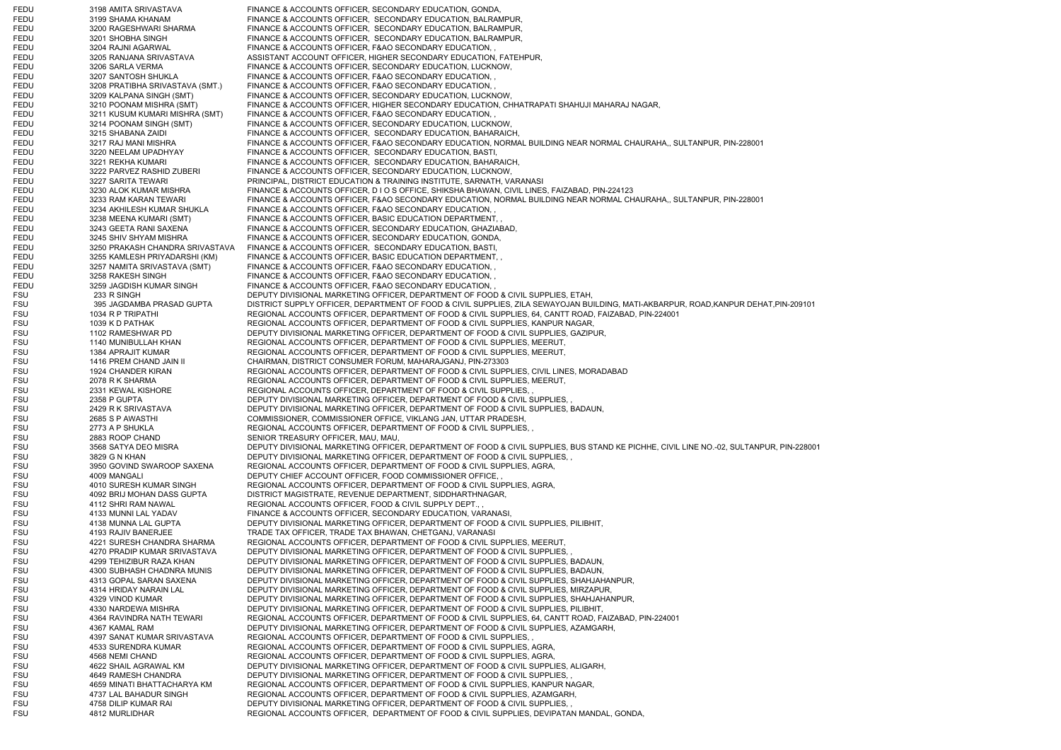| | | | |
|---|---|---|---|
| FEDU | 3198 | AMITA SRIVASTAVA | FINANCE & ACCOUNTS OFFICER, SECONDARY EDUCATION, GONDA, |
| FEDU | 3199 | SHAMA KHANAM | FINANCE & ACCOUNTS OFFICER, SECONDARY EDUCATION, BALRAMPUR, |
| FEDU | 3200 | RAGESHWARI SHARMA | FINANCE & ACCOUNTS OFFICER, SECONDARY EDUCATION, BALRAMPUR, |
| FEDU | 3201 | SHOBHA SINGH | FINANCE & ACCOUNTS OFFICER, SECONDARY EDUCATION, BALRAMPUR, |
| FEDU | 3204 | RAJNI AGARWAL | FINANCE & ACCOUNTS OFFICER, F&AO SECONDARY EDUCATION, , |
| FEDU | 3205 | RANJANA SRIVASTAVA | ASSISTANT ACCOUNT OFFICER, HIGHER SECONDARY EDUCATION, FATEHPUR, |
| FEDU | 3206 | SARLA VERMA | FINANCE & ACCOUNTS OFFICER, SECONDARY EDUCATION, LUCKNOW, |
| FEDU | 3207 | SANTOSH SHUKLA | FINANCE & ACCOUNTS OFFICER, F&AO SECONDARY EDUCATION, , |
| FEDU | 3208 | PRATIBHA SRIVASTAVA (SMT.) | FINANCE & ACCOUNTS OFFICER, F&AO SECONDARY EDUCATION, , |
| FEDU | 3209 | KALPANA SINGH (SMT) | FINANCE & ACCOUNTS OFFICER, SECONDARY EDUCATION, LUCKNOW, |
| FEDU | 3210 | POONAM MISHRA (SMT) | FINANCE & ACCOUNTS OFFICER, HIGHER SECONDARY EDUCATION, CHHATRAPATI SHAHUJI MAHARAJ NAGAR, |
| FEDU | 3211 | KUSUM KUMARI MISHRA (SMT) | FINANCE & ACCOUNTS OFFICER, F&AO SECONDARY EDUCATION, , |
| FEDU | 3214 | POONAM SINGH (SMT) | FINANCE & ACCOUNTS OFFICER, SECONDARY EDUCATION, LUCKNOW, |
| FEDU | 3215 | SHABANA ZAIDI | FINANCE & ACCOUNTS OFFICER, SECONDARY EDUCATION, BAHARAICH, |
| FEDU | 3217 | RAJ MANI MISHRA | FINANCE & ACCOUNTS OFFICER, F&AO SECONDARY EDUCATION, NORMAL BUILDING NEAR NORMAL CHAURAHA,, SULTANPUR, PIN-228001 |
| FEDU | 3220 | NEELAM UPADHYAY | FINANCE & ACCOUNTS OFFICER, SECONDARY EDUCATION, BASTI, |
| FEDU | 3221 | REKHA KUMARI | FINANCE & ACCOUNTS OFFICER, SECONDARY EDUCATION, BAHARAICH, |
| FEDU | 3222 | PARVEZ RASHID ZUBERI | FINANCE & ACCOUNTS OFFICER, SECONDARY EDUCATION, LUCKNOW, |
| FEDU | 3227 | SARITA TEWARI | PRINCIPAL, DISTRICT EDUCATION & TRAINING INSTITUTE, SARNATH, VARANASI |
| FEDU | 3230 | ALOK KUMAR MISHRA | FINANCE & ACCOUNTS OFFICER, D I O S OFFICE, SHIKSHA BHAWAN, CIVIL LINES, FAIZABAD, PIN-224123 |
| FEDU | 3233 | RAM KARAN TEWARI | FINANCE & ACCOUNTS OFFICER, F&AO SECONDARY EDUCATION, NORMAL BUILDING NEAR NORMAL CHAURAHA,, SULTANPUR, PIN-228001 |
| FEDU | 3234 | AKHILESH KUMAR SHUKLA | FINANCE & ACCOUNTS OFFICER, F&AO SECONDARY EDUCATION, , |
| FEDU | 3238 | MEENA KUMARI (SMT) | FINANCE & ACCOUNTS OFFICER, BASIC EDUCATION DEPARTMENT, , |
| FEDU | 3243 | GEETA RANI SAXENA | FINANCE & ACCOUNTS OFFICER, SECONDARY EDUCATION, GHAZIABAD, |
| FEDU | 3245 | SHIV SHYAM MISHRA | FINANCE & ACCOUNTS OFFICER, SECONDARY EDUCATION, GONDA, |
| FEDU | 3250 | PRAKASH CHANDRA SRIVASTAVA | FINANCE & ACCOUNTS OFFICER, SECONDARY EDUCATION, BASTI, |
| FEDU | 3255 | KAMLESH PRIYADARSHI (KM) | FINANCE & ACCOUNTS OFFICER, BASIC EDUCATION DEPARTMENT, , |
| FEDU | 3257 | NAMITA SRIVASTAVA (SMT) | FINANCE & ACCOUNTS OFFICER, F&AO SECONDARY EDUCATION, , |
| FEDU | 3258 | RAKESH SINGH | FINANCE & ACCOUNTS OFFICER, F&AO SECONDARY EDUCATION, , |
| FEDU | 3259 | JAGDISH KUMAR SINGH | FINANCE & ACCOUNTS OFFICER, F&AO SECONDARY EDUCATION, , |
| FSU | 233 | R SINGH | DEPUTY DIVISIONAL MARKETING OFFICER, DEPARTMENT OF FOOD & CIVIL SUPPLIES, ETAH, |
| FSU | 395 | JAGDAMBA PRASAD GUPTA | DISTRICT SUPPLY OFFICER, DEPARTMENT OF FOOD & CIVIL SUPPLIES, ZILA SEWAYOJAN BUILDING, MATI-AKBARPUR, ROAD,KANPUR DEHAT,PIN-209101 |
| FSU | 1034 | R P TRIPATHI | REGIONAL ACCOUNTS OFFICER, DEPARTMENT OF FOOD & CIVIL SUPPLIES, 64, CANTT ROAD, FAIZABAD, PIN-224001 |
| FSU | 1039 | K D PATHAK | REGIONAL ACCOUNTS OFFICER, DEPARTMENT OF FOOD & CIVIL SUPPLIES, KANPUR NAGAR, |
| FSU | 1102 | RAMESHWAR PD | DEPUTY DIVISIONAL MARKETING OFFICER, DEPARTMENT OF FOOD & CIVIL SUPPLIES, GAZIPUR, |
| FSU | 1140 | MUNIBULLAH KHAN | REGIONAL ACCOUNTS OFFICER, DEPARTMENT OF FOOD & CIVIL SUPPLIES, MEERUT, |
| FSU | 1384 | APRAJIT KUMAR | REGIONAL ACCOUNTS OFFICER, DEPARTMENT OF FOOD & CIVIL SUPPLIES, MEERUT, |
| FSU | 1416 | PREM CHAND JAIN II | CHAIRMAN, DISTRICT CONSUMER FORUM, MAHARAJGANJ, PIN-273303 |
| FSU | 1924 | CHANDER KIRAN | REGIONAL ACCOUNTS OFFICER, DEPARTMENT OF FOOD & CIVIL SUPPLIES, CIVIL LINES, MORADABAD |
| FSU | 2078 | R K SHARMA | REGIONAL ACCOUNTS OFFICER, DEPARTMENT OF FOOD & CIVIL SUPPLIES, MEERUT, |
| FSU | 2331 | KEWAL KISHORE | REGIONAL ACCOUNTS OFFICER, DEPARTMENT OF FOOD & CIVIL SUPPLIES, , |
| FSU | 2358 | P GUPTA | DEPUTY DIVISIONAL MARKETING OFFICER, DEPARTMENT OF FOOD & CIVIL SUPPLIES, , |
| FSU | 2429 | R K SRIVASTAVA | DEPUTY DIVISIONAL MARKETING OFFICER, DEPARTMENT OF FOOD & CIVIL SUPPLIES, BADAUN, |
| FSU | 2685 | S P AWASTHI | COMMISSIONER, COMMISSIONER OFFICE, VIKLANG JAN, UTTAR PRADESH, |
| FSU | 2773 | A P SHUKLA | REGIONAL ACCOUNTS OFFICER, DEPARTMENT OF FOOD & CIVIL SUPPLIES, , |
| FSU | 2883 | ROOP CHAND | SENIOR TREASURY OFFICER, MAU, MAU, |
| FSU | 3568 | SATYA DEO MISRA | DEPUTY DIVISIONAL MARKETING OFFICER, DEPARTMENT OF FOOD & CIVIL SUPPLIES, BUS STAND KE PICHHE, CIVIL LINE NO.-02, SULTANPUR, PIN-228001 |
| FSU | 3829 | G N KHAN | DEPUTY DIVISIONAL MARKETING OFFICER, DEPARTMENT OF FOOD & CIVIL SUPPLIES, , |
| FSU | 3950 | GOVIND SWAROOP SAXENA | REGIONAL ACCOUNTS OFFICER, DEPARTMENT OF FOOD & CIVIL SUPPLIES, AGRA, |
| FSU | 4009 | MANGALI | DEPUTY CHIEF ACCOUNT OFFICER, FOOD COMMISSIONER OFFICE, , |
| FSU | 4010 | SURESH KUMAR SINGH | REGIONAL ACCOUNTS OFFICER, DEPARTMENT OF FOOD & CIVIL SUPPLIES, AGRA, |
| FSU | 4092 | BRIJ MOHAN DASS GUPTA | DISTRICT MAGISTRATE, REVENUE DEPARTMENT, SIDDHARTHNAGAR, |
| FSU | 4112 | SHRI RAM NAWAL | REGIONAL ACCOUNTS OFFICER, FOOD & CIVIL SUPPLY DEPT., , |
| FSU | 4133 | MUNNI LAL YADAV | FINANCE & ACCOUNTS OFFICER, SECONDARY EDUCATION, VARANASI, |
| FSU | 4138 | MUNNA LAL GUPTA | DEPUTY DIVISIONAL MARKETING OFFICER, DEPARTMENT OF FOOD & CIVIL SUPPLIES, PILIBHIT, |
| FSU | 4193 | RAJIV BANERJEE | TRADE TAX OFFICER, TRADE TAX BHAWAN, CHETGANJ, VARANASI |
| FSU | 4221 | SURESH CHANDRA SHARMA | REGIONAL ACCOUNTS OFFICER, DEPARTMENT OF FOOD & CIVIL SUPPLIES, MEERUT, |
| FSU | 4270 | PRADIP KUMAR SRIVASTAVA | DEPUTY DIVISIONAL MARKETING OFFICER, DEPARTMENT OF FOOD & CIVIL SUPPLIES, , |
| FSU | 4299 | TEHIZIBUR RAZA KHAN | DEPUTY DIVISIONAL MARKETING OFFICER, DEPARTMENT OF FOOD & CIVIL SUPPLIES, BADAUN, |
| FSU | 4300 | SUBHASH CHADNRA MUNIS | DEPUTY DIVISIONAL MARKETING OFFICER, DEPARTMENT OF FOOD & CIVIL SUPPLIES, BADAUN, |
| FSU | 4313 | GOPAL SARAN SAXENA | DEPUTY DIVISIONAL MARKETING OFFICER, DEPARTMENT OF FOOD & CIVIL SUPPLIES, SHAHJAHANPUR, |
| FSU | 4314 | HRIDAY NARAIN LAL | DEPUTY DIVISIONAL MARKETING OFFICER, DEPARTMENT OF FOOD & CIVIL SUPPLIES, MIRZAPUR, |
| FSU | 4329 | VINOD KUMAR | DEPUTY DIVISIONAL MARKETING OFFICER, DEPARTMENT OF FOOD & CIVIL SUPPLIES, SHAHJAHANPUR, |
| FSU | 4330 | NARDEWA MISHRA | DEPUTY DIVISIONAL MARKETING OFFICER, DEPARTMENT OF FOOD & CIVIL SUPPLIES, PILIBHIT, |
| FSU | 4364 | RAVINDRA NATH TEWARI | REGIONAL ACCOUNTS OFFICER, DEPARTMENT OF FOOD & CIVIL SUPPLIES, 64, CANTT ROAD, FAIZABAD, PIN-224001 |
| FSU | 4367 | KAMAL RAM | DEPUTY DIVISIONAL MARKETING OFFICER, DEPARTMENT OF FOOD & CIVIL SUPPLIES, AZAMGARH, |
| FSU | 4397 | SANAT KUMAR SRIVASTAVA | REGIONAL ACCOUNTS OFFICER, DEPARTMENT OF FOOD & CIVIL SUPPLIES, , |
| FSU | 4533 | SURENDRA KUMAR | REGIONAL ACCOUNTS OFFICER, DEPARTMENT OF FOOD & CIVIL SUPPLIES, AGRA, |
| FSU | 4568 | NEMI CHAND | REGIONAL ACCOUNTS OFFICER, DEPARTMENT OF FOOD & CIVIL SUPPLIES, AGRA, |
| FSU | 4622 | SHAIL AGRAWAL KM | DEPUTY DIVISIONAL MARKETING OFFICER, DEPARTMENT OF FOOD & CIVIL SUPPLIES, ALIGARH, |
| FSU | 4649 | RAMESH CHANDRA | DEPUTY DIVISIONAL MARKETING OFFICER, DEPARTMENT OF FOOD & CIVIL SUPPLIES, , |
| FSU | 4659 | MINATI BHATTACHARYA KM | REGIONAL ACCOUNTS OFFICER, DEPARTMENT OF FOOD & CIVIL SUPPLIES, KANPUR NAGAR, |
| FSU | 4737 | LAL BAHADUR SINGH | REGIONAL ACCOUNTS OFFICER, DEPARTMENT OF FOOD & CIVIL SUPPLIES, AZAMGARH, |
| FSU | 4758 | DILIP KUMAR RAI | DEPUTY DIVISIONAL MARKETING OFFICER, DEPARTMENT OF FOOD & CIVIL SUPPLIES, , |
| FSU | 4812 | MURLIDHAR | REGIONAL ACCOUNTS OFFICER, DEPARTMENT OF FOOD & CIVIL SUPPLIES, DEVIPATAN MANDAL, GONDA, |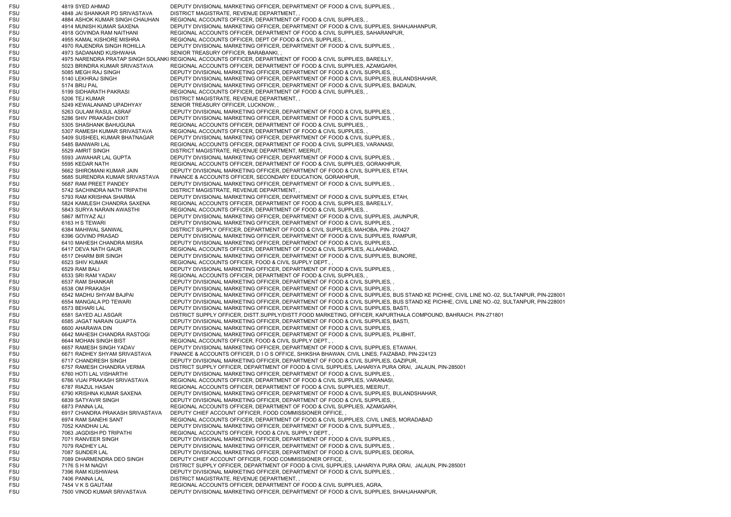| | | | |
|---|---|---|---|
| FSU | 4819 | SYED AHMAD | DEPUTY DIVISIONAL MARKETING OFFICER, DEPARTMENT OF FOOD & CIVIL SUPPLIES, , |
| FSU | 4848 | JAI SHANKAR PD SRIVASTAVA | DISTRICT MAGISTRATE, REVENUE DEPARTMENT, , |
| FSU | 4884 | ASHOK KUMAR SINGH CHAUHAN | REGIONAL ACCOUNTS OFFICER, DEPARTMENT OF FOOD & CIVIL SUPPLIES, , |
| FSU | 4914 | MUNISH KUMAR SAXENA | DEPUTY DIVISIONAL MARKETING OFFICER, DEPARTMENT OF FOOD & CIVIL SUPPLIES, SHAHJAHANPUR, |
| FSU | 4918 | GOVINDA RAM NAITHANI | REGIONAL ACCOUNTS OFFICER, DEPARTMENT OF FOOD & CIVIL SUPPLIES, SAHARANPUR, |
| FSU | 4955 | KAMAL KISHORE MISHRA | REGIONAL ACCOUNTS OFFICER, DEPT OF FOOD & CIVIL SUPPLIES, , |
| FSU | 4970 | RAJENDRA SINGH ROHILLA | DEPUTY DIVISIONAL MARKETING OFFICER, DEPARTMENT OF FOOD & CIVIL SUPPLIES, , |
| FSU | 4973 | SADANAND KUSHWAHA | SENIOR TREASURY OFFICER, BARABANKI, , |
| FSU | 4975 | NARENDRA PRATAP SINGH SOLANKI | REGIONAL ACCOUNTS OFFICER, DEPARTMENT OF FOOD & CIVIL SUPPLIES, BAREILLY, |
| FSU | 5023 | BRINDRA KUMAR SRIVASTAVA | REGIONAL ACCOUNTS OFFICER, DEPARTMENT OF FOOD & CIVIL SUPPLIES, AZAMGARH, |
| FSU | 5085 | MEGH RAJ SINGH | DEPUTY DIVISIONAL MARKETING OFFICER, DEPARTMENT OF FOOD & CIVIL SUPPLIES, , |
| FSU | 5140 | LEKHRAJ SINGH | DEPUTY DIVISIONAL MARKETING OFFICER, DEPARTMENT OF FOOD & CIVIL SUPPLIES, BULANDSHAHAR, |
| FSU | 5174 | BRIJ PAL | DEPUTY DIVISIONAL MARKETING OFFICER, DEPARTMENT OF FOOD & CIVIL SUPPLIES, BADAUN, |
| FSU | 5199 | SIDHARATH PAKRASI | REGIONAL ACCOUNTS OFFICER, DEPARTMENT OF FOOD & CIVIL SUPPLIES, , |
| FSU | 5206 | TEJ KUMAR | DISTRICT MAGISTRATE, REVENUE DEPARTMENT, , |
| FSU | 5249 | KEWALANAND UPADHYAY | SENIOR TREASURY OFFICER, LUCKNOW, , |
| FSU | 5263 | GULAM RASUL ASRAF | DEPUTY DIVISIONAL MARKETING OFFICER, DEPARTMENT OF FOOD & CIVIL SUPPLIES, , |
| FSU | 5286 | SHIV PRAKASH DIXIT | DEPUTY DIVISIONAL MARKETING OFFICER, DEPARTMENT OF FOOD & CIVIL SUPPLIES, , |
| FSU | 5305 | SHASHANK BAHUGUNA | REGIONAL ACCOUNTS OFFICER, DEPARTMENT OF FOOD & CIVIL SUPPLIES, , |
| FSU | 5307 | RAMESH KUMAR SRIVASTAVA | REGIONAL ACCOUNTS OFFICER, DEPARTMENT OF FOOD & CIVIL SUPPLIES, , |
| FSU | 5409 | SUSHEEL KUMAR BHATNAGAR | DEPUTY DIVISIONAL MARKETING OFFICER, DEPARTMENT OF FOOD & CIVIL SUPPLIES, , |
| FSU | 5485 | BANWARI LAL | REGIONAL ACCOUNTS OFFICER, DEPARTMENT OF FOOD & CIVIL SUPPLIES, VARANASI, |
| FSU | 5529 | AMRIT SINGH | DISTRICT MAGISTRATE, REVENUE DEPARTMENT, MEERUT, |
| FSU | 5593 | JAWAHAR LAL GUPTA | DEPUTY DIVISIONAL MARKETING OFFICER, DEPARTMENT OF FOOD & CIVIL SUPPLIES, , |
| FSU | 5595 | KEDAR NATH | REGIONAL ACCOUNTS OFFICER, DEPARTMENT OF FOOD & CIVIL SUPPLIES, GORAKHPUR, |
| FSU | 5662 | SHIROMANI KUMAR JAIN | DEPUTY DIVISIONAL MARKETING OFFICER, DEPARTMENT OF FOOD & CIVIL SUPPLIES, ETAH, |
| FSU | 5685 | SURENDRA KUMAR SRIVASTAVA | FINANCE & ACCOUNTS OFFICER, SECONDARY EDUCATION, GORAKHPUR, |
| FSU | 5687 | RAM PREET PANDEY | DEPUTY DIVISIONAL MARKETING OFFICER, DEPARTMENT OF FOOD & CIVIL SUPPLIES, , |
| FSU | 5742 | SACHINDRA NATH TRIPATHI | DISTRICT MAGISTRATE, REVENUE DEPARTMENT, , |
| FSU | 5793 | RAM KRISHNA SHARMA | DEPUTY DIVISIONAL MARKETING OFFICER, DEPARTMENT OF FOOD & CIVIL SUPPLIES, ETAH, |
| FSU | 5824 | KAMLESH CHANDRA SAXENA | REGIONAL ACCOUNTS OFFICER, DEPARTMENT OF FOOD & CIVIL SUPPLIES, BAREILLY, |
| FSU | 5843 | SURYA NARAIN AWASTHI | REGIONAL ACCOUNTS OFFICER, DEPARTMENT OF FOOD & CIVIL SUPPLIES, , |
| FSU | 5867 | IMTIYAZ ALI | DEPUTY DIVISIONAL MARKETING OFFICER, DEPARTMENT OF FOOD & CIVIL SUPPLIES, JAUNPUR, |
| FSU | 6163 | H S TEWARI | DEPUTY DIVISIONAL MARKETING OFFICER, DEPARTMENT OF FOOD & CIVIL SUPPLIES, , |
| FSU | 6384 | MAHIWAL SANWAL | DISTRICT SUPPLY OFFICER, DEPARTMENT OF FOOD & CIVIL SUPPLIES, MAHOBA, PIN- 210427 |
| FSU | 6396 | GOVIND PRASAD | DEPUTY DIVISIONAL MARKETING OFFICER, DEPARTMENT OF FOOD & CIVIL SUPPLIES, RAMPUR, |
| FSU | 6410 | MAHESH CHANDRA MISRA | DEPUTY DIVISIONAL MARKETING OFFICER, DEPARTMENT OF FOOD & CIVIL SUPPLIES, , |
| FSU | 6417 | DEVA NATH GAUR | REGIONAL ACCOUNTS OFFICER, DEPARTMENT OF FOOD & CIVIL SUPPLIES, ALLAHABAD, |
| FSU | 6517 | DHARM BIR SINGH | DEPUTY DIVISIONAL MARKETING OFFICER, DEPARTMENT OF FOOD & CIVIL SUPPLIES, BIJNORE, |
| FSU | 6523 | SHIV KUMAR | REGIONAL ACCOUNTS OFFICER, FOOD & CIVIL SUPPLY DEPT., , |
| FSU | 6529 | RAM BALI | DEPUTY DIVISIONAL MARKETING OFFICER, DEPARTMENT OF FOOD & CIVIL SUPPLIES, , |
| FSU | 6533 | SRI RAM YADAV | REGIONAL ACCOUNTS OFFICER, DEPARTMENT OF FOOD & CIVIL SUPPLIES, , |
| FSU | 6537 | RAM SHANKAR | DEPUTY DIVISIONAL MARKETING OFFICER, DEPARTMENT OF FOOD & CIVIL SUPPLIES, , |
| FSU | 6538 | OM PRAKASH | DEPUTY DIVISIONAL MARKETING OFFICER, DEPARTMENT OF FOOD & CIVIL SUPPLIES, , |
| FSU | 6542 | MADHU SHYAM BAJPAI | DEPUTY DIVISIONAL MARKETING OFFICER, DEPARTMENT OF FOOD & CIVIL SUPPLIES, BUS STAND KE PICHHE, CIVIL LINE NO.-02, SULTANPUR, PIN-228001 |
| FSU | 6554 | MANGALA PD TEWARI | DEPUTY DIVISIONAL MARKETING OFFICER, DEPARTMENT OF FOOD & CIVIL SUPPLIES, BUS STAND KE PICHHE, CIVIL LINE NO.-02, SULTANPUR, PIN-228001 |
| FSU | 6573 | BEHARI LAL | DEPUTY DIVISIONAL MARKETING OFFICER, DEPARTMENT OF FOOD & CIVIL SUPPLIES, BASTI, |
| FSU | 6581 | SAYED ALI ASGAR | DISTRICT SUPPLY OFFICER, DISTT.SUPPLY/DISTT.FOOD MARKETING, OFFICER, KAPURTHALA COMPOUND, BAHRAICH. PIN-271801 |
| FSU | 6585 | JAGAT NARAIN GUAPTA | DEPUTY DIVISIONAL MARKETING OFFICER, DEPARTMENT OF FOOD & CIVIL SUPPLIES, BASTI, |
| FSU | 6600 | AHARAWA DIN | DEPUTY DIVISIONAL MARKETING OFFICER, DEPARTMENT OF FOOD & CIVIL SUPPLIES, , |
| FSU | 6642 | MAHESH CHANDRA RASTOGI | DEPUTY DIVISIONAL MARKETING OFFICER, DEPARTMENT OF FOOD & CIVIL SUPPLIES, PILIBHIT, |
| FSU | 6644 | MOHAN SINGH BIST | REGIONAL ACCOUNTS OFFICER, FOOD & CIVIL SUPPLY DEPT., , |
| FSU | 6657 | RAMESH SINGH YADAV | DEPUTY DIVISIONAL MARKETING OFFICER, DEPARTMENT OF FOOD & CIVIL SUPPLIES, ETAWAH, |
| FSU | 6671 | RADHEY SHYAM SRIVASTAVA | FINANCE & ACCOUNTS OFFICER, D I O S OFFICE, SHIKSHA BHAWAN, CIVIL LINES, FAIZABAD, PIN-224123 |
| FSU | 6717 | CHANDRESH SINGH | DEPUTY DIVISIONAL MARKETING OFFICER, DEPARTMENT OF FOOD & CIVIL SUPPLIES, GAZIPUR, |
| FSU | 6757 | RAMESH CHANDRA VERMA | DISTRICT SUPPLY OFFICER, DEPARTMENT OF FOOD & CIVIL SUPPLIES, LAHARIYA PURA ORAI, JALAUN, PIN-285001 |
| FSU | 6760 | HOTI LAL VISHARTHI | DEPUTY DIVISIONAL MARKETING OFFICER, DEPARTMENT OF FOOD & CIVIL SUPPLIES, , |
| FSU | 6766 | VIJAI PRAKASH SRIVASTAVA | REGIONAL ACCOUNTS OFFICER, DEPARTMENT OF FOOD & CIVIL SUPPLIES, VARANASI, |
| FSU | 6787 | RIAZUL HASAN | REGIONAL ACCOUNTS OFFICER, DEPARTMENT OF FOOD & CIVIL SUPPLIES, MEERUT, |
| FSU | 6790 | KRISHNA KUMAR SAXENA | DEPUTY DIVISIONAL MARKETING OFFICER, DEPARTMENT OF FOOD & CIVIL SUPPLIES, BULANDSHAHAR, |
| FSU | 6839 | SATYAVIR SINGH | DEPUTY DIVISIONAL MARKETING OFFICER, DEPARTMENT OF FOOD & CIVIL SUPPLIES, , |
| FSU | 6873 | PANNA LAL | REGIONAL ACCOUNTS OFFICER, DEPARTMENT OF FOOD & CIVIL SUPPLIES, AZAMGARH, |
| FSU | 6917 | CHANDRA PRAKASH SRIVASTAVA | DEPUTY CHIEF ACCOUNT OFFICER, FOOD COMMISSIONER OFFICE, , |
| FSU | 6974 | RAM SANEHI SANT | REGIONAL ACCOUNTS OFFICER, DEPARTMENT OF FOOD & CIVIL SUPPLIES, CIVIL LINES, MORADABAD |
| FSU | 7052 | KANDHAI LAL | DEPUTY DIVISIONAL MARKETING OFFICER, DEPARTMENT OF FOOD & CIVIL SUPPLIES, , |
| FSU | 7063 | JAGDISH PD TRIPATHI | REGIONAL ACCOUNTS OFFICER, FOOD & CIVIL SUPPLY DEPT., , |
| FSU | 7071 | RANVEER SINGH | DEPUTY DIVISIONAL MARKETING OFFICER, DEPARTMENT OF FOOD & CIVIL SUPPLIES, , |
| FSU | 7079 | RADHEY LAL | DEPUTY DIVISIONAL MARKETING OFFICER, DEPARTMENT OF FOOD & CIVIL SUPPLIES, , |
| FSU | 7087 | SUNDER LAL | DEPUTY DIVISIONAL MARKETING OFFICER, DEPARTMENT OF FOOD & CIVIL SUPPLIES, DEORIA, |
| FSU | 7089 | DHARMENDRA DEO SINGH | DEPUTY CHIEF ACCOUNT OFFICER, FOOD COMMISSIONER OFFICE, , |
| FSU | 7176 | S H M NAQVI | DISTRICT SUPPLY OFFICER, DEPARTMENT OF FOOD & CIVIL SUPPLIES, LAHARIYA PURA ORAI, JALAUN, PIN-285001 |
| FSU | 7396 | RAM KUSHWAHA | DEPUTY DIVISIONAL MARKETING OFFICER, DEPARTMENT OF FOOD & CIVIL SUPPLIES, , |
| FSU | 7406 | PANNA LAL | DISTRICT MAGISTRATE, REVENUE DEPARTMENT, , |
| FSU | 7454 | V K S GAUTAM | REGIONAL ACCOUNTS OFFICER, DEPARTMENT OF FOOD & CIVIL SUPPLIES, AGRA, |
| FSU | 7500 | VINOD KUMAR SRIVASTAVA | DEPUTY DIVISIONAL MARKETING OFFICER, DEPARTMENT OF FOOD & CIVIL SUPPLIES, SHAHJAHANPUR, |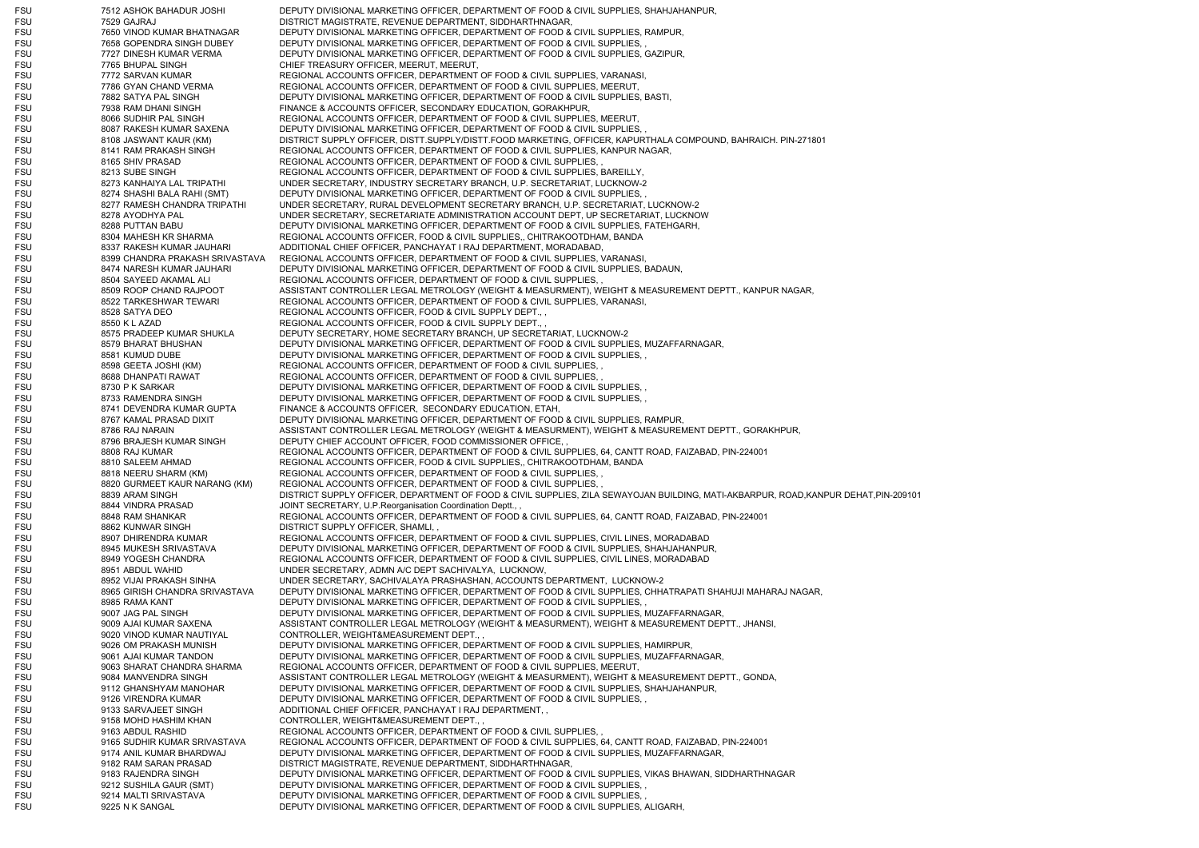| | | | |
|---|---|---|---|
| FSU | 7512 | ASHOK BAHADUR JOSHI | DEPUTY DIVISIONAL MARKETING OFFICER, DEPARTMENT OF FOOD & CIVIL SUPPLIES, SHAHJAHANPUR, |
| FSU | 7529 | GAJRAJ | DISTRICT MAGISTRATE, REVENUE DEPARTMENT, SIDDHARTHNAGAR, |
| FSU | 7650 | VINOD KUMAR BHATNAGAR | DEPUTY DIVISIONAL MARKETING OFFICER, DEPARTMENT OF FOOD & CIVIL SUPPLIES, RAMPUR, |
| FSU | 7658 | GOPENDRA SINGH DUBEY | DEPUTY DIVISIONAL MARKETING OFFICER, DEPARTMENT OF FOOD & CIVIL SUPPLIES, , |
| FSU | 7727 | DINESH KUMAR VERMA | DEPUTY DIVISIONAL MARKETING OFFICER, DEPARTMENT OF FOOD & CIVIL SUPPLIES, GAZIPUR, |
| FSU | 7765 | BHUPAL SINGH | CHIEF TREASURY OFFICER, MEERUT, MEERUT, |
| FSU | 7772 | SARVAN KUMAR | REGIONAL ACCOUNTS OFFICER, DEPARTMENT OF FOOD & CIVIL SUPPLIES, VARANASI, |
| FSU | 7786 | GYAN CHAND VERMA | REGIONAL ACCOUNTS OFFICER, DEPARTMENT OF FOOD & CIVIL SUPPLIES, MEERUT, |
| FSU | 7882 | SATYA PAL SINGH | DEPUTY DIVISIONAL MARKETING OFFICER, DEPARTMENT OF FOOD & CIVIL SUPPLIES, BASTI, |
| FSU | 7938 | RAM DHANI SINGH | FINANCE & ACCOUNTS OFFICER, SECONDARY EDUCATION, GORAKHPUR, |
| FSU | 8066 | SUDHIR PAL SINGH | REGIONAL ACCOUNTS OFFICER, DEPARTMENT OF FOOD & CIVIL SUPPLIES, MEERUT, |
| FSU | 8087 | RAKESH KUMAR SAXENA | DEPUTY DIVISIONAL MARKETING OFFICER, DEPARTMENT OF FOOD & CIVIL SUPPLIES, , |
| FSU | 8108 | JASWANT KAUR (KM) | DISTRICT SUPPLY OFFICER, DISTT.SUPPLY/DISTT.FOOD MARKETING, OFFICER, KAPURTHALA COMPOUND, BAHRAICH. PIN-271801 |
| FSU | 8141 | RAM PRAKASH SINGH | REGIONAL ACCOUNTS OFFICER, DEPARTMENT OF FOOD & CIVIL SUPPLIES, KANPUR NAGAR, |
| FSU | 8165 | SHIV PRASAD | REGIONAL ACCOUNTS OFFICER, DEPARTMENT OF FOOD & CIVIL SUPPLIES, , |
| FSU | 8213 | SUBE SINGH | REGIONAL ACCOUNTS OFFICER, DEPARTMENT OF FOOD & CIVIL SUPPLIES, BAREILLY, |
| FSU | 8273 | KANHAIYA LAL TRIPATHI | UNDER SECRETARY, INDUSTRY SECRETARY BRANCH, U.P. SECRETARIAT, LUCKNOW-2 |
| FSU | 8274 | SHASHI BALA RAHI (SMT) | DEPUTY DIVISIONAL MARKETING OFFICER, DEPARTMENT OF FOOD & CIVIL SUPPLIES, , |
| FSU | 8277 | RAMESH CHANDRA TRIPATHI | UNDER SECRETARY, RURAL DEVELOPMENT SECRETARY BRANCH, U.P. SECRETARIAT, LUCKNOW-2 |
| FSU | 8278 | AYODHYA PAL | UNDER SECRETARY, SECRETARIATE ADMINISTRATION ACCOUNT DEPT, UP SECRETARIAT, LUCKNOW |
| FSU | 8288 | PUTTAN BABU | DEPUTY DIVISIONAL MARKETING OFFICER, DEPARTMENT OF FOOD & CIVIL SUPPLIES, FATEHGARH, |
| FSU | 8304 | MAHESH KR SHARMA | REGIONAL ACCOUNTS OFFICER, FOOD & CIVIL SUPPLIES,, CHITRAKOOTDHAM, BANDA |
| FSU | 8337 | RAKESH KUMAR JAUHARI | ADDITIONAL CHIEF OFFICER, PANCHAYAT I RAJ DEPARTMENT, MORADABAD, |
| FSU | 8399 | CHANDRA PRAKASH SRIVASTAVA | REGIONAL ACCOUNTS OFFICER, DEPARTMENT OF FOOD & CIVIL SUPPLIES, VARANASI, |
| FSU | 8474 | NARESH KUMAR JAUHARI | DEPUTY DIVISIONAL MARKETING OFFICER, DEPARTMENT OF FOOD & CIVIL SUPPLIES, BADAUN, |
| FSU | 8504 | SAYEED AKAMAL ALI | REGIONAL ACCOUNTS OFFICER, DEPARTMENT OF FOOD & CIVIL SUPPLIES, , |
| FSU | 8509 | ROOP CHAND RAJPOOT | ASSISTANT CONTROLLER LEGAL METROLOGY (WEIGHT & MEASURMENT), WEIGHT & MEASUREMENT DEPTT., KANPUR NAGAR, |
| FSU | 8522 | TARKESHWAR TEWARI | REGIONAL ACCOUNTS OFFICER, DEPARTMENT OF FOOD & CIVIL SUPPLIES, VARANASI, |
| FSU | 8528 | SATYA DEO | REGIONAL ACCOUNTS OFFICER, FOOD & CIVIL SUPPLY DEPT., , |
| FSU | 8550 | K L AZAD | REGIONAL ACCOUNTS OFFICER, FOOD & CIVIL SUPPLY DEPT., , |
| FSU | 8575 | PRADEEP KUMAR SHUKLA | DEPUTY SECRETARY, HOME SECRETARY BRANCH, UP SECRETARIAT, LUCKNOW-2 |
| FSU | 8579 | BHARAT BHUSHAN | DEPUTY DIVISIONAL MARKETING OFFICER, DEPARTMENT OF FOOD & CIVIL SUPPLIES, MUZAFFARNAGAR, |
| FSU | 8581 | KUMUD DUBE | DEPUTY DIVISIONAL MARKETING OFFICER, DEPARTMENT OF FOOD & CIVIL SUPPLIES, , |
| FSU | 8598 | GEETA JOSHI (KM) | REGIONAL ACCOUNTS OFFICER, DEPARTMENT OF FOOD & CIVIL SUPPLIES, , |
| FSU | 8688 | DHANPATI RAWAT | REGIONAL ACCOUNTS OFFICER, DEPARTMENT OF FOOD & CIVIL SUPPLIES, , |
| FSU | 8730 | P K SARKAR | DEPUTY DIVISIONAL MARKETING OFFICER, DEPARTMENT OF FOOD & CIVIL SUPPLIES, , |
| FSU | 8733 | RAMENDRA SINGH | DEPUTY DIVISIONAL MARKETING OFFICER, DEPARTMENT OF FOOD & CIVIL SUPPLIES, , |
| FSU | 8741 | DEVENDRA KUMAR GUPTA | FINANCE & ACCOUNTS OFFICER, SECONDARY EDUCATION, ETAH, |
| FSU | 8767 | KAMAL PRASAD DIXIT | DEPUTY DIVISIONAL MARKETING OFFICER, DEPARTMENT OF FOOD & CIVIL SUPPLIES, RAMPUR, |
| FSU | 8786 | RAJ NARAIN | ASSISTANT CONTROLLER LEGAL METROLOGY (WEIGHT & MEASURMENT), WEIGHT & MEASUREMENT DEPTT., GORAKHPUR, |
| FSU | 8796 | BRAJESH KUMAR SINGH | DEPUTY CHIEF ACCOUNT OFFICER, FOOD COMMISSIONER OFFICE, , |
| FSU | 8808 | RAJ KUMAR | REGIONAL ACCOUNTS OFFICER, DEPARTMENT OF FOOD & CIVIL SUPPLIES, 64, CANTT ROAD, FAIZABAD, PIN-224001 |
| FSU | 8810 | SALEEM AHMAD | REGIONAL ACCOUNTS OFFICER, FOOD & CIVIL SUPPLIES,, CHITRAKOOTDHAM, BANDA |
| FSU | 8818 | NEERU SHARM (KM) | REGIONAL ACCOUNTS OFFICER, DEPARTMENT OF FOOD & CIVIL SUPPLIES, , |
| FSU | 8820 | GURMEET KAUR NARANG (KM) | REGIONAL ACCOUNTS OFFICER, DEPARTMENT OF FOOD & CIVIL SUPPLIES, , |
| FSU | 8839 | ARAM SINGH | DISTRICT SUPPLY OFFICER, DEPARTMENT OF FOOD & CIVIL SUPPLIES, ZILA SEWAYOJAN BUILDING, MATI-AKBARPUR, ROAD,KANPUR DEHAT,PIN-209101 |
| FSU | 8844 | VINDRA PRASAD | JOINT SECRETARY, U.P.Reorganisation Coordination Deptt., , |
| FSU | 8848 | RAM SHANKAR | REGIONAL ACCOUNTS OFFICER, DEPARTMENT OF FOOD & CIVIL SUPPLIES, 64, CANTT ROAD, FAIZABAD, PIN-224001 |
| FSU | 8862 | KUNWAR SINGH | DISTRICT SUPPLY OFFICER, SHAMLI, , |
| FSU | 8907 | DHIRENDRA KUMAR | REGIONAL ACCOUNTS OFFICER, DEPARTMENT OF FOOD & CIVIL SUPPLIES, CIVIL LINES, MORADABAD |
| FSU | 8945 | MUKESH SRIVASTAVA | DEPUTY DIVISIONAL MARKETING OFFICER, DEPARTMENT OF FOOD & CIVIL SUPPLIES, SHAHJAHANPUR, |
| FSU | 8949 | YOGESH CHANDRA | REGIONAL ACCOUNTS OFFICER, DEPARTMENT OF FOOD & CIVIL SUPPLIES, CIVIL LINES, MORADABAD |
| FSU | 8951 | ABDUL WAHID | UNDER SECRETARY, ADMN A/C DEPT SACHIVALYA, LUCKNOW, |
| FSU | 8952 | VIJAI PRAKASH SINHA | UNDER SECRETARY, SACHIVALAYA PRASHASHAN, ACCOUNTS DEPARTMENT, LUCKNOW-2 |
| FSU | 8965 | GIRISH CHANDRA SRIVASTAVA | DEPUTY DIVISIONAL MARKETING OFFICER, DEPARTMENT OF FOOD & CIVIL SUPPLIES, CHHATRAPATI SHAHUJI MAHARAJ NAGAR, |
| FSU | 8985 | RAMA KANT | DEPUTY DIVISIONAL MARKETING OFFICER, DEPARTMENT OF FOOD & CIVIL SUPPLIES, , |
| FSU | 9007 | JAG PAL SINGH | DEPUTY DIVISIONAL MARKETING OFFICER, DEPARTMENT OF FOOD & CIVIL SUPPLIES, MUZAFFARNAGAR, |
| FSU | 9009 | AJAI KUMAR SAXENA | ASSISTANT CONTROLLER LEGAL METROLOGY (WEIGHT & MEASURMENT), WEIGHT & MEASUREMENT DEPTT., JHANSI, |
| FSU | 9020 | VINOD KUMAR NAUTIYAL | CONTROLLER, WEIGHT&MEASUREMENT DEPT., , |
| FSU | 9026 | OM PRAKASH MUNISH | DEPUTY DIVISIONAL MARKETING OFFICER, DEPARTMENT OF FOOD & CIVIL SUPPLIES, HAMIRPUR, |
| FSU | 9061 | AJAI KUMAR TANDON | DEPUTY DIVISIONAL MARKETING OFFICER, DEPARTMENT OF FOOD & CIVIL SUPPLIES, MUZAFFARNAGAR, |
| FSU | 9063 | SHARAT CHANDRA SHARMA | REGIONAL ACCOUNTS OFFICER, DEPARTMENT OF FOOD & CIVIL SUPPLIES, MEERUT, |
| FSU | 9084 | MANVENDRA SINGH | ASSISTANT CONTROLLER LEGAL METROLOGY (WEIGHT & MEASURMENT), WEIGHT & MEASUREMENT DEPTT., GONDA, |
| FSU | 9112 | GHANSHYAM MANOHAR | DEPUTY DIVISIONAL MARKETING OFFICER, DEPARTMENT OF FOOD & CIVIL SUPPLIES, SHAHJAHANPUR, |
| FSU | 9126 | VIRENDRA KUMAR | DEPUTY DIVISIONAL MARKETING OFFICER, DEPARTMENT OF FOOD & CIVIL SUPPLIES, , |
| FSU | 9133 | SARVAJEET SINGH | ADDITIONAL CHIEF OFFICER, PANCHAYAT I RAJ DEPARTMENT, , |
| FSU | 9158 | MOHD HASHIM KHAN | CONTROLLER, WEIGHT&MEASUREMENT DEPT., , |
| FSU | 9163 | ABDUL RASHID | REGIONAL ACCOUNTS OFFICER, DEPARTMENT OF FOOD & CIVIL SUPPLIES, , |
| FSU | 9165 | SUDHIR KUMAR SRIVASTAVA | REGIONAL ACCOUNTS OFFICER, DEPARTMENT OF FOOD & CIVIL SUPPLIES, 64, CANTT ROAD, FAIZABAD, PIN-224001 |
| FSU | 9174 | ANIL KUMAR BHARDWAJ | DEPUTY DIVISIONAL MARKETING OFFICER, DEPARTMENT OF FOOD & CIVIL SUPPLIES, MUZAFFARNAGAR, |
| FSU | 9182 | RAM SARAN PRASAD | DISTRICT MAGISTRATE, REVENUE DEPARTMENT, SIDDHARTHNAGAR, |
| FSU | 9183 | RAJENDRA SINGH | DEPUTY DIVISIONAL MARKETING OFFICER, DEPARTMENT OF FOOD & CIVIL SUPPLIES, VIKAS BHAWAN, SIDDHARTHNAGAR |
| FSU | 9212 | SUSHILA GAUR (SMT) | DEPUTY DIVISIONAL MARKETING OFFICER, DEPARTMENT OF FOOD & CIVIL SUPPLIES, , |
| FSU | 9214 | MALTI SRIVASTAVA | DEPUTY DIVISIONAL MARKETING OFFICER, DEPARTMENT OF FOOD & CIVIL SUPPLIES, , |
| FSU | 9225 | N K SANGAL | DEPUTY DIVISIONAL MARKETING OFFICER, DEPARTMENT OF FOOD & CIVIL SUPPLIES, ALIGARH, |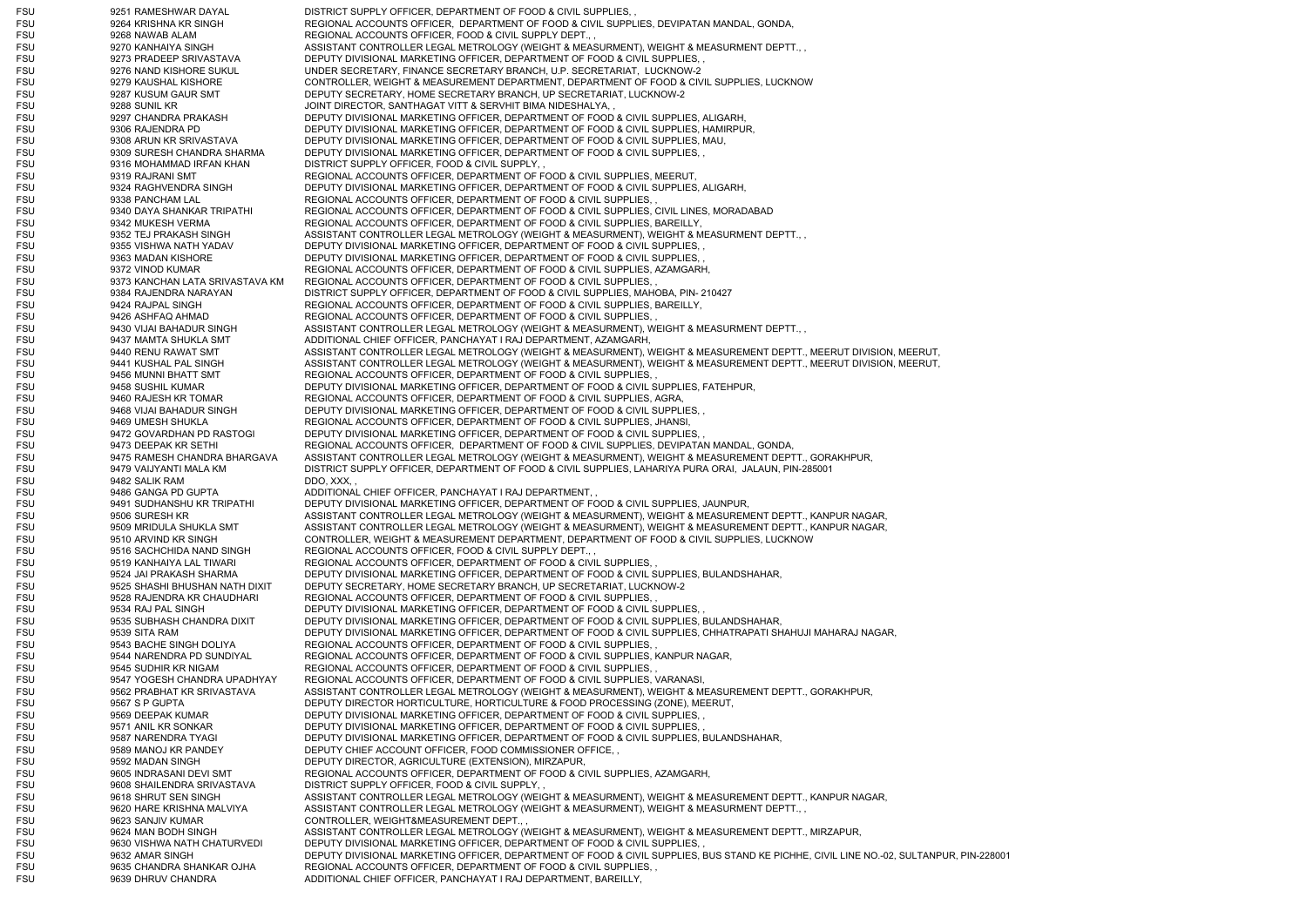| | | | |
|---|---|---|---|
| FSU | 9251 | RAMESHWAR DAYAL | DISTRICT SUPPLY OFFICER, DEPARTMENT OF FOOD & CIVIL SUPPLIES, , |
| FSU | 9264 | KRISHNA KR SINGH | REGIONAL ACCOUNTS OFFICER, DEPARTMENT OF FOOD & CIVIL SUPPLIES, DEVIPATAN MANDAL, GONDA, |
| FSU | 9268 | NAWAB ALAM | REGIONAL ACCOUNTS OFFICER, FOOD & CIVIL SUPPLY DEPT., , |
| FSU | 9270 | KANHAIYA SINGH | ASSISTANT CONTROLLER LEGAL METROLOGY (WEIGHT & MEASURMENT), WEIGHT & MEASURMENT DEPTT., , |
| FSU | 9273 | PRADEEP SRIVASTAVA | DEPUTY DIVISIONAL MARKETING OFFICER, DEPARTMENT OF FOOD & CIVIL SUPPLIES, , |
| FSU | 9276 | NAND KISHORE SUKUL | UNDER SECRETARY, FINANCE SECRETARY BRANCH, U.P. SECRETARIAT, LUCKNOW-2 |
| FSU | 9279 | KAUSHAL KISHORE | CONTROLLER, WEIGHT & MEASUREMENT DEPARTMENT, DEPARTMENT OF FOOD & CIVIL SUPPLIES, LUCKNOW |
| FSU | 9287 | KUSUM GAUR SMT | DEPUTY SECRETARY, HOME SECRETARY BRANCH, UP SECRETARIAT, LUCKNOW-2 |
| FSU | 9288 | SUNIL KR | JOINT DIRECTOR, SANTHAGAT VITT & SERVHIT BIMA NIDESHALYA, , |
| FSU | 9297 | CHANDRA PRAKASH | DEPUTY DIVISIONAL MARKETING OFFICER, DEPARTMENT OF FOOD & CIVIL SUPPLIES, ALIGARH, |
| FSU | 9306 | RAJENDRA PD | DEPUTY DIVISIONAL MARKETING OFFICER, DEPARTMENT OF FOOD & CIVIL SUPPLIES, HAMIRPUR, |
| FSU | 9308 | ARUN KR SRIVASTAVA | DEPUTY DIVISIONAL MARKETING OFFICER, DEPARTMENT OF FOOD & CIVIL SUPPLIES, MAU, |
| FSU | 9309 | SURESH CHANDRA SHARMA | DEPUTY DIVISIONAL MARKETING OFFICER, DEPARTMENT OF FOOD & CIVIL SUPPLIES, , |
| FSU | 9316 | MOHAMMAD IRFAN KHAN | DISTRICT SUPPLY OFFICER, FOOD & CIVIL SUPPLY, , |
| FSU | 9319 | RAJRANI SMT | REGIONAL ACCOUNTS OFFICER, DEPARTMENT OF FOOD & CIVIL SUPPLIES, MEERUT, |
| FSU | 9324 | RAGHVENDRA SINGH | DEPUTY DIVISIONAL MARKETING OFFICER, DEPARTMENT OF FOOD & CIVIL SUPPLIES, ALIGARH, |
| FSU | 9338 | PANCHAM LAL | REGIONAL ACCOUNTS OFFICER, DEPARTMENT OF FOOD & CIVIL SUPPLIES, , |
| FSU | 9340 | DAYA SHANKAR TRIPATHI | REGIONAL ACCOUNTS OFFICER, DEPARTMENT OF FOOD & CIVIL SUPPLIES, CIVIL LINES, MORADABAD |
| FSU | 9342 | MUKESH VERMA | REGIONAL ACCOUNTS OFFICER, DEPARTMENT OF FOOD & CIVIL SUPPLIES, BAREILLY, |
| FSU | 9352 | TEJ PRAKASH SINGH | ASSISTANT CONTROLLER LEGAL METROLOGY (WEIGHT & MEASURMENT), WEIGHT & MEASURMENT DEPTT., , |
| FSU | 9355 | VISHWA NATH YADAV | DEPUTY DIVISIONAL MARKETING OFFICER, DEPARTMENT OF FOOD & CIVIL SUPPLIES, , |
| FSU | 9363 | MADAN KISHORE | DEPUTY DIVISIONAL MARKETING OFFICER, DEPARTMENT OF FOOD & CIVIL SUPPLIES, , |
| FSU | 9372 | VINOD KUMAR | REGIONAL ACCOUNTS OFFICER, DEPARTMENT OF FOOD & CIVIL SUPPLIES, AZAMGARH, |
| FSU | 9373 | KANCHAN LATA SRIVASTAVA KM | REGIONAL ACCOUNTS OFFICER, DEPARTMENT OF FOOD & CIVIL SUPPLIES, , |
| FSU | 9384 | RAJENDRA NARAYAN | DISTRICT SUPPLY OFFICER, DEPARTMENT OF FOOD & CIVIL SUPPLIES, MAHOBA, PIN- 210427 |
| FSU | 9424 | RAJPAL SINGH | REGIONAL ACCOUNTS OFFICER, DEPARTMENT OF FOOD & CIVIL SUPPLIES, BAREILLY, |
| FSU | 9426 | ASHFAQ AHMAD | REGIONAL ACCOUNTS OFFICER, DEPARTMENT OF FOOD & CIVIL SUPPLIES, , |
| FSU | 9430 | VIJAI BAHADUR SINGH | ASSISTANT CONTROLLER LEGAL METROLOGY (WEIGHT & MEASURMENT), WEIGHT & MEASURMENT DEPTT., , |
| FSU | 9437 | MAMTA SHUKLA SMT | ADDITIONAL CHIEF OFFICER, PANCHAYAT I RAJ DEPARTMENT, AZAMGARH, |
| FSU | 9440 | RENU RAWAT SMT | ASSISTANT CONTROLLER LEGAL METROLOGY (WEIGHT & MEASURMENT), WEIGHT & MEASUREMENT DEPTT., MEERUT DIVISION, MEERUT, |
| FSU | 9441 | KUSHAL PAL SINGH | ASSISTANT CONTROLLER LEGAL METROLOGY (WEIGHT & MEASURMENT), WEIGHT & MEASUREMENT DEPTT., MEERUT DIVISION, MEERUT, |
| FSU | 9456 | MUNNI BHATT SMT | REGIONAL ACCOUNTS OFFICER, DEPARTMENT OF FOOD & CIVIL SUPPLIES, , |
| FSU | 9458 | SUSHIL KUMAR | DEPUTY DIVISIONAL MARKETING OFFICER, DEPARTMENT OF FOOD & CIVIL SUPPLIES, FATEHPUR, |
| FSU | 9460 | RAJESH KR TOMAR | REGIONAL ACCOUNTS OFFICER, DEPARTMENT OF FOOD & CIVIL SUPPLIES, AGRA, |
| FSU | 9468 | VIJAI BAHADUR SINGH | DEPUTY DIVISIONAL MARKETING OFFICER, DEPARTMENT OF FOOD & CIVIL SUPPLIES, , |
| FSU | 9469 | UMESH SHUKLA | REGIONAL ACCOUNTS OFFICER, DEPARTMENT OF FOOD & CIVIL SUPPLIES, JHANSI, |
| FSU | 9472 | GOVARDHAN PD RASTOGI | DEPUTY DIVISIONAL MARKETING OFFICER, DEPARTMENT OF FOOD & CIVIL SUPPLIES, , |
| FSU | 9473 | DEEPAK KR SETHI | REGIONAL ACCOUNTS OFFICER, DEPARTMENT OF FOOD & CIVIL SUPPLIES, DEVIPATAN MANDAL, GONDA, |
| FSU | 9475 | RAMESH CHANDRA BHARGAVA | ASSISTANT CONTROLLER LEGAL METROLOGY (WEIGHT & MEASURMENT), WEIGHT & MEASUREMENT DEPTT., GORAKHPUR, |
| FSU | 9479 | VAIJYANTI MALA KM | DISTRICT SUPPLY OFFICER, DEPARTMENT OF FOOD & CIVIL SUPPLIES, LAHARIYA PURA ORAI, JALAUN, PIN-285001 |
| FSU | 9482 | SALIK RAM | DDO, XXX, , |
| FSU | 9486 | GANGA PD GUPTA | ADDITIONAL CHIEF OFFICER, PANCHAYAT I RAJ DEPARTMENT, , |
| FSU | 9491 | SUDHANSHU KR TRIPATHI | DEPUTY DIVISIONAL MARKETING OFFICER, DEPARTMENT OF FOOD & CIVIL SUPPLIES, JAUNPUR, |
| FSU | 9506 | SURESH KR | ASSISTANT CONTROLLER LEGAL METROLOGY (WEIGHT & MEASURMENT), WEIGHT & MEASUREMENT DEPTT., KANPUR NAGAR, |
| FSU | 9509 | MRIDULA SHUKLA SMT | ASSISTANT CONTROLLER LEGAL METROLOGY (WEIGHT & MEASURMENT), WEIGHT & MEASUREMENT DEPTT., KANPUR NAGAR, |
| FSU | 9510 | ARVIND KR SINGH | CONTROLLER, WEIGHT & MEASUREMENT DEPARTMENT, DEPARTMENT OF FOOD & CIVIL SUPPLIES, LUCKNOW |
| FSU | 9516 | SACHCHIDA NAND SINGH | REGIONAL ACCOUNTS OFFICER, FOOD & CIVIL SUPPLY DEPT., , |
| FSU | 9519 | KANHAIYA LAL TIWARI | REGIONAL ACCOUNTS OFFICER, DEPARTMENT OF FOOD & CIVIL SUPPLIES, , |
| FSU | 9524 | JAI PRAKASH SHARMA | DEPUTY DIVISIONAL MARKETING OFFICER, DEPARTMENT OF FOOD & CIVIL SUPPLIES, BULANDSHAHAR, |
| FSU | 9525 | SHASHI BHUSHAN NATH DIXIT | DEPUTY SECRETARY, HOME SECRETARY BRANCH, UP SECRETARIAT, LUCKNOW-2 |
| FSU | 9528 | RAJENDRA KR CHAUDHARI | REGIONAL ACCOUNTS OFFICER, DEPARTMENT OF FOOD & CIVIL SUPPLIES, , |
| FSU | 9534 | RAJ PAL SINGH | DEPUTY DIVISIONAL MARKETING OFFICER, DEPARTMENT OF FOOD & CIVIL SUPPLIES, , |
| FSU | 9535 | SUBHASH CHANDRA DIXIT | DEPUTY DIVISIONAL MARKETING OFFICER, DEPARTMENT OF FOOD & CIVIL SUPPLIES, BULANDSHAHAR, |
| FSU | 9539 | SITA RAM | DEPUTY DIVISIONAL MARKETING OFFICER, DEPARTMENT OF FOOD & CIVIL SUPPLIES, CHHATRAPATI SHAHUJI MAHARAJ NAGAR, |
| FSU | 9543 | BACHE SINGH DOLIYA | REGIONAL ACCOUNTS OFFICER, DEPARTMENT OF FOOD & CIVIL SUPPLIES, , |
| FSU | 9544 | NARENDRA PD SUNDIYAL | REGIONAL ACCOUNTS OFFICER, DEPARTMENT OF FOOD & CIVIL SUPPLIES, KANPUR NAGAR, |
| FSU | 9545 | SUDHIR KR NIGAM | REGIONAL ACCOUNTS OFFICER, DEPARTMENT OF FOOD & CIVIL SUPPLIES, , |
| FSU | 9547 | YOGESH CHANDRA UPADHYAY | REGIONAL ACCOUNTS OFFICER, DEPARTMENT OF FOOD & CIVIL SUPPLIES, VARANASI, |
| FSU | 9562 | PRABHAT KR SRIVASTAVA | ASSISTANT CONTROLLER LEGAL METROLOGY (WEIGHT & MEASURMENT), WEIGHT & MEASUREMENT DEPTT., GORAKHPUR, |
| FSU | 9567 | S P GUPTA | DEPUTY DIRECTOR HORTICULTURE, HORTICULTURE & FOOD PROCESSING (ZONE), MEERUT, |
| FSU | 9569 | DEEPAK KUMAR | DEPUTY DIVISIONAL MARKETING OFFICER, DEPARTMENT OF FOOD & CIVIL SUPPLIES, , |
| FSU | 9571 | ANIL KR SONKAR | DEPUTY DIVISIONAL MARKETING OFFICER, DEPARTMENT OF FOOD & CIVIL SUPPLIES, , |
| FSU | 9587 | NARENDRA TYAGI | DEPUTY DIVISIONAL MARKETING OFFICER, DEPARTMENT OF FOOD & CIVIL SUPPLIES, BULANDSHAHAR, |
| FSU | 9589 | MANOJ KR PANDEY | DEPUTY CHIEF ACCOUNT OFFICER, FOOD COMMISSIONER OFFICE, , |
| FSU | 9592 | MADAN SINGH | DEPUTY DIRECTOR, AGRICULTURE (EXTENSION), MIRZAPUR, |
| FSU | 9605 | INDRASANI DEVI SMT | REGIONAL ACCOUNTS OFFICER, DEPARTMENT OF FOOD & CIVIL SUPPLIES, AZAMGARH, |
| FSU | 9608 | SHAILENDRA SRIVASTAVA | DISTRICT SUPPLY OFFICER, FOOD & CIVIL SUPPLY, , |
| FSU | 9618 | SHRUT SEN SINGH | ASSISTANT CONTROLLER LEGAL METROLOGY (WEIGHT & MEASURMENT), WEIGHT & MEASUREMENT DEPTT., KANPUR NAGAR, |
| FSU | 9620 | HARE KRISHNA MALVIYA | ASSISTANT CONTROLLER LEGAL METROLOGY (WEIGHT & MEASURMENT), WEIGHT & MEASUREMENT DEPTT., , |
| FSU | 9623 | SANJIV KUMAR | CONTROLLER, WEIGHT&MEASUREMENT DEPT., , |
| FSU | 9624 | MAN BODH SINGH | ASSISTANT CONTROLLER LEGAL METROLOGY (WEIGHT & MEASURMENT), WEIGHT & MEASUREMENT DEPTT., MIRZAPUR, |
| FSU | 9630 | VISHWA NATH CHATURVEDI | DEPUTY DIVISIONAL MARKETING OFFICER, DEPARTMENT OF FOOD & CIVIL SUPPLIES, , |
| FSU | 9632 | AMAR SINGH | DEPUTY DIVISIONAL MARKETING OFFICER, DEPARTMENT OF FOOD & CIVIL SUPPLIES, BUS STAND KE PICHHE, CIVIL LINE NO.-02, SULTANPUR, PIN-228001 |
| FSU | 9635 | CHANDRA SHANKAR OJHA | REGIONAL ACCOUNTS OFFICER, DEPARTMENT OF FOOD & CIVIL SUPPLIES, , |
| FSU | 9639 | DHRUV CHANDRA | ADDITIONAL CHIEF OFFICER, PANCHAYAT I RAJ DEPARTMENT, BAREILLY, |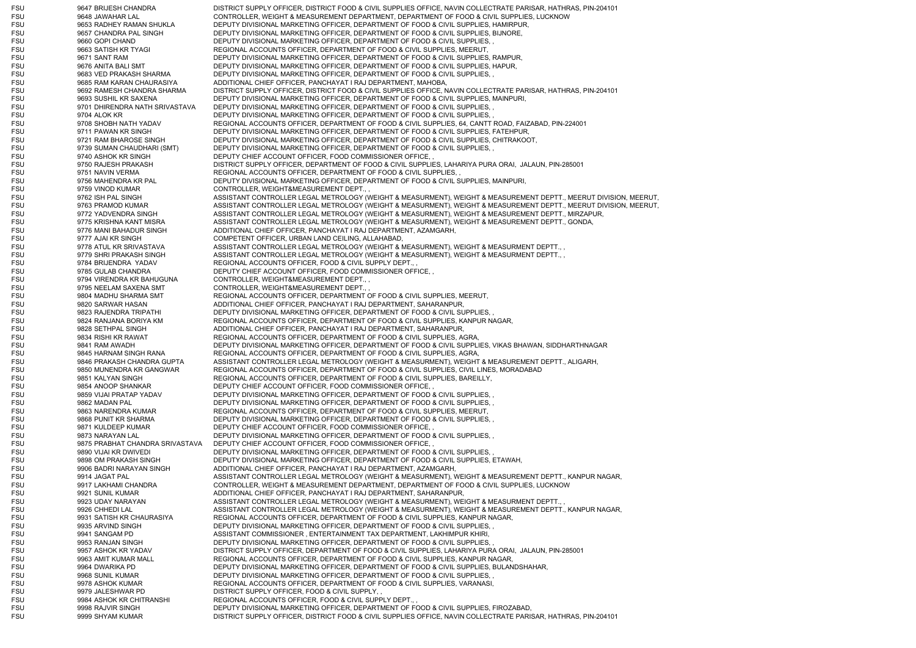| | | | |
|---|---|---|---|
| FSU | 9647 | BRIJESH CHANDRA | DISTRICT SUPPLY OFFICER, DISTRICT FOOD & CIVIL SUPPLIES OFFICE, NAVIN COLLECTRATE PARISAR, HATHRAS, PIN-204101 |
| FSU | 9648 | JAWAHAR LAL | CONTROLLER, WEIGHT & MEASUREMENT DEPARTMENT, DEPARTMENT OF FOOD & CIVIL SUPPLIES, LUCKNOW |
| FSU | 9653 | RADHEY RAMAN SHUKLA | DEPUTY DIVISIONAL MARKETING OFFICER, DEPARTMENT OF FOOD & CIVIL SUPPLIES, HAMIRPUR, |
| FSU | 9657 | CHANDRA PAL SINGH | DEPUTY DIVISIONAL MARKETING OFFICER, DEPARTMENT OF FOOD & CIVIL SUPPLIES, BIJNORE, |
| FSU | 9660 | GOPI CHAND | DEPUTY DIVISIONAL MARKETING OFFICER, DEPARTMENT OF FOOD & CIVIL SUPPLIES, , |
| FSU | 9663 | SATISH KR TYAGI | REGIONAL ACCOUNTS OFFICER, DEPARTMENT OF FOOD & CIVIL SUPPLIES, MEERUT, |
| FSU | 9671 | SANT RAM | DEPUTY DIVISIONAL MARKETING OFFICER, DEPARTMENT OF FOOD & CIVIL SUPPLIES, RAMPUR, |
| FSU | 9676 | ANITA BALI SMT | DEPUTY DIVISIONAL MARKETING OFFICER, DEPARTMENT OF FOOD & CIVIL SUPPLIES, HAPUR, |
| FSU | 9683 | VED PRAKASH SHARMA | DEPUTY DIVISIONAL MARKETING OFFICER, DEPARTMENT OF FOOD & CIVIL SUPPLIES, , |
| FSU | 9685 | RAM KARAN CHAURASIYA | ADDITIONAL CHIEF OFFICER, PANCHAYAT I RAJ DEPARTMENT, MAHOBA, |
| FSU | 9692 | RAMESH CHANDRA SHARMA | DISTRICT SUPPLY OFFICER, DISTRICT FOOD & CIVIL SUPPLIES OFFICE, NAVIN COLLECTRATE PARISAR, HATHRAS, PIN-204101 |
| FSU | 9693 | SUSHIL KR SAXENA | DEPUTY DIVISIONAL MARKETING OFFICER, DEPARTMENT OF FOOD & CIVIL SUPPLIES, MAINPURI, |
| FSU | 9701 | DHIRENDRA NATH SRIVASTAVA | DEPUTY DIVISIONAL MARKETING OFFICER, DEPARTMENT OF FOOD & CIVIL SUPPLIES, , |
| FSU | 9704 | ALOK KR | DEPUTY DIVISIONAL MARKETING OFFICER, DEPARTMENT OF FOOD & CIVIL SUPPLIES, , |
| FSU | 9708 | SHOBH NATH YADAV | REGIONAL ACCOUNTS OFFICER, DEPARTMENT OF FOOD & CIVIL SUPPLIES, 64, CANTT ROAD, FAIZABAD, PIN-224001 |
| FSU | 9711 | PAWAN KR SINGH | DEPUTY DIVISIONAL MARKETING OFFICER, DEPARTMENT OF FOOD & CIVIL SUPPLIES, FATEHPUR, |
| FSU | 9721 | RAM BHAROSE SINGH | DEPUTY DIVISIONAL MARKETING OFFICER, DEPARTMENT OF FOOD & CIVIL SUPPLIES, CHITRAKOOT, |
| FSU | 9739 | SUMAN CHAUDHARI (SMT) | DEPUTY DIVISIONAL MARKETING OFFICER, DEPARTMENT OF FOOD & CIVIL SUPPLIES, , |
| FSU | 9740 | ASHOK KR SINGH | DEPUTY CHIEF ACCOUNT OFFICER, FOOD COMMISSIONER OFFICE, , |
| FSU | 9750 | RAJESH PRAKASH | DISTRICT SUPPLY OFFICER, DEPARTMENT OF FOOD & CIVIL SUPPLIES, LAHARIYA PURA ORAI, JALAUN, PIN-285001 |
| FSU | 9751 | NAVIN VERMA | REGIONAL ACCOUNTS OFFICER, DEPARTMENT OF FOOD & CIVIL SUPPLIES, , |
| FSU | 9756 | MAHENDRA KR PAL | DEPUTY DIVISIONAL MARKETING OFFICER, DEPARTMENT OF FOOD & CIVIL SUPPLIES, MAINPURI, |
| FSU | 9759 | VINOD KUMAR | CONTROLLER, WEIGHT&MEASUREMENT DEPT., , |
| FSU | 9762 | ISH PAL SINGH | ASSISTANT CONTROLLER LEGAL METROLOGY (WEIGHT & MEASURMENT), WEIGHT & MEASUREMENT DEPTT., MEERUT DIVISION, MEERUT, |
| FSU | 9763 | PRAMOD KUMAR | ASSISTANT CONTROLLER LEGAL METROLOGY (WEIGHT & MEASURMENT), WEIGHT & MEASUREMENT DEPTT., MEERUT DIVISION, MEERUT, |
| FSU | 9772 | YADVENDRA SINGH | ASSISTANT CONTROLLER LEGAL METROLOGY (WEIGHT & MEASURMENT), WEIGHT & MEASUREMENT DEPTT., MIRZAPUR, |
| FSU | 9775 | KRISHNA KANT MISRA | ASSISTANT CONTROLLER LEGAL METROLOGY (WEIGHT & MEASURMENT), WEIGHT & MEASUREMENT DEPTT., GONDA, |
| FSU | 9776 | MANI BAHADUR SINGH | ADDITIONAL CHIEF OFFICER, PANCHAYAT I RAJ DEPARTMENT, AZAMGARH, |
| FSU | 9777 | AJAI KR SINGH | COMPETENT OFFICER, URBAN LAND CEILING, ALLAHABAD, |
| FSU | 9778 | ATUL KR SRIVASTAVA | ASSISTANT CONTROLLER LEGAL METROLOGY (WEIGHT & MEASURMENT), WEIGHT & MEASURMENT DEPTT., , |
| FSU | 9779 | SHRI PRAKASH SINGH | ASSISTANT CONTROLLER LEGAL METROLOGY (WEIGHT & MEASURMENT), WEIGHT & MEASURMENT DEPTT., , |
| FSU | 9784 | BRIJENDRA YADAV | REGIONAL ACCOUNTS OFFICER, FOOD & CIVIL SUPPLY DEPT., , |
| FSU | 9785 | GULAB CHANDRA | DEPUTY CHIEF ACCOUNT OFFICER, FOOD COMMISSIONER OFFICE, , |
| FSU | 9794 | VIRENDRA KR BAHUGUNA | CONTROLLER, WEIGHT&MEASUREMENT DEPT., , |
| FSU | 9795 | NEELAM SAXENA SMT | CONTROLLER, WEIGHT&MEASUREMENT DEPT., , |
| FSU | 9804 | MADHU SHARMA SMT | REGIONAL ACCOUNTS OFFICER, DEPARTMENT OF FOOD & CIVIL SUPPLIES, MEERUT, |
| FSU | 9820 | SARWAR HASAN | ADDITIONAL CHIEF OFFICER, PANCHAYAT I RAJ DEPARTMENT, SAHARANPUR, |
| FSU | 9823 | RAJENDRA TRIPATHI | DEPUTY DIVISIONAL MARKETING OFFICER, DEPARTMENT OF FOOD & CIVIL SUPPLIES, , |
| FSU | 9824 | RANJANA BORIYA KM | REGIONAL ACCOUNTS OFFICER, DEPARTMENT OF FOOD & CIVIL SUPPLIES, KANPUR NAGAR, |
| FSU | 9828 | SETHPAL SINGH | ADDITIONAL CHIEF OFFICER, PANCHAYAT I RAJ DEPARTMENT, SAHARANPUR, |
| FSU | 9834 | RISHI KR RAWAT | REGIONAL ACCOUNTS OFFICER, DEPARTMENT OF FOOD & CIVIL SUPPLIES, AGRA, |
| FSU | 9841 | RAM AWADH | DEPUTY DIVISIONAL MARKETING OFFICER, DEPARTMENT OF FOOD & CIVIL SUPPLIES, VIKAS BHAWAN, SIDDHARTHNAGAR |
| FSU | 9845 | HARNAM SINGH RANA | REGIONAL ACCOUNTS OFFICER, DEPARTMENT OF FOOD & CIVIL SUPPLIES, AGRA, |
| FSU | 9846 | PRAKASH CHANDRA GUPTA | ASSISTANT CONTROLLER LEGAL METROLOGY (WEIGHT & MEASURMENT), WEIGHT & MEASUREMENT DEPTT., ALIGARH, |
| FSU | 9850 | MUNENDRA KR GANGWAR | REGIONAL ACCOUNTS OFFICER, DEPARTMENT OF FOOD & CIVIL SUPPLIES, CIVIL LINES, MORADABAD |
| FSU | 9851 | KALYAN SINGH | REGIONAL ACCOUNTS OFFICER, DEPARTMENT OF FOOD & CIVIL SUPPLIES, BAREILLY, |
| FSU | 9854 | ANOOP SHANKAR | DEPUTY CHIEF ACCOUNT OFFICER, FOOD COMMISSIONER OFFICE, , |
| FSU | 9859 | VIJAI PRATAP YADAV | DEPUTY DIVISIONAL MARKETING OFFICER, DEPARTMENT OF FOOD & CIVIL SUPPLIES, , |
| FSU | 9862 | MADAN PAL | DEPUTY DIVISIONAL MARKETING OFFICER, DEPARTMENT OF FOOD & CIVIL SUPPLIES, , |
| FSU | 9863 | NARENDRA KUMAR | REGIONAL ACCOUNTS OFFICER, DEPARTMENT OF FOOD & CIVIL SUPPLIES, MEERUT, |
| FSU | 9868 | PUNIT KR SHARMA | DEPUTY DIVISIONAL MARKETING OFFICER, DEPARTMENT OF FOOD & CIVIL SUPPLIES, , |
| FSU | 9871 | KULDEEP KUMAR | DEPUTY CHIEF ACCOUNT OFFICER, FOOD COMMISSIONER OFFICE, , |
| FSU | 9873 | NARAYAN LAL | DEPUTY DIVISIONAL MARKETING OFFICER, DEPARTMENT OF FOOD & CIVIL SUPPLIES, , |
| FSU | 9875 | PRABHAT CHANDRA SRIVASTAVA | DEPUTY CHIEF ACCOUNT OFFICER, FOOD COMMISSIONER OFFICE, , |
| FSU | 9890 | VIJAI KR DWIVEDI | DEPUTY DIVISIONAL MARKETING OFFICER, DEPARTMENT OF FOOD & CIVIL SUPPLIES, , |
| FSU | 9898 | OM PRAKASH SINGH | DEPUTY DIVISIONAL MARKETING OFFICER, DEPARTMENT OF FOOD & CIVIL SUPPLIES, ETAWAH, |
| FSU | 9906 | BADRI NARAYAN SINGH | ADDITIONAL CHIEF OFFICER, PANCHAYAT I RAJ DEPARTMENT, AZAMGARH, |
| FSU | 9914 | JAGAT PAL | ASSISTANT CONTROLLER LEGAL METROLOGY (WEIGHT & MEASURMENT), WEIGHT & MEASUREMENT DEPTT., KANPUR NAGAR, |
| FSU | 9917 | LAKHAMI CHANDRA | CONTROLLER, WEIGHT & MEASUREMENT DEPARTMENT, DEPARTMENT OF FOOD & CIVIL SUPPLIES, LUCKNOW |
| FSU | 9921 | SUNIL KUMAR | ADDITIONAL CHIEF OFFICER, PANCHAYAT I RAJ DEPARTMENT, SAHARANPUR, |
| FSU | 9923 | UDAY NARAYAN | ASSISTANT CONTROLLER LEGAL METROLOGY (WEIGHT & MEASURMENT), WEIGHT & MEASURMENT DEPTT., , |
| FSU | 9926 | CHHEDI LAL | ASSISTANT CONTROLLER LEGAL METROLOGY (WEIGHT & MEASURMENT), WEIGHT & MEASUREMENT DEPTT., KANPUR NAGAR, |
| FSU | 9931 | SATISH KR CHAURASIYA | REGIONAL ACCOUNTS OFFICER, DEPARTMENT OF FOOD & CIVIL SUPPLIES, KANPUR NAGAR, |
| FSU | 9935 | ARVIND SINGH | DEPUTY DIVISIONAL MARKETING OFFICER, DEPARTMENT OF FOOD & CIVIL SUPPLIES, , |
| FSU | 9941 | SANGAM PD | ASSISTANT COMMISSIONER , ENTERTAINMENT TAX DEPARTMENT, LAKHIMPUR KHIRI, |
| FSU | 9953 | RANJAN SINGH | DEPUTY DIVISIONAL MARKETING OFFICER, DEPARTMENT OF FOOD & CIVIL SUPPLIES, , |
| FSU | 9957 | ASHOK KR YADAV | DISTRICT SUPPLY OFFICER, DEPARTMENT OF FOOD & CIVIL SUPPLIES, LAHARIYA PURA ORAI, JALAUN, PIN-285001 |
| FSU | 9963 | AMIT KUMAR MALL | REGIONAL ACCOUNTS OFFICER, DEPARTMENT OF FOOD & CIVIL SUPPLIES, KANPUR NAGAR, |
| FSU | 9964 | DWARIKA PD | DEPUTY DIVISIONAL MARKETING OFFICER, DEPARTMENT OF FOOD & CIVIL SUPPLIES, BULANDSHAHAR, |
| FSU | 9968 | SUNIL KUMAR | DEPUTY DIVISIONAL MARKETING OFFICER, DEPARTMENT OF FOOD & CIVIL SUPPLIES, , |
| FSU | 9978 | ASHOK KUMAR | REGIONAL ACCOUNTS OFFICER, DEPARTMENT OF FOOD & CIVIL SUPPLIES, VARANASI, |
| FSU | 9979 | JALESHWAR PD | DISTRICT SUPPLY OFFICER, FOOD & CIVIL SUPPLY, , |
| FSU | 9984 | ASHOK KR CHITRANSHI | REGIONAL ACCOUNTS OFFICER, FOOD & CIVIL SUPPLY DEPT., , |
| FSU | 9998 | RAJVIR SINGH | DEPUTY DIVISIONAL MARKETING OFFICER, DEPARTMENT OF FOOD & CIVIL SUPPLIES, FIROZABAD, |
| FSU | 9999 | SHYAM KUMAR | DISTRICT SUPPLY OFFICER, DISTRICT FOOD & CIVIL SUPPLIES OFFICE, NAVIN COLLECTRATE PARISAR, HATHRAS, PIN-204101 |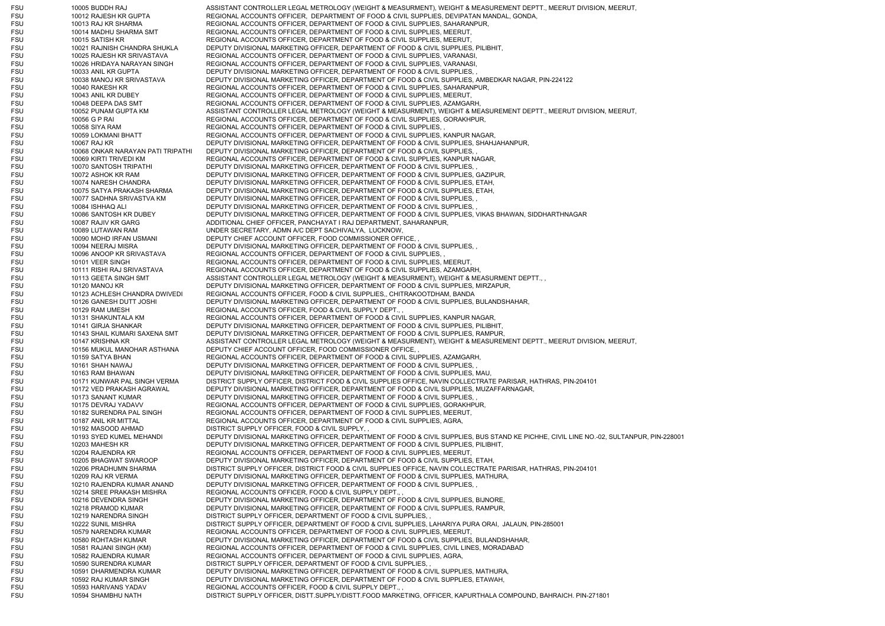| | | | |
|---|---|---|---|
| FSU | 10005 | BUDDH RAJ | ASSISTANT CONTROLLER LEGAL METROLOGY (WEIGHT & MEASURMENT), WEIGHT & MEASUREMENT DEPTT., MEERUT DIVISION, MEERUT, |
| FSU | 10012 | RAJESH KR GUPTA | REGIONAL ACCOUNTS OFFICER, DEPARTMENT OF FOOD & CIVIL SUPPLIES, DEVIPATAN MANDAL, GONDA, |
| FSU | 10013 | RAJ KR SHARMA | REGIONAL ACCOUNTS OFFICER, DEPARTMENT OF FOOD & CIVIL SUPPLIES, SAHARANPUR, |
| FSU | 10014 | MADHU SHARMA SMT | REGIONAL ACCOUNTS OFFICER, DEPARTMENT OF FOOD & CIVIL SUPPLIES, MEERUT, |
| FSU | 10015 | SATISH KR | REGIONAL ACCOUNTS OFFICER, DEPARTMENT OF FOOD & CIVIL SUPPLIES, MEERUT, |
| FSU | 10021 | RAJNISH CHANDRA SHUKLA | DEPUTY DIVISIONAL MARKETING OFFICER, DEPARTMENT OF FOOD & CIVIL SUPPLIES, PILIBHIT, |
| FSU | 10025 | RAJESH KR SRIVASTAVA | REGIONAL ACCOUNTS OFFICER, DEPARTMENT OF FOOD & CIVIL SUPPLIES, VARANASI, |
| FSU | 10026 | HRIDAYA NARAYAN SINGH | REGIONAL ACCOUNTS OFFICER, DEPARTMENT OF FOOD & CIVIL SUPPLIES, VARANASI, |
| FSU | 10033 | ANIL KR GUPTA | DEPUTY DIVISIONAL MARKETING OFFICER, DEPARTMENT OF FOOD & CIVIL SUPPLIES, , |
| FSU | 10038 | MANOJ KR SRIVASTAVA | DEPUTY DIVISIONAL MARKETING OFFICER, DEPARTMENT OF FOOD & CIVIL SUPPLIES, AMBEDKAR NAGAR, PIN-224122 |
| FSU | 10040 | RAKESH KR | REGIONAL ACCOUNTS OFFICER, DEPARTMENT OF FOOD & CIVIL SUPPLIES, SAHARANPUR, |
| FSU | 10043 | ANIL KR DUBEY | REGIONAL ACCOUNTS OFFICER, DEPARTMENT OF FOOD & CIVIL SUPPLIES, MEERUT, |
| FSU | 10048 | DEEPA DAS SMT | REGIONAL ACCOUNTS OFFICER, DEPARTMENT OF FOOD & CIVIL SUPPLIES, AZAMGARH, |
| FSU | 10052 | PUNAM GUPTA KM | ASSISTANT CONTROLLER LEGAL METROLOGY (WEIGHT & MEASURMENT), WEIGHT & MEASUREMENT DEPTT., MEERUT DIVISION, MEERUT, |
| FSU | 10056 | G P RAI | REGIONAL ACCOUNTS OFFICER, DEPARTMENT OF FOOD & CIVIL SUPPLIES, GORAKHPUR, |
| FSU | 10058 | SIYA RAM | REGIONAL ACCOUNTS OFFICER, DEPARTMENT OF FOOD & CIVIL SUPPLIES, , |
| FSU | 10059 | LOKMANI BHATT | REGIONAL ACCOUNTS OFFICER, DEPARTMENT OF FOOD & CIVIL SUPPLIES, KANPUR NAGAR, |
| FSU | 10067 | RAJ KR | DEPUTY DIVISIONAL MARKETING OFFICER, DEPARTMENT OF FOOD & CIVIL SUPPLIES, SHAHJAHANPUR, |
| FSU | 10068 | ONKAR NARAYAN PATI TRIPATHI | DEPUTY DIVISIONAL MARKETING OFFICER, DEPARTMENT OF FOOD & CIVIL SUPPLIES, , |
| FSU | 10069 | KIRTI TRIVEDI KM | REGIONAL ACCOUNTS OFFICER, DEPARTMENT OF FOOD & CIVIL SUPPLIES, KANPUR NAGAR, |
| FSU | 10070 | SANTOSH TRIPATHI | DEPUTY DIVISIONAL MARKETING OFFICER, DEPARTMENT OF FOOD & CIVIL SUPPLIES, , |
| FSU | 10072 | ASHOK KR RAM | DEPUTY DIVISIONAL MARKETING OFFICER, DEPARTMENT OF FOOD & CIVIL SUPPLIES, GAZIPUR, |
| FSU | 10074 | NARESH CHANDRA | DEPUTY DIVISIONAL MARKETING OFFICER, DEPARTMENT OF FOOD & CIVIL SUPPLIES, ETAH, |
| FSU | 10075 | SATYA PRAKASH SHARMA | DEPUTY DIVISIONAL MARKETING OFFICER, DEPARTMENT OF FOOD & CIVIL SUPPLIES, ETAH, |
| FSU | 10077 | SADHNA SRIVASTVA KM | DEPUTY DIVISIONAL MARKETING OFFICER, DEPARTMENT OF FOOD & CIVIL SUPPLIES, , |
| FSU | 10084 | ISHHAQ ALI | DEPUTY DIVISIONAL MARKETING OFFICER, DEPARTMENT OF FOOD & CIVIL SUPPLIES, , |
| FSU | 10086 | SANTOSH KR DUBEY | DEPUTY DIVISIONAL MARKETING OFFICER, DEPARTMENT OF FOOD & CIVIL SUPPLIES, VIKAS BHAWAN, SIDDHARTHNAGAR |
| FSU | 10087 | RAJIV KR GARG | ADDITIONAL CHIEF OFFICER, PANCHAYAT I RAJ DEPARTMENT, SAHARANPUR, |
| FSU | 10089 | LUTAWAN RAM | UNDER SECRETARY, ADMN A/C DEPT SACHIVALYA, LUCKNOW, |
| FSU | 10090 | MOHD IRFAN USMANI | DEPUTY CHIEF ACCOUNT OFFICER, FOOD COMMISSIONER OFFICE, , |
| FSU | 10094 | NEERAJ MISRA | DEPUTY DIVISIONAL MARKETING OFFICER, DEPARTMENT OF FOOD & CIVIL SUPPLIES, , |
| FSU | 10096 | ANOOP KR SRIVASTAVA | REGIONAL ACCOUNTS OFFICER, DEPARTMENT OF FOOD & CIVIL SUPPLIES, , |
| FSU | 10101 | VEER SINGH | REGIONAL ACCOUNTS OFFICER, DEPARTMENT OF FOOD & CIVIL SUPPLIES, MEERUT, |
| FSU | 10111 | RISHI RAJ SRIVASTAVA | REGIONAL ACCOUNTS OFFICER, DEPARTMENT OF FOOD & CIVIL SUPPLIES, AZAMGARH, |
| FSU | 10113 | GEETA SINGH SMT | ASSISTANT CONTROLLER LEGAL METROLOGY (WEIGHT & MEASURMENT), WEIGHT & MEASURMENT DEPTT., , |
| FSU | 10120 | MANOJ KR | DEPUTY DIVISIONAL MARKETING OFFICER, DEPARTMENT OF FOOD & CIVIL SUPPLIES, MIRZAPUR, |
| FSU | 10123 | ACHLESH CHANDRA DWIVEDI | REGIONAL ACCOUNTS OFFICER, FOOD & CIVIL SUPPLIES,, CHITRAKOOTDHAM, BANDA |
| FSU | 10126 | GANESH DUTT JOSHI | DEPUTY DIVISIONAL MARKETING OFFICER, DEPARTMENT OF FOOD & CIVIL SUPPLIES, BULANDSHAHAR, |
| FSU | 10129 | RAM UMESH | REGIONAL ACCOUNTS OFFICER, FOOD & CIVIL SUPPLY DEPT., , |
| FSU | 10131 | SHAKUNTALA KM | REGIONAL ACCOUNTS OFFICER, DEPARTMENT OF FOOD & CIVIL SUPPLIES, KANPUR NAGAR, |
| FSU | 10141 | GIRJA SHANKAR | DEPUTY DIVISIONAL MARKETING OFFICER, DEPARTMENT OF FOOD & CIVIL SUPPLIES, PILIBHIT, |
| FSU | 10143 | SHAIL KUMARI SAXENA SMT | DEPUTY DIVISIONAL MARKETING OFFICER, DEPARTMENT OF FOOD & CIVIL SUPPLIES, RAMPUR, |
| FSU | 10147 | KRISHNA KR | ASSISTANT CONTROLLER LEGAL METROLOGY (WEIGHT & MEASURMENT), WEIGHT & MEASUREMENT DEPTT., MEERUT DIVISION, MEERUT, |
| FSU | 10156 | MUKUL MANOHAR ASTHANA | DEPUTY CHIEF ACCOUNT OFFICER, FOOD COMMISSIONER OFFICE, , |
| FSU | 10159 | SATYA BHAN | REGIONAL ACCOUNTS OFFICER, DEPARTMENT OF FOOD & CIVIL SUPPLIES, AZAMGARH, |
| FSU | 10161 | SHAH NAWAJ | DEPUTY DIVISIONAL MARKETING OFFICER, DEPARTMENT OF FOOD & CIVIL SUPPLIES, , |
| FSU | 10163 | RAM BHAWAN | DEPUTY DIVISIONAL MARKETING OFFICER, DEPARTMENT OF FOOD & CIVIL SUPPLIES, MAU, |
| FSU | 10171 | KUNWAR PAL SINGH VERMA | DISTRICT SUPPLY OFFICER, DISTRICT FOOD & CIVIL SUPPLIES OFFICE, NAVIN COLLECTRATE PARISAR, HATHRAS, PIN-204101 |
| FSU | 10172 | VED PRAKASH AGRAWAL | DEPUTY DIVISIONAL MARKETING OFFICER, DEPARTMENT OF FOOD & CIVIL SUPPLIES, MUZAFFARNAGAR, |
| FSU | 10173 | SANANT KUMAR | DEPUTY DIVISIONAL MARKETING OFFICER, DEPARTMENT OF FOOD & CIVIL SUPPLIES, , |
| FSU | 10175 | DEVRAJ YADAVV | REGIONAL ACCOUNTS OFFICER, DEPARTMENT OF FOOD & CIVIL SUPPLIES, GORAKHPUR, |
| FSU | 10182 | SURENDRA PAL SINGH | REGIONAL ACCOUNTS OFFICER, DEPARTMENT OF FOOD & CIVIL SUPPLIES, MEERUT, |
| FSU | 10187 | ANIL KR MITTAL | REGIONAL ACCOUNTS OFFICER, DEPARTMENT OF FOOD & CIVIL SUPPLIES, AGRA, |
| FSU | 10192 | MASOOD AHMAD | DISTRICT SUPPLY OFFICER, FOOD & CIVIL SUPPLY, , |
| FSU | 10193 | SYED KUMEL MEHANDI | DEPUTY DIVISIONAL MARKETING OFFICER, DEPARTMENT OF FOOD & CIVIL SUPPLIES, BUS STAND KE PICHHE, CIVIL LINE NO.-02, SULTANPUR, PIN-228001 |
| FSU | 10203 | MAHESH KR | DEPUTY DIVISIONAL MARKETING OFFICER, DEPARTMENT OF FOOD & CIVIL SUPPLIES, PILIBHIT, |
| FSU | 10204 | RAJENDRA KR | REGIONAL ACCOUNTS OFFICER, DEPARTMENT OF FOOD & CIVIL SUPPLIES, MEERUT, |
| FSU | 10205 | BHAGWAT SWAROOP | DEPUTY DIVISIONAL MARKETING OFFICER, DEPARTMENT OF FOOD & CIVIL SUPPLIES, ETAH, |
| FSU | 10206 | PRADHUMN SHARMA | DISTRICT SUPPLY OFFICER, DISTRICT FOOD & CIVIL SUPPLIES OFFICE, NAVIN COLLECTRATE PARISAR, HATHRAS, PIN-204101 |
| FSU | 10209 | RAJ KR VERMA | DEPUTY DIVISIONAL MARKETING OFFICER, DEPARTMENT OF FOOD & CIVIL SUPPLIES, MATHURA, |
| FSU | 10210 | RAJENDRA KUMAR ANAND | DEPUTY DIVISIONAL MARKETING OFFICER, DEPARTMENT OF FOOD & CIVIL SUPPLIES, , |
| FSU | 10214 | SREE PRAKASH MISHRA | REGIONAL ACCOUNTS OFFICER, FOOD & CIVIL SUPPLY DEPT., , |
| FSU | 10216 | DEVENDRA SINGH | DEPUTY DIVISIONAL MARKETING OFFICER, DEPARTMENT OF FOOD & CIVIL SUPPLIES, BIJNORE, |
| FSU | 10218 | PRAMOD KUMAR | DEPUTY DIVISIONAL MARKETING OFFICER, DEPARTMENT OF FOOD & CIVIL SUPPLIES, RAMPUR, |
| FSU | 10219 | NARENDRA SINGH | DISTRICT SUPPLY OFFICER, DEPARTMENT OF FOOD & CIVIL SUPPLIES, , |
| FSU | 10222 | SUNIL MISHRA | DISTRICT SUPPLY OFFICER, DEPARTMENT OF FOOD & CIVIL SUPPLIES, LAHARIYA PURA ORAI, JALAUN, PIN-285001 |
| FSU | 10579 | NARENDRA KUMAR | REGIONAL ACCOUNTS OFFICER, DEPARTMENT OF FOOD & CIVIL SUPPLIES, MEERUT, |
| FSU | 10580 | ROHTASH KUMAR | DEPUTY DIVISIONAL MARKETING OFFICER, DEPARTMENT OF FOOD & CIVIL SUPPLIES, BULANDSHAHAR, |
| FSU | 10581 | RAJANI SINGH (KM) | REGIONAL ACCOUNTS OFFICER, DEPARTMENT OF FOOD & CIVIL SUPPLIES, CIVIL LINES, MORADABAD |
| FSU | 10582 | RAJENDRA KUMAR | REGIONAL ACCOUNTS OFFICER, DEPARTMENT OF FOOD & CIVIL SUPPLIES, AGRA, |
| FSU | 10590 | SURENDRA KUMAR | DISTRICT SUPPLY OFFICER, DEPARTMENT OF FOOD & CIVIL SUPPLIES, , |
| FSU | 10591 | DHARMENDRA KUMAR | DEPUTY DIVISIONAL MARKETING OFFICER, DEPARTMENT OF FOOD & CIVIL SUPPLIES, MATHURA, |
| FSU | 10592 | RAJ KUMAR SINGH | DEPUTY DIVISIONAL MARKETING OFFICER, DEPARTMENT OF FOOD & CIVIL SUPPLIES, ETAWAH, |
| FSU | 10593 | HARIVANS YADAV | REGIONAL ACCOUNTS OFFICER, FOOD & CIVIL SUPPLY DEPT., , |
| FSU | 10594 | SHAMBHU NATH | DISTRICT SUPPLY OFFICER, DISTT.SUPPLY/DISTT.FOOD MARKETING, OFFICER, KAPURTHALA COMPOUND, BAHRAICH. PIN-271801 |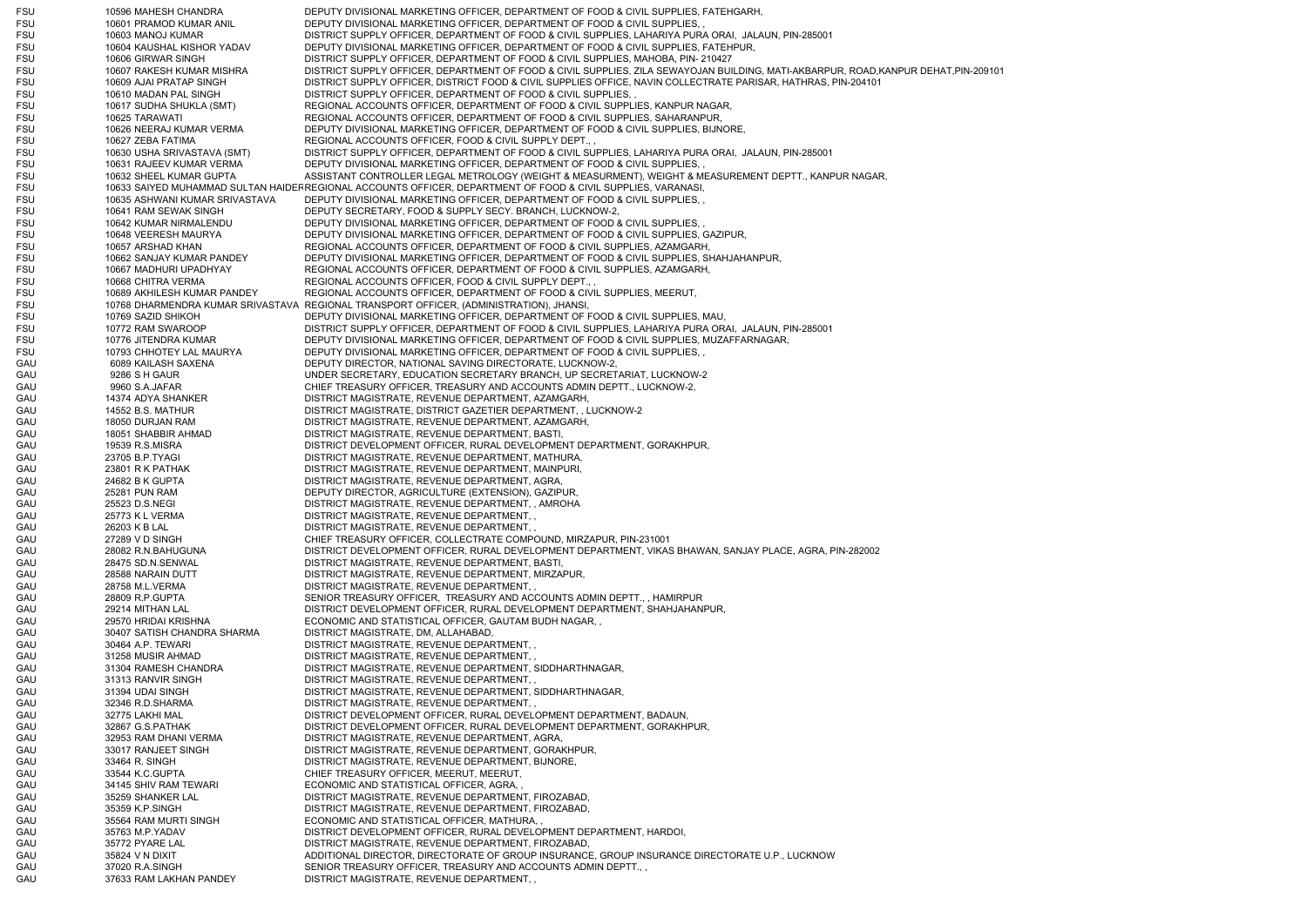| | | |
|---|---|---|
| FSU | 10596 MAHESH CHANDRA | DEPUTY DIVISIONAL MARKETING OFFICER, DEPARTMENT OF FOOD & CIVIL SUPPLIES, FATEHGARH, |
| FSU | 10601 PRAMOD KUMAR ANIL | DEPUTY DIVISIONAL MARKETING OFFICER, DEPARTMENT OF FOOD & CIVIL SUPPLIES, , |
| FSU | 10603 MANOJ KUMAR | DISTRICT SUPPLY OFFICER, DEPARTMENT OF FOOD & CIVIL SUPPLIES, LAHARIYA PURA ORAI, JALAUN, PIN-285001 |
| FSU | 10604 KAUSHAL KISHOR YADAV | DEPUTY DIVISIONAL MARKETING OFFICER, DEPARTMENT OF FOOD & CIVIL SUPPLIES, FATEHPUR, |
| FSU | 10606 GIRWAR SINGH | DISTRICT SUPPLY OFFICER, DEPARTMENT OF FOOD & CIVIL SUPPLIES, MAHOBA, PIN- 210427 |
| FSU | 10607 RAKESH KUMAR MISHRA | DISTRICT SUPPLY OFFICER, DEPARTMENT OF FOOD & CIVIL SUPPLIES, ZILA SEWAYOJAN BUILDING, MATI-AKBARPUR, ROAD,KANPUR DEHAT,PIN-209101 |
| FSU | 10609 AJAI PRATAP SINGH | DISTRICT SUPPLY OFFICER, DISTRICT FOOD & CIVIL SUPPLIES OFFICE, NAVIN COLLECTRATE PARISAR, HATHRAS, PIN-204101 |
| FSU | 10610 MADAN PAL SINGH | DISTRICT SUPPLY OFFICER, DEPARTMENT OF FOOD & CIVIL SUPPLIES, , |
| FSU | 10617 SUDHA SHUKLA (SMT) | REGIONAL ACCOUNTS OFFICER, DEPARTMENT OF FOOD & CIVIL SUPPLIES, KANPUR NAGAR, |
| FSU | 10625 TARAWATI | REGIONAL ACCOUNTS OFFICER, DEPARTMENT OF FOOD & CIVIL SUPPLIES, SAHARANPUR, |
| FSU | 10626 NEERAJ KUMAR VERMA | DEPUTY DIVISIONAL MARKETING OFFICER, DEPARTMENT OF FOOD & CIVIL SUPPLIES, BIJNORE, |
| FSU | 10627 ZEBA FATIMA | REGIONAL ACCOUNTS OFFICER, FOOD & CIVIL SUPPLY DEPT., , |
| FSU | 10630 USHA SRIVASTAVA (SMT) | DISTRICT SUPPLY OFFICER, DEPARTMENT OF FOOD & CIVIL SUPPLIES, LAHARIYA PURA ORAI, JALAUN, PIN-285001 |
| FSU | 10631 RAJEEV KUMAR VERMA | DEPUTY DIVISIONAL MARKETING OFFICER, DEPARTMENT OF FOOD & CIVIL SUPPLIES, , |
| FSU | 10632 SHEEL KUMAR GUPTA | ASSISTANT CONTROLLER LEGAL METROLOGY (WEIGHT & MEASURMENT), WEIGHT & MEASUREMENT DEPTT., KANPUR NAGAR, |
| FSU | 10633 SAIYED MUHAMMAD SULTAN HAIDER | REGIONAL ACCOUNTS OFFICER, DEPARTMENT OF FOOD & CIVIL SUPPLIES, VARANASI, |
| FSU | 10635 ASHWANI KUMAR SRIVASTAVA | DEPUTY DIVISIONAL MARKETING OFFICER, DEPARTMENT OF FOOD & CIVIL SUPPLIES, , |
| FSU | 10641 RAM SEWAK SINGH | DEPUTY SECRETARY, FOOD & SUPPLY SECY. BRANCH, LUCKNOW-2, |
| FSU | 10642 KUMAR NIRMALENDU | DEPUTY DIVISIONAL MARKETING OFFICER, DEPARTMENT OF FOOD & CIVIL SUPPLIES, , |
| FSU | 10648 VEERESH MAURYA | DEPUTY DIVISIONAL MARKETING OFFICER, DEPARTMENT OF FOOD & CIVIL SUPPLIES, GAZIPUR, |
| FSU | 10657 ARSHAD KHAN | REGIONAL ACCOUNTS OFFICER, DEPARTMENT OF FOOD & CIVIL SUPPLIES, AZAMGARH, |
| FSU | 10662 SANJAY KUMAR PANDEY | DEPUTY DIVISIONAL MARKETING OFFICER, DEPARTMENT OF FOOD & CIVIL SUPPLIES, SHAHJAHANPUR, |
| FSU | 10667 MADHURI UPADHYAY | REGIONAL ACCOUNTS OFFICER, DEPARTMENT OF FOOD & CIVIL SUPPLIES, AZAMGARH, |
| FSU | 10668 CHITRA VERMA | REGIONAL ACCOUNTS OFFICER, FOOD & CIVIL SUPPLY DEPT., , |
| FSU | 10689 AKHILESH KUMAR PANDEY | REGIONAL ACCOUNTS OFFICER, DEPARTMENT OF FOOD & CIVIL SUPPLIES, MEERUT, |
| FSU | 10768 DHARMENDRA KUMAR SRIVASTAVA | REGIONAL TRANSPORT OFFICER, (ADMINISTRATION), JHANSI, |
| FSU | 10769 SAZID SHIKOH | DEPUTY DIVISIONAL MARKETING OFFICER, DEPARTMENT OF FOOD & CIVIL SUPPLIES, MAU, |
| FSU | 10772 RAM SWAROOP | DISTRICT SUPPLY OFFICER, DEPARTMENT OF FOOD & CIVIL SUPPLIES, LAHARIYA PURA ORAI, JALAUN, PIN-285001 |
| FSU | 10776 JITENDRA KUMAR | DEPUTY DIVISIONAL MARKETING OFFICER, DEPARTMENT OF FOOD & CIVIL SUPPLIES, MUZAFFARNAGAR, |
| FSU | 10793 CHHOTEY LAL MAURYA | DEPUTY DIVISIONAL MARKETING OFFICER, DEPARTMENT OF FOOD & CIVIL SUPPLIES, , |
| GAU | 6089 KAILASH SAXENA | DEPUTY DIRECTOR, NATIONAL SAVING DIRECTORATE, LUCKNOW-2, |
| GAU | 9286 S H GAUR | UNDER SECRETARY, EDUCATION SECRETARY BRANCH, UP SECRETARIAT, LUCKNOW-2 |
| GAU | 9960 S.A.JAFAR | CHIEF TREASURY OFFICER, TREASURY AND ACCOUNTS ADMIN DEPTT., LUCKNOW-2, |
| GAU | 14374 ADYA SHANKER | DISTRICT MAGISTRATE, REVENUE DEPARTMENT, AZAMGARH, |
| GAU | 14552 B.S. MATHUR | DISTRICT MAGISTRATE, DISTRICT GAZETIER DEPARTMENT, , LUCKNOW-2 |
| GAU | 18050 DURJAN RAM | DISTRICT MAGISTRATE, REVENUE DEPARTMENT, AZAMGARH, |
| GAU | 18051 SHABBIR AHMAD | DISTRICT MAGISTRATE, REVENUE DEPARTMENT, BASTI, |
| GAU | 19539 R.S.MISRA | DISTRICT DEVELOPMENT OFFICER, RURAL DEVELOPMENT DEPARTMENT, GORAKHPUR, |
| GAU | 23705 B.P.TYAGI | DISTRICT MAGISTRATE, REVENUE DEPARTMENT, MATHURA, |
| GAU | 23801 R K PATHAK | DISTRICT MAGISTRATE, REVENUE DEPARTMENT, MAINPURI, |
| GAU | 24682 B K GUPTA | DISTRICT MAGISTRATE, REVENUE DEPARTMENT, AGRA, |
| GAU | 25281 PUN RAM | DEPUTY DIRECTOR, AGRICULTURE (EXTENSION), GAZIPUR, |
| GAU | 25523 D.S.NEGI | DISTRICT MAGISTRATE, REVENUE DEPARTMENT, , AMROHA |
| GAU | 25773 K L VERMA | DISTRICT MAGISTRATE, REVENUE DEPARTMENT, , |
| GAU | 26203 K B LAL | DISTRICT MAGISTRATE, REVENUE DEPARTMENT, , |
| GAU | 27289 V D SINGH | CHIEF TREASURY OFFICER, COLLECTRATE COMPOUND, MIRZAPUR, PIN-231001 |
| GAU | 28082 R.N.BAHUGUNA | DISTRICT DEVELOPMENT OFFICER, RURAL DEVELOPMENT DEPARTMENT, VIKAS BHAWAN, SANJAY PLACE, AGRA, PIN-282002 |
| GAU | 28475 SD.N.SENWAL | DISTRICT MAGISTRATE, REVENUE DEPARTMENT, BASTI, |
| GAU | 28588 NARAIN DUTT | DISTRICT MAGISTRATE, REVENUE DEPARTMENT, MIRZAPUR, |
| GAU | 28758 M.L.VERMA | DISTRICT MAGISTRATE, REVENUE DEPARTMENT, , |
| GAU | 28809 R.P.GUPTA | SENIOR TREASURY OFFICER, TREASURY AND ACCOUNTS ADMIN DEPTT., , HAMIRPUR |
| GAU | 29214 MITHAN LAL | DISTRICT DEVELOPMENT OFFICER, RURAL DEVELOPMENT DEPARTMENT, SHAHJAHANPUR, |
| GAU | 29570 HRIDAI KRISHNA | ECONOMIC AND STATISTICAL OFFICER, GAUTAM BUDH NAGAR, , |
| GAU | 30407 SATISH CHANDRA SHARMA | DISTRICT MAGISTRATE, DM, ALLAHABAD, |
| GAU | 30464 A.P. TEWARI | DISTRICT MAGISTRATE, REVENUE DEPARTMENT, , |
| GAU | 31258 MUSIR AHMAD | DISTRICT MAGISTRATE, REVENUE DEPARTMENT, , |
| GAU | 31304 RAMESH CHANDRA | DISTRICT MAGISTRATE, REVENUE DEPARTMENT, SIDDHARTHNAGAR, |
| GAU | 31313 RANVIR SINGH | DISTRICT MAGISTRATE, REVENUE DEPARTMENT, , |
| GAU | 31394 UDAI SINGH | DISTRICT MAGISTRATE, REVENUE DEPARTMENT, SIDDHARTHNAGAR, |
| GAU | 32346 R.D.SHARMA | DISTRICT MAGISTRATE, REVENUE DEPARTMENT, , |
| GAU | 32775 LAKHI MAL | DISTRICT DEVELOPMENT OFFICER, RURAL DEVELOPMENT DEPARTMENT, BADAUN, |
| GAU | 32867 G.S.PATHAK | DISTRICT DEVELOPMENT OFFICER, RURAL DEVELOPMENT DEPARTMENT, GORAKHPUR, |
| GAU | 32953 RAM DHANI VERMA | DISTRICT MAGISTRATE, REVENUE DEPARTMENT, AGRA, |
| GAU | 33017 RANJEET SINGH | DISTRICT MAGISTRATE, REVENUE DEPARTMENT, GORAKHPUR, |
| GAU | 33464 R. SINGH | DISTRICT MAGISTRATE, REVENUE DEPARTMENT, BIJNORE, |
| GAU | 33544 K.C.GUPTA | CHIEF TREASURY OFFICER, MEERUT, MEERUT, |
| GAU | 34145 SHIV RAM TEWARI | ECONOMIC AND STATISTICAL OFFICER, AGRA, , |
| GAU | 35259 SHANKER LAL | DISTRICT MAGISTRATE, REVENUE DEPARTMENT, FIROZABAD, |
| GAU | 35359 K.P.SINGH | DISTRICT MAGISTRATE, REVENUE DEPARTMENT, FIROZABAD, |
| GAU | 35564 RAM MURTI SINGH | ECONOMIC AND STATISTICAL OFFICER, MATHURA, , |
| GAU | 35763 M.P.YADAV | DISTRICT DEVELOPMENT OFFICER, RURAL DEVELOPMENT DEPARTMENT, HARDOI, |
| GAU | 35772 PYARE LAL | DISTRICT MAGISTRATE, REVENUE DEPARTMENT, FIROZABAD, |
| GAU | 35824 V N DIXIT | ADDITIONAL DIRECTOR, DIRECTORATE OF GROUP INSURANCE, GROUP INSURANCE DIRECTORATE U.P., LUCKNOW |
| GAU | 37020 R.A.SINGH | SENIOR TREASURY OFFICER, TREASURY AND ACCOUNTS ADMIN DEPTT., , |
| GAU | 37633 RAM LAKHAN PANDEY | DISTRICT MAGISTRATE, REVENUE DEPARTMENT, , |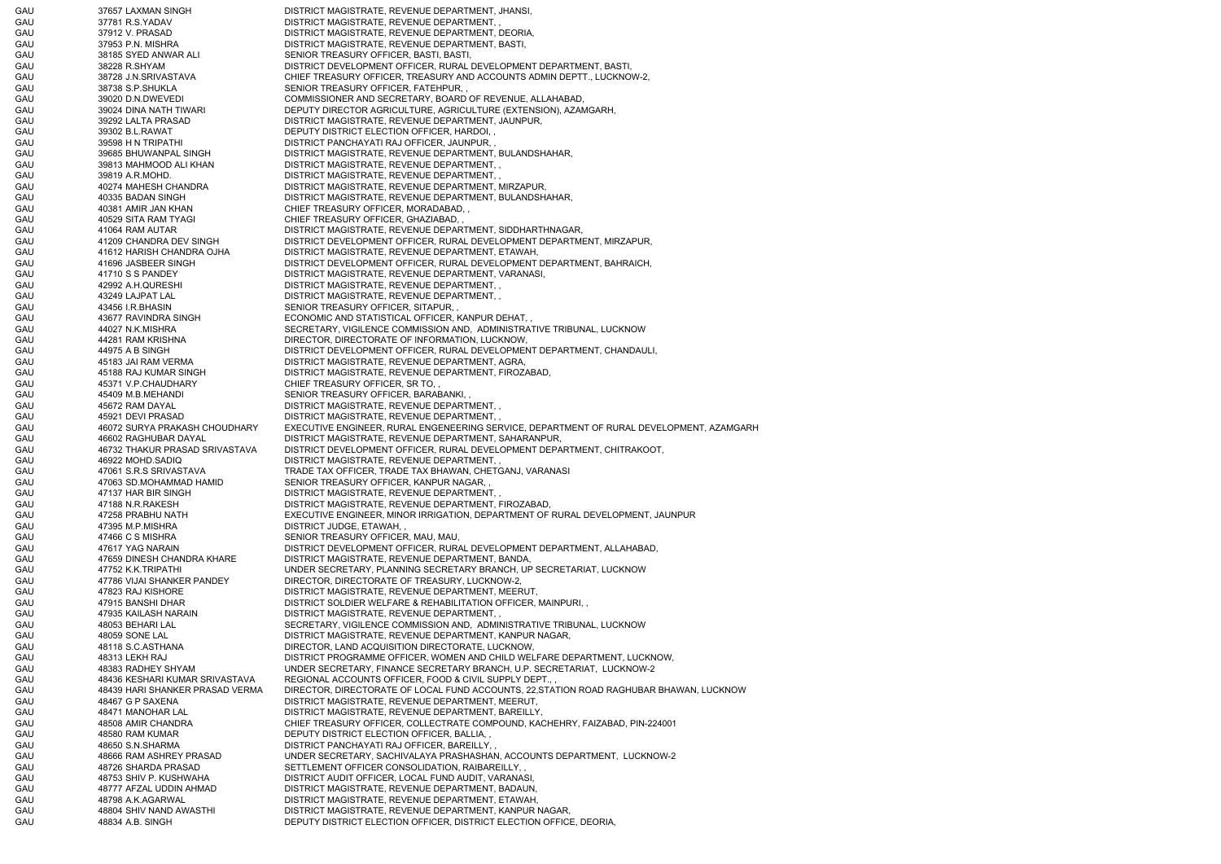| | | | |
|---|---|---|---|
| GAU | 37657 | LAXMAN SINGH | DISTRICT MAGISTRATE, REVENUE DEPARTMENT, JHANSI, |
| GAU | 37781 | R.S.YADAV | DISTRICT MAGISTRATE, REVENUE DEPARTMENT, , |
| GAU | 37912 | V. PRASAD | DISTRICT MAGISTRATE, REVENUE DEPARTMENT, DEORIA, |
| GAU | 37953 | P.N. MISHRA | DISTRICT MAGISTRATE, REVENUE DEPARTMENT, BASTI, |
| GAU | 38185 | SYED ANWAR ALI | SENIOR TREASURY OFFICER, BASTI, BASTI, |
| GAU | 38228 | R.SHYAM | DISTRICT DEVELOPMENT OFFICER, RURAL DEVELOPMENT DEPARTMENT, BASTI, |
| GAU | 38728 | J.N.SRIVASTAVA | CHIEF TREASURY OFFICER, TREASURY AND ACCOUNTS ADMIN DEPTT., LUCKNOW-2, |
| GAU | 38738 | S.P.SHUKLA | SENIOR TREASURY OFFICER, FATEHPUR, , |
| GAU | 39020 | D.N.DWEVEDI | COMMISSIONER AND SECRETARY, BOARD OF REVENUE, ALLAHABAD, |
| GAU | 39024 | DINA NATH TIWARI | DEPUTY DIRECTOR AGRICULTURE, AGRICULTURE (EXTENSION), AZAMGARH, |
| GAU | 39292 | LALTA PRASAD | DISTRICT MAGISTRATE, REVENUE DEPARTMENT, JAUNPUR, |
| GAU | 39302 | B.L.RAWAT | DEPUTY DISTRICT ELECTION OFFICER, HARDOI, , |
| GAU | 39598 | H N TRIPATHI | DISTRICT PANCHAYATI RAJ OFFICER, JAUNPUR, , |
| GAU | 39685 | BHUWANPAL SINGH | DISTRICT MAGISTRATE, REVENUE DEPARTMENT, BULANDSHAHAR, |
| GAU | 39813 | MAHMOOD ALI KHAN | DISTRICT MAGISTRATE, REVENUE DEPARTMENT, , |
| GAU | 39819 | A.R.MOHD. | DISTRICT MAGISTRATE, REVENUE DEPARTMENT, , |
| GAU | 40274 | MAHESH CHANDRA | DISTRICT MAGISTRATE, REVENUE DEPARTMENT, MIRZAPUR, |
| GAU | 40335 | BADAN SINGH | DISTRICT MAGISTRATE, REVENUE DEPARTMENT, BULANDSHAHAR, |
| GAU | 40381 | AMIR JAN KHAN | CHIEF TREASURY OFFICER, MORADABAD, , |
| GAU | 40529 | SITA RAM TYAGI | CHIEF TREASURY OFFICER, GHAZIABAD, , |
| GAU | 41064 | RAM AUTAR | DISTRICT MAGISTRATE, REVENUE DEPARTMENT, SIDDHARTHNAGAR, |
| GAU | 41209 | CHANDRA DEV SINGH | DISTRICT DEVELOPMENT OFFICER, RURAL DEVELOPMENT DEPARTMENT, MIRZAPUR, |
| GAU | 41612 | HARISH CHANDRA OJHA | DISTRICT MAGISTRATE, REVENUE DEPARTMENT, ETAWAH, |
| GAU | 41696 | JASBEER SINGH | DISTRICT DEVELOPMENT OFFICER, RURAL DEVELOPMENT DEPARTMENT, BAHRAICH, |
| GAU | 41710 | S S PANDEY | DISTRICT MAGISTRATE, REVENUE DEPARTMENT, VARANASI, |
| GAU | 42992 | A.H.QURESHI | DISTRICT MAGISTRATE, REVENUE DEPARTMENT, , |
| GAU | 43249 | LAJPAT LAL | DISTRICT MAGISTRATE, REVENUE DEPARTMENT, , |
| GAU | 43456 | I.R.BHASIN | SENIOR TREASURY OFFICER, SITAPUR, , |
| GAU | 43677 | RAVINDRA SINGH | ECONOMIC AND STATISTICAL OFFICER, KANPUR DEHAT, , |
| GAU | 44027 | N.K.MISHRA | SECRETARY, VIGILENCE COMMISSION AND, ADMINISTRATIVE TRIBUNAL, LUCKNOW |
| GAU | 44281 | RAM KRISHNA | DIRECTOR, DIRECTORATE OF INFORMATION, LUCKNOW, |
| GAU | 44975 | A B SINGH | DISTRICT DEVELOPMENT OFFICER, RURAL DEVELOPMENT DEPARTMENT, CHANDAULI, |
| GAU | 45183 | JAI RAM VERMA | DISTRICT MAGISTRATE, REVENUE DEPARTMENT, AGRA, |
| GAU | 45188 | RAJ KUMAR SINGH | DISTRICT MAGISTRATE, REVENUE DEPARTMENT, FIROZABAD, |
| GAU | 45371 | V.P.CHAUDHARY | CHIEF TREASURY OFFICER, SR TO, , |
| GAU | 45409 | M.B.MEHANDI | SENIOR TREASURY OFFICER, BARABANKI, , |
| GAU | 45672 | RAM DAYAL | DISTRICT MAGISTRATE, REVENUE DEPARTMENT, , |
| GAU | 45921 | DEVI PRASAD | DISTRICT MAGISTRATE, REVENUE DEPARTMENT, , |
| GAU | 46072 | SURYA PRAKASH CHOUDHARY | EXECUTIVE ENGINEER, RURAL ENGENEERING SERVICE, DEPARTMENT OF RURAL DEVELOPMENT, AZAMGARH |
| GAU | 46602 | RAGHUBAR DAYAL | DISTRICT MAGISTRATE, REVENUE DEPARTMENT, SAHARANPUR, |
| GAU | 46732 | THAKUR PRASAD SRIVASTAVA | DISTRICT DEVELOPMENT OFFICER, RURAL DEVELOPMENT DEPARTMENT, CHITRAKOOT, |
| GAU | 46922 | MOHD.SADIQ | DISTRICT MAGISTRATE, REVENUE DEPARTMENT, , |
| GAU | 47061 | S.R.S SRIVASTAVA | TRADE TAX OFFICER, TRADE TAX BHAWAN, CHETGANJ, VARANASI |
| GAU | 47063 | SD.MOHAMMAD HAMID | SENIOR TREASURY OFFICER, KANPUR NAGAR, , |
| GAU | 47137 | HAR BIR SINGH | DISTRICT MAGISTRATE, REVENUE DEPARTMENT, , |
| GAU | 47188 | N.R.RAKESH | DISTRICT MAGISTRATE, REVENUE DEPARTMENT, FIROZABAD, |
| GAU | 47258 | PRABHU NATH | EXECUTIVE ENGINEER, MINOR IRRIGATION, DEPARTMENT OF RURAL DEVELOPMENT, JAUNPUR |
| GAU | 47395 | M.P.MISHRA | DISTRICT JUDGE, ETAWAH, , |
| GAU | 47466 | C S MISHRA | SENIOR TREASURY OFFICER, MAU, MAU, |
| GAU | 47617 | YAG NARAIN | DISTRICT DEVELOPMENT OFFICER, RURAL DEVELOPMENT DEPARTMENT, ALLAHABAD, |
| GAU | 47659 | DINESH CHANDRA KHARE | DISTRICT MAGISTRATE, REVENUE DEPARTMENT, BANDA, |
| GAU | 47752 | K.K.TRIPATHI | UNDER SECRETARY, PLANNING SECRETARY BRANCH, UP SECRETARIAT, LUCKNOW |
| GAU | 47786 | VIJAI SHANKER PANDEY | DIRECTOR, DIRECTORATE OF TREASURY, LUCKNOW-2, |
| GAU | 47823 | RAJ KISHORE | DISTRICT MAGISTRATE, REVENUE DEPARTMENT, MEERUT, |
| GAU | 47915 | BANSHI DHAR | DISTRICT SOLDIER WELFARE & REHABILITATION OFFICER, MAINPURI, , |
| GAU | 47935 | KAILASH NARAIN | DISTRICT MAGISTRATE, REVENUE DEPARTMENT, , |
| GAU | 48053 | BEHARI LAL | SECRETARY, VIGILENCE COMMISSION AND, ADMINISTRATIVE TRIBUNAL, LUCKNOW |
| GAU | 48059 | SONE LAL | DISTRICT MAGISTRATE, REVENUE DEPARTMENT, KANPUR NAGAR, |
| GAU | 48118 | S.C.ASTHANA | DIRECTOR, LAND ACQUISITION DIRECTORATE, LUCKNOW, |
| GAU | 48313 | LEKH RAJ | DISTRICT PROGRAMME OFFICER, WOMEN AND CHILD WELFARE DEPARTMENT, LUCKNOW, |
| GAU | 48383 | RADHEY SHYAM | UNDER SECRETARY, FINANCE SECRETARY BRANCH, U.P. SECRETARIAT, LUCKNOW-2 |
| GAU | 48436 | KESHARI KUMAR SRIVASTAVA | REGIONAL ACCOUNTS OFFICER, FOOD & CIVIL SUPPLY DEPT., , |
| GAU | 48439 | HARI SHANKER PRASAD VERMA | DIRECTOR, DIRECTORATE OF LOCAL FUND ACCOUNTS, 22,STATION ROAD RAGHUBAR BHAWAN, LUCKNOW |
| GAU | 48467 | G P SAXENA | DISTRICT MAGISTRATE, REVENUE DEPARTMENT, MEERUT, |
| GAU | 48471 | MANOHAR LAL | DISTRICT MAGISTRATE, REVENUE DEPARTMENT, BAREILLY, |
| GAU | 48508 | AMIR CHANDRA | CHIEF TREASURY OFFICER, COLLECTRATE COMPOUND, KACHEHRY, FAIZABAD, PIN-224001 |
| GAU | 48580 | RAM KUMAR | DEPUTY DISTRICT ELECTION OFFICER, BALLIA, , |
| GAU | 48650 | S.N.SHARMA | DISTRICT PANCHAYATI RAJ OFFICER, BAREILLY, , |
| GAU | 48666 | RAM ASHREY PRASAD | UNDER SECRETARY, SACHIVALAYA PRASHASHAN, ACCOUNTS DEPARTMENT, LUCKNOW-2 |
| GAU | 48726 | SHARDA PRASAD | SETTLEMENT OFFICER CONSOLIDATION, RAIBAREILLY, , |
| GAU | 48753 | SHIV P. KUSHWAHA | DISTRICT AUDIT OFFICER, LOCAL FUND AUDIT, VARANASI, |
| GAU | 48777 | AFZAL UDDIN AHMAD | DISTRICT MAGISTRATE, REVENUE DEPARTMENT, BADAUN, |
| GAU | 48798 | A.K.AGARWAL | DISTRICT MAGISTRATE, REVENUE DEPARTMENT, ETAWAH, |
| GAU | 48804 | SHIV NAND AWASTHI | DISTRICT MAGISTRATE, REVENUE DEPARTMENT, KANPUR NAGAR, |
| GAU | 48834 | A.B. SINGH | DEPUTY DISTRICT ELECTION OFFICER, DISTRICT ELECTION OFFICE, DEORIA, |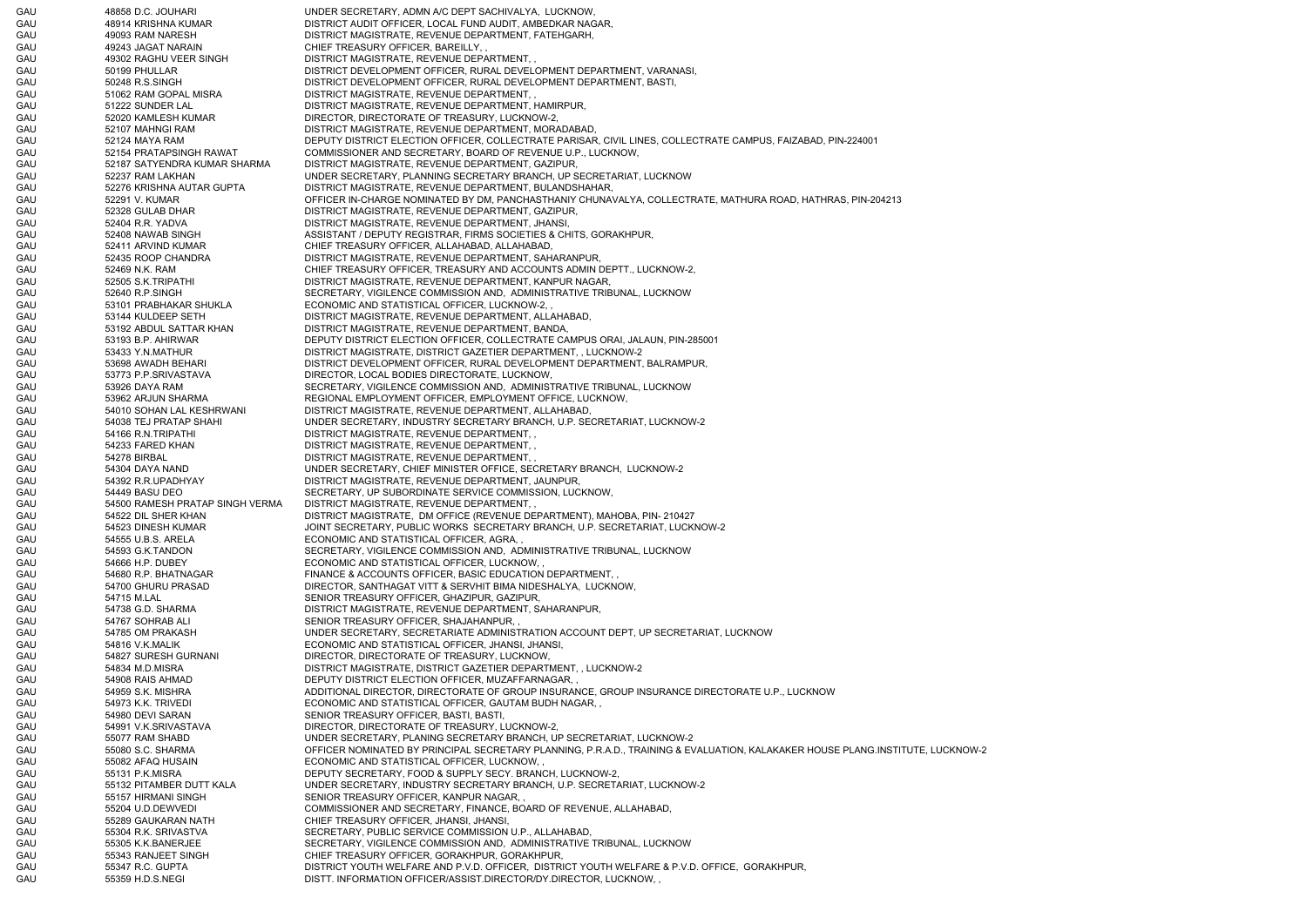| | | |
|---|---|---|
| GAU | 48858 D.C. JOUHARI | UNDER SECRETARY, ADMN A/C DEPT SACHIVALYA, LUCKNOW, |
| GAU | 48914 KRISHNA KUMAR | DISTRICT AUDIT OFFICER, LOCAL FUND AUDIT, AMBEDKAR NAGAR, |
| GAU | 49093 RAM NARESH | DISTRICT MAGISTRATE, REVENUE DEPARTMENT, FATEHGARH, |
| GAU | 49243 JAGAT NARAIN | CHIEF TREASURY OFFICER, BAREILLY, , |
| GAU | 49302 RAGHU VEER SINGH | DISTRICT MAGISTRATE, REVENUE DEPARTMENT, , |
| GAU | 50199 PHULLAR | DISTRICT DEVELOPMENT OFFICER, RURAL DEVELOPMENT DEPARTMENT, VARANASI, |
| GAU | 50248 R.S.SINGH | DISTRICT DEVELOPMENT OFFICER, RURAL DEVELOPMENT DEPARTMENT, BASTI, |
| GAU | 51062 RAM GOPAL MISRA | DISTRICT MAGISTRATE, REVENUE DEPARTMENT, , |
| GAU | 51222 SUNDER LAL | DISTRICT MAGISTRATE, REVENUE DEPARTMENT, HAMIRPUR, |
| GAU | 52020 KAMLESH KUMAR | DIRECTOR, DIRECTORATE OF TREASURY, LUCKNOW-2, |
| GAU | 52107 MAHNGI RAM | DISTRICT MAGISTRATE, REVENUE DEPARTMENT, MORADABAD, |
| GAU | 52124 MAYA RAM | DEPUTY DISTRICT ELECTION OFFICER, COLLECTRATE PARISAR, CIVIL LINES, COLLECTRATE CAMPUS, FAIZABAD, PIN-224001 |
| GAU | 52154 PRATAPSINGH RAWAT | COMMISSIONER AND SECRETARY, BOARD OF REVENUE U.P., LUCKNOW, |
| GAU | 52187 SATYENDRA KUMAR SHARMA | DISTRICT MAGISTRATE, REVENUE DEPARTMENT, GAZIPUR, |
| GAU | 52237 RAM LAKHAN | UNDER SECRETARY, PLANNING SECRETARY BRANCH, UP SECRETARIAT, LUCKNOW |
| GAU | 52276 KRISHNA AUTAR GUPTA | DISTRICT MAGISTRATE, REVENUE DEPARTMENT, BULANDSHAHAR, |
| GAU | 52291 V. KUMAR | OFFICER IN-CHARGE NOMINATED BY DM, PANCHASTHANIY CHUNAVALYA, COLLECTRATE, MATHURA ROAD, HATHRAS, PIN-204213 |
| GAU | 52328 GULAB DHAR | DISTRICT MAGISTRATE, REVENUE DEPARTMENT, GAZIPUR, |
| GAU | 52404 R.R. YADVA | DISTRICT MAGISTRATE, REVENUE DEPARTMENT, JHANSI, |
| GAU | 52408 NAWAB SINGH | ASSISTANT / DEPUTY REGISTRAR, FIRMS SOCIETIES & CHITS, GORAKHPUR, |
| GAU | 52411 ARVIND KUMAR | CHIEF TREASURY OFFICER, ALLAHABAD, ALLAHABAD, |
| GAU | 52435 ROOP CHANDRA | DISTRICT MAGISTRATE, REVENUE DEPARTMENT, SAHARANPUR, |
| GAU | 52469 N.K. RAM | CHIEF TREASURY OFFICER, TREASURY AND ACCOUNTS ADMIN DEPTT., LUCKNOW-2, |
| GAU | 52505 S.K.TRIPATHI | DISTRICT MAGISTRATE, REVENUE DEPARTMENT, KANPUR NAGAR, |
| GAU | 52640 R.P.SINGH | SECRETARY, VIGILENCE COMMISSION AND, ADMINISTRATIVE TRIBUNAL, LUCKNOW |
| GAU | 53101 PRABHAKAR SHUKLA | ECONOMIC AND STATISTICAL OFFICER, LUCKNOW-2, , |
| GAU | 53144 KULDEEP SETH | DISTRICT MAGISTRATE, REVENUE DEPARTMENT, ALLAHABAD, |
| GAU | 53192 ABDUL SATTAR KHAN | DISTRICT MAGISTRATE, REVENUE DEPARTMENT, BANDA, |
| GAU | 53193 B.P. AHIRWAR | DEPUTY DISTRICT ELECTION OFFICER, COLLECTRATE CAMPUS ORAI, JALAUN, PIN-285001 |
| GAU | 53433 Y.N.MATHUR | DISTRICT MAGISTRATE, DISTRICT GAZETIER DEPARTMENT, , LUCKNOW-2 |
| GAU | 53698 AWADH BEHARI | DISTRICT DEVELOPMENT OFFICER, RURAL DEVELOPMENT DEPARTMENT, BALRAMPUR, |
| GAU | 53773 P.P.SRIVASTAVA | DIRECTOR, LOCAL BODIES DIRECTORATE, LUCKNOW, |
| GAU | 53926 DAYA RAM | SECRETARY, VIGILENCE COMMISSION AND, ADMINISTRATIVE TRIBUNAL, LUCKNOW |
| GAU | 53962 ARJUN SHARMA | REGIONAL EMPLOYMENT OFFICER, EMPLOYMENT OFFICE, LUCKNOW, |
| GAU | 54010 SOHAN LAL KESHRWANI | DISTRICT MAGISTRATE, REVENUE DEPARTMENT, ALLAHABAD, |
| GAU | 54038 TEJ PRATAP SHAHI | UNDER SECRETARY, INDUSTRY SECRETARY BRANCH, U.P. SECRETARIAT, LUCKNOW-2 |
| GAU | 54166 R.N.TRIPATHI | DISTRICT MAGISTRATE, REVENUE DEPARTMENT, , |
| GAU | 54233 FARED KHAN | DISTRICT MAGISTRATE, REVENUE DEPARTMENT, , |
| GAU | 54278 BIRBAL | DISTRICT MAGISTRATE, REVENUE DEPARTMENT, , |
| GAU | 54304 DAYA NAND | UNDER SECRETARY, CHIEF MINISTER OFFICE, SECRETARY BRANCH, LUCKNOW-2 |
| GAU | 54392 R.R.UPADHYAY | DISTRICT MAGISTRATE, REVENUE DEPARTMENT, JAUNPUR, |
| GAU | 54449 BASU DEO | SECRETARY, UP SUBORDINATE SERVICE COMMISSION, LUCKNOW, |
| GAU | 54500 RAMESH PRATAP SINGH VERMA | DISTRICT MAGISTRATE, REVENUE DEPARTMENT, , |
| GAU | 54522 DIL SHER KHAN | DISTRICT MAGISTRATE, DM OFFICE (REVENUE DEPARTMENT), MAHOBA, PIN- 210427 |
| GAU | 54523 DINESH KUMAR | JOINT SECRETARY, PUBLIC WORKS SECRETARY BRANCH, U.P. SECRETARIAT, LUCKNOW-2 |
| GAU | 54555 U.B.S. ARELA | ECONOMIC AND STATISTICAL OFFICER, AGRA, , |
| GAU | 54593 G.K.TANDON | SECRETARY, VIGILENCE COMMISSION AND, ADMINISTRATIVE TRIBUNAL, LUCKNOW |
| GAU | 54666 H.P. DUBEY | ECONOMIC AND STATISTICAL OFFICER, LUCKNOW, , |
| GAU | 54680 R.P. BHATNAGAR | FINANCE & ACCOUNTS OFFICER, BASIC EDUCATION DEPARTMENT, , |
| GAU | 54700 GHURU PRASAD | DIRECTOR, SANTHAGAT VITT & SERVHIT BIMA NIDESHALYA, LUCKNOW, |
| GAU | 54715 M.LAL | SENIOR TREASURY OFFICER, GHAZIPUR, GAZIPUR, |
| GAU | 54738 G.D. SHARMA | DISTRICT MAGISTRATE, REVENUE DEPARTMENT, SAHARANPUR, |
| GAU | 54767 SOHRAB ALI | SENIOR TREASURY OFFICER, SHAJAHANPUR, , |
| GAU | 54785 OM PRAKASH | UNDER SECRETARY, SECRETARIATE ADMINISTRATION ACCOUNT DEPT, UP SECRETARIAT, LUCKNOW |
| GAU | 54816 V.K.MALIK | ECONOMIC AND STATISTICAL OFFICER, JHANSI, JHANSI, |
| GAU | 54827 SURESH GURNANI | DIRECTOR, DIRECTORATE OF TREASURY, LUCKNOW, |
| GAU | 54834 M.D.MISRA | DISTRICT MAGISTRATE, DISTRICT GAZETIER DEPARTMENT, , LUCKNOW-2 |
| GAU | 54908 RAIS AHMAD | DEPUTY DISTRICT ELECTION OFFICER, MUZAFFARNAGAR, , |
| GAU | 54959 S.K. MISHRA | ADDITIONAL DIRECTOR, DIRECTORATE OF GROUP INSURANCE, GROUP INSURANCE DIRECTORATE U.P., LUCKNOW |
| GAU | 54973 K.K. TRIVEDI | ECONOMIC AND STATISTICAL OFFICER, GAUTAM BUDH NAGAR, , |
| GAU | 54980 DEVI SARAN | SENIOR TREASURY OFFICER, BASTI, BASTI, |
| GAU | 54991 V.K.SRIVASTAVA | DIRECTOR, DIRECTORATE OF TREASURY, LUCKNOW-2, |
| GAU | 55077 RAM SHABD | UNDER SECRETARY, PLANING SECRETARY BRANCH, UP SECRETARIAT, LUCKNOW-2 |
| GAU | 55080 S.C. SHARMA | OFFICER NOMINATED BY PRINCIPAL SECRETARY PLANNING, P.R.A.D., TRAINING & EVALUATION, KALAKAKER HOUSE PLANG.INSTITUTE, LUCKNOW-2 |
| GAU | 55082 AFAQ HUSAIN | ECONOMIC AND STATISTICAL OFFICER, LUCKNOW, , |
| GAU | 55131 P.K.MISRA | DEPUTY SECRETARY, FOOD & SUPPLY SECY. BRANCH, LUCKNOW-2, |
| GAU | 55132 PITAMBER DUTT KALA | UNDER SECRETARY, INDUSTRY SECRETARY BRANCH, U.P. SECRETARIAT, LUCKNOW-2 |
| GAU | 55157 HIRMANI SINGH | SENIOR TREASURY OFFICER, KANPUR NAGAR, , |
| GAU | 55204 U.D.DEWVEDI | COMMISSIONER AND SECRETARY, FINANCE, BOARD OF REVENUE, ALLAHABAD, |
| GAU | 55289 GAUKARAN NATH | CHIEF TREASURY OFFICER, JHANSI, JHANSI, |
| GAU | 55304 R.K. SRIVASTVA | SECRETARY, PUBLIC SERVICE COMMISSION U.P., ALLAHABAD, |
| GAU | 55305 K.K.BANERJEE | SECRETARY, VIGILENCE COMMISSION AND, ADMINISTRATIVE TRIBUNAL, LUCKNOW |
| GAU | 55343 RANJEET SINGH | CHIEF TREASURY OFFICER, GORAKHPUR, GORAKHPUR, |
| GAU | 55347 R.C. GUPTA | DISTRICT YOUTH WELFARE AND P.V.D. OFFICER, DISTRICT YOUTH WELFARE & P.V.D. OFFICE, GORAKHPUR, |
| GAU | 55359 H.D.S.NEGI | DISTT. INFORMATION OFFICER/ASSIST.DIRECTOR/DY.DIRECTOR, LUCKNOW, , |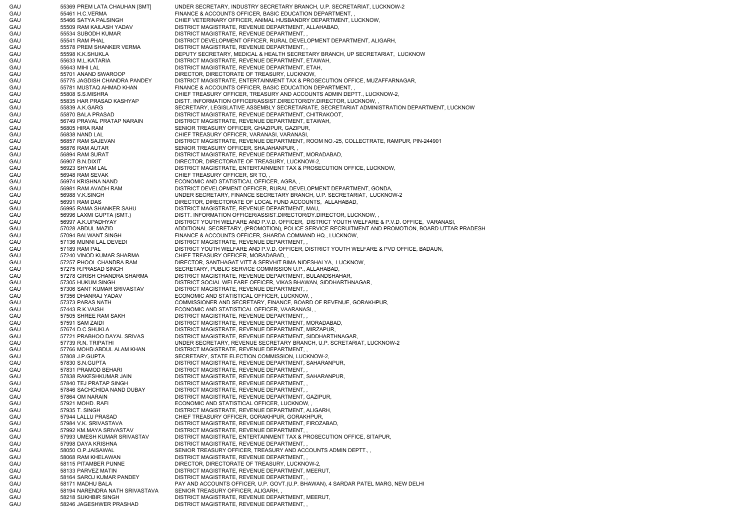| | | | |
|---|---|---|---|
| GAU | 55369 | PREM LATA CHAUHAN [SMT] | UNDER SECRETARY, INDUSTRY SECRETARY BRANCH, U.P. SECRETARIAT, LUCKNOW-2 |
| GAU | 55461 | H.C.VERMA | FINANCE & ACCOUNTS OFFICER, BASIC EDUCATION DEPARTMENT, , |
| GAU | 55466 | SATYA PALSINGH | CHIEF VETERINARY OFFICER, ANIMAL HUSBANDRY DEPARTMENT, LUCKNOW, |
| GAU | 55509 | RAM KAILASH YADAV | DISTRICT MAGISTRATE, REVENUE DEPARTMENT, ALLAHABAD, |
| GAU | 55534 | SUBODH KUMAR | DISTRICT MAGISTRATE, REVENUE DEPARTMENT, , |
| GAU | 55541 | RAM PHAL | DISTRICT DEVELOPMENT OFFICER, RURAL DEVELOPMENT DEPARTMENT, ALIGARH, |
| GAU | 55578 | PREM SHANKER VERMA | DISTRICT MAGISTRATE, REVENUE DEPARTMENT, , |
| GAU | 55598 | K.K.SHUKLA | DEPUTY SECRETARY, MEDICAL & HEALTH SECRETARY BRANCH, UP SECRETARIAT, LUCKNOW |
| GAU | 55633 | M.L.KATARIA | DISTRICT MAGISTRATE, REVENUE DEPARTMENT, ETAWAH, |
| GAU | 55643 | MIHI LAL | DISTRICT MAGISTRATE, REVENUE DEPARTMENT, ETAH, |
| GAU | 55701 | ANAND SWAROOP | DIRECTOR, DIRECTORATE OF TREASURY, LUCKNOW, |
| GAU | 55775 | JAGDISH CHANDRA PANDEY | DISTRICT MAGISTRATE, ENTERTAINMENT TAX & PROSECUTION OFFICE, MUZAFFARNAGAR, |
| GAU | 55781 | MUSTAQ AHMAD KHAN | FINANCE & ACCOUNTS OFFICER, BASIC EDUCATION DEPARTMENT, , |
| GAU | 55808 | S.S.MISHRA | CHIEF TREASURY OFFICER, TREASURY AND ACCOUNTS ADMIN DEPTT., LUCKNOW-2, |
| GAU | 55835 | HAR PRASAD KASHYAP | DISTT. INFORMATION OFFICER/ASSIST.DIRECTOR/DY.DIRECTOR, LUCKNOW, , |
| GAU | 55839 | A.K.GARG | SECRETARY, LEGISLATIVE ASSEMBLY SECRETARIATE, SECRETARIAT ADMINISTRATION DEPARTMENT, LUCKNOW |
| GAU | 55870 | BALA PRASAD | DISTRICT MAGISTRATE, REVENUE DEPARTMENT, CHITRAKOOT, |
| GAU | 56749 | PRAVAL PRATAP NARAIN | DISTRICT MAGISTRATE, REVENUE DEPARTMENT, ETAWAH, |
| GAU | 56805 | HIRA RAM | SENIOR TREASURY OFFICER, GHAZIPUR, GAZIPUR, |
| GAU | 56838 | NAND LAL | CHIEF TREASURY OFFICER, VARANASI, VARANASI, |
| GAU | 56857 | RAM SAJEVAN | DISTRICT MAGISTRATE, REVENUE DEPARTMENT, ROOM NO.-25, COLLECTRATE, RAMPUR, PIN-244901 |
| GAU | 56876 | RAM AUTAR | SENIOR TREASURY OFFICER, SHAJAHANPUR, , |
| GAU | 56894 | RAM SURAT | DISTRICT MAGISTRATE, REVENUE DEPARTMENT, MORADABAD, |
| GAU | 56907 | B.N.DIXIT | DIRECTOR, DIRECTORATE OF TREASURY, LUCKNOW-2, |
| GAU | 56923 | SHYAM LAL | DISTRICT MAGISTRATE, ENTERTAINMENT TAX & PROSECUTION OFFICE, LUCKNOW, |
| GAU | 56948 | RAM SEVAK | CHIEF TREASURY OFFICER, SR TO, , |
| GAU | 56974 | KRISHNA NAND | ECONOMIC AND STATISTICAL OFFICER, AGRA, , |
| GAU | 56981 | RAM AVADH RAM | DISTRICT DEVELOPMENT OFFICER, RURAL DEVELOPMENT DEPARTMENT, GONDA, |
| GAU | 56988 | V.K.SINGH | UNDER SECRETARY, FINANCE SECRETARY BRANCH, U.P. SECRETARIAT, LUCKNOW-2 |
| GAU | 56991 | RAM DAS | DIRECTOR, DIRECTORATE OF LOCAL FUND ACCOUNTS, ALLAHABAD, |
| GAU | 56995 | RAMA SHANKER SAHU | DISTRICT MAGISTRATE, REVENUE DEPARTMENT, MAU, |
| GAU | 56996 | LAXMI GUPTA (SMT.) | DISTT. INFORMATION OFFICER/ASSIST.DIRECTOR/DY.DIRECTOR, LUCKNOW, , |
| GAU | 56997 | A.K.UPADHYAY | DISTRICT YOUTH WELFARE AND P.V.D. OFFICER, DISTRICT YOUTH WELFARE & P.V.D. OFFICE, VARANASI, |
| GAU | 57028 | ABDUL MAZID | ADDITIONAL SECRETARY, (PROMOTION), POLICE SERVICE RECRUITMENT AND PROMOTION, BOARD UTTAR PRADESH |
| GAU | 57094 | BALWANT SINGH | FINANCE & ACCOUNTS OFFICER, SHARDA COMMAND HQ., LUCKNOW, |
| GAU | 57136 | MUNNI LAL DEVEDI | DISTRICT MAGISTRATE, REVENUE DEPARTMENT, , |
| GAU | 57189 | RAM PAL | DISTRICT YOUTH WELFARE AND P.V.D. OFFICER, DISTRICT YOUTH WELFARE & PVD OFFICE, BADAUN, |
| GAU | 57240 | VINOD KUMAR SHARMA | CHIEF TREASURY OFFICER, MORADABAD, , |
| GAU | 57257 | PHOOL CHANDRA RAM | DIRECTOR, SANTHAGAT VITT & SERVHIT BIMA NIDESHALYA, LUCKNOW, |
| GAU | 57275 | R.PRASAD SINGH | SECRETARY, PUBLIC SERVICE COMMISSION U.P., ALLAHABAD, |
| GAU | 57278 | GIRISH CHANDRA SHARMA | DISTRICT MAGISTRATE, REVENUE DEPARTMENT, BULANDSHAHAR, |
| GAU | 57305 | HUKUM SINGH | DISTRICT SOCIAL WELFARE OFFICER, VIKAS BHAWAN, SIDDHARTHNAGAR, |
| GAU | 57306 | SANT KUMAR SRIVASTAV | DISTRICT MAGISTRATE, REVENUE DEPARTMENT, , |
| GAU | 57356 | DHANRAJ YADAV | ECONOMIC AND STATISTICAL OFFICER, LUCKNOW, , |
| GAU | 57373 | PARAS NATH | COMMISSIONER AND SECRETARY, FINANCE, BOARD OF REVENUE, GORAKHPUR, |
| GAU | 57443 | R.K.VAISH | ECONOMIC AND STATISTICAL OFFICER, VAARANASI, , |
| GAU | 57505 | SHREE RAM SAKH | DISTRICT MAGISTRATE, REVENUE DEPARTMENT, , |
| GAU | 57591 | SAM ZAIDI | DISTRICT MAGISTRATE, REVENUE DEPARTMENT, MORADABAD, |
| GAU | 57674 | D.C.SHUKLA | DISTRICT MAGISTRATE, REVENUE DEPARTMENT, MIRZAPUR, |
| GAU | 57721 | PRABHOO DAYAL SRIVAS | DISTRICT MAGISTRATE, REVENUE DEPARTMENT, SIDDHARTHNAGAR, |
| GAU | 57739 | R.N. TRIPATHI | UNDER SECRETARY, REVENUE SECRETARY BRANCH, U.P. SCRETARIAT, LUCKNOW-2 |
| GAU | 57766 | MOHD.ABDUL ALAM KHAN | DISTRICT MAGISTRATE, REVENUE DEPARTMENT, , |
| GAU | 57808 | J.P.GUPTA | SECRETARY, STATE ELECTION COMMISSION, LUCKNOW-2, |
| GAU | 57830 | S.N.GUPTA | DISTRICT MAGISTRATE, REVENUE DEPARTMENT, SAHARANPUR, |
| GAU | 57831 | PRAMOD BEHARI | DISTRICT MAGISTRATE, REVENUE DEPARTMENT, , |
| GAU | 57838 | RAKESHKUMAR JAIN | DISTRICT MAGISTRATE, REVENUE DEPARTMENT, SAHARANPUR, |
| GAU | 57840 | TEJ PRATAP SINGH | DISTRICT MAGISTRATE, REVENUE DEPARTMENT, , |
| GAU | 57846 | SACHCHIDA NAND DUBAY | DISTRICT MAGISTRATE, REVENUE DEPARTMENT, , |
| GAU | 57864 | OM NARAIN | DISTRICT MAGISTRATE, REVENUE DEPARTMENT, GAZIPUR, |
| GAU | 57921 | MOHD. RAFI | ECONOMIC AND STATISTICAL OFFICER, LUCKNOW, , |
| GAU | 57935 | T. SINGH | DISTRICT MAGISTRATE, REVENUE DEPARTMENT, ALIGARH, |
| GAU | 57944 | LALLU PRASAD | CHIEF TREASURY OFFICER, GORAKHPUR, GORAKHPUR, |
| GAU | 57984 | V.K. SRIVASTAVA | DISTRICT MAGISTRATE, REVENUE DEPARTMENT, FIROZABAD, |
| GAU | 57992 | KM.MAYA SRIVASTAV | DISTRICT MAGISTRATE, REVENUE DEPARTMENT, , |
| GAU | 57993 | UMESH KUMAR SRIVASTAV | DISTRICT MAGISTRATE, ENTERTAINMENT TAX & PROSECUTION OFFICE, SITAPUR, |
| GAU | 57998 | DAYA KRISHNA | DISTRICT MAGISTRATE, REVENUE DEPARTMENT, , |
| GAU | 58050 | O.P.JAISAWAL | SENIOR TREASURY OFFICER, TREASURY AND ACCOUNTS ADMIN DEPTT., , |
| GAU | 58068 | RAM KHELAWAN | DISTRICT MAGISTRATE, REVENUE DEPARTMENT, , |
| GAU | 58115 | PITAMBER PUNNE | DIRECTOR, DIRECTORATE OF TREASURY, LUCKNOW-2, |
| GAU | 58133 | PARVEZ MATIN | DISTRICT MAGISTRATE, REVENUE DEPARTMENT, MEERUT, |
| GAU | 58164 | SAROJ KUMAR PANDEY | DISTRICT MAGISTRATE, REVENUE DEPARTMENT, , |
| GAU | 58171 | MADHU BALA | PAY AND ACCOUNTS OFFICER, U.P. GOVT.(U.P. BHAWAN), 4 SARDAR PATEL MARG, NEW DELHI |
| GAU | 58194 | NARENDRA NATH SRIVASTAVA | SENIOR TREASURY OFFICER, ALIGARH, , |
| GAU | 58218 | SUKHBIR SINGH | DISTRICT MAGISTRATE, REVENUE DEPARTMENT, MEERUT, |
| GAU | 58246 | JAGESHWER PRASHAD | DISTRICT MAGISTRATE, REVENUE DEPARTMENT, , |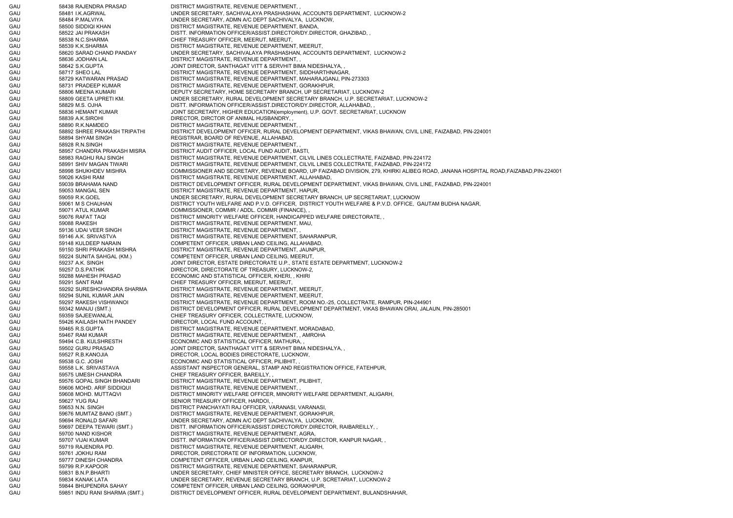| | | | |
|---|---|---|---|
| GAU | 58438 | RAJENDRA PRASAD | DISTRICT MAGISTRATE, REVENUE DEPARTMENT, , |
| GAU | 58481 | I.K.AGRWAL | UNDER SECRETARY, SACHIVALAYA PRASHASHAN, ACCOUNTS DEPARTMENT, LUCKNOW-2 |
| GAU | 58484 | P.MALVIYA | UNDER SECRETARY, ADMN A/C DEPT SACHIVALYA, LUCKNOW, |
| GAU | 58500 | SIDDIQI KHAN | DISTRICT MAGISTRATE, REVENUE DEPARTMENT, BANDA, |
| GAU | 58522 | JAI PRAKASH | DISTT. INFORMATION OFFICER/ASSIST.DIRECTOR/DY.DIRECTOR, GHAZIBAD, , |
| GAU | 58538 | N.C.SHARMA | CHIEF TREASURY OFFICER, MEERUT, MEERUT, |
| GAU | 58539 | K.K.SHARMA | DISTRICT MAGISTRATE, REVENUE DEPARTMENT, MEERUT, |
| GAU | 58620 | SARAD CHAND PANDAY | UNDER SECRETARY, SACHIVALAYA PRASHASHAN, ACCOUNTS DEPARTMENT, LUCKNOW-2 |
| GAU | 58636 | JODHAN LAL | DISTRICT MAGISTRATE, REVENUE DEPARTMENT, , |
| GAU | 58642 | S.K.GUPTA | JOINT DIRECTOR, SANTHAGAT VITT & SERVHIT BIMA NIDESHALYA, , |
| GAU | 58717 | SHEO LAL | DISTRICT MAGISTRATE, REVENUE DEPARTMENT, SIDDHARTHNAGAR, |
| GAU | 58729 | KATWARAN PRASAD | DISTRICT MAGISTRATE, REVENUE DEPARTMENT, MAHARAJGANJ, PIN-273303 |
| GAU | 58731 | PRADEEP KUMAR | DISTRICT MAGISTRATE, REVENUE DEPARTMENT, GORAKHPUR, |
| GAU | 58806 | MEENA KUMARI | DEPUTY SECRETARY, HOME SECRETARY BRANCH, UP SECRETARIAT, LUCKNOW-2 |
| GAU | 58809 | GEETA UPRETI KM. | UNDER SECRETARY, RURAL DEVELOPMENT SECRETARY BRANCH, U.P. SECRETARIAT, LUCKNOW-2 |
| GAU | 58829 | M.S. OJHA | DISTT. INFORMATION OFFICER/ASSIST.DIRECTOR/DY.DIRECTOR, ALLAHABAD, , |
| GAU | 58836 | HEMANT KUMAR | JOINT SECRETARY, HIGHER EDUCATION(employment), U.P. GOVT. SECRETARIAT, LUCKNOW |
| GAU | 58839 | A.K.SIROHI | DIRECTOR, DIRCTOR OF ANIMAL HUSBANDRY, , |
| GAU | 58890 | R.K.NAMDEO | DISTRICT MAGISTRATE, REVENUE DEPARTMENT, , |
| GAU | 58892 | SHREE PRAKASH TRIPATHI | DISTRICT DEVELOPMENT OFFICER, RURAL DEVELOPMENT DEPARTMENT, VIKAS BHAWAN, CIVIL LINE, FAIZABAD, PIN-224001 |
| GAU | 58894 | SHYAM SINGH | REGISTRAR, BOARD OF REVENUE, ALLAHABAD, |
| GAU | 58928 | R.N.SINGH | DISTRICT MAGISTRATE, REVENUE DEPARTMENT, , |
| GAU | 58957 | CHANDRA PRAKASH MISRA | DISTRICT AUDIT OFFICER, LOCAL FUND AUDIT, BASTI, |
| GAU | 58983 | RAGHU RAJ SINGH | DISTRICT MAGISTRATE, REVENUE DEPARTMENT, CILVIL LINES COLLECTRATE, FAIZABAD, PIN-224172 |
| GAU | 58991 | SHIV MAGAN TIWARI | DISTRICT MAGISTRATE, REVENUE DEPARTMENT, CILVIL LINES COLLECTRATE, FAIZABAD, PIN-224172 |
| GAU | 58998 | SHUKHDEV MISHRA | COMMISSIONER AND SECRETARY, REVENUE BOARD, UP FAIZABAD DIVISION, 279, KHIRKI ALIBEG ROAD, JANANA HOSPITAL ROAD,FAIZABAD,PIN-224001 |
| GAU | 59026 | KASHI RAM | DISTRICT MAGISTRATE, REVENUE DEPARTMENT, ALLAHABAD, |
| GAU | 59039 | BRAHAMA NAND | DISTRICT DEVELOPMENT OFFICER, RURAL DEVELOPMENT DEPARTMENT, VIKAS BHAWAN, CIVIL LINE, FAIZABAD, PIN-224001 |
| GAU | 59053 | MANGAL SEN | DISTRICT MAGISTRATE, REVENUE DEPARTMENT, HAPUR, |
| GAU | 59059 | R.K.GOEL | UNDER SECRETARY, RURAL DEVELOPMENT SECRETARY BRANCH, UP SECRETARIAT, LUCKNOW |
| GAU | 59061 | M S CHAUHAN | DISTRICT YOUTH WELFARE AND P.V.D. OFFICER, DISTRICT YOUTH WELFARE & P.V.D. OFFICE, GAUTAM BUDHA NAGAR, |
| GAU | 59071 | ATUL KUMAR | COMMISSIONER, COMMR / ADDL. COMMR (FINANCE), , |
| GAU | 59076 | RAFAT TAQI | DISTRICT MINORITY WELFARE OFFICER, HANDICAPPED WELFARE DIRECTORATE, , |
| GAU | 59088 | RAKESH | DISTRICT MAGISTRATE, REVENUE DEPARTMENT, MAU, |
| GAU | 59136 | UDAI VEER SINGH | DISTRICT MAGISTRATE, REVENUE DEPARTMENT, , |
| GAU | 59146 | A.K. SRIVASTVA | DISTRICT MAGISTRATE, REVENUE DEPARTMENT, SAHARANPUR, |
| GAU | 59148 | KULDEEP NARAIN | COMPETENT OFFICER, URBAN LAND CEILING, ALLAHABAD, |
| GAU | 59150 | SHRI PRAKASH MISHRA | DISTRICT MAGISTRATE, REVENUE DEPARTMENT, JAUNPUR, |
| GAU | 59224 | SUNITA SAHGAL (KM.) | COMPETENT OFFICER, URBAN LAND CEILING, MEERUT, |
| GAU | 59237 | A.K. SINGH | JOINT DIRECTOR, ESTATE DIRECTORATE U.P., STATE ESTATE DEPARTMENT, LUCKNOW-2 |
| GAU | 59257 | D.S.PATHIK | DIRECTOR, DIRECTORATE OF TREASURY, LUCKNOW-2, |
| GAU | 59288 | MAHESH PRASAD | ECONOMIC AND STATISTICAL OFFICER, KHERI, , KHIRI |
| GAU | 59291 | SANT RAM | CHIEF TREASURY OFFICER, MEERUT, MEERUT, |
| GAU | 59292 | SURESHCHANDRA SHARMA | DISTRICT MAGISTRATE, REVENUE DEPARTMENT, MEERUT, |
| GAU | 59294 | SUNIL KUMAR JAIN | DISTRICT MAGISTRATE, REVENUE DEPARTMENT, MEERUT, |
| GAU | 59297 | RAKESH VISHWANOI | DISTRICT MAGISTRATE, REVENUE DEPARTMENT, ROOM NO.-25, COLLECTRATE, RAMPUR, PIN-244901 |
| GAU | 59342 | MANJU (SMT.) | DISTRICT DEVELOPMENT OFFICER, RURAL DEVELOPMENT DEPARTMENT, VIKAS BHAWAN ORAI, JALAUN, PIN-285001 |
| GAU | 59359 | SAJEEWANLAL | CHIEF TREASURY OFFICER, COLLECTRATE, LUCKNOW, |
| GAU | 59426 | KAILASH NATH PANDEY | DIRECTOR, LOCAL FUND ACCOUNT, , |
| GAU | 59465 | R.S.GUPTA | DISTRICT MAGISTRATE, REVENUE DEPARTMENT, MORADABAD, |
| GAU | 59467 | RAM KUMAR | DISTRICT MAGISTRATE, REVENUE DEPARTMENT, , AMROHA |
| GAU | 59494 | C.B. KULSHRESTH | ECONOMIC AND STATISTICAL OFFICER, MATHURA, , |
| GAU | 59502 | GURU PRASAD | JOINT DIRECTOR, SANTHAGAT VITT & SERVHIT BIMA NIDESHALYA, , |
| GAU | 59527 | R.B.KANOJIA | DIRECTOR, LOCAL BODIES DIRECTORATE, LUCKNOW, |
| GAU | 59538 | G.C. JOSHI | ECONOMIC AND STATISTICAL OFFICER, PILIBHIT, , |
| GAU | 59558 | L.K. SRIVASTAVA | ASSISTANT INSPECTOR GENERAL, STAMP AND REGISTRATION OFFICE, FATEHPUR, |
| GAU | 59575 | UMESH CHANDRA | CHIEF TREASURY OFFICER, BAREILLY, , |
| GAU | 59576 | GOPAL SINGH BHANDARI | DISTRICT MAGISTRATE, REVENUE DEPARTMENT, PILIBHIT, |
| GAU | 59606 | MOHD. ARIF SIDDIQUI | DISTRICT MAGISTRATE, REVENUE DEPARTMENT, , |
| GAU | 59608 | MOHD. MUTTAQVI | DISTRICT MINORITY WELFARE OFFICER, MINORITY WELFARE DEPARTMENT, ALIGARH, |
| GAU | 59627 | YUG RAJ | SENIOR TREASURY OFFICER, HARDOI, , |
| GAU | 59653 | N.N. SINGH | DISTRICT PANCHAYATI RAJ OFFICER, VARANASI, VARANASI, |
| GAU | 59676 | MUMTAZ BANO (SMT.) | DISTRICT MAGISTRATE, REVENUE DEPARTMENT, GORAKHPUR, |
| GAU | 59694 | RONALD SAFARI | UNDER SECRETARY, ADMN A/C DEPT SACHIVALYA, LUCKNOW, |
| GAU | 59697 | DEEPA TEWARI (SMT.) | DISTT. INFORMATION OFFICER/ASSIST.DIRECTOR/DY.DIRECTOR, RAIBAREILLY, , |
| GAU | 59700 | NAND KISHOR | DISTRICT MAGISTRATE, REVENUE DEPARTMENT, AGRA, |
| GAU | 59707 | VIJAI KUMAR | DISTT. INFORMATION OFFICER/ASSIST.DIRECTOR/DY.DIRECTOR, KANPUR NAGAR, , |
| GAU | 59719 | RAJENDRA PD. | DISTRICT MAGISTRATE, REVENUE DEPARTMENT, ALIGARH, |
| GAU | 59761 | JOKHU RAM | DIRECTOR, DIRECTORATE OF INFORMATION, LUCKNOW, |
| GAU | 59777 | DINESH CHANDRA | COMPETENT OFFICER, URBAN LAND CEILING, KANPUR, |
| GAU | 59799 | R.P.KAPOOR | DISTRICT MAGISTRATE, REVENUE DEPARTMENT, SAHARANPUR, |
| GAU | 59831 | B.N.P.BHARTI | UNDER SECRETARY, CHIEF MINISTER OFFICE, SECRETARY BRANCH, LUCKNOW-2 |
| GAU | 59834 | KANAK LATA | UNDER SECRETARY, REVENUE SECRETARY BRANCH, U.P. SCRETARIAT, LUCKNOW-2 |
| GAU | 59844 | BHUPENDRA SAHAY | COMPETENT OFFICER, URBAN LAND CEILING, GORAKHPUR, |
| GAU | 59851 | INDU RANI SHARMA (SMT.) | DISTRICT DEVELOPMENT OFFICER, RURAL DEVELOPMENT DEPARTMENT, BULANDSHAHAR, |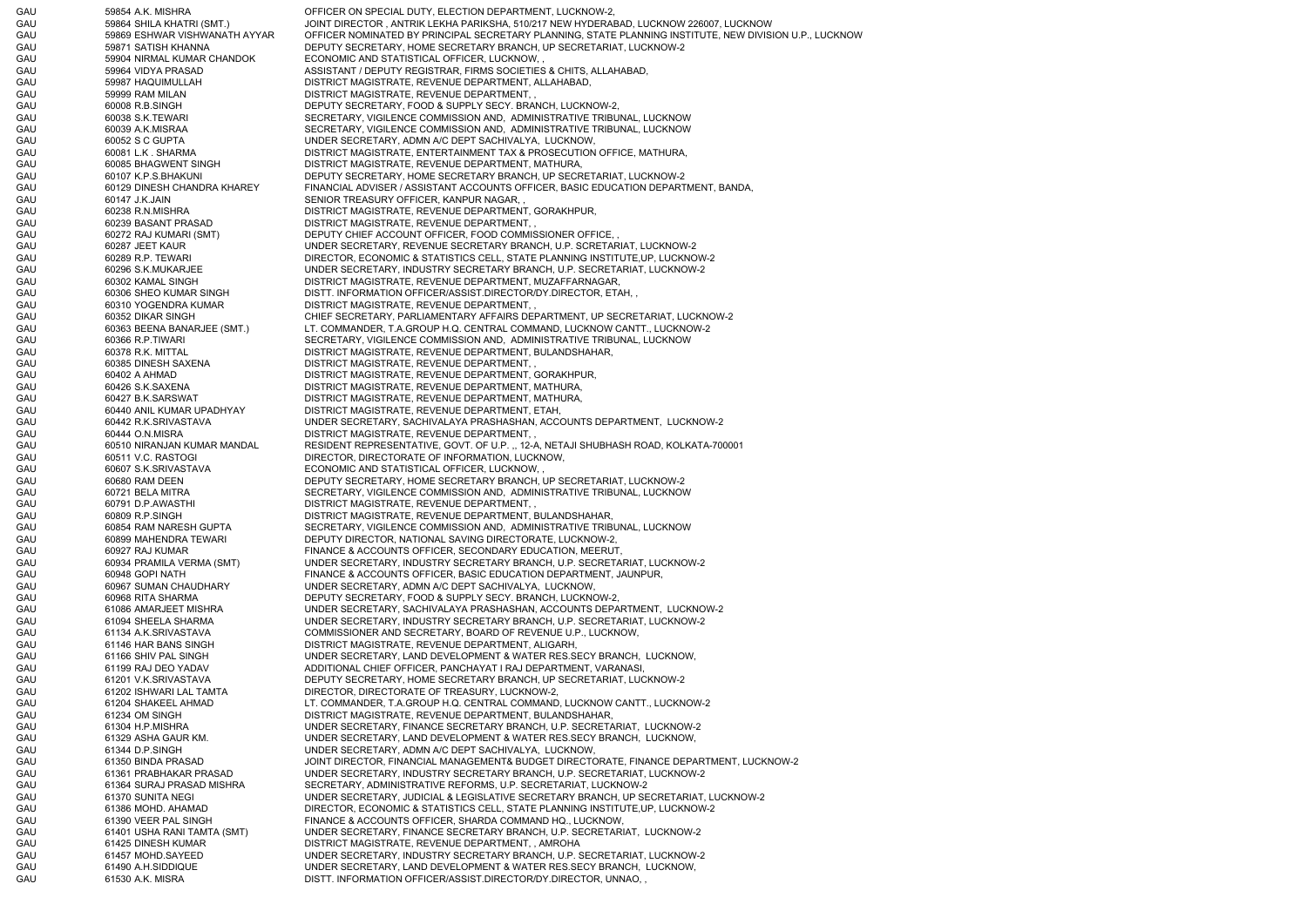| | | | |
|---|---|---|---|
| GAU | 59854 | A.K. MISHRA | OFFICER ON SPECIAL DUTY, ELECTION DEPARTMENT, LUCKNOW-2, |
| GAU | 59864 | SHILA KHATRI (SMT.) | JOINT DIRECTOR , ANTRIK LEKHA PARIKSHA, 510/217 NEW HYDERABAD, LUCKNOW 226007, LUCKNOW |
| GAU | 59869 | ESHWAR VISHWANATH AYYAR | OFFICER NOMINATED BY PRINCIPAL SECRETARY PLANNING, STATE PLANNING INSTITUTE, NEW DIVISION U.P., LUCKNOW |
| GAU | 59871 | SATISH KHANNA | DEPUTY SECRETARY, HOME SECRETARY BRANCH, UP SECRETARIAT, LUCKNOW-2 |
| GAU | 59904 | NIRMAL KUMAR CHANDOK | ECONOMIC AND STATISTICAL OFFICER, LUCKNOW, , |
| GAU | 59964 | VIDYA PRASAD | ASSISTANT / DEPUTY REGISTRAR, FIRMS SOCIETIES & CHITS, ALLAHABAD, |
| GAU | 59987 | HAQUIMULLAH | DISTRICT MAGISTRATE, REVENUE DEPARTMENT, ALLAHABAD, |
| GAU | 59999 | RAM MILAN | DISTRICT MAGISTRATE, REVENUE DEPARTMENT, , |
| GAU | 60008 | R.B.SINGH | DEPUTY SECRETARY, FOOD & SUPPLY SECY. BRANCH, LUCKNOW-2, |
| GAU | 60038 | S.K.TEWARI | SECRETARY, VIGILENCE COMMISSION AND, ADMINISTRATIVE TRIBUNAL, LUCKNOW |
| GAU | 60039 | A.K.MISRAA | SECRETARY, VIGILENCE COMMISSION AND, ADMINISTRATIVE TRIBUNAL, LUCKNOW |
| GAU | 60052 | S C GUPTA | UNDER SECRETARY, ADMN A/C DEPT SACHIVALYA, LUCKNOW, |
| GAU | 60081 | L.K . SHARMA | DISTRICT MAGISTRATE, ENTERTAINMENT TAX & PROSECUTION OFFICE, MATHURA, |
| GAU | 60085 | BHAGWENT SINGH | DISTRICT MAGISTRATE, REVENUE DEPARTMENT, MATHURA, |
| GAU | 60107 | K.P.S.BHAKUNI | DEPUTY SECRETARY, HOME SECRETARY BRANCH, UP SECRETARIAT, LUCKNOW-2 |
| GAU | 60129 | DINESH CHANDRA KHAREY | FINANCIAL ADVISER / ASSISTANT ACCOUNTS OFFICER, BASIC EDUCATION DEPARTMENT, BANDA, |
| GAU | 60147 | J.K.JAIN | SENIOR TREASURY OFFICER, KANPUR NAGAR, , |
| GAU | 60238 | R.N.MISHRA | DISTRICT MAGISTRATE, REVENUE DEPARTMENT, GORAKHPUR, |
| GAU | 60239 | BASANT PRASAD | DISTRICT MAGISTRATE, REVENUE DEPARTMENT, , |
| GAU | 60272 | RAJ KUMARI (SMT) | DEPUTY CHIEF ACCOUNT OFFICER, FOOD COMMISSIONER OFFICE, , |
| GAU | 60287 | JEET KAUR | UNDER SECRETARY, REVENUE SECRETARY BRANCH, U.P. SCRETARIAT, LUCKNOW-2 |
| GAU | 60289 | R.P. TEWARI | DIRECTOR, ECONOMIC & STATISTICS CELL, STATE PLANNING INSTITUTE,UP, LUCKNOW-2 |
| GAU | 60296 | S.K.MUKARJEE | UNDER SECRETARY, INDUSTRY SECRETARY BRANCH, U.P. SECRETARIAT, LUCKNOW-2 |
| GAU | 60302 | KAMAL SINGH | DISTRICT MAGISTRATE, REVENUE DEPARTMENT, MUZAFFARNAGAR, |
| GAU | 60306 | SHEO KUMAR SINGH | DISTT. INFORMATION OFFICER/ASSIST.DIRECTOR/DY.DIRECTOR, ETAH, , |
| GAU | 60310 | YOGENDRA KUMAR | DISTRICT MAGISTRATE, REVENUE DEPARTMENT, , |
| GAU | 60352 | DIKAR SINGH | CHIEF SECRETARY, PARLIAMENTARY AFFAIRS DEPARTMENT, UP SECRETARIAT, LUCKNOW-2 |
| GAU | 60363 | BEENA BANARJEE (SMT.) | LT. COMMANDER, T.A.GROUP H.Q. CENTRAL COMMAND, LUCKNOW CANTT., LUCKNOW-2 |
| GAU | 60366 | R.P.TIWARI | SECRETARY, VIGILENCE COMMISSION AND, ADMINISTRATIVE TRIBUNAL, LUCKNOW |
| GAU | 60378 | R.K. MITTAL | DISTRICT MAGISTRATE, REVENUE DEPARTMENT, BULANDSHAHAR, |
| GAU | 60385 | DINESH SAXENA | DISTRICT MAGISTRATE, REVENUE DEPARTMENT, , |
| GAU | 60402 | A AHMAD | DISTRICT MAGISTRATE, REVENUE DEPARTMENT, GORAKHPUR, |
| GAU | 60426 | S.K.SAXENA | DISTRICT MAGISTRATE, REVENUE DEPARTMENT, MATHURA, |
| GAU | 60427 | B.K.SARSWAT | DISTRICT MAGISTRATE, REVENUE DEPARTMENT, MATHURA, |
| GAU | 60440 | ANIL KUMAR UPADHYAY | DISTRICT MAGISTRATE, REVENUE DEPARTMENT, ETAH, |
| GAU | 60442 | R.K.SRIVASTAVA | UNDER SECRETARY, SACHIVALAYA PRASHASHAN, ACCOUNTS DEPARTMENT, LUCKNOW-2 |
| GAU | 60444 | O.N.MISRA | DISTRICT MAGISTRATE, REVENUE DEPARTMENT, , |
| GAU | 60510 | NIRANJAN KUMAR MANDAL | RESIDENT REPRESENTATIVE, GOVT. OF U.P. ,, 12-A, NETAJI SHUBHASH ROAD, KOLKATA-700001 |
| GAU | 60511 | V.C. RASTOGI | DIRECTOR, DIRECTORATE OF INFORMATION, LUCKNOW, |
| GAU | 60607 | S.K.SRIVASTAVA | ECONOMIC AND STATISTICAL OFFICER, LUCKNOW, , |
| GAU | 60680 | RAM DEEN | DEPUTY SECRETARY, HOME SECRETARY BRANCH, UP SECRETARIAT, LUCKNOW-2 |
| GAU | 60721 | BELA MITRA | SECRETARY, VIGILENCE COMMISSION AND, ADMINISTRATIVE TRIBUNAL, LUCKNOW |
| GAU | 60791 | D.P.AWASTHI | DISTRICT MAGISTRATE, REVENUE DEPARTMENT, , |
| GAU | 60809 | R.P.SINGH | DISTRICT MAGISTRATE, REVENUE DEPARTMENT, BULANDSHAHAR, |
| GAU | 60854 | RAM NARESH GUPTA | SECRETARY, VIGILENCE COMMISSION AND, ADMINISTRATIVE TRIBUNAL, LUCKNOW |
| GAU | 60899 | MAHENDRA TEWARI | DEPUTY DIRECTOR, NATIONAL SAVING DIRECTORATE, LUCKNOW-2, |
| GAU | 60927 | RAJ KUMAR | FINANCE & ACCOUNTS OFFICER, SECONDARY EDUCATION, MEERUT, |
| GAU | 60934 | PRAMILA VERMA (SMT) | UNDER SECRETARY, INDUSTRY SECRETARY BRANCH, U.P. SECRETARIAT, LUCKNOW-2 |
| GAU | 60948 | GOPI NATH | FINANCE & ACCOUNTS OFFICER, BASIC EDUCATION DEPARTMENT, JAUNPUR, |
| GAU | 60967 | SUMAN CHAUDHARY | UNDER SECRETARY, ADMN A/C DEPT SACHIVALYA, LUCKNOW, |
| GAU | 60968 | RITA SHARMA | DEPUTY SECRETARY, FOOD & SUPPLY SECY. BRANCH, LUCKNOW-2, |
| GAU | 61086 | AMARJEET MISHRA | UNDER SECRETARY, SACHIVALAYA PRASHASHAN, ACCOUNTS DEPARTMENT, LUCKNOW-2 |
| GAU | 61094 | SHEELA SHARMA | UNDER SECRETARY, INDUSTRY SECRETARY BRANCH, U.P. SECRETARIAT, LUCKNOW-2 |
| GAU | 61134 | A.K.SRIVASTAVA | COMMISSIONER AND SECRETARY, BOARD OF REVENUE U.P., LUCKNOW, |
| GAU | 61146 | HAR BANS SINGH | DISTRICT MAGISTRATE, REVENUE DEPARTMENT, ALIGARH, |
| GAU | 61166 | SHIV PAL SINGH | UNDER SECRETARY, LAND DEVELOPMENT & WATER RES.SECY BRANCH, LUCKNOW, |
| GAU | 61199 | RAJ DEO YADAV | ADDITIONAL CHIEF OFFICER, PANCHAYAT I RAJ DEPARTMENT, VARANASI, |
| GAU | 61201 | V.K.SRIVASTAVA | DEPUTY SECRETARY, HOME SECRETARY BRANCH, UP SECRETARIAT, LUCKNOW-2 |
| GAU | 61202 | ISHWARI LAL TAMTA | DIRECTOR, DIRECTORATE OF TREASURY, LUCKNOW-2, |
| GAU | 61204 | SHAKEEL AHMAD | LT. COMMANDER, T.A.GROUP H.Q. CENTRAL COMMAND, LUCKNOW CANTT., LUCKNOW-2 |
| GAU | 61234 | OM SINGH | DISTRICT MAGISTRATE, REVENUE DEPARTMENT, BULANDSHAHAR, |
| GAU | 61304 | H.P.MISHRA | UNDER SECRETARY, FINANCE SECRETARY BRANCH, U.P. SECRETARIAT, LUCKNOW-2 |
| GAU | 61329 | ASHA GAUR KM. | UNDER SECRETARY, LAND DEVELOPMENT & WATER RES.SECY BRANCH, LUCKNOW, |
| GAU | 61344 | D.P.SINGH | UNDER SECRETARY, ADMN A/C DEPT SACHIVALYA, LUCKNOW, |
| GAU | 61350 | BINDA PRASAD | JOINT DIRECTOR, FINANCIAL MANAGEMENT& BUDGET DIRECTORATE, FINANCE DEPARTMENT, LUCKNOW-2 |
| GAU | 61361 | PRABHAKAR PRASAD | UNDER SECRETARY, INDUSTRY SECRETARY BRANCH, U.P. SECRETARIAT, LUCKNOW-2 |
| GAU | 61364 | SURAJ PRASAD MISHRA | SECRETARY, ADMINISTRATIVE REFORMS, U.P. SECRETARIAT, LUCKNOW-2 |
| GAU | 61370 | SUNITA NEGI | UNDER SECRETARY, JUDICIAL & LEGISLATIVE SECRETARY BRANCH, UP SECRETARIAT, LUCKNOW-2 |
| GAU | 61386 | MOHD. AHAMAD | DIRECTOR, ECONOMIC & STATISTICS CELL, STATE PLANNING INSTITUTE,UP, LUCKNOW-2 |
| GAU | 61390 | VEER PAL SINGH | FINANCE & ACCOUNTS OFFICER, SHARDA COMMAND HQ., LUCKNOW, |
| GAU | 61401 | USHA RANI TAMTA (SMT) | UNDER SECRETARY, FINANCE SECRETARY BRANCH, U.P. SECRETARIAT, LUCKNOW-2 |
| GAU | 61425 | DINESH KUMAR | DISTRICT MAGISTRATE, REVENUE DEPARTMENT, , AMROHA |
| GAU | 61457 | MOHD.SAYEED | UNDER SECRETARY, INDUSTRY SECRETARY BRANCH, U.P. SECRETARIAT, LUCKNOW-2 |
| GAU | 61490 | A.H.SIDDIQUE | UNDER SECRETARY, LAND DEVELOPMENT & WATER RES.SECY BRANCH, LUCKNOW, |
| GAU | 61530 | A.K. MISRA | DISTT. INFORMATION OFFICER/ASSIST.DIRECTOR/DY.DIRECTOR, UNNAO, , |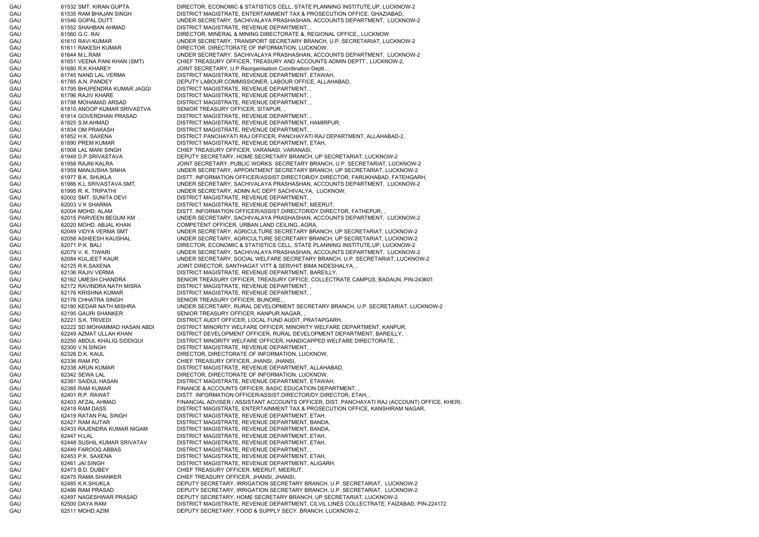| | | | |
|---|---|---|---|
| GAU | 61532 | SMT. KIRAN GUPTA | DIRECTOR, ECONOMIC & STATISTICS CELL, STATE PLANNING INSTITUTE,UP, LUCKNOW-2 |
| GAU | 61535 | RAM BHAJAN SINGH | DISTRICT MAGISTRATE, ENTERTAINMENT TAX & PROSECUTION OFFICE, GHAZIABAD, |
| GAU | 61546 | GOPAL DUTT | UNDER SECRETARY, SACHIVALAYA PRASHASHAN, ACCOUNTS DEPARTMENT, LUCKNOW-2 |
| GAU | 61552 | SHAHBAN AHMAD | DISTRICT MAGISTRATE, REVENUE DEPARTMENT, , |
| GAU | 61560 | G.C. RAI | DIRECTOR, MINERAL & MINING DIRECTORATE &, REGIONAL OFFICE,, LUCKNOW |
| GAU | 61610 | RAVI KUMAR | UNDER SECRETARY, TRANSPORT SECRETARY BRANCH, U.P. SECRETARIAT, LUCKNOW-2 |
| GAU | 61611 | RAKESH KUMAR | DIRECTOR, DIRECTORATE OF INFORMATION, LUCKNOW, |
| GAU | 61644 | M.L.RAM | UNDER SECRETARY, SACHIVALAYA PRASHASHAN, ACCOUNTS DEPARTMENT, LUCKNOW-2 |
| GAU | 61651 | VEENA PANI KHAN (SMT) | CHIEF TREASURY OFFICER, TREASURY AND ACCOUNTS ADMIN DEPTT., LUCKNOW-2, |
| GAU | 61680 | R.K.KHAREY | JOINT SECRETARY, U.P.Reorganisation Coordination Deptt., , |
| GAU | 61745 | NAND LAL VERMA | DISTRICT MAGISTRATE, REVENUE DEPARTMENT, ETAWAH, |
| GAU | 61785 | A.N. PANDEY | DEPUTY LABOUR COMMISSIONER, LABOUR OFFICE, ALLAHABAD, |
| GAU | 61795 | BHUPENDRA KUMAR JAGGI | DISTRICT MAGISTRATE, REVENUE DEPARTMENT, , |
| GAU | 61796 | RAJIV KHARE | DISTRICT MAGISTRATE, REVENUE DEPARTMENT, , |
| GAU | 61798 | MOHAMAD ARSAD | DISTRICT MAGISTRATE, REVENUE DEPARTMENT, , |
| GAU | 61810 | ANOOP KUMAR SRIVASTVA | SENIOR TREASURY OFFICER, SITAPUR, , |
| GAU | 61814 | GOVERDHAN PRASAD | DISTRICT MAGISTRATE, REVENUE DEPARTMENT, , |
| GAU | 61825 | S.M.AHMAD | DISTRICT MAGISTRATE, REVENUE DEPARTMENT, HAMIRPUR, |
| GAU | 61834 | OM PRAKASH | DISTRICT MAGISTRATE, REVENUE DEPARTMENT, , |
| GAU | 61852 | H.K. SAXENA | DISTRICT PANCHAYATI RAJ OFFICER, PANCHAYATI RAJ DEPARTMENT, ALLAHABAD-2, |
| GAU | 61890 | PREM KUMAR | DISTRICT MAGISTRATE, REVENUE DEPARTMENT, ETAH, |
| GAU | 61908 | LAL MANI SINGH | CHIEF TREASURY OFFICER, VARANASI, VARANASI, |
| GAU | 61949 | D.P.SRIVASTAVA | DEPUTY SECRETARY, HOME SECRETARY BRANCH, UP SECRETARIAT, LUCKNOW-2 |
| GAU | 61958 | RAJNI KALRA | JOINT SECRETARY, PUBLIC WORKS SECRETARY BRANCH, U.P. SECRETARIAT, LUCKNOW-2 |
| GAU | 61959 | MANJUSHA SINHA | UNDER SECRETARY, APPOINTMENT SECRETARY BRANCH, UP SECRETARIAT, LUCKNOW-2 |
| GAU | 61977 | B.K. SHUKLA | DISTT. INFORMATION OFFICER/ASSIST.DIRECTOR/DY.DIRECTOR, FARUKHABAD, FATEHGARH, |
| GAU | 61986 | K.L.SRIVASTAVA SMT. | UNDER SECRETARY, SACHIVALAYA PRASHASHAN, ACCOUNTS DEPARTMENT, LUCKNOW-2 |
| GAU | 61995 | R. K. TRIPATHI . | UNDER SECRETARY, ADMN A/C DEPT SACHIVALYA, LUCKNOW, |
| GAU | 62002 | SMT. SUNITA DEVI | DISTRICT MAGISTRATE, REVENUE DEPARTMENT, , |
| GAU | 62003 | V K SHARMA | DISTRICT MAGISTRATE, REVENUE DEPARTMENT, MEERUT, |
| GAU | 62004 | MOHD. ALAM | DISTT. INFORMATION OFFICER/ASSIST.DIRECTOR/DY.DIRECTOR, FATHEPUR, , |
| GAU | 62015 | PARVEEN BEGUM KM . | UNDER SECRETARY, SACHIVALAYA PRASHASHAN, ACCOUNTS DEPARTMENT, LUCKNOW-2 |
| GAU | 62020 | MOHD. ABJAL KHAN | COMPETENT OFFICER, URBAN LAND CEILING, AGRA, |
| GAU | 62049 | VIDYA VERMA SMT | UNDER SECRETARY, AGRICULTURE SECRETARY BRANCH, UP SECRETARIAT, LUCKNOW-2 |
| GAU | 62058 | ASHEESH KAUSHAL | UNDER SECRETARY, AGRICULTURE SECRETARY BRANCH, UP SECRETARIAT, LUCKNOW-2 |
| GAU | 62071 | P.K. BALI | DIRECTOR, ECONOMIC & STATISTICS CELL, STATE PLANNING INSTITUTE,UP, LUCKNOW-2 |
| GAU | 62079 | V. K. TIWARI | UNDER SECRETARY, SACHIVALAYA PRASHASHAN, ACCOUNTS DEPARTMENT, LUCKNOW-2 |
| GAU | 62084 | KULJEET KAUR | UNDER SECRETARY, SOCIAL WELFARE SECRETARY BRANCH, U.P. SECRETARIAT, LUCKNOW-2 |
| GAU | 62125 | R.K.SAXENA | JOINT DIRECTOR, SANTHAGAT VITT & SERVHIT BIMA NIDESHALYA, , |
| GAU | 62136 | RAJIV VERMA | DISTRICT MAGISTRATE, REVENUE DEPARTMENT, BAREILLY, |
| GAU | 62162 | UMESH CHANDRA | SENIOR TREASURY OFFICER, TREASURY OFFICE, COLLECTRATE CAMPUS, BADAUN, PIN-243601 |
| GAU | 62172 | RAVINDRA NATH MISRA | DISTRICT MAGISTRATE, REVENUE DEPARTMENT, , |
| GAU | 62176 | KRISHNA KUMAR | DISTRICT MAGISTRATE, REVENUE DEPARTMENT, , |
| GAU | 62178 | CHHATRA SINGH | SENIOR TREASURY OFFICER, BIJNORE, , |
| GAU | 62180 | KEDAR NATH MISHRA | UNDER SECRETARY, RURAL DEVELOPMENT SECRETARY BRANCH, U.P. SECRETARIAT, LUCKNOW-2 |
| GAU | 62195 | GAURI SHANKER | SENIOR TREASURY OFFICER, KANPUR NAGAR, , |
| GAU | 62221 | S.K. TRIVEDI | DISTRICT AUDIT OFFICER, LOCAL FUND AUDIT, PRATAPGARH, |
| GAU | 62222 | SD.MOHAMMAD HASAN ABDI | DISTRICT MINORITY WELFARE OFFICER, MINORITY WELFARE DEPARTMENT, KANPUR, |
| GAU | 62249 | AZMAT ULLAH KHAN | DISTRICT DEVELOPMENT OFFICER, RURAL DEVELOPMENT DEPARTMENT, BAREILLY, |
| GAU | 62250 | ABDUL KHALIQ SIDDIQUI | DISTRICT MINORITY WELFARE OFFICER, HANDICAPPED WELFARE DIRECTORATE, , |
| GAU | 62300 | V.N.SINGH | DISTRICT MAGISTRATE, REVENUE DEPARTMENT, , |
| GAU | 62326 | D.K. KAUL | DIRECTOR, DIRECTORATE OF INFORMATION, LUCKNOW, |
| GAU | 62336 | RAM PD. | CHIEF TREASURY OFFICER, JHANSI, JHANSI, |
| GAU | 62338 | ARUN KUMAR | DISTRICT MAGISTRATE, REVENUE DEPARTMENT, ALLAHABAD, |
| GAU | 62342 | SEWA LAL | DIRECTOR, DIRECTORATE OF INFORMATION, LUCKNOW, |
| GAU | 62381 | SAIDUL HASAN | DISTRICT MAGISTRATE, REVENUE DEPARTMENT, ETAWAH, |
| GAU | 62385 | RAM KUMAR | FINANCE & ACCOUNTS OFFICER, BASIC EDUCATION DEPARTMENT, , |
| GAU | 62401 | R.P. RAWAT | DISTT. INFORMATION OFFICER/ASSIST.DIRECTOR/DY.DIRECTOR, ETAH, , |
| GAU | 62403 | AFZAL AHMAD | FINANCIAL ADVISER / ASSISTANT ACCOUNTS OFFICER, DIST. PANCHAYATI RAJ (ACCOUNT) OFFICE, KHERI, |
| GAU | 62418 | RAM DASS | DISTRICT MAGISTRATE, ENTERTAINMENT TAX & PROSECUTION OFFICE, KANSHIRAM NAGAR, |
| GAU | 62419 | RATAN PAL SINGH | DISTRICT MAGISTRATE, REVENUE DEPARTMENT, ETAH, |
| GAU | 62427 | RAM AUTAR | DISTRICT MAGISTRATE, REVENUE DEPARTMENT, BANDA, |
| GAU | 62433 | RAJENDRA KUMAR NIGAM | DISTRICT MAGISTRATE, REVENUE DEPARTMENT, BANDA, |
| GAU | 62447 | H.LAL | DISTRICT MAGISTRATE, REVENUE DEPARTMENT, ETAH, |
| GAU | 62448 | SUSHIL KUMAR SRIVATAV | DISTRICT MAGISTRATE, REVENUE DEPARTMENT, ETAH, |
| GAU | 62449 | FAROOQ ABBAS | DISTRICT MAGISTRATE, REVENUE DEPARTMENT, , |
| GAU | 62453 | P.K. SAXENA | DISTRICT MAGISTRATE, REVENUE DEPARTMENT, ETAH, |
| GAU | 62461 | JAI SINGH | DISTRICT MAGISTRATE, REVENUE DEPARTMENT, ALIGARH, |
| GAU | 62473 | B.D. DUBEY | CHIEF TREASURY OFFICER, MEERUT, MEERUT, |
| GAU | 62475 | RAMA SHANKER | CHIEF TREASURY OFFICER, JHANSI, JHANSI, |
| GAU | 62485 | K.K.SHUKLA | DEPUTY SECRETARY, IRRIGATION SECRETARY BRANCH, U.P. SECRETARIAT, LUCKNOW-2 |
| GAU | 62486 | RAM PRASAD | DEPUTY SECRETARY, IRRIGATION SECRETARY BRANCH, U.P. SECRETARIAT, LUCKNOW-2 |
| GAU | 62497 | NAGESHWAR PRASAD | DEPUTY SECRETARY, HOME SECRETARY BRANCH, UP SECRETARIAT, LUCKNOW-2 |
| GAU | 62500 | DAYA RAM | DISTRICT MAGISTRATE, REVENUE DEPARTMENT, CILVIL LINES COLLECTRATE, FAIZABAD, PIN-224172 |
| GAU | 62511 | MOHD.AZIM | DEPUTY SECRETARY, FOOD & SUPPLY SECY. BRANCH, LUCKNOW-2, |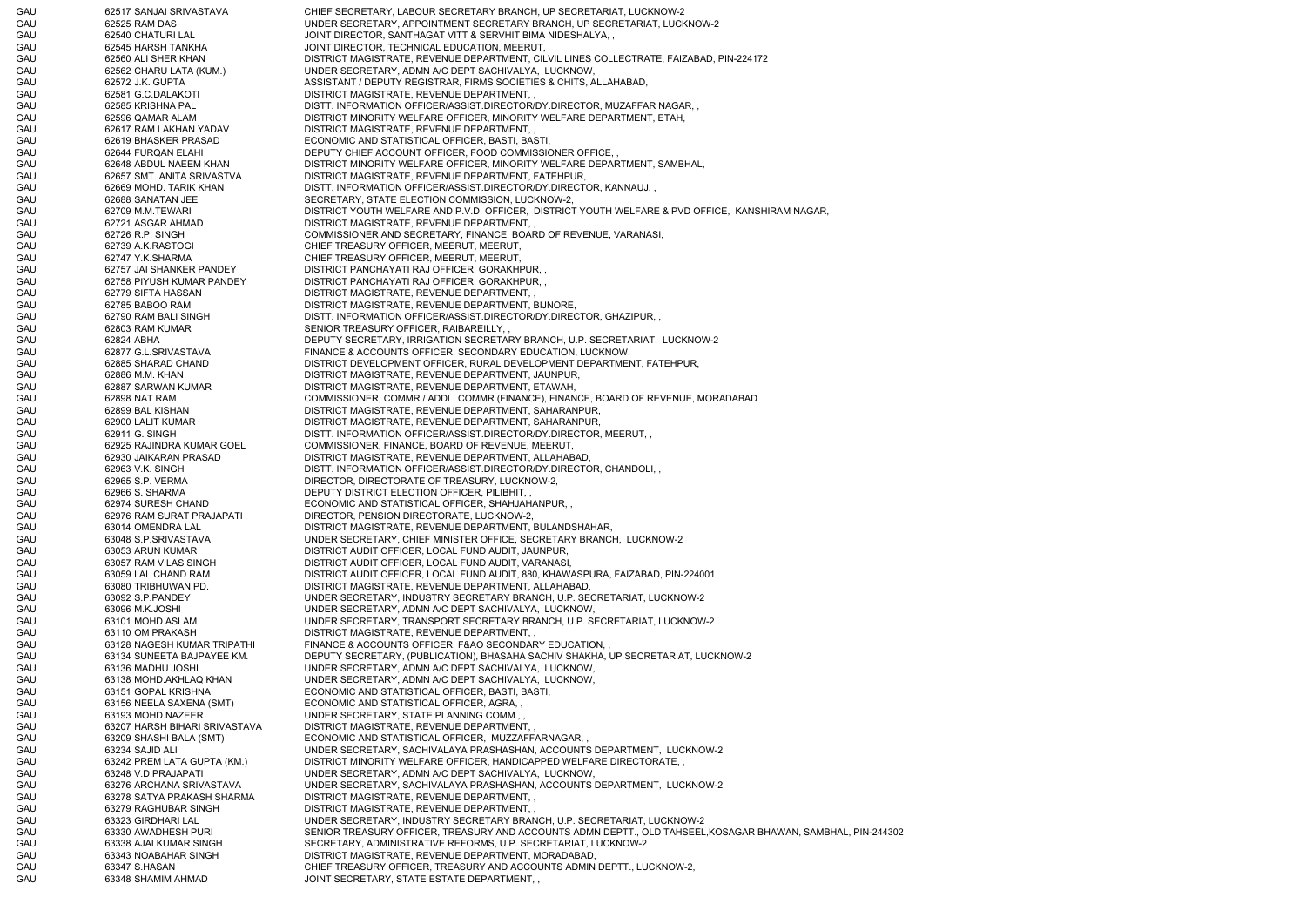| | | | |
|---|---|---|---|
| GAU | 62517 | SANJAI SRIVASTAVA | CHIEF SECRETARY, LABOUR SECRETARY BRANCH, UP SECRETARIAT, LUCKNOW-2 |
| GAU | 62525 | RAM DAS | UNDER SECRETARY, APPOINTMENT SECRETARY BRANCH, UP SECRETARIAT, LUCKNOW-2 |
| GAU | 62540 | CHATURI LAL | JOINT DIRECTOR, SANTHAGAT VITT & SERVHIT BIMA NIDESHALYA, , |
| GAU | 62545 | HARSH TANKHA | JOINT DIRECTOR, TECHNICAL EDUCATION, MEERUT, |
| GAU | 62560 | ALI SHER KHAN | DISTRICT MAGISTRATE, REVENUE DEPARTMENT, CILVIL LINES COLLECTRATE, FAIZABAD, PIN-224172 |
| GAU | 62562 | CHARU LATA (KUM.) | UNDER SECRETARY, ADMN A/C DEPT SACHIVALYA, LUCKNOW, |
| GAU | 62572 | J.K. GUPTA | ASSISTANT / DEPUTY REGISTRAR, FIRMS SOCIETIES & CHITS, ALLAHABAD, |
| GAU | 62581 | G.C.DALAKOTI | DISTRICT MAGISTRATE, REVENUE DEPARTMENT, , |
| GAU | 62585 | KRISHNA PAL | DISTT. INFORMATION OFFICER/ASSIST.DIRECTOR/DY.DIRECTOR, MUZAFFAR NAGAR, , |
| GAU | 62596 | QAMAR ALAM | DISTRICT MINORITY WELFARE OFFICER, MINORITY WELFARE DEPARTMENT, ETAH, |
| GAU | 62617 | RAM LAKHAN YADAV | DISTRICT MAGISTRATE, REVENUE DEPARTMENT, , |
| GAU | 62619 | BHASKER PRASAD | ECONOMIC AND STATISTICAL OFFICER, BASTI, BASTI, |
| GAU | 62644 | FURQAN ELAHI | DEPUTY CHIEF ACCOUNT OFFICER, FOOD COMMISSIONER OFFICE, , |
| GAU | 62648 | ABDUL NAEEM KHAN | DISTRICT MINORITY WELFARE OFFICER, MINORITY WELFARE DEPARTMENT, SAMBHAL, |
| GAU | 62657 | SMT. ANITA SRIVASTVA | DISTRICT MAGISTRATE, REVENUE DEPARTMENT, FATEHPUR, |
| GAU | 62669 | MOHD. TARIK KHAN | DISTT. INFORMATION OFFICER/ASSIST.DIRECTOR/DY.DIRECTOR, KANNAUJ, , |
| GAU | 62688 | SANATAN JEE | SECRETARY, STATE ELECTION COMMISSION, LUCKNOW-2, |
| GAU | 62709 | M.M.TEWARI | DISTRICT YOUTH WELFARE AND P.V.D. OFFICER, DISTRICT YOUTH WELFARE & PVD OFFICE, KANSHIRAM NAGAR, |
| GAU | 62721 | ASGAR AHMAD | DISTRICT MAGISTRATE, REVENUE DEPARTMENT, , |
| GAU | 62726 | R.P. SINGH | COMMISSIONER AND SECRETARY, FINANCE, BOARD OF REVENUE, VARANASI, |
| GAU | 62739 | A.K.RASTOGI | CHIEF TREASURY OFFICER, MEERUT, MEERUT, |
| GAU | 62747 | Y.K.SHARMA | CHIEF TREASURY OFFICER, MEERUT, MEERUT, |
| GAU | 62757 | JAI SHANKER PANDEY | DISTRICT PANCHAYATI RAJ OFFICER, GORAKHPUR, , |
| GAU | 62758 | PIYUSH KUMAR PANDEY | DISTRICT PANCHAYATI RAJ OFFICER, GORAKHPUR, , |
| GAU | 62779 | SIFTA HASSAN | DISTRICT MAGISTRATE, REVENUE DEPARTMENT, , |
| GAU | 62785 | BABOO RAM | DISTRICT MAGISTRATE, REVENUE DEPARTMENT, BIJNORE, |
| GAU | 62790 | RAM BALI SINGH | DISTT. INFORMATION OFFICER/ASSIST.DIRECTOR/DY.DIRECTOR, GHAZIPUR, , |
| GAU | 62803 | RAM KUMAR | SENIOR TREASURY OFFICER, RAIBAREILLY, , |
| GAU | 62824 | ABHA | DEPUTY SECRETARY, IRRIGATION SECRETARY BRANCH, U.P. SECRETARIAT, LUCKNOW-2 |
| GAU | 62877 | G.L.SRIVASTAVA | FINANCE & ACCOUNTS OFFICER, SECONDARY EDUCATION, LUCKNOW, |
| GAU | 62885 | SHARAD CHAND | DISTRICT DEVELOPMENT OFFICER, RURAL DEVELOPMENT DEPARTMENT, FATEHPUR, |
| GAU | 62886 | M.M. KHAN | DISTRICT MAGISTRATE, REVENUE DEPARTMENT, JAUNPUR, |
| GAU | 62887 | SARWAN KUMAR | DISTRICT MAGISTRATE, REVENUE DEPARTMENT, ETAWAH, |
| GAU | 62898 | NAT RAM | COMMISSIONER, COMMR / ADDL. COMMR (FINANCE), FINANCE, BOARD OF REVENUE, MORADABAD |
| GAU | 62899 | BAL KISHAN | DISTRICT MAGISTRATE, REVENUE DEPARTMENT, SAHARANPUR, |
| GAU | 62900 | LALIT KUMAR | DISTRICT MAGISTRATE, REVENUE DEPARTMENT, SAHARANPUR, |
| GAU | 62911 | G. SINGH | DISTT. INFORMATION OFFICER/ASSIST.DIRECTOR/DY.DIRECTOR, MEERUT, , |
| GAU | 62925 | RAJINDRA KUMAR GOEL | COMMISSIONER, FINANCE, BOARD OF REVENUE, MEERUT, |
| GAU | 62930 | JAIKARAN PRASAD | DISTRICT MAGISTRATE, REVENUE DEPARTMENT, ALLAHABAD, |
| GAU | 62963 | V.K. SINGH | DISTT. INFORMATION OFFICER/ASSIST.DIRECTOR/DY.DIRECTOR, CHANDOLI, , |
| GAU | 62965 | S.P. VERMA | DIRECTOR, DIRECTORATE OF TREASURY, LUCKNOW-2, |
| GAU | 62966 | S. SHARMA | DEPUTY DISTRICT ELECTION OFFICER, PILIBHIT, , |
| GAU | 62974 | SURESH CHAND | ECONOMIC AND STATISTICAL OFFICER, SHAHJAHANPUR, , |
| GAU | 62976 | RAM SURAT PRAJAPATI | DIRECTOR, PENSION DIRECTORATE, LUCKNOW-2, |
| GAU | 63014 | OMENDRA LAL | DISTRICT MAGISTRATE, REVENUE DEPARTMENT, BULANDSHAHAR, |
| GAU | 63048 | S.P.SRIVASTAVA | UNDER SECRETARY, CHIEF MINISTER OFFICE, SECRETARY BRANCH, LUCKNOW-2 |
| GAU | 63053 | ARUN KUMAR | DISTRICT AUDIT OFFICER, LOCAL FUND AUDIT, JAUNPUR, |
| GAU | 63057 | RAM VILAS SINGH | DISTRICT AUDIT OFFICER, LOCAL FUND AUDIT, VARANASI, |
| GAU | 63059 | LAL CHAND RAM | DISTRICT AUDIT OFFICER, LOCAL FUND AUDIT, 880, KHAWASPURA, FAIZABAD, PIN-224001 |
| GAU | 63080 | TRIBHUWAN PD. | DISTRICT MAGISTRATE, REVENUE DEPARTMENT, ALLAHABAD, |
| GAU | 63092 | S.P.PANDEY | UNDER SECRETARY, INDUSTRY SECRETARY BRANCH, U.P. SECRETARIAT, LUCKNOW-2 |
| GAU | 63096 | M.K.JOSHI | UNDER SECRETARY, ADMN A/C DEPT SACHIVALYA, LUCKNOW, |
| GAU | 63101 | MOHD.ASLAM | UNDER SECRETARY, TRANSPORT SECRETARY BRANCH, U.P. SECRETARIAT, LUCKNOW-2 |
| GAU | 63110 | OM PRAKASH | DISTRICT MAGISTRATE, REVENUE DEPARTMENT, , |
| GAU | 63128 | NAGESH KUMAR TRIPATHI | FINANCE & ACCOUNTS OFFICER, F&AO SECONDARY EDUCATION, , |
| GAU | 63134 | SUNEETA BAJPAYEE KM. | DEPUTY SECRETARY, (PUBLICATION), BHASAHA SACHIV SHAKHA, UP SECRETARIAT, LUCKNOW-2 |
| GAU | 63136 | MADHU JOSHI | UNDER SECRETARY, ADMN A/C DEPT SACHIVALYA, LUCKNOW, |
| GAU | 63138 | MOHD.AKHLAQ KHAN | UNDER SECRETARY, ADMN A/C DEPT SACHIVALYA, LUCKNOW, |
| GAU | 63151 | GOPAL KRISHNA | ECONOMIC AND STATISTICAL OFFICER, BASTI, BASTI, |
| GAU | 63156 | NEELA SAXENA (SMT) | ECONOMIC AND STATISTICAL OFFICER, AGRA, , |
| GAU | 63193 | MOHD.NAZEER | UNDER SECRETARY, STATE PLANNING COMM., , |
| GAU | 63207 | HARSH BIHARI SRIVASTAVA | DISTRICT MAGISTRATE, REVENUE DEPARTMENT, , |
| GAU | 63209 | SHASHI BALA (SMT) | ECONOMIC AND STATISTICAL OFFICER, MUZZAFFARNAGAR, , |
| GAU | 63234 | SAJID ALI | UNDER SECRETARY, SACHIVALAYA PRASHASHAN, ACCOUNTS DEPARTMENT, LUCKNOW-2 |
| GAU | 63242 | PREM LATA GUPTA (KM.) | DISTRICT MINORITY WELFARE OFFICER, HANDICAPPED WELFARE DIRECTORATE, , |
| GAU | 63248 | V.D.PRAJAPATI | UNDER SECRETARY, ADMN A/C DEPT SACHIVALYA, LUCKNOW, |
| GAU | 63276 | ARCHANA SRIVASTAVA | UNDER SECRETARY, SACHIVALAYA PRASHASHAN, ACCOUNTS DEPARTMENT, LUCKNOW-2 |
| GAU | 63278 | SATYA PRAKASH SHARMA | DISTRICT MAGISTRATE, REVENUE DEPARTMENT, , |
| GAU | 63279 | RAGHUBAR SINGH | DISTRICT MAGISTRATE, REVENUE DEPARTMENT, , |
| GAU | 63323 | GIRDHARI LAL | UNDER SECRETARY, INDUSTRY SECRETARY BRANCH, U.P. SECRETARIAT, LUCKNOW-2 |
| GAU | 63330 | AWADHESH PURI | SENIOR TREASURY OFFICER, TREASURY AND ACCOUNTS ADMN DEPTT., OLD TAHSEEL,KOSAGAR BHAWAN, SAMBHAL, PIN-244302 |
| GAU | 63338 | AJAI KUMAR SINGH | SECRETARY, ADMINISTRATIVE REFORMS, U.P. SECRETARIAT, LUCKNOW-2 |
| GAU | 63343 | NOABAHAR SINGH | DISTRICT MAGISTRATE, REVENUE DEPARTMENT, MORADABAD, |
| GAU | 63347 | S.HASAN | CHIEF TREASURY OFFICER, TREASURY AND ACCOUNTS ADMIN DEPTT., LUCKNOW-2, |
| GAU | 63348 | SHAMIM AHMAD | JOINT SECRETARY, STATE ESTATE DEPARTMENT, , |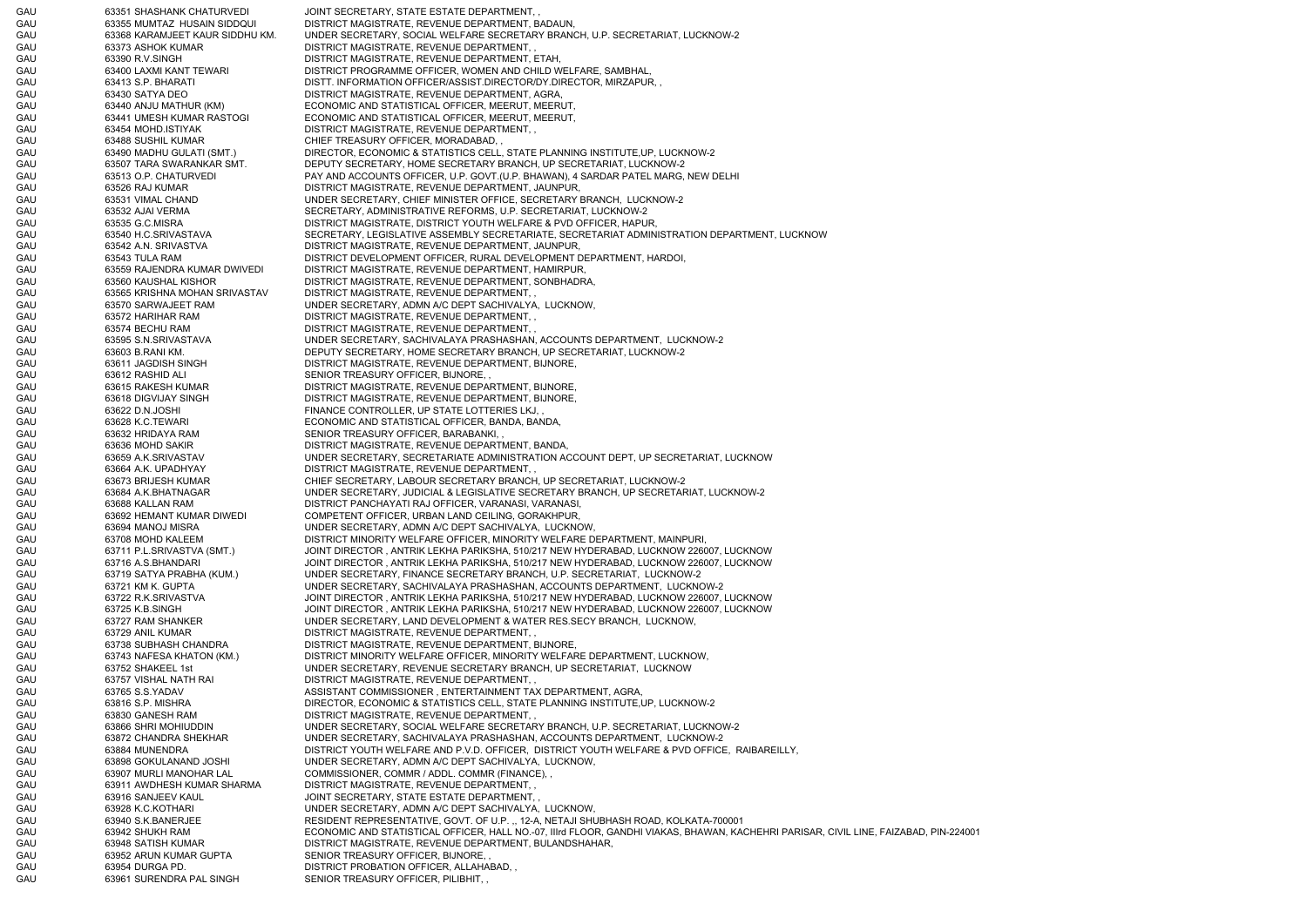| | | | |
|---|---|---|---|
| GAU | 63351 | SHASHANK CHATURVEDI | JOINT SECRETARY, STATE ESTATE DEPARTMENT, , |
| GAU | 63355 | MUMTAZ HUSAIN SIDDQUI | DISTRICT MAGISTRATE, REVENUE DEPARTMENT, BADAUN, |
| GAU | 63368 | KARAMJEET KAUR SIDDHU KM. | UNDER SECRETARY, SOCIAL WELFARE SECRETARY BRANCH, U.P. SECRETARIAT, LUCKNOW-2 |
| GAU | 63373 | ASHOK KUMAR | DISTRICT MAGISTRATE, REVENUE DEPARTMENT, , |
| GAU | 63390 | R.V.SINGH | DISTRICT MAGISTRATE, REVENUE DEPARTMENT, ETAH, |
| GAU | 63400 | LAXMI KANT TEWARI | DISTRICT PROGRAMME OFFICER, WOMEN AND CHILD WELFARE, SAMBHAL, |
| GAU | 63413 | S.P. BHARATI | DISTT. INFORMATION OFFICER/ASSIST.DIRECTOR/DY.DIRECTOR, MIRZAPUR, , |
| GAU | 63430 | SATYA DEO | DISTRICT MAGISTRATE, REVENUE DEPARTMENT, AGRA, |
| GAU | 63440 | ANJU MATHUR (KM) | ECONOMIC AND STATISTICAL OFFICER, MEERUT, MEERUT, |
| GAU | 63441 | UMESH KUMAR RASTOGI | ECONOMIC AND STATISTICAL OFFICER, MEERUT, MEERUT, |
| GAU | 63454 | MOHD.ISTIYAK | DISTRICT MAGISTRATE, REVENUE DEPARTMENT, , |
| GAU | 63488 | SUSHIL KUMAR | CHIEF TREASURY OFFICER, MORADABAD, , |
| GAU | 63490 | MADHU GULATI (SMT.) | DIRECTOR, ECONOMIC & STATISTICS CELL, STATE PLANNING INSTITUTE,UP, LUCKNOW-2 |
| GAU | 63507 | TARA SWARANKAR SMT. | DEPUTY SECRETARY, HOME SECRETARY BRANCH, UP SECRETARIAT, LUCKNOW-2 |
| GAU | 63513 | O.P. CHATURVEDI | PAY AND ACCOUNTS OFFICER, U.P. GOVT.(U.P. BHAWAN), 4 SARDAR PATEL MARG, NEW DELHI |
| GAU | 63526 | RAJ KUMAR | DISTRICT MAGISTRATE, REVENUE DEPARTMENT, JAUNPUR, |
| GAU | 63531 | VIMAL CHAND | UNDER SECRETARY, CHIEF MINISTER OFFICE, SECRETARY BRANCH, LUCKNOW-2 |
| GAU | 63532 | AJAI VERMA | SECRETARY, ADMINISTRATIVE REFORMS, U.P. SECRETARIAT, LUCKNOW-2 |
| GAU | 63535 | G.C.MISRA | DISTRICT MAGISTRATE, DISTRICT YOUTH WELFARE & PVD OFFICER, HAPUR, |
| GAU | 63540 | H.C.SRIVASTAVA | SECRETARY, LEGISLATIVE ASSEMBLY SECRETARIATE, SECRETARIAT ADMINISTRATION DEPARTMENT, LUCKNOW |
| GAU | 63542 | A.N. SRIVASTVA | DISTRICT MAGISTRATE, REVENUE DEPARTMENT, JAUNPUR, |
| GAU | 63543 | TULA RAM | DISTRICT DEVELOPMENT OFFICER, RURAL DEVELOPMENT DEPARTMENT, HARDOI, |
| GAU | 63559 | RAJENDRA KUMAR DWIVEDI | DISTRICT MAGISTRATE, REVENUE DEPARTMENT, HAMIRPUR, |
| GAU | 63560 | KAUSHAL KISHOR | DISTRICT MAGISTRATE, REVENUE DEPARTMENT, SONBHADRA, |
| GAU | 63565 | KRISHNA MOHAN SRIVASTAV | DISTRICT MAGISTRATE, REVENUE DEPARTMENT, , |
| GAU | 63570 | SARWAJEET RAM | UNDER SECRETARY, ADMN A/C DEPT SACHIVALYA, LUCKNOW, |
| GAU | 63572 | HARIHAR RAM | DISTRICT MAGISTRATE, REVENUE DEPARTMENT, , |
| GAU | 63574 | BECHU RAM | DISTRICT MAGISTRATE, REVENUE DEPARTMENT, , |
| GAU | 63595 | S.N.SRIVASTAVA | UNDER SECRETARY, SACHIVALAYA PRASHASHAN, ACCOUNTS DEPARTMENT, LUCKNOW-2 |
| GAU | 63603 | B.RANI KM. | DEPUTY SECRETARY, HOME SECRETARY BRANCH, UP SECRETARIAT, LUCKNOW-2 |
| GAU | 63611 | JAGDISH SINGH | DISTRICT MAGISTRATE, REVENUE DEPARTMENT, BIJNORE, |
| GAU | 63612 | RASHID ALI | SENIOR TREASURY OFFICER, BIJNORE, , |
| GAU | 63615 | RAKESH KUMAR | DISTRICT MAGISTRATE, REVENUE DEPARTMENT, BIJNORE, |
| GAU | 63618 | DIGVIJAY SINGH | DISTRICT MAGISTRATE, REVENUE DEPARTMENT, BIJNORE, |
| GAU | 63622 | D.N.JOSHI | FINANCE CONTROLLER, UP STATE LOTTERIES LKJ, , |
| GAU | 63628 | K.C.TEWARI | ECONOMIC AND STATISTICAL OFFICER, BANDA, BANDA, |
| GAU | 63632 | HRIDAYA RAM | SENIOR TREASURY OFFICER, BARABANKI, , |
| GAU | 63636 | MOHD SAKIR | DISTRICT MAGISTRATE, REVENUE DEPARTMENT, BANDA, |
| GAU | 63659 | A.K.SRIVASTAV | UNDER SECRETARY, SECRETARIATE ADMINISTRATION ACCOUNT DEPT, UP SECRETARIAT, LUCKNOW |
| GAU | 63664 | A.K. UPADHYAY | DISTRICT MAGISTRATE, REVENUE DEPARTMENT, , |
| GAU | 63673 | BRIJESH KUMAR | CHIEF SECRETARY, LABOUR SECRETARY BRANCH, UP SECRETARIAT, LUCKNOW-2 |
| GAU | 63684 | A.K.BHATNAGAR | UNDER SECRETARY, JUDICIAL & LEGISLATIVE SECRETARY BRANCH, UP SECRETARIAT, LUCKNOW-2 |
| GAU | 63688 | KALLAN RAM | DISTRICT PANCHAYATI RAJ OFFICER, VARANASI, VARANASI, |
| GAU | 63692 | HEMANT KUMAR DIWEDI | COMPETENT OFFICER, URBAN LAND CEILING, GORAKHPUR, |
| GAU | 63694 | MANOJ MISRA | UNDER SECRETARY, ADMN A/C DEPT SACHIVALYA, LUCKNOW, |
| GAU | 63708 | MOHD KALEEM | DISTRICT MINORITY WELFARE OFFICER, MINORITY WELFARE DEPARTMENT, MAINPURI, |
| GAU | 63711 | P.L.SRIVASTVA (SMT.) | JOINT DIRECTOR , ANTRIK LEKHA PARIKSHA, 510/217 NEW HYDERABAD, LUCKNOW 226007, LUCKNOW |
| GAU | 63716 | A.S.BHANDARI | JOINT DIRECTOR , ANTRIK LEKHA PARIKSHA, 510/217 NEW HYDERABAD, LUCKNOW 226007, LUCKNOW |
| GAU | 63719 | SATYA PRABHA (KUM.) | UNDER SECRETARY, FINANCE SECRETARY BRANCH, U.P. SECRETARIAT, LUCKNOW-2 |
| GAU | 63721 | KM K. GUPTA | UNDER SECRETARY, SACHIVALAYA PRASHASHAN, ACCOUNTS DEPARTMENT, LUCKNOW-2 |
| GAU | 63722 | R.K.SRIVASTVA | JOINT DIRECTOR , ANTRIK LEKHA PARIKSHA, 510/217 NEW HYDERABAD, LUCKNOW 226007, LUCKNOW |
| GAU | 63725 | K.B.SINGH | JOINT DIRECTOR , ANTRIK LEKHA PARIKSHA, 510/217 NEW HYDERABAD, LUCKNOW 226007, LUCKNOW |
| GAU | 63727 | RAM SHANKER | UNDER SECRETARY, LAND DEVELOPMENT & WATER RES.SECY BRANCH, LUCKNOW, |
| GAU | 63729 | ANIL KUMAR | DISTRICT MAGISTRATE, REVENUE DEPARTMENT, , |
| GAU | 63738 | SUBHASH CHANDRA | DISTRICT MAGISTRATE, REVENUE DEPARTMENT, BIJNORE, |
| GAU | 63743 | NAFESA KHATON (KM.) | DISTRICT MINORITY WELFARE OFFICER, MINORITY WELFARE DEPARTMENT, LUCKNOW, |
| GAU | 63752 | SHAKEEL 1st | UNDER SECRETARY, REVENUE SECRETARY BRANCH, UP SECRETARIAT, LUCKNOW |
| GAU | 63757 | VISHAL NATH RAI | DISTRICT MAGISTRATE, REVENUE DEPARTMENT, , |
| GAU | 63765 | S.S.YADAV | ASSISTANT COMMISSIONER , ENTERTAINMENT TAX DEPARTMENT, AGRA, |
| GAU | 63816 | S.P. MISHRA | DIRECTOR, ECONOMIC & STATISTICS CELL, STATE PLANNING INSTITUTE,UP, LUCKNOW-2 |
| GAU | 63830 | GANESH RAM | DISTRICT MAGISTRATE, REVENUE DEPARTMENT, , |
| GAU | 63866 | SHRI MOHIUDDIN | UNDER SECRETARY, SOCIAL WELFARE SECRETARY BRANCH, U.P. SECRETARIAT, LUCKNOW-2 |
| GAU | 63872 | CHANDRA SHEKHAR | UNDER SECRETARY, SACHIVALAYA PRASHASHAN, ACCOUNTS DEPARTMENT, LUCKNOW-2 |
| GAU | 63884 | MUNENDRA | DISTRICT YOUTH WELFARE AND P.V.D. OFFICER, DISTRICT YOUTH WELFARE & PVD OFFICE, RAIBAREILLY, |
| GAU | 63898 | GOKULANAND JOSHI | UNDER SECRETARY, ADMN A/C DEPT SACHIVALYA, LUCKNOW, |
| GAU | 63907 | MURLI MANOHAR LAL | COMMISSIONER, COMMR / ADDL. COMMR (FINANCE), , |
| GAU | 63911 | AWDHESH KUMAR SHARMA | DISTRICT MAGISTRATE, REVENUE DEPARTMENT, , |
| GAU | 63916 | SANJEEV KAUL | JOINT SECRETARY, STATE ESTATE DEPARTMENT, , |
| GAU | 63928 | K.C.KOTHARI | UNDER SECRETARY, ADMN A/C DEPT SACHIVALYA, LUCKNOW, |
| GAU | 63940 | S.K.BANERJEE | RESIDENT REPRESENTATIVE, GOVT. OF U.P. ,, 12-A, NETAJI SHUBHASH ROAD, KOLKATA-700001 |
| GAU | 63942 | SHUKH RAM | ECONOMIC AND STATISTICAL OFFICER, HALL NO.-07, IIIrd FLOOR, GANDHI VIAKAS, BHAWAN, KACHEHRI PARISAR, CIVIL LINE, FAIZABAD, PIN-224001 |
| GAU | 63948 | SATISH KUMAR | DISTRICT MAGISTRATE, REVENUE DEPARTMENT, BULANDSHAHAR, |
| GAU | 63952 | ARUN KUMAR GUPTA | SENIOR TREASURY OFFICER, BIJNORE, , |
| GAU | 63954 | DURGA PD. | DISTRICT PROBATION OFFICER, ALLAHABAD, , |
| GAU | 63961 | SURENDRA PAL SINGH | SENIOR TREASURY OFFICER, PILIBHIT, , |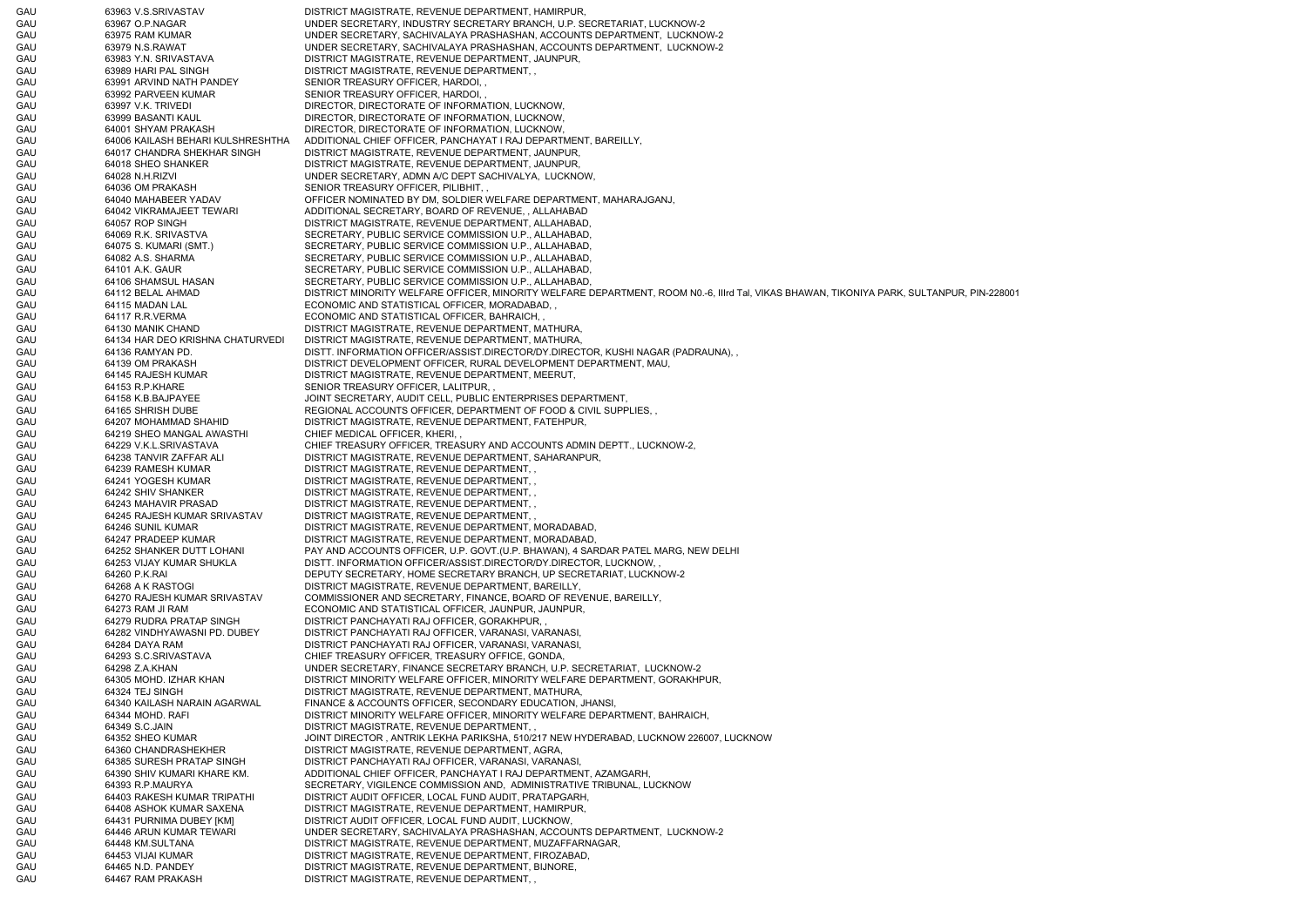| | | | |
|---|---|---|---|
| GAU | 63963 | V.S.SRIVASTAV | DISTRICT MAGISTRATE, REVENUE DEPARTMENT, HAMIRPUR, |
| GAU | 63967 | O.P.NAGAR | UNDER SECRETARY, INDUSTRY SECRETARY BRANCH, U.P. SECRETARIAT, LUCKNOW-2 |
| GAU | 63975 | RAM KUMAR | UNDER SECRETARY, SACHIVALAYA PRASHASHAN, ACCOUNTS DEPARTMENT, LUCKNOW-2 |
| GAU | 63979 | N.S.RAWAT | UNDER SECRETARY, SACHIVALAYA PRASHASHAN, ACCOUNTS DEPARTMENT, LUCKNOW-2 |
| GAU | 63983 | Y.N. SRIVASTAVA | DISTRICT MAGISTRATE, REVENUE DEPARTMENT, JAUNPUR, |
| GAU | 63989 | HARI PAL SINGH | DISTRICT MAGISTRATE, REVENUE DEPARTMENT, , |
| GAU | 63991 | ARVIND NATH PANDEY | SENIOR TREASURY OFFICER, HARDOI, , |
| GAU | 63992 | PARVEEN KUMAR | SENIOR TREASURY OFFICER, HARDOI, , |
| GAU | 63997 | V.K. TRIVEDI | DIRECTOR, DIRECTORATE OF INFORMATION, LUCKNOW, |
| GAU | 63999 | BASANTI KAUL | DIRECTOR, DIRECTORATE OF INFORMATION, LUCKNOW, |
| GAU | 64001 | SHYAM PRAKASH | DIRECTOR, DIRECTORATE OF INFORMATION, LUCKNOW, |
| GAU | 64006 | KAILASH BEHARI KULSHRESHTHA | ADDITIONAL CHIEF OFFICER, PANCHAYAT I RAJ DEPARTMENT, BAREILLY, |
| GAU | 64017 | CHANDRA SHEKHAR SINGH | DISTRICT MAGISTRATE, REVENUE DEPARTMENT, JAUNPUR, |
| GAU | 64018 | SHEO SHANKER | DISTRICT MAGISTRATE, REVENUE DEPARTMENT, JAUNPUR, |
| GAU | 64028 | N.H.RIZVI | UNDER SECRETARY, ADMN A/C DEPT SACHIVALYA, LUCKNOW, |
| GAU | 64036 | OM PRAKASH | SENIOR TREASURY OFFICER, PILIBHIT, , |
| GAU | 64040 | MAHABEER YADAV | OFFICER NOMINATED BY DM, SOLDIER WELFARE DEPARTMENT, MAHARAJGANJ, |
| GAU | 64042 | VIKRAMAJEET TEWARI | ADDITIONAL SECRETARY, BOARD OF REVENUE, , ALLAHABAD |
| GAU | 64057 | ROP SINGH | DISTRICT MAGISTRATE, REVENUE DEPARTMENT, ALLAHABAD, |
| GAU | 64069 | R.K. SRIVASTVA | SECRETARY, PUBLIC SERVICE COMMISSION U.P., ALLAHABAD, |
| GAU | 64075 | S. KUMARI (SMT.) | SECRETARY, PUBLIC SERVICE COMMISSION U.P., ALLAHABAD, |
| GAU | 64082 | A.S. SHARMA | SECRETARY, PUBLIC SERVICE COMMISSION U.P., ALLAHABAD, |
| GAU | 64101 | A.K. GAUR | SECRETARY, PUBLIC SERVICE COMMISSION U.P., ALLAHABAD, |
| GAU | 64106 | SHAMSUL HASAN | SECRETARY, PUBLIC SERVICE COMMISSION U.P., ALLAHABAD, |
| GAU | 64112 | BELAL AHMAD | DISTRICT MINORITY WELFARE OFFICER, MINORITY WELFARE DEPARTMENT, ROOM N0.-6, IIIrd Tal, VIKAS BHAWAN, TIKONIYA PARK, SULTANPUR, PIN-228001 |
| GAU | 64115 | MADAN LAL | ECONOMIC AND STATISTICAL OFFICER, MORADABAD, , |
| GAU | 64117 | R.R.VERMA | ECONOMIC AND STATISTICAL OFFICER, BAHRAICH, , |
| GAU | 64130 | MANIK CHAND | DISTRICT MAGISTRATE, REVENUE DEPARTMENT, MATHURA, |
| GAU | 64134 | HAR DEO KRISHNA CHATURVEDI | DISTRICT MAGISTRATE, REVENUE DEPARTMENT, MATHURA, |
| GAU | 64136 | RAMYAN PD. | DISTT. INFORMATION OFFICER/ASSIST.DIRECTOR/DY.DIRECTOR, KUSHI NAGAR (PADRAUNA), , |
| GAU | 64139 | OM PRAKASH | DISTRICT DEVELOPMENT OFFICER, RURAL DEVELOPMENT DEPARTMENT, MAU, |
| GAU | 64145 | RAJESH KUMAR | DISTRICT MAGISTRATE, REVENUE DEPARTMENT, MEERUT, |
| GAU | 64153 | R.P.KHARE | SENIOR TREASURY OFFICER, LALITPUR, , |
| GAU | 64158 | K.B.BAJPAYEE | JOINT SECRETARY, AUDIT CELL, PUBLIC ENTERPRISES DEPARTMENT, |
| GAU | 64165 | SHRISH DUBE | REGIONAL ACCOUNTS OFFICER, DEPARTMENT OF FOOD & CIVIL SUPPLIES, , |
| GAU | 64207 | MOHAMMAD SHAHID | DISTRICT MAGISTRATE, REVENUE DEPARTMENT, FATEHPUR, |
| GAU | 64219 | SHEO MANGAL AWASTHI | CHIEF MEDICAL OFFICER, KHERI, , |
| GAU | 64229 | V.K.L.SRIVASTAVA | CHIEF TREASURY OFFICER, TREASURY AND ACCOUNTS ADMIN DEPTT., LUCKNOW-2, |
| GAU | 64238 | TANVIR ZAFFAR ALI | DISTRICT MAGISTRATE, REVENUE DEPARTMENT, SAHARANPUR, |
| GAU | 64239 | RAMESH KUMAR | DISTRICT MAGISTRATE, REVENUE DEPARTMENT, , |
| GAU | 64241 | YOGESH KUMAR | DISTRICT MAGISTRATE, REVENUE DEPARTMENT, , |
| GAU | 64242 | SHIV SHANKER | DISTRICT MAGISTRATE, REVENUE DEPARTMENT, , |
| GAU | 64243 | MAHAVIR PRASAD | DISTRICT MAGISTRATE, REVENUE DEPARTMENT, , |
| GAU | 64245 | RAJESH KUMAR SRIVASTAV | DISTRICT MAGISTRATE, REVENUE DEPARTMENT, , |
| GAU | 64246 | SUNIL KUMAR | DISTRICT MAGISTRATE, REVENUE DEPARTMENT, MORADABAD, |
| GAU | 64247 | PRADEEP KUMAR | DISTRICT MAGISTRATE, REVENUE DEPARTMENT, MORADABAD, |
| GAU | 64252 | SHANKER DUTT LOHANI | PAY AND ACCOUNTS OFFICER, U.P. GOVT.(U.P. BHAWAN), 4 SARDAR PATEL MARG, NEW DELHI |
| GAU | 64253 | VIJAY KUMAR SHUKLA | DISTT. INFORMATION OFFICER/ASSIST.DIRECTOR/DY.DIRECTOR, LUCKNOW, , |
| GAU | 64260 | P.K.RAI | DEPUTY SECRETARY, HOME SECRETARY BRANCH, UP SECRETARIAT, LUCKNOW-2 |
| GAU | 64268 | A K RASTOGI | DISTRICT MAGISTRATE, REVENUE DEPARTMENT, BAREILLY, |
| GAU | 64270 | RAJESH KUMAR SRIVASTAV | COMMISSIONER AND SECRETARY, FINANCE, BOARD OF REVENUE, BAREILLY, |
| GAU | 64273 | RAM JI RAM | ECONOMIC AND STATISTICAL OFFICER, JAUNPUR, JAUNPUR, |
| GAU | 64279 | RUDRA PRATAP SINGH | DISTRICT PANCHAYATI RAJ OFFICER, GORAKHPUR, , |
| GAU | 64282 | VINDHYAWASNI PD. DUBEY | DISTRICT PANCHAYATI RAJ OFFICER, VARANASI, VARANASI, |
| GAU | 64284 | DAYA RAM | DISTRICT PANCHAYATI RAJ OFFICER, VARANASI, VARANASI, |
| GAU | 64293 | S.C.SRIVASTAVA | CHIEF TREASURY OFFICER, TREASURY OFFICE, GONDA, |
| GAU | 64298 | Z.A.KHAN | UNDER SECRETARY, FINANCE SECRETARY BRANCH, U.P. SECRETARIAT, LUCKNOW-2 |
| GAU | 64305 | MOHD. IZHAR KHAN | DISTRICT MINORITY WELFARE OFFICER, MINORITY WELFARE DEPARTMENT, GORAKHPUR, |
| GAU | 64324 | TEJ SINGH | DISTRICT MAGISTRATE, REVENUE DEPARTMENT, MATHURA, |
| GAU | 64340 | KAILASH NARAIN AGARWAL | FINANCE & ACCOUNTS OFFICER, SECONDARY EDUCATION, JHANSI, |
| GAU | 64344 | MOHD. RAFI | DISTRICT MINORITY WELFARE OFFICER, MINORITY WELFARE DEPARTMENT, BAHRAICH, |
| GAU | 64349 | S.C.JAIN | DISTRICT MAGISTRATE, REVENUE DEPARTMENT, , |
| GAU | 64352 | SHEO KUMAR | JOINT DIRECTOR , ANTRIK LEKHA PARIKSHA, 510/217 NEW HYDERABAD, LUCKNOW 226007, LUCKNOW |
| GAU | 64360 | CHANDRASHEKHER | DISTRICT MAGISTRATE, REVENUE DEPARTMENT, AGRA, |
| GAU | 64385 | SURESH PRATAP SINGH | DISTRICT PANCHAYATI RAJ OFFICER, VARANASI, VARANASI, |
| GAU | 64390 | SHIV KUMARI KHARE KM. | ADDITIONAL CHIEF OFFICER, PANCHAYAT I RAJ DEPARTMENT, AZAMGARH, |
| GAU | 64393 | R.P.MAURYA | SECRETARY, VIGILENCE COMMISSION AND, ADMINISTRATIVE TRIBUNAL, LUCKNOW |
| GAU | 64403 | RAKESH KUMAR TRIPATHI | DISTRICT AUDIT OFFICER, LOCAL FUND AUDIT, PRATAPGARH, |
| GAU | 64408 | ASHOK KUMAR SAXENA | DISTRICT MAGISTRATE, REVENUE DEPARTMENT, HAMIRPUR, |
| GAU | 64431 | PURNIMA DUBEY [KM] | DISTRICT AUDIT OFFICER, LOCAL FUND AUDIT, LUCKNOW, |
| GAU | 64446 | ARUN KUMAR TEWARI | UNDER SECRETARY, SACHIVALAYA PRASHASHAN, ACCOUNTS DEPARTMENT, LUCKNOW-2 |
| GAU | 64448 | KM.SULTANA | DISTRICT MAGISTRATE, REVENUE DEPARTMENT, MUZAFFARNAGAR, |
| GAU | 64453 | VIJAI KUMAR | DISTRICT MAGISTRATE, REVENUE DEPARTMENT, FIROZABAD, |
| GAU | 64465 | N.D. PANDEY | DISTRICT MAGISTRATE, REVENUE DEPARTMENT, BIJNORE, |
| GAU | 64467 | RAM PRAKASH | DISTRICT MAGISTRATE, REVENUE DEPARTMENT, , |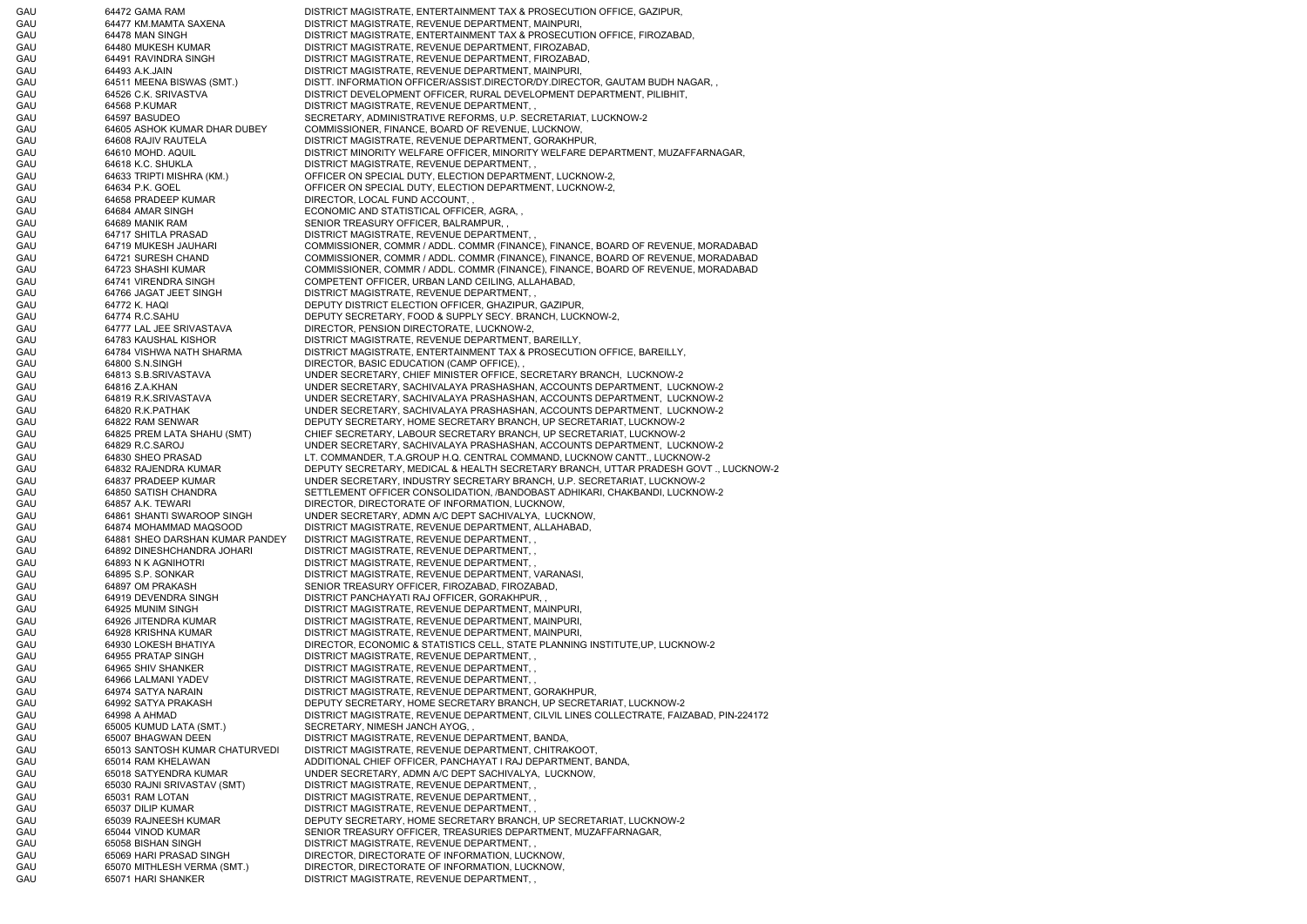| | | |
|---|---|---|
| GAU | 64472 GAMA RAM | DISTRICT MAGISTRATE, ENTERTAINMENT TAX & PROSECUTION OFFICE, GAZIPUR, |
| GAU | 64477 KM.MAMTA SAXENA | DISTRICT MAGISTRATE, REVENUE DEPARTMENT, MAINPURI, |
| GAU | 64478 MAN SINGH | DISTRICT MAGISTRATE, ENTERTAINMENT TAX & PROSECUTION OFFICE, FIROZABAD, |
| GAU | 64480 MUKESH KUMAR | DISTRICT MAGISTRATE, REVENUE DEPARTMENT, FIROZABAD, |
| GAU | 64491 RAVINDRA SINGH | DISTRICT MAGISTRATE, REVENUE DEPARTMENT, FIROZABAD, |
| GAU | 64493 A.K.JAIN | DISTRICT MAGISTRATE, REVENUE DEPARTMENT, MAINPURI, |
| GAU | 64511 MEENA BISWAS (SMT.) | DISTT. INFORMATION OFFICER/ASSIST.DIRECTOR/DY.DIRECTOR, GAUTAM BUDH NAGAR, , |
| GAU | 64526 C.K. SRIVASTVA | DISTRICT DEVELOPMENT OFFICER, RURAL DEVELOPMENT DEPARTMENT, PILIBHIT, |
| GAU | 64568 P.KUMAR | DISTRICT MAGISTRATE, REVENUE DEPARTMENT, , |
| GAU | 64597 BASUDEO | SECRETARY, ADMINISTRATIVE REFORMS, U.P. SECRETARIAT, LUCKNOW-2 |
| GAU | 64605 ASHOK KUMAR DHAR DUBEY | COMMISSIONER, FINANCE, BOARD OF REVENUE, LUCKNOW, |
| GAU | 64608 RAJIV RAUTELA | DISTRICT MAGISTRATE, REVENUE DEPARTMENT, GORAKHPUR, |
| GAU | 64610 MOHD. AQUIL | DISTRICT MINORITY WELFARE OFFICER, MINORITY WELFARE DEPARTMENT, MUZAFFARNAGAR, |
| GAU | 64618 K.C. SHUKLA | DISTRICT MAGISTRATE, REVENUE DEPARTMENT, , |
| GAU | 64633 TRIPTI MISHRA (KM.) | OFFICER ON SPECIAL DUTY, ELECTION DEPARTMENT, LUCKNOW-2, |
| GAU | 64634 P.K. GOEL | OFFICER ON SPECIAL DUTY, ELECTION DEPARTMENT, LUCKNOW-2, |
| GAU | 64658 PRADEEP KUMAR | DIRECTOR, LOCAL FUND ACCOUNT, , |
| GAU | 64684 AMAR SINGH | ECONOMIC AND STATISTICAL OFFICER, AGRA, , |
| GAU | 64689 MANIK RAM | SENIOR TREASURY OFFICER, BALRAMPUR, , |
| GAU | 64717 SHITLA PRASAD | DISTRICT MAGISTRATE, REVENUE DEPARTMENT, , |
| GAU | 64719 MUKESH JAUHARI | COMMISSIONER, COMMR / ADDL. COMMR (FINANCE), FINANCE, BOARD OF REVENUE, MORADABAD |
| GAU | 64721 SURESH CHAND | COMMISSIONER, COMMR / ADDL. COMMR (FINANCE), FINANCE, BOARD OF REVENUE, MORADABAD |
| GAU | 64723 SHASHI KUMAR | COMMISSIONER, COMMR / ADDL. COMMR (FINANCE), FINANCE, BOARD OF REVENUE, MORADABAD |
| GAU | 64741 VIRENDRA SINGH | COMPETENT OFFICER, URBAN LAND CEILING, ALLAHABAD, |
| GAU | 64766 JAGAT JEET SINGH | DISTRICT MAGISTRATE, REVENUE DEPARTMENT, , |
| GAU | 64772 K. HAQI | DEPUTY DISTRICT ELECTION OFFICER, GHAZIPUR, GAZIPUR, |
| GAU | 64774 R.C.SAHU | DEPUTY SECRETARY, FOOD & SUPPLY SECY. BRANCH, LUCKNOW-2, |
| GAU | 64777 LAL JEE SRIVASTAVA | DIRECTOR, PENSION DIRECTORATE, LUCKNOW-2, |
| GAU | 64783 KAUSHAL KISHOR | DISTRICT MAGISTRATE, REVENUE DEPARTMENT, BAREILLY, |
| GAU | 64784 VISHWA NATH SHARMA | DISTRICT MAGISTRATE, ENTERTAINMENT TAX & PROSECUTION OFFICE, BAREILLY, |
| GAU | 64800 S.N.SINGH | DIRECTOR, BASIC EDUCATION (CAMP OFFICE), , |
| GAU | 64813 S.B.SRIVASTAVA | UNDER SECRETARY, CHIEF MINISTER OFFICE, SECRETARY BRANCH, LUCKNOW-2 |
| GAU | 64816 Z.A.KHAN | UNDER SECRETARY, SACHIVALAYA PRASHASHAN, ACCOUNTS DEPARTMENT, LUCKNOW-2 |
| GAU | 64819 R.K.SRIVASTAVA | UNDER SECRETARY, SACHIVALAYA PRASHASHAN, ACCOUNTS DEPARTMENT, LUCKNOW-2 |
| GAU | 64820 R.K.PATHAK | UNDER SECRETARY, SACHIVALAYA PRASHASHAN, ACCOUNTS DEPARTMENT, LUCKNOW-2 |
| GAU | 64822 RAM SENWAR | DEPUTY SECRETARY, HOME SECRETARY BRANCH, UP SECRETARIAT, LUCKNOW-2 |
| GAU | 64825 PREM LATA SHAHU (SMT) | CHIEF SECRETARY, LABOUR SECRETARY BRANCH, UP SECRETARIAT, LUCKNOW-2 |
| GAU | 64829 R.C.SAROJ | UNDER SECRETARY, SACHIVALAYA PRASHASHAN, ACCOUNTS DEPARTMENT, LUCKNOW-2 |
| GAU | 64830 SHEO PRASAD | LT. COMMANDER, T.A.GROUP H.Q. CENTRAL COMMAND, LUCKNOW CANTT., LUCKNOW-2 |
| GAU | 64832 RAJENDRA KUMAR | DEPUTY SECRETARY, MEDICAL & HEALTH SECRETARY BRANCH, UTTAR PRADESH GOVT ., LUCKNOW-2 |
| GAU | 64837 PRADEEP KUMAR | UNDER SECRETARY, INDUSTRY SECRETARY BRANCH, U.P. SECRETARIAT, LUCKNOW-2 |
| GAU | 64850 SATISH CHANDRA | SETTLEMENT OFFICER CONSOLIDATION, /BANDOBAST ADHIKARI, CHAKBANDI, LUCKNOW-2 |
| GAU | 64857 A.K. TEWARI | DIRECTOR, DIRECTORATE OF INFORMATION, LUCKNOW, |
| GAU | 64861 SHANTI SWAROOP SINGH | UNDER SECRETARY, ADMN A/C DEPT SACHIVALYA, LUCKNOW, |
| GAU | 64874 MOHAMMAD MAQSOOD | DISTRICT MAGISTRATE, REVENUE DEPARTMENT, ALLAHABAD, |
| GAU | 64881 SHEO DARSHAN KUMAR PANDEY | DISTRICT MAGISTRATE, REVENUE DEPARTMENT, , |
| GAU | 64892 DINESHCHANDRA JOHARI | DISTRICT MAGISTRATE, REVENUE DEPARTMENT, , |
| GAU | 64893 N K AGNIHOTRI | DISTRICT MAGISTRATE, REVENUE DEPARTMENT, , |
| GAU | 64895 S.P. SONKAR | DISTRICT MAGISTRATE, REVENUE DEPARTMENT, VARANASI, |
| GAU | 64897 OM PRAKASH | SENIOR TREASURY OFFICER, FIROZABAD, FIROZABAD, |
| GAU | 64919 DEVENDRA SINGH | DISTRICT PANCHAYATI RAJ OFFICER, GORAKHPUR, , |
| GAU | 64925 MUNIM SINGH | DISTRICT MAGISTRATE, REVENUE DEPARTMENT, MAINPURI, |
| GAU | 64926 JITENDRA KUMAR | DISTRICT MAGISTRATE, REVENUE DEPARTMENT, MAINPURI, |
| GAU | 64928 KRISHNA KUMAR | DISTRICT MAGISTRATE, REVENUE DEPARTMENT, MAINPURI, |
| GAU | 64930 LOKESH BHATIYA | DIRECTOR, ECONOMIC & STATISTICS CELL, STATE PLANNING INSTITUTE,UP, LUCKNOW-2 |
| GAU | 64955 PRATAP SINGH | DISTRICT MAGISTRATE, REVENUE DEPARTMENT, , |
| GAU | 64965 SHIV SHANKER | DISTRICT MAGISTRATE, REVENUE DEPARTMENT, , |
| GAU | 64966 LALMANI YADEV | DISTRICT MAGISTRATE, REVENUE DEPARTMENT, , |
| GAU | 64974 SATYA NARAIN | DISTRICT MAGISTRATE, REVENUE DEPARTMENT, GORAKHPUR, |
| GAU | 64992 SATYA PRAKASH | DEPUTY SECRETARY, HOME SECRETARY BRANCH, UP SECRETARIAT, LUCKNOW-2 |
| GAU | 64998 A AHMAD | DISTRICT MAGISTRATE, REVENUE DEPARTMENT, CILVIL LINES COLLECTRATE, FAIZABAD, PIN-224172 |
| GAU | 65005 KUMUD LATA (SMT.) | SECRETARY, NIMESH JANCH AYOG, , |
| GAU | 65007 BHAGWAN DEEN | DISTRICT MAGISTRATE, REVENUE DEPARTMENT, BANDA, |
| GAU | 65013 SANTOSH KUMAR CHATURVEDI | DISTRICT MAGISTRATE, REVENUE DEPARTMENT, CHITRAKOOT, |
| GAU | 65014 RAM KHELAWAN | ADDITIONAL CHIEF OFFICER, PANCHAYAT I RAJ DEPARTMENT, BANDA, |
| GAU | 65018 SATYENDRA KUMAR | UNDER SECRETARY, ADMN A/C DEPT SACHIVALYA, LUCKNOW, |
| GAU | 65030 RAJNI SRIVASTAV (SMT) | DISTRICT MAGISTRATE, REVENUE DEPARTMENT, , |
| GAU | 65031 RAM LOTAN | DISTRICT MAGISTRATE, REVENUE DEPARTMENT, , |
| GAU | 65037 DILIP KUMAR | DISTRICT MAGISTRATE, REVENUE DEPARTMENT, , |
| GAU | 65039 RAJNEESH KUMAR | DEPUTY SECRETARY, HOME SECRETARY BRANCH, UP SECRETARIAT, LUCKNOW-2 |
| GAU | 65044 VINOD KUMAR | SENIOR TREASURY OFFICER, TREASURIES DEPARTMENT, MUZAFFARNAGAR, |
| GAU | 65058 BISHAN SINGH | DISTRICT MAGISTRATE, REVENUE DEPARTMENT, , |
| GAU | 65069 HARI PRASAD SINGH | DIRECTOR, DIRECTORATE OF INFORMATION, LUCKNOW, |
| GAU | 65070 MITHLESH VERMA (SMT.) | DIRECTOR, DIRECTORATE OF INFORMATION, LUCKNOW, |
| GAU | 65071 HARI SHANKER | DISTRICT MAGISTRATE, REVENUE DEPARTMENT, , |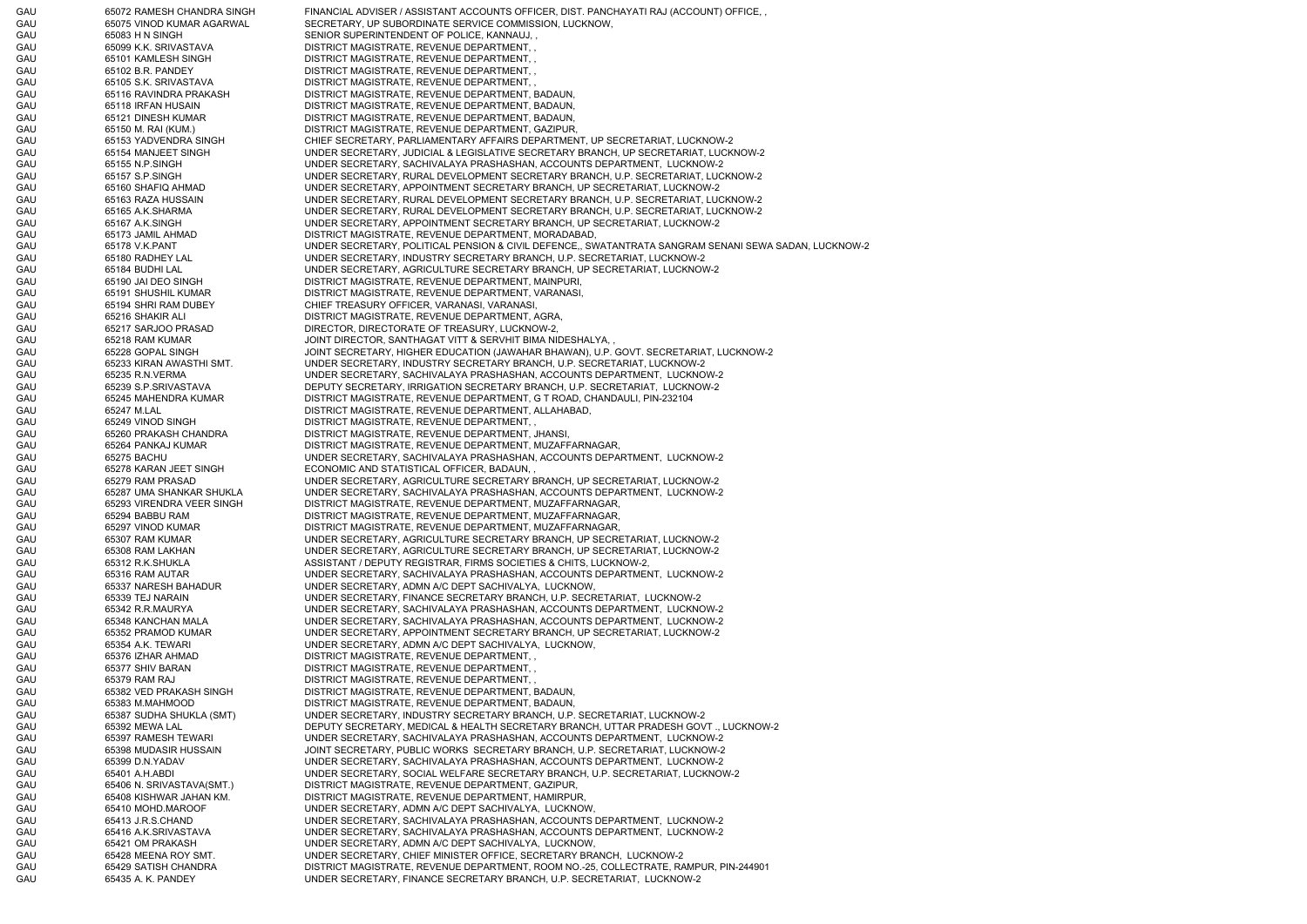| | | | |
|---|---|---|---|
| GAU | 65072 | RAMESH CHANDRA SINGH | FINANCIAL ADVISER / ASSISTANT ACCOUNTS OFFICER, DIST. PANCHAYATI RAJ (ACCOUNT) OFFICE, , |
| GAU | 65075 | VINOD KUMAR AGARWAL | SECRETARY, UP SUBORDINATE SERVICE COMMISSION, LUCKNOW, |
| GAU | 65083 | H N SINGH | SENIOR SUPERINTENDENT OF POLICE, KANNAUJ, , |
| GAU | 65099 | K.K. SRIVASTAVA | DISTRICT MAGISTRATE, REVENUE DEPARTMENT, , |
| GAU | 65101 | KAMLESH SINGH | DISTRICT MAGISTRATE, REVENUE DEPARTMENT, , |
| GAU | 65102 | B.R. PANDEY | DISTRICT MAGISTRATE, REVENUE DEPARTMENT, , |
| GAU | 65105 | S.K. SRIVASTAVA | DISTRICT MAGISTRATE, REVENUE DEPARTMENT, , |
| GAU | 65116 | RAVINDRA PRAKASH | DISTRICT MAGISTRATE, REVENUE DEPARTMENT, BADAUN, |
| GAU | 65118 | IRFAN HUSAIN | DISTRICT MAGISTRATE, REVENUE DEPARTMENT, BADAUN, |
| GAU | 65121 | DINESH KUMAR | DISTRICT MAGISTRATE, REVENUE DEPARTMENT, BADAUN, |
| GAU | 65150 | M. RAI (KUM.) | DISTRICT MAGISTRATE, REVENUE DEPARTMENT, GAZIPUR, |
| GAU | 65153 | YADVENDRA SINGH | CHIEF SECRETARY, PARLIAMENTARY AFFAIRS DEPARTMENT, UP SECRETARIAT, LUCKNOW-2 |
| GAU | 65154 | MANJEET SINGH | UNDER SECRETARY, JUDICIAL & LEGISLATIVE SECRETARY BRANCH, UP SECRETARIAT, LUCKNOW-2 |
| GAU | 65155 | N.P.SINGH | UNDER SECRETARY, SACHIVALAYA PRASHASHAN, ACCOUNTS DEPARTMENT, LUCKNOW-2 |
| GAU | 65157 | S.P.SINGH | UNDER SECRETARY, RURAL DEVELOPMENT SECRETARY BRANCH, U.P. SECRETARIAT, LUCKNOW-2 |
| GAU | 65160 | SHAFIQ AHMAD | UNDER SECRETARY, APPOINTMENT SECRETARY BRANCH, UP SECRETARIAT, LUCKNOW-2 |
| GAU | 65163 | RAZA HUSSAIN | UNDER SECRETARY, RURAL DEVELOPMENT SECRETARY BRANCH, U.P. SECRETARIAT, LUCKNOW-2 |
| GAU | 65165 | A.K.SHARMA | UNDER SECRETARY, RURAL DEVELOPMENT SECRETARY BRANCH, U.P. SECRETARIAT, LUCKNOW-2 |
| GAU | 65167 | A.K.SINGH | UNDER SECRETARY, APPOINTMENT SECRETARY BRANCH, UP SECRETARIAT, LUCKNOW-2 |
| GAU | 65173 | JAMIL AHMAD | DISTRICT MAGISTRATE, REVENUE DEPARTMENT, MORADABAD, |
| GAU | 65178 | V.K.PANT | UNDER SECRETARY, POLITICAL PENSION & CIVIL DEFENCE,, SWATANTRATA SANGRAM SENANI SEWA SADAN, LUCKNOW-2 |
| GAU | 65180 | RADHEY LAL | UNDER SECRETARY, INDUSTRY SECRETARY BRANCH, U.P. SECRETARIAT, LUCKNOW-2 |
| GAU | 65184 | BUDHI LAL | UNDER SECRETARY, AGRICULTURE SECRETARY BRANCH, UP SECRETARIAT, LUCKNOW-2 |
| GAU | 65190 | JAI DEO SINGH | DISTRICT MAGISTRATE, REVENUE DEPARTMENT, MAINPURI, |
| GAU | 65191 | SHUSHIL KUMAR | DISTRICT MAGISTRATE, REVENUE DEPARTMENT, VARANASI, |
| GAU | 65194 | SHRI RAM DUBEY | CHIEF TREASURY OFFICER, VARANASI, VARANASI, |
| GAU | 65216 | SHAKIR ALI | DISTRICT MAGISTRATE, REVENUE DEPARTMENT, AGRA, |
| GAU | 65217 | SARJOO PRASAD | DIRECTOR, DIRECTORATE OF TREASURY, LUCKNOW-2, |
| GAU | 65218 | RAM KUMAR | JOINT DIRECTOR, SANTHAGAT VITT & SERVHIT BIMA NIDESHALYA, , |
| GAU | 65228 | GOPAL SINGH | JOINT SECRETARY, HIGHER EDUCATION (JAWAHAR BHAWAN), U.P. GOVT. SECRETARIAT, LUCKNOW-2 |
| GAU | 65233 | KIRAN AWASTHI SMT. | UNDER SECRETARY, INDUSTRY SECRETARY BRANCH, U.P. SECRETARIAT, LUCKNOW-2 |
| GAU | 65235 | R.N.VERMA | UNDER SECRETARY, SACHIVALAYA PRASHASHAN, ACCOUNTS DEPARTMENT, LUCKNOW-2 |
| GAU | 65239 | S.P.SRIVASTAVA | DEPUTY SECRETARY, IRRIGATION SECRETARY BRANCH, U.P. SECRETARIAT, LUCKNOW-2 |
| GAU | 65245 | MAHENDRA KUMAR | DISTRICT MAGISTRATE, REVENUE DEPARTMENT, G T ROAD, CHANDAULI, PIN-232104 |
| GAU | 65247 | M.LAL | DISTRICT MAGISTRATE, REVENUE DEPARTMENT, ALLAHABAD, |
| GAU | 65249 | VINOD SINGH | DISTRICT MAGISTRATE, REVENUE DEPARTMENT, , |
| GAU | 65260 | PRAKASH CHANDRA | DISTRICT MAGISTRATE, REVENUE DEPARTMENT, JHANSI, |
| GAU | 65264 | PANKAJ KUMAR | DISTRICT MAGISTRATE, REVENUE DEPARTMENT, MUZAFFARNAGAR, |
| GAU | 65275 | BACHU | UNDER SECRETARY, SACHIVALAYA PRASHASHAN, ACCOUNTS DEPARTMENT, LUCKNOW-2 |
| GAU | 65278 | KARAN JEET SINGH | ECONOMIC AND STATISTICAL OFFICER, BADAUN, , |
| GAU | 65279 | RAM PRASAD | UNDER SECRETARY, AGRICULTURE SECRETARY BRANCH, UP SECRETARIAT, LUCKNOW-2 |
| GAU | 65287 | UMA SHANKAR SHUKLA | UNDER SECRETARY, SACHIVALAYA PRASHASHAN, ACCOUNTS DEPARTMENT, LUCKNOW-2 |
| GAU | 65293 | VIRENDRA VEER SINGH | DISTRICT MAGISTRATE, REVENUE DEPARTMENT, MUZAFFARNAGAR, |
| GAU | 65294 | BABBU RAM | DISTRICT MAGISTRATE, REVENUE DEPARTMENT, MUZAFFARNAGAR, |
| GAU | 65297 | VINOD KUMAR | DISTRICT MAGISTRATE, REVENUE DEPARTMENT, MUZAFFARNAGAR, |
| GAU | 65307 | RAM KUMAR | UNDER SECRETARY, AGRICULTURE SECRETARY BRANCH, UP SECRETARIAT, LUCKNOW-2 |
| GAU | 65308 | RAM LAKHAN | UNDER SECRETARY, AGRICULTURE SECRETARY BRANCH, UP SECRETARIAT, LUCKNOW-2 |
| GAU | 65312 | R.K.SHUKLA | ASSISTANT / DEPUTY REGISTRAR, FIRMS SOCIETIES & CHITS, LUCKNOW-2, |
| GAU | 65316 | RAM AUTAR | UNDER SECRETARY, SACHIVALAYA PRASHASHAN, ACCOUNTS DEPARTMENT, LUCKNOW-2 |
| GAU | 65337 | NARESH BAHADUR | UNDER SECRETARY, ADMN A/C DEPT SACHIVALYA, LUCKNOW, |
| GAU | 65339 | TEJ NARAIN | UNDER SECRETARY, FINANCE SECRETARY BRANCH, U.P. SECRETARIAT, LUCKNOW-2 |
| GAU | 65342 | R.R.MAURYA | UNDER SECRETARY, SACHIVALAYA PRASHASHAN, ACCOUNTS DEPARTMENT, LUCKNOW-2 |
| GAU | 65348 | KANCHAN MALA | UNDER SECRETARY, SACHIVALAYA PRASHASHAN, ACCOUNTS DEPARTMENT, LUCKNOW-2 |
| GAU | 65352 | PRAMOD KUMAR | UNDER SECRETARY, APPOINTMENT SECRETARY BRANCH, UP SECRETARIAT, LUCKNOW-2 |
| GAU | 65354 | A.K. TEWARI | UNDER SECRETARY, ADMN A/C DEPT SACHIVALYA, LUCKNOW, |
| GAU | 65376 | IZHAR AHMAD | DISTRICT MAGISTRATE, REVENUE DEPARTMENT, , |
| GAU | 65377 | SHIV BARAN | DISTRICT MAGISTRATE, REVENUE DEPARTMENT, , |
| GAU | 65379 | RAM RAJ | DISTRICT MAGISTRATE, REVENUE DEPARTMENT, , |
| GAU | 65382 | VED PRAKASH SINGH | DISTRICT MAGISTRATE, REVENUE DEPARTMENT, BADAUN, |
| GAU | 65383 | M.MAHMOOD | DISTRICT MAGISTRATE, REVENUE DEPARTMENT, BADAUN, |
| GAU | 65387 | SUDHA SHUKLA (SMT) | UNDER SECRETARY, INDUSTRY SECRETARY BRANCH, U.P. SECRETARIAT, LUCKNOW-2 |
| GAU | 65392 | MEWA LAL | DEPUTY SECRETARY, MEDICAL & HEALTH SECRETARY BRANCH, UTTAR PRADESH GOVT ., LUCKNOW-2 |
| GAU | 65397 | RAMESH TEWARI | UNDER SECRETARY, SACHIVALAYA PRASHASHAN, ACCOUNTS DEPARTMENT, LUCKNOW-2 |
| GAU | 65398 | MUDASIR HUSSAIN | JOINT SECRETARY, PUBLIC WORKS SECRETARY BRANCH, U.P. SECRETARIAT, LUCKNOW-2 |
| GAU | 65399 | D.N.YADAV | UNDER SECRETARY, SACHIVALAYA PRASHASHAN, ACCOUNTS DEPARTMENT, LUCKNOW-2 |
| GAU | 65401 | A.H.ABDI | UNDER SECRETARY, SOCIAL WELFARE SECRETARY BRANCH, U.P. SECRETARIAT, LUCKNOW-2 |
| GAU | 65406 | N. SRIVASTAVA(SMT.) | DISTRICT MAGISTRATE, REVENUE DEPARTMENT, GAZIPUR, |
| GAU | 65408 | KISHWAR JAHAN KM. | DISTRICT MAGISTRATE, REVENUE DEPARTMENT, HAMIRPUR, |
| GAU | 65410 | MOHD.MAROOF | UNDER SECRETARY, ADMN A/C DEPT SACHIVALYA, LUCKNOW, |
| GAU | 65413 | J.R.S.CHAND | UNDER SECRETARY, SACHIVALAYA PRASHASHAN, ACCOUNTS DEPARTMENT, LUCKNOW-2 |
| GAU | 65416 | A.K.SRIVASTAVA | UNDER SECRETARY, SACHIVALAYA PRASHASHAN, ACCOUNTS DEPARTMENT, LUCKNOW-2 |
| GAU | 65421 | OM PRAKASH | UNDER SECRETARY, ADMN A/C DEPT SACHIVALYA, LUCKNOW, |
| GAU | 65428 | MEENA ROY SMT. | UNDER SECRETARY, CHIEF MINISTER OFFICE, SECRETARY BRANCH, LUCKNOW-2 |
| GAU | 65429 | SATISH CHANDRA | DISTRICT MAGISTRATE, REVENUE DEPARTMENT, ROOM NO.-25, COLLECTRATE, RAMPUR, PIN-244901 |
| GAU | 65435 | A. K. PANDEY | UNDER SECRETARY, FINANCE SECRETARY BRANCH, U.P. SECRETARIAT, LUCKNOW-2 |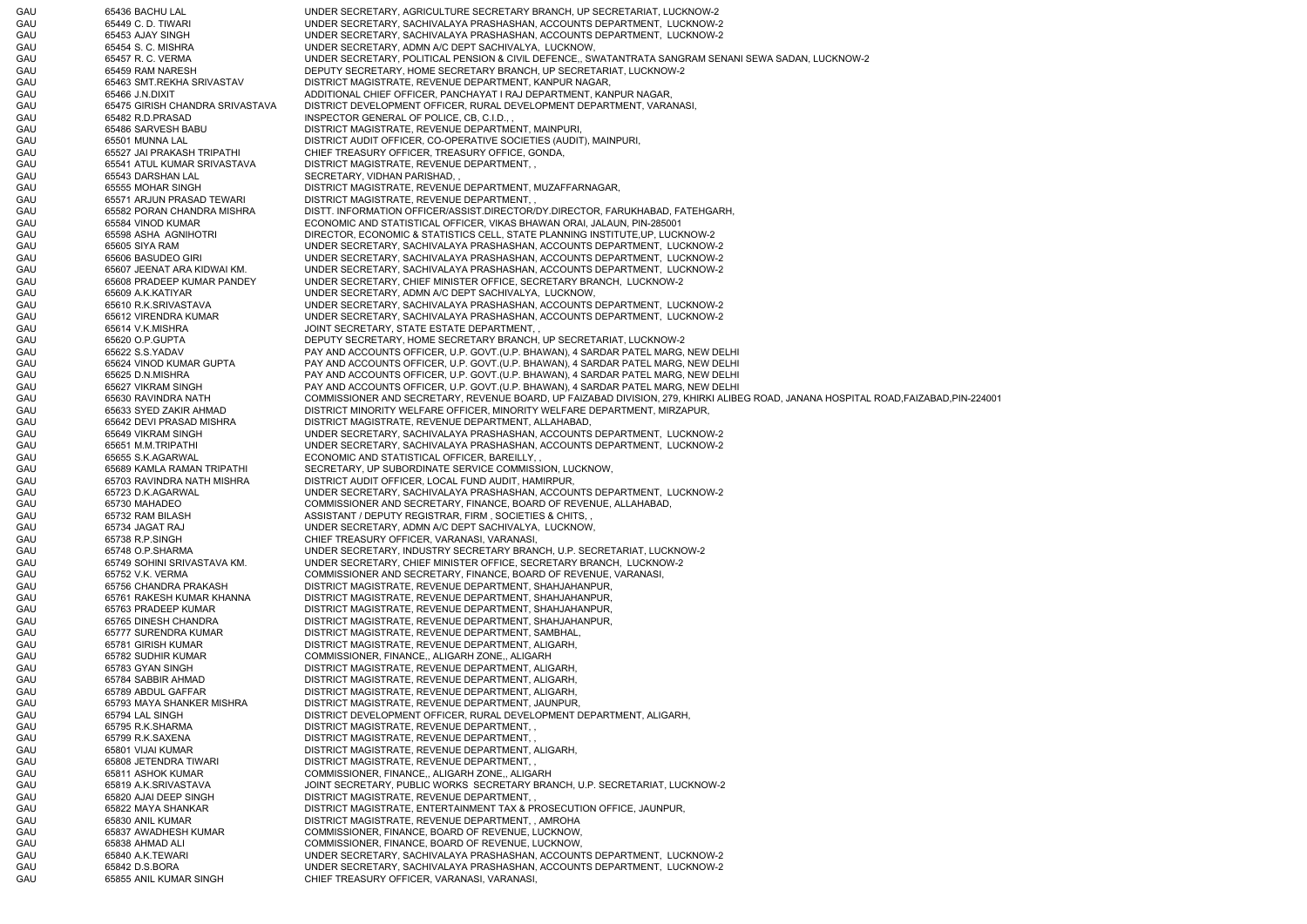| | | | |
|---|---|---|---|
| GAU | 65436 | BACHU LAL | UNDER SECRETARY, AGRICULTURE SECRETARY BRANCH, UP SECRETARIAT, LUCKNOW-2 |
| GAU | 65449 | C. D. TIWARI | UNDER SECRETARY, SACHIVALAYA PRASHASHAN, ACCOUNTS DEPARTMENT, LUCKNOW-2 |
| GAU | 65453 | AJAY SINGH | UNDER SECRETARY, SACHIVALAYA PRASHASHAN, ACCOUNTS DEPARTMENT, LUCKNOW-2 |
| GAU | 65454 | S. C. MISHRA | UNDER SECRETARY, ADMN A/C DEPT SACHIVALYA, LUCKNOW, |
| GAU | 65457 | R. C. VERMA | UNDER SECRETARY, POLITICAL PENSION & CIVIL DEFENCE,, SWATANTRATA SANGRAM SENANI SEWA SADAN, LUCKNOW-2 |
| GAU | 65459 | RAM NARESH | DEPUTY SECRETARY, HOME SECRETARY BRANCH, UP SECRETARIAT, LUCKNOW-2 |
| GAU | 65463 | SMT.REKHA SRIVASTAV | DISTRICT MAGISTRATE, REVENUE DEPARTMENT, KANPUR NAGAR, |
| GAU | 65466 | J.N.DIXIT | ADDITIONAL CHIEF OFFICER, PANCHAYAT I RAJ DEPARTMENT, KANPUR NAGAR, |
| GAU | 65475 | GIRISH CHANDRA SRIVASTAVA | DISTRICT DEVELOPMENT OFFICER, RURAL DEVELOPMENT DEPARTMENT, VARANASI, |
| GAU | 65482 | R.D.PRASAD | INSPECTOR GENERAL OF POLICE, CB, C.I.D., , |
| GAU | 65486 | SARVESH BABU | DISTRICT MAGISTRATE, REVENUE DEPARTMENT, MAINPURI, |
| GAU | 65501 | MUNNA LAL | DISTRICT AUDIT OFFICER, CO-OPERATIVE SOCIETIES (AUDIT), MAINPURI, |
| GAU | 65527 | JAI PRAKASH TRIPATHI | CHIEF TREASURY OFFICER, TREASURY OFFICE, GONDA, |
| GAU | 65541 | ATUL KUMAR SRIVASTAVA | DISTRICT MAGISTRATE, REVENUE DEPARTMENT, , |
| GAU | 65543 | DARSHAN LAL | SECRETARY, VIDHAN PARISHAD, , |
| GAU | 65555 | MOHAR SINGH | DISTRICT MAGISTRATE, REVENUE DEPARTMENT, MUZAFFARNAGAR, |
| GAU | 65571 | ARJUN PRASAD TEWARI | DISTRICT MAGISTRATE, REVENUE DEPARTMENT, , |
| GAU | 65582 | PORAN CHANDRA MISHRA | DISTT. INFORMATION OFFICER/ASSIST.DIRECTOR/DY.DIRECTOR, FARUKHABAD, FATEHGARH, |
| GAU | 65584 | VINOD KUMAR | ECONOMIC AND STATISTICAL OFFICER, VIKAS BHAWAN ORAI, JALAUN, PIN-285001 |
| GAU | 65598 | ASHA AGNIHOTRI | DIRECTOR, ECONOMIC & STATISTICS CELL, STATE PLANNING INSTITUTE,UP, LUCKNOW-2 |
| GAU | 65605 | SIYA RAM | UNDER SECRETARY, SACHIVALAYA PRASHASHAN, ACCOUNTS DEPARTMENT, LUCKNOW-2 |
| GAU | 65606 | BASUDEO GIRI | UNDER SECRETARY, SACHIVALAYA PRASHASHAN, ACCOUNTS DEPARTMENT, LUCKNOW-2 |
| GAU | 65607 | JEENAT ARA KIDWAI KM. | UNDER SECRETARY, SACHIVALAYA PRASHASHAN, ACCOUNTS DEPARTMENT, LUCKNOW-2 |
| GAU | 65608 | PRADEEP KUMAR PANDEY | UNDER SECRETARY, CHIEF MINISTER OFFICE, SECRETARY BRANCH, LUCKNOW-2 |
| GAU | 65609 | A.K.KATIYAR | UNDER SECRETARY, ADMN A/C DEPT SACHIVALYA, LUCKNOW, |
| GAU | 65610 | R.K.SRIVASTAVA | UNDER SECRETARY, SACHIVALAYA PRASHASHAN, ACCOUNTS DEPARTMENT, LUCKNOW-2 |
| GAU | 65612 | VIRENDRA KUMAR | UNDER SECRETARY, SACHIVALAYA PRASHASHAN, ACCOUNTS DEPARTMENT, LUCKNOW-2 |
| GAU | 65614 | V.K.MISHRA | JOINT SECRETARY, STATE ESTATE DEPARTMENT, , |
| GAU | 65620 | O.P.GUPTA | DEPUTY SECRETARY, HOME SECRETARY BRANCH, UP SECRETARIAT, LUCKNOW-2 |
| GAU | 65622 | S.S.YADAV | PAY AND ACCOUNTS OFFICER, U.P. GOVT.(U.P. BHAWAN), 4 SARDAR PATEL MARG, NEW DELHI |
| GAU | 65624 | VINOD KUMAR GUPTA | PAY AND ACCOUNTS OFFICER, U.P. GOVT.(U.P. BHAWAN), 4 SARDAR PATEL MARG, NEW DELHI |
| GAU | 65625 | D.N.MISHRA | PAY AND ACCOUNTS OFFICER, U.P. GOVT.(U.P. BHAWAN), 4 SARDAR PATEL MARG, NEW DELHI |
| GAU | 65627 | VIKRAM SINGH | PAY AND ACCOUNTS OFFICER, U.P. GOVT.(U.P. BHAWAN), 4 SARDAR PATEL MARG, NEW DELHI |
| GAU | 65630 | RAVINDRA NATH | COMMISSIONER AND SECRETARY, REVENUE BOARD, UP FAIZABAD DIVISION, 279, KHIRKI ALIBEG ROAD, JANANA HOSPITAL ROAD,FAIZABAD,PIN-224001 |
| GAU | 65633 | SYED ZAKIR AHMAD | DISTRICT MINORITY WELFARE OFFICER, MINORITY WELFARE DEPARTMENT, MIRZAPUR, |
| GAU | 65642 | DEVI PRASAD MISHRA | DISTRICT MAGISTRATE, REVENUE DEPARTMENT, ALLAHABAD, |
| GAU | 65649 | VIKRAM SINGH | UNDER SECRETARY, SACHIVALAYA PRASHASHAN, ACCOUNTS DEPARTMENT, LUCKNOW-2 |
| GAU | 65651 | M.M.TRIPATHI | UNDER SECRETARY, SACHIVALAYA PRASHASHAN, ACCOUNTS DEPARTMENT, LUCKNOW-2 |
| GAU | 65655 | S.K.AGARWAL | ECONOMIC AND STATISTICAL OFFICER, BAREILLY, , |
| GAU | 65689 | KAMLA RAMAN TRIPATHI | SECRETARY, UP SUBORDINATE SERVICE COMMISSION, LUCKNOW, |
| GAU | 65703 | RAVINDRA NATH MISHRA | DISTRICT AUDIT OFFICER, LOCAL FUND AUDIT, HAMIRPUR, |
| GAU | 65723 | D.K.AGARWAL | UNDER SECRETARY, SACHIVALAYA PRASHASHAN, ACCOUNTS DEPARTMENT, LUCKNOW-2 |
| GAU | 65730 | MAHADEO | COMMISSIONER AND SECRETARY, FINANCE, BOARD OF REVENUE, ALLAHABAD, |
| GAU | 65732 | RAM BILASH | ASSISTANT / DEPUTY REGISTRAR, FIRM , SOCIETIES & CHITS, , |
| GAU | 65734 | JAGAT RAJ | UNDER SECRETARY, ADMN A/C DEPT SACHIVALYA, LUCKNOW, |
| GAU | 65738 | R.P.SINGH | CHIEF TREASURY OFFICER, VARANASI, VARANASI, |
| GAU | 65748 | O.P.SHARMA | UNDER SECRETARY, INDUSTRY SECRETARY BRANCH, U.P. SECRETARIAT, LUCKNOW-2 |
| GAU | 65749 | SOHINI SRIVASTAVA KM. | UNDER SECRETARY, CHIEF MINISTER OFFICE, SECRETARY BRANCH, LUCKNOW-2 |
| GAU | 65752 | V.K. VERMA | COMMISSIONER AND SECRETARY, FINANCE, BOARD OF REVENUE, VARANASI, |
| GAU | 65756 | CHANDRA PRAKASH | DISTRICT MAGISTRATE, REVENUE DEPARTMENT, SHAHJAHANPUR, |
| GAU | 65761 | RAKESH KUMAR KHANNA | DISTRICT MAGISTRATE, REVENUE DEPARTMENT, SHAHJAHANPUR, |
| GAU | 65763 | PRADEEP KUMAR | DISTRICT MAGISTRATE, REVENUE DEPARTMENT, SHAHJAHANPUR, |
| GAU | 65765 | DINESH CHANDRA | DISTRICT MAGISTRATE, REVENUE DEPARTMENT, SHAHJAHANPUR, |
| GAU | 65777 | SURENDRA KUMAR | DISTRICT MAGISTRATE, REVENUE DEPARTMENT, SAMBHAL, |
| GAU | 65781 | GIRISH KUMAR | DISTRICT MAGISTRATE, REVENUE DEPARTMENT, ALIGARH, |
| GAU | 65782 | SUDHIR KUMAR | COMMISSIONER, FINANCE,, ALIGARH ZONE,, ALIGARH |
| GAU | 65783 | GYAN SINGH | DISTRICT MAGISTRATE, REVENUE DEPARTMENT, ALIGARH, |
| GAU | 65784 | SABBIR AHMAD | DISTRICT MAGISTRATE, REVENUE DEPARTMENT, ALIGARH, |
| GAU | 65789 | ABDUL GAFFAR | DISTRICT MAGISTRATE, REVENUE DEPARTMENT, ALIGARH, |
| GAU | 65793 | MAYA SHANKER MISHRA | DISTRICT MAGISTRATE, REVENUE DEPARTMENT, JAUNPUR, |
| GAU | 65794 | LAL SINGH | DISTRICT DEVELOPMENT OFFICER, RURAL DEVELOPMENT DEPARTMENT, ALIGARH, |
| GAU | 65795 | R.K.SHARMA | DISTRICT MAGISTRATE, REVENUE DEPARTMENT, , |
| GAU | 65799 | R.K.SAXENA | DISTRICT MAGISTRATE, REVENUE DEPARTMENT, , |
| GAU | 65801 | VIJAI KUMAR | DISTRICT MAGISTRATE, REVENUE DEPARTMENT, ALIGARH, |
| GAU | 65808 | JETENDRA TIWARI | DISTRICT MAGISTRATE, REVENUE DEPARTMENT, , |
| GAU | 65811 | ASHOK KUMAR | COMMISSIONER, FINANCE,, ALIGARH ZONE,, ALIGARH |
| GAU | 65819 | A.K.SRIVASTAVA | JOINT SECRETARY, PUBLIC WORKS SECRETARY BRANCH, U.P. SECRETARIAT, LUCKNOW-2 |
| GAU | 65820 | AJAI DEEP SINGH | DISTRICT MAGISTRATE, REVENUE DEPARTMENT, , |
| GAU | 65822 | MAYA SHANKAR | DISTRICT MAGISTRATE, ENTERTAINMENT TAX & PROSECUTION OFFICE, JAUNPUR, |
| GAU | 65830 | ANIL KUMAR | DISTRICT MAGISTRATE, REVENUE DEPARTMENT, , AMROHA |
| GAU | 65837 | AWADHESH KUMAR | COMMISSIONER, FINANCE, BOARD OF REVENUE, LUCKNOW, |
| GAU | 65838 | AHMAD ALI | COMMISSIONER, FINANCE, BOARD OF REVENUE, LUCKNOW, |
| GAU | 65840 | A.K.TEWARI | UNDER SECRETARY, SACHIVALAYA PRASHASHAN, ACCOUNTS DEPARTMENT, LUCKNOW-2 |
| GAU | 65842 | D.S.BORA | UNDER SECRETARY, SACHIVALAYA PRASHASHAN, ACCOUNTS DEPARTMENT, LUCKNOW-2 |
| GAU | 65855 | ANIL KUMAR SINGH | CHIEF TREASURY OFFICER, VARANASI, VARANASI, |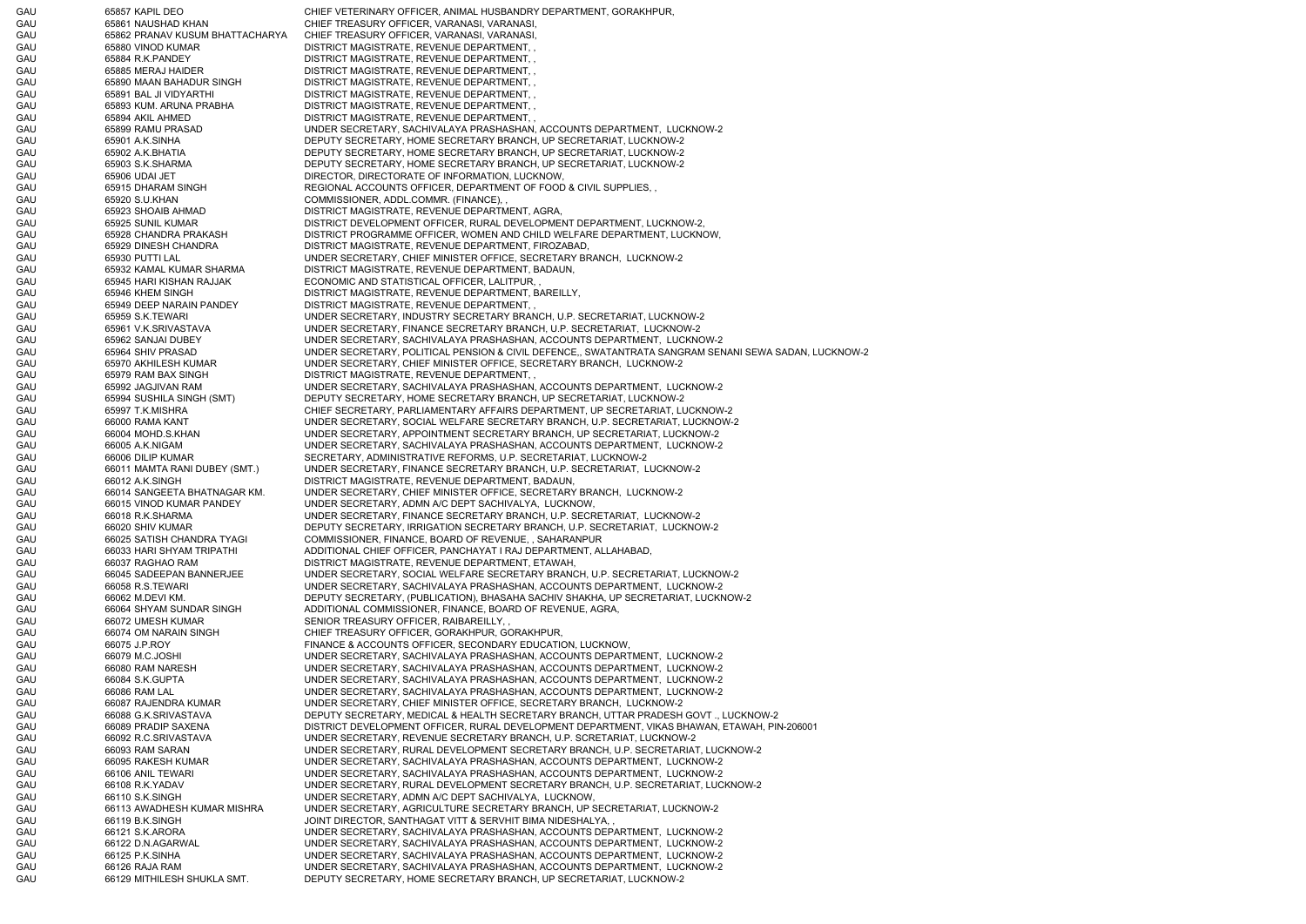| | | | |
|---|---|---|---|
| GAU | 65857 | KAPIL DEO | CHIEF VETERINARY OFFICER, ANIMAL HUSBANDRY DEPARTMENT, GORAKHPUR, |
| GAU | 65861 | NAUSHAD KHAN | CHIEF TREASURY OFFICER, VARANASI, VARANASI, |
| GAU | 65862 | PRANAV KUSUM BHATTACHARYA | CHIEF TREASURY OFFICER, VARANASI, VARANASI, |
| GAU | 65880 | VINOD KUMAR | DISTRICT MAGISTRATE, REVENUE DEPARTMENT, , |
| GAU | 65884 | R.K.PANDEY | DISTRICT MAGISTRATE, REVENUE DEPARTMENT, , |
| GAU | 65885 | MERAJ HAIDER | DISTRICT MAGISTRATE, REVENUE DEPARTMENT, , |
| GAU | 65890 | MAAN BAHADUR SINGH | DISTRICT MAGISTRATE, REVENUE DEPARTMENT, , |
| GAU | 65891 | BAL JI VIDYARTHI | DISTRICT MAGISTRATE, REVENUE DEPARTMENT, , |
| GAU | 65893 | KUM. ARUNA PRABHA | DISTRICT MAGISTRATE, REVENUE DEPARTMENT, , |
| GAU | 65894 | AKIL AHMED | DISTRICT MAGISTRATE, REVENUE DEPARTMENT, , |
| GAU | 65899 | RAMU PRASAD | UNDER SECRETARY, SACHIVALAYA PRASHASHAN, ACCOUNTS DEPARTMENT, LUCKNOW-2 |
| GAU | 65901 | A.K.SINHA | DEPUTY SECRETARY, HOME SECRETARY BRANCH, UP SECRETARIAT, LUCKNOW-2 |
| GAU | 65902 | A.K.BHATIA | DEPUTY SECRETARY, HOME SECRETARY BRANCH, UP SECRETARIAT, LUCKNOW-2 |
| GAU | 65903 | S.K.SHARMA | DEPUTY SECRETARY, HOME SECRETARY BRANCH, UP SECRETARIAT, LUCKNOW-2 |
| GAU | 65906 | UDAI JET | DIRECTOR, DIRECTORATE OF INFORMATION, LUCKNOW, |
| GAU | 65915 | DHARAM SINGH | REGIONAL ACCOUNTS OFFICER, DEPARTMENT OF FOOD & CIVIL SUPPLIES, , |
| GAU | 65920 | S.U.KHAN | COMMISSIONER, ADDL.COMMR. (FINANCE), , |
| GAU | 65923 | SHOAIB AHMAD | DISTRICT MAGISTRATE, REVENUE DEPARTMENT, AGRA, |
| GAU | 65925 | SUNIL KUMAR | DISTRICT DEVELOPMENT OFFICER, RURAL DEVELOPMENT DEPARTMENT, LUCKNOW-2, |
| GAU | 65928 | CHANDRA PRAKASH | DISTRICT PROGRAMME OFFICER, WOMEN AND CHILD WELFARE DEPARTMENT, LUCKNOW, |
| GAU | 65929 | DINESH CHANDRA | DISTRICT MAGISTRATE, REVENUE DEPARTMENT, FIROZABAD, |
| GAU | 65930 | PUTTI LAL | UNDER SECRETARY, CHIEF MINISTER OFFICE, SECRETARY BRANCH, LUCKNOW-2 |
| GAU | 65932 | KAMAL KUMAR SHARMA | DISTRICT MAGISTRATE, REVENUE DEPARTMENT, BADAUN, |
| GAU | 65945 | HARI KISHAN RAJJAK | ECONOMIC AND STATISTICAL OFFICER, LALITPUR, , |
| GAU | 65946 | KHEM SINGH | DISTRICT MAGISTRATE, REVENUE DEPARTMENT, BAREILLY, |
| GAU | 65949 | DEEP NARAIN PANDEY | DISTRICT MAGISTRATE, REVENUE DEPARTMENT, , |
| GAU | 65959 | S.K.TEWARI | UNDER SECRETARY, INDUSTRY SECRETARY BRANCH, U.P. SECRETARIAT, LUCKNOW-2 |
| GAU | 65961 | V.K.SRIVASTAVA | UNDER SECRETARY, FINANCE SECRETARY BRANCH, U.P. SECRETARIAT, LUCKNOW-2 |
| GAU | 65962 | SANJAI DUBEY | UNDER SECRETARY, SACHIVALAYA PRASHASHAN, ACCOUNTS DEPARTMENT, LUCKNOW-2 |
| GAU | 65964 | SHIV PRASAD | UNDER SECRETARY, POLITICAL PENSION & CIVIL DEFENCE,, SWATANTRATA SANGRAM SENANI SEWA SADAN, LUCKNOW-2 |
| GAU | 65970 | AKHILESH KUMAR | UNDER SECRETARY, CHIEF MINISTER OFFICE, SECRETARY BRANCH, LUCKNOW-2 |
| GAU | 65979 | RAM BAX SINGH | DISTRICT MAGISTRATE, REVENUE DEPARTMENT, , |
| GAU | 65992 | JAGJIVAN RAM | UNDER SECRETARY, SACHIVALAYA PRASHASHAN, ACCOUNTS DEPARTMENT, LUCKNOW-2 |
| GAU | 65994 | SUSHILA SINGH (SMT) | DEPUTY SECRETARY, HOME SECRETARY BRANCH, UP SECRETARIAT, LUCKNOW-2 |
| GAU | 65997 | T.K.MISHRA | CHIEF SECRETARY, PARLIAMENTARY AFFAIRS DEPARTMENT, UP SECRETARIAT, LUCKNOW-2 |
| GAU | 66000 | RAMA KANT | UNDER SECRETARY, SOCIAL WELFARE SECRETARY BRANCH, U.P. SECRETARIAT, LUCKNOW-2 |
| GAU | 66004 | MOHD.S.KHAN | UNDER SECRETARY, APPOINTMENT SECRETARY BRANCH, UP SECRETARIAT, LUCKNOW-2 |
| GAU | 66005 | A.K.NIGAM | UNDER SECRETARY, SACHIVALAYA PRASHASHAN, ACCOUNTS DEPARTMENT, LUCKNOW-2 |
| GAU | 66006 | DILIP KUMAR | SECRETARY, ADMINISTRATIVE REFORMS, U.P. SECRETARIAT, LUCKNOW-2 |
| GAU | 66011 | MAMTA RANI DUBEY (SMT.) | UNDER SECRETARY, FINANCE SECRETARY BRANCH, U.P. SECRETARIAT, LUCKNOW-2 |
| GAU | 66012 | A.K.SINGH | DISTRICT MAGISTRATE, REVENUE DEPARTMENT, BADAUN, |
| GAU | 66014 | SANGEETA BHATNAGAR KM. | UNDER SECRETARY, CHIEF MINISTER OFFICE, SECRETARY BRANCH, LUCKNOW-2 |
| GAU | 66015 | VINOD KUMAR PANDEY | UNDER SECRETARY, ADMN A/C DEPT SACHIVALYA, LUCKNOW, |
| GAU | 66018 | R.K.SHARMA | UNDER SECRETARY, FINANCE SECRETARY BRANCH, U.P. SECRETARIAT, LUCKNOW-2 |
| GAU | 66020 | SHIV KUMAR | DEPUTY SECRETARY, IRRIGATION SECRETARY BRANCH, U.P. SECRETARIAT, LUCKNOW-2 |
| GAU | 66025 | SATISH CHANDRA TYAGI | COMMISSIONER, FINANCE, BOARD OF REVENUE, , SAHARANPUR |
| GAU | 66033 | HARI SHYAM TRIPATHI | ADDITIONAL CHIEF OFFICER, PANCHAYAT I RAJ DEPARTMENT, ALLAHABAD, |
| GAU | 66037 | RAGHAO RAM | DISTRICT MAGISTRATE, REVENUE DEPARTMENT, ETAWAH, |
| GAU | 66045 | SADEEPAN BANNERJEE | UNDER SECRETARY, SOCIAL WELFARE SECRETARY BRANCH, U.P. SECRETARIAT, LUCKNOW-2 |
| GAU | 66058 | R.S.TEWARI | UNDER SECRETARY, SACHIVALAYA PRASHASHAN, ACCOUNTS DEPARTMENT, LUCKNOW-2 |
| GAU | 66062 | M.DEVI KM. | DEPUTY SECRETARY, (PUBLICATION), BHASAHA SACHIV SHAKHA, UP SECRETARIAT, LUCKNOW-2 |
| GAU | 66064 | SHYAM SUNDAR SINGH | ADDITIONAL COMMISSIONER, FINANCE, BOARD OF REVENUE, AGRA, |
| GAU | 66072 | UMESH KUMAR | SENIOR TREASURY OFFICER, RAIBAREILLY, , |
| GAU | 66074 | OM NARAIN SINGH | CHIEF TREASURY OFFICER, GORAKHPUR, GORAKHPUR, |
| GAU | 66075 | J.P.ROY | FINANCE & ACCOUNTS OFFICER, SECONDARY EDUCATION, LUCKNOW, |
| GAU | 66079 | M.C.JOSHI | UNDER SECRETARY, SACHIVALAYA PRASHASHAN, ACCOUNTS DEPARTMENT, LUCKNOW-2 |
| GAU | 66080 | RAM NARESH | UNDER SECRETARY, SACHIVALAYA PRASHASHAN, ACCOUNTS DEPARTMENT, LUCKNOW-2 |
| GAU | 66084 | S.K.GUPTA | UNDER SECRETARY, SACHIVALAYA PRASHASHAN, ACCOUNTS DEPARTMENT, LUCKNOW-2 |
| GAU | 66086 | RAM LAL | UNDER SECRETARY, SACHIVALAYA PRASHASHAN, ACCOUNTS DEPARTMENT, LUCKNOW-2 |
| GAU | 66087 | RAJENDRA KUMAR | UNDER SECRETARY, CHIEF MINISTER OFFICE, SECRETARY BRANCH, LUCKNOW-2 |
| GAU | 66088 | G.K.SRIVASTAVA | DEPUTY SECRETARY, MEDICAL & HEALTH SECRETARY BRANCH, UTTAR PRADESH GOVT ., LUCKNOW-2 |
| GAU | 66089 | PRADIP SAXENA | DISTRICT DEVELOPMENT OFFICER, RURAL DEVELOPMENT DEPARTMENT, VIKAS BHAWAN, ETAWAH, PIN-206001 |
| GAU | 66092 | R.C.SRIVASTAVA | UNDER SECRETARY, REVENUE SECRETARY BRANCH, U.P. SCRETARIAT, LUCKNOW-2 |
| GAU | 66093 | RAM SARAN | UNDER SECRETARY, RURAL DEVELOPMENT SECRETARY BRANCH, U.P. SECRETARIAT, LUCKNOW-2 |
| GAU | 66095 | RAKESH KUMAR | UNDER SECRETARY, SACHIVALAYA PRASHASHAN, ACCOUNTS DEPARTMENT, LUCKNOW-2 |
| GAU | 66106 | ANIL TEWARI | UNDER SECRETARY, SACHIVALAYA PRASHASHAN, ACCOUNTS DEPARTMENT, LUCKNOW-2 |
| GAU | 66108 | R.K.YADAV | UNDER SECRETARY, RURAL DEVELOPMENT SECRETARY BRANCH, U.P. SECRETARIAT, LUCKNOW-2 |
| GAU | 66110 | S.K.SINGH | UNDER SECRETARY, ADMN A/C DEPT SACHIVALYA, LUCKNOW, |
| GAU | 66113 | AWADHESH KUMAR MISHRA | UNDER SECRETARY, AGRICULTURE SECRETARY BRANCH, UP SECRETARIAT, LUCKNOW-2 |
| GAU | 66119 | B.K.SINGH | JOINT DIRECTOR, SANTHAGAT VITT & SERVHIT BIMA NIDESHALYA, , |
| GAU | 66121 | S.K.ARORA | UNDER SECRETARY, SACHIVALAYA PRASHASHAN, ACCOUNTS DEPARTMENT, LUCKNOW-2 |
| GAU | 66122 | D.N.AGARWAL | UNDER SECRETARY, SACHIVALAYA PRASHASHAN, ACCOUNTS DEPARTMENT, LUCKNOW-2 |
| GAU | 66125 | P.K.SINHA | UNDER SECRETARY, SACHIVALAYA PRASHASHAN, ACCOUNTS DEPARTMENT, LUCKNOW-2 |
| GAU | 66126 | RAJA RAM | UNDER SECRETARY, SACHIVALAYA PRASHASHAN, ACCOUNTS DEPARTMENT, LUCKNOW-2 |
| GAU | 66129 | MITHILESH SHUKLA SMT. | DEPUTY SECRETARY, HOME SECRETARY BRANCH, UP SECRETARIAT, LUCKNOW-2 |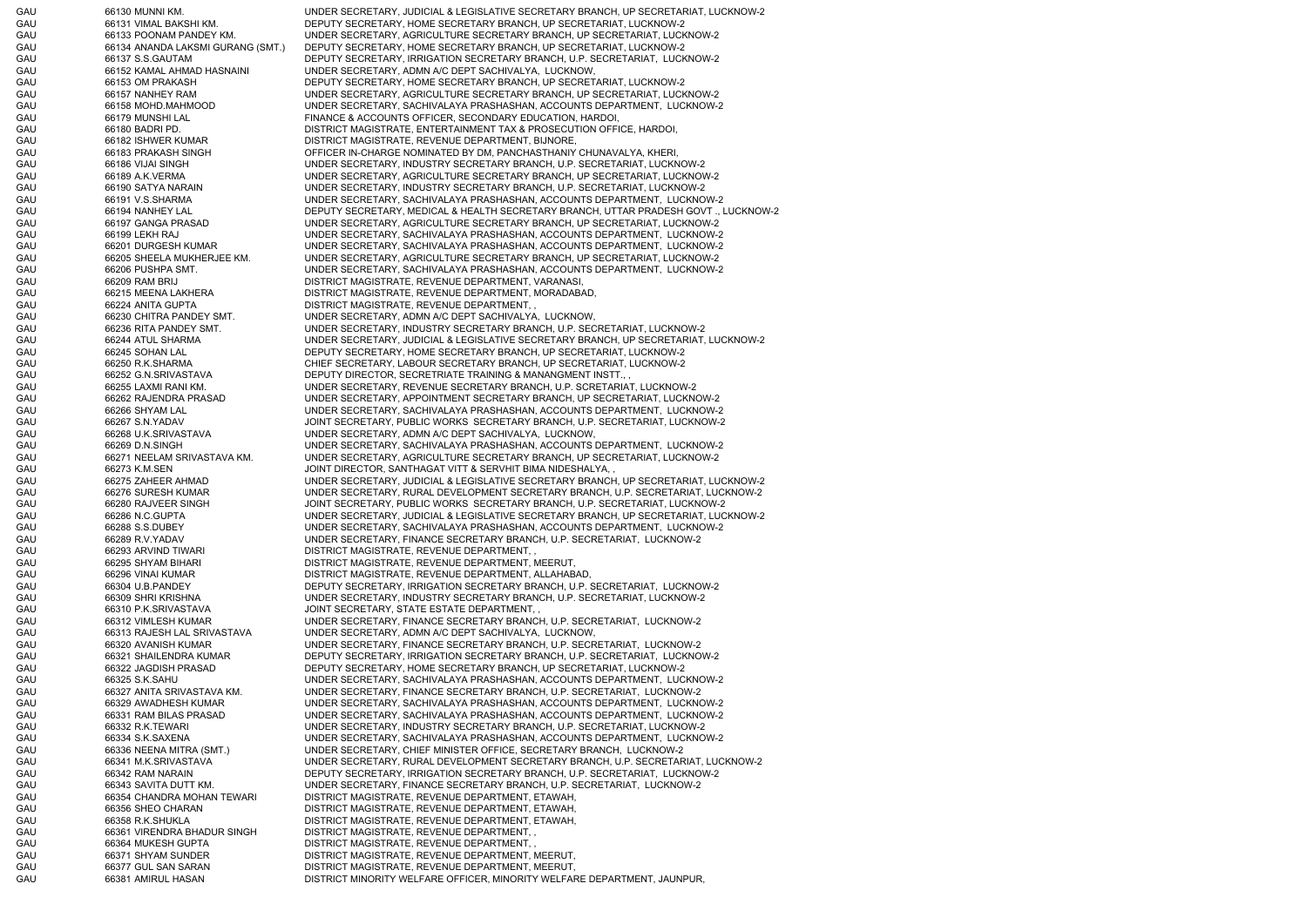| | | | |
|---|---|---|---|
| GAU | 66130 | MUNNI KM. | UNDER SECRETARY, JUDICIAL & LEGISLATIVE SECRETARY BRANCH, UP SECRETARIAT, LUCKNOW-2 |
| GAU | 66131 | VIMAL BAKSHI KM. | DEPUTY SECRETARY, HOME SECRETARY BRANCH, UP SECRETARIAT, LUCKNOW-2 |
| GAU | 66133 | POONAM PANDEY KM. | UNDER SECRETARY, AGRICULTURE SECRETARY BRANCH, UP SECRETARIAT, LUCKNOW-2 |
| GAU | 66134 | ANANDA LAKSMI GURANG (SMT.) | DEPUTY SECRETARY, HOME SECRETARY BRANCH, UP SECRETARIAT, LUCKNOW-2 |
| GAU | 66137 | S.S.GAUTAM | DEPUTY SECRETARY, IRRIGATION SECRETARY BRANCH, U.P. SECRETARIAT, LUCKNOW-2 |
| GAU | 66152 | KAMAL AHMAD HASNAINI | UNDER SECRETARY, ADMN A/C DEPT SACHIVALYA, LUCKNOW, |
| GAU | 66153 | OM PRAKASH | DEPUTY SECRETARY, HOME SECRETARY BRANCH, UP SECRETARIAT, LUCKNOW-2 |
| GAU | 66157 | NANHEY RAM | UNDER SECRETARY, AGRICULTURE SECRETARY BRANCH, UP SECRETARIAT, LUCKNOW-2 |
| GAU | 66158 | MOHD.MAHMOOD | UNDER SECRETARY, SACHIVALAYA PRASHASHAN, ACCOUNTS DEPARTMENT, LUCKNOW-2 |
| GAU | 66179 | MUNSHI LAL | FINANCE & ACCOUNTS OFFICER, SECONDARY EDUCATION, HARDOI, |
| GAU | 66180 | BADRI PD. | DISTRICT MAGISTRATE, ENTERTAINMENT TAX & PROSECUTION OFFICE, HARDOI, |
| GAU | 66182 | ISHWER KUMAR | DISTRICT MAGISTRATE, REVENUE DEPARTMENT, BIJNORE, |
| GAU | 66183 | PRAKASH SINGH | OFFICER IN-CHARGE NOMINATED BY DM, PANCHASTHANIY CHUNAVALYA, KHERI, |
| GAU | 66186 | VIJAI SINGH | UNDER SECRETARY, INDUSTRY SECRETARY BRANCH, U.P. SECRETARIAT, LUCKNOW-2 |
| GAU | 66189 | A.K.VERMA | UNDER SECRETARY, AGRICULTURE SECRETARY BRANCH, UP SECRETARIAT, LUCKNOW-2 |
| GAU | 66190 | SATYA NARAIN | UNDER SECRETARY, INDUSTRY SECRETARY BRANCH, U.P. SECRETARIAT, LUCKNOW-2 |
| GAU | 66191 | V.S.SHARMA | UNDER SECRETARY, SACHIVALAYA PRASHASHAN, ACCOUNTS DEPARTMENT, LUCKNOW-2 |
| GAU | 66194 | NANHEY LAL | DEPUTY SECRETARY, MEDICAL & HEALTH SECRETARY BRANCH, UTTAR PRADESH GOVT ., LUCKNOW-2 |
| GAU | 66197 | GANGA PRASAD | UNDER SECRETARY, AGRICULTURE SECRETARY BRANCH, UP SECRETARIAT, LUCKNOW-2 |
| GAU | 66199 | LEKH RAJ | UNDER SECRETARY, SACHIVALAYA PRASHASHAN, ACCOUNTS DEPARTMENT, LUCKNOW-2 |
| GAU | 66201 | DURGESH KUMAR | UNDER SECRETARY, SACHIVALAYA PRASHASHAN, ACCOUNTS DEPARTMENT, LUCKNOW-2 |
| GAU | 66205 | SHEELA MUKHERJEE KM. | UNDER SECRETARY, AGRICULTURE SECRETARY BRANCH, UP SECRETARIAT, LUCKNOW-2 |
| GAU | 66206 | PUSHPA SMT. | UNDER SECRETARY, SACHIVALAYA PRASHASHAN, ACCOUNTS DEPARTMENT, LUCKNOW-2 |
| GAU | 66209 | RAM BRIJ | DISTRICT MAGISTRATE, REVENUE DEPARTMENT, VARANASI, |
| GAU | 66215 | MEENA LAKHERA | DISTRICT MAGISTRATE, REVENUE DEPARTMENT, MORADABAD, |
| GAU | 66224 | ANITA GUPTA | DISTRICT MAGISTRATE, REVENUE DEPARTMENT, , |
| GAU | 66230 | CHITRA PANDEY SMT. | UNDER SECRETARY, ADMN A/C DEPT SACHIVALYA, LUCKNOW, |
| GAU | 66236 | RITA PANDEY SMT. | UNDER SECRETARY, INDUSTRY SECRETARY BRANCH, U.P. SECRETARIAT, LUCKNOW-2 |
| GAU | 66244 | ATUL SHARMA | UNDER SECRETARY, JUDICIAL & LEGISLATIVE SECRETARY BRANCH, UP SECRETARIAT, LUCKNOW-2 |
| GAU | 66245 | SOHAN LAL | DEPUTY SECRETARY, HOME SECRETARY BRANCH, UP SECRETARIAT, LUCKNOW-2 |
| GAU | 66250 | R.K.SHARMA | CHIEF SECRETARY, LABOUR SECRETARY BRANCH, UP SECRETARIAT, LUCKNOW-2 |
| GAU | 66252 | G.N.SRIVASTAVA | DEPUTY DIRECTOR, SECRETRIATE TRAINING & MANANGMENT INSTT., , |
| GAU | 66255 | LAXMI RANI KM. | UNDER SECRETARY, REVENUE SECRETARY BRANCH, U.P. SCRETARIAT, LUCKNOW-2 |
| GAU | 66262 | RAJENDRA PRASAD | UNDER SECRETARY, APPOINTMENT SECRETARY BRANCH, UP SECRETARIAT, LUCKNOW-2 |
| GAU | 66266 | SHYAM LAL | UNDER SECRETARY, SACHIVALAYA PRASHASHAN, ACCOUNTS DEPARTMENT, LUCKNOW-2 |
| GAU | 66267 | S.N.YADAV | JOINT SECRETARY, PUBLIC WORKS SECRETARY BRANCH, U.P. SECRETARIAT, LUCKNOW-2 |
| GAU | 66268 | U.K.SRIVASTAVA | UNDER SECRETARY, ADMN A/C DEPT SACHIVALYA, LUCKNOW, |
| GAU | 66269 | D.N.SINGH | UNDER SECRETARY, SACHIVALAYA PRASHASHAN, ACCOUNTS DEPARTMENT, LUCKNOW-2 |
| GAU | 66271 | NEELAM SRIVASTAVA KM. | UNDER SECRETARY, AGRICULTURE SECRETARY BRANCH, UP SECRETARIAT, LUCKNOW-2 |
| GAU | 66273 | K.M.SEN | JOINT DIRECTOR, SANTHAGAT VITT & SERVHIT BIMA NIDESHALYA, , |
| GAU | 66275 | ZAHEER AHMAD | UNDER SECRETARY, JUDICIAL & LEGISLATIVE SECRETARY BRANCH, UP SECRETARIAT, LUCKNOW-2 |
| GAU | 66276 | SURESH KUMAR | UNDER SECRETARY, RURAL DEVELOPMENT SECRETARY BRANCH, U.P. SECRETARIAT, LUCKNOW-2 |
| GAU | 66280 | RAJVEER SINGH | JOINT SECRETARY, PUBLIC WORKS SECRETARY BRANCH, U.P. SECRETARIAT, LUCKNOW-2 |
| GAU | 66286 | N.C.GUPTA | UNDER SECRETARY, JUDICIAL & LEGISLATIVE SECRETARY BRANCH, UP SECRETARIAT, LUCKNOW-2 |
| GAU | 66288 | S.S.DUBEY | UNDER SECRETARY, SACHIVALAYA PRASHASHAN, ACCOUNTS DEPARTMENT, LUCKNOW-2 |
| GAU | 66289 | R.V.YADAV | UNDER SECRETARY, FINANCE SECRETARY BRANCH, U.P. SECRETARIAT, LUCKNOW-2 |
| GAU | 66293 | ARVIND TIWARI | DISTRICT MAGISTRATE, REVENUE DEPARTMENT, , |
| GAU | 66295 | SHYAM BIHARI | DISTRICT MAGISTRATE, REVENUE DEPARTMENT, MEERUT, |
| GAU | 66296 | VINAI KUMAR | DISTRICT MAGISTRATE, REVENUE DEPARTMENT, ALLAHABAD, |
| GAU | 66304 | U.B.PANDEY | DEPUTY SECRETARY, IRRIGATION SECRETARY BRANCH, U.P. SECRETARIAT, LUCKNOW-2 |
| GAU | 66309 | SHRI KRISHNA | UNDER SECRETARY, INDUSTRY SECRETARY BRANCH, U.P. SECRETARIAT, LUCKNOW-2 |
| GAU | 66310 | P.K.SRIVASTAVA | JOINT SECRETARY, STATE ESTATE DEPARTMENT, , |
| GAU | 66312 | VIMLESH KUMAR | UNDER SECRETARY, FINANCE SECRETARY BRANCH, U.P. SECRETARIAT, LUCKNOW-2 |
| GAU | 66313 | RAJESH LAL SRIVASTAVA | UNDER SECRETARY, ADMN A/C DEPT SACHIVALYA, LUCKNOW, |
| GAU | 66320 | AVANISH KUMAR | UNDER SECRETARY, FINANCE SECRETARY BRANCH, U.P. SECRETARIAT, LUCKNOW-2 |
| GAU | 66321 | SHAILENDRA KUMAR | DEPUTY SECRETARY, IRRIGATION SECRETARY BRANCH, U.P. SECRETARIAT, LUCKNOW-2 |
| GAU | 66322 | JAGDISH PRASAD | DEPUTY SECRETARY, HOME SECRETARY BRANCH, UP SECRETARIAT, LUCKNOW-2 |
| GAU | 66325 | S.K.SAHU | UNDER SECRETARY, SACHIVALAYA PRASHASHAN, ACCOUNTS DEPARTMENT, LUCKNOW-2 |
| GAU | 66327 | ANITA SRIVASTAVA KM. | UNDER SECRETARY, FINANCE SECRETARY BRANCH, U.P. SECRETARIAT, LUCKNOW-2 |
| GAU | 66329 | AWADHESH KUMAR | UNDER SECRETARY, SACHIVALAYA PRASHASHAN, ACCOUNTS DEPARTMENT, LUCKNOW-2 |
| GAU | 66331 | RAM BILAS PRASAD | UNDER SECRETARY, SACHIVALAYA PRASHASHAN, ACCOUNTS DEPARTMENT, LUCKNOW-2 |
| GAU | 66332 | R.K.TEWARI | UNDER SECRETARY, INDUSTRY SECRETARY BRANCH, U.P. SECRETARIAT, LUCKNOW-2 |
| GAU | 66334 | S.K.SAXENA | UNDER SECRETARY, SACHIVALAYA PRASHASHAN, ACCOUNTS DEPARTMENT, LUCKNOW-2 |
| GAU | 66336 | NEENA MITRA (SMT.) | UNDER SECRETARY, CHIEF MINISTER OFFICE, SECRETARY BRANCH, LUCKNOW-2 |
| GAU | 66341 | M.K.SRIVASTAVA | UNDER SECRETARY, RURAL DEVELOPMENT SECRETARY BRANCH, U.P. SECRETARIAT, LUCKNOW-2 |
| GAU | 66342 | RAM NARAIN | DEPUTY SECRETARY, IRRIGATION SECRETARY BRANCH, U.P. SECRETARIAT, LUCKNOW-2 |
| GAU | 66343 | SAVITA DUTT KM. | UNDER SECRETARY, FINANCE SECRETARY BRANCH, U.P. SECRETARIAT, LUCKNOW-2 |
| GAU | 66354 | CHANDRA MOHAN TEWARI | DISTRICT MAGISTRATE, REVENUE DEPARTMENT, ETAWAH, |
| GAU | 66356 | SHEO CHARAN | DISTRICT MAGISTRATE, REVENUE DEPARTMENT, ETAWAH, |
| GAU | 66358 | R.K.SHUKLA | DISTRICT MAGISTRATE, REVENUE DEPARTMENT, ETAWAH, |
| GAU | 66361 | VIRENDRA BHADUR SINGH | DISTRICT MAGISTRATE, REVENUE DEPARTMENT, , |
| GAU | 66364 | MUKESH GUPTA | DISTRICT MAGISTRATE, REVENUE DEPARTMENT, , |
| GAU | 66371 | SHYAM SUNDER | DISTRICT MAGISTRATE, REVENUE DEPARTMENT, MEERUT, |
| GAU | 66377 | GUL SAN SARAN | DISTRICT MAGISTRATE, REVENUE DEPARTMENT, MEERUT, |
| GAU | 66381 | AMIRUL HASAN | DISTRICT MINORITY WELFARE OFFICER, MINORITY WELFARE DEPARTMENT, JAUNPUR, |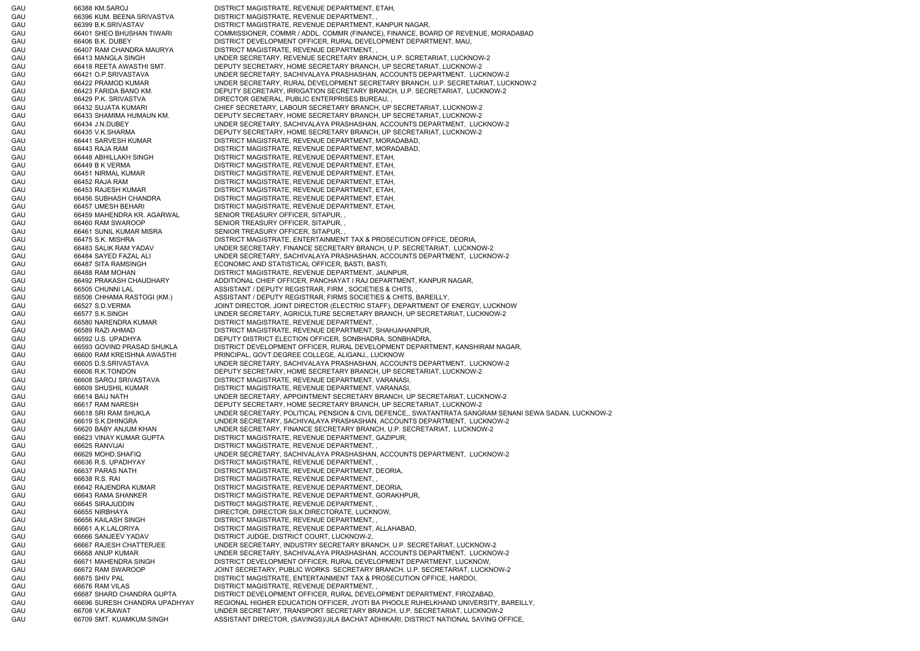| | | | |
|---|---|---|---|
| GAU | 66388 | KM.SAROJ | DISTRICT MAGISTRATE, REVENUE DEPARTMENT, ETAH, |
| GAU | 66396 | KUM. BEENA SRIVASTVA | DISTRICT MAGISTRATE, REVENUE DEPARTMENT, , |
| GAU | 66399 | B.K.SRIVASTAV | DISTRICT MAGISTRATE, REVENUE DEPARTMENT, KANPUR NAGAR, |
| GAU | 66401 | SHEO BHUSHAN TIWARI | COMMISSIONER, COMMR / ADDL. COMMR (FINANCE), FINANCE, BOARD OF REVENUE, MORADABAD |
| GAU | 66406 | B.K. DUBEY | DISTRICT DEVELOPMENT OFFICER, RURAL DEVELOPMENT DEPARTMENT, MAU, |
| GAU | 66407 | RAM CHANDRA MAURYA | DISTRICT MAGISTRATE, REVENUE DEPARTMENT, , |
| GAU | 66413 | MANGLA SINGH | UNDER SECRETARY, REVENUE SECRETARY BRANCH, U.P. SCRETARIAT, LUCKNOW-2 |
| GAU | 66418 | REETA AWASTHI SMT. | DEPUTY SECRETARY, HOME SECRETARY BRANCH, UP SECRETARIAT, LUCKNOW-2 |
| GAU | 66421 | O.P.SRIVASTAVA | UNDER SECRETARY, SACHIVALAYA PRASHASHAN, ACCOUNTS DEPARTMENT, LUCKNOW-2 |
| GAU | 66422 | PRAMOD KUMAR | UNDER SECRETARY, RURAL DEVELOPMENT SECRETARY BRANCH, U.P. SECRETARIAT, LUCKNOW-2 |
| GAU | 66423 | FARIDA BANO KM. | DEPUTY SECRETARY, IRRIGATION SECRETARY BRANCH, U.P. SECRETARIAT, LUCKNOW-2 |
| GAU | 66429 | P.K. SRIVASTVA | DIRECTOR GENERAL, PUBLIC ENTERPRISES BUREAU, , |
| GAU | 66432 | SUJATA KUMARI | CHIEF SECRETARY, LABOUR SECRETARY BRANCH, UP SECRETARIAT, LUCKNOW-2 |
| GAU | 66433 | SHAMIMA HUMAUN KM. | DEPUTY SECRETARY, HOME SECRETARY BRANCH, UP SECRETARIAT, LUCKNOW-2 |
| GAU | 66434 | J.N.DUBEY | UNDER SECRETARY, SACHIVALAYA PRASHASHAN, ACCOUNTS DEPARTMENT, LUCKNOW-2 |
| GAU | 66435 | V.K.SHARMA | DEPUTY SECRETARY, HOME SECRETARY BRANCH, UP SECRETARIAT, LUCKNOW-2 |
| GAU | 66441 | SARVESH KUMAR | DISTRICT MAGISTRATE, REVENUE DEPARTMENT, MORADABAD, |
| GAU | 66443 | RAJA RAM | DISTRICT MAGISTRATE, REVENUE DEPARTMENT, MORADABAD, |
| GAU | 66448 | ABHILLAKH SINGH | DISTRICT MAGISTRATE, REVENUE DEPARTMENT, ETAH, |
| GAU | 66449 | B K VERMA | DISTRICT MAGISTRATE, REVENUE DEPARTMENT, ETAH, |
| GAU | 66451 | NIRMAL KUMAR | DISTRICT MAGISTRATE, REVENUE DEPARTMENT, ETAH, |
| GAU | 66452 | RAJA RAM | DISTRICT MAGISTRATE, REVENUE DEPARTMENT, ETAH, |
| GAU | 66453 | RAJESH KUMAR | DISTRICT MAGISTRATE, REVENUE DEPARTMENT, ETAH, |
| GAU | 66456 | SUBHASH CHANDRA | DISTRICT MAGISTRATE, REVENUE DEPARTMENT, ETAH, |
| GAU | 66457 | UMESH BEHARI | DISTRICT MAGISTRATE, REVENUE DEPARTMENT, ETAH, |
| GAU | 66459 | MAHENDRA KR. AGARWAL | SENIOR TREASURY OFFICER, SITAPUR, , |
| GAU | 66460 | RAM SWAROOP | SENIOR TREASURY OFFICER, SITAPUR, , |
| GAU | 66461 | SUNIL KUMAR MISRA | SENIOR TREASURY OFFICER, SITAPUR, , |
| GAU | 66475 | S.K. MISHRA | DISTRICT MAGISTRATE, ENTERTAINMENT TAX & PROSECUTION OFFICE, DEORIA, |
| GAU | 66483 | SALIK RAM YADAV | UNDER SECRETARY, FINANCE SECRETARY BRANCH, U.P. SECRETARIAT, LUCKNOW-2 |
| GAU | 66484 | SAYED FAZAL ALI | UNDER SECRETARY, SACHIVALAYA PRASHASHAN, ACCOUNTS DEPARTMENT, LUCKNOW-2 |
| GAU | 66487 | SITA RAMSINGH | ECONOMIC AND STATISTICAL OFFICER, BASTI, BASTI, |
| GAU | 66488 | RAM MOHAN | DISTRICT MAGISTRATE, REVENUE DEPARTMENT, JAUNPUR, |
| GAU | 66492 | PRAKASH CHAUDHARY | ADDITIONAL CHIEF OFFICER, PANCHAYAT I RAJ DEPARTMENT, KANPUR NAGAR, |
| GAU | 66505 | CHUNNI LAL | ASSISTANT / DEPUTY REGISTRAR, FIRM , SOCIETIES & CHITS, , |
| GAU | 66506 | CHHAMA RASTOGI (KM.) | ASSISTANT / DEPUTY REGISTRAR, FIRMS SOCIETIES & CHITS, BAREILLY, |
| GAU | 66527 | S.D.VERMA | JOINT DIRECTOR, JOINT DIRECTOR (ELECTRIC STAFF), DEPARTMENT OF ENERGY, LUCKNOW |
| GAU | 66577 | S.K.SINGH | UNDER SECRETARY, AGRICULTURE SECRETARY BRANCH, UP SECRETARIAT, LUCKNOW-2 |
| GAU | 66580 | NARENDRA KUMAR | DISTRICT MAGISTRATE, REVENUE DEPARTMENT, , |
| GAU | 66589 | RAZI AHMAD | DISTRICT MAGISTRATE, REVENUE DEPARTMENT, SHAHJAHANPUR, |
| GAU | 66592 | U.S. UPADHYA | DEPUTY DISTRICT ELECTION OFFICER, SONBHADRA, SONBHADRA, |
| GAU | 66593 | GOVIND PRASAD SHUKLA | DISTRICT DEVELOPMENT OFFICER, RURAL DEVELOPMENT DEPARTMENT, KANSHIRAM NAGAR, |
| GAU | 66600 | RAM KREISHNA AWASTHI | PRINCIPAL, GOVT.DEGREE COLLEGE, ALIGANJ,, LUCKNOW |
| GAU | 66605 | D.S.SRIVASTAVA | UNDER SECRETARY, SACHIVALAYA PRASHASHAN, ACCOUNTS DEPARTMENT, LUCKNOW-2 |
| GAU | 66606 | R.K.TONDON | DEPUTY SECRETARY, HOME SECRETARY BRANCH, UP SECRETARIAT, LUCKNOW-2 |
| GAU | 66608 | SAROJ SRIVASTAVA | DISTRICT MAGISTRATE, REVENUE DEPARTMENT, VARANASI, |
| GAU | 66609 | SHUSHIL KUMAR | DISTRICT MAGISTRATE, REVENUE DEPARTMENT, VARANASI, |
| GAU | 66614 | BAIJ NATH | UNDER SECRETARY, APPOINTMENT SECRETARY BRANCH, UP SECRETARIAT, LUCKNOW-2 |
| GAU | 66617 | RAM NARESH | DEPUTY SECRETARY, HOME SECRETARY BRANCH, UP SECRETARIAT, LUCKNOW-2 |
| GAU | 66618 | SRI RAM SHUKLA | UNDER SECRETARY, POLITICAL PENSION & CIVIL DEFENCE,, SWATANTRATA SANGRAM SENANI SEWA SADAN, LUCKNOW-2 |
| GAU | 66619 | S.K.DHINGRA | UNDER SECRETARY, SACHIVALAYA PRASHASHAN, ACCOUNTS DEPARTMENT, LUCKNOW-2 |
| GAU | 66620 | BABY ANJUM KHAN | UNDER SECRETARY, FINANCE SECRETARY BRANCH, U.P. SECRETARIAT, LUCKNOW-2 |
| GAU | 66623 | VINAY KUMAR GUPTA | DISTRICT MAGISTRATE, REVENUE DEPARTMENT, GAZIPUR, |
| GAU | 66625 | RANVIJAI | DISTRICT MAGISTRATE, REVENUE DEPARTMENT, , |
| GAU | 66629 | MOHD.SHAFIQ | UNDER SECRETARY, SACHIVALAYA PRASHASHAN, ACCOUNTS DEPARTMENT, LUCKNOW-2 |
| GAU | 66636 | R.S. UPADHYAY | DISTRICT MAGISTRATE, REVENUE DEPARTMENT, , |
| GAU | 66637 | PARAS NATH | DISTRICT MAGISTRATE, REVENUE DEPARTMENT, DEORIA, |
| GAU | 66638 | R.S. RAI | DISTRICT MAGISTRATE, REVENUE DEPARTMENT, , |
| GAU | 66642 | RAJENDRA KUMAR | DISTRICT MAGISTRATE, REVENUE DEPARTMENT, DEORIA, |
| GAU | 66643 | RAMA SHANKER | DISTRICT MAGISTRATE, REVENUE DEPARTMENT, GORAKHPUR, |
| GAU | 66645 | SIRAJUDDIN | DISTRICT MAGISTRATE, REVENUE DEPARTMENT, , |
| GAU | 66655 | NIRBHAYA | DIRECTOR, DIRECTOR SILK DIRECTORATE, LUCKNOW, |
| GAU | 66656 | KAILASH SINGH | DISTRICT MAGISTRATE, REVENUE DEPARTMENT, , |
| GAU | 66661 | A.K.LALORIYA | DISTRICT MAGISTRATE, REVENUE DEPARTMENT, ALLAHABAD, |
| GAU | 66666 | SANJEEV YADAV | DISTRICT JUDGE, DISTRICT COURT, LUCKNOW-2, |
| GAU | 66667 | RAJESH CHATTERJEE | UNDER SECRETARY, INDUSTRY SECRETARY BRANCH, U.P. SECRETARIAT, LUCKNOW-2 |
| GAU | 66668 | ANUP KUMAR | UNDER SECRETARY, SACHIVALAYA PRASHASHAN, ACCOUNTS DEPARTMENT, LUCKNOW-2 |
| GAU | 66671 | MAHENDRA SINGH | DISTRICT DEVELOPMENT OFFICER, RURAL DEVELOPMENT DEPARTMENT, LUCKNOW, |
| GAU | 66672 | RAM SWAROOP | JOINT SECRETARY, PUBLIC WORKS SECRETARY BRANCH, U.P. SECRETARIAT, LUCKNOW-2 |
| GAU | 66675 | SHIV PAL | DISTRICT MAGISTRATE, ENTERTAINMENT TAX & PROSECUTION OFFICE, HARDOI, |
| GAU | 66676 | RAM VILAS | DISTRICT MAGISTRATE, REVENUE DEPARTMENT, , |
| GAU | 66687 | SHARD CHANDRA GUPTA | DISTRICT DEVELOPMENT OFFICER, RURAL DEVELOPMENT DEPARTMENT, FIROZABAD, |
| GAU | 66696 | SURESH CHANDRA UPADHYAY | REGIONAL HIGHER EDUCATION OFFICER, JYOTI BA PHOOLE RUHELKHAND UNIVERSITY, BAREILLY, |
| GAU | 66708 | V.K.RAWAT | UNDER SECRETARY, TRANSPORT SECRETARY BRANCH, U.P. SECRETARIAT, LUCKNOW-2 |
| GAU | 66709 | SMT. KUAMKUM SINGH | ASSISTANT DIRECTOR, (SAVINGS)/JILA BACHAT ADHIKARI, DISTRICT NATIONAL SAVING OFFICE, |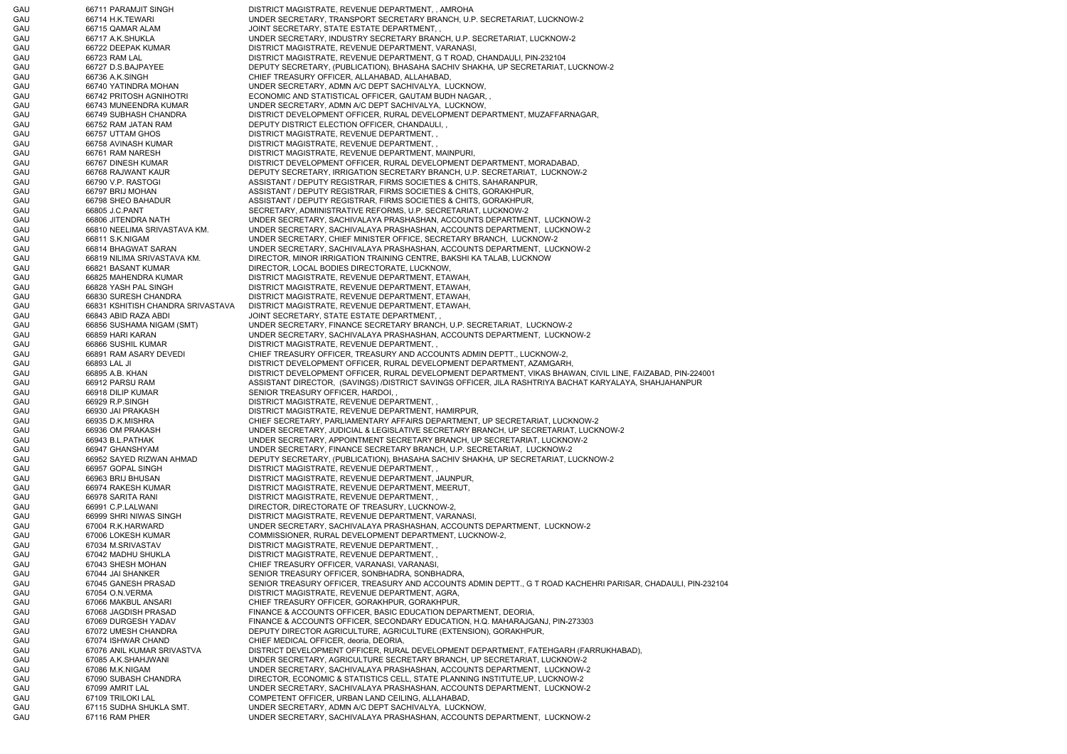| | | |
|---|---|---|
| GAU | 66711 PARAMJIT SINGH | DISTRICT MAGISTRATE, REVENUE DEPARTMENT, , AMROHA |
| GAU | 66714 H.K.TEWARI | UNDER SECRETARY, TRANSPORT SECRETARY BRANCH, U.P. SECRETARIAT, LUCKNOW-2 |
| GAU | 66715 QAMAR ALAM | JOINT SECRETARY, STATE ESTATE DEPARTMENT, , |
| GAU | 66717 A.K.SHUKLA | UNDER SECRETARY, INDUSTRY SECRETARY BRANCH, U.P. SECRETARIAT, LUCKNOW-2 |
| GAU | 66722 DEEPAK KUMAR | DISTRICT MAGISTRATE, REVENUE DEPARTMENT, VARANASI, |
| GAU | 66723 RAM LAL | DISTRICT MAGISTRATE, REVENUE DEPARTMENT, G T ROAD, CHANDAULI, PIN-232104 |
| GAU | 66727 D.S.BAJPAYEE | DEPUTY SECRETARY, (PUBLICATION), BHASAHA SACHIV SHAKHA, UP SECRETARIAT, LUCKNOW-2 |
| GAU | 66736 A.K.SINGH | CHIEF TREASURY OFFICER, ALLAHABAD, ALLAHABAD, |
| GAU | 66740 YATINDRA MOHAN | UNDER SECRETARY, ADMN A/C DEPT SACHIVALYA, LUCKNOW, |
| GAU | 66742 PRITOSH AGNIHOTRI | ECONOMIC AND STATISTICAL OFFICER, GAUTAM BUDH NAGAR, , |
| GAU | 66743 MUNEENDRA KUMAR | UNDER SECRETARY, ADMN A/C DEPT SACHIVALYA, LUCKNOW, |
| GAU | 66749 SUBHASH CHANDRA | DISTRICT DEVELOPMENT OFFICER, RURAL DEVELOPMENT DEPARTMENT, MUZAFFARNAGAR, |
| GAU | 66752 RAM JATAN RAM | DEPUTY DISTRICT ELECTION OFFICER, CHANDAULI, , |
| GAU | 66757 UTTAM GHOS | DISTRICT MAGISTRATE, REVENUE DEPARTMENT, , |
| GAU | 66758 AVINASH KUMAR | DISTRICT MAGISTRATE, REVENUE DEPARTMENT, , |
| GAU | 66761 RAM NARESH | DISTRICT MAGISTRATE, REVENUE DEPARTMENT, MAINPURI, |
| GAU | 66767 DINESH KUMAR | DISTRICT DEVELOPMENT OFFICER, RURAL DEVELOPMENT DEPARTMENT, MORADABAD, |
| GAU | 66768 RAJWANT KAUR | DEPUTY SECRETARY, IRRIGATION SECRETARY BRANCH, U.P. SECRETARIAT, LUCKNOW-2 |
| GAU | 66790 V.P. RASTOGI | ASSISTANT / DEPUTY REGISTRAR, FIRMS SOCIETIES & CHITS, SAHARANPUR, |
| GAU | 66797 BRIJ MOHAN | ASSISTANT / DEPUTY REGISTRAR, FIRMS SOCIETIES & CHITS, GORAKHPUR, |
| GAU | 66798 SHEO BAHADUR | ASSISTANT / DEPUTY REGISTRAR, FIRMS SOCIETIES & CHITS, GORAKHPUR, |
| GAU | 66805 J.C.PANT | SECRETARY, ADMINISTRATIVE REFORMS, U.P. SECRETARIAT, LUCKNOW-2 |
| GAU | 66806 JITENDRA NATH | UNDER SECRETARY, SACHIVALAYA PRASHASHAN, ACCOUNTS DEPARTMENT, LUCKNOW-2 |
| GAU | 66810 NEELIMA SRIVASTAVA KM. | UNDER SECRETARY, SACHIVALAYA PRASHASHAN, ACCOUNTS DEPARTMENT, LUCKNOW-2 |
| GAU | 66811 S.K.NIGAM | UNDER SECRETARY, CHIEF MINISTER OFFICE, SECRETARY BRANCH, LUCKNOW-2 |
| GAU | 66814 BHAGWAT SARAN | UNDER SECRETARY, SACHIVALAYA PRASHASHAN, ACCOUNTS DEPARTMENT, LUCKNOW-2 |
| GAU | 66819 NILIMA SRIVASTAVA KM. | DIRECTOR, MINOR IRRIGATION TRAINING CENTRE, BAKSHI KA TALAB, LUCKNOW |
| GAU | 66821 BASANT KUMAR | DIRECTOR, LOCAL BODIES DIRECTORATE, LUCKNOW, |
| GAU | 66825 MAHENDRA KUMAR | DISTRICT MAGISTRATE, REVENUE DEPARTMENT, ETAWAH, |
| GAU | 66828 YASH PAL SINGH | DISTRICT MAGISTRATE, REVENUE DEPARTMENT, ETAWAH, |
| GAU | 66830 SURESH CHANDRA | DISTRICT MAGISTRATE, REVENUE DEPARTMENT, ETAWAH, |
| GAU | 66831 KSHITISH CHANDRA SRIVASTAVA | DISTRICT MAGISTRATE, REVENUE DEPARTMENT, ETAWAH, |
| GAU | 66843 ABID RAZA ABDI | JOINT SECRETARY, STATE ESTATE DEPARTMENT, , |
| GAU | 66856 SUSHAMA NIGAM (SMT) | UNDER SECRETARY, FINANCE SECRETARY BRANCH, U.P. SECRETARIAT, LUCKNOW-2 |
| GAU | 66859 HARI KARAN | UNDER SECRETARY, SACHIVALAYA PRASHASHAN, ACCOUNTS DEPARTMENT, LUCKNOW-2 |
| GAU | 66866 SUSHIL KUMAR | DISTRICT MAGISTRATE, REVENUE DEPARTMENT, , |
| GAU | 66891 RAM ASARY DEVEDI | CHIEF TREASURY OFFICER, TREASURY AND ACCOUNTS ADMIN DEPTT., LUCKNOW-2, |
| GAU | 66893 LAL JI | DISTRICT DEVELOPMENT OFFICER, RURAL DEVELOPMENT DEPARTMENT, AZAMGARH, |
| GAU | 66895 A.B. KHAN | DISTRICT DEVELOPMENT OFFICER, RURAL DEVELOPMENT DEPARTMENT, VIKAS BHAWAN, CIVIL LINE, FAIZABAD, PIN-224001 |
| GAU | 66912 PARSU RAM | ASSISTANT DIRECTOR, (SAVINGS) /DISTRICT SAVINGS OFFICER, JILA RASHTRIYA BACHAT KARYALAYA, SHAHJAHANPUR |
| GAU | 66918 DILIP KUMAR | SENIOR TREASURY OFFICER, HARDOI, , |
| GAU | 66929 R.P.SINGH | DISTRICT MAGISTRATE, REVENUE DEPARTMENT, , |
| GAU | 66930 JAI PRAKASH | DISTRICT MAGISTRATE, REVENUE DEPARTMENT, HAMIRPUR, |
| GAU | 66935 D.K.MISHRA | CHIEF SECRETARY, PARLIAMENTARY AFFAIRS DEPARTMENT, UP SECRETARIAT, LUCKNOW-2 |
| GAU | 66936 OM PRAKASH | UNDER SECRETARY, JUDICIAL & LEGISLATIVE SECRETARY BRANCH, UP SECRETARIAT, LUCKNOW-2 |
| GAU | 66943 B.L.PATHAK | UNDER SECRETARY, APPOINTMENT SECRETARY BRANCH, UP SECRETARIAT, LUCKNOW-2 |
| GAU | 66947 GHANSHYAM | UNDER SECRETARY, FINANCE SECRETARY BRANCH, U.P. SECRETARIAT, LUCKNOW-2 |
| GAU | 66952 SAYED RIZWAN AHMAD | DEPUTY SECRETARY, (PUBLICATION), BHASAHA SACHIV SHAKHA, UP SECRETARIAT, LUCKNOW-2 |
| GAU | 66957 GOPAL SINGH | DISTRICT MAGISTRATE, REVENUE DEPARTMENT, , |
| GAU | 66963 BRIJ BHUSAN | DISTRICT MAGISTRATE, REVENUE DEPARTMENT, JAUNPUR, |
| GAU | 66974 RAKESH KUMAR | DISTRICT MAGISTRATE, REVENUE DEPARTMENT, MEERUT, |
| GAU | 66978 SARITA RANI | DISTRICT MAGISTRATE, REVENUE DEPARTMENT, , |
| GAU | 66991 C.P.LALWANI | DIRECTOR, DIRECTORATE OF TREASURY, LUCKNOW-2, |
| GAU | 66999 SHRI NIWAS SINGH | DISTRICT MAGISTRATE, REVENUE DEPARTMENT, VARANASI, |
| GAU | 67004 R.K.HARWARD | UNDER SECRETARY, SACHIVALAYA PRASHASHAN, ACCOUNTS DEPARTMENT, LUCKNOW-2 |
| GAU | 67006 LOKESH KUMAR | COMMISSIONER, RURAL DEVELOPMENT DEPARTMENT, LUCKNOW-2, |
| GAU | 67034 M.SRIVASTAV | DISTRICT MAGISTRATE, REVENUE DEPARTMENT, , |
| GAU | 67042 MADHU SHUKLA | DISTRICT MAGISTRATE, REVENUE DEPARTMENT, , |
| GAU | 67043 SHESH MOHAN | CHIEF TREASURY OFFICER, VARANASI, VARANASI, |
| GAU | 67044 JAI SHANKER | SENIOR TREASURY OFFICER, SONBHADRA, SONBHADRA, |
| GAU | 67045 GANESH PRASAD | SENIOR TREASURY OFFICER, TREASURY AND ACCOUNTS ADMIN DEPTT., G T ROAD KACHEHRI PARISAR, CHADAULI, PIN-232104 |
| GAU | 67054 O.N.VERMA | DISTRICT MAGISTRATE, REVENUE DEPARTMENT, AGRA, |
| GAU | 67066 MAKBUL ANSARI | CHIEF TREASURY OFFICER, GORAKHPUR, GORAKHPUR, |
| GAU | 67068 JAGDISH PRASAD | FINANCE & ACCOUNTS OFFICER, BASIC EDUCATION DEPARTMENT, DEORIA, |
| GAU | 67069 DURGESH YADAV | FINANCE & ACCOUNTS OFFICER, SECONDARY EDUCATION, H.Q. MAHARAJGANJ, PIN-273303 |
| GAU | 67072 UMESH CHANDRA | DEPUTY DIRECTOR AGRICULTURE, AGRICULTURE (EXTENSION), GORAKHPUR, |
| GAU | 67074 ISHWAR CHAND | CHIEF MEDICAL OFFICER, deoria, DEORIA, |
| GAU | 67076 ANIL KUMAR SRIVASTVA | DISTRICT DEVELOPMENT OFFICER, RURAL DEVELOPMENT DEPARTMENT, FATEHGARH (FARRUKHABAD), |
| GAU | 67085 A.K.SHAHJWANI | UNDER SECRETARY, AGRICULTURE SECRETARY BRANCH, UP SECRETARIAT, LUCKNOW-2 |
| GAU | 67086 M.K.NIGAM | UNDER SECRETARY, SACHIVALAYA PRASHASHAN, ACCOUNTS DEPARTMENT, LUCKNOW-2 |
| GAU | 67090 SUBASH CHANDRA | DIRECTOR, ECONOMIC & STATISTICS CELL, STATE PLANNING INSTITUTE,UP, LUCKNOW-2 |
| GAU | 67099 AMRIT LAL | UNDER SECRETARY, SACHIVALAYA PRASHASHAN, ACCOUNTS DEPARTMENT, LUCKNOW-2 |
| GAU | 67109 TRILOKI LAL | COMPETENT OFFICER, URBAN LAND CEILING, ALLAHABAD, |
| GAU | 67115 SUDHA SHUKLA SMT. | UNDER SECRETARY, ADMN A/C DEPT SACHIVALYA, LUCKNOW, |
| GAU | 67116 RAM PHER | UNDER SECRETARY, SACHIVALAYA PRASHASHAN, ACCOUNTS DEPARTMENT, LUCKNOW-2 |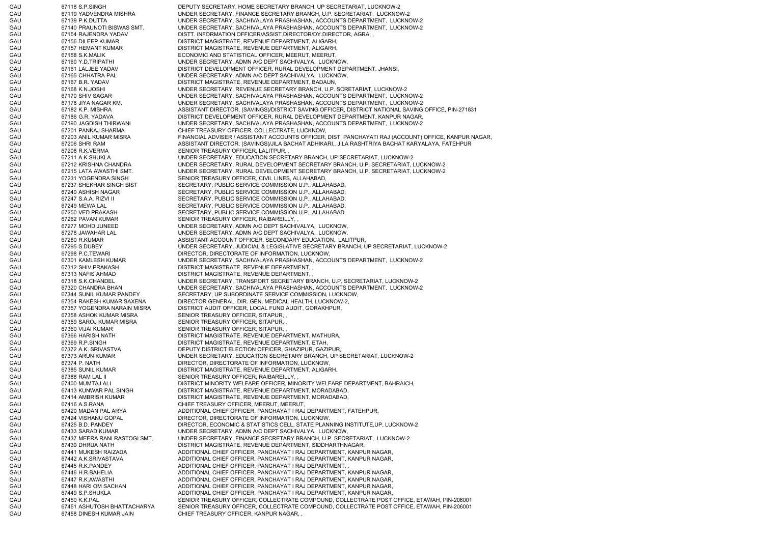| | | | |
|---|---|---|---|
| GAU | 67118 | S.P.SINGH | DEPUTY SECRETARY, HOME SECRETARY BRANCH, UP SECRETARIAT, LUCKNOW-2 |
| GAU | 67119 | YADVENDRA MISHRA | UNDER SECRETARY, FINANCE SECRETARY BRANCH, U.P. SECRETARIAT, LUCKNOW-2 |
| GAU | 67139 | P.K.DUTTA | UNDER SECRETARY, SACHIVALAYA PRASHASHAN, ACCOUNTS DEPARTMENT, LUCKNOW-2 |
| GAU | 67140 | PRAUNOTI BISWAS SMT. | UNDER SECRETARY, SACHIVALAYA PRASHASHAN, ACCOUNTS DEPARTMENT, LUCKNOW-2 |
| GAU | 67154 | RAJENDRA YADAV | DISTT. INFORMATION OFFICER/ASSIST.DIRECTOR/DY.DIRECTOR, AGRA, , |
| GAU | 67156 | DILEEP KUMAR | DISTRICT MAGISTRATE, REVENUE DEPARTMENT, ALIGARH, |
| GAU | 67157 | HEMANT KUMAR | DISTRICT MAGISTRATE, REVENUE DEPARTMENT, ALIGARH, |
| GAU | 67158 | S.K.MALIK | ECONOMIC AND STATISTICAL OFFICER, MEERUT, MEERUT, |
| GAU | 67160 | Y.D.TRIPATHI | UNDER SECRETARY, ADMN A/C DEPT SACHIVALYA, LUCKNOW, |
| GAU | 67161 | LALJEE YADAV | DISTRICT DEVELOPMENT OFFICER, RURAL DEVELOPMENT DEPARTMENT, JHANSI, |
| GAU | 67165 | CHHATRA PAL | UNDER SECRETARY, ADMN A/C DEPT SACHIVALYA, LUCKNOW, |
| GAU | 67167 | B.R. YADAV | DISTRICT MAGISTRATE, REVENUE DEPARTMENT, BADAUN, |
| GAU | 67168 | K.N.JOSHI | UNDER SECRETARY, REVENUE SECRETARY BRANCH, U.P. SCRETARIAT, LUCKNOW-2 |
| GAU | 67170 | SHIV SAGAR | UNDER SECRETARY, SACHIVALAYA PRASHASHAN, ACCOUNTS DEPARTMENT, LUCKNOW-2 |
| GAU | 67178 | JIYA NAGAR KM. | UNDER SECRETARY, SACHIVALAYA PRASHASHAN, ACCOUNTS DEPARTMENT, LUCKNOW-2 |
| GAU | 67182 | K.P. MISHRA | ASSISTANT DIRECTOR, (SAVINGS)/DISTRICT SAVING OFFICER, DISTRICT NATIONAL SAVING OFFICE, PIN-271831 |
| GAU | 67186 | G.R. YADAVA | DISTRICT DEVELOPMENT OFFICER, RURAL DEVELOPMENT DEPARTMENT, KANPUR NAGAR, |
| GAU | 67190 | JAGDISH THIRWANI | UNDER SECRETARY, SACHIVALAYA PRASHASHAN, ACCOUNTS DEPARTMENT, LUCKNOW-2 |
| GAU | 67201 | PANKAJ SHARMA | CHIEF TREASURY OFFICER, COLLECTRATE, LUCKNOW, |
| GAU | 67203 | ANIL KUMAR MISRA | FINANCIAL ADVISER / ASSISTANT ACCOUNTS OFFICER, DIST. PANCHAYATI RAJ (ACCOUNT) OFFICE, KANPUR NAGAR, |
| GAU | 67206 | SHRI RAM | ASSISTANT DIRECTOR, (SAVINGS)/JILA BACHAT ADHIKARI,, JILA RASHTRIYA BACHAT KARYALAYA, FATEHPUR |
| GAU | 67208 | R.K.VERMA | SENIOR TREASURY OFFICER, LALITPUR, , |
| GAU | 67211 | A.K.SHUKLA | UNDER SECRETARY, EDUCATION SECRETARY BRANCH, UP SECRETARIAT, LUCKNOW-2 |
| GAU | 67212 | KRISHNA CHANDRA | UNDER SECRETARY, RURAL DEVELOPMENT SECRETARY BRANCH, U.P. SECRETARIAT, LUCKNOW-2 |
| GAU | 67215 | LATA AWASTHI SMT. | UNDER SECRETARY, RURAL DEVELOPMENT SECRETARY BRANCH, U.P. SECRETARIAT, LUCKNOW-2 |
| GAU | 67231 | YOGENDRA SINGH | SENIOR TREASURY OFFICER, CIVIL LINES, ALLAHABAD, |
| GAU | 67237 | SHEKHAR SINGH BIST | SECRETARY, PUBLIC SERVICE COMMISSION U.P., ALLAHABAD, |
| GAU | 67240 | ASHISH NAGAR | SECRETARY, PUBLIC SERVICE COMMISSION U.P., ALLAHABAD, |
| GAU | 67247 | S.A.A. RIZVI II | SECRETARY, PUBLIC SERVICE COMMISSION U.P., ALLAHABAD, |
| GAU | 67249 | MEWA LAL | SECRETARY, PUBLIC SERVICE COMMISSION U.P., ALLAHABAD, |
| GAU | 67250 | VED PRAKASH | SECRETARY, PUBLIC SERVICE COMMISSION U.P., ALLAHABAD, |
| GAU | 67262 | PAVAN KUMAR | SENIOR TREASURY OFFICER, RAIBAREILLY, , |
| GAU | 67277 | MOHD.JUNEED | UNDER SECRETARY, ADMN A/C DEPT SACHIVALYA, LUCKNOW, |
| GAU | 67278 | JAWAHAR LAL | UNDER SECRETARY, ADMN A/C DEPT SACHIVALYA, LUCKNOW, |
| GAU | 67280 | R.KUMAR | ASSISTANT ACCOUNT OFFICER, SECONDARY EDUCATION, LALITPUR, |
| GAU | 67295 | S.DUBEY | UNDER SECRETARY, JUDICIAL & LEGISLATIVE SECRETARY BRANCH, UP SECRETARIAT, LUCKNOW-2 |
| GAU | 67298 | P.C.TEWARI | DIRECTOR, DIRECTORATE OF INFORMATION, LUCKNOW, |
| GAU | 67301 | KAMLESH KUMAR | UNDER SECRETARY, SACHIVALAYA PRASHASHAN, ACCOUNTS DEPARTMENT, LUCKNOW-2 |
| GAU | 67312 | SHIV PRAKASH | DISTRICT MAGISTRATE, REVENUE DEPARTMENT, , |
| GAU | 67313 | NAFIS AHMAD | DISTRICT MAGISTRATE, REVENUE DEPARTMENT, , |
| GAU | 67318 | S.K.CHANDEL | UNDER SECRETARY, TRANSPORT SECRETARY BRANCH, U.P. SECRETARIAT, LUCKNOW-2 |
| GAU | 67320 | CHANDRA BHAN | UNDER SECRETARY, SACHIVALAYA PRASHASHAN, ACCOUNTS DEPARTMENT, LUCKNOW-2 |
| GAU | 67344 | SUNIL KUMAR PANDEY | SECRETARY, UP SUBORDINATE SERVICE COMMISSION, LUCKNOW, |
| GAU | 67354 | RAKESH KUMAR SAXENA | DIRECTOR GENERAL, DIR. GEN. MEDICAL HEALTH, LUCKNOW-2, |
| GAU | 67357 | YOGENDRA NARAIN MISRA | DISTRICT AUDIT OFFICER, LOCAL FUND AUDIT, GORAKHPUR, |
| GAU | 67358 | ASHOK KUMAR MISRA | SENIOR TREASURY OFFICER, SITAPUR, , |
| GAU | 67359 | SAROJ KUMAR MISRA | SENIOR TREASURY OFFICER, SITAPUR, , |
| GAU | 67360 | VIJAI KUMAR | SENIOR TREASURY OFFICER, SITAPUR, , |
| GAU | 67366 | HARISH NATH | DISTRICT MAGISTRATE, REVENUE DEPARTMENT, MATHURA, |
| GAU | 67369 | R.P.SINGH | DISTRICT MAGISTRATE, REVENUE DEPARTMENT, ETAH, |
| GAU | 67372 | A.K. SRIVASTVA | DEPUTY DISTRICT ELECTION OFFICER, GHAZIPUR, GAZIPUR, |
| GAU | 67373 | ARUN KUMAR | UNDER SECRETARY, EDUCATION SECRETARY BRANCH, UP SECRETARIAT, LUCKNOW-2 |
| GAU | 67374 | P. NATH | DIRECTOR, DIRECTORATE OF INFORMATION, LUCKNOW, |
| GAU | 67385 | SUNIL KUMAR | DISTRICT MAGISTRATE, REVENUE DEPARTMENT, ALIGARH, |
| GAU | 67388 | RAM LAL II | SENIOR TREASURY OFFICER, RAIBAREILLY, , |
| GAU | 67400 | MUMTAJ ALI | DISTRICT MINORITY WELFARE OFFICER, MINORITY WELFARE DEPARTMENT, BAHRAICH, |
| GAU | 67413 | KUNWAR PAL SINGH | DISTRICT MAGISTRATE, REVENUE DEPARTMENT, MORADABAD, |
| GAU | 67414 | AMBRISH KUMAR | DISTRICT MAGISTRATE, REVENUE DEPARTMENT, MORADABAD, |
| GAU | 67416 | A.S.RANA | CHIEF TREASURY OFFICER, MEERUT, MEERUT, |
| GAU | 67420 | MADAN PAL ARYA | ADDITIONAL CHIEF OFFICER, PANCHAYAT I RAJ DEPARTMENT, FATEHPUR, |
| GAU | 67424 | VISHANU GOPAL | DIRECTOR, DIRECTORATE OF INFORMATION, LUCKNOW, |
| GAU | 67425 | B.D. PANDEY | DIRECTOR, ECONOMIC & STATISTICS CELL, STATE PLANNING INSTITUTE,UP, LUCKNOW-2 |
| GAU | 67433 | SARAD KUMAR | UNDER SECRETARY, ADMN A/C DEPT SACHIVALYA, LUCKNOW, |
| GAU | 67437 | MEERA RANI RASTOGI SMT. | UNDER SECRETARY, FINANCE SECRETARY BRANCH, U.P. SECRETARIAT, LUCKNOW-2 |
| GAU | 67439 | DHRUA NATH | DISTRICT MAGISTRATE, REVENUE DEPARTMENT, SIDDHARTHNAGAR, |
| GAU | 67441 | MUKESH RAIZADA | ADDITIONAL CHIEF OFFICER, PANCHAYAT I RAJ DEPARTMENT, KANPUR NAGAR, |
| GAU | 67442 | A.K.SRIVASTAVA | ADDITIONAL CHIEF OFFICER, PANCHAYAT I RAJ DEPARTMENT, KANPUR NAGAR, |
| GAU | 67445 | R.K.PANDEY | ADDITIONAL CHIEF OFFICER, PANCHAYAT I RAJ DEPARTMENT, , |
| GAU | 67446 | H.R.BAHELIA | ADDITIONAL CHIEF OFFICER, PANCHAYAT I RAJ DEPARTMENT, KANPUR NAGAR, |
| GAU | 67447 | R.K.AWASTHI | ADDITIONAL CHIEF OFFICER, PANCHAYAT I RAJ DEPARTMENT, KANPUR NAGAR, |
| GAU | 67448 | HARI OM SACHAN | ADDITIONAL CHIEF OFFICER, PANCHAYAT I RAJ DEPARTMENT, KANPUR NAGAR, |
| GAU | 67449 | S.P.SHUKLA | ADDITIONAL CHIEF OFFICER, PANCHAYAT I RAJ DEPARTMENT, KANPUR NAGAR, |
| GAU | 67450 | K.K.PAL | SENIOR TREASURY OFFICER, COLLECTRATE COMPOUND, COLLECTRATE POST OFFICE, ETAWAH, PIN-206001 |
| GAU | 67451 | ASHUTOSH BHATTACHARYA | SENIOR TREASURY OFFICER, COLLECTRATE COMPOUND, COLLECTRATE POST OFFICE, ETAWAH, PIN-206001 |
| GAU | 67458 | DINESH KUMAR JAIN | CHIEF TREASURY OFFICER, KANPUR NAGAR, , |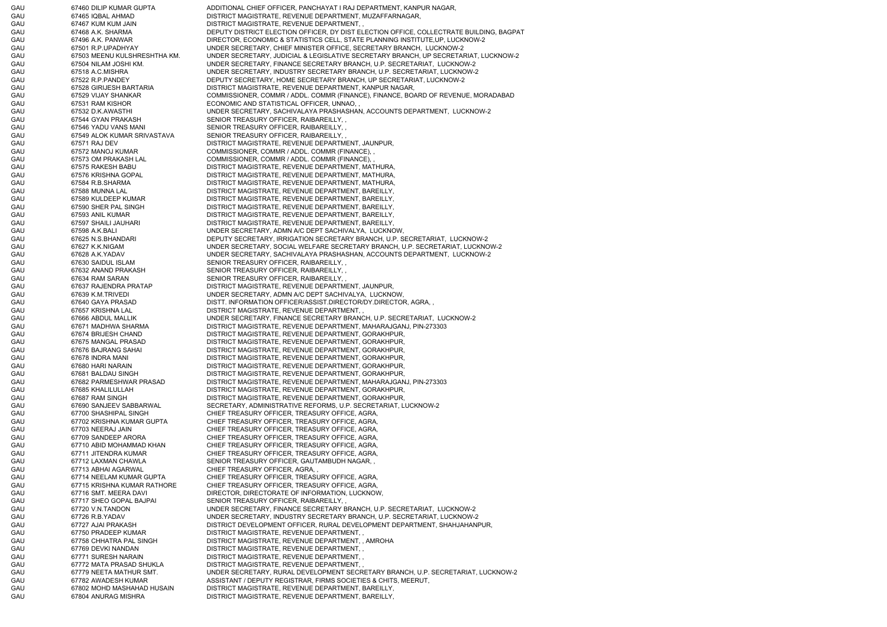| | | |
|---|---|---|
| GAU | 67460 DILIP KUMAR GUPTA | ADDITIONAL CHIEF OFFICER, PANCHAYAT I RAJ DEPARTMENT, KANPUR NAGAR, |
| GAU | 67465 IQBAL AHMAD | DISTRICT MAGISTRATE, REVENUE DEPARTMENT, MUZAFFARNAGAR, |
| GAU | 67467 KUM KUM JAIN | DISTRICT MAGISTRATE, REVENUE DEPARTMENT, , |
| GAU | 67468 A.K. SHARMA | DEPUTY DISTRICT ELECTION OFFICER, DY DIST ELECTION OFFICE, COLLECTRATE BUILDING, BAGPAT |
| GAU | 67496 A.K. PANWAR | DIRECTOR, ECONOMIC & STATISTICS CELL, STATE PLANNING INSTITUTE,UP, LUCKNOW-2 |
| GAU | 67501 R.P.UPADHYAY | UNDER SECRETARY, CHIEF MINISTER OFFICE, SECRETARY BRANCH, LUCKNOW-2 |
| GAU | 67503 MEENU KULSHRESHTHA KM. | UNDER SECRETARY, JUDICIAL & LEGISLATIVE SECRETARY BRANCH, UP SECRETARIAT, LUCKNOW-2 |
| GAU | 67504 NILAM JOSHI KM. | UNDER SECRETARY, FINANCE SECRETARY BRANCH, U.P. SECRETARIAT, LUCKNOW-2 |
| GAU | 67518 A.C.MISHRA | UNDER SECRETARY, INDUSTRY SECRETARY BRANCH, U.P. SECRETARIAT, LUCKNOW-2 |
| GAU | 67522 R.P.PANDEY | DEPUTY SECRETARY, HOME SECRETARY BRANCH, UP SECRETARIAT, LUCKNOW-2 |
| GAU | 67528 GIRIJESH BARTARIA | DISTRICT MAGISTRATE, REVENUE DEPARTMENT, KANPUR NAGAR, |
| GAU | 67529 VIJAY SHANKAR | COMMISSIONER, COMMR / ADDL. COMMR (FINANCE), FINANCE, BOARD OF REVENUE, MORADABAD |
| GAU | 67531 RAM KISHOR | ECONOMIC AND STATISTICAL OFFICER, UNNAO, , |
| GAU | 67532 D.K.AWASTHI | UNDER SECRETARY, SACHIVALAYA PRASHASHAN, ACCOUNTS DEPARTMENT, LUCKNOW-2 |
| GAU | 67544 GYAN PRAKASH | SENIOR TREASURY OFFICER, RAIBAREILLY, , |
| GAU | 67546 YADU VANS MANI | SENIOR TREASURY OFFICER, RAIBAREILLY, , |
| GAU | 67549 ALOK KUMAR SRIVASTAVA | SENIOR TREASURY OFFICER, RAIBAREILLY, , |
| GAU | 67571 RAJ DEV | DISTRICT MAGISTRATE, REVENUE DEPARTMENT, JAUNPUR, |
| GAU | 67572 MANOJ KUMAR | COMMISSIONER, COMMR / ADDL. COMMR (FINANCE), , |
| GAU | 67573 OM PRAKASH LAL | COMMISSIONER, COMMR / ADDL. COMMR (FINANCE), , |
| GAU | 67575 RAKESH BABU | DISTRICT MAGISTRATE, REVENUE DEPARTMENT, MATHURA, |
| GAU | 67576 KRISHNA GOPAL | DISTRICT MAGISTRATE, REVENUE DEPARTMENT, MATHURA, |
| GAU | 67584 R.B.SHARMA | DISTRICT MAGISTRATE, REVENUE DEPARTMENT, MATHURA, |
| GAU | 67588 MUNNA LAL | DISTRICT MAGISTRATE, REVENUE DEPARTMENT, BAREILLY, |
| GAU | 67589 KULDEEP KUMAR | DISTRICT MAGISTRATE, REVENUE DEPARTMENT, BAREILLY, |
| GAU | 67590 SHER PAL SINGH | DISTRICT MAGISTRATE, REVENUE DEPARTMENT, BAREILLY, |
| GAU | 67593 ANIL KUMAR | DISTRICT MAGISTRATE, REVENUE DEPARTMENT, BAREILLY, |
| GAU | 67597 SHAILI JAUHARI | DISTRICT MAGISTRATE, REVENUE DEPARTMENT, BAREILLY, |
| GAU | 67598 A.K.BALI | UNDER SECRETARY, ADMN A/C DEPT SACHIVALYA, LUCKNOW, |
| GAU | 67625 N.S.BHANDARI | DEPUTY SECRETARY, IRRIGATION SECRETARY BRANCH, U.P. SECRETARIAT, LUCKNOW-2 |
| GAU | 67627 K.K.NIGAM | UNDER SECRETARY, SOCIAL WELFARE SECRETARY BRANCH, U.P. SECRETARIAT, LUCKNOW-2 |
| GAU | 67628 A.K.YADAV | UNDER SECRETARY, SACHIVALAYA PRASHASHAN, ACCOUNTS DEPARTMENT, LUCKNOW-2 |
| GAU | 67630 SAIDUL ISLAM | SENIOR TREASURY OFFICER, RAIBAREILLY, , |
| GAU | 67632 ANAND PRAKASH | SENIOR TREASURY OFFICER, RAIBAREILLY, , |
| GAU | 67634 RAM SARAN | SENIOR TREASURY OFFICER, RAIBAREILLY, , |
| GAU | 67637 RAJENDRA PRATAP | DISTRICT MAGISTRATE, REVENUE DEPARTMENT, JAUNPUR, |
| GAU | 67639 K.M.TRIVEDI | UNDER SECRETARY, ADMN A/C DEPT SACHIVALYA, LUCKNOW, |
| GAU | 67640 GAYA PRASAD | DISTT. INFORMATION OFFICER/ASSIST.DIRECTOR/DY.DIRECTOR, AGRA, , |
| GAU | 67657 KRISHNA LAL | DISTRICT MAGISTRATE, REVENUE DEPARTMENT, , |
| GAU | 67666 ABDUL MALLIK | UNDER SECRETARY, FINANCE SECRETARY BRANCH, U.P. SECRETARIAT, LUCKNOW-2 |
| GAU | 67671 MADHWA SHARMA | DISTRICT MAGISTRATE, REVENUE DEPARTMENT, MAHARAJGANJ, PIN-273303 |
| GAU | 67674 BRIJESH CHAND | DISTRICT MAGISTRATE, REVENUE DEPARTMENT, GORAKHPUR, |
| GAU | 67675 MANGAL PRASAD | DISTRICT MAGISTRATE, REVENUE DEPARTMENT, GORAKHPUR, |
| GAU | 67676 BAJRANG SAHAI | DISTRICT MAGISTRATE, REVENUE DEPARTMENT, GORAKHPUR, |
| GAU | 67678 INDRA MANI | DISTRICT MAGISTRATE, REVENUE DEPARTMENT, GORAKHPUR, |
| GAU | 67680 HARI NARAIN | DISTRICT MAGISTRATE, REVENUE DEPARTMENT, GORAKHPUR, |
| GAU | 67681 BALDAU SINGH | DISTRICT MAGISTRATE, REVENUE DEPARTMENT, GORAKHPUR, |
| GAU | 67682 PARMESHWAR PRASAD | DISTRICT MAGISTRATE, REVENUE DEPARTMENT, MAHARAJGANJ, PIN-273303 |
| GAU | 67685 KHALILULLAH | DISTRICT MAGISTRATE, REVENUE DEPARTMENT, GORAKHPUR, |
| GAU | 67687 RAM SINGH | DISTRICT MAGISTRATE, REVENUE DEPARTMENT, GORAKHPUR, |
| GAU | 67690 SANJEEV SABBARWAL | SECRETARY, ADMINISTRATIVE REFORMS, U.P. SECRETARIAT, LUCKNOW-2 |
| GAU | 67700 SHASHIPAL SINGH | CHIEF TREASURY OFFICER, TREASURY OFFICE, AGRA, |
| GAU | 67702 KRISHNA KUMAR GUPTA | CHIEF TREASURY OFFICER, TREASURY OFFICE, AGRA, |
| GAU | 67703 NEERAJ JAIN | CHIEF TREASURY OFFICER, TREASURY OFFICE, AGRA, |
| GAU | 67709 SANDEEP ARORA | CHIEF TREASURY OFFICER, TREASURY OFFICE, AGRA, |
| GAU | 67710 ABID MOHAMMAD KHAN | CHIEF TREASURY OFFICER, TREASURY OFFICE, AGRA, |
| GAU | 67711 JITENDRA KUMAR | CHIEF TREASURY OFFICER, TREASURY OFFICE, AGRA, |
| GAU | 67712 LAXMAN CHAWLA | SENIOR TREASURY OFFICER, GAUTAMBUDH NAGAR, , |
| GAU | 67713 ABHAI AGARWAL | CHIEF TREASURY OFFICER, AGRA, , |
| GAU | 67714 NEELAM KUMAR GUPTA | CHIEF TREASURY OFFICER, TREASURY OFFICE, AGRA, |
| GAU | 67715 KRISHNA KUMAR RATHORE | CHIEF TREASURY OFFICER, TREASURY OFFICE, AGRA, |
| GAU | 67716 SMT. MEERA DAVI | DIRECTOR, DIRECTORATE OF INFORMATION, LUCKNOW, |
| GAU | 67717 SHEO GOPAL BAJPAI | SENIOR TREASURY OFFICER, RAIBAREILLY, , |
| GAU | 67720 V.N.TANDON | UNDER SECRETARY, FINANCE SECRETARY BRANCH, U.P. SECRETARIAT, LUCKNOW-2 |
| GAU | 67726 R.B.YADAV | UNDER SECRETARY, INDUSTRY SECRETARY BRANCH, U.P. SECRETARIAT, LUCKNOW-2 |
| GAU | 67727 AJAI PRAKASH | DISTRICT DEVELOPMENT OFFICER, RURAL DEVELOPMENT DEPARTMENT, SHAHJAHANPUR, |
| GAU | 67750 PRADEEP KUMAR | DISTRICT MAGISTRATE, REVENUE DEPARTMENT, , |
| GAU | 67758 CHHATRA PAL SINGH | DISTRICT MAGISTRATE, REVENUE DEPARTMENT, , AMROHA |
| GAU | 67769 DEVKI NANDAN | DISTRICT MAGISTRATE, REVENUE DEPARTMENT, , |
| GAU | 67771 SURESH NARAIN | DISTRICT MAGISTRATE, REVENUE DEPARTMENT, , |
| GAU | 67772 MATA PRASAD SHUKLA | DISTRICT MAGISTRATE, REVENUE DEPARTMENT, , |
| GAU | 67779 NEETA MATHUR SMT. | UNDER SECRETARY, RURAL DEVELOPMENT SECRETARY BRANCH, U.P. SECRETARIAT, LUCKNOW-2 |
| GAU | 67782 AWADESH KUMAR | ASSISTANT / DEPUTY REGISTRAR, FIRMS SOCIETIES & CHITS, MEERUT, |
| GAU | 67802 MOHD MASHAHAD HUSAIN | DISTRICT MAGISTRATE, REVENUE DEPARTMENT, BAREILLY, |
| GAU | 67804 ANURAG MISHRA | DISTRICT MAGISTRATE, REVENUE DEPARTMENT, BAREILLY, |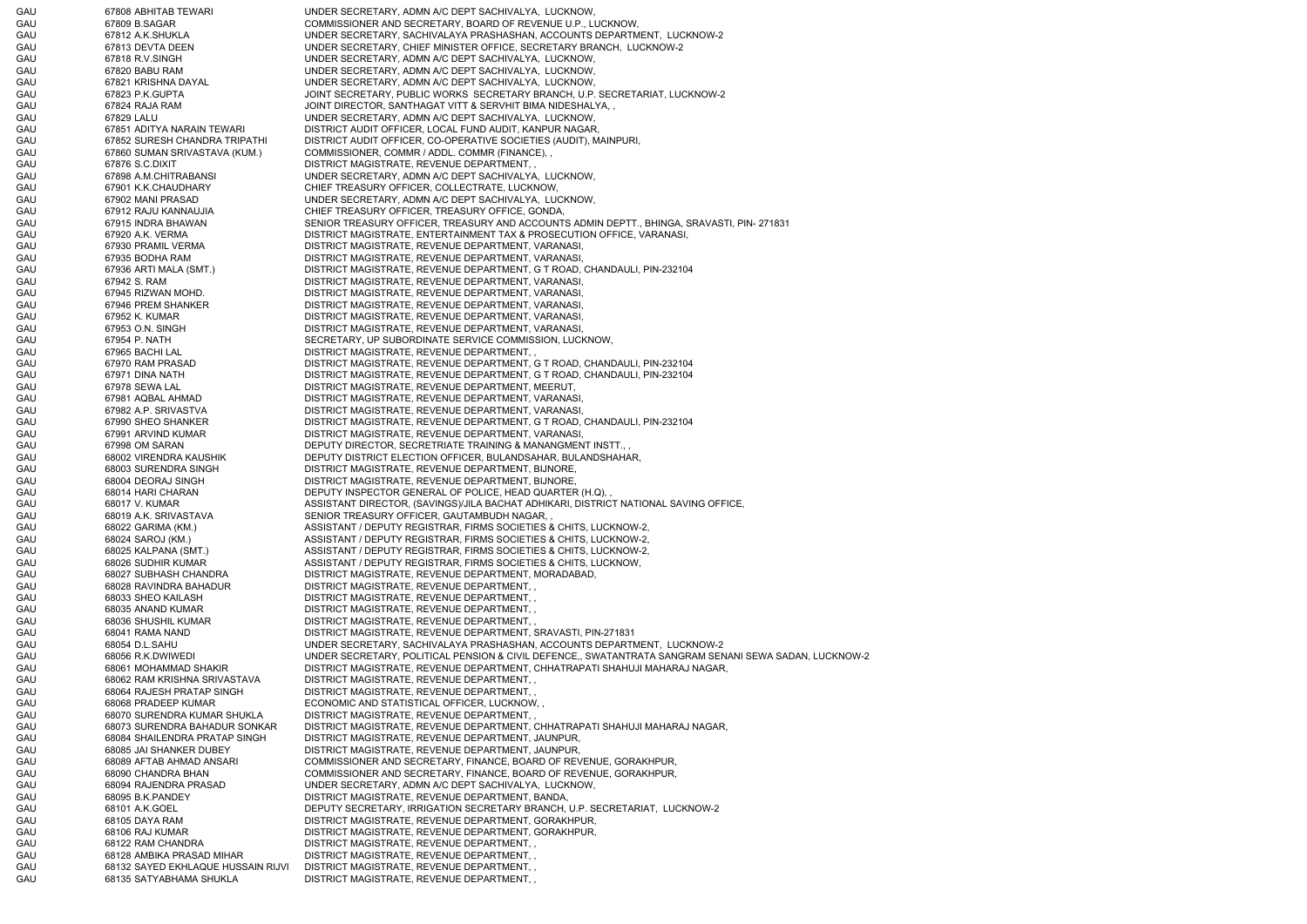| | | | |
|---|---|---|---|
| GAU | 67808 | ABHITAB TEWARI | UNDER SECRETARY, ADMN A/C DEPT SACHIVALYA, LUCKNOW, |
| GAU | 67809 | B.SAGAR | COMMISSIONER AND SECRETARY, BOARD OF REVENUE U.P., LUCKNOW, |
| GAU | 67812 | A.K.SHUKLA | UNDER SECRETARY, SACHIVALAYA PRASHASHAN, ACCOUNTS DEPARTMENT, LUCKNOW-2 |
| GAU | 67813 | DEVTA DEEN | UNDER SECRETARY, CHIEF MINISTER OFFICE, SECRETARY BRANCH, LUCKNOW-2 |
| GAU | 67818 | R.V.SINGH | UNDER SECRETARY, ADMN A/C DEPT SACHIVALYA, LUCKNOW, |
| GAU | 67820 | BABU RAM | UNDER SECRETARY, ADMN A/C DEPT SACHIVALYA, LUCKNOW, |
| GAU | 67821 | KRISHNA DAYAL | UNDER SECRETARY, ADMN A/C DEPT SACHIVALYA, LUCKNOW, |
| GAU | 67823 | P.K.GUPTA | JOINT SECRETARY, PUBLIC WORKS SECRETARY BRANCH, U.P. SECRETARIAT, LUCKNOW-2 |
| GAU | 67824 | RAJA RAM | JOINT DIRECTOR, SANTHAGAT VITT & SERVHIT BIMA NIDESHALYA, , |
| GAU | 67829 | LALU | UNDER SECRETARY, ADMN A/C DEPT SACHIVALYA, LUCKNOW, |
| GAU | 67851 | ADITYA NARAIN TEWARI | DISTRICT AUDIT OFFICER, LOCAL FUND AUDIT, KANPUR NAGAR, |
| GAU | 67852 | SURESH CHANDRA TRIPATHI | DISTRICT AUDIT OFFICER, CO-OPERATIVE SOCIETIES (AUDIT), MAINPURI, |
| GAU | 67860 | SUMAN SRIVASTAVA (KUM.) | COMMISSIONER, COMMR / ADDL. COMMR (FINANCE), , |
| GAU | 67876 | S.C.DIXIT | DISTRICT MAGISTRATE, REVENUE DEPARTMENT, , |
| GAU | 67898 | A.M.CHITRABANSI | UNDER SECRETARY, ADMN A/C DEPT SACHIVALYA, LUCKNOW, |
| GAU | 67901 | K.K.CHAUDHARY | CHIEF TREASURY OFFICER, COLLECTRATE, LUCKNOW, |
| GAU | 67902 | MANI PRASAD | UNDER SECRETARY, ADMN A/C DEPT SACHIVALYA, LUCKNOW, |
| GAU | 67912 | RAJU KANNAUJIA | CHIEF TREASURY OFFICER, TREASURY OFFICE, GONDA, |
| GAU | 67915 | INDRA BHAWAN | SENIOR TREASURY OFFICER, TREASURY AND ACCOUNTS ADMIN DEPTT., BHINGA, SRAVASTI, PIN- 271831 |
| GAU | 67920 | A.K. VERMA | DISTRICT MAGISTRATE, ENTERTAINMENT TAX & PROSECUTION OFFICE, VARANASI, |
| GAU | 67930 | PRAMIL VERMA | DISTRICT MAGISTRATE, REVENUE DEPARTMENT, VARANASI, |
| GAU | 67935 | BODHA RAM | DISTRICT MAGISTRATE, REVENUE DEPARTMENT, VARANASI, |
| GAU | 67936 | ARTI MALA (SMT.) | DISTRICT MAGISTRATE, REVENUE DEPARTMENT, G T ROAD, CHANDAULI, PIN-232104 |
| GAU | 67942 | S. RAM | DISTRICT MAGISTRATE, REVENUE DEPARTMENT, VARANASI, |
| GAU | 67945 | RIZWAN MOHD. | DISTRICT MAGISTRATE, REVENUE DEPARTMENT, VARANASI, |
| GAU | 67946 | PREM SHANKER | DISTRICT MAGISTRATE, REVENUE DEPARTMENT, VARANASI, |
| GAU | 67952 | K. KUMAR | DISTRICT MAGISTRATE, REVENUE DEPARTMENT, VARANASI, |
| GAU | 67953 | O.N. SINGH | DISTRICT MAGISTRATE, REVENUE DEPARTMENT, VARANASI, |
| GAU | 67954 | P. NATH | SECRETARY, UP SUBORDINATE SERVICE COMMISSION, LUCKNOW, |
| GAU | 67965 | BACHI LAL | DISTRICT MAGISTRATE, REVENUE DEPARTMENT, , |
| GAU | 67970 | RAM PRASAD | DISTRICT MAGISTRATE, REVENUE DEPARTMENT, G T ROAD, CHANDAULI, PIN-232104 |
| GAU | 67971 | DINA NATH | DISTRICT MAGISTRATE, REVENUE DEPARTMENT, G T ROAD, CHANDAULI, PIN-232104 |
| GAU | 67978 | SEWA LAL | DISTRICT MAGISTRATE, REVENUE DEPARTMENT, MEERUT, |
| GAU | 67981 | AQBAL AHMAD | DISTRICT MAGISTRATE, REVENUE DEPARTMENT, VARANASI, |
| GAU | 67982 | A.P. SRIVASTVA | DISTRICT MAGISTRATE, REVENUE DEPARTMENT, VARANASI, |
| GAU | 67990 | SHEO SHANKER | DISTRICT MAGISTRATE, REVENUE DEPARTMENT, G T ROAD, CHANDAULI, PIN-232104 |
| GAU | 67991 | ARVIND KUMAR | DISTRICT MAGISTRATE, REVENUE DEPARTMENT, VARANASI, |
| GAU | 67998 | OM SARAN | DEPUTY DIRECTOR, SECRETRIATE TRAINING & MANANGMENT INSTT., , |
| GAU | 68002 | VIRENDRA KAUSHIK | DEPUTY DISTRICT ELECTION OFFICER, BULANDSAHAR, BULANDSHAHAR, |
| GAU | 68003 | SURENDRA SINGH | DISTRICT MAGISTRATE, REVENUE DEPARTMENT, BIJNORE, |
| GAU | 68004 | DEORAJ SINGH | DISTRICT MAGISTRATE, REVENUE DEPARTMENT, BIJNORE, |
| GAU | 68014 | HARI CHARAN | DEPUTY INSPECTOR GENERAL OF POLICE, HEAD QUARTER (H.Q), , |
| GAU | 68017 | V. KUMAR | ASSISTANT DIRECTOR, (SAVINGS)/JILA BACHAT ADHIKARI, DISTRICT NATIONAL SAVING OFFICE, |
| GAU | 68019 | A.K. SRIVASTAVA | SENIOR TREASURY OFFICER, GAUTAMBUDH NAGAR, , |
| GAU | 68022 | GARIMA (KM.) | ASSISTANT / DEPUTY REGISTRAR, FIRMS SOCIETIES & CHITS, LUCKNOW-2, |
| GAU | 68024 | SAROJ (KM.) | ASSISTANT / DEPUTY REGISTRAR, FIRMS SOCIETIES & CHITS, LUCKNOW-2, |
| GAU | 68025 | KALPANA (SMT.) | ASSISTANT / DEPUTY REGISTRAR, FIRMS SOCIETIES & CHITS, LUCKNOW-2, |
| GAU | 68026 | SUDHIR KUMAR | ASSISTANT / DEPUTY REGISTRAR, FIRMS SOCIETIES & CHITS, LUCKNOW, |
| GAU | 68027 | SUBHASH CHANDRA | DISTRICT MAGISTRATE, REVENUE DEPARTMENT, MORADABAD, |
| GAU | 68028 | RAVINDRA BAHADUR | DISTRICT MAGISTRATE, REVENUE DEPARTMENT, , |
| GAU | 68033 | SHEO KAILASH | DISTRICT MAGISTRATE, REVENUE DEPARTMENT, , |
| GAU | 68035 | ANAND KUMAR | DISTRICT MAGISTRATE, REVENUE DEPARTMENT, , |
| GAU | 68036 | SHUSHIL KUMAR | DISTRICT MAGISTRATE, REVENUE DEPARTMENT, , |
| GAU | 68041 | RAMA NAND | DISTRICT MAGISTRATE, REVENUE DEPARTMENT, SRAVASTI, PIN-271831 |
| GAU | 68054 | D.L.SAHU | UNDER SECRETARY, SACHIVALAYA PRASHASHAN, ACCOUNTS DEPARTMENT, LUCKNOW-2 |
| GAU | 68056 | R.K.DWIWEDI | UNDER SECRETARY, POLITICAL PENSION & CIVIL DEFENCE,, SWATANTRATA SANGRAM SENANI SEWA SADAN, LUCKNOW-2 |
| GAU | 68061 | MOHAMMAD SHAKIR | DISTRICT MAGISTRATE, REVENUE DEPARTMENT, CHHATRAPATI SHAHUJI MAHARAJ NAGAR, |
| GAU | 68062 | RAM KRISHNA SRIVASTAVA | DISTRICT MAGISTRATE, REVENUE DEPARTMENT, , |
| GAU | 68064 | RAJESH PRATAP SINGH | DISTRICT MAGISTRATE, REVENUE DEPARTMENT, , |
| GAU | 68068 | PRADEEP KUMAR | ECONOMIC AND STATISTICAL OFFICER, LUCKNOW, , |
| GAU | 68070 | SURENDRA KUMAR SHUKLA | DISTRICT MAGISTRATE, REVENUE DEPARTMENT, , |
| GAU | 68073 | SURENDRA BAHADUR SONKAR | DISTRICT MAGISTRATE, REVENUE DEPARTMENT, CHHATRAPATI SHAHUJI MAHARAJ NAGAR, |
| GAU | 68084 | SHAILENDRA PRATAP SINGH | DISTRICT MAGISTRATE, REVENUE DEPARTMENT, JAUNPUR, |
| GAU | 68085 | JAI SHANKER DUBEY | DISTRICT MAGISTRATE, REVENUE DEPARTMENT, JAUNPUR, |
| GAU | 68089 | AFTAB AHMAD ANSARI | COMMISSIONER AND SECRETARY, FINANCE, BOARD OF REVENUE, GORAKHPUR, |
| GAU | 68090 | CHANDRA BHAN | COMMISSIONER AND SECRETARY, FINANCE, BOARD OF REVENUE, GORAKHPUR, |
| GAU | 68094 | RAJENDRA PRASAD | UNDER SECRETARY, ADMN A/C DEPT SACHIVALYA, LUCKNOW, |
| GAU | 68095 | B.K.PANDEY | DISTRICT MAGISTRATE, REVENUE DEPARTMENT, BANDA, |
| GAU | 68101 | A.K.GOEL | DEPUTY SECRETARY, IRRIGATION SECRETARY BRANCH, U.P. SECRETARIAT, LUCKNOW-2 |
| GAU | 68105 | DAYA RAM | DISTRICT MAGISTRATE, REVENUE DEPARTMENT, GORAKHPUR, |
| GAU | 68106 | RAJ KUMAR | DISTRICT MAGISTRATE, REVENUE DEPARTMENT, GORAKHPUR, |
| GAU | 68122 | RAM CHANDRA | DISTRICT MAGISTRATE, REVENUE DEPARTMENT, , |
| GAU | 68128 | AMBIKA PRASAD MIHAR | DISTRICT MAGISTRATE, REVENUE DEPARTMENT, , |
| GAU | 68132 | SAYED EKHLAQUE HUSSAIN RIJVI | DISTRICT MAGISTRATE, REVENUE DEPARTMENT, , |
| GAU | 68135 | SATYABHAMA SHUKLA | DISTRICT MAGISTRATE, REVENUE DEPARTMENT, , |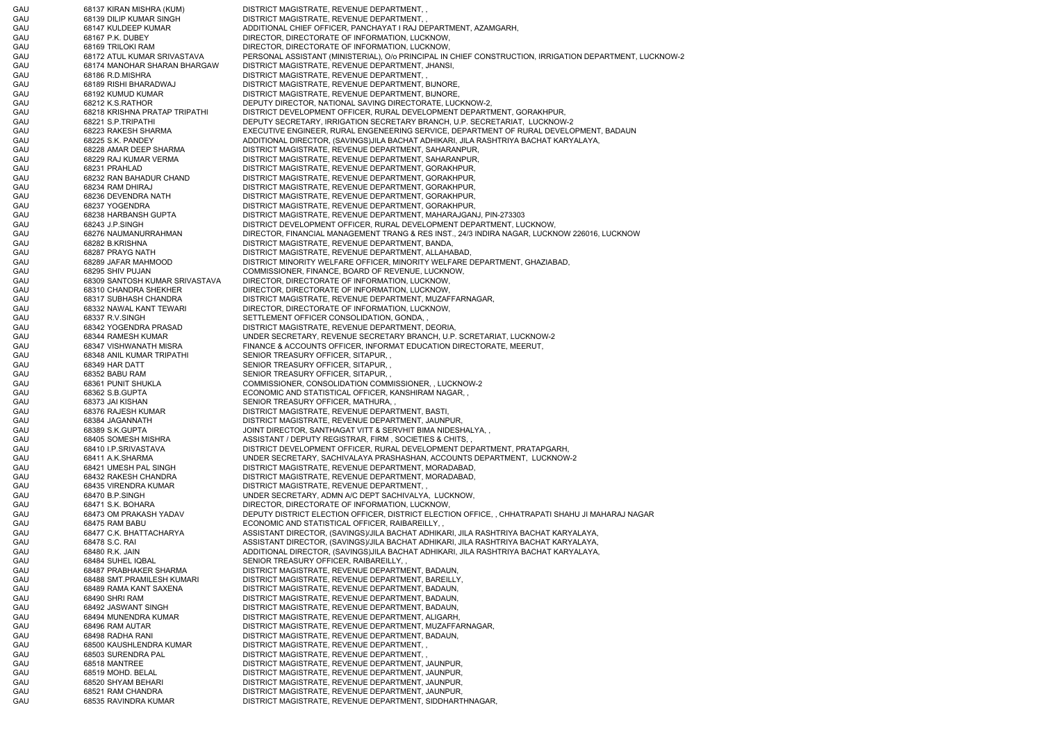| | | | |
|---|---|---|---|
| GAU | 68137 | KIRAN MISHRA (KUM) | DISTRICT MAGISTRATE, REVENUE DEPARTMENT, , |
| GAU | 68139 | DILIP KUMAR SINGH | DISTRICT MAGISTRATE, REVENUE DEPARTMENT, , |
| GAU | 68147 | KULDEEP KUMAR | ADDITIONAL CHIEF OFFICER, PANCHAYAT I RAJ DEPARTMENT, AZAMGARH, |
| GAU | 68167 | P.K. DUBEY | DIRECTOR, DIRECTORATE OF INFORMATION, LUCKNOW, |
| GAU | 68169 | TRILOKI RAM | DIRECTOR, DIRECTORATE OF INFORMATION, LUCKNOW, |
| GAU | 68172 | ATUL KUMAR SRIVASTAVA | PERSONAL ASSISTANT (MINISTERIAL), O/o PRINCIPAL IN CHIEF CONSTRUCTION, IRRIGATION DEPARTMENT, LUCKNOW-2 |
| GAU | 68174 | MANOHAR SHARAN BHARGAW | DISTRICT MAGISTRATE, REVENUE DEPARTMENT, JHANSI, |
| GAU | 68186 | R.D.MISHRA | DISTRICT MAGISTRATE, REVENUE DEPARTMENT, , |
| GAU | 68189 | RISHI BHARADWAJ | DISTRICT MAGISTRATE, REVENUE DEPARTMENT, BIJNORE, |
| GAU | 68192 | KUMUD KUMAR | DISTRICT MAGISTRATE, REVENUE DEPARTMENT, BIJNORE, |
| GAU | 68212 | K.S.RATHOR | DEPUTY DIRECTOR, NATIONAL SAVING DIRECTORATE, LUCKNOW-2, |
| GAU | 68218 | KRISHNA PRATAP TRIPATHI | DISTRICT DEVELOPMENT OFFICER, RURAL DEVELOPMENT DEPARTMENT, GORAKHPUR, |
| GAU | 68221 | S.P.TRIPATHI | DEPUTY SECRETARY, IRRIGATION SECRETARY BRANCH, U.P. SECRETARIAT, LUCKNOW-2 |
| GAU | 68223 | RAKESH SHARMA | EXECUTIVE ENGINEER, RURAL ENGENEERING SERVICE, DEPARTMENT OF RURAL DEVELOPMENT, BADAUN |
| GAU | 68225 | S.K. PANDEY | ADDITIONAL DIRECTOR, (SAVINGS)JILA BACHAT ADHIKARI, JILA RASHTRIYA BACHAT KARYALAYA, |
| GAU | 68228 | AMAR DEEP SHARMA | DISTRICT MAGISTRATE, REVENUE DEPARTMENT, SAHARANPUR, |
| GAU | 68229 | RAJ KUMAR VERMA | DISTRICT MAGISTRATE, REVENUE DEPARTMENT, SAHARANPUR, |
| GAU | 68231 | PRAHLAD | DISTRICT MAGISTRATE, REVENUE DEPARTMENT, GORAKHPUR, |
| GAU | 68232 | RAN BAHADUR CHAND | DISTRICT MAGISTRATE, REVENUE DEPARTMENT, GORAKHPUR, |
| GAU | 68234 | RAM DHIRAJ | DISTRICT MAGISTRATE, REVENUE DEPARTMENT, GORAKHPUR, |
| GAU | 68236 | DEVENDRA NATH | DISTRICT MAGISTRATE, REVENUE DEPARTMENT, GORAKHPUR, |
| GAU | 68237 | YOGENDRA | DISTRICT MAGISTRATE, REVENUE DEPARTMENT, GORAKHPUR, |
| GAU | 68238 | HARBANSH GUPTA | DISTRICT MAGISTRATE, REVENUE DEPARTMENT, MAHARAJGANJ, PIN-273303 |
| GAU | 68243 | J.P.SINGH | DISTRICT DEVELOPMENT OFFICER, RURAL DEVELOPMENT DEPARTMENT, LUCKNOW, |
| GAU | 68276 | NAUMANURRAHMAN | DIRECTOR, FINANCIAL MANAGEMENT TRANG & RES INST., 24/3 INDIRA NAGAR, LUCKNOW 226016, LUCKNOW |
| GAU | 68282 | B.KRISHNA | DISTRICT MAGISTRATE, REVENUE DEPARTMENT, BANDA, |
| GAU | 68287 | PRAYG NATH | DISTRICT MAGISTRATE, REVENUE DEPARTMENT, ALLAHABAD, |
| GAU | 68289 | JAFAR MAHMOOD | DISTRICT MINORITY WELFARE OFFICER, MINORITY WELFARE DEPARTMENT, GHAZIABAD, |
| GAU | 68295 | SHIV PUJAN | COMMISSIONER, FINANCE, BOARD OF REVENUE, LUCKNOW, |
| GAU | 68309 | SANTOSH KUMAR SRIVASTAVA | DIRECTOR, DIRECTORATE OF INFORMATION, LUCKNOW, |
| GAU | 68310 | CHANDRA SHEKHER | DIRECTOR, DIRECTORATE OF INFORMATION, LUCKNOW, |
| GAU | 68317 | SUBHASH CHANDRA | DISTRICT MAGISTRATE, REVENUE DEPARTMENT, MUZAFFARNAGAR, |
| GAU | 68332 | NAWAL KANT TEWARI | DIRECTOR, DIRECTORATE OF INFORMATION, LUCKNOW, |
| GAU | 68337 | R.V.SINGH | SETTLEMENT OFFICER CONSOLIDATION, GONDA, , |
| GAU | 68342 | YOGENDRA PRASAD | DISTRICT MAGISTRATE, REVENUE DEPARTMENT, DEORIA, |
| GAU | 68344 | RAMESH KUMAR | UNDER SECRETARY, REVENUE SECRETARY BRANCH, U.P. SCRETARIAT, LUCKNOW-2 |
| GAU | 68347 | VISHWANATH MISRA | FINANCE & ACCOUNTS OFFICER, INFORMAT EDUCATION DIRECTORATE, MEERUT, |
| GAU | 68348 | ANIL KUMAR TRIPATHI | SENIOR TREASURY OFFICER, SITAPUR, , |
| GAU | 68349 | HAR DATT | SENIOR TREASURY OFFICER, SITAPUR, , |
| GAU | 68352 | BABU RAM | SENIOR TREASURY OFFICER, SITAPUR, , |
| GAU | 68361 | PUNIT SHUKLA | COMMISSIONER, CONSOLIDATION COMMISSIONER, , LUCKNOW-2 |
| GAU | 68362 | S.B.GUPTA | ECONOMIC AND STATISTICAL OFFICER, KANSHIRAM NAGAR, , |
| GAU | 68373 | JAI KISHAN | SENIOR TREASURY OFFICER, MATHURA, , |
| GAU | 68376 | RAJESH KUMAR | DISTRICT MAGISTRATE, REVENUE DEPARTMENT, BASTI, |
| GAU | 68384 | JAGANNATH | DISTRICT MAGISTRATE, REVENUE DEPARTMENT, JAUNPUR, |
| GAU | 68389 | S.K.GUPTA | JOINT DIRECTOR, SANTHAGAT VITT & SERVHIT BIMA NIDESHALYA, , |
| GAU | 68405 | SOMESH MISHRA | ASSISTANT / DEPUTY REGISTRAR, FIRM , SOCIETIES & CHITS, , |
| GAU | 68410 | I.P.SRIVASTAVA | DISTRICT DEVELOPMENT OFFICER, RURAL DEVELOPMENT DEPARTMENT, PRATAPGARH, |
| GAU | 68411 | A.K.SHARMA | UNDER SECRETARY, SACHIVALAYA PRASHASHAN, ACCOUNTS DEPARTMENT, LUCKNOW-2 |
| GAU | 68421 | UMESH PAL SINGH | DISTRICT MAGISTRATE, REVENUE DEPARTMENT, MORADABAD, |
| GAU | 68432 | RAKESH CHANDRA | DISTRICT MAGISTRATE, REVENUE DEPARTMENT, MORADABAD, |
| GAU | 68435 | VIRENDRA KUMAR | DISTRICT MAGISTRATE, REVENUE DEPARTMENT, , |
| GAU | 68470 | B.P.SINGH | UNDER SECRETARY, ADMN A/C DEPT SACHIVALYA, LUCKNOW, |
| GAU | 68471 | S.K. BOHARA | DIRECTOR, DIRECTORATE OF INFORMATION, LUCKNOW, |
| GAU | 68473 | OM PRAKASH YADAV | DEPUTY DISTRICT ELECTION OFFICER, DISTRICT ELECTION OFFICE, , CHHATRAPATI SHAHU JI MAHARAJ NAGAR |
| GAU | 68475 | RAM BABU | ECONOMIC AND STATISTICAL OFFICER, RAIBAREILLY, , |
| GAU | 68477 | C.K. BHATTACHARYA | ASSISTANT DIRECTOR, (SAVINGS)/JILA BACHAT ADHIKARI, JILA RASHTRIYA BACHAT KARYALAYA, |
| GAU | 68478 | S.C. RAI | ASSISTANT DIRECTOR, (SAVINGS)/JILA BACHAT ADHIKARI, JILA RASHTRIYA BACHAT KARYALAYA, |
| GAU | 68480 | R.K. JAIN | ADDITIONAL DIRECTOR, (SAVINGS)JILA BACHAT ADHIKARI, JILA RASHTRIYA BACHAT KARYALAYA, |
| GAU | 68484 | SUHEL IQBAL | SENIOR TREASURY OFFICER, RAIBAREILLY, , |
| GAU | 68487 | PRABHAKER SHARMA | DISTRICT MAGISTRATE, REVENUE DEPARTMENT, BADAUN, |
| GAU | 68488 | SMT.PRAMILESH KUMARI | DISTRICT MAGISTRATE, REVENUE DEPARTMENT, BAREILLY, |
| GAU | 68489 | RAMA KANT SAXENA | DISTRICT MAGISTRATE, REVENUE DEPARTMENT, BADAUN, |
| GAU | 68490 | SHRI RAM | DISTRICT MAGISTRATE, REVENUE DEPARTMENT, BADAUN, |
| GAU | 68492 | JASWANT SINGH | DISTRICT MAGISTRATE, REVENUE DEPARTMENT, BADAUN, |
| GAU | 68494 | MUNENDRA KUMAR | DISTRICT MAGISTRATE, REVENUE DEPARTMENT, ALIGARH, |
| GAU | 68496 | RAM AUTAR | DISTRICT MAGISTRATE, REVENUE DEPARTMENT, MUZAFFARNAGAR, |
| GAU | 68498 | RADHA RANI | DISTRICT MAGISTRATE, REVENUE DEPARTMENT, BADAUN, |
| GAU | 68500 | KAUSHLENDRA KUMAR | DISTRICT MAGISTRATE, REVENUE DEPARTMENT, , |
| GAU | 68503 | SURENDRA PAL | DISTRICT MAGISTRATE, REVENUE DEPARTMENT, , |
| GAU | 68518 | MANTREE | DISTRICT MAGISTRATE, REVENUE DEPARTMENT, JAUNPUR, |
| GAU | 68519 | MOHD. BELAL | DISTRICT MAGISTRATE, REVENUE DEPARTMENT, JAUNPUR, |
| GAU | 68520 | SHYAM BEHARI | DISTRICT MAGISTRATE, REVENUE DEPARTMENT, JAUNPUR, |
| GAU | 68521 | RAM CHANDRA | DISTRICT MAGISTRATE, REVENUE DEPARTMENT, JAUNPUR, |
| GAU | 68535 | RAVINDRA KUMAR | DISTRICT MAGISTRATE, REVENUE DEPARTMENT, SIDDHARTHNAGAR, |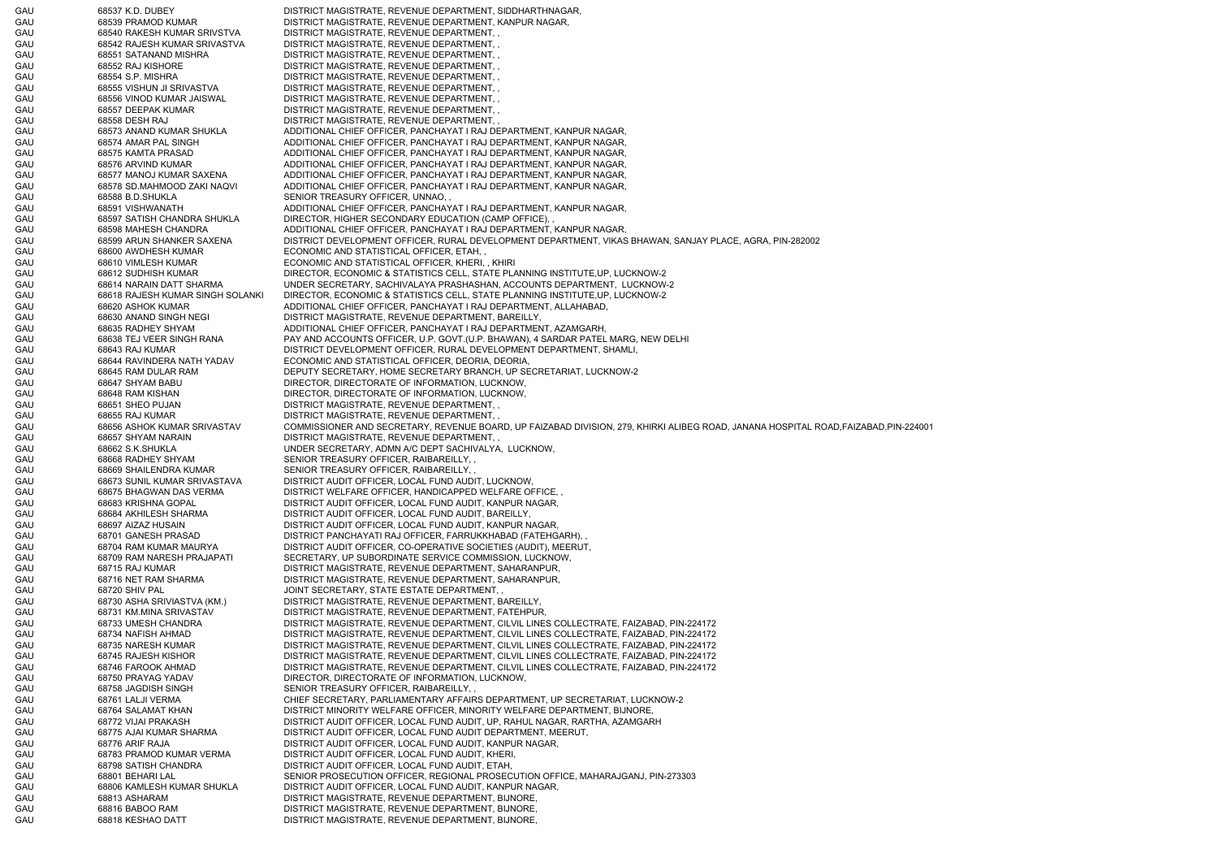| | | | |
|---|---|---|---|
| GAU | 68537 | K.D. DUBEY | DISTRICT MAGISTRATE, REVENUE DEPARTMENT, SIDDHARTHNAGAR, |
| GAU | 68539 | PRAMOD KUMAR | DISTRICT MAGISTRATE, REVENUE DEPARTMENT, KANPUR NAGAR, |
| GAU | 68540 | RAKESH KUMAR SRIVSTVA | DISTRICT MAGISTRATE, REVENUE DEPARTMENT, , |
| GAU | 68542 | RAJESH KUMAR SRIVASTVA | DISTRICT MAGISTRATE, REVENUE DEPARTMENT, , |
| GAU | 68551 | SATANAND MISHRA | DISTRICT MAGISTRATE, REVENUE DEPARTMENT, , |
| GAU | 68552 | RAJ KISHORE | DISTRICT MAGISTRATE, REVENUE DEPARTMENT, , |
| GAU | 68554 | S.P. MISHRA | DISTRICT MAGISTRATE, REVENUE DEPARTMENT, , |
| GAU | 68555 | VISHUN JI SRIVASTVA | DISTRICT MAGISTRATE, REVENUE DEPARTMENT, , |
| GAU | 68556 | VINOD KUMAR JAISWAL | DISTRICT MAGISTRATE, REVENUE DEPARTMENT, , |
| GAU | 68557 | DEEPAK KUMAR | DISTRICT MAGISTRATE, REVENUE DEPARTMENT, , |
| GAU | 68558 | DESH RAJ | DISTRICT MAGISTRATE, REVENUE DEPARTMENT, , |
| GAU | 68573 | ANAND KUMAR SHUKLA | ADDITIONAL CHIEF OFFICER, PANCHAYAT I RAJ DEPARTMENT, KANPUR NAGAR, |
| GAU | 68574 | AMAR PAL SINGH | ADDITIONAL CHIEF OFFICER, PANCHAYAT I RAJ DEPARTMENT, KANPUR NAGAR, |
| GAU | 68575 | KAMTA PRASAD | ADDITIONAL CHIEF OFFICER, PANCHAYAT I RAJ DEPARTMENT, KANPUR NAGAR, |
| GAU | 68576 | ARVIND KUMAR | ADDITIONAL CHIEF OFFICER, PANCHAYAT I RAJ DEPARTMENT, KANPUR NAGAR, |
| GAU | 68577 | MANOJ KUMAR SAXENA | ADDITIONAL CHIEF OFFICER, PANCHAYAT I RAJ DEPARTMENT, KANPUR NAGAR, |
| GAU | 68578 | SD.MAHMOOD ZAKI NAQVI | ADDITIONAL CHIEF OFFICER, PANCHAYAT I RAJ DEPARTMENT, KANPUR NAGAR, |
| GAU | 68588 | B.D.SHUKLA | SENIOR TREASURY OFFICER, UNNAO, , |
| GAU | 68591 | VISHWANATH | ADDITIONAL CHIEF OFFICER, PANCHAYAT I RAJ DEPARTMENT, KANPUR NAGAR, |
| GAU | 68597 | SATISH CHANDRA SHUKLA | DIRECTOR, HIGHER SECONDARY EDUCATION (CAMP OFFICE), , |
| GAU | 68598 | MAHESH CHANDRA | ADDITIONAL CHIEF OFFICER, PANCHAYAT I RAJ DEPARTMENT, KANPUR NAGAR, |
| GAU | 68599 | ARUN SHANKER SAXENA | DISTRICT DEVELOPMENT OFFICER, RURAL DEVELOPMENT DEPARTMENT, VIKAS BHAWAN, SANJAY PLACE, AGRA, PIN-282002 |
| GAU | 68600 | AWDHESH KUMAR | ECONOMIC AND STATISTICAL OFFICER, ETAH, , |
| GAU | 68610 | VIMLESH KUMAR | ECONOMIC AND STATISTICAL OFFICER, KHERI, , KHIRI |
| GAU | 68612 | SUDHISH KUMAR | DIRECTOR, ECONOMIC & STATISTICS CELL, STATE PLANNING INSTITUTE,UP, LUCKNOW-2 |
| GAU | 68614 | NARAIN DATT SHARMA | UNDER SECRETARY, SACHIVALAYA PRASHASHAN, ACCOUNTS DEPARTMENT, LUCKNOW-2 |
| GAU | 68618 | RAJESH KUMAR SINGH SOLANKI | DIRECTOR, ECONOMIC & STATISTICS CELL, STATE PLANNING INSTITUTE,UP, LUCKNOW-2 |
| GAU | 68620 | ASHOK KUMAR | ADDITIONAL CHIEF OFFICER, PANCHAYAT I RAJ DEPARTMENT, ALLAHABAD, |
| GAU | 68630 | ANAND SINGH NEGI | DISTRICT MAGISTRATE, REVENUE DEPARTMENT, BAREILLY, |
| GAU | 68635 | RADHEY SHYAM | ADDITIONAL CHIEF OFFICER, PANCHAYAT I RAJ DEPARTMENT, AZAMGARH, |
| GAU | 68638 | TEJ VEER SINGH RANA | PAY AND ACCOUNTS OFFICER, U.P. GOVT.(U.P. BHAWAN), 4 SARDAR PATEL MARG, NEW DELHI |
| GAU | 68643 | RAJ KUMAR | DISTRICT DEVELOPMENT OFFICER, RURAL DEVELOPMENT DEPARTMENT, SHAMLI, |
| GAU | 68644 | RAVINDERA NATH YADAV | ECONOMIC AND STATISTICAL OFFICER, DEORIA, DEORIA, |
| GAU | 68645 | RAM DULAR RAM | DEPUTY SECRETARY, HOME SECRETARY BRANCH, UP SECRETARIAT, LUCKNOW-2 |
| GAU | 68647 | SHYAM BABU | DIRECTOR, DIRECTORATE OF INFORMATION, LUCKNOW, |
| GAU | 68648 | RAM KISHAN | DIRECTOR, DIRECTORATE OF INFORMATION, LUCKNOW, |
| GAU | 68651 | SHEO PUJAN | DISTRICT MAGISTRATE, REVENUE DEPARTMENT, , |
| GAU | 68655 | RAJ KUMAR | DISTRICT MAGISTRATE, REVENUE DEPARTMENT, , |
| GAU | 68656 | ASHOK KUMAR SRIVASTAV | COMMISSIONER AND SECRETARY, REVENUE BOARD, UP FAIZABAD DIVISION, 279, KHIRKI ALIBEG ROAD, JANANA HOSPITAL ROAD,FAIZABAD,PIN-224001 |
| GAU | 68657 | SHYAM NARAIN | DISTRICT MAGISTRATE, REVENUE DEPARTMENT, , |
| GAU | 68662 | S.K.SHUKLA | UNDER SECRETARY, ADMN A/C DEPT SACHIVALYA, LUCKNOW, |
| GAU | 68668 | RADHEY SHYAM | SENIOR TREASURY OFFICER, RAIBAREILLY, , |
| GAU | 68669 | SHAILENDRA KUMAR | SENIOR TREASURY OFFICER, RAIBAREILLY, , |
| GAU | 68673 | SUNIL KUMAR SRIVASTAVA | DISTRICT AUDIT OFFICER, LOCAL FUND AUDIT, LUCKNOW, |
| GAU | 68675 | BHAGWAN DAS VERMA | DISTRICT WELFARE OFFICER, HANDICAPPED WELFARE OFFICE, , |
| GAU | 68683 | KRISHNA GOPAL | DISTRICT AUDIT OFFICER, LOCAL FUND AUDIT, KANPUR NAGAR, |
| GAU | 68684 | AKHILESH SHARMA | DISTRICT AUDIT OFFICER, LOCAL FUND AUDIT, BAREILLY, |
| GAU | 68697 | AIZAZ HUSAIN | DISTRICT AUDIT OFFICER, LOCAL FUND AUDIT, KANPUR NAGAR, |
| GAU | 68701 | GANESH PRASAD | DISTRICT PANCHAYATI RAJ OFFICER, FARRUKKHABAD (FATEHGARH), , |
| GAU | 68704 | RAM KUMAR MAURYA | DISTRICT AUDIT OFFICER, CO-OPERATIVE SOCIETIES (AUDIT), MEERUT, |
| GAU | 68709 | RAM NARESH PRAJAPATI | SECRETARY, UP SUBORDINATE SERVICE COMMISSION, LUCKNOW, |
| GAU | 68715 | RAJ KUMAR | DISTRICT MAGISTRATE, REVENUE DEPARTMENT, SAHARANPUR, |
| GAU | 68716 | NET RAM SHARMA | DISTRICT MAGISTRATE, REVENUE DEPARTMENT, SAHARANPUR, |
| GAU | 68720 | SHIV PAL | JOINT SECRETARY, STATE ESTATE DEPARTMENT, , |
| GAU | 68730 | ASHA SRIVIASTVA (KM.) | DISTRICT MAGISTRATE, REVENUE DEPARTMENT, BAREILLY, |
| GAU | 68731 | KM.MINA SRIVASTAV | DISTRICT MAGISTRATE, REVENUE DEPARTMENT, FATEHPUR, |
| GAU | 68733 | UMESH CHANDRA | DISTRICT MAGISTRATE, REVENUE DEPARTMENT, CILVIL LINES COLLECTRATE, FAIZABAD, PIN-224172 |
| GAU | 68734 | NAFISH AHMAD | DISTRICT MAGISTRATE, REVENUE DEPARTMENT, CILVIL LINES COLLECTRATE, FAIZABAD, PIN-224172 |
| GAU | 68735 | NARESH KUMAR | DISTRICT MAGISTRATE, REVENUE DEPARTMENT, CILVIL LINES COLLECTRATE, FAIZABAD, PIN-224172 |
| GAU | 68745 | RAJESH KISHOR | DISTRICT MAGISTRATE, REVENUE DEPARTMENT, CILVIL LINES COLLECTRATE, FAIZABAD, PIN-224172 |
| GAU | 68746 | FAROOK AHMAD | DISTRICT MAGISTRATE, REVENUE DEPARTMENT, CILVIL LINES COLLECTRATE, FAIZABAD, PIN-224172 |
| GAU | 68750 | PRAYAG YADAV | DIRECTOR, DIRECTORATE OF INFORMATION, LUCKNOW, |
| GAU | 68758 | JAGDISH SINGH | SENIOR TREASURY OFFICER, RAIBAREILLY, , |
| GAU | 68761 | LALJI VERMA | CHIEF SECRETARY, PARLIAMENTARY AFFAIRS DEPARTMENT, UP SECRETARIAT, LUCKNOW-2 |
| GAU | 68764 | SALAMAT KHAN | DISTRICT MINORITY WELFARE OFFICER, MINORITY WELFARE DEPARTMENT, BIJNORE, |
| GAU | 68772 | VIJAI PRAKASH | DISTRICT AUDIT OFFICER, LOCAL FUND AUDIT, UP, RAHUL NAGAR, RARTHA, AZAMGARH |
| GAU | 68775 | AJAI KUMAR SHARMA | DISTRICT AUDIT OFFICER, LOCAL FUND AUDIT DEPARTMENT, MEERUT, |
| GAU | 68776 | ARIF RAJA | DISTRICT AUDIT OFFICER, LOCAL FUND AUDIT, KANPUR NAGAR, |
| GAU | 68783 | PRAMOD KUMAR VERMA | DISTRICT AUDIT OFFICER, LOCAL FUND AUDIT, KHERI, |
| GAU | 68798 | SATISH CHANDRA | DISTRICT AUDIT OFFICER, LOCAL FUND AUDIT, ETAH, |
| GAU | 68801 | BEHARI LAL | SENIOR PROSECUTION OFFICER, REGIONAL PROSECUTION OFFICE, MAHARAJGANJ, PIN-273303 |
| GAU | 68806 | KAMLESH KUMAR SHUKLA | DISTRICT AUDIT OFFICER, LOCAL FUND AUDIT, KANPUR NAGAR, |
| GAU | 68813 | ASHARAM | DISTRICT MAGISTRATE, REVENUE DEPARTMENT, BIJNORE, |
| GAU | 68816 | BABOO RAM | DISTRICT MAGISTRATE, REVENUE DEPARTMENT, BIJNORE, |
| GAU | 68818 | KESHAO DATT | DISTRICT MAGISTRATE, REVENUE DEPARTMENT, BIJNORE, |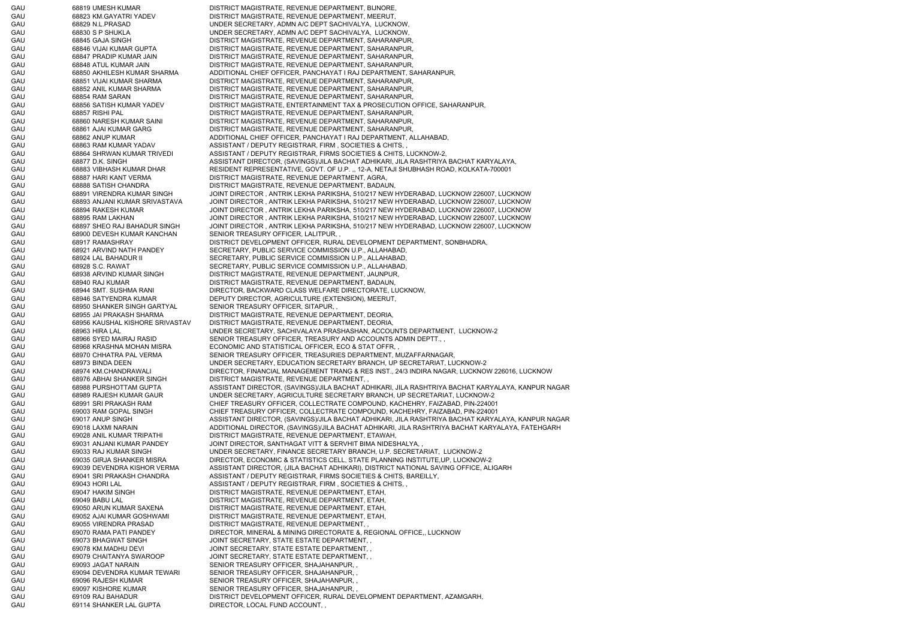| | | | |
|---|---|---|---|
| GAU | 68819 | UMESH KUMAR | DISTRICT MAGISTRATE, REVENUE DEPARTMENT, BIJNORE, |
| GAU | 68823 | KM.GAYATRI YADEV | DISTRICT MAGISTRATE, REVENUE DEPARTMENT, MEERUT, |
| GAU | 68829 | N.L.PRASAD | UNDER SECRETARY, ADMN A/C DEPT SACHIVALYA, LUCKNOW, |
| GAU | 68830 | S P SHUKLA | UNDER SECRETARY, ADMN A/C DEPT SACHIVALYA, LUCKNOW, |
| GAU | 68845 | GAJA SINGH | DISTRICT MAGISTRATE, REVENUE DEPARTMENT, SAHARANPUR, |
| GAU | 68846 | VIJAI KUMAR GUPTA | DISTRICT MAGISTRATE, REVENUE DEPARTMENT, SAHARANPUR, |
| GAU | 68847 | PRADIP KUMAR JAIN | DISTRICT MAGISTRATE, REVENUE DEPARTMENT, SAHARANPUR, |
| GAU | 68848 | ATUL KUMAR JAIN | DISTRICT MAGISTRATE, REVENUE DEPARTMENT, SAHARANPUR, |
| GAU | 68850 | AKHILESH KUMAR SHARMA | ADDITIONAL CHIEF OFFICER, PANCHAYAT I RAJ DEPARTMENT, SAHARANPUR, |
| GAU | 68851 | VIJAI KUMAR SHARMA | DISTRICT MAGISTRATE, REVENUE DEPARTMENT, SAHARANPUR, |
| GAU | 68852 | ANIL KUMAR SHARMA | DISTRICT MAGISTRATE, REVENUE DEPARTMENT, SAHARANPUR, |
| GAU | 68854 | RAM SARAN | DISTRICT MAGISTRATE, REVENUE DEPARTMENT, SAHARANPUR, |
| GAU | 68856 | SATISH KUMAR YADEV | DISTRICT MAGISTRATE, ENTERTAINMENT TAX & PROSECUTION OFFICE, SAHARANPUR, |
| GAU | 68857 | RISHI PAL | DISTRICT MAGISTRATE, REVENUE DEPARTMENT, SAHARANPUR, |
| GAU | 68860 | NARESH KUMAR SAINI | DISTRICT MAGISTRATE, REVENUE DEPARTMENT, SAHARANPUR, |
| GAU | 68861 | AJAI KUMAR GARG | DISTRICT MAGISTRATE, REVENUE DEPARTMENT, SAHARANPUR, |
| GAU | 68862 | ANUP KUMAR | ADDITIONAL CHIEF OFFICER, PANCHAYAT I RAJ DEPARTMENT, ALLAHABAD, |
| GAU | 68863 | RAM KUMAR YADAV | ASSISTANT / DEPUTY REGISTRAR, FIRM , SOCIETIES & CHITS, , |
| GAU | 68864 | SHRWAN KUMAR TRIVEDI | ASSISTANT / DEPUTY REGISTRAR, FIRMS SOCIETIES & CHITS, LUCKNOW-2, |
| GAU | 68877 | D.K. SINGH | ASSISTANT DIRECTOR, (SAVINGS)/JILA BACHAT ADHIKARI, JILA RASHTRIYA BACHAT KARYALAYA, |
| GAU | 68883 | VIBHASH KUMAR DHAR | RESIDENT REPRESENTATIVE, GOVT. OF U.P. ,, 12-A, NETAJI SHUBHASH ROAD, KOLKATA-700001 |
| GAU | 68887 | HARI KANT VERMA | DISTRICT MAGISTRATE, REVENUE DEPARTMENT, AGRA, |
| GAU | 68888 | SATISH CHANDRA | DISTRICT MAGISTRATE, REVENUE DEPARTMENT, BADAUN, |
| GAU | 68891 | VIRENDRA KUMAR SINGH | JOINT DIRECTOR , ANTRIK LEKHA PARIKSHA, 510/217 NEW HYDERABAD, LUCKNOW 226007, LUCKNOW |
| GAU | 68893 | ANJANI KUMAR SRIVASTAVA | JOINT DIRECTOR , ANTRIK LEKHA PARIKSHA, 510/217 NEW HYDERABAD, LUCKNOW 226007, LUCKNOW |
| GAU | 68894 | RAKESH KUMAR | JOINT DIRECTOR , ANTRIK LEKHA PARIKSHA, 510/217 NEW HYDERABAD, LUCKNOW 226007, LUCKNOW |
| GAU | 68895 | RAM LAKHAN | JOINT DIRECTOR , ANTRIK LEKHA PARIKSHA, 510/217 NEW HYDERABAD, LUCKNOW 226007, LUCKNOW |
| GAU | 68897 | SHEO RAJ BAHADUR SINGH | JOINT DIRECTOR , ANTRIK LEKHA PARIKSHA, 510/217 NEW HYDERABAD, LUCKNOW 226007, LUCKNOW |
| GAU | 68900 | DEVESH KUMAR KANCHAN | SENIOR TREASURY OFFICER, LALITPUR, , |
| GAU | 68917 | RAMASHRAY | DISTRICT DEVELOPMENT OFFICER, RURAL DEVELOPMENT DEPARTMENT, SONBHADRA, |
| GAU | 68921 | ARVIND NATH PANDEY | SECRETARY, PUBLIC SERVICE COMMISSION U.P., ALLAHABAD, |
| GAU | 68924 | LAL BAHADUR II | SECRETARY, PUBLIC SERVICE COMMISSION U.P., ALLAHABAD, |
| GAU | 68928 | S.C. RAWAT | SECRETARY, PUBLIC SERVICE COMMISSION U.P., ALLAHABAD, |
| GAU | 68938 | ARVIND KUMAR SINGH | DISTRICT MAGISTRATE, REVENUE DEPARTMENT, JAUNPUR, |
| GAU | 68940 | RAJ KUMAR | DISTRICT MAGISTRATE, REVENUE DEPARTMENT, BADAUN, |
| GAU | 68944 | SMT. SUSHMA RANI | DIRECTOR, BACKWARD CLASS WELFARE DIRECTORATE, LUCKNOW, |
| GAU | 68946 | SATYENDRA KUMAR | DEPUTY DIRECTOR, AGRICULTURE (EXTENSION), MEERUT, |
| GAU | 68950 | SHANKER SINGH GARTYAL | SENIOR TREASURY OFFICER, SITAPUR, , |
| GAU | 68955 | JAI PRAKASH SHARMA | DISTRICT MAGISTRATE, REVENUE DEPARTMENT, DEORIA, |
| GAU | 68956 | KAUSHAL KISHORE SRIVASTAV | DISTRICT MAGISTRATE, REVENUE DEPARTMENT, DEORIA, |
| GAU | 68963 | HIRA LAL | UNDER SECRETARY, SACHIVALAYA PRASHASHAN, ACCOUNTS DEPARTMENT, LUCKNOW-2 |
| GAU | 68966 | SYED MAIRAJ RASID | SENIOR TREASURY OFFICER, TREASURY AND ACCOUNTS ADMIN DEPTT., , |
| GAU | 68968 | KRASHNA MOHAN MISRA | ECONOMIC AND STATISTICAL OFFICER, ECO & STAT OFFR, , |
| GAU | 68970 | CHHATRA PAL VERMA | SENIOR TREASURY OFFICER, TREASURIES DEPARTMENT, MUZAFFARNAGAR, |
| GAU | 68973 | BINDA DEEN | UNDER SECRETARY, EDUCATION SECRETARY BRANCH, UP SECRETARIAT, LUCKNOW-2 |
| GAU | 68974 | KM.CHANDRAWALI | DIRECTOR, FINANCIAL MANAGEMENT TRANG & RES INST., 24/3 INDIRA NAGAR, LUCKNOW 226016, LUCKNOW |
| GAU | 68976 | ABHAI SHANKER SINGH | DISTRICT MAGISTRATE, REVENUE DEPARTMENT, , |
| GAU | 68988 | PURSHOTTAM GUPTA | ASSISTANT DIRECTOR, (SAVINGS)/JILA BACHAT ADHIKARI, JILA RASHTRIYA BACHAT KARYALAYA, KANPUR NAGAR |
| GAU | 68989 | RAJESH KUMAR GAUR | UNDER SECRETARY, AGRICULTURE SECRETARY BRANCH, UP SECRETARIAT, LUCKNOW-2 |
| GAU | 68991 | SRI PRAKASH RAM | CHIEF TREASURY OFFICER, COLLECTRATE COMPOUND, KACHEHRY, FAIZABAD, PIN-224001 |
| GAU | 69003 | RAM GOPAL SINGH | CHIEF TREASURY OFFICER, COLLECTRATE COMPOUND, KACHEHRY, FAIZABAD, PIN-224001 |
| GAU | 69017 | ANUP SINGH | ASSISTANT DIRECTOR, (SAVINGS)/JILA BACHAT ADHIKARI, JILA RASHTRIYA BACHAT KARYALAYA, KANPUR NAGAR |
| GAU | 69018 | LAXMI NARAIN | ADDITIONAL DIRECTOR, (SAVINGS)/JILA BACHAT ADHIKARI, JILA RASHTRIYA BACHAT KARYALAYA, FATEHGARH |
| GAU | 69028 | ANIL KUMAR TRIPATHI | DISTRICT MAGISTRATE, REVENUE DEPARTMENT, ETAWAH, |
| GAU | 69031 | ANJANI KUMAR PANDEY | JOINT DIRECTOR, SANTHAGAT VITT & SERVHIT BIMA NIDESHALYA, , |
| GAU | 69033 | RAJ KUMAR SINGH | UNDER SECRETARY, FINANCE SECRETARY BRANCH, U.P. SECRETARIAT, LUCKNOW-2 |
| GAU | 69035 | GIRJA SHANKER MISRA | DIRECTOR, ECONOMIC & STATISTICS CELL, STATE PLANNING INSTITUTE,UP, LUCKNOW-2 |
| GAU | 69039 | DEVENDRA KISHOR VERMA | ASSISTANT DIRECTOR, (JILA BACHAT ADHIKARI), DISTRICT NATIONAL SAVING OFFICE, ALIGARH |
| GAU | 69041 | SRI PRAKASH CHANDRA | ASSISTANT / DEPUTY REGISTRAR, FIRMS SOCIETIES & CHITS, BAREILLY, |
| GAU | 69043 | HORI LAL | ASSISTANT / DEPUTY REGISTRAR, FIRM , SOCIETIES & CHITS, , |
| GAU | 69047 | HAKIM SINGH | DISTRICT MAGISTRATE, REVENUE DEPARTMENT, ETAH, |
| GAU | 69049 | BABU LAL | DISTRICT MAGISTRATE, REVENUE DEPARTMENT, ETAH, |
| GAU | 69050 | ARUN KUMAR SAXENA | DISTRICT MAGISTRATE, REVENUE DEPARTMENT, ETAH, |
| GAU | 69052 | AJAI KUMAR GOSHWAMI | DISTRICT MAGISTRATE, REVENUE DEPARTMENT, ETAH, |
| GAU | 69055 | VIRENDRA PRASAD | DISTRICT MAGISTRATE, REVENUE DEPARTMENT, , |
| GAU | 69070 | RAMA PATI PANDEY | DIRECTOR, MINERAL & MINING DIRECTORATE &, REGIONAL OFFICE,, LUCKNOW |
| GAU | 69073 | BHAGWAT SINGH | JOINT SECRETARY, STATE ESTATE DEPARTMENT, , |
| GAU | 69078 | KM.MADHU DEVI | JOINT SECRETARY, STATE ESTATE DEPARTMENT, , |
| GAU | 69079 | CHAITANYA SWAROOP | JOINT SECRETARY, STATE ESTATE DEPARTMENT, , |
| GAU | 69093 | JAGAT NARAIN | SENIOR TREASURY OFFICER, SHAJAHANPUR, , |
| GAU | 69094 | DEVENDRA KUMAR TEWARI | SENIOR TREASURY OFFICER, SHAJAHANPUR, , |
| GAU | 69096 | RAJESH KUMAR | SENIOR TREASURY OFFICER, SHAJAHANPUR, , |
| GAU | 69097 | KISHORE KUMAR | SENIOR TREASURY OFFICER, SHAJAHANPUR, , |
| GAU | 69109 | RAJ BAHADUR | DISTRICT DEVELOPMENT OFFICER, RURAL DEVELOPMENT DEPARTMENT, AZAMGARH, |
| GAU | 69114 | SHANKER LAL GUPTA | DIRECTOR, LOCAL FUND ACCOUNT, , |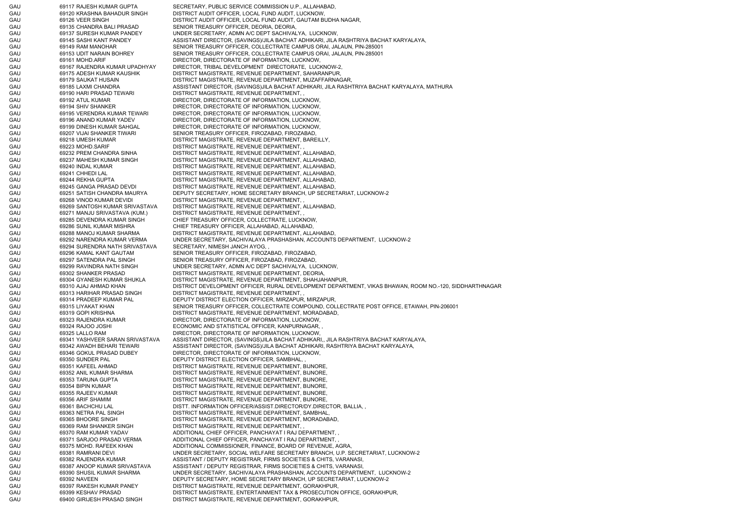| | | | |
|---|---|---|---|
| GAU | 69117 | RAJESH KUMAR GUPTA | SECRETARY, PUBLIC SERVICE COMMISSION U.P., ALLAHABAD, |
| GAU | 69120 | KRASHNA BAHADUR SINGH | DISTRICT AUDIT OFFICER, LOCAL FUND AUDIT, LUCKNOW, |
| GAU | 69126 | VEER SINGH | DISTRICT AUDIT OFFICER, LOCAL FUND AUDIT, GAUTAM BUDHA NAGAR, |
| GAU | 69135 | CHANDRA BALI PRASAD | SENIOR TREASURY OFFICER, DEORIA, DEORIA, |
| GAU | 69137 | SURESH KUMAR PANDEY | UNDER SECRETARY, ADMN A/C DEPT SACHIVALYA, LUCKNOW, |
| GAU | 69145 | SASHI KANT PANDEY | ASSISTANT DIRECTOR, (SAVINGS)/JILA BACHAT ADHIKARI, JILA RASHTRIYA BACHAT KARYALAYA, |
| GAU | 69149 | RAM MANOHAR | SENIOR TREASURY OFFICER, COLLECTRATE CAMPUS ORAI, JALAUN, PIN-285001 |
| GAU | 69153 | UDIT NARAIN BOHREY | SENIOR TREASURY OFFICER, COLLECTRATE CAMPUS ORAI, JALAUN, PIN-285001 |
| GAU | 69161 | MOHD.ARIF | DIRECTOR, DIRECTORATE OF INFORMATION, LUCKNOW, |
| GAU | 69167 | RAJENDRA KUMAR UPADHYAY | DIRECTOR, TRIBAL DEVELOPMENT DIRECTORATE, LUCKNOW-2, |
| GAU | 69175 | ADESH KUMAR KAUSHIK | DISTRICT MAGISTRATE, REVENUE DEPARTMENT, SAHARANPUR, |
| GAU | 69179 | SAUKAT HUSAIN | DISTRICT MAGISTRATE, REVENUE DEPARTMENT, MUZAFFARNAGAR, |
| GAU | 69185 | LAXMI CHANDRA | ASSISTANT DIRECTOR, (SAVINGS)JILA BACHAT ADHIKARI, JILA RASHTRIYA BACHAT KARYALAYA, MATHURA |
| GAU | 69190 | HARI PRASAD TEWARI | DISTRICT MAGISTRATE, REVENUE DEPARTMENT, , |
| GAU | 69192 | ATUL KUMAR | DIRECTOR, DIRECTORATE OF INFORMATION, LUCKNOW, |
| GAU | 69194 | SHIV SHANKER | DIRECTOR, DIRECTORATE OF INFORMATION, LUCKNOW, |
| GAU | 69195 | VERENDRA KUMAR TEWARI | DIRECTOR, DIRECTORATE OF INFORMATION, LUCKNOW, |
| GAU | 69196 | ANAND KUMAR YADEV | DIRECTOR, DIRECTORATE OF INFORMATION, LUCKNOW, |
| GAU | 69199 | DINESH KUMAR SAHGAL | DIRECTOR, DIRECTORATE OF INFORMATION, LUCKNOW, |
| GAU | 69207 | VIJAI SHANKER TIWARI | SENIOR TREASURY OFFICER, FIROZABAD, FIROZABAD, |
| GAU | 69218 | UMESH KUMAR | DISTRICT MAGISTRATE, REVENUE DEPARTMENT, BAREILLY, |
| GAU | 69223 | MOHD.SARIF | DISTRICT MAGISTRATE, REVENUE DEPARTMENT, , |
| GAU | 69232 | PREM CHANDRA SINHA | DISTRICT MAGISTRATE, REVENUE DEPARTMENT, ALLAHABAD, |
| GAU | 69237 | MAHESH KUMAR SINGH | DISTRICT MAGISTRATE, REVENUE DEPARTMENT, ALLAHABAD, |
| GAU | 69240 | INDAL KUMAR | DISTRICT MAGISTRATE, REVENUE DEPARTMENT, ALLAHABAD, |
| GAU | 69241 | CHHEDI LAL | DISTRICT MAGISTRATE, REVENUE DEPARTMENT, ALLAHABAD, |
| GAU | 69244 | REKHA GUPTA | DISTRICT MAGISTRATE, REVENUE DEPARTMENT, ALLAHABAD, |
| GAU | 69245 | GANGA PRASAD DEVDI | DISTRICT MAGISTRATE, REVENUE DEPARTMENT, ALLAHABAD, |
| GAU | 69251 | SATISH CHANDRA MAURYA | DEPUTY SECRETARY, HOME SECRETARY BRANCH, UP SECRETARIAT, LUCKNOW-2 |
| GAU | 69268 | VINOD KUMAR DEVIDI | DISTRICT MAGISTRATE, REVENUE DEPARTMENT, , |
| GAU | 69269 | SANTOSH KUMAR SRIVASTAVA | DISTRICT MAGISTRATE, REVENUE DEPARTMENT, ALLAHABAD, |
| GAU | 69271 | MANJU SRIVASTAVA (KUM.) | DISTRICT MAGISTRATE, REVENUE DEPARTMENT, , |
| GAU | 69285 | DEVENDRA KUMAR SINGH | CHIEF TREASURY OFFICER, COLLECTRATE, LUCKNOW, |
| GAU | 69286 | SUNIL KUMAR MISHRA | CHIEF TREASURY OFFICER, ALLAHABAD, ALLAHABAD, |
| GAU | 69288 | MANOJ KUMAR SHARMA | DISTRICT MAGISTRATE, REVENUE DEPARTMENT, ALLAHABAD, |
| GAU | 69292 | NARENDRA KUMAR VERMA | UNDER SECRETARY, SACHIVALAYA PRASHASHAN, ACCOUNTS DEPARTMENT, LUCKNOW-2 |
| GAU | 69294 | SURENDRA NATH SRIVASTAVA | SECRETARY, NIMESH JANCH AYOG, , |
| GAU | 69296 | KAMAL KANT GAUTAM | SENIOR TREASURY OFFICER, FIROZABAD, FIROZABAD, |
| GAU | 69297 | SATENDRA PAL SINGH | SENIOR TREASURY OFFICER, FIROZABAD, FIROZABAD, |
| GAU | 69299 | RAVINDRA NATH SINGH | UNDER SECRETARY, ADMN A/C DEPT SACHIVALYA, LUCKNOW, |
| GAU | 69302 | SHANKER PRASAD | DISTRICT MAGISTRATE, REVENUE DEPARTMENT, DEORIA, |
| GAU | 69304 | GYANESH KUMAR SHUKLA | DISTRICT MAGISTRATE, REVENUE DEPARTMENT, SHAHJAHANPUR, |
| GAU | 69310 | AJAJ AHMAD KHAN | DISTRICT DEVELOPMENT OFFICER, RURAL DEVELOPMENT DEPARTMENT, VIKAS BHAWAN, ROOM NO.-120, SIDDHARTHNAGAR |
| GAU | 69313 | HARIHAR PRASAD SINGH | DISTRICT MAGISTRATE, REVENUE DEPARTMENT, , |
| GAU | 69314 | PRADEEP KUMAR PAL | DEPUTY DISTRICT ELECTION OFFICER, MIRZAPUR, MIRZAPUR, |
| GAU | 69315 | LIYAKAT KHAN | SENIOR TREASURY OFFICER, COLLECTRATE COMPOUND, COLLECTRATE POST OFFICE, ETAWAH, PIN-206001 |
| GAU | 69319 | GOPI KRISHNA | DISTRICT MAGISTRATE, REVENUE DEPARTMENT, MORADABAD, |
| GAU | 69323 | RAJENDRA KUMAR | DIRECTOR, DIRECTORATE OF INFORMATION, LUCKNOW, |
| GAU | 69324 | RAJOO JOSHI | ECONOMIC AND STATISTICAL OFFICER, KANPURNAGAR, , |
| GAU | 69325 | LALLO RAM | DIRECTOR, DIRECTORATE OF INFORMATION, LUCKNOW, |
| GAU | 69341 | YASHVEER SARAN SRIVASTAVA | ASSISTANT DIRECTOR, (SAVINGS)JILA BACHAT ADHIKARI,, JILA RASHTRIYA BACHAT KARYALAYA, |
| GAU | 69342 | AWADH BEHARI TEWARI | ASSISTANT DIRECTOR, (SAVINGS)/JILA BACHAT ADHIKARI, RASHTRIYA BACHAT KARYALAYA, |
| GAU | 69346 | GOKUL PRASAD DUBEY | DIRECTOR, DIRECTORATE OF INFORMATION, LUCKNOW, |
| GAU | 69350 | SUNDER PAL | DEPUTY DISTRICT ELECTION OFFICER, SAMBHAL, , |
| GAU | 69351 | KAFEEL AHMAD | DISTRICT MAGISTRATE, REVENUE DEPARTMENT, BIJNORE, |
| GAU | 69352 | ANIL KUMAR SHARMA | DISTRICT MAGISTRATE, REVENUE DEPARTMENT, BIJNORE, |
| GAU | 69353 | TARUNA GUPTA | DISTRICT MAGISTRATE, REVENUE DEPARTMENT, BIJNORE, |
| GAU | 69354 | BIPIN KUMAR | DISTRICT MAGISTRATE, REVENUE DEPARTMENT, BIJNORE, |
| GAU | 69355 | RAJEEV KUMAR | DISTRICT MAGISTRATE, REVENUE DEPARTMENT, BIJNORE, |
| GAU | 69356 | ARIF SHAMIM | DISTRICT MAGISTRATE, REVENUE DEPARTMENT, BIJNORE, |
| GAU | 69361 | BACHCHU LAL | DISTT. INFORMATION OFFICER/ASSIST.DIRECTOR/DY.DIRECTOR, BALLIA, , |
| GAU | 69363 | NETRA PAL SINGH | DISTRICT MAGISTRATE, REVENUE DEPARTMENT, SAMBHAL, |
| GAU | 69365 | BHOORE SINGH | DISTRICT MAGISTRATE, REVENUE DEPARTMENT, MORADABAD, |
| GAU | 69369 | RAM SHANKER SINGH | DISTRICT MAGISTRATE, REVENUE DEPARTMENT, , |
| GAU | 69370 | RAM KUMAR YADAV | ADDITIONAL CHIEF OFFICER, PANCHAYAT I RAJ DEPARTMENT, , |
| GAU | 69371 | SARJOO PRASAD VERMA | ADDITIONAL CHIEF OFFICER, PANCHAYAT I RAJ DEPARTMENT, , |
| GAU | 69375 | MOHD. RAFEEK KHAN | ADDITIONAL COMMISSIONER, FINANCE, BOARD OF REVENUE, AGRA, |
| GAU | 69381 | RAMRANI DEVI | UNDER SECRETARY, SOCIAL WELFARE SECRETARY BRANCH, U.P. SECRETARIAT, LUCKNOW-2 |
| GAU | 69382 | RAJENDRA KUMAR | ASSISTANT / DEPUTY REGISTRAR, FIRMS SOCIETIES & CHITS, VARANASI, |
| GAU | 69387 | ANOOP KUMAR SRIVASTAVA | ASSISTANT / DEPUTY REGISTRAR, FIRMS SOCIETIES & CHITS, VARANASI, |
| GAU | 69390 | SHUSIL KUMAR SHARMA | UNDER SECRETARY, SACHIVALAYA PRASHASHAN, ACCOUNTS DEPARTMENT, LUCKNOW-2 |
| GAU | 69392 | NAVEEN | DEPUTY SECRETARY, HOME SECRETARY BRANCH, UP SECRETARIAT, LUCKNOW-2 |
| GAU | 69397 | RAKESH KUMAR PANEY | DISTRICT MAGISTRATE, REVENUE DEPARTMENT, GORAKHPUR, |
| GAU | 69399 | KESHAV PRASAD | DISTRICT MAGISTRATE, ENTERTAINMENT TAX & PROSECUTION OFFICE, GORAKHPUR, |
| GAU | 69400 | GIRIJESH PRASAD SINGH | DISTRICT MAGISTRATE, REVENUE DEPARTMENT, GORAKHPUR, |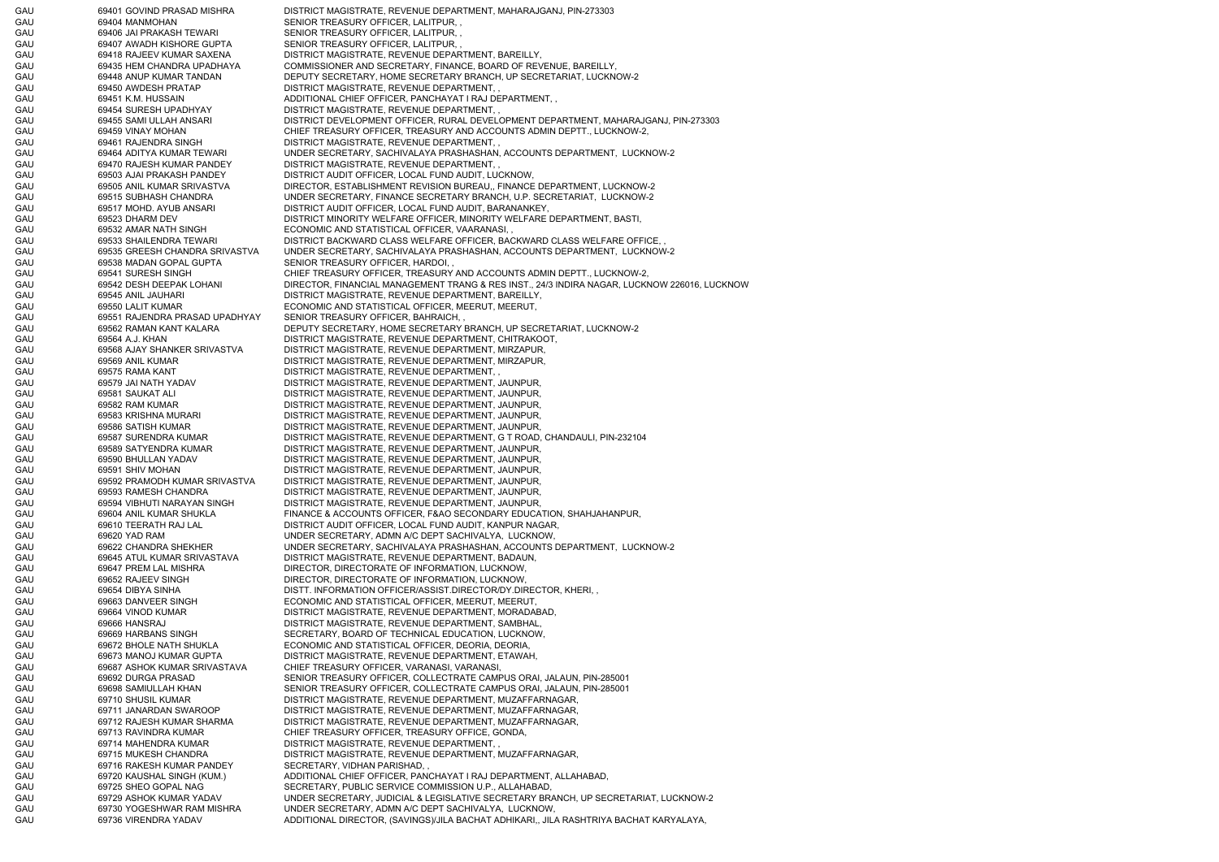| | | | |
|---|---|---|---|
| GAU | 69401 | GOVIND PRASAD MISHRA | DISTRICT MAGISTRATE, REVENUE DEPARTMENT, MAHARAJGANJ, PIN-273303 |
| GAU | 69404 | MANMOHAN | SENIOR TREASURY OFFICER, LALITPUR, , |
| GAU | 69406 | JAI PRAKASH TEWARI | SENIOR TREASURY OFFICER, LALITPUR, , |
| GAU | 69407 | AWADH KISHORE GUPTA | SENIOR TREASURY OFFICER, LALITPUR, , |
| GAU | 69418 | RAJEEV KUMAR SAXENA | DISTRICT MAGISTRATE, REVENUE DEPARTMENT, BAREILLY, |
| GAU | 69435 | HEM CHANDRA UPADHAYA | COMMISSIONER AND SECRETARY, FINANCE, BOARD OF REVENUE, BAREILLY, |
| GAU | 69448 | ANUP KUMAR TANDAN | DEPUTY SECRETARY, HOME SECRETARY BRANCH, UP SECRETARIAT, LUCKNOW-2 |
| GAU | 69450 | AWDESH PRATAP | DISTRICT MAGISTRATE, REVENUE DEPARTMENT, , |
| GAU | 69451 | K.M. HUSSAIN | ADDITIONAL CHIEF OFFICER, PANCHAYAT I RAJ DEPARTMENT, , |
| GAU | 69454 | SURESH UPADHYAY | DISTRICT MAGISTRATE, REVENUE DEPARTMENT, , |
| GAU | 69455 | SAMI ULLAH ANSARI | DISTRICT DEVELOPMENT OFFICER, RURAL DEVELOPMENT DEPARTMENT, MAHARAJGANJ, PIN-273303 |
| GAU | 69459 | VINAY MOHAN | CHIEF TREASURY OFFICER, TREASURY AND ACCOUNTS ADMIN DEPTT., LUCKNOW-2, |
| GAU | 69461 | RAJENDRA SINGH | DISTRICT MAGISTRATE, REVENUE DEPARTMENT, , |
| GAU | 69464 | ADITYA KUMAR TEWARI | UNDER SECRETARY, SACHIVALAYA PRASHASHAN, ACCOUNTS DEPARTMENT, LUCKNOW-2 |
| GAU | 69470 | RAJESH KUMAR PANDEY | DISTRICT MAGISTRATE, REVENUE DEPARTMENT, , |
| GAU | 69503 | AJAI PRAKASH PANDEY | DISTRICT AUDIT OFFICER, LOCAL FUND AUDIT, LUCKNOW, |
| GAU | 69505 | ANIL KUMAR SRIVASTVA | DIRECTOR, ESTABLISHMENT REVISION BUREAU,, FINANCE DEPARTMENT, LUCKNOW-2 |
| GAU | 69515 | SUBHASH CHANDRA | UNDER SECRETARY, FINANCE SECRETARY BRANCH, U.P. SECRETARIAT, LUCKNOW-2 |
| GAU | 69517 | MOHD. AYUB ANSARI | DISTRICT AUDIT OFFICER, LOCAL FUND AUDIT, BARANANKEY, |
| GAU | 69523 | DHARM DEV | DISTRICT MINORITY WELFARE OFFICER, MINORITY WELFARE DEPARTMENT, BASTI, |
| GAU | 69532 | AMAR NATH SINGH | ECONOMIC AND STATISTICAL OFFICER, VAARANASI, , |
| GAU | 69533 | SHAILENDRA TEWARI | DISTRICT BACKWARD CLASS WELFARE OFFICER, BACKWARD CLASS WELFARE OFFICE, , |
| GAU | 69535 | GREESH CHANDRA SRIVASTVA | UNDER SECRETARY, SACHIVALAYA PRASHASHAN, ACCOUNTS DEPARTMENT, LUCKNOW-2 |
| GAU | 69538 | MADAN GOPAL GUPTA | SENIOR TREASURY OFFICER, HARDOI, , |
| GAU | 69541 | SURESH SINGH | CHIEF TREASURY OFFICER, TREASURY AND ACCOUNTS ADMIN DEPTT., LUCKNOW-2, |
| GAU | 69542 | DESH DEEPAK LOHANI | DIRECTOR, FINANCIAL MANAGEMENT TRANG & RES INST., 24/3 INDIRA NAGAR, LUCKNOW 226016, LUCKNOW |
| GAU | 69545 | ANIL JAUHARI | DISTRICT MAGISTRATE, REVENUE DEPARTMENT, BAREILLY, |
| GAU | 69550 | LALIT KUMAR | ECONOMIC AND STATISTICAL OFFICER, MEERUT, MEERUT, |
| GAU | 69551 | RAJENDRA PRASAD UPADHYAY | SENIOR TREASURY OFFICER, BAHRAICH, , |
| GAU | 69562 | RAMAN KANT KALARA | DEPUTY SECRETARY, HOME SECRETARY BRANCH, UP SECRETARIAT, LUCKNOW-2 |
| GAU | 69564 | A.J. KHAN | DISTRICT MAGISTRATE, REVENUE DEPARTMENT, CHITRAKOOT, |
| GAU | 69568 | AJAY SHANKER SRIVASTVA | DISTRICT MAGISTRATE, REVENUE DEPARTMENT, MIRZAPUR, |
| GAU | 69569 | ANIL KUMAR | DISTRICT MAGISTRATE, REVENUE DEPARTMENT, MIRZAPUR, |
| GAU | 69575 | RAMA KANT | DISTRICT MAGISTRATE, REVENUE DEPARTMENT, , |
| GAU | 69579 | JAI NATH YADAV | DISTRICT MAGISTRATE, REVENUE DEPARTMENT, JAUNPUR, |
| GAU | 69581 | SAUKAT ALI | DISTRICT MAGISTRATE, REVENUE DEPARTMENT, JAUNPUR, |
| GAU | 69582 | RAM KUMAR | DISTRICT MAGISTRATE, REVENUE DEPARTMENT, JAUNPUR, |
| GAU | 69583 | KRISHNA MURARI | DISTRICT MAGISTRATE, REVENUE DEPARTMENT, JAUNPUR, |
| GAU | 69586 | SATISH KUMAR | DISTRICT MAGISTRATE, REVENUE DEPARTMENT, JAUNPUR, |
| GAU | 69587 | SURENDRA KUMAR | DISTRICT MAGISTRATE, REVENUE DEPARTMENT, G T ROAD, CHANDAULI, PIN-232104 |
| GAU | 69589 | SATYENDRA KUMAR | DISTRICT MAGISTRATE, REVENUE DEPARTMENT, JAUNPUR, |
| GAU | 69590 | BHULLAN YADAV | DISTRICT MAGISTRATE, REVENUE DEPARTMENT, JAUNPUR, |
| GAU | 69591 | SHIV MOHAN | DISTRICT MAGISTRATE, REVENUE DEPARTMENT, JAUNPUR, |
| GAU | 69592 | PRAMODH KUMAR SRIVASTVA | DISTRICT MAGISTRATE, REVENUE DEPARTMENT, JAUNPUR, |
| GAU | 69593 | RAMESH CHANDRA | DISTRICT MAGISTRATE, REVENUE DEPARTMENT, JAUNPUR, |
| GAU | 69594 | VIBHUTI NARAYAN SINGH | DISTRICT MAGISTRATE, REVENUE DEPARTMENT, JAUNPUR, |
| GAU | 69604 | ANIL KUMAR SHUKLA | FINANCE & ACCOUNTS OFFICER, F&AO SECONDARY EDUCATION, SHAHJAHANPUR, |
| GAU | 69610 | TEERATH RAJ LAL | DISTRICT AUDIT OFFICER, LOCAL FUND AUDIT, KANPUR NAGAR, |
| GAU | 69620 | YAD RAM | UNDER SECRETARY, ADMN A/C DEPT SACHIVALYA, LUCKNOW, |
| GAU | 69622 | CHANDRA SHEKHER | UNDER SECRETARY, SACHIVALAYA PRASHASHAN, ACCOUNTS DEPARTMENT, LUCKNOW-2 |
| GAU | 69645 | ATUL KUMAR SRIVASTAVA | DISTRICT MAGISTRATE, REVENUE DEPARTMENT, BADAUN, |
| GAU | 69647 | PREM LAL MISHRA | DIRECTOR, DIRECTORATE OF INFORMATION, LUCKNOW, |
| GAU | 69652 | RAJEEV SINGH | DIRECTOR, DIRECTORATE OF INFORMATION, LUCKNOW, |
| GAU | 69654 | DIBYA SINHA | DISTT. INFORMATION OFFICER/ASSIST.DIRECTOR/DY.DIRECTOR, KHERI, , |
| GAU | 69663 | DANVEER SINGH | ECONOMIC AND STATISTICAL OFFICER, MEERUT, MEERUT, |
| GAU | 69664 | VINOD KUMAR | DISTRICT MAGISTRATE, REVENUE DEPARTMENT, MORADABAD, |
| GAU | 69666 | HANSRAJ | DISTRICT MAGISTRATE, REVENUE DEPARTMENT, SAMBHAL, |
| GAU | 69669 | HARBANS SINGH | SECRETARY, BOARD OF TECHNICAL EDUCATION, LUCKNOW, |
| GAU | 69672 | BHOLE NATH SHUKLA | ECONOMIC AND STATISTICAL OFFICER, DEORIA, DEORIA, |
| GAU | 69673 | MANOJ KUMAR GUPTA | DISTRICT MAGISTRATE, REVENUE DEPARTMENT, ETAWAH, |
| GAU | 69687 | ASHOK KUMAR SRIVASTAVA | CHIEF TREASURY OFFICER, VARANASI, VARANASI, |
| GAU | 69692 | DURGA PRASAD | SENIOR TREASURY OFFICER, COLLECTRATE CAMPUS ORAI, JALAUN, PIN-285001 |
| GAU | 69698 | SAMIULLAH KHAN | SENIOR TREASURY OFFICER, COLLECTRATE CAMPUS ORAI, JALAUN, PIN-285001 |
| GAU | 69710 | SHUSIL KUMAR | DISTRICT MAGISTRATE, REVENUE DEPARTMENT, MUZAFFARNAGAR, |
| GAU | 69711 | JANARDAN SWAROOP | DISTRICT MAGISTRATE, REVENUE DEPARTMENT, MUZAFFARNAGAR, |
| GAU | 69712 | RAJESH KUMAR SHARMA | DISTRICT MAGISTRATE, REVENUE DEPARTMENT, MUZAFFARNAGAR, |
| GAU | 69713 | RAVINDRA KUMAR | CHIEF TREASURY OFFICER, TREASURY OFFICE, GONDA, |
| GAU | 69714 | MAHENDRA KUMAR | DISTRICT MAGISTRATE, REVENUE DEPARTMENT, , |
| GAU | 69715 | MUKESH CHANDRA | DISTRICT MAGISTRATE, REVENUE DEPARTMENT, MUZAFFARNAGAR, |
| GAU | 69716 | RAKESH KUMAR PANDEY | SECRETARY, VIDHAN PARISHAD, , |
| GAU | 69720 | KAUSHAL SINGH (KUM.) | ADDITIONAL CHIEF OFFICER, PANCHAYAT I RAJ DEPARTMENT, ALLAHABAD, |
| GAU | 69725 | SHEO GOPAL NAG | SECRETARY, PUBLIC SERVICE COMMISSION U.P., ALLAHABAD, |
| GAU | 69729 | ASHOK KUMAR YADAV | UNDER SECRETARY, JUDICIAL & LEGISLATIVE SECRETARY BRANCH, UP SECRETARIAT, LUCKNOW-2 |
| GAU | 69730 | YOGESHWAR RAM MISHRA | UNDER SECRETARY, ADMN A/C DEPT SACHIVALYA, LUCKNOW, |
| GAU | 69736 | VIRENDRA YADAV | ADDITIONAL DIRECTOR, (SAVINGS)/JILA BACHAT ADHIKARI,, JILA RASHTRIYA BACHAT KARYALAYA, |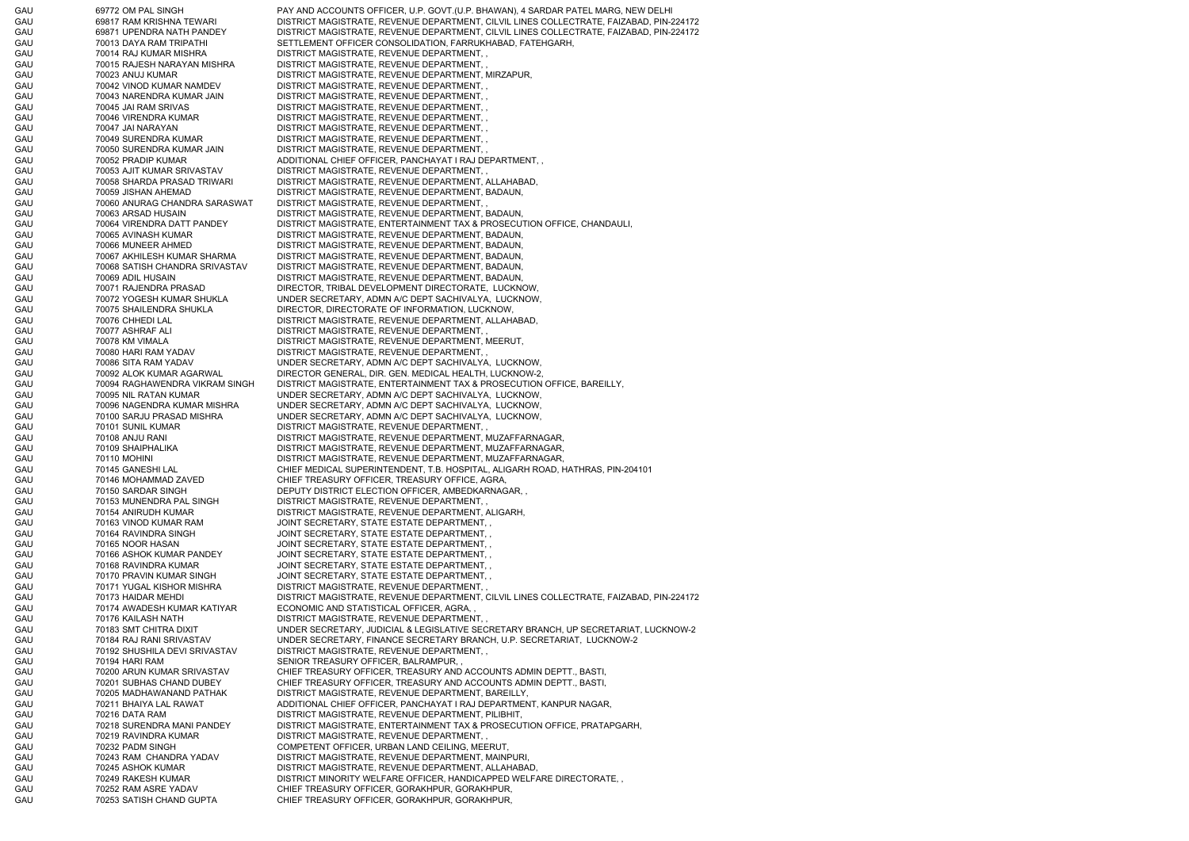| | | | |
|---|---|---|---|
| GAU | 69772 | OM PAL SINGH | PAY AND ACCOUNTS OFFICER, U.P. GOVT.(U.P. BHAWAN), 4 SARDAR PATEL MARG, NEW DELHI |
| GAU | 69817 | RAM KRISHNA TEWARI | DISTRICT MAGISTRATE, REVENUE DEPARTMENT, CILVIL LINES COLLECTRATE, FAIZABAD, PIN-224172 |
| GAU | 69871 | UPENDRA NATH PANDEY | DISTRICT MAGISTRATE, REVENUE DEPARTMENT, CILVIL LINES COLLECTRATE, FAIZABAD, PIN-224172 |
| GAU | 70013 | DAYA RAM TRIPATHI | SETTLEMENT OFFICER CONSOLIDATION, FARRUKHABAD, FATEHGARH, |
| GAU | 70014 | RAJ KUMAR MISHRA | DISTRICT MAGISTRATE, REVENUE DEPARTMENT, , |
| GAU | 70015 | RAJESH NARAYAN MISHRA | DISTRICT MAGISTRATE, REVENUE DEPARTMENT, , |
| GAU | 70023 | ANUJ KUMAR | DISTRICT MAGISTRATE, REVENUE DEPARTMENT, MIRZAPUR, |
| GAU | 70042 | VINOD KUMAR NAMDEV | DISTRICT MAGISTRATE, REVENUE DEPARTMENT, , |
| GAU | 70043 | NARENDRA KUMAR JAIN | DISTRICT MAGISTRATE, REVENUE DEPARTMENT, , |
| GAU | 70045 | JAI RAM SRIVAS | DISTRICT MAGISTRATE, REVENUE DEPARTMENT, , |
| GAU | 70046 | VIRENDRA KUMAR | DISTRICT MAGISTRATE, REVENUE DEPARTMENT, , |
| GAU | 70047 | JAI NARAYAN | DISTRICT MAGISTRATE, REVENUE DEPARTMENT, , |
| GAU | 70049 | SURENDRA KUMAR | DISTRICT MAGISTRATE, REVENUE DEPARTMENT, , |
| GAU | 70050 | SURENDRA KUMAR JAIN | DISTRICT MAGISTRATE, REVENUE DEPARTMENT, , |
| GAU | 70052 | PRADIP KUMAR | ADDITIONAL CHIEF OFFICER, PANCHAYAT I RAJ DEPARTMENT, , |
| GAU | 70053 | AJIT KUMAR SRIVASTAV | DISTRICT MAGISTRATE, REVENUE DEPARTMENT, , |
| GAU | 70058 | SHARDA PRASAD TRIWARI | DISTRICT MAGISTRATE, REVENUE DEPARTMENT, ALLAHABAD, |
| GAU | 70059 | JISHAN AHEMAD | DISTRICT MAGISTRATE, REVENUE DEPARTMENT, BADAUN, |
| GAU | 70060 | ANURAG CHANDRA SARASWAT | DISTRICT MAGISTRATE, REVENUE DEPARTMENT, , |
| GAU | 70063 | ARSAD HUSAIN | DISTRICT MAGISTRATE, REVENUE DEPARTMENT, BADAUN, |
| GAU | 70064 | VIRENDRA DATT PANDEY | DISTRICT MAGISTRATE, ENTERTAINMENT TAX & PROSECUTION OFFICE, CHANDAULI, |
| GAU | 70065 | AVINASH KUMAR | DISTRICT MAGISTRATE, REVENUE DEPARTMENT, BADAUN, |
| GAU | 70066 | MUNEER AHMED | DISTRICT MAGISTRATE, REVENUE DEPARTMENT, BADAUN, |
| GAU | 70067 | AKHILESH KUMAR SHARMA | DISTRICT MAGISTRATE, REVENUE DEPARTMENT, BADAUN, |
| GAU | 70068 | SATISH CHANDRA SRIVASTAV | DISTRICT MAGISTRATE, REVENUE DEPARTMENT, BADAUN, |
| GAU | 70069 | ADIL HUSAIN | DISTRICT MAGISTRATE, REVENUE DEPARTMENT, BADAUN, |
| GAU | 70071 | RAJENDRA PRASAD | DIRECTOR, TRIBAL DEVELOPMENT DIRECTORATE, LUCKNOW, |
| GAU | 70072 | YOGESH KUMAR SHUKLA | UNDER SECRETARY, ADMN A/C DEPT SACHIVALYA, LUCKNOW, |
| GAU | 70075 | SHAILENDRA SHUKLA | DIRECTOR, DIRECTORATE OF INFORMATION, LUCKNOW, |
| GAU | 70076 | CHHEDI LAL | DISTRICT MAGISTRATE, REVENUE DEPARTMENT, ALLAHABAD, |
| GAU | 70077 | ASHRAF ALI | DISTRICT MAGISTRATE, REVENUE DEPARTMENT, , |
| GAU | 70078 | KM VIMALA | DISTRICT MAGISTRATE, REVENUE DEPARTMENT, MEERUT, |
| GAU | 70080 | HARI RAM YADAV | DISTRICT MAGISTRATE, REVENUE DEPARTMENT, , |
| GAU | 70086 | SITA RAM YADAV | UNDER SECRETARY, ADMN A/C DEPT SACHIVALYA, LUCKNOW, |
| GAU | 70092 | ALOK KUMAR AGARWAL | DIRECTOR GENERAL, DIR. GEN. MEDICAL HEALTH, LUCKNOW-2, |
| GAU | 70094 | RAGHAWENDRA VIKRAM SINGH | DISTRICT MAGISTRATE, ENTERTAINMENT TAX & PROSECUTION OFFICE, BAREILLY, |
| GAU | 70095 | NIL RATAN KUMAR | UNDER SECRETARY, ADMN A/C DEPT SACHIVALYA, LUCKNOW, |
| GAU | 70096 | NAGENDRA KUMAR MISHRA | UNDER SECRETARY, ADMN A/C DEPT SACHIVALYA, LUCKNOW, |
| GAU | 70100 | SARJU PRASAD MISHRA | UNDER SECRETARY, ADMN A/C DEPT SACHIVALYA, LUCKNOW, |
| GAU | 70101 | SUNIL KUMAR | DISTRICT MAGISTRATE, REVENUE DEPARTMENT, , |
| GAU | 70108 | ANJU RANI | DISTRICT MAGISTRATE, REVENUE DEPARTMENT, MUZAFFARNAGAR, |
| GAU | 70109 | SHAIPHALIKA | DISTRICT MAGISTRATE, REVENUE DEPARTMENT, MUZAFFARNAGAR, |
| GAU | 70110 | MOHINI | DISTRICT MAGISTRATE, REVENUE DEPARTMENT, MUZAFFARNAGAR, |
| GAU | 70145 | GANESHI LAL | CHIEF MEDICAL SUPERINTENDENT, T.B. HOSPITAL, ALIGARH ROAD, HATHRAS, PIN-204101 |
| GAU | 70146 | MOHAMMAD ZAVED | CHIEF TREASURY OFFICER, TREASURY OFFICE, AGRA, |
| GAU | 70150 | SARDAR SINGH | DEPUTY DISTRICT ELECTION OFFICER, AMBEDKARNAGAR, , |
| GAU | 70153 | MUNENDRA PAL SINGH | DISTRICT MAGISTRATE, REVENUE DEPARTMENT, , |
| GAU | 70154 | ANIRUDH KUMAR | DISTRICT MAGISTRATE, REVENUE DEPARTMENT, ALIGARH, |
| GAU | 70163 | VINOD KUMAR RAM | JOINT SECRETARY, STATE ESTATE DEPARTMENT, , |
| GAU | 70164 | RAVINDRA SINGH | JOINT SECRETARY, STATE ESTATE DEPARTMENT, , |
| GAU | 70165 | NOOR HASAN | JOINT SECRETARY, STATE ESTATE DEPARTMENT, , |
| GAU | 70166 | ASHOK KUMAR PANDEY | JOINT SECRETARY, STATE ESTATE DEPARTMENT, , |
| GAU | 70168 | RAVINDRA KUMAR | JOINT SECRETARY, STATE ESTATE DEPARTMENT, , |
| GAU | 70170 | PRAVIN KUMAR SINGH | JOINT SECRETARY, STATE ESTATE DEPARTMENT, , |
| GAU | 70171 | YUGAL KISHOR MISHRA | DISTRICT MAGISTRATE, REVENUE DEPARTMENT, , |
| GAU | 70173 | HAIDAR MEHDI | DISTRICT MAGISTRATE, REVENUE DEPARTMENT, CILVIL LINES COLLECTRATE, FAIZABAD, PIN-224172 |
| GAU | 70174 | AWADESH KUMAR KATIYAR | ECONOMIC AND STATISTICAL OFFICER, AGRA, , |
| GAU | 70176 | KAILASH NATH | DISTRICT MAGISTRATE, REVENUE DEPARTMENT, , |
| GAU | 70183 | SMT CHITRA DIXIT | UNDER SECRETARY, JUDICIAL & LEGISLATIVE SECRETARY BRANCH, UP SECRETARIAT, LUCKNOW-2 |
| GAU | 70184 | RAJ RANI SRIVASTAV | UNDER SECRETARY, FINANCE SECRETARY BRANCH, U.P. SECRETARIAT, LUCKNOW-2 |
| GAU | 70192 | SHUSHILA DEVI SRIVASTAV | DISTRICT MAGISTRATE, REVENUE DEPARTMENT, , |
| GAU | 70194 | HARI RAM | SENIOR TREASURY OFFICER, BALRAMPUR, , |
| GAU | 70200 | ARUN KUMAR SRIVASTAV | CHIEF TREASURY OFFICER, TREASURY AND ACCOUNTS ADMIN DEPTT., BASTI, |
| GAU | 70201 | SUBHAS CHAND DUBEY | CHIEF TREASURY OFFICER, TREASURY AND ACCOUNTS ADMIN DEPTT., BASTI, |
| GAU | 70205 | MADHAWANAND PATHAK | DISTRICT MAGISTRATE, REVENUE DEPARTMENT, BAREILLY, |
| GAU | 70211 | BHAIYA LAL RAWAT | ADDITIONAL CHIEF OFFICER, PANCHAYAT I RAJ DEPARTMENT, KANPUR NAGAR, |
| GAU | 70216 | DATA RAM | DISTRICT MAGISTRATE, REVENUE DEPARTMENT, PILIBHIT, |
| GAU | 70218 | SURENDRA MANI PANDEY | DISTRICT MAGISTRATE, ENTERTAINMENT TAX & PROSECUTION OFFICE, PRATAPGARH, |
| GAU | 70219 | RAVINDRA KUMAR | DISTRICT MAGISTRATE, REVENUE DEPARTMENT, , |
| GAU | 70232 | PADM SINGH | COMPETENT OFFICER, URBAN LAND CEILING, MEERUT, |
| GAU | 70243 | RAM CHANDRA YADAV | DISTRICT MAGISTRATE, REVENUE DEPARTMENT, MAINPURI, |
| GAU | 70245 | ASHOK KUMAR | DISTRICT MAGISTRATE, REVENUE DEPARTMENT, ALLAHABAD, |
| GAU | 70249 | RAKESH KUMAR | DISTRICT MINORITY WELFARE OFFICER, HANDICAPPED WELFARE DIRECTORATE, , |
| GAU | 70252 | RAM ASRE YADAV | CHIEF TREASURY OFFICER, GORAKHPUR, GORAKHPUR, |
| GAU | 70253 | SATISH CHAND GUPTA | CHIEF TREASURY OFFICER, GORAKHPUR, GORAKHPUR, |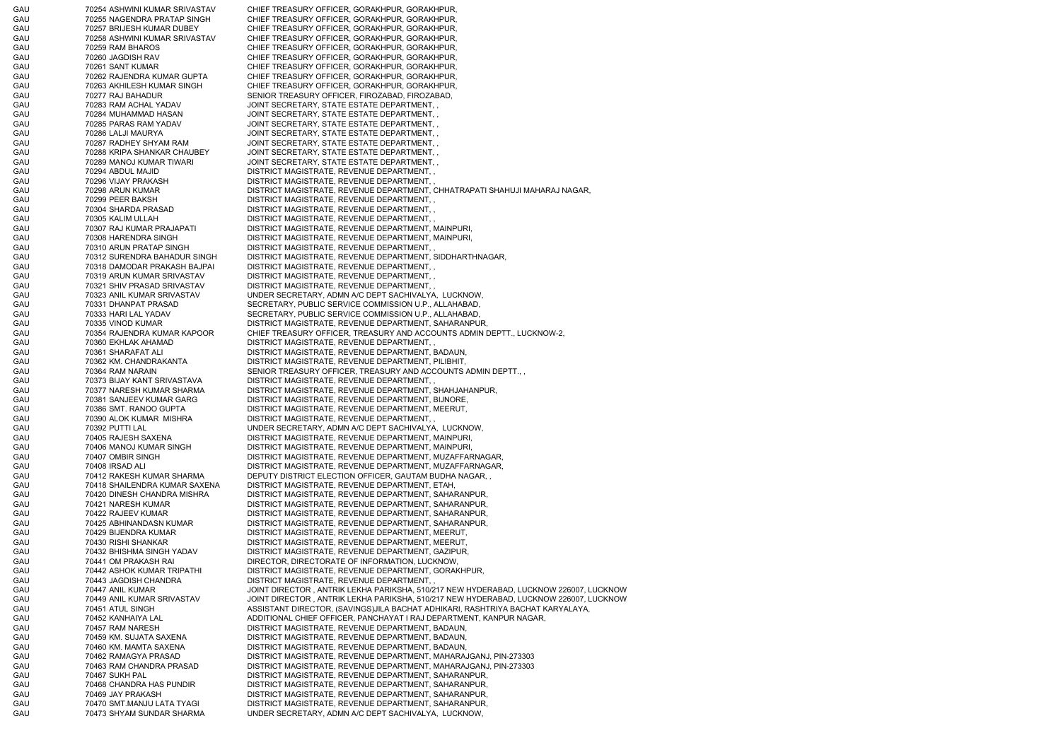| | | |
|---|---|---|
| GAU | 70254 ASHWINI KUMAR SRIVASTAV | CHIEF TREASURY OFFICER, GORAKHPUR, GORAKHPUR, |
| GAU | 70255 NAGENDRA PRATAP SINGH | CHIEF TREASURY OFFICER, GORAKHPUR, GORAKHPUR, |
| GAU | 70257 BRIJESH KUMAR DUBEY | CHIEF TREASURY OFFICER, GORAKHPUR, GORAKHPUR, |
| GAU | 70258 ASHWINI KUMAR SRIVASTAV | CHIEF TREASURY OFFICER, GORAKHPUR, GORAKHPUR, |
| GAU | 70259 RAM BHAROS | CHIEF TREASURY OFFICER, GORAKHPUR, GORAKHPUR, |
| GAU | 70260 JAGDISH RAV | CHIEF TREASURY OFFICER, GORAKHPUR, GORAKHPUR, |
| GAU | 70261 SANT KUMAR | CHIEF TREASURY OFFICER, GORAKHPUR, GORAKHPUR, |
| GAU | 70262 RAJENDRA KUMAR GUPTA | CHIEF TREASURY OFFICER, GORAKHPUR, GORAKHPUR, |
| GAU | 70263 AKHILESH KUMAR SINGH | CHIEF TREASURY OFFICER, GORAKHPUR, GORAKHPUR, |
| GAU | 70277 RAJ BAHADUR | SENIOR TREASURY OFFICER, FIROZABAD, FIROZABAD, |
| GAU | 70283 RAM ACHAL YADAV | JOINT SECRETARY, STATE ESTATE DEPARTMENT, , |
| GAU | 70284 MUHAMMAD HASAN | JOINT SECRETARY, STATE ESTATE DEPARTMENT, , |
| GAU | 70285 PARAS RAM YADAV | JOINT SECRETARY, STATE ESTATE DEPARTMENT, , |
| GAU | 70286 LALJI MAURYA | JOINT SECRETARY, STATE ESTATE DEPARTMENT, , |
| GAU | 70287 RADHEY SHYAM RAM | JOINT SECRETARY, STATE ESTATE DEPARTMENT, , |
| GAU | 70288 KRIPA SHANKAR CHAUBEY | JOINT SECRETARY, STATE ESTATE DEPARTMENT, , |
| GAU | 70289 MANOJ KUMAR TIWARI | JOINT SECRETARY, STATE ESTATE DEPARTMENT, , |
| GAU | 70294 ABDUL MAJID | DISTRICT MAGISTRATE, REVENUE DEPARTMENT, , |
| GAU | 70296 VIJAY PRAKASH | DISTRICT MAGISTRATE, REVENUE DEPARTMENT, , |
| GAU | 70298 ARUN KUMAR | DISTRICT MAGISTRATE, REVENUE DEPARTMENT, CHHATRAPATI SHAHUJI MAHARAJ NAGAR, |
| GAU | 70299 PEER BAKSH | DISTRICT MAGISTRATE, REVENUE DEPARTMENT, , |
| GAU | 70304 SHARDA PRASAD | DISTRICT MAGISTRATE, REVENUE DEPARTMENT, , |
| GAU | 70305 KALIM ULLAH | DISTRICT MAGISTRATE, REVENUE DEPARTMENT, , |
| GAU | 70307 RAJ KUMAR PRAJAPATI | DISTRICT MAGISTRATE, REVENUE DEPARTMENT, MAINPURI, |
| GAU | 70308 HARENDRA SINGH | DISTRICT MAGISTRATE, REVENUE DEPARTMENT, MAINPURI, |
| GAU | 70310 ARUN PRATAP SINGH | DISTRICT MAGISTRATE, REVENUE DEPARTMENT, , |
| GAU | 70312 SURENDRA BAHADUR SINGH | DISTRICT MAGISTRATE, REVENUE DEPARTMENT, SIDDHARTHNAGAR, |
| GAU | 70318 DAMODAR PRAKASH BAJPAI | DISTRICT MAGISTRATE, REVENUE DEPARTMENT, , |
| GAU | 70319 ARUN KUMAR SRIVASTAV | DISTRICT MAGISTRATE, REVENUE DEPARTMENT, , |
| GAU | 70321 SHIV PRASAD SRIVASTAV | DISTRICT MAGISTRATE, REVENUE DEPARTMENT, , |
| GAU | 70323 ANIL KUMAR SRIVASTAV | UNDER SECRETARY, ADMN A/C DEPT SACHIVALYA, LUCKNOW, |
| GAU | 70331 DHANPAT PRASAD | SECRETARY, PUBLIC SERVICE COMMISSION U.P., ALLAHABAD, |
| GAU | 70333 HARI LAL YADAV | SECRETARY, PUBLIC SERVICE COMMISSION U.P., ALLAHABAD, |
| GAU | 70335 VINOD KUMAR | DISTRICT MAGISTRATE, REVENUE DEPARTMENT, SAHARANPUR, |
| GAU | 70354 RAJENDRA KUMAR KAPOOR | CHIEF TREASURY OFFICER, TREASURY AND ACCOUNTS ADMIN DEPTT., LUCKNOW-2, |
| GAU | 70360 EKHLAK AHAMAD | DISTRICT MAGISTRATE, REVENUE DEPARTMENT, , |
| GAU | 70361 SHARAFAT ALI | DISTRICT MAGISTRATE, REVENUE DEPARTMENT, BADAUN, |
| GAU | 70362 KM. CHANDRAKANTA | DISTRICT MAGISTRATE, REVENUE DEPARTMENT, PILIBHIT, |
| GAU | 70364 RAM NARAIN | SENIOR TREASURY OFFICER, TREASURY AND ACCOUNTS ADMIN DEPTT., , |
| GAU | 70373 BIJAY KANT SRIVASTAVA | DISTRICT MAGISTRATE, REVENUE DEPARTMENT, , |
| GAU | 70377 NARESH KUMAR SHARMA | DISTRICT MAGISTRATE, REVENUE DEPARTMENT, SHAHJAHANPUR, |
| GAU | 70381 SANJEEV KUMAR GARG | DISTRICT MAGISTRATE, REVENUE DEPARTMENT, BIJNORE, |
| GAU | 70386 SMT. RANOO GUPTA | DISTRICT MAGISTRATE, REVENUE DEPARTMENT, MEERUT, |
| GAU | 70390 ALOK KUMAR MISHRA | DISTRICT MAGISTRATE, REVENUE DEPARTMENT, , |
| GAU | 70392 PUTTI LAL | UNDER SECRETARY, ADMN A/C DEPT SACHIVALYA, LUCKNOW, |
| GAU | 70405 RAJESH SAXENA | DISTRICT MAGISTRATE, REVENUE DEPARTMENT, MAINPURI, |
| GAU | 70406 MANOJ KUMAR SINGH | DISTRICT MAGISTRATE, REVENUE DEPARTMENT, MAINPURI, |
| GAU | 70407 OMBIR SINGH | DISTRICT MAGISTRATE, REVENUE DEPARTMENT, MUZAFFARNAGAR, |
| GAU | 70408 IRSAD ALI | DISTRICT MAGISTRATE, REVENUE DEPARTMENT, MUZAFFARNAGAR, |
| GAU | 70412 RAKESH KUMAR SHARMA | DEPUTY DISTRICT ELECTION OFFICER, GAUTAM BUDHA NAGAR, , |
| GAU | 70418 SHAILENDRA KUMAR SAXENA | DISTRICT MAGISTRATE, REVENUE DEPARTMENT, ETAH, |
| GAU | 70420 DINESH CHANDRA MISHRA | DISTRICT MAGISTRATE, REVENUE DEPARTMENT, SAHARANPUR, |
| GAU | 70421 NARESH KUMAR | DISTRICT MAGISTRATE, REVENUE DEPARTMENT, SAHARANPUR, |
| GAU | 70422 RAJEEV KUMAR | DISTRICT MAGISTRATE, REVENUE DEPARTMENT, SAHARANPUR, |
| GAU | 70425 ABHINANDASN KUMAR | DISTRICT MAGISTRATE, REVENUE DEPARTMENT, SAHARANPUR, |
| GAU | 70429 BIJENDRA KUMAR | DISTRICT MAGISTRATE, REVENUE DEPARTMENT, MEERUT, |
| GAU | 70430 RISHI SHANKAR | DISTRICT MAGISTRATE, REVENUE DEPARTMENT, MEERUT, |
| GAU | 70432 BHISHMA SINGH YADAV | DISTRICT MAGISTRATE, REVENUE DEPARTMENT, GAZIPUR, |
| GAU | 70441 OM PRAKASH RAI | DIRECTOR, DIRECTORATE OF INFORMATION, LUCKNOW, |
| GAU | 70442 ASHOK KUMAR TRIPATHI | DISTRICT MAGISTRATE, REVENUE DEPARTMENT, GORAKHPUR, |
| GAU | 70443 JAGDISH CHANDRA | DISTRICT MAGISTRATE, REVENUE DEPARTMENT, , |
| GAU | 70447 ANIL KUMAR | JOINT DIRECTOR , ANTRIK LEKHA PARIKSHA, 510/217 NEW HYDERABAD, LUCKNOW 226007, LUCKNOW |
| GAU | 70449 ANIL KUMAR SRIVASTAV | JOINT DIRECTOR , ANTRIK LEKHA PARIKSHA, 510/217 NEW HYDERABAD, LUCKNOW 226007, LUCKNOW |
| GAU | 70451 ATUL SINGH | ASSISTANT DIRECTOR, (SAVINGS)JILA BACHAT ADHIKARI, RASHTRIYA BACHAT KARYALAYA, |
| GAU | 70452 KANHAIYA LAL | ADDITIONAL CHIEF OFFICER, PANCHAYAT I RAJ DEPARTMENT, KANPUR NAGAR, |
| GAU | 70457 RAM NARESH | DISTRICT MAGISTRATE, REVENUE DEPARTMENT, BADAUN, |
| GAU | 70459 KM. SUJATA SAXENA | DISTRICT MAGISTRATE, REVENUE DEPARTMENT, BADAUN, |
| GAU | 70460 KM. MAMTA SAXENA | DISTRICT MAGISTRATE, REVENUE DEPARTMENT, BADAUN, |
| GAU | 70462 RAMAGYA PRASAD | DISTRICT MAGISTRATE, REVENUE DEPARTMENT, MAHARAJGANJ, PIN-273303 |
| GAU | 70463 RAM CHANDRA PRASAD | DISTRICT MAGISTRATE, REVENUE DEPARTMENT, MAHARAJGANJ, PIN-273303 |
| GAU | 70467 SUKH PAL | DISTRICT MAGISTRATE, REVENUE DEPARTMENT, SAHARANPUR, |
| GAU | 70468 CHANDRA HAS PUNDIR | DISTRICT MAGISTRATE, REVENUE DEPARTMENT, SAHARANPUR, |
| GAU | 70469 JAY PRAKASH | DISTRICT MAGISTRATE, REVENUE DEPARTMENT, SAHARANPUR, |
| GAU | 70470 SMT.MANJU LATA TYAGI | DISTRICT MAGISTRATE, REVENUE DEPARTMENT, SAHARANPUR, |
| GAU | 70473 SHYAM SUNDAR SHARMA | UNDER SECRETARY, ADMN A/C DEPT SACHIVALYA, LUCKNOW, |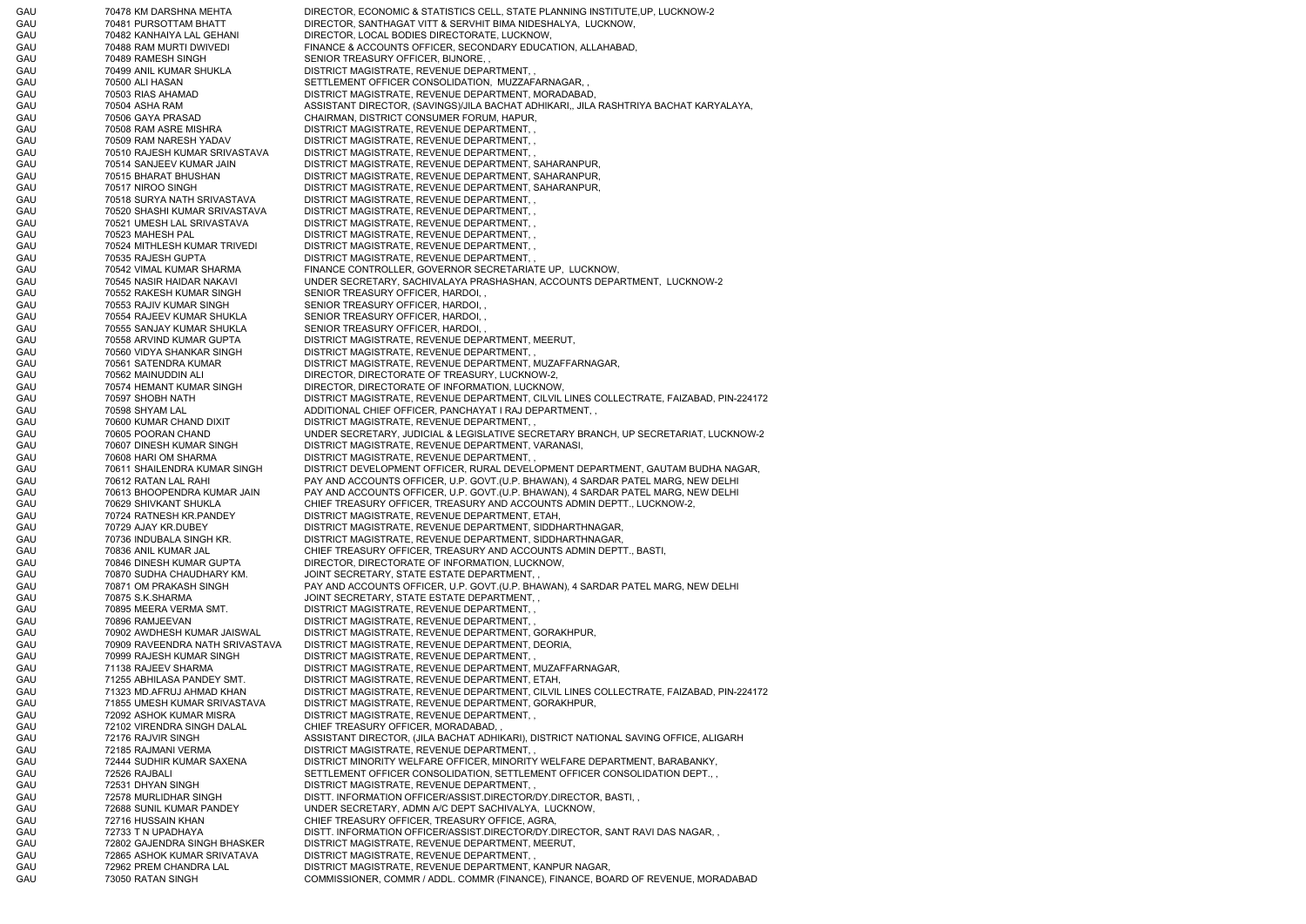| | | | |
|---|---|---|---|
| GAU | 70478 | KM DARSHNA MEHTA | DIRECTOR, ECONOMIC & STATISTICS CELL, STATE PLANNING INSTITUTE,UP, LUCKNOW-2 |
| GAU | 70481 | PURSOTTAM BHATT | DIRECTOR, SANTHAGAT VITT & SERVHIT BIMA NIDESHALYA, LUCKNOW, |
| GAU | 70482 | KANHAIYA LAL GEHANI | DIRECTOR, LOCAL BODIES DIRECTORATE, LUCKNOW, |
| GAU | 70488 | RAM MURTI DWIVEDI | FINANCE & ACCOUNTS OFFICER, SECONDARY EDUCATION, ALLAHABAD, |
| GAU | 70489 | RAMESH SINGH | SENIOR TREASURY OFFICER, BIJNORE, , |
| GAU | 70499 | ANIL KUMAR SHUKLA | DISTRICT MAGISTRATE, REVENUE DEPARTMENT, , |
| GAU | 70500 | ALI HASAN | SETTLEMENT OFFICER CONSOLIDATION, MUZZAFARNAGAR, , |
| GAU | 70503 | RIAS AHAMAD | DISTRICT MAGISTRATE, REVENUE DEPARTMENT, MORADABAD, |
| GAU | 70504 | ASHA RAM | ASSISTANT DIRECTOR, (SAVINGS)/JILA BACHAT ADHIKARI,, JILA RASHTRIYA BACHAT KARYALAYA, |
| GAU | 70506 | GAYA PRASAD | CHAIRMAN, DISTRICT CONSUMER FORUM, HAPUR, |
| GAU | 70508 | RAM ASRE MISHRA | DISTRICT MAGISTRATE, REVENUE DEPARTMENT, , |
| GAU | 70509 | RAM NARESH YADAV | DISTRICT MAGISTRATE, REVENUE DEPARTMENT, , |
| GAU | 70510 | RAJESH KUMAR SRIVASTAVA | DISTRICT MAGISTRATE, REVENUE DEPARTMENT, , |
| GAU | 70514 | SANJEEV KUMAR JAIN | DISTRICT MAGISTRATE, REVENUE DEPARTMENT, SAHARANPUR, |
| GAU | 70515 | BHARAT BHUSHAN | DISTRICT MAGISTRATE, REVENUE DEPARTMENT, SAHARANPUR, |
| GAU | 70517 | NIROO SINGH | DISTRICT MAGISTRATE, REVENUE DEPARTMENT, SAHARANPUR, |
| GAU | 70518 | SURYA NATH SRIVASTAVA | DISTRICT MAGISTRATE, REVENUE DEPARTMENT, , |
| GAU | 70520 | SHASHI KUMAR SRIVASTAVA | DISTRICT MAGISTRATE, REVENUE DEPARTMENT, , |
| GAU | 70521 | UMESH LAL SRIVASTAVA | DISTRICT MAGISTRATE, REVENUE DEPARTMENT, , |
| GAU | 70523 | MAHESH PAL | DISTRICT MAGISTRATE, REVENUE DEPARTMENT, , |
| GAU | 70524 | MITHLESH KUMAR TRIVEDI | DISTRICT MAGISTRATE, REVENUE DEPARTMENT, , |
| GAU | 70535 | RAJESH GUPTA | DISTRICT MAGISTRATE, REVENUE DEPARTMENT, , |
| GAU | 70542 | VIMAL KUMAR SHARMA | FINANCE CONTROLLER, GOVERNOR SECRETARIATE UP, LUCKNOW, |
| GAU | 70545 | NASIR HAIDAR NAKAVI | UNDER SECRETARY, SACHIVALAYA PRASHASHAN, ACCOUNTS DEPARTMENT, LUCKNOW-2 |
| GAU | 70552 | RAKESH KUMAR SINGH | SENIOR TREASURY OFFICER, HARDOI, , |
| GAU | 70553 | RAJIV KUMAR SINGH | SENIOR TREASURY OFFICER, HARDOI, , |
| GAU | 70554 | RAJEEV KUMAR SHUKLA | SENIOR TREASURY OFFICER, HARDOI, , |
| GAU | 70555 | SANJAY KUMAR SHUKLA | SENIOR TREASURY OFFICER, HARDOI, , |
| GAU | 70558 | ARVIND KUMAR GUPTA | DISTRICT MAGISTRATE, REVENUE DEPARTMENT, MEERUT, |
| GAU | 70560 | VIDYA SHANKAR SINGH | DISTRICT MAGISTRATE, REVENUE DEPARTMENT, , |
| GAU | 70561 | SATENDRA KUMAR | DISTRICT MAGISTRATE, REVENUE DEPARTMENT, MUZAFFARNAGAR, |
| GAU | 70562 | MAINUDDIN ALI | DIRECTOR, DIRECTORATE OF TREASURY, LUCKNOW-2, |
| GAU | 70574 | HEMANT KUMAR SINGH | DIRECTOR, DIRECTORATE OF INFORMATION, LUCKNOW, |
| GAU | 70597 | SHOBH NATH | DISTRICT MAGISTRATE, REVENUE DEPARTMENT, CILVIL LINES COLLECTRATE, FAIZABAD, PIN-224172 |
| GAU | 70598 | SHYAM LAL | ADDITIONAL CHIEF OFFICER, PANCHAYAT I RAJ DEPARTMENT, , |
| GAU | 70600 | KUMAR CHAND DIXIT | DISTRICT MAGISTRATE, REVENUE DEPARTMENT, , |
| GAU | 70605 | POORAN CHAND | UNDER SECRETARY, JUDICIAL & LEGISLATIVE SECRETARY BRANCH, UP SECRETARIAT, LUCKNOW-2 |
| GAU | 70607 | DINESH KUMAR SINGH | DISTRICT MAGISTRATE, REVENUE DEPARTMENT, VARANASI, |
| GAU | 70608 | HARI OM SHARMA | DISTRICT MAGISTRATE, REVENUE DEPARTMENT, , |
| GAU | 70611 | SHAILENDRA KUMAR SINGH | DISTRICT DEVELOPMENT OFFICER, RURAL DEVELOPMENT DEPARTMENT, GAUTAM BUDHA NAGAR, |
| GAU | 70612 | RATAN LAL RAHI | PAY AND ACCOUNTS OFFICER, U.P. GOVT.(U.P. BHAWAN), 4 SARDAR PATEL MARG, NEW DELHI |
| GAU | 70613 | BHOOPENDRA KUMAR JAIN | PAY AND ACCOUNTS OFFICER, U.P. GOVT.(U.P. BHAWAN), 4 SARDAR PATEL MARG, NEW DELHI |
| GAU | 70629 | SHIVKANT SHUKLA | CHIEF TREASURY OFFICER, TREASURY AND ACCOUNTS ADMIN DEPTT., LUCKNOW-2, |
| GAU | 70724 | RATNESH KR.PANDEY | DISTRICT MAGISTRATE, REVENUE DEPARTMENT, ETAH, |
| GAU | 70729 | AJAY KR.DUBEY | DISTRICT MAGISTRATE, REVENUE DEPARTMENT, SIDDHARTHNAGAR, |
| GAU | 70736 | INDUBALA SINGH KR. | DISTRICT MAGISTRATE, REVENUE DEPARTMENT, SIDDHARTHNAGAR, |
| GAU | 70836 | ANIL KUMAR JAL | CHIEF TREASURY OFFICER, TREASURY AND ACCOUNTS ADMIN DEPTT., BASTI, |
| GAU | 70846 | DINESH KUMAR GUPTA | DIRECTOR, DIRECTORATE OF INFORMATION, LUCKNOW, |
| GAU | 70870 | SUDHA CHAUDHARY KM. | JOINT SECRETARY, STATE ESTATE DEPARTMENT, , |
| GAU | 70871 | OM PRAKASH SINGH | PAY AND ACCOUNTS OFFICER, U.P. GOVT.(U.P. BHAWAN), 4 SARDAR PATEL MARG, NEW DELHI |
| GAU | 70875 | S.K.SHARMA | JOINT SECRETARY, STATE ESTATE DEPARTMENT, , |
| GAU | 70895 | MEERA VERMA SMT. | DISTRICT MAGISTRATE, REVENUE DEPARTMENT, , |
| GAU | 70896 | RAMJEEVAN | DISTRICT MAGISTRATE, REVENUE DEPARTMENT, , |
| GAU | 70902 | AWDHESH KUMAR JAISWAL | DISTRICT MAGISTRATE, REVENUE DEPARTMENT, GORAKHPUR, |
| GAU | 70909 | RAVEENDRA NATH SRIVASTAVA | DISTRICT MAGISTRATE, REVENUE DEPARTMENT, DEORIA, |
| GAU | 70999 | RAJESH KUMAR SINGH | DISTRICT MAGISTRATE, REVENUE DEPARTMENT, , |
| GAU | 71138 | RAJEEV SHARMA | DISTRICT MAGISTRATE, REVENUE DEPARTMENT, MUZAFFARNAGAR, |
| GAU | 71255 | ABHILASA PANDEY SMT. | DISTRICT MAGISTRATE, REVENUE DEPARTMENT, ETAH, |
| GAU | 71323 | MD.AFRUJ AHMAD KHAN | DISTRICT MAGISTRATE, REVENUE DEPARTMENT, CILVIL LINES COLLECTRATE, FAIZABAD, PIN-224172 |
| GAU | 71855 | UMESH KUMAR SRIVASTAVA | DISTRICT MAGISTRATE, REVENUE DEPARTMENT, GORAKHPUR, |
| GAU | 72092 | ASHOK KUMAR MISRA | DISTRICT MAGISTRATE, REVENUE DEPARTMENT, , |
| GAU | 72102 | VIRENDRA SINGH DALAL | CHIEF TREASURY OFFICER, MORADABAD, , |
| GAU | 72176 | RAJVIR SINGH | ASSISTANT DIRECTOR, (JILA BACHAT ADHIKARI), DISTRICT NATIONAL SAVING OFFICE, ALIGARH |
| GAU | 72185 | RAJMANI VERMA | DISTRICT MAGISTRATE, REVENUE DEPARTMENT, , |
| GAU | 72444 | SUDHIR KUMAR SAXENA | DISTRICT MINORITY WELFARE OFFICER, MINORITY WELFARE DEPARTMENT, BARABANKY, |
| GAU | 72526 | RAJBALI | SETTLEMENT OFFICER CONSOLIDATION, SETTLEMENT OFFICER CONSOLIDATION DEPT., , |
| GAU | 72531 | DHYAN SINGH | DISTRICT MAGISTRATE, REVENUE DEPARTMENT, , |
| GAU | 72578 | MURLIDHAR SINGH | DISTT. INFORMATION OFFICER/ASSIST.DIRECTOR/DY.DIRECTOR, BASTI, , |
| GAU | 72688 | SUNIL KUMAR PANDEY | UNDER SECRETARY, ADMN A/C DEPT SACHIVALYA, LUCKNOW, |
| GAU | 72716 | HUSSAIN KHAN | CHIEF TREASURY OFFICER, TREASURY OFFICE, AGRA, |
| GAU | 72733 | T N UPADHAYA | DISTT. INFORMATION OFFICER/ASSIST.DIRECTOR/DY.DIRECTOR, SANT RAVI DAS NAGAR, , |
| GAU | 72802 | GAJENDRA SINGH BHASKER | DISTRICT MAGISTRATE, REVENUE DEPARTMENT, MEERUT, |
| GAU | 72865 | ASHOK KUMAR SRIVATAVA | DISTRICT MAGISTRATE, REVENUE DEPARTMENT, , |
| GAU | 72962 | PREM CHANDRA LAL | DISTRICT MAGISTRATE, REVENUE DEPARTMENT, KANPUR NAGAR, |
| GAU | 73050 | RATAN SINGH | COMMISSIONER, COMMR / ADDL. COMMR (FINANCE), FINANCE, BOARD OF REVENUE, MORADABAD |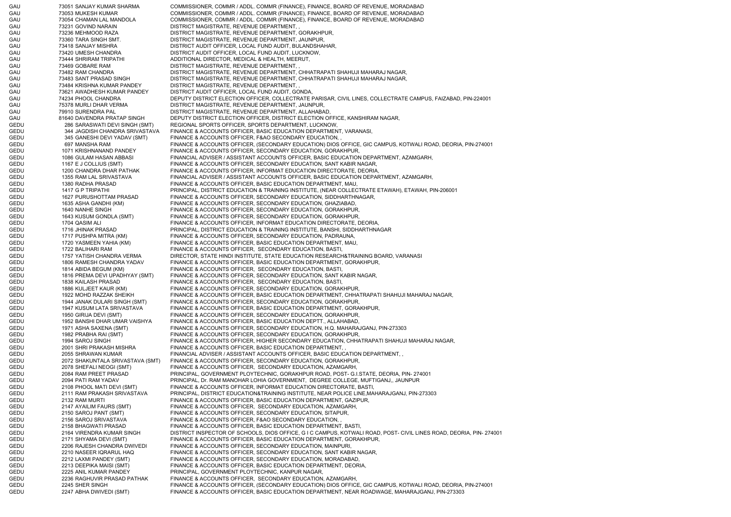| | | | |
|---|---|---|---|
| GAU | 73051 | SANJAY KUMAR SHARMA | COMMISSIONER, COMMR / ADDL. COMMR (FINANCE), FINANCE, BOARD OF REVENUE, MORADABAD |
| GAU | 73053 | MUKESH KUMAR | COMMISSIONER, COMMR / ADDL. COMMR (FINANCE), FINANCE, BOARD OF REVENUE, MORADABAD |
| GAU | 73054 | CHAMAN LAL MANDOLA | COMMISSIONER, COMMR / ADDL. COMMR (FINANCE), FINANCE, BOARD OF REVENUE, MORADABAD |
| GAU | 73231 | GOVIND NARAIN | DISTRICT MAGISTRATE, REVENUE DEPARTMENT, , |
| GAU | 73236 | MEHMOOD RAZA | DISTRICT MAGISTRATE, REVENUE DEPARTMENT, GORAKHPUR, |
| GAU | 73360 | TARA SINGH SMT. | DISTRICT MAGISTRATE, REVENUE DEPARTMENT, JAUNPUR, |
| GAU | 73418 | SANJAY MISHRA | DISTRICT AUDIT OFFICER, LOCAL FUND AUDIT, BULANDSHAHAR, |
| GAU | 73420 | UMESH CHANDRA | DISTRICT AUDIT OFFICER, LOCAL FUND AUDIT, LUCKNOW, |
| GAU | 73444 | SHRIRAM TRIPATHI | ADDITIONAL DIRECTOR, MEDICAL & HEALTH, MEERUT, |
| GAU | 73469 | GOBARE RAM | DISTRICT MAGISTRATE, REVENUE DEPARTMENT, , |
| GAU | 73482 | RAM CHANDRA | DISTRICT MAGISTRATE, REVENUE DEPARTMENT, CHHATRAPATI SHAHUJI MAHARAJ NAGAR, |
| GAU | 73483 | SANT PRASAD SINGH | DISTRICT MAGISTRATE, REVENUE DEPARTMENT, CHHATRAPATI SHAHUJI MAHARAJ NAGAR, |
| GAU | 73484 | KRISHNA KUMAR PANDEY | DISTRICT MAGISTRATE, REVENUE DEPARTMENT, , |
| GAU | 73621 | AWADHESH KUMAR PANDEY | DISTRICT AUDIT OFFICER, LOCAL FUND AUDIT, GONDA, |
| GAU | 74234 | PHOOL CHANDRA | DEPUTY DISTRICT ELECTION OFFICER, COLLECTRATE PARISAR, CIVIL LINES, COLLECTRATE CAMPUS, FAIZABAD, PIN-224001 |
| GAU | 75378 | MURLI DHAR VERMA | DISTRICT MAGISTRATE, REVENUE DEPARTMENT, JAUNPUR, |
| GAU | 79910 | SURENDRA PAL | DISTRICT MAGISTRATE, REVENUE DEPARTMENT, ALLAHABAD, |
| GAU | 81640 | DAVENDRA PRATAP SINGH | DEPUTY DISTRICT ELECTION OFFICER, DISTRICT ELECTION OFFICE, KANSHIRAM NAGAR, |
| GEDU | 286 | SARASWATI DEVI SINGH (SMT) | REGIONAL SPORTS OFFICER, SPORTS DEPARTMENT, LUCKNOW, |
| GEDU | 344 | JAGDISH CHANDRA SRIVASTAVA | FINANCE & ACCOUNTS OFFICER, BASIC EDUCATION DEPARTMENT, VARANASI, |
| GEDU | 345 | GANESHI DEVI YADAV (SMT) | FINANCE & ACCOUNTS OFFICER, F&AO SECONDARY EDUCATION, , |
| GEDU | 697 | MANSHA RAM | FINANCE & ACCOUNTS OFFICER, (SECONDARY EDUCATION) DIOS OFFICE, GIC CAMPUS, KOTWALI ROAD, DEORIA, PIN-274001 |
| GEDU | 1071 | KRISHNANAND PANDEY | FINANCE & ACCOUNTS OFFICER, SECONDARY EDUCATION, GORAKHPUR, |
| GEDU | 1086 | GULAM HASAN ABBASI | FINANCIAL ADVISER / ASSISTANT ACCOUNTS OFFICER, BASIC EDUCATION DEPARTMENT, AZAMGARH, |
| GEDU | 1167 | E J COLLIUS (SMT) | FINANCE & ACCOUNTS OFFICER, SECONDARY EDUCATION, SANT KABIR NAGAR, |
| GEDU | 1200 | CHANDRA DHAR PATHAK | FINANCE & ACCOUNTS OFFICER, INFORMAT EDUCATION DIRECTORATE, DEORIA, |
| GEDU | 1355 | RAM LAL SRIVASTAVA | FINANCIAL ADVISER / ASSISTANT ACCOUNTS OFFICER, BASIC EDUCATION DEPARTMENT, AZAMGARH, |
| GEDU | 1380 | RADHA PRASAD | FINANCE & ACCOUNTS OFFICER, BASIC EDUCATION DEPARTMENT, MAU, |
| GEDU | 1417 | G P TRIPATHI | PRINCIPAL, DISTRICT EDUCATION & TRAINING INSTITUTE, (NEAR COLLECTRATE ETAWAH), ETAWAH, PIN-206001 |
| GEDU | 1627 | PURUSHOTTAM PRASAD | FINANCE & ACCOUNTS OFFICER, SECONDARY EDUCATION, SIDDHARTHNAGAR, |
| GEDU | 1635 | ASHA GANDHI (KM) | FINANCE & ACCOUNTS OFFICER, SECONDARY EDUCATION, GHAZIABAD, |
| GEDU | 1640 | NANHE SINGH | FINANCE & ACCOUNTS OFFICER, SECONDARY EDUCATION, GORAKHPUR, |
| GEDU | 1643 | KUSUM GONDLA (SMT) | FINANCE & ACCOUNTS OFFICER, SECONDARY EDUCATION, GORAKHPUR, |
| GEDU | 1704 | QASIM ALI | FINANCE & ACCOUNTS OFFICER, INFORMAT EDUCATION DIRECTORATE, DEORIA, |
| GEDU | 1716 | JHINAK PRASAD | PRINCIPAL, DISTRICT EDUCATION & TRAINING INSTITUTE, BANSHI, SIDDHARTHNAGAR |
| GEDU | 1717 | PUSHPA MITRA (KM) | FINANCE & ACCOUNTS OFFICER, SECONDARY EDUCATION, PADRAUNA, |
| GEDU | 1720 | YASMEEN YAHIA (KM) | FINANCE & ACCOUNTS OFFICER, BASIC EDUCATION DEPARTMENT, MAU, |
| GEDU | 1722 | BALIHARI RAM | FINANCE & ACCOUNTS OFFICER, SECONDARY EDUCATION, BASTI, |
| GEDU | 1757 | YATISH CHANDRA VERMA | DIRECTOR, STATE HINDI INSTITUTE, STATE EDUCATION RESEARCH&TRAINING BOARD, VARANASI |
| GEDU | 1806 | RAMESH CHANDRA YADAV | FINANCE & ACCOUNTS OFFICER, BASIC EDUCATION DEPARTMENT, GORAKHPUR, |
| GEDU | 1814 | ABIDA BEGUM (KM) | FINANCE & ACCOUNTS OFFICER, SECONDARY EDUCATION, BASTI, |
| GEDU | 1816 | PREMA DEVI UPADHYAY (SMT) | FINANCE & ACCOUNTS OFFICER, SECONDARY EDUCATION, SANT KABIR NAGAR, |
| GEDU | 1838 | KAILASH PRASAD | FINANCE & ACCOUNTS OFFICER, SECONDARY EDUCATION, BASTI, |
| GEDU | 1886 | KULJEET KAUR (KM) | FINANCE & ACCOUNTS OFFICER, SECONDARY EDUCATION, GORAKHPUR, |
| GEDU | 1922 | MOHD RAZZAK SHEIKH | FINANCE & ACCOUNTS OFFICER, BASIC EDUCATION DEPARTMENT, CHHATRAPATI SHAHUJI MAHARAJ NAGAR, |
| GEDU | 1944 | JANAK DULARI SINGH (SMT) | FINANCE & ACCOUNTS OFFICER, SECONDARY EDUCATION, GORAKHPUR, |
| GEDU | 1947 | KUSUM LATA SRIVASTAVA | FINANCE & ACCOUNTS OFFICER, BASIC EDUCATION DEPARTMENT, GORAKHPUR, |
| GEDU | 1950 | GIRIJA DEVI (SMT) | FINANCE & ACCOUNTS OFFICER, SECONDARY EDUCATION, GORAKHPUR, |
| GEDU | 1952 | BANSHI DHAR UMAR VAISHYA | FINANCE & ACCOUNTS OFFICER, BASIC EDUCATION DEPTT., ALLAHABAD, |
| GEDU | 1971 | ASHA SAXENA (SMT) | FINANCE & ACCOUNTS OFFICER, SECONDARY EDUCATION, H.Q. MAHARAJGANJ, PIN-273303 |
| GEDU | 1982 | PRABHA RAI (SMT) | FINANCE & ACCOUNTS OFFICER, SECONDARY EDUCATION, GORAKHPUR, |
| GEDU | 1994 | SAROJ SINGH | FINANCE & ACCOUNTS OFFICER, HIGHER SECONDARY EDUCATION, CHHATRAPATI SHAHUJI MAHARAJ NAGAR, |
| GEDU | 2001 | SHRI PRAKASH MISHRA | FINANCE & ACCOUNTS OFFICER, BASIC EDUCATION DEPARTMENT, , |
| GEDU | 2055 | SHRAWAN KUMAR | FINANCIAL ADVISER / ASSISTANT ACCOUNTS OFFICER, BASIC EDUCATION DEPARTMENT, , |
| GEDU | 2072 | SHAKUNTALA SRIVASTAVA (SMT) | FINANCE & ACCOUNTS OFFICER, SECONDARY EDUCATION, GORAKHPUR, |
| GEDU | 2078 | SHEFALI NEOGI (SMT) | FINANCE & ACCOUNTS OFFICER, SECONDARY EDUCATION, AZAMGARH, |
| GEDU | 2084 | RAM PREET PRASAD | PRINCIPAL, GOVERNMENT PLOYTECHNIC, GORAKHPUR ROAD, POST- G.I.STATE, DEORIA, PIN- 274001 |
| GEDU | 2094 | PATI RAM YADAV | PRINCIPAL, Dr. RAM MANOHAR LOHIA GOVERNMENT, DEGREE COLLEGE, MUFTIGANJ,, JAUNPUR |
| GEDU | 2108 | PHOOL MATI DEVI (SMT) | FINANCE & ACCOUNTS OFFICER, INFORMAT EDUCATION DIRECTORATE, BASTI, |
| GEDU | 2111 | RAM PRAKASH SRIVASTAVA | PRINCIPAL, DISTRICT EDUCATION&TRAINING INSTITUTE, NEAR POLICE LINE,MAHARAJGANJ, PIN-273303 |
| GEDU | 2132 | RAM MURTI | FINANCE & ACCOUNTS OFFICER, BASIC EDUCATION DEPARTMENT, GAZIPUR, |
| GEDU | 2147 | AYAILIM FAURS (SMT) | FINANCE & ACCOUNTS OFFICER, SECONDARY EDUCATION, AZAMGARH, |
| GEDU | 2150 | SAROJ PANT (SMT) | FINANCE & ACCOUNTS OFFICER, SECONDARY EDUCATION, SITAPUR, |
| GEDU | 2156 | SAROJ SRIVASTAVA | FINANCE & ACCOUNTS OFFICER, F&AO SECONDARY EDUCATION, , |
| GEDU | 2158 | BHAGWATI PRASAD | FINANCE & ACCOUNTS OFFICER, BASIC EDUCATION DEPARTMENT, BASTI, |
| GEDU | 2164 | VIRENDRA KUMAR SINGH | DISTRICT INSPECTOR OF SCHOOLS, DIOS OFFICE, G I C CAMPUS, KOTWALI ROAD, POST- CIVIL LINES ROAD, DEORIA, PIN- 274001 |
| GEDU | 2171 | SHYAMA DEVI (SMT) | FINANCE & ACCOUNTS OFFICER, BASIC EDUCATION DEPARTMENT, GORAKHPUR, |
| GEDU | 2206 | RAJESH CHANDRA DWIVEDI | FINANCE & ACCOUNTS OFFICER, SECONDARY EDUCATION, MAINPURI, |
| GEDU | 2210 | NASEER IQRARUL HAQ | FINANCE & ACCOUNTS OFFICER, SECONDARY EDUCATION, SANT KABIR NAGAR, |
| GEDU | 2212 | LAXMI PANDEY (SMT) | FINANCE & ACCOUNTS OFFICER, SECONDARY EDUCATION, MORADABAD, |
| GEDU | 2213 | DEEPIKA MAISI (SMT) | FINANCE & ACCOUNTS OFFICER, BASIC EDUCATION DEPARTMENT, DEORIA, |
| GEDU | 2225 | ANIL KUMAR PANDEY | PRINCIPAL, GOVERNMENT PLOYTECHNIC, KANPUR NAGAR, |
| GEDU | 2236 | RAGHUVIR PRASAD PATHAK | FINANCE & ACCOUNTS OFFICER, SECONDARY EDUCATION, AZAMGARH, |
| GEDU | 2245 | SHER SINGH | FINANCE & ACCOUNTS OFFICER, (SECONDARY EDUCATION) DIOS OFFICE, GIC CAMPUS, KOTWALI ROAD, DEORIA, PIN-274001 |
| GEDU | 2247 | ABHA DWIVEDI (SMT) | FINANCE & ACCOUNTS OFFICER, BASIC EDUCATION DEPARTMENT, NEAR ROADWAGE, MAHARAJGANJ, PIN-273303 |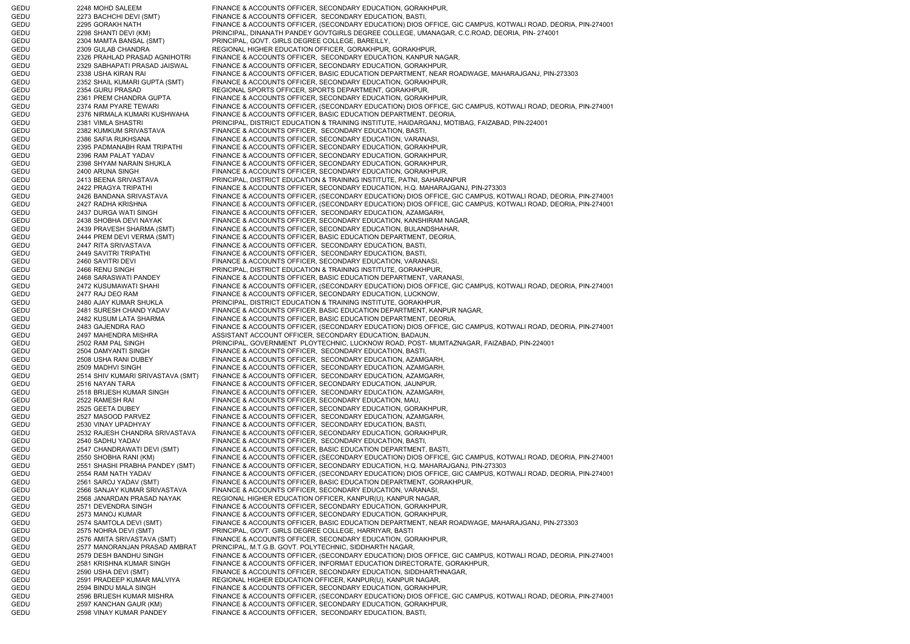| | | | |
|---|---|---|---|
| GEDU | 2248 | MOHD SALEEM | FINANCE & ACCOUNTS OFFICER, SECONDARY EDUCATION, GORAKHPUR, |
| GEDU | 2273 | BACHCHI DEVI (SMT) | FINANCE & ACCOUNTS OFFICER, SECONDARY EDUCATION, BASTI, |
| GEDU | 2295 | GORAKH NATH | FINANCE & ACCOUNTS OFFICER, (SECONDARY EDUCATION) DIOS OFFICE, GIC CAMPUS, KOTWALI ROAD, DEORIA, PIN-274001 |
| GEDU | 2298 | SHANTI DEVI (KM) | PRINCIPAL, DINANATH PANDEY GOVTGIRLS DEGREE COLLEGE, UMANAGAR, C.C.ROAD, DEORIA, PIN- 274001 |
| GEDU | 2304 | MAMTA BANSAL (SMT) | PRINCIPAL, GOVT. GIRLS DEGREE COLLEGE, BAREILLY, |
| GEDU | 2309 | GULAB CHANDRA | REGIONAL HIGHER EDUCATION OFFICER, GORAKHPUR, GORAKHPUR, |
| GEDU | 2326 | PRAHLAD PRASAD AGNIHOTRI | FINANCE & ACCOUNTS OFFICER, SECONDARY EDUCATION, KANPUR NAGAR, |
| GEDU | 2329 | SABHAPATI PRASAD JAISWAL | FINANCE & ACCOUNTS OFFICER, SECONDARY EDUCATION, GORAKHPUR, |
| GEDU | 2338 | USHA KIRAN RAI | FINANCE & ACCOUNTS OFFICER, BASIC EDUCATION DEPARTMENT, NEAR ROADWAGE, MAHARAJGANJ, PIN-273303 |
| GEDU | 2352 | SHAIL KUMARI GUPTA (SMT) | FINANCE & ACCOUNTS OFFICER, SECONDARY EDUCATION, GORAKHPUR, |
| GEDU | 2354 | GURU PRASAD | REGIONAL SPORTS OFFICER, SPORTS DEPARTMENT, GORAKHPUR, |
| GEDU | 2361 | PREM CHANDRA GUPTA | FINANCE & ACCOUNTS OFFICER, SECONDARY EDUCATION, GORAKHPUR, |
| GEDU | 2374 | RAM PYARE TEWARI | FINANCE & ACCOUNTS OFFICER, (SECONDARY EDUCATION) DIOS OFFICE, GIC CAMPUS, KOTWALI ROAD, DEORIA, PIN-274001 |
| GEDU | 2376 | NIRMALA KUMARI KUSHWAHA | FINANCE & ACCOUNTS OFFICER, BASIC EDUCATION DEPARTMENT, DEORIA, |
| GEDU | 2381 | VIMLA SHASTRI | PRINCIPAL, DISTRICT EDUCATION & TRAINING INSTITUTE, HAIDARGANJ, MOTIBAG, FAIZABAD, PIN-224001 |
| GEDU | 2382 | KUMKUM SRIVASTAVA | FINANCE & ACCOUNTS OFFICER, SECONDARY EDUCATION, BASTI, |
| GEDU | 2386 | SAFIA RUKHSANA | FINANCE & ACCOUNTS OFFICER, SECONDARY EDUCATION, VARANASI, |
| GEDU | 2395 | PADMANABH RAM TRIPATHI | FINANCE & ACCOUNTS OFFICER, SECONDARY EDUCATION, GORAKHPUR, |
| GEDU | 2396 | RAM PALAT YADAV | FINANCE & ACCOUNTS OFFICER, SECONDARY EDUCATION, GORAKHPUR, |
| GEDU | 2398 | SHYAM NARAIN SHUKLA | FINANCE & ACCOUNTS OFFICER, SECONDARY EDUCATION, GORAKHPUR, |
| GEDU | 2400 | ARUNA SINGH | FINANCE & ACCOUNTS OFFICER, SECONDARY EDUCATION, GORAKHPUR, |
| GEDU | 2413 | BEENA SRIVASTAVA | PRINCIPAL, DISTRICT EDUCATION & TRAINING INSTITUTE, PATNI, SAHARANPUR |
| GEDU | 2422 | PRAGYA TRIPATHI | FINANCE & ACCOUNTS OFFICER, SECONDARY EDUCATION, H.Q. MAHARAJGANJ, PIN-273303 |
| GEDU | 2426 | BANDANA SRIVASTAVA | FINANCE & ACCOUNTS OFFICER, (SECONDARY EDUCATION) DIOS OFFICE, GIC CAMPUS, KOTWALI ROAD, DEORIA, PIN-274001 |
| GEDU | 2427 | RADHA KRISHNA | FINANCE & ACCOUNTS OFFICER, (SECONDARY EDUCATION) DIOS OFFICE, GIC CAMPUS, KOTWALI ROAD, DEORIA, PIN-274001 |
| GEDU | 2437 | DURGA WATI SINGH | FINANCE & ACCOUNTS OFFICER, SECONDARY EDUCATION, AZAMGARH, |
| GEDU | 2438 | SHOBHA DEVI NAYAK | FINANCE & ACCOUNTS OFFICER, SECONDARY EDUCATION, KANSHIRAM NAGAR, |
| GEDU | 2439 | PRAVESH SHARMA (SMT) | FINANCE & ACCOUNTS OFFICER, SECONDARY EDUCATION, BULANDSHAHAR, |
| GEDU | 2444 | PREM DEVI VERMA (SMT) | FINANCE & ACCOUNTS OFFICER, BASIC EDUCATION DEPARTMENT, DEORIA, |
| GEDU | 2447 | RITA SRIVASTAVA | FINANCE & ACCOUNTS OFFICER, SECONDARY EDUCATION, BASTI, |
| GEDU | 2449 | SAVITRI TRIPATHI | FINANCE & ACCOUNTS OFFICER, SECONDARY EDUCATION, BASTI, |
| GEDU | 2460 | SAVITRI DEVI | FINANCE & ACCOUNTS OFFICER, SECONDARY EDUCATION, VARANASI, |
| GEDU | 2466 | RENU SINGH | PRINCIPAL, DISTRICT EDUCATION & TRAINING INSTITUTE, GORAKHPUR, |
| GEDU | 2468 | SARASWATI PANDEY | FINANCE & ACCOUNTS OFFICER, BASIC EDUCATION DEPARTMENT, VARANASI, |
| GEDU | 2472 | KUSUMAWATI SHAHI | FINANCE & ACCOUNTS OFFICER, (SECONDARY EDUCATION) DIOS OFFICE, GIC CAMPUS, KOTWALI ROAD, DEORIA, PIN-274001 |
| GEDU | 2477 | RAJ DEO RAM | FINANCE & ACCOUNTS OFFICER, SECONDARY EDUCATION, LUCKNOW, |
| GEDU | 2480 | AJAY KUMAR SHUKLA | PRINCIPAL, DISTRICT EDUCATION & TRAINING INSTITUTE, GORAKHPUR, |
| GEDU | 2481 | SURESH CHAND YADAV | FINANCE & ACCOUNTS OFFICER, BASIC EDUCATION DEPARTMENT, KANPUR NAGAR, |
| GEDU | 2482 | KUSUM LATA SHARMA | FINANCE & ACCOUNTS OFFICER, BASIC EDUCATION DEPARTMENT, DEORIA, |
| GEDU | 2483 | GAJENDRA RAO | FINANCE & ACCOUNTS OFFICER, (SECONDARY EDUCATION) DIOS OFFICE, GIC CAMPUS, KOTWALI ROAD, DEORIA, PIN-274001 |
| GEDU | 2497 | MAHENDRA MISHRA | ASSISTANT ACCOUNT OFFICER, SECONDARY EDUCATION, BADAUN, |
| GEDU | 2502 | RAM PAL SINGH | PRINCIPAL, GOVERNMENT PLOYTECHNIC, LUCKNOW ROAD, POST- MUMTAZNAGAR, FAIZABAD, PIN-224001 |
| GEDU | 2504 | DAMYANTI SINGH | FINANCE & ACCOUNTS OFFICER, SECONDARY EDUCATION, BASTI, |
| GEDU | 2508 | USHA RANI DUBEY | FINANCE & ACCOUNTS OFFICER, SECONDARY EDUCATION, AZAMGARH, |
| GEDU | 2509 | MADHVI SINGH | FINANCE & ACCOUNTS OFFICER, SECONDARY EDUCATION, AZAMGARH, |
| GEDU | 2514 | SHIV KUMARI SRIVASTAVA (SMT) | FINANCE & ACCOUNTS OFFICER, SECONDARY EDUCATION, AZAMGARH, |
| GEDU | 2516 | NAYAN TARA | FINANCE & ACCOUNTS OFFICER, SECONDARY EDUCATION, JAUNPUR, |
| GEDU | 2518 | BRIJESH KUMAR SINGH | FINANCE & ACCOUNTS OFFICER, SECONDARY EDUCATION, AZAMGARH, |
| GEDU | 2522 | RAMESH RAI | FINANCE & ACCOUNTS OFFICER, SECONDARY EDUCATION, MAU, |
| GEDU | 2525 | GEETA DUBEY | FINANCE & ACCOUNTS OFFICER, SECONDARY EDUCATION, GORAKHPUR, |
| GEDU | 2527 | MASOOD PARVEZ | FINANCE & ACCOUNTS OFFICER, SECONDARY EDUCATION, AZAMGARH, |
| GEDU | 2530 | VINAY UPADHYAY | FINANCE & ACCOUNTS OFFICER, SECONDARY EDUCATION, BASTI, |
| GEDU | 2532 | RAJESH CHANDRA SRIVASTAVA | FINANCE & ACCOUNTS OFFICER, SECONDARY EDUCATION, GORAKHPUR, |
| GEDU | 2540 | SADHU YADAV | FINANCE & ACCOUNTS OFFICER, SECONDARY EDUCATION, BASTI, |
| GEDU | 2547 | CHANDRAWATI DEVI (SMT) | FINANCE & ACCOUNTS OFFICER, BASIC EDUCATION DEPARTMENT, BASTI, |
| GEDU | 2550 | SHOBHA RANI (KM) | FINANCE & ACCOUNTS OFFICER, (SECONDARY EDUCATION) DIOS OFFICE, GIC CAMPUS, KOTWALI ROAD, DEORIA, PIN-274001 |
| GEDU | 2551 | SHASHI PRABHA PANDEY (SMT) | FINANCE & ACCOUNTS OFFICER, SECONDARY EDUCATION, H.Q. MAHARAJGANJ, PIN-273303 |
| GEDU | 2554 | RAM NATH YADAV | FINANCE & ACCOUNTS OFFICER, (SECONDARY EDUCATION) DIOS OFFICE, GIC CAMPUS, KOTWALI ROAD, DEORIA, PIN-274001 |
| GEDU | 2561 | SAROJ YADAV (SMT) | FINANCE & ACCOUNTS OFFICER, BASIC EDUCATION DEPARTMENT, GORAKHPUR, |
| GEDU | 2566 | SANJAY KUMAR SRIVASTAVA | FINANCE & ACCOUNTS OFFICER, SECONDARY EDUCATION, VARANASI, |
| GEDU | 2568 | JANARDAN PRASAD NAYAK | REGIONAL HIGHER EDUCATION OFFICER, KANPUR(U), KANPUR NAGAR, |
| GEDU | 2571 | DEVENDRA SINGH | FINANCE & ACCOUNTS OFFICER, SECONDARY EDUCATION, GORAKHPUR, |
| GEDU | 2573 | MANOJ KUMAR | FINANCE & ACCOUNTS OFFICER, SECONDARY EDUCATION, GORAKHPUR, |
| GEDU | 2574 | SAMTOLA DEVI (SMT) | FINANCE & ACCOUNTS OFFICER, BASIC EDUCATION DEPARTMENT, NEAR ROADWAGE, MAHARAJGANJ, PIN-273303 |
| GEDU | 2575 | NOHRA DEVI (SMT) | PRINCIPAL, GOVT. GIRLS DEGREE COLLEGE, HARRIYAR, BASTI |
| GEDU | 2576 | AMITA SRIVASTAVA (SMT) | FINANCE & ACCOUNTS OFFICER, SECONDARY EDUCATION, GORAKHPUR, |
| GEDU | 2577 | MANORANJAN PRASAD AMBRAT | PRINCIPAL, M.T.G.B. GOVT. POLYTECHNIC, SIDDHARTH NAGAR, |
| GEDU | 2579 | DESH BANDHU SINGH | FINANCE & ACCOUNTS OFFICER, (SECONDARY EDUCATION) DIOS OFFICE, GIC CAMPUS, KOTWALI ROAD, DEORIA, PIN-274001 |
| GEDU | 2581 | KRISHNA KUMAR SINGH | FINANCE & ACCOUNTS OFFICER, INFORMAT EDUCATION DIRECTORATE, GORAKHPUR, |
| GEDU | 2590 | USHA DEVI (SMT) | FINANCE & ACCOUNTS OFFICER, SECONDARY EDUCATION, SIDDHARTHNAGAR, |
| GEDU | 2591 | PRADEEP KUMAR MALVIYA | REGIONAL HIGHER EDUCATION OFFICER, KANPUR(U), KANPUR NAGAR, |
| GEDU | 2594 | BINDU MALA SINGH | FINANCE & ACCOUNTS OFFICER, SECONDARY EDUCATION, GORAKHPUR, |
| GEDU | 2596 | BRIJESH KUMAR MISHRA | FINANCE & ACCOUNTS OFFICER, (SECONDARY EDUCATION) DIOS OFFICE, GIC CAMPUS, KOTWALI ROAD, DEORIA, PIN-274001 |
| GEDU | 2597 | KANCHAN GAUR (KM) | FINANCE & ACCOUNTS OFFICER, SECONDARY EDUCATION, GORAKHPUR, |
| GEDU | 2598 | VINAY KUMAR PANDEY | FINANCE & ACCOUNTS OFFICER, SECONDARY EDUCATION, BASTI, |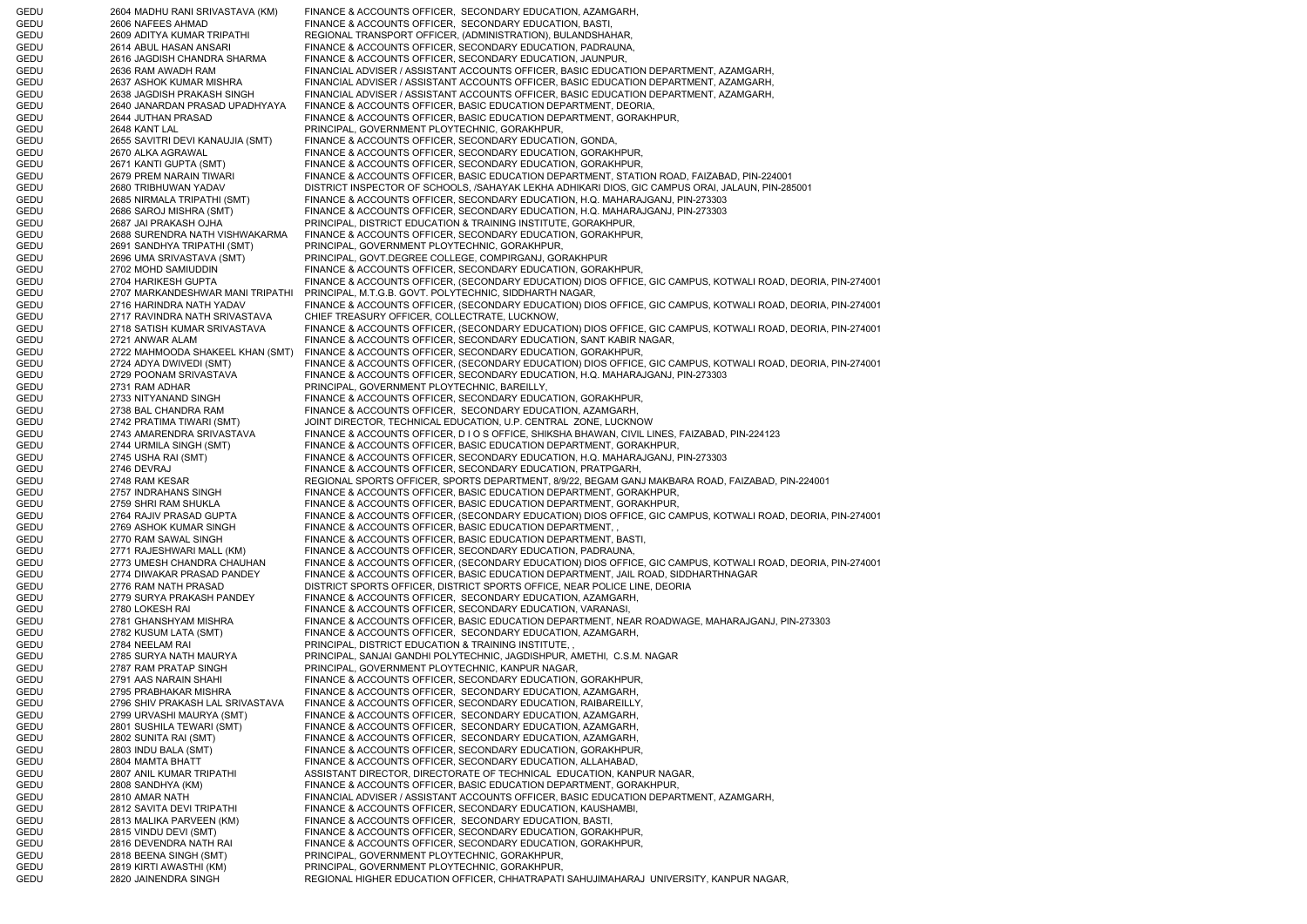| | | | |
|---|---|---|---|
| GEDU | 2604 | MADHU RANI SRIVASTAVA (KM) | FINANCE & ACCOUNTS OFFICER, SECONDARY EDUCATION, AZAMGARH, |
| GEDU | 2606 | NAFEES AHMAD | FINANCE & ACCOUNTS OFFICER, SECONDARY EDUCATION, BASTI, |
| GEDU | 2609 | ADITYA KUMAR TRIPATHI | REGIONAL TRANSPORT OFFICER, (ADMINISTRATION), BULANDSHAHAR, |
| GEDU | 2614 | ABUL HASAN ANSARI | FINANCE & ACCOUNTS OFFICER, SECONDARY EDUCATION, PADRAUNA, |
| GEDU | 2616 | JAGDISH CHANDRA SHARMA | FINANCE & ACCOUNTS OFFICER, SECONDARY EDUCATION, JAUNPUR, |
| GEDU | 2636 | RAM AWADH RAM | FINANCIAL ADVISER / ASSISTANT ACCOUNTS OFFICER, BASIC EDUCATION DEPARTMENT, AZAMGARH, |
| GEDU | 2637 | ASHOK KUMAR MISHRA | FINANCIAL ADVISER / ASSISTANT ACCOUNTS OFFICER, BASIC EDUCATION DEPARTMENT, AZAMGARH, |
| GEDU | 2638 | JAGDISH PRAKASH SINGH | FINANCIAL ADVISER / ASSISTANT ACCOUNTS OFFICER, BASIC EDUCATION DEPARTMENT, AZAMGARH, |
| GEDU | 2640 | JANARDAN PRASAD UPADHYAYA | FINANCE & ACCOUNTS OFFICER, BASIC EDUCATION DEPARTMENT, DEORIA, |
| GEDU | 2644 | JUTHAN PRASAD | FINANCE & ACCOUNTS OFFICER, BASIC EDUCATION DEPARTMENT, GORAKHPUR, |
| GEDU | 2648 | KANT LAL | PRINCIPAL, GOVERNMENT PLOYTECHNIC, GORAKHPUR, |
| GEDU | 2655 | SAVITRI DEVI KANAUJIA (SMT) | FINANCE & ACCOUNTS OFFICER, SECONDARY EDUCATION, GONDA, |
| GEDU | 2670 | ALKA AGRAWAL | FINANCE & ACCOUNTS OFFICER, SECONDARY EDUCATION, GORAKHPUR, |
| GEDU | 2671 | KANTI GUPTA (SMT) | FINANCE & ACCOUNTS OFFICER, SECONDARY EDUCATION, GORAKHPUR, |
| GEDU | 2679 | PREM NARAIN TIWARI | FINANCE & ACCOUNTS OFFICER, BASIC EDUCATION DEPARTMENT, STATION ROAD, FAIZABAD, PIN-224001 |
| GEDU | 2680 | TRIBHUWAN YADAV | DISTRICT INSPECTOR OF SCHOOLS, /SAHAYAK LEKHA ADHIKARI DIOS, GIC CAMPUS ORAI, JALAUN, PIN-285001 |
| GEDU | 2685 | NIRMALA TRIPATHI (SMT) | FINANCE & ACCOUNTS OFFICER, SECONDARY EDUCATION, H.Q. MAHARAJGANJ, PIN-273303 |
| GEDU | 2686 | SAROJ MISHRA (SMT) | FINANCE & ACCOUNTS OFFICER, SECONDARY EDUCATION, H.Q. MAHARAJGANJ, PIN-273303 |
| GEDU | 2687 | JAI PRAKASH OJHA | PRINCIPAL, DISTRICT EDUCATION & TRAINING INSTITUTE, GORAKHPUR, |
| GEDU | 2688 | SURENDRA NATH VISHWAKARMA | FINANCE & ACCOUNTS OFFICER, SECONDARY EDUCATION, GORAKHPUR, |
| GEDU | 2691 | SANDHYA TRIPATHI (SMT) | PRINCIPAL, GOVERNMENT PLOYTECHNIC, GORAKHPUR, |
| GEDU | 2696 | UMA SRIVASTAVA (SMT) | PRINCIPAL, GOVT.DEGREE COLLEGE, COMPIRGANJ, GORAKHPUR |
| GEDU | 2702 | MOHD SAMIUDDIN | FINANCE & ACCOUNTS OFFICER, SECONDARY EDUCATION, GORAKHPUR, |
| GEDU | 2704 | HARIKESH GUPTA | FINANCE & ACCOUNTS OFFICER, (SECONDARY EDUCATION) DIOS OFFICE, GIC CAMPUS, KOTWALI ROAD, DEORIA, PIN-274001 |
| GEDU | 2707 | MARKANDESHWAR MANI TRIPATHI | PRINCIPAL, M.T.G.B. GOVT. POLYTECHNIC, SIDDHARTH NAGAR, |
| GEDU | 2716 | HARINDRA NATH YADAV | FINANCE & ACCOUNTS OFFICER, (SECONDARY EDUCATION) DIOS OFFICE, GIC CAMPUS, KOTWALI ROAD, DEORIA, PIN-274001 |
| GEDU | 2717 | RAVINDRA NATH SRIVASTAVA | CHIEF TREASURY OFFICER, COLLECTRATE, LUCKNOW, |
| GEDU | 2718 | SATISH KUMAR SRIVASTAVA | FINANCE & ACCOUNTS OFFICER, (SECONDARY EDUCATION) DIOS OFFICE, GIC CAMPUS, KOTWALI ROAD, DEORIA, PIN-274001 |
| GEDU | 2721 | ANWAR ALAM | FINANCE & ACCOUNTS OFFICER, SECONDARY EDUCATION, SANT KABIR NAGAR, |
| GEDU | 2722 | MAHMOODA SHAKEEL KHAN (SMT) | FINANCE & ACCOUNTS OFFICER, SECONDARY EDUCATION, GORAKHPUR, |
| GEDU | 2724 | ADYA DWIVEDI (SMT) | FINANCE & ACCOUNTS OFFICER, (SECONDARY EDUCATION) DIOS OFFICE, GIC CAMPUS, KOTWALI ROAD, DEORIA, PIN-274001 |
| GEDU | 2729 | POONAM SRIVASTAVA | FINANCE & ACCOUNTS OFFICER, SECONDARY EDUCATION, H.Q. MAHARAJGANJ, PIN-273303 |
| GEDU | 2731 | RAM ADHAR | PRINCIPAL, GOVERNMENT PLOYTECHNIC, BAREILLY, |
| GEDU | 2733 | NITYANAND SINGH | FINANCE & ACCOUNTS OFFICER, SECONDARY EDUCATION, GORAKHPUR, |
| GEDU | 2738 | BAL CHANDRA RAM | FINANCE & ACCOUNTS OFFICER, SECONDARY EDUCATION, AZAMGARH, |
| GEDU | 2742 | PRATIMA TIWARI (SMT) | JOINT DIRECTOR, TECHNICAL EDUCATION, U.P. CENTRAL ZONE, LUCKNOW |
| GEDU | 2743 | AMARENDRA SRIVASTAVA | FINANCE & ACCOUNTS OFFICER, D I O S OFFICE, SHIKSHA BHAWAN, CIVIL LINES, FAIZABAD, PIN-224123 |
| GEDU | 2744 | URMILA SINGH (SMT) | FINANCE & ACCOUNTS OFFICER, BASIC EDUCATION DEPARTMENT, GORAKHPUR, |
| GEDU | 2745 | USHA RAI (SMT) | FINANCE & ACCOUNTS OFFICER, SECONDARY EDUCATION, H.Q. MAHARAJGANJ, PIN-273303 |
| GEDU | 2746 | DEVRAJ | FINANCE & ACCOUNTS OFFICER, SECONDARY EDUCATION, PRATPGARH, |
| GEDU | 2748 | RAM KESAR | REGIONAL SPORTS OFFICER, SPORTS DEPARTMENT, 8/9/22, BEGAM GANJ MAKBARA ROAD, FAIZABAD, PIN-224001 |
| GEDU | 2757 | INDRAHANS SINGH | FINANCE & ACCOUNTS OFFICER, BASIC EDUCATION DEPARTMENT, GORAKHPUR, |
| GEDU | 2759 | SHRI RAM SHUKLA | FINANCE & ACCOUNTS OFFICER, BASIC EDUCATION DEPARTMENT, GORAKHPUR, |
| GEDU | 2764 | RAJIV PRASAD GUPTA | FINANCE & ACCOUNTS OFFICER, (SECONDARY EDUCATION) DIOS OFFICE, GIC CAMPUS, KOTWALI ROAD, DEORIA, PIN-274001 |
| GEDU | 2769 | ASHOK KUMAR SINGH | FINANCE & ACCOUNTS OFFICER, BASIC EDUCATION DEPARTMENT, , |
| GEDU | 2770 | RAM SAWAL SINGH | FINANCE & ACCOUNTS OFFICER, BASIC EDUCATION DEPARTMENT, BASTI, |
| GEDU | 2771 | RAJESHWARI MALL (KM) | FINANCE & ACCOUNTS OFFICER, SECONDARY EDUCATION, PADRAUNA, |
| GEDU | 2773 | UMESH CHANDRA CHAUHAN | FINANCE & ACCOUNTS OFFICER, (SECONDARY EDUCATION) DIOS OFFICE, GIC CAMPUS, KOTWALI ROAD, DEORIA, PIN-274001 |
| GEDU | 2774 | DIWAKAR PRASAD PANDEY | FINANCE & ACCOUNTS OFFICER, BASIC EDUCATION DEPARTMENT, JAIL ROAD, SIDDHARTHNAGAR |
| GEDU | 2776 | RAM NATH PRASAD | DISTRICT SPORTS OFFICER, DISTRICT SPORTS OFFICE, NEAR POLICE LINE, DEORIA |
| GEDU | 2779 | SURYA PRAKASH PANDEY | FINANCE & ACCOUNTS OFFICER, SECONDARY EDUCATION, AZAMGARH, |
| GEDU | 2780 | LOKESH RAI | FINANCE & ACCOUNTS OFFICER, SECONDARY EDUCATION, VARANASI, |
| GEDU | 2781 | GHANSHYAM MISHRA | FINANCE & ACCOUNTS OFFICER, BASIC EDUCATION DEPARTMENT, NEAR ROADWAGE, MAHARAJGANJ, PIN-273303 |
| GEDU | 2782 | KUSUM LATA (SMT) | FINANCE & ACCOUNTS OFFICER, SECONDARY EDUCATION, AZAMGARH, |
| GEDU | 2784 | NEELAM RAI | PRINCIPAL, DISTRICT EDUCATION & TRAINING INSTITUTE, , |
| GEDU | 2785 | SURYA NATH MAURYA | PRINCIPAL, SANJAI GANDHI POLYTECHNIC, JAGDISHPUR, AMETHI, C.S.M. NAGAR |
| GEDU | 2787 | RAM PRATAP SINGH | PRINCIPAL, GOVERNMENT PLOYTECHNIC, KANPUR NAGAR, |
| GEDU | 2791 | AAS NARAIN SHAHI | FINANCE & ACCOUNTS OFFICER, SECONDARY EDUCATION, GORAKHPUR, |
| GEDU | 2795 | PRABHAKAR MISHRA | FINANCE & ACCOUNTS OFFICER, SECONDARY EDUCATION, AZAMGARH, |
| GEDU | 2796 | SHIV PRAKASH LAL SRIVASTAVA | FINANCE & ACCOUNTS OFFICER, SECONDARY EDUCATION, RAIBAREILLY, |
| GEDU | 2799 | URVASHI MAURYA (SMT) | FINANCE & ACCOUNTS OFFICER, SECONDARY EDUCATION, AZAMGARH, |
| GEDU | 2801 | SUSHILA TEWARI (SMT) | FINANCE & ACCOUNTS OFFICER, SECONDARY EDUCATION, AZAMGARH, |
| GEDU | 2802 | SUNITA RAI (SMT) | FINANCE & ACCOUNTS OFFICER, SECONDARY EDUCATION, AZAMGARH, |
| GEDU | 2803 | INDU BALA (SMT) | FINANCE & ACCOUNTS OFFICER, SECONDARY EDUCATION, GORAKHPUR, |
| GEDU | 2804 | MAMTA BHATT | FINANCE & ACCOUNTS OFFICER, SECONDARY EDUCATION, ALLAHABAD, |
| GEDU | 2807 | ANIL KUMAR TRIPATHI | ASSISTANT DIRECTOR, DIRECTORATE OF TECHNICAL EDUCATION, KANPUR NAGAR, |
| GEDU | 2808 | SANDHYA (KM) | FINANCE & ACCOUNTS OFFICER, BASIC EDUCATION DEPARTMENT, GORAKHPUR, |
| GEDU | 2810 | AMAR NATH | FINANCIAL ADVISER / ASSISTANT ACCOUNTS OFFICER, BASIC EDUCATION DEPARTMENT, AZAMGARH, |
| GEDU | 2812 | SAVITA DEVI TRIPATHI | FINANCE & ACCOUNTS OFFICER, SECONDARY EDUCATION, KAUSHAMBI, |
| GEDU | 2813 | MALIKA PARVEEN (KM) | FINANCE & ACCOUNTS OFFICER, SECONDARY EDUCATION, BASTI, |
| GEDU | 2815 | VINDU DEVI (SMT) | FINANCE & ACCOUNTS OFFICER, SECONDARY EDUCATION, GORAKHPUR, |
| GEDU | 2816 | DEVENDRA NATH RAI | FINANCE & ACCOUNTS OFFICER, SECONDARY EDUCATION, GORAKHPUR, |
| GEDU | 2818 | BEENA SINGH (SMT) | PRINCIPAL, GOVERNMENT PLOYTECHNIC, GORAKHPUR, |
| GEDU | 2819 | KIRTI AWASTHI (KM) | PRINCIPAL, GOVERNMENT PLOYTECHNIC, GORAKHPUR, |
| GEDU | 2820 | JAINENDRA SINGH | REGIONAL HIGHER EDUCATION OFFICER, CHHATRAPATI SAHUJIMAHARAJ UNIVERSITY, KANPUR NAGAR, |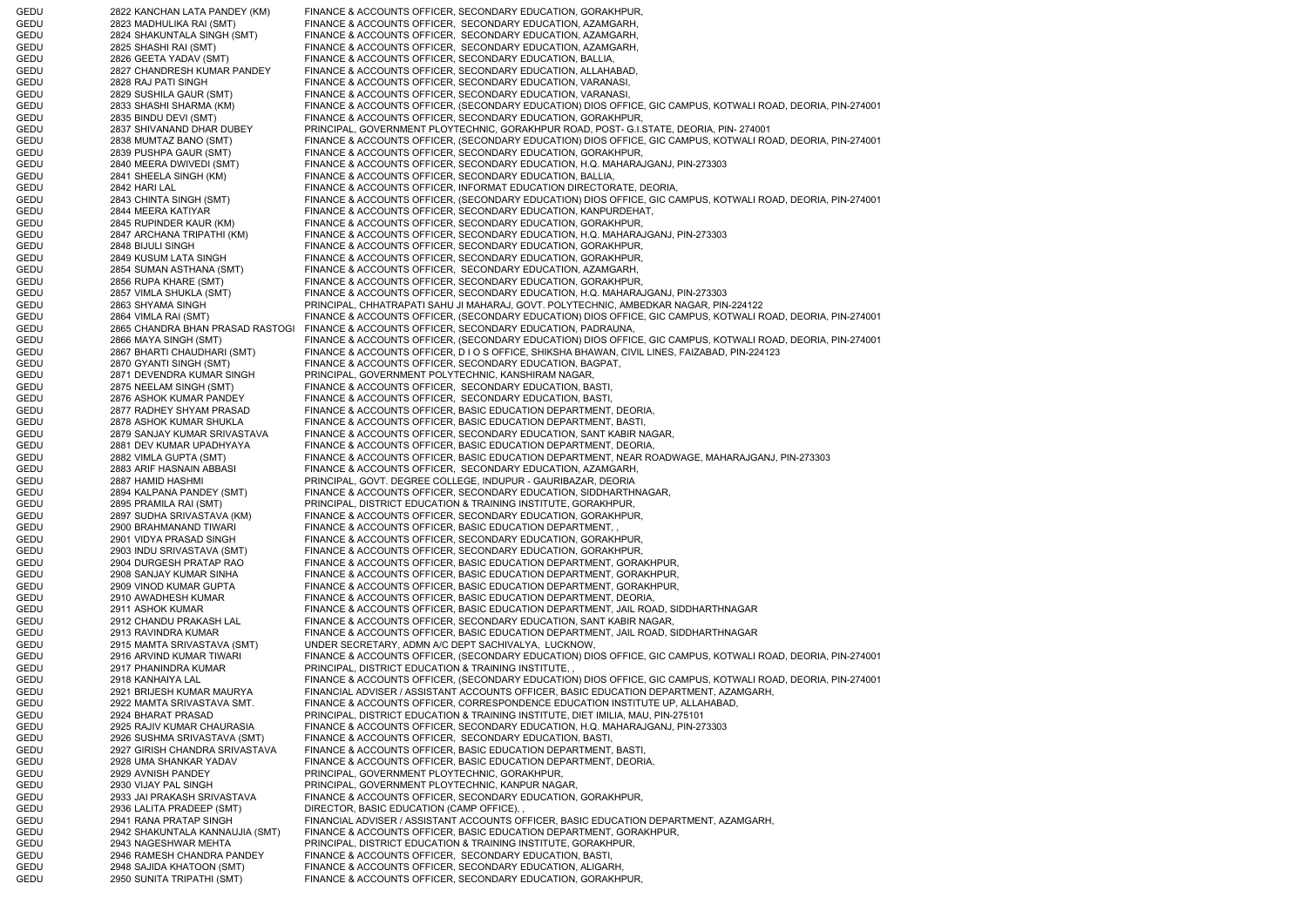| | | | |
|---|---|---|---|
| GEDU | 2822 | KANCHAN LATA PANDEY (KM) | FINANCE & ACCOUNTS OFFICER, SECONDARY EDUCATION, GORAKHPUR, |
| GEDU | 2823 | MADHULIKA RAI (SMT) | FINANCE & ACCOUNTS OFFICER, SECONDARY EDUCATION, AZAMGARH, |
| GEDU | 2824 | SHAKUNTALA SINGH (SMT) | FINANCE & ACCOUNTS OFFICER, SECONDARY EDUCATION, AZAMGARH, |
| GEDU | 2825 | SHASHI RAI (SMT) | FINANCE & ACCOUNTS OFFICER, SECONDARY EDUCATION, AZAMGARH, |
| GEDU | 2826 | GEETA YADAV (SMT) | FINANCE & ACCOUNTS OFFICER, SECONDARY EDUCATION, BALLIA, |
| GEDU | 2827 | CHANDRESH KUMAR PANDEY | FINANCE & ACCOUNTS OFFICER, SECONDARY EDUCATION, ALLAHABAD, |
| GEDU | 2828 | RAJ PATI SINGH | FINANCE & ACCOUNTS OFFICER, SECONDARY EDUCATION, VARANASI, |
| GEDU | 2829 | SUSHILA GAUR (SMT) | FINANCE & ACCOUNTS OFFICER, SECONDARY EDUCATION, VARANASI, |
| GEDU | 2833 | SHASHI SHARMA (KM) | FINANCE & ACCOUNTS OFFICER, (SECONDARY EDUCATION) DIOS OFFICE, GIC CAMPUS, KOTWALI ROAD, DEORIA, PIN-274001 |
| GEDU | 2835 | BINDU DEVI (SMT) | FINANCE & ACCOUNTS OFFICER, SECONDARY EDUCATION, GORAKHPUR, |
| GEDU | 2837 | SHIVANAND DHAR DUBEY | PRINCIPAL, GOVERNMENT PLOYTECHNIC, GORAKHPUR ROAD, POST- G.I.STATE, DEORIA, PIN- 274001 |
| GEDU | 2838 | MUMTAZ BANO (SMT) | FINANCE & ACCOUNTS OFFICER, (SECONDARY EDUCATION) DIOS OFFICE, GIC CAMPUS, KOTWALI ROAD, DEORIA, PIN-274001 |
| GEDU | 2839 | PUSHPA GAUR (SMT) | FINANCE & ACCOUNTS OFFICER, SECONDARY EDUCATION, GORAKHPUR, |
| GEDU | 2840 | MEERA DWIVEDI (SMT) | FINANCE & ACCOUNTS OFFICER, SECONDARY EDUCATION, H.Q. MAHARAJGANJ, PIN-273303 |
| GEDU | 2841 | SHEELA SINGH (KM) | FINANCE & ACCOUNTS OFFICER, SECONDARY EDUCATION, BALLIA, |
| GEDU | 2842 | HARI LAL | FINANCE & ACCOUNTS OFFICER, INFORMAT EDUCATION DIRECTORATE, DEORIA, |
| GEDU | 2843 | CHINTA SINGH (SMT) | FINANCE & ACCOUNTS OFFICER, (SECONDARY EDUCATION) DIOS OFFICE, GIC CAMPUS, KOTWALI ROAD, DEORIA, PIN-274001 |
| GEDU | 2844 | MEERA KATIYAR | FINANCE & ACCOUNTS OFFICER, SECONDARY EDUCATION, KANPURDEHAT, |
| GEDU | 2845 | RUPINDER KAUR (KM) | FINANCE & ACCOUNTS OFFICER, SECONDARY EDUCATION, GORAKHPUR, |
| GEDU | 2847 | ARCHANA TRIPATHI (KM) | FINANCE & ACCOUNTS OFFICER, SECONDARY EDUCATION, H.Q. MAHARAJGANJ, PIN-273303 |
| GEDU | 2848 | BIJULI SINGH | FINANCE & ACCOUNTS OFFICER, SECONDARY EDUCATION, GORAKHPUR, |
| GEDU | 2849 | KUSUM LATA SINGH | FINANCE & ACCOUNTS OFFICER, SECONDARY EDUCATION, GORAKHPUR, |
| GEDU | 2854 | SUMAN ASTHANA (SMT) | FINANCE & ACCOUNTS OFFICER, SECONDARY EDUCATION, AZAMGARH, |
| GEDU | 2856 | RUPA KHARE (SMT) | FINANCE & ACCOUNTS OFFICER, SECONDARY EDUCATION, GORAKHPUR, |
| GEDU | 2857 | VIMLA SHUKLA (SMT) | FINANCE & ACCOUNTS OFFICER, SECONDARY EDUCATION, H.Q. MAHARAJGANJ, PIN-273303 |
| GEDU | 2863 | SHYAMA SINGH | PRINCIPAL, CHHATRAPATI SAHU JI MAHARAJ, GOVT. POLYTECHNIC, AMBEDKAR NAGAR, PIN-224122 |
| GEDU | 2864 | VIMLA RAI (SMT) | FINANCE & ACCOUNTS OFFICER, (SECONDARY EDUCATION) DIOS OFFICE, GIC CAMPUS, KOTWALI ROAD, DEORIA, PIN-274001 |
| GEDU | 2865 | CHANDRA BHAN PRASAD RASTOGI | FINANCE & ACCOUNTS OFFICER, SECONDARY EDUCATION, PADRAUNA, |
| GEDU | 2866 | MAYA SINGH (SMT) | FINANCE & ACCOUNTS OFFICER, (SECONDARY EDUCATION) DIOS OFFICE, GIC CAMPUS, KOTWALI ROAD, DEORIA, PIN-274001 |
| GEDU | 2867 | BHARTI CHAUDHARI (SMT) | FINANCE & ACCOUNTS OFFICER, D I O S OFFICE, SHIKSHA BHAWAN, CIVIL LINES, FAIZABAD, PIN-224123 |
| GEDU | 2870 | GYANTI SINGH (SMT) | FINANCE & ACCOUNTS OFFICER, SECONDARY EDUCATION, BAGPAT, |
| GEDU | 2871 | DEVENDRA KUMAR SINGH | PRINCIPAL, GOVERNMENT POLYTECHNIC, KANSHIRAM NAGAR, |
| GEDU | 2875 | NEELAM SINGH (SMT) | FINANCE & ACCOUNTS OFFICER, SECONDARY EDUCATION, BASTI, |
| GEDU | 2876 | ASHOK KUMAR PANDEY | FINANCE & ACCOUNTS OFFICER, SECONDARY EDUCATION, BASTI, |
| GEDU | 2877 | RADHEY SHYAM PRASAD | FINANCE & ACCOUNTS OFFICER, BASIC EDUCATION DEPARTMENT, DEORIA, |
| GEDU | 2878 | ASHOK KUMAR SHUKLA | FINANCE & ACCOUNTS OFFICER, BASIC EDUCATION DEPARTMENT, BASTI, |
| GEDU | 2879 | SANJAY KUMAR SRIVASTAVA | FINANCE & ACCOUNTS OFFICER, SECONDARY EDUCATION, SANT KABIR NAGAR, |
| GEDU | 2881 | DEV KUMAR UPADHYAYA | FINANCE & ACCOUNTS OFFICER, BASIC EDUCATION DEPARTMENT, DEORIA, |
| GEDU | 2882 | VIMLA GUPTA (SMT) | FINANCE & ACCOUNTS OFFICER, BASIC EDUCATION DEPARTMENT, NEAR ROADWAGE, MAHARAJGANJ, PIN-273303 |
| GEDU | 2883 | ARIF HASNAIN ABBASI | FINANCE & ACCOUNTS OFFICER, SECONDARY EDUCATION, AZAMGARH, |
| GEDU | 2887 | HAMID HASHMI | PRINCIPAL, GOVT. DEGREE COLLEGE, INDUPUR - GAURIBAZAR, DEORIA |
| GEDU | 2894 | KALPANA PANDEY (SMT) | FINANCE & ACCOUNTS OFFICER, SECONDARY EDUCATION, SIDDHARTHNAGAR, |
| GEDU | 2895 | PRAMILA RAI (SMT) | PRINCIPAL, DISTRICT EDUCATION & TRAINING INSTITUTE, GORAKHPUR, |
| GEDU | 2897 | SUDHA SRIVASTAVA (KM) | FINANCE & ACCOUNTS OFFICER, SECONDARY EDUCATION, GORAKHPUR, |
| GEDU | 2900 | BRAHMANAND TIWARI | FINANCE & ACCOUNTS OFFICER, BASIC EDUCATION DEPARTMENT, , |
| GEDU | 2901 | VIDYA PRASAD SINGH | FINANCE & ACCOUNTS OFFICER, SECONDARY EDUCATION, GORAKHPUR, |
| GEDU | 2903 | INDU SRIVASTAVA (SMT) | FINANCE & ACCOUNTS OFFICER, SECONDARY EDUCATION, GORAKHPUR, |
| GEDU | 2904 | DURGESH PRATAP RAO | FINANCE & ACCOUNTS OFFICER, BASIC EDUCATION DEPARTMENT, GORAKHPUR, |
| GEDU | 2908 | SANJAY KUMAR SINHA | FINANCE & ACCOUNTS OFFICER, BASIC EDUCATION DEPARTMENT, GORAKHPUR, |
| GEDU | 2909 | VINOD KUMAR GUPTA | FINANCE & ACCOUNTS OFFICER, BASIC EDUCATION DEPARTMENT, GORAKHPUR, |
| GEDU | 2910 | AWADHESH KUMAR | FINANCE & ACCOUNTS OFFICER, BASIC EDUCATION DEPARTMENT, DEORIA, |
| GEDU | 2911 | ASHOK KUMAR | FINANCE & ACCOUNTS OFFICER, BASIC EDUCATION DEPARTMENT, JAIL ROAD, SIDDHARTHNAGAR |
| GEDU | 2912 | CHANDU PRAKASH LAL | FINANCE & ACCOUNTS OFFICER, SECONDARY EDUCATION, SANT KABIR NAGAR, |
| GEDU | 2913 | RAVINDRA KUMAR | FINANCE & ACCOUNTS OFFICER, BASIC EDUCATION DEPARTMENT, JAIL ROAD, SIDDHARTHNAGAR |
| GEDU | 2915 | MAMTA SRIVASTAVA (SMT) | UNDER SECRETARY, ADMN A/C DEPT SACHIVALYA, LUCKNOW, |
| GEDU | 2916 | ARVIND KUMAR TIWARI | FINANCE & ACCOUNTS OFFICER, (SECONDARY EDUCATION) DIOS OFFICE, GIC CAMPUS, KOTWALI ROAD, DEORIA, PIN-274001 |
| GEDU | 2917 | PHANINDRA KUMAR | PRINCIPAL, DISTRICT EDUCATION & TRAINING INSTITUTE, , |
| GEDU | 2918 | KANHAIYA LAL | FINANCE & ACCOUNTS OFFICER, (SECONDARY EDUCATION) DIOS OFFICE, GIC CAMPUS, KOTWALI ROAD, DEORIA, PIN-274001 |
| GEDU | 2921 | BRIJESH KUMAR MAURYA | FINANCIAL ADVISER / ASSISTANT ACCOUNTS OFFICER, BASIC EDUCATION DEPARTMENT, AZAMGARH, |
| GEDU | 2922 | MAMTA SRIVASTAVA SMT. | FINANCE & ACCOUNTS OFFICER, CORRESPONDENCE EDUCATION INSTITUTE UP, ALLAHABAD, |
| GEDU | 2924 | BHARAT PRASAD | PRINCIPAL, DISTRICT EDUCATION & TRAINING INSTITUTE, DIET IMILIA, MAU, PIN-275101 |
| GEDU | 2925 | RAJIV KUMAR CHAURASIA | FINANCE & ACCOUNTS OFFICER, SECONDARY EDUCATION, H.Q. MAHARAJGANJ, PIN-273303 |
| GEDU | 2926 | SUSHMA SRIVASTAVA (SMT) | FINANCE & ACCOUNTS OFFICER, SECONDARY EDUCATION, BASTI, |
| GEDU | 2927 | GIRISH CHANDRA SRIVASTAVA | FINANCE & ACCOUNTS OFFICER, BASIC EDUCATION DEPARTMENT, BASTI, |
| GEDU | 2928 | UMA SHANKAR YADAV | FINANCE & ACCOUNTS OFFICER, BASIC EDUCATION DEPARTMENT, DEORIA, |
| GEDU | 2929 | AVNISH PANDEY | PRINCIPAL, GOVERNMENT PLOYTECHNIC, GORAKHPUR, |
| GEDU | 2930 | VIJAY PAL SINGH | PRINCIPAL, GOVERNMENT PLOYTECHNIC, KANPUR NAGAR, |
| GEDU | 2933 | JAI PRAKASH SRIVASTAVA | FINANCE & ACCOUNTS OFFICER, SECONDARY EDUCATION, GORAKHPUR, |
| GEDU | 2936 | LALITA PRADEEP (SMT) | DIRECTOR, BASIC EDUCATION (CAMP OFFICE), , |
| GEDU | 2941 | RANA PRATAP SINGH | FINANCIAL ADVISER / ASSISTANT ACCOUNTS OFFICER, BASIC EDUCATION DEPARTMENT, AZAMGARH, |
| GEDU | 2942 | SHAKUNTALA KANNAUJIA (SMT) | FINANCE & ACCOUNTS OFFICER, BASIC EDUCATION DEPARTMENT, GORAKHPUR, |
| GEDU | 2943 | NAGESHWAR MEHTA | PRINCIPAL, DISTRICT EDUCATION & TRAINING INSTITUTE, GORAKHPUR, |
| GEDU | 2946 | RAMESH CHANDRA PANDEY | FINANCE & ACCOUNTS OFFICER, SECONDARY EDUCATION, BASTI, |
| GEDU | 2948 | SAJIDA KHATOON (SMT) | FINANCE & ACCOUNTS OFFICER, SECONDARY EDUCATION, ALIGARH, |
| GEDU | 2950 | SUNITA TRIPATHI (SMT) | FINANCE & ACCOUNTS OFFICER, SECONDARY EDUCATION, GORAKHPUR, |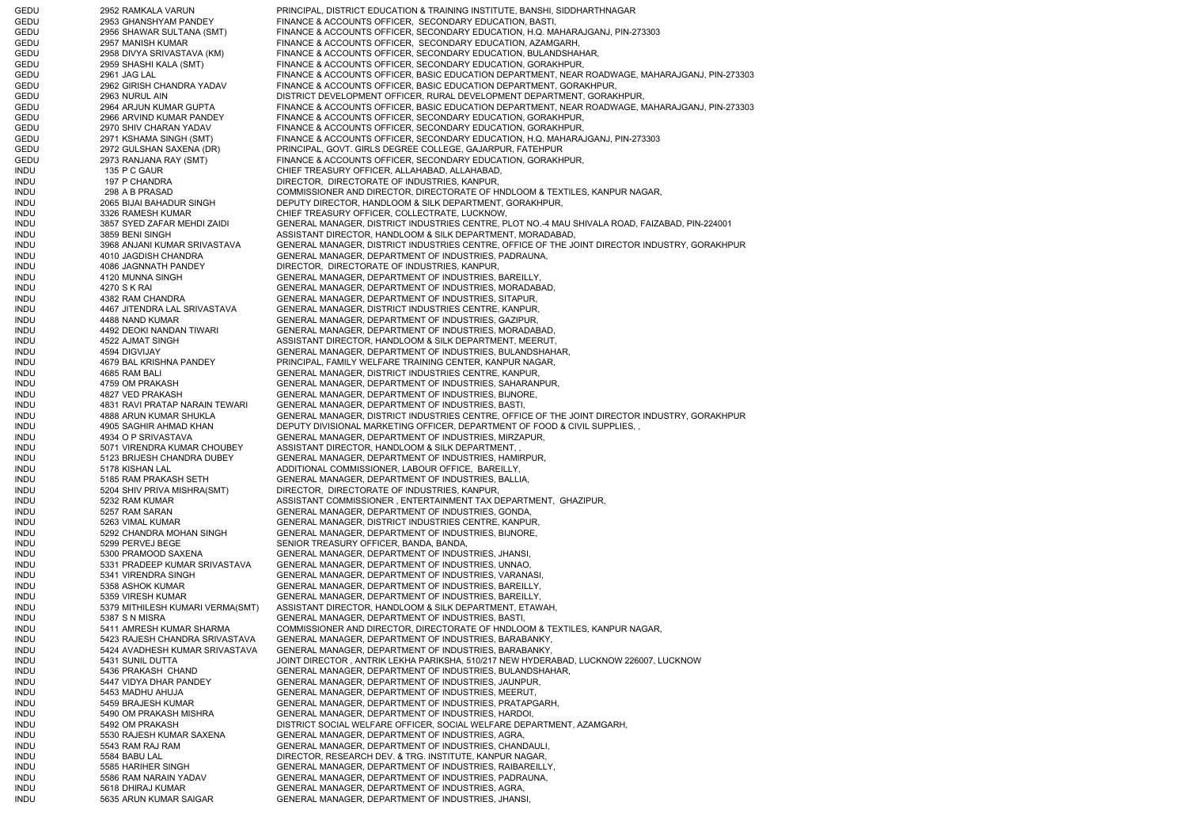| | | | |
|---|---|---|---|
| GEDU | 2952 | RAMKALA VARUN | PRINCIPAL, DISTRICT EDUCATION & TRAINING INSTITUTE, BANSHI, SIDDHARTHNAGAR |
| GEDU | 2953 | GHANSHYAM PANDEY | FINANCE & ACCOUNTS OFFICER, SECONDARY EDUCATION, BASTI, |
| GEDU | 2956 | SHAWAR SULTANA (SMT) | FINANCE & ACCOUNTS OFFICER, SECONDARY EDUCATION, H.Q. MAHARAJGANJ, PIN-273303 |
| GEDU | 2957 | MANISH KUMAR | FINANCE & ACCOUNTS OFFICER, SECONDARY EDUCATION, AZAMGARH, |
| GEDU | 2958 | DIVYA SRIVASTAVA (KM) | FINANCE & ACCOUNTS OFFICER, SECONDARY EDUCATION, BULANDSHAHAR, |
| GEDU | 2959 | SHASHI KALA (SMT) | FINANCE & ACCOUNTS OFFICER, SECONDARY EDUCATION, GORAKHPUR, |
| GEDU | 2961 | JAG LAL | FINANCE & ACCOUNTS OFFICER, BASIC EDUCATION DEPARTMENT, NEAR ROADWAGE, MAHARAJGANJ, PIN-273303 |
| GEDU | 2962 | GIRISH CHANDRA YADAV | FINANCE & ACCOUNTS OFFICER, BASIC EDUCATION DEPARTMENT, GORAKHPUR, |
| GEDU | 2963 | NURUL AIN | DISTRICT DEVELOPMENT OFFICER, RURAL DEVELOPMENT DEPARTMENT, GORAKHPUR, |
| GEDU | 2964 | ARJUN KUMAR GUPTA | FINANCE & ACCOUNTS OFFICER, BASIC EDUCATION DEPARTMENT, NEAR ROADWAGE, MAHARAJGANJ, PIN-273303 |
| GEDU | 2966 | ARVIND KUMAR PANDEY | FINANCE & ACCOUNTS OFFICER, SECONDARY EDUCATION, GORAKHPUR, |
| GEDU | 2970 | SHIV CHARAN YADAV | FINANCE & ACCOUNTS OFFICER, SECONDARY EDUCATION, GORAKHPUR, |
| GEDU | 2971 | KSHAMA SINGH (SMT) | FINANCE & ACCOUNTS OFFICER, SECONDARY EDUCATION, H.Q. MAHARAJGANJ, PIN-273303 |
| GEDU | 2972 | GULSHAN SAXENA (DR) | PRINCIPAL, GOVT. GIRLS DEGREE COLLEGE, GAJARPUR, FATEHPUR |
| GEDU | 2973 | RANJANA RAY (SMT) | FINANCE & ACCOUNTS OFFICER, SECONDARY EDUCATION, GORAKHPUR, |
| INDU | 135 | P C GAUR | CHIEF TREASURY OFFICER, ALLAHABAD, ALLAHABAD, |
| INDU | 197 | P CHANDRA | DIRECTOR, DIRECTORATE OF INDUSTRIES, KANPUR, |
| INDU | 298 | A B PRASAD | COMMISSIONER AND DIRECTOR, DIRECTORATE OF HNDLOOM & TEXTILES, KANPUR NAGAR, |
| INDU | 2065 | BIJAI BAHADUR SINGH | DEPUTY DIRECTOR, HANDLOOM & SILK DEPARTMENT, GORAKHPUR, |
| INDU | 3326 | RAMESH KUMAR | CHIEF TREASURY OFFICER, COLLECTRATE, LUCKNOW, |
| INDU | 3857 | SYED ZAFAR MEHDI ZAIDI | GENERAL MANAGER, DISTRICT INDUSTRIES CENTRE, PLOT NO.-4 MAU SHIVALA ROAD, FAIZABAD, PIN-224001 |
| INDU | 3859 | BENI SINGH | ASSISTANT DIRECTOR, HANDLOOM & SILK DEPARTMENT, MORADABAD, |
| INDU | 3968 | ANJANI KUMAR SRIVASTAVA | GENERAL MANAGER, DISTRICT INDUSTRIES CENTRE, OFFICE OF THE JOINT DIRECTOR INDUSTRY, GORAKHPUR |
| INDU | 4010 | JAGDISH CHANDRA | GENERAL MANAGER, DEPARTMENT OF INDUSTRIES, PADRAUNA, |
| INDU | 4086 | JAGNNATH PANDEY | DIRECTOR, DIRECTORATE OF INDUSTRIES, KANPUR, |
| INDU | 4120 | MUNNA SINGH | GENERAL MANAGER, DEPARTMENT OF INDUSTRIES, BAREILLY, |
| INDU | 4270 | S K RAI | GENERAL MANAGER, DEPARTMENT OF INDUSTRIES, MORADABAD, |
| INDU | 4382 | RAM CHANDRA | GENERAL MANAGER, DEPARTMENT OF INDUSTRIES, SITAPUR, |
| INDU | 4467 | JITENDRA LAL SRIVASTAVA | GENERAL MANAGER, DISTRICT INDUSTRIES CENTRE, KANPUR, |
| INDU | 4488 | NAND KUMAR | GENERAL MANAGER, DEPARTMENT OF INDUSTRIES, GAZIPUR, |
| INDU | 4492 | DEOKI NANDAN TIWARI | GENERAL MANAGER, DEPARTMENT OF INDUSTRIES, MORADABAD, |
| INDU | 4522 | AJMAT SINGH | ASSISTANT DIRECTOR, HANDLOOM & SILK DEPARTMENT, MEERUT, |
| INDU | 4594 | DIGVIJAY | GENERAL MANAGER, DEPARTMENT OF INDUSTRIES, BULANDSHAHAR, |
| INDU | 4679 | BAL KRISHNA PANDEY | PRINCIPAL, FAMILY WELFARE TRAINING CENTER, KANPUR NAGAR, |
| INDU | 4685 | RAM BALI | GENERAL MANAGER, DISTRICT INDUSTRIES CENTRE, KANPUR, |
| INDU | 4759 | OM PRAKASH | GENERAL MANAGER, DEPARTMENT OF INDUSTRIES, SAHARANPUR, |
| INDU | 4827 | VED PRAKASH | GENERAL MANAGER, DEPARTMENT OF INDUSTRIES, BIJNORE, |
| INDU | 4831 | RAVI PRATAP NARAIN TEWARI | GENERAL MANAGER, DEPARTMENT OF INDUSTRIES, BASTI, |
| INDU | 4888 | ARUN KUMAR SHUKLA | GENERAL MANAGER, DISTRICT INDUSTRIES CENTRE, OFFICE OF THE JOINT DIRECTOR INDUSTRY, GORAKHPUR |
| INDU | 4905 | SAGHIR AHMAD KHAN | DEPUTY DIVISIONAL MARKETING OFFICER, DEPARTMENT OF FOOD & CIVIL SUPPLIES, , |
| INDU | 4934 | O P SRIVASTAVA | GENERAL MANAGER, DEPARTMENT OF INDUSTRIES, MIRZAPUR, |
| INDU | 5071 | VIRENDRA KUMAR CHOUBEY | ASSISTANT DIRECTOR, HANDLOOM & SILK DEPARTMENT, , |
| INDU | 5123 | BRIJESH CHANDRA DUBEY | GENERAL MANAGER, DEPARTMENT OF INDUSTRIES, HAMIRPUR, |
| INDU | 5178 | KISHAN LAL | ADDITIONAL COMMISSIONER, LABOUR OFFICE, BAREILLY, |
| INDU | 5185 | RAM PRAKASH SETH | GENERAL MANAGER, DEPARTMENT OF INDUSTRIES, BALLIA, |
| INDU | 5204 | SHIV PRIVA MISHRA(SMT) | DIRECTOR, DIRECTORATE OF INDUSTRIES, KANPUR, |
| INDU | 5232 | RAM KUMAR | ASSISTANT COMMISSIONER , ENTERTAINMENT TAX DEPARTMENT, GHAZIPUR, |
| INDU | 5257 | RAM SARAN | GENERAL MANAGER, DEPARTMENT OF INDUSTRIES, GONDA, |
| INDU | 5263 | VIMAL KUMAR | GENERAL MANAGER, DISTRICT INDUSTRIES CENTRE, KANPUR, |
| INDU | 5292 | CHANDRA MOHAN SINGH | GENERAL MANAGER, DEPARTMENT OF INDUSTRIES, BIJNORE, |
| INDU | 5299 | PERVEJ BEGE | SENIOR TREASURY OFFICER, BANDA, BANDA, |
| INDU | 5300 | PRAMOOD SAXENA | GENERAL MANAGER, DEPARTMENT OF INDUSTRIES, JHANSI, |
| INDU | 5331 | PRADEEP KUMAR SRIVASTAVA | GENERAL MANAGER, DEPARTMENT OF INDUSTRIES, UNNAO, |
| INDU | 5341 | VIRENDRA SINGH | GENERAL MANAGER, DEPARTMENT OF INDUSTRIES, VARANASI, |
| INDU | 5358 | ASHOK KUMAR | GENERAL MANAGER, DEPARTMENT OF INDUSTRIES, BAREILLY, |
| INDU | 5359 | VIRESH KUMAR | GENERAL MANAGER, DEPARTMENT OF INDUSTRIES, BAREILLY, |
| INDU | 5379 | MITHILESH KUMARI VERMA(SMT) | ASSISTANT DIRECTOR, HANDLOOM & SILK DEPARTMENT, ETAWAH, |
| INDU | 5387 | S N MISRA | GENERAL MANAGER, DEPARTMENT OF INDUSTRIES, BASTI, |
| INDU | 5411 | AMRESH KUMAR SHARMA | COMMISSIONER AND DIRECTOR, DIRECTORATE OF HNDLOOM & TEXTILES, KANPUR NAGAR, |
| INDU | 5423 | RAJESH CHANDRA SRIVASTAVA | GENERAL MANAGER, DEPARTMENT OF INDUSTRIES, BARABANKY, |
| INDU | 5424 | AVADHESH KUMAR SRIVASTAVA | GENERAL MANAGER, DEPARTMENT OF INDUSTRIES, BARABANKY, |
| INDU | 5431 | SUNIL DUTTA | JOINT DIRECTOR , ANTRIK LEKHA PARIKSHA, 510/217 NEW HYDERABAD, LUCKNOW 226007, LUCKNOW |
| INDU | 5436 | PRAKASH CHAND | GENERAL MANAGER, DEPARTMENT OF INDUSTRIES, BULANDSHAHAR, |
| INDU | 5447 | VIDYA DHAR PANDEY | GENERAL MANAGER, DEPARTMENT OF INDUSTRIES, JAUNPUR, |
| INDU | 5453 | MADHU AHUJA | GENERAL MANAGER, DEPARTMENT OF INDUSTRIES, MEERUT, |
| INDU | 5459 | BRAJESH KUMAR | GENERAL MANAGER, DEPARTMENT OF INDUSTRIES, PRATAPGARH, |
| INDU | 5490 | OM PRAKASH MISHRA | GENERAL MANAGER, DEPARTMENT OF INDUSTRIES, HARDOI, |
| INDU | 5492 | OM PRAKASH | DISTRICT SOCIAL WELFARE OFFICER, SOCIAL WELFARE DEPARTMENT, AZAMGARH, |
| INDU | 5530 | RAJESH KUMAR SAXENA | GENERAL MANAGER, DEPARTMENT OF INDUSTRIES, AGRA, |
| INDU | 5543 | RAM RAJ RAM | GENERAL MANAGER, DEPARTMENT OF INDUSTRIES, CHANDAULI, |
| INDU | 5584 | BABU LAL | DIRECTOR, RESEARCH DEV. & TRG. INSTITUTE, KANPUR NAGAR, |
| INDU | 5585 | HARIHER SINGH | GENERAL MANAGER, DEPARTMENT OF INDUSTRIES, RAIBAREILLY, |
| INDU | 5586 | RAM NARAIN YADAV | GENERAL MANAGER, DEPARTMENT OF INDUSTRIES, PADRAUNA, |
| INDU | 5618 | DHIRAJ KUMAR | GENERAL MANAGER, DEPARTMENT OF INDUSTRIES, AGRA, |
| INDU | 5635 | ARUN KUMAR SAIGAR | GENERAL MANAGER, DEPARTMENT OF INDUSTRIES, JHANSI, |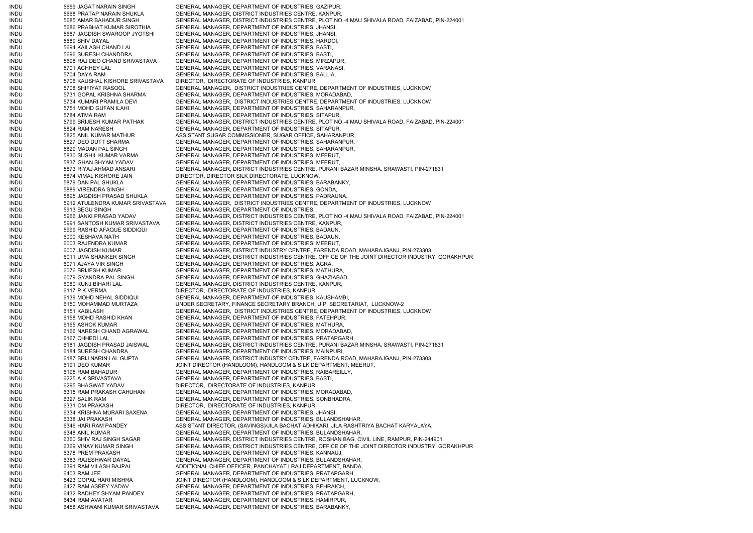| | | | |
|---|---|---|---|
| INDU | 5659 | JAGAT NARAIN SINGH | GENERAL MANAGER, DEPARTMENT OF INDUSTRIES, GAZIPUR, |
| INDU | 5668 | PRATAP NARAIN SHUKLA | GENERAL MANAGER, DISTRICT INDUSTRIES CENTRE, KANPUR, |
| INDU | 5685 | AMAR BAHADUR SINGH | GENERAL MANAGER, DISTRICT INDUSTRIES CENTRE, PLOT NO.-4 MAU SHIVALA ROAD, FAIZABAD, PIN-224001 |
| INDU | 5686 | PRABHAT KUMAR SIROTHIA | GENERAL MANAGER, DEPARTMENT OF INDUSTRIES, JHANSI, |
| INDU | 5687 | JAGDISH SWAROOP JYOTSHI | GENERAL MANAGER, DEPARTMENT OF INDUSTRIES, JHANSI, |
| INDU | 5689 | SHIV DAYAL | GENERAL MANAGER, DEPARTMENT OF INDUSTRIES, HARDOI, |
| INDU | 5694 | KAILASH CHAND LAL | GENERAL MANAGER, DEPARTMENT OF INDUSTRIES, BASTI, |
| INDU | 5696 | SURESH CHANDDRA | GENERAL MANAGER, DEPARTMENT OF INDUSTRIES, BASTI, |
| INDU | 5698 | RAJ DEO CHAND SRIVASTAVA | GENERAL MANAGER, DEPARTMENT OF INDUSTRIES, MIRZAPUR, |
| INDU | 5701 | ACHHEY LAL | GENERAL MANAGER, DEPARTMENT OF INDUSTRIES, VARANASI, |
| INDU | 5704 | DAYA RAM | GENERAL MANAGER, DEPARTMENT OF INDUSTRIES, BALLIA, |
| INDU | 5706 | KAUSHAL KISHORE SRIVASTAVA | DIRECTOR, DIRECTORATE OF INDUSTRIES, KANPUR, |
| INDU | 5708 | SHIFIYAT RASOOL | GENERAL MANAGER, DISTRICT INDUSTRIES CENTRE, DEPARTMENT OF INDUSTRIES, LUCKNOW |
| INDU | 5731 | GOPAL KRISHNA SHARMA | GENERAL MANAGER, DEPARTMENT OF INDUSTRIES, MORADABAD, |
| INDU | 5734 | KUMARI PRAMILA DEVI | GENERAL MANAGER, DISTRICT INDUSTRIES CENTRE, DEPARTMENT OF INDUSTRIES, LUCKNOW |
| INDU | 5751 | MOHD GUFAN ILAHI | GENERAL MANAGER, DEPARTMENT OF INDUSTRIES, SAHARANPUR, |
| INDU | 5784 | ATMA RAM | GENERAL MANAGER, DEPARTMENT OF INDUSTRIES, SITAPUR, |
| INDU | 5799 | BRIJESH KUMAR PATHAK | GENERAL MANAGER, DISTRICT INDUSTRIES CENTRE, PLOT NO.-4 MAU SHIVALA ROAD, FAIZABAD, PIN-224001 |
| INDU | 5824 | RAM NARESH | GENERAL MANAGER, DEPARTMENT OF INDUSTRIES, SITAPUR, |
| INDU | 5825 | ANIL KUMAR MATHUR | ASSISTANT SUGAR COMMISSIONER, SUGAR OFFICE, SAHARANPUR, |
| INDU | 5827 | DEO DUTT SHARMA | GENERAL MANAGER, DEPARTMENT OF INDUSTRIES, SAHARANPUR, |
| INDU | 5829 | MADAN PAL SINGH | GENERAL MANAGER, DEPARTMENT OF INDUSTRIES, SAHARANPUR, |
| INDU | 5830 | SUSHIL KUMAR VARMA | GENERAL MANAGER, DEPARTMENT OF INDUSTRIES, MEERUT, |
| INDU | 5837 | GHAN SHYAM YADAV | GENERAL MANAGER, DEPARTMENT OF INDUSTRIES, MEERUT, |
| INDU | 5873 | RIYAJ AHMAD ANSARI | GENERAL MANAGER, DISTRICT INDUSTRIES CENTRE, PURANI BAZAR MINSHA, SRAWASTI, PIN-271831 |
| INDU | 5874 | VIMAL KISHORE JAIN | DIRECTOR, DIRECTOR SILK DIRECTORATE, LUCKNOW, |
| INDU | 5879 | DAN PAL SHUKLA | GENERAL MANAGER, DEPARTMENT OF INDUSTRIES, BARABANKY, |
| INDU | 5889 | VIRENDRA SINGH | GENERAL MANAGER, DEPARTMENT OF INDUSTRIES, GONDA, |
| INDU | 5895 | JAGDISH PRASAD SHUKLA | GENERAL MANAGER, DEPARTMENT OF INDUSTRIES, PADRAUNA, |
| INDU | 5912 | ATULENDRA KUMAR SRIVASTAVA | GENERAL MANAGER, DISTRICT INDUSTRIES CENTRE, DEPARTMENT OF INDUSTRIES, LUCKNOW |
| INDU | 5913 | BEGU SINGH | GENERAL MANAGER, DEPARTMENT OF INDUSTRIES, , |
| INDU | 5966 | JANKI PRASAD YADAV | GENERAL MANAGER, DISTRICT INDUSTRIES CENTRE, PLOT NO.-4 MAU SHIVALA ROAD, FAIZABAD, PIN-224001 |
| INDU | 5991 | SANTOSH KUMAR SRIVASTAVA | GENERAL MANAGER, DISTRICT INDUSTRIES CENTRE, KANPUR, |
| INDU | 5999 | RASHID AFAQUE SIDDIQUI | GENERAL MANAGER, DEPARTMENT OF INDUSTRIES, BADAUN, |
| INDU | 6000 | KESHAVA NATH | GENERAL MANAGER, DEPARTMENT OF INDUSTRIES, BADAUN, |
| INDU | 6003 | RAJENDRA KUMAR | GENERAL MANAGER, DEPARTMENT OF INDUSTRIES, MEERUT, |
| INDU | 6007 | JAGDISH KUMAR | GENERAL MANAGER, DISTRICT INDUSTRY CENTRE, FARENDA ROAD, MAHARAJGANJ, PIN-273303 |
| INDU | 6011 | UMA SHANKER SINGH | GENERAL MANAGER, DISTRICT INDUSTRIES CENTRE, OFFICE OF THE JOINT DIRECTOR INDUSTRY, GORAKHPUR |
| INDU | 6071 | AJAYA VIR SINGH | GENERAL MANAGER, DEPARTMENT OF INDUSTRIES, AGRA, |
| INDU | 6076 | BRIJESH KUMAR | GENERAL MANAGER, DEPARTMENT OF INDUSTRIES, MATHURA, |
| INDU | 6079 | GYANDRA PAL SINGH | GENERAL MANAGER, DEPARTMENT OF INDUSTRIES, GHAZIABAD, |
| INDU | 6080 | KUNJ BIHARI LAL | GENERAL MANAGER, DISTRICT INDUSTRIES CENTRE, KANPUR, |
| INDU | 6117 | P K VERMA | DIRECTOR, DIRECTORATE OF INDUSTRIES, KANPUR, |
| INDU | 6139 | MOHD NEHAL SIDDIQUI | GENERAL MANAGER, DEPARTMENT OF INDUSTRIES, KAUSHAMBI, |
| INDU | 6150 | MOHAMMAD MURTAZA | UNDER SECRETARY, FINANCE SECRETARY BRANCH, U.P. SECRETARIAT, LUCKNOW-2 |
| INDU | 6151 | KABILASH | GENERAL MANAGER, DISTRICT INDUSTRIES CENTRE, DEPARTMENT OF INDUSTRIES, LUCKNOW |
| INDU | 6158 | MOHD RASHID KHAN | GENERAL MANAGER, DEPARTMENT OF INDUSTRIES, FATEHPUR, |
| INDU | 6165 | ASHOK KUMAR | GENERAL MANAGER, DEPARTMENT OF INDUSTRIES, MATHURA, |
| INDU | 6166 | NARESH CHAND AGRAWAL | GENERAL MANAGER, DEPARTMENT OF INDUSTRIES, MORADABAD, |
| INDU | 6167 | CHHEDI LAL | GENERAL MANAGER, DEPARTMENT OF INDUSTRIES, PRATAPGARH, |
| INDU | 6181 | JAGDISH PRASAD JAISWAL | GENERAL MANAGER, DISTRICT INDUSTRIES CENTRE, PURANI BAZAR MINSHA, SRAWASTI, PIN-271831 |
| INDU | 6184 | SURESH CHANDRA | GENERAL MANAGER, DEPARTMENT OF INDUSTRIES, MAINPURI, |
| INDU | 6187 | BRIJ NARIN LAL GUPTA | GENERAL MANAGER, DISTRICT INDUSTRY CENTRE, FARENDA ROAD, MAHARAJGANJ, PIN-273303 |
| INDU | 6191 | DEO KUMAR | JOINT DIRECTOR (HANDLOOM), HANDLOOM & SILK DEPARTMENT, MEERUT, |
| INDU | 6195 | RAM BAHADUR | GENERAL MANAGER, DEPARTMENT OF INDUSTRIES, RAIBAREILLY, |
| INDU | 6225 | A K SRIVASTAVA | GENERAL MANAGER, DEPARTMENT OF INDUSTRIES, BASTI, |
| INDU | 6295 | BHAGWAT YADAV | DIRECTOR, DIRECTORATE OF INDUSTRIES, KANPUR, |
| INDU | 6315 | RAM PRAKASH CAHUHAN | GENERAL MANAGER, DEPARTMENT OF INDUSTRIES, MORADABAD, |
| INDU | 6327 | SALIK RAM | GENERAL MANAGER, DEPARTMENT OF INDUSTRIES, SONBHADRA, |
| INDU | 6331 | OM PRAKASH | DIRECTOR, DIRECTORATE OF INDUSTRIES, KANPUR, |
| INDU | 6334 | KRISHNA MURARI SAXENA | GENERAL MANAGER, DEPARTMENT OF INDUSTRIES, JHANSI, |
| INDU | 6338 | JAI PRAKASH | GENERAL MANAGER, DEPARTMENT OF INDUSTRIES, BULANDSHAHAR, |
| INDU | 6346 | HARI RAM PANDEY | ASSISTANT DIRECTOR, (SAVINGS)/JILA BACHAT ADHIKARI, JILA RASHTRIYA BACHAT KARYALAYA, |
| INDU | 6348 | ANIL KUMAR | GENERAL MANAGER, DEPARTMENT OF INDUSTRIES, BULANDSHAHAR, |
| INDU | 6360 | SHIV RAJ SINGH SAGAR | GENERAL MANAGER, DISTRICT INDUSTRIES CENTRE, ROSHAN BAG, CIVIL LINE, RAMPUR, PIN-244901 |
| INDU | 6369 | VINAY KUMAR SINGH | GENERAL MANAGER, DISTRICT INDUSTRIES CENTRE, OFFICE OF THE JOINT DIRECTOR INDUSTRY, GORAKHPUR |
| INDU | 6378 | PREM PRAKASH | GENERAL MANAGER, DEPARTMENT OF INDUSTRIES, KANNAUJ, |
| INDU | 6383 | RAJESHWAR DAYAL | GENERAL MANAGER, DEPARTMENT OF INDUSTRIES, BULANDSHAHAR, |
| INDU | 6391 | RAM VILASH BAJPAI | ADDITIONAL CHIEF OFFICER, PANCHAYAT I RAJ DEPARTMENT, BANDA, |
| INDU | 6403 | RAM JEE | GENERAL MANAGER, DEPARTMENT OF INDUSTRIES, PRATAPGARH, |
| INDU | 6423 | GOPAL HARI MISHRA | JOINT DIRECTOR (HANDLOOM), HANDLOOM & SILK DEPARTMENT, LUCKNOW, |
| INDU | 6427 | RAM ASREY YADAV | GENERAL MANAGER, DEPARTMENT OF INDUSTRIES, BEHRAICH, |
| INDU | 6432 | RADHEY SHYAM PANDEY | GENERAL MANAGER, DEPARTMENT OF INDUSTRIES, PRATAPGARH, |
| INDU | 6434 | RAM AVATAR | GENERAL MANAGER, DEPARTMENT OF INDUSTRIES, HAMIRPUR, |
| INDU | 6458 | ASHWANI KUMAR SRIVASTAVA | GENERAL MANAGER, DEPARTMENT OF INDUSTRIES, BARABANKY, |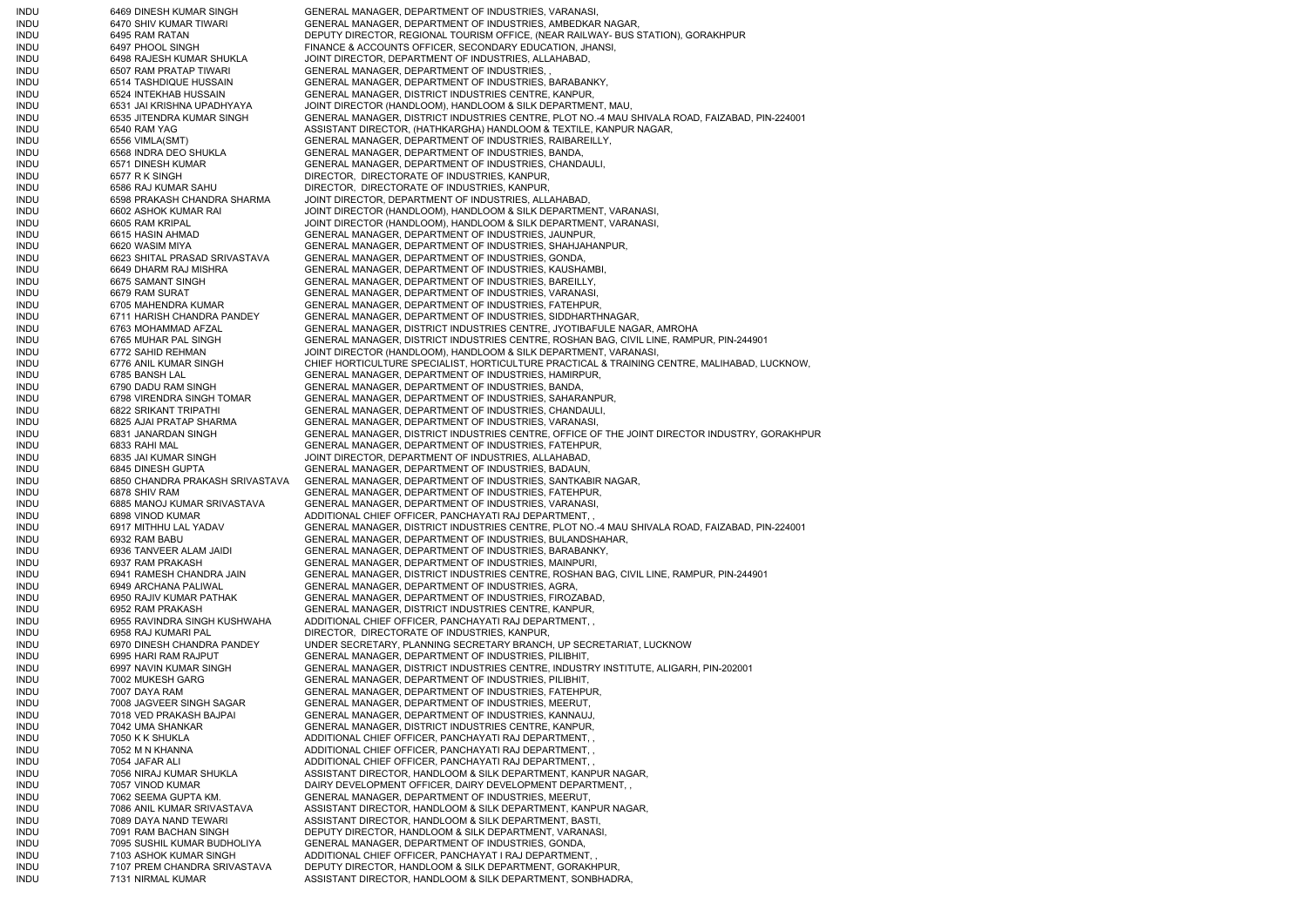| | | | |
|---|---|---|---|
| INDU | 6469 | DINESH KUMAR SINGH | GENERAL MANAGER, DEPARTMENT OF INDUSTRIES, VARANASI, |
| INDU | 6470 | SHIV KUMAR TIWARI | GENERAL MANAGER, DEPARTMENT OF INDUSTRIES, AMBEDKAR NAGAR, |
| INDU | 6495 | RAM RATAN | DEPUTY DIRECTOR, REGIONAL TOURISM OFFICE, (NEAR RAILWAY- BUS STATION), GORAKHPUR |
| INDU | 6497 | PHOOL SINGH | FINANCE & ACCOUNTS OFFICER, SECONDARY EDUCATION, JHANSI, |
| INDU | 6498 | RAJESH KUMAR SHUKLA | JOINT DIRECTOR, DEPARTMENT OF INDUSTRIES, ALLAHABAD, |
| INDU | 6507 | RAM PRATAP TIWARI | GENERAL MANAGER, DEPARTMENT OF INDUSTRIES, , |
| INDU | 6514 | TASHDIQUE HUSSAIN | GENERAL MANAGER, DEPARTMENT OF INDUSTRIES, BARABANKY, |
| INDU | 6524 | INTEKHAB HUSSAIN | GENERAL MANAGER, DISTRICT INDUSTRIES CENTRE, KANPUR, |
| INDU | 6531 | JAI KRISHNA UPADHYAYA | JOINT DIRECTOR (HANDLOOM), HANDLOOM & SILK DEPARTMENT, MAU, |
| INDU | 6535 | JITENDRA KUMAR SINGH | GENERAL MANAGER, DISTRICT INDUSTRIES CENTRE, PLOT NO.-4 MAU SHIVALA ROAD, FAIZABAD, PIN-224001 |
| INDU | 6540 | RAM YAG | ASSISTANT DIRECTOR, (HATHKARGHA) HANDLOOM & TEXTILE, KANPUR NAGAR, |
| INDU | 6556 | VIMLA(SMT) | GENERAL MANAGER, DEPARTMENT OF INDUSTRIES, RAIBAREILLY, |
| INDU | 6568 | INDRA DEO SHUKLA | GENERAL MANAGER, DEPARTMENT OF INDUSTRIES, BANDA, |
| INDU | 6571 | DINESH KUMAR | GENERAL MANAGER, DEPARTMENT OF INDUSTRIES, CHANDAULI, |
| INDU | 6577 | R K SINGH | DIRECTOR, DIRECTORATE OF INDUSTRIES, KANPUR, |
| INDU | 6586 | RAJ KUMAR SAHU | DIRECTOR, DIRECTORATE OF INDUSTRIES, KANPUR, |
| INDU | 6598 | PRAKASH CHANDRA SHARMA | JOINT DIRECTOR, DEPARTMENT OF INDUSTRIES, ALLAHABAD, |
| INDU | 6602 | ASHOK KUMAR RAI | JOINT DIRECTOR (HANDLOOM), HANDLOOM & SILK DEPARTMENT, VARANASI, |
| INDU | 6605 | RAM KRIPAL | JOINT DIRECTOR (HANDLOOM), HANDLOOM & SILK DEPARTMENT, VARANASI, |
| INDU | 6615 | HASIN AHMAD | GENERAL MANAGER, DEPARTMENT OF INDUSTRIES, JAUNPUR, |
| INDU | 6620 | WASIM MIYA | GENERAL MANAGER, DEPARTMENT OF INDUSTRIES, SHAHJAHANPUR, |
| INDU | 6623 | SHITAL PRASAD SRIVASTAVA | GENERAL MANAGER, DEPARTMENT OF INDUSTRIES, GONDA, |
| INDU | 6649 | DHARM RAJ MISHRA | GENERAL MANAGER, DEPARTMENT OF INDUSTRIES, KAUSHAMBI, |
| INDU | 6675 | SAMANT SINGH | GENERAL MANAGER, DEPARTMENT OF INDUSTRIES, BAREILLY, |
| INDU | 6679 | RAM SURAT | GENERAL MANAGER, DEPARTMENT OF INDUSTRIES, VARANASI, |
| INDU | 6705 | MAHENDRA KUMAR | GENERAL MANAGER, DEPARTMENT OF INDUSTRIES, FATEHPUR, |
| INDU | 6711 | HARISH CHANDRA PANDEY | GENERAL MANAGER, DEPARTMENT OF INDUSTRIES, SIDDHARTHNAGAR, |
| INDU | 6763 | MOHAMMAD AFZAL | GENERAL MANAGER, DISTRICT INDUSTRIES CENTRE, JYOTIBAFULE NAGAR, AMROHA |
| INDU | 6765 | MUHAR PAL SINGH | GENERAL MANAGER, DISTRICT INDUSTRIES CENTRE, ROSHAN BAG, CIVIL LINE, RAMPUR, PIN-244901 |
| INDU | 6772 | SAHID REHMAN | JOINT DIRECTOR (HANDLOOM), HANDLOOM & SILK DEPARTMENT, VARANASI, |
| INDU | 6776 | ANIL KUMAR SINGH | CHIEF HORTICULTURE SPECIALIST, HORTICULTURE PRACTICAL & TRAINING CENTRE, MALIHABAD, LUCKNOW, |
| INDU | 6785 | BANSH LAL | GENERAL MANAGER, DEPARTMENT OF INDUSTRIES, HAMIRPUR, |
| INDU | 6790 | DADU RAM SINGH | GENERAL MANAGER, DEPARTMENT OF INDUSTRIES, BANDA, |
| INDU | 6798 | VIRENDRA SINGH TOMAR | GENERAL MANAGER, DEPARTMENT OF INDUSTRIES, SAHARANPUR, |
| INDU | 6822 | SRIKANT TRIPATHI | GENERAL MANAGER, DEPARTMENT OF INDUSTRIES, CHANDAULI, |
| INDU | 6825 | AJAI PRATAP SHARMA | GENERAL MANAGER, DEPARTMENT OF INDUSTRIES, VARANASI, |
| INDU | 6831 | JANARDAN SINGH | GENERAL MANAGER, DISTRICT INDUSTRIES CENTRE, OFFICE OF THE JOINT DIRECTOR INDUSTRY, GORAKHPUR |
| INDU | 6833 | RAHI MAL | GENERAL MANAGER, DEPARTMENT OF INDUSTRIES, FATEHPUR, |
| INDU | 6835 | JAI KUMAR SINGH | JOINT DIRECTOR, DEPARTMENT OF INDUSTRIES, ALLAHABAD, |
| INDU | 6845 | DINESH GUPTA | GENERAL MANAGER, DEPARTMENT OF INDUSTRIES, BADAUN, |
| INDU | 6850 | CHANDRA PRAKASH SRIVASTAVA | GENERAL MANAGER, DEPARTMENT OF INDUSTRIES, SANTKABIR NAGAR, |
| INDU | 6878 | SHIV RAM | GENERAL MANAGER, DEPARTMENT OF INDUSTRIES, FATEHPUR, |
| INDU | 6885 | MANOJ KUMAR SRIVASTAVA | GENERAL MANAGER, DEPARTMENT OF INDUSTRIES, VARANASI, |
| INDU | 6898 | VINOD KUMAR | ADDITIONAL CHIEF OFFICER, PANCHAYATI RAJ DEPARTMENT, , |
| INDU | 6917 | MITHHU LAL YADAV | GENERAL MANAGER, DISTRICT INDUSTRIES CENTRE, PLOT NO.-4 MAU SHIVALA ROAD, FAIZABAD, PIN-224001 |
| INDU | 6932 | RAM BABU | GENERAL MANAGER, DEPARTMENT OF INDUSTRIES, BULANDSHAHAR, |
| INDU | 6936 | TANVEER ALAM JAIDI | GENERAL MANAGER, DEPARTMENT OF INDUSTRIES, BARABANKY, |
| INDU | 6937 | RAM PRAKASH | GENERAL MANAGER, DEPARTMENT OF INDUSTRIES, MAINPURI, |
| INDU | 6941 | RAMESH CHANDRA JAIN | GENERAL MANAGER, DISTRICT INDUSTRIES CENTRE, ROSHAN BAG, CIVIL LINE, RAMPUR, PIN-244901 |
| INDU | 6949 | ARCHANA PALIWAL | GENERAL MANAGER, DEPARTMENT OF INDUSTRIES, AGRA, |
| INDU | 6950 | RAJIV KUMAR PATHAK | GENERAL MANAGER, DEPARTMENT OF INDUSTRIES, FIROZABAD, |
| INDU | 6952 | RAM PRAKASH | GENERAL MANAGER, DISTRICT INDUSTRIES CENTRE, KANPUR, |
| INDU | 6955 | RAVINDRA SINGH KUSHWAHA | ADDITIONAL CHIEF OFFICER, PANCHAYATI RAJ DEPARTMENT, , |
| INDU | 6958 | RAJ KUMARI PAL | DIRECTOR, DIRECTORATE OF INDUSTRIES, KANPUR, |
| INDU | 6970 | DINESH CHANDRA PANDEY | UNDER SECRETARY, PLANNING SECRETARY BRANCH, UP SECRETARIAT, LUCKNOW |
| INDU | 6995 | HARI RAM RAJPUT | GENERAL MANAGER, DEPARTMENT OF INDUSTRIES, PILIBHIT, |
| INDU | 6997 | NAVIN KUMAR SINGH | GENERAL MANAGER, DISTRICT INDUSTRIES CENTRE, INDUSTRY INSTITUTE, ALIGARH, PIN-202001 |
| INDU | 7002 | MUKESH GARG | GENERAL MANAGER, DEPARTMENT OF INDUSTRIES, PILIBHIT, |
| INDU | 7007 | DAYA RAM | GENERAL MANAGER, DEPARTMENT OF INDUSTRIES, FATEHPUR, |
| INDU | 7008 | JAGVEER SINGH SAGAR | GENERAL MANAGER, DEPARTMENT OF INDUSTRIES, MEERUT, |
| INDU | 7018 | VED PRAKASH BAJPAI | GENERAL MANAGER, DEPARTMENT OF INDUSTRIES, KANNAUJ, |
| INDU | 7042 | UMA SHANKAR | GENERAL MANAGER, DISTRICT INDUSTRIES CENTRE, KANPUR, |
| INDU | 7050 | K K SHUKLA | ADDITIONAL CHIEF OFFICER, PANCHAYATI RAJ DEPARTMENT, , |
| INDU | 7052 | M N KHANNA | ADDITIONAL CHIEF OFFICER, PANCHAYATI RAJ DEPARTMENT, , |
| INDU | 7054 | JAFAR ALI | ADDITIONAL CHIEF OFFICER, PANCHAYATI RAJ DEPARTMENT, , |
| INDU | 7056 | NIRAJ KUMAR SHUKLA | ASSISTANT DIRECTOR, HANDLOOM & SILK DEPARTMENT, KANPUR NAGAR, |
| INDU | 7057 | VINOD KUMAR | DAIRY DEVELOPMENT OFFICER, DAIRY DEVELOPMENT DEPARTMENT, , |
| INDU | 7062 | SEEMA GUPTA KM. | GENERAL MANAGER, DEPARTMENT OF INDUSTRIES, MEERUT, |
| INDU | 7086 | ANIL KUMAR SRIVASTAVA | ASSISTANT DIRECTOR, HANDLOOM & SILK DEPARTMENT, KANPUR NAGAR, |
| INDU | 7089 | DAYA NAND TEWARI | ASSISTANT DIRECTOR, HANDLOOM & SILK DEPARTMENT, BASTI, |
| INDU | 7091 | RAM BACHAN SINGH | DEPUTY DIRECTOR, HANDLOOM & SILK DEPARTMENT, VARANASI, |
| INDU | 7095 | SUSHIL KUMAR BUDHOLIYA | GENERAL MANAGER, DEPARTMENT OF INDUSTRIES, GONDA, |
| INDU | 7103 | ASHOK KUMAR SINGH | ADDITIONAL CHIEF OFFICER, PANCHAYAT I RAJ DEPARTMENT, , |
| INDU | 7107 | PREM CHANDRA SRIVASTAVA | DEPUTY DIRECTOR, HANDLOOM & SILK DEPARTMENT, GORAKHPUR, |
| INDU | 7131 | NIRMAL KUMAR | ASSISTANT DIRECTOR, HANDLOOM & SILK DEPARTMENT, SONBHADRA, |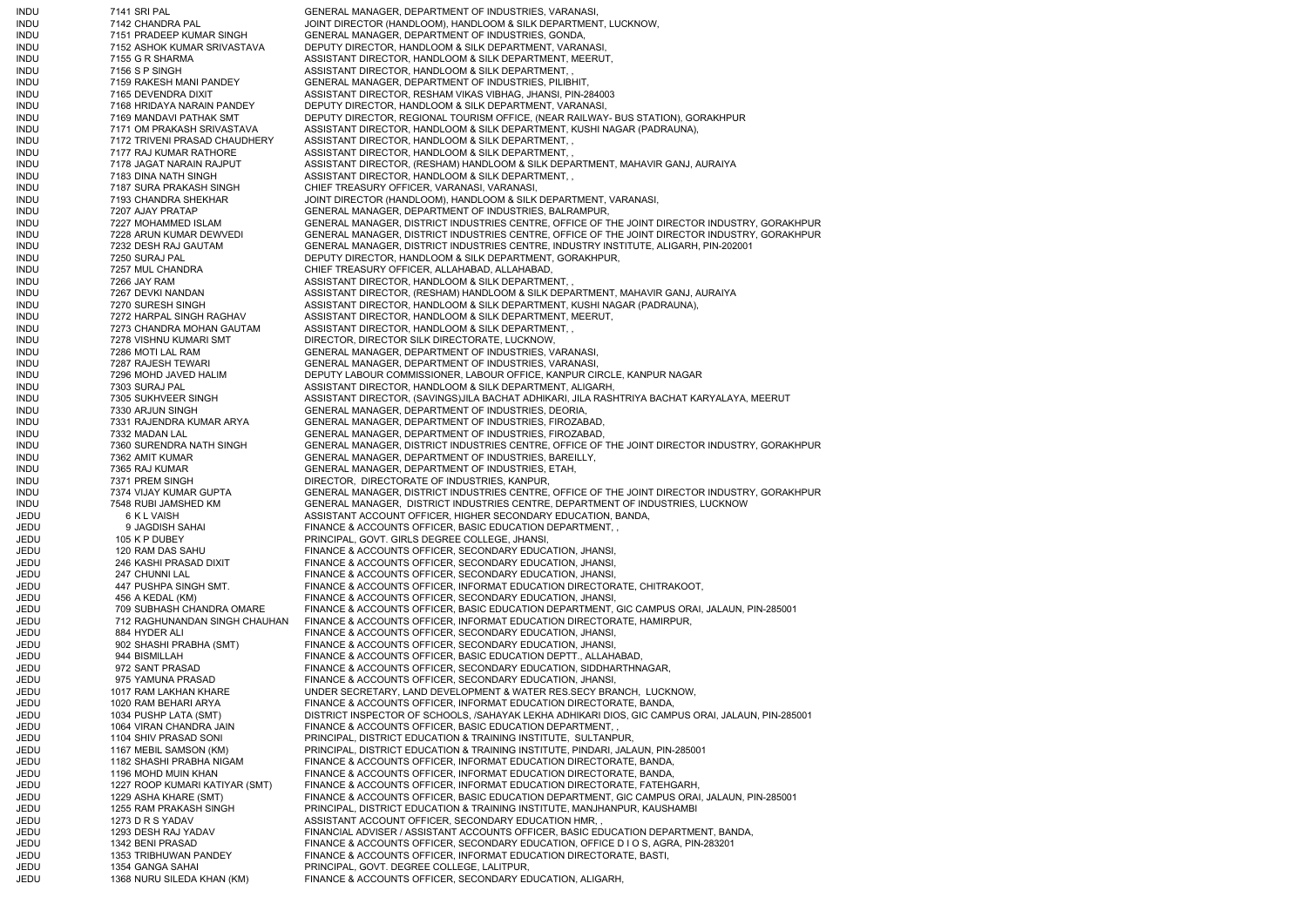| | | | |
|---|---|---|---|
| INDU | 7141 | SRI PAL | GENERAL MANAGER, DEPARTMENT OF INDUSTRIES, VARANASI, |
| INDU | 7142 | CHANDRA PAL | JOINT DIRECTOR (HANDLOOM), HANDLOOM & SILK DEPARTMENT, LUCKNOW, |
| INDU | 7151 | PRADEEP KUMAR SINGH | GENERAL MANAGER, DEPARTMENT OF INDUSTRIES, GONDA, |
| INDU | 7152 | ASHOK KUMAR SRIVASTAVA | DEPUTY DIRECTOR, HANDLOOM & SILK DEPARTMENT, VARANASI, |
| INDU | 7155 | G R SHARMA | ASSISTANT DIRECTOR, HANDLOOM & SILK DEPARTMENT, MEERUT, |
| INDU | 7156 | S P SINGH | ASSISTANT DIRECTOR, HANDLOOM & SILK DEPARTMENT, , |
| INDU | 7159 | RAKESH MANI PANDEY | GENERAL MANAGER, DEPARTMENT OF INDUSTRIES, PILIBHIT, |
| INDU | 7165 | DEVENDRA DIXIT | ASSISTANT DIRECTOR, RESHAM VIKAS VIBHAG, JHANSI, PIN-284003 |
| INDU | 7168 | HRIDAYA NARAIN PANDEY | DEPUTY DIRECTOR, HANDLOOM & SILK DEPARTMENT, VARANASI, |
| INDU | 7169 | MANDAVI PATHAK SMT | DEPUTY DIRECTOR, REGIONAL TOURISM OFFICE, (NEAR RAILWAY- BUS STATION), GORAKHPUR |
| INDU | 7171 | OM PRAKASH SRIVASTAVA | ASSISTANT DIRECTOR, HANDLOOM & SILK DEPARTMENT, KUSHI NAGAR (PADRAUNA), |
| INDU | 7172 | TRIVENI PRASAD CHAUDHERY | ASSISTANT DIRECTOR, HANDLOOM & SILK DEPARTMENT, , |
| INDU | 7177 | RAJ KUMAR RATHORE | ASSISTANT DIRECTOR, HANDLOOM & SILK DEPARTMENT, , |
| INDU | 7178 | JAGAT NARAIN RAJPUT | ASSISTANT DIRECTOR, (RESHAM) HANDLOOM & SILK DEPARTMENT, MAHAVIR GANJ, AURAIYA |
| INDU | 7183 | DINA NATH SINGH | ASSISTANT DIRECTOR, HANDLOOM & SILK DEPARTMENT, , |
| INDU | 7187 | SURA PRAKASH SINGH | CHIEF TREASURY OFFICER, VARANASI, VARANASI, |
| INDU | 7193 | CHANDRA SHEKHAR | JOINT DIRECTOR (HANDLOOM), HANDLOOM & SILK DEPARTMENT, VARANASI, |
| INDU | 7207 | AJAY PRATAP | GENERAL MANAGER, DEPARTMENT OF INDUSTRIES, BALRAMPUR, |
| INDU | 7227 | MOHAMMED ISLAM | GENERAL MANAGER, DISTRICT INDUSTRIES CENTRE, OFFICE OF THE JOINT DIRECTOR INDUSTRY, GORAKHPUR |
| INDU | 7228 | ARUN KUMAR DEWVEDI | GENERAL MANAGER, DISTRICT INDUSTRIES CENTRE, OFFICE OF THE JOINT DIRECTOR INDUSTRY, GORAKHPUR |
| INDU | 7232 | DESH RAJ GAUTAM | GENERAL MANAGER, DISTRICT INDUSTRIES CENTRE, INDUSTRY INSTITUTE, ALIGARH, PIN-202001 |
| INDU | 7250 | SURAJ PAL | DEPUTY DIRECTOR, HANDLOOM & SILK DEPARTMENT, GORAKHPUR, |
| INDU | 7257 | MUL CHANDRA | CHIEF TREASURY OFFICER, ALLAHABAD, ALLAHABAD, |
| INDU | 7266 | JAY RAM | ASSISTANT DIRECTOR, HANDLOOM & SILK DEPARTMENT, , |
| INDU | 7267 | DEVKI NANDAN | ASSISTANT DIRECTOR, (RESHAM) HANDLOOM & SILK DEPARTMENT, MAHAVIR GANJ, AURAIYA |
| INDU | 7270 | SURESH SINGH | ASSISTANT DIRECTOR, HANDLOOM & SILK DEPARTMENT, KUSHI NAGAR (PADRAUNA), |
| INDU | 7272 | HARPAL SINGH RAGHAV | ASSISTANT DIRECTOR, HANDLOOM & SILK DEPARTMENT, MEERUT, |
| INDU | 7273 | CHANDRA MOHAN GAUTAM | ASSISTANT DIRECTOR, HANDLOOM & SILK DEPARTMENT, , |
| INDU | 7278 | VISHNU KUMARI SMT | DIRECTOR, DIRECTOR SILK DIRECTORATE, LUCKNOW, |
| INDU | 7286 | MOTI LAL RAM | GENERAL MANAGER, DEPARTMENT OF INDUSTRIES, VARANASI, |
| INDU | 7287 | RAJESH TEWARI | GENERAL MANAGER, DEPARTMENT OF INDUSTRIES, VARANASI, |
| INDU | 7296 | MOHD JAVED HALIM | DEPUTY LABOUR COMMISSIONER, LABOUR OFFICE, KANPUR CIRCLE, KANPUR NAGAR |
| INDU | 7303 | SURAJ PAL | ASSISTANT DIRECTOR, HANDLOOM & SILK DEPARTMENT, ALIGARH, |
| INDU | 7305 | SUKHVEER SINGH | ASSISTANT DIRECTOR, (SAVINGS)JILA BACHAT ADHIKARI, JILA RASHTRIYA BACHAT KARYALAYA, MEERUT |
| INDU | 7330 | ARJUN SINGH | GENERAL MANAGER, DEPARTMENT OF INDUSTRIES, DEORIA, |
| INDU | 7331 | RAJENDRA KUMAR ARYA | GENERAL MANAGER, DEPARTMENT OF INDUSTRIES, FIROZABAD, |
| INDU | 7332 | MADAN LAL | GENERAL MANAGER, DEPARTMENT OF INDUSTRIES, FIROZABAD, |
| INDU | 7360 | SURENDRA NATH SINGH | GENERAL MANAGER, DISTRICT INDUSTRIES CENTRE, OFFICE OF THE JOINT DIRECTOR INDUSTRY, GORAKHPUR |
| INDU | 7362 | AMIT KUMAR | GENERAL MANAGER, DEPARTMENT OF INDUSTRIES, BAREILLY, |
| INDU | 7365 | RAJ KUMAR | GENERAL MANAGER, DEPARTMENT OF INDUSTRIES, ETAH, |
| INDU | 7371 | PREM SINGH | DIRECTOR, DIRECTORATE OF INDUSTRIES, KANPUR, |
| INDU | 7374 | VIJAY KUMAR GUPTA | GENERAL MANAGER, DISTRICT INDUSTRIES CENTRE, OFFICE OF THE JOINT DIRECTOR INDUSTRY, GORAKHPUR |
| INDU | 7548 | RUBI JAMSHED KM | GENERAL MANAGER, DISTRICT INDUSTRIES CENTRE, DEPARTMENT OF INDUSTRIES, LUCKNOW |
| JEDU | 6 | K L VAISH | ASSISTANT ACCOUNT OFFICER, HIGHER SECONDARY EDUCATION, BANDA, |
| JEDU | 9 | JAGDISH SAHAI | FINANCE & ACCOUNTS OFFICER, BASIC EDUCATION DEPARTMENT, , |
| JEDU | 105 | K P DUBEY | PRINCIPAL, GOVT. GIRLS DEGREE COLLEGE, JHANSI, |
| JEDU | 120 | RAM DAS SAHU | FINANCE & ACCOUNTS OFFICER, SECONDARY EDUCATION, JHANSI, |
| JEDU | 246 | KASHI PRASAD DIXIT | FINANCE & ACCOUNTS OFFICER, SECONDARY EDUCATION, JHANSI, |
| JEDU | 247 | CHUNNI LAL | FINANCE & ACCOUNTS OFFICER, SECONDARY EDUCATION, JHANSI, |
| JEDU | 447 | PUSHPA SINGH SMT. | FINANCE & ACCOUNTS OFFICER, INFORMAT EDUCATION DIRECTORATE, CHITRAKOOT, |
| JEDU | 456 | A KEDAL (KM) | FINANCE & ACCOUNTS OFFICER, SECONDARY EDUCATION, JHANSI, |
| JEDU | 709 | SUBHASH CHANDRA OMARE | FINANCE & ACCOUNTS OFFICER, BASIC EDUCATION DEPARTMENT, GIC CAMPUS ORAI, JALAUN, PIN-285001 |
| JEDU | 712 | RAGHUNANDAN SINGH CHAUHAN | FINANCE & ACCOUNTS OFFICER, INFORMAT EDUCATION DIRECTORATE, HAMIRPUR, |
| JEDU | 884 | HYDER ALI | FINANCE & ACCOUNTS OFFICER, SECONDARY EDUCATION, JHANSI, |
| JEDU | 902 | SHASHI PRABHA (SMT) | FINANCE & ACCOUNTS OFFICER, SECONDARY EDUCATION, JHANSI, |
| JEDU | 944 | BISMILLAH | FINANCE & ACCOUNTS OFFICER, BASIC EDUCATION DEPTT., ALLAHABAD, |
| JEDU | 972 | SANT PRASAD | FINANCE & ACCOUNTS OFFICER, SECONDARY EDUCATION, SIDDHARTHNAGAR, |
| JEDU | 975 | YAMUNA PRASAD | FINANCE & ACCOUNTS OFFICER, SECONDARY EDUCATION, JHANSI, |
| JEDU | 1017 | RAM LAKHAN KHARE | UNDER SECRETARY, LAND DEVELOPMENT & WATER RES.SECY BRANCH, LUCKNOW, |
| JEDU | 1020 | RAM BEHARI ARYA | FINANCE & ACCOUNTS OFFICER, INFORMAT EDUCATION DIRECTORATE, BANDA, |
| JEDU | 1034 | PUSHP LATA (SMT) | DISTRICT INSPECTOR OF SCHOOLS, /SAHAYAK LEKHA ADHIKARI DIOS, GIC CAMPUS ORAI, JALAUN, PIN-285001 |
| JEDU | 1064 | VIRAN CHANDRA JAIN | FINANCE & ACCOUNTS OFFICER, BASIC EDUCATION DEPARTMENT, , |
| JEDU | 1104 | SHIV PRASAD SONI | PRINCIPAL, DISTRICT EDUCATION & TRAINING INSTITUTE, SULTANPUR, |
| JEDU | 1167 | MEBIL SAMSON (KM) | PRINCIPAL, DISTRICT EDUCATION & TRAINING INSTITUTE, PINDARI, JALAUN, PIN-285001 |
| JEDU | 1182 | SHASHI PRABHA NIGAM | FINANCE & ACCOUNTS OFFICER, INFORMAT EDUCATION DIRECTORATE, BANDA, |
| JEDU | 1196 | MOHD MUIN KHAN | FINANCE & ACCOUNTS OFFICER, INFORMAT EDUCATION DIRECTORATE, BANDA, |
| JEDU | 1227 | ROOP KUMARI KATIYAR (SMT) | FINANCE & ACCOUNTS OFFICER, INFORMAT EDUCATION DIRECTORATE, FATEHGARH, |
| JEDU | 1229 | ASHA KHARE (SMT) | FINANCE & ACCOUNTS OFFICER, BASIC EDUCATION DEPARTMENT, GIC CAMPUS ORAI, JALAUN, PIN-285001 |
| JEDU | 1255 | RAM PRAKASH SINGH | PRINCIPAL, DISTRICT EDUCATION & TRAINING INSTITUTE, MANJHANPUR, KAUSHAMBI |
| JEDU | 1273 | D R S YADAV | ASSISTANT ACCOUNT OFFICER, SECONDARY EDUCATION HMR, , |
| JEDU | 1293 | DESH RAJ YADAV | FINANCIAL ADVISER / ASSISTANT ACCOUNTS OFFICER, BASIC EDUCATION DEPARTMENT, BANDA, |
| JEDU | 1342 | BENI PRASAD | FINANCE & ACCOUNTS OFFICER, SECONDARY EDUCATION, OFFICE D I O S, AGRA, PIN-283201 |
| JEDU | 1353 | TRIBHUWAN PANDEY | FINANCE & ACCOUNTS OFFICER, INFORMAT EDUCATION DIRECTORATE, BASTI, |
| JEDU | 1354 | GANGA SAHAI | PRINCIPAL, GOVT. DEGREE COLLEGE, LALITPUR, |
| JEDU | 1368 | NURU SILEDA KHAN (KM) | FINANCE & ACCOUNTS OFFICER, SECONDARY EDUCATION, ALIGARH, |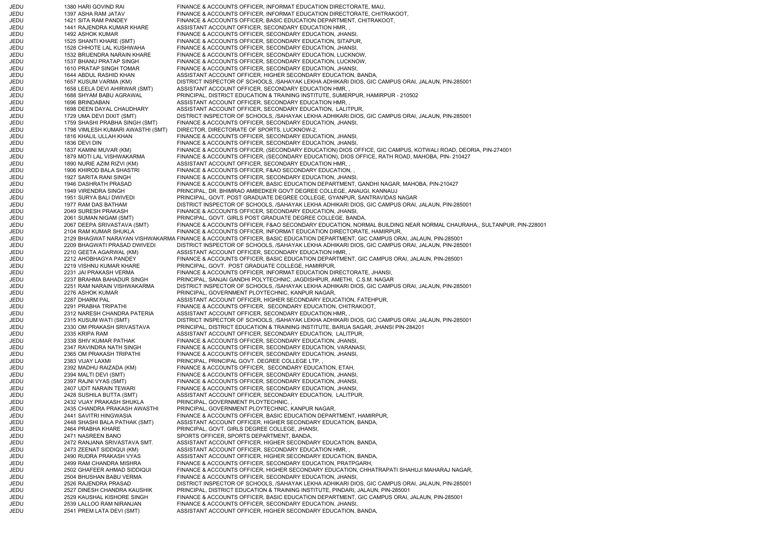| | | | |
|---|---|---|---|
| JEDU | 1380 | HARI GOVIND RAI | FINANCE & ACCOUNTS OFFICER, INFORMAT EDUCATION DIRECTORATE, MAU, |
| JEDU | 1397 | ASHA RAM JATAV | FINANCE & ACCOUNTS OFFICER, INFORMAT EDUCATION DIRECTORATE, CHITRAKOOT, |
| JEDU | 1421 | SITA RAM PANDEY | FINANCE & ACCOUNTS OFFICER, BASIC EDUCATION DEPARTMENT, CHITRAKOOT, |
| JEDU | 1441 | RAJENDRA KUMAR KHARE | ASSISTANT ACCOUNT OFFICER, SECONDARY EDUCATION HMR, , |
| JEDU | 1492 | ASHOK KUMAR | FINANCE & ACCOUNTS OFFICER, SECONDARY EDUCATION, JHANSI, |
| JEDU | 1525 | SHANTI KHARE (SMT) | FINANCE & ACCOUNTS OFFICER, SECONDARY EDUCATION, SITAPUR, |
| JEDU | 1528 | CHHOTE LAL KUSHWAHA | FINANCE & ACCOUNTS OFFICER, SECONDARY EDUCATION, JHANSI, |
| JEDU | 1532 | BRIJENDRA NARAIN KHARE | FINANCE & ACCOUNTS OFFICER, SECONDARY EDUCATION, LUCKNOW, |
| JEDU | 1537 | BHANU PRATAP SINGH | FINANCE & ACCOUNTS OFFICER, SECONDARY EDUCATION, LUCKNOW, |
| JEDU | 1610 | PRATAP SINGH TOMAR | FINANCE & ACCOUNTS OFFICER, SECONDARY EDUCATION, JHANSI, |
| JEDU | 1644 | ABDUL RASHID KHAN | ASSISTANT ACCOUNT OFFICER, HIGHER SECONDARY EDUCATION, BANDA, |
| JEDU | 1657 | KUSUM VARMA (KM) | DISTRICT INSPECTOR OF SCHOOLS, /SAHAYAK LEKHA ADHIKARI DIOS, GIC CAMPUS ORAI, JALAUN, PIN-285001 |
| JEDU | 1658 | LEELA DEVI AHIRWAR (SMT) | ASSISTANT ACCOUNT OFFICER, SECONDARY EDUCATION HMR, , |
| JEDU | 1688 | SHYAM BABU AGRAWAL | PRINCIPAL, DISTRICT EDUCATION & TRAINING INSTITUTE, SUMERPUR, HAMIRPUR - 210502 |
| JEDU | 1696 | BRINDABAN | ASSISTANT ACCOUNT OFFICER, SECONDARY EDUCATION HMR, , |
| JEDU | 1698 | DEEN DAYAL CHAUDHARY | ASSISTANT ACCOUNT OFFICER, SECONDARY EDUCATION, LALITPUR, |
| JEDU | 1729 | UMA DEVI DIXIT (SMT) | DISTRICT INSPECTOR OF SCHOOLS, /SAHAYAK LEKHA ADHIKARI DIOS, GIC CAMPUS ORAI, JALAUN, PIN-285001 |
| JEDU | 1759 | SHASHI PRABHA SINGH (SMT) | FINANCE & ACCOUNTS OFFICER, SECONDARY EDUCATION, JHANSI, |
| JEDU | 1798 | VIMLESH KUMARI AWASTHI (SMT) | DIRECTOR, DIRECTORATE OF SPORTS, LUCKNOW-2, |
| JEDU | 1816 | KHALIL ULLAH KHAN | FINANCE & ACCOUNTS OFFICER, SECONDARY EDUCATION, JHANSI, |
| JEDU | 1836 | DEVI DIN | FINANCE & ACCOUNTS OFFICER, SECONDARY EDUCATION, JHANSI, |
| JEDU | 1837 | KAMINI MUVAR (KM) | FINANCE & ACCOUNTS OFFICER, (SECONDARY EDUCATION) DIOS OFFICE, GIC CAMPUS, KOTWALI ROAD, DEORIA, PIN-274001 |
| JEDU | 1879 | MOTI LAL VISHWAKARMA | FINANCE & ACCOUNTS OFFICER, (SECONDARY EDUCATION), DIOS OFFICE, RATH ROAD, MAHOBA, PIN- 210427 |
| JEDU | 1890 | NURIE AZIM RIZVI (KM) | ASSISTANT ACCOUNT OFFICER, SECONDARY EDUCATION HMR, , |
| JEDU | 1906 | KHIROD BALA SHASTRI | FINANCE & ACCOUNTS OFFICER, F&AO SECONDARY EDUCATION, , |
| JEDU | 1927 | SARITA RANI SINGH | FINANCE & ACCOUNTS OFFICER, SECONDARY EDUCATION, JHANSI, |
| JEDU | 1946 | DASHRATH PRASAD | FINANCE & ACCOUNTS OFFICER, BASIC EDUCATION DEPARTMENT, GANDHI NAGAR, MAHOBA, PIN-210427 |
| JEDU | 1949 | VIRENDRA SINGH | PRINCIPAL, DR. BHIMRAO AMBEDKER GOVT DEGREE COLLEGE, ANAUGI, KANNAUJ |
| JEDU | 1951 | SURYA BALI DWIVEDI | PRINCIPAL, GOVT. POST GRADUATE DEGREE COLLEGE, GYANPUR, SANTRAVIDAS NAGAR |
| JEDU | 1977 | RAM DAS BATHAM | DISTRICT INSPECTOR OF SCHOOLS, /SAHAYAK LEKHA ADHIKARI DIOS, GIC CAMPUS ORAI, JALAUN, PIN-285001 |
| JEDU | 2049 | SURESH PRAKASH | FINANCE & ACCOUNTS OFFICER, SECONDARY EDUCATION, JHANSI, |
| JEDU | 2061 | SUMAN NIGAM (SMT) | PRINCIPAL, GOVT. GIRLS POST GRADUATE DEGREE COLLEGE, BANDA, |
| JEDU | 2067 | DEEPA SRIVASTAVA (SMT) | FINANCE & ACCOUNTS OFFICER, F&AO SECONDARY EDUCATION, NORMAL BUILDING NEAR NORMAL CHAURAHA,, SULTANPUR, PIN-228001 |
| JEDU | 2104 | RAM KUMAR SHUKLA | FINANCE & ACCOUNTS OFFICER, INFORMAT EDUCATION DIRECTORATE, HAMIRPUR, |
| JEDU | 2129 | BHAGWAT NARAYAN VISHWAKARMA | FINANCE & ACCOUNTS OFFICER, BASIC EDUCATION DEPARTMENT, GIC CAMPUS ORAI, JALAUN, PIN-285001 |
| JEDU | 2209 | BHAGWATI PRASAD DWIVEDI | DISTRICT INSPECTOR OF SCHOOLS, /SAHAYAK LEKHA ADHIKARI DIOS, GIC CAMPUS ORAI, JALAUN, PIN-285001 |
| JEDU | 2210 | GEETA AGARWAL (KM) | ASSISTANT ACCOUNT OFFICER, SECONDARY EDUCATION HMR, , |
| JEDU | 2212 | AHOBHAGYA PANDEY | FINANCE & ACCOUNTS OFFICER, BASIC EDUCATION DEPARTMENT, GIC CAMPUS ORAI, JALAUN, PIN-285001 |
| JEDU | 2219 | VISHNU KUMAR KHARE | PRINCIPAL, GOVT. POST GRADUATE COLLEGE, HAMIRPUR, |
| JEDU | 2231 | JAI PRAKASH VERMA | FINANCE & ACCOUNTS OFFICER, INFORMAT EDUCATION DIRECTORATE, JHANSI, |
| JEDU | 2237 | BRAHMA BAHADUR SINGH | PRINCIPAL, SANJAI GANDHI POLYTECHNIC, JAGDISHPUR, AMETHI, C.S.M. NAGAR |
| JEDU | 2251 | RAM NARAIN VISHWAKARMA | DISTRICT INSPECTOR OF SCHOOLS, /SAHAYAK LEKHA ADHIKARI DIOS, GIC CAMPUS ORAI, JALAUN, PIN-285001 |
| JEDU | 2276 | ASHOK KUMAR | PRINCIPAL, GOVERNMENT PLOYTECHNIC, KANPUR NAGAR, |
| JEDU | 2287 | DHARM PAL | ASSISTANT ACCOUNT OFFICER, HIGHER SECONDARY EDUCATION, FATEHPUR, |
| JEDU | 2291 | PRABHA TRIPATHI | FINANCE & ACCOUNTS OFFICER, SECONDARY EDUCATION, CHITRAKOOT, |
| JEDU | 2312 | NARESH CHANDRA PATERIA | ASSISTANT ACCOUNT OFFICER, SECONDARY EDUCATION HMR, , |
| JEDU | 2315 | KUSUM WATI (SMT) | DISTRICT INSPECTOR OF SCHOOLS, /SAHAYAK LEKHA ADHIKARI DIOS, GIC CAMPUS ORAI, JALAUN, PIN-285001 |
| JEDU | 2330 | OM PRAKASH SRIVASTAVA | PRINCIPAL, DISTRICT EDUCATION & TRAINING INSTITUTE, BARUA SAGAR, JHANSI PIN-284201 |
| JEDU | 2335 | KRIPA RAM | ASSISTANT ACCOUNT OFFICER, SECONDARY EDUCATION, LALITPUR, |
| JEDU | 2338 | SHIV KUMAR PATHAK | FINANCE & ACCOUNTS OFFICER, SECONDARY EDUCATION, JHANSI, |
| JEDU | 2347 | RAVINDRA NATH SINGH | FINANCE & ACCOUNTS OFFICER, SECONDARY EDUCATION, VARANASI, |
| JEDU | 2365 | OM PRAKASH TRIPATHI | FINANCE & ACCOUNTS OFFICER, SECONDARY EDUCATION, JHANSI, |
| JEDU | 2383 | VIJAY LAXMI | PRINCIPAL, PRINCIPAL GOVT. DEGREE COLLEGE LTP, , |
| JEDU | 2392 | MADHU RAIZADA (KM) | FINANCE & ACCOUNTS OFFICER, SECONDARY EDUCATION, ETAH, |
| JEDU | 2394 | MALTI DEVI (SMT) | FINANCE & ACCOUNTS OFFICER, SECONDARY EDUCATION, JHANSI, |
| JEDU | 2397 | RAJNI VYAS (SMT) | FINANCE & ACCOUNTS OFFICER, SECONDARY EDUCATION, JHANSI, |
| JEDU | 2407 | UDIT NARAIN TEWARI | FINANCE & ACCOUNTS OFFICER, SECONDARY EDUCATION, JHANSI, |
| JEDU | 2428 | SUSHILA BUTTA (SMT) | ASSISTANT ACCOUNT OFFICER, SECONDARY EDUCATION, LALITPUR, |
| JEDU | 2432 | VIJAY PRAKASH SHUKLA | PRINCIPAL, GOVERNMENT PLOYTECHNIC, , |
| JEDU | 2435 | CHANDRA PRAKASH AWASTHI | PRINCIPAL, GOVERNMENT PLOYTECHNIC, KANPUR NAGAR, |
| JEDU | 2441 | SAVITRI HINGWASIA | FINANCE & ACCOUNTS OFFICER, BASIC EDUCATION DEPARTMENT, HAMIRPUR, |
| JEDU | 2448 | SHASHI BALA PATHAK (SMT) | ASSISTANT ACCOUNT OFFICER, HIGHER SECONDARY EDUCATION, BANDA, |
| JEDU | 2464 | PRABHA KHARE | PRINCIPAL, GOVT. GIRLS DEGREE COLLEGE, JHANSI, |
| JEDU | 2471 | NASREEN BANO | SPORTS OFFICER, SPORTS DEPARTMENT, BANDA, |
| JEDU | 2472 | RANJANA SRIVASTAVA SMT. | ASSISTANT ACCOUNT OFFICER, HIGHER SECONDARY EDUCATION, BANDA, |
| JEDU | 2473 | ZEENAT SIDDIQUI (KM) | ASSISTANT ACCOUNT OFFICER, SECONDARY EDUCATION HMR, , |
| JEDU | 2490 | RUDRA PRAKASH VYAS | ASSISTANT ACCOUNT OFFICER, HIGHER SECONDARY EDUCATION, BANDA, |
| JEDU | 2499 | RAM CHANDRA MISHRA | FINANCE & ACCOUNTS OFFICER, SECONDARY EDUCATION, PRATPGARH, |
| JEDU | 2502 | GHAFEER AHMAD SIDDIQUI | FINANCE & ACCOUNTS OFFICER, HIGHER SECONDARY EDUCATION, CHHATRAPATI SHAHUJI MAHARAJ NAGAR, |
| JEDU | 2504 | BHUSHAN BABU VERMA | FINANCE & ACCOUNTS OFFICER, SECONDARY EDUCATION, JHANSI, |
| JEDU | 2526 | RAJENDRA PRASAD | DISTRICT INSPECTOR OF SCHOOLS, /SAHAYAK LEKHA ADHIKARI DIOS, GIC CAMPUS ORAI, JALAUN, PIN-285001 |
| JEDU | 2527 | DINESH CHANDRA KAUSHIK | PRINCIPAL, DISTRICT EDUCATION & TRAINING INSTITUTE, PINDARI, JALAUN, PIN-285001 |
| JEDU | 2529 | KAUSHAL KISHORE SINGH | FINANCE & ACCOUNTS OFFICER, BASIC EDUCATION DEPARTMENT, GIC CAMPUS ORAI, JALAUN, PIN-285001 |
| JEDU | 2539 | LALLOO RAM NIRANJAN | FINANCE & ACCOUNTS OFFICER, SECONDARY EDUCATION, JHANSI, |
| JEDU | 2541 | PREM LATA DEVI (SMT) | ASSISTANT ACCOUNT OFFICER, HIGHER SECONDARY EDUCATION, BANDA, |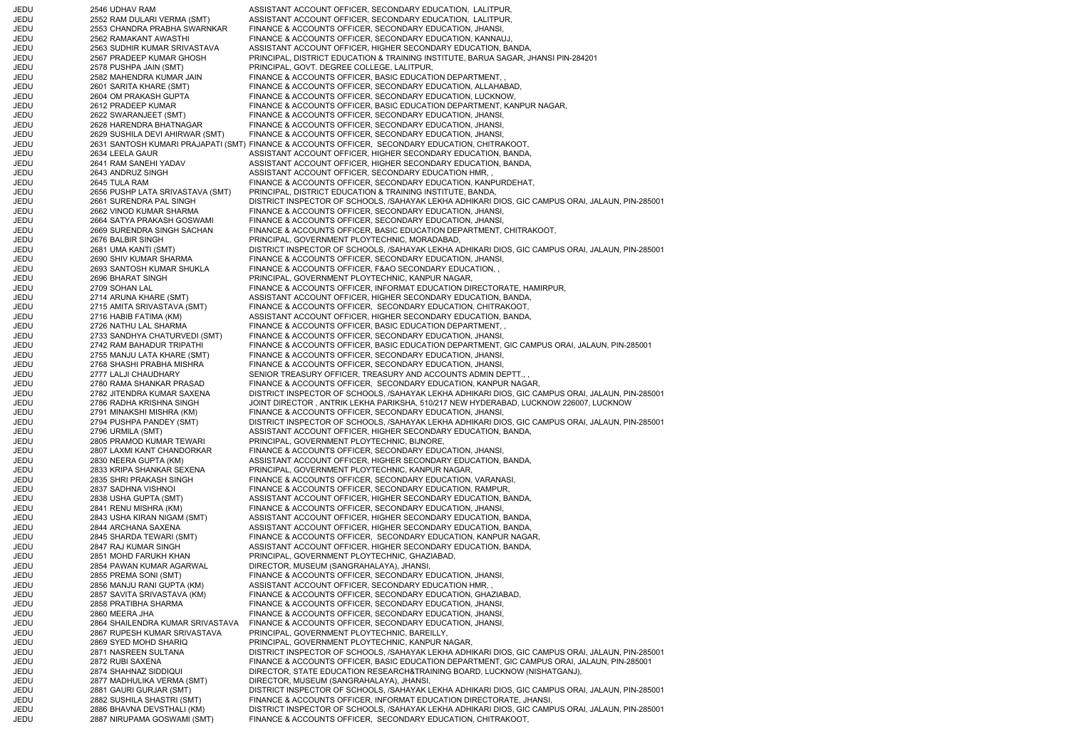| | | | |
|---|---|---|---|
| JEDU | 2546 | UDHAV RAM | ASSISTANT ACCOUNT OFFICER, SECONDARY EDUCATION, LALITPUR, |
| JEDU | 2552 | RAM DULARI VERMA (SMT) | ASSISTANT ACCOUNT OFFICER, SECONDARY EDUCATION, LALITPUR, |
| JEDU | 2553 | CHANDRA PRABHA SWARNKAR | FINANCE & ACCOUNTS OFFICER, SECONDARY EDUCATION, JHANSI, |
| JEDU | 2562 | RAMAKANT AWASTHI | FINANCE & ACCOUNTS OFFICER, SECONDARY EDUCATION, KANNAUJ, |
| JEDU | 2563 | SUDHIR KUMAR SRIVASTAVA | ASSISTANT ACCOUNT OFFICER, HIGHER SECONDARY EDUCATION, BANDA, |
| JEDU | 2567 | PRADEEP KUMAR GHOSH | PRINCIPAL, DISTRICT EDUCATION & TRAINING INSTITUTE, BARUA SAGAR, JHANSI PIN-284201 |
| JEDU | 2578 | PUSHPA JAIN (SMT) | PRINCIPAL, GOVT. DEGREE COLLEGE, LALITPUR, |
| JEDU | 2582 | MAHENDRA KUMAR JAIN | FINANCE & ACCOUNTS OFFICER, BASIC EDUCATION DEPARTMENT, , |
| JEDU | 2601 | SARITA KHARE (SMT) | FINANCE & ACCOUNTS OFFICER, SECONDARY EDUCATION, ALLAHABAD, |
| JEDU | 2604 | OM PRAKASH GUPTA | FINANCE & ACCOUNTS OFFICER, SECONDARY EDUCATION, LUCKNOW, |
| JEDU | 2612 | PRADEEP KUMAR | FINANCE & ACCOUNTS OFFICER, BASIC EDUCATION DEPARTMENT, KANPUR NAGAR, |
| JEDU | 2622 | SWARANJEET (SMT) | FINANCE & ACCOUNTS OFFICER, SECONDARY EDUCATION, JHANSI, |
| JEDU | 2628 | HARENDRA BHATNAGAR | FINANCE & ACCOUNTS OFFICER, SECONDARY EDUCATION, JHANSI, |
| JEDU | 2629 | SUSHILA DEVI AHIRWAR (SMT) | FINANCE & ACCOUNTS OFFICER, SECONDARY EDUCATION, JHANSI, |
| JEDU | 2631 | SANTOSH KUMARI PRAJAPATI (SMT) | FINANCE & ACCOUNTS OFFICER, SECONDARY EDUCATION, CHITRAKOOT, |
| JEDU | 2634 | LEELA GAUR | ASSISTANT ACCOUNT OFFICER, HIGHER SECONDARY EDUCATION, BANDA, |
| JEDU | 2641 | RAM SANEHI YADAV | ASSISTANT ACCOUNT OFFICER, HIGHER SECONDARY EDUCATION, BANDA, |
| JEDU | 2643 | ANDRUZ SINGH | ASSISTANT ACCOUNT OFFICER, SECONDARY EDUCATION HMR, , |
| JEDU | 2645 | TULA RAM | FINANCE & ACCOUNTS OFFICER, SECONDARY EDUCATION, KANPURDEHAT, |
| JEDU | 2656 | PUSHP LATA SRIVASTAVA (SMT) | PRINCIPAL, DISTRICT EDUCATION & TRAINING INSTITUTE, BANDA, |
| JEDU | 2661 | SURENDRA PAL SINGH | DISTRICT INSPECTOR OF SCHOOLS, /SAHAYAK LEKHA ADHIKARI DIOS, GIC CAMPUS ORAI, JALAUN, PIN-285001 |
| JEDU | 2662 | VINOD KUMAR SHARMA | FINANCE & ACCOUNTS OFFICER, SECONDARY EDUCATION, JHANSI, |
| JEDU | 2664 | SATYA PRAKASH GOSWAMI | FINANCE & ACCOUNTS OFFICER, SECONDARY EDUCATION, JHANSI, |
| JEDU | 2669 | SURENDRA SINGH SACHAN | FINANCE & ACCOUNTS OFFICER, BASIC EDUCATION DEPARTMENT, CHITRAKOOT, |
| JEDU | 2676 | BALBIR SINGH | PRINCIPAL, GOVERNMENT PLOYTECHNIC, MORADABAD, |
| JEDU | 2681 | UMA KANTI (SMT) | DISTRICT INSPECTOR OF SCHOOLS, /SAHAYAK LEKHA ADHIKARI DIOS, GIC CAMPUS ORAI, JALAUN, PIN-285001 |
| JEDU | 2690 | SHIV KUMAR SHARMA | FINANCE & ACCOUNTS OFFICER, SECONDARY EDUCATION, JHANSI, |
| JEDU | 2693 | SANTOSH KUMAR SHUKLA | FINANCE & ACCOUNTS OFFICER, F&AO SECONDARY EDUCATION, , |
| JEDU | 2696 | BHARAT SINGH | PRINCIPAL, GOVERNMENT PLOYTECHNIC, KANPUR NAGAR, |
| JEDU | 2709 | SOHAN LAL | FINANCE & ACCOUNTS OFFICER, INFORMAT EDUCATION DIRECTORATE, HAMIRPUR, |
| JEDU | 2714 | ARUNA KHARE (SMT) | ASSISTANT ACCOUNT OFFICER, HIGHER SECONDARY EDUCATION, BANDA, |
| JEDU | 2715 | AMITA SRIVASTAVA (SMT) | FINANCE & ACCOUNTS OFFICER, SECONDARY EDUCATION, CHITRAKOOT, |
| JEDU | 2716 | HABIB FATIMA (KM) | ASSISTANT ACCOUNT OFFICER, HIGHER SECONDARY EDUCATION, BANDA, |
| JEDU | 2726 | NATHU LAL SHARMA | FINANCE & ACCOUNTS OFFICER, BASIC EDUCATION DEPARTMENT, , |
| JEDU | 2733 | SANDHYA CHATURVEDI (SMT) | FINANCE & ACCOUNTS OFFICER, SECONDARY EDUCATION, JHANSI, |
| JEDU | 2742 | RAM BAHADUR TRIPATHI | FINANCE & ACCOUNTS OFFICER, BASIC EDUCATION DEPARTMENT, GIC CAMPUS ORAI, JALAUN, PIN-285001 |
| JEDU | 2755 | MANJU LATA KHARE (SMT) | FINANCE & ACCOUNTS OFFICER, SECONDARY EDUCATION, JHANSI, |
| JEDU | 2768 | SHASHI PRABHA MISHRA | FINANCE & ACCOUNTS OFFICER, SECONDARY EDUCATION, JHANSI, |
| JEDU | 2777 | LALJI CHAUDHARY | SENIOR TREASURY OFFICER, TREASURY AND ACCOUNTS ADMIN DEPTT., , |
| JEDU | 2780 | RAMA SHANKAR PRASAD | FINANCE & ACCOUNTS OFFICER, SECONDARY EDUCATION, KANPUR NAGAR, |
| JEDU | 2782 | JITENDRA KUMAR SAXENA | DISTRICT INSPECTOR OF SCHOOLS, /SAHAYAK LEKHA ADHIKARI DIOS, GIC CAMPUS ORAI, JALAUN, PIN-285001 |
| JEDU | 2786 | RADHA KRISHNA SINGH | JOINT DIRECTOR , ANTRIK LEKHA PARIKSHA, 510/217 NEW HYDERABAD, LUCKNOW 226007, LUCKNOW |
| JEDU | 2791 | MINAKSHI MISHRA (KM) | FINANCE & ACCOUNTS OFFICER, SECONDARY EDUCATION, JHANSI, |
| JEDU | 2794 | PUSHPA PANDEY (SMT) | DISTRICT INSPECTOR OF SCHOOLS, /SAHAYAK LEKHA ADHIKARI DIOS, GIC CAMPUS ORAI, JALAUN, PIN-285001 |
| JEDU | 2796 | URMILA (SMT) | ASSISTANT ACCOUNT OFFICER, HIGHER SECONDARY EDUCATION, BANDA, |
| JEDU | 2805 | PRAMOD KUMAR TEWARI | PRINCIPAL, GOVERNMENT PLOYTECHNIC, BIJNORE, |
| JEDU | 2807 | LAXMI KANT CHANDORKAR | FINANCE & ACCOUNTS OFFICER, SECONDARY EDUCATION, JHANSI, |
| JEDU | 2830 | NEERA GUPTA (KM) | ASSISTANT ACCOUNT OFFICER, HIGHER SECONDARY EDUCATION, BANDA, |
| JEDU | 2833 | KRIPA SHANKAR SEXENA | PRINCIPAL, GOVERNMENT PLOYTECHNIC, KANPUR NAGAR, |
| JEDU | 2835 | SHRI PRAKASH SINGH | FINANCE & ACCOUNTS OFFICER, SECONDARY EDUCATION, VARANASI, |
| JEDU | 2837 | SADHNA VISHNOI | FINANCE & ACCOUNTS OFFICER, SECONDARY EDUCATION, RAMPUR, |
| JEDU | 2838 | USHA GUPTA (SMT) | ASSISTANT ACCOUNT OFFICER, HIGHER SECONDARY EDUCATION, BANDA, |
| JEDU | 2841 | RENU MISHRA (KM) | FINANCE & ACCOUNTS OFFICER, SECONDARY EDUCATION, JHANSI, |
| JEDU | 2843 | USHA KIRAN NIGAM (SMT) | ASSISTANT ACCOUNT OFFICER, HIGHER SECONDARY EDUCATION, BANDA, |
| JEDU | 2844 | ARCHANA SAXENA | ASSISTANT ACCOUNT OFFICER, HIGHER SECONDARY EDUCATION, BANDA, |
| JEDU | 2845 | SHARDA TEWARI (SMT) | FINANCE & ACCOUNTS OFFICER, SECONDARY EDUCATION, KANPUR NAGAR, |
| JEDU | 2847 | RAJ KUMAR SINGH | ASSISTANT ACCOUNT OFFICER, HIGHER SECONDARY EDUCATION, BANDA, |
| JEDU | 2851 | MOHD FARUKH KHAN | PRINCIPAL, GOVERNMENT PLOYTECHNIC, GHAZIABAD, |
| JEDU | 2854 | PAWAN KUMAR AGARWAL | DIRECTOR, MUSEUM (SANGRAHALAYA), JHANSI, |
| JEDU | 2855 | PREMA SONI (SMT) | FINANCE & ACCOUNTS OFFICER, SECONDARY EDUCATION, JHANSI, |
| JEDU | 2856 | MANJU RANI GUPTA (KM) | ASSISTANT ACCOUNT OFFICER, SECONDARY EDUCATION HMR, , |
| JEDU | 2857 | SAVITA SRIVASTAVA (KM) | FINANCE & ACCOUNTS OFFICER, SECONDARY EDUCATION, GHAZIABAD, |
| JEDU | 2858 | PRATIBHA SHARMA | FINANCE & ACCOUNTS OFFICER, SECONDARY EDUCATION, JHANSI, |
| JEDU | 2860 | MEERA JHA | FINANCE & ACCOUNTS OFFICER, SECONDARY EDUCATION, JHANSI, |
| JEDU | 2864 | SHAILENDRA KUMAR SRIVASTAVA | FINANCE & ACCOUNTS OFFICER, SECONDARY EDUCATION, JHANSI, |
| JEDU | 2867 | RUPESH KUMAR SRIVASTAVA | PRINCIPAL, GOVERNMENT PLOYTECHNIC, BAREILLY, |
| JEDU | 2869 | SYED MOHD SHARIQ | PRINCIPAL, GOVERNMENT PLOYTECHNIC, KANPUR NAGAR, |
| JEDU | 2871 | NASREEN SULTANA | DISTRICT INSPECTOR OF SCHOOLS, /SAHAYAK LEKHA ADHIKARI DIOS, GIC CAMPUS ORAI, JALAUN, PIN-285001 |
| JEDU | 2872 | RUBI SAXENA | FINANCE & ACCOUNTS OFFICER, BASIC EDUCATION DEPARTMENT, GIC CAMPUS ORAI, JALAUN, PIN-285001 |
| JEDU | 2874 | SHAHNAZ SIDDIQUI | DIRECTOR, STATE EDUCATION RESEARCH&TRAINING BOARD, LUCKNOW (NISHATGANJ), |
| JEDU | 2877 | MADHULIKA VERMA (SMT) | DIRECTOR, MUSEUM (SANGRAHALAYA), JHANSI, |
| JEDU | 2881 | GAURI GURJAR (SMT) | DISTRICT INSPECTOR OF SCHOOLS, /SAHAYAK LEKHA ADHIKARI DIOS, GIC CAMPUS ORAI, JALAUN, PIN-285001 |
| JEDU | 2882 | SUSHILA SHASTRI (SMT) | FINANCE & ACCOUNTS OFFICER, INFORMAT EDUCATION DIRECTORATE, JHANSI, |
| JEDU | 2886 | BHAVNA DEVSTHALI (KM) | DISTRICT INSPECTOR OF SCHOOLS, /SAHAYAK LEKHA ADHIKARI DIOS, GIC CAMPUS ORAI, JALAUN, PIN-285001 |
| JEDU | 2887 | NIRUPAMA GOSWAMI (SMT) | FINANCE & ACCOUNTS OFFICER, SECONDARY EDUCATION, CHITRAKOOT, |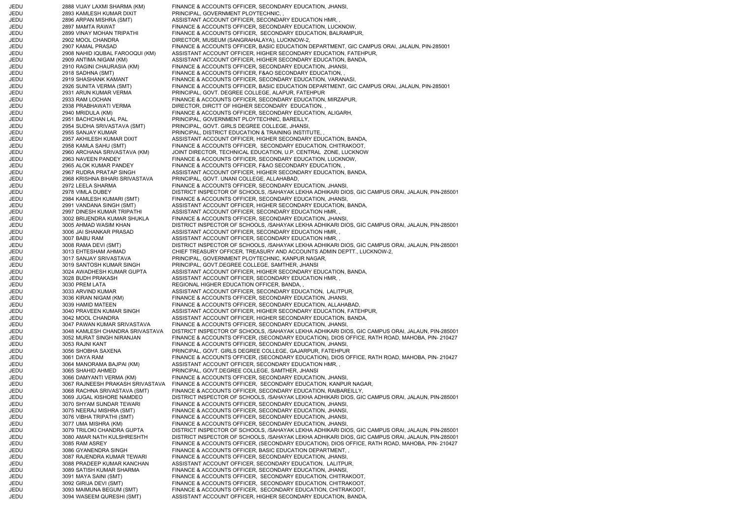| | | | |
|---|---|---|---|
| JEDU | 2888 | VIJAY LAXMI SHARMA (KM) | FINANCE & ACCOUNTS OFFICER, SECONDARY EDUCATION, JHANSI, |
| JEDU | 2893 | KAMLESH KUMAR DIXIT | PRINCIPAL, GOVERNMENT PLOYTECHNIC, , |
| JEDU | 2896 | ARPAN MISHRA (SMT) | ASSISTANT ACCOUNT OFFICER, SECONDARY EDUCATION HMR, , |
| JEDU | 2897 | MAMTA RAWAT | FINANCE & ACCOUNTS OFFICER, SECONDARY EDUCATION, LUCKNOW, |
| JEDU | 2899 | VINAY MOHAN TRIPATHI | FINANCE & ACCOUNTS OFFICER, SECONDARY EDUCATION, BALRAMPUR, |
| JEDU | 2902 | MOOL CHANDRA | DIRECTOR, MUSEUM (SANGRAHALAYA), LUCKNOW-2, |
| JEDU | 2907 | KAMAL PRASAD | FINANCE & ACCOUNTS OFFICER, BASIC EDUCATION DEPARTMENT, GIC CAMPUS ORAI, JALAUN, PIN-285001 |
| JEDU | 2908 | NAHID IQUBAL FAROOQUI (KM) | ASSISTANT ACCOUNT OFFICER, HIGHER SECONDARY EDUCATION, FATEHPUR, |
| JEDU | 2909 | ANTIMA NIGAM (KM) | ASSISTANT ACCOUNT OFFICER, HIGHER SECONDARY EDUCATION, BANDA, |
| JEDU | 2910 | RAGINI CHAURASIA (KM) | FINANCE & ACCOUNTS OFFICER, SECONDARY EDUCATION, JHANSI, |
| JEDU | 2918 | SADHNA (SMT) | FINANCE & ACCOUNTS OFFICER, F&AO SECONDARY EDUCATION, , |
| JEDU | 2919 | SHASHANK KAMANT | FINANCE & ACCOUNTS OFFICER, SECONDARY EDUCATION, VARANASI, |
| JEDU | 2926 | SUNITA VERMA (SMT) | FINANCE & ACCOUNTS OFFICER, BASIC EDUCATION DEPARTMENT, GIC CAMPUS ORAI, JALAUN, PIN-285001 |
| JEDU | 2931 | ARUN KUMAR VERMA | PRINCIPAL, GOVT. DEGREE COLLEGE, ALAPUR, FATEHPUR |
| JEDU | 2933 | RAM LOCHAN | FINANCE & ACCOUNTS OFFICER, SECONDARY EDUCATION, MIRZAPUR, |
| JEDU | 2938 | PRABHAWATI VERMA | DIRECTOR, DIRCTT OF HIGHER SECONDARY EDUCATION, , |
| JEDU | 2940 | MRIDULA (KM) | FINANCE & ACCOUNTS OFFICER, SECONDARY EDUCATION, ALIGARH, |
| JEDU | 2951 | BACHCHAN LAL PAL | PRINCIPAL, GOVERNMENT PLOYTECHNIC, BAREILLY, |
| JEDU | 2954 | SUDHA SRIVASTAVA (SMT) | PRINCIPAL, GOVT. GIRLS DEGREE COLLEGE, JHANSI, |
| JEDU | 2955 | SANJAY KUMAR | PRINCIPAL, DISTRICT EDUCATION & TRAINING INSTITUTE, , |
| JEDU | 2957 | AKHILESH KUMAR DIXIT | ASSISTANT ACCOUNT OFFICER, HIGHER SECONDARY EDUCATION, BANDA, |
| JEDU | 2958 | KAMLA SAHU (SMT) | FINANCE & ACCOUNTS OFFICER, SECONDARY EDUCATION, CHITRAKOOT, |
| JEDU | 2960 | ARCHANA SRIVASTAVA (KM) | JOINT DIRECTOR, TECHNICAL EDUCATION, U.P. CENTRAL ZONE, LUCKNOW |
| JEDU | 2963 | NAVEEN PANDEY | FINANCE & ACCOUNTS OFFICER, SECONDARY EDUCATION, LUCKNOW, |
| JEDU | 2965 | ALOK KUMAR PANDEY | FINANCE & ACCOUNTS OFFICER, F&AO SECONDARY EDUCATION, , |
| JEDU | 2967 | RUDRA PRATAP SINGH | ASSISTANT ACCOUNT OFFICER, HIGHER SECONDARY EDUCATION, BANDA, |
| JEDU | 2968 | KRISHNA BIHARI SRIVASTAVA | PRINCIPAL, GOVT. UNANI COLLEGE, ALLAHABAD, |
| JEDU | 2972 | LEELA SHARMA | FINANCE & ACCOUNTS OFFICER, SECONDARY EDUCATION, JHANSI, |
| JEDU | 2978 | VIMLA DUBEY | DISTRICT INSPECTOR OF SCHOOLS, /SAHAYAK LEKHA ADHIKARI DIOS, GIC CAMPUS ORAI, JALAUN, PIN-285001 |
| JEDU | 2984 | KAMLESH KUMARI (SMT) | FINANCE & ACCOUNTS OFFICER, SECONDARY EDUCATION, JHANSI, |
| JEDU | 2991 | VANDANA SINGH (SMT) | ASSISTANT ACCOUNT OFFICER, HIGHER SECONDARY EDUCATION, BANDA, |
| JEDU | 2997 | DINESH KUMAR TRIPATHI | ASSISTANT ACCOUNT OFFICER, SECONDARY EDUCATION HMR, , |
| JEDU | 3002 | BRIJENDRA KUMAR SHUKLA | FINANCE & ACCOUNTS OFFICER, SECONDARY EDUCATION, JHANSI, |
| JEDU | 3005 | AHMAD WASIM KHAN | DISTRICT INSPECTOR OF SCHOOLS, /SAHAYAK LEKHA ADHIKARI DIOS, GIC CAMPUS ORAI, JALAUN, PIN-285001 |
| JEDU | 3006 | JAI SHANKAR PRASAD | ASSISTANT ACCOUNT OFFICER, SECONDARY EDUCATION HMR, , |
| JEDU | 3007 | BABU RAM | ASSISTANT ACCOUNT OFFICER, SECONDARY EDUCATION HMR, , |
| JEDU | 3008 | RAMA DEVI (SMT) | DISTRICT INSPECTOR OF SCHOOLS, /SAHAYAK LEKHA ADHIKARI DIOS, GIC CAMPUS ORAI, JALAUN, PIN-285001 |
| JEDU | 3013 | EHTESHAM AHMAD | CHIEF TREASURY OFFICER, TREASURY AND ACCOUNTS ADMIN DEPTT., LUCKNOW-2, |
| JEDU | 3017 | SANJAY SRIVASTAVA | PRINCIPAL, GOVERNMENT PLOYTECHNIC, KANPUR NAGAR, |
| JEDU | 3019 | SANTOSH KUMAR SINGH | PRINCIPAL, GOVT.DEGREE COLLEGE, SAMTHER, JHANSI |
| JEDU | 3024 | AWADHESH KUMAR GUPTA | ASSISTANT ACCOUNT OFFICER, HIGHER SECONDARY EDUCATION, BANDA, |
| JEDU | 3028 | BUDH PRAKASH | ASSISTANT ACCOUNT OFFICER, SECONDARY EDUCATION HMR, , |
| JEDU | 3030 | PREM LATA | REGIONAL HIGHER EDUCATION OFFICER, BANDA, , |
| JEDU | 3033 | ARVIND KUMAR | ASSISTANT ACCOUNT OFFICER, SECONDARY EDUCATION, LALITPUR, |
| JEDU | 3036 | KIRAN NIGAM (KM) | FINANCE & ACCOUNTS OFFICER, SECONDARY EDUCATION, JHANSI, |
| JEDU | 3039 | HAMID MATEEN | FINANCE & ACCOUNTS OFFICER, SECONDARY EDUCATION, ALLAHABAD, |
| JEDU | 3040 | PRAVEEN KUMAR SINGH | ASSISTANT ACCOUNT OFFICER, HIGHER SECONDARY EDUCATION, FATEHPUR, |
| JEDU | 3042 | MOOL CHANDRA | ASSISTANT ACCOUNT OFFICER, HIGHER SECONDARY EDUCATION, BANDA, |
| JEDU | 3047 | PAWAN KUMAR SRIVASTAVA | FINANCE & ACCOUNTS OFFICER, SECONDARY EDUCATION, JHANSI, |
| JEDU | 3048 | KAMLESH CHANDRA SRIVASTAVA | DISTRICT INSPECTOR OF SCHOOLS, /SAHAYAK LEKHA ADHIKARI DIOS, GIC CAMPUS ORAI, JALAUN, PIN-285001 |
| JEDU | 3052 | MURAT SINGH NIRANJAN | FINANCE & ACCOUNTS OFFICER, (SECONDARY EDUCATION), DIOS OFFICE, RATH ROAD, MAHOBA, PIN- 210427 |
| JEDU | 3053 | RAJNI KANT | FINANCE & ACCOUNTS OFFICER, SECONDARY EDUCATION, JHANSI, |
| JEDU | 3056 | SHOBHA SAXENA | PRINCIPAL, GOVT. GIRLS DEGREE COLLEGE, GAJARPUR, FATEHPUR |
| JEDU | 3061 | DAYA RAM | FINANCE & ACCOUNTS OFFICER, (SECONDARY EDUCATION), DIOS OFFICE, RATH ROAD, MAHOBA, PIN- 210427 |
| JEDU | 3064 | MANORAMA BAJPAI (KM) | ASSISTANT ACCOUNT OFFICER, SECONDARY EDUCATION HMR, , |
| JEDU | 3065 | SHAHID AHMED | PRINCIPAL, GOVT.DEGREE COLLEGE, SAMTHER, JHANSI |
| JEDU | 3066 | DAMYANTI VERMA (KM) | FINANCE & ACCOUNTS OFFICER, SECONDARY EDUCATION, JHANSI, |
| JEDU | 3067 | RAJNEESH PRAKASH SRIVASTAVA | FINANCE & ACCOUNTS OFFICER, SECONDARY EDUCATION, KANPUR NAGAR, |
| JEDU | 3068 | RACHNA SRIVASTAVA (SMT) | FINANCE & ACCOUNTS OFFICER, SECONDARY EDUCATION, RAIBAREILLY, |
| JEDU | 3069 | JUGAL KISHORE NAMDEO | DISTRICT INSPECTOR OF SCHOOLS, /SAHAYAK LEKHA ADHIKARI DIOS, GIC CAMPUS ORAI, JALAUN, PIN-285001 |
| JEDU | 3070 | SHYAM SUNDAR TEWARI | FINANCE & ACCOUNTS OFFICER, SECONDARY EDUCATION, JHANSI, |
| JEDU | 3075 | NEERAJ MISHRA (SMT) | FINANCE & ACCOUNTS OFFICER, SECONDARY EDUCATION, JHANSI, |
| JEDU | 3076 | VIBHA TRIPATHI (SMT) | FINANCE & ACCOUNTS OFFICER, SECONDARY EDUCATION, JHANSI, |
| JEDU | 3077 | UMA MISHRA (KM) | FINANCE & ACCOUNTS OFFICER, SECONDARY EDUCATION, JHANSI, |
| JEDU | 3079 | TRILOKI CHANDRA GUPTA | DISTRICT INSPECTOR OF SCHOOLS, /SAHAYAK LEKHA ADHIKARI DIOS, GIC CAMPUS ORAI, JALAUN, PIN-285001 |
| JEDU | 3080 | AMAR NATH KULSHRESHTH | DISTRICT INSPECTOR OF SCHOOLS, /SAHAYAK LEKHA ADHIKARI DIOS, GIC CAMPUS ORAI, JALAUN, PIN-285001 |
| JEDU | 3085 | RAM ASREY | FINANCE & ACCOUNTS OFFICER, (SECONDARY EDUCATION), DIOS OFFICE, RATH ROAD, MAHOBA, PIN- 210427 |
| JEDU | 3086 | GYANENDRA SINGH | FINANCE & ACCOUNTS OFFICER, BASIC EDUCATION DEPARTMENT, , |
| JEDU | 3087 | RAJENDRA KUMAR TEWARI | FINANCE & ACCOUNTS OFFICER, SECONDARY EDUCATION, JHANSI, |
| JEDU | 3088 | PRADEEP KUMAR KANCHAN | ASSISTANT ACCOUNT OFFICER, SECONDARY EDUCATION, LALITPUR, |
| JEDU | 3089 | SATISH KUMAR SHARMA | FINANCE & ACCOUNTS OFFICER, SECONDARY EDUCATION, JHANSI, |
| JEDU | 3091 | MAYA SAINI (SMT) | FINANCE & ACCOUNTS OFFICER, SECONDARY EDUCATION, CHITRAKOOT, |
| JEDU | 3092 | GIRIJA DEVI (SMT) | FINANCE & ACCOUNTS OFFICER, SECONDARY EDUCATION, CHITRAKOOT, |
| JEDU | 3093 | MAIMUNA BEGUM (SMT) | FINANCE & ACCOUNTS OFFICER, SECONDARY EDUCATION, CHITRAKOOT, |
| JEDU | 3094 | WASEEM QURESHI (SMT) | ASSISTANT ACCOUNT OFFICER, HIGHER SECONDARY EDUCATION, BANDA, |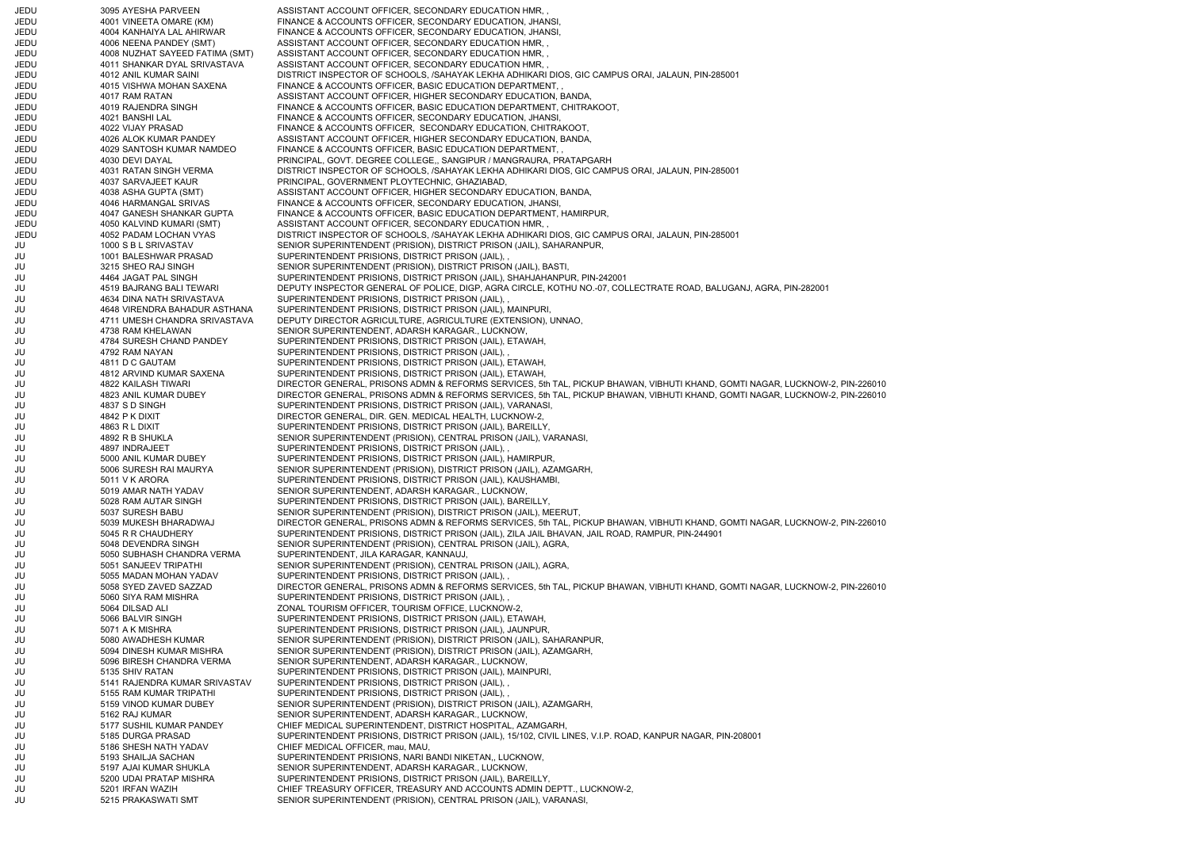| | | | |
|---|---|---|---|
| JEDU | 3095 | AYESHA PARVEEN | ASSISTANT ACCOUNT OFFICER, SECONDARY EDUCATION HMR, , |
| JEDU | 4001 | VINEETA OMARE (KM) | FINANCE & ACCOUNTS OFFICER, SECONDARY EDUCATION, JHANSI, |
| JEDU | 4004 | KANHAIYA LAL AHIRWAR | FINANCE & ACCOUNTS OFFICER, SECONDARY EDUCATION, JHANSI, |
| JEDU | 4006 | NEENA PANDEY (SMT) | ASSISTANT ACCOUNT OFFICER, SECONDARY EDUCATION HMR, , |
| JEDU | 4008 | NUZHAT SAYEED FATIMA (SMT) | ASSISTANT ACCOUNT OFFICER, SECONDARY EDUCATION HMR, , |
| JEDU | 4011 | SHANKAR DYAL SRIVASTAVA | ASSISTANT ACCOUNT OFFICER, SECONDARY EDUCATION HMR, , |
| JEDU | 4012 | ANIL KUMAR SAINI | DISTRICT INSPECTOR OF SCHOOLS, /SAHAYAK LEKHA ADHIKARI DIOS, GIC CAMPUS ORAI, JALAUN, PIN-285001 |
| JEDU | 4015 | VISHWA MOHAN SAXENA | FINANCE & ACCOUNTS OFFICER, BASIC EDUCATION DEPARTMENT, , |
| JEDU | 4017 | RAM RATAN | ASSISTANT ACCOUNT OFFICER, HIGHER SECONDARY EDUCATION, BANDA, |
| JEDU | 4019 | RAJENDRA SINGH | FINANCE & ACCOUNTS OFFICER, BASIC EDUCATION DEPARTMENT, CHITRAKOOT, |
| JEDU | 4021 | BANSHI LAL | FINANCE & ACCOUNTS OFFICER, SECONDARY EDUCATION, JHANSI, |
| JEDU | 4022 | VIJAY PRASAD | FINANCE & ACCOUNTS OFFICER, SECONDARY EDUCATION, CHITRAKOOT, |
| JEDU | 4026 | ALOK KUMAR PANDEY | ASSISTANT ACCOUNT OFFICER, HIGHER SECONDARY EDUCATION, BANDA, |
| JEDU | 4029 | SANTOSH KUMAR NAMDEO | FINANCE & ACCOUNTS OFFICER, BASIC EDUCATION DEPARTMENT, , |
| JEDU | 4030 | DEVI DAYAL | PRINCIPAL, GOVT. DEGREE COLLEGE,, SANGIPUR / MANGRAURA, PRATAPGARH |
| JEDU | 4031 | RATAN SINGH VERMA | DISTRICT INSPECTOR OF SCHOOLS, /SAHAYAK LEKHA ADHIKARI DIOS, GIC CAMPUS ORAI, JALAUN, PIN-285001 |
| JEDU | 4037 | SARVAJEET KAUR | PRINCIPAL, GOVERNMENT PLOYTECHNIC, GHAZIABAD, |
| JEDU | 4038 | ASHA GUPTA (SMT) | ASSISTANT ACCOUNT OFFICER, HIGHER SECONDARY EDUCATION, BANDA, |
| JEDU | 4046 | HARMANGAL SRIVAS | FINANCE & ACCOUNTS OFFICER, SECONDARY EDUCATION, JHANSI, |
| JEDU | 4047 | GANESH SHANKAR GUPTA | FINANCE & ACCOUNTS OFFICER, BASIC EDUCATION DEPARTMENT, HAMIRPUR, |
| JEDU | 4050 | KALVIND KUMARI (SMT) | ASSISTANT ACCOUNT OFFICER, SECONDARY EDUCATION HMR, , |
| JEDU | 4052 | PADAM LOCHAN VYAS | DISTRICT INSPECTOR OF SCHOOLS, /SAHAYAK LEKHA ADHIKARI DIOS, GIC CAMPUS ORAI, JALAUN, PIN-285001 |
| JU | 1000 | S B L SRIVASTAV | SENIOR SUPERINTENDENT (PRISION), DISTRICT PRISON (JAIL), SAHARANPUR, |
| JU | 1001 | BALESHWAR PRASAD | SUPERINTENDENT PRISIONS, DISTRICT PRISON (JAIL), , |
| JU | 3215 | SHEO RAJ SINGH | SENIOR SUPERINTENDENT (PRISION), DISTRICT PRISON (JAIL), BASTI, |
| JU | 4464 | JAGAT PAL SINGH | SUPERINTENDENT PRISIONS, DISTRICT PRISON (JAIL), SHAHJAHANPUR, PIN-242001 |
| JU | 4519 | BAJRANG BALI TEWARI | DEPUTY INSPECTOR GENERAL OF POLICE, DIGP, AGRA CIRCLE, KOTHU NO.-07, COLLECTRATE ROAD, BALUGANJ, AGRA, PIN-282001 |
| JU | 4634 | DINA NATH SRIVASTAVA | SUPERINTENDENT PRISIONS, DISTRICT PRISON (JAIL), , |
| JU | 4648 | VIRENDRA BAHADUR ASTHANA | SUPERINTENDENT PRISIONS, DISTRICT PRISON (JAIL), MAINPURI, |
| JU | 4711 | UMESH CHANDRA SRIVASTAVA | DEPUTY DIRECTOR AGRICULTURE, AGRICULTURE (EXTENSION), UNNAO, |
| JU | 4738 | RAM KHELAWAN | SENIOR SUPERINTENDENT, ADARSH KARAGAR., LUCKNOW, |
| JU | 4784 | SURESH CHAND PANDEY | SUPERINTENDENT PRISIONS, DISTRICT PRISON (JAIL), ETAWAH, |
| JU | 4792 | RAM NAYAN | SUPERINTENDENT PRISIONS, DISTRICT PRISON (JAIL), , |
| JU | 4811 | D C GAUTAM | SUPERINTENDENT PRISIONS, DISTRICT PRISON (JAIL), ETAWAH, |
| JU | 4812 | ARVIND KUMAR SAXENA | SUPERINTENDENT PRISIONS, DISTRICT PRISON (JAIL), ETAWAH, |
| JU | 4822 | KAILASH TIWARI | DIRECTOR GENERAL, PRISONS ADMN & REFORMS SERVICES, 5th TAL, PICKUP BHAWAN, VIBHUTI KHAND, GOMTI NAGAR, LUCKNOW-2, PIN-226010 |
| JU | 4823 | ANIL KUMAR DUBEY | DIRECTOR GENERAL, PRISONS ADMN & REFORMS SERVICES, 5th TAL, PICKUP BHAWAN, VIBHUTI KHAND, GOMTI NAGAR, LUCKNOW-2, PIN-226010 |
| JU | 4837 | S D SINGH | SUPERINTENDENT PRISIONS, DISTRICT PRISON (JAIL), VARANASI, |
| JU | 4842 | P K DIXIT | DIRECTOR GENERAL, DIR. GEN. MEDICAL HEALTH, LUCKNOW-2, |
| JU | 4863 | R L DIXIT | SUPERINTENDENT PRISIONS, DISTRICT PRISON (JAIL), BAREILLY, |
| JU | 4892 | R B SHUKLA | SENIOR SUPERINTENDENT (PRISION), CENTRAL PRISON (JAIL), VARANASI, |
| JU | 4897 | INDRAJEET | SUPERINTENDENT PRISIONS, DISTRICT PRISON (JAIL), , |
| JU | 5000 | ANIL KUMAR DUBEY | SUPERINTENDENT PRISIONS, DISTRICT PRISON (JAIL), HAMIRPUR, |
| JU | 5006 | SURESH RAI MAURYA | SENIOR SUPERINTENDENT (PRISION), DISTRICT PRISON (JAIL), AZAMGARH, |
| JU | 5011 | V K ARORA | SUPERINTENDENT PRISIONS, DISTRICT PRISON (JAIL), KAUSHAMBI, |
| JU | 5019 | AMAR NATH YADAV | SENIOR SUPERINTENDENT, ADARSH KARAGAR., LUCKNOW, |
| JU | 5028 | RAM AUTAR SINGH | SUPERINTENDENT PRISIONS, DISTRICT PRISON (JAIL), BAREILLY, |
| JU | 5037 | SURESH BABU | SENIOR SUPERINTENDENT (PRISION), DISTRICT PRISON (JAIL), MEERUT, |
| JU | 5039 | MUKESH BHARADWAJ | DIRECTOR GENERAL, PRISONS ADMN & REFORMS SERVICES, 5th TAL, PICKUP BHAWAN, VIBHUTI KHAND, GOMTI NAGAR, LUCKNOW-2, PIN-226010 |
| JU | 5045 | R R CHAUDHERY | SUPERINTENDENT PRISIONS, DISTRICT PRISON (JAIL), ZILA JAIL BHAVAN, JAIL ROAD, RAMPUR, PIN-244901 |
| JU | 5048 | DEVENDRA SINGH | SENIOR SUPERINTENDENT (PRISION), CENTRAL PRISON (JAIL), AGRA, |
| JU | 5050 | SUBHASH CHANDRA VERMA | SUPERINTENDENT, JILA KARAGAR, KANNAUJ |
| JU | 5051 | SANJEEV TRIPATHI | SENIOR SUPERINTENDENT (PRISION), CENTRAL PRISON (JAIL), AGRA, |
| JU | 5055 | MADAN MOHAN YADAV | SUPERINTENDENT PRISIONS, DISTRICT PRISON (JAIL), , |
| JU | 5058 | SYED ZAVED SAZZAD | DIRECTOR GENERAL, PRISONS ADMN & REFORMS SERVICES, 5th TAL, PICKUP BHAWAN, VIBHUTI KHAND, GOMTI NAGAR, LUCKNOW-2, PIN-226010 |
| JU | 5060 | SIYA RAM MISHRA | SUPERINTENDENT PRISIONS, DISTRICT PRISON (JAIL), , |
| JU | 5064 | DILSAD ALI | ZONAL TOURISM OFFICER, TOURISM OFFICE, LUCKNOW-2, |
| JU | 5066 | BALVIR SINGH | SUPERINTENDENT PRISIONS, DISTRICT PRISON (JAIL), ETAWAH, |
| JU | 5071 | A K MISHRA | SUPERINTENDENT PRISIONS, DISTRICT PRISON (JAIL), JAUNPUR, |
| JU | 5080 | AWADHESH KUMAR | SENIOR SUPERINTENDENT (PRISION), DISTRICT PRISON (JAIL), SAHARANPUR, |
| JU | 5094 | DINESH KUMAR MISHRA | SENIOR SUPERINTENDENT (PRISION), DISTRICT PRISON (JAIL), AZAMGARH, |
| JU | 5096 | BIRESH CHANDRA VERMA | SENIOR SUPERINTENDENT, ADARSH KARAGAR., LUCKNOW, |
| JU | 5135 | SHIV RATAN | SUPERINTENDENT PRISIONS, DISTRICT PRISON (JAIL), MAINPURI, |
| JU | 5141 | RAJENDRA KUMAR SRIVASTAV | SUPERINTENDENT PRISIONS, DISTRICT PRISON (JAIL), , |
| JU | 5155 | RAM KUMAR TRIPATHI | SUPERINTENDENT PRISIONS, DISTRICT PRISON (JAIL), , |
| JU | 5159 | VINOD KUMAR DUBEY | SENIOR SUPERINTENDENT (PRISION), DISTRICT PRISON (JAIL), AZAMGARH, |
| JU | 5162 | RAJ KUMAR | SENIOR SUPERINTENDENT, ADARSH KARAGAR., LUCKNOW, |
| JU | 5177 | SUSHIL KUMAR PANDEY | CHIEF MEDICAL SUPERINTENDENT, DISTRICT HOSPITAL, AZAMGARH, |
| JU | 5185 | DURGA PRASAD | SUPERINTENDENT PRISIONS, DISTRICT PRISON (JAIL), 15/102, CIVIL LINES, V.I.P. ROAD, KANPUR NAGAR, PIN-208001 |
| JU | 5186 | SHESH NATH YADAV | CHIEF MEDICAL OFFICER, mau, MAU, |
| JU | 5193 | SHAILJA SACHAN | SUPERINTENDENT PRISIONS, NARI BANDI NIKETAN,, LUCKNOW, |
| JU | 5197 | AJAI KUMAR SHUKLA | SENIOR SUPERINTENDENT, ADARSH KARAGAR., LUCKNOW, |
| JU | 5200 | UDAI PRATAP MISHRA | SUPERINTENDENT PRISIONS, DISTRICT PRISON (JAIL), BAREILLY, |
| JU | 5201 | IRFAN WAZIH | CHIEF TREASURY OFFICER, TREASURY AND ACCOUNTS ADMIN DEPTT., LUCKNOW-2, |
| JU | 5215 | PRAKASWATI SMT | SENIOR SUPERINTENDENT (PRISION), CENTRAL PRISON (JAIL), VARANASI, |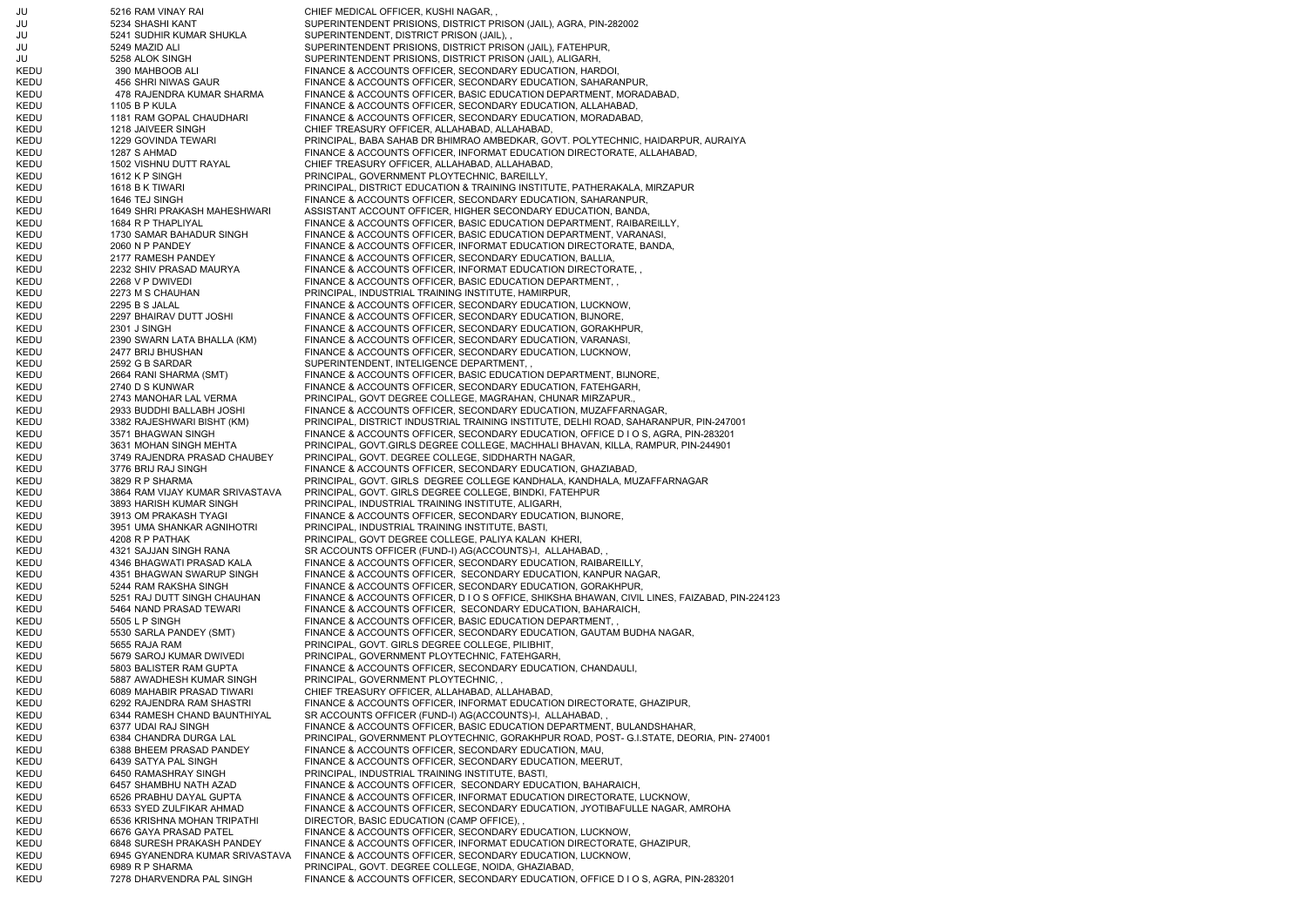| | | | |
|---|---|---|---|
| JU | 5216 | RAM VINAY RAI | CHIEF MEDICAL OFFICER, KUSHI NAGAR, , |
| JU | 5234 | SHASHI KANT | SUPERINTENDENT PRISIONS, DISTRICT PRISON (JAIL), AGRA, PIN-282002 |
| JU | 5241 | SUDHIR KUMAR SHUKLA | SUPERINTENDENT, DISTRICT PRISON (JAIL), , |
| JU | 5249 | MAZID ALI | SUPERINTENDENT PRISIONS, DISTRICT PRISON (JAIL), FATEHPUR, |
| JU | 5258 | ALOK SINGH | SUPERINTENDENT PRISIONS, DISTRICT PRISON (JAIL), ALIGARH, |
| KEDU | 390 | MAHBOOB ALI | FINANCE & ACCOUNTS OFFICER, SECONDARY EDUCATION, HARDOI, |
| KEDU | 456 | SHRI NIWAS GAUR | FINANCE & ACCOUNTS OFFICER, SECONDARY EDUCATION, SAHARANPUR, |
| KEDU | 478 | RAJENDRA KUMAR SHARMA | FINANCE & ACCOUNTS OFFICER, BASIC EDUCATION DEPARTMENT, MORADABAD, |
| KEDU | 1105 | B P KULA | FINANCE & ACCOUNTS OFFICER, SECONDARY EDUCATION, ALLAHABAD, |
| KEDU | 1181 | RAM GOPAL CHAUDHARI | FINANCE & ACCOUNTS OFFICER, SECONDARY EDUCATION, MORADABAD, |
| KEDU | 1218 | JAIVEER SINGH | CHIEF TREASURY OFFICER, ALLAHABAD, ALLAHABAD, |
| KEDU | 1229 | GOVINDA TEWARI | PRINCIPAL, BABA SAHAB DR BHIMRAO AMBEDKAR, GOVT. POLYTECHNIC, HAIDARPUR, AURAIYA |
| KEDU | 1287 | S AHMAD | FINANCE & ACCOUNTS OFFICER, INFORMAT EDUCATION DIRECTORATE, ALLAHABAD, |
| KEDU | 1502 | VISHNU DUTT RAYAL | CHIEF TREASURY OFFICER, ALLAHABAD, ALLAHABAD, |
| KEDU | 1612 | K P SINGH | PRINCIPAL, GOVERNMENT PLOYTECHNIC, BAREILLY, |
| KEDU | 1618 | B K TIWARI | PRINCIPAL, DISTRICT EDUCATION & TRAINING INSTITUTE, PATHERAKALA, MIRZAPUR |
| KEDU | 1646 | TEJ SINGH | FINANCE & ACCOUNTS OFFICER, SECONDARY EDUCATION, SAHARANPUR, |
| KEDU | 1649 | SHRI PRAKASH MAHESHWARI | ASSISTANT ACCOUNT OFFICER, HIGHER SECONDARY EDUCATION, BANDA, |
| KEDU | 1684 | R P THAPLIYAL | FINANCE & ACCOUNTS OFFICER, BASIC EDUCATION DEPARTMENT, RAIBAREILLY, |
| KEDU | 1730 | SAMAR BAHADUR SINGH | FINANCE & ACCOUNTS OFFICER, BASIC EDUCATION DEPARTMENT, VARANASI, |
| KEDU | 2060 | N P PANDEY | FINANCE & ACCOUNTS OFFICER, INFORMAT EDUCATION DIRECTORATE, BANDA, |
| KEDU | 2177 | RAMESH PANDEY | FINANCE & ACCOUNTS OFFICER, SECONDARY EDUCATION, BALLIA, |
| KEDU | 2232 | SHIV PRASAD MAURYA | FINANCE & ACCOUNTS OFFICER, INFORMAT EDUCATION DIRECTORATE, , |
| KEDU | 2268 | V P DWIVEDI | FINANCE & ACCOUNTS OFFICER, BASIC EDUCATION DEPARTMENT, , |
| KEDU | 2273 | M S CHAUHAN | PRINCIPAL, INDUSTRIAL TRAINING INSTITUTE, HAMIRPUR, |
| KEDU | 2295 | B S JALAL | FINANCE & ACCOUNTS OFFICER, SECONDARY EDUCATION, LUCKNOW, |
| KEDU | 2297 | BHAIRAV DUTT JOSHI | FINANCE & ACCOUNTS OFFICER, SECONDARY EDUCATION, BIJNORE, |
| KEDU | 2301 | J SINGH | FINANCE & ACCOUNTS OFFICER, SECONDARY EDUCATION, GORAKHPUR, |
| KEDU | 2390 | SWARN LATA BHALLA (KM) | FINANCE & ACCOUNTS OFFICER, SECONDARY EDUCATION, VARANASI, |
| KEDU | 2477 | BRIJ BHUSHAN | FINANCE & ACCOUNTS OFFICER, SECONDARY EDUCATION, LUCKNOW, |
| KEDU | 2592 | G B SARDAR | SUPERINTENDENT, INTELIGENCE DEPARTMENT, , |
| KEDU | 2664 | RANI SHARMA (SMT) | FINANCE & ACCOUNTS OFFICER, BASIC EDUCATION DEPARTMENT, BIJNORE, |
| KEDU | 2740 | D S KUNWAR | FINANCE & ACCOUNTS OFFICER, SECONDARY EDUCATION, FATEHGARH, |
| KEDU | 2743 | MANOHAR LAL VERMA | PRINCIPAL, GOVT DEGREE COLLEGE, MAGRAHAN, CHUNAR MIRZAPUR., |
| KEDU | 2933 | BUDDHI BALLABH JOSHI | FINANCE & ACCOUNTS OFFICER, SECONDARY EDUCATION, MUZAFFARNAGAR, |
| KEDU | 3382 | RAJESHWARI BISHT (KM) | PRINCIPAL, DISTRICT INDUSTRIAL TRAINING INSTITUTE, DELHI ROAD, SAHARANPUR, PIN-247001 |
| KEDU | 3571 | BHAGWAN SINGH | FINANCE & ACCOUNTS OFFICER, SECONDARY EDUCATION, OFFICE D I O S, AGRA, PIN-283201 |
| KEDU | 3631 | MOHAN SINGH MEHTA | PRINCIPAL, GOVT.GIRLS DEGREE COLLEGE, MACHHALI BHAVAN, KILLA, RAMPUR, PIN-244901 |
| KEDU | 3749 | RAJENDRA PRASAD CHAUBEY | PRINCIPAL, GOVT. DEGREE COLLEGE, SIDDHARTH NAGAR, |
| KEDU | 3776 | BRIJ RAJ SINGH | FINANCE & ACCOUNTS OFFICER, SECONDARY EDUCATION, GHAZIABAD, |
| KEDU | 3829 | R P SHARMA | PRINCIPAL, GOVT. GIRLS DEGREE COLLEGE KANDHALA, KANDHALA, MUZAFFARNAGAR |
| KEDU | 3864 | RAM VIJAY KUMAR SRIVASTAVA | PRINCIPAL, GOVT. GIRLS DEGREE COLLEGE, BINDKI, FATEHPUR |
| KEDU | 3893 | HARISH KUMAR SINGH | PRINCIPAL, INDUSTRIAL TRAINING INSTITUTE, ALIGARH, |
| KEDU | 3913 | OM PRAKASH TYAGI | FINANCE & ACCOUNTS OFFICER, SECONDARY EDUCATION, BIJNORE, |
| KEDU | 3951 | UMA SHANKAR AGNIHOTRI | PRINCIPAL, INDUSTRIAL TRAINING INSTITUTE, BASTI, |
| KEDU | 4208 | R P PATHAK | PRINCIPAL, GOVT DEGREE COLLEGE, PALIYA KALAN KHERI, |
| KEDU | 4321 | SAJJAN SINGH RANA | SR ACCOUNTS OFFICER (FUND-I) AG(ACCOUNTS)-I, ALLAHABAD, , |
| KEDU | 4346 | BHAGWATI PRASAD KALA | FINANCE & ACCOUNTS OFFICER, SECONDARY EDUCATION, RAIBAREILLY, |
| KEDU | 4351 | BHAGWAN SWARUP SINGH | FINANCE & ACCOUNTS OFFICER, SECONDARY EDUCATION, KANPUR NAGAR, |
| KEDU | 5244 | RAM RAKSHA SINGH | FINANCE & ACCOUNTS OFFICER, SECONDARY EDUCATION, GORAKHPUR, |
| KEDU | 5251 | RAJ DUTT SINGH CHAUHAN | FINANCE & ACCOUNTS OFFICER, D I O S OFFICE, SHIKSHA BHAWAN, CIVIL LINES, FAIZABAD, PIN-224123 |
| KEDU | 5464 | NAND PRASAD TEWARI | FINANCE & ACCOUNTS OFFICER, SECONDARY EDUCATION, BAHARAICH, |
| KEDU | 5505 | L P SINGH | FINANCE & ACCOUNTS OFFICER, BASIC EDUCATION DEPARTMENT, , |
| KEDU | 5530 | SARLA PANDEY (SMT) | FINANCE & ACCOUNTS OFFICER, SECONDARY EDUCATION, GAUTAM BUDHA NAGAR, |
| KEDU | 5655 | RAJA RAM | PRINCIPAL, GOVT. GIRLS DEGREE COLLEGE, PILIBHIT, |
| KEDU | 5679 | SAROJ KUMAR DWIVEDI | PRINCIPAL, GOVERNMENT PLOYTECHNIC, FATEHGARH, |
| KEDU | 5803 | BALISTER RAM GUPTA | FINANCE & ACCOUNTS OFFICER, SECONDARY EDUCATION, CHANDAULI, |
| KEDU | 5887 | AWADHESH KUMAR SINGH | PRINCIPAL, GOVERNMENT PLOYTECHNIC, , |
| KEDU | 6089 | MAHABIR PRASAD TIWARI | CHIEF TREASURY OFFICER, ALLAHABAD, ALLAHABAD, |
| KEDU | 6292 | RAJENDRA RAM SHASTRI | FINANCE & ACCOUNTS OFFICER, INFORMAT EDUCATION DIRECTORATE, GHAZIPUR, |
| KEDU | 6344 | RAMESH CHAND BAUNTHIYAL | SR ACCOUNTS OFFICER (FUND-I) AG(ACCOUNTS)-I, ALLAHABAD, , |
| KEDU | 6377 | UDAI RAJ SINGH | FINANCE & ACCOUNTS OFFICER, BASIC EDUCATION DEPARTMENT, BULANDSHAHAR, |
| KEDU | 6384 | CHANDRA DURGA LAL | PRINCIPAL, GOVERNMENT PLOYTECHNIC, GORAKHPUR ROAD, POST- G.I.STATE, DEORIA, PIN- 274001 |
| KEDU | 6388 | BHEEM PRASAD PANDEY | FINANCE & ACCOUNTS OFFICER, SECONDARY EDUCATION, MAU, |
| KEDU | 6439 | SATYA PAL SINGH | FINANCE & ACCOUNTS OFFICER, SECONDARY EDUCATION, MEERUT, |
| KEDU | 6450 | RAMASHRAY SINGH | PRINCIPAL, INDUSTRIAL TRAINING INSTITUTE, BASTI, |
| KEDU | 6457 | SHAMBHU NATH AZAD | FINANCE & ACCOUNTS OFFICER, SECONDARY EDUCATION, BAHARAICH, |
| KEDU | 6526 | PRABHU DAYAL GUPTA | FINANCE & ACCOUNTS OFFICER, INFORMAT EDUCATION DIRECTORATE, LUCKNOW, |
| KEDU | 6533 | SYED ZULFIKAR AHMAD | FINANCE & ACCOUNTS OFFICER, SECONDARY EDUCATION, JYOTIBAFULLE NAGAR, AMROHA |
| KEDU | 6536 | KRISHNA MOHAN TRIPATHI | DIRECTOR, BASIC EDUCATION (CAMP OFFICE), , |
| KEDU | 6676 | GAYA PRASAD PATEL | FINANCE & ACCOUNTS OFFICER, SECONDARY EDUCATION, LUCKNOW, |
| KEDU | 6848 | SURESH PRAKASH PANDEY | FINANCE & ACCOUNTS OFFICER, INFORMAT EDUCATION DIRECTORATE, GHAZIPUR, |
| KEDU | 6945 | GYANENDRA KUMAR SRIVASTAVA | FINANCE & ACCOUNTS OFFICER, SECONDARY EDUCATION, LUCKNOW, |
| KEDU | 6989 | R P SHARMA | PRINCIPAL, GOVT. DEGREE COLLEGE, NOIDA, GHAZIABAD, |
| KEDU | 7278 | DHARVENDRA PAL SINGH | FINANCE & ACCOUNTS OFFICER, SECONDARY EDUCATION, OFFICE D I O S, AGRA, PIN-283201 |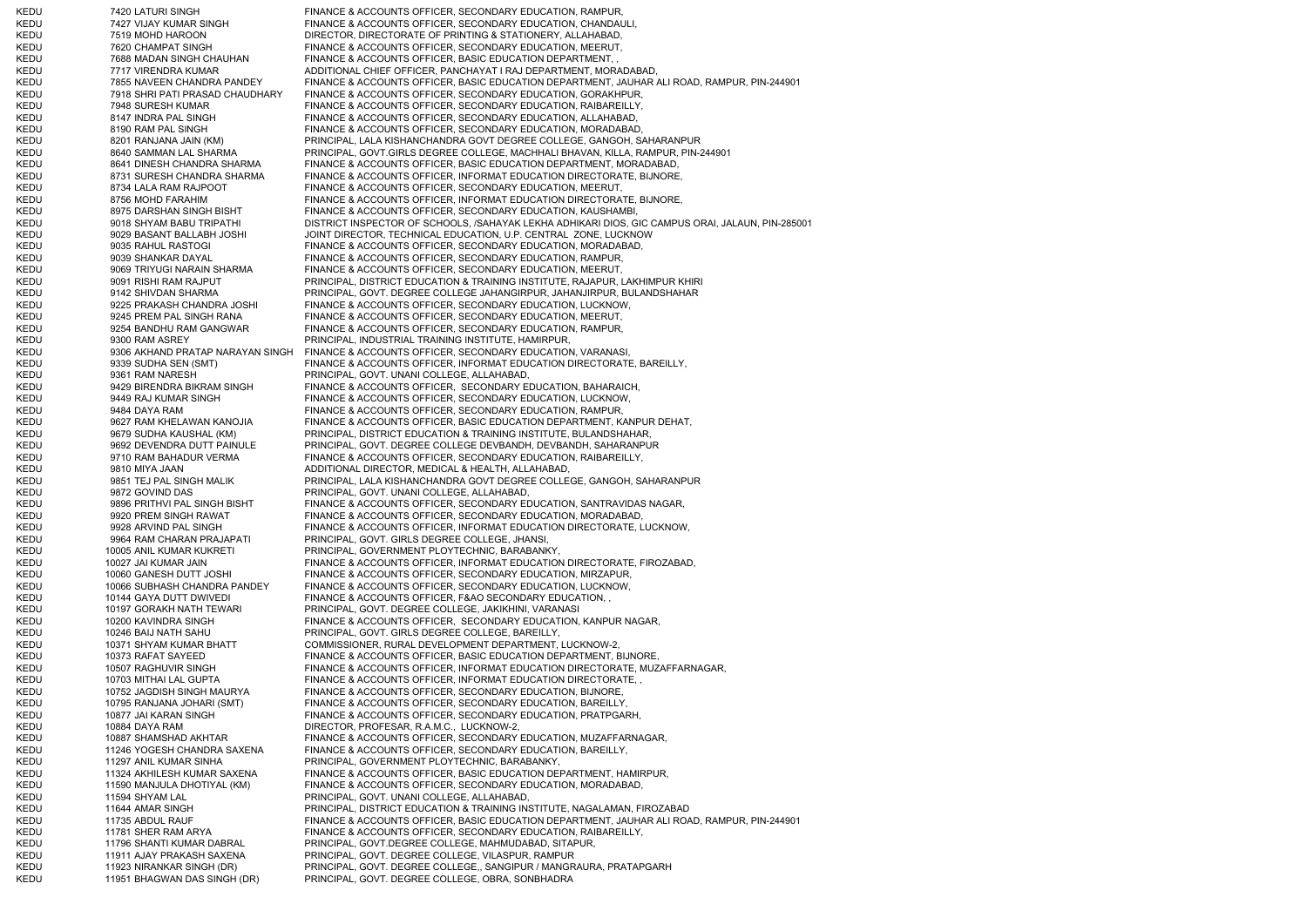| | | | |
|---|---|---|---|
| KEDU | 7420 | LATURI SINGH | FINANCE & ACCOUNTS OFFICER, SECONDARY EDUCATION, RAMPUR, |
| KEDU | 7427 | VIJAY KUMAR SINGH | FINANCE & ACCOUNTS OFFICER, SECONDARY EDUCATION, CHANDAULI, |
| KEDU | 7519 | MOHD HAROON | DIRECTOR, DIRECTORATE OF PRINTING & STATIONERY, ALLAHABAD, |
| KEDU | 7620 | CHAMPAT SINGH | FINANCE & ACCOUNTS OFFICER, SECONDARY EDUCATION, MEERUT, |
| KEDU | 7688 | MADAN SINGH CHAUHAN | FINANCE & ACCOUNTS OFFICER, BASIC EDUCATION DEPARTMENT, , |
| KEDU | 7717 | VIRENDRA KUMAR | ADDITIONAL CHIEF OFFICER, PANCHAYAT I RAJ DEPARTMENT, MORADABAD, |
| KEDU | 7855 | NAVEEN CHANDRA PANDEY | FINANCE & ACCOUNTS OFFICER, BASIC EDUCATION DEPARTMENT, JAUHAR ALI ROAD, RAMPUR, PIN-244901 |
| KEDU | 7918 | SHRI PATI PRASAD CHAUDHARY | FINANCE & ACCOUNTS OFFICER, SECONDARY EDUCATION, GORAKHPUR, |
| KEDU | 7948 | SURESH KUMAR | FINANCE & ACCOUNTS OFFICER, SECONDARY EDUCATION, RAIBAREILLY, |
| KEDU | 8147 | INDRA PAL SINGH | FINANCE & ACCOUNTS OFFICER, SECONDARY EDUCATION, ALLAHABAD, |
| KEDU | 8190 | RAM PAL SINGH | FINANCE & ACCOUNTS OFFICER, SECONDARY EDUCATION, MORADABAD, |
| KEDU | 8201 | RANJANA JAIN (KM) | PRINCIPAL, LALA KISHANCHANDRA GOVT DEGREE COLLEGE, GANGOH, SAHARANPUR |
| KEDU | 8640 | SAMMAN LAL SHARMA | PRINCIPAL, GOVT.GIRLS DEGREE COLLEGE, MACHHALI BHAVAN, KILLA, RAMPUR, PIN-244901 |
| KEDU | 8641 | DINESH CHANDRA SHARMA | FINANCE & ACCOUNTS OFFICER, BASIC EDUCATION DEPARTMENT, MORADABAD, |
| KEDU | 8731 | SURESH CHANDRA SHARMA | FINANCE & ACCOUNTS OFFICER, INFORMAT EDUCATION DIRECTORATE, BIJNORE, |
| KEDU | 8734 | LALA RAM RAJPOOT | FINANCE & ACCOUNTS OFFICER, SECONDARY EDUCATION, MEERUT, |
| KEDU | 8756 | MOHD FARAHIM | FINANCE & ACCOUNTS OFFICER, INFORMAT EDUCATION DIRECTORATE, BIJNORE, |
| KEDU | 8975 | DARSHAN SINGH BISHT | FINANCE & ACCOUNTS OFFICER, SECONDARY EDUCATION, KAUSHAMBI, |
| KEDU | 9018 | SHYAM BABU TRIPATHI | DISTRICT INSPECTOR OF SCHOOLS, /SAHAYAK LEKHA ADHIKARI DIOS, GIC CAMPUS ORAI, JALAUN, PIN-285001 |
| KEDU | 9029 | BASANT BALLABH JOSHI | JOINT DIRECTOR, TECHNICAL EDUCATION, U.P. CENTRAL ZONE, LUCKNOW |
| KEDU | 9035 | RAHUL RASTOGI | FINANCE & ACCOUNTS OFFICER, SECONDARY EDUCATION, MORADABAD, |
| KEDU | 9039 | SHANKAR DAYAL | FINANCE & ACCOUNTS OFFICER, SECONDARY EDUCATION, RAMPUR, |
| KEDU | 9069 | TRIYUGI NARAIN SHARMA | FINANCE & ACCOUNTS OFFICER, SECONDARY EDUCATION, MEERUT, |
| KEDU | 9091 | RISHI RAM RAJPUT | PRINCIPAL, DISTRICT EDUCATION & TRAINING INSTITUTE, RAJAPUR, LAKHIMPUR KHIRI |
| KEDU | 9142 | SHIVDAN SHARMA | PRINCIPAL, GOVT. DEGREE COLLEGE JAHANGIRPUR, JAHANJIRPUR, BULANDSHAHAR |
| KEDU | 9225 | PRAKASH CHANDRA JOSHI | FINANCE & ACCOUNTS OFFICER, SECONDARY EDUCATION, LUCKNOW, |
| KEDU | 9245 | PREM PAL SINGH RANA | FINANCE & ACCOUNTS OFFICER, SECONDARY EDUCATION, MEERUT, |
| KEDU | 9254 | BANDHU RAM GANGWAR | FINANCE & ACCOUNTS OFFICER, SECONDARY EDUCATION, RAMPUR, |
| KEDU | 9300 | RAM ASREY | PRINCIPAL, INDUSTRIAL TRAINING INSTITUTE, HAMIRPUR, |
| KEDU | 9306 | AKHAND PRATAP NARAYAN SINGH | FINANCE & ACCOUNTS OFFICER, SECONDARY EDUCATION, VARANASI, |
| KEDU | 9339 | SUDHA SEN (SMT) | FINANCE & ACCOUNTS OFFICER, INFORMAT EDUCATION DIRECTORATE, BAREILLY, |
| KEDU | 9361 | RAM NARESH | PRINCIPAL, GOVT. UNANI COLLEGE, ALLAHABAD, |
| KEDU | 9429 | BIRENDRA BIKRAM SINGH | FINANCE & ACCOUNTS OFFICER, SECONDARY EDUCATION, BAHARAICH, |
| KEDU | 9449 | RAJ KUMAR SINGH | FINANCE & ACCOUNTS OFFICER, SECONDARY EDUCATION, LUCKNOW, |
| KEDU | 9484 | DAYA RAM | FINANCE & ACCOUNTS OFFICER, SECONDARY EDUCATION, RAMPUR, |
| KEDU | 9627 | RAM KHELAWAN KANOJIA | FINANCE & ACCOUNTS OFFICER, BASIC EDUCATION DEPARTMENT, KANPUR DEHAT, |
| KEDU | 9679 | SUDHA KAUSHAL (KM) | PRINCIPAL, DISTRICT EDUCATION & TRAINING INSTITUTE, BULANDSHAHAR, |
| KEDU | 9692 | DEVENDRA DUTT PAINULE | PRINCIPAL, GOVT. DEGREE COLLEGE DEVBANDH, DEVBANDH, SAHARANPUR |
| KEDU | 9710 | RAM BAHADUR VERMA | FINANCE & ACCOUNTS OFFICER, SECONDARY EDUCATION, RAIBAREILLY, |
| KEDU | 9810 | MIYA JAAN | ADDITIONAL DIRECTOR, MEDICAL & HEALTH, ALLAHABAD, |
| KEDU | 9851 | TEJ PAL SINGH MALIK | PRINCIPAL, LALA KISHANCHANDRA GOVT DEGREE COLLEGE, GANGOH, SAHARANPUR |
| KEDU | 9872 | GOVIND DAS | PRINCIPAL, GOVT. UNANI COLLEGE, ALLAHABAD, |
| KEDU | 9896 | PRITHVI PAL SINGH BISHT | FINANCE & ACCOUNTS OFFICER, SECONDARY EDUCATION, SANTRAVIDAS NAGAR, |
| KEDU | 9920 | PREM SINGH RAWAT | FINANCE & ACCOUNTS OFFICER, SECONDARY EDUCATION, MORADABAD, |
| KEDU | 9928 | ARVIND PAL SINGH | FINANCE & ACCOUNTS OFFICER, INFORMAT EDUCATION DIRECTORATE, LUCKNOW, |
| KEDU | 9964 | RAM CHARAN PRAJAPATI | PRINCIPAL, GOVT. GIRLS DEGREE COLLEGE, JHANSI, |
| KEDU | 10005 | ANIL KUMAR KUKRETI | PRINCIPAL, GOVERNMENT PLOYTECHNIC, BARABANKY, |
| KEDU | 10027 | JAI KUMAR JAIN | FINANCE & ACCOUNTS OFFICER, INFORMAT EDUCATION DIRECTORATE, FIROZABAD, |
| KEDU | 10060 | GANESH DUTT JOSHI | FINANCE & ACCOUNTS OFFICER, SECONDARY EDUCATION, MIRZAPUR, |
| KEDU | 10066 | SUBHASH CHANDRA PANDEY | FINANCE & ACCOUNTS OFFICER, SECONDARY EDUCATION, LUCKNOW, |
| KEDU | 10144 | GAYA DUTT DWIVEDI | FINANCE & ACCOUNTS OFFICER, F&AO SECONDARY EDUCATION, , |
| KEDU | 10197 | GORAKH NATH TEWARI | PRINCIPAL, GOVT. DEGREE COLLEGE, JAKIKHINI, VARANASI |
| KEDU | 10200 | KAVINDRA SINGH | FINANCE & ACCOUNTS OFFICER, SECONDARY EDUCATION, KANPUR NAGAR, |
| KEDU | 10246 | BAIJ NATH SAHU | PRINCIPAL, GOVT. GIRLS DEGREE COLLEGE, BAREILLY, |
| KEDU | 10371 | SHYAM KUMAR BHATT | COMMISSIONER, RURAL DEVELOPMENT DEPARTMENT, LUCKNOW-2, |
| KEDU | 10373 | RAFAT SAYEED | FINANCE & ACCOUNTS OFFICER, BASIC EDUCATION DEPARTMENT, BIJNORE, |
| KEDU | 10507 | RAGHUVIR SINGH | FINANCE & ACCOUNTS OFFICER, INFORMAT EDUCATION DIRECTORATE, MUZAFFARNAGAR, |
| KEDU | 10703 | MITHAI LAL GUPTA | FINANCE & ACCOUNTS OFFICER, INFORMAT EDUCATION DIRECTORATE, , |
| KEDU | 10752 | JAGDISH SINGH MAURYA | FINANCE & ACCOUNTS OFFICER, SECONDARY EDUCATION, BIJNORE, |
| KEDU | 10795 | RANJANA JOHARI (SMT) | FINANCE & ACCOUNTS OFFICER, SECONDARY EDUCATION, BAREILLY, |
| KEDU | 10877 | JAI KARAN SINGH | FINANCE & ACCOUNTS OFFICER, SECONDARY EDUCATION, PRATPGARH, |
| KEDU | 10884 | DAYA RAM | DIRECTOR, PROFESAR, R.A.M.C., LUCKNOW-2, |
| KEDU | 10887 | SHAMSHAD AKHTAR | FINANCE & ACCOUNTS OFFICER, SECONDARY EDUCATION, MUZAFFARNAGAR, |
| KEDU | 11246 | YOGESH CHANDRA SAXENA | FINANCE & ACCOUNTS OFFICER, SECONDARY EDUCATION, BAREILLY, |
| KEDU | 11297 | ANIL KUMAR SINHA | PRINCIPAL, GOVERNMENT PLOYTECHNIC, BARABANKY, |
| KEDU | 11324 | AKHILESH KUMAR SAXENA | FINANCE & ACCOUNTS OFFICER, BASIC EDUCATION DEPARTMENT, HAMIRPUR, |
| KEDU | 11590 | MANJULA DHOTIYAL (KM) | FINANCE & ACCOUNTS OFFICER, SECONDARY EDUCATION, MORADABAD, |
| KEDU | 11594 | SHYAM LAL | PRINCIPAL, GOVT. UNANI COLLEGE, ALLAHABAD, |
| KEDU | 11644 | AMAR SINGH | PRINCIPAL, DISTRICT EDUCATION & TRAINING INSTITUTE, NAGALAMAN, FIROZABAD |
| KEDU | 11735 | ABDUL RAUF | FINANCE & ACCOUNTS OFFICER, BASIC EDUCATION DEPARTMENT, JAUHAR ALI ROAD, RAMPUR, PIN-244901 |
| KEDU | 11781 | SHER RAM ARYA | FINANCE & ACCOUNTS OFFICER, SECONDARY EDUCATION, RAIBAREILLY, |
| KEDU | 11796 | SHANTI KUMAR DABRAL | PRINCIPAL, GOVT.DEGREE COLLEGE, MAHMUDABAD, SITAPUR, |
| KEDU | 11911 | AJAY PRAKASH SAXENA | PRINCIPAL, GOVT. DEGREE COLLEGE, VILASPUR, RAMPUR |
| KEDU | 11923 | NIRANKAR SINGH (DR) | PRINCIPAL, GOVT. DEGREE COLLEGE,, SANGIPUR / MANGRAURA, PRATAPGARH |
| KEDU | 11951 | BHAGWAN DAS SINGH (DR) | PRINCIPAL, GOVT. DEGREE COLLEGE, OBRA, SONBHADRA |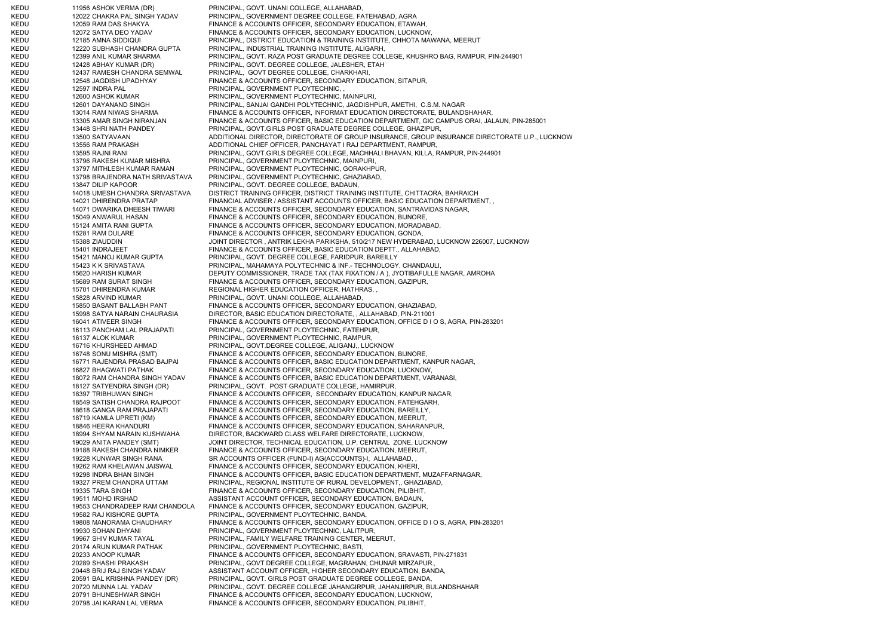| | | | |
|---|---|---|---|
| KEDU | 11956 | ASHOK VERMA (DR) | PRINCIPAL, GOVT. UNANI COLLEGE, ALLAHABAD, |
| KEDU | 12022 | CHAKRA PAL SINGH YADAV | PRINCIPAL, GOVERNMENT DEGREE COLLEGE, FATEHABAD, AGRA |
| KEDU | 12059 | RAM DAS SHAKYA | FINANCE & ACCOUNTS OFFICER, SECONDARY EDUCATION, ETAWAH, |
| KEDU | 12072 | SATYA DEO YADAV | FINANCE & ACCOUNTS OFFICER, SECONDARY EDUCATION, LUCKNOW, |
| KEDU | 12185 | AMNA SIDDIQUI | PRINCIPAL, DISTRICT EDUCATION & TRAINING INSTITUTE, CHHOTA MAWANA, MEERUT |
| KEDU | 12220 | SUBHASH CHANDRA GUPTA | PRINCIPAL, INDUSTRIAL TRAINING INSTITUTE, ALIGARH, |
| KEDU | 12399 | ANIL KUMAR SHARMA | PRINCIPAL, GOVT. RAZA POST GRADUATE DEGREE COLLEGE, KHUSHRO BAG, RAMPUR, PIN-244901 |
| KEDU | 12428 | ABHAY KUMAR (DR) | PRINCIPAL, GOVT. DEGREE COLLEGE, JALESHER, ETAH |
| KEDU | 12437 | RAMESH CHANDRA SEMWAL | PRINCIPAL, GOVT DEGREE COLLEGE, CHARKHARI, |
| KEDU | 12548 | JAGDISH UPADHYAY | FINANCE & ACCOUNTS OFFICER, SECONDARY EDUCATION, SITAPUR, |
| KEDU | 12597 | INDRA PAL | PRINCIPAL, GOVERNMENT PLOYTECHNIC, , |
| KEDU | 12600 | ASHOK KUMAR | PRINCIPAL, GOVERNMENT PLOYTECHNIC, MAINPURI, |
| KEDU | 12601 | DAYANAND SINGH | PRINCIPAL, SANJAI GANDHI POLYTECHNIC, JAGDISHPUR, AMETHI, C.S.M. NAGAR |
| KEDU | 13014 | RAM NIWAS SHARMA | FINANCE & ACCOUNTS OFFICER, INFORMAT EDUCATION DIRECTORATE, BULANDSHAHAR, |
| KEDU | 13305 | AMAR SINGH NIRANJAN | FINANCE & ACCOUNTS OFFICER, BASIC EDUCATION DEPARTMENT, GIC CAMPUS ORAI, JALAUN, PIN-285001 |
| KEDU | 13448 | SHRI NATH PANDEY | PRINCIPAL, GOVT.GIRLS POST GRADUATE DEGREE COLLEGE, GHAZIPUR, |
| KEDU | 13500 | SATYAVAAN | ADDITIONAL DIRECTOR, DIRECTORATE OF GROUP INSURANCE, GROUP INSURANCE DIRECTORATE U.P., LUCKNOW |
| KEDU | 13556 | RAM PRAKASH | ADDITIONAL CHIEF OFFICER, PANCHAYAT I RAJ DEPARTMENT, RAMPUR, |
| KEDU | 13595 | RAJNI RANI | PRINCIPAL, GOVT.GIRLS DEGREE COLLEGE, MACHHALI BHAVAN, KILLA, RAMPUR, PIN-244901 |
| KEDU | 13796 | RAKESH KUMAR MISHRA | PRINCIPAL, GOVERNMENT PLOYTECHNIC, MAINPURI, |
| KEDU | 13797 | MITHLESH KUMAR RAMAN | PRINCIPAL, GOVERNMENT PLOYTECHNIC, GORAKHPUR, |
| KEDU | 13798 | BRAJENDRA NATH SRIVASTAVA | PRINCIPAL, GOVERNMENT PLOYTECHNIC, GHAZIABAD, |
| KEDU | 13847 | DILIP KAPOOR | PRINCIPAL, GOVT. DEGREE COLLEGE, BADAUN, |
| KEDU | 14018 | UMESH CHANDRA SRIVASTAVA | DISTRICT TRAINING OFFICER, DISTRICT TRAINING INSTITUTE, CHITTAORA, BAHRAICH |
| KEDU | 14021 | DHIRENDRA PRATAP | FINANCIAL ADVISER / ASSISTANT ACCOUNTS OFFICER, BASIC EDUCATION DEPARTMENT, , |
| KEDU | 14071 | DWARIKA DHEESH TIWARI | FINANCE & ACCOUNTS OFFICER, SECONDARY EDUCATION, SANTRAVIDAS NAGAR, |
| KEDU | 15049 | ANWARUL HASAN | FINANCE & ACCOUNTS OFFICER, SECONDARY EDUCATION, BIJNORE, |
| KEDU | 15124 | AMITA RANI GUPTA | FINANCE & ACCOUNTS OFFICER, SECONDARY EDUCATION, MORADABAD, |
| KEDU | 15281 | RAM DULARE | FINANCE & ACCOUNTS OFFICER, SECONDARY EDUCATION, GONDA, |
| KEDU | 15388 | ZIAUDDIN | JOINT DIRECTOR , ANTRIK LEKHA PARIKSHA, 510/217 NEW HYDERABAD, LUCKNOW 226007, LUCKNOW |
| KEDU | 15401 | INDRAJEET | FINANCE & ACCOUNTS OFFICER, BASIC EDUCATION DEPTT., ALLAHABAD, |
| KEDU | 15421 | MANOJ KUMAR GUPTA | PRINCIPAL, GOVT. DEGREE COLLEGE, FARIDPUR, BAREILLY |
| KEDU | 15423 | K K SRIVASTAVA | PRINCIPAL, MAHAMAYA POLYTECHNIC & INF.- TECHNOLOGY, CHANDAULI, |
| KEDU | 15620 | HARISH KUMAR | DEPUTY COMMISSIONER, TRADE TAX (TAX FIXATION / A ), JYOTIBAFULLE NAGAR, AMROHA |
| KEDU | 15689 | RAM SURAT SINGH | FINANCE & ACCOUNTS OFFICER, SECONDARY EDUCATION, GAZIPUR, |
| KEDU | 15701 | DHIRENDRA KUMAR | REGIONAL HIGHER EDUCATION OFFICER, HATHRAS, , |
| KEDU | 15828 | ARVIND KUMAR | PRINCIPAL, GOVT. UNANI COLLEGE, ALLAHABAD, |
| KEDU | 15850 | BASANT BALLABH PANT | FINANCE & ACCOUNTS OFFICER, SECONDARY EDUCATION, GHAZIABAD, |
| KEDU | 15998 | SATYA NARAIN CHAURASIA | DIRECTOR, BASIC EDUCATION DIRECTORATE, , ALLAHABAD, PIN-211001 |
| KEDU | 16041 | ATIVEER SINGH | FINANCE & ACCOUNTS OFFICER, SECONDARY EDUCATION, OFFICE D I O S, AGRA, PIN-283201 |
| KEDU | 16113 | PANCHAM LAL PRAJAPATI | PRINCIPAL, GOVERNMENT PLOYTECHNIC, FATEHPUR, |
| KEDU | 16137 | ALOK KUMAR | PRINCIPAL, GOVERNMENT PLOYTECHNIC, RAMPUR, |
| KEDU | 16716 | KHURSHEED AHMAD | PRINCIPAL, GOVT.DEGREE COLLEGE, ALIGANJ,, LUCKNOW |
| KEDU | 16748 | SONU MISHRA (SMT) | FINANCE & ACCOUNTS OFFICER, SECONDARY EDUCATION, BIJNORE, |
| KEDU | 16771 | RAJENDRA PRASAD BAJPAI | FINANCE & ACCOUNTS OFFICER, BASIC EDUCATION DEPARTMENT, KANPUR NAGAR, |
| KEDU | 16827 | BHAGWATI PATHAK | FINANCE & ACCOUNTS OFFICER, SECONDARY EDUCATION, LUCKNOW, |
| KEDU | 18072 | RAM CHANDRA SINGH YADAV | FINANCE & ACCOUNTS OFFICER, BASIC EDUCATION DEPARTMENT, VARANASI, |
| KEDU | 18127 | SATYENDRA SINGH (DR) | PRINCIPAL, GOVT. POST GRADUATE COLLEGE, HAMIRPUR, |
| KEDU | 18397 | TRIBHUWAN SINGH | FINANCE & ACCOUNTS OFFICER, SECONDARY EDUCATION, KANPUR NAGAR, |
| KEDU | 18549 | SATISH CHANDRA RAJPOOT | FINANCE & ACCOUNTS OFFICER, SECONDARY EDUCATION, FATEHGARH, |
| KEDU | 18618 | GANGA RAM PRAJAPATI | FINANCE & ACCOUNTS OFFICER, SECONDARY EDUCATION, BAREILLY, |
| KEDU | 18719 | KAMLA UPRETI (KM) | FINANCE & ACCOUNTS OFFICER, SECONDARY EDUCATION, MEERUT, |
| KEDU | 18846 | HEERA KHANDURI | FINANCE & ACCOUNTS OFFICER, SECONDARY EDUCATION, SAHARANPUR, |
| KEDU | 18994 | SHYAM NARAIN KUSHWAHA | DIRECTOR, BACKWARD CLASS WELFARE DIRECTORATE, LUCKNOW, |
| KEDU | 19029 | ANITA PANDEY (SMT) | JOINT DIRECTOR, TECHNICAL EDUCATION, U.P. CENTRAL ZONE, LUCKNOW |
| KEDU | 19188 | RAKESH CHANDRA NIMKER | FINANCE & ACCOUNTS OFFICER, SECONDARY EDUCATION, MEERUT, |
| KEDU | 19228 | KUNWAR SINGH RANA | SR ACCOUNTS OFFICER (FUND-I) AG(ACCOUNTS)-I, ALLAHABAD, , |
| KEDU | 19262 | RAM KHELAWAN JAISWAL | FINANCE & ACCOUNTS OFFICER, SECONDARY EDUCATION, KHERI, |
| KEDU | 19298 | INDRA BHAN SINGH | FINANCE & ACCOUNTS OFFICER, BASIC EDUCATION DEPARTMENT, MUZAFFARNAGAR, |
| KEDU | 19327 | PREM CHANDRA UTTAM | PRINCIPAL, REGIONAL INSTITUTE OF RURAL DEVELOPMENT,, GHAZIABAD, |
| KEDU | 19335 | TARA SINGH | FINANCE & ACCOUNTS OFFICER, SECONDARY EDUCATION, PILIBHIT, |
| KEDU | 19511 | MOHD IRSHAD | ASSISTANT ACCOUNT OFFICER, SECONDARY EDUCATION, BADAUN, |
| KEDU | 19553 | CHANDRADEEP RAM CHANDOLA | FINANCE & ACCOUNTS OFFICER, SECONDARY EDUCATION, GAZIPUR, |
| KEDU | 19582 | RAJ KISHORE GUPTA | PRINCIPAL, GOVERNMENT PLOYTECHNIC, BANDA, |
| KEDU | 19808 | MANORAMA CHAUDHARY | FINANCE & ACCOUNTS OFFICER, SECONDARY EDUCATION, OFFICE D I O S, AGRA, PIN-283201 |
| KEDU | 19930 | SOHAN DHYANI | PRINCIPAL, GOVERNMENT PLOYTECHNIC, LALITPUR, |
| KEDU | 19967 | SHIV KUMAR TAYAL | PRINCIPAL, FAMILY WELFARE TRAINING CENTER, MEERUT, |
| KEDU | 20174 | ARUN KUMAR PATHAK | PRINCIPAL, GOVERNMENT PLOYTECHNIC, BASTI, |
| KEDU | 20233 | ANOOP KUMAR | FINANCE & ACCOUNTS OFFICER, SECONDARY EDUCATION, SRAVASTI, PIN-271831 |
| KEDU | 20289 | SHASHI PRAKASH | PRINCIPAL, GOVT DEGREE COLLEGE, MAGRAHAN, CHUNAR MIRZAPUR., |
| KEDU | 20448 | BRIJ RAJ SINGH YADAV | ASSISTANT ACCOUNT OFFICER, HIGHER SECONDARY EDUCATION, BANDA, |
| KEDU | 20591 | BAL KRISHNA PANDEY (DR) | PRINCIPAL, GOVT. GIRLS POST GRADUATE DEGREE COLLEGE, BANDA, |
| KEDU | 20720 | MUNNA LAL YADAV | PRINCIPAL, GOVT. DEGREE COLLEGE JAHANGIRPUR, JAHANJIRPUR, BULANDSHAHAR |
| KEDU | 20791 | BHUNESHWAR SINGH | FINANCE & ACCOUNTS OFFICER, SECONDARY EDUCATION, LUCKNOW, |
| KEDU | 20798 | JAI KARAN LAL VERMA | FINANCE & ACCOUNTS OFFICER, SECONDARY EDUCATION, PILIBHIT, |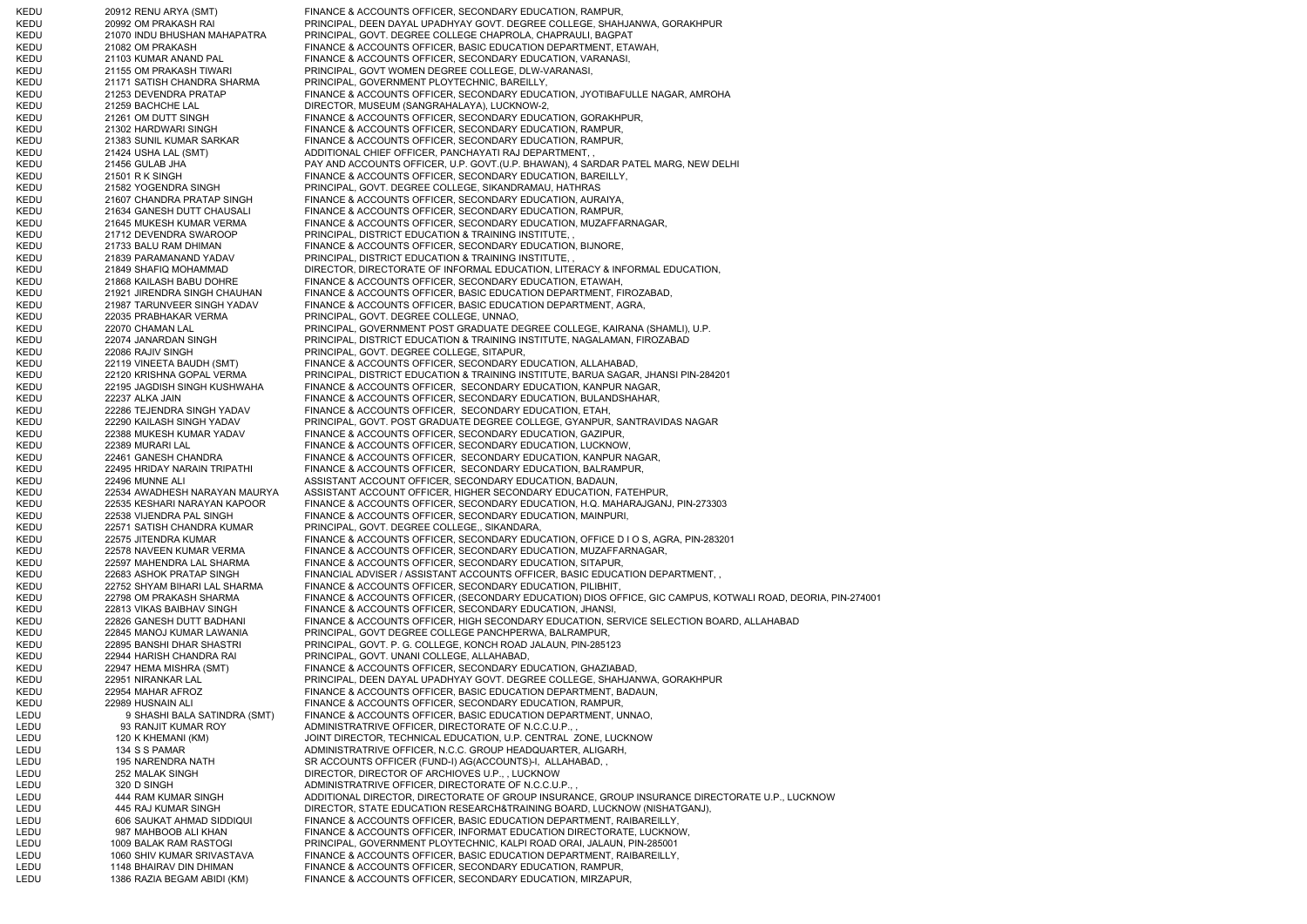| | | | |
|---|---|---|---|
| KEDU | 20912 | RENU ARYA (SMT) | FINANCE & ACCOUNTS OFFICER, SECONDARY EDUCATION, RAMPUR, |
| KEDU | 20992 | OM PRAKASH RAI | PRINCIPAL, DEEN DAYAL UPADHYAY GOVT. DEGREE COLLEGE, SHAHJANWA, GORAKHPUR |
| KEDU | 21070 | INDU BHUSHAN MAHAPATRA | PRINCIPAL, GOVT. DEGREE COLLEGE CHAPROLA, CHAPRAULI, BAGPAT |
| KEDU | 21082 | OM PRAKASH | FINANCE & ACCOUNTS OFFICER, BASIC EDUCATION DEPARTMENT, ETAWAH, |
| KEDU | 21103 | KUMAR ANAND PAL | FINANCE & ACCOUNTS OFFICER, SECONDARY EDUCATION, VARANASI, |
| KEDU | 21155 | OM PRAKASH TIWARI | PRINCIPAL, GOVT WOMEN DEGREE COLLEGE, DLW-VARANASI, |
| KEDU | 21171 | SATISH CHANDRA SHARMA | PRINCIPAL, GOVERNMENT PLOYTECHNIC, BAREILLY, |
| KEDU | 21253 | DEVENDRA PRATAP | FINANCE & ACCOUNTS OFFICER, SECONDARY EDUCATION, JYOTIBAFULLE NAGAR, AMROHA |
| KEDU | 21259 | BACHCHE LAL | DIRECTOR, MUSEUM (SANGRAHALAYA), LUCKNOW-2, |
| KEDU | 21261 | OM DUTT SINGH | FINANCE & ACCOUNTS OFFICER, SECONDARY EDUCATION, GORAKHPUR, |
| KEDU | 21302 | HARDWARI SINGH | FINANCE & ACCOUNTS OFFICER, SECONDARY EDUCATION, RAMPUR, |
| KEDU | 21383 | SUNIL KUMAR SARKAR | FINANCE & ACCOUNTS OFFICER, SECONDARY EDUCATION, RAMPUR, |
| KEDU | 21424 | USHA LAL (SMT) | ADDITIONAL CHIEF OFFICER, PANCHAYATI RAJ DEPARTMENT, , |
| KEDU | 21456 | GULAB JHA | PAY AND ACCOUNTS OFFICER, U.P. GOVT.(U.P. BHAWAN), 4 SARDAR PATEL MARG, NEW DELHI |
| KEDU | 21501 | R K SINGH | FINANCE & ACCOUNTS OFFICER, SECONDARY EDUCATION, BAREILLY, |
| KEDU | 21582 | YOGENDRA SINGH | PRINCIPAL, GOVT. DEGREE COLLEGE, SIKANDRAMAU, HATHRAS |
| KEDU | 21607 | CHANDRA PRATAP SINGH | FINANCE & ACCOUNTS OFFICER, SECONDARY EDUCATION, AURAIYA, |
| KEDU | 21634 | GANESH DUTT CHAUSALI | FINANCE & ACCOUNTS OFFICER, SECONDARY EDUCATION, RAMPUR, |
| KEDU | 21645 | MUKESH KUMAR VERMA | FINANCE & ACCOUNTS OFFICER, SECONDARY EDUCATION, MUZAFFARNAGAR, |
| KEDU | 21712 | DEVENDRA SWAROOP | PRINCIPAL, DISTRICT EDUCATION & TRAINING INSTITUTE, , |
| KEDU | 21733 | BALU RAM DHIMAN | FINANCE & ACCOUNTS OFFICER, SECONDARY EDUCATION, BIJNORE, |
| KEDU | 21839 | PARAMANAND YADAV | PRINCIPAL, DISTRICT EDUCATION & TRAINING INSTITUTE, , |
| KEDU | 21849 | SHAFIQ MOHAMMAD | DIRECTOR, DIRECTORATE OF INFORMAL EDUCATION, LITERACY & INFORMAL EDUCATION, |
| KEDU | 21868 | KAILASH BABU DOHRE | FINANCE & ACCOUNTS OFFICER, SECONDARY EDUCATION, ETAWAH, |
| KEDU | 21921 | JIRENDRA SINGH CHAUHAN | FINANCE & ACCOUNTS OFFICER, BASIC EDUCATION DEPARTMENT, FIROZABAD, |
| KEDU | 21987 | TARUNVEER SINGH YADAV | FINANCE & ACCOUNTS OFFICER, BASIC EDUCATION DEPARTMENT, AGRA, |
| KEDU | 22035 | PRABHAKAR VERMA | PRINCIPAL, GOVT. DEGREE COLLEGE, UNNAO, |
| KEDU | 22070 | CHAMAN LAL | PRINCIPAL, GOVERNMENT POST GRADUATE DEGREE COLLEGE, KAIRANA (SHAMLI), U.P. |
| KEDU | 22074 | JANARDAN SINGH | PRINCIPAL, DISTRICT EDUCATION & TRAINING INSTITUTE, NAGALAMAN, FIROZABAD |
| KEDU | 22086 | RAJIV SINGH | PRINCIPAL, GOVT. DEGREE COLLEGE, SITAPUR, |
| KEDU | 22119 | VINEETA BAUDH (SMT) | FINANCE & ACCOUNTS OFFICER, SECONDARY EDUCATION, ALLAHABAD, |
| KEDU | 22120 | KRISHNA GOPAL VERMA | PRINCIPAL, DISTRICT EDUCATION & TRAINING INSTITUTE, BARUA SAGAR, JHANSI PIN-284201 |
| KEDU | 22195 | JAGDISH SINGH KUSHWAHA | FINANCE & ACCOUNTS OFFICER, SECONDARY EDUCATION, KANPUR NAGAR, |
| KEDU | 22237 | ALKA JAIN | FINANCE & ACCOUNTS OFFICER, SECONDARY EDUCATION, BULANDSHAHAR, |
| KEDU | 22286 | TEJENDRA SINGH YADAV | FINANCE & ACCOUNTS OFFICER, SECONDARY EDUCATION, ETAH, |
| KEDU | 22290 | KAILASH SINGH YADAV | PRINCIPAL, GOVT. POST GRADUATE DEGREE COLLEGE, GYANPUR, SANTRAVIDAS NAGAR |
| KEDU | 22388 | MUKESH KUMAR YADAV | FINANCE & ACCOUNTS OFFICER, SECONDARY EDUCATION, GAZIPUR, |
| KEDU | 22389 | MURARI LAL | FINANCE & ACCOUNTS OFFICER, SECONDARY EDUCATION, LUCKNOW, |
| KEDU | 22461 | GANESH CHANDRA | FINANCE & ACCOUNTS OFFICER, SECONDARY EDUCATION, KANPUR NAGAR, |
| KEDU | 22495 | HRIDAY NARAIN TRIPATHI | FINANCE & ACCOUNTS OFFICER, SECONDARY EDUCATION, BALRAMPUR, |
| KEDU | 22496 | MUNNE ALI | ASSISTANT ACCOUNT OFFICER, SECONDARY EDUCATION, BADAUN, |
| KEDU | 22534 | AWADHESH NARAYAN MAURYA | ASSISTANT ACCOUNT OFFICER, HIGHER SECONDARY EDUCATION, FATEHPUR, |
| KEDU | 22535 | KESHARI NARAYAN KAPOOR | FINANCE & ACCOUNTS OFFICER, SECONDARY EDUCATION, H.Q. MAHARAJGANJ, PIN-273303 |
| KEDU | 22538 | VIJENDRA PAL SINGH | FINANCE & ACCOUNTS OFFICER, SECONDARY EDUCATION, MAINPURI, |
| KEDU | 22571 | SATISH CHANDRA KUMAR | PRINCIPAL, GOVT. DEGREE COLLEGE,, SIKANDARA, |
| KEDU | 22575 | JITENDRA KUMAR | FINANCE & ACCOUNTS OFFICER, SECONDARY EDUCATION, OFFICE D I O S, AGRA, PIN-283201 |
| KEDU | 22578 | NAVEEN KUMAR VERMA | FINANCE & ACCOUNTS OFFICER, SECONDARY EDUCATION, MUZAFFARNAGAR, |
| KEDU | 22597 | MAHENDRA LAL SHARMA | FINANCE & ACCOUNTS OFFICER, SECONDARY EDUCATION, SITAPUR, |
| KEDU | 22683 | ASHOK PRATAP SINGH | FINANCIAL ADVISER / ASSISTANT ACCOUNTS OFFICER, BASIC EDUCATION DEPARTMENT, , |
| KEDU | 22752 | SHYAM BIHARI LAL SHARMA | FINANCE & ACCOUNTS OFFICER, SECONDARY EDUCATION, PILIBHIT, |
| KEDU | 22798 | OM PRAKASH SHARMA | FINANCE & ACCOUNTS OFFICER, (SECONDARY EDUCATION) DIOS OFFICE, GIC CAMPUS, KOTWALI ROAD, DEORIA, PIN-274001 |
| KEDU | 22813 | VIKAS BAIBHAV SINGH | FINANCE & ACCOUNTS OFFICER, SECONDARY EDUCATION, JHANSI, |
| KEDU | 22826 | GANESH DUTT BADHANI | FINANCE & ACCOUNTS OFFICER, HIGH SECONDARY EDUCATION, SERVICE SELECTION BOARD, ALLAHABAD |
| KEDU | 22845 | MANOJ KUMAR LAWANIA | PRINCIPAL, GOVT DEGREE COLLEGE PANCHPERWA, BALRAMPUR, |
| KEDU | 22895 | BANSHI DHAR SHASTRI | PRINCIPAL, GOVT. P. G. COLLEGE, KONCH ROAD JALAUN, PIN-285123 |
| KEDU | 22944 | HARISH CHANDRA RAI | PRINCIPAL, GOVT. UNANI COLLEGE, ALLAHABAD, |
| KEDU | 22947 | HEMA MISHRA (SMT) | FINANCE & ACCOUNTS OFFICER, SECONDARY EDUCATION, GHAZIABAD, |
| KEDU | 22951 | NIRANKAR LAL | PRINCIPAL, DEEN DAYAL UPADHYAY GOVT. DEGREE COLLEGE, SHAHJANWA, GORAKHPUR |
| KEDU | 22954 | MAHAR AFROZ | FINANCE & ACCOUNTS OFFICER, BASIC EDUCATION DEPARTMENT, BADAUN, |
| KEDU | 22989 | HUSNAIN ALI | FINANCE & ACCOUNTS OFFICER, SECONDARY EDUCATION, RAMPUR, |
| LEDU | 9 | SHASHI BALA SATINDRA (SMT) | FINANCE & ACCOUNTS OFFICER, BASIC EDUCATION DEPARTMENT, UNNAO, |
| LEDU | 93 | RANJIT KUMAR ROY | ADMINISTRATRIVE OFFICER, DIRECTORATE OF N.C.C.U.P., , |
| LEDU | 120 | K KHEMANI (KM) | JOINT DIRECTOR, TECHNICAL EDUCATION, U.P. CENTRAL ZONE, LUCKNOW |
| LEDU | 134 | S S PAMAR | ADMINISTRATRIVE OFFICER, N.C.C. GROUP HEADQUARTER, ALIGARH, |
| LEDU | 195 | NARENDRA NATH | SR ACCOUNTS OFFICER (FUND-I) AG(ACCOUNTS)-I, ALLAHABAD, , |
| LEDU | 252 | MALAK SINGH | DIRECTOR, DIRECTOR OF ARCHIOVES U.P., , LUCKNOW |
| LEDU | 320 | D SINGH | ADMINISTRATRIVE OFFICER, DIRECTORATE OF N.C.C.U.P., , |
| LEDU | 444 | RAM KUMAR SINGH | ADDITIONAL DIRECTOR, DIRECTORATE OF GROUP INSURANCE, GROUP INSURANCE DIRECTORATE U.P., LUCKNOW |
| LEDU | 445 | RAJ KUMAR SINGH | DIRECTOR, STATE EDUCATION RESEARCH&TRAINING BOARD, LUCKNOW (NISHATGANJ), |
| LEDU | 606 | SAUKAT AHMAD SIDDIQUI | FINANCE & ACCOUNTS OFFICER, BASIC EDUCATION DEPARTMENT, RAIBAREILLY, |
| LEDU | 987 | MAHBOOB ALI KHAN | FINANCE & ACCOUNTS OFFICER, INFORMAT EDUCATION DIRECTORATE, LUCKNOW, |
| LEDU | 1009 | BALAK RAM RASTOGI | PRINCIPAL, GOVERNMENT PLOYTECHNIC, KALPI ROAD ORAI, JALAUN, PIN-285001 |
| LEDU | 1060 | SHIV KUMAR SRIVASTAVA | FINANCE & ACCOUNTS OFFICER, BASIC EDUCATION DEPARTMENT, RAIBAREILLY, |
| LEDU | 1148 | BHAIRAV DIN DHIMAN | FINANCE & ACCOUNTS OFFICER, SECONDARY EDUCATION, RAMPUR, |
| LEDU | 1386 | RAZIA BEGAM ABIDI (KM) | FINANCE & ACCOUNTS OFFICER, SECONDARY EDUCATION, MIRZAPUR, |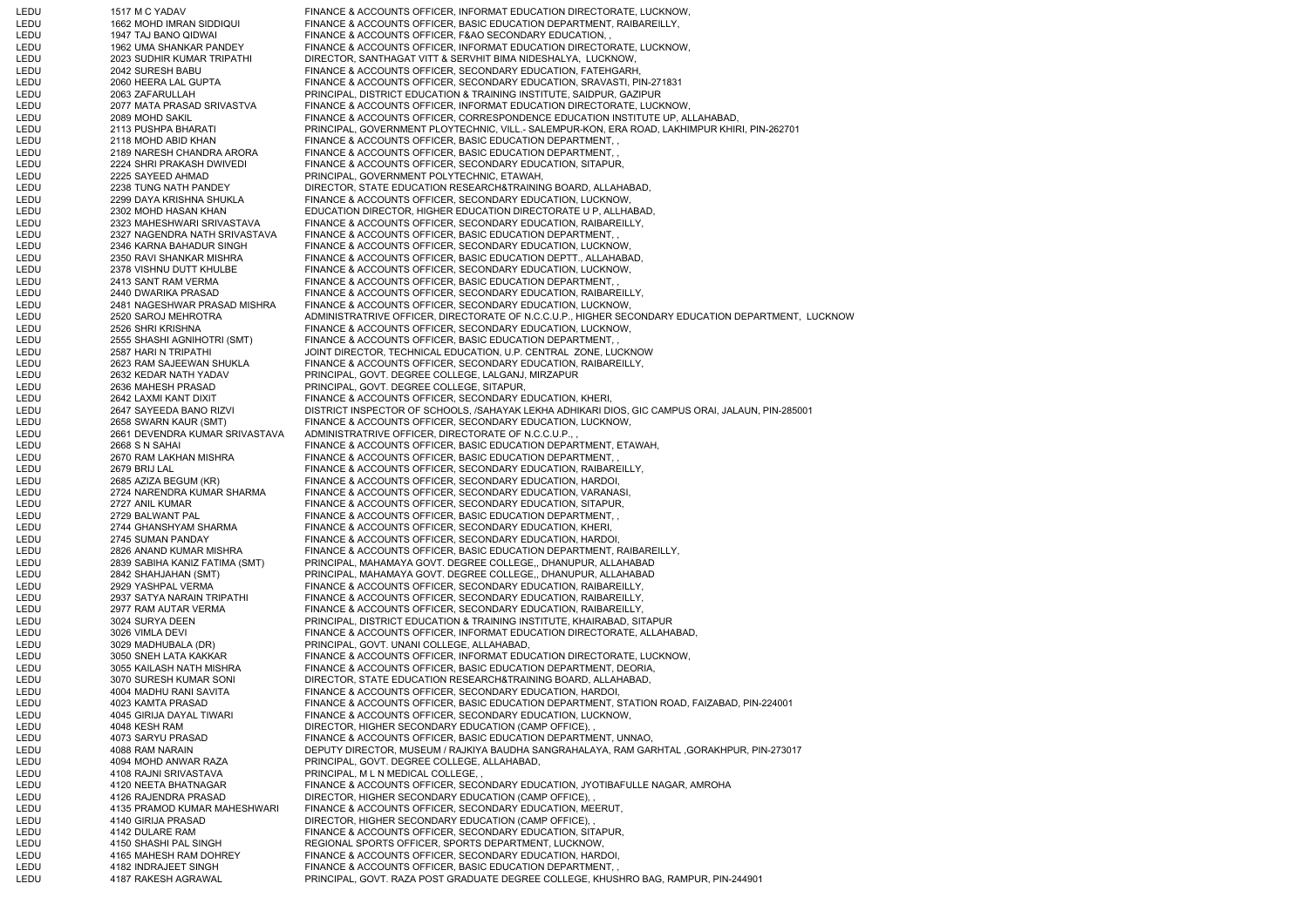| | | | |
|---|---|---|---|
| LEDU | 1517 | M C YADAV | FINANCE & ACCOUNTS OFFICER, INFORMAT EDUCATION DIRECTORATE, LUCKNOW, |
| LEDU | 1662 | MOHD IMRAN SIDDIQUI | FINANCE & ACCOUNTS OFFICER, BASIC EDUCATION DEPARTMENT, RAIBAREILLY, |
| LEDU | 1947 | TAJ BANO QIDWAI | FINANCE & ACCOUNTS OFFICER, F&AO SECONDARY EDUCATION, , |
| LEDU | 1962 | UMA SHANKAR PANDEY | FINANCE & ACCOUNTS OFFICER, INFORMAT EDUCATION DIRECTORATE, LUCKNOW, |
| LEDU | 2023 | SUDHIR KUMAR TRIPATHI | DIRECTOR, SANTHAGAT VITT & SERVHIT BIMA NIDESHALYA, LUCKNOW, |
| LEDU | 2042 | SURESH BABU | FINANCE & ACCOUNTS OFFICER, SECONDARY EDUCATION, FATEHGARH, |
| LEDU | 2060 | HEERA LAL GUPTA | FINANCE & ACCOUNTS OFFICER, SECONDARY EDUCATION, SRAVASTI, PIN-271831 |
| LEDU | 2063 | ZAFARULLAH | PRINCIPAL, DISTRICT EDUCATION & TRAINING INSTITUTE, SAIDPUR, GAZIPUR |
| LEDU | 2077 | MATA PRASAD SRIVASTVA | FINANCE & ACCOUNTS OFFICER, INFORMAT EDUCATION DIRECTORATE, LUCKNOW, |
| LEDU | 2089 | MOHD SAKIL | FINANCE & ACCOUNTS OFFICER, CORRESPONDENCE EDUCATION INSTITUTE UP, ALLAHABAD, |
| LEDU | 2113 | PUSHPA BHARATI | PRINCIPAL, GOVERNMENT PLOYTECHNIC, VILL.- SALEMPUR-KON, ERA ROAD, LAKHIMPUR KHIRI, PIN-262701 |
| LEDU | 2118 | MOHD ABID KHAN | FINANCE & ACCOUNTS OFFICER, BASIC EDUCATION DEPARTMENT, , |
| LEDU | 2189 | NARESH CHANDRA ARORA | FINANCE & ACCOUNTS OFFICER, BASIC EDUCATION DEPARTMENT, , |
| LEDU | 2224 | SHRI PRAKASH DWIVEDI | FINANCE & ACCOUNTS OFFICER, SECONDARY EDUCATION, SITAPUR, |
| LEDU | 2225 | SAYEED AHMAD | PRINCIPAL, GOVERNMENT POLYTECHNIC, ETAWAH, |
| LEDU | 2238 | TUNG NATH PANDEY | DIRECTOR, STATE EDUCATION RESEARCH&TRAINING BOARD, ALLAHABAD, |
| LEDU | 2299 | DAYA KRISHNA SHUKLA | FINANCE & ACCOUNTS OFFICER, SECONDARY EDUCATION, LUCKNOW, |
| LEDU | 2302 | MOHD HASAN KHAN | EDUCATION DIRECTOR, HIGHER EDUCATION DIRECTORATE U P, ALLHABAD, |
| LEDU | 2323 | MAHESHWARI SRIVASTAVA | FINANCE & ACCOUNTS OFFICER, SECONDARY EDUCATION, RAIBAREILLY, |
| LEDU | 2327 | NAGENDRA NATH SRIVASTAVA | FINANCE & ACCOUNTS OFFICER, BASIC EDUCATION DEPARTMENT, , |
| LEDU | 2346 | KARNA BAHADUR SINGH | FINANCE & ACCOUNTS OFFICER, SECONDARY EDUCATION, LUCKNOW, |
| LEDU | 2350 | RAVI SHANKAR MISHRA | FINANCE & ACCOUNTS OFFICER, BASIC EDUCATION DEPTT., ALLAHABAD, |
| LEDU | 2378 | VISHNU DUTT KHULBE | FINANCE & ACCOUNTS OFFICER, SECONDARY EDUCATION, LUCKNOW, |
| LEDU | 2413 | SANT RAM VERMA | FINANCE & ACCOUNTS OFFICER, BASIC EDUCATION DEPARTMENT, , |
| LEDU | 2440 | DWARIKA PRASAD | FINANCE & ACCOUNTS OFFICER, SECONDARY EDUCATION, RAIBAREILLY, |
| LEDU | 2481 | NAGESHWAR PRASAD MISHRA | FINANCE & ACCOUNTS OFFICER, SECONDARY EDUCATION, LUCKNOW, |
| LEDU | 2520 | SAROJ MEHROTRA | ADMINISTRATRIVE OFFICER, DIRECTORATE OF N.C.C.U.P., HIGHER SECONDARY EDUCATION DEPARTMENT, LUCKNOW |
| LEDU | 2526 | SHRI KRISHNA | FINANCE & ACCOUNTS OFFICER, SECONDARY EDUCATION, LUCKNOW, |
| LEDU | 2555 | SHASHI AGNIHOTRI (SMT) | FINANCE & ACCOUNTS OFFICER, BASIC EDUCATION DEPARTMENT, , |
| LEDU | 2587 | HARI N TRIPATHI | JOINT DIRECTOR, TECHNICAL EDUCATION, U.P. CENTRAL ZONE, LUCKNOW |
| LEDU | 2623 | RAM SAJEEWAN SHUKLA | FINANCE & ACCOUNTS OFFICER, SECONDARY EDUCATION, RAIBAREILLY, |
| LEDU | 2632 | KEDAR NATH YADAV | PRINCIPAL, GOVT. DEGREE COLLEGE, LALGANJ, MIRZAPUR |
| LEDU | 2636 | MAHESH PRASAD | PRINCIPAL, GOVT. DEGREE COLLEGE, SITAPUR, |
| LEDU | 2642 | LAXMI KANT DIXIT | FINANCE & ACCOUNTS OFFICER, SECONDARY EDUCATION, KHERI, |
| LEDU | 2647 | SAYEEDA BANO RIZVI | DISTRICT INSPECTOR OF SCHOOLS, /SAHAYAK LEKHA ADHIKARI DIOS, GIC CAMPUS ORAI, JALAUN, PIN-285001 |
| LEDU | 2658 | SWARN KAUR (SMT) | FINANCE & ACCOUNTS OFFICER, SECONDARY EDUCATION, LUCKNOW, |
| LEDU | 2661 | DEVENDRA KUMAR SRIVASTAVA | ADMINISTRATRIVE OFFICER, DIRECTORATE OF N.C.C.U.P., , |
| LEDU | 2668 | S N SAHAI | FINANCE & ACCOUNTS OFFICER, BASIC EDUCATION DEPARTMENT, ETAWAH, |
| LEDU | 2670 | RAM LAKHAN MISHRA | FINANCE & ACCOUNTS OFFICER, BASIC EDUCATION DEPARTMENT, , |
| LEDU | 2679 | BRIJ LAL | FINANCE & ACCOUNTS OFFICER, SECONDARY EDUCATION, RAIBAREILLY, |
| LEDU | 2685 | AZIZA BEGUM (KR) | FINANCE & ACCOUNTS OFFICER, SECONDARY EDUCATION, HARDOI, |
| LEDU | 2724 | NARENDRA KUMAR SHARMA | FINANCE & ACCOUNTS OFFICER, SECONDARY EDUCATION, VARANASI, |
| LEDU | 2727 | ANIL KUMAR | FINANCE & ACCOUNTS OFFICER, SECONDARY EDUCATION, SITAPUR, |
| LEDU | 2729 | BALWANT PAL | FINANCE & ACCOUNTS OFFICER, BASIC EDUCATION DEPARTMENT, , |
| LEDU | 2744 | GHANSHYAM SHARMA | FINANCE & ACCOUNTS OFFICER, SECONDARY EDUCATION, KHERI, |
| LEDU | 2745 | SUMAN PANDAY | FINANCE & ACCOUNTS OFFICER, SECONDARY EDUCATION, HARDOI, |
| LEDU | 2826 | ANAND KUMAR MISHRA | FINANCE & ACCOUNTS OFFICER, BASIC EDUCATION DEPARTMENT, RAIBAREILLY, |
| LEDU | 2839 | SABIHA KANIZ FATIMA (SMT) | PRINCIPAL, MAHAMAYA GOVT. DEGREE COLLEGE,, DHANUPUR, ALLAHABAD |
| LEDU | 2842 | SHAHJAHAN (SMT) | PRINCIPAL, MAHAMAYA GOVT. DEGREE COLLEGE,, DHANUPUR, ALLAHABAD |
| LEDU | 2929 | YASHPAL VERMA | FINANCE & ACCOUNTS OFFICER, SECONDARY EDUCATION, RAIBAREILLY, |
| LEDU | 2937 | SATYA NARAIN TRIPATHI | FINANCE & ACCOUNTS OFFICER, SECONDARY EDUCATION, RAIBAREILLY, |
| LEDU | 2977 | RAM AUTAR VERMA | FINANCE & ACCOUNTS OFFICER, SECONDARY EDUCATION, RAIBAREILLY, |
| LEDU | 3024 | SURYA DEEN | PRINCIPAL, DISTRICT EDUCATION & TRAINING INSTITUTE, KHAIRABAD, SITAPUR |
| LEDU | 3026 | VIMLA DEVI | FINANCE & ACCOUNTS OFFICER, INFORMAT EDUCATION DIRECTORATE, ALLAHABAD, |
| LEDU | 3029 | MADHUBALA (DR) | PRINCIPAL, GOVT. UNANI COLLEGE, ALLAHABAD, |
| LEDU | 3050 | SNEH LATA KAKKAR | FINANCE & ACCOUNTS OFFICER, INFORMAT EDUCATION DIRECTORATE, LUCKNOW, |
| LEDU | 3055 | KAILASH NATH MISHRA | FINANCE & ACCOUNTS OFFICER, BASIC EDUCATION DEPARTMENT, DEORIA, |
| LEDU | 3070 | SURESH KUMAR SONI | DIRECTOR, STATE EDUCATION RESEARCH&TRAINING BOARD, ALLAHABAD, |
| LEDU | 4004 | MADHU RANI SAVITA | FINANCE & ACCOUNTS OFFICER, SECONDARY EDUCATION, HARDOI, |
| LEDU | 4023 | KAMTA PRASAD | FINANCE & ACCOUNTS OFFICER, BASIC EDUCATION DEPARTMENT, STATION ROAD, FAIZABAD, PIN-224001 |
| LEDU | 4045 | GIRIJA DAYAL TIWARI | FINANCE & ACCOUNTS OFFICER, SECONDARY EDUCATION, LUCKNOW, |
| LEDU | 4048 | KESH RAM | DIRECTOR, HIGHER SECONDARY EDUCATION (CAMP OFFICE), , |
| LEDU | 4073 | SARYU PRASAD | FINANCE & ACCOUNTS OFFICER, BASIC EDUCATION DEPARTMENT, UNNAO, |
| LEDU | 4088 | RAM NARAIN | DEPUTY DIRECTOR, MUSEUM / RAJKIYA BAUDHA SANGRAHALAYA, RAM GARHTAL ,GORAKHPUR, PIN-273017 |
| LEDU | 4094 | MOHD ANWAR RAZA | PRINCIPAL, GOVT. DEGREE COLLEGE, ALLAHABAD, |
| LEDU | 4108 | RAJNI SRIVASTAVA | PRINCIPAL, M L N MEDICAL COLLEGE, , |
| LEDU | 4120 | NEETA BHATNAGAR | FINANCE & ACCOUNTS OFFICER, SECONDARY EDUCATION, JYOTIBAFULLE NAGAR, AMROHA |
| LEDU | 4126 | RAJENDRA PRASAD | DIRECTOR, HIGHER SECONDARY EDUCATION (CAMP OFFICE), , |
| LEDU | 4135 | PRAMOD KUMAR MAHESHWARI | FINANCE & ACCOUNTS OFFICER, SECONDARY EDUCATION, MEERUT, |
| LEDU | 4140 | GIRIJA PRASAD | DIRECTOR, HIGHER SECONDARY EDUCATION (CAMP OFFICE), , |
| LEDU | 4142 | DULARE RAM | FINANCE & ACCOUNTS OFFICER, SECONDARY EDUCATION, SITAPUR, |
| LEDU | 4150 | SHASHI PAL SINGH | REGIONAL SPORTS OFFICER, SPORTS DEPARTMENT, LUCKNOW, |
| LEDU | 4165 | MAHESH RAM DOHREY | FINANCE & ACCOUNTS OFFICER, SECONDARY EDUCATION, HARDOI, |
| LEDU | 4182 | INDRAJEET SINGH | FINANCE & ACCOUNTS OFFICER, BASIC EDUCATION DEPARTMENT, , |
| LEDU | 4187 | RAKESH AGRAWAL | PRINCIPAL, GOVT. RAZA POST GRADUATE DEGREE COLLEGE, KHUSHRO BAG, RAMPUR, PIN-244901 |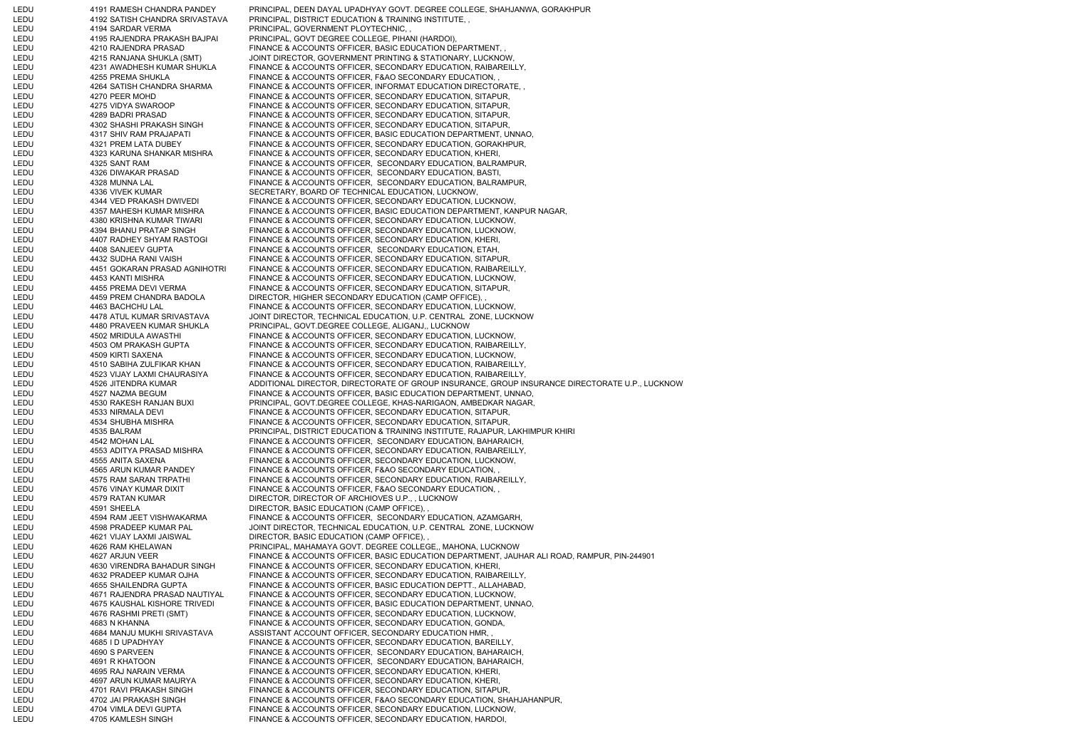| | | | |
|---|---|---|---|
| LEDU | 4191 | RAMESH CHANDRA PANDEY | PRINCIPAL, DEEN DAYAL UPADHYAY GOVT. DEGREE COLLEGE, SHAHJANWA, GORAKHPUR |
| LEDU | 4192 | SATISH CHANDRA SRIVASTAVA | PRINCIPAL, DISTRICT EDUCATION & TRAINING INSTITUTE, , |
| LEDU | 4194 | SARDAR VERMA | PRINCIPAL, GOVERNMENT PLOYTECHNIC, , |
| LEDU | 4195 | RAJENDRA PRAKASH BAJPAI | PRINCIPAL, GOVT DEGREE COLLEGE, PIHANI (HARDOI), |
| LEDU | 4210 | RAJENDRA PRASAD | FINANCE & ACCOUNTS OFFICER, BASIC EDUCATION DEPARTMENT, , |
| LEDU | 4215 | RANJANA SHUKLA (SMT) | JOINT DIRECTOR, GOVERNMENT PRINTING & STATIONARY, LUCKNOW, |
| LEDU | 4231 | AWADHESH KUMAR SHUKLA | FINANCE & ACCOUNTS OFFICER, SECONDARY EDUCATION, RAIBAREILLY, |
| LEDU | 4255 | PREMA SHUKLA | FINANCE & ACCOUNTS OFFICER, F&AO SECONDARY EDUCATION, , |
| LEDU | 4264 | SATISH CHANDRA SHARMA | FINANCE & ACCOUNTS OFFICER, INFORMAT EDUCATION DIRECTORATE, , |
| LEDU | 4270 | PEER MOHD | FINANCE & ACCOUNTS OFFICER, SECONDARY EDUCATION, SITAPUR, |
| LEDU | 4275 | VIDYA SWAROOP | FINANCE & ACCOUNTS OFFICER, SECONDARY EDUCATION, SITAPUR, |
| LEDU | 4289 | BADRI PRASAD | FINANCE & ACCOUNTS OFFICER, SECONDARY EDUCATION, SITAPUR, |
| LEDU | 4302 | SHASHI PRAKASH SINGH | FINANCE & ACCOUNTS OFFICER, SECONDARY EDUCATION, SITAPUR, |
| LEDU | 4317 | SHIV RAM PRAJAPATI | FINANCE & ACCOUNTS OFFICER, BASIC EDUCATION DEPARTMENT, UNNAO, |
| LEDU | 4321 | PREM LATA DUBEY | FINANCE & ACCOUNTS OFFICER, SECONDARY EDUCATION, GORAKHPUR, |
| LEDU | 4323 | KARUNA SHANKAR MISHRA | FINANCE & ACCOUNTS OFFICER, SECONDARY EDUCATION, KHERI, |
| LEDU | 4325 | SANT RAM | FINANCE & ACCOUNTS OFFICER, SECONDARY EDUCATION, BALRAMPUR, |
| LEDU | 4326 | DIWAKAR PRASAD | FINANCE & ACCOUNTS OFFICER, SECONDARY EDUCATION, BASTI, |
| LEDU | 4328 | MUNNA LAL | FINANCE & ACCOUNTS OFFICER, SECONDARY EDUCATION, BALRAMPUR, |
| LEDU | 4336 | VIVEK KUMAR | SECRETARY, BOARD OF TECHNICAL EDUCATION, LUCKNOW, |
| LEDU | 4344 | VED PRAKASH DWIVEDI | FINANCE & ACCOUNTS OFFICER, SECONDARY EDUCATION, LUCKNOW, |
| LEDU | 4357 | MAHESH KUMAR MISHRA | FINANCE & ACCOUNTS OFFICER, BASIC EDUCATION DEPARTMENT, KANPUR NAGAR, |
| LEDU | 4380 | KRISHNA KUMAR TIWARI | FINANCE & ACCOUNTS OFFICER, SECONDARY EDUCATION, LUCKNOW, |
| LEDU | 4394 | BHANU PRATAP SINGH | FINANCE & ACCOUNTS OFFICER, SECONDARY EDUCATION, LUCKNOW, |
| LEDU | 4407 | RADHEY SHYAM RASTOGI | FINANCE & ACCOUNTS OFFICER, SECONDARY EDUCATION, KHERI, |
| LEDU | 4408 | SANJEEV GUPTA | FINANCE & ACCOUNTS OFFICER, SECONDARY EDUCATION, ETAH, |
| LEDU | 4432 | SUDHA RANI VAISH | FINANCE & ACCOUNTS OFFICER, SECONDARY EDUCATION, SITAPUR, |
| LEDU | 4451 | GOKARAN PRASAD AGNIHOTRI | FINANCE & ACCOUNTS OFFICER, SECONDARY EDUCATION, RAIBAREILLY, |
| LEDU | 4453 | KANTI MISHRA | FINANCE & ACCOUNTS OFFICER, SECONDARY EDUCATION, LUCKNOW, |
| LEDU | 4455 | PREMA DEVI VERMA | FINANCE & ACCOUNTS OFFICER, SECONDARY EDUCATION, SITAPUR, |
| LEDU | 4459 | PREM CHANDRA BADOLA | DIRECTOR, HIGHER SECONDARY EDUCATION (CAMP OFFICE), , |
| LEDU | 4463 | BACHCHU LAL | FINANCE & ACCOUNTS OFFICER, SECONDARY EDUCATION, LUCKNOW, |
| LEDU | 4478 | ATUL KUMAR SRIVASTAVA | JOINT DIRECTOR, TECHNICAL EDUCATION, U.P. CENTRAL ZONE, LUCKNOW |
| LEDU | 4480 | PRAVEEN KUMAR SHUKLA | PRINCIPAL, GOVT.DEGREE COLLEGE, ALIGANJ,, LUCKNOW |
| LEDU | 4502 | MRIDULA AWASTHI | FINANCE & ACCOUNTS OFFICER, SECONDARY EDUCATION, LUCKNOW, |
| LEDU | 4503 | OM PRAKASH GUPTA | FINANCE & ACCOUNTS OFFICER, SECONDARY EDUCATION, RAIBAREILLY, |
| LEDU | 4509 | KIRTI SAXENA | FINANCE & ACCOUNTS OFFICER, SECONDARY EDUCATION, LUCKNOW, |
| LEDU | 4510 | SABIHA ZULFIKAR KHAN | FINANCE & ACCOUNTS OFFICER, SECONDARY EDUCATION, RAIBAREILLY, |
| LEDU | 4523 | VIJAY LAXMI CHAURASIYA | FINANCE & ACCOUNTS OFFICER, SECONDARY EDUCATION, RAIBAREILLY, |
| LEDU | 4526 | JITENDRA KUMAR | ADDITIONAL DIRECTOR, DIRECTORATE OF GROUP INSURANCE, GROUP INSURANCE DIRECTORATE U.P., LUCKNOW |
| LEDU | 4527 | NAZMA BEGUM | FINANCE & ACCOUNTS OFFICER, BASIC EDUCATION DEPARTMENT, UNNAO, |
| LEDU | 4530 | RAKESH RANJAN BUXI | PRINCIPAL, GOVT.DEGREE COLLEGE, KHAS-NARIGAON, AMBEDKAR NAGAR, |
| LEDU | 4533 | NIRMALA DEVI | FINANCE & ACCOUNTS OFFICER, SECONDARY EDUCATION, SITAPUR, |
| LEDU | 4534 | SHUBHA MISHRA | FINANCE & ACCOUNTS OFFICER, SECONDARY EDUCATION, SITAPUR, |
| LEDU | 4535 | BALRAM | PRINCIPAL, DISTRICT EDUCATION & TRAINING INSTITUTE, RAJAPUR, LAKHIMPUR KHIRI |
| LEDU | 4542 | MOHAN LAL | FINANCE & ACCOUNTS OFFICER, SECONDARY EDUCATION, BAHARAICH, |
| LEDU | 4553 | ADITYA PRASAD MISHRA | FINANCE & ACCOUNTS OFFICER, SECONDARY EDUCATION, RAIBAREILLY, |
| LEDU | 4555 | ANITA SAXENA | FINANCE & ACCOUNTS OFFICER, SECONDARY EDUCATION, LUCKNOW, |
| LEDU | 4565 | ARUN KUMAR PANDEY | FINANCE & ACCOUNTS OFFICER, F&AO SECONDARY EDUCATION, , |
| LEDU | 4575 | RAM SARAN TRPATHI | FINANCE & ACCOUNTS OFFICER, SECONDARY EDUCATION, RAIBAREILLY, |
| LEDU | 4576 | VINAY KUMAR DIXIT | FINANCE & ACCOUNTS OFFICER, F&AO SECONDARY EDUCATION, , |
| LEDU | 4579 | RATAN KUMAR | DIRECTOR, DIRECTOR OF ARCHIOVES U.P., , LUCKNOW |
| LEDU | 4591 | SHEELA | DIRECTOR, BASIC EDUCATION (CAMP OFFICE), , |
| LEDU | 4594 | RAM JEET VISHWAKARMA | FINANCE & ACCOUNTS OFFICER, SECONDARY EDUCATION, AZAMGARH, |
| LEDU | 4598 | PRADEEP KUMAR PAL | JOINT DIRECTOR, TECHNICAL EDUCATION, U.P. CENTRAL ZONE, LUCKNOW |
| LEDU | 4621 | VIJAY LAXMI JAISWAL | DIRECTOR, BASIC EDUCATION (CAMP OFFICE), , |
| LEDU | 4626 | RAM KHELAWAN | PRINCIPAL, MAHAMAYA GOVT. DEGREE COLLEGE,, MAHONA, LUCKNOW |
| LEDU | 4627 | ARJUN VEER | FINANCE & ACCOUNTS OFFICER, BASIC EDUCATION DEPARTMENT, JAUHAR ALI ROAD, RAMPUR, PIN-244901 |
| LEDU | 4630 | VIRENDRA BAHADUR SINGH | FINANCE & ACCOUNTS OFFICER, SECONDARY EDUCATION, KHERI, |
| LEDU | 4632 | PRADEEP KUMAR OJHA | FINANCE & ACCOUNTS OFFICER, SECONDARY EDUCATION, RAIBAREILLY, |
| LEDU | 4655 | SHAILENDRA GUPTA | FINANCE & ACCOUNTS OFFICER, BASIC EDUCATION DEPTT., ALLAHABAD, |
| LEDU | 4671 | RAJENDRA PRASAD NAUTIYAL | FINANCE & ACCOUNTS OFFICER, SECONDARY EDUCATION, LUCKNOW, |
| LEDU | 4675 | KAUSHAL KISHORE TRIVEDI | FINANCE & ACCOUNTS OFFICER, BASIC EDUCATION DEPARTMENT, UNNAO, |
| LEDU | 4676 | RASHMI PRETI (SMT) | FINANCE & ACCOUNTS OFFICER, SECONDARY EDUCATION, LUCKNOW, |
| LEDU | 4683 | N KHANNA | FINANCE & ACCOUNTS OFFICER, SECONDARY EDUCATION, GONDA, |
| LEDU | 4684 | MANJU MUKHI SRIVASTAVA | ASSISTANT ACCOUNT OFFICER, SECONDARY EDUCATION HMR, , |
| LEDU | 4685 | I D UPADHYAY | FINANCE & ACCOUNTS OFFICER, SECONDARY EDUCATION, BAREILLY, |
| LEDU | 4690 | S PARVEEN | FINANCE & ACCOUNTS OFFICER, SECONDARY EDUCATION, BAHARAICH, |
| LEDU | 4691 | R KHATOON | FINANCE & ACCOUNTS OFFICER, SECONDARY EDUCATION, BAHARAICH, |
| LEDU | 4695 | RAJ NARAIN VERMA | FINANCE & ACCOUNTS OFFICER, SECONDARY EDUCATION, KHERI, |
| LEDU | 4697 | ARUN KUMAR MAURYA | FINANCE & ACCOUNTS OFFICER, SECONDARY EDUCATION, KHERI, |
| LEDU | 4701 | RAVI PRAKASH SINGH | FINANCE & ACCOUNTS OFFICER, SECONDARY EDUCATION, SITAPUR, |
| LEDU | 4702 | JAI PRAKASH SINGH | FINANCE & ACCOUNTS OFFICER, F&AO SECONDARY EDUCATION, SHAHJAHANPUR, |
| LEDU | 4704 | VIMLA DEVI GUPTA | FINANCE & ACCOUNTS OFFICER, SECONDARY EDUCATION, LUCKNOW, |
| LEDU | 4705 | KAMLESH SINGH | FINANCE & ACCOUNTS OFFICER, SECONDARY EDUCATION, HARDOI, |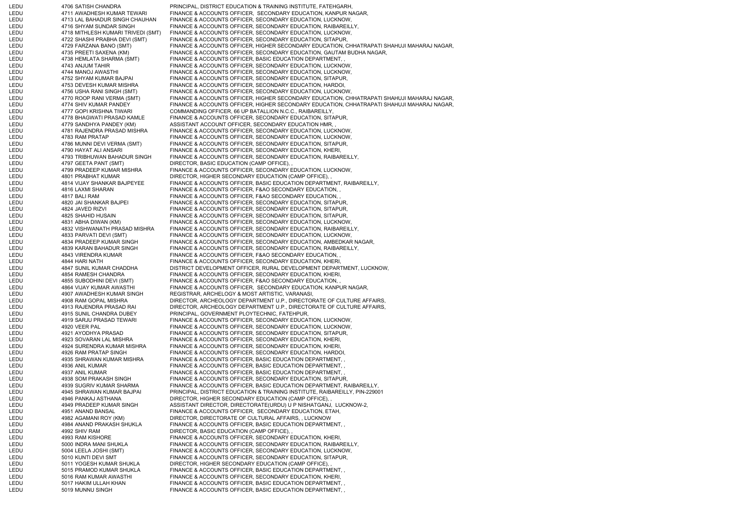| | | | |
|---|---|---|---|
| LEDU | 4706 | SATISH CHANDRA | PRINCIPAL, DISTRICT EDUCATION & TRAINING INSTITUTE, FATEHGARH, |
| LEDU | 4711 | AWADHESH KUMAR TEWARI | FINANCE & ACCOUNTS OFFICER, SECONDARY EDUCATION, KANPUR NAGAR, |
| LEDU | 4713 | LAL BAHADUR SINGH CHAUHAN | FINANCE & ACCOUNTS OFFICER, SECONDARY EDUCATION, LUCKNOW, |
| LEDU | 4716 | SHYAM SUNDAR SINGH | FINANCE & ACCOUNTS OFFICER, SECONDARY EDUCATION, RAIBAREILLY, |
| LEDU | 4718 | MITHLESH KUMARI TRIVEDI (SMT) | FINANCE & ACCOUNTS OFFICER, SECONDARY EDUCATION, LUCKNOW, |
| LEDU | 4722 | SHASHI PRABHA DEVI (SMT) | FINANCE & ACCOUNTS OFFICER, SECONDARY EDUCATION, SITAPUR, |
| LEDU | 4729 | FARZANA BANO (SMT) | FINANCE & ACCOUNTS OFFICER, HIGHER SECONDARY EDUCATION, CHHATRAPATI SHAHUJI MAHARAJ NAGAR, |
| LEDU | 4735 | PREETI SAXENA (KM) | FINANCE & ACCOUNTS OFFICER, SECONDARY EDUCATION, GAUTAM BUDHA NAGAR, |
| LEDU | 4738 | HEMLATA SHARMA (SMT) | FINANCE & ACCOUNTS OFFICER, BASIC EDUCATION DEPARTMENT, , |
| LEDU | 4743 | ANJUM TAHIR | FINANCE & ACCOUNTS OFFICER, SECONDARY EDUCATION, LUCKNOW, |
| LEDU | 4744 | MANOJ AWASTHI | FINANCE & ACCOUNTS OFFICER, SECONDARY EDUCATION, LUCKNOW, |
| LEDU | 4752 | SHYAM KUMAR BAJPAI | FINANCE & ACCOUNTS OFFICER, SECONDARY EDUCATION, SITAPUR, |
| LEDU | 4753 | DEVESH KUMAR MISHRA | FINANCE & ACCOUNTS OFFICER, SECONDARY EDUCATION, HARDOI, |
| LEDU | 4756 | USHA RANI SINGH (SMT) | FINANCE & ACCOUNTS OFFICER, SECONDARY EDUCATION, LUCKNOW, |
| LEDU | 4770 | ROOP RANI VERMA (SMT) | FINANCE & ACCOUNTS OFFICER, HIGHER SECONDARY EDUCATION, CHHATRAPATI SHAHUJI MAHARAJ NAGAR, |
| LEDU | 4774 | SHIV KUMAR PANDEY | FINANCE & ACCOUNTS OFFICER, HIGHER SECONDARY EDUCATION, CHHATRAPATI SHAHUJI MAHARAJ NAGAR, |
| LEDU | 4777 | GOPI KRISHNA TIWARI | COMMANDING OFFICER, 66 UP BATALLION N.C.C., RAIBAREILLY, |
| LEDU | 4778 | BHAGWATI PRASAD KAMLE | FINANCE & ACCOUNTS OFFICER, SECONDARY EDUCATION, SITAPUR, |
| LEDU | 4779 | SANDHYA PANDEY (KM) | ASSISTANT ACCOUNT OFFICER, SECONDARY EDUCATION HMR, , |
| LEDU | 4781 | RAJENDRA PRASAD MISHRA | FINANCE & ACCOUNTS OFFICER, SECONDARY EDUCATION, LUCKNOW, |
| LEDU | 4783 | RAM PRATAP | FINANCE & ACCOUNTS OFFICER, SECONDARY EDUCATION, LUCKNOW, |
| LEDU | 4786 | MUNNI DEVI VERMA (SMT) | FINANCE & ACCOUNTS OFFICER, SECONDARY EDUCATION, SITAPUR, |
| LEDU | 4790 | HAYAT ALI ANSARI | FINANCE & ACCOUNTS OFFICER, SECONDARY EDUCATION, KHERI, |
| LEDU | 4793 | TRIBHUWAN BAHADUR SINGH | FINANCE & ACCOUNTS OFFICER, SECONDARY EDUCATION, RAIBAREILLY, |
| LEDU | 4797 | GEETA PANT (SMT) | DIRECTOR, BASIC EDUCATION (CAMP OFFICE), , |
| LEDU | 4799 | PRADEEP KUMAR MISHRA | FINANCE & ACCOUNTS OFFICER, SECONDARY EDUCATION, LUCKNOW, |
| LEDU | 4801 | PRABHAT KUMAR | DIRECTOR, HIGHER SECONDARY EDUCATION (CAMP OFFICE), , |
| LEDU | 4814 | VIJAY SHANKAR BAJPEYEE | FINANCE & ACCOUNTS OFFICER, BASIC EDUCATION DEPARTMENT, RAIBAREILLY, |
| LEDU | 4816 | LAXMI SHARAN | FINANCE & ACCOUNTS OFFICER, F&AO SECONDARY EDUCATION, , |
| LEDU | 4817 | BALI RAM | FINANCE & ACCOUNTS OFFICER, F&AO SECONDARY EDUCATION, , |
| LEDU | 4820 | JAI SHANKAR BAJPEI | FINANCE & ACCOUNTS OFFICER, SECONDARY EDUCATION, SITAPUR, |
| LEDU | 4824 | JAVED RIZVI | FINANCE & ACCOUNTS OFFICER, SECONDARY EDUCATION, SITAPUR, |
| LEDU | 4825 | SHAHID HUSAIN | FINANCE & ACCOUNTS OFFICER, SECONDARY EDUCATION, SITAPUR, |
| LEDU | 4831 | ABHA DIWAN (KM) | FINANCE & ACCOUNTS OFFICER, SECONDARY EDUCATION, LUCKNOW, |
| LEDU | 4832 | VISHWANATH PRASAD MISHRA | FINANCE & ACCOUNTS OFFICER, SECONDARY EDUCATION, RAIBAREILLY, |
| LEDU | 4833 | PARVATI DEVI (SMT) | FINANCE & ACCOUNTS OFFICER, SECONDARY EDUCATION, LUCKNOW, |
| LEDU | 4834 | PRADEEP KUMAR SINGH | FINANCE & ACCOUNTS OFFICER, SECONDARY EDUCATION, AMBEDKAR NAGAR, |
| LEDU | 4839 | KARAN BAHADUR SINGH | FINANCE & ACCOUNTS OFFICER, SECONDARY EDUCATION, RAIBAREILLY, |
| LEDU | 4843 | VIRENDRA KUMAR | FINANCE & ACCOUNTS OFFICER, F&AO SECONDARY EDUCATION, , |
| LEDU | 4844 | HARI NATH | FINANCE & ACCOUNTS OFFICER, SECONDARY EDUCATION, KHERI, |
| LEDU | 4847 | SUNIL KUMAR CHADDHA | DISTRICT DEVELOPMENT OFFICER, RURAL DEVELOPMENT DEPARTMENT, LUCKNOW, |
| LEDU | 4854 | RAMESH CHANDRA | FINANCE & ACCOUNTS OFFICER, SECONDARY EDUCATION, KHERI, |
| LEDU | 4855 | SUBODHINI DEVI (SMT) | FINANCE & ACCOUNTS OFFICER, F&AO SECONDARY EDUCATION, , |
| LEDU | 4864 | VIJAY KUMAR AWASTHI | FINANCE & ACCOUNTS OFFICER, SECONDARY EDUCATION, KANPUR NAGAR, |
| LEDU | 4907 | AWADHESH KUMAR SINGH | REGISTRAR, ARCHELOGY & MOST ARTISTIC, VARANASI, |
| LEDU | 4908 | RAM GOPAL MISHRA | DIRECTOR, ARCHEOLOGY DEPARTMENT U.P., DIRECTORATE OF CULTURE AFFAIRS, |
| LEDU | 4913 | RAJENDRA PRASAD RAI | DIRECTOR, ARCHEOLOGY DEPARTMENT U.P., DIRECTORATE OF CULTURE AFFAIRS, |
| LEDU | 4915 | SUNIL CHANDRA DUBEY | PRINCIPAL, GOVERNMENT PLOYTECHNIC, FATEHPUR, |
| LEDU | 4919 | SARJU PRASAD TEWARI | FINANCE & ACCOUNTS OFFICER, SECONDARY EDUCATION, LUCKNOW, |
| LEDU | 4920 | VEER PAL | FINANCE & ACCOUNTS OFFICER, SECONDARY EDUCATION, LUCKNOW, |
| LEDU | 4921 | AYODHYA PRASAD | FINANCE & ACCOUNTS OFFICER, SECONDARY EDUCATION, SITAPUR, |
| LEDU | 4923 | SOVARAN LAL MISHRA | FINANCE & ACCOUNTS OFFICER, SECONDARY EDUCATION, KHERI, |
| LEDU | 4924 | SURENDRA KUMAR MISHRA | FINANCE & ACCOUNTS OFFICER, SECONDARY EDUCATION, KHERI, |
| LEDU | 4926 | RAM PRATAP SINGH | FINANCE & ACCOUNTS OFFICER, SECONDARY EDUCATION, HARDOI, |
| LEDU | 4935 | SHRAWAN KUMAR MISHRA | FINANCE & ACCOUNTS OFFICER, BASIC EDUCATION DEPARTMENT, , |
| LEDU | 4936 | ANIL KUMAR | FINANCE & ACCOUNTS OFFICER, BASIC EDUCATION DEPARTMENT, , |
| LEDU | 4937 | ANIL KUMAR | FINANCE & ACCOUNTS OFFICER, BASIC EDUCATION DEPARTMENT, , |
| LEDU | 4938 | SOM PRAKASH SINGH | FINANCE & ACCOUNTS OFFICER, SECONDARY EDUCATION, SITAPUR, |
| LEDU | 4939 | SUGRIV KUMAR SHARMA | FINANCE & ACCOUNTS OFFICER, BASIC EDUCATION DEPARTMENT, RAIBAREILLY, |
| LEDU | 4945 | SHRAWAN KUMAR BAJPAI | PRINCIPAL, DISTRICT EDUCATION & TRAINING INSTITUTE, RAIBAREILLY, PIN-229001 |
| LEDU | 4946 | PANKAJ ASTHANA | DIRECTOR, HIGHER SECONDARY EDUCATION (CAMP OFFICE), , |
| LEDU | 4949 | PRADEEP KUMAR SINGH | ASSISTANT DIRECTOR, DIRECTORATE(URDU) U P NISHATGANJ, LUCKNOW-2, |
| LEDU | 4951 | ANAND BANSAL | FINANCE & ACCOUNTS OFFICER, SECONDARY EDUCATION, ETAH, |
| LEDU | 4982 | AGAMANI ROY (KM) | DIRECTOR, DIRECTORATE OF CULTURAL AFFAIRS, , LUCKNOW |
| LEDU | 4984 | ANAND PRAKASH SHUKLA | FINANCE & ACCOUNTS OFFICER, BASIC EDUCATION DEPARTMENT, , |
| LEDU | 4992 | SHIV RAM | DIRECTOR, BASIC EDUCATION (CAMP OFFICE), , |
| LEDU | 4993 | RAM KISHORE | FINANCE & ACCOUNTS OFFICER, SECONDARY EDUCATION, KHERI, |
| LEDU | 5000 | INDRA MANI SHUKLA | FINANCE & ACCOUNTS OFFICER, SECONDARY EDUCATION, RAIBAREILLY, |
| LEDU | 5004 | LEELA JOSHI (SMT) | FINANCE & ACCOUNTS OFFICER, SECONDARY EDUCATION, LUCKNOW, |
| LEDU | 5010 | KUNTI DEVI SMT | FINANCE & ACCOUNTS OFFICER, SECONDARY EDUCATION, SITAPUR, |
| LEDU | 5011 | YOGESH KUMAR SHUKLA | DIRECTOR, HIGHER SECONDARY EDUCATION (CAMP OFFICE), , |
| LEDU | 5015 | PRAMOD KUMAR SHUKLA | FINANCE & ACCOUNTS OFFICER, BASIC EDUCATION DEPARTMENT, , |
| LEDU | 5016 | RAM KUMAR AWASTHI | FINANCE & ACCOUNTS OFFICER, SECONDARY EDUCATION, KHERI, |
| LEDU | 5017 | HAKIM ULLAH KHAN | FINANCE & ACCOUNTS OFFICER, BASIC EDUCATION DEPARTMENT, , |
| LEDU | 5019 | MUNNU SINGH | FINANCE & ACCOUNTS OFFICER, BASIC EDUCATION DEPARTMENT, , |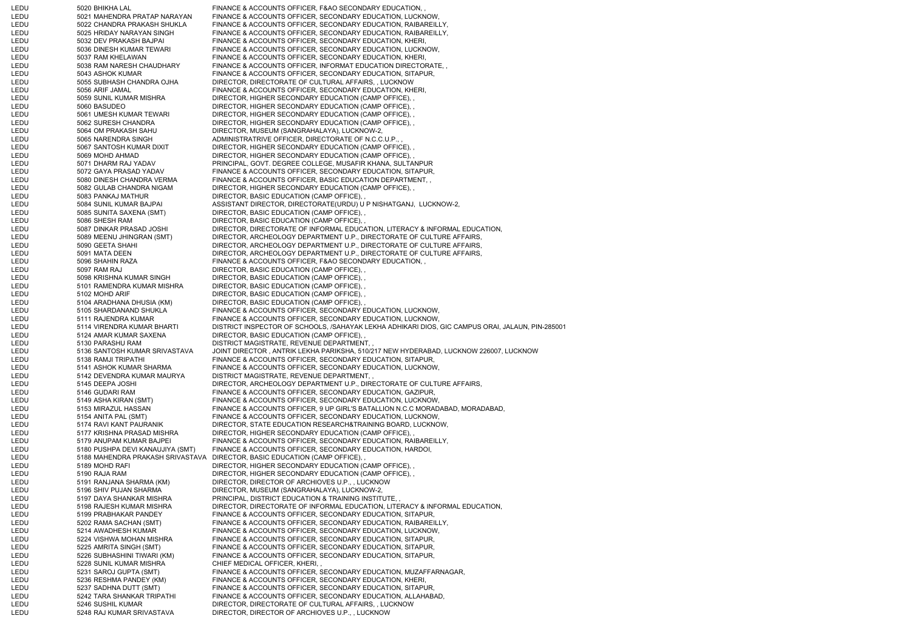| | | | |
|---|---|---|---|
| LEDU | 5020 | BHIKHA LAL | FINANCE & ACCOUNTS OFFICER, F&AO SECONDARY EDUCATION, , |
| LEDU | 5021 | MAHENDRA PRATAP NARAYAN | FINANCE & ACCOUNTS OFFICER, SECONDARY EDUCATION, LUCKNOW, |
| LEDU | 5022 | CHANDRA PRAKASH SHUKLA | FINANCE & ACCOUNTS OFFICER, SECONDARY EDUCATION, RAIBAREILLY, |
| LEDU | 5025 | HRIDAY NARAYAN SINGH | FINANCE & ACCOUNTS OFFICER, SECONDARY EDUCATION, RAIBAREILLY, |
| LEDU | 5032 | DEV PRAKASH BAJPAI | FINANCE & ACCOUNTS OFFICER, SECONDARY EDUCATION, KHERI, |
| LEDU | 5036 | DINESH KUMAR TEWARI | FINANCE & ACCOUNTS OFFICER, SECONDARY EDUCATION, LUCKNOW, |
| LEDU | 5037 | RAM KHELAWAN | FINANCE & ACCOUNTS OFFICER, SECONDARY EDUCATION, KHERI, |
| LEDU | 5038 | RAM NARESH CHAUDHARY | FINANCE & ACCOUNTS OFFICER, INFORMAT EDUCATION DIRECTORATE, , |
| LEDU | 5043 | ASHOK KUMAR | FINANCE & ACCOUNTS OFFICER, SECONDARY EDUCATION, SITAPUR, |
| LEDU | 5055 | SUBHASH CHANDRA OJHA | DIRECTOR, DIRECTORATE OF CULTURAL AFFAIRS, , LUCKNOW |
| LEDU | 5056 | ARIF JAMAL | FINANCE & ACCOUNTS OFFICER, SECONDARY EDUCATION, KHERI, |
| LEDU | 5059 | SUNIL KUMAR MISHRA | DIRECTOR, HIGHER SECONDARY EDUCATION (CAMP OFFICE), , |
| LEDU | 5060 | BASUDEO | DIRECTOR, HIGHER SECONDARY EDUCATION (CAMP OFFICE), , |
| LEDU | 5061 | UMESH KUMAR TEWARI | DIRECTOR, HIGHER SECONDARY EDUCATION (CAMP OFFICE), , |
| LEDU | 5062 | SURESH CHANDRA | DIRECTOR, HIGHER SECONDARY EDUCATION (CAMP OFFICE), , |
| LEDU | 5064 | OM PRAKASH SAHU | DIRECTOR, MUSEUM (SANGRAHALAYA), LUCKNOW-2, |
| LEDU | 5065 | NARENDRA SINGH | ADMINISTRATRIVE OFFICER, DIRECTORATE OF N.C.C.U.P., , |
| LEDU | 5067 | SANTOSH KUMAR DIXIT | DIRECTOR, HIGHER SECONDARY EDUCATION (CAMP OFFICE), , |
| LEDU | 5069 | MOHD AHMAD | DIRECTOR, HIGHER SECONDARY EDUCATION (CAMP OFFICE), , |
| LEDU | 5071 | DHARM RAJ YADAV | PRINCIPAL, GOVT. DEGREE COLLEGE, MUSAFIR KHANA, SULTANPUR |
| LEDU | 5072 | GAYA PRASAD YADAV | FINANCE & ACCOUNTS OFFICER, SECONDARY EDUCATION, SITAPUR, |
| LEDU | 5080 | DINESH CHANDRA VERMA | FINANCE & ACCOUNTS OFFICER, BASIC EDUCATION DEPARTMENT, , |
| LEDU | 5082 | GULAB CHANDRA NIGAM | DIRECTOR, HIGHER SECONDARY EDUCATION (CAMP OFFICE), , |
| LEDU | 5083 | PANKAJ MATHUR | DIRECTOR, BASIC EDUCATION (CAMP OFFICE), , |
| LEDU | 5084 | SUNIL KUMAR BAJPAI | ASSISTANT DIRECTOR, DIRECTORATE(URDU) U P NISHATGANJ, LUCKNOW-2, |
| LEDU | 5085 | SUNITA SAXENA (SMT) | DIRECTOR, BASIC EDUCATION (CAMP OFFICE), , |
| LEDU | 5086 | SHESH RAM | DIRECTOR, BASIC EDUCATION (CAMP OFFICE), , |
| LEDU | 5087 | DINKAR PRASAD JOSHI | DIRECTOR, DIRECTORATE OF INFORMAL EDUCATION, LITERACY & INFORMAL EDUCATION, |
| LEDU | 5089 | MEENU JHINGRAN (SMT) | DIRECTOR, ARCHEOLOGY DEPARTMENT U.P., DIRECTORATE OF CULTURE AFFAIRS, |
| LEDU | 5090 | GEETA SHAHI | DIRECTOR, ARCHEOLOGY DEPARTMENT U.P., DIRECTORATE OF CULTURE AFFAIRS, |
| LEDU | 5091 | MATA DEEN | DIRECTOR, ARCHEOLOGY DEPARTMENT U.P., DIRECTORATE OF CULTURE AFFAIRS, |
| LEDU | 5096 | SHAHIN RAZA | FINANCE & ACCOUNTS OFFICER, F&AO SECONDARY EDUCATION, , |
| LEDU | 5097 | RAM RAJ | DIRECTOR, BASIC EDUCATION (CAMP OFFICE), , |
| LEDU | 5098 | KRISHNA KUMAR SINGH | DIRECTOR, BASIC EDUCATION (CAMP OFFICE), , |
| LEDU | 5101 | RAMENDRA KUMAR MISHRA | DIRECTOR, BASIC EDUCATION (CAMP OFFICE), , |
| LEDU | 5102 | MOHD ARIF | DIRECTOR, BASIC EDUCATION (CAMP OFFICE), , |
| LEDU | 5104 | ARADHANA DHUSIA (KM) | DIRECTOR, BASIC EDUCATION (CAMP OFFICE), , |
| LEDU | 5105 | SHARDANAND SHUKLA | FINANCE & ACCOUNTS OFFICER, SECONDARY EDUCATION, LUCKNOW, |
| LEDU | 5111 | RAJENDRA KUMAR | FINANCE & ACCOUNTS OFFICER, SECONDARY EDUCATION, LUCKNOW, |
| LEDU | 5114 | VIRENDRA KUMAR BHARTI | DISTRICT INSPECTOR OF SCHOOLS, /SAHAYAK LEKHA ADHIKARI DIOS, GIC CAMPUS ORAI, JALAUN, PIN-285001 |
| LEDU | 5124 | AMAR KUMAR SAXENA | DIRECTOR, BASIC EDUCATION (CAMP OFFICE), , |
| LEDU | 5130 | PARASHU RAM | DISTRICT MAGISTRATE, REVENUE DEPARTMENT, , |
| LEDU | 5136 | SANTOSH KUMAR SRIVASTAVA | JOINT DIRECTOR , ANTRIK LEKHA PARIKSHA, 510/217 NEW HYDERABAD, LUCKNOW 226007, LUCKNOW |
| LEDU | 5138 | RAMJI TRIPATHI | FINANCE & ACCOUNTS OFFICER, SECONDARY EDUCATION, SITAPUR, |
| LEDU | 5141 | ASHOK KUMAR SHARMA | FINANCE & ACCOUNTS OFFICER, SECONDARY EDUCATION, LUCKNOW, |
| LEDU | 5142 | DEVENDRA KUMAR MAURYA | DISTRICT MAGISTRATE, REVENUE DEPARTMENT, , |
| LEDU | 5145 | DEEPA JOSHI | DIRECTOR, ARCHEOLOGY DEPARTMENT U.P., DIRECTORATE OF CULTURE AFFAIRS, |
| LEDU | 5146 | GUDARI RAM | FINANCE & ACCOUNTS OFFICER, SECONDARY EDUCATION, GAZIPUR, |
| LEDU | 5149 | ASHA KIRAN (SMT) | FINANCE & ACCOUNTS OFFICER, SECONDARY EDUCATION, LUCKNOW, |
| LEDU | 5153 | MIRAZUL HASSAN | FINANCE & ACCOUNTS OFFICER, 9 UP GIRL'S BATALLION N.C.C MORADABAD, MORADABAD, |
| LEDU | 5154 | ANITA PAL (SMT) | FINANCE & ACCOUNTS OFFICER, SECONDARY EDUCATION, LUCKNOW, |
| LEDU | 5174 | RAVI KANT PAURANIK | DIRECTOR, STATE EDUCATION RESEARCH&TRAINING BOARD, LUCKNOW, |
| LEDU | 5177 | KRISHNA PRASAD MISHRA | DIRECTOR, HIGHER SECONDARY EDUCATION (CAMP OFFICE), , |
| LEDU | 5179 | ANUPAM KUMAR BAJPEI | FINANCE & ACCOUNTS OFFICER, SECONDARY EDUCATION, RAIBAREILLY, |
| LEDU | 5180 | PUSHPA DEVI KANAUJIYA (SMT) | FINANCE & ACCOUNTS OFFICER, SECONDARY EDUCATION, HARDOI, |
| LEDU | 5188 | MAHENDRA PRAKASH SRIVASTAVA | DIRECTOR, BASIC EDUCATION (CAMP OFFICE), , |
| LEDU | 5189 | MOHD RAFI | DIRECTOR, HIGHER SECONDARY EDUCATION (CAMP OFFICE), , |
| LEDU | 5190 | RAJA RAM | DIRECTOR, HIGHER SECONDARY EDUCATION (CAMP OFFICE), , |
| LEDU | 5191 | RANJANA SHARMA (KM) | DIRECTOR, DIRECTOR OF ARCHIOVES U.P., , LUCKNOW |
| LEDU | 5196 | SHIV PUJAN SHARMA | DIRECTOR, MUSEUM (SANGRAHALAYA), LUCKNOW-2, |
| LEDU | 5197 | DAYA SHANKAR MISHRA | PRINCIPAL, DISTRICT EDUCATION & TRAINING INSTITUTE, , |
| LEDU | 5198 | RAJESH KUMAR MISHRA | DIRECTOR, DIRECTORATE OF INFORMAL EDUCATION, LITERACY & INFORMAL EDUCATION, |
| LEDU | 5199 | PRABHAKAR PANDEY | FINANCE & ACCOUNTS OFFICER, SECONDARY EDUCATION, SITAPUR, |
| LEDU | 5202 | RAMA SACHAN (SMT) | FINANCE & ACCOUNTS OFFICER, SECONDARY EDUCATION, RAIBAREILLY, |
| LEDU | 5214 | AWADHESH KUMAR | FINANCE & ACCOUNTS OFFICER, SECONDARY EDUCATION, LUCKNOW, |
| LEDU | 5224 | VISHWA MOHAN MISHRA | FINANCE & ACCOUNTS OFFICER, SECONDARY EDUCATION, SITAPUR, |
| LEDU | 5225 | AMRITA SINGH (SMT) | FINANCE & ACCOUNTS OFFICER, SECONDARY EDUCATION, SITAPUR, |
| LEDU | 5226 | SUBHASHINI TIWARI (KM) | FINANCE & ACCOUNTS OFFICER, SECONDARY EDUCATION, SITAPUR, |
| LEDU | 5228 | SUNIL KUMAR MISHRA | CHIEF MEDICAL OFFICER, KHERI, , |
| LEDU | 5231 | SAROJ GUPTA (SMT) | FINANCE & ACCOUNTS OFFICER, SECONDARY EDUCATION, MUZAFFARNAGAR, |
| LEDU | 5236 | RESHMA PANDEY (KM) | FINANCE & ACCOUNTS OFFICER, SECONDARY EDUCATION, KHERI, |
| LEDU | 5237 | SADHNA DUTT (SMT) | FINANCE & ACCOUNTS OFFICER, SECONDARY EDUCATION, SITAPUR, |
| LEDU | 5242 | TARA SHANKAR TRIPATHI | FINANCE & ACCOUNTS OFFICER, SECONDARY EDUCATION, ALLAHABAD, |
| LEDU | 5246 | SUSHIL KUMAR | DIRECTOR, DIRECTORATE OF CULTURAL AFFAIRS, , LUCKNOW |
| LEDU | 5248 | RAJ KUMAR SRIVASTAVA | DIRECTOR, DIRECTOR OF ARCHIOVES U.P., , LUCKNOW |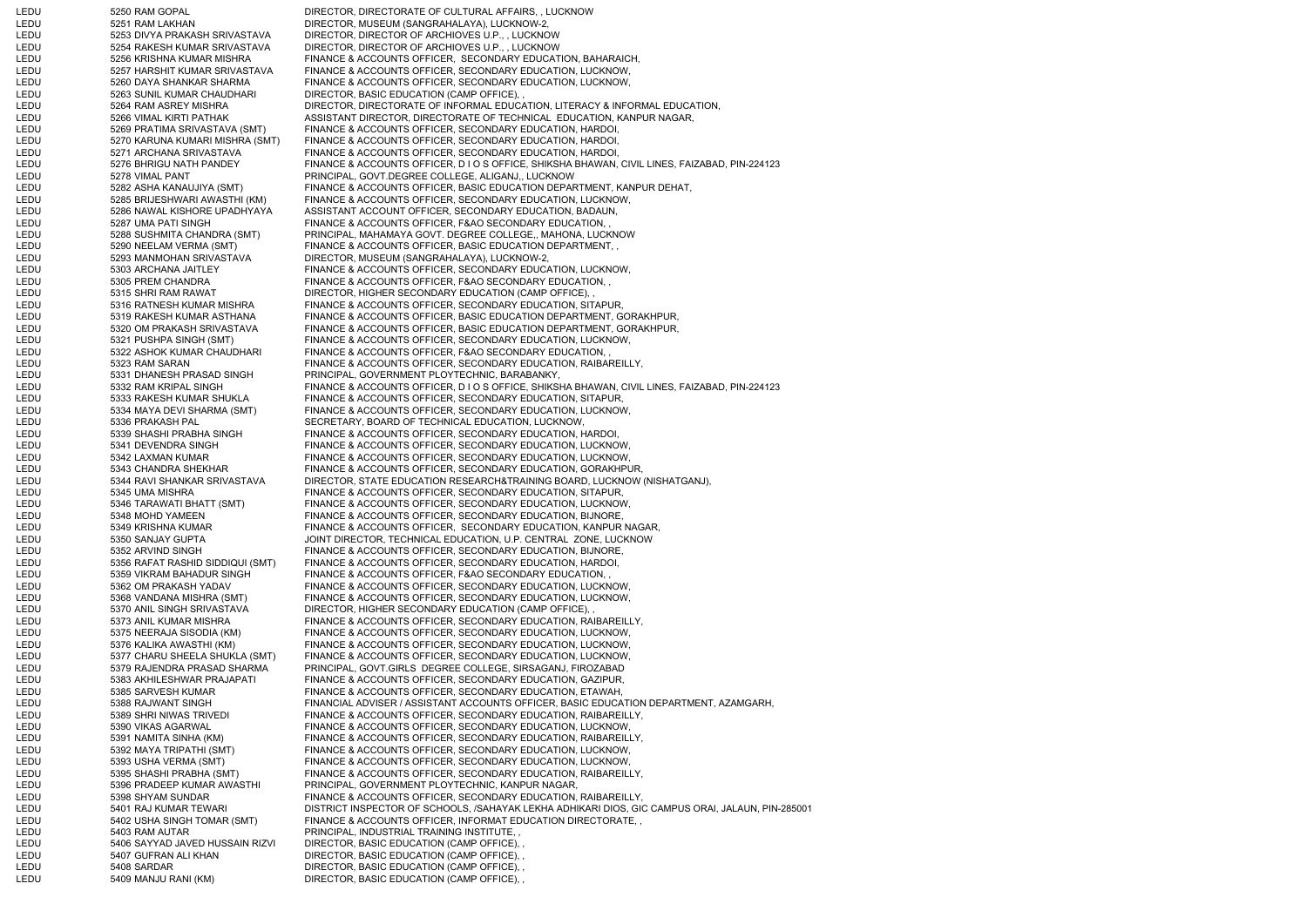| | | | |
|---|---|---|---|
| LEDU | 5250 | RAM GOPAL | DIRECTOR, DIRECTORATE OF CULTURAL AFFAIRS, , LUCKNOW |
| LEDU | 5251 | RAM LAKHAN | DIRECTOR, MUSEUM (SANGRAHALAYA), LUCKNOW-2, |
| LEDU | 5253 | DIVYA PRAKASH SRIVASTAVA | DIRECTOR, DIRECTOR OF ARCHIOVES U.P., , LUCKNOW |
| LEDU | 5254 | RAKESH KUMAR SRIVASTAVA | DIRECTOR, DIRECTOR OF ARCHIOVES U.P., , LUCKNOW |
| LEDU | 5256 | KRISHNA KUMAR MISHRA | FINANCE & ACCOUNTS OFFICER, SECONDARY EDUCATION, BAHARAICH, |
| LEDU | 5257 | HARSHIT KUMAR SRIVASTAVA | FINANCE & ACCOUNTS OFFICER, SECONDARY EDUCATION, LUCKNOW, |
| LEDU | 5260 | DAYA SHANKAR SHARMA | FINANCE & ACCOUNTS OFFICER, SECONDARY EDUCATION, LUCKNOW, |
| LEDU | 5263 | SUNIL KUMAR CHAUDHARI | DIRECTOR, BASIC EDUCATION (CAMP OFFICE), , |
| LEDU | 5264 | RAM ASREY MISHRA | DIRECTOR, DIRECTORATE OF INFORMAL EDUCATION, LITERACY & INFORMAL EDUCATION, |
| LEDU | 5266 | VIMAL KIRTI PATHAK | ASSISTANT DIRECTOR, DIRECTORATE OF TECHNICAL EDUCATION, KANPUR NAGAR, |
| LEDU | 5269 | PRATIMA SRIVASTAVA (SMT) | FINANCE & ACCOUNTS OFFICER, SECONDARY EDUCATION, HARDOI, |
| LEDU | 5270 | KARUNA KUMARI MISHRA (SMT) | FINANCE & ACCOUNTS OFFICER, SECONDARY EDUCATION, HARDOI, |
| LEDU | 5271 | ARCHANA SRIVASTAVA | FINANCE & ACCOUNTS OFFICER, SECONDARY EDUCATION, HARDOI, |
| LEDU | 5276 | BHRIGU NATH PANDEY | FINANCE & ACCOUNTS OFFICER, D I O S OFFICE, SHIKSHA BHAWAN, CIVIL LINES, FAIZABAD, PIN-224123 |
| LEDU | 5278 | VIMAL PANT | PRINCIPAL, GOVT.DEGREE COLLEGE, ALIGANJ,, LUCKNOW |
| LEDU | 5282 | ASHA KANAUJIYA (SMT) | FINANCE & ACCOUNTS OFFICER, BASIC EDUCATION DEPARTMENT, KANPUR DEHAT, |
| LEDU | 5285 | BRIJESHWARI AWASTHI (KM) | FINANCE & ACCOUNTS OFFICER, SECONDARY EDUCATION, LUCKNOW, |
| LEDU | 5286 | NAWAL KISHORE UPADHYAYA | ASSISTANT ACCOUNT OFFICER, SECONDARY EDUCATION, BADAUN, |
| LEDU | 5287 | UMA PATI SINGH | FINANCE & ACCOUNTS OFFICER, F&AO SECONDARY EDUCATION, , |
| LEDU | 5288 | SUSHMITA CHANDRA (SMT) | PRINCIPAL, MAHAMAYA GOVT. DEGREE COLLEGE,, MAHONA, LUCKNOW |
| LEDU | 5290 | NEELAM VERMA (SMT) | FINANCE & ACCOUNTS OFFICER, BASIC EDUCATION DEPARTMENT, , |
| LEDU | 5293 | MANMOHAN SRIVASTAVA | DIRECTOR, MUSEUM (SANGRAHALAYA), LUCKNOW-2, |
| LEDU | 5303 | ARCHANA JAITLEY | FINANCE & ACCOUNTS OFFICER, SECONDARY EDUCATION, LUCKNOW, |
| LEDU | 5305 | PREM CHANDRA | FINANCE & ACCOUNTS OFFICER, F&AO SECONDARY EDUCATION, , |
| LEDU | 5315 | SHRI RAM RAWAT | DIRECTOR, HIGHER SECONDARY EDUCATION (CAMP OFFICE), , |
| LEDU | 5316 | RATNESH KUMAR MISHRA | FINANCE & ACCOUNTS OFFICER, SECONDARY EDUCATION, SITAPUR, |
| LEDU | 5319 | RAKESH KUMAR ASTHANA | FINANCE & ACCOUNTS OFFICER, BASIC EDUCATION DEPARTMENT, GORAKHPUR, |
| LEDU | 5320 | OM PRAKASH SRIVASTAVA | FINANCE & ACCOUNTS OFFICER, BASIC EDUCATION DEPARTMENT, GORAKHPUR, |
| LEDU | 5321 | PUSHPA SINGH (SMT) | FINANCE & ACCOUNTS OFFICER, SECONDARY EDUCATION, LUCKNOW, |
| LEDU | 5322 | ASHOK KUMAR CHAUDHARI | FINANCE & ACCOUNTS OFFICER, F&AO SECONDARY EDUCATION, , |
| LEDU | 5323 | RAM SARAN | FINANCE & ACCOUNTS OFFICER, SECONDARY EDUCATION, RAIBAREILLY, |
| LEDU | 5331 | DHANESH PRASAD SINGH | PRINCIPAL, GOVERNMENT PLOYTECHNIC, BARABANKY, |
| LEDU | 5332 | RAM KRIPAL SINGH | FINANCE & ACCOUNTS OFFICER, D I O S OFFICE, SHIKSHA BHAWAN, CIVIL LINES, FAIZABAD, PIN-224123 |
| LEDU | 5333 | RAKESH KUMAR SHUKLA | FINANCE & ACCOUNTS OFFICER, SECONDARY EDUCATION, SITAPUR, |
| LEDU | 5334 | MAYA DEVI SHARMA (SMT) | FINANCE & ACCOUNTS OFFICER, SECONDARY EDUCATION, LUCKNOW, |
| LEDU | 5336 | PRAKASH PAL | SECRETARY, BOARD OF TECHNICAL EDUCATION, LUCKNOW, |
| LEDU | 5339 | SHASHI PRABHA SINGH | FINANCE & ACCOUNTS OFFICER, SECONDARY EDUCATION, HARDOI, |
| LEDU | 5341 | DEVENDRA SINGH | FINANCE & ACCOUNTS OFFICER, SECONDARY EDUCATION, LUCKNOW, |
| LEDU | 5342 | LAXMAN KUMAR | FINANCE & ACCOUNTS OFFICER, SECONDARY EDUCATION, LUCKNOW, |
| LEDU | 5343 | CHANDRA SHEKHAR | FINANCE & ACCOUNTS OFFICER, SECONDARY EDUCATION, GORAKHPUR, |
| LEDU | 5344 | RAVI SHANKAR SRIVASTAVA | DIRECTOR, STATE EDUCATION RESEARCH&TRAINING BOARD, LUCKNOW (NISHATGANJ), |
| LEDU | 5345 | UMA MISHRA | FINANCE & ACCOUNTS OFFICER, SECONDARY EDUCATION, SITAPUR, |
| LEDU | 5346 | TARAWATI BHATT (SMT) | FINANCE & ACCOUNTS OFFICER, SECONDARY EDUCATION, LUCKNOW, |
| LEDU | 5348 | MOHD YAMEEN | FINANCE & ACCOUNTS OFFICER, SECONDARY EDUCATION, BIJNORE, |
| LEDU | 5349 | KRISHNA KUMAR | FINANCE & ACCOUNTS OFFICER, SECONDARY EDUCATION, KANPUR NAGAR, |
| LEDU | 5350 | SANJAY GUPTA | JOINT DIRECTOR, TECHNICAL EDUCATION, U.P. CENTRAL ZONE, LUCKNOW |
| LEDU | 5352 | ARVIND SINGH | FINANCE & ACCOUNTS OFFICER, SECONDARY EDUCATION, BIJNORE, |
| LEDU | 5356 | RAFAT RASHID SIDDIQUI (SMT) | FINANCE & ACCOUNTS OFFICER, SECONDARY EDUCATION, HARDOI, |
| LEDU | 5359 | VIKRAM BAHADUR SINGH | FINANCE & ACCOUNTS OFFICER, F&AO SECONDARY EDUCATION, , |
| LEDU | 5362 | OM PRAKASH YADAV | FINANCE & ACCOUNTS OFFICER, SECONDARY EDUCATION, LUCKNOW, |
| LEDU | 5368 | VANDANA MISHRA (SMT) | FINANCE & ACCOUNTS OFFICER, SECONDARY EDUCATION, LUCKNOW, |
| LEDU | 5370 | ANIL SINGH SRIVASTAVA | DIRECTOR, HIGHER SECONDARY EDUCATION (CAMP OFFICE), , |
| LEDU | 5373 | ANIL KUMAR MISHRA | FINANCE & ACCOUNTS OFFICER, SECONDARY EDUCATION, RAIBAREILLY, |
| LEDU | 5375 | NEERAJA SISODIA (KM) | FINANCE & ACCOUNTS OFFICER, SECONDARY EDUCATION, LUCKNOW, |
| LEDU | 5376 | KALIKA AWASTHI (KM) | FINANCE & ACCOUNTS OFFICER, SECONDARY EDUCATION, LUCKNOW, |
| LEDU | 5377 | CHARU SHEELA SHUKLA (SMT) | FINANCE & ACCOUNTS OFFICER, SECONDARY EDUCATION, LUCKNOW, |
| LEDU | 5379 | RAJENDRA PRASAD SHARMA | PRINCIPAL, GOVT.GIRLS DEGREE COLLEGE, SIRSAGANJ, FIROZABAD |
| LEDU | 5383 | AKHILESHWAR PRAJAPATI | FINANCE & ACCOUNTS OFFICER, SECONDARY EDUCATION, GAZIPUR, |
| LEDU | 5385 | SARVESH KUMAR | FINANCE & ACCOUNTS OFFICER, SECONDARY EDUCATION, ETAWAH, |
| LEDU | 5388 | RAJWANT SINGH | FINANCIAL ADVISER / ASSISTANT ACCOUNTS OFFICER, BASIC EDUCATION DEPARTMENT, AZAMGARH, |
| LEDU | 5389 | SHRI NIWAS TRIVEDI | FINANCE & ACCOUNTS OFFICER, SECONDARY EDUCATION, RAIBAREILLY, |
| LEDU | 5390 | VIKAS AGARWAL | FINANCE & ACCOUNTS OFFICER, SECONDARY EDUCATION, LUCKNOW, |
| LEDU | 5391 | NAMITA SINHA (KM) | FINANCE & ACCOUNTS OFFICER, SECONDARY EDUCATION, RAIBAREILLY, |
| LEDU | 5392 | MAYA TRIPATHI (SMT) | FINANCE & ACCOUNTS OFFICER, SECONDARY EDUCATION, LUCKNOW, |
| LEDU | 5393 | USHA VERMA (SMT) | FINANCE & ACCOUNTS OFFICER, SECONDARY EDUCATION, LUCKNOW, |
| LEDU | 5395 | SHASHI PRABHA (SMT) | FINANCE & ACCOUNTS OFFICER, SECONDARY EDUCATION, RAIBAREILLY, |
| LEDU | 5396 | PRADEEP KUMAR AWASTHI | PRINCIPAL, GOVERNMENT PLOYTECHNIC, KANPUR NAGAR, |
| LEDU | 5398 | SHYAM SUNDAR | FINANCE & ACCOUNTS OFFICER, SECONDARY EDUCATION, RAIBAREILLY, |
| LEDU | 5401 | RAJ KUMAR TEWARI | DISTRICT INSPECTOR OF SCHOOLS, /SAHAYAK LEKHA ADHIKARI DIOS, GIC CAMPUS ORAI, JALAUN, PIN-285001 |
| LEDU | 5402 | USHA SINGH TOMAR (SMT) | FINANCE & ACCOUNTS OFFICER, INFORMAT EDUCATION DIRECTORATE, , |
| LEDU | 5403 | RAM AUTAR | PRINCIPAL, INDUSTRIAL TRAINING INSTITUTE, , |
| LEDU | 5406 | SAYYAD JAVED HUSSAIN RIZVI | DIRECTOR, BASIC EDUCATION (CAMP OFFICE), , |
| LEDU | 5407 | GUFRAN ALI KHAN | DIRECTOR, BASIC EDUCATION (CAMP OFFICE), , |
| LEDU | 5408 | SARDAR | DIRECTOR, BASIC EDUCATION (CAMP OFFICE), , |
| LEDU | 5409 | MANJU RANI (KM) | DIRECTOR, BASIC EDUCATION (CAMP OFFICE), , |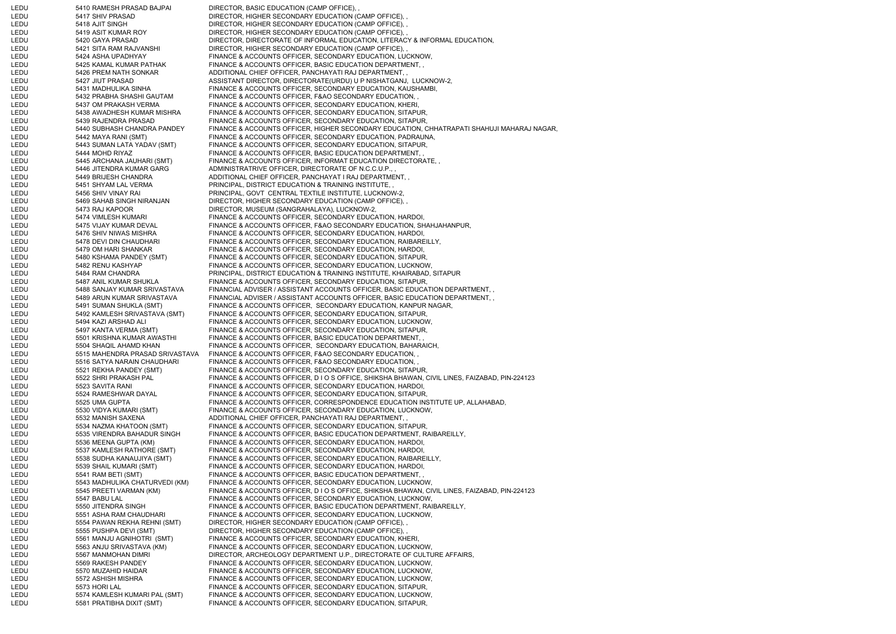| | | | |
|---|---|---|---|
| LEDU | 5410 | RAMESH PRASAD BAJPAI | DIRECTOR, BASIC EDUCATION (CAMP OFFICE), , |
| LEDU | 5417 | SHIV PRASAD | DIRECTOR, HIGHER SECONDARY EDUCATION (CAMP OFFICE), , |
| LEDU | 5418 | AJIT SINGH | DIRECTOR, HIGHER SECONDARY EDUCATION (CAMP OFFICE), , |
| LEDU | 5419 | ASIT KUMAR ROY | DIRECTOR, HIGHER SECONDARY EDUCATION (CAMP OFFICE), , |
| LEDU | 5420 | GAYA PRASAD | DIRECTOR, DIRECTORATE OF INFORMAL EDUCATION, LITERACY & INFORMAL EDUCATION, |
| LEDU | 5421 | SITA RAM RAJVANSHI | DIRECTOR, HIGHER SECONDARY EDUCATION (CAMP OFFICE), , |
| LEDU | 5424 | ASHA UPADHYAY | FINANCE & ACCOUNTS OFFICER, SECONDARY EDUCATION, LUCKNOW, |
| LEDU | 5425 | KAMAL KUMAR PATHAK | FINANCE & ACCOUNTS OFFICER, BASIC EDUCATION DEPARTMENT, , |
| LEDU | 5426 | PREM NATH SONKAR | ADDITIONAL CHIEF OFFICER, PANCHAYATI RAJ DEPARTMENT, , |
| LEDU | 5427 | JIUT PRASAD | ASSISTANT DIRECTOR, DIRECTORATE(URDU) U P NISHATGANJ, LUCKNOW-2, |
| LEDU | 5431 | MADHULIKA SINHA | FINANCE & ACCOUNTS OFFICER, SECONDARY EDUCATION, KAUSHAMBI, |
| LEDU | 5432 | PRABHA SHASHI GAUTAM | FINANCE & ACCOUNTS OFFICER, F&AO SECONDARY EDUCATION, , |
| LEDU | 5437 | OM PRAKASH VERMA | FINANCE & ACCOUNTS OFFICER, SECONDARY EDUCATION, KHERI, |
| LEDU | 5438 | AWADHESH KUMAR MISHRA | FINANCE & ACCOUNTS OFFICER, SECONDARY EDUCATION, SITAPUR, |
| LEDU | 5439 | RAJENDRA PRASAD | FINANCE & ACCOUNTS OFFICER, SECONDARY EDUCATION, SITAPUR, |
| LEDU | 5440 | SUBHASH CHANDRA PANDEY | FINANCE & ACCOUNTS OFFICER, HIGHER SECONDARY EDUCATION, CHHATRAPATI SHAHUJI MAHARAJ NAGAR, |
| LEDU | 5442 | MAYA RANI (SMT) | FINANCE & ACCOUNTS OFFICER, SECONDARY EDUCATION, PADRAUNA, |
| LEDU | 5443 | SUMAN LATA YADAV (SMT) | FINANCE & ACCOUNTS OFFICER, SECONDARY EDUCATION, SITAPUR, |
| LEDU | 5444 | MOHD RIYAZ | FINANCE & ACCOUNTS OFFICER, BASIC EDUCATION DEPARTMENT, , |
| LEDU | 5445 | ARCHANA JAUHARI (SMT) | FINANCE & ACCOUNTS OFFICER, INFORMAT EDUCATION DIRECTORATE, , |
| LEDU | 5446 | JITENDRA KUMAR GARG | ADMINISTRATRIVE OFFICER, DIRECTORATE OF N.C.C.U.P., , |
| LEDU | 5449 | BRIJESH CHANDRA | ADDITIONAL CHIEF OFFICER, PANCHAYAT I RAJ DEPARTMENT, , |
| LEDU | 5451 | SHYAM LAL VERMA | PRINCIPAL, DISTRICT EDUCATION & TRAINING INSTITUTE, , |
| LEDU | 5456 | SHIV VINAY RAI | PRINCIPAL, GOVT CENTRAL TEXTILE INSTITUTE, LUCKNOW-2, |
| LEDU | 5469 | SAHAB SINGH NIRANJAN | DIRECTOR, HIGHER SECONDARY EDUCATION (CAMP OFFICE), , |
| LEDU | 5473 | RAJ KAPOOR | DIRECTOR, MUSEUM (SANGRAHALAYA), LUCKNOW-2, |
| LEDU | 5474 | VIMLESH KUMARI | FINANCE & ACCOUNTS OFFICER, SECONDARY EDUCATION, HARDOI, |
| LEDU | 5475 | VIJAY KUMAR DEVAL | FINANCE & ACCOUNTS OFFICER, F&AO SECONDARY EDUCATION, SHAHJAHANPUR, |
| LEDU | 5476 | SHIV NIWAS MISHRA | FINANCE & ACCOUNTS OFFICER, SECONDARY EDUCATION, HARDOI, |
| LEDU | 5478 | DEVI DIN CHAUDHARI | FINANCE & ACCOUNTS OFFICER, SECONDARY EDUCATION, RAIBAREILLY, |
| LEDU | 5479 | OM HARI SHANKAR | FINANCE & ACCOUNTS OFFICER, SECONDARY EDUCATION, HARDOI, |
| LEDU | 5480 | KSHAMA PANDEY (SMT) | FINANCE & ACCOUNTS OFFICER, SECONDARY EDUCATION, SITAPUR, |
| LEDU | 5482 | RENU KASHYAP | FINANCE & ACCOUNTS OFFICER, SECONDARY EDUCATION, LUCKNOW, |
| LEDU | 5484 | RAM CHANDRA | PRINCIPAL, DISTRICT EDUCATION & TRAINING INSTITUTE, KHAIRABAD, SITAPUR |
| LEDU | 5487 | ANIL KUMAR SHUKLA | FINANCE & ACCOUNTS OFFICER, SECONDARY EDUCATION, SITAPUR, |
| LEDU | 5488 | SANJAY KUMAR SRIVASTAVA | FINANCIAL ADVISER / ASSISTANT ACCOUNTS OFFICER, BASIC EDUCATION DEPARTMENT, , |
| LEDU | 5489 | ARUN KUMAR SRIVASTAVA | FINANCIAL ADVISER / ASSISTANT ACCOUNTS OFFICER, BASIC EDUCATION DEPARTMENT, , |
| LEDU | 5491 | SUMAN SHUKLA (SMT) | FINANCE & ACCOUNTS OFFICER, SECONDARY EDUCATION, KANPUR NAGAR, |
| LEDU | 5492 | KAMLESH SRIVASTAVA (SMT) | FINANCE & ACCOUNTS OFFICER, SECONDARY EDUCATION, SITAPUR, |
| LEDU | 5494 | KAZI ARSHAD ALI | FINANCE & ACCOUNTS OFFICER, SECONDARY EDUCATION, LUCKNOW, |
| LEDU | 5497 | KANTA VERMA (SMT) | FINANCE & ACCOUNTS OFFICER, SECONDARY EDUCATION, SITAPUR, |
| LEDU | 5501 | KRISHNA KUMAR AWASTHI | FINANCE & ACCOUNTS OFFICER, BASIC EDUCATION DEPARTMENT, , |
| LEDU | 5504 | SHAQIL AHAMD KHAN | FINANCE & ACCOUNTS OFFICER, SECONDARY EDUCATION, BAHARAICH, |
| LEDU | 5515 | MAHENDRA PRASAD SRIVASTAVA | FINANCE & ACCOUNTS OFFICER, F&AO SECONDARY EDUCATION, , |
| LEDU | 5516 | SATYA NARAIN CHAUDHARI | FINANCE & ACCOUNTS OFFICER, F&AO SECONDARY EDUCATION, , |
| LEDU | 5521 | REKHA PANDEY (SMT) | FINANCE & ACCOUNTS OFFICER, SECONDARY EDUCATION, SITAPUR, |
| LEDU | 5522 | SHRI PRAKASH PAL | FINANCE & ACCOUNTS OFFICER, D I O S OFFICE, SHIKSHA BHAWAN, CIVIL LINES, FAIZABAD, PIN-224123 |
| LEDU | 5523 | SAVITA RANI | FINANCE & ACCOUNTS OFFICER, SECONDARY EDUCATION, HARDOI, |
| LEDU | 5524 | RAMESHWAR DAYAL | FINANCE & ACCOUNTS OFFICER, SECONDARY EDUCATION, SITAPUR, |
| LEDU | 5525 | UMA GUPTA | FINANCE & ACCOUNTS OFFICER, CORRESPONDENCE EDUCATION INSTITUTE UP, ALLAHABAD, |
| LEDU | 5530 | VIDYA KUMARI (SMT) | FINANCE & ACCOUNTS OFFICER, SECONDARY EDUCATION, LUCKNOW, |
| LEDU | 5532 | MANISH SAXENA | ADDITIONAL CHIEF OFFICER, PANCHAYATI RAJ DEPARTMENT, , |
| LEDU | 5534 | NAZMA KHATOON (SMT) | FINANCE & ACCOUNTS OFFICER, SECONDARY EDUCATION, SITAPUR, |
| LEDU | 5535 | VIRENDRA BAHADUR SINGH | FINANCE & ACCOUNTS OFFICER, BASIC EDUCATION DEPARTMENT, RAIBAREILLY, |
| LEDU | 5536 | MEENA GUPTA (KM) | FINANCE & ACCOUNTS OFFICER, SECONDARY EDUCATION, HARDOI, |
| LEDU | 5537 | KAMLESH RATHORE (SMT) | FINANCE & ACCOUNTS OFFICER, SECONDARY EDUCATION, HARDOI, |
| LEDU | 5538 | SUDHA KANAUJIYA (SMT) | FINANCE & ACCOUNTS OFFICER, SECONDARY EDUCATION, RAIBAREILLY, |
| LEDU | 5539 | SHAIL KUMARI (SMT) | FINANCE & ACCOUNTS OFFICER, SECONDARY EDUCATION, HARDOI, |
| LEDU | 5541 | RAM BETI (SMT) | FINANCE & ACCOUNTS OFFICER, BASIC EDUCATION DEPARTMENT, , |
| LEDU | 5543 | MADHULIKA CHATURVEDI (KM) | FINANCE & ACCOUNTS OFFICER, SECONDARY EDUCATION, LUCKNOW, |
| LEDU | 5545 | PREETI VARMAN (KM) | FINANCE & ACCOUNTS OFFICER, D I O S OFFICE, SHIKSHA BHAWAN, CIVIL LINES, FAIZABAD, PIN-224123 |
| LEDU | 5547 | BABU LAL | FINANCE & ACCOUNTS OFFICER, SECONDARY EDUCATION, LUCKNOW, |
| LEDU | 5550 | JITENDRA SINGH | FINANCE & ACCOUNTS OFFICER, BASIC EDUCATION DEPARTMENT, RAIBAREILLY, |
| LEDU | 5551 | ASHA RAM CHAUDHARI | FINANCE & ACCOUNTS OFFICER, SECONDARY EDUCATION, LUCKNOW, |
| LEDU | 5554 | PAWAN REKHA REHNI (SMT) | DIRECTOR, HIGHER SECONDARY EDUCATION (CAMP OFFICE), , |
| LEDU | 5555 | PUSHPA DEVI (SMT) | DIRECTOR, HIGHER SECONDARY EDUCATION (CAMP OFFICE), , |
| LEDU | 5561 | MANJU AGNIHOTRI (SMT) | FINANCE & ACCOUNTS OFFICER, SECONDARY EDUCATION, KHERI, |
| LEDU | 5563 | ANJU SRIVASTAVA (KM) | FINANCE & ACCOUNTS OFFICER, SECONDARY EDUCATION, LUCKNOW, |
| LEDU | 5567 | MANMOHAN DIMRI | DIRECTOR, ARCHEOLOGY DEPARTMENT U.P., DIRECTORATE OF CULTURE AFFAIRS, |
| LEDU | 5569 | RAKESH PANDEY | FINANCE & ACCOUNTS OFFICER, SECONDARY EDUCATION, LUCKNOW, |
| LEDU | 5570 | MUZAHID HAIDAR | FINANCE & ACCOUNTS OFFICER, SECONDARY EDUCATION, LUCKNOW, |
| LEDU | 5572 | ASHISH MISHRA | FINANCE & ACCOUNTS OFFICER, SECONDARY EDUCATION, LUCKNOW, |
| LEDU | 5573 | HORI LAL | FINANCE & ACCOUNTS OFFICER, SECONDARY EDUCATION, SITAPUR, |
| LEDU | 5574 | KAMLESH KUMARI PAL (SMT) | FINANCE & ACCOUNTS OFFICER, SECONDARY EDUCATION, LUCKNOW, |
| LEDU | 5581 | PRATIBHA DIXIT (SMT) | FINANCE & ACCOUNTS OFFICER, SECONDARY EDUCATION, SITAPUR, |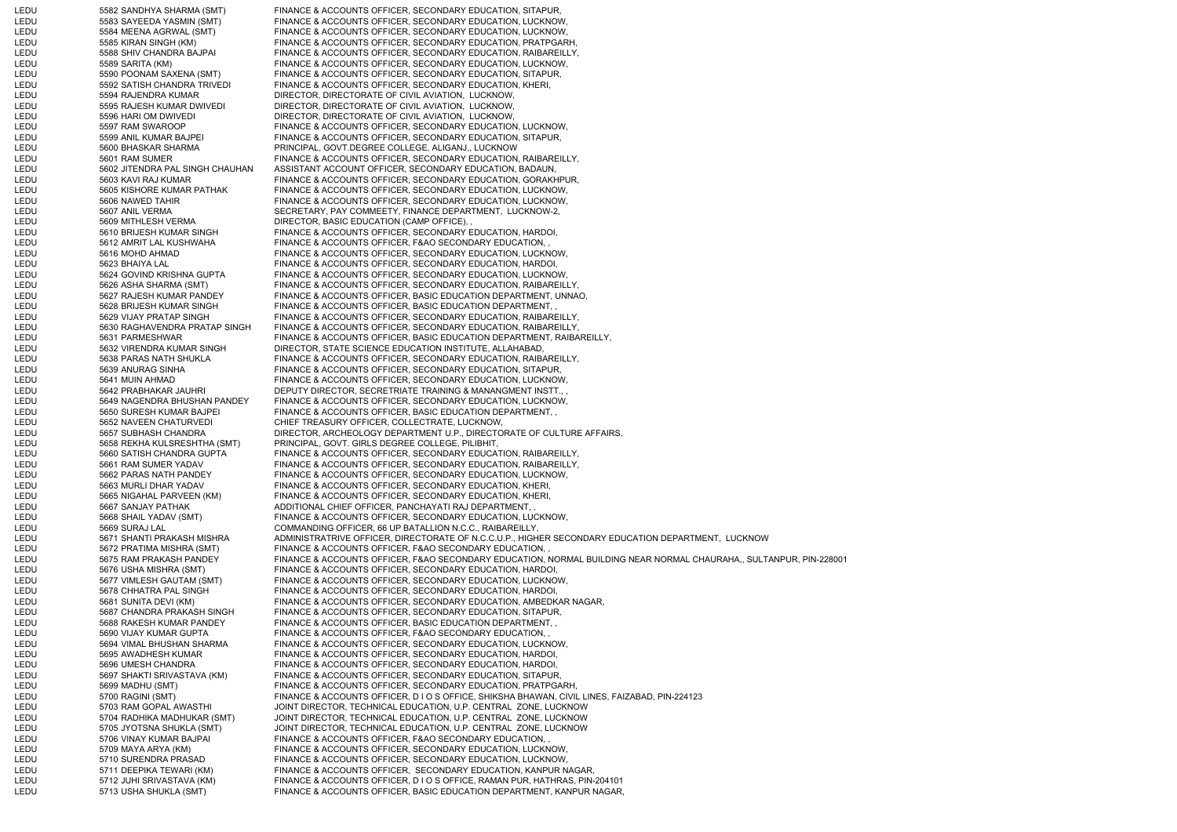| | | | |
|---|---|---|---|
| LEDU | 5582 | SANDHYA SHARMA (SMT) | FINANCE & ACCOUNTS OFFICER, SECONDARY EDUCATION, SITAPUR, |
| LEDU | 5583 | SAYEEDA YASMIN (SMT) | FINANCE & ACCOUNTS OFFICER, SECONDARY EDUCATION, LUCKNOW, |
| LEDU | 5584 | MEENA AGRWAL (SMT) | FINANCE & ACCOUNTS OFFICER, SECONDARY EDUCATION, LUCKNOW, |
| LEDU | 5585 | KIRAN SINGH (KM) | FINANCE & ACCOUNTS OFFICER, SECONDARY EDUCATION, PRATPGARH, |
| LEDU | 5588 | SHIV CHANDRA BAJPAI | FINANCE & ACCOUNTS OFFICER, SECONDARY EDUCATION, RAIBAREILLY, |
| LEDU | 5589 | SARITA (KM) | FINANCE & ACCOUNTS OFFICER, SECONDARY EDUCATION, LUCKNOW, |
| LEDU | 5590 | POONAM SAXENA (SMT) | FINANCE & ACCOUNTS OFFICER, SECONDARY EDUCATION, SITAPUR, |
| LEDU | 5592 | SATISH CHANDRA TRIVEDI | FINANCE & ACCOUNTS OFFICER, SECONDARY EDUCATION, KHERI, |
| LEDU | 5594 | RAJENDRA KUMAR | DIRECTOR, DIRECTORATE OF CIVIL AVIATION, LUCKNOW, |
| LEDU | 5595 | RAJESH KUMAR DWIVEDI | DIRECTOR, DIRECTORATE OF CIVIL AVIATION, LUCKNOW, |
| LEDU | 5596 | HARI OM DWIVEDI | DIRECTOR, DIRECTORATE OF CIVIL AVIATION, LUCKNOW, |
| LEDU | 5597 | RAM SWAROOP | FINANCE & ACCOUNTS OFFICER, SECONDARY EDUCATION, LUCKNOW, |
| LEDU | 5599 | ANIL KUMAR BAJPEI | FINANCE & ACCOUNTS OFFICER, SECONDARY EDUCATION, SITAPUR, |
| LEDU | 5600 | BHASKAR SHARMA | PRINCIPAL, GOVT.DEGREE COLLEGE, ALIGANJ,, LUCKNOW |
| LEDU | 5601 | RAM SUMER | FINANCE & ACCOUNTS OFFICER, SECONDARY EDUCATION, RAIBAREILLY, |
| LEDU | 5602 | JITENDRA PAL SINGH CHAUHAN | ASSISTANT ACCOUNT OFFICER, SECONDARY EDUCATION, BADAUN, |
| LEDU | 5603 | KAVI RAJ KUMAR | FINANCE & ACCOUNTS OFFICER, SECONDARY EDUCATION, GORAKHPUR, |
| LEDU | 5605 | KISHORE KUMAR PATHAK | FINANCE & ACCOUNTS OFFICER, SECONDARY EDUCATION, LUCKNOW, |
| LEDU | 5606 | NAWED TAHIR | FINANCE & ACCOUNTS OFFICER, SECONDARY EDUCATION, LUCKNOW, |
| LEDU | 5607 | ANIL VERMA | SECRETARY, PAY COMMEETY, FINANCE DEPARTMENT, LUCKNOW-2, |
| LEDU | 5609 | MITHLESH VERMA | DIRECTOR, BASIC EDUCATION (CAMP OFFICE), , |
| LEDU | 5610 | BRIJESH KUMAR SINGH | FINANCE & ACCOUNTS OFFICER, SECONDARY EDUCATION, HARDOI, |
| LEDU | 5612 | AMRIT LAL KUSHWAHA | FINANCE & ACCOUNTS OFFICER, F&AO SECONDARY EDUCATION, , |
| LEDU | 5616 | MOHD AHMAD | FINANCE & ACCOUNTS OFFICER, SECONDARY EDUCATION, LUCKNOW, |
| LEDU | 5623 | BHAIYA LAL | FINANCE & ACCOUNTS OFFICER, SECONDARY EDUCATION, HARDOI, |
| LEDU | 5624 | GOVIND KRISHNA GUPTA | FINANCE & ACCOUNTS OFFICER, SECONDARY EDUCATION, LUCKNOW, |
| LEDU | 5626 | ASHA SHARMA (SMT) | FINANCE & ACCOUNTS OFFICER, SECONDARY EDUCATION, RAIBAREILLY, |
| LEDU | 5627 | RAJESH KUMAR PANDEY | FINANCE & ACCOUNTS OFFICER, BASIC EDUCATION DEPARTMENT, UNNAO, |
| LEDU | 5628 | BRIJESH KUMAR SINGH | FINANCE & ACCOUNTS OFFICER, BASIC EDUCATION DEPARTMENT, , |
| LEDU | 5629 | VIJAY PRATAP SINGH | FINANCE & ACCOUNTS OFFICER, SECONDARY EDUCATION, RAIBAREILLY, |
| LEDU | 5630 | RAGHAVENDRA PRATAP SINGH | FINANCE & ACCOUNTS OFFICER, SECONDARY EDUCATION, RAIBAREILLY, |
| LEDU | 5631 | PARMESHWAR | FINANCE & ACCOUNTS OFFICER, BASIC EDUCATION DEPARTMENT, RAIBAREILLY, |
| LEDU | 5632 | VIRENDRA KUMAR SINGH | DIRECTOR, STATE SCIENCE EDUCATION INSTITUTE, ALLAHABAD, |
| LEDU | 5638 | PARAS NATH SHUKLA | FINANCE & ACCOUNTS OFFICER, SECONDARY EDUCATION, RAIBAREILLY, |
| LEDU | 5639 | ANURAG SINHA | FINANCE & ACCOUNTS OFFICER, SECONDARY EDUCATION, SITAPUR, |
| LEDU | 5641 | MUIN AHMAD | FINANCE & ACCOUNTS OFFICER, SECONDARY EDUCATION, LUCKNOW, |
| LEDU | 5642 | PRABHAKAR JAUHRI | DEPUTY DIRECTOR, SECRETRIATE TRAINING & MANANGMENT INSTT., , |
| LEDU | 5649 | NAGENDRA BHUSHAN PANDEY | FINANCE & ACCOUNTS OFFICER, SECONDARY EDUCATION, LUCKNOW, |
| LEDU | 5650 | SURESH KUMAR BAJPEI | FINANCE & ACCOUNTS OFFICER, BASIC EDUCATION DEPARTMENT, , |
| LEDU | 5652 | NAVEEN CHATURVEDI | CHIEF TREASURY OFFICER, COLLECTRATE, LUCKNOW, |
| LEDU | 5657 | SUBHASH CHANDRA | DIRECTOR, ARCHEOLOGY DEPARTMENT U.P., DIRECTORATE OF CULTURE AFFAIRS, |
| LEDU | 5658 | REKHA KULSRESHTHA (SMT) | PRINCIPAL, GOVT. GIRLS DEGREE COLLEGE, PILIBHIT, |
| LEDU | 5660 | SATISH CHANDRA GUPTA | FINANCE & ACCOUNTS OFFICER, SECONDARY EDUCATION, RAIBAREILLY, |
| LEDU | 5661 | RAM SUMER YADAV | FINANCE & ACCOUNTS OFFICER, SECONDARY EDUCATION, RAIBAREILLY, |
| LEDU | 5662 | PARAS NATH PANDEY | FINANCE & ACCOUNTS OFFICER, SECONDARY EDUCATION, LUCKNOW, |
| LEDU | 5663 | MURLI DHAR YADAV | FINANCE & ACCOUNTS OFFICER, SECONDARY EDUCATION, KHERI, |
| LEDU | 5665 | NIGAHAL PARVEEN (KM) | FINANCE & ACCOUNTS OFFICER, SECONDARY EDUCATION, KHERI, |
| LEDU | 5667 | SANJAY PATHAK | ADDITIONAL CHIEF OFFICER, PANCHAYATI RAJ DEPARTMENT, , |
| LEDU | 5668 | SHAIL YADAV (SMT) | FINANCE & ACCOUNTS OFFICER, SECONDARY EDUCATION, LUCKNOW, |
| LEDU | 5669 | SURAJ LAL | COMMANDING OFFICER, 66 UP BATALLION N.C.C., RAIBAREILLY, |
| LEDU | 5671 | SHANTI PRAKASH MISHRA | ADMINISTRATRIVE OFFICER, DIRECTORATE OF N.C.C.U.P., HIGHER SECONDARY EDUCATION DEPARTMENT, LUCKNOW |
| LEDU | 5672 | PRATIMA MISHRA (SMT) | FINANCE & ACCOUNTS OFFICER, F&AO SECONDARY EDUCATION, , |
| LEDU | 5675 | RAM PRAKASH PANDEY | FINANCE & ACCOUNTS OFFICER, F&AO SECONDARY EDUCATION, NORMAL BUILDING NEAR NORMAL CHAURAHA,, SULTANPUR, PIN-228001 |
| LEDU | 5676 | USHA MISHRA (SMT) | FINANCE & ACCOUNTS OFFICER, SECONDARY EDUCATION, HARDOI, |
| LEDU | 5677 | VIMLESH GAUTAM (SMT) | FINANCE & ACCOUNTS OFFICER, SECONDARY EDUCATION, LUCKNOW, |
| LEDU | 5678 | CHHATRA PAL SINGH | FINANCE & ACCOUNTS OFFICER, SECONDARY EDUCATION, HARDOI, |
| LEDU | 5681 | SUNITA DEVI (KM) | FINANCE & ACCOUNTS OFFICER, SECONDARY EDUCATION, AMBEDKAR NAGAR, |
| LEDU | 5687 | CHANDRA PRAKASH SINGH | FINANCE & ACCOUNTS OFFICER, SECONDARY EDUCATION, SITAPUR, |
| LEDU | 5688 | RAKESH KUMAR PANDEY | FINANCE & ACCOUNTS OFFICER, BASIC EDUCATION DEPARTMENT, , |
| LEDU | 5690 | VIJAY KUMAR GUPTA | FINANCE & ACCOUNTS OFFICER, F&AO SECONDARY EDUCATION, , |
| LEDU | 5694 | VIMAL BHUSHAN SHARMA | FINANCE & ACCOUNTS OFFICER, SECONDARY EDUCATION, LUCKNOW, |
| LEDU | 5695 | AWADHESH KUMAR | FINANCE & ACCOUNTS OFFICER, SECONDARY EDUCATION, HARDOI, |
| LEDU | 5696 | UMESH CHANDRA | FINANCE & ACCOUNTS OFFICER, SECONDARY EDUCATION, HARDOI, |
| LEDU | 5697 | SHAKTI SRIVASTAVA (KM) | FINANCE & ACCOUNTS OFFICER, SECONDARY EDUCATION, SITAPUR, |
| LEDU | 5699 | MADHU (SMT) | FINANCE & ACCOUNTS OFFICER, SECONDARY EDUCATION, PRATPGARH, |
| LEDU | 5700 | RAGINI (SMT) | FINANCE & ACCOUNTS OFFICER, D I O S OFFICE, SHIKSHA BHAWAN, CIVIL LINES, FAIZABAD, PIN-224123 |
| LEDU | 5703 | RAM GOPAL AWASTHI | JOINT DIRECTOR, TECHNICAL EDUCATION, U.P. CENTRAL ZONE, LUCKNOW |
| LEDU | 5704 | RADHIKA MADHUKAR (SMT) | JOINT DIRECTOR, TECHNICAL EDUCATION, U.P. CENTRAL ZONE, LUCKNOW |
| LEDU | 5705 | JYOTSNA SHUKLA (SMT) | JOINT DIRECTOR, TECHNICAL EDUCATION, U.P. CENTRAL ZONE, LUCKNOW |
| LEDU | 5706 | VINAY KUMAR BAJPAI | FINANCE & ACCOUNTS OFFICER, F&AO SECONDARY EDUCATION, , |
| LEDU | 5709 | MAYA ARYA (KM) | FINANCE & ACCOUNTS OFFICER, SECONDARY EDUCATION, LUCKNOW, |
| LEDU | 5710 | SURENDRA PRASAD | FINANCE & ACCOUNTS OFFICER, SECONDARY EDUCATION, LUCKNOW, |
| LEDU | 5711 | DEEPIKA TEWARI (KM) | FINANCE & ACCOUNTS OFFICER, SECONDARY EDUCATION, KANPUR NAGAR, |
| LEDU | 5712 | JUHI SRIVASTAVA (KM) | FINANCE & ACCOUNTS OFFICER, D I O S OFFICE, RAMAN PUR, HATHRAS, PIN-204101 |
| LEDU | 5713 | USHA SHUKLA (SMT) | FINANCE & ACCOUNTS OFFICER, BASIC EDUCATION DEPARTMENT, KANPUR NAGAR, |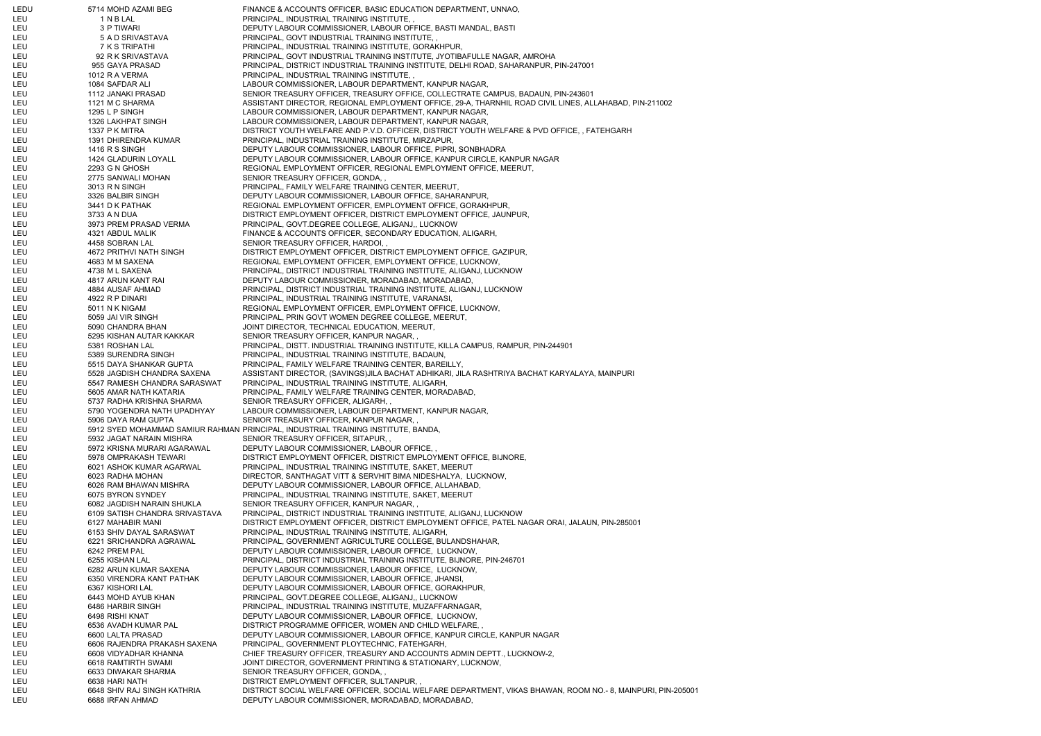| | | |
|---|---|---|
| LEDU | 5714 MOHD AZAMI BEG | FINANCE & ACCOUNTS OFFICER, BASIC EDUCATION DEPARTMENT, UNNAO, |
| LEU | 1 N B LAL | PRINCIPAL, INDUSTRIAL TRAINING INSTITUTE, , |
| LEU | 3 P TIWARI | DEPUTY LABOUR COMMISSIONER, LABOUR OFFICE, BASTI MANDAL, BASTI |
| LEU | 5 A D SRIVASTAVA | PRINCIPAL, GOVT INDUSTRIAL TRAINING INSTITUTE, , |
| LEU | 7 K S TRIPATHI | PRINCIPAL, INDUSTRIAL TRAINING INSTITUTE, GORAKHPUR, |
| LEU | 92 R K SRIVASTAVA | PRINCIPAL, GOVT INDUSTRIAL TRAINING INSTITUTE, JYOTIBAFULLE NAGAR, AMROHA |
| LEU | 955 GAYA PRASAD | PRINCIPAL, DISTRICT INDUSTRIAL TRAINING INSTITUTE, DELHI ROAD, SAHARANPUR, PIN-247001 |
| LEU | 1012 R A VERMA | PRINCIPAL, INDUSTRIAL TRAINING INSTITUTE, , |
| LEU | 1084 SAFDAR ALI | LABOUR COMMISSIONER, LABOUR DEPARTMENT, KANPUR NAGAR, |
| LEU | 1112 JANAKI PRASAD | SENIOR TREASURY OFFICER, TREASURY OFFICE, COLLECTRATE CAMPUS, BADAUN, PIN-243601 |
| LEU | 1121 M C SHARMA | ASSISTANT DIRECTOR, REGIONAL EMPLOYMENT OFFICE, 29-A, THARNHIL ROAD CIVIL LINES, ALLAHABAD, PIN-211002 |
| LEU | 1295 L P SINGH | LABOUR COMMISSIONER, LABOUR DEPARTMENT, KANPUR NAGAR, |
| LEU | 1326 LAKHPAT SINGH | LABOUR COMMISSIONER, LABOUR DEPARTMENT, KANPUR NAGAR, |
| LEU | 1337 P K MITRA | DISTRICT YOUTH WELFARE AND P.V.D. OFFICER, DISTRICT YOUTH WELFARE & PVD OFFICE, , FATEHGARH |
| LEU | 1391 DHIRENDRA KUMAR | PRINCIPAL, INDUSTRIAL TRAINING INSTITUTE, MIRZAPUR, |
| LEU | 1416 R S SINGH | DEPUTY LABOUR COMMISSIONER, LABOUR OFFICE, PIPRI, SONBHADRA |
| LEU | 1424 GLADURIN LOYALL | DEPUTY LABOUR COMMISSIONER, LABOUR OFFICE, KANPUR CIRCLE, KANPUR NAGAR |
| LEU | 2293 G N GHOSH | REGIONAL EMPLOYMENT OFFICER, REGIONAL EMPLOYMENT OFFICE, MEERUT, |
| LEU | 2775 SANWALI MOHAN | SENIOR TREASURY OFFICER, GONDA, , |
| LEU | 3013 R N SINGH | PRINCIPAL, FAMILY WELFARE TRAINING CENTER, MEERUT, |
| LEU | 3326 BALBIR SINGH | DEPUTY LABOUR COMMISSIONER, LABOUR OFFICE, SAHARANPUR, |
| LEU | 3441 D K PATHAK | REGIONAL EMPLOYMENT OFFICER, EMPLOYMENT OFFICE, GORAKHPUR, |
| LEU | 3733 A N DUA | DISTRICT EMPLOYMENT OFFICER, DISTRICT EMPLOYMENT OFFICE, JAUNPUR, |
| LEU | 3973 PREM PRASAD VERMA | PRINCIPAL, GOVT.DEGREE COLLEGE, ALIGANJ,, LUCKNOW |
| LEU | 4321 ABDUL MALIK | FINANCE & ACCOUNTS OFFICER, SECONDARY EDUCATION, ALIGARH, |
| LEU | 4458 SOBRAN LAL | SENIOR TREASURY OFFICER, HARDOI, , |
| LEU | 4672 PRITHVI NATH SINGH | DISTRICT EMPLOYMENT OFFICER, DISTRICT EMPLOYMENT OFFICE, GAZIPUR, |
| LEU | 4683 M M SAXENA | REGIONAL EMPLOYMENT OFFICER, EMPLOYMENT OFFICE, LUCKNOW, |
| LEU | 4738 M L SAXENA | PRINCIPAL, DISTRICT INDUSTRIAL TRAINING INSTITUTE, ALIGANJ, LUCKNOW |
| LEU | 4817 ARUN KANT RAI | DEPUTY LABOUR COMMISSIONER, MORADABAD, MORADABAD, |
| LEU | 4884 AUSAF AHMAD | PRINCIPAL, DISTRICT INDUSTRIAL TRAINING INSTITUTE, ALIGANJ, LUCKNOW |
| LEU | 4922 R P DINARI | PRINCIPAL, INDUSTRIAL TRAINING INSTITUTE, VARANASI, |
| LEU | 5011 N K NIGAM | REGIONAL EMPLOYMENT OFFICER, EMPLOYMENT OFFICE, LUCKNOW, |
| LEU | 5059 JAI VIR SINGH | PRINCIPAL, PRIN GOVT WOMEN DEGREE COLLEGE, MEERUT, |
| LEU | 5090 CHANDRA BHAN | JOINT DIRECTOR, TECHNICAL EDUCATION, MEERUT, |
| LEU | 5295 KISHAN AUTAR KAKKAR | SENIOR TREASURY OFFICER, KANPUR NAGAR, , |
| LEU | 5381 ROSHAN LAL | PRINCIPAL, DISTT. INDUSTRIAL TRAINING INSTITUTE, KILLA CAMPUS, RAMPUR, PIN-244901 |
| LEU | 5389 SURENDRA SINGH | PRINCIPAL, INDUSTRIAL TRAINING INSTITUTE, BADAUN, |
| LEU | 5515 DAYA SHANKAR GUPTA | PRINCIPAL, FAMILY WELFARE TRAINING CENTER, BAREILLY, |
| LEU | 5528 JAGDISH CHANDRA SAXENA | ASSISTANT DIRECTOR, (SAVINGS)JILA BACHAT ADHIKARI, JILA RASHTRIYA BACHAT KARYALAYA, MAINPURI |
| LEU | 5547 RAMESH CHANDRA SARASWAT | PRINCIPAL, INDUSTRIAL TRAINING INSTITUTE, ALIGARH, |
| LEU | 5605 AMAR NATH KATARIA | PRINCIPAL, FAMILY WELFARE TRAINING CENTER, MORADABAD, |
| LEU | 5737 RADHA KRISHNA SHARMA | SENIOR TREASURY OFFICER, ALIGARH, , |
| LEU | 5790 YOGENDRA NATH UPADHYAY | LABOUR COMMISSIONER, LABOUR DEPARTMENT, KANPUR NAGAR, |
| LEU | 5906 DAYA RAM GUPTA | SENIOR TREASURY OFFICER, KANPUR NAGAR, , |
| LEU | 5912 SYED MOHAMMAD SAMIUR RAHMAN | PRINCIPAL, INDUSTRIAL TRAINING INSTITUTE, BANDA, |
| LEU | 5932 JAGAT NARAIN MISHRA | SENIOR TREASURY OFFICER, SITAPUR, , |
| LEU | 5972 KRISNA MURARI AGARAWAL | DEPUTY LABOUR COMMISSIONER, LABOUR OFFICE, , |
| LEU | 5978 OMPRAKASH TEWARI | DISTRICT EMPLOYMENT OFFICER, DISTRICT EMPLOYMENT OFFICE, BIJNORE, |
| LEU | 6021 ASHOK KUMAR AGARWAL | PRINCIPAL, INDUSTRIAL TRAINING INSTITUTE, SAKET, MEERUT |
| LEU | 6023 RADHA MOHAN | DIRECTOR, SANTHAGAT VITT & SERVHIT BIMA NIDESHALYA, LUCKNOW, |
| LEU | 6026 RAM BHAWAN MISHRA | DEPUTY LABOUR COMMISSIONER, LABOUR OFFICE, ALLAHABAD, |
| LEU | 6075 BYRON SYNDEY | PRINCIPAL, INDUSTRIAL TRAINING INSTITUTE, SAKET, MEERUT |
| LEU | 6082 JAGDISH NARAIN SHUKLA | SENIOR TREASURY OFFICER, KANPUR NAGAR, , |
| LEU | 6109 SATISH CHANDRA SRIVASTAVA | PRINCIPAL, DISTRICT INDUSTRIAL TRAINING INSTITUTE, ALIGANJ, LUCKNOW |
| LEU | 6127 MAHABIR MANI | DISTRICT EMPLOYMENT OFFICER, DISTRICT EMPLOYMENT OFFICE, PATEL NAGAR ORAI, JALAUN, PIN-285001 |
| LEU | 6153 SHIV DAYAL SARASWAT | PRINCIPAL, INDUSTRIAL TRAINING INSTITUTE, ALIGARH, |
| LEU | 6221 SRICHANDRA AGRAWAL | PRINCIPAL, GOVERNMENT AGRICULTURE COLLEGE, BULANDSHAHAR, |
| LEU | 6242 PREM PAL | DEPUTY LABOUR COMMISSIONER, LABOUR OFFICE, LUCKNOW, |
| LEU | 6255 KISHAN LAL | PRINCIPAL, DISTRICT INDUSTRIAL TRAINING INSTITUTE, BIJNORE, PIN-246701 |
| LEU | 6282 ARUN KUMAR SAXENA | DEPUTY LABOUR COMMISSIONER, LABOUR OFFICE, LUCKNOW, |
| LEU | 6350 VIRENDRA KANT PATHAK | DEPUTY LABOUR COMMISSIONER, LABOUR OFFICE, JHANSI, |
| LEU | 6367 KISHORI LAL | DEPUTY LABOUR COMMISSIONER, LABOUR OFFICE, GORAKHPUR, |
| LEU | 6443 MOHD AYUB KHAN | PRINCIPAL, GOVT.DEGREE COLLEGE, ALIGANJ,, LUCKNOW |
| LEU | 6486 HARBIR SINGH | PRINCIPAL, INDUSTRIAL TRAINING INSTITUTE, MUZAFFARNAGAR, |
| LEU | 6498 RISHI KNAT | DEPUTY LABOUR COMMISSIONER, LABOUR OFFICE, LUCKNOW, |
| LEU | 6536 AVADH KUMAR PAL | DISTRICT PROGRAMME OFFICER, WOMEN AND CHILD WELFARE, , |
| LEU | 6600 LALTA PRASAD | DEPUTY LABOUR COMMISSIONER, LABOUR OFFICE, KANPUR CIRCLE, KANPUR NAGAR |
| LEU | 6606 RAJENDRA PRAKASH SAXENA | PRINCIPAL, GOVERNMENT PLOYTECHNIC, FATEHGARH, |
| LEU | 6608 VIDYADHAR KHANNA | CHIEF TREASURY OFFICER, TREASURY AND ACCOUNTS ADMIN DEPTT., LUCKNOW-2, |
| LEU | 6618 RAMTIRTH SWAMI | JOINT DIRECTOR, GOVERNMENT PRINTING & STATIONARY, LUCKNOW, |
| LEU | 6633 DIWAKAR SHARMA | SENIOR TREASURY OFFICER, GONDA, , |
| LEU | 6638 HARI NATH | DISTRICT EMPLOYMENT OFFICER, SULTANPUR, , |
| LEU | 6648 SHIV RAJ SINGH KATHRIA | DISTRICT SOCIAL WELFARE OFFICER, SOCIAL WELFARE DEPARTMENT, VIKAS BHAWAN, ROOM NO.- 8, MAINPURI, PIN-205001 |
| LEU | 6688 IRFAN AHMAD | DEPUTY LABOUR COMMISSIONER, MORADABAD, MORADABAD, |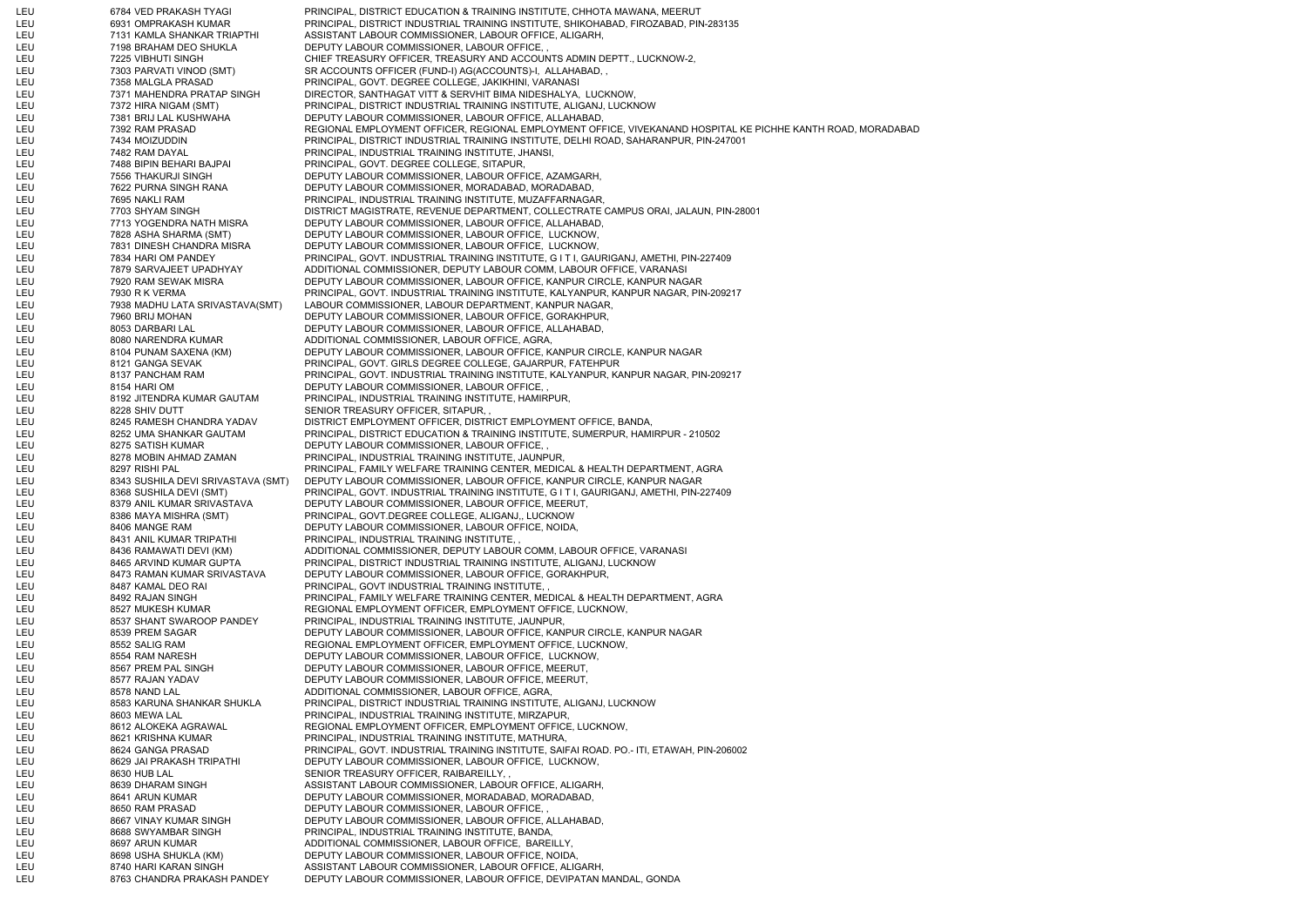| | | | |
|---|---|---|---|
| LEU | 6784 | VED PRAKASH TYAGI | PRINCIPAL, DISTRICT EDUCATION & TRAINING INSTITUTE, CHHOTA MAWANA, MEERUT |
| LEU | 6931 | OMPRAKASH KUMAR | PRINCIPAL, DISTRICT INDUSTRIAL TRAINING INSTITUTE, SHIKOHABAD, FIROZABAD, PIN-283135 |
| LEU | 7131 | KAMLA SHANKAR TRIAPTHI | ASSISTANT LABOUR COMMISSIONER, LABOUR OFFICE, ALIGARH, |
| LEU | 7198 | BRAHAM DEO SHUKLA | DEPUTY LABOUR COMMISSIONER, LABOUR OFFICE, , |
| LEU | 7225 | VIBHUTI SINGH | CHIEF TREASURY OFFICER, TREASURY AND ACCOUNTS ADMIN DEPTT., LUCKNOW-2, |
| LEU | 7303 | PARVATI VINOD (SMT) | SR ACCOUNTS OFFICER (FUND-I) AG(ACCOUNTS)-I, ALLAHABAD, , |
| LEU | 7358 | MALGLA PRASAD | PRINCIPAL, GOVT. DEGREE COLLEGE, JAKIKHINI, VARANASI |
| LEU | 7371 | MAHENDRA PRATAP SINGH | DIRECTOR, SANTHAGAT VITT & SERVHIT BIMA NIDESHALYA, LUCKNOW, |
| LEU | 7372 | HIRA NIGAM (SMT) | PRINCIPAL, DISTRICT INDUSTRIAL TRAINING INSTITUTE, ALIGANJ, LUCKNOW |
| LEU | 7381 | BRIJ LAL KUSHWAHA | DEPUTY LABOUR COMMISSIONER, LABOUR OFFICE, ALLAHABAD, |
| LEU | 7392 | RAM PRASAD | REGIONAL EMPLOYMENT OFFICER, REGIONAL EMPLOYMENT OFFICE, VIVEKANAND HOSPITAL KE PICHHE KANTH ROAD, MORADABAD |
| LEU | 7434 | MOIZUDDIN | PRINCIPAL, DISTRICT INDUSTRIAL TRAINING INSTITUTE, DELHI ROAD, SAHARANPUR, PIN-247001 |
| LEU | 7482 | RAM DAYAL | PRINCIPAL, INDUSTRIAL TRAINING INSTITUTE, JHANSI, |
| LEU | 7488 | BIPIN BEHARI BAJPAI | PRINCIPAL, GOVT. DEGREE COLLEGE, SITAPUR, |
| LEU | 7556 | THAKURJI SINGH | DEPUTY LABOUR COMMISSIONER, LABOUR OFFICE, AZAMGARH, |
| LEU | 7622 | PURNA SINGH RANA | DEPUTY LABOUR COMMISSIONER, MORADABAD, MORADABAD, |
| LEU | 7695 | NAKLI RAM | PRINCIPAL, INDUSTRIAL TRAINING INSTITUTE, MUZAFFARNAGAR, |
| LEU | 7703 | SHYAM SINGH | DISTRICT MAGISTRATE, REVENUE DEPARTMENT, COLLECTRATE CAMPUS ORAI, JALAUN, PIN-28001 |
| LEU | 7713 | YOGENDRA NATH MISRA | DEPUTY LABOUR COMMISSIONER, LABOUR OFFICE, ALLAHABAD, |
| LEU | 7828 | ASHA SHARMA (SMT) | DEPUTY LABOUR COMMISSIONER, LABOUR OFFICE, LUCKNOW, |
| LEU | 7831 | DINESH CHANDRA MISRA | DEPUTY LABOUR COMMISSIONER, LABOUR OFFICE, LUCKNOW, |
| LEU | 7834 | HARI OM PANDEY | PRINCIPAL, GOVT. INDUSTRIAL TRAINING INSTITUTE, G I T I, GAURIGANJ, AMETHI, PIN-227409 |
| LEU | 7879 | SARVAJEET UPADHYAY | ADDITIONAL COMMISSIONER, DEPUTY LABOUR COMM, LABOUR OFFICE, VARANASI |
| LEU | 7920 | RAM SEWAK MISRA | DEPUTY LABOUR COMMISSIONER, LABOUR OFFICE, KANPUR CIRCLE, KANPUR NAGAR |
| LEU | 7930 | R K VERMA | PRINCIPAL, GOVT. INDUSTRIAL TRAINING INSTITUTE, KALYANPUR, KANPUR NAGAR, PIN-209217 |
| LEU | 7938 | MADHU LATA SRIVASTAVA(SMT) | LABOUR COMMISSIONER, LABOUR DEPARTMENT, KANPUR NAGAR, |
| LEU | 7960 | BRIJ MOHAN | DEPUTY LABOUR COMMISSIONER, LABOUR OFFICE, GORAKHPUR, |
| LEU | 8053 | DARBARI LAL | DEPUTY LABOUR COMMISSIONER, LABOUR OFFICE, ALLAHABAD, |
| LEU | 8080 | NARENDRA KUMAR | ADDITIONAL COMMISSIONER, LABOUR OFFICE, AGRA, |
| LEU | 8104 | PUNAM SAXENA (KM) | DEPUTY LABOUR COMMISSIONER, LABOUR OFFICE, KANPUR CIRCLE, KANPUR NAGAR |
| LEU | 8121 | GANGA SEVAK | PRINCIPAL, GOVT. GIRLS DEGREE COLLEGE, GAJARPUR, FATEHPUR |
| LEU | 8137 | PANCHAM RAM | PRINCIPAL, GOVT. INDUSTRIAL TRAINING INSTITUTE, KALYANPUR, KANPUR NAGAR, PIN-209217 |
| LEU | 8154 | HARI OM | DEPUTY LABOUR COMMISSIONER, LABOUR OFFICE, , |
| LEU | 8192 | JITENDRA KUMAR GAUTAM | PRINCIPAL, INDUSTRIAL TRAINING INSTITUTE, HAMIRPUR, |
| LEU | 8228 | SHIV DUTT | SENIOR TREASURY OFFICER, SITAPUR, , |
| LEU | 8245 | RAMESH CHANDRA YADAV | DISTRICT EMPLOYMENT OFFICER, DISTRICT EMPLOYMENT OFFICE, BANDA, |
| LEU | 8252 | UMA SHANKAR GAUTAM | PRINCIPAL, DISTRICT EDUCATION & TRAINING INSTITUTE, SUMERPUR, HAMIRPUR - 210502 |
| LEU | 8275 | SATISH KUMAR | DEPUTY LABOUR COMMISSIONER, LABOUR OFFICE, , |
| LEU | 8278 | MOBIN AHMAD ZAMAN | PRINCIPAL, INDUSTRIAL TRAINING INSTITUTE, JAUNPUR, |
| LEU | 8297 | RISHI PAL | PRINCIPAL, FAMILY WELFARE TRAINING CENTER, MEDICAL & HEALTH DEPARTMENT, AGRA |
| LEU | 8343 | SUSHILA DEVI SRIVASTAVA (SMT) | DEPUTY LABOUR COMMISSIONER, LABOUR OFFICE, KANPUR CIRCLE, KANPUR NAGAR |
| LEU | 8368 | SUSHILA DEVI (SMT) | PRINCIPAL, GOVT. INDUSTRIAL TRAINING INSTITUTE, G I T I, GAURIGANJ, AMETHI, PIN-227409 |
| LEU | 8379 | ANIL KUMAR SRIVASTAVA | DEPUTY LABOUR COMMISSIONER, LABOUR OFFICE, MEERUT, |
| LEU | 8386 | MAYA MISHRA (SMT) | PRINCIPAL, GOVT.DEGREE COLLEGE, ALIGANJ,, LUCKNOW |
| LEU | 8406 | MANGE RAM | DEPUTY LABOUR COMMISSIONER, LABOUR OFFICE, NOIDA, |
| LEU | 8431 | ANIL KUMAR TRIPATHI | PRINCIPAL, INDUSTRIAL TRAINING INSTITUTE, , |
| LEU | 8436 | RAMAWATI DEVI (KM) | ADDITIONAL COMMISSIONER, DEPUTY LABOUR COMM, LABOUR OFFICE, VARANASI |
| LEU | 8465 | ARVIND KUMAR GUPTA | PRINCIPAL, DISTRICT INDUSTRIAL TRAINING INSTITUTE, ALIGANJ, LUCKNOW |
| LEU | 8473 | RAMAN KUMAR SRIVASTAVA | DEPUTY LABOUR COMMISSIONER, LABOUR OFFICE, GORAKHPUR, |
| LEU | 8487 | KAMAL DEO RAI | PRINCIPAL, GOVT INDUSTRIAL TRAINING INSTITUTE, , |
| LEU | 8492 | RAJAN SINGH | PRINCIPAL, FAMILY WELFARE TRAINING CENTER, MEDICAL & HEALTH DEPARTMENT, AGRA |
| LEU | 8527 | MUKESH KUMAR | REGIONAL EMPLOYMENT OFFICER, EMPLOYMENT OFFICE, LUCKNOW, |
| LEU | 8537 | SHANT SWAROOP PANDEY | PRINCIPAL, INDUSTRIAL TRAINING INSTITUTE, JAUNPUR, |
| LEU | 8539 | PREM SAGAR | DEPUTY LABOUR COMMISSIONER, LABOUR OFFICE, KANPUR CIRCLE, KANPUR NAGAR |
| LEU | 8552 | SALIG RAM | REGIONAL EMPLOYMENT OFFICER, EMPLOYMENT OFFICE, LUCKNOW, |
| LEU | 8554 | RAM NARESH | DEPUTY LABOUR COMMISSIONER, LABOUR OFFICE, LUCKNOW, |
| LEU | 8567 | PREM PAL SINGH | DEPUTY LABOUR COMMISSIONER, LABOUR OFFICE, MEERUT, |
| LEU | 8577 | RAJAN YADAV | DEPUTY LABOUR COMMISSIONER, LABOUR OFFICE, MEERUT, |
| LEU | 8578 | NAND LAL | ADDITIONAL COMMISSIONER, LABOUR OFFICE, AGRA, |
| LEU | 8583 | KARUNA SHANKAR SHUKLA | PRINCIPAL, DISTRICT INDUSTRIAL TRAINING INSTITUTE, ALIGANJ, LUCKNOW |
| LEU | 8603 | MEWA LAL | PRINCIPAL, INDUSTRIAL TRAINING INSTITUTE, MIRZAPUR, |
| LEU | 8612 | ALOKEKA AGRAWAL | REGIONAL EMPLOYMENT OFFICER, EMPLOYMENT OFFICE, LUCKNOW, |
| LEU | 8621 | KRISHNA KUMAR | PRINCIPAL, INDUSTRIAL TRAINING INSTITUTE, MATHURA, |
| LEU | 8624 | GANGA PRASAD | PRINCIPAL, GOVT. INDUSTRIAL TRAINING INSTITUTE, SAIFAI ROAD. PO.- ITI, ETAWAH, PIN-206002 |
| LEU | 8629 | JAI PRAKASH TRIPATHI | DEPUTY LABOUR COMMISSIONER, LABOUR OFFICE, LUCKNOW, |
| LEU | 8630 | HUB LAL | SENIOR TREASURY OFFICER, RAIBAREILLY, , |
| LEU | 8639 | DHARAM SINGH | ASSISTANT LABOUR COMMISSIONER, LABOUR OFFICE, ALIGARH, |
| LEU | 8641 | ARUN KUMAR | DEPUTY LABOUR COMMISSIONER, MORADABAD, MORADABAD, |
| LEU | 8650 | RAM PRASAD | DEPUTY LABOUR COMMISSIONER, LABOUR OFFICE, , |
| LEU | 8667 | VINAY KUMAR SINGH | DEPUTY LABOUR COMMISSIONER, LABOUR OFFICE, ALLAHABAD, |
| LEU | 8688 | SWYAMBAR SINGH | PRINCIPAL, INDUSTRIAL TRAINING INSTITUTE, BANDA, |
| LEU | 8697 | ARUN KUMAR | ADDITIONAL COMMISSIONER, LABOUR OFFICE, BAREILLY, |
| LEU | 8698 | USHA SHUKLA (KM) | DEPUTY LABOUR COMMISSIONER, LABOUR OFFICE, NOIDA, |
| LEU | 8740 | HARI KARAN SINGH | ASSISTANT LABOUR COMMISSIONER, LABOUR OFFICE, ALIGARH, |
| LEU | 8763 | CHANDRA PRAKASH PANDEY | DEPUTY LABOUR COMMISSIONER, LABOUR OFFICE, DEVIPATAN MANDAL, GONDA |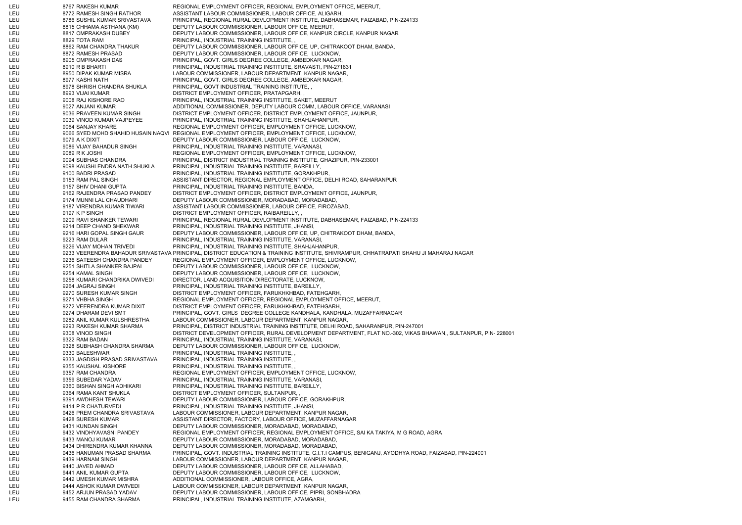| | | | |
|---|---|---|---|
| LEU | 8767 | RAKESH KUMAR | REGIONAL EMPLOYMENT OFFICER, REGIONAL EMPLOYMENT OFFICE, MEERUT, |
| LEU | 8772 | RAMESH SINGH RATHOR | ASSISTANT LABOUR COMMISSIONER, LABOUR OFFICE, ALIGARH, |
| LEU | 8786 | SUSHIL KUMAR SRIVASTAVA | PRINCIPAL, REGIONAL RURAL DEVLOPMENT INSTITUTE, DABHASEMAR, FAIZABAD, PIN-224133 |
| LEU | 8815 | CHHAMA ASTHANA (KM) | DEPUTY LABOUR COMMISSIONER, LABOUR OFFICE, MEERUT, |
| LEU | 8817 | OMPRAKASH DUBEY | DEPUTY LABOUR COMMISSIONER, LABOUR OFFICE, KANPUR CIRCLE, KANPUR NAGAR |
| LEU | 8829 | TOTA RAM | PRINCIPAL, INDUSTRIAL TRAINING INSTITUTE, , |
| LEU | 8862 | RAM CHANDRA THAKUR | DEPUTY LABOUR COMMISSIONER, LABOUR OFFICE, UP, CHITRAKOOT DHAM, BANDA, |
| LEU | 8872 | RAMESH PRASAD | DEPUTY LABOUR COMMISSIONER, LABOUR OFFICE, LUCKNOW, |
| LEU | 8905 | OMPRAKASH DAS | PRINCIPAL, GOVT. GIRLS DEGREE COLLEGE, AMBEDKAR NAGAR, |
| LEU | 8910 | R B BHARTI | PRINCIPAL, INDUSTRIAL TRAINING INSTITUTE, SRAVASTI, PIN-271831 |
| LEU | 8950 | DIPAK KUMAR MISRA | LABOUR COMMISSIONER, LABOUR DEPARTMENT, KANPUR NAGAR, |
| LEU | 8977 | KASHI NATH | PRINCIPAL, GOVT. GIRLS DEGREE COLLEGE, AMBEDKAR NAGAR, |
| LEU | 8978 | SHRISH CHANDRA SHUKLA | PRINCIPAL, GOVT INDUSTRIAL TRAINING INSTITUTE, , |
| LEU | 8993 | VIJAI KUMAR | DISTRICT EMPLOYMENT OFFICER, PRATAPGARH, , |
| LEU | 9008 | RAJ KISHORE RAO | PRINCIPAL, INDUSTRIAL TRAINING INSTITUTE, SAKET, MEERUT |
| LEU | 9027 | ANJANI KUMAR | ADDITIONAL COMMISSIONER, DEPUTY LABOUR COMM, LABOUR OFFICE, VARANASI |
| LEU | 9036 | PRAVEEN KUMAR SINGH | DISTRICT EMPLOYMENT OFFICER, DISTRICT EMPLOYMENT OFFICE, JAUNPUR, |
| LEU | 9039 | VINOD KUMAR VAJPEYEE | PRINCIPAL, INDUSTRIAL TRAINING INSTITUTE, SHAHJAHANPUR, |
| LEU | 9064 | SANJAY KHARE | REGIONAL EMPLOYMENT OFFICER, EMPLOYMENT OFFICE, LUCKNOW, |
| LEU | 9066 | SYED MOHD SHAHID HUSAIN NAQVI | REGIONAL EMPLOYMENT OFFICER, EMPLOYMENT OFFICE, LUCKNOW, |
| LEU | 9079 | A K DIXIT | DEPUTY LABOUR COMMISSIONER, LABOUR OFFICE, LUCKNOW, |
| LEU | 9086 | VIJAY BAHADUR SINGH | PRINCIPAL, INDUSTRIAL TRAINING INSTITUTE, VARANASI, |
| LEU | 9089 | R K JOSHI | REGIONAL EMPLOYMENT OFFICER, EMPLOYMENT OFFICE, LUCKNOW, |
| LEU | 9094 | SUBHAS CHANDRA | PRINCIPAL, DISTRICT INDUSTRIAL TRAINING INSTITUTE, GHAZIPUR, PIN-233001 |
| LEU | 9098 | KAUSHLENDRA NATH SHUKLA | PRINCIPAL, INDUSTRIAL TRAINING INSTITUTE, BAREILLY, |
| LEU | 9100 | BADRI PRASAD | PRINCIPAL, INDUSTRIAL TRAINING INSTITUTE, GORAKHPUR, |
| LEU | 9153 | RAM PAL SINGH | ASSISTANT DIRECTOR, REGIONAL EMPLOYMENT OFFICE, DELHI ROAD, SAHARANPUR |
| LEU | 9157 | SHIV DHANI GUPTA | PRINCIPAL, INDUSTRIAL TRAINING INSTITUTE, BANDA, |
| LEU | 9162 | RAJENDRA PRASAD PANDEY | DISTRICT EMPLOYMENT OFFICER, DISTRICT EMPLOYMENT OFFICE, JAUNPUR, |
| LEU | 9174 | MUNNI LAL CHAUDHARI | DEPUTY LABOUR COMMISSIONER, MORADABAD, MORADABAD, |
| LEU | 9187 | VIRENDRA KUMAR TIWARI | ASSISTANT LABOUR COMMISSIONER, LABOUR OFFICE, FIROZABAD, |
| LEU | 9197 | K P SINGH | DISTRICT EMPLOYMENT OFFICER, RAIBAREILLY, , |
| LEU | 9209 | RAVI SHANKER TEWARI | PRINCIPAL, REGIONAL RURAL DEVLOPMENT INSTITUTE, DABHASEMAR, FAIZABAD, PIN-224133 |
| LEU | 9214 | DEEP CHAND SHEKWAR | PRINCIPAL, INDUSTRIAL TRAINING INSTITUTE, JHANSI, |
| LEU | 9216 | HARI GOPAL SINGH GAUR | DEPUTY LABOUR COMMISSIONER, LABOUR OFFICE, UP, CHITRAKOOT DHAM, BANDA, |
| LEU | 9223 | RAM DULAR | PRINCIPAL, INDUSTRIAL TRAINING INSTITUTE, VARANASI, |
| LEU | 9226 | VIJAY MOHAN TRIVEDI | PRINCIPAL, INDUSTRIAL TRAINING INSTITUTE, SHAHJAHANPUR, |
| LEU | 9233 | VEERENDRA BAHADUR SRIVASTAVA | PRINCIPAL, DISTRICT EDUCATION & TRAINING INSTITUTE, SHIVRAMPUR, CHHATRAPATI SHAHU JI MAHARAJ NAGAR |
| LEU | 9236 | SATEESH CHANDRA PANDEY | REGIONAL EMPLOYMENT OFFICER, EMPLOYMENT OFFICE, LUCKNOW, |
| LEU | 9251 | SHITLA SHANKER BAJPAI | DEPUTY LABOUR COMMISSIONER, LABOUR OFFICE, LUCKNOW, |
| LEU | 9254 | KAMAL SINGH | DEPUTY LABOUR COMMISSIONER, LABOUR OFFICE, LUCKNOW, |
| LEU | 9258 | KUMARI CHANDRIKA DWIVEDI | DIRECTOR, LAND ACQUISITION DIRECTORATE, LUCKNOW, |
| LEU | 9264 | JAGRAJ SINGH | PRINCIPAL, INDUSTRIAL TRAINING INSTITUTE, BAREILLY, |
| LEU | 9270 | SURESH KUMAR SINGH | DISTRICT EMPLOYMENT OFFICER, FARUKHKHBAD, FATEHGARH, |
| LEU | 9271 | VHBHA SINGH | REGIONAL EMPLOYMENT OFFICER, REGIONAL EMPLOYMENT OFFICE, MEERUT, |
| LEU | 9272 | VEERENDRA KUMAR DIXIT | DISTRICT EMPLOYMENT OFFICER, FARUKHKHBAD, FATEHGARH, |
| LEU | 9274 | DHARAM DEVI SMT | PRINCIPAL, GOVT. GIRLS DEGREE COLLEGE KANDHALA, KANDHALA, MUZAFFARNAGAR |
| LEU | 9282 | ANIL KUMAR KULSHRESTHA | LABOUR COMMISSIONER, LABOUR DEPARTMENT, KANPUR NAGAR, |
| LEU | 9293 | RAKESH KUMAR SHARMA | PRINCIPAL, DISTRICT INDUSTRIAL TRAINING INSTITUTE, DELHI ROAD, SAHARANPUR, PIN-247001 |
| LEU | 9308 | VINOD SINGH | DISTRICT DEVELOPMENT OFFICER, RURAL DEVELOPMENT DEPARTMENT, FLAT NO.-302, VIKAS BHAWAN,, SULTANPUR, PIN- 228001 |
| LEU | 9322 | RAM BADAN | PRINCIPAL, INDUSTRIAL TRAINING INSTITUTE, VARANASI, |
| LEU | 9328 | SUBHASH CHANDRA SHARMA | DEPUTY LABOUR COMMISSIONER, LABOUR OFFICE, LUCKNOW, |
| LEU | 9330 | BALESHWAR | PRINCIPAL, INDUSTRIAL TRAINING INSTITUTE, , |
| LEU | 9333 | JAGDISH PRASAD SRIVASTAVA | PRINCIPAL, INDUSTRIAL TRAINING INSTITUTE, , |
| LEU | 9355 | KAUSHAL KISHORE | PRINCIPAL, INDUSTRIAL TRAINING INSTITUTE, , |
| LEU | 9357 | RAM CHANDRA | REGIONAL EMPLOYMENT OFFICER, EMPLOYMENT OFFICE, LUCKNOW, |
| LEU | 9359 | SUBEDAR YADAV | PRINCIPAL, INDUSTRIAL TRAINING INSTITUTE, VARANASI, |
| LEU | 9360 | BISHAN SINGH ADHIKARI | PRINCIPAL, INDUSTRIAL TRAINING INSTITUTE, BAREILLY, |
| LEU | 9364 | RAMA KANT SHUKLA | DISTRICT EMPLOYMENT OFFICER, SULTANPUR, , |
| LEU | 9391 | AWDHESH TEWARI | DEPUTY LABOUR COMMISSIONER, LABOUR OFFICE, GORAKHPUR, |
| LEU | 9414 | P R CHATURVEDI | PRINCIPAL, INDUSTRIAL TRAINING INSTITUTE, JHANSI, |
| LEU | 9426 | PREM CHANDRA SRIVASTAVA | LABOUR COMMISSIONER, LABOUR DEPARTMENT, KANPUR NAGAR, |
| LEU | 9428 | SURESH KUMAR | ASSISTANT DIRECTOR, FACTORY, LABOUR OFFICE, MUZAFFARNAGAR |
| LEU | 9431 | KUNDAN SINGH | DEPUTY LABOUR COMMISSIONER, MORADABAD, MORADABAD, |
| LEU | 9432 | VINDHYAVASNI PANDEY | REGIONAL EMPLOYMENT OFFICER, REGIONAL EMPLOYMENT OFFICE, SAI KA TAKIYA, M G ROAD, AGRA |
| LEU | 9433 | MANOJ KUMAR | DEPUTY LABOUR COMMISSIONER, MORADABAD, MORADABAD, |
| LEU | 9434 | DHIRENDRA KUMAR KHANNA | DEPUTY LABOUR COMMISSIONER, MORADABAD, MORADABAD, |
| LEU | 9436 | HANUMAN PRASAD SHARMA | PRINCIPAL, GOVT. INDUSTRIAL TRAINING INSTITUTE, G.I.T.I CAMPUS, BENIGANJ, AYODHYA ROAD, FAIZABAD, PIN-224001 |
| LEU | 9439 | HARNAM SINGH | LABOUR COMMISSIONER, LABOUR DEPARTMENT, KANPUR NAGAR, |
| LEU | 9440 | JAVED AHMAD | DEPUTY LABOUR COMMISSIONER, LABOUR OFFICE, ALLAHABAD, |
| LEU | 9441 | ANIL KUMAR GUPTA | DEPUTY LABOUR COMMISSIONER, LABOUR OFFICE, LUCKNOW, |
| LEU | 9442 | UMESH KUMAR MISHRA | ADDITIONAL COMMISSIONER, LABOUR OFFICE, AGRA, |
| LEU | 9444 | ASHOK KUMAR DWIVEDI | LABOUR COMMISSIONER, LABOUR DEPARTMENT, KANPUR NAGAR, |
| LEU | 9452 | ARJUN PRASAD YADAV | DEPUTY LABOUR COMMISSIONER, LABOUR OFFICE, PIPRI, SONBHADRA |
| LEU | 9455 | RAM CHANDRA SHARMA | PRINCIPAL, INDUSTRIAL TRAINING INSTITUTE, AZAMGARH, |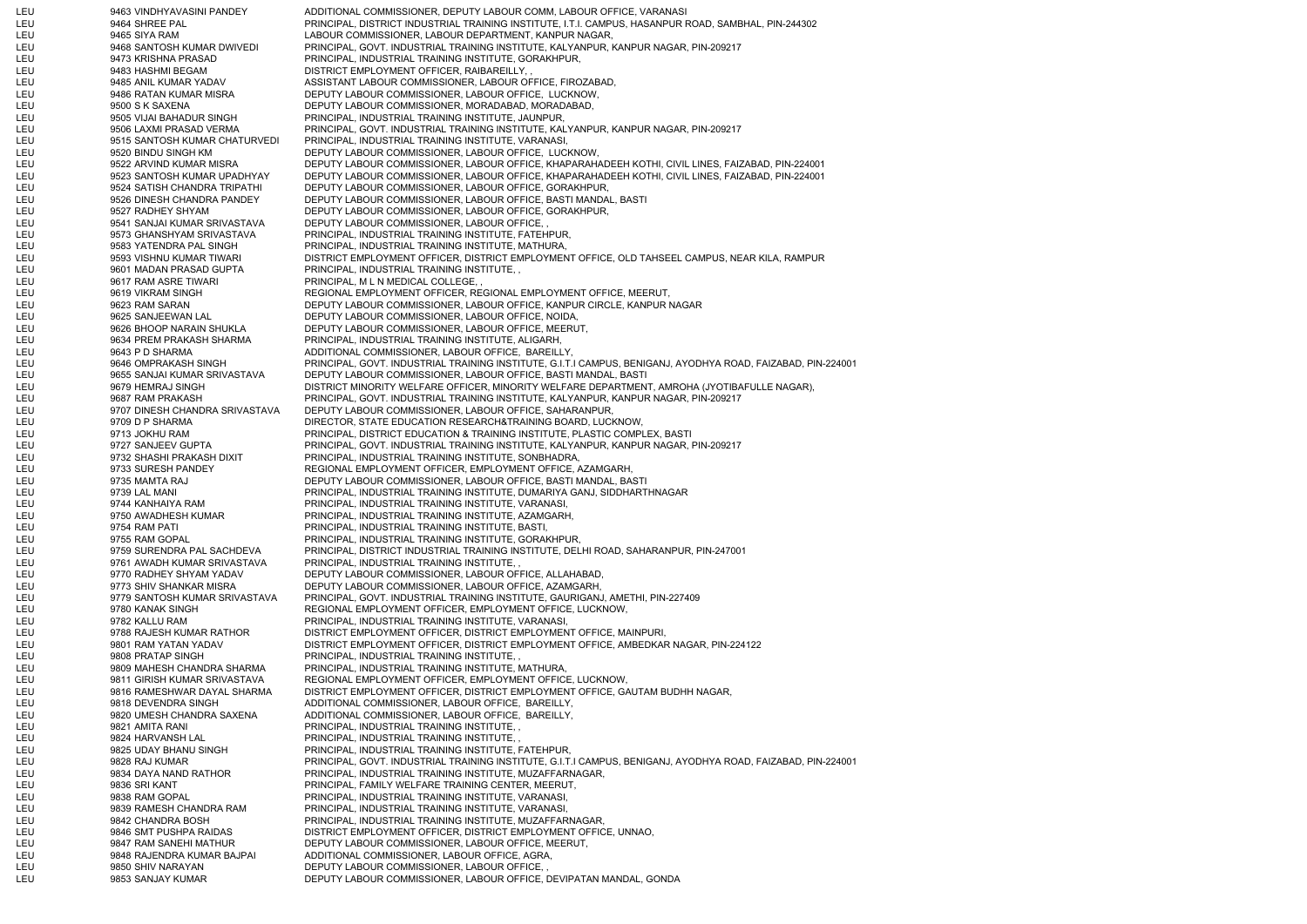| | | | |
|---|---|---|---|
| LEU | 9463 | VINDHYAVASINI PANDEY | ADDITIONAL COMMISSIONER, DEPUTY LABOUR COMM, LABOUR OFFICE, VARANASI |
| LEU | 9464 | SHREE PAL | PRINCIPAL, DISTRICT INDUSTRIAL TRAINING INSTITUTE, I.T.I. CAMPUS, HASANPUR ROAD, SAMBHAL, PIN-244302 |
| LEU | 9465 | SIYA RAM | LABOUR COMMISSIONER, LABOUR DEPARTMENT, KANPUR NAGAR, |
| LEU | 9468 | SANTOSH KUMAR DWIVEDI | PRINCIPAL, GOVT. INDUSTRIAL TRAINING INSTITUTE, KALYANPUR, KANPUR NAGAR, PIN-209217 |
| LEU | 9473 | KRISHNA PRASAD | PRINCIPAL, INDUSTRIAL TRAINING INSTITUTE, GORAKHPUR, |
| LEU | 9483 | HASHMI BEGAM | DISTRICT EMPLOYMENT OFFICER, RAIBAREILLY, , |
| LEU | 9485 | ANIL KUMAR YADAV | ASSISTANT LABOUR COMMISSIONER, LABOUR OFFICE, FIROZABAD, |
| LEU | 9486 | RATAN KUMAR MISRA | DEPUTY LABOUR COMMISSIONER, LABOUR OFFICE, LUCKNOW, |
| LEU | 9500 | S K SAXENA | DEPUTY LABOUR COMMISSIONER, MORADABAD, MORADABAD, |
| LEU | 9505 | VIJAI BAHADUR SINGH | PRINCIPAL, INDUSTRIAL TRAINING INSTITUTE, JAUNPUR, |
| LEU | 9506 | LAXMI PRASAD VERMA | PRINCIPAL, GOVT. INDUSTRIAL TRAINING INSTITUTE, KALYANPUR, KANPUR NAGAR, PIN-209217 |
| LEU | 9515 | SANTOSH KUMAR CHATURVEDI | PRINCIPAL, INDUSTRIAL TRAINING INSTITUTE, VARANASI, |
| LEU | 9520 | BINDU SINGH KM | DEPUTY LABOUR COMMISSIONER, LABOUR OFFICE, LUCKNOW, |
| LEU | 9522 | ARVIND KUMAR MISRA | DEPUTY LABOUR COMMISSIONER, LABOUR OFFICE, KHAPARAHADEEH KOTHI, CIVIL LINES, FAIZABAD, PIN-224001 |
| LEU | 9523 | SANTOSH KUMAR UPADHYAY | DEPUTY LABOUR COMMISSIONER, LABOUR OFFICE, KHAPARAHADEEH KOTHI, CIVIL LINES, FAIZABAD, PIN-224001 |
| LEU | 9524 | SATISH CHANDRA TRIPATHI | DEPUTY LABOUR COMMISSIONER, LABOUR OFFICE, GORAKHPUR, |
| LEU | 9526 | DINESH CHANDRA PANDEY | DEPUTY LABOUR COMMISSIONER, LABOUR OFFICE, BASTI MANDAL, BASTI |
| LEU | 9527 | RADHEY SHYAM | DEPUTY LABOUR COMMISSIONER, LABOUR OFFICE, GORAKHPUR, |
| LEU | 9541 | SANJAI KUMAR SRIVASTAVA | DEPUTY LABOUR COMMISSIONER, LABOUR OFFICE, , |
| LEU | 9573 | GHANSHYAM SRIVASTAVA | PRINCIPAL, INDUSTRIAL TRAINING INSTITUTE, FATEHPUR, |
| LEU | 9583 | YATENDRA PAL SINGH | PRINCIPAL, INDUSTRIAL TRAINING INSTITUTE, MATHURA, |
| LEU | 9593 | VISHNU KUMAR TIWARI | DISTRICT EMPLOYMENT OFFICER, DISTRICT EMPLOYMENT OFFICE, OLD TAHSEEL CAMPUS, NEAR KILA, RAMPUR |
| LEU | 9601 | MADAN PRASAD GUPTA | PRINCIPAL, INDUSTRIAL TRAINING INSTITUTE, , |
| LEU | 9617 | RAM ASRE TIWARI | PRINCIPAL, M L N MEDICAL COLLEGE, , |
| LEU | 9619 | VIKRAM SINGH | REGIONAL EMPLOYMENT OFFICER, REGIONAL EMPLOYMENT OFFICE, MEERUT, |
| LEU | 9623 | RAM SARAN | DEPUTY LABOUR COMMISSIONER, LABOUR OFFICE, KANPUR CIRCLE, KANPUR NAGAR |
| LEU | 9625 | SANJEEWAN LAL | DEPUTY LABOUR COMMISSIONER, LABOUR OFFICE, NOIDA, |
| LEU | 9626 | BHOOP NARAIN SHUKLA | DEPUTY LABOUR COMMISSIONER, LABOUR OFFICE, MEERUT, |
| LEU | 9634 | PREM PRAKASH SHARMA | PRINCIPAL, INDUSTRIAL TRAINING INSTITUTE, ALIGARH, |
| LEU | 9643 | P D SHARMA | ADDITIONAL COMMISSIONER, LABOUR OFFICE, BAREILLY, |
| LEU | 9646 | OMPRAKASH SINGH | PRINCIPAL, GOVT. INDUSTRIAL TRAINING INSTITUTE, G.I.T.I CAMPUS, BENIGANJ, AYODHYA ROAD, FAIZABAD, PIN-224001 |
| LEU | 9655 | SANJAI KUMAR SRIVASTAVA | DEPUTY LABOUR COMMISSIONER, LABOUR OFFICE, BASTI MANDAL, BASTI |
| LEU | 9679 | HEMRAJ SINGH | DISTRICT MINORITY WELFARE OFFICER, MINORITY WELFARE DEPARTMENT, AMROHA (JYOTIBAFULLE NAGAR), |
| LEU | 9687 | RAM PRAKASH | PRINCIPAL, GOVT. INDUSTRIAL TRAINING INSTITUTE, KALYANPUR, KANPUR NAGAR, PIN-209217 |
| LEU | 9707 | DINESH CHANDRA SRIVASTAVA | DEPUTY LABOUR COMMISSIONER, LABOUR OFFICE, SAHARANPUR, |
| LEU | 9709 | D P SHARMA | DIRECTOR, STATE EDUCATION RESEARCH&TRAINING BOARD, LUCKNOW, |
| LEU | 9713 | JOKHU RAM | PRINCIPAL, DISTRICT EDUCATION & TRAINING INSTITUTE, PLASTIC COMPLEX, BASTI |
| LEU | 9727 | SANJEEV GUPTA | PRINCIPAL, GOVT. INDUSTRIAL TRAINING INSTITUTE, KALYANPUR, KANPUR NAGAR, PIN-209217 |
| LEU | 9732 | SHASHI PRAKASH DIXIT | PRINCIPAL, INDUSTRIAL TRAINING INSTITUTE, SONBHADRA, |
| LEU | 9733 | SURESH PANDEY | REGIONAL EMPLOYMENT OFFICER, EMPLOYMENT OFFICE, AZAMGARH, |
| LEU | 9735 | MAMTA RAJ | DEPUTY LABOUR COMMISSIONER, LABOUR OFFICE, BASTI MANDAL, BASTI |
| LEU | 9739 | LAL MANI | PRINCIPAL, INDUSTRIAL TRAINING INSTITUTE, DUMARIYA GANJ, SIDDHARTHNAGAR |
| LEU | 9744 | KANHAIYA RAM | PRINCIPAL, INDUSTRIAL TRAINING INSTITUTE, VARANASI, |
| LEU | 9750 | AWADHESH KUMAR | PRINCIPAL, INDUSTRIAL TRAINING INSTITUTE, AZAMGARH, |
| LEU | 9754 | RAM PATI | PRINCIPAL, INDUSTRIAL TRAINING INSTITUTE, BASTI, |
| LEU | 9755 | RAM GOPAL | PRINCIPAL, INDUSTRIAL TRAINING INSTITUTE, GORAKHPUR, |
| LEU | 9759 | SURENDRA PAL SACHDEVA | PRINCIPAL, DISTRICT INDUSTRIAL TRAINING INSTITUTE, DELHI ROAD, SAHARANPUR, PIN-247001 |
| LEU | 9761 | AWADH KUMAR SRIVASTAVA | PRINCIPAL, INDUSTRIAL TRAINING INSTITUTE, , |
| LEU | 9770 | RADHEY SHYAM YADAV | DEPUTY LABOUR COMMISSIONER, LABOUR OFFICE, ALLAHABAD, |
| LEU | 9773 | SHIV SHANKAR MISRA | DEPUTY LABOUR COMMISSIONER, LABOUR OFFICE, AZAMGARH, |
| LEU | 9779 | SANTOSH KUMAR SRIVASTAVA | PRINCIPAL, GOVT. INDUSTRIAL TRAINING INSTITUTE, GAURIGANJ, AMETHI, PIN-227409 |
| LEU | 9780 | KANAK SINGH | REGIONAL EMPLOYMENT OFFICER, EMPLOYMENT OFFICE, LUCKNOW, |
| LEU | 9782 | KALLU RAM | PRINCIPAL, INDUSTRIAL TRAINING INSTITUTE, VARANASI, |
| LEU | 9788 | RAJESH KUMAR RATHOR | DISTRICT EMPLOYMENT OFFICER, DISTRICT EMPLOYMENT OFFICE, MAINPURI, |
| LEU | 9801 | RAM YATAN YADAV | DISTRICT EMPLOYMENT OFFICER, DISTRICT EMPLOYMENT OFFICE, AMBEDKAR NAGAR, PIN-224122 |
| LEU | 9808 | PRATAP SINGH | PRINCIPAL, INDUSTRIAL TRAINING INSTITUTE, , |
| LEU | 9809 | MAHESH CHANDRA SHARMA | PRINCIPAL, INDUSTRIAL TRAINING INSTITUTE, MATHURA, |
| LEU | 9811 | GIRISH KUMAR SRIVASTAVA | REGIONAL EMPLOYMENT OFFICER, EMPLOYMENT OFFICE, LUCKNOW, |
| LEU | 9816 | RAMESHWAR DAYAL SHARMA | DISTRICT EMPLOYMENT OFFICER, DISTRICT EMPLOYMENT OFFICE, GAUTAM BUDHH NAGAR, |
| LEU | 9818 | DEVENDRA SINGH | ADDITIONAL COMMISSIONER, LABOUR OFFICE, BAREILLY, |
| LEU | 9820 | UMESH CHANDRA SAXENA | ADDITIONAL COMMISSIONER, LABOUR OFFICE, BAREILLY, |
| LEU | 9821 | AMITA RANI | PRINCIPAL, INDUSTRIAL TRAINING INSTITUTE, , |
| LEU | 9824 | HARVANSH LAL | PRINCIPAL, INDUSTRIAL TRAINING INSTITUTE, , |
| LEU | 9825 | UDAY BHANU SINGH | PRINCIPAL, INDUSTRIAL TRAINING INSTITUTE, FATEHPUR, |
| LEU | 9828 | RAJ KUMAR | PRINCIPAL, GOVT. INDUSTRIAL TRAINING INSTITUTE, G.I.T.I CAMPUS, BENIGANJ, AYODHYA ROAD, FAIZABAD, PIN-224001 |
| LEU | 9834 | DAYA NAND RATHOR | PRINCIPAL, INDUSTRIAL TRAINING INSTITUTE, MUZAFFARNAGAR, |
| LEU | 9836 | SRI KANT | PRINCIPAL, FAMILY WELFARE TRAINING CENTER, MEERUT, |
| LEU | 9838 | RAM GOPAL | PRINCIPAL, INDUSTRIAL TRAINING INSTITUTE, VARANASI, |
| LEU | 9839 | RAMESH CHANDRA RAM | PRINCIPAL, INDUSTRIAL TRAINING INSTITUTE, VARANASI, |
| LEU | 9842 | CHANDRA BOSH | PRINCIPAL, INDUSTRIAL TRAINING INSTITUTE, MUZAFFARNAGAR, |
| LEU | 9846 | SMT PUSHPA RAIDAS | DISTRICT EMPLOYMENT OFFICER, DISTRICT EMPLOYMENT OFFICE, UNNAO, |
| LEU | 9847 | RAM SANEHI MATHUR | DEPUTY LABOUR COMMISSIONER, LABOUR OFFICE, MEERUT, |
| LEU | 9848 | RAJENDRA KUMAR BAJPAI | ADDITIONAL COMMISSIONER, LABOUR OFFICE, AGRA, |
| LEU | 9850 | SHIV NARAYAN | DEPUTY LABOUR COMMISSIONER, LABOUR OFFICE, , |
| LEU | 9853 | SANJAY KUMAR | DEPUTY LABOUR COMMISSIONER, LABOUR OFFICE, DEVIPATAN MANDAL, GONDA |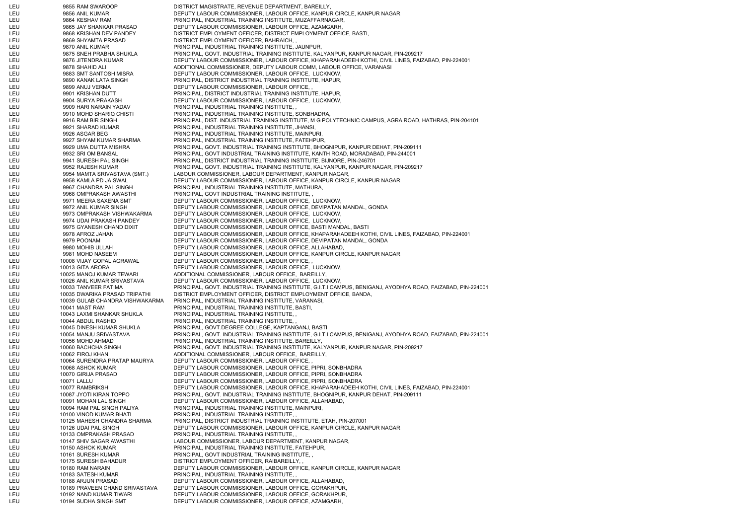| | | | |
|---|---|---|---|
| LEU | 9855 | RAM SWAROOP | DISTRICT MAGISTRATE, REVENUE DEPARTMENT, BAREILLY, |
| LEU | 9856 | ANIL KUMAR | DEPUTY LABOUR COMMISSIONER, LABOUR OFFICE, KANPUR CIRCLE, KANPUR NAGAR |
| LEU | 9864 | KESHAV RAM | PRINCIPAL, INDUSTRIAL TRAINING INSTITUTE, MUZAFFARNAGAR, |
| LEU | 9865 | JAY SHANKAR PRASAD | DEPUTY LABOUR COMMISSIONER, LABOUR OFFICE, AZAMGARH, |
| LEU | 9868 | KRISHAN DEV PANDEY | DISTRICT EMPLOYMENT OFFICER, DISTRICT EMPLOYMENT OFFICE, BASTI, |
| LEU | 9869 | SHYAMTA PRASAD | DISTRICT EMPLOYMENT OFFICER, BAHRAICH, , |
| LEU | 9870 | ANIL KUMAR | PRINCIPAL, INDUSTRIAL TRAINING INSTITUTE, JAUNPUR, |
| LEU | 9875 | SNEH PRABHA SHUKLA | PRINCIPAL, GOVT. INDUSTRIAL TRAINING INSTITUTE, KALYANPUR, KANPUR NAGAR, PIN-209217 |
| LEU | 9876 | JITENDRA KUMAR | DEPUTY LABOUR COMMISSIONER, LABOUR OFFICE, KHAPARAHADEEH KOTHI, CIVIL LINES, FAIZABAD, PIN-224001 |
| LEU | 9878 | SHAHID ALI | ADDITIONAL COMMISSIONER, DEPUTY LABOUR COMM, LABOUR OFFICE, VARANASI |
| LEU | 9883 | SMT SANTOSH MISRA | DEPUTY LABOUR COMMISSIONER, LABOUR OFFICE, LUCKNOW, |
| LEU | 9890 | KANAK LATA SINGH | PRINCIPAL, DISTRICT INDUSTRIAL TRAINING INSTITUTE, HAPUR, |
| LEU | 9899 | ANUJ VERMA | DEPUTY LABOUR COMMISSIONER, LABOUR OFFICE, , |
| LEU | 9901 | KRISHAN DUTT | PRINCIPAL, DISTRICT INDUSTRIAL TRAINING INSTITUTE, HAPUR, |
| LEU | 9904 | SURYA PRAKASH | DEPUTY LABOUR COMMISSIONER, LABOUR OFFICE, LUCKNOW, |
| LEU | 9909 | HARI NARAIN YADAV | PRINCIPAL, INDUSTRIAL TRAINING INSTITUTE, , |
| LEU | 9910 | MOHD SHARIQ CHISTI | PRINCIPAL, INDUSTRIAL TRAINING INSTITUTE, SONBHADRA, |
| LEU | 9916 | RAM BIR SINGH | PRINCIPAL, DIST. INDUSTRIAL TRAINING INSTITUTE, M G POLYTECHNIC CAMPUS, AGRA ROAD, HATHRAS, PIN-204101 |
| LEU | 9921 | SHARAD KUMAR | PRINCIPAL, INDUSTRIAL TRAINING INSTITUTE, JHANSI, |
| LEU | 9926 | ASGAR BEG | PRINCIPAL, INDUSTRIAL TRAINING INSTITUTE, MAINPURI, |
| LEU | 9927 | SHYAM KUMAR SHARMA | PRINCIPAL, INDUSTRIAL TRAINING INSTITUTE, FATEHPUR, |
| LEU | 9929 | UMA DUTTA MISHRA | PRINCIPAL, GOVT. INDUSTRIAL TRAINING INSTITUTE, BHOGNIPUR, KANPUR DEHAT, PIN-209111 |
| LEU | 9932 | SRI OM BANSAL | PRINCIPAL, GOVT INDUSTRIAL TRAINING INSTITUTE, KANTH ROAD, MORADABAD, PIN-244001 |
| LEU | 9941 | SURESH PAL SINGH | PRINCIPAL, DISTRICT INDUSTRIAL TRAINING INSTITUTE, BIJNORE, PIN-246701 |
| LEU | 9952 | RAJESH KUMAR | PRINCIPAL, GOVT. INDUSTRIAL TRAINING INSTITUTE, KALYANPUR, KANPUR NAGAR, PIN-209217 |
| LEU | 9954 | MAMTA SRIVASTAVA (SMT.) | LABOUR COMMISSIONER, LABOUR DEPARTMENT, KANPUR NAGAR, |
| LEU | 9958 | KAMLA PD JAISWAL | DEPUTY LABOUR COMMISSIONER, LABOUR OFFICE, KANPUR CIRCLE, KANPUR NAGAR |
| LEU | 9967 | CHANDRA PAL SINGH | PRINCIPAL, INDUSTRIAL TRAINING INSTITUTE, MATHURA, |
| LEU | 9968 | OMPRAKASH AWASTHI | PRINCIPAL, GOVT INDUSTRIAL TRAINING INSTITUTE, , |
| LEU | 9971 | MEERA SAXENA SMT | DEPUTY LABOUR COMMISSIONER, LABOUR OFFICE, LUCKNOW, |
| LEU | 9972 | ANIL KUMAR SINGH | DEPUTY LABOUR COMMISSIONER, LABOUR OFFICE, DEVIPATAN MANDAL, GONDA |
| LEU | 9973 | OMPRAKASH VISHWAKARMA | DEPUTY LABOUR COMMISSIONER, LABOUR OFFICE, LUCKNOW, |
| LEU | 9974 | UDAI PRAKASH PANDEY | DEPUTY LABOUR COMMISSIONER, LABOUR OFFICE, LUCKNOW, |
| LEU | 9975 | GYANESH CHAND DIXIT | DEPUTY LABOUR COMMISSIONER, LABOUR OFFICE, BASTI MANDAL, BASTI |
| LEU | 9978 | AFROZ JAHAN | DEPUTY LABOUR COMMISSIONER, LABOUR OFFICE, KHAPARAHADEEH KOTHI, CIVIL LINES, FAIZABAD, PIN-224001 |
| LEU | 9979 | POONAM | DEPUTY LABOUR COMMISSIONER, LABOUR OFFICE, DEVIPATAN MANDAL, GONDA |
| LEU | 9980 | MOHIB ULLAH | DEPUTY LABOUR COMMISSIONER, LABOUR OFFICE, ALLAHABAD, |
| LEU | 9981 | MOHD NASEEM | DEPUTY LABOUR COMMISSIONER, LABOUR OFFICE, KANPUR CIRCLE, KANPUR NAGAR |
| LEU | 10008 | VIJAY GOPAL AGRAWAL | DEPUTY LABOUR COMMISSIONER, LABOUR OFFICE, , |
| LEU | 10013 | GITA ARORA | DEPUTY LABOUR COMMISSIONER, LABOUR OFFICE, LUCKNOW, |
| LEU | 10025 | MANOJ KUMAR TEWARI | ADDITIONAL COMMISSIONER, LABOUR OFFICE, BAREILLY, |
| LEU | 10026 | ANIL KUMAR SRIVASTAVA | DEPUTY LABOUR COMMISSIONER, LABOUR OFFICE, LUCKNOW, |
| LEU | 10033 | TANVEER FATIMA | PRINCIPAL, GOVT. INDUSTRIAL TRAINING INSTITUTE, G.I.T.I CAMPUS, BENIGANJ, AYODHYA ROAD, FAIZABAD, PIN-224001 |
| LEU | 10035 | DWARIKA PRASAD TRIPATHI | DISTRICT EMPLOYMENT OFFICER, DISTRICT EMPLOYMENT OFFICE, BANDA, |
| LEU | 10039 | GULAB CHANDRA VISHWAKARMA | PRINCIPAL, INDUSTRIAL TRAINING INSTITUTE, VARANASI, |
| LEU | 10041 | MAST RAM | PRINCIPAL, INDUSTRIAL TRAINING INSTITUTE, BASTI, |
| LEU | 10043 | LAXMI SHANKAR SHUKLA | PRINCIPAL, INDUSTRIAL TRAINING INSTITUTE, , |
| LEU | 10044 | ABDUL RASHID | PRINCIPAL, INDUSTRIAL TRAINING INSTITUTE, , |
| LEU | 10045 | DINESH KUMAR SHUKLA | PRINCIPAL, GOVT.DEGREE COLLEGE, KAPTANGANJ, BASTI |
| LEU | 10054 | MANJU SRIVASTAVA | PRINCIPAL, GOVT. INDUSTRIAL TRAINING INSTITUTE, G.I.T.I CAMPUS, BENIGANJ, AYODHYA ROAD, FAIZABAD, PIN-224001 |
| LEU | 10056 | MOHD AHMAD | PRINCIPAL, INDUSTRIAL TRAINING INSTITUTE, BAREILLY, |
| LEU | 10060 | BACHCHA SINGH | PRINCIPAL, GOVT. INDUSTRIAL TRAINING INSTITUTE, KALYANPUR, KANPUR NAGAR, PIN-209217 |
| LEU | 10062 | FIROJ KHAN | ADDITIONAL COMMISSIONER, LABOUR OFFICE, BAREILLY, |
| LEU | 10064 | SURENDRA PRATAP MAURYA | DEPUTY LABOUR COMMISSIONER, LABOUR OFFICE, , |
| LEU | 10068 | ASHOK KUMAR | DEPUTY LABOUR COMMISSIONER, LABOUR OFFICE, PIPRI, SONBHADRA |
| LEU | 10070 | GIRIJA PRASAD | DEPUTY LABOUR COMMISSIONER, LABOUR OFFICE, PIPRI, SONBHADRA |
| LEU | 10071 | LALLU | DEPUTY LABOUR COMMISSIONER, LABOUR OFFICE, PIPRI, SONBHADRA |
| LEU | 10077 | RAMBRIKSH | DEPUTY LABOUR COMMISSIONER, LABOUR OFFICE, KHAPARAHADEEH KOTHI, CIVIL LINES, FAIZABAD, PIN-224001 |
| LEU | 10087 | JYOTI KIRAN TOPPO | PRINCIPAL, GOVT. INDUSTRIAL TRAINING INSTITUTE, BHOGNIPUR, KANPUR DEHAT, PIN-209111 |
| LEU | 10091 | MOHAN LAL SINGH | DEPUTY LABOUR COMMISSIONER, LABOUR OFFICE, ALLAHABAD, |
| LEU | 10094 | RAM PAL SINGH PALIYA | PRINCIPAL, INDUSTRIAL TRAINING INSTITUTE, MAINPURI, |
| LEU | 10100 | VINOD KUMAR BHATI | PRINCIPAL, INDUSTRIAL TRAINING INSTITUTE, , |
| LEU | 10125 | MAHESH CHANDRA SHARMA | PRINCIPAL, DISTRICT INDUSTRIAL TRAINING INSTITUTE, ETAH, PIN-207001 |
| LEU | 10126 | UDAI PAL SINGH | DEPUTY LABOUR COMMISSIONER, LABOUR OFFICE, KANPUR CIRCLE, KANPUR NAGAR |
| LEU | 10133 | OMPRAKASH PRASAD | PRINCIPAL, INDUSTRIAL TRAINING INSTITUTE, , |
| LEU | 10147 | SHIV SAGAR AWASTHI | LABOUR COMMISSIONER, LABOUR DEPARTMENT, KANPUR NAGAR, |
| LEU | 10150 | ASHOK KUMAR | PRINCIPAL, INDUSTRIAL TRAINING INSTITUTE, FATEHPUR, |
| LEU | 10161 | SURESH KUMAR | PRINCIPAL, GOVT INDUSTRIAL TRAINING INSTITUTE, , |
| LEU | 10175 | SURESH BAHADUR | DISTRICT EMPLOYMENT OFFICER, RAIBAREILLY, , |
| LEU | 10180 | RAM NARAIN | DEPUTY LABOUR COMMISSIONER, LABOUR OFFICE, KANPUR CIRCLE, KANPUR NAGAR |
| LEU | 10183 | SATESH KUMAR | PRINCIPAL, INDUSTRIAL TRAINING INSTITUTE, , |
| LEU | 10188 | ARJUN PRASAD | DEPUTY LABOUR COMMISSIONER, LABOUR OFFICE, ALLAHABAD, |
| LEU | 10189 | PRAVEEN CHAND SRIVASTAVA | DEPUTY LABOUR COMMISSIONER, LABOUR OFFICE, GORAKHPUR, |
| LEU | 10192 | NAND KUMAR TIWARI | DEPUTY LABOUR COMMISSIONER, LABOUR OFFICE, GORAKHPUR, |
| LEU | 10194 | SUDHA SINGH SMT | DEPUTY LABOUR COMMISSIONER, LABOUR OFFICE, AZAMGARH, |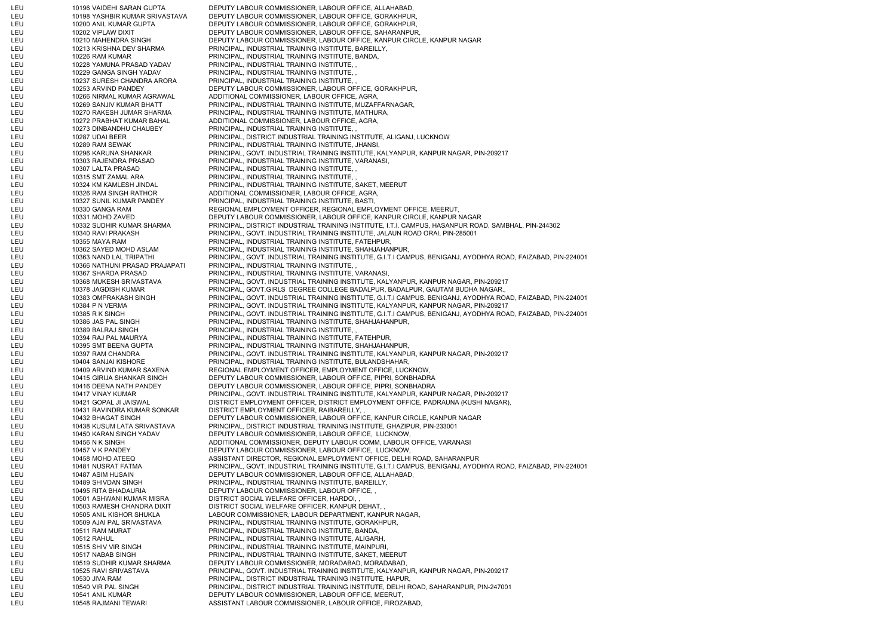| | | | |
|---|---|---|---|
| LEU | 10196 | VAIDEHI SARAN GUPTA | DEPUTY LABOUR COMMISSIONER, LABOUR OFFICE, ALLAHABAD, |
| LEU | 10198 | YASHBIR KUMAR SRIVASTAVA | DEPUTY LABOUR COMMISSIONER, LABOUR OFFICE, GORAKHPUR, |
| LEU | 10200 | ANIL KUMAR GUPTA | DEPUTY LABOUR COMMISSIONER, LABOUR OFFICE, GORAKHPUR, |
| LEU | 10202 | VIPLAW DIXIT | DEPUTY LABOUR COMMISSIONER, LABOUR OFFICE, SAHARANPUR, |
| LEU | 10210 | MAHENDRA SINGH | DEPUTY LABOUR COMMISSIONER, LABOUR OFFICE, KANPUR CIRCLE, KANPUR NAGAR |
| LEU | 10213 | KRISHNA DEV SHARMA | PRINCIPAL, INDUSTRIAL TRAINING INSTITUTE, BAREILLY, |
| LEU | 10226 | RAM KUMAR | PRINCIPAL, INDUSTRIAL TRAINING INSTITUTE, BANDA, |
| LEU | 10228 | YAMUNA PRASAD YADAV | PRINCIPAL, INDUSTRIAL TRAINING INSTITUTE, , |
| LEU | 10229 | GANGA SINGH YADAV | PRINCIPAL, INDUSTRIAL TRAINING INSTITUTE, , |
| LEU | 10237 | SURESH CHANDRA ARORA | PRINCIPAL, INDUSTRIAL TRAINING INSTITUTE, , |
| LEU | 10253 | ARVIND PANDEY | DEPUTY LABOUR COMMISSIONER, LABOUR OFFICE, GORAKHPUR, |
| LEU | 10266 | NIRMAL KUMAR AGRAWAL | ADDITIONAL COMMISSIONER, LABOUR OFFICE, AGRA, |
| LEU | 10269 | SANJIV KUMAR BHATT | PRINCIPAL, INDUSTRIAL TRAINING INSTITUTE, MUZAFFARNAGAR, |
| LEU | 10270 | RAKESH JUMAR SHARMA | PRINCIPAL, INDUSTRIAL TRAINING INSTITUTE, MATHURA, |
| LEU | 10272 | PRABHAT KUMAR BAHAL | ADDITIONAL COMMISSIONER, LABOUR OFFICE, AGRA, |
| LEU | 10273 | DINBANDHU CHAUBEY | PRINCIPAL, INDUSTRIAL TRAINING INSTITUTE, , |
| LEU | 10287 | UDAI BEER | PRINCIPAL, DISTRICT INDUSTRIAL TRAINING INSTITUTE, ALIGANJ, LUCKNOW |
| LEU | 10289 | RAM SEWAK | PRINCIPAL, INDUSTRIAL TRAINING INSTITUTE, JHANSI, |
| LEU | 10296 | KARUNA SHANKAR | PRINCIPAL, GOVT. INDUSTRIAL TRAINING INSTITUTE, KALYANPUR, KANPUR NAGAR, PIN-209217 |
| LEU | 10303 | RAJENDRA PRASAD | PRINCIPAL, INDUSTRIAL TRAINING INSTITUTE, VARANASI, |
| LEU | 10307 | LALTA PRASAD | PRINCIPAL, INDUSTRIAL TRAINING INSTITUTE, , |
| LEU | 10315 | SMT ZAMAL ARA | PRINCIPAL, INDUSTRIAL TRAINING INSTITUTE, , |
| LEU | 10324 | KM KAMLESH JINDAL | PRINCIPAL, INDUSTRIAL TRAINING INSTITUTE, SAKET, MEERUT |
| LEU | 10326 | RAM SINGH RATHOR | ADDITIONAL COMMISSIONER, LABOUR OFFICE, AGRA, |
| LEU | 10327 | SUNIL KUMAR PANDEY | PRINCIPAL, INDUSTRIAL TRAINING INSTITUTE, BASTI, |
| LEU | 10330 | GANGA RAM | REGIONAL EMPLOYMENT OFFICER, REGIONAL EMPLOYMENT OFFICE, MEERUT, |
| LEU | 10331 | MOHD ZAVED | DEPUTY LABOUR COMMISSIONER, LABOUR OFFICE, KANPUR CIRCLE, KANPUR NAGAR |
| LEU | 10332 | SUDHIR KUMAR SHARMA | PRINCIPAL, DISTRICT INDUSTRIAL TRAINING INSTITUTE, I.T.I. CAMPUS, HASANPUR ROAD, SAMBHAL, PIN-244302 |
| LEU | 10340 | RAVI PRAKASH | PRINCIPAL, GOVT. INDUSTRIAL TRAINING INSTITUTE, JALAUN ROAD ORAI, PIN-285001 |
| LEU | 10355 | MAYA RAM | PRINCIPAL, INDUSTRIAL TRAINING INSTITUTE, FATEHPUR, |
| LEU | 10362 | SAYED MOHD ASLAM | PRINCIPAL, INDUSTRIAL TRAINING INSTITUTE, SHAHJAHANPUR, |
| LEU | 10363 | NAND LAL TRIPATHI | PRINCIPAL, GOVT. INDUSTRIAL TRAINING INSTITUTE, G.I.T.I CAMPUS, BENIGANJ, AYODHYA ROAD, FAIZABAD, PIN-224001 |
| LEU | 10366 | NATHUNI PRASAD PRAJAPATI | PRINCIPAL, INDUSTRIAL TRAINING INSTITUTE, , |
| LEU | 10367 | SHARDA PRASAD | PRINCIPAL, INDUSTRIAL TRAINING INSTITUTE, VARANASI, |
| LEU | 10368 | MUKESH SRIVASTAVA | PRINCIPAL, GOVT. INDUSTRIAL TRAINING INSTITUTE, KALYANPUR, KANPUR NAGAR, PIN-209217 |
| LEU | 10378 | JAGDISH KUMAR | PRINCIPAL, GOVT.GIRLS DEGREE COLLEGE BADALPUR, BADALPUR, GAUTAM BUDHA NAGAR., |
| LEU | 10383 | OMPRAKASH SINGH | PRINCIPAL, GOVT. INDUSTRIAL TRAINING INSTITUTE, G.I.T.I CAMPUS, BENIGANJ, AYODHYA ROAD, FAIZABAD, PIN-224001 |
| LEU | 10384 | P N VERMA | PRINCIPAL, GOVT. INDUSTRIAL TRAINING INSTITUTE, KALYANPUR, KANPUR NAGAR, PIN-209217 |
| LEU | 10385 | R K SINGH | PRINCIPAL, GOVT. INDUSTRIAL TRAINING INSTITUTE, G.I.T.I CAMPUS, BENIGANJ, AYODHYA ROAD, FAIZABAD, PIN-224001 |
| LEU | 10386 | JAS PAL SINGH | PRINCIPAL, INDUSTRIAL TRAINING INSTITUTE, SHAHJAHANPUR, |
| LEU | 10389 | BALRAJ SINGH | PRINCIPAL, INDUSTRIAL TRAINING INSTITUTE, , |
| LEU | 10394 | RAJ PAL MAURYA | PRINCIPAL, INDUSTRIAL TRAINING INSTITUTE, FATEHPUR, |
| LEU | 10395 | SMT BEENA GUPTA | PRINCIPAL, INDUSTRIAL TRAINING INSTITUTE, SHAHJAHANPUR, |
| LEU | 10397 | RAM CHANDRA | PRINCIPAL, GOVT. INDUSTRIAL TRAINING INSTITUTE, KALYANPUR, KANPUR NAGAR, PIN-209217 |
| LEU | 10404 | SANJAI KISHORE | PRINCIPAL, INDUSTRIAL TRAINING INSTITUTE, BULANDSHAHAR, |
| LEU | 10409 | ARVIND KUMAR SAXENA | REGIONAL EMPLOYMENT OFFICER, EMPLOYMENT OFFICE, LUCKNOW, |
| LEU | 10415 | GIRIJA SHANKAR SINGH | DEPUTY LABOUR COMMISSIONER, LABOUR OFFICE, PIPRI, SONBHADRA |
| LEU | 10416 | DEENA NATH PANDEY | DEPUTY LABOUR COMMISSIONER, LABOUR OFFICE, PIPRI, SONBHADRA |
| LEU | 10417 | VINAY KUMAR | PRINCIPAL, GOVT. INDUSTRIAL TRAINING INSTITUTE, KALYANPUR, KANPUR NAGAR, PIN-209217 |
| LEU | 10421 | GOPAL JI JAISWAL | DISTRICT EMPLOYMENT OFFICER, DISTRICT EMPLOYMENT OFFICE, PADRAUNA (KUSHI NAGAR), |
| LEU | 10431 | RAVINDRA KUMAR SONKAR | DISTRICT EMPLOYMENT OFFICER, RAIBAREILLY, , |
| LEU | 10432 | BHAGAT SINGH | DEPUTY LABOUR COMMISSIONER, LABOUR OFFICE, KANPUR CIRCLE, KANPUR NAGAR |
| LEU | 10438 | KUSUM LATA SRIVASTAVA | PRINCIPAL, DISTRICT INDUSTRIAL TRAINING INSTITUTE, GHAZIPUR, PIN-233001 |
| LEU | 10450 | KARAN SINGH YADAV | DEPUTY LABOUR COMMISSIONER, LABOUR OFFICE, LUCKNOW, |
| LEU | 10456 | N K SINGH | ADDITIONAL COMMISSIONER, DEPUTY LABOUR COMM, LABOUR OFFICE, VARANASI |
| LEU | 10457 | V K PANDEY | DEPUTY LABOUR COMMISSIONER, LABOUR OFFICE, LUCKNOW, |
| LEU | 10458 | MOHD ATEEQ | ASSISTANT DIRECTOR, REGIONAL EMPLOYMENT OFFICE, DELHI ROAD, SAHARANPUR |
| LEU | 10481 | NUSRAT FATMA | PRINCIPAL, GOVT. INDUSTRIAL TRAINING INSTITUTE, G.I.T.I CAMPUS, BENIGANJ, AYODHYA ROAD, FAIZABAD, PIN-224001 |
| LEU | 10487 | ASIM HUSAIN | DEPUTY LABOUR COMMISSIONER, LABOUR OFFICE, ALLAHABAD, |
| LEU | 10489 | SHIVDAN SINGH | PRINCIPAL, INDUSTRIAL TRAINING INSTITUTE, BAREILLY, |
| LEU | 10495 | RITA BHADAURIA | DEPUTY LABOUR COMMISSIONER, LABOUR OFFICE, , |
| LEU | 10501 | ASHWANI KUMAR MISRA | DISTRICT SOCIAL WELFARE OFFICER, HARDOI, , |
| LEU | 10503 | RAMESH CHANDRA DIXIT | DISTRICT SOCIAL WELFARE OFFICER, KANPUR DEHAT, , |
| LEU | 10505 | ANIL KISHOR SHUKLA | LABOUR COMMISSIONER, LABOUR DEPARTMENT, KANPUR NAGAR, |
| LEU | 10509 | AJAI PAL SRIVASTAVA | PRINCIPAL, INDUSTRIAL TRAINING INSTITUTE, GORAKHPUR, |
| LEU | 10511 | RAM MURAT | PRINCIPAL, INDUSTRIAL TRAINING INSTITUTE, BANDA, |
| LEU | 10512 | RAHUL | PRINCIPAL, INDUSTRIAL TRAINING INSTITUTE, ALIGARH, |
| LEU | 10515 | SHIV VIR SINGH | PRINCIPAL, INDUSTRIAL TRAINING INSTITUTE, MAINPURI, |
| LEU | 10517 | NABAB SINGH | PRINCIPAL, INDUSTRIAL TRAINING INSTITUTE, SAKET, MEERUT |
| LEU | 10519 | SUDHIR KUMAR SHARMA | DEPUTY LABOUR COMMISSIONER, MORADABAD, MORADABAD, |
| LEU | 10525 | RAVI SRIVASTAVA | PRINCIPAL, GOVT. INDUSTRIAL TRAINING INSTITUTE, KALYANPUR, KANPUR NAGAR, PIN-209217 |
| LEU | 10530 | JIVA RAM | PRINCIPAL, DISTRICT INDUSTRIAL TRAINING INSTITUTE, HAPUR, |
| LEU | 10540 | VIR PAL SINGH | PRINCIPAL, DISTRICT INDUSTRIAL TRAINING INSTITUTE, DELHI ROAD, SAHARANPUR, PIN-247001 |
| LEU | 10541 | ANIL KUMAR | DEPUTY LABOUR COMMISSIONER, LABOUR OFFICE, MEERUT, |
| LEU | 10548 | RAJMANI TEWARI | ASSISTANT LABOUR COMMISSIONER, LABOUR OFFICE, FIROZABAD, |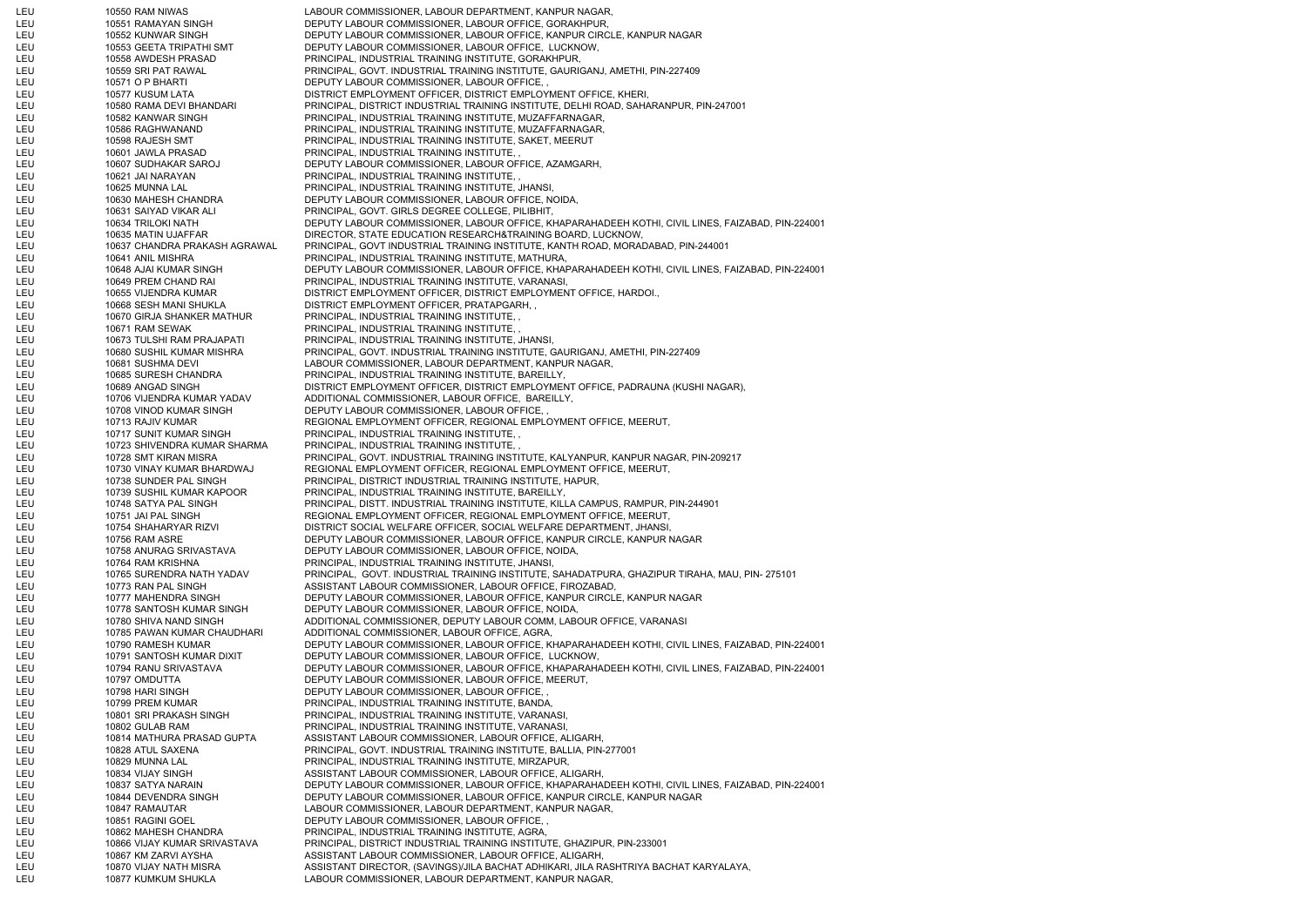| | | | |
|---|---|---|---|
| LEU | 10550 | RAM NIWAS | LABOUR COMMISSIONER, LABOUR DEPARTMENT, KANPUR NAGAR, |
| LEU | 10551 | RAMAYAN SINGH | DEPUTY LABOUR COMMISSIONER, LABOUR OFFICE, GORAKHPUR, |
| LEU | 10552 | KUNWAR SINGH | DEPUTY LABOUR COMMISSIONER, LABOUR OFFICE, KANPUR CIRCLE, KANPUR NAGAR |
| LEU | 10553 | GEETA TRIPATHI SMT | DEPUTY LABOUR COMMISSIONER, LABOUR OFFICE, LUCKNOW, |
| LEU | 10558 | AWDESH PRASAD | PRINCIPAL, INDUSTRIAL TRAINING INSTITUTE, GORAKHPUR, |
| LEU | 10559 | SRI PAT RAWAL | PRINCIPAL, GOVT. INDUSTRIAL TRAINING INSTITUTE, GAURIGANJ, AMETHI, PIN-227409 |
| LEU | 10571 | O P BHARTI | DEPUTY LABOUR COMMISSIONER, LABOUR OFFICE, , |
| LEU | 10577 | KUSUM LATA | DISTRICT EMPLOYMENT OFFICER, DISTRICT EMPLOYMENT OFFICE, KHERI, |
| LEU | 10580 | RAMA DEVI BHANDARI | PRINCIPAL, DISTRICT INDUSTRIAL TRAINING INSTITUTE, DELHI ROAD, SAHARANPUR, PIN-247001 |
| LEU | 10582 | KANWAR SINGH | PRINCIPAL, INDUSTRIAL TRAINING INSTITUTE, MUZAFFARNAGAR, |
| LEU | 10586 | RAGHWANAND | PRINCIPAL, INDUSTRIAL TRAINING INSTITUTE, MUZAFFARNAGAR, |
| LEU | 10598 | RAJESH SMT | PRINCIPAL, INDUSTRIAL TRAINING INSTITUTE, SAKET, MEERUT |
| LEU | 10601 | JAWLA PRASAD | PRINCIPAL, INDUSTRIAL TRAINING INSTITUTE, , |
| LEU | 10607 | SUDHAKAR SAROJ | DEPUTY LABOUR COMMISSIONER, LABOUR OFFICE, AZAMGARH, |
| LEU | 10621 | JAI NARAYAN | PRINCIPAL, INDUSTRIAL TRAINING INSTITUTE, , |
| LEU | 10625 | MUNNA LAL | PRINCIPAL, INDUSTRIAL TRAINING INSTITUTE, JHANSI, |
| LEU | 10630 | MAHESH CHANDRA | DEPUTY LABOUR COMMISSIONER, LABOUR OFFICE, NOIDA, |
| LEU | 10631 | SAIYAD VIKAR ALI | PRINCIPAL, GOVT. GIRLS DEGREE COLLEGE, PILIBHIT, |
| LEU | 10634 | TRILOKI NATH | DEPUTY LABOUR COMMISSIONER, LABOUR OFFICE, KHAPARAHADEEH KOTHI, CIVIL LINES, FAIZABAD, PIN-224001 |
| LEU | 10635 | MATIN UJAFFAR | DIRECTOR, STATE EDUCATION RESEARCH&TRAINING BOARD, LUCKNOW, |
| LEU | 10637 | CHANDRA PRAKASH AGRAWAL | PRINCIPAL, GOVT INDUSTRIAL TRAINING INSTITUTE, KANTH ROAD, MORADABAD, PIN-244001 |
| LEU | 10641 | ANIL MISHRA | PRINCIPAL, INDUSTRIAL TRAINING INSTITUTE, MATHURA, |
| LEU | 10648 | AJAI KUMAR SINGH | DEPUTY LABOUR COMMISSIONER, LABOUR OFFICE, KHAPARAHADEEH KOTHI, CIVIL LINES, FAIZABAD, PIN-224001 |
| LEU | 10649 | PREM CHAND RAI | PRINCIPAL, INDUSTRIAL TRAINING INSTITUTE, VARANASI, |
| LEU | 10655 | VIJENDRA KUMAR | DISTRICT EMPLOYMENT OFFICER, DISTRICT EMPLOYMENT OFFICE, HARDOI., |
| LEU | 10668 | SESH MANI SHUKLA | DISTRICT EMPLOYMENT OFFICER, PRATAPGARH, , |
| LEU | 10670 | GIRJA SHANKER MATHUR | PRINCIPAL, INDUSTRIAL TRAINING INSTITUTE, , |
| LEU | 10671 | RAM SEWAK | PRINCIPAL, INDUSTRIAL TRAINING INSTITUTE, , |
| LEU | 10673 | TULSHI RAM PRAJAPATI | PRINCIPAL, INDUSTRIAL TRAINING INSTITUTE, JHANSI, |
| LEU | 10680 | SUSHIL KUMAR MISHRA | PRINCIPAL, GOVT. INDUSTRIAL TRAINING INSTITUTE, GAURIGANJ, AMETHI, PIN-227409 |
| LEU | 10681 | SUSHMA DEVI | LABOUR COMMISSIONER, LABOUR DEPARTMENT, KANPUR NAGAR, |
| LEU | 10685 | SURESH CHANDRA | PRINCIPAL, INDUSTRIAL TRAINING INSTITUTE, BAREILLY, |
| LEU | 10689 | ANGAD SINGH | DISTRICT EMPLOYMENT OFFICER, DISTRICT EMPLOYMENT OFFICE, PADRAUNA (KUSHI NAGAR), |
| LEU | 10706 | VIJENDRA KUMAR YADAV | ADDITIONAL COMMISSIONER, LABOUR OFFICE, BAREILLY, |
| LEU | 10708 | VINOD KUMAR SINGH | DEPUTY LABOUR COMMISSIONER, LABOUR OFFICE, , |
| LEU | 10713 | RAJIV KUMAR | REGIONAL EMPLOYMENT OFFICER, REGIONAL EMPLOYMENT OFFICE, MEERUT, |
| LEU | 10717 | SUNIT KUMAR SINGH | PRINCIPAL, INDUSTRIAL TRAINING INSTITUTE, , |
| LEU | 10723 | SHIVENDRA KUMAR SHARMA | PRINCIPAL, INDUSTRIAL TRAINING INSTITUTE, , |
| LEU | 10728 | SMT KIRAN MISRA | PRINCIPAL, GOVT. INDUSTRIAL TRAINING INSTITUTE, KALYANPUR, KANPUR NAGAR, PIN-209217 |
| LEU | 10730 | VINAY KUMAR BHARDWAJ | REGIONAL EMPLOYMENT OFFICER, REGIONAL EMPLOYMENT OFFICE, MEERUT, |
| LEU | 10738 | SUNDER PAL SINGH | PRINCIPAL, DISTRICT INDUSTRIAL TRAINING INSTITUTE, HAPUR, |
| LEU | 10739 | SUSHIL KUMAR KAPOOR | PRINCIPAL, INDUSTRIAL TRAINING INSTITUTE, BAREILLY, |
| LEU | 10748 | SATYA PAL SINGH | PRINCIPAL, DISTT. INDUSTRIAL TRAINING INSTITUTE, KILLA CAMPUS, RAMPUR, PIN-244901 |
| LEU | 10751 | JAI PAL SINGH | REGIONAL EMPLOYMENT OFFICER, REGIONAL EMPLOYMENT OFFICE, MEERUT, |
| LEU | 10754 | SHAHARYAR RIZVI | DISTRICT SOCIAL WELFARE OFFICER, SOCIAL WELFARE DEPARTMENT, JHANSI, |
| LEU | 10756 | RAM ASRE | DEPUTY LABOUR COMMISSIONER, LABOUR OFFICE, KANPUR CIRCLE, KANPUR NAGAR |
| LEU | 10758 | ANURAG SRIVASTAVA | DEPUTY LABOUR COMMISSIONER, LABOUR OFFICE, NOIDA, |
| LEU | 10764 | RAM KRISHNA | PRINCIPAL, INDUSTRIAL TRAINING INSTITUTE, JHANSI, |
| LEU | 10765 | SURENDRA NATH YADAV | PRINCIPAL, GOVT. INDUSTRIAL TRAINING INSTITUTE, SAHADATPURA, GHAZIPUR TIRAHA, MAU, PIN- 275101 |
| LEU | 10773 | RAN PAL SINGH | ASSISTANT LABOUR COMMISSIONER, LABOUR OFFICE, FIROZABAD, |
| LEU | 10777 | MAHENDRA SINGH | DEPUTY LABOUR COMMISSIONER, LABOUR OFFICE, KANPUR CIRCLE, KANPUR NAGAR |
| LEU | 10778 | SANTOSH KUMAR SINGH | DEPUTY LABOUR COMMISSIONER, LABOUR OFFICE, NOIDA, |
| LEU | 10780 | SHIVA NAND SINGH | ADDITIONAL COMMISSIONER, DEPUTY LABOUR COMM, LABOUR OFFICE, VARANASI |
| LEU | 10785 | PAWAN KUMAR CHAUDHARI | ADDITIONAL COMMISSIONER, LABOUR OFFICE, AGRA, |
| LEU | 10790 | RAMESH KUMAR | DEPUTY LABOUR COMMISSIONER, LABOUR OFFICE, KHAPARAHADEEH KOTHI, CIVIL LINES, FAIZABAD, PIN-224001 |
| LEU | 10791 | SANTOSH KUMAR DIXIT | DEPUTY LABOUR COMMISSIONER, LABOUR OFFICE, LUCKNOW, |
| LEU | 10794 | RANU SRIVASTAVA | DEPUTY LABOUR COMMISSIONER, LABOUR OFFICE, KHAPARAHADEEH KOTHI, CIVIL LINES, FAIZABAD, PIN-224001 |
| LEU | 10797 | OMDUTTA | DEPUTY LABOUR COMMISSIONER, LABOUR OFFICE, MEERUT, |
| LEU | 10798 | HARI SINGH | DEPUTY LABOUR COMMISSIONER, LABOUR OFFICE, , |
| LEU | 10799 | PREM KUMAR | PRINCIPAL, INDUSTRIAL TRAINING INSTITUTE, BANDA, |
| LEU | 10801 | SRI PRAKASH SINGH | PRINCIPAL, INDUSTRIAL TRAINING INSTITUTE, VARANASI, |
| LEU | 10802 | GULAB RAM | PRINCIPAL, INDUSTRIAL TRAINING INSTITUTE, VARANASI, |
| LEU | 10814 | MATHURA PRASAD GUPTA | ASSISTANT LABOUR COMMISSIONER, LABOUR OFFICE, ALIGARH, |
| LEU | 10828 | ATUL SAXENA | PRINCIPAL, GOVT. INDUSTRIAL TRAINING INSTITUTE, BALLIA, PIN-277001 |
| LEU | 10829 | MUNNA LAL | PRINCIPAL, INDUSTRIAL TRAINING INSTITUTE, MIRZAPUR, |
| LEU | 10834 | VIJAY SINGH | ASSISTANT LABOUR COMMISSIONER, LABOUR OFFICE, ALIGARH, |
| LEU | 10837 | SATYA NARAIN | DEPUTY LABOUR COMMISSIONER, LABOUR OFFICE, KHAPARAHADEEH KOTHI, CIVIL LINES, FAIZABAD, PIN-224001 |
| LEU | 10844 | DEVENDRA SINGH | DEPUTY LABOUR COMMISSIONER, LABOUR OFFICE, KANPUR CIRCLE, KANPUR NAGAR |
| LEU | 10847 | RAMAUTAR | LABOUR COMMISSIONER, LABOUR DEPARTMENT, KANPUR NAGAR, |
| LEU | 10851 | RAGINI GOEL | DEPUTY LABOUR COMMISSIONER, LABOUR OFFICE, , |
| LEU | 10862 | MAHESH CHANDRA | PRINCIPAL, INDUSTRIAL TRAINING INSTITUTE, AGRA, |
| LEU | 10866 | VIJAY KUMAR SRIVASTAVA | PRINCIPAL, DISTRICT INDUSTRIAL TRAINING INSTITUTE, GHAZIPUR, PIN-233001 |
| LEU | 10867 | KM ZARVI AYSHA | ASSISTANT LABOUR COMMISSIONER, LABOUR OFFICE, ALIGARH, |
| LEU | 10870 | VIJAY NATH MISRA | ASSISTANT DIRECTOR, (SAVINGS)/JILA BACHAT ADHIKARI, JILA RASHTRIYA BACHAT KARYALAYA, |
| LEU | 10877 | KUMKUM SHUKLA | LABOUR COMMISSIONER, LABOUR DEPARTMENT, KANPUR NAGAR, |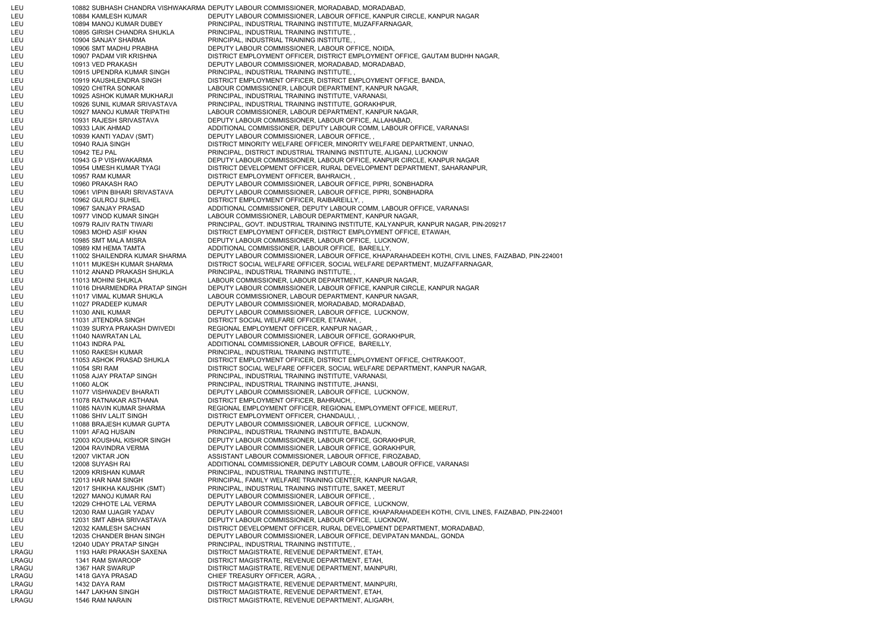| | | | |
|---|---|---|---|
| LEU | 10882 | SUBHASH CHANDRA VISHWAKARMA | DEPUTY LABOUR COMMISSIONER, MORADABAD, MORADABAD, |
| LEU | 10884 | KAMLESH KUMAR | DEPUTY LABOUR COMMISSIONER, LABOUR OFFICE, KANPUR CIRCLE, KANPUR NAGAR |
| LEU | 10894 | MANOJ KUMAR DUBEY | PRINCIPAL, INDUSTRIAL TRAINING INSTITUTE, MUZAFFARNAGAR, |
| LEU | 10895 | GIRISH CHANDRA SHUKLA | PRINCIPAL, INDUSTRIAL TRAINING INSTITUTE, , |
| LEU | 10904 | SANJAY SHARMA | PRINCIPAL, INDUSTRIAL TRAINING INSTITUTE, , |
| LEU | 10906 | SMT MADHU PRABHA | DEPUTY LABOUR COMMISSIONER, LABOUR OFFICE, NOIDA, |
| LEU | 10907 | PADAM VIR KRISHNA | DISTRICT EMPLOYMENT OFFICER, DISTRICT EMPLOYMENT OFFICE, GAUTAM BUDHH NAGAR, |
| LEU | 10913 | VED PRAKASH | DEPUTY LABOUR COMMISSIONER, MORADABAD, MORADABAD, |
| LEU | 10915 | UPENDRA KUMAR SINGH | PRINCIPAL, INDUSTRIAL TRAINING INSTITUTE, , |
| LEU | 10919 | KAUSHLENDRA SINGH | DISTRICT EMPLOYMENT OFFICER, DISTRICT EMPLOYMENT OFFICE, BANDA, |
| LEU | 10920 | CHITRA SONKAR | LABOUR COMMISSIONER, LABOUR DEPARTMENT, KANPUR NAGAR, |
| LEU | 10925 | ASHOK KUMAR MUKHARJI | PRINCIPAL, INDUSTRIAL TRAINING INSTITUTE, VARANASI, |
| LEU | 10926 | SUNIL KUMAR SRIVASTAVA | PRINCIPAL, INDUSTRIAL TRAINING INSTITUTE, GORAKHPUR, |
| LEU | 10927 | MANOJ KUMAR TRIPATHI | LABOUR COMMISSIONER, LABOUR DEPARTMENT, KANPUR NAGAR, |
| LEU | 10931 | RAJESH SRIVASTAVA | DEPUTY LABOUR COMMISSIONER, LABOUR OFFICE, ALLAHABAD, |
| LEU | 10933 | LAIK AHMAD | ADDITIONAL COMMISSIONER, DEPUTY LABOUR COMM, LABOUR OFFICE, VARANASI |
| LEU | 10939 | KANTI YADAV (SMT) | DEPUTY LABOUR COMMISSIONER, LABOUR OFFICE, , |
| LEU | 10940 | RAJA SINGH | DISTRICT MINORITY WELFARE OFFICER, MINORITY WELFARE DEPARTMENT, UNNAO, |
| LEU | 10942 | TEJ PAL | PRINCIPAL, DISTRICT INDUSTRIAL TRAINING INSTITUTE, ALIGANJ, LUCKNOW |
| LEU | 10943 | G P VISHWAKARMA | DEPUTY LABOUR COMMISSIONER, LABOUR OFFICE, KANPUR CIRCLE, KANPUR NAGAR |
| LEU | 10954 | UMESH KUMAR TYAGI | DISTRICT DEVELOPMENT OFFICER, RURAL DEVELOPMENT DEPARTMENT, SAHARANPUR, |
| LEU | 10957 | RAM KUMAR | DISTRICT EMPLOYMENT OFFICER, BAHRAICH, , |
| LEU | 10960 | PRAKASH RAO | DEPUTY LABOUR COMMISSIONER, LABOUR OFFICE, PIPRI, SONBHADRA |
| LEU | 10961 | VIPIN BIHARI SRIVASTAVA | DEPUTY LABOUR COMMISSIONER, LABOUR OFFICE, PIPRI, SONBHADRA |
| LEU | 10962 | GULROJ SUHEL | DISTRICT EMPLOYMENT OFFICER, RAIBAREILLY, , |
| LEU | 10967 | SANJAY PRASAD | ADDITIONAL COMMISSIONER, DEPUTY LABOUR COMM, LABOUR OFFICE, VARANASI |
| LEU | 10977 | VINOD KUMAR SINGH | LABOUR COMMISSIONER, LABOUR DEPARTMENT, KANPUR NAGAR, |
| LEU | 10979 | RAJIV RATN TIWARI | PRINCIPAL, GOVT. INDUSTRIAL TRAINING INSTITUTE, KALYANPUR, KANPUR NAGAR, PIN-209217 |
| LEU | 10983 | MOHD ASIF KHAN | DISTRICT EMPLOYMENT OFFICER, DISTRICT EMPLOYMENT OFFICE, ETAWAH, |
| LEU | 10985 | SMT MALA MISRA | DEPUTY LABOUR COMMISSIONER, LABOUR OFFICE, LUCKNOW, |
| LEU | 10989 | KM HEMA TAMTA | ADDITIONAL COMMISSIONER, LABOUR OFFICE, BAREILLY, |
| LEU | 11002 | SHAILENDRA KUMAR SHARMA | DEPUTY LABOUR COMMISSIONER, LABOUR OFFICE, KHAPARAHADEEH KOTHI, CIVIL LINES, FAIZABAD, PIN-224001 |
| LEU | 11011 | MUKESH KUMAR SHARMA | DISTRICT SOCIAL WELFARE OFFICER, SOCIAL WELFARE DEPARTMENT, MUZAFFARNAGAR, |
| LEU | 11012 | ANAND PRAKASH SHUKLA | PRINCIPAL, INDUSTRIAL TRAINING INSTITUTE, , |
| LEU | 11013 | MOHINI SHUKLA | LABOUR COMMISSIONER, LABOUR DEPARTMENT, KANPUR NAGAR, |
| LEU | 11016 | DHARMENDRA PRATAP SINGH | DEPUTY LABOUR COMMISSIONER, LABOUR OFFICE, KANPUR CIRCLE, KANPUR NAGAR |
| LEU | 11017 | VIMAL KUMAR SHUKLA | LABOUR COMMISSIONER, LABOUR DEPARTMENT, KANPUR NAGAR, |
| LEU | 11027 | PRADEEP KUMAR | DEPUTY LABOUR COMMISSIONER, MORADABAD, MORADABAD, |
| LEU | 11030 | ANIL KUMAR | DEPUTY LABOUR COMMISSIONER, LABOUR OFFICE, LUCKNOW, |
| LEU | 11031 | JITENDRA SINGH | DISTRICT SOCIAL WELFARE OFFICER, ETAWAH, , |
| LEU | 11039 | SURYA PRAKASH DWIVEDI | REGIONAL EMPLOYMENT OFFICER, KANPUR NAGAR, , |
| LEU | 11040 | NAWRATAN LAL | DEPUTY LABOUR COMMISSIONER, LABOUR OFFICE, GORAKHPUR, |
| LEU | 11043 | INDRA PAL | ADDITIONAL COMMISSIONER, LABOUR OFFICE, BAREILLY, |
| LEU | 11050 | RAKESH KUMAR | PRINCIPAL, INDUSTRIAL TRAINING INSTITUTE, , |
| LEU | 11053 | ASHOK PRASAD SHUKLA | DISTRICT EMPLOYMENT OFFICER, DISTRICT EMPLOYMENT OFFICE, CHITRAKOOT, |
| LEU | 11054 | SRI RAM | DISTRICT SOCIAL WELFARE OFFICER, SOCIAL WELFARE DEPARTMENT, KANPUR NAGAR, |
| LEU | 11058 | AJAY PRATAP SINGH | PRINCIPAL, INDUSTRIAL TRAINING INSTITUTE, VARANASI, |
| LEU | 11060 | ALOK | PRINCIPAL, INDUSTRIAL TRAINING INSTITUTE, JHANSI, |
| LEU | 11077 | VISHWADEV BHARATI | DEPUTY LABOUR COMMISSIONER, LABOUR OFFICE, LUCKNOW, |
| LEU | 11078 | RATNAKAR ASTHANA | DISTRICT EMPLOYMENT OFFICER, BAHRAICH, , |
| LEU | 11085 | NAVIN KUMAR SHARMA | REGIONAL EMPLOYMENT OFFICER, REGIONAL EMPLOYMENT OFFICE, MEERUT, |
| LEU | 11086 | SHIV LALIT SINGH | DISTRICT EMPLOYMENT OFFICER, CHANDAULI, , |
| LEU | 11088 | BRAJESH KUMAR GUPTA | DEPUTY LABOUR COMMISSIONER, LABOUR OFFICE, LUCKNOW, |
| LEU | 11091 | AFAQ HUSAIN | PRINCIPAL, INDUSTRIAL TRAINING INSTITUTE, BADAUN, |
| LEU | 12003 | KOUSHAL KISHOR SINGH | DEPUTY LABOUR COMMISSIONER, LABOUR OFFICE, GORAKHPUR, |
| LEU | 12004 | RAVINDRA VERMA | DEPUTY LABOUR COMMISSIONER, LABOUR OFFICE, GORAKHPUR, |
| LEU | 12007 | VIKTAR JON | ASSISTANT LABOUR COMMISSIONER, LABOUR OFFICE, FIROZABAD, |
| LEU | 12008 | SUYASH RAI | ADDITIONAL COMMISSIONER, DEPUTY LABOUR COMM, LABOUR OFFICE, VARANASI |
| LEU | 12009 | KRISHAN KUMAR | PRINCIPAL, INDUSTRIAL TRAINING INSTITUTE, , |
| LEU | 12013 | HAR NAM SINGH | PRINCIPAL, FAMILY WELFARE TRAINING CENTER, KANPUR NAGAR, |
| LEU | 12017 | SHIKHA KAUSHIK (SMT) | PRINCIPAL, INDUSTRIAL TRAINING INSTITUTE, SAKET, MEERUT |
| LEU | 12027 | MANOJ KUMAR RAI | DEPUTY LABOUR COMMISSIONER, LABOUR OFFICE, , |
| LEU | 12029 | CHHOTE LAL VERMA | DEPUTY LABOUR COMMISSIONER, LABOUR OFFICE, LUCKNOW, |
| LEU | 12030 | RAM UJAGIR YADAV | DEPUTY LABOUR COMMISSIONER, LABOUR OFFICE, KHAPARAHADEEH KOTHI, CIVIL LINES, FAIZABAD, PIN-224001 |
| LEU | 12031 | SMT ABHA SRIVASTAVA | DEPUTY LABOUR COMMISSIONER, LABOUR OFFICE, LUCKNOW, |
| LEU | 12032 | KAMLESH SACHAN | DISTRICT DEVELOPMENT OFFICER, RURAL DEVELOPMENT DEPARTMENT, MORADABAD, |
| LEU | 12035 | CHANDER BHAN SINGH | DEPUTY LABOUR COMMISSIONER, LABOUR OFFICE, DEVIPATAN MANDAL, GONDA |
| LEU | 12040 | UDAY PRATAP SINGH | PRINCIPAL, INDUSTRIAL TRAINING INSTITUTE, , |
| LRAGU | 1193 | HARI PRAKASH SAXENA | DISTRICT MAGISTRATE, REVENUE DEPARTMENT, ETAH, |
| LRAGU | 1341 | RAM SWAROOP | DISTRICT MAGISTRATE, REVENUE DEPARTMENT, ETAH, |
| LRAGU | 1367 | HAR SWARUP | DISTRICT MAGISTRATE, REVENUE DEPARTMENT, MAINPURI, |
| LRAGU | 1418 | GAYA PRASAD | CHIEF TREASURY OFFICER, AGRA, , |
| LRAGU | 1432 | DAYA RAM | DISTRICT MAGISTRATE, REVENUE DEPARTMENT, MAINPURI, |
| LRAGU | 1447 | LAKHAN SINGH | DISTRICT MAGISTRATE, REVENUE DEPARTMENT, ETAH, |
| LRAGU | 1546 | RAM NARAIN | DISTRICT MAGISTRATE, REVENUE DEPARTMENT, ALIGARH, |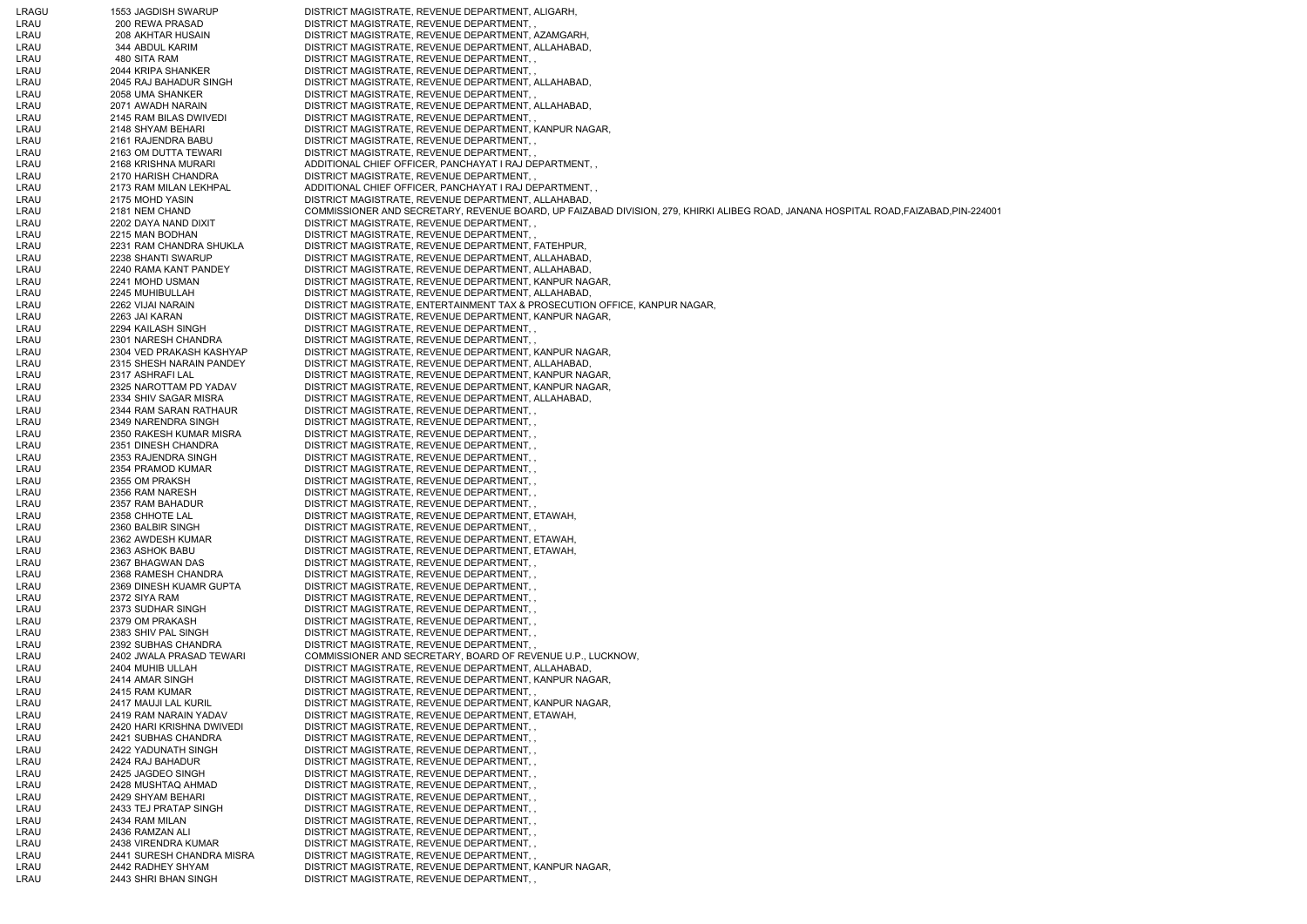| | | | |
|---|---|---|---|
| LRAGU | 1553 | JAGDISH SWARUP | DISTRICT MAGISTRATE, REVENUE DEPARTMENT, ALIGARH, |
| LRAU | 200 | REWA PRASAD | DISTRICT MAGISTRATE, REVENUE DEPARTMENT, , |
| LRAU | 208 | AKHTAR HUSAIN | DISTRICT MAGISTRATE, REVENUE DEPARTMENT, AZAMGARH, |
| LRAU | 344 | ABDUL KARIM | DISTRICT MAGISTRATE, REVENUE DEPARTMENT, ALLAHABAD, |
| LRAU | 480 | SITA RAM | DISTRICT MAGISTRATE, REVENUE DEPARTMENT, , |
| LRAU | 2044 | KRIPA SHANKER | DISTRICT MAGISTRATE, REVENUE DEPARTMENT, , |
| LRAU | 2045 | RAJ BAHADUR SINGH | DISTRICT MAGISTRATE, REVENUE DEPARTMENT, ALLAHABAD, |
| LRAU | 2058 | UMA SHANKER | DISTRICT MAGISTRATE, REVENUE DEPARTMENT, , |
| LRAU | 2071 | AWADH NARAIN | DISTRICT MAGISTRATE, REVENUE DEPARTMENT, ALLAHABAD, |
| LRAU | 2145 | RAM BILAS DWIVEDI | DISTRICT MAGISTRATE, REVENUE DEPARTMENT, , |
| LRAU | 2148 | SHYAM BEHARI | DISTRICT MAGISTRATE, REVENUE DEPARTMENT, KANPUR NAGAR, |
| LRAU | 2161 | RAJENDRA BABU | DISTRICT MAGISTRATE, REVENUE DEPARTMENT, , |
| LRAU | 2163 | OM DUTTA TEWARI | DISTRICT MAGISTRATE, REVENUE DEPARTMENT, , |
| LRAU | 2168 | KRISHNA MURARI | ADDITIONAL CHIEF OFFICER, PANCHAYAT I RAJ DEPARTMENT, , |
| LRAU | 2170 | HARISH CHANDRA | DISTRICT MAGISTRATE, REVENUE DEPARTMENT, , |
| LRAU | 2173 | RAM MILAN LEKHPAL | ADDITIONAL CHIEF OFFICER, PANCHAYAT I RAJ DEPARTMENT, , |
| LRAU | 2175 | MOHD YASIN | DISTRICT MAGISTRATE, REVENUE DEPARTMENT, ALLAHABAD, |
| LRAU | 2181 | NEM CHAND | COMMISSIONER AND SECRETARY, REVENUE BOARD, UP FAIZABAD DIVISION, 279, KHIRKI ALIBEG ROAD, JANANA HOSPITAL ROAD,FAIZABAD,PIN-224001 |
| LRAU | 2202 | DAYA NAND DIXIT | DISTRICT MAGISTRATE, REVENUE DEPARTMENT, , |
| LRAU | 2215 | MAN BODHAN | DISTRICT MAGISTRATE, REVENUE DEPARTMENT, , |
| LRAU | 2231 | RAM CHANDRA SHUKLA | DISTRICT MAGISTRATE, REVENUE DEPARTMENT, FATEHPUR, |
| LRAU | 2238 | SHANTI SWARUP | DISTRICT MAGISTRATE, REVENUE DEPARTMENT, ALLAHABAD, |
| LRAU | 2240 | RAMA KANT PANDEY | DISTRICT MAGISTRATE, REVENUE DEPARTMENT, ALLAHABAD, |
| LRAU | 2241 | MOHD USMAN | DISTRICT MAGISTRATE, REVENUE DEPARTMENT, KANPUR NAGAR, |
| LRAU | 2245 | MUHIBULLAH | DISTRICT MAGISTRATE, REVENUE DEPARTMENT, ALLAHABAD, |
| LRAU | 2262 | VIJAI NARAIN | DISTRICT MAGISTRATE, ENTERTAINMENT TAX & PROSECUTION OFFICE, KANPUR NAGAR, |
| LRAU | 2263 | JAI KARAN | DISTRICT MAGISTRATE, REVENUE DEPARTMENT, KANPUR NAGAR, |
| LRAU | 2294 | KAILASH SINGH | DISTRICT MAGISTRATE, REVENUE DEPARTMENT, , |
| LRAU | 2301 | NARESH CHANDRA | DISTRICT MAGISTRATE, REVENUE DEPARTMENT, , |
| LRAU | 2304 | VED PRAKASH KASHYAP | DISTRICT MAGISTRATE, REVENUE DEPARTMENT, KANPUR NAGAR, |
| LRAU | 2315 | SHESH NARAIN PANDEY | DISTRICT MAGISTRATE, REVENUE DEPARTMENT, ALLAHABAD, |
| LRAU | 2317 | ASHRAFI LAL | DISTRICT MAGISTRATE, REVENUE DEPARTMENT, KANPUR NAGAR, |
| LRAU | 2325 | NAROTTAM PD YADAV | DISTRICT MAGISTRATE, REVENUE DEPARTMENT, KANPUR NAGAR, |
| LRAU | 2334 | SHIV SAGAR MISRA | DISTRICT MAGISTRATE, REVENUE DEPARTMENT, ALLAHABAD, |
| LRAU | 2344 | RAM SARAN RATHAUR | DISTRICT MAGISTRATE, REVENUE DEPARTMENT, , |
| LRAU | 2349 | NARENDRA SINGH | DISTRICT MAGISTRATE, REVENUE DEPARTMENT, , |
| LRAU | 2350 | RAKESH KUMAR MISRA | DISTRICT MAGISTRATE, REVENUE DEPARTMENT, , |
| LRAU | 2351 | DINESH CHANDRA | DISTRICT MAGISTRATE, REVENUE DEPARTMENT, , |
| LRAU | 2353 | RAJENDRA SINGH | DISTRICT MAGISTRATE, REVENUE DEPARTMENT, , |
| LRAU | 2354 | PRAMOD KUMAR | DISTRICT MAGISTRATE, REVENUE DEPARTMENT, , |
| LRAU | 2355 | OM PRAKSH | DISTRICT MAGISTRATE, REVENUE DEPARTMENT, , |
| LRAU | 2356 | RAM NARESH | DISTRICT MAGISTRATE, REVENUE DEPARTMENT, , |
| LRAU | 2357 | RAM BAHADUR | DISTRICT MAGISTRATE, REVENUE DEPARTMENT, , |
| LRAU | 2358 | CHHOTE LAL | DISTRICT MAGISTRATE, REVENUE DEPARTMENT, ETAWAH, |
| LRAU | 2360 | BALBIR SINGH | DISTRICT MAGISTRATE, REVENUE DEPARTMENT, , |
| LRAU | 2362 | AWDESH KUMAR | DISTRICT MAGISTRATE, REVENUE DEPARTMENT, ETAWAH, |
| LRAU | 2363 | ASHOK BABU | DISTRICT MAGISTRATE, REVENUE DEPARTMENT, ETAWAH, |
| LRAU | 2367 | BHAGWAN DAS | DISTRICT MAGISTRATE, REVENUE DEPARTMENT, , |
| LRAU | 2368 | RAMESH CHANDRA | DISTRICT MAGISTRATE, REVENUE DEPARTMENT, , |
| LRAU | 2369 | DINESH KUAMR GUPTA | DISTRICT MAGISTRATE, REVENUE DEPARTMENT, , |
| LRAU | 2372 | SIYA RAM | DISTRICT MAGISTRATE, REVENUE DEPARTMENT, , |
| LRAU | 2373 | SUDHAR SINGH | DISTRICT MAGISTRATE, REVENUE DEPARTMENT, , |
| LRAU | 2379 | OM PRAKASH | DISTRICT MAGISTRATE, REVENUE DEPARTMENT, , |
| LRAU | 2383 | SHIV PAL SINGH | DISTRICT MAGISTRATE, REVENUE DEPARTMENT, , |
| LRAU | 2392 | SUBHAS CHANDRA | DISTRICT MAGISTRATE, REVENUE DEPARTMENT, , |
| LRAU | 2402 | JWALA PRASAD TEWARI | COMMISSIONER AND SECRETARY, BOARD OF REVENUE U.P., LUCKNOW, |
| LRAU | 2404 | MUHIB ULLAH | DISTRICT MAGISTRATE, REVENUE DEPARTMENT, ALLAHABAD, |
| LRAU | 2414 | AMAR SINGH | DISTRICT MAGISTRATE, REVENUE DEPARTMENT, KANPUR NAGAR, |
| LRAU | 2415 | RAM KUMAR | DISTRICT MAGISTRATE, REVENUE DEPARTMENT, , |
| LRAU | 2417 | MAUJI LAL KURIL | DISTRICT MAGISTRATE, REVENUE DEPARTMENT, KANPUR NAGAR, |
| LRAU | 2419 | RAM NARAIN YADAV | DISTRICT MAGISTRATE, REVENUE DEPARTMENT, ETAWAH, |
| LRAU | 2420 | HARI KRISHNA DWIVEDI | DISTRICT MAGISTRATE, REVENUE DEPARTMENT, , |
| LRAU | 2421 | SUBHAS CHANDRA | DISTRICT MAGISTRATE, REVENUE DEPARTMENT, , |
| LRAU | 2422 | YADUNATH SINGH | DISTRICT MAGISTRATE, REVENUE DEPARTMENT, , |
| LRAU | 2424 | RAJ BAHADUR | DISTRICT MAGISTRATE, REVENUE DEPARTMENT, , |
| LRAU | 2425 | JAGDEO SINGH | DISTRICT MAGISTRATE, REVENUE DEPARTMENT, , |
| LRAU | 2428 | MUSHTAQ AHMAD | DISTRICT MAGISTRATE, REVENUE DEPARTMENT, , |
| LRAU | 2429 | SHYAM BEHARI | DISTRICT MAGISTRATE, REVENUE DEPARTMENT, , |
| LRAU | 2433 | TEJ PRATAP SINGH | DISTRICT MAGISTRATE, REVENUE DEPARTMENT, , |
| LRAU | 2434 | RAM MILAN | DISTRICT MAGISTRATE, REVENUE DEPARTMENT, , |
| LRAU | 2436 | RAMZAN ALI | DISTRICT MAGISTRATE, REVENUE DEPARTMENT, , |
| LRAU | 2438 | VIRENDRA KUMAR | DISTRICT MAGISTRATE, REVENUE DEPARTMENT, , |
| LRAU | 2441 | SURESH CHANDRA MISRA | DISTRICT MAGISTRATE, REVENUE DEPARTMENT, , |
| LRAU | 2442 | RADHEY SHYAM | DISTRICT MAGISTRATE, REVENUE DEPARTMENT, KANPUR NAGAR, |
| LRAU | 2443 | SHRI BHAN SINGH | DISTRICT MAGISTRATE, REVENUE DEPARTMENT, , |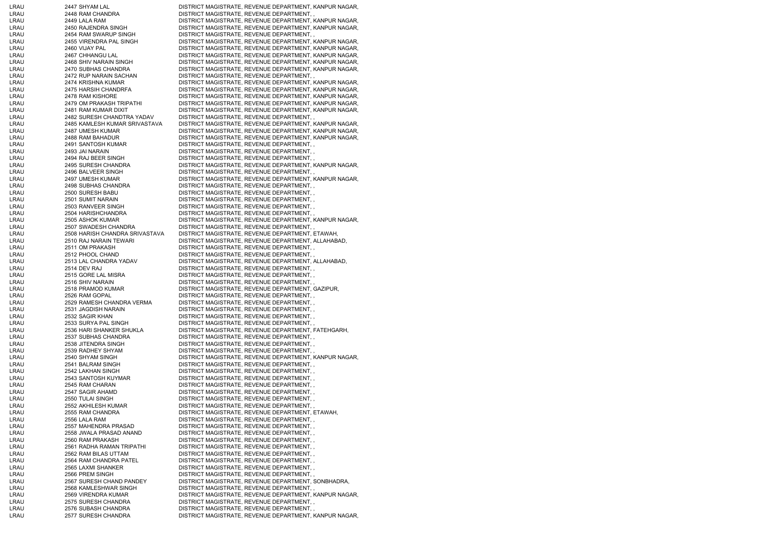| | | |
|---|---|---|
| LRAU | 2447 SHYAM LAL | DISTRICT MAGISTRATE, REVENUE DEPARTMENT, KANPUR NAGAR, |
| LRAU | 2448 RAM CHANDRA | DISTRICT MAGISTRATE, REVENUE DEPARTMENT, , |
| LRAU | 2449 LALA RAM | DISTRICT MAGISTRATE, REVENUE DEPARTMENT, KANPUR NAGAR, |
| LRAU | 2450 RAJENDRA SINGH | DISTRICT MAGISTRATE, REVENUE DEPARTMENT, KANPUR NAGAR, |
| LRAU | 2454 RAM SWARUP SINGH | DISTRICT MAGISTRATE, REVENUE DEPARTMENT, , |
| LRAU | 2455 VIRENDRA PAL SINGH | DISTRICT MAGISTRATE, REVENUE DEPARTMENT, KANPUR NAGAR, |
| LRAU | 2460 VIJAY PAL | DISTRICT MAGISTRATE, REVENUE DEPARTMENT, KANPUR NAGAR, |
| LRAU | 2467 CHHANGU LAL | DISTRICT MAGISTRATE, REVENUE DEPARTMENT, KANPUR NAGAR, |
| LRAU | 2468 SHIV NARAIN SINGH | DISTRICT MAGISTRATE, REVENUE DEPARTMENT, KANPUR NAGAR, |
| LRAU | 2470 SUBHAS CHANDRA | DISTRICT MAGISTRATE, REVENUE DEPARTMENT, KANPUR NAGAR, |
| LRAU | 2472 RUP NARAIN SACHAN | DISTRICT MAGISTRATE, REVENUE DEPARTMENT, , |
| LRAU | 2474 KRISHNA KUMAR | DISTRICT MAGISTRATE, REVENUE DEPARTMENT, KANPUR NAGAR, |
| LRAU | 2475 HARSIH CHANDRFA | DISTRICT MAGISTRATE, REVENUE DEPARTMENT, KANPUR NAGAR, |
| LRAU | 2478 RAM KISHORE | DISTRICT MAGISTRATE, REVENUE DEPARTMENT, KANPUR NAGAR, |
| LRAU | 2479 OM PRAKASH TRIPATHI | DISTRICT MAGISTRATE, REVENUE DEPARTMENT, KANPUR NAGAR, |
| LRAU | 2481 RAM KUMAR DIXIT | DISTRICT MAGISTRATE, REVENUE DEPARTMENT, KANPUR NAGAR, |
| LRAU | 2482 SURESH CHANDTRA YADAV | DISTRICT MAGISTRATE, REVENUE DEPARTMENT, , |
| LRAU | 2485 KAMLESH KUMAR SRIVASTAVA | DISTRICT MAGISTRATE, REVENUE DEPARTMENT, KANPUR NAGAR, |
| LRAU | 2487 UMESH KUMAR | DISTRICT MAGISTRATE, REVENUE DEPARTMENT, KANPUR NAGAR, |
| LRAU | 2488 RAM BAHADUR | DISTRICT MAGISTRATE, REVENUE DEPARTMENT, KANPUR NAGAR, |
| LRAU | 2491 SANTOSH KUMAR | DISTRICT MAGISTRATE, REVENUE DEPARTMENT, , |
| LRAU | 2493 JAI NARAIN | DISTRICT MAGISTRATE, REVENUE DEPARTMENT, , |
| LRAU | 2494 RAJ BEER SINGH | DISTRICT MAGISTRATE, REVENUE DEPARTMENT, , |
| LRAU | 2495 SURESH CHANDRA | DISTRICT MAGISTRATE, REVENUE DEPARTMENT, KANPUR NAGAR, |
| LRAU | 2496 BALVEER SINGH | DISTRICT MAGISTRATE, REVENUE DEPARTMENT, , |
| LRAU | 2497 UMESH KUMAR | DISTRICT MAGISTRATE, REVENUE DEPARTMENT, KANPUR NAGAR, |
| LRAU | 2498 SUBHAS CHANDRA | DISTRICT MAGISTRATE, REVENUE DEPARTMENT, , |
| LRAU | 2500 SURESH BABU | DISTRICT MAGISTRATE, REVENUE DEPARTMENT, , |
| LRAU | 2501 SUMIT NARAIN | DISTRICT MAGISTRATE, REVENUE DEPARTMENT, , |
| LRAU | 2503 RANVEER SINGH | DISTRICT MAGISTRATE, REVENUE DEPARTMENT, , |
| LRAU | 2504 HARISHCHANDRA | DISTRICT MAGISTRATE, REVENUE DEPARTMENT, , |
| LRAU | 2505 ASHOK KUMAR | DISTRICT MAGISTRATE, REVENUE DEPARTMENT, KANPUR NAGAR, |
| LRAU | 2507 SWADESH CHANDRA | DISTRICT MAGISTRATE, REVENUE DEPARTMENT, , |
| LRAU | 2508 HARISH CHANDRA SRIVASTAVA | DISTRICT MAGISTRATE, REVENUE DEPARTMENT, ETAWAH, |
| LRAU | 2510 RAJ NARAIN TEWARI | DISTRICT MAGISTRATE, REVENUE DEPARTMENT, ALLAHABAD, |
| LRAU | 2511 OM PRAKASH | DISTRICT MAGISTRATE, REVENUE DEPARTMENT, , |
| LRAU | 2512 PHOOL CHAND | DISTRICT MAGISTRATE, REVENUE DEPARTMENT, , |
| LRAU | 2513 LAL CHANDRA YADAV | DISTRICT MAGISTRATE, REVENUE DEPARTMENT, ALLAHABAD, |
| LRAU | 2514 DEV RAJ | DISTRICT MAGISTRATE, REVENUE DEPARTMENT, , |
| LRAU | 2515 GORE LAL MISRA | DISTRICT MAGISTRATE, REVENUE DEPARTMENT, , |
| LRAU | 2516 SHIV NARAIN | DISTRICT MAGISTRATE, REVENUE DEPARTMENT, , |
| LRAU | 2518 PRAMOD KUMAR | DISTRICT MAGISTRATE, REVENUE DEPARTMENT, GAZIPUR, |
| LRAU | 2526 RAM GOPAL | DISTRICT MAGISTRATE, REVENUE DEPARTMENT, , |
| LRAU | 2529 RAMESH CHANDRA VERMA | DISTRICT MAGISTRATE, REVENUE DEPARTMENT, , |
| LRAU | 2531 JAGDISH NARAIN | DISTRICT MAGISTRATE, REVENUE DEPARTMENT, , |
| LRAU | 2532 SAGIR KHAN | DISTRICT MAGISTRATE, REVENUE DEPARTMENT, , |
| LRAU | 2533 SURYA PAL SINGH | DISTRICT MAGISTRATE, REVENUE DEPARTMENT, , |
| LRAU | 2536 HARI SHANKER SHUKLA | DISTRICT MAGISTRATE, REVENUE DEPARTMENT, FATEHGARH, |
| LRAU | 2537 SUBHAS CHANDRA | DISTRICT MAGISTRATE, REVENUE DEPARTMENT, , |
| LRAU | 2538 JITENDRA SINGH | DISTRICT MAGISTRATE, REVENUE DEPARTMENT, , |
| LRAU | 2539 RADHEY SHYAM | DISTRICT MAGISTRATE, REVENUE DEPARTMENT, , |
| LRAU | 2540 SHYAM SINGH | DISTRICT MAGISTRATE, REVENUE DEPARTMENT, KANPUR NAGAR, |
| LRAU | 2541 BALRAM SINGH | DISTRICT MAGISTRATE, REVENUE DEPARTMENT, , |
| LRAU | 2542 LAKHAN SINGH | DISTRICT MAGISTRATE, REVENUE DEPARTMENT, , |
| LRAU | 2543 SANTOSH KUYMAR | DISTRICT MAGISTRATE, REVENUE DEPARTMENT, , |
| LRAU | 2545 RAM CHARAN | DISTRICT MAGISTRATE, REVENUE DEPARTMENT, , |
| LRAU | 2547 SAGIR AHAMD | DISTRICT MAGISTRATE, REVENUE DEPARTMENT, , |
| LRAU | 2550 TULAI SINGH | DISTRICT MAGISTRATE, REVENUE DEPARTMENT, , |
| LRAU | 2552 AKHILESH KUMAR | DISTRICT MAGISTRATE, REVENUE DEPARTMENT, , |
| LRAU | 2555 RAM CHANDRA | DISTRICT MAGISTRATE, REVENUE DEPARTMENT, ETAWAH, |
| LRAU | 2556 LALA RAM | DISTRICT MAGISTRATE, REVENUE DEPARTMENT, , |
| LRAU | 2557 MAHENDRA PRASAD | DISTRICT MAGISTRATE, REVENUE DEPARTMENT, , |
| LRAU | 2558 JWALA PRASAD ANAND | DISTRICT MAGISTRATE, REVENUE DEPARTMENT, , |
| LRAU | 2560 RAM PRAKASH | DISTRICT MAGISTRATE, REVENUE DEPARTMENT, , |
| LRAU | 2561 RADHA RAMAN TRIPATHI | DISTRICT MAGISTRATE, REVENUE DEPARTMENT, , |
| LRAU | 2562 RAM BILAS UTTAM | DISTRICT MAGISTRATE, REVENUE DEPARTMENT, , |
| LRAU | 2564 RAM CHANDRA PATEL | DISTRICT MAGISTRATE, REVENUE DEPARTMENT, , |
| LRAU | 2565 LAXMI SHANKER | DISTRICT MAGISTRATE, REVENUE DEPARTMENT, , |
| LRAU | 2566 PREM SINGH | DISTRICT MAGISTRATE, REVENUE DEPARTMENT, , |
| LRAU | 2567 SURESH CHAND PANDEY | DISTRICT MAGISTRATE, REVENUE DEPARTMENT, SONBHADRA, |
| LRAU | 2568 KAMLESHWAR SINGH | DISTRICT MAGISTRATE, REVENUE DEPARTMENT, , |
| LRAU | 2569 VIRENDRA KUMAR | DISTRICT MAGISTRATE, REVENUE DEPARTMENT, KANPUR NAGAR, |
| LRAU | 2575 SURESH CHANDRA | DISTRICT MAGISTRATE, REVENUE DEPARTMENT, , |
| LRAU | 2576 SUBASH CHANDRA | DISTRICT MAGISTRATE, REVENUE DEPARTMENT, , |
| LRAU | 2577 SURESH CHANDRA | DISTRICT MAGISTRATE, REVENUE DEPARTMENT, KANPUR NAGAR, |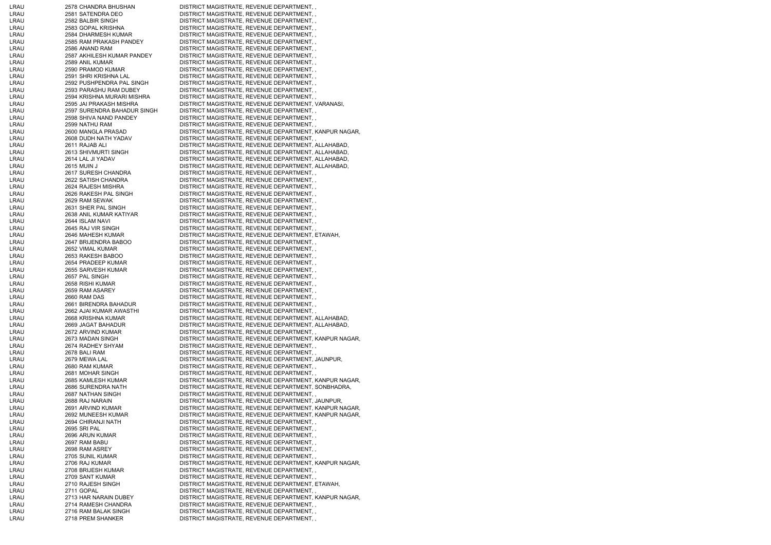| | | | |
|---|---|---|---|
| LRAU | 2578 | CHANDRA BHUSHAN | DISTRICT MAGISTRATE, REVENUE DEPARTMENT, , |
| LRAU | 2581 | SATENDRA DEO | DISTRICT MAGISTRATE, REVENUE DEPARTMENT, , |
| LRAU | 2582 | BALBIR SINGH | DISTRICT MAGISTRATE, REVENUE DEPARTMENT, , |
| LRAU | 2583 | GOPAL KRISHNA | DISTRICT MAGISTRATE, REVENUE DEPARTMENT, , |
| LRAU | 2584 | DHARMESH KUMAR | DISTRICT MAGISTRATE, REVENUE DEPARTMENT, , |
| LRAU | 2585 | RAM PRAKASH PANDEY | DISTRICT MAGISTRATE, REVENUE DEPARTMENT, , |
| LRAU | 2586 | ANAND RAM | DISTRICT MAGISTRATE, REVENUE DEPARTMENT, , |
| LRAU | 2587 | AKHILESH KUMAR PANDEY | DISTRICT MAGISTRATE, REVENUE DEPARTMENT, , |
| LRAU | 2589 | ANIL KUMAR | DISTRICT MAGISTRATE, REVENUE DEPARTMENT, , |
| LRAU | 2590 | PRAMOD KUMAR | DISTRICT MAGISTRATE, REVENUE DEPARTMENT, , |
| LRAU | 2591 | SHRI KRISHNA LAL | DISTRICT MAGISTRATE, REVENUE DEPARTMENT, , |
| LRAU | 2592 | PUSHPENDRA PAL SINGH | DISTRICT MAGISTRATE, REVENUE DEPARTMENT, , |
| LRAU | 2593 | PARASHU RAM DUBEY | DISTRICT MAGISTRATE, REVENUE DEPARTMENT, , |
| LRAU | 2594 | KRISHNA MURARI MISHRA | DISTRICT MAGISTRATE, REVENUE DEPARTMENT, , |
| LRAU | 2595 | JAI PRAKASH MISHRA | DISTRICT MAGISTRATE, REVENUE DEPARTMENT, VARANASI, |
| LRAU | 2597 | SURENDRA BAHADUR SINGH | DISTRICT MAGISTRATE, REVENUE DEPARTMENT, , |
| LRAU | 2598 | SHIVA NAND PANDEY | DISTRICT MAGISTRATE, REVENUE DEPARTMENT, , |
| LRAU | 2599 | NATHU RAM | DISTRICT MAGISTRATE, REVENUE DEPARTMENT, , |
| LRAU | 2600 | MANGLA PRASAD | DISTRICT MAGISTRATE, REVENUE DEPARTMENT, KANPUR NAGAR, |
| LRAU | 2608 | DUDH NATH YADAV | DISTRICT MAGISTRATE, REVENUE DEPARTMENT, , |
| LRAU | 2611 | RAJAB ALI | DISTRICT MAGISTRATE, REVENUE DEPARTMENT, ALLAHABAD, |
| LRAU | 2613 | SHIVMURTI SINGH | DISTRICT MAGISTRATE, REVENUE DEPARTMENT, ALLAHABAD, |
| LRAU | 2614 | LAL JI YADAV | DISTRICT MAGISTRATE, REVENUE DEPARTMENT, ALLAHABAD, |
| LRAU | 2615 | MUIN J | DISTRICT MAGISTRATE, REVENUE DEPARTMENT, ALLAHABAD, |
| LRAU | 2617 | SURESH CHANDRA | DISTRICT MAGISTRATE, REVENUE DEPARTMENT, , |
| LRAU | 2622 | SATISH CHANDRA | DISTRICT MAGISTRATE, REVENUE DEPARTMENT, , |
| LRAU | 2624 | RAJESH MISHRA | DISTRICT MAGISTRATE, REVENUE DEPARTMENT, , |
| LRAU | 2626 | RAKESH PAL SINGH | DISTRICT MAGISTRATE, REVENUE DEPARTMENT, , |
| LRAU | 2629 | RAM SEWAK | DISTRICT MAGISTRATE, REVENUE DEPARTMENT, , |
| LRAU | 2631 | SHER PAL SINGH | DISTRICT MAGISTRATE, REVENUE DEPARTMENT, , |
| LRAU | 2638 | ANIL KUMAR KATIYAR | DISTRICT MAGISTRATE, REVENUE DEPARTMENT, , |
| LRAU | 2644 | ISLAM NAVI | DISTRICT MAGISTRATE, REVENUE DEPARTMENT, , |
| LRAU | 2645 | RAJ VIR SINGH | DISTRICT MAGISTRATE, REVENUE DEPARTMENT, , |
| LRAU | 2646 | MAHESH KUMAR | DISTRICT MAGISTRATE, REVENUE DEPARTMENT, ETAWAH, |
| LRAU | 2647 | BRIJENDRA BABOO | DISTRICT MAGISTRATE, REVENUE DEPARTMENT, , |
| LRAU | 2652 | VIMAL KUMAR | DISTRICT MAGISTRATE, REVENUE DEPARTMENT, , |
| LRAU | 2653 | RAKESH BABOO | DISTRICT MAGISTRATE, REVENUE DEPARTMENT, , |
| LRAU | 2654 | PRADEEP KUMAR | DISTRICT MAGISTRATE, REVENUE DEPARTMENT, , |
| LRAU | 2655 | SARVESH KUMAR | DISTRICT MAGISTRATE, REVENUE DEPARTMENT, , |
| LRAU | 2657 | PAL SINGH | DISTRICT MAGISTRATE, REVENUE DEPARTMENT, , |
| LRAU | 2658 | RISHI KUMAR | DISTRICT MAGISTRATE, REVENUE DEPARTMENT, , |
| LRAU | 2659 | RAM ASAREY | DISTRICT MAGISTRATE, REVENUE DEPARTMENT, , |
| LRAU | 2660 | RAM DAS | DISTRICT MAGISTRATE, REVENUE DEPARTMENT, , |
| LRAU | 2661 | BIRENDRA BAHADUR | DISTRICT MAGISTRATE, REVENUE DEPARTMENT, , |
| LRAU | 2662 | AJAI KUMAR AWASTHI | DISTRICT MAGISTRATE, REVENUE DEPARTMENT, , |
| LRAU | 2668 | KRISHNA KUMAR | DISTRICT MAGISTRATE, REVENUE DEPARTMENT, ALLAHABAD, |
| LRAU | 2669 | JAGAT BAHADUR | DISTRICT MAGISTRATE, REVENUE DEPARTMENT, ALLAHABAD, |
| LRAU | 2672 | ARVIND KUMAR | DISTRICT MAGISTRATE, REVENUE DEPARTMENT, , |
| LRAU | 2673 | MADAN SINGH | DISTRICT MAGISTRATE, REVENUE DEPARTMENT, KANPUR NAGAR, |
| LRAU | 2674 | RADHEY SHYAM | DISTRICT MAGISTRATE, REVENUE DEPARTMENT, , |
| LRAU | 2678 | BALI RAM | DISTRICT MAGISTRATE, REVENUE DEPARTMENT, , |
| LRAU | 2679 | MEWA LAL | DISTRICT MAGISTRATE, REVENUE DEPARTMENT, JAUNPUR, |
| LRAU | 2680 | RAM KUMAR | DISTRICT MAGISTRATE, REVENUE DEPARTMENT, , |
| LRAU | 2681 | MOHAR SINGH | DISTRICT MAGISTRATE, REVENUE DEPARTMENT, , |
| LRAU | 2685 | KAMLESH KUMAR | DISTRICT MAGISTRATE, REVENUE DEPARTMENT, KANPUR NAGAR, |
| LRAU | 2686 | SURENDRA NATH | DISTRICT MAGISTRATE, REVENUE DEPARTMENT, SONBHADRA, |
| LRAU | 2687 | NATHAN SINGH | DISTRICT MAGISTRATE, REVENUE DEPARTMENT, , |
| LRAU | 2688 | RAJ NARAIN | DISTRICT MAGISTRATE, REVENUE DEPARTMENT, JAUNPUR, |
| LRAU | 2691 | ARVIND KUMAR | DISTRICT MAGISTRATE, REVENUE DEPARTMENT, KANPUR NAGAR, |
| LRAU | 2692 | MUNEESH KUMAR | DISTRICT MAGISTRATE, REVENUE DEPARTMENT, KANPUR NAGAR, |
| LRAU | 2694 | CHIRANJI NATH | DISTRICT MAGISTRATE, REVENUE DEPARTMENT, , |
| LRAU | 2695 | SRI PAL | DISTRICT MAGISTRATE, REVENUE DEPARTMENT, , |
| LRAU | 2696 | ARUN KUMAR | DISTRICT MAGISTRATE, REVENUE DEPARTMENT, , |
| LRAU | 2697 | RAM BABU | DISTRICT MAGISTRATE, REVENUE DEPARTMENT, , |
| LRAU | 2698 | RAM ASREY | DISTRICT MAGISTRATE, REVENUE DEPARTMENT, , |
| LRAU | 2705 | SUNIL KUMAR | DISTRICT MAGISTRATE, REVENUE DEPARTMENT, , |
| LRAU | 2706 | RAJ KUMAR | DISTRICT MAGISTRATE, REVENUE DEPARTMENT, KANPUR NAGAR, |
| LRAU | 2708 | BRIJESH KUMAR | DISTRICT MAGISTRATE, REVENUE DEPARTMENT, , |
| LRAU | 2709 | SANT KUMAR | DISTRICT MAGISTRATE, REVENUE DEPARTMENT, , |
| LRAU | 2710 | RAJESH SINGH | DISTRICT MAGISTRATE, REVENUE DEPARTMENT, ETAWAH, |
| LRAU | 2711 | GOPAL | DISTRICT MAGISTRATE, REVENUE DEPARTMENT, , |
| LRAU | 2713 | HAR NARAIN DUBEY | DISTRICT MAGISTRATE, REVENUE DEPARTMENT, KANPUR NAGAR, |
| LRAU | 2714 | RAMESH CHANDRA | DISTRICT MAGISTRATE, REVENUE DEPARTMENT, , |
| LRAU | 2716 | RAM BALAK SINGH | DISTRICT MAGISTRATE, REVENUE DEPARTMENT, , |
| LRAU | 2718 | PREM SHANKER | DISTRICT MAGISTRATE, REVENUE DEPARTMENT, , |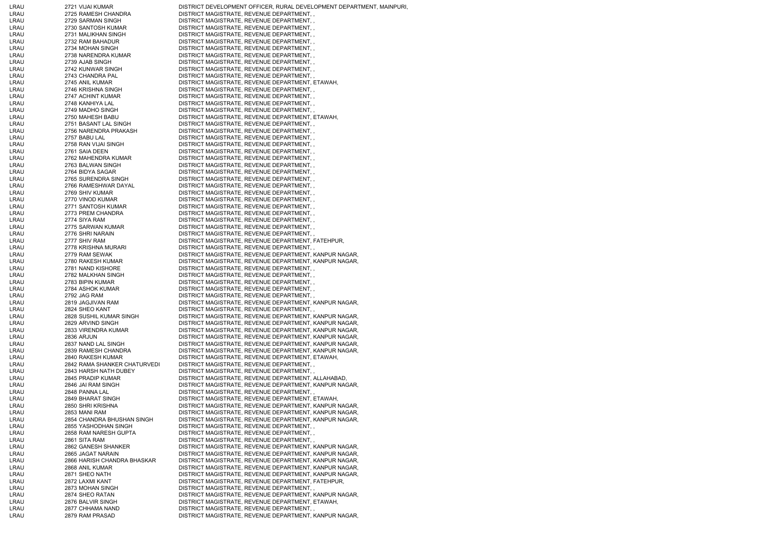| | | | |
|---|---|---|---|
| LRAU | 2721 | VIJAI KUMAR | DISTRICT DEVELOPMENT OFFICER, RURAL DEVELOPMENT DEPARTMENT, MAINPURI, |
| LRAU | 2725 | RAMESH CHANDRA | DISTRICT MAGISTRATE, REVENUE DEPARTMENT, , |
| LRAU | 2729 | SARMAN SINGH | DISTRICT MAGISTRATE, REVENUE DEPARTMENT, , |
| LRAU | 2730 | SANTOSH KUMAR | DISTRICT MAGISTRATE, REVENUE DEPARTMENT, , |
| LRAU | 2731 | MALIKHAN SINGH | DISTRICT MAGISTRATE, REVENUE DEPARTMENT, , |
| LRAU | 2732 | RAM BAHADUR | DISTRICT MAGISTRATE, REVENUE DEPARTMENT, , |
| LRAU | 2734 | MOHAN SINGH | DISTRICT MAGISTRATE, REVENUE DEPARTMENT, , |
| LRAU | 2738 | NARENDRA KUMAR | DISTRICT MAGISTRATE, REVENUE DEPARTMENT, , |
| LRAU | 2739 | AJAB SINGH | DISTRICT MAGISTRATE, REVENUE DEPARTMENT, , |
| LRAU | 2742 | KUNWAR SINGH | DISTRICT MAGISTRATE, REVENUE DEPARTMENT, , |
| LRAU | 2743 | CHANDRA PAL | DISTRICT MAGISTRATE, REVENUE DEPARTMENT, , |
| LRAU | 2745 | ANIL KUMAR | DISTRICT MAGISTRATE, REVENUE DEPARTMENT, ETAWAH, |
| LRAU | 2746 | KRISHNA SINGH | DISTRICT MAGISTRATE, REVENUE DEPARTMENT, , |
| LRAU | 2747 | ACHINT KUMAR | DISTRICT MAGISTRATE, REVENUE DEPARTMENT, , |
| LRAU | 2748 | KANHIYA LAL | DISTRICT MAGISTRATE, REVENUE DEPARTMENT, , |
| LRAU | 2749 | MADHO SINGH | DISTRICT MAGISTRATE, REVENUE DEPARTMENT, , |
| LRAU | 2750 | MAHESH BABU | DISTRICT MAGISTRATE, REVENUE DEPARTMENT, ETAWAH, |
| LRAU | 2751 | BASANT LAL SINGH | DISTRICT MAGISTRATE, REVENUE DEPARTMENT, , |
| LRAU | 2756 | NARENDRA PRAKASH | DISTRICT MAGISTRATE, REVENUE DEPARTMENT, , |
| LRAU | 2757 | BABU LAL | DISTRICT MAGISTRATE, REVENUE DEPARTMENT, , |
| LRAU | 2758 | RAN VIJAI SINGH | DISTRICT MAGISTRATE, REVENUE DEPARTMENT, , |
| LRAU | 2761 | SAIA DEEN | DISTRICT MAGISTRATE, REVENUE DEPARTMENT, , |
| LRAU | 2762 | MAHENDRA KUMAR | DISTRICT MAGISTRATE, REVENUE DEPARTMENT, , |
| LRAU | 2763 | BALWAN SINGH | DISTRICT MAGISTRATE, REVENUE DEPARTMENT, , |
| LRAU | 2764 | BIDYA SAGAR | DISTRICT MAGISTRATE, REVENUE DEPARTMENT, , |
| LRAU | 2765 | SURENDRA SINGH | DISTRICT MAGISTRATE, REVENUE DEPARTMENT, , |
| LRAU | 2766 | RAMESHWAR DAYAL | DISTRICT MAGISTRATE, REVENUE DEPARTMENT, , |
| LRAU | 2769 | SHIV KUMAR | DISTRICT MAGISTRATE, REVENUE DEPARTMENT, , |
| LRAU | 2770 | VINOD KUMAR | DISTRICT MAGISTRATE, REVENUE DEPARTMENT, , |
| LRAU | 2771 | SANTOSH KUMAR | DISTRICT MAGISTRATE, REVENUE DEPARTMENT, , |
| LRAU | 2773 | PREM CHANDRA | DISTRICT MAGISTRATE, REVENUE DEPARTMENT, , |
| LRAU | 2774 | SIYA RAM | DISTRICT MAGISTRATE, REVENUE DEPARTMENT, , |
| LRAU | 2775 | SARWAN KUMAR | DISTRICT MAGISTRATE, REVENUE DEPARTMENT, , |
| LRAU | 2776 | SHRI NARAIN | DISTRICT MAGISTRATE, REVENUE DEPARTMENT, , |
| LRAU | 2777 | SHIV RAM | DISTRICT MAGISTRATE, REVENUE DEPARTMENT, FATEHPUR, |
| LRAU | 2778 | KRISHNA MURARI | DISTRICT MAGISTRATE, REVENUE DEPARTMENT, , |
| LRAU | 2779 | RAM SEWAK | DISTRICT MAGISTRATE, REVENUE DEPARTMENT, KANPUR NAGAR, |
| LRAU | 2780 | RAKESH KUMAR | DISTRICT MAGISTRATE, REVENUE DEPARTMENT, KANPUR NAGAR, |
| LRAU | 2781 | NAND KISHORE | DISTRICT MAGISTRATE, REVENUE DEPARTMENT, , |
| LRAU | 2782 | MALKHAN SINGH | DISTRICT MAGISTRATE, REVENUE DEPARTMENT, , |
| LRAU | 2783 | BIPIN KUMAR | DISTRICT MAGISTRATE, REVENUE DEPARTMENT, , |
| LRAU | 2784 | ASHOK KUMAR | DISTRICT MAGISTRATE, REVENUE DEPARTMENT, , |
| LRAU | 2792 | JAG RAM | DISTRICT MAGISTRATE, REVENUE DEPARTMENT, , |
| LRAU | 2819 | JAGJIVAN RAM | DISTRICT MAGISTRATE, REVENUE DEPARTMENT, KANPUR NAGAR, |
| LRAU | 2824 | SHEO KANT | DISTRICT MAGISTRATE, REVENUE DEPARTMENT, , |
| LRAU | 2828 | SUSHIL KUMAR SINGH | DISTRICT MAGISTRATE, REVENUE DEPARTMENT, KANPUR NAGAR, |
| LRAU | 2829 | ARVIND SINGH | DISTRICT MAGISTRATE, REVENUE DEPARTMENT, KANPUR NAGAR, |
| LRAU | 2833 | VIRENDRA KUMAR | DISTRICT MAGISTRATE, REVENUE DEPARTMENT, KANPUR NAGAR, |
| LRAU | 2836 | ARJUN | DISTRICT MAGISTRATE, REVENUE DEPARTMENT, KANPUR NAGAR, |
| LRAU | 2837 | NAND LAL SINGH | DISTRICT MAGISTRATE, REVENUE DEPARTMENT, KANPUR NAGAR, |
| LRAU | 2839 | RAMESH CHANDRA | DISTRICT MAGISTRATE, REVENUE DEPARTMENT, KANPUR NAGAR, |
| LRAU | 2840 | RAKESH KUMAR | DISTRICT MAGISTRATE, REVENUE DEPARTMENT, ETAWAH, |
| LRAU | 2842 | RAMA SHANKER CHATURVEDI | DISTRICT MAGISTRATE, REVENUE DEPARTMENT, , |
| LRAU | 2843 | HARSH NATH DUBEY | DISTRICT MAGISTRATE, REVENUE DEPARTMENT, , |
| LRAU | 2845 | PRADIP KUMAR | DISTRICT MAGISTRATE, REVENUE DEPARTMENT, ALLAHABAD, |
| LRAU | 2846 | JAI RAM SINGH | DISTRICT MAGISTRATE, REVENUE DEPARTMENT, KANPUR NAGAR, |
| LRAU | 2848 | PANNA LAL | DISTRICT MAGISTRATE, REVENUE DEPARTMENT, , |
| LRAU | 2849 | BHARAT SINGH | DISTRICT MAGISTRATE, REVENUE DEPARTMENT, ETAWAH, |
| LRAU | 2850 | SHRI KRISHNA | DISTRICT MAGISTRATE, REVENUE DEPARTMENT, KANPUR NAGAR, |
| LRAU | 2853 | MANI RAM | DISTRICT MAGISTRATE, REVENUE DEPARTMENT, KANPUR NAGAR, |
| LRAU | 2854 | CHANDRA BHUSHAN SINGH | DISTRICT MAGISTRATE, REVENUE DEPARTMENT, KANPUR NAGAR, |
| LRAU | 2855 | YASHODHAN SINGH | DISTRICT MAGISTRATE, REVENUE DEPARTMENT, , |
| LRAU | 2858 | RAM NARESH GUPTA | DISTRICT MAGISTRATE, REVENUE DEPARTMENT, , |
| LRAU | 2861 | SITA RAM | DISTRICT MAGISTRATE, REVENUE DEPARTMENT, , |
| LRAU | 2862 | GANESH SHANKER | DISTRICT MAGISTRATE, REVENUE DEPARTMENT, KANPUR NAGAR, |
| LRAU | 2865 | JAGAT NARAIN | DISTRICT MAGISTRATE, REVENUE DEPARTMENT, KANPUR NAGAR, |
| LRAU | 2866 | HARISH CHANDRA BHASKAR | DISTRICT MAGISTRATE, REVENUE DEPARTMENT, KANPUR NAGAR, |
| LRAU | 2868 | ANIL KUMAR | DISTRICT MAGISTRATE, REVENUE DEPARTMENT, KANPUR NAGAR, |
| LRAU | 2871 | SHEO NATH | DISTRICT MAGISTRATE, REVENUE DEPARTMENT, KANPUR NAGAR, |
| LRAU | 2872 | LAXMI KANT | DISTRICT MAGISTRATE, REVENUE DEPARTMENT, FATEHPUR, |
| LRAU | 2873 | MOHAN SINGH | DISTRICT MAGISTRATE, REVENUE DEPARTMENT, , |
| LRAU | 2874 | SHEO RATAN | DISTRICT MAGISTRATE, REVENUE DEPARTMENT, KANPUR NAGAR, |
| LRAU | 2876 | BALVIR SINGH | DISTRICT MAGISTRATE, REVENUE DEPARTMENT, ETAWAH, |
| LRAU | 2877 | CHHAMA NAND | DISTRICT MAGISTRATE, REVENUE DEPARTMENT, , |
| LRAU | 2879 | RAM PRASAD | DISTRICT MAGISTRATE, REVENUE DEPARTMENT, KANPUR NAGAR, |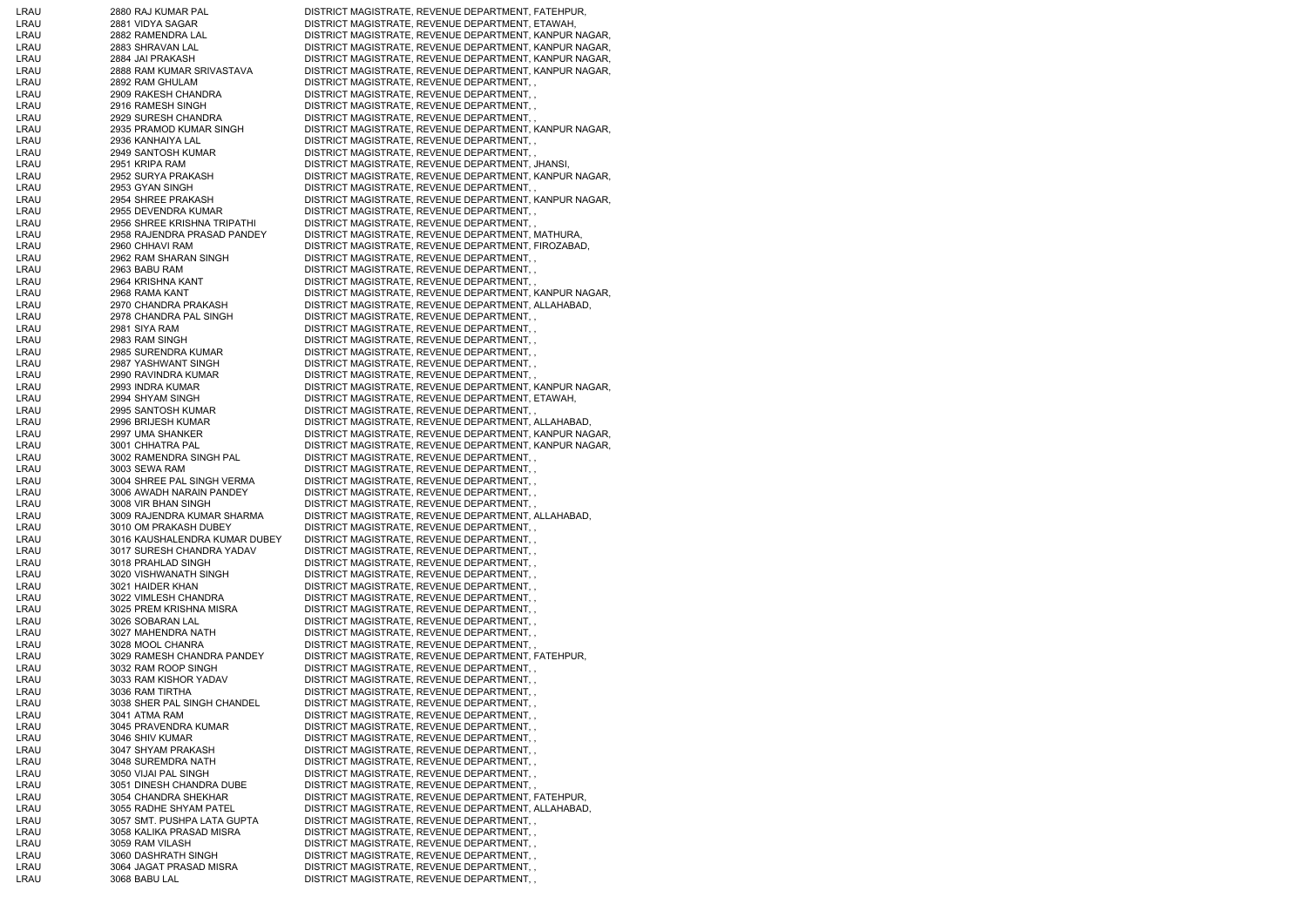| | | |
|---|---|---|
| LRAU | 2880 RAJ KUMAR PAL | DISTRICT MAGISTRATE, REVENUE DEPARTMENT, FATEHPUR, |
| LRAU | 2881 VIDYA SAGAR | DISTRICT MAGISTRATE, REVENUE DEPARTMENT, ETAWAH, |
| LRAU | 2882 RAMENDRA LAL | DISTRICT MAGISTRATE, REVENUE DEPARTMENT, KANPUR NAGAR, |
| LRAU | 2883 SHRAVAN LAL | DISTRICT MAGISTRATE, REVENUE DEPARTMENT, KANPUR NAGAR, |
| LRAU | 2884 JAI PRAKASH | DISTRICT MAGISTRATE, REVENUE DEPARTMENT, KANPUR NAGAR, |
| LRAU | 2888 RAM KUMAR SRIVASTAVA | DISTRICT MAGISTRATE, REVENUE DEPARTMENT, KANPUR NAGAR, |
| LRAU | 2892 RAM GHULAM | DISTRICT MAGISTRATE, REVENUE DEPARTMENT, , |
| LRAU | 2909 RAKESH CHANDRA | DISTRICT MAGISTRATE, REVENUE DEPARTMENT, , |
| LRAU | 2916 RAMESH SINGH | DISTRICT MAGISTRATE, REVENUE DEPARTMENT, , |
| LRAU | 2929 SURESH CHANDRA | DISTRICT MAGISTRATE, REVENUE DEPARTMENT, , |
| LRAU | 2935 PRAMOD KUMAR SINGH | DISTRICT MAGISTRATE, REVENUE DEPARTMENT, KANPUR NAGAR, |
| LRAU | 2936 KANHAIYA LAL | DISTRICT MAGISTRATE, REVENUE DEPARTMENT, , |
| LRAU | 2949 SANTOSH KUMAR | DISTRICT MAGISTRATE, REVENUE DEPARTMENT, , |
| LRAU | 2951 KRIPA RAM | DISTRICT MAGISTRATE, REVENUE DEPARTMENT, JHANSI, |
| LRAU | 2952 SURYA PRAKASH | DISTRICT MAGISTRATE, REVENUE DEPARTMENT, KANPUR NAGAR, |
| LRAU | 2953 GYAN SINGH | DISTRICT MAGISTRATE, REVENUE DEPARTMENT, , |
| LRAU | 2954 SHREE PRAKASH | DISTRICT MAGISTRATE, REVENUE DEPARTMENT, KANPUR NAGAR, |
| LRAU | 2955 DEVENDRA KUMAR | DISTRICT MAGISTRATE, REVENUE DEPARTMENT, , |
| LRAU | 2956 SHREE KRISHNA TRIPATHI | DISTRICT MAGISTRATE, REVENUE DEPARTMENT, , |
| LRAU | 2958 RAJENDRA PRASAD PANDEY | DISTRICT MAGISTRATE, REVENUE DEPARTMENT, MATHURA, |
| LRAU | 2960 CHHAVI RAM | DISTRICT MAGISTRATE, REVENUE DEPARTMENT, FIROZABAD, |
| LRAU | 2962 RAM SHARAN SINGH | DISTRICT MAGISTRATE, REVENUE DEPARTMENT, , |
| LRAU | 2963 BABU RAM | DISTRICT MAGISTRATE, REVENUE DEPARTMENT, , |
| LRAU | 2964 KRISHNA KANT | DISTRICT MAGISTRATE, REVENUE DEPARTMENT, , |
| LRAU | 2968 RAMA KANT | DISTRICT MAGISTRATE, REVENUE DEPARTMENT, KANPUR NAGAR, |
| LRAU | 2970 CHANDRA PRAKASH | DISTRICT MAGISTRATE, REVENUE DEPARTMENT, ALLAHABAD, |
| LRAU | 2978 CHANDRA PAL SINGH | DISTRICT MAGISTRATE, REVENUE DEPARTMENT, , |
| LRAU | 2981 SIYA RAM | DISTRICT MAGISTRATE, REVENUE DEPARTMENT, , |
| LRAU | 2983 RAM SINGH | DISTRICT MAGISTRATE, REVENUE DEPARTMENT, , |
| LRAU | 2985 SURENDRA KUMAR | DISTRICT MAGISTRATE, REVENUE DEPARTMENT, , |
| LRAU | 2987 YASHWANT SINGH | DISTRICT MAGISTRATE, REVENUE DEPARTMENT, , |
| LRAU | 2990 RAVINDRA KUMAR | DISTRICT MAGISTRATE, REVENUE DEPARTMENT, , |
| LRAU | 2993 INDRA KUMAR | DISTRICT MAGISTRATE, REVENUE DEPARTMENT, KANPUR NAGAR, |
| LRAU | 2994 SHYAM SINGH | DISTRICT MAGISTRATE, REVENUE DEPARTMENT, ETAWAH, |
| LRAU | 2995 SANTOSH KUMAR | DISTRICT MAGISTRATE, REVENUE DEPARTMENT, , |
| LRAU | 2996 BRIJESH KUMAR | DISTRICT MAGISTRATE, REVENUE DEPARTMENT, ALLAHABAD, |
| LRAU | 2997 UMA SHANKER | DISTRICT MAGISTRATE, REVENUE DEPARTMENT, KANPUR NAGAR, |
| LRAU | 3001 CHHATRA PAL | DISTRICT MAGISTRATE, REVENUE DEPARTMENT, KANPUR NAGAR, |
| LRAU | 3002 RAMENDRA SINGH PAL | DISTRICT MAGISTRATE, REVENUE DEPARTMENT, , |
| LRAU | 3003 SEWA RAM | DISTRICT MAGISTRATE, REVENUE DEPARTMENT, , |
| LRAU | 3004 SHREE PAL SINGH VERMA | DISTRICT MAGISTRATE, REVENUE DEPARTMENT, , |
| LRAU | 3006 AWADH NARAIN PANDEY | DISTRICT MAGISTRATE, REVENUE DEPARTMENT, , |
| LRAU | 3008 VIR BHAN SINGH | DISTRICT MAGISTRATE, REVENUE DEPARTMENT, , |
| LRAU | 3009 RAJENDRA KUMAR SHARMA | DISTRICT MAGISTRATE, REVENUE DEPARTMENT, ALLAHABAD, |
| LRAU | 3010 OM PRAKASH DUBEY | DISTRICT MAGISTRATE, REVENUE DEPARTMENT, , |
| LRAU | 3016 KAUSHALENDRA KUMAR DUBEY | DISTRICT MAGISTRATE, REVENUE DEPARTMENT, , |
| LRAU | 3017 SURESH CHANDRA YADAV | DISTRICT MAGISTRATE, REVENUE DEPARTMENT, , |
| LRAU | 3018 PRAHLAD SINGH | DISTRICT MAGISTRATE, REVENUE DEPARTMENT, , |
| LRAU | 3020 VISHWANATH SINGH | DISTRICT MAGISTRATE, REVENUE DEPARTMENT, , |
| LRAU | 3021 HAIDER KHAN | DISTRICT MAGISTRATE, REVENUE DEPARTMENT, , |
| LRAU | 3022 VIMLESH CHANDRA | DISTRICT MAGISTRATE, REVENUE DEPARTMENT, , |
| LRAU | 3025 PREM KRISHNA MISRA | DISTRICT MAGISTRATE, REVENUE DEPARTMENT, , |
| LRAU | 3026 SOBARAN LAL | DISTRICT MAGISTRATE, REVENUE DEPARTMENT, , |
| LRAU | 3027 MAHENDRA NATH | DISTRICT MAGISTRATE, REVENUE DEPARTMENT, , |
| LRAU | 3028 MOOL CHANRA | DISTRICT MAGISTRATE, REVENUE DEPARTMENT, , |
| LRAU | 3029 RAMESH CHANDRA PANDEY | DISTRICT MAGISTRATE, REVENUE DEPARTMENT, FATEHPUR, |
| LRAU | 3032 RAM ROOP SINGH | DISTRICT MAGISTRATE, REVENUE DEPARTMENT, , |
| LRAU | 3033 RAM KISHOR YADAV | DISTRICT MAGISTRATE, REVENUE DEPARTMENT, , |
| LRAU | 3036 RAM TIRTHA | DISTRICT MAGISTRATE, REVENUE DEPARTMENT, , |
| LRAU | 3038 SHER PAL SINGH CHANDEL | DISTRICT MAGISTRATE, REVENUE DEPARTMENT, , |
| LRAU | 3041 ATMA RAM | DISTRICT MAGISTRATE, REVENUE DEPARTMENT, , |
| LRAU | 3045 PRAVENDRA KUMAR | DISTRICT MAGISTRATE, REVENUE DEPARTMENT, , |
| LRAU | 3046 SHIV KUMAR | DISTRICT MAGISTRATE, REVENUE DEPARTMENT, , |
| LRAU | 3047 SHYAM PRAKASH | DISTRICT MAGISTRATE, REVENUE DEPARTMENT, , |
| LRAU | 3048 SUREMDRA NATH | DISTRICT MAGISTRATE, REVENUE DEPARTMENT, , |
| LRAU | 3050 VIJAI PAL SINGH | DISTRICT MAGISTRATE, REVENUE DEPARTMENT, , |
| LRAU | 3051 DINESH CHANDRA DUBE | DISTRICT MAGISTRATE, REVENUE DEPARTMENT, , |
| LRAU | 3054 CHANDRA SHEKHAR | DISTRICT MAGISTRATE, REVENUE DEPARTMENT, FATEHPUR, |
| LRAU | 3055 RADHE SHYAM PATEL | DISTRICT MAGISTRATE, REVENUE DEPARTMENT, ALLAHABAD, |
| LRAU | 3057 SMT. PUSHPA LATA GUPTA | DISTRICT MAGISTRATE, REVENUE DEPARTMENT, , |
| LRAU | 3058 KALIKA PRASAD MISRA | DISTRICT MAGISTRATE, REVENUE DEPARTMENT, , |
| LRAU | 3059 RAM VILASH | DISTRICT MAGISTRATE, REVENUE DEPARTMENT, , |
| LRAU | 3060 DASHRATH SINGH | DISTRICT MAGISTRATE, REVENUE DEPARTMENT, , |
| LRAU | 3064 JAGAT PRASAD MISRA | DISTRICT MAGISTRATE, REVENUE DEPARTMENT, , |
| LRAU | 3068 BABU LAL | DISTRICT MAGISTRATE, REVENUE DEPARTMENT, , |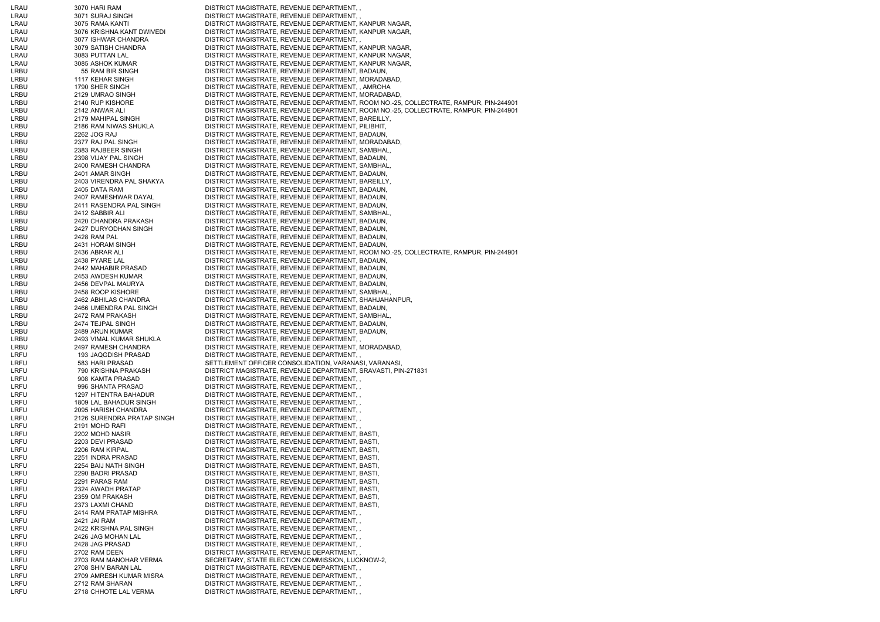| | | | |
|---|---|---|---|
| LRAU | 3070 | HARI RAM | DISTRICT MAGISTRATE, REVENUE DEPARTMENT, , |
| LRAU | 3071 | SURAJ SINGH | DISTRICT MAGISTRATE, REVENUE DEPARTMENT, , |
| LRAU | 3075 | RAMA KANTI | DISTRICT MAGISTRATE, REVENUE DEPARTMENT, KANPUR NAGAR, |
| LRAU | 3076 | KRISHNA KANT DWIVEDI | DISTRICT MAGISTRATE, REVENUE DEPARTMENT, KANPUR NAGAR, |
| LRAU | 3077 | ISHWAR CHANDRA | DISTRICT MAGISTRATE, REVENUE DEPARTMENT, , |
| LRAU | 3079 | SATISH CHANDRA | DISTRICT MAGISTRATE, REVENUE DEPARTMENT, KANPUR NAGAR, |
| LRAU | 3083 | PUTTAN LAL | DISTRICT MAGISTRATE, REVENUE DEPARTMENT, KANPUR NAGAR, |
| LRAU | 3085 | ASHOK KUMAR | DISTRICT MAGISTRATE, REVENUE DEPARTMENT, KANPUR NAGAR, |
| LRBU | 55 | RAM BIR SINGH | DISTRICT MAGISTRATE, REVENUE DEPARTMENT, BADAUN, |
| LRBU | 1117 | KEHAR SINGH | DISTRICT MAGISTRATE, REVENUE DEPARTMENT, MORADABAD, |
| LRBU | 1790 | SHER SINGH | DISTRICT MAGISTRATE, REVENUE DEPARTMENT, , AMROHA |
| LRBU | 2129 | UMRAO SINGH | DISTRICT MAGISTRATE, REVENUE DEPARTMENT, MORADABAD, |
| LRBU | 2140 | RUP KISHORE | DISTRICT MAGISTRATE, REVENUE DEPARTMENT, ROOM NO.-25, COLLECTRATE, RAMPUR, PIN-244901 |
| LRBU | 2142 | ANWAR ALI | DISTRICT MAGISTRATE, REVENUE DEPARTMENT, ROOM NO.-25, COLLECTRATE, RAMPUR, PIN-244901 |
| LRBU | 2179 | MAHIPAL SINGH | DISTRICT MAGISTRATE, REVENUE DEPARTMENT, BAREILLY, |
| LRBU | 2186 | RAM NIWAS SHUKLA | DISTRICT MAGISTRATE, REVENUE DEPARTMENT, PILIBHIT, |
| LRBU | 2262 | JOG RAJ | DISTRICT MAGISTRATE, REVENUE DEPARTMENT, BADAUN, |
| LRBU | 2377 | RAJ PAL SINGH | DISTRICT MAGISTRATE, REVENUE DEPARTMENT, MORADABAD, |
| LRBU | 2383 | RAJBEER SINGH | DISTRICT MAGISTRATE, REVENUE DEPARTMENT, SAMBHAL, |
| LRBU | 2398 | VIJAY PAL SINGH | DISTRICT MAGISTRATE, REVENUE DEPARTMENT, BADAUN, |
| LRBU | 2400 | RAMESH CHANDRA | DISTRICT MAGISTRATE, REVENUE DEPARTMENT, SAMBHAL, |
| LRBU | 2401 | AMAR SINGH | DISTRICT MAGISTRATE, REVENUE DEPARTMENT, BADAUN, |
| LRBU | 2403 | VIRENDRA PAL SHAKYA | DISTRICT MAGISTRATE, REVENUE DEPARTMENT, BAREILLY, |
| LRBU | 2405 | DATA RAM | DISTRICT MAGISTRATE, REVENUE DEPARTMENT, BADAUN, |
| LRBU | 2407 | RAMESHWAR DAYAL | DISTRICT MAGISTRATE, REVENUE DEPARTMENT, BADAUN, |
| LRBU | 2411 | RASENDRA PAL SINGH | DISTRICT MAGISTRATE, REVENUE DEPARTMENT, BADAUN, |
| LRBU | 2412 | SABBIR ALI | DISTRICT MAGISTRATE, REVENUE DEPARTMENT, SAMBHAL, |
| LRBU | 2420 | CHANDRA PRAKASH | DISTRICT MAGISTRATE, REVENUE DEPARTMENT, BADAUN, |
| LRBU | 2427 | DURYODHAN SINGH | DISTRICT MAGISTRATE, REVENUE DEPARTMENT, BADAUN, |
| LRBU | 2428 | RAM PAL | DISTRICT MAGISTRATE, REVENUE DEPARTMENT, BADAUN, |
| LRBU | 2431 | HORAM SINGH | DISTRICT MAGISTRATE, REVENUE DEPARTMENT, BADAUN, |
| LRBU | 2436 | ABRAR ALI | DISTRICT MAGISTRATE, REVENUE DEPARTMENT, ROOM NO.-25, COLLECTRATE, RAMPUR, PIN-244901 |
| LRBU | 2438 | PYARE LAL | DISTRICT MAGISTRATE, REVENUE DEPARTMENT, BADAUN, |
| LRBU | 2442 | MAHABIR PRASAD | DISTRICT MAGISTRATE, REVENUE DEPARTMENT, BADAUN, |
| LRBU | 2453 | AWDESH KUMAR | DISTRICT MAGISTRATE, REVENUE DEPARTMENT, BADAUN, |
| LRBU | 2456 | DEVPAL MAURYA | DISTRICT MAGISTRATE, REVENUE DEPARTMENT, BADAUN, |
| LRBU | 2458 | ROOP KISHORE | DISTRICT MAGISTRATE, REVENUE DEPARTMENT, SAMBHAL, |
| LRBU | 2462 | ABHILAS CHANDRA | DISTRICT MAGISTRATE, REVENUE DEPARTMENT, SHAHJAHANPUR, |
| LRBU | 2466 | UMENDRA PAL SINGH | DISTRICT MAGISTRATE, REVENUE DEPARTMENT, BADAUN, |
| LRBU | 2472 | RAM PRAKASH | DISTRICT MAGISTRATE, REVENUE DEPARTMENT, SAMBHAL, |
| LRBU | 2474 | TEJPAL SINGH | DISTRICT MAGISTRATE, REVENUE DEPARTMENT, BADAUN, |
| LRBU | 2489 | ARUN KUMAR | DISTRICT MAGISTRATE, REVENUE DEPARTMENT, BADAUN, |
| LRBU | 2493 | VIMAL KUMAR SHUKLA | DISTRICT MAGISTRATE, REVENUE DEPARTMENT, , |
| LRBU | 2497 | RAMESH CHANDRA | DISTRICT MAGISTRATE, REVENUE DEPARTMENT, MORADABAD, |
| LRFU | 193 | JAQGDISH PRASAD | DISTRICT MAGISTRATE, REVENUE DEPARTMENT, , |
| LRFU | 583 | HARI PRASAD | SETTLEMENT OFFICER CONSOLIDATION, VARANASI, VARANASI, |
| LRFU | 790 | KRISHNA PRAKASH | DISTRICT MAGISTRATE, REVENUE DEPARTMENT, SRAVASTI, PIN-271831 |
| LRFU | 908 | KAMTA PRASAD | DISTRICT MAGISTRATE, REVENUE DEPARTMENT, , |
| LRFU | 996 | SHANTA PRASAD | DISTRICT MAGISTRATE, REVENUE DEPARTMENT, , |
| LRFU | 1297 | HITENTRA BAHADUR | DISTRICT MAGISTRATE, REVENUE DEPARTMENT, , |
| LRFU | 1809 | LAL BAHADUR SINGH | DISTRICT MAGISTRATE, REVENUE DEPARTMENT, , |
| LRFU | 2095 | HARISH CHANDRA | DISTRICT MAGISTRATE, REVENUE DEPARTMENT, , |
| LRFU | 2126 | SURENDRA PRATAP SINGH | DISTRICT MAGISTRATE, REVENUE DEPARTMENT, , |
| LRFU | 2191 | MOHD RAFI | DISTRICT MAGISTRATE, REVENUE DEPARTMENT, , |
| LRFU | 2202 | MOHD NASIR | DISTRICT MAGISTRATE, REVENUE DEPARTMENT, BASTI, |
| LRFU | 2203 | DEVI PRASAD | DISTRICT MAGISTRATE, REVENUE DEPARTMENT, BASTI, |
| LRFU | 2206 | RAM KIRPAL | DISTRICT MAGISTRATE, REVENUE DEPARTMENT, BASTI, |
| LRFU | 2251 | INDRA PRASAD | DISTRICT MAGISTRATE, REVENUE DEPARTMENT, BASTI, |
| LRFU | 2254 | BAIJ NATH SINGH | DISTRICT MAGISTRATE, REVENUE DEPARTMENT, BASTI, |
| LRFU | 2290 | BADRI PRASAD | DISTRICT MAGISTRATE, REVENUE DEPARTMENT, BASTI, |
| LRFU | 2291 | PARAS RAM | DISTRICT MAGISTRATE, REVENUE DEPARTMENT, BASTI, |
| LRFU | 2324 | AWADH PRATAP | DISTRICT MAGISTRATE, REVENUE DEPARTMENT, BASTI, |
| LRFU | 2359 | OM PRAKASH | DISTRICT MAGISTRATE, REVENUE DEPARTMENT, BASTI, |
| LRFU | 2373 | LAXMI CHAND | DISTRICT MAGISTRATE, REVENUE DEPARTMENT, BASTI, |
| LRFU | 2414 | RAM PRATAP MISHRA | DISTRICT MAGISTRATE, REVENUE DEPARTMENT, , |
| LRFU | 2421 | JAI RAM | DISTRICT MAGISTRATE, REVENUE DEPARTMENT, , |
| LRFU | 2422 | KRISHNA PAL SINGH | DISTRICT MAGISTRATE, REVENUE DEPARTMENT, , |
| LRFU | 2426 | JAG MOHAN LAL | DISTRICT MAGISTRATE, REVENUE DEPARTMENT, , |
| LRFU | 2428 | JAG PRASAD | DISTRICT MAGISTRATE, REVENUE DEPARTMENT, , |
| LRFU | 2702 | RAM DEEN | DISTRICT MAGISTRATE, REVENUE DEPARTMENT, , |
| LRFU | 2703 | RAM MANOHAR VERMA | SECRETARY, STATE ELECTION COMMISSION, LUCKNOW-2, |
| LRFU | 2708 | SHIV BARAN LAL | DISTRICT MAGISTRATE, REVENUE DEPARTMENT, , |
| LRFU | 2709 | AMRESH KUMAR MISRA | DISTRICT MAGISTRATE, REVENUE DEPARTMENT, , |
| LRFU | 2712 | RAM SHARAN | DISTRICT MAGISTRATE, REVENUE DEPARTMENT, , |
| LRFU | 2718 | CHHOTE LAL VERMA | DISTRICT MAGISTRATE, REVENUE DEPARTMENT, , |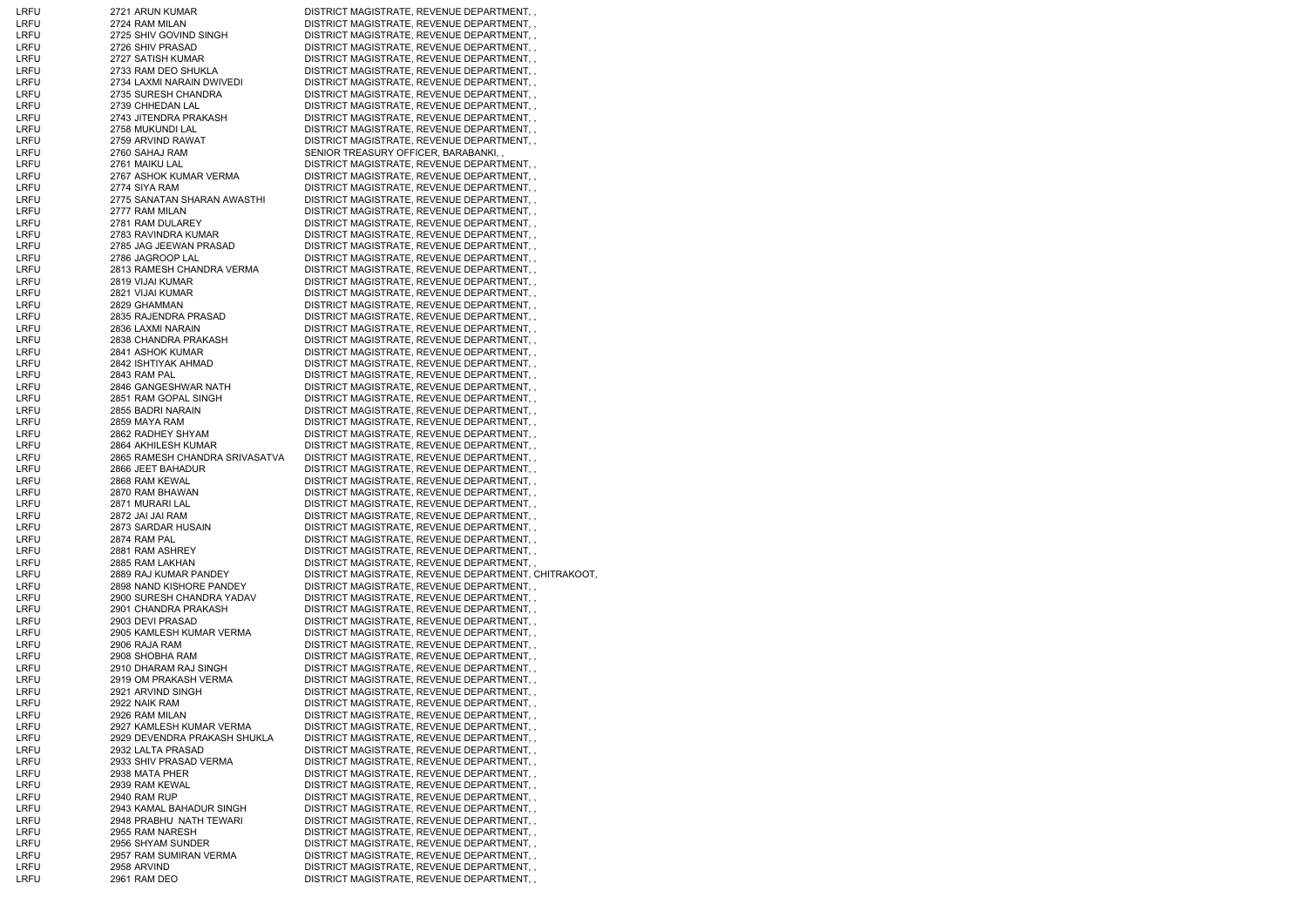| | | | |
|---|---|---|---|
| LRFU | 2721 | ARUN KUMAR | DISTRICT MAGISTRATE, REVENUE DEPARTMENT, , |
| LRFU | 2724 | RAM MILAN | DISTRICT MAGISTRATE, REVENUE DEPARTMENT, , |
| LRFU | 2725 | SHIV GOVIND SINGH | DISTRICT MAGISTRATE, REVENUE DEPARTMENT, , |
| LRFU | 2726 | SHIV PRASAD | DISTRICT MAGISTRATE, REVENUE DEPARTMENT, , |
| LRFU | 2727 | SATISH KUMAR | DISTRICT MAGISTRATE, REVENUE DEPARTMENT, , |
| LRFU | 2733 | RAM DEO SHUKLA | DISTRICT MAGISTRATE, REVENUE DEPARTMENT, , |
| LRFU | 2734 | LAXMI NARAIN DWIVEDI | DISTRICT MAGISTRATE, REVENUE DEPARTMENT, , |
| LRFU | 2735 | SURESH CHANDRA | DISTRICT MAGISTRATE, REVENUE DEPARTMENT, , |
| LRFU | 2739 | CHHEDAN LAL | DISTRICT MAGISTRATE, REVENUE DEPARTMENT, , |
| LRFU | 2743 | JITENDRA PRAKASH | DISTRICT MAGISTRATE, REVENUE DEPARTMENT, , |
| LRFU | 2758 | MUKUNDI LAL | DISTRICT MAGISTRATE, REVENUE DEPARTMENT, , |
| LRFU | 2759 | ARVIND RAWAT | DISTRICT MAGISTRATE, REVENUE DEPARTMENT, , |
| LRFU | 2760 | SAHAJ RAM | SENIOR TREASURY OFFICER, BARABANKI, , |
| LRFU | 2761 | MAIKU LAL | DISTRICT MAGISTRATE, REVENUE DEPARTMENT, , |
| LRFU | 2767 | ASHOK KUMAR VERMA | DISTRICT MAGISTRATE, REVENUE DEPARTMENT, , |
| LRFU | 2774 | SIYA RAM | DISTRICT MAGISTRATE, REVENUE DEPARTMENT, , |
| LRFU | 2775 | SANATAN SHARAN AWASTHI | DISTRICT MAGISTRATE, REVENUE DEPARTMENT, , |
| LRFU | 2777 | RAM MILAN | DISTRICT MAGISTRATE, REVENUE DEPARTMENT, , |
| LRFU | 2781 | RAM DULAREY | DISTRICT MAGISTRATE, REVENUE DEPARTMENT, , |
| LRFU | 2783 | RAVINDRA KUMAR | DISTRICT MAGISTRATE, REVENUE DEPARTMENT, , |
| LRFU | 2785 | JAG JEEWAN PRASAD | DISTRICT MAGISTRATE, REVENUE DEPARTMENT, , |
| LRFU | 2786 | JAGROOP LAL | DISTRICT MAGISTRATE, REVENUE DEPARTMENT, , |
| LRFU | 2813 | RAMESH CHANDRA VERMA | DISTRICT MAGISTRATE, REVENUE DEPARTMENT, , |
| LRFU | 2819 | VIJAI KUMAR | DISTRICT MAGISTRATE, REVENUE DEPARTMENT, , |
| LRFU | 2821 | VIJAI KUMAR | DISTRICT MAGISTRATE, REVENUE DEPARTMENT, , |
| LRFU | 2829 | GHAMMAN | DISTRICT MAGISTRATE, REVENUE DEPARTMENT, , |
| LRFU | 2835 | RAJENDRA PRASAD | DISTRICT MAGISTRATE, REVENUE DEPARTMENT, , |
| LRFU | 2836 | LAXMI NARAIN | DISTRICT MAGISTRATE, REVENUE DEPARTMENT, , |
| LRFU | 2838 | CHANDRA PRAKASH | DISTRICT MAGISTRATE, REVENUE DEPARTMENT, , |
| LRFU | 2841 | ASHOK KUMAR | DISTRICT MAGISTRATE, REVENUE DEPARTMENT, , |
| LRFU | 2842 | ISHTIYAK AHMAD | DISTRICT MAGISTRATE, REVENUE DEPARTMENT, , |
| LRFU | 2843 | RAM PAL | DISTRICT MAGISTRATE, REVENUE DEPARTMENT, , |
| LRFU | 2846 | GANGESHWAR NATH | DISTRICT MAGISTRATE, REVENUE DEPARTMENT, , |
| LRFU | 2851 | RAM GOPAL SINGH | DISTRICT MAGISTRATE, REVENUE DEPARTMENT, , |
| LRFU | 2855 | BADRI NARAIN | DISTRICT MAGISTRATE, REVENUE DEPARTMENT, , |
| LRFU | 2859 | MAYA RAM | DISTRICT MAGISTRATE, REVENUE DEPARTMENT, , |
| LRFU | 2862 | RADHEY SHYAM | DISTRICT MAGISTRATE, REVENUE DEPARTMENT, , |
| LRFU | 2864 | AKHILESH KUMAR | DISTRICT MAGISTRATE, REVENUE DEPARTMENT, , |
| LRFU | 2865 | RAMESH CHANDRA SRIVASATVA | DISTRICT MAGISTRATE, REVENUE DEPARTMENT, , |
| LRFU | 2866 | JEET BAHADUR | DISTRICT MAGISTRATE, REVENUE DEPARTMENT, , |
| LRFU | 2868 | RAM KEWAL | DISTRICT MAGISTRATE, REVENUE DEPARTMENT, , |
| LRFU | 2870 | RAM BHAWAN | DISTRICT MAGISTRATE, REVENUE DEPARTMENT, , |
| LRFU | 2871 | MURARI LAL | DISTRICT MAGISTRATE, REVENUE DEPARTMENT, , |
| LRFU | 2872 | JAI JAI RAM | DISTRICT MAGISTRATE, REVENUE DEPARTMENT, , |
| LRFU | 2873 | SARDAR HUSAIN | DISTRICT MAGISTRATE, REVENUE DEPARTMENT, , |
| LRFU | 2874 | RAM PAL | DISTRICT MAGISTRATE, REVENUE DEPARTMENT, , |
| LRFU | 2881 | RAM ASHREY | DISTRICT MAGISTRATE, REVENUE DEPARTMENT, , |
| LRFU | 2885 | RAM LAKHAN | DISTRICT MAGISTRATE, REVENUE DEPARTMENT, , |
| LRFU | 2889 | RAJ KUMAR PANDEY | DISTRICT MAGISTRATE, REVENUE DEPARTMENT, CHITRAKOOT, |
| LRFU | 2898 | NAND KISHORE PANDEY | DISTRICT MAGISTRATE, REVENUE DEPARTMENT, , |
| LRFU | 2900 | SURESH CHANDRA YADAV | DISTRICT MAGISTRATE, REVENUE DEPARTMENT, , |
| LRFU | 2901 | CHANDRA PRAKASH | DISTRICT MAGISTRATE, REVENUE DEPARTMENT, , |
| LRFU | 2903 | DEVI PRASAD | DISTRICT MAGISTRATE, REVENUE DEPARTMENT, , |
| LRFU | 2905 | KAMLESH KUMAR VERMA | DISTRICT MAGISTRATE, REVENUE DEPARTMENT, , |
| LRFU | 2906 | RAJA RAM | DISTRICT MAGISTRATE, REVENUE DEPARTMENT, , |
| LRFU | 2908 | SHOBHA RAM | DISTRICT MAGISTRATE, REVENUE DEPARTMENT, , |
| LRFU | 2910 | DHARAM RAJ SINGH | DISTRICT MAGISTRATE, REVENUE DEPARTMENT, , |
| LRFU | 2919 | OM PRAKASH VERMA | DISTRICT MAGISTRATE, REVENUE DEPARTMENT, , |
| LRFU | 2921 | ARVIND SINGH | DISTRICT MAGISTRATE, REVENUE DEPARTMENT, , |
| LRFU | 2922 | NAIK RAM | DISTRICT MAGISTRATE, REVENUE DEPARTMENT, , |
| LRFU | 2926 | RAM MILAN | DISTRICT MAGISTRATE, REVENUE DEPARTMENT, , |
| LRFU | 2927 | KAMLESH KUMAR VERMA | DISTRICT MAGISTRATE, REVENUE DEPARTMENT, , |
| LRFU | 2929 | DEVENDRA PRAKASH SHUKLA | DISTRICT MAGISTRATE, REVENUE DEPARTMENT, , |
| LRFU | 2932 | LALTA PRASAD | DISTRICT MAGISTRATE, REVENUE DEPARTMENT, , |
| LRFU | 2933 | SHIV PRASAD VERMA | DISTRICT MAGISTRATE, REVENUE DEPARTMENT, , |
| LRFU | 2938 | MATA PHER | DISTRICT MAGISTRATE, REVENUE DEPARTMENT, , |
| LRFU | 2939 | RAM KEWAL | DISTRICT MAGISTRATE, REVENUE DEPARTMENT, , |
| LRFU | 2940 | RAM RUP | DISTRICT MAGISTRATE, REVENUE DEPARTMENT, , |
| LRFU | 2943 | KAMAL BAHADUR SINGH | DISTRICT MAGISTRATE, REVENUE DEPARTMENT, , |
| LRFU | 2948 | PRABHU NATH TEWARI | DISTRICT MAGISTRATE, REVENUE DEPARTMENT, , |
| LRFU | 2955 | RAM NARESH | DISTRICT MAGISTRATE, REVENUE DEPARTMENT, , |
| LRFU | 2956 | SHYAM SUNDER | DISTRICT MAGISTRATE, REVENUE DEPARTMENT, , |
| LRFU | 2957 | RAM SUMIRAN VERMA | DISTRICT MAGISTRATE, REVENUE DEPARTMENT, , |
| LRFU | 2958 | ARVIND | DISTRICT MAGISTRATE, REVENUE DEPARTMENT, , |
| LRFU | 2961 | RAM DEO | DISTRICT MAGISTRATE, REVENUE DEPARTMENT, , |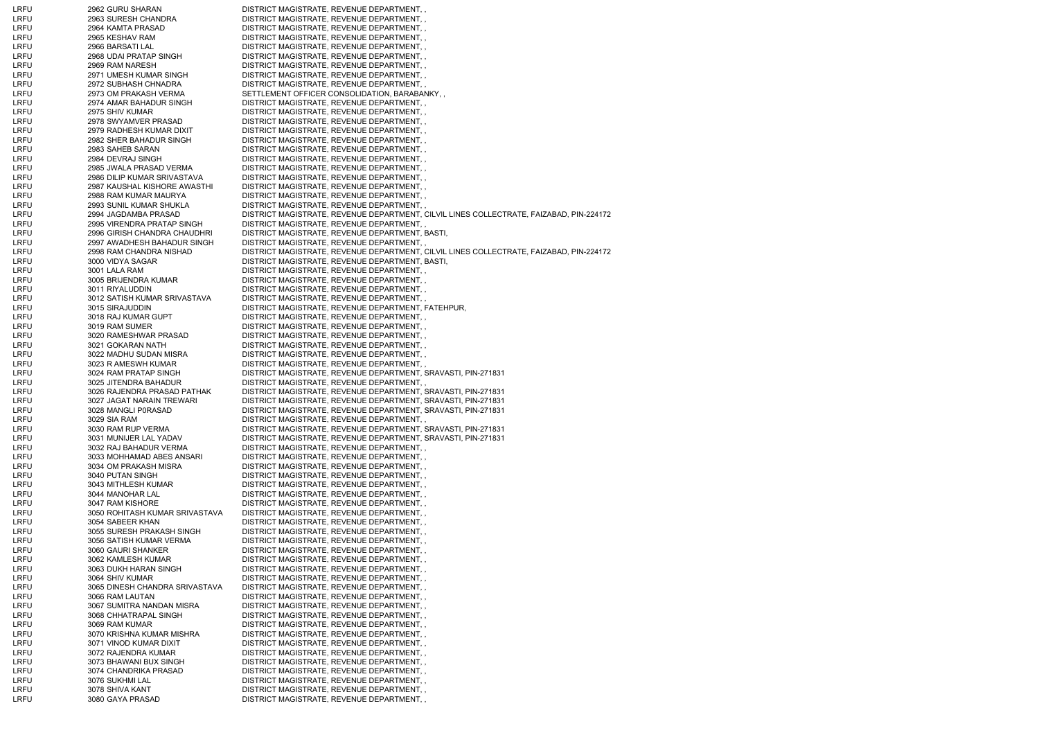| | | |
|---|---|---|
| LRFU | 2962 GURU SHARAN | DISTRICT MAGISTRATE, REVENUE DEPARTMENT, , |
| LRFU | 2963 SURESH CHANDRA | DISTRICT MAGISTRATE, REVENUE DEPARTMENT, , |
| LRFU | 2964 KAMTA PRASAD | DISTRICT MAGISTRATE, REVENUE DEPARTMENT, , |
| LRFU | 2965 KESHAV RAM | DISTRICT MAGISTRATE, REVENUE DEPARTMENT, , |
| LRFU | 2966 BARSATI LAL | DISTRICT MAGISTRATE, REVENUE DEPARTMENT, , |
| LRFU | 2968 UDAI PRATAP SINGH | DISTRICT MAGISTRATE, REVENUE DEPARTMENT, , |
| LRFU | 2969 RAM NARESH | DISTRICT MAGISTRATE, REVENUE DEPARTMENT, , |
| LRFU | 2971 UMESH KUMAR SINGH | DISTRICT MAGISTRATE, REVENUE DEPARTMENT, , |
| LRFU | 2972 SUBHASH CHNADRA | DISTRICT MAGISTRATE, REVENUE DEPARTMENT, , |
| LRFU | 2973 OM PRAKASH VERMA | SETTLEMENT OFFICER CONSOLIDATION, BARABANKY, , |
| LRFU | 2974 AMAR BAHADUR SINGH | DISTRICT MAGISTRATE, REVENUE DEPARTMENT, , |
| LRFU | 2975 SHIV KUMAR | DISTRICT MAGISTRATE, REVENUE DEPARTMENT, , |
| LRFU | 2978 SWYAMVER PRASAD | DISTRICT MAGISTRATE, REVENUE DEPARTMENT, , |
| LRFU | 2979 RADHESH KUMAR DIXIT | DISTRICT MAGISTRATE, REVENUE DEPARTMENT, , |
| LRFU | 2982 SHER BAHADUR SINGH | DISTRICT MAGISTRATE, REVENUE DEPARTMENT, , |
| LRFU | 2983 SAHEB SARAN | DISTRICT MAGISTRATE, REVENUE DEPARTMENT, , |
| LRFU | 2984 DEVRAJ SINGH | DISTRICT MAGISTRATE, REVENUE DEPARTMENT, , |
| LRFU | 2985 JWALA PRASAD VERMA | DISTRICT MAGISTRATE, REVENUE DEPARTMENT, , |
| LRFU | 2986 DILIP KUMAR SRIVASTAVA | DISTRICT MAGISTRATE, REVENUE DEPARTMENT, , |
| LRFU | 2987 KAUSHAL KISHORE AWASTHI | DISTRICT MAGISTRATE, REVENUE DEPARTMENT, , |
| LRFU | 2988 RAM KUMAR MAURYA | DISTRICT MAGISTRATE, REVENUE DEPARTMENT, , |
| LRFU | 2993 SUNIL KUMAR SHUKLA | DISTRICT MAGISTRATE, REVENUE DEPARTMENT, , |
| LRFU | 2994 JAGDAMBA PRASAD | DISTRICT MAGISTRATE, REVENUE DEPARTMENT, CILVIL LINES COLLECTRATE, FAIZABAD, PIN-224172 |
| LRFU | 2995 VIRENDRA PRATAP SINGH | DISTRICT MAGISTRATE, REVENUE DEPARTMENT, , |
| LRFU | 2996 GIRISH CHANDRA CHAUDHRI | DISTRICT MAGISTRATE, REVENUE DEPARTMENT, BASTI, |
| LRFU | 2997 AWADHESH BAHADUR SINGH | DISTRICT MAGISTRATE, REVENUE DEPARTMENT, , |
| LRFU | 2998 RAM CHANDRA NISHAD | DISTRICT MAGISTRATE, REVENUE DEPARTMENT, CILVIL LINES COLLECTRATE, FAIZABAD, PIN-224172 |
| LRFU | 3000 VIDYA SAGAR | DISTRICT MAGISTRATE, REVENUE DEPARTMENT, BASTI, |
| LRFU | 3001 LALA RAM | DISTRICT MAGISTRATE, REVENUE DEPARTMENT, , |
| LRFU | 3005 BRIJENDRA KUMAR | DISTRICT MAGISTRATE, REVENUE DEPARTMENT, , |
| LRFU | 3011 RIYALUDDIN | DISTRICT MAGISTRATE, REVENUE DEPARTMENT, , |
| LRFU | 3012 SATISH KUMAR SRIVASTAVA | DISTRICT MAGISTRATE, REVENUE DEPARTMENT, , |
| LRFU | 3015 SIRAJUDDIN | DISTRICT MAGISTRATE, REVENUE DEPARTMENT, FATEHPUR, |
| LRFU | 3018 RAJ KUMAR GUPT | DISTRICT MAGISTRATE, REVENUE DEPARTMENT, , |
| LRFU | 3019 RAM SUMER | DISTRICT MAGISTRATE, REVENUE DEPARTMENT, , |
| LRFU | 3020 RAMESHWAR PRASAD | DISTRICT MAGISTRATE, REVENUE DEPARTMENT, , |
| LRFU | 3021 GOKARAN NATH | DISTRICT MAGISTRATE, REVENUE DEPARTMENT, , |
| LRFU | 3022 MADHU SUDAN MISRA | DISTRICT MAGISTRATE, REVENUE DEPARTMENT, , |
| LRFU | 3023 R AMESWH KUMAR | DISTRICT MAGISTRATE, REVENUE DEPARTMENT, , |
| LRFU | 3024 RAM PRATAP SINGH | DISTRICT MAGISTRATE, REVENUE DEPARTMENT, SRAVASTI, PIN-271831 |
| LRFU | 3025 JITENDRA BAHADUR | DISTRICT MAGISTRATE, REVENUE DEPARTMENT, , |
| LRFU | 3026 RAJENDRA PRASAD PATHAK | DISTRICT MAGISTRATE, REVENUE DEPARTMENT, SRAVASTI, PIN-271831 |
| LRFU | 3027 JAGAT NARAIN TREWARI | DISTRICT MAGISTRATE, REVENUE DEPARTMENT, SRAVASTI, PIN-271831 |
| LRFU | 3028 MANGLI P0RASAD | DISTRICT MAGISTRATE, REVENUE DEPARTMENT, SRAVASTI, PIN-271831 |
| LRFU | 3029 SIA RAM | DISTRICT MAGISTRATE, REVENUE DEPARTMENT, , |
| LRFU | 3030 RAM RUP VERMA | DISTRICT MAGISTRATE, REVENUE DEPARTMENT, SRAVASTI, PIN-271831 |
| LRFU | 3031 MUNIJER LAL YADAV | DISTRICT MAGISTRATE, REVENUE DEPARTMENT, SRAVASTI, PIN-271831 |
| LRFU | 3032 RAJ BAHADUR VERMA | DISTRICT MAGISTRATE, REVENUE DEPARTMENT, , |
| LRFU | 3033 MOHHAMAD ABES ANSARI | DISTRICT MAGISTRATE, REVENUE DEPARTMENT, , |
| LRFU | 3034 OM PRAKASH MISRA | DISTRICT MAGISTRATE, REVENUE DEPARTMENT, , |
| LRFU | 3040 PUTAN SINGH | DISTRICT MAGISTRATE, REVENUE DEPARTMENT, , |
| LRFU | 3043 MITHLESH KUMAR | DISTRICT MAGISTRATE, REVENUE DEPARTMENT, , |
| LRFU | 3044 MANOHAR LAL | DISTRICT MAGISTRATE, REVENUE DEPARTMENT, , |
| LRFU | 3047 RAM KISHORE | DISTRICT MAGISTRATE, REVENUE DEPARTMENT, , |
| LRFU | 3050 ROHITASH KUMAR SRIVASTAVA | DISTRICT MAGISTRATE, REVENUE DEPARTMENT, , |
| LRFU | 3054 SABEER KHAN | DISTRICT MAGISTRATE, REVENUE DEPARTMENT, , |
| LRFU | 3055 SURESH PRAKASH SINGH | DISTRICT MAGISTRATE, REVENUE DEPARTMENT, , |
| LRFU | 3056 SATISH KUMAR VERMA | DISTRICT MAGISTRATE, REVENUE DEPARTMENT, , |
| LRFU | 3060 GAURI SHANKER | DISTRICT MAGISTRATE, REVENUE DEPARTMENT, , |
| LRFU | 3062 KAMLESH KUMAR | DISTRICT MAGISTRATE, REVENUE DEPARTMENT, , |
| LRFU | 3063 DUKH HARAN SINGH | DISTRICT MAGISTRATE, REVENUE DEPARTMENT, , |
| LRFU | 3064 SHIV KUMAR | DISTRICT MAGISTRATE, REVENUE DEPARTMENT, , |
| LRFU | 3065 DINESH CHANDRA SRIVASTAVA | DISTRICT MAGISTRATE, REVENUE DEPARTMENT, , |
| LRFU | 3066 RAM LAUTAN | DISTRICT MAGISTRATE, REVENUE DEPARTMENT, , |
| LRFU | 3067 SUMITRA NANDAN MISRA | DISTRICT MAGISTRATE, REVENUE DEPARTMENT, , |
| LRFU | 3068 CHHATRAPAL SINGH | DISTRICT MAGISTRATE, REVENUE DEPARTMENT, , |
| LRFU | 3069 RAM KUMAR | DISTRICT MAGISTRATE, REVENUE DEPARTMENT, , |
| LRFU | 3070 KRISHNA KUMAR MISHRA | DISTRICT MAGISTRATE, REVENUE DEPARTMENT, , |
| LRFU | 3071 VINOD KUMAR DIXIT | DISTRICT MAGISTRATE, REVENUE DEPARTMENT, , |
| LRFU | 3072 RAJENDRA KUMAR | DISTRICT MAGISTRATE, REVENUE DEPARTMENT, , |
| LRFU | 3073 BHAWANI BUX SINGH | DISTRICT MAGISTRATE, REVENUE DEPARTMENT, , |
| LRFU | 3074 CHANDRIKA PRASAD | DISTRICT MAGISTRATE, REVENUE DEPARTMENT, , |
| LRFU | 3076 SUKHMI LAL | DISTRICT MAGISTRATE, REVENUE DEPARTMENT, , |
| LRFU | 3078 SHIVA KANT | DISTRICT MAGISTRATE, REVENUE DEPARTMENT, , |
| LRFU | 3080 GAYA PRASAD | DISTRICT MAGISTRATE, REVENUE DEPARTMENT, , |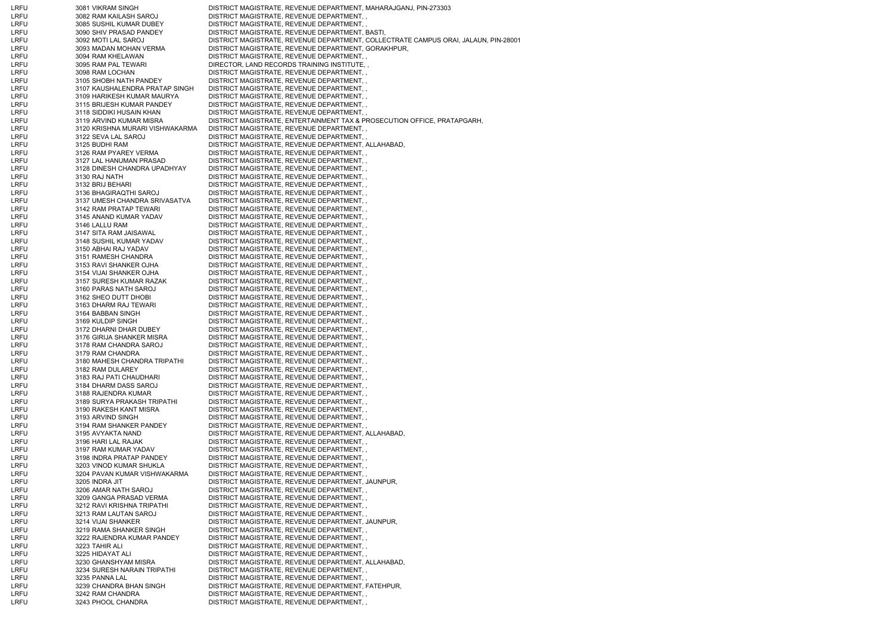| | | | |
|---|---|---|---|
| LRFU | 3081 | VIKRAM SINGH | DISTRICT MAGISTRATE, REVENUE DEPARTMENT, MAHARAJGANJ, PIN-273303 |
| LRFU | 3082 | RAM KAILASH SAROJ | DISTRICT MAGISTRATE, REVENUE DEPARTMENT, , |
| LRFU | 3085 | SUSHIL KUMAR DUBEY | DISTRICT MAGISTRATE, REVENUE DEPARTMENT, , |
| LRFU | 3090 | SHIV PRASAD PANDEY | DISTRICT MAGISTRATE, REVENUE DEPARTMENT, BASTI, |
| LRFU | 3092 | MOTI LAL SAROJ | DISTRICT MAGISTRATE, REVENUE DEPARTMENT, COLLECTRATE CAMPUS ORAI, JALAUN, PIN-28001 |
| LRFU | 3093 | MADAN MOHAN VERMA | DISTRICT MAGISTRATE, REVENUE DEPARTMENT, GORAKHPUR, |
| LRFU | 3094 | RAM KHELAWAN | DISTRICT MAGISTRATE, REVENUE DEPARTMENT, , |
| LRFU | 3095 | RAM PAL TEWARI | DIRECTOR, LAND RECORDS TRAINING INSTITUTE, , |
| LRFU | 3098 | RAM LOCHAN | DISTRICT MAGISTRATE, REVENUE DEPARTMENT, , |
| LRFU | 3105 | SHOBH NATH PANDEY | DISTRICT MAGISTRATE, REVENUE DEPARTMENT, , |
| LRFU | 3107 | KAUSHALENDRA PRATAP SINGH | DISTRICT MAGISTRATE, REVENUE DEPARTMENT, , |
| LRFU | 3109 | HARIKESH KUMAR MAURYA | DISTRICT MAGISTRATE, REVENUE DEPARTMENT, , |
| LRFU | 3115 | BRIJESH KUMAR PANDEY | DISTRICT MAGISTRATE, REVENUE DEPARTMENT, , |
| LRFU | 3118 | SIDDIKI HUSAIN KHAN | DISTRICT MAGISTRATE, REVENUE DEPARTMENT, , |
| LRFU | 3119 | ARVIND KUMAR MISRA | DISTRICT MAGISTRATE, ENTERTAINMENT TAX & PROSECUTION OFFICE, PRATAPGARH, |
| LRFU | 3120 | KRISHNA MURARI VISHWAKARMA | DISTRICT MAGISTRATE, REVENUE DEPARTMENT, , |
| LRFU | 3122 | SEVA LAL SAROJ | DISTRICT MAGISTRATE, REVENUE DEPARTMENT, , |
| LRFU | 3125 | BUDHI RAM | DISTRICT MAGISTRATE, REVENUE DEPARTMENT, ALLAHABAD, |
| LRFU | 3126 | RAM PYAREY VERMA | DISTRICT MAGISTRATE, REVENUE DEPARTMENT, , |
| LRFU | 3127 | LAL HANUMAN PRASAD | DISTRICT MAGISTRATE, REVENUE DEPARTMENT, , |
| LRFU | 3128 | DINESH CHANDRA UPADHYAY | DISTRICT MAGISTRATE, REVENUE DEPARTMENT, , |
| LRFU | 3130 | RAJ NATH | DISTRICT MAGISTRATE, REVENUE DEPARTMENT, , |
| LRFU | 3132 | BRIJ BEHARI | DISTRICT MAGISTRATE, REVENUE DEPARTMENT, , |
| LRFU | 3136 | BHAGIRAQTHI SAROJ | DISTRICT MAGISTRATE, REVENUE DEPARTMENT, , |
| LRFU | 3137 | UMESH CHANDRA SRIVASATVA | DISTRICT MAGISTRATE, REVENUE DEPARTMENT, , |
| LRFU | 3142 | RAM PRATAP TEWARI | DISTRICT MAGISTRATE, REVENUE DEPARTMENT, , |
| LRFU | 3145 | ANAND KUMAR YADAV | DISTRICT MAGISTRATE, REVENUE DEPARTMENT, , |
| LRFU | 3146 | LALLU RAM | DISTRICT MAGISTRATE, REVENUE DEPARTMENT, , |
| LRFU | 3147 | SITA RAM JAISAWAL | DISTRICT MAGISTRATE, REVENUE DEPARTMENT, , |
| LRFU | 3148 | SUSHIL KUMAR YADAV | DISTRICT MAGISTRATE, REVENUE DEPARTMENT, , |
| LRFU | 3150 | ABHAI RAJ YADAV | DISTRICT MAGISTRATE, REVENUE DEPARTMENT, , |
| LRFU | 3151 | RAMESH CHANDRA | DISTRICT MAGISTRATE, REVENUE DEPARTMENT, , |
| LRFU | 3153 | RAVI SHANKER OJHA | DISTRICT MAGISTRATE, REVENUE DEPARTMENT, , |
| LRFU | 3154 | VIJAI SHANKER OJHA | DISTRICT MAGISTRATE, REVENUE DEPARTMENT, , |
| LRFU | 3157 | SURESH KUMAR RAZAK | DISTRICT MAGISTRATE, REVENUE DEPARTMENT, , |
| LRFU | 3160 | PARAS NATH SAROJ | DISTRICT MAGISTRATE, REVENUE DEPARTMENT, , |
| LRFU | 3162 | SHEO DUTT DHOBI | DISTRICT MAGISTRATE, REVENUE DEPARTMENT, , |
| LRFU | 3163 | DHARM RAJ TEWARI | DISTRICT MAGISTRATE, REVENUE DEPARTMENT, , |
| LRFU | 3164 | BABBAN SINGH | DISTRICT MAGISTRATE, REVENUE DEPARTMENT, , |
| LRFU | 3169 | KULDIP SINGH | DISTRICT MAGISTRATE, REVENUE DEPARTMENT, , |
| LRFU | 3172 | DHARNI DHAR DUBEY | DISTRICT MAGISTRATE, REVENUE DEPARTMENT, , |
| LRFU | 3176 | GIRIJA SHANKER MISRA | DISTRICT MAGISTRATE, REVENUE DEPARTMENT, , |
| LRFU | 3178 | RAM CHANDRA SAROJ | DISTRICT MAGISTRATE, REVENUE DEPARTMENT, , |
| LRFU | 3179 | RAM CHANDRA | DISTRICT MAGISTRATE, REVENUE DEPARTMENT, , |
| LRFU | 3180 | MAHESH CHANDRA TRIPATHI | DISTRICT MAGISTRATE, REVENUE DEPARTMENT, , |
| LRFU | 3182 | RAM DULAREY | DISTRICT MAGISTRATE, REVENUE DEPARTMENT, , |
| LRFU | 3183 | RAJ PATI CHAUDHARI | DISTRICT MAGISTRATE, REVENUE DEPARTMENT, , |
| LRFU | 3184 | DHARM DASS SAROJ | DISTRICT MAGISTRATE, REVENUE DEPARTMENT, , |
| LRFU | 3188 | RAJENDRA KUMAR | DISTRICT MAGISTRATE, REVENUE DEPARTMENT, , |
| LRFU | 3189 | SURYA PRAKASH TRIPATHI | DISTRICT MAGISTRATE, REVENUE DEPARTMENT, , |
| LRFU | 3190 | RAKESH KANT MISRA | DISTRICT MAGISTRATE, REVENUE DEPARTMENT, , |
| LRFU | 3193 | ARVIND SINGH | DISTRICT MAGISTRATE, REVENUE DEPARTMENT, , |
| LRFU | 3194 | RAM SHANKER PANDEY | DISTRICT MAGISTRATE, REVENUE DEPARTMENT, , |
| LRFU | 3195 | AVYAKTA NAND | DISTRICT MAGISTRATE, REVENUE DEPARTMENT, ALLAHABAD, |
| LRFU | 3196 | HARI LAL RAJAK | DISTRICT MAGISTRATE, REVENUE DEPARTMENT, , |
| LRFU | 3197 | RAM KUMAR YADAV | DISTRICT MAGISTRATE, REVENUE DEPARTMENT, , |
| LRFU | 3198 | INDRA PRATAP PANDEY | DISTRICT MAGISTRATE, REVENUE DEPARTMENT, , |
| LRFU | 3203 | VINOD KUMAR SHUKLA | DISTRICT MAGISTRATE, REVENUE DEPARTMENT, , |
| LRFU | 3204 | PAVAN KUMAR VISHWAKARMA | DISTRICT MAGISTRATE, REVENUE DEPARTMENT, , |
| LRFU | 3205 | INDRA JIT | DISTRICT MAGISTRATE, REVENUE DEPARTMENT, JAUNPUR, |
| LRFU | 3206 | AMAR NATH SAROJ | DISTRICT MAGISTRATE, REVENUE DEPARTMENT, , |
| LRFU | 3209 | GANGA PRASAD VERMA | DISTRICT MAGISTRATE, REVENUE DEPARTMENT, , |
| LRFU | 3212 | RAVI KRISHNA TRIPATHI | DISTRICT MAGISTRATE, REVENUE DEPARTMENT, , |
| LRFU | 3213 | RAM LAUTAN SAROJ | DISTRICT MAGISTRATE, REVENUE DEPARTMENT, , |
| LRFU | 3214 | VIJAI SHANKER | DISTRICT MAGISTRATE, REVENUE DEPARTMENT, JAUNPUR, |
| LRFU | 3219 | RAMA SHANKER SINGH | DISTRICT MAGISTRATE, REVENUE DEPARTMENT, , |
| LRFU | 3222 | RAJENDRA KUMAR PANDEY | DISTRICT MAGISTRATE, REVENUE DEPARTMENT, , |
| LRFU | 3223 | TAHIR ALI | DISTRICT MAGISTRATE, REVENUE DEPARTMENT, , |
| LRFU | 3225 | HIDAYAT ALI | DISTRICT MAGISTRATE, REVENUE DEPARTMENT, , |
| LRFU | 3230 | GHANSHYAM MISRA | DISTRICT MAGISTRATE, REVENUE DEPARTMENT, ALLAHABAD, |
| LRFU | 3234 | SURESH NARAIN TRIPATHI | DISTRICT MAGISTRATE, REVENUE DEPARTMENT, , |
| LRFU | 3235 | PANNA LAL | DISTRICT MAGISTRATE, REVENUE DEPARTMENT, , |
| LRFU | 3239 | CHANDRA BHAN SINGH | DISTRICT MAGISTRATE, REVENUE DEPARTMENT, FATEHPUR, |
| LRFU | 3242 | RAM CHANDRA | DISTRICT MAGISTRATE, REVENUE DEPARTMENT, , |
| LRFU | 3243 | PHOOL CHANDRA | DISTRICT MAGISTRATE, REVENUE DEPARTMENT, , |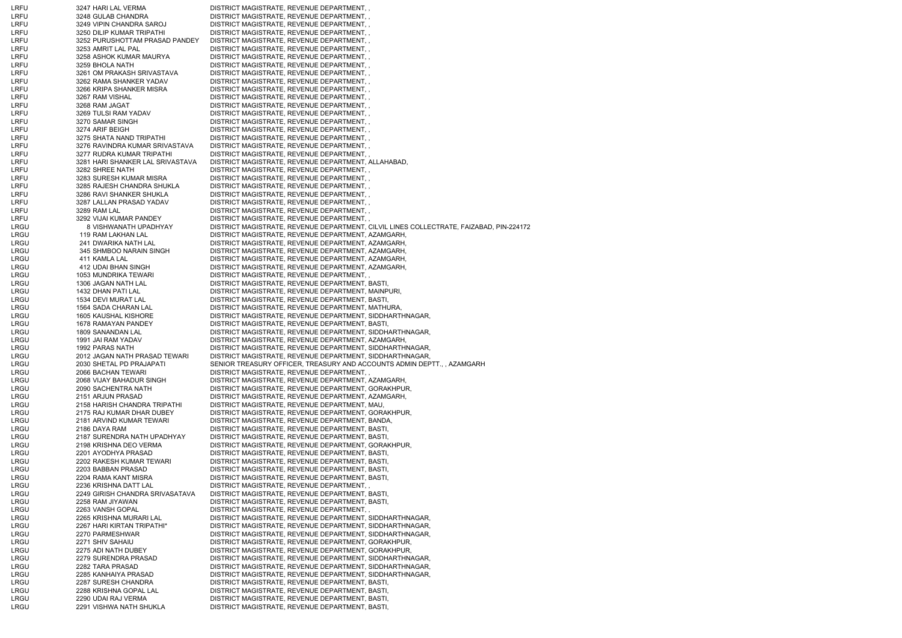| | | | |
|---|---|---|---|
| LRFU | 3247 | HARI LAL VERMA | DISTRICT MAGISTRATE, REVENUE DEPARTMENT, , |
| LRFU | 3248 | GULAB CHANDRA | DISTRICT MAGISTRATE, REVENUE DEPARTMENT, , |
| LRFU | 3249 | VIPIN CHANDRA SAROJ | DISTRICT MAGISTRATE, REVENUE DEPARTMENT, , |
| LRFU | 3250 | DILIP KUMAR TRIPATHI | DISTRICT MAGISTRATE, REVENUE DEPARTMENT, , |
| LRFU | 3252 | PURUSHOTTAM PRASAD PANDEY | DISTRICT MAGISTRATE, REVENUE DEPARTMENT, , |
| LRFU | 3253 | AMRIT LAL PAL | DISTRICT MAGISTRATE, REVENUE DEPARTMENT, , |
| LRFU | 3258 | ASHOK KUMAR MAURYA | DISTRICT MAGISTRATE, REVENUE DEPARTMENT, , |
| LRFU | 3259 | BHOLA NATH | DISTRICT MAGISTRATE, REVENUE DEPARTMENT, , |
| LRFU | 3261 | OM PRAKASH SRIVASTAVA | DISTRICT MAGISTRATE, REVENUE DEPARTMENT, , |
| LRFU | 3262 | RAMA SHANKER YADAV | DISTRICT MAGISTRATE, REVENUE DEPARTMENT, , |
| LRFU | 3266 | KRIPA SHANKER MISRA | DISTRICT MAGISTRATE, REVENUE DEPARTMENT, , |
| LRFU | 3267 | RAM VISHAL | DISTRICT MAGISTRATE, REVENUE DEPARTMENT, , |
| LRFU | 3268 | RAM JAGAT | DISTRICT MAGISTRATE, REVENUE DEPARTMENT, , |
| LRFU | 3269 | TULSI RAM YADAV | DISTRICT MAGISTRATE, REVENUE DEPARTMENT, , |
| LRFU | 3270 | SAMAR SINGH | DISTRICT MAGISTRATE, REVENUE DEPARTMENT, , |
| LRFU | 3274 | ARIF BEIGH | DISTRICT MAGISTRATE, REVENUE DEPARTMENT, , |
| LRFU | 3275 | SHATA NAND TRIPATHI | DISTRICT MAGISTRATE, REVENUE DEPARTMENT, , |
| LRFU | 3276 | RAVINDRA KUMAR SRIVASTAVA | DISTRICT MAGISTRATE, REVENUE DEPARTMENT, , |
| LRFU | 3277 | RUDRA KUMAR TRIPATHI | DISTRICT MAGISTRATE, REVENUE DEPARTMENT, , |
| LRFU | 3281 | HARI SHANKER LAL SRIVASTAVA | DISTRICT MAGISTRATE, REVENUE DEPARTMENT, ALLAHABAD, |
| LRFU | 3282 | SHREE NATH | DISTRICT MAGISTRATE, REVENUE DEPARTMENT, , |
| LRFU | 3283 | SURESH KUMAR MISRA | DISTRICT MAGISTRATE, REVENUE DEPARTMENT, , |
| LRFU | 3285 | RAJESH CHANDRA SHUKLA | DISTRICT MAGISTRATE, REVENUE DEPARTMENT, , |
| LRFU | 3286 | RAVI SHANKER SHUKLA | DISTRICT MAGISTRATE, REVENUE DEPARTMENT, , |
| LRFU | 3287 | LALLAN PRASAD YADAV | DISTRICT MAGISTRATE, REVENUE DEPARTMENT, , |
| LRFU | 3289 | RAM LAL | DISTRICT MAGISTRATE, REVENUE DEPARTMENT, , |
| LRFU | 3292 | VIJAI KUMAR PANDEY | DISTRICT MAGISTRATE, REVENUE DEPARTMENT, , |
| LRGU | 8 | VISHWANATH UPADHYAY | DISTRICT MAGISTRATE, REVENUE DEPARTMENT, CILVIL LINES COLLECTRATE, FAIZABAD, PIN-224172 |
| LRGU | 119 | RAM LAKHAN LAL | DISTRICT MAGISTRATE, REVENUE DEPARTMENT, AZAMGARH, |
| LRGU | 241 | DWARIKA NATH LAL | DISTRICT MAGISTRATE, REVENUE DEPARTMENT, AZAMGARH, |
| LRGU | 345 | SHMBOO NARAIN SINGH | DISTRICT MAGISTRATE, REVENUE DEPARTMENT, AZAMGARH, |
| LRGU | 411 | KAMLA LAL | DISTRICT MAGISTRATE, REVENUE DEPARTMENT, AZAMGARH, |
| LRGU | 412 | UDAI BHAN SINGH | DISTRICT MAGISTRATE, REVENUE DEPARTMENT, AZAMGARH, |
| LRGU | 1053 | MUNDRIKA TEWARI | DISTRICT MAGISTRATE, REVENUE DEPARTMENT, , |
| LRGU | 1306 | JAGAN NATH LAL | DISTRICT MAGISTRATE, REVENUE DEPARTMENT, BASTI, |
| LRGU | 1432 | DHAN PATI LAL | DISTRICT MAGISTRATE, REVENUE DEPARTMENT, MAINPURI, |
| LRGU | 1534 | DEVI MURAT LAL | DISTRICT MAGISTRATE, REVENUE DEPARTMENT, BASTI, |
| LRGU | 1564 | SADA CHARAN LAL | DISTRICT MAGISTRATE, REVENUE DEPARTMENT, MATHURA, |
| LRGU | 1605 | KAUSHAL KISHORE | DISTRICT MAGISTRATE, REVENUE DEPARTMENT, SIDDHARTHNAGAR, |
| LRGU | 1678 | RAMAYAN PANDEY | DISTRICT MAGISTRATE, REVENUE DEPARTMENT, BASTI, |
| LRGU | 1809 | SANANDAN LAL | DISTRICT MAGISTRATE, REVENUE DEPARTMENT, SIDDHARTHNAGAR, |
| LRGU | 1991 | JAI RAM YADAV | DISTRICT MAGISTRATE, REVENUE DEPARTMENT, AZAMGARH, |
| LRGU | 1992 | PARAS NATH | DISTRICT MAGISTRATE, REVENUE DEPARTMENT, SIDDHARTHNAGAR, |
| LRGU | 2012 | JAGAN NATH PRASAD TEWARI | DISTRICT MAGISTRATE, REVENUE DEPARTMENT, SIDDHARTHNAGAR, |
| LRGU | 2030 | SHETAL PD PRAJAPATI | SENIOR TREASURY OFFICER, TREASURY AND ACCOUNTS ADMIN DEPTT., , AZAMGARH |
| LRGU | 2066 | BACHAN TEWARI | DISTRICT MAGISTRATE, REVENUE DEPARTMENT, , |
| LRGU | 2068 | VIJAY BAHADUR SINGH | DISTRICT MAGISTRATE, REVENUE DEPARTMENT, AZAMGARH, |
| LRGU | 2090 | SACHENTRA NATH | DISTRICT MAGISTRATE, REVENUE DEPARTMENT, GORAKHPUR, |
| LRGU | 2151 | ARJUN PRASAD | DISTRICT MAGISTRATE, REVENUE DEPARTMENT, AZAMGARH, |
| LRGU | 2158 | HARISH CHANDRA TRIPATHI | DISTRICT MAGISTRATE, REVENUE DEPARTMENT, MAU, |
| LRGU | 2175 | RAJ KUMAR DHAR DUBEY | DISTRICT MAGISTRATE, REVENUE DEPARTMENT, GORAKHPUR, |
| LRGU | 2181 | ARVIND KUMAR TEWARI | DISTRICT MAGISTRATE, REVENUE DEPARTMENT, BANDA, |
| LRGU | 2186 | DAYA RAM | DISTRICT MAGISTRATE, REVENUE DEPARTMENT, BASTI, |
| LRGU | 2187 | SURENDRA NATH UPADHYAY | DISTRICT MAGISTRATE, REVENUE DEPARTMENT, BASTI, |
| LRGU | 2198 | KRISHNA DEO VERMA | DISTRICT MAGISTRATE, REVENUE DEPARTMENT, GORAKHPUR, |
| LRGU | 2201 | AYODHYA PRASAD | DISTRICT MAGISTRATE, REVENUE DEPARTMENT, BASTI, |
| LRGU | 2202 | RAKESH KUMAR TEWARI | DISTRICT MAGISTRATE, REVENUE DEPARTMENT, BASTI, |
| LRGU | 2203 | BABBAN PRASAD | DISTRICT MAGISTRATE, REVENUE DEPARTMENT, BASTI, |
| LRGU | 2204 | RAMA KANT MISRA | DISTRICT MAGISTRATE, REVENUE DEPARTMENT, BASTI, |
| LRGU | 2236 | KRISHNA DATT LAL | DISTRICT MAGISTRATE, REVENUE DEPARTMENT, , |
| LRGU | 2249 | GIRISH CHANDRA SRIVASATAVA | DISTRICT MAGISTRATE, REVENUE DEPARTMENT, BASTI, |
| LRGU | 2258 | RAM JIYAWAN | DISTRICT MAGISTRATE, REVENUE DEPARTMENT, BASTI, |
| LRGU | 2263 | VANSH GOPAL | DISTRICT MAGISTRATE, REVENUE DEPARTMENT, , |
| LRGU | 2265 | KRISHNA MURARI LAL | DISTRICT MAGISTRATE, REVENUE DEPARTMENT, SIDDHARTHNAGAR, |
| LRGU | 2267 | HARI KIRTAN TRIPATHI* | DISTRICT MAGISTRATE, REVENUE DEPARTMENT, SIDDHARTHNAGAR, |
| LRGU | 2270 | PARMESHWAR | DISTRICT MAGISTRATE, REVENUE DEPARTMENT, SIDDHARTHNAGAR, |
| LRGU | 2271 | SHIV SAHAIU | DISTRICT MAGISTRATE, REVENUE DEPARTMENT, GORAKHPUR, |
| LRGU | 2275 | ADI NATH DUBEY | DISTRICT MAGISTRATE, REVENUE DEPARTMENT, GORAKHPUR, |
| LRGU | 2279 | SURENDRA PRASAD | DISTRICT MAGISTRATE, REVENUE DEPARTMENT, SIDDHARTHNAGAR, |
| LRGU | 2282 | TARA PRASAD | DISTRICT MAGISTRATE, REVENUE DEPARTMENT, SIDDHARTHNAGAR, |
| LRGU | 2285 | KANHAIYA PRASAD | DISTRICT MAGISTRATE, REVENUE DEPARTMENT, SIDDHARTHNAGAR, |
| LRGU | 2287 | SURESH CHANDRA | DISTRICT MAGISTRATE, REVENUE DEPARTMENT, BASTI, |
| LRGU | 2288 | KRISHNA GOPAL LAL | DISTRICT MAGISTRATE, REVENUE DEPARTMENT, BASTI, |
| LRGU | 2290 | UDAI RAJ VERMA | DISTRICT MAGISTRATE, REVENUE DEPARTMENT, BASTI, |
| LRGU | 2291 | VISHWA NATH SHUKLA | DISTRICT MAGISTRATE, REVENUE DEPARTMENT, BASTI, |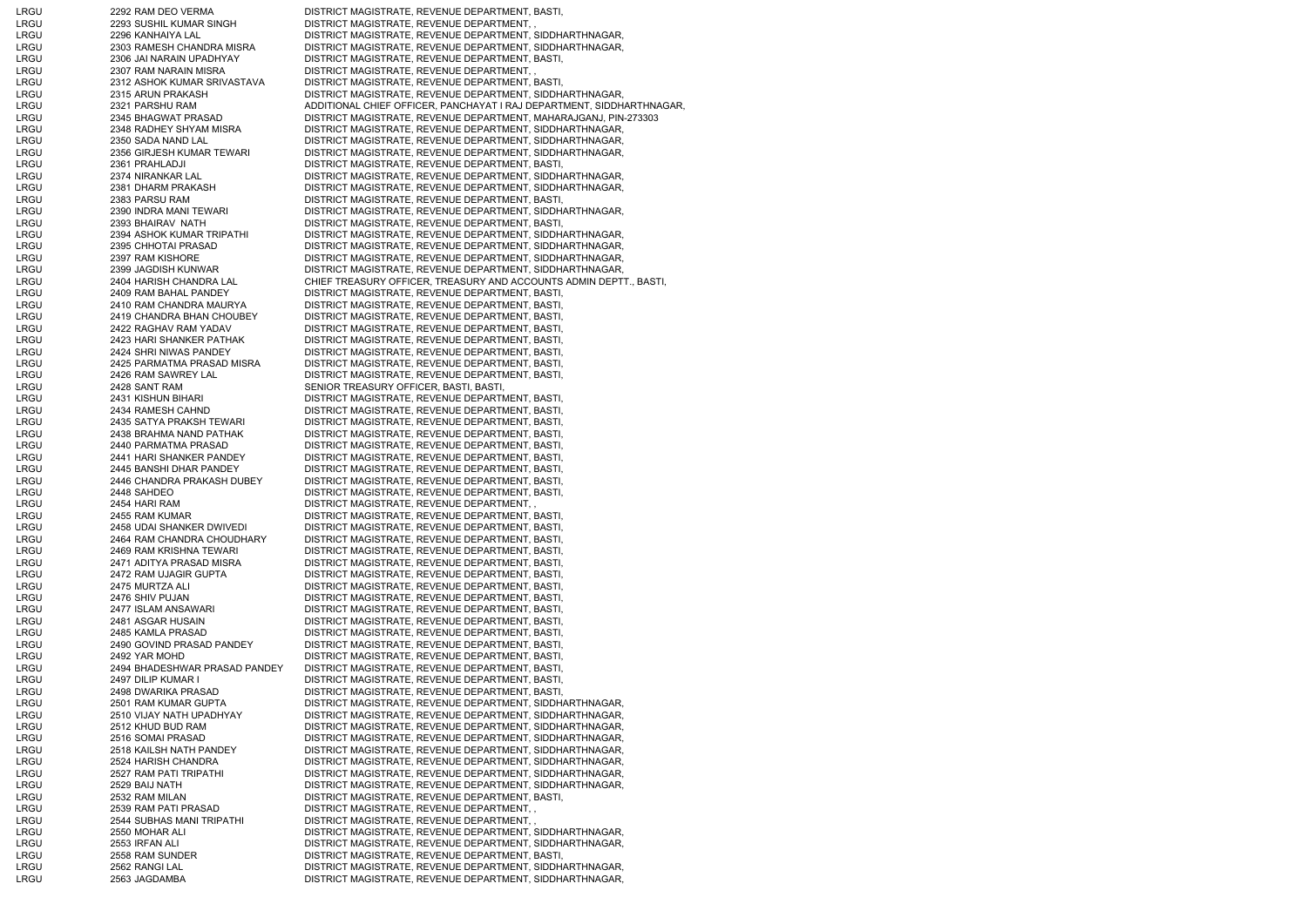| | | |
|---|---|---|
| LRGU | 2292 RAM DEO VERMA | DISTRICT MAGISTRATE, REVENUE DEPARTMENT, BASTI, |
| LRGU | 2293 SUSHIL KUMAR SINGH | DISTRICT MAGISTRATE, REVENUE DEPARTMENT, , |
| LRGU | 2296 KANHAIYA LAL | DISTRICT MAGISTRATE, REVENUE DEPARTMENT, SIDDHARTHNAGAR, |
| LRGU | 2303 RAMESH CHANDRA MISRA | DISTRICT MAGISTRATE, REVENUE DEPARTMENT, SIDDHARTHNAGAR, |
| LRGU | 2306 JAI NARAIN UPADHYAY | DISTRICT MAGISTRATE, REVENUE DEPARTMENT, BASTI, |
| LRGU | 2307 RAM NARAIN MISRA | DISTRICT MAGISTRATE, REVENUE DEPARTMENT, , |
| LRGU | 2312 ASHOK KUMAR SRIVASTAVA | DISTRICT MAGISTRATE, REVENUE DEPARTMENT, BASTI, |
| LRGU | 2315 ARUN PRAKASH | DISTRICT MAGISTRATE, REVENUE DEPARTMENT, SIDDHARTHNAGAR, |
| LRGU | 2321 PARSHU RAM | ADDITIONAL CHIEF OFFICER, PANCHAYAT I RAJ DEPARTMENT, SIDDHARTHNAGAR, |
| LRGU | 2345 BHAGWAT PRASAD | DISTRICT MAGISTRATE, REVENUE DEPARTMENT, MAHARAJGANJ, PIN-273303 |
| LRGU | 2348 RADHEY SHYAM MISRA | DISTRICT MAGISTRATE, REVENUE DEPARTMENT, SIDDHARTHNAGAR, |
| LRGU | 2350 SADA NAND LAL | DISTRICT MAGISTRATE, REVENUE DEPARTMENT, SIDDHARTHNAGAR, |
| LRGU | 2356 GIRJESH KUMAR TEWARI | DISTRICT MAGISTRATE, REVENUE DEPARTMENT, SIDDHARTHNAGAR, |
| LRGU | 2361 PRAHLADJI | DISTRICT MAGISTRATE, REVENUE DEPARTMENT, BASTI, |
| LRGU | 2374 NIRANKAR LAL | DISTRICT MAGISTRATE, REVENUE DEPARTMENT, SIDDHARTHNAGAR, |
| LRGU | 2381 DHARM PRAKASH | DISTRICT MAGISTRATE, REVENUE DEPARTMENT, SIDDHARTHNAGAR, |
| LRGU | 2383 PARSU RAM | DISTRICT MAGISTRATE, REVENUE DEPARTMENT, BASTI, |
| LRGU | 2390 INDRA MANI TEWARI | DISTRICT MAGISTRATE, REVENUE DEPARTMENT, SIDDHARTHNAGAR, |
| LRGU | 2393 BHAIRAV NATH | DISTRICT MAGISTRATE, REVENUE DEPARTMENT, BASTI, |
| LRGU | 2394 ASHOK KUMAR TRIPATHI | DISTRICT MAGISTRATE, REVENUE DEPARTMENT, SIDDHARTHNAGAR, |
| LRGU | 2395 CHHOTAI PRASAD | DISTRICT MAGISTRATE, REVENUE DEPARTMENT, SIDDHARTHNAGAR, |
| LRGU | 2397 RAM KISHORE | DISTRICT MAGISTRATE, REVENUE DEPARTMENT, SIDDHARTHNAGAR, |
| LRGU | 2399 JAGDISH KUNWAR | DISTRICT MAGISTRATE, REVENUE DEPARTMENT, SIDDHARTHNAGAR, |
| LRGU | 2404 HARISH CHANDRA LAL | CHIEF TREASURY OFFICER, TREASURY AND ACCOUNTS ADMIN DEPTT., BASTI, |
| LRGU | 2409 RAM BAHAL PANDEY | DISTRICT MAGISTRATE, REVENUE DEPARTMENT, BASTI, |
| LRGU | 2410 RAM CHANDRA MAURYA | DISTRICT MAGISTRATE, REVENUE DEPARTMENT, BASTI, |
| LRGU | 2419 CHANDRA BHAN CHOUBEY | DISTRICT MAGISTRATE, REVENUE DEPARTMENT, BASTI, |
| LRGU | 2422 RAGHAV RAM YADAV | DISTRICT MAGISTRATE, REVENUE DEPARTMENT, BASTI, |
| LRGU | 2423 HARI SHANKER PATHAK | DISTRICT MAGISTRATE, REVENUE DEPARTMENT, BASTI, |
| LRGU | 2424 SHRI NIWAS PANDEY | DISTRICT MAGISTRATE, REVENUE DEPARTMENT, BASTI, |
| LRGU | 2425 PARMATMA PRASAD MISRA | DISTRICT MAGISTRATE, REVENUE DEPARTMENT, BASTI, |
| LRGU | 2426 RAM SAWREY LAL | DISTRICT MAGISTRATE, REVENUE DEPARTMENT, BASTI, |
| LRGU | 2428 SANT RAM | SENIOR TREASURY OFFICER, BASTI, BASTI, |
| LRGU | 2431 KISHUN BIHARI | DISTRICT MAGISTRATE, REVENUE DEPARTMENT, BASTI, |
| LRGU | 2434 RAMESH CAHND | DISTRICT MAGISTRATE, REVENUE DEPARTMENT, BASTI, |
| LRGU | 2435 SATYA PRAKSH TEWARI | DISTRICT MAGISTRATE, REVENUE DEPARTMENT, BASTI, |
| LRGU | 2438 BRAHMA NAND PATHAK | DISTRICT MAGISTRATE, REVENUE DEPARTMENT, BASTI, |
| LRGU | 2440 PARMATMA PRASAD | DISTRICT MAGISTRATE, REVENUE DEPARTMENT, BASTI, |
| LRGU | 2441 HARI SHANKER PANDEY | DISTRICT MAGISTRATE, REVENUE DEPARTMENT, BASTI, |
| LRGU | 2445 BANSHI DHAR PANDEY | DISTRICT MAGISTRATE, REVENUE DEPARTMENT, BASTI, |
| LRGU | 2446 CHANDRA PRAKASH DUBEY | DISTRICT MAGISTRATE, REVENUE DEPARTMENT, BASTI, |
| LRGU | 2448 SAHDEO | DISTRICT MAGISTRATE, REVENUE DEPARTMENT, BASTI, |
| LRGU | 2454 HARI RAM | DISTRICT MAGISTRATE, REVENUE DEPARTMENT, , |
| LRGU | 2455 RAM KUMAR | DISTRICT MAGISTRATE, REVENUE DEPARTMENT, BASTI, |
| LRGU | 2458 UDAI SHANKER DWIVEDI | DISTRICT MAGISTRATE, REVENUE DEPARTMENT, BASTI, |
| LRGU | 2464 RAM CHANDRA CHOUDHARY | DISTRICT MAGISTRATE, REVENUE DEPARTMENT, BASTI, |
| LRGU | 2469 RAM KRISHNA TEWARI | DISTRICT MAGISTRATE, REVENUE DEPARTMENT, BASTI, |
| LRGU | 2471 ADITYA PRASAD MISRA | DISTRICT MAGISTRATE, REVENUE DEPARTMENT, BASTI, |
| LRGU | 2472 RAM UJAGIR GUPTA | DISTRICT MAGISTRATE, REVENUE DEPARTMENT, BASTI, |
| LRGU | 2475 MURTZA ALI | DISTRICT MAGISTRATE, REVENUE DEPARTMENT, BASTI, |
| LRGU | 2476 SHIV PUJAN | DISTRICT MAGISTRATE, REVENUE DEPARTMENT, BASTI, |
| LRGU | 2477 ISLAM ANSAWARI | DISTRICT MAGISTRATE, REVENUE DEPARTMENT, BASTI, |
| LRGU | 2481 ASGAR HUSAIN | DISTRICT MAGISTRATE, REVENUE DEPARTMENT, BASTI, |
| LRGU | 2485 KAMLA PRASAD | DISTRICT MAGISTRATE, REVENUE DEPARTMENT, BASTI, |
| LRGU | 2490 GOVIND PRASAD PANDEY | DISTRICT MAGISTRATE, REVENUE DEPARTMENT, BASTI, |
| LRGU | 2492 YAR MOHD | DISTRICT MAGISTRATE, REVENUE DEPARTMENT, BASTI, |
| LRGU | 2494 BHADESHWAR PRASAD PANDEY | DISTRICT MAGISTRATE, REVENUE DEPARTMENT, BASTI, |
| LRGU | 2497 DILIP KUMAR I | DISTRICT MAGISTRATE, REVENUE DEPARTMENT, BASTI, |
| LRGU | 2498 DWARIKA PRASAD | DISTRICT MAGISTRATE, REVENUE DEPARTMENT, BASTI, |
| LRGU | 2501 RAM KUMAR GUPTA | DISTRICT MAGISTRATE, REVENUE DEPARTMENT, SIDDHARTHNAGAR, |
| LRGU | 2510 VIJAY NATH UPADHYAY | DISTRICT MAGISTRATE, REVENUE DEPARTMENT, SIDDHARTHNAGAR, |
| LRGU | 2512 KHUD BUD RAM | DISTRICT MAGISTRATE, REVENUE DEPARTMENT, SIDDHARTHNAGAR, |
| LRGU | 2516 SOMAI PRASAD | DISTRICT MAGISTRATE, REVENUE DEPARTMENT, SIDDHARTHNAGAR, |
| LRGU | 2518 KAILSH NATH PANDEY | DISTRICT MAGISTRATE, REVENUE DEPARTMENT, SIDDHARTHNAGAR, |
| LRGU | 2524 HARISH CHANDRA | DISTRICT MAGISTRATE, REVENUE DEPARTMENT, SIDDHARTHNAGAR, |
| LRGU | 2527 RAM PATI TRIPATHI | DISTRICT MAGISTRATE, REVENUE DEPARTMENT, SIDDHARTHNAGAR, |
| LRGU | 2529 BAIJ NATH | DISTRICT MAGISTRATE, REVENUE DEPARTMENT, SIDDHARTHNAGAR, |
| LRGU | 2532 RAM MILAN | DISTRICT MAGISTRATE, REVENUE DEPARTMENT, BASTI, |
| LRGU | 2539 RAM PATI PRASAD | DISTRICT MAGISTRATE, REVENUE DEPARTMENT, , |
| LRGU | 2544 SUBHAS MANI TRIPATHI | DISTRICT MAGISTRATE, REVENUE DEPARTMENT, , |
| LRGU | 2550 MOHAR ALI | DISTRICT MAGISTRATE, REVENUE DEPARTMENT, SIDDHARTHNAGAR, |
| LRGU | 2553 IRFAN ALI | DISTRICT MAGISTRATE, REVENUE DEPARTMENT, SIDDHARTHNAGAR, |
| LRGU | 2558 RAM SUNDER | DISTRICT MAGISTRATE, REVENUE DEPARTMENT, BASTI, |
| LRGU | 2562 RANGI LAL | DISTRICT MAGISTRATE, REVENUE DEPARTMENT, SIDDHARTHNAGAR, |
| LRGU | 2563 JAGDAMBA | DISTRICT MAGISTRATE, REVENUE DEPARTMENT, SIDDHARTHNAGAR, |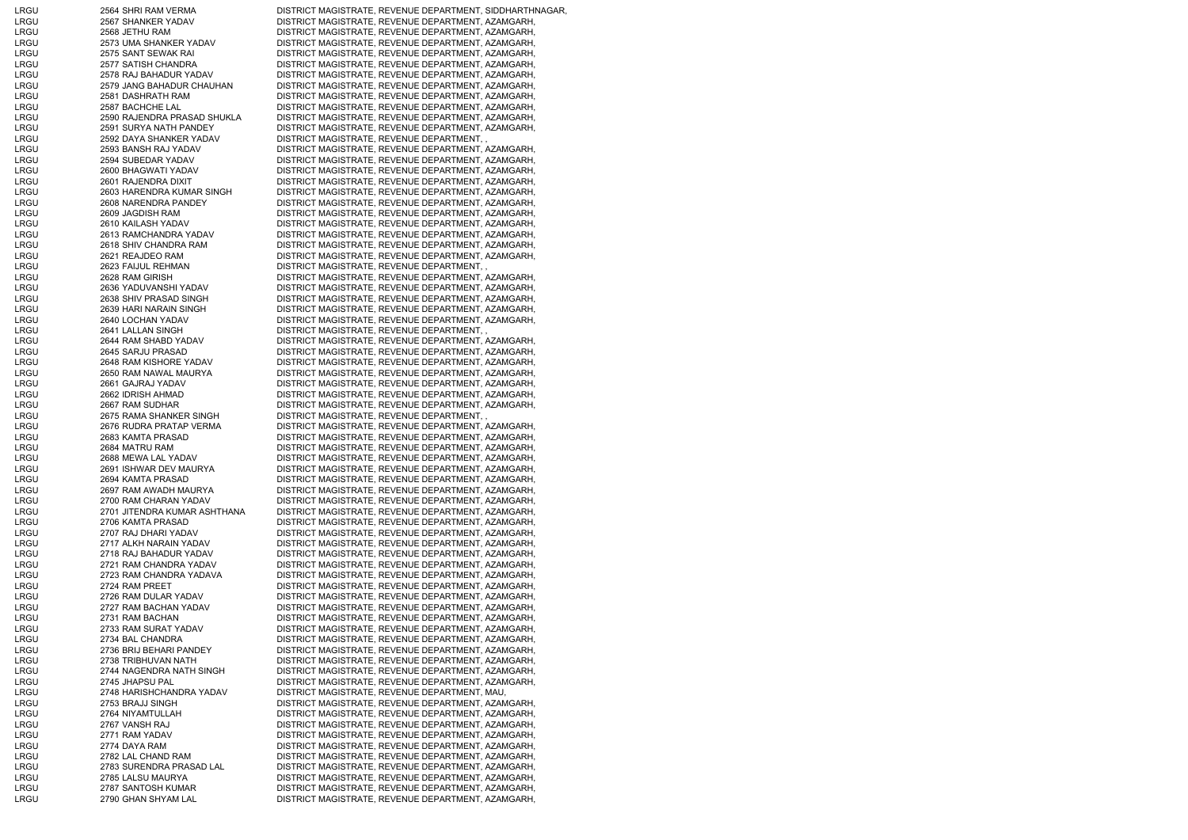| | | |
|---|---|---|
| LRGU | 2564 SHRI RAM VERMA | DISTRICT MAGISTRATE, REVENUE DEPARTMENT, SIDDHARTHNAGAR, |
| LRGU | 2567 SHANKER YADAV | DISTRICT MAGISTRATE, REVENUE DEPARTMENT, AZAMGARH, |
| LRGU | 2568 JETHU RAM | DISTRICT MAGISTRATE, REVENUE DEPARTMENT, AZAMGARH, |
| LRGU | 2573 UMA SHANKER YADAV | DISTRICT MAGISTRATE, REVENUE DEPARTMENT, AZAMGARH, |
| LRGU | 2575 SANT SEWAK RAI | DISTRICT MAGISTRATE, REVENUE DEPARTMENT, AZAMGARH, |
| LRGU | 2577 SATISH CHANDRA | DISTRICT MAGISTRATE, REVENUE DEPARTMENT, AZAMGARH, |
| LRGU | 2578 RAJ BAHADUR YADAV | DISTRICT MAGISTRATE, REVENUE DEPARTMENT, AZAMGARH, |
| LRGU | 2579 JANG BAHADUR CHAUHAN | DISTRICT MAGISTRATE, REVENUE DEPARTMENT, AZAMGARH, |
| LRGU | 2581 DASHRATH RAM | DISTRICT MAGISTRATE, REVENUE DEPARTMENT, AZAMGARH, |
| LRGU | 2587 BACHCHE LAL | DISTRICT MAGISTRATE, REVENUE DEPARTMENT, AZAMGARH, |
| LRGU | 2590 RAJENDRA PRASAD SHUKLA | DISTRICT MAGISTRATE, REVENUE DEPARTMENT, AZAMGARH, |
| LRGU | 2591 SURYA NATH PANDEY | DISTRICT MAGISTRATE, REVENUE DEPARTMENT, AZAMGARH, |
| LRGU | 2592 DAYA SHANKER YADAV | DISTRICT MAGISTRATE, REVENUE DEPARTMENT, , |
| LRGU | 2593 BANSH RAJ YADAV | DISTRICT MAGISTRATE, REVENUE DEPARTMENT, AZAMGARH, |
| LRGU | 2594 SUBEDAR YADAV | DISTRICT MAGISTRATE, REVENUE DEPARTMENT, AZAMGARH, |
| LRGU | 2600 BHAGWATI YADAV | DISTRICT MAGISTRATE, REVENUE DEPARTMENT, AZAMGARH, |
| LRGU | 2601 RAJENDRA DIXIT | DISTRICT MAGISTRATE, REVENUE DEPARTMENT, AZAMGARH, |
| LRGU | 2603 HARENDRA KUMAR SINGH | DISTRICT MAGISTRATE, REVENUE DEPARTMENT, AZAMGARH, |
| LRGU | 2608 NARENDRA PANDEY | DISTRICT MAGISTRATE, REVENUE DEPARTMENT, AZAMGARH, |
| LRGU | 2609 JAGDISH RAM | DISTRICT MAGISTRATE, REVENUE DEPARTMENT, AZAMGARH, |
| LRGU | 2610 KAILASH YADAV | DISTRICT MAGISTRATE, REVENUE DEPARTMENT, AZAMGARH, |
| LRGU | 2613 RAMCHANDRA YADAV | DISTRICT MAGISTRATE, REVENUE DEPARTMENT, AZAMGARH, |
| LRGU | 2618 SHIV CHANDRA RAM | DISTRICT MAGISTRATE, REVENUE DEPARTMENT, AZAMGARH, |
| LRGU | 2621 REAJDEO RAM | DISTRICT MAGISTRATE, REVENUE DEPARTMENT, AZAMGARH, |
| LRGU | 2623 FAIJUL REHMAN | DISTRICT MAGISTRATE, REVENUE DEPARTMENT, , |
| LRGU | 2628 RAM GIRISH | DISTRICT MAGISTRATE, REVENUE DEPARTMENT, AZAMGARH, |
| LRGU | 2636 YADUVANSHI YADAV | DISTRICT MAGISTRATE, REVENUE DEPARTMENT, AZAMGARH, |
| LRGU | 2638 SHIV PRASAD SINGH | DISTRICT MAGISTRATE, REVENUE DEPARTMENT, AZAMGARH, |
| LRGU | 2639 HARI NARAIN SINGH | DISTRICT MAGISTRATE, REVENUE DEPARTMENT, AZAMGARH, |
| LRGU | 2640 LOCHAN YADAV | DISTRICT MAGISTRATE, REVENUE DEPARTMENT, AZAMGARH, |
| LRGU | 2641 LALLAN SINGH | DISTRICT MAGISTRATE, REVENUE DEPARTMENT, , |
| LRGU | 2644 RAM SHABD YADAV | DISTRICT MAGISTRATE, REVENUE DEPARTMENT, AZAMGARH, |
| LRGU | 2645 SARJU PRASAD | DISTRICT MAGISTRATE, REVENUE DEPARTMENT, AZAMGARH, |
| LRGU | 2648 RAM KISHORE YADAV | DISTRICT MAGISTRATE, REVENUE DEPARTMENT, AZAMGARH, |
| LRGU | 2650 RAM NAWAL MAURYA | DISTRICT MAGISTRATE, REVENUE DEPARTMENT, AZAMGARH, |
| LRGU | 2661 GAJRAJ YADAV | DISTRICT MAGISTRATE, REVENUE DEPARTMENT, AZAMGARH, |
| LRGU | 2662 IDRISH AHMAD | DISTRICT MAGISTRATE, REVENUE DEPARTMENT, AZAMGARH, |
| LRGU | 2667 RAM SUDHAR | DISTRICT MAGISTRATE, REVENUE DEPARTMENT, AZAMGARH, |
| LRGU | 2675 RAMA SHANKER SINGH | DISTRICT MAGISTRATE, REVENUE DEPARTMENT, , |
| LRGU | 2676 RUDRA PRATAP VERMA | DISTRICT MAGISTRATE, REVENUE DEPARTMENT, AZAMGARH, |
| LRGU | 2683 KAMTA PRASAD | DISTRICT MAGISTRATE, REVENUE DEPARTMENT, AZAMGARH, |
| LRGU | 2684 MATRU RAM | DISTRICT MAGISTRATE, REVENUE DEPARTMENT, AZAMGARH, |
| LRGU | 2688 MEWA LAL YADAV | DISTRICT MAGISTRATE, REVENUE DEPARTMENT, AZAMGARH, |
| LRGU | 2691 ISHWAR DEV MAURYA | DISTRICT MAGISTRATE, REVENUE DEPARTMENT, AZAMGARH, |
| LRGU | 2694 KAMTA PRASAD | DISTRICT MAGISTRATE, REVENUE DEPARTMENT, AZAMGARH, |
| LRGU | 2697 RAM AWADH MAURYA | DISTRICT MAGISTRATE, REVENUE DEPARTMENT, AZAMGARH, |
| LRGU | 2700 RAM CHARAN YADAV | DISTRICT MAGISTRATE, REVENUE DEPARTMENT, AZAMGARH, |
| LRGU | 2701 JITENDRA KUMAR ASHTHANA | DISTRICT MAGISTRATE, REVENUE DEPARTMENT, AZAMGARH, |
| LRGU | 2706 KAMTA PRASAD | DISTRICT MAGISTRATE, REVENUE DEPARTMENT, AZAMGARH, |
| LRGU | 2707 RAJ DHARI YADAV | DISTRICT MAGISTRATE, REVENUE DEPARTMENT, AZAMGARH, |
| LRGU | 2717 ALKH NARAIN YADAV | DISTRICT MAGISTRATE, REVENUE DEPARTMENT, AZAMGARH, |
| LRGU | 2718 RAJ BAHADUR YADAV | DISTRICT MAGISTRATE, REVENUE DEPARTMENT, AZAMGARH, |
| LRGU | 2721 RAM CHANDRA YADAV | DISTRICT MAGISTRATE, REVENUE DEPARTMENT, AZAMGARH, |
| LRGU | 2723 RAM CHANDRA YADAVA | DISTRICT MAGISTRATE, REVENUE DEPARTMENT, AZAMGARH, |
| LRGU | 2724 RAM PREET | DISTRICT MAGISTRATE, REVENUE DEPARTMENT, AZAMGARH, |
| LRGU | 2726 RAM DULAR YADAV | DISTRICT MAGISTRATE, REVENUE DEPARTMENT, AZAMGARH, |
| LRGU | 2727 RAM BACHAN YADAV | DISTRICT MAGISTRATE, REVENUE DEPARTMENT, AZAMGARH, |
| LRGU | 2731 RAM BACHAN | DISTRICT MAGISTRATE, REVENUE DEPARTMENT, AZAMGARH, |
| LRGU | 2733 RAM SURAT YADAV | DISTRICT MAGISTRATE, REVENUE DEPARTMENT, AZAMGARH, |
| LRGU | 2734 BAL CHANDRA | DISTRICT MAGISTRATE, REVENUE DEPARTMENT, AZAMGARH, |
| LRGU | 2736 BRIJ BEHARI PANDEY | DISTRICT MAGISTRATE, REVENUE DEPARTMENT, AZAMGARH, |
| LRGU | 2738 TRIBHUVAN NATH | DISTRICT MAGISTRATE, REVENUE DEPARTMENT, AZAMGARH, |
| LRGU | 2744 NAGENDRA NATH SINGH | DISTRICT MAGISTRATE, REVENUE DEPARTMENT, AZAMGARH, |
| LRGU | 2745 JHAPSU PAL | DISTRICT MAGISTRATE, REVENUE DEPARTMENT, AZAMGARH, |
| LRGU | 2748 HARISHCHANDRA YADAV | DISTRICT MAGISTRATE, REVENUE DEPARTMENT, MAU, |
| LRGU | 2753 BRAJJ SINGH | DISTRICT MAGISTRATE, REVENUE DEPARTMENT, AZAMGARH, |
| LRGU | 2764 NIYAMTULLAH | DISTRICT MAGISTRATE, REVENUE DEPARTMENT, AZAMGARH, |
| LRGU | 2767 VANSH RAJ | DISTRICT MAGISTRATE, REVENUE DEPARTMENT, AZAMGARH, |
| LRGU | 2771 RAM YADAV | DISTRICT MAGISTRATE, REVENUE DEPARTMENT, AZAMGARH, |
| LRGU | 2774 DAYA RAM | DISTRICT MAGISTRATE, REVENUE DEPARTMENT, AZAMGARH, |
| LRGU | 2782 LAL CHAND RAM | DISTRICT MAGISTRATE, REVENUE DEPARTMENT, AZAMGARH, |
| LRGU | 2783 SURENDRA PRASAD LAL | DISTRICT MAGISTRATE, REVENUE DEPARTMENT, AZAMGARH, |
| LRGU | 2785 LALSU MAURYA | DISTRICT MAGISTRATE, REVENUE DEPARTMENT, AZAMGARH, |
| LRGU | 2787 SANTOSH KUMAR | DISTRICT MAGISTRATE, REVENUE DEPARTMENT, AZAMGARH, |
| LRGU | 2790 GHAN SHYAM LAL | DISTRICT MAGISTRATE, REVENUE DEPARTMENT, AZAMGARH, |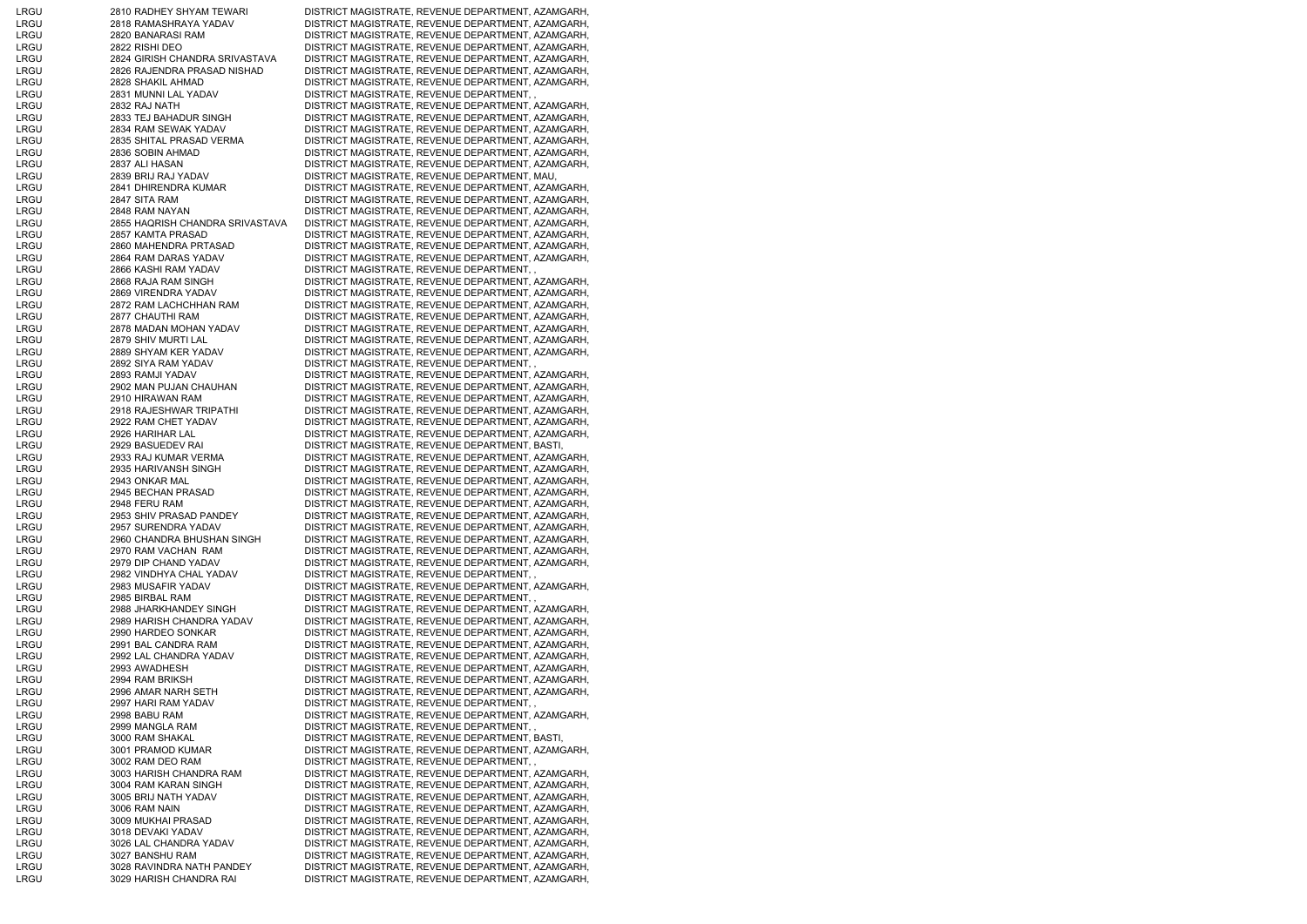| | | |
|---|---|---|
| LRGU | 2810 RADHEY SHYAM TEWARI | DISTRICT MAGISTRATE, REVENUE DEPARTMENT, AZAMGARH, |
| LRGU | 2818 RAMASHRAYA YADAV | DISTRICT MAGISTRATE, REVENUE DEPARTMENT, AZAMGARH, |
| LRGU | 2820 BANARASI RAM | DISTRICT MAGISTRATE, REVENUE DEPARTMENT, AZAMGARH, |
| LRGU | 2822 RISHI DEO | DISTRICT MAGISTRATE, REVENUE DEPARTMENT, AZAMGARH, |
| LRGU | 2824 GIRISH CHANDRA SRIVASTAVA | DISTRICT MAGISTRATE, REVENUE DEPARTMENT, AZAMGARH, |
| LRGU | 2826 RAJENDRA PRASAD NISHAD | DISTRICT MAGISTRATE, REVENUE DEPARTMENT, AZAMGARH, |
| LRGU | 2828 SHAKIL AHMAD | DISTRICT MAGISTRATE, REVENUE DEPARTMENT, AZAMGARH, |
| LRGU | 2831 MUNNI LAL YADAV | DISTRICT MAGISTRATE, REVENUE DEPARTMENT, , |
| LRGU | 2832 RAJ NATH | DISTRICT MAGISTRATE, REVENUE DEPARTMENT, AZAMGARH, |
| LRGU | 2833 TEJ BAHADUR SINGH | DISTRICT MAGISTRATE, REVENUE DEPARTMENT, AZAMGARH, |
| LRGU | 2834 RAM SEWAK YADAV | DISTRICT MAGISTRATE, REVENUE DEPARTMENT, AZAMGARH, |
| LRGU | 2835 SHITAL PRASAD VERMA | DISTRICT MAGISTRATE, REVENUE DEPARTMENT, AZAMGARH, |
| LRGU | 2836 SOBIN AHMAD | DISTRICT MAGISTRATE, REVENUE DEPARTMENT, AZAMGARH, |
| LRGU | 2837 ALI HASAN | DISTRICT MAGISTRATE, REVENUE DEPARTMENT, AZAMGARH, |
| LRGU | 2839 BRIJ RAJ YADAV | DISTRICT MAGISTRATE, REVENUE DEPARTMENT, MAU, |
| LRGU | 2841 DHIRENDRA KUMAR | DISTRICT MAGISTRATE, REVENUE DEPARTMENT, AZAMGARH, |
| LRGU | 2847 SITA RAM | DISTRICT MAGISTRATE, REVENUE DEPARTMENT, AZAMGARH, |
| LRGU | 2848 RAM NAYAN | DISTRICT MAGISTRATE, REVENUE DEPARTMENT, AZAMGARH, |
| LRGU | 2855 HAQRISH CHANDRA SRIVASTAVA | DISTRICT MAGISTRATE, REVENUE DEPARTMENT, AZAMGARH, |
| LRGU | 2857 KAMTA PRASAD | DISTRICT MAGISTRATE, REVENUE DEPARTMENT, AZAMGARH, |
| LRGU | 2860 MAHENDRA PRTASAD | DISTRICT MAGISTRATE, REVENUE DEPARTMENT, AZAMGARH, |
| LRGU | 2864 RAM DARAS YADAV | DISTRICT MAGISTRATE, REVENUE DEPARTMENT, AZAMGARH, |
| LRGU | 2866 KASHI RAM YADAV | DISTRICT MAGISTRATE, REVENUE DEPARTMENT, , |
| LRGU | 2868 RAJA RAM SINGH | DISTRICT MAGISTRATE, REVENUE DEPARTMENT, AZAMGARH, |
| LRGU | 2869 VIRENDRA YADAV | DISTRICT MAGISTRATE, REVENUE DEPARTMENT, AZAMGARH, |
| LRGU | 2872 RAM LACHCHHAN RAM | DISTRICT MAGISTRATE, REVENUE DEPARTMENT, AZAMGARH, |
| LRGU | 2877 CHAUTHI RAM | DISTRICT MAGISTRATE, REVENUE DEPARTMENT, AZAMGARH, |
| LRGU | 2878 MADAN MOHAN YADAV | DISTRICT MAGISTRATE, REVENUE DEPARTMENT, AZAMGARH, |
| LRGU | 2879 SHIV MURTI LAL | DISTRICT MAGISTRATE, REVENUE DEPARTMENT, AZAMGARH, |
| LRGU | 2889 SHYAM KER YADAV | DISTRICT MAGISTRATE, REVENUE DEPARTMENT, AZAMGARH, |
| LRGU | 2892 SIYA RAM YADAV | DISTRICT MAGISTRATE, REVENUE DEPARTMENT, , |
| LRGU | 2893 RAMJI YADAV | DISTRICT MAGISTRATE, REVENUE DEPARTMENT, AZAMGARH, |
| LRGU | 2902 MAN PUJAN CHAUHAN | DISTRICT MAGISTRATE, REVENUE DEPARTMENT, AZAMGARH, |
| LRGU | 2910 HIRAWAN RAM | DISTRICT MAGISTRATE, REVENUE DEPARTMENT, AZAMGARH, |
| LRGU | 2918 RAJESHWAR TRIPATHI | DISTRICT MAGISTRATE, REVENUE DEPARTMENT, AZAMGARH, |
| LRGU | 2922 RAM CHET YADAV | DISTRICT MAGISTRATE, REVENUE DEPARTMENT, AZAMGARH, |
| LRGU | 2926 HARIHAR LAL | DISTRICT MAGISTRATE, REVENUE DEPARTMENT, AZAMGARH, |
| LRGU | 2929 BASUEDEV RAI | DISTRICT MAGISTRATE, REVENUE DEPARTMENT, BASTI, |
| LRGU | 2933 RAJ KUMAR VERMA | DISTRICT MAGISTRATE, REVENUE DEPARTMENT, AZAMGARH, |
| LRGU | 2935 HARIVANSH SINGH | DISTRICT MAGISTRATE, REVENUE DEPARTMENT, AZAMGARH, |
| LRGU | 2943 ONKAR MAL | DISTRICT MAGISTRATE, REVENUE DEPARTMENT, AZAMGARH, |
| LRGU | 2945 BECHAN PRASAD | DISTRICT MAGISTRATE, REVENUE DEPARTMENT, AZAMGARH, |
| LRGU | 2948 FERU RAM | DISTRICT MAGISTRATE, REVENUE DEPARTMENT, AZAMGARH, |
| LRGU | 2953 SHIV PRASAD PANDEY | DISTRICT MAGISTRATE, REVENUE DEPARTMENT, AZAMGARH, |
| LRGU | 2957 SURENDRA YADAV | DISTRICT MAGISTRATE, REVENUE DEPARTMENT, AZAMGARH, |
| LRGU | 2960 CHANDRA BHUSHAN SINGH | DISTRICT MAGISTRATE, REVENUE DEPARTMENT, AZAMGARH, |
| LRGU | 2970 RAM VACHAN RAM | DISTRICT MAGISTRATE, REVENUE DEPARTMENT, AZAMGARH, |
| LRGU | 2979 DIP CHAND YADAV | DISTRICT MAGISTRATE, REVENUE DEPARTMENT, AZAMGARH, |
| LRGU | 2982 VINDHYA CHAL YADAV | DISTRICT MAGISTRATE, REVENUE DEPARTMENT, , |
| LRGU | 2983 MUSAFIR YADAV | DISTRICT MAGISTRATE, REVENUE DEPARTMENT, AZAMGARH, |
| LRGU | 2985 BIRBAL RAM | DISTRICT MAGISTRATE, REVENUE DEPARTMENT, , |
| LRGU | 2988 JHARKHANDEY SINGH | DISTRICT MAGISTRATE, REVENUE DEPARTMENT, AZAMGARH, |
| LRGU | 2989 HARISH CHANDRA YADAV | DISTRICT MAGISTRATE, REVENUE DEPARTMENT, AZAMGARH, |
| LRGU | 2990 HARDEO SONKAR | DISTRICT MAGISTRATE, REVENUE DEPARTMENT, AZAMGARH, |
| LRGU | 2991 BAL CANDRA RAM | DISTRICT MAGISTRATE, REVENUE DEPARTMENT, AZAMGARH, |
| LRGU | 2992 LAL CHANDRA YADAV | DISTRICT MAGISTRATE, REVENUE DEPARTMENT, AZAMGARH, |
| LRGU | 2993 AWADHESH | DISTRICT MAGISTRATE, REVENUE DEPARTMENT, AZAMGARH, |
| LRGU | 2994 RAM BRIKSH | DISTRICT MAGISTRATE, REVENUE DEPARTMENT, AZAMGARH, |
| LRGU | 2996 AMAR NARH SETH | DISTRICT MAGISTRATE, REVENUE DEPARTMENT, AZAMGARH, |
| LRGU | 2997 HARI RAM YADAV | DISTRICT MAGISTRATE, REVENUE DEPARTMENT, , |
| LRGU | 2998 BABU RAM | DISTRICT MAGISTRATE, REVENUE DEPARTMENT, AZAMGARH, |
| LRGU | 2999 MANGLA RAM | DISTRICT MAGISTRATE, REVENUE DEPARTMENT, , |
| LRGU | 3000 RAM SHAKAL | DISTRICT MAGISTRATE, REVENUE DEPARTMENT, BASTI, |
| LRGU | 3001 PRAMOD KUMAR | DISTRICT MAGISTRATE, REVENUE DEPARTMENT, AZAMGARH, |
| LRGU | 3002 RAM DEO RAM | DISTRICT MAGISTRATE, REVENUE DEPARTMENT, , |
| LRGU | 3003 HARISH CHANDRA RAM | DISTRICT MAGISTRATE, REVENUE DEPARTMENT, AZAMGARH, |
| LRGU | 3004 RAM KARAN SINGH | DISTRICT MAGISTRATE, REVENUE DEPARTMENT, AZAMGARH, |
| LRGU | 3005 BRIJ NATH YADAV | DISTRICT MAGISTRATE, REVENUE DEPARTMENT, AZAMGARH, |
| LRGU | 3006 RAM NAIN | DISTRICT MAGISTRATE, REVENUE DEPARTMENT, AZAMGARH, |
| LRGU | 3009 MUKHAI PRASAD | DISTRICT MAGISTRATE, REVENUE DEPARTMENT, AZAMGARH, |
| LRGU | 3018 DEVAKI YADAV | DISTRICT MAGISTRATE, REVENUE DEPARTMENT, AZAMGARH, |
| LRGU | 3026 LAL CHANDRA YADAV | DISTRICT MAGISTRATE, REVENUE DEPARTMENT, AZAMGARH, |
| LRGU | 3027 BANSHU RAM | DISTRICT MAGISTRATE, REVENUE DEPARTMENT, AZAMGARH, |
| LRGU | 3028 RAVINDRA NATH PANDEY | DISTRICT MAGISTRATE, REVENUE DEPARTMENT, AZAMGARH, |
| LRGU | 3029 HARISH CHANDRA RAI | DISTRICT MAGISTRATE, REVENUE DEPARTMENT, AZAMGARH, |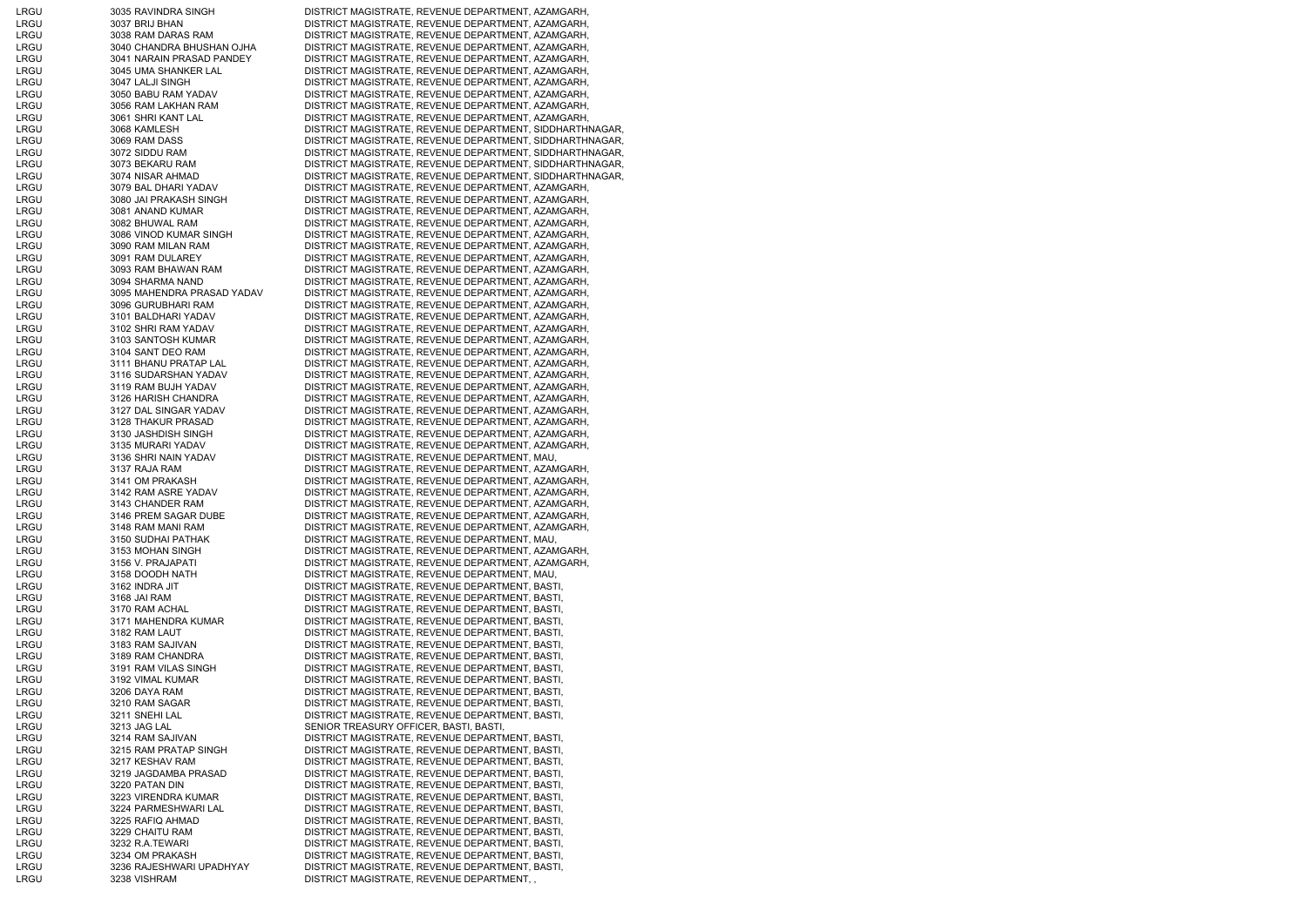| | | |
|---|---|---|
| LRGU | 3035 RAVINDRA SINGH | DISTRICT MAGISTRATE, REVENUE DEPARTMENT, AZAMGARH, |
| LRGU | 3037 BRIJ BHAN | DISTRICT MAGISTRATE, REVENUE DEPARTMENT, AZAMGARH, |
| LRGU | 3038 RAM DARAS RAM | DISTRICT MAGISTRATE, REVENUE DEPARTMENT, AZAMGARH, |
| LRGU | 3040 CHANDRA BHUSHAN OJHA | DISTRICT MAGISTRATE, REVENUE DEPARTMENT, AZAMGARH, |
| LRGU | 3041 NARAIN PRASAD PANDEY | DISTRICT MAGISTRATE, REVENUE DEPARTMENT, AZAMGARH, |
| LRGU | 3045 UMA SHANKER LAL | DISTRICT MAGISTRATE, REVENUE DEPARTMENT, AZAMGARH, |
| LRGU | 3047 LALJI SINGH | DISTRICT MAGISTRATE, REVENUE DEPARTMENT, AZAMGARH, |
| LRGU | 3050 BABU RAM YADAV | DISTRICT MAGISTRATE, REVENUE DEPARTMENT, AZAMGARH, |
| LRGU | 3056 RAM LAKHAN RAM | DISTRICT MAGISTRATE, REVENUE DEPARTMENT, AZAMGARH, |
| LRGU | 3061 SHRI KANT LAL | DISTRICT MAGISTRATE, REVENUE DEPARTMENT, AZAMGARH, |
| LRGU | 3068 KAMLESH | DISTRICT MAGISTRATE, REVENUE DEPARTMENT, SIDDHARTHNAGAR, |
| LRGU | 3069 RAM DASS | DISTRICT MAGISTRATE, REVENUE DEPARTMENT, SIDDHARTHNAGAR, |
| LRGU | 3072 SIDDU RAM | DISTRICT MAGISTRATE, REVENUE DEPARTMENT, SIDDHARTHNAGAR, |
| LRGU | 3073 BEKARU RAM | DISTRICT MAGISTRATE, REVENUE DEPARTMENT, SIDDHARTHNAGAR, |
| LRGU | 3074 NISAR AHMAD | DISTRICT MAGISTRATE, REVENUE DEPARTMENT, SIDDHARTHNAGAR, |
| LRGU | 3079 BAL DHARI YADAV | DISTRICT MAGISTRATE, REVENUE DEPARTMENT, AZAMGARH, |
| LRGU | 3080 JAI PRAKASH SINGH | DISTRICT MAGISTRATE, REVENUE DEPARTMENT, AZAMGARH, |
| LRGU | 3081 ANAND KUMAR | DISTRICT MAGISTRATE, REVENUE DEPARTMENT, AZAMGARH, |
| LRGU | 3082 BHUWAL RAM | DISTRICT MAGISTRATE, REVENUE DEPARTMENT, AZAMGARH, |
| LRGU | 3086 VINOD KUMAR SINGH | DISTRICT MAGISTRATE, REVENUE DEPARTMENT, AZAMGARH, |
| LRGU | 3090 RAM MILAN RAM | DISTRICT MAGISTRATE, REVENUE DEPARTMENT, AZAMGARH, |
| LRGU | 3091 RAM DULAREY | DISTRICT MAGISTRATE, REVENUE DEPARTMENT, AZAMGARH, |
| LRGU | 3093 RAM BHAWAN RAM | DISTRICT MAGISTRATE, REVENUE DEPARTMENT, AZAMGARH, |
| LRGU | 3094 SHARMA NAND | DISTRICT MAGISTRATE, REVENUE DEPARTMENT, AZAMGARH, |
| LRGU | 3095 MAHENDRA PRASAD YADAV | DISTRICT MAGISTRATE, REVENUE DEPARTMENT, AZAMGARH, |
| LRGU | 3096 GURUBHARI RAM | DISTRICT MAGISTRATE, REVENUE DEPARTMENT, AZAMGARH, |
| LRGU | 3101 BALDHARI YADAV | DISTRICT MAGISTRATE, REVENUE DEPARTMENT, AZAMGARH, |
| LRGU | 3102 SHRI RAM YADAV | DISTRICT MAGISTRATE, REVENUE DEPARTMENT, AZAMGARH, |
| LRGU | 3103 SANTOSH KUMAR | DISTRICT MAGISTRATE, REVENUE DEPARTMENT, AZAMGARH, |
| LRGU | 3104 SANT DEO RAM | DISTRICT MAGISTRATE, REVENUE DEPARTMENT, AZAMGARH, |
| LRGU | 3111 BHANU PRATAP LAL | DISTRICT MAGISTRATE, REVENUE DEPARTMENT, AZAMGARH, |
| LRGU | 3116 SUDARSHAN YADAV | DISTRICT MAGISTRATE, REVENUE DEPARTMENT, AZAMGARH, |
| LRGU | 3119 RAM BUJH YADAV | DISTRICT MAGISTRATE, REVENUE DEPARTMENT, AZAMGARH, |
| LRGU | 3126 HARISH CHANDRA | DISTRICT MAGISTRATE, REVENUE DEPARTMENT, AZAMGARH, |
| LRGU | 3127 DAL SINGAR YADAV | DISTRICT MAGISTRATE, REVENUE DEPARTMENT, AZAMGARH, |
| LRGU | 3128 THAKUR PRASAD | DISTRICT MAGISTRATE, REVENUE DEPARTMENT, AZAMGARH, |
| LRGU | 3130 JASHDISH SINGH | DISTRICT MAGISTRATE, REVENUE DEPARTMENT, AZAMGARH, |
| LRGU | 3135 MURARI YADAV | DISTRICT MAGISTRATE, REVENUE DEPARTMENT, AZAMGARH, |
| LRGU | 3136 SHRI NAIN YADAV | DISTRICT MAGISTRATE, REVENUE DEPARTMENT, MAU, |
| LRGU | 3137 RAJA RAM | DISTRICT MAGISTRATE, REVENUE DEPARTMENT, AZAMGARH, |
| LRGU | 3141 OM PRAKASH | DISTRICT MAGISTRATE, REVENUE DEPARTMENT, AZAMGARH, |
| LRGU | 3142 RAM ASRE YADAV | DISTRICT MAGISTRATE, REVENUE DEPARTMENT, AZAMGARH, |
| LRGU | 3143 CHANDER RAM | DISTRICT MAGISTRATE, REVENUE DEPARTMENT, AZAMGARH, |
| LRGU | 3146 PREM SAGAR DUBE | DISTRICT MAGISTRATE, REVENUE DEPARTMENT, AZAMGARH, |
| LRGU | 3148 RAM MANI RAM | DISTRICT MAGISTRATE, REVENUE DEPARTMENT, AZAMGARH, |
| LRGU | 3150 SUDHAI PATHAK | DISTRICT MAGISTRATE, REVENUE DEPARTMENT, MAU, |
| LRGU | 3153 MOHAN SINGH | DISTRICT MAGISTRATE, REVENUE DEPARTMENT, AZAMGARH, |
| LRGU | 3156 V. PRAJAPATI | DISTRICT MAGISTRATE, REVENUE DEPARTMENT, AZAMGARH, |
| LRGU | 3158 DOODH NATH | DISTRICT MAGISTRATE, REVENUE DEPARTMENT, MAU, |
| LRGU | 3162 INDRA JIT | DISTRICT MAGISTRATE, REVENUE DEPARTMENT, BASTI, |
| LRGU | 3168 JAI RAM | DISTRICT MAGISTRATE, REVENUE DEPARTMENT, BASTI, |
| LRGU | 3170 RAM ACHAL | DISTRICT MAGISTRATE, REVENUE DEPARTMENT, BASTI, |
| LRGU | 3171 MAHENDRA KUMAR | DISTRICT MAGISTRATE, REVENUE DEPARTMENT, BASTI, |
| LRGU | 3182 RAM LAUT | DISTRICT MAGISTRATE, REVENUE DEPARTMENT, BASTI, |
| LRGU | 3183 RAM SAJIVAN | DISTRICT MAGISTRATE, REVENUE DEPARTMENT, BASTI, |
| LRGU | 3189 RAM CHANDRA | DISTRICT MAGISTRATE, REVENUE DEPARTMENT, BASTI, |
| LRGU | 3191 RAM VILAS SINGH | DISTRICT MAGISTRATE, REVENUE DEPARTMENT, BASTI, |
| LRGU | 3192 VIMAL KUMAR | DISTRICT MAGISTRATE, REVENUE DEPARTMENT, BASTI, |
| LRGU | 3206 DAYA RAM | DISTRICT MAGISTRATE, REVENUE DEPARTMENT, BASTI, |
| LRGU | 3210 RAM SAGAR | DISTRICT MAGISTRATE, REVENUE DEPARTMENT, BASTI, |
| LRGU | 3211 SNEHI LAL | DISTRICT MAGISTRATE, REVENUE DEPARTMENT, BASTI, |
| LRGU | 3213 JAG LAL | SENIOR TREASURY OFFICER, BASTI, BASTI, |
| LRGU | 3214 RAM SAJIVAN | DISTRICT MAGISTRATE, REVENUE DEPARTMENT, BASTI, |
| LRGU | 3215 RAM PRATAP SINGH | DISTRICT MAGISTRATE, REVENUE DEPARTMENT, BASTI, |
| LRGU | 3217 KESHAV RAM | DISTRICT MAGISTRATE, REVENUE DEPARTMENT, BASTI, |
| LRGU | 3219 JAGDAMBA PRASAD | DISTRICT MAGISTRATE, REVENUE DEPARTMENT, BASTI, |
| LRGU | 3220 PATAN DIN | DISTRICT MAGISTRATE, REVENUE DEPARTMENT, BASTI, |
| LRGU | 3223 VIRENDRA KUMAR | DISTRICT MAGISTRATE, REVENUE DEPARTMENT, BASTI, |
| LRGU | 3224 PARMESHWARI LAL | DISTRICT MAGISTRATE, REVENUE DEPARTMENT, BASTI, |
| LRGU | 3225 RAFIQ AHMAD | DISTRICT MAGISTRATE, REVENUE DEPARTMENT, BASTI, |
| LRGU | 3229 CHAITU RAM | DISTRICT MAGISTRATE, REVENUE DEPARTMENT, BASTI, |
| LRGU | 3232 R.A.TEWARI | DISTRICT MAGISTRATE, REVENUE DEPARTMENT, BASTI, |
| LRGU | 3234 OM PRAKASH | DISTRICT MAGISTRATE, REVENUE DEPARTMENT, BASTI, |
| LRGU | 3236 RAJESHWARI UPADHYAY | DISTRICT MAGISTRATE, REVENUE DEPARTMENT, BASTI, |
| LRGU | 3238 VISHRAM | DISTRICT MAGISTRATE, REVENUE DEPARTMENT, , |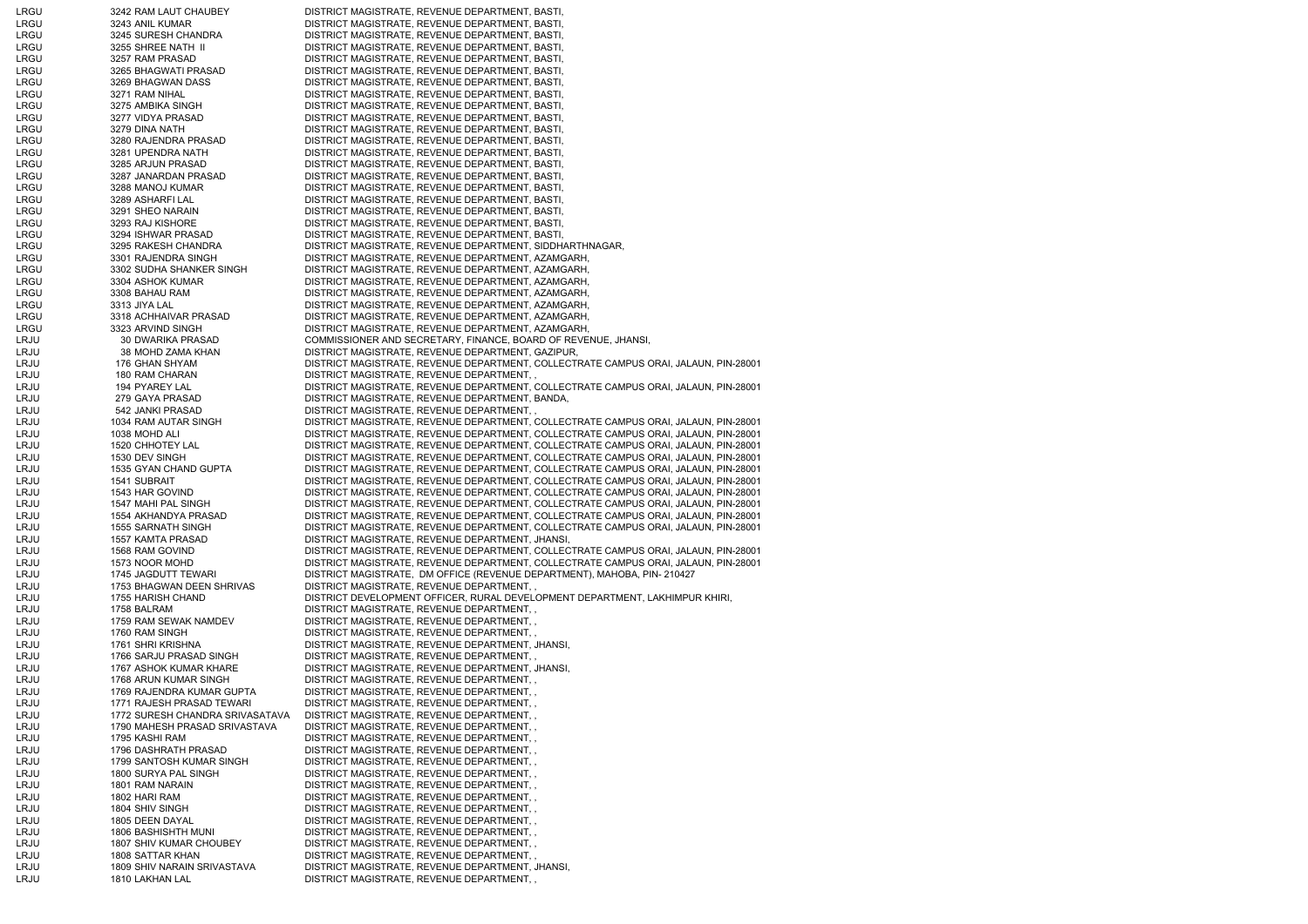| | | | |
|---|---|---|---|
| LRGU | 3242 | RAM LAUT CHAUBEY | DISTRICT MAGISTRATE, REVENUE DEPARTMENT, BASTI, |
| LRGU | 3243 | ANIL KUMAR | DISTRICT MAGISTRATE, REVENUE DEPARTMENT, BASTI, |
| LRGU | 3245 | SURESH CHANDRA | DISTRICT MAGISTRATE, REVENUE DEPARTMENT, BASTI, |
| LRGU | 3255 | SHREE NATH II | DISTRICT MAGISTRATE, REVENUE DEPARTMENT, BASTI, |
| LRGU | 3257 | RAM PRASAD | DISTRICT MAGISTRATE, REVENUE DEPARTMENT, BASTI, |
| LRGU | 3265 | BHAGWATI PRASAD | DISTRICT MAGISTRATE, REVENUE DEPARTMENT, BASTI, |
| LRGU | 3269 | BHAGWAN DASS | DISTRICT MAGISTRATE, REVENUE DEPARTMENT, BASTI, |
| LRGU | 3271 | RAM NIHAL | DISTRICT MAGISTRATE, REVENUE DEPARTMENT, BASTI, |
| LRGU | 3275 | AMBIKA SINGH | DISTRICT MAGISTRATE, REVENUE DEPARTMENT, BASTI, |
| LRGU | 3277 | VIDYA PRASAD | DISTRICT MAGISTRATE, REVENUE DEPARTMENT, BASTI, |
| LRGU | 3279 | DINA NATH | DISTRICT MAGISTRATE, REVENUE DEPARTMENT, BASTI, |
| LRGU | 3280 | RAJENDRA PRASAD | DISTRICT MAGISTRATE, REVENUE DEPARTMENT, BASTI, |
| LRGU | 3281 | UPENDRA NATH | DISTRICT MAGISTRATE, REVENUE DEPARTMENT, BASTI, |
| LRGU | 3285 | ARJUN PRASAD | DISTRICT MAGISTRATE, REVENUE DEPARTMENT, BASTI, |
| LRGU | 3287 | JANARDAN PRASAD | DISTRICT MAGISTRATE, REVENUE DEPARTMENT, BASTI, |
| LRGU | 3288 | MANOJ KUMAR | DISTRICT MAGISTRATE, REVENUE DEPARTMENT, BASTI, |
| LRGU | 3289 | ASHARFI LAL | DISTRICT MAGISTRATE, REVENUE DEPARTMENT, BASTI, |
| LRGU | 3291 | SHEO NARAIN | DISTRICT MAGISTRATE, REVENUE DEPARTMENT, BASTI, |
| LRGU | 3293 | RAJ KISHORE | DISTRICT MAGISTRATE, REVENUE DEPARTMENT, BASTI, |
| LRGU | 3294 | ISHWAR PRASAD | DISTRICT MAGISTRATE, REVENUE DEPARTMENT, BASTI, |
| LRGU | 3295 | RAKESH CHANDRA | DISTRICT MAGISTRATE, REVENUE DEPARTMENT, SIDDHARTHNAGAR, |
| LRGU | 3301 | RAJENDRA SINGH | DISTRICT MAGISTRATE, REVENUE DEPARTMENT, AZAMGARH, |
| LRGU | 3302 | SUDHA SHANKER SINGH | DISTRICT MAGISTRATE, REVENUE DEPARTMENT, AZAMGARH, |
| LRGU | 3304 | ASHOK KUMAR | DISTRICT MAGISTRATE, REVENUE DEPARTMENT, AZAMGARH, |
| LRGU | 3308 | BAHAU RAM | DISTRICT MAGISTRATE, REVENUE DEPARTMENT, AZAMGARH, |
| LRGU | 3313 | JIYA LAL | DISTRICT MAGISTRATE, REVENUE DEPARTMENT, AZAMGARH, |
| LRGU | 3318 | ACHHAIVAR PRASAD | DISTRICT MAGISTRATE, REVENUE DEPARTMENT, AZAMGARH, |
| LRGU | 3323 | ARVIND SINGH | DISTRICT MAGISTRATE, REVENUE DEPARTMENT, AZAMGARH, |
| LRJU | 30 | DWARIKA PRASAD | COMMISSIONER AND SECRETARY, FINANCE, BOARD OF REVENUE, JHANSI, |
| LRJU | 38 | MOHD ZAMA KHAN | DISTRICT MAGISTRATE, REVENUE DEPARTMENT, GAZIPUR, |
| LRJU | 176 | GHAN SHYAM | DISTRICT MAGISTRATE, REVENUE DEPARTMENT, COLLECTRATE CAMPUS ORAI, JALAUN, PIN-28001 |
| LRJU | 180 | RAM CHARAN | DISTRICT MAGISTRATE, REVENUE DEPARTMENT, , |
| LRJU | 194 | PYAREY LAL | DISTRICT MAGISTRATE, REVENUE DEPARTMENT, COLLECTRATE CAMPUS ORAI, JALAUN, PIN-28001 |
| LRJU | 279 | GAYA PRASAD | DISTRICT MAGISTRATE, REVENUE DEPARTMENT, BANDA, |
| LRJU | 542 | JANKI PRASAD | DISTRICT MAGISTRATE, REVENUE DEPARTMENT, , |
| LRJU | 1034 | RAM AUTAR SINGH | DISTRICT MAGISTRATE, REVENUE DEPARTMENT, COLLECTRATE CAMPUS ORAI, JALAUN, PIN-28001 |
| LRJU | 1038 | MOHD ALI | DISTRICT MAGISTRATE, REVENUE DEPARTMENT, COLLECTRATE CAMPUS ORAI, JALAUN, PIN-28001 |
| LRJU | 1520 | CHHOTEY LAL | DISTRICT MAGISTRATE, REVENUE DEPARTMENT, COLLECTRATE CAMPUS ORAI, JALAUN, PIN-28001 |
| LRJU | 1530 | DEV SINGH | DISTRICT MAGISTRATE, REVENUE DEPARTMENT, COLLECTRATE CAMPUS ORAI, JALAUN, PIN-28001 |
| LRJU | 1535 | GYAN CHAND GUPTA | DISTRICT MAGISTRATE, REVENUE DEPARTMENT, COLLECTRATE CAMPUS ORAI, JALAUN, PIN-28001 |
| LRJU | 1541 | SUBRAIT | DISTRICT MAGISTRATE, REVENUE DEPARTMENT, COLLECTRATE CAMPUS ORAI, JALAUN, PIN-28001 |
| LRJU | 1543 | HAR GOVIND | DISTRICT MAGISTRATE, REVENUE DEPARTMENT, COLLECTRATE CAMPUS ORAI, JALAUN, PIN-28001 |
| LRJU | 1547 | MAHI PAL SINGH | DISTRICT MAGISTRATE, REVENUE DEPARTMENT, COLLECTRATE CAMPUS ORAI, JALAUN, PIN-28001 |
| LRJU | 1554 | AKHANDYA PRASAD | DISTRICT MAGISTRATE, REVENUE DEPARTMENT, COLLECTRATE CAMPUS ORAI, JALAUN, PIN-28001 |
| LRJU | 1555 | SARNATH SINGH | DISTRICT MAGISTRATE, REVENUE DEPARTMENT, COLLECTRATE CAMPUS ORAI, JALAUN, PIN-28001 |
| LRJU | 1557 | KAMTA PRASAD | DISTRICT MAGISTRATE, REVENUE DEPARTMENT, JHANSI, |
| LRJU | 1568 | RAM GOVIND | DISTRICT MAGISTRATE, REVENUE DEPARTMENT, COLLECTRATE CAMPUS ORAI, JALAUN, PIN-28001 |
| LRJU | 1573 | NOOR MOHD | DISTRICT MAGISTRATE, REVENUE DEPARTMENT, COLLECTRATE CAMPUS ORAI, JALAUN, PIN-28001 |
| LRJU | 1745 | JAGDUTT TEWARI | DISTRICT MAGISTRATE, DM OFFICE (REVENUE DEPARTMENT), MAHOBA, PIN- 210427 |
| LRJU | 1753 | BHAGWAN DEEN SHRIVAS | DISTRICT MAGISTRATE, REVENUE DEPARTMENT, , |
| LRJU | 1755 | HARISH CHAND | DISTRICT DEVELOPMENT OFFICER, RURAL DEVELOPMENT DEPARTMENT, LAKHIMPUR KHIRI, |
| LRJU | 1758 | BALRAM | DISTRICT MAGISTRATE, REVENUE DEPARTMENT, , |
| LRJU | 1759 | RAM SEWAK NAMDEV | DISTRICT MAGISTRATE, REVENUE DEPARTMENT, , |
| LRJU | 1760 | RAM SINGH | DISTRICT MAGISTRATE, REVENUE DEPARTMENT, , |
| LRJU | 1761 | SHRI KRISHNA | DISTRICT MAGISTRATE, REVENUE DEPARTMENT, JHANSI, |
| LRJU | 1766 | SARJU PRASAD SINGH | DISTRICT MAGISTRATE, REVENUE DEPARTMENT, , |
| LRJU | 1767 | ASHOK KUMAR KHARE | DISTRICT MAGISTRATE, REVENUE DEPARTMENT, JHANSI, |
| LRJU | 1768 | ARUN KUMAR SINGH | DISTRICT MAGISTRATE, REVENUE DEPARTMENT, , |
| LRJU | 1769 | RAJENDRA KUMAR GUPTA | DISTRICT MAGISTRATE, REVENUE DEPARTMENT, , |
| LRJU | 1771 | RAJESH PRASAD TEWARI | DISTRICT MAGISTRATE, REVENUE DEPARTMENT, , |
| LRJU | 1772 | SURESH CHANDRA SRIVASATAVA | DISTRICT MAGISTRATE, REVENUE DEPARTMENT, , |
| LRJU | 1790 | MAHESH PRASAD SRIVASTAVA | DISTRICT MAGISTRATE, REVENUE DEPARTMENT, , |
| LRJU | 1795 | KASHI RAM | DISTRICT MAGISTRATE, REVENUE DEPARTMENT, , |
| LRJU | 1796 | DASHRATH PRASAD | DISTRICT MAGISTRATE, REVENUE DEPARTMENT, , |
| LRJU | 1799 | SANTOSH KUMAR SINGH | DISTRICT MAGISTRATE, REVENUE DEPARTMENT, , |
| LRJU | 1800 | SURYA PAL SINGH | DISTRICT MAGISTRATE, REVENUE DEPARTMENT, , |
| LRJU | 1801 | RAM NARAIN | DISTRICT MAGISTRATE, REVENUE DEPARTMENT, , |
| LRJU | 1802 | HARI RAM | DISTRICT MAGISTRATE, REVENUE DEPARTMENT, , |
| LRJU | 1804 | SHIV SINGH | DISTRICT MAGISTRATE, REVENUE DEPARTMENT, , |
| LRJU | 1805 | DEEN DAYAL | DISTRICT MAGISTRATE, REVENUE DEPARTMENT, , |
| LRJU | 1806 | BASHISHTH MUNI | DISTRICT MAGISTRATE, REVENUE DEPARTMENT, , |
| LRJU | 1807 | SHIV KUMAR CHOUBEY | DISTRICT MAGISTRATE, REVENUE DEPARTMENT, , |
| LRJU | 1808 | SATTAR KHAN | DISTRICT MAGISTRATE, REVENUE DEPARTMENT, , |
| LRJU | 1809 | SHIV NARAIN SRIVASTAVA | DISTRICT MAGISTRATE, REVENUE DEPARTMENT, JHANSI, |
| LRJU | 1810 | LAKHAN LAL | DISTRICT MAGISTRATE, REVENUE DEPARTMENT, , |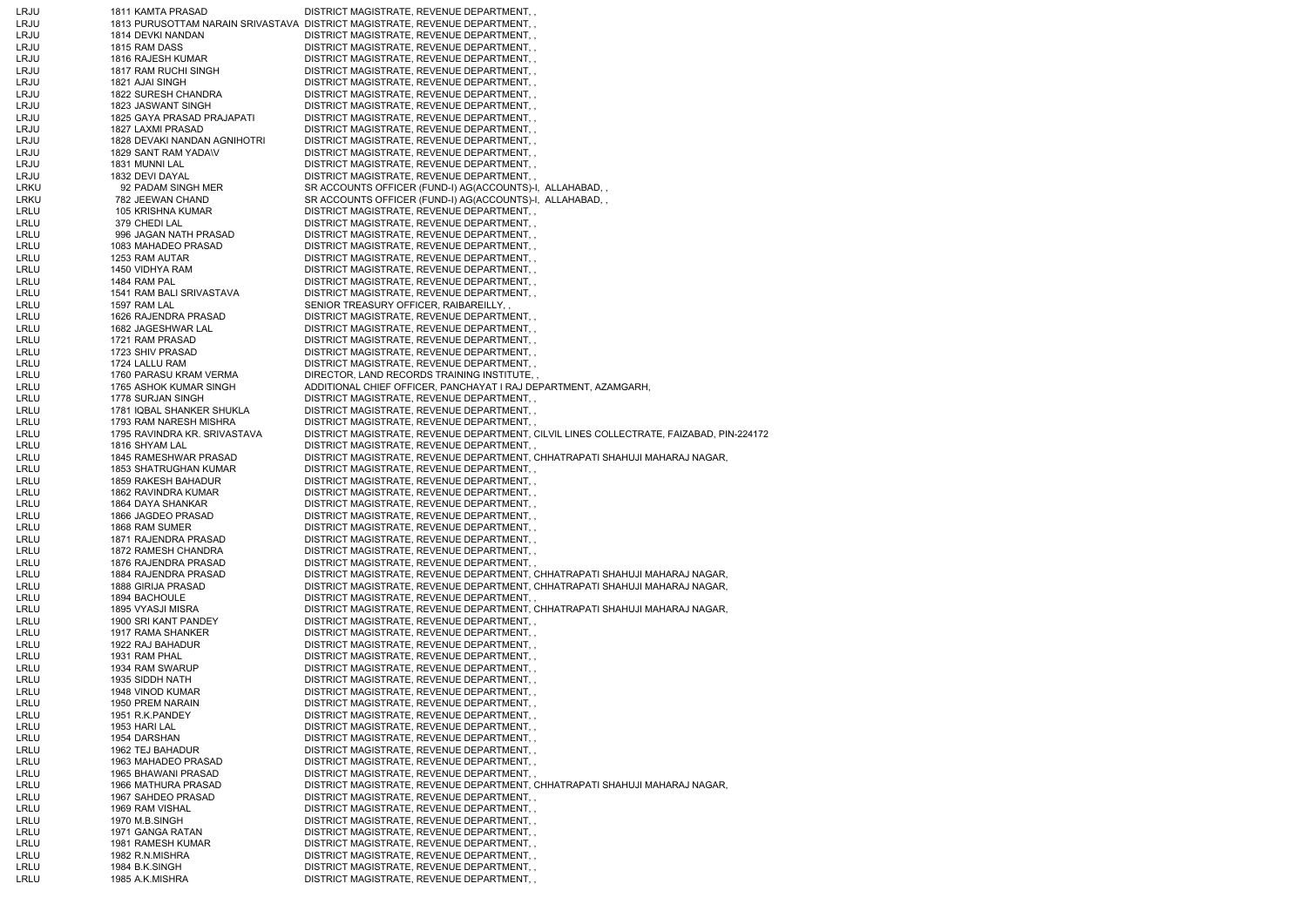| | | | |
|---|---|---|---|
| LRJU | 1811 | KAMTA PRASAD | DISTRICT MAGISTRATE, REVENUE DEPARTMENT, , |
| LRJU | 1813 | PURUSOTTAM NARAIN SRIVASTAVA | DISTRICT MAGISTRATE, REVENUE DEPARTMENT, , |
| LRJU | 1814 | DEVKI NANDAN | DISTRICT MAGISTRATE, REVENUE DEPARTMENT, , |
| LRJU | 1815 | RAM DASS | DISTRICT MAGISTRATE, REVENUE DEPARTMENT, , |
| LRJU | 1816 | RAJESH KUMAR | DISTRICT MAGISTRATE, REVENUE DEPARTMENT, , |
| LRJU | 1817 | RAM RUCHI SINGH | DISTRICT MAGISTRATE, REVENUE DEPARTMENT, , |
| LRJU | 1821 | AJAI SINGH | DISTRICT MAGISTRATE, REVENUE DEPARTMENT, , |
| LRJU | 1822 | SURESH CHANDRA | DISTRICT MAGISTRATE, REVENUE DEPARTMENT, , |
| LRJU | 1823 | JASWANT SINGH | DISTRICT MAGISTRATE, REVENUE DEPARTMENT, , |
| LRJU | 1825 | GAYA PRASAD PRAJAPATI | DISTRICT MAGISTRATE, REVENUE DEPARTMENT, , |
| LRJU | 1827 | LAXMI PRASAD | DISTRICT MAGISTRATE, REVENUE DEPARTMENT, , |
| LRJU | 1828 | DEVAKI NANDAN AGNIHOTRI | DISTRICT MAGISTRATE, REVENUE DEPARTMENT, , |
| LRJU | 1829 | SANT RAM YADA\V | DISTRICT MAGISTRATE, REVENUE DEPARTMENT, , |
| LRJU | 1831 | MUNNI LAL | DISTRICT MAGISTRATE, REVENUE DEPARTMENT, , |
| LRJU | 1832 | DEVI DAYAL | DISTRICT MAGISTRATE, REVENUE DEPARTMENT, , |
| LRKU | 92 | PADAM SINGH MER | SR ACCOUNTS OFFICER (FUND-I) AG(ACCOUNTS)-I, ALLAHABAD, , |
| LRKU | 782 | JEEWAN CHAND | SR ACCOUNTS OFFICER (FUND-I) AG(ACCOUNTS)-I, ALLAHABAD, , |
| LRLU | 105 | KRISHNA KUMAR | DISTRICT MAGISTRATE, REVENUE DEPARTMENT, , |
| LRLU | 379 | CHEDI LAL | DISTRICT MAGISTRATE, REVENUE DEPARTMENT, , |
| LRLU | 996 | JAGAN NATH PRASAD | DISTRICT MAGISTRATE, REVENUE DEPARTMENT, , |
| LRLU | 1083 | MAHADEO PRASAD | DISTRICT MAGISTRATE, REVENUE DEPARTMENT, , |
| LRLU | 1253 | RAM AUTAR | DISTRICT MAGISTRATE, REVENUE DEPARTMENT, , |
| LRLU | 1450 | VIDHYA RAM | DISTRICT MAGISTRATE, REVENUE DEPARTMENT, , |
| LRLU | 1484 | RAM PAL | DISTRICT MAGISTRATE, REVENUE DEPARTMENT, , |
| LRLU | 1541 | RAM BALI SRIVASTAVA | DISTRICT MAGISTRATE, REVENUE DEPARTMENT, , |
| LRLU | 1597 | RAM LAL | SENIOR TREASURY OFFICER, RAIBAREILLY, , |
| LRLU | 1626 | RAJENDRA PRASAD | DISTRICT MAGISTRATE, REVENUE DEPARTMENT, , |
| LRLU | 1682 | JAGESHWAR LAL | DISTRICT MAGISTRATE, REVENUE DEPARTMENT, , |
| LRLU | 1721 | RAM PRASAD | DISTRICT MAGISTRATE, REVENUE DEPARTMENT, , |
| LRLU | 1723 | SHIV PRASAD | DISTRICT MAGISTRATE, REVENUE DEPARTMENT, , |
| LRLU | 1724 | LALLU RAM | DISTRICT MAGISTRATE, REVENUE DEPARTMENT, , |
| LRLU | 1760 | PARASU KRAM VERMA | DIRECTOR, LAND RECORDS TRAINING INSTITUTE, , |
| LRLU | 1765 | ASHOK KUMAR SINGH | ADDITIONAL CHIEF OFFICER, PANCHAYAT I RAJ DEPARTMENT, AZAMGARH, |
| LRLU | 1778 | SURJAN SINGH | DISTRICT MAGISTRATE, REVENUE DEPARTMENT, , |
| LRLU | 1781 | IQBAL SHANKER SHUKLA | DISTRICT MAGISTRATE, REVENUE DEPARTMENT, , |
| LRLU | 1793 | RAM NARESH MISHRA | DISTRICT MAGISTRATE, REVENUE DEPARTMENT, , |
| LRLU | 1795 | RAVINDRA KR. SRIVASTAVA | DISTRICT MAGISTRATE, REVENUE DEPARTMENT, CILVIL LINES COLLECTRATE, FAIZABAD, PIN-224172 |
| LRLU | 1816 | SHYAM LAL | DISTRICT MAGISTRATE, REVENUE DEPARTMENT, , |
| LRLU | 1845 | RAMESHWAR PRASAD | DISTRICT MAGISTRATE, REVENUE DEPARTMENT, CHHATRAPATI SHAHUJI MAHARAJ NAGAR, |
| LRLU | 1853 | SHATRUGHAN KUMAR | DISTRICT MAGISTRATE, REVENUE DEPARTMENT, , |
| LRLU | 1859 | RAKESH BAHADUR | DISTRICT MAGISTRATE, REVENUE DEPARTMENT, , |
| LRLU | 1862 | RAVINDRA KUMAR | DISTRICT MAGISTRATE, REVENUE DEPARTMENT, , |
| LRLU | 1864 | DAYA SHANKAR | DISTRICT MAGISTRATE, REVENUE DEPARTMENT, , |
| LRLU | 1866 | JAGDEO PRASAD | DISTRICT MAGISTRATE, REVENUE DEPARTMENT, , |
| LRLU | 1868 | RAM SUMER | DISTRICT MAGISTRATE, REVENUE DEPARTMENT, , |
| LRLU | 1871 | RAJENDRA PRASAD | DISTRICT MAGISTRATE, REVENUE DEPARTMENT, , |
| LRLU | 1872 | RAMESH CHANDRA | DISTRICT MAGISTRATE, REVENUE DEPARTMENT, , |
| LRLU | 1876 | RAJENDRA PRASAD | DISTRICT MAGISTRATE, REVENUE DEPARTMENT, , |
| LRLU | 1884 | RAJENDRA PRASAD | DISTRICT MAGISTRATE, REVENUE DEPARTMENT, CHHATRAPATI SHAHUJI MAHARAJ NAGAR, |
| LRLU | 1888 | GIRIJA PRASAD | DISTRICT MAGISTRATE, REVENUE DEPARTMENT, CHHATRAPATI SHAHUJI MAHARAJ NAGAR, |
| LRLU | 1894 | BACHOULE | DISTRICT MAGISTRATE, REVENUE DEPARTMENT, , |
| LRLU | 1895 | VYASJI MISRA | DISTRICT MAGISTRATE, REVENUE DEPARTMENT, CHHATRAPATI SHAHUJI MAHARAJ NAGAR, |
| LRLU | 1900 | SRI KANT PANDEY | DISTRICT MAGISTRATE, REVENUE DEPARTMENT, , |
| LRLU | 1917 | RAMA SHANKER | DISTRICT MAGISTRATE, REVENUE DEPARTMENT, , |
| LRLU | 1922 | RAJ BAHADUR | DISTRICT MAGISTRATE, REVENUE DEPARTMENT, , |
| LRLU | 1931 | RAM PHAL | DISTRICT MAGISTRATE, REVENUE DEPARTMENT, , |
| LRLU | 1934 | RAM SWARUP | DISTRICT MAGISTRATE, REVENUE DEPARTMENT, , |
| LRLU | 1935 | SIDDH NATH | DISTRICT MAGISTRATE, REVENUE DEPARTMENT, , |
| LRLU | 1948 | VINOD KUMAR | DISTRICT MAGISTRATE, REVENUE DEPARTMENT, , |
| LRLU | 1950 | PREM NARAIN | DISTRICT MAGISTRATE, REVENUE DEPARTMENT, , |
| LRLU | 1951 | R.K.PANDEY | DISTRICT MAGISTRATE, REVENUE DEPARTMENT, , |
| LRLU | 1953 | HARI LAL | DISTRICT MAGISTRATE, REVENUE DEPARTMENT, , |
| LRLU | 1954 | DARSHAN | DISTRICT MAGISTRATE, REVENUE DEPARTMENT, , |
| LRLU | 1962 | TEJ BAHADUR | DISTRICT MAGISTRATE, REVENUE DEPARTMENT, , |
| LRLU | 1963 | MAHADEO PRASAD | DISTRICT MAGISTRATE, REVENUE DEPARTMENT, , |
| LRLU | 1965 | BHAWANI PRASAD | DISTRICT MAGISTRATE, REVENUE DEPARTMENT, , |
| LRLU | 1966 | MATHURA PRASAD | DISTRICT MAGISTRATE, REVENUE DEPARTMENT, CHHATRAPATI SHAHUJI MAHARAJ NAGAR, |
| LRLU | 1967 | SAHDEO PRASAD | DISTRICT MAGISTRATE, REVENUE DEPARTMENT, , |
| LRLU | 1969 | RAM VISHAL | DISTRICT MAGISTRATE, REVENUE DEPARTMENT, , |
| LRLU | 1970 | M.B.SINGH | DISTRICT MAGISTRATE, REVENUE DEPARTMENT, , |
| LRLU | 1971 | GANGA RATAN | DISTRICT MAGISTRATE, REVENUE DEPARTMENT, , |
| LRLU | 1981 | RAMESH KUMAR | DISTRICT MAGISTRATE, REVENUE DEPARTMENT, , |
| LRLU | 1982 | R.N.MISHRA | DISTRICT MAGISTRATE, REVENUE DEPARTMENT, , |
| LRLU | 1984 | B.K.SINGH | DISTRICT MAGISTRATE, REVENUE DEPARTMENT, , |
| LRLU | 1985 | A.K.MISHRA | DISTRICT MAGISTRATE, REVENUE DEPARTMENT, , |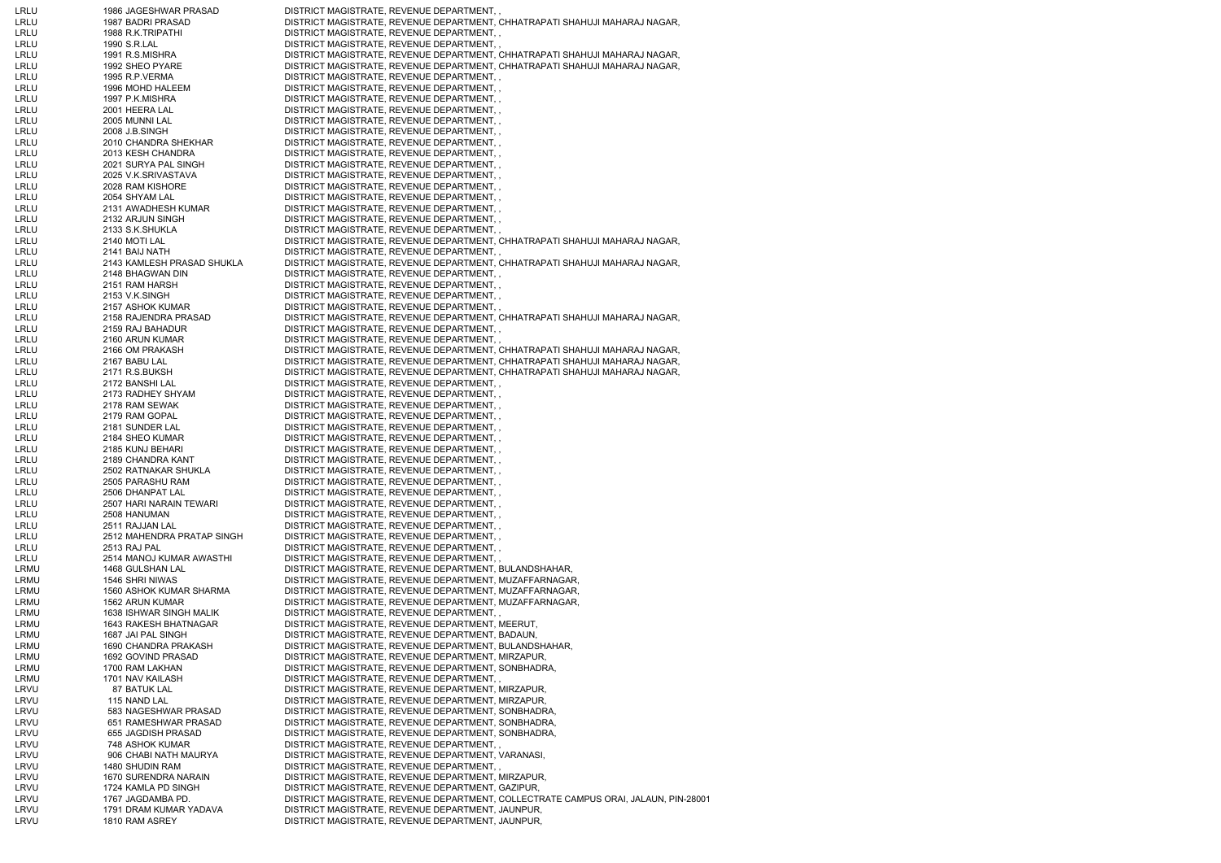| | | | |
|---|---|---|---|
| LRLU | 1986 | JAGESHWAR PRASAD | DISTRICT MAGISTRATE, REVENUE DEPARTMENT, , |
| LRLU | 1987 | BADRI PRASAD | DISTRICT MAGISTRATE, REVENUE DEPARTMENT, CHHATRAPATI SHAHUJI MAHARAJ NAGAR, |
| LRLU | 1988 | R.K.TRIPATHI | DISTRICT MAGISTRATE, REVENUE DEPARTMENT, , |
| LRLU | 1990 | S.R.LAL | DISTRICT MAGISTRATE, REVENUE DEPARTMENT, , |
| LRLU | 1991 | R.S.MISHRA | DISTRICT MAGISTRATE, REVENUE DEPARTMENT, CHHATRAPATI SHAHUJI MAHARAJ NAGAR, |
| LRLU | 1992 | SHEO PYARE | DISTRICT MAGISTRATE, REVENUE DEPARTMENT, CHHATRAPATI SHAHUJI MAHARAJ NAGAR, |
| LRLU | 1995 | R.P.VERMA | DISTRICT MAGISTRATE, REVENUE DEPARTMENT, , |
| LRLU | 1996 | MOHD HALEEM | DISTRICT MAGISTRATE, REVENUE DEPARTMENT, , |
| LRLU | 1997 | P.K.MISHRA | DISTRICT MAGISTRATE, REVENUE DEPARTMENT, , |
| LRLU | 2001 | HEERA LAL | DISTRICT MAGISTRATE, REVENUE DEPARTMENT, , |
| LRLU | 2005 | MUNNI LAL | DISTRICT MAGISTRATE, REVENUE DEPARTMENT, , |
| LRLU | 2008 | J.B.SINGH | DISTRICT MAGISTRATE, REVENUE DEPARTMENT, , |
| LRLU | 2010 | CHANDRA SHEKHAR | DISTRICT MAGISTRATE, REVENUE DEPARTMENT, , |
| LRLU | 2013 | KESH CHANDRA | DISTRICT MAGISTRATE, REVENUE DEPARTMENT, , |
| LRLU | 2021 | SURYA PAL SINGH | DISTRICT MAGISTRATE, REVENUE DEPARTMENT, , |
| LRLU | 2025 | V.K.SRIVASTAVA | DISTRICT MAGISTRATE, REVENUE DEPARTMENT, , |
| LRLU | 2028 | RAM KISHORE | DISTRICT MAGISTRATE, REVENUE DEPARTMENT, , |
| LRLU | 2054 | SHYAM LAL | DISTRICT MAGISTRATE, REVENUE DEPARTMENT, , |
| LRLU | 2131 | AWADHESH KUMAR | DISTRICT MAGISTRATE, REVENUE DEPARTMENT, , |
| LRLU | 2132 | ARJUN SINGH | DISTRICT MAGISTRATE, REVENUE DEPARTMENT, , |
| LRLU | 2133 | S.K.SHUKLA | DISTRICT MAGISTRATE, REVENUE DEPARTMENT, , |
| LRLU | 2140 | MOTI LAL | DISTRICT MAGISTRATE, REVENUE DEPARTMENT, CHHATRAPATI SHAHUJI MAHARAJ NAGAR, |
| LRLU | 2141 | BAIJ NATH | DISTRICT MAGISTRATE, REVENUE DEPARTMENT, , |
| LRLU | 2143 | KAMLESH PRASAD SHUKLA | DISTRICT MAGISTRATE, REVENUE DEPARTMENT, CHHATRAPATI SHAHUJI MAHARAJ NAGAR, |
| LRLU | 2148 | BHAGWAN DIN | DISTRICT MAGISTRATE, REVENUE DEPARTMENT, , |
| LRLU | 2151 | RAM HARSH | DISTRICT MAGISTRATE, REVENUE DEPARTMENT, , |
| LRLU | 2153 | V.K.SINGH | DISTRICT MAGISTRATE, REVENUE DEPARTMENT, , |
| LRLU | 2157 | ASHOK KUMAR | DISTRICT MAGISTRATE, REVENUE DEPARTMENT, , |
| LRLU | 2158 | RAJENDRA PRASAD | DISTRICT MAGISTRATE, REVENUE DEPARTMENT, CHHATRAPATI SHAHUJI MAHARAJ NAGAR, |
| LRLU | 2159 | RAJ BAHADUR | DISTRICT MAGISTRATE, REVENUE DEPARTMENT, , |
| LRLU | 2160 | ARUN KUMAR | DISTRICT MAGISTRATE, REVENUE DEPARTMENT, , |
| LRLU | 2166 | OM PRAKASH | DISTRICT MAGISTRATE, REVENUE DEPARTMENT, CHHATRAPATI SHAHUJI MAHARAJ NAGAR, |
| LRLU | 2167 | BABU LAL | DISTRICT MAGISTRATE, REVENUE DEPARTMENT, CHHATRAPATI SHAHUJI MAHARAJ NAGAR, |
| LRLU | 2171 | R.S.BUKSH | DISTRICT MAGISTRATE, REVENUE DEPARTMENT, CHHATRAPATI SHAHUJI MAHARAJ NAGAR, |
| LRLU | 2172 | BANSHI LAL | DISTRICT MAGISTRATE, REVENUE DEPARTMENT, , |
| LRLU | 2173 | RADHEY SHYAM | DISTRICT MAGISTRATE, REVENUE DEPARTMENT, , |
| LRLU | 2178 | RAM SEWAK | DISTRICT MAGISTRATE, REVENUE DEPARTMENT, , |
| LRLU | 2179 | RAM GOPAL | DISTRICT MAGISTRATE, REVENUE DEPARTMENT, , |
| LRLU | 2181 | SUNDER LAL | DISTRICT MAGISTRATE, REVENUE DEPARTMENT, , |
| LRLU | 2184 | SHEO KUMAR | DISTRICT MAGISTRATE, REVENUE DEPARTMENT, , |
| LRLU | 2185 | KUNJ BEHARI | DISTRICT MAGISTRATE, REVENUE DEPARTMENT, , |
| LRLU | 2189 | CHANDRA KANT | DISTRICT MAGISTRATE, REVENUE DEPARTMENT, , |
| LRLU | 2502 | RATNAKAR SHUKLA | DISTRICT MAGISTRATE, REVENUE DEPARTMENT, , |
| LRLU | 2505 | PARASHU RAM | DISTRICT MAGISTRATE, REVENUE DEPARTMENT, , |
| LRLU | 2506 | DHANPAT LAL | DISTRICT MAGISTRATE, REVENUE DEPARTMENT, , |
| LRLU | 2507 | HARI NARAIN TEWARI | DISTRICT MAGISTRATE, REVENUE DEPARTMENT, , |
| LRLU | 2508 | HANUMAN | DISTRICT MAGISTRATE, REVENUE DEPARTMENT, , |
| LRLU | 2511 | RAJJAN LAL | DISTRICT MAGISTRATE, REVENUE DEPARTMENT, , |
| LRLU | 2512 | MAHENDRA PRATAP SINGH | DISTRICT MAGISTRATE, REVENUE DEPARTMENT, , |
| LRLU | 2513 | RAJ PAL | DISTRICT MAGISTRATE, REVENUE DEPARTMENT, , |
| LRLU | 2514 | MANOJ KUMAR AWASTHI | DISTRICT MAGISTRATE, REVENUE DEPARTMENT, , |
| LRMU | 1468 | GULSHAN LAL | DISTRICT MAGISTRATE, REVENUE DEPARTMENT, BULANDSHAHAR, |
| LRMU | 1546 | SHRI NIWAS | DISTRICT MAGISTRATE, REVENUE DEPARTMENT, MUZAFFARNAGAR, |
| LRMU | 1560 | ASHOK KUMAR SHARMA | DISTRICT MAGISTRATE, REVENUE DEPARTMENT, MUZAFFARNAGAR, |
| LRMU | 1562 | ARUN KUMAR | DISTRICT MAGISTRATE, REVENUE DEPARTMENT, MUZAFFARNAGAR, |
| LRMU | 1638 | ISHWAR SINGH MALIK | DISTRICT MAGISTRATE, REVENUE DEPARTMENT, , |
| LRMU | 1643 | RAKESH BHATNAGAR | DISTRICT MAGISTRATE, REVENUE DEPARTMENT, MEERUT, |
| LRMU | 1687 | JAI PAL SINGH | DISTRICT MAGISTRATE, REVENUE DEPARTMENT, BADAUN, |
| LRMU | 1690 | CHANDRA PRAKASH | DISTRICT MAGISTRATE, REVENUE DEPARTMENT, BULANDSHAHAR, |
| LRMU | 1692 | GOVIND PRASAD | DISTRICT MAGISTRATE, REVENUE DEPARTMENT, MIRZAPUR, |
| LRMU | 1700 | RAM LAKHAN | DISTRICT MAGISTRATE, REVENUE DEPARTMENT, SONBHADRA, |
| LRMU | 1701 | NAV KAILASH | DISTRICT MAGISTRATE, REVENUE DEPARTMENT, , |
| LRVU | 87 | BATUK LAL | DISTRICT MAGISTRATE, REVENUE DEPARTMENT, MIRZAPUR, |
| LRVU | 115 | NAND LAL | DISTRICT MAGISTRATE, REVENUE DEPARTMENT, MIRZAPUR, |
| LRVU | 583 | NAGESHWAR PRASAD | DISTRICT MAGISTRATE, REVENUE DEPARTMENT, SONBHADRA, |
| LRVU | 651 | RAMESHWAR PRASAD | DISTRICT MAGISTRATE, REVENUE DEPARTMENT, SONBHADRA, |
| LRVU | 655 | JAGDISH PRASAD | DISTRICT MAGISTRATE, REVENUE DEPARTMENT, SONBHADRA, |
| LRVU | 748 | ASHOK KUMAR | DISTRICT MAGISTRATE, REVENUE DEPARTMENT, , |
| LRVU | 906 | CHABI NATH MAURYA | DISTRICT MAGISTRATE, REVENUE DEPARTMENT, VARANASI, |
| LRVU | 1480 | SHUDIN RAM | DISTRICT MAGISTRATE, REVENUE DEPARTMENT, , |
| LRVU | 1670 | SURENDRA NARAIN | DISTRICT MAGISTRATE, REVENUE DEPARTMENT, MIRZAPUR, |
| LRVU | 1724 | KAMLA PD SINGH | DISTRICT MAGISTRATE, REVENUE DEPARTMENT, GAZIPUR, |
| LRVU | 1767 | JAGDAMBA PD. | DISTRICT MAGISTRATE, REVENUE DEPARTMENT, COLLECTRATE CAMPUS ORAI, JALAUN, PIN-28001 |
| LRVU | 1791 | DRAM KUMAR YADAVA | DISTRICT MAGISTRATE, REVENUE DEPARTMENT, JAUNPUR, |
| LRVU | 1810 | RAM ASREY | DISTRICT MAGISTRATE, REVENUE DEPARTMENT, JAUNPUR, |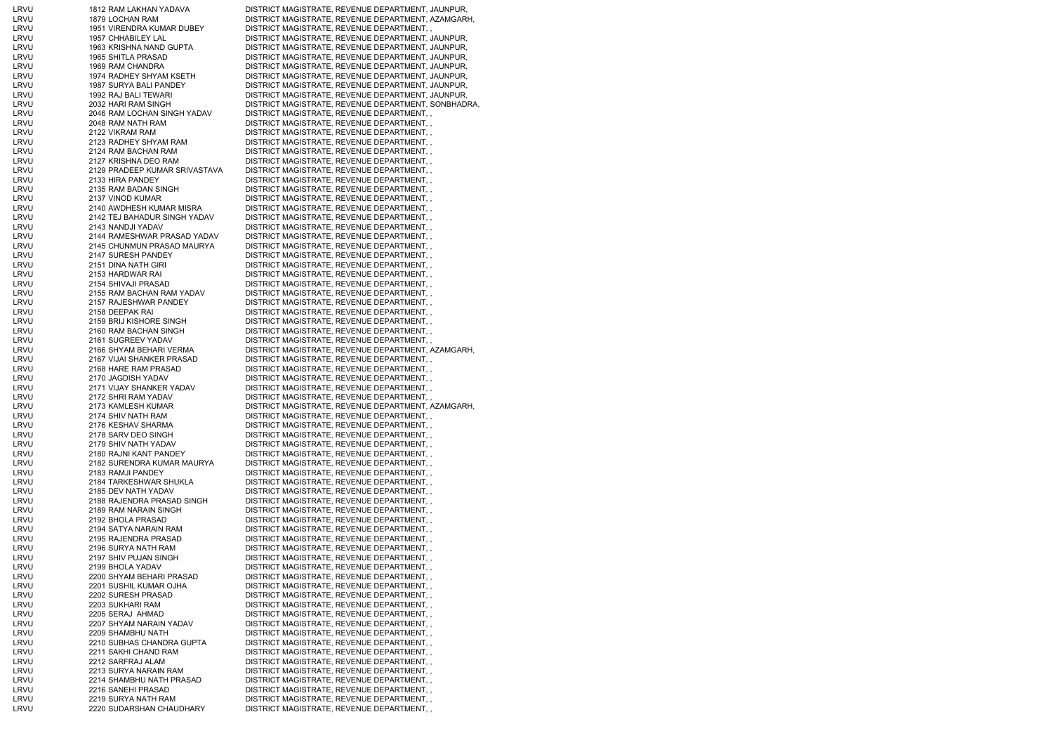| | | | |
|---|---|---|---|
| LRVU | 1812 | RAM LAKHAN YADAVA | DISTRICT MAGISTRATE, REVENUE DEPARTMENT, JAUNPUR, |
| LRVU | 1879 | LOCHAN RAM | DISTRICT MAGISTRATE, REVENUE DEPARTMENT, AZAMGARH, |
| LRVU | 1951 | VIRENDRA KUMAR DUBEY | DISTRICT MAGISTRATE, REVENUE DEPARTMENT, , |
| LRVU | 1957 | CHHABILEY LAL | DISTRICT MAGISTRATE, REVENUE DEPARTMENT, JAUNPUR, |
| LRVU | 1963 | KRISHNA NAND GUPTA | DISTRICT MAGISTRATE, REVENUE DEPARTMENT, JAUNPUR, |
| LRVU | 1965 | SHITLA PRASAD | DISTRICT MAGISTRATE, REVENUE DEPARTMENT, JAUNPUR, |
| LRVU | 1969 | RAM CHANDRA | DISTRICT MAGISTRATE, REVENUE DEPARTMENT, JAUNPUR, |
| LRVU | 1974 | RADHEY SHYAM KSETH | DISTRICT MAGISTRATE, REVENUE DEPARTMENT, JAUNPUR, |
| LRVU | 1987 | SURYA BALI PANDEY | DISTRICT MAGISTRATE, REVENUE DEPARTMENT, JAUNPUR, |
| LRVU | 1992 | RAJ BALI TEWARI | DISTRICT MAGISTRATE, REVENUE DEPARTMENT, JAUNPUR, |
| LRVU | 2032 | HARI RAM SINGH | DISTRICT MAGISTRATE, REVENUE DEPARTMENT, SONBHADRA, |
| LRVU | 2046 | RAM LOCHAN SINGH YADAV | DISTRICT MAGISTRATE, REVENUE DEPARTMENT, , |
| LRVU | 2048 | RAM NATH RAM | DISTRICT MAGISTRATE, REVENUE DEPARTMENT, , |
| LRVU | 2122 | VIKRAM RAM | DISTRICT MAGISTRATE, REVENUE DEPARTMENT, , |
| LRVU | 2123 | RADHEY SHYAM RAM | DISTRICT MAGISTRATE, REVENUE DEPARTMENT, , |
| LRVU | 2124 | RAM BACHAN RAM | DISTRICT MAGISTRATE, REVENUE DEPARTMENT, , |
| LRVU | 2127 | KRISHNA DEO RAM | DISTRICT MAGISTRATE, REVENUE DEPARTMENT, , |
| LRVU | 2129 | PRADEEP KUMAR SRIVASTAVA | DISTRICT MAGISTRATE, REVENUE DEPARTMENT, , |
| LRVU | 2133 | HIRA PANDEY | DISTRICT MAGISTRATE, REVENUE DEPARTMENT, , |
| LRVU | 2135 | RAM BADAN SINGH | DISTRICT MAGISTRATE, REVENUE DEPARTMENT, , |
| LRVU | 2137 | VINOD KUMAR | DISTRICT MAGISTRATE, REVENUE DEPARTMENT, , |
| LRVU | 2140 | AWDHESH KUMAR MISRA | DISTRICT MAGISTRATE, REVENUE DEPARTMENT, , |
| LRVU | 2142 | TEJ BAHADUR SINGH YADAV | DISTRICT MAGISTRATE, REVENUE DEPARTMENT, , |
| LRVU | 2143 | NANDJI YADAV | DISTRICT MAGISTRATE, REVENUE DEPARTMENT, , |
| LRVU | 2144 | RAMESHWAR PRASAD YADAV | DISTRICT MAGISTRATE, REVENUE DEPARTMENT, , |
| LRVU | 2145 | CHUNMUN PRASAD MAURYA | DISTRICT MAGISTRATE, REVENUE DEPARTMENT, , |
| LRVU | 2147 | SURESH PANDEY | DISTRICT MAGISTRATE, REVENUE DEPARTMENT, , |
| LRVU | 2151 | DINA NATH GIRI | DISTRICT MAGISTRATE, REVENUE DEPARTMENT, , |
| LRVU | 2153 | HARDWAR RAI | DISTRICT MAGISTRATE, REVENUE DEPARTMENT, , |
| LRVU | 2154 | SHIVAJI PRASAD | DISTRICT MAGISTRATE, REVENUE DEPARTMENT, , |
| LRVU | 2155 | RAM BACHAN RAM YADAV | DISTRICT MAGISTRATE, REVENUE DEPARTMENT, , |
| LRVU | 2157 | RAJESHWAR PANDEY | DISTRICT MAGISTRATE, REVENUE DEPARTMENT, , |
| LRVU | 2158 | DEEPAK RAI | DISTRICT MAGISTRATE, REVENUE DEPARTMENT, , |
| LRVU | 2159 | BRIJ KISHORE SINGH | DISTRICT MAGISTRATE, REVENUE DEPARTMENT, , |
| LRVU | 2160 | RAM BACHAN SINGH | DISTRICT MAGISTRATE, REVENUE DEPARTMENT, , |
| LRVU | 2161 | SUGREEV YADAV | DISTRICT MAGISTRATE, REVENUE DEPARTMENT, , |
| LRVU | 2166 | SHYAM BEHARI VERMA | DISTRICT MAGISTRATE, REVENUE DEPARTMENT, AZAMGARH, |
| LRVU | 2167 | VIJAI SHANKER PRASAD | DISTRICT MAGISTRATE, REVENUE DEPARTMENT, , |
| LRVU | 2168 | HARE RAM PRASAD | DISTRICT MAGISTRATE, REVENUE DEPARTMENT, , |
| LRVU | 2170 | JAGDISH YADAV | DISTRICT MAGISTRATE, REVENUE DEPARTMENT, , |
| LRVU | 2171 | VIJAY SHANKER YADAV | DISTRICT MAGISTRATE, REVENUE DEPARTMENT, , |
| LRVU | 2172 | SHRI RAM YADAV | DISTRICT MAGISTRATE, REVENUE DEPARTMENT, , |
| LRVU | 2173 | KAMLESH KUMAR | DISTRICT MAGISTRATE, REVENUE DEPARTMENT, AZAMGARH, |
| LRVU | 2174 | SHIV NATH RAM | DISTRICT MAGISTRATE, REVENUE DEPARTMENT, , |
| LRVU | 2176 | KESHAV SHARMA | DISTRICT MAGISTRATE, REVENUE DEPARTMENT, , |
| LRVU | 2178 | SARV DEO SINGH | DISTRICT MAGISTRATE, REVENUE DEPARTMENT, , |
| LRVU | 2179 | SHIV NATH YADAV | DISTRICT MAGISTRATE, REVENUE DEPARTMENT, , |
| LRVU | 2180 | RAJNI KANT PANDEY | DISTRICT MAGISTRATE, REVENUE DEPARTMENT, , |
| LRVU | 2182 | SURENDRA KUMAR MAURYA | DISTRICT MAGISTRATE, REVENUE DEPARTMENT, , |
| LRVU | 2183 | RAMJI PANDEY | DISTRICT MAGISTRATE, REVENUE DEPARTMENT, , |
| LRVU | 2184 | TARKESHWAR SHUKLA | DISTRICT MAGISTRATE, REVENUE DEPARTMENT, , |
| LRVU | 2185 | DEV NATH YADAV | DISTRICT MAGISTRATE, REVENUE DEPARTMENT, , |
| LRVU | 2188 | RAJENDRA PRASAD SINGH | DISTRICT MAGISTRATE, REVENUE DEPARTMENT, , |
| LRVU | 2189 | RAM NARAIN SINGH | DISTRICT MAGISTRATE, REVENUE DEPARTMENT, , |
| LRVU | 2192 | BHOLA PRASAD | DISTRICT MAGISTRATE, REVENUE DEPARTMENT, , |
| LRVU | 2194 | SATYA NARAIN RAM | DISTRICT MAGISTRATE, REVENUE DEPARTMENT, , |
| LRVU | 2195 | RAJENDRA PRASAD | DISTRICT MAGISTRATE, REVENUE DEPARTMENT, , |
| LRVU | 2196 | SURYA NATH RAM | DISTRICT MAGISTRATE, REVENUE DEPARTMENT, , |
| LRVU | 2197 | SHIV PUJAN SINGH | DISTRICT MAGISTRATE, REVENUE DEPARTMENT, , |
| LRVU | 2199 | BHOLA YADAV | DISTRICT MAGISTRATE, REVENUE DEPARTMENT, , |
| LRVU | 2200 | SHYAM BEHARI PRASAD | DISTRICT MAGISTRATE, REVENUE DEPARTMENT, , |
| LRVU | 2201 | SUSHIL KUMAR OJHA | DISTRICT MAGISTRATE, REVENUE DEPARTMENT, , |
| LRVU | 2202 | SURESH PRASAD | DISTRICT MAGISTRATE, REVENUE DEPARTMENT, , |
| LRVU | 2203 | SUKHARI RAM | DISTRICT MAGISTRATE, REVENUE DEPARTMENT, , |
| LRVU | 2205 | SERAJ AHMAD | DISTRICT MAGISTRATE, REVENUE DEPARTMENT, , |
| LRVU | 2207 | SHYAM NARAIN YADAV | DISTRICT MAGISTRATE, REVENUE DEPARTMENT, , |
| LRVU | 2209 | SHAMBHU NATH | DISTRICT MAGISTRATE, REVENUE DEPARTMENT, , |
| LRVU | 2210 | SUBHAS CHANDRA GUPTA | DISTRICT MAGISTRATE, REVENUE DEPARTMENT, , |
| LRVU | 2211 | SAKHI CHAND RAM | DISTRICT MAGISTRATE, REVENUE DEPARTMENT, , |
| LRVU | 2212 | SARFRAJ ALAM | DISTRICT MAGISTRATE, REVENUE DEPARTMENT, , |
| LRVU | 2213 | SURYA NARAIN RAM | DISTRICT MAGISTRATE, REVENUE DEPARTMENT, , |
| LRVU | 2214 | SHAMBHU NATH PRASAD | DISTRICT MAGISTRATE, REVENUE DEPARTMENT, , |
| LRVU | 2216 | SANEHI PRASAD | DISTRICT MAGISTRATE, REVENUE DEPARTMENT, , |
| LRVU | 2219 | SURYA NATH RAM | DISTRICT MAGISTRATE, REVENUE DEPARTMENT, , |
| LRVU | 2220 | SUDARSHAN CHAUDHARY | DISTRICT MAGISTRATE, REVENUE DEPARTMENT, , |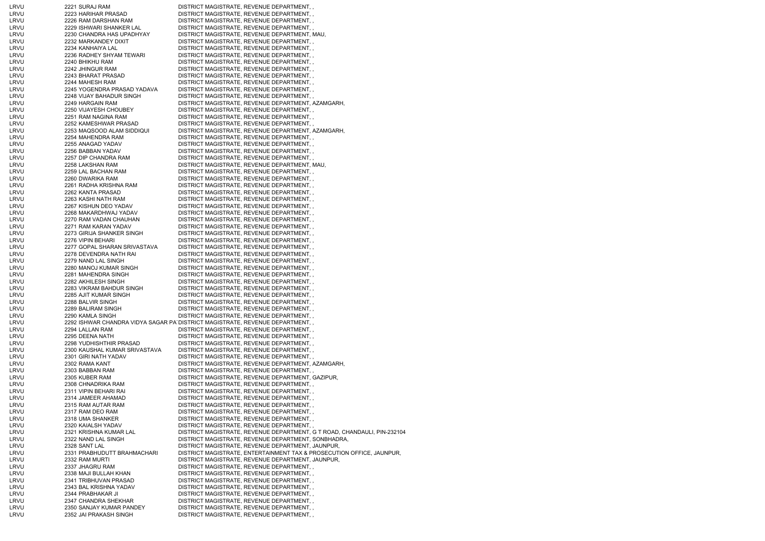| | | | |
|---|---|---|---|
| LRVU | 2221 | SURAJ RAM | DISTRICT MAGISTRATE, REVENUE DEPARTMENT, , |
| LRVU | 2223 | HARIHAR PRASAD | DISTRICT MAGISTRATE, REVENUE DEPARTMENT, , |
| LRVU | 2226 | RAM DARSHAN RAM | DISTRICT MAGISTRATE, REVENUE DEPARTMENT, , |
| LRVU | 2229 | ISHWARI SHANKER LAL | DISTRICT MAGISTRATE, REVENUE DEPARTMENT, , |
| LRVU | 2230 | CHANDRA HAS UPADHYAY | DISTRICT MAGISTRATE, REVENUE DEPARTMENT, MAU, |
| LRVU | 2232 | MARKANDEY DIXIT | DISTRICT MAGISTRATE, REVENUE DEPARTMENT, , |
| LRVU | 2234 | KANHAIYA LAL | DISTRICT MAGISTRATE, REVENUE DEPARTMENT, , |
| LRVU | 2236 | RADHEY SHYAM TEWARI | DISTRICT MAGISTRATE, REVENUE DEPARTMENT, , |
| LRVU | 2240 | BHIKHU RAM | DISTRICT MAGISTRATE, REVENUE DEPARTMENT, , |
| LRVU | 2242 | JHINGUR RAM | DISTRICT MAGISTRATE, REVENUE DEPARTMENT, , |
| LRVU | 2243 | BHARAT PRASAD | DISTRICT MAGISTRATE, REVENUE DEPARTMENT, , |
| LRVU | 2244 | MAHESH RAM | DISTRICT MAGISTRATE, REVENUE DEPARTMENT, , |
| LRVU | 2245 | YOGENDRA PRASAD YADAVA | DISTRICT MAGISTRATE, REVENUE DEPARTMENT, , |
| LRVU | 2248 | VIJAY BAHADUR SINGH | DISTRICT MAGISTRATE, REVENUE DEPARTMENT, , |
| LRVU | 2249 | HARGAIN RAM | DISTRICT MAGISTRATE, REVENUE DEPARTMENT, AZAMGARH, |
| LRVU | 2250 | VIJAYESH CHOUBEY | DISTRICT MAGISTRATE, REVENUE DEPARTMENT, , |
| LRVU | 2251 | RAM NAGINA RAM | DISTRICT MAGISTRATE, REVENUE DEPARTMENT, , |
| LRVU | 2252 | KAMESHWAR PRASAD | DISTRICT MAGISTRATE, REVENUE DEPARTMENT, , |
| LRVU | 2253 | MAQSOOD ALAM SIDDIQUI | DISTRICT MAGISTRATE, REVENUE DEPARTMENT, AZAMGARH, |
| LRVU | 2254 | MAHENDRA RAM | DISTRICT MAGISTRATE, REVENUE DEPARTMENT, , |
| LRVU | 2255 | ANAGAD YADAV | DISTRICT MAGISTRATE, REVENUE DEPARTMENT, , |
| LRVU | 2256 | BABBAN YADAV | DISTRICT MAGISTRATE, REVENUE DEPARTMENT, , |
| LRVU | 2257 | DIP CHANDRA RAM | DISTRICT MAGISTRATE, REVENUE DEPARTMENT, , |
| LRVU | 2258 | LAKSHAN RAM | DISTRICT MAGISTRATE, REVENUE DEPARTMENT, MAU, |
| LRVU | 2259 | LAL BACHAN RAM | DISTRICT MAGISTRATE, REVENUE DEPARTMENT, , |
| LRVU | 2260 | DWARIKA RAM | DISTRICT MAGISTRATE, REVENUE DEPARTMENT, , |
| LRVU | 2261 | RADHA KRISHNA RAM | DISTRICT MAGISTRATE, REVENUE DEPARTMENT, , |
| LRVU | 2262 | KANTA PRASAD | DISTRICT MAGISTRATE, REVENUE DEPARTMENT, , |
| LRVU | 2263 | KASHI NATH RAM | DISTRICT MAGISTRATE, REVENUE DEPARTMENT, , |
| LRVU | 2267 | KISHUN DEO YADAV | DISTRICT MAGISTRATE, REVENUE DEPARTMENT, , |
| LRVU | 2268 | MAKARDHWAJ YADAV | DISTRICT MAGISTRATE, REVENUE DEPARTMENT, , |
| LRVU | 2270 | RAM VADAN CHAUHAN | DISTRICT MAGISTRATE, REVENUE DEPARTMENT, , |
| LRVU | 2271 | RAM KARAN YADAV | DISTRICT MAGISTRATE, REVENUE DEPARTMENT, , |
| LRVU | 2273 | GIRIJA SHANKER SINGH | DISTRICT MAGISTRATE, REVENUE DEPARTMENT, , |
| LRVU | 2276 | VIPIN BEHARI | DISTRICT MAGISTRATE, REVENUE DEPARTMENT, , |
| LRVU | 2277 | GOPAL SHARAN SRIVASTAVA | DISTRICT MAGISTRATE, REVENUE DEPARTMENT, , |
| LRVU | 2278 | DEVENDRA NATH RAI | DISTRICT MAGISTRATE, REVENUE DEPARTMENT, , |
| LRVU | 2279 | NAND LAL SINGH | DISTRICT MAGISTRATE, REVENUE DEPARTMENT, , |
| LRVU | 2280 | MANOJ KUMAR SINGH | DISTRICT MAGISTRATE, REVENUE DEPARTMENT, , |
| LRVU | 2281 | MAHENDRA SINGH | DISTRICT MAGISTRATE, REVENUE DEPARTMENT, , |
| LRVU | 2282 | AKHILESH SINGH | DISTRICT MAGISTRATE, REVENUE DEPARTMENT, , |
| LRVU | 2283 | VIKRAM BAHDUR SINGH | DISTRICT MAGISTRATE, REVENUE DEPARTMENT, , |
| LRVU | 2285 | AJIT KUMAR SINGH | DISTRICT MAGISTRATE, REVENUE DEPARTMENT, , |
| LRVU | 2288 | BALVIR SINGH | DISTRICT MAGISTRATE, REVENUE DEPARTMENT, , |
| LRVU | 2289 | BALIRAM SINGH | DISTRICT MAGISTRATE, REVENUE DEPARTMENT, , |
| LRVU | 2290 | KAMLA SINGH | DISTRICT MAGISTRATE, REVENUE DEPARTMENT, , |
| LRVU | 2292 | ISHWAR CHANDRA VIDYA SAGAR PA | DISTRICT MAGISTRATE, REVENUE DEPARTMENT, , |
| LRVU | 2294 | LALLAN RAM | DISTRICT MAGISTRATE, REVENUE DEPARTMENT, , |
| LRVU | 2295 | DEENA NATH | DISTRICT MAGISTRATE, REVENUE DEPARTMENT, , |
| LRVU | 2298 | YUDHISHTHIR PRASAD | DISTRICT MAGISTRATE, REVENUE DEPARTMENT, , |
| LRVU | 2300 | KAUSHAL KUMAR SRIVASTAVA | DISTRICT MAGISTRATE, REVENUE DEPARTMENT, , |
| LRVU | 2301 | GIRI NATH YADAV | DISTRICT MAGISTRATE, REVENUE DEPARTMENT, , |
| LRVU | 2302 | RAMA KANT | DISTRICT MAGISTRATE, REVENUE DEPARTMENT, AZAMGARH, |
| LRVU | 2303 | BABBAN RAM | DISTRICT MAGISTRATE, REVENUE DEPARTMENT, , |
| LRVU | 2305 | KUBER RAM | DISTRICT MAGISTRATE, REVENUE DEPARTMENT, GAZIPUR, |
| LRVU | 2308 | CHNADRIKA RAM | DISTRICT MAGISTRATE, REVENUE DEPARTMENT, , |
| LRVU | 2311 | VIPIN BEHARI RAI | DISTRICT MAGISTRATE, REVENUE DEPARTMENT, , |
| LRVU | 2314 | JAMEER AHAMAD | DISTRICT MAGISTRATE, REVENUE DEPARTMENT, , |
| LRVU | 2315 | RAM AUTAR RAM | DISTRICT MAGISTRATE, REVENUE DEPARTMENT, , |
| LRVU | 2317 | RAM DEO RAM | DISTRICT MAGISTRATE, REVENUE DEPARTMENT, , |
| LRVU | 2318 | UMA SHANKER | DISTRICT MAGISTRATE, REVENUE DEPARTMENT, , |
| LRVU | 2320 | KAIALSH YADAV | DISTRICT MAGISTRATE, REVENUE DEPARTMENT, , |
| LRVU | 2321 | KRISHNA KUMAR LAL | DISTRICT MAGISTRATE, REVENUE DEPARTMENT, G T ROAD, CHANDAULI, PIN-232104 |
| LRVU | 2322 | NAND LAL SINGH | DISTRICT MAGISTRATE, REVENUE DEPARTMENT, SONBHADRA, |
| LRVU | 2328 | SANT LAL | DISTRICT MAGISTRATE, REVENUE DEPARTMENT, JAUNPUR, |
| LRVU | 2331 | PRABHUDUTT BRAHMACHARI | DISTRICT MAGISTRATE, ENTERTAINMENT TAX & PROSECUTION OFFICE, JAUNPUR, |
| LRVU | 2332 | RAM MURTI | DISTRICT MAGISTRATE, REVENUE DEPARTMENT, JAUNPUR, |
| LRVU | 2337 | JHAGRU RAM | DISTRICT MAGISTRATE, REVENUE DEPARTMENT, , |
| LRVU | 2338 | MAJI BULLAH KHAN | DISTRICT MAGISTRATE, REVENUE DEPARTMENT, , |
| LRVU | 2341 | TRIBHUVAN PRASAD | DISTRICT MAGISTRATE, REVENUE DEPARTMENT, , |
| LRVU | 2343 | BAL KRISHNA YADAV | DISTRICT MAGISTRATE, REVENUE DEPARTMENT, , |
| LRVU | 2344 | PRABHAKAR JI | DISTRICT MAGISTRATE, REVENUE DEPARTMENT, , |
| LRVU | 2347 | CHANDRA SHEKHAR | DISTRICT MAGISTRATE, REVENUE DEPARTMENT, , |
| LRVU | 2350 | SANJAY KUMAR PANDEY | DISTRICT MAGISTRATE, REVENUE DEPARTMENT, , |
| LRVU | 2352 | JAI PRAKASH SINGH | DISTRICT MAGISTRATE, REVENUE DEPARTMENT, , |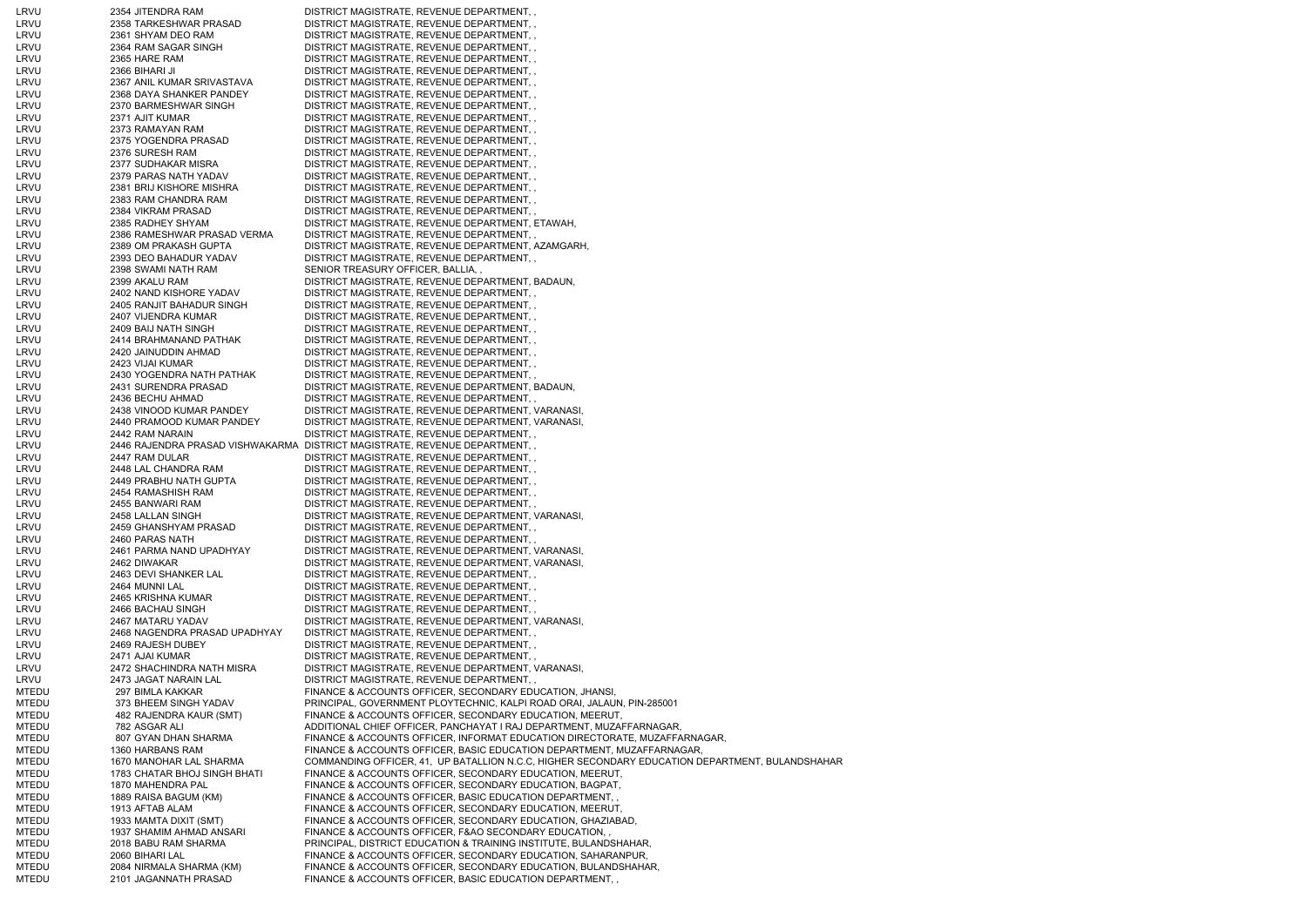| | | | |
|---|---|---|---|
| LRVU | 2354 | JITENDRA RAM | DISTRICT MAGISTRATE, REVENUE DEPARTMENT, , |
| LRVU | 2358 | TARKESHWAR PRASAD | DISTRICT MAGISTRATE, REVENUE DEPARTMENT, , |
| LRVU | 2361 | SHYAM DEO RAM | DISTRICT MAGISTRATE, REVENUE DEPARTMENT, , |
| LRVU | 2364 | RAM SAGAR SINGH | DISTRICT MAGISTRATE, REVENUE DEPARTMENT, , |
| LRVU | 2365 | HARE RAM | DISTRICT MAGISTRATE, REVENUE DEPARTMENT, , |
| LRVU | 2366 | BIHARI JI | DISTRICT MAGISTRATE, REVENUE DEPARTMENT, , |
| LRVU | 2367 | ANIL KUMAR SRIVASTAVA | DISTRICT MAGISTRATE, REVENUE DEPARTMENT, , |
| LRVU | 2368 | DAYA SHANKER PANDEY | DISTRICT MAGISTRATE, REVENUE DEPARTMENT, , |
| LRVU | 2370 | BARMESHWAR SINGH | DISTRICT MAGISTRATE, REVENUE DEPARTMENT, , |
| LRVU | 2371 | AJIT KUMAR | DISTRICT MAGISTRATE, REVENUE DEPARTMENT, , |
| LRVU | 2373 | RAMAYAN RAM | DISTRICT MAGISTRATE, REVENUE DEPARTMENT, , |
| LRVU | 2375 | YOGENDRA PRASAD | DISTRICT MAGISTRATE, REVENUE DEPARTMENT, , |
| LRVU | 2376 | SURESH RAM | DISTRICT MAGISTRATE, REVENUE DEPARTMENT, , |
| LRVU | 2377 | SUDHAKAR MISRA | DISTRICT MAGISTRATE, REVENUE DEPARTMENT, , |
| LRVU | 2379 | PARAS NATH YADAV | DISTRICT MAGISTRATE, REVENUE DEPARTMENT, , |
| LRVU | 2381 | BRIJ KISHORE MISHRA | DISTRICT MAGISTRATE, REVENUE DEPARTMENT, , |
| LRVU | 2383 | RAM CHANDRA RAM | DISTRICT MAGISTRATE, REVENUE DEPARTMENT, , |
| LRVU | 2384 | VIKRAM PRASAD | DISTRICT MAGISTRATE, REVENUE DEPARTMENT, , |
| LRVU | 2385 | RADHEY SHYAM | DISTRICT MAGISTRATE, REVENUE DEPARTMENT, ETAWAH, |
| LRVU | 2386 | RAMESHWAR PRASAD VERMA | DISTRICT MAGISTRATE, REVENUE DEPARTMENT, , |
| LRVU | 2389 | OM PRAKASH GUPTA | DISTRICT MAGISTRATE, REVENUE DEPARTMENT, AZAMGARH, |
| LRVU | 2393 | DEO BAHADUR YADAV | DISTRICT MAGISTRATE, REVENUE DEPARTMENT, , |
| LRVU | 2398 | SWAMI NATH RAM | SENIOR TREASURY OFFICER, BALLIA, , |
| LRVU | 2399 | AKALU RAM | DISTRICT MAGISTRATE, REVENUE DEPARTMENT, BADAUN, |
| LRVU | 2402 | NAND KISHORE YADAV | DISTRICT MAGISTRATE, REVENUE DEPARTMENT, , |
| LRVU | 2405 | RANJIT BAHADUR SINGH | DISTRICT MAGISTRATE, REVENUE DEPARTMENT, , |
| LRVU | 2407 | VIJENDRA KUMAR | DISTRICT MAGISTRATE, REVENUE DEPARTMENT, , |
| LRVU | 2409 | BAIJ NATH SINGH | DISTRICT MAGISTRATE, REVENUE DEPARTMENT, , |
| LRVU | 2414 | BRAHMANAND PATHAK | DISTRICT MAGISTRATE, REVENUE DEPARTMENT, , |
| LRVU | 2420 | JAINUDDIN AHMAD | DISTRICT MAGISTRATE, REVENUE DEPARTMENT, , |
| LRVU | 2423 | VIJAI KUMAR | DISTRICT MAGISTRATE, REVENUE DEPARTMENT, , |
| LRVU | 2430 | YOGENDRA NATH PATHAK | DISTRICT MAGISTRATE, REVENUE DEPARTMENT, , |
| LRVU | 2431 | SURENDRA PRASAD | DISTRICT MAGISTRATE, REVENUE DEPARTMENT, BADAUN, |
| LRVU | 2436 | BECHU AHMAD | DISTRICT MAGISTRATE, REVENUE DEPARTMENT, , |
| LRVU | 2438 | VINOOD KUMAR PANDEY | DISTRICT MAGISTRATE, REVENUE DEPARTMENT, VARANASI, |
| LRVU | 2440 | PRAMOOD KUMAR PANDEY | DISTRICT MAGISTRATE, REVENUE DEPARTMENT, VARANASI, |
| LRVU | 2442 | RAM NARAIN | DISTRICT MAGISTRATE, REVENUE DEPARTMENT, , |
| LRVU | 2446 | RAJENDRA PRASAD VISHWAKARMA | DISTRICT MAGISTRATE, REVENUE DEPARTMENT, , |
| LRVU | 2447 | RAM DULAR | DISTRICT MAGISTRATE, REVENUE DEPARTMENT, , |
| LRVU | 2448 | LAL CHANDRA RAM | DISTRICT MAGISTRATE, REVENUE DEPARTMENT, , |
| LRVU | 2449 | PRABHU NATH GUPTA | DISTRICT MAGISTRATE, REVENUE DEPARTMENT, , |
| LRVU | 2454 | RAMASHISH RAM | DISTRICT MAGISTRATE, REVENUE DEPARTMENT, , |
| LRVU | 2455 | BANWARI RAM | DISTRICT MAGISTRATE, REVENUE DEPARTMENT, , |
| LRVU | 2458 | LALLAN SINGH | DISTRICT MAGISTRATE, REVENUE DEPARTMENT, VARANASI, |
| LRVU | 2459 | GHANSHYAM PRASAD | DISTRICT MAGISTRATE, REVENUE DEPARTMENT, , |
| LRVU | 2460 | PARAS NATH | DISTRICT MAGISTRATE, REVENUE DEPARTMENT, , |
| LRVU | 2461 | PARMA NAND UPADHYAY | DISTRICT MAGISTRATE, REVENUE DEPARTMENT, VARANASI, |
| LRVU | 2462 | DIWAKAR | DISTRICT MAGISTRATE, REVENUE DEPARTMENT, VARANASI, |
| LRVU | 2463 | DEVI SHANKER LAL | DISTRICT MAGISTRATE, REVENUE DEPARTMENT, , |
| LRVU | 2464 | MUNNI LAL | DISTRICT MAGISTRATE, REVENUE DEPARTMENT, , |
| LRVU | 2465 | KRISHNA KUMAR | DISTRICT MAGISTRATE, REVENUE DEPARTMENT, , |
| LRVU | 2466 | BACHAU SINGH | DISTRICT MAGISTRATE, REVENUE DEPARTMENT, , |
| LRVU | 2467 | MATARU YADAV | DISTRICT MAGISTRATE, REVENUE DEPARTMENT, VARANASI, |
| LRVU | 2468 | NAGENDRA PRASAD UPADHYAY | DISTRICT MAGISTRATE, REVENUE DEPARTMENT, , |
| LRVU | 2469 | RAJESH DUBEY | DISTRICT MAGISTRATE, REVENUE DEPARTMENT, , |
| LRVU | 2471 | AJAI KUMAR | DISTRICT MAGISTRATE, REVENUE DEPARTMENT, , |
| LRVU | 2472 | SHACHINDRA NATH MISRA | DISTRICT MAGISTRATE, REVENUE DEPARTMENT, VARANASI, |
| LRVU | 2473 | JAGAT NARAIN LAL | DISTRICT MAGISTRATE, REVENUE DEPARTMENT, , |
| MTEDU | 297 | BIMLA KAKKAR | FINANCE & ACCOUNTS OFFICER, SECONDARY EDUCATION, JHANSI, |
| MTEDU | 373 | BHEEM SINGH YADAV | PRINCIPAL, GOVERNMENT PLOYTECHNIC, KALPI ROAD ORAI, JALAUN, PIN-285001 |
| MTEDU | 482 | RAJENDRA KAUR (SMT) | FINANCE & ACCOUNTS OFFICER, SECONDARY EDUCATION, MEERUT, |
| MTEDU | 782 | ASGAR ALI | ADDITIONAL CHIEF OFFICER, PANCHAYAT I RAJ DEPARTMENT, MUZAFFARNAGAR, |
| MTEDU | 807 | GYAN DHAN SHARMA | FINANCE & ACCOUNTS OFFICER, INFORMAT EDUCATION DIRECTORATE, MUZAFFARNAGAR, |
| MTEDU | 1360 | HARBANS RAM | FINANCE & ACCOUNTS OFFICER, BASIC EDUCATION DEPARTMENT, MUZAFFARNAGAR, |
| MTEDU | 1670 | MANOHAR LAL SHARMA | COMMANDING OFFICER, 41, UP BATALLION N.C.C, HIGHER SECONDARY EDUCATION DEPARTMENT, BULANDSHAHAR |
| MTEDU | 1783 | CHATAR BHOJ SINGH BHATI | FINANCE & ACCOUNTS OFFICER, SECONDARY EDUCATION, MEERUT, |
| MTEDU | 1870 | MAHENDRA PAL | FINANCE & ACCOUNTS OFFICER, SECONDARY EDUCATION, BAGPAT, |
| MTEDU | 1889 | RAISA BAGUM (KM) | FINANCE & ACCOUNTS OFFICER, BASIC EDUCATION DEPARTMENT, , |
| MTEDU | 1913 | AFTAB ALAM | FINANCE & ACCOUNTS OFFICER, SECONDARY EDUCATION, MEERUT, |
| MTEDU | 1933 | MAMTA DIXIT (SMT) | FINANCE & ACCOUNTS OFFICER, SECONDARY EDUCATION, GHAZIABAD, |
| MTEDU | 1937 | SHAMIM AHMAD ANSARI | FINANCE & ACCOUNTS OFFICER, F&AO SECONDARY EDUCATION, , |
| MTEDU | 2018 | BABU RAM SHARMA | PRINCIPAL, DISTRICT EDUCATION & TRAINING INSTITUTE, BULANDSHAHAR, |
| MTEDU | 2060 | BIHARI LAL | FINANCE & ACCOUNTS OFFICER, SECONDARY EDUCATION, SAHARANPUR, |
| MTEDU | 2084 | NIRMALA SHARMA (KM) | FINANCE & ACCOUNTS OFFICER, SECONDARY EDUCATION, BULANDSHAHAR, |
| MTEDU | 2101 | JAGANNATH PRASAD | FINANCE & ACCOUNTS OFFICER, BASIC EDUCATION DEPARTMENT, , |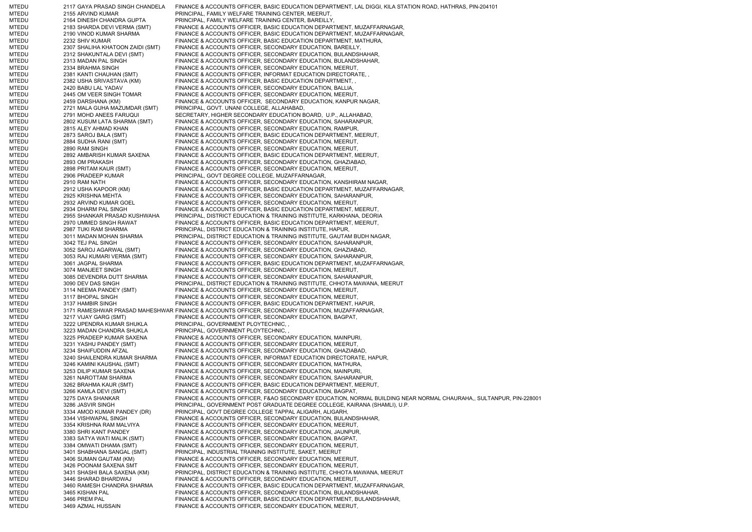| | | | |
|---|---|---|---|
| MTEDU | 2117 | GAYA PRASAD SINGH CHANDELA | FINANCE & ACCOUNTS OFFICER, BASIC EDUCATION DEPARTMENT, LAL DIGGI, KILA STATION ROAD, HATHRAS, PIN-204101 |
| MTEDU | 2155 | ARVIND KUMAR | PRINCIPAL, FAMILY WELFARE TRAINING CENTER, MEERUT, |
| MTEDU | 2164 | DINESH CHANDRA GUPTA | PRINCIPAL, FAMILY WELFARE TRAINING CENTER, BAREILLY, |
| MTEDU | 2183 | SHARDA DEVI VERMA (SMT) | FINANCE & ACCOUNTS OFFICER, BASIC EDUCATION DEPARTMENT, MUZAFFARNAGAR, |
| MTEDU | 2190 | VINOD KUMAR SHARMA | FINANCE & ACCOUNTS OFFICER, BASIC EDUCATION DEPARTMENT, MUZAFFARNAGAR, |
| MTEDU | 2232 | SHIV KUMAR | FINANCE & ACCOUNTS OFFICER, BASIC EDUCATION DEPARTMENT, MATHURA, |
| MTEDU | 2307 | SHALIHA KHATOON ZAIDI (SMT) | FINANCE & ACCOUNTS OFFICER, SECONDARY EDUCATION, BAREILLY, |
| MTEDU | 2312 | SHAKUNTALA DEVI (SMT) | FINANCE & ACCOUNTS OFFICER, SECONDARY EDUCATION, BULANDSHAHAR, |
| MTEDU | 2313 | MADAN PAL SINGH | FINANCE & ACCOUNTS OFFICER, SECONDARY EDUCATION, BULANDSHAHAR, |
| MTEDU | 2334 | BRAHMA SINGH | FINANCE & ACCOUNTS OFFICER, SECONDARY EDUCATION, MEERUT, |
| MTEDU | 2381 | KANTI CHAUHAN (SMT) | FINANCE & ACCOUNTS OFFICER, INFORMAT EDUCATION DIRECTORATE, , |
| MTEDU | 2382 | USHA SRIVASTAVA (KM) | FINANCE & ACCOUNTS OFFICER, BASIC EDUCATION DEPARTMENT, , |
| MTEDU | 2420 | BABU LAL YADAV | FINANCE & ACCOUNTS OFFICER, SECONDARY EDUCATION, BALLIA, |
| MTEDU | 2445 | OM VEER SINGH TOMAR | FINANCE & ACCOUNTS OFFICER, SECONDARY EDUCATION, MEERUT, |
| MTEDU | 2459 | DARSHANA (KM) | FINANCE & ACCOUNTS OFFICER, SECONDARY EDUCATION, KANPUR NAGAR, |
| MTEDU | 2721 | MALA GUHA MAZUMDAR (SMT) | PRINCIPAL, GOVT. UNANI COLLEGE, ALLAHABAD, |
| MTEDU | 2791 | MOHD ANEES FARUQUI | SECRETARY, HIGHER SECONDARY EDUCATION BOARD, U.P., ALLAHABAD, |
| MTEDU | 2802 | KUSUM LATA SHARMA (SMT) | FINANCE & ACCOUNTS OFFICER, SECONDARY EDUCATION, SAHARANPUR, |
| MTEDU | 2815 | ALEY AHMAD KHAN | FINANCE & ACCOUNTS OFFICER, SECONDARY EDUCATION, RAMPUR, |
| MTEDU | 2873 | SAROJ BALA (SMT) | FINANCE & ACCOUNTS OFFICER, BASIC EDUCATION DEPARTMENT, MEERUT, |
| MTEDU | 2884 | SUDHA RANI (SMT) | FINANCE & ACCOUNTS OFFICER, SECONDARY EDUCATION, MEERUT, |
| MTEDU | 2890 | RAM SINGH | FINANCE & ACCOUNTS OFFICER, SECONDARY EDUCATION, MEERUT, |
| MTEDU | 2892 | AMBARISH KUMAR SAXENA | FINANCE & ACCOUNTS OFFICER, BASIC EDUCATION DEPARTMENT, MEERUT, |
| MTEDU | 2893 | OM PRAKASH | FINANCE & ACCOUNTS OFFICER, SECONDARY EDUCATION, GHAZIABAD, |
| MTEDU | 2898 | PRITAM KAUR (SMT) | FINANCE & ACCOUNTS OFFICER, SECONDARY EDUCATION, MEERUT, |
| MTEDU | 2906 | PRADEEP KUMAR | PRINCIPAL, GOVT DEGREE COLLEGE, MUZAFFARNAGAR, |
| MTEDU | 2910 | RAM NATH | FINANCE & ACCOUNTS OFFICER, SECONDARY EDUCATION, KANSHIRAM NAGAR, |
| MTEDU | 2912 | USHA KAPOOR (KM) | FINANCE & ACCOUNTS OFFICER, BASIC EDUCATION DEPARTMENT, MUZAFFARNAGAR, |
| MTEDU | 2925 | KRISHNA MEHTA | FINANCE & ACCOUNTS OFFICER, SECONDARY EDUCATION, SAHARANPUR, |
| MTEDU | 2932 | ARVIND KUMAR GOEL | FINANCE & ACCOUNTS OFFICER, SECONDARY EDUCATION, MEERUT, |
| MTEDU | 2934 | DHARM PAL SINGH | FINANCE & ACCOUNTS OFFICER, BASIC EDUCATION DEPARTMENT, MEERUT, |
| MTEDU | 2955 | SHANKAR PRASAD KUSHWAHA | PRINCIPAL, DISTRICT EDUCATION & TRAINING INSTITUTE, KARKHANA, DEORIA |
| MTEDU | 2970 | UMMED SINGH RAWAT | FINANCE & ACCOUNTS OFFICER, BASIC EDUCATION DEPARTMENT, MEERUT, |
| MTEDU | 2987 | TUKI RAM SHARMA | PRINCIPAL, DISTRICT EDUCATION & TRAINING INSTITUTE, HAPUR, |
| MTEDU | 3011 | MADAN MOHAN SHARMA | PRINCIPAL, DISTRICT EDUCATION & TRAINING INSTITUTE, GAUTAM BUDH NAGAR, |
| MTEDU | 3042 | TEJ PAL SINGH | FINANCE & ACCOUNTS OFFICER, SECONDARY EDUCATION, SAHARANPUR, |
| MTEDU | 3052 | SAROJ AGARWAL (SMT) | FINANCE & ACCOUNTS OFFICER, SECONDARY EDUCATION, GHAZIABAD, |
| MTEDU | 3053 | RAJ KUMARI VERMA (SMT) | FINANCE & ACCOUNTS OFFICER, SECONDARY EDUCATION, SAHARANPUR, |
| MTEDU | 3061 | JAGPAL SHARMA | FINANCE & ACCOUNTS OFFICER, BASIC EDUCATION DEPARTMENT, MUZAFFARNAGAR, |
| MTEDU | 3074 | MANJEET SINGH | FINANCE & ACCOUNTS OFFICER, SECONDARY EDUCATION, MEERUT, |
| MTEDU | 3085 | DEVENDRA DUTT SHARMA | FINANCE & ACCOUNTS OFFICER, SECONDARY EDUCATION, SAHARANPUR, |
| MTEDU | 3090 | DEV DAS SINGH | PRINCIPAL, DISTRICT EDUCATION & TRAINING INSTITUTE, CHHOTA MAWANA, MEERUT |
| MTEDU | 3114 | NEEMA PANDEY (SMT) | FINANCE & ACCOUNTS OFFICER, SECONDARY EDUCATION, MEERUT, |
| MTEDU | 3117 | BHOPAL SINGH | FINANCE & ACCOUNTS OFFICER, SECONDARY EDUCATION, MEERUT, |
| MTEDU | 3137 | HAMBIR SINGH | FINANCE & ACCOUNTS OFFICER, BASIC EDUCATION DEPARTMENT, HAPUR, |
| MTEDU | 3171 | RAMESHWAR PRASAD MAHESHWAR | FINANCE & ACCOUNTS OFFICER, SECONDARY EDUCATION, MUZAFFARNAGAR, |
| MTEDU | 3217 | VIJAY GARG (SMT) | FINANCE & ACCOUNTS OFFICER, SECONDARY EDUCATION, BAGPAT, |
| MTEDU | 3222 | UPENDRA KUMAR SHUKLA | PRINCIPAL, GOVERNMENT PLOYTECHNIC, , |
| MTEDU | 3223 | MADAN CHANDRA SHUKLA | PRINCIPAL, GOVERNMENT PLOYTECHNIC, , |
| MTEDU | 3225 | PRADEEP KUMAR SAXENA | FINANCE & ACCOUNTS OFFICER, SECONDARY EDUCATION, MAINPURI, |
| MTEDU | 3231 | YASHU PANDEY (SMT) | FINANCE & ACCOUNTS OFFICER, SECONDARY EDUCATION, MEERUT, |
| MTEDU | 3234 | SHAIFUDDIN AFZAL | FINANCE & ACCOUNTS OFFICER, SECONDARY EDUCATION, GHAZIABAD, |
| MTEDU | 3240 | SHAILENDRA KUMAR SHARMA | FINANCE & ACCOUNTS OFFICER, INFORMAT EDUCATION DIRECTORATE, HAPUR, |
| MTEDU | 3246 | KAMINI KAUSHAL (SMT) | FINANCE & ACCOUNTS OFFICER, SECONDARY EDUCATION, MATHURA, |
| MTEDU | 3253 | DILIP KUMAR SAXENA | FINANCE & ACCOUNTS OFFICER, SECONDARY EDUCATION, MAINPURI, |
| MTEDU | 3261 | NAROTTAM SHARMA | FINANCE & ACCOUNTS OFFICER, SECONDARY EDUCATION, SAHARANPUR, |
| MTEDU | 3262 | BRAHMA KAUR (SMT) | FINANCE & ACCOUNTS OFFICER, BASIC EDUCATION DEPARTMENT, MEERUT, |
| MTEDU | 3266 | KAMLA DEVI (SMT) | FINANCE & ACCOUNTS OFFICER, SECONDARY EDUCATION, BAGPAT, |
| MTEDU | 3275 | DAYA SHANKAR | FINANCE & ACCOUNTS OFFICER, F&AO SECONDARY EDUCATION, NORMAL BUILDING NEAR NORMAL CHAURAHA,, SULTANPUR, PIN-228001 |
| MTEDU | 3286 | JASVIR SINGH | PRINCIPAL, GOVERNMENT POST GRADUATE DEGREE COLLEGE, KAIRANA (SHAMLI), U.P. |
| MTEDU | 3334 | AMOD KUMAR PANDEY (DR) | PRINCIPAL, GOVT DEGREE COLLEGE TAPPAL ALIGARH, ALIGARH, |
| MTEDU | 3344 | VISHWAPAL SINGH | FINANCE & ACCOUNTS OFFICER, SECONDARY EDUCATION, BULANDSHAHAR, |
| MTEDU | 3354 | KRISHNA RAM MALVIYA | FINANCE & ACCOUNTS OFFICER, SECONDARY EDUCATION, MEERUT, |
| MTEDU | 3380 | SHRI KANT PANDEY | FINANCE & ACCOUNTS OFFICER, SECONDARY EDUCATION, JAUNPUR, |
| MTEDU | 3383 | SATYA WATI MALIK (SMT) | FINANCE & ACCOUNTS OFFICER, SECONDARY EDUCATION, BAGPAT, |
| MTEDU | 3384 | OMWATI DHAMA (SMT) | FINANCE & ACCOUNTS OFFICER, SECONDARY EDUCATION, MEERUT, |
| MTEDU | 3401 | SHABHANA SANGAL (SMT) | PRINCIPAL, INDUSTRIAL TRAINING INSTITUTE, SAKET, MEERUT |
| MTEDU | 3406 | SUMAN GAUTAM (KM) | FINANCE & ACCOUNTS OFFICER, SECONDARY EDUCATION, MEERUT, |
| MTEDU | 3426 | POONAM SAXENA SMT | FINANCE & ACCOUNTS OFFICER, SECONDARY EDUCATION, MEERUT, |
| MTEDU | 3431 | SHASHI BALA SAXENA (KM) | PRINCIPAL, DISTRICT EDUCATION & TRAINING INSTITUTE, CHHOTA MAWANA, MEERUT |
| MTEDU | 3446 | SHARAD BHARDWAJ | FINANCE & ACCOUNTS OFFICER, SECONDARY EDUCATION, MEERUT, |
| MTEDU | 3460 | RAMESH CHANDRA SHARMA | FINANCE & ACCOUNTS OFFICER, BASIC EDUCATION DEPARTMENT, MUZAFFARNAGAR, |
| MTEDU | 3465 | KISHAN PAL | FINANCE & ACCOUNTS OFFICER, SECONDARY EDUCATION, BULANDSHAHAR, |
| MTEDU | 3466 | PREM PAL | FINANCE & ACCOUNTS OFFICER, BASIC EDUCATION DEPARTMENT, BULANDSHAHAR, |
| MTEDU | 3469 | AZMAL HUSSAIN | FINANCE & ACCOUNTS OFFICER, SECONDARY EDUCATION, MEERUT, |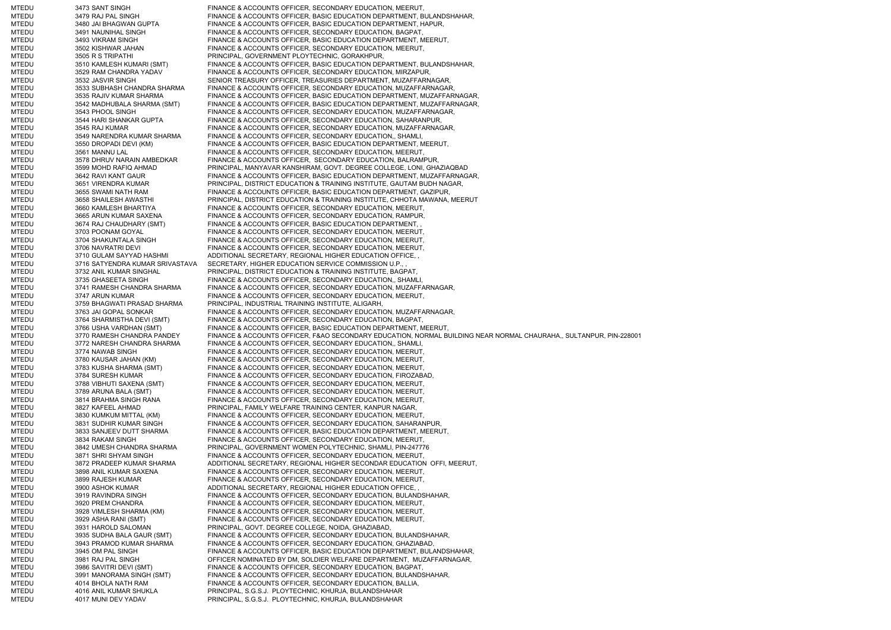| | | |
|---|---|---|
| MTEDU | 3473 SANT SINGH | FINANCE & ACCOUNTS OFFICER, SECONDARY EDUCATION, MEERUT, |
| MTEDU | 3479 RAJ PAL SINGH | FINANCE & ACCOUNTS OFFICER, BASIC EDUCATION DEPARTMENT, BULANDSHAHAR, |
| MTEDU | 3480 JAI BHAGWAN GUPTA | FINANCE & ACCOUNTS OFFICER, BASIC EDUCATION DEPARTMENT, HAPUR, |
| MTEDU | 3491 NAUNIHAL SINGH | FINANCE & ACCOUNTS OFFICER, SECONDARY EDUCATION, BAGPAT, |
| MTEDU | 3493 VIKRAM SINGH | FINANCE & ACCOUNTS OFFICER, BASIC EDUCATION DEPARTMENT, MEERUT, |
| MTEDU | 3502 KISHWAR JAHAN | FINANCE & ACCOUNTS OFFICER, SECONDARY EDUCATION, MEERUT, |
| MTEDU | 3505 R S TRIPATHI | PRINCIPAL, GOVERNMENT PLOYTECHNIC, GORAKHPUR, |
| MTEDU | 3510 KAMLESH KUMARI (SMT) | FINANCE & ACCOUNTS OFFICER, BASIC EDUCATION DEPARTMENT, BULANDSHAHAR, |
| MTEDU | 3529 RAM CHANDRA YADAV | FINANCE & ACCOUNTS OFFICER, SECONDARY EDUCATION, MIRZAPUR, |
| MTEDU | 3532 JASVIR SINGH | SENIOR TREASURY OFFICER, TREASURIES DEPARTMENT, MUZAFFARNAGAR, |
| MTEDU | 3533 SUBHASH CHANDRA SHARMA | FINANCE & ACCOUNTS OFFICER, SECONDARY EDUCATION, MUZAFFARNAGAR, |
| MTEDU | 3535 RAJIV KUMAR SHARMA | FINANCE & ACCOUNTS OFFICER, BASIC EDUCATION DEPARTMENT, MUZAFFARNAGAR, |
| MTEDU | 3542 MADHUBALA SHARMA (SMT) | FINANCE & ACCOUNTS OFFICER, BASIC EDUCATION DEPARTMENT, MUZAFFARNAGAR, |
| MTEDU | 3543 PHOOL SINGH | FINANCE & ACCOUNTS OFFICER, SECONDARY EDUCATION, MUZAFFARNAGAR, |
| MTEDU | 3544 HARI SHANKAR GUPTA | FINANCE & ACCOUNTS OFFICER, SECONDARY EDUCATION, SAHARANPUR, |
| MTEDU | 3545 RAJ KUMAR | FINANCE & ACCOUNTS OFFICER, SECONDARY EDUCATION, MUZAFFARNAGAR, |
| MTEDU | 3549 NARENDRA KUMAR SHARMA | FINANCE & ACCOUNTS OFFICER, SECONDARY EDUCATION,, SHAMLI, |
| MTEDU | 3550 DROPADI DEVI (KM) | FINANCE & ACCOUNTS OFFICER, BASIC EDUCATION DEPARTMENT, MEERUT, |
| MTEDU | 3561 MANNU LAL | FINANCE & ACCOUNTS OFFICER, SECONDARY EDUCATION, MEERUT, |
| MTEDU | 3578 DHRUV NARAIN AMBEDKAR | FINANCE & ACCOUNTS OFFICER, SECONDARY EDUCATION, BALRAMPUR, |
| MTEDU | 3599 MOHD RAFIQ AHMAD | PRINCIPAL, MANYAVAR KANSHIRAM, GOVT. DEGREE COLLEGE, LONI, GHAZIAQBAD |
| MTEDU | 3642 RAVI KANT GAUR | FINANCE & ACCOUNTS OFFICER, BASIC EDUCATION DEPARTMENT, MUZAFFARNAGAR, |
| MTEDU | 3651 VIRENDRA KUMAR | PRINCIPAL, DISTRICT EDUCATION & TRAINING INSTITUTE, GAUTAM BUDH NAGAR, |
| MTEDU | 3655 SWAMI NATH RAM | FINANCE & ACCOUNTS OFFICER, BASIC EDUCATION DEPARTMENT, GAZIPUR, |
| MTEDU | 3658 SHAILESH AWASTHI | PRINCIPAL, DISTRICT EDUCATION & TRAINING INSTITUTE, CHHOTA MAWANA, MEERUT |
| MTEDU | 3660 KAMLESH BHARTIYA | FINANCE & ACCOUNTS OFFICER, SECONDARY EDUCATION, MEERUT, |
| MTEDU | 3665 ARUN KUMAR SAXENA | FINANCE & ACCOUNTS OFFICER, SECONDARY EDUCATION, RAMPUR, |
| MTEDU | 3674 RAJ CHAUDHARY (SMT) | FINANCE & ACCOUNTS OFFICER, BASIC EDUCATION DEPARTMENT, , |
| MTEDU | 3703 POONAM GOYAL | FINANCE & ACCOUNTS OFFICER, SECONDARY EDUCATION, MEERUT, |
| MTEDU | 3704 SHAKUNTALA SINGH | FINANCE & ACCOUNTS OFFICER, SECONDARY EDUCATION, MEERUT, |
| MTEDU | 3706 NAVRATRI DEVI | FINANCE & ACCOUNTS OFFICER, SECONDARY EDUCATION, MEERUT, |
| MTEDU | 3710 GULAM SAYYAD HASHMI | ADDITIONAL SECRETARY, REGIONAL HIGHER EDUCATION OFFICE, , |
| MTEDU | 3716 SATYENDRA KUMAR SRIVASTAVA | SECRETARY, HIGHER EDUCATION SERVICE COMMISSION U.P., , |
| MTEDU | 3732 ANIL KUMAR SINGHAL | PRINCIPAL, DISTRICT EDUCATION & TRAINING INSTITUTE, BAGPAT, |
| MTEDU | 3735 GHASEETA SINGH | FINANCE & ACCOUNTS OFFICER, SECONDARY EDUCATION,, SHAMLI, |
| MTEDU | 3741 RAMESH CHANDRA SHARMA | FINANCE & ACCOUNTS OFFICER, SECONDARY EDUCATION, MUZAFFARNAGAR, |
| MTEDU | 3747 ARUN KUMAR | FINANCE & ACCOUNTS OFFICER, SECONDARY EDUCATION, MEERUT, |
| MTEDU | 3759 BHAGWATI PRASAD SHARMA | PRINCIPAL, INDUSTRIAL TRAINING INSTITUTE, ALIGARH, |
| MTEDU | 3763 JAI GOPAL SONKAR | FINANCE & ACCOUNTS OFFICER, SECONDARY EDUCATION, MUZAFFARNAGAR, |
| MTEDU | 3764 SHARMISTHA DEVI (SMT) | FINANCE & ACCOUNTS OFFICER, SECONDARY EDUCATION, BAGPAT, |
| MTEDU | 3766 USHA VARDHAN (SMT) | FINANCE & ACCOUNTS OFFICER, BASIC EDUCATION DEPARTMENT, MEERUT, |
| MTEDU | 3770 RAMESH CHANDRA PANDEY | FINANCE & ACCOUNTS OFFICER, F&AO SECONDARY EDUCATION, NORMAL BUILDING NEAR NORMAL CHAURAHA,, SULTANPUR, PIN-228001 |
| MTEDU | 3772 NARESH CHANDRA SHARMA | FINANCE & ACCOUNTS OFFICER, SECONDARY EDUCATION,, SHAMLI, |
| MTEDU | 3774 NAWAB SINGH | FINANCE & ACCOUNTS OFFICER, SECONDARY EDUCATION, MEERUT, |
| MTEDU | 3780 KAUSAR JAHAN (KM) | FINANCE & ACCOUNTS OFFICER, SECONDARY EDUCATION, MEERUT, |
| MTEDU | 3783 KUSHA SHARMA (SMT) | FINANCE & ACCOUNTS OFFICER, SECONDARY EDUCATION, MEERUT, |
| MTEDU | 3784 SURESH KUMAR | FINANCE & ACCOUNTS OFFICER, SECONDARY EDUCATION, FIROZABAD, |
| MTEDU | 3788 VIBHUTI SAXENA (SMT) | FINANCE & ACCOUNTS OFFICER, SECONDARY EDUCATION, MEERUT, |
| MTEDU | 3789 ARUNA BALA (SMT) | FINANCE & ACCOUNTS OFFICER, SECONDARY EDUCATION, MEERUT, |
| MTEDU | 3814 BRAHMA SINGH RANA | FINANCE & ACCOUNTS OFFICER, SECONDARY EDUCATION, MEERUT, |
| MTEDU | 3827 KAFEEL AHMAD | PRINCIPAL, FAMILY WELFARE TRAINING CENTER, KANPUR NAGAR, |
| MTEDU | 3830 KUMKUM MITTAL (KM) | FINANCE & ACCOUNTS OFFICER, SECONDARY EDUCATION, MEERUT, |
| MTEDU | 3831 SUDHIR KUMAR SINGH | FINANCE & ACCOUNTS OFFICER, SECONDARY EDUCATION, SAHARANPUR, |
| MTEDU | 3833 SANJEEV DUTT SHARMA | FINANCE & ACCOUNTS OFFICER, BASIC EDUCATION DEPARTMENT, MEERUT, |
| MTEDU | 3834 RAKAM SINGH | FINANCE & ACCOUNTS OFFICER, SECONDARY EDUCATION, MEERUT, |
| MTEDU | 3842 UMESH CHANDRA SHARMA | PRINCIPAL, GOVERNMENT WOMEN POLYTECHNIC, SHAMLI, PIN-247776 |
| MTEDU | 3871 SHRI SHYAM SINGH | FINANCE & ACCOUNTS OFFICER, SECONDARY EDUCATION, MEERUT, |
| MTEDU | 3872 PRADEEP KUMAR SHARMA | ADDITIONAL SECRETARY, REGIONAL HIGHER SECONDAR EDUCATION OFFI, MEERUT, |
| MTEDU | 3898 ANIL KUMAR SAXENA | FINANCE & ACCOUNTS OFFICER, SECONDARY EDUCATION, MEERUT, |
| MTEDU | 3899 RAJESH KUMAR | FINANCE & ACCOUNTS OFFICER, SECONDARY EDUCATION, MEERUT, |
| MTEDU | 3900 ASHOK KUMAR | ADDITIONAL SECRETARY, REGIONAL HIGHER EDUCATION OFFICE, , |
| MTEDU | 3919 RAVINDRA SINGH | FINANCE & ACCOUNTS OFFICER, SECONDARY EDUCATION, BULANDSHAHAR, |
| MTEDU | 3920 PREM CHANDRA | FINANCE & ACCOUNTS OFFICER, SECONDARY EDUCATION, MEERUT, |
| MTEDU | 3928 VIMLESH SHARMA (KM) | FINANCE & ACCOUNTS OFFICER, SECONDARY EDUCATION, MEERUT, |
| MTEDU | 3929 ASHA RANI (SMT) | FINANCE & ACCOUNTS OFFICER, SECONDARY EDUCATION, MEERUT, |
| MTEDU | 3931 HAROLD SALOMAN | PRINCIPAL, GOVT. DEGREE COLLEGE, NOIDA, GHAZIABAD, |
| MTEDU | 3935 SUDHA BALA GAUR (SMT) | FINANCE & ACCOUNTS OFFICER, SECONDARY EDUCATION, BULANDSHAHAR, |
| MTEDU | 3943 PRAMOD KUMAR SHARMA | FINANCE & ACCOUNTS OFFICER, SECONDARY EDUCATION, GHAZIABAD, |
| MTEDU | 3945 OM PAL SINGH | FINANCE & ACCOUNTS OFFICER, BASIC EDUCATION DEPARTMENT, BULANDSHAHAR, |
| MTEDU | 3981 RAJ PAL SINGH | OFFICER NOMINATED BY DM, SOLDIER WELFARE DEPARTMENT, MUZAFFARNAGAR, |
| MTEDU | 3986 SAVITRI DEVI (SMT) | FINANCE & ACCOUNTS OFFICER, SECONDARY EDUCATION, BAGPAT, |
| MTEDU | 3991 MANORAMA SINGH (SMT) | FINANCE & ACCOUNTS OFFICER, SECONDARY EDUCATION, BULANDSHAHAR, |
| MTEDU | 4014 BHOLA NATH RAM | FINANCE & ACCOUNTS OFFICER, SECONDARY EDUCATION, BALLIA, |
| MTEDU | 4016 ANIL KUMAR SHUKLA | PRINCIPAL, S.G.S.J. PLOYTECHNIC, KHURJA, BULANDSHAHAR |
| MTEDU | 4017 MUNI DEV YADAV | PRINCIPAL, S.G.S.J. PLOYTECHNIC, KHURJA, BULANDSHAHAR |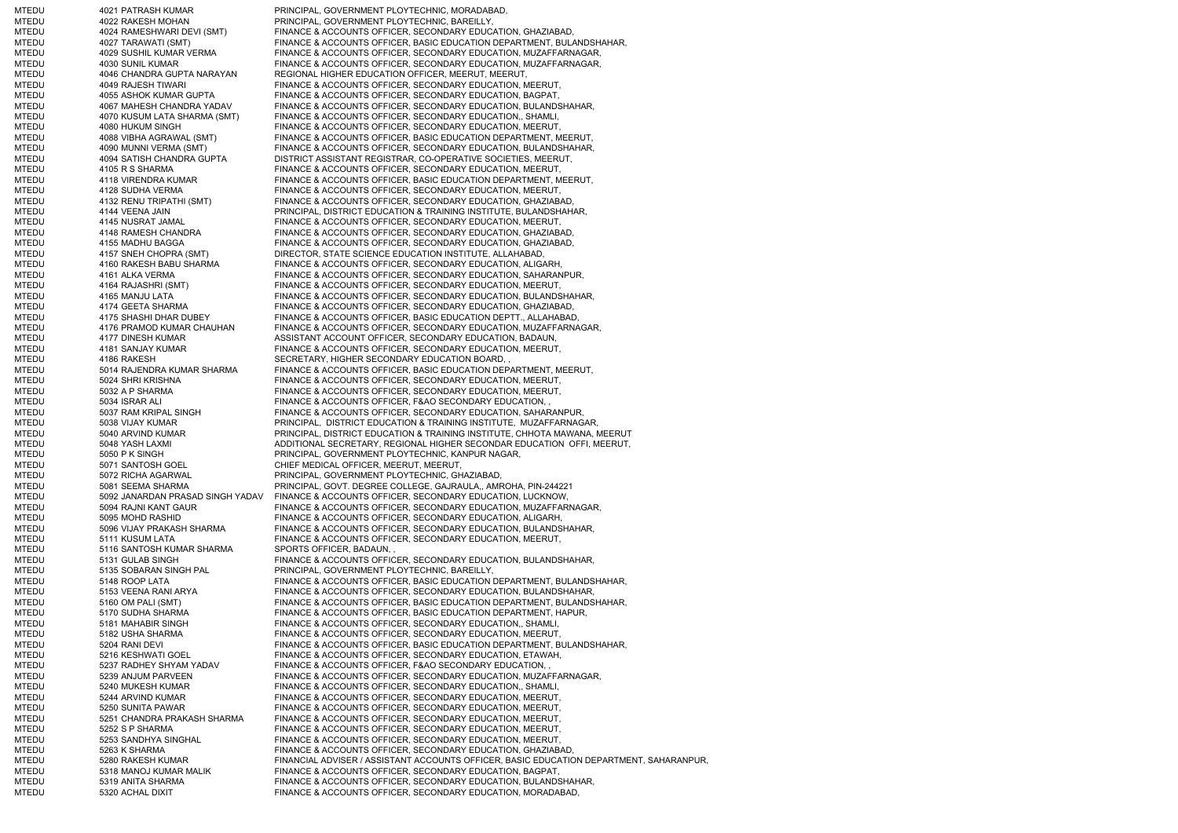| | | | |
|---|---|---|---|
| MTEDU | 4021 | PATRASH KUMAR | PRINCIPAL, GOVERNMENT PLOYTECHNIC, MORADABAD, |
| MTEDU | 4022 | RAKESH MOHAN | PRINCIPAL, GOVERNMENT PLOYTECHNIC, BAREILLY, |
| MTEDU | 4024 | RAMESHWARI DEVI (SMT) | FINANCE & ACCOUNTS OFFICER, SECONDARY EDUCATION, GHAZIABAD, |
| MTEDU | 4027 | TARAWATI (SMT) | FINANCE & ACCOUNTS OFFICER, BASIC EDUCATION DEPARTMENT, BULANDSHAHAR, |
| MTEDU | 4029 | SUSHIL KUMAR VERMA | FINANCE & ACCOUNTS OFFICER, SECONDARY EDUCATION, MUZAFFARNAGAR, |
| MTEDU | 4030 | SUNIL KUMAR | FINANCE & ACCOUNTS OFFICER, SECONDARY EDUCATION, MUZAFFARNAGAR, |
| MTEDU | 4046 | CHANDRA GUPTA NARAYAN | REGIONAL HIGHER EDUCATION OFFICER, MEERUT, MEERUT, |
| MTEDU | 4049 | RAJESH TIWARI | FINANCE & ACCOUNTS OFFICER, SECONDARY EDUCATION, MEERUT, |
| MTEDU | 4055 | ASHOK KUMAR GUPTA | FINANCE & ACCOUNTS OFFICER, SECONDARY EDUCATION, BAGPAT, |
| MTEDU | 4067 | MAHESH CHANDRA YADAV | FINANCE & ACCOUNTS OFFICER, SECONDARY EDUCATION, BULANDSHAHAR, |
| MTEDU | 4070 | KUSUM LATA SHARMA (SMT) | FINANCE & ACCOUNTS OFFICER, SECONDARY EDUCATION,, SHAMLI, |
| MTEDU | 4080 | HUKUM SINGH | FINANCE & ACCOUNTS OFFICER, SECONDARY EDUCATION, MEERUT, |
| MTEDU | 4088 | VIBHA AGRAWAL (SMT) | FINANCE & ACCOUNTS OFFICER, BASIC EDUCATION DEPARTMENT, MEERUT, |
| MTEDU | 4090 | MUNNI VERMA (SMT) | FINANCE & ACCOUNTS OFFICER, SECONDARY EDUCATION, BULANDSHAHAR, |
| MTEDU | 4094 | SATISH CHANDRA GUPTA | DISTRICT ASSISTANT REGISTRAR, CO-OPERATIVE SOCIETIES, MEERUT, |
| MTEDU | 4105 | R S SHARMA | FINANCE & ACCOUNTS OFFICER, SECONDARY EDUCATION, MEERUT, |
| MTEDU | 4118 | VIRENDRA KUMAR | FINANCE & ACCOUNTS OFFICER, BASIC EDUCATION DEPARTMENT, MEERUT, |
| MTEDU | 4128 | SUDHA VERMA | FINANCE & ACCOUNTS OFFICER, SECONDARY EDUCATION, MEERUT, |
| MTEDU | 4132 | RENU TRIPATHI (SMT) | FINANCE & ACCOUNTS OFFICER, SECONDARY EDUCATION, GHAZIABAD, |
| MTEDU | 4144 | VEENA JAIN | PRINCIPAL, DISTRICT EDUCATION & TRAINING INSTITUTE, BULANDSHAHAR, |
| MTEDU | 4145 | NUSRAT JAMAL | FINANCE & ACCOUNTS OFFICER, SECONDARY EDUCATION, MEERUT, |
| MTEDU | 4148 | RAMESH CHANDRA | FINANCE & ACCOUNTS OFFICER, SECONDARY EDUCATION, GHAZIABAD, |
| MTEDU | 4155 | MADHU BAGGA | FINANCE & ACCOUNTS OFFICER, SECONDARY EDUCATION, GHAZIABAD, |
| MTEDU | 4157 | SNEH CHOPRA (SMT) | DIRECTOR, STATE SCIENCE EDUCATION INSTITUTE, ALLAHABAD, |
| MTEDU | 4160 | RAKESH BABU SHARMA | FINANCE & ACCOUNTS OFFICER, SECONDARY EDUCATION, ALIGARH, |
| MTEDU | 4161 | ALKA VERMA | FINANCE & ACCOUNTS OFFICER, SECONDARY EDUCATION, SAHARANPUR, |
| MTEDU | 4164 | RAJASHRI (SMT) | FINANCE & ACCOUNTS OFFICER, SECONDARY EDUCATION, MEERUT, |
| MTEDU | 4165 | MANJU LATA | FINANCE & ACCOUNTS OFFICER, SECONDARY EDUCATION, BULANDSHAHAR, |
| MTEDU | 4174 | GEETA SHARMA | FINANCE & ACCOUNTS OFFICER, SECONDARY EDUCATION, GHAZIABAD, |
| MTEDU | 4175 | SHASHI DHAR DUBEY | FINANCE & ACCOUNTS OFFICER, BASIC EDUCATION DEPTT., ALLAHABAD, |
| MTEDU | 4176 | PRAMOD KUMAR CHAUHAN | FINANCE & ACCOUNTS OFFICER, SECONDARY EDUCATION, MUZAFFARNAGAR, |
| MTEDU | 4177 | DINESH KUMAR | ASSISTANT ACCOUNT OFFICER, SECONDARY EDUCATION, BADAUN, |
| MTEDU | 4181 | SANJAY KUMAR | FINANCE & ACCOUNTS OFFICER, SECONDARY EDUCATION, MEERUT, |
| MTEDU | 4186 | RAKESH | SECRETARY, HIGHER SECONDARY EDUCATION BOARD, , |
| MTEDU | 5014 | RAJENDRA KUMAR SHARMA | FINANCE & ACCOUNTS OFFICER, BASIC EDUCATION DEPARTMENT, MEERUT, |
| MTEDU | 5024 | SHRI KRISHNA | FINANCE & ACCOUNTS OFFICER, SECONDARY EDUCATION, MEERUT, |
| MTEDU | 5032 | A P SHARMA | FINANCE & ACCOUNTS OFFICER, SECONDARY EDUCATION, MEERUT, |
| MTEDU | 5034 | ISRAR ALI | FINANCE & ACCOUNTS OFFICER, F&AO SECONDARY EDUCATION, , |
| MTEDU | 5037 | RAM KRIPAL SINGH | FINANCE & ACCOUNTS OFFICER, SECONDARY EDUCATION, SAHARANPUR, |
| MTEDU | 5038 | VIJAY KUMAR | PRINCIPAL, DISTRICT EDUCATION & TRAINING INSTITUTE, MUZAFFARNAGAR, |
| MTEDU | 5040 | ARVIND KUMAR | PRINCIPAL, DISTRICT EDUCATION & TRAINING INSTITUTE, CHHOTA MAWANA, MEERUT |
| MTEDU | 5048 | YASH LAXMI | ADDITIONAL SECRETARY, REGIONAL HIGHER SECONDAR EDUCATION OFFI, MEERUT, |
| MTEDU | 5050 | P K SINGH | PRINCIPAL, GOVERNMENT PLOYTECHNIC, KANPUR NAGAR, |
| MTEDU | 5071 | SANTOSH GOEL | CHIEF MEDICAL OFFICER, MEERUT, MEERUT, |
| MTEDU | 5072 | RICHA AGARWAL | PRINCIPAL, GOVERNMENT PLOYTECHNIC, GHAZIABAD, |
| MTEDU | 5081 | SEEMA SHARMA | PRINCIPAL, GOVT. DEGREE COLLEGE, GAJRAULA,, AMROHA, PIN-244221 |
| MTEDU | 5092 | JANARDAN PRASAD SINGH YADAV | FINANCE & ACCOUNTS OFFICER, SECONDARY EDUCATION, LUCKNOW, |
| MTEDU | 5094 | RAJNI KANT GAUR | FINANCE & ACCOUNTS OFFICER, SECONDARY EDUCATION, MUZAFFARNAGAR, |
| MTEDU | 5095 | MOHD RASHID | FINANCE & ACCOUNTS OFFICER, SECONDARY EDUCATION, ALIGARH, |
| MTEDU | 5096 | VIJAY PRAKASH SHARMA | FINANCE & ACCOUNTS OFFICER, SECONDARY EDUCATION, BULANDSHAHAR, |
| MTEDU | 5111 | KUSUM LATA | FINANCE & ACCOUNTS OFFICER, SECONDARY EDUCATION, MEERUT, |
| MTEDU | 5116 | SANTOSH KUMAR SHARMA | SPORTS OFFICER, BADAUN, , |
| MTEDU | 5131 | GULAB SINGH | FINANCE & ACCOUNTS OFFICER, SECONDARY EDUCATION, BULANDSHAHAR, |
| MTEDU | 5135 | SOBARAN SINGH PAL | PRINCIPAL, GOVERNMENT PLOYTECHNIC, BAREILLY, |
| MTEDU | 5148 | ROOP LATA | FINANCE & ACCOUNTS OFFICER, BASIC EDUCATION DEPARTMENT, BULANDSHAHAR, |
| MTEDU | 5153 | VEENA RANI ARYA | FINANCE & ACCOUNTS OFFICER, SECONDARY EDUCATION, BULANDSHAHAR, |
| MTEDU | 5160 | OM PALI (SMT) | FINANCE & ACCOUNTS OFFICER, BASIC EDUCATION DEPARTMENT, BULANDSHAHAR, |
| MTEDU | 5170 | SUDHA SHARMA | FINANCE & ACCOUNTS OFFICER, BASIC EDUCATION DEPARTMENT, HAPUR, |
| MTEDU | 5181 | MAHABIR SINGH | FINANCE & ACCOUNTS OFFICER, SECONDARY EDUCATION,, SHAMLI, |
| MTEDU | 5182 | USHA SHARMA | FINANCE & ACCOUNTS OFFICER, SECONDARY EDUCATION, MEERUT, |
| MTEDU | 5204 | RANI DEVI | FINANCE & ACCOUNTS OFFICER, BASIC EDUCATION DEPARTMENT, BULANDSHAHAR, |
| MTEDU | 5216 | KESHWATI GOEL | FINANCE & ACCOUNTS OFFICER, SECONDARY EDUCATION, ETAWAH, |
| MTEDU | 5237 | RADHEY SHYAM YADAV | FINANCE & ACCOUNTS OFFICER, F&AO SECONDARY EDUCATION, , |
| MTEDU | 5239 | ANJUM PARVEEN | FINANCE & ACCOUNTS OFFICER, SECONDARY EDUCATION, MUZAFFARNAGAR, |
| MTEDU | 5240 | MUKESH KUMAR | FINANCE & ACCOUNTS OFFICER, SECONDARY EDUCATION,, SHAMLI, |
| MTEDU | 5244 | ARVIND KUMAR | FINANCE & ACCOUNTS OFFICER, SECONDARY EDUCATION, MEERUT, |
| MTEDU | 5250 | SUNITA PAWAR | FINANCE & ACCOUNTS OFFICER, SECONDARY EDUCATION, MEERUT, |
| MTEDU | 5251 | CHANDRA PRAKASH SHARMA | FINANCE & ACCOUNTS OFFICER, SECONDARY EDUCATION, MEERUT, |
| MTEDU | 5252 | S P SHARMA | FINANCE & ACCOUNTS OFFICER, SECONDARY EDUCATION, MEERUT, |
| MTEDU | 5253 | SANDHYA SINGHAL | FINANCE & ACCOUNTS OFFICER, SECONDARY EDUCATION, MEERUT, |
| MTEDU | 5263 | K SHARMA | FINANCE & ACCOUNTS OFFICER, SECONDARY EDUCATION, GHAZIABAD, |
| MTEDU | 5280 | RAKESH KUMAR | FINANCIAL ADVISER / ASSISTANT ACCOUNTS OFFICER, BASIC EDUCATION DEPARTMENT, SAHARANPUR, |
| MTEDU | 5318 | MANOJ KUMAR MALIK | FINANCE & ACCOUNTS OFFICER, SECONDARY EDUCATION, BAGPAT, |
| MTEDU | 5319 | ANITA SHARMA | FINANCE & ACCOUNTS OFFICER, SECONDARY EDUCATION, BULANDSHAHAR, |
| MTEDU | 5320 | ACHAL DIXIT | FINANCE & ACCOUNTS OFFICER, SECONDARY EDUCATION, MORADABAD, |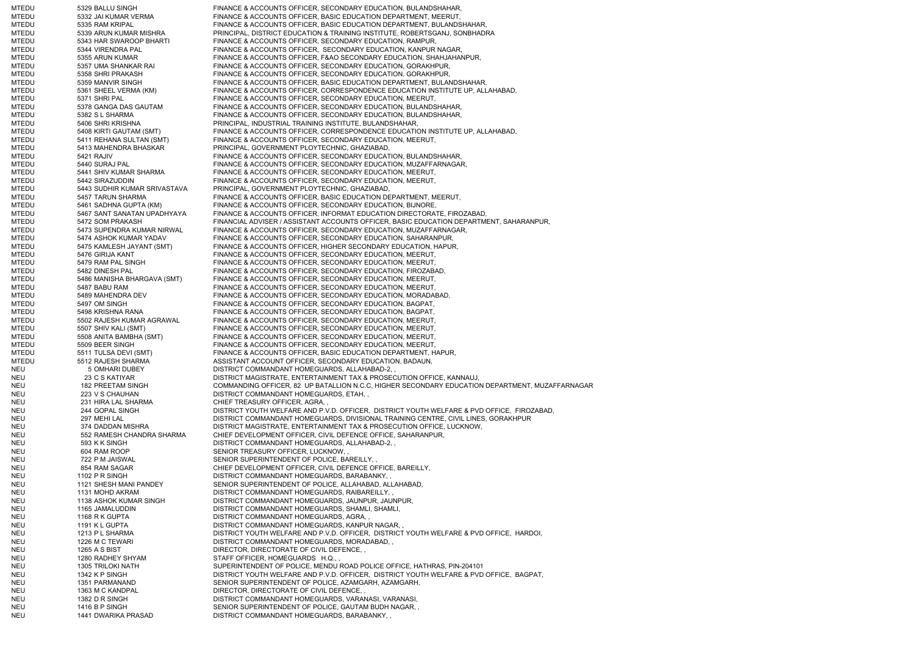| | | | |
|---|---|---|---|
| MTEDU | 5329 | BALLU SINGH | FINANCE & ACCOUNTS OFFICER, SECONDARY EDUCATION, BULANDSHAHAR, |
| MTEDU | 5332 | JAI KUMAR VERMA | FINANCE & ACCOUNTS OFFICER, BASIC EDUCATION DEPARTMENT, MEERUT, |
| MTEDU | 5335 | RAM KRIPAL | FINANCE & ACCOUNTS OFFICER, BASIC EDUCATION DEPARTMENT, BULANDSHAHAR, |
| MTEDU | 5339 | ARUN KUMAR MISHRA | PRINCIPAL, DISTRICT EDUCATION & TRAINING INSTITUTE, ROBERTSGANJ, SONBHADRA |
| MTEDU | 5343 | HAR SWAROOP BHARTI | FINANCE & ACCOUNTS OFFICER, SECONDARY EDUCATION, RAMPUR, |
| MTEDU | 5344 | VIRENDRA PAL | FINANCE & ACCOUNTS OFFICER, SECONDARY EDUCATION, KANPUR NAGAR, |
| MTEDU | 5355 | ARUN KUMAR | FINANCE & ACCOUNTS OFFICER, F&AO SECONDARY EDUCATION, SHAHJAHANPUR, |
| MTEDU | 5357 | UMA SHANKAR RAI | FINANCE & ACCOUNTS OFFICER, SECONDARY EDUCATION, GORAKHPUR, |
| MTEDU | 5358 | SHRI PRAKASH | FINANCE & ACCOUNTS OFFICER, SECONDARY EDUCATION, GORAKHPUR, |
| MTEDU | 5359 | MANVIR SINGH | FINANCE & ACCOUNTS OFFICER, BASIC EDUCATION DEPARTMENT, BULANDSHAHAR, |
| MTEDU | 5361 | SHEEL VERMA (KM) | FINANCE & ACCOUNTS OFFICER, CORRESPONDENCE EDUCATION INSTITUTE UP, ALLAHABAD, |
| MTEDU | 5371 | SHRI PAL | FINANCE & ACCOUNTS OFFICER, SECONDARY EDUCATION, MEERUT, |
| MTEDU | 5378 | GANGA DAS GAUTAM | FINANCE & ACCOUNTS OFFICER, SECONDARY EDUCATION, BULANDSHAHAR, |
| MTEDU | 5382 | S L SHARMA | FINANCE & ACCOUNTS OFFICER, SECONDARY EDUCATION, BULANDSHAHAR, |
| MTEDU | 5406 | SHRI KRISHNA | PRINCIPAL, INDUSTRIAL TRAINING INSTITUTE, BULANDSHAHAR, |
| MTEDU | 5408 | KIRTI GAUTAM (SMT) | FINANCE & ACCOUNTS OFFICER, CORRESPONDENCE EDUCATION INSTITUTE UP, ALLAHABAD, |
| MTEDU | 5411 | REHANA SULTAN (SMT) | FINANCE & ACCOUNTS OFFICER, SECONDARY EDUCATION, MEERUT, |
| MTEDU | 5413 | MAHENDRA BHASKAR | PRINCIPAL, GOVERNMENT PLOYTECHNIC, GHAZIABAD, |
| MTEDU | 5421 | RAJIV | FINANCE & ACCOUNTS OFFICER, SECONDARY EDUCATION, BULANDSHAHAR, |
| MTEDU | 5440 | SURAJ PAL | FINANCE & ACCOUNTS OFFICER, SECONDARY EDUCATION, MUZAFFARNAGAR, |
| MTEDU | 5441 | SHIV KUMAR SHARMA | FINANCE & ACCOUNTS OFFICER, SECONDARY EDUCATION, MEERUT, |
| MTEDU | 5442 | SIRAZUDDIN | FINANCE & ACCOUNTS OFFICER, SECONDARY EDUCATION, MEERUT, |
| MTEDU | 5443 | SUDHIR KUMAR SRIVASTAVA | PRINCIPAL, GOVERNMENT PLOYTECHNIC, GHAZIABAD, |
| MTEDU | 5457 | TARUN SHARMA | FINANCE & ACCOUNTS OFFICER, BASIC EDUCATION DEPARTMENT, MEERUT, |
| MTEDU | 5461 | SADHNA GUPTA (KM) | FINANCE & ACCOUNTS OFFICER, SECONDARY EDUCATION, BIJNORE, |
| MTEDU | 5467 | SANT SANATAN UPADHYAYA | FINANCE & ACCOUNTS OFFICER, INFORMAT EDUCATION DIRECTORATE, FIROZABAD, |
| MTEDU | 5472 | SOM PRAKASH | FINANCIAL ADVISER / ASSISTANT ACCOUNTS OFFICER, BASIC EDUCATION DEPARTMENT, SAHARANPUR, |
| MTEDU | 5473 | SUPENDRA KUMAR NIRWAL | FINANCE & ACCOUNTS OFFICER, SECONDARY EDUCATION, MUZAFFARNAGAR, |
| MTEDU | 5474 | ASHOK KUMAR YADAV | FINANCE & ACCOUNTS OFFICER, SECONDARY EDUCATION, SAHARANPUR, |
| MTEDU | 5475 | KAMLESH JAYANT (SMT) | FINANCE & ACCOUNTS OFFICER, HIGHER SECONDARY EDUCATION, HAPUR, |
| MTEDU | 5476 | GIRIJA KANT | FINANCE & ACCOUNTS OFFICER, SECONDARY EDUCATION, MEERUT, |
| MTEDU | 5479 | RAM PAL SINGH | FINANCE & ACCOUNTS OFFICER, SECONDARY EDUCATION, MEERUT, |
| MTEDU | 5482 | DINESH PAL | FINANCE & ACCOUNTS OFFICER, SECONDARY EDUCATION, FIROZABAD, |
| MTEDU | 5486 | MANISHA BHARGAVA (SMT) | FINANCE & ACCOUNTS OFFICER, SECONDARY EDUCATION, MEERUT, |
| MTEDU | 5487 | BABU RAM | FINANCE & ACCOUNTS OFFICER, SECONDARY EDUCATION, MEERUT, |
| MTEDU | 5489 | MAHENDRA DEV | FINANCE & ACCOUNTS OFFICER, SECONDARY EDUCATION, MORADABAD, |
| MTEDU | 5497 | OM SINGH | FINANCE & ACCOUNTS OFFICER, SECONDARY EDUCATION, BAGPAT, |
| MTEDU | 5498 | KRISHNA RANA | FINANCE & ACCOUNTS OFFICER, SECONDARY EDUCATION, BAGPAT, |
| MTEDU | 5502 | RAJESH KUMAR AGRAWAL | FINANCE & ACCOUNTS OFFICER, SECONDARY EDUCATION, MEERUT, |
| MTEDU | 5507 | SHIV KALI (SMT) | FINANCE & ACCOUNTS OFFICER, SECONDARY EDUCATION, MEERUT, |
| MTEDU | 5508 | ANITA BAMBHA (SMT) | FINANCE & ACCOUNTS OFFICER, SECONDARY EDUCATION, MEERUT, |
| MTEDU | 5509 | BEER SINGH | FINANCE & ACCOUNTS OFFICER, SECONDARY EDUCATION, MEERUT, |
| MTEDU | 5511 | TULSA DEVI (SMT) | FINANCE & ACCOUNTS OFFICER, BASIC EDUCATION DEPARTMENT, HAPUR, |
| MTEDU | 5512 | RAJESH SHARMA | ASSISTANT ACCOUNT OFFICER, SECONDARY EDUCATION, BADAUN, |
| NEU | 5 | OMHARI DUBEY | DISTRICT COMMANDANT HOMEGUARDS, ALLAHABAD-2, , |
| NEU | 23 | C S KATIYAR | DISTRICT MAGISTRATE, ENTERTAINMENT TAX & PROSECUTION OFFICE, KANNAUJ, |
| NEU | 182 | PREETAM SINGH | COMMANDING OFFICER, 82 UP BATALLION N.C.C, HIGHER SECONDARY EDUCATION DEPARTMENT, MUZAFFARNAGAR |
| NEU | 223 | V S CHAUHAN | DISTRICT COMMANDANT HOMEGUARDS, ETAH, , |
| NEU | 231 | HIRA LAL SHARMA | CHIEF TREASURY OFFICER, AGRA, , |
| NEU | 244 | GOPAL SINGH | DISTRICT YOUTH WELFARE AND P.V.D. OFFICER, DISTRICT YOUTH WELFARE & PVD OFFICE, FIROZABAD, |
| NEU | 297 | MEHI LAL | DISTRICT COMMANDANT HOMEGUARDS, DIVISIONAL TRAINING CENTRE, CIVIL LINES, GORAKHPUR |
| NEU | 374 | DADDAN MISHRA | DISTRICT MAGISTRATE, ENTERTAINMENT TAX & PROSECUTION OFFICE, LUCKNOW, |
| NEU | 552 | RAMESH CHANDRA SHARMA | CHIEF DEVELOPMENT OFFICER, CIVIL DEFENCE OFFICE, SAHARANPUR, |
| NEU | 593 | K K SINGH | DISTRICT COMMANDANT HOMEGUARDS, ALLAHABAD-2, , |
| NEU | 604 | RAM ROOP | SENIOR TREASURY OFFICER, LUCKNOW, , |
| NEU | 722 | P M JAISWAL | SENIOR SUPERINTENDENT OF POLICE, BAREILLY, , |
| NEU | 854 | RAM SAGAR | CHIEF DEVELOPMENT OFFICER, CIVIL DEFENCE OFFICE, BAREILLY, |
| NEU | 1102 | P R SINGH | DISTRICT COMMANDANT HOMEGUARDS, BARABANKY, , |
| NEU | 1121 | SHESH MANI PANDEY | SENIOR SUPERINTENDENT OF POLICE, ALLAHABAD, ALLAHABAD, |
| NEU | 1131 | MOHD AKRAM | DISTRICT COMMANDANT HOMEGUARDS, RAIBAREILLY, , |
| NEU | 1138 | ASHOK KUMAR SINGH | DISTRICT COMMANDANT HOMEGUARDS, JAUNPUR, JAUNPUR, |
| NEU | 1165 | JAMALUDDIN | DISTRICT COMMANDANT HOMEGUARDS, SHAMLI, SHAMLI, |
| NEU | 1168 | R K GUPTA | DISTRICT COMMANDANT HOMEGUARDS, AGRA, , |
| NEU | 1191 | K L GUPTA | DISTRICT COMMANDANT HOMEGUARDS, KANPUR NAGAR, , |
| NEU | 1213 | P L SHARMA | DISTRICT YOUTH WELFARE AND P.V.D. OFFICER, DISTRICT YOUTH WELFARE & PVD OFFICE, HARDOI, |
| NEU | 1226 | M C TEWARI | DISTRICT COMMANDANT HOMEGUARDS, MORADABAD, , |
| NEU | 1265 | A S BIST | DIRECTOR, DIRECTORATE OF CIVIL DEFENCE, , |
| NEU | 1280 | RADHEY SHYAM | STAFF OFFICER, HOMEGUARDS H.Q., , |
| NEU | 1305 | TRILOKI NATH | SUPERINTENDENT OF POLICE, MENDU ROAD POLICE OFFICE, HATHRAS, PIN-204101 |
| NEU | 1342 | K P SINGH | DISTRICT YOUTH WELFARE AND P.V.D. OFFICER, DISTRICT YOUTH WELFARE & PVD OFFICE, BAGPAT, |
| NEU | 1351 | PARMANAND | SENIOR SUPERINTENDENT OF POLICE, AZAMGARH, AZAMGARH, |
| NEU | 1363 | M C KANDPAL | DIRECTOR, DIRECTORATE OF CIVIL DEFENCE, , |
| NEU | 1382 | D R SINGH | DISTRICT COMMANDANT HOMEGUARDS, VARANASI, VARANASI, |
| NEU | 1416 | B P SINGH | SENIOR SUPERINTENDENT OF POLICE, GAUTAM BUDH NAGAR, , |
| NEU | 1441 | DWARIKA PRASAD | DISTRICT COMMANDANT HOMEGUARDS, BARABANKY, , |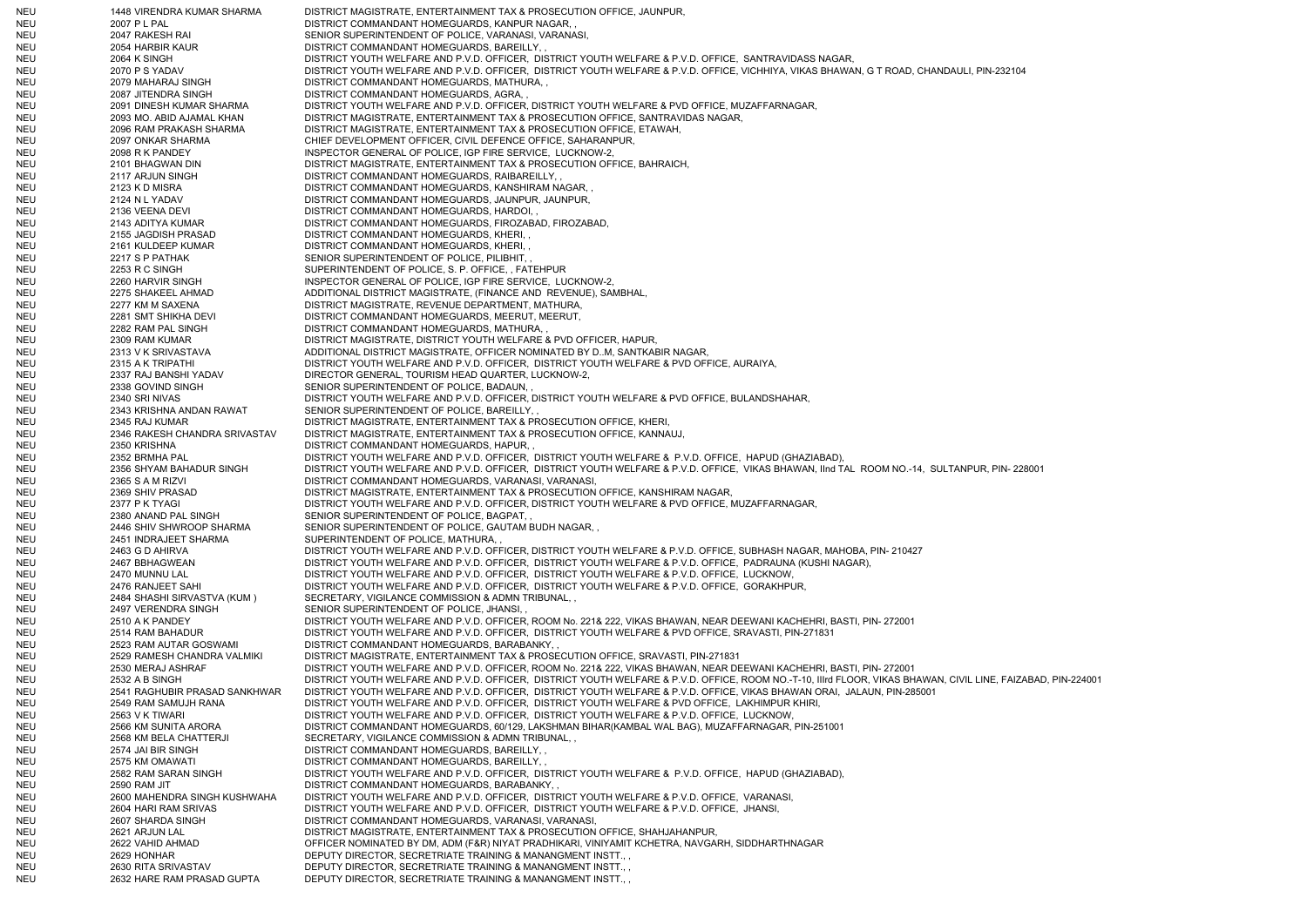| | | | |
|---|---|---|---|
| NEU | 1448 | VIRENDRA KUMAR SHARMA | DISTRICT MAGISTRATE, ENTERTAINMENT TAX & PROSECUTION OFFICE, JAUNPUR, |
| NEU | 2007 | P L PAL | DISTRICT COMMANDANT HOMEGUARDS, KANPUR NAGAR, , |
| NEU | 2047 | RAKESH RAI | SENIOR SUPERINTENDENT OF POLICE, VARANASI, VARANASI, |
| NEU | 2054 | HARBIR KAUR | DISTRICT COMMANDANT HOMEGUARDS, BAREILLY, , |
| NEU | 2064 | K SINGH | DISTRICT YOUTH WELFARE AND P.V.D. OFFICER, DISTRICT YOUTH WELFARE & P.V.D. OFFICE, SANTRAVIDASS NAGAR, |
| NEU | 2070 | P S YADAV | DISTRICT YOUTH WELFARE AND P.V.D. OFFICER, DISTRICT YOUTH WELFARE & P.V.D. OFFICE, VICHHIYA, VIKAS BHAWAN, G T ROAD, CHANDAULI, PIN-232104 |
| NEU | 2079 | MAHARAJ SINGH | DISTRICT COMMANDANT HOMEGUARDS, MATHURA, , |
| NEU | 2087 | JITENDRA SINGH | DISTRICT COMMANDANT HOMEGUARDS, AGRA, , |
| NEU | 2091 | DINESH KUMAR SHARMA | DISTRICT YOUTH WELFARE AND P.V.D. OFFICER, DISTRICT YOUTH WELFARE & PVD OFFICE, MUZAFFARNAGAR, |
| NEU | 2093 | MO. ABID AJAMAL KHAN | DISTRICT MAGISTRATE, ENTERTAINMENT TAX & PROSECUTION OFFICE, SANTRAVIDAS NAGAR, |
| NEU | 2096 | RAM PRAKASH SHARMA | DISTRICT MAGISTRATE, ENTERTAINMENT TAX & PROSECUTION OFFICE, ETAWAH, |
| NEU | 2097 | ONKAR SHARMA | CHIEF DEVELOPMENT OFFICER, CIVIL DEFENCE OFFICE, SAHARANPUR, |
| NEU | 2098 | R K PANDEY | INSPECTOR GENERAL OF POLICE, IGP FIRE SERVICE, LUCKNOW-2, |
| NEU | 2101 | BHAGWAN DIN | DISTRICT MAGISTRATE, ENTERTAINMENT TAX & PROSECUTION OFFICE, BAHRAICH, |
| NEU | 2117 | ARJUN SINGH | DISTRICT COMMANDANT HOMEGUARDS, RAIBAREILLY, , |
| NEU | 2123 | K D MISRA | DISTRICT COMMANDANT HOMEGUARDS, KANSHIRAM NAGAR, , |
| NEU | 2124 | N L YADAV | DISTRICT COMMANDANT HOMEGUARDS, JAUNPUR, JAUNPUR, |
| NEU | 2136 | VEENA DEVI | DISTRICT COMMANDANT HOMEGUARDS, HARDOI, , |
| NEU | 2143 | ADITYA KUMAR | DISTRICT COMMANDANT HOMEGUARDS, FIROZABAD, FIROZABAD, |
| NEU | 2155 | JAGDISH PRASAD | DISTRICT COMMANDANT HOMEGUARDS, KHERI, , |
| NEU | 2161 | KULDEEP KUMAR | DISTRICT COMMANDANT HOMEGUARDS, KHERI, , |
| NEU | 2217 | S P PATHAK | SENIOR SUPERINTENDENT OF POLICE, PILIBHIT, , |
| NEU | 2253 | R C SINGH | SUPERINTENDENT OF POLICE, S. P. OFFICE, , FATEHPUR |
| NEU | 2260 | HARVIR SINGH | INSPECTOR GENERAL OF POLICE, IGP FIRE SERVICE, LUCKNOW-2, |
| NEU | 2275 | SHAKEEL AHMAD | ADDITIONAL DISTRICT MAGISTRATE, (FINANCE AND REVENUE), SAMBHAL, |
| NEU | 2277 | KM M SAXENA | DISTRICT MAGISTRATE, REVENUE DEPARTMENT, MATHURA, |
| NEU | 2281 | SMT SHIKHA DEVI | DISTRICT COMMANDANT HOMEGUARDS, MEERUT, MEERUT, |
| NEU | 2282 | RAM PAL SINGH | DISTRICT COMMANDANT HOMEGUARDS, MATHURA, , |
| NEU | 2309 | RAM KUMAR | DISTRICT MAGISTRATE, DISTRICT YOUTH WELFARE & PVD OFFICER, HAPUR, |
| NEU | 2313 | V K SRIVASTAVA | ADDITIONAL DISTRICT MAGISTRATE, OFFICER NOMINATED BY D..M, SANTKABIR NAGAR, |
| NEU | 2315 | A K TRIPATHI | DISTRICT YOUTH WELFARE AND P.V.D. OFFICER, DISTRICT YOUTH WELFARE & PVD OFFICE, AURAIYA, |
| NEU | 2337 | RAJ BANSHI YADAV | DIRECTOR GENERAL, TOURISM HEAD QUARTER, LUCKNOW-2, |
| NEU | 2338 | GOVIND SINGH | SENIOR SUPERINTENDENT OF POLICE, BADAUN, , |
| NEU | 2340 | SRI NIVAS | DISTRICT YOUTH WELFARE AND P.V.D. OFFICER, DISTRICT YOUTH WELFARE & PVD OFFICE, BULANDSHAHAR, |
| NEU | 2343 | KRISHNA ANDAN RAWAT | SENIOR SUPERINTENDENT OF POLICE, BAREILLY, , |
| NEU | 2345 | RAJ KUMAR | DISTRICT MAGISTRATE, ENTERTAINMENT TAX & PROSECUTION OFFICE, KHERI, |
| NEU | 2346 | RAKESH CHANDRA SRIVASTAV | DISTRICT MAGISTRATE, ENTERTAINMENT TAX & PROSECUTION OFFICE, KANNAUJ, |
| NEU | 2350 | KRISHNA | DISTRICT COMMANDANT HOMEGUARDS, HAPUR, , |
| NEU | 2352 | BRMHA PAL | DISTRICT YOUTH WELFARE AND P.V.D. OFFICER, DISTRICT YOUTH WELFARE & P.V.D. OFFICE, HAPUD (GHAZIABAD), |
| NEU | 2356 | SHYAM BAHADUR SINGH | DISTRICT YOUTH WELFARE AND P.V.D. OFFICER, DISTRICT YOUTH WELFARE & P.V.D. OFFICE, VIKAS BHAWAN, IInd TAL ROOM NO.-14, SULTANPUR, PIN- 228001 |
| NEU | 2365 | S A M RIZVI | DISTRICT COMMANDANT HOMEGUARDS, VARANASI, VARANASI, |
| NEU | 2369 | SHIV PRASAD | DISTRICT MAGISTRATE, ENTERTAINMENT TAX & PROSECUTION OFFICE, KANSHIRAM NAGAR, |
| NEU | 2377 | P K TYAGI | DISTRICT YOUTH WELFARE AND P.V.D. OFFICER, DISTRICT YOUTH WELFARE & PVD OFFICE, MUZAFFARNAGAR, |
| NEU | 2380 | ANAND PAL SINGH | SENIOR SUPERINTENDENT OF POLICE, BAGPAT, , |
| NEU | 2446 | SHIV SHWROOP SHARMA | SENIOR SUPERINTENDENT OF POLICE, GAUTAM BUDH NAGAR, , |
| NEU | 2451 | INDRAJEET SHARMA | SUPERINTENDENT OF POLICE, MATHURA, , |
| NEU | 2463 | G D AHIRVA | DISTRICT YOUTH WELFARE AND P.V.D. OFFICER, DISTRICT YOUTH WELFARE & P.V.D. OFFICE, SUBHASH NAGAR, MAHOBA, PIN- 210427 |
| NEU | 2467 | BBHAGWEAN | DISTRICT YOUTH WELFARE AND P.V.D. OFFICER, DISTRICT YOUTH WELFARE & P.V.D. OFFICE, PADRAUNA (KUSHI NAGAR), |
| NEU | 2470 | MUNNU LAL | DISTRICT YOUTH WELFARE AND P.V.D. OFFICER, DISTRICT YOUTH WELFARE & P.V.D. OFFICE, LUCKNOW, |
| NEU | 2476 | RANJEET SAHI | DISTRICT YOUTH WELFARE AND P.V.D. OFFICER, DISTRICT YOUTH WELFARE & P.V.D. OFFICE, GORAKHPUR, |
| NEU | 2484 | SHASHI SIRVASTVA (KUM ) | SECRETARY, VIGILANCE COMMISSION & ADMN TRIBUNAL, , |
| NEU | 2497 | VERENDRA SINGH | SENIOR SUPERINTENDENT OF POLICE, JHANSI, , |
| NEU | 2510 | A K PANDEY | DISTRICT YOUTH WELFARE AND P.V.D. OFFICER, ROOM No. 221& 222, VIKAS BHAWAN, NEAR DEEWANI KACHEHRI, BASTI, PIN- 272001 |
| NEU | 2514 | RAM BAHADUR | DISTRICT YOUTH WELFARE AND P.V.D. OFFICER, DISTRICT YOUTH WELFARE & PVD OFFICE, SRAVASTI, PIN-271831 |
| NEU | 2523 | RAM AUTAR GOSWAMI | DISTRICT COMMANDANT HOMEGUARDS, BARABANKY, , |
| NEU | 2529 | RAMESH CHANDRA VALMIKI | DISTRICT MAGISTRATE, ENTERTAINMENT TAX & PROSECUTION OFFICE, SRAVASTI, PIN-271831 |
| NEU | 2530 | MERAJ ASHRAF | DISTRICT YOUTH WELFARE AND P.V.D. OFFICER, ROOM No. 221& 222, VIKAS BHAWAN, NEAR DEEWANI KACHEHRI, BASTI, PIN- 272001 |
| NEU | 2532 | A B SINGH | DISTRICT YOUTH WELFARE AND P.V.D. OFFICER, DISTRICT YOUTH WELFARE & P.V.D. OFFICE, ROOM NO.-T-10, IIIrd FLOOR, VIKAS BHAWAN, CIVIL LINE, FAIZABAD, PIN-224001 |
| NEU | 2541 | RAGHUBIR PRASAD SANKHWAR | DISTRICT YOUTH WELFARE AND P.V.D. OFFICER, DISTRICT YOUTH WELFARE & P.V.D. OFFICE, VIKAS BHAWAN ORAI, JALAUN, PIN-285001 |
| NEU | 2549 | RAM SAMUJH RANA | DISTRICT YOUTH WELFARE AND P.V.D. OFFICER, DISTRICT YOUTH WELFARE & PVD OFFICE, LAKHIMPUR KHIRI, |
| NEU | 2563 | V K TIWARI | DISTRICT YOUTH WELFARE AND P.V.D. OFFICER, DISTRICT YOUTH WELFARE & P.V.D. OFFICE, LUCKNOW, |
| NEU | 2566 | KM SUNITA ARORA | DISTRICT COMMANDANT HOMEGUARDS, 60/129, LAKSHMAN BIHAR(KAMBAL WAL BAG), MUZAFFARNAGAR, PIN-251001 |
| NEU | 2568 | KM BELA CHATTERJI | SECRETARY, VIGILANCE COMMISSION & ADMN TRIBUNAL, , |
| NEU | 2574 | JAI BIR SINGH | DISTRICT COMMANDANT HOMEGUARDS, BAREILLY, , |
| NEU | 2575 | KM OMAWATI | DISTRICT COMMANDANT HOMEGUARDS, BAREILLY, , |
| NEU | 2582 | RAM SARAN SINGH | DISTRICT YOUTH WELFARE AND P.V.D. OFFICER, DISTRICT YOUTH WELFARE & P.V.D. OFFICE, HAPUD (GHAZIABAD), |
| NEU | 2590 | RAM JIT | DISTRICT COMMANDANT HOMEGUARDS, BARABANKY, , |
| NEU | 2600 | MAHENDRA SINGH KUSHWAHA | DISTRICT YOUTH WELFARE AND P.V.D. OFFICER, DISTRICT YOUTH WELFARE & P.V.D. OFFICE, VARANASI, |
| NEU | 2604 | HARI RAM SRIVAS | DISTRICT YOUTH WELFARE AND P.V.D. OFFICER, DISTRICT YOUTH WELFARE & P.V.D. OFFICE, JHANSI, |
| NEU | 2607 | SHARDA SINGH | DISTRICT COMMANDANT HOMEGUARDS, VARANASI, VARANASI, |
| NEU | 2621 | ARJUN LAL | DISTRICT MAGISTRATE, ENTERTAINMENT TAX & PROSECUTION OFFICE, SHAHJAHANPUR, |
| NEU | 2622 | VAHID AHMAD | OFFICER NOMINATED BY DM, ADM (F&R) NIYAT PRADHIKARI, VINIYAMIT KCHETRA, NAVGARH, SIDDHARTHNAGAR |
| NEU | 2629 | HONHAR | DEPUTY DIRECTOR, SECRETRIATE TRAINING & MANANGMENT INSTT., , |
| NEU | 2630 | RITA SRIVASTAV | DEPUTY DIRECTOR, SECRETRIATE TRAINING & MANANGMENT INSTT., , |
| NEU | 2632 | HARE RAM PRASAD GUPTA | DEPUTY DIRECTOR, SECRETRIATE TRAINING & MANANGMENT INSTT., , |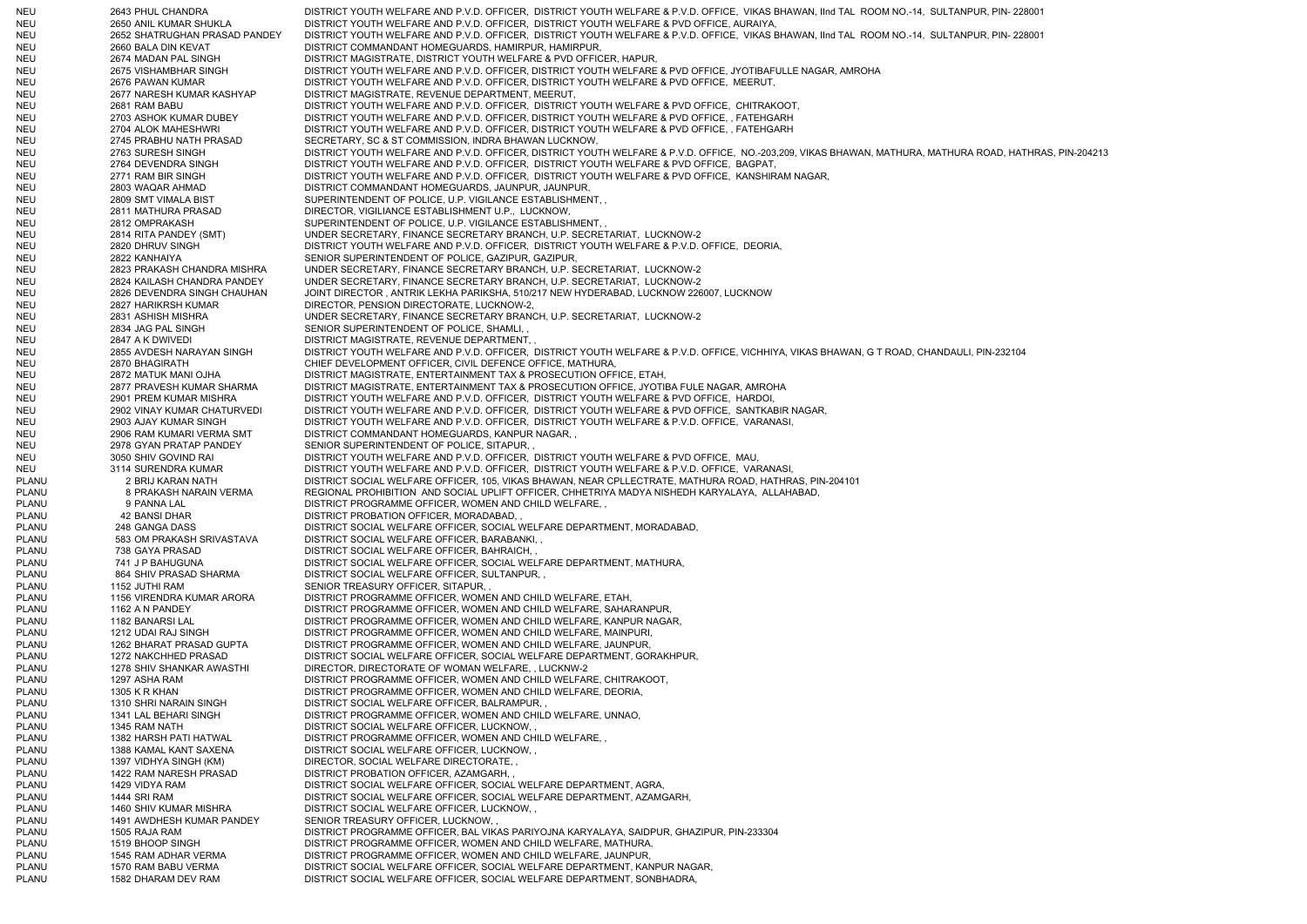| | | | |
|---|---|---|---|
| NEU | 2643 | PHUL CHANDRA | DISTRICT YOUTH WELFARE AND P.V.D. OFFICER, DISTRICT YOUTH WELFARE & P.V.D. OFFICE, VIKAS BHAWAN, IInd TAL ROOM NO.-14, SULTANPUR, PIN- 228001 |
| NEU | 2650 | ANIL KUMAR SHUKLA | DISTRICT YOUTH WELFARE AND P.V.D. OFFICER, DISTRICT YOUTH WELFARE & PVD OFFICE, AURAIYA, |
| NEU | 2652 | SHATRUGHAN PRASAD PANDEY | DISTRICT YOUTH WELFARE AND P.V.D. OFFICER, DISTRICT YOUTH WELFARE & P.V.D. OFFICE, VIKAS BHAWAN, IInd TAL ROOM NO.-14, SULTANPUR, PIN- 228001 |
| NEU | 2660 | BALA DIN KEVAT | DISTRICT COMMANDANT HOMEGUARDS, HAMIRPUR, HAMIRPUR, |
| NEU | 2674 | MADAN PAL SINGH | DISTRICT MAGISTRATE, DISTRICT YOUTH WELFARE & PVD OFFICER, HAPUR, |
| NEU | 2675 | VISHAMBHAR SINGH | DISTRICT YOUTH WELFARE AND P.V.D. OFFICER, DISTRICT YOUTH WELFARE & PVD OFFICE, JYOTIBAFULLE NAGAR, AMROHA |
| NEU | 2676 | PAWAN KUMAR | DISTRICT YOUTH WELFARE AND P.V.D. OFFICER, DISTRICT YOUTH WELFARE & PVD OFFICE, MEERUT, |
| NEU | 2677 | NARESH KUMAR KASHYAP | DISTRICT MAGISTRATE, REVENUE DEPARTMENT, MEERUT, |
| NEU | 2681 | RAM BABU | DISTRICT YOUTH WELFARE AND P.V.D. OFFICER, DISTRICT YOUTH WELFARE & PVD OFFICE, CHITRAKOOT, |
| NEU | 2703 | ASHOK KUMAR DUBEY | DISTRICT YOUTH WELFARE AND P.V.D. OFFICER, DISTRICT YOUTH WELFARE & PVD OFFICE, , FATEHGARH |
| NEU | 2704 | ALOK MAHESHWRI | DISTRICT YOUTH WELFARE AND P.V.D. OFFICER, DISTRICT YOUTH WELFARE & PVD OFFICE, , FATEHGARH |
| NEU | 2745 | PRABHU NATH PRASAD | SECRETARY, SC & ST COMMISSION, INDRA BHAWAN LUCKNOW, |
| NEU | 2763 | SURESH SINGH | DISTRICT YOUTH WELFARE AND P.V.D. OFFICER, DISTRICT YOUTH WELFARE & P.V.D. OFFICE, NO.-203,209, VIKAS BHAWAN, MATHURA, MATHURA ROAD, HATHRAS, PIN-204213 |
| NEU | 2764 | DEVENDRA SINGH | DISTRICT YOUTH WELFARE AND P.V.D. OFFICER, DISTRICT YOUTH WELFARE & PVD OFFICE, BAGPAT, |
| NEU | 2771 | RAM BIR SINGH | DISTRICT YOUTH WELFARE AND P.V.D. OFFICER, DISTRICT YOUTH WELFARE & PVD OFFICE, KANSHIRAM NAGAR, |
| NEU | 2803 | WAQAR AHMAD | DISTRICT COMMANDANT HOMEGUARDS, JAUNPUR, JAUNPUR, |
| NEU | 2809 | SMT VIMALA BIST | SUPERINTENDENT OF POLICE, U.P. VIGILANCE ESTABLISHMENT, , |
| NEU | 2811 | MATHURA PRASAD | DIRECTOR, VIGILIANCE ESTABLISHMENT U.P., LUCKNOW, |
| NEU | 2812 | OMPRAKASH | SUPERINTENDENT OF POLICE, U.P. VIGILANCE ESTABLISHMENT, , |
| NEU | 2814 | RITA PANDEY (SMT) | UNDER SECRETARY, FINANCE SECRETARY BRANCH, U.P. SECRETARIAT, LUCKNOW-2 |
| NEU | 2820 | DHRUV SINGH | DISTRICT YOUTH WELFARE AND P.V.D. OFFICER, DISTRICT YOUTH WELFARE & P.V.D. OFFICE, DEORIA, |
| NEU | 2822 | KANHAIYA | SENIOR SUPERINTENDENT OF POLICE, GAZIPUR, GAZIPUR, |
| NEU | 2823 | PRAKASH CHANDRA MISHRA | UNDER SECRETARY, FINANCE SECRETARY BRANCH, U.P. SECRETARIAT, LUCKNOW-2 |
| NEU | 2824 | KAILASH CHANDRA PANDEY | UNDER SECRETARY, FINANCE SECRETARY BRANCH, U.P. SECRETARIAT, LUCKNOW-2 |
| NEU | 2826 | DEVENDRA SINGH CHAUHAN | JOINT DIRECTOR , ANTRIK LEKHA PARIKSHA, 510/217 NEW HYDERABAD, LUCKNOW 226007, LUCKNOW |
| NEU | 2827 | HARIKRSH KUMAR | DIRECTOR, PENSION DIRECTORATE, LUCKNOW-2, |
| NEU | 2831 | ASHISH MISHRA | UNDER SECRETARY, FINANCE SECRETARY BRANCH, U.P. SECRETARIAT, LUCKNOW-2 |
| NEU | 2834 | JAG PAL SINGH | SENIOR SUPERINTENDENT OF POLICE, SHAMLI, , |
| NEU | 2847 | A K DWIVEDI | DISTRICT MAGISTRATE, REVENUE DEPARTMENT, , |
| NEU | 2855 | AVDESH NARAYAN SINGH | DISTRICT YOUTH WELFARE AND P.V.D. OFFICER, DISTRICT YOUTH WELFARE & P.V.D. OFFICE, VICHHIYA, VIKAS BHAWAN, G T ROAD, CHANDAULI, PIN-232104 |
| NEU | 2870 | BHAGIRATH | CHIEF DEVELOPMENT OFFICER, CIVIL DEFENCE OFFICE, MATHURA, |
| NEU | 2872 | MATUK MANI OJHA | DISTRICT MAGISTRATE, ENTERTAINMENT TAX & PROSECUTION OFFICE, ETAH, |
| NEU | 2877 | PRAVESH KUMAR SHARMA | DISTRICT MAGISTRATE, ENTERTAINMENT TAX & PROSECUTION OFFICE, JYOTIBA FULE NAGAR, AMROHA |
| NEU | 2901 | PREM KUMAR MISHRA | DISTRICT YOUTH WELFARE AND P.V.D. OFFICER, DISTRICT YOUTH WELFARE & PVD OFFICE, HARDOI, |
| NEU | 2902 | VINAY KUMAR CHATURVEDI | DISTRICT YOUTH WELFARE AND P.V.D. OFFICER, DISTRICT YOUTH WELFARE & PVD OFFICE, SANTKABIR NAGAR, |
| NEU | 2903 | AJAY KUMAR SINGH | DISTRICT YOUTH WELFARE AND P.V.D. OFFICER, DISTRICT YOUTH WELFARE & P.V.D. OFFICE, VARANASI, |
| NEU | 2906 | RAM KUMARI VERMA SMT | DISTRICT COMMANDANT HOMEGUARDS, KANPUR NAGAR, , |
| NEU | 2978 | GYAN PRATAP PANDEY | SENIOR SUPERINTENDENT OF POLICE, SITAPUR, , |
| NEU | 3050 | SHIV GOVIND RAI | DISTRICT YOUTH WELFARE AND P.V.D. OFFICER, DISTRICT YOUTH WELFARE & PVD OFFICE, MAU, |
| NEU | 3114 | SURENDRA KUMAR | DISTRICT YOUTH WELFARE AND P.V.D. OFFICER, DISTRICT YOUTH WELFARE & P.V.D. OFFICE, VARANASI, |
| PLANU | 2 | BRIJ KARAN NATH | DISTRICT SOCIAL WELFARE OFFICER, 105, VIKAS BHAWAN, NEAR CPLLECTRATE, MATHURA ROAD, HATHRAS, PIN-204101 |
| PLANU | 8 | PRAKASH NARAIN VERMA | REGIONAL PROHIBITION AND SOCIAL UPLIFT OFFICER, CHHETRIYA MADYA NISHEDH KARYALAYA, ALLAHABAD, |
| PLANU | 9 | PANNA LAL | DISTRICT PROGRAMME OFFICER, WOMEN AND CHILD WELFARE, , |
| PLANU | 42 | BANSI DHAR | DISTRICT PROBATION OFFICER, MORADABAD, , |
| PLANU | 248 | GANGA DASS | DISTRICT SOCIAL WELFARE OFFICER, SOCIAL WELFARE DEPARTMENT, MORADABAD, |
| PLANU | 583 | OM PRAKASH SRIVASTAVA | DISTRICT SOCIAL WELFARE OFFICER, BARABANKI, , |
| PLANU | 738 | GAYA PRASAD | DISTRICT SOCIAL WELFARE OFFICER, BAHRAICH, , |
| PLANU | 741 | J P BAHUGUNA | DISTRICT SOCIAL WELFARE OFFICER, SOCIAL WELFARE DEPARTMENT, MATHURA, |
| PLANU | 864 | SHIV PRASAD SHARMA | DISTRICT SOCIAL WELFARE OFFICER, SULTANPUR, , |
| PLANU | 1152 | JUTHI RAM | SENIOR TREASURY OFFICER, SITAPUR, , |
| PLANU | 1156 | VIRENDRA KUMAR ARORA | DISTRICT PROGRAMME OFFICER, WOMEN AND CHILD WELFARE, ETAH, |
| PLANU | 1162 | A N PANDEY | DISTRICT PROGRAMME OFFICER, WOMEN AND CHILD WELFARE, SAHARANPUR, |
| PLANU | 1182 | BANARSI LAL | DISTRICT PROGRAMME OFFICER, WOMEN AND CHILD WELFARE, KANPUR NAGAR, |
| PLANU | 1212 | UDAI RAJ SINGH | DISTRICT PROGRAMME OFFICER, WOMEN AND CHILD WELFARE, MAINPURI, |
| PLANU | 1262 | BHARAT PRASAD GUPTA | DISTRICT PROGRAMME OFFICER, WOMEN AND CHILD WELFARE, JAUNPUR, |
| PLANU | 1272 | NAKCHHED PRASAD | DISTRICT SOCIAL WELFARE OFFICER, SOCIAL WELFARE DEPARTMENT, GORAKHPUR, |
| PLANU | 1278 | SHIV SHANKAR AWASTHI | DIRECTOR, DIRECTORATE OF WOMAN WELFARE, , LUCKNW-2 |
| PLANU | 1297 | ASHA RAM | DISTRICT PROGRAMME OFFICER, WOMEN AND CHILD WELFARE, CHITRAKOOT, |
| PLANU | 1305 | K R KHAN | DISTRICT PROGRAMME OFFICER, WOMEN AND CHILD WELFARE, DEORIA, |
| PLANU | 1310 | SHRI NARAIN SINGH | DISTRICT SOCIAL WELFARE OFFICER, BALRAMPUR, , |
| PLANU | 1341 | LAL BEHARI SINGH | DISTRICT PROGRAMME OFFICER, WOMEN AND CHILD WELFARE, UNNAO, |
| PLANU | 1345 | RAM NATH | DISTRICT SOCIAL WELFARE OFFICER, LUCKNOW, , |
| PLANU | 1382 | HARSH PATI HATWAL | DISTRICT PROGRAMME OFFICER, WOMEN AND CHILD WELFARE, , |
| PLANU | 1388 | KAMAL KANT SAXENA | DISTRICT SOCIAL WELFARE OFFICER, LUCKNOW, , |
| PLANU | 1397 | VIDHYA SINGH (KM) | DIRECTOR, SOCIAL WELFARE DIRECTORATE, , |
| PLANU | 1422 | RAM NARESH PRASAD | DISTRICT PROBATION OFFICER, AZAMGARH, , |
| PLANU | 1429 | VIDYA RAM | DISTRICT SOCIAL WELFARE OFFICER, SOCIAL WELFARE DEPARTMENT, AGRA, |
| PLANU | 1444 | SRI RAM | DISTRICT SOCIAL WELFARE OFFICER, SOCIAL WELFARE DEPARTMENT, AZAMGARH, |
| PLANU | 1460 | SHIV KUMAR MISHRA | DISTRICT SOCIAL WELFARE OFFICER, LUCKNOW, , |
| PLANU | 1491 | AWDHESH KUMAR PANDEY | SENIOR TREASURY OFFICER, LUCKNOW, , |
| PLANU | 1505 | RAJA RAM | DISTRICT PROGRAMME OFFICER, BAL VIKAS PARIYOJNA KARYALAYA, SAIDPUR, GHAZIPUR, PIN-233304 |
| PLANU | 1519 | BHOOP SINGH | DISTRICT PROGRAMME OFFICER, WOMEN AND CHILD WELFARE, MATHURA, |
| PLANU | 1545 | RAM ADHAR VERMA | DISTRICT PROGRAMME OFFICER, WOMEN AND CHILD WELFARE, JAUNPUR, |
| PLANU | 1570 | RAM BABU VERMA | DISTRICT SOCIAL WELFARE OFFICER, SOCIAL WELFARE DEPARTMENT, KANPUR NAGAR, |
| PLANU | 1582 | DHARAM DEV RAM | DISTRICT SOCIAL WELFARE OFFICER, SOCIAL WELFARE DEPARTMENT, SONBHADRA, |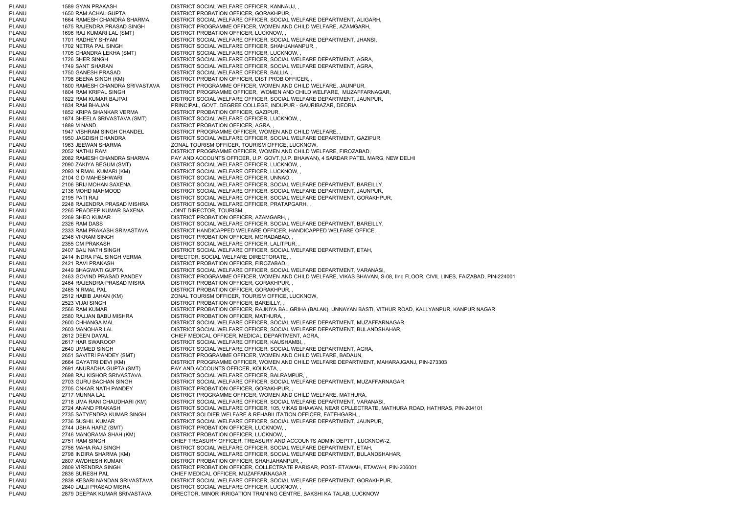| | | | |
|---|---|---|---|
| PLANU | 1589 | GYAN PRAKASH | DISTRICT SOCIAL WELFARE OFFICER, KANNAUJ, , |
| PLANU | 1650 | RAM ACHAL GUPTA | DISTRICT PROBATION OFFICER, GORAKHPUR, , |
| PLANU | 1664 | RAMESH CHANDRA SHARMA | DISTRICT SOCIAL WELFARE OFFICER, SOCIAL WELFARE DEPARTMENT, ALIGARH, |
| PLANU | 1675 | RAJENDRA PRASAD SINGH | DISTRICT PROGRAMME OFFICER, WOMEN AND CHILD WELFARE, AZAMGARH, |
| PLANU | 1696 | RAJ KUMARI LAL (SMT) | DISTRICT PROBATION OFFICER, LUCKNOW, , |
| PLANU | 1701 | RADHEY SHYAM | DISTRICT SOCIAL WELFARE OFFICER, SOCIAL WELFARE DEPARTMENT, JHANSI, |
| PLANU | 1702 | NETRA PAL SINGH | DISTRICT SOCIAL WELFARE OFFICER, SHAHJAHANPUR, , |
| PLANU | 1705 | CHANDRA LEKHA (SMT) | DISTRICT SOCIAL WELFARE OFFICER, LUCKNOW, , |
| PLANU | 1726 | SHER SINGH | DISTRICT SOCIAL WELFARE OFFICER, SOCIAL WELFARE DEPARTMENT, AGRA, |
| PLANU | 1749 | SANT SHARAN | DISTRICT SOCIAL WELFARE OFFICER, SOCIAL WELFARE DEPARTMENT, AGRA, |
| PLANU | 1750 | GANESH PRASAD | DISTRICT SOCIAL WELFARE OFFICER, BALLIA, , |
| PLANU | 1798 | BEENA SINGH (KM) | DISTRICT PROBATION OFFICER, DIST PROB OFFICER, , |
| PLANU | 1800 | RAMESH CHANDRA SRIVASTAVA | DISTRICT PROGRAMME OFFICER, WOMEN AND CHILD WELFARE, JAUNPUR, |
| PLANU | 1804 | RAM KRIPAL SINGH | DISTRICT PROGRAMME OFFICER, WOMEN AND CHILD WELFARE, MUZAFFARNAGAR, |
| PLANU | 1822 | RAM KUMAR BAJPAI | DISTRICT SOCIAL WELFARE OFFICER, SOCIAL WELFARE DEPARTMENT, JAUNPUR, |
| PLANU | 1834 | RAM BHAJAN | PRINCIPAL, GOVT. DEGREE COLLEGE, INDUPUR - GAURIBAZAR, DEORIA |
| PLANU | 1852 | KRIPA SHANKAR VERMA | DISTRICT PROBATION OFFICER, GAZIPUR, , |
| PLANU | 1874 | SHEELA SRIVASTAVA (SMT) | DISTRICT SOCIAL WELFARE OFFICER, LUCKNOW, , |
| PLANU | 1889 | M NAND | DISTRICT PROBATION OFFICER, AGRA, , |
| PLANU | 1947 | VISHRAM SINGH CHANDEL | DISTRICT PROGRAMME OFFICER, WOMEN AND CHILD WELFARE, , |
| PLANU | 1950 | JAGDISH CHANDRA | DISTRICT SOCIAL WELFARE OFFICER, SOCIAL WELFARE DEPARTMENT, GAZIPUR, |
| PLANU | 1963 | JEEWAN SHARMA | ZONAL TOURISM OFFICER, TOURISM OFFICE, LUCKNOW, |
| PLANU | 2052 | NATHU RAM | DISTRICT PROGRAMME OFFICER, WOMEN AND CHILD WELFARE, FIROZABAD, |
| PLANU | 2082 | RAMESH CHANDRA SHARMA | PAY AND ACCOUNTS OFFICER, U.P. GOVT.(U.P. BHAWAN), 4 SARDAR PATEL MARG, NEW DELHI |
| PLANU | 2090 | ZAKIYA BEGUM (SMT) | DISTRICT SOCIAL WELFARE OFFICER, LUCKNOW, , |
| PLANU | 2093 | NIRMAL KUMARI (KM) | DISTRICT SOCIAL WELFARE OFFICER, LUCKNOW, , |
| PLANU | 2104 | G D MAHESHWARI | DISTRICT SOCIAL WELFARE OFFICER, UNNAO, , |
| PLANU | 2106 | BRIJ MOHAN SAXENA | DISTRICT SOCIAL WELFARE OFFICER, SOCIAL WELFARE DEPARTMENT, BAREILLY, |
| PLANU | 2136 | MOHD MAHMOOD | DISTRICT SOCIAL WELFARE OFFICER, SOCIAL WELFARE DEPARTMENT, JAUNPUR, |
| PLANU | 2195 | PATI RAJ | DISTRICT SOCIAL WELFARE OFFICER, SOCIAL WELFARE DEPARTMENT, GORAKHPUR, |
| PLANU | 2248 | RAJENDRA PRASAD MISHRA | DISTRICT SOCIAL WELFARE OFFICER, PRATAPGARH, , |
| PLANU | 2265 | PRADEEP KUMAR SAXENA | JOINT DIRECTOR, TOURISM, , |
| PLANU | 2269 | SHEO KUMAR | DISTRICT PROBATION OFFICER, AZAMGARH, , |
| PLANU | 2326 | RAM DASS | DISTRICT SOCIAL WELFARE OFFICER, SOCIAL WELFARE DEPARTMENT, BAREILLY, |
| PLANU | 2333 | RAM PRAKASH SRIVASTAVA | DISTRICT HANDICAPPED WELFARE OFFICER, HANDICAPPED WELFARE OFFICE, , |
| PLANU | 2346 | VIKRAM SINGH | DISTRICT PROBATION OFFICER, MORADABAD, , |
| PLANU | 2355 | OM PRAKASH | DISTRICT SOCIAL WELFARE OFFICER, LALITPUR, , |
| PLANU | 2407 | BAIJ NATH SINGH | DISTRICT SOCIAL WELFARE OFFICER, SOCIAL WELFARE DEPARTMENT, ETAH, |
| PLANU | 2414 | INDRA PAL SINGH VERMA | DIRECTOR, SOCIAL WELFARE DIRECTORATE, , |
| PLANU | 2421 | RAVI PRAKASH | DISTRICT PROBATION OFFICER, FIROZABAD, , |
| PLANU | 2449 | BHAGWATI GUPTA | DISTRICT SOCIAL WELFARE OFFICER, SOCIAL WELFARE DEPARTMENT, VARANASI, |
| PLANU | 2463 | GOVIND PRASAD PANDEY | DISTRICT PROGRAMME OFFICER, WOMEN AND CHILD WELFARE, VIKAS BHAVAN, S-08, IInd FLOOR, CIVIL LINES, FAIZABAD, PIN-224001 |
| PLANU | 2464 | RAJENDRA PRASAD MISRA | DISTRICT PROBATION OFFICER, GORAKHPUR, , |
| PLANU | 2465 | NIRMAL PAL | DISTRICT PROBATION OFFICER, GORAKHPUR, , |
| PLANU | 2512 | HABIB JAHAN (KM) | ZONAL TOURISM OFFICER, TOURISM OFFICE, LUCKNOW, |
| PLANU | 2523 | VIJAI SINGH | DISTRICT PROBATION OFFICER, BAREILLY, , |
| PLANU | 2566 | RAM KUMAR | DISTRICT PROBATION OFFICER, RAJKIYA BAL GRIHA (BALAK), UNNAYAN BASTI, VITHUR ROAD, KALLYANPUR, KANPUR NAGAR |
| PLANU | 2580 | RAJJAN BABU MISHRA | DISTRICT PROBATION OFFICER, MATHURA, , |
| PLANU | 2600 | CHHANGA MAL | DISTRICT SOCIAL WELFARE OFFICER, SOCIAL WELFARE DEPARTMENT, MUZAFFARNAGAR, |
| PLANU | 2603 | MANOHAR LAL | DISTRICT SOCIAL WELFARE OFFICER, SOCIAL WELFARE DEPARTMENT, BULANDSHAHAR, |
| PLANU | 2612 | DEEN DAYAL | CHIEF MEDICAL OFFICER, MEDICAL DEPARTMENT, AGRA, |
| PLANU | 2617 | HAR SWAROOP | DISTRICT SOCIAL WELFARE OFFICER, KAUSHAMBI, , |
| PLANU | 2640 | UMMED SINGH | DISTRICT SOCIAL WELFARE OFFICER, SOCIAL WELFARE DEPARTMENT, AGRA, |
| PLANU | 2651 | SAVITRI PANDEY (SMT) | DISTRICT PROGRAMME OFFICER, WOMEN AND CHILD WELFARE, BADAUN, |
| PLANU | 2664 | GAYATRI DEVI (KM) | DISTRICT PROGRAMME OFFICER, WOMEN AND CHILD WELFARE DEPARTMENT, MAHARAJGANJ, PIN-273303 |
| PLANU | 2691 | ANURADHA GUPTA (SMT) | PAY AND ACCOUNTS OFFICER, KOLKATA, , |
| PLANU | 2698 | RAJ KISHOR SRIVASTAVA | DISTRICT SOCIAL WELFARE OFFICER, BALRAMPUR, , |
| PLANU | 2703 | GURU BACHAN SINGH | DISTRICT SOCIAL WELFARE OFFICER, SOCIAL WELFARE DEPARTMENT, MUZAFFARNAGAR, |
| PLANU | 2705 | ONKAR NATH PANDEY | DISTRICT PROBATION OFFICER, GORAKHPUR, , |
| PLANU | 2717 | MUNNA LAL | DISTRICT PROGRAMME OFFICER, WOMEN AND CHILD WELFARE, MATHURA, |
| PLANU | 2718 | UMA RANI CHAUDHARI (KM) | DISTRICT SOCIAL WELFARE OFFICER, SOCIAL WELFARE DEPARTMENT, VARANASI, |
| PLANU | 2724 | ANAND PRAKASH | DISTRICT SOCIAL WELFARE OFFICER, 105, VIKAS BHAWAN, NEAR CPLLECTRATE, MATHURA ROAD, HATHRAS, PIN-204101 |
| PLANU | 2735 | SATYENDRA KUMAR SINGH | DISTRICT SOLDIER WELFARE & REHABILITATION OFFICER, FATEHGARH, , |
| PLANU | 2736 | SUSHIL KUMAR | DISTRICT SOCIAL WELFARE OFFICER, SOCIAL WELFARE DEPARTMENT, JAUNPUR, |
| PLANU | 2744 | USHA HAFIZ (SMT) | DISTRICT PROBATION OFFICER, LUCKNOW, , |
| PLANU | 2746 | MANORAMA SHAH (KM) | DISTRICT PROBATION OFFICER, LUCKNOW, , |
| PLANU | 2751 | RAM SINGH | CHIEF TREASURY OFFICER, TREASURY AND ACCOUNTS ADMIN DEPTT., LUCKNOW-2, |
| PLANU | 2756 | MAHA RAJ SINGH | DISTRICT SOCIAL WELFARE OFFICER, SOCIAL WELFARE DEPARTMENT, ETAH, |
| PLANU | 2798 | INDIRA SHARMA (KM) | DISTRICT SOCIAL WELFARE OFFICER, SOCIAL WELFARE DEPARTMENT, BULANDSHAHAR, |
| PLANU | 2807 | AWDHESH KUMAR | DISTRICT PROBATION OFFICER, SHAHJAHANPUR, , |
| PLANU | 2809 | VIRENDRA SINGH | DISTRICT PROBATION OFFICER, COLLECTRATE PARISAR, POST- ETAWAH, ETAWAH, PIN-206001 |
| PLANU | 2836 | SURESH PAL | CHIEF MEDICAL OFFICER, MUZAFFARNAGAR, , |
| PLANU | 2838 | KESARI NANDAN SRIVASTAVA | DISTRICT SOCIAL WELFARE OFFICER, SOCIAL WELFARE DEPARTMENT, GORAKHPUR, |
| PLANU | 2840 | LALJI PRASAD MISRA | DISTRICT SOCIAL WELFARE OFFICER, LUCKNOW, , |
| PLANU | 2879 | DEEPAK KUMAR SRIVASTAVA | DIRECTOR, MINOR IRRIGATION TRAINING CENTRE, BAKSHI KA TALAB, LUCKNOW |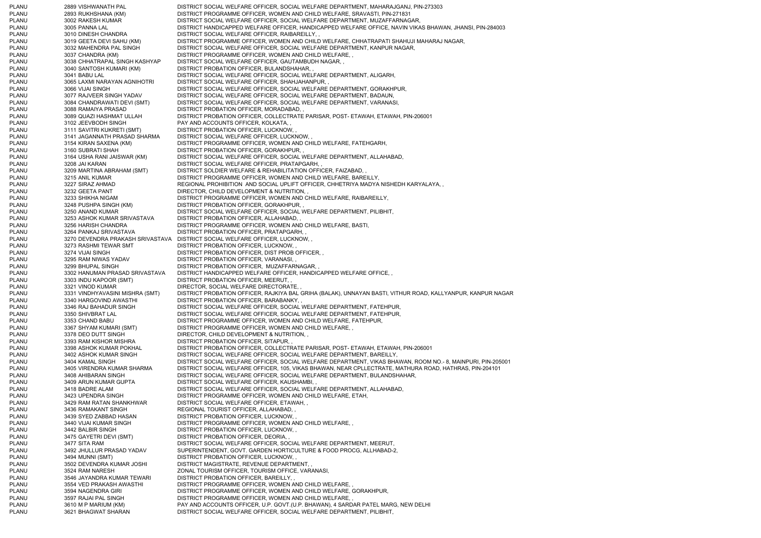| | | |
|---|---|---|
| PLANU | 2889 VISHWANATH PAL | DISTRICT SOCIAL WELFARE OFFICER, SOCIAL WELFARE DEPARTMENT, MAHARAJGANJ, PIN-273303 |
| PLANU | 2893 RUKHSHANA (KM) | DISTRICT PROGRAMME OFFICER, WOMEN AND CHILD WELFARE, SRAVASTI, PIN-271831 |
| PLANU | 3002 RAKESH KUMAR | DISTRICT SOCIAL WELFARE OFFICER, SOCIAL WELFARE DEPARTMENT, MUZAFFARNAGAR, |
| PLANU | 3005 PANNA LAL | DISTRICT HANDICAPPED WELFARE OFFICER, HANDICAPPED WELFARE OFFICE, NAVIN VIKAS BHAWAN, JHANSI, PIN-284003 |
| PLANU | 3010 DINESH CHANDRA | DISTRICT SOCIAL WELFARE OFFICER, RAIBAREILLY, , |
| PLANU | 3019 GEETA DEVI SAHU (KM) | DISTRICT PROGRAMME OFFICER, WOMEN AND CHILD WELFARE, CHHATRAPATI SHAHUJI MAHARAJ NAGAR, |
| PLANU | 3032 MAHENDRA PAL SINGH | DISTRICT SOCIAL WELFARE OFFICER, SOCIAL WELFARE DEPARTMENT, KANPUR NAGAR, |
| PLANU | 3037 CHANDRA (KM) | DISTRICT PROGRAMME OFFICER, WOMEN AND CHILD WELFARE, , |
| PLANU | 3038 CHHATRAPAL SINGH KASHYAP | DISTRICT SOCIAL WELFARE OFFICER, GAUTAMBUDH NAGAR, , |
| PLANU | 3040 SANTOSH KUMARI (KM) | DISTRICT PROBATION OFFICER, BULANDSHAHAR, , |
| PLANU | 3041 BABU LAL | DISTRICT SOCIAL WELFARE OFFICER, SOCIAL WELFARE DEPARTMENT, ALIGARH, |
| PLANU | 3065 LAXMI NARAYAN AGNIHOTRI | DISTRICT SOCIAL WELFARE OFFICER, SHAHJAHANPUR, , |
| PLANU | 3066 VIJAI SINGH | DISTRICT SOCIAL WELFARE OFFICER, SOCIAL WELFARE DEPARTMENT, GORAKHPUR, |
| PLANU | 3077 RAJVEER SINGH YADAV | DISTRICT SOCIAL WELFARE OFFICER, SOCIAL WELFARE DEPARTMENT, BADAUN, |
| PLANU | 3084 CHANDRAWATI DEVI (SMT) | DISTRICT SOCIAL WELFARE OFFICER, SOCIAL WELFARE DEPARTMENT, VARANASI, |
| PLANU | 3088 RAMAIYA PRASAD | DISTRICT PROBATION OFFICER, MORADABAD, , |
| PLANU | 3089 QUAZI HASHMAT ULLAH | DISTRICT PROBATION OFFICER, COLLECTRATE PARISAR, POST- ETAWAH, ETAWAH, PIN-206001 |
| PLANU | 3102 JEEVBODH SINGH | PAY AND ACCOUNTS OFFICER, KOLKATA, , |
| PLANU | 3111 SAVITRI KUKRETI (SMT) | DISTRICT PROBATION OFFICER, LUCKNOW, , |
| PLANU | 3141 JAGANNATH PRASAD SHARMA | DISTRICT SOCIAL WELFARE OFFICER, LUCKNOW, , |
| PLANU | 3154 KIRAN SAXENA (KM) | DISTRICT PROGRAMME OFFICER, WOMEN AND CHILD WELFARE, FATEHGARH, |
| PLANU | 3160 SUBRATI SHAH | DISTRICT PROBATION OFFICER, GORAKHPUR, , |
| PLANU | 3164 USHA RANI JAISWAR (KM) | DISTRICT SOCIAL WELFARE OFFICER, SOCIAL WELFARE DEPARTMENT, ALLAHABAD, |
| PLANU | 3208 JAI KARAN | DISTRICT SOCIAL WELFARE OFFICER, PRATAPGARH, , |
| PLANU | 3209 MARTINA ABRAHAM (SMT) | DISTRICT SOLDIER WELFARE & REHABILITATION OFFICER, FAIZABAD, , |
| PLANU | 3215 ANIL KUMAR | DISTRICT PROGRAMME OFFICER, WOMEN AND CHILD WELFARE, BAREILLY, |
| PLANU | 3227 SIRAZ AHMAD | REGIONAL PROHIBITION AND SOCIAL UPLIFT OFFICER, CHHETRIYA MADYA NISHEDH KARYALAYA, , |
| PLANU | 3232 GEETA PANT | DIRECTOR, CHILD DEVELOPMENT & NUTRITION, , |
| PLANU | 3233 SHIKHA NIGAM | DISTRICT PROGRAMME OFFICER, WOMEN AND CHILD WELFARE, RAIBAREILLY, |
| PLANU | 3248 PUSHPA SINGH (KM) | DISTRICT PROBATION OFFICER, GORAKHPUR, , |
| PLANU | 3250 ANAND KUMAR | DISTRICT SOCIAL WELFARE OFFICER, SOCIAL WELFARE DEPARTMENT, PILIBHIT, |
| PLANU | 3253 ASHOK KUMAR SRIVASTAVA | DISTRICT PROBATION OFFICER, ALLAHABAD, , |
| PLANU | 3256 HARISH CHANDRA | DISTRICT PROGRAMME OFFICER, WOMEN AND CHILD WELFARE, BASTI, |
| PLANU | 3264 PANKAJ SRIVASTAVA | DISTRICT PROBATION OFFICER, PRATAPGARH, , |
| PLANU | 3270 DEVENDRA PRAKASH SRIVASTAVA | DISTRICT SOCIAL WELFARE OFFICER, LUCKNOW, , |
| PLANU | 3273 RASHMI TEWAR SMT | DISTRICT PROBATION OFFICER, LUCKNOW, , |
| PLANU | 3274 VIJAI SINGH | DISTRICT PROBATION OFFICER, DIST PROB OFFICER, , |
| PLANU | 3295 RAM NIWAS YADAV | DISTRICT PROBATION OFFICER, VARANASI, , |
| PLANU | 3299 BHUPAL SINGH | DISTRICT PROBATION OFFICER, MUZAFFARNAGAR, , |
| PLANU | 3302 HANUMAN PRASAD SRIVASTAVA | DISTRICT HANDICAPPED WELFARE OFFICER, HANDICAPPED WELFARE OFFICE, , |
| PLANU | 3303 INDU KAPOOR (SMT) | DISTRICT PROBATION OFFICER, MEERUT, , |
| PLANU | 3321 VINOD KUMAR | DIRECTOR, SOCIAL WELFARE DIRECTORATE, , |
| PLANU | 3331 VINDHYAVASINI MISHRA (SMT) | DISTRICT PROBATION OFFICER, RAJKIYA BAL GRIHA (BALAK), UNNAYAN BASTI, VITHUR ROAD, KALLYANPUR, KANPUR NAGAR |
| PLANU | 3340 HARGOVIND AWASTHI | DISTRICT PROBATION OFFICER, BARABANKY, , |
| PLANU | 3346 RAJ BAHADUR SINGH | DISTRICT SOCIAL WELFARE OFFICER, SOCIAL WELFARE DEPARTMENT, FATEHPUR, |
| PLANU | 3350 SHIVBRAT LAL | DISTRICT SOCIAL WELFARE OFFICER, SOCIAL WELFARE DEPARTMENT, FATEHPUR, |
| PLANU | 3353 CHAND BABU | DISTRICT PROGRAMME OFFICER, WOMEN AND CHILD WELFARE, FATEHPUR, |
| PLANU | 3367 SHYAM KUMARI (SMT) | DISTRICT PROGRAMME OFFICER, WOMEN AND CHILD WELFARE, , |
| PLANU | 3378 DEO DUTT SINGH | DIRECTOR, CHILD DEVELOPMENT & NUTRITION, , |
| PLANU | 3393 RAM KISHOR MISHRA | DISTRICT PROBATION OFFICER, SITAPUR, , |
| PLANU | 3398 ASHOK KUMAR POKHAL | DISTRICT PROBATION OFFICER, COLLECTRATE PARISAR, POST- ETAWAH, ETAWAH, PIN-206001 |
| PLANU | 3402 ASHOK KUMAR SINGH | DISTRICT SOCIAL WELFARE OFFICER, SOCIAL WELFARE DEPARTMENT, BAREILLY, |
| PLANU | 3404 KAMAL SINGH | DISTRICT SOCIAL WELFARE OFFICER, SOCIAL WELFARE DEPARTMENT, VIKAS BHAWAN, ROOM NO.- 8, MAINPURI, PIN-205001 |
| PLANU | 3405 VIRENDRA KUMAR SHARMA | DISTRICT SOCIAL WELFARE OFFICER, 105, VIKAS BHAWAN, NEAR CPLLECTRATE, MATHURA ROAD, HATHRAS, PIN-204101 |
| PLANU | 3408 AHIBARAN SINGH | DISTRICT SOCIAL WELFARE OFFICER, SOCIAL WELFARE DEPARTMENT, BULANDSHAHAR, |
| PLANU | 3409 ARUN KUMAR GUPTA | DISTRICT SOCIAL WELFARE OFFICER, KAUSHAMBI, , |
| PLANU | 3418 BADRE ALAM | DISTRICT SOCIAL WELFARE OFFICER, SOCIAL WELFARE DEPARTMENT, ALLAHABAD, |
| PLANU | 3423 UPENDRA SINGH | DISTRICT PROGRAMME OFFICER, WOMEN AND CHILD WELFARE, ETAH, |
| PLANU | 3429 RAM RATAN SHANKHWAR | DISTRICT SOCIAL WELFARE OFFICER, ETAWAH, , |
| PLANU | 3436 RAMAKANT SINGH | REGIONAL TOURIST OFFICER, ALLAHABAD, , |
| PLANU | 3439 SYED ZABBAD HASAN | DISTRICT PROBATION OFFICER, LUCKNOW, , |
| PLANU | 3440 VIJAI KUMAR SINGH | DISTRICT PROGRAMME OFFICER, WOMEN AND CHILD WELFARE, , |
| PLANU | 3442 BALBIR SINGH | DISTRICT PROBATION OFFICER, LUCKNOW, , |
| PLANU | 3475 GAYETRI DEVI (SMT) | DISTRICT PROBATION OFFICER, DEORIA, , |
| PLANU | 3477 SITA RAM | DISTRICT SOCIAL WELFARE OFFICER, SOCIAL WELFARE DEPARTMENT, MEERUT, |
| PLANU | 3492 JHULLUR PRASAD YADAV | SUPERINTENDENT, GOVT. GARDEN HORTICULTURE & FOOD PROCG, ALLHABAD-2, |
| PLANU | 3494 MUNNI (SMT) | DISTRICT PROBATION OFFICER, LUCKNOW, , |
| PLANU | 3502 DEVENDRA KUMAR JOSHI | DISTRICT MAGISTRATE, REVENUE DEPARTMENT, , |
| PLANU | 3524 RAM NARESH | ZONAL TOURISM OFFICER, TOURISM OFFICE, VARANASI, |
| PLANU | 3546 JAYANDRA KUMAR TEWARI | DISTRICT PROBATION OFFICER, BAREILLY, , |
| PLANU | 3554 VED PRAKASH AWASTHI | DISTRICT PROGRAMME OFFICER, WOMEN AND CHILD WELFARE, , |
| PLANU | 3594 NAGENDRA GIRI | DISTRICT PROGRAMME OFFICER, WOMEN AND CHILD WELFARE, GORAKHPUR, |
| PLANU | 3597 RAJAI PAL SINGH | DISTRICT PROGRAMME OFFICER, WOMEN AND CHILD WELFARE, , |
| PLANU | 3610 M P MARIUM (KM) | PAY AND ACCOUNTS OFFICER, U.P. GOVT.(U.P. BHAWAN), 4 SARDAR PATEL MARG, NEW DELHI |
| PLANU | 3621 BHAGWAT SHARAN | DISTRICT SOCIAL WELFARE OFFICER, SOCIAL WELFARE DEPARTMENT, PILIBHIT, |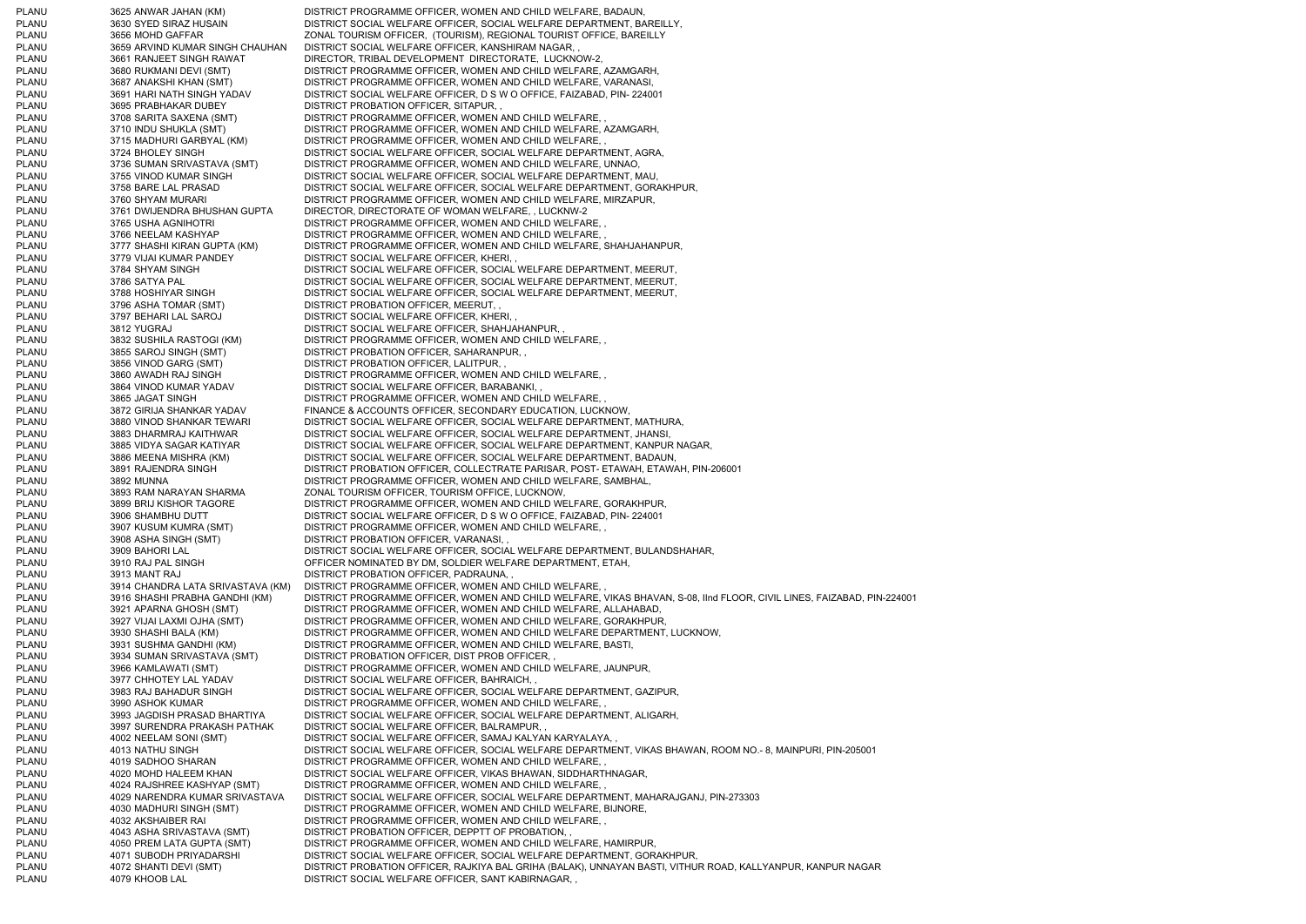| | | | |
|---|---|---|---|
| PLANU | 3625 | ANWAR JAHAN (KM) | DISTRICT PROGRAMME OFFICER, WOMEN AND CHILD WELFARE, BADAUN, |
| PLANU | 3630 | SYED SIRAZ HUSAIN | DISTRICT SOCIAL WELFARE OFFICER, SOCIAL WELFARE DEPARTMENT, BAREILLY, |
| PLANU | 3656 | MOHD GAFFAR | ZONAL TOURISM OFFICER, (TOURISM), REGIONAL TOURIST OFFICE, BAREILLY |
| PLANU | 3659 | ARVIND KUMAR SINGH CHAUHAN | DISTRICT SOCIAL WELFARE OFFICER, KANSHIRAM NAGAR, , |
| PLANU | 3661 | RANJEET SINGH RAWAT | DIRECTOR, TRIBAL DEVELOPMENT DIRECTORATE, LUCKNOW-2, |
| PLANU | 3680 | RUKMANI DEVI (SMT) | DISTRICT PROGRAMME OFFICER, WOMEN AND CHILD WELFARE, AZAMGARH, |
| PLANU | 3687 | ANAKSHI KHAN (SMT) | DISTRICT PROGRAMME OFFICER, WOMEN AND CHILD WELFARE, VARANASI, |
| PLANU | 3691 | HARI NATH SINGH YADAV | DISTRICT SOCIAL WELFARE OFFICER, D S W O OFFICE, FAIZABAD, PIN- 224001 |
| PLANU | 3695 | PRABHAKAR DUBEY | DISTRICT PROBATION OFFICER, SITAPUR, , |
| PLANU | 3708 | SARITA SAXENA (SMT) | DISTRICT PROGRAMME OFFICER, WOMEN AND CHILD WELFARE, , |
| PLANU | 3710 | INDU SHUKLA (SMT) | DISTRICT PROGRAMME OFFICER, WOMEN AND CHILD WELFARE, AZAMGARH, |
| PLANU | 3715 | MADHURI GARBYAL (KM) | DISTRICT PROGRAMME OFFICER, WOMEN AND CHILD WELFARE, , |
| PLANU | 3724 | BHOLEY SINGH | DISTRICT SOCIAL WELFARE OFFICER, SOCIAL WELFARE DEPARTMENT, AGRA, |
| PLANU | 3736 | SUMAN SRIVASTAVA (SMT) | DISTRICT PROGRAMME OFFICER, WOMEN AND CHILD WELFARE, UNNAO, |
| PLANU | 3755 | VINOD KUMAR SINGH | DISTRICT SOCIAL WELFARE OFFICER, SOCIAL WELFARE DEPARTMENT, MAU, |
| PLANU | 3758 | BARE LAL PRASAD | DISTRICT SOCIAL WELFARE OFFICER, SOCIAL WELFARE DEPARTMENT, GORAKHPUR, |
| PLANU | 3760 | SHYAM MURARI | DISTRICT PROGRAMME OFFICER, WOMEN AND CHILD WELFARE, MIRZAPUR, |
| PLANU | 3761 | DWIJENDRA BHUSHAN GUPTA | DIRECTOR, DIRECTORATE OF WOMAN WELFARE, , LUCKNW-2 |
| PLANU | 3765 | USHA AGNIHOTRI | DISTRICT PROGRAMME OFFICER, WOMEN AND CHILD WELFARE, , |
| PLANU | 3766 | NEELAM KASHYAP | DISTRICT PROGRAMME OFFICER, WOMEN AND CHILD WELFARE, , |
| PLANU | 3777 | SHASHI KIRAN GUPTA (KM) | DISTRICT PROGRAMME OFFICER, WOMEN AND CHILD WELFARE, SHAHJAHANPUR, |
| PLANU | 3779 | VIJAI KUMAR PANDEY | DISTRICT SOCIAL WELFARE OFFICER, KHERI, , |
| PLANU | 3784 | SHYAM SINGH | DISTRICT SOCIAL WELFARE OFFICER, SOCIAL WELFARE DEPARTMENT, MEERUT, |
| PLANU | 3786 | SATYA PAL | DISTRICT SOCIAL WELFARE OFFICER, SOCIAL WELFARE DEPARTMENT, MEERUT, |
| PLANU | 3788 | HOSHIYAR SINGH | DISTRICT SOCIAL WELFARE OFFICER, SOCIAL WELFARE DEPARTMENT, MEERUT, |
| PLANU | 3796 | ASHA TOMAR (SMT) | DISTRICT PROBATION OFFICER, MEERUT, , |
| PLANU | 3797 | BEHARI LAL SAROJ | DISTRICT SOCIAL WELFARE OFFICER, KHERI, , |
| PLANU | 3812 | YUGRAJ | DISTRICT SOCIAL WELFARE OFFICER, SHAHJAHANPUR, , |
| PLANU | 3832 | SUSHILA RASTOGI (KM) | DISTRICT PROGRAMME OFFICER, WOMEN AND CHILD WELFARE, , |
| PLANU | 3855 | SAROJ SINGH (SMT) | DISTRICT PROBATION OFFICER, SAHARANPUR, , |
| PLANU | 3856 | VINOD GARG (SMT) | DISTRICT PROBATION OFFICER, LALITPUR, , |
| PLANU | 3860 | AWADH RAJ SINGH | DISTRICT PROGRAMME OFFICER, WOMEN AND CHILD WELFARE, , |
| PLANU | 3864 | VINOD KUMAR YADAV | DISTRICT SOCIAL WELFARE OFFICER, BARABANKI, , |
| PLANU | 3865 | JAGAT SINGH | DISTRICT PROGRAMME OFFICER, WOMEN AND CHILD WELFARE, , |
| PLANU | 3872 | GIRIJA SHANKAR YADAV | FINANCE & ACCOUNTS OFFICER, SECONDARY EDUCATION, LUCKNOW, |
| PLANU | 3880 | VINOD SHANKAR TEWARI | DISTRICT SOCIAL WELFARE OFFICER, SOCIAL WELFARE DEPARTMENT, MATHURA, |
| PLANU | 3883 | DHARMRAJ KAITHWAR | DISTRICT SOCIAL WELFARE OFFICER, SOCIAL WELFARE DEPARTMENT, JHANSI, |
| PLANU | 3885 | VIDYA SAGAR KATIYAR | DISTRICT SOCIAL WELFARE OFFICER, SOCIAL WELFARE DEPARTMENT, KANPUR NAGAR, |
| PLANU | 3886 | MEENA MISHRA (KM) | DISTRICT SOCIAL WELFARE OFFICER, SOCIAL WELFARE DEPARTMENT, BADAUN, |
| PLANU | 3891 | RAJENDRA SINGH | DISTRICT PROBATION OFFICER, COLLECTRATE PARISAR, POST- ETAWAH, ETAWAH, PIN-206001 |
| PLANU | 3892 | MUNNA | DISTRICT PROGRAMME OFFICER, WOMEN AND CHILD WELFARE, SAMBHAL, |
| PLANU | 3893 | RAM NARAYAN SHARMA | ZONAL TOURISM OFFICER, TOURISM OFFICE, LUCKNOW, |
| PLANU | 3899 | BRIJ KISHOR TAGORE | DISTRICT PROGRAMME OFFICER, WOMEN AND CHILD WELFARE, GORAKHPUR, |
| PLANU | 3906 | SHAMBHU DUTT | DISTRICT SOCIAL WELFARE OFFICER, D S W O OFFICE, FAIZABAD, PIN- 224001 |
| PLANU | 3907 | KUSUM KUMRA (SMT) | DISTRICT PROGRAMME OFFICER, WOMEN AND CHILD WELFARE, , |
| PLANU | 3908 | ASHA SINGH (SMT) | DISTRICT PROBATION OFFICER, VARANASI, , |
| PLANU | 3909 | BAHORI LAL | DISTRICT SOCIAL WELFARE OFFICER, SOCIAL WELFARE DEPARTMENT, BULANDSHAHAR, |
| PLANU | 3910 | RAJ PAL SINGH | OFFICER NOMINATED BY DM, SOLDIER WELFARE DEPARTMENT, ETAH, |
| PLANU | 3913 | MANT RAJ | DISTRICT PROBATION OFFICER, PADRAUNA, , |
| PLANU | 3914 | CHANDRA LATA SRIVASTAVA (KM) | DISTRICT PROGRAMME OFFICER, WOMEN AND CHILD WELFARE, , |
| PLANU | 3916 | SHASHI PRABHA GANDHI (KM) | DISTRICT PROGRAMME OFFICER, WOMEN AND CHILD WELFARE, VIKAS BHAVAN, S-08, IInd FLOOR, CIVIL LINES, FAIZABAD, PIN-224001 |
| PLANU | 3921 | APARNA GHOSH (SMT) | DISTRICT PROGRAMME OFFICER, WOMEN AND CHILD WELFARE, ALLAHABAD, |
| PLANU | 3927 | VIJAI LAXMI OJHA (SMT) | DISTRICT PROGRAMME OFFICER, WOMEN AND CHILD WELFARE, GORAKHPUR, |
| PLANU | 3930 | SHASHI BALA (KM) | DISTRICT PROGRAMME OFFICER, WOMEN AND CHILD WELFARE DEPARTMENT, LUCKNOW, |
| PLANU | 3931 | SUSHMA GANDHI (KM) | DISTRICT PROGRAMME OFFICER, WOMEN AND CHILD WELFARE, BASTI, |
| PLANU | 3934 | SUMAN SRIVASTAVA (SMT) | DISTRICT PROBATION OFFICER, DIST PROB OFFICER, , |
| PLANU | 3966 | KAMLAWATI (SMT) | DISTRICT PROGRAMME OFFICER, WOMEN AND CHILD WELFARE, JAUNPUR, |
| PLANU | 3977 | CHHOTEY LAL YADAV | DISTRICT SOCIAL WELFARE OFFICER, BAHRAICH, , |
| PLANU | 3983 | RAJ BAHADUR SINGH | DISTRICT SOCIAL WELFARE OFFICER, SOCIAL WELFARE DEPARTMENT, GAZIPUR, |
| PLANU | 3990 | ASHOK KUMAR | DISTRICT PROGRAMME OFFICER, WOMEN AND CHILD WELFARE, , |
| PLANU | 3993 | JAGDISH PRASAD BHARTIYA | DISTRICT SOCIAL WELFARE OFFICER, SOCIAL WELFARE DEPARTMENT, ALIGARH, |
| PLANU | 3997 | SURENDRA PRAKASH PATHAK | DISTRICT SOCIAL WELFARE OFFICER, BALRAMPUR, , |
| PLANU | 4002 | NEELAM SONI (SMT) | DISTRICT SOCIAL WELFARE OFFICER, SAMAJ KALYAN KARYALAYA, , |
| PLANU | 4013 | NATHU SINGH | DISTRICT SOCIAL WELFARE OFFICER, SOCIAL WELFARE DEPARTMENT, VIKAS BHAWAN, ROOM NO.- 8, MAINPURI, PIN-205001 |
| PLANU | 4019 | SADHOO SHARAN | DISTRICT PROGRAMME OFFICER, WOMEN AND CHILD WELFARE, , |
| PLANU | 4020 | MOHD HALEEM KHAN | DISTRICT SOCIAL WELFARE OFFICER, VIKAS BHAWAN, SIDDHARTHNAGAR, |
| PLANU | 4024 | RAJSHREE KASHYAP (SMT) | DISTRICT PROGRAMME OFFICER, WOMEN AND CHILD WELFARE, , |
| PLANU | 4029 | NARENDRA KUMAR SRIVASTAVA | DISTRICT SOCIAL WELFARE OFFICER, SOCIAL WELFARE DEPARTMENT, MAHARAJGANJ, PIN-273303 |
| PLANU | 4030 | MADHURI SINGH (SMT) | DISTRICT PROGRAMME OFFICER, WOMEN AND CHILD WELFARE, BIJNORE, |
| PLANU | 4032 | AKSHAIBER RAI | DISTRICT PROGRAMME OFFICER, WOMEN AND CHILD WELFARE, , |
| PLANU | 4043 | ASHA SRIVASTAVA (SMT) | DISTRICT PROBATION OFFICER, DEPPTT OF PROBATION, , |
| PLANU | 4050 | PREM LATA GUPTA (SMT) | DISTRICT PROGRAMME OFFICER, WOMEN AND CHILD WELFARE, HAMIRPUR, |
| PLANU | 4071 | SUBODH PRIYADARSHI | DISTRICT SOCIAL WELFARE OFFICER, SOCIAL WELFARE DEPARTMENT, GORAKHPUR, |
| PLANU | 4072 | SHANTI DEVI (SMT) | DISTRICT PROBATION OFFICER, RAJKIYA BAL GRIHA (BALAK), UNNAYAN BASTI, VITHUR ROAD, KALLYANPUR, KANPUR NAGAR |
| PLANU | 4079 | KHOOB LAL | DISTRICT SOCIAL WELFARE OFFICER, SANT KABIRNAGAR, , |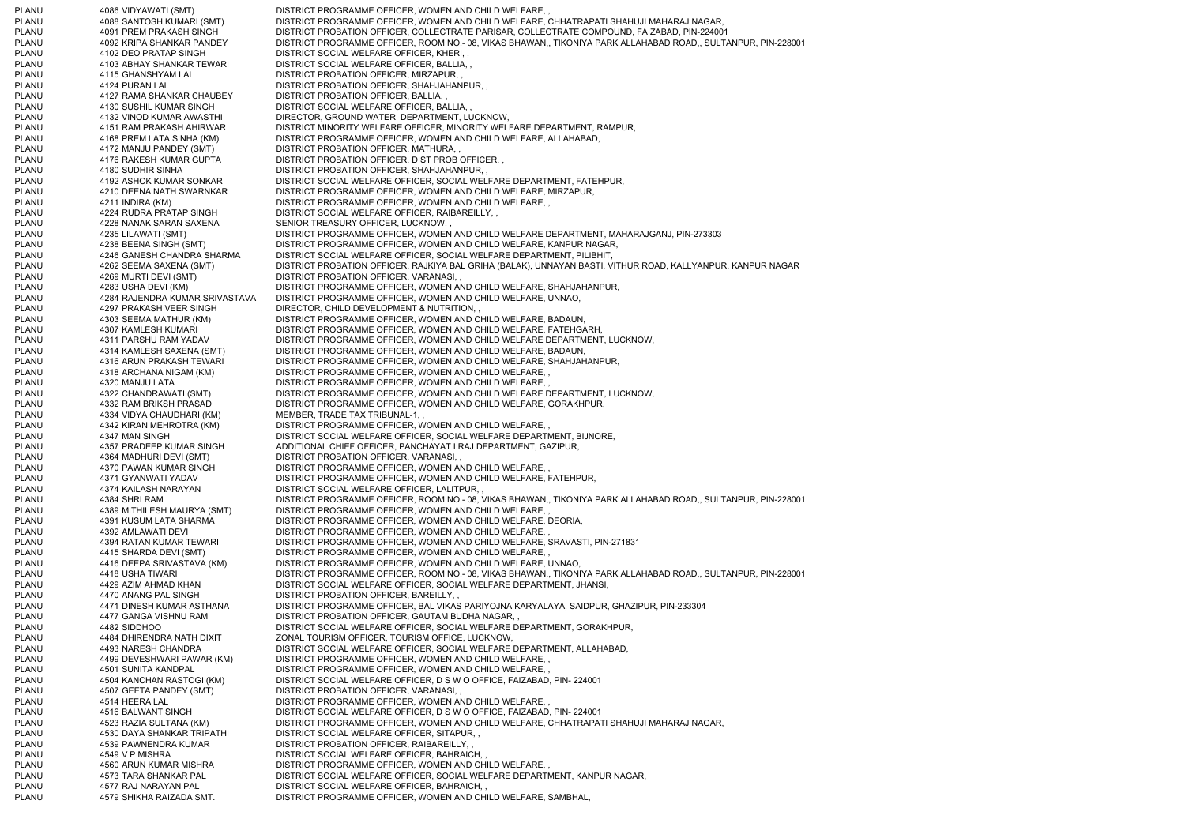| | | | |
|---|---|---|---|
| PLANU | 4086 | VIDYAWATI (SMT) | DISTRICT PROGRAMME OFFICER, WOMEN AND CHILD WELFARE, , |
| PLANU | 4088 | SANTOSH KUMARI (SMT) | DISTRICT PROGRAMME OFFICER, WOMEN AND CHILD WELFARE, CHHATRAPATI SHAHUJI MAHARAJ NAGAR, |
| PLANU | 4091 | PREM PRAKASH SINGH | DISTRICT PROBATION OFFICER, COLLECTRATE PARISAR, COLLECTRATE COMPOUND, FAIZABAD, PIN-224001 |
| PLANU | 4092 | KRIPA SHANKAR PANDEY | DISTRICT PROGRAMME OFFICER, ROOM NO.- 08, VIKAS BHAWAN,, TIKONIYA PARK ALLAHABAD ROAD,, SULTANPUR, PIN-228001 |
| PLANU | 4102 | DEO PRATAP SINGH | DISTRICT SOCIAL WELFARE OFFICER, KHERI, , |
| PLANU | 4103 | ABHAY SHANKAR TEWARI | DISTRICT SOCIAL WELFARE OFFICER, BALLIA, , |
| PLANU | 4115 | GHANSHYAM LAL | DISTRICT PROBATION OFFICER, MIRZAPUR, , |
| PLANU | 4124 | PURAN LAL | DISTRICT PROBATION OFFICER, SHAHJAHANPUR, , |
| PLANU | 4127 | RAMA SHANKAR CHAUBEY | DISTRICT PROBATION OFFICER, BALLIA, , |
| PLANU | 4130 | SUSHIL KUMAR SINGH | DISTRICT SOCIAL WELFARE OFFICER, BALLIA, , |
| PLANU | 4132 | VINOD KUMAR AWASTHI | DIRECTOR, GROUND WATER DEPARTMENT, LUCKNOW, |
| PLANU | 4151 | RAM PRAKASH AHIRWAR | DISTRICT MINORITY WELFARE OFFICER, MINORITY WELFARE DEPARTMENT, RAMPUR, |
| PLANU | 4168 | PREM LATA SINHA (KM) | DISTRICT PROGRAMME OFFICER, WOMEN AND CHILD WELFARE, ALLAHABAD, |
| PLANU | 4172 | MANJU PANDEY (SMT) | DISTRICT PROBATION OFFICER, MATHURA, , |
| PLANU | 4176 | RAKESH KUMAR GUPTA | DISTRICT PROBATION OFFICER, DIST PROB OFFICER, , |
| PLANU | 4180 | SUDHIR SINHA | DISTRICT PROBATION OFFICER, SHAHJAHANPUR, , |
| PLANU | 4192 | ASHOK KUMAR SONKAR | DISTRICT SOCIAL WELFARE OFFICER, SOCIAL WELFARE DEPARTMENT, FATEHPUR, |
| PLANU | 4210 | DEENA NATH SWARNKAR | DISTRICT PROGRAMME OFFICER, WOMEN AND CHILD WELFARE, MIRZAPUR, |
| PLANU | 4211 | INDIRA (KM) | DISTRICT PROGRAMME OFFICER, WOMEN AND CHILD WELFARE, , |
| PLANU | 4224 | RUDRA PRATAP SINGH | DISTRICT SOCIAL WELFARE OFFICER, RAIBAREILLY, , |
| PLANU | 4228 | NANAK SARAN SAXENA | SENIOR TREASURY OFFICER, LUCKNOW, , |
| PLANU | 4235 | LILAWATI (SMT) | DISTRICT PROGRAMME OFFICER, WOMEN AND CHILD WELFARE DEPARTMENT, MAHARAJGANJ, PIN-273303 |
| PLANU | 4238 | BEENA SINGH (SMT) | DISTRICT PROGRAMME OFFICER, WOMEN AND CHILD WELFARE, KANPUR NAGAR, |
| PLANU | 4246 | GANESH CHANDRA SHARMA | DISTRICT SOCIAL WELFARE OFFICER, SOCIAL WELFARE DEPARTMENT, PILIBHIT, |
| PLANU | 4262 | SEEMA SAXENA (SMT) | DISTRICT PROBATION OFFICER, RAJKIYA BAL GRIHA (BALAK), UNNAYAN BASTI, VITHUR ROAD, KALLYANPUR, KANPUR NAGAR |
| PLANU | 4269 | MURTI DEVI (SMT) | DISTRICT PROBATION OFFICER, VARANASI, , |
| PLANU | 4283 | USHA DEVI (KM) | DISTRICT PROGRAMME OFFICER, WOMEN AND CHILD WELFARE, SHAHJAHANPUR, |
| PLANU | 4284 | RAJENDRA KUMAR SRIVASTAVA | DISTRICT PROGRAMME OFFICER, WOMEN AND CHILD WELFARE, UNNAO, |
| PLANU | 4297 | PRAKASH VEER SINGH | DIRECTOR, CHILD DEVELOPMENT & NUTRITION, , |
| PLANU | 4303 | SEEMA MATHUR (KM) | DISTRICT PROGRAMME OFFICER, WOMEN AND CHILD WELFARE, BADAUN, |
| PLANU | 4307 | KAMLESH KUMARI | DISTRICT PROGRAMME OFFICER, WOMEN AND CHILD WELFARE, FATEHGARH, |
| PLANU | 4311 | PARSHU RAM YADAV | DISTRICT PROGRAMME OFFICER, WOMEN AND CHILD WELFARE DEPARTMENT, LUCKNOW, |
| PLANU | 4314 | KAMLESH SAXENA (SMT) | DISTRICT PROGRAMME OFFICER, WOMEN AND CHILD WELFARE, BADAUN, |
| PLANU | 4316 | ARUN PRAKASH TEWARI | DISTRICT PROGRAMME OFFICER, WOMEN AND CHILD WELFARE, SHAHJAHANPUR, |
| PLANU | 4318 | ARCHANA NIGAM (KM) | DISTRICT PROGRAMME OFFICER, WOMEN AND CHILD WELFARE, , |
| PLANU | 4320 | MANJU LATA | DISTRICT PROGRAMME OFFICER, WOMEN AND CHILD WELFARE, , |
| PLANU | 4322 | CHANDRAWATI (SMT) | DISTRICT PROGRAMME OFFICER, WOMEN AND CHILD WELFARE DEPARTMENT, LUCKNOW, |
| PLANU | 4332 | RAM BRIKSH PRASAD | DISTRICT PROGRAMME OFFICER, WOMEN AND CHILD WELFARE, GORAKHPUR, |
| PLANU | 4334 | VIDYA CHAUDHARI (KM) | MEMBER, TRADE TAX TRIBUNAL-1, , |
| PLANU | 4342 | KIRAN MEHROTRA (KM) | DISTRICT PROGRAMME OFFICER, WOMEN AND CHILD WELFARE, , |
| PLANU | 4347 | MAN SINGH | DISTRICT SOCIAL WELFARE OFFICER, SOCIAL WELFARE DEPARTMENT, BIJNORE, |
| PLANU | 4357 | PRADEEP KUMAR SINGH | ADDITIONAL CHIEF OFFICER, PANCHAYAT I RAJ DEPARTMENT, GAZIPUR, |
| PLANU | 4364 | MADHURI DEVI (SMT) | DISTRICT PROBATION OFFICER, VARANASI, , |
| PLANU | 4370 | PAWAN KUMAR SINGH | DISTRICT PROGRAMME OFFICER, WOMEN AND CHILD WELFARE, , |
| PLANU | 4371 | GYANWATI YADAV | DISTRICT PROGRAMME OFFICER, WOMEN AND CHILD WELFARE, FATEHPUR, |
| PLANU | 4374 | KAILASH NARAYAN | DISTRICT SOCIAL WELFARE OFFICER, LALITPUR, , |
| PLANU | 4384 | SHRI RAM | DISTRICT PROGRAMME OFFICER, ROOM NO.- 08, VIKAS BHAWAN,, TIKONIYA PARK ALLAHABAD ROAD,, SULTANPUR, PIN-228001 |
| PLANU | 4389 | MITHILESH MAURYA (SMT) | DISTRICT PROGRAMME OFFICER, WOMEN AND CHILD WELFARE, , |
| PLANU | 4391 | KUSUM LATA SHARMA | DISTRICT PROGRAMME OFFICER, WOMEN AND CHILD WELFARE, DEORIA, |
| PLANU | 4392 | AMLAWATI DEVI | DISTRICT PROGRAMME OFFICER, WOMEN AND CHILD WELFARE, , |
| PLANU | 4394 | RATAN KUMAR TEWARI | DISTRICT PROGRAMME OFFICER, WOMEN AND CHILD WELFARE, SRAVASTI, PIN-271831 |
| PLANU | 4415 | SHARDA DEVI (SMT) | DISTRICT PROGRAMME OFFICER, WOMEN AND CHILD WELFARE, , |
| PLANU | 4416 | DEEPA SRIVASTAVA (KM) | DISTRICT PROGRAMME OFFICER, WOMEN AND CHILD WELFARE, UNNAO, |
| PLANU | 4418 | USHA TIWARI | DISTRICT PROGRAMME OFFICER, ROOM NO.- 08, VIKAS BHAWAN,, TIKONIYA PARK ALLAHABAD ROAD,, SULTANPUR, PIN-228001 |
| PLANU | 4429 | AZIM AHMAD KHAN | DISTRICT SOCIAL WELFARE OFFICER, SOCIAL WELFARE DEPARTMENT, JHANSI, |
| PLANU | 4470 | ANANG PAL SINGH | DISTRICT PROBATION OFFICER, BAREILLY, , |
| PLANU | 4471 | DINESH KUMAR ASTHANA | DISTRICT PROGRAMME OFFICER, BAL VIKAS PARIYOJNA KARYALAYA, SAIDPUR, GHAZIPUR, PIN-233304 |
| PLANU | 4477 | GANGA VISHNU RAM | DISTRICT PROBATION OFFICER, GAUTAM BUDHA NAGAR, , |
| PLANU | 4482 | SIDDHOO | DISTRICT SOCIAL WELFARE OFFICER, SOCIAL WELFARE DEPARTMENT, GORAKHPUR, |
| PLANU | 4484 | DHIRENDRA NATH DIXIT | ZONAL TOURISM OFFICER, TOURISM OFFICE, LUCKNOW, |
| PLANU | 4493 | NARESH CHANDRA | DISTRICT SOCIAL WELFARE OFFICER, SOCIAL WELFARE DEPARTMENT, ALLAHABAD, |
| PLANU | 4499 | DEVESHWARI PAWAR (KM) | DISTRICT PROGRAMME OFFICER, WOMEN AND CHILD WELFARE, , |
| PLANU | 4501 | SUNITA KANDPAL | DISTRICT PROGRAMME OFFICER, WOMEN AND CHILD WELFARE, , |
| PLANU | 4504 | KANCHAN RASTOGI (KM) | DISTRICT SOCIAL WELFARE OFFICER, D S W O OFFICE, FAIZABAD, PIN- 224001 |
| PLANU | 4507 | GEETA PANDEY (SMT) | DISTRICT PROBATION OFFICER, VARANASI, , |
| PLANU | 4514 | HEERA LAL | DISTRICT PROGRAMME OFFICER, WOMEN AND CHILD WELFARE, , |
| PLANU | 4516 | BALWANT SINGH | DISTRICT SOCIAL WELFARE OFFICER, D S W O OFFICE, FAIZABAD, PIN- 224001 |
| PLANU | 4523 | RAZIA SULTANA (KM) | DISTRICT PROGRAMME OFFICER, WOMEN AND CHILD WELFARE, CHHATRAPATI SHAHUJI MAHARAJ NAGAR, |
| PLANU | 4530 | DAYA SHANKAR TRIPATHI | DISTRICT SOCIAL WELFARE OFFICER, SITAPUR, , |
| PLANU | 4539 | PAWNENDRA KUMAR | DISTRICT PROBATION OFFICER, RAIBAREILLY, , |
| PLANU | 4549 | V P MISHRA | DISTRICT SOCIAL WELFARE OFFICER, BAHRAICH, , |
| PLANU | 4560 | ARUN KUMAR MISHRA | DISTRICT PROGRAMME OFFICER, WOMEN AND CHILD WELFARE, , |
| PLANU | 4573 | TARA SHANKAR PAL | DISTRICT SOCIAL WELFARE OFFICER, SOCIAL WELFARE DEPARTMENT, KANPUR NAGAR, |
| PLANU | 4577 | RAJ NARAYAN PAL | DISTRICT SOCIAL WELFARE OFFICER, BAHRAICH, , |
| PLANU | 4579 | SHIKHA RAIZADA SMT. | DISTRICT PROGRAMME OFFICER, WOMEN AND CHILD WELFARE, SAMBHAL, |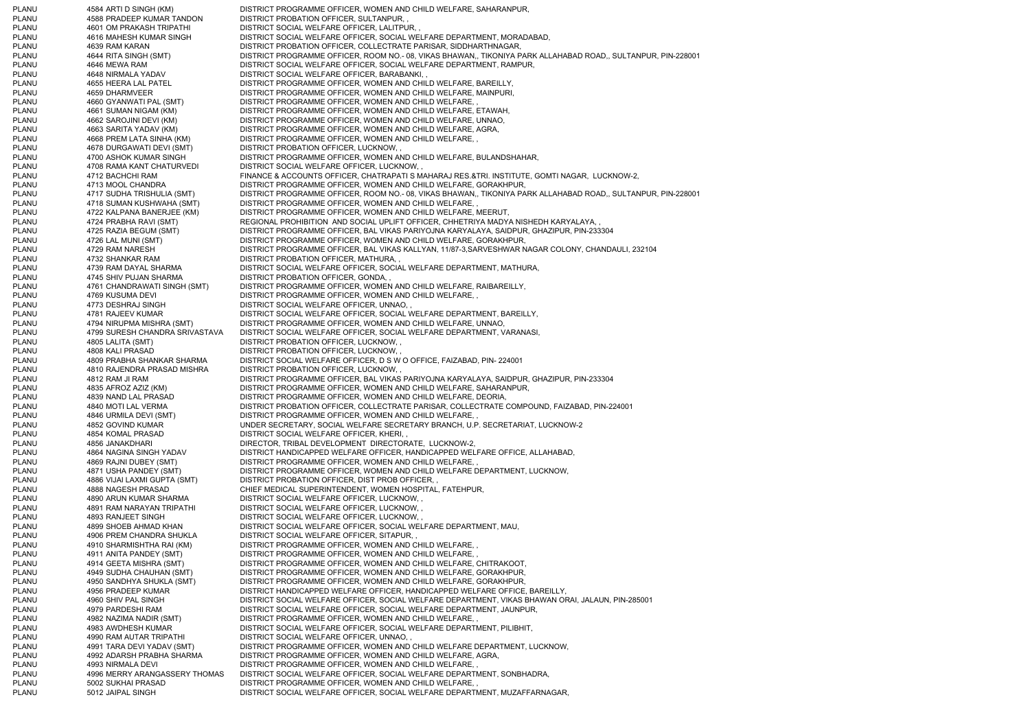| | | |
|---|---|---|
| PLANU | 4584 ARTI D SINGH (KM) | DISTRICT PROGRAMME OFFICER, WOMEN AND CHILD WELFARE, SAHARANPUR, |
| PLANU | 4588 PRADEEP KUMAR TANDON | DISTRICT PROBATION OFFICER, SULTANPUR, , |
| PLANU | 4601 OM PRAKASH TRIPATHI | DISTRICT SOCIAL WELFARE OFFICER, LALITPUR, , |
| PLANU | 4616 MAHESH KUMAR SINGH | DISTRICT SOCIAL WELFARE OFFICER, SOCIAL WELFARE DEPARTMENT, MORADABAD, |
| PLANU | 4639 RAM KARAN | DISTRICT PROBATION OFFICER, COLLECTRATE PARISAR, SIDDHARTHNAGAR, |
| PLANU | 4644 RITA SINGH (SMT) | DISTRICT PROGRAMME OFFICER, ROOM NO.- 08, VIKAS BHAWAN,, TIKONIYA PARK ALLAHABAD ROAD,, SULTANPUR, PIN-228001 |
| PLANU | 4646 MEWA RAM | DISTRICT SOCIAL WELFARE OFFICER, SOCIAL WELFARE DEPARTMENT, RAMPUR, |
| PLANU | 4648 NIRMALA YADAV | DISTRICT SOCIAL WELFARE OFFICER, BARABANKI, , |
| PLANU | 4655 HEERA LAL PATEL | DISTRICT PROGRAMME OFFICER, WOMEN AND CHILD WELFARE, BAREILLY, |
| PLANU | 4659 DHARMVEER | DISTRICT PROGRAMME OFFICER, WOMEN AND CHILD WELFARE, MAINPURI, |
| PLANU | 4660 GYANWATI PAL (SMT) | DISTRICT PROGRAMME OFFICER, WOMEN AND CHILD WELFARE, , |
| PLANU | 4661 SUMAN NIGAM (KM) | DISTRICT PROGRAMME OFFICER, WOMEN AND CHILD WELFARE, ETAWAH, |
| PLANU | 4662 SAROJINI DEVI (KM) | DISTRICT PROGRAMME OFFICER, WOMEN AND CHILD WELFARE, UNNAO, |
| PLANU | 4663 SARITA YADAV (KM) | DISTRICT PROGRAMME OFFICER, WOMEN AND CHILD WELFARE, AGRA, |
| PLANU | 4668 PREM LATA SINHA (KM) | DISTRICT PROGRAMME OFFICER, WOMEN AND CHILD WELFARE, , |
| PLANU | 4678 DURGAWATI DEVI (SMT) | DISTRICT PROBATION OFFICER, LUCKNOW, , |
| PLANU | 4700 ASHOK KUMAR SINGH | DISTRICT PROGRAMME OFFICER, WOMEN AND CHILD WELFARE, BULANDSHAHAR, |
| PLANU | 4708 RAMA KANT CHATURVEDI | DISTRICT SOCIAL WELFARE OFFICER, LUCKNOW, , |
| PLANU | 4712 BACHCHI RAM | FINANCE & ACCOUNTS OFFICER, CHATRAPATI S MAHARAJ RES.&TRI. INSTITUTE, GOMTI NAGAR, LUCKNOW-2, |
| PLANU | 4713 MOOL CHANDRA | DISTRICT PROGRAMME OFFICER, WOMEN AND CHILD WELFARE, GORAKHPUR, |
| PLANU | 4717 SUDHA TRISHULIA (SMT) | DISTRICT PROGRAMME OFFICER, ROOM NO.- 08, VIKAS BHAWAN,, TIKONIYA PARK ALLAHABAD ROAD,, SULTANPUR, PIN-228001 |
| PLANU | 4718 SUMAN KUSHWAHA (SMT) | DISTRICT PROGRAMME OFFICER, WOMEN AND CHILD WELFARE, , |
| PLANU | 4722 KALPANA BANERJEE (KM) | DISTRICT PROGRAMME OFFICER, WOMEN AND CHILD WELFARE, MEERUT, |
| PLANU | 4724 PRABHA RAVI (SMT) | REGIONAL PROHIBITION AND SOCIAL UPLIFT OFFICER, CHHETRIYA MADYA NISHEDH KARYALAYA, , |
| PLANU | 4725 RAZIA BEGUM (SMT) | DISTRICT PROGRAMME OFFICER, BAL VIKAS PARIYOJNA KARYALAYA, SAIDPUR, GHAZIPUR, PIN-233304 |
| PLANU | 4726 LAL MUNI (SMT) | DISTRICT PROGRAMME OFFICER, WOMEN AND CHILD WELFARE, GORAKHPUR, |
| PLANU | 4729 RAM NARESH | DISTRICT PROGRAMME OFFICER, BAL VIKAS KALLYAN, 11/87-3,SARVESHWAR NAGAR COLONY, CHANDAULI, 232104 |
| PLANU | 4732 SHANKAR RAM | DISTRICT PROBATION OFFICER, MATHURA, , |
| PLANU | 4739 RAM DAYAL SHARMA | DISTRICT SOCIAL WELFARE OFFICER, SOCIAL WELFARE DEPARTMENT, MATHURA, |
| PLANU | 4745 SHIV PUJAN SHARMA | DISTRICT PROBATION OFFICER, GONDA, , |
| PLANU | 4761 CHANDRAWATI SINGH (SMT) | DISTRICT PROGRAMME OFFICER, WOMEN AND CHILD WELFARE, RAIBAREILLY, |
| PLANU | 4769 KUSUMA DEVI | DISTRICT PROGRAMME OFFICER, WOMEN AND CHILD WELFARE, , |
| PLANU | 4773 DESHRAJ SINGH | DISTRICT SOCIAL WELFARE OFFICER, UNNAO, , |
| PLANU | 4781 RAJEEV KUMAR | DISTRICT SOCIAL WELFARE OFFICER, SOCIAL WELFARE DEPARTMENT, BAREILLY, |
| PLANU | 4794 NIRUPMA MISHRA (SMT) | DISTRICT PROGRAMME OFFICER, WOMEN AND CHILD WELFARE, UNNAO, |
| PLANU | 4799 SURESH CHANDRA SRIVASTAVA | DISTRICT SOCIAL WELFARE OFFICER, SOCIAL WELFARE DEPARTMENT, VARANASI, |
| PLANU | 4805 LALITA (SMT) | DISTRICT PROBATION OFFICER, LUCKNOW, , |
| PLANU | 4808 KALI PRASAD | DISTRICT PROBATION OFFICER, LUCKNOW, , |
| PLANU | 4809 PRABHA SHANKAR SHARMA | DISTRICT SOCIAL WELFARE OFFICER, D S W O OFFICE, FAIZABAD, PIN- 224001 |
| PLANU | 4810 RAJENDRA PRASAD MISHRA | DISTRICT PROBATION OFFICER, LUCKNOW, , |
| PLANU | 4812 RAM JI RAM | DISTRICT PROGRAMME OFFICER, BAL VIKAS PARIYOJNA KARYALAYA, SAIDPUR, GHAZIPUR, PIN-233304 |
| PLANU | 4835 AFROZ AZIZ (KM) | DISTRICT PROGRAMME OFFICER, WOMEN AND CHILD WELFARE, SAHARANPUR, |
| PLANU | 4839 NAND LAL PRASAD | DISTRICT PROGRAMME OFFICER, WOMEN AND CHILD WELFARE, DEORIA, |
| PLANU | 4840 MOTI LAL VERMA | DISTRICT PROBATION OFFICER, COLLECTRATE PARISAR, COLLECTRATE COMPOUND, FAIZABAD, PIN-224001 |
| PLANU | 4846 URMILA DEVI (SMT) | DISTRICT PROGRAMME OFFICER, WOMEN AND CHILD WELFARE, , |
| PLANU | 4852 GOVIND KUMAR | UNDER SECRETARY, SOCIAL WELFARE SECRETARY BRANCH, U.P. SECRETARIAT, LUCKNOW-2 |
| PLANU | 4854 KOMAL PRASAD | DISTRICT SOCIAL WELFARE OFFICER, KHERI, , |
| PLANU | 4856 JANAKDHARI | DIRECTOR, TRIBAL DEVELOPMENT DIRECTORATE, LUCKNOW-2, |
| PLANU | 4864 NAGINA SINGH YADAV | DISTRICT HANDICAPPED WELFARE OFFICER, HANDICAPPED WELFARE OFFICE, ALLAHABAD, |
| PLANU | 4869 RAJNI DUBEY (SMT) | DISTRICT PROGRAMME OFFICER, WOMEN AND CHILD WELFARE, , |
| PLANU | 4871 USHA PANDEY (SMT) | DISTRICT PROGRAMME OFFICER, WOMEN AND CHILD WELFARE DEPARTMENT, LUCKNOW, |
| PLANU | 4886 VIJAI LAXMI GUPTA (SMT) | DISTRICT PROBATION OFFICER, DIST PROB OFFICER, , |
| PLANU | 4888 NAGESH PRASAD | CHIEF MEDICAL SUPERINTENDENT, WOMEN HOSPITAL, FATEHPUR, |
| PLANU | 4890 ARUN KUMAR SHARMA | DISTRICT SOCIAL WELFARE OFFICER, LUCKNOW, , |
| PLANU | 4891 RAM NARAYAN TRIPATHI | DISTRICT SOCIAL WELFARE OFFICER, LUCKNOW, , |
| PLANU | 4893 RANJEET SINGH | DISTRICT SOCIAL WELFARE OFFICER, LUCKNOW, , |
| PLANU | 4899 SHOEB AHMAD KHAN | DISTRICT SOCIAL WELFARE OFFICER, SOCIAL WELFARE DEPARTMENT, MAU, |
| PLANU | 4906 PREM CHANDRA SHUKLA | DISTRICT SOCIAL WELFARE OFFICER, SITAPUR, , |
| PLANU | 4910 SHARMISHTHA RAI (KM) | DISTRICT PROGRAMME OFFICER, WOMEN AND CHILD WELFARE, , |
| PLANU | 4911 ANITA PANDEY (SMT) | DISTRICT PROGRAMME OFFICER, WOMEN AND CHILD WELFARE, , |
| PLANU | 4914 GEETA MISHRA (SMT) | DISTRICT PROGRAMME OFFICER, WOMEN AND CHILD WELFARE, CHITRAKOOT, |
| PLANU | 4949 SUDHA CHAUHAN (SMT) | DISTRICT PROGRAMME OFFICER, WOMEN AND CHILD WELFARE, GORAKHPUR, |
| PLANU | 4950 SANDHYA SHUKLA (SMT) | DISTRICT PROGRAMME OFFICER, WOMEN AND CHILD WELFARE, GORAKHPUR, |
| PLANU | 4956 PRADEEP KUMAR | DISTRICT HANDICAPPED WELFARE OFFICER, HANDICAPPED WELFARE OFFICE, BAREILLY, |
| PLANU | 4960 SHIV PAL SINGH | DISTRICT SOCIAL WELFARE OFFICER, SOCIAL WELFARE DEPARTMENT, VIKAS BHAWAN ORAI, JALAUN, PIN-285001 |
| PLANU | 4979 PARDESHI RAM | DISTRICT SOCIAL WELFARE OFFICER, SOCIAL WELFARE DEPARTMENT, JAUNPUR, |
| PLANU | 4982 NAZIMA NADIR (SMT) | DISTRICT PROGRAMME OFFICER, WOMEN AND CHILD WELFARE, , |
| PLANU | 4983 AWDHESH KUMAR | DISTRICT SOCIAL WELFARE OFFICER, SOCIAL WELFARE DEPARTMENT, PILIBHIT, |
| PLANU | 4990 RAM AUTAR TRIPATHI | DISTRICT SOCIAL WELFARE OFFICER, UNNAO, , |
| PLANU | 4991 TARA DEVI YADAV (SMT) | DISTRICT PROGRAMME OFFICER, WOMEN AND CHILD WELFARE DEPARTMENT, LUCKNOW, |
| PLANU | 4992 ADARSH PRABHA SHARMA | DISTRICT PROGRAMME OFFICER, WOMEN AND CHILD WELFARE, AGRA, |
| PLANU | 4993 NIRMALA DEVI | DISTRICT PROGRAMME OFFICER, WOMEN AND CHILD WELFARE, , |
| PLANU | 4996 MERRY ARANGASSERY THOMAS | DISTRICT SOCIAL WELFARE OFFICER, SOCIAL WELFARE DEPARTMENT, SONBHADRA, |
| PLANU | 5002 SUKHAI PRASAD | DISTRICT PROGRAMME OFFICER, WOMEN AND CHILD WELFARE, , |
| PLANU | 5012 JAIPAL SINGH | DISTRICT SOCIAL WELFARE OFFICER, SOCIAL WELFARE DEPARTMENT, MUZAFFARNAGAR, |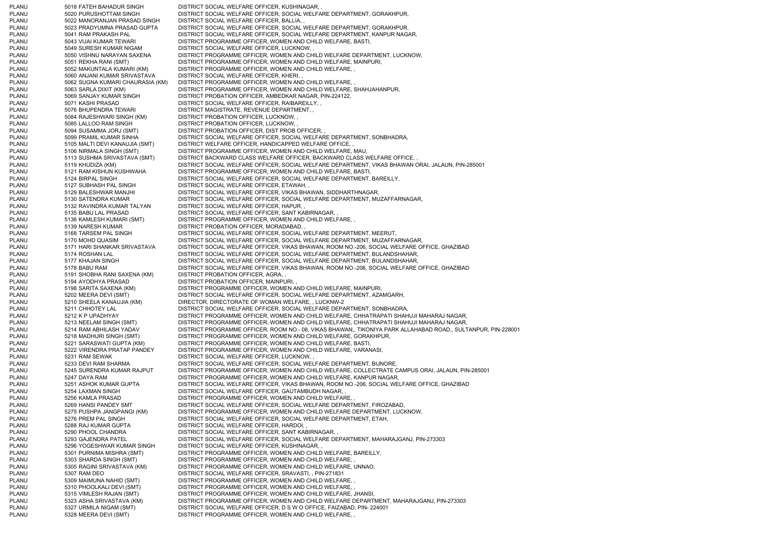| | | | |
|---|---|---|---|
| PLANU | 5018 | FATEH BAHADUR SINGH | DISTRICT SOCIAL WELFARE OFFICER, KUSHINAGAR, , |
| PLANU | 5020 | PURUSHOTTAM SINGH | DISTRICT SOCIAL WELFARE OFFICER, SOCIAL WELFARE DEPARTMENT, GORAKHPUR, |
| PLANU | 5022 | MANORANJAN PRASAD SINGH | DISTRICT SOCIAL WELFARE OFFICER, BALLIA, , |
| PLANU | 5023 | PRADYUMNA PRASAD GUPTA | DISTRICT SOCIAL WELFARE OFFICER, SOCIAL WELFARE DEPARTMENT, GORAKHPUR, |
| PLANU | 5041 | RAM PRAKASH PAL | DISTRICT SOCIAL WELFARE OFFICER, SOCIAL WELFARE DEPARTMENT, KANPUR NAGAR, |
| PLANU | 5043 | VIJAI KUMAR TEWARI | DISTRICT PROGRAMME OFFICER, WOMEN AND CHILD WELFARE, BASTI, |
| PLANU | 5049 | SURESH KUMAR NIGAM | DISTRICT SOCIAL WELFARE OFFICER, LUCKNOW, , |
| PLANU | 5050 | VISHNU NARAYAN SAXENA | DISTRICT PROGRAMME OFFICER, WOMEN AND CHILD WELFARE DEPARTMENT, LUCKNOW, |
| PLANU | 5051 | REKHA RANI (SMT) | DISTRICT PROGRAMME OFFICER, WOMEN AND CHILD WELFARE, MAINPURI, |
| PLANU | 5052 | MAKUNTALA KUMARI (KM) | DISTRICT PROGRAMME OFFICER, WOMEN AND CHILD WELFARE, , |
| PLANU | 5060 | ANJANI KUMAR SRIVASTAVA | DISTRICT SOCIAL WELFARE OFFICER, KHERI, , |
| PLANU | 5062 | SUGNA KUMARI CHAURASIA (KM) | DISTRICT PROGRAMME OFFICER, WOMEN AND CHILD WELFARE, , |
| PLANU | 5063 | SARLA DIXIT (KM) | DISTRICT PROGRAMME OFFICER, WOMEN AND CHILD WELFARE, SHAHJAHANPUR, |
| PLANU | 5069 | SANJAY KUMAR SINGH | DISTRICT PROBATION OFFICER, AMBEDKAR NAGAR, PIN-224122, |
| PLANU | 5071 | KASHI PRASAD | DISTRICT SOCIAL WELFARE OFFICER, RAIBAREILLY, , |
| PLANU | 5076 | BHUPENDRA TEWARI | DISTRICT MAGISTRATE, REVENUE DEPARTMENT, , |
| PLANU | 5084 | RAJESHWARI SINGH (KM) | DISTRICT PROBATION OFFICER, LUCKNOW, , |
| PLANU | 5085 | LALLOO RAM SINGH | DISTRICT PROBATION OFFICER, LUCKNOW, , |
| PLANU | 5094 | SUSAMMA JORJ (SMT) | DISTRICT PROBATION OFFICER, DIST PROB OFFICER, , |
| PLANU | 5099 | PRAMIL KUMAR SINHA | DISTRICT SOCIAL WELFARE OFFICER, SOCIAL WELFARE DEPARTMENT, SONBHADRA, |
| PLANU | 5105 | MALTI DEVI KANAUJIA (SMT) | DISTRICT WELFARE OFFICER, HANDICAPPED WELFARE OFFICE, , |
| PLANU | 5106 | NIRMALA SINGH (SMT) | DISTRICT PROGRAMME OFFICER, WOMEN AND CHILD WELFARE, MAU, |
| PLANU | 5113 | SUSHMA SRIVASTAVA (SMT) | DISTRICT BACKWARD CLASS WELFARE OFFICER, BACKWARD CLASS WELFARE OFFICE, , |
| PLANU | 5119 | KHUDIZA (KM) | DISTRICT SOCIAL WELFARE OFFICER, SOCIAL WELFARE DEPARTMENT, VIKAS BHAWAN ORAI, JALAUN, PIN-285001 |
| PLANU | 5121 | RAM KISHUN KUSHWAHA | DISTRICT PROGRAMME OFFICER, WOMEN AND CHILD WELFARE, BASTI, |
| PLANU | 5124 | BIRPAL SINGH | DISTRICT SOCIAL WELFARE OFFICER, SOCIAL WELFARE DEPARTMENT, BAREILLY, |
| PLANU | 5127 | SUBHASH PAL SINGH | DISTRICT SOCIAL WELFARE OFFICER, ETAWAH, , |
| PLANU | 5129 | BALESHWAR MANJHI | DISTRICT SOCIAL WELFARE OFFICER, VIKAS BHAWAN, SIDDHARTHNAGAR, |
| PLANU | 5130 | SATENDRA KUMAR | DISTRICT SOCIAL WELFARE OFFICER, SOCIAL WELFARE DEPARTMENT, MUZAFFARNAGAR, |
| PLANU | 5132 | RAVINDRA KUMAR TALYAN | DISTRICT SOCIAL WELFARE OFFICER, HAPUR, , |
| PLANU | 5135 | BABU LAL PRASAD | DISTRICT SOCIAL WELFARE OFFICER, SANT KABIRNAGAR, , |
| PLANU | 5136 | KAMLESH KUMARI (SMT) | DISTRICT PROGRAMME OFFICER, WOMEN AND CHILD WELFARE, , |
| PLANU | 5139 | NARESH KUMAR | DISTRICT PROBATION OFFICER, MORADABAD, , |
| PLANU | 5168 | TARSEM PAL SINGH | DISTRICT SOCIAL WELFARE OFFICER, SOCIAL WELFARE DEPARTMENT, MEERUT, |
| PLANU | 5170 | MOHD QUASIM | DISTRICT SOCIAL WELFARE OFFICER, SOCIAL WELFARE DEPARTMENT, MUZAFFARNAGAR, |
| PLANU | 5171 | HARI SHANKAR SRIVASTAVA | DISTRICT SOCIAL WELFARE OFFICER, VIKAS BHAWAN, ROOM NO.-206, SOCIAL WELFARE OFFICE, GHAZIBAD |
| PLANU | 5174 | ROSHAN LAL | DISTRICT SOCIAL WELFARE OFFICER, SOCIAL WELFARE DEPARTMENT, BULANDSHAHAR, |
| PLANU | 5177 | KHAJAN SINGH | DISTRICT SOCIAL WELFARE OFFICER, SOCIAL WELFARE DEPARTMENT, BULANDSHAHAR, |
| PLANU | 5178 | BABU RAM | DISTRICT SOCIAL WELFARE OFFICER, VIKAS BHAWAN, ROOM NO.-206, SOCIAL WELFARE OFFICE, GHAZIBAD |
| PLANU | 5191 | SHOBHA RANI SAXENA (KM) | DISTRICT PROBATION OFFICER, AGRA, , |
| PLANU | 5194 | AYODHYA PRASAD | DISTRICT PROBATION OFFICER, MAINPURI, , |
| PLANU | 5198 | SARITA SAXENA (KM) | DISTRICT PROGRAMME OFFICER, WOMEN AND CHILD WELFARE, MAINPURI, |
| PLANU | 5202 | MEERA DEVI (SMT) | DISTRICT SOCIAL WELFARE OFFICER, SOCIAL WELFARE DEPARTMENT, AZAMGARH, |
| PLANU | 5210 | SHEELA KANAUJIA (KM) | DIRECTOR, DIRECTORATE OF WOMAN WELFARE, , LUCKNW-2 |
| PLANU | 5211 | CHHOTEY LAL | DISTRICT SOCIAL WELFARE OFFICER, SOCIAL WELFARE DEPARTMENT, SONBHADRA, |
| PLANU | 5212 | K P UPADHYAY | DISTRICT PROGRAMME OFFICER, WOMEN AND CHILD WELFARE, CHHATRAPATI SHAHUJI MAHARAJ NAGAR, |
| PLANU | 5213 | NEELAM SINGH (SMT) | DISTRICT PROGRAMME OFFICER, WOMEN AND CHILD WELFARE, CHHATRAPATI SHAHUJI MAHARAJ NAGAR, |
| PLANU | 5214 | RAM ABHILASH YADAV | DISTRICT PROGRAMME OFFICER, ROOM NO.- 08, VIKAS BHAWAN,, TIKONIYA PARK ALLAHABAD ROAD,, SULTANPUR, PIN-228001 |
| PLANU | 5218 | MADHURI SINGH (SMT) | DISTRICT PROGRAMME OFFICER, WOMEN AND CHILD WELFARE, GORAKHPUR, |
| PLANU | 5221 | SARASWATI GUPTA (KM) | DISTRICT PROGRAMME OFFICER, WOMEN AND CHILD WELFARE, BASTI, |
| PLANU | 5222 | VIRENDRA PRATAP PANDEY | DISTRICT PROGRAMME OFFICER, WOMEN AND CHILD WELFARE, VARANASI, |
| PLANU | 5231 | RAM SEWAK | DISTRICT SOCIAL WELFARE OFFICER, LUCKNOW, , |
| PLANU | 5233 | DEVI RAM SHARMA | DISTRICT SOCIAL WELFARE OFFICER, SOCIAL WELFARE DEPARTMENT, BIJNORE, |
| PLANU | 5245 | SURENDRA KUMAR RAJPUT | DISTRICT PROGRAMME OFFICER, WOMEN AND CHILD WELFARE, COLLECTRATE CAMPUS ORAI, JALAUN, PIN-285001 |
| PLANU | 5247 | DAYA RAM | DISTRICT PROGRAMME OFFICER, WOMEN AND CHILD WELFARE, KANPUR NAGAR, |
| PLANU | 5251 | ASHOK KUMAR GUPTA | DISTRICT SOCIAL WELFARE OFFICER, VIKAS BHAWAN, ROOM NO.-206, SOCIAL WELFARE OFFICE, GHAZIBAD |
| PLANU | 5254 | LAXMAN SINGH | DISTRICT SOCIAL WELFARE OFFICER, GAUTAMBUDH NAGAR, , |
| PLANU | 5256 | KAMLA PRASAD | DISTRICT PROGRAMME OFFICER, WOMEN AND CHILD WELFARE, , |
| PLANU | 5269 | HANSI PANDEY SMT | DISTRICT SOCIAL WELFARE OFFICER, SOCIAL WELFARE DEPARTMENT, FIROZABAD, |
| PLANU | 5275 | PUSHPA JANGPANGI (KM) | DISTRICT PROGRAMME OFFICER, WOMEN AND CHILD WELFARE DEPARTMENT, LUCKNOW, |
| PLANU | 5276 | PREM PAL SINGH | DISTRICT SOCIAL WELFARE OFFICER, SOCIAL WELFARE DEPARTMENT, ETAH, |
| PLANU | 5288 | RAJ KUMAR GUPTA | DISTRICT SOCIAL WELFARE OFFICER, HARDOI, , |
| PLANU | 5290 | PHOOL CHANDRA | DISTRICT SOCIAL WELFARE OFFICER, SANT KABIRNAGAR, , |
| PLANU | 5293 | GAJENDRA PATEL | DISTRICT SOCIAL WELFARE OFFICER, SOCIAL WELFARE DEPARTMENT, MAHARAJGANJ, PIN-273303 |
| PLANU | 5296 | YOGESHWAR KUMAR SINGH | DISTRICT SOCIAL WELFARE OFFICER, KUSHINAGAR, , |
| PLANU | 5301 | PURNIMA MISHRA (SMT) | DISTRICT PROGRAMME OFFICER, WOMEN AND CHILD WELFARE, BAREILLY, |
| PLANU | 5303 | SHARDA SINGH (SMT) | DISTRICT PROGRAMME OFFICER, WOMEN AND CHILD WELFARE, , |
| PLANU | 5305 | RAGINI SRIVASTAVA (KM) | DISTRICT PROGRAMME OFFICER, WOMEN AND CHILD WELFARE, UNNAO, |
| PLANU | 5307 | RAM DEO | DISTRICT SOCIAL WELFARE OFFICER, SRAVASTI, , PIN-271831 |
| PLANU | 5309 | MAIMUNA NAHID (SMT) | DISTRICT PROGRAMME OFFICER, WOMEN AND CHILD WELFARE, , |
| PLANU | 5310 | PHOOLKALI DEVI (SMT) | DISTRICT PROGRAMME OFFICER, WOMEN AND CHILD WELFARE, , |
| PLANU | 5315 | VIMLESH RAJAN (SMT) | DISTRICT PROGRAMME OFFICER, WOMEN AND CHILD WELFARE, JHANSI, |
| PLANU | 5323 | ASHA SRIVASTAVA (KM) | DISTRICT PROGRAMME OFFICER, WOMEN AND CHILD WELFARE DEPARTMENT, MAHARAJGANJ, PIN-273303 |
| PLANU | 5327 | URMILA NIGAM (SMT) | DISTRICT SOCIAL WELFARE OFFICER, D S W O OFFICE, FAIZABAD, PIN- 224001 |
| PLANU | 5328 | MEERA DEVI (SMT) | DISTRICT PROGRAMME OFFICER, WOMEN AND CHILD WELFARE, , |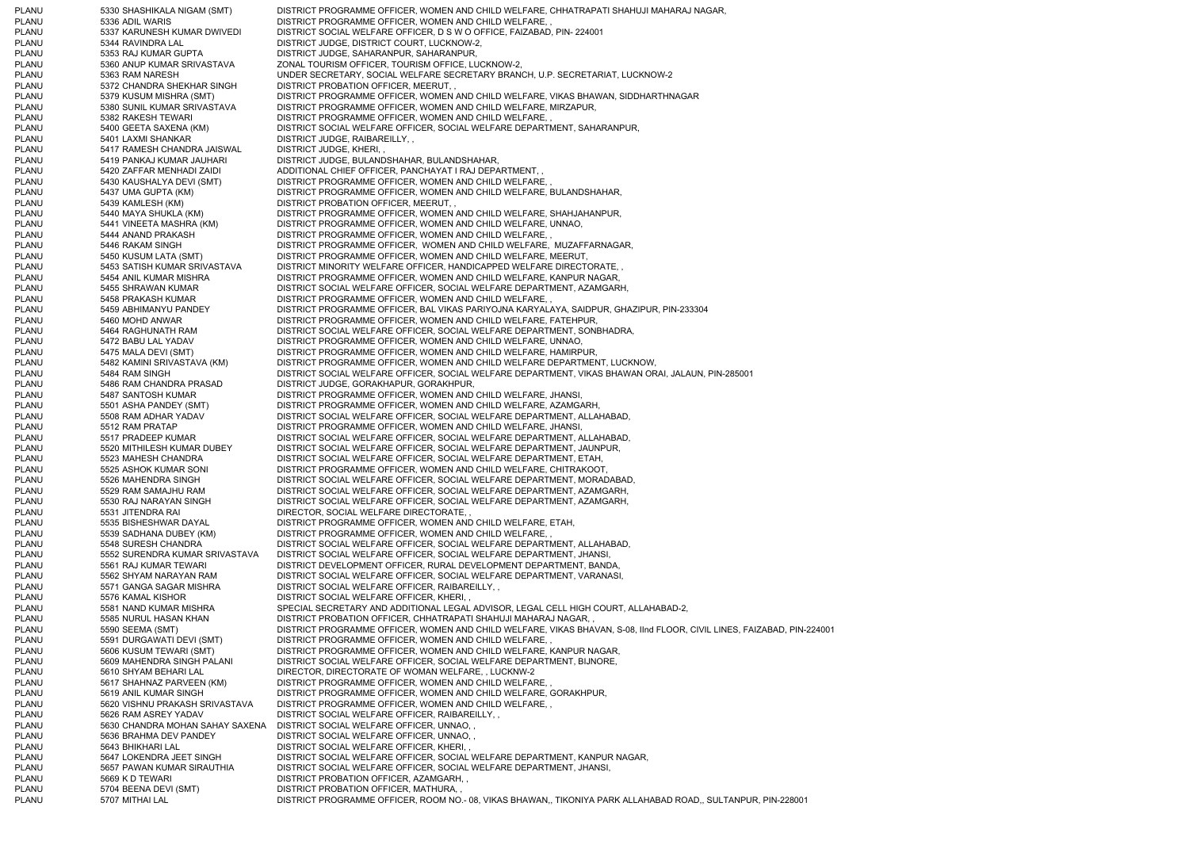| | | | |
|---|---|---|---|
| PLANU | 5330 | SHASHIKALA NIGAM (SMT) | DISTRICT PROGRAMME OFFICER, WOMEN AND CHILD WELFARE, CHHATRAPATI SHAHUJI MAHARAJ NAGAR, |
| PLANU | 5336 | ADIL WARIS | DISTRICT PROGRAMME OFFICER, WOMEN AND CHILD WELFARE, , |
| PLANU | 5337 | KARUNESH KUMAR DWIVEDI | DISTRICT SOCIAL WELFARE OFFICER, D S W O OFFICE, FAIZABAD, PIN- 224001 |
| PLANU | 5344 | RAVINDRA LAL | DISTRICT JUDGE, DISTRICT COURT, LUCKNOW-2, |
| PLANU | 5353 | RAJ KUMAR GUPTA | DISTRICT JUDGE, SAHARANPUR, SAHARANPUR, |
| PLANU | 5360 | ANUP KUMAR SRIVASTAVA | ZONAL TOURISM OFFICER, TOURISM OFFICE, LUCKNOW-2, |
| PLANU | 5363 | RAM NARESH | UNDER SECRETARY, SOCIAL WELFARE SECRETARY BRANCH, U.P. SECRETARIAT, LUCKNOW-2 |
| PLANU | 5372 | CHANDRA SHEKHAR SINGH | DISTRICT PROBATION OFFICER, MEERUT, , |
| PLANU | 5379 | KUSUM MISHRA (SMT) | DISTRICT PROGRAMME OFFICER, WOMEN AND CHILD WELFARE, VIKAS BHAWAN, SIDDHARTHNAGAR |
| PLANU | 5380 | SUNIL KUMAR SRIVASTAVA | DISTRICT PROGRAMME OFFICER, WOMEN AND CHILD WELFARE, MIRZAPUR, |
| PLANU | 5382 | RAKESH TEWARI | DISTRICT PROGRAMME OFFICER, WOMEN AND CHILD WELFARE, , |
| PLANU | 5400 | GEETA SAXENA (KM) | DISTRICT SOCIAL WELFARE OFFICER, SOCIAL WELFARE DEPARTMENT, SAHARANPUR, |
| PLANU | 5401 | LAXMI SHANKAR | DISTRICT JUDGE, RAIBAREILLY, , |
| PLANU | 5417 | RAMESH CHANDRA JAISWAL | DISTRICT JUDGE, KHERI, , |
| PLANU | 5419 | PANKAJ KUMAR JAUHARI | DISTRICT JUDGE, BULANDSHAHAR, BULANDSHAHAR, |
| PLANU | 5420 | ZAFFAR MENHADI ZAIDI | ADDITIONAL CHIEF OFFICER, PANCHAYAT I RAJ DEPARTMENT, , |
| PLANU | 5430 | KAUSHALYA DEVI (SMT) | DISTRICT PROGRAMME OFFICER, WOMEN AND CHILD WELFARE, , |
| PLANU | 5437 | UMA GUPTA (KM) | DISTRICT PROGRAMME OFFICER, WOMEN AND CHILD WELFARE, BULANDSHAHAR, |
| PLANU | 5439 | KAMLESH (KM) | DISTRICT PROBATION OFFICER, MEERUT, , |
| PLANU | 5440 | MAYA SHUKLA (KM) | DISTRICT PROGRAMME OFFICER, WOMEN AND CHILD WELFARE, SHAHJAHANPUR, |
| PLANU | 5441 | VINEETA MASHRA (KM) | DISTRICT PROGRAMME OFFICER, WOMEN AND CHILD WELFARE, UNNAO, |
| PLANU | 5444 | ANAND PRAKASH | DISTRICT PROGRAMME OFFICER, WOMEN AND CHILD WELFARE, , |
| PLANU | 5446 | RAKAM SINGH | DISTRICT PROGRAMME OFFICER, WOMEN AND CHILD WELFARE, MUZAFFARNAGAR, |
| PLANU | 5450 | KUSUM LATA (SMT) | DISTRICT PROGRAMME OFFICER, WOMEN AND CHILD WELFARE, MEERUT, |
| PLANU | 5453 | SATISH KUMAR SRIVASTAVA | DISTRICT MINORITY WELFARE OFFICER, HANDICAPPED WELFARE DIRECTORATE, , |
| PLANU | 5454 | ANIL KUMAR MISHRA | DISTRICT PROGRAMME OFFICER, WOMEN AND CHILD WELFARE, KANPUR NAGAR, |
| PLANU | 5455 | SHRAWAN KUMAR | DISTRICT SOCIAL WELFARE OFFICER, SOCIAL WELFARE DEPARTMENT, AZAMGARH, |
| PLANU | 5458 | PRAKASH KUMAR | DISTRICT PROGRAMME OFFICER, WOMEN AND CHILD WELFARE, , |
| PLANU | 5459 | ABHIMANYU PANDEY | DISTRICT PROGRAMME OFFICER, BAL VIKAS PARIYOJNA KARYALAYA, SAIDPUR, GHAZIPUR, PIN-233304 |
| PLANU | 5460 | MOHD ANWAR | DISTRICT PROGRAMME OFFICER, WOMEN AND CHILD WELFARE, FATEHPUR, |
| PLANU | 5464 | RAGHUNATH RAM | DISTRICT SOCIAL WELFARE OFFICER, SOCIAL WELFARE DEPARTMENT, SONBHADRA, |
| PLANU | 5472 | BABU LAL YADAV | DISTRICT PROGRAMME OFFICER, WOMEN AND CHILD WELFARE, UNNAO, |
| PLANU | 5475 | MALA DEVI (SMT) | DISTRICT PROGRAMME OFFICER, WOMEN AND CHILD WELFARE, HAMIRPUR, |
| PLANU | 5482 | KAMINI SRIVASTAVA (KM) | DISTRICT PROGRAMME OFFICER, WOMEN AND CHILD WELFARE DEPARTMENT, LUCKNOW, |
| PLANU | 5484 | RAM SINGH | DISTRICT SOCIAL WELFARE OFFICER, SOCIAL WELFARE DEPARTMENT, VIKAS BHAWAN ORAI, JALAUN, PIN-285001 |
| PLANU | 5486 | RAM CHANDRA PRASAD | DISTRICT JUDGE, GORAKHAPUR, GORAKHPUR, |
| PLANU | 5487 | SANTOSH KUMAR | DISTRICT PROGRAMME OFFICER, WOMEN AND CHILD WELFARE, JHANSI, |
| PLANU | 5501 | ASHA PANDEY (SMT) | DISTRICT PROGRAMME OFFICER, WOMEN AND CHILD WELFARE, AZAMGARH, |
| PLANU | 5508 | RAM ADHAR YADAV | DISTRICT SOCIAL WELFARE OFFICER, SOCIAL WELFARE DEPARTMENT, ALLAHABAD, |
| PLANU | 5512 | RAM PRATAP | DISTRICT PROGRAMME OFFICER, WOMEN AND CHILD WELFARE, JHANSI, |
| PLANU | 5517 | PRADEEP KUMAR | DISTRICT SOCIAL WELFARE OFFICER, SOCIAL WELFARE DEPARTMENT, ALLAHABAD, |
| PLANU | 5520 | MITHILESH KUMAR DUBEY | DISTRICT SOCIAL WELFARE OFFICER, SOCIAL WELFARE DEPARTMENT, JAUNPUR, |
| PLANU | 5523 | MAHESH CHANDRA | DISTRICT SOCIAL WELFARE OFFICER, SOCIAL WELFARE DEPARTMENT, ETAH, |
| PLANU | 5525 | ASHOK KUMAR SONI | DISTRICT PROGRAMME OFFICER, WOMEN AND CHILD WELFARE, CHITRAKOOT, |
| PLANU | 5526 | MAHENDRA SINGH | DISTRICT SOCIAL WELFARE OFFICER, SOCIAL WELFARE DEPARTMENT, MORADABAD, |
| PLANU | 5529 | RAM SAMAJHU RAM | DISTRICT SOCIAL WELFARE OFFICER, SOCIAL WELFARE DEPARTMENT, AZAMGARH, |
| PLANU | 5530 | RAJ NARAYAN SINGH | DISTRICT SOCIAL WELFARE OFFICER, SOCIAL WELFARE DEPARTMENT, AZAMGARH, |
| PLANU | 5531 | JITENDRA RAI | DIRECTOR, SOCIAL WELFARE DIRECTORATE, , |
| PLANU | 5535 | BISHESHWAR DAYAL | DISTRICT PROGRAMME OFFICER, WOMEN AND CHILD WELFARE, ETAH, |
| PLANU | 5539 | SADHANA DUBEY (KM) | DISTRICT PROGRAMME OFFICER, WOMEN AND CHILD WELFARE, , |
| PLANU | 5548 | SURESH CHANDRA | DISTRICT SOCIAL WELFARE OFFICER, SOCIAL WELFARE DEPARTMENT, ALLAHABAD, |
| PLANU | 5552 | SURENDRA KUMAR SRIVASTAVA | DISTRICT SOCIAL WELFARE OFFICER, SOCIAL WELFARE DEPARTMENT, JHANSI, |
| PLANU | 5561 | RAJ KUMAR TEWARI | DISTRICT DEVELOPMENT OFFICER, RURAL DEVELOPMENT DEPARTMENT, BANDA, |
| PLANU | 5562 | SHYAM NARAYAN RAM | DISTRICT SOCIAL WELFARE OFFICER, SOCIAL WELFARE DEPARTMENT, VARANASI, |
| PLANU | 5571 | GANGA SAGAR MISHRA | DISTRICT SOCIAL WELFARE OFFICER, RAIBAREILLY, , |
| PLANU | 5576 | KAMAL KISHOR | DISTRICT SOCIAL WELFARE OFFICER, KHERI, , |
| PLANU | 5581 | NAND KUMAR MISHRA | SPECIAL SECRETARY AND ADDITIONAL LEGAL ADVISOR, LEGAL CELL HIGH COURT, ALLAHABAD-2, |
| PLANU | 5585 | NURUL HASAN KHAN | DISTRICT PROBATION OFFICER, CHHATRAPATI SHAHUJI MAHARAJ NAGAR, , |
| PLANU | 5590 | SEEMA (SMT) | DISTRICT PROGRAMME OFFICER, WOMEN AND CHILD WELFARE, VIKAS BHAVAN, S-08, IInd FLOOR, CIVIL LINES, FAIZABAD, PIN-224001 |
| PLANU | 5591 | DURGAWATI DEVI (SMT) | DISTRICT PROGRAMME OFFICER, WOMEN AND CHILD WELFARE, , |
| PLANU | 5606 | KUSUM TEWARI (SMT) | DISTRICT PROGRAMME OFFICER, WOMEN AND CHILD WELFARE, KANPUR NAGAR, |
| PLANU | 5609 | MAHENDRA SINGH PALANI | DISTRICT SOCIAL WELFARE OFFICER, SOCIAL WELFARE DEPARTMENT, BIJNORE, |
| PLANU | 5610 | SHYAM BEHARI LAL | DIRECTOR, DIRECTORATE OF WOMAN WELFARE, , LUCKNW-2 |
| PLANU | 5617 | SHAHNAZ PARVEEN (KM) | DISTRICT PROGRAMME OFFICER, WOMEN AND CHILD WELFARE, , |
| PLANU | 5619 | ANIL KUMAR SINGH | DISTRICT PROGRAMME OFFICER, WOMEN AND CHILD WELFARE, GORAKHPUR, |
| PLANU | 5620 | VISHNU PRAKASH SRIVASTAVA | DISTRICT PROGRAMME OFFICER, WOMEN AND CHILD WELFARE, , |
| PLANU | 5626 | RAM ASREY YADAV | DISTRICT SOCIAL WELFARE OFFICER, RAIBAREILLY, , |
| PLANU | 5630 | CHANDRA MOHAN SAHAY SAXENA | DISTRICT SOCIAL WELFARE OFFICER, UNNAO, , |
| PLANU | 5636 | BRAHMA DEV PANDEY | DISTRICT SOCIAL WELFARE OFFICER, UNNAO, , |
| PLANU | 5643 | BHIKHARI LAL | DISTRICT SOCIAL WELFARE OFFICER, KHERI, , |
| PLANU | 5647 | LOKENDRA JEET SINGH | DISTRICT SOCIAL WELFARE OFFICER, SOCIAL WELFARE DEPARTMENT, KANPUR NAGAR, |
| PLANU | 5657 | PAWAN KUMAR SIRAUTHIA | DISTRICT SOCIAL WELFARE OFFICER, SOCIAL WELFARE DEPARTMENT, JHANSI, |
| PLANU | 5669 | K D TEWARI | DISTRICT PROBATION OFFICER, AZAMGARH, , |
| PLANU | 5704 | BEENA DEVI (SMT) | DISTRICT PROBATION OFFICER, MATHURA, , |
| PLANU | 5707 | MITHAI LAL | DISTRICT PROGRAMME OFFICER, ROOM NO.- 08, VIKAS BHAWAN,, TIKONIYA PARK ALLAHABAD ROAD,, SULTANPUR, PIN-228001 |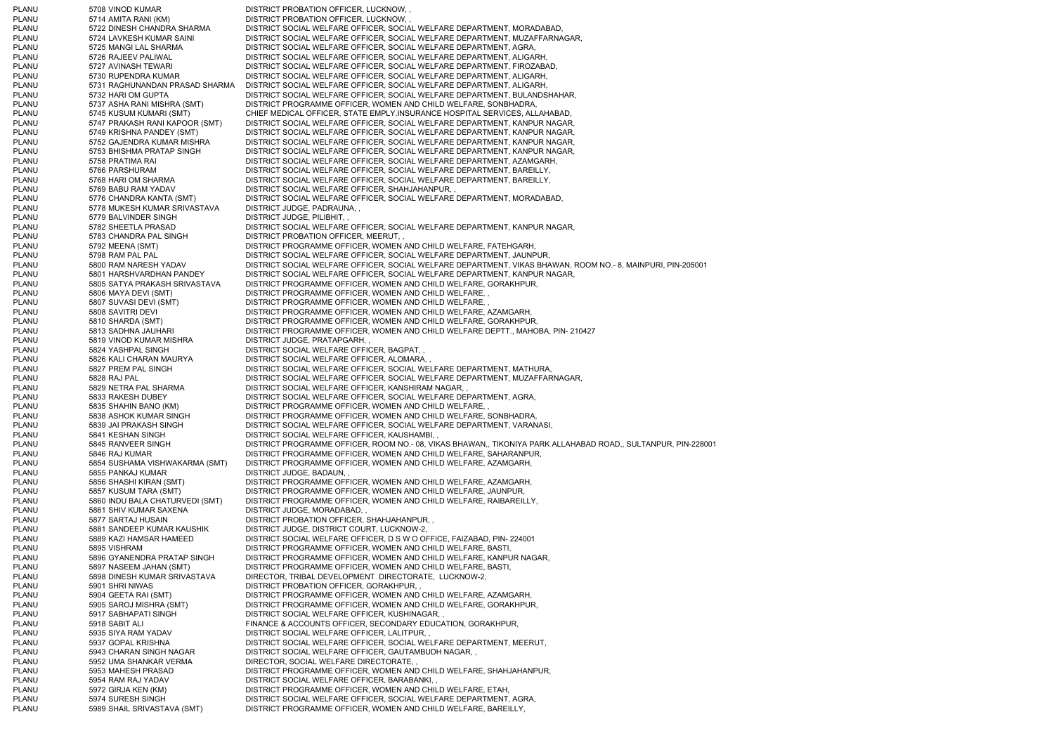| | | | |
|---|---|---|---|
| PLANU | 5708 | VINOD KUMAR | DISTRICT PROBATION OFFICER, LUCKNOW, , |
| PLANU | 5714 | AMITA RANI (KM) | DISTRICT PROBATION OFFICER, LUCKNOW, , |
| PLANU | 5722 | DINESH CHANDRA SHARMA | DISTRICT SOCIAL WELFARE OFFICER, SOCIAL WELFARE DEPARTMENT, MORADABAD, |
| PLANU | 5724 | LAVKESH KUMAR SAINI | DISTRICT SOCIAL WELFARE OFFICER, SOCIAL WELFARE DEPARTMENT, MUZAFFARNAGAR, |
| PLANU | 5725 | MANGI LAL SHARMA | DISTRICT SOCIAL WELFARE OFFICER, SOCIAL WELFARE DEPARTMENT, AGRA, |
| PLANU | 5726 | RAJEEV PALIWAL | DISTRICT SOCIAL WELFARE OFFICER, SOCIAL WELFARE DEPARTMENT, ALIGARH, |
| PLANU | 5727 | AVINASH TEWARI | DISTRICT SOCIAL WELFARE OFFICER, SOCIAL WELFARE DEPARTMENT, FIROZABAD, |
| PLANU | 5730 | RUPENDRA KUMAR | DISTRICT SOCIAL WELFARE OFFICER, SOCIAL WELFARE DEPARTMENT, ALIGARH, |
| PLANU | 5731 | RAGHUNANDAN PRASAD SHARMA | DISTRICT SOCIAL WELFARE OFFICER, SOCIAL WELFARE DEPARTMENT, ALIGARH, |
| PLANU | 5732 | HARI OM GUPTA | DISTRICT SOCIAL WELFARE OFFICER, SOCIAL WELFARE DEPARTMENT, BULANDSHAHAR, |
| PLANU | 5737 | ASHA RANI MISHRA (SMT) | DISTRICT PROGRAMME OFFICER, WOMEN AND CHILD WELFARE, SONBHADRA, |
| PLANU | 5745 | KUSUM KUMARI (SMT) | CHIEF MEDICAL OFFICER, STATE EMPLY.INSURANCE HOSPITAL SERVICES, ALLAHABAD, |
| PLANU | 5747 | PRAKASH RANI KAPOOR (SMT) | DISTRICT SOCIAL WELFARE OFFICER, SOCIAL WELFARE DEPARTMENT, KANPUR NAGAR, |
| PLANU | 5749 | KRISHNA PANDEY (SMT) | DISTRICT SOCIAL WELFARE OFFICER, SOCIAL WELFARE DEPARTMENT, KANPUR NAGAR, |
| PLANU | 5752 | GAJENDRA KUMAR MISHRA | DISTRICT SOCIAL WELFARE OFFICER, SOCIAL WELFARE DEPARTMENT, KANPUR NAGAR, |
| PLANU | 5753 | BHISHMA PRATAP SINGH | DISTRICT SOCIAL WELFARE OFFICER, SOCIAL WELFARE DEPARTMENT, KANPUR NAGAR, |
| PLANU | 5758 | PRATIMA RAI | DISTRICT SOCIAL WELFARE OFFICER, SOCIAL WELFARE DEPARTMENT, AZAMGARH, |
| PLANU | 5766 | PARSHURAM | DISTRICT SOCIAL WELFARE OFFICER, SOCIAL WELFARE DEPARTMENT, BAREILLY, |
| PLANU | 5768 | HARI OM SHARMA | DISTRICT SOCIAL WELFARE OFFICER, SOCIAL WELFARE DEPARTMENT, BAREILLY, |
| PLANU | 5769 | BABU RAM YADAV | DISTRICT SOCIAL WELFARE OFFICER, SHAHJAHANPUR, , |
| PLANU | 5776 | CHANDRA KANTA (SMT) | DISTRICT SOCIAL WELFARE OFFICER, SOCIAL WELFARE DEPARTMENT, MORADABAD, |
| PLANU | 5778 | MUKESH KUMAR SRIVASTAVA | DISTRICT JUDGE, PADRAUNA, , |
| PLANU | 5779 | BALVINDER SINGH | DISTRICT JUDGE, PILIBHIT, , |
| PLANU | 5782 | SHEETLA PRASAD | DISTRICT SOCIAL WELFARE OFFICER, SOCIAL WELFARE DEPARTMENT, KANPUR NAGAR, |
| PLANU | 5783 | CHANDRA PAL SINGH | DISTRICT PROBATION OFFICER, MEERUT, , |
| PLANU | 5792 | MEENA (SMT) | DISTRICT PROGRAMME OFFICER, WOMEN AND CHILD WELFARE, FATEHGARH, |
| PLANU | 5798 | RAM PAL PAL | DISTRICT SOCIAL WELFARE OFFICER, SOCIAL WELFARE DEPARTMENT, JAUNPUR, |
| PLANU | 5800 | RAM NARESH YADAV | DISTRICT SOCIAL WELFARE OFFICER, SOCIAL WELFARE DEPARTMENT, VIKAS BHAWAN, ROOM NO.- 8, MAINPURI, PIN-205001 |
| PLANU | 5801 | HARSHVARDHAN PANDEY | DISTRICT SOCIAL WELFARE OFFICER, SOCIAL WELFARE DEPARTMENT, KANPUR NAGAR, |
| PLANU | 5805 | SATYA PRAKASH SRIVASTAVA | DISTRICT PROGRAMME OFFICER, WOMEN AND CHILD WELFARE, GORAKHPUR, |
| PLANU | 5806 | MAYA DEVI (SMT) | DISTRICT PROGRAMME OFFICER, WOMEN AND CHILD WELFARE, , |
| PLANU | 5807 | SUVASI DEVI (SMT) | DISTRICT PROGRAMME OFFICER, WOMEN AND CHILD WELFARE, , |
| PLANU | 5808 | SAVITRI DEVI | DISTRICT PROGRAMME OFFICER, WOMEN AND CHILD WELFARE, AZAMGARH, |
| PLANU | 5810 | SHARDA (SMT) | DISTRICT PROGRAMME OFFICER, WOMEN AND CHILD WELFARE, GORAKHPUR, |
| PLANU | 5813 | SADHNA JAUHARI | DISTRICT PROGRAMME OFFICER, WOMEN AND CHILD WELFARE DEPTT., MAHOBA, PIN- 210427 |
| PLANU | 5819 | VINOD KUMAR MISHRA | DISTRICT JUDGE, PRATAPGARH, , |
| PLANU | 5824 | YASHPAL SINGH | DISTRICT SOCIAL WELFARE OFFICER, BAGPAT, , |
| PLANU | 5826 | KALI CHARAN MAURYA | DISTRICT SOCIAL WELFARE OFFICER, ALOMARA, , |
| PLANU | 5827 | PREM PAL SINGH | DISTRICT SOCIAL WELFARE OFFICER, SOCIAL WELFARE DEPARTMENT, MATHURA, |
| PLANU | 5828 | RAJ PAL | DISTRICT SOCIAL WELFARE OFFICER, SOCIAL WELFARE DEPARTMENT, MUZAFFARNAGAR, |
| PLANU | 5829 | NETRA PAL SHARMA | DISTRICT SOCIAL WELFARE OFFICER, KANSHIRAM NAGAR, , |
| PLANU | 5833 | RAKESH DUBEY | DISTRICT SOCIAL WELFARE OFFICER, SOCIAL WELFARE DEPARTMENT, AGRA, |
| PLANU | 5835 | SHAHIN BANO (KM) | DISTRICT PROGRAMME OFFICER, WOMEN AND CHILD WELFARE, , |
| PLANU | 5838 | ASHOK KUMAR SINGH | DISTRICT PROGRAMME OFFICER, WOMEN AND CHILD WELFARE, SONBHADRA, |
| PLANU | 5839 | JAI PRAKASH SINGH | DISTRICT SOCIAL WELFARE OFFICER, SOCIAL WELFARE DEPARTMENT, VARANASI, |
| PLANU | 5841 | KESHAN SINGH | DISTRICT SOCIAL WELFARE OFFICER, KAUSHAMBI, , |
| PLANU | 5845 | RANVEER SINGH | DISTRICT PROGRAMME OFFICER, ROOM NO.- 08, VIKAS BHAWAN,, TIKONIYA PARK ALLAHABAD ROAD,, SULTANPUR, PIN-228001 |
| PLANU | 5846 | RAJ KUMAR | DISTRICT PROGRAMME OFFICER, WOMEN AND CHILD WELFARE, SAHARANPUR, |
| PLANU | 5854 | SUSHAMA VISHWAKARMA (SMT) | DISTRICT PROGRAMME OFFICER, WOMEN AND CHILD WELFARE, AZAMGARH, |
| PLANU | 5855 | PANKAJ KUMAR | DISTRICT JUDGE, BADAUN, , |
| PLANU | 5856 | SHASHI KIRAN (SMT) | DISTRICT PROGRAMME OFFICER, WOMEN AND CHILD WELFARE, AZAMGARH, |
| PLANU | 5857 | KUSUM TARA (SMT) | DISTRICT PROGRAMME OFFICER, WOMEN AND CHILD WELFARE, JAUNPUR, |
| PLANU | 5860 | INDU BALA CHATURVEDI (SMT) | DISTRICT PROGRAMME OFFICER, WOMEN AND CHILD WELFARE, RAIBAREILLY, |
| PLANU | 5861 | SHIV KUMAR SAXENA | DISTRICT JUDGE, MORADABAD, , |
| PLANU | 5877 | SARTAJ HUSAIN | DISTRICT PROBATION OFFICER, SHAHJAHANPUR, , |
| PLANU | 5881 | SANDEEP KUMAR KAUSHIK | DISTRICT JUDGE, DISTRICT COURT, LUCKNOW-2, |
| PLANU | 5889 | KAZI HAMSAR HAMEED | DISTRICT SOCIAL WELFARE OFFICER, D S W O OFFICE, FAIZABAD, PIN- 224001 |
| PLANU | 5895 | VISHRAM | DISTRICT PROGRAMME OFFICER, WOMEN AND CHILD WELFARE, BASTI, |
| PLANU | 5896 | GYANENDRA PRATAP SINGH | DISTRICT PROGRAMME OFFICER, WOMEN AND CHILD WELFARE, KANPUR NAGAR, |
| PLANU | 5897 | NASEEM JAHAN (SMT) | DISTRICT PROGRAMME OFFICER, WOMEN AND CHILD WELFARE, BASTI, |
| PLANU | 5898 | DINESH KUMAR SRIVASTAVA | DIRECTOR, TRIBAL DEVELOPMENT DIRECTORATE, LUCKNOW-2, |
| PLANU | 5901 | SHRI NIWAS | DISTRICT PROBATION OFFICER, GORAKHPUR, , |
| PLANU | 5904 | GEETA RAI (SMT) | DISTRICT PROGRAMME OFFICER, WOMEN AND CHILD WELFARE, AZAMGARH, |
| PLANU | 5905 | SAROJ MISHRA (SMT) | DISTRICT PROGRAMME OFFICER, WOMEN AND CHILD WELFARE, GORAKHPUR, |
| PLANU | 5917 | SABHAPATI SINGH | DISTRICT SOCIAL WELFARE OFFICER, KUSHINAGAR, , |
| PLANU | 5918 | SABIT ALI | FINANCE & ACCOUNTS OFFICER, SECONDARY EDUCATION, GORAKHPUR, |
| PLANU | 5935 | SIYA RAM YADAV | DISTRICT SOCIAL WELFARE OFFICER, LALITPUR, , |
| PLANU | 5937 | GOPAL KRISHNA | DISTRICT SOCIAL WELFARE OFFICER, SOCIAL WELFARE DEPARTMENT, MEERUT, |
| PLANU | 5943 | CHARAN SINGH NAGAR | DISTRICT SOCIAL WELFARE OFFICER, GAUTAMBUDH NAGAR, , |
| PLANU | 5952 | UMA SHANKAR VERMA | DIRECTOR, SOCIAL WELFARE DIRECTORATE, , |
| PLANU | 5953 | MAHESH PRASAD | DISTRICT PROGRAMME OFFICER, WOMEN AND CHILD WELFARE, SHAHJAHANPUR, |
| PLANU | 5954 | RAM RAJ YADAV | DISTRICT SOCIAL WELFARE OFFICER, BARABANKI, , |
| PLANU | 5972 | GIRJA KEN (KM) | DISTRICT PROGRAMME OFFICER, WOMEN AND CHILD WELFARE, ETAH, |
| PLANU | 5974 | SURESH SINGH | DISTRICT SOCIAL WELFARE OFFICER, SOCIAL WELFARE DEPARTMENT, AGRA, |
| PLANU | 5989 | SHAIL SRIVASTAVA (SMT) | DISTRICT PROGRAMME OFFICER, WOMEN AND CHILD WELFARE, BAREILLY, |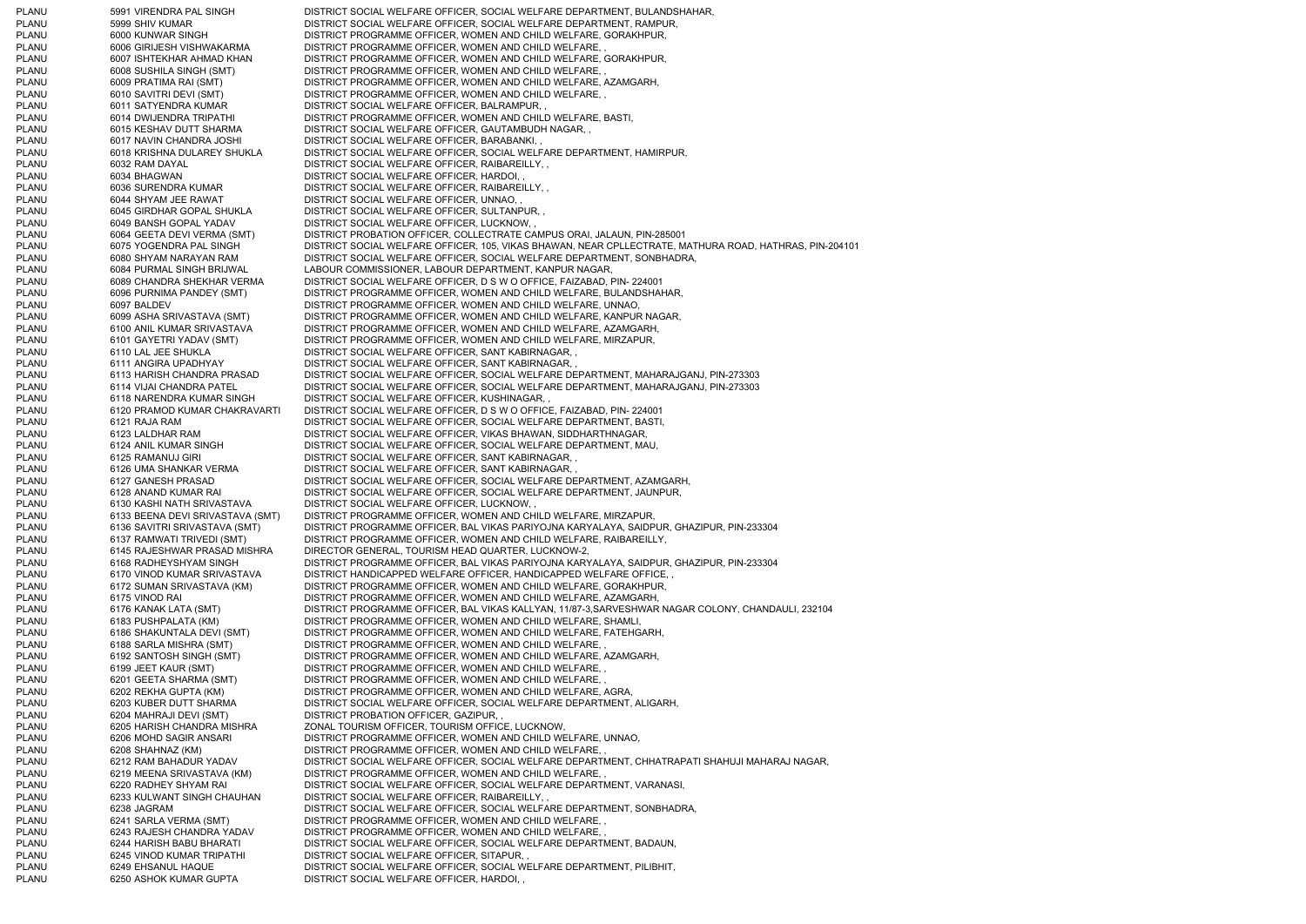| | | | |
|---|---|---|---|
| PLANU | 5991 | VIRENDRA PAL SINGH | DISTRICT SOCIAL WELFARE OFFICER, SOCIAL WELFARE DEPARTMENT, BULANDSHAHAR, |
| PLANU | 5999 | SHIV KUMAR | DISTRICT SOCIAL WELFARE OFFICER, SOCIAL WELFARE DEPARTMENT, RAMPUR, |
| PLANU | 6000 | KUNWAR SINGH | DISTRICT PROGRAMME OFFICER, WOMEN AND CHILD WELFARE, GORAKHPUR, |
| PLANU | 6006 | GIRIJESH VISHWAKARMA | DISTRICT PROGRAMME OFFICER, WOMEN AND CHILD WELFARE, , |
| PLANU | 6007 | ISHTEKHAR AHMAD KHAN | DISTRICT PROGRAMME OFFICER, WOMEN AND CHILD WELFARE, GORAKHPUR, |
| PLANU | 6008 | SUSHILA SINGH (SMT) | DISTRICT PROGRAMME OFFICER, WOMEN AND CHILD WELFARE, , |
| PLANU | 6009 | PRATIMA RAI (SMT) | DISTRICT PROGRAMME OFFICER, WOMEN AND CHILD WELFARE, AZAMGARH, |
| PLANU | 6010 | SAVITRI DEVI (SMT) | DISTRICT PROGRAMME OFFICER, WOMEN AND CHILD WELFARE, , |
| PLANU | 6011 | SATYENDRA KUMAR | DISTRICT SOCIAL WELFARE OFFICER, BALRAMPUR, , |
| PLANU | 6014 | DWIJENDRA TRIPATHI | DISTRICT PROGRAMME OFFICER, WOMEN AND CHILD WELFARE, BASTI, |
| PLANU | 6015 | KESHAV DUTT SHARMA | DISTRICT SOCIAL WELFARE OFFICER, GAUTAMBUDH NAGAR, , |
| PLANU | 6017 | NAVIN CHANDRA JOSHI | DISTRICT SOCIAL WELFARE OFFICER, BARABANKI, , |
| PLANU | 6018 | KRISHNA DULAREY SHUKLA | DISTRICT SOCIAL WELFARE OFFICER, SOCIAL WELFARE DEPARTMENT, HAMIRPUR, |
| PLANU | 6032 | RAM DAYAL | DISTRICT SOCIAL WELFARE OFFICER, RAIBAREILLY, , |
| PLANU | 6034 | BHAGWAN | DISTRICT SOCIAL WELFARE OFFICER, HARDOI, , |
| PLANU | 6036 | SURENDRA KUMAR | DISTRICT SOCIAL WELFARE OFFICER, RAIBAREILLY, , |
| PLANU | 6044 | SHYAM JEE RAWAT | DISTRICT SOCIAL WELFARE OFFICER, UNNAO, , |
| PLANU | 6045 | GIRDHAR GOPAL SHUKLA | DISTRICT SOCIAL WELFARE OFFICER, SULTANPUR, , |
| PLANU | 6049 | BANSH GOPAL YADAV | DISTRICT SOCIAL WELFARE OFFICER, LUCKNOW, , |
| PLANU | 6064 | GEETA DEVI VERMA (SMT) | DISTRICT PROBATION OFFICER, COLLECTRATE CAMPUS ORAI, JALAUN, PIN-285001 |
| PLANU | 6075 | YOGENDRA PAL SINGH | DISTRICT SOCIAL WELFARE OFFICER, 105, VIKAS BHAWAN, NEAR CPLLECTRATE, MATHURA ROAD, HATHRAS, PIN-204101 |
| PLANU | 6080 | SHYAM NARAYAN RAM | DISTRICT SOCIAL WELFARE OFFICER, SOCIAL WELFARE DEPARTMENT, SONBHADRA, |
| PLANU | 6084 | PURMAL SINGH BRIJWAL | LABOUR COMMISSIONER, LABOUR DEPARTMENT, KANPUR NAGAR, |
| PLANU | 6089 | CHANDRA SHEKHAR VERMA | DISTRICT SOCIAL WELFARE OFFICER, D S W O OFFICE, FAIZABAD, PIN- 224001 |
| PLANU | 6096 | PURNIMA PANDEY (SMT) | DISTRICT PROGRAMME OFFICER, WOMEN AND CHILD WELFARE, BULANDSHAHAR, |
| PLANU | 6097 | BALDEV | DISTRICT PROGRAMME OFFICER, WOMEN AND CHILD WELFARE, UNNAO, |
| PLANU | 6099 | ASHA SRIVASTAVA (SMT) | DISTRICT PROGRAMME OFFICER, WOMEN AND CHILD WELFARE, KANPUR NAGAR, |
| PLANU | 6100 | ANIL KUMAR SRIVASTAVA | DISTRICT PROGRAMME OFFICER, WOMEN AND CHILD WELFARE, AZAMGARH, |
| PLANU | 6101 | GAYETRI YADAV (SMT) | DISTRICT PROGRAMME OFFICER, WOMEN AND CHILD WELFARE, MIRZAPUR, |
| PLANU | 6110 | LAL JEE SHUKLA | DISTRICT SOCIAL WELFARE OFFICER, SANT KABIRNAGAR, , |
| PLANU | 6111 | ANGIRA UPADHYAY | DISTRICT SOCIAL WELFARE OFFICER, SANT KABIRNAGAR, , |
| PLANU | 6113 | HARISH CHANDRA PRASAD | DISTRICT SOCIAL WELFARE OFFICER, SOCIAL WELFARE DEPARTMENT, MAHARAJGANJ, PIN-273303 |
| PLANU | 6114 | VIJAI CHANDRA PATEL | DISTRICT SOCIAL WELFARE OFFICER, SOCIAL WELFARE DEPARTMENT, MAHARAJGANJ, PIN-273303 |
| PLANU | 6118 | NARENDRA KUMAR SINGH | DISTRICT SOCIAL WELFARE OFFICER, KUSHINAGAR, , |
| PLANU | 6120 | PRAMOD KUMAR CHAKRAVARTI | DISTRICT SOCIAL WELFARE OFFICER, D S W O OFFICE, FAIZABAD, PIN- 224001 |
| PLANU | 6121 | RAJA RAM | DISTRICT SOCIAL WELFARE OFFICER, SOCIAL WELFARE DEPARTMENT, BASTI, |
| PLANU | 6123 | LALDHAR RAM | DISTRICT SOCIAL WELFARE OFFICER, VIKAS BHAWAN, SIDDHARTHNAGAR, |
| PLANU | 6124 | ANIL KUMAR SINGH | DISTRICT SOCIAL WELFARE OFFICER, SOCIAL WELFARE DEPARTMENT, MAU, |
| PLANU | 6125 | RAMANUJ GIRI | DISTRICT SOCIAL WELFARE OFFICER, SANT KABIRNAGAR, , |
| PLANU | 6126 | UMA SHANKAR VERMA | DISTRICT SOCIAL WELFARE OFFICER, SANT KABIRNAGAR, , |
| PLANU | 6127 | GANESH PRASAD | DISTRICT SOCIAL WELFARE OFFICER, SOCIAL WELFARE DEPARTMENT, AZAMGARH, |
| PLANU | 6128 | ANAND KUMAR RAI | DISTRICT SOCIAL WELFARE OFFICER, SOCIAL WELFARE DEPARTMENT, JAUNPUR, |
| PLANU | 6130 | KASHI NATH SRIVASTAVA | DISTRICT SOCIAL WELFARE OFFICER, LUCKNOW, , |
| PLANU | 6133 | BEENA DEVI SRIVASTAVA (SMT) | DISTRICT PROGRAMME OFFICER, WOMEN AND CHILD WELFARE, MIRZAPUR, |
| PLANU | 6136 | SAVITRI SRIVASTAVA (SMT) | DISTRICT PROGRAMME OFFICER, BAL VIKAS PARIYOJNA KARYALAYA, SAIDPUR, GHAZIPUR, PIN-233304 |
| PLANU | 6137 | RAMWATI TRIVEDI (SMT) | DISTRICT PROGRAMME OFFICER, WOMEN AND CHILD WELFARE, RAIBAREILLY, |
| PLANU | 6145 | RAJESHWAR PRASAD MISHRA | DIRECTOR GENERAL, TOURISM HEAD QUARTER, LUCKNOW-2, |
| PLANU | 6168 | RADHEYSHYAM SINGH | DISTRICT PROGRAMME OFFICER, BAL VIKAS PARIYOJNA KARYALAYA, SAIDPUR, GHAZIPUR, PIN-233304 |
| PLANU | 6170 | VINOD KUMAR SRIVASTAVA | DISTRICT HANDICAPPED WELFARE OFFICER, HANDICAPPED WELFARE OFFICE, , |
| PLANU | 6172 | SUMAN SRIVASTAVA (KM) | DISTRICT PROGRAMME OFFICER, WOMEN AND CHILD WELFARE, GORAKHPUR, |
| PLANU | 6175 | VINOD RAI | DISTRICT PROGRAMME OFFICER, WOMEN AND CHILD WELFARE, AZAMGARH, |
| PLANU | 6176 | KANAK LATA (SMT) | DISTRICT PROGRAMME OFFICER, BAL VIKAS KALLYAN, 11/87-3,SARVESHWAR NAGAR COLONY, CHANDAULI, 232104 |
| PLANU | 6183 | PUSHPALATA (KM) | DISTRICT PROGRAMME OFFICER, WOMEN AND CHILD WELFARE, SHAMLI, |
| PLANU | 6186 | SHAKUNTALA DEVI (SMT) | DISTRICT PROGRAMME OFFICER, WOMEN AND CHILD WELFARE, FATEHGARH, |
| PLANU | 6188 | SARLA MISHRA (SMT) | DISTRICT PROGRAMME OFFICER, WOMEN AND CHILD WELFARE, , |
| PLANU | 6192 | SANTOSH SINGH (SMT) | DISTRICT PROGRAMME OFFICER, WOMEN AND CHILD WELFARE, AZAMGARH, |
| PLANU | 6199 | JEET KAUR (SMT) | DISTRICT PROGRAMME OFFICER, WOMEN AND CHILD WELFARE, , |
| PLANU | 6201 | GEETA SHARMA (SMT) | DISTRICT PROGRAMME OFFICER, WOMEN AND CHILD WELFARE, , |
| PLANU | 6202 | REKHA GUPTA (KM) | DISTRICT PROGRAMME OFFICER, WOMEN AND CHILD WELFARE, AGRA, |
| PLANU | 6203 | KUBER DUTT SHARMA | DISTRICT SOCIAL WELFARE OFFICER, SOCIAL WELFARE DEPARTMENT, ALIGARH, |
| PLANU | 6204 | MAHRAJI DEVI (SMT) | DISTRICT PROBATION OFFICER, GAZIPUR, , |
| PLANU | 6205 | HARISH CHANDRA MISHRA | ZONAL TOURISM OFFICER, TOURISM OFFICE, LUCKNOW, |
| PLANU | 6206 | MOHD SAGIR ANSARI | DISTRICT PROGRAMME OFFICER, WOMEN AND CHILD WELFARE, UNNAO, |
| PLANU | 6208 | SHAHNAZ (KM) | DISTRICT PROGRAMME OFFICER, WOMEN AND CHILD WELFARE, , |
| PLANU | 6212 | RAM BAHADUR YADAV | DISTRICT SOCIAL WELFARE OFFICER, SOCIAL WELFARE DEPARTMENT, CHHATRAPATI SHAHUJI MAHARAJ NAGAR, |
| PLANU | 6219 | MEENA SRIVASTAVA (KM) | DISTRICT PROGRAMME OFFICER, WOMEN AND CHILD WELFARE, , |
| PLANU | 6220 | RADHEY SHYAM RAI | DISTRICT SOCIAL WELFARE OFFICER, SOCIAL WELFARE DEPARTMENT, VARANASI, |
| PLANU | 6233 | KULWANT SINGH CHAUHAN | DISTRICT SOCIAL WELFARE OFFICER, RAIBAREILLY, , |
| PLANU | 6238 | JAGRAM | DISTRICT SOCIAL WELFARE OFFICER, SOCIAL WELFARE DEPARTMENT, SONBHADRA, |
| PLANU | 6241 | SARLA VERMA (SMT) | DISTRICT PROGRAMME OFFICER, WOMEN AND CHILD WELFARE, , |
| PLANU | 6243 | RAJESH CHANDRA YADAV | DISTRICT PROGRAMME OFFICER, WOMEN AND CHILD WELFARE, , |
| PLANU | 6244 | HARISH BABU BHARATI | DISTRICT SOCIAL WELFARE OFFICER, SOCIAL WELFARE DEPARTMENT, BADAUN, |
| PLANU | 6245 | VINOD KUMAR TRIPATHI | DISTRICT SOCIAL WELFARE OFFICER, SITAPUR, , |
| PLANU | 6249 | EHSANUL HAQUE | DISTRICT SOCIAL WELFARE OFFICER, SOCIAL WELFARE DEPARTMENT, PILIBHIT, |
| PLANU | 6250 | ASHOK KUMAR GUPTA | DISTRICT SOCIAL WELFARE OFFICER, HARDOI, , |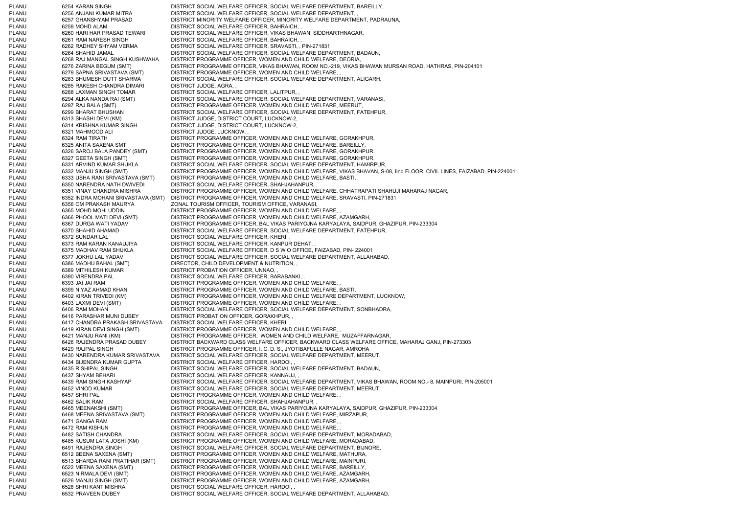| | | | |
|---|---|---|---|
| PLANU | 6254 | KARAN SINGH | DISTRICT SOCIAL WELFARE OFFICER, SOCIAL WELFARE DEPARTMENT, BAREILLY, |
| PLANU | 6256 | ANJANI KUMAR MITRA | DISTRICT SOCIAL WELFARE OFFICER, SOCIAL WELFARE DEPARTMENT, , |
| PLANU | 6257 | GHANSHYAM PRASAD | DISTRICT MINORITY WELFARE OFFICER, MINORITY WELFARE DEPARTMENT, PADRAUNA, |
| PLANU | 6259 | MOHD ALAM | DISTRICT SOCIAL WELFARE OFFICER, BAHRAICH, , |
| PLANU | 6260 | HARI HAR PRASAD TEWARI | DISTRICT SOCIAL WELFARE OFFICER, VIKAS BHAWAN, SIDDHARTHNAGAR, |
| PLANU | 6261 | RAM NARESH SINGH | DISTRICT SOCIAL WELFARE OFFICER, BAHRAICH, , |
| PLANU | 6262 | RADHEY SHYAM VERMA | DISTRICT SOCIAL WELFARE OFFICER, SRAVASTI, , PIN-271831 |
| PLANU | 6264 | SHAHID JAMAL | DISTRICT SOCIAL WELFARE OFFICER, SOCIAL WELFARE DEPARTMENT, BADAUN, |
| PLANU | 6268 | RAJ MANGAL SINGH KUSHWAHA | DISTRICT PROGRAMME OFFICER, WOMEN AND CHILD WELFARE, DEORIA, |
| PLANU | 6276 | ZARINA BEGUM (SMT) | DISTRICT PROGRAMME OFFICER, VIKAS BHAWAN, ROOM NO.-219, VIKAS BHAWAN MURSAN ROAD, HATHRAS, PIN-204101 |
| PLANU | 6279 | SAPNA SRIVASTAVA (SMT) | DISTRICT PROGRAMME OFFICER, WOMEN AND CHILD WELFARE, , |
| PLANU | 6283 | BHUMESH DUTT SHARMA | DISTRICT SOCIAL WELFARE OFFICER, SOCIAL WELFARE DEPARTMENT, ALIGARH, |
| PLANU | 6285 | RAKESH CHANDRA DIMARI | DISTRICT JUDGE, AGRA, , |
| PLANU | 6288 | LAXMAN SINGH TOMAR | DISTRICT SOCIAL WELFARE OFFICER, LALITPUR, , |
| PLANU | 6294 | ALKA NANDA RAI (SMT) | DISTRICT SOCIAL WELFARE OFFICER, SOCIAL WELFARE DEPARTMENT, VARANASI, |
| PLANU | 6297 | RAJ BALA (SMT) | DISTRICT PROGRAMME OFFICER, WOMEN AND CHILD WELFARE, MEERUT, |
| PLANU | 6299 | BHARAT BHUSHAN | DISTRICT SOCIAL WELFARE OFFICER, SOCIAL WELFARE DEPARTMENT, FATEHPUR, |
| PLANU | 6313 | SHASHI DEVI (KM) | DISTRICT JUDGE, DISTRICT COURT, LUCKNOW-2, |
| PLANU | 6314 | KRISHNA KUMAR SINGH | DISTRICT JUDGE, DISTRICT COURT, LUCKNOW-2, |
| PLANU | 6321 | MAHMOOD ALI | DISTRICT JUDGE, LUCKNOW, , |
| PLANU | 6324 | RAM TIRATH | DISTRICT PROGRAMME OFFICER, WOMEN AND CHILD WELFARE, GORAKHPUR, |
| PLANU | 6325 | ANITA SAXENA SMT | DISTRICT PROGRAMME OFFICER, WOMEN AND CHILD WELFARE, BAREILLY, |
| PLANU | 6326 | SAROJ BALA PANDEY (SMT) | DISTRICT PROGRAMME OFFICER, WOMEN AND CHILD WELFARE, GORAKHPUR, |
| PLANU | 6327 | GEETA SINGH (SMT) | DISTRICT PROGRAMME OFFICER, WOMEN AND CHILD WELFARE, GORAKHPUR, |
| PLANU | 6331 | ARVIND KUMAR SHUKLA | DISTRICT SOCIAL WELFARE OFFICER, SOCIAL WELFARE DEPARTMENT, HAMIRPUR, |
| PLANU | 6332 | MANJU SINGH (SMT) | DISTRICT PROGRAMME OFFICER, WOMEN AND CHILD WELFARE, VIKAS BHAVAN, S-08, IInd FLOOR, CIVIL LINES, FAIZABAD, PIN-224001 |
| PLANU | 6333 | USHA RANI SRIVASTAVA (SMT) | DISTRICT PROGRAMME OFFICER, WOMEN AND CHILD WELFARE, BASTI, |
| PLANU | 6350 | NARENDRA NATH DWIVEDI | DISTRICT SOCIAL WELFARE OFFICER, SHAHJAHANPUR, , |
| PLANU | 6351 | VINAY CHANDRA MISHRA | DISTRICT PROGRAMME OFFICER, WOMEN AND CHILD WELFARE, CHHATRAPATI SHAHUJI MAHARAJ NAGAR, |
| PLANU | 6352 | INDRA MOHANI SRIVASTAVA (SMT) | DISTRICT PROGRAMME OFFICER, WOMEN AND CHILD WELFARE, SRAVASTI, PIN-271831 |
| PLANU | 6356 | OM PRAKASH MAURYA | ZONAL TOURISM OFFICER, TOURISM OFFICE, VARANASI, |
| PLANU | 6365 | MOHD MOHI UDDIN | DISTRICT PROGRAMME OFFICER, WOMEN AND CHILD WELFARE, , |
| PLANU | 6366 | PHOOL MATI DEVI (SMT) | DISTRICT PROGRAMME OFFICER, WOMEN AND CHILD WELFARE, AZAMGARH, |
| PLANU | 6367 | DURGA WATI YADAV | DISTRICT PROGRAMME OFFICER, BAL VIKAS PARIYOJNA KARYALAYA, SAIDPUR, GHAZIPUR, PIN-233304 |
| PLANU | 6370 | SHAHID AHAMAD | DISTRICT SOCIAL WELFARE OFFICER, SOCIAL WELFARE DEPARTMENT, FATEHPUR, |
| PLANU | 6372 | SUNDAR LAL | DISTRICT SOCIAL WELFARE OFFICER, KHERI, , |
| PLANU | 6373 | RAM KARAN KANAUJIYA | DISTRICT SOCIAL WELFARE OFFICER, KANPUR DEHAT, , |
| PLANU | 6375 | MADHAV RAM SHUKLA | DISTRICT SOCIAL WELFARE OFFICER, D S W O OFFICE, FAIZABAD, PIN- 224001 |
| PLANU | 6377 | JOKHU LAL YADAV | DISTRICT SOCIAL WELFARE OFFICER, SOCIAL WELFARE DEPARTMENT, ALLAHABAD, |
| PLANU | 6386 | MADHU BAHAL (SMT) | DIRECTOR, CHILD DEVELOPMENT & NUTRITION, , |
| PLANU | 6389 | MITHILESH KUMAR | DISTRICT PROBATION OFFICER, UNNAO, , |
| PLANU | 6390 | VIRENDRA PAL | DISTRICT SOCIAL WELFARE OFFICER, BARABANKI, , |
| PLANU | 6393 | JAI JAI RAM | DISTRICT PROGRAMME OFFICER, WOMEN AND CHILD WELFARE, , |
| PLANU | 6399 | NIYAZ AHMAD KHAN | DISTRICT PROGRAMME OFFICER, WOMEN AND CHILD WELFARE, BASTI, |
| PLANU | 6402 | KIRAN TRIVEDI (KM) | DISTRICT PROGRAMME OFFICER, WOMEN AND CHILD WELFARE DEPARTMENT, LUCKNOW, |
| PLANU | 6403 | LAXMI DEVI (SMT) | DISTRICT PROGRAMME OFFICER, WOMEN AND CHILD WELFARE, , |
| PLANU | 6406 | RAM MOHAN | DISTRICT SOCIAL WELFARE OFFICER, SOCIAL WELFARE DEPARTMENT, SONBHADRA, |
| PLANU | 6416 | PARASHAR MUNI DUBEY | DISTRICT PROBATION OFFICER, GORAKHPUR, , |
| PLANU | 6417 | CHANDRA PRAKASH SRIVASTAVA | DISTRICT SOCIAL WELFARE OFFICER, KHERI, , |
| PLANU | 6419 | KIRAN DEVI SINGH (SMT) | DISTRICT PROGRAMME OFFICER, WOMEN AND CHILD WELFARE, , |
| PLANU | 6421 | MANJU RANI (KM) | DISTRICT PROGRAMME OFFICER, WOMEN AND CHILD WELFARE, MUZAFFARNAGAR, |
| PLANU | 6426 | RAJENDRA PRASAD DUBEY | DISTRICT BACKWARD CLASS WELFARE OFFICER, BACKWARD CLASS WELFARE OFFICE, MAHARAJ GANJ, PIN-273303 |
| PLANU | 6429 | RAJPAL SINGH | DISTRICT PROGRAMME OFFICER, I. C. D. S., JYOTIBAFULLE NAGAR, AMROHA |
| PLANU | 6430 | NARENDRA KUMAR SRIVASTAVA | DISTRICT SOCIAL WELFARE OFFICER, SOCIAL WELFARE DEPARTMENT, MEERUT, |
| PLANU | 6434 | BIJENDRA KUMAR GUPTA | DISTRICT SOCIAL WELFARE OFFICER, HARDOI, , |
| PLANU | 6435 | RISHIPAL SINGH | DISTRICT SOCIAL WELFARE OFFICER, SOCIAL WELFARE DEPARTMENT, BADAUN, |
| PLANU | 6437 | SHYAM BEHARI | DISTRICT SOCIAL WELFARE OFFICER, KANNAUJ, , |
| PLANU | 6439 | RAM SINGH KASHYAP | DISTRICT SOCIAL WELFARE OFFICER, SOCIAL WELFARE DEPARTMENT, VIKAS BHAWAN, ROOM NO.- 8, MAINPURI, PIN-205001 |
| PLANU | 6452 | VINOD KUMAR | DISTRICT SOCIAL WELFARE OFFICER, SOCIAL WELFARE DEPARTMENT, MEERUT, |
| PLANU | 6457 | SHRI PAL | DISTRICT PROGRAMME OFFICER, WOMEN AND CHILD WELFARE, , |
| PLANU | 6462 | SALIK RAM | DISTRICT SOCIAL WELFARE OFFICER, SHAHJAHANPUR, , |
| PLANU | 6465 | MEENAKSHI (SMT) | DISTRICT PROGRAMME OFFICER, BAL VIKAS PARIYOJNA KARYALAYA, SAIDPUR, GHAZIPUR, PIN-233304 |
| PLANU | 6468 | MEENA SRIVASTAVA (SMT) | DISTRICT PROGRAMME OFFICER, WOMEN AND CHILD WELFARE, MIRZAPUR, |
| PLANU | 6471 | GANGA RAM | DISTRICT PROGRAMME OFFICER, WOMEN AND CHILD WELFARE, , |
| PLANU | 6472 | RAM KISHUN | DISTRICT PROGRAMME OFFICER, WOMEN AND CHILD WELFARE, , |
| PLANU | 6482 | SATISH CHANDRA | DISTRICT SOCIAL WELFARE OFFICER, SOCIAL WELFARE DEPARTMENT, MORADABAD, |
| PLANU | 6485 | KUSUM LATA JOSHI (KM) | DISTRICT PROGRAMME OFFICER, WOMEN AND CHILD WELFARE, MORADABAD, |
| PLANU | 6491 | RAJENDRA SINGH | DISTRICT SOCIAL WELFARE OFFICER, SOCIAL WELFARE DEPARTMENT, BIJNORE, |
| PLANU | 6512 | BEENA SAXENA (SMT) | DISTRICT PROGRAMME OFFICER, WOMEN AND CHILD WELFARE, MATHURA, |
| PLANU | 6513 | SHARDA RANI PRATIHAR (SMT) | DISTRICT PROGRAMME OFFICER, WOMEN AND CHILD WELFARE, MAINPURI, |
| PLANU | 6522 | MEENA SAXENA (SMT) | DISTRICT PROGRAMME OFFICER, WOMEN AND CHILD WELFARE, BAREILLY, |
| PLANU | 6523 | NIRMALA DEVI (SMT) | DISTRICT PROGRAMME OFFICER, WOMEN AND CHILD WELFARE, AZAMGARH, |
| PLANU | 6526 | MANJU SINGH (SMT) | DISTRICT PROGRAMME OFFICER, WOMEN AND CHILD WELFARE, AZAMGARH, |
| PLANU | 6528 | SHRI KANT MISHRA | DISTRICT SOCIAL WELFARE OFFICER, HARDOI, , |
| PLANU | 6532 | PRAVEEN DUBEY | DISTRICT SOCIAL WELFARE OFFICER, SOCIAL WELFARE DEPARTMENT, ALLAHABAD, |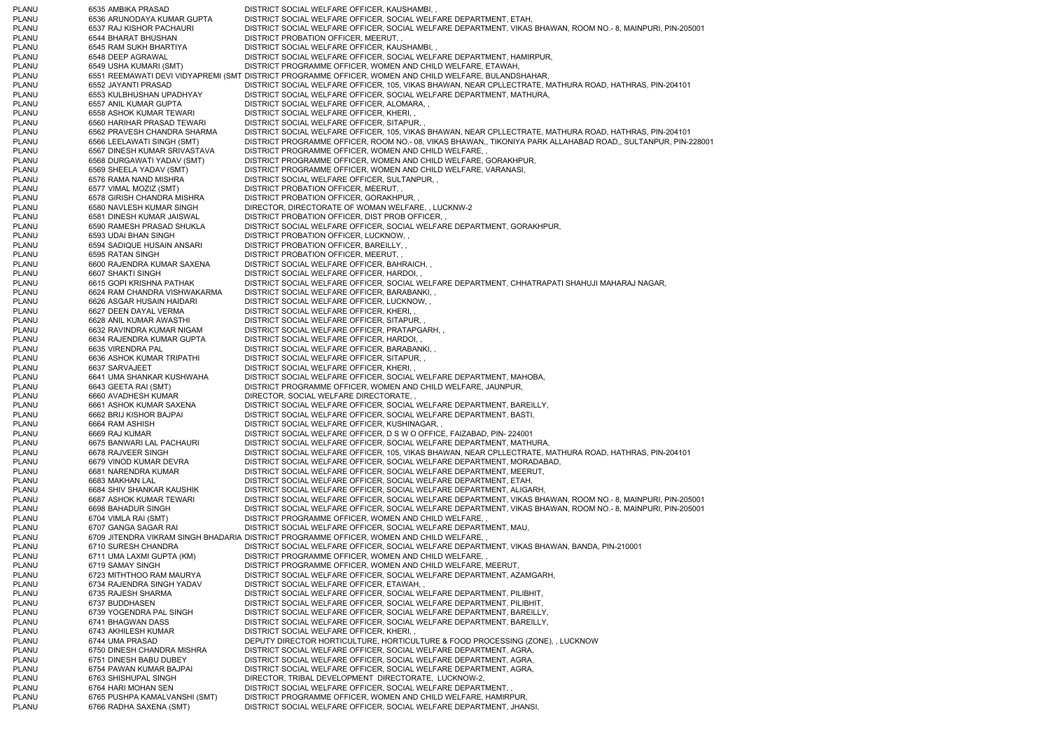| | | |
|---|---|---|
| PLANU | 6535 AMBIKA PRASAD | DISTRICT SOCIAL WELFARE OFFICER, KAUSHAMBI, , |
| PLANU | 6536 ARUNODAYA KUMAR GUPTA | DISTRICT SOCIAL WELFARE OFFICER, SOCIAL WELFARE DEPARTMENT, ETAH, |
| PLANU | 6537 RAJ KISHOR PACHAURI | DISTRICT SOCIAL WELFARE OFFICER, SOCIAL WELFARE DEPARTMENT, VIKAS BHAWAN, ROOM NO.- 8, MAINPURI, PIN-205001 |
| PLANU | 6544 BHARAT BHUSHAN | DISTRICT PROBATION OFFICER, MEERUT, , |
| PLANU | 6545 RAM SUKH BHARTIYA | DISTRICT SOCIAL WELFARE OFFICER, KAUSHAMBI, , |
| PLANU | 6548 DEEP AGRAWAL | DISTRICT SOCIAL WELFARE OFFICER, SOCIAL WELFARE DEPARTMENT, HAMIRPUR, |
| PLANU | 6549 USHA KUMARI (SMT) | DISTRICT PROGRAMME OFFICER, WOMEN AND CHILD WELFARE, ETAWAH, |
| PLANU | 6551 REEMAWATI DEVI VIDYAPREMI (SMT | DISTRICT PROGRAMME OFFICER, WOMEN AND CHILD WELFARE, BULANDSHAHAR, |
| PLANU | 6552 JAYANTI PRASAD | DISTRICT SOCIAL WELFARE OFFICER, 105, VIKAS BHAWAN, NEAR CPLLECTRATE, MATHURA ROAD, HATHRAS, PIN-204101 |
| PLANU | 6553 KULBHUSHAN UPADHYAY | DISTRICT SOCIAL WELFARE OFFICER, SOCIAL WELFARE DEPARTMENT, MATHURA, |
| PLANU | 6557 ANIL KUMAR GUPTA | DISTRICT SOCIAL WELFARE OFFICER, ALOMARA, , |
| PLANU | 6558 ASHOK KUMAR TEWARI | DISTRICT SOCIAL WELFARE OFFICER, KHERI, , |
| PLANU | 6560 HARIHAR PRASAD TEWARI | DISTRICT SOCIAL WELFARE OFFICER, SITAPUR, , |
| PLANU | 6562 PRAVESH CHANDRA SHARMA | DISTRICT SOCIAL WELFARE OFFICER, 105, VIKAS BHAWAN, NEAR CPLLECTRATE, MATHURA ROAD, HATHRAS, PIN-204101 |
| PLANU | 6566 LEELAWATI SINGH (SMT) | DISTRICT PROGRAMME OFFICER, ROOM NO.- 08, VIKAS BHAWAN,, TIKONIYA PARK ALLAHABAD ROAD,, SULTANPUR, PIN-228001 |
| PLANU | 6567 DINESH KUMAR SRIVASTAVA | DISTRICT PROGRAMME OFFICER, WOMEN AND CHILD WELFARE, , |
| PLANU | 6568 DURGAWATI YADAV (SMT) | DISTRICT PROGRAMME OFFICER, WOMEN AND CHILD WELFARE, GORAKHPUR, |
| PLANU | 6569 SHEELA YADAV (SMT) | DISTRICT PROGRAMME OFFICER, WOMEN AND CHILD WELFARE, VARANASI, |
| PLANU | 6576 RAMA NAND MISHRA | DISTRICT SOCIAL WELFARE OFFICER, SULTANPUR, , |
| PLANU | 6577 VIMAL MOZIZ (SMT) | DISTRICT PROBATION OFFICER, MEERUT, , |
| PLANU | 6578 GIRISH CHANDRA MISHRA | DISTRICT PROBATION OFFICER, GORAKHPUR, , |
| PLANU | 6580 NAVLESH KUMAR SINGH | DIRECTOR, DIRECTORATE OF WOMAN WELFARE, , LUCKNW-2 |
| PLANU | 6581 DINESH KUMAR JAISWAL | DISTRICT PROBATION OFFICER, DIST PROB OFFICER, , |
| PLANU | 6590 RAMESH PRASAD SHUKLA | DISTRICT SOCIAL WELFARE OFFICER, SOCIAL WELFARE DEPARTMENT, GORAKHPUR, |
| PLANU | 6593 UDAI BHAN SINGH | DISTRICT PROBATION OFFICER, LUCKNOW, , |
| PLANU | 6594 SADIQUE HUSAIN ANSARI | DISTRICT PROBATION OFFICER, BAREILLY, , |
| PLANU | 6595 RATAN SINGH | DISTRICT PROBATION OFFICER, MEERUT, , |
| PLANU | 6600 RAJENDRA KUMAR SAXENA | DISTRICT SOCIAL WELFARE OFFICER, BAHRAICH, , |
| PLANU | 6607 SHAKTI SINGH | DISTRICT SOCIAL WELFARE OFFICER, HARDOI, , |
| PLANU | 6615 GOPI KRISHNA PATHAK | DISTRICT SOCIAL WELFARE OFFICER, SOCIAL WELFARE DEPARTMENT, CHHATRAPATI SHAHUJI MAHARAJ NAGAR, |
| PLANU | 6624 RAM CHANDRA VISHWAKARMA | DISTRICT SOCIAL WELFARE OFFICER, BARABANKI, , |
| PLANU | 6626 ASGAR HUSAIN HAIDARI | DISTRICT SOCIAL WELFARE OFFICER, LUCKNOW, , |
| PLANU | 6627 DEEN DAYAL VERMA | DISTRICT SOCIAL WELFARE OFFICER, KHERI, , |
| PLANU | 6628 ANIL KUMAR AWASTHI | DISTRICT SOCIAL WELFARE OFFICER, SITAPUR, , |
| PLANU | 6632 RAVINDRA KUMAR NIGAM | DISTRICT SOCIAL WELFARE OFFICER, PRATAPGARH, , |
| PLANU | 6634 RAJENDRA KUMAR GUPTA | DISTRICT SOCIAL WELFARE OFFICER, HARDOI, , |
| PLANU | 6635 VIRENDRA PAL | DISTRICT SOCIAL WELFARE OFFICER, BARABANKI, , |
| PLANU | 6636 ASHOK KUMAR TRIPATHI | DISTRICT SOCIAL WELFARE OFFICER, SITAPUR, , |
| PLANU | 6637 SARVAJEET | DISTRICT SOCIAL WELFARE OFFICER, KHERI, , |
| PLANU | 6641 UMA SHANKAR KUSHWAHA | DISTRICT SOCIAL WELFARE OFFICER, SOCIAL WELFARE DEPARTMENT, MAHOBA, |
| PLANU | 6643 GEETA RAI (SMT) | DISTRICT PROGRAMME OFFICER, WOMEN AND CHILD WELFARE, JAUNPUR, |
| PLANU | 6660 AVADHESH KUMAR | DIRECTOR, SOCIAL WELFARE DIRECTORATE, , |
| PLANU | 6661 ASHOK KUMAR SAXENA | DISTRICT SOCIAL WELFARE OFFICER, SOCIAL WELFARE DEPARTMENT, BAREILLY, |
| PLANU | 6662 BRIJ KISHOR BAJPAI | DISTRICT SOCIAL WELFARE OFFICER, SOCIAL WELFARE DEPARTMENT, BASTI, |
| PLANU | 6664 RAM ASHISH | DISTRICT SOCIAL WELFARE OFFICER, KUSHINAGAR, , |
| PLANU | 6669 RAJ KUMAR | DISTRICT SOCIAL WELFARE OFFICER, D S W O OFFICE, FAIZABAD, PIN- 224001 |
| PLANU | 6675 BANWARI LAL PACHAURI | DISTRICT SOCIAL WELFARE OFFICER, SOCIAL WELFARE DEPARTMENT, MATHURA, |
| PLANU | 6678 RAJVEER SINGH | DISTRICT SOCIAL WELFARE OFFICER, 105, VIKAS BHAWAN, NEAR CPLLECTRATE, MATHURA ROAD, HATHRAS, PIN-204101 |
| PLANU | 6679 VINOD KUMAR DEVRA | DISTRICT SOCIAL WELFARE OFFICER, SOCIAL WELFARE DEPARTMENT, MORADABAD, |
| PLANU | 6681 NARENDRA KUMAR | DISTRICT SOCIAL WELFARE OFFICER, SOCIAL WELFARE DEPARTMENT, MEERUT, |
| PLANU | 6683 MAKHAN LAL | DISTRICT SOCIAL WELFARE OFFICER, SOCIAL WELFARE DEPARTMENT, ETAH, |
| PLANU | 6684 SHIV SHANKAR KAUSHIK | DISTRICT SOCIAL WELFARE OFFICER, SOCIAL WELFARE DEPARTMENT, ALIGARH, |
| PLANU | 6687 ASHOK KUMAR TEWARI | DISTRICT SOCIAL WELFARE OFFICER, SOCIAL WELFARE DEPARTMENT, VIKAS BHAWAN, ROOM NO.- 8, MAINPURI, PIN-205001 |
| PLANU | 6698 BAHADUR SINGH | DISTRICT SOCIAL WELFARE OFFICER, SOCIAL WELFARE DEPARTMENT, VIKAS BHAWAN, ROOM NO.- 8, MAINPURI, PIN-205001 |
| PLANU | 6704 VIMLA RAI (SMT) | DISTRICT PROGRAMME OFFICER, WOMEN AND CHILD WELFARE, , |
| PLANU | 6707 GANGA SAGAR RAI | DISTRICT SOCIAL WELFARE OFFICER, SOCIAL WELFARE DEPARTMENT, MAU, |
| PLANU | 6709 JITENDRA VIKRAM SINGH BHADARIA | DISTRICT PROGRAMME OFFICER, WOMEN AND CHILD WELFARE, , |
| PLANU | 6710 SURESH CHANDRA | DISTRICT SOCIAL WELFARE OFFICER, SOCIAL WELFARE DEPARTMENT, VIKAS BHAWAN, BANDA, PIN-210001 |
| PLANU | 6711 UMA LAXMI GUPTA (KM) | DISTRICT PROGRAMME OFFICER, WOMEN AND CHILD WELFARE, , |
| PLANU | 6719 SAMAY SINGH | DISTRICT PROGRAMME OFFICER, WOMEN AND CHILD WELFARE, MEERUT, |
| PLANU | 6723 MITHTHOO RAM MAURYA | DISTRICT SOCIAL WELFARE OFFICER, SOCIAL WELFARE DEPARTMENT, AZAMGARH, |
| PLANU | 6734 RAJENDRA SINGH YADAV | DISTRICT SOCIAL WELFARE OFFICER, ETAWAH, , |
| PLANU | 6735 RAJESH SHARMA | DISTRICT SOCIAL WELFARE OFFICER, SOCIAL WELFARE DEPARTMENT, PILIBHIT, |
| PLANU | 6737 BUDDHASEN | DISTRICT SOCIAL WELFARE OFFICER, SOCIAL WELFARE DEPARTMENT, PILIBHIT, |
| PLANU | 6739 YOGENDRA PAL SINGH | DISTRICT SOCIAL WELFARE OFFICER, SOCIAL WELFARE DEPARTMENT, BAREILLY, |
| PLANU | 6741 BHAGWAN DASS | DISTRICT SOCIAL WELFARE OFFICER, SOCIAL WELFARE DEPARTMENT, BAREILLY, |
| PLANU | 6743 AKHILESH KUMAR | DISTRICT SOCIAL WELFARE OFFICER, KHERI, , |
| PLANU | 6744 UMA PRASAD | DEPUTY DIRECTOR HORTICULTURE, HORTICULTURE & FOOD PROCESSING (ZONE), , LUCKNOW |
| PLANU | 6750 DINESH CHANDRA MISHRA | DISTRICT SOCIAL WELFARE OFFICER, SOCIAL WELFARE DEPARTMENT, AGRA, |
| PLANU | 6751 DINESH BABU DUBEY | DISTRICT SOCIAL WELFARE OFFICER, SOCIAL WELFARE DEPARTMENT, AGRA, |
| PLANU | 6754 PAWAN KUMAR BAJPAI | DISTRICT SOCIAL WELFARE OFFICER, SOCIAL WELFARE DEPARTMENT, AGRA, |
| PLANU | 6763 SHISHUPAL SINGH | DIRECTOR, TRIBAL DEVELOPMENT DIRECTORATE, LUCKNOW-2, |
| PLANU | 6764 HARI MOHAN SEN | DISTRICT SOCIAL WELFARE OFFICER, SOCIAL WELFARE DEPARTMENT, , |
| PLANU | 6765 PUSHPA KAMALVANSHI (SMT) | DISTRICT PROGRAMME OFFICER, WOMEN AND CHILD WELFARE, HAMIRPUR, |
| PLANU | 6766 RADHA SAXENA (SMT) | DISTRICT SOCIAL WELFARE OFFICER, SOCIAL WELFARE DEPARTMENT, JHANSI, |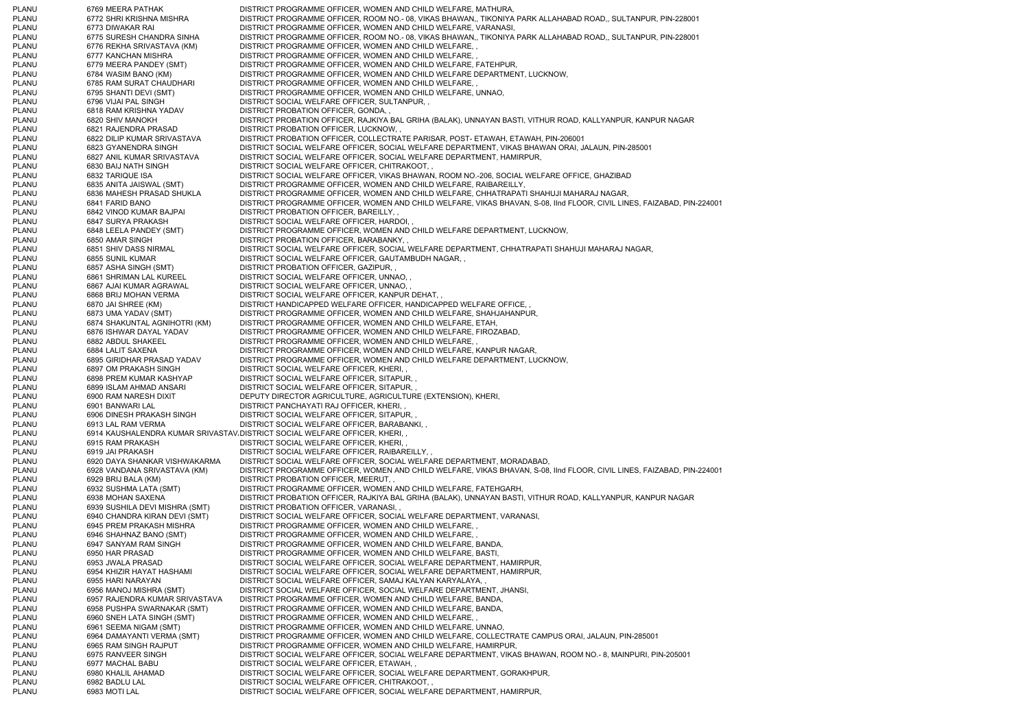| | | | |
|---|---|---|---|
| PLANU | 6769 | MEERA PATHAK | DISTRICT PROGRAMME OFFICER, WOMEN AND CHILD WELFARE, MATHURA, |
| PLANU | 6772 | SHRI KRISHNA MISHRA | DISTRICT PROGRAMME OFFICER, ROOM NO.- 08, VIKAS BHAWAN,, TIKONIYA PARK ALLAHABAD ROAD,, SULTANPUR, PIN-228001 |
| PLANU | 6773 | DIWAKAR RAI | DISTRICT PROGRAMME OFFICER, WOMEN AND CHILD WELFARE, VARANASI, |
| PLANU | 6775 | SURESH CHANDRA SINHA | DISTRICT PROGRAMME OFFICER, ROOM NO.- 08, VIKAS BHAWAN,, TIKONIYA PARK ALLAHABAD ROAD,, SULTANPUR, PIN-228001 |
| PLANU | 6776 | REKHA SRIVASTAVA (KM) | DISTRICT PROGRAMME OFFICER, WOMEN AND CHILD WELFARE, , |
| PLANU | 6777 | KANCHAN MISHRA | DISTRICT PROGRAMME OFFICER, WOMEN AND CHILD WELFARE, , |
| PLANU | 6779 | MEERA PANDEY (SMT) | DISTRICT PROGRAMME OFFICER, WOMEN AND CHILD WELFARE, FATEHPUR, |
| PLANU | 6784 | WASIM BANO (KM) | DISTRICT PROGRAMME OFFICER, WOMEN AND CHILD WELFARE DEPARTMENT, LUCKNOW, |
| PLANU | 6785 | RAM SURAT CHAUDHARI | DISTRICT PROGRAMME OFFICER, WOMEN AND CHILD WELFARE, , |
| PLANU | 6795 | SHANTI DEVI (SMT) | DISTRICT PROGRAMME OFFICER, WOMEN AND CHILD WELFARE, UNNAO, |
| PLANU | 6796 | VIJAI PAL SINGH | DISTRICT SOCIAL WELFARE OFFICER, SULTANPUR, , |
| PLANU | 6818 | RAM KRISHNA YADAV | DISTRICT PROBATION OFFICER, GONDA, , |
| PLANU | 6820 | SHIV MANOKH | DISTRICT PROBATION OFFICER, RAJKIYA BAL GRIHA (BALAK), UNNAYAN BASTI, VITHUR ROAD, KALLYANPUR, KANPUR NAGAR |
| PLANU | 6821 | RAJENDRA PRASAD | DISTRICT PROBATION OFFICER, LUCKNOW, , |
| PLANU | 6822 | DILIP KUMAR SRIVASTAVA | DISTRICT PROBATION OFFICER, COLLECTRATE PARISAR, POST- ETAWAH, ETAWAH, PIN-206001 |
| PLANU | 6823 | GYANENDRA SINGH | DISTRICT SOCIAL WELFARE OFFICER, SOCIAL WELFARE DEPARTMENT, VIKAS BHAWAN ORAI, JALAUN, PIN-285001 |
| PLANU | 6827 | ANIL KUMAR SRIVASTAVA | DISTRICT SOCIAL WELFARE OFFICER, SOCIAL WELFARE DEPARTMENT, HAMIRPUR, |
| PLANU | 6830 | BAIJ NATH SINGH | DISTRICT SOCIAL WELFARE OFFICER, CHITRAKOOT, , |
| PLANU | 6832 | TARIQUE ISA | DISTRICT SOCIAL WELFARE OFFICER, VIKAS BHAWAN, ROOM NO.-206, SOCIAL WELFARE OFFICE, GHAZIBAD |
| PLANU | 6835 | ANITA JAISWAL (SMT) | DISTRICT PROGRAMME OFFICER, WOMEN AND CHILD WELFARE, RAIBAREILLY, |
| PLANU | 6836 | MAHESH PRASAD SHUKLA | DISTRICT PROGRAMME OFFICER, WOMEN AND CHILD WELFARE, CHHATRAPATI SHAHUJI MAHARAJ NAGAR, |
| PLANU | 6841 | FARID BANO | DISTRICT PROGRAMME OFFICER, WOMEN AND CHILD WELFARE, VIKAS BHAVAN, S-08, IInd FLOOR, CIVIL LINES, FAIZABAD, PIN-224001 |
| PLANU | 6842 | VINOD KUMAR BAJPAI | DISTRICT PROBATION OFFICER, BAREILLY, , |
| PLANU | 6847 | SURYA PRAKASH | DISTRICT SOCIAL WELFARE OFFICER, HARDOI, , |
| PLANU | 6848 | LEELA PANDEY (SMT) | DISTRICT PROGRAMME OFFICER, WOMEN AND CHILD WELFARE DEPARTMENT, LUCKNOW, |
| PLANU | 6850 | AMAR SINGH | DISTRICT PROBATION OFFICER, BARABANKY, , |
| PLANU | 6851 | SHIV DASS NIRMAL | DISTRICT SOCIAL WELFARE OFFICER, SOCIAL WELFARE DEPARTMENT, CHHATRAPATI SHAHUJI MAHARAJ NAGAR, |
| PLANU | 6855 | SUNIL KUMAR | DISTRICT SOCIAL WELFARE OFFICER, GAUTAMBUDH NAGAR, , |
| PLANU | 6857 | ASHA SINGH (SMT) | DISTRICT PROBATION OFFICER, GAZIPUR, , |
| PLANU | 6861 | SHRIMAN LAL KUREEL | DISTRICT SOCIAL WELFARE OFFICER, UNNAO, , |
| PLANU | 6867 | AJAI KUMAR AGRAWAL | DISTRICT SOCIAL WELFARE OFFICER, UNNAO, , |
| PLANU | 6868 | BRIJ MOHAN VERMA | DISTRICT SOCIAL WELFARE OFFICER, KANPUR DEHAT, , |
| PLANU | 6870 | JAI SHREE (KM) | DISTRICT HANDICAPPED WELFARE OFFICER, HANDICAPPED WELFARE OFFICE, , |
| PLANU | 6873 | UMA YADAV (SMT) | DISTRICT PROGRAMME OFFICER, WOMEN AND CHILD WELFARE, SHAHJAHANPUR, |
| PLANU | 6874 | SHAKUNTAL AGNIHOTRI (KM) | DISTRICT PROGRAMME OFFICER, WOMEN AND CHILD WELFARE, ETAH, |
| PLANU | 6876 | ISHWAR DAYAL YADAV | DISTRICT PROGRAMME OFFICER, WOMEN AND CHILD WELFARE, FIROZABAD, |
| PLANU | 6882 | ABDUL SHAKEEL | DISTRICT PROGRAMME OFFICER, WOMEN AND CHILD WELFARE, , |
| PLANU | 6884 | LALIT SAXENA | DISTRICT PROGRAMME OFFICER, WOMEN AND CHILD WELFARE, KANPUR NAGAR, |
| PLANU | 6895 | GIRIDHAR PRASAD YADAV | DISTRICT PROGRAMME OFFICER, WOMEN AND CHILD WELFARE DEPARTMENT, LUCKNOW, |
| PLANU | 6897 | OM PRAKASH SINGH | DISTRICT SOCIAL WELFARE OFFICER, KHERI, , |
| PLANU | 6898 | PREM KUMAR KASHYAP | DISTRICT SOCIAL WELFARE OFFICER, SITAPUR, , |
| PLANU | 6899 | ISLAM AHMAD ANSARI | DISTRICT SOCIAL WELFARE OFFICER, SITAPUR, , |
| PLANU | 6900 | RAM NARESH DIXIT | DEPUTY DIRECTOR AGRICULTURE, AGRICULTURE (EXTENSION), KHERI, |
| PLANU | 6901 | BANWARI LAL | DISTRICT PANCHAYATI RAJ OFFICER, KHERI, , |
| PLANU | 6906 | DINESH PRAKASH SINGH | DISTRICT SOCIAL WELFARE OFFICER, SITAPUR, , |
| PLANU | 6913 | LAL RAM VERMA | DISTRICT SOCIAL WELFARE OFFICER, BARABANKI, , |
| PLANU | 6914 | KAUSHALENDRA KUMAR SRIVASTAV | DISTRICT SOCIAL WELFARE OFFICER, KHERI, , |
| PLANU | 6915 | RAM PRAKASH | DISTRICT SOCIAL WELFARE OFFICER, KHERI, , |
| PLANU | 6919 | JAI PRAKASH | DISTRICT SOCIAL WELFARE OFFICER, RAIBAREILLY, , |
| PLANU | 6920 | DAYA SHANKAR VISHWAKARMA | DISTRICT SOCIAL WELFARE OFFICER, SOCIAL WELFARE DEPARTMENT, MORADABAD, |
| PLANU | 6928 | VANDANA SRIVASTAVA (KM) | DISTRICT PROGRAMME OFFICER, WOMEN AND CHILD WELFARE, VIKAS BHAVAN, S-08, IInd FLOOR, CIVIL LINES, FAIZABAD, PIN-224001 |
| PLANU | 6929 | BRIJ BALA (KM) | DISTRICT PROBATION OFFICER, MEERUT, , |
| PLANU | 6932 | SUSHMA LATA (SMT) | DISTRICT PROGRAMME OFFICER, WOMEN AND CHILD WELFARE, FATEHGARH, |
| PLANU | 6938 | MOHAN SAXENA | DISTRICT PROBATION OFFICER, RAJKIYA BAL GRIHA (BALAK), UNNAYAN BASTI, VITHUR ROAD, KALLYANPUR, KANPUR NAGAR |
| PLANU | 6939 | SUSHILA DEVI MISHRA (SMT) | DISTRICT PROBATION OFFICER, VARANASI, , |
| PLANU | 6940 | CHANDRA KIRAN DEVI (SMT) | DISTRICT SOCIAL WELFARE OFFICER, SOCIAL WELFARE DEPARTMENT, VARANASI, |
| PLANU | 6945 | PREM PRAKASH MISHRA | DISTRICT PROGRAMME OFFICER, WOMEN AND CHILD WELFARE, , |
| PLANU | 6946 | SHAHNAZ BANO (SMT) | DISTRICT PROGRAMME OFFICER, WOMEN AND CHILD WELFARE, , |
| PLANU | 6947 | SANYAM RAM SINGH | DISTRICT PROGRAMME OFFICER, WOMEN AND CHILD WELFARE, BANDA, |
| PLANU | 6950 | HAR PRASAD | DISTRICT PROGRAMME OFFICER, WOMEN AND CHILD WELFARE, BASTI, |
| PLANU | 6953 | JWALA PRASAD | DISTRICT SOCIAL WELFARE OFFICER, SOCIAL WELFARE DEPARTMENT, HAMIRPUR, |
| PLANU | 6954 | KHIZIR HAYAT HASHAMI | DISTRICT SOCIAL WELFARE OFFICER, SOCIAL WELFARE DEPARTMENT, HAMIRPUR, |
| PLANU | 6955 | HARI NARAYAN | DISTRICT SOCIAL WELFARE OFFICER, SAMAJ KALYAN KARYALAYA, , |
| PLANU | 6956 | MANOJ MISHRA (SMT) | DISTRICT SOCIAL WELFARE OFFICER, SOCIAL WELFARE DEPARTMENT, JHANSI, |
| PLANU | 6957 | RAJENDRA KUMAR SRIVASTAVA | DISTRICT PROGRAMME OFFICER, WOMEN AND CHILD WELFARE, BANDA, |
| PLANU | 6958 | PUSHPA SWARNAKAR (SMT) | DISTRICT PROGRAMME OFFICER, WOMEN AND CHILD WELFARE, BANDA, |
| PLANU | 6960 | SNEH LATA SINGH (SMT) | DISTRICT PROGRAMME OFFICER, WOMEN AND CHILD WELFARE, , |
| PLANU | 6961 | SEEMA NIGAM (SMT) | DISTRICT PROGRAMME OFFICER, WOMEN AND CHILD WELFARE, UNNAO, |
| PLANU | 6964 | DAMAYANTI VERMA (SMT) | DISTRICT PROGRAMME OFFICER, WOMEN AND CHILD WELFARE, COLLECTRATE CAMPUS ORAI, JALAUN, PIN-285001 |
| PLANU | 6965 | RAM SINGH RAJPUT | DISTRICT PROGRAMME OFFICER, WOMEN AND CHILD WELFARE, HAMIRPUR, |
| PLANU | 6975 | RANVEER SINGH | DISTRICT SOCIAL WELFARE OFFICER, SOCIAL WELFARE DEPARTMENT, VIKAS BHAWAN, ROOM NO.- 8, MAINPURI, PIN-205001 |
| PLANU | 6977 | MACHAL BABU | DISTRICT SOCIAL WELFARE OFFICER, ETAWAH, , |
| PLANU | 6980 | KHALIL AHAMAD | DISTRICT SOCIAL WELFARE OFFICER, SOCIAL WELFARE DEPARTMENT, GORAKHPUR, |
| PLANU | 6982 | BADLU LAL | DISTRICT SOCIAL WELFARE OFFICER, CHITRAKOOT, , |
| PLANU | 6983 | MOTI LAL | DISTRICT SOCIAL WELFARE OFFICER, SOCIAL WELFARE DEPARTMENT, HAMIRPUR, |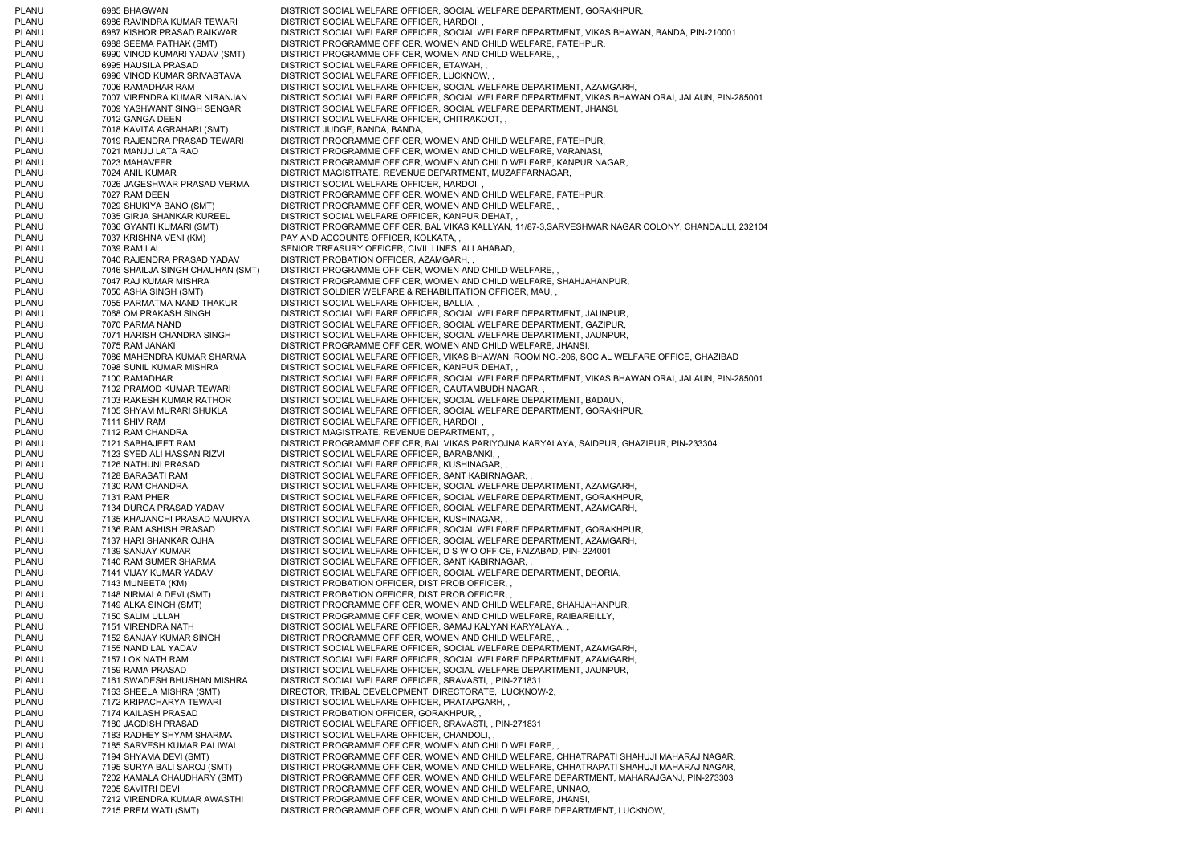| | | |
|---|---|---|
| PLANU | 6985 BHAGWAN | DISTRICT SOCIAL WELFARE OFFICER, SOCIAL WELFARE DEPARTMENT, GORAKHPUR, |
| PLANU | 6986 RAVINDRA KUMAR TEWARI | DISTRICT SOCIAL WELFARE OFFICER, HARDOI, , |
| PLANU | 6987 KISHOR PRASAD RAIKWAR | DISTRICT SOCIAL WELFARE OFFICER, SOCIAL WELFARE DEPARTMENT, VIKAS BHAWAN, BANDA, PIN-210001 |
| PLANU | 6988 SEEMA PATHAK (SMT) | DISTRICT PROGRAMME OFFICER, WOMEN AND CHILD WELFARE, FATEHPUR, |
| PLANU | 6990 VINOD KUMARI YADAV (SMT) | DISTRICT PROGRAMME OFFICER, WOMEN AND CHILD WELFARE, , |
| PLANU | 6995 HAUSILA PRASAD | DISTRICT SOCIAL WELFARE OFFICER, ETAWAH, , |
| PLANU | 6996 VINOD KUMAR SRIVASTAVA | DISTRICT SOCIAL WELFARE OFFICER, LUCKNOW, , |
| PLANU | 7006 RAMADHAR RAM | DISTRICT SOCIAL WELFARE OFFICER, SOCIAL WELFARE DEPARTMENT, AZAMGARH, |
| PLANU | 7007 VIRENDRA KUMAR NIRANJAN | DISTRICT SOCIAL WELFARE OFFICER, SOCIAL WELFARE DEPARTMENT, VIKAS BHAWAN ORAI, JALAUN, PIN-285001 |
| PLANU | 7009 YASHWANT SINGH SENGAR | DISTRICT SOCIAL WELFARE OFFICER, SOCIAL WELFARE DEPARTMENT, JHANSI, |
| PLANU | 7012 GANGA DEEN | DISTRICT SOCIAL WELFARE OFFICER, CHITRAKOOT, , |
| PLANU | 7018 KAVITA AGRAHARI (SMT) | DISTRICT JUDGE, BANDA, BANDA, |
| PLANU | 7019 RAJENDRA PRASAD TEWARI | DISTRICT PROGRAMME OFFICER, WOMEN AND CHILD WELFARE, FATEHPUR, |
| PLANU | 7021 MANJU LATA RAO | DISTRICT PROGRAMME OFFICER, WOMEN AND CHILD WELFARE, VARANASI, |
| PLANU | 7023 MAHAVEER | DISTRICT PROGRAMME OFFICER, WOMEN AND CHILD WELFARE, KANPUR NAGAR, |
| PLANU | 7024 ANIL KUMAR | DISTRICT MAGISTRATE, REVENUE DEPARTMENT, MUZAFFARNAGAR, |
| PLANU | 7026 JAGESHWAR PRASAD VERMA | DISTRICT SOCIAL WELFARE OFFICER, HARDOI, , |
| PLANU | 7027 RAM DEEN | DISTRICT PROGRAMME OFFICER, WOMEN AND CHILD WELFARE, FATEHPUR, |
| PLANU | 7029 SHUKIYA BANO (SMT) | DISTRICT PROGRAMME OFFICER, WOMEN AND CHILD WELFARE, , |
| PLANU | 7035 GIRJA SHANKAR KUREEL | DISTRICT SOCIAL WELFARE OFFICER, KANPUR DEHAT, , |
| PLANU | 7036 GYANTI KUMARI (SMT) | DISTRICT PROGRAMME OFFICER, BAL VIKAS KALLYAN, 11/87-3,SARVESHWAR NAGAR COLONY, CHANDAULI, 232104 |
| PLANU | 7037 KRISHNA VENI (KM) | PAY AND ACCOUNTS OFFICER, KOLKATA, , |
| PLANU | 7039 RAM LAL | SENIOR TREASURY OFFICER, CIVIL LINES, ALLAHABAD, |
| PLANU | 7040 RAJENDRA PRASAD YADAV | DISTRICT PROBATION OFFICER, AZAMGARH, , |
| PLANU | 7046 SHAILJA SINGH CHAUHAN (SMT) | DISTRICT PROGRAMME OFFICER, WOMEN AND CHILD WELFARE, , |
| PLANU | 7047 RAJ KUMAR MISHRA | DISTRICT PROGRAMME OFFICER, WOMEN AND CHILD WELFARE, SHAHJAHANPUR, |
| PLANU | 7050 ASHA SINGH (SMT) | DISTRICT SOLDIER WELFARE & REHABILITATION OFFICER, MAU, , |
| PLANU | 7055 PARMATMA NAND THAKUR | DISTRICT SOCIAL WELFARE OFFICER, BALLIA, , |
| PLANU | 7068 OM PRAKASH SINGH | DISTRICT SOCIAL WELFARE OFFICER, SOCIAL WELFARE DEPARTMENT, JAUNPUR, |
| PLANU | 7070 PARMA NAND | DISTRICT SOCIAL WELFARE OFFICER, SOCIAL WELFARE DEPARTMENT, GAZIPUR, |
| PLANU | 7071 HARISH CHANDRA SINGH | DISTRICT SOCIAL WELFARE OFFICER, SOCIAL WELFARE DEPARTMENT, JAUNPUR, |
| PLANU | 7075 RAM JANAKI | DISTRICT PROGRAMME OFFICER, WOMEN AND CHILD WELFARE, JHANSI, |
| PLANU | 7086 MAHENDRA KUMAR SHARMA | DISTRICT SOCIAL WELFARE OFFICER, VIKAS BHAWAN, ROOM NO.-206, SOCIAL WELFARE OFFICE, GHAZIBAD |
| PLANU | 7098 SUNIL KUMAR MISHRA | DISTRICT SOCIAL WELFARE OFFICER, KANPUR DEHAT, , |
| PLANU | 7100 RAMADHAR | DISTRICT SOCIAL WELFARE OFFICER, SOCIAL WELFARE DEPARTMENT, VIKAS BHAWAN ORAI, JALAUN, PIN-285001 |
| PLANU | 7102 PRAMOD KUMAR TEWARI | DISTRICT SOCIAL WELFARE OFFICER, GAUTAMBUDH NAGAR, , |
| PLANU | 7103 RAKESH KUMAR RATHOR | DISTRICT SOCIAL WELFARE OFFICER, SOCIAL WELFARE DEPARTMENT, BADAUN, |
| PLANU | 7105 SHYAM MURARI SHUKLA | DISTRICT SOCIAL WELFARE OFFICER, SOCIAL WELFARE DEPARTMENT, GORAKHPUR, |
| PLANU | 7111 SHIV RAM | DISTRICT SOCIAL WELFARE OFFICER, HARDOI, , |
| PLANU | 7112 RAM CHANDRA | DISTRICT MAGISTRATE, REVENUE DEPARTMENT, , |
| PLANU | 7121 SABHAJEET RAM | DISTRICT PROGRAMME OFFICER, BAL VIKAS PARIYOJNA KARYALAYA, SAIDPUR, GHAZIPUR, PIN-233304 |
| PLANU | 7123 SYED ALI HASSAN RIZVI | DISTRICT SOCIAL WELFARE OFFICER, BARABANKI, , |
| PLANU | 7126 NATHUNI PRASAD | DISTRICT SOCIAL WELFARE OFFICER, KUSHINAGAR, , |
| PLANU | 7128 BARASATI RAM | DISTRICT SOCIAL WELFARE OFFICER, SANT KABIRNAGAR, , |
| PLANU | 7130 RAM CHANDRA | DISTRICT SOCIAL WELFARE OFFICER, SOCIAL WELFARE DEPARTMENT, AZAMGARH, |
| PLANU | 7131 RAM PHER | DISTRICT SOCIAL WELFARE OFFICER, SOCIAL WELFARE DEPARTMENT, GORAKHPUR, |
| PLANU | 7134 DURGA PRASAD YADAV | DISTRICT SOCIAL WELFARE OFFICER, SOCIAL WELFARE DEPARTMENT, AZAMGARH, |
| PLANU | 7135 KHAJANCHI PRASAD MAURYA | DISTRICT SOCIAL WELFARE OFFICER, KUSHINAGAR, , |
| PLANU | 7136 RAM ASHISH PRASAD | DISTRICT SOCIAL WELFARE OFFICER, SOCIAL WELFARE DEPARTMENT, GORAKHPUR, |
| PLANU | 7137 HARI SHANKAR OJHA | DISTRICT SOCIAL WELFARE OFFICER, SOCIAL WELFARE DEPARTMENT, AZAMGARH, |
| PLANU | 7139 SANJAY KUMAR | DISTRICT SOCIAL WELFARE OFFICER, D S W O OFFICE, FAIZABAD, PIN- 224001 |
| PLANU | 7140 RAM SUMER SHARMA | DISTRICT SOCIAL WELFARE OFFICER, SANT KABIRNAGAR, , |
| PLANU | 7141 VIJAY KUMAR YADAV | DISTRICT SOCIAL WELFARE OFFICER, SOCIAL WELFARE DEPARTMENT, DEORIA, |
| PLANU | 7143 MUNEETA (KM) | DISTRICT PROBATION OFFICER, DIST PROB OFFICER, , |
| PLANU | 7148 NIRMALA DEVI (SMT) | DISTRICT PROBATION OFFICER, DIST PROB OFFICER, , |
| PLANU | 7149 ALKA SINGH (SMT) | DISTRICT PROGRAMME OFFICER, WOMEN AND CHILD WELFARE, SHAHJAHANPUR, |
| PLANU | 7150 SALIM ULLAH | DISTRICT PROGRAMME OFFICER, WOMEN AND CHILD WELFARE, RAIBAREILLY, |
| PLANU | 7151 VIRENDRA NATH | DISTRICT SOCIAL WELFARE OFFICER, SAMAJ KALYAN KARYALAYA, , |
| PLANU | 7152 SANJAY KUMAR SINGH | DISTRICT PROGRAMME OFFICER, WOMEN AND CHILD WELFARE, , |
| PLANU | 7155 NAND LAL YADAV | DISTRICT SOCIAL WELFARE OFFICER, SOCIAL WELFARE DEPARTMENT, AZAMGARH, |
| PLANU | 7157 LOK NATH RAM | DISTRICT SOCIAL WELFARE OFFICER, SOCIAL WELFARE DEPARTMENT, AZAMGARH, |
| PLANU | 7159 RAMA PRASAD | DISTRICT SOCIAL WELFARE OFFICER, SOCIAL WELFARE DEPARTMENT, JAUNPUR, |
| PLANU | 7161 SWADESH BHUSHAN MISHRA | DISTRICT SOCIAL WELFARE OFFICER, SRAVASTI, , PIN-271831 |
| PLANU | 7163 SHEELA MISHRA (SMT) | DIRECTOR, TRIBAL DEVELOPMENT DIRECTORATE, LUCKNOW-2, |
| PLANU | 7172 KRIPACHARYA TEWARI | DISTRICT SOCIAL WELFARE OFFICER, PRATAPGARH, , |
| PLANU | 7174 KAILASH PRASAD | DISTRICT PROBATION OFFICER, GORAKHPUR, , |
| PLANU | 7180 JAGDISH PRASAD | DISTRICT SOCIAL WELFARE OFFICER, SRAVASTI, , PIN-271831 |
| PLANU | 7183 RADHEY SHYAM SHARMA | DISTRICT SOCIAL WELFARE OFFICER, CHANDOLI, , |
| PLANU | 7185 SARVESH KUMAR PALIWAL | DISTRICT PROGRAMME OFFICER, WOMEN AND CHILD WELFARE, , |
| PLANU | 7194 SHYAMA DEVI (SMT) | DISTRICT PROGRAMME OFFICER, WOMEN AND CHILD WELFARE, CHHATRAPATI SHAHUJI MAHARAJ NAGAR, |
| PLANU | 7195 SURYA BALI SAROJ (SMT) | DISTRICT PROGRAMME OFFICER, WOMEN AND CHILD WELFARE, CHHATRAPATI SHAHUJI MAHARAJ NAGAR, |
| PLANU | 7202 KAMALA CHAUDHARY (SMT) | DISTRICT PROGRAMME OFFICER, WOMEN AND CHILD WELFARE DEPARTMENT, MAHARAJGANJ, PIN-273303 |
| PLANU | 7205 SAVITRI DEVI | DISTRICT PROGRAMME OFFICER, WOMEN AND CHILD WELFARE, UNNAO, |
| PLANU | 7212 VIRENDRA KUMAR AWASTHI | DISTRICT PROGRAMME OFFICER, WOMEN AND CHILD WELFARE, JHANSI, |
| PLANU | 7215 PREM WATI (SMT) | DISTRICT PROGRAMME OFFICER, WOMEN AND CHILD WELFARE DEPARTMENT, LUCKNOW, |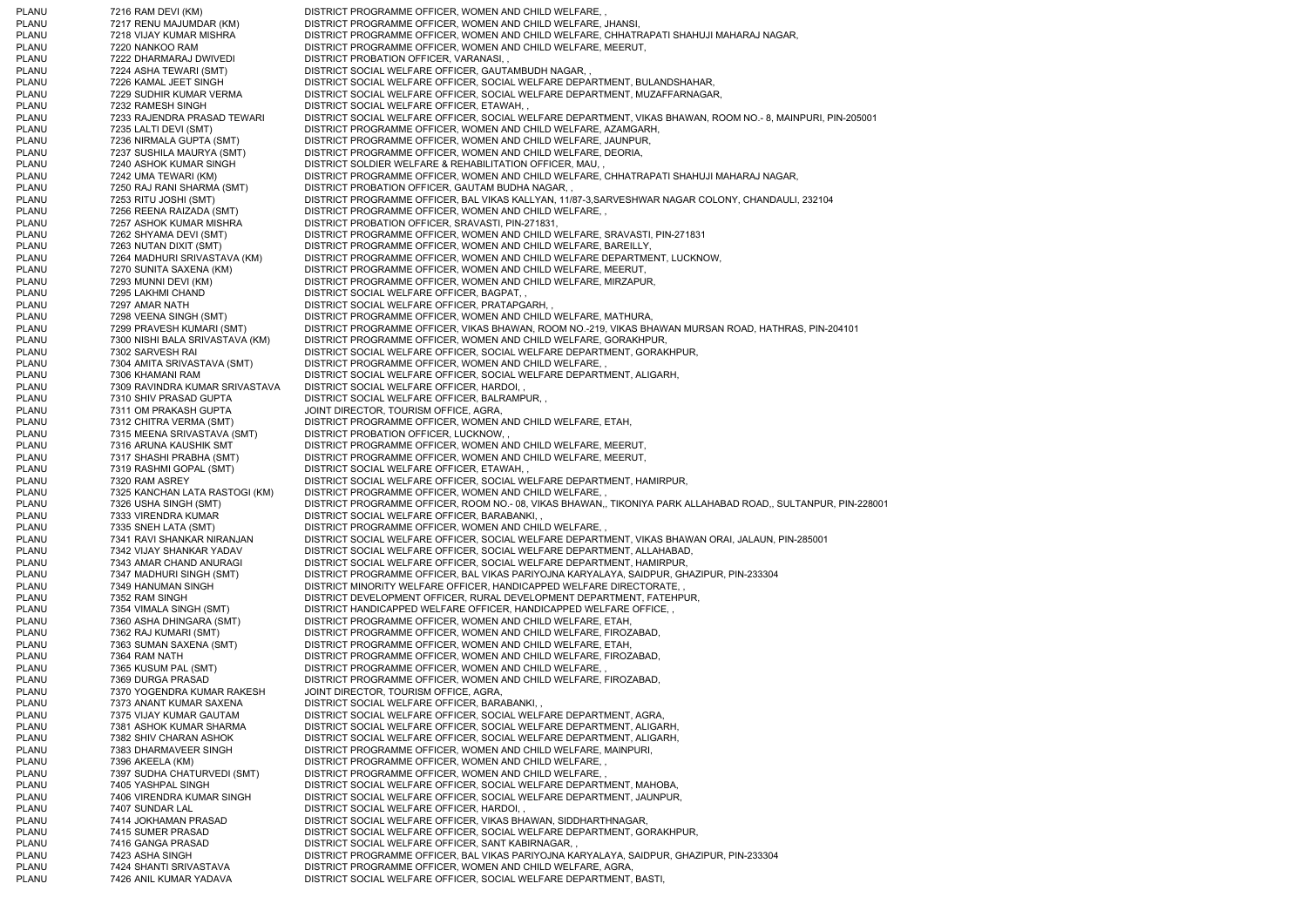| | | |
|---|---|---|
| PLANU | 7216 RAM DEVI (KM) | DISTRICT PROGRAMME OFFICER, WOMEN AND CHILD WELFARE, , |
| PLANU | 7217 RENU MAJUMDAR (KM) | DISTRICT PROGRAMME OFFICER, WOMEN AND CHILD WELFARE, JHANSI, |
| PLANU | 7218 VIJAY KUMAR MISHRA | DISTRICT PROGRAMME OFFICER, WOMEN AND CHILD WELFARE, CHHATRAPATI SHAHUJI MAHARAJ NAGAR, |
| PLANU | 7220 NANKOO RAM | DISTRICT PROGRAMME OFFICER, WOMEN AND CHILD WELFARE, MEERUT, |
| PLANU | 7222 DHARMARAJ DWIVEDI | DISTRICT PROBATION OFFICER, VARANASI, , |
| PLANU | 7224 ASHA TEWARI (SMT) | DISTRICT SOCIAL WELFARE OFFICER, GAUTAMBUDH NAGAR, , |
| PLANU | 7226 KAMAL JEET SINGH | DISTRICT SOCIAL WELFARE OFFICER, SOCIAL WELFARE DEPARTMENT, BULANDSHAHAR, |
| PLANU | 7229 SUDHIR KUMAR VERMA | DISTRICT SOCIAL WELFARE OFFICER, SOCIAL WELFARE DEPARTMENT, MUZAFFARNAGAR, |
| PLANU | 7232 RAMESH SINGH | DISTRICT SOCIAL WELFARE OFFICER, ETAWAH, , |
| PLANU | 7233 RAJENDRA PRASAD TEWARI | DISTRICT SOCIAL WELFARE OFFICER, SOCIAL WELFARE DEPARTMENT, VIKAS BHAWAN, ROOM NO.- 8, MAINPURI, PIN-205001 |
| PLANU | 7235 LALTI DEVI (SMT) | DISTRICT PROGRAMME OFFICER, WOMEN AND CHILD WELFARE, AZAMGARH, |
| PLANU | 7236 NIRMALA GUPTA (SMT) | DISTRICT PROGRAMME OFFICER, WOMEN AND CHILD WELFARE, JAUNPUR, |
| PLANU | 7237 SUSHILA MAURYA (SMT) | DISTRICT PROGRAMME OFFICER, WOMEN AND CHILD WELFARE, DEORIA, |
| PLANU | 7240 ASHOK KUMAR SINGH | DISTRICT SOLDIER WELFARE & REHABILITATION OFFICER, MAU, , |
| PLANU | 7242 UMA TEWARI (KM) | DISTRICT PROGRAMME OFFICER, WOMEN AND CHILD WELFARE, CHHATRAPATI SHAHUJI MAHARAJ NAGAR, |
| PLANU | 7250 RAJ RANI SHARMA (SMT) | DISTRICT PROBATION OFFICER, GAUTAM BUDHA NAGAR, , |
| PLANU | 7253 RITU JOSHI (SMT) | DISTRICT PROGRAMME OFFICER, BAL VIKAS KALLYAN, 11/87-3,SARVESHWAR NAGAR COLONY, CHANDAULI, 232104 |
| PLANU | 7256 REENA RAIZADA (SMT) | DISTRICT PROGRAMME OFFICER, WOMEN AND CHILD WELFARE, , |
| PLANU | 7257 ASHOK KUMAR MISHRA | DISTRICT PROBATION OFFICER, SRAVASTI, PIN-271831, |
| PLANU | 7262 SHYAMA DEVI (SMT) | DISTRICT PROGRAMME OFFICER, WOMEN AND CHILD WELFARE, SRAVASTI, PIN-271831 |
| PLANU | 7263 NUTAN DIXIT (SMT) | DISTRICT PROGRAMME OFFICER, WOMEN AND CHILD WELFARE, BAREILLY, |
| PLANU | 7264 MADHURI SRIVASTAVA (KM) | DISTRICT PROGRAMME OFFICER, WOMEN AND CHILD WELFARE DEPARTMENT, LUCKNOW, |
| PLANU | 7270 SUNITA SAXENA (KM) | DISTRICT PROGRAMME OFFICER, WOMEN AND CHILD WELFARE, MEERUT, |
| PLANU | 7293 MUNNI DEVI (KM) | DISTRICT PROGRAMME OFFICER, WOMEN AND CHILD WELFARE, MIRZAPUR, |
| PLANU | 7295 LAKHMI CHAND | DISTRICT SOCIAL WELFARE OFFICER, BAGPAT, , |
| PLANU | 7297 AMAR NATH | DISTRICT SOCIAL WELFARE OFFICER, PRATAPGARH, , |
| PLANU | 7298 VEENA SINGH (SMT) | DISTRICT PROGRAMME OFFICER, WOMEN AND CHILD WELFARE, MATHURA, |
| PLANU | 7299 PRAVESH KUMARI (SMT) | DISTRICT PROGRAMME OFFICER, VIKAS BHAWAN, ROOM NO.-219, VIKAS BHAWAN MURSAN ROAD, HATHRAS, PIN-204101 |
| PLANU | 7300 NISHI BALA SRIVASTAVA (KM) | DISTRICT PROGRAMME OFFICER, WOMEN AND CHILD WELFARE, GORAKHPUR, |
| PLANU | 7302 SARVESH RAI | DISTRICT SOCIAL WELFARE OFFICER, SOCIAL WELFARE DEPARTMENT, GORAKHPUR, |
| PLANU | 7304 AMITA SRIVASTAVA (SMT) | DISTRICT PROGRAMME OFFICER, WOMEN AND CHILD WELFARE, , |
| PLANU | 7306 KHAMANI RAM | DISTRICT SOCIAL WELFARE OFFICER, SOCIAL WELFARE DEPARTMENT, ALIGARH, |
| PLANU | 7309 RAVINDRA KUMAR SRIVASTAVA | DISTRICT SOCIAL WELFARE OFFICER, HARDOI, , |
| PLANU | 7310 SHIV PRASAD GUPTA | DISTRICT SOCIAL WELFARE OFFICER, BALRAMPUR, , |
| PLANU | 7311 OM PRAKASH GUPTA | JOINT DIRECTOR, TOURISM OFFICE, AGRA, |
| PLANU | 7312 CHITRA VERMA (SMT) | DISTRICT PROGRAMME OFFICER, WOMEN AND CHILD WELFARE, ETAH, |
| PLANU | 7315 MEENA SRIVASTAVA (SMT) | DISTRICT PROBATION OFFICER, LUCKNOW, , |
| PLANU | 7316 ARUNA KAUSHIK SMT | DISTRICT PROGRAMME OFFICER, WOMEN AND CHILD WELFARE, MEERUT, |
| PLANU | 7317 SHASHI PRABHA (SMT) | DISTRICT PROGRAMME OFFICER, WOMEN AND CHILD WELFARE, MEERUT, |
| PLANU | 7319 RASHMI GOPAL (SMT) | DISTRICT SOCIAL WELFARE OFFICER, ETAWAH, , |
| PLANU | 7320 RAM ASREY | DISTRICT SOCIAL WELFARE OFFICER, SOCIAL WELFARE DEPARTMENT, HAMIRPUR, |
| PLANU | 7325 KANCHAN LATA RASTOGI (KM) | DISTRICT PROGRAMME OFFICER, WOMEN AND CHILD WELFARE, , |
| PLANU | 7326 USHA SINGH (SMT) | DISTRICT PROGRAMME OFFICER, ROOM NO.- 08, VIKAS BHAWAN,, TIKONIYA PARK ALLAHABAD ROAD,, SULTANPUR, PIN-228001 |
| PLANU | 7333 VIRENDRA KUMAR | DISTRICT SOCIAL WELFARE OFFICER, BARABANKI, , |
| PLANU | 7335 SNEH LATA (SMT) | DISTRICT PROGRAMME OFFICER, WOMEN AND CHILD WELFARE, , |
| PLANU | 7341 RAVI SHANKAR NIRANJAN | DISTRICT SOCIAL WELFARE OFFICER, SOCIAL WELFARE DEPARTMENT, VIKAS BHAWAN ORAI, JALAUN, PIN-285001 |
| PLANU | 7342 VIJAY SHANKAR YADAV | DISTRICT SOCIAL WELFARE OFFICER, SOCIAL WELFARE DEPARTMENT, ALLAHABAD, |
| PLANU | 7343 AMAR CHAND ANURAGI | DISTRICT SOCIAL WELFARE OFFICER, SOCIAL WELFARE DEPARTMENT, HAMIRPUR, |
| PLANU | 7347 MADHURI SINGH (SMT) | DISTRICT PROGRAMME OFFICER, BAL VIKAS PARIYOJNA KARYALAYA, SAIDPUR, GHAZIPUR, PIN-233304 |
| PLANU | 7349 HANUMAN SINGH | DISTRICT MINORITY WELFARE OFFICER, HANDICAPPED WELFARE DIRECTORATE, , |
| PLANU | 7352 RAM SINGH | DISTRICT DEVELOPMENT OFFICER, RURAL DEVELOPMENT DEPARTMENT, FATEHPUR, |
| PLANU | 7354 VIMALA SINGH (SMT) | DISTRICT HANDICAPPED WELFARE OFFICER, HANDICAPPED WELFARE OFFICE, , |
| PLANU | 7360 ASHA DHINGARA (SMT) | DISTRICT PROGRAMME OFFICER, WOMEN AND CHILD WELFARE, ETAH, |
| PLANU | 7362 RAJ KUMARI (SMT) | DISTRICT PROGRAMME OFFICER, WOMEN AND CHILD WELFARE, FIROZABAD, |
| PLANU | 7363 SUMAN SAXENA (SMT) | DISTRICT PROGRAMME OFFICER, WOMEN AND CHILD WELFARE, ETAH, |
| PLANU | 7364 RAM NATH | DISTRICT PROGRAMME OFFICER, WOMEN AND CHILD WELFARE, FIROZABAD, |
| PLANU | 7365 KUSUM PAL (SMT) | DISTRICT PROGRAMME OFFICER, WOMEN AND CHILD WELFARE, , |
| PLANU | 7369 DURGA PRASAD | DISTRICT PROGRAMME OFFICER, WOMEN AND CHILD WELFARE, FIROZABAD, |
| PLANU | 7370 YOGENDRA KUMAR RAKESH | JOINT DIRECTOR, TOURISM OFFICE, AGRA, |
| PLANU | 7373 ANANT KUMAR SAXENA | DISTRICT SOCIAL WELFARE OFFICER, BARABANKI, , |
| PLANU | 7375 VIJAY KUMAR GAUTAM | DISTRICT SOCIAL WELFARE OFFICER, SOCIAL WELFARE DEPARTMENT, AGRA, |
| PLANU | 7381 ASHOK KUMAR SHARMA | DISTRICT SOCIAL WELFARE OFFICER, SOCIAL WELFARE DEPARTMENT, ALIGARH, |
| PLANU | 7382 SHIV CHARAN ASHOK | DISTRICT SOCIAL WELFARE OFFICER, SOCIAL WELFARE DEPARTMENT, ALIGARH, |
| PLANU | 7383 DHARMAVEER SINGH | DISTRICT PROGRAMME OFFICER, WOMEN AND CHILD WELFARE, MAINPURI, |
| PLANU | 7396 AKEELA (KM) | DISTRICT PROGRAMME OFFICER, WOMEN AND CHILD WELFARE, , |
| PLANU | 7397 SUDHA CHATURVEDI (SMT) | DISTRICT PROGRAMME OFFICER, WOMEN AND CHILD WELFARE, , |
| PLANU | 7405 YASHPAL SINGH | DISTRICT SOCIAL WELFARE OFFICER, SOCIAL WELFARE DEPARTMENT, MAHOBA, |
| PLANU | 7406 VIRENDRA KUMAR SINGH | DISTRICT SOCIAL WELFARE OFFICER, SOCIAL WELFARE DEPARTMENT, JAUNPUR, |
| PLANU | 7407 SUNDAR LAL | DISTRICT SOCIAL WELFARE OFFICER, HARDOI, , |
| PLANU | 7414 JOKHAMAN PRASAD | DISTRICT SOCIAL WELFARE OFFICER, VIKAS BHAWAN, SIDDHARTHNAGAR, |
| PLANU | 7415 SUMER PRASAD | DISTRICT SOCIAL WELFARE OFFICER, SOCIAL WELFARE DEPARTMENT, GORAKHPUR, |
| PLANU | 7416 GANGA PRASAD | DISTRICT SOCIAL WELFARE OFFICER, SANT KABIRNAGAR, , |
| PLANU | 7423 ASHA SINGH | DISTRICT PROGRAMME OFFICER, BAL VIKAS PARIYOJNA KARYALAYA, SAIDPUR, GHAZIPUR, PIN-233304 |
| PLANU | 7424 SHANTI SRIVASTAVA | DISTRICT PROGRAMME OFFICER, WOMEN AND CHILD WELFARE, AGRA, |
| PLANU | 7426 ANIL KUMAR YADAVA | DISTRICT SOCIAL WELFARE OFFICER, SOCIAL WELFARE DEPARTMENT, BASTI, |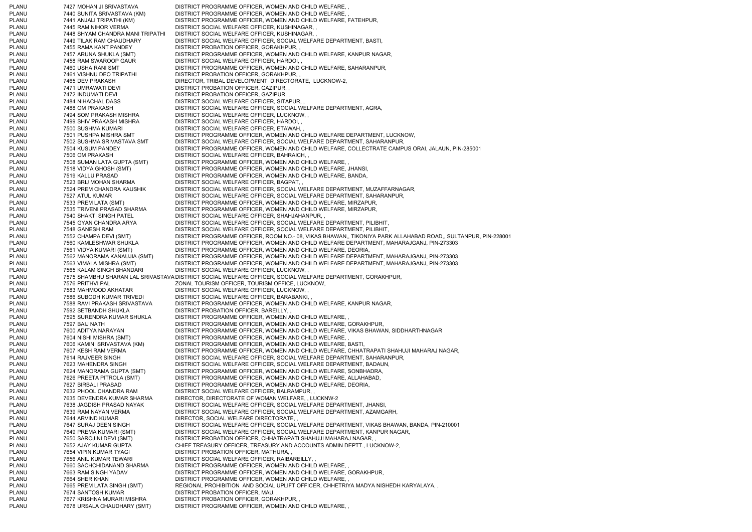| | | | |
|---|---|---|---|
| PLANU | 7427 | MOHAN JI SRIVASTAVA | DISTRICT PROGRAMME OFFICER, WOMEN AND CHILD WELFARE, , |
| PLANU | 7440 | SUNITA SRIVASTAVA (KM) | DISTRICT PROGRAMME OFFICER, WOMEN AND CHILD WELFARE, , |
| PLANU | 7441 | ANJALI TRIPATHI (KM) | DISTRICT PROGRAMME OFFICER, WOMEN AND CHILD WELFARE, FATEHPUR, |
| PLANU | 7445 | RAM NIHOR VERMA | DISTRICT SOCIAL WELFARE OFFICER, KUSHINAGAR, , |
| PLANU | 7448 | SHYAM CHANDRA MANI TRIPATHI | DISTRICT SOCIAL WELFARE OFFICER, KUSHINAGAR, , |
| PLANU | 7449 | TILAK RAM CHAUDHARY | DISTRICT SOCIAL WELFARE OFFICER, SOCIAL WELFARE DEPARTMENT, BASTI, |
| PLANU | 7455 | RAMA KANT PANDEY | DISTRICT PROBATION OFFICER, GORAKHPUR, , |
| PLANU | 7457 | ARUNA SHUKLA (SMT) | DISTRICT PROGRAMME OFFICER, WOMEN AND CHILD WELFARE, KANPUR NAGAR, |
| PLANU | 7458 | RAM SWAROOP GAUR | DISTRICT SOCIAL WELFARE OFFICER, HARDOI, , |
| PLANU | 7460 | USHA RANI SMT | DISTRICT PROGRAMME OFFICER, WOMEN AND CHILD WELFARE, SAHARANPUR, |
| PLANU | 7461 | VISHNU DEO TRIPATHI | DISTRICT PROBATION OFFICER, GORAKHPUR, , |
| PLANU | 7465 | DEV PRAKASH | DIRECTOR, TRIBAL DEVELOPMENT DIRECTORATE, LUCKNOW-2, |
| PLANU | 7471 | UMRAWATI DEVI | DISTRICT PROBATION OFFICER, GAZIPUR, , |
| PLANU | 7472 | INDUMATI DEVI | DISTRICT PROBATION OFFICER, GAZIPUR, , |
| PLANU | 7484 | NIHACHAL DASS | DISTRICT SOCIAL WELFARE OFFICER, SITAPUR, , |
| PLANU | 7488 | OM PRAKASH | DISTRICT SOCIAL WELFARE OFFICER, SOCIAL WELFARE DEPARTMENT, AGRA, |
| PLANU | 7494 | SOM PRAKASH MISHRA | DISTRICT SOCIAL WELFARE OFFICER, LUCKNOW, , |
| PLANU | 7499 | SHIV PRAKASH MISHRA | DISTRICT SOCIAL WELFARE OFFICER, HARDOI, , |
| PLANU | 7500 | SUSHMA KUMARI | DISTRICT SOCIAL WELFARE OFFICER, ETAWAH, , |
| PLANU | 7501 | PUSHPA MISHRA SMT | DISTRICT PROGRAMME OFFICER, WOMEN AND CHILD WELFARE DEPARTMENT, LUCKNOW, |
| PLANU | 7502 | SUSHMA SRIVASTAVA SMT | DISTRICT SOCIAL WELFARE OFFICER, SOCIAL WELFARE DEPARTMENT, SAHARANPUR, |
| PLANU | 7504 | KUSUM PANDEY | DISTRICT PROGRAMME OFFICER, WOMEN AND CHILD WELFARE, COLLECTRATE CAMPUS ORAI, JALAUN, PIN-285001 |
| PLANU | 7506 | OM PRAKASH | DISTRICT SOCIAL WELFARE OFFICER, BAHRAICH, , |
| PLANU | 7508 | SUMAN LATA GUPTA (SMT) | DISTRICT PROGRAMME OFFICER, WOMEN AND CHILD WELFARE, , |
| PLANU | 7518 | VIDYA GHOSH (SMT) | DISTRICT PROGRAMME OFFICER, WOMEN AND CHILD WELFARE, JHANSI, |
| PLANU | 7519 | KALLU PRASAD | DISTRICT PROGRAMME OFFICER, WOMEN AND CHILD WELFARE, BANDA, |
| PLANU | 7523 | BRIJ MOHAN SHARMA | DISTRICT SOCIAL WELFARE OFFICER, BAGPAT, , |
| PLANU | 7524 | PREM CHANDRA KAUSHIK | DISTRICT SOCIAL WELFARE OFFICER, SOCIAL WELFARE DEPARTMENT, MUZAFFARNAGAR, |
| PLANU | 7527 | ATUL KUMAR | DISTRICT SOCIAL WELFARE OFFICER, SOCIAL WELFARE DEPARTMENT, SAHARANPUR, |
| PLANU | 7533 | PREM LATA (SMT) | DISTRICT PROGRAMME OFFICER, WOMEN AND CHILD WELFARE, MIRZAPUR, |
| PLANU | 7535 | TRIVENI PRASAD SHARMA | DISTRICT PROGRAMME OFFICER, WOMEN AND CHILD WELFARE, MIRZAPUR, |
| PLANU | 7540 | SHAKTI SINGH PATEL | DISTRICT SOCIAL WELFARE OFFICER, SHAHJAHANPUR, , |
| PLANU | 7545 | GYAN CHANDRA ARYA | DISTRICT SOCIAL WELFARE OFFICER, SOCIAL WELFARE DEPARTMENT, PILIBHIT, |
| PLANU | 7548 | GANESH RAM | DISTRICT SOCIAL WELFARE OFFICER, SOCIAL WELFARE DEPARTMENT, PILIBHIT, |
| PLANU | 7552 | CHAMPA DEVI (SMT) | DISTRICT PROGRAMME OFFICER, ROOM NO.- 08, VIKAS BHAWAN,, TIKONIYA PARK ALLAHABAD ROAD,, SULTANPUR, PIN-228001 |
| PLANU | 7560 | KAMLESHWAR SHUKLA | DISTRICT PROGRAMME OFFICER, WOMEN AND CHILD WELFARE DEPARTMENT, MAHARAJGANJ, PIN-273303 |
| PLANU | 7561 | VIDYA KUMARI (SMT) | DISTRICT PROGRAMME OFFICER, WOMEN AND CHILD WELFARE, DEORIA, |
| PLANU | 7562 | MANORAMA KANAUJIA (SMT) | DISTRICT PROGRAMME OFFICER, WOMEN AND CHILD WELFARE DEPARTMENT, MAHARAJGANJ, PIN-273303 |
| PLANU | 7563 | VIMALA MISHRA (SMT) | DISTRICT PROGRAMME OFFICER, WOMEN AND CHILD WELFARE DEPARTMENT, MAHARAJGANJ, PIN-273303 |
| PLANU | 7565 | KALAM SINGH BHANDARI | DISTRICT SOCIAL WELFARE OFFICER, LUCKNOW, , |
| PLANU | 7575 | SHAMBHU SHARAN LAL SRIVASTAVA | DISTRICT SOCIAL WELFARE OFFICER, SOCIAL WELFARE DEPARTMENT, GORAKHPUR, |
| PLANU | 7576 | PRITHVI PAL | ZONAL TOURISM OFFICER, TOURISM OFFICE, LUCKNOW, |
| PLANU | 7583 | MAHMOOD AKHATAR | DISTRICT SOCIAL WELFARE OFFICER, LUCKNOW, , |
| PLANU | 7586 | SUBODH KUMAR TRIVEDI | DISTRICT SOCIAL WELFARE OFFICER, BARABANKI, , |
| PLANU | 7588 | RAVI PRAKASH SRIVASTAVA | DISTRICT PROGRAMME OFFICER, WOMEN AND CHILD WELFARE, KANPUR NAGAR, |
| PLANU | 7592 | SETBANDH SHUKLA | DISTRICT PROBATION OFFICER, BAREILLY, , |
| PLANU | 7595 | SURENDRA KUMAR SHUKLA | DISTRICT PROGRAMME OFFICER, WOMEN AND CHILD WELFARE, , |
| PLANU | 7597 | BAIJ NATH | DISTRICT PROGRAMME OFFICER, WOMEN AND CHILD WELFARE, GORAKHPUR, |
| PLANU | 7600 | ADITYA NARAYAN | DISTRICT PROGRAMME OFFICER, WOMEN AND CHILD WELFARE, VIKAS BHAWAN, SIDDHARTHNAGAR |
| PLANU | 7604 | NISHI MISHRA (SMT) | DISTRICT PROGRAMME OFFICER, WOMEN AND CHILD WELFARE, , |
| PLANU | 7606 | KAMINI SRIVASTAVA (KM) | DISTRICT PROGRAMME OFFICER, WOMEN AND CHILD WELFARE, BASTI, |
| PLANU | 7607 | KESH RAM VERMA | DISTRICT PROGRAMME OFFICER, WOMEN AND CHILD WELFARE, CHHATRAPATI SHAHUJI MAHARAJ NAGAR, |
| PLANU | 7614 | RAJVEER SINGH | DISTRICT SOCIAL WELFARE OFFICER, SOCIAL WELFARE DEPARTMENT, SAHARANPUR, |
| PLANU | 7623 | MAHENDRA SINGH | DISTRICT SOCIAL WELFARE OFFICER, SOCIAL WELFARE DEPARTMENT, BADAUN, |
| PLANU | 7624 | MANORAMA GUPTA (SMT) | DISTRICT PROGRAMME OFFICER, WOMEN AND CHILD WELFARE, SONBHADRA, |
| PLANU | 7626 | PREETA PITROLA (SMT) | DISTRICT PROGRAMME OFFICER, WOMEN AND CHILD WELFARE, ALLAHABAD, |
| PLANU | 7627 | BIRBALI PRASAD | DISTRICT PROGRAMME OFFICER, WOMEN AND CHILD WELFARE, DEORIA, |
| PLANU | 7632 | PHOOL CHANDRA RAM | DISTRICT SOCIAL WELFARE OFFICER, BALRAMPUR, , |
| PLANU | 7635 | DEVENDRA KUMAR SHARMA | DIRECTOR, DIRECTORATE OF WOMAN WELFARE, , LUCKNW-2 |
| PLANU | 7638 | JAGDISH PRASAD NAYAK | DISTRICT SOCIAL WELFARE OFFICER, SOCIAL WELFARE DEPARTMENT, JHANSI, |
| PLANU | 7639 | RAM NAYAN VERMA | DISTRICT SOCIAL WELFARE OFFICER, SOCIAL WELFARE DEPARTMENT, AZAMGARH, |
| PLANU | 7644 | ARVIND KUMAR | DIRECTOR, SOCIAL WELFARE DIRECTORATE, , |
| PLANU | 7647 | SURAJ DEEN SINGH | DISTRICT SOCIAL WELFARE OFFICER, SOCIAL WELFARE DEPARTMENT, VIKAS BHAWAN, BANDA, PIN-210001 |
| PLANU | 7649 | PREMA KUMARI (SMT) | DISTRICT SOCIAL WELFARE OFFICER, SOCIAL WELFARE DEPARTMENT, KANPUR NAGAR, |
| PLANU | 7650 | SAROJINI DEVI (SMT) | DISTRICT PROBATION OFFICER, CHHATRAPATI SHAHUJI MAHARAJ NAGAR, , |
| PLANU | 7652 | AJAY KUMAR GUPTA | CHIEF TREASURY OFFICER, TREASURY AND ACCOUNTS ADMIN DEPTT., LUCKNOW-2, |
| PLANU | 7654 | VIPIN KUMAR TYAGI | DISTRICT PROBATION OFFICER, MATHURA, , |
| PLANU | 7656 | ANIL KUMAR TEWARI | DISTRICT SOCIAL WELFARE OFFICER, RAIBAREILLY, , |
| PLANU | 7660 | SACHCHIDANAND SHARMA | DISTRICT PROGRAMME OFFICER, WOMEN AND CHILD WELFARE, , |
| PLANU | 7663 | RAM SINGH YADAV | DISTRICT PROGRAMME OFFICER, WOMEN AND CHILD WELFARE, GORAKHPUR, |
| PLANU | 7664 | SHER KHAN | DISTRICT PROGRAMME OFFICER, WOMEN AND CHILD WELFARE, , |
| PLANU | 7665 | PREM LATA SINGH (SMT) | REGIONAL PROHIBITION AND SOCIAL UPLIFT OFFICER, CHHETRIYA MADYA NISHEDH KARYALAYA, , |
| PLANU | 7674 | SANTOSH KUMAR | DISTRICT PROBATION OFFICER, MAU, , |
| PLANU | 7677 | KRISHNA MURARI MISHRA | DISTRICT PROBATION OFFICER, GORAKHPUR, , |
| PLANU | 7678 | URSALA CHAUDHARY (SMT) | DISTRICT PROGRAMME OFFICER, WOMEN AND CHILD WELFARE, , |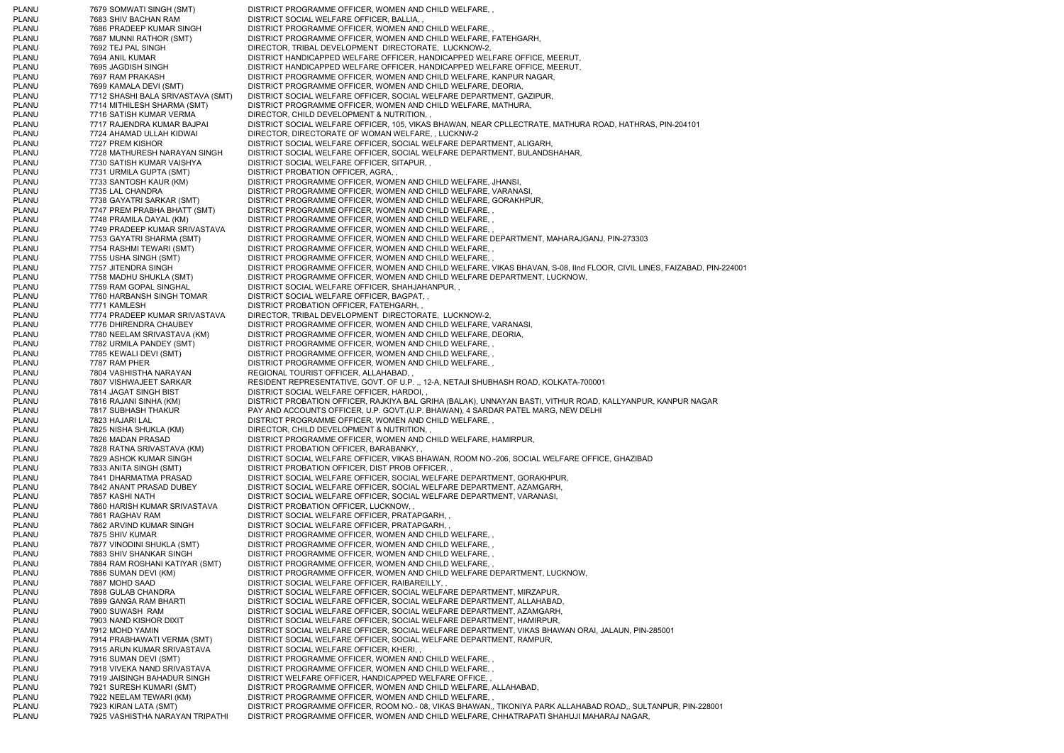| | | | |
|---|---|---|---|
| PLANU | 7679 | SOMWATI SINGH (SMT) | DISTRICT PROGRAMME OFFICER, WOMEN AND CHILD WELFARE, , |
| PLANU | 7683 | SHIV BACHAN RAM | DISTRICT SOCIAL WELFARE OFFICER, BALLIA, , |
| PLANU | 7686 | PRADEEP KUMAR SINGH | DISTRICT PROGRAMME OFFICER, WOMEN AND CHILD WELFARE, , |
| PLANU | 7687 | MUNNI RATHOR (SMT) | DISTRICT PROGRAMME OFFICER, WOMEN AND CHILD WELFARE, FATEHGARH, |
| PLANU | 7692 | TEJ PAL SINGH | DIRECTOR, TRIBAL DEVELOPMENT DIRECTORATE, LUCKNOW-2, |
| PLANU | 7694 | ANIL KUMAR | DISTRICT HANDICAPPED WELFARE OFFICER, HANDICAPPED WELFARE OFFICE, MEERUT, |
| PLANU | 7695 | JAGDISH SINGH | DISTRICT HANDICAPPED WELFARE OFFICER, HANDICAPPED WELFARE OFFICE, MEERUT, |
| PLANU | 7697 | RAM PRAKASH | DISTRICT PROGRAMME OFFICER, WOMEN AND CHILD WELFARE, KANPUR NAGAR, |
| PLANU | 7699 | KAMALA DEVI (SMT) | DISTRICT PROGRAMME OFFICER, WOMEN AND CHILD WELFARE, DEORIA, |
| PLANU | 7712 | SHASHI BALA SRIVASTAVA (SMT) | DISTRICT SOCIAL WELFARE OFFICER, SOCIAL WELFARE DEPARTMENT, GAZIPUR, |
| PLANU | 7714 | MITHILESH SHARMA (SMT) | DISTRICT PROGRAMME OFFICER, WOMEN AND CHILD WELFARE, MATHURA, |
| PLANU | 7716 | SATISH KUMAR VERMA | DIRECTOR, CHILD DEVELOPMENT & NUTRITION, , |
| PLANU | 7717 | RAJENDRA KUMAR BAJPAI | DISTRICT SOCIAL WELFARE OFFICER, 105, VIKAS BHAWAN, NEAR CPLLECTRATE, MATHURA ROAD, HATHRAS, PIN-204101 |
| PLANU | 7724 | AHAMAD ULLAH KIDWAI | DIRECTOR, DIRECTORATE OF WOMAN WELFARE, , LUCKNW-2 |
| PLANU | 7727 | PREM KISHOR | DISTRICT SOCIAL WELFARE OFFICER, SOCIAL WELFARE DEPARTMENT, ALIGARH, |
| PLANU | 7728 | MATHURESH NARAYAN SINGH | DISTRICT SOCIAL WELFARE OFFICER, SOCIAL WELFARE DEPARTMENT, BULANDSHAHAR, |
| PLANU | 7730 | SATISH KUMAR VAISHYA | DISTRICT SOCIAL WELFARE OFFICER, SITAPUR, , |
| PLANU | 7731 | URMILA GUPTA (SMT) | DISTRICT PROBATION OFFICER, AGRA, , |
| PLANU | 7733 | SANTOSH KAUR (KM) | DISTRICT PROGRAMME OFFICER, WOMEN AND CHILD WELFARE, JHANSI, |
| PLANU | 7735 | LAL CHANDRA | DISTRICT PROGRAMME OFFICER, WOMEN AND CHILD WELFARE, VARANASI, |
| PLANU | 7738 | GAYATRI SARKAR (SMT) | DISTRICT PROGRAMME OFFICER, WOMEN AND CHILD WELFARE, GORAKHPUR, |
| PLANU | 7747 | PREM PRABHA BHATT (SMT) | DISTRICT PROGRAMME OFFICER, WOMEN AND CHILD WELFARE, , |
| PLANU | 7748 | PRAMILA DAYAL (KM) | DISTRICT PROGRAMME OFFICER, WOMEN AND CHILD WELFARE, , |
| PLANU | 7749 | PRADEEP KUMAR SRIVASTAVA | DISTRICT PROGRAMME OFFICER, WOMEN AND CHILD WELFARE, , |
| PLANU | 7753 | GAYATRI SHARMA (SMT) | DISTRICT PROGRAMME OFFICER, WOMEN AND CHILD WELFARE DEPARTMENT, MAHARAJGANJ, PIN-273303 |
| PLANU | 7754 | RASHMI TEWARI (SMT) | DISTRICT PROGRAMME OFFICER, WOMEN AND CHILD WELFARE, , |
| PLANU | 7755 | USHA SINGH (SMT) | DISTRICT PROGRAMME OFFICER, WOMEN AND CHILD WELFARE, , |
| PLANU | 7757 | JITENDRA SINGH | DISTRICT PROGRAMME OFFICER, WOMEN AND CHILD WELFARE, VIKAS BHAVAN, S-08, IInd FLOOR, CIVIL LINES, FAIZABAD, PIN-224001 |
| PLANU | 7758 | MADHU SHUKLA (SMT) | DISTRICT PROGRAMME OFFICER, WOMEN AND CHILD WELFARE DEPARTMENT, LUCKNOW, |
| PLANU | 7759 | RAM GOPAL SINGHAL | DISTRICT SOCIAL WELFARE OFFICER, SHAHJAHANPUR, , |
| PLANU | 7760 | HARBANSH SINGH TOMAR | DISTRICT SOCIAL WELFARE OFFICER, BAGPAT, , |
| PLANU | 7771 | KAMLESH | DISTRICT PROBATION OFFICER, FATEHGARH, , |
| PLANU | 7774 | PRADEEP KUMAR SRIVASTAVA | DIRECTOR, TRIBAL DEVELOPMENT DIRECTORATE, LUCKNOW-2, |
| PLANU | 7776 | DHIRENDRA CHAUBEY | DISTRICT PROGRAMME OFFICER, WOMEN AND CHILD WELFARE, VARANASI, |
| PLANU | 7780 | NEELAM SRIVASTAVA (KM) | DISTRICT PROGRAMME OFFICER, WOMEN AND CHILD WELFARE, DEORIA, |
| PLANU | 7782 | URMILA PANDEY (SMT) | DISTRICT PROGRAMME OFFICER, WOMEN AND CHILD WELFARE, , |
| PLANU | 7785 | KEWALI DEVI (SMT) | DISTRICT PROGRAMME OFFICER, WOMEN AND CHILD WELFARE, , |
| PLANU | 7787 | RAM PHER | DISTRICT PROGRAMME OFFICER, WOMEN AND CHILD WELFARE, , |
| PLANU | 7804 | VASHISTHA NARAYAN | REGIONAL TOURIST OFFICER, ALLAHABAD, , |
| PLANU | 7807 | VISHWAJEET SARKAR | RESIDENT REPRESENTATIVE, GOVT. OF U.P. ,, 12-A, NETAJI SHUBHASH ROAD, KOLKATA-700001 |
| PLANU | 7814 | JAGAT SINGH BIST | DISTRICT SOCIAL WELFARE OFFICER, HARDOI, , |
| PLANU | 7816 | RAJANI SINHA (KM) | DISTRICT PROBATION OFFICER, RAJKIYA BAL GRIHA (BALAK), UNNAYAN BASTI, VITHUR ROAD, KALLYANPUR, KANPUR NAGAR |
| PLANU | 7817 | SUBHASH THAKUR | PAY AND ACCOUNTS OFFICER, U.P. GOVT.(U.P. BHAWAN), 4 SARDAR PATEL MARG, NEW DELHI |
| PLANU | 7823 | HAJARI LAL | DISTRICT PROGRAMME OFFICER, WOMEN AND CHILD WELFARE, , |
| PLANU | 7825 | NISHA SHUKLA (KM) | DIRECTOR, CHILD DEVELOPMENT & NUTRITION, , |
| PLANU | 7826 | MADAN PRASAD | DISTRICT PROGRAMME OFFICER, WOMEN AND CHILD WELFARE, HAMIRPUR, |
| PLANU | 7828 | RATNA SRIVASTAVA (KM) | DISTRICT PROBATION OFFICER, BARABANKY, , |
| PLANU | 7829 | ASHOK KUMAR SINGH | DISTRICT SOCIAL WELFARE OFFICER, VIKAS BHAWAN, ROOM NO.-206, SOCIAL WELFARE OFFICE, GHAZIBAD |
| PLANU | 7833 | ANITA SINGH (SMT) | DISTRICT PROBATION OFFICER, DIST PROB OFFICER, , |
| PLANU | 7841 | DHARMATMA PRASAD | DISTRICT SOCIAL WELFARE OFFICER, SOCIAL WELFARE DEPARTMENT, GORAKHPUR, |
| PLANU | 7842 | ANANT PRASAD DUBEY | DISTRICT SOCIAL WELFARE OFFICER, SOCIAL WELFARE DEPARTMENT, AZAMGARH, |
| PLANU | 7857 | KASHI NATH | DISTRICT SOCIAL WELFARE OFFICER, SOCIAL WELFARE DEPARTMENT, VARANASI, |
| PLANU | 7860 | HARISH KUMAR SRIVASTAVA | DISTRICT PROBATION OFFICER, LUCKNOW, , |
| PLANU | 7861 | RAGHAV RAM | DISTRICT SOCIAL WELFARE OFFICER, PRATAPGARH, , |
| PLANU | 7862 | ARVIND KUMAR SINGH | DISTRICT SOCIAL WELFARE OFFICER, PRATAPGARH, , |
| PLANU | 7875 | SHIV KUMAR | DISTRICT PROGRAMME OFFICER, WOMEN AND CHILD WELFARE, , |
| PLANU | 7877 | VINODINI SHUKLA (SMT) | DISTRICT PROGRAMME OFFICER, WOMEN AND CHILD WELFARE, , |
| PLANU | 7883 | SHIV SHANKAR SINGH | DISTRICT PROGRAMME OFFICER, WOMEN AND CHILD WELFARE, , |
| PLANU | 7884 | RAM ROSHANI KATIYAR (SMT) | DISTRICT PROGRAMME OFFICER, WOMEN AND CHILD WELFARE, , |
| PLANU | 7886 | SUMAN DEVI (KM) | DISTRICT PROGRAMME OFFICER, WOMEN AND CHILD WELFARE DEPARTMENT, LUCKNOW, |
| PLANU | 7887 | MOHD SAAD | DISTRICT SOCIAL WELFARE OFFICER, RAIBAREILLY, , |
| PLANU | 7898 | GULAB CHANDRA | DISTRICT SOCIAL WELFARE OFFICER, SOCIAL WELFARE DEPARTMENT, MIRZAPUR, |
| PLANU | 7899 | GANGA RAM BHARTI | DISTRICT SOCIAL WELFARE OFFICER, SOCIAL WELFARE DEPARTMENT, ALLAHABAD, |
| PLANU | 7900 | SUWASH RAM | DISTRICT SOCIAL WELFARE OFFICER, SOCIAL WELFARE DEPARTMENT, AZAMGARH, |
| PLANU | 7903 | NAND KISHOR DIXIT | DISTRICT SOCIAL WELFARE OFFICER, SOCIAL WELFARE DEPARTMENT, HAMIRPUR, |
| PLANU | 7912 | MOHD YAMIN | DISTRICT SOCIAL WELFARE OFFICER, SOCIAL WELFARE DEPARTMENT, VIKAS BHAWAN ORAI, JALAUN, PIN-285001 |
| PLANU | 7914 | PRABHAWATI VERMA (SMT) | DISTRICT SOCIAL WELFARE OFFICER, SOCIAL WELFARE DEPARTMENT, RAMPUR, |
| PLANU | 7915 | ARUN KUMAR SRIVASTAVA | DISTRICT SOCIAL WELFARE OFFICER, KHERI, , |
| PLANU | 7916 | SUMAN DEVI (SMT) | DISTRICT PROGRAMME OFFICER, WOMEN AND CHILD WELFARE, , |
| PLANU | 7918 | VIVEKA NAND SRIVASTAVA | DISTRICT PROGRAMME OFFICER, WOMEN AND CHILD WELFARE, , |
| PLANU | 7919 | JAISINGH BAHADUR SINGH | DISTRICT WELFARE OFFICER, HANDICAPPED WELFARE OFFICE, , |
| PLANU | 7921 | SURESH KUMARI (SMT) | DISTRICT PROGRAMME OFFICER, WOMEN AND CHILD WELFARE, ALLAHABAD, |
| PLANU | 7922 | NEELAM TEWARI (KM) | DISTRICT PROGRAMME OFFICER, WOMEN AND CHILD WELFARE, , |
| PLANU | 7923 | KIRAN LATA (SMT) | DISTRICT PROGRAMME OFFICER, ROOM NO.- 08, VIKAS BHAWAN,, TIKONIYA PARK ALLAHABAD ROAD,, SULTANPUR, PIN-228001 |
| PLANU | 7925 | VASHISTHA NARAYAN TRIPATHI | DISTRICT PROGRAMME OFFICER, WOMEN AND CHILD WELFARE, CHHATRAPATI SHAHUJI MAHARAJ NAGAR, |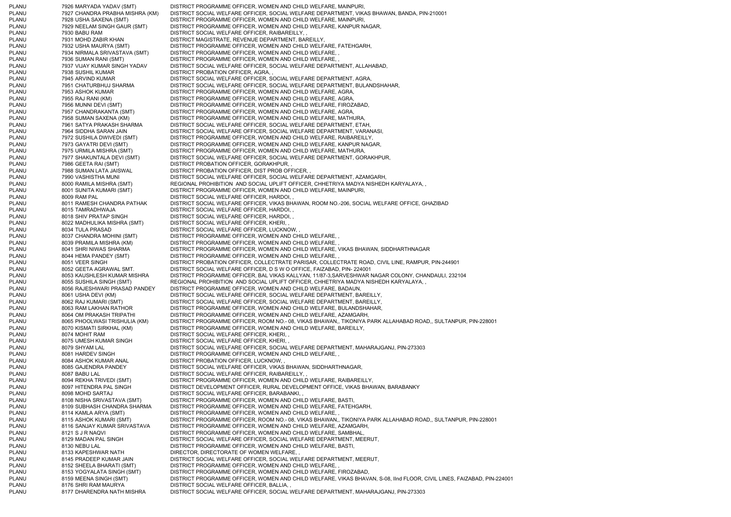| | | |
|---|---|---|
| PLANU | 7926 MARYADA YADAV (SMT) | DISTRICT PROGRAMME OFFICER, WOMEN AND CHILD WELFARE, MAINPURI, |
| PLANU | 7927 CHANDRA PRABHA MISHRA (KM) | DISTRICT SOCIAL WELFARE OFFICER, SOCIAL WELFARE DEPARTMENT, VIKAS BHAWAN, BANDA, PIN-210001 |
| PLANU | 7928 USHA SAXENA (SMT) | DISTRICT PROGRAMME OFFICER, WOMEN AND CHILD WELFARE, MAINPURI, |
| PLANU | 7929 NEELAM SINGH GAUR (SMT) | DISTRICT PROGRAMME OFFICER, WOMEN AND CHILD WELFARE, KANPUR NAGAR, |
| PLANU | 7930 BABU RAM | DISTRICT SOCIAL WELFARE OFFICER, RAIBAREILLY, , |
| PLANU | 7931 MOHD ZABIR KHAN | DISTRICT MAGISTRATE, REVENUE DEPARTMENT, BAREILLY, |
| PLANU | 7932 USHA MAURYA (SMT) | DISTRICT PROGRAMME OFFICER, WOMEN AND CHILD WELFARE, FATEHGARH, |
| PLANU | 7934 NIRMALA SRIVASTAVA (SMT) | DISTRICT PROGRAMME OFFICER, WOMEN AND CHILD WELFARE, , |
| PLANU | 7936 SUMAN RANI (SMT) | DISTRICT PROGRAMME OFFICER, WOMEN AND CHILD WELFARE, , |
| PLANU | 7937 VIJAY KUMAR SINGH YADAV | DISTRICT SOCIAL WELFARE OFFICER, SOCIAL WELFARE DEPARTMENT, ALLAHABAD, |
| PLANU | 7938 SUSHIL KUMAR | DISTRICT PROBATION OFFICER, AGRA, , |
| PLANU | 7945 ARVIND KUMAR | DISTRICT SOCIAL WELFARE OFFICER, SOCIAL WELFARE DEPARTMENT, AGRA, |
| PLANU | 7951 CHATURBHUJ SHARMA | DISTRICT SOCIAL WELFARE OFFICER, SOCIAL WELFARE DEPARTMENT, BULANDSHAHAR, |
| PLANU | 7953 ASHOK KUMAR | DISTRICT PROGRAMME OFFICER, WOMEN AND CHILD WELFARE, AGRA, |
| PLANU | 7955 RAJ RANI (KM) | DISTRICT PROGRAMME OFFICER, WOMEN AND CHILD WELFARE, AGRA, |
| PLANU | 7956 MUNNI DEVI (SMT) | DISTRICT PROGRAMME OFFICER, WOMEN AND CHILD WELFARE, FIROZABAD, |
| PLANU | 7957 CHANDRAKANTA (SMT) | DISTRICT PROGRAMME OFFICER, WOMEN AND CHILD WELFARE, AGRA, |
| PLANU | 7958 SUMAN SAXENA (KM) | DISTRICT PROGRAMME OFFICER, WOMEN AND CHILD WELFARE, MATHURA, |
| PLANU | 7961 SATYA PRAKASH SHARMA | DISTRICT SOCIAL WELFARE OFFICER, SOCIAL WELFARE DEPARTMENT, ETAH, |
| PLANU | 7964 SIDDHA SARAN JAIN | DISTRICT SOCIAL WELFARE OFFICER, SOCIAL WELFARE DEPARTMENT, VARANASI, |
| PLANU | 7972 SUSHILA DWIVEDI (SMT) | DISTRICT PROGRAMME OFFICER, WOMEN AND CHILD WELFARE, RAIBAREILLY, |
| PLANU | 7973 GAYATRI DEVI (SMT) | DISTRICT PROGRAMME OFFICER, WOMEN AND CHILD WELFARE, KANPUR NAGAR, |
| PLANU | 7975 URMILA MISHRA (SMT) | DISTRICT PROGRAMME OFFICER, WOMEN AND CHILD WELFARE, MATHURA, |
| PLANU | 7977 SHAKUNTALA DEVI (SMT) | DISTRICT SOCIAL WELFARE OFFICER, SOCIAL WELFARE DEPARTMENT, GORAKHPUR, |
| PLANU | 7986 GEETA RAI (SMT) | DISTRICT PROBATION OFFICER, GORAKHPUR, , |
| PLANU | 7988 SUMAN LATA JAISWAL | DISTRICT PROBATION OFFICER, DIST PROB OFFICER, , |
| PLANU | 7990 VASHISTHA MUNI | DISTRICT SOCIAL WELFARE OFFICER, SOCIAL WELFARE DEPARTMENT, AZAMGARH, |
| PLANU | 8000 RAMILA MISHRA (SMT) | REGIONAL PROHIBITION AND SOCIAL UPLIFT OFFICER, CHHETRIYA MADYA NISHEDH KARYALAYA, , |
| PLANU | 8001 SUNITA KUMARI (SMT) | DISTRICT PROGRAMME OFFICER, WOMEN AND CHILD WELFARE, MAINPURI, |
| PLANU | 8009 RAM PAL | DISTRICT SOCIAL WELFARE OFFICER, HARDOI, , |
| PLANU | 8011 RAMESH CHANDRA PATHAK | DISTRICT SOCIAL WELFARE OFFICER, VIKAS BHAWAN, ROOM NO.-206, SOCIAL WELFARE OFFICE, GHAZIBAD |
| PLANU | 8015 TAMRADHWAJA | DISTRICT SOCIAL WELFARE OFFICER, HARDOI, , |
| PLANU | 8018 SHIV PRATAP SINGH | DISTRICT SOCIAL WELFARE OFFICER, HARDOI, , |
| PLANU | 8022 MADHULIKA MISHRA (SMT) | DISTRICT SOCIAL WELFARE OFFICER, KHERI, , |
| PLANU | 8034 TULA PRASAD | DISTRICT SOCIAL WELFARE OFFICER, LUCKNOW, , |
| PLANU | 8037 CHANDRA MOHINI (SMT) | DISTRICT PROGRAMME OFFICER, WOMEN AND CHILD WELFARE, , |
| PLANU | 8039 PRAMILA MISHRA (KM) | DISTRICT PROGRAMME OFFICER, WOMEN AND CHILD WELFARE, , |
| PLANU | 8041 SHRI NIWAS SHARMA | DISTRICT PROGRAMME OFFICER, WOMEN AND CHILD WELFARE, VIKAS BHAWAN, SIDDHARTHNAGAR |
| PLANU | 8044 HEMA PANDEY (SMT) | DISTRICT PROGRAMME OFFICER, WOMEN AND CHILD WELFARE, , |
| PLANU | 8051 VEER SINGH | DISTRICT PROBATION OFFICER, COLLECTRATE PARISAR, COLLECTRATE ROAD, CIVIL LINE, RAMPUR, PIN-244901 |
| PLANU | 8052 GEETA AGRAWAL SMT. | DISTRICT SOCIAL WELFARE OFFICER, D S W O OFFICE, FAIZABAD, PIN- 224001 |
| PLANU | 8053 KAUSHLESH KUMAR MISHRA | DISTRICT PROGRAMME OFFICER, BAL VIKAS KALLYAN, 11/87-3,SARVESHWAR NAGAR COLONY, CHANDAULI, 232104 |
| PLANU | 8055 SUSHILA SINGH (SMT) | REGIONAL PROHIBITION AND SOCIAL UPLIFT OFFICER, CHHETRIYA MADYA NISHEDH KARYALAYA, , |
| PLANU | 8056 RAJESHWARI PRASAD PANDEY | DISTRICT PROGRAMME OFFICER, WOMEN AND CHILD WELFARE, BADAUN, |
| PLANU | 8061 USHA DEVI (KM) | DISTRICT SOCIAL WELFARE OFFICER, SOCIAL WELFARE DEPARTMENT, BAREILLY, |
| PLANU | 8062 RAJ KUMARI (SMT) | DISTRICT SOCIAL WELFARE OFFICER, SOCIAL WELFARE DEPARTMENT, BAREILLY, |
| PLANU | 8063 RAM LAKHAN RATHOR | DISTRICT PROGRAMME OFFICER, WOMEN AND CHILD WELFARE, BULANDSHAHAR, |
| PLANU | 8064 OM PRAKASH TRIPATHI | DISTRICT PROGRAMME OFFICER, WOMEN AND CHILD WELFARE, AZAMGARH, |
| PLANU | 8065 PHOOLWASI TRISHULIA (KM) | DISTRICT PROGRAMME OFFICER, ROOM NO.- 08, VIKAS BHAWAN,, TIKONIYA PARK ALLAHABAD ROAD,, SULTANPUR, PIN-228001 |
| PLANU | 8070 KISMATI SIRKHAL (KM) | DISTRICT PROGRAMME OFFICER, WOMEN AND CHILD WELFARE, BAREILLY, |
| PLANU | 8074 MOHIT RAM | DISTRICT SOCIAL WELFARE OFFICER, KHERI, , |
| PLANU | 8075 UMESH KUMAR SINGH | DISTRICT SOCIAL WELFARE OFFICER, KHERI, , |
| PLANU | 8079 SHYAM LAL | DISTRICT SOCIAL WELFARE OFFICER, SOCIAL WELFARE DEPARTMENT, MAHARAJGANJ, PIN-273303 |
| PLANU | 8081 HARDEV SINGH | DISTRICT PROGRAMME OFFICER, WOMEN AND CHILD WELFARE, , |
| PLANU | 8084 ASHOK KUMAR ANAL | DISTRICT PROBATION OFFICER, LUCKNOW, , |
| PLANU | 8085 GAJENDRA PANDEY | DISTRICT SOCIAL WELFARE OFFICER, VIKAS BHAWAN, SIDDHARTHNAGAR, |
| PLANU | 8087 BABU LAL | DISTRICT SOCIAL WELFARE OFFICER, RAIBAREILLY, , |
| PLANU | 8094 REKHA TRIVEDI (SMT) | DISTRICT PROGRAMME OFFICER, WOMEN AND CHILD WELFARE, RAIBAREILLY, |
| PLANU | 8097 HITENDRA PAL SINGH | DISTRICT DEVELOPMENT OFFICER, RURAL DEVELOPMENT OFFICE, VIKAS BHAWAN, BARABANKY |
| PLANU | 8098 MOHD SARTAJ | DISTRICT SOCIAL WELFARE OFFICER, BARABANKI, , |
| PLANU | 8108 NISHA SRIVASTAVA (SMT) | DISTRICT PROGRAMME OFFICER, WOMEN AND CHILD WELFARE, BASTI, |
| PLANU | 8109 SUBHASH CHANDRA SHARMA | DISTRICT PROGRAMME OFFICER, WOMEN AND CHILD WELFARE, FATEHGARH, |
| PLANU | 8114 KAMLA ARYA (SMT) | DISTRICT PROGRAMME OFFICER, WOMEN AND CHILD WELFARE, , |
| PLANU | 8115 ASHOK KUMARI (SMT) | DISTRICT PROGRAMME OFFICER, ROOM NO.- 08, VIKAS BHAWAN,, TIKONIYA PARK ALLAHABAD ROAD,, SULTANPUR, PIN-228001 |
| PLANU | 8116 SANJAY KUMAR SRIVASTAVA | DISTRICT PROGRAMME OFFICER, WOMEN AND CHILD WELFARE, AZAMGARH, |
| PLANU | 8121 S J R NAQVI | DISTRICT PROGRAMME OFFICER, WOMEN AND CHILD WELFARE, SAMBHAL, |
| PLANU | 8129 MADAN PAL SINGH | DISTRICT SOCIAL WELFARE OFFICER, SOCIAL WELFARE DEPARTMENT, MEERUT, |
| PLANU | 8130 NEBU LAL | DISTRICT PROGRAMME OFFICER, WOMEN AND CHILD WELFARE, BASTI, |
| PLANU | 8133 KAPESHWAR NATH | DIRECTOR, DIRECTORATE OF WOMEN WELFARE, , |
| PLANU | 8145 PRADEEP KUMAR JAIN | DISTRICT SOCIAL WELFARE OFFICER, SOCIAL WELFARE DEPARTMENT, MEERUT, |
| PLANU | 8152 SHEELA BHARATI (SMT) | DISTRICT PROGRAMME OFFICER, WOMEN AND CHILD WELFARE, , |
| PLANU | 8153 YOGYALATA SINGH (SMT) | DISTRICT PROGRAMME OFFICER, WOMEN AND CHILD WELFARE, FIROZABAD, |
| PLANU | 8159 MEENA SINGH (SMT) | DISTRICT PROGRAMME OFFICER, WOMEN AND CHILD WELFARE, VIKAS BHAVAN, S-08, IInd FLOOR, CIVIL LINES, FAIZABAD, PIN-224001 |
| PLANU | 8176 SHRI RAM MAURYA | DISTRICT SOCIAL WELFARE OFFICER, BALLIA, , |
| PLANU | 8177 DHARENDRA NATH MISHRA | DISTRICT SOCIAL WELFARE OFFICER, SOCIAL WELFARE DEPARTMENT, MAHARAJGANJ, PIN-273303 |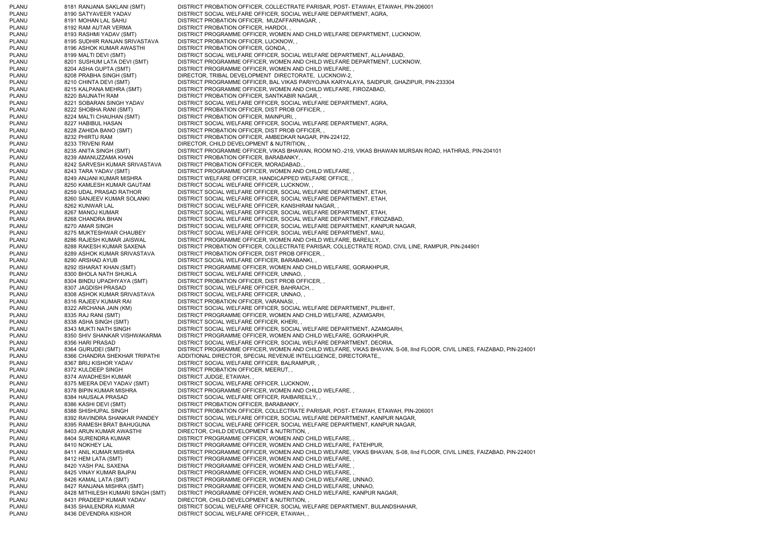| | | | |
|---|---|---|---|
| PLANU | 8181 | RANJANA SAKLANI (SMT) | DISTRICT PROBATION OFFICER, COLLECTRATE PARISAR, POST- ETAWAH, ETAWAH, PIN-206001 |
| PLANU | 8190 | SATYAVEER YADAV | DISTRICT SOCIAL WELFARE OFFICER, SOCIAL WELFARE DEPARTMENT, AGRA, |
| PLANU | 8191 | MOHAN LAL SAHU | DISTRICT PROBATION OFFICER, MUZAFFARNAGAR, , |
| PLANU | 8192 | RAM AUTAR VERMA | DISTRICT PROBATION OFFICER, HARDOI, , |
| PLANU | 8193 | RASHMI YADAV (SMT) | DISTRICT PROGRAMME OFFICER, WOMEN AND CHILD WELFARE DEPARTMENT, LUCKNOW, |
| PLANU | 8195 | SUDHIR RANJAN SRIVASTAVA | DISTRICT PROBATION OFFICER, LUCKNOW, , |
| PLANU | 8196 | ASHOK KUMAR AWASTHI | DISTRICT PROBATION OFFICER, GONDA, , |
| PLANU | 8199 | MALTI DEVI (SMT) | DISTRICT SOCIAL WELFARE OFFICER, SOCIAL WELFARE DEPARTMENT, ALLAHABAD, |
| PLANU | 8201 | SUSHUM LATA DEVI (SMT) | DISTRICT PROGRAMME OFFICER, WOMEN AND CHILD WELFARE DEPARTMENT, LUCKNOW, |
| PLANU | 8204 | ASHA GUPTA (SMT) | DISTRICT PROGRAMME OFFICER, WOMEN AND CHILD WELFARE, , |
| PLANU | 8208 | PRABHA SINGH (SMT) | DIRECTOR, TRIBAL DEVELOPMENT DIRECTORATE, LUCKNOW-2, |
| PLANU | 8210 | CHINTA DEVI (SMT) | DISTRICT PROGRAMME OFFICER, BAL VIKAS PARIYOJNA KARYALAYA, SAIDPUR, GHAZIPUR, PIN-233304 |
| PLANU | 8215 | KALPANA MEHRA (SMT) | DISTRICT PROGRAMME OFFICER, WOMEN AND CHILD WELFARE, FIROZABAD, |
| PLANU | 8220 | BAIJNATH RAM | DISTRICT PROBATION OFFICER, SANTKABIR NAGAR, , |
| PLANU | 8221 | SOBARAN SINGH YADAV | DISTRICT SOCIAL WELFARE OFFICER, SOCIAL WELFARE DEPARTMENT, AGRA, |
| PLANU | 8222 | SHOBHA RANI (SMT) | DISTRICT PROBATION OFFICER, DIST PROB OFFICER, , |
| PLANU | 8224 | MALTI CHAUHAN (SMT) | DISTRICT PROBATION OFFICER, MAINPURI, , |
| PLANU | 8227 | HABIBUL HASAN | DISTRICT SOCIAL WELFARE OFFICER, SOCIAL WELFARE DEPARTMENT, AGRA, |
| PLANU | 8228 | ZAHIDA BANO (SMT) | DISTRICT PROBATION OFFICER, DIST PROB OFFICER, , |
| PLANU | 8232 | PHIRTU RAM | DISTRICT PROBATION OFFICER, AMBEDKAR NAGAR, PIN-224122, |
| PLANU | 8233 | TRIVENI RAM | DIRECTOR, CHILD DEVELOPMENT & NUTRITION, , |
| PLANU | 8235 | ANITA SINGH (SMT) | DISTRICT PROGRAMME OFFICER, VIKAS BHAWAN, ROOM NO.-219, VIKAS BHAWAN MURSAN ROAD, HATHRAS, PIN-204101 |
| PLANU | 8239 | AMANUZZAMA KHAN | DISTRICT PROBATION OFFICER, BARABANKY, , |
| PLANU | 8242 | SARVESH KUMAR SRIVASTAVA | DISTRICT PROBATION OFFICER, MORADABAD, , |
| PLANU | 8243 | TARA YADAV (SMT) | DISTRICT PROGRAMME OFFICER, WOMEN AND CHILD WELFARE, , |
| PLANU | 8249 | ANJANI KUMAR MISHRA | DISTRICT WELFARE OFFICER, HANDICAPPED WELFARE OFFICE, , |
| PLANU | 8250 | KAMLESH KUMAR GAUTAM | DISTRICT SOCIAL WELFARE OFFICER, LUCKNOW, , |
| PLANU | 8259 | UDAL PRASAD RATHOR | DISTRICT SOCIAL WELFARE OFFICER, SOCIAL WELFARE DEPARTMENT, ETAH, |
| PLANU | 8260 | SANJEEV KUMAR SOLANKI | DISTRICT SOCIAL WELFARE OFFICER, SOCIAL WELFARE DEPARTMENT, ETAH, |
| PLANU | 8262 | KUNWAR LAL | DISTRICT SOCIAL WELFARE OFFICER, KANSHIRAM NAGAR, , |
| PLANU | 8267 | MANOJ KUMAR | DISTRICT SOCIAL WELFARE OFFICER, SOCIAL WELFARE DEPARTMENT, ETAH, |
| PLANU | 8268 | CHANDRA BHAN | DISTRICT SOCIAL WELFARE OFFICER, SOCIAL WELFARE DEPARTMENT, FIROZABAD, |
| PLANU | 8270 | AMAR SINGH | DISTRICT SOCIAL WELFARE OFFICER, SOCIAL WELFARE DEPARTMENT, KANPUR NAGAR, |
| PLANU | 8275 | MUKTESHWAR CHAUBEY | DISTRICT SOCIAL WELFARE OFFICER, SOCIAL WELFARE DEPARTMENT, MAU, |
| PLANU | 8286 | RAJESH KUMAR JAISWAL | DISTRICT PROGRAMME OFFICER, WOMEN AND CHILD WELFARE, BAREILLY, |
| PLANU | 8288 | RAKESH KUMAR SAXENA | DISTRICT PROBATION OFFICER, COLLECTRATE PARISAR, COLLECTRATE ROAD, CIVIL LINE, RAMPUR, PIN-244901 |
| PLANU | 8289 | ASHOK KUMAR SRIVASTAVA | DISTRICT PROBATION OFFICER, DIST PROB OFFICER, , |
| PLANU | 8290 | ARSHAD AYUB | DISTRICT SOCIAL WELFARE OFFICER, BARABANKI, , |
| PLANU | 8292 | ISHARAT KHAN (SMT) | DISTRICT PROGRAMME OFFICER, WOMEN AND CHILD WELFARE, GORAKHPUR, |
| PLANU | 8300 | BHOLA NATH SHUKLA | DISTRICT SOCIAL WELFARE OFFICER, UNNAO, , |
| PLANU | 8304 | BINDU UPADHYAYA (SMT) | DISTRICT PROBATION OFFICER, DIST PROB OFFICER, , |
| PLANU | 8307 | JAGDISH PRASAD | DISTRICT SOCIAL WELFARE OFFICER, BAHRAICH, , |
| PLANU | 8308 | ASHOK KUMAR SRIVASTAVA | DISTRICT SOCIAL WELFARE OFFICER, UNNAO, , |
| PLANU | 8316 | RAJEEV KUMAR RAI | DISTRICT PROBATION OFFICER, VARANASI, , |
| PLANU | 8322 | ARCHANA JAIN (KM) | DISTRICT SOCIAL WELFARE OFFICER, SOCIAL WELFARE DEPARTMENT, PILIBHIT, |
| PLANU | 8335 | RAJ RANI (SMT) | DISTRICT PROGRAMME OFFICER, WOMEN AND CHILD WELFARE, AZAMGARH, |
| PLANU | 8338 | ASHA SINGH (SMT) | DISTRICT SOCIAL WELFARE OFFICER, KHERI, , |
| PLANU | 8343 | MUKTI NATH SINGH | DISTRICT SOCIAL WELFARE OFFICER, SOCIAL WELFARE DEPARTMENT, AZAMGARH, |
| PLANU | 8350 | SHIV SHANKAR VISHWAKARMA | DISTRICT PROGRAMME OFFICER, WOMEN AND CHILD WELFARE, GORAKHPUR, |
| PLANU | 8356 | HARI PRASAD | DISTRICT SOCIAL WELFARE OFFICER, SOCIAL WELFARE DEPARTMENT, DEORIA, |
| PLANU | 8364 | GURUDEI (SMT) | DISTRICT PROGRAMME OFFICER, WOMEN AND CHILD WELFARE, VIKAS BHAVAN, S-08, IInd FLOOR, CIVIL LINES, FAIZABAD, PIN-224001 |
| PLANU | 8366 | CHANDRA SHEKHAR TRIPATHI | ADDITIONAL DIRECTOR, SPECIAL REVENUE INTELLIGENCE, DIRECTORATE,, |
| PLANU | 8367 | BRIJ KISHOR YADAV | DISTRICT SOCIAL WELFARE OFFICER, BALRAMPUR, , |
| PLANU | 8372 | KULDEEP SINGH | DISTRICT PROBATION OFFICER, MEERUT, , |
| PLANU | 8374 | AWADHESH KUMAR | DISTRICT JUDGE, ETAWAH, , |
| PLANU | 8375 | MEERA DEVI YADAV (SMT) | DISTRICT SOCIAL WELFARE OFFICER, LUCKNOW, , |
| PLANU | 8378 | BIPIN KUMAR MISHRA | DISTRICT PROGRAMME OFFICER, WOMEN AND CHILD WELFARE, , |
| PLANU | 8384 | HAUSALA PRASAD | DISTRICT SOCIAL WELFARE OFFICER, RAIBAREILLY, , |
| PLANU | 8386 | KASHI DEVI (SMT) | DISTRICT PROBATION OFFICER, BARABANKY, , |
| PLANU | 8388 | SHISHUPAL SINGH | DISTRICT PROBATION OFFICER, COLLECTRATE PARISAR, POST- ETAWAH, ETAWAH, PIN-206001 |
| PLANU | 8392 | RAVINDRA SHANKAR PANDEY | DISTRICT SOCIAL WELFARE OFFICER, SOCIAL WELFARE DEPARTMENT, KANPUR NAGAR, |
| PLANU | 8395 | RAMESH BRAT BAHUGUNA | DISTRICT SOCIAL WELFARE OFFICER, SOCIAL WELFARE DEPARTMENT, KANPUR NAGAR, |
| PLANU | 8403 | ARUN KUMAR AWASTHI | DIRECTOR, CHILD DEVELOPMENT & NUTRITION, , |
| PLANU | 8404 | SURENDRA KUMAR | DISTRICT PROGRAMME OFFICER, WOMEN AND CHILD WELFARE, , |
| PLANU | 8410 | NOKHEY LAL | DISTRICT PROGRAMME OFFICER, WOMEN AND CHILD WELFARE, FATEHPUR, |
| PLANU | 8411 | ANIL KUMAR MISHRA | DISTRICT PROGRAMME OFFICER, WOMEN AND CHILD WELFARE, VIKAS BHAVAN, S-08, IInd FLOOR, CIVIL LINES, FAIZABAD, PIN-224001 |
| PLANU | 8412 | HEM LATA (SMT) | DISTRICT PROGRAMME OFFICER, WOMEN AND CHILD WELFARE, , |
| PLANU | 8420 | YASH PAL SAXENA | DISTRICT PROGRAMME OFFICER, WOMEN AND CHILD WELFARE, , |
| PLANU | 8425 | VINAY KUMAR BAJPAI | DISTRICT PROGRAMME OFFICER, WOMEN AND CHILD WELFARE, , |
| PLANU | 8426 | KAMAL LATA (SMT) | DISTRICT PROGRAMME OFFICER, WOMEN AND CHILD WELFARE, UNNAO, |
| PLANU | 8427 | RANJANA MISHRA (SMT) | DISTRICT PROGRAMME OFFICER, WOMEN AND CHILD WELFARE, UNNAO, |
| PLANU | 8428 | MITHILESH KUMARI SINGH (SMT) | DISTRICT PROGRAMME OFFICER, WOMEN AND CHILD WELFARE, KANPUR NAGAR, |
| PLANU | 8431 | PRADEEP KUMAR YADAV | DIRECTOR, CHILD DEVELOPMENT & NUTRITION, , |
| PLANU | 8435 | SHAILENDRA KUMAR | DISTRICT SOCIAL WELFARE OFFICER, SOCIAL WELFARE DEPARTMENT, BULANDSHAHAR, |
| PLANU | 8436 | DEVENDRA KISHOR | DISTRICT SOCIAL WELFARE OFFICER, ETAWAH, , |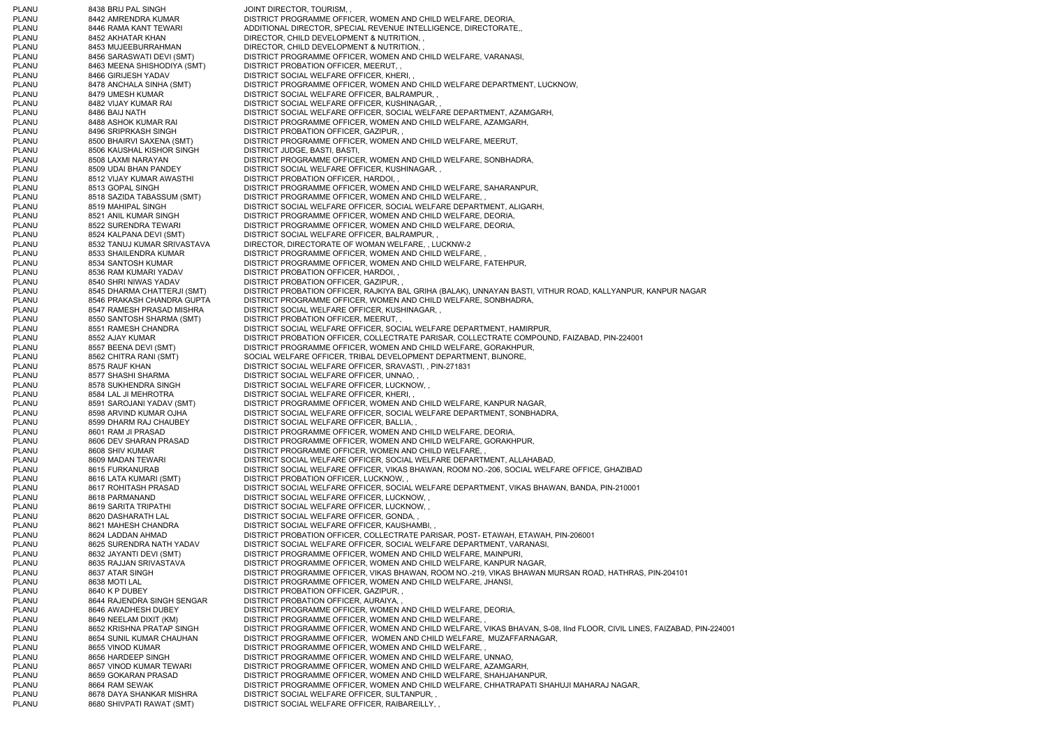| | | | |
|---|---|---|---|
| PLANU | 8438 | BRIJ PAL SINGH | JOINT DIRECTOR, TOURISM, , |
| PLANU | 8442 | AMRENDRA KUMAR | DISTRICT PROGRAMME OFFICER, WOMEN AND CHILD WELFARE, DEORIA, |
| PLANU | 8446 | RAMA KANT TEWARI | ADDITIONAL DIRECTOR, SPECIAL REVENUE INTELLIGENCE, DIRECTORATE,, |
| PLANU | 8452 | AKHATAR KHAN | DIRECTOR, CHILD DEVELOPMENT & NUTRITION, , |
| PLANU | 8453 | MUJEEBURRAHMAN | DIRECTOR, CHILD DEVELOPMENT & NUTRITION, , |
| PLANU | 8456 | SARASWATI DEVI (SMT) | DISTRICT PROGRAMME OFFICER, WOMEN AND CHILD WELFARE, VARANASI, |
| PLANU | 8463 | MEENA SHISHODIYA (SMT) | DISTRICT PROBATION OFFICER, MEERUT, , |
| PLANU | 8466 | GIRIJESH YADAV | DISTRICT SOCIAL WELFARE OFFICER, KHERI, , |
| PLANU | 8478 | ANCHALA SINHA (SMT) | DISTRICT PROGRAMME OFFICER, WOMEN AND CHILD WELFARE DEPARTMENT, LUCKNOW, |
| PLANU | 8479 | UMESH KUMAR | DISTRICT SOCIAL WELFARE OFFICER, BALRAMPUR, , |
| PLANU | 8482 | VIJAY KUMAR RAI | DISTRICT SOCIAL WELFARE OFFICER, KUSHINAGAR, , |
| PLANU | 8486 | BAIJ NATH | DISTRICT SOCIAL WELFARE OFFICER, SOCIAL WELFARE DEPARTMENT, AZAMGARH, |
| PLANU | 8488 | ASHOK KUMAR RAI | DISTRICT PROGRAMME OFFICER, WOMEN AND CHILD WELFARE, AZAMGARH, |
| PLANU | 8496 | SRIPRKASH SINGH | DISTRICT PROBATION OFFICER, GAZIPUR, , |
| PLANU | 8500 | BHAIRVI SAXENA (SMT) | DISTRICT PROGRAMME OFFICER, WOMEN AND CHILD WELFARE, MEERUT, |
| PLANU | 8506 | KAUSHAL KISHOR SINGH | DISTRICT JUDGE, BASTI, BASTI, |
| PLANU | 8508 | LAXMI NARAYAN | DISTRICT PROGRAMME OFFICER, WOMEN AND CHILD WELFARE, SONBHADRA, |
| PLANU | 8509 | UDAI BHAN PANDEY | DISTRICT SOCIAL WELFARE OFFICER, KUSHINAGAR, , |
| PLANU | 8512 | VIJAY KUMAR AWASTHI | DISTRICT PROBATION OFFICER, HARDOI, , |
| PLANU | 8513 | GOPAL SINGH | DISTRICT PROGRAMME OFFICER, WOMEN AND CHILD WELFARE, SAHARANPUR, |
| PLANU | 8518 | SAZIDA TABASSUM (SMT) | DISTRICT PROGRAMME OFFICER, WOMEN AND CHILD WELFARE, , |
| PLANU | 8519 | MAHIPAL SINGH | DISTRICT SOCIAL WELFARE OFFICER, SOCIAL WELFARE DEPARTMENT, ALIGARH, |
| PLANU | 8521 | ANIL KUMAR SINGH | DISTRICT PROGRAMME OFFICER, WOMEN AND CHILD WELFARE, DEORIA, |
| PLANU | 8522 | SURENDRA TEWARI | DISTRICT PROGRAMME OFFICER, WOMEN AND CHILD WELFARE, DEORIA, |
| PLANU | 8524 | KALPANA DEVI (SMT) | DISTRICT SOCIAL WELFARE OFFICER, BALRAMPUR, , |
| PLANU | 8532 | TANUJ KUMAR SRIVASTAVA | DIRECTOR, DIRECTORATE OF WOMAN WELFARE, , LUCKNW-2 |
| PLANU | 8533 | SHAILENDRA KUMAR | DISTRICT PROGRAMME OFFICER, WOMEN AND CHILD WELFARE, , |
| PLANU | 8534 | SANTOSH KUMAR | DISTRICT PROGRAMME OFFICER, WOMEN AND CHILD WELFARE, FATEHPUR, |
| PLANU | 8536 | RAM KUMARI YADAV | DISTRICT PROBATION OFFICER, HARDOI, , |
| PLANU | 8540 | SHRI NIWAS YADAV | DISTRICT PROBATION OFFICER, GAZIPUR, , |
| PLANU | 8545 | DHARMA CHATTERJI (SMT) | DISTRICT PROBATION OFFICER, RAJKIYA BAL GRIHA (BALAK), UNNAYAN BASTI, VITHUR ROAD, KALLYANPUR, KANPUR NAGAR |
| PLANU | 8546 | PRAKASH CHANDRA GUPTA | DISTRICT PROGRAMME OFFICER, WOMEN AND CHILD WELFARE, SONBHADRA, |
| PLANU | 8547 | RAMESH PRASAD MISHRA | DISTRICT SOCIAL WELFARE OFFICER, KUSHINAGAR, , |
| PLANU | 8550 | SANTOSH SHARMA (SMT) | DISTRICT PROBATION OFFICER, MEERUT, , |
| PLANU | 8551 | RAMESH CHANDRA | DISTRICT SOCIAL WELFARE OFFICER, SOCIAL WELFARE DEPARTMENT, HAMIRPUR, |
| PLANU | 8552 | AJAY KUMAR | DISTRICT PROBATION OFFICER, COLLECTRATE PARISAR, COLLECTRATE COMPOUND, FAIZABAD, PIN-224001 |
| PLANU | 8557 | BEENA DEVI (SMT) | DISTRICT PROGRAMME OFFICER, WOMEN AND CHILD WELFARE, GORAKHPUR, |
| PLANU | 8562 | CHITRA RANI (SMT) | SOCIAL WELFARE OFFICER, TRIBAL DEVELOPMENT DEPARTMENT, BIJNORE, |
| PLANU | 8575 | RAUF KHAN | DISTRICT SOCIAL WELFARE OFFICER, SRAVASTI, , PIN-271831 |
| PLANU | 8577 | SHASHI SHARMA | DISTRICT SOCIAL WELFARE OFFICER, UNNAO, , |
| PLANU | 8578 | SUKHENDRA SINGH | DISTRICT SOCIAL WELFARE OFFICER, LUCKNOW, , |
| PLANU | 8584 | LAL JI MEHROTRA | DISTRICT SOCIAL WELFARE OFFICER, KHERI, , |
| PLANU | 8591 | SAROJANI YADAV (SMT) | DISTRICT PROGRAMME OFFICER, WOMEN AND CHILD WELFARE, KANPUR NAGAR, |
| PLANU | 8598 | ARVIND KUMAR OJHA | DISTRICT SOCIAL WELFARE OFFICER, SOCIAL WELFARE DEPARTMENT, SONBHADRA, |
| PLANU | 8599 | DHARM RAJ CHAUBEY | DISTRICT SOCIAL WELFARE OFFICER, BALLIA, , |
| PLANU | 8601 | RAM JI PRASAD | DISTRICT PROGRAMME OFFICER, WOMEN AND CHILD WELFARE, DEORIA, |
| PLANU | 8606 | DEV SHARAN PRASAD | DISTRICT PROGRAMME OFFICER, WOMEN AND CHILD WELFARE, GORAKHPUR, |
| PLANU | 8608 | SHIV KUMAR | DISTRICT PROGRAMME OFFICER, WOMEN AND CHILD WELFARE, , |
| PLANU | 8609 | MADAN TEWARI | DISTRICT SOCIAL WELFARE OFFICER, SOCIAL WELFARE DEPARTMENT, ALLAHABAD, |
| PLANU | 8615 | FURKANURAB | DISTRICT SOCIAL WELFARE OFFICER, VIKAS BHAWAN, ROOM NO.-206, SOCIAL WELFARE OFFICE, GHAZIBAD |
| PLANU | 8616 | LATA KUMARI (SMT) | DISTRICT PROBATION OFFICER, LUCKNOW, , |
| PLANU | 8617 | ROHITASH PRASAD | DISTRICT SOCIAL WELFARE OFFICER, SOCIAL WELFARE DEPARTMENT, VIKAS BHAWAN, BANDA, PIN-210001 |
| PLANU | 8618 | PARMANAND | DISTRICT SOCIAL WELFARE OFFICER, LUCKNOW, , |
| PLANU | 8619 | SARITA TRIPATHI | DISTRICT SOCIAL WELFARE OFFICER, LUCKNOW, , |
| PLANU | 8620 | DASHARATH LAL | DISTRICT SOCIAL WELFARE OFFICER, GONDA, , |
| PLANU | 8621 | MAHESH CHANDRA | DISTRICT SOCIAL WELFARE OFFICER, KAUSHAMBI, , |
| PLANU | 8624 | LADDAN AHMAD | DISTRICT PROBATION OFFICER, COLLECTRATE PARISAR, POST- ETAWAH, ETAWAH, PIN-206001 |
| PLANU | 8625 | SURENDRA NATH YADAV | DISTRICT SOCIAL WELFARE OFFICER, SOCIAL WELFARE DEPARTMENT, VARANASI, |
| PLANU | 8632 | JAYANTI DEVI (SMT) | DISTRICT PROGRAMME OFFICER, WOMEN AND CHILD WELFARE, MAINPURI, |
| PLANU | 8635 | RAJJAN SRIVASTAVA | DISTRICT PROGRAMME OFFICER, WOMEN AND CHILD WELFARE, KANPUR NAGAR, |
| PLANU | 8637 | ATAR SINGH | DISTRICT PROGRAMME OFFICER, VIKAS BHAWAN, ROOM NO.-219, VIKAS BHAWAN MURSAN ROAD, HATHRAS, PIN-204101 |
| PLANU | 8638 | MOTI LAL | DISTRICT PROGRAMME OFFICER, WOMEN AND CHILD WELFARE, JHANSI, |
| PLANU | 8640 | K P DUBEY | DISTRICT PROBATION OFFICER, GAZIPUR, , |
| PLANU | 8644 | RAJENDRA SINGH SENGAR | DISTRICT PROBATION OFFICER, AURAIYA, , |
| PLANU | 8646 | AWADHESH DUBEY | DISTRICT PROGRAMME OFFICER, WOMEN AND CHILD WELFARE, DEORIA, |
| PLANU | 8649 | NEELAM DIXIT (KM) | DISTRICT PROGRAMME OFFICER, WOMEN AND CHILD WELFARE, , |
| PLANU | 8652 | KRISHNA PRATAP SINGH | DISTRICT PROGRAMME OFFICER, WOMEN AND CHILD WELFARE, VIKAS BHAVAN, S-08, IInd FLOOR, CIVIL LINES, FAIZABAD, PIN-224001 |
| PLANU | 8654 | SUNIL KUMAR CHAUHAN | DISTRICT PROGRAMME OFFICER, WOMEN AND CHILD WELFARE, MUZAFFARNAGAR, |
| PLANU | 8655 | VINOD KUMAR | DISTRICT PROGRAMME OFFICER, WOMEN AND CHILD WELFARE, , |
| PLANU | 8656 | HARDEEP SINGH | DISTRICT PROGRAMME OFFICER, WOMEN AND CHILD WELFARE, UNNAO, |
| PLANU | 8657 | VINOD KUMAR TEWARI | DISTRICT PROGRAMME OFFICER, WOMEN AND CHILD WELFARE, AZAMGARH, |
| PLANU | 8659 | GOKARAN PRASAD | DISTRICT PROGRAMME OFFICER, WOMEN AND CHILD WELFARE, SHAHJAHANPUR, |
| PLANU | 8664 | RAM SEWAK | DISTRICT PROGRAMME OFFICER, WOMEN AND CHILD WELFARE, CHHATRAPATI SHAHUJI MAHARAJ NAGAR, |
| PLANU | 8678 | DAYA SHANKAR MISHRA | DISTRICT SOCIAL WELFARE OFFICER, SULTANPUR, , |
| PLANU | 8680 | SHIVPATI RAWAT (SMT) | DISTRICT SOCIAL WELFARE OFFICER, RAIBAREILLY, , |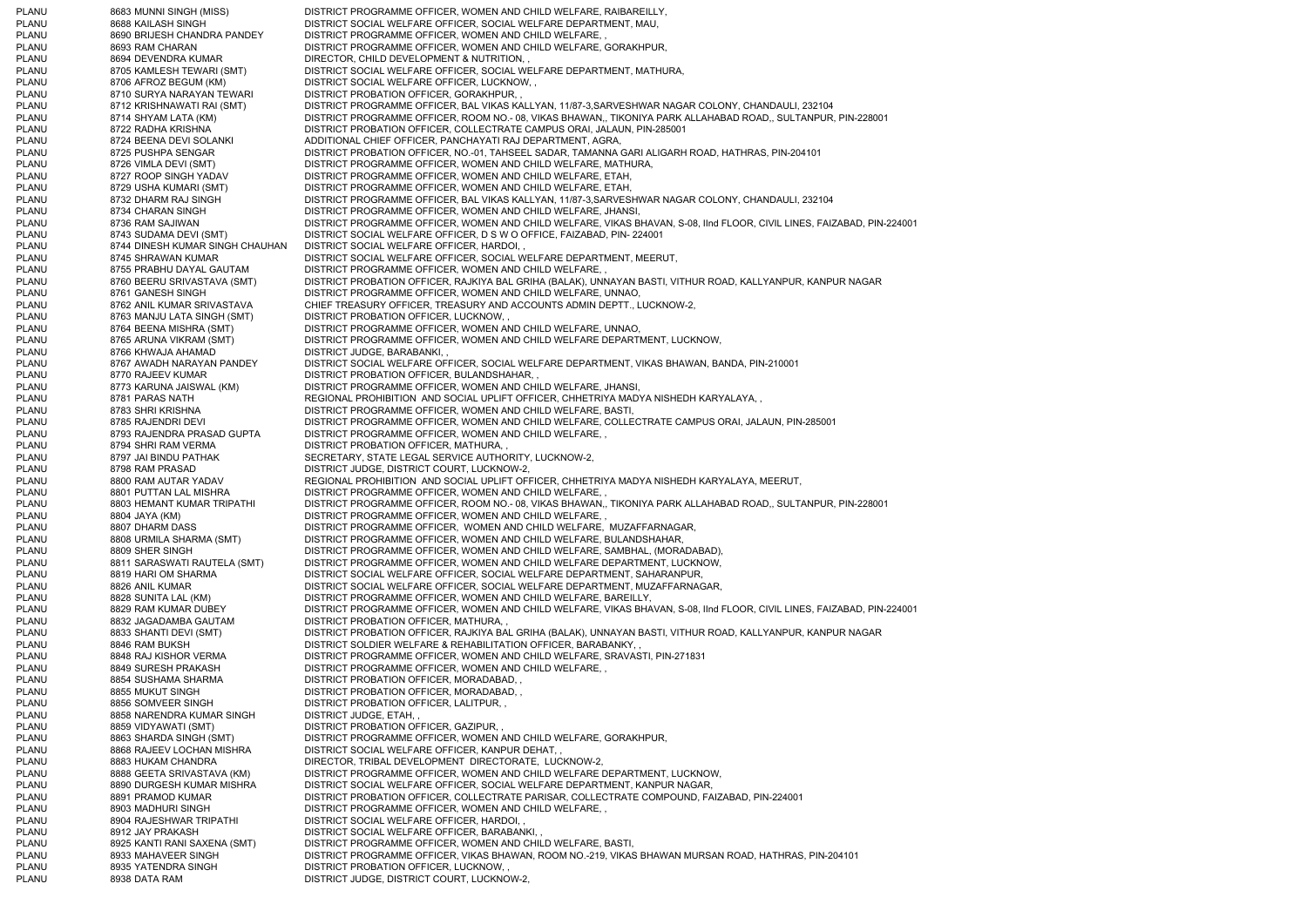| | | | |
|---|---|---|---|
| PLANU | 8683 | MUNNI SINGH (MISS) | DISTRICT PROGRAMME OFFICER, WOMEN AND CHILD WELFARE, RAIBAREILLY, |
| PLANU | 8688 | KAILASH SINGH | DISTRICT SOCIAL WELFARE OFFICER, SOCIAL WELFARE DEPARTMENT, MAU, |
| PLANU | 8690 | BRIJESH CHANDRA PANDEY | DISTRICT PROGRAMME OFFICER, WOMEN AND CHILD WELFARE, , |
| PLANU | 8693 | RAM CHARAN | DISTRICT PROGRAMME OFFICER, WOMEN AND CHILD WELFARE, GORAKHPUR, |
| PLANU | 8694 | DEVENDRA KUMAR | DIRECTOR, CHILD DEVELOPMENT & NUTRITION, , |
| PLANU | 8705 | KAMLESH TEWARI (SMT) | DISTRICT SOCIAL WELFARE OFFICER, SOCIAL WELFARE DEPARTMENT, MATHURA, |
| PLANU | 8706 | AFROZ BEGUM (KM) | DISTRICT SOCIAL WELFARE OFFICER, LUCKNOW, , |
| PLANU | 8710 | SURYA NARAYAN TEWARI | DISTRICT PROBATION OFFICER, GORAKHPUR, , |
| PLANU | 8712 | KRISHNAWATI RAI (SMT) | DISTRICT PROGRAMME OFFICER, BAL VIKAS KALLYAN, 11/87-3,SARVESHWAR NAGAR COLONY, CHANDAULI, 232104 |
| PLANU | 8714 | SHYAM LATA (KM) | DISTRICT PROGRAMME OFFICER, ROOM NO.- 08, VIKAS BHAWAN,, TIKONIYA PARK ALLAHABAD ROAD,, SULTANPUR, PIN-228001 |
| PLANU | 8722 | RADHA KRISHNA | DISTRICT PROBATION OFFICER, COLLECTRATE CAMPUS ORAI, JALAUN, PIN-285001 |
| PLANU | 8724 | BEENA DEVI SOLANKI | ADDITIONAL CHIEF OFFICER, PANCHAYATI RAJ DEPARTMENT, AGRA, |
| PLANU | 8725 | PUSHPA SENGAR | DISTRICT PROBATION OFFICER, NO.-01, TAHSEEL SADAR, TAMANNA GARI ALIGARH ROAD, HATHRAS, PIN-204101 |
| PLANU | 8726 | VIMLA DEVI (SMT) | DISTRICT PROGRAMME OFFICER, WOMEN AND CHILD WELFARE, MATHURA, |
| PLANU | 8727 | ROOP SINGH YADAV | DISTRICT PROGRAMME OFFICER, WOMEN AND CHILD WELFARE, ETAH, |
| PLANU | 8729 | USHA KUMARI (SMT) | DISTRICT PROGRAMME OFFICER, WOMEN AND CHILD WELFARE, ETAH, |
| PLANU | 8732 | DHARM RAJ SINGH | DISTRICT PROGRAMME OFFICER, BAL VIKAS KALLYAN, 11/87-3,SARVESHWAR NAGAR COLONY, CHANDAULI, 232104 |
| PLANU | 8734 | CHARAN SINGH | DISTRICT PROGRAMME OFFICER, WOMEN AND CHILD WELFARE, JHANSI, |
| PLANU | 8736 | RAM SAJIWAN | DISTRICT PROGRAMME OFFICER, WOMEN AND CHILD WELFARE, VIKAS BHAVAN, S-08, IInd FLOOR, CIVIL LINES, FAIZABAD, PIN-224001 |
| PLANU | 8743 | SUDAMA DEVI (SMT) | DISTRICT SOCIAL WELFARE OFFICER, D S W O OFFICE, FAIZABAD, PIN- 224001 |
| PLANU | 8744 | DINESH KUMAR SINGH CHAUHAN | DISTRICT SOCIAL WELFARE OFFICER, HARDOI, , |
| PLANU | 8745 | SHRAWAN KUMAR | DISTRICT SOCIAL WELFARE OFFICER, SOCIAL WELFARE DEPARTMENT, MEERUT, |
| PLANU | 8755 | PRABHU DAYAL GAUTAM | DISTRICT PROGRAMME OFFICER, WOMEN AND CHILD WELFARE, , |
| PLANU | 8760 | BEERU SRIVASTAVA (SMT) | DISTRICT PROBATION OFFICER, RAJKIYA BAL GRIHA (BALAK), UNNAYAN BASTI, VITHUR ROAD, KALLYANPUR, KANPUR NAGAR |
| PLANU | 8761 | GANESH SINGH | DISTRICT PROGRAMME OFFICER, WOMEN AND CHILD WELFARE, UNNAO, |
| PLANU | 8762 | ANIL KUMAR SRIVASTAVA | CHIEF TREASURY OFFICER, TREASURY AND ACCOUNTS ADMIN DEPTT., LUCKNOW-2, |
| PLANU | 8763 | MANJU LATA SINGH (SMT) | DISTRICT PROBATION OFFICER, LUCKNOW, , |
| PLANU | 8764 | BEENA MISHRA (SMT) | DISTRICT PROGRAMME OFFICER, WOMEN AND CHILD WELFARE, UNNAO, |
| PLANU | 8765 | ARUNA VIKRAM (SMT) | DISTRICT PROGRAMME OFFICER, WOMEN AND CHILD WELFARE DEPARTMENT, LUCKNOW, |
| PLANU | 8766 | KHWAJA AHAMAD | DISTRICT JUDGE, BARABANKI, , |
| PLANU | 8767 | AWADH NARAYAN PANDEY | DISTRICT SOCIAL WELFARE OFFICER, SOCIAL WELFARE DEPARTMENT, VIKAS BHAWAN, BANDA, PIN-210001 |
| PLANU | 8770 | RAJEEV KUMAR | DISTRICT PROBATION OFFICER, BULANDSHAHAR, , |
| PLANU | 8773 | KARUNA JAISWAL (KM) | DISTRICT PROGRAMME OFFICER, WOMEN AND CHILD WELFARE, JHANSI, |
| PLANU | 8781 | PARAS NATH | REGIONAL PROHIBITION AND SOCIAL UPLIFT OFFICER, CHHETRIYA MADYA NISHEDH KARYALAYA, , |
| PLANU | 8783 | SHRI KRISHNA | DISTRICT PROGRAMME OFFICER, WOMEN AND CHILD WELFARE, BASTI, |
| PLANU | 8785 | RAJENDRI DEVI | DISTRICT PROGRAMME OFFICER, WOMEN AND CHILD WELFARE, COLLECTRATE CAMPUS ORAI, JALAUN, PIN-285001 |
| PLANU | 8793 | RAJENDRA PRASAD GUPTA | DISTRICT PROGRAMME OFFICER, WOMEN AND CHILD WELFARE, , |
| PLANU | 8794 | SHRI RAM VERMA | DISTRICT PROBATION OFFICER, MATHURA, , |
| PLANU | 8797 | JAI BINDU PATHAK | SECRETARY, STATE LEGAL SERVICE AUTHORITY, LUCKNOW-2, |
| PLANU | 8798 | RAM PRASAD | DISTRICT JUDGE, DISTRICT COURT, LUCKNOW-2, |
| PLANU | 8800 | RAM AUTAR YADAV | REGIONAL PROHIBITION AND SOCIAL UPLIFT OFFICER, CHHETRIYA MADYA NISHEDH KARYALAYA, MEERUT, |
| PLANU | 8801 | PUTTAN LAL MISHRA | DISTRICT PROGRAMME OFFICER, WOMEN AND CHILD WELFARE, , |
| PLANU | 8803 | HEMANT KUMAR TRIPATHI | DISTRICT PROGRAMME OFFICER, ROOM NO.- 08, VIKAS BHAWAN,, TIKONIYA PARK ALLAHABAD ROAD,, SULTANPUR, PIN-228001 |
| PLANU | 8804 | JAYA (KM) | DISTRICT PROGRAMME OFFICER, WOMEN AND CHILD WELFARE, , |
| PLANU | 8807 | DHARM DASS | DISTRICT PROGRAMME OFFICER, WOMEN AND CHILD WELFARE, MUZAFFARNAGAR, |
| PLANU | 8808 | URMILA SHARMA (SMT) | DISTRICT PROGRAMME OFFICER, WOMEN AND CHILD WELFARE, BULANDSHAHAR, |
| PLANU | 8809 | SHER SINGH | DISTRICT PROGRAMME OFFICER, WOMEN AND CHILD WELFARE, SAMBHAL, (MORADABAD), |
| PLANU | 8811 | SARASWATI RAUTELA (SMT) | DISTRICT PROGRAMME OFFICER, WOMEN AND CHILD WELFARE DEPARTMENT, LUCKNOW, |
| PLANU | 8819 | HARI OM SHARMA | DISTRICT SOCIAL WELFARE OFFICER, SOCIAL WELFARE DEPARTMENT, SAHARANPUR, |
| PLANU | 8826 | ANIL KUMAR | DISTRICT SOCIAL WELFARE OFFICER, SOCIAL WELFARE DEPARTMENT, MUZAFFARNAGAR, |
| PLANU | 8828 | SUNITA LAL (KM) | DISTRICT PROGRAMME OFFICER, WOMEN AND CHILD WELFARE, BAREILLY, |
| PLANU | 8829 | RAM KUMAR DUBEY | DISTRICT PROGRAMME OFFICER, WOMEN AND CHILD WELFARE, VIKAS BHAVAN, S-08, IInd FLOOR, CIVIL LINES, FAIZABAD, PIN-224001 |
| PLANU | 8832 | JAGADAMBA GAUTAM | DISTRICT PROBATION OFFICER, MATHURA, , |
| PLANU | 8833 | SHANTI DEVI (SMT) | DISTRICT PROBATION OFFICER, RAJKIYA BAL GRIHA (BALAK), UNNAYAN BASTI, VITHUR ROAD, KALLYANPUR, KANPUR NAGAR |
| PLANU | 8846 | RAM BUKSH | DISTRICT SOLDIER WELFARE & REHABILITATION OFFICER, BARABANKY, , |
| PLANU | 8848 | RAJ KISHOR VERMA | DISTRICT PROGRAMME OFFICER, WOMEN AND CHILD WELFARE, SRAVASTI, PIN-271831 |
| PLANU | 8849 | SURESH PRAKASH | DISTRICT PROGRAMME OFFICER, WOMEN AND CHILD WELFARE, , |
| PLANU | 8854 | SUSHAMA SHARMA | DISTRICT PROBATION OFFICER, MORADABAD, , |
| PLANU | 8855 | MUKUT SINGH | DISTRICT PROBATION OFFICER, MORADABAD, , |
| PLANU | 8856 | SOMVEER SINGH | DISTRICT PROBATION OFFICER, LALITPUR, , |
| PLANU | 8858 | NARENDRA KUMAR SINGH | DISTRICT JUDGE, ETAH, , |
| PLANU | 8859 | VIDYAWATI (SMT) | DISTRICT PROBATION OFFICER, GAZIPUR, , |
| PLANU | 8863 | SHARDA SINGH (SMT) | DISTRICT PROGRAMME OFFICER, WOMEN AND CHILD WELFARE, GORAKHPUR, |
| PLANU | 8868 | RAJEEV LOCHAN MISHRA | DISTRICT SOCIAL WELFARE OFFICER, KANPUR DEHAT, , |
| PLANU | 8883 | HUKAM CHANDRA | DIRECTOR, TRIBAL DEVELOPMENT DIRECTORATE, LUCKNOW-2, |
| PLANU | 8888 | GEETA SRIVASTAVA (KM) | DISTRICT PROGRAMME OFFICER, WOMEN AND CHILD WELFARE DEPARTMENT, LUCKNOW, |
| PLANU | 8890 | DURGESH KUMAR MISHRA | DISTRICT SOCIAL WELFARE OFFICER, SOCIAL WELFARE DEPARTMENT, KANPUR NAGAR, |
| PLANU | 8891 | PRAMOD KUMAR | DISTRICT PROBATION OFFICER, COLLECTRATE PARISAR, COLLECTRATE COMPOUND, FAIZABAD, PIN-224001 |
| PLANU | 8903 | MADHURI SINGH | DISTRICT PROGRAMME OFFICER, WOMEN AND CHILD WELFARE, , |
| PLANU | 8904 | RAJESHWAR TRIPATHI | DISTRICT SOCIAL WELFARE OFFICER, HARDOI, , |
| PLANU | 8912 | JAY PRAKASH | DISTRICT SOCIAL WELFARE OFFICER, BARABANKI, , |
| PLANU | 8925 | KANTI RANI SAXENA (SMT) | DISTRICT PROGRAMME OFFICER, WOMEN AND CHILD WELFARE, BASTI, |
| PLANU | 8933 | MAHAVEER SINGH | DISTRICT PROGRAMME OFFICER, VIKAS BHAWAN, ROOM NO.-219, VIKAS BHAWAN MURSAN ROAD, HATHRAS, PIN-204101 |
| PLANU | 8935 | YATENDRA SINGH | DISTRICT PROBATION OFFICER, LUCKNOW, , |
| PLANU | 8938 | DATA RAM | DISTRICT JUDGE, DISTRICT COURT, LUCKNOW-2, |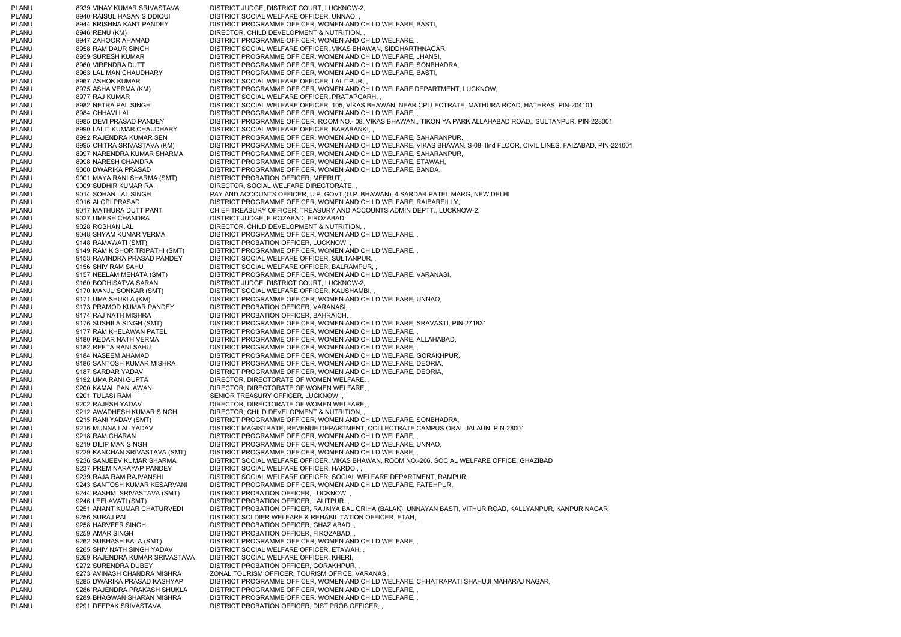| | | | |
|---|---|---|---|
| PLANU | 8939 | VINAY KUMAR SRIVASTAVA | DISTRICT JUDGE, DISTRICT COURT, LUCKNOW-2, |
| PLANU | 8940 | RAISUL HASAN SIDDIQUI | DISTRICT SOCIAL WELFARE OFFICER, UNNAO, , |
| PLANU | 8944 | KRISHNA KANT PANDEY | DISTRICT PROGRAMME OFFICER, WOMEN AND CHILD WELFARE, BASTI, |
| PLANU | 8946 | RENU (KM) | DIRECTOR, CHILD DEVELOPMENT & NUTRITION, , |
| PLANU | 8947 | ZAHOOR AHAMAD | DISTRICT PROGRAMME OFFICER, WOMEN AND CHILD WELFARE, , |
| PLANU | 8958 | RAM DAUR SINGH | DISTRICT SOCIAL WELFARE OFFICER, VIKAS BHAWAN, SIDDHARTHNAGAR, |
| PLANU | 8959 | SURESH KUMAR | DISTRICT PROGRAMME OFFICER, WOMEN AND CHILD WELFARE, JHANSI, |
| PLANU | 8960 | VIRENDRA DUTT | DISTRICT PROGRAMME OFFICER, WOMEN AND CHILD WELFARE, SONBHADRA, |
| PLANU | 8963 | LAL MAN CHAUDHARY | DISTRICT PROGRAMME OFFICER, WOMEN AND CHILD WELFARE, BASTI, |
| PLANU | 8967 | ASHOK KUMAR | DISTRICT SOCIAL WELFARE OFFICER, LALITPUR, , |
| PLANU | 8975 | ASHA VERMA (KM) | DISTRICT PROGRAMME OFFICER, WOMEN AND CHILD WELFARE DEPARTMENT, LUCKNOW, |
| PLANU | 8977 | RAJ KUMAR | DISTRICT SOCIAL WELFARE OFFICER, PRATAPGARH, , |
| PLANU | 8982 | NETRA PAL SINGH | DISTRICT SOCIAL WELFARE OFFICER, 105, VIKAS BHAWAN, NEAR CPLLECTRATE, MATHURA ROAD, HATHRAS, PIN-204101 |
| PLANU | 8984 | CHHAVI LAL | DISTRICT PROGRAMME OFFICER, WOMEN AND CHILD WELFARE, , |
| PLANU | 8985 | DEVI PRASAD PANDEY | DISTRICT PROGRAMME OFFICER, ROOM NO.- 08, VIKAS BHAWAN,, TIKONIYA PARK ALLAHABAD ROAD,, SULTANPUR, PIN-228001 |
| PLANU | 8990 | LALIT KUMAR CHAUDHARY | DISTRICT SOCIAL WELFARE OFFICER, BARABANKI, , |
| PLANU | 8992 | RAJENDRA KUMAR SEN | DISTRICT PROGRAMME OFFICER, WOMEN AND CHILD WELFARE, SAHARANPUR, |
| PLANU | 8995 | CHITRA SRIVASTAVA (KM) | DISTRICT PROGRAMME OFFICER, WOMEN AND CHILD WELFARE, VIKAS BHAVAN, S-08, IInd FLOOR, CIVIL LINES, FAIZABAD, PIN-224001 |
| PLANU | 8997 | NARENDRA KUMAR SHARMA | DISTRICT PROGRAMME OFFICER, WOMEN AND CHILD WELFARE, SAHARANPUR, |
| PLANU | 8998 | NARESH CHANDRA | DISTRICT PROGRAMME OFFICER, WOMEN AND CHILD WELFARE, ETAWAH, |
| PLANU | 9000 | DWARIKA PRASAD | DISTRICT PROGRAMME OFFICER, WOMEN AND CHILD WELFARE, BANDA, |
| PLANU | 9001 | MAYA RANI SHARMA (SMT) | DISTRICT PROBATION OFFICER, MEERUT, , |
| PLANU | 9009 | SUDHIR KUMAR RAI | DIRECTOR, SOCIAL WELFARE DIRECTORATE, , |
| PLANU | 9014 | SOHAN LAL SINGH | PAY AND ACCOUNTS OFFICER, U.P. GOVT.(U.P. BHAWAN), 4 SARDAR PATEL MARG, NEW DELHI |
| PLANU | 9016 | ALOPI PRASAD | DISTRICT PROGRAMME OFFICER, WOMEN AND CHILD WELFARE, RAIBAREILLY, |
| PLANU | 9017 | MATHURA DUTT PANT | CHIEF TREASURY OFFICER, TREASURY AND ACCOUNTS ADMIN DEPTT., LUCKNOW-2, |
| PLANU | 9027 | UMESH CHANDRA | DISTRICT JUDGE, FIROZABAD, FIROZABAD, |
| PLANU | 9028 | ROSHAN LAL | DIRECTOR, CHILD DEVELOPMENT & NUTRITION, , |
| PLANU | 9048 | SHYAM KUMAR VERMA | DISTRICT PROGRAMME OFFICER, WOMEN AND CHILD WELFARE, , |
| PLANU | 9148 | RAMAWATI (SMT) | DISTRICT PROBATION OFFICER, LUCKNOW, , |
| PLANU | 9149 | RAM KISHOR TRIPATHI (SMT) | DISTRICT PROGRAMME OFFICER, WOMEN AND CHILD WELFARE, , |
| PLANU | 9153 | RAVINDRA PRASAD PANDEY | DISTRICT SOCIAL WELFARE OFFICER, SULTANPUR, , |
| PLANU | 9156 | SHIV RAM SAHU | DISTRICT SOCIAL WELFARE OFFICER, BALRAMPUR, , |
| PLANU | 9157 | NEELAM MEHATA (SMT) | DISTRICT PROGRAMME OFFICER, WOMEN AND CHILD WELFARE, VARANASI, |
| PLANU | 9160 | BODHISATVA SARAN | DISTRICT JUDGE, DISTRICT COURT, LUCKNOW-2, |
| PLANU | 9170 | MANJU SONKAR (SMT) | DISTRICT SOCIAL WELFARE OFFICER, KAUSHAMBI, , |
| PLANU | 9171 | UMA SHUKLA (KM) | DISTRICT PROGRAMME OFFICER, WOMEN AND CHILD WELFARE, UNNAO, |
| PLANU | 9173 | PRAMOD KUMAR PANDEY | DISTRICT PROBATION OFFICER, VARANASI, , |
| PLANU | 9174 | RAJ NATH MISHRA | DISTRICT PROBATION OFFICER, BAHRAICH, , |
| PLANU | 9176 | SUSHILA SINGH (SMT) | DISTRICT PROGRAMME OFFICER, WOMEN AND CHILD WELFARE, SRAVASTI, PIN-271831 |
| PLANU | 9177 | RAM KHELAWAN PATEL | DISTRICT PROGRAMME OFFICER, WOMEN AND CHILD WELFARE, , |
| PLANU | 9180 | KEDAR NATH VERMA | DISTRICT PROGRAMME OFFICER, WOMEN AND CHILD WELFARE, ALLAHABAD, |
| PLANU | 9182 | REETA RANI SAHU | DISTRICT PROGRAMME OFFICER, WOMEN AND CHILD WELFARE, , |
| PLANU | 9184 | NASEEM AHAMAD | DISTRICT PROGRAMME OFFICER, WOMEN AND CHILD WELFARE, GORAKHPUR, |
| PLANU | 9186 | SANTOSH KUMAR MISHRA | DISTRICT PROGRAMME OFFICER, WOMEN AND CHILD WELFARE, DEORIA, |
| PLANU | 9187 | SARDAR YADAV | DISTRICT PROGRAMME OFFICER, WOMEN AND CHILD WELFARE, DEORIA, |
| PLANU | 9192 | UMA RANI GUPTA | DIRECTOR, DIRECTORATE OF WOMEN WELFARE, , |
| PLANU | 9200 | KAMAL PANJAWANI | DIRECTOR, DIRECTORATE OF WOMEN WELFARE, , |
| PLANU | 9201 | TULASI RAM | SENIOR TREASURY OFFICER, LUCKNOW, , |
| PLANU | 9202 | RAJESH YADAV | DIRECTOR, DIRECTORATE OF WOMEN WELFARE, , |
| PLANU | 9212 | AWADHESH KUMAR SINGH | DIRECTOR, CHILD DEVELOPMENT & NUTRITION, , |
| PLANU | 9215 | RANI YADAV (SMT) | DISTRICT PROGRAMME OFFICER, WOMEN AND CHILD WELFARE, SONBHADRA, |
| PLANU | 9216 | MUNNA LAL YADAV | DISTRICT MAGISTRATE, REVENUE DEPARTMENT, COLLECTRATE CAMPUS ORAI, JALAUN, PIN-28001 |
| PLANU | 9218 | RAM CHARAN | DISTRICT PROGRAMME OFFICER, WOMEN AND CHILD WELFARE, , |
| PLANU | 9219 | DILIP MAN SINGH | DISTRICT PROGRAMME OFFICER, WOMEN AND CHILD WELFARE, UNNAO, |
| PLANU | 9229 | KANCHAN SRIVASTAVA (SMT) | DISTRICT PROGRAMME OFFICER, WOMEN AND CHILD WELFARE, , |
| PLANU | 9236 | SANJEEV KUMAR SHARMA | DISTRICT SOCIAL WELFARE OFFICER, VIKAS BHAWAN, ROOM NO.-206, SOCIAL WELFARE OFFICE, GHAZIBAD |
| PLANU | 9237 | PREM NARAYAP PANDEY | DISTRICT SOCIAL WELFARE OFFICER, HARDOI, , |
| PLANU | 9239 | RAJA RAM RAJVANSHI | DISTRICT SOCIAL WELFARE OFFICER, SOCIAL WELFARE DEPARTMENT, RAMPUR, |
| PLANU | 9243 | SANTOSH KUMAR KESARVANI | DISTRICT PROGRAMME OFFICER, WOMEN AND CHILD WELFARE, FATEHPUR, |
| PLANU | 9244 | RASHMI SRIVASTAVA (SMT) | DISTRICT PROBATION OFFICER, LUCKNOW, , |
| PLANU | 9246 | LEELAVATI (SMT) | DISTRICT PROBATION OFFICER, LALITPUR, , |
| PLANU | 9251 | ANANT KUMAR CHATURVEDI | DISTRICT PROBATION OFFICER, RAJKIYA BAL GRIHA (BALAK), UNNAYAN BASTI, VITHUR ROAD, KALLYANPUR, KANPUR NAGAR |
| PLANU | 9256 | SURAJ PAL | DISTRICT SOLDIER WELFARE & REHABILITATION OFFICER, ETAH, , |
| PLANU | 9258 | HARVEER SINGH | DISTRICT PROBATION OFFICER, GHAZIABAD, , |
| PLANU | 9259 | AMAR SINGH | DISTRICT PROBATION OFFICER, FIROZABAD, , |
| PLANU | 9262 | SUBHASH BALA (SMT) | DISTRICT PROGRAMME OFFICER, WOMEN AND CHILD WELFARE, , |
| PLANU | 9265 | SHIV NATH SINGH YADAV | DISTRICT SOCIAL WELFARE OFFICER, ETAWAH, , |
| PLANU | 9269 | RAJENDRA KUMAR SRIVASTAVA | DISTRICT SOCIAL WELFARE OFFICER, KHERI, , |
| PLANU | 9272 | SURENDRA DUBEY | DISTRICT PROBATION OFFICER, GORAKHPUR, , |
| PLANU | 9273 | AVINASH CHANDRA MISHRA | ZONAL TOURISM OFFICER, TOURISM OFFICE, VARANASI, |
| PLANU | 9285 | DWARIKA PRASAD KASHYAP | DISTRICT PROGRAMME OFFICER, WOMEN AND CHILD WELFARE, CHHATRAPATI SHAHUJI MAHARAJ NAGAR, |
| PLANU | 9286 | RAJENDRA PRAKASH SHUKLA | DISTRICT PROGRAMME OFFICER, WOMEN AND CHILD WELFARE, , |
| PLANU | 9289 | BHAGWAN SHARAN MISHRA | DISTRICT PROGRAMME OFFICER, WOMEN AND CHILD WELFARE, , |
| PLANU | 9291 | DEEPAK SRIVASTAVA | DISTRICT PROBATION OFFICER, DIST PROB OFFICER, , |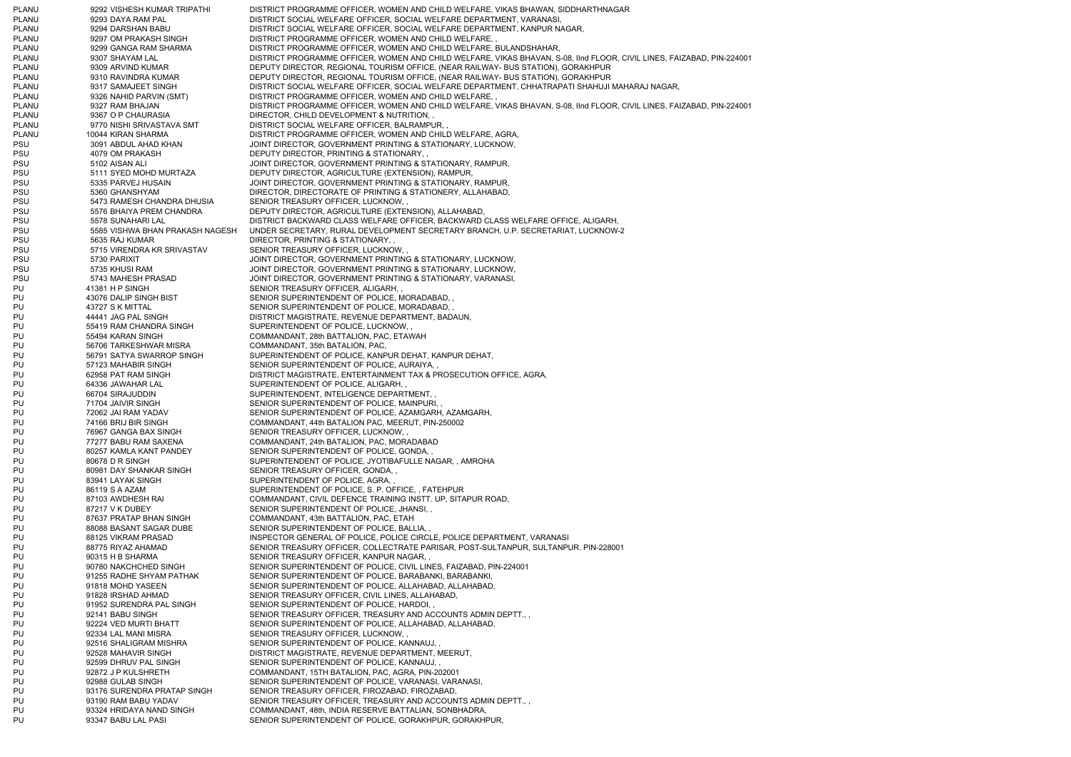| | | | |
|---|---|---|---|
| PLANU | 9292 | VISHESH KUMAR TRIPATHI | DISTRICT PROGRAMME OFFICER, WOMEN AND CHILD WELFARE, VIKAS BHAWAN, SIDDHARTHNAGAR |
| PLANU | 9293 | DAYA RAM PAL | DISTRICT SOCIAL WELFARE OFFICER, SOCIAL WELFARE DEPARTMENT, VARANASI, |
| PLANU | 9294 | DARSHAN BABU | DISTRICT SOCIAL WELFARE OFFICER, SOCIAL WELFARE DEPARTMENT, KANPUR NAGAR, |
| PLANU | 9297 | OM PRAKASH SINGH | DISTRICT PROGRAMME OFFICER, WOMEN AND CHILD WELFARE, , |
| PLANU | 9299 | GANGA RAM SHARMA | DISTRICT PROGRAMME OFFICER, WOMEN AND CHILD WELFARE, BULANDSHAHAR, |
| PLANU | 9307 | SHAYAM LAL | DISTRICT PROGRAMME OFFICER, WOMEN AND CHILD WELFARE, VIKAS BHAVAN, S-08, IInd FLOOR, CIVIL LINES, FAIZABAD, PIN-224001 |
| PLANU | 9309 | ARVIND KUMAR | DEPUTY DIRECTOR, REGIONAL TOURISM OFFICE, (NEAR RAILWAY- BUS STATION), GORAKHPUR |
| PLANU | 9310 | RAVINDRA KUMAR | DEPUTY DIRECTOR, REGIONAL TOURISM OFFICE, (NEAR RAILWAY- BUS STATION), GORAKHPUR |
| PLANU | 9317 | SAMAJEET SINGH | DISTRICT SOCIAL WELFARE OFFICER, SOCIAL WELFARE DEPARTMENT, CHHATRAPATI SHAHUJI MAHARAJ NAGAR, |
| PLANU | 9326 | NAHID PARVIN (SMT) | DISTRICT PROGRAMME OFFICER, WOMEN AND CHILD WELFARE, , |
| PLANU | 9327 | RAM BHAJAN | DISTRICT PROGRAMME OFFICER, WOMEN AND CHILD WELFARE, VIKAS BHAVAN, S-08, IInd FLOOR, CIVIL LINES, FAIZABAD, PIN-224001 |
| PLANU | 9367 | O P CHAURASIA | DIRECTOR, CHILD DEVELOPMENT & NUTRITION, , |
| PLANU | 9770 | NISHI SRIVASTAVA SMT | DISTRICT SOCIAL WELFARE OFFICER, BALRAMPUR, , |
| PLANU | 10044 | KIRAN SHARMA | DISTRICT PROGRAMME OFFICER, WOMEN AND CHILD WELFARE, AGRA, |
| PSU | 3091 | ABDUL AHAD KHAN | JOINT DIRECTOR, GOVERNMENT PRINTING & STATIONARY, LUCKNOW, |
| PSU | 4079 | OM PRAKASH | DEPUTY DIRECTOR, PRINTING & STATIONARY, , |
| PSU | 5102 | AISAN ALI | JOINT DIRECTOR, GOVERNMENT PRINTING & STATIONARY, RAMPUR, |
| PSU | 5111 | SYED MOHD MURTAZA | DEPUTY DIRECTOR, AGRICULTURE (EXTENSION), RAMPUR, |
| PSU | 5335 | PARVEJ HUSAIN | JOINT DIRECTOR, GOVERNMENT PRINTING & STATIONARY, RAMPUR, |
| PSU | 5360 | GHANSHYAM | DIRECTOR, DIRECTORATE OF PRINTING & STATIONERY, ALLAHABAD, |
| PSU | 5473 | RAMESH CHANDRA DHUSIA | SENIOR TREASURY OFFICER, LUCKNOW, , |
| PSU | 5576 | BHAIYA PREM CHANDRA | DEPUTY DIRECTOR, AGRICULTURE (EXTENSION), ALLAHABAD, |
| PSU | 5578 | SUNAHARI LAL | DISTRICT BACKWARD CLASS WELFARE OFFICER, BACKWARD CLASS WELFARE OFFICE, ALIGARH, |
| PSU | 5585 | VISHWA BHAN PRAKASH NAGESH | UNDER SECRETARY, RURAL DEVELOPMENT SECRETARY BRANCH, U.P. SECRETARIAT, LUCKNOW-2 |
| PSU | 5635 | RAJ KUMAR | DIRECTOR, PRINTING & STATIONARY, , |
| PSU | 5715 | VIRENDRA KR SRIVASTAV | SENIOR TREASURY OFFICER, LUCKNOW, , |
| PSU | 5730 | PARIXIT | JOINT DIRECTOR, GOVERNMENT PRINTING & STATIONARY, LUCKNOW, |
| PSU | 5735 | KHUSI RAM | JOINT DIRECTOR, GOVERNMENT PRINTING & STATIONARY, LUCKNOW, |
| PSU | 5743 | MAHESH PRASAD | JOINT DIRECTOR, GOVERNMENT PRINTING & STATIONARY, VARANASI, |
| PU | 41381 | H P SINGH | SENIOR TREASURY OFFICER, ALIGARH, , |
| PU | 43076 | DALIP SINGH BIST | SENIOR SUPERINTENDENT OF POLICE, MORADABAD, , |
| PU | 43727 | S K MITTAL | SENIOR SUPERINTENDENT OF POLICE, MORADABAD, , |
| PU | 44441 | JAG PAL SINGH | DISTRICT MAGISTRATE, REVENUE DEPARTMENT, BADAUN, |
| PU | 55419 | RAM CHANDRA SINGH | SUPERINTENDENT OF POLICE, LUCKNOW, , |
| PU | 55494 | KARAN SINGH | COMMANDANT, 28th BATTALION, PAC, ETAWAH |
| PU | 56706 | TARKESHWAR MISRA | COMMANDANT, 35th BATALION, PAC, |
| PU | 56791 | SATYA SWARROP SINGH | SUPERINTENDENT OF POLICE, KANPUR DEHAT, KANPUR DEHAT, |
| PU | 57123 | MAHABIR SINGH | SENIOR SUPERINTENDENT OF POLICE, AURAIYA, , |
| PU | 62958 | PAT RAM SINGH | DISTRICT MAGISTRATE, ENTERTAINMENT TAX & PROSECUTION OFFICE, AGRA, |
| PU | 64336 | JAWAHAR LAL | SUPERINTENDENT OF POLICE, ALIGARH, , |
| PU | 66704 | SIRAJUDDIN | SUPERINTENDENT, INTELIGENCE DEPARTMENT, , |
| PU | 71704 | JAIVIR SINGH | SENIOR SUPERINTENDENT OF POLICE, MAINPURI, , |
| PU | 72062 | JAI RAM YADAV | SENIOR SUPERINTENDENT OF POLICE, AZAMGARH, AZAMGARH, |
| PU | 74166 | BRIJ BIR SINGH | COMMANDANT, 44th BATALION PAC, MEERUT, PIN-250002 |
| PU | 76967 | GANGA BAX SINGH | SENIOR TREASURY OFFICER, LUCKNOW, , |
| PU | 77277 | BABU RAM SAXENA | COMMANDANT, 24th BATALION, PAC, MORADABAD |
| PU | 80257 | KAMLA KANT PANDEY | SENIOR SUPERINTENDENT OF POLICE, GONDA, , |
| PU | 80678 | D R SINGH | SUPERINTENDENT OF POLICE, JYOTIBAFULLE NAGAR, , AMROHA |
| PU | 80981 | DAY SHANKAR SINGH | SENIOR TREASURY OFFICER, GONDA, , |
| PU | 83941 | LAYAK SINGH | SUPERINTENDENT OF POLICE, AGRA, , |
| PU | 86119 | S A AZAM | SUPERINTENDENT OF POLICE, S. P. OFFICE, , FATEHPUR |
| PU | 87103 | AWDHESH RAI | COMMANDANT, CIVIL DEFENCE TRAINING INSTT. UP, SITAPUR ROAD, |
| PU | 87217 | V K DUBEY | SENIOR SUPERINTENDENT OF POLICE, JHANSI, , |
| PU | 87637 | PRATAP BHAN SINGH | COMMANDANT, 43th BATTALION, PAC, ETAH |
| PU | 88088 | BASANT SAGAR DUBE | SENIOR SUPERINTENDENT OF POLICE, BALLIA, , |
| PU | 88125 | VIKRAM PRASAD | INSPECTOR GENERAL OF POLICE, POLICE CIRCLE, POLICE DEPARTMENT, VARANASI |
| PU | 88775 | RIYAZ AHAMAD | SENIOR TREASURY OFFICER, COLLECTRATE PARISAR, POST-SULTANPUR, SULTANPUR. PIN-228001 |
| PU | 90315 | H B SHARMA | SENIOR TREASURY OFFICER, KANPUR NAGAR, , |
| PU | 90780 | NAKCHCHED SINGH | SENIOR SUPERINTENDENT OF POLICE, CIVIL LINES, FAIZABAD, PIN-224001 |
| PU | 91255 | RADHE SHYAM PATHAK | SENIOR SUPERINTENDENT OF POLICE, BARABANKI, BARABANKI, |
| PU | 91818 | MOHD YASEEN | SENIOR SUPERINTENDENT OF POLICE, ALLAHABAD, ALLAHABAD, |
| PU | 91828 | IRSHAD AHMAD | SENIOR TREASURY OFFICER, CIVIL LINES, ALLAHABAD, |
| PU | 91952 | SURENDRA PAL SINGH | SENIOR SUPERINTENDENT OF POLICE, HARDOI, , |
| PU | 92141 | BABU SINGH | SENIOR TREASURY OFFICER, TREASURY AND ACCOUNTS ADMIN DEPTT., , |
| PU | 92224 | VED MURTI BHATT | SENIOR SUPERINTENDENT OF POLICE, ALLAHABAD, ALLAHABAD, |
| PU | 92334 | LAL MANI MISRA | SENIOR TREASURY OFFICER, LUCKNOW, , |
| PU | 92516 | SHALIGRAM MISHRA | SENIOR SUPERINTENDENT OF POLICE, KANNAUJ, , |
| PU | 92528 | MAHAVIR SINGH | DISTRICT MAGISTRATE, REVENUE DEPARTMENT, MEERUT, |
| PU | 92599 | DHRUV PAL SINGH | SENIOR SUPERINTENDENT OF POLICE, KANNAUJ, , |
| PU | 92872 | J P KULSHRETH | COMMANDANT, 15TH BATALION, PAC, AGRA, PIN-202001 |
| PU | 92988 | GULAB SINGH | SENIOR SUPERINTENDENT OF POLICE, VARANASI, VARANASI, |
| PU | 93176 | SURENDRA PRATAP SINGH | SENIOR TREASURY OFFICER, FIROZABAD, FIROZABAD, |
| PU | 93190 | RAM BABU YADAV | SENIOR TREASURY OFFICER, TREASURY AND ACCOUNTS ADMIN DEPTT., , |
| PU | 93324 | HRIDAYA NAND SINGH | COMMANDANT, 48th, INDIA RESERVE BATTALIAN, SONBHADRA, |
| PU | 93347 | BABU LAL PASI | SENIOR SUPERINTENDENT OF POLICE, GORAKHPUR, GORAKHPUR, |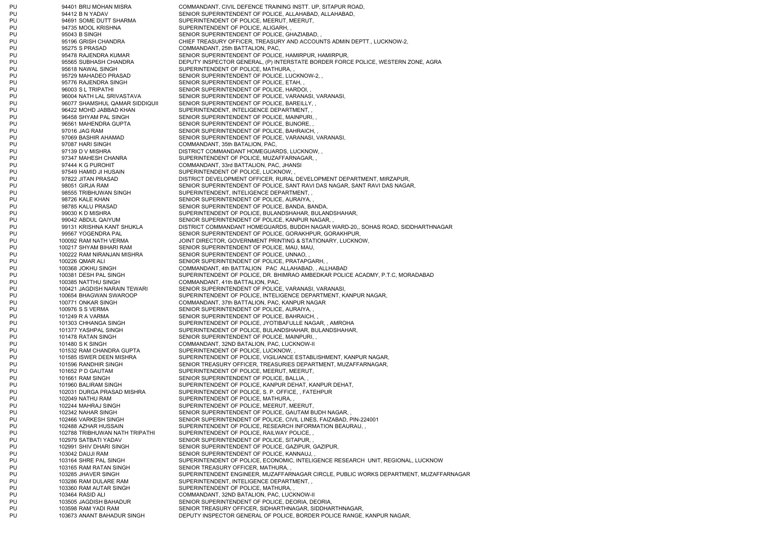| | | | |
|---|---|---|---|
| PU | 94401 | BRIJ MOHAN MISRA | COMMANDANT, CIVIL DEFENCE TRAINING INSTT. UP, SITAPUR ROAD, |
| PU | 94412 | B N YADAV | SENIOR SUPERINTENDENT OF POLICE, ALLAHABAD, ALLAHABAD, |
| PU | 94691 | SOME DUTT SHARMA | SUPERINTENDENT OF POLICE, MEERUT, MEERUT, |
| PU | 94735 | MOOL KRISHNA | SUPERINTENDENT OF POLICE, ALIGARH, , |
| PU | 95043 | B SINGH | SENIOR SUPERINTENDENT OF POLICE, GHAZIABAD, , |
| PU | 95196 | GRISH CHANDRA | CHIEF TREASURY OFFICER, TREASURY AND ACCOUNTS ADMIN DEPTT., LUCKNOW-2, |
| PU | 95275 | S PRASAD | COMMANDANT, 25th BATTALION, PAC, |
| PU | 95478 | RAJENDRA KUMAR | SENIOR SUPERINTENDENT OF POLICE, HAMIRPUR, HAMIRPUR, |
| PU | 95565 | SUBHASH CHANDRA | DEPUTY INSPECTOR GENERAL, (P) INTERSTATE BORDER FORCE POLICE, WESTERN ZONE, AGRA |
| PU | 95618 | NAWAL SINGH | SUPERINTENDENT OF POLICE, MATHURA, , |
| PU | 95729 | MAHADEO PRASAD | SENIOR SUPERINTENDENT OF POLICE, LUCKNOW-2, , |
| PU | 95776 | RAJENDRA SINGH | SENIOR SUPERINTENDENT OF POLICE, ETAH, , |
| PU | 96003 | S L TRIPATHI | SENIOR SUPERINTENDENT OF POLICE, HARDOI, , |
| PU | 96004 | NATH LAL SRIVASTAVA | SENIOR SUPERINTENDENT OF POLICE, VARANASI, VARANASI, |
| PU | 96077 | SHAMSHUL QAMAR SIDDIQUII | SENIOR SUPERINTENDENT OF POLICE, BAREILLY, , |
| PU | 96422 | MOHD JABBAD KHAN | SUPERINTENDENT, INTELIGENCE DEPARTMENT, , |
| PU | 96458 | SHYAM PAL SINGH | SENIOR SUPERINTENDENT OF POLICE, MAINPURI, , |
| PU | 96561 | MAHENDRA GUPTA | SENIOR SUPERINTENDENT OF POLICE, BIJNORE, , |
| PU | 97016 | JAG RAM | SENIOR SUPERINTENDENT OF POLICE, BAHRAICH, , |
| PU | 97069 | BASHIR AHAMAD | SENIOR SUPERINTENDENT OF POLICE, VARANASI, VARANASI, |
| PU | 97087 | HARI SINGH | COMMANDANT, 35th BATALION, PAC, |
| PU | 97139 | D V MISHRA | DISTRICT COMMANDANT HOMEGUARDS, LUCKNOW, , |
| PU | 97347 | MAHESH CHANRA | SUPERINTENDENT OF POLICE, MUZAFFARNAGAR, , |
| PU | 97444 | K G PUROHIT | COMMANDANT, 33rd BATTALION, PAC, JHANSI |
| PU | 97549 | HAMID JI HUSAIN | SUPERINTENDENT OF POLICE, LUCKNOW, , |
| PU | 97822 | JITAN PRASAD | DISTRICT DEVELOPMENT OFFICER, RURAL DEVELOPMENT DEPARTMENT, MIRZAPUR, |
| PU | 98051 | GIRJA RAM | SENIOR SUPERINTENDENT OF POLICE, SANT RAVI DAS NAGAR, SANT RAVI DAS NAGAR, |
| PU | 98555 | TRIBHUWAN SINGH | SUPERINTENDENT, INTELIGENCE DEPARTMENT, , |
| PU | 98726 | KALE KHAN | SENIOR SUPERINTENDENT OF POLICE, AURAIYA, , |
| PU | 98785 | KALU PRASAD | SENIOR SUPERINTENDENT OF POLICE, BANDA, BANDA, |
| PU | 99030 | K D MISHRA | SUPERINTENDENT OF POLICE, BULANDSHAHAR, BULANDSHAHAR, |
| PU | 99042 | ABDUL QAIYUM | SENIOR SUPERINTENDENT OF POLICE, KANPUR NAGAR, , |
| PU | 99131 | KRISHNA KANT SHUKLA | DISTRICT COMMANDANT HOMEGUARDS, BUDDH NAGAR WARD-20,, SOHAS ROAD, SIDDHARTHNAGAR |
| PU | 99567 | YOGENDRA PAL | SENIOR SUPERINTENDENT OF POLICE, GORAKHPUR, GORAKHPUR, |
| PU | 100092 | RAM NATH VERMA | JOINT DIRECTOR, GOVERNMENT PRINTING & STATIONARY, LUCKNOW, |
| PU | 100217 | SHYAM BIHARI RAM | SENIOR SUPERINTENDENT OF POLICE, MAU, MAU, |
| PU | 100222 | RAM NIRANJAN MISHRA | SENIOR SUPERINTENDENT OF POLICE, UNNAO, , |
| PU | 100226 | QMAR ALI | SENIOR SUPERINTENDENT OF POLICE, PRATAPGARH, , |
| PU | 100368 | JOKHU SINGH | COMMANDANT, 4th BATTALION PAC ALLAHABAD, , ALLHABAD |
| PU | 100381 | DESH PAL SINGH | SUPERINTENDENT OF POLICE, DR. BHIMRAO AMBEDKAR POLICE ACADMY, P.T.C, MORADABAD |
| PU | 100385 | NATTHU SINGH | COMMANDANT, 41th BATTALION, PAC, |
| PU | 100421 | JAGDISH NARAIN TEWARI | SENIOR SUPERINTENDENT OF POLICE, VARANASI, VARANASI, |
| PU | 100654 | BHAGWAN SWAROOP | SUPERINTENDENT OF POLICE, INTELIGENCE DEPARTMENT, KANPUR NAGAR, |
| PU | 100771 | ONKAR SINGH | COMMANDANT, 37th BATTALION, PAC, KANPUR NAGAR |
| PU | 100976 | S S VERMA | SENIOR SUPERINTENDENT OF POLICE, AURAIYA, , |
| PU | 101249 | R A VARMA | SENIOR SUPERINTENDENT OF POLICE, BAHRAICH, , |
| PU | 101303 | CHHANGA SINGH | SUPERINTENDENT OF POLICE, JYOTIBAFULLE NAGAR, , AMROHA |
| PU | 101377 | YASHPAL SINGH | SUPERINTENDENT OF POLICE, BULANDSHAHAR, BULANDSHAHAR, |
| PU | 101478 | RATAN SINGH | SENIOR SUPERINTENDENT OF POLICE, MAINPURI, , |
| PU | 101480 | S K SINGH | COMMANDANT, 32ND BATALION, PAC, LUCKNOW-II |
| PU | 101532 | RAM CHANDRA GUPTA | SUPERINTENDENT OF POLICE, LUCKNOW, , |
| PU | 101585 | ISWER DEEN MISHRA | SUPERINTENDENT OF POLICE, VIGILIANCE ESTABLISHMENT, KANPUR NAGAR, |
| PU | 101596 | RANDHIR SINGH | SENIOR TREASURY OFFICER, TREASURIES DEPARTMENT, MUZAFFARNAGAR, |
| PU | 101652 | P D GAUTAM | SUPERINTENDENT OF POLICE, MEERUT, MEERUT, |
| PU | 101661 | RAM SINGH | SENIOR SUPERINTENDENT OF POLICE, BALLIA, , |
| PU | 101960 | BALIRAM SINGH | SUPERINTENDENT OF POLICE, KANPUR DEHAT, KANPUR DEHAT, |
| PU | 102031 | DURGA PRASAD MISHRA | SUPERINTENDENT OF POLICE, S. P. OFFICE, , FATEHPUR |
| PU | 102049 | NATHU RAM | SUPERINTENDENT OF POLICE, MATHURA, , |
| PU | 102244 | MAHRAJ SINGH | SUPERINTENDENT OF POLICE, MEERUT, MEERUT, |
| PU | 102342 | NAHAR SINGH | SENIOR SUPERINTENDENT OF POLICE, GAUTAM BUDH NAGAR, , |
| PU | 102466 | VARKESH SINGH | SENIOR SUPERINTENDENT OF POLICE, CIVIL LINES, FAIZABAD, PIN-224001 |
| PU | 102488 | AZHAR HUSSAIN | SUPERINTENDENT OF POLICE, RESEARCH INFORMATION BEAURAU, , |
| PU | 102788 | TRIBHUWAN NATH TRIPATHI | SUPERINTENDENT OF POLICE, RAILWAY POLICE, , |
| PU | 102979 | SATBATI YADAV | SENIOR SUPERINTENDENT OF POLICE, SITAPUR, , |
| PU | 102991 | SHIV DHARI SINGH | SENIOR SUPERINTENDENT OF POLICE, GAZIPUR, GAZIPUR, |
| PU | 103042 | DAUJI RAM | SENIOR SUPERINTENDENT OF POLICE, KANNAUJ, , |
| PU | 103164 | SHRE PAL SINGH | SUPERINTENDENT OF POLICE, ECONOMIC, INTELIGENCE RESEARCH UNIT, REGIONAL, LUCKNOW |
| PU | 103165 | RAM RATAN SINGH | SENIOR TREASURY OFFICER, MATHURA, , |
| PU | 103285 | JHAVER SINGH | SUPERINTENDENT ENGINEER, MUZAFFARNAGAR CIRCLE, PUBLIC WORKS DEPARTMENT, MUZAFFARNAGAR |
| PU | 103286 | RAM DULARE RAM | SUPERINTENDENT, INTELIGENCE DEPARTMENT, , |
| PU | 103360 | RAM AUTAR SINGH | SUPERINTENDENT OF POLICE, MATHURA, , |
| PU | 103464 | RASID ALI | COMMANDANT, 32ND BATALION, PAC, LUCKNOW-II |
| PU | 103505 | JAGDISH BAHADUR | SENIOR SUPERINTENDENT OF POLICE, DEORIA, DEORIA, |
| PU | 103598 | RAM YADI RAM | SENIOR TREASURY OFFICER, SIDHARTHNAGAR, SIDDHARTHNAGAR, |
| PU | 103673 | ANANT BAHADUR SINGH | DEPUTY INSPECTOR GENERAL OF POLICE, BORDER POLICE RANGE, KANPUR NAGAR, |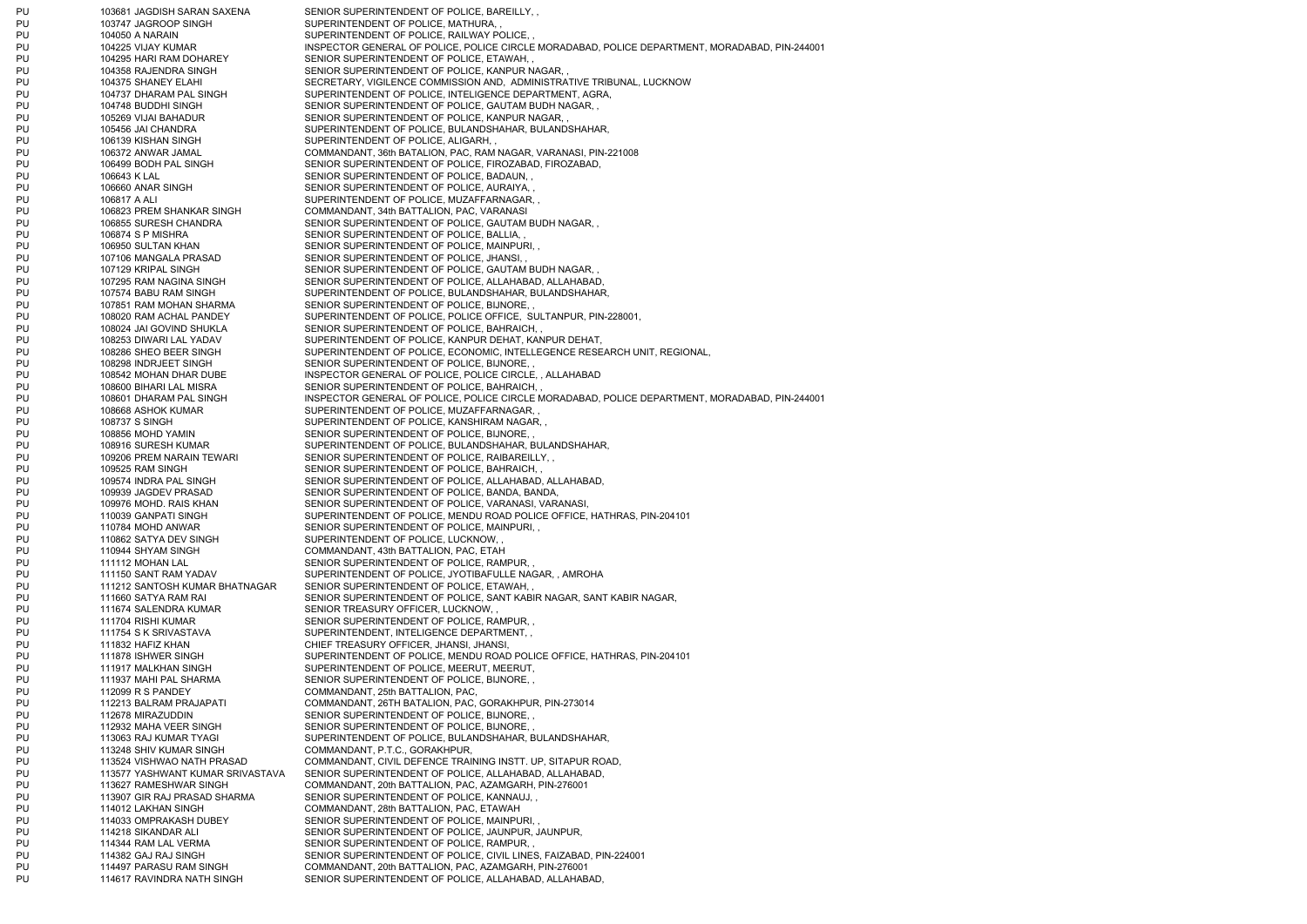| | | | |
|---|---|---|---|
| PU | 103681 | JAGDISH SARAN SAXENA | SENIOR SUPERINTENDENT OF POLICE, BAREILLY, , |
| PU | 103747 | JAGROOP SINGH | SUPERINTENDENT OF POLICE, MATHURA, , |
| PU | 104050 | A NARAIN | SUPERINTENDENT OF POLICE, RAILWAY POLICE, , |
| PU | 104225 | VIJAY KUMAR | INSPECTOR GENERAL OF POLICE, POLICE CIRCLE MORADABAD, POLICE DEPARTMENT, MORADABAD, PIN-244001 |
| PU | 104295 | HARI RAM DOHAREY | SENIOR SUPERINTENDENT OF POLICE, ETAWAH, , |
| PU | 104358 | RAJENDRA SINGH | SENIOR SUPERINTENDENT OF POLICE, KANPUR NAGAR, , |
| PU | 104375 | SHANEY ELAHI | SECRETARY, VIGILENCE COMMISSION AND, ADMINISTRATIVE TRIBUNAL, LUCKNOW |
| PU | 104737 | DHARAM PAL SINGH | SUPERINTENDENT OF POLICE, INTELIGENCE DEPARTMENT, AGRA, |
| PU | 104748 | BUDDHI SINGH | SENIOR SUPERINTENDENT OF POLICE, GAUTAM BUDH NAGAR, , |
| PU | 105269 | VIJAI BAHADUR | SENIOR SUPERINTENDENT OF POLICE, KANPUR NAGAR, , |
| PU | 105456 | JAI CHANDRA | SUPERINTENDENT OF POLICE, BULANDSHAHAR, BULANDSHAHAR, |
| PU | 106139 | KISHAN SINGH | SUPERINTENDENT OF POLICE, ALIGARH, , |
| PU | 106372 | ANWAR JAMAL | COMMANDANT, 36th BATALION, PAC, RAM NAGAR, VARANASI, PIN-221008 |
| PU | 106499 | BODH PAL SINGH | SENIOR SUPERINTENDENT OF POLICE, FIROZABAD, FIROZABAD, |
| PU | 106643 | K LAL | SENIOR SUPERINTENDENT OF POLICE, BADAUN, , |
| PU | 106660 | ANAR SINGH | SENIOR SUPERINTENDENT OF POLICE, AURAIYA, , |
| PU | 106817 | A ALI | SUPERINTENDENT OF POLICE, MUZAFFARNAGAR, , |
| PU | 106823 | PREM SHANKAR SINGH | COMMANDANT, 34th BATTALION, PAC, VARANASI |
| PU | 106855 | SURESH CHANDRA | SENIOR SUPERINTENDENT OF POLICE, GAUTAM BUDH NAGAR, , |
| PU | 106874 | S P MISHRA | SENIOR SUPERINTENDENT OF POLICE, BALLIA, , |
| PU | 106950 | SULTAN KHAN | SENIOR SUPERINTENDENT OF POLICE, MAINPURI, , |
| PU | 107106 | MANGALA PRASAD | SENIOR SUPERINTENDENT OF POLICE, JHANSI, , |
| PU | 107129 | KRIPAL SINGH | SENIOR SUPERINTENDENT OF POLICE, GAUTAM BUDH NAGAR, , |
| PU | 107295 | RAM NAGINA SINGH | SENIOR SUPERINTENDENT OF POLICE, ALLAHABAD, ALLAHABAD, |
| PU | 107574 | BABU RAM SINGH | SUPERINTENDENT OF POLICE, BULANDSHAHAR, BULANDSHAHAR, |
| PU | 107851 | RAM MOHAN SHARMA | SENIOR SUPERINTENDENT OF POLICE, BIJNORE, , |
| PU | 108020 | RAM ACHAL PANDEY | SUPERINTENDENT OF POLICE, POLICE OFFICE, SULTANPUR, PIN-228001, |
| PU | 108024 | JAI GOVIND SHUKLA | SENIOR SUPERINTENDENT OF POLICE, BAHRAICH, , |
| PU | 108253 | DIWARI LAL YADAV | SUPERINTENDENT OF POLICE, KANPUR DEHAT, KANPUR DEHAT, |
| PU | 108286 | SHEO BEER SINGH | SUPERINTENDENT OF POLICE, ECONOMIC, INTELLEGENCE RESEARCH UNIT, REGIONAL, |
| PU | 108298 | INDRJEET SINGH | SENIOR SUPERINTENDENT OF POLICE, BIJNORE, , |
| PU | 108542 | MOHAN DHAR DUBE | INSPECTOR GENERAL OF POLICE, POLICE CIRCLE, , ALLAHABAD |
| PU | 108600 | BIHARI LAL MISRA | SENIOR SUPERINTENDENT OF POLICE, BAHRAICH, , |
| PU | 108601 | DHARAM PAL SINGH | INSPECTOR GENERAL OF POLICE, POLICE CIRCLE MORADABAD, POLICE DEPARTMENT, MORADABAD, PIN-244001 |
| PU | 108668 | ASHOK KUMAR | SUPERINTENDENT OF POLICE, MUZAFFARNAGAR, , |
| PU | 108737 | S SINGH | SUPERINTENDENT OF POLICE, KANSHIRAM NAGAR, , |
| PU | 108856 | MOHD YAMIN | SENIOR SUPERINTENDENT OF POLICE, BIJNORE, , |
| PU | 108916 | SURESH KUMAR | SUPERINTENDENT OF POLICE, BULANDSHAHAR, BULANDSHAHAR, |
| PU | 109206 | PREM NARAIN TEWARI | SENIOR SUPERINTENDENT OF POLICE, RAIBAREILLY, , |
| PU | 109525 | RAM SINGH | SENIOR SUPERINTENDENT OF POLICE, BAHRAICH, , |
| PU | 109574 | INDRA PAL SINGH | SENIOR SUPERINTENDENT OF POLICE, ALLAHABAD, ALLAHABAD, |
| PU | 109939 | JAGDEV PRASAD | SENIOR SUPERINTENDENT OF POLICE, BANDA, BANDA, |
| PU | 109976 | MOHD. RAIS KHAN | SENIOR SUPERINTENDENT OF POLICE, VARANASI, VARANASI, |
| PU | 110039 | GANPATI SINGH | SUPERINTENDENT OF POLICE, MENDU ROAD POLICE OFFICE, HATHRAS, PIN-204101 |
| PU | 110784 | MOHD ANWAR | SENIOR SUPERINTENDENT OF POLICE, MAINPURI, , |
| PU | 110862 | SATYA DEV SINGH | SUPERINTENDENT OF POLICE, LUCKNOW, , |
| PU | 110944 | SHYAM SINGH | COMMANDANT, 43th BATTALION, PAC, ETAH |
| PU | 111112 | MOHAN LAL | SENIOR SUPERINTENDENT OF POLICE, RAMPUR, , |
| PU | 111150 | SANT RAM YADAV | SUPERINTENDENT OF POLICE, JYOTIBAFULLE NAGAR, , AMROHA |
| PU | 111212 | SANTOSH KUMAR BHATNAGAR | SENIOR SUPERINTENDENT OF POLICE, ETAWAH, , |
| PU | 111660 | SATYA RAM RAI | SENIOR SUPERINTENDENT OF POLICE, SANT KABIR NAGAR, SANT KABIR NAGAR, |
| PU | 111674 | SALENDRA KUMAR | SENIOR TREASURY OFFICER, LUCKNOW, , |
| PU | 111704 | RISHI KUMAR | SENIOR SUPERINTENDENT OF POLICE, RAMPUR, , |
| PU | 111754 | S K SRIVASTAVA | SUPERINTENDENT, INTELIGENCE DEPARTMENT, , |
| PU | 111832 | HAFIZ KHAN | CHIEF TREASURY OFFICER, JHANSI, JHANSI, |
| PU | 111878 | ISHWER SINGH | SUPERINTENDENT OF POLICE, MENDU ROAD POLICE OFFICE, HATHRAS, PIN-204101 |
| PU | 111917 | MALKHAN SINGH | SUPERINTENDENT OF POLICE, MEERUT, MEERUT, |
| PU | 111937 | MAHI PAL SHARMA | SENIOR SUPERINTENDENT OF POLICE, BIJNORE, , |
| PU | 112099 | R S PANDEY | COMMANDANT, 25th BATTALION, PAC, |
| PU | 112213 | BALRAM PRAJAPATI | COMMANDANT, 26TH BATALION, PAC, GORAKHPUR, PIN-273014 |
| PU | 112678 | MIRAZUDDIN | SENIOR SUPERINTENDENT OF POLICE, BIJNORE, , |
| PU | 112932 | MAHA VEER SINGH | SENIOR SUPERINTENDENT OF POLICE, BIJNORE, , |
| PU | 113063 | RAJ KUMAR TYAGI | SUPERINTENDENT OF POLICE, BULANDSHAHAR, BULANDSHAHAR, |
| PU | 113248 | SHIV KUMAR SINGH | COMMANDANT, P.T.C., GORAKHPUR, |
| PU | 113524 | VISHWAO NATH PRASAD | COMMANDANT, CIVIL DEFENCE TRAINING INSTT. UP, SITAPUR ROAD, |
| PU | 113577 | YASHWANT KUMAR SRIVASTAVA | SENIOR SUPERINTENDENT OF POLICE, ALLAHABAD, ALLAHABAD, |
| PU | 113627 | RAMESHWAR SINGH | COMMANDANT, 20th BATTALION, PAC, AZAMGARH, PIN-276001 |
| PU | 113907 | GIR RAJ PRASAD SHARMA | SENIOR SUPERINTENDENT OF POLICE, KANNAUJ, , |
| PU | 114012 | LAKHAN SINGH | COMMANDANT, 28th BATTALION, PAC, ETAWAH |
| PU | 114033 | OMPRAKASH DUBEY | SENIOR SUPERINTENDENT OF POLICE, MAINPURI, , |
| PU | 114218 | SIKANDAR ALI | SENIOR SUPERINTENDENT OF POLICE, JAUNPUR, JAUNPUR, |
| PU | 114344 | RAM LAL VERMA | SENIOR SUPERINTENDENT OF POLICE, RAMPUR, , |
| PU | 114382 | GAJ RAJ SINGH | SENIOR SUPERINTENDENT OF POLICE, CIVIL LINES, FAIZABAD, PIN-224001 |
| PU | 114497 | PARASU RAM SINGH | COMMANDANT, 20th BATTALION, PAC, AZAMGARH, PIN-276001 |
| PU | 114617 | RAVINDRA NATH SINGH | SENIOR SUPERINTENDENT OF POLICE, ALLAHABAD, ALLAHABAD, |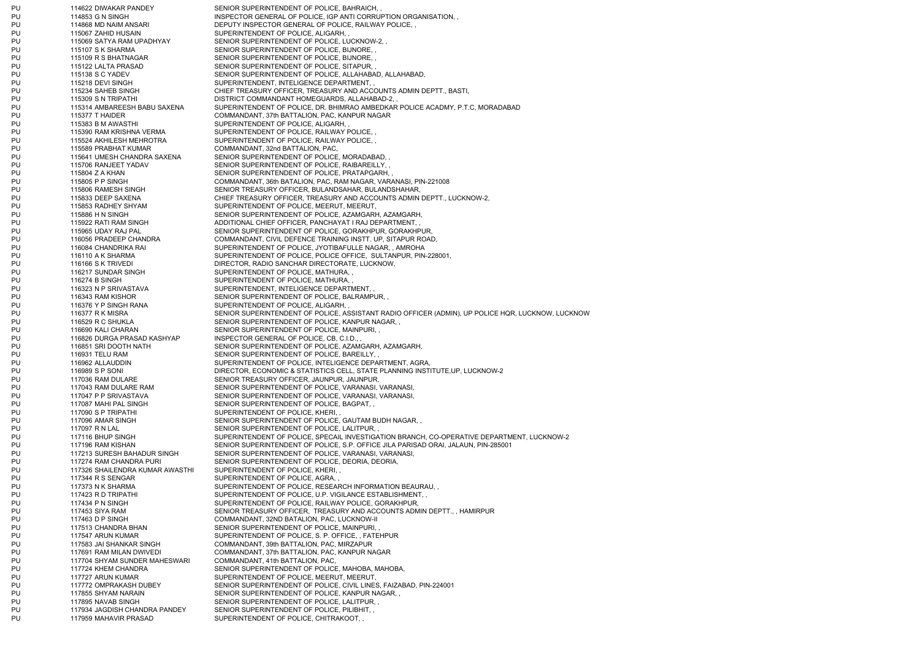| | | | |
|---|---|---|---|
| PU | 114622 | DIWAKAR PANDEY | SENIOR SUPERINTENDENT OF POLICE, BAHRAICH, , |
| PU | 114853 | G N SINGH | INSPECTOR GENERAL OF POLICE, IGP ANTI CORRUPTION ORGANISATION, , |
| PU | 114868 | MD NAIM ANSARI | DEPUTY INSPECTOR GENERAL OF POLICE, RAILWAY POLICE, , |
| PU | 115067 | ZAHID HUSAIN | SUPERINTENDENT OF POLICE, ALIGARH, , |
| PU | 115069 | SATYA RAM UPADHYAY | SENIOR SUPERINTENDENT OF POLICE, LUCKNOW-2, , |
| PU | 115107 | S K SHARMA | SENIOR SUPERINTENDENT OF POLICE, BIJNORE, , |
| PU | 115109 | R S BHATNAGAR | SENIOR SUPERINTENDENT OF POLICE, BIJNORE, , |
| PU | 115122 | LALTA PRASAD | SENIOR SUPERINTENDENT OF POLICE, SITAPUR, , |
| PU | 115138 | S C YADEV | SENIOR SUPERINTENDENT OF POLICE, ALLAHABAD, ALLAHABAD, |
| PU | 115218 | DEVI SINGH | SUPERINTENDENT, INTELIGENCE DEPARTMENT, , |
| PU | 115234 | SAHEB SINGH | CHIEF TREASURY OFFICER, TREASURY AND ACCOUNTS ADMIN DEPTT., BASTI, |
| PU | 115309 | S N TRIPATHI | DISTRICT COMMANDANT HOMEGUARDS, ALLAHABAD-2, , |
| PU | 115314 | AMBAREESH BABU SAXENA | SUPERINTENDENT OF POLICE, DR. BHIMRAO AMBEDKAR POLICE ACADMY, P.T.C, MORADABAD |
| PU | 115377 | T HAIDER | COMMANDANT, 37th BATTALION, PAC, KANPUR NAGAR |
| PU | 115383 | B M AWASTHI | SUPERINTENDENT OF POLICE, ALIGARH, , |
| PU | 115390 | RAM KRISHNA VERMA | SUPERINTENDENT OF POLICE, RAILWAY POLICE, , |
| PU | 115524 | AKHILESH MEHROTRA | SUPERINTENDENT OF POLICE, RAILWAY POLICE, , |
| PU | 115589 | PRABHAT KUMAR | COMMANDANT, 32nd BATTALION, PAC, |
| PU | 115641 | UMESH CHANDRA SAXENA | SENIOR SUPERINTENDENT OF POLICE, MORADABAD, , |
| PU | 115706 | RANJEET YADAV | SENIOR SUPERINTENDENT OF POLICE, RAIBAREILLY, , |
| PU | 115804 | Z A KHAN | SENIOR SUPERINTENDENT OF POLICE, PRATAPGARH, , |
| PU | 115805 | P P SINGH | COMMANDANT, 36th BATALION, PAC, RAM NAGAR, VARANASI, PIN-221008 |
| PU | 115806 | RAMESH SINGH | SENIOR TREASURY OFFICER, BULANDSAHAR, BULANDSHAHAR, |
| PU | 115833 | DEEP SAXENA | CHIEF TREASURY OFFICER, TREASURY AND ACCOUNTS ADMIN DEPTT., LUCKNOW-2, |
| PU | 115853 | RADHEY SHYAM | SUPERINTENDENT OF POLICE, MEERUT, MEERUT, |
| PU | 115886 | H N SINGH | SENIOR SUPERINTENDENT OF POLICE, AZAMGARH, AZAMGARH, |
| PU | 115922 | RATI RAM SINGH | ADDITIONAL CHIEF OFFICER, PANCHAYAT I RAJ DEPARTMENT, , |
| PU | 115965 | UDAY RAJ PAL | SENIOR SUPERINTENDENT OF POLICE, GORAKHPUR, GORAKHPUR, |
| PU | 116056 | PRADEEP CHANDRA | COMMANDANT, CIVIL DEFENCE TRAINING INSTT. UP, SITAPUR ROAD, |
| PU | 116084 | CHANDRIKA RAI | SUPERINTENDENT OF POLICE, JYOTIBAFULLE NAGAR, , AMROHA |
| PU | 116110 | A K SHARMA | SUPERINTENDENT OF POLICE, POLICE OFFICE, SULTANPUR, PIN-228001, |
| PU | 116166 | S K TRIVEDI | DIRECTOR, RADIO SANCHAR DIRECTORATE, LUCKNOW, |
| PU | 116217 | SUNDAR SINGH | SUPERINTENDENT OF POLICE, MATHURA, , |
| PU | 116274 | B SINGH | SUPERINTENDENT OF POLICE, MATHURA, , |
| PU | 116323 | N P SRIVASTAVA | SUPERINTENDENT, INTELIGENCE DEPARTMENT, , |
| PU | 116343 | RAM KISHOR | SENIOR SUPERINTENDENT OF POLICE, BALRAMPUR, , |
| PU | 116376 | Y P SINGH RANA | SUPERINTENDENT OF POLICE, ALIGARH, , |
| PU | 116377 | R K MISRA | SENIOR SUPERINTENDENT OF POLICE, ASSISTANT RADIO OFFICER (ADMIN), UP POLICE HQR, LUCKNOW, LUCKNOW |
| PU | 116529 | R C SHUKLA | SENIOR SUPERINTENDENT OF POLICE, KANPUR NAGAR, , |
| PU | 116690 | KALI CHARAN | SENIOR SUPERINTENDENT OF POLICE, MAINPURI, , |
| PU | 116826 | DURGA PRASAD KASHYAP | INSPECTOR GENERAL OF POLICE, CB, C.I.D., , |
| PU | 116851 | SRI DOOTH NATH | SENIOR SUPERINTENDENT OF POLICE, AZAMGARH, AZAMGARH, |
| PU | 116931 | TELU RAM | SENIOR SUPERINTENDENT OF POLICE, BAREILLY, , |
| PU | 116962 | ALLAUDDIN | SUPERINTENDENT OF POLICE, INTELIGENCE DEPARTMENT, AGRA, |
| PU | 116989 | S P SONI | DIRECTOR, ECONOMIC & STATISTICS CELL, STATE PLANNING INSTITUTE,UP, LUCKNOW-2 |
| PU | 117036 | RAM DULARE | SENIOR TREASURY OFFICER, JAUNPUR, JAUNPUR, |
| PU | 117043 | RAM DULARE RAM | SENIOR SUPERINTENDENT OF POLICE, VARANASI, VARANASI, |
| PU | 117047 | P P SRIVASTAVA | SENIOR SUPERINTENDENT OF POLICE, VARANASI, VARANASI, |
| PU | 117087 | MAHI PAL SINGH | SENIOR SUPERINTENDENT OF POLICE, BAGPAT, , |
| PU | 117090 | S P TRIPATHI | SUPERINTENDENT OF POLICE, KHERI, , |
| PU | 117096 | AMAR SINGH | SENIOR SUPERINTENDENT OF POLICE, GAUTAM BUDH NAGAR, , |
| PU | 117097 | R N LAL | SENIOR SUPERINTENDENT OF POLICE, LALITPUR, , |
| PU | 117116 | BHUP SINGH | SUPERINTENDENT OF POLICE, SPECAIL INVESTIGATION BRANCH, CO-OPERATIVE DEPARTMENT, LUCKNOW-2 |
| PU | 117196 | RAM KISHAN | SENIOR SUPERINTENDENT OF POLICE, S.P. OFFICE JILA PARISAD ORAI, JALAUN, PIN-285001 |
| PU | 117213 | SURESH BAHADUR SINGH | SENIOR SUPERINTENDENT OF POLICE, VARANASI, VARANASI, |
| PU | 117274 | RAM CHANDRA PURI | SENIOR SUPERINTENDENT OF POLICE, DEORIA, DEORIA, |
| PU | 117326 | SHAILENDRA KUMAR AWASTHI | SUPERINTENDENT OF POLICE, KHERI, , |
| PU | 117344 | R S SENGAR | SUPERINTENDENT OF POLICE, AGRA, , |
| PU | 117373 | N K SHARMA | SUPERINTENDENT OF POLICE, RESEARCH INFORMATION BEAURAU, , |
| PU | 117423 | R D TRIPATHI | SUPERINTENDENT OF POLICE, U.P. VIGILANCE ESTABLISHMENT, , |
| PU | 117434 | P N SINGH | SUPERINTENDENT OF POLICE, RAILWAY POLICE, GORAKHPUR, |
| PU | 117453 | SIYA RAM | SENIOR TREASURY OFFICER, TREASURY AND ACCOUNTS ADMIN DEPTT., , HAMIRPUR |
| PU | 117463 | D P SINGH | COMMANDANT, 32ND BATALION, PAC, LUCKNOW-II |
| PU | 117513 | CHANDRA BHAN | SENIOR SUPERINTENDENT OF POLICE, MAINPURI, , |
| PU | 117547 | ARUN KUMAR | SUPERINTENDENT OF POLICE, S. P. OFFICE, , FATEHPUR |
| PU | 117583 | JAI SHANKAR SINGH | COMMANDANT, 39th BATTALION, PAC, MIRZAPUR |
| PU | 117691 | RAM MILAN DWIVEDI | COMMANDANT, 37th BATTALION, PAC, KANPUR NAGAR |
| PU | 117704 | SHYAM SUNDER MAHESWARI | COMMANDANT, 41th BATTALION, PAC, |
| PU | 117724 | KHEM CHANDRA | SENIOR SUPERINTENDENT OF POLICE, MAHOBA, MAHOBA, |
| PU | 117727 | ARUN KUMAR | SUPERINTENDENT OF POLICE, MEERUT, MEERUT, |
| PU | 117772 | OMPRAKASH DUBEY | SENIOR SUPERINTENDENT OF POLICE, CIVIL LINES, FAIZABAD, PIN-224001 |
| PU | 117855 | SHYAM NARAIN | SENIOR SUPERINTENDENT OF POLICE, KANPUR NAGAR, , |
| PU | 117895 | NAVAB SINGH | SENIOR SUPERINTENDENT OF POLICE, LALITPUR, , |
| PU | 117934 | JAGDISH CHANDRA PANDEY | SENIOR SUPERINTENDENT OF POLICE, PILIBHIT, , |
| PU | 117959 | MAHAVIR PRASAD | SUPERINTENDENT OF POLICE, CHITRAKOOT, , |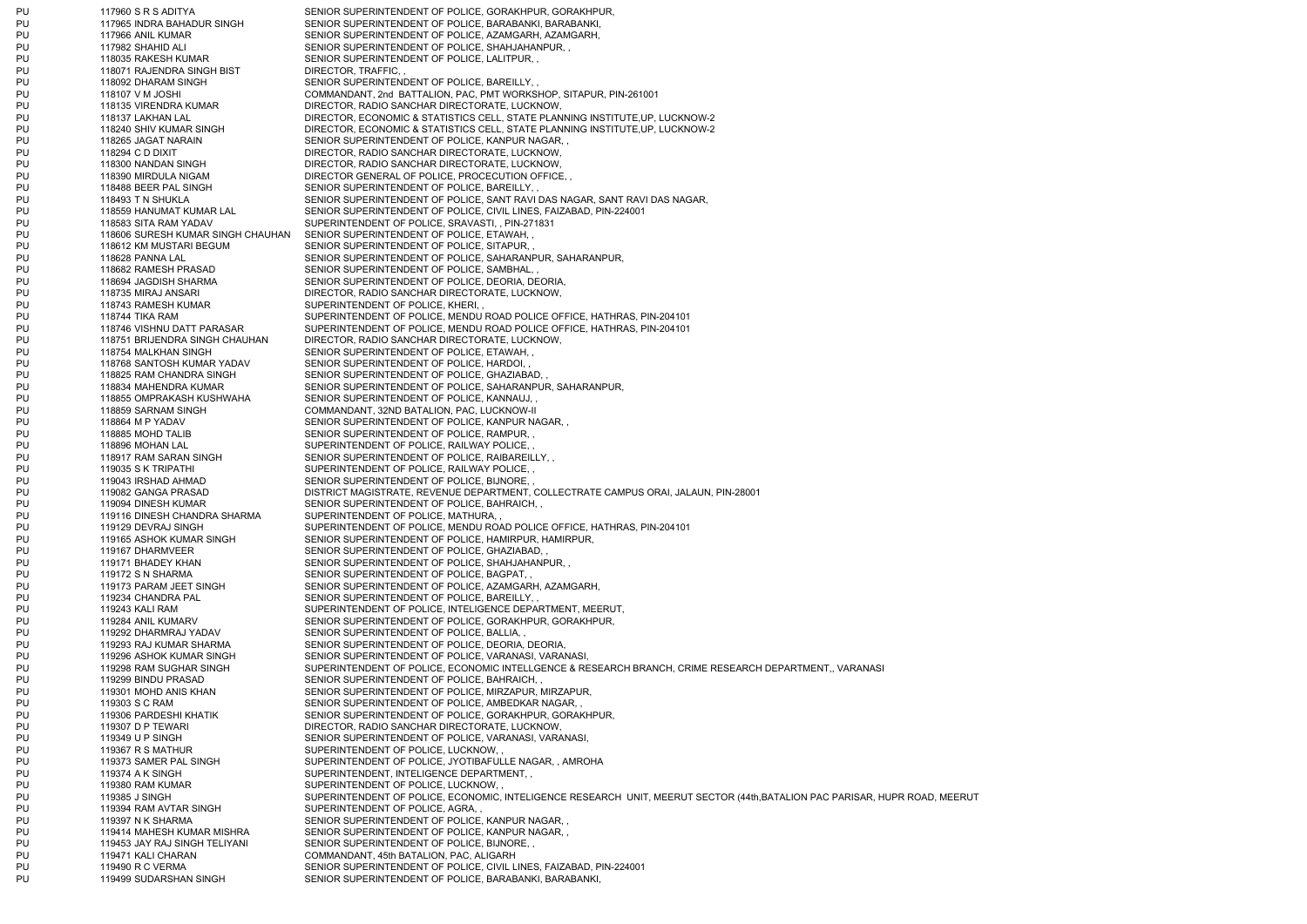| | | | |
|---|---|---|---|
| PU | 117960 | S R S ADITYA | SENIOR SUPERINTENDENT OF POLICE, GORAKHPUR, GORAKHPUR, |
| PU | 117965 | INDRA BAHADUR SINGH | SENIOR SUPERINTENDENT OF POLICE, BARABANKI, BARABANKI, |
| PU | 117966 | ANIL KUMAR | SENIOR SUPERINTENDENT OF POLICE, AZAMGARH, AZAMGARH, |
| PU | 117982 | SHAHID ALI | SENIOR SUPERINTENDENT OF POLICE, SHAHJAHANPUR, , |
| PU | 118035 | RAKESH KUMAR | SENIOR SUPERINTENDENT OF POLICE, LALITPUR, , |
| PU | 118071 | RAJENDRA SINGH BIST | DIRECTOR, TRAFFIC, , |
| PU | 118092 | DHARAM SINGH | SENIOR SUPERINTENDENT OF POLICE, BAREILLY, , |
| PU | 118107 | V M JOSHI | COMMANDANT, 2nd BATTALION, PAC, PMT WORKSHOP, SITAPUR, PIN-261001 |
| PU | 118135 | VIRENDRA KUMAR | DIRECTOR, RADIO SANCHAR DIRECTORATE, LUCKNOW, |
| PU | 118137 | LAKHAN LAL | DIRECTOR, ECONOMIC & STATISTICS CELL, STATE PLANNING INSTITUTE,UP, LUCKNOW-2 |
| PU | 118240 | SHIV KUMAR SINGH | DIRECTOR, ECONOMIC & STATISTICS CELL, STATE PLANNING INSTITUTE,UP, LUCKNOW-2 |
| PU | 118265 | JAGAT NARAIN | SENIOR SUPERINTENDENT OF POLICE, KANPUR NAGAR, , |
| PU | 118294 | C D DIXIT | DIRECTOR, RADIO SANCHAR DIRECTORATE, LUCKNOW, |
| PU | 118300 | NANDAN SINGH | DIRECTOR, RADIO SANCHAR DIRECTORATE, LUCKNOW, |
| PU | 118390 | MIRDULA NIGAM | DIRECTOR GENERAL OF POLICE, PROCECUTION OFFICE, , |
| PU | 118488 | BEER PAL SINGH | SENIOR SUPERINTENDENT OF POLICE, BAREILLY, , |
| PU | 118493 | T N SHUKLA | SENIOR SUPERINTENDENT OF POLICE, SANT RAVI DAS NAGAR, SANT RAVI DAS NAGAR, |
| PU | 118559 | HANUMAT KUMAR LAL | SENIOR SUPERINTENDENT OF POLICE, CIVIL LINES, FAIZABAD, PIN-224001 |
| PU | 118583 | SITA RAM YADAV | SUPERINTENDENT OF POLICE, SRAVASTI, , PIN-271831 |
| PU | 118606 | SURESH KUMAR SINGH CHAUHAN | SENIOR SUPERINTENDENT OF POLICE, ETAWAH, , |
| PU | 118612 | KM MUSTARI BEGUM | SENIOR SUPERINTENDENT OF POLICE, SITAPUR, , |
| PU | 118628 | PANNA LAL | SENIOR SUPERINTENDENT OF POLICE, SAHARANPUR, SAHARANPUR, |
| PU | 118682 | RAMESH PRASAD | SENIOR SUPERINTENDENT OF POLICE, SAMBHAL, , |
| PU | 118694 | JAGDISH SHARMA | SENIOR SUPERINTENDENT OF POLICE, DEORIA, DEORIA, |
| PU | 118735 | MIRAJ ANSARI | DIRECTOR, RADIO SANCHAR DIRECTORATE, LUCKNOW, |
| PU | 118743 | RAMESH KUMAR | SUPERINTENDENT OF POLICE, KHERI, , |
| PU | 118744 | TIKA RAM | SUPERINTENDENT OF POLICE, MENDU ROAD POLICE OFFICE, HATHRAS, PIN-204101 |
| PU | 118746 | VISHNU DATT PARASAR | SUPERINTENDENT OF POLICE, MENDU ROAD POLICE OFFICE, HATHRAS, PIN-204101 |
| PU | 118751 | BRIJENDRA SINGH CHAUHAN | DIRECTOR, RADIO SANCHAR DIRECTORATE, LUCKNOW, |
| PU | 118754 | MALKHAN SINGH | SENIOR SUPERINTENDENT OF POLICE, ETAWAH, , |
| PU | 118768 | SANTOSH KUMAR YADAV | SENIOR SUPERINTENDENT OF POLICE, HARDOI, , |
| PU | 118825 | RAM CHANDRA SINGH | SENIOR SUPERINTENDENT OF POLICE, GHAZIABAD, , |
| PU | 118834 | MAHENDRA KUMAR | SENIOR SUPERINTENDENT OF POLICE, SAHARANPUR, SAHARANPUR, |
| PU | 118855 | OMPRAKASH KUSHWAHA | SENIOR SUPERINTENDENT OF POLICE, KANNAUJ, , |
| PU | 118859 | SARNAM SINGH | COMMANDANT, 32ND BATALION, PAC, LUCKNOW-II |
| PU | 118864 | M P YADAV | SENIOR SUPERINTENDENT OF POLICE, KANPUR NAGAR, , |
| PU | 118885 | MOHD TALIB | SENIOR SUPERINTENDENT OF POLICE, RAMPUR, , |
| PU | 118896 | MOHAN LAL | SUPERINTENDENT OF POLICE, RAILWAY POLICE, , |
| PU | 118917 | RAM SARAN SINGH | SENIOR SUPERINTENDENT OF POLICE, RAIBAREILLY, , |
| PU | 119035 | S K TRIPATHI | SUPERINTENDENT OF POLICE, RAILWAY POLICE, , |
| PU | 119043 | IRSHAD AHMAD | SENIOR SUPERINTENDENT OF POLICE, BIJNORE, , |
| PU | 119082 | GANGA PRASAD | DISTRICT MAGISTRATE, REVENUE DEPARTMENT, COLLECTRATE CAMPUS ORAI, JALAUN, PIN-28001 |
| PU | 119094 | DINESH KUMAR | SENIOR SUPERINTENDENT OF POLICE, BAHRAICH, , |
| PU | 119116 | DINESH CHANDRA SHARMA | SUPERINTENDENT OF POLICE, MATHURA, , |
| PU | 119129 | DEVRAJ SINGH | SUPERINTENDENT OF POLICE, MENDU ROAD POLICE OFFICE, HATHRAS, PIN-204101 |
| PU | 119165 | ASHOK KUMAR SINGH | SENIOR SUPERINTENDENT OF POLICE, HAMIRPUR, HAMIRPUR, |
| PU | 119167 | DHARMVEER | SENIOR SUPERINTENDENT OF POLICE, GHAZIABAD, , |
| PU | 119171 | BHADEY KHAN | SENIOR SUPERINTENDENT OF POLICE, SHAHJAHANPUR, , |
| PU | 119172 | S N SHARMA | SENIOR SUPERINTENDENT OF POLICE, BAGPAT, , |
| PU | 119173 | PARAM JEET SINGH | SENIOR SUPERINTENDENT OF POLICE, AZAMGARH, AZAMGARH, |
| PU | 119234 | CHANDRA PAL | SENIOR SUPERINTENDENT OF POLICE, BAREILLY, , |
| PU | 119243 | KALI RAM | SUPERINTENDENT OF POLICE, INTELIGENCE DEPARTMENT, MEERUT, |
| PU | 119284 | ANIL KUMARV | SENIOR SUPERINTENDENT OF POLICE, GORAKHPUR, GORAKHPUR, |
| PU | 119292 | DHARMRAJ YADAV | SENIOR SUPERINTENDENT OF POLICE, BALLIA, , |
| PU | 119293 | RAJ KUMAR SHARMA | SENIOR SUPERINTENDENT OF POLICE, DEORIA, DEORIA, |
| PU | 119296 | ASHOK KUMAR SINGH | SENIOR SUPERINTENDENT OF POLICE, VARANASI, VARANASI, |
| PU | 119298 | RAM SUGHAR SINGH | SUPERINTENDENT OF POLICE, ECONOMIC INTELLGENCE & RESEARCH BRANCH, CRIME RESEARCH DEPARTMENT,, VARANASI |
| PU | 119299 | BINDU PRASAD | SENIOR SUPERINTENDENT OF POLICE, BAHRAICH, , |
| PU | 119301 | MOHD ANIS KHAN | SENIOR SUPERINTENDENT OF POLICE, MIRZAPUR, MIRZAPUR, |
| PU | 119303 | S C RAM | SENIOR SUPERINTENDENT OF POLICE, AMBEDKAR NAGAR, , |
| PU | 119306 | PARDESHI KHATIK | SENIOR SUPERINTENDENT OF POLICE, GORAKHPUR, GORAKHPUR, |
| PU | 119307 | D P TEWARI | DIRECTOR, RADIO SANCHAR DIRECTORATE, LUCKNOW, |
| PU | 119349 | U P SINGH | SENIOR SUPERINTENDENT OF POLICE, VARANASI, VARANASI, |
| PU | 119367 | R S MATHUR | SUPERINTENDENT OF POLICE, LUCKNOW, , |
| PU | 119373 | SAMER PAL SINGH | SUPERINTENDENT OF POLICE, JYOTIBAFULLE NAGAR, , AMROHA |
| PU | 119374 | A K SINGH | SUPERINTENDENT, INTELIGENCE DEPARTMENT, , |
| PU | 119380 | RAM KUMAR | SUPERINTENDENT OF POLICE, LUCKNOW, , |
| PU | 119385 | J SINGH | SUPERINTENDENT OF POLICE, ECONOMIC, INTELIGENCE RESEARCH UNIT, MEERUT SECTOR (44th,BATALION PAC PARISAR, HUPR ROAD, MEERUT |
| PU | 119394 | RAM AVTAR SINGH | SUPERINTENDENT OF POLICE, AGRA, , |
| PU | 119397 | N K SHARMA | SENIOR SUPERINTENDENT OF POLICE, KANPUR NAGAR, , |
| PU | 119414 | MAHESH KUMAR MISHRA | SENIOR SUPERINTENDENT OF POLICE, KANPUR NAGAR, , |
| PU | 119453 | JAY RAJ SINGH TELIYANI | SENIOR SUPERINTENDENT OF POLICE, BIJNORE, , |
| PU | 119471 | KALI CHARAN | COMMANDANT, 45th BATALION, PAC, ALIGARH |
| PU | 119490 | R C VERMA | SENIOR SUPERINTENDENT OF POLICE, CIVIL LINES, FAIZABAD, PIN-224001 |
| PU | 119499 | SUDARSHAN SINGH | SENIOR SUPERINTENDENT OF POLICE, BARABANKI, BARABANKI, |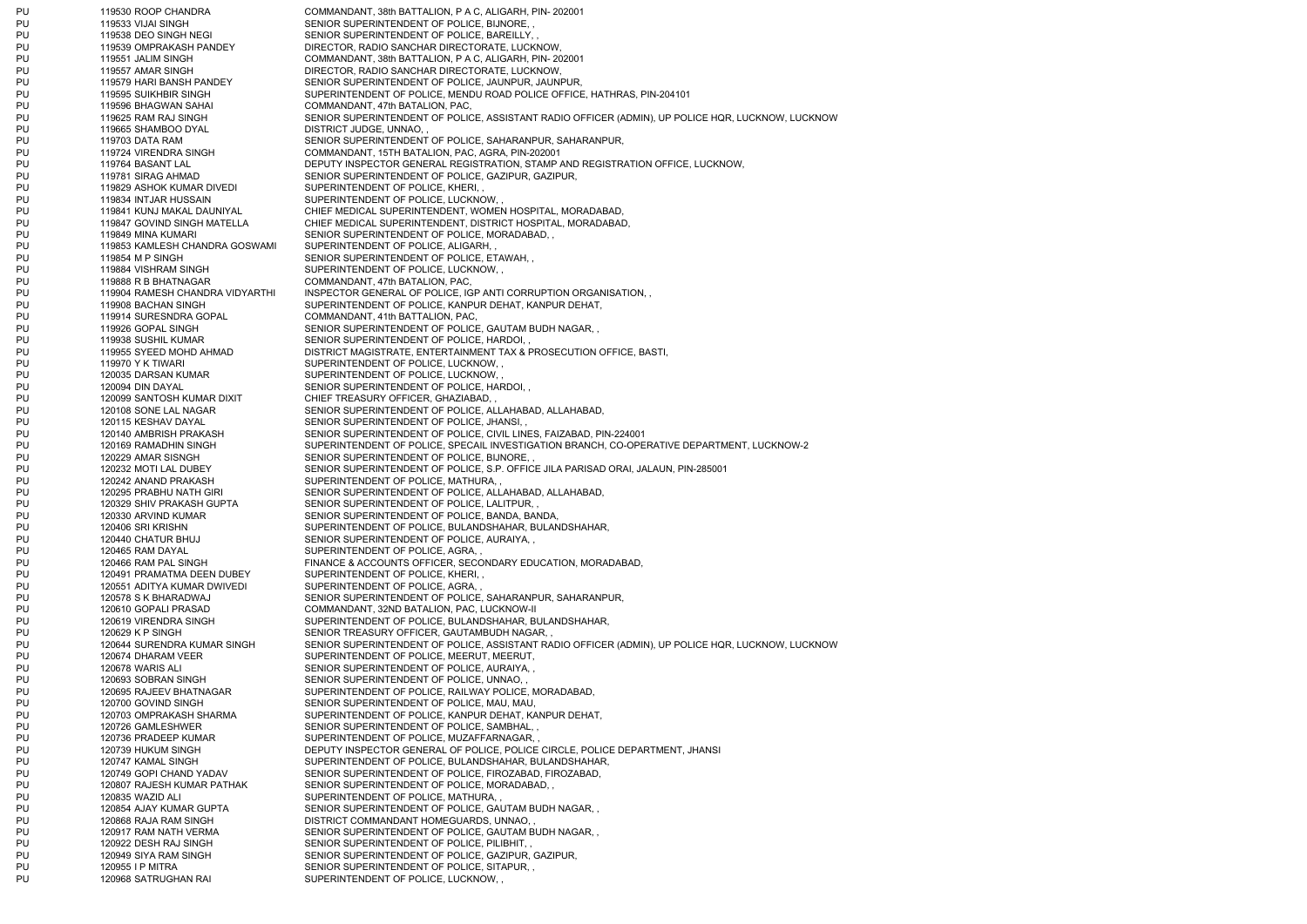| | | | |
|---|---|---|---|
| PU | 119530 | ROOP CHANDRA | COMMANDANT, 38th BATTALION, P A C, ALIGARH, PIN- 202001 |
| PU | 119533 | VIJAI SINGH | SENIOR SUPERINTENDENT OF POLICE, BIJNORE, , |
| PU | 119538 | DEO SINGH NEGI | SENIOR SUPERINTENDENT OF POLICE, BAREILLY, , |
| PU | 119539 | OMPRAKASH PANDEY | DIRECTOR, RADIO SANCHAR DIRECTORATE, LUCKNOW, |
| PU | 119551 | JALIM SINGH | COMMANDANT, 38th BATTALION, P A C, ALIGARH, PIN- 202001 |
| PU | 119557 | AMAR SINGH | DIRECTOR, RADIO SANCHAR DIRECTORATE, LUCKNOW, |
| PU | 119579 | HARI BANSH PANDEY | SENIOR SUPERINTENDENT OF POLICE, JAUNPUR, JAUNPUR, |
| PU | 119595 | SUIKHBIR SINGH | SUPERINTENDENT OF POLICE, MENDU ROAD POLICE OFFICE, HATHRAS, PIN-204101 |
| PU | 119596 | BHAGWAN SAHAI | COMMANDANT, 47th BATALION, PAC, |
| PU | 119625 | RAM RAJ SINGH | SENIOR SUPERINTENDENT OF POLICE, ASSISTANT RADIO OFFICER (ADMIN), UP POLICE HQR, LUCKNOW, LUCKNOW |
| PU | 119665 | SHAMBOO DYAL | DISTRICT JUDGE, UNNAO, , |
| PU | 119703 | DATA RAM | SENIOR SUPERINTENDENT OF POLICE, SAHARANPUR, SAHARANPUR, |
| PU | 119724 | VIRENDRA SINGH | COMMANDANT, 15TH BATALION, PAC, AGRA, PIN-202001 |
| PU | 119764 | BASANT LAL | DEPUTY INSPECTOR GENERAL REGISTRATION, STAMP AND REGISTRATION OFFICE, LUCKNOW, |
| PU | 119781 | SIRAG AHMAD | SENIOR SUPERINTENDENT OF POLICE, GAZIPUR, GAZIPUR, |
| PU | 119829 | ASHOK KUMAR DIVEDI | SUPERINTENDENT OF POLICE, KHERI, , |
| PU | 119834 | INTJAR HUSSAIN | SUPERINTENDENT OF POLICE, LUCKNOW, , |
| PU | 119841 | KUNJ MAKAL DAUNIYAL | CHIEF MEDICAL SUPERINTENDENT, WOMEN HOSPITAL, MORADABAD, |
| PU | 119847 | GOVIND SINGH MATELLA | CHIEF MEDICAL SUPERINTENDENT, DISTRICT HOSPITAL, MORADABAD, |
| PU | 119849 | MINA KUMARI | SENIOR SUPERINTENDENT OF POLICE, MORADABAD, , |
| PU | 119853 | KAMLESH CHANDRA GOSWAMI | SUPERINTENDENT OF POLICE, ALIGARH, , |
| PU | 119854 | M P SINGH | SENIOR SUPERINTENDENT OF POLICE, ETAWAH, , |
| PU | 119884 | VISHRAM SINGH | SUPERINTENDENT OF POLICE, LUCKNOW, , |
| PU | 119888 | R B BHATNAGAR | COMMANDANT, 47th BATALION, PAC, |
| PU | 119904 | RAMESH CHANDRA VIDYARTHI | INSPECTOR GENERAL OF POLICE, IGP ANTI CORRUPTION ORGANISATION, , |
| PU | 119908 | BACHAN SINGH | SUPERINTENDENT OF POLICE, KANPUR DEHAT, KANPUR DEHAT, |
| PU | 119914 | SURESNDRA GOPAL | COMMANDANT, 41th BATTALION, PAC, |
| PU | 119926 | GOPAL SINGH | SENIOR SUPERINTENDENT OF POLICE, GAUTAM BUDH NAGAR, , |
| PU | 119938 | SUSHIL KUMAR | SENIOR SUPERINTENDENT OF POLICE, HARDOI, , |
| PU | 119955 | SYEED MOHD AHMAD | DISTRICT MAGISTRATE, ENTERTAINMENT TAX & PROSECUTION OFFICE, BASTI, |
| PU | 119970 | Y K TIWARI | SUPERINTENDENT OF POLICE, LUCKNOW, , |
| PU | 120035 | DARSAN KUMAR | SUPERINTENDENT OF POLICE, LUCKNOW, , |
| PU | 120094 | DIN DAYAL | SENIOR SUPERINTENDENT OF POLICE, HARDOI, , |
| PU | 120099 | SANTOSH KUMAR DIXIT | CHIEF TREASURY OFFICER, GHAZIABAD, , |
| PU | 120108 | SONE LAL NAGAR | SENIOR SUPERINTENDENT OF POLICE, ALLAHABAD, ALLAHABAD, |
| PU | 120115 | KESHAV DAYAL | SENIOR SUPERINTENDENT OF POLICE, JHANSI, , |
| PU | 120140 | AMBRISH PRAKASH | SENIOR SUPERINTENDENT OF POLICE, CIVIL LINES, FAIZABAD, PIN-224001 |
| PU | 120169 | RAMADHIN SINGH | SUPERINTENDENT OF POLICE, SPECAIL INVESTIGATION BRANCH, CO-OPERATIVE DEPARTMENT, LUCKNOW-2 |
| PU | 120229 | AMAR SISNGH | SENIOR SUPERINTENDENT OF POLICE, BIJNORE, , |
| PU | 120232 | MOTI LAL DUBEY | SENIOR SUPERINTENDENT OF POLICE, S.P. OFFICE JILA PARISAD ORAI, JALAUN, PIN-285001 |
| PU | 120242 | ANAND PRAKASH | SUPERINTENDENT OF POLICE, MATHURA, , |
| PU | 120295 | PRABHU NATH GIRI | SENIOR SUPERINTENDENT OF POLICE, ALLAHABAD, ALLAHABAD, |
| PU | 120329 | SHIV PRAKASH GUPTA | SENIOR SUPERINTENDENT OF POLICE, LALITPUR, , |
| PU | 120330 | ARVIND KUMAR | SENIOR SUPERINTENDENT OF POLICE, BANDA, BANDA, |
| PU | 120406 | SRI KRISHN | SUPERINTENDENT OF POLICE, BULANDSHAHAR, BULANDSHAHAR, |
| PU | 120440 | CHATUR BHUJ | SENIOR SUPERINTENDENT OF POLICE, AURAIYA, , |
| PU | 120465 | RAM DAYAL | SUPERINTENDENT OF POLICE, AGRA, , |
| PU | 120466 | RAM PAL SINGH | FINANCE & ACCOUNTS OFFICER, SECONDARY EDUCATION, MORADABAD, |
| PU | 120491 | PRAMATMA DEEN DUBEY | SUPERINTENDENT OF POLICE, KHERI, , |
| PU | 120551 | ADITYA KUMAR DWIVEDI | SUPERINTENDENT OF POLICE, AGRA, , |
| PU | 120578 | S K BHARADWAJ | SENIOR SUPERINTENDENT OF POLICE, SAHARANPUR, SAHARANPUR, |
| PU | 120610 | GOPALI PRASAD | COMMANDANT, 32ND BATALION, PAC, LUCKNOW-II |
| PU | 120619 | VIRENDRA SINGH | SUPERINTENDENT OF POLICE, BULANDSHAHAR, BULANDSHAHAR, |
| PU | 120629 | K P SINGH | SENIOR TREASURY OFFICER, GAUTAMBUDH NAGAR, , |
| PU | 120644 | SURENDRA KUMAR SINGH | SENIOR SUPERINTENDENT OF POLICE, ASSISTANT RADIO OFFICER (ADMIN), UP POLICE HQR, LUCKNOW, LUCKNOW |
| PU | 120674 | DHARAM VEER | SUPERINTENDENT OF POLICE, MEERUT, MEERUT, |
| PU | 120678 | WARIS ALI | SENIOR SUPERINTENDENT OF POLICE, AURAIYA, , |
| PU | 120693 | SOBRAN SINGH | SENIOR SUPERINTENDENT OF POLICE, UNNAO, , |
| PU | 120695 | RAJEEV BHATNAGAR | SUPERINTENDENT OF POLICE, RAILWAY POLICE, MORADABAD, |
| PU | 120700 | GOVIND SINGH | SENIOR SUPERINTENDENT OF POLICE, MAU, MAU, |
| PU | 120703 | OMPRAKASH SHARMA | SUPERINTENDENT OF POLICE, KANPUR DEHAT, KANPUR DEHAT, |
| PU | 120726 | GAMLESHWER | SENIOR SUPERINTENDENT OF POLICE, SAMBHAL, , |
| PU | 120736 | PRADEEP KUMAR | SUPERINTENDENT OF POLICE, MUZAFFARNAGAR, , |
| PU | 120739 | HUKUM SINGH | DEPUTY INSPECTOR GENERAL OF POLICE, POLICE CIRCLE, POLICE DEPARTMENT, JHANSI |
| PU | 120747 | KAMAL SINGH | SUPERINTENDENT OF POLICE, BULANDSHAHAR, BULANDSHAHAR, |
| PU | 120749 | GOPI CHAND YADAV | SENIOR SUPERINTENDENT OF POLICE, FIROZABAD, FIROZABAD, |
| PU | 120807 | RAJESH KUMAR PATHAK | SENIOR SUPERINTENDENT OF POLICE, MORADABAD, , |
| PU | 120835 | WAZID ALI | SUPERINTENDENT OF POLICE, MATHURA, , |
| PU | 120854 | AJAY KUMAR GUPTA | SENIOR SUPERINTENDENT OF POLICE, GAUTAM BUDH NAGAR, , |
| PU | 120868 | RAJA RAM SINGH | DISTRICT COMMANDANT HOMEGUARDS, UNNAO, , |
| PU | 120917 | RAM NATH VERMA | SENIOR SUPERINTENDENT OF POLICE, GAUTAM BUDH NAGAR, , |
| PU | 120922 | DESH RAJ SINGH | SENIOR SUPERINTENDENT OF POLICE, PILIBHIT, , |
| PU | 120949 | SIYA RAM SINGH | SENIOR SUPERINTENDENT OF POLICE, GAZIPUR, GAZIPUR, |
| PU | 120955 | I P MITRA | SENIOR SUPERINTENDENT OF POLICE, SITAPUR, , |
| PU | 120968 | SATRUGHAN RAI | SUPERINTENDENT OF POLICE, LUCKNOW, , |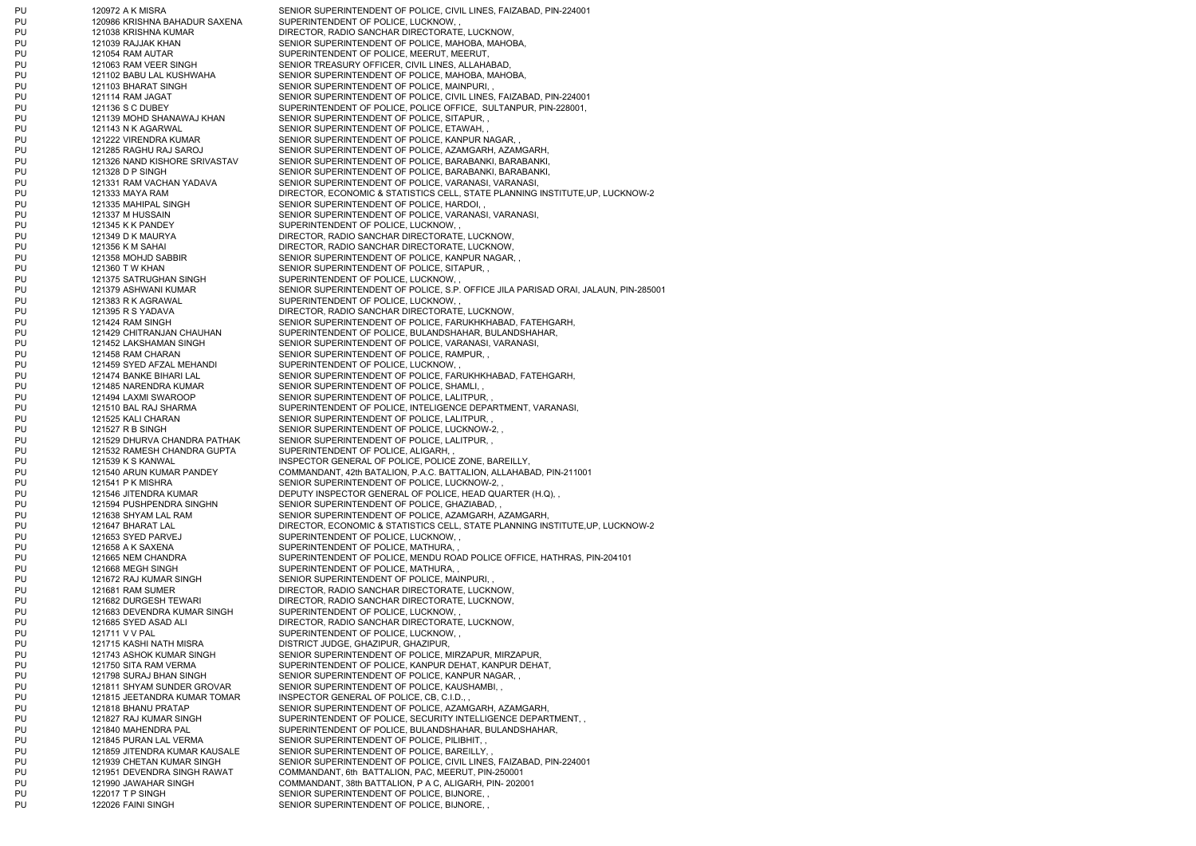| | | |
|---|---|---|
| PU | 120972 A K MISRA | SENIOR SUPERINTENDENT OF POLICE, CIVIL LINES, FAIZABAD, PIN-224001 |
| PU | 120986 KRISHNA BAHADUR SAXENA | SUPERINTENDENT OF POLICE, LUCKNOW, , |
| PU | 121038 KRISHNA KUMAR | DIRECTOR, RADIO SANCHAR DIRECTORATE, LUCKNOW, |
| PU | 121039 RAJJAK KHAN | SENIOR SUPERINTENDENT OF POLICE, MAHOBA, MAHOBA, |
| PU | 121054 RAM AUTAR | SUPERINTENDENT OF POLICE, MEERUT, MEERUT, |
| PU | 121063 RAM VEER SINGH | SENIOR TREASURY OFFICER, CIVIL LINES, ALLAHABAD, |
| PU | 121102 BABU LAL KUSHWAHA | SENIOR SUPERINTENDENT OF POLICE, MAHOBA, MAHOBA, |
| PU | 121103 BHARAT SINGH | SENIOR SUPERINTENDENT OF POLICE, MAINPURI, , |
| PU | 121114 RAM JAGAT | SENIOR SUPERINTENDENT OF POLICE, CIVIL LINES, FAIZABAD, PIN-224001 |
| PU | 121136 S C DUBEY | SUPERINTENDENT OF POLICE, POLICE OFFICE, SULTANPUR, PIN-228001, |
| PU | 121139 MOHD SHANAWAJ KHAN | SENIOR SUPERINTENDENT OF POLICE, SITAPUR, , |
| PU | 121143 N K AGARWAL | SENIOR SUPERINTENDENT OF POLICE, ETAWAH, , |
| PU | 121222 VIRENDRA KUMAR | SENIOR SUPERINTENDENT OF POLICE, KANPUR NAGAR, , |
| PU | 121285 RAGHU RAJ SAROJ | SENIOR SUPERINTENDENT OF POLICE, AZAMGARH, AZAMGARH, |
| PU | 121326 NAND KISHORE SRIVASTAV | SENIOR SUPERINTENDENT OF POLICE, BARABANKI, BARABANKI, |
| PU | 121328 D P SINGH | SENIOR SUPERINTENDENT OF POLICE, BARABANKI, BARABANKI, |
| PU | 121331 RAM VACHAN YADAVA | SENIOR SUPERINTENDENT OF POLICE, VARANASI, VARANASI, |
| PU | 121333 MAYA RAM | DIRECTOR, ECONOMIC & STATISTICS CELL, STATE PLANNING INSTITUTE,UP, LUCKNOW-2 |
| PU | 121335 MAHIPAL SINGH | SENIOR SUPERINTENDENT OF POLICE, HARDOI, , |
| PU | 121337 M HUSSAIN | SENIOR SUPERINTENDENT OF POLICE, VARANASI, VARANASI, |
| PU | 121345 K K PANDEY | SUPERINTENDENT OF POLICE, LUCKNOW, , |
| PU | 121349 D K MAURYA | DIRECTOR, RADIO SANCHAR DIRECTORATE, LUCKNOW, |
| PU | 121356 K M SAHAI | DIRECTOR, RADIO SANCHAR DIRECTORATE, LUCKNOW, |
| PU | 121358 MOHJD SABBIR | SENIOR SUPERINTENDENT OF POLICE, KANPUR NAGAR, , |
| PU | 121360 T W KHAN | SENIOR SUPERINTENDENT OF POLICE, SITAPUR, , |
| PU | 121375 SATRUGHAN SINGH | SUPERINTENDENT OF POLICE, LUCKNOW, , |
| PU | 121379 ASHWANI KUMAR | SENIOR SUPERINTENDENT OF POLICE, S.P. OFFICE JILA PARISAD ORAI, JALAUN, PIN-285001 |
| PU | 121383 R K AGRAWAL | SUPERINTENDENT OF POLICE, LUCKNOW, , |
| PU | 121395 R S YADAVA | DIRECTOR, RADIO SANCHAR DIRECTORATE, LUCKNOW, |
| PU | 121424 RAM SINGH | SENIOR SUPERINTENDENT OF POLICE, FARUKHKHABAD, FATEHGARH, |
| PU | 121429 CHITRANJAN CHAUHAN | SUPERINTENDENT OF POLICE, BULANDSHAHAR, BULANDSHAHAR, |
| PU | 121452 LAKSHAMAN SINGH | SENIOR SUPERINTENDENT OF POLICE, VARANASI, VARANASI, |
| PU | 121458 RAM CHARAN | SENIOR SUPERINTENDENT OF POLICE, RAMPUR, , |
| PU | 121459 SYED AFZAL MEHANDI | SUPERINTENDENT OF POLICE, LUCKNOW, , |
| PU | 121474 BANKE BIHARI LAL | SENIOR SUPERINTENDENT OF POLICE, FARUKHKHABAD, FATEHGARH, |
| PU | 121485 NARENDRA KUMAR | SENIOR SUPERINTENDENT OF POLICE, SHAMLI, , |
| PU | 121494 LAXMI SWAROOP | SENIOR SUPERINTENDENT OF POLICE, LALITPUR, , |
| PU | 121510 BAL RAJ SHARMA | SUPERINTENDENT OF POLICE, INTELIGENCE DEPARTMENT, VARANASI, |
| PU | 121525 KALI CHARAN | SENIOR SUPERINTENDENT OF POLICE, LALITPUR, , |
| PU | 121527 R B SINGH | SENIOR SUPERINTENDENT OF POLICE, LUCKNOW-2, , |
| PU | 121529 DHURVA CHANDRA PATHAK | SENIOR SUPERINTENDENT OF POLICE, LALITPUR, , |
| PU | 121532 RAMESH CHANDRA GUPTA | SUPERINTENDENT OF POLICE, ALIGARH, , |
| PU | 121539 K S KANWAL | INSPECTOR GENERAL OF POLICE, POLICE ZONE, BAREILLY, |
| PU | 121540 ARUN KUMAR PANDEY | COMMANDANT, 42th BATALION, P.A.C. BATTALION, ALLAHABAD, PIN-211001 |
| PU | 121541 P K MISHRA | SENIOR SUPERINTENDENT OF POLICE, LUCKNOW-2, , |
| PU | 121546 JITENDRA KUMAR | DEPUTY INSPECTOR GENERAL OF POLICE, HEAD QUARTER (H.Q), , |
| PU | 121594 PUSHPENDRA SINGHN | SENIOR SUPERINTENDENT OF POLICE, GHAZIABAD, , |
| PU | 121638 SHYAM LAL RAM | SENIOR SUPERINTENDENT OF POLICE, AZAMGARH, AZAMGARH, |
| PU | 121647 BHARAT LAL | DIRECTOR, ECONOMIC & STATISTICS CELL, STATE PLANNING INSTITUTE,UP, LUCKNOW-2 |
| PU | 121653 SYED PARVEJ | SUPERINTENDENT OF POLICE, LUCKNOW, , |
| PU | 121658 A K SAXENA | SUPERINTENDENT OF POLICE, MATHURA, , |
| PU | 121665 NEM CHANDRA | SUPERINTENDENT OF POLICE, MENDU ROAD POLICE OFFICE, HATHRAS, PIN-204101 |
| PU | 121668 MEGH SINGH | SUPERINTENDENT OF POLICE, MATHURA, , |
| PU | 121672 RAJ KUMAR SINGH | SENIOR SUPERINTENDENT OF POLICE, MAINPURI, , |
| PU | 121681 RAM SUMER | DIRECTOR, RADIO SANCHAR DIRECTORATE, LUCKNOW, |
| PU | 121682 DURGESH TEWARI | DIRECTOR, RADIO SANCHAR DIRECTORATE, LUCKNOW, |
| PU | 121683 DEVENDRA KUMAR SINGH | SUPERINTENDENT OF POLICE, LUCKNOW, , |
| PU | 121685 SYED ASAD ALI | DIRECTOR, RADIO SANCHAR DIRECTORATE, LUCKNOW, |
| PU | 121711 V V PAL | SUPERINTENDENT OF POLICE, LUCKNOW, , |
| PU | 121715 KASHI NATH MISRA | DISTRICT JUDGE, GHAZIPUR, GHAZIPUR, |
| PU | 121743 ASHOK KUMAR SINGH | SENIOR SUPERINTENDENT OF POLICE, MIRZAPUR, MIRZAPUR, |
| PU | 121750 SITA RAM VERMA | SUPERINTENDENT OF POLICE, KANPUR DEHAT, KANPUR DEHAT, |
| PU | 121798 SURAJ BHAN SINGH | SENIOR SUPERINTENDENT OF POLICE, KANPUR NAGAR, , |
| PU | 121811 SHYAM SUNDER GROVAR | SENIOR SUPERINTENDENT OF POLICE, KAUSHAMBI, , |
| PU | 121815 JEETANDRA KUMAR TOMAR | INSPECTOR GENERAL OF POLICE, CB, C.I.D., , |
| PU | 121818 BHANU PRATAP | SENIOR SUPERINTENDENT OF POLICE, AZAMGARH, AZAMGARH, |
| PU | 121827 RAJ KUMAR SINGH | SUPERINTENDENT OF POLICE, SECURITY INTELLIGENCE DEPARTMENT, , |
| PU | 121840 MAHENDRA PAL | SUPERINTENDENT OF POLICE, BULANDSHAHAR, BULANDSHAHAR, |
| PU | 121845 PURAN LAL VERMA | SENIOR SUPERINTENDENT OF POLICE, PILIBHIT, , |
| PU | 121859 JITENDRA KUMAR KAUSALE | SENIOR SUPERINTENDENT OF POLICE, BAREILLY, , |
| PU | 121939 CHETAN KUMAR SINGH | SENIOR SUPERINTENDENT OF POLICE, CIVIL LINES, FAIZABAD, PIN-224001 |
| PU | 121951 DEVENDRA SINGH RAWAT | COMMANDANT, 6th BATTALION, PAC, MEERUT, PIN-250001 |
| PU | 121990 JAWAHAR SINGH | COMMANDANT, 38th BATTALION, P A C, ALIGARH, PIN- 202001 |
| PU | 122017 T P SINGH | SENIOR SUPERINTENDENT OF POLICE, BIJNORE, , |
| PU | 122026 FAINI SINGH | SENIOR SUPERINTENDENT OF POLICE, BIJNORE, , |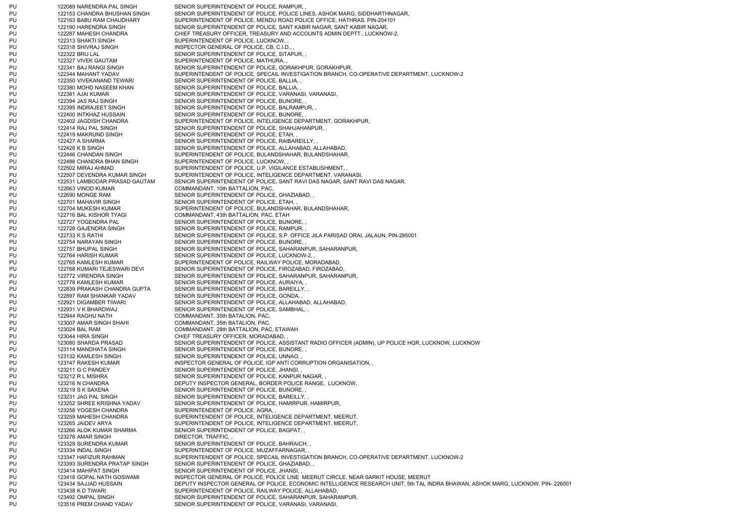| | | | |
|---|---|---|---|
| PU | 122089 | NARENDRA PAL SINGH | SENIOR SUPERINTENDENT OF POLICE, RAMPUR, , |
| PU | 122153 | CHANDRA BHUSHAN SINGH | SENIOR SUPERINTENDENT OF POLICE, POLICE LINES, ASHOK MARG, SIDDHARTHNAGAR, |
| PU | 122163 | BABU RAM CHAUDHARY | SUPERINTENDENT OF POLICE, MENDU ROAD POLICE OFFICE, HATHRAS, PIN-204101 |
| PU | 122190 | HARENDRA SINGH | SENIOR SUPERINTENDENT OF POLICE, SANT KABIR NAGAR, SANT KABIR NAGAR, |
| PU | 122287 | MAHESH CHANDRA | CHIEF TREASURY OFFICER, TREASURY AND ACCOUNTS ADMIN DEPTT., LUCKNOW-2, |
| PU | 122313 | SHAKTI SINGH | SUPERINTENDENT OF POLICE, LUCKNOW, , |
| PU | 122318 | SHIVRAJ SINGH | INSPECTOR GENERAL OF POLICE, CB, C.I.D., , |
| PU | 122322 | BRIJ LAL | SENIOR SUPERINTENDENT OF POLICE, SITAPUR, , |
| PU | 122327 | VIVEK GAUTAM | SUPERINTENDENT OF POLICE, MATHURA, , |
| PU | 122341 | BAJ RANGI SINGH | SENIOR SUPERINTENDENT OF POLICE, GORAKHPUR, GORAKHPUR, |
| PU | 122344 | MAHANT YADAV | SUPERINTENDENT OF POLICE, SPECAIL INVESTIGATION BRANCH, CO-OPERATIVE DEPARTMENT, LUCKNOW-2 |
| PU | 122350 | VIVEKANAND TEWARI | SENIOR SUPERINTENDENT OF POLICE, BALLIA, , |
| PU | 122380 | MOHD NASEEM KHAN | SENIOR SUPERINTENDENT OF POLICE, BALLIA, , |
| PU | 122381 | AJAI KUMAR | SENIOR SUPERINTENDENT OF POLICE, VARANASI, VARANASI, |
| PU | 122394 | JAS RAJ SINGH | SENIOR SUPERINTENDENT OF POLICE, BIJNORE, , |
| PU | 122395 | INDRAJEET SINGH | SENIOR SUPERINTENDENT OF POLICE, BALRAMPUR, , |
| PU | 122400 | INTKHAZ HUSSAIN | SENIOR SUPERINTENDENT OF POLICE, BIJNORE, , |
| PU | 122402 | JAGDISH CHANDRA | SUPERINTENDENT OF POLICE, INTELIGENCE DEPARTMENT, GORAKHPUR, |
| PU | 122414 | RAJ PAL SINGH | SENIOR SUPERINTENDENT OF POLICE, SHAHJAHANPUR, , |
| PU | 122419 | MAKRUND SINGH | SENIOR SUPERINTENDENT OF POLICE, ETAH, , |
| PU | 122427 | A SHARMA | SENIOR SUPERINTENDENT OF POLICE, RAIBAREILLY, , |
| PU | 122428 | K B SINGH | SENIOR SUPERINTENDENT OF POLICE, ALLAHABAD, ALLAHABAD, |
| PU | 122446 | CHANDAN SINGH | SUPERINTENDENT OF POLICE, BULANDSHAHAR, BULANDSHAHAR, |
| PU | 122488 | CHANDRA BHAN SINGH | SUPERINTENDENT OF POLICE, LUCKNOW, , |
| PU | 122502 | MIRAJ AHMAD | SUPERINTENDENT OF POLICE, U.P. VIGILANCE ESTABLISHMENT, , |
| PU | 122507 | DEVENDRA KUMAR SINGH | SUPERINTENDENT OF POLICE, INTELIGENCE DEPARTMENT, VARANASI, |
| PU | 122531 | LAMBODAR PRASAD GAUTAM | SENIOR SUPERINTENDENT OF POLICE, SANT RAVI DAS NAGAR, SANT RAVI DAS NAGAR, |
| PU | 122663 | VINOD KUMAR | COMMANDANT, 10th BATTALION, PAC, |
| PU | 122690 | MONGE RAM | SENIOR SUPERINTENDENT OF POLICE, GHAZIABAD, , |
| PU | 122701 | MAHAVIR SINGH | SENIOR SUPERINTENDENT OF POLICE, ETAH, , |
| PU | 122704 | MUKESH KUMAR | SUPERINTENDENT OF POLICE, BULANDSHAHAR, BULANDSHAHAR, |
| PU | 122716 | BAL KISHOR TYAGI | COMMANDANT, 43th BATTALION, PAC, ETAH |
| PU | 122727 | YOGENDRA PAL | SENIOR SUPERINTENDENT OF POLICE, BIJNORE, , |
| PU | 122728 | GAJENDRA SINGH | SENIOR SUPERINTENDENT OF POLICE, RAMPUR, , |
| PU | 122733 | K S RATHI | SENIOR SUPERINTENDENT OF POLICE, S.P. OFFICE JILA PARISAD ORAI, JALAUN, PIN-285001 |
| PU | 122754 | NARAYAN SINGH | SENIOR SUPERINTENDENT OF POLICE, BIJNORE, , |
| PU | 122757 | BHUPAL SINGH | SENIOR SUPERINTENDENT OF POLICE, SAHARANPUR, SAHARANPUR, |
| PU | 122764 | HARISH KUMAR | SENIOR SUPERINTENDENT OF POLICE, LUCKNOW-2, , |
| PU | 122765 | KAMLESH KUMAR | SUPERINTENDENT OF POLICE, RAILWAY POLICE, MORADABAD, |
| PU | 122768 | KUMARI TEJESWARI DEVI | SENIOR SUPERINTENDENT OF POLICE, FIROZABAD, FIROZABAD, |
| PU | 122772 | VIRENDRA SINGH | SENIOR SUPERINTENDENT OF POLICE, SAHARANPUR, SAHARANPUR, |
| PU | 122778 | KAMLESH KUMAR | SENIOR SUPERINTENDENT OF POLICE, AURAIYA, , |
| PU | 122839 | PRAKASH CHANDRA GUPTA | SENIOR SUPERINTENDENT OF POLICE, BAREILLY, , |
| PU | 122897 | RAM SHANKAR YADAV | SENIOR SUPERINTENDENT OF POLICE, GONDA, , |
| PU | 122921 | DIGAMBER TIWARI | SENIOR SUPERINTENDENT OF POLICE, ALLAHABAD, ALLAHABAD, |
| PU | 122931 | V K BHARDWAJ | SENIOR SUPERINTENDENT OF POLICE, SAMBHAL, , |
| PU | 122944 | RAGHU NATH | COMMANDANT, 35th BATALION, PAC, |
| PU | 123007 | AMAR SINGH SHAHI | COMMANDANT, 35th BATALION, PAC, |
| PU | 123024 | BAL RAM | COMMANDANT, 28th BATTALION, PAC, ETAWAH |
| PU | 123044 | HIRA SINGH | CHIEF TREASURY OFFICER, MORADABAD, , |
| PU | 123080 | SHARDA PRASAD | SENIOR SUPERINTENDENT OF POLICE, ASSISTANT RADIO OFFICER (ADMIN), UP POLICE HQR, LUCKNOW, LUCKNOW |
| PU | 123114 | MANDHATA SINGH | SENIOR SUPERINTENDENT OF POLICE, BIJNORE, , |
| PU | 123132 | KAMLESH SINGH | SENIOR SUPERINTENDENT OF POLICE, UNNAO, , |
| PU | 123147 | RAKESH KUMAR | INSPECTOR GENERAL OF POLICE, IGP ANTI CORRUPTION ORGANISATION, , |
| PU | 123211 | G C PANDEY | SENIOR SUPERINTENDENT OF POLICE, JHANSI, , |
| PU | 123212 | R L MISHRA | SENIOR SUPERINTENDENT OF POLICE, KANPUR NAGAR, , |
| PU | 123216 | N CHANDRA | DEPUTY INSPECTOR GENERAL, BORDER POLICE RANGE, LUCKNOW, |
| PU | 123219 | S K SAXENA | SENIOR SUPERINTENDENT OF POLICE, BIJNORE, , |
| PU | 123231 | JAG PAL SINGH | SENIOR SUPERINTENDENT OF POLICE, BAREILLY, , |
| PU | 123252 | SHREE KRISHNA YADAV | SENIOR SUPERINTENDENT OF POLICE, HAMIRPUR, HAMIRPUR, |
| PU | 123258 | YOGESH CHANDRA | SUPERINTENDENT OF POLICE, AGRA, , |
| PU | 123259 | MAHESH CHANDRA | SUPERINTENDENT OF POLICE, INTELIGENCE DEPARTMENT, MEERUT, |
| PU | 123265 | JAIDEV ARYA | SUPERINTENDENT OF POLICE, INTELIGENCE DEPARTMENT, MEERUT, |
| PU | 123266 | ALOK KUMAR SHARMA | SENIOR SUPERINTENDENT OF POLICE, BAGPAT, , |
| PU | 123278 | AMAR SINGH | DIRECTOR, TRAFFIC, , |
| PU | 123329 | SURENDRA KUMAR | SENIOR SUPERINTENDENT OF POLICE, BAHRAICH, , |
| PU | 123334 | INDAL SINGH | SUPERINTENDENT OF POLICE, MUZAFFARNAGAR, , |
| PU | 123347 | HAFIZUR RAHMAN | SUPERINTENDENT OF POLICE, SPECAIL INVESTIGATION BRANCH, CO-OPERATIVE DEPARTMENT, LUCKNOW-2 |
| PU | 123393 | SURENDRA PRATAP SINGH | SENIOR SUPERINTENDENT OF POLICE, GHAZIABAD, , |
| PU | 123414 | MAHIPAT SINGH | SENIOR SUPERINTENDENT OF POLICE, JHANSI, , |
| PU | 123418 | GOPAL NATH GOSWAMI | INSPECTOR GENERAL OF POLICE, POLICE LINE MEERUT CIRCLE, NEAR SARKIT HOUSE, MEERUT |
| PU | 123434 | SAJJAD HUSSAIN | DEPUTY INSPECTOR GENERAL OF POLICE, ECONOMIC INTELLIGENCE RESEARCH UNIT, 5th TAL INDRA BHAWAN, ASHOK MARG, LUCKNOW, PIN- 226001 |
| PU | 123438 | K D TIWARI | SUPERINTENDENT OF POLICE, RAILWAY POLICE, ALLAHABAD, |
| PU | 123492 | OMPAL SINGH | SENIOR SUPERINTENDENT OF POLICE, SAHARANPUR, SAHARANPUR, |
| PU | 123516 | PREM CHAND YADAV | SENIOR SUPERINTENDENT OF POLICE, VARANASI, VARANASI, |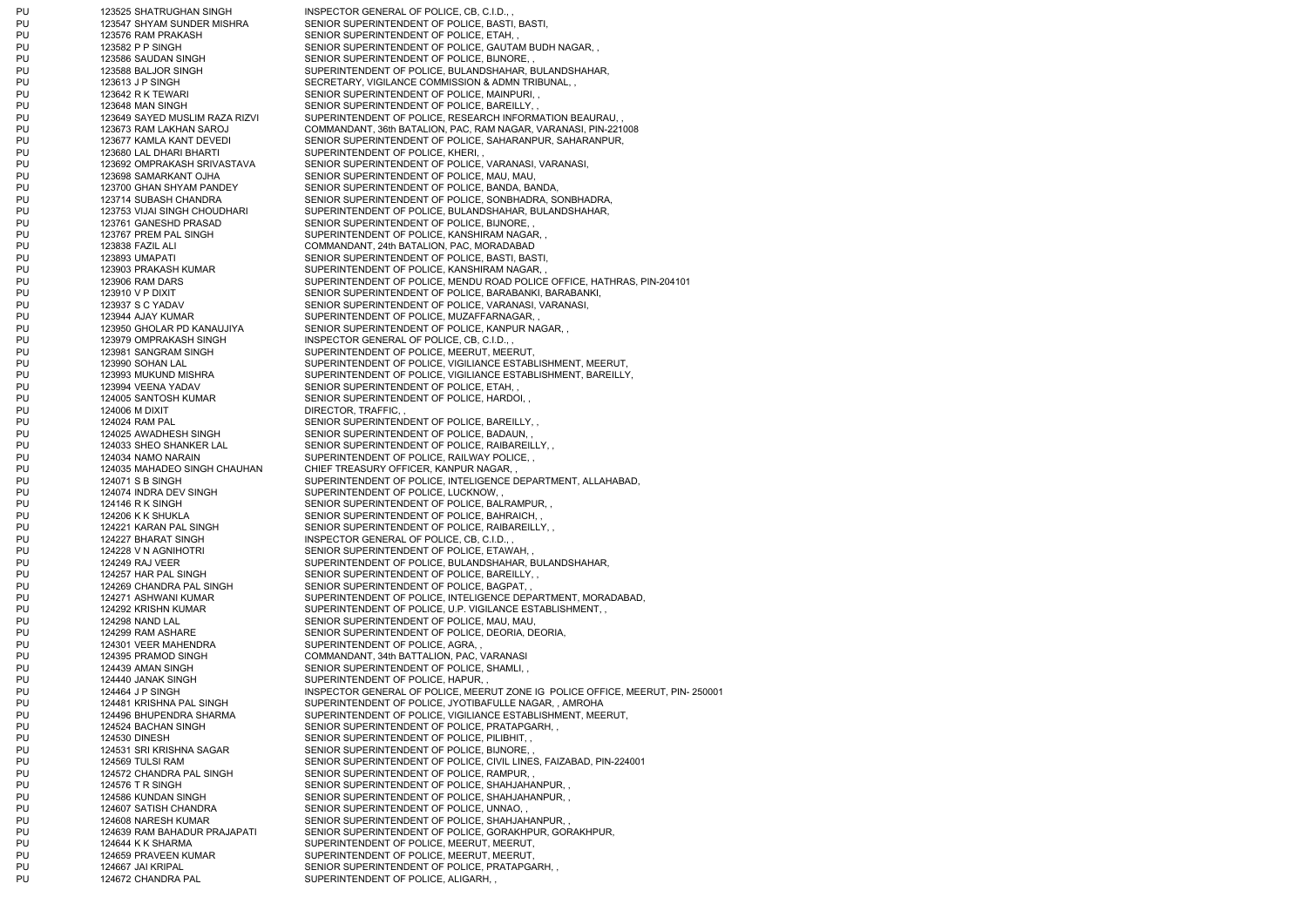| | | |
|---|---|---|
| PU | 123525 SHATRUGHAN SINGH | INSPECTOR GENERAL OF POLICE, CB, C.I.D., , |
| PU | 123547 SHYAM SUNDER MISHRA | SENIOR SUPERINTENDENT OF POLICE, BASTI, BASTI, |
| PU | 123576 RAM PRAKASH | SENIOR SUPERINTENDENT OF POLICE, ETAH, , |
| PU | 123582 P P SINGH | SENIOR SUPERINTENDENT OF POLICE, GAUTAM BUDH NAGAR, , |
| PU | 123586 SAUDAN SINGH | SENIOR SUPERINTENDENT OF POLICE, BIJNORE, , |
| PU | 123588 BALJOR SINGH | SUPERINTENDENT OF POLICE, BULANDSHAHAR, BULANDSHAHAR, |
| PU | 123613 J P SINGH | SECRETARY, VIGILANCE COMMISSION & ADMN TRIBUNAL, , |
| PU | 123642 R K TEWARI | SENIOR SUPERINTENDENT OF POLICE, MAINPURI, , |
| PU | 123648 MAN SINGH | SENIOR SUPERINTENDENT OF POLICE, BAREILLY, , |
| PU | 123649 SAYED MUSLIM RAZA RIZVI | SUPERINTENDENT OF POLICE, RESEARCH INFORMATION BEAURAU, , |
| PU | 123673 RAM LAKHAN SAROJ | COMMANDANT, 36th BATALION, PAC, RAM NAGAR, VARANASI, PIN-221008 |
| PU | 123677 KAMLA KANT DEVEDI | SENIOR SUPERINTENDENT OF POLICE, SAHARANPUR, SAHARANPUR, |
| PU | 123680 LAL DHARI BHARTI | SUPERINTENDENT OF POLICE, KHERI, , |
| PU | 123692 OMPRAKASH SRIVASTAVA | SENIOR SUPERINTENDENT OF POLICE, VARANASI, VARANASI, |
| PU | 123698 SAMARKANT OJHA | SENIOR SUPERINTENDENT OF POLICE, MAU, MAU, |
| PU | 123700 GHAN SHYAM PANDEY | SENIOR SUPERINTENDENT OF POLICE, BANDA, BANDA, |
| PU | 123714 SUBASH CHANDRA | SENIOR SUPERINTENDENT OF POLICE, SONBHADRA, SONBHADRA, |
| PU | 123753 VIJAI SINGH CHOUDHARI | SUPERINTENDENT OF POLICE, BULANDSHAHAR, BULANDSHAHAR, |
| PU | 123761 GANESHD PRASAD | SENIOR SUPERINTENDENT OF POLICE, BIJNORE, , |
| PU | 123767 PREM PAL SINGH | SUPERINTENDENT OF POLICE, KANSHIRAM NAGAR, , |
| PU | 123838 FAZIL ALI | COMMANDANT, 24th BATALION, PAC, MORADABAD |
| PU | 123893 UMAPATI | SENIOR SUPERINTENDENT OF POLICE, BASTI, BASTI, |
| PU | 123903 PRAKASH KUMAR | SUPERINTENDENT OF POLICE, KANSHIRAM NAGAR, , |
| PU | 123906 RAM DARS | SUPERINTENDENT OF POLICE, MENDU ROAD POLICE OFFICE, HATHRAS, PIN-204101 |
| PU | 123910 V P DIXIT | SENIOR SUPERINTENDENT OF POLICE, BARABANKI, BARABANKI, |
| PU | 123937 S C YADAV | SENIOR SUPERINTENDENT OF POLICE, VARANASI, VARANASI, |
| PU | 123944 AJAY KUMAR | SUPERINTENDENT OF POLICE, MUZAFFARNAGAR, , |
| PU | 123950 GHOLAR PD KANAUJIYA | SENIOR SUPERINTENDENT OF POLICE, KANPUR NAGAR, , |
| PU | 123979 OMPRAKASH SINGH | INSPECTOR GENERAL OF POLICE, CB, C.I.D., , |
| PU | 123981 SANGRAM SINGH | SUPERINTENDENT OF POLICE, MEERUT, MEERUT, |
| PU | 123990 SOHAN LAL | SUPERINTENDENT OF POLICE, VIGILIANCE ESTABLISHMENT, MEERUT, |
| PU | 123993 MUKUND MISHRA | SUPERINTENDENT OF POLICE, VIGILIANCE ESTABLISHMENT, BAREILLY, |
| PU | 123994 VEENA YADAV | SENIOR SUPERINTENDENT OF POLICE, ETAH, , |
| PU | 124005 SANTOSH KUMAR | SENIOR SUPERINTENDENT OF POLICE, HARDOI, , |
| PU | 124006 M DIXIT | DIRECTOR, TRAFFIC, , |
| PU | 124024 RAM PAL | SENIOR SUPERINTENDENT OF POLICE, BAREILLY, , |
| PU | 124025 AWADHESH SINGH | SENIOR SUPERINTENDENT OF POLICE, BADAUN, , |
| PU | 124033 SHEO SHANKER LAL | SENIOR SUPERINTENDENT OF POLICE, RAIBAREILLY, , |
| PU | 124034 NAMO NARAIN | SUPERINTENDENT OF POLICE, RAILWAY POLICE, , |
| PU | 124035 MAHADEO SINGH CHAUHAN | CHIEF TREASURY OFFICER, KANPUR NAGAR, , |
| PU | 124071 S B SINGH | SUPERINTENDENT OF POLICE, INTELIGENCE DEPARTMENT, ALLAHABAD, |
| PU | 124074 INDRA DEV SINGH | SUPERINTENDENT OF POLICE, LUCKNOW, , |
| PU | 124146 R K SINGH | SENIOR SUPERINTENDENT OF POLICE, BALRAMPUR, , |
| PU | 124206 K K SHUKLA | SENIOR SUPERINTENDENT OF POLICE, BAHRAICH, , |
| PU | 124221 KARAN PAL SINGH | SENIOR SUPERINTENDENT OF POLICE, RAIBAREILLY, , |
| PU | 124227 BHARAT SINGH | INSPECTOR GENERAL OF POLICE, CB, C.I.D., , |
| PU | 124228 V N AGNIHOTRI | SENIOR SUPERINTENDENT OF POLICE, ETAWAH, , |
| PU | 124249 RAJ VEER | SUPERINTENDENT OF POLICE, BULANDSHAHAR, BULANDSHAHAR, |
| PU | 124257 HAR PAL SINGH | SENIOR SUPERINTENDENT OF POLICE, BAREILLY, , |
| PU | 124269 CHANDRA PAL SINGH | SENIOR SUPERINTENDENT OF POLICE, BAGPAT, , |
| PU | 124271 ASHWANI KUMAR | SUPERINTENDENT OF POLICE, INTELIGENCE DEPARTMENT, MORADABAD, |
| PU | 124292 KRISHN KUMAR | SUPERINTENDENT OF POLICE, U.P. VIGILANCE ESTABLISHMENT, , |
| PU | 124298 NAND LAL | SENIOR SUPERINTENDENT OF POLICE, MAU, MAU, |
| PU | 124299 RAM ASHARE | SENIOR SUPERINTENDENT OF POLICE, DEORIA, DEORIA, |
| PU | 124301 VEER MAHENDRA | SUPERINTENDENT OF POLICE, AGRA, , |
| PU | 124395 PRAMOD SINGH | COMMANDANT, 34th BATTALION, PAC, VARANASI |
| PU | 124439 AMAN SINGH | SENIOR SUPERINTENDENT OF POLICE, SHAMLI, , |
| PU | 124440 JANAK SINGH | SUPERINTENDENT OF POLICE, HAPUR, , |
| PU | 124464 J P SINGH | INSPECTOR GENERAL OF POLICE, MEERUT ZONE IG POLICE OFFICE, MEERUT, PIN- 250001 |
| PU | 124481 KRISHNA PAL SINGH | SUPERINTENDENT OF POLICE, JYOTIBAFULLE NAGAR, , AMROHA |
| PU | 124496 BHUPENDRA SHARMA | SUPERINTENDENT OF POLICE, VIGILIANCE ESTABLISHMENT, MEERUT, |
| PU | 124524 BACHAN SINGH | SENIOR SUPERINTENDENT OF POLICE, PRATAPGARH, , |
| PU | 124530 DINESH | SENIOR SUPERINTENDENT OF POLICE, PILIBHIT, , |
| PU | 124531 SRI KRISHNA SAGAR | SENIOR SUPERINTENDENT OF POLICE, BIJNORE, , |
| PU | 124569 TULSI RAM | SENIOR SUPERINTENDENT OF POLICE, CIVIL LINES, FAIZABAD, PIN-224001 |
| PU | 124572 CHANDRA PAL SINGH | SENIOR SUPERINTENDENT OF POLICE, RAMPUR, , |
| PU | 124576 T R SINGH | SENIOR SUPERINTENDENT OF POLICE, SHAHJAHANPUR, , |
| PU | 124586 KUNDAN SINGH | SENIOR SUPERINTENDENT OF POLICE, SHAHJAHANPUR, , |
| PU | 124607 SATISH CHANDRA | SENIOR SUPERINTENDENT OF POLICE, UNNAO, , |
| PU | 124608 NARESH KUMAR | SENIOR SUPERINTENDENT OF POLICE, SHAHJAHANPUR, , |
| PU | 124639 RAM BAHADUR PRAJAPATI | SENIOR SUPERINTENDENT OF POLICE, GORAKHPUR, GORAKHPUR, |
| PU | 124644 K K SHARMA | SUPERINTENDENT OF POLICE, MEERUT, MEERUT, |
| PU | 124659 PRAVEEN KUMAR | SUPERINTENDENT OF POLICE, MEERUT, MEERUT, |
| PU | 124667 JAI KRIPAL | SENIOR SUPERINTENDENT OF POLICE, PRATAPGARH, , |
| PU | 124672 CHANDRA PAL | SUPERINTENDENT OF POLICE, ALIGARH, , |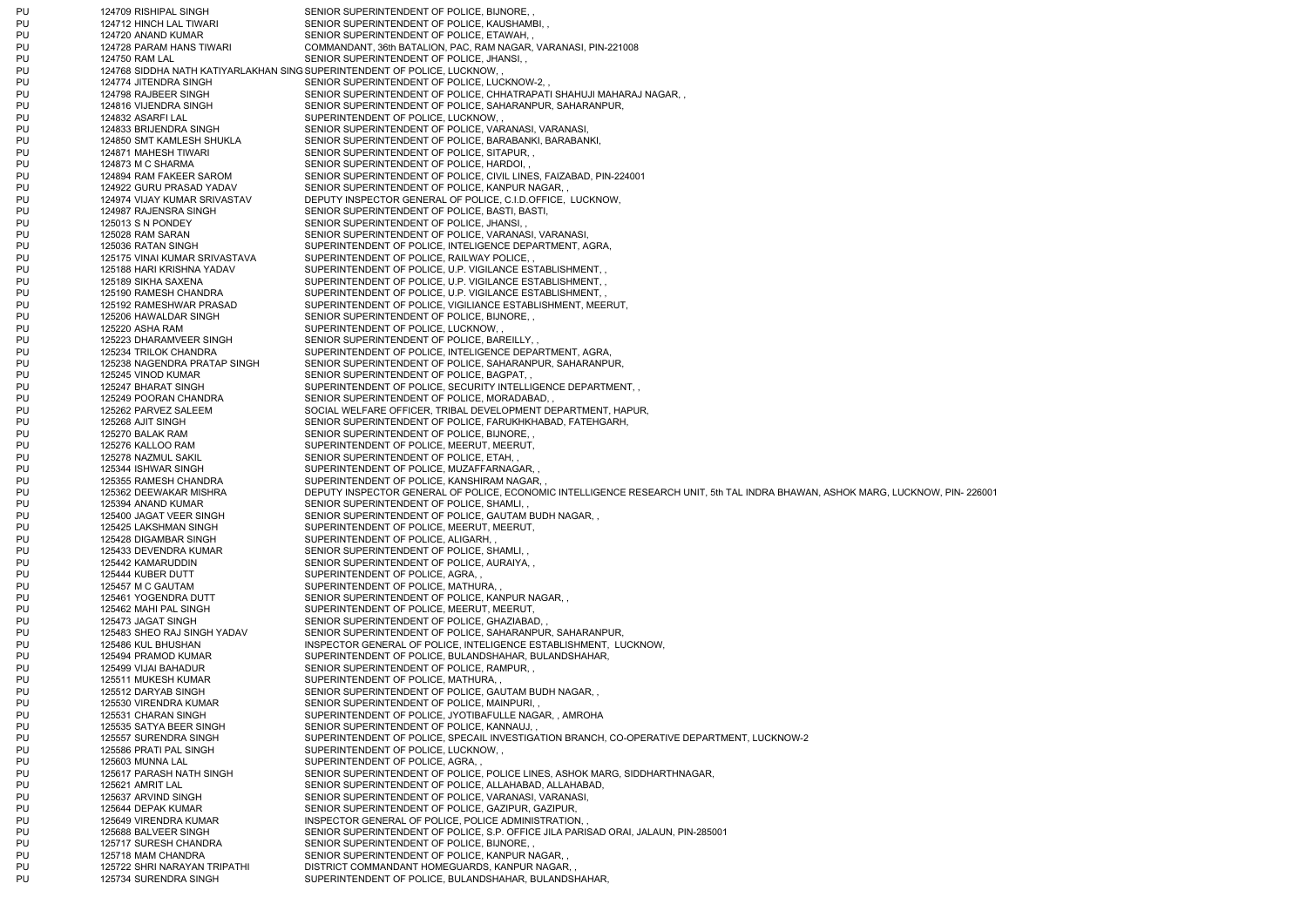| | | | |
|---|---|---|---|
| PU | 124709 | RISHIPAL SINGH | SENIOR SUPERINTENDENT OF POLICE, BIJNORE, , |
| PU | 124712 | HINCH LAL TIWARI | SENIOR SUPERINTENDENT OF POLICE, KAUSHAMBI, , |
| PU | 124720 | ANAND KUMAR | SENIOR SUPERINTENDENT OF POLICE, ETAWAH, , |
| PU | 124728 | PARAM HANS TIWARI | COMMANDANT, 36th BATALION, PAC, RAM NAGAR, VARANASI, PIN-221008 |
| PU | 124750 | RAM LAL | SENIOR SUPERINTENDENT OF POLICE, JHANSI, , |
| PU | 124768 | SIDDHA NATH KATIYARLAKHAN SING | SUPERINTENDENT OF POLICE, LUCKNOW, , |
| PU | 124774 | JITENDRA SINGH | SENIOR SUPERINTENDENT OF POLICE, LUCKNOW-2, , |
| PU | 124798 | RAJBEER SINGH | SENIOR SUPERINTENDENT OF POLICE, CHHATRAPATI SHAHUJI MAHARAJ NAGAR, , |
| PU | 124816 | VIJENDRA SINGH | SENIOR SUPERINTENDENT OF POLICE, SAHARANPUR, SAHARANPUR, |
| PU | 124832 | ASARFI LAL | SUPERINTENDENT OF POLICE, LUCKNOW, , |
| PU | 124833 | BRIJENDRA SINGH | SENIOR SUPERINTENDENT OF POLICE, VARANASI, VARANASI, |
| PU | 124850 | SMT KAMLESH SHUKLA | SENIOR SUPERINTENDENT OF POLICE, BARABANKI, BARABANKI, |
| PU | 124871 | MAHESH TIWARI | SENIOR SUPERINTENDENT OF POLICE, SITAPUR, , |
| PU | 124873 | M C SHARMA | SENIOR SUPERINTENDENT OF POLICE, HARDOI, , |
| PU | 124894 | RAM FAKEER SAROM | SENIOR SUPERINTENDENT OF POLICE, CIVIL LINES, FAIZABAD, PIN-224001 |
| PU | 124922 | GURU PRASAD YADAV | SENIOR SUPERINTENDENT OF POLICE, KANPUR NAGAR, , |
| PU | 124974 | VIJAY KUMAR SRIVASTAV | DEPUTY INSPECTOR GENERAL OF POLICE, C.I.D.OFFICE, LUCKNOW, |
| PU | 124987 | RAJENSRA SINGH | SENIOR SUPERINTENDENT OF POLICE, BASTI, BASTI, |
| PU | 125013 | S N PONDEY | SENIOR SUPERINTENDENT OF POLICE, JHANSI, , |
| PU | 125028 | RAM SARAN | SENIOR SUPERINTENDENT OF POLICE, VARANASI, VARANASI, |
| PU | 125036 | RATAN SINGH | SUPERINTENDENT OF POLICE, INTELIGENCE DEPARTMENT, AGRA, |
| PU | 125175 | VINAI KUMAR SRIVASTAVA | SUPERINTENDENT OF POLICE, RAILWAY POLICE, , |
| PU | 125188 | HARI KRISHNA YADAV | SUPERINTENDENT OF POLICE, U.P. VIGILANCE ESTABLISHMENT, , |
| PU | 125189 | SIKHA SAXENA | SUPERINTENDENT OF POLICE, U.P. VIGILANCE ESTABLISHMENT, , |
| PU | 125190 | RAMESH CHANDRA | SUPERINTENDENT OF POLICE, U.P. VIGILANCE ESTABLISHMENT, , |
| PU | 125192 | RAMESHWAR PRASAD | SUPERINTENDENT OF POLICE, VIGILIANCE ESTABLISHMENT, MEERUT, |
| PU | 125206 | HAWALDAR SINGH | SENIOR SUPERINTENDENT OF POLICE, BIJNORE, , |
| PU | 125220 | ASHA RAM | SUPERINTENDENT OF POLICE, LUCKNOW, , |
| PU | 125223 | DHARAMVEER SINGH | SENIOR SUPERINTENDENT OF POLICE, BAREILLY, , |
| PU | 125234 | TRILOK CHANDRA | SUPERINTENDENT OF POLICE, INTELIGENCE DEPARTMENT, AGRA, |
| PU | 125238 | NAGENDRA PRATAP SINGH | SENIOR SUPERINTENDENT OF POLICE, SAHARANPUR, SAHARANPUR, |
| PU | 125245 | VINOD KUMAR | SENIOR SUPERINTENDENT OF POLICE, BAGPAT, , |
| PU | 125247 | BHARAT SINGH | SUPERINTENDENT OF POLICE, SECURITY INTELLIGENCE DEPARTMENT, , |
| PU | 125249 | POORAN CHANDRA | SENIOR SUPERINTENDENT OF POLICE, MORADABAD, , |
| PU | 125262 | PARVEZ SALEEM | SOCIAL WELFARE OFFICER, TRIBAL DEVELOPMENT DEPARTMENT, HAPUR, |
| PU | 125268 | AJIT SINGH | SENIOR SUPERINTENDENT OF POLICE, FARUKHKHABAD, FATEHGARH, |
| PU | 125270 | BALAK RAM | SENIOR SUPERINTENDENT OF POLICE, BIJNORE, , |
| PU | 125276 | KALLOO RAM | SUPERINTENDENT OF POLICE, MEERUT, MEERUT, |
| PU | 125278 | NAZMUL SAKIL | SENIOR SUPERINTENDENT OF POLICE, ETAH, , |
| PU | 125344 | ISHWAR SINGH | SUPERINTENDENT OF POLICE, MUZAFFARNAGAR, , |
| PU | 125355 | RAMESH CHANDRA | SUPERINTENDENT OF POLICE, KANSHIRAM NAGAR, , |
| PU | 125362 | DEEWAKAR MISHRA | DEPUTY INSPECTOR GENERAL OF POLICE, ECONOMIC INTELLIGENCE RESEARCH UNIT, 5th TAL INDRA BHAWAN, ASHOK MARG, LUCKNOW, PIN- 226001 |
| PU | 125394 | ANAND KUMAR | SENIOR SUPERINTENDENT OF POLICE, SHAMLI, , |
| PU | 125400 | JAGAT VEER SINGH | SENIOR SUPERINTENDENT OF POLICE, GAUTAM BUDH NAGAR, , |
| PU | 125425 | LAKSHMAN SINGH | SUPERINTENDENT OF POLICE, MEERUT, MEERUT, |
| PU | 125428 | DIGAMBAR SINGH | SUPERINTENDENT OF POLICE, ALIGARH, , |
| PU | 125433 | DEVENDRA KUMAR | SENIOR SUPERINTENDENT OF POLICE, SHAMLI, , |
| PU | 125442 | KAMARUDDIN | SENIOR SUPERINTENDENT OF POLICE, AURAIYA, , |
| PU | 125444 | KUBER DUTT | SUPERINTENDENT OF POLICE, AGRA, , |
| PU | 125457 | M C GAUTAM | SUPERINTENDENT OF POLICE, MATHURA, , |
| PU | 125461 | YOGENDRA DUTT | SENIOR SUPERINTENDENT OF POLICE, KANPUR NAGAR, , |
| PU | 125462 | MAHI PAL SINGH | SUPERINTENDENT OF POLICE, MEERUT, MEERUT, |
| PU | 125473 | JAGAT SINGH | SENIOR SUPERINTENDENT OF POLICE, GHAZIABAD, , |
| PU | 125483 | SHEO RAJ SINGH YADAV | SENIOR SUPERINTENDENT OF POLICE, SAHARANPUR, SAHARANPUR, |
| PU | 125486 | KUL BHUSHAN | INSPECTOR GENERAL OF POLICE, INTELIGENCE ESTABLISHMENT, LUCKNOW, |
| PU | 125494 | PRAMOD KUMAR | SUPERINTENDENT OF POLICE, BULANDSHAHAR, BULANDSHAHAR, |
| PU | 125499 | VIJAI BAHADUR | SENIOR SUPERINTENDENT OF POLICE, RAMPUR, , |
| PU | 125511 | MUKESH KUMAR | SUPERINTENDENT OF POLICE, MATHURA, , |
| PU | 125512 | DARYAB SINGH | SENIOR SUPERINTENDENT OF POLICE, GAUTAM BUDH NAGAR, , |
| PU | 125530 | VIRENDRA KUMAR | SENIOR SUPERINTENDENT OF POLICE, MAINPURI, , |
| PU | 125531 | CHARAN SINGH | SUPERINTENDENT OF POLICE, JYOTIBAFULLE NAGAR, , AMROHA |
| PU | 125535 | SATYA BEER SINGH | SENIOR SUPERINTENDENT OF POLICE, KANNAUJ, , |
| PU | 125557 | SURENDRA SINGH | SUPERINTENDENT OF POLICE, SPECAIL INVESTIGATION BRANCH, CO-OPERATIVE DEPARTMENT, LUCKNOW-2 |
| PU | 125586 | PRATI PAL SINGH | SUPERINTENDENT OF POLICE, LUCKNOW, , |
| PU | 125603 | MUNNA LAL | SUPERINTENDENT OF POLICE, AGRA, , |
| PU | 125617 | PARASH NATH SINGH | SENIOR SUPERINTENDENT OF POLICE, POLICE LINES, ASHOK MARG, SIDDHARTHNAGAR, |
| PU | 125621 | AMRIT LAL | SENIOR SUPERINTENDENT OF POLICE, ALLAHABAD, ALLAHABAD, |
| PU | 125637 | ARVIND SINGH | SENIOR SUPERINTENDENT OF POLICE, VARANASI, VARANASI, |
| PU | 125644 | DEPAK KUMAR | SENIOR SUPERINTENDENT OF POLICE, GAZIPUR, GAZIPUR, |
| PU | 125649 | VIRENDRA KUMAR | INSPECTOR GENERAL OF POLICE, POLICE ADMINISTRATION, , |
| PU | 125688 | BALVEER SINGH | SENIOR SUPERINTENDENT OF POLICE, S.P. OFFICE JILA PARISAD ORAI, JALAUN, PIN-285001 |
| PU | 125717 | SURESH CHANDRA | SENIOR SUPERINTENDENT OF POLICE, BIJNORE, , |
| PU | 125718 | MAM CHANDRA | SENIOR SUPERINTENDENT OF POLICE, KANPUR NAGAR, , |
| PU | 125722 | SHRI NARAYAN TRIPATHI | DISTRICT COMMANDANT HOMEGUARDS, KANPUR NAGAR, , |
| PU | 125734 | SURENDRA SINGH | SUPERINTENDENT OF POLICE, BULANDSHAHAR, BULANDSHAHAR, |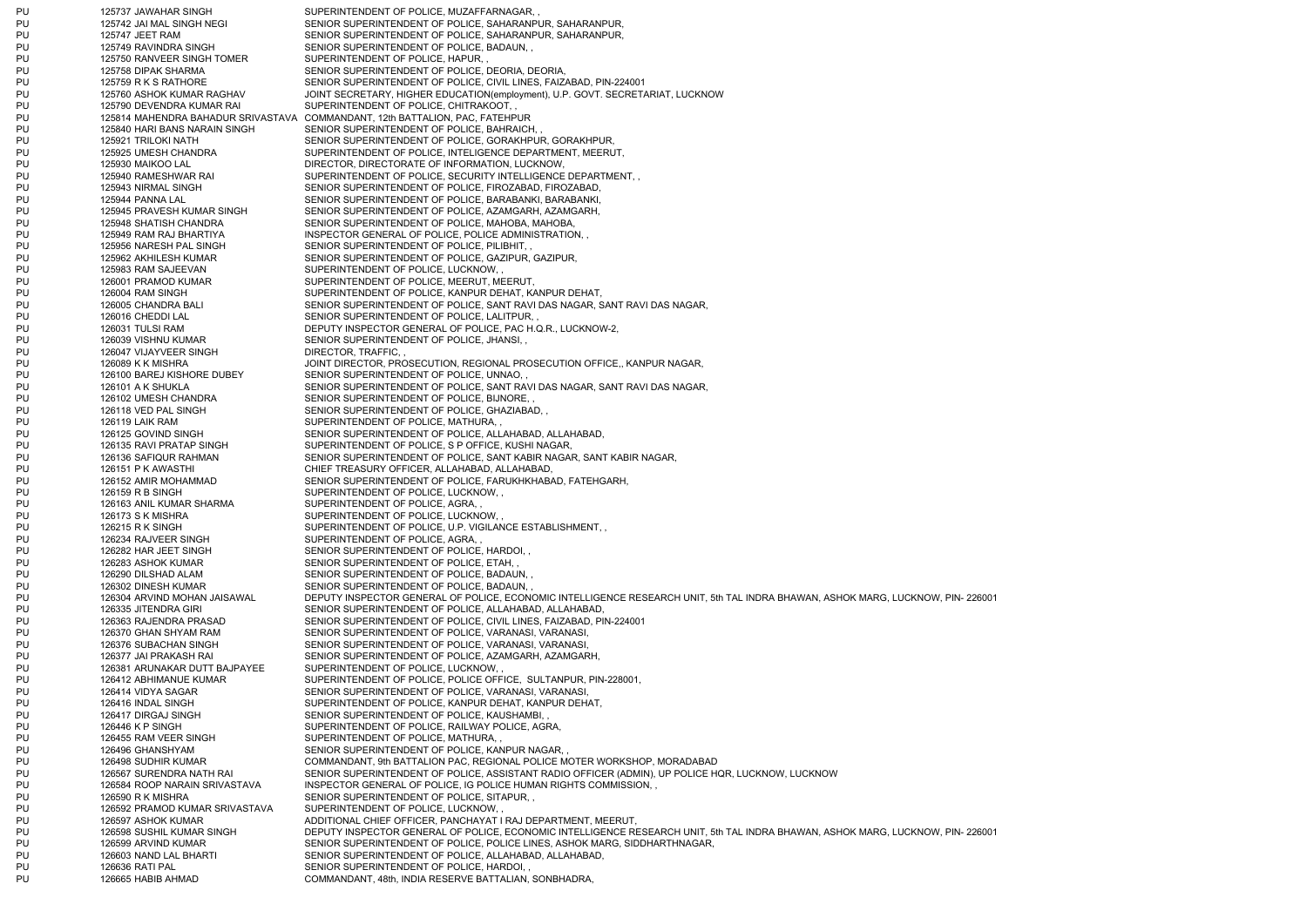| | | | |
|---|---|---|---|
| PU | 125737 | JAWAHAR SINGH | SUPERINTENDENT OF POLICE, MUZAFFARNAGAR, , |
| PU | 125742 | JAI MAL SINGH NEGI | SENIOR SUPERINTENDENT OF POLICE, SAHARANPUR, SAHARANPUR, |
| PU | 125747 | JEET RAM | SENIOR SUPERINTENDENT OF POLICE, SAHARANPUR, SAHARANPUR, |
| PU | 125749 | RAVINDRA SINGH | SENIOR SUPERINTENDENT OF POLICE, BADAUN, , |
| PU | 125750 | RANVEER SINGH TOMER | SUPERINTENDENT OF POLICE, HAPUR, , |
| PU | 125758 | DIPAK SHARMA | SENIOR SUPERINTENDENT OF POLICE, DEORIA, DEORIA, |
| PU | 125759 | R K S RATHORE | SENIOR SUPERINTENDENT OF POLICE, CIVIL LINES, FAIZABAD, PIN-224001 |
| PU | 125760 | ASHOK KUMAR RAGHAV | JOINT SECRETARY, HIGHER EDUCATION(employment), U.P. GOVT. SECRETARIAT, LUCKNOW |
| PU | 125790 | DEVENDRA KUMAR RAI | SUPERINTENDENT OF POLICE, CHITRAKOOT, , |
| PU | 125814 | MAHENDRA BAHADUR SRIVASTAVA | COMMANDANT, 12th BATTALION, PAC, FATEHPUR |
| PU | 125840 | HARI BANS NARAIN SINGH | SENIOR SUPERINTENDENT OF POLICE, BAHRAICH, , |
| PU | 125921 | TRILOKI NATH | SENIOR SUPERINTENDENT OF POLICE, GORAKHPUR, GORAKHPUR, |
| PU | 125925 | UMESH CHANDRA | SUPERINTENDENT OF POLICE, INTELIGENCE DEPARTMENT, MEERUT, |
| PU | 125930 | MAIKOO LAL | DIRECTOR, DIRECTORATE OF INFORMATION, LUCKNOW, |
| PU | 125940 | RAMESHWAR RAI | SUPERINTENDENT OF POLICE, SECURITY INTELLIGENCE DEPARTMENT, , |
| PU | 125943 | NIRMAL SINGH | SENIOR SUPERINTENDENT OF POLICE, FIROZABAD, FIROZABAD, |
| PU | 125944 | PANNA LAL | SENIOR SUPERINTENDENT OF POLICE, BARABANKI, BARABANKI, |
| PU | 125945 | PRAVESH KUMAR SINGH | SENIOR SUPERINTENDENT OF POLICE, AZAMGARH, AZAMGARH, |
| PU | 125948 | SHATISH CHANDRA | SENIOR SUPERINTENDENT OF POLICE, MAHOBA, MAHOBA, |
| PU | 125949 | RAM RAJ BHARTIYA | INSPECTOR GENERAL OF POLICE, POLICE ADMINISTRATION, , |
| PU | 125956 | NARESH PAL SINGH | SENIOR SUPERINTENDENT OF POLICE, PILIBHIT, , |
| PU | 125962 | AKHILESH KUMAR | SENIOR SUPERINTENDENT OF POLICE, GAZIPUR, GAZIPUR, |
| PU | 125983 | RAM SAJEEVAN | SUPERINTENDENT OF POLICE, LUCKNOW, , |
| PU | 126001 | PRAMOD KUMAR | SUPERINTENDENT OF POLICE, MEERUT, MEERUT, |
| PU | 126004 | RAM SINGH | SUPERINTENDENT OF POLICE, KANPUR DEHAT, KANPUR DEHAT, |
| PU | 126005 | CHANDRA BALI | SENIOR SUPERINTENDENT OF POLICE, SANT RAVI DAS NAGAR, SANT RAVI DAS NAGAR, |
| PU | 126016 | CHEDDI LAL | SENIOR SUPERINTENDENT OF POLICE, LALITPUR, , |
| PU | 126031 | TULSI RAM | DEPUTY INSPECTOR GENERAL OF POLICE, PAC H.Q.R., LUCKNOW-2, |
| PU | 126039 | VISHNU KUMAR | SENIOR SUPERINTENDENT OF POLICE, JHANSI, , |
| PU | 126047 | VIJAYVEER SINGH | DIRECTOR, TRAFFIC, , |
| PU | 126089 | K K MISHRA | JOINT DIRECTOR, PROSECUTION, REGIONAL PROSECUTION OFFICE,, KANPUR NAGAR, |
| PU | 126100 | BAREJ KISHORE DUBEY | SENIOR SUPERINTENDENT OF POLICE, UNNAO, , |
| PU | 126101 | A K SHUKLA | SENIOR SUPERINTENDENT OF POLICE, SANT RAVI DAS NAGAR, SANT RAVI DAS NAGAR, |
| PU | 126102 | UMESH CHANDRA | SENIOR SUPERINTENDENT OF POLICE, BIJNORE, , |
| PU | 126118 | VED PAL SINGH | SENIOR SUPERINTENDENT OF POLICE, GHAZIABAD, , |
| PU | 126119 | LAIK RAM | SUPERINTENDENT OF POLICE, MATHURA, , |
| PU | 126125 | GOVIND SINGH | SENIOR SUPERINTENDENT OF POLICE, ALLAHABAD, ALLAHABAD, |
| PU | 126135 | RAVI PRATAP SINGH | SUPERINTENDENT OF POLICE, S P OFFICE, KUSHI NAGAR, |
| PU | 126136 | SAFIQUR RAHMAN | SENIOR SUPERINTENDENT OF POLICE, SANT KABIR NAGAR, SANT KABIR NAGAR, |
| PU | 126151 | P K AWASTHI | CHIEF TREASURY OFFICER, ALLAHABAD, ALLAHABAD, |
| PU | 126152 | AMIR MOHAMMAD | SENIOR SUPERINTENDENT OF POLICE, FARUKHKHABAD, FATEHGARH, |
| PU | 126159 | R B SINGH | SUPERINTENDENT OF POLICE, LUCKNOW, , |
| PU | 126163 | ANIL KUMAR SHARMA | SUPERINTENDENT OF POLICE, AGRA, , |
| PU | 126173 | S K MISHRA | SUPERINTENDENT OF POLICE, LUCKNOW, , |
| PU | 126215 | R K SINGH | SUPERINTENDENT OF POLICE, U.P. VIGILANCE ESTABLISHMENT, , |
| PU | 126234 | RAJVEER SINGH | SUPERINTENDENT OF POLICE, AGRA, , |
| PU | 126282 | HAR JEET SINGH | SENIOR SUPERINTENDENT OF POLICE, HARDOI, , |
| PU | 126283 | ASHOK KUMAR | SENIOR SUPERINTENDENT OF POLICE, ETAH, , |
| PU | 126290 | DILSHAD ALAM | SENIOR SUPERINTENDENT OF POLICE, BADAUN, , |
| PU | 126302 | DINESH KUMAR | SENIOR SUPERINTENDENT OF POLICE, BADAUN, , |
| PU | 126304 | ARVIND MOHAN JAISAWAL | DEPUTY INSPECTOR GENERAL OF POLICE, ECONOMIC INTELLIGENCE RESEARCH UNIT, 5th TAL INDRA BHAWAN, ASHOK MARG, LUCKNOW, PIN- 226001 |
| PU | 126335 | JITENDRA GIRI | SENIOR SUPERINTENDENT OF POLICE, ALLAHABAD, ALLAHABAD, |
| PU | 126363 | RAJENDRA PRASAD | SENIOR SUPERINTENDENT OF POLICE, CIVIL LINES, FAIZABAD, PIN-224001 |
| PU | 126370 | GHAN SHYAM RAM | SENIOR SUPERINTENDENT OF POLICE, VARANASI, VARANASI, |
| PU | 126376 | SUBACHAN SINGH | SENIOR SUPERINTENDENT OF POLICE, VARANASI, VARANASI, |
| PU | 126377 | JAI PRAKASH RAI | SENIOR SUPERINTENDENT OF POLICE, AZAMGARH, AZAMGARH, |
| PU | 126381 | ARUNAKAR DUTT BAJPAYEE | SUPERINTENDENT OF POLICE, LUCKNOW, , |
| PU | 126412 | ABHIMANUE KUMAR | SUPERINTENDENT OF POLICE, POLICE OFFICE, SULTANPUR, PIN-228001, |
| PU | 126414 | VIDYA SAGAR | SENIOR SUPERINTENDENT OF POLICE, VARANASI, VARANASI, |
| PU | 126416 | INDAL SINGH | SUPERINTENDENT OF POLICE, KANPUR DEHAT, KANPUR DEHAT, |
| PU | 126417 | DIRGAJ SINGH | SENIOR SUPERINTENDENT OF POLICE, KAUSHAMBI, , |
| PU | 126446 | K P SINGH | SUPERINTENDENT OF POLICE, RAILWAY POLICE, AGRA, |
| PU | 126455 | RAM VEER SINGH | SUPERINTENDENT OF POLICE, MATHURA, , |
| PU | 126496 | GHANSHYAM | SENIOR SUPERINTENDENT OF POLICE, KANPUR NAGAR, , |
| PU | 126498 | SUDHIR KUMAR | COMMANDANT, 9th BATTALION PAC, REGIONAL POLICE MOTER WORKSHOP, MORADABAD |
| PU | 126567 | SURENDRA NATH RAI | SENIOR SUPERINTENDENT OF POLICE, ASSISTANT RADIO OFFICER (ADMIN), UP POLICE HQR, LUCKNOW, LUCKNOW |
| PU | 126584 | ROOP NARAIN SRIVASTAVA | INSPECTOR GENERAL OF POLICE, IG POLICE HUMAN RIGHTS COMMISSION, , |
| PU | 126590 | R K MISHRA | SENIOR SUPERINTENDENT OF POLICE, SITAPUR, , |
| PU | 126592 | PRAMOD KUMAR SRIVASTAVA | SUPERINTENDENT OF POLICE, LUCKNOW, , |
| PU | 126597 | ASHOK KUMAR | ADDITIONAL CHIEF OFFICER, PANCHAYAT I RAJ DEPARTMENT, MEERUT, |
| PU | 126598 | SUSHIL KUMAR SINGH | DEPUTY INSPECTOR GENERAL OF POLICE, ECONOMIC INTELLIGENCE RESEARCH UNIT, 5th TAL INDRA BHAWAN, ASHOK MARG, LUCKNOW, PIN- 226001 |
| PU | 126599 | ARVIND KUMAR | SENIOR SUPERINTENDENT OF POLICE, POLICE LINES, ASHOK MARG, SIDDHARTHNAGAR, |
| PU | 126603 | NAND LAL BHARTI | SENIOR SUPERINTENDENT OF POLICE, ALLAHABAD, ALLAHABAD, |
| PU | 126636 | RATI PAL | SENIOR SUPERINTENDENT OF POLICE, HARDOI, , |
| PU | 126665 | HABIB AHMAD | COMMANDANT, 48th, INDIA RESERVE BATTALIAN, SONBHADRA, |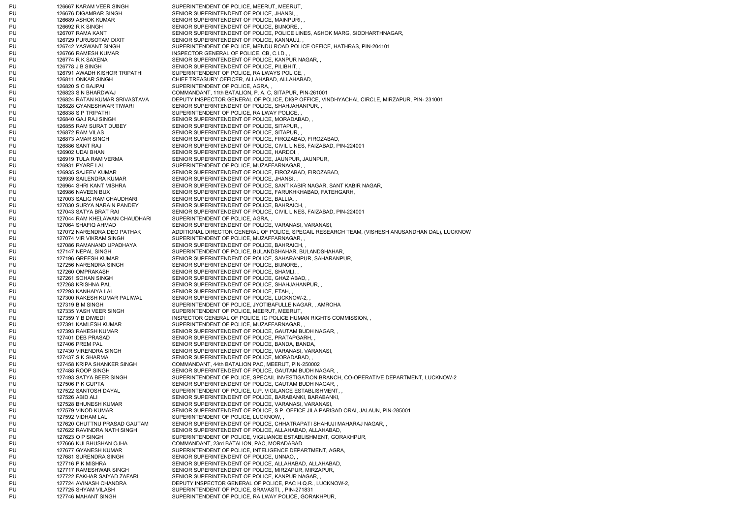| | | | |
|---|---|---|---|
| PU | 126667 | KARAM VEER SINGH | SUPERINTENDENT OF POLICE, MEERUT, MEERUT, |
| PU | 126676 | DIGAMBAR SINGH | SENIOR SUPERINTENDENT OF POLICE, JHANSI, , |
| PU | 126689 | ASHOK KUMAR | SENIOR SUPERINTENDENT OF POLICE, MAINPURI, , |
| PU | 126692 | R K SINGH | SENIOR SUPERINTENDENT OF POLICE, BIJNORE, , |
| PU | 126707 | RAMA KANT | SENIOR SUPERINTENDENT OF POLICE, POLICE LINES, ASHOK MARG, SIDDHARTHNAGAR, |
| PU | 126729 | PURUSOTAM DIXIT | SENIOR SUPERINTENDENT OF POLICE, KANNAUJ, , |
| PU | 126742 | YASWANT SINGH | SUPERINTENDENT OF POLICE, MENDU ROAD POLICE OFFICE, HATHRAS, PIN-204101 |
| PU | 126766 | RAMESH KUMAR | INSPECTOR GENERAL OF POLICE, CB, C.I.D., , |
| PU | 126774 | R K SAXENA | SENIOR SUPERINTENDENT OF POLICE, KANPUR NAGAR, , |
| PU | 126778 | J B SINGH | SENIOR SUPERINTENDENT OF POLICE, PILIBHIT, , |
| PU | 126791 | AWADH KISHOR TRIPATHI | SUPERINTENDENT OF POLICE, RAILWAYS POLICE, , |
| PU | 126811 | ONKAR SINGH | CHIEF TREASURY OFFICER, ALLAHABAD, ALLAHABAD, |
| PU | 126820 | S C BAJPAI | SUPERINTENDENT OF POLICE, AGRA, , |
| PU | 126823 | S N BHARDWAJ | COMMANDANT, 11th BATALION, P. A. C, SITAPUR, PIN-261001 |
| PU | 126824 | RATAN KUMAR SRIVASTAVA | DEPUTY INSPECTOR GENERAL OF POLICE, DIGP OFFICE, VINDHYACHAL CIRCLE, MIRZAPUR, PIN- 231001 |
| PU | 126828 | GYANESHWAR TIWARI | SENIOR SUPERINTENDENT OF POLICE, SHAHJAHANPUR, , |
| PU | 126838 | S P TRIPATHI | SUPERINTENDENT OF POLICE, RAILWAY POLICE, , |
| PU | 126840 | GAJ RAJ SINGH | SENIOR SUPERINTENDENT OF POLICE, MORADABAD, , |
| PU | 126855 | RAM SURAT DUBEY | SENIOR SUPERINTENDENT OF POLICE, SITAPUR, , |
| PU | 126872 | RAM VILAS | SENIOR SUPERINTENDENT OF POLICE, SITAPUR, , |
| PU | 126873 | AMAR SINGH | SENIOR SUPERINTENDENT OF POLICE, FIROZABAD, FIROZABAD, |
| PU | 126886 | SANT RAJ | SENIOR SUPERINTENDENT OF POLICE, CIVIL LINES, FAIZABAD, PIN-224001 |
| PU | 126902 | UDAI BHAN | SENIOR SUPERINTENDENT OF POLICE, HARDOI, , |
| PU | 126919 | TULA RAM VERMA | SENIOR SUPERINTENDENT OF POLICE, JAUNPUR, JAUNPUR, |
| PU | 126931 | PYARE LAL | SUPERINTENDENT OF POLICE, MUZAFFARNAGAR, , |
| PU | 126935 | SAJEEV KUMAR | SENIOR SUPERINTENDENT OF POLICE, FIROZABAD, FIROZABAD, |
| PU | 126939 | SAILENDRA KUMAR | SENIOR SUPERINTENDENT OF POLICE, JHANSI, , |
| PU | 126964 | SHRI KANT MISHRA | SENIOR SUPERINTENDENT OF POLICE, SANT KABIR NAGAR, SANT KABIR NAGAR, |
| PU | 126986 | NAVEEN BUX | SENIOR SUPERINTENDENT OF POLICE, FARUKHKHABAD, FATEHGARH, |
| PU | 127003 | SALIG RAM CHAUDHARI | SENIOR SUPERINTENDENT OF POLICE, BALLIA, , |
| PU | 127030 | SURYA NARAIN PANDEY | SENIOR SUPERINTENDENT OF POLICE, BAHRAICH, , |
| PU | 127043 | SATYA BRAT RAI | SENIOR SUPERINTENDENT OF POLICE, CIVIL LINES, FAIZABAD, PIN-224001 |
| PU | 127044 | RAM KHELAWAN CHAUDHARI | SUPERINTENDENT OF POLICE, AGRA, , |
| PU | 127064 | SHAFIQ AHMAD | SENIOR SUPERINTENDENT OF POLICE, VARANASI, VARANASI, |
| PU | 127072 | NARENDRA DEO PATHAK | ADDITIONAL DIRECTOR GENERAL OF POLICE, SPECAIL RESEARCH TEAM, (VISHESH ANUSANDHAN DAL), LUCKNOW |
| PU | 127074 | VIR VIKRAM SINGH | SUPERINTENDENT OF POLICE, MUZAFFARNAGAR, , |
| PU | 127086 | RAMANAND UPADHAYA | SENIOR SUPERINTENDENT OF POLICE, BAHRAICH, , |
| PU | 127147 | NEPAL SINGH | SUPERINTENDENT OF POLICE, BULANDSHAHAR, BULANDSHAHAR, |
| PU | 127196 | GREESH KUMAR | SENIOR SUPERINTENDENT OF POLICE, SAHARANPUR, SAHARANPUR, |
| PU | 127256 | NARENDRA SINGH | SENIOR SUPERINTENDENT OF POLICE, BIJNORE, , |
| PU | 127260 | OMPRAKASH | SENIOR SUPERINTENDENT OF POLICE, SHAMLI, , |
| PU | 127261 | SOHAN SINGH | SENIOR SUPERINTENDENT OF POLICE, GHAZIABAD, , |
| PU | 127268 | KRISHNA PAL | SENIOR SUPERINTENDENT OF POLICE, SHAHJAHANPUR, , |
| PU | 127293 | KANHAIYA LAL | SENIOR SUPERINTENDENT OF POLICE, ETAH, , |
| PU | 127300 | RAKESH KUMAR PALIWAL | SENIOR SUPERINTENDENT OF POLICE, LUCKNOW-2, , |
| PU | 127319 | B M SINGH | SUPERINTENDENT OF POLICE, JYOTIBAFULLE NAGAR, , AMROHA |
| PU | 127335 | YASH VEER SINGH | SUPERINTENDENT OF POLICE, MEERUT, MEERUT, |
| PU | 127359 | Y B DIWEDI | INSPECTOR GENERAL OF POLICE, IG POLICE HUMAN RIGHTS COMMISSION, , |
| PU | 127391 | KAMLESH KUMAR | SUPERINTENDENT OF POLICE, MUZAFFARNAGAR, , |
| PU | 127393 | RAKESH KUMAR | SENIOR SUPERINTENDENT OF POLICE, GAUTAM BUDH NAGAR, , |
| PU | 127401 | DEB PRASAD | SENIOR SUPERINTENDENT OF POLICE, PRATAPGARH, , |
| PU | 127406 | PREM PAL | SENIOR SUPERINTENDENT OF POLICE, BANDA, BANDA, |
| PU | 127430 | VIRENDRA SINGH | SENIOR SUPERINTENDENT OF POLICE, VARANASI, VARANASI, |
| PU | 127437 | S K SHARMA | SENIOR SUPERINTENDENT OF POLICE, MORADABAD, , |
| PU | 127458 | KRIPA SHANKER SINGH | COMMANDANT, 44th BATALION PAC, MEERUT, PIN-250002 |
| PU | 127488 | ROOP SINGH | SENIOR SUPERINTENDENT OF POLICE, GAUTAM BUDH NAGAR, , |
| PU | 127493 | SATYA BEER SINGH | SUPERINTENDENT OF POLICE, SPECAIL INVESTIGATION BRANCH, CO-OPERATIVE DEPARTMENT, LUCKNOW-2 |
| PU | 127506 | P K GUPTA | SENIOR SUPERINTENDENT OF POLICE, GAUTAM BUDH NAGAR, , |
| PU | 127522 | SANTOSH DAYAL | SUPERINTENDENT OF POLICE, U.P. VIGILANCE ESTABLISHMENT, , |
| PU | 127526 | ABID ALI | SENIOR SUPERINTENDENT OF POLICE, BARABANKI, BARABANKI, |
| PU | 127528 | BHUNESH KUMAR | SENIOR SUPERINTENDENT OF POLICE, VARANASI, VARANASI, |
| PU | 127579 | VINOD KUMAR | SENIOR SUPERINTENDENT OF POLICE, S.P. OFFICE JILA PARISAD ORAI, JALAUN, PIN-285001 |
| PU | 127592 | VIDHAM LAL | SUPERINTENDENT OF POLICE, LUCKNOW, , |
| PU | 127620 | CHUTTNU PRASAD GAUTAM | SENIOR SUPERINTENDENT OF POLICE, CHHATRAPATI SHAHUJI MAHARAJ NAGAR, , |
| PU | 127622 | RAVINDRA NATH SINGH | SENIOR SUPERINTENDENT OF POLICE, ALLAHABAD, ALLAHABAD, |
| PU | 127623 | O P SINGH | SUPERINTENDENT OF POLICE, VIGILIANCE ESTABLISHMENT, GORAKHPUR, |
| PU | 127666 | KULBHUSHAN OJHA | COMMANDANT, 23rd BATALION, PAC, MORADABAD |
| PU | 127677 | GYANESH KUMAR | SUPERINTENDENT OF POLICE, INTELIGENCE DEPARTMENT, AGRA, |
| PU | 127681 | SURENDRA SINGH | SENIOR SUPERINTENDENT OF POLICE, UNNAO, , |
| PU | 127716 | P K MISHRA | SENIOR SUPERINTENDENT OF POLICE, ALLAHABAD, ALLAHABAD, |
| PU | 127717 | RAMESHWAR SINGH | SENIOR SUPERINTENDENT OF POLICE, MIRZAPUR, MIRZAPUR, |
| PU | 127722 | FAKHAR SAIYAD ZAFARI | SENIOR SUPERINTENDENT OF POLICE, KANPUR NAGAR, , |
| PU | 127724 | AVINASH CHANDRA | DEPUTY INSPECTOR GENERAL OF POLICE, PAC H.Q.R., LUCKNOW-2, |
| PU | 127725 | SHYAM VILASH | SUPERINTENDENT OF POLICE, SRAVASTI, , PIN-271831 |
| PU | 127746 | MAHANT SINGH | SUPERINTENDENT OF POLICE, RAILWAY POLICE, GORAKHPUR, |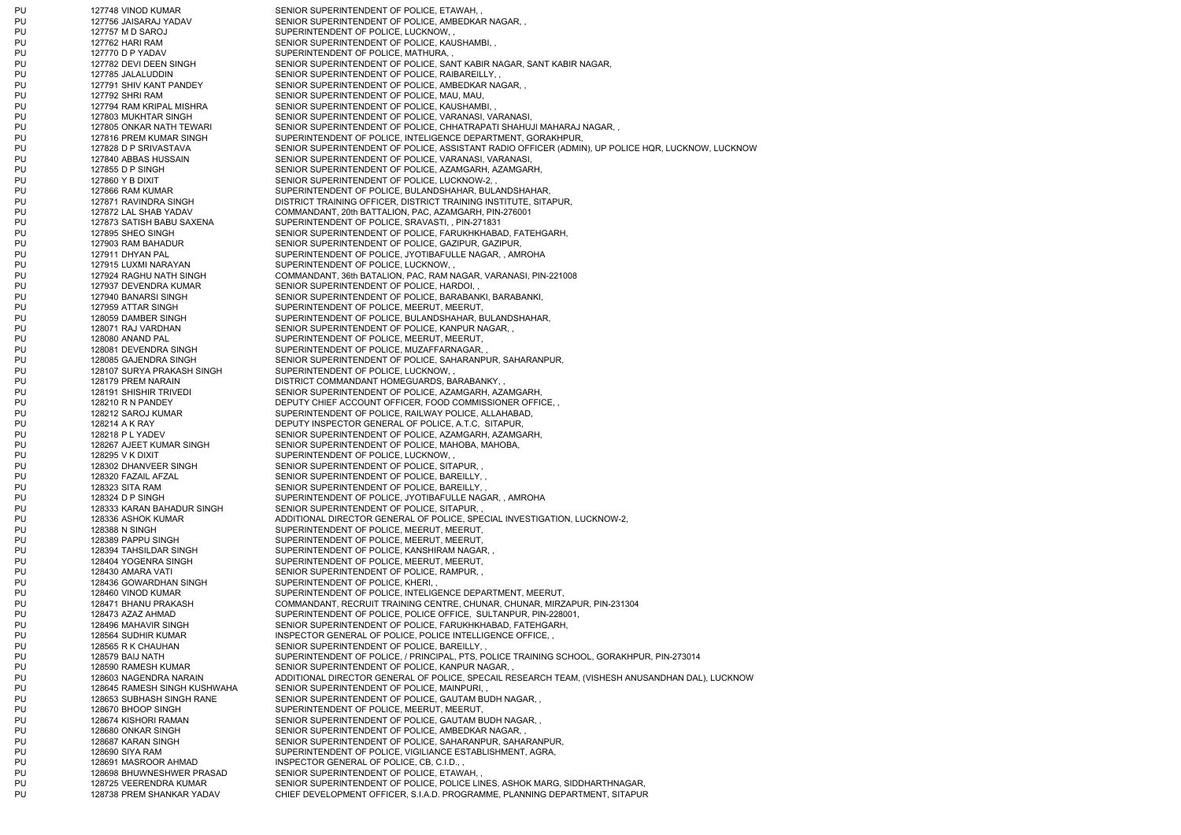| | | |
|---|---|---|
| PU | 127748 VINOD KUMAR | SENIOR SUPERINTENDENT OF POLICE, ETAWAH, , |
| PU | 127756 JAISARAJ YADAV | SENIOR SUPERINTENDENT OF POLICE, AMBEDKAR NAGAR, , |
| PU | 127757 M D SAROJ | SUPERINTENDENT OF POLICE, LUCKNOW, , |
| PU | 127762 HARI RAM | SENIOR SUPERINTENDENT OF POLICE, KAUSHAMBI, , |
| PU | 127770 D P YADAV | SUPERINTENDENT OF POLICE, MATHURA, , |
| PU | 127782 DEVI DEEN SINGH | SENIOR SUPERINTENDENT OF POLICE, SANT KABIR NAGAR, SANT KABIR NAGAR, |
| PU | 127785 JALALUDDIN | SENIOR SUPERINTENDENT OF POLICE, RAIBAREILLY, , |
| PU | 127791 SHIV KANT PANDEY | SENIOR SUPERINTENDENT OF POLICE, AMBEDKAR NAGAR, , |
| PU | 127792 SHRI RAM | SENIOR SUPERINTENDENT OF POLICE, MAU, MAU, |
| PU | 127794 RAM KRIPAL MISHRA | SENIOR SUPERINTENDENT OF POLICE, KAUSHAMBI, , |
| PU | 127803 MUKHTAR SINGH | SENIOR SUPERINTENDENT OF POLICE, VARANASI, VARANASI, |
| PU | 127805 ONKAR NATH TEWARI | SENIOR SUPERINTENDENT OF POLICE, CHHATRAPATI SHAHUJI MAHARAJ NAGAR, , |
| PU | 127816 PREM KUMAR SINGH | SUPERINTENDENT OF POLICE, INTELIGENCE DEPARTMENT, GORAKHPUR, |
| PU | 127828 D P SRIVASTAVA | SENIOR SUPERINTENDENT OF POLICE, ASSISTANT RADIO OFFICER (ADMIN), UP POLICE HQR, LUCKNOW, LUCKNOW |
| PU | 127840 ABBAS HUSSAIN | SENIOR SUPERINTENDENT OF POLICE, VARANASI, VARANASI, |
| PU | 127855 D P SINGH | SENIOR SUPERINTENDENT OF POLICE, AZAMGARH, AZAMGARH, |
| PU | 127860 Y B DIXIT | SENIOR SUPERINTENDENT OF POLICE, LUCKNOW-2, , |
| PU | 127866 RAM KUMAR | SUPERINTENDENT OF POLICE, BULANDSHAHAR, BULANDSHAHAR, |
| PU | 127871 RAVINDRA SINGH | DISTRICT TRAINING OFFICER, DISTRICT TRAINING INSTITUTE, SITAPUR, |
| PU | 127872 LAL SHAB YADAV | COMMANDANT, 20th BATTALION, PAC, AZAMGARH, PIN-276001 |
| PU | 127873 SATISH BABU SAXENA | SUPERINTENDENT OF POLICE, SRAVASTI, , PIN-271831 |
| PU | 127895 SHEO SINGH | SENIOR SUPERINTENDENT OF POLICE, FARUKHKHABAD, FATEHGARH, |
| PU | 127903 RAM BAHADUR | SENIOR SUPERINTENDENT OF POLICE, GAZIPUR, GAZIPUR, |
| PU | 127911 DHYAN PAL | SUPERINTENDENT OF POLICE, JYOTIBAFULLE NAGAR, , AMROHA |
| PU | 127915 LUXMI NARAYAN | SUPERINTENDENT OF POLICE, LUCKNOW, , |
| PU | 127924 RAGHU NATH SINGH | COMMANDANT, 36th BATALION, PAC, RAM NAGAR, VARANASI, PIN-221008 |
| PU | 127937 DEVENDRA KUMAR | SENIOR SUPERINTENDENT OF POLICE, HARDOI, , |
| PU | 127940 BANARSI SINGH | SENIOR SUPERINTENDENT OF POLICE, BARABANKI, BARABANKI, |
| PU | 127959 ATTAR SINGH | SUPERINTENDENT OF POLICE, MEERUT, MEERUT, |
| PU | 128059 DAMBER SINGH | SUPERINTENDENT OF POLICE, BULANDSHAHAR, BULANDSHAHAR, |
| PU | 128071 RAJ VARDHAN | SENIOR SUPERINTENDENT OF POLICE, KANPUR NAGAR, , |
| PU | 128080 ANAND PAL | SUPERINTENDENT OF POLICE, MEERUT, MEERUT, |
| PU | 128081 DEVENDRA SINGH | SUPERINTENDENT OF POLICE, MUZAFFARNAGAR, , |
| PU | 128085 GAJENDRA SINGH | SENIOR SUPERINTENDENT OF POLICE, SAHARANPUR, SAHARANPUR, |
| PU | 128107 SURYA PRAKASH SINGH | SUPERINTENDENT OF POLICE, LUCKNOW, , |
| PU | 128179 PREM NARAIN | DISTRICT COMMANDANT HOMEGUARDS, BARABANKY, , |
| PU | 128191 SHISHIR TRIVEDI | SENIOR SUPERINTENDENT OF POLICE, AZAMGARH, AZAMGARH, |
| PU | 128210 R N PANDEY | DEPUTY CHIEF ACCOUNT OFFICER, FOOD COMMISSIONER OFFICE, , |
| PU | 128212 SAROJ KUMAR | SUPERINTENDENT OF POLICE, RAILWAY POLICE, ALLAHABAD, |
| PU | 128214 A K RAY | DEPUTY INSPECTOR GENERAL OF POLICE, A.T.C, SITAPUR, |
| PU | 128218 P L YADEV | SENIOR SUPERINTENDENT OF POLICE, AZAMGARH, AZAMGARH, |
| PU | 128267 AJEET KUMAR SINGH | SENIOR SUPERINTENDENT OF POLICE, MAHOBA, MAHOBA, |
| PU | 128295 V K DIXIT | SUPERINTENDENT OF POLICE, LUCKNOW, , |
| PU | 128302 DHANVEER SINGH | SENIOR SUPERINTENDENT OF POLICE, SITAPUR, , |
| PU | 128320 FAZAIL AFZAL | SENIOR SUPERINTENDENT OF POLICE, BAREILLY, , |
| PU | 128323 SITA RAM | SENIOR SUPERINTENDENT OF POLICE, BAREILLY, , |
| PU | 128324 D P SINGH | SUPERINTENDENT OF POLICE, JYOTIBAFULLE NAGAR, , AMROHA |
| PU | 128333 KARAN BAHADUR SINGH | SENIOR SUPERINTENDENT OF POLICE, SITAPUR, , |
| PU | 128336 ASHOK KUMAR | ADDITIONAL DIRECTOR GENERAL OF POLICE, SPECIAL INVESTIGATION, LUCKNOW-2, |
| PU | 128388 N SINGH | SUPERINTENDENT OF POLICE, MEERUT, MEERUT, |
| PU | 128389 PAPPU SINGH | SUPERINTENDENT OF POLICE, MEERUT, MEERUT, |
| PU | 128394 TAHSILDAR SINGH | SUPERINTENDENT OF POLICE, KANSHIRAM NAGAR, , |
| PU | 128404 YOGENRA SINGH | SUPERINTENDENT OF POLICE, MEERUT, MEERUT, |
| PU | 128430 AMARA VATI | SENIOR SUPERINTENDENT OF POLICE, RAMPUR, , |
| PU | 128436 GOWARDHAN SINGH | SUPERINTENDENT OF POLICE, KHERI, , |
| PU | 128460 VINOD KUMAR | SUPERINTENDENT OF POLICE, INTELIGENCE DEPARTMENT, MEERUT, |
| PU | 128471 BHANU PRAKASH | COMMANDANT, RECRUIT TRAINING CENTRE, CHUNAR, CHUNAR, MIRZAPUR, PIN-231304 |
| PU | 128473 AZAZ AHMAD | SUPERINTENDENT OF POLICE, POLICE OFFICE, SULTANPUR, PIN-228001, |
| PU | 128496 MAHAVIR SINGH | SENIOR SUPERINTENDENT OF POLICE, FARUKHKHABAD, FATEHGARH, |
| PU | 128564 SUDHIR KUMAR | INSPECTOR GENERAL OF POLICE, POLICE INTELLIGENCE OFFICE, , |
| PU | 128565 R K CHAUHAN | SENIOR SUPERINTENDENT OF POLICE, BAREILLY, , |
| PU | 128579 BAIJ NATH | SUPERINTENDENT OF POLICE, / PRINCIPAL, PTS, POLICE TRAINING SCHOOL, GORAKHPUR, PIN-273014 |
| PU | 128590 RAMESH KUMAR | SENIOR SUPERINTENDENT OF POLICE, KANPUR NAGAR, , |
| PU | 128603 NAGENDRA NARAIN | ADDITIONAL DIRECTOR GENERAL OF POLICE, SPECAIL RESEARCH TEAM, (VISHESH ANUSANDHAN DAL), LUCKNOW |
| PU | 128645 RAMESH SINGH KUSHWAHA | SENIOR SUPERINTENDENT OF POLICE, MAINPURI, , |
| PU | 128653 SUBHASH SINGH RANE | SENIOR SUPERINTENDENT OF POLICE, GAUTAM BUDH NAGAR, , |
| PU | 128670 BHOOP SINGH | SUPERINTENDENT OF POLICE, MEERUT, MEERUT, |
| PU | 128674 KISHORI RAMAN | SENIOR SUPERINTENDENT OF POLICE, GAUTAM BUDH NAGAR, , |
| PU | 128680 ONKAR SINGH | SENIOR SUPERINTENDENT OF POLICE, AMBEDKAR NAGAR, , |
| PU | 128687 KARAN SINGH | SENIOR SUPERINTENDENT OF POLICE, SAHARANPUR, SAHARANPUR, |
| PU | 128690 SIYA RAM | SUPERINTENDENT OF POLICE, VIGILIANCE ESTABLISHMENT, AGRA, |
| PU | 128691 MASROOR AHMAD | INSPECTOR GENERAL OF POLICE, CB, C.I.D., , |
| PU | 128698 BHUWNESHWER PRASAD | SENIOR SUPERINTENDENT OF POLICE, ETAWAH, , |
| PU | 128725 VEERENDRA KUMAR | SENIOR SUPERINTENDENT OF POLICE, POLICE LINES, ASHOK MARG, SIDDHARTHNAGAR, |
| PU | 128738 PREM SHANKAR YADAV | CHIEF DEVELOPMENT OFFICER, S.I.A.D. PROGRAMME, PLANNING DEPARTMENT, SITAPUR |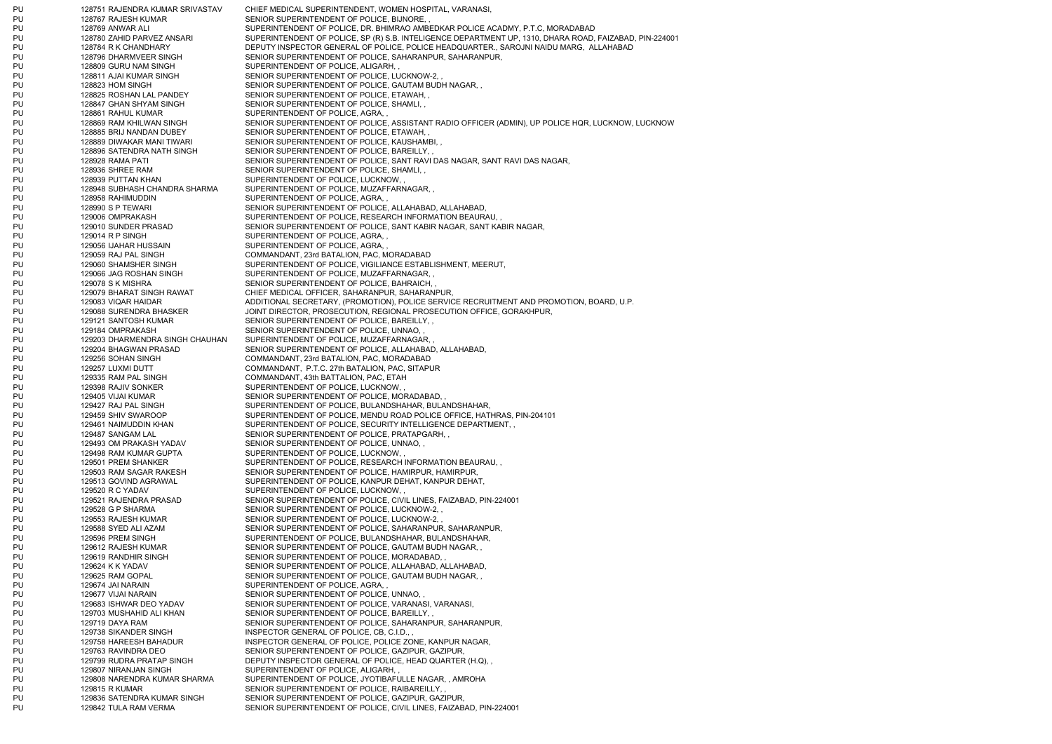| | | |
|---|---|---|
| PU | 128751 RAJENDRA KUMAR SRIVASTAV | CHIEF MEDICAL SUPERINTENDENT, WOMEN HOSPITAL, VARANASI, |
| PU | 128767 RAJESH KUMAR | SENIOR SUPERINTENDENT OF POLICE, BIJNORE, , |
| PU | 128769 ANWAR ALI | SUPERINTENDENT OF POLICE, DR. BHIMRAO AMBEDKAR POLICE ACADMY, P.T.C, MORADABAD |
| PU | 128780 ZAHID PARVEZ ANSARI | SUPERINTENDENT OF POLICE, SP (R) S.B. INTELIGENCE DEPARTMENT UP, 1310, DHARA ROAD, FAIZABAD, PIN-224001 |
| PU | 128784 R K CHANDHARY | DEPUTY INSPECTOR GENERAL OF POLICE, POLICE HEADQUARTER., SAROJNI NAIDU MARG, ALLAHABAD |
| PU | 128796 DHARMVEER SINGH | SENIOR SUPERINTENDENT OF POLICE, SAHARANPUR, SAHARANPUR, |
| PU | 128809 GURU NAM SINGH | SUPERINTENDENT OF POLICE, ALIGARH, , |
| PU | 128811 AJAI KUMAR SINGH | SENIOR SUPERINTENDENT OF POLICE, LUCKNOW-2, , |
| PU | 128823 HOM SINGH | SENIOR SUPERINTENDENT OF POLICE, GAUTAM BUDH NAGAR, , |
| PU | 128825 ROSHAN LAL PANDEY | SENIOR SUPERINTENDENT OF POLICE, ETAWAH, , |
| PU | 128847 GHAN SHYAM SINGH | SENIOR SUPERINTENDENT OF POLICE, SHAMLI, , |
| PU | 128861 RAHUL KUMAR | SUPERINTENDENT OF POLICE, AGRA, , |
| PU | 128869 RAM KHILWAN SINGH | SENIOR SUPERINTENDENT OF POLICE, ASSISTANT RADIO OFFICER (ADMIN), UP POLICE HQR, LUCKNOW, LUCKNOW |
| PU | 128885 BRIJ NANDAN DUBEY | SENIOR SUPERINTENDENT OF POLICE, ETAWAH, , |
| PU | 128889 DIWAKAR MANI TIWARI | SENIOR SUPERINTENDENT OF POLICE, KAUSHAMBI, , |
| PU | 128896 SATENDRA NATH SINGH | SENIOR SUPERINTENDENT OF POLICE, BAREILLY, , |
| PU | 128928 RAMA PATI | SENIOR SUPERINTENDENT OF POLICE, SANT RAVI DAS NAGAR, SANT RAVI DAS NAGAR, |
| PU | 128936 SHREE RAM | SENIOR SUPERINTENDENT OF POLICE, SHAMLI, , |
| PU | 128939 PUTTAN KHAN | SUPERINTENDENT OF POLICE, LUCKNOW, , |
| PU | 128948 SUBHASH CHANDRA SHARMA | SUPERINTENDENT OF POLICE, MUZAFFARNAGAR, , |
| PU | 128958 RAHIMUDDIN | SUPERINTENDENT OF POLICE, AGRA, , |
| PU | 128990 S P TEWARI | SENIOR SUPERINTENDENT OF POLICE, ALLAHABAD, ALLAHABAD, |
| PU | 129006 OMPRAKASH | SUPERINTENDENT OF POLICE, RESEARCH INFORMATION BEAURAU, , |
| PU | 129010 SUNDER PRASAD | SENIOR SUPERINTENDENT OF POLICE, SANT KABIR NAGAR, SANT KABIR NAGAR, |
| PU | 129014 R P SINGH | SUPERINTENDENT OF POLICE, AGRA, , |
| PU | 129056 IJAHAR HUSSAIN | SUPERINTENDENT OF POLICE, AGRA, , |
| PU | 129059 RAJ PAL SINGH | COMMANDANT, 23rd BATALION, PAC, MORADABAD |
| PU | 129060 SHAMSHER SINGH | SUPERINTENDENT OF POLICE, VIGILIANCE ESTABLISHMENT, MEERUT, |
| PU | 129066 JAG ROSHAN SINGH | SUPERINTENDENT OF POLICE, MUZAFFARNAGAR, , |
| PU | 129078 S K MISHRA | SENIOR SUPERINTENDENT OF POLICE, BAHRAICH, , |
| PU | 129079 BHARAT SINGH RAWAT | CHIEF MEDICAL OFFICER, SAHARANPUR, SAHARANPUR, |
| PU | 129083 VIQAR HAIDAR | ADDITIONAL SECRETARY, (PROMOTION), POLICE SERVICE RECRUITMENT AND PROMOTION, BOARD, U.P. |
| PU | 129088 SURENDRA BHASKER | JOINT DIRECTOR, PROSECUTION, REGIONAL PROSECUTION OFFICE, GORAKHPUR, |
| PU | 129121 SANTOSH KUMAR | SENIOR SUPERINTENDENT OF POLICE, BAREILLY, , |
| PU | 129184 OMPRAKASH | SENIOR SUPERINTENDENT OF POLICE, UNNAO, , |
| PU | 129203 DHARMENDRA SINGH CHAUHAN | SUPERINTENDENT OF POLICE, MUZAFFARNAGAR, , |
| PU | 129204 BHAGWAN PRASAD | SENIOR SUPERINTENDENT OF POLICE, ALLAHABAD, ALLAHABAD, |
| PU | 129256 SOHAN SINGH | COMMANDANT, 23rd BATALION, PAC, MORADABAD |
| PU | 129257 LUXMI DUTT | COMMANDANT, P.T.C. 27th BATALION, PAC, SITAPUR |
| PU | 129335 RAM PAL SINGH | COMMANDANT, 43th BATTALION, PAC, ETAH |
| PU | 129398 RAJIV SONKER | SUPERINTENDENT OF POLICE, LUCKNOW, , |
| PU | 129405 VIJAI KUMAR | SENIOR SUPERINTENDENT OF POLICE, MORADABAD, , |
| PU | 129427 RAJ PAL SINGH | SUPERINTENDENT OF POLICE, BULANDSHAHAR, BULANDSHAHAR, |
| PU | 129459 SHIV SWAROOP | SUPERINTENDENT OF POLICE, MENDU ROAD POLICE OFFICE, HATHRAS, PIN-204101 |
| PU | 129461 NAIMUDDIN KHAN | SUPERINTENDENT OF POLICE, SECURITY INTELLIGENCE DEPARTMENT, , |
| PU | 129487 SANGAM LAL | SENIOR SUPERINTENDENT OF POLICE, PRATAPGARH, , |
| PU | 129493 OM PRAKASH YADAV | SENIOR SUPERINTENDENT OF POLICE, UNNAO, , |
| PU | 129498 RAM KUMAR GUPTA | SUPERINTENDENT OF POLICE, LUCKNOW, , |
| PU | 129501 PREM SHANKER | SUPERINTENDENT OF POLICE, RESEARCH INFORMATION BEAURAU, , |
| PU | 129503 RAM SAGAR RAKESH | SENIOR SUPERINTENDENT OF POLICE, HAMIRPUR, HAMIRPUR, |
| PU | 129513 GOVIND AGRAWAL | SUPERINTENDENT OF POLICE, KANPUR DEHAT, KANPUR DEHAT, |
| PU | 129520 R C YADAV | SUPERINTENDENT OF POLICE, LUCKNOW, , |
| PU | 129521 RAJENDRA PRASAD | SENIOR SUPERINTENDENT OF POLICE, CIVIL LINES, FAIZABAD, PIN-224001 |
| PU | 129528 G P SHARMA | SENIOR SUPERINTENDENT OF POLICE, LUCKNOW-2, , |
| PU | 129553 RAJESH KUMAR | SENIOR SUPERINTENDENT OF POLICE, LUCKNOW-2, , |
| PU | 129588 SYED ALI AZAM | SENIOR SUPERINTENDENT OF POLICE, SAHARANPUR, SAHARANPUR, |
| PU | 129596 PREM SINGH | SUPERINTENDENT OF POLICE, BULANDSHAHAR, BULANDSHAHAR, |
| PU | 129612 RAJESH KUMAR | SENIOR SUPERINTENDENT OF POLICE, GAUTAM BUDH NAGAR, , |
| PU | 129619 RANDHIR SINGH | SENIOR SUPERINTENDENT OF POLICE, MORADABAD, , |
| PU | 129624 K K YADAV | SENIOR SUPERINTENDENT OF POLICE, ALLAHABAD, ALLAHABAD, |
| PU | 129625 RAM GOPAL | SENIOR SUPERINTENDENT OF POLICE, GAUTAM BUDH NAGAR, , |
| PU | 129674 JAI NARAIN | SUPERINTENDENT OF POLICE, AGRA, , |
| PU | 129677 VIJAI NARAIN | SENIOR SUPERINTENDENT OF POLICE, UNNAO, , |
| PU | 129683 ISHWAR DEO YADAV | SENIOR SUPERINTENDENT OF POLICE, VARANASI, VARANASI, |
| PU | 129703 MUSHAHID ALI KHAN | SENIOR SUPERINTENDENT OF POLICE, BAREILLY, , |
| PU | 129719 DAYA RAM | SENIOR SUPERINTENDENT OF POLICE, SAHARANPUR, SAHARANPUR, |
| PU | 129738 SIKANDER SINGH | INSPECTOR GENERAL OF POLICE, CB, C.I.D., , |
| PU | 129758 HAREESH BAHADUR | INSPECTOR GENERAL OF POLICE, POLICE ZONE, KANPUR NAGAR, |
| PU | 129763 RAVINDRA DEO | SENIOR SUPERINTENDENT OF POLICE, GAZIPUR, GAZIPUR, |
| PU | 129799 RUDRA PRATAP SINGH | DEPUTY INSPECTOR GENERAL OF POLICE, HEAD QUARTER (H.Q), , |
| PU | 129807 NIRANJAN SINGH | SUPERINTENDENT OF POLICE, ALIGARH, , |
| PU | 129808 NARENDRA KUMAR SHARMA | SUPERINTENDENT OF POLICE, JYOTIBAFULLE NAGAR, , AMROHA |
| PU | 129815 R KUMAR | SENIOR SUPERINTENDENT OF POLICE, RAIBAREILLY, , |
| PU | 129836 SATENDRA KUMAR SINGH | SENIOR SUPERINTENDENT OF POLICE, GAZIPUR, GAZIPUR, |
| PU | 129842 TULA RAM VERMA | SENIOR SUPERINTENDENT OF POLICE, CIVIL LINES, FAIZABAD, PIN-224001 |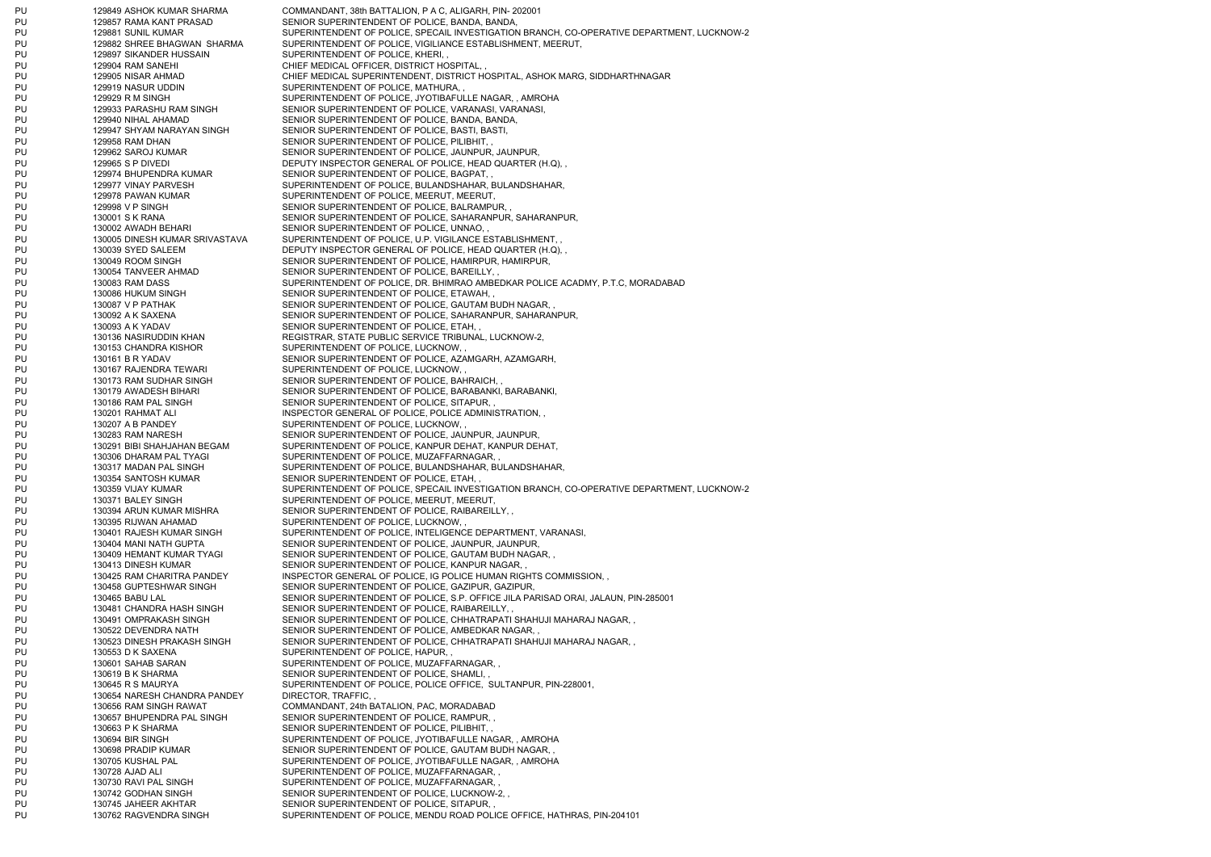| | | | |
|---|---|---|---|
| PU | 129849 | ASHOK KUMAR SHARMA | COMMANDANT, 38th BATTALION, P A C, ALIGARH, PIN- 202001 |
| PU | 129857 | RAMA KANT PRASAD | SENIOR SUPERINTENDENT OF POLICE, BANDA, BANDA, |
| PU | 129881 | SUNIL KUMAR | SUPERINTENDENT OF POLICE, SPECAIL INVESTIGATION BRANCH, CO-OPERATIVE DEPARTMENT, LUCKNOW-2 |
| PU | 129882 | SHREE BHAGWAN SHARMA | SUPERINTENDENT OF POLICE, VIGILIANCE ESTABLISHMENT, MEERUT, |
| PU | 129897 | SIKANDER HUSSAIN | SUPERINTENDENT OF POLICE, KHERI, , |
| PU | 129904 | RAM SANEHI | CHIEF MEDICAL OFFICER, DISTRICT HOSPITAL, , |
| PU | 129905 | NISAR AHMAD | CHIEF MEDICAL SUPERINTENDENT, DISTRICT HOSPITAL, ASHOK MARG, SIDDHARTHNAGAR |
| PU | 129919 | NASUR UDDIN | SUPERINTENDENT OF POLICE, MATHURA, , |
| PU | 129929 | R M SINGH | SUPERINTENDENT OF POLICE, JYOTIBAFULLE NAGAR, , AMROHA |
| PU | 129933 | PARASHU RAM SINGH | SENIOR SUPERINTENDENT OF POLICE, VARANASI, VARANASI, |
| PU | 129940 | NIHAL AHAMAD | SENIOR SUPERINTENDENT OF POLICE, BANDA, BANDA, |
| PU | 129947 | SHYAM NARAYAN SINGH | SENIOR SUPERINTENDENT OF POLICE, BASTI, BASTI, |
| PU | 129958 | RAM DHAN | SENIOR SUPERINTENDENT OF POLICE, PILIBHIT, , |
| PU | 129962 | SAROJ KUMAR | SENIOR SUPERINTENDENT OF POLICE, JAUNPUR, JAUNPUR, |
| PU | 129965 | S P DIVEDI | DEPUTY INSPECTOR GENERAL OF POLICE, HEAD QUARTER (H.Q), , |
| PU | 129974 | BHUPENDRA KUMAR | SENIOR SUPERINTENDENT OF POLICE, BAGPAT, , |
| PU | 129977 | VINAY PARVESH | SUPERINTENDENT OF POLICE, BULANDSHAHAR, BULANDSHAHAR, |
| PU | 129978 | PAWAN KUMAR | SUPERINTENDENT OF POLICE, MEERUT, MEERUT, |
| PU | 129998 | V P SINGH | SENIOR SUPERINTENDENT OF POLICE, BALRAMPUR, , |
| PU | 130001 | S K RANA | SENIOR SUPERINTENDENT OF POLICE, SAHARANPUR, SAHARANPUR, |
| PU | 130002 | AWADH BEHARI | SENIOR SUPERINTENDENT OF POLICE, UNNAO, , |
| PU | 130005 | DINESH KUMAR SRIVASTAVA | SUPERINTENDENT OF POLICE, U.P. VIGILANCE ESTABLISHMENT, , |
| PU | 130039 | SYED SALEEM | DEPUTY INSPECTOR GENERAL OF POLICE, HEAD QUARTER (H.Q), , |
| PU | 130049 | ROOM SINGH | SENIOR SUPERINTENDENT OF POLICE, HAMIRPUR, HAMIRPUR, |
| PU | 130054 | TANVEER AHMAD | SENIOR SUPERINTENDENT OF POLICE, BAREILLY, , |
| PU | 130083 | RAM DASS | SUPERINTENDENT OF POLICE, DR. BHIMRAO AMBEDKAR POLICE ACADMY, P.T.C, MORADABAD |
| PU | 130086 | HUKUM SINGH | SENIOR SUPERINTENDENT OF POLICE, ETAWAH, , |
| PU | 130087 | V P PATHAK | SENIOR SUPERINTENDENT OF POLICE, GAUTAM BUDH NAGAR, , |
| PU | 130092 | A K SAXENA | SENIOR SUPERINTENDENT OF POLICE, SAHARANPUR, SAHARANPUR, |
| PU | 130093 | A K YADAV | SENIOR SUPERINTENDENT OF POLICE, ETAH, , |
| PU | 130136 | NASIRUDDIN KHAN | REGISTRAR, STATE PUBLIC SERVICE TRIBUNAL, LUCKNOW-2, |
| PU | 130153 | CHANDRA KISHOR | SUPERINTENDENT OF POLICE, LUCKNOW, , |
| PU | 130161 | B R YADAV | SENIOR SUPERINTENDENT OF POLICE, AZAMGARH, AZAMGARH, |
| PU | 130167 | RAJENDRA TEWARI | SUPERINTENDENT OF POLICE, LUCKNOW, , |
| PU | 130173 | RAM SUDHAR SINGH | SENIOR SUPERINTENDENT OF POLICE, BAHRAICH, , |
| PU | 130179 | AWADESH BIHARI | SENIOR SUPERINTENDENT OF POLICE, BARABANKI, BARABANKI, |
| PU | 130186 | RAM PAL SINGH | SENIOR SUPERINTENDENT OF POLICE, SITAPUR, , |
| PU | 130201 | RAHMAT ALI | INSPECTOR GENERAL OF POLICE, POLICE ADMINISTRATION, , |
| PU | 130207 | A B PANDEY | SUPERINTENDENT OF POLICE, LUCKNOW, , |
| PU | 130283 | RAM NARESH | SENIOR SUPERINTENDENT OF POLICE, JAUNPUR, JAUNPUR, |
| PU | 130291 | BIBI SHAHJAHAN BEGAM | SUPERINTENDENT OF POLICE, KANPUR DEHAT, KANPUR DEHAT, |
| PU | 130306 | DHARAM PAL TYAGI | SUPERINTENDENT OF POLICE, MUZAFFARNAGAR, , |
| PU | 130317 | MADAN PAL SINGH | SUPERINTENDENT OF POLICE, BULANDSHAHAR, BULANDSHAHAR, |
| PU | 130354 | SANTOSH KUMAR | SENIOR SUPERINTENDENT OF POLICE, ETAH, , |
| PU | 130359 | VIJAY KUMAR | SUPERINTENDENT OF POLICE, SPECAIL INVESTIGATION BRANCH, CO-OPERATIVE DEPARTMENT, LUCKNOW-2 |
| PU | 130371 | BALEY SINGH | SUPERINTENDENT OF POLICE, MEERUT, MEERUT, |
| PU | 130394 | ARUN KUMAR MISHRA | SENIOR SUPERINTENDENT OF POLICE, RAIBAREILLY, , |
| PU | 130395 | RIJWAN AHAMAD | SUPERINTENDENT OF POLICE, LUCKNOW, , |
| PU | 130401 | RAJESH KUMAR SINGH | SUPERINTENDENT OF POLICE, INTELIGENCE DEPARTMENT, VARANASI, |
| PU | 130404 | MANI NATH GUPTA | SENIOR SUPERINTENDENT OF POLICE, JAUNPUR, JAUNPUR, |
| PU | 130409 | HEMANT KUMAR TYAGI | SENIOR SUPERINTENDENT OF POLICE, GAUTAM BUDH NAGAR, , |
| PU | 130413 | DINESH KUMAR | SENIOR SUPERINTENDENT OF POLICE, KANPUR NAGAR, , |
| PU | 130425 | RAM CHARITRA PANDEY | INSPECTOR GENERAL OF POLICE, IG POLICE HUMAN RIGHTS COMMISSION, , |
| PU | 130458 | GUPTESHWAR SINGH | SENIOR SUPERINTENDENT OF POLICE, GAZIPUR, GAZIPUR, |
| PU | 130465 | BABU LAL | SENIOR SUPERINTENDENT OF POLICE, S.P. OFFICE JILA PARISAD ORAI, JALAUN, PIN-285001 |
| PU | 130481 | CHANDRA HASH SINGH | SENIOR SUPERINTENDENT OF POLICE, RAIBAREILLY, , |
| PU | 130491 | OMPRAKASH SINGH | SENIOR SUPERINTENDENT OF POLICE, CHHATRAPATI SHAHUJI MAHARAJ NAGAR, , |
| PU | 130522 | DEVENDRA NATH | SENIOR SUPERINTENDENT OF POLICE, AMBEDKAR NAGAR, , |
| PU | 130523 | DINESH PRAKASH SINGH | SENIOR SUPERINTENDENT OF POLICE, CHHATRAPATI SHAHUJI MAHARAJ NAGAR, , |
| PU | 130553 | D K SAXENA | SUPERINTENDENT OF POLICE, HAPUR, , |
| PU | 130601 | SAHAB SARAN | SUPERINTENDENT OF POLICE, MUZAFFARNAGAR, , |
| PU | 130619 | B K SHARMA | SENIOR SUPERINTENDENT OF POLICE, SHAMLI, , |
| PU | 130645 | R S MAURYA | SUPERINTENDENT OF POLICE, POLICE OFFICE, SULTANPUR, PIN-228001, |
| PU | 130654 | NARESH CHANDRA PANDEY | DIRECTOR, TRAFFIC, , |
| PU | 130656 | RAM SINGH RAWAT | COMMANDANT, 24th BATALION, PAC, MORADABAD |
| PU | 130657 | BHUPENDRA PAL SINGH | SENIOR SUPERINTENDENT OF POLICE, RAMPUR, , |
| PU | 130663 | P K SHARMA | SENIOR SUPERINTENDENT OF POLICE, PILIBHIT, , |
| PU | 130694 | BIR SINGH | SUPERINTENDENT OF POLICE, JYOTIBAFULLE NAGAR, , AMROHA |
| PU | 130698 | PRADIP KUMAR | SENIOR SUPERINTENDENT OF POLICE, GAUTAM BUDH NAGAR, , |
| PU | 130705 | KUSHAL PAL | SUPERINTENDENT OF POLICE, JYOTIBAFULLE NAGAR, , AMROHA |
| PU | 130728 | AJAD ALI | SUPERINTENDENT OF POLICE, MUZAFFARNAGAR, , |
| PU | 130730 | RAVI PAL SINGH | SUPERINTENDENT OF POLICE, MUZAFFARNAGAR, , |
| PU | 130742 | GODHAN SINGH | SENIOR SUPERINTENDENT OF POLICE, LUCKNOW-2, , |
| PU | 130745 | JAHEER AKHTAR | SENIOR SUPERINTENDENT OF POLICE, SITAPUR, , |
| PU | 130762 | RAGVENDRA SINGH | SUPERINTENDENT OF POLICE, MENDU ROAD POLICE OFFICE, HATHRAS, PIN-204101 |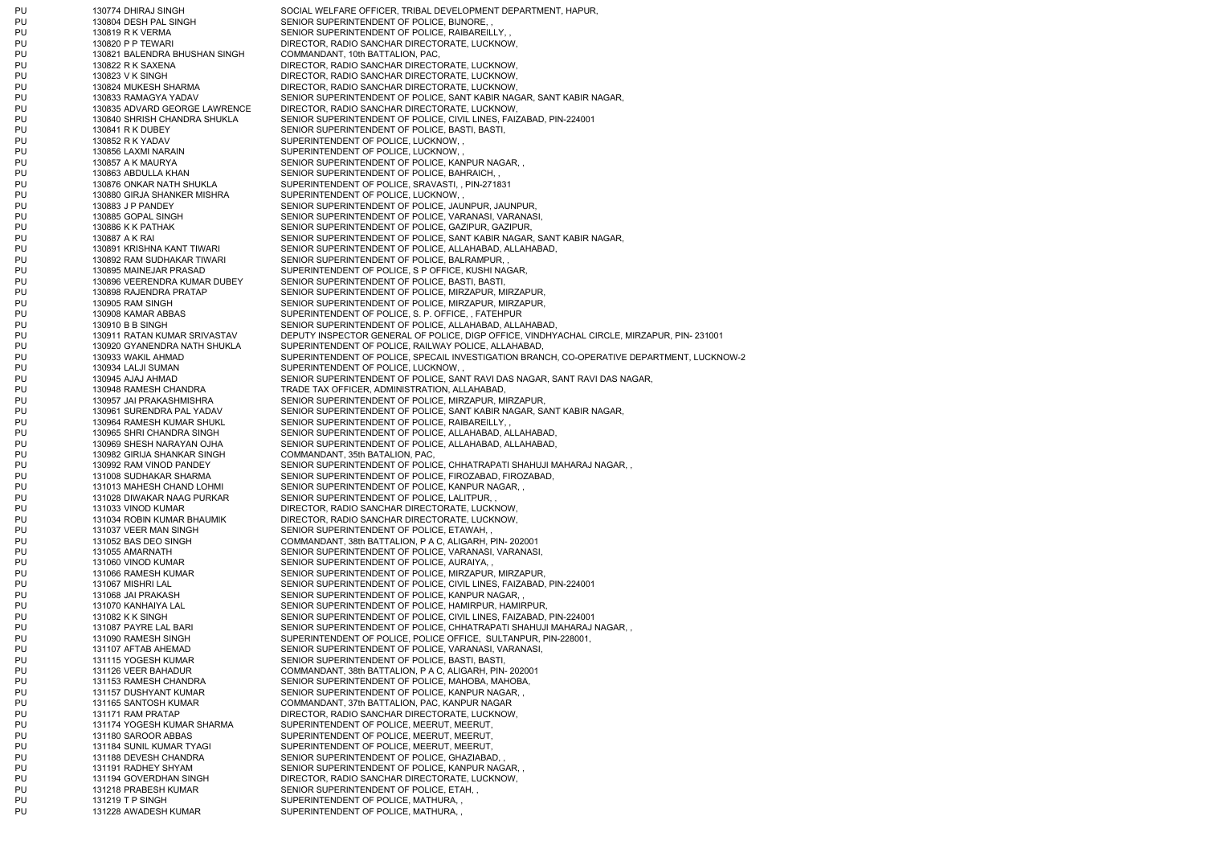| | | |
|---|---|---|
| PU | 130774 DHIRAJ SINGH | SOCIAL WELFARE OFFICER, TRIBAL DEVELOPMENT DEPARTMENT, HAPUR, |
| PU | 130804 DESH PAL SINGH | SENIOR SUPERINTENDENT OF POLICE, BIJNORE, , |
| PU | 130819 R K VERMA | SENIOR SUPERINTENDENT OF POLICE, RAIBAREILLY, , |
| PU | 130820 P P TEWARI | DIRECTOR, RADIO SANCHAR DIRECTORATE, LUCKNOW, |
| PU | 130821 BALENDRA BHUSHAN SINGH | COMMANDANT, 10th BATTALION, PAC, |
| PU | 130822 R K SAXENA | DIRECTOR, RADIO SANCHAR DIRECTORATE, LUCKNOW, |
| PU | 130823 V K SINGH | DIRECTOR, RADIO SANCHAR DIRECTORATE, LUCKNOW, |
| PU | 130824 MUKESH SHARMA | DIRECTOR, RADIO SANCHAR DIRECTORATE, LUCKNOW, |
| PU | 130833 RAMAGYA YADAV | SENIOR SUPERINTENDENT OF POLICE, SANT KABIR NAGAR, SANT KABIR NAGAR, |
| PU | 130835 ADVARD GEORGE LAWRENCE | DIRECTOR, RADIO SANCHAR DIRECTORATE, LUCKNOW, |
| PU | 130840 SHRISH CHANDRA SHUKLA | SENIOR SUPERINTENDENT OF POLICE, CIVIL LINES, FAIZABAD, PIN-224001 |
| PU | 130841 R K DUBEY | SENIOR SUPERINTENDENT OF POLICE, BASTI, BASTI, |
| PU | 130852 R K YADAV | SUPERINTENDENT OF POLICE, LUCKNOW, , |
| PU | 130856 LAXMI NARAIN | SUPERINTENDENT OF POLICE, LUCKNOW, , |
| PU | 130857 A K MAURYA | SENIOR SUPERINTENDENT OF POLICE, KANPUR NAGAR, , |
| PU | 130863 ABDULLA KHAN | SENIOR SUPERINTENDENT OF POLICE, BAHRAICH, , |
| PU | 130876 ONKAR NATH SHUKLA | SUPERINTENDENT OF POLICE, SRAVASTI, , PIN-271831 |
| PU | 130880 GIRJA SHANKER MISHRA | SUPERINTENDENT OF POLICE, LUCKNOW, , |
| PU | 130883 J P PANDEY | SENIOR SUPERINTENDENT OF POLICE, JAUNPUR, JAUNPUR, |
| PU | 130885 GOPAL SINGH | SENIOR SUPERINTENDENT OF POLICE, VARANASI, VARANASI, |
| PU | 130886 K K PATHAK | SENIOR SUPERINTENDENT OF POLICE, GAZIPUR, GAZIPUR, |
| PU | 130887 A K RAI | SENIOR SUPERINTENDENT OF POLICE, SANT KABIR NAGAR, SANT KABIR NAGAR, |
| PU | 130891 KRISHNA KANT TIWARI | SENIOR SUPERINTENDENT OF POLICE, ALLAHABAD, ALLAHABAD, |
| PU | 130892 RAM SUDHAKAR TIWARI | SENIOR SUPERINTENDENT OF POLICE, BALRAMPUR, , |
| PU | 130895 MAINEJAR PRASAD | SUPERINTENDENT OF POLICE, S P OFFICE, KUSHI NAGAR, |
| PU | 130896 VEERENDRA KUMAR DUBEY | SENIOR SUPERINTENDENT OF POLICE, BASTI, BASTI, |
| PU | 130898 RAJENDRA PRATAP | SENIOR SUPERINTENDENT OF POLICE, MIRZAPUR, MIRZAPUR, |
| PU | 130905 RAM SINGH | SENIOR SUPERINTENDENT OF POLICE, MIRZAPUR, MIRZAPUR, |
| PU | 130908 KAMAR ABBAS | SUPERINTENDENT OF POLICE, S. P. OFFICE, , FATEHPUR |
| PU | 130910 B B SINGH | SENIOR SUPERINTENDENT OF POLICE, ALLAHABAD, ALLAHABAD, |
| PU | 130911 RATAN KUMAR SRIVASTAV | DEPUTY INSPECTOR GENERAL OF POLICE, DIGP OFFICE, VINDHYACHAL CIRCLE, MIRZAPUR, PIN- 231001 |
| PU | 130920 GYANENDRA NATH SHUKLA | SUPERINTENDENT OF POLICE, RAILWAY POLICE, ALLAHABAD, |
| PU | 130933 WAKIL AHMAD | SUPERINTENDENT OF POLICE, SPECAIL INVESTIGATION BRANCH, CO-OPERATIVE DEPARTMENT, LUCKNOW-2 |
| PU | 130934 LALJI SUMAN | SUPERINTENDENT OF POLICE, LUCKNOW, , |
| PU | 130945 AJAJ AHMAD | SENIOR SUPERINTENDENT OF POLICE, SANT RAVI DAS NAGAR, SANT RAVI DAS NAGAR, |
| PU | 130948 RAMESH CHANDRA | TRADE TAX OFFICER, ADMINISTRATION, ALLAHABAD, |
| PU | 130957 JAI PRAKASHMISHRA | SENIOR SUPERINTENDENT OF POLICE, MIRZAPUR, MIRZAPUR, |
| PU | 130961 SURENDRA PAL YADAV | SENIOR SUPERINTENDENT OF POLICE, SANT KABIR NAGAR, SANT KABIR NAGAR, |
| PU | 130964 RAMESH KUMAR SHUKL | SENIOR SUPERINTENDENT OF POLICE, RAIBAREILLY, , |
| PU | 130965 SHRI CHANDRA SINGH | SENIOR SUPERINTENDENT OF POLICE, ALLAHABAD, ALLAHABAD, |
| PU | 130969 SHESH NARAYAN OJHA | SENIOR SUPERINTENDENT OF POLICE, ALLAHABAD, ALLAHABAD, |
| PU | 130982 GIRIJA SHANKAR SINGH | COMMANDANT, 35th BATALION, PAC, |
| PU | 130992 RAM VINOD PANDEY | SENIOR SUPERINTENDENT OF POLICE, CHHATRAPATI SHAHUJI MAHARAJ NAGAR, , |
| PU | 131008 SUDHAKAR SHARMA | SENIOR SUPERINTENDENT OF POLICE, FIROZABAD, FIROZABAD, |
| PU | 131013 MAHESH CHAND LOHMI | SENIOR SUPERINTENDENT OF POLICE, KANPUR NAGAR, , |
| PU | 131028 DIWAKAR NAAG PURKAR | SENIOR SUPERINTENDENT OF POLICE, LALITPUR, , |
| PU | 131033 VINOD KUMAR | DIRECTOR, RADIO SANCHAR DIRECTORATE, LUCKNOW, |
| PU | 131034 ROBIN KUMAR BHAUMIK | DIRECTOR, RADIO SANCHAR DIRECTORATE, LUCKNOW, |
| PU | 131037 VEER MAN SINGH | SENIOR SUPERINTENDENT OF POLICE, ETAWAH, , |
| PU | 131052 BAS DEO SINGH | COMMANDANT, 38th BATTALION, P A C, ALIGARH, PIN- 202001 |
| PU | 131055 AMARNATH | SENIOR SUPERINTENDENT OF POLICE, VARANASI, VARANASI, |
| PU | 131060 VINOD KUMAR | SENIOR SUPERINTENDENT OF POLICE, AURAIYA, , |
| PU | 131066 RAMESH KUMAR | SENIOR SUPERINTENDENT OF POLICE, MIRZAPUR, MIRZAPUR, |
| PU | 131067 MISHRI LAL | SENIOR SUPERINTENDENT OF POLICE, CIVIL LINES, FAIZABAD, PIN-224001 |
| PU | 131068 JAI PRAKASH | SENIOR SUPERINTENDENT OF POLICE, KANPUR NAGAR, , |
| PU | 131070 KANHAIYA LAL | SENIOR SUPERINTENDENT OF POLICE, HAMIRPUR, HAMIRPUR, |
| PU | 131082 K K SINGH | SENIOR SUPERINTENDENT OF POLICE, CIVIL LINES, FAIZABAD, PIN-224001 |
| PU | 131087 PAYRE LAL BARI | SENIOR SUPERINTENDENT OF POLICE, CHHATRAPATI SHAHUJI MAHARAJ NAGAR, , |
| PU | 131090 RAMESH SINGH | SUPERINTENDENT OF POLICE, POLICE OFFICE, SULTANPUR, PIN-228001, |
| PU | 131107 AFTAB AHEMAD | SENIOR SUPERINTENDENT OF POLICE, VARANASI, VARANASI, |
| PU | 131115 YOGESH KUMAR | SENIOR SUPERINTENDENT OF POLICE, BASTI, BASTI, |
| PU | 131126 VEER BAHADUR | COMMANDANT, 38th BATTALION, P A C, ALIGARH, PIN- 202001 |
| PU | 131153 RAMESH CHANDRA | SENIOR SUPERINTENDENT OF POLICE, MAHOBA, MAHOBA, |
| PU | 131157 DUSHYANT KUMAR | SENIOR SUPERINTENDENT OF POLICE, KANPUR NAGAR, , |
| PU | 131165 SANTOSH KUMAR | COMMANDANT, 37th BATTALION, PAC, KANPUR NAGAR |
| PU | 131171 RAM PRATAP | DIRECTOR, RADIO SANCHAR DIRECTORATE, LUCKNOW, |
| PU | 131174 YOGESH KUMAR SHARMA | SUPERINTENDENT OF POLICE, MEERUT, MEERUT, |
| PU | 131180 SAROOR ABBAS | SUPERINTENDENT OF POLICE, MEERUT, MEERUT, |
| PU | 131184 SUNIL KUMAR TYAGI | SUPERINTENDENT OF POLICE, MEERUT, MEERUT, |
| PU | 131188 DEVESH CHANDRA | SENIOR SUPERINTENDENT OF POLICE, GHAZIABAD, , |
| PU | 131191 RADHEY SHYAM | SENIOR SUPERINTENDENT OF POLICE, KANPUR NAGAR, , |
| PU | 131194 GOVERDHAN SINGH | DIRECTOR, RADIO SANCHAR DIRECTORATE, LUCKNOW, |
| PU | 131218 PRABESH KUMAR | SENIOR SUPERINTENDENT OF POLICE, ETAH, , |
| PU | 131219 T P SINGH | SUPERINTENDENT OF POLICE, MATHURA, , |
| PU | 131228 AWADESH KUMAR | SUPERINTENDENT OF POLICE, MATHURA, , |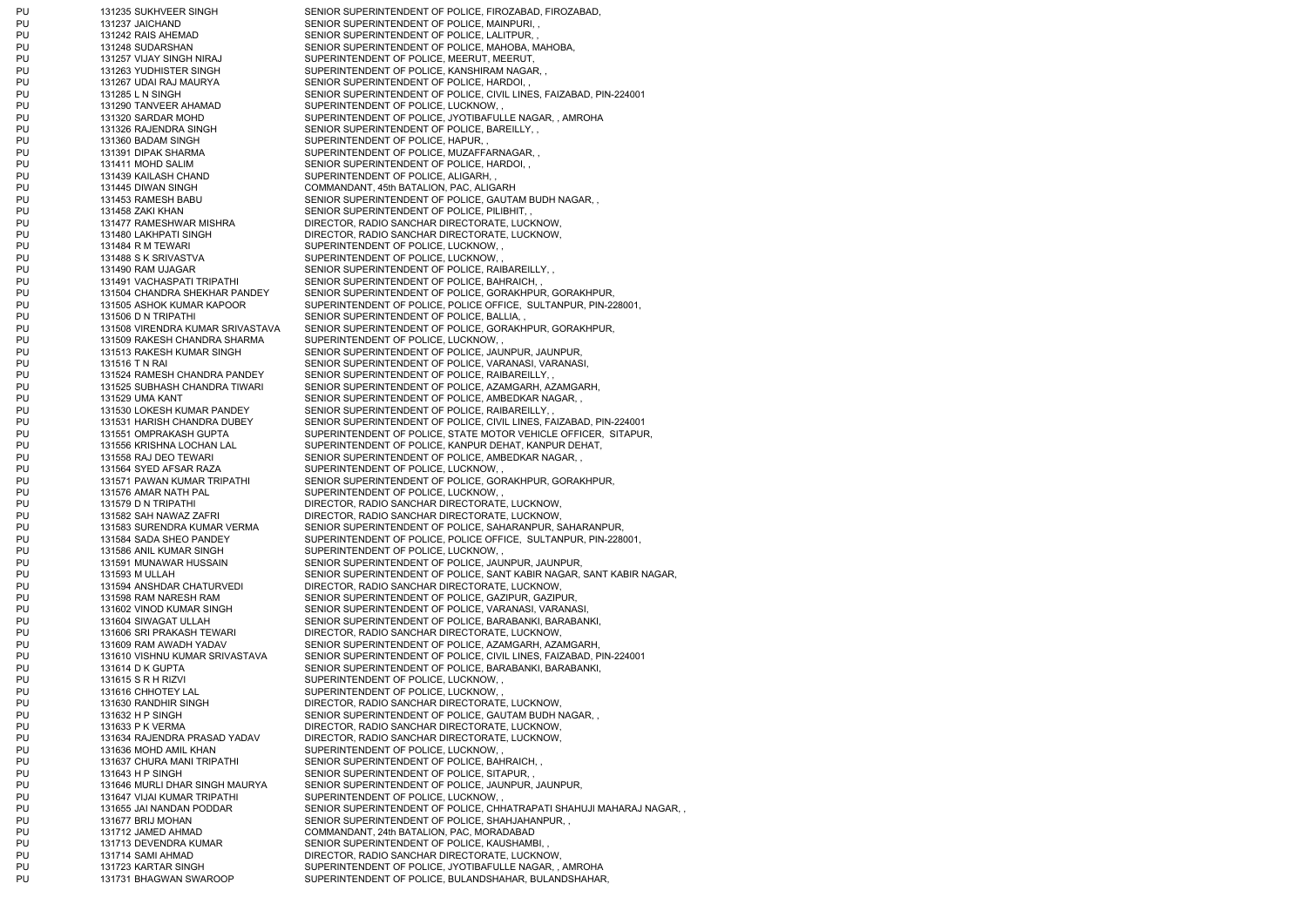| | | |
|---|---|---|
| PU | 131235 SUKHVEER SINGH | SENIOR SUPERINTENDENT OF POLICE, FIROZABAD, FIROZABAD, |
| PU | 131237 JAICHAND | SENIOR SUPERINTENDENT OF POLICE, MAINPURI, , |
| PU | 131242 RAIS AHEMAD | SENIOR SUPERINTENDENT OF POLICE, LALITPUR, , |
| PU | 131248 SUDARSHAN | SENIOR SUPERINTENDENT OF POLICE, MAHOBA, MAHOBA, |
| PU | 131257 VIJAY SINGH NIRAJ | SUPERINTENDENT OF POLICE, MEERUT, MEERUT, |
| PU | 131263 YUDHISTER SINGH | SUPERINTENDENT OF POLICE, KANSHIRAM NAGAR, , |
| PU | 131267 UDAI RAJ MAURYA | SENIOR SUPERINTENDENT OF POLICE, HARDOI, , |
| PU | 131285 L N SINGH | SENIOR SUPERINTENDENT OF POLICE, CIVIL LINES, FAIZABAD, PIN-224001 |
| PU | 131290 TANVEER AHAMAD | SUPERINTENDENT OF POLICE, LUCKNOW, , |
| PU | 131320 SARDAR MOHD | SUPERINTENDENT OF POLICE, JYOTIBAFULLE NAGAR, , AMROHA |
| PU | 131326 RAJENDRA SINGH | SENIOR SUPERINTENDENT OF POLICE, BAREILLY, , |
| PU | 131360 BADAM SINGH | SUPERINTENDENT OF POLICE, HAPUR, , |
| PU | 131391 DIPAK SHARMA | SUPERINTENDENT OF POLICE, MUZAFFARNAGAR, , |
| PU | 131411 MOHD SALIM | SENIOR SUPERINTENDENT OF POLICE, HARDOI, , |
| PU | 131439 KAILASH CHAND | SUPERINTENDENT OF POLICE, ALIGARH, , |
| PU | 131445 DIWAN SINGH | COMMANDANT, 45th BATALION, PAC, ALIGARH |
| PU | 131453 RAMESH BABU | SENIOR SUPERINTENDENT OF POLICE, GAUTAM BUDH NAGAR, , |
| PU | 131458 ZAKI KHAN | SENIOR SUPERINTENDENT OF POLICE, PILIBHIT, , |
| PU | 131477 RAMESHWAR MISHRA | DIRECTOR, RADIO SANCHAR DIRECTORATE, LUCKNOW, |
| PU | 131480 LAKHPATI SINGH | DIRECTOR, RADIO SANCHAR DIRECTORATE, LUCKNOW, |
| PU | 131484 R M TEWARI | SUPERINTENDENT OF POLICE, LUCKNOW, , |
| PU | 131488 S K SRIVASTVA | SUPERINTENDENT OF POLICE, LUCKNOW, , |
| PU | 131490 RAM UJAGAR | SENIOR SUPERINTENDENT OF POLICE, RAIBAREILLY, , |
| PU | 131491 VACHASPATI TRIPATHI | SENIOR SUPERINTENDENT OF POLICE, BAHRAICH, , |
| PU | 131504 CHANDRA SHEKHAR PANDEY | SENIOR SUPERINTENDENT OF POLICE, GORAKHPUR, GORAKHPUR, |
| PU | 131505 ASHOK KUMAR KAPOOR | SUPERINTENDENT OF POLICE, POLICE OFFICE, SULTANPUR, PIN-228001, |
| PU | 131506 D N TRIPATHI | SENIOR SUPERINTENDENT OF POLICE, BALLIA, , |
| PU | 131508 VIRENDRA KUMAR SRIVASTAVA | SENIOR SUPERINTENDENT OF POLICE, GORAKHPUR, GORAKHPUR, |
| PU | 131509 RAKESH CHANDRA SHARMA | SUPERINTENDENT OF POLICE, LUCKNOW, , |
| PU | 131513 RAKESH KUMAR SINGH | SENIOR SUPERINTENDENT OF POLICE, JAUNPUR, JAUNPUR, |
| PU | 131516 T N RAI | SENIOR SUPERINTENDENT OF POLICE, VARANASI, VARANASI, |
| PU | 131524 RAMESH CHANDRA PANDEY | SENIOR SUPERINTENDENT OF POLICE, RAIBAREILLY, , |
| PU | 131525 SUBHASH CHANDRA TIWARI | SENIOR SUPERINTENDENT OF POLICE, AZAMGARH, AZAMGARH, |
| PU | 131529 UMA KANT | SENIOR SUPERINTENDENT OF POLICE, AMBEDKAR NAGAR, , |
| PU | 131530 LOKESH KUMAR PANDEY | SENIOR SUPERINTENDENT OF POLICE, RAIBAREILLY, , |
| PU | 131531 HARISH CHANDRA DUBEY | SENIOR SUPERINTENDENT OF POLICE, CIVIL LINES, FAIZABAD, PIN-224001 |
| PU | 131551 OMPRAKASH GUPTA | SUPERINTENDENT OF POLICE, STATE MOTOR VEHICLE OFFICER, SITAPUR, |
| PU | 131556 KRISHNA LOCHAN LAL | SUPERINTENDENT OF POLICE, KANPUR DEHAT, KANPUR DEHAT, |
| PU | 131558 RAJ DEO TEWARI | SENIOR SUPERINTENDENT OF POLICE, AMBEDKAR NAGAR, , |
| PU | 131564 SYED AFSAR RAZA | SUPERINTENDENT OF POLICE, LUCKNOW, , |
| PU | 131571 PAWAN KUMAR TRIPATHI | SENIOR SUPERINTENDENT OF POLICE, GORAKHPUR, GORAKHPUR, |
| PU | 131576 AMAR NATH PAL | SUPERINTENDENT OF POLICE, LUCKNOW, , |
| PU | 131579 D N TRIPATHI | DIRECTOR, RADIO SANCHAR DIRECTORATE, LUCKNOW, |
| PU | 131582 SAH NAWAZ ZAFRI | DIRECTOR, RADIO SANCHAR DIRECTORATE, LUCKNOW, |
| PU | 131583 SURENDRA KUMAR VERMA | SENIOR SUPERINTENDENT OF POLICE, SAHARANPUR, SAHARANPUR, |
| PU | 131584 SADA SHEO PANDEY | SUPERINTENDENT OF POLICE, POLICE OFFICE, SULTANPUR, PIN-228001, |
| PU | 131586 ANIL KUMAR SINGH | SUPERINTENDENT OF POLICE, LUCKNOW, , |
| PU | 131591 MUNAWAR HUSSAIN | SENIOR SUPERINTENDENT OF POLICE, JAUNPUR, JAUNPUR, |
| PU | 131593 M ULLAH | SENIOR SUPERINTENDENT OF POLICE, SANT KABIR NAGAR, SANT KABIR NAGAR, |
| PU | 131594 ANSHDAR CHATURVEDI | DIRECTOR, RADIO SANCHAR DIRECTORATE, LUCKNOW, |
| PU | 131598 RAM NARESH RAM | SENIOR SUPERINTENDENT OF POLICE, GAZIPUR, GAZIPUR, |
| PU | 131602 VINOD KUMAR SINGH | SENIOR SUPERINTENDENT OF POLICE, VARANASI, VARANASI, |
| PU | 131604 SIWAGAT ULLAH | SENIOR SUPERINTENDENT OF POLICE, BARABANKI, BARABANKI, |
| PU | 131606 SRI PRAKASH TEWARI | DIRECTOR, RADIO SANCHAR DIRECTORATE, LUCKNOW, |
| PU | 131609 RAM AWADH YADAV | SENIOR SUPERINTENDENT OF POLICE, AZAMGARH, AZAMGARH, |
| PU | 131610 VISHNU KUMAR SRIVASTAVA | SENIOR SUPERINTENDENT OF POLICE, CIVIL LINES, FAIZABAD, PIN-224001 |
| PU | 131614 D K GUPTA | SENIOR SUPERINTENDENT OF POLICE, BARABANKI, BARABANKI, |
| PU | 131615 S R H RIZVI | SUPERINTENDENT OF POLICE, LUCKNOW, , |
| PU | 131616 CHHOTEY LAL | SUPERINTENDENT OF POLICE, LUCKNOW, , |
| PU | 131630 RANDHIR SINGH | DIRECTOR, RADIO SANCHAR DIRECTORATE, LUCKNOW, |
| PU | 131632 H P SINGH | SENIOR SUPERINTENDENT OF POLICE, GAUTAM BUDH NAGAR, , |
| PU | 131633 P K VERMA | DIRECTOR, RADIO SANCHAR DIRECTORATE, LUCKNOW, |
| PU | 131634 RAJENDRA PRASAD YADAV | DIRECTOR, RADIO SANCHAR DIRECTORATE, LUCKNOW, |
| PU | 131636 MOHD AMIL KHAN | SUPERINTENDENT OF POLICE, LUCKNOW, , |
| PU | 131637 CHURA MANI TRIPATHI | SENIOR SUPERINTENDENT OF POLICE, BAHRAICH, , |
| PU | 131643 H P SINGH | SENIOR SUPERINTENDENT OF POLICE, SITAPUR, , |
| PU | 131646 MURLI DHAR SINGH MAURYA | SENIOR SUPERINTENDENT OF POLICE, JAUNPUR, JAUNPUR, |
| PU | 131647 VIJAI KUMAR TRIPATHI | SUPERINTENDENT OF POLICE, LUCKNOW, , |
| PU | 131655 JAI NANDAN PODDAR | SENIOR SUPERINTENDENT OF POLICE, CHHATRAPATI SHAHUJI MAHARAJ NAGAR, , |
| PU | 131677 BRIJ MOHAN | SENIOR SUPERINTENDENT OF POLICE, SHAHJAHANPUR, , |
| PU | 131712 JAMED AHMAD | COMMANDANT, 24th BATALION, PAC, MORADABAD |
| PU | 131713 DEVENDRA KUMAR | SENIOR SUPERINTENDENT OF POLICE, KAUSHAMBI, , |
| PU | 131714 SAMI AHMAD | DIRECTOR, RADIO SANCHAR DIRECTORATE, LUCKNOW, |
| PU | 131723 KARTAR SINGH | SUPERINTENDENT OF POLICE, JYOTIBAFULLE NAGAR, , AMROHA |
| PU | 131731 BHAGWAN SWAROOP | SUPERINTENDENT OF POLICE, BULANDSHAHAR, BULANDSHAHAR, |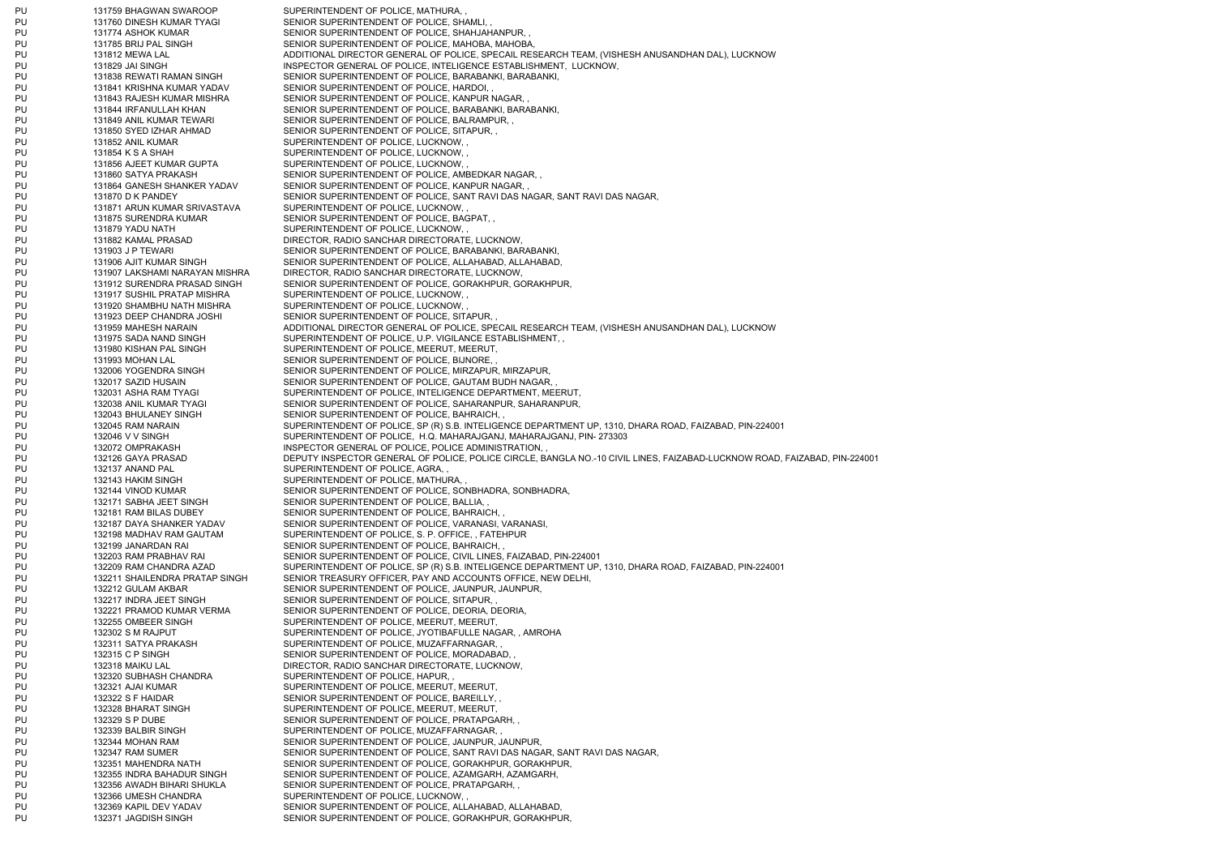| | | | |
|---|---|---|---|
| PU | 131759 | BHAGWAN SWAROOP | SUPERINTENDENT OF POLICE, MATHURA, , |
| PU | 131760 | DINESH KUMAR TYAGI | SENIOR SUPERINTENDENT OF POLICE, SHAMLI, , |
| PU | 131774 | ASHOK KUMAR | SENIOR SUPERINTENDENT OF POLICE, SHAHJAHANPUR, , |
| PU | 131785 | BRIJ PAL SINGH | SENIOR SUPERINTENDENT OF POLICE, MAHOBA, MAHOBA, |
| PU | 131812 | MEWA LAL | ADDITIONAL DIRECTOR GENERAL OF POLICE, SPECAIL RESEARCH TEAM, (VISHESH ANUSANDHAN DAL), LUCKNOW |
| PU | 131829 | JAI SINGH | INSPECTOR GENERAL OF POLICE, INTELIGENCE ESTABLISHMENT, LUCKNOW, |
| PU | 131838 | REWATI RAMAN SINGH | SENIOR SUPERINTENDENT OF POLICE, BARABANKI, BARABANKI, |
| PU | 131841 | KRISHNA KUMAR YADAV | SENIOR SUPERINTENDENT OF POLICE, HARDOI, , |
| PU | 131843 | RAJESH KUMAR MISHRA | SENIOR SUPERINTENDENT OF POLICE, KANPUR NAGAR, , |
| PU | 131844 | IRFANULLAH KHAN | SENIOR SUPERINTENDENT OF POLICE, BARABANKI, BARABANKI, |
| PU | 131849 | ANIL KUMAR TEWARI | SENIOR SUPERINTENDENT OF POLICE, BALRAMPUR, , |
| PU | 131850 | SYED IZHAR AHMAD | SENIOR SUPERINTENDENT OF POLICE, SITAPUR, , |
| PU | 131852 | ANIL KUMAR | SUPERINTENDENT OF POLICE, LUCKNOW, , |
| PU | 131854 | K S A SHAH | SUPERINTENDENT OF POLICE, LUCKNOW, , |
| PU | 131856 | AJEET KUMAR GUPTA | SUPERINTENDENT OF POLICE, LUCKNOW, , |
| PU | 131860 | SATYA PRAKASH | SENIOR SUPERINTENDENT OF POLICE, AMBEDKAR NAGAR, , |
| PU | 131864 | GANESH SHANKER YADAV | SENIOR SUPERINTENDENT OF POLICE, KANPUR NAGAR, , |
| PU | 131870 | D K PANDEY | SENIOR SUPERINTENDENT OF POLICE, SANT RAVI DAS NAGAR, SANT RAVI DAS NAGAR, |
| PU | 131871 | ARUN KUMAR SRIVASTAVA | SUPERINTENDENT OF POLICE, LUCKNOW, , |
| PU | 131875 | SURENDRA KUMAR | SENIOR SUPERINTENDENT OF POLICE, BAGPAT, , |
| PU | 131879 | YADU NATH | SUPERINTENDENT OF POLICE, LUCKNOW, , |
| PU | 131882 | KAMAL PRASAD | DIRECTOR, RADIO SANCHAR DIRECTORATE, LUCKNOW, |
| PU | 131903 | J P TEWARI | SENIOR SUPERINTENDENT OF POLICE, BARABANKI, BARABANKI, |
| PU | 131906 | AJIT KUMAR SINGH | SENIOR SUPERINTENDENT OF POLICE, ALLAHABAD, ALLAHABAD, |
| PU | 131907 | LAKSHAMI NARAYAN MISHRA | DIRECTOR, RADIO SANCHAR DIRECTORATE, LUCKNOW, |
| PU | 131912 | SURENDRA PRASAD SINGH | SENIOR SUPERINTENDENT OF POLICE, GORAKHPUR, GORAKHPUR, |
| PU | 131917 | SUSHIL PRATAP MISHRA | SUPERINTENDENT OF POLICE, LUCKNOW, , |
| PU | 131920 | SHAMBHU NATH MISHRA | SUPERINTENDENT OF POLICE, LUCKNOW, , |
| PU | 131923 | DEEP CHANDRA JOSHI | SENIOR SUPERINTENDENT OF POLICE, SITAPUR, , |
| PU | 131959 | MAHESH NARAIN | ADDITIONAL DIRECTOR GENERAL OF POLICE, SPECAIL RESEARCH TEAM, (VISHESH ANUSANDHAN DAL), LUCKNOW |
| PU | 131975 | SADA NAND SINGH | SUPERINTENDENT OF POLICE, U.P. VIGILANCE ESTABLISHMENT, , |
| PU | 131980 | KISHAN PAL SINGH | SUPERINTENDENT OF POLICE, MEERUT, MEERUT, |
| PU | 131993 | MOHAN LAL | SENIOR SUPERINTENDENT OF POLICE, BIJNORE, , |
| PU | 132006 | YOGENDRA SINGH | SENIOR SUPERINTENDENT OF POLICE, MIRZAPUR, MIRZAPUR, |
| PU | 132017 | SAZID HUSAIN | SENIOR SUPERINTENDENT OF POLICE, GAUTAM BUDH NAGAR, , |
| PU | 132031 | ASHA RAM TYAGI | SUPERINTENDENT OF POLICE, INTELIGENCE DEPARTMENT, MEERUT, |
| PU | 132038 | ANIL KUMAR TYAGI | SENIOR SUPERINTENDENT OF POLICE, SAHARANPUR, SAHARANPUR, |
| PU | 132043 | BHULANEY SINGH | SENIOR SUPERINTENDENT OF POLICE, BAHRAICH, , |
| PU | 132045 | RAM NARAIN | SUPERINTENDENT OF POLICE, SP (R) S.B. INTELIGENCE DEPARTMENT UP, 1310, DHARA ROAD, FAIZABAD, PIN-224001 |
| PU | 132046 | V V SINGH | SUPERINTENDENT OF POLICE, H.Q. MAHARAJGANJ, MAHARAJGANJ, PIN- 273303 |
| PU | 132072 | OMPRAKASH | INSPECTOR GENERAL OF POLICE, POLICE ADMINISTRATION, , |
| PU | 132126 | GAYA PRASAD | DEPUTY INSPECTOR GENERAL OF POLICE, POLICE CIRCLE, BANGLA NO.-10 CIVIL LINES, FAIZABAD-LUCKNOW ROAD, FAIZABAD, PIN-224001 |
| PU | 132137 | ANAND PAL | SUPERINTENDENT OF POLICE, AGRA, , |
| PU | 132143 | HAKIM SINGH | SUPERINTENDENT OF POLICE, MATHURA, , |
| PU | 132144 | VINOD KUMAR | SENIOR SUPERINTENDENT OF POLICE, SONBHADRA, SONBHADRA, |
| PU | 132171 | SABHA JEET SINGH | SENIOR SUPERINTENDENT OF POLICE, BALLIA, , |
| PU | 132181 | RAM BILAS DUBEY | SENIOR SUPERINTENDENT OF POLICE, BAHRAICH, , |
| PU | 132187 | DAYA SHANKER YADAV | SENIOR SUPERINTENDENT OF POLICE, VARANASI, VARANASI, |
| PU | 132198 | MADHAV RAM GAUTAM | SUPERINTENDENT OF POLICE, S. P. OFFICE, , FATEHPUR |
| PU | 132199 | JANARDAN RAI | SENIOR SUPERINTENDENT OF POLICE, BAHRAICH, , |
| PU | 132203 | RAM PRABHAV RAI | SENIOR SUPERINTENDENT OF POLICE, CIVIL LINES, FAIZABAD, PIN-224001 |
| PU | 132209 | RAM CHANDRA AZAD | SUPERINTENDENT OF POLICE, SP (R) S.B. INTELIGENCE DEPARTMENT UP, 1310, DHARA ROAD, FAIZABAD, PIN-224001 |
| PU | 132211 | SHAILENDRA PRATAP SINGH | SENIOR TREASURY OFFICER, PAY AND ACCOUNTS OFFICE, NEW DELHI, |
| PU | 132212 | GULAM AKBAR | SENIOR SUPERINTENDENT OF POLICE, JAUNPUR, JAUNPUR, |
| PU | 132217 | INDRA JEET SINGH | SENIOR SUPERINTENDENT OF POLICE, SITAPUR, , |
| PU | 132221 | PRAMOD KUMAR VERMA | SENIOR SUPERINTENDENT OF POLICE, DEORIA, DEORIA, |
| PU | 132255 | OMBEER SINGH | SUPERINTENDENT OF POLICE, MEERUT, MEERUT, |
| PU | 132302 | S M RAJPUT | SUPERINTENDENT OF POLICE, JYOTIBAFULLE NAGAR, , AMROHA |
| PU | 132311 | SATYA PRAKASH | SUPERINTENDENT OF POLICE, MUZAFFARNAGAR, , |
| PU | 132315 | C P SINGH | SENIOR SUPERINTENDENT OF POLICE, MORADABAD, , |
| PU | 132318 | MAIKU LAL | DIRECTOR, RADIO SANCHAR DIRECTORATE, LUCKNOW, |
| PU | 132320 | SUBHASH CHANDRA | SUPERINTENDENT OF POLICE, HAPUR, , |
| PU | 132321 | AJAI KUMAR | SUPERINTENDENT OF POLICE, MEERUT, MEERUT, |
| PU | 132322 | S F HAIDAR | SENIOR SUPERINTENDENT OF POLICE, BAREILLY, , |
| PU | 132328 | BHARAT SINGH | SUPERINTENDENT OF POLICE, MEERUT, MEERUT, |
| PU | 132329 | S P DUBE | SENIOR SUPERINTENDENT OF POLICE, PRATAPGARH, , |
| PU | 132339 | BALBIR SINGH | SUPERINTENDENT OF POLICE, MUZAFFARNAGAR, , |
| PU | 132344 | MOHAN RAM | SENIOR SUPERINTENDENT OF POLICE, JAUNPUR, JAUNPUR, |
| PU | 132347 | RAM SUMER | SENIOR SUPERINTENDENT OF POLICE, SANT RAVI DAS NAGAR, SANT RAVI DAS NAGAR, |
| PU | 132351 | MAHENDRA NATH | SENIOR SUPERINTENDENT OF POLICE, GORAKHPUR, GORAKHPUR, |
| PU | 132355 | INDRA BAHADUR SINGH | SENIOR SUPERINTENDENT OF POLICE, AZAMGARH, AZAMGARH, |
| PU | 132356 | AWADH BIHARI SHUKLA | SENIOR SUPERINTENDENT OF POLICE, PRATAPGARH, , |
| PU | 132366 | UMESH CHANDRA | SUPERINTENDENT OF POLICE, LUCKNOW, , |
| PU | 132369 | KAPIL DEV YADAV | SENIOR SUPERINTENDENT OF POLICE, ALLAHABAD, ALLAHABAD, |
| PU | 132371 | JAGDISH SINGH | SENIOR SUPERINTENDENT OF POLICE, GORAKHPUR, GORAKHPUR, |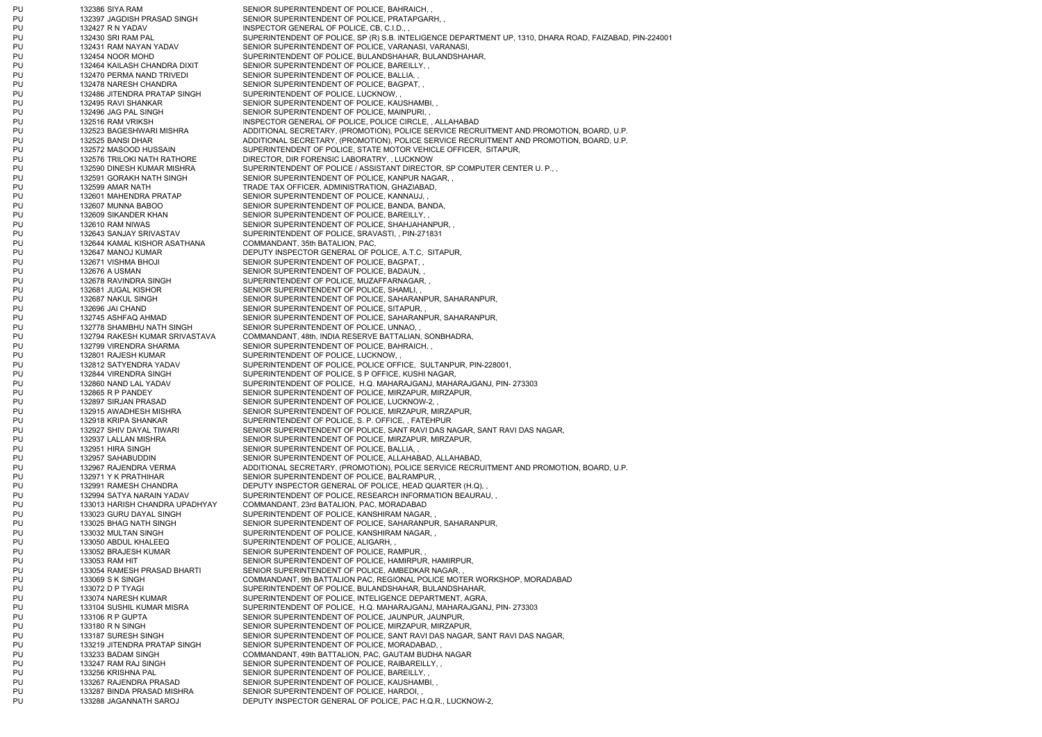| | | | |
|---|---|---|---|
| PU | 132386 | SIYA RAM | SENIOR SUPERINTENDENT OF POLICE, BAHRAICH, , |
| PU | 132397 | JAGDISH PRASAD SINGH | SENIOR SUPERINTENDENT OF POLICE, PRATAPGARH, , |
| PU | 132427 | R N YADAV | INSPECTOR GENERAL OF POLICE, CB, C.I.D., , |
| PU | 132430 | SRI RAM PAL | SUPERINTENDENT OF POLICE, SP (R) S.B. INTELIGENCE DEPARTMENT UP, 1310, DHARA ROAD, FAIZABAD, PIN-224001 |
| PU | 132431 | RAM NAYAN YADAV | SENIOR SUPERINTENDENT OF POLICE, VARANASI, VARANASI, |
| PU | 132454 | NOOR MOHD | SUPERINTENDENT OF POLICE, BULANDSHAHAR, BULANDSHAHAR, |
| PU | 132464 | KAILASH CHANDRA DIXIT | SENIOR SUPERINTENDENT OF POLICE, BAREILLY, , |
| PU | 132470 | PERMA NAND TRIVEDI | SENIOR SUPERINTENDENT OF POLICE, BALLIA, , |
| PU | 132478 | NARESH CHANDRA | SENIOR SUPERINTENDENT OF POLICE, BAGPAT, , |
| PU | 132486 | JITENDRA PRATAP SINGH | SUPERINTENDENT OF POLICE, LUCKNOW, , |
| PU | 132495 | RAVI SHANKAR | SENIOR SUPERINTENDENT OF POLICE, KAUSHAMBI, , |
| PU | 132496 | JAG PAL SINGH | SENIOR SUPERINTENDENT OF POLICE, MAINPURI, , |
| PU | 132516 | RAM VRIKSH | INSPECTOR GENERAL OF POLICE, POLICE CIRCLE, , ALLAHABAD |
| PU | 132523 | BAGESHWARI MISHRA | ADDITIONAL SECRETARY, (PROMOTION), POLICE SERVICE RECRUITMENT AND PROMOTION, BOARD, U.P. |
| PU | 132525 | BANSI DHAR | ADDITIONAL SECRETARY, (PROMOTION), POLICE SERVICE RECRUITMENT AND PROMOTION, BOARD, U.P. |
| PU | 132572 | MASOOD HUSSAIN | SUPERINTENDENT OF POLICE, STATE MOTOR VEHICLE OFFICER, SITAPUR, |
| PU | 132576 | TRILOKI NATH RATHORE | DIRECTOR, DIR FORENSIC LABORATRY, , LUCKNOW |
| PU | 132590 | DINESH KUMAR MISHRA | SUPERINTENDENT OF POLICE / ASSISTANT DIRECTOR, SP COMPUTER CENTER U. P., , |
| PU | 132591 | GORAKH NATH SINGH | SENIOR SUPERINTENDENT OF POLICE, KANPUR NAGAR, , |
| PU | 132599 | AMAR NATH | TRADE TAX OFFICER, ADMINISTRATION, GHAZIABAD, |
| PU | 132601 | MAHENDRA PRATAP | SENIOR SUPERINTENDENT OF POLICE, KANNAUJ, , |
| PU | 132607 | MUNNA BABOO | SENIOR SUPERINTENDENT OF POLICE, BANDA, BANDA, |
| PU | 132609 | SIKANDER KHAN | SENIOR SUPERINTENDENT OF POLICE, BAREILLY, , |
| PU | 132610 | RAM NIWAS | SENIOR SUPERINTENDENT OF POLICE, SHAHJAHANPUR, , |
| PU | 132643 | SANJAY SRIVASTAV | SUPERINTENDENT OF POLICE, SRAVASTI, , PIN-271831 |
| PU | 132644 | KAMAL KISHOR ASATHANA | COMMANDANT, 35th BATALION, PAC, |
| PU | 132647 | MANOJ KUMAR | DEPUTY INSPECTOR GENERAL OF POLICE, A.T.C, SITAPUR, |
| PU | 132671 | VISHMA BHOJI | SENIOR SUPERINTENDENT OF POLICE, BAGPAT, , |
| PU | 132676 | A USMAN | SENIOR SUPERINTENDENT OF POLICE, BADAUN, , |
| PU | 132678 | RAVINDRA SINGH | SUPERINTENDENT OF POLICE, MUZAFFARNAGAR, , |
| PU | 132681 | JUGAL KISHOR | SENIOR SUPERINTENDENT OF POLICE, SHAMLI, , |
| PU | 132687 | NAKUL SINGH | SENIOR SUPERINTENDENT OF POLICE, SAHARANPUR, SAHARANPUR, |
| PU | 132696 | JAI CHAND | SENIOR SUPERINTENDENT OF POLICE, SITAPUR, , |
| PU | 132745 | ASHFAQ AHMAD | SENIOR SUPERINTENDENT OF POLICE, SAHARANPUR, SAHARANPUR, |
| PU | 132778 | SHAMBHU NATH SINGH | SENIOR SUPERINTENDENT OF POLICE, UNNAO, , |
| PU | 132794 | RAKESH KUMAR SRIVASTAVA | COMMANDANT, 48th, INDIA RESERVE BATTALIAN, SONBHADRA, |
| PU | 132799 | VIRENDRA SHARMA | SENIOR SUPERINTENDENT OF POLICE, BAHRAICH, , |
| PU | 132801 | RAJESH KUMAR | SUPERINTENDENT OF POLICE, LUCKNOW, , |
| PU | 132812 | SATYENDRA YADAV | SUPERINTENDENT OF POLICE, POLICE OFFICE, SULTANPUR, PIN-228001, |
| PU | 132844 | VIRENDRA SINGH | SUPERINTENDENT OF POLICE, S P OFFICE, KUSHI NAGAR, |
| PU | 132860 | NAND LAL YADAV | SUPERINTENDENT OF POLICE, H.Q. MAHARAJGANJ, MAHARAJGANJ, PIN- 273303 |
| PU | 132865 | R P PANDEY | SENIOR SUPERINTENDENT OF POLICE, MIRZAPUR, MIRZAPUR, |
| PU | 132897 | SIRJAN PRASAD | SENIOR SUPERINTENDENT OF POLICE, LUCKNOW-2, , |
| PU | 132915 | AWADHESH MISHRA | SENIOR SUPERINTENDENT OF POLICE, MIRZAPUR, MIRZAPUR, |
| PU | 132918 | KRIPA SHANKAR | SUPERINTENDENT OF POLICE, S. P. OFFICE, , FATEHPUR |
| PU | 132927 | SHIV DAYAL TIWARI | SENIOR SUPERINTENDENT OF POLICE, SANT RAVI DAS NAGAR, SANT RAVI DAS NAGAR, |
| PU | 132937 | LALLAN MISHRA | SENIOR SUPERINTENDENT OF POLICE, MIRZAPUR, MIRZAPUR, |
| PU | 132951 | HIRA SINGH | SENIOR SUPERINTENDENT OF POLICE, BALLIA, , |
| PU | 132957 | SAHABUDDIN | SENIOR SUPERINTENDENT OF POLICE, ALLAHABAD, ALLAHABAD, |
| PU | 132967 | RAJENDRA VERMA | ADDITIONAL SECRETARY, (PROMOTION), POLICE SERVICE RECRUITMENT AND PROMOTION, BOARD, U.P. |
| PU | 132971 | Y K PRATHIHAR | SENIOR SUPERINTENDENT OF POLICE, BALRAMPUR, , |
| PU | 132991 | RAMESH CHANDRA | DEPUTY INSPECTOR GENERAL OF POLICE, HEAD QUARTER (H.Q), , |
| PU | 132994 | SATYA NARAIN YADAV | SUPERINTENDENT OF POLICE, RESEARCH INFORMATION BEAURAU, , |
| PU | 133013 | HARISH CHANDRA UPADHYAY | COMMANDANT, 23rd BATALION, PAC, MORADABAD |
| PU | 133023 | GURU DAYAL SINGH | SUPERINTENDENT OF POLICE, KANSHIRAM NAGAR, , |
| PU | 133025 | BHAG NATH SINGH | SENIOR SUPERINTENDENT OF POLICE, SAHARANPUR, SAHARANPUR, |
| PU | 133032 | MULTAN SINGH | SUPERINTENDENT OF POLICE, KANSHIRAM NAGAR, , |
| PU | 133050 | ABDUL KHALEEQ | SUPERINTENDENT OF POLICE, ALIGARH, , |
| PU | 133052 | BRAJESH KUMAR | SENIOR SUPERINTENDENT OF POLICE, RAMPUR, , |
| PU | 133053 | RAM HIT | SENIOR SUPERINTENDENT OF POLICE, HAMIRPUR, HAMIRPUR, |
| PU | 133054 | RAMESH PRASAD BHARTI | SENIOR SUPERINTENDENT OF POLICE, AMBEDKAR NAGAR, , |
| PU | 133069 | S K SINGH | COMMANDANT, 9th BATTALION PAC, REGIONAL POLICE MOTER WORKSHOP, MORADABAD |
| PU | 133072 | D P TYAGI | SUPERINTENDENT OF POLICE, BULANDSHAHAR, BULANDSHAHAR, |
| PU | 133074 | NARESH KUMAR | SUPERINTENDENT OF POLICE, INTELIGENCE DEPARTMENT, AGRA, |
| PU | 133104 | SUSHIL KUMAR MISRA | SUPERINTENDENT OF POLICE, H.Q. MAHARAJGANJ, MAHARAJGANJ, PIN- 273303 |
| PU | 133106 | R P GUPTA | SENIOR SUPERINTENDENT OF POLICE, JAUNPUR, JAUNPUR, |
| PU | 133180 | R N SINGH | SENIOR SUPERINTENDENT OF POLICE, MIRZAPUR, MIRZAPUR, |
| PU | 133187 | SURESH SINGH | SENIOR SUPERINTENDENT OF POLICE, SANT RAVI DAS NAGAR, SANT RAVI DAS NAGAR, |
| PU | 133219 | JITENDRA PRATAP SINGH | SENIOR SUPERINTENDENT OF POLICE, MORADABAD, , |
| PU | 133233 | BADAM SINGH | COMMANDANT, 49th BATTALION, PAC, GAUTAM BUDHA NAGAR |
| PU | 133247 | RAM RAJ SINGH | SENIOR SUPERINTENDENT OF POLICE, RAIBAREILLY, , |
| PU | 133256 | KRISHNA PAL | SENIOR SUPERINTENDENT OF POLICE, BAREILLY, , |
| PU | 133267 | RAJENDRA PRASAD | SENIOR SUPERINTENDENT OF POLICE, KAUSHAMBI, , |
| PU | 133287 | BINDA PRASAD MISHRA | SENIOR SUPERINTENDENT OF POLICE, HARDOI, , |
| PU | 133288 | JAGANNATH SAROJ | DEPUTY INSPECTOR GENERAL OF POLICE, PAC H.Q.R., LUCKNOW-2, |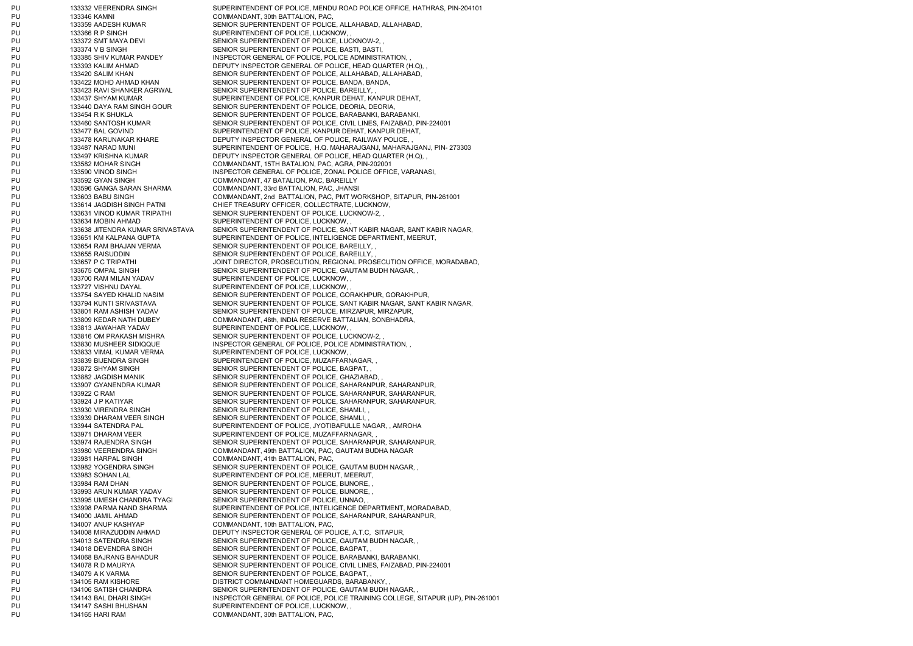| | | | |
|---|---|---|---|
| PU | 133332 | VEERENDRA SINGH | SUPERINTENDENT OF POLICE, MENDU ROAD POLICE OFFICE, HATHRAS, PIN-204101 |
| PU | 133346 | KAMNI | COMMANDANT, 30th BATTALION, PAC, |
| PU | 133359 | AADESH KUMAR | SENIOR SUPERINTENDENT OF POLICE, ALLAHABAD, ALLAHABAD, |
| PU | 133366 | R P SINGH | SUPERINTENDENT OF POLICE, LUCKNOW, , |
| PU | 133372 | SMT MAYA DEVI | SENIOR SUPERINTENDENT OF POLICE, LUCKNOW-2, , |
| PU | 133374 | V B SINGH | SENIOR SUPERINTENDENT OF POLICE, BASTI, BASTI, |
| PU | 133385 | SHIV KUMAR PANDEY | INSPECTOR GENERAL OF POLICE, POLICE ADMINISTRATION, , |
| PU | 133393 | KALIM AHMAD | DEPUTY INSPECTOR GENERAL OF POLICE, HEAD QUARTER (H.Q), , |
| PU | 133420 | SALIM KHAN | SENIOR SUPERINTENDENT OF POLICE, ALLAHABAD, ALLAHABAD, |
| PU | 133422 | MOHD AHMAD KHAN | SENIOR SUPERINTENDENT OF POLICE, BANDA, BANDA, |
| PU | 133423 | RAVI SHANKER AGRWAL | SENIOR SUPERINTENDENT OF POLICE, BAREILLY, , |
| PU | 133437 | SHYAM KUMAR | SUPERINTENDENT OF POLICE, KANPUR DEHAT, KANPUR DEHAT, |
| PU | 133440 | DAYA RAM SINGH GOUR | SENIOR SUPERINTENDENT OF POLICE, DEORIA, DEORIA, |
| PU | 133454 | R K SHUKLA | SENIOR SUPERINTENDENT OF POLICE, BARABANKI, BARABANKI, |
| PU | 133460 | SANTOSH KUMAR | SENIOR SUPERINTENDENT OF POLICE, CIVIL LINES, FAIZABAD, PIN-224001 |
| PU | 133477 | BAL GOVIND | SUPERINTENDENT OF POLICE, KANPUR DEHAT, KANPUR DEHAT, |
| PU | 133478 | KARUNAKAR KHARE | DEPUTY INSPECTOR GENERAL OF POLICE, RAILWAY POLICE, , |
| PU | 133487 | NARAD MUNI | SUPERINTENDENT OF POLICE, H.Q. MAHARAJGANJ, MAHARAJGANJ, PIN- 273303 |
| PU | 133497 | KRISHNA KUMAR | DEPUTY INSPECTOR GENERAL OF POLICE, HEAD QUARTER (H.Q), , |
| PU | 133582 | MOHAR SINGH | COMMANDANT, 15TH BATALION, PAC, AGRA, PIN-202001 |
| PU | 133590 | VINOD SINGH | INSPECTOR GENERAL OF POLICE, ZONAL POLICE OFFICE, VARANASI, |
| PU | 133592 | GYAN SINGH | COMMANDANT, 47 BATALION, PAC, BAREILLY |
| PU | 133596 | GANGA SARAN SHARMA | COMMANDANT, 33rd BATTALION, PAC, JHANSI |
| PU | 133603 | BABU SINGH | COMMANDANT, 2nd BATTALION, PAC, PMT WORKSHOP, SITAPUR, PIN-261001 |
| PU | 133614 | JAGDISH SINGH PATNI | CHIEF TREASURY OFFICER, COLLECTRATE, LUCKNOW, |
| PU | 133631 | VINOD KUMAR TRIPATHI | SENIOR SUPERINTENDENT OF POLICE, LUCKNOW-2, , |
| PU | 133634 | MOBIN AHMAD | SUPERINTENDENT OF POLICE, LUCKNOW, , |
| PU | 133638 | JITENDRA KUMAR SRIVASTAVA | SENIOR SUPERINTENDENT OF POLICE, SANT KABIR NAGAR, SANT KABIR NAGAR, |
| PU | 133651 | KM KALPANA GUPTA | SUPERINTENDENT OF POLICE, INTELIGENCE DEPARTMENT, MEERUT, |
| PU | 133654 | RAM BHAJAN VERMA | SENIOR SUPERINTENDENT OF POLICE, BAREILLY, , |
| PU | 133655 | RAISUDDIN | SENIOR SUPERINTENDENT OF POLICE, BAREILLY, , |
| PU | 133657 | P C TRIPATHI | JOINT DIRECTOR, PROSECUTION, REGIONAL PROSECUTION OFFICE, MORADABAD, |
| PU | 133675 | OMPAL SINGH | SENIOR SUPERINTENDENT OF POLICE, GAUTAM BUDH NAGAR, , |
| PU | 133700 | RAM MILAN YADAV | SUPERINTENDENT OF POLICE, LUCKNOW, , |
| PU | 133727 | VISHNU DAYAL | SUPERINTENDENT OF POLICE, LUCKNOW, , |
| PU | 133754 | SAYED KHALID NASIM | SENIOR SUPERINTENDENT OF POLICE, GORAKHPUR, GORAKHPUR, |
| PU | 133794 | KUNTI SRIVASTAVA | SENIOR SUPERINTENDENT OF POLICE, SANT KABIR NAGAR, SANT KABIR NAGAR, |
| PU | 133801 | RAM ASHISH YADAV | SENIOR SUPERINTENDENT OF POLICE, MIRZAPUR, MIRZAPUR, |
| PU | 133809 | KEDAR NATH DUBEY | COMMANDANT, 48th, INDIA RESERVE BATTALIAN, SONBHADRA, |
| PU | 133813 | JAWAHAR YADAV | SUPERINTENDENT OF POLICE, LUCKNOW, , |
| PU | 133816 | OM PRAKASH MISHRA | SENIOR SUPERINTENDENT OF POLICE, LUCKNOW-2, , |
| PU | 133830 | MUSHEER SIDIQQUE | INSPECTOR GENERAL OF POLICE, POLICE ADMINISTRATION, , |
| PU | 133833 | VIMAL KUMAR VERMA | SUPERINTENDENT OF POLICE, LUCKNOW, , |
| PU | 133839 | BIJENDRA SINGH | SUPERINTENDENT OF POLICE, MUZAFFARNAGAR, , |
| PU | 133872 | SHYAM SINGH | SENIOR SUPERINTENDENT OF POLICE, BAGPAT, , |
| PU | 133882 | JAGDISH MANIK | SENIOR SUPERINTENDENT OF POLICE, GHAZIABAD, , |
| PU | 133907 | GYANENDRA KUMAR | SENIOR SUPERINTENDENT OF POLICE, SAHARANPUR, SAHARANPUR, |
| PU | 133922 | C RAM | SENIOR SUPERINTENDENT OF POLICE, SAHARANPUR, SAHARANPUR, |
| PU | 133924 | J P KATIYAR | SENIOR SUPERINTENDENT OF POLICE, SAHARANPUR, SAHARANPUR, |
| PU | 133930 | VIRENDRA SINGH | SENIOR SUPERINTENDENT OF POLICE, SHAMLI, , |
| PU | 133939 | DHARAM VEER SINGH | SENIOR SUPERINTENDENT OF POLICE, SHAMLI, , |
| PU | 133944 | SATENDRA PAL | SUPERINTENDENT OF POLICE, JYOTIBAFULLE NAGAR, , AMROHA |
| PU | 133971 | DHARAM VEER | SUPERINTENDENT OF POLICE, MUZAFFARNAGAR, , |
| PU | 133974 | RAJENDRA SINGH | SENIOR SUPERINTENDENT OF POLICE, SAHARANPUR, SAHARANPUR, |
| PU | 133980 | VEERENDRA SINGH | COMMANDANT, 49th BATTALION, PAC, GAUTAM BUDHA NAGAR |
| PU | 133981 | HARPAL SINGH | COMMANDANT, 41th BATTALION, PAC, |
| PU | 133982 | YOGENDRA SINGH | SENIOR SUPERINTENDENT OF POLICE, GAUTAM BUDH NAGAR, , |
| PU | 133983 | SOHAN LAL | SUPERINTENDENT OF POLICE, MEERUT, MEERUT, |
| PU | 133984 | RAM DHAN | SENIOR SUPERINTENDENT OF POLICE, BIJNORE, , |
| PU | 133993 | ARUN KUMAR YADAV | SENIOR SUPERINTENDENT OF POLICE, BIJNORE, , |
| PU | 133995 | UMESH CHANDRA TYAGI | SENIOR SUPERINTENDENT OF POLICE, UNNAO, , |
| PU | 133998 | PARMA NAND SHARMA | SUPERINTENDENT OF POLICE, INTELIGENCE DEPARTMENT, MORADABAD, |
| PU | 134000 | JAMIL AHMAD | SENIOR SUPERINTENDENT OF POLICE, SAHARANPUR, SAHARANPUR, |
| PU | 134007 | ANUP KASHYAP | COMMANDANT, 10th BATTALION, PAC, |
| PU | 134008 | MIRAZUDDIN AHMAD | DEPUTY INSPECTOR GENERAL OF POLICE, A.T.C, SITAPUR, |
| PU | 134013 | SATENDRA SINGH | SENIOR SUPERINTENDENT OF POLICE, GAUTAM BUDH NAGAR, , |
| PU | 134018 | DEVENDRA SINGH | SENIOR SUPERINTENDENT OF POLICE, BAGPAT, , |
| PU | 134068 | BAJRANG BAHADUR | SENIOR SUPERINTENDENT OF POLICE, BARABANKI, BARABANKI, |
| PU | 134078 | R D MAURYA | SENIOR SUPERINTENDENT OF POLICE, CIVIL LINES, FAIZABAD, PIN-224001 |
| PU | 134079 | A K VARMA | SENIOR SUPERINTENDENT OF POLICE, BAGPAT, , |
| PU | 134105 | RAM KISHORE | DISTRICT COMMANDANT HOMEGUARDS, BARABANKY, , |
| PU | 134106 | SATISH CHANDRA | SENIOR SUPERINTENDENT OF POLICE, GAUTAM BUDH NAGAR, , |
| PU | 134143 | BAL DHARI SINGH | INSPECTOR GENERAL OF POLICE, POLICE TRAINING COLLEGE, SITAPUR (UP), PIN-261001 |
| PU | 134147 | SASHI BHUSHAN | SUPERINTENDENT OF POLICE, LUCKNOW, , |
| PU | 134165 | HARI RAM | COMMANDANT, 30th BATTALION, PAC, |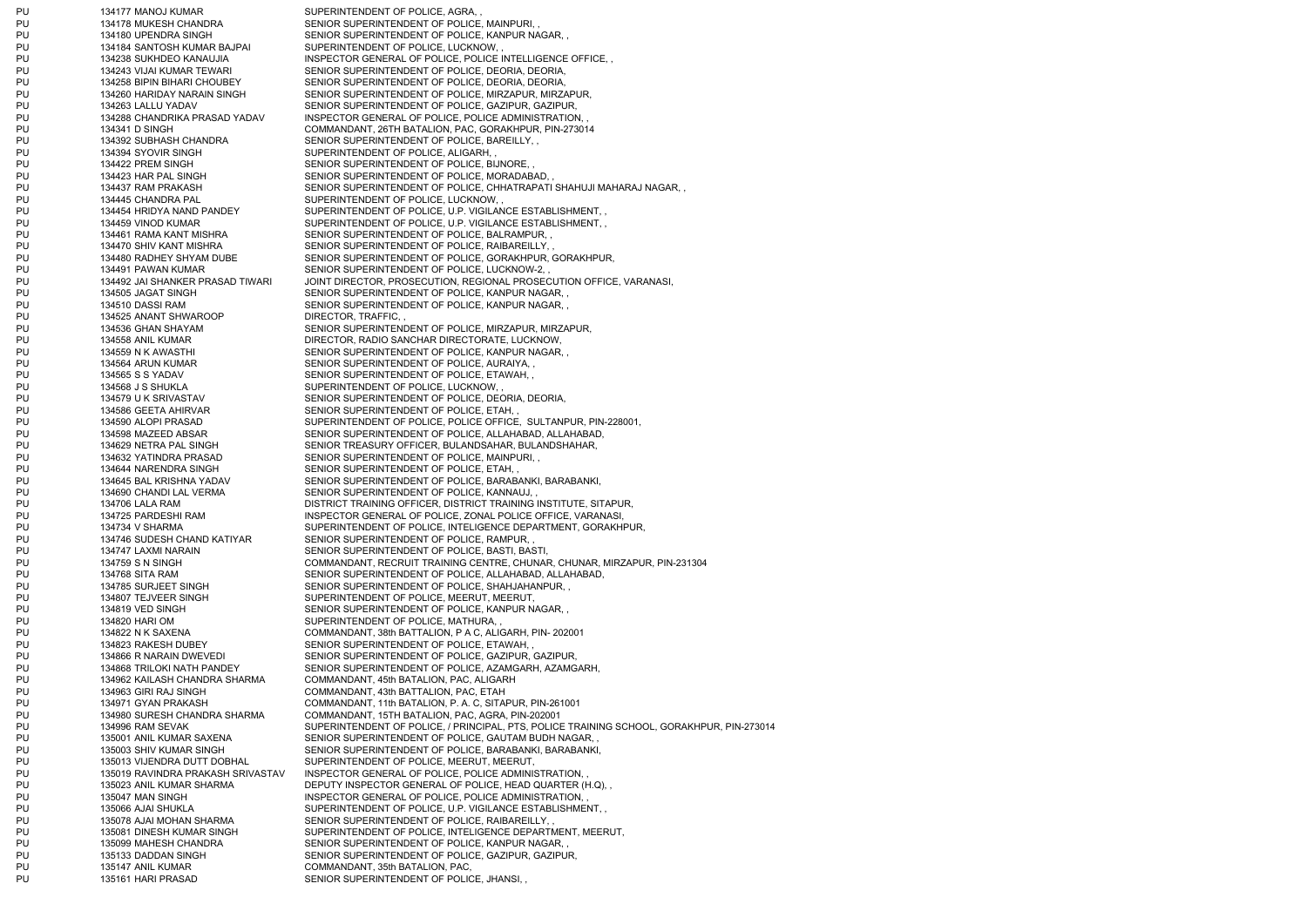| | | | |
|---|---|---|---|
| PU | 134177 | MANOJ KUMAR | SUPERINTENDENT OF POLICE, AGRA, , |
| PU | 134178 | MUKESH CHANDRA | SENIOR SUPERINTENDENT OF POLICE, MAINPURI, , |
| PU | 134180 | UPENDRA SINGH | SENIOR SUPERINTENDENT OF POLICE, KANPUR NAGAR, , |
| PU | 134184 | SANTOSH KUMAR BAJPAI | SUPERINTENDENT OF POLICE, LUCKNOW, , |
| PU | 134238 | SUKHDEO KANAUJIA | INSPECTOR GENERAL OF POLICE, POLICE INTELLIGENCE OFFICE, , |
| PU | 134243 | VIJAI KUMAR TEWARI | SENIOR SUPERINTENDENT OF POLICE, DEORIA, DEORIA, |
| PU | 134258 | BIPIN BIHARI CHOUBEY | SENIOR SUPERINTENDENT OF POLICE, DEORIA, DEORIA, |
| PU | 134260 | HARIDAY NARAIN SINGH | SENIOR SUPERINTENDENT OF POLICE, MIRZAPUR, MIRZAPUR, |
| PU | 134263 | LALLU YADAV | SENIOR SUPERINTENDENT OF POLICE, GAZIPUR, GAZIPUR, |
| PU | 134288 | CHANDRIKA PRASAD YADAV | INSPECTOR GENERAL OF POLICE, POLICE ADMINISTRATION, , |
| PU | 134341 | D SINGH | COMMANDANT, 26TH BATALION, PAC, GORAKHPUR, PIN-273014 |
| PU | 134392 | SUBHASH CHANDRA | SENIOR SUPERINTENDENT OF POLICE, BAREILLY, , |
| PU | 134394 | SYOVIR SINGH | SUPERINTENDENT OF POLICE, ALIGARH, , |
| PU | 134422 | PREM SINGH | SENIOR SUPERINTENDENT OF POLICE, BIJNORE, , |
| PU | 134423 | HAR PAL SINGH | SENIOR SUPERINTENDENT OF POLICE, MORADABAD, , |
| PU | 134437 | RAM PRAKASH | SENIOR SUPERINTENDENT OF POLICE, CHHATRAPATI SHAHUJI MAHARAJ NAGAR, , |
| PU | 134445 | CHANDRA PAL | SUPERINTENDENT OF POLICE, LUCKNOW, , |
| PU | 134454 | HRIDYA NAND PANDEY | SUPERINTENDENT OF POLICE, U.P. VIGILANCE ESTABLISHMENT, , |
| PU | 134459 | VINOD KUMAR | SUPERINTENDENT OF POLICE, U.P. VIGILANCE ESTABLISHMENT, , |
| PU | 134461 | RAMA KANT MISHRA | SENIOR SUPERINTENDENT OF POLICE, BALRAMPUR, , |
| PU | 134470 | SHIV KANT MISHRA | SENIOR SUPERINTENDENT OF POLICE, RAIBAREILLY, , |
| PU | 134480 | RADHEY SHYAM DUBE | SENIOR SUPERINTENDENT OF POLICE, GORAKHPUR, GORAKHPUR, |
| PU | 134491 | PAWAN KUMAR | SENIOR SUPERINTENDENT OF POLICE, LUCKNOW-2, , |
| PU | 134492 | JAI SHANKER PRASAD TIWARI | JOINT DIRECTOR, PROSECUTION, REGIONAL PROSECUTION OFFICE, VARANASI, |
| PU | 134505 | JAGAT SINGH | SENIOR SUPERINTENDENT OF POLICE, KANPUR NAGAR, , |
| PU | 134510 | DASSI RAM | SENIOR SUPERINTENDENT OF POLICE, KANPUR NAGAR, , |
| PU | 134525 | ANANT SHWAROOP | DIRECTOR, TRAFFIC, , |
| PU | 134536 | GHAN SHAYAM | SENIOR SUPERINTENDENT OF POLICE, MIRZAPUR, MIRZAPUR, |
| PU | 134558 | ANIL KUMAR | DIRECTOR, RADIO SANCHAR DIRECTORATE, LUCKNOW, |
| PU | 134559 | N K AWASTHI | SENIOR SUPERINTENDENT OF POLICE, KANPUR NAGAR, , |
| PU | 134564 | ARUN KUMAR | SENIOR SUPERINTENDENT OF POLICE, AURAIYA, , |
| PU | 134565 | S S YADAV | SENIOR SUPERINTENDENT OF POLICE, ETAWAH, , |
| PU | 134568 | J S SHUKLA | SUPERINTENDENT OF POLICE, LUCKNOW, , |
| PU | 134579 | U K SRIVASTAV | SENIOR SUPERINTENDENT OF POLICE, DEORIA, DEORIA, |
| PU | 134586 | GEETA AHIRVAR | SENIOR SUPERINTENDENT OF POLICE, ETAH, , |
| PU | 134590 | ALOPI PRASAD | SUPERINTENDENT OF POLICE, POLICE OFFICE, SULTANPUR, PIN-228001, |
| PU | 134598 | MAZEED ABSAR | SENIOR SUPERINTENDENT OF POLICE, ALLAHABAD, ALLAHABAD, |
| PU | 134629 | NETRA PAL SINGH | SENIOR TREASURY OFFICER, BULANDSAHAR, BULANDSHAHAR, |
| PU | 134632 | YATINDRA PRASAD | SENIOR SUPERINTENDENT OF POLICE, MAINPURI, , |
| PU | 134644 | NARENDRA SINGH | SENIOR SUPERINTENDENT OF POLICE, ETAH, , |
| PU | 134645 | BAL KRISHNA YADAV | SENIOR SUPERINTENDENT OF POLICE, BARABANKI, BARABANKI, |
| PU | 134690 | CHANDI LAL VERMA | SENIOR SUPERINTENDENT OF POLICE, KANNAUJ, , |
| PU | 134706 | LALA RAM | DISTRICT TRAINING OFFICER, DISTRICT TRAINING INSTITUTE, SITAPUR, |
| PU | 134725 | PARDESHI RAM | INSPECTOR GENERAL OF POLICE, ZONAL POLICE OFFICE, VARANASI, |
| PU | 134734 | V SHARMA | SUPERINTENDENT OF POLICE, INTELIGENCE DEPARTMENT, GORAKHPUR, |
| PU | 134746 | SUDESH CHAND KATIYAR | SENIOR SUPERINTENDENT OF POLICE, RAMPUR, , |
| PU | 134747 | LAXMI NARAIN | SENIOR SUPERINTENDENT OF POLICE, BASTI, BASTI, |
| PU | 134759 | S N SINGH | COMMANDANT, RECRUIT TRAINING CENTRE, CHUNAR, CHUNAR, MIRZAPUR, PIN-231304 |
| PU | 134768 | SITA RAM | SENIOR SUPERINTENDENT OF POLICE, ALLAHABAD, ALLAHABAD, |
| PU | 134785 | SURJEET SINGH | SENIOR SUPERINTENDENT OF POLICE, SHAHJAHANPUR, , |
| PU | 134807 | TEJVEER SINGH | SUPERINTENDENT OF POLICE, MEERUT, MEERUT, |
| PU | 134819 | VED SINGH | SENIOR SUPERINTENDENT OF POLICE, KANPUR NAGAR, , |
| PU | 134820 | HARI OM | SUPERINTENDENT OF POLICE, MATHURA, , |
| PU | 134822 | N K SAXENA | COMMANDANT, 38th BATTALION, P A C, ALIGARH, PIN- 202001 |
| PU | 134823 | RAKESH DUBEY | SENIOR SUPERINTENDENT OF POLICE, ETAWAH, , |
| PU | 134866 | R NARAIN DWEVEDI | SENIOR SUPERINTENDENT OF POLICE, GAZIPUR, GAZIPUR, |
| PU | 134868 | TRILOKI NATH PANDEY | SENIOR SUPERINTENDENT OF POLICE, AZAMGARH, AZAMGARH, |
| PU | 134962 | KAILASH CHANDRA SHARMA | COMMANDANT, 45th BATALION, PAC, ALIGARH |
| PU | 134963 | GIRI RAJ SINGH | COMMANDANT, 43th BATTALION, PAC, ETAH |
| PU | 134971 | GYAN PRAKASH | COMMANDANT, 11th BATALION, P. A. C, SITAPUR, PIN-261001 |
| PU | 134980 | SURESH CHANDRA SHARMA | COMMANDANT, 15TH BATALION, PAC, AGRA, PIN-202001 |
| PU | 134996 | RAM SEVAK | SUPERINTENDENT OF POLICE, / PRINCIPAL, PTS, POLICE TRAINING SCHOOL, GORAKHPUR, PIN-273014 |
| PU | 135001 | ANIL KUMAR SAXENA | SENIOR SUPERINTENDENT OF POLICE, GAUTAM BUDH NAGAR, , |
| PU | 135003 | SHIV KUMAR SINGH | SENIOR SUPERINTENDENT OF POLICE, BARABANKI, BARABANKI, |
| PU | 135013 | VIJENDRA DUTT DOBHAL | SUPERINTENDENT OF POLICE, MEERUT, MEERUT, |
| PU | 135019 | RAVINDRA PRAKASH SRIVASTAV | INSPECTOR GENERAL OF POLICE, POLICE ADMINISTRATION, , |
| PU | 135023 | ANIL KUMAR SHARMA | DEPUTY INSPECTOR GENERAL OF POLICE, HEAD QUARTER (H.Q), , |
| PU | 135047 | MAN SINGH | INSPECTOR GENERAL OF POLICE, POLICE ADMINISTRATION, , |
| PU | 135066 | AJAI SHUKLA | SUPERINTENDENT OF POLICE, U.P. VIGILANCE ESTABLISHMENT, , |
| PU | 135078 | AJAI MOHAN SHARMA | SENIOR SUPERINTENDENT OF POLICE, RAIBAREILLY, , |
| PU | 135081 | DINESH KUMAR SINGH | SUPERINTENDENT OF POLICE, INTELIGENCE DEPARTMENT, MEERUT, |
| PU | 135099 | MAHESH CHANDRA | SENIOR SUPERINTENDENT OF POLICE, KANPUR NAGAR, , |
| PU | 135133 | DADDAN SINGH | SENIOR SUPERINTENDENT OF POLICE, GAZIPUR, GAZIPUR, |
| PU | 135147 | ANIL KUMAR | COMMANDANT, 35th BATALION, PAC, |
| PU | 135161 | HARI PRASAD | SENIOR SUPERINTENDENT OF POLICE, JHANSI, , |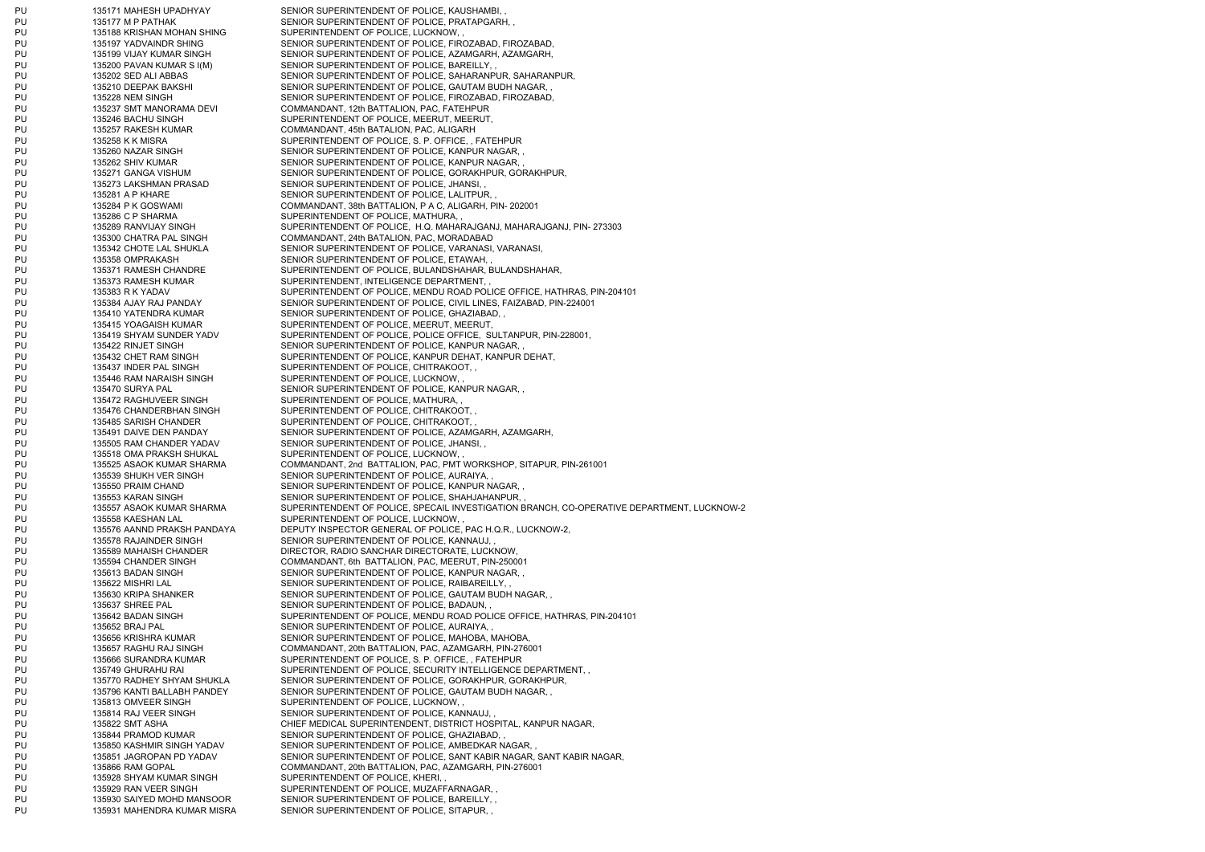| | | | |
|---|---|---|---|
| PU | 135171 | MAHESH UPADHYAY | SENIOR SUPERINTENDENT OF POLICE, KAUSHAMBI, , |
| PU | 135177 | M P PATHAK | SENIOR SUPERINTENDENT OF POLICE, PRATAPGARH, , |
| PU | 135188 | KRISHAN MOHAN SHING | SUPERINTENDENT OF POLICE, LUCKNOW, , |
| PU | 135197 | YADVAINDR SHING | SENIOR SUPERINTENDENT OF POLICE, FIROZABAD, FIROZABAD, |
| PU | 135199 | VIJAY KUMAR SINGH | SENIOR SUPERINTENDENT OF POLICE, AZAMGARH, AZAMGARH, |
| PU | 135200 | PAVAN KUMAR S I(M) | SENIOR SUPERINTENDENT OF POLICE, BAREILLY, , |
| PU | 135202 | SED ALI ABBAS | SENIOR SUPERINTENDENT OF POLICE, SAHARANPUR, SAHARANPUR, |
| PU | 135210 | DEEPAK BAKSHI | SENIOR SUPERINTENDENT OF POLICE, GAUTAM BUDH NAGAR, , |
| PU | 135228 | NEM SINGH | SENIOR SUPERINTENDENT OF POLICE, FIROZABAD, FIROZABAD, |
| PU | 135237 | SMT MANORAMA DEVI | COMMANDANT, 12th BATTALION, PAC, FATEHPUR |
| PU | 135246 | BACHU SINGH | SUPERINTENDENT OF POLICE, MEERUT, MEERUT, |
| PU | 135257 | RAKESH KUMAR | COMMANDANT, 45th BATALION, PAC, ALIGARH |
| PU | 135258 | K K MISRA | SUPERINTENDENT OF POLICE, S. P. OFFICE, , FATEHPUR |
| PU | 135260 | NAZAR SINGH | SENIOR SUPERINTENDENT OF POLICE, KANPUR NAGAR, , |
| PU | 135262 | SHIV KUMAR | SENIOR SUPERINTENDENT OF POLICE, KANPUR NAGAR, , |
| PU | 135271 | GANGA VISHUM | SENIOR SUPERINTENDENT OF POLICE, GORAKHPUR, GORAKHPUR, |
| PU | 135273 | LAKSHMAN PRASAD | SENIOR SUPERINTENDENT OF POLICE, JHANSI, , |
| PU | 135281 | A P KHARE | SENIOR SUPERINTENDENT OF POLICE, LALITPUR, , |
| PU | 135284 | P K GOSWAMI | COMMANDANT, 38th BATTALION, P A C, ALIGARH, PIN- 202001 |
| PU | 135286 | C P SHARMA | SUPERINTENDENT OF POLICE, MATHURA, , |
| PU | 135289 | RANVIJAY SINGH | SUPERINTENDENT OF POLICE, H.Q. MAHARAJGANJ, MAHARAJGANJ, PIN- 273303 |
| PU | 135300 | CHATRA PAL SINGH | COMMANDANT, 24th BATALION, PAC, MORADABAD |
| PU | 135342 | CHOTE LAL SHUKLA | SENIOR SUPERINTENDENT OF POLICE, VARANASI, VARANASI, |
| PU | 135358 | OMPRAKASH | SENIOR SUPERINTENDENT OF POLICE, ETAWAH, , |
| PU | 135371 | RAMESH CHANDRE | SUPERINTENDENT OF POLICE, BULANDSHAHAR, BULANDSHAHAR, |
| PU | 135373 | RAMESH KUMAR | SUPERINTENDENT, INTELIGENCE DEPARTMENT, , |
| PU | 135383 | R K YADAV | SUPERINTENDENT OF POLICE, MENDU ROAD POLICE OFFICE, HATHRAS, PIN-204101 |
| PU | 135384 | AJAY RAJ PANDAY | SENIOR SUPERINTENDENT OF POLICE, CIVIL LINES, FAIZABAD, PIN-224001 |
| PU | 135410 | YATENDRA KUMAR | SENIOR SUPERINTENDENT OF POLICE, GHAZIABAD, , |
| PU | 135415 | YOAGAISH KUMAR | SUPERINTENDENT OF POLICE, MEERUT, MEERUT, |
| PU | 135419 | SHYAM SUNDER YADV | SUPERINTENDENT OF POLICE, POLICE OFFICE, SULTANPUR, PIN-228001, |
| PU | 135422 | RINJET SINGH | SENIOR SUPERINTENDENT OF POLICE, KANPUR NAGAR, , |
| PU | 135432 | CHET RAM SINGH | SUPERINTENDENT OF POLICE, KANPUR DEHAT, KANPUR DEHAT, |
| PU | 135437 | INDER PAL SINGH | SUPERINTENDENT OF POLICE, CHITRAKOOT, , |
| PU | 135446 | RAM NARAISH SINGH | SUPERINTENDENT OF POLICE, LUCKNOW, , |
| PU | 135470 | SURYA PAL | SENIOR SUPERINTENDENT OF POLICE, KANPUR NAGAR, , |
| PU | 135472 | RAGHUVEER SINGH | SUPERINTENDENT OF POLICE, MATHURA, , |
| PU | 135476 | CHANDERBHAN SINGH | SUPERINTENDENT OF POLICE, CHITRAKOOT, , |
| PU | 135485 | SARISH CHANDER | SUPERINTENDENT OF POLICE, CHITRAKOOT, , |
| PU | 135491 | DAIVE DEN PANDAY | SENIOR SUPERINTENDENT OF POLICE, AZAMGARH, AZAMGARH, |
| PU | 135505 | RAM CHANDER YADAV | SENIOR SUPERINTENDENT OF POLICE, JHANSI, , |
| PU | 135518 | OMA PRAKSH SHUKAL | SUPERINTENDENT OF POLICE, LUCKNOW, , |
| PU | 135525 | ASAOK KUMAR SHARMA | COMMANDANT, 2nd BATTALION, PAC, PMT WORKSHOP, SITAPUR, PIN-261001 |
| PU | 135539 | SHUKH VER SINGH | SENIOR SUPERINTENDENT OF POLICE, AURAIYA, , |
| PU | 135550 | PRAIM CHAND | SENIOR SUPERINTENDENT OF POLICE, KANPUR NAGAR, , |
| PU | 135553 | KARAN SINGH | SENIOR SUPERINTENDENT OF POLICE, SHAHJAHANPUR, , |
| PU | 135557 | ASAOK KUMAR SHARMA | SUPERINTENDENT OF POLICE, SPECAIL INVESTIGATION BRANCH, CO-OPERATIVE DEPARTMENT, LUCKNOW-2 |
| PU | 135558 | KAESHAN LAL | SUPERINTENDENT OF POLICE, LUCKNOW, , |
| PU | 135576 | AANND PRAKSH PANDAYA | DEPUTY INSPECTOR GENERAL OF POLICE, PAC H.Q.R., LUCKNOW-2, |
| PU | 135578 | RAJAINDER SINGH | SENIOR SUPERINTENDENT OF POLICE, KANNAUJ, , |
| PU | 135589 | MAHAISH CHANDER | DIRECTOR, RADIO SANCHAR DIRECTORATE, LUCKNOW, |
| PU | 135594 | CHANDER SINGH | COMMANDANT, 6th BATTALION, PAC, MEERUT, PIN-250001 |
| PU | 135613 | BADAN SINGH | SENIOR SUPERINTENDENT OF POLICE, KANPUR NAGAR, , |
| PU | 135622 | MISHRI LAL | SENIOR SUPERINTENDENT OF POLICE, RAIBAREILLY, , |
| PU | 135630 | KRIPA SHANKER | SENIOR SUPERINTENDENT OF POLICE, GAUTAM BUDH NAGAR, , |
| PU | 135637 | SHREE PAL | SENIOR SUPERINTENDENT OF POLICE, BADAUN, , |
| PU | 135642 | BADAN SINGH | SUPERINTENDENT OF POLICE, MENDU ROAD POLICE OFFICE, HATHRAS, PIN-204101 |
| PU | 135652 | BRAJ PAL | SENIOR SUPERINTENDENT OF POLICE, AURAIYA, , |
| PU | 135656 | KRISHRA KUMAR | SENIOR SUPERINTENDENT OF POLICE, MAHOBA, MAHOBA, |
| PU | 135657 | RAGHU RAJ SINGH | COMMANDANT, 20th BATTALION, PAC, AZAMGARH, PIN-276001 |
| PU | 135666 | SURANDRA KUMAR | SUPERINTENDENT OF POLICE, S. P. OFFICE, , FATEHPUR |
| PU | 135749 | GHURAHU RAI | SUPERINTENDENT OF POLICE, SECURITY INTELLIGENCE DEPARTMENT, , |
| PU | 135770 | RADHEY SHYAM SHUKLA | SENIOR SUPERINTENDENT OF POLICE, GORAKHPUR, GORAKHPUR, |
| PU | 135796 | KANTI BALLABH PANDEY | SENIOR SUPERINTENDENT OF POLICE, GAUTAM BUDH NAGAR, , |
| PU | 135813 | OMVEER SINGH | SUPERINTENDENT OF POLICE, LUCKNOW, , |
| PU | 135814 | RAJ VEER SINGH | SENIOR SUPERINTENDENT OF POLICE, KANNAUJ, , |
| PU | 135822 | SMT ASHA | CHIEF MEDICAL SUPERINTENDENT, DISTRICT HOSPITAL, KANPUR NAGAR, |
| PU | 135844 | PRAMOD KUMAR | SENIOR SUPERINTENDENT OF POLICE, GHAZIABAD, , |
| PU | 135850 | KASHMIR SINGH YADAV | SENIOR SUPERINTENDENT OF POLICE, AMBEDKAR NAGAR, , |
| PU | 135851 | JAGROPAN PD YADAV | SENIOR SUPERINTENDENT OF POLICE, SANT KABIR NAGAR, SANT KABIR NAGAR, |
| PU | 135866 | RAM GOPAL | COMMANDANT, 20th BATTALION, PAC, AZAMGARH, PIN-276001 |
| PU | 135928 | SHYAM KUMAR SINGH | SUPERINTENDENT OF POLICE, KHERI, , |
| PU | 135929 | RAN VEER SINGH | SUPERINTENDENT OF POLICE, MUZAFFARNAGAR, , |
| PU | 135930 | SAIYED MOHD MANSOOR | SENIOR SUPERINTENDENT OF POLICE, BAREILLY, , |
| PU | 135931 | MAHENDRA KUMAR MISRA | SENIOR SUPERINTENDENT OF POLICE, SITAPUR, , |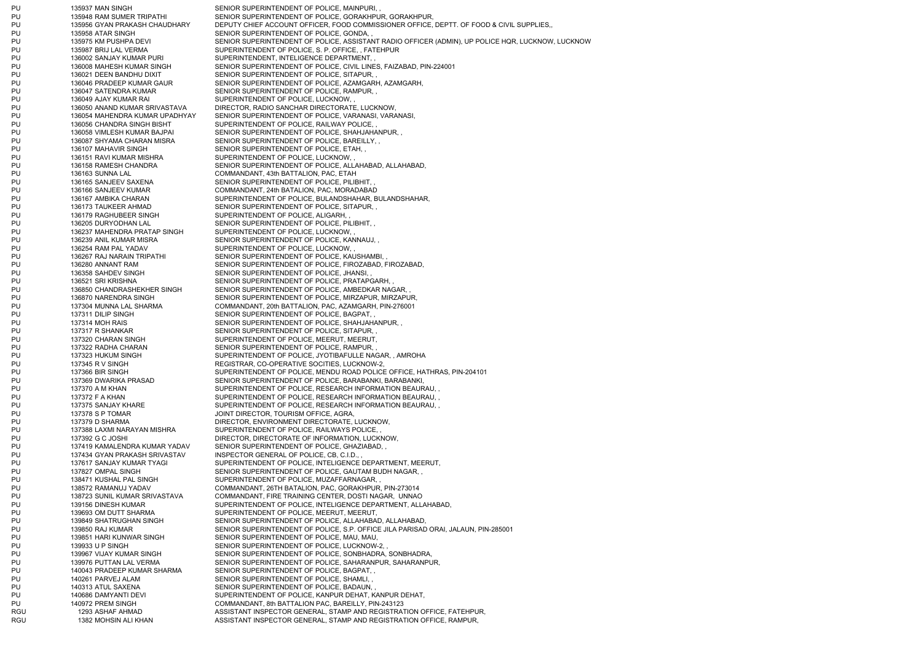| | | | |
|---|---|---|---|
| PU | 135937 | MAN SINGH | SENIOR SUPERINTENDENT OF POLICE, MAINPURI, , |
| PU | 135948 | RAM SUMER TRIPATHI | SENIOR SUPERINTENDENT OF POLICE, GORAKHPUR, GORAKHPUR, |
| PU | 135956 | GYAN PRAKASH CHAUDHARY | DEPUTY CHIEF ACCOUNT OFFICER, FOOD COMMISSIONER OFFICE, DEPTT. OF FOOD & CIVIL SUPPLIES,, |
| PU | 135958 | ATAR SINGH | SENIOR SUPERINTENDENT OF POLICE, GONDA, , |
| PU | 135975 | KM PUSHPA DEVI | SENIOR SUPERINTENDENT OF POLICE, ASSISTANT RADIO OFFICER (ADMIN), UP POLICE HQR, LUCKNOW, LUCKNOW |
| PU | 135987 | BRIJ LAL VERMA | SUPERINTENDENT OF POLICE, S. P. OFFICE, , FATEHPUR |
| PU | 136002 | SANJAY KUMAR PURI | SUPERINTENDENT, INTELIGENCE DEPARTMENT, , |
| PU | 136008 | MAHESH KUMAR SINGH | SENIOR SUPERINTENDENT OF POLICE, CIVIL LINES, FAIZABAD, PIN-224001 |
| PU | 136021 | DEEN BANDHU DIXIT | SENIOR SUPERINTENDENT OF POLICE, SITAPUR, , |
| PU | 136046 | PRADEEP KUMAR GAUR | SENIOR SUPERINTENDENT OF POLICE, AZAMGARH, AZAMGARH, |
| PU | 136047 | SATENDRA KUMAR | SENIOR SUPERINTENDENT OF POLICE, RAMPUR, , |
| PU | 136049 | AJAY KUMAR RAI | SUPERINTENDENT OF POLICE, LUCKNOW, , |
| PU | 136050 | ANAND KUMAR SRIVASTAVA | DIRECTOR, RADIO SANCHAR DIRECTORATE, LUCKNOW, |
| PU | 136054 | MAHENDRA KUMAR UPADHYAY | SENIOR SUPERINTENDENT OF POLICE, VARANASI, VARANASI, |
| PU | 136056 | CHANDRA SINGH BISHT | SUPERINTENDENT OF POLICE, RAILWAY POLICE, , |
| PU | 136058 | VIMLESH KUMAR BAJPAI | SENIOR SUPERINTENDENT OF POLICE, SHAHJAHANPUR, , |
| PU | 136087 | SHYAMA CHARAN MISRA | SENIOR SUPERINTENDENT OF POLICE, BAREILLY, , |
| PU | 136107 | MAHAVIR SINGH | SENIOR SUPERINTENDENT OF POLICE, ETAH, , |
| PU | 136151 | RAVI KUMAR MISHRA | SUPERINTENDENT OF POLICE, LUCKNOW, , |
| PU | 136158 | RAMESH CHANDRA | SENIOR SUPERINTENDENT OF POLICE, ALLAHABAD, ALLAHABAD, |
| PU | 136163 | SUNNA LAL | COMMANDANT, 43th BATTALION, PAC, ETAH |
| PU | 136165 | SANJEEV SAXENA | SENIOR SUPERINTENDENT OF POLICE, PILIBHIT, , |
| PU | 136166 | SANJEEV KUMAR | COMMANDANT, 24th BATALION, PAC, MORADABAD |
| PU | 136167 | AMBIKA CHARAN | SUPERINTENDENT OF POLICE, BULANDSHAHAR, BULANDSHAHAR, |
| PU | 136173 | TAUKEER AHMAD | SENIOR SUPERINTENDENT OF POLICE, SITAPUR, , |
| PU | 136179 | RAGHUBEER SINGH | SUPERINTENDENT OF POLICE, ALIGARH, , |
| PU | 136205 | DURYODHAN LAL | SENIOR SUPERINTENDENT OF POLICE, PILIBHIT, , |
| PU | 136237 | MAHENDRA PRATAP SINGH | SUPERINTENDENT OF POLICE, LUCKNOW, , |
| PU | 136239 | ANIL KUMAR MISRA | SENIOR SUPERINTENDENT OF POLICE, KANNAUJ, , |
| PU | 136254 | RAM PAL YADAV | SUPERINTENDENT OF POLICE, LUCKNOW, , |
| PU | 136267 | RAJ NARAIN TRIPATHI | SENIOR SUPERINTENDENT OF POLICE, KAUSHAMBI, , |
| PU | 136280 | ANNANT RAM | SENIOR SUPERINTENDENT OF POLICE, FIROZABAD, FIROZABAD, |
| PU | 136358 | SAHDEV SINGH | SENIOR SUPERINTENDENT OF POLICE, JHANSI, , |
| PU | 136521 | SRI KRISHNA | SENIOR SUPERINTENDENT OF POLICE, PRATAPGARH, , |
| PU | 136850 | CHANDRASHEKHER SINGH | SENIOR SUPERINTENDENT OF POLICE, AMBEDKAR NAGAR, , |
| PU | 136870 | NARENDRA SINGH | SENIOR SUPERINTENDENT OF POLICE, MIRZAPUR, MIRZAPUR, |
| PU | 137304 | MUNNA LAL SHARMA | COMMANDANT, 20th BATTALION, PAC, AZAMGARH, PIN-276001 |
| PU | 137311 | DILIP SINGH | SENIOR SUPERINTENDENT OF POLICE, BAGPAT, , |
| PU | 137314 | MOH RAIS | SENIOR SUPERINTENDENT OF POLICE, SHAHJAHANPUR, , |
| PU | 137317 | R SHANKAR | SENIOR SUPERINTENDENT OF POLICE, SITAPUR, , |
| PU | 137320 | CHARAN SINGH | SUPERINTENDENT OF POLICE, MEERUT, MEERUT, |
| PU | 137322 | RADHA CHARAN | SENIOR SUPERINTENDENT OF POLICE, RAMPUR, , |
| PU | 137323 | HUKUM SINGH | SUPERINTENDENT OF POLICE, JYOTIBAFULLE NAGAR, , AMROHA |
| PU | 137345 | R V SINGH | REGISTRAR, CO-OPERATIVE SOCITIES, LUCKNOW-2, |
| PU | 137366 | BIR SINGH | SUPERINTENDENT OF POLICE, MENDU ROAD POLICE OFFICE, HATHRAS, PIN-204101 |
| PU | 137369 | DWARIKA PRASAD | SENIOR SUPERINTENDENT OF POLICE, BARABANKI, BARABANKI, |
| PU | 137370 | A M KHAN | SUPERINTENDENT OF POLICE, RESEARCH INFORMATION BEAURAU, , |
| PU | 137372 | F A KHAN | SUPERINTENDENT OF POLICE, RESEARCH INFORMATION BEAURAU, , |
| PU | 137375 | SANJAY KHARE | SUPERINTENDENT OF POLICE, RESEARCH INFORMATION BEAURAU, , |
| PU | 137378 | S P TOMAR | JOINT DIRECTOR, TOURISM OFFICE, AGRA, |
| PU | 137379 | D SHARMA | DIRECTOR, ENVIRONMENT DIRECTORATE, LUCKNOW, |
| PU | 137388 | LAXMI NARAYAN MISHRA | SUPERINTENDENT OF POLICE, RAILWAYS POLICE, , |
| PU | 137392 | G C JOSHI | DIRECTOR, DIRECTORATE OF INFORMATION, LUCKNOW, |
| PU | 137419 | KAMALENDRA KUMAR YADAV | SENIOR SUPERINTENDENT OF POLICE, GHAZIABAD, , |
| PU | 137434 | GYAN PRAKASH SRIVASTAV | INSPECTOR GENERAL OF POLICE, CB, C.I.D., , |
| PU | 137617 | SANJAY KUMAR TYAGI | SUPERINTENDENT OF POLICE, INTELIGENCE DEPARTMENT, MEERUT, |
| PU | 137827 | OMPAL SINGH | SENIOR SUPERINTENDENT OF POLICE, GAUTAM BUDH NAGAR, , |
| PU | 138471 | KUSHAL PAL SINGH | SUPERINTENDENT OF POLICE, MUZAFFARNAGAR, , |
| PU | 138572 | RAMANUJ YADAV | COMMANDANT, 26TH BATALION, PAC, GORAKHPUR, PIN-273014 |
| PU | 138723 | SUNIL KUMAR SRIVASTAVA | COMMANDANT, FIRE TRAINING CENTER, DOSTI NAGAR, UNNAO |
| PU | 139156 | DINESH KUMAR | SUPERINTENDENT OF POLICE, INTELIGENCE DEPARTMENT, ALLAHABAD, |
| PU | 139693 | OM DUTT SHARMA | SUPERINTENDENT OF POLICE, MEERUT, MEERUT, |
| PU | 139849 | SHATRUGHAN SINGH | SENIOR SUPERINTENDENT OF POLICE, ALLAHABAD, ALLAHABAD, |
| PU | 139850 | RAJ KUMAR | SENIOR SUPERINTENDENT OF POLICE, S.P. OFFICE JILA PARISAD ORAI, JALAUN, PIN-285001 |
| PU | 139851 | HARI KUNWAR SINGH | SENIOR SUPERINTENDENT OF POLICE, MAU, MAU, |
| PU | 139933 | U P SINGH | SENIOR SUPERINTENDENT OF POLICE, LUCKNOW-2, , |
| PU | 139967 | VIJAY KUMAR SINGH | SENIOR SUPERINTENDENT OF POLICE, SONBHADRA, SONBHADRA, |
| PU | 139976 | PUTTAN LAL VERMA | SENIOR SUPERINTENDENT OF POLICE, SAHARANPUR, SAHARANPUR, |
| PU | 140043 | PRADEEP KUMAR SHARMA | SENIOR SUPERINTENDENT OF POLICE, BAGPAT, , |
| PU | 140261 | PARVEJ ALAM | SENIOR SUPERINTENDENT OF POLICE, SHAMLI, , |
| PU | 140313 | ATUL SAXENA | SENIOR SUPERINTENDENT OF POLICE, BADAUN, , |
| PU | 140686 | DAMYANTI DEVI | SUPERINTENDENT OF POLICE, KANPUR DEHAT, KANPUR DEHAT, |
| PU | 140972 | PREM SINGH | COMMANDANT, 8th BATTALION PAC, BAREILLY, PIN-243123 |
| RGU | 1293 | ASHAF AHMAD | ASSISTANT INSPECTOR GENERAL, STAMP AND REGISTRATION OFFICE, FATEHPUR, |
| RGU | 1382 | MOHSIN ALI KHAN | ASSISTANT INSPECTOR GENERAL, STAMP AND REGISTRATION OFFICE, RAMPUR, |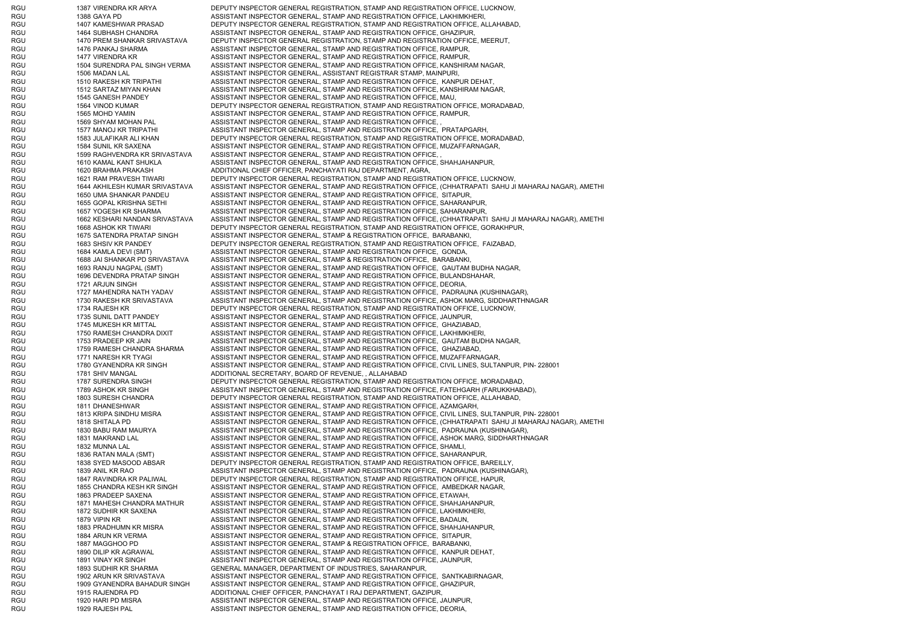| | | | |
|---|---|---|---|
| RGU | 1387 | VIRENDRA KR ARYA | DEPUTY INSPECTOR GENERAL REGISTRATION, STAMP AND REGISTRATION OFFICE, LUCKNOW, |
| RGU | 1388 | GAYA PD | ASSISTANT INSPECTOR GENERAL, STAMP AND REGISTRATION OFFICE, LAKHIMKHERI, |
| RGU | 1407 | KAMESHWAR PRASAD | DEPUTY INSPECTOR GENERAL REGISTRATION, STAMP AND REGISTRATION OFFICE, ALLAHABAD, |
| RGU | 1464 | SUBHASH CHANDRA | ASSISTANT INSPECTOR GENERAL, STAMP AND REGISTRATION OFFICE, GHAZIPUR, |
| RGU | 1470 | PREM SHANKAR SRIVASTAVA | DEPUTY INSPECTOR GENERAL REGISTRATION, STAMP AND REGISTRATION OFFICE, MEERUT, |
| RGU | 1476 | PANKAJ SHARMA | ASSISTANT INSPECTOR GENERAL, STAMP AND REGISTRATION OFFICE, RAMPUR, |
| RGU | 1477 | VIRENDRA KR | ASSISTANT INSPECTOR GENERAL, STAMP AND REGISTRATION OFFICE, RAMPUR, |
| RGU | 1504 | SURENDRA PAL SINGH VERMA | ASSISTANT INSPECTOR GENERAL, STAMP AND REGISTRATION OFFICE, KANSHIRAM NAGAR, |
| RGU | 1506 | MADAN LAL | ASSISTANT INSPECTOR GENERAL, ASSISTANT REGISTRAR STAMP, MAINPURI, |
| RGU | 1510 | RAKESH KR TRIPATHI | ASSISTANT INSPECTOR GENERAL, STAMP AND REGISTRATION OFFICE, KANPUR DEHAT, |
| RGU | 1512 | SARTAZ MIYAN KHAN | ASSISTANT INSPECTOR GENERAL, STAMP AND REGISTRATION OFFICE, KANSHIRAM NAGAR, |
| RGU | 1545 | GANESH PANDEY | ASSISTANT INSPECTOR GENERAL, STAMP AND REGISTRATION OFFICE, MAU, |
| RGU | 1564 | VINOD KUMAR | DEPUTY INSPECTOR GENERAL REGISTRATION, STAMP AND REGISTRATION OFFICE, MORADABAD, |
| RGU | 1565 | MOHD YAMIN | ASSISTANT INSPECTOR GENERAL, STAMP AND REGISTRATION OFFICE, RAMPUR, |
| RGU | 1569 | SHYAM MOHAN PAL | ASSISTANT INSPECTOR GENERAL, STAMP AND REGISTRATION OFFICE, , |
| RGU | 1577 | MANOJ KR TRIPATHI | ASSISTANT INSPECTOR GENERAL, STAMP AND REGISTRATION OFFICE, PRATAPGARH, |
| RGU | 1583 | JULAFIKAR ALI KHAN | DEPUTY INSPECTOR GENERAL REGISTRATION, STAMP AND REGISTRATION OFFICE, MORADABAD, |
| RGU | 1584 | SUNIL KR SAXENA | ASSISTANT INSPECTOR GENERAL, STAMP AND REGISTRATION OFFICE, MUZAFFARNAGAR, |
| RGU | 1599 | RAGHVENDRA KR SRIVASTAVA | ASSISTANT INSPECTOR GENERAL, STAMP AND REGISTRATION OFFICE, , |
| RGU | 1610 | KAMAL KANT SHUKLA | ASSISTANT INSPECTOR GENERAL, STAMP AND REGISTRATION OFFICE, SHAHJAHANPUR, |
| RGU | 1620 | BRAHMA PRAKASH | ADDITIONAL CHIEF OFFICER, PANCHAYATI RAJ DEPARTMENT, AGRA, |
| RGU | 1621 | RAM PRAVESH TIWARI | DEPUTY INSPECTOR GENERAL REGISTRATION, STAMP AND REGISTRATION OFFICE, LUCKNOW, |
| RGU | 1644 | AKHILESH KUMAR SRIVASTAVA | ASSISTANT INSPECTOR GENERAL, STAMP AND REGISTRATION OFFICE, (CHHATRAPATI SAHU JI MAHARAJ NAGAR), AMETHI |
| RGU | 1650 | UMA SHANKAR PANDEU | ASSISTANT INSPECTOR GENERAL, STAMP AND REGISTRATION OFFICE, SITAPUR, |
| RGU | 1655 | GOPAL KRISHNA SETHI | ASSISTANT INSPECTOR GENERAL, STAMP AND REGISTRATION OFFICE, SAHARANPUR, |
| RGU | 1657 | YOGESH KR SHARMA | ASSISTANT INSPECTOR GENERAL, STAMP AND REGISTRATION OFFICE, SAHARANPUR, |
| RGU | 1662 | KESHARI NANDAN SRIVASTAVA | ASSISTANT INSPECTOR GENERAL, STAMP AND REGISTRATION OFFICE, (CHHATRAPATI SAHU JI MAHARAJ NAGAR), AMETHI |
| RGU | 1668 | ASHOK KR TIWARI | DEPUTY INSPECTOR GENERAL REGISTRATION, STAMP AND REGISTRATION OFFICE, GORAKHPUR, |
| RGU | 1675 | SATENDRA PRATAP SINGH | ASSISTANT INSPECTOR GENERAL, STAMP & REGISTRATION OFFICE, BARABANKI, |
| RGU | 1683 | SHSIV KR PANDEY | DEPUTY INSPECTOR GENERAL REGISTRATION, STAMP AND REGISTRATION OFFICE, FAIZABAD, |
| RGU | 1684 | KAMLA DEVI (SMT) | ASSISTANT INSPECTOR GENERAL, STAMP AND REGISTRATION OFFICE, GONDA, |
| RGU | 1688 | JAI SHANKAR PD SRIVASTAVA | ASSISTANT INSPECTOR GENERAL, STAMP & REGISTRATION OFFICE, BARABANKI, |
| RGU | 1693 | RANJU NAGPAL (SMT) | ASSISTANT INSPECTOR GENERAL, STAMP AND REGISTRATION OFFICE, GAUTAM BUDHA NAGAR, |
| RGU | 1696 | DEVENDRA PRATAP SINGH | ASSISTANT INSPECTOR GENERAL, STAMP AND REGISTRATION OFFICE, BULANDSHAHAR, |
| RGU | 1721 | ARJUN SINGH | ASSISTANT INSPECTOR GENERAL, STAMP AND REGISTRATION OFFICE, DEORIA, |
| RGU | 1727 | MAHENDRA NATH YADAV | ASSISTANT INSPECTOR GENERAL, STAMP AND REGISTRATION OFFICE, PADRAUNA (KUSHINAGAR), |
| RGU | 1730 | RAKESH KR SRIVASTAVA | ASSISTANT INSPECTOR GENERAL, STAMP AND REGISTRATION OFFICE, ASHOK MARG, SIDDHARTHNAGAR |
| RGU | 1734 | RAJESH KR | DEPUTY INSPECTOR GENERAL REGISTRATION, STAMP AND REGISTRATION OFFICE, LUCKNOW, |
| RGU | 1735 | SUNIL DATT PANDEY | ASSISTANT INSPECTOR GENERAL, STAMP AND REGISTRATION OFFICE, JAUNPUR, |
| RGU | 1745 | MUKESH KR MITTAL | ASSISTANT INSPECTOR GENERAL, STAMP AND REGISTRATION OFFICE, GHAZIABAD, |
| RGU | 1750 | RAMESH CHANDRA DIXIT | ASSISTANT INSPECTOR GENERAL, STAMP AND REGISTRATION OFFICE, LAKHIMKHERI, |
| RGU | 1753 | PRADEEP KR JAIN | ASSISTANT INSPECTOR GENERAL, STAMP AND REGISTRATION OFFICE, GAUTAM BUDHA NAGAR, |
| RGU | 1759 | RAMESH CHANDRA SHARMA | ASSISTANT INSPECTOR GENERAL, STAMP AND REGISTRATION OFFICE, GHAZIABAD, |
| RGU | 1771 | NARESH KR TYAGI | ASSISTANT INSPECTOR GENERAL, STAMP AND REGISTRATION OFFICE, MUZAFFARNAGAR, |
| RGU | 1780 | GYANENDRA KR SINGH | ASSISTANT INSPECTOR GENERAL, STAMP AND REGISTRATION OFFICE, CIVIL LINES, SULTANPUR, PIN- 228001 |
| RGU | 1781 | SHIV MANGAL | ADDITIONAL SECRETARY, BOARD OF REVENUE, , ALLAHABAD |
| RGU | 1787 | SURENDRA SINGH | DEPUTY INSPECTOR GENERAL REGISTRATION, STAMP AND REGISTRATION OFFICE, MORADABAD, |
| RGU | 1789 | ASHOK KR SINGH | ASSISTANT INSPECTOR GENERAL, STAMP AND REGISTRATION OFFICE, FATEHGARH (FARUKKHABAD), |
| RGU | 1803 | SURESH CHANDRA | DEPUTY INSPECTOR GENERAL REGISTRATION, STAMP AND REGISTRATION OFFICE, ALLAHABAD, |
| RGU | 1811 | DHANESHWAR | ASSISTANT INSPECTOR GENERAL, STAMP AND REGISTRATION OFFICE, AZAMGARH, |
| RGU | 1813 | KRIPA SINDHU MISRA | ASSISTANT INSPECTOR GENERAL, STAMP AND REGISTRATION OFFICE, CIVIL LINES, SULTANPUR, PIN- 228001 |
| RGU | 1818 | SHITALA PD | ASSISTANT INSPECTOR GENERAL, STAMP AND REGISTRATION OFFICE, (CHHATRAPATI SAHU JI MAHARAJ NAGAR), AMETHI |
| RGU | 1830 | BABU RAM MAURYA | ASSISTANT INSPECTOR GENERAL, STAMP AND REGISTRATION OFFICE, PADRAUNA (KUSHINAGAR), |
| RGU | 1831 | MAKRAND LAL | ASSISTANT INSPECTOR GENERAL, STAMP AND REGISTRATION OFFICE, ASHOK MARG, SIDDHARTHNAGAR |
| RGU | 1832 | MUNNA LAL | ASSISTANT INSPECTOR GENERAL, STAMP AND REGISTRATION OFFICE, SHAMLI, |
| RGU | 1836 | RATAN MALA (SMT) | ASSISTANT INSPECTOR GENERAL, STAMP AND REGISTRATION OFFICE, SAHARANPUR, |
| RGU | 1838 | SYED MASOOD ABSAR | DEPUTY INSPECTOR GENERAL REGISTRATION, STAMP AND REGISTRATION OFFICE, BAREILLY, |
| RGU | 1839 | ANIL KR RAO | ASSISTANT INSPECTOR GENERAL, STAMP AND REGISTRATION OFFICE, PADRAUNA (KUSHINAGAR), |
| RGU | 1847 | RAVINDRA KR PALIWAL | DEPUTY INSPECTOR GENERAL REGISTRATION, STAMP AND REGISTRATION OFFICE, HAPUR, |
| RGU | 1855 | CHANDRA KESH KR SINGH | ASSISTANT INSPECTOR GENERAL, STAMP AND REGISTRATION OFFICE, AMBEDKAR NAGAR, |
| RGU | 1863 | PRADEEP SAXENA | ASSISTANT INSPECTOR GENERAL, STAMP AND REGISTRATION OFFICE, ETAWAH, |
| RGU | 1871 | MAHESH CHANDRA MATHUR | ASSISTANT INSPECTOR GENERAL, STAMP AND REGISTRATION OFFICE, SHAHJAHANPUR, |
| RGU | 1872 | SUDHIR KR SAXENA | ASSISTANT INSPECTOR GENERAL, STAMP AND REGISTRATION OFFICE, LAKHIMKHERI, |
| RGU | 1879 | VIPIN KR | ASSISTANT INSPECTOR GENERAL, STAMP AND REGISTRATION OFFICE, BADAUN, |
| RGU | 1883 | PRADHUMN KR MISRA | ASSISTANT INSPECTOR GENERAL, STAMP AND REGISTRATION OFFICE, SHAHJAHANPUR, |
| RGU | 1884 | ARUN KR VERMA | ASSISTANT INSPECTOR GENERAL, STAMP AND REGISTRATION OFFICE, SITAPUR, |
| RGU | 1887 | MAGGHOO PD | ASSISTANT INSPECTOR GENERAL, STAMP & REGISTRATION OFFICE, BARABANKI, |
| RGU | 1890 | DILIP KR AGRAWAL | ASSISTANT INSPECTOR GENERAL, STAMP AND REGISTRATION OFFICE, KANPUR DEHAT, |
| RGU | 1891 | VINAY KR SINGH | ASSISTANT INSPECTOR GENERAL, STAMP AND REGISTRATION OFFICE, JAUNPUR, |
| RGU | 1893 | SUDHIR KR SHARMA | GENERAL MANAGER, DEPARTMENT OF INDUSTRIES, SAHARANPUR, |
| RGU | 1902 | ARUN KR SRIVASTAVA | ASSISTANT INSPECTOR GENERAL, STAMP AND REGISTRATION OFFICE, SANTKABIRNAGAR, |
| RGU | 1909 | GYANENDRA BAHADUR SINGH | ASSISTANT INSPECTOR GENERAL, STAMP AND REGISTRATION OFFICE, GHAZIPUR, |
| RGU | 1915 | RAJENDRA PD | ADDITIONAL CHIEF OFFICER, PANCHAYAT I RAJ DEPARTMENT, GAZIPUR, |
| RGU | 1920 | HARI PD MISRA | ASSISTANT INSPECTOR GENERAL, STAMP AND REGISTRATION OFFICE, JAUNPUR, |
| RGU | 1929 | RAJESH PAL | ASSISTANT INSPECTOR GENERAL, STAMP AND REGISTRATION OFFICE, DEORIA, |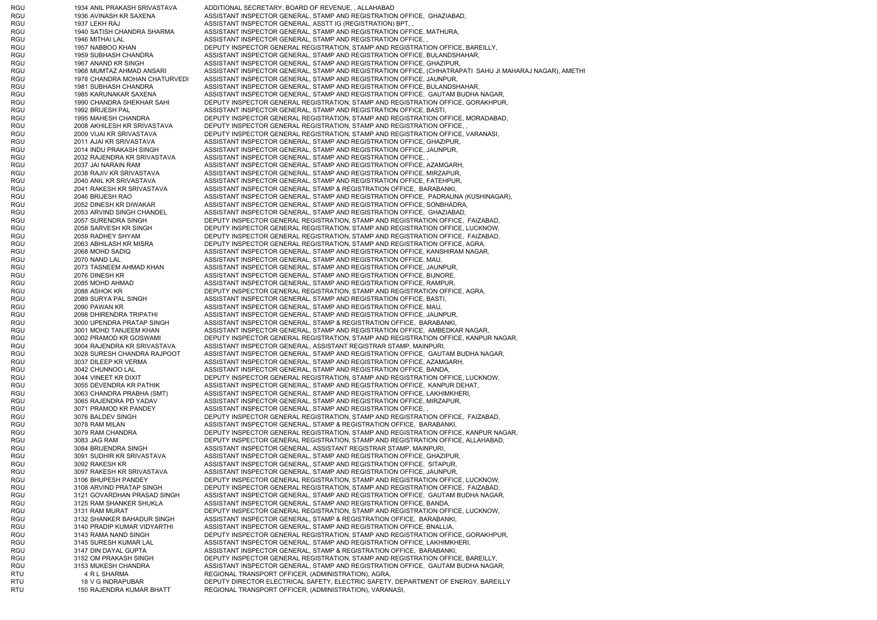| | | | |
|---|---|---|---|
| RGU | 1934 | ANIL PRAKASH SRIVASTAVA | ADDITIONAL SECRETARY, BOARD OF REVENUE, , ALLAHABAD |
| RGU | 1936 | AVINASH KR SAXENA | ASSISTANT INSPECTOR GENERAL, STAMP AND REGISTRATION OFFICE, GHAZIABAD, |
| RGU | 1937 | LEKH RAJ | ASSISTANT INSPECTOR GENERAL, ASSTT IG (REGISTRATION) BPT, , |
| RGU | 1940 | SATISH CHANDRA SHARMA | ASSISTANT INSPECTOR GENERAL, STAMP AND REGISTRATION OFFICE, MATHURA, |
| RGU | 1946 | MITHAI LAL | ASSISTANT INSPECTOR GENERAL, STAMP AND REGISTRATION OFFICE, , |
| RGU | 1957 | NABBOO KHAN | DEPUTY INSPECTOR GENERAL REGISTRATION, STAMP AND REGISTRATION OFFICE, BAREILLY, |
| RGU | 1959 | SUBHASH CHANDRA | ASSISTANT INSPECTOR GENERAL, STAMP AND REGISTRATION OFFICE, BULANDSHAHAR, |
| RGU | 1967 | ANAND KR SINGH | ASSISTANT INSPECTOR GENERAL, STAMP AND REGISTRATION OFFICE, GHAZIPUR, |
| RGU | 1968 | MUMTAZ AHMAD ANSARI | ASSISTANT INSPECTOR GENERAL, STAMP AND REGISTRATION OFFICE, (CHHATRAPATI SAHU JI MAHARAJ NAGAR), AMETHI |
| RGU | 1978 | CHANDRA MOHAN CHATURVEDI | ASSISTANT INSPECTOR GENERAL, STAMP AND REGISTRATION OFFICE, JAUNPUR, |
| RGU | 1981 | SUBHASH CHANDRA | ASSISTANT INSPECTOR GENERAL, STAMP AND REGISTRATION OFFICE, BULANDSHAHAR, |
| RGU | 1985 | KARUNAKAR SAXENA | ASSISTANT INSPECTOR GENERAL, STAMP AND REGISTRATION OFFICE, GAUTAM BUDHA NAGAR, |
| RGU | 1990 | CHANDRA SHEKHAR SAHI | DEPUTY INSPECTOR GENERAL REGISTRATION, STAMP AND REGISTRATION OFFICE, GORAKHPUR, |
| RGU | 1992 | BRIJESH PAL | ASSISTANT INSPECTOR GENERAL, STAMP AND REGISTRATION OFFICE, BASTI, |
| RGU | 1995 | MAHESH CHANDRA | DEPUTY INSPECTOR GENERAL REGISTRATION, STAMP AND REGISTRATION OFFICE, MORADABAD, |
| RGU | 2008 | AKHILESH KR SRIVASTAVA | DEPUTY INSPECTOR GENERAL REGISTRATION, STAMP AND REGISTRATION OFFICE, , |
| RGU | 2009 | VIJAI KR SRIVASTAVA | DEPUTY INSPECTOR GENERAL REGISTRATION, STAMP AND REGISTRATION OFFICE, VARANASI, |
| RGU | 2011 | AJAI KR SRIVASTAVA | ASSISTANT INSPECTOR GENERAL, STAMP AND REGISTRATION OFFICE, GHAZIPUR, |
| RGU | 2014 | INDU PRAKASH SINGH | ASSISTANT INSPECTOR GENERAL, STAMP AND REGISTRATION OFFICE, JAUNPUR, |
| RGU | 2032 | RAJENDRA KR SRIVASTAVA | ASSISTANT INSPECTOR GENERAL, STAMP AND REGISTRATION OFFICE, , |
| RGU | 2037 | JAI NARAIN RAM | ASSISTANT INSPECTOR GENERAL, STAMP AND REGISTRATION OFFICE, AZAMGARH, |
| RGU | 2038 | RAJIV KR SRIVASTAVA | ASSISTANT INSPECTOR GENERAL, STAMP AND REGISTRATION OFFICE, MIRZAPUR, |
| RGU | 2040 | ANIL KR SRIVASTAVA | ASSISTANT INSPECTOR GENERAL, STAMP AND REGISTRATION OFFICE, FATEHPUR, |
| RGU | 2041 | RAKESH KR SRIVASTAVA | ASSISTANT INSPECTOR GENERAL, STAMP & REGISTRATION OFFICE, BARABANKI, |
| RGU | 2046 | BRIJESH RAO | ASSISTANT INSPECTOR GENERAL, STAMP AND REGISTRATION OFFICE, PADRAUNA (KUSHINAGAR), |
| RGU | 2052 | DINESH KR DIWAKAR | ASSISTANT INSPECTOR GENERAL, STAMP AND REGISTRATION OFFICE, SONBHADRA, |
| RGU | 2053 | ARVIND SINGH CHANDEL | ASSISTANT INSPECTOR GENERAL, STAMP AND REGISTRATION OFFICE, GHAZIABAD, |
| RGU | 2057 | SURENDRA SINGH | DEPUTY INSPECTOR GENERAL REGISTRATION, STAMP AND REGISTRATION OFFICE, FAIZABAD, |
| RGU | 2058 | SARVESH KR SINGH | DEPUTY INSPECTOR GENERAL REGISTRATION, STAMP AND REGISTRATION OFFICE, LUCKNOW, |
| RGU | 2059 | RADHEY SHYAM | DEPUTY INSPECTOR GENERAL REGISTRATION, STAMP AND REGISTRATION OFFICE, FAIZABAD, |
| RGU | 2063 | ABHILASH KR MISRA | DEPUTY INSPECTOR GENERAL REGISTRATION, STAMP AND REGISTRATION OFFICE, AGRA, |
| RGU | 2068 | MOHD SADIQ | ASSISTANT INSPECTOR GENERAL, STAMP AND REGISTRATION OFFICE, KANSHIRAM NAGAR, |
| RGU | 2070 | NAND LAL | ASSISTANT INSPECTOR GENERAL, STAMP AND REGISTRATION OFFICE, MAU, |
| RGU | 2073 | TASNEEM AHMAD KHAN | ASSISTANT INSPECTOR GENERAL, STAMP AND REGISTRATION OFFICE, JAUNPUR, |
| RGU | 2076 | DINESH KR | ASSISTANT INSPECTOR GENERAL, STAMP AND REGISTRATION OFFICE, BIJNORE, |
| RGU | 2085 | MOHD AHMAD | ASSISTANT INSPECTOR GENERAL, STAMP AND REGISTRATION OFFICE, RAMPUR, |
| RGU | 2088 | ASHOK KR | DEPUTY INSPECTOR GENERAL REGISTRATION, STAMP AND REGISTRATION OFFICE, AGRA, |
| RGU | 2089 | SURYA PAL SINGH | ASSISTANT INSPECTOR GENERAL, STAMP AND REGISTRATION OFFICE, BASTI, |
| RGU | 2090 | PAWAN KR | ASSISTANT INSPECTOR GENERAL, STAMP AND REGISTRATION OFFICE, MAU, |
| RGU | 2098 | DHIRENDRA TRIPATHI | ASSISTANT INSPECTOR GENERAL, STAMP AND REGISTRATION OFFICE, JAUNPUR, |
| RGU | 3000 | UPENDRA PRATAP SINGH | ASSISTANT INSPECTOR GENERAL, STAMP & REGISTRATION OFFICE, BARABANKI, |
| RGU | 3001 | MOHD TANJEEM KHAN | ASSISTANT INSPECTOR GENERAL, STAMP AND REGISTRATION OFFICE, AMBEDKAR NAGAR, |
| RGU | 3002 | PRAMOD KR GOSWAMI | DEPUTY INSPECTOR GENERAL REGISTRATION, STAMP AND REGISTRATION OFFICE, KANPUR NAGAR, |
| RGU | 3004 | RAJENDRA KR SRIVASTAVA | ASSISTANT INSPECTOR GENERAL, ASSISTANT REGISTRAR STAMP, MAINPURI, |
| RGU | 3028 | SURESH CHANDRA RAJPOOT | ASSISTANT INSPECTOR GENERAL, STAMP AND REGISTRATION OFFICE, GAUTAM BUDHA NAGAR, |
| RGU | 3037 | DILEEP KR VERMA | ASSISTANT INSPECTOR GENERAL, STAMP AND REGISTRATION OFFICE, AZAMGARH, |
| RGU | 3042 | CHUNNOO LAL | ASSISTANT INSPECTOR GENERAL, STAMP AND REGISTRATION OFFICE, BANDA, |
| RGU | 3044 | VINEET KR DIXIT | DEPUTY INSPECTOR GENERAL REGISTRATION, STAMP AND REGISTRATION OFFICE, LUCKNOW, |
| RGU | 3055 | DEVENDRA KR PATHIK | ASSISTANT INSPECTOR GENERAL, STAMP AND REGISTRATION OFFICE, KANPUR DEHAT, |
| RGU | 3063 | CHANDRA PRABHA (SMT) | ASSISTANT INSPECTOR GENERAL, STAMP AND REGISTRATION OFFICE, LAKHIMKHERI, |
| RGU | 3065 | RAJENDRA PD YADAV | ASSISTANT INSPECTOR GENERAL, STAMP AND REGISTRATION OFFICE, MIRZAPUR, |
| RGU | 3071 | PRAMOD KR PANDEY | ASSISTANT INSPECTOR GENERAL, STAMP AND REGISTRATION OFFICE, , |
| RGU | 3076 | BALDEV SINGH | DEPUTY INSPECTOR GENERAL REGISTRATION, STAMP AND REGISTRATION OFFICE, FAIZABAD, |
| RGU | 3078 | RAM MILAN | ASSISTANT INSPECTOR GENERAL, STAMP & REGISTRATION OFFICE, BARABANKI, |
| RGU | 3079 | RAM CHANDRA | DEPUTY INSPECTOR GENERAL REGISTRATION, STAMP AND REGISTRATION OFFICE, KANPUR NAGAR, |
| RGU | 3083 | JAG RAM | DEPUTY INSPECTOR GENERAL REGISTRATION, STAMP AND REGISTRATION OFFICE, ALLAHABAD, |
| RGU | 3084 | BRIJENDRA SINGH | ASSISTANT INSPECTOR GENERAL, ASSISTANT REGISTRAR STAMP, MAINPURI, |
| RGU | 3091 | SUDHIR KR SRIVASTAVA | ASSISTANT INSPECTOR GENERAL, STAMP AND REGISTRATION OFFICE, GHAZIPUR, |
| RGU | 3092 | RAKESH KR | ASSISTANT INSPECTOR GENERAL, STAMP AND REGISTRATION OFFICE, SITAPUR, |
| RGU | 3097 | RAKESH KR SRIVASTAVA | ASSISTANT INSPECTOR GENERAL, STAMP AND REGISTRATION OFFICE, JAUNPUR, |
| RGU | 3106 | BHUPESH PANDEY | DEPUTY INSPECTOR GENERAL REGISTRATION, STAMP AND REGISTRATION OFFICE, LUCKNOW, |
| RGU | 3108 | ARVIND PRATAP SINGH | DEPUTY INSPECTOR GENERAL REGISTRATION, STAMP AND REGISTRATION OFFICE, FAIZABAD, |
| RGU | 3121 | GOVARDHAN PRASAD SINGH | ASSISTANT INSPECTOR GENERAL, STAMP AND REGISTRATION OFFICE, GAUTAM BUDHA NAGAR, |
| RGU | 3125 | RAM SHANKER SHUKLA | ASSISTANT INSPECTOR GENERAL, STAMP AND REGISTRATION OFFICE, BANDA, |
| RGU | 3131 | RAM MURAT | DEPUTY INSPECTOR GENERAL REGISTRATION, STAMP AND REGISTRATION OFFICE, LUCKNOW, |
| RGU | 3132 | SHANKER BAHADUR SINGH | ASSISTANT INSPECTOR GENERAL, STAMP & REGISTRATION OFFICE, BARABANKI, |
| RGU | 3140 | PRADIP KUMAR VIDYARTHI | ASSISTANT INSPECTOR GENERAL, STAMP AND REGISTRATION OFFICE, BNALLIA, |
| RGU | 3143 | RAMA NAND SINGH | DEPUTY INSPECTOR GENERAL REGISTRATION, STAMP AND REGISTRATION OFFICE, GORAKHPUR, |
| RGU | 3145 | SURESH KUMAR LAL | ASSISTANT INSPECTOR GENERAL, STAMP AND REGISTRATION OFFICE, LAKHIMKHERI, |
| RGU | 3147 | DIN DAYAL GUPTA | ASSISTANT INSPECTOR GENERAL, STAMP & REGISTRATION OFFICE, BARABANKI, |
| RGU | 3152 | OM PRAKASH SINGH | DEPUTY INSPECTOR GENERAL REGISTRATION, STAMP AND REGISTRATION OFFICE, BAREILLY, |
| RGU | 3153 | MUKESH CHANDRA | ASSISTANT INSPECTOR GENERAL, STAMP AND REGISTRATION OFFICE, GAUTAM BUDHA NAGAR, |
| RTU | 4 | R L SHARMA | REGIONAL TRANSPORT OFFICER, (ADMINISTRATION), AGRA, |
| RTU | 18 | V G INDRAPUBAR | DEPUTY DIRECTOR ELECTRICAL SAFETY, ELECTRIC SAFETY, DEPARTMENT OF ENERGY, BAREILLY |
| RTU | 150 | RAJENDRA KUMAR BHATT | REGIONAL TRANSPORT OFFICER, (ADMINISTRATION), VARANASI, |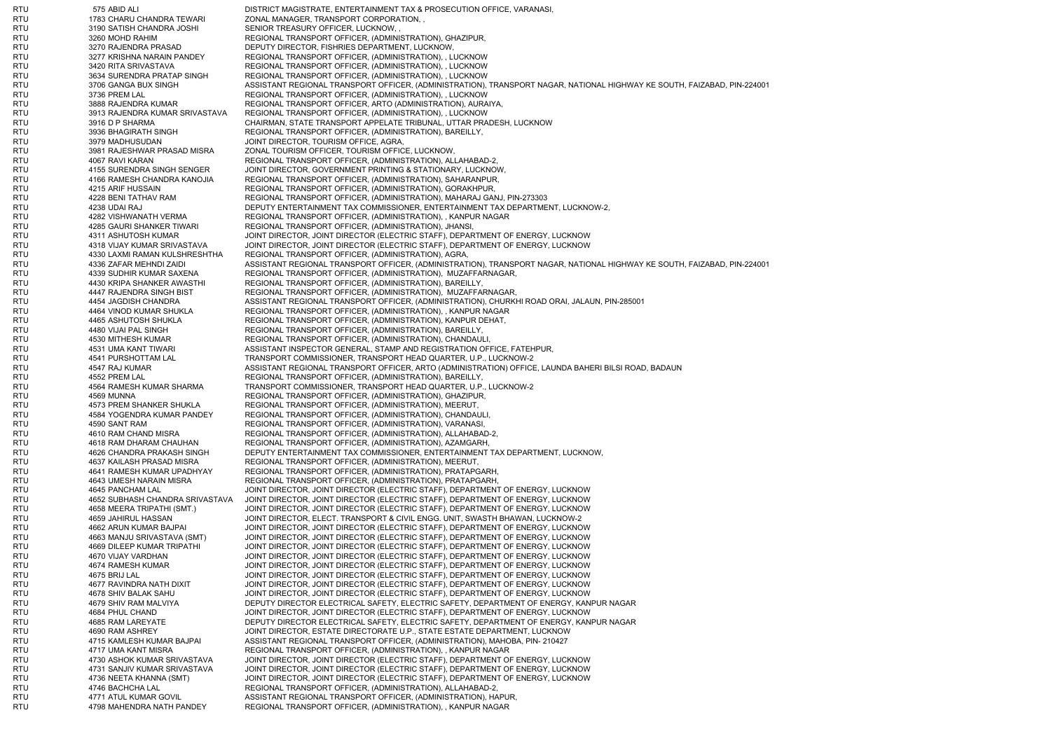| | | | |
|---|---|---|---|
| RTU | 575 | ABID ALI | DISTRICT MAGISTRATE, ENTERTAINMENT TAX & PROSECUTION OFFICE, VARANASI, |
| RTU | 1783 | CHARU CHANDRA TEWARI | ZONAL MANAGER, TRANSPORT CORPORATION, , |
| RTU | 3190 | SATISH CHANDRA JOSHI | SENIOR TREASURY OFFICER, LUCKNOW, , |
| RTU | 3260 | MOHD RAHIM | REGIONAL TRANSPORT OFFICER, (ADMINISTRATION), GHAZIPUR, |
| RTU | 3270 | RAJENDRA PRASAD | DEPUTY DIRECTOR, FISHRIES DEPARTMENT, LUCKNOW, |
| RTU | 3277 | KRISHNA NARAIN PANDEY | REGIONAL TRANSPORT OFFICER, (ADMINISTRATION), , LUCKNOW |
| RTU | 3420 | RITA SRIVASTAVA | REGIONAL TRANSPORT OFFICER, (ADMINISTRATION), , LUCKNOW |
| RTU | 3634 | SURENDRA PRATAP SINGH | REGIONAL TRANSPORT OFFICER, (ADMINISTRATION), , LUCKNOW |
| RTU | 3706 | GANGA BUX SINGH | ASSISTANT REGIONAL TRANSPORT OFFICER, (ADMINISTRATION), TRANSPORT NAGAR, NATIONAL HIGHWAY KE SOUTH, FAIZABAD, PIN-224001 |
| RTU | 3736 | PREM LAL | REGIONAL TRANSPORT OFFICER, (ADMINISTRATION), , LUCKNOW |
| RTU | 3888 | RAJENDRA KUMAR | REGIONAL TRANSPORT OFFICER, ARTO (ADMINISTRATION), AURAIYA, |
| RTU | 3913 | RAJENDRA KUMAR SRIVASTAVA | REGIONAL TRANSPORT OFFICER, (ADMINISTRATION), , LUCKNOW |
| RTU | 3916 | D P SHARMA | CHAIRMAN, STATE TRANSPORT APPELATE TRIBUNAL, UTTAR PRADESH, LUCKNOW |
| RTU | 3936 | BHAGIRATH SINGH | REGIONAL TRANSPORT OFFICER, (ADMINISTRATION), BAREILLY, |
| RTU | 3979 | MADHUSUDAN | JOINT DIRECTOR, TOURISM OFFICE, AGRA, |
| RTU | 3981 | RAJESHWAR PRASAD MISRA | ZONAL TOURISM OFFICER, TOURISM OFFICE, LUCKNOW, |
| RTU | 4067 | RAVI KARAN | REGIONAL TRANSPORT OFFICER, (ADMINISTRATION), ALLAHABAD-2, |
| RTU | 4155 | SURENDRA SINGH SENGER | JOINT DIRECTOR, GOVERNMENT PRINTING & STATIONARY, LUCKNOW, |
| RTU | 4166 | RAMESH CHANDRA KANOJIA | REGIONAL TRANSPORT OFFICER, (ADMINISTRATION), SAHARANPUR, |
| RTU | 4215 | ARIF HUSSAIN | REGIONAL TRANSPORT OFFICER, (ADMINISTRATION), GORAKHPUR, |
| RTU | 4228 | BENI TATHAV RAM | REGIONAL TRANSPORT OFFICER, (ADMINISTRATION), MAHARAJ GANJ, PIN-273303 |
| RTU | 4238 | UDAI RAJ | DEPUTY ENTERTAINMENT TAX COMMISSIONER, ENTERTAINMENT TAX DEPARTMENT, LUCKNOW-2, |
| RTU | 4282 | VISHWANATH VERMA | REGIONAL TRANSPORT OFFICER, (ADMINISTRATION), , KANPUR NAGAR |
| RTU | 4285 | GAURI SHANKER TIWARI | REGIONAL TRANSPORT OFFICER, (ADMINISTRATION), JHANSI, |
| RTU | 4311 | ASHUTOSH KUMAR | JOINT DIRECTOR, JOINT DIRECTOR (ELECTRIC STAFF), DEPARTMENT OF ENERGY, LUCKNOW |
| RTU | 4318 | VIJAY KUMAR SRIVASTAVA | JOINT DIRECTOR, JOINT DIRECTOR (ELECTRIC STAFF), DEPARTMENT OF ENERGY, LUCKNOW |
| RTU | 4330 | LAXMI RAMAN KULSHRESHTHA | REGIONAL TRANSPORT OFFICER, (ADMINISTRATION), AGRA, |
| RTU | 4336 | ZAFAR MEHNDI ZAIDI | ASSISTANT REGIONAL TRANSPORT OFFICER, (ADMINISTRATION), TRANSPORT NAGAR, NATIONAL HIGHWAY KE SOUTH, FAIZABAD, PIN-224001 |
| RTU | 4339 | SUDHIR KUMAR SAXENA | REGIONAL TRANSPORT OFFICER, (ADMINISTRATION), MUZAFFARNAGAR, |
| RTU | 4430 | KRIPA SHANKER AWASTHI | REGIONAL TRANSPORT OFFICER, (ADMINISTRATION), BAREILLY, |
| RTU | 4447 | RAJENDRA SINGH BIST | REGIONAL TRANSPORT OFFICER, (ADMINISTRATION), MUZAFFARNAGAR, |
| RTU | 4454 | JAGDISH CHANDRA | ASSISTANT REGIONAL TRANSPORT OFFICER, (ADMINISTRATION), CHURKHI ROAD ORAI, JALAUN, PIN-285001 |
| RTU | 4464 | VINOD KUMAR SHUKLA | REGIONAL TRANSPORT OFFICER, (ADMINISTRATION), , KANPUR NAGAR |
| RTU | 4465 | ASHUTOSH SHUKLA | REGIONAL TRANSPORT OFFICER, (ADMINISTRATION), KANPUR DEHAT, |
| RTU | 4480 | VIJAI PAL SINGH | REGIONAL TRANSPORT OFFICER, (ADMINISTRATION), BAREILLY, |
| RTU | 4530 | MITHESH KUMAR | REGIONAL TRANSPORT OFFICER, (ADMINISTRATION), CHANDAULI, |
| RTU | 4531 | UMA KANT TIWARI | ASSISTANT INSPECTOR GENERAL, STAMP AND REGISTRATION OFFICE, FATEHPUR, |
| RTU | 4541 | PURSHOTTAM LAL | TRANSPORT COMMISSIONER, TRANSPORT HEAD QUARTER, U.P., LUCKNOW-2 |
| RTU | 4547 | RAJ KUMAR | ASSISTANT REGIONAL TRANSPORT OFFICER, ARTO (ADMINISTRATION) OFFICE, LAUNDA BAHERI BILSI ROAD, BADAUN |
| RTU | 4552 | PREM LAL | REGIONAL TRANSPORT OFFICER, (ADMINISTRATION), BAREILLY, |
| RTU | 4564 | RAMESH KUMAR SHARMA | TRANSPORT COMMISSIONER, TRANSPORT HEAD QUARTER, U.P., LUCKNOW-2 |
| RTU | 4569 | MUNNA | REGIONAL TRANSPORT OFFICER, (ADMINISTRATION), GHAZIPUR, |
| RTU | 4573 | PREM SHANKER SHUKLA | REGIONAL TRANSPORT OFFICER, (ADMINISTRATION), MEERUT, |
| RTU | 4584 | YOGENDRA KUMAR PANDEY | REGIONAL TRANSPORT OFFICER, (ADMINISTRATION), CHANDAULI, |
| RTU | 4590 | SANT RAM | REGIONAL TRANSPORT OFFICER, (ADMINISTRATION), VARANASI, |
| RTU | 4610 | RAM CHAND MISRA | REGIONAL TRANSPORT OFFICER, (ADMINISTRATION), ALLAHABAD-2, |
| RTU | 4618 | RAM DHARAM CHAUHAN | REGIONAL TRANSPORT OFFICER, (ADMINISTRATION), AZAMGARH, |
| RTU | 4626 | CHANDRA PRAKASH SINGH | DEPUTY ENTERTAINMENT TAX COMMISSIONER, ENTERTAINMENT TAX DEPARTMENT, LUCKNOW, |
| RTU | 4637 | KAILASH PRASAD MISRA | REGIONAL TRANSPORT OFFICER, (ADMINISTRATION), MEERUT, |
| RTU | 4641 | RAMESH KUMAR UPADHYAY | REGIONAL TRANSPORT OFFICER, (ADMINISTRATION), PRATAPGARH, |
| RTU | 4643 | UMESH NARAIN MISRA | REGIONAL TRANSPORT OFFICER, (ADMINISTRATION), PRATAPGARH, |
| RTU | 4645 | PANCHAM LAL | JOINT DIRECTOR, JOINT DIRECTOR (ELECTRIC STAFF), DEPARTMENT OF ENERGY, LUCKNOW |
| RTU | 4652 | SUBHASH CHANDRA SRIVASTAVA | JOINT DIRECTOR, JOINT DIRECTOR (ELECTRIC STAFF), DEPARTMENT OF ENERGY, LUCKNOW |
| RTU | 4658 | MEERA TRIPATHI (SMT.) | JOINT DIRECTOR, JOINT DIRECTOR (ELECTRIC STAFF), DEPARTMENT OF ENERGY, LUCKNOW |
| RTU | 4659 | JAHIRUL HASSAN | JOINT DIRECTOR, ELECT. TRANSPORT & CIVIL ENGG. UNIT, SWASTH BHAWAN, LUCKNOW-2 |
| RTU | 4662 | ARUN KUMAR BAJPAI | JOINT DIRECTOR, JOINT DIRECTOR (ELECTRIC STAFF), DEPARTMENT OF ENERGY, LUCKNOW |
| RTU | 4663 | MANJU SRIVASTAVA (SMT) | JOINT DIRECTOR, JOINT DIRECTOR (ELECTRIC STAFF), DEPARTMENT OF ENERGY, LUCKNOW |
| RTU | 4669 | DILEEP KUMAR TRIPATHI | JOINT DIRECTOR, JOINT DIRECTOR (ELECTRIC STAFF), DEPARTMENT OF ENERGY, LUCKNOW |
| RTU | 4670 | VIJAY VARDHAN | JOINT DIRECTOR, JOINT DIRECTOR (ELECTRIC STAFF), DEPARTMENT OF ENERGY, LUCKNOW |
| RTU | 4674 | RAMESH KUMAR | JOINT DIRECTOR, JOINT DIRECTOR (ELECTRIC STAFF), DEPARTMENT OF ENERGY, LUCKNOW |
| RTU | 4675 | BRIJ LAL | JOINT DIRECTOR, JOINT DIRECTOR (ELECTRIC STAFF), DEPARTMENT OF ENERGY, LUCKNOW |
| RTU | 4677 | RAVINDRA NATH DIXIT | JOINT DIRECTOR, JOINT DIRECTOR (ELECTRIC STAFF), DEPARTMENT OF ENERGY, LUCKNOW |
| RTU | 4678 | SHIV BALAK SAHU | JOINT DIRECTOR, JOINT DIRECTOR (ELECTRIC STAFF), DEPARTMENT OF ENERGY, LUCKNOW |
| RTU | 4679 | SHIV RAM MALVIYA | DEPUTY DIRECTOR ELECTRICAL SAFETY, ELECTRIC SAFETY, DEPARTMENT OF ENERGY, KANPUR NAGAR |
| RTU | 4684 | PHUL CHAND | JOINT DIRECTOR, JOINT DIRECTOR (ELECTRIC STAFF), DEPARTMENT OF ENERGY, LUCKNOW |
| RTU | 4685 | RAM LAREYATE | DEPUTY DIRECTOR ELECTRICAL SAFETY, ELECTRIC SAFETY, DEPARTMENT OF ENERGY, KANPUR NAGAR |
| RTU | 4690 | RAM ASHREY | JOINT DIRECTOR, ESTATE DIRECTORATE U.P., STATE ESTATE DEPARTMENT, LUCKNOW |
| RTU | 4715 | KAMLESH KUMAR BAJPAI | ASSISTANT REGIONAL TRANSPORT OFFICER, (ADMINISTRATION), MAHOBA, PIN- 210427 |
| RTU | 4717 | UMA KANT MISRA | REGIONAL TRANSPORT OFFICER, (ADMINISTRATION), , KANPUR NAGAR |
| RTU | 4730 | ASHOK KUMAR SRIVASTAVA | JOINT DIRECTOR, JOINT DIRECTOR (ELECTRIC STAFF), DEPARTMENT OF ENERGY, LUCKNOW |
| RTU | 4731 | SANJIV KUMAR SRIVASTAVA | JOINT DIRECTOR, JOINT DIRECTOR (ELECTRIC STAFF), DEPARTMENT OF ENERGY, LUCKNOW |
| RTU | 4736 | NEETA KHANNA (SMT) | JOINT DIRECTOR, JOINT DIRECTOR (ELECTRIC STAFF), DEPARTMENT OF ENERGY, LUCKNOW |
| RTU | 4746 | BACHCHA LAL | REGIONAL TRANSPORT OFFICER, (ADMINISTRATION), ALLAHABAD-2, |
| RTU | 4771 | ATUL KUMAR GOVIL | ASSISTANT REGIONAL TRANSPORT OFFICER, (ADMINISTRATION), HAPUR, |
| RTU | 4798 | MAHENDRA NATH PANDEY | REGIONAL TRANSPORT OFFICER, (ADMINISTRATION), , KANPUR NAGAR |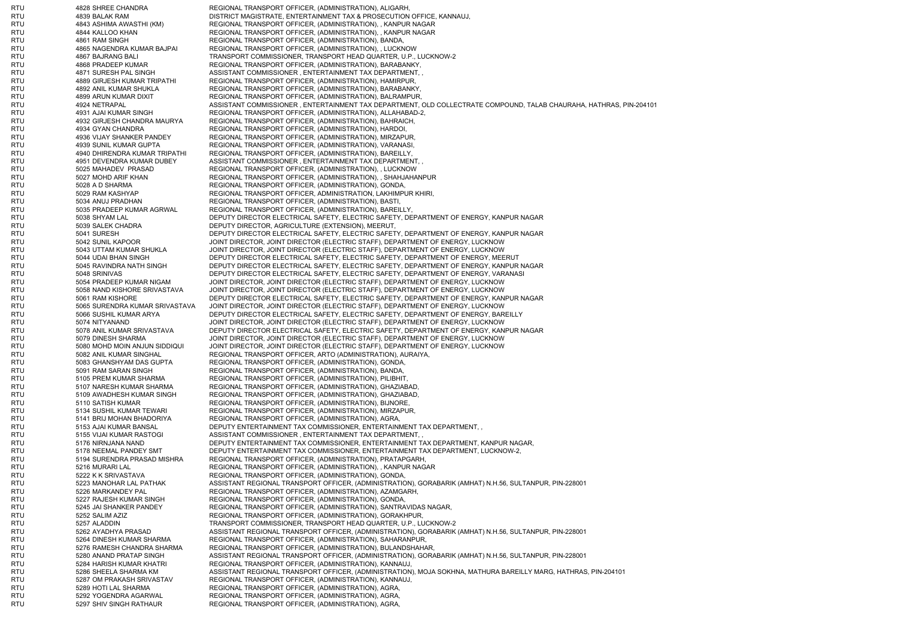| | | |
|---|---|---|
| RTU | 4828 SHREE CHANDRA | REGIONAL TRANSPORT OFFICER, (ADMINISTRATION), ALIGARH, |
| RTU | 4839 BALAK RAM | DISTRICT MAGISTRATE, ENTERTAINMENT TAX & PROSECUTION OFFICE, KANNAUJ, |
| RTU | 4843 ASHIMA AWASTHI (KM) | REGIONAL TRANSPORT OFFICER, (ADMINISTRATION), , KANPUR NAGAR |
| RTU | 4844 KALLOO KHAN | REGIONAL TRANSPORT OFFICER, (ADMINISTRATION), , KANPUR NAGAR |
| RTU | 4861 RAM SINGH | REGIONAL TRANSPORT OFFICER, (ADMINISTRATION), BANDA, |
| RTU | 4865 NAGENDRA KUMAR BAJPAI | REGIONAL TRANSPORT OFFICER, (ADMINISTRATION), , LUCKNOW |
| RTU | 4867 BAJRANG BALI | TRANSPORT COMMISSIONER, TRANSPORT HEAD QUARTER, U.P., LUCKNOW-2 |
| RTU | 4868 PRADEEP KUMAR | REGIONAL TRANSPORT OFFICER, (ADMINISTRATION), BARABANKY, |
| RTU | 4871 SURESH PAL SINGH | ASSISTANT COMMISSIONER , ENTERTAINMENT TAX DEPARTMENT, , |
| RTU | 4889 GIRJESH KUMAR TRIPATHI | REGIONAL TRANSPORT OFFICER, (ADMINISTRATION), HAMIRPUR, |
| RTU | 4892 ANIL KUMAR SHUKLA | REGIONAL TRANSPORT OFFICER, (ADMINISTRATION), BARABANKY, |
| RTU | 4899 ARUN KUMAR DIXIT | REGIONAL TRANSPORT OFFICER, (ADMINISTRATION), BALRAMPUR, |
| RTU | 4924 NETRAPAL | ASSISTANT COMMISSIONER , ENTERTAINMENT TAX DEPARTMENT, OLD COLLECTRATE COMPOUND, TALAB CHAURAHA, HATHRAS, PIN-204101 |
| RTU | 4931 AJAI KUMAR SINGH | REGIONAL TRANSPORT OFFICER, (ADMINISTRATION), ALLAHABAD-2, |
| RTU | 4932 GIRJESH CHANDRA MAURYA | REGIONAL TRANSPORT OFFICER, (ADMINISTRATION), BAHRAICH, |
| RTU | 4934 GYAN CHANDRA | REGIONAL TRANSPORT OFFICER, (ADMINISTRATION), HARDOI, |
| RTU | 4936 VIJAY SHANKER PANDEY | REGIONAL TRANSPORT OFFICER, (ADMINISTRATION), MIRZAPUR, |
| RTU | 4939 SUNIL KUMAR GUPTA | REGIONAL TRANSPORT OFFICER, (ADMINISTRATION), VARANASI, |
| RTU | 4940 DHIRENDRA KUMAR TRIPATHI | REGIONAL TRANSPORT OFFICER, (ADMINISTRATION), BAREILLY, |
| RTU | 4951 DEVENDRA KUMAR DUBEY | ASSISTANT COMMISSIONER , ENTERTAINMENT TAX DEPARTMENT, , |
| RTU | 5025 MAHADEV PRASAD | REGIONAL TRANSPORT OFFICER, (ADMINISTRATION), , LUCKNOW |
| RTU | 5027 MOHD ARIF KHAN | REGIONAL TRANSPORT OFFICER, (ADMINISTRATION), , SHAHJAHANPUR |
| RTU | 5028 A D SHARMA | REGIONAL TRANSPORT OFFICER, (ADMINISTRATION), GONDA, |
| RTU | 5029 RAM KASHYAP | REGIONAL TRANSPORT OFFICER, ADMINISTRATION, LAKHIMPUR KHIRI, |
| RTU | 5034 ANUJ PRADHAN | REGIONAL TRANSPORT OFFICER, (ADMINISTRATION), BASTI, |
| RTU | 5035 PRADEEP KUMAR AGRWAL | REGIONAL TRANSPORT OFFICER, (ADMINISTRATION), BAREILLY, |
| RTU | 5038 SHYAM LAL | DEPUTY DIRECTOR ELECTRICAL SAFETY, ELECTRIC SAFETY, DEPARTMENT OF ENERGY, KANPUR NAGAR |
| RTU | 5039 SALEK CHADRA | DEPUTY DIRECTOR, AGRICULTURE (EXTENSION), MEERUT, |
| RTU | 5041 SURESH | DEPUTY DIRECTOR ELECTRICAL SAFETY, ELECTRIC SAFETY, DEPARTMENT OF ENERGY, KANPUR NAGAR |
| RTU | 5042 SUNIL KAPOOR | JOINT DIRECTOR, JOINT DIRECTOR (ELECTRIC STAFF), DEPARTMENT OF ENERGY, LUCKNOW |
| RTU | 5043 UTTAM KUMAR SHUKLA | JOINT DIRECTOR, JOINT DIRECTOR (ELECTRIC STAFF), DEPARTMENT OF ENERGY, LUCKNOW |
| RTU | 5044 UDAI BHAN SINGH | DEPUTY DIRECTOR ELECTRICAL SAFETY, ELECTRIC SAFETY, DEPARTMENT OF ENERGY, MEERUT |
| RTU | 5045 RAVINDRA NATH SINGH | DEPUTY DIRECTOR ELECTRICAL SAFETY, ELECTRIC SAFETY, DEPARTMENT OF ENERGY, KANPUR NAGAR |
| RTU | 5048 SRINIVAS | DEPUTY DIRECTOR ELECTRICAL SAFETY, ELECTRIC SAFETY, DEPARTMENT OF ENERGY, VARANASI |
| RTU | 5054 PRADEEP KUMAR NIGAM | JOINT DIRECTOR, JOINT DIRECTOR (ELECTRIC STAFF), DEPARTMENT OF ENERGY, LUCKNOW |
| RTU | 5058 NAND KISHORE SRIVASTAVA | JOINT DIRECTOR, JOINT DIRECTOR (ELECTRIC STAFF), DEPARTMENT OF ENERGY, LUCKNOW |
| RTU | 5061 RAM KISHORE | DEPUTY DIRECTOR ELECTRICAL SAFETY, ELECTRIC SAFETY, DEPARTMENT OF ENERGY, KANPUR NAGAR |
| RTU | 5065 SURENDRA KUMAR SRIVASTAVA | JOINT DIRECTOR, JOINT DIRECTOR (ELECTRIC STAFF), DEPARTMENT OF ENERGY, LUCKNOW |
| RTU | 5066 SUSHIL KUMAR ARYA | DEPUTY DIRECTOR ELECTRICAL SAFETY, ELECTRIC SAFETY, DEPARTMENT OF ENERGY, BAREILLY |
| RTU | 5074 NITYANAND | JOINT DIRECTOR, JOINT DIRECTOR (ELECTRIC STAFF), DEPARTMENT OF ENERGY, LUCKNOW |
| RTU | 5078 ANIL KUMAR SRIVASTAVA | DEPUTY DIRECTOR ELECTRICAL SAFETY, ELECTRIC SAFETY, DEPARTMENT OF ENERGY, KANPUR NAGAR |
| RTU | 5079 DINESH SHARMA | JOINT DIRECTOR, JOINT DIRECTOR (ELECTRIC STAFF), DEPARTMENT OF ENERGY, LUCKNOW |
| RTU | 5080 MOHD MOIN ANJUN SIDDIQUI | JOINT DIRECTOR, JOINT DIRECTOR (ELECTRIC STAFF), DEPARTMENT OF ENERGY, LUCKNOW |
| RTU | 5082 ANIL KUMAR SINGHAL | REGIONAL TRANSPORT OFFICER, ARTO (ADMINISTRATION), AURAIYA, |
| RTU | 5083 GHANSHYAM DAS GUPTA | REGIONAL TRANSPORT OFFICER, (ADMINISTRATION), GONDA, |
| RTU | 5091 RAM SARAN SINGH | REGIONAL TRANSPORT OFFICER, (ADMINISTRATION), BANDA, |
| RTU | 5105 PREM KUMAR SHARMA | REGIONAL TRANSPORT OFFICER, (ADMINISTRATION), PILIBHIT, |
| RTU | 5107 NARESH KUMAR SHARMA | REGIONAL TRANSPORT OFFICER, (ADMINISTRATION), GHAZIABAD, |
| RTU | 5109 AWADHESH KUMAR SINGH | REGIONAL TRANSPORT OFFICER, (ADMINISTRATION), GHAZIABAD, |
| RTU | 5110 SATISH KUMAR | REGIONAL TRANSPORT OFFICER, (ADMINISTRATION), BIJNORE, |
| RTU | 5134 SUSHIL KUMAR TEWARI | REGIONAL TRANSPORT OFFICER, (ADMINISTRATION), MIRZAPUR, |
| RTU | 5141 BRIJ MOHAN BHADORIYA | REGIONAL TRANSPORT OFFICER, (ADMINISTRATION), AGRA, |
| RTU | 5153 AJAI KUMAR BANSAL | DEPUTY ENTERTAINMENT TAX COMMISSIONER, ENTERTAINMENT TAX DEPARTMENT, , |
| RTU | 5155 VIJAI KUMAR RASTOGI | ASSISTANT COMMISSIONER , ENTERTAINMENT TAX DEPARTMENT, , |
| RTU | 5176 NIRNJANA NAND | DEPUTY ENTERTAINMENT TAX COMMISSIONER, ENTERTAINMENT TAX DEPARTMENT, KANPUR NAGAR, |
| RTU | 5178 NEEMAL PANDEY SMT | DEPUTY ENTERTAINMENT TAX COMMISSIONER, ENTERTAINMENT TAX DEPARTMENT, LUCKNOW-2, |
| RTU | 5194 SURENDRA PRASAD MISHRA | REGIONAL TRANSPORT OFFICER, (ADMINISTRATION), PRATAPGARH, |
| RTU | 5216 MURARI LAL | REGIONAL TRANSPORT OFFICER, (ADMINISTRATION), , KANPUR NAGAR |
| RTU | 5222 K K SRIVASTAVA | REGIONAL TRANSPORT OFFICER, (ADMINISTRATION), GONDA, |
| RTU | 5223 MANOHAR LAL PATHAK | ASSISTANT REGIONAL TRANSPORT OFFICER, (ADMINISTRATION), GORABARIK (AMHAT) N.H.56, SULTANPUR, PIN-228001 |
| RTU | 5226 MARKANDEY PAL | REGIONAL TRANSPORT OFFICER, (ADMINISTRATION), AZAMGARH, |
| RTU | 5227 RAJESH KUMAR SINGH | REGIONAL TRANSPORT OFFICER, (ADMINISTRATION), GONDA, |
| RTU | 5245 JAI SHANKER PANDEY | REGIONAL TRANSPORT OFFICER, (ADMINISTRATION), SANTRAVIDAS NAGAR, |
| RTU | 5252 SALIM AZIZ | REGIONAL TRANSPORT OFFICER, (ADMINISTRATION), GORAKHPUR, |
| RTU | 5257 ALADDIN | TRANSPORT COMMISSIONER, TRANSPORT HEAD QUARTER, U.P., LUCKNOW-2 |
| RTU | 5262 AYADHYA PRASAD | ASSISTANT REGIONAL TRANSPORT OFFICER, (ADMINISTRATION), GORABARIK (AMHAT) N.H.56, SULTANPUR, PIN-228001 |
| RTU | 5264 DINESH KUMAR SHARMA | REGIONAL TRANSPORT OFFICER, (ADMINISTRATION), SAHARANPUR, |
| RTU | 5276 RAMESH CHANDRA SHARMA | REGIONAL TRANSPORT OFFICER, (ADMINISTRATION), BULANDSHAHAR, |
| RTU | 5280 ANAND PRATAP SINGH | ASSISTANT REGIONAL TRANSPORT OFFICER, (ADMINISTRATION), GORABARIK (AMHAT) N.H.56, SULTANPUR, PIN-228001 |
| RTU | 5284 HARISH KUMAR KHATRI | REGIONAL TRANSPORT OFFICER, (ADMINISTRATION), KANNAUJ, |
| RTU | 5286 SHEELA SHARMA KM | ASSISTANT REGIONAL TRANSPORT OFFICER, (ADMINISTRATION), MOJA SOKHNA, MATHURA BAREILLY MARG, HATHRAS, PIN-204101 |
| RTU | 5287 OM PRAKASH SRIVASTAV | REGIONAL TRANSPORT OFFICER, (ADMINISTRATION), KANNAUJ, |
| RTU | 5289 HOTI LAL SHARMA | REGIONAL TRANSPORT OFFICER, (ADMINISTRATION), AGRA, |
| RTU | 5292 YOGENDRA AGARWAL | REGIONAL TRANSPORT OFFICER, (ADMINISTRATION), AGRA, |
| RTU | 5297 SHIV SINGH RATHAUR | REGIONAL TRANSPORT OFFICER, (ADMINISTRATION), AGRA, |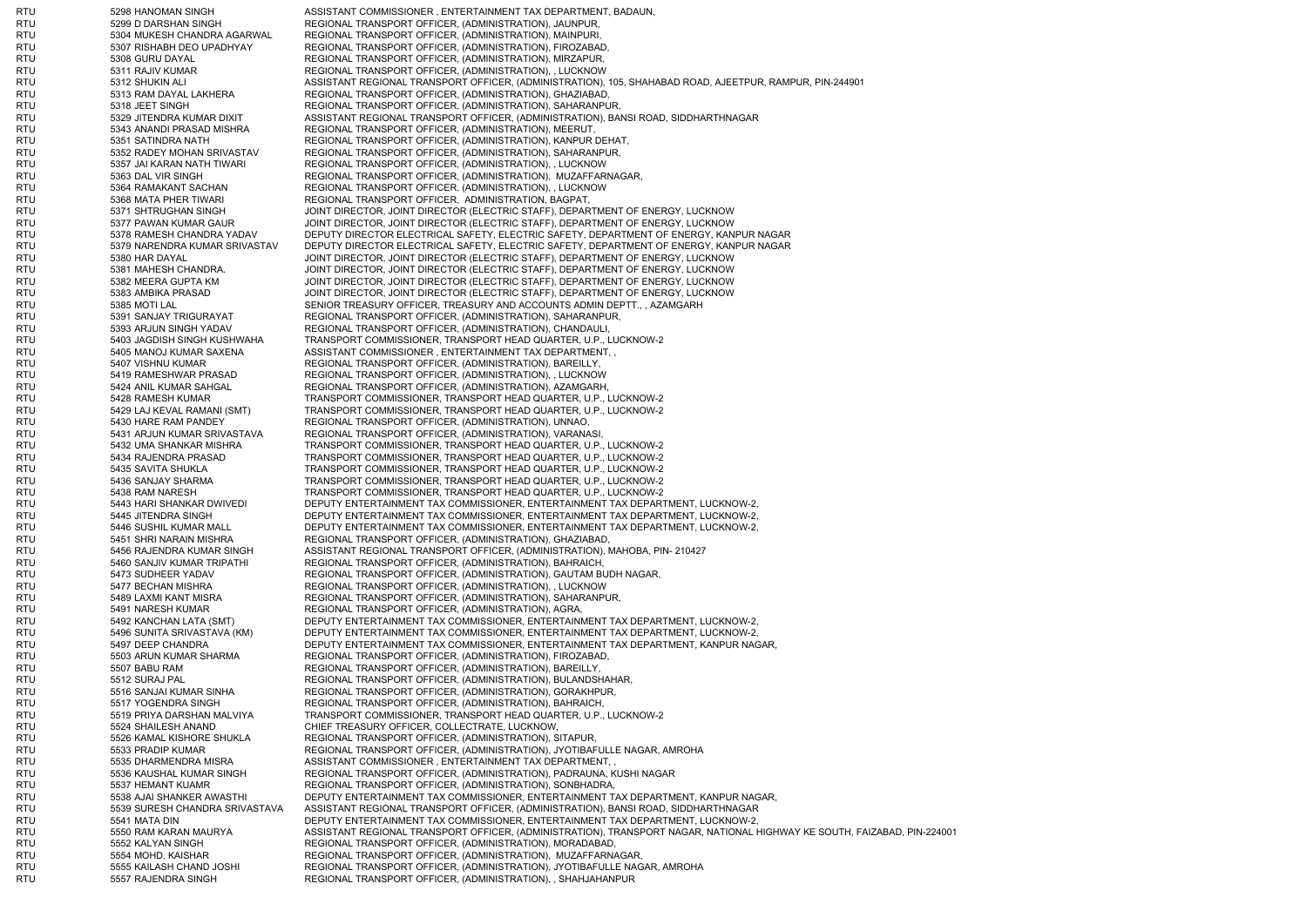| | | | |
|---|---|---|---|
| RTU | 5298 | HANOMAN SINGH | ASSISTANT COMMISSIONER , ENTERTAINMENT TAX DEPARTMENT, BADAUN, |
| RTU | 5299 | D DARSHAN SINGH | REGIONAL TRANSPORT OFFICER, (ADMINISTRATION), JAUNPUR, |
| RTU | 5304 | MUKESH CHANDRA AGARWAL | REGIONAL TRANSPORT OFFICER, (ADMINISTRATION), MAINPURI, |
| RTU | 5307 | RISHABH DEO UPADHYAY | REGIONAL TRANSPORT OFFICER, (ADMINISTRATION), FIROZABAD, |
| RTU | 5308 | GURU DAYAL | REGIONAL TRANSPORT OFFICER, (ADMINISTRATION), MIRZAPUR, |
| RTU | 5311 | RAJIV KUMAR | REGIONAL TRANSPORT OFFICER, (ADMINISTRATION), , LUCKNOW |
| RTU | 5312 | SHUKIN ALI | ASSISTANT REGIONAL TRANSPORT OFFICER, (ADMINISTRATION), 105, SHAHABAD ROAD, AJEETPUR, RAMPUR, PIN-244901 |
| RTU | 5313 | RAM DAYAL LAKHERA | REGIONAL TRANSPORT OFFICER, (ADMINISTRATION), GHAZIABAD, |
| RTU | 5318 | JEET SINGH | REGIONAL TRANSPORT OFFICER, (ADMINISTRATION), SAHARANPUR, |
| RTU | 5329 | JITENDRA KUMAR DIXIT | ASSISTANT REGIONAL TRANSPORT OFFICER, (ADMINISTRATION), BANSI ROAD, SIDDHARTHNAGAR |
| RTU | 5343 | ANANDI PRASAD MISHRA | REGIONAL TRANSPORT OFFICER, (ADMINISTRATION), MEERUT, |
| RTU | 5351 | SATINDRA NATH | REGIONAL TRANSPORT OFFICER, (ADMINISTRATION), KANPUR DEHAT, |
| RTU | 5352 | RADEY MOHAN SRIVASTAV | REGIONAL TRANSPORT OFFICER, (ADMINISTRATION), SAHARANPUR, |
| RTU | 5357 | JAI KARAN NATH TIWARI | REGIONAL TRANSPORT OFFICER, (ADMINISTRATION), , LUCKNOW |
| RTU | 5363 | DAL VIR SINGH | REGIONAL TRANSPORT OFFICER, (ADMINISTRATION), MUZAFFARNAGAR, |
| RTU | 5364 | RAMAKANT SACHAN | REGIONAL TRANSPORT OFFICER, (ADMINISTRATION), , LUCKNOW |
| RTU | 5368 | MATA PHER TIWARI | REGIONAL TRANSPORT OFFICER, ADMINISTRATION, BAGPAT, |
| RTU | 5371 | SHTRUGHAN SINGH | JOINT DIRECTOR, JOINT DIRECTOR (ELECTRIC STAFF), DEPARTMENT OF ENERGY, LUCKNOW |
| RTU | 5377 | PAWAN KUMAR GAUR | JOINT DIRECTOR, JOINT DIRECTOR (ELECTRIC STAFF), DEPARTMENT OF ENERGY, LUCKNOW |
| RTU | 5378 | RAMESH CHANDRA YADAV | DEPUTY DIRECTOR ELECTRICAL SAFETY, ELECTRIC SAFETY, DEPARTMENT OF ENERGY, KANPUR NAGAR |
| RTU | 5379 | NARENDRA KUMAR SRIVASTAV | DEPUTY DIRECTOR ELECTRICAL SAFETY, ELECTRIC SAFETY, DEPARTMENT OF ENERGY, KANPUR NAGAR |
| RTU | 5380 | HAR DAYAL | JOINT DIRECTOR, JOINT DIRECTOR (ELECTRIC STAFF), DEPARTMENT OF ENERGY, LUCKNOW |
| RTU | 5381 | MAHESH CHANDRA. | JOINT DIRECTOR, JOINT DIRECTOR (ELECTRIC STAFF), DEPARTMENT OF ENERGY, LUCKNOW |
| RTU | 5382 | MEERA GUPTA KM | JOINT DIRECTOR, JOINT DIRECTOR (ELECTRIC STAFF), DEPARTMENT OF ENERGY, LUCKNOW |
| RTU | 5383 | AMBIKA PRASAD | JOINT DIRECTOR, JOINT DIRECTOR (ELECTRIC STAFF), DEPARTMENT OF ENERGY, LUCKNOW |
| RTU | 5385 | MOTI LAL | SENIOR TREASURY OFFICER, TREASURY AND ACCOUNTS ADMIN DEPTT., , AZAMGARH |
| RTU | 5391 | SANJAY TRIGURAYAT | REGIONAL TRANSPORT OFFICER, (ADMINISTRATION), SAHARANPUR, |
| RTU | 5393 | ARJUN SINGH YADAV | REGIONAL TRANSPORT OFFICER, (ADMINISTRATION), CHANDAULI, |
| RTU | 5403 | JAGDISH SINGH KUSHWAHA | TRANSPORT COMMISSIONER, TRANSPORT HEAD QUARTER, U.P., LUCKNOW-2 |
| RTU | 5405 | MANOJ KUMAR SAXENA | ASSISTANT COMMISSIONER , ENTERTAINMENT TAX DEPARTMENT, , |
| RTU | 5407 | VISHNU KUMAR | REGIONAL TRANSPORT OFFICER, (ADMINISTRATION), BAREILLY, |
| RTU | 5419 | RAMESHWAR PRASAD | REGIONAL TRANSPORT OFFICER, (ADMINISTRATION), , LUCKNOW |
| RTU | 5424 | ANIL KUMAR SAHGAL | REGIONAL TRANSPORT OFFICER, (ADMINISTRATION), AZAMGARH, |
| RTU | 5428 | RAMESH KUMAR | TRANSPORT COMMISSIONER, TRANSPORT HEAD QUARTER, U.P., LUCKNOW-2 |
| RTU | 5429 | LAJ KEVAL RAMANI (SMT) | TRANSPORT COMMISSIONER, TRANSPORT HEAD QUARTER, U.P., LUCKNOW-2 |
| RTU | 5430 | HARE RAM PANDEY | REGIONAL TRANSPORT OFFICER, (ADMINISTRATION), UNNAO, |
| RTU | 5431 | ARJUN KUMAR SRIVASTAVA | REGIONAL TRANSPORT OFFICER, (ADMINISTRATION), VARANASI, |
| RTU | 5432 | UMA SHANKAR MISHRA | TRANSPORT COMMISSIONER, TRANSPORT HEAD QUARTER, U.P., LUCKNOW-2 |
| RTU | 5434 | RAJENDRA PRASAD | TRANSPORT COMMISSIONER, TRANSPORT HEAD QUARTER, U.P., LUCKNOW-2 |
| RTU | 5435 | SAVITA SHUKLA | TRANSPORT COMMISSIONER, TRANSPORT HEAD QUARTER, U.P., LUCKNOW-2 |
| RTU | 5436 | SANJAY SHARMA | TRANSPORT COMMISSIONER, TRANSPORT HEAD QUARTER, U.P., LUCKNOW-2 |
| RTU | 5438 | RAM NARESH | TRANSPORT COMMISSIONER, TRANSPORT HEAD QUARTER, U.P., LUCKNOW-2 |
| RTU | 5443 | HARI SHANKAR DWIVEDI | DEPUTY ENTERTAINMENT TAX COMMISSIONER, ENTERTAINMENT TAX DEPARTMENT, LUCKNOW-2, |
| RTU | 5445 | JITENDRA SINGH | DEPUTY ENTERTAINMENT TAX COMMISSIONER, ENTERTAINMENT TAX DEPARTMENT, LUCKNOW-2, |
| RTU | 5446 | SUSHIL KUMAR MALL | DEPUTY ENTERTAINMENT TAX COMMISSIONER, ENTERTAINMENT TAX DEPARTMENT, LUCKNOW-2, |
| RTU | 5451 | SHRI NARAIN MISHRA | REGIONAL TRANSPORT OFFICER, (ADMINISTRATION), GHAZIABAD, |
| RTU | 5456 | RAJENDRA KUMAR SINGH | ASSISTANT REGIONAL TRANSPORT OFFICER, (ADMINISTRATION), MAHOBA, PIN- 210427 |
| RTU | 5460 | SANJIV KUMAR TRIPATHI | REGIONAL TRANSPORT OFFICER, (ADMINISTRATION), BAHRAICH, |
| RTU | 5473 | SUDHEER YADAV | REGIONAL TRANSPORT OFFICER, (ADMINISTRATION), GAUTAM BUDH NAGAR, |
| RTU | 5477 | BECHAN MISHRA | REGIONAL TRANSPORT OFFICER, (ADMINISTRATION), , LUCKNOW |
| RTU | 5489 | LAXMI KANT MISRA | REGIONAL TRANSPORT OFFICER, (ADMINISTRATION), SAHARANPUR, |
| RTU | 5491 | NARESH KUMAR | REGIONAL TRANSPORT OFFICER, (ADMINISTRATION), AGRA, |
| RTU | 5492 | KANCHAN LATA (SMT) | DEPUTY ENTERTAINMENT TAX COMMISSIONER, ENTERTAINMENT TAX DEPARTMENT, LUCKNOW-2, |
| RTU | 5496 | SUNITA SRIVASTAVA (KM) | DEPUTY ENTERTAINMENT TAX COMMISSIONER, ENTERTAINMENT TAX DEPARTMENT, LUCKNOW-2, |
| RTU | 5497 | DEEP CHANDRA | DEPUTY ENTERTAINMENT TAX COMMISSIONER, ENTERTAINMENT TAX DEPARTMENT, KANPUR NAGAR, |
| RTU | 5503 | ARUN KUMAR SHARMA | REGIONAL TRANSPORT OFFICER, (ADMINISTRATION), FIROZABAD, |
| RTU | 5507 | BABU RAM | REGIONAL TRANSPORT OFFICER, (ADMINISTRATION), BAREILLY, |
| RTU | 5512 | SURAJ PAL | REGIONAL TRANSPORT OFFICER, (ADMINISTRATION), BULANDSHAHAR, |
| RTU | 5516 | SANJAI KUMAR SINHA | REGIONAL TRANSPORT OFFICER, (ADMINISTRATION), GORAKHPUR, |
| RTU | 5517 | YOGENDRA SINGH | REGIONAL TRANSPORT OFFICER, (ADMINISTRATION), BAHRAICH, |
| RTU | 5519 | PRIYA DARSHAN MALVIYA | TRANSPORT COMMISSIONER, TRANSPORT HEAD QUARTER, U.P., LUCKNOW-2 |
| RTU | 5524 | SHAILESH ANAND | CHIEF TREASURY OFFICER, COLLECTRATE, LUCKNOW, |
| RTU | 5526 | KAMAL KISHORE SHUKLA | REGIONAL TRANSPORT OFFICER, (ADMINISTRATION), SITAPUR, |
| RTU | 5533 | PRADIP KUMAR | REGIONAL TRANSPORT OFFICER, (ADMINISTRATION), JYOTIBAFULLE NAGAR, AMROHA |
| RTU | 5535 | DHARMENDRA MISRA | ASSISTANT COMMISSIONER , ENTERTAINMENT TAX DEPARTMENT, , |
| RTU | 5536 | KAUSHAL KUMAR SINGH | REGIONAL TRANSPORT OFFICER, (ADMINISTRATION), PADRAUNA, KUSHI NAGAR |
| RTU | 5537 | HEMANT KUAMR | REGIONAL TRANSPORT OFFICER, (ADMINISTRATION), SONBHADRA, |
| RTU | 5538 | AJAI SHANKER AWASTHI | DEPUTY ENTERTAINMENT TAX COMMISSIONER, ENTERTAINMENT TAX DEPARTMENT, KANPUR NAGAR, |
| RTU | 5539 | SURESH CHANDRA SRIVASTAVA | ASSISTANT REGIONAL TRANSPORT OFFICER, (ADMINISTRATION), BANSI ROAD, SIDDHARTHNAGAR |
| RTU | 5541 | MATA DIN | DEPUTY ENTERTAINMENT TAX COMMISSIONER, ENTERTAINMENT TAX DEPARTMENT, LUCKNOW-2, |
| RTU | 5550 | RAM KARAN MAURYA | ASSISTANT REGIONAL TRANSPORT OFFICER, (ADMINISTRATION), TRANSPORT NAGAR, NATIONAL HIGHWAY KE SOUTH, FAIZABAD, PIN-224001 |
| RTU | 5552 | KALYAN SINGH | REGIONAL TRANSPORT OFFICER, (ADMINISTRATION), MORADABAD, |
| RTU | 5554 | MOHD. KAISHAR | REGIONAL TRANSPORT OFFICER, (ADMINISTRATION), MUZAFFARNAGAR, |
| RTU | 5555 | KAILASH CHAND JOSHI | REGIONAL TRANSPORT OFFICER, (ADMINISTRATION), JYOTIBAFULLE NAGAR, AMROHA |
| RTU | 5557 | RAJENDRA SINGH | REGIONAL TRANSPORT OFFICER, (ADMINISTRATION), , SHAHJAHANPUR |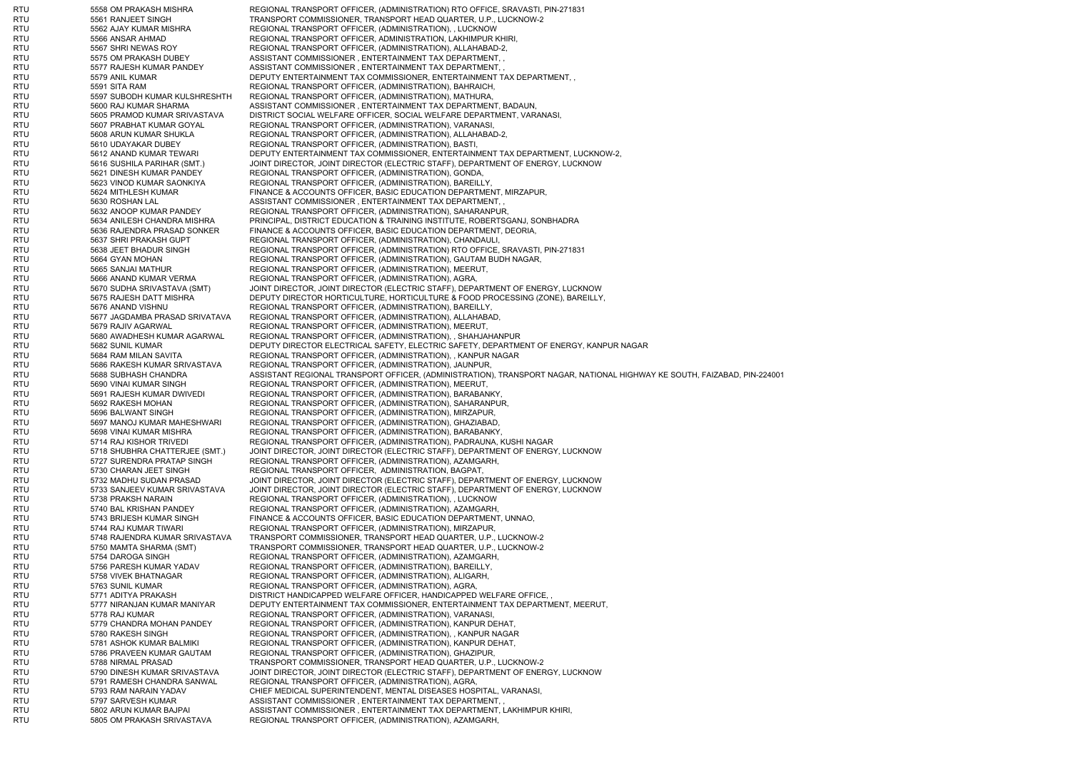| | | | |
|---|---|---|---|
| RTU | 5558 | OM PRAKASH MISHRA | REGIONAL TRANSPORT OFFICER, (ADMINISTRATION) RTO OFFICE, SRAVASTI, PIN-271831 |
| RTU | 5561 | RANJEET SINGH | TRANSPORT COMMISSIONER, TRANSPORT HEAD QUARTER, U.P., LUCKNOW-2 |
| RTU | 5562 | AJAY KUMAR MISHRA | REGIONAL TRANSPORT OFFICER, (ADMINISTRATION), , LUCKNOW |
| RTU | 5566 | ANSAR AHMAD | REGIONAL TRANSPORT OFFICER, ADMINISTRATION, LAKHIMPUR KHIRI, |
| RTU | 5567 | SHRI NEWAS ROY | REGIONAL TRANSPORT OFFICER, (ADMINISTRATION), ALLAHABAD-2, |
| RTU | 5575 | OM PRAKASH DUBEY | ASSISTANT COMMISSIONER , ENTERTAINMENT TAX DEPARTMENT, , |
| RTU | 5577 | RAJESH KUMAR PANDEY | ASSISTANT COMMISSIONER , ENTERTAINMENT TAX DEPARTMENT, , |
| RTU | 5579 | ANIL KUMAR | DEPUTY ENTERTAINMENT TAX COMMISSIONER, ENTERTAINMENT TAX DEPARTMENT, , |
| RTU | 5591 | SITA RAM | REGIONAL TRANSPORT OFFICER, (ADMINISTRATION), BAHRAICH, |
| RTU | 5597 | SUBODH KUMAR KULSHRESHTH | REGIONAL TRANSPORT OFFICER, (ADMINISTRATION), MATHURA, |
| RTU | 5600 | RAJ KUMAR SHARMA | ASSISTANT COMMISSIONER , ENTERTAINMENT TAX DEPARTMENT, BADAUN, |
| RTU | 5605 | PRAMOD KUMAR SRIVASTAVA | DISTRICT SOCIAL WELFARE OFFICER, SOCIAL WELFARE DEPARTMENT, VARANASI, |
| RTU | 5607 | PRABHAT KUMAR GOYAL | REGIONAL TRANSPORT OFFICER, (ADMINISTRATION), VARANASI, |
| RTU | 5608 | ARUN KUMAR SHUKLA | REGIONAL TRANSPORT OFFICER, (ADMINISTRATION), ALLAHABAD-2, |
| RTU | 5610 | UDAYAKAR DUBEY | REGIONAL TRANSPORT OFFICER, (ADMINISTRATION), BASTI, |
| RTU | 5612 | ANAND KUMAR TEWARI | DEPUTY ENTERTAINMENT TAX COMMISSIONER, ENTERTAINMENT TAX DEPARTMENT, LUCKNOW-2, |
| RTU | 5616 | SUSHILA PARIHAR (SMT.) | JOINT DIRECTOR, JOINT DIRECTOR (ELECTRIC STAFF), DEPARTMENT OF ENERGY, LUCKNOW |
| RTU | 5621 | DINESH KUMAR PANDEY | REGIONAL TRANSPORT OFFICER, (ADMINISTRATION), GONDA, |
| RTU | 5623 | VINOD KUMAR SAONKIYA | REGIONAL TRANSPORT OFFICER, (ADMINISTRATION), BAREILLY, |
| RTU | 5624 | MITHLESH KUMAR | FINANCE & ACCOUNTS OFFICER, BASIC EDUCATION DEPARTMENT, MIRZAPUR, |
| RTU | 5630 | ROSHAN LAL | ASSISTANT COMMISSIONER , ENTERTAINMENT TAX DEPARTMENT, , |
| RTU | 5632 | ANOOP KUMAR PANDEY | REGIONAL TRANSPORT OFFICER, (ADMINISTRATION), SAHARANPUR, |
| RTU | 5634 | ANILESH CHANDRA MISHRA | PRINCIPAL, DISTRICT EDUCATION & TRAINING INSTITUTE, ROBERTSGANJ, SONBHADRA |
| RTU | 5636 | RAJENDRA PRASAD SONKER | FINANCE & ACCOUNTS OFFICER, BASIC EDUCATION DEPARTMENT, DEORIA, |
| RTU | 5637 | SHRI PRAKASH GUPT | REGIONAL TRANSPORT OFFICER, (ADMINISTRATION), CHANDAULI, |
| RTU | 5638 | JEET BHADUR SINGH | REGIONAL TRANSPORT OFFICER, (ADMINISTRATION) RTO OFFICE, SRAVASTI, PIN-271831 |
| RTU | 5664 | GYAN MOHAN | REGIONAL TRANSPORT OFFICER, (ADMINISTRATION), GAUTAM BUDH NAGAR, |
| RTU | 5665 | SANJAI MATHUR | REGIONAL TRANSPORT OFFICER, (ADMINISTRATION), MEERUT, |
| RTU | 5666 | ANAND KUMAR VERMA | REGIONAL TRANSPORT OFFICER, (ADMINISTRATION), AGRA, |
| RTU | 5670 | SUDHA SRIVASTAVA (SMT) | JOINT DIRECTOR, JOINT DIRECTOR (ELECTRIC STAFF), DEPARTMENT OF ENERGY, LUCKNOW |
| RTU | 5675 | RAJESH DATT MISHRA | DEPUTY DIRECTOR HORTICULTURE, HORTICULTURE & FOOD PROCESSING (ZONE), BAREILLY, |
| RTU | 5676 | ANAND VISHNU | REGIONAL TRANSPORT OFFICER, (ADMINISTRATION), BAREILLY, |
| RTU | 5677 | JAGDAMBA PRASAD SRIVATAVA | REGIONAL TRANSPORT OFFICER, (ADMINISTRATION), ALLAHABAD, |
| RTU | 5679 | RAJIV AGARWAL | REGIONAL TRANSPORT OFFICER, (ADMINISTRATION), MEERUT, |
| RTU | 5680 | AWADHESH KUMAR AGARWAL | REGIONAL TRANSPORT OFFICER, (ADMINISTRATION), , SHAHJAHANPUR |
| RTU | 5682 | SUNIL KUMAR | DEPUTY DIRECTOR ELECTRICAL SAFETY, ELECTRIC SAFETY, DEPARTMENT OF ENERGY, KANPUR NAGAR |
| RTU | 5684 | RAM MILAN SAVITA | REGIONAL TRANSPORT OFFICER, (ADMINISTRATION), , KANPUR NAGAR |
| RTU | 5686 | RAKESH KUMAR SRIVASTAVA | REGIONAL TRANSPORT OFFICER, (ADMINISTRATION), JAUNPUR, |
| RTU | 5688 | SUBHASH CHANDRA | ASSISTANT REGIONAL TRANSPORT OFFICER, (ADMINISTRATION), TRANSPORT NAGAR, NATIONAL HIGHWAY KE SOUTH, FAIZABAD, PIN-224001 |
| RTU | 5690 | VINAI KUMAR SINGH | REGIONAL TRANSPORT OFFICER, (ADMINISTRATION), MEERUT, |
| RTU | 5691 | RAJESH KUMAR DWIVEDI | REGIONAL TRANSPORT OFFICER, (ADMINISTRATION), BARABANKY, |
| RTU | 5692 | RAKESH MOHAN | REGIONAL TRANSPORT OFFICER, (ADMINISTRATION), SAHARANPUR, |
| RTU | 5696 | BALWANT SINGH | REGIONAL TRANSPORT OFFICER, (ADMINISTRATION), MIRZAPUR, |
| RTU | 5697 | MANOJ KUMAR MAHESHWARI | REGIONAL TRANSPORT OFFICER, (ADMINISTRATION), GHAZIABAD, |
| RTU | 5698 | VINAI KUMAR MISHRA | REGIONAL TRANSPORT OFFICER, (ADMINISTRATION), BARABANKY, |
| RTU | 5714 | RAJ KISHOR TRIVEDI | REGIONAL TRANSPORT OFFICER, (ADMINISTRATION), PADRAUNA, KUSHI NAGAR |
| RTU | 5718 | SHUBHRA CHATTERJEE (SMT.) | JOINT DIRECTOR, JOINT DIRECTOR (ELECTRIC STAFF), DEPARTMENT OF ENERGY, LUCKNOW |
| RTU | 5727 | SURENDRA PRATAP SINGH | REGIONAL TRANSPORT OFFICER, (ADMINISTRATION), AZAMGARH, |
| RTU | 5730 | CHARAN JEET SINGH | REGIONAL TRANSPORT OFFICER, ADMINISTRATION, BAGPAT, |
| RTU | 5732 | MADHU SUDAN PRASAD | JOINT DIRECTOR, JOINT DIRECTOR (ELECTRIC STAFF), DEPARTMENT OF ENERGY, LUCKNOW |
| RTU | 5733 | SANJEEV KUMAR SRIVASTAVA | JOINT DIRECTOR, JOINT DIRECTOR (ELECTRIC STAFF), DEPARTMENT OF ENERGY, LUCKNOW |
| RTU | 5738 | PRAKSH NARAIN | REGIONAL TRANSPORT OFFICER, (ADMINISTRATION), , LUCKNOW |
| RTU | 5740 | BAL KRISHAN PANDEY | REGIONAL TRANSPORT OFFICER, (ADMINISTRATION), AZAMGARH, |
| RTU | 5743 | BRIJESH KUMAR SINGH | FINANCE & ACCOUNTS OFFICER, BASIC EDUCATION DEPARTMENT, UNNAO, |
| RTU | 5744 | RAJ KUMAR TIWARI | REGIONAL TRANSPORT OFFICER, (ADMINISTRATION), MIRZAPUR, |
| RTU | 5748 | RAJENDRA KUMAR SRIVASTAVA | TRANSPORT COMMISSIONER, TRANSPORT HEAD QUARTER, U.P., LUCKNOW-2 |
| RTU | 5750 | MAMTA SHARMA (SMT) | TRANSPORT COMMISSIONER, TRANSPORT HEAD QUARTER, U.P., LUCKNOW-2 |
| RTU | 5754 | DAROGA SINGH | REGIONAL TRANSPORT OFFICER, (ADMINISTRATION), AZAMGARH, |
| RTU | 5756 | PARESH KUMAR YADAV | REGIONAL TRANSPORT OFFICER, (ADMINISTRATION), BAREILLY, |
| RTU | 5758 | VIVEK BHATNAGAR | REGIONAL TRANSPORT OFFICER, (ADMINISTRATION), ALIGARH, |
| RTU | 5763 | SUNIL KUMAR | REGIONAL TRANSPORT OFFICER, (ADMINISTRATION), AGRA, |
| RTU | 5771 | ADITYA PRAKASH | DISTRICT HANDICAPPED WELFARE OFFICER, HANDICAPPED WELFARE OFFICE, , |
| RTU | 5777 | NIRANJAN KUMAR MANIYAR | DEPUTY ENTERTAINMENT TAX COMMISSIONER, ENTERTAINMENT TAX DEPARTMENT, MEERUT, |
| RTU | 5778 | RAJ KUMAR | REGIONAL TRANSPORT OFFICER, (ADMINISTRATION), VARANASI, |
| RTU | 5779 | CHANDRA MOHAN PANDEY | REGIONAL TRANSPORT OFFICER, (ADMINISTRATION), KANPUR DEHAT, |
| RTU | 5780 | RAKESH SINGH | REGIONAL TRANSPORT OFFICER, (ADMINISTRATION), , KANPUR NAGAR |
| RTU | 5781 | ASHOK KUMAR BALMIKI | REGIONAL TRANSPORT OFFICER, (ADMINISTRATION), KANPUR DEHAT, |
| RTU | 5786 | PRAVEEN KUMAR GAUTAM | REGIONAL TRANSPORT OFFICER, (ADMINISTRATION), GHAZIPUR, |
| RTU | 5788 | NIRMAL PRASAD | TRANSPORT COMMISSIONER, TRANSPORT HEAD QUARTER, U.P., LUCKNOW-2 |
| RTU | 5790 | DINESH KUMAR SRIVASTAVA | JOINT DIRECTOR, JOINT DIRECTOR (ELECTRIC STAFF), DEPARTMENT OF ENERGY, LUCKNOW |
| RTU | 5791 | RAMESH CHANDRA SANWAL | REGIONAL TRANSPORT OFFICER, (ADMINISTRATION), AGRA, |
| RTU | 5793 | RAM NARAIN YADAV | CHIEF MEDICAL SUPERINTENDENT, MENTAL DISEASES HOSPITAL, VARANASI, |
| RTU | 5797 | SARVESH KUMAR | ASSISTANT COMMISSIONER , ENTERTAINMENT TAX DEPARTMENT, , |
| RTU | 5802 | ARUN KUMAR BAJPAI | ASSISTANT COMMISSIONER , ENTERTAINMENT TAX DEPARTMENT, LAKHIMPUR KHIRI, |
| RTU | 5805 | OM PRAKASH SRIVASTAVA | REGIONAL TRANSPORT OFFICER, (ADMINISTRATION), AZAMGARH, |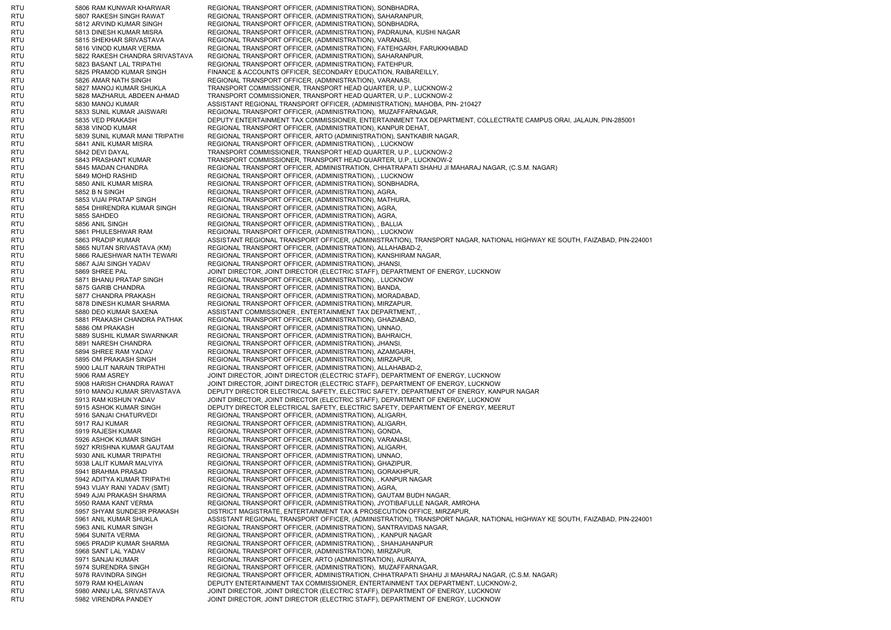| | | | |
|---|---|---|---|
| RTU | 5806 | RAM KUNWAR KHARWAR | REGIONAL TRANSPORT OFFICER, (ADMINISTRATION), SONBHADRA, |
| RTU | 5807 | RAKESH SINGH RAWAT | REGIONAL TRANSPORT OFFICER, (ADMINISTRATION), SAHARANPUR, |
| RTU | 5812 | ARVIND KUMAR SINGH | REGIONAL TRANSPORT OFFICER, (ADMINISTRATION), SONBHADRA, |
| RTU | 5813 | DINESH KUMAR MISRA | REGIONAL TRANSPORT OFFICER, (ADMINISTRATION), PADRAUNA, KUSHI NAGAR |
| RTU | 5815 | SHEKHAR SRIVASTAVA | REGIONAL TRANSPORT OFFICER, (ADMINISTRATION), VARANASI, |
| RTU | 5816 | VINOD KUMAR VERMA | REGIONAL TRANSPORT OFFICER, (ADMINISTRATION), FATEHGARH, FARUKKHABAD |
| RTU | 5822 | RAKESH CHANDRA SRIVASTAVA | REGIONAL TRANSPORT OFFICER, (ADMINISTRATION), SAHARANPUR, |
| RTU | 5823 | BASANT LAL TRIPATHI | REGIONAL TRANSPORT OFFICER, (ADMINISTRATION), FATEHPUR, |
| RTU | 5825 | PRAMOD KUMAR SINGH | FINANCE & ACCOUNTS OFFICER, SECONDARY EDUCATION, RAIBAREILLY, |
| RTU | 5826 | AMAR NATH SINGH | REGIONAL TRANSPORT OFFICER, (ADMINISTRATION), VARANASI, |
| RTU | 5827 | MANOJ KUMAR SHUKLA | TRANSPORT COMMISSIONER, TRANSPORT HEAD QUARTER, U.P., LUCKNOW-2 |
| RTU | 5828 | MAZHARUL ABDEEN AHMAD | TRANSPORT COMMISSIONER, TRANSPORT HEAD QUARTER, U.P., LUCKNOW-2 |
| RTU | 5830 | MANOJ KUMAR | ASSISTANT REGIONAL TRANSPORT OFFICER, (ADMINISTRATION), MAHOBA, PIN- 210427 |
| RTU | 5833 | SUNIL KUMAR JAISWARI | REGIONAL TRANSPORT OFFICER, (ADMINISTRATION), MUZAFFARNAGAR, |
| RTU | 5835 | VED PRAKASH | DEPUTY ENTERTAINMENT TAX COMMISSIONER, ENTERTAINMENT TAX DEPARTMENT, COLLECTRATE CAMPUS ORAI, JALAUN, PIN-285001 |
| RTU | 5838 | VINOD KUMAR | REGIONAL TRANSPORT OFFICER, (ADMINISTRATION), KANPUR DEHAT, |
| RTU | 5839 | SUNIL KUMAR MANI TRIPATHI | REGIONAL TRANSPORT OFFICER, ARTO (ADMINISTRATION), SANTKABIR NAGAR, |
| RTU | 5841 | ANIL KUMAR MISRA | REGIONAL TRANSPORT OFFICER, (ADMINISTRATION), , LUCKNOW |
| RTU | 5842 | DEVI DAYAL | TRANSPORT COMMISSIONER, TRANSPORT HEAD QUARTER, U.P., LUCKNOW-2 |
| RTU | 5843 | PRASHANT KUMAR | TRANSPORT COMMISSIONER, TRANSPORT HEAD QUARTER, U.P., LUCKNOW-2 |
| RTU | 5845 | MADAN CHANDRA | REGIONAL TRANSPORT OFFICER, ADMINISTRATION, CHHATRAPATI SHAHU JI MAHARAJ NAGAR, (C.S.M. NAGAR) |
| RTU | 5849 | MOHD RASHID | REGIONAL TRANSPORT OFFICER, (ADMINISTRATION), , LUCKNOW |
| RTU | 5850 | ANIL KUMAR MISRA | REGIONAL TRANSPORT OFFICER, (ADMINISTRATION), SONBHADRA, |
| RTU | 5852 | B N SINGH | REGIONAL TRANSPORT OFFICER, (ADMINISTRATION), AGRA, |
| RTU | 5853 | VIJAI PRATAP SINGH | REGIONAL TRANSPORT OFFICER, (ADMINISTRATION), MATHURA, |
| RTU | 5854 | DHIRENDRA KUMAR SINGH | REGIONAL TRANSPORT OFFICER, (ADMINISTRATION), AGRA, |
| RTU | 5855 | SAHDEO | REGIONAL TRANSPORT OFFICER, (ADMINISTRATION), AGRA, |
| RTU | 5856 | ANIL SINGH | REGIONAL TRANSPORT OFFICER, (ADMINISTRATION), , BALLIA |
| RTU | 5861 | PHULESHWAR RAM | REGIONAL TRANSPORT OFFICER, (ADMINISTRATION), , LUCKNOW |
| RTU | 5863 | PRADIP KUMAR | ASSISTANT REGIONAL TRANSPORT OFFICER, (ADMINISTRATION), TRANSPORT NAGAR, NATIONAL HIGHWAY KE SOUTH, FAIZABAD, PIN-224001 |
| RTU | 5865 | NUTAN SRIVASTAVA (KM) | REGIONAL TRANSPORT OFFICER, (ADMINISTRATION), ALLAHABAD-2, |
| RTU | 5866 | RAJESHWAR NATH TEWARI | REGIONAL TRANSPORT OFFICER, (ADMINISTRATION), KANSHIRAM NAGAR, |
| RTU | 5867 | AJAI SINGH YADAV | REGIONAL TRANSPORT OFFICER, (ADMINISTRATION), JHANSI, |
| RTU | 5869 | SHREE PAL | JOINT DIRECTOR, JOINT DIRECTOR (ELECTRIC STAFF), DEPARTMENT OF ENERGY, LUCKNOW |
| RTU | 5871 | BHANU PRATAP SINGH | REGIONAL TRANSPORT OFFICER, (ADMINISTRATION), , LUCKNOW |
| RTU | 5875 | GARIB CHANDRA | REGIONAL TRANSPORT OFFICER, (ADMINISTRATION), BANDA, |
| RTU | 5877 | CHANDRA PRAKASH | REGIONAL TRANSPORT OFFICER, (ADMINISTRATION), MORADABAD, |
| RTU | 5878 | DINESH KUMAR SHARMA | REGIONAL TRANSPORT OFFICER, (ADMINISTRATION), MIRZAPUR, |
| RTU | 5880 | DEO KUMAR SAXENA | ASSISTANT COMMISSIONER , ENTERTAINMENT TAX DEPARTMENT, , |
| RTU | 5881 | PRAKASH CHANDRA PATHAK | REGIONAL TRANSPORT OFFICER, (ADMINISTRATION), GHAZIABAD, |
| RTU | 5886 | OM PRAKASH | REGIONAL TRANSPORT OFFICER, (ADMINISTRATION), UNNAO, |
| RTU | 5889 | SUSHIL KUMAR SWARNKAR | REGIONAL TRANSPORT OFFICER, (ADMINISTRATION), BAHRAICH, |
| RTU | 5891 | NARESH CHANDRA | REGIONAL TRANSPORT OFFICER, (ADMINISTRATION), JHANSI, |
| RTU | 5894 | SHREE RAM YADAV | REGIONAL TRANSPORT OFFICER, (ADMINISTRATION), AZAMGARH, |
| RTU | 5895 | OM PRAKASH SINGH | REGIONAL TRANSPORT OFFICER, (ADMINISTRATION), MIRZAPUR, |
| RTU | 5900 | LALIT NARAIN TRIPATHI | REGIONAL TRANSPORT OFFICER, (ADMINISTRATION), ALLAHABAD-2, |
| RTU | 5906 | RAM ASREY | JOINT DIRECTOR, JOINT DIRECTOR (ELECTRIC STAFF), DEPARTMENT OF ENERGY, LUCKNOW |
| RTU | 5908 | HARISH CHANDRA RAWAT | JOINT DIRECTOR, JOINT DIRECTOR (ELECTRIC STAFF), DEPARTMENT OF ENERGY, LUCKNOW |
| RTU | 5910 | MANOJ KUMAR SRIVASTAVA | DEPUTY DIRECTOR ELECTRICAL SAFETY, ELECTRIC SAFETY, DEPARTMENT OF ENERGY, KANPUR NAGAR |
| RTU | 5913 | RAM KISHUN YADAV | JOINT DIRECTOR, JOINT DIRECTOR (ELECTRIC STAFF), DEPARTMENT OF ENERGY, LUCKNOW |
| RTU | 5915 | ASHOK KUMAR SINGH | DEPUTY DIRECTOR ELECTRICAL SAFETY, ELECTRIC SAFETY, DEPARTMENT OF ENERGY, MEERUT |
| RTU | 5916 | SANJAI CHATURVEDI | REGIONAL TRANSPORT OFFICER, (ADMINISTRATION), ALIGARH, |
| RTU | 5917 | RAJ KUMAR | REGIONAL TRANSPORT OFFICER, (ADMINISTRATION), ALIGARH, |
| RTU | 5919 | RAJESH KUMAR | REGIONAL TRANSPORT OFFICER, (ADMINISTRATION), GONDA, |
| RTU | 5926 | ASHOK KUMAR SINGH | REGIONAL TRANSPORT OFFICER, (ADMINISTRATION), VARANASI, |
| RTU | 5927 | KRISHNA KUMAR GAUTAM | REGIONAL TRANSPORT OFFICER, (ADMINISTRATION), ALIGARH, |
| RTU | 5930 | ANIL KUMAR TRIPATHI | REGIONAL TRANSPORT OFFICER, (ADMINISTRATION), UNNAO, |
| RTU | 5938 | LALIT KUMAR MALVIYA | REGIONAL TRANSPORT OFFICER, (ADMINISTRATION), GHAZIPUR, |
| RTU | 5941 | BRAHMA PRASAD | REGIONAL TRANSPORT OFFICER, (ADMINISTRATION), GORAKHPUR, |
| RTU | 5942 | ADITYA KUMAR TRIPATHI | REGIONAL TRANSPORT OFFICER, (ADMINISTRATION), , KANPUR NAGAR |
| RTU | 5943 | VIJAY RANI YADAV (SMT) | REGIONAL TRANSPORT OFFICER, (ADMINISTRATION), AGRA, |
| RTU | 5949 | AJAI PRAKASH SHARMA | REGIONAL TRANSPORT OFFICER, (ADMINISTRATION), GAUTAM BUDH NAGAR, |
| RTU | 5950 | RAMA KANT VERMA | REGIONAL TRANSPORT OFFICER, (ADMINISTRATION), JYOTIBAFULLE NAGAR, AMROHA |
| RTU | 5957 | SHYAM SUNDE3R PRAKASH | DISTRICT MAGISTRATE, ENTERTAINMENT TAX & PROSECUTION OFFICE, MIRZAPUR, |
| RTU | 5961 | ANIL KUMAR SHUKLA | ASSISTANT REGIONAL TRANSPORT OFFICER, (ADMINISTRATION), TRANSPORT NAGAR, NATIONAL HIGHWAY KE SOUTH, FAIZABAD, PIN-224001 |
| RTU | 5963 | ANIL KUMAR SINGH | REGIONAL TRANSPORT OFFICER, (ADMINISTRATION), SANTRAVIDAS NAGAR, |
| RTU | 5964 | SUNITA VERMA | REGIONAL TRANSPORT OFFICER, (ADMINISTRATION), , KANPUR NAGAR |
| RTU | 5965 | PRADIP KUMAR SHARMA | REGIONAL TRANSPORT OFFICER, (ADMINISTRATION), , SHAHJAHANPUR |
| RTU | 5968 | SANT LAL YADAV | REGIONAL TRANSPORT OFFICER, (ADMINISTRATION), MIRZAPUR, |
| RTU | 5971 | SANJAI KUMAR | REGIONAL TRANSPORT OFFICER, ARTO (ADMINISTRATION), AURAIYA, |
| RTU | 5974 | SURENDRA SINGH | REGIONAL TRANSPORT OFFICER, (ADMINISTRATION), MUZAFFARNAGAR, |
| RTU | 5978 | RAVINDRA SINGH | REGIONAL TRANSPORT OFFICER, ADMINISTRATION, CHHATRAPATI SHAHU JI MAHARAJ NAGAR, (C.S.M. NAGAR) |
| RTU | 5979 | RAM KHELAWAN | DEPUTY ENTERTAINMENT TAX COMMISSIONER, ENTERTAINMENT TAX DEPARTMENT, LUCKNOW-2, |
| RTU | 5980 | ANNU LAL SRIVASTAVA | JOINT DIRECTOR, JOINT DIRECTOR (ELECTRIC STAFF), DEPARTMENT OF ENERGY, LUCKNOW |
| RTU | 5982 | VIRENDRA PANDEY | JOINT DIRECTOR, JOINT DIRECTOR (ELECTRIC STAFF), DEPARTMENT OF ENERGY, LUCKNOW |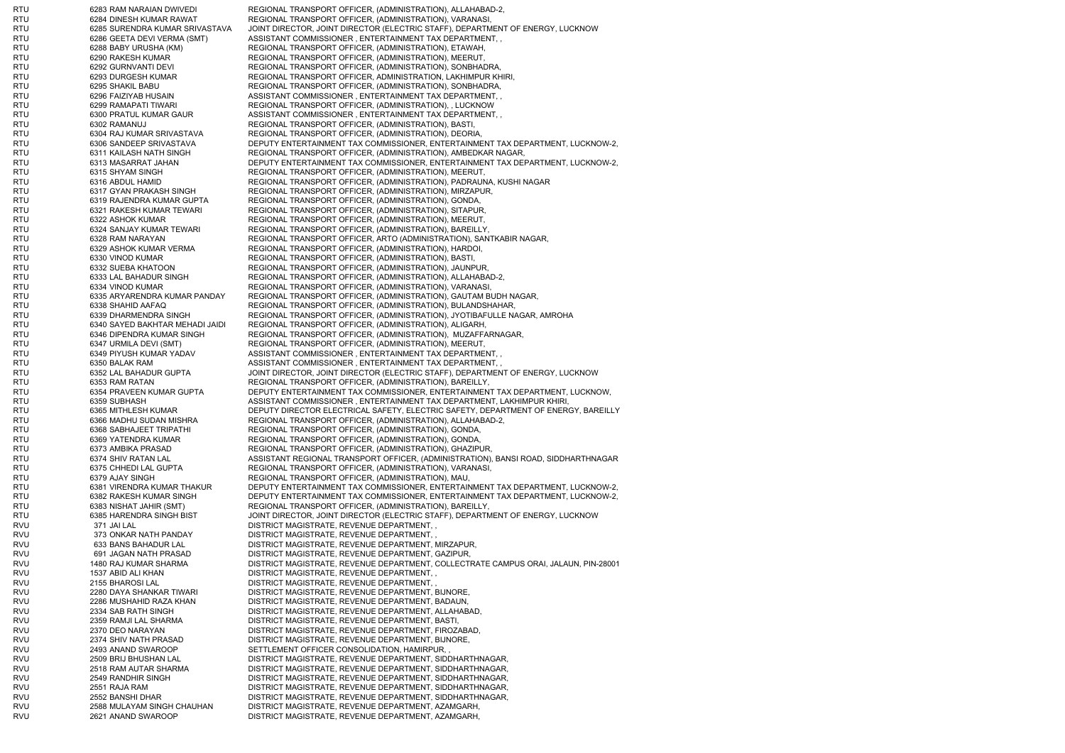| | | | |
|---|---|---|---|
| RTU | 6283 | RAM NARAIAN DWIVEDI | REGIONAL TRANSPORT OFFICER, (ADMINISTRATION), ALLAHABAD-2, |
| RTU | 6284 | DINESH KUMAR RAWAT | REGIONAL TRANSPORT OFFICER, (ADMINISTRATION), VARANASI, |
| RTU | 6285 | SURENDRA KUMAR SRIVASTAVA | JOINT DIRECTOR, JOINT DIRECTOR (ELECTRIC STAFF), DEPARTMENT OF ENERGY, LUCKNOW |
| RTU | 6286 | GEETA DEVI VERMA (SMT) | ASSISTANT COMMISSIONER , ENTERTAINMENT TAX DEPARTMENT, , |
| RTU | 6288 | BABY URUSHA (KM) | REGIONAL TRANSPORT OFFICER, (ADMINISTRATION), ETAWAH, |
| RTU | 6290 | RAKESH KUMAR | REGIONAL TRANSPORT OFFICER, (ADMINISTRATION), MEERUT, |
| RTU | 6292 | GURNVANTI DEVI | REGIONAL TRANSPORT OFFICER, (ADMINISTRATION), SONBHADRA, |
| RTU | 6293 | DURGESH KUMAR | REGIONAL TRANSPORT OFFICER, ADMINISTRATION, LAKHIMPUR KHIRI, |
| RTU | 6295 | SHAKIL BABU | REGIONAL TRANSPORT OFFICER, (ADMINISTRATION), SONBHADRA, |
| RTU | 6296 | FAIZIYAB HUSAIN | ASSISTANT COMMISSIONER , ENTERTAINMENT TAX DEPARTMENT, , |
| RTU | 6299 | RAMAPATI TIWARI | REGIONAL TRANSPORT OFFICER, (ADMINISTRATION), , LUCKNOW |
| RTU | 6300 | PRATUL KUMAR GAUR | ASSISTANT COMMISSIONER , ENTERTAINMENT TAX DEPARTMENT, , |
| RTU | 6302 | RAMANUJ | REGIONAL TRANSPORT OFFICER, (ADMINISTRATION), BASTI, |
| RTU | 6304 | RAJ KUMAR SRIVASTAVA | REGIONAL TRANSPORT OFFICER, (ADMINISTRATION), DEORIA, |
| RTU | 6306 | SANDEEP SRIVASTAVA | DEPUTY ENTERTAINMENT TAX COMMISSIONER, ENTERTAINMENT TAX DEPARTMENT, LUCKNOW-2, |
| RTU | 6311 | KAILASH NATH SINGH | REGIONAL TRANSPORT OFFICER, (ADMINISTRATION), AMBEDKAR NAGAR, |
| RTU | 6313 | MASARRAT JAHAN | DEPUTY ENTERTAINMENT TAX COMMISSIONER, ENTERTAINMENT TAX DEPARTMENT, LUCKNOW-2, |
| RTU | 6315 | SHYAM SINGH | REGIONAL TRANSPORT OFFICER, (ADMINISTRATION), MEERUT, |
| RTU | 6316 | ABDUL HAMID | REGIONAL TRANSPORT OFFICER, (ADMINISTRATION), PADRAUNA, KUSHI NAGAR |
| RTU | 6317 | GYAN PRAKASH SINGH | REGIONAL TRANSPORT OFFICER, (ADMINISTRATION), MIRZAPUR, |
| RTU | 6319 | RAJENDRA KUMAR GUPTA | REGIONAL TRANSPORT OFFICER, (ADMINISTRATION), GONDA, |
| RTU | 6321 | RAKESH KUMAR TEWARI | REGIONAL TRANSPORT OFFICER, (ADMINISTRATION), SITAPUR, |
| RTU | 6322 | ASHOK KUMAR | REGIONAL TRANSPORT OFFICER, (ADMINISTRATION), MEERUT, |
| RTU | 6324 | SANJAY KUMAR TEWARI | REGIONAL TRANSPORT OFFICER, (ADMINISTRATION), BAREILLY, |
| RTU | 6328 | RAM NARAYAN | REGIONAL TRANSPORT OFFICER, ARTO (ADMINISTRATION), SANTKABIR NAGAR, |
| RTU | 6329 | ASHOK KUMAR VERMA | REGIONAL TRANSPORT OFFICER, (ADMINISTRATION), HARDOI, |
| RTU | 6330 | VINOD KUMAR | REGIONAL TRANSPORT OFFICER, (ADMINISTRATION), BASTI, |
| RTU | 6332 | SUEBA KHATOON | REGIONAL TRANSPORT OFFICER, (ADMINISTRATION), JAUNPUR, |
| RTU | 6333 | LAL BAHADUR SINGH | REGIONAL TRANSPORT OFFICER, (ADMINISTRATION), ALLAHABAD-2, |
| RTU | 6334 | VINOD KUMAR | REGIONAL TRANSPORT OFFICER, (ADMINISTRATION), VARANASI, |
| RTU | 6335 | ARYARENDRA KUMAR PANDAY | REGIONAL TRANSPORT OFFICER, (ADMINISTRATION), GAUTAM BUDH NAGAR, |
| RTU | 6338 | SHAHID AAFAQ | REGIONAL TRANSPORT OFFICER, (ADMINISTRATION), BULANDSHAHAR, |
| RTU | 6339 | DHARMENDRA SINGH | REGIONAL TRANSPORT OFFICER, (ADMINISTRATION), JYOTIBAFULLE NAGAR, AMROHA |
| RTU | 6340 | SAYED BAKHTAR MEHADI JAIDI | REGIONAL TRANSPORT OFFICER, (ADMINISTRATION), ALIGARH, |
| RTU | 6346 | DIPENDRA KUMAR SINGH | REGIONAL TRANSPORT OFFICER, (ADMINISTRATION), MUZAFFARNAGAR, |
| RTU | 6347 | URMILA DEVI (SMT) | REGIONAL TRANSPORT OFFICER, (ADMINISTRATION), MEERUT, |
| RTU | 6349 | PIYUSH KUMAR YADAV | ASSISTANT COMMISSIONER , ENTERTAINMENT TAX DEPARTMENT, , |
| RTU | 6350 | BALAK RAM | ASSISTANT COMMISSIONER , ENTERTAINMENT TAX DEPARTMENT, , |
| RTU | 6352 | LAL BAHADUR GUPTA | JOINT DIRECTOR, JOINT DIRECTOR (ELECTRIC STAFF), DEPARTMENT OF ENERGY, LUCKNOW |
| RTU | 6353 | RAM RATAN | REGIONAL TRANSPORT OFFICER, (ADMINISTRATION), BAREILLY, |
| RTU | 6354 | PRAVEEN KUMAR GUPTA | DEPUTY ENTERTAINMENT TAX COMMISSIONER, ENTERTAINMENT TAX DEPARTMENT, LUCKNOW, |
| RTU | 6359 | SUBHASH | ASSISTANT COMMISSIONER , ENTERTAINMENT TAX DEPARTMENT, LAKHIMPUR KHIRI, |
| RTU | 6365 | MITHLESH KUMAR | DEPUTY DIRECTOR ELECTRICAL SAFETY, ELECTRIC SAFETY, DEPARTMENT OF ENERGY, BAREILLY |
| RTU | 6366 | MADHU SUDAN MISHRA | REGIONAL TRANSPORT OFFICER, (ADMINISTRATION), ALLAHABAD-2, |
| RTU | 6368 | SABHAJEET TRIPATHI | REGIONAL TRANSPORT OFFICER, (ADMINISTRATION), GONDA, |
| RTU | 6369 | YATENDRA KUMAR | REGIONAL TRANSPORT OFFICER, (ADMINISTRATION), GONDA, |
| RTU | 6373 | AMBIKA PRASAD | REGIONAL TRANSPORT OFFICER, (ADMINISTRATION), GHAZIPUR, |
| RTU | 6374 | SHIV RATAN LAL | ASSISTANT REGIONAL TRANSPORT OFFICER, (ADMINISTRATION), BANSI ROAD, SIDDHARTHNAGAR |
| RTU | 6375 | CHHEDI LAL GUPTA | REGIONAL TRANSPORT OFFICER, (ADMINISTRATION), VARANASI, |
| RTU | 6379 | AJAY SINGH | REGIONAL TRANSPORT OFFICER, (ADMINISTRATION), MAU, |
| RTU | 6381 | VIRENDRA KUMAR THAKUR | DEPUTY ENTERTAINMENT TAX COMMISSIONER, ENTERTAINMENT TAX DEPARTMENT, LUCKNOW-2, |
| RTU | 6382 | RAKESH KUMAR SINGH | DEPUTY ENTERTAINMENT TAX COMMISSIONER, ENTERTAINMENT TAX DEPARTMENT, LUCKNOW-2, |
| RTU | 6383 | NISHAT JAHIR (SMT) | REGIONAL TRANSPORT OFFICER, (ADMINISTRATION), BAREILLY, |
| RTU | 6385 | HARENDRA SINGH BIST | JOINT DIRECTOR, JOINT DIRECTOR (ELECTRIC STAFF), DEPARTMENT OF ENERGY, LUCKNOW |
| RVU | 371 | JAI LAL | DISTRICT MAGISTRATE, REVENUE DEPARTMENT, , |
| RVU | 373 | ONKAR NATH PANDAY | DISTRICT MAGISTRATE, REVENUE DEPARTMENT, , |
| RVU | 633 | BANS BAHADUR LAL | DISTRICT MAGISTRATE, REVENUE DEPARTMENT, MIRZAPUR, |
| RVU | 691 | JAGAN NATH PRASAD | DISTRICT MAGISTRATE, REVENUE DEPARTMENT, GAZIPUR, |
| RVU | 1480 | RAJ KUMAR SHARMA | DISTRICT MAGISTRATE, REVENUE DEPARTMENT, COLLECTRATE CAMPUS ORAI, JALAUN, PIN-28001 |
| RVU | 1537 | ABID ALI KHAN | DISTRICT MAGISTRATE, REVENUE DEPARTMENT, , |
| RVU | 2155 | BHAROSI LAL | DISTRICT MAGISTRATE, REVENUE DEPARTMENT, , |
| RVU | 2280 | DAYA SHANKAR TIWARI | DISTRICT MAGISTRATE, REVENUE DEPARTMENT, BIJNORE, |
| RVU | 2286 | MUSHAHID RAZA KHAN | DISTRICT MAGISTRATE, REVENUE DEPARTMENT, BADAUN, |
| RVU | 2334 | SAB RATH SINGH | DISTRICT MAGISTRATE, REVENUE DEPARTMENT, ALLAHABAD, |
| RVU | 2359 | RAMJI LAL SHARMA | DISTRICT MAGISTRATE, REVENUE DEPARTMENT, BASTI, |
| RVU | 2370 | DEO NARAYAN | DISTRICT MAGISTRATE, REVENUE DEPARTMENT, FIROZABAD, |
| RVU | 2374 | SHIV NATH PRASAD | DISTRICT MAGISTRATE, REVENUE DEPARTMENT, BIJNORE, |
| RVU | 2493 | ANAND SWAROOP | SETTLEMENT OFFICER CONSOLIDATION, HAMIRPUR, , |
| RVU | 2509 | BRIJ BHUSHAN LAL | DISTRICT MAGISTRATE, REVENUE DEPARTMENT, SIDDHARTHNAGAR, |
| RVU | 2518 | RAM AUTAR SHARMA | DISTRICT MAGISTRATE, REVENUE DEPARTMENT, SIDDHARTHNAGAR, |
| RVU | 2549 | RANDHIR SINGH | DISTRICT MAGISTRATE, REVENUE DEPARTMENT, SIDDHARTHNAGAR, |
| RVU | 2551 | RAJA RAM | DISTRICT MAGISTRATE, REVENUE DEPARTMENT, SIDDHARTHNAGAR, |
| RVU | 2552 | BANSHI DHAR | DISTRICT MAGISTRATE, REVENUE DEPARTMENT, SIDDHARTHNAGAR, |
| RVU | 2588 | MULAYAM SINGH CHAUHAN | DISTRICT MAGISTRATE, REVENUE DEPARTMENT, AZAMGARH, |
| RVU | 2621 | ANAND SWAROOP | DISTRICT MAGISTRATE, REVENUE DEPARTMENT, AZAMGARH, |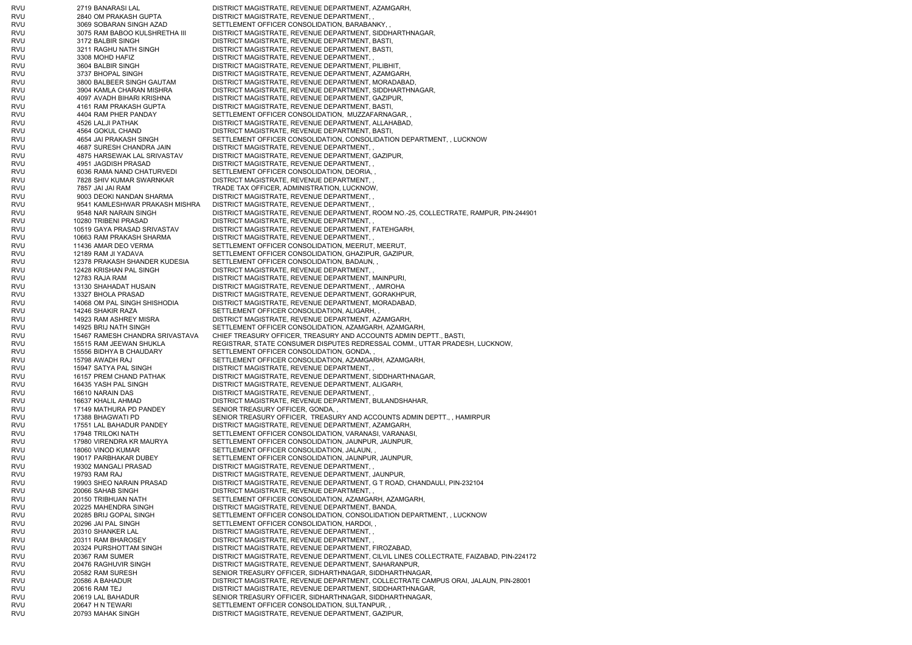| | | | |
|---|---|---|---|
| RVU | 2719 | BANARASI LAL | DISTRICT MAGISTRATE, REVENUE DEPARTMENT, AZAMGARH, |
| RVU | 2840 | OM PRAKASH GUPTA | DISTRICT MAGISTRATE, REVENUE DEPARTMENT, , |
| RVU | 3069 | SOBARAN SINGH AZAD | SETTLEMENT OFFICER CONSOLIDATION, BARABANKY, , |
| RVU | 3075 | RAM BABOO KULSHRETHA III | DISTRICT MAGISTRATE, REVENUE DEPARTMENT, SIDDHARTHNAGAR, |
| RVU | 3172 | BALBIR SINGH | DISTRICT MAGISTRATE, REVENUE DEPARTMENT, BASTI, |
| RVU | 3211 | RAGHU NATH SINGH | DISTRICT MAGISTRATE, REVENUE DEPARTMENT, BASTI, |
| RVU | 3308 | MOHD HAFIZ | DISTRICT MAGISTRATE, REVENUE DEPARTMENT, , |
| RVU | 3604 | BALBIR SINGH | DISTRICT MAGISTRATE, REVENUE DEPARTMENT, PILIBHIT, |
| RVU | 3737 | BHOPAL SINGH | DISTRICT MAGISTRATE, REVENUE DEPARTMENT, AZAMGARH, |
| RVU | 3800 | BALBEER SINGH GAUTAM | DISTRICT MAGISTRATE, REVENUE DEPARTMENT, MORADABAD, |
| RVU | 3904 | KAMLA CHARAN MISHRA | DISTRICT MAGISTRATE, REVENUE DEPARTMENT, SIDDHARTHNAGAR, |
| RVU | 4097 | AVADH BIHARI KRISHNA | DISTRICT MAGISTRATE, REVENUE DEPARTMENT, GAZIPUR, |
| RVU | 4161 | RAM PRAKASH GUPTA | DISTRICT MAGISTRATE, REVENUE DEPARTMENT, BASTI, |
| RVU | 4404 | RAM PHER PANDAY | SETTLEMENT OFFICER CONSOLIDATION, MUZZAFARNAGAR, , |
| RVU | 4526 | LALJI PATHAK | DISTRICT MAGISTRATE, REVENUE DEPARTMENT, ALLAHABAD, |
| RVU | 4564 | GOKUL CHAND | DISTRICT MAGISTRATE, REVENUE DEPARTMENT, BASTI, |
| RVU | 4654 | JAI PRAKASH SINGH | SETTLEMENT OFFICER CONSOLIDATION, CONSOLIDATION DEPARTMENT, , LUCKNOW |
| RVU | 4687 | SURESH CHANDRA JAIN | DISTRICT MAGISTRATE, REVENUE DEPARTMENT, , |
| RVU | 4875 | HARSEWAK LAL SRIVASTAV | DISTRICT MAGISTRATE, REVENUE DEPARTMENT, GAZIPUR, |
| RVU | 4951 | JAGDISH PRASAD | DISTRICT MAGISTRATE, REVENUE DEPARTMENT, , |
| RVU | 6036 | RAMA NAND CHATURVEDI | SETTLEMENT OFFICER CONSOLIDATION, DEORIA, , |
| RVU | 7828 | SHIV KUMAR SWARNKAR | DISTRICT MAGISTRATE, REVENUE DEPARTMENT, , |
| RVU | 7857 | JAI JAI RAM | TRADE TAX OFFICER, ADMINISTRATION, LUCKNOW, |
| RVU | 9003 | DEOKI NANDAN SHARMA | DISTRICT MAGISTRATE, REVENUE DEPARTMENT, , |
| RVU | 9541 | KAMLESHWAR PRAKASH MISHRA | DISTRICT MAGISTRATE, REVENUE DEPARTMENT, , |
| RVU | 9548 | NAR NARAIN SINGH | DISTRICT MAGISTRATE, REVENUE DEPARTMENT, ROOM NO.-25, COLLECTRATE, RAMPUR, PIN-244901 |
| RVU | 10280 | TRIBENI PRASAD | DISTRICT MAGISTRATE, REVENUE DEPARTMENT, , |
| RVU | 10519 | GAYA PRASAD SRIVASTAV | DISTRICT MAGISTRATE, REVENUE DEPARTMENT, FATEHGARH, |
| RVU | 10663 | RAM PRAKASH SHARMA | DISTRICT MAGISTRATE, REVENUE DEPARTMENT, , |
| RVU | 11436 | AMAR DEO VERMA | SETTLEMENT OFFICER CONSOLIDATION, MEERUT, MEERUT, |
| RVU | 12189 | RAM JI YADAVA | SETTLEMENT OFFICER CONSOLIDATION, GHAZIPUR, GAZIPUR, |
| RVU | 12378 | PRAKASH SHANDER KUDESIA | SETTLEMENT OFFICER CONSOLIDATION, BADAUN, , |
| RVU | 12428 | KRISHAN PAL SINGH | DISTRICT MAGISTRATE, REVENUE DEPARTMENT, , |
| RVU | 12783 | RAJA RAM | DISTRICT MAGISTRATE, REVENUE DEPARTMENT, MAINPURI, |
| RVU | 13130 | SHAHADAT HUSAIN | DISTRICT MAGISTRATE, REVENUE DEPARTMENT, , AMROHA |
| RVU | 13327 | BHOLA PRASAD | DISTRICT MAGISTRATE, REVENUE DEPARTMENT, GORAKHPUR, |
| RVU | 14068 | OM PAL SINGH SHISHODIA | DISTRICT MAGISTRATE, REVENUE DEPARTMENT, MORADABAD, |
| RVU | 14246 | SHAKIR RAZA | SETTLEMENT OFFICER CONSOLIDATION, ALIGARH, , |
| RVU | 14923 | RAM ASHREY MISRA | DISTRICT MAGISTRATE, REVENUE DEPARTMENT, AZAMGARH, |
| RVU | 14925 | BRIJ NATH SINGH | SETTLEMENT OFFICER CONSOLIDATION, AZAMGARH, AZAMGARH, |
| RVU | 15467 | RAMESH CHANDRA SRIVASTAVA | CHIEF TREASURY OFFICER, TREASURY AND ACCOUNTS ADMIN DEPTT., BASTI, |
| RVU | 15515 | RAM JEEWAN SHUKLA | REGISTRAR, STATE CONSUMER DISPUTES REDRESSAL COMM., UTTAR PRADESH, LUCKNOW, |
| RVU | 15556 | BIDHYA B CHAUDARY | SETTLEMENT OFFICER CONSOLIDATION, GONDA, , |
| RVU | 15798 | AWADH RAJ | SETTLEMENT OFFICER CONSOLIDATION, AZAMGARH, AZAMGARH, |
| RVU | 15947 | SATYA PAL SINGH | DISTRICT MAGISTRATE, REVENUE DEPARTMENT, , |
| RVU | 16157 | PREM CHAND PATHAK | DISTRICT MAGISTRATE, REVENUE DEPARTMENT, SIDDHARTHNAGAR, |
| RVU | 16435 | YASH PAL SINGH | DISTRICT MAGISTRATE, REVENUE DEPARTMENT, ALIGARH, |
| RVU | 16610 | NARAIN DAS | DISTRICT MAGISTRATE, REVENUE DEPARTMENT, , |
| RVU | 16637 | KHALIL AHMAD | DISTRICT MAGISTRATE, REVENUE DEPARTMENT, BULANDSHAHAR, |
| RVU | 17149 | MATHURA PD PANDEY | SENIOR TREASURY OFFICER, GONDA, , |
| RVU | 17388 | BHAGWATI PD | SENIOR TREASURY OFFICER, TREASURY AND ACCOUNTS ADMIN DEPTT., , HAMIRPUR |
| RVU | 17551 | LAL BAHADUR PANDEY | DISTRICT MAGISTRATE, REVENUE DEPARTMENT, AZAMGARH, |
| RVU | 17948 | TRILOKI NATH | SETTLEMENT OFFICER CONSOLIDATION, VARANASI, VARANASI, |
| RVU | 17980 | VIRENDRA KR MAURYA | SETTLEMENT OFFICER CONSOLIDATION, JAUNPUR, JAUNPUR, |
| RVU | 18060 | VINOD KUMAR | SETTLEMENT OFFICER CONSOLIDATION, JALAUN, , |
| RVU | 19017 | PARBHAKAR DUBEY | SETTLEMENT OFFICER CONSOLIDATION, JAUNPUR, JAUNPUR, |
| RVU | 19302 | MANGALI PRASAD | DISTRICT MAGISTRATE, REVENUE DEPARTMENT, , |
| RVU | 19793 | RAM RAJ | DISTRICT MAGISTRATE, REVENUE DEPARTMENT, JAUNPUR, |
| RVU | 19903 | SHEO NARAIN PRASAD | DISTRICT MAGISTRATE, REVENUE DEPARTMENT, G T ROAD, CHANDAULI, PIN-232104 |
| RVU | 20066 | SAHAB SINGH | DISTRICT MAGISTRATE, REVENUE DEPARTMENT, , |
| RVU | 20150 | TRIBHUAN NATH | SETTLEMENT OFFICER CONSOLIDATION, AZAMGARH, AZAMGARH, |
| RVU | 20225 | MAHENDRA SINGH | DISTRICT MAGISTRATE, REVENUE DEPARTMENT, BANDA, |
| RVU | 20285 | BRIJ GOPAL SINGH | SETTLEMENT OFFICER CONSOLIDATION, CONSOLIDATION DEPARTMENT, , LUCKNOW |
| RVU | 20296 | JAI PAL SINGH | SETTLEMENT OFFICER CONSOLIDATION, HARDOI, , |
| RVU | 20310 | SHANKER LAL | DISTRICT MAGISTRATE, REVENUE DEPARTMENT, , |
| RVU | 20311 | RAM BHAROSEY | DISTRICT MAGISTRATE, REVENUE DEPARTMENT, , |
| RVU | 20324 | PURSHOTTAM SINGH | DISTRICT MAGISTRATE, REVENUE DEPARTMENT, FIROZABAD, |
| RVU | 20367 | RAM SUMER | DISTRICT MAGISTRATE, REVENUE DEPARTMENT, CILVIL LINES COLLECTRATE, FAIZABAD, PIN-224172 |
| RVU | 20476 | RAGHUVIR SINGH | DISTRICT MAGISTRATE, REVENUE DEPARTMENT, SAHARANPUR, |
| RVU | 20582 | RAM SURESH | SENIOR TREASURY OFFICER, SIDHARTHNAGAR, SIDDHARTHNAGAR, |
| RVU | 20586 | A BAHADUR | DISTRICT MAGISTRATE, REVENUE DEPARTMENT, COLLECTRATE CAMPUS ORAI, JALAUN, PIN-28001 |
| RVU | 20616 | RAM TEJ | DISTRICT MAGISTRATE, REVENUE DEPARTMENT, SIDDHARTHNAGAR, |
| RVU | 20619 | LAL BAHADUR | SENIOR TREASURY OFFICER, SIDHARTHNAGAR, SIDDHARTHNAGAR, |
| RVU | 20647 | H N TEWARI | SETTLEMENT OFFICER CONSOLIDATION, SULTANPUR, , |
| RVU | 20793 | MAHAK SINGH | DISTRICT MAGISTRATE, REVENUE DEPARTMENT, GAZIPUR, |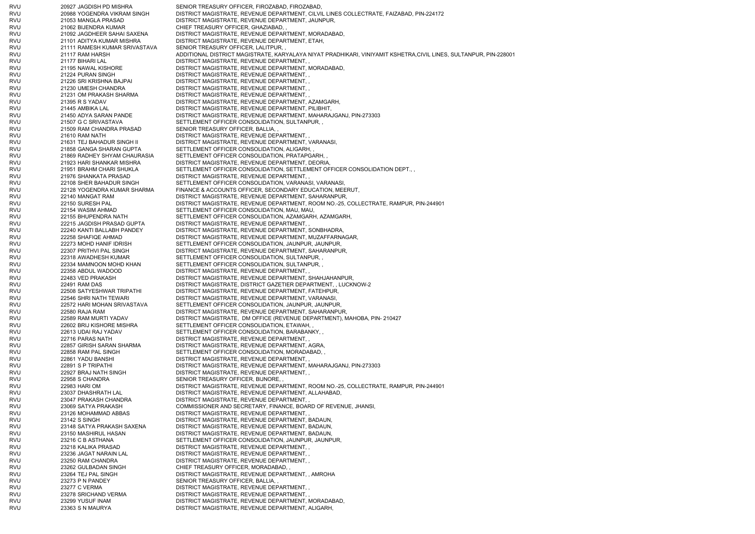| | | |
|---|---|---|
| RVU | 20927 JAGDISH PD MISHRA | SENIOR TREASURY OFFICER, FIROZABAD, FIROZABAD, |
| RVU | 20988 YOGENDRA VIKRAM SINGH | DISTRICT MAGISTRATE, REVENUE DEPARTMENT, CILVIL LINES COLLECTRATE, FAIZABAD, PIN-224172 |
| RVU | 21053 MANGLA PRASAD | DISTRICT MAGISTRATE, REVENUE DEPARTMENT, JAUNPUR, |
| RVU | 21062 BIJENDRA KUMAR | CHIEF TREASURY OFFICER, GHAZIABAD, , |
| RVU | 21092 JAGDHEER SAHAI SAXENA | DISTRICT MAGISTRATE, REVENUE DEPARTMENT, MORADABAD, |
| RVU | 21101 ADITYA KUMAR MISHRA | DISTRICT MAGISTRATE, REVENUE DEPARTMENT, ETAH, |
| RVU | 21111 RAMESH KUMAR SRIVASTAVA | SENIOR TREASURY OFFICER, LALITPUR, , |
| RVU | 21117 RAM HARSH | ADDITIONAL DISTRICT MAGISTRATE, KARYALAYA NIYAT PRADHIKARI, VINIYAMIT KSHETRA,CIVIL LINES, SULTANPUR, PIN-228001 |
| RVU | 21177 BIHARI LAL | DISTRICT MAGISTRATE, REVENUE DEPARTMENT, , |
| RVU | 21195 NAWAL KISHORE | DISTRICT MAGISTRATE, REVENUE DEPARTMENT, MORADABAD, |
| RVU | 21224 PURAN SINGH | DISTRICT MAGISTRATE, REVENUE DEPARTMENT, , |
| RVU | 21226 SRI KRISHNA BAJPAI | DISTRICT MAGISTRATE, REVENUE DEPARTMENT, , |
| RVU | 21230 UMESH CHANDRA | DISTRICT MAGISTRATE, REVENUE DEPARTMENT, , |
| RVU | 21231 OM PRAKASH SHARMA | DISTRICT MAGISTRATE, REVENUE DEPARTMENT, , |
| RVU | 21395 R S YADAV | DISTRICT MAGISTRATE, REVENUE DEPARTMENT, AZAMGARH, |
| RVU | 21445 AMBIKA LAL | DISTRICT MAGISTRATE, REVENUE DEPARTMENT, PILIBHIT, |
| RVU | 21450 ADYA SARAN PANDE | DISTRICT MAGISTRATE, REVENUE DEPARTMENT, MAHARAJGANJ, PIN-273303 |
| RVU | 21507 G C SRIVASTAVA | SETTLEMENT OFFICER CONSOLIDATION, SULTANPUR, , |
| RVU | 21509 RAM CHANDRA PRASAD | SENIOR TREASURY OFFICER, BALLIA, , |
| RVU | 21610 RAM NATH | DISTRICT MAGISTRATE, REVENUE DEPARTMENT, , |
| RVU | 21631 TEJ BAHADUR SINGH II | DISTRICT MAGISTRATE, REVENUE DEPARTMENT, VARANASI, |
| RVU | 21858 GANGA SHARAN GUPTA | SETTLEMENT OFFICER CONSOLIDATION, ALIGARH, , |
| RVU | 21869 RADHEY SHYAM CHAURASIA | SETTLEMENT OFFICER CONSOLIDATION, PRATAPGARH, , |
| RVU | 21923 HARI SHANKAR MISHRA | DISTRICT MAGISTRATE, REVENUE DEPARTMENT, DEORIA, |
| RVU | 21951 BRAHM CHARI SHUKLA | SETTLEMENT OFFICER CONSOLIDATION, SETTLEMENT OFFICER CONSOLIDATION DEPT., , |
| RVU | 21976 SHANKATA PRASAD | DISTRICT MAGISTRATE, REVENUE DEPARTMENT, , |
| RVU | 22108 SHER BAHADUR SINGH | SETTLEMENT OFFICER CONSOLIDATION, VARANASI, VARANASI, |
| RVU | 22128 YOGENDRA KUMAR SHARMA | FINANCE & ACCOUNTS OFFICER, SECONDARY EDUCATION, MEERUT, |
| RVU | 22140 MANGAT RAM | DISTRICT MAGISTRATE, REVENUE DEPARTMENT, SAHARANPUR, |
| RVU | 22150 SURESH PAL | DISTRICT MAGISTRATE, REVENUE DEPARTMENT, ROOM NO.-25, COLLECTRATE, RAMPUR, PIN-244901 |
| RVU | 22154 WASIM AHMAD | SETTLEMENT OFFICER CONSOLIDATION, MAU, MAU, |
| RVU | 22155 BHUPENDRA NATH | SETTLEMENT OFFICER CONSOLIDATION, AZAMGARH, AZAMGARH, |
| RVU | 22215 JAGDISH PRASAD GUPTA | DISTRICT MAGISTRATE, REVENUE DEPARTMENT, , |
| RVU | 22240 KANTI BALLABH PANDEY | DISTRICT MAGISTRATE, REVENUE DEPARTMENT, SONBHADRA, |
| RVU | 22258 SHAFIQE AHMAD | DISTRICT MAGISTRATE, REVENUE DEPARTMENT, MUZAFFARNAGAR, |
| RVU | 22273 MOHD HANIF IDRISH | SETTLEMENT OFFICER CONSOLIDATION, JAUNPUR, JAUNPUR, |
| RVU | 22307 PRITHVI PAL SINGH | DISTRICT MAGISTRATE, REVENUE DEPARTMENT, SAHARANPUR, |
| RVU | 22318 AWADHESH KUMAR | SETTLEMENT OFFICER CONSOLIDATION, SULTANPUR, , |
| RVU | 22334 MAMNOON MOHD KHAN | SETTLEMENT OFFICER CONSOLIDATION, SULTANPUR, , |
| RVU | 22358 ABDUL WADOOD | DISTRICT MAGISTRATE, REVENUE DEPARTMENT, , |
| RVU | 22483 VED PRAKASH | DISTRICT MAGISTRATE, REVENUE DEPARTMENT, SHAHJAHANPUR, |
| RVU | 22491 RAM DAS | DISTRICT MAGISTRATE, DISTRICT GAZETIER DEPARTMENT, , LUCKNOW-2 |
| RVU | 22508 SATYESHWAR TRIPATHI | DISTRICT MAGISTRATE, REVENUE DEPARTMENT, FATEHPUR, |
| RVU | 22546 SHRI NATH TEWARI | DISTRICT MAGISTRATE, REVENUE DEPARTMENT, VARANASI, |
| RVU | 22572 HARI MOHAN SRIVASTAVA | SETTLEMENT OFFICER CONSOLIDATION, JAUNPUR, JAUNPUR, |
| RVU | 22580 RAJA RAM | DISTRICT MAGISTRATE, REVENUE DEPARTMENT, SAHARANPUR, |
| RVU | 22589 RAM MURTI YADAV | DISTRICT MAGISTRATE, DM OFFICE (REVENUE DEPARTMENT), MAHOBA, PIN- 210427 |
| RVU | 22602 BRIJ KISHORE MISHRA | SETTLEMENT OFFICER CONSOLIDATION, ETAWAH, , |
| RVU | 22613 UDAI RAJ YADAV | SETTLEMENT OFFICER CONSOLIDATION, BARABANKY, , |
| RVU | 22716 PARAS NATH | DISTRICT MAGISTRATE, REVENUE DEPARTMENT, , |
| RVU | 22857 GIRISH SARAN SHARMA | DISTRICT MAGISTRATE, REVENUE DEPARTMENT, AGRA, |
| RVU | 22858 RAM PAL SINGH | SETTLEMENT OFFICER CONSOLIDATION, MORADABAD, , |
| RVU | 22861 YADU BANSHI | DISTRICT MAGISTRATE, REVENUE DEPARTMENT, , |
| RVU | 22891 S P TRIPATHI | DISTRICT MAGISTRATE, REVENUE DEPARTMENT, MAHARAJGANJ, PIN-273303 |
| RVU | 22927 BRAJ NATH SINGH | DISTRICT MAGISTRATE, REVENUE DEPARTMENT, , |
| RVU | 22958 S CHANDRA | SENIOR TREASURY OFFICER, BIJNORE, , |
| RVU | 22983 HARI OM | DISTRICT MAGISTRATE, REVENUE DEPARTMENT, ROOM NO.-25, COLLECTRATE, RAMPUR, PIN-244901 |
| RVU | 23037 DHASHRATH LAL | DISTRICT MAGISTRATE, REVENUE DEPARTMENT, ALLAHABAD, |
| RVU | 23047 PRAKASH CHANDRA | DISTRICT MAGISTRATE, REVENUE DEPARTMENT, , |
| RVU | 23069 SATYA PRAKASH | COMMISSIONER AND SECRETARY, FINANCE, BOARD OF REVENUE, JHANSI, |
| RVU | 23126 MOHAMMAD ABBAS | DISTRICT MAGISTRATE, REVENUE DEPARTMENT, , |
| RVU | 23142 S SINGH | DISTRICT MAGISTRATE, REVENUE DEPARTMENT, BADAUN, |
| RVU | 23148 SATYA PRAKASH SAXENA | DISTRICT MAGISTRATE, REVENUE DEPARTMENT, BADAUN, |
| RVU | 23150 MASHIRUL HASAN | DISTRICT MAGISTRATE, REVENUE DEPARTMENT, BADAUN, |
| RVU | 23216 C B ASTHANA | SETTLEMENT OFFICER CONSOLIDATION, JAUNPUR, JAUNPUR, |
| RVU | 23218 KALIKA PRASAD | DISTRICT MAGISTRATE, REVENUE DEPARTMENT, , |
| RVU | 23236 JAGAT NARAIN LAL | DISTRICT MAGISTRATE, REVENUE DEPARTMENT, , |
| RVU | 23250 RAM CHANDRA | DISTRICT MAGISTRATE, REVENUE DEPARTMENT, , |
| RVU | 23262 GULBADAN SINGH | CHIEF TREASURY OFFICER, MORADABAD, , |
| RVU | 23264 TEJ PAL SINGH | DISTRICT MAGISTRATE, REVENUE DEPARTMENT, , AMROHA |
| RVU | 23273 P N PANDEY | SENIOR TREASURY OFFICER, BALLIA, , |
| RVU | 23277 C VERMA | DISTRICT MAGISTRATE, REVENUE DEPARTMENT, , |
| RVU | 23278 SRICHAND VERMA | DISTRICT MAGISTRATE, REVENUE DEPARTMENT, , |
| RVU | 23299 YUSUF INAM | DISTRICT MAGISTRATE, REVENUE DEPARTMENT, MORADABAD, |
| RVU | 23363 S N MAURYA | DISTRICT MAGISTRATE, REVENUE DEPARTMENT, ALIGARH, |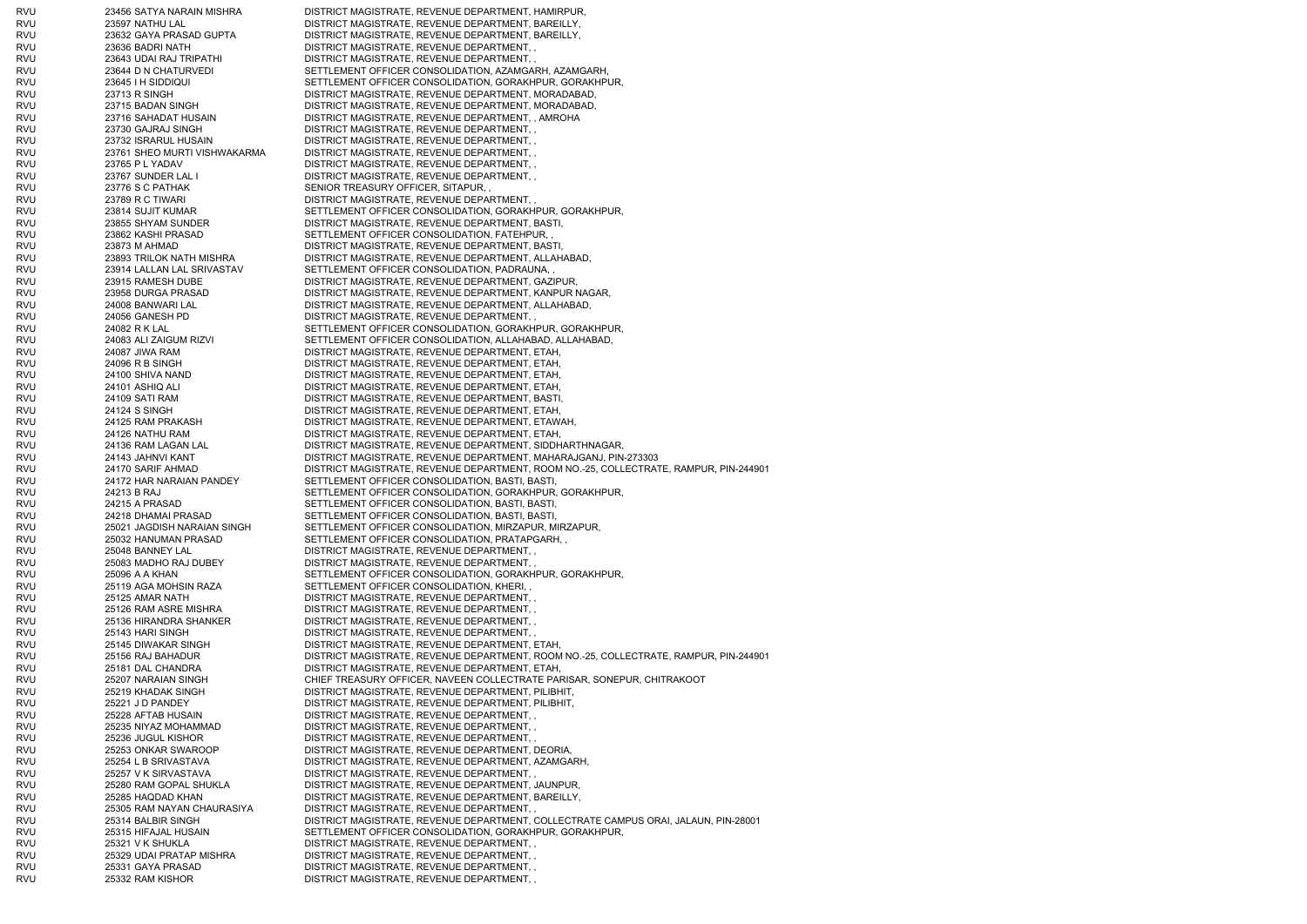| | | | |
|---|---|---|---|
| RVU | 23456 | SATYA NARAIN MISHRA | DISTRICT MAGISTRATE, REVENUE DEPARTMENT, HAMIRPUR, |
| RVU | 23597 | NATHU LAL | DISTRICT MAGISTRATE, REVENUE DEPARTMENT, BAREILLY, |
| RVU | 23632 | GAYA PRASAD GUPTA | DISTRICT MAGISTRATE, REVENUE DEPARTMENT, BAREILLY, |
| RVU | 23636 | BADRI NATH | DISTRICT MAGISTRATE, REVENUE DEPARTMENT, , |
| RVU | 23643 | UDAI RAJ TRIPATHI | DISTRICT MAGISTRATE, REVENUE DEPARTMENT, , |
| RVU | 23644 | D N CHATURVEDI | SETTLEMENT OFFICER CONSOLIDATION, AZAMGARH, AZAMGARH, |
| RVU | 23645 | I H SIDDIQUI | SETTLEMENT OFFICER CONSOLIDATION, GORAKHPUR, GORAKHPUR, |
| RVU | 23713 | R SINGH | DISTRICT MAGISTRATE, REVENUE DEPARTMENT, MORADABAD, |
| RVU | 23715 | BADAN SINGH | DISTRICT MAGISTRATE, REVENUE DEPARTMENT, MORADABAD, |
| RVU | 23716 | SAHADAT HUSAIN | DISTRICT MAGISTRATE, REVENUE DEPARTMENT, , AMROHA |
| RVU | 23730 | GAJRAJ SINGH | DISTRICT MAGISTRATE, REVENUE DEPARTMENT, , |
| RVU | 23732 | ISRARUL HUSAIN | DISTRICT MAGISTRATE, REVENUE DEPARTMENT, , |
| RVU | 23761 | SHEO MURTI VISHWAKARMA | DISTRICT MAGISTRATE, REVENUE DEPARTMENT, , |
| RVU | 23765 | P L YADAV | DISTRICT MAGISTRATE, REVENUE DEPARTMENT, , |
| RVU | 23767 | SUNDER LAL I | DISTRICT MAGISTRATE, REVENUE DEPARTMENT, , |
| RVU | 23776 | S C PATHAK | SENIOR TREASURY OFFICER, SITAPUR, , |
| RVU | 23789 | R C TIWARI | DISTRICT MAGISTRATE, REVENUE DEPARTMENT, , |
| RVU | 23814 | SUJIT KUMAR | SETTLEMENT OFFICER CONSOLIDATION, GORAKHPUR, GORAKHPUR, |
| RVU | 23855 | SHYAM SUNDER | DISTRICT MAGISTRATE, REVENUE DEPARTMENT, BASTI, |
| RVU | 23862 | KASHI PRASAD | SETTLEMENT OFFICER CONSOLIDATION, FATEHPUR, , |
| RVU | 23873 | M AHMAD | DISTRICT MAGISTRATE, REVENUE DEPARTMENT, BASTI, |
| RVU | 23893 | TRILOK NATH MISHRA | DISTRICT MAGISTRATE, REVENUE DEPARTMENT, ALLAHABAD, |
| RVU | 23914 | LALLAN LAL SRIVASTAV | SETTLEMENT OFFICER CONSOLIDATION, PADRAUNA, , |
| RVU | 23915 | RAMESH DUBE | DISTRICT MAGISTRATE, REVENUE DEPARTMENT, GAZIPUR, |
| RVU | 23958 | DURGA PRASAD | DISTRICT MAGISTRATE, REVENUE DEPARTMENT, KANPUR NAGAR, |
| RVU | 24008 | BANWARI LAL | DISTRICT MAGISTRATE, REVENUE DEPARTMENT, ALLAHABAD, |
| RVU | 24056 | GANESH PD | DISTRICT MAGISTRATE, REVENUE DEPARTMENT, , |
| RVU | 24082 | R K LAL | SETTLEMENT OFFICER CONSOLIDATION, GORAKHPUR, GORAKHPUR, |
| RVU | 24083 | ALI ZAIGUM RIZVI | SETTLEMENT OFFICER CONSOLIDATION, ALLAHABAD, ALLAHABAD, |
| RVU | 24087 | JIWA RAM | DISTRICT MAGISTRATE, REVENUE DEPARTMENT, ETAH, |
| RVU | 24096 | R B SINGH | DISTRICT MAGISTRATE, REVENUE DEPARTMENT, ETAH, |
| RVU | 24100 | SHIVA NAND | DISTRICT MAGISTRATE, REVENUE DEPARTMENT, ETAH, |
| RVU | 24101 | ASHIQ ALI | DISTRICT MAGISTRATE, REVENUE DEPARTMENT, ETAH, |
| RVU | 24109 | SATI RAM | DISTRICT MAGISTRATE, REVENUE DEPARTMENT, BASTI, |
| RVU | 24124 | S SINGH | DISTRICT MAGISTRATE, REVENUE DEPARTMENT, ETAH, |
| RVU | 24125 | RAM PRAKASH | DISTRICT MAGISTRATE, REVENUE DEPARTMENT, ETAWAH, |
| RVU | 24126 | NATHU RAM | DISTRICT MAGISTRATE, REVENUE DEPARTMENT, ETAH, |
| RVU | 24136 | RAM LAGAN LAL | DISTRICT MAGISTRATE, REVENUE DEPARTMENT, SIDDHARTHNAGAR, |
| RVU | 24143 | JAHNVI KANT | DISTRICT MAGISTRATE, REVENUE DEPARTMENT, MAHARAJGANJ, PIN-273303 |
| RVU | 24170 | SARIF AHMAD | DISTRICT MAGISTRATE, REVENUE DEPARTMENT, ROOM NO.-25, COLLECTRATE, RAMPUR, PIN-244901 |
| RVU | 24172 | HAR NARAIAN PANDEY | SETTLEMENT OFFICER CONSOLIDATION, BASTI, BASTI, |
| RVU | 24213 | B RAJ | SETTLEMENT OFFICER CONSOLIDATION, GORAKHPUR, GORAKHPUR, |
| RVU | 24215 | A PRASAD | SETTLEMENT OFFICER CONSOLIDATION, BASTI, BASTI, |
| RVU | 24218 | DHAMAI PRASAD | SETTLEMENT OFFICER CONSOLIDATION, BASTI, BASTI, |
| RVU | 25021 | JAGDISH NARAIAN SINGH | SETTLEMENT OFFICER CONSOLIDATION, MIRZAPUR, MIRZAPUR, |
| RVU | 25032 | HANUMAN PRASAD | SETTLEMENT OFFICER CONSOLIDATION, PRATAPGARH, , |
| RVU | 25048 | BANNEY LAL | DISTRICT MAGISTRATE, REVENUE DEPARTMENT, , |
| RVU | 25083 | MADHO RAJ DUBEY | DISTRICT MAGISTRATE, REVENUE DEPARTMENT, , |
| RVU | 25096 | A A KHAN | SETTLEMENT OFFICER CONSOLIDATION, GORAKHPUR, GORAKHPUR, |
| RVU | 25119 | AGA MOHSIN RAZA | SETTLEMENT OFFICER CONSOLIDATION, KHERI, , |
| RVU | 25125 | AMAR NATH | DISTRICT MAGISTRATE, REVENUE DEPARTMENT, , |
| RVU | 25126 | RAM ASRE MISHRA | DISTRICT MAGISTRATE, REVENUE DEPARTMENT, , |
| RVU | 25136 | HIRANDRA SHANKER | DISTRICT MAGISTRATE, REVENUE DEPARTMENT, , |
| RVU | 25143 | HARI SINGH | DISTRICT MAGISTRATE, REVENUE DEPARTMENT, , |
| RVU | 25145 | DIWAKAR SINGH | DISTRICT MAGISTRATE, REVENUE DEPARTMENT, ETAH, |
| RVU | 25156 | RAJ BAHADUR | DISTRICT MAGISTRATE, REVENUE DEPARTMENT, ROOM NO.-25, COLLECTRATE, RAMPUR, PIN-244901 |
| RVU | 25181 | DAL CHANDRA | DISTRICT MAGISTRATE, REVENUE DEPARTMENT, ETAH, |
| RVU | 25207 | NARAIAN SINGH | CHIEF TREASURY OFFICER, NAVEEN COLLECTRATE PARISAR, SONEPUR, CHITRAKOOT |
| RVU | 25219 | KHADAK SINGH | DISTRICT MAGISTRATE, REVENUE DEPARTMENT, PILIBHIT, |
| RVU | 25221 | J D PANDEY | DISTRICT MAGISTRATE, REVENUE DEPARTMENT, PILIBHIT, |
| RVU | 25228 | AFTAB HUSAIN | DISTRICT MAGISTRATE, REVENUE DEPARTMENT, , |
| RVU | 25235 | NIYAZ MOHAMMAD | DISTRICT MAGISTRATE, REVENUE DEPARTMENT, , |
| RVU | 25236 | JUGUL KISHOR | DISTRICT MAGISTRATE, REVENUE DEPARTMENT, , |
| RVU | 25253 | ONKAR SWAROOP | DISTRICT MAGISTRATE, REVENUE DEPARTMENT, DEORIA, |
| RVU | 25254 | L B SRIVASTAVA | DISTRICT MAGISTRATE, REVENUE DEPARTMENT, AZAMGARH, |
| RVU | 25257 | V K SIRVASTAVA | DISTRICT MAGISTRATE, REVENUE DEPARTMENT, , |
| RVU | 25280 | RAM GOPAL SHUKLA | DISTRICT MAGISTRATE, REVENUE DEPARTMENT, JAUNPUR, |
| RVU | 25285 | HAQDAD KHAN | DISTRICT MAGISTRATE, REVENUE DEPARTMENT, BAREILLY, |
| RVU | 25305 | RAM NAYAN CHAURASIYA | DISTRICT MAGISTRATE, REVENUE DEPARTMENT, , |
| RVU | 25314 | BALBIR SINGH | DISTRICT MAGISTRATE, REVENUE DEPARTMENT, COLLECTRATE CAMPUS ORAI, JALAUN, PIN-28001 |
| RVU | 25315 | HIFAJAL HUSAIN | SETTLEMENT OFFICER CONSOLIDATION, GORAKHPUR, GORAKHPUR, |
| RVU | 25321 | V K SHUKLA | DISTRICT MAGISTRATE, REVENUE DEPARTMENT, , |
| RVU | 25329 | UDAI PRATAP MISHRA | DISTRICT MAGISTRATE, REVENUE DEPARTMENT, , |
| RVU | 25331 | GAYA PRASAD | DISTRICT MAGISTRATE, REVENUE DEPARTMENT, , |
| RVU | 25332 | RAM KISHOR | DISTRICT MAGISTRATE, REVENUE DEPARTMENT, , |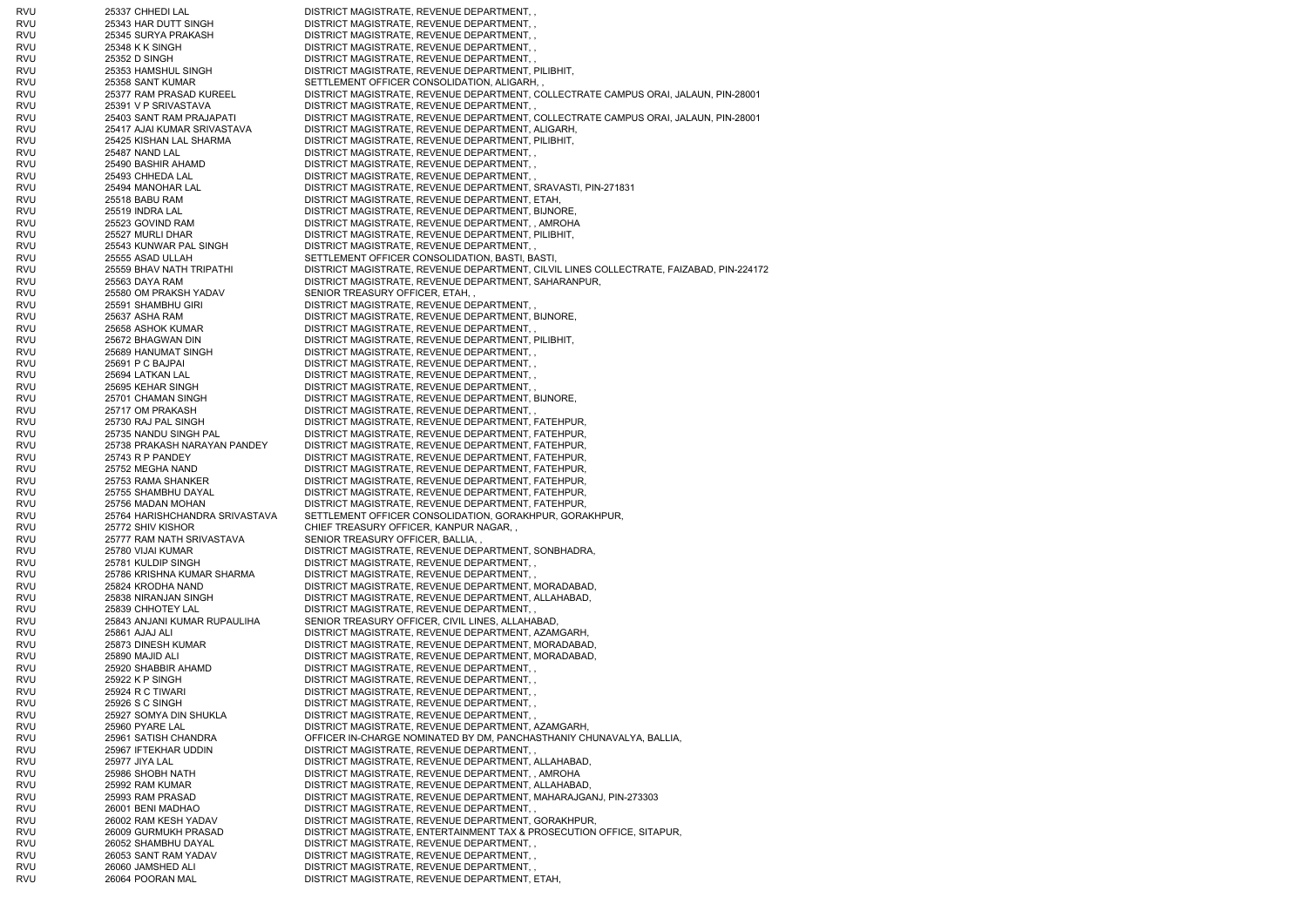| | | | |
|---|---|---|---|
| RVU | 25337 | CHHEDI LAL | DISTRICT MAGISTRATE, REVENUE DEPARTMENT, , |
| RVU | 25343 | HAR DUTT SINGH | DISTRICT MAGISTRATE, REVENUE DEPARTMENT, , |
| RVU | 25345 | SURYA PRAKASH | DISTRICT MAGISTRATE, REVENUE DEPARTMENT, , |
| RVU | 25348 | K K SINGH | DISTRICT MAGISTRATE, REVENUE DEPARTMENT, , |
| RVU | 25352 | D SINGH | DISTRICT MAGISTRATE, REVENUE DEPARTMENT, , |
| RVU | 25353 | HAMSHUL SINGH | DISTRICT MAGISTRATE, REVENUE DEPARTMENT, PILIBHIT, |
| RVU | 25358 | SANT KUMAR | SETTLEMENT OFFICER CONSOLIDATION, ALIGARH, , |
| RVU | 25377 | RAM PRASAD KUREEL | DISTRICT MAGISTRATE, REVENUE DEPARTMENT, COLLECTRATE CAMPUS ORAI, JALAUN, PIN-28001 |
| RVU | 25391 | V P SRIVASTAVA | DISTRICT MAGISTRATE, REVENUE DEPARTMENT, , |
| RVU | 25403 | SANT RAM PRAJAPATI | DISTRICT MAGISTRATE, REVENUE DEPARTMENT, COLLECTRATE CAMPUS ORAI, JALAUN, PIN-28001 |
| RVU | 25417 | AJAI KUMAR SRIVASTAVA | DISTRICT MAGISTRATE, REVENUE DEPARTMENT, ALIGARH, |
| RVU | 25425 | KISHAN LAL SHARMA | DISTRICT MAGISTRATE, REVENUE DEPARTMENT, PILIBHIT, |
| RVU | 25487 | NAND LAL | DISTRICT MAGISTRATE, REVENUE DEPARTMENT, , |
| RVU | 25490 | BASHIR AHAMD | DISTRICT MAGISTRATE, REVENUE DEPARTMENT, , |
| RVU | 25493 | CHHEDA LAL | DISTRICT MAGISTRATE, REVENUE DEPARTMENT, , |
| RVU | 25494 | MANOHAR LAL | DISTRICT MAGISTRATE, REVENUE DEPARTMENT, SRAVASTI, PIN-271831 |
| RVU | 25518 | BABU RAM | DISTRICT MAGISTRATE, REVENUE DEPARTMENT, ETAH, |
| RVU | 25519 | INDRA LAL | DISTRICT MAGISTRATE, REVENUE DEPARTMENT, BIJNORE, |
| RVU | 25523 | GOVIND RAM | DISTRICT MAGISTRATE, REVENUE DEPARTMENT, , AMROHA |
| RVU | 25527 | MURLI DHAR | DISTRICT MAGISTRATE, REVENUE DEPARTMENT, PILIBHIT, |
| RVU | 25543 | KUNWAR PAL SINGH | DISTRICT MAGISTRATE, REVENUE DEPARTMENT, , |
| RVU | 25555 | ASAD ULLAH | SETTLEMENT OFFICER CONSOLIDATION, BASTI, BASTI, |
| RVU | 25559 | BHAV NATH TRIPATHI | DISTRICT MAGISTRATE, REVENUE DEPARTMENT, CILVIL LINES COLLECTRATE, FAIZABAD, PIN-224172 |
| RVU | 25563 | DAYA RAM | DISTRICT MAGISTRATE, REVENUE DEPARTMENT, SAHARANPUR, |
| RVU | 25580 | OM PRAKSH YADAV | SENIOR TREASURY OFFICER, ETAH, , |
| RVU | 25591 | SHAMBHU GIRI | DISTRICT MAGISTRATE, REVENUE DEPARTMENT, , |
| RVU | 25637 | ASHA RAM | DISTRICT MAGISTRATE, REVENUE DEPARTMENT, BIJNORE, |
| RVU | 25658 | ASHOK KUMAR | DISTRICT MAGISTRATE, REVENUE DEPARTMENT, , |
| RVU | 25672 | BHAGWAN DIN | DISTRICT MAGISTRATE, REVENUE DEPARTMENT, PILIBHIT, |
| RVU | 25689 | HANUMAT SINGH | DISTRICT MAGISTRATE, REVENUE DEPARTMENT, , |
| RVU | 25691 | P C BAJPAI | DISTRICT MAGISTRATE, REVENUE DEPARTMENT, , |
| RVU | 25694 | LATKAN LAL | DISTRICT MAGISTRATE, REVENUE DEPARTMENT, , |
| RVU | 25695 | KEHAR SINGH | DISTRICT MAGISTRATE, REVENUE DEPARTMENT, , |
| RVU | 25701 | CHAMAN SINGH | DISTRICT MAGISTRATE, REVENUE DEPARTMENT, BIJNORE, |
| RVU | 25717 | OM PRAKASH | DISTRICT MAGISTRATE, REVENUE DEPARTMENT, , |
| RVU | 25730 | RAJ PAL SINGH | DISTRICT MAGISTRATE, REVENUE DEPARTMENT, FATEHPUR, |
| RVU | 25735 | NANDU SINGH PAL | DISTRICT MAGISTRATE, REVENUE DEPARTMENT, FATEHPUR, |
| RVU | 25738 | PRAKASH NARAYAN PANDEY | DISTRICT MAGISTRATE, REVENUE DEPARTMENT, FATEHPUR, |
| RVU | 25743 | R P PANDEY | DISTRICT MAGISTRATE, REVENUE DEPARTMENT, FATEHPUR, |
| RVU | 25752 | MEGHA NAND | DISTRICT MAGISTRATE, REVENUE DEPARTMENT, FATEHPUR, |
| RVU | 25753 | RAMA SHANKER | DISTRICT MAGISTRATE, REVENUE DEPARTMENT, FATEHPUR, |
| RVU | 25755 | SHAMBHU DAYAL | DISTRICT MAGISTRATE, REVENUE DEPARTMENT, FATEHPUR, |
| RVU | 25756 | MADAN MOHAN | DISTRICT MAGISTRATE, REVENUE DEPARTMENT, FATEHPUR, |
| RVU | 25764 | HARISHCHANDRA SRIVASTAVA | SETTLEMENT OFFICER CONSOLIDATION, GORAKHPUR, GORAKHPUR, |
| RVU | 25772 | SHIV KISHOR | CHIEF TREASURY OFFICER, KANPUR NAGAR, , |
| RVU | 25777 | RAM NATH SRIVASTAVA | SENIOR TREASURY OFFICER, BALLIA, , |
| RVU | 25780 | VIJAI KUMAR | DISTRICT MAGISTRATE, REVENUE DEPARTMENT, SONBHADRA, |
| RVU | 25781 | KULDIP SINGH | DISTRICT MAGISTRATE, REVENUE DEPARTMENT, , |
| RVU | 25786 | KRISHNA KUMAR SHARMA | DISTRICT MAGISTRATE, REVENUE DEPARTMENT, , |
| RVU | 25824 | KRODHA NAND | DISTRICT MAGISTRATE, REVENUE DEPARTMENT, MORADABAD, |
| RVU | 25838 | NIRANJAN SINGH | DISTRICT MAGISTRATE, REVENUE DEPARTMENT, ALLAHABAD, |
| RVU | 25839 | CHHOTEY LAL | DISTRICT MAGISTRATE, REVENUE DEPARTMENT, , |
| RVU | 25843 | ANJANI KUMAR RUPAULIHA | SENIOR TREASURY OFFICER, CIVIL LINES, ALLAHABAD, |
| RVU | 25861 | AJAJ ALI | DISTRICT MAGISTRATE, REVENUE DEPARTMENT, AZAMGARH, |
| RVU | 25873 | DINESH KUMAR | DISTRICT MAGISTRATE, REVENUE DEPARTMENT, MORADABAD, |
| RVU | 25890 | MAJID ALI | DISTRICT MAGISTRATE, REVENUE DEPARTMENT, MORADABAD, |
| RVU | 25920 | SHABBIR AHAMD | DISTRICT MAGISTRATE, REVENUE DEPARTMENT, , |
| RVU | 25922 | K P SINGH | DISTRICT MAGISTRATE, REVENUE DEPARTMENT, , |
| RVU | 25924 | R C TIWARI | DISTRICT MAGISTRATE, REVENUE DEPARTMENT, , |
| RVU | 25926 | S C SINGH | DISTRICT MAGISTRATE, REVENUE DEPARTMENT, , |
| RVU | 25927 | SOMYA DIN SHUKLA | DISTRICT MAGISTRATE, REVENUE DEPARTMENT, , |
| RVU | 25960 | PYARE LAL | DISTRICT MAGISTRATE, REVENUE DEPARTMENT, AZAMGARH, |
| RVU | 25961 | SATISH CHANDRA | OFFICER IN-CHARGE NOMINATED BY DM, PANCHASTHANIY CHUNAVALYA, BALLIA, |
| RVU | 25967 | IFTEKHAR UDDIN | DISTRICT MAGISTRATE, REVENUE DEPARTMENT, , |
| RVU | 25977 | JIYA LAL | DISTRICT MAGISTRATE, REVENUE DEPARTMENT, ALLAHABAD, |
| RVU | 25986 | SHOBH NATH | DISTRICT MAGISTRATE, REVENUE DEPARTMENT, , AMROHA |
| RVU | 25992 | RAM KUMAR | DISTRICT MAGISTRATE, REVENUE DEPARTMENT, ALLAHABAD, |
| RVU | 25993 | RAM PRASAD | DISTRICT MAGISTRATE, REVENUE DEPARTMENT, MAHARAJGANJ, PIN-273303 |
| RVU | 26001 | BENI MADHAO | DISTRICT MAGISTRATE, REVENUE DEPARTMENT, , |
| RVU | 26002 | RAM KESH YADAV | DISTRICT MAGISTRATE, REVENUE DEPARTMENT, GORAKHPUR, |
| RVU | 26009 | GURMUKH PRASAD | DISTRICT MAGISTRATE, ENTERTAINMENT TAX & PROSECUTION OFFICE, SITAPUR, |
| RVU | 26052 | SHAMBHU DAYAL | DISTRICT MAGISTRATE, REVENUE DEPARTMENT, , |
| RVU | 26053 | SANT RAM YADAV | DISTRICT MAGISTRATE, REVENUE DEPARTMENT, , |
| RVU | 26060 | JAMSHED ALI | DISTRICT MAGISTRATE, REVENUE DEPARTMENT, , |
| RVU | 26064 | POORAN MAL | DISTRICT MAGISTRATE, REVENUE DEPARTMENT, ETAH, |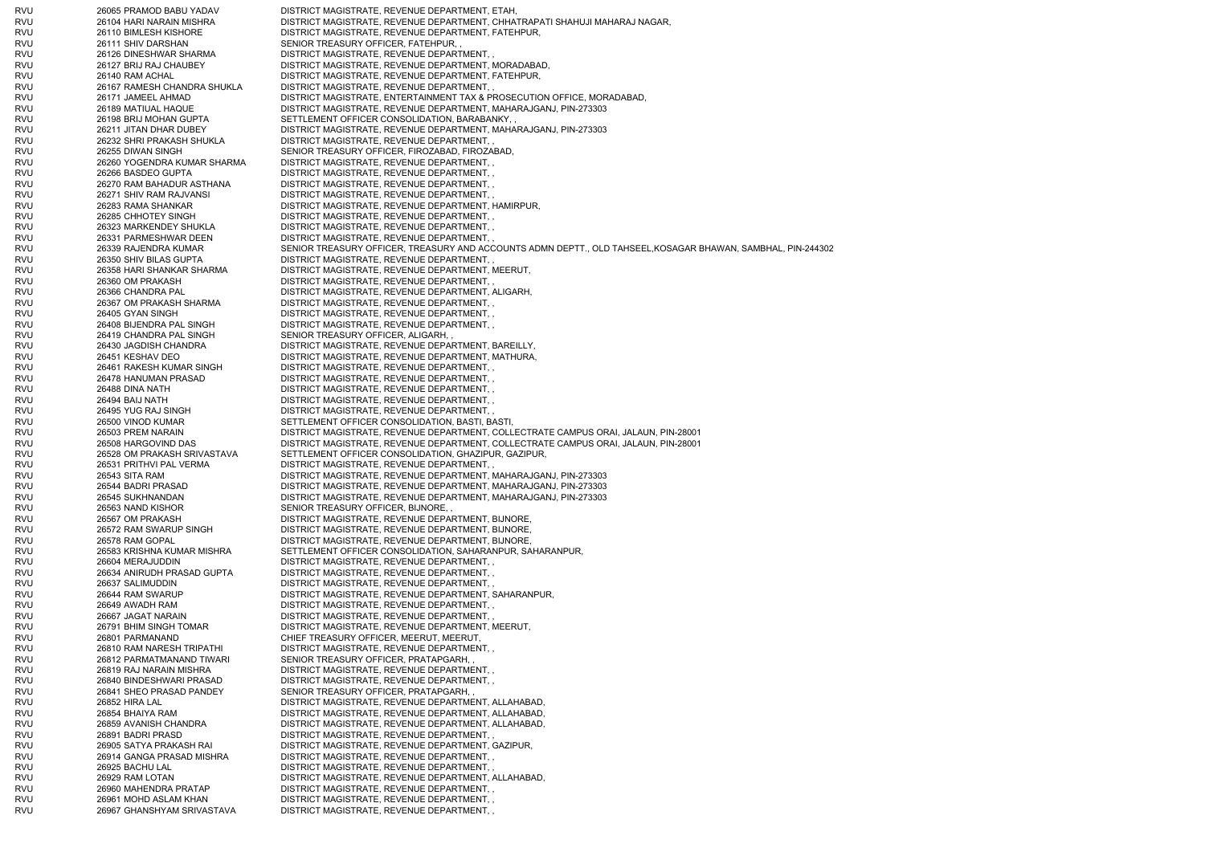| | | | |
|---|---|---|---|
| RVU | 26065 | PRAMOD BABU YADAV | DISTRICT MAGISTRATE, REVENUE DEPARTMENT, ETAH, |
| RVU | 26104 | HARI NARAIN MISHRA | DISTRICT MAGISTRATE, REVENUE DEPARTMENT, CHHATRAPATI SHAHUJI MAHARAJ NAGAR, |
| RVU | 26110 | BIMLESH KISHORE | DISTRICT MAGISTRATE, REVENUE DEPARTMENT, FATEHPUR, |
| RVU | 26111 | SHIV DARSHAN | SENIOR TREASURY OFFICER, FATEHPUR, , |
| RVU | 26126 | DINESHWAR SHARMA | DISTRICT MAGISTRATE, REVENUE DEPARTMENT, , |
| RVU | 26127 | BRIJ RAJ CHAUBEY | DISTRICT MAGISTRATE, REVENUE DEPARTMENT, MORADABAD, |
| RVU | 26140 | RAM ACHAL | DISTRICT MAGISTRATE, REVENUE DEPARTMENT, FATEHPUR, |
| RVU | 26167 | RAMESH CHANDRA SHUKLA | DISTRICT MAGISTRATE, REVENUE DEPARTMENT, , |
| RVU | 26171 | JAMEEL AHMAD | DISTRICT MAGISTRATE, ENTERTAINMENT TAX & PROSECUTION OFFICE, MORADABAD, |
| RVU | 26189 | MATIUAL HAQUE | DISTRICT MAGISTRATE, REVENUE DEPARTMENT, MAHARAJGANJ, PIN-273303 |
| RVU | 26198 | BRIJ MOHAN GUPTA | SETTLEMENT OFFICER CONSOLIDATION, BARABANKY, , |
| RVU | 26211 | JITAN DHAR DUBEY | DISTRICT MAGISTRATE, REVENUE DEPARTMENT, MAHARAJGANJ, PIN-273303 |
| RVU | 26232 | SHRI PRAKASH SHUKLA | DISTRICT MAGISTRATE, REVENUE DEPARTMENT, , |
| RVU | 26255 | DIWAN SINGH | SENIOR TREASURY OFFICER, FIROZABAD, FIROZABAD, |
| RVU | 26260 | YOGENDRA KUMAR SHARMA | DISTRICT MAGISTRATE, REVENUE DEPARTMENT, , |
| RVU | 26266 | BASDEO GUPTA | DISTRICT MAGISTRATE, REVENUE DEPARTMENT, , |
| RVU | 26270 | RAM BAHADUR ASTHANA | DISTRICT MAGISTRATE, REVENUE DEPARTMENT, , |
| RVU | 26271 | SHIV RAM RAJVANSI | DISTRICT MAGISTRATE, REVENUE DEPARTMENT, , |
| RVU | 26283 | RAMA SHANKAR | DISTRICT MAGISTRATE, REVENUE DEPARTMENT, HAMIRPUR, |
| RVU | 26285 | CHHOTEY SINGH | DISTRICT MAGISTRATE, REVENUE DEPARTMENT, , |
| RVU | 26323 | MARKENDEY SHUKLA | DISTRICT MAGISTRATE, REVENUE DEPARTMENT, , |
| RVU | 26331 | PARMESHWAR DEEN | DISTRICT MAGISTRATE, REVENUE DEPARTMENT, , |
| RVU | 26339 | RAJENDRA KUMAR | SENIOR TREASURY OFFICER, TREASURY AND ACCOUNTS ADMN DEPTT., OLD TAHSEEL,KOSAGAR BHAWAN, SAMBHAL, PIN-244302 |
| RVU | 26350 | SHIV BILAS GUPTA | DISTRICT MAGISTRATE, REVENUE DEPARTMENT, , |
| RVU | 26358 | HARI SHANKAR SHARMA | DISTRICT MAGISTRATE, REVENUE DEPARTMENT, MEERUT, |
| RVU | 26360 | OM PRAKASH | DISTRICT MAGISTRATE, REVENUE DEPARTMENT, , |
| RVU | 26366 | CHANDRA PAL | DISTRICT MAGISTRATE, REVENUE DEPARTMENT, ALIGARH, |
| RVU | 26367 | OM PRAKASH SHARMA | DISTRICT MAGISTRATE, REVENUE DEPARTMENT, , |
| RVU | 26405 | GYAN SINGH | DISTRICT MAGISTRATE, REVENUE DEPARTMENT, , |
| RVU | 26408 | BIJENDRA PAL SINGH | DISTRICT MAGISTRATE, REVENUE DEPARTMENT, , |
| RVU | 26419 | CHANDRA PAL SINGH | SENIOR TREASURY OFFICER, ALIGARH, , |
| RVU | 26430 | JAGDISH CHANDRA | DISTRICT MAGISTRATE, REVENUE DEPARTMENT, BAREILLY, |
| RVU | 26451 | KESHAV DEO | DISTRICT MAGISTRATE, REVENUE DEPARTMENT, MATHURA, |
| RVU | 26461 | RAKESH KUMAR SINGH | DISTRICT MAGISTRATE, REVENUE DEPARTMENT, , |
| RVU | 26478 | HANUMAN PRASAD | DISTRICT MAGISTRATE, REVENUE DEPARTMENT, , |
| RVU | 26488 | DINA NATH | DISTRICT MAGISTRATE, REVENUE DEPARTMENT, , |
| RVU | 26494 | BAIJ NATH | DISTRICT MAGISTRATE, REVENUE DEPARTMENT, , |
| RVU | 26495 | YUG RAJ SINGH | DISTRICT MAGISTRATE, REVENUE DEPARTMENT, , |
| RVU | 26500 | VINOD KUMAR | SETTLEMENT OFFICER CONSOLIDATION, BASTI, BASTI, |
| RVU | 26503 | PREM NARAIN | DISTRICT MAGISTRATE, REVENUE DEPARTMENT, COLLECTRATE CAMPUS ORAI, JALAUN, PIN-28001 |
| RVU | 26508 | HARGOVIND DAS | DISTRICT MAGISTRATE, REVENUE DEPARTMENT, COLLECTRATE CAMPUS ORAI, JALAUN, PIN-28001 |
| RVU | 26528 | OM PRAKASH SRIVASTAVA | SETTLEMENT OFFICER CONSOLIDATION, GHAZIPUR, GAZIPUR, |
| RVU | 26531 | PRITHVI PAL VERMA | DISTRICT MAGISTRATE, REVENUE DEPARTMENT, , |
| RVU | 26543 | SITA RAM | DISTRICT MAGISTRATE, REVENUE DEPARTMENT, MAHARAJGANJ, PIN-273303 |
| RVU | 26544 | BADRI PRASAD | DISTRICT MAGISTRATE, REVENUE DEPARTMENT, MAHARAJGANJ, PIN-273303 |
| RVU | 26545 | SUKHNANDAN | DISTRICT MAGISTRATE, REVENUE DEPARTMENT, MAHARAJGANJ, PIN-273303 |
| RVU | 26563 | NAND KISHOR | SENIOR TREASURY OFFICER, BIJNORE, , |
| RVU | 26567 | OM PRAKASH | DISTRICT MAGISTRATE, REVENUE DEPARTMENT, BIJNORE, |
| RVU | 26572 | RAM SWARUP SINGH | DISTRICT MAGISTRATE, REVENUE DEPARTMENT, BIJNORE, |
| RVU | 26578 | RAM GOPAL | DISTRICT MAGISTRATE, REVENUE DEPARTMENT, BIJNORE, |
| RVU | 26583 | KRISHNA KUMAR MISHRA | SETTLEMENT OFFICER CONSOLIDATION, SAHARANPUR, SAHARANPUR, |
| RVU | 26604 | MERAJUDDIN | DISTRICT MAGISTRATE, REVENUE DEPARTMENT, , |
| RVU | 26634 | ANIRUDH PRASAD GUPTA | DISTRICT MAGISTRATE, REVENUE DEPARTMENT, , |
| RVU | 26637 | SALIMUDDIN | DISTRICT MAGISTRATE, REVENUE DEPARTMENT, , |
| RVU | 26644 | RAM SWARUP | DISTRICT MAGISTRATE, REVENUE DEPARTMENT, SAHARANPUR, |
| RVU | 26649 | AWADH RAM | DISTRICT MAGISTRATE, REVENUE DEPARTMENT, , |
| RVU | 26667 | JAGAT NARAIN | DISTRICT MAGISTRATE, REVENUE DEPARTMENT, , |
| RVU | 26791 | BHIM SINGH TOMAR | DISTRICT MAGISTRATE, REVENUE DEPARTMENT, MEERUT, |
| RVU | 26801 | PARMANAND | CHIEF TREASURY OFFICER, MEERUT, MEERUT, |
| RVU | 26810 | RAM NARESH TRIPATHI | DISTRICT MAGISTRATE, REVENUE DEPARTMENT, , |
| RVU | 26812 | PARMATMANAND TIWARI | SENIOR TREASURY OFFICER, PRATAPGARH, , |
| RVU | 26819 | RAJ NARAIN MISHRA | DISTRICT MAGISTRATE, REVENUE DEPARTMENT, , |
| RVU | 26840 | BINDESHWARI PRASAD | DISTRICT MAGISTRATE, REVENUE DEPARTMENT, , |
| RVU | 26841 | SHEO PRASAD PANDEY | SENIOR TREASURY OFFICER, PRATAPGARH, , |
| RVU | 26852 | HIRA LAL | DISTRICT MAGISTRATE, REVENUE DEPARTMENT, ALLAHABAD, |
| RVU | 26854 | BHAIYA RAM | DISTRICT MAGISTRATE, REVENUE DEPARTMENT, ALLAHABAD, |
| RVU | 26859 | AVANISH CHANDRA | DISTRICT MAGISTRATE, REVENUE DEPARTMENT, ALLAHABAD, |
| RVU | 26891 | BADRI PRASD | DISTRICT MAGISTRATE, REVENUE DEPARTMENT, , |
| RVU | 26905 | SATYA PRAKASH RAI | DISTRICT MAGISTRATE, REVENUE DEPARTMENT, GAZIPUR, |
| RVU | 26914 | GANGA PRASAD MISHRA | DISTRICT MAGISTRATE, REVENUE DEPARTMENT, , |
| RVU | 26925 | BACHU LAL | DISTRICT MAGISTRATE, REVENUE DEPARTMENT, , |
| RVU | 26929 | RAM LOTAN | DISTRICT MAGISTRATE, REVENUE DEPARTMENT, ALLAHABAD, |
| RVU | 26960 | MAHENDRA PRATAP | DISTRICT MAGISTRATE, REVENUE DEPARTMENT, , |
| RVU | 26961 | MOHD ASLAM KHAN | DISTRICT MAGISTRATE, REVENUE DEPARTMENT, , |
| RVU | 26967 | GHANSHYAM SRIVASTAVA | DISTRICT MAGISTRATE, REVENUE DEPARTMENT, , |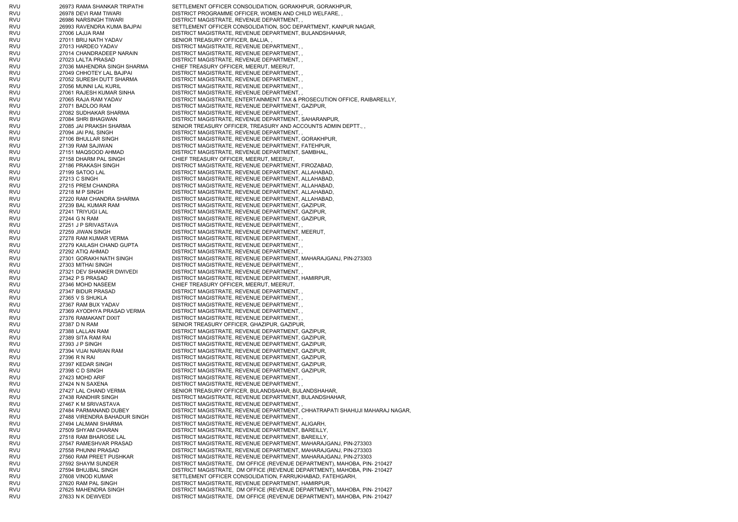| | | |
|---|---|---|
| RVU | 26973 RAMA SHANKAR TRIPATHI | SETTLEMENT OFFICER CONSOLIDATION, GORAKHPUR, GORAKHPUR, |
| RVU | 26978 DEVI RAM TIWARI | DISTRICT PROGRAMME OFFICER, WOMEN AND CHILD WELFARE, , |
| RVU | 26986 NARSINGH TIWARI | DISTRICT MAGISTRATE, REVENUE DEPARTMENT, , |
| RVU | 26993 RAVENDRA KUMA BAJPAI | SETTLEMENT OFFICER CONSOLIDATION, SOC DEPARTMENT, KANPUR NAGAR, |
| RVU | 27006 LAJJA RAM | DISTRICT MAGISTRATE, REVENUE DEPARTMENT, BULANDSHAHAR, |
| RVU | 27011 BRIJ NATH YADAV | SENIOR TREASURY OFFICER, BALLIA, , |
| RVU | 27013 HARDEO YADAV | DISTRICT MAGISTRATE, REVENUE DEPARTMENT, , |
| RVU | 27014 CHANDRADEEP NARAIN | DISTRICT MAGISTRATE, REVENUE DEPARTMENT, , |
| RVU | 27023 LALTA PRASAD | DISTRICT MAGISTRATE, REVENUE DEPARTMENT, , |
| RVU | 27036 MAHENDRA SINGH SHARMA | CHIEF TREASURY OFFICER, MEERUT, MEERUT, |
| RVU | 27049 CHHOTEY LAL BAJPAI | DISTRICT MAGISTRATE, REVENUE DEPARTMENT, , |
| RVU | 27052 SURESH DUTT SHARMA | DISTRICT MAGISTRATE, REVENUE DEPARTMENT, , |
| RVU | 27056 MUNNI LAL KURIL | DISTRICT MAGISTRATE, REVENUE DEPARTMENT, , |
| RVU | 27061 RAJESH KUMAR SINHA | DISTRICT MAGISTRATE, REVENUE DEPARTMENT, , |
| RVU | 27065 RAJA RAM YADAV | DISTRICT MAGISTRATE, ENTERTAINMENT TAX & PROSECUTION OFFICE, RAIBAREILLY, |
| RVU | 27071 BADLOO RAM | DISTRICT MAGISTRATE, REVENUE DEPARTMENT, GAZIPUR, |
| RVU | 27082 SUDHAKAR SHARMA | DISTRICT MAGISTRATE, REVENUE DEPARTMENT, , |
| RVU | 27084 SHRI BHAGWAN | DISTRICT MAGISTRATE, REVENUE DEPARTMENT, SAHARANPUR, |
| RVU | 27085 JAI PRAKSH SHARMA | SENIOR TREASURY OFFICER, TREASURY AND ACCOUNTS ADMIN DEPTT., , |
| RVU | 27094 JAI PAL SINGH | DISTRICT MAGISTRATE, REVENUE DEPARTMENT, , |
| RVU | 27106 BHULLAR SINGH | DISTRICT MAGISTRATE, REVENUE DEPARTMENT, GORAKHPUR, |
| RVU | 27139 RAM SAJIWAN | DISTRICT MAGISTRATE, REVENUE DEPARTMENT, FATEHPUR, |
| RVU | 27151 MAQSOOD AHMAD | DISTRICT MAGISTRATE, REVENUE DEPARTMENT, SAMBHAL, |
| RVU | 27158 DHARM PAL SINGH | CHIEF TREASURY OFFICER, MEERUT, MEERUT, |
| RVU | 27186 PRAKASH SINGH | DISTRICT MAGISTRATE, REVENUE DEPARTMENT, FIROZABAD, |
| RVU | 27199 SATOO LAL | DISTRICT MAGISTRATE, REVENUE DEPARTMENT, ALLAHABAD, |
| RVU | 27213 C SINGH | DISTRICT MAGISTRATE, REVENUE DEPARTMENT, ALLAHABAD, |
| RVU | 27215 PREM CHANDRA | DISTRICT MAGISTRATE, REVENUE DEPARTMENT, ALLAHABAD, |
| RVU | 27218 M P SINGH | DISTRICT MAGISTRATE, REVENUE DEPARTMENT, ALLAHABAD, |
| RVU | 27220 RAM CHANDRA SHARMA | DISTRICT MAGISTRATE, REVENUE DEPARTMENT, ALLAHABAD, |
| RVU | 27239 BAL KUMAR RAM | DISTRICT MAGISTRATE, REVENUE DEPARTMENT, GAZIPUR, |
| RVU | 27241 TRIYUGI LAL | DISTRICT MAGISTRATE, REVENUE DEPARTMENT, GAZIPUR, |
| RVU | 27244 G N RAM | DISTRICT MAGISTRATE, REVENUE DEPARTMENT, GAZIPUR, |
| RVU | 27251 J P SRIVASTAVA | DISTRICT MAGISTRATE, REVENUE DEPARTMENT, , |
| RVU | 27259 JIWAN SINGH | DISTRICT MAGISTRATE, REVENUE DEPARTMENT, MEERUT, |
| RVU | 27278 RAM KUMAR VERMA | DISTRICT MAGISTRATE, REVENUE DEPARTMENT, , |
| RVU | 27279 KAILASH CHAND GUPTA | DISTRICT MAGISTRATE, REVENUE DEPARTMENT, , |
| RVU | 27292 ATIQ AHMAD | DISTRICT MAGISTRATE, REVENUE DEPARTMENT, , |
| RVU | 27301 GORAKH NATH SINGH | DISTRICT MAGISTRATE, REVENUE DEPARTMENT, MAHARAJGANJ, PIN-273303 |
| RVU | 27303 MITHAI SINGH | DISTRICT MAGISTRATE, REVENUE DEPARTMENT, , |
| RVU | 27321 DEV SHANKER DWIVEDI | DISTRICT MAGISTRATE, REVENUE DEPARTMENT, , |
| RVU | 27342 P S PRASAD | DISTRICT MAGISTRATE, REVENUE DEPARTMENT, HAMIRPUR, |
| RVU | 27346 MOHD NASEEM | CHIEF TREASURY OFFICER, MEERUT, MEERUT, |
| RVU | 27347 BIDUR PRASAD | DISTRICT MAGISTRATE, REVENUE DEPARTMENT, , |
| RVU | 27365 V S SHUKLA | DISTRICT MAGISTRATE, REVENUE DEPARTMENT, , |
| RVU | 27367 RAM BUX YADAV | DISTRICT MAGISTRATE, REVENUE DEPARTMENT, , |
| RVU | 27369 AYODHYA PRASAD VERMA | DISTRICT MAGISTRATE, REVENUE DEPARTMENT, , |
| RVU | 27376 RAMAKANT DIXIT | DISTRICT MAGISTRATE, REVENUE DEPARTMENT, , |
| RVU | 27387 D N RAM | SENIOR TREASURY OFFICER, GHAZIPUR, GAZIPUR, |
| RVU | 27388 LALLAN RAM | DISTRICT MAGISTRATE, REVENUE DEPARTMENT, GAZIPUR, |
| RVU | 27389 SITA RAM RAI | DISTRICT MAGISTRATE, REVENUE DEPARTMENT, GAZIPUR, |
| RVU | 27393 J P SINGH | DISTRICT MAGISTRATE, REVENUE DEPARTMENT, GAZIPUR, |
| RVU | 27394 VIJAI NARIAN RAM | DISTRICT MAGISTRATE, REVENUE DEPARTMENT, GAZIPUR, |
| RVU | 27396 R N RAI | DISTRICT MAGISTRATE, REVENUE DEPARTMENT, GAZIPUR, |
| RVU | 27397 KEDAR SINGH | DISTRICT MAGISTRATE, REVENUE DEPARTMENT, GAZIPUR, |
| RVU | 27398 C D SINGH | DISTRICT MAGISTRATE, REVENUE DEPARTMENT, GAZIPUR, |
| RVU | 27423 MOHD ARIF | DISTRICT MAGISTRATE, REVENUE DEPARTMENT, , |
| RVU | 27424 N N SAXENA | DISTRICT MAGISTRATE, REVENUE DEPARTMENT, , |
| RVU | 27427 LAL CHAND VERMA | SENIOR TREASURY OFFICER, BULANDSAHAR, BULANDSHAHAR, |
| RVU | 27438 RANDHIR SINGH | DISTRICT MAGISTRATE, REVENUE DEPARTMENT, BULANDSHAHAR, |
| RVU | 27467 K M SRIVASTAVA | DISTRICT MAGISTRATE, REVENUE DEPARTMENT, , |
| RVU | 27484 PARMANAND DUBEY | DISTRICT MAGISTRATE, REVENUE DEPARTMENT, CHHATRAPATI SHAHUJI MAHARAJ NAGAR, |
| RVU | 27488 VIRENDRA BAHADUR SINGH | DISTRICT MAGISTRATE, REVENUE DEPARTMENT, , |
| RVU | 27494 LALMANI SHARMA | DISTRICT MAGISTRATE, REVENUE DEPARTMENT, ALIGARH, |
| RVU | 27509 SHYAM CHARAN | DISTRICT MAGISTRATE, REVENUE DEPARTMENT, BAREILLY, |
| RVU | 27518 RAM BHAROSE LAL | DISTRICT MAGISTRATE, REVENUE DEPARTMENT, BAREILLY, |
| RVU | 27547 RAMESHVAR PRASAD | DISTRICT MAGISTRATE, REVENUE DEPARTMENT, MAHARAJGANJ, PIN-273303 |
| RVU | 27558 PHUNNI PRASAD | DISTRICT MAGISTRATE, REVENUE DEPARTMENT, MAHARAJGANJ, PIN-273303 |
| RVU | 27560 RAM PREET PUSHKAR | DISTRICT MAGISTRATE, REVENUE DEPARTMENT, MAHARAJGANJ, PIN-273303 |
| RVU | 27592 SHAYM SUNDER | DISTRICT MAGISTRATE, DM OFFICE (REVENUE DEPARTMENT), MAHOBA, PIN- 210427 |
| RVU | 27594 BHUJBAL SINGH | DISTRICT MAGISTRATE, DM OFFICE (REVENUE DEPARTMENT), MAHOBA, PIN- 210427 |
| RVU | 27608 VINOD KUMAR | SETTLEMENT OFFICER CONSOLIDATION, FARRUKHABAD, FATEHGARH, |
| RVU | 27620 RAM PAL SINGH | DISTRICT MAGISTRATE, REVENUE DEPARTMENT, HAMIRPUR, |
| RVU | 27625 MAHENDRA SINGH | DISTRICT MAGISTRATE, DM OFFICE (REVENUE DEPARTMENT), MAHOBA, PIN- 210427 |
| RVU | 27633 N K DEWVEDI | DISTRICT MAGISTRATE, DM OFFICE (REVENUE DEPARTMENT), MAHOBA, PIN- 210427 |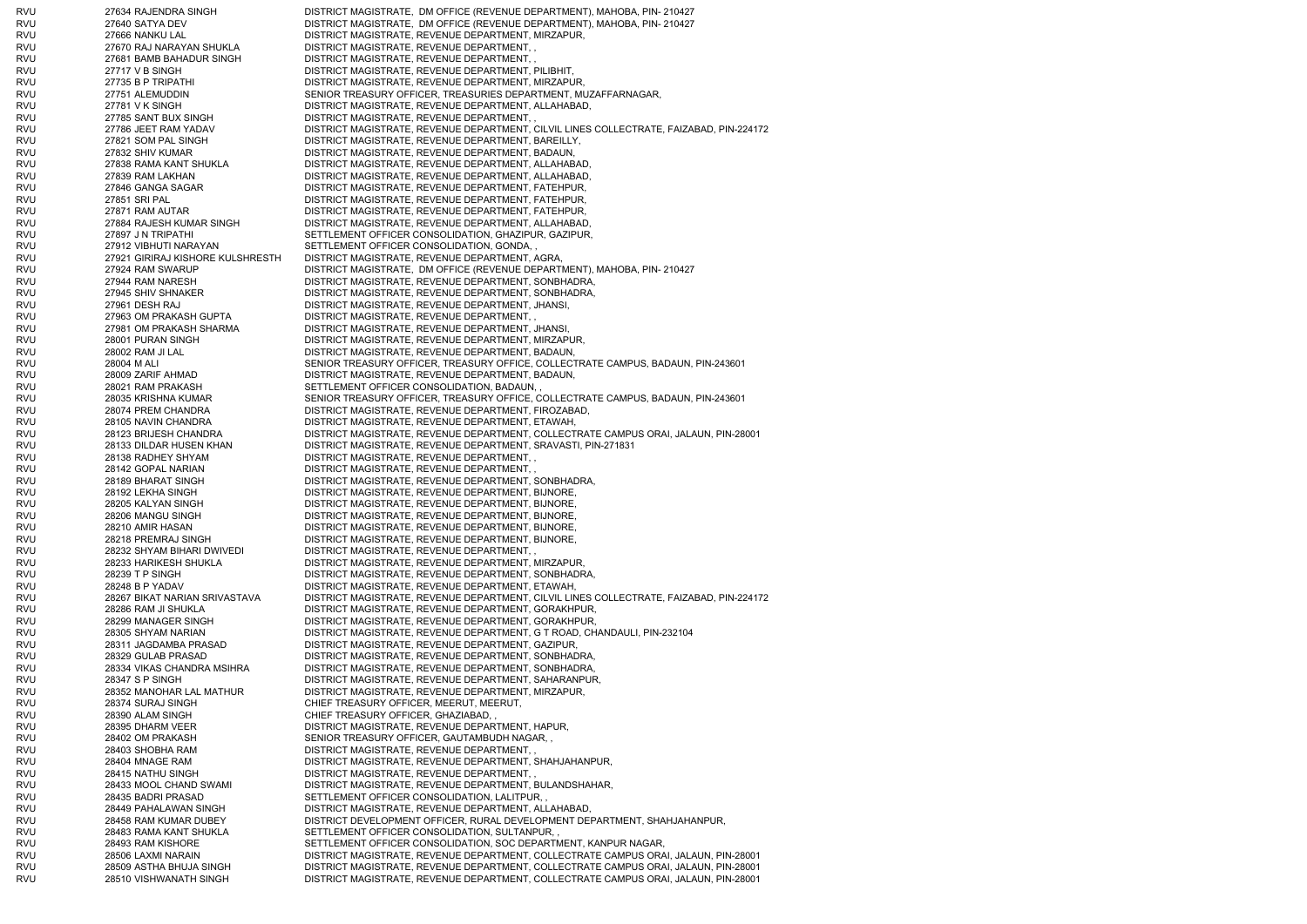| | | |
|---|---|---|
| RVU | 27634 RAJENDRA SINGH | DISTRICT MAGISTRATE, DM OFFICE (REVENUE DEPARTMENT), MAHOBA, PIN- 210427 |
| RVU | 27640 SATYA DEV | DISTRICT MAGISTRATE, DM OFFICE (REVENUE DEPARTMENT), MAHOBA, PIN- 210427 |
| RVU | 27666 NANKU LAL | DISTRICT MAGISTRATE, REVENUE DEPARTMENT, MIRZAPUR, |
| RVU | 27670 RAJ NARAYAN SHUKLA | DISTRICT MAGISTRATE, REVENUE DEPARTMENT, , |
| RVU | 27681 BAMB BAHADUR SINGH | DISTRICT MAGISTRATE, REVENUE DEPARTMENT, , |
| RVU | 27717 V B SINGH | DISTRICT MAGISTRATE, REVENUE DEPARTMENT, PILIBHIT, |
| RVU | 27735 B P TRIPATHI | DISTRICT MAGISTRATE, REVENUE DEPARTMENT, MIRZAPUR, |
| RVU | 27751 ALEMUDDIN | SENIOR TREASURY OFFICER, TREASURIES DEPARTMENT, MUZAFFARNAGAR, |
| RVU | 27781 V K SINGH | DISTRICT MAGISTRATE, REVENUE DEPARTMENT, ALLAHABAD, |
| RVU | 27785 SANT BUX SINGH | DISTRICT MAGISTRATE, REVENUE DEPARTMENT, , |
| RVU | 27786 JEET RAM YADAV | DISTRICT MAGISTRATE, REVENUE DEPARTMENT, CILVIL LINES COLLECTRATE, FAIZABAD, PIN-224172 |
| RVU | 27821 SOM PAL SINGH | DISTRICT MAGISTRATE, REVENUE DEPARTMENT, BAREILLY, |
| RVU | 27832 SHIV KUMAR | DISTRICT MAGISTRATE, REVENUE DEPARTMENT, BADAUN, |
| RVU | 27838 RAMA KANT SHUKLA | DISTRICT MAGISTRATE, REVENUE DEPARTMENT, ALLAHABAD, |
| RVU | 27839 RAM LAKHAN | DISTRICT MAGISTRATE, REVENUE DEPARTMENT, ALLAHABAD, |
| RVU | 27846 GANGA SAGAR | DISTRICT MAGISTRATE, REVENUE DEPARTMENT, FATEHPUR, |
| RVU | 27851 SRI PAL | DISTRICT MAGISTRATE, REVENUE DEPARTMENT, FATEHPUR, |
| RVU | 27871 RAM AUTAR | DISTRICT MAGISTRATE, REVENUE DEPARTMENT, FATEHPUR, |
| RVU | 27884 RAJESH KUMAR SINGH | DISTRICT MAGISTRATE, REVENUE DEPARTMENT, ALLAHABAD, |
| RVU | 27897 J N TRIPATHI | SETTLEMENT OFFICER CONSOLIDATION, GHAZIPUR, GAZIPUR, |
| RVU | 27912 VIBHUTI NARAYAN | SETTLEMENT OFFICER CONSOLIDATION, GONDA, , |
| RVU | 27921 GIRIRAJ KISHORE KULSHRESTH | DISTRICT MAGISTRATE, REVENUE DEPARTMENT, AGRA, |
| RVU | 27924 RAM SWARUP | DISTRICT MAGISTRATE, DM OFFICE (REVENUE DEPARTMENT), MAHOBA, PIN- 210427 |
| RVU | 27944 RAM NARESH | DISTRICT MAGISTRATE, REVENUE DEPARTMENT, SONBHADRA, |
| RVU | 27945 SHIV SHNAKER | DISTRICT MAGISTRATE, REVENUE DEPARTMENT, SONBHADRA, |
| RVU | 27961 DESH RAJ | DISTRICT MAGISTRATE, REVENUE DEPARTMENT, JHANSI, |
| RVU | 27963 OM PRAKASH GUPTA | DISTRICT MAGISTRATE, REVENUE DEPARTMENT, , |
| RVU | 27981 OM PRAKASH SHARMA | DISTRICT MAGISTRATE, REVENUE DEPARTMENT, JHANSI, |
| RVU | 28001 PURAN SINGH | DISTRICT MAGISTRATE, REVENUE DEPARTMENT, MIRZAPUR, |
| RVU | 28002 RAM JI LAL | DISTRICT MAGISTRATE, REVENUE DEPARTMENT, BADAUN, |
| RVU | 28004 M ALI | SENIOR TREASURY OFFICER, TREASURY OFFICE, COLLECTRATE CAMPUS, BADAUN, PIN-243601 |
| RVU | 28009 ZARIF AHMAD | DISTRICT MAGISTRATE, REVENUE DEPARTMENT, BADAUN, |
| RVU | 28021 RAM PRAKASH | SETTLEMENT OFFICER CONSOLIDATION, BADAUN, , |
| RVU | 28035 KRISHNA KUMAR | SENIOR TREASURY OFFICER, TREASURY OFFICE, COLLECTRATE CAMPUS, BADAUN, PIN-243601 |
| RVU | 28074 PREM CHANDRA | DISTRICT MAGISTRATE, REVENUE DEPARTMENT, FIROZABAD, |
| RVU | 28105 NAVIN CHANDRA | DISTRICT MAGISTRATE, REVENUE DEPARTMENT, ETAWAH, |
| RVU | 28123 BRIJESH CHANDRA | DISTRICT MAGISTRATE, REVENUE DEPARTMENT, COLLECTRATE CAMPUS ORAI, JALAUN, PIN-28001 |
| RVU | 28133 DILDAR HUSEN KHAN | DISTRICT MAGISTRATE, REVENUE DEPARTMENT, SRAVASTI, PIN-271831 |
| RVU | 28138 RADHEY SHYAM | DISTRICT MAGISTRATE, REVENUE DEPARTMENT, , |
| RVU | 28142 GOPAL NARIAN | DISTRICT MAGISTRATE, REVENUE DEPARTMENT, , |
| RVU | 28189 BHARAT SINGH | DISTRICT MAGISTRATE, REVENUE DEPARTMENT, SONBHADRA, |
| RVU | 28192 LEKHA SINGH | DISTRICT MAGISTRATE, REVENUE DEPARTMENT, BIJNORE, |
| RVU | 28205 KALYAN SINGH | DISTRICT MAGISTRATE, REVENUE DEPARTMENT, BIJNORE, |
| RVU | 28206 MANGU SINGH | DISTRICT MAGISTRATE, REVENUE DEPARTMENT, BIJNORE, |
| RVU | 28210 AMIR HASAN | DISTRICT MAGISTRATE, REVENUE DEPARTMENT, BIJNORE, |
| RVU | 28218 PREMRAJ SINGH | DISTRICT MAGISTRATE, REVENUE DEPARTMENT, BIJNORE, |
| RVU | 28232 SHYAM BIHARI DWIVEDI | DISTRICT MAGISTRATE, REVENUE DEPARTMENT, , |
| RVU | 28233 HARIKESH SHUKLA | DISTRICT MAGISTRATE, REVENUE DEPARTMENT, MIRZAPUR, |
| RVU | 28239 T P SINGH | DISTRICT MAGISTRATE, REVENUE DEPARTMENT, SONBHADRA, |
| RVU | 28248 B P YADAV | DISTRICT MAGISTRATE, REVENUE DEPARTMENT, ETAWAH, |
| RVU | 28267 BIKAT NARIAN SRIVASTAVA | DISTRICT MAGISTRATE, REVENUE DEPARTMENT, CILVIL LINES COLLECTRATE, FAIZABAD, PIN-224172 |
| RVU | 28286 RAM JI SHUKLA | DISTRICT MAGISTRATE, REVENUE DEPARTMENT, GORAKHPUR, |
| RVU | 28299 MANAGER SINGH | DISTRICT MAGISTRATE, REVENUE DEPARTMENT, GORAKHPUR, |
| RVU | 28305 SHYAM NARIAN | DISTRICT MAGISTRATE, REVENUE DEPARTMENT, G T ROAD, CHANDAULI, PIN-232104 |
| RVU | 28311 JAGDAMBA PRASAD | DISTRICT MAGISTRATE, REVENUE DEPARTMENT, GAZIPUR, |
| RVU | 28329 GULAB PRASAD | DISTRICT MAGISTRATE, REVENUE DEPARTMENT, SONBHADRA, |
| RVU | 28334 VIKAS CHANDRA MSIHRA | DISTRICT MAGISTRATE, REVENUE DEPARTMENT, SONBHADRA, |
| RVU | 28347 S P SINGH | DISTRICT MAGISTRATE, REVENUE DEPARTMENT, SAHARANPUR, |
| RVU | 28352 MANOHAR LAL MATHUR | DISTRICT MAGISTRATE, REVENUE DEPARTMENT, MIRZAPUR, |
| RVU | 28374 SURAJ SINGH | CHIEF TREASURY OFFICER, MEERUT, MEERUT, |
| RVU | 28390 ALAM SINGH | CHIEF TREASURY OFFICER, GHAZIABAD, , |
| RVU | 28395 DHARM VEER | DISTRICT MAGISTRATE, REVENUE DEPARTMENT, HAPUR, |
| RVU | 28402 OM PRAKASH | SENIOR TREASURY OFFICER, GAUTAMBUDH NAGAR, , |
| RVU | 28403 SHOBHA RAM | DISTRICT MAGISTRATE, REVENUE DEPARTMENT, , |
| RVU | 28404 MNAGE RAM | DISTRICT MAGISTRATE, REVENUE DEPARTMENT, SHAHJAHANPUR, |
| RVU | 28415 NATHU SINGH | DISTRICT MAGISTRATE, REVENUE DEPARTMENT, , |
| RVU | 28433 MOOL CHAND SWAMI | DISTRICT MAGISTRATE, REVENUE DEPARTMENT, BULANDSHAHAR, |
| RVU | 28435 BADRI PRASAD | SETTLEMENT OFFICER CONSOLIDATION, LALITPUR, , |
| RVU | 28449 PAHALAWAN SINGH | DISTRICT MAGISTRATE, REVENUE DEPARTMENT, ALLAHABAD, |
| RVU | 28458 RAM KUMAR DUBEY | DISTRICT DEVELOPMENT OFFICER, RURAL DEVELOPMENT DEPARTMENT, SHAHJAHANPUR, |
| RVU | 28483 RAMA KANT SHUKLA | SETTLEMENT OFFICER CONSOLIDATION, SULTANPUR, , |
| RVU | 28493 RAM KISHORE | SETTLEMENT OFFICER CONSOLIDATION, SOC DEPARTMENT, KANPUR NAGAR, |
| RVU | 28506 LAXMI NARAIN | DISTRICT MAGISTRATE, REVENUE DEPARTMENT, COLLECTRATE CAMPUS ORAI, JALAUN, PIN-28001 |
| RVU | 28509 ASTHA BHUJA SINGH | DISTRICT MAGISTRATE, REVENUE DEPARTMENT, COLLECTRATE CAMPUS ORAI, JALAUN, PIN-28001 |
| RVU | 28510 VISHWANATH SINGH | DISTRICT MAGISTRATE, REVENUE DEPARTMENT, COLLECTRATE CAMPUS ORAI, JALAUN, PIN-28001 |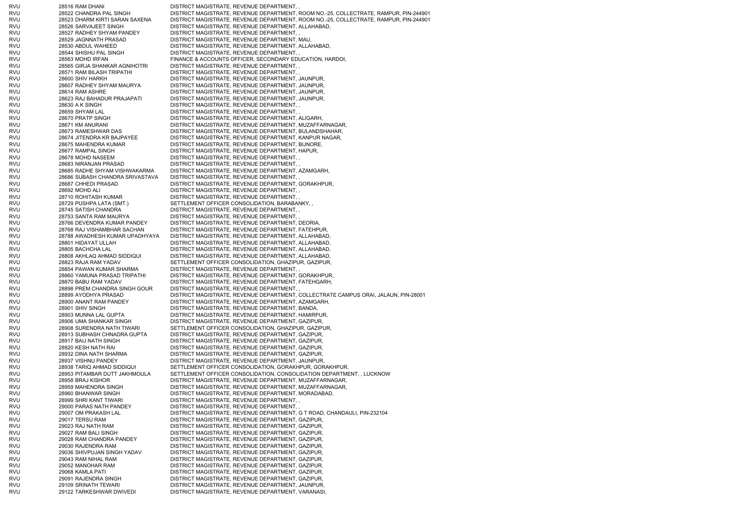| | | | |
|---|---|---|---|
| RVU | 28516 | RAM DHANI | DISTRICT MAGISTRATE, REVENUE DEPARTMENT, , |
| RVU | 28522 | CHANDRA PAL SINGH | DISTRICT MAGISTRATE, REVENUE DEPARTMENT, ROOM NO.-25, COLLECTRATE, RAMPUR, PIN-244901 |
| RVU | 28523 | DHARM KIRTI SARAN SAXENA | DISTRICT MAGISTRATE, REVENUE DEPARTMENT, ROOM NO.-25, COLLECTRATE, RAMPUR, PIN-244901 |
| RVU | 28526 | SARVAJEET SINGH | DISTRICT MAGISTRATE, REVENUE DEPARTMENT, ALLAHABAD, |
| RVU | 28527 | RADHEY SHYAM PANDEY | DISTRICT MAGISTRATE, REVENUE DEPARTMENT, , |
| RVU | 28529 | JAGNNATH PRASAD | DISTRICT MAGISTRATE, REVENUE DEPARTMENT, MAU, |
| RVU | 28530 | ABDUL WAHEED | DISTRICT MAGISTRATE, REVENUE DEPARTMENT, ALLAHABAD, |
| RVU | 28544 | SHISHU PAL SINGH | DISTRICT MAGISTRATE, REVENUE DEPARTMENT, , |
| RVU | 28563 | MOHD IRFAN | FINANCE & ACCOUNTS OFFICER, SECONDARY EDUCATION, HARDOI, |
| RVU | 28565 | GIRJA SHANKAR AGNIHOTRI | DISTRICT MAGISTRATE, REVENUE DEPARTMENT, , |
| RVU | 28571 | RAM BILASH TRIPATHI | DISTRICT MAGISTRATE, REVENUE DEPARTMENT, , |
| RVU | 28600 | SHIV HARKH | DISTRICT MAGISTRATE, REVENUE DEPARTMENT, JAUNPUR, |
| RVU | 28607 | RADHEY SHYAM MAURYA | DISTRICT MAGISTRATE, REVENUE DEPARTMENT, JAUNPUR, |
| RVU | 28614 | RAM ASHRE | DISTRICT MAGISTRATE, REVENUE DEPARTMENT, JAUNPUR, |
| RVU | 28623 | RAJ BAHADUR PRAJAPATI | DISTRICT MAGISTRATE, REVENUE DEPARTMENT, JAUNPUR, |
| RVU | 28630 | A K SINGH | DISTRICT MAGISTRATE, REVENUE DEPARTMENT, , |
| RVU | 28659 | SHYAM LAL | DISTRICT MAGISTRATE, REVENUE DEPARTMENT, , |
| RVU | 28670 | PRATP SINGH | DISTRICT MAGISTRATE, REVENUE DEPARTMENT, ALIGARH, |
| RVU | 28671 | KM ANURANI | DISTRICT MAGISTRATE, REVENUE DEPARTMENT, MUZAFFARNAGAR, |
| RVU | 28673 | RAMESHWAR DAS | DISTRICT MAGISTRATE, REVENUE DEPARTMENT, BULANDSHAHAR, |
| RVU | 28674 | JITENDRA KR BAJPAYEE | DISTRICT MAGISTRATE, REVENUE DEPARTMENT, KANPUR NAGAR, |
| RVU | 28675 | MAHENDRA KUMAR | DISTRICT MAGISTRATE, REVENUE DEPARTMENT, BIJNORE, |
| RVU | 28677 | RAMPAL SINGH | DISTRICT MAGISTRATE, REVENUE DEPARTMENT, HAPUR, |
| RVU | 28678 | MOHD NASEEM | DISTRICT MAGISTRATE, REVENUE DEPARTMENT, , |
| RVU | 28683 | NIRANJAN PRASAD | DISTRICT MAGISTRATE, REVENUE DEPARTMENT, , |
| RVU | 28685 | RADHE SHYAM VISHWAKARMA | DISTRICT MAGISTRATE, REVENUE DEPARTMENT, AZAMGARH, |
| RVU | 28686 | SUBASH CHANDRA SRIVASTAVA | DISTRICT MAGISTRATE, REVENUE DEPARTMENT, , |
| RVU | 28687 | CHHEDI PRASAD | DISTRICT MAGISTRATE, REVENUE DEPARTMENT, GORAKHPUR, |
| RVU | 28692 | MOHD ALI | DISTRICT MAGISTRATE, REVENUE DEPARTMENT, , |
| RVU | 28710 | ROHITASH KUMAR | DISTRICT MAGISTRATE, REVENUE DEPARTMENT, , |
| RVU | 28729 | PUSHPA LATA (SMT.) | SETTLEMENT OFFICER CONSOLIDATION, BARABANKY, , |
| RVU | 28745 | SATISH CHANDRA | DISTRICT MAGISTRATE, REVENUE DEPARTMENT, , |
| RVU | 28753 | SANTA RAM MAURYA | DISTRICT MAGISTRATE, REVENUE DEPARTMENT, , |
| RVU | 28766 | DEVENDRA KUMAR PANDEY | DISTRICT MAGISTRATE, REVENUE DEPARTMENT, DEORIA, |
| RVU | 28768 | RAJ VISHAMBHAR SACHAN | DISTRICT MAGISTRATE, REVENUE DEPARTMENT, FATEHPUR, |
| RVU | 28788 | AWADHESH KUMAR UPADHYAYA | DISTRICT MAGISTRATE, REVENUE DEPARTMENT, ALLAHABAD, |
| RVU | 28801 | HIDAYAT ULLAH | DISTRICT MAGISTRATE, REVENUE DEPARTMENT, ALLAHABAD, |
| RVU | 28805 | BACHCHA LAL | DISTRICT MAGISTRATE, REVENUE DEPARTMENT, ALLAHABAD, |
| RVU | 28808 | AKHLAQ AHMAD SIDDIQUI | DISTRICT MAGISTRATE, REVENUE DEPARTMENT, ALLAHABAD, |
| RVU | 28823 | RAJA RAM YADAV | SETTLEMENT OFFICER CONSOLIDATION, GHAZIPUR, GAZIPUR, |
| RVU | 28854 | PAWAN KUMAR SHARMA | DISTRICT MAGISTRATE, REVENUE DEPARTMENT, , |
| RVU | 28860 | YAMUNA PRASAD TRIPATHI | DISTRICT MAGISTRATE, REVENUE DEPARTMENT, GORAKHPUR, |
| RVU | 28870 | BABU RAM YADAV | DISTRICT MAGISTRATE, REVENUE DEPARTMENT, FATEHGARH, |
| RVU | 28898 | PREM CHANDRA SINGH GOUR | DISTRICT MAGISTRATE, REVENUE DEPARTMENT, , |
| RVU | 28899 | AYODHYA PRASAD | DISTRICT MAGISTRATE, REVENUE DEPARTMENT, COLLECTRATE CAMPUS ORAI, JALAUN, PIN-28001 |
| RVU | 28900 | ANANT RAM PANDEY | DISTRICT MAGISTRATE, REVENUE DEPARTMENT, AZAMGARH, |
| RVU | 28901 | SHIV SINGH | DISTRICT MAGISTRATE, REVENUE DEPARTMENT, BANDA, |
| RVU | 28903 | MUNNA LAL GUPTA | DISTRICT MAGISTRATE, REVENUE DEPARTMENT, HAMIRPUR, |
| RVU | 28906 | UMA SHANKAR SINGH | DISTRICT MAGISTRATE, REVENUE DEPARTMENT, GAZIPUR, |
| RVU | 28908 | SURENDRA NATH TIWARI | SETTLEMENT OFFICER CONSOLIDATION, GHAZIPUR, GAZIPUR, |
| RVU | 28913 | SUBHASH CHNADRA GUPTA | DISTRICT MAGISTRATE, REVENUE DEPARTMENT, GAZIPUR, |
| RVU | 28917 | BAIJ NATH SINGH | DISTRICT MAGISTRATE, REVENUE DEPARTMENT, GAZIPUR, |
| RVU | 28920 | KESH NATH RAI | DISTRICT MAGISTRATE, REVENUE DEPARTMENT, GAZIPUR, |
| RVU | 28932 | DINA NATH SHARMA | DISTRICT MAGISTRATE, REVENUE DEPARTMENT, GAZIPUR, |
| RVU | 28937 | VISHNU PANDEY | DISTRICT MAGISTRATE, REVENUE DEPARTMENT, JAUNPUR, |
| RVU | 28938 | TARIQ AHMAD SIDDIQUI | SETTLEMENT OFFICER CONSOLIDATION, GORAKHPUR, GORAKHPUR, |
| RVU | 28953 | PITAMBAR DUTT JAKHMOULA | SETTLEMENT OFFICER CONSOLIDATION, CONSOLIDATION DEPARTMENT, , LUCKNOW |
| RVU | 28958 | BRAJ KISHOR | DISTRICT MAGISTRATE, REVENUE DEPARTMENT, MUZAFFARNAGAR, |
| RVU | 28959 | MAHENDRA SINGH | DISTRICT MAGISTRATE, REVENUE DEPARTMENT, MUZAFFARNAGAR, |
| RVU | 28960 | BHANWAR SINGH | DISTRICT MAGISTRATE, REVENUE DEPARTMENT, MORADABAD, |
| RVU | 28999 | SHRI KANT TIWARI | DISTRICT MAGISTRATE, REVENUE DEPARTMENT, , |
| RVU | 29000 | PARAS NATH PANDEY | DISTRICT MAGISTRATE, REVENUE DEPARTMENT, , |
| RVU | 29007 | OM PRAKASH LAL | DISTRICT MAGISTRATE, REVENUE DEPARTMENT, G T ROAD, CHANDAULI, PIN-232104 |
| RVU | 29017 | TERSU RAM | DISTRICT MAGISTRATE, REVENUE DEPARTMENT, GAZIPUR, |
| RVU | 29023 | RAJ NATH RAM | DISTRICT MAGISTRATE, REVENUE DEPARTMENT, GAZIPUR, |
| RVU | 29027 | RAM BALI SINGH | DISTRICT MAGISTRATE, REVENUE DEPARTMENT, GAZIPUR, |
| RVU | 29028 | RAM CHANDRA PANDEY | DISTRICT MAGISTRATE, REVENUE DEPARTMENT, GAZIPUR, |
| RVU | 29030 | RAJENDRA RAM | DISTRICT MAGISTRATE, REVENUE DEPARTMENT, GAZIPUR, |
| RVU | 29036 | SHIVPUJAN SINGH YADAV | DISTRICT MAGISTRATE, REVENUE DEPARTMENT, GAZIPUR, |
| RVU | 29043 | RAM NIHAL RAM | DISTRICT MAGISTRATE, REVENUE DEPARTMENT, GAZIPUR, |
| RVU | 29052 | MANOHAR RAM | DISTRICT MAGISTRATE, REVENUE DEPARTMENT, GAZIPUR, |
| RVU | 29068 | KAMLA PATI | DISTRICT MAGISTRATE, REVENUE DEPARTMENT, GAZIPUR, |
| RVU | 29091 | RAJENDRA SINGH | DISTRICT MAGISTRATE, REVENUE DEPARTMENT, GAZIPUR, |
| RVU | 29109 | SRINATH TEWARI | DISTRICT MAGISTRATE, REVENUE DEPARTMENT, JAUNPUR, |
| RVU | 29122 | TARKESHWAR DWIVEDI | DISTRICT MAGISTRATE, REVENUE DEPARTMENT, VARANASI, |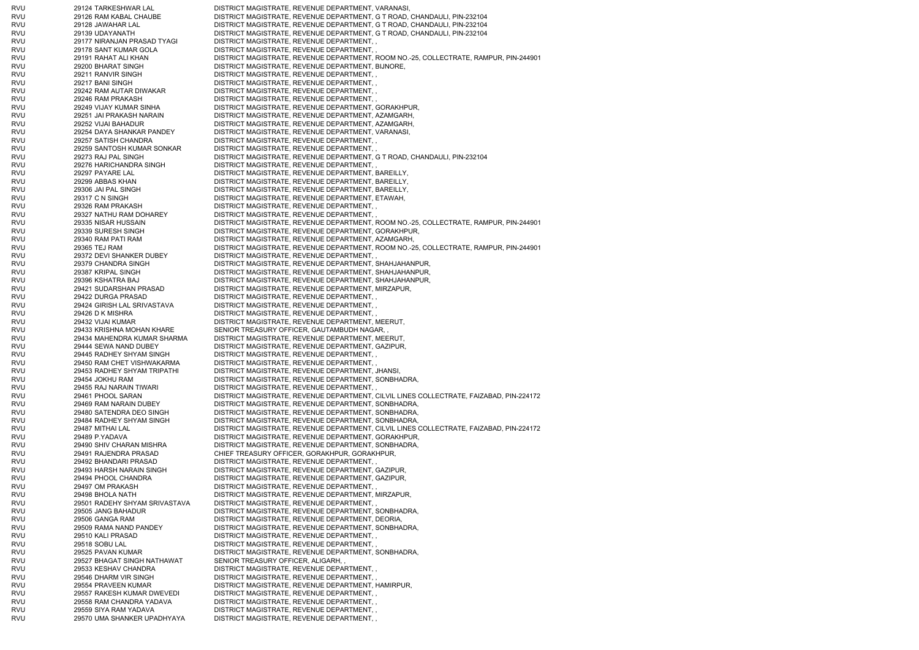| | | |
|---|---|---|
| RVU | 29124 TARKESHWAR LAL | DISTRICT MAGISTRATE, REVENUE DEPARTMENT, VARANASI, |
| RVU | 29126 RAM KABAL CHAUBE | DISTRICT MAGISTRATE, REVENUE DEPARTMENT, G T ROAD, CHANDAULI, PIN-232104 |
| RVU | 29128 JAWAHAR LAL | DISTRICT MAGISTRATE, REVENUE DEPARTMENT, G T ROAD, CHANDAULI, PIN-232104 |
| RVU | 29139 UDAYANATH | DISTRICT MAGISTRATE, REVENUE DEPARTMENT, G T ROAD, CHANDAULI, PIN-232104 |
| RVU | 29177 NIRANJAN PRASAD TYAGI | DISTRICT MAGISTRATE, REVENUE DEPARTMENT, , |
| RVU | 29178 SANT KUMAR GOLA | DISTRICT MAGISTRATE, REVENUE DEPARTMENT, , |
| RVU | 29191 RAHAT ALI KHAN | DISTRICT MAGISTRATE, REVENUE DEPARTMENT, ROOM NO.-25, COLLECTRATE, RAMPUR, PIN-244901 |
| RVU | 29200 BHARAT SINGH | DISTRICT MAGISTRATE, REVENUE DEPARTMENT, BIJNORE, |
| RVU | 29211 RANVIR SINGH | DISTRICT MAGISTRATE, REVENUE DEPARTMENT, , |
| RVU | 29217 BANI SINGH | DISTRICT MAGISTRATE, REVENUE DEPARTMENT, , |
| RVU | 29242 RAM AUTAR DIWAKAR | DISTRICT MAGISTRATE, REVENUE DEPARTMENT, , |
| RVU | 29246 RAM PRAKASH | DISTRICT MAGISTRATE, REVENUE DEPARTMENT, , |
| RVU | 29249 VIJAY KUMAR SINHA | DISTRICT MAGISTRATE, REVENUE DEPARTMENT, GORAKHPUR, |
| RVU | 29251 JAI PRAKASH NARAIN | DISTRICT MAGISTRATE, REVENUE DEPARTMENT, AZAMGARH, |
| RVU | 29252 VIJAI BAHADUR | DISTRICT MAGISTRATE, REVENUE DEPARTMENT, AZAMGARH, |
| RVU | 29254 DAYA SHANKAR PANDEY | DISTRICT MAGISTRATE, REVENUE DEPARTMENT, VARANASI, |
| RVU | 29257 SATISH CHANDRA | DISTRICT MAGISTRATE, REVENUE DEPARTMENT, , |
| RVU | 29259 SANTOSH KUMAR SONKAR | DISTRICT MAGISTRATE, REVENUE DEPARTMENT, , |
| RVU | 29273 RAJ PAL SINGH | DISTRICT MAGISTRATE, REVENUE DEPARTMENT, G T ROAD, CHANDAULI, PIN-232104 |
| RVU | 29276 HARICHANDRA SINGH | DISTRICT MAGISTRATE, REVENUE DEPARTMENT, , |
| RVU | 29297 PAYARE LAL | DISTRICT MAGISTRATE, REVENUE DEPARTMENT, BAREILLY, |
| RVU | 29299 ABBAS KHAN | DISTRICT MAGISTRATE, REVENUE DEPARTMENT, BAREILLY, |
| RVU | 29306 JAI PAL SINGH | DISTRICT MAGISTRATE, REVENUE DEPARTMENT, BAREILLY, |
| RVU | 29317 C N SINGH | DISTRICT MAGISTRATE, REVENUE DEPARTMENT, ETAWAH, |
| RVU | 29326 RAM PRAKASH | DISTRICT MAGISTRATE, REVENUE DEPARTMENT, , |
| RVU | 29327 NATHU RAM DOHAREY | DISTRICT MAGISTRATE, REVENUE DEPARTMENT, , |
| RVU | 29335 NISAR HUSSAIN | DISTRICT MAGISTRATE, REVENUE DEPARTMENT, ROOM NO.-25, COLLECTRATE, RAMPUR, PIN-244901 |
| RVU | 29339 SURESH SINGH | DISTRICT MAGISTRATE, REVENUE DEPARTMENT, GORAKHPUR, |
| RVU | 29340 RAM PATI RAM | DISTRICT MAGISTRATE, REVENUE DEPARTMENT, AZAMGARH, |
| RVU | 29365 TEJ RAM | DISTRICT MAGISTRATE, REVENUE DEPARTMENT, ROOM NO.-25, COLLECTRATE, RAMPUR, PIN-244901 |
| RVU | 29372 DEVI SHANKER DUBEY | DISTRICT MAGISTRATE, REVENUE DEPARTMENT, , |
| RVU | 29379 CHANDRA SINGH | DISTRICT MAGISTRATE, REVENUE DEPARTMENT, SHAHJAHANPUR, |
| RVU | 29387 KRIPAL SINGH | DISTRICT MAGISTRATE, REVENUE DEPARTMENT, SHAHJAHANPUR, |
| RVU | 29396 KSHATRA BAJ | DISTRICT MAGISTRATE, REVENUE DEPARTMENT, SHAHJAHANPUR, |
| RVU | 29421 SUDARSHAN PRASAD | DISTRICT MAGISTRATE, REVENUE DEPARTMENT, MIRZAPUR, |
| RVU | 29422 DURGA PRASAD | DISTRICT MAGISTRATE, REVENUE DEPARTMENT, , |
| RVU | 29424 GIRISH LAL SRIVASTAVA | DISTRICT MAGISTRATE, REVENUE DEPARTMENT, , |
| RVU | 29426 D K MISHRA | DISTRICT MAGISTRATE, REVENUE DEPARTMENT, , |
| RVU | 29432 VIJAI KUMAR | DISTRICT MAGISTRATE, REVENUE DEPARTMENT, MEERUT, |
| RVU | 29433 KRISHNA MOHAN KHARE | SENIOR TREASURY OFFICER, GAUTAMBUDH NAGAR, , |
| RVU | 29434 MAHENDRA KUMAR SHARMA | DISTRICT MAGISTRATE, REVENUE DEPARTMENT, MEERUT, |
| RVU | 29444 SEWA NAND DUBEY | DISTRICT MAGISTRATE, REVENUE DEPARTMENT, GAZIPUR, |
| RVU | 29445 RADHEY SHYAM SINGH | DISTRICT MAGISTRATE, REVENUE DEPARTMENT, , |
| RVU | 29450 RAM CHET VISHWAKARMA | DISTRICT MAGISTRATE, REVENUE DEPARTMENT, , |
| RVU | 29453 RADHEY SHYAM TRIPATHI | DISTRICT MAGISTRATE, REVENUE DEPARTMENT, JHANSI, |
| RVU | 29454 JOKHU RAM | DISTRICT MAGISTRATE, REVENUE DEPARTMENT, SONBHADRA, |
| RVU | 29455 RAJ NARAIN TIWARI | DISTRICT MAGISTRATE, REVENUE DEPARTMENT, , |
| RVU | 29461 PHOOL SARAN | DISTRICT MAGISTRATE, REVENUE DEPARTMENT, CILVIL LINES COLLECTRATE, FAIZABAD, PIN-224172 |
| RVU | 29469 RAM NARAIN DUBEY | DISTRICT MAGISTRATE, REVENUE DEPARTMENT, SONBHADRA, |
| RVU | 29480 SATENDRA DEO SINGH | DISTRICT MAGISTRATE, REVENUE DEPARTMENT, SONBHADRA, |
| RVU | 29484 RADHEY SHYAM SINGH | DISTRICT MAGISTRATE, REVENUE DEPARTMENT, SONBHADRA, |
| RVU | 29487 MITHAI LAL | DISTRICT MAGISTRATE, REVENUE DEPARTMENT, CILVIL LINES COLLECTRATE, FAIZABAD, PIN-224172 |
| RVU | 29489 P.YADAVA | DISTRICT MAGISTRATE, REVENUE DEPARTMENT, GORAKHPUR, |
| RVU | 29490 SHIV CHARAN MISHRA | DISTRICT MAGISTRATE, REVENUE DEPARTMENT, SONBHADRA, |
| RVU | 29491 RAJENDRA PRASAD | CHIEF TREASURY OFFICER, GORAKHPUR, GORAKHPUR, |
| RVU | 29492 BHANDARI PRASAD | DISTRICT MAGISTRATE, REVENUE DEPARTMENT, , |
| RVU | 29493 HARSH NARAIN SINGH | DISTRICT MAGISTRATE, REVENUE DEPARTMENT, GAZIPUR, |
| RVU | 29494 PHOOL CHANDRA | DISTRICT MAGISTRATE, REVENUE DEPARTMENT, GAZIPUR, |
| RVU | 29497 OM PRAKASH | DISTRICT MAGISTRATE, REVENUE DEPARTMENT, , |
| RVU | 29498 BHOLA NATH | DISTRICT MAGISTRATE, REVENUE DEPARTMENT, MIRZAPUR, |
| RVU | 29501 RADEHY SHYAM SRIVASTAVA | DISTRICT MAGISTRATE, REVENUE DEPARTMENT, , |
| RVU | 29505 JANG BAHADUR | DISTRICT MAGISTRATE, REVENUE DEPARTMENT, SONBHADRA, |
| RVU | 29506 GANGA RAM | DISTRICT MAGISTRATE, REVENUE DEPARTMENT, DEORIA, |
| RVU | 29509 RAMA NAND PANDEY | DISTRICT MAGISTRATE, REVENUE DEPARTMENT, SONBHADRA, |
| RVU | 29510 KALI PRASAD | DISTRICT MAGISTRATE, REVENUE DEPARTMENT, , |
| RVU | 29518 SOBU LAL | DISTRICT MAGISTRATE, REVENUE DEPARTMENT, , |
| RVU | 29525 PAVAN KUMAR | DISTRICT MAGISTRATE, REVENUE DEPARTMENT, SONBHADRA, |
| RVU | 29527 BHAGAT SINGH NATHAWAT | SENIOR TREASURY OFFICER, ALIGARH, , |
| RVU | 29533 KESHAV CHANDRA | DISTRICT MAGISTRATE, REVENUE DEPARTMENT, , |
| RVU | 29546 DHARM VIR SINGH | DISTRICT MAGISTRATE, REVENUE DEPARTMENT, , |
| RVU | 29554 PRAVEEN KUMAR | DISTRICT MAGISTRATE, REVENUE DEPARTMENT, HAMIRPUR, |
| RVU | 29557 RAKESH KUMAR DWEVEDI | DISTRICT MAGISTRATE, REVENUE DEPARTMENT, , |
| RVU | 29558 RAM CHANDRA YADAVA | DISTRICT MAGISTRATE, REVENUE DEPARTMENT, , |
| RVU | 29559 SIYA RAM YADAVA | DISTRICT MAGISTRATE, REVENUE DEPARTMENT, , |
| RVU | 29570 UMA SHANKER UPADHYAYA | DISTRICT MAGISTRATE, REVENUE DEPARTMENT, , |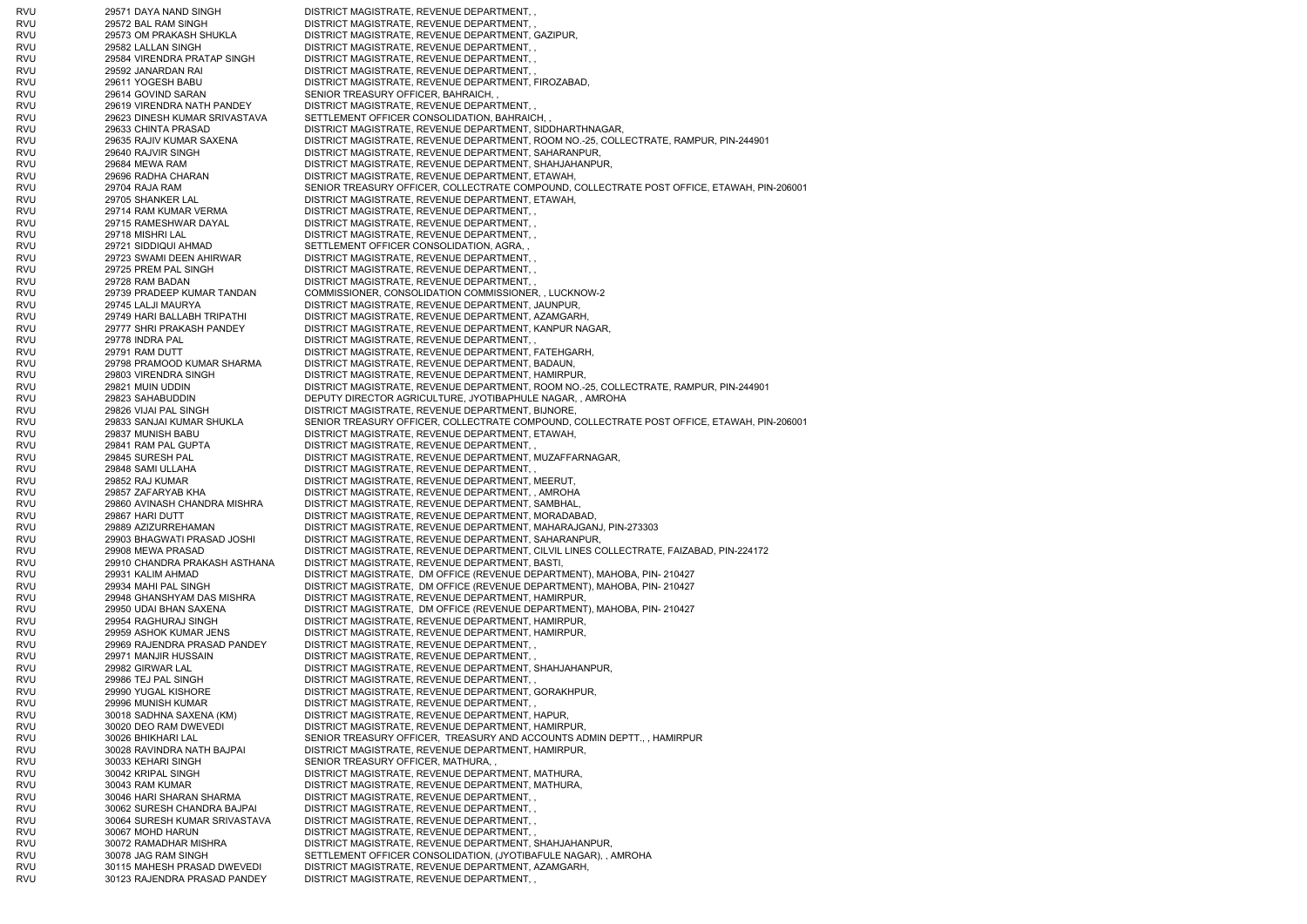| | | | |
|---|---|---|---|
| RVU | 29571 | DAYA NAND SINGH | DISTRICT MAGISTRATE, REVENUE DEPARTMENT, , |
| RVU | 29572 | BAL RAM SINGH | DISTRICT MAGISTRATE, REVENUE DEPARTMENT, , |
| RVU | 29573 | OM PRAKASH SHUKLA | DISTRICT MAGISTRATE, REVENUE DEPARTMENT, GAZIPUR, |
| RVU | 29582 | LALLAN SINGH | DISTRICT MAGISTRATE, REVENUE DEPARTMENT, , |
| RVU | 29584 | VIRENDRA PRATAP SINGH | DISTRICT MAGISTRATE, REVENUE DEPARTMENT, , |
| RVU | 29592 | JANARDAN RAI | DISTRICT MAGISTRATE, REVENUE DEPARTMENT, , |
| RVU | 29611 | YOGESH BABU | DISTRICT MAGISTRATE, REVENUE DEPARTMENT, FIROZABAD, |
| RVU | 29614 | GOVIND SARAN | SENIOR TREASURY OFFICER, BAHRAICH, , |
| RVU | 29619 | VIRENDRA NATH PANDEY | DISTRICT MAGISTRATE, REVENUE DEPARTMENT, , |
| RVU | 29623 | DINESH KUMAR SRIVASTAVA | SETTLEMENT OFFICER CONSOLIDATION, BAHRAICH, , |
| RVU | 29633 | CHINTA PRASAD | DISTRICT MAGISTRATE, REVENUE DEPARTMENT, SIDDHARTHNAGAR, |
| RVU | 29635 | RAJIV KUMAR SAXENA | DISTRICT MAGISTRATE, REVENUE DEPARTMENT, ROOM NO.-25, COLLECTRATE, RAMPUR, PIN-244901 |
| RVU | 29640 | RAJVIR SINGH | DISTRICT MAGISTRATE, REVENUE DEPARTMENT, SAHARANPUR, |
| RVU | 29684 | MEWA RAM | DISTRICT MAGISTRATE, REVENUE DEPARTMENT, SHAHJAHANPUR, |
| RVU | 29696 | RADHA CHARAN | DISTRICT MAGISTRATE, REVENUE DEPARTMENT, ETAWAH, |
| RVU | 29704 | RAJA RAM | SENIOR TREASURY OFFICER, COLLECTRATE COMPOUND, COLLECTRATE POST OFFICE, ETAWAH, PIN-206001 |
| RVU | 29705 | SHANKER LAL | DISTRICT MAGISTRATE, REVENUE DEPARTMENT, ETAWAH, |
| RVU | 29714 | RAM KUMAR VERMA | DISTRICT MAGISTRATE, REVENUE DEPARTMENT, , |
| RVU | 29715 | RAMESHWAR DAYAL | DISTRICT MAGISTRATE, REVENUE DEPARTMENT, , |
| RVU | 29718 | MISHRI LAL | DISTRICT MAGISTRATE, REVENUE DEPARTMENT, , |
| RVU | 29721 | SIDDIQUI AHMAD | SETTLEMENT OFFICER CONSOLIDATION, AGRA, , |
| RVU | 29723 | SWAMI DEEN AHIRWAR | DISTRICT MAGISTRATE, REVENUE DEPARTMENT, , |
| RVU | 29725 | PREM PAL SINGH | DISTRICT MAGISTRATE, REVENUE DEPARTMENT, , |
| RVU | 29728 | RAM BADAN | DISTRICT MAGISTRATE, REVENUE DEPARTMENT, , |
| RVU | 29739 | PRADEEP KUMAR TANDAN | COMMISSIONER, CONSOLIDATION COMMISSIONER, , LUCKNOW-2 |
| RVU | 29745 | LALJI MAURYA | DISTRICT MAGISTRATE, REVENUE DEPARTMENT, JAUNPUR, |
| RVU | 29749 | HARI BALLABH TRIPATHI | DISTRICT MAGISTRATE, REVENUE DEPARTMENT, AZAMGARH, |
| RVU | 29777 | SHRI PRAKASH PANDEY | DISTRICT MAGISTRATE, REVENUE DEPARTMENT, KANPUR NAGAR, |
| RVU | 29778 | INDRA PAL | DISTRICT MAGISTRATE, REVENUE DEPARTMENT, , |
| RVU | 29791 | RAM DUTT | DISTRICT MAGISTRATE, REVENUE DEPARTMENT, FATEHGARH, |
| RVU | 29798 | PRAMOOD KUMAR SHARMA | DISTRICT MAGISTRATE, REVENUE DEPARTMENT, BADAUN, |
| RVU | 29803 | VIRENDRA SINGH | DISTRICT MAGISTRATE, REVENUE DEPARTMENT, HAMIRPUR, |
| RVU | 29821 | MUIN UDDIN | DISTRICT MAGISTRATE, REVENUE DEPARTMENT, ROOM NO.-25, COLLECTRATE, RAMPUR, PIN-244901 |
| RVU | 29823 | SAHABUDDIN | DEPUTY DIRECTOR AGRICULTURE, JYOTIBAPHULE NAGAR, , AMROHA |
| RVU | 29826 | VIJAI PAL SINGH | DISTRICT MAGISTRATE, REVENUE DEPARTMENT, BIJNORE, |
| RVU | 29833 | SANJAI KUMAR SHUKLA | SENIOR TREASURY OFFICER, COLLECTRATE COMPOUND, COLLECTRATE POST OFFICE, ETAWAH, PIN-206001 |
| RVU | 29837 | MUNISH BABU | DISTRICT MAGISTRATE, REVENUE DEPARTMENT, ETAWAH, |
| RVU | 29841 | RAM PAL GUPTA | DISTRICT MAGISTRATE, REVENUE DEPARTMENT, , |
| RVU | 29845 | SURESH PAL | DISTRICT MAGISTRATE, REVENUE DEPARTMENT, MUZAFFARNAGAR, |
| RVU | 29848 | SAMI ULLAHA | DISTRICT MAGISTRATE, REVENUE DEPARTMENT, , |
| RVU | 29852 | RAJ KUMAR | DISTRICT MAGISTRATE, REVENUE DEPARTMENT, MEERUT, |
| RVU | 29857 | ZAFARYAB KHA | DISTRICT MAGISTRATE, REVENUE DEPARTMENT, , AMROHA |
| RVU | 29860 | AVINASH CHANDRA MISHRA | DISTRICT MAGISTRATE, REVENUE DEPARTMENT, SAMBHAL, |
| RVU | 29867 | HARI DUTT | DISTRICT MAGISTRATE, REVENUE DEPARTMENT, MORADABAD, |
| RVU | 29889 | AZIZURREHAMAN | DISTRICT MAGISTRATE, REVENUE DEPARTMENT, MAHARAJGANJ, PIN-273303 |
| RVU | 29903 | BHAGWATI PRASAD JOSHI | DISTRICT MAGISTRATE, REVENUE DEPARTMENT, SAHARANPUR, |
| RVU | 29908 | MEWA PRASAD | DISTRICT MAGISTRATE, REVENUE DEPARTMENT, CILVIL LINES COLLECTRATE, FAIZABAD, PIN-224172 |
| RVU | 29910 | CHANDRA PRAKASH ASTHANA | DISTRICT MAGISTRATE, REVENUE DEPARTMENT, BASTI, |
| RVU | 29931 | KALIM AHMAD | DISTRICT MAGISTRATE, DM OFFICE (REVENUE DEPARTMENT), MAHOBA, PIN- 210427 |
| RVU | 29934 | MAHI PAL SINGH | DISTRICT MAGISTRATE, DM OFFICE (REVENUE DEPARTMENT), MAHOBA, PIN- 210427 |
| RVU | 29948 | GHANSHYAM DAS MISHRA | DISTRICT MAGISTRATE, REVENUE DEPARTMENT, HAMIRPUR, |
| RVU | 29950 | UDAI BHAN SAXENA | DISTRICT MAGISTRATE, DM OFFICE (REVENUE DEPARTMENT), MAHOBA, PIN- 210427 |
| RVU | 29954 | RAGHURAJ SINGH | DISTRICT MAGISTRATE, REVENUE DEPARTMENT, HAMIRPUR, |
| RVU | 29959 | ASHOK KUMAR JENS | DISTRICT MAGISTRATE, REVENUE DEPARTMENT, HAMIRPUR, |
| RVU | 29969 | RAJENDRA PRASAD PANDEY | DISTRICT MAGISTRATE, REVENUE DEPARTMENT, , |
| RVU | 29971 | MANJIR HUSSAIN | DISTRICT MAGISTRATE, REVENUE DEPARTMENT, , |
| RVU | 29982 | GIRWAR LAL | DISTRICT MAGISTRATE, REVENUE DEPARTMENT, SHAHJAHANPUR, |
| RVU | 29986 | TEJ PAL SINGH | DISTRICT MAGISTRATE, REVENUE DEPARTMENT, , |
| RVU | 29990 | YUGAL KISHORE | DISTRICT MAGISTRATE, REVENUE DEPARTMENT, GORAKHPUR, |
| RVU | 29996 | MUNISH KUMAR | DISTRICT MAGISTRATE, REVENUE DEPARTMENT, , |
| RVU | 30018 | SADHNA SAXENA (KM) | DISTRICT MAGISTRATE, REVENUE DEPARTMENT, HAPUR, |
| RVU | 30020 | DEO RAM DWEVEDI | DISTRICT MAGISTRATE, REVENUE DEPARTMENT, HAMIRPUR, |
| RVU | 30026 | BHIKHARI LAL | SENIOR TREASURY OFFICER, TREASURY AND ACCOUNTS ADMIN DEPTT., , HAMIRPUR |
| RVU | 30028 | RAVINDRA NATH BAJPAI | DISTRICT MAGISTRATE, REVENUE DEPARTMENT, HAMIRPUR, |
| RVU | 30033 | KEHARI SINGH | SENIOR TREASURY OFFICER, MATHURA, , |
| RVU | 30042 | KRIPAL SINGH | DISTRICT MAGISTRATE, REVENUE DEPARTMENT, MATHURA, |
| RVU | 30043 | RAM KUMAR | DISTRICT MAGISTRATE, REVENUE DEPARTMENT, MATHURA, |
| RVU | 30046 | HARI SHARAN SHARMA | DISTRICT MAGISTRATE, REVENUE DEPARTMENT, , |
| RVU | 30062 | SURESH CHANDRA BAJPAI | DISTRICT MAGISTRATE, REVENUE DEPARTMENT, , |
| RVU | 30064 | SURESH KUMAR SRIVASTAVA | DISTRICT MAGISTRATE, REVENUE DEPARTMENT, , |
| RVU | 30067 | MOHD HARUN | DISTRICT MAGISTRATE, REVENUE DEPARTMENT, , |
| RVU | 30072 | RAMADHAR MISHRA | DISTRICT MAGISTRATE, REVENUE DEPARTMENT, SHAHJAHANPUR, |
| RVU | 30078 | JAG RAM SINGH | SETTLEMENT OFFICER CONSOLIDATION, (JYOTIBAFULE NAGAR), , AMROHA |
| RVU | 30115 | MAHESH PRASAD DWEVEDI | DISTRICT MAGISTRATE, REVENUE DEPARTMENT, AZAMGARH, |
| RVU | 30123 | RAJENDRA PRASAD PANDEY | DISTRICT MAGISTRATE, REVENUE DEPARTMENT, , |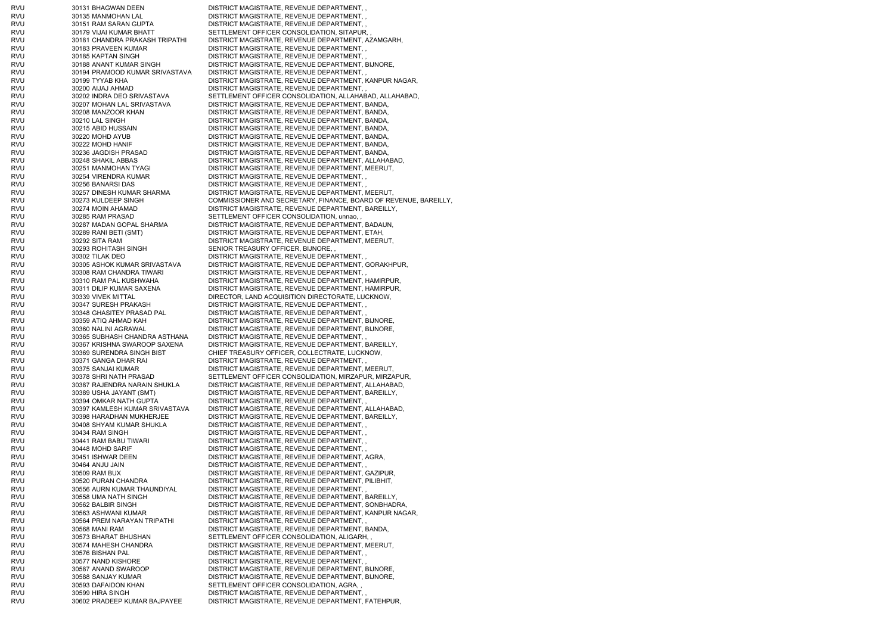| | | | |
|---|---|---|---|
| RVU | 30131 | BHAGWAN DEEN | DISTRICT MAGISTRATE, REVENUE DEPARTMENT, , |
| RVU | 30135 | MANMOHAN LAL | DISTRICT MAGISTRATE, REVENUE DEPARTMENT, , |
| RVU | 30151 | RAM SARAN GUPTA | DISTRICT MAGISTRATE, REVENUE DEPARTMENT, , |
| RVU | 30179 | VIJAI KUMAR BHATT | SETTLEMENT OFFICER CONSOLIDATION, SITAPUR, , |
| RVU | 30181 | CHANDRA PRAKASH TRIPATHI | DISTRICT MAGISTRATE, REVENUE DEPARTMENT, AZAMGARH, |
| RVU | 30183 | PRAVEEN KUMAR | DISTRICT MAGISTRATE, REVENUE DEPARTMENT, , |
| RVU | 30185 | KAPTAN SINGH | DISTRICT MAGISTRATE, REVENUE DEPARTMENT, , |
| RVU | 30188 | ANANT KUMAR SINGH | DISTRICT MAGISTRATE, REVENUE DEPARTMENT, BIJNORE, |
| RVU | 30194 | PRAMOOD KUMAR SRIVASTAVA | DISTRICT MAGISTRATE, REVENUE DEPARTMENT, , |
| RVU | 30199 | TYYAB KHA | DISTRICT MAGISTRATE, REVENUE DEPARTMENT, KANPUR NAGAR, |
| RVU | 30200 | AIJAJ AHMAD | DISTRICT MAGISTRATE, REVENUE DEPARTMENT, , |
| RVU | 30202 | INDRA DEO SRIVASTAVA | SETTLEMENT OFFICER CONSOLIDATION, ALLAHABAD, ALLAHABAD, |
| RVU | 30207 | MOHAN LAL SRIVASTAVA | DISTRICT MAGISTRATE, REVENUE DEPARTMENT, BANDA, |
| RVU | 30208 | MANZOOR KHAN | DISTRICT MAGISTRATE, REVENUE DEPARTMENT, BANDA, |
| RVU | 30210 | LAL SINGH | DISTRICT MAGISTRATE, REVENUE DEPARTMENT, BANDA, |
| RVU | 30215 | ABID HUSSAIN | DISTRICT MAGISTRATE, REVENUE DEPARTMENT, BANDA, |
| RVU | 30220 | MOHD AYUB | DISTRICT MAGISTRATE, REVENUE DEPARTMENT, BANDA, |
| RVU | 30222 | MOHD HANIF | DISTRICT MAGISTRATE, REVENUE DEPARTMENT, BANDA, |
| RVU | 30236 | JAGDISH PRASAD | DISTRICT MAGISTRATE, REVENUE DEPARTMENT, BANDA, |
| RVU | 30248 | SHAKIL ABBAS | DISTRICT MAGISTRATE, REVENUE DEPARTMENT, ALLAHABAD, |
| RVU | 30251 | MANMOHAN TYAGI | DISTRICT MAGISTRATE, REVENUE DEPARTMENT, MEERUT, |
| RVU | 30254 | VIRENDRA KUMAR | DISTRICT MAGISTRATE, REVENUE DEPARTMENT, , |
| RVU | 30256 | BANARSI DAS | DISTRICT MAGISTRATE, REVENUE DEPARTMENT, , |
| RVU | 30257 | DINESH KUMAR SHARMA | DISTRICT MAGISTRATE, REVENUE DEPARTMENT, MEERUT, |
| RVU | 30273 | KULDEEP SINGH | COMMISSIONER AND SECRETARY, FINANCE, BOARD OF REVENUE, BAREILLY, |
| RVU | 30274 | MOIN AHAMAD | DISTRICT MAGISTRATE, REVENUE DEPARTMENT, BAREILLY, |
| RVU | 30285 | RAM PRASAD | SETTLEMENT OFFICER CONSOLIDATION, unnao, , |
| RVU | 30287 | MADAN GOPAL SHARMA | DISTRICT MAGISTRATE, REVENUE DEPARTMENT, BADAUN, |
| RVU | 30289 | RANI BETI (SMT) | DISTRICT MAGISTRATE, REVENUE DEPARTMENT, ETAH, |
| RVU | 30292 | SITA RAM | DISTRICT MAGISTRATE, REVENUE DEPARTMENT, MEERUT, |
| RVU | 30293 | ROHITASH SINGH | SENIOR TREASURY OFFICER, BIJNORE, , |
| RVU | 30302 | TILAK DEO | DISTRICT MAGISTRATE, REVENUE DEPARTMENT, , |
| RVU | 30305 | ASHOK KUMAR SRIVASTAVA | DISTRICT MAGISTRATE, REVENUE DEPARTMENT, GORAKHPUR, |
| RVU | 30308 | RAM CHANDRA TIWARI | DISTRICT MAGISTRATE, REVENUE DEPARTMENT, , |
| RVU | 30310 | RAM PAL KUSHWAHA | DISTRICT MAGISTRATE, REVENUE DEPARTMENT, HAMIRPUR, |
| RVU | 30311 | DILIP KUMAR SAXENA | DISTRICT MAGISTRATE, REVENUE DEPARTMENT, HAMIRPUR, |
| RVU | 30339 | VIVEK MITTAL | DIRECTOR, LAND ACQUISITION DIRECTORATE, LUCKNOW, |
| RVU | 30347 | SURESH PRAKASH | DISTRICT MAGISTRATE, REVENUE DEPARTMENT, , |
| RVU | 30348 | GHASITEY PRASAD PAL | DISTRICT MAGISTRATE, REVENUE DEPARTMENT, , |
| RVU | 30359 | ATIQ AHMAD KAH | DISTRICT MAGISTRATE, REVENUE DEPARTMENT, BIJNORE, |
| RVU | 30360 | NALINI AGRAWAL | DISTRICT MAGISTRATE, REVENUE DEPARTMENT, BIJNORE, |
| RVU | 30365 | SUBHASH CHANDRA ASTHANA | DISTRICT MAGISTRATE, REVENUE DEPARTMENT, , |
| RVU | 30367 | KRISHNA SWAROOP SAXENA | DISTRICT MAGISTRATE, REVENUE DEPARTMENT, BAREILLY, |
| RVU | 30369 | SURENDRA SINGH BIST | CHIEF TREASURY OFFICER, COLLECTRATE, LUCKNOW, |
| RVU | 30371 | GANGA DHAR RAI | DISTRICT MAGISTRATE, REVENUE DEPARTMENT, , |
| RVU | 30375 | SANJAI KUMAR | DISTRICT MAGISTRATE, REVENUE DEPARTMENT, MEERUT, |
| RVU | 30378 | SHRI NATH PRASAD | SETTLEMENT OFFICER CONSOLIDATION, MIRZAPUR, MIRZAPUR, |
| RVU | 30387 | RAJENDRA NARAIN SHUKLA | DISTRICT MAGISTRATE, REVENUE DEPARTMENT, ALLAHABAD, |
| RVU | 30389 | USHA JAYANT (SMT) | DISTRICT MAGISTRATE, REVENUE DEPARTMENT, BAREILLY, |
| RVU | 30394 | OMKAR NATH GUPTA | DISTRICT MAGISTRATE, REVENUE DEPARTMENT, , |
| RVU | 30397 | KAMLESH KUMAR SRIVASTAVA | DISTRICT MAGISTRATE, REVENUE DEPARTMENT, ALLAHABAD, |
| RVU | 30398 | HARADHAN MUKHERJEE | DISTRICT MAGISTRATE, REVENUE DEPARTMENT, BAREILLY, |
| RVU | 30408 | SHYAM KUMAR SHUKLA | DISTRICT MAGISTRATE, REVENUE DEPARTMENT, , |
| RVU | 30434 | RAM SINGH | DISTRICT MAGISTRATE, REVENUE DEPARTMENT, , |
| RVU | 30441 | RAM BABU TIWARI | DISTRICT MAGISTRATE, REVENUE DEPARTMENT, , |
| RVU | 30448 | MOHD SARIF | DISTRICT MAGISTRATE, REVENUE DEPARTMENT, , |
| RVU | 30451 | ISHWAR DEEN | DISTRICT MAGISTRATE, REVENUE DEPARTMENT, AGRA, |
| RVU | 30464 | ANJU JAIN | DISTRICT MAGISTRATE, REVENUE DEPARTMENT, , |
| RVU | 30509 | RAM BUX | DISTRICT MAGISTRATE, REVENUE DEPARTMENT, GAZIPUR, |
| RVU | 30520 | PURAN CHANDRA | DISTRICT MAGISTRATE, REVENUE DEPARTMENT, PILIBHIT, |
| RVU | 30556 | AURN KUMAR THAUNDIYAL | DISTRICT MAGISTRATE, REVENUE DEPARTMENT, , |
| RVU | 30558 | UMA NATH SINGH | DISTRICT MAGISTRATE, REVENUE DEPARTMENT, BAREILLY, |
| RVU | 30562 | BALBIR SINGH | DISTRICT MAGISTRATE, REVENUE DEPARTMENT, SONBHADRA, |
| RVU | 30563 | ASHWANI KUMAR | DISTRICT MAGISTRATE, REVENUE DEPARTMENT, KANPUR NAGAR, |
| RVU | 30564 | PREM NARAYAN TRIPATHI | DISTRICT MAGISTRATE, REVENUE DEPARTMENT, , |
| RVU | 30568 | MANI RAM | DISTRICT MAGISTRATE, REVENUE DEPARTMENT, BANDA, |
| RVU | 30573 | BHARAT BHUSHAN | SETTLEMENT OFFICER CONSOLIDATION, ALIGARH, , |
| RVU | 30574 | MAHESH CHANDRA | DISTRICT MAGISTRATE, REVENUE DEPARTMENT, MEERUT, |
| RVU | 30576 | BISHAN PAL | DISTRICT MAGISTRATE, REVENUE DEPARTMENT, , |
| RVU | 30577 | NAND KISHORE | DISTRICT MAGISTRATE, REVENUE DEPARTMENT, , |
| RVU | 30587 | ANAND SWAROOP | DISTRICT MAGISTRATE, REVENUE DEPARTMENT, BIJNORE, |
| RVU | 30588 | SANJAY KUMAR | DISTRICT MAGISTRATE, REVENUE DEPARTMENT, BIJNORE, |
| RVU | 30593 | DAFAIDON KHAN | SETTLEMENT OFFICER CONSOLIDATION, AGRA, , |
| RVU | 30599 | HIRA SINGH | DISTRICT MAGISTRATE, REVENUE DEPARTMENT, , |
| RVU | 30602 | PRADEEP KUMAR BAJPAYEE | DISTRICT MAGISTRATE, REVENUE DEPARTMENT, FATEHPUR, |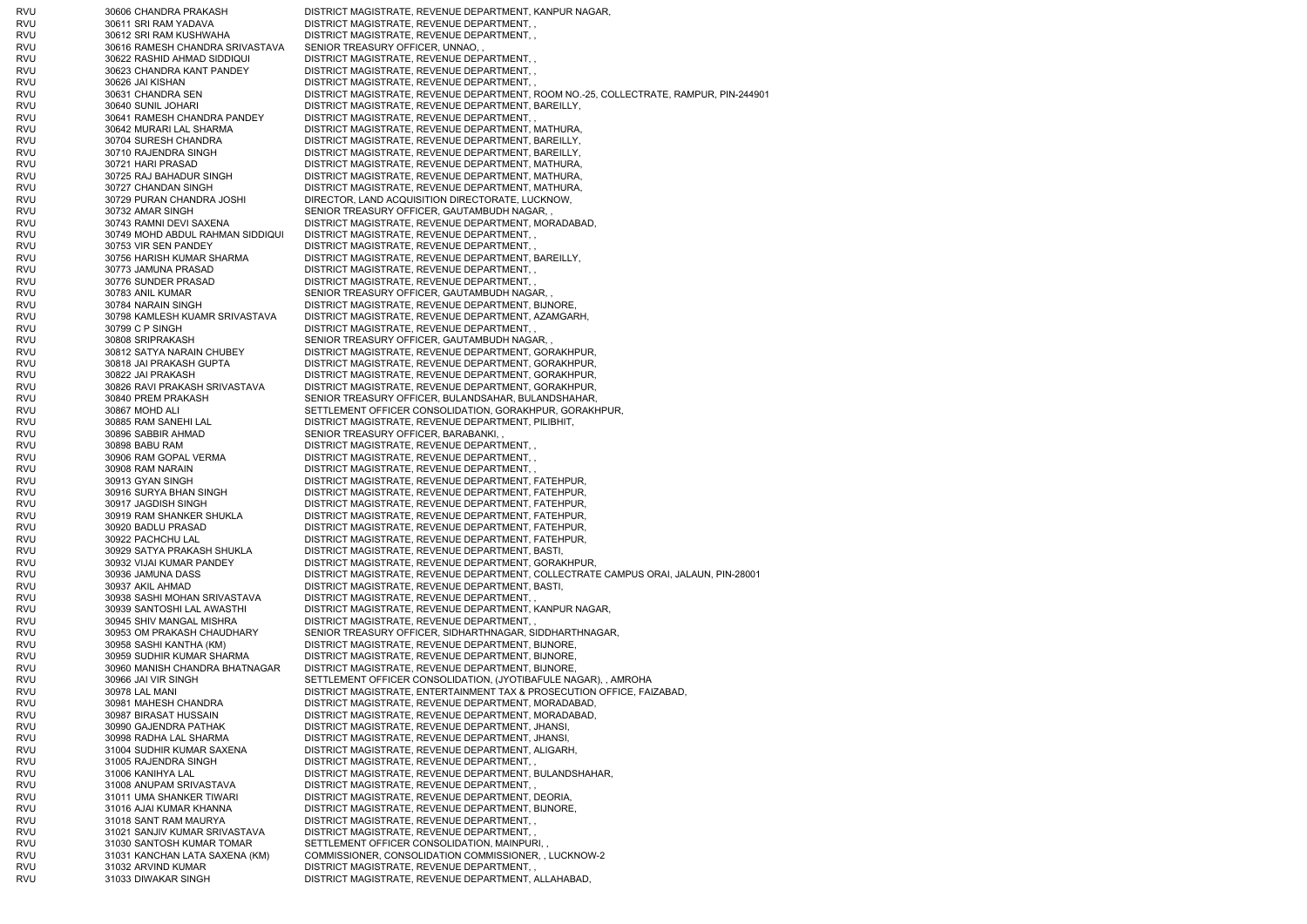| | | | |
|---|---|---|---|
| RVU | 30606 | CHANDRA PRAKASH | DISTRICT MAGISTRATE, REVENUE DEPARTMENT, KANPUR NAGAR, |
| RVU | 30611 | SRI RAM YADAVA | DISTRICT MAGISTRATE, REVENUE DEPARTMENT, , |
| RVU | 30612 | SRI RAM KUSHWAHA | DISTRICT MAGISTRATE, REVENUE DEPARTMENT, , |
| RVU | 30616 | RAMESH CHANDRA SRIVASTAVA | SENIOR TREASURY OFFICER, UNNAO, , |
| RVU | 30622 | RASHID AHMAD SIDDIQUI | DISTRICT MAGISTRATE, REVENUE DEPARTMENT, , |
| RVU | 30623 | CHANDRA KANT PANDEY | DISTRICT MAGISTRATE, REVENUE DEPARTMENT, , |
| RVU | 30626 | JAI KISHAN | DISTRICT MAGISTRATE, REVENUE DEPARTMENT, , |
| RVU | 30631 | CHANDRA SEN | DISTRICT MAGISTRATE, REVENUE DEPARTMENT, ROOM NO.-25, COLLECTRATE, RAMPUR, PIN-244901 |
| RVU | 30640 | SUNIL JOHARI | DISTRICT MAGISTRATE, REVENUE DEPARTMENT, BAREILLY, |
| RVU | 30641 | RAMESH CHANDRA PANDEY | DISTRICT MAGISTRATE, REVENUE DEPARTMENT, , |
| RVU | 30642 | MURARI LAL SHARMA | DISTRICT MAGISTRATE, REVENUE DEPARTMENT, MATHURA, |
| RVU | 30704 | SURESH CHANDRA | DISTRICT MAGISTRATE, REVENUE DEPARTMENT, BAREILLY, |
| RVU | 30710 | RAJENDRA SINGH | DISTRICT MAGISTRATE, REVENUE DEPARTMENT, BAREILLY, |
| RVU | 30721 | HARI PRASAD | DISTRICT MAGISTRATE, REVENUE DEPARTMENT, MATHURA, |
| RVU | 30725 | RAJ BAHADUR SINGH | DISTRICT MAGISTRATE, REVENUE DEPARTMENT, MATHURA, |
| RVU | 30727 | CHANDAN SINGH | DISTRICT MAGISTRATE, REVENUE DEPARTMENT, MATHURA, |
| RVU | 30729 | PURAN CHANDRA JOSHI | DIRECTOR, LAND ACQUISITION DIRECTORATE, LUCKNOW, |
| RVU | 30732 | AMAR SINGH | SENIOR TREASURY OFFICER, GAUTAMBUDH NAGAR, , |
| RVU | 30743 | RAMNI DEVI SAXENA | DISTRICT MAGISTRATE, REVENUE DEPARTMENT, MORADABAD, |
| RVU | 30749 | MOHD ABDUL RAHMAN SIDDIQUI | DISTRICT MAGISTRATE, REVENUE DEPARTMENT, , |
| RVU | 30753 | VIR SEN PANDEY | DISTRICT MAGISTRATE, REVENUE DEPARTMENT, , |
| RVU | 30756 | HARISH KUMAR SHARMA | DISTRICT MAGISTRATE, REVENUE DEPARTMENT, BAREILLY, |
| RVU | 30773 | JAMUNA PRASAD | DISTRICT MAGISTRATE, REVENUE DEPARTMENT, , |
| RVU | 30776 | SUNDER PRASAD | DISTRICT MAGISTRATE, REVENUE DEPARTMENT, , |
| RVU | 30783 | ANIL KUMAR | SENIOR TREASURY OFFICER, GAUTAMBUDH NAGAR, , |
| RVU | 30784 | NARAIN SINGH | DISTRICT MAGISTRATE, REVENUE DEPARTMENT, BIJNORE, |
| RVU | 30798 | KAMLESH KUAMR SRIVASTAVA | DISTRICT MAGISTRATE, REVENUE DEPARTMENT, AZAMGARH, |
| RVU | 30799 | C P SINGH | DISTRICT MAGISTRATE, REVENUE DEPARTMENT, , |
| RVU | 30808 | SRIPRAKASH | SENIOR TREASURY OFFICER, GAUTAMBUDH NAGAR, , |
| RVU | 30812 | SATYA NARAIN CHUBEY | DISTRICT MAGISTRATE, REVENUE DEPARTMENT, GORAKHPUR, |
| RVU | 30818 | JAI PRAKASH GUPTA | DISTRICT MAGISTRATE, REVENUE DEPARTMENT, GORAKHPUR, |
| RVU | 30822 | JAI PRAKASH | DISTRICT MAGISTRATE, REVENUE DEPARTMENT, GORAKHPUR, |
| RVU | 30826 | RAVI PRAKASH SRIVASTAVA | DISTRICT MAGISTRATE, REVENUE DEPARTMENT, GORAKHPUR, |
| RVU | 30840 | PREM PRAKASH | SENIOR TREASURY OFFICER, BULANDSAHAR, BULANDSHAHAR, |
| RVU | 30867 | MOHD ALI | SETTLEMENT OFFICER CONSOLIDATION, GORAKHPUR, GORAKHPUR, |
| RVU | 30885 | RAM SANEHI LAL | DISTRICT MAGISTRATE, REVENUE DEPARTMENT, PILIBHIT, |
| RVU | 30896 | SABBIR AHMAD | SENIOR TREASURY OFFICER, BARABANKI, , |
| RVU | 30898 | BABU RAM | DISTRICT MAGISTRATE, REVENUE DEPARTMENT, , |
| RVU | 30906 | RAM GOPAL VERMA | DISTRICT MAGISTRATE, REVENUE DEPARTMENT, , |
| RVU | 30908 | RAM NARAIN | DISTRICT MAGISTRATE, REVENUE DEPARTMENT, , |
| RVU | 30913 | GYAN SINGH | DISTRICT MAGISTRATE, REVENUE DEPARTMENT, FATEHPUR, |
| RVU | 30916 | SURYA BHAN SINGH | DISTRICT MAGISTRATE, REVENUE DEPARTMENT, FATEHPUR, |
| RVU | 30917 | JAGDISH SINGH | DISTRICT MAGISTRATE, REVENUE DEPARTMENT, FATEHPUR, |
| RVU | 30919 | RAM SHANKER SHUKLA | DISTRICT MAGISTRATE, REVENUE DEPARTMENT, FATEHPUR, |
| RVU | 30920 | BADLU PRASAD | DISTRICT MAGISTRATE, REVENUE DEPARTMENT, FATEHPUR, |
| RVU | 30922 | PACHCHU LAL | DISTRICT MAGISTRATE, REVENUE DEPARTMENT, FATEHPUR, |
| RVU | 30929 | SATYA PRAKASH SHUKLA | DISTRICT MAGISTRATE, REVENUE DEPARTMENT, BASTI, |
| RVU | 30932 | VIJAI KUMAR PANDEY | DISTRICT MAGISTRATE, REVENUE DEPARTMENT, GORAKHPUR, |
| RVU | 30936 | JAMUNA DASS | DISTRICT MAGISTRATE, REVENUE DEPARTMENT, COLLECTRATE CAMPUS ORAI, JALAUN, PIN-28001 |
| RVU | 30937 | AKIL AHMAD | DISTRICT MAGISTRATE, REVENUE DEPARTMENT, BASTI, |
| RVU | 30938 | SASHI MOHAN SRIVASTAVA | DISTRICT MAGISTRATE, REVENUE DEPARTMENT, , |
| RVU | 30939 | SANTOSHI LAL AWASTHI | DISTRICT MAGISTRATE, REVENUE DEPARTMENT, KANPUR NAGAR, |
| RVU | 30945 | SHIV MANGAL MISHRA | DISTRICT MAGISTRATE, REVENUE DEPARTMENT, , |
| RVU | 30953 | OM PRAKASH CHAUDHARY | SENIOR TREASURY OFFICER, SIDHARTHNAGAR, SIDDHARTHNAGAR, |
| RVU | 30958 | SASHI KANTHA (KM) | DISTRICT MAGISTRATE, REVENUE DEPARTMENT, BIJNORE, |
| RVU | 30959 | SUDHIR KUMAR SHARMA | DISTRICT MAGISTRATE, REVENUE DEPARTMENT, BIJNORE, |
| RVU | 30960 | MANISH CHANDRA BHATNAGAR | DISTRICT MAGISTRATE, REVENUE DEPARTMENT, BIJNORE, |
| RVU | 30966 | JAI VIR SINGH | SETTLEMENT OFFICER CONSOLIDATION, (JYOTIBAFULE NAGAR), , AMROHA |
| RVU | 30978 | LAL MANI | DISTRICT MAGISTRATE, ENTERTAINMENT TAX & PROSECUTION OFFICE, FAIZABAD, |
| RVU | 30981 | MAHESH CHANDRA | DISTRICT MAGISTRATE, REVENUE DEPARTMENT, MORADABAD, |
| RVU | 30987 | BIRASAT HUSSAIN | DISTRICT MAGISTRATE, REVENUE DEPARTMENT, MORADABAD, |
| RVU | 30990 | GAJENDRA PATHAK | DISTRICT MAGISTRATE, REVENUE DEPARTMENT, JHANSI, |
| RVU | 30998 | RADHA LAL SHARMA | DISTRICT MAGISTRATE, REVENUE DEPARTMENT, JHANSI, |
| RVU | 31004 | SUDHIR KUMAR SAXENA | DISTRICT MAGISTRATE, REVENUE DEPARTMENT, ALIGARH, |
| RVU | 31005 | RAJENDRA SINGH | DISTRICT MAGISTRATE, REVENUE DEPARTMENT, , |
| RVU | 31006 | KANIHYA LAL | DISTRICT MAGISTRATE, REVENUE DEPARTMENT, BULANDSHAHAR, |
| RVU | 31008 | ANUPAM SRIVASTAVA | DISTRICT MAGISTRATE, REVENUE DEPARTMENT, , |
| RVU | 31011 | UMA SHANKER TIWARI | DISTRICT MAGISTRATE, REVENUE DEPARTMENT, DEORIA, |
| RVU | 31016 | AJAI KUMAR KHANNA | DISTRICT MAGISTRATE, REVENUE DEPARTMENT, BIJNORE, |
| RVU | 31018 | SANT RAM MAURYA | DISTRICT MAGISTRATE, REVENUE DEPARTMENT, , |
| RVU | 31021 | SANJIV KUMAR SRIVASTAVA | DISTRICT MAGISTRATE, REVENUE DEPARTMENT, , |
| RVU | 31030 | SANTOSH KUMAR TOMAR | SETTLEMENT OFFICER CONSOLIDATION, MAINPURI, , |
| RVU | 31031 | KANCHAN LATA SAXENA (KM) | COMMISSIONER, CONSOLIDATION COMMISSIONER, , LUCKNOW-2 |
| RVU | 31032 | ARVIND KUMAR | DISTRICT MAGISTRATE, REVENUE DEPARTMENT, , |
| RVU | 31033 | DIWAKAR SINGH | DISTRICT MAGISTRATE, REVENUE DEPARTMENT, ALLAHABAD, |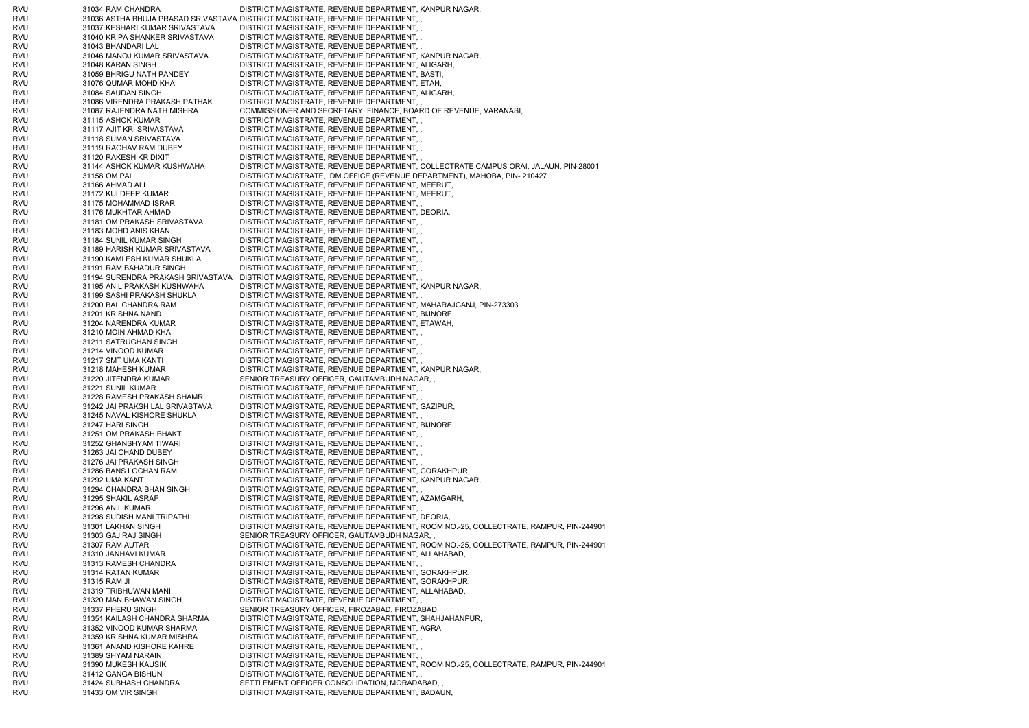| | | | |
|---|---|---|---|
| RVU | 31034 | RAM CHANDRA | DISTRICT MAGISTRATE, REVENUE DEPARTMENT, KANPUR NAGAR, |
| RVU | 31036 | ASTHA BHUJA PRASAD SRIVASTAVA | DISTRICT MAGISTRATE, REVENUE DEPARTMENT, , |
| RVU | 31037 | KESHARI KUMAR SRIVASTAVA | DISTRICT MAGISTRATE, REVENUE DEPARTMENT, , |
| RVU | 31040 | KRIPA SHANKER SRIVASTAVA | DISTRICT MAGISTRATE, REVENUE DEPARTMENT, , |
| RVU | 31043 | BHANDARI LAL | DISTRICT MAGISTRATE, REVENUE DEPARTMENT, , |
| RVU | 31046 | MANOJ KUMAR SRIVASTAVA | DISTRICT MAGISTRATE, REVENUE DEPARTMENT, KANPUR NAGAR, |
| RVU | 31048 | KARAN SINGH | DISTRICT MAGISTRATE, REVENUE DEPARTMENT, ALIGARH, |
| RVU | 31059 | BHRIGU NATH PANDEY | DISTRICT MAGISTRATE, REVENUE DEPARTMENT, BASTI, |
| RVU | 31076 | QUMAR MOHD KHA | DISTRICT MAGISTRATE, REVENUE DEPARTMENT, ETAH, |
| RVU | 31084 | SAUDAN SINGH | DISTRICT MAGISTRATE, REVENUE DEPARTMENT, ALIGARH, |
| RVU | 31086 | VIRENDRA PRAKASH PATHAK | DISTRICT MAGISTRATE, REVENUE DEPARTMENT, , |
| RVU | 31087 | RAJENDRA NATH MISHRA | COMMISSIONER AND SECRETARY, FINANCE, BOARD OF REVENUE, VARANASI, |
| RVU | 31115 | ASHOK KUMAR | DISTRICT MAGISTRATE, REVENUE DEPARTMENT, , |
| RVU | 31117 | AJIT KR. SRIVASTAVA | DISTRICT MAGISTRATE, REVENUE DEPARTMENT, , |
| RVU | 31118 | SUMAN SRIVASTAVA | DISTRICT MAGISTRATE, REVENUE DEPARTMENT, , |
| RVU | 31119 | RAGHAV RAM DUBEY | DISTRICT MAGISTRATE, REVENUE DEPARTMENT, , |
| RVU | 31120 | RAKESH KR DIXIT | DISTRICT MAGISTRATE, REVENUE DEPARTMENT, , |
| RVU | 31144 | ASHOK KUMAR KUSHWAHA | DISTRICT MAGISTRATE, REVENUE DEPARTMENT, COLLECTRATE CAMPUS ORAI, JALAUN, PIN-28001 |
| RVU | 31158 | OM PAL | DISTRICT MAGISTRATE, DM OFFICE (REVENUE DEPARTMENT), MAHOBA, PIN- 210427 |
| RVU | 31166 | AHMAD ALI | DISTRICT MAGISTRATE, REVENUE DEPARTMENT, MEERUT, |
| RVU | 31172 | KULDEEP KUMAR | DISTRICT MAGISTRATE, REVENUE DEPARTMENT, MEERUT, |
| RVU | 31175 | MOHAMMAD ISRAR | DISTRICT MAGISTRATE, REVENUE DEPARTMENT, , |
| RVU | 31176 | MUKHTAR AHMAD | DISTRICT MAGISTRATE, REVENUE DEPARTMENT, DEORIA, |
| RVU | 31181 | OM PRAKASH SRIVASTAVA | DISTRICT MAGISTRATE, REVENUE DEPARTMENT, , |
| RVU | 31183 | MOHD ANIS KHAN | DISTRICT MAGISTRATE, REVENUE DEPARTMENT, , |
| RVU | 31184 | SUNIL KUMAR SINGH | DISTRICT MAGISTRATE, REVENUE DEPARTMENT, , |
| RVU | 31189 | HARISH KUMAR SRIVASTAVA | DISTRICT MAGISTRATE, REVENUE DEPARTMENT, , |
| RVU | 31190 | KAMLESH KUMAR SHUKLA | DISTRICT MAGISTRATE, REVENUE DEPARTMENT, , |
| RVU | 31191 | RAM BAHADUR SINGH | DISTRICT MAGISTRATE, REVENUE DEPARTMENT, , |
| RVU | 31194 | SURENDRA PRAKASH SRIVASTAVA | DISTRICT MAGISTRATE, REVENUE DEPARTMENT, , |
| RVU | 31195 | ANIL PRAKASH KUSHWAHA | DISTRICT MAGISTRATE, REVENUE DEPARTMENT, KANPUR NAGAR, |
| RVU | 31199 | SASHI PRAKASH SHUKLA | DISTRICT MAGISTRATE, REVENUE DEPARTMENT, , |
| RVU | 31200 | BAL CHANDRA RAM | DISTRICT MAGISTRATE, REVENUE DEPARTMENT, MAHARAJGANJ, PIN-273303 |
| RVU | 31201 | KRISHNA NAND | DISTRICT MAGISTRATE, REVENUE DEPARTMENT, BIJNORE, |
| RVU | 31204 | NARENDRA KUMAR | DISTRICT MAGISTRATE, REVENUE DEPARTMENT, ETAWAH, |
| RVU | 31210 | MOIN AHMAD KHA | DISTRICT MAGISTRATE, REVENUE DEPARTMENT, , |
| RVU | 31211 | SATRUGHAN SINGH | DISTRICT MAGISTRATE, REVENUE DEPARTMENT, , |
| RVU | 31214 | VINOOD KUMAR | DISTRICT MAGISTRATE, REVENUE DEPARTMENT, , |
| RVU | 31217 | SMT UMA KANTI | DISTRICT MAGISTRATE, REVENUE DEPARTMENT, , |
| RVU | 31218 | MAHESH KUMAR | DISTRICT MAGISTRATE, REVENUE DEPARTMENT, KANPUR NAGAR, |
| RVU | 31220 | JITENDRA KUMAR | SENIOR TREASURY OFFICER, GAUTAMBUDH NAGAR, , |
| RVU | 31221 | SUNIL KUMAR | DISTRICT MAGISTRATE, REVENUE DEPARTMENT, , |
| RVU | 31228 | RAMESH PRAKASH SHAMR | DISTRICT MAGISTRATE, REVENUE DEPARTMENT, , |
| RVU | 31242 | JAI PRAKSH LAL SRIVASTAVA | DISTRICT MAGISTRATE, REVENUE DEPARTMENT, GAZIPUR, |
| RVU | 31245 | NAVAL KISHORE SHUKLA | DISTRICT MAGISTRATE, REVENUE DEPARTMENT, , |
| RVU | 31247 | HARI SINGH | DISTRICT MAGISTRATE, REVENUE DEPARTMENT, BIJNORE, |
| RVU | 31251 | OM PRAKASH BHAKT | DISTRICT MAGISTRATE, REVENUE DEPARTMENT, , |
| RVU | 31252 | GHANSHYAM TIWARI | DISTRICT MAGISTRATE, REVENUE DEPARTMENT, , |
| RVU | 31263 | JAI CHAND DUBEY | DISTRICT MAGISTRATE, REVENUE DEPARTMENT, , |
| RVU | 31276 | JAI PRAKASH SINGH | DISTRICT MAGISTRATE, REVENUE DEPARTMENT, , |
| RVU | 31286 | BANS LOCHAN RAM | DISTRICT MAGISTRATE, REVENUE DEPARTMENT, GORAKHPUR, |
| RVU | 31292 | UMA KANT | DISTRICT MAGISTRATE, REVENUE DEPARTMENT, KANPUR NAGAR, |
| RVU | 31294 | CHANDRA BHAN SINGH | DISTRICT MAGISTRATE, REVENUE DEPARTMENT, , |
| RVU | 31295 | SHAKIL ASRAF | DISTRICT MAGISTRATE, REVENUE DEPARTMENT, AZAMGARH, |
| RVU | 31296 | ANIL KUMAR | DISTRICT MAGISTRATE, REVENUE DEPARTMENT, , |
| RVU | 31298 | SUDISH MANI TRIPATHI | DISTRICT MAGISTRATE, REVENUE DEPARTMENT, DEORIA, |
| RVU | 31301 | LAKHAN SINGH | DISTRICT MAGISTRATE, REVENUE DEPARTMENT, ROOM NO.-25, COLLECTRATE, RAMPUR, PIN-244901 |
| RVU | 31303 | GAJ RAJ SINGH | SENIOR TREASURY OFFICER, GAUTAMBUDH NAGAR, , |
| RVU | 31307 | RAM AUTAR | DISTRICT MAGISTRATE, REVENUE DEPARTMENT, ROOM NO.-25, COLLECTRATE, RAMPUR, PIN-244901 |
| RVU | 31310 | JANHAVI KUMAR | DISTRICT MAGISTRATE, REVENUE DEPARTMENT, ALLAHABAD, |
| RVU | 31313 | RAMESH CHANDRA | DISTRICT MAGISTRATE, REVENUE DEPARTMENT, , |
| RVU | 31314 | RATAN KUMAR | DISTRICT MAGISTRATE, REVENUE DEPARTMENT, GORAKHPUR, |
| RVU | 31315 | RAM JI | DISTRICT MAGISTRATE, REVENUE DEPARTMENT, GORAKHPUR, |
| RVU | 31319 | TRIBHUWAN MANI | DISTRICT MAGISTRATE, REVENUE DEPARTMENT, ALLAHABAD, |
| RVU | 31320 | MAN BHAWAN SINGH | DISTRICT MAGISTRATE, REVENUE DEPARTMENT, , |
| RVU | 31337 | PHERU SINGH | SENIOR TREASURY OFFICER, FIROZABAD, FIROZABAD, |
| RVU | 31351 | KAILASH CHANDRA SHARMA | DISTRICT MAGISTRATE, REVENUE DEPARTMENT, SHAHJAHANPUR, |
| RVU | 31352 | VINOOD KUMAR SHARMA | DISTRICT MAGISTRATE, REVENUE DEPARTMENT, AGRA, |
| RVU | 31359 | KRISHNA KUMAR MISHRA | DISTRICT MAGISTRATE, REVENUE DEPARTMENT, , |
| RVU | 31361 | ANAND KISHORE KAHRE | DISTRICT MAGISTRATE, REVENUE DEPARTMENT, , |
| RVU | 31389 | SHYAM NARAIN | DISTRICT MAGISTRATE, REVENUE DEPARTMENT, , |
| RVU | 31390 | MUKESH KAUSIK | DISTRICT MAGISTRATE, REVENUE DEPARTMENT, ROOM NO.-25, COLLECTRATE, RAMPUR, PIN-244901 |
| RVU | 31412 | GANGA BISHUN | DISTRICT MAGISTRATE, REVENUE DEPARTMENT, , |
| RVU | 31424 | SUBHASH CHANDRA | SETTLEMENT OFFICER CONSOLIDATION, MORADABAD, , |
| RVU | 31433 | OM VIR SINGH | DISTRICT MAGISTRATE, REVENUE DEPARTMENT, BADAUN, |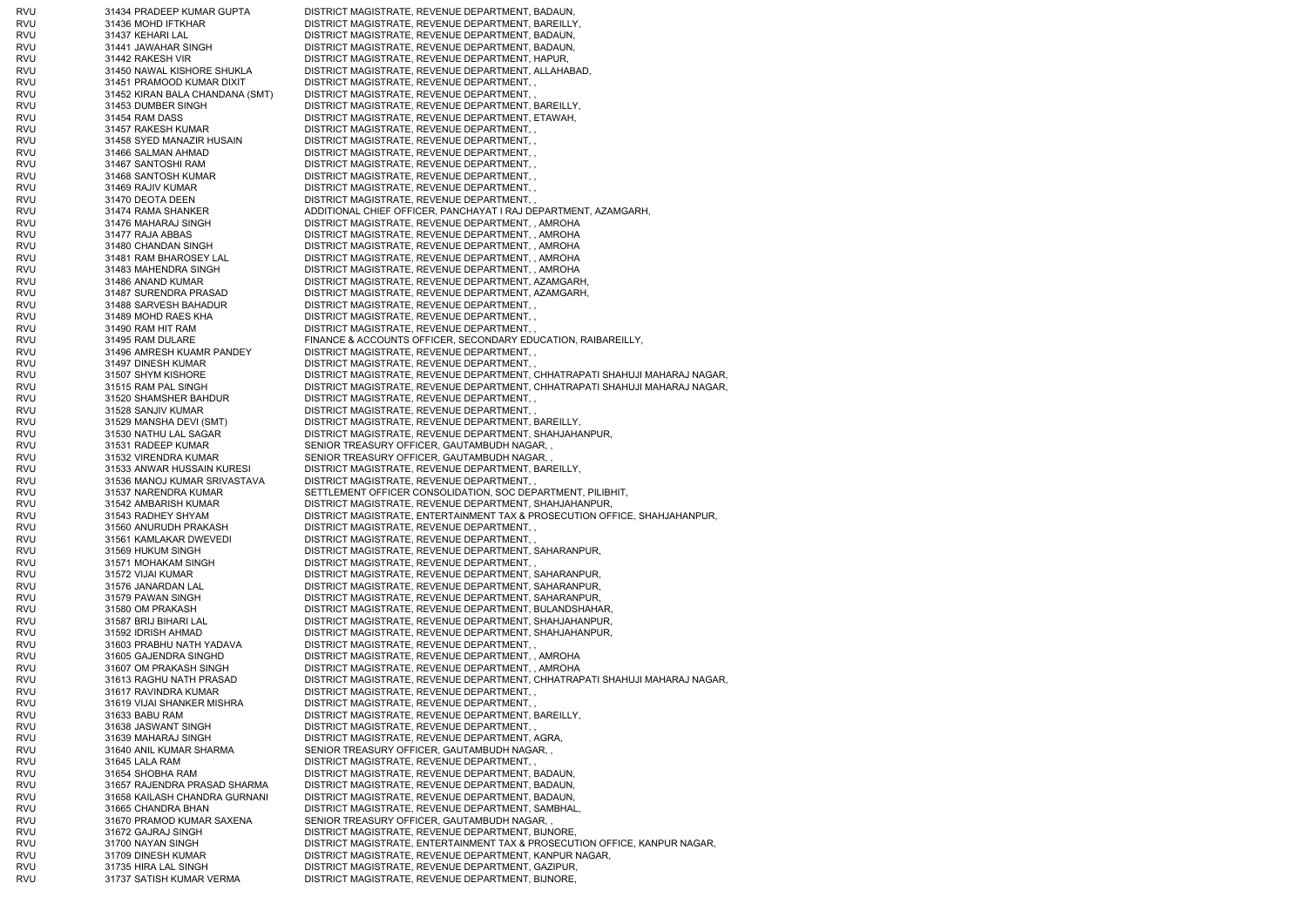| | | |
|---|---|---|
| RVU | 31434 PRADEEP KUMAR GUPTA | DISTRICT MAGISTRATE, REVENUE DEPARTMENT, BADAUN, |
| RVU | 31436 MOHD IFTKHAR | DISTRICT MAGISTRATE, REVENUE DEPARTMENT, BAREILLY, |
| RVU | 31437 KEHARI LAL | DISTRICT MAGISTRATE, REVENUE DEPARTMENT, BADAUN, |
| RVU | 31441 JAWAHAR SINGH | DISTRICT MAGISTRATE, REVENUE DEPARTMENT, BADAUN, |
| RVU | 31442 RAKESH VIR | DISTRICT MAGISTRATE, REVENUE DEPARTMENT, HAPUR, |
| RVU | 31450 NAWAL KISHORE SHUKLA | DISTRICT MAGISTRATE, REVENUE DEPARTMENT, ALLAHABAD, |
| RVU | 31451 PRAMOOD KUMAR DIXIT | DISTRICT MAGISTRATE, REVENUE DEPARTMENT, , |
| RVU | 31452 KIRAN BALA CHANDANA (SMT) | DISTRICT MAGISTRATE, REVENUE DEPARTMENT, , |
| RVU | 31453 DUMBER SINGH | DISTRICT MAGISTRATE, REVENUE DEPARTMENT, BAREILLY, |
| RVU | 31454 RAM DASS | DISTRICT MAGISTRATE, REVENUE DEPARTMENT, ETAWAH, |
| RVU | 31457 RAKESH KUMAR | DISTRICT MAGISTRATE, REVENUE DEPARTMENT, , |
| RVU | 31458 SYED MANAZIR HUSAIN | DISTRICT MAGISTRATE, REVENUE DEPARTMENT, , |
| RVU | 31466 SALMAN AHMAD | DISTRICT MAGISTRATE, REVENUE DEPARTMENT, , |
| RVU | 31467 SANTOSHI RAM | DISTRICT MAGISTRATE, REVENUE DEPARTMENT, , |
| RVU | 31468 SANTOSH KUMAR | DISTRICT MAGISTRATE, REVENUE DEPARTMENT, , |
| RVU | 31469 RAJIV KUMAR | DISTRICT MAGISTRATE, REVENUE DEPARTMENT, , |
| RVU | 31470 DEOTA DEEN | DISTRICT MAGISTRATE, REVENUE DEPARTMENT, , |
| RVU | 31474 RAMA SHANKER | ADDITIONAL CHIEF OFFICER, PANCHAYAT I RAJ DEPARTMENT, AZAMGARH, |
| RVU | 31476 MAHARAJ SINGH | DISTRICT MAGISTRATE, REVENUE DEPARTMENT, , AMROHA |
| RVU | 31477 RAJA ABBAS | DISTRICT MAGISTRATE, REVENUE DEPARTMENT, , AMROHA |
| RVU | 31480 CHANDAN SINGH | DISTRICT MAGISTRATE, REVENUE DEPARTMENT, , AMROHA |
| RVU | 31481 RAM BHAROSEY LAL | DISTRICT MAGISTRATE, REVENUE DEPARTMENT, , AMROHA |
| RVU | 31483 MAHENDRA SINGH | DISTRICT MAGISTRATE, REVENUE DEPARTMENT, , AMROHA |
| RVU | 31486 ANAND KUMAR | DISTRICT MAGISTRATE, REVENUE DEPARTMENT, AZAMGARH, |
| RVU | 31487 SURENDRA PRASAD | DISTRICT MAGISTRATE, REVENUE DEPARTMENT, AZAMGARH, |
| RVU | 31488 SARVESH BAHADUR | DISTRICT MAGISTRATE, REVENUE DEPARTMENT, , |
| RVU | 31489 MOHD RAES KHA | DISTRICT MAGISTRATE, REVENUE DEPARTMENT, , |
| RVU | 31490 RAM HIT RAM | DISTRICT MAGISTRATE, REVENUE DEPARTMENT, , |
| RVU | 31495 RAM DULARE | FINANCE & ACCOUNTS OFFICER, SECONDARY EDUCATION, RAIBAREILLY, |
| RVU | 31496 AMRESH KUAMR PANDEY | DISTRICT MAGISTRATE, REVENUE DEPARTMENT, , |
| RVU | 31497 DINESH KUMAR | DISTRICT MAGISTRATE, REVENUE DEPARTMENT, , |
| RVU | 31507 SHYM KISHORE | DISTRICT MAGISTRATE, REVENUE DEPARTMENT, CHHATRAPATI SHAHUJI MAHARAJ NAGAR, |
| RVU | 31515 RAM PAL SINGH | DISTRICT MAGISTRATE, REVENUE DEPARTMENT, CHHATRAPATI SHAHUJI MAHARAJ NAGAR, |
| RVU | 31520 SHAMSHER BAHDUR | DISTRICT MAGISTRATE, REVENUE DEPARTMENT, , |
| RVU | 31528 SANJIV KUMAR | DISTRICT MAGISTRATE, REVENUE DEPARTMENT, , |
| RVU | 31529 MANSHA DEVI (SMT) | DISTRICT MAGISTRATE, REVENUE DEPARTMENT, BAREILLY, |
| RVU | 31530 NATHU LAL SAGAR | DISTRICT MAGISTRATE, REVENUE DEPARTMENT, SHAHJAHANPUR, |
| RVU | 31531 RADEEP KUMAR | SENIOR TREASURY OFFICER, GAUTAMBUDH NAGAR, , |
| RVU | 31532 VIRENDRA KUMAR | SENIOR TREASURY OFFICER, GAUTAMBUDH NAGAR, , |
| RVU | 31533 ANWAR HUSSAIN KURESI | DISTRICT MAGISTRATE, REVENUE DEPARTMENT, BAREILLY, |
| RVU | 31536 MANOJ KUMAR SRIVASTAVA | DISTRICT MAGISTRATE, REVENUE DEPARTMENT, , |
| RVU | 31537 NARENDRA KUMAR | SETTLEMENT OFFICER CONSOLIDATION, SOC DEPARTMENT, PILIBHIT, |
| RVU | 31542 AMBARISH KUMAR | DISTRICT MAGISTRATE, REVENUE DEPARTMENT, SHAHJAHANPUR, |
| RVU | 31543 RADHEY SHYAM | DISTRICT MAGISTRATE, ENTERTAINMENT TAX & PROSECUTION OFFICE, SHAHJAHANPUR, |
| RVU | 31560 ANURUDH PRAKASH | DISTRICT MAGISTRATE, REVENUE DEPARTMENT, , |
| RVU | 31561 KAMLAKAR DWEVEDI | DISTRICT MAGISTRATE, REVENUE DEPARTMENT, , |
| RVU | 31569 HUKUM SINGH | DISTRICT MAGISTRATE, REVENUE DEPARTMENT, SAHARANPUR, |
| RVU | 31571 MOHAKAM SINGH | DISTRICT MAGISTRATE, REVENUE DEPARTMENT, , |
| RVU | 31572 VIJAI KUMAR | DISTRICT MAGISTRATE, REVENUE DEPARTMENT, SAHARANPUR, |
| RVU | 31576 JANARDAN LAL | DISTRICT MAGISTRATE, REVENUE DEPARTMENT, SAHARANPUR, |
| RVU | 31579 PAWAN SINGH | DISTRICT MAGISTRATE, REVENUE DEPARTMENT, SAHARANPUR, |
| RVU | 31580 OM PRAKASH | DISTRICT MAGISTRATE, REVENUE DEPARTMENT, BULANDSHAHAR, |
| RVU | 31587 BRIJ BIHARI LAL | DISTRICT MAGISTRATE, REVENUE DEPARTMENT, SHAHJAHANPUR, |
| RVU | 31592 IDRISH AHMAD | DISTRICT MAGISTRATE, REVENUE DEPARTMENT, SHAHJAHANPUR, |
| RVU | 31603 PRABHU NATH YADAVA | DISTRICT MAGISTRATE, REVENUE DEPARTMENT, , |
| RVU | 31605 GAJENDRA SINGHD | DISTRICT MAGISTRATE, REVENUE DEPARTMENT, , AMROHA |
| RVU | 31607 OM PRAKASH SINGH | DISTRICT MAGISTRATE, REVENUE DEPARTMENT, , AMROHA |
| RVU | 31613 RAGHU NATH PRASAD | DISTRICT MAGISTRATE, REVENUE DEPARTMENT, CHHATRAPATI SHAHUJI MAHARAJ NAGAR, |
| RVU | 31617 RAVINDRA KUMAR | DISTRICT MAGISTRATE, REVENUE DEPARTMENT, , |
| RVU | 31619 VIJAI SHANKER MISHRA | DISTRICT MAGISTRATE, REVENUE DEPARTMENT, , |
| RVU | 31633 BABU RAM | DISTRICT MAGISTRATE, REVENUE DEPARTMENT, BAREILLY, |
| RVU | 31638 JASWANT SINGH | DISTRICT MAGISTRATE, REVENUE DEPARTMENT, , |
| RVU | 31639 MAHARAJ SINGH | DISTRICT MAGISTRATE, REVENUE DEPARTMENT, AGRA, |
| RVU | 31640 ANIL KUMAR SHARMA | SENIOR TREASURY OFFICER, GAUTAMBUDH NAGAR, , |
| RVU | 31645 LALA RAM | DISTRICT MAGISTRATE, REVENUE DEPARTMENT, , |
| RVU | 31654 SHOBHA RAM | DISTRICT MAGISTRATE, REVENUE DEPARTMENT, BADAUN, |
| RVU | 31657 RAJENDRA PRASAD SHARMA | DISTRICT MAGISTRATE, REVENUE DEPARTMENT, BADAUN, |
| RVU | 31658 KAILASH CHANDRA GURNANI | DISTRICT MAGISTRATE, REVENUE DEPARTMENT, BADAUN, |
| RVU | 31665 CHANDRA BHAN | DISTRICT MAGISTRATE, REVENUE DEPARTMENT, SAMBHAL, |
| RVU | 31670 PRAMOD KUMAR SAXENA | SENIOR TREASURY OFFICER, GAUTAMBUDH NAGAR, , |
| RVU | 31672 GAJRAJ SINGH | DISTRICT MAGISTRATE, REVENUE DEPARTMENT, BIJNORE, |
| RVU | 31700 NAYAN SINGH | DISTRICT MAGISTRATE, ENTERTAINMENT TAX & PROSECUTION OFFICE, KANPUR NAGAR, |
| RVU | 31709 DINESH KUMAR | DISTRICT MAGISTRATE, REVENUE DEPARTMENT, KANPUR NAGAR, |
| RVU | 31735 HIRA LAL SINGH | DISTRICT MAGISTRATE, REVENUE DEPARTMENT, GAZIPUR, |
| RVU | 31737 SATISH KUMAR VERMA | DISTRICT MAGISTRATE, REVENUE DEPARTMENT, BIJNORE, |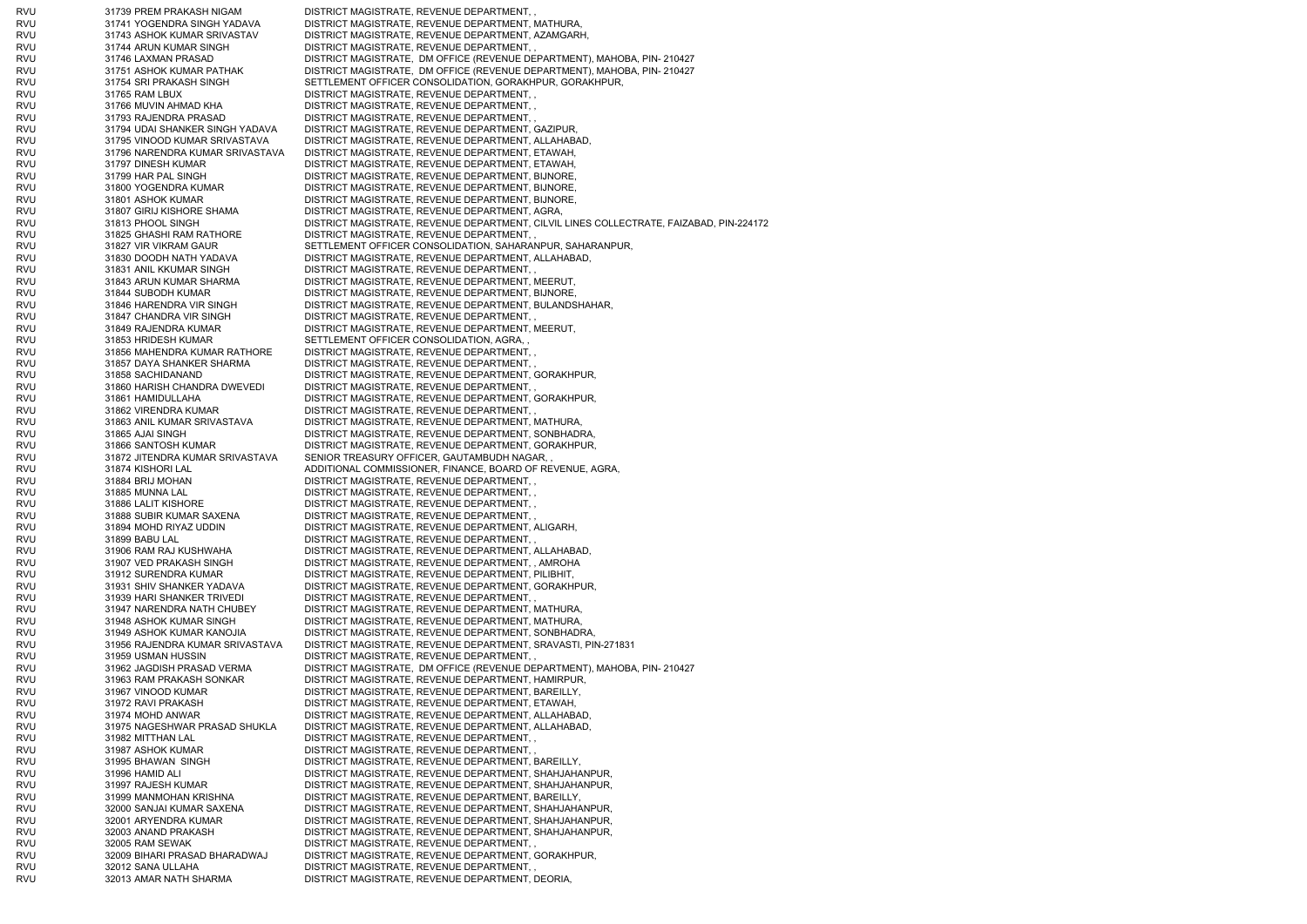| | | |
|---|---|---|
| RVU | 31739 PREM PRAKASH NIGAM | DISTRICT MAGISTRATE, REVENUE DEPARTMENT, , |
| RVU | 31741 YOGENDRA SINGH YADAVA | DISTRICT MAGISTRATE, REVENUE DEPARTMENT, MATHURA, |
| RVU | 31743 ASHOK KUMAR SRIVASTAV | DISTRICT MAGISTRATE, REVENUE DEPARTMENT, AZAMGARH, |
| RVU | 31744 ARUN KUMAR SINGH | DISTRICT MAGISTRATE, REVENUE DEPARTMENT, , |
| RVU | 31746 LAXMAN PRASAD | DISTRICT MAGISTRATE, DM OFFICE (REVENUE DEPARTMENT), MAHOBA, PIN- 210427 |
| RVU | 31751 ASHOK KUMAR PATHAK | DISTRICT MAGISTRATE, DM OFFICE (REVENUE DEPARTMENT), MAHOBA, PIN- 210427 |
| RVU | 31754 SRI PRAKASH SINGH | SETTLEMENT OFFICER CONSOLIDATION, GORAKHPUR, GORAKHPUR, |
| RVU | 31765 RAM LBUX | DISTRICT MAGISTRATE, REVENUE DEPARTMENT, , |
| RVU | 31766 MUVIN AHMAD KHA | DISTRICT MAGISTRATE, REVENUE DEPARTMENT, , |
| RVU | 31793 RAJENDRA PRASAD | DISTRICT MAGISTRATE, REVENUE DEPARTMENT, , |
| RVU | 31794 UDAI SHANKER SINGH YADAVA | DISTRICT MAGISTRATE, REVENUE DEPARTMENT, GAZIPUR, |
| RVU | 31795 VINOOD KUMAR SRIVASTAVA | DISTRICT MAGISTRATE, REVENUE DEPARTMENT, ALLAHABAD, |
| RVU | 31796 NARENDRA KUMAR SRIVASTAVA | DISTRICT MAGISTRATE, REVENUE DEPARTMENT, ETAWAH, |
| RVU | 31797 DINESH KUMAR | DISTRICT MAGISTRATE, REVENUE DEPARTMENT, ETAWAH, |
| RVU | 31799 HAR PAL SINGH | DISTRICT MAGISTRATE, REVENUE DEPARTMENT, BIJNORE, |
| RVU | 31800 YOGENDRA KUMAR | DISTRICT MAGISTRATE, REVENUE DEPARTMENT, BIJNORE, |
| RVU | 31801 ASHOK KUMAR | DISTRICT MAGISTRATE, REVENUE DEPARTMENT, BIJNORE, |
| RVU | 31807 GIRIJ KISHORE SHAMA | DISTRICT MAGISTRATE, REVENUE DEPARTMENT, AGRA, |
| RVU | 31813 PHOOL SINGH | DISTRICT MAGISTRATE, REVENUE DEPARTMENT, CILVIL LINES COLLECTRATE, FAIZABAD, PIN-224172 |
| RVU | 31825 GHASHI RAM RATHORE | DISTRICT MAGISTRATE, REVENUE DEPARTMENT, , |
| RVU | 31827 VIR VIKRAM GAUR | SETTLEMENT OFFICER CONSOLIDATION, SAHARANPUR, SAHARANPUR, |
| RVU | 31830 DOODH NATH YADAVA | DISTRICT MAGISTRATE, REVENUE DEPARTMENT, ALLAHABAD, |
| RVU | 31831 ANIL KKUMAR SINGH | DISTRICT MAGISTRATE, REVENUE DEPARTMENT, , |
| RVU | 31843 ARUN KUMAR SHARMA | DISTRICT MAGISTRATE, REVENUE DEPARTMENT, MEERUT, |
| RVU | 31844 SUBODH KUMAR | DISTRICT MAGISTRATE, REVENUE DEPARTMENT, BIJNORE, |
| RVU | 31846 HARENDRA VIR SINGH | DISTRICT MAGISTRATE, REVENUE DEPARTMENT, BULANDSHAHAR, |
| RVU | 31847 CHANDRA VIR SINGH | DISTRICT MAGISTRATE, REVENUE DEPARTMENT, , |
| RVU | 31849 RAJENDRA KUMAR | DISTRICT MAGISTRATE, REVENUE DEPARTMENT, MEERUT, |
| RVU | 31853 HRIDESH KUMAR | SETTLEMENT OFFICER CONSOLIDATION, AGRA, , |
| RVU | 31856 MAHENDRA KUMAR RATHORE | DISTRICT MAGISTRATE, REVENUE DEPARTMENT, , |
| RVU | 31857 DAYA SHANKER SHARMA | DISTRICT MAGISTRATE, REVENUE DEPARTMENT, , |
| RVU | 31858 SACHIDANAND | DISTRICT MAGISTRATE, REVENUE DEPARTMENT, GORAKHPUR, |
| RVU | 31860 HARISH CHANDRA DWEVEDI | DISTRICT MAGISTRATE, REVENUE DEPARTMENT, , |
| RVU | 31861 HAMIDULLAHA | DISTRICT MAGISTRATE, REVENUE DEPARTMENT, GORAKHPUR, |
| RVU | 31862 VIRENDRA KUMAR | DISTRICT MAGISTRATE, REVENUE DEPARTMENT, , |
| RVU | 31863 ANIL KUMAR SRIVASTAVA | DISTRICT MAGISTRATE, REVENUE DEPARTMENT, MATHURA, |
| RVU | 31865 AJAI SINGH | DISTRICT MAGISTRATE, REVENUE DEPARTMENT, SONBHADRA, |
| RVU | 31866 SANTOSH KUMAR | DISTRICT MAGISTRATE, REVENUE DEPARTMENT, GORAKHPUR, |
| RVU | 31872 JITENDRA KUMAR SRIVASTAVA | SENIOR TREASURY OFFICER, GAUTAMBUDH NAGAR, , |
| RVU | 31874 KISHORI LAL | ADDITIONAL COMMISSIONER, FINANCE, BOARD OF REVENUE, AGRA, |
| RVU | 31884 BRIJ MOHAN | DISTRICT MAGISTRATE, REVENUE DEPARTMENT, , |
| RVU | 31885 MUNNA LAL | DISTRICT MAGISTRATE, REVENUE DEPARTMENT, , |
| RVU | 31886 LALIT KISHORE | DISTRICT MAGISTRATE, REVENUE DEPARTMENT, , |
| RVU | 31888 SUBIR KUMAR SAXENA | DISTRICT MAGISTRATE, REVENUE DEPARTMENT, , |
| RVU | 31894 MOHD RIYAZ UDDIN | DISTRICT MAGISTRATE, REVENUE DEPARTMENT, ALIGARH, |
| RVU | 31899 BABU LAL | DISTRICT MAGISTRATE, REVENUE DEPARTMENT, , |
| RVU | 31906 RAM RAJ KUSHWAHA | DISTRICT MAGISTRATE, REVENUE DEPARTMENT, ALLAHABAD, |
| RVU | 31907 VED PRAKASH SINGH | DISTRICT MAGISTRATE, REVENUE DEPARTMENT, , AMROHA |
| RVU | 31912 SURENDRA KUMAR | DISTRICT MAGISTRATE, REVENUE DEPARTMENT, PILIBHIT, |
| RVU | 31931 SHIV SHANKER YADAVA | DISTRICT MAGISTRATE, REVENUE DEPARTMENT, GORAKHPUR, |
| RVU | 31939 HARI SHANKER TRIVEDI | DISTRICT MAGISTRATE, REVENUE DEPARTMENT, , |
| RVU | 31947 NARENDRA NATH CHUBEY | DISTRICT MAGISTRATE, REVENUE DEPARTMENT, MATHURA, |
| RVU | 31948 ASHOK KUMAR SINGH | DISTRICT MAGISTRATE, REVENUE DEPARTMENT, MATHURA, |
| RVU | 31949 ASHOK KUMAR KANOJIA | DISTRICT MAGISTRATE, REVENUE DEPARTMENT, SONBHADRA, |
| RVU | 31956 RAJENDRA KUMAR SRIVASTAVA | DISTRICT MAGISTRATE, REVENUE DEPARTMENT, SRAVASTI, PIN-271831 |
| RVU | 31959 USMAN HUSSIN | DISTRICT MAGISTRATE, REVENUE DEPARTMENT, , |
| RVU | 31962 JAGDISH PRASAD VERMA | DISTRICT MAGISTRATE, DM OFFICE (REVENUE DEPARTMENT), MAHOBA, PIN- 210427 |
| RVU | 31963 RAM PRAKASH SONKAR | DISTRICT MAGISTRATE, REVENUE DEPARTMENT, HAMIRPUR, |
| RVU | 31967 VINOOD KUMAR | DISTRICT MAGISTRATE, REVENUE DEPARTMENT, BAREILLY, |
| RVU | 31972 RAVI PRAKASH | DISTRICT MAGISTRATE, REVENUE DEPARTMENT, ETAWAH, |
| RVU | 31974 MOHD ANWAR | DISTRICT MAGISTRATE, REVENUE DEPARTMENT, ALLAHABAD, |
| RVU | 31975 NAGESHWAR PRASAD SHUKLA | DISTRICT MAGISTRATE, REVENUE DEPARTMENT, ALLAHABAD, |
| RVU | 31982 MITTHAN LAL | DISTRICT MAGISTRATE, REVENUE DEPARTMENT, , |
| RVU | 31987 ASHOK KUMAR | DISTRICT MAGISTRATE, REVENUE DEPARTMENT, , |
| RVU | 31995 BHAWAN SINGH | DISTRICT MAGISTRATE, REVENUE DEPARTMENT, BAREILLY, |
| RVU | 31996 HAMID ALI | DISTRICT MAGISTRATE, REVENUE DEPARTMENT, SHAHJAHANPUR, |
| RVU | 31997 RAJESH KUMAR | DISTRICT MAGISTRATE, REVENUE DEPARTMENT, SHAHJAHANPUR, |
| RVU | 31999 MANMOHAN KRISHNA | DISTRICT MAGISTRATE, REVENUE DEPARTMENT, BAREILLY, |
| RVU | 32000 SANJAI KUMAR SAXENA | DISTRICT MAGISTRATE, REVENUE DEPARTMENT, SHAHJAHANPUR, |
| RVU | 32001 ARYENDRA KUMAR | DISTRICT MAGISTRATE, REVENUE DEPARTMENT, SHAHJAHANPUR, |
| RVU | 32003 ANAND PRAKASH | DISTRICT MAGISTRATE, REVENUE DEPARTMENT, SHAHJAHANPUR, |
| RVU | 32005 RAM SEWAK | DISTRICT MAGISTRATE, REVENUE DEPARTMENT, , |
| RVU | 32009 BIHARI PRASAD BHARADWAJ | DISTRICT MAGISTRATE, REVENUE DEPARTMENT, GORAKHPUR, |
| RVU | 32012 SANA ULLAHA | DISTRICT MAGISTRATE, REVENUE DEPARTMENT, , |
| RVU | 32013 AMAR NATH SHARMA | DISTRICT MAGISTRATE, REVENUE DEPARTMENT, DEORIA, |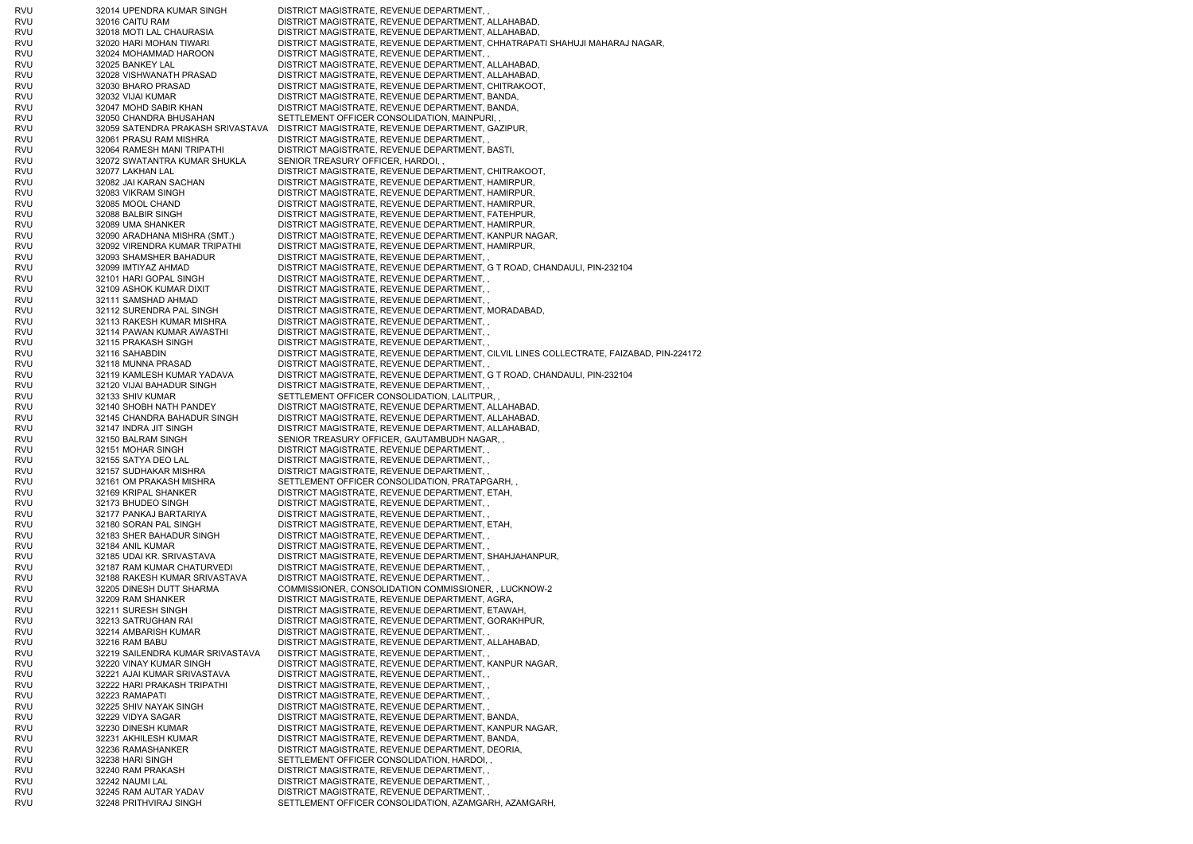| | | | |
|---|---|---|---|
| RVU | 32014 | UPENDRA KUMAR SINGH | DISTRICT MAGISTRATE, REVENUE DEPARTMENT, , |
| RVU | 32016 | CAITU RAM | DISTRICT MAGISTRATE, REVENUE DEPARTMENT, ALLAHABAD, |
| RVU | 32018 | MOTI LAL CHAURASIA | DISTRICT MAGISTRATE, REVENUE DEPARTMENT, ALLAHABAD, |
| RVU | 32020 | HARI MOHAN TIWARI | DISTRICT MAGISTRATE, REVENUE DEPARTMENT, CHHATRAPATI SHAHUJI MAHARAJ NAGAR, |
| RVU | 32024 | MOHAMMAD HAROON | DISTRICT MAGISTRATE, REVENUE DEPARTMENT, , |
| RVU | 32025 | BANKEY LAL | DISTRICT MAGISTRATE, REVENUE DEPARTMENT, ALLAHABAD, |
| RVU | 32028 | VISHWANATH PRASAD | DISTRICT MAGISTRATE, REVENUE DEPARTMENT, ALLAHABAD, |
| RVU | 32030 | BHARO PRASAD | DISTRICT MAGISTRATE, REVENUE DEPARTMENT, CHITRAKOOT, |
| RVU | 32032 | VIJAI KUMAR | DISTRICT MAGISTRATE, REVENUE DEPARTMENT, BANDA, |
| RVU | 32047 | MOHD SABIR KHAN | DISTRICT MAGISTRATE, REVENUE DEPARTMENT, BANDA, |
| RVU | 32050 | CHANDRA BHUSAHAN | SETTLEMENT OFFICER CONSOLIDATION, MAINPURI, , |
| RVU | 32059 | SATENDRA PRAKASH SRIVASTAVA | DISTRICT MAGISTRATE, REVENUE DEPARTMENT, GAZIPUR, |
| RVU | 32061 | PRASU RAM MISHRA | DISTRICT MAGISTRATE, REVENUE DEPARTMENT, , |
| RVU | 32064 | RAMESH MANI TRIPATHI | DISTRICT MAGISTRATE, REVENUE DEPARTMENT, BASTI, |
| RVU | 32072 | SWATANTRA KUMAR SHUKLA | SENIOR TREASURY OFFICER, HARDOI, , |
| RVU | 32077 | LAKHAN LAL | DISTRICT MAGISTRATE, REVENUE DEPARTMENT, CHITRAKOOT, |
| RVU | 32082 | JAI KARAN SACHAN | DISTRICT MAGISTRATE, REVENUE DEPARTMENT, HAMIRPUR, |
| RVU | 32083 | VIKRAM SINGH | DISTRICT MAGISTRATE, REVENUE DEPARTMENT, HAMIRPUR, |
| RVU | 32085 | MOOL CHAND | DISTRICT MAGISTRATE, REVENUE DEPARTMENT, HAMIRPUR, |
| RVU | 32088 | BALBIR SINGH | DISTRICT MAGISTRATE, REVENUE DEPARTMENT, FATEHPUR, |
| RVU | 32089 | UMA SHANKER | DISTRICT MAGISTRATE, REVENUE DEPARTMENT, HAMIRPUR, |
| RVU | 32090 | ARADHANA MISHRA (SMT.) | DISTRICT MAGISTRATE, REVENUE DEPARTMENT, KANPUR NAGAR, |
| RVU | 32092 | VIRENDRA KUMAR TRIPATHI | DISTRICT MAGISTRATE, REVENUE DEPARTMENT, HAMIRPUR, |
| RVU | 32093 | SHAMSHER BAHADUR | DISTRICT MAGISTRATE, REVENUE DEPARTMENT, , |
| RVU | 32099 | IMTIYAZ AHMAD | DISTRICT MAGISTRATE, REVENUE DEPARTMENT, G T ROAD, CHANDAULI, PIN-232104 |
| RVU | 32101 | HARI GOPAL SINGH | DISTRICT MAGISTRATE, REVENUE DEPARTMENT, , |
| RVU | 32109 | ASHOK KUMAR DIXIT | DISTRICT MAGISTRATE, REVENUE DEPARTMENT, , |
| RVU | 32111 | SAMSHAD AHMAD | DISTRICT MAGISTRATE, REVENUE DEPARTMENT, , |
| RVU | 32112 | SURENDRA PAL SINGH | DISTRICT MAGISTRATE, REVENUE DEPARTMENT, MORADABAD, |
| RVU | 32113 | RAKESH KUMAR MISHRA | DISTRICT MAGISTRATE, REVENUE DEPARTMENT, , |
| RVU | 32114 | PAWAN KUMAR AWASTHI | DISTRICT MAGISTRATE, REVENUE DEPARTMENT, , |
| RVU | 32115 | PRAKASH SINGH | DISTRICT MAGISTRATE, REVENUE DEPARTMENT, , |
| RVU | 32116 | SAHABDIN | DISTRICT MAGISTRATE, REVENUE DEPARTMENT, CILVIL LINES COLLECTRATE, FAIZABAD, PIN-224172 |
| RVU | 32118 | MUNNA PRASAD | DISTRICT MAGISTRATE, REVENUE DEPARTMENT, , |
| RVU | 32119 | KAMLESH KUMAR YADAVA | DISTRICT MAGISTRATE, REVENUE DEPARTMENT, G T ROAD, CHANDAULI, PIN-232104 |
| RVU | 32120 | VIJAI BAHADUR SINGH | DISTRICT MAGISTRATE, REVENUE DEPARTMENT, , |
| RVU | 32133 | SHIV KUMAR | SETTLEMENT OFFICER CONSOLIDATION, LALITPUR, , |
| RVU | 32140 | SHOBH NATH PANDEY | DISTRICT MAGISTRATE, REVENUE DEPARTMENT, ALLAHABAD, |
| RVU | 32145 | CHANDRA BAHADUR SINGH | DISTRICT MAGISTRATE, REVENUE DEPARTMENT, ALLAHABAD, |
| RVU | 32147 | INDRA JIT SINGH | DISTRICT MAGISTRATE, REVENUE DEPARTMENT, ALLAHABAD, |
| RVU | 32150 | BALRAM SINGH | SENIOR TREASURY OFFICER, GAUTAMBUDH NAGAR, , |
| RVU | 32151 | MOHAR SINGH | DISTRICT MAGISTRATE, REVENUE DEPARTMENT, , |
| RVU | 32155 | SATYA DEO LAL | DISTRICT MAGISTRATE, REVENUE DEPARTMENT, , |
| RVU | 32157 | SUDHAKAR MISHRA | DISTRICT MAGISTRATE, REVENUE DEPARTMENT, , |
| RVU | 32161 | OM PRAKASH MISHRA | SETTLEMENT OFFICER CONSOLIDATION, PRATAPGARH, , |
| RVU | 32169 | KRIPAL SHANKER | DISTRICT MAGISTRATE, REVENUE DEPARTMENT, ETAH, |
| RVU | 32173 | BHUDEO SINGH | DISTRICT MAGISTRATE, REVENUE DEPARTMENT, , |
| RVU | 32177 | PANKAJ BARTARIYA | DISTRICT MAGISTRATE, REVENUE DEPARTMENT, , |
| RVU | 32180 | SORAN PAL SINGH | DISTRICT MAGISTRATE, REVENUE DEPARTMENT, ETAH, |
| RVU | 32183 | SHER BAHADUR SINGH | DISTRICT MAGISTRATE, REVENUE DEPARTMENT, , |
| RVU | 32184 | ANIL KUMAR | DISTRICT MAGISTRATE, REVENUE DEPARTMENT, , |
| RVU | 32185 | UDAI KR. SRIVASTAVA | DISTRICT MAGISTRATE, REVENUE DEPARTMENT, SHAHJAHANPUR, |
| RVU | 32187 | RAM KUMAR CHATURVEDI | DISTRICT MAGISTRATE, REVENUE DEPARTMENT, , |
| RVU | 32188 | RAKESH KUMAR SRIVASTAVA | DISTRICT MAGISTRATE, REVENUE DEPARTMENT, , |
| RVU | 32205 | DINESH DUTT SHARMA | COMMISSIONER, CONSOLIDATION COMMISSIONER, , LUCKNOW-2 |
| RVU | 32209 | RAM SHANKER | DISTRICT MAGISTRATE, REVENUE DEPARTMENT, AGRA, |
| RVU | 32211 | SURESH SINGH | DISTRICT MAGISTRATE, REVENUE DEPARTMENT, ETAWAH, |
| RVU | 32213 | SATRUGHAN RAI | DISTRICT MAGISTRATE, REVENUE DEPARTMENT, GORAKHPUR, |
| RVU | 32214 | AMBARISH KUMAR | DISTRICT MAGISTRATE, REVENUE DEPARTMENT, , |
| RVU | 32216 | RAM BABU | DISTRICT MAGISTRATE, REVENUE DEPARTMENT, ALLAHABAD, |
| RVU | 32219 | SAILENDRA KUMAR SRIVASTAVA | DISTRICT MAGISTRATE, REVENUE DEPARTMENT, , |
| RVU | 32220 | VINAY KUMAR SINGH | DISTRICT MAGISTRATE, REVENUE DEPARTMENT, KANPUR NAGAR, |
| RVU | 32221 | AJAI KUMAR SRIVASTAVA | DISTRICT MAGISTRATE, REVENUE DEPARTMENT, , |
| RVU | 32222 | HARI PRAKASH TRIPATHI | DISTRICT MAGISTRATE, REVENUE DEPARTMENT, , |
| RVU | 32223 | RAMAPATI | DISTRICT MAGISTRATE, REVENUE DEPARTMENT, , |
| RVU | 32225 | SHIV NAYAK SINGH | DISTRICT MAGISTRATE, REVENUE DEPARTMENT, , |
| RVU | 32229 | VIDYA SAGAR | DISTRICT MAGISTRATE, REVENUE DEPARTMENT, BANDA, |
| RVU | 32230 | DINESH KUMAR | DISTRICT MAGISTRATE, REVENUE DEPARTMENT, KANPUR NAGAR, |
| RVU | 32231 | AKHILESH KUMAR | DISTRICT MAGISTRATE, REVENUE DEPARTMENT, BANDA, |
| RVU | 32236 | RAMASHANKER | DISTRICT MAGISTRATE, REVENUE DEPARTMENT, DEORIA, |
| RVU | 32238 | HARI SINGH | SETTLEMENT OFFICER CONSOLIDATION, HARDOI, , |
| RVU | 32240 | RAM PRAKASH | DISTRICT MAGISTRATE, REVENUE DEPARTMENT, , |
| RVU | 32242 | NAUMI LAL | DISTRICT MAGISTRATE, REVENUE DEPARTMENT, , |
| RVU | 32245 | RAM AUTAR YADAV | DISTRICT MAGISTRATE, REVENUE DEPARTMENT, , |
| RVU | 32248 | PRITHVIRAJ SINGH | SETTLEMENT OFFICER CONSOLIDATION, AZAMGARH, AZAMGARH, |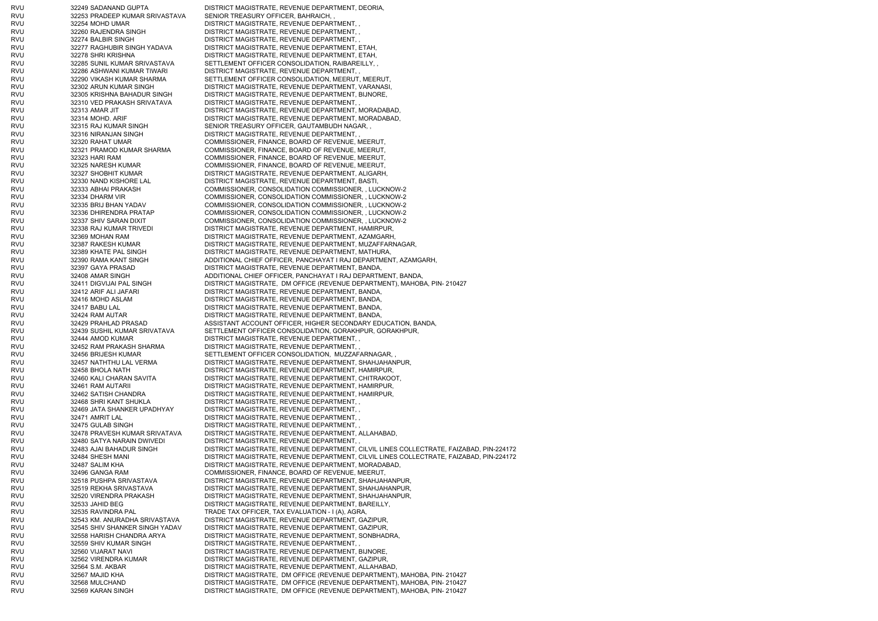| | | |
|---|---|---|
| RVU | 32249 SADANAND GUPTA | DISTRICT MAGISTRATE, REVENUE DEPARTMENT, DEORIA, |
| RVU | 32253 PRADEEP KUMAR SRIVASTAVA | SENIOR TREASURY OFFICER, BAHRAICH, , |
| RVU | 32254 MOHD UMAR | DISTRICT MAGISTRATE, REVENUE DEPARTMENT, , |
| RVU | 32260 RAJENDRA SINGH | DISTRICT MAGISTRATE, REVENUE DEPARTMENT, , |
| RVU | 32274 BALBIR SINGH | DISTRICT MAGISTRATE, REVENUE DEPARTMENT, , |
| RVU | 32277 RAGHUBIR SINGH YADAVA | DISTRICT MAGISTRATE, REVENUE DEPARTMENT, ETAH, |
| RVU | 32278 SHRI KRISHNA | DISTRICT MAGISTRATE, REVENUE DEPARTMENT, ETAH, |
| RVU | 32285 SUNIL KUMAR SRIVASTAVA | SETTLEMENT OFFICER CONSOLIDATION, RAIBAREILLY, , |
| RVU | 32286 ASHWANI KUMAR TIWARI | DISTRICT MAGISTRATE, REVENUE DEPARTMENT, , |
| RVU | 32290 VIKASH KUMAR SHARMA | SETTLEMENT OFFICER CONSOLIDATION, MEERUT, MEERUT, |
| RVU | 32302 ARUN KUMAR SINGH | DISTRICT MAGISTRATE, REVENUE DEPARTMENT, VARANASI, |
| RVU | 32305 KRISHNA BAHADUR SINGH | DISTRICT MAGISTRATE, REVENUE DEPARTMENT, BIJNORE, |
| RVU | 32310 VED PRAKASH SRIVATAVA | DISTRICT MAGISTRATE, REVENUE DEPARTMENT, , |
| RVU | 32313 AMAR JIT | DISTRICT MAGISTRATE, REVENUE DEPARTMENT, MORADABAD, |
| RVU | 32314 MOHD. ARIF | DISTRICT MAGISTRATE, REVENUE DEPARTMENT, MORADABAD, |
| RVU | 32315 RAJ KUMAR SINGH | SENIOR TREASURY OFFICER, GAUTAMBUDH NAGAR, , |
| RVU | 32316 NIRANJAN SINGH | DISTRICT MAGISTRATE, REVENUE DEPARTMENT, , |
| RVU | 32320 RAHAT UMAR | COMMISSIONER, FINANCE, BOARD OF REVENUE, MEERUT, |
| RVU | 32321 PRAMOD KUMAR SHARMA | COMMISSIONER, FINANCE, BOARD OF REVENUE, MEERUT, |
| RVU | 32323 HARI RAM | COMMISSIONER, FINANCE, BOARD OF REVENUE, MEERUT, |
| RVU | 32325 NARESH KUMAR | COMMISSIONER, FINANCE, BOARD OF REVENUE, MEERUT, |
| RVU | 32327 SHOBHIT KUMAR | DISTRICT MAGISTRATE, REVENUE DEPARTMENT, ALIGARH, |
| RVU | 32330 NAND KISHORE LAL | DISTRICT MAGISTRATE, REVENUE DEPARTMENT, BASTI, |
| RVU | 32333 ABHAI PRAKASH | COMMISSIONER, CONSOLIDATION COMMISSIONER, , LUCKNOW-2 |
| RVU | 32334 DHARM VIR | COMMISSIONER, CONSOLIDATION COMMISSIONER, , LUCKNOW-2 |
| RVU | 32335 BRIJ BHAN YADAV | COMMISSIONER, CONSOLIDATION COMMISSIONER, , LUCKNOW-2 |
| RVU | 32336 DHIRENDRA PRATAP | COMMISSIONER, CONSOLIDATION COMMISSIONER, , LUCKNOW-2 |
| RVU | 32337 SHIV SARAN DIXIT | COMMISSIONER, CONSOLIDATION COMMISSIONER, , LUCKNOW-2 |
| RVU | 32338 RAJ KUMAR TRIVEDI | DISTRICT MAGISTRATE, REVENUE DEPARTMENT, HAMIRPUR, |
| RVU | 32369 MOHAN RAM | DISTRICT MAGISTRATE, REVENUE DEPARTMENT, AZAMGARH, |
| RVU | 32387 RAKESH KUMAR | DISTRICT MAGISTRATE, REVENUE DEPARTMENT, MUZAFFARNAGAR, |
| RVU | 32389 KHATE PAL SINGH | DISTRICT MAGISTRATE, REVENUE DEPARTMENT, MATHURA, |
| RVU | 32390 RAMA KANT SINGH | ADDITIONAL CHIEF OFFICER, PANCHAYAT I RAJ DEPARTMENT, AZAMGARH, |
| RVU | 32397 GAYA PRASAD | DISTRICT MAGISTRATE, REVENUE DEPARTMENT, BANDA, |
| RVU | 32408 AMAR SINGH | ADDITIONAL CHIEF OFFICER, PANCHAYAT I RAJ DEPARTMENT, BANDA, |
| RVU | 32411 DIGVIJAI PAL SINGH | DISTRICT MAGISTRATE, DM OFFICE (REVENUE DEPARTMENT), MAHOBA, PIN- 210427 |
| RVU | 32412 ARIF ALI JAFARI | DISTRICT MAGISTRATE, REVENUE DEPARTMENT, BANDA, |
| RVU | 32416 MOHD ASLAM | DISTRICT MAGISTRATE, REVENUE DEPARTMENT, BANDA, |
| RVU | 32417 BABU LAL | DISTRICT MAGISTRATE, REVENUE DEPARTMENT, BANDA, |
| RVU | 32424 RAM AUTAR | DISTRICT MAGISTRATE, REVENUE DEPARTMENT, BANDA, |
| RVU | 32429 PRAHLAD PRASAD | ASSISTANT ACCOUNT OFFICER, HIGHER SECONDARY EDUCATION, BANDA, |
| RVU | 32439 SUSHIL KUMAR SRIVATAVA | SETTLEMENT OFFICER CONSOLIDATION, GORAKHPUR, GORAKHPUR, |
| RVU | 32444 AMOD KUMAR | DISTRICT MAGISTRATE, REVENUE DEPARTMENT, , |
| RVU | 32452 RAM PRAKASH SHARMA | DISTRICT MAGISTRATE, REVENUE DEPARTMENT, , |
| RVU | 32456 BRIJESH KUMAR | SETTLEMENT OFFICER CONSOLIDATION, MUZZAFARNAGAR, , |
| RVU | 32457 NATHTHU LAL VERMA | DISTRICT MAGISTRATE, REVENUE DEPARTMENT, SHAHJAHANPUR, |
| RVU | 32458 BHOLA NATH | DISTRICT MAGISTRATE, REVENUE DEPARTMENT, HAMIRPUR, |
| RVU | 32460 KALI CHARAN SAVITA | DISTRICT MAGISTRATE, REVENUE DEPARTMENT, CHITRAKOOT, |
| RVU | 32461 RAM AUTARII | DISTRICT MAGISTRATE, REVENUE DEPARTMENT, HAMIRPUR, |
| RVU | 32462 SATISH CHANDRA | DISTRICT MAGISTRATE, REVENUE DEPARTMENT, HAMIRPUR, |
| RVU | 32468 SHRI KANT SHUKLA | DISTRICT MAGISTRATE, REVENUE DEPARTMENT, , |
| RVU | 32469 JATA SHANKER UPADHYAY | DISTRICT MAGISTRATE, REVENUE DEPARTMENT, , |
| RVU | 32471 AMRIT LAL | DISTRICT MAGISTRATE, REVENUE DEPARTMENT, , |
| RVU | 32475 GULAB SINGH | DISTRICT MAGISTRATE, REVENUE DEPARTMENT, , |
| RVU | 32478 PRAVESH KUMAR SRIVATAVA | DISTRICT MAGISTRATE, REVENUE DEPARTMENT, ALLAHABAD, |
| RVU | 32480 SATYA NARAIN DWIVEDI | DISTRICT MAGISTRATE, REVENUE DEPARTMENT, , |
| RVU | 32483 AJAI BAHADUR SINGH | DISTRICT MAGISTRATE, REVENUE DEPARTMENT, CILVIL LINES COLLECTRATE, FAIZABAD, PIN-224172 |
| RVU | 32484 SHESH MANI | DISTRICT MAGISTRATE, REVENUE DEPARTMENT, CILVIL LINES COLLECTRATE, FAIZABAD, PIN-224172 |
| RVU | 32487 SALIM KHA | DISTRICT MAGISTRATE, REVENUE DEPARTMENT, MORADABAD, |
| RVU | 32496 GANGA RAM | COMMISSIONER, FINANCE, BOARD OF REVENUE, MEERUT, |
| RVU | 32518 PUSHPA SRIVASTAVA | DISTRICT MAGISTRATE, REVENUE DEPARTMENT, SHAHJAHANPUR, |
| RVU | 32519 REKHA SRIVASTAVA | DISTRICT MAGISTRATE, REVENUE DEPARTMENT, SHAHJAHANPUR, |
| RVU | 32520 VIRENDRA PRAKASH | DISTRICT MAGISTRATE, REVENUE DEPARTMENT, SHAHJAHANPUR, |
| RVU | 32533 JAHID BEG | DISTRICT MAGISTRATE, REVENUE DEPARTMENT, BAREILLY, |
| RVU | 32535 RAVINDRA PAL | TRADE TAX OFFICER, TAX EVALUATION - I (A), AGRA, |
| RVU | 32543 KM. ANURADHA SRIVASTAVA | DISTRICT MAGISTRATE, REVENUE DEPARTMENT, GAZIPUR, |
| RVU | 32545 SHIV SHANKER SINGH YADAV | DISTRICT MAGISTRATE, REVENUE DEPARTMENT, GAZIPUR, |
| RVU | 32558 HARISH CHANDRA ARYA | DISTRICT MAGISTRATE, REVENUE DEPARTMENT, SONBHADRA, |
| RVU | 32559 SHIV KUMAR SINGH | DISTRICT MAGISTRATE, REVENUE DEPARTMENT, , |
| RVU | 32560 VIJARAT NAVI | DISTRICT MAGISTRATE, REVENUE DEPARTMENT, BIJNORE, |
| RVU | 32562 VIRENDRA KUMAR | DISTRICT MAGISTRATE, REVENUE DEPARTMENT, GAZIPUR, |
| RVU | 32564 S.M. AKBAR | DISTRICT MAGISTRATE, REVENUE DEPARTMENT, ALLAHABAD, |
| RVU | 32567 MAJID KHA | DISTRICT MAGISTRATE, DM OFFICE (REVENUE DEPARTMENT), MAHOBA, PIN- 210427 |
| RVU | 32568 MULCHAND | DISTRICT MAGISTRATE, DM OFFICE (REVENUE DEPARTMENT), MAHOBA, PIN- 210427 |
| RVU | 32569 KARAN SINGH | DISTRICT MAGISTRATE, DM OFFICE (REVENUE DEPARTMENT), MAHOBA, PIN- 210427 |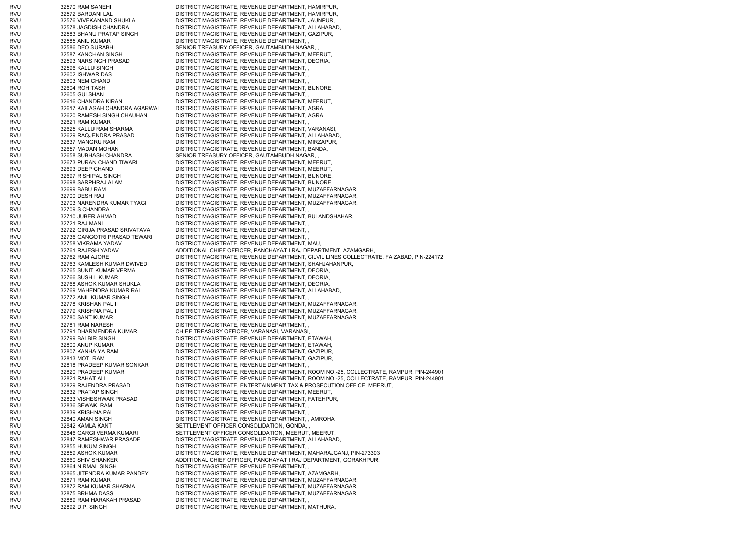| | | | |
|---|---|---|---|
| RVU | 32570 | RAM SANEHI | DISTRICT MAGISTRATE, REVENUE DEPARTMENT, HAMIRPUR, |
| RVU | 32572 | BARDANI LAL | DISTRICT MAGISTRATE, REVENUE DEPARTMENT, HAMIRPUR, |
| RVU | 32576 | VIVEKANAND SHUKLA | DISTRICT MAGISTRATE, REVENUE DEPARTMENT, JAUNPUR, |
| RVU | 32578 | JAGDISH CHANDRA | DISTRICT MAGISTRATE, REVENUE DEPARTMENT, ALLAHABAD, |
| RVU | 32583 | BHANU PRATAP SINGH | DISTRICT MAGISTRATE, REVENUE DEPARTMENT, GAZIPUR, |
| RVU | 32585 | ANIL KUMAR | DISTRICT MAGISTRATE, REVENUE DEPARTMENT, , |
| RVU | 32586 | DEO SURABHI | SENIOR TREASURY OFFICER, GAUTAMBUDH NAGAR, , |
| RVU | 32587 | KANCHAN SINGH | DISTRICT MAGISTRATE, REVENUE DEPARTMENT, MEERUT, |
| RVU | 32593 | NARSINGH PRASAD | DISTRICT MAGISTRATE, REVENUE DEPARTMENT, DEORIA, |
| RVU | 32596 | KALLU SINGH | DISTRICT MAGISTRATE, REVENUE DEPARTMENT, , |
| RVU | 32602 | ISHWAR DAS | DISTRICT MAGISTRATE, REVENUE DEPARTMENT, , |
| RVU | 32603 | NEM CHAND | DISTRICT MAGISTRATE, REVENUE DEPARTMENT, , |
| RVU | 32604 | ROHITASH | DISTRICT MAGISTRATE, REVENUE DEPARTMENT, BIJNORE, |
| RVU | 32605 | GULSHAN | DISTRICT MAGISTRATE, REVENUE DEPARTMENT, , |
| RVU | 32616 | CHANDRA KIRAN | DISTRICT MAGISTRATE, REVENUE DEPARTMENT, MEERUT, |
| RVU | 32617 | KAILASAH CHANDRA AGARWAL | DISTRICT MAGISTRATE, REVENUE DEPARTMENT, AGRA, |
| RVU | 32620 | RAMESH SINGH CHAUHAN | DISTRICT MAGISTRATE, REVENUE DEPARTMENT, AGRA, |
| RVU | 32621 | RAM KUMAR | DISTRICT MAGISTRATE, REVENUE DEPARTMENT, , |
| RVU | 32625 | KALLU RAM SHARMA | DISTRICT MAGISTRATE, REVENUE DEPARTMENT, VARANASI, |
| RVU | 32629 | RAQJENDRA PRASAD | DISTRICT MAGISTRATE, REVENUE DEPARTMENT, ALLAHABAD, |
| RVU | 32637 | MANGRU RAM | DISTRICT MAGISTRATE, REVENUE DEPARTMENT, MIRZAPUR, |
| RVU | 32657 | MADAN MOHAN | DISTRICT MAGISTRATE, REVENUE DEPARTMENT, BANDA, |
| RVU | 32658 | SUBHASH CHANDRA | SENIOR TREASURY OFFICER, GAUTAMBUDH NAGAR, , |
| RVU | 32673 | PURAN CHAND TIWARI | DISTRICT MAGISTRATE, REVENUE DEPARTMENT, MEERUT, |
| RVU | 32693 | DEEP CHAND | DISTRICT MAGISTRATE, REVENUE DEPARTMENT, MEERUT, |
| RVU | 32697 | RISHIPAL SINGH | DISTRICT MAGISTRATE, REVENUE DEPARTMENT, BIJNORE, |
| RVU | 32698 | SARPHRAJ ALAM | DISTRICT MAGISTRATE, REVENUE DEPARTMENT, BIJNORE, |
| RVU | 32699 | BABU RAM | DISTRICT MAGISTRATE, REVENUE DEPARTMENT, MUZAFFARNAGAR, |
| RVU | 32700 | DESH RAJ | DISTRICT MAGISTRATE, REVENUE DEPARTMENT, MUZAFFARNAGAR, |
| RVU | 32703 | NARENDRA KUMAR TYAGI | DISTRICT MAGISTRATE, REVENUE DEPARTMENT, MUZAFFARNAGAR, |
| RVU | 32709 | S.CHANDRA | DISTRICT MAGISTRATE, REVENUE DEPARTMENT, , |
| RVU | 32710 | JUBER AHMAD | DISTRICT MAGISTRATE, REVENUE DEPARTMENT, BULANDSHAHAR, |
| RVU | 32721 | RAJ MANI | DISTRICT MAGISTRATE, REVENUE DEPARTMENT, , |
| RVU | 32722 | GIRIJA PRASAD SRIVATAVA | DISTRICT MAGISTRATE, REVENUE DEPARTMENT, , |
| RVU | 32736 | GANGOTRI PRASAD TEWARI | DISTRICT MAGISTRATE, REVENUE DEPARTMENT, , |
| RVU | 32758 | VIKRAMA YADAV | DISTRICT MAGISTRATE, REVENUE DEPARTMENT, MAU, |
| RVU | 32761 | RAJESH YADAV | ADDITIONAL CHIEF OFFICER, PANCHAYAT I RAJ DEPARTMENT, AZAMGARH, |
| RVU | 32762 | RAM AJORE | DISTRICT MAGISTRATE, REVENUE DEPARTMENT, CILVIL LINES COLLECTRATE, FAIZABAD, PIN-224172 |
| RVU | 32763 | KAMLESH KUMAR DWIVEDI | DISTRICT MAGISTRATE, REVENUE DEPARTMENT, SHAHJAHANPUR, |
| RVU | 32765 | SUNIT KUMAR VERMA | DISTRICT MAGISTRATE, REVENUE DEPARTMENT, DEORIA, |
| RVU | 32766 | SUSHIL KUMAR | DISTRICT MAGISTRATE, REVENUE DEPARTMENT, DEORIA, |
| RVU | 32768 | ASHOK KUMAR SHUKLA | DISTRICT MAGISTRATE, REVENUE DEPARTMENT, DEORIA, |
| RVU | 32769 | MAHENDRA KUMAR RAI | DISTRICT MAGISTRATE, REVENUE DEPARTMENT, ALLAHABAD, |
| RVU | 32772 | ANIL KUMAR SINGH | DISTRICT MAGISTRATE, REVENUE DEPARTMENT, , |
| RVU | 32778 | KRISHAN PAL II | DISTRICT MAGISTRATE, REVENUE DEPARTMENT, MUZAFFARNAGAR, |
| RVU | 32779 | KRISHNA PAL I | DISTRICT MAGISTRATE, REVENUE DEPARTMENT, MUZAFFARNAGAR, |
| RVU | 32780 | SANT KUMAR | DISTRICT MAGISTRATE, REVENUE DEPARTMENT, MUZAFFARNAGAR, |
| RVU | 32781 | RAM NARESH | DISTRICT MAGISTRATE, REVENUE DEPARTMENT, , |
| RVU | 32791 | DHARMENDRA KUMAR | CHIEF TREASURY OFFICER, VARANASI, VARANASI, |
| RVU | 32799 | BALBIR SINGH | DISTRICT MAGISTRATE, REVENUE DEPARTMENT, ETAWAH, |
| RVU | 32800 | ANUP KUMAR | DISTRICT MAGISTRATE, REVENUE DEPARTMENT, ETAWAH, |
| RVU | 32807 | KANHAIYA RAM | DISTRICT MAGISTRATE, REVENUE DEPARTMENT, GAZIPUR, |
| RVU | 32813 | MOTI RAM | DISTRICT MAGISTRATE, REVENUE DEPARTMENT, GAZIPUR, |
| RVU | 32818 | PRADEEP KUMAR SONKAR | DISTRICT MAGISTRATE, REVENUE DEPARTMENT, , |
| RVU | 32820 | PRADEEP KUMAR | DISTRICT MAGISTRATE, REVENUE DEPARTMENT, ROOM NO.-25, COLLECTRATE, RAMPUR, PIN-244901 |
| RVU | 32821 | RAHAT ALI | DISTRICT MAGISTRATE, REVENUE DEPARTMENT, ROOM NO.-25, COLLECTRATE, RAMPUR, PIN-244901 |
| RVU | 32829 | RAJENDRA PRASAD | DISTRICT MAGISTRATE, ENTERTAINMENT TAX & PROSECUTION OFFICE, MEERUT, |
| RVU | 32832 | PRATAP SINGH | DISTRICT MAGISTRATE, REVENUE DEPARTMENT, MEERUT, |
| RVU | 32833 | VISHESHWAR PRASAD | DISTRICT MAGISTRATE, REVENUE DEPARTMENT, FATEHPUR, |
| RVU | 32836 | SEWAK RAM | DISTRICT MAGISTRATE, REVENUE DEPARTMENT, , |
| RVU | 32839 | KRISHNA PAL | DISTRICT MAGISTRATE, REVENUE DEPARTMENT, , |
| RVU | 32840 | AMAN SINGH | DISTRICT MAGISTRATE, REVENUE DEPARTMENT, , AMROHA |
| RVU | 32842 | KAMLA KANT | SETTLEMENT OFFICER CONSOLIDATION, GONDA, , |
| RVU | 32846 | GARGI VERMA KUMARI | SETTLEMENT OFFICER CONSOLIDATION, MEERUT, MEERUT, |
| RVU | 32847 | RAMESHWAR PRASADF | DISTRICT MAGISTRATE, REVENUE DEPARTMENT, ALLAHABAD, |
| RVU | 32855 | HUKUM SINGH | DISTRICT MAGISTRATE, REVENUE DEPARTMENT, , |
| RVU | 32859 | ASHOK KUMAR | DISTRICT MAGISTRATE, REVENUE DEPARTMENT, MAHARAJGANJ, PIN-273303 |
| RVU | 32860 | SHIV SHANKER | ADDITIONAL CHIEF OFFICER, PANCHAYAT I RAJ DEPARTMENT, GORAKHPUR, |
| RVU | 32864 | NIRMAL SINGH | DISTRICT MAGISTRATE, REVENUE DEPARTMENT, , |
| RVU | 32865 | JITENDRA KUMAR PANDEY | DISTRICT MAGISTRATE, REVENUE DEPARTMENT, AZAMGARH, |
| RVU | 32871 | RAM KUMAR | DISTRICT MAGISTRATE, REVENUE DEPARTMENT, MUZAFFARNAGAR, |
| RVU | 32872 | RAM KUMAR SHARMA | DISTRICT MAGISTRATE, REVENUE DEPARTMENT, MUZAFFARNAGAR, |
| RVU | 32875 | BRHMA DASS | DISTRICT MAGISTRATE, REVENUE DEPARTMENT, MUZAFFARNAGAR, |
| RVU | 32889 | RAM HARAKAH PRASAD | DISTRICT MAGISTRATE, REVENUE DEPARTMENT, , |
| RVU | 32892 | D.P. SINGH | DISTRICT MAGISTRATE, REVENUE DEPARTMENT, MATHURA, |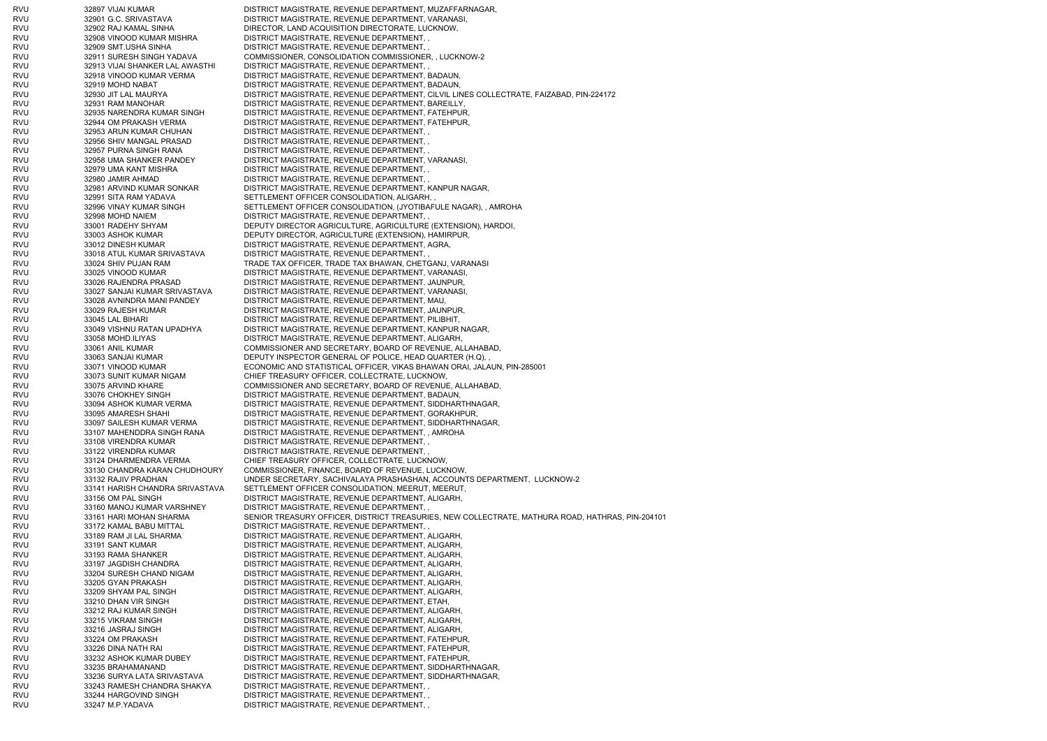| | | |
|---|---|---|
| RVU | 32897 VIJAI KUMAR | DISTRICT MAGISTRATE, REVENUE DEPARTMENT, MUZAFFARNAGAR, |
| RVU | 32901 G.C. SRIVASTAVA | DISTRICT MAGISTRATE, REVENUE DEPARTMENT, VARANASI, |
| RVU | 32902 RAJ KAMAL SINHA | DIRECTOR, LAND ACQUISITION DIRECTORATE, LUCKNOW, |
| RVU | 32908 VINOOD KUMAR MISHRA | DISTRICT MAGISTRATE, REVENUE DEPARTMENT, , |
| RVU | 32909 SMT.USHA SINHA | DISTRICT MAGISTRATE, REVENUE DEPARTMENT, , |
| RVU | 32911 SURESH SINGH YADAVA | COMMISSIONER, CONSOLIDATION COMMISSIONER, , LUCKNOW-2 |
| RVU | 32913 VIJAI SHANKER LAL AWASTHI | DISTRICT MAGISTRATE, REVENUE DEPARTMENT, , |
| RVU | 32918 VINOOD KUMAR VERMA | DISTRICT MAGISTRATE, REVENUE DEPARTMENT, BADAUN, |
| RVU | 32919 MOHD NABAT | DISTRICT MAGISTRATE, REVENUE DEPARTMENT, BADAUN, |
| RVU | 32930 JIT LAL MAURYA | DISTRICT MAGISTRATE, REVENUE DEPARTMENT, CILVIL LINES COLLECTRATE, FAIZABAD, PIN-224172 |
| RVU | 32931 RAM MANOHAR | DISTRICT MAGISTRATE, REVENUE DEPARTMENT, BAREILLY, |
| RVU | 32935 NARENDRA KUMAR SINGH | DISTRICT MAGISTRATE, REVENUE DEPARTMENT, FATEHPUR, |
| RVU | 32944 OM PRAKASH VERMA | DISTRICT MAGISTRATE, REVENUE DEPARTMENT, FATEHPUR, |
| RVU | 32953 ARUN KUMAR CHUHAN | DISTRICT MAGISTRATE, REVENUE DEPARTMENT, , |
| RVU | 32956 SHIV MANGAL PRASAD | DISTRICT MAGISTRATE, REVENUE DEPARTMENT, , |
| RVU | 32957 PURNA SINGH RANA | DISTRICT MAGISTRATE, REVENUE DEPARTMENT, , |
| RVU | 32958 UMA SHANKER PANDEY | DISTRICT MAGISTRATE, REVENUE DEPARTMENT, VARANASI, |
| RVU | 32979 UMA KANT MISHRA | DISTRICT MAGISTRATE, REVENUE DEPARTMENT, , |
| RVU | 32980 JAMIR AHMAD | DISTRICT MAGISTRATE, REVENUE DEPARTMENT, , |
| RVU | 32981 ARVIND KUMAR SONKAR | DISTRICT MAGISTRATE, REVENUE DEPARTMENT, KANPUR NAGAR, |
| RVU | 32991 SITA RAM YADAVA | SETTLEMENT OFFICER CONSOLIDATION, ALIGARH, , |
| RVU | 32996 VINAY KUMAR SINGH | SETTLEMENT OFFICER CONSOLIDATION, (JYOTIBAFULE NAGAR), , AMROHA |
| RVU | 32998 MOHD NAIEM | DISTRICT MAGISTRATE, REVENUE DEPARTMENT, , |
| RVU | 33001 RADEHY SHYAM | DEPUTY DIRECTOR AGRICULTURE, AGRICULTURE (EXTENSION), HARDOI, |
| RVU | 33003 ASHOK KUMAR | DEPUTY DIRECTOR, AGRICULTURE (EXTENSION), HAMIRPUR, |
| RVU | 33012 DINESH KUMAR | DISTRICT MAGISTRATE, REVENUE DEPARTMENT, AGRA, |
| RVU | 33018 ATUL KUMAR SRIVASTAVA | DISTRICT MAGISTRATE, REVENUE DEPARTMENT, , |
| RVU | 33024 SHIV PUJAN RAM | TRADE TAX OFFICER, TRADE TAX BHAWAN, CHETGANJ, VARANASI |
| RVU | 33025 VINOOD KUMAR | DISTRICT MAGISTRATE, REVENUE DEPARTMENT, VARANASI, |
| RVU | 33026 RAJENDRA PRASAD | DISTRICT MAGISTRATE, REVENUE DEPARTMENT, JAUNPUR, |
| RVU | 33027 SANJAI KUMAR SRIVASTAVA | DISTRICT MAGISTRATE, REVENUE DEPARTMENT, VARANASI, |
| RVU | 33028 AVNINDRA MANI PANDEY | DISTRICT MAGISTRATE, REVENUE DEPARTMENT, MAU, |
| RVU | 33029 RAJESH KUMAR | DISTRICT MAGISTRATE, REVENUE DEPARTMENT, JAUNPUR, |
| RVU | 33045 LAL BIHARI | DISTRICT MAGISTRATE, REVENUE DEPARTMENT, PILIBHIT, |
| RVU | 33049 VISHNU RATAN UPADHYA | DISTRICT MAGISTRATE, REVENUE DEPARTMENT, KANPUR NAGAR, |
| RVU | 33058 MOHD.ILIYAS | DISTRICT MAGISTRATE, REVENUE DEPARTMENT, ALIGARH, |
| RVU | 33061 ANIL KUMAR | COMMISSIONER AND SECRETARY, BOARD OF REVENUE, ALLAHABAD, |
| RVU | 33063 SANJAI KUMAR | DEPUTY INSPECTOR GENERAL OF POLICE, HEAD QUARTER (H.Q), , |
| RVU | 33071 VINOOD KUMAR | ECONOMIC AND STATISTICAL OFFICER, VIKAS BHAWAN ORAI, JALAUN, PIN-285001 |
| RVU | 33073 SUNIT KUMAR NIGAM | CHIEF TREASURY OFFICER, COLLECTRATE, LUCKNOW, |
| RVU | 33075 ARVIND KHARE | COMMISSIONER AND SECRETARY, BOARD OF REVENUE, ALLAHABAD, |
| RVU | 33076 CHOKHEY SINGH | DISTRICT MAGISTRATE, REVENUE DEPARTMENT, BADAUN, |
| RVU | 33094 ASHOK KUMAR VERMA | DISTRICT MAGISTRATE, REVENUE DEPARTMENT, SIDDHARTHNAGAR, |
| RVU | 33095 AMARESH SHAHI | DISTRICT MAGISTRATE, REVENUE DEPARTMENT, GORAKHPUR, |
| RVU | 33097 SAILESH KUMAR VERMA | DISTRICT MAGISTRATE, REVENUE DEPARTMENT, SIDDHARTHNAGAR, |
| RVU | 33107 MAHENDDRA SINGH RANA | DISTRICT MAGISTRATE, REVENUE DEPARTMENT, , AMROHA |
| RVU | 33108 VIRENDRA KUMAR | DISTRICT MAGISTRATE, REVENUE DEPARTMENT, , |
| RVU | 33122 VIRENDRA KUMAR | DISTRICT MAGISTRATE, REVENUE DEPARTMENT, , |
| RVU | 33124 DHARMENDRA VERMA | CHIEF TREASURY OFFICER, COLLECTRATE, LUCKNOW, |
| RVU | 33130 CHANDRA KARAN CHUDHOURY | COMMISSIONER, FINANCE, BOARD OF REVENUE, LUCKNOW, |
| RVU | 33132 RAJIV PRADHAN | UNDER SECRETARY, SACHIVALAYA PRASHASHAN, ACCOUNTS DEPARTMENT, LUCKNOW-2 |
| RVU | 33141 HARISH CHANDRA SRIVASTAVA | SETTLEMENT OFFICER CONSOLIDATION, MEERUT, MEERUT, |
| RVU | 33156 OM PAL SINGH | DISTRICT MAGISTRATE, REVENUE DEPARTMENT, ALIGARH, |
| RVU | 33160 MANOJ KUMAR VARSHNEY | DISTRICT MAGISTRATE, REVENUE DEPARTMENT, , |
| RVU | 33161 HARI MOHAN SHARMA | SENIOR TREASURY OFFICER, DISTRICT TREASURIES, NEW COLLECTRATE, MATHURA ROAD, HATHRAS, PIN-204101 |
| RVU | 33172 KAMAL BABU MITTAL | DISTRICT MAGISTRATE, REVENUE DEPARTMENT, , |
| RVU | 33189 RAM JI LAL SHARMA | DISTRICT MAGISTRATE, REVENUE DEPARTMENT, ALIGARH, |
| RVU | 33191 SANT KUMAR | DISTRICT MAGISTRATE, REVENUE DEPARTMENT, ALIGARH, |
| RVU | 33193 RAMA SHANKER | DISTRICT MAGISTRATE, REVENUE DEPARTMENT, ALIGARH, |
| RVU | 33197 JAGDISH CHANDRA | DISTRICT MAGISTRATE, REVENUE DEPARTMENT, ALIGARH, |
| RVU | 33204 SURESH CHAND NIGAM | DISTRICT MAGISTRATE, REVENUE DEPARTMENT, ALIGARH, |
| RVU | 33205 GYAN PRAKASH | DISTRICT MAGISTRATE, REVENUE DEPARTMENT, ALIGARH, |
| RVU | 33209 SHYAM PAL SINGH | DISTRICT MAGISTRATE, REVENUE DEPARTMENT, ALIGARH, |
| RVU | 33210 DHAN VIR SINGH | DISTRICT MAGISTRATE, REVENUE DEPARTMENT, ETAH, |
| RVU | 33212 RAJ KUMAR SINGH | DISTRICT MAGISTRATE, REVENUE DEPARTMENT, ALIGARH, |
| RVU | 33215 VIKRAM SINGH | DISTRICT MAGISTRATE, REVENUE DEPARTMENT, ALIGARH, |
| RVU | 33216 JASRAJ SINGH | DISTRICT MAGISTRATE, REVENUE DEPARTMENT, ALIGARH, |
| RVU | 33224 OM PRAKASH | DISTRICT MAGISTRATE, REVENUE DEPARTMENT, FATEHPUR, |
| RVU | 33226 DINA NATH RAI | DISTRICT MAGISTRATE, REVENUE DEPARTMENT, FATEHPUR, |
| RVU | 33232 ASHOK KUMAR DUBEY | DISTRICT MAGISTRATE, REVENUE DEPARTMENT, FATEHPUR, |
| RVU | 33235 BRAHAMANAND | DISTRICT MAGISTRATE, REVENUE DEPARTMENT, SIDDHARTHNAGAR, |
| RVU | 33236 SURYA LATA SRIVASTAVA | DISTRICT MAGISTRATE, REVENUE DEPARTMENT, SIDDHARTHNAGAR, |
| RVU | 33243 RAMESH CHANDRA SHAKYA | DISTRICT MAGISTRATE, REVENUE DEPARTMENT, , |
| RVU | 33244 HARGOVIND SINGH | DISTRICT MAGISTRATE, REVENUE DEPARTMENT, , |
| RVU | 33247 M.P.YADAVA | DISTRICT MAGISTRATE, REVENUE DEPARTMENT, , |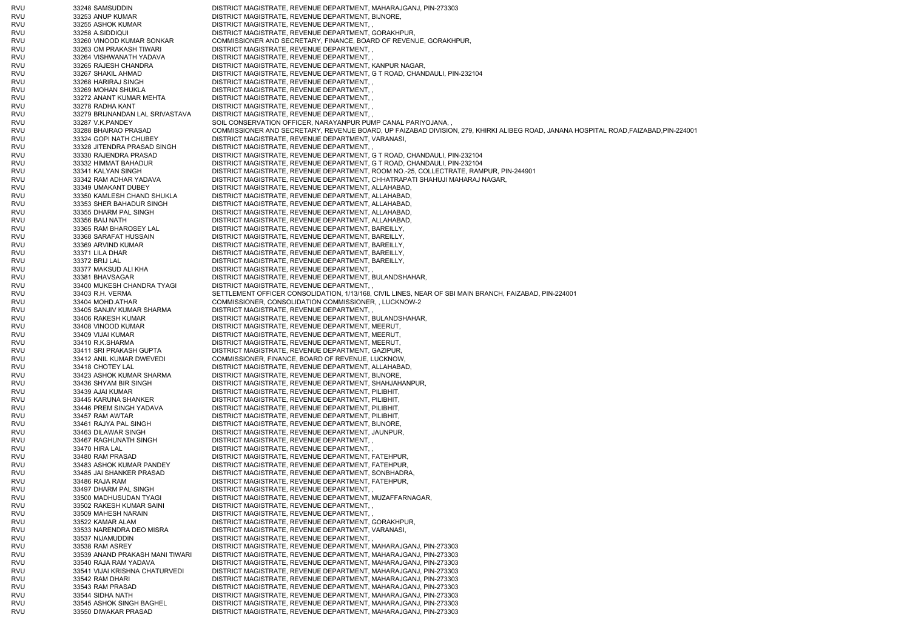| | | | |
|---|---|---|---|
| RVU | 33248 | SAMSUDDIN | DISTRICT MAGISTRATE, REVENUE DEPARTMENT, MAHARAJGANJ, PIN-273303 |
| RVU | 33253 | ANUP KUMAR | DISTRICT MAGISTRATE, REVENUE DEPARTMENT, BIJNORE, |
| RVU | 33255 | ASHOK KUMAR | DISTRICT MAGISTRATE, REVENUE DEPARTMENT, , |
| RVU | 33258 | A.SIDDIQUI | DISTRICT MAGISTRATE, REVENUE DEPARTMENT, GORAKHPUR, |
| RVU | 33260 | VINOOD KUMAR SONKAR | COMMISSIONER AND SECRETARY, FINANCE, BOARD OF REVENUE, GORAKHPUR, |
| RVU | 33263 | OM PRAKASH TIWARI | DISTRICT MAGISTRATE, REVENUE DEPARTMENT, , |
| RVU | 33264 | VISHWANATH YADAVA | DISTRICT MAGISTRATE, REVENUE DEPARTMENT, , |
| RVU | 33265 | RAJESH CHANDRA | DISTRICT MAGISTRATE, REVENUE DEPARTMENT, KANPUR NAGAR, |
| RVU | 33267 | SHAKIL AHMAD | DISTRICT MAGISTRATE, REVENUE DEPARTMENT, G T ROAD, CHANDAULI, PIN-232104 |
| RVU | 33268 | HARIRAJ SINGH | DISTRICT MAGISTRATE, REVENUE DEPARTMENT, , |
| RVU | 33269 | MOHAN SHUKLA | DISTRICT MAGISTRATE, REVENUE DEPARTMENT, , |
| RVU | 33272 | ANANT KUMAR MEHTA | DISTRICT MAGISTRATE, REVENUE DEPARTMENT, , |
| RVU | 33278 | RADHA KANT | DISTRICT MAGISTRATE, REVENUE DEPARTMENT, , |
| RVU | 33279 | BRIJNANDAN LAL SRIVASTAVA | DISTRICT MAGISTRATE, REVENUE DEPARTMENT, , |
| RVU | 33287 | V.K.PANDEY | SOIL CONSERVATION OFFICER, NARAYANPUR PUMP CANAL PARIYOJANA, , |
| RVU | 33288 | BHAIRAO PRASAD | COMMISSIONER AND SECRETARY, REVENUE BOARD, UP FAIZABAD DIVISION, 279, KHIRKI ALIBEG ROAD, JANANA HOSPITAL ROAD,FAIZABAD,PIN-224001 |
| RVU | 33324 | GOPI NATH CHUBEY | DISTRICT MAGISTRATE, REVENUE DEPARTMENT, VARANASI, |
| RVU | 33328 | JITENDRA PRASAD SINGH | DISTRICT MAGISTRATE, REVENUE DEPARTMENT, , |
| RVU | 33330 | RAJENDRA PRASAD | DISTRICT MAGISTRATE, REVENUE DEPARTMENT, G T ROAD, CHANDAULI, PIN-232104 |
| RVU | 33332 | HIMMAT BAHADUR | DISTRICT MAGISTRATE, REVENUE DEPARTMENT, G T ROAD, CHANDAULI, PIN-232104 |
| RVU | 33341 | KALYAN SINGH | DISTRICT MAGISTRATE, REVENUE DEPARTMENT, ROOM NO.-25, COLLECTRATE, RAMPUR, PIN-244901 |
| RVU | 33342 | RAM ADHAR YADAVA | DISTRICT MAGISTRATE, REVENUE DEPARTMENT, CHHATRAPATI SHAHUJI MAHARAJ NAGAR, |
| RVU | 33349 | UMAKANT DUBEY | DISTRICT MAGISTRATE, REVENUE DEPARTMENT, ALLAHABAD, |
| RVU | 33350 | KAMLESH CHAND SHUKLA | DISTRICT MAGISTRATE, REVENUE DEPARTMENT, ALLAHABAD, |
| RVU | 33353 | SHER BAHADUR SINGH | DISTRICT MAGISTRATE, REVENUE DEPARTMENT, ALLAHABAD, |
| RVU | 33355 | DHARM PAL SINGH | DISTRICT MAGISTRATE, REVENUE DEPARTMENT, ALLAHABAD, |
| RVU | 33356 | BAIJ NATH | DISTRICT MAGISTRATE, REVENUE DEPARTMENT, ALLAHABAD, |
| RVU | 33365 | RAM BHAROSEY LAL | DISTRICT MAGISTRATE, REVENUE DEPARTMENT, BAREILLY, |
| RVU | 33368 | SARAFAT HUSSAIN | DISTRICT MAGISTRATE, REVENUE DEPARTMENT, BAREILLY, |
| RVU | 33369 | ARVIND KUMAR | DISTRICT MAGISTRATE, REVENUE DEPARTMENT, BAREILLY, |
| RVU | 33371 | LILA DHAR | DISTRICT MAGISTRATE, REVENUE DEPARTMENT, BAREILLY, |
| RVU | 33372 | BRIJ LAL | DISTRICT MAGISTRATE, REVENUE DEPARTMENT, BAREILLY, |
| RVU | 33377 | MAKSUD ALI KHA | DISTRICT MAGISTRATE, REVENUE DEPARTMENT, , |
| RVU | 33381 | BHAVSAGAR | DISTRICT MAGISTRATE, REVENUE DEPARTMENT, BULANDSHAHAR, |
| RVU | 33400 | MUKESH CHANDRA TYAGI | DISTRICT MAGISTRATE, REVENUE DEPARTMENT, , |
| RVU | 33403 | R.H. VERMA | SETTLEMENT OFFICER CONSOLIDATION, 1/13/168, CIVIL LINES, NEAR OF SBI MAIN BRANCH, FAIZABAD, PIN-224001 |
| RVU | 33404 | MOHD.ATHAR | COMMISSIONER, CONSOLIDATION COMMISSIONER, , LUCKNOW-2 |
| RVU | 33405 | SANJIV KUMAR SHARMA | DISTRICT MAGISTRATE, REVENUE DEPARTMENT, , |
| RVU | 33406 | RAKESH KUMAR | DISTRICT MAGISTRATE, REVENUE DEPARTMENT, BULANDSHAHAR, |
| RVU | 33408 | VINOOD KUMAR | DISTRICT MAGISTRATE, REVENUE DEPARTMENT, MEERUT, |
| RVU | 33409 | VIJAI KUMAR | DISTRICT MAGISTRATE, REVENUE DEPARTMENT, MEERUT, |
| RVU | 33410 | R.K.SHARMA | DISTRICT MAGISTRATE, REVENUE DEPARTMENT, MEERUT, |
| RVU | 33411 | SRI PRAKASH GUPTA | DISTRICT MAGISTRATE, REVENUE DEPARTMENT, GAZIPUR, |
| RVU | 33412 | ANIL KUMAR DWEVEDI | COMMISSIONER, FINANCE, BOARD OF REVENUE, LUCKNOW, |
| RVU | 33418 | CHOTEY LAL | DISTRICT MAGISTRATE, REVENUE DEPARTMENT, ALLAHABAD, |
| RVU | 33423 | ASHOK KUMAR SHARMA | DISTRICT MAGISTRATE, REVENUE DEPARTMENT, BIJNORE, |
| RVU | 33436 | SHYAM BIR SINGH | DISTRICT MAGISTRATE, REVENUE DEPARTMENT, SHAHJAHANPUR, |
| RVU | 33439 | AJAI KUMAR | DISTRICT MAGISTRATE, REVENUE DEPARTMENT, PILIBHIT, |
| RVU | 33445 | KARUNA SHANKER | DISTRICT MAGISTRATE, REVENUE DEPARTMENT, PILIBHIT, |
| RVU | 33446 | PREM SINGH YADAVA | DISTRICT MAGISTRATE, REVENUE DEPARTMENT, PILIBHIT, |
| RVU | 33457 | RAM AWTAR | DISTRICT MAGISTRATE, REVENUE DEPARTMENT, PILIBHIT, |
| RVU | 33461 | RAJYA PAL SINGH | DISTRICT MAGISTRATE, REVENUE DEPARTMENT, BIJNORE, |
| RVU | 33463 | DILAWAR SINGH | DISTRICT MAGISTRATE, REVENUE DEPARTMENT, JAUNPUR, |
| RVU | 33467 | RAGHUNATH SINGH | DISTRICT MAGISTRATE, REVENUE DEPARTMENT, , |
| RVU | 33470 | HIRA LAL | DISTRICT MAGISTRATE, REVENUE DEPARTMENT, , |
| RVU | 33480 | RAM PRASAD | DISTRICT MAGISTRATE, REVENUE DEPARTMENT, FATEHPUR, |
| RVU | 33483 | ASHOK KUMAR PANDEY | DISTRICT MAGISTRATE, REVENUE DEPARTMENT, FATEHPUR, |
| RVU | 33485 | JAI SHANKER PRASAD | DISTRICT MAGISTRATE, REVENUE DEPARTMENT, SONBHADRA, |
| RVU | 33486 | RAJA RAM | DISTRICT MAGISTRATE, REVENUE DEPARTMENT, FATEHPUR, |
| RVU | 33497 | DHARM PAL SINGH | DISTRICT MAGISTRATE, REVENUE DEPARTMENT, , |
| RVU | 33500 | MADHUSUDAN TYAGI | DISTRICT MAGISTRATE, REVENUE DEPARTMENT, MUZAFFARNAGAR, |
| RVU | 33502 | RAKESH KUMAR SAINI | DISTRICT MAGISTRATE, REVENUE DEPARTMENT, , |
| RVU | 33509 | MAHESH NARAIN | DISTRICT MAGISTRATE, REVENUE DEPARTMENT, , |
| RVU | 33522 | KAMAR ALAM | DISTRICT MAGISTRATE, REVENUE DEPARTMENT, GORAKHPUR, |
| RVU | 33533 | NARENDRA DEO MISRA | DISTRICT MAGISTRATE, REVENUE DEPARTMENT, VARANASI, |
| RVU | 33537 | NIJAMUDDIN | DISTRICT MAGISTRATE, REVENUE DEPARTMENT, , |
| RVU | 33538 | RAM ASREY | DISTRICT MAGISTRATE, REVENUE DEPARTMENT, MAHARAJGANJ, PIN-273303 |
| RVU | 33539 | ANAND PRAKASH MANI TIWARI | DISTRICT MAGISTRATE, REVENUE DEPARTMENT, MAHARAJGANJ, PIN-273303 |
| RVU | 33540 | RAJA RAM YADAVA | DISTRICT MAGISTRATE, REVENUE DEPARTMENT, MAHARAJGANJ, PIN-273303 |
| RVU | 33541 | VIJAI KRISHNA CHATURVEDI | DISTRICT MAGISTRATE, REVENUE DEPARTMENT, MAHARAJGANJ, PIN-273303 |
| RVU | 33542 | RAM DHARI | DISTRICT MAGISTRATE, REVENUE DEPARTMENT, MAHARAJGANJ, PIN-273303 |
| RVU | 33543 | RAM PRASAD | DISTRICT MAGISTRATE, REVENUE DEPARTMENT, MAHARAJGANJ, PIN-273303 |
| RVU | 33544 | SIDHA NATH | DISTRICT MAGISTRATE, REVENUE DEPARTMENT, MAHARAJGANJ, PIN-273303 |
| RVU | 33545 | ASHOK SINGH BAGHEL | DISTRICT MAGISTRATE, REVENUE DEPARTMENT, MAHARAJGANJ, PIN-273303 |
| RVU | 33550 | DIWAKAR PRASAD | DISTRICT MAGISTRATE, REVENUE DEPARTMENT, MAHARAJGANJ, PIN-273303 |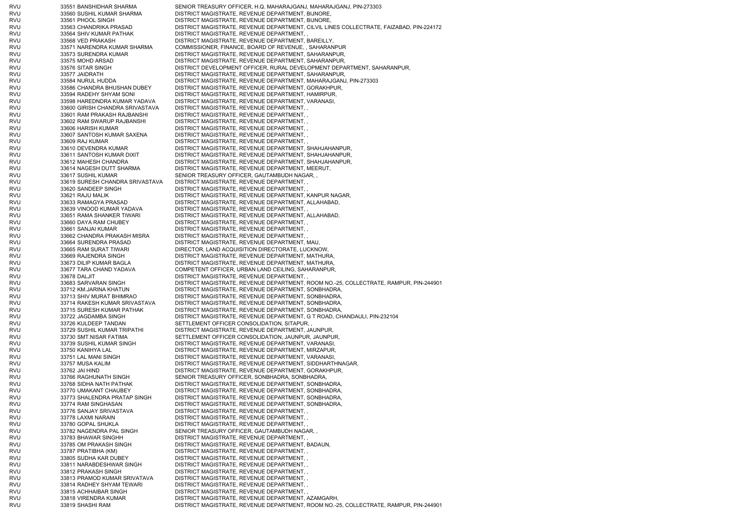| | | | |
|---|---|---|---|
| RVU | 33551 | BANSHIDHAR SHARMA | SENIOR TREASURY OFFICER, H.Q. MAHARAJGANJ, MAHARAJGANJ, PIN-273303 |
| RVU | 33560 | SUSHIL KUMAR SHARMA | DISTRICT MAGISTRATE, REVENUE DEPARTMENT, BIJNORE, |
| RVU | 33561 | PHOOL SINGH | DISTRICT MAGISTRATE, REVENUE DEPARTMENT, BIJNORE, |
| RVU | 33563 | CHANDRIKA PRASAD | DISTRICT MAGISTRATE, REVENUE DEPARTMENT, CILVIL LINES COLLECTRATE, FAIZABAD, PIN-224172 |
| RVU | 33564 | SHIV KUMAR PATHAK | DISTRICT MAGISTRATE, REVENUE DEPARTMENT, , |
| RVU | 33568 | VED PRAKASH | DISTRICT MAGISTRATE, REVENUE DEPARTMENT, BAREILLY, |
| RVU | 33571 | NARENDRA KUMAR SHARMA | COMMISSIONER, FINANCE, BOARD OF REVENUE, , SAHARANPUR |
| RVU | 33573 | SURENDRA KUMAR | DISTRICT MAGISTRATE, REVENUE DEPARTMENT, SAHARANPUR, |
| RVU | 33575 | MOHD ARSAD | DISTRICT MAGISTRATE, REVENUE DEPARTMENT, SAHARANPUR, |
| RVU | 33576 | SITAR SINGH | DISTRICT DEVELOPMENT OFFICER, RURAL DEVELOPMENT DEPARTMENT, SAHARANPUR, |
| RVU | 33577 | JAIDRATH | DISTRICT MAGISTRATE, REVENUE DEPARTMENT, SAHARANPUR, |
| RVU | 33584 | NURUL HUDDA | DISTRICT MAGISTRATE, REVENUE DEPARTMENT, MAHARAJGANJ, PIN-273303 |
| RVU | 33586 | CHANDRA BHUSHAN DUBEY | DISTRICT MAGISTRATE, REVENUE DEPARTMENT, GORAKHPUR, |
| RVU | 33594 | RADEHY SHYAM SONI | DISTRICT MAGISTRATE, REVENUE DEPARTMENT, HAMIRPUR, |
| RVU | 33598 | HAREDNDRA KUMAR YADAVA | DISTRICT MAGISTRATE, REVENUE DEPARTMENT, VARANASI, |
| RVU | 33600 | GIRISH CHANDRA SRIVASTAVA | DISTRICT MAGISTRATE, REVENUE DEPARTMENT, , |
| RVU | 33601 | RAM PRAKASH RAJBANSHI | DISTRICT MAGISTRATE, REVENUE DEPARTMENT, , |
| RVU | 33602 | RAM SWARUP RAJBANSHI | DISTRICT MAGISTRATE, REVENUE DEPARTMENT, , |
| RVU | 33606 | HARISH KUMAR | DISTRICT MAGISTRATE, REVENUE DEPARTMENT, , |
| RVU | 33607 | SANTOSH KUMAR SAXENA | DISTRICT MAGISTRATE, REVENUE DEPARTMENT, , |
| RVU | 33609 | RAJ KUMAR | DISTRICT MAGISTRATE, REVENUE DEPARTMENT, , |
| RVU | 33610 | DEVENDRA KUMAR | DISTRICT MAGISTRATE, REVENUE DEPARTMENT, SHAHJAHANPUR, |
| RVU | 33611 | SANTOSH KUMAR DIXIT | DISTRICT MAGISTRATE, REVENUE DEPARTMENT, SHAHJAHANPUR, |
| RVU | 33612 | MAHESH CHANDRA | DISTRICT MAGISTRATE, REVENUE DEPARTMENT, SHAHJAHANPUR, |
| RVU | 33614 | NAGESH DUTT SHARMA | DISTRICT MAGISTRATE, REVENUE DEPARTMENT, MEERUT, |
| RVU | 33617 | SUSHIL KUMAR | SENIOR TREASURY OFFICER, GAUTAMBUDH NAGAR, , |
| RVU | 33619 | SURESH CHANDRA SRIVASTAVA | DISTRICT MAGISTRATE, REVENUE DEPARTMENT, , |
| RVU | 33620 | SANDEEP SINGH | DISTRICT MAGISTRATE, REVENUE DEPARTMENT, , |
| RVU | 33621 | RAJU MALIK | DISTRICT MAGISTRATE, REVENUE DEPARTMENT, KANPUR NAGAR, |
| RVU | 33633 | RAMAGYA PRASAD | DISTRICT MAGISTRATE, REVENUE DEPARTMENT, ALLAHABAD, |
| RVU | 33639 | VINOOD KUMAR YADAVA | DISTRICT MAGISTRATE, REVENUE DEPARTMENT, , |
| RVU | 33651 | RAMA SHANKER TIWARI | DISTRICT MAGISTRATE, REVENUE DEPARTMENT, ALLAHABAD, |
| RVU | 33660 | DAYA RAM CHUBEY | DISTRICT MAGISTRATE, REVENUE DEPARTMENT, , |
| RVU | 33661 | SANJAI KUMAR | DISTRICT MAGISTRATE, REVENUE DEPARTMENT, , |
| RVU | 33662 | CHANDRA PRAKASH MISRA | DISTRICT MAGISTRATE, REVENUE DEPARTMENT, , |
| RVU | 33664 | SURENDRA PRASAD | DISTRICT MAGISTRATE, REVENUE DEPARTMENT, MAU, |
| RVU | 33665 | RAM SURAT TIWARI | DIRECTOR, LAND ACQUISITION DIRECTORATE, LUCKNOW, |
| RVU | 33669 | RAJENDRA SINGH | DISTRICT MAGISTRATE, REVENUE DEPARTMENT, MATHURA, |
| RVU | 33673 | DILIP KUMAR BAGLA | DISTRICT MAGISTRATE, REVENUE DEPARTMENT, MATHURA, |
| RVU | 33677 | TARA CHAND YADAVA | COMPETENT OFFICER, URBAN LAND CEILING, SAHARANPUR, |
| RVU | 33678 | DALJIT | DISTRICT MAGISTRATE, REVENUE DEPARTMENT, , |
| RVU | 33683 | SARVARAN SINGH | DISTRICT MAGISTRATE, REVENUE DEPARTMENT, ROOM NO.-25, COLLECTRATE, RAMPUR, PIN-244901 |
| RVU | 33712 | KM.JARINA KHATUN | DISTRICT MAGISTRATE, REVENUE DEPARTMENT, SONBHADRA, |
| RVU | 33713 | SHIV MURAT BHIMRAO | DISTRICT MAGISTRATE, REVENUE DEPARTMENT, SONBHADRA, |
| RVU | 33714 | RAKESH KUMAR SRIVASTAVA | DISTRICT MAGISTRATE, REVENUE DEPARTMENT, SONBHADRA, |
| RVU | 33715 | SURESH KUMAR PATHAK | DISTRICT MAGISTRATE, REVENUE DEPARTMENT, SONBHADRA, |
| RVU | 33722 | JAGDAMBA SINGH | DISTRICT MAGISTRATE, REVENUE DEPARTMENT, G T ROAD, CHANDAULI, PIN-232104 |
| RVU | 33726 | KULDEEP TANDAN | SETTLEMENT OFFICER CONSOLIDATION, SITAPUR, , |
| RVU | 33729 | SUSHIL KUMAR TRIPATHI | DISTRICT MAGISTRATE, REVENUE DEPARTMENT, JAUNPUR, |
| RVU | 33730 | SMT.NISAR FATIMA | SETTLEMENT OFFICER CONSOLIDATION, JAUNPUR, JAUNPUR, |
| RVU | 33739 | SUSHIL KUMAR SINGH | DISTRICT MAGISTRATE, REVENUE DEPARTMENT, VARANASI, |
| RVU | 33750 | KANIHYA LAL | DISTRICT MAGISTRATE, REVENUE DEPARTMENT, MIRZAPUR, |
| RVU | 33751 | LAL MANI SINGH | DISTRICT MAGISTRATE, REVENUE DEPARTMENT, VARANASI, |
| RVU | 33757 | MUSA KALIM | DISTRICT MAGISTRATE, REVENUE DEPARTMENT, SIDDHARTHNAGAR, |
| RVU | 33762 | JAI HIND | DISTRICT MAGISTRATE, REVENUE DEPARTMENT, GORAKHPUR, |
| RVU | 33766 | RAGHUNATH SINGH | SENIOR TREASURY OFFICER, SONBHADRA, SONBHADRA, |
| RVU | 33768 | SIDHA NATH PATHAK | DISTRICT MAGISTRATE, REVENUE DEPARTMENT, SONBHADRA, |
| RVU | 33770 | UMAKANT CHAUBEY | DISTRICT MAGISTRATE, REVENUE DEPARTMENT, SONBHADRA, |
| RVU | 33773 | SHALENDRA PRATAP SINGH | DISTRICT MAGISTRATE, REVENUE DEPARTMENT, SONBHADRA, |
| RVU | 33774 | RAM SINGHASAN | DISTRICT MAGISTRATE, REVENUE DEPARTMENT, SONBHADRA, |
| RVU | 33776 | SANJAY SRIVASTAVA | DISTRICT MAGISTRATE, REVENUE DEPARTMENT, , |
| RVU | 33778 | LAXMI NARAIN | DISTRICT MAGISTRATE, REVENUE DEPARTMENT, , |
| RVU | 33780 | GOPAL SHUKLA | DISTRICT MAGISTRATE, REVENUE DEPARTMENT, , |
| RVU | 33782 | NAGENDRA PAL SINGH | SENIOR TREASURY OFFICER, GAUTAMBUDH NAGAR, , |
| RVU | 33783 | BHAWAR SINGHH | DISTRICT MAGISTRATE, REVENUE DEPARTMENT, , |
| RVU | 33785 | OM PRAKASH SINGH | DISTRICT MAGISTRATE, REVENUE DEPARTMENT, BADAUN, |
| RVU | 33787 | PRATIBHA (KM) | DISTRICT MAGISTRATE, REVENUE DEPARTMENT, , |
| RVU | 33805 | SUDHA KAR DUBEY | DISTRICT MAGISTRATE, REVENUE DEPARTMENT, , |
| RVU | 33811 | NARABDESHWAR SINGH | DISTRICT MAGISTRATE, REVENUE DEPARTMENT, , |
| RVU | 33812 | PRAKASH SINGH | DISTRICT MAGISTRATE, REVENUE DEPARTMENT, , |
| RVU | 33813 | PRAMOD KUMAR SRIVATAVA | DISTRICT MAGISTRATE, REVENUE DEPARTMENT, , |
| RVU | 33814 | RADHEY SHYAM TEWARI | DISTRICT MAGISTRATE, REVENUE DEPARTMENT, , |
| RVU | 33815 | ACHHAIBAR SINGH | DISTRICT MAGISTRATE, REVENUE DEPARTMENT, , |
| RVU | 33818 | VIRENDRA KUMAR | DISTRICT MAGISTRATE, REVENUE DEPARTMENT, AZAMGARH, |
| RVU | 33819 | SHASHI RAM | DISTRICT MAGISTRATE, REVENUE DEPARTMENT, ROOM NO.-25, COLLECTRATE, RAMPUR, PIN-244901 |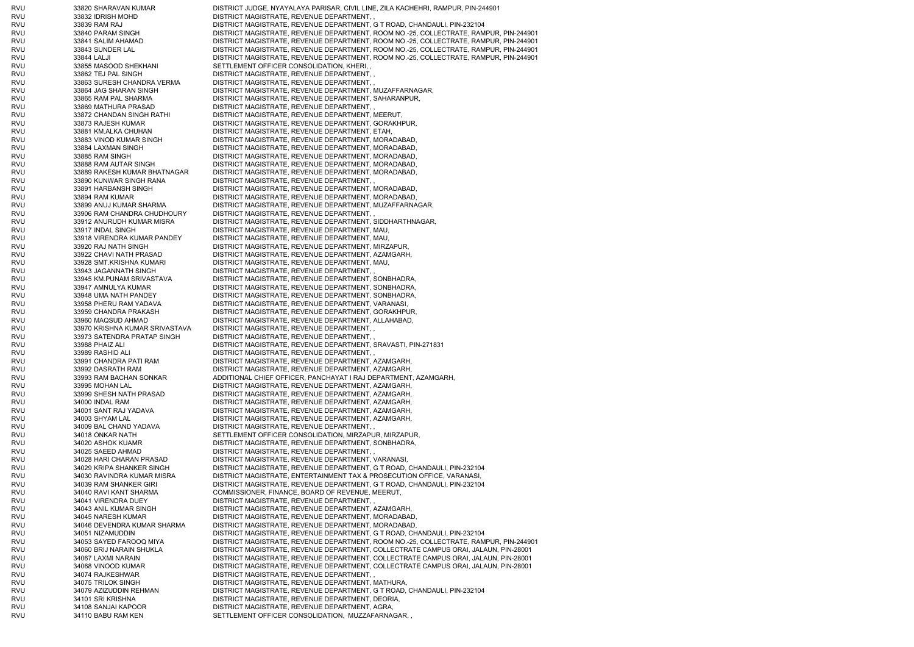| | | | |
|---|---|---|---|
| RVU | 33820 | SHARAVAN KUMAR | DISTRICT JUDGE, NYAYALAYA PARISAR, CIVIL LINE, ZILA KACHEHRI, RAMPUR, PIN-244901 |
| RVU | 33832 | IDRISH MOHD | DISTRICT MAGISTRATE, REVENUE DEPARTMENT, , |
| RVU | 33839 | RAM RAJ | DISTRICT MAGISTRATE, REVENUE DEPARTMENT, G T ROAD, CHANDAULI, PIN-232104 |
| RVU | 33840 | PARAM SINGH | DISTRICT MAGISTRATE, REVENUE DEPARTMENT, ROOM NO.-25, COLLECTRATE, RAMPUR, PIN-244901 |
| RVU | 33841 | SALIM AHAMAD | DISTRICT MAGISTRATE, REVENUE DEPARTMENT, ROOM NO.-25, COLLECTRATE, RAMPUR, PIN-244901 |
| RVU | 33843 | SUNDER LAL | DISTRICT MAGISTRATE, REVENUE DEPARTMENT, ROOM NO.-25, COLLECTRATE, RAMPUR, PIN-244901 |
| RVU | 33844 | LALJI | DISTRICT MAGISTRATE, REVENUE DEPARTMENT, ROOM NO.-25, COLLECTRATE, RAMPUR, PIN-244901 |
| RVU | 33855 | MASOOD SHEKHANI | SETTLEMENT OFFICER CONSOLIDATION, KHERI, , |
| RVU | 33862 | TEJ PAL SINGH | DISTRICT MAGISTRATE, REVENUE DEPARTMENT, , |
| RVU | 33863 | SURESH CHANDRA VERMA | DISTRICT MAGISTRATE, REVENUE DEPARTMENT, , |
| RVU | 33864 | JAG SHARAN SINGH | DISTRICT MAGISTRATE, REVENUE DEPARTMENT, MUZAFFARNAGAR, |
| RVU | 33865 | RAM PAL SHARMA | DISTRICT MAGISTRATE, REVENUE DEPARTMENT, SAHARANPUR, |
| RVU | 33869 | MATHURA PRASAD | DISTRICT MAGISTRATE, REVENUE DEPARTMENT, , |
| RVU | 33872 | CHANDAN SINGH RATHI | DISTRICT MAGISTRATE, REVENUE DEPARTMENT, MEERUT, |
| RVU | 33873 | RAJESH KUMAR | DISTRICT MAGISTRATE, REVENUE DEPARTMENT, GORAKHPUR, |
| RVU | 33881 | KM.ALKA CHUHAN | DISTRICT MAGISTRATE, REVENUE DEPARTMENT, ETAH, |
| RVU | 33883 | VINOD KUMAR SINGH | DISTRICT MAGISTRATE, REVENUE DEPARTMENT, MORADABAD, |
| RVU | 33884 | LAXMAN SINGH | DISTRICT MAGISTRATE, REVENUE DEPARTMENT, MORADABAD, |
| RVU | 33885 | RAM SINGH | DISTRICT MAGISTRATE, REVENUE DEPARTMENT, MORADABAD, |
| RVU | 33888 | RAM AUTAR SINGH | DISTRICT MAGISTRATE, REVENUE DEPARTMENT, MORADABAD, |
| RVU | 33889 | RAKESH KUMAR BHATNAGAR | DISTRICT MAGISTRATE, REVENUE DEPARTMENT, MORADABAD, |
| RVU | 33890 | KUNWAR SINGH RANA | DISTRICT MAGISTRATE, REVENUE DEPARTMENT, , |
| RVU | 33891 | HARBANSH SINGH | DISTRICT MAGISTRATE, REVENUE DEPARTMENT, MORADABAD, |
| RVU | 33894 | RAM KUMAR | DISTRICT MAGISTRATE, REVENUE DEPARTMENT, MORADABAD, |
| RVU | 33899 | ANUJ KUMAR SHARMA | DISTRICT MAGISTRATE, REVENUE DEPARTMENT, MUZAFFARNAGAR, |
| RVU | 33906 | RAM CHANDRA CHUDHOURY | DISTRICT MAGISTRATE, REVENUE DEPARTMENT, , |
| RVU | 33912 | ANURUDH KUMAR MISRA | DISTRICT MAGISTRATE, REVENUE DEPARTMENT, SIDDHARTHNAGAR, |
| RVU | 33917 | INDAL SINGH | DISTRICT MAGISTRATE, REVENUE DEPARTMENT, MAU, |
| RVU | 33918 | VIRENDRA KUMAR PANDEY | DISTRICT MAGISTRATE, REVENUE DEPARTMENT, MAU, |
| RVU | 33920 | RAJ NATH SINGH | DISTRICT MAGISTRATE, REVENUE DEPARTMENT, MIRZAPUR, |
| RVU | 33922 | CHAVI NATH PRASAD | DISTRICT MAGISTRATE, REVENUE DEPARTMENT, AZAMGARH, |
| RVU | 33928 | SMT.KRISHNA KUMARI | DISTRICT MAGISTRATE, REVENUE DEPARTMENT, MAU, |
| RVU | 33943 | JAGANNATH SINGH | DISTRICT MAGISTRATE, REVENUE DEPARTMENT, , |
| RVU | 33945 | KM.PUNAM SRIVASTAVA | DISTRICT MAGISTRATE, REVENUE DEPARTMENT, SONBHADRA, |
| RVU | 33947 | AMNULYA KUMAR | DISTRICT MAGISTRATE, REVENUE DEPARTMENT, SONBHADRA, |
| RVU | 33948 | UMA NATH PANDEY | DISTRICT MAGISTRATE, REVENUE DEPARTMENT, SONBHADRA, |
| RVU | 33958 | PHERU RAM YADAVA | DISTRICT MAGISTRATE, REVENUE DEPARTMENT, VARANASI, |
| RVU | 33959 | CHANDRA PRAKASH | DISTRICT MAGISTRATE, REVENUE DEPARTMENT, GORAKHPUR, |
| RVU | 33960 | MAQSUD AHMAD | DISTRICT MAGISTRATE, REVENUE DEPARTMENT, ALLAHABAD, |
| RVU | 33970 | KRISHNA KUMAR SRIVASTAVA | DISTRICT MAGISTRATE, REVENUE DEPARTMENT, , |
| RVU | 33973 | SATENDRA PRATAP SINGH | DISTRICT MAGISTRATE, REVENUE DEPARTMENT, , |
| RVU | 33988 | PHAIZ ALI | DISTRICT MAGISTRATE, REVENUE DEPARTMENT, SRAVASTI, PIN-271831 |
| RVU | 33989 | RASHID ALI | DISTRICT MAGISTRATE, REVENUE DEPARTMENT, , |
| RVU | 33991 | CHANDRA PATI RAM | DISTRICT MAGISTRATE, REVENUE DEPARTMENT, AZAMGARH, |
| RVU | 33992 | DASRATH RAM | DISTRICT MAGISTRATE, REVENUE DEPARTMENT, AZAMGARH, |
| RVU | 33993 | RAM BACHAN SONKAR | ADDITIONAL CHIEF OFFICER, PANCHAYAT I RAJ DEPARTMENT, AZAMGARH, |
| RVU | 33995 | MOHAN LAL | DISTRICT MAGISTRATE, REVENUE DEPARTMENT, AZAMGARH, |
| RVU | 33999 | SHESH NATH PRASAD | DISTRICT MAGISTRATE, REVENUE DEPARTMENT, AZAMGARH, |
| RVU | 34000 | INDAL RAM | DISTRICT MAGISTRATE, REVENUE DEPARTMENT, AZAMGARH, |
| RVU | 34001 | SANT RAJ YADAVA | DISTRICT MAGISTRATE, REVENUE DEPARTMENT, AZAMGARH, |
| RVU | 34003 | SHYAM LAL | DISTRICT MAGISTRATE, REVENUE DEPARTMENT, AZAMGARH, |
| RVU | 34009 | BAL CHAND YADAVA | DISTRICT MAGISTRATE, REVENUE DEPARTMENT, , |
| RVU | 34018 | ONKAR NATH | SETTLEMENT OFFICER CONSOLIDATION, MIRZAPUR, MIRZAPUR, |
| RVU | 34020 | ASHOK KUAMR | DISTRICT MAGISTRATE, REVENUE DEPARTMENT, SONBHADRA, |
| RVU | 34025 | SAEED AHMAD | DISTRICT MAGISTRATE, REVENUE DEPARTMENT, , |
| RVU | 34028 | HARI CHARAN PRASAD | DISTRICT MAGISTRATE, REVENUE DEPARTMENT, VARANASI, |
| RVU | 34029 | KRIPA SHANKER SINGH | DISTRICT MAGISTRATE, REVENUE DEPARTMENT, G T ROAD, CHANDAULI, PIN-232104 |
| RVU | 34030 | RAVINDRA KUMAR MISRA | DISTRICT MAGISTRATE, ENTERTAINMENT TAX & PROSECUTION OFFICE, VARANASI, |
| RVU | 34039 | RAM SHANKER GIRI | DISTRICT MAGISTRATE, REVENUE DEPARTMENT, G T ROAD, CHANDAULI, PIN-232104 |
| RVU | 34040 | RAVI KANT SHARMA | COMMISSIONER, FINANCE, BOARD OF REVENUE, MEERUT, |
| RVU | 34041 | VIRENDRA DUEY | DISTRICT MAGISTRATE, REVENUE DEPARTMENT, , |
| RVU | 34043 | ANIL KUMAR SINGH | DISTRICT MAGISTRATE, REVENUE DEPARTMENT, AZAMGARH, |
| RVU | 34045 | NARESH KUMAR | DISTRICT MAGISTRATE, REVENUE DEPARTMENT, MORADABAD, |
| RVU | 34046 | DEVENDRA KUMAR SHARMA | DISTRICT MAGISTRATE, REVENUE DEPARTMENT, MORADABAD, |
| RVU | 34051 | NIZAMUDDIN | DISTRICT MAGISTRATE, REVENUE DEPARTMENT, G T ROAD, CHANDAULI, PIN-232104 |
| RVU | 34053 | SAYED FAROOQ MIYA | DISTRICT MAGISTRATE, REVENUE DEPARTMENT, ROOM NO.-25, COLLECTRATE, RAMPUR, PIN-244901 |
| RVU | 34060 | BRIJ NARAIN SHUKLA | DISTRICT MAGISTRATE, REVENUE DEPARTMENT, COLLECTRATE CAMPUS ORAI, JALAUN, PIN-28001 |
| RVU | 34067 | LAXMI NARAIN | DISTRICT MAGISTRATE, REVENUE DEPARTMENT, COLLECTRATE CAMPUS ORAI, JALAUN, PIN-28001 |
| RVU | 34068 | VINOOD KUMAR | DISTRICT MAGISTRATE, REVENUE DEPARTMENT, COLLECTRATE CAMPUS ORAI, JALAUN, PIN-28001 |
| RVU | 34074 | RAJKESHWAR | DISTRICT MAGISTRATE, REVENUE DEPARTMENT, , |
| RVU | 34075 | TRILOK SINGH | DISTRICT MAGISTRATE, REVENUE DEPARTMENT, MATHURA, |
| RVU | 34079 | AZIZUDDIN REHMAN | DISTRICT MAGISTRATE, REVENUE DEPARTMENT, G T ROAD, CHANDAULI, PIN-232104 |
| RVU | 34101 | SRI KRISHNA | DISTRICT MAGISTRATE, REVENUE DEPARTMENT, DEORIA, |
| RVU | 34108 | SANJAI KAPOOR | DISTRICT MAGISTRATE, REVENUE DEPARTMENT, AGRA, |
| RVU | 34110 | BABU RAM KEN | SETTLEMENT OFFICER CONSOLIDATION, MUZZAFARNAGAR, , |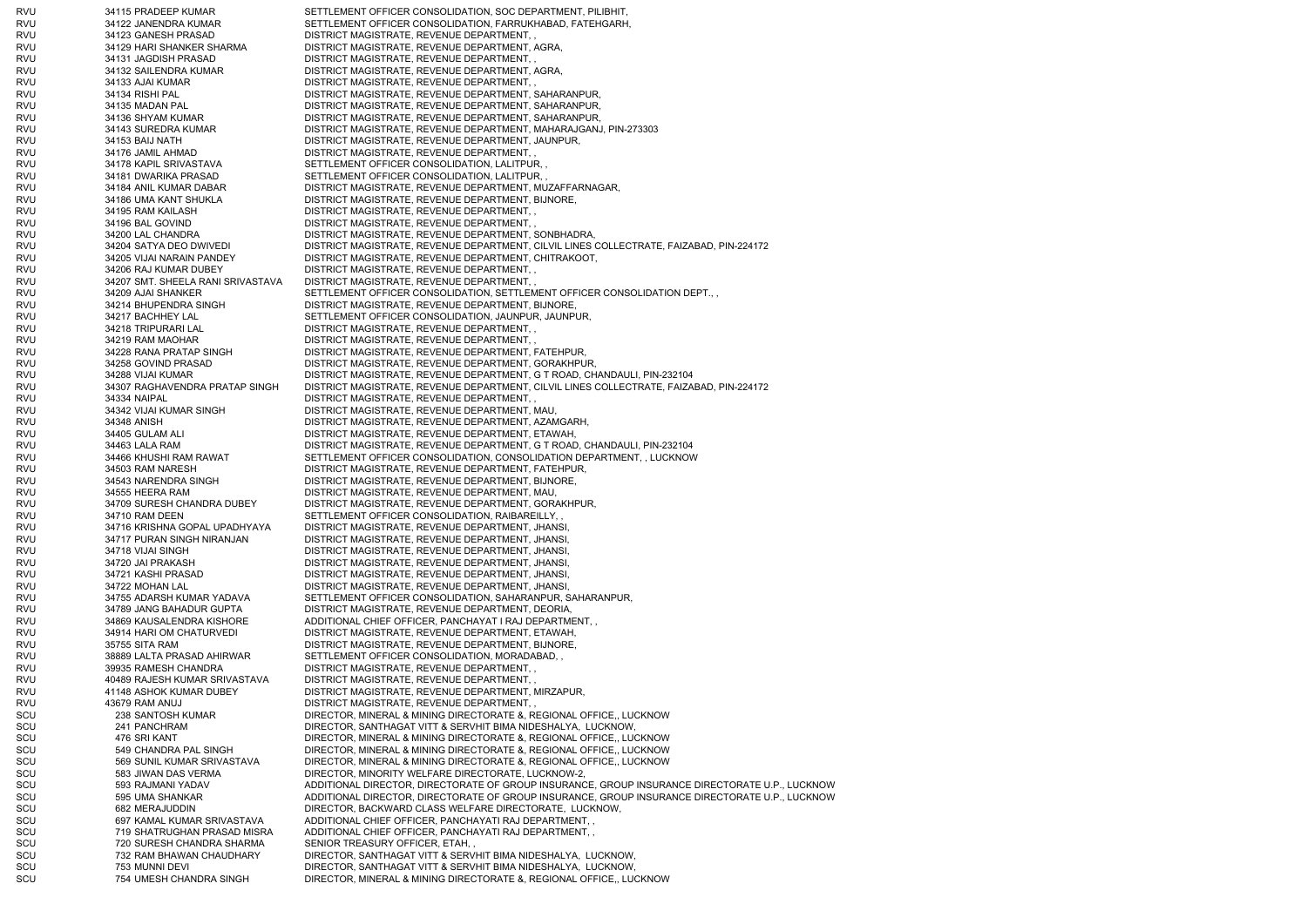| | | | |
|---|---|---|---|
| RVU | 34115 | PRADEEP KUMAR | SETTLEMENT OFFICER CONSOLIDATION, SOC DEPARTMENT, PILIBHIT, |
| RVU | 34122 | JANENDRA KUMAR | SETTLEMENT OFFICER CONSOLIDATION, FARRUKHABAD, FATEHGARH, |
| RVU | 34123 | GANESH PRASAD | DISTRICT MAGISTRATE, REVENUE DEPARTMENT, , |
| RVU | 34129 | HARI SHANKER SHARMA | DISTRICT MAGISTRATE, REVENUE DEPARTMENT, AGRA, |
| RVU | 34131 | JAGDISH PRASAD | DISTRICT MAGISTRATE, REVENUE DEPARTMENT, , |
| RVU | 34132 | SAILENDRA KUMAR | DISTRICT MAGISTRATE, REVENUE DEPARTMENT, AGRA, |
| RVU | 34133 | AJAI KUMAR | DISTRICT MAGISTRATE, REVENUE DEPARTMENT, , |
| RVU | 34134 | RISHI PAL | DISTRICT MAGISTRATE, REVENUE DEPARTMENT, SAHARANPUR, |
| RVU | 34135 | MADAN PAL | DISTRICT MAGISTRATE, REVENUE DEPARTMENT, SAHARANPUR, |
| RVU | 34136 | SHYAM KUMAR | DISTRICT MAGISTRATE, REVENUE DEPARTMENT, SAHARANPUR, |
| RVU | 34143 | SUREDRA KUMAR | DISTRICT MAGISTRATE, REVENUE DEPARTMENT, MAHARAJGANJ, PIN-273303 |
| RVU | 34153 | BAIJ NATH | DISTRICT MAGISTRATE, REVENUE DEPARTMENT, JAUNPUR, |
| RVU | 34176 | JAMIL AHMAD | DISTRICT MAGISTRATE, REVENUE DEPARTMENT, , |
| RVU | 34178 | KAPIL SRIVASTAVA | SETTLEMENT OFFICER CONSOLIDATION, LALITPUR, , |
| RVU | 34181 | DWARIKA PRASAD | SETTLEMENT OFFICER CONSOLIDATION, LALITPUR, , |
| RVU | 34184 | ANIL KUMAR DABAR | DISTRICT MAGISTRATE, REVENUE DEPARTMENT, MUZAFFARNAGAR, |
| RVU | 34186 | UMA KANT SHUKLA | DISTRICT MAGISTRATE, REVENUE DEPARTMENT, BIJNORE, |
| RVU | 34195 | RAM KAILASH | DISTRICT MAGISTRATE, REVENUE DEPARTMENT, , |
| RVU | 34196 | BAL GOVIND | DISTRICT MAGISTRATE, REVENUE DEPARTMENT, , |
| RVU | 34200 | LAL CHANDRA | DISTRICT MAGISTRATE, REVENUE DEPARTMENT, SONBHADRA, |
| RVU | 34204 | SATYA DEO DWIVEDI | DISTRICT MAGISTRATE, REVENUE DEPARTMENT, CILVIL LINES COLLECTRATE, FAIZABAD, PIN-224172 |
| RVU | 34205 | VIJAI NARAIN PANDEY | DISTRICT MAGISTRATE, REVENUE DEPARTMENT, CHITRAKOOT, |
| RVU | 34206 | RAJ KUMAR DUBEY | DISTRICT MAGISTRATE, REVENUE DEPARTMENT, , |
| RVU | 34207 | SMT. SHEELA RANI SRIVASTAVA | DISTRICT MAGISTRATE, REVENUE DEPARTMENT, , |
| RVU | 34209 | AJAI SHANKER | SETTLEMENT OFFICER CONSOLIDATION, SETTLEMENT OFFICER CONSOLIDATION DEPT., , |
| RVU | 34214 | BHUPENDRA SINGH | DISTRICT MAGISTRATE, REVENUE DEPARTMENT, BIJNORE, |
| RVU | 34217 | BACHHEY LAL | SETTLEMENT OFFICER CONSOLIDATION, JAUNPUR, JAUNPUR, |
| RVU | 34218 | TRIPURARI LAL | DISTRICT MAGISTRATE, REVENUE DEPARTMENT, , |
| RVU | 34219 | RAM MAOHAR | DISTRICT MAGISTRATE, REVENUE DEPARTMENT, , |
| RVU | 34228 | RANA PRATAP SINGH | DISTRICT MAGISTRATE, REVENUE DEPARTMENT, FATEHPUR, |
| RVU | 34258 | GOVIND PRASAD | DISTRICT MAGISTRATE, REVENUE DEPARTMENT, GORAKHPUR, |
| RVU | 34288 | VIJAI KUMAR | DISTRICT MAGISTRATE, REVENUE DEPARTMENT, G T ROAD, CHANDAULI, PIN-232104 |
| RVU | 34307 | RAGHAVENDRA PRATAP SINGH | DISTRICT MAGISTRATE, REVENUE DEPARTMENT, CILVIL LINES COLLECTRATE, FAIZABAD, PIN-224172 |
| RVU | 34334 | NAIPAL | DISTRICT MAGISTRATE, REVENUE DEPARTMENT, , |
| RVU | 34342 | VIJAI KUMAR SINGH | DISTRICT MAGISTRATE, REVENUE DEPARTMENT, MAU, |
| RVU | 34348 | ANISH | DISTRICT MAGISTRATE, REVENUE DEPARTMENT, AZAMGARH, |
| RVU | 34405 | GULAM ALI | DISTRICT MAGISTRATE, REVENUE DEPARTMENT, ETAWAH, |
| RVU | 34463 | LALA RAM | DISTRICT MAGISTRATE, REVENUE DEPARTMENT, G T ROAD, CHANDAULI, PIN-232104 |
| RVU | 34466 | KHUSHI RAM RAWAT | SETTLEMENT OFFICER CONSOLIDATION, CONSOLIDATION DEPARTMENT, , LUCKNOW |
| RVU | 34503 | RAM NARESH | DISTRICT MAGISTRATE, REVENUE DEPARTMENT, FATEHPUR, |
| RVU | 34543 | NARENDRA SINGH | DISTRICT MAGISTRATE, REVENUE DEPARTMENT, BIJNORE, |
| RVU | 34555 | HEERA RAM | DISTRICT MAGISTRATE, REVENUE DEPARTMENT, MAU, |
| RVU | 34709 | SURESH CHANDRA DUBEY | DISTRICT MAGISTRATE, REVENUE DEPARTMENT, GORAKHPUR, |
| RVU | 34710 | RAM DEEN | SETTLEMENT OFFICER CONSOLIDATION, RAIBAREILLY, , |
| RVU | 34716 | KRISHNA GOPAL UPADHYAYA | DISTRICT MAGISTRATE, REVENUE DEPARTMENT, JHANSI, |
| RVU | 34717 | PURAN SINGH NIRANJAN | DISTRICT MAGISTRATE, REVENUE DEPARTMENT, JHANSI, |
| RVU | 34718 | VIJAI SINGH | DISTRICT MAGISTRATE, REVENUE DEPARTMENT, JHANSI, |
| RVU | 34720 | JAI PRAKASH | DISTRICT MAGISTRATE, REVENUE DEPARTMENT, JHANSI, |
| RVU | 34721 | KASHI PRASAD | DISTRICT MAGISTRATE, REVENUE DEPARTMENT, JHANSI, |
| RVU | 34722 | MOHAN LAL | DISTRICT MAGISTRATE, REVENUE DEPARTMENT, JHANSI, |
| RVU | 34755 | ADARSH KUMAR YADAVA | SETTLEMENT OFFICER CONSOLIDATION, SAHARANPUR, SAHARANPUR, |
| RVU | 34789 | JANG BAHADUR GUPTA | DISTRICT MAGISTRATE, REVENUE DEPARTMENT, DEORIA, |
| RVU | 34869 | KAUSALENDRA KISHORE | ADDITIONAL CHIEF OFFICER, PANCHAYAT I RAJ DEPARTMENT, , |
| RVU | 34914 | HARI OM CHATURVEDI | DISTRICT MAGISTRATE, REVENUE DEPARTMENT, ETAWAH, |
| RVU | 35755 | SITA RAM | DISTRICT MAGISTRATE, REVENUE DEPARTMENT, BIJNORE, |
| RVU | 38889 | LALTA PRASAD AHIRWAR | SETTLEMENT OFFICER CONSOLIDATION, MORADABAD, , |
| RVU | 39935 | RAMESH CHANDRA | DISTRICT MAGISTRATE, REVENUE DEPARTMENT, , |
| RVU | 40489 | RAJESH KUMAR SRIVASTAVA | DISTRICT MAGISTRATE, REVENUE DEPARTMENT, , |
| RVU | 41148 | ASHOK KUMAR DUBEY | DISTRICT MAGISTRATE, REVENUE DEPARTMENT, MIRZAPUR, |
| RVU | 43679 | RAM ANUJ | DISTRICT MAGISTRATE, REVENUE DEPARTMENT, , |
| SCU | 238 | SANTOSH KUMAR | DIRECTOR, MINERAL & MINING DIRECTORATE &, REGIONAL OFFICE,, LUCKNOW |
| SCU | 241 | PANCHRAM | DIRECTOR, SANTHAGAT VITT & SERVHIT BIMA NIDESHALYA, LUCKNOW, |
| SCU | 476 | SRI KANT | DIRECTOR, MINERAL & MINING DIRECTORATE &, REGIONAL OFFICE,, LUCKNOW |
| SCU | 549 | CHANDRA PAL SINGH | DIRECTOR, MINERAL & MINING DIRECTORATE &, REGIONAL OFFICE,, LUCKNOW |
| SCU | 569 | SUNIL KUMAR SRIVASTAVA | DIRECTOR, MINERAL & MINING DIRECTORATE &, REGIONAL OFFICE,, LUCKNOW |
| SCU | 583 | JIWAN DAS VERMA | DIRECTOR, MINORITY WELFARE DIRECTORATE, LUCKNOW-2, |
| SCU | 593 | RAJMANI YADAV | ADDITIONAL DIRECTOR, DIRECTORATE OF GROUP INSURANCE, GROUP INSURANCE DIRECTORATE U.P., LUCKNOW |
| SCU | 595 | UMA SHANKAR | ADDITIONAL DIRECTOR, DIRECTORATE OF GROUP INSURANCE, GROUP INSURANCE DIRECTORATE U.P., LUCKNOW |
| SCU | 682 | MERAJUDDIN | DIRECTOR, BACKWARD CLASS WELFARE DIRECTORATE, LUCKNOW, |
| SCU | 697 | KAMAL KUMAR SRIVASTAVA | ADDITIONAL CHIEF OFFICER, PANCHAYATI RAJ DEPARTMENT, , |
| SCU | 719 | SHATRUGHAN PRASAD MISRA | ADDITIONAL CHIEF OFFICER, PANCHAYATI RAJ DEPARTMENT, , |
| SCU | 720 | SURESH CHANDRA SHARMA | SENIOR TREASURY OFFICER, ETAH, , |
| SCU | 732 | RAM BHAWAN CHAUDHARY | DIRECTOR, SANTHAGAT VITT & SERVHIT BIMA NIDESHALYA, LUCKNOW, |
| SCU | 753 | MUNNI DEVI | DIRECTOR, SANTHAGAT VITT & SERVHIT BIMA NIDESHALYA, LUCKNOW, |
| SCU | 754 | UMESH CHANDRA SINGH | DIRECTOR, MINERAL & MINING DIRECTORATE &, REGIONAL OFFICE,, LUCKNOW |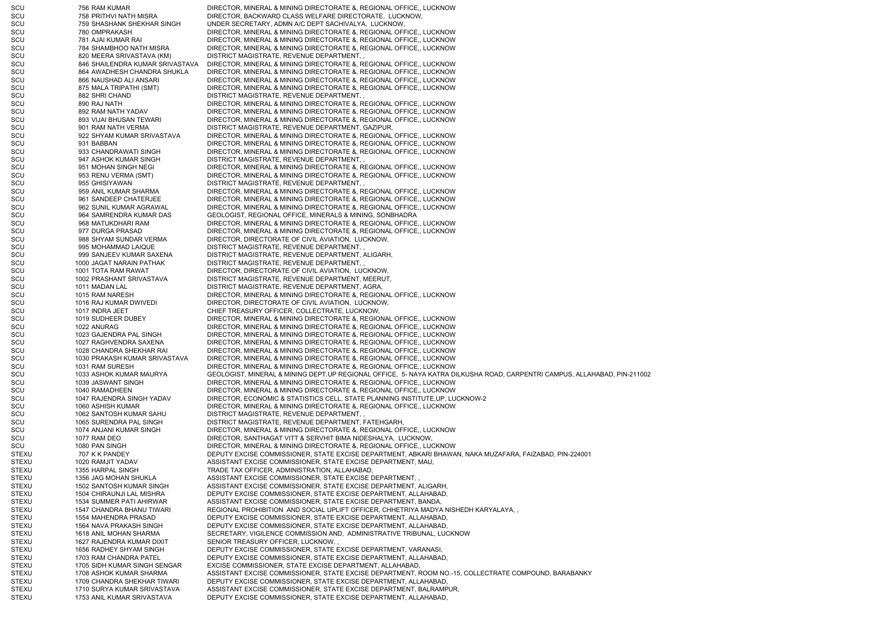| | | |
|---|---|---|
| SCU | 756 RAM KUMAR | DIRECTOR, MINERAL & MINING DIRECTORATE &, REGIONAL OFFICE,, LUCKNOW |
| SCU | 758 PRITHVI NATH MISRA | DIRECTOR, BACKWARD CLASS WELFARE DIRECTORATE, LUCKNOW, |
| SCU | 759 SHASHANK SHEKHAR SINGH | UNDER SECRETARY, ADMN A/C DEPT SACHIVALYA, LUCKNOW, |
| SCU | 780 OMPRAKASH | DIRECTOR, MINERAL & MINING DIRECTORATE &, REGIONAL OFFICE,, LUCKNOW |
| SCU | 781 AJAI KUMAR RAI | DIRECTOR, MINERAL & MINING DIRECTORATE &, REGIONAL OFFICE,, LUCKNOW |
| SCU | 784 SHAMBHOO NATH MISRA | DIRECTOR, MINERAL & MINING DIRECTORATE &, REGIONAL OFFICE,, LUCKNOW |
| SCU | 820 MEERA SRIVASTAVA (KM) | DISTRICT MAGISTRATE, REVENUE DEPARTMENT, , |
| SCU | 846 SHAILENDRA KUMAR SRIVASTAVA | DIRECTOR, MINERAL & MINING DIRECTORATE &, REGIONAL OFFICE,, LUCKNOW |
| SCU | 864 AWADHESH CHANDRA SHUKLA | DIRECTOR, MINERAL & MINING DIRECTORATE &, REGIONAL OFFICE,, LUCKNOW |
| SCU | 866 NAUSHAD ALI ANSARI | DIRECTOR, MINERAL & MINING DIRECTORATE &, REGIONAL OFFICE,, LUCKNOW |
| SCU | 875 MALA TRIPATHI (SMT) | DIRECTOR, MINERAL & MINING DIRECTORATE &, REGIONAL OFFICE,, LUCKNOW |
| SCU | 882 SHRI CHAND | DISTRICT MAGISTRATE, REVENUE DEPARTMENT, , |
| SCU | 890 RAJ NATH | DIRECTOR, MINERAL & MINING DIRECTORATE &, REGIONAL OFFICE,, LUCKNOW |
| SCU | 892 RAM NATH YADAV | DIRECTOR, MINERAL & MINING DIRECTORATE &, REGIONAL OFFICE,, LUCKNOW |
| SCU | 893 VIJAI BHUSAN TEWARI | DIRECTOR, MINERAL & MINING DIRECTORATE &, REGIONAL OFFICE,, LUCKNOW |
| SCU | 901 RAM NATH VERMA | DISTRICT MAGISTRATE, REVENUE DEPARTMENT, GAZIPUR, |
| SCU | 922 SHYAM KUMAR SRIVASTAVA | DIRECTOR, MINERAL & MINING DIRECTORATE &, REGIONAL OFFICE,, LUCKNOW |
| SCU | 931 BABBAN | DIRECTOR, MINERAL & MINING DIRECTORATE &, REGIONAL OFFICE,, LUCKNOW |
| SCU | 933 CHANDRAWATI SINGH | DIRECTOR, MINERAL & MINING DIRECTORATE &, REGIONAL OFFICE,, LUCKNOW |
| SCU | 947 ASHOK KUMAR SINGH | DISTRICT MAGISTRATE, REVENUE DEPARTMENT, , |
| SCU | 951 MOHAN SINGH NEGI | DIRECTOR, MINERAL & MINING DIRECTORATE &, REGIONAL OFFICE,, LUCKNOW |
| SCU | 953 RENU VERMA (SMT) | DIRECTOR, MINERAL & MINING DIRECTORATE &, REGIONAL OFFICE,, LUCKNOW |
| SCU | 955 GHISIYAWAN | DISTRICT MAGISTRATE, REVENUE DEPARTMENT, , |
| SCU | 959 ANIL KUMAR SHARMA | DIRECTOR, MINERAL & MINING DIRECTORATE &, REGIONAL OFFICE,, LUCKNOW |
| SCU | 961 SANDEEP CHATERJEE | DIRECTOR, MINERAL & MINING DIRECTORATE &, REGIONAL OFFICE,, LUCKNOW |
| SCU | 962 SUNIL KUMAR AGRAWAL | DIRECTOR, MINERAL & MINING DIRECTORATE &, REGIONAL OFFICE,, LUCKNOW |
| SCU | 964 SAMRENDRA KUMAR DAS | GEOLOGIST, REGIONAL OFFICE, MINERALS & MINING, SONBHADRA |
| SCU | 968 MATUKDHARI RAM | DIRECTOR, MINERAL & MINING DIRECTORATE &, REGIONAL OFFICE,, LUCKNOW |
| SCU | 977 DURGA PRASAD | DIRECTOR, MINERAL & MINING DIRECTORATE &, REGIONAL OFFICE,, LUCKNOW |
| SCU | 988 SHYAM SUNDAR VERMA | DIRECTOR, DIRECTORATE OF CIVIL AVIATION, LUCKNOW, |
| SCU | 995 MOHAMMAD LAIQUE | DISTRICT MAGISTRATE, REVENUE DEPARTMENT, , |
| SCU | 999 SANJEEV KUMAR SAXENA | DISTRICT MAGISTRATE, REVENUE DEPARTMENT, ALIGARH, |
| SCU | 1000 JAGAT NARAIN PATHAK | DISTRICT MAGISTRATE, REVENUE DEPARTMENT, , |
| SCU | 1001 TOTA RAM RAWAT | DIRECTOR, DIRECTORATE OF CIVIL AVIATION, LUCKNOW, |
| SCU | 1002 PRASHANT SRIVASTAVA | DISTRICT MAGISTRATE, REVENUE DEPARTMENT, MEERUT, |
| SCU | 1011 MADAN LAL | DISTRICT MAGISTRATE, REVENUE DEPARTMENT, AGRA, |
| SCU | 1015 RAM NARESH | DIRECTOR, MINERAL & MINING DIRECTORATE &, REGIONAL OFFICE,, LUCKNOW |
| SCU | 1016 RAJ KUMAR DWIVEDI | DIRECTOR, DIRECTORATE OF CIVIL AVIATION, LUCKNOW, |
| SCU | 1017 INDRA JEET | CHIEF TREASURY OFFICER, COLLECTRATE, LUCKNOW, |
| SCU | 1019 SUDHEER DUBEY | DIRECTOR, MINERAL & MINING DIRECTORATE &, REGIONAL OFFICE,, LUCKNOW |
| SCU | 1022 ANURAG | DIRECTOR, MINERAL & MINING DIRECTORATE &, REGIONAL OFFICE,, LUCKNOW |
| SCU | 1023 GAJENDRA PAL SINGH | DIRECTOR, MINERAL & MINING DIRECTORATE &, REGIONAL OFFICE,, LUCKNOW |
| SCU | 1027 RAGHVENDRA SAXENA | DIRECTOR, MINERAL & MINING DIRECTORATE &, REGIONAL OFFICE,, LUCKNOW |
| SCU | 1028 CHANDRA SHEKHAR RAI | DIRECTOR, MINERAL & MINING DIRECTORATE &, REGIONAL OFFICE,, LUCKNOW |
| SCU | 1030 PRAKASH KUMAR SRIVASTAVA | DIRECTOR, MINERAL & MINING DIRECTORATE &, REGIONAL OFFICE,, LUCKNOW |
| SCU | 1031 RAM SURESH | DIRECTOR, MINERAL & MINING DIRECTORATE &, REGIONAL OFFICE,, LUCKNOW |
| SCU | 1033 ASHOK KUMAR MAURYA | GEOLOGIST, MINERAL & MINING DEPT.UP REGIONAL OFFICE, 5- NAYA KATRA DILKUSHA ROAD, CARPENTRI CAMPUS, ALLAHABAD, PIN-211002 |
| SCU | 1039 JASWANT SINGH | DIRECTOR, MINERAL & MINING DIRECTORATE &, REGIONAL OFFICE,, LUCKNOW |
| SCU | 1040 RAMADHEEN | DIRECTOR, MINERAL & MINING DIRECTORATE &, REGIONAL OFFICE,, LUCKNOW |
| SCU | 1047 RAJENDRA SINGH YADAV | DIRECTOR, ECONOMIC & STATISTICS CELL, STATE PLANNING INSTITUTE,UP, LUCKNOW-2 |
| SCU | 1060 ASHISH KUMAR | DIRECTOR, MINERAL & MINING DIRECTORATE &, REGIONAL OFFICE,, LUCKNOW |
| SCU | 1062 SANTOSH KUMAR SAHU | DISTRICT MAGISTRATE, REVENUE DEPARTMENT, , |
| SCU | 1065 SURENDRA PAL SINGH | DISTRICT MAGISTRATE, REVENUE DEPARTMENT, FATEHGARH, |
| SCU | 1074 ANJANI KUMAR SINGH | DIRECTOR, MINERAL & MINING DIRECTORATE &, REGIONAL OFFICE,, LUCKNOW |
| SCU | 1077 RAM DEO | DIRECTOR, SANTHAGAT VITT & SERVHIT BIMA NIDESHALYA, LUCKNOW, |
| SCU | 1080 PAN SINGH | DIRECTOR, MINERAL & MINING DIRECTORATE &, REGIONAL OFFICE,, LUCKNOW |
| STEXU | 707 K K PANDEY | DEPUTY EXCISE COMMISSIONER, STATE EXCISE DEPARTMENT, ABKARI BHAWAN, NAKA MUZAFARA, FAIZABAD, PIN-224001 |
| STEXU | 1020 RAMJIT YADAV | ASSISTANT EXCISE COMMISSIONER, STATE EXCISE DEPARTMENT, MAU, |
| STEXU | 1355 HARPAL SINGH | TRADE TAX OFFICER, ADMINISTRATION, ALLAHABAD, |
| STEXU | 1356 JAG MOHAN SHUKLA | ASSISTANT EXCISE COMMISSIONER, STATE EXCISE DEPARTMENT, , |
| STEXU | 1502 SANTOSH KUMAR SINGH | ASSISTANT EXCISE COMMISSIONER, STATE EXCISE DEPARTMENT, ALIGARH, |
| STEXU | 1504 CHIRAUNJI LAL MISHRA | DEPUTY EXCISE COMMISSIONER, STATE EXCISE DEPARTMENT, ALLAHABAD, |
| STEXU | 1534 SUMMER PATI AHIRWAR | ASSISTANT EXCISE COMMISSIONER, STATE EXCISE DEPARTMENT, BANDA, |
| STEXU | 1547 CHANDRA BHANU TIWARI | REGIONAL PROHIBITION AND SOCIAL UPLIFT OFFICER, CHHETRIYA MADYA NISHEDH KARYALAYA, , |
| STEXU | 1554 MAHENDRA PRASAD | DEPUTY EXCISE COMMISSIONER, STATE EXCISE DEPARTMENT, ALLAHABAD, |
| STEXU | 1564 NAVA PRAKASH SINGH | DEPUTY EXCISE COMMISSIONER, STATE EXCISE DEPARTMENT, ALLAHABAD, |
| STEXU | 1618 ANIL MOHAN SHARMA | SECRETARY, VIGILENCE COMMISSION AND, ADMINISTRATIVE TRIBUNAL, LUCKNOW |
| STEXU | 1627 RAJENDRA KUMAR DIXIT | SENIOR TREASURY OFFICER, LUCKNOW, , |
| STEXU | 1656 RADHEY SHYAM SINGH | DEPUTY EXCISE COMMISSIONER, STATE EXCISE DEPARTMENT, VARANASI, |
| STEXU | 1703 RAM CHANDRA PATEL | DEPUTY EXCISE COMMISSIONER, STATE EXCISE DEPARTMENT, ALLAHABAD, |
| STEXU | 1705 SIDH KUMAR SINGH SENGAR | EXCISE COMMISSIONER, STATE EXCISE DEPARTMENT, ALLAHABAD, |
| STEXU | 1708 ASHOK KUMAR SHARMA | ASSISTANT EXCISE COMMISSIONER, STATE EXCISE DEPARTMENT, ROOM NO.-15, COLLECTRATE COMPOUND, BARABANKY |
| STEXU | 1709 CHANDRA SHEKHAR TIWARI | DEPUTY EXCISE COMMISSIONER, STATE EXCISE DEPARTMENT, ALLAHABAD, |
| STEXU | 1710 SURYA KUMAR SRIVASTAVA | ASSISTANT EXCISE COMMISSIONER, STATE EXCISE DEPARTMENT, BALRAMPUR, |
| STEXU | 1753 ANIL KUMAR SRIVASTAVA | DEPUTY EXCISE COMMISSIONER, STATE EXCISE DEPARTMENT, ALLAHABAD, |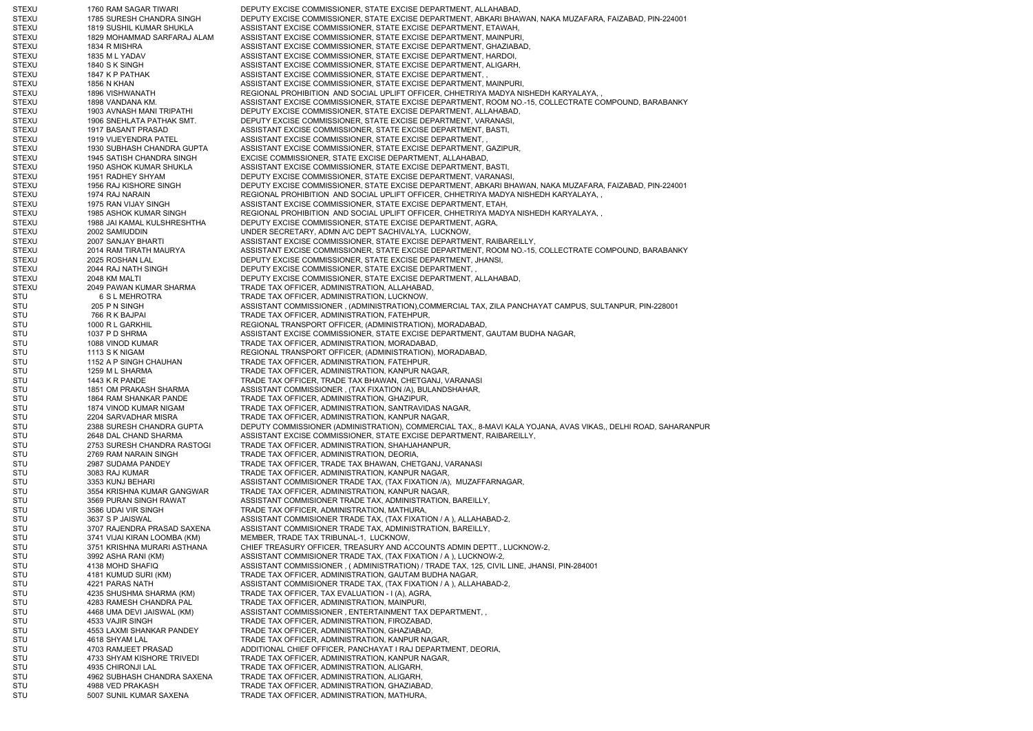| | | | |
|---|---|---|---|
| STEXU | 1760 | RAM SAGAR TIWARI | DEPUTY EXCISE COMMISSIONER, STATE EXCISE DEPARTMENT, ALLAHABAD, |
| STEXU | 1785 | SURESH CHANDRA SINGH | DEPUTY EXCISE COMMISSIONER, STATE EXCISE DEPARTMENT, ABKARI BHAWAN, NAKA MUZAFARA, FAIZABAD, PIN-224001 |
| STEXU | 1819 | SUSHIL KUMAR SHUKLA | ASSISTANT EXCISE COMMISSIONER, STATE EXCISE DEPARTMENT, ETAWAH, |
| STEXU | 1829 | MOHAMMAD SARFARAJ ALAM | ASSISTANT EXCISE COMMISSIONER, STATE EXCISE DEPARTMENT, MAINPURI, |
| STEXU | 1834 | R MISHRA | ASSISTANT EXCISE COMMISSIONER, STATE EXCISE DEPARTMENT, GHAZIABAD, |
| STEXU | 1835 | M L YADAV | ASSISTANT EXCISE COMMISSIONER, STATE EXCISE DEPARTMENT, HARDOI, |
| STEXU | 1840 | S K SINGH | ASSISTANT EXCISE COMMISSIONER, STATE EXCISE DEPARTMENT, ALIGARH, |
| STEXU | 1847 | K P PATHAK | ASSISTANT EXCISE COMMISSIONER, STATE EXCISE DEPARTMENT, , |
| STEXU | 1856 | N KHAN | ASSISTANT EXCISE COMMISSIONER, STATE EXCISE DEPARTMENT, MAINPURI, |
| STEXU | 1896 | VISHWANATH | REGIONAL PROHIBITION AND SOCIAL UPLIFT OFFICER, CHHETRIYA MADYA NISHEDH KARYALAYA, , |
| STEXU | 1898 | VANDANA KM. | ASSISTANT EXCISE COMMISSIONER, STATE EXCISE DEPARTMENT, ROOM NO.-15, COLLECTRATE COMPOUND, BARABANKY |
| STEXU | 1903 | AVNASH MANI TRIPATHI | DEPUTY EXCISE COMMISSIONER, STATE EXCISE DEPARTMENT, ALLAHABAD, |
| STEXU | 1906 | SNEHLATA PATHAK SMT. | DEPUTY EXCISE COMMISSIONER, STATE EXCISE DEPARTMENT, VARANASI, |
| STEXU | 1917 | BASANT PRASAD | ASSISTANT EXCISE COMMISSIONER, STATE EXCISE DEPARTMENT, BASTI, |
| STEXU | 1919 | VIJEYENDRA PATEL | ASSISTANT EXCISE COMMISSIONER, STATE EXCISE DEPARTMENT, , |
| STEXU | 1930 | SUBHASH CHANDRA GUPTA | ASSISTANT EXCISE COMMISSIONER, STATE EXCISE DEPARTMENT, GAZIPUR, |
| STEXU | 1945 | SATISH CHANDRA SINGH | EXCISE COMMISSIONER, STATE EXCISE DEPARTMENT, ALLAHABAD, |
| STEXU | 1950 | ASHOK KUMAR SHUKLA | ASSISTANT EXCISE COMMISSIONER, STATE EXCISE DEPARTMENT, BASTI, |
| STEXU | 1951 | RADHEY SHYAM | DEPUTY EXCISE COMMISSIONER, STATE EXCISE DEPARTMENT, VARANASI, |
| STEXU | 1956 | RAJ KISHORE SINGH | DEPUTY EXCISE COMMISSIONER, STATE EXCISE DEPARTMENT, ABKARI BHAWAN, NAKA MUZAFARA, FAIZABAD, PIN-224001 |
| STEXU | 1974 | RAJ NARAIN | REGIONAL PROHIBITION AND SOCIAL UPLIFT OFFICER, CHHETRIYA MADYA NISHEDH KARYALAYA, , |
| STEXU | 1975 | RAN VIJAY SINGH | ASSISTANT EXCISE COMMISSIONER, STATE EXCISE DEPARTMENT, ETAH, |
| STEXU | 1985 | ASHOK KUMAR SINGH | REGIONAL PROHIBITION AND SOCIAL UPLIFT OFFICER, CHHETRIYA MADYA NISHEDH KARYALAYA, , |
| STEXU | 1988 | JAI KAMAL KULSHRESHTHA | DEPUTY EXCISE COMMISSIONER, STATE EXCISE DEPARTMENT, AGRA, |
| STEXU | 2002 | SAMIUDDIN | UNDER SECRETARY, ADMN A/C DEPT SACHIVALYA, LUCKNOW, |
| STEXU | 2007 | SANJAY BHARTI | ASSISTANT EXCISE COMMISSIONER, STATE EXCISE DEPARTMENT, RAIBAREILLY, |
| STEXU | 2014 | RAM TIRATH MAURYA | ASSISTANT EXCISE COMMISSIONER, STATE EXCISE DEPARTMENT, ROOM NO.-15, COLLECTRATE COMPOUND, BARABANKY |
| STEXU | 2025 | ROSHAN LAL | DEPUTY EXCISE COMMISSIONER, STATE EXCISE DEPARTMENT, JHANSI, |
| STEXU | 2044 | RAJ NATH SINGH | DEPUTY EXCISE COMMISSIONER, STATE EXCISE DEPARTMENT, , |
| STEXU | 2048 | KM MALTI | DEPUTY EXCISE COMMISSIONER, STATE EXCISE DEPARTMENT, ALLAHABAD, |
| STEXU | 2049 | PAWAN KUMAR SHARMA | TRADE TAX OFFICER, ADMINISTRATION, ALLAHABAD, |
| STU | 6 | S L MEHROTRA | TRADE TAX OFFICER, ADMINISTRATION, LUCKNOW, |
| STU | 205 | P N SINGH | ASSISTANT COMMISSIONER , (ADMINISTRATION),COMMERCIAL TAX, ZILA PANCHAYAT CAMPUS, SULTANPUR, PIN-228001 |
| STU | 766 | R K BAJPAI | TRADE TAX OFFICER, ADMINISTRATION, FATEHPUR, |
| STU | 1000 | R L GARKHIL | REGIONAL TRANSPORT OFFICER, (ADMINISTRATION), MORADABAD, |
| STU | 1037 | P D SHRMA | ASSISTANT EXCISE COMMISSIONER, STATE EXCISE DEPARTMENT, GAUTAM BUDHA NAGAR, |
| STU | 1088 | VINOD KUMAR | TRADE TAX OFFICER, ADMINISTRATION, MORADABAD, |
| STU | 1113 | S K NIGAM | REGIONAL TRANSPORT OFFICER, (ADMINISTRATION), MORADABAD, |
| STU | 1152 | A P SINGH CHAUHAN | TRADE TAX OFFICER, ADMINISTRATION, FATEHPUR, |
| STU | 1259 | M L SHARMA | TRADE TAX OFFICER, ADMINISTRATION, KANPUR NAGAR, |
| STU | 1443 | K R PANDE | TRADE TAX OFFICER, TRADE TAX BHAWAN, CHETGANJ, VARANASI |
| STU | 1851 | OM PRAKASH SHARMA | ASSISTANT COMMISSIONER , (TAX FIXATION /A), BULANDSHAHAR, |
| STU | 1864 | RAM SHANKAR PANDE | TRADE TAX OFFICER, ADMINISTRATION, GHAZIPUR, |
| STU | 1874 | VINOD KUMAR NIGAM | TRADE TAX OFFICER, ADMINISTRATION, SANTRAVIDAS NAGAR, |
| STU | 2204 | SARVADHAR MISRA | TRADE TAX OFFICER, ADMINISTRATION, KANPUR NAGAR, |
| STU | 2388 | SURESH CHANDRA GUPTA | DEPUTY COMMISSIONER (ADMINISTRATION), COMMERCIAL TAX,, 8-MAVI KALA YOJANA, AVAS VIKAS,, DELHI ROAD, SAHARANPUR |
| STU | 2648 | DAL CHAND SHARMA | ASSISTANT EXCISE COMMISSIONER, STATE EXCISE DEPARTMENT, RAIBAREILLY, |
| STU | 2753 | SURESH CHANDRA RASTOGI | TRADE TAX OFFICER, ADMINISTRATION, SHAHJAHANPUR, |
| STU | 2769 | RAM NARAIN SINGH | TRADE TAX OFFICER, ADMINISTRATION, DEORIA, |
| STU | 2987 | SUDAMA PANDEY | TRADE TAX OFFICER, TRADE TAX BHAWAN, CHETGANJ, VARANASI |
| STU | 3083 | RAJ KUMAR | TRADE TAX OFFICER, ADMINISTRATION, KANPUR NAGAR, |
| STU | 3353 | KUNJ BEHARI | ASSISTANT COMMISIONER TRADE TAX, (TAX FIXATION /A), MUZAFFARNAGAR, |
| STU | 3554 | KRISHNA KUMAR GANGWAR | TRADE TAX OFFICER, ADMINISTRATION, KANPUR NAGAR, |
| STU | 3569 | PURAN SINGH RAWAT | ASSISTANT COMMISIONER TRADE TAX, ADMINISTRATION, BAREILLY, |
| STU | 3586 | UDAI VIR SINGH | TRADE TAX OFFICER, ADMINISTRATION, MATHURA, |
| STU | 3637 | S P JAISWAL | ASSISTANT COMMISIONER TRADE TAX, (TAX FIXATION / A ), ALLAHABAD-2, |
| STU | 3707 | RAJENDRA PRASAD SAXENA | ASSISTANT COMMISIONER TRADE TAX, ADMINISTRATION, BAREILLY, |
| STU | 3741 | VIJAI KIRAN LOOMBA (KM) | MEMBER, TRADE TAX TRIBUNAL-1, LUCKNOW, |
| STU | 3751 | KRISHNA MURARI ASTHANA | CHIEF TREASURY OFFICER, TREASURY AND ACCOUNTS ADMIN DEPTT., LUCKNOW-2, |
| STU | 3992 | ASHA RANI (KM) | ASSISTANT COMMISIONER TRADE TAX, (TAX FIXATION / A ), LUCKNOW-2, |
| STU | 4138 | MOHD SHAFIQ | ASSISTANT COMMISSIONER , ( ADMINISTRATION) / TRADE TAX, 125, CIVIL LINE, JHANSI, PIN-284001 |
| STU | 4181 | KUMUD SURI (KM) | TRADE TAX OFFICER, ADMINISTRATION, GAUTAM BUDHA NAGAR, |
| STU | 4221 | PARAS NATH | ASSISTANT COMMISIONER TRADE TAX, (TAX FIXATION / A ), ALLAHABAD-2, |
| STU | 4235 | SHUSHMA SHARMA (KM) | TRADE TAX OFFICER, TAX EVALUATION - I (A), AGRA, |
| STU | 4283 | RAMESH CHANDRA PAL | TRADE TAX OFFICER, ADMINISTRATION, MAINPURI, |
| STU | 4468 | UMA DEVI JAISWAL (KM) | ASSISTANT COMMISSIONER , ENTERTAINMENT TAX DEPARTMENT, , |
| STU | 4533 | VAJIR SINGH | TRADE TAX OFFICER, ADMINISTRATION, FIROZABAD, |
| STU | 4553 | LAXMI SHANKAR PANDEY | TRADE TAX OFFICER, ADMINISTRATION, GHAZIABAD, |
| STU | 4618 | SHYAM LAL | TRADE TAX OFFICER, ADMINISTRATION, KANPUR NAGAR, |
| STU | 4703 | RAMJEET PRASAD | ADDITIONAL CHIEF OFFICER, PANCHAYAT I RAJ DEPARTMENT, DEORIA, |
| STU | 4733 | SHYAM KISHORE TRIVEDI | TRADE TAX OFFICER, ADMINISTRATION, KANPUR NAGAR, |
| STU | 4935 | CHIRONJI LAL | TRADE TAX OFFICER, ADMINISTRATION, ALIGARH, |
| STU | 4962 | SUBHASH CHANDRA SAXENA | TRADE TAX OFFICER, ADMINISTRATION, ALIGARH, |
| STU | 4988 | VED PRAKASH | TRADE TAX OFFICER, ADMINISTRATION, GHAZIABAD, |
| STU | 5007 | SUNIL KUMAR SAXENA | TRADE TAX OFFICER, ADMINISTRATION, MATHURA, |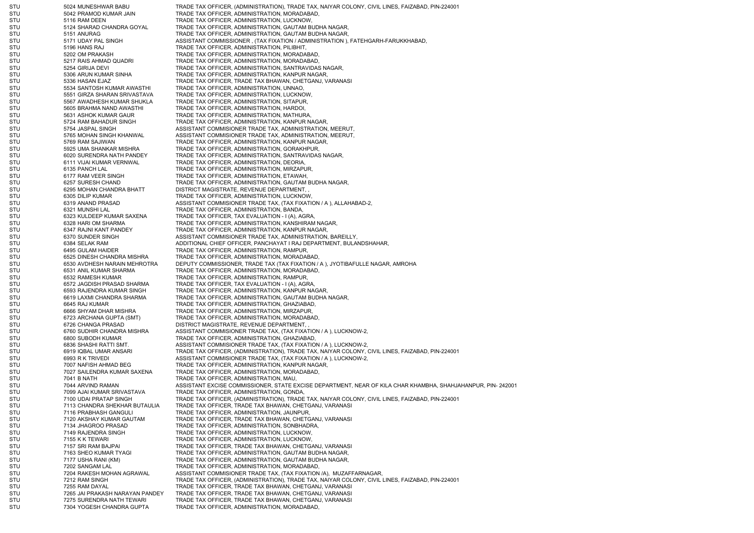| | | | |
|---|---|---|---|
| STU | 5024 | MUNESHWAR BABU | TRADE TAX OFFICER, (ADMINISTRATION), TRADE TAX, NAIYAR COLONY, CIVIL LINES, FAIZABAD, PIN-224001 |
| STU | 5042 | PRAMOD KUMAR JAIN | TRADE TAX OFFICER, ADMINISTRATION, MORADABAD, |
| STU | 5116 | RAM DEEN | TRADE TAX OFFICER, ADMINISTRATION, LUCKNOW, |
| STU | 5124 | SHARAD CHANDRA GOYAL | TRADE TAX OFFICER, ADMINISTRATION, GAUTAM BUDHA NAGAR, |
| STU | 5151 | ANURAG | TRADE TAX OFFICER, ADMINISTRATION, GAUTAM BUDHA NAGAR, |
| STU | 5171 | UDAY PAL SINGH | ASSISTANT COMMISSIONER , (TAX FIXATION / ADMINISTRATION ), FATEHGARH-FARUKKHABAD, |
| STU | 5196 | HANS RAJ | TRADE TAX OFFICER, ADMINISTRATION, PILIBHIT, |
| STU | 5202 | OM PRAKASH | TRADE TAX OFFICER, ADMINISTRATION, MORADABAD, |
| STU | 5217 | RAIS AHMAD QUADRI | TRADE TAX OFFICER, ADMINISTRATION, MORADABAD, |
| STU | 5254 | GIRIJA DEVI | TRADE TAX OFFICER, ADMINISTRATION, SANTRAVIDAS NAGAR, |
| STU | 5306 | ARUN KUMAR SINHA | TRADE TAX OFFICER, ADMINISTRATION, KANPUR NAGAR, |
| STU | 5336 | HASAN EJAZ | TRADE TAX OFFICER, TRADE TAX BHAWAN, CHETGANJ, VARANASI |
| STU | 5534 | SANTOSH KUMAR AWASTHI | TRADE TAX OFFICER, ADMINISTRATION, UNNAO, |
| STU | 5551 | GIRZA SHARAN SRIVASTAVA | TRADE TAX OFFICER, ADMINISTRATION, LUCKNOW, |
| STU | 5567 | AWADHESH KUMAR SHUKLA | TRADE TAX OFFICER, ADMINISTRATION, SITAPUR, |
| STU | 5605 | BRAHMA NAND AWASTHI | TRADE TAX OFFICER, ADMINISTRATION, HARDOI, |
| STU | 5631 | ASHOK KUMAR GAUR | TRADE TAX OFFICER, ADMINISTRATION, MATHURA, |
| STU | 5724 | RAM BAHADUR SINGH | TRADE TAX OFFICER, ADMINISTRATION, KANPUR NAGAR, |
| STU | 5754 | JASPAL SINGH | ASSISTANT COMMISIONER TRADE TAX, ADMINISTRATION, MEERUT, |
| STU | 5765 | MOHAN SINGH KHANWAL | ASSISTANT COMMISIONER TRADE TAX, ADMINISTRATION, MEERUT, |
| STU | 5769 | RAM SAJIWAN | TRADE TAX OFFICER, ADMINISTRATION, KANPUR NAGAR, |
| STU | 5925 | UMA SHANKAR MISHRA | TRADE TAX OFFICER, ADMINISTRATION, GORAKHPUR, |
| STU | 6020 | SURENDRA NATH PANDEY | TRADE TAX OFFICER, ADMINISTRATION, SANTRAVIDAS NAGAR, |
| STU | 6111 | VIJAI KUMAR VERNWAL | TRADE TAX OFFICER, ADMINISTRATION, DEORIA, |
| STU | 6135 | PANCH LAL | TRADE TAX OFFICER, ADMINISTRATION, MIRZAPUR, |
| STU | 6177 | RAM VEER SINGH | TRADE TAX OFFICER, ADMINISTRATION, ETAWAH, |
| STU | 6257 | SURESH CHAND | TRADE TAX OFFICER, ADMINISTRATION, GAUTAM BUDHA NAGAR, |
| STU | 6295 | MOHAN CHANDRA BHATT | DISTRICT MAGISTRATE, REVENUE DEPARTMENT, , |
| STU | 6305 | DILIP KUMAR | TRADE TAX OFFICER, ADMINISTRATION, LUCKNOW, |
| STU | 6319 | ANAND PRASAD | ASSISTANT COMMISIONER TRADE TAX, (TAX FIXATION / A ), ALLAHABAD-2, |
| STU | 6321 | MUNSHI LAL | TRADE TAX OFFICER, ADMINISTRATION, BANDA, |
| STU | 6323 | KULDEEP KUMAR SAXENA | TRADE TAX OFFICER, TAX EVALUATION - I (A), AGRA, |
| STU | 6328 | HARI OM SHARMA | TRADE TAX OFFICER, ADMINISTRATION, KANSHIRAM NAGAR, |
| STU | 6347 | RAJNI KANT PANDEY | TRADE TAX OFFICER, ADMINISTRATION, KANPUR NAGAR, |
| STU | 6370 | SUNDER SINGH | ASSISTANT COMMISIONER TRADE TAX, ADMINISTRATION, BAREILLY, |
| STU | 6384 | SELAK RAM | ADDITIONAL CHIEF OFFICER, PANCHAYAT I RAJ DEPARTMENT, BULANDSHAHAR, |
| STU | 6495 | GULAM HAIDER | TRADE TAX OFFICER, ADMINISTRATION, RAMPUR, |
| STU | 6525 | DINESH CHANDRA MISHRA | TRADE TAX OFFICER, ADMINISTRATION, MORADABAD, |
| STU | 6530 | AVDHESH NARAIN MEHROTRA | DEPUTY COMMISSIONER, TRADE TAX (TAX FIXATION / A ), JYOTIBAFULLE NAGAR, AMROHA |
| STU | 6531 | ANIL KUMAR SHARMA | TRADE TAX OFFICER, ADMINISTRATION, MORADABAD, |
| STU | 6532 | RAMESH KUMAR | TRADE TAX OFFICER, ADMINISTRATION, RAMPUR, |
| STU | 6572 | JAGDISH PRASAD SHARMA | TRADE TAX OFFICER, TAX EVALUATION - I (A), AGRA, |
| STU | 6593 | RAJENDRA KUMAR SINGH | TRADE TAX OFFICER, ADMINISTRATION, KANPUR NAGAR, |
| STU | 6619 | LAXMI CHANDRA SHARMA | TRADE TAX OFFICER, ADMINISTRATION, GAUTAM BUDHA NAGAR, |
| STU | 6645 | RAJ KUMAR | TRADE TAX OFFICER, ADMINISTRATION, GHAZIABAD, |
| STU | 6666 | SHYAM DHAR MISHRA | TRADE TAX OFFICER, ADMINISTRATION, MIRZAPUR, |
| STU | 6723 | ARCHANA GUPTA (SMT) | TRADE TAX OFFICER, ADMINISTRATION, MORADABAD, |
| STU | 6726 | CHANGA PRASAD | DISTRICT MAGISTRATE, REVENUE DEPARTMENT, , |
| STU | 6760 | SUDHIR CHANDRA MISHRA | ASSISTANT COMMISIONER TRADE TAX, (TAX FIXATION / A ), LUCKNOW-2, |
| STU | 6800 | SUBODH KUMAR | TRADE TAX OFFICER, ADMINISTRATION, GHAZIABAD, |
| STU | 6836 | SHASHI RATTI SMT. | ASSISTANT COMMISIONER TRADE TAX, (TAX FIXATION / A ), LUCKNOW-2, |
| STU | 6919 | IQBAL UMAR ANSARI | TRADE TAX OFFICER, (ADMINISTRATION), TRADE TAX, NAIYAR COLONY, CIVIL LINES, FAIZABAD, PIN-224001 |
| STU | 6993 | R K TRIVEDI | ASSISTANT COMMISIONER TRADE TAX, (TAX FIXATION / A ), LUCKNOW-2, |
| STU | 7007 | NAFISH AHMAD BEG | TRADE TAX OFFICER, ADMINISTRATION, KANPUR NAGAR, |
| STU | 7027 | SAILENDRA KUMAR SAXENA | TRADE TAX OFFICER, ADMINISTRATION, MORADABAD, |
| STU | 7041 | B NATH | TRADE TAX OFFICER, ADMINISTRATION, MAU, |
| STU | 7044 | ARVIND RAMAN | ASSISTANT EXCISE COMMISSIONER, STATE EXCISE DEPARTMENT, NEAR OF KILA CHAR KHAMBHA, SHAHJAHANPUR, PIN- 242001 |
| STU | 7099 | AJAI KUMAR SRIVASTAVA | TRADE TAX OFFICER, ADMINISTRATION, GONDA, |
| STU | 7100 | UDAI PRATAP SINGH | TRADE TAX OFFICER, (ADMINISTRATION), TRADE TAX, NAIYAR COLONY, CIVIL LINES, FAIZABAD, PIN-224001 |
| STU | 7113 | CHANDRA SHEKHAR BUTAULIA | TRADE TAX OFFICER, TRADE TAX BHAWAN, CHETGANJ, VARANASI |
| STU | 7116 | PRABHASH GANGULI | TRADE TAX OFFICER, ADMINISTRATION, JAUNPUR, |
| STU | 7120 | AKSHAY KUMAR GAUTAM | TRADE TAX OFFICER, TRADE TAX BHAWAN, CHETGANJ, VARANASI |
| STU | 7134 | JHAGROO PRASAD | TRADE TAX OFFICER, ADMINISTRATION, SONBHADRA, |
| STU | 7149 | RAJENDRA SINGH | TRADE TAX OFFICER, ADMINISTRATION, LUCKNOW, |
| STU | 7155 | K K TEWARI | TRADE TAX OFFICER, ADMINISTRATION, LUCKNOW, |
| STU | 7157 | SRI RAM BAJPAI | TRADE TAX OFFICER, TRADE TAX BHAWAN, CHETGANJ, VARANASI |
| STU | 7163 | SHEO KUMAR TYAGI | TRADE TAX OFFICER, ADMINISTRATION, GAUTAM BUDHA NAGAR, |
| STU | 7177 | USHA RANI (KM) | TRADE TAX OFFICER, ADMINISTRATION, GAUTAM BUDHA NAGAR, |
| STU | 7202 | SANGAM LAL | TRADE TAX OFFICER, ADMINISTRATION, MORADABAD, |
| STU | 7204 | RAKESH MOHAN AGRAWAL | ASSISTANT COMMISIONER TRADE TAX, (TAX FIXATION /A), MUZAFFARNAGAR, |
| STU | 7212 | RAM SINGH | TRADE TAX OFFICER, (ADMINISTRATION), TRADE TAX, NAIYAR COLONY, CIVIL LINES, FAIZABAD, PIN-224001 |
| STU | 7255 | RAM DAYAL | TRADE TAX OFFICER, TRADE TAX BHAWAN, CHETGANJ, VARANASI |
| STU | 7265 | JAI PRAKASH NARAYAN PANDEY | TRADE TAX OFFICER, TRADE TAX BHAWAN, CHETGANJ, VARANASI |
| STU | 7275 | SURENDRA NATH TEWARI | TRADE TAX OFFICER, TRADE TAX BHAWAN, CHETGANJ, VARANASI |
| STU | 7304 | YOGESH CHANDRA GUPTA | TRADE TAX OFFICER, ADMINISTRATION, MORADABAD, |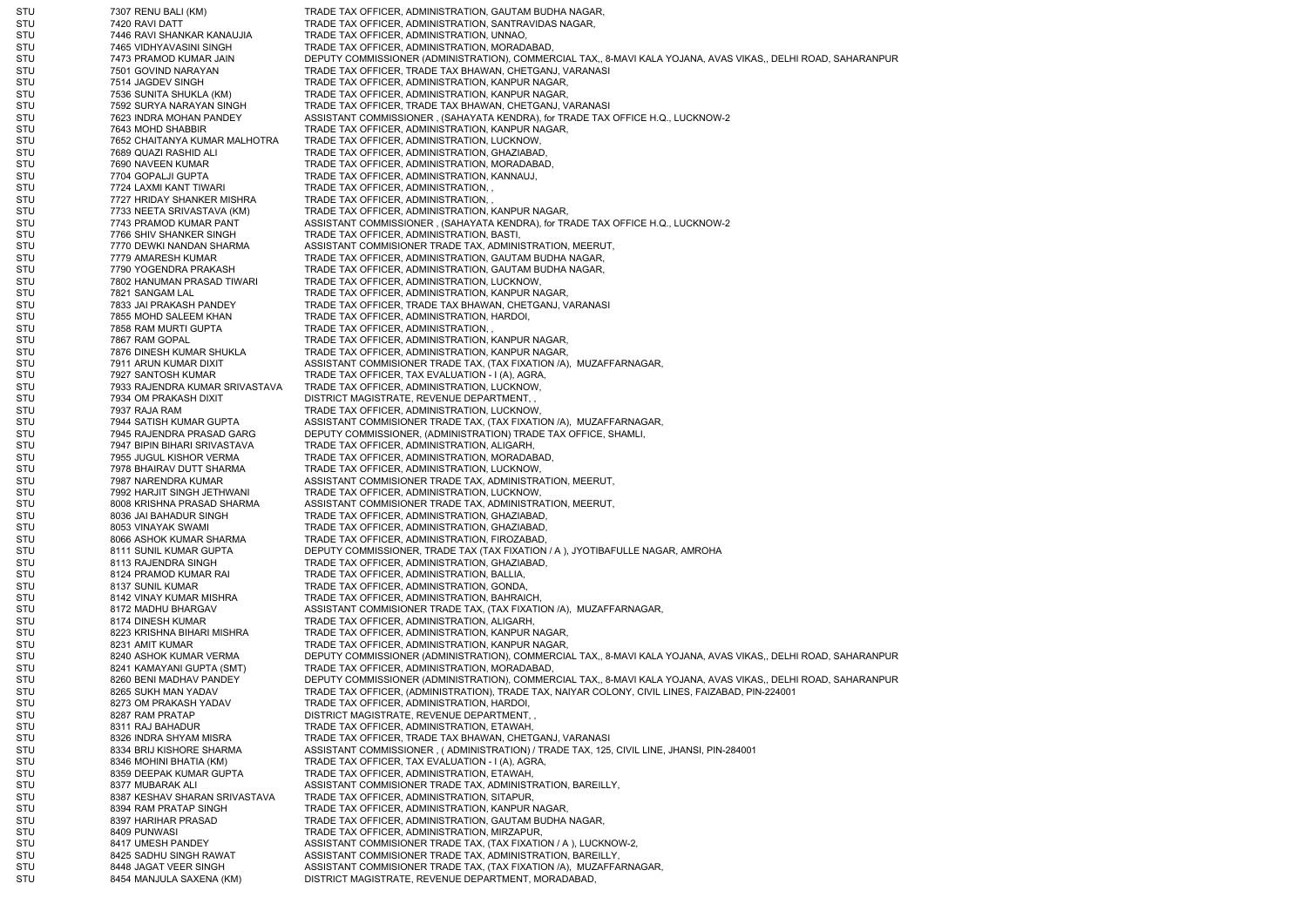| | | |
|---|---|---|
| STU | 7307 RENU BALI (KM) | TRADE TAX OFFICER, ADMINISTRATION, GAUTAM BUDHA NAGAR, |
| STU | 7420 RAVI DATT | TRADE TAX OFFICER, ADMINISTRATION, SANTRAVIDAS NAGAR, |
| STU | 7446 RAVI SHANKAR KANAUJIA | TRADE TAX OFFICER, ADMINISTRATION, UNNAO, |
| STU | 7465 VIDHYAVASINI SINGH | TRADE TAX OFFICER, ADMINISTRATION, MORADABAD, |
| STU | 7473 PRAMOD KUMAR JAIN | DEPUTY COMMISSIONER (ADMINISTRATION), COMMERCIAL TAX,, 8-MAVI KALA YOJANA, AVAS VIKAS,, DELHI ROAD, SAHARANPUR |
| STU | 7501 GOVIND NARAYAN | TRADE TAX OFFICER, TRADE TAX BHAWAN, CHETGANJ, VARANASI |
| STU | 7514 JAGDEV SINGH | TRADE TAX OFFICER, ADMINISTRATION, KANPUR NAGAR, |
| STU | 7536 SUNITA SHUKLA (KM) | TRADE TAX OFFICER, ADMINISTRATION, KANPUR NAGAR, |
| STU | 7592 SURYA NARAYAN SINGH | TRADE TAX OFFICER, TRADE TAX BHAWAN, CHETGANJ, VARANASI |
| STU | 7623 INDRA MOHAN PANDEY | ASSISTANT COMMISSIONER , (SAHAYATA KENDRA), for TRADE TAX OFFICE H.Q., LUCKNOW-2 |
| STU | 7643 MOHD SHABBIR | TRADE TAX OFFICER, ADMINISTRATION, KANPUR NAGAR, |
| STU | 7652 CHAITANYA KUMAR MALHOTRA | TRADE TAX OFFICER, ADMINISTRATION, LUCKNOW, |
| STU | 7689 QUAZI RASHID ALI | TRADE TAX OFFICER, ADMINISTRATION, GHAZIABAD, |
| STU | 7690 NAVEEN KUMAR | TRADE TAX OFFICER, ADMINISTRATION, MORADABAD, |
| STU | 7704 GOPALJI GUPTA | TRADE TAX OFFICER, ADMINISTRATION, KANNAUJ, |
| STU | 7724 LAXMI KANT TIWARI | TRADE TAX OFFICER, ADMINISTRATION, , |
| STU | 7727 HRIDAY SHANKER MISHRA | TRADE TAX OFFICER, ADMINISTRATION, , |
| STU | 7733 NEETA SRIVASTAVA (KM) | TRADE TAX OFFICER, ADMINISTRATION, KANPUR NAGAR, |
| STU | 7743 PRAMOD KUMAR PANT | ASSISTANT COMMISSIONER , (SAHAYATA KENDRA), for TRADE TAX OFFICE H.Q., LUCKNOW-2 |
| STU | 7766 SHIV SHANKER SINGH | TRADE TAX OFFICER, ADMINISTRATION, BASTI, |
| STU | 7770 DEWKI NANDAN SHARMA | ASSISTANT COMMISIONER TRADE TAX, ADMINISTRATION, MEERUT, |
| STU | 7779 AMARESH KUMAR | TRADE TAX OFFICER, ADMINISTRATION, GAUTAM BUDHA NAGAR, |
| STU | 7790 YOGENDRA PRAKASH | TRADE TAX OFFICER, ADMINISTRATION, GAUTAM BUDHA NAGAR, |
| STU | 7802 HANUMAN PRASAD TIWARI | TRADE TAX OFFICER, ADMINISTRATION, LUCKNOW, |
| STU | 7821 SANGAM LAL | TRADE TAX OFFICER, ADMINISTRATION, KANPUR NAGAR, |
| STU | 7833 JAI PRAKASH PANDEY | TRADE TAX OFFICER, TRADE TAX BHAWAN, CHETGANJ, VARANASI |
| STU | 7855 MOHD SALEEM KHAN | TRADE TAX OFFICER, ADMINISTRATION, HARDOI, |
| STU | 7858 RAM MURTI GUPTA | TRADE TAX OFFICER, ADMINISTRATION, , |
| STU | 7867 RAM GOPAL | TRADE TAX OFFICER, ADMINISTRATION, KANPUR NAGAR, |
| STU | 7876 DINESH KUMAR SHUKLA | TRADE TAX OFFICER, ADMINISTRATION, KANPUR NAGAR, |
| STU | 7911 ARUN KUMAR DIXIT | ASSISTANT COMMISIONER TRADE TAX, (TAX FIXATION /A), MUZAFFARNAGAR, |
| STU | 7927 SANTOSH KUMAR | TRADE TAX OFFICER, TAX EVALUATION - I (A), AGRA, |
| STU | 7933 RAJENDRA KUMAR SRIVASTAVA | TRADE TAX OFFICER, ADMINISTRATION, LUCKNOW, |
| STU | 7934 OM PRAKASH DIXIT | DISTRICT MAGISTRATE, REVENUE DEPARTMENT, , |
| STU | 7937 RAJA RAM | TRADE TAX OFFICER, ADMINISTRATION, LUCKNOW, |
| STU | 7944 SATISH KUMAR GUPTA | ASSISTANT COMMISIONER TRADE TAX, (TAX FIXATION /A), MUZAFFARNAGAR, |
| STU | 7945 RAJENDRA PRASAD GARG | DEPUTY COMMISSIONER, (ADMINISTRATION) TRADE TAX OFFICE, SHAMLI, |
| STU | 7947 BIPIN BIHARI SRIVASTAVA | TRADE TAX OFFICER, ADMINISTRATION, ALIGARH, |
| STU | 7955 JUGUL KISHOR VERMA | TRADE TAX OFFICER, ADMINISTRATION, MORADABAD, |
| STU | 7978 BHAIRAV DUTT SHARMA | TRADE TAX OFFICER, ADMINISTRATION, LUCKNOW, |
| STU | 7987 NARENDRA KUMAR | ASSISTANT COMMISIONER TRADE TAX, ADMINISTRATION, MEERUT, |
| STU | 7992 HARJIT SINGH JETHWANI | TRADE TAX OFFICER, ADMINISTRATION, LUCKNOW, |
| STU | 8008 KRISHNA PRASAD SHARMA | ASSISTANT COMMISIONER TRADE TAX, ADMINISTRATION, MEERUT, |
| STU | 8036 JAI BAHADUR SINGH | TRADE TAX OFFICER, ADMINISTRATION, GHAZIABAD, |
| STU | 8053 VINAYAK SWAMI | TRADE TAX OFFICER, ADMINISTRATION, GHAZIABAD, |
| STU | 8066 ASHOK KUMAR SHARMA | TRADE TAX OFFICER, ADMINISTRATION, FIROZABAD, |
| STU | 8111 SUNIL KUMAR GUPTA | DEPUTY COMMISSIONER, TRADE TAX (TAX FIXATION / A ), JYOTIBAFULLE NAGAR, AMROHA |
| STU | 8113 RAJENDRA SINGH | TRADE TAX OFFICER, ADMINISTRATION, GHAZIABAD, |
| STU | 8124 PRAMOD KUMAR RAI | TRADE TAX OFFICER, ADMINISTRATION, BALLIA, |
| STU | 8137 SUNIL KUMAR | TRADE TAX OFFICER, ADMINISTRATION, GONDA, |
| STU | 8142 VINAY KUMAR MISHRA | TRADE TAX OFFICER, ADMINISTRATION, BAHRAICH, |
| STU | 8172 MADHU BHARGAV | ASSISTANT COMMISIONER TRADE TAX, (TAX FIXATION /A), MUZAFFARNAGAR, |
| STU | 8174 DINESH KUMAR | TRADE TAX OFFICER, ADMINISTRATION, ALIGARH, |
| STU | 8223 KRISHNA BIHARI MISHRA | TRADE TAX OFFICER, ADMINISTRATION, KANPUR NAGAR, |
| STU | 8231 AMIT KUMAR | TRADE TAX OFFICER, ADMINISTRATION, KANPUR NAGAR, |
| STU | 8240 ASHOK KUMAR VERMA | DEPUTY COMMISSIONER (ADMINISTRATION), COMMERCIAL TAX,, 8-MAVI KALA YOJANA, AVAS VIKAS,, DELHI ROAD, SAHARANPUR |
| STU | 8241 KAMAYANI GUPTA (SMT) | TRADE TAX OFFICER, ADMINISTRATION, MORADABAD, |
| STU | 8260 BENI MADHAV PANDEY | DEPUTY COMMISSIONER (ADMINISTRATION), COMMERCIAL TAX,, 8-MAVI KALA YOJANA, AVAS VIKAS,, DELHI ROAD, SAHARANPUR |
| STU | 8265 SUKH MAN YADAV | TRADE TAX OFFICER, (ADMINISTRATION), TRADE TAX, NAIYAR COLONY, CIVIL LINES, FAIZABAD, PIN-224001 |
| STU | 8273 OM PRAKASH YADAV | TRADE TAX OFFICER, ADMINISTRATION, HARDOI, |
| STU | 8287 RAM PRATAP | DISTRICT MAGISTRATE, REVENUE DEPARTMENT, , |
| STU | 8311 RAJ BAHADUR | TRADE TAX OFFICER, ADMINISTRATION, ETAWAH, |
| STU | 8326 INDRA SHYAM MISRA | TRADE TAX OFFICER, TRADE TAX BHAWAN, CHETGANJ, VARANASI |
| STU | 8334 BRIJ KISHORE SHARMA | ASSISTANT COMMISSIONER , ( ADMINISTRATION) / TRADE TAX, 125, CIVIL LINE, JHANSI, PIN-284001 |
| STU | 8346 MOHINI BHATIA (KM) | TRADE TAX OFFICER, TAX EVALUATION - I (A), AGRA, |
| STU | 8359 DEEPAK KUMAR GUPTA | TRADE TAX OFFICER, ADMINISTRATION, ETAWAH, |
| STU | 8377 MUBARAK ALI | ASSISTANT COMMISIONER TRADE TAX, ADMINISTRATION, BAREILLY, |
| STU | 8387 KESHAV SHARAN SRIVASTAVA | TRADE TAX OFFICER, ADMINISTRATION, SITAPUR, |
| STU | 8394 RAM PRATAP SINGH | TRADE TAX OFFICER, ADMINISTRATION, KANPUR NAGAR, |
| STU | 8397 HARIHAR PRASAD | TRADE TAX OFFICER, ADMINISTRATION, GAUTAM BUDHA NAGAR, |
| STU | 8409 PUNWASI | TRADE TAX OFFICER, ADMINISTRATION, MIRZAPUR, |
| STU | 8417 UMESH PANDEY | ASSISTANT COMMISIONER TRADE TAX, (TAX FIXATION / A ), LUCKNOW-2, |
| STU | 8425 SADHU SINGH RAWAT | ASSISTANT COMMISIONER TRADE TAX, ADMINISTRATION, BAREILLY, |
| STU | 8448 JAGAT VEER SINGH | ASSISTANT COMMISIONER TRADE TAX, (TAX FIXATION /A), MUZAFFARNAGAR, |
| STU | 8454 MANJULA SAXENA (KM) | DISTRICT MAGISTRATE, REVENUE DEPARTMENT, MORADABAD, |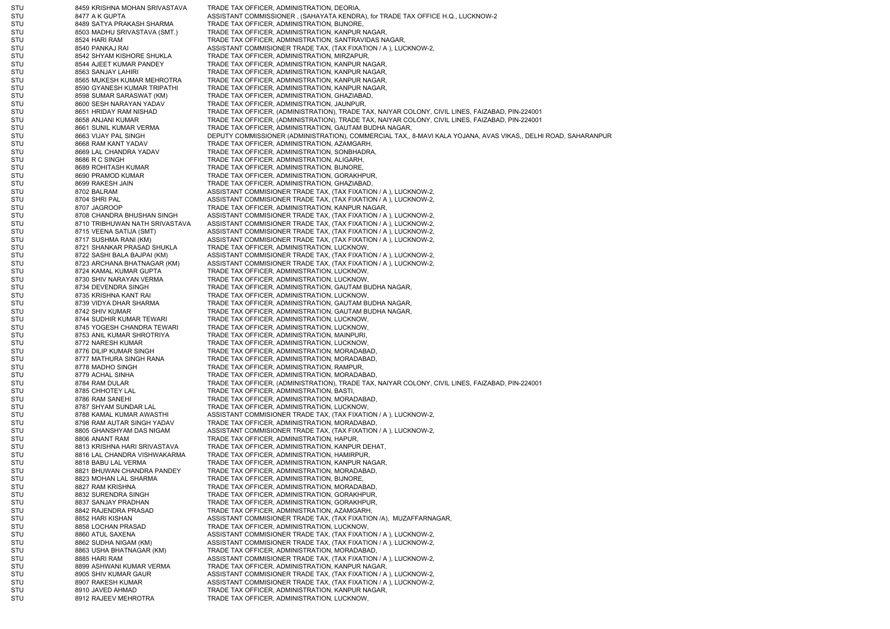| | | |
|---|---|---|
| STU | 8459 KRISHNA MOHAN SRIVASTAVA | TRADE TAX OFFICER, ADMINISTRATION, DEORIA, |
| STU | 8477 A K GUPTA | ASSISTANT COMMISSIONER , (SAHAYATA KENDRA), for TRADE TAX OFFICE H.Q., LUCKNOW-2 |
| STU | 8489 SATYA PRAKASH SHARMA | TRADE TAX OFFICER, ADMINISTRATION, BIJNORE, |
| STU | 8503 MADHU SRIVASTAVA (SMT.) | TRADE TAX OFFICER, ADMINISTRATION, KANPUR NAGAR, |
| STU | 8524 HARI RAM | TRADE TAX OFFICER, ADMINISTRATION, SANTRAVIDAS NAGAR, |
| STU | 8540 PANKAJ RAI | ASSISTANT COMMISIONER TRADE TAX, (TAX FIXATION / A ), LUCKNOW-2, |
| STU | 8542 SHYAM KISHORE SHUKLA | TRADE TAX OFFICER, ADMINISTRATION, MIRZAPUR, |
| STU | 8544 AJEET KUMAR PANDEY | TRADE TAX OFFICER, ADMINISTRATION, KANPUR NAGAR, |
| STU | 8563 SANJAY LAHIRI | TRADE TAX OFFICER, ADMINISTRATION, KANPUR NAGAR, |
| STU | 8565 MUKESH KUMAR MEHROTRA | TRADE TAX OFFICER, ADMINISTRATION, KANPUR NAGAR, |
| STU | 8590 GYANESH KUMAR TRIPATHI | TRADE TAX OFFICER, ADMINISTRATION, KANPUR NAGAR, |
| STU | 8598 SUMAR SARASWAT (KM) | TRADE TAX OFFICER, ADMINISTRATION, GHAZIABAD, |
| STU | 8600 SESH NARAYAN YADAV | TRADE TAX OFFICER, ADMINISTRATION, JAUNPUR, |
| STU | 8651 HRIDAY RAM NISHAD | TRADE TAX OFFICER, (ADMINISTRATION), TRADE TAX, NAIYAR COLONY, CIVIL LINES, FAIZABAD, PIN-224001 |
| STU | 8658 ANJANI KUMAR | TRADE TAX OFFICER, (ADMINISTRATION), TRADE TAX, NAIYAR COLONY, CIVIL LINES, FAIZABAD, PIN-224001 |
| STU | 8661 SUNIL KUMAR VERMA | TRADE TAX OFFICER, ADMINISTRATION, GAUTAM BUDHA NAGAR, |
| STU | 8663 VIJAY PAL SINGH | DEPUTY COMMISSIONER (ADMINISTRATION), COMMERCIAL TAX,, 8-MAVI KALA YOJANA, AVAS VIKAS,, DELHI ROAD, SAHARANPUR |
| STU | 8668 RAM KANT YADAV | TRADE TAX OFFICER, ADMINISTRATION, AZAMGARH, |
| STU | 8669 LAL CHANDRA YADAV | TRADE TAX OFFICER, ADMINISTRATION, SONBHADRA, |
| STU | 8686 R C SINGH | TRADE TAX OFFICER, ADMINISTRATION, ALIGARH, |
| STU | 8689 ROHITASH KUMAR | TRADE TAX OFFICER, ADMINISTRATION, BIJNORE, |
| STU | 8690 PRAMOD KUMAR | TRADE TAX OFFICER, ADMINISTRATION, GORAKHPUR, |
| STU | 8699 RAKESH JAIN | TRADE TAX OFFICER, ADMINISTRATION, GHAZIABAD, |
| STU | 8702 BALRAM | ASSISTANT COMMISIONER TRADE TAX, (TAX FIXATION / A ), LUCKNOW-2, |
| STU | 8704 SHRI PAL | ASSISTANT COMMISIONER TRADE TAX, (TAX FIXATION / A ), LUCKNOW-2, |
| STU | 8707 JAGROOP | TRADE TAX OFFICER, ADMINISTRATION, KANPUR NAGAR, |
| STU | 8708 CHANDRA BHUSHAN SINGH | ASSISTANT COMMISIONER TRADE TAX, (TAX FIXATION / A ), LUCKNOW-2, |
| STU | 8710 TRIBHUWAN NATH SRIVASTAVA | ASSISTANT COMMISIONER TRADE TAX, (TAX FIXATION / A ), LUCKNOW-2, |
| STU | 8715 VEENA SATIJA (SMT) | ASSISTANT COMMISIONER TRADE TAX, (TAX FIXATION / A ), LUCKNOW-2, |
| STU | 8717 SUSHMA RANI (KM) | ASSISTANT COMMISIONER TRADE TAX, (TAX FIXATION / A ), LUCKNOW-2, |
| STU | 8721 SHANKAR PRASAD SHUKLA | TRADE TAX OFFICER, ADMINISTRATION, LUCKNOW, |
| STU | 8722 SASHI BALA BAJPAI (KM) | ASSISTANT COMMISIONER TRADE TAX, (TAX FIXATION / A ), LUCKNOW-2, |
| STU | 8723 ARCHANA BHATNAGAR (KM) | ASSISTANT COMMISIONER TRADE TAX, (TAX FIXATION / A ), LUCKNOW-2, |
| STU | 8724 KAMAL KUMAR GUPTA | TRADE TAX OFFICER, ADMINISTRATION, LUCKNOW, |
| STU | 8730 SHIV NARAYAN VERMA | TRADE TAX OFFICER, ADMINISTRATION, LUCKNOW, |
| STU | 8734 DEVENDRA SINGH | TRADE TAX OFFICER, ADMINISTRATION, GAUTAM BUDHA NAGAR, |
| STU | 8735 KRISHNA KANT RAI | TRADE TAX OFFICER, ADMINISTRATION, LUCKNOW, |
| STU | 8739 VIDYA DHAR SHARMA | TRADE TAX OFFICER, ADMINISTRATION, GAUTAM BUDHA NAGAR, |
| STU | 8742 SHIV KUMAR | TRADE TAX OFFICER, ADMINISTRATION, GAUTAM BUDHA NAGAR, |
| STU | 8744 SUDHIR KUMAR TEWARI | TRADE TAX OFFICER, ADMINISTRATION, LUCKNOW, |
| STU | 8745 YOGESH CHANDRA TEWARI | TRADE TAX OFFICER, ADMINISTRATION, LUCKNOW, |
| STU | 8753 ANIL KUMAR SHROTRIYA | TRADE TAX OFFICER, ADMINISTRATION, MAINPURI, |
| STU | 8772 NARESH KUMAR | TRADE TAX OFFICER, ADMINISTRATION, LUCKNOW, |
| STU | 8776 DILIP KUMAR SINGH | TRADE TAX OFFICER, ADMINISTRATION, MORADABAD, |
| STU | 8777 MATHURA SINGH RANA | TRADE TAX OFFICER, ADMINISTRATION, MORADABAD, |
| STU | 8778 MADHO SINGH | TRADE TAX OFFICER, ADMINISTRATION, RAMPUR, |
| STU | 8779 ACHAL SINHA | TRADE TAX OFFICER, ADMINISTRATION, MORADABAD, |
| STU | 8784 RAM DULAR | TRADE TAX OFFICER, (ADMINISTRATION), TRADE TAX, NAIYAR COLONY, CIVIL LINES, FAIZABAD, PIN-224001 |
| STU | 8785 CHHOTEY LAL | TRADE TAX OFFICER, ADMINISTRATION, BASTI, |
| STU | 8786 RAM SANEHI | TRADE TAX OFFICER, ADMINISTRATION, MORADABAD, |
| STU | 8787 SHYAM SUNDAR LAL | TRADE TAX OFFICER, ADMINISTRATION, LUCKNOW, |
| STU | 8788 KAMAL KUMAR AWASTHI | ASSISTANT COMMISIONER TRADE TAX, (TAX FIXATION / A ), LUCKNOW-2, |
| STU | 8798 RAM AUTAR SINGH YADAV | TRADE TAX OFFICER, ADMINISTRATION, MORADABAD, |
| STU | 8805 GHANSHYAM DAS NIGAM | ASSISTANT COMMISIONER TRADE TAX, (TAX FIXATION / A ), LUCKNOW-2, |
| STU | 8806 ANANT RAM | TRADE TAX OFFICER, ADMINISTRATION, HAPUR, |
| STU | 8813 KRISHNA HARI SRIVASTAVA | TRADE TAX OFFICER, ADMINISTRATION, KANPUR DEHAT, |
| STU | 8816 LAL CHANDRA VISHWAKARMA | TRADE TAX OFFICER, ADMINISTRATION, HAMIRPUR, |
| STU | 8818 BABU LAL VERMA | TRADE TAX OFFICER, ADMINISTRATION, KANPUR NAGAR, |
| STU | 8821 BHUWAN CHANDRA PANDEY | TRADE TAX OFFICER, ADMINISTRATION, MORADABAD, |
| STU | 8823 MOHAN LAL SHARMA | TRADE TAX OFFICER, ADMINISTRATION, BIJNORE, |
| STU | 8827 RAM KRISHNA | TRADE TAX OFFICER, ADMINISTRATION, MORADABAD, |
| STU | 8832 SURENDRA SINGH | TRADE TAX OFFICER, ADMINISTRATION, GORAKHPUR, |
| STU | 8837 SANJAY PRADHAN | TRADE TAX OFFICER, ADMINISTRATION, GORAKHPUR, |
| STU | 8842 RAJENDRA PRASAD | TRADE TAX OFFICER, ADMINISTRATION, AZAMGARH, |
| STU | 8852 HARI KISHAN | ASSISTANT COMMISIONER TRADE TAX, (TAX FIXATION /A), MUZAFFARNAGAR, |
| STU | 8858 LOCHAN PRASAD | TRADE TAX OFFICER, ADMINISTRATION, LUCKNOW, |
| STU | 8860 ATUL SAXENA | ASSISTANT COMMISIONER TRADE TAX, (TAX FIXATION / A ), LUCKNOW-2, |
| STU | 8862 SUDHA NIGAM (KM) | ASSISTANT COMMISIONER TRADE TAX, (TAX FIXATION / A ), LUCKNOW-2, |
| STU | 8863 USHA BHATNAGAR (KM) | TRADE TAX OFFICER, ADMINISTRATION, MORADABAD, |
| STU | 8885 HARI RAM | ASSISTANT COMMISIONER TRADE TAX, (TAX FIXATION / A ), LUCKNOW-2, |
| STU | 8899 ASHWANI KUMAR VERMA | TRADE TAX OFFICER, ADMINISTRATION, KANPUR NAGAR, |
| STU | 8905 SHIV KUMAR GAUR | ASSISTANT COMMISIONER TRADE TAX, (TAX FIXATION / A ), LUCKNOW-2, |
| STU | 8907 RAKESH KUMAR | ASSISTANT COMMISIONER TRADE TAX, (TAX FIXATION / A ), LUCKNOW-2, |
| STU | 8910 JAVED AHMAD | TRADE TAX OFFICER, ADMINISTRATION, KANPUR NAGAR, |
| STU | 8912 RAJEEV MEHROTRA | TRADE TAX OFFICER, ADMINISTRATION, LUCKNOW, |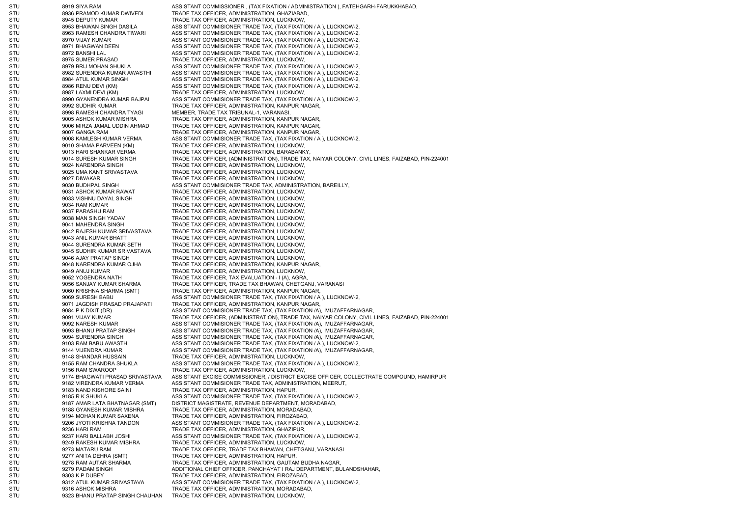| | | | |
|---|---|---|---|
| STU | 8919 | SIYA RAM | ASSISTANT COMMISSIONER , (TAX FIXATION / ADMINISTRATION ), FATEHGARH-FARUKKHABAD, |
| STU | 8936 | PRAMOD KUMAR DWIVEDI | TRADE TAX OFFICER, ADMINISTRATION, GHAZIABAD, |
| STU | 8945 | DEPUTY KUMAR | TRADE TAX OFFICER, ADMINISTRATION, LUCKNOW, |
| STU | 8953 | BHAWAN SINGH DASILA | ASSISTANT COMMISIONER TRADE TAX, (TAX FIXATION / A ), LUCKNOW-2, |
| STU | 8963 | RAMESH CHANDRA TIWARI | ASSISTANT COMMISIONER TRADE TAX, (TAX FIXATION / A ), LUCKNOW-2, |
| STU | 8970 | VIJAY KUMAR | ASSISTANT COMMISIONER TRADE TAX, (TAX FIXATION / A ), LUCKNOW-2, |
| STU | 8971 | BHAGWAN DEEN | ASSISTANT COMMISIONER TRADE TAX, (TAX FIXATION / A ), LUCKNOW-2, |
| STU | 8972 | BANSHI LAL | ASSISTANT COMMISIONER TRADE TAX, (TAX FIXATION / A ), LUCKNOW-2, |
| STU | 8975 | SUMER PRASAD | TRADE TAX OFFICER, ADMINISTRATION, LUCKNOW, |
| STU | 8979 | BRIJ MOHAN SHUKLA | ASSISTANT COMMISIONER TRADE TAX, (TAX FIXATION / A ), LUCKNOW-2, |
| STU | 8982 | SURENDRA KUMAR AWASTHI | ASSISTANT COMMISIONER TRADE TAX, (TAX FIXATION / A ), LUCKNOW-2, |
| STU | 8984 | ATUL KUMAR SINGH | ASSISTANT COMMISIONER TRADE TAX, (TAX FIXATION / A ), LUCKNOW-2, |
| STU | 8986 | RENU DEVI (KM) | ASSISTANT COMMISIONER TRADE TAX, (TAX FIXATION / A ), LUCKNOW-2, |
| STU | 8987 | LAXMI DEVI (KM) | TRADE TAX OFFICER, ADMINISTRATION, LUCKNOW, |
| STU | 8990 | GYANENDRA KUMAR BAJPAI | ASSISTANT COMMISIONER TRADE TAX, (TAX FIXATION / A ), LUCKNOW-2, |
| STU | 8992 | SUDHIR KUMAR | TRADE TAX OFFICER, ADMINISTRATION, KANPUR NAGAR, |
| STU | 8998 | RAMESH CHANDRA TYAGI | MEMBER, TRADE TAX TRIBUNAL-1, VARANASI, |
| STU | 9005 | ASHOK KUMAR MISHRA | TRADE TAX OFFICER, ADMINISTRATION, KANPUR NAGAR, |
| STU | 9006 | MIRZA JAMAL UDDIN AHMAD | TRADE TAX OFFICER, ADMINISTRATION, KANPUR NAGAR, |
| STU | 9007 | GANGA RAM | TRADE TAX OFFICER, ADMINISTRATION, KANPUR NAGAR, |
| STU | 9008 | KAMLESH KUMAR VERMA | ASSISTANT COMMISIONER TRADE TAX, (TAX FIXATION / A ), LUCKNOW-2, |
| STU | 9010 | SHAMA PARVEEN (KM) | TRADE TAX OFFICER, ADMINISTRATION, LUCKNOW, |
| STU | 9013 | HARI SHANKAR VERMA | TRADE TAX OFFICER, ADMINISTRATION, BARABANKY, |
| STU | 9014 | SURESH KUMAR SINGH | TRADE TAX OFFICER, (ADMINISTRATION), TRADE TAX, NAIYAR COLONY, CIVIL LINES, FAIZABAD, PIN-224001 |
| STU | 9024 | NARENDRA SINGH | TRADE TAX OFFICER, ADMINISTRATION, LUCKNOW, |
| STU | 9025 | UMA KANT SRIVASTAVA | TRADE TAX OFFICER, ADMINISTRATION, LUCKNOW, |
| STU | 9027 | DIWAKAR | TRADE TAX OFFICER, ADMINISTRATION, LUCKNOW, |
| STU | 9030 | BUDHPAL SINGH | ASSISTANT COMMISIONER TRADE TAX, ADMINISTRATION, BAREILLY, |
| STU | 9031 | ASHOK KUMAR RAWAT | TRADE TAX OFFICER, ADMINISTRATION, LUCKNOW, |
| STU | 9033 | VISHNU DAYAL SINGH | TRADE TAX OFFICER, ADMINISTRATION, LUCKNOW, |
| STU | 9034 | RAM KUMAR | TRADE TAX OFFICER, ADMINISTRATION, LUCKNOW, |
| STU | 9037 | PARASHU RAM | TRADE TAX OFFICER, ADMINISTRATION, LUCKNOW, |
| STU | 9038 | MAN SINGH YADAV | TRADE TAX OFFICER, ADMINISTRATION, LUCKNOW, |
| STU | 9041 | MAHENDRA SINGH | TRADE TAX OFFICER, ADMINISTRATION, LUCKNOW, |
| STU | 9042 | RAJESH KUMAR SRIVASTAVA | TRADE TAX OFFICER, ADMINISTRATION, LUCKNOW, |
| STU | 9043 | ANIL KUMAR BHATT | TRADE TAX OFFICER, ADMINISTRATION, LUCKNOW, |
| STU | 9044 | SURENDRA KUMAR SETH | TRADE TAX OFFICER, ADMINISTRATION, LUCKNOW, |
| STU | 9045 | SUDHIR KUMAR SRIVASTAVA | TRADE TAX OFFICER, ADMINISTRATION, LUCKNOW, |
| STU | 9046 | AJAY PRATAP SINGH | TRADE TAX OFFICER, ADMINISTRATION, LUCKNOW, |
| STU | 9048 | NARENDRA KUMAR OJHA | TRADE TAX OFFICER, ADMINISTRATION, KANPUR NAGAR, |
| STU | 9049 | ANUJ KUMAR | TRADE TAX OFFICER, ADMINISTRATION, LUCKNOW, |
| STU | 9052 | YOGENDRA NATH | TRADE TAX OFFICER, TAX EVALUATION - I (A), AGRA, |
| STU | 9056 | SANJAY KUMAR SHARMA | TRADE TAX OFFICER, TRADE TAX BHAWAN, CHETGANJ, VARANASI |
| STU | 9060 | KRISHNA SHARMA (SMT) | TRADE TAX OFFICER, ADMINISTRATION, KANPUR NAGAR, |
| STU | 9069 | SURESH BABU | ASSISTANT COMMISIONER TRADE TAX, (TAX FIXATION / A ), LUCKNOW-2, |
| STU | 9071 | JAGDISH PRASAD PRAJAPATI | TRADE TAX OFFICER, ADMINISTRATION, KANPUR NAGAR, |
| STU | 9084 | P K DIXIT (DR) | ASSISTANT COMMISIONER TRADE TAX, (TAX FIXATION /A), MUZAFFARNAGAR, |
| STU | 9091 | VIJAY KUMAR | TRADE TAX OFFICER, (ADMINISTRATION), TRADE TAX, NAIYAR COLONY, CIVIL LINES, FAIZABAD, PIN-224001 |
| STU | 9092 | NARESH KUMAR | ASSISTANT COMMISIONER TRADE TAX, (TAX FIXATION /A), MUZAFFARNAGAR, |
| STU | 9093 | BHANU PRATAP SINGH | ASSISTANT COMMISIONER TRADE TAX, (TAX FIXATION /A), MUZAFFARNAGAR, |
| STU | 9094 | SURENDRA SINGH | ASSISTANT COMMISIONER TRADE TAX, (TAX FIXATION /A), MUZAFFARNAGAR, |
| STU | 9103 | RAM BABU AWASTHI | ASSISTANT COMMISIONER TRADE TAX, (TAX FIXATION / A ), LUCKNOW-2, |
| STU | 9144 | VIJENDRA KUMAR | ASSISTANT COMMISIONER TRADE TAX, (TAX FIXATION /A), MUZAFFARNAGAR, |
| STU | 9148 | SHANDAR HUSSAIN | TRADE TAX OFFICER, ADMINISTRATION, LUCKNOW, |
| STU | 9155 | RAM CHANDRA SHUKLA | ASSISTANT COMMISIONER TRADE TAX, (TAX FIXATION / A ), LUCKNOW-2, |
| STU | 9156 | RAM SWAROOP | TRADE TAX OFFICER, ADMINISTRATION, LUCKNOW, |
| STU | 9174 | BHAGWATI PRASAD SRIVASTAVA | ASSISTANT EXCISE COMMISSIONER, / DISTRICT EXCISE OFFICER, COLLECTRATE COMPOUND, HAMIRPUR |
| STU | 9182 | VIRENDRA KUMAR VERMA | ASSISTANT COMMISIONER TRADE TAX, ADMINISTRATION, MEERUT, |
| STU | 9183 | NAND KISHORE SAINI | TRADE TAX OFFICER, ADMINISTRATION, HAPUR, |
| STU | 9185 | R K SHUKLA | ASSISTANT COMMISIONER TRADE TAX, (TAX FIXATION / A ), LUCKNOW-2, |
| STU | 9187 | AMAR LATA BHATNAGAR (SMT) | DISTRICT MAGISTRATE, REVENUE DEPARTMENT, MORADABAD, |
| STU | 9188 | GYANESH KUMAR MISHRA | TRADE TAX OFFICER, ADMINISTRATION, MORADABAD, |
| STU | 9194 | MOHAN KUMAR SAXENA | TRADE TAX OFFICER, ADMINISTRATION, FIROZABAD, |
| STU | 9206 | JYOTI KRISHNA TANDON | ASSISTANT COMMISIONER TRADE TAX, (TAX FIXATION / A ), LUCKNOW-2, |
| STU | 9236 | HARI RAM | TRADE TAX OFFICER, ADMINISTRATION, GHAZIPUR, |
| STU | 9237 | HARI BALLABH JOSHI | ASSISTANT COMMISIONER TRADE TAX, (TAX FIXATION / A ), LUCKNOW-2, |
| STU | 9249 | RAKESH KUMAR MISHRA | TRADE TAX OFFICER, ADMINISTRATION, LUCKNOW, |
| STU | 9273 | MATARU RAM | TRADE TAX OFFICER, TRADE TAX BHAWAN, CHETGANJ, VARANASI |
| STU | 9277 | ANITA DEHRA (SMT) | TRADE TAX OFFICER, ADMINISTRATION, HAPUR, |
| STU | 9278 | RAM AUTAR SHARMA | TRADE TAX OFFICER, ADMINISTRATION, GAUTAM BUDHA NAGAR, |
| STU | 9279 | PADAM SINGH | ADDITIONAL CHIEF OFFICER, PANCHAYAT I RAJ DEPARTMENT, BULANDSHAHAR, |
| STU | 9303 | K P DUBEY | TRADE TAX OFFICER, ADMINISTRATION, FIROZABAD, |
| STU | 9312 | ATUL KUMAR SRIVASTAVA | ASSISTANT COMMISIONER TRADE TAX, (TAX FIXATION / A ), LUCKNOW-2, |
| STU | 9316 | ASHOK MISHRA | TRADE TAX OFFICER, ADMINISTRATION, MORADABAD, |
| STU | 9323 | BHANU PRATAP SINGH CHAUHAN | TRADE TAX OFFICER, ADMINISTRATION, LUCKNOW, |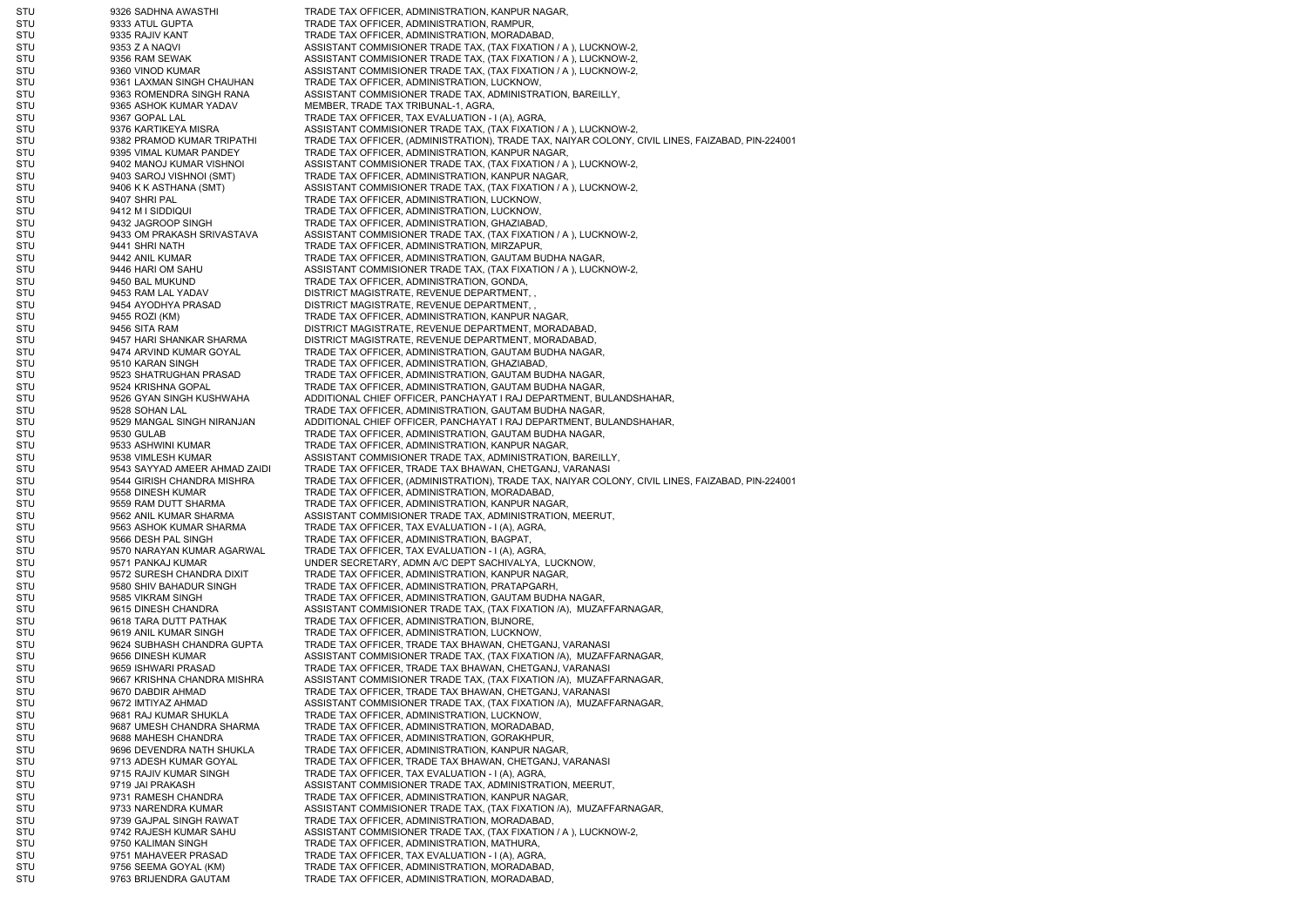| | | | |
|---|---|---|---|
| STU | 9326 | SADHNA AWASTHI | TRADE TAX OFFICER, ADMINISTRATION, KANPUR NAGAR, |
| STU | 9333 | ATUL GUPTA | TRADE TAX OFFICER, ADMINISTRATION, RAMPUR, |
| STU | 9335 | RAJIV KANT | TRADE TAX OFFICER, ADMINISTRATION, MORADABAD, |
| STU | 9353 | Z A NAQVI | ASSISTANT COMMISIONER TRADE TAX, (TAX FIXATION / A ), LUCKNOW-2, |
| STU | 9356 | RAM SEWAK | ASSISTANT COMMISIONER TRADE TAX, (TAX FIXATION / A ), LUCKNOW-2, |
| STU | 9360 | VINOD KUMAR | ASSISTANT COMMISIONER TRADE TAX, (TAX FIXATION / A ), LUCKNOW-2, |
| STU | 9361 | LAXMAN SINGH CHAUHAN | TRADE TAX OFFICER, ADMINISTRATION, LUCKNOW, |
| STU | 9363 | ROMENDRA SINGH RANA | ASSISTANT COMMISIONER TRADE TAX, ADMINISTRATION, BAREILLY, |
| STU | 9365 | ASHOK KUMAR YADAV | MEMBER, TRADE TAX TRIBUNAL-1, AGRA, |
| STU | 9367 | GOPAL LAL | TRADE TAX OFFICER, TAX EVALUATION - I (A), AGRA, |
| STU | 9376 | KARTIKEYA MISRA | ASSISTANT COMMISIONER TRADE TAX, (TAX FIXATION / A ), LUCKNOW-2, |
| STU | 9382 | PRAMOD KUMAR TRIPATHI | TRADE TAX OFFICER, (ADMINISTRATION), TRADE TAX, NAIYAR COLONY, CIVIL LINES, FAIZABAD, PIN-224001 |
| STU | 9395 | VIMAL KUMAR PANDEY | TRADE TAX OFFICER, ADMINISTRATION, KANPUR NAGAR, |
| STU | 9402 | MANOJ KUMAR VISHNOI | ASSISTANT COMMISIONER TRADE TAX, (TAX FIXATION / A ), LUCKNOW-2, |
| STU | 9403 | SAROJ VISHNOI (SMT) | TRADE TAX OFFICER, ADMINISTRATION, KANPUR NAGAR, |
| STU | 9406 | K K ASTHANA (SMT) | ASSISTANT COMMISIONER TRADE TAX, (TAX FIXATION / A ), LUCKNOW-2, |
| STU | 9407 | SHRI PAL | TRADE TAX OFFICER, ADMINISTRATION, LUCKNOW, |
| STU | 9412 | M I SIDDIQUI | TRADE TAX OFFICER, ADMINISTRATION, LUCKNOW, |
| STU | 9432 | JAGROOP SINGH | TRADE TAX OFFICER, ADMINISTRATION, GHAZIABAD, |
| STU | 9433 | OM PRAKASH SRIVASTAVA | ASSISTANT COMMISIONER TRADE TAX, (TAX FIXATION / A ), LUCKNOW-2, |
| STU | 9441 | SHRI NATH | TRADE TAX OFFICER, ADMINISTRATION, MIRZAPUR, |
| STU | 9442 | ANIL KUMAR | TRADE TAX OFFICER, ADMINISTRATION, GAUTAM BUDHA NAGAR, |
| STU | 9446 | HARI OM SAHU | ASSISTANT COMMISIONER TRADE TAX, (TAX FIXATION / A ), LUCKNOW-2, |
| STU | 9450 | BAL MUKUND | TRADE TAX OFFICER, ADMINISTRATION, GONDA, |
| STU | 9453 | RAM LAL YADAV | DISTRICT MAGISTRATE, REVENUE DEPARTMENT, , |
| STU | 9454 | AYODHYA PRASAD | DISTRICT MAGISTRATE, REVENUE DEPARTMENT, , |
| STU | 9455 | ROZI (KM) | TRADE TAX OFFICER, ADMINISTRATION, KANPUR NAGAR, |
| STU | 9456 | SITA RAM | DISTRICT MAGISTRATE, REVENUE DEPARTMENT, MORADABAD, |
| STU | 9457 | HARI SHANKAR SHARMA | DISTRICT MAGISTRATE, REVENUE DEPARTMENT, MORADABAD, |
| STU | 9474 | ARVIND KUMAR GOYAL | TRADE TAX OFFICER, ADMINISTRATION, GAUTAM BUDHA NAGAR, |
| STU | 9510 | KARAN SINGH | TRADE TAX OFFICER, ADMINISTRATION, GHAZIABAD, |
| STU | 9523 | SHATRUGHAN PRASAD | TRADE TAX OFFICER, ADMINISTRATION, GAUTAM BUDHA NAGAR, |
| STU | 9524 | KRISHNA GOPAL | TRADE TAX OFFICER, ADMINISTRATION, GAUTAM BUDHA NAGAR, |
| STU | 9526 | GYAN SINGH KUSHWAHA | ADDITIONAL CHIEF OFFICER, PANCHAYAT I RAJ DEPARTMENT, BULANDSHAHAR, |
| STU | 9528 | SOHAN LAL | TRADE TAX OFFICER, ADMINISTRATION, GAUTAM BUDHA NAGAR, |
| STU | 9529 | MANGAL SINGH NIRANJAN | ADDITIONAL CHIEF OFFICER, PANCHAYAT I RAJ DEPARTMENT, BULANDSHAHAR, |
| STU | 9530 | GULAB | TRADE TAX OFFICER, ADMINISTRATION, GAUTAM BUDHA NAGAR, |
| STU | 9533 | ASHWINI KUMAR | TRADE TAX OFFICER, ADMINISTRATION, KANPUR NAGAR, |
| STU | 9538 | VIMLESH KUMAR | ASSISTANT COMMISIONER TRADE TAX, ADMINISTRATION, BAREILLY, |
| STU | 9543 | SAYYAD AMEER AHMAD ZAIDI | TRADE TAX OFFICER, TRADE TAX BHAWAN, CHETGANJ, VARANASI |
| STU | 9544 | GIRISH CHANDRA MISHRA | TRADE TAX OFFICER, (ADMINISTRATION), TRADE TAX, NAIYAR COLONY, CIVIL LINES, FAIZABAD, PIN-224001 |
| STU | 9558 | DINESH KUMAR | TRADE TAX OFFICER, ADMINISTRATION, MORADABAD, |
| STU | 9559 | RAM DUTT SHARMA | TRADE TAX OFFICER, ADMINISTRATION, KANPUR NAGAR, |
| STU | 9562 | ANIL KUMAR SHARMA | ASSISTANT COMMISIONER TRADE TAX, ADMINISTRATION, MEERUT, |
| STU | 9563 | ASHOK KUMAR SHARMA | TRADE TAX OFFICER, TAX EVALUATION - I (A), AGRA, |
| STU | 9566 | DESH PAL SINGH | TRADE TAX OFFICER, ADMINISTRATION, BAGPAT, |
| STU | 9570 | NARAYAN KUMAR AGARWAL | TRADE TAX OFFICER, TAX EVALUATION - I (A), AGRA, |
| STU | 9571 | PANKAJ KUMAR | UNDER SECRETARY, ADMN A/C DEPT SACHIVALYA, LUCKNOW, |
| STU | 9572 | SURESH CHANDRA DIXIT | TRADE TAX OFFICER, ADMINISTRATION, KANPUR NAGAR, |
| STU | 9580 | SHIV BAHADUR SINGH | TRADE TAX OFFICER, ADMINISTRATION, PRATAPGARH, |
| STU | 9585 | VIKRAM SINGH | TRADE TAX OFFICER, ADMINISTRATION, GAUTAM BUDHA NAGAR, |
| STU | 9615 | DINESH CHANDRA | ASSISTANT COMMISIONER TRADE TAX, (TAX FIXATION /A), MUZAFFARNAGAR, |
| STU | 9618 | TARA DUTT PATHAK | TRADE TAX OFFICER, ADMINISTRATION, BIJNORE, |
| STU | 9619 | ANIL KUMAR SINGH | TRADE TAX OFFICER, ADMINISTRATION, LUCKNOW, |
| STU | 9624 | SUBHASH CHANDRA GUPTA | TRADE TAX OFFICER, TRADE TAX BHAWAN, CHETGANJ, VARANASI |
| STU | 9656 | DINESH KUMAR | ASSISTANT COMMISIONER TRADE TAX, (TAX FIXATION /A), MUZAFFARNAGAR, |
| STU | 9659 | ISHWARI PRASAD | TRADE TAX OFFICER, TRADE TAX BHAWAN, CHETGANJ, VARANASI |
| STU | 9667 | KRISHNA CHANDRA MISHRA | ASSISTANT COMMISIONER TRADE TAX, (TAX FIXATION /A), MUZAFFARNAGAR, |
| STU | 9670 | DABDIR AHMAD | TRADE TAX OFFICER, TRADE TAX BHAWAN, CHETGANJ, VARANASI |
| STU | 9672 | IMTIYAZ AHMAD | ASSISTANT COMMISIONER TRADE TAX, (TAX FIXATION /A), MUZAFFARNAGAR, |
| STU | 9681 | RAJ KUMAR SHUKLA | TRADE TAX OFFICER, ADMINISTRATION, LUCKNOW, |
| STU | 9687 | UMESH CHANDRA SHARMA | TRADE TAX OFFICER, ADMINISTRATION, MORADABAD, |
| STU | 9688 | MAHESH CHANDRA | TRADE TAX OFFICER, ADMINISTRATION, GORAKHPUR, |
| STU | 9696 | DEVENDRA NATH SHUKLA | TRADE TAX OFFICER, ADMINISTRATION, KANPUR NAGAR, |
| STU | 9713 | ADESH KUMAR GOYAL | TRADE TAX OFFICER, TRADE TAX BHAWAN, CHETGANJ, VARANASI |
| STU | 9715 | RAJIV KUMAR SINGH | TRADE TAX OFFICER, TAX EVALUATION - I (A), AGRA, |
| STU | 9719 | JAI PRAKASH | ASSISTANT COMMISIONER TRADE TAX, ADMINISTRATION, MEERUT, |
| STU | 9731 | RAMESH CHANDRA | TRADE TAX OFFICER, ADMINISTRATION, KANPUR NAGAR, |
| STU | 9733 | NARENDRA KUMAR | ASSISTANT COMMISIONER TRADE TAX, (TAX FIXATION /A), MUZAFFARNAGAR, |
| STU | 9739 | GAJPAL SINGH RAWAT | TRADE TAX OFFICER, ADMINISTRATION, MORADABAD, |
| STU | 9742 | RAJESH KUMAR SAHU | ASSISTANT COMMISIONER TRADE TAX, (TAX FIXATION / A ), LUCKNOW-2, |
| STU | 9750 | KALIMAN SINGH | TRADE TAX OFFICER, ADMINISTRATION, MATHURA, |
| STU | 9751 | MAHAVEER PRASAD | TRADE TAX OFFICER, TAX EVALUATION - I (A), AGRA, |
| STU | 9756 | SEEMA GOYAL (KM) | TRADE TAX OFFICER, ADMINISTRATION, MORADABAD, |
| STU | 9763 | BRIJENDRA GAUTAM | TRADE TAX OFFICER, ADMINISTRATION, MORADABAD, |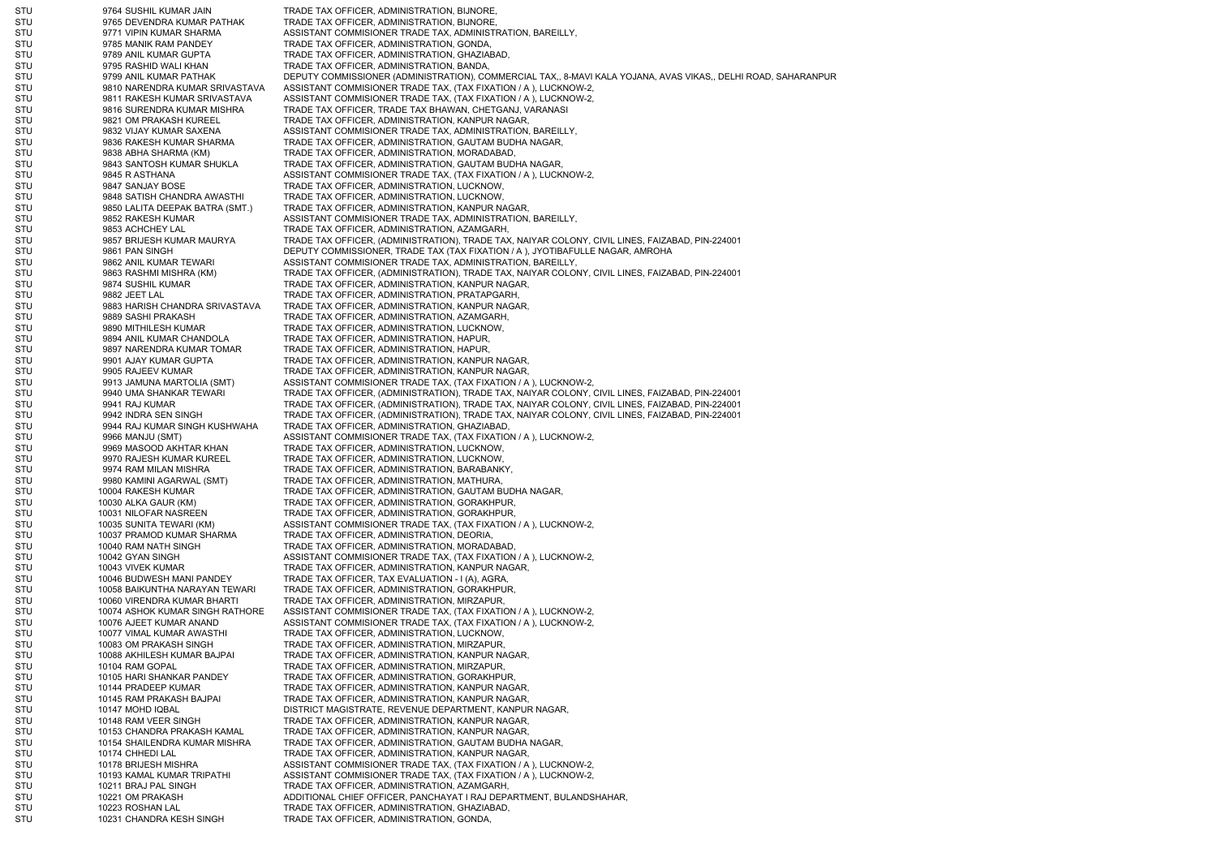| | | | |
|---|---|---|---|
| STU | 9764 | SUSHIL KUMAR JAIN | TRADE TAX OFFICER, ADMINISTRATION, BIJNORE, |
| STU | 9765 | DEVENDRA KUMAR PATHAK | TRADE TAX OFFICER, ADMINISTRATION, BIJNORE, |
| STU | 9771 | VIPIN KUMAR SHARMA | ASSISTANT COMMISIONER TRADE TAX, ADMINISTRATION, BAREILLY, |
| STU | 9785 | MANIK RAM PANDEY | TRADE TAX OFFICER, ADMINISTRATION, GONDA, |
| STU | 9789 | ANIL KUMAR GUPTA | TRADE TAX OFFICER, ADMINISTRATION, GHAZIABAD, |
| STU | 9795 | RASHID WALI KHAN | TRADE TAX OFFICER, ADMINISTRATION, BANDA, |
| STU | 9799 | ANIL KUMAR PATHAK | DEPUTY COMMISSIONER (ADMINISTRATION), COMMERCIAL TAX,, 8-MAVI KALA YOJANA, AVAS VIKAS,, DELHI ROAD, SAHARANPUR |
| STU | 9810 | NARENDRA KUMAR SRIVASTAVA | ASSISTANT COMMISIONER TRADE TAX, (TAX FIXATION / A ), LUCKNOW-2, |
| STU | 9811 | RAKESH KUMAR SRIVASTAVA | ASSISTANT COMMISIONER TRADE TAX, (TAX FIXATION / A ), LUCKNOW-2, |
| STU | 9816 | SURENDRA KUMAR MISHRA | TRADE TAX OFFICER, TRADE TAX BHAWAN, CHETGANJ, VARANASI |
| STU | 9821 | OM PRAKASH KUREEL | TRADE TAX OFFICER, ADMINISTRATION, KANPUR NAGAR, |
| STU | 9832 | VIJAY KUMAR SAXENA | ASSISTANT COMMISIONER TRADE TAX, ADMINISTRATION, BAREILLY, |
| STU | 9836 | RAKESH KUMAR SHARMA | TRADE TAX OFFICER, ADMINISTRATION, GAUTAM BUDHA NAGAR, |
| STU | 9838 | ABHA SHARMA (KM) | TRADE TAX OFFICER, ADMINISTRATION, MORADABAD, |
| STU | 9843 | SANTOSH KUMAR SHUKLA | TRADE TAX OFFICER, ADMINISTRATION, GAUTAM BUDHA NAGAR, |
| STU | 9845 | R ASTHANA | ASSISTANT COMMISIONER TRADE TAX, (TAX FIXATION / A ), LUCKNOW-2, |
| STU | 9847 | SANJAY BOSE | TRADE TAX OFFICER, ADMINISTRATION, LUCKNOW, |
| STU | 9848 | SATISH CHANDRA AWASTHI | TRADE TAX OFFICER, ADMINISTRATION, LUCKNOW, |
| STU | 9850 | LALITA DEEPAK BATRA (SMT.) | TRADE TAX OFFICER, ADMINISTRATION, KANPUR NAGAR, |
| STU | 9852 | RAKESH KUMAR | ASSISTANT COMMISIONER TRADE TAX, ADMINISTRATION, BAREILLY, |
| STU | 9853 | ACHCHEY LAL | TRADE TAX OFFICER, ADMINISTRATION, AZAMGARH, |
| STU | 9857 | BRIJESH KUMAR MAURYA | TRADE TAX OFFICER, (ADMINISTRATION), TRADE TAX, NAIYAR COLONY, CIVIL LINES, FAIZABAD, PIN-224001 |
| STU | 9861 | PAN SINGH | DEPUTY COMMISSIONER, TRADE TAX (TAX FIXATION / A ), JYOTIBAFULLE NAGAR, AMROHA |
| STU | 9862 | ANIL KUMAR TEWARI | ASSISTANT COMMISIONER TRADE TAX, ADMINISTRATION, BAREILLY, |
| STU | 9863 | RASHMI MISHRA (KM) | TRADE TAX OFFICER, (ADMINISTRATION), TRADE TAX, NAIYAR COLONY, CIVIL LINES, FAIZABAD, PIN-224001 |
| STU | 9874 | SUSHIL KUMAR | TRADE TAX OFFICER, ADMINISTRATION, KANPUR NAGAR, |
| STU | 9882 | JEET LAL | TRADE TAX OFFICER, ADMINISTRATION, PRATAPGARH, |
| STU | 9883 | HARISH CHANDRA SRIVASTAVA | TRADE TAX OFFICER, ADMINISTRATION, KANPUR NAGAR, |
| STU | 9889 | SASHI PRAKASH | TRADE TAX OFFICER, ADMINISTRATION, AZAMGARH, |
| STU | 9890 | MITHILESH KUMAR | TRADE TAX OFFICER, ADMINISTRATION, LUCKNOW, |
| STU | 9894 | ANIL KUMAR CHANDOLA | TRADE TAX OFFICER, ADMINISTRATION, HAPUR, |
| STU | 9897 | NARENDRA KUMAR TOMAR | TRADE TAX OFFICER, ADMINISTRATION, HAPUR, |
| STU | 9901 | AJAY KUMAR GUPTA | TRADE TAX OFFICER, ADMINISTRATION, KANPUR NAGAR, |
| STU | 9905 | RAJEEV KUMAR | TRADE TAX OFFICER, ADMINISTRATION, KANPUR NAGAR, |
| STU | 9913 | JAMUNA MARTOLIA (SMT) | ASSISTANT COMMISIONER TRADE TAX, (TAX FIXATION / A ), LUCKNOW-2, |
| STU | 9940 | UMA SHANKAR TEWARI | TRADE TAX OFFICER, (ADMINISTRATION), TRADE TAX, NAIYAR COLONY, CIVIL LINES, FAIZABAD, PIN-224001 |
| STU | 9941 | RAJ KUMAR | TRADE TAX OFFICER, (ADMINISTRATION), TRADE TAX, NAIYAR COLONY, CIVIL LINES, FAIZABAD, PIN-224001 |
| STU | 9942 | INDRA SEN SINGH | TRADE TAX OFFICER, (ADMINISTRATION), TRADE TAX, NAIYAR COLONY, CIVIL LINES, FAIZABAD, PIN-224001 |
| STU | 9944 | RAJ KUMAR SINGH KUSHWAHA | TRADE TAX OFFICER, ADMINISTRATION, GHAZIABAD, |
| STU | 9966 | MANJU (SMT) | ASSISTANT COMMISIONER TRADE TAX, (TAX FIXATION / A ), LUCKNOW-2, |
| STU | 9969 | MASOOD AKHTAR KHAN | TRADE TAX OFFICER, ADMINISTRATION, LUCKNOW, |
| STU | 9970 | RAJESH KUMAR KUREEL | TRADE TAX OFFICER, ADMINISTRATION, LUCKNOW, |
| STU | 9974 | RAM MILAN MISHRA | TRADE TAX OFFICER, ADMINISTRATION, BARABANKY, |
| STU | 9980 | KAMINI AGARWAL (SMT) | TRADE TAX OFFICER, ADMINISTRATION, MATHURA, |
| STU | 10004 | RAKESH KUMAR | TRADE TAX OFFICER, ADMINISTRATION, GAUTAM BUDHA NAGAR, |
| STU | 10030 | ALKA GAUR (KM) | TRADE TAX OFFICER, ADMINISTRATION, GORAKHPUR, |
| STU | 10031 | NILOFAR NASREEN | TRADE TAX OFFICER, ADMINISTRATION, GORAKHPUR, |
| STU | 10035 | SUNITA TEWARI (KM) | ASSISTANT COMMISIONER TRADE TAX, (TAX FIXATION / A ), LUCKNOW-2, |
| STU | 10037 | PRAMOD KUMAR SHARMA | TRADE TAX OFFICER, ADMINISTRATION, DEORIA, |
| STU | 10040 | RAM NATH SINGH | TRADE TAX OFFICER, ADMINISTRATION, MORADABAD, |
| STU | 10042 | GYAN SINGH | ASSISTANT COMMISIONER TRADE TAX, (TAX FIXATION / A ), LUCKNOW-2, |
| STU | 10043 | VIVEK KUMAR | TRADE TAX OFFICER, ADMINISTRATION, KANPUR NAGAR, |
| STU | 10046 | BUDWESH MANI PANDEY | TRADE TAX OFFICER, TAX EVALUATION - I (A), AGRA, |
| STU | 10058 | BAIKUNTHA NARAYAN TEWARI | TRADE TAX OFFICER, ADMINISTRATION, GORAKHPUR, |
| STU | 10060 | VIRENDRA KUMAR BHARTI | TRADE TAX OFFICER, ADMINISTRATION, MIRZAPUR, |
| STU | 10074 | ASHOK KUMAR SINGH RATHORE | ASSISTANT COMMISIONER TRADE TAX, (TAX FIXATION / A ), LUCKNOW-2, |
| STU | 10076 | AJEET KUMAR ANAND | ASSISTANT COMMISIONER TRADE TAX, (TAX FIXATION / A ), LUCKNOW-2, |
| STU | 10077 | VIMAL KUMAR AWASTHI | TRADE TAX OFFICER, ADMINISTRATION, LUCKNOW, |
| STU | 10083 | OM PRAKASH SINGH | TRADE TAX OFFICER, ADMINISTRATION, MIRZAPUR, |
| STU | 10088 | AKHILESH KUMAR BAJPAI | TRADE TAX OFFICER, ADMINISTRATION, KANPUR NAGAR, |
| STU | 10104 | RAM GOPAL | TRADE TAX OFFICER, ADMINISTRATION, MIRZAPUR, |
| STU | 10105 | HARI SHANKAR PANDEY | TRADE TAX OFFICER, ADMINISTRATION, GORAKHPUR, |
| STU | 10144 | PRADEEP KUMAR | TRADE TAX OFFICER, ADMINISTRATION, KANPUR NAGAR, |
| STU | 10145 | RAM PRAKASH BAJPAI | TRADE TAX OFFICER, ADMINISTRATION, KANPUR NAGAR, |
| STU | 10147 | MOHD IQBAL | DISTRICT MAGISTRATE, REVENUE DEPARTMENT, KANPUR NAGAR, |
| STU | 10148 | RAM VEER SINGH | TRADE TAX OFFICER, ADMINISTRATION, KANPUR NAGAR, |
| STU | 10153 | CHANDRA PRAKASH KAMAL | TRADE TAX OFFICER, ADMINISTRATION, KANPUR NAGAR, |
| STU | 10154 | SHAILENDRA KUMAR MISHRA | TRADE TAX OFFICER, ADMINISTRATION, GAUTAM BUDHA NAGAR, |
| STU | 10174 | CHHEDI LAL | TRADE TAX OFFICER, ADMINISTRATION, KANPUR NAGAR, |
| STU | 10178 | BRIJESH MISHRA | ASSISTANT COMMISIONER TRADE TAX, (TAX FIXATION / A ), LUCKNOW-2, |
| STU | 10193 | KAMAL KUMAR TRIPATHI | ASSISTANT COMMISIONER TRADE TAX, (TAX FIXATION / A ), LUCKNOW-2, |
| STU | 10211 | BRAJ PAL SINGH | TRADE TAX OFFICER, ADMINISTRATION, AZAMGARH, |
| STU | 10221 | OM PRAKASH | ADDITIONAL CHIEF OFFICER, PANCHAYAT I RAJ DEPARTMENT, BULANDSHAHAR, |
| STU | 10223 | ROSHAN LAL | TRADE TAX OFFICER, ADMINISTRATION, GHAZIABAD, |
| STU | 10231 | CHANDRA KESH SINGH | TRADE TAX OFFICER, ADMINISTRATION, GONDA, |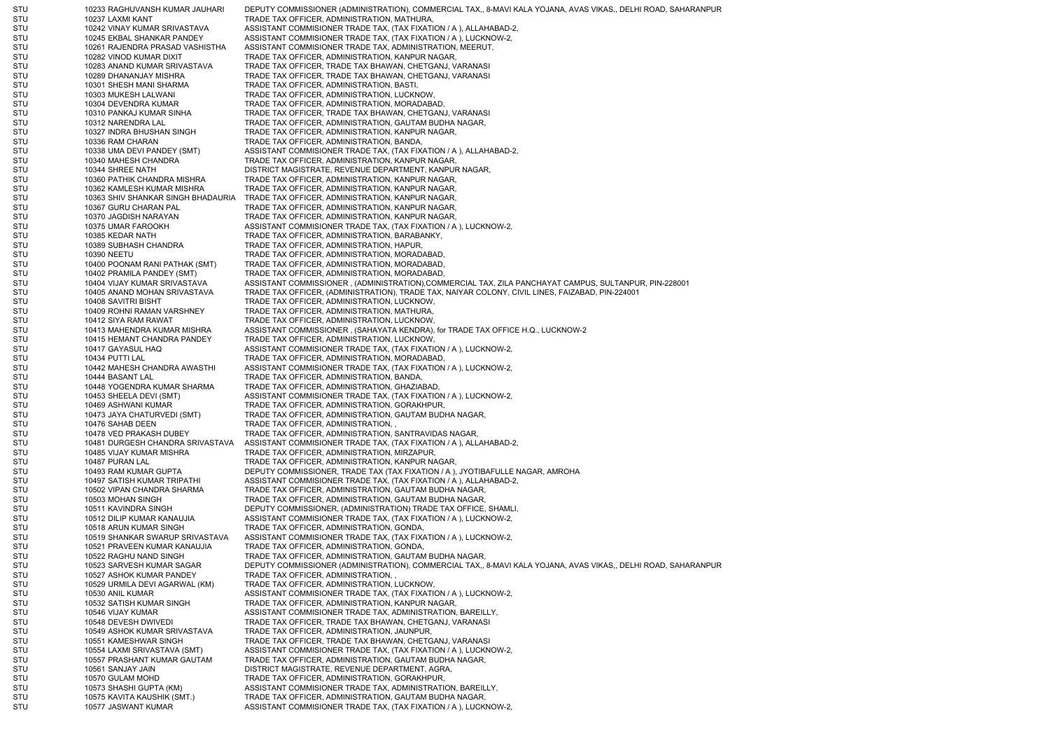| | | | |
|---|---|---|---|
| STU | 10233 | RAGHUVANSH KUMAR JAUHARI | DEPUTY COMMISSIONER (ADMINISTRATION), COMMERCIAL TAX,, 8-MAVI KALA YOJANA, AVAS VIKAS,, DELHI ROAD, SAHARANPUR |
| STU | 10237 | LAXMI KANT | TRADE TAX OFFICER, ADMINISTRATION, MATHURA, |
| STU | 10242 | VINAY KUMAR SRIVASTAVA | ASSISTANT COMMISIONER TRADE TAX, (TAX FIXATION / A ), ALLAHABAD-2, |
| STU | 10245 | EKBAL SHANKAR PANDEY | ASSISTANT COMMISIONER TRADE TAX, (TAX FIXATION / A ), LUCKNOW-2, |
| STU | 10261 | RAJENDRA PRASAD VASHISTHA | ASSISTANT COMMISIONER TRADE TAX, ADMINISTRATION, MEERUT, |
| STU | 10282 | VINOD KUMAR DIXIT | TRADE TAX OFFICER, ADMINISTRATION, KANPUR NAGAR, |
| STU | 10283 | ANAND KUMAR SRIVASTAVA | TRADE TAX OFFICER, TRADE TAX BHAWAN, CHETGANJ, VARANASI |
| STU | 10289 | DHANANJAY MISHRA | TRADE TAX OFFICER, TRADE TAX BHAWAN, CHETGANJ, VARANASI |
| STU | 10301 | SHESH MANI SHARMA | TRADE TAX OFFICER, ADMINISTRATION, BASTI, |
| STU | 10303 | MUKESH LALWANI | TRADE TAX OFFICER, ADMINISTRATION, LUCKNOW, |
| STU | 10304 | DEVENDRA KUMAR | TRADE TAX OFFICER, ADMINISTRATION, MORADABAD, |
| STU | 10310 | PANKAJ KUMAR SINHA | TRADE TAX OFFICER, TRADE TAX BHAWAN, CHETGANJ, VARANASI |
| STU | 10312 | NARENDRA LAL | TRADE TAX OFFICER, ADMINISTRATION, GAUTAM BUDHA NAGAR, |
| STU | 10327 | INDRA BHUSHAN SINGH | TRADE TAX OFFICER, ADMINISTRATION, KANPUR NAGAR, |
| STU | 10336 | RAM CHARAN | TRADE TAX OFFICER, ADMINISTRATION, BANDA, |
| STU | 10338 | UMA DEVI PANDEY (SMT) | ASSISTANT COMMISIONER TRADE TAX, (TAX FIXATION / A ), ALLAHABAD-2, |
| STU | 10340 | MAHESH CHANDRA | TRADE TAX OFFICER, ADMINISTRATION, KANPUR NAGAR, |
| STU | 10344 | SHREE NATH | DISTRICT MAGISTRATE, REVENUE DEPARTMENT, KANPUR NAGAR, |
| STU | 10360 | PATHIK CHANDRA MISHRA | TRADE TAX OFFICER, ADMINISTRATION, KANPUR NAGAR, |
| STU | 10362 | KAMLESH KUMAR MISHRA | TRADE TAX OFFICER, ADMINISTRATION, KANPUR NAGAR, |
| STU | 10363 | SHIV SHANKAR SINGH BHADAURIA | TRADE TAX OFFICER, ADMINISTRATION, KANPUR NAGAR, |
| STU | 10367 | GURU CHARAN PAL | TRADE TAX OFFICER, ADMINISTRATION, KANPUR NAGAR, |
| STU | 10370 | JAGDISH NARAYAN | TRADE TAX OFFICER, ADMINISTRATION, KANPUR NAGAR, |
| STU | 10375 | UMAR FAROOKH | ASSISTANT COMMISIONER TRADE TAX, (TAX FIXATION / A ), LUCKNOW-2, |
| STU | 10385 | KEDAR NATH | TRADE TAX OFFICER, ADMINISTRATION, BARABANKY, |
| STU | 10389 | SUBHASH CHANDRA | TRADE TAX OFFICER, ADMINISTRATION, HAPUR, |
| STU | 10390 | NEETU | TRADE TAX OFFICER, ADMINISTRATION, MORADABAD, |
| STU | 10400 | POONAM RANI PATHAK (SMT) | TRADE TAX OFFICER, ADMINISTRATION, MORADABAD, |
| STU | 10402 | PRAMILA PANDEY (SMT) | TRADE TAX OFFICER, ADMINISTRATION, MORADABAD, |
| STU | 10404 | VIJAY KUMAR SRIVASTAVA | ASSISTANT COMMISSIONER , (ADMINISTRATION),COMMERCIAL TAX, ZILA PANCHAYAT CAMPUS, SULTANPUR, PIN-228001 |
| STU | 10405 | ANAND MOHAN SRIVASTAVA | TRADE TAX OFFICER, (ADMINISTRATION), TRADE TAX, NAIYAR COLONY, CIVIL LINES, FAIZABAD, PIN-224001 |
| STU | 10408 | SAVITRI BISHT | TRADE TAX OFFICER, ADMINISTRATION, LUCKNOW, |
| STU | 10409 | ROHNI RAMAN VARSHNEY | TRADE TAX OFFICER, ADMINISTRATION, MATHURA, |
| STU | 10412 | SIYA RAM RAWAT | TRADE TAX OFFICER, ADMINISTRATION, LUCKNOW, |
| STU | 10413 | MAHENDRA KUMAR MISHRA | ASSISTANT COMMISSIONER , (SAHAYATA KENDRA), for TRADE TAX OFFICE H.Q., LUCKNOW-2 |
| STU | 10415 | HEMANT CHANDRA PANDEY | TRADE TAX OFFICER, ADMINISTRATION, LUCKNOW, |
| STU | 10417 | GAYASUL HAQ | ASSISTANT COMMISIONER TRADE TAX, (TAX FIXATION / A ), LUCKNOW-2, |
| STU | 10434 | PUTTI LAL | TRADE TAX OFFICER, ADMINISTRATION, MORADABAD, |
| STU | 10442 | MAHESH CHANDRA AWASTHI | ASSISTANT COMMISIONER TRADE TAX, (TAX FIXATION / A ), LUCKNOW-2, |
| STU | 10444 | BASANT LAL | TRADE TAX OFFICER, ADMINISTRATION, BANDA, |
| STU | 10448 | YOGENDRA KUMAR SHARMA | TRADE TAX OFFICER, ADMINISTRATION, GHAZIABAD, |
| STU | 10453 | SHEELA DEVI (SMT) | ASSISTANT COMMISIONER TRADE TAX, (TAX FIXATION / A ), LUCKNOW-2, |
| STU | 10469 | ASHWANI KUMAR | TRADE TAX OFFICER, ADMINISTRATION, GORAKHPUR, |
| STU | 10473 | JAYA CHATURVEDI (SMT) | TRADE TAX OFFICER, ADMINISTRATION, GAUTAM BUDHA NAGAR, |
| STU | 10476 | SAHAB DEEN | TRADE TAX OFFICER, ADMINISTRATION, , |
| STU | 10478 | VED PRAKASH DUBEY | TRADE TAX OFFICER, ADMINISTRATION, SANTRAVIDAS NAGAR, |
| STU | 10481 | DURGESH CHANDRA SRIVASTAVA | ASSISTANT COMMISIONER TRADE TAX, (TAX FIXATION / A ), ALLAHABAD-2, |
| STU | 10485 | VIJAY KUMAR MISHRA | TRADE TAX OFFICER, ADMINISTRATION, MIRZAPUR, |
| STU | 10487 | PURAN LAL | TRADE TAX OFFICER, ADMINISTRATION, KANPUR NAGAR, |
| STU | 10493 | RAM KUMAR GUPTA | DEPUTY COMMISSIONER, TRADE TAX (TAX FIXATION / A ), JYOTIBAFULLE NAGAR, AMROHA |
| STU | 10497 | SATISH KUMAR TRIPATHI | ASSISTANT COMMISIONER TRADE TAX, (TAX FIXATION / A ), ALLAHABAD-2, |
| STU | 10502 | VIPAN CHANDRA SHARMA | TRADE TAX OFFICER, ADMINISTRATION, GAUTAM BUDHA NAGAR, |
| STU | 10503 | MOHAN SINGH | TRADE TAX OFFICER, ADMINISTRATION, GAUTAM BUDHA NAGAR, |
| STU | 10511 | KAVINDRA SINGH | DEPUTY COMMISSIONER, (ADMINISTRATION) TRADE TAX OFFICE, SHAMLI, |
| STU | 10512 | DILIP KUMAR KANAUJIA | ASSISTANT COMMISIONER TRADE TAX, (TAX FIXATION / A ), LUCKNOW-2, |
| STU | 10518 | ARUN KUMAR SINGH | TRADE TAX OFFICER, ADMINISTRATION, GONDA, |
| STU | 10519 | SHANKAR SWARUP SRIVASTAVA | ASSISTANT COMMISIONER TRADE TAX, (TAX FIXATION / A ), LUCKNOW-2, |
| STU | 10521 | PRAVEEN KUMAR KANAUJIA | TRADE TAX OFFICER, ADMINISTRATION, GONDA, |
| STU | 10522 | RAGHU NAND SINGH | TRADE TAX OFFICER, ADMINISTRATION, GAUTAM BUDHA NAGAR, |
| STU | 10523 | SARVESH KUMAR SAGAR | DEPUTY COMMISSIONER (ADMINISTRATION), COMMERCIAL TAX,, 8-MAVI KALA YOJANA, AVAS VIKAS,, DELHI ROAD, SAHARANPUR |
| STU | 10527 | ASHOK KUMAR PANDEY | TRADE TAX OFFICER, ADMINISTRATION, , |
| STU | 10529 | URMILA DEVI AGARWAL (KM) | TRADE TAX OFFICER, ADMINISTRATION, LUCKNOW, |
| STU | 10530 | ANIL KUMAR | ASSISTANT COMMISIONER TRADE TAX, (TAX FIXATION / A ), LUCKNOW-2, |
| STU | 10532 | SATISH KUMAR SINGH | TRADE TAX OFFICER, ADMINISTRATION, KANPUR NAGAR, |
| STU | 10546 | VIJAY KUMAR | ASSISTANT COMMISIONER TRADE TAX, ADMINISTRATION, BAREILLY, |
| STU | 10548 | DEVESH DWIVEDI | TRADE TAX OFFICER, TRADE TAX BHAWAN, CHETGANJ, VARANASI |
| STU | 10549 | ASHOK KUMAR SRIVASTAVA | TRADE TAX OFFICER, ADMINISTRATION, JAUNPUR, |
| STU | 10551 | KAMESHWAR SINGH | TRADE TAX OFFICER, TRADE TAX BHAWAN, CHETGANJ, VARANASI |
| STU | 10554 | LAXMI SRIVASTAVA (SMT) | ASSISTANT COMMISIONER TRADE TAX, (TAX FIXATION / A ), LUCKNOW-2, |
| STU | 10557 | PRASHANT KUMAR GAUTAM | TRADE TAX OFFICER, ADMINISTRATION, GAUTAM BUDHA NAGAR, |
| STU | 10561 | SANJAY JAIN | DISTRICT MAGISTRATE, REVENUE DEPARTMENT, AGRA, |
| STU | 10570 | GULAM MOHD | TRADE TAX OFFICER, ADMINISTRATION, GORAKHPUR, |
| STU | 10573 | SHASHI GUPTA (KM) | ASSISTANT COMMISIONER TRADE TAX, ADMINISTRATION, BAREILLY, |
| STU | 10575 | KAVITA KAUSHIK (SMT.) | TRADE TAX OFFICER, ADMINISTRATION, GAUTAM BUDHA NAGAR, |
| STU | 10577 | JASWANT KUMAR | ASSISTANT COMMISIONER TRADE TAX, (TAX FIXATION / A ), LUCKNOW-2, |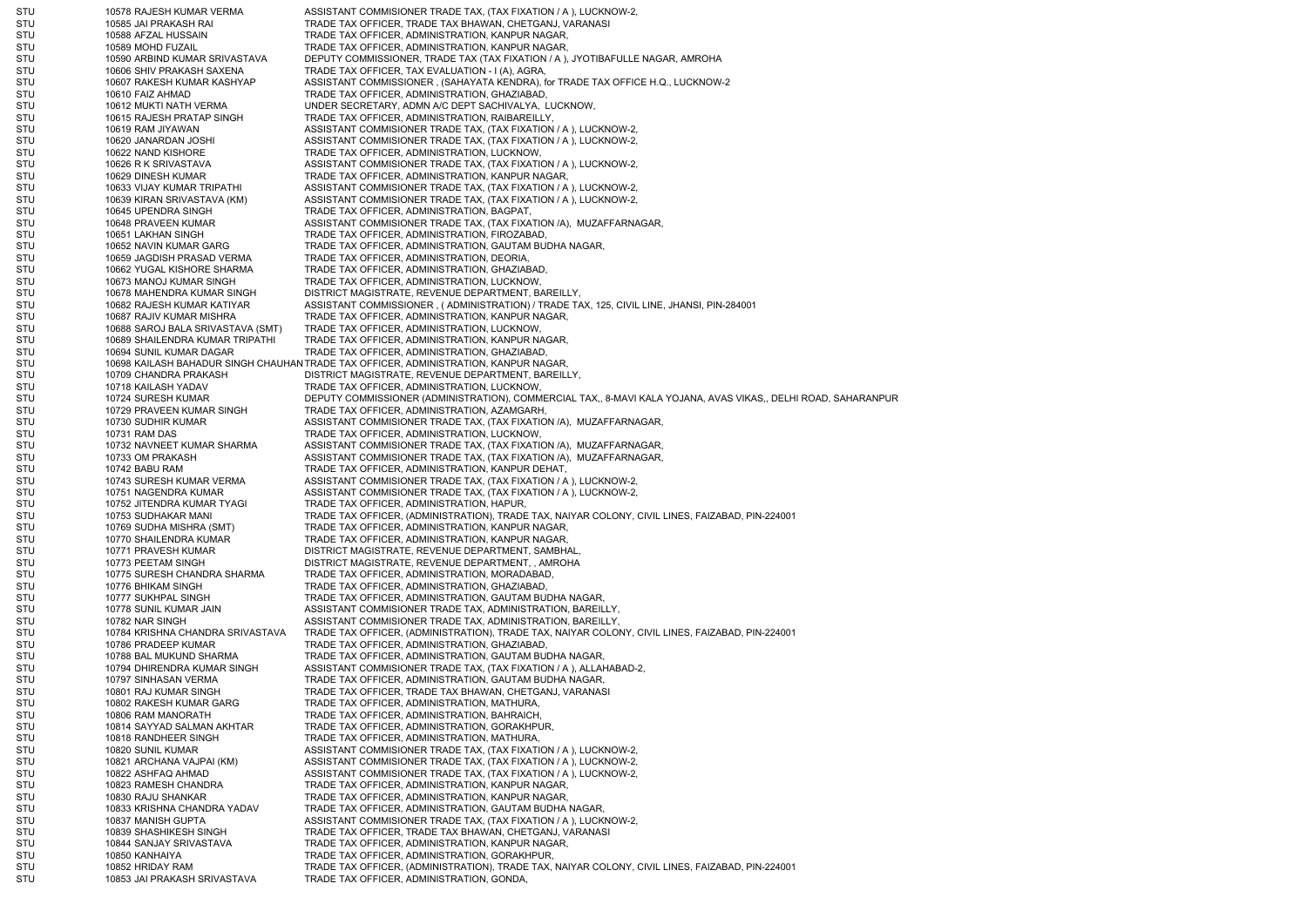| | | | |
|---|---|---|---|
| STU | 10578 | RAJESH KUMAR VERMA | ASSISTANT COMMISIONER TRADE TAX, (TAX FIXATION / A ), LUCKNOW-2, |
| STU | 10585 | JAI PRAKASH RAI | TRADE TAX OFFICER, TRADE TAX BHAWAN, CHETGANJ, VARANASI |
| STU | 10588 | AFZAL HUSSAIN | TRADE TAX OFFICER, ADMINISTRATION, KANPUR NAGAR, |
| STU | 10589 | MOHD FUZAIL | TRADE TAX OFFICER, ADMINISTRATION, KANPUR NAGAR, |
| STU | 10590 | ARBIND KUMAR SRIVASTAVA | DEPUTY COMMISSIONER, TRADE TAX (TAX FIXATION / A ), JYOTIBAFULLE NAGAR, AMROHA |
| STU | 10606 | SHIV PRAKASH SAXENA | TRADE TAX OFFICER, TAX EVALUATION - I (A), AGRA, |
| STU | 10607 | RAKESH KUMAR KASHYAP | ASSISTANT COMMISSIONER , (SAHAYATA KENDRA), for TRADE TAX OFFICE H.Q., LUCKNOW-2 |
| STU | 10610 | FAIZ AHMAD | TRADE TAX OFFICER, ADMINISTRATION, GHAZIABAD, |
| STU | 10612 | MUKTI NATH VERMA | UNDER SECRETARY, ADMN A/C DEPT SACHIVALYA, LUCKNOW, |
| STU | 10615 | RAJESH PRATAP SINGH | TRADE TAX OFFICER, ADMINISTRATION, RAIBAREILLY, |
| STU | 10619 | RAM JIYAWAN | ASSISTANT COMMISIONER TRADE TAX, (TAX FIXATION / A ), LUCKNOW-2, |
| STU | 10620 | JANARDAN JOSHI | ASSISTANT COMMISIONER TRADE TAX, (TAX FIXATION / A ), LUCKNOW-2, |
| STU | 10622 | NAND KISHORE | TRADE TAX OFFICER, ADMINISTRATION, LUCKNOW, |
| STU | 10626 | R K SRIVASTAVA | ASSISTANT COMMISIONER TRADE TAX, (TAX FIXATION / A ), LUCKNOW-2, |
| STU | 10629 | DINESH KUMAR | TRADE TAX OFFICER, ADMINISTRATION, KANPUR NAGAR, |
| STU | 10633 | VIJAY KUMAR TRIPATHI | ASSISTANT COMMISIONER TRADE TAX, (TAX FIXATION / A ), LUCKNOW-2, |
| STU | 10639 | KIRAN SRIVASTAVA (KM) | ASSISTANT COMMISIONER TRADE TAX, (TAX FIXATION / A ), LUCKNOW-2, |
| STU | 10645 | UPENDRA SINGH | TRADE TAX OFFICER, ADMINISTRATION, BAGPAT, |
| STU | 10648 | PRAVEEN KUMAR | ASSISTANT COMMISIONER TRADE TAX, (TAX FIXATION /A), MUZAFFARNAGAR, |
| STU | 10651 | LAKHAN SINGH | TRADE TAX OFFICER, ADMINISTRATION, FIROZABAD, |
| STU | 10652 | NAVIN KUMAR GARG | TRADE TAX OFFICER, ADMINISTRATION, GAUTAM BUDHA NAGAR, |
| STU | 10659 | JAGDISH PRASAD VERMA | TRADE TAX OFFICER, ADMINISTRATION, DEORIA, |
| STU | 10662 | YUGAL KISHORE SHARMA | TRADE TAX OFFICER, ADMINISTRATION, GHAZIABAD, |
| STU | 10673 | MANOJ KUMAR SINGH | TRADE TAX OFFICER, ADMINISTRATION, LUCKNOW, |
| STU | 10678 | MAHENDRA KUMAR SINGH | DISTRICT MAGISTRATE, REVENUE DEPARTMENT, BAREILLY, |
| STU | 10682 | RAJESH KUMAR KATIYAR | ASSISTANT COMMISSIONER , ( ADMINISTRATION) / TRADE TAX, 125, CIVIL LINE, JHANSI, PIN-284001 |
| STU | 10687 | RAJIV KUMAR MISHRA | TRADE TAX OFFICER, ADMINISTRATION, KANPUR NAGAR, |
| STU | 10688 | SAROJ BALA SRIVASTAVA (SMT) | TRADE TAX OFFICER, ADMINISTRATION, LUCKNOW, |
| STU | 10689 | SHAILENDRA KUMAR TRIPATHI | TRADE TAX OFFICER, ADMINISTRATION, KANPUR NAGAR, |
| STU | 10694 | SUNIL KUMAR DAGAR | TRADE TAX OFFICER, ADMINISTRATION, GHAZIABAD, |
| STU | 10698 | KAILASH BAHADUR SINGH CHAUHAN | TRADE TAX OFFICER, ADMINISTRATION, KANPUR NAGAR, |
| STU | 10709 | CHANDRA PRAKASH | DISTRICT MAGISTRATE, REVENUE DEPARTMENT, BAREILLY, |
| STU | 10718 | KAILASH YADAV | TRADE TAX OFFICER, ADMINISTRATION, LUCKNOW, |
| STU | 10724 | SURESH KUMAR | DEPUTY COMMISSIONER (ADMINISTRATION), COMMERCIAL TAX,, 8-MAVI KALA YOJANA, AVAS VIKAS,, DELHI ROAD, SAHARANPUR |
| STU | 10729 | PRAVEEN KUMAR SINGH | TRADE TAX OFFICER, ADMINISTRATION, AZAMGARH, |
| STU | 10730 | SUDHIR KUMAR | ASSISTANT COMMISIONER TRADE TAX, (TAX FIXATION /A), MUZAFFARNAGAR, |
| STU | 10731 | RAM DAS | TRADE TAX OFFICER, ADMINISTRATION, LUCKNOW, |
| STU | 10732 | NAVNEET KUMAR SHARMA | ASSISTANT COMMISIONER TRADE TAX, (TAX FIXATION /A), MUZAFFARNAGAR, |
| STU | 10733 | OM PRAKASH | ASSISTANT COMMISIONER TRADE TAX, (TAX FIXATION /A), MUZAFFARNAGAR, |
| STU | 10742 | BABU RAM | TRADE TAX OFFICER, ADMINISTRATION, KANPUR DEHAT, |
| STU | 10743 | SURESH KUMAR VERMA | ASSISTANT COMMISIONER TRADE TAX, (TAX FIXATION / A ), LUCKNOW-2, |
| STU | 10751 | NAGENDRA KUMAR | ASSISTANT COMMISIONER TRADE TAX, (TAX FIXATION / A ), LUCKNOW-2, |
| STU | 10752 | JITENDRA KUMAR TYAGI | TRADE TAX OFFICER, ADMINISTRATION, HAPUR, |
| STU | 10753 | SUDHAKAR MANI | TRADE TAX OFFICER, (ADMINISTRATION), TRADE TAX, NAIYAR COLONY, CIVIL LINES, FAIZABAD, PIN-224001 |
| STU | 10769 | SUDHA MISHRA (SMT) | TRADE TAX OFFICER, ADMINISTRATION, KANPUR NAGAR, |
| STU | 10770 | SHAILENDRA KUMAR | TRADE TAX OFFICER, ADMINISTRATION, KANPUR NAGAR, |
| STU | 10771 | PRAVESH KUMAR | DISTRICT MAGISTRATE, REVENUE DEPARTMENT, SAMBHAL, |
| STU | 10773 | PEETAM SINGH | DISTRICT MAGISTRATE, REVENUE DEPARTMENT, , AMROHA |
| STU | 10775 | SURESH CHANDRA SHARMA | TRADE TAX OFFICER, ADMINISTRATION, MORADABAD, |
| STU | 10776 | BHIKAM SINGH | TRADE TAX OFFICER, ADMINISTRATION, GHAZIABAD, |
| STU | 10777 | SUKHPAL SINGH | TRADE TAX OFFICER, ADMINISTRATION, GAUTAM BUDHA NAGAR, |
| STU | 10778 | SUNIL KUMAR JAIN | ASSISTANT COMMISIONER TRADE TAX, ADMINISTRATION, BAREILLY, |
| STU | 10782 | NAR SINGH | ASSISTANT COMMISIONER TRADE TAX, ADMINISTRATION, BAREILLY, |
| STU | 10784 | KRISHNA CHANDRA SRIVASTAVA | TRADE TAX OFFICER, (ADMINISTRATION), TRADE TAX, NAIYAR COLONY, CIVIL LINES, FAIZABAD, PIN-224001 |
| STU | 10786 | PRADEEP KUMAR | TRADE TAX OFFICER, ADMINISTRATION, GHAZIABAD, |
| STU | 10788 | BAL MUKUND SHARMA | TRADE TAX OFFICER, ADMINISTRATION, GAUTAM BUDHA NAGAR, |
| STU | 10794 | DHIRENDRA KUMAR SINGH | ASSISTANT COMMISIONER TRADE TAX, (TAX FIXATION / A ), ALLAHABAD-2, |
| STU | 10797 | SINHASAN VERMA | TRADE TAX OFFICER, ADMINISTRATION, GAUTAM BUDHA NAGAR, |
| STU | 10801 | RAJ KUMAR SINGH | TRADE TAX OFFICER, TRADE TAX BHAWAN, CHETGANJ, VARANASI |
| STU | 10802 | RAKESH KUMAR GARG | TRADE TAX OFFICER, ADMINISTRATION, MATHURA, |
| STU | 10806 | RAM MANORATH | TRADE TAX OFFICER, ADMINISTRATION, BAHRAICH, |
| STU | 10814 | SAYYAD SALMAN AKHTAR | TRADE TAX OFFICER, ADMINISTRATION, GORAKHPUR, |
| STU | 10818 | RANDHEER SINGH | TRADE TAX OFFICER, ADMINISTRATION, MATHURA, |
| STU | 10820 | SUNIL KUMAR | ASSISTANT COMMISIONER TRADE TAX, (TAX FIXATION / A ), LUCKNOW-2, |
| STU | 10821 | ARCHANA VAJPAI (KM) | ASSISTANT COMMISIONER TRADE TAX, (TAX FIXATION / A ), LUCKNOW-2, |
| STU | 10822 | ASHFAQ AHMAD | ASSISTANT COMMISIONER TRADE TAX, (TAX FIXATION / A ), LUCKNOW-2, |
| STU | 10823 | RAMESH CHANDRA | TRADE TAX OFFICER, ADMINISTRATION, KANPUR NAGAR, |
| STU | 10830 | RAJU SHANKAR | TRADE TAX OFFICER, ADMINISTRATION, KANPUR NAGAR, |
| STU | 10833 | KRISHNA CHANDRA YADAV | TRADE TAX OFFICER, ADMINISTRATION, GAUTAM BUDHA NAGAR, |
| STU | 10837 | MANISH GUPTA | ASSISTANT COMMISIONER TRADE TAX, (TAX FIXATION / A ), LUCKNOW-2, |
| STU | 10839 | SHASHIKESH SINGH | TRADE TAX OFFICER, TRADE TAX BHAWAN, CHETGANJ, VARANASI |
| STU | 10844 | SANJAY SRIVASTAVA | TRADE TAX OFFICER, ADMINISTRATION, KANPUR NAGAR, |
| STU | 10850 | KANHAIYA | TRADE TAX OFFICER, ADMINISTRATION, GORAKHPUR, |
| STU | 10852 | HRIDAY RAM | TRADE TAX OFFICER, (ADMINISTRATION), TRADE TAX, NAIYAR COLONY, CIVIL LINES, FAIZABAD, PIN-224001 |
| STU | 10853 | JAI PRAKASH SRIVASTAVA | TRADE TAX OFFICER, ADMINISTRATION, GONDA, |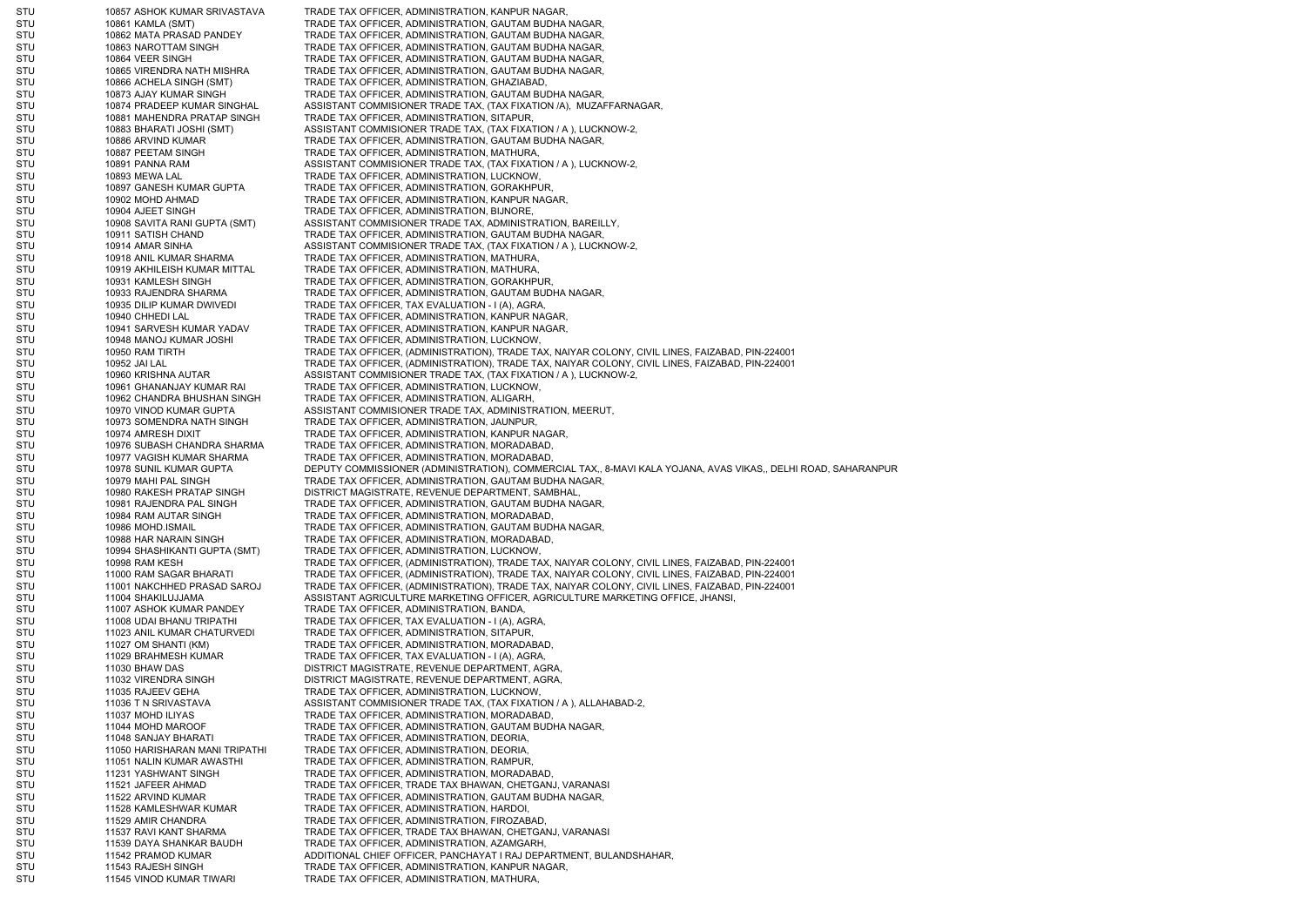| | | | |
|---|---|---|---|
| STU | 10857 | ASHOK KUMAR SRIVASTAVA | TRADE TAX OFFICER, ADMINISTRATION, KANPUR NAGAR, |
| STU | 10861 | KAMLA (SMT) | TRADE TAX OFFICER, ADMINISTRATION, GAUTAM BUDHA NAGAR, |
| STU | 10862 | MATA PRASAD PANDEY | TRADE TAX OFFICER, ADMINISTRATION, GAUTAM BUDHA NAGAR, |
| STU | 10863 | NAROTTAM SINGH | TRADE TAX OFFICER, ADMINISTRATION, GAUTAM BUDHA NAGAR, |
| STU | 10864 | VEER SINGH | TRADE TAX OFFICER, ADMINISTRATION, GAUTAM BUDHA NAGAR, |
| STU | 10865 | VIRENDRA NATH MISHRA | TRADE TAX OFFICER, ADMINISTRATION, GAUTAM BUDHA NAGAR, |
| STU | 10866 | ACHELA SINGH (SMT) | TRADE TAX OFFICER, ADMINISTRATION, GHAZIABAD, |
| STU | 10873 | AJAY KUMAR SINGH | TRADE TAX OFFICER, ADMINISTRATION, GAUTAM BUDHA NAGAR, |
| STU | 10874 | PRADEEP KUMAR SINGHAL | ASSISTANT COMMISIONER TRADE TAX, (TAX FIXATION /A), MUZAFFARNAGAR, |
| STU | 10881 | MAHENDRA PRATAP SINGH | TRADE TAX OFFICER, ADMINISTRATION, SITAPUR, |
| STU | 10883 | BHARATI JOSHI (SMT) | ASSISTANT COMMISIONER TRADE TAX, (TAX FIXATION / A ), LUCKNOW-2, |
| STU | 10886 | ARVIND KUMAR | TRADE TAX OFFICER, ADMINISTRATION, GAUTAM BUDHA NAGAR, |
| STU | 10887 | PEETAM SINGH | TRADE TAX OFFICER, ADMINISTRATION, MATHURA, |
| STU | 10891 | PANNA RAM | ASSISTANT COMMISIONER TRADE TAX, (TAX FIXATION / A ), LUCKNOW-2, |
| STU | 10893 | MEWA LAL | TRADE TAX OFFICER, ADMINISTRATION, LUCKNOW, |
| STU | 10897 | GANESH KUMAR GUPTA | TRADE TAX OFFICER, ADMINISTRATION, GORAKHPUR, |
| STU | 10902 | MOHD AHMAD | TRADE TAX OFFICER, ADMINISTRATION, KANPUR NAGAR, |
| STU | 10904 | AJEET SINGH | TRADE TAX OFFICER, ADMINISTRATION, BIJNORE, |
| STU | 10908 | SAVITA RANI GUPTA (SMT) | ASSISTANT COMMISIONER TRADE TAX, ADMINISTRATION, BAREILLY, |
| STU | 10911 | SATISH CHAND | TRADE TAX OFFICER, ADMINISTRATION, GAUTAM BUDHA NAGAR, |
| STU | 10914 | AMAR SINHA | ASSISTANT COMMISIONER TRADE TAX, (TAX FIXATION / A ), LUCKNOW-2, |
| STU | 10918 | ANIL KUMAR SHARMA | TRADE TAX OFFICER, ADMINISTRATION, MATHURA, |
| STU | 10919 | AKHILEISH KUMAR MITTAL | TRADE TAX OFFICER, ADMINISTRATION, MATHURA, |
| STU | 10931 | KAMLESH SINGH | TRADE TAX OFFICER, ADMINISTRATION, GORAKHPUR, |
| STU | 10933 | RAJENDRA SHARMA | TRADE TAX OFFICER, ADMINISTRATION, GAUTAM BUDHA NAGAR, |
| STU | 10935 | DILIP KUMAR DWIVEDI | TRADE TAX OFFICER, TAX EVALUATION - I (A), AGRA, |
| STU | 10940 | CHHEDI LAL | TRADE TAX OFFICER, ADMINISTRATION, KANPUR NAGAR, |
| STU | 10941 | SARVESH KUMAR YADAV | TRADE TAX OFFICER, ADMINISTRATION, KANPUR NAGAR, |
| STU | 10948 | MANOJ KUMAR JOSHI | TRADE TAX OFFICER, ADMINISTRATION, LUCKNOW, |
| STU | 10950 | RAM TIRTH | TRADE TAX OFFICER, (ADMINISTRATION), TRADE TAX, NAIYAR COLONY, CIVIL LINES, FAIZABAD, PIN-224001 |
| STU | 10952 | JAI LAL | TRADE TAX OFFICER, (ADMINISTRATION), TRADE TAX, NAIYAR COLONY, CIVIL LINES, FAIZABAD, PIN-224001 |
| STU | 10960 | KRISHNA AUTAR | ASSISTANT COMMISIONER TRADE TAX, (TAX FIXATION / A ), LUCKNOW-2, |
| STU | 10961 | GHANANJAY KUMAR RAI | TRADE TAX OFFICER, ADMINISTRATION, LUCKNOW, |
| STU | 10962 | CHANDRA BHUSHAN SINGH | TRADE TAX OFFICER, ADMINISTRATION, ALIGARH, |
| STU | 10970 | VINOD KUMAR GUPTA | ASSISTANT COMMISIONER TRADE TAX, ADMINISTRATION, MEERUT, |
| STU | 10973 | SOMENDRA NATH SINGH | TRADE TAX OFFICER, ADMINISTRATION, JAUNPUR, |
| STU | 10974 | AMRESH DIXIT | TRADE TAX OFFICER, ADMINISTRATION, KANPUR NAGAR, |
| STU | 10976 | SUBASH CHANDRA SHARMA | TRADE TAX OFFICER, ADMINISTRATION, MORADABAD, |
| STU | 10977 | VAGISH KUMAR SHARMA | TRADE TAX OFFICER, ADMINISTRATION, MORADABAD, |
| STU | 10978 | SUNIL KUMAR GUPTA | DEPUTY COMMISSIONER (ADMINISTRATION), COMMERCIAL TAX,, 8-MAVI KALA YOJANA, AVAS VIKAS,, DELHI ROAD, SAHARANPUR |
| STU | 10979 | MAHI PAL SINGH | TRADE TAX OFFICER, ADMINISTRATION, GAUTAM BUDHA NAGAR, |
| STU | 10980 | RAKESH PRATAP SINGH | DISTRICT MAGISTRATE, REVENUE DEPARTMENT, SAMBHAL, |
| STU | 10981 | RAJENDRA PAL SINGH | TRADE TAX OFFICER, ADMINISTRATION, GAUTAM BUDHA NAGAR, |
| STU | 10984 | RAM AUTAR SINGH | TRADE TAX OFFICER, ADMINISTRATION, MORADABAD, |
| STU | 10986 | MOHD.ISMAIL | TRADE TAX OFFICER, ADMINISTRATION, GAUTAM BUDHA NAGAR, |
| STU | 10988 | HAR NARAIN SINGH | TRADE TAX OFFICER, ADMINISTRATION, MORADABAD, |
| STU | 10994 | SHASHIKANTI GUPTA (SMT) | TRADE TAX OFFICER, ADMINISTRATION, LUCKNOW, |
| STU | 10998 | RAM KESH | TRADE TAX OFFICER, (ADMINISTRATION), TRADE TAX, NAIYAR COLONY, CIVIL LINES, FAIZABAD, PIN-224001 |
| STU | 11000 | RAM SAGAR BHARATI | TRADE TAX OFFICER, (ADMINISTRATION), TRADE TAX, NAIYAR COLONY, CIVIL LINES, FAIZABAD, PIN-224001 |
| STU | 11001 | NAKCHHED PRASAD SAROJ | TRADE TAX OFFICER, (ADMINISTRATION), TRADE TAX, NAIYAR COLONY, CIVIL LINES, FAIZABAD, PIN-224001 |
| STU | 11004 | SHAKILUJJAMA | ASSISTANT AGRICULTURE MARKETING OFFICER, AGRICULTURE MARKETING OFFICE, JHANSI, |
| STU | 11007 | ASHOK KUMAR PANDEY | TRADE TAX OFFICER, ADMINISTRATION, BANDA, |
| STU | 11008 | UDAI BHANU TRIPATHI | TRADE TAX OFFICER, TAX EVALUATION - I (A), AGRA, |
| STU | 11023 | ANIL KUMAR CHATURVEDI | TRADE TAX OFFICER, ADMINISTRATION, SITAPUR, |
| STU | 11027 | OM SHANTI (KM) | TRADE TAX OFFICER, ADMINISTRATION, MORADABAD, |
| STU | 11029 | BRAHMESH KUMAR | TRADE TAX OFFICER, TAX EVALUATION - I (A), AGRA, |
| STU | 11030 | BHAW DAS | DISTRICT MAGISTRATE, REVENUE DEPARTMENT, AGRA, |
| STU | 11032 | VIRENDRA SINGH | DISTRICT MAGISTRATE, REVENUE DEPARTMENT, AGRA, |
| STU | 11035 | RAJEEV GEHA | TRADE TAX OFFICER, ADMINISTRATION, LUCKNOW, |
| STU | 11036 | T N SRIVASTAVA | ASSISTANT COMMISIONER TRADE TAX, (TAX FIXATION / A ), ALLAHABAD-2, |
| STU | 11037 | MOHD ILIYAS | TRADE TAX OFFICER, ADMINISTRATION, MORADABAD, |
| STU | 11044 | MOHD MAROOF | TRADE TAX OFFICER, ADMINISTRATION, GAUTAM BUDHA NAGAR, |
| STU | 11048 | SANJAY BHARATI | TRADE TAX OFFICER, ADMINISTRATION, DEORIA, |
| STU | 11050 | HARISHARAN MANI TRIPATHI | TRADE TAX OFFICER, ADMINISTRATION, DEORIA, |
| STU | 11051 | NALIN KUMAR AWASTHI | TRADE TAX OFFICER, ADMINISTRATION, RAMPUR, |
| STU | 11231 | YASHWANT SINGH | TRADE TAX OFFICER, ADMINISTRATION, MORADABAD, |
| STU | 11521 | JAFEER AHMAD | TRADE TAX OFFICER, TRADE TAX BHAWAN, CHETGANJ, VARANASI |
| STU | 11522 | ARVIND KUMAR | TRADE TAX OFFICER, ADMINISTRATION, GAUTAM BUDHA NAGAR, |
| STU | 11528 | KAMLESHWAR KUMAR | TRADE TAX OFFICER, ADMINISTRATION, HARDOI, |
| STU | 11529 | AMIR CHANDRA | TRADE TAX OFFICER, ADMINISTRATION, FIROZABAD, |
| STU | 11537 | RAVI KANT SHARMA | TRADE TAX OFFICER, TRADE TAX BHAWAN, CHETGANJ, VARANASI |
| STU | 11539 | DAYA SHANKAR BAUDH | TRADE TAX OFFICER, ADMINISTRATION, AZAMGARH, |
| STU | 11542 | PRAMOD KUMAR | ADDITIONAL CHIEF OFFICER, PANCHAYAT I RAJ DEPARTMENT, BULANDSHAHAR, |
| STU | 11543 | RAJESH SINGH | TRADE TAX OFFICER, ADMINISTRATION, KANPUR NAGAR, |
| STU | 11545 | VINOD KUMAR TIWARI | TRADE TAX OFFICER, ADMINISTRATION, MATHURA, |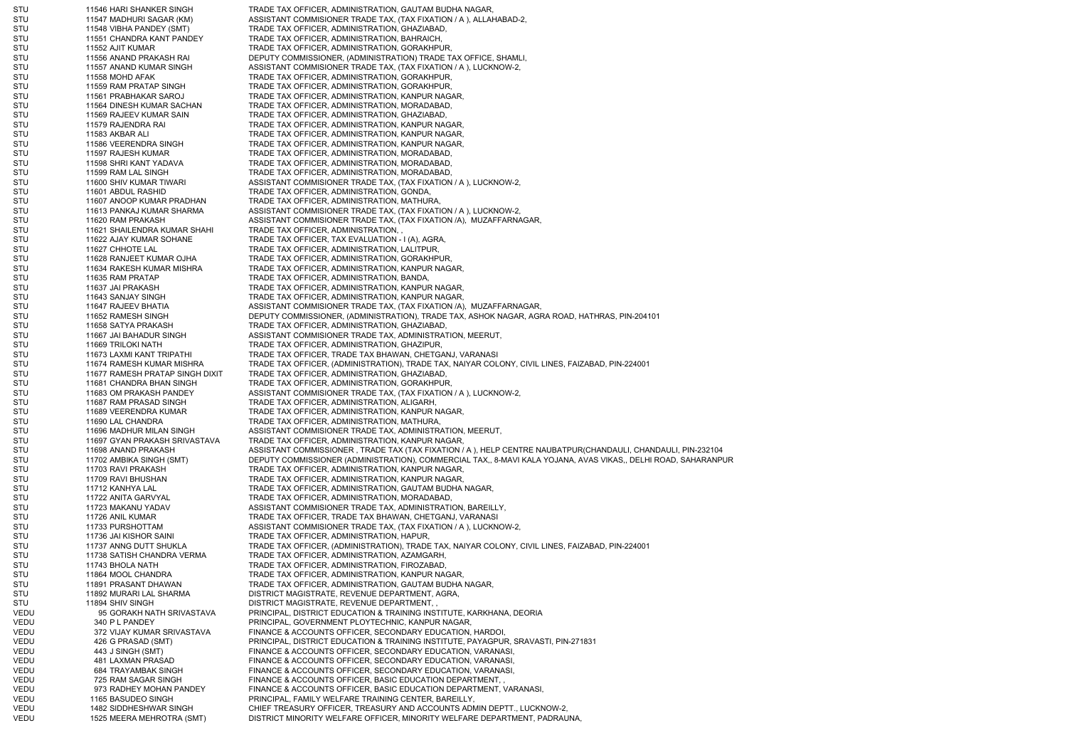| | | | |
|---|---|---|---|
| STU | 11546 | HARI SHANKER SINGH | TRADE TAX OFFICER, ADMINISTRATION, GAUTAM BUDHA NAGAR, |
| STU | 11547 | MADHURI SAGAR (KM) | ASSISTANT COMMISIONER TRADE TAX, (TAX FIXATION / A ), ALLAHABAD-2, |
| STU | 11548 | VIBHA PANDEY (SMT) | TRADE TAX OFFICER, ADMINISTRATION, GHAZIABAD, |
| STU | 11551 | CHANDRA KANT PANDEY | TRADE TAX OFFICER, ADMINISTRATION, BAHRAICH, |
| STU | 11552 | AJIT KUMAR | TRADE TAX OFFICER, ADMINISTRATION, GORAKHPUR, |
| STU | 11556 | ANAND PRAKASH RAI | DEPUTY COMMISSIONER, (ADMINISTRATION) TRADE TAX OFFICE, SHAMLI, |
| STU | 11557 | ANAND KUMAR SINGH | ASSISTANT COMMISIONER TRADE TAX, (TAX FIXATION / A ), LUCKNOW-2, |
| STU | 11558 | MOHD AFAK | TRADE TAX OFFICER, ADMINISTRATION, GORAKHPUR, |
| STU | 11559 | RAM PRATAP SINGH | TRADE TAX OFFICER, ADMINISTRATION, GORAKHPUR, |
| STU | 11561 | PRABHAKAR SAROJ | TRADE TAX OFFICER, ADMINISTRATION, KANPUR NAGAR, |
| STU | 11564 | DINESH KUMAR SACHAN | TRADE TAX OFFICER, ADMINISTRATION, MORADABAD, |
| STU | 11569 | RAJEEV KUMAR SAIN | TRADE TAX OFFICER, ADMINISTRATION, GHAZIABAD, |
| STU | 11579 | RAJENDRA RAI | TRADE TAX OFFICER, ADMINISTRATION, KANPUR NAGAR, |
| STU | 11583 | AKBAR ALI | TRADE TAX OFFICER, ADMINISTRATION, KANPUR NAGAR, |
| STU | 11586 | VEERENDRA SINGH | TRADE TAX OFFICER, ADMINISTRATION, KANPUR NAGAR, |
| STU | 11597 | RAJESH KUMAR | TRADE TAX OFFICER, ADMINISTRATION, MORADABAD, |
| STU | 11598 | SHRI KANT YADAVA | TRADE TAX OFFICER, ADMINISTRATION, MORADABAD, |
| STU | 11599 | RAM LAL SINGH | TRADE TAX OFFICER, ADMINISTRATION, MORADABAD, |
| STU | 11600 | SHIV KUMAR TIWARI | ASSISTANT COMMISIONER TRADE TAX, (TAX FIXATION / A ), LUCKNOW-2, |
| STU | 11601 | ABDUL RASHID | TRADE TAX OFFICER, ADMINISTRATION, GONDA, |
| STU | 11607 | ANOOP KUMAR PRADHAN | TRADE TAX OFFICER, ADMINISTRATION, MATHURA, |
| STU | 11613 | PANKAJ KUMAR SHARMA | ASSISTANT COMMISIONER TRADE TAX, (TAX FIXATION / A ), LUCKNOW-2, |
| STU | 11620 | RAM PRAKASH | ASSISTANT COMMISIONER TRADE TAX, (TAX FIXATION /A), MUZAFFARNAGAR, |
| STU | 11621 | SHAILENDRA KUMAR SHAHI | TRADE TAX OFFICER, ADMINISTRATION, , |
| STU | 11622 | AJAY KUMAR SOHANE | TRADE TAX OFFICER, TAX EVALUATION - I (A), AGRA, |
| STU | 11627 | CHHOTE LAL | TRADE TAX OFFICER, ADMINISTRATION, LALITPUR, |
| STU | 11628 | RANJEET KUMAR OJHA | TRADE TAX OFFICER, ADMINISTRATION, GORAKHPUR, |
| STU | 11634 | RAKESH KUMAR MISHRA | TRADE TAX OFFICER, ADMINISTRATION, KANPUR NAGAR, |
| STU | 11635 | RAM PRATAP | TRADE TAX OFFICER, ADMINISTRATION, BANDA, |
| STU | 11637 | JAI PRAKASH | TRADE TAX OFFICER, ADMINISTRATION, KANPUR NAGAR, |
| STU | 11643 | SANJAY SINGH | TRADE TAX OFFICER, ADMINISTRATION, KANPUR NAGAR, |
| STU | 11647 | RAJEEV BHATIA | ASSISTANT COMMISIONER TRADE TAX, (TAX FIXATION /A), MUZAFFARNAGAR, |
| STU | 11652 | RAMESH SINGH | DEPUTY COMMISSIONER, (ADMINISTRATION), TRADE TAX, ASHOK NAGAR, AGRA ROAD, HATHRAS, PIN-204101 |
| STU | 11658 | SATYA PRAKASH | TRADE TAX OFFICER, ADMINISTRATION, GHAZIABAD, |
| STU | 11667 | JAI BAHADUR SINGH | ASSISTANT COMMISIONER TRADE TAX, ADMINISTRATION, MEERUT, |
| STU | 11669 | TRILOKI NATH | TRADE TAX OFFICER, ADMINISTRATION, GHAZIPUR, |
| STU | 11673 | LAXMI KANT TRIPATHI | TRADE TAX OFFICER, TRADE TAX BHAWAN, CHETGANJ, VARANASI |
| STU | 11674 | RAMESH KUMAR MISHRA | TRADE TAX OFFICER, (ADMINISTRATION), TRADE TAX, NAIYAR COLONY, CIVIL LINES, FAIZABAD, PIN-224001 |
| STU | 11677 | RAMESH PRATAP SINGH DIXIT | TRADE TAX OFFICER, ADMINISTRATION, GHAZIABAD, |
| STU | 11681 | CHANDRA BHAN SINGH | TRADE TAX OFFICER, ADMINISTRATION, GORAKHPUR, |
| STU | 11683 | OM PRAKASH PANDEY | ASSISTANT COMMISIONER TRADE TAX, (TAX FIXATION / A ), LUCKNOW-2, |
| STU | 11687 | RAM PRASAD SINGH | TRADE TAX OFFICER, ADMINISTRATION, ALIGARH, |
| STU | 11689 | VEERENDRA KUMAR | TRADE TAX OFFICER, ADMINISTRATION, KANPUR NAGAR, |
| STU | 11690 | LAL CHANDRA | TRADE TAX OFFICER, ADMINISTRATION, MATHURA, |
| STU | 11696 | MADHUR MILAN SINGH | ASSISTANT COMMISIONER TRADE TAX, ADMINISTRATION, MEERUT, |
| STU | 11697 | GYAN PRAKASH SRIVASTAVA | TRADE TAX OFFICER, ADMINISTRATION, KANPUR NAGAR, |
| STU | 11698 | ANAND PRAKASH | ASSISTANT COMMISSIONER , TRADE TAX (TAX FIXATION / A ), HELP CENTRE NAUBATPUR(CHANDAULI, CHANDAULI, PIN-232104 |
| STU | 11702 | AMBIKA SINGH (SMT) | DEPUTY COMMISSIONER (ADMINISTRATION), COMMERCIAL TAX,, 8-MAVI KALA YOJANA, AVAS VIKAS,, DELHI ROAD, SAHARANPUR |
| STU | 11703 | RAVI PRAKASH | TRADE TAX OFFICER, ADMINISTRATION, KANPUR NAGAR, |
| STU | 11709 | RAVI BHUSHAN | TRADE TAX OFFICER, ADMINISTRATION, KANPUR NAGAR, |
| STU | 11712 | KANHYA LAL | TRADE TAX OFFICER, ADMINISTRATION, GAUTAM BUDHA NAGAR, |
| STU | 11722 | ANITA GARVYAL | TRADE TAX OFFICER, ADMINISTRATION, MORADABAD, |
| STU | 11723 | MAKANU YADAV | ASSISTANT COMMISIONER TRADE TAX, ADMINISTRATION, BAREILLY, |
| STU | 11726 | ANIL KUMAR | TRADE TAX OFFICER, TRADE TAX BHAWAN, CHETGANJ, VARANASI |
| STU | 11733 | PURSHOTTAM | ASSISTANT COMMISIONER TRADE TAX, (TAX FIXATION / A ), LUCKNOW-2, |
| STU | 11736 | JAI KISHOR SAINI | TRADE TAX OFFICER, ADMINISTRATION, HAPUR, |
| STU | 11737 | ANNG DUTT SHUKLA | TRADE TAX OFFICER, (ADMINISTRATION), TRADE TAX, NAIYAR COLONY, CIVIL LINES, FAIZABAD, PIN-224001 |
| STU | 11738 | SATISH CHANDRA VERMA | TRADE TAX OFFICER, ADMINISTRATION, AZAMGARH, |
| STU | 11743 | BHOLA NATH | TRADE TAX OFFICER, ADMINISTRATION, FIROZABAD, |
| STU | 11864 | MOOL CHANDRA | TRADE TAX OFFICER, ADMINISTRATION, KANPUR NAGAR, |
| STU | 11891 | PRASANT DHAWAN | TRADE TAX OFFICER, ADMINISTRATION, GAUTAM BUDHA NAGAR, |
| STU | 11892 | MURARI LAL SHARMA | DISTRICT MAGISTRATE, REVENUE DEPARTMENT, AGRA, |
| STU | 11894 | SHIV SINGH | DISTRICT MAGISTRATE, REVENUE DEPARTMENT, , |
| VEDU | 95 | GORAKH NATH SRIVASTAVA | PRINCIPAL, DISTRICT EDUCATION & TRAINING INSTITUTE, KARKHANA, DEORIA |
| VEDU | 340 | P L PANDEY | PRINCIPAL, GOVERNMENT PLOYTECHNIC, KANPUR NAGAR, |
| VEDU | 372 | VIJAY KUMAR SRIVASTAVA | FINANCE & ACCOUNTS OFFICER, SECONDARY EDUCATION, HARDOI, |
| VEDU | 426 | G PRASAD (SMT) | PRINCIPAL, DISTRICT EDUCATION & TRAINING INSTITUTE, PAYAGPUR, SRAVASTI, PIN-271831 |
| VEDU | 443 | J SINGH (SMT) | FINANCE & ACCOUNTS OFFICER, SECONDARY EDUCATION, VARANASI, |
| VEDU | 481 | LAXMAN PRASAD | FINANCE & ACCOUNTS OFFICER, SECONDARY EDUCATION, VARANASI, |
| VEDU | 684 | TRAYAMBAK SINGH | FINANCE & ACCOUNTS OFFICER, SECONDARY EDUCATION, VARANASI, |
| VEDU | 725 | RAM SAGAR SINGH | FINANCE & ACCOUNTS OFFICER, BASIC EDUCATION DEPARTMENT, , |
| VEDU | 973 | RADHEY MOHAN PANDEY | FINANCE & ACCOUNTS OFFICER, BASIC EDUCATION DEPARTMENT, VARANASI, |
| VEDU | 1165 | BASUDEO SINGH | PRINCIPAL, FAMILY WELFARE TRAINING CENTER, BAREILLY, |
| VEDU | 1482 | SIDDHESHWAR SINGH | CHIEF TREASURY OFFICER, TREASURY AND ACCOUNTS ADMIN DEPTT., LUCKNOW-2, |
| VEDU | 1525 | MEERA MEHROTRA (SMT) | DISTRICT MINORITY WELFARE OFFICER, MINORITY WELFARE DEPARTMENT, PADRAUNA, |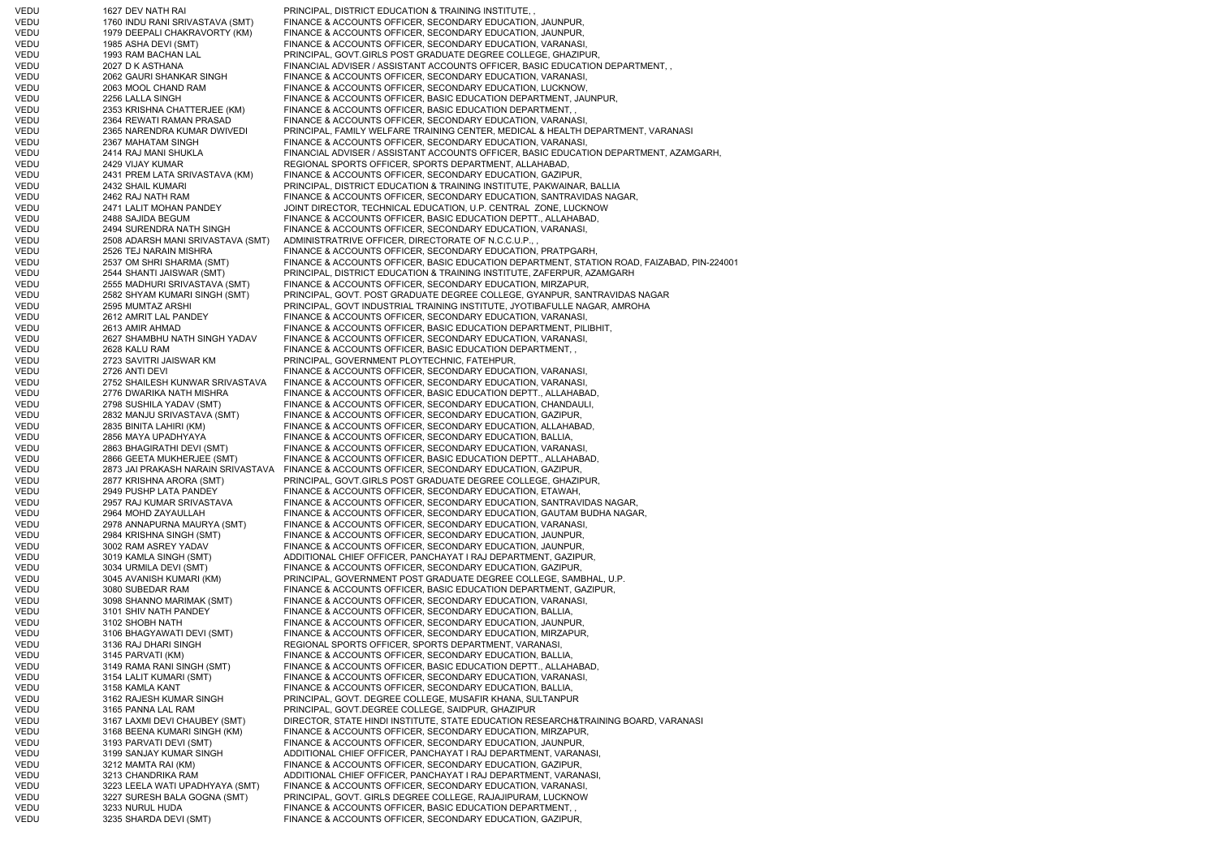| | | | |
|---|---|---|---|
| VEDU | 1627 | DEV NATH RAI | PRINCIPAL, DISTRICT EDUCATION & TRAINING INSTITUTE, , |
| VEDU | 1760 | INDU RANI SRIVASTAVA (SMT) | FINANCE & ACCOUNTS OFFICER, SECONDARY EDUCATION, JAUNPUR, |
| VEDU | 1979 | DEEPALI CHAKRAVORTY (KM) | FINANCE & ACCOUNTS OFFICER, SECONDARY EDUCATION, JAUNPUR, |
| VEDU | 1985 | ASHA DEVI (SMT) | FINANCE & ACCOUNTS OFFICER, SECONDARY EDUCATION, VARANASI, |
| VEDU | 1993 | RAM BACHAN LAL | PRINCIPAL, GOVT.GIRLS POST GRADUATE DEGREE COLLEGE, GHAZIPUR, |
| VEDU | 2027 | D K ASTHANA | FINANCIAL ADVISER / ASSISTANT ACCOUNTS OFFICER, BASIC EDUCATION DEPARTMENT, , |
| VEDU | 2062 | GAURI SHANKAR SINGH | FINANCE & ACCOUNTS OFFICER, SECONDARY EDUCATION, VARANASI, |
| VEDU | 2063 | MOOL CHAND RAM | FINANCE & ACCOUNTS OFFICER, SECONDARY EDUCATION, LUCKNOW, |
| VEDU | 2256 | LALLA SINGH | FINANCE & ACCOUNTS OFFICER, BASIC EDUCATION DEPARTMENT, JAUNPUR, |
| VEDU | 2353 | KRISHNA CHATTERJEE (KM) | FINANCE & ACCOUNTS OFFICER, BASIC EDUCATION DEPARTMENT, , |
| VEDU | 2364 | REWATI RAMAN PRASAD | FINANCE & ACCOUNTS OFFICER, SECONDARY EDUCATION, VARANASI, |
| VEDU | 2365 | NARENDRA KUMAR DWIVEDI | PRINCIPAL, FAMILY WELFARE TRAINING CENTER, MEDICAL & HEALTH DEPARTMENT, VARANASI |
| VEDU | 2367 | MAHATAM SINGH | FINANCE & ACCOUNTS OFFICER, SECONDARY EDUCATION, VARANASI, |
| VEDU | 2414 | RAJ MANI SHUKLA | FINANCIAL ADVISER / ASSISTANT ACCOUNTS OFFICER, BASIC EDUCATION DEPARTMENT, AZAMGARH, |
| VEDU | 2429 | VIJAY KUMAR | REGIONAL SPORTS OFFICER, SPORTS DEPARTMENT, ALLAHABAD, |
| VEDU | 2431 | PREM LATA SRIVASTAVA (KM) | FINANCE & ACCOUNTS OFFICER, SECONDARY EDUCATION, GAZIPUR, |
| VEDU | 2432 | SHAIL KUMARI | PRINCIPAL, DISTRICT EDUCATION & TRAINING INSTITUTE, PAKWAINAR, BALLIA |
| VEDU | 2462 | RAJ NATH RAM | FINANCE & ACCOUNTS OFFICER, SECONDARY EDUCATION, SANTRAVIDAS NAGAR, |
| VEDU | 2471 | LALIT MOHAN PANDEY | JOINT DIRECTOR, TECHNICAL EDUCATION, U.P. CENTRAL ZONE, LUCKNOW |
| VEDU | 2488 | SAJIDA BEGUM | FINANCE & ACCOUNTS OFFICER, BASIC EDUCATION DEPTT., ALLAHABAD, |
| VEDU | 2494 | SURENDRA NATH SINGH | FINANCE & ACCOUNTS OFFICER, SECONDARY EDUCATION, VARANASI, |
| VEDU | 2508 | ADARSH MANI SRIVASTAVA (SMT) | ADMINISTRATRIVE OFFICER, DIRECTORATE OF N.C.C.U.P., , |
| VEDU | 2526 | TEJ NARAIN MISHRA | FINANCE & ACCOUNTS OFFICER, SECONDARY EDUCATION, PRATPGARH, |
| VEDU | 2537 | OM SHRI SHARMA (SMT) | FINANCE & ACCOUNTS OFFICER, BASIC EDUCATION DEPARTMENT, STATION ROAD, FAIZABAD, PIN-224001 |
| VEDU | 2544 | SHANTI JAISWAR (SMT) | PRINCIPAL, DISTRICT EDUCATION & TRAINING INSTITUTE, ZAFERPUR, AZAMGARH |
| VEDU | 2555 | MADHURI SRIVASTAVA (SMT) | FINANCE & ACCOUNTS OFFICER, SECONDARY EDUCATION, MIRZAPUR, |
| VEDU | 2582 | SHYAM KUMARI SINGH (SMT) | PRINCIPAL, GOVT. POST GRADUATE DEGREE COLLEGE, GYANPUR, SANTRAVIDAS NAGAR |
| VEDU | 2595 | MUMTAZ ARSHI | PRINCIPAL, GOVT INDUSTRIAL TRAINING INSTITUTE, JYOTIBAFULLE NAGAR, AMROHA |
| VEDU | 2612 | AMRIT LAL PANDEY | FINANCE & ACCOUNTS OFFICER, SECONDARY EDUCATION, VARANASI, |
| VEDU | 2613 | AMIR AHMAD | FINANCE & ACCOUNTS OFFICER, BASIC EDUCATION DEPARTMENT, PILIBHIT, |
| VEDU | 2627 | SHAMBHU NATH SINGH YADAV | FINANCE & ACCOUNTS OFFICER, SECONDARY EDUCATION, VARANASI, |
| VEDU | 2628 | KALU RAM | FINANCE & ACCOUNTS OFFICER, BASIC EDUCATION DEPARTMENT, , |
| VEDU | 2723 | SAVITRI JAISWAR KM | PRINCIPAL, GOVERNMENT PLOYTECHNIC, FATEHPUR, |
| VEDU | 2726 | ANTI DEVI | FINANCE & ACCOUNTS OFFICER, SECONDARY EDUCATION, VARANASI, |
| VEDU | 2752 | SHAILESH KUNWAR SRIVASTAVA | FINANCE & ACCOUNTS OFFICER, SECONDARY EDUCATION, VARANASI, |
| VEDU | 2776 | DWARIKA NATH MISHRA | FINANCE & ACCOUNTS OFFICER, BASIC EDUCATION DEPTT., ALLAHABAD, |
| VEDU | 2798 | SUSHILA YADAV (SMT) | FINANCE & ACCOUNTS OFFICER, SECONDARY EDUCATION, CHANDAULI, |
| VEDU | 2832 | MANJU SRIVASTAVA (SMT) | FINANCE & ACCOUNTS OFFICER, SECONDARY EDUCATION, GAZIPUR, |
| VEDU | 2835 | BINITA LAHIRI (KM) | FINANCE & ACCOUNTS OFFICER, SECONDARY EDUCATION, ALLAHABAD, |
| VEDU | 2856 | MAYA UPADHYAYA | FINANCE & ACCOUNTS OFFICER, SECONDARY EDUCATION, BALLIA, |
| VEDU | 2863 | BHAGIRATHI DEVI (SMT) | FINANCE & ACCOUNTS OFFICER, SECONDARY EDUCATION, VARANASI, |
| VEDU | 2866 | GEETA MUKHERJEE (SMT) | FINANCE & ACCOUNTS OFFICER, BASIC EDUCATION DEPTT., ALLAHABAD, |
| VEDU | 2873 | JAI PRAKASH NARAIN SRIVASTAVA | FINANCE & ACCOUNTS OFFICER, SECONDARY EDUCATION, GAZIPUR, |
| VEDU | 2877 | KRISHNA ARORA (SMT) | PRINCIPAL, GOVT.GIRLS POST GRADUATE DEGREE COLLEGE, GHAZIPUR, |
| VEDU | 2949 | PUSHP LATA PANDEY | FINANCE & ACCOUNTS OFFICER, SECONDARY EDUCATION, ETAWAH, |
| VEDU | 2957 | RAJ KUMAR SRIVASTAVA | FINANCE & ACCOUNTS OFFICER, SECONDARY EDUCATION, SANTRAVIDAS NAGAR, |
| VEDU | 2964 | MOHD ZAYAULLAH | FINANCE & ACCOUNTS OFFICER, SECONDARY EDUCATION, GAUTAM BUDHA NAGAR, |
| VEDU | 2978 | ANNAPURNA MAURYA (SMT) | FINANCE & ACCOUNTS OFFICER, SECONDARY EDUCATION, VARANASI, |
| VEDU | 2984 | KRISHNA SINGH (SMT) | FINANCE & ACCOUNTS OFFICER, SECONDARY EDUCATION, JAUNPUR, |
| VEDU | 3002 | RAM ASREY YADAV | FINANCE & ACCOUNTS OFFICER, SECONDARY EDUCATION, JAUNPUR, |
| VEDU | 3019 | KAMLA SINGH (SMT) | ADDITIONAL CHIEF OFFICER, PANCHAYAT I RAJ DEPARTMENT, GAZIPUR, |
| VEDU | 3034 | URMILA DEVI (SMT) | FINANCE & ACCOUNTS OFFICER, SECONDARY EDUCATION, GAZIPUR, |
| VEDU | 3045 | AVANISH KUMARI (KM) | PRINCIPAL, GOVERNMENT POST GRADUATE DEGREE COLLEGE, SAMBHAL, U.P. |
| VEDU | 3080 | SUBEDAR RAM | FINANCE & ACCOUNTS OFFICER, BASIC EDUCATION DEPARTMENT, GAZIPUR, |
| VEDU | 3098 | SHANNO MARIMAK (SMT) | FINANCE & ACCOUNTS OFFICER, SECONDARY EDUCATION, VARANASI, |
| VEDU | 3101 | SHIV NATH PANDEY | FINANCE & ACCOUNTS OFFICER, SECONDARY EDUCATION, BALLIA, |
| VEDU | 3102 | SHOBH NATH | FINANCE & ACCOUNTS OFFICER, SECONDARY EDUCATION, JAUNPUR, |
| VEDU | 3106 | BHAGYAWATI DEVI (SMT) | FINANCE & ACCOUNTS OFFICER, SECONDARY EDUCATION, MIRZAPUR, |
| VEDU | 3136 | RAJ DHARI SINGH | REGIONAL SPORTS OFFICER, SPORTS DEPARTMENT, VARANASI, |
| VEDU | 3145 | PARVATI (KM) | FINANCE & ACCOUNTS OFFICER, SECONDARY EDUCATION, BALLIA, |
| VEDU | 3149 | RAMA RANI SINGH (SMT) | FINANCE & ACCOUNTS OFFICER, BASIC EDUCATION DEPTT., ALLAHABAD, |
| VEDU | 3154 | LALIT KUMARI (SMT) | FINANCE & ACCOUNTS OFFICER, SECONDARY EDUCATION, VARANASI, |
| VEDU | 3158 | KAMLA KANT | FINANCE & ACCOUNTS OFFICER, SECONDARY EDUCATION, BALLIA, |
| VEDU | 3162 | RAJESH KUMAR SINGH | PRINCIPAL, GOVT. DEGREE COLLEGE, MUSAFIR KHANA, SULTANPUR |
| VEDU | 3165 | PANNA LAL RAM | PRINCIPAL, GOVT.DEGREE COLLEGE, SAIDPUR, GHAZIPUR |
| VEDU | 3167 | LAXMI DEVI CHAUBEY (SMT) | DIRECTOR, STATE HINDI INSTITUTE, STATE EDUCATION RESEARCH&TRAINING BOARD, VARANASI |
| VEDU | 3168 | BEENA KUMARI SINGH (KM) | FINANCE & ACCOUNTS OFFICER, SECONDARY EDUCATION, MIRZAPUR, |
| VEDU | 3193 | PARVATI DEVI (SMT) | FINANCE & ACCOUNTS OFFICER, SECONDARY EDUCATION, JAUNPUR, |
| VEDU | 3199 | SANJAY KUMAR SINGH | ADDITIONAL CHIEF OFFICER, PANCHAYAT I RAJ DEPARTMENT, VARANASI, |
| VEDU | 3212 | MAMTA RAI (KM) | FINANCE & ACCOUNTS OFFICER, SECONDARY EDUCATION, GAZIPUR, |
| VEDU | 3213 | CHANDRIKA RAM | ADDITIONAL CHIEF OFFICER, PANCHAYAT I RAJ DEPARTMENT, VARANASI, |
| VEDU | 3223 | LEELA WATI UPADHYAYA (SMT) | FINANCE & ACCOUNTS OFFICER, SECONDARY EDUCATION, VARANASI, |
| VEDU | 3227 | SURESH BALA GOGNA (SMT) | PRINCIPAL, GOVT. GIRLS DEGREE COLLEGE, RAJAJIPURAM, LUCKNOW |
| VEDU | 3233 | NURUL HUDA | FINANCE & ACCOUNTS OFFICER, BASIC EDUCATION DEPARTMENT, , |
| VEDU | 3235 | SHARDA DEVI (SMT) | FINANCE & ACCOUNTS OFFICER, SECONDARY EDUCATION, GAZIPUR, |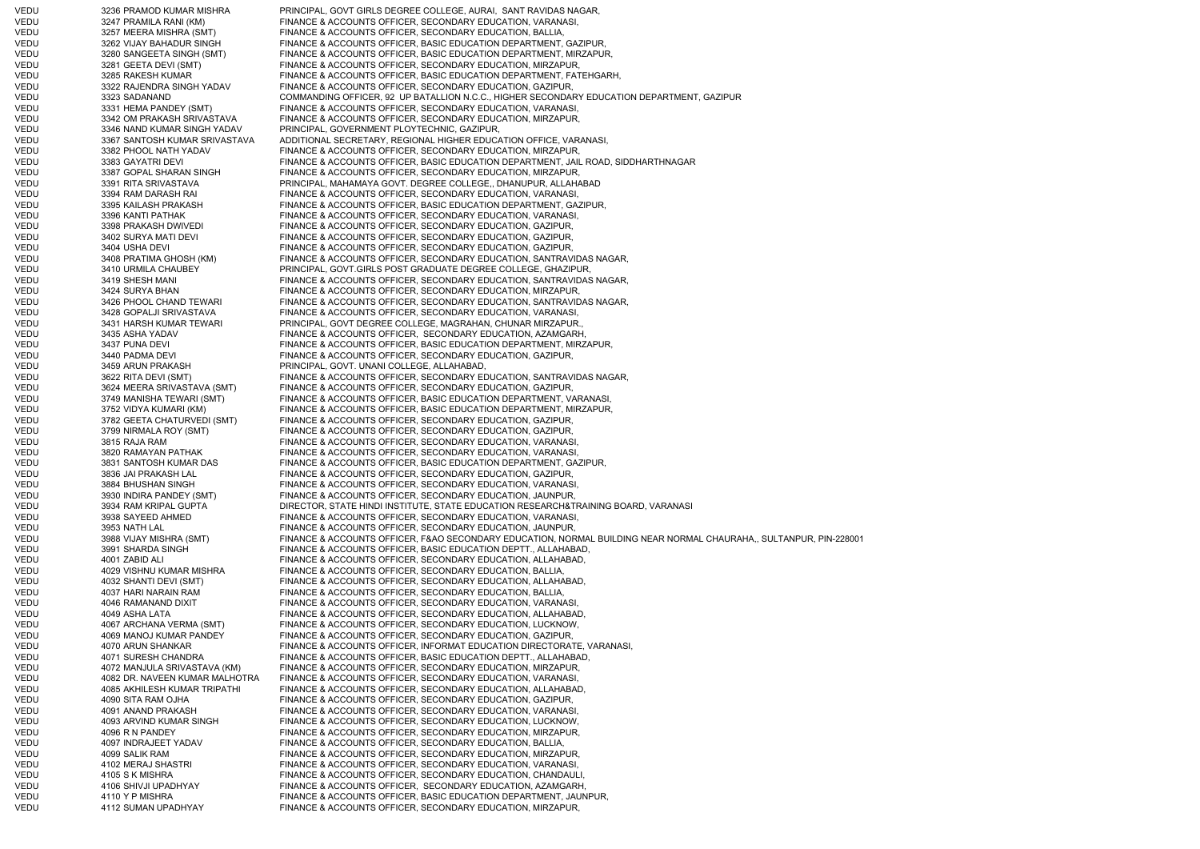| | | |
|---|---|---|
| VEDU | 3236 PRAMOD KUMAR MISHRA | PRINCIPAL, GOVT GIRLS DEGREE COLLEGE, AURAI, SANT RAVIDAS NAGAR, |
| VEDU | 3247 PRAMILA RANI (KM) | FINANCE & ACCOUNTS OFFICER, SECONDARY EDUCATION, VARANASI, |
| VEDU | 3257 MEERA MISHRA (SMT) | FINANCE & ACCOUNTS OFFICER, SECONDARY EDUCATION, BALLIA, |
| VEDU | 3262 VIJAY BAHADUR SINGH | FINANCE & ACCOUNTS OFFICER, BASIC EDUCATION DEPARTMENT, GAZIPUR, |
| VEDU | 3280 SANGEETA SINGH (SMT) | FINANCE & ACCOUNTS OFFICER, BASIC EDUCATION DEPARTMENT, MIRZAPUR, |
| VEDU | 3281 GEETA DEVI (SMT) | FINANCE & ACCOUNTS OFFICER, SECONDARY EDUCATION, MIRZAPUR, |
| VEDU | 3285 RAKESH KUMAR | FINANCE & ACCOUNTS OFFICER, BASIC EDUCATION DEPARTMENT, FATEHGARH, |
| VEDU | 3322 RAJENDRA SINGH YADAV | FINANCE & ACCOUNTS OFFICER, SECONDARY EDUCATION, GAZIPUR, |
| VEDU | 3323 SADANAND | COMMANDING OFFICER, 92 UP BATALLION N.C.C., HIGHER SECONDARY EDUCATION DEPARTMENT, GAZIPUR |
| VEDU | 3331 HEMA PANDEY (SMT) | FINANCE & ACCOUNTS OFFICER, SECONDARY EDUCATION, VARANASI, |
| VEDU | 3342 OM PRAKASH SRIVASTAVA | FINANCE & ACCOUNTS OFFICER, SECONDARY EDUCATION, MIRZAPUR, |
| VEDU | 3346 NAND KUMAR SINGH YADAV | PRINCIPAL, GOVERNMENT PLOYTECHNIC, GAZIPUR, |
| VEDU | 3367 SANTOSH KUMAR SRIVASTAVA | ADDITIONAL SECRETARY, REGIONAL HIGHER EDUCATION OFFICE, VARANASI, |
| VEDU | 3382 PHOOL NATH YADAV | FINANCE & ACCOUNTS OFFICER, SECONDARY EDUCATION, MIRZAPUR, |
| VEDU | 3383 GAYATRI DEVI | FINANCE & ACCOUNTS OFFICER, BASIC EDUCATION DEPARTMENT, JAIL ROAD, SIDDHARTHNAGAR |
| VEDU | 3387 GOPAL SHARAN SINGH | FINANCE & ACCOUNTS OFFICER, SECONDARY EDUCATION, MIRZAPUR, |
| VEDU | 3391 RITA SRIVASTAVA | PRINCIPAL, MAHAMAYA GOVT. DEGREE COLLEGE,, DHANUPUR, ALLAHABAD |
| VEDU | 3394 RAM DARASH RAI | FINANCE & ACCOUNTS OFFICER, SECONDARY EDUCATION, VARANASI, |
| VEDU | 3395 KAILASH PRAKASH | FINANCE & ACCOUNTS OFFICER, BASIC EDUCATION DEPARTMENT, GAZIPUR, |
| VEDU | 3396 KANTI PATHAK | FINANCE & ACCOUNTS OFFICER, SECONDARY EDUCATION, VARANASI, |
| VEDU | 3398 PRAKASH DWIVEDI | FINANCE & ACCOUNTS OFFICER, SECONDARY EDUCATION, GAZIPUR, |
| VEDU | 3402 SURYA MATI DEVI | FINANCE & ACCOUNTS OFFICER, SECONDARY EDUCATION, GAZIPUR, |
| VEDU | 3404 USHA DEVI | FINANCE & ACCOUNTS OFFICER, SECONDARY EDUCATION, GAZIPUR, |
| VEDU | 3408 PRATIMA GHOSH (KM) | FINANCE & ACCOUNTS OFFICER, SECONDARY EDUCATION, SANTRAVIDAS NAGAR, |
| VEDU | 3410 URMILA CHAUBEY | PRINCIPAL, GOVT.GIRLS POST GRADUATE DEGREE COLLEGE, GHAZIPUR, |
| VEDU | 3419 SHESH MANI | FINANCE & ACCOUNTS OFFICER, SECONDARY EDUCATION, SANTRAVIDAS NAGAR, |
| VEDU | 3424 SURYA BHAN | FINANCE & ACCOUNTS OFFICER, SECONDARY EDUCATION, MIRZAPUR, |
| VEDU | 3426 PHOOL CHAND TEWARI | FINANCE & ACCOUNTS OFFICER, SECONDARY EDUCATION, SANTRAVIDAS NAGAR, |
| VEDU | 3428 GOPALJI SRIVASTAVA | FINANCE & ACCOUNTS OFFICER, SECONDARY EDUCATION, VARANASI, |
| VEDU | 3431 HARSH KUMAR TEWARI | PRINCIPAL, GOVT DEGREE COLLEGE, MAGRAHAN, CHUNAR MIRZAPUR., |
| VEDU | 3435 ASHA YADAV | FINANCE & ACCOUNTS OFFICER, SECONDARY EDUCATION, AZAMGARH, |
| VEDU | 3437 PUNA DEVI | FINANCE & ACCOUNTS OFFICER, BASIC EDUCATION DEPARTMENT, MIRZAPUR, |
| VEDU | 3440 PADMA DEVI | FINANCE & ACCOUNTS OFFICER, SECONDARY EDUCATION, GAZIPUR, |
| VEDU | 3459 ARUN PRAKASH | PRINCIPAL, GOVT. UNANI COLLEGE, ALLAHABAD, |
| VEDU | 3622 RITA DEVI (SMT) | FINANCE & ACCOUNTS OFFICER, SECONDARY EDUCATION, SANTRAVIDAS NAGAR, |
| VEDU | 3624 MEERA SRIVASTAVA (SMT) | FINANCE & ACCOUNTS OFFICER, SECONDARY EDUCATION, GAZIPUR, |
| VEDU | 3749 MANISHA TEWARI (SMT) | FINANCE & ACCOUNTS OFFICER, BASIC EDUCATION DEPARTMENT, VARANASI, |
| VEDU | 3752 VIDYA KUMARI (KM) | FINANCE & ACCOUNTS OFFICER, BASIC EDUCATION DEPARTMENT, MIRZAPUR, |
| VEDU | 3782 GEETA CHATURVEDI (SMT) | FINANCE & ACCOUNTS OFFICER, SECONDARY EDUCATION, GAZIPUR, |
| VEDU | 3799 NIRMALA ROY (SMT) | FINANCE & ACCOUNTS OFFICER, SECONDARY EDUCATION, GAZIPUR, |
| VEDU | 3815 RAJA RAM | FINANCE & ACCOUNTS OFFICER, SECONDARY EDUCATION, VARANASI, |
| VEDU | 3820 RAMAYAN PATHAK | FINANCE & ACCOUNTS OFFICER, SECONDARY EDUCATION, VARANASI, |
| VEDU | 3831 SANTOSH KUMAR DAS | FINANCE & ACCOUNTS OFFICER, BASIC EDUCATION DEPARTMENT, GAZIPUR, |
| VEDU | 3836 JAI PRAKASH LAL | FINANCE & ACCOUNTS OFFICER, SECONDARY EDUCATION, GAZIPUR, |
| VEDU | 3884 BHUSHAN SINGH | FINANCE & ACCOUNTS OFFICER, SECONDARY EDUCATION, VARANASI, |
| VEDU | 3930 INDIRA PANDEY (SMT) | FINANCE & ACCOUNTS OFFICER, SECONDARY EDUCATION, JAUNPUR, |
| VEDU | 3934 RAM KRIPAL GUPTA | DIRECTOR, STATE HINDI INSTITUTE, STATE EDUCATION RESEARCH&TRAINING BOARD, VARANASI |
| VEDU | 3938 SAYEED AHMED | FINANCE & ACCOUNTS OFFICER, SECONDARY EDUCATION, VARANASI, |
| VEDU | 3953 NATH LAL | FINANCE & ACCOUNTS OFFICER, SECONDARY EDUCATION, JAUNPUR, |
| VEDU | 3988 VIJAY MISHRA (SMT) | FINANCE & ACCOUNTS OFFICER, F&AO SECONDARY EDUCATION, NORMAL BUILDING NEAR NORMAL CHAURAHA,, SULTANPUR, PIN-228001 |
| VEDU | 3991 SHARDA SINGH | FINANCE & ACCOUNTS OFFICER, BASIC EDUCATION DEPTT., ALLAHABAD, |
| VEDU | 4001 ZABID ALI | FINANCE & ACCOUNTS OFFICER, SECONDARY EDUCATION, ALLAHABAD, |
| VEDU | 4029 VISHNU KUMAR MISHRA | FINANCE & ACCOUNTS OFFICER, SECONDARY EDUCATION, BALLIA, |
| VEDU | 4032 SHANTI DEVI (SMT) | FINANCE & ACCOUNTS OFFICER, SECONDARY EDUCATION, ALLAHABAD, |
| VEDU | 4037 HARI NARAIN RAM | FINANCE & ACCOUNTS OFFICER, SECONDARY EDUCATION, BALLIA, |
| VEDU | 4046 RAMANAND DIXIT | FINANCE & ACCOUNTS OFFICER, SECONDARY EDUCATION, VARANASI, |
| VEDU | 4049 ASHA LATA | FINANCE & ACCOUNTS OFFICER, SECONDARY EDUCATION, ALLAHABAD, |
| VEDU | 4067 ARCHANA VERMA (SMT) | FINANCE & ACCOUNTS OFFICER, SECONDARY EDUCATION, LUCKNOW, |
| VEDU | 4069 MANOJ KUMAR PANDEY | FINANCE & ACCOUNTS OFFICER, SECONDARY EDUCATION, GAZIPUR, |
| VEDU | 4070 ARUN SHANKAR | FINANCE & ACCOUNTS OFFICER, INFORMAT EDUCATION DIRECTORATE, VARANASI, |
| VEDU | 4071 SURESH CHANDRA | FINANCE & ACCOUNTS OFFICER, BASIC EDUCATION DEPTT., ALLAHABAD, |
| VEDU | 4072 MANJULA SRIVASTAVA (KM) | FINANCE & ACCOUNTS OFFICER, SECONDARY EDUCATION, MIRZAPUR, |
| VEDU | 4082 DR. NAVEEN KUMAR MALHOTRA | FINANCE & ACCOUNTS OFFICER, SECONDARY EDUCATION, VARANASI, |
| VEDU | 4085 AKHILESH KUMAR TRIPATHI | FINANCE & ACCOUNTS OFFICER, SECONDARY EDUCATION, ALLAHABAD, |
| VEDU | 4090 SITA RAM OJHA | FINANCE & ACCOUNTS OFFICER, SECONDARY EDUCATION, GAZIPUR, |
| VEDU | 4091 ANAND PRAKASH | FINANCE & ACCOUNTS OFFICER, SECONDARY EDUCATION, VARANASI, |
| VEDU | 4093 ARVIND KUMAR SINGH | FINANCE & ACCOUNTS OFFICER, SECONDARY EDUCATION, LUCKNOW, |
| VEDU | 4096 R N PANDEY | FINANCE & ACCOUNTS OFFICER, SECONDARY EDUCATION, MIRZAPUR, |
| VEDU | 4097 INDRAJEET YADAV | FINANCE & ACCOUNTS OFFICER, SECONDARY EDUCATION, BALLIA, |
| VEDU | 4099 SALIK RAM | FINANCE & ACCOUNTS OFFICER, SECONDARY EDUCATION, MIRZAPUR, |
| VEDU | 4102 MERAJ SHASTRI | FINANCE & ACCOUNTS OFFICER, SECONDARY EDUCATION, VARANASI, |
| VEDU | 4105 S K MISHRA | FINANCE & ACCOUNTS OFFICER, SECONDARY EDUCATION, CHANDAULI, |
| VEDU | 4106 SHIVJI UPADHYAY | FINANCE & ACCOUNTS OFFICER, SECONDARY EDUCATION, AZAMGARH, |
| VEDU | 4110 Y P MISHRA | FINANCE & ACCOUNTS OFFICER, BASIC EDUCATION DEPARTMENT, JAUNPUR, |
| VEDU | 4112 SUMAN UPADHYAY | FINANCE & ACCOUNTS OFFICER, SECONDARY EDUCATION, MIRZAPUR, |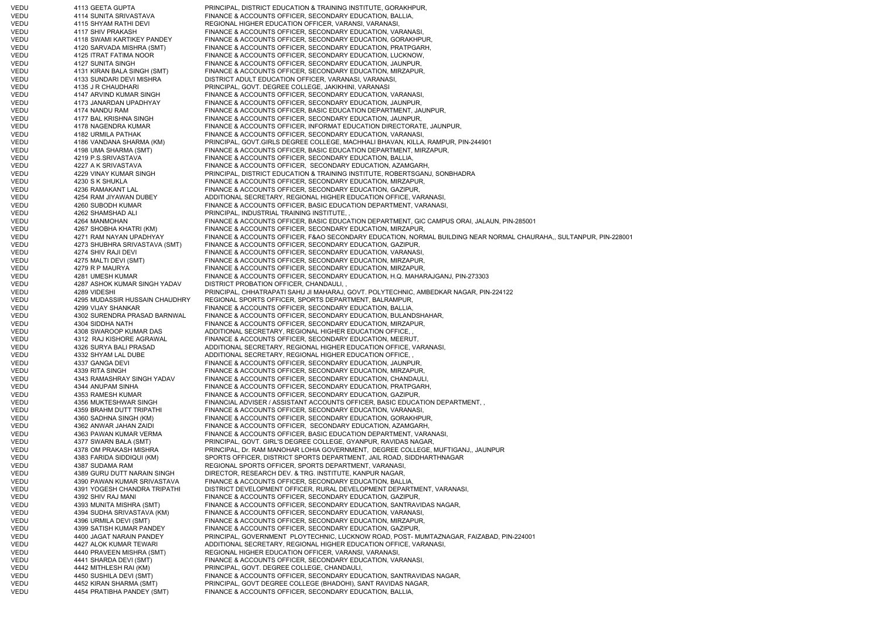| | | |
|---|---|---|
| VEDU | 4113 GEETA GUPTA | PRINCIPAL, DISTRICT EDUCATION & TRAINING INSTITUTE, GORAKHPUR, |
| VEDU | 4114 SUNITA SRIVASTAVA | FINANCE & ACCOUNTS OFFICER, SECONDARY EDUCATION, BALLIA, |
| VEDU | 4115 SHYAM RATHI DEVI | REGIONAL HIGHER EDUCATION OFFICER, VARANSI, VARANASI, |
| VEDU | 4117 SHIV PRAKASH | FINANCE & ACCOUNTS OFFICER, SECONDARY EDUCATION, VARANASI, |
| VEDU | 4118 SWAMI KARTIKEY PANDEY | FINANCE & ACCOUNTS OFFICER, SECONDARY EDUCATION, GORAKHPUR, |
| VEDU | 4120 SARVADA MISHRA (SMT) | FINANCE & ACCOUNTS OFFICER, SECONDARY EDUCATION, PRATPGARH, |
| VEDU | 4125 ITRAT FATIMA NOOR | FINANCE & ACCOUNTS OFFICER, SECONDARY EDUCATION, LUCKNOW, |
| VEDU | 4127 SUNITA SINGH | FINANCE & ACCOUNTS OFFICER, SECONDARY EDUCATION, JAUNPUR, |
| VEDU | 4131 KIRAN BALA SINGH (SMT) | FINANCE & ACCOUNTS OFFICER, SECONDARY EDUCATION, MIRZAPUR, |
| VEDU | 4133 SUNDARI DEVI MISHRA | DISTRICT ADULT EDUCATION OFFICER, VARANASI, VARANASI, |
| VEDU | 4135 J R CHAUDHARI | PRINCIPAL, GOVT. DEGREE COLLEGE, JAKIKHINI, VARANASI |
| VEDU | 4147 ARVIND KUMAR SINGH | FINANCE & ACCOUNTS OFFICER, SECONDARY EDUCATION, VARANASI, |
| VEDU | 4173 JANARDAN UPADHYAY | FINANCE & ACCOUNTS OFFICER, SECONDARY EDUCATION, JAUNPUR, |
| VEDU | 4174 NANDU RAM | FINANCE & ACCOUNTS OFFICER, BASIC EDUCATION DEPARTMENT, JAUNPUR, |
| VEDU | 4177 BAL KRISHNA SINGH | FINANCE & ACCOUNTS OFFICER, SECONDARY EDUCATION, JAUNPUR, |
| VEDU | 4178 NAGENDRA KUMAR | FINANCE & ACCOUNTS OFFICER, INFORMAT EDUCATION DIRECTORATE, JAUNPUR, |
| VEDU | 4182 URMILA PATHAK | FINANCE & ACCOUNTS OFFICER, SECONDARY EDUCATION, VARANASI, |
| VEDU | 4186 VANDANA SHARMA (KM) | PRINCIPAL, GOVT.GIRLS DEGREE COLLEGE, MACHHALI BHAVAN, KILLA, RAMPUR, PIN-244901 |
| VEDU | 4198 UMA SHARMA (SMT) | FINANCE & ACCOUNTS OFFICER, BASIC EDUCATION DEPARTMENT, MIRZAPUR, |
| VEDU | 4219 P.S.SRIVASTAVA | FINANCE & ACCOUNTS OFFICER, SECONDARY EDUCATION, BALLIA, |
| VEDU | 4227 A K SRIVASTAVA | FINANCE & ACCOUNTS OFFICER, SECONDARY EDUCATION, AZAMGARH, |
| VEDU | 4229 VINAY KUMAR SINGH | PRINCIPAL, DISTRICT EDUCATION & TRAINING INSTITUTE, ROBERTSGANJ, SONBHADRA |
| VEDU | 4230 S K SHUKLA | FINANCE & ACCOUNTS OFFICER, SECONDARY EDUCATION, MIRZAPUR, |
| VEDU | 4236 RAMAKANT LAL | FINANCE & ACCOUNTS OFFICER, SECONDARY EDUCATION, GAZIPUR, |
| VEDU | 4254 RAM JIYAWAN DUBEY | ADDITIONAL SECRETARY, REGIONAL HIGHER EDUCATION OFFICE, VARANASI, |
| VEDU | 4260 SUBODH KUMAR | FINANCE & ACCOUNTS OFFICER, BASIC EDUCATION DEPARTMENT, VARANASI, |
| VEDU | 4262 SHAMSHAD ALI | PRINCIPAL, INDUSTRIAL TRAINING INSTITUTE, , |
| VEDU | 4264 MANMOHAN | FINANCE & ACCOUNTS OFFICER, BASIC EDUCATION DEPARTMENT, GIC CAMPUS ORAI, JALAUN, PIN-285001 |
| VEDU | 4267 SHOBHA KHATRI (KM) | FINANCE & ACCOUNTS OFFICER, SECONDARY EDUCATION, MIRZAPUR, |
| VEDU | 4271 RAM NAYAN UPADHYAY | FINANCE & ACCOUNTS OFFICER, F&AO SECONDARY EDUCATION, NORMAL BUILDING NEAR NORMAL CHAURAHA,, SULTANPUR, PIN-228001 |
| VEDU | 4273 SHUBHRA SRIVASTAVA (SMT) | FINANCE & ACCOUNTS OFFICER, SECONDARY EDUCATION, GAZIPUR, |
| VEDU | 4274 SHIV RAJI DEVI | FINANCE & ACCOUNTS OFFICER, SECONDARY EDUCATION, VARANASI, |
| VEDU | 4275 MALTI DEVI (SMT) | FINANCE & ACCOUNTS OFFICER, SECONDARY EDUCATION, MIRZAPUR, |
| VEDU | 4279 R P MAURYA | FINANCE & ACCOUNTS OFFICER, SECONDARY EDUCATION, MIRZAPUR, |
| VEDU | 4281 UMESH KUMAR | FINANCE & ACCOUNTS OFFICER, SECONDARY EDUCATION, H.Q. MAHARAJGANJ, PIN-273303 |
| VEDU | 4287 ASHOK KUMAR SINGH YADAV | DISTRICT PROBATION OFFICER, CHANDAULI, , |
| VEDU | 4289 VIDESHI | PRINCIPAL, CHHATRAPATI SAHU JI MAHARAJ, GOVT. POLYTECHNIC, AMBEDKAR NAGAR, PIN-224122 |
| VEDU | 4295 MUDASSIR HUSSAIN CHAUDHRY | REGIONAL SPORTS OFFICER, SPORTS DEPARTMENT, BALRAMPUR, |
| VEDU | 4299 VIJAY SHANKAR | FINANCE & ACCOUNTS OFFICER, SECONDARY EDUCATION, BALLIA, |
| VEDU | 4302 SURENDRA PRASAD BARNWAL | FINANCE & ACCOUNTS OFFICER, SECONDARY EDUCATION, BULANDSHAHAR, |
| VEDU | 4304 SIDDHA NATH | FINANCE & ACCOUNTS OFFICER, SECONDARY EDUCATION, MIRZAPUR, |
| VEDU | 4308 SWAROOP KUMAR DAS | ADDITIONAL SECRETARY, REGIONAL HIGHER EDUCATION OFFICE, , |
| VEDU | 4312 RAJ KISHORE AGRAWAL | FINANCE & ACCOUNTS OFFICER, SECONDARY EDUCATION, MEERUT, |
| VEDU | 4326 SURYA BALI PRASAD | ADDITIONAL SECRETARY, REGIONAL HIGHER EDUCATION OFFICE, VARANASI, |
| VEDU | 4332 SHYAM LAL DUBE | ADDITIONAL SECRETARY, REGIONAL HIGHER EDUCATION OFFICE, , |
| VEDU | 4337 GANGA DEVI | FINANCE & ACCOUNTS OFFICER, SECONDARY EDUCATION, JAUNPUR, |
| VEDU | 4339 RITA SINGH | FINANCE & ACCOUNTS OFFICER, SECONDARY EDUCATION, MIRZAPUR, |
| VEDU | 4343 RAMASHRAY SINGH YADAV | FINANCE & ACCOUNTS OFFICER, SECONDARY EDUCATION, CHANDAULI, |
| VEDU | 4344 ANUPAM SINHA | FINANCE & ACCOUNTS OFFICER, SECONDARY EDUCATION, PRATPGARH, |
| VEDU | 4353 RAMESH KUMAR | FINANCE & ACCOUNTS OFFICER, SECONDARY EDUCATION, GAZIPUR, |
| VEDU | 4356 MUKTESHWAR SINGH | FINANCIAL ADVISER / ASSISTANT ACCOUNTS OFFICER, BASIC EDUCATION DEPARTMENT, , |
| VEDU | 4359 BRAHM DUTT TRIPATHI | FINANCE & ACCOUNTS OFFICER, SECONDARY EDUCATION, VARANASI, |
| VEDU | 4360 SADHNA SINGH (KM) | FINANCE & ACCOUNTS OFFICER, SECONDARY EDUCATION, GORAKHPUR, |
| VEDU | 4362 ANWAR JAHAN ZAIDI | FINANCE & ACCOUNTS OFFICER, SECONDARY EDUCATION, AZAMGARH, |
| VEDU | 4363 PAWAN KUMAR VERMA | FINANCE & ACCOUNTS OFFICER, BASIC EDUCATION DEPARTMENT, VARANASI, |
| VEDU | 4377 SWARN BALA (SMT) | PRINCIPAL, GOVT. GIRL'S DEGREE COLLEGE, GYANPUR, RAVIDAS NAGAR, |
| VEDU | 4378 OM PRAKASH MISHRA | PRINCIPAL, Dr. RAM MANOHAR LOHIA GOVERNMENT, DEGREE COLLEGE, MUFTIGANJ,, JAUNPUR |
| VEDU | 4383 FARIDA SIDDIQUI (KM) | SPORTS OFFICER, DISTRICT SPORTS DEPARTMENT, JAIL ROAD, SIDDHARTHNAGAR |
| VEDU | 4387 SUDAMA RAM | REGIONAL SPORTS OFFICER, SPORTS DEPARTMENT, VARANASI, |
| VEDU | 4389 GURU DUTT NARAIN SINGH | DIRECTOR, RESEARCH DEV. & TRG. INSTITUTE, KANPUR NAGAR, |
| VEDU | 4390 PAWAN KUMAR SRIVASTAVA | FINANCE & ACCOUNTS OFFICER, SECONDARY EDUCATION, BALLIA, |
| VEDU | 4391 YOGESH CHANDRA TRIPATHI | DISTRICT DEVELOPMENT OFFICER, RURAL DEVELOPMENT DEPARTMENT, VARANASI, |
| VEDU | 4392 SHIV RAJ MANI | FINANCE & ACCOUNTS OFFICER, SECONDARY EDUCATION, GAZIPUR, |
| VEDU | 4393 MUNITA MISHRA (SMT) | FINANCE & ACCOUNTS OFFICER, SECONDARY EDUCATION, SANTRAVIDAS NAGAR, |
| VEDU | 4394 SUDHA SRIVASTAVA (KM) | FINANCE & ACCOUNTS OFFICER, SECONDARY EDUCATION, VARANASI, |
| VEDU | 4396 URMILA DEVI (SMT) | FINANCE & ACCOUNTS OFFICER, SECONDARY EDUCATION, MIRZAPUR, |
| VEDU | 4399 SATISH KUMAR PANDEY | FINANCE & ACCOUNTS OFFICER, SECONDARY EDUCATION, GAZIPUR, |
| VEDU | 4400 JAGAT NARAIN PANDEY | PRINCIPAL, GOVERNMENT PLOYTECHNIC, LUCKNOW ROAD, POST- MUMTAZNAGAR, FAIZABAD, PIN-224001 |
| VEDU | 4427 ALOK KUMAR TEWARI | ADDITIONAL SECRETARY, REGIONAL HIGHER EDUCATION OFFICE, VARANASI, |
| VEDU | 4440 PRAVEEN MISHRA (SMT) | REGIONAL HIGHER EDUCATION OFFICER, VARANSI, VARANASI, |
| VEDU | 4441 SHARDA DEVI (SMT) | FINANCE & ACCOUNTS OFFICER, SECONDARY EDUCATION, VARANASI, |
| VEDU | 4442 MITHLESH RAI (KM) | PRINCIPAL, GOVT. DEGREE COLLEGE, CHANDAULI, |
| VEDU | 4450 SUSHILA DEVI (SMT) | FINANCE & ACCOUNTS OFFICER, SECONDARY EDUCATION, SANTRAVIDAS NAGAR, |
| VEDU | 4452 KIRAN SHARMA (SMT) | PRINCIPAL, GOVT DEGREE COLLEGE (BHADOHI), SANT RAVIDAS NAGAR, |
| VEDU | 4454 PRATIBHA PANDEY (SMT) | FINANCE & ACCOUNTS OFFICER, SECONDARY EDUCATION, BALLIA, |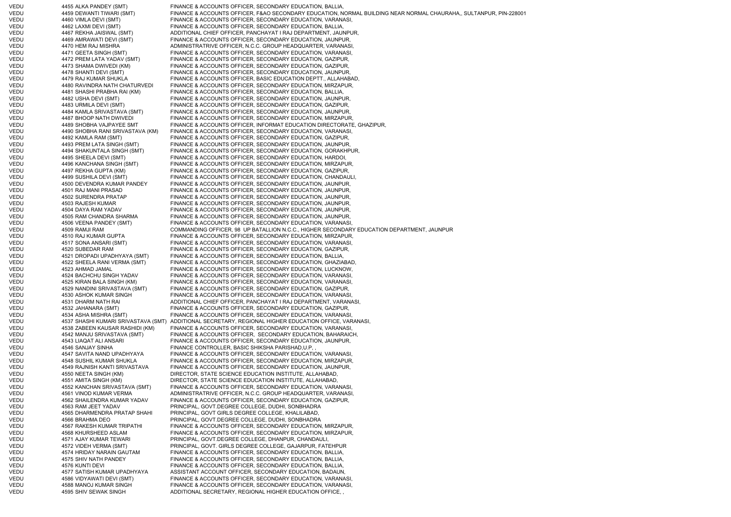| | | | |
|---|---|---|---|
| VEDU | 4455 | ALKA PANDEY (SMT) | FINANCE & ACCOUNTS OFFICER, SECONDARY EDUCATION, BALLIA, |
| VEDU | 4459 | DEWANTI TIWARI (SMT) | FINANCE & ACCOUNTS OFFICER, F&AO SECONDARY EDUCATION, NORMAL BUILDING NEAR NORMAL CHAURAHA,, SULTANPUR, PIN-228001 |
| VEDU | 4460 | VIMLA DEVI (SMT) | FINANCE & ACCOUNTS OFFICER, SECONDARY EDUCATION, VARANASI, |
| VEDU | 4462 | LAXMI DEVI (SMT) | FINANCE & ACCOUNTS OFFICER, SECONDARY EDUCATION, BALLIA, |
| VEDU | 4467 | REKHA JAISWAL (SMT) | ADDITIONAL CHIEF OFFICER, PANCHAYAT I RAJ DEPARTMENT, JAUNPUR, |
| VEDU | 4469 | AMRAWATI DEVI (SMT) | FINANCE & ACCOUNTS OFFICER, SECONDARY EDUCATION, JAUNPUR, |
| VEDU | 4470 | HEM RAJ MISHRA | ADMINISTRATRIVE OFFICER, N.C.C. GROUP HEADQUARTER, VARANASI, |
| VEDU | 4471 | GEETA SINGH (SMT) | FINANCE & ACCOUNTS OFFICER, SECONDARY EDUCATION, VARANASI, |
| VEDU | 4472 | PREM LATA YADAV (SMT) | FINANCE & ACCOUNTS OFFICER, SECONDARY EDUCATION, GAZIPUR, |
| VEDU | 4473 | SHAMA DWIVEDI (KM) | FINANCE & ACCOUNTS OFFICER, SECONDARY EDUCATION, GAZIPUR, |
| VEDU | 4478 | SHANTI DEVI (SMT) | FINANCE & ACCOUNTS OFFICER, SECONDARY EDUCATION, JAUNPUR, |
| VEDU | 4479 | RAJ KUMAR SHUKLA | FINANCE & ACCOUNTS OFFICER, BASIC EDUCATION DEPTT., ALLAHABAD, |
| VEDU | 4480 | RAVINDRA NATH CHATURVEDI | FINANCE & ACCOUNTS OFFICER, SECONDARY EDUCATION, MIRZAPUR, |
| VEDU | 4481 | SHASHI PRABHA RAI (KM) | FINANCE & ACCOUNTS OFFICER, SECONDARY EDUCATION, BALLIA, |
| VEDU | 4482 | USHA DEVI (SMT) | FINANCE & ACCOUNTS OFFICER, SECONDARY EDUCATION, JAUNPUR, |
| VEDU | 4483 | URMILA DEVI (SMT) | FINANCE & ACCOUNTS OFFICER, SECONDARY EDUCATION, GAZIPUR, |
| VEDU | 4484 | KAMLA SRIVASTAVA (SMT) | FINANCE & ACCOUNTS OFFICER, SECONDARY EDUCATION, JAUNPUR, |
| VEDU | 4487 | BHOOP NATH DWIVEDI | FINANCE & ACCOUNTS OFFICER, SECONDARY EDUCATION, MIRZAPUR, |
| VEDU | 4489 | SHOBHA VAJPAYEE SMT | FINANCE & ACCOUNTS OFFICER, INFORMAT EDUCATION DIRECTORATE, GHAZIPUR, |
| VEDU | 4490 | SHOBHA RANI SRIVASTAVA (KM) | FINANCE & ACCOUNTS OFFICER, SECONDARY EDUCATION, VARANASI, |
| VEDU | 4492 | KAMLA RAM (SMT) | FINANCE & ACCOUNTS OFFICER, SECONDARY EDUCATION, GAZIPUR, |
| VEDU | 4493 | PREM LATA SINGH (SMT) | FINANCE & ACCOUNTS OFFICER, SECONDARY EDUCATION, JAUNPUR, |
| VEDU | 4494 | SHAKUNTALA SINGH (SMT) | FINANCE & ACCOUNTS OFFICER, SECONDARY EDUCATION, GORAKHPUR, |
| VEDU | 4495 | SHEELA DEVI (SMT) | FINANCE & ACCOUNTS OFFICER, SECONDARY EDUCATION, HARDOI, |
| VEDU | 4496 | KANCHANA SINGH (SMT) | FINANCE & ACCOUNTS OFFICER, SECONDARY EDUCATION, MIRZAPUR, |
| VEDU | 4497 | REKHA GUPTA (KM) | FINANCE & ACCOUNTS OFFICER, SECONDARY EDUCATION, GAZIPUR, |
| VEDU | 4499 | SUSHILA DEVI (SMT) | FINANCE & ACCOUNTS OFFICER, SECONDARY EDUCATION, CHANDAULI, |
| VEDU | 4500 | DEVENDRA KUMAR PANDEY | FINANCE & ACCOUNTS OFFICER, SECONDARY EDUCATION, JAUNPUR, |
| VEDU | 4501 | RAJ MANI PRASAD | FINANCE & ACCOUNTS OFFICER, SECONDARY EDUCATION, JAUNPUR, |
| VEDU | 4502 | SURENDRA PRATAP | FINANCE & ACCOUNTS OFFICER, SECONDARY EDUCATION, JAUNPUR, |
| VEDU | 4503 | RAJESH KUMAR | FINANCE & ACCOUNTS OFFICER, SECONDARY EDUCATION, JAUNPUR, |
| VEDU | 4504 | DAYA RAM YADAV | FINANCE & ACCOUNTS OFFICER, SECONDARY EDUCATION, JAUNPUR, |
| VEDU | 4505 | RAM CHANDRA SHARMA | FINANCE & ACCOUNTS OFFICER, SECONDARY EDUCATION, JAUNPUR, |
| VEDU | 4506 | VEENA PANDEY (SMT) | FINANCE & ACCOUNTS OFFICER, SECONDARY EDUCATION, VARANASI, |
| VEDU | 4509 | RAMJI RAM | COMMANDING OFFICER, 98 UP BATALLION N.C.C., HIGHER SECONDARY EDUCATION DEPARTMENT, JAUNPUR |
| VEDU | 4510 | RAJ KUMAR GUPTA | FINANCE & ACCOUNTS OFFICER, SECONDARY EDUCATION, MIRZAPUR, |
| VEDU | 4517 | SONA ANSARI (SMT) | FINANCE & ACCOUNTS OFFICER, SECONDARY EDUCATION, VARANASI, |
| VEDU | 4520 | SUBEDAR RAM | FINANCE & ACCOUNTS OFFICER, SECONDARY EDUCATION, GAZIPUR, |
| VEDU | 4521 | DROPADI UPADHYAYA (SMT) | FINANCE & ACCOUNTS OFFICER, SECONDARY EDUCATION, BALLIA, |
| VEDU | 4522 | SHEELA RANI VERMA (SMT) | FINANCE & ACCOUNTS OFFICER, SECONDARY EDUCATION, GHAZIABAD, |
| VEDU | 4523 | AHMAD JAMAL | FINANCE & ACCOUNTS OFFICER, SECONDARY EDUCATION, LUCKNOW, |
| VEDU | 4524 | BACHCHU SINGH YADAV | FINANCE & ACCOUNTS OFFICER, SECONDARY EDUCATION, VARANASI, |
| VEDU | 4525 | KIRAN BALA SINGH (KM) | FINANCE & ACCOUNTS OFFICER, SECONDARY EDUCATION, VARANASI, |
| VEDU | 4529 | NANDINI SRIVASTAVA (SMT) | FINANCE & ACCOUNTS OFFICER, SECONDARY EDUCATION, GAZIPUR, |
| VEDU | 4530 | ASHOK KUMAR SINGH | FINANCE & ACCOUNTS OFFICER, SECONDARY EDUCATION, VARANASI, |
| VEDU | 4531 | DHARM NATH RAI | ADDITIONAL CHIEF OFFICER, PANCHAYAT I RAJ DEPARTMENT, VARANASI, |
| VEDU | 4532 | JAHANARA (SMT) | FINANCE & ACCOUNTS OFFICER, SECONDARY EDUCATION, GAZIPUR, |
| VEDU | 4534 | ASHA MISHRA (SMT) | FINANCE & ACCOUNTS OFFICER, SECONDARY EDUCATION, VARANASI, |
| VEDU | 4537 | SHASHI KUMARI SRIVASTAVA (SMT) | ADDITIONAL SECRETARY, REGIONAL HIGHER EDUCATION OFFICE, VARANASI, |
| VEDU | 4538 | ZABEEN KAUSAR RASHIDI (KM) | FINANCE & ACCOUNTS OFFICER, SECONDARY EDUCATION, VARANASI, |
| VEDU | 4542 | MANJU SRIVASTAVA (SMT) | FINANCE & ACCOUNTS OFFICER, SECONDARY EDUCATION, BAHARAICH, |
| VEDU | 4543 | LIAQAT ALI ANSARI | FINANCE & ACCOUNTS OFFICER, SECONDARY EDUCATION, JAUNPUR, |
| VEDU | 4546 | SANJAY SINHA | FINANCE CONTROLLER, BASIC SHIKSHA PARISHAD,U.P., , |
| VEDU | 4547 | SAVITA NAND UPADHYAYA | FINANCE & ACCOUNTS OFFICER, SECONDARY EDUCATION, VARANASI, |
| VEDU | 4548 | SUSHIL KUMAR SHUKLA | FINANCE & ACCOUNTS OFFICER, SECONDARY EDUCATION, MIRZAPUR, |
| VEDU | 4549 | RAJNISH KANTI SRIVASTAVA | FINANCE & ACCOUNTS OFFICER, SECONDARY EDUCATION, JAUNPUR, |
| VEDU | 4550 | NEETA SINGH (KM) | DIRECTOR, STATE SCIENCE EDUCATION INSTITUTE, ALLAHABAD, |
| VEDU | 4551 | AMITA SINGH (KM) | DIRECTOR, STATE SCIENCE EDUCATION INSTITUTE, ALLAHABAD, |
| VEDU | 4552 | KANCHAN SRIVASTAVA (SMT) | FINANCE & ACCOUNTS OFFICER, SECONDARY EDUCATION, VARANASI, |
| VEDU | 4561 | VINOD KUMAR VERMA | ADMINISTRATRIVE OFFICER, N.C.C. GROUP HEADQUARTER, VARANASI, |
| VEDU | 4562 | SHAILENDRA KUMAR YADAV | FINANCE & ACCOUNTS OFFICER, SECONDARY EDUCATION, GAZIPUR, |
| VEDU | 4563 | RAM JEET YADAV | PRINCIPAL, GOVT.DEGREE COLLEGE, DUDHI, SONBHADRA |
| VEDU | 4565 | DHARMENDRA PRATAP SHAHI | PRINCIPAL, GOVT GIRLS DEGREE COLLEGE, KHALILABAD, |
| VEDU | 4566 | BRAHMA DEO | PRINCIPAL, GOVT.DEGREE COLLEGE, DUDHI, SONBHADRA |
| VEDU | 4567 | RAKESH KUMAR TRIPATHI | FINANCE & ACCOUNTS OFFICER, SECONDARY EDUCATION, MIRZAPUR, |
| VEDU | 4568 | KHURSHEED ASLAM | FINANCE & ACCOUNTS OFFICER, SECONDARY EDUCATION, MIRZAPUR, |
| VEDU | 4571 | AJAY KUMAR TEWARI | PRINCIPAL, GOVT.DEGREE COLLEGE, DHANPUR, CHANDAULI, |
| VEDU | 4572 | VIDEH VERMA (SMT) | PRINCIPAL, GOVT. GIRLS DEGREE COLLEGE, GAJARPUR, FATEHPUR |
| VEDU | 4574 | HRIDAY NARAIN GAUTAM | FINANCE & ACCOUNTS OFFICER, SECONDARY EDUCATION, BALLIA, |
| VEDU | 4575 | SHIV NATH PANDEY | FINANCE & ACCOUNTS OFFICER, SECONDARY EDUCATION, BALLIA, |
| VEDU | 4576 | KUNTI DEVI | FINANCE & ACCOUNTS OFFICER, SECONDARY EDUCATION, BALLIA, |
| VEDU | 4577 | SATISH KUMAR UPADHYAYA | ASSISTANT ACCOUNT OFFICER, SECONDARY EDUCATION, BADAUN, |
| VEDU | 4586 | VIDYAWATI DEVI (SMT) | FINANCE & ACCOUNTS OFFICER, SECONDARY EDUCATION, VARANASI, |
| VEDU | 4588 | MANOJ KUMAR SINGH | FINANCE & ACCOUNTS OFFICER, SECONDARY EDUCATION, VARANASI, |
| VEDU | 4595 | SHIV SEWAK SINGH | ADDITIONAL SECRETARY, REGIONAL HIGHER EDUCATION OFFICE, , |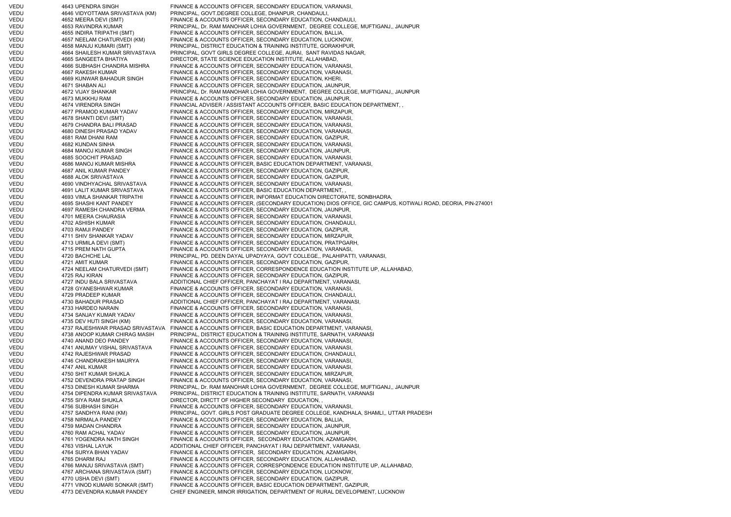| | | | |
|---|---|---|---|
| VEDU | 4643 | UPENDRA SINGH | FINANCE & ACCOUNTS OFFICER, SECONDARY EDUCATION, VARANASI, |
| VEDU | 4646 | VIDYOTTAMA SRIVASTAVA (KM) | PRINCIPAL, GOVT.DEGREE COLLEGE, DHANPUR, CHANDAULI, |
| VEDU | 4652 | MEERA DEVI (SMT) | FINANCE & ACCOUNTS OFFICER, SECONDARY EDUCATION, CHANDAULI, |
| VEDU | 4653 | RAVINDRA KUMAR | PRINCIPAL, Dr. RAM MANOHAR LOHIA GOVERNMENT, DEGREE COLLEGE, MUFTIGANJ,, JAUNPUR |
| VEDU | 4655 | INDIRA TRIPATHI (SMT) | FINANCE & ACCOUNTS OFFICER, SECONDARY EDUCATION, BALLIA, |
| VEDU | 4657 | NEELAM CHATURVEDI (KM) | FINANCE & ACCOUNTS OFFICER, SECONDARY EDUCATION, LUCKNOW, |
| VEDU | 4658 | MANJU KUMARI (SMT) | PRINCIPAL, DISTRICT EDUCATION & TRAINING INSTITUTE, GORAKHPUR, |
| VEDU | 4664 | SHAILESH KUMAR SRIVASTAVA | PRINCIPAL, GOVT GIRLS DEGREE COLLEGE, AURAI, SANT RAVIDAS NAGAR, |
| VEDU | 4665 | SANGEETA BHATIYA | DIRECTOR, STATE SCIENCE EDUCATION INSTITUTE, ALLAHABAD, |
| VEDU | 4666 | SUBHASH CHANDRA MISHRA | FINANCE & ACCOUNTS OFFICER, SECONDARY EDUCATION, VARANASI, |
| VEDU | 4667 | RAKESH KUMAR | FINANCE & ACCOUNTS OFFICER, SECONDARY EDUCATION, VARANASI, |
| VEDU | 4669 | KUNWAR BAHADUR SINGH | FINANCE & ACCOUNTS OFFICER, SECONDARY EDUCATION, KHERI, |
| VEDU | 4671 | SHABAN ALI | FINANCE & ACCOUNTS OFFICER, SECONDARY EDUCATION, JAUNPUR, |
| VEDU | 4672 | VIJAY SHANKAR | PRINCIPAL, Dr. RAM MANOHAR LOHIA GOVERNMENT, DEGREE COLLEGE, MUFTIGANJ,, JAUNPUR |
| VEDU | 4673 | MUKKHU RAM | FINANCE & ACCOUNTS OFFICER, SECONDARY EDUCATION, JAUNPUR, |
| VEDU | 4674 | VIRENDRA SINGH | FINANCIAL ADVISER / ASSISTANT ACCOUNTS OFFICER, BASIC EDUCATION DEPARTMENT, , |
| VEDU | 4677 | PRAMOD KUMAR YADAV | FINANCE & ACCOUNTS OFFICER, SECONDARY EDUCATION, MIRZAPUR, |
| VEDU | 4678 | SHANTI DEVI (SMT) | FINANCE & ACCOUNTS OFFICER, SECONDARY EDUCATION, VARANASI, |
| VEDU | 4679 | CHANDRA BALI PRASAD | FINANCE & ACCOUNTS OFFICER, SECONDARY EDUCATION, VARANASI, |
| VEDU | 4680 | DINESH PRASAD YADAV | FINANCE & ACCOUNTS OFFICER, SECONDARY EDUCATION, VARANASI, |
| VEDU | 4681 | RAM DHANI RAM | FINANCE & ACCOUNTS OFFICER, SECONDARY EDUCATION, GAZIPUR, |
| VEDU | 4682 | KUNDAN SINHA | FINANCE & ACCOUNTS OFFICER, SECONDARY EDUCATION, VARANASI, |
| VEDU | 4684 | MANOJ KUMAR SINGH | FINANCE & ACCOUNTS OFFICER, SECONDARY EDUCATION, JAUNPUR, |
| VEDU | 4685 | SOOCHIT PRASAD | FINANCE & ACCOUNTS OFFICER, SECONDARY EDUCATION, VARANASI, |
| VEDU | 4686 | MANOJ KUMAR MISHRA | FINANCE & ACCOUNTS OFFICER, BASIC EDUCATION DEPARTMENT, VARANASI, |
| VEDU | 4687 | ANIL KUMAR PANDEY | FINANCE & ACCOUNTS OFFICER, SECONDARY EDUCATION, GAZIPUR, |
| VEDU | 4688 | ALOK SRIVASTAVA | FINANCE & ACCOUNTS OFFICER, SECONDARY EDUCATION, GAZIPUR, |
| VEDU | 4690 | VINDHYACHAL SRIVASTAVA | FINANCE & ACCOUNTS OFFICER, SECONDARY EDUCATION, VARANASI, |
| VEDU | 4691 | LALIT KUMAR SRIVASTAVA | FINANCE & ACCOUNTS OFFICER, BASIC EDUCATION DEPARTMENT, , |
| VEDU | 4693 | VIMLA SHANKAR TRIPATHI | FINANCE & ACCOUNTS OFFICER, INFORMAT EDUCATION DIRECTORATE, SONBHADRA, |
| VEDU | 4695 | SHASHI KANT PANDEY | FINANCE & ACCOUNTS OFFICER, (SECONDARY EDUCATION) DIOS OFFICE, GIC CAMPUS, KOTWALI ROAD, DEORIA, PIN-274001 |
| VEDU | 4697 | RAMESH CHANDRA VERMA | FINANCE & ACCOUNTS OFFICER, SECONDARY EDUCATION, JAUNPUR, |
| VEDU | 4701 | MEERA CHAURASIA | FINANCE & ACCOUNTS OFFICER, SECONDARY EDUCATION, VARANASI, |
| VEDU | 4702 | ASHISH KUMAR | FINANCE & ACCOUNTS OFFICER, SECONDARY EDUCATION, CHANDAULI, |
| VEDU | 4703 | RAMJI PANDEY | FINANCE & ACCOUNTS OFFICER, SECONDARY EDUCATION, GAZIPUR, |
| VEDU | 4711 | SHIV SHANKAR YADAV | FINANCE & ACCOUNTS OFFICER, SECONDARY EDUCATION, MIRZAPUR, |
| VEDU | 4713 | URMILA DEVI (SMT) | FINANCE & ACCOUNTS OFFICER, SECONDARY EDUCATION, PRATPGARH, |
| VEDU | 4715 | PREM NATH GUPTA | FINANCE & ACCOUNTS OFFICER, SECONDARY EDUCATION, VARANASI, |
| VEDU | 4720 | BACHCHE LAL | PRINCIPAL, PD. DEEN DAYAL UPADYAYA, GOVT COLLEGE,, PALAHIPATTI, VARANASI, |
| VEDU | 4721 | AMIT KUMAR | FINANCE & ACCOUNTS OFFICER, SECONDARY EDUCATION, GAZIPUR, |
| VEDU | 4724 | NEELAM CHATURVEDI (SMT) | FINANCE & ACCOUNTS OFFICER, CORRESPONDENCE EDUCATION INSTITUTE UP, ALLAHABAD, |
| VEDU | 4725 | RAJ KIRAN | FINANCE & ACCOUNTS OFFICER, SECONDARY EDUCATION, GAZIPUR, |
| VEDU | 4727 | INDU BALA SRIVASTAVA | ADDITIONAL CHIEF OFFICER, PANCHAYAT I RAJ DEPARTMENT, VARANASI, |
| VEDU | 4728 | GYANESHWAR KUMAR | FINANCE & ACCOUNTS OFFICER, SECONDARY EDUCATION, VARANASI, |
| VEDU | 4729 | PRADEEP KUMAR | FINANCE & ACCOUNTS OFFICER, SECONDARY EDUCATION, CHANDAULI, |
| VEDU | 4730 | BAHADUR PRASAD | ADDITIONAL CHIEF OFFICER, PANCHAYAT I RAJ DEPARTMENT, VARANASI, |
| VEDU | 4733 | HARDEO NARAIN | FINANCE & ACCOUNTS OFFICER, SECONDARY EDUCATION, VARANASI, |
| VEDU | 4734 | SANJAY KUMAR YADAV | FINANCE & ACCOUNTS OFFICER, SECONDARY EDUCATION, VARANASI, |
| VEDU | 4735 | DEV HUTI SINGH (KM) | FINANCE & ACCOUNTS OFFICER, SECONDARY EDUCATION, VARANASI, |
| VEDU | 4737 | RAJESHWAR PRASAD SRIVASTAVA | FINANCE & ACCOUNTS OFFICER, BASIC EDUCATION DEPARTMENT, VARANASI, |
| VEDU | 4738 | ANOOP KUMAR CHIRAG MASIH | PRINCIPAL, DISTRICT EDUCATION & TRAINING INSTITUTE, SARNATH, VARANASI |
| VEDU | 4740 | ANAND DEO PANDEY | FINANCE & ACCOUNTS OFFICER, SECONDARY EDUCATION, VARANASI, |
| VEDU | 4741 | ANUMAY VISHAL SRIVASTAVA | FINANCE & ACCOUNTS OFFICER, SECONDARY EDUCATION, VARANASI, |
| VEDU | 4742 | RAJESHWAR PRASAD | FINANCE & ACCOUNTS OFFICER, SECONDARY EDUCATION, CHANDAULI, |
| VEDU | 4746 | CHANDRAKESH MAURYA | FINANCE & ACCOUNTS OFFICER, SECONDARY EDUCATION, VARANASI, |
| VEDU | 4747 | ANIL KUMAR | FINANCE & ACCOUNTS OFFICER, SECONDARY EDUCATION, VARANASI, |
| VEDU | 4750 | SHIT KUMAR SHUKLA | FINANCE & ACCOUNTS OFFICER, SECONDARY EDUCATION, MIRZAPUR, |
| VEDU | 4752 | DEVENDRA PRATAP SINGH | FINANCE & ACCOUNTS OFFICER, SECONDARY EDUCATION, VARANASI, |
| VEDU | 4753 | DINESH KUMAR SHARMA | PRINCIPAL, Dr. RAM MANOHAR LOHIA GOVERNMENT, DEGREE COLLEGE, MUFTIGANJ,, JAUNPUR |
| VEDU | 4754 | DIPENDRA KUMAR SRIVASTAVA | PRINCIPAL, DISTRICT EDUCATION & TRAINING INSTITUTE, SARNATH, VARANASI |
| VEDU | 4755 | SIYA RAM SHUKLA | DIRECTOR, DIRCTT OF HIGHER SECONDARY EDUCATION, , |
| VEDU | 4756 | SUBHASH SINGH | FINANCE & ACCOUNTS OFFICER, SECONDARY EDUCATION, VARANASI, |
| VEDU | 4757 | SANDHYA RANI (KM) | PRINCIPAL, GOVT. GIRLS POST GRADUATE DEGREE COLLEGE, KANDHALA, SHAMLI,, UTTAR PRADESH |
| VEDU | 4758 | NIRMALA PANDEY | FINANCE & ACCOUNTS OFFICER, SECONDARY EDUCATION, BALLIA, |
| VEDU | 4759 | MADAN CHANDRA | FINANCE & ACCOUNTS OFFICER, SECONDARY EDUCATION, JAUNPUR, |
| VEDU | 4760 | RAM ACHAL YADAV | FINANCE & ACCOUNTS OFFICER, SECONDARY EDUCATION, JAUNPUR, |
| VEDU | 4761 | YOGENDRA NATH SINGH | FINANCE & ACCOUNTS OFFICER, SECONDARY EDUCATION, AZAMGARH, |
| VEDU | 4763 | VISHAL LAYUK | ADDITIONAL CHIEF OFFICER, PANCHAYAT I RAJ DEPARTMENT, VARANASI, |
| VEDU | 4764 | SURYA BHAN YADAV | FINANCE & ACCOUNTS OFFICER, SECONDARY EDUCATION, AZAMGARH, |
| VEDU | 4765 | DHARM RAJ | FINANCE & ACCOUNTS OFFICER, SECONDARY EDUCATION, ALLAHABAD, |
| VEDU | 4766 | MANJU SRIVASTAVA (SMT) | FINANCE & ACCOUNTS OFFICER, CORRESPONDENCE EDUCATION INSTITUTE UP, ALLAHABAD, |
| VEDU | 4767 | ARCHANA SRIVASTAVA (SMT) | FINANCE & ACCOUNTS OFFICER, SECONDARY EDUCATION, LUCKNOW, |
| VEDU | 4770 | USHA DEVI (SMT) | FINANCE & ACCOUNTS OFFICER, SECONDARY EDUCATION, GAZIPUR, |
| VEDU | 4771 | VINOD KUMARI SONKAR (SMT) | FINANCE & ACCOUNTS OFFICER, BASIC EDUCATION DEPARTMENT, GAZIPUR, |
| VEDU | 4773 | DEVENDRA KUMAR PANDEY | CHIEF ENGINEER, MINOR IRRIGATION, DEPARTMENT OF RURAL DEVELOPMENT, LUCKNOW |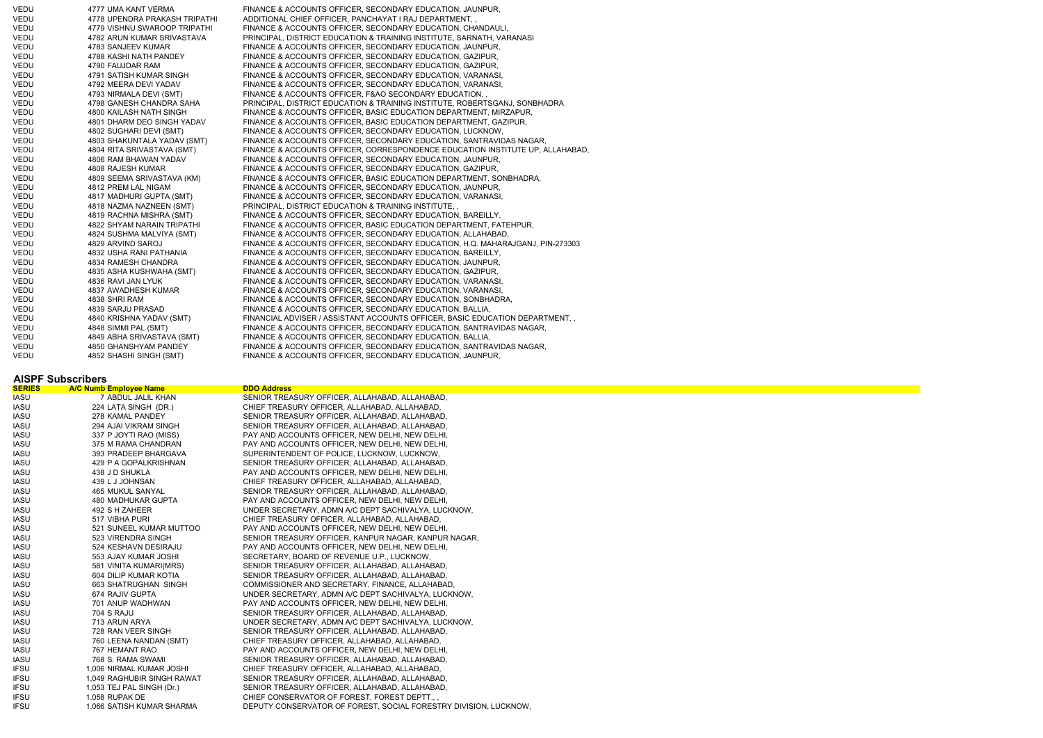| | | |
|---|---|---|
| VEDU | 4777 UMA KANT VERMA | FINANCE & ACCOUNTS OFFICER, SECONDARY EDUCATION, JAUNPUR, |
| VEDU | 4778 UPENDRA PRAKASH TRIPATHI | ADDITIONAL CHIEF OFFICER, PANCHAYAT I RAJ DEPARTMENT, , |
| VEDU | 4779 VISHNU SWAROOP TRIPATHI | FINANCE & ACCOUNTS OFFICER, SECONDARY EDUCATION, CHANDAULI, |
| VEDU | 4782 ARUN KUMAR SRIVASTAVA | PRINCIPAL, DISTRICT EDUCATION & TRAINING INSTITUTE, SARNATH, VARANASI |
| VEDU | 4783 SANJEEV KUMAR | FINANCE & ACCOUNTS OFFICER, SECONDARY EDUCATION, JAUNPUR, |
| VEDU | 4788 KASHI NATH PANDEY | FINANCE & ACCOUNTS OFFICER, SECONDARY EDUCATION, GAZIPUR, |
| VEDU | 4790 FAUJDAR RAM | FINANCE & ACCOUNTS OFFICER, SECONDARY EDUCATION, GAZIPUR, |
| VEDU | 4791 SATISH KUMAR SINGH | FINANCE & ACCOUNTS OFFICER, SECONDARY EDUCATION, VARANASI, |
| VEDU | 4792 MEERA DEVI YADAV | FINANCE & ACCOUNTS OFFICER, SECONDARY EDUCATION, VARANASI, |
| VEDU | 4793 NIRMALA DEVI (SMT) | FINANCE & ACCOUNTS OFFICER, F&AO SECONDARY EDUCATION, , |
| VEDU | 4798 GANESH CHANDRA SAHA | PRINCIPAL, DISTRICT EDUCATION & TRAINING INSTITUTE, ROBERTSGANJ, SONBHADRA |
| VEDU | 4800 KAILASH NATH SINGH | FINANCE & ACCOUNTS OFFICER, BASIC EDUCATION DEPARTMENT, MIRZAPUR, |
| VEDU | 4801 DHARM DEO SINGH YADAV | FINANCE & ACCOUNTS OFFICER, BASIC EDUCATION DEPARTMENT, GAZIPUR, |
| VEDU | 4802 SUGHARI DEVI (SMT) | FINANCE & ACCOUNTS OFFICER, SECONDARY EDUCATION, LUCKNOW, |
| VEDU | 4803 SHAKUNTALA YADAV (SMT) | FINANCE & ACCOUNTS OFFICER, SECONDARY EDUCATION, SANTRAVIDAS NAGAR, |
| VEDU | 4804 RITA SRIVASTAVA (SMT) | FINANCE & ACCOUNTS OFFICER, CORRESPONDENCE EDUCATION INSTITUTE UP, ALLAHABAD, |
| VEDU | 4806 RAM BHAWAN YADAV | FINANCE & ACCOUNTS OFFICER, SECONDARY EDUCATION, JAUNPUR, |
| VEDU | 4808 RAJESH KUMAR | FINANCE & ACCOUNTS OFFICER, SECONDARY EDUCATION, GAZIPUR, |
| VEDU | 4809 SEEMA SRIVASTAVA (KM) | FINANCE & ACCOUNTS OFFICER, BASIC EDUCATION DEPARTMENT, SONBHADRA, |
| VEDU | 4812 PREM LAL NIGAM | FINANCE & ACCOUNTS OFFICER, SECONDARY EDUCATION, JAUNPUR, |
| VEDU | 4817 MADHURI GUPTA (SMT) | FINANCE & ACCOUNTS OFFICER, SECONDARY EDUCATION, VARANASI, |
| VEDU | 4818 NAZMA NAZNEEN (SMT) | PRINCIPAL, DISTRICT EDUCATION & TRAINING INSTITUTE, , |
| VEDU | 4819 RACHNA MISHRA (SMT) | FINANCE & ACCOUNTS OFFICER, SECONDARY EDUCATION, BAREILLY, |
| VEDU | 4822 SHYAM NARAIN TRIPATHI | FINANCE & ACCOUNTS OFFICER, BASIC EDUCATION DEPARTMENT, FATEHPUR, |
| VEDU | 4824 SUSHMA MALVIYA (SMT) | FINANCE & ACCOUNTS OFFICER, SECONDARY EDUCATION, ALLAHABAD, |
| VEDU | 4829 ARVIND SAROJ | FINANCE & ACCOUNTS OFFICER, SECONDARY EDUCATION, H.Q. MAHARAJGANJ, PIN-273303 |
| VEDU | 4832 USHA RANI PATHANIA | FINANCE & ACCOUNTS OFFICER, SECONDARY EDUCATION, BAREILLY, |
| VEDU | 4834 RAMESH CHANDRA | FINANCE & ACCOUNTS OFFICER, SECONDARY EDUCATION, JAUNPUR, |
| VEDU | 4835 ASHA KUSHWAHA (SMT) | FINANCE & ACCOUNTS OFFICER, SECONDARY EDUCATION, GAZIPUR, |
| VEDU | 4836 RAVI JAN LYUK | FINANCE & ACCOUNTS OFFICER, SECONDARY EDUCATION, VARANASI, |
| VEDU | 4837 AWADHESH KUMAR | FINANCE & ACCOUNTS OFFICER, SECONDARY EDUCATION, VARANASI, |
| VEDU | 4838 SHRI RAM | FINANCE & ACCOUNTS OFFICER, SECONDARY EDUCATION, SONBHADRA, |
| VEDU | 4839 SARJU PRASAD | FINANCE & ACCOUNTS OFFICER, SECONDARY EDUCATION, BALLIA, |
| VEDU | 4840 KRISHNA YADAV (SMT) | FINANCIAL ADVISER / ASSISTANT ACCOUNTS OFFICER, BASIC EDUCATION DEPARTMENT, , |
| VEDU | 4848 SIMMI PAL (SMT) | FINANCE & ACCOUNTS OFFICER, SECONDARY EDUCATION, SANTRAVIDAS NAGAR, |
| VEDU | 4849 ABHA SRIVASTAVA (SMT) | FINANCE & ACCOUNTS OFFICER, SECONDARY EDUCATION, BALLIA, |
| VEDU | 4850 GHANSHYAM PANDEY | FINANCE & ACCOUNTS OFFICER, SECONDARY EDUCATION, SANTRAVIDAS NAGAR, |
| VEDU | 4852 SHASHI SINGH (SMT) | FINANCE & ACCOUNTS OFFICER, SECONDARY EDUCATION, JAUNPUR, |

## AISPF Subscribers

| SERIES | A/C Numb Employee Name | DDO Address |
|---|---|---|
| IASU | 7 ABDUL JALIL KHAN | SENIOR TREASURY OFFICER, ALLAHABAD, ALLAHABAD, |
| IASU | 224 LATA SINGH (DR.) | CHIEF TREASURY OFFICER, ALLAHABAD, ALLAHABAD, |
| IASU | 278 KAMAL PANDEY | SENIOR TREASURY OFFICER, ALLAHABAD, ALLAHABAD, |
| IASU | 294 AJAI VIKRAM SINGH | SENIOR TREASURY OFFICER, ALLAHABAD, ALLAHABAD, |
| IASU | 337 P JOYTI RAO (MISS) | PAY AND ACCOUNTS OFFICER, NEW DELHI, NEW DELHI, |
| IASU | 375 M RAMA CHANDRAN | PAY AND ACCOUNTS OFFICER, NEW DELHI, NEW DELHI, |
| IASU | 393 PRADEEP BHARGAVA | SUPERINTENDENT OF POLICE, LUCKNOW, LUCKNOW, |
| IASU | 429 P A GOPALKRISHNAN | SENIOR TREASURY OFFICER, ALLAHABAD, ALLAHABAD, |
| IASU | 438 J D SHUKLA | PAY AND ACCOUNTS OFFICER, NEW DELHI, NEW DELHI, |
| IASU | 439 L J JOHNSAN | CHIEF TREASURY OFFICER, ALLAHABAD, ALLAHABAD, |
| IASU | 465 MUKUL SANYAL | SENIOR TREASURY OFFICER, ALLAHABAD, ALLAHABAD, |
| IASU | 480 MADHUKAR GUPTA | PAY AND ACCOUNTS OFFICER, NEW DELHI, NEW DELHI, |
| IASU | 492 S H ZAHEER | UNDER SECRETARY, ADMN A/C DEPT SACHIVALYA, LUCKNOW, |
| IASU | 517 VIBHA PURI | CHIEF TREASURY OFFICER, ALLAHABAD, ALLAHABAD, |
| IASU | 521 SUNEEL KUMAR MUTTOO | PAY AND ACCOUNTS OFFICER, NEW DELHI, NEW DELHI, |
| IASU | 523 VIRENDRA SINGH | SENIOR TREASURY OFFICER, KANPUR NAGAR, KANPUR NAGAR, |
| IASU | 524 KESHAVN DESIRAJU | PAY AND ACCOUNTS OFFICER, NEW DELHI, NEW DELHI, |
| IASU | 553 AJAY KUMAR JOSHI | SECRETARY, BOARD OF REVENUE U.P., LUCKNOW, |
| IASU | 581 VINITA KUMARI(MRS) | SENIOR TREASURY OFFICER, ALLAHABAD, ALLAHABAD, |
| IASU | 604 DILIP KUMAR KOTIA | SENIOR TREASURY OFFICER, ALLAHABAD, ALLAHABAD, |
| IASU | 663 SHATRUGHAN SINGH | COMMISSIONER AND SECRETARY, FINANCE, ALLAHABAD, |
| IASU | 674 RAJIV GUPTA | UNDER SECRETARY, ADMN A/C DEPT SACHIVALYA, LUCKNOW, |
| IASU | 701 ANUP WADHWAN | PAY AND ACCOUNTS OFFICER, NEW DELHI, NEW DELHI, |
| IASU | 704 S RAJU | SENIOR TREASURY OFFICER, ALLAHABAD, ALLAHABAD, |
| IASU | 713 ARUN ARYA | UNDER SECRETARY, ADMN A/C DEPT SACHIVALYA, LUCKNOW, |
| IASU | 728 RAN VEER SINGH | SENIOR TREASURY OFFICER, ALLAHABAD, ALLAHABAD, |
| IASU | 760 LEENA NANDAN (SMT) | CHIEF TREASURY OFFICER, ALLAHABAD, ALLAHABAD, |
| IASU | 767 HEMANT RAO | PAY AND ACCOUNTS OFFICER, NEW DELHI, NEW DELHI, |
| IASU | 768 S. RAMA SWAMI | SENIOR TREASURY OFFICER, ALLAHABAD, ALLAHABAD, |
| IFSU | 1,006 NIRMAL KUMAR JOSHI | CHIEF TREASURY OFFICER, ALLAHABAD, ALLAHABAD, |
| IFSU | 1,049 RAGHUBIR SINGH RAWAT | SENIOR TREASURY OFFICER, ALLAHABAD, ALLAHABAD, |
| IFSU | 1,053 TEJ PAL SINGH (Dr.) | SENIOR TREASURY OFFICER, ALLAHABAD, ALLAHABAD, |
| IFSU | 1,058 RUPAK DE | CHIEF CONSERVATOR OF FOREST, FOREST DEPTT., , |
| IFSU | 1,066 SATISH KUMAR SHARMA | DEPUTY CONSERVATOR OF FOREST, SOCIAL FORESTRY DIVISION, LUCKNOW, |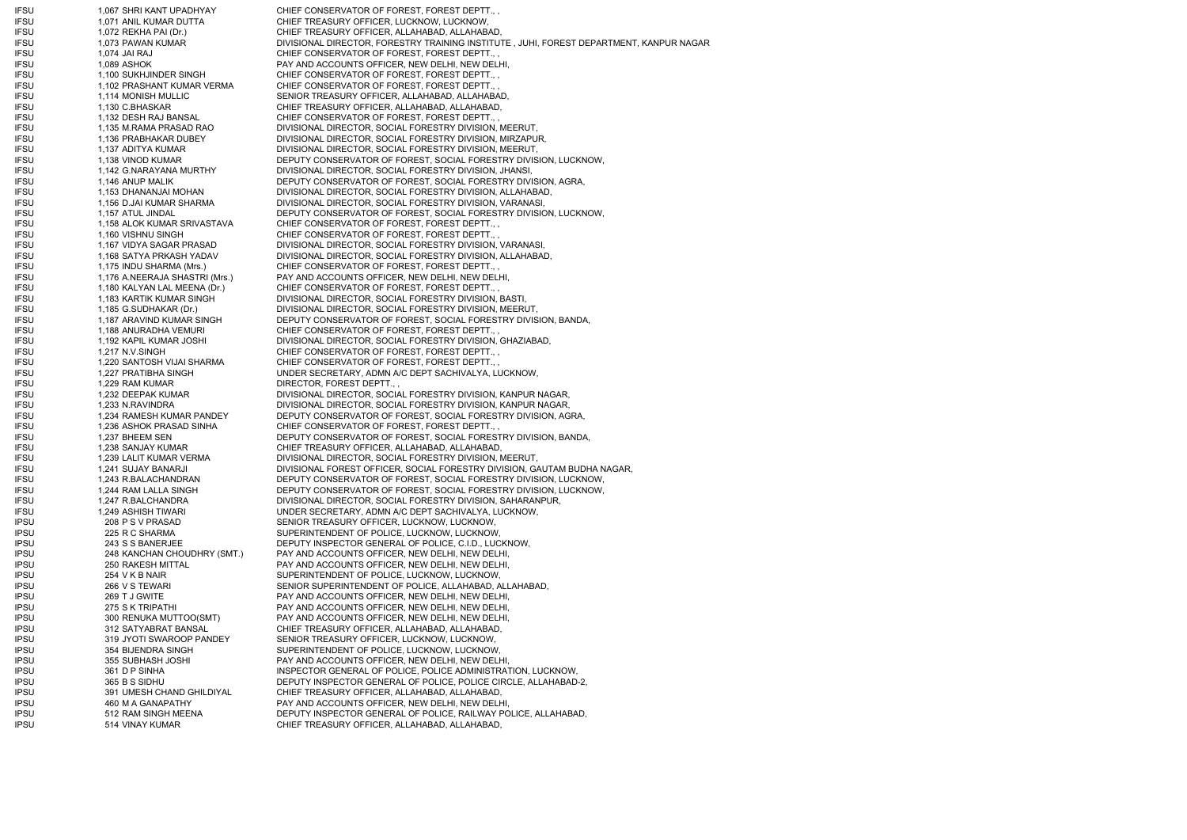| | | |
|---|---|---|
| IFSU | 1,067 SHRI KANT UPADHYAY | CHIEF CONSERVATOR OF FOREST, FOREST DEPTT., , |
| IFSU | 1,071 ANIL KUMAR DUTTA | CHIEF TREASURY OFFICER, LUCKNOW, LUCKNOW, |
| IFSU | 1,072 REKHA PAI (Dr.) | CHIEF TREASURY OFFICER, ALLAHABAD, ALLAHABAD, |
| IFSU | 1,073 PAWAN KUMAR | DIVISIONAL DIRECTOR, FORESTRY TRAINING INSTITUTE , JUHI, FOREST DEPARTMENT, KANPUR NAGAR |
| IFSU | 1,074 JAI RAJ | CHIEF CONSERVATOR OF FOREST, FOREST DEPTT., , |
| IFSU | 1,089 ASHOK | PAY AND ACCOUNTS OFFICER, NEW DELHI, NEW DELHI, |
| IFSU | 1,100 SUKHJINDER SINGH | CHIEF CONSERVATOR OF FOREST, FOREST DEPTT., , |
| IFSU | 1,102 PRASHANT KUMAR VERMA | CHIEF CONSERVATOR OF FOREST, FOREST DEPTT., , |
| IFSU | 1,114 MONISH MULLIC | SENIOR TREASURY OFFICER, ALLAHABAD, ALLAHABAD, |
| IFSU | 1,130 C.BHASKAR | CHIEF TREASURY OFFICER, ALLAHABAD, ALLAHABAD, |
| IFSU | 1,132 DESH RAJ BANSAL | CHIEF CONSERVATOR OF FOREST, FOREST DEPTT., , |
| IFSU | 1,135 M.RAMA PRASAD RAO | DIVISIONAL DIRECTOR, SOCIAL FORESTRY DIVISION, MEERUT, |
| IFSU | 1,136 PRABHAKAR DUBEY | DIVISIONAL DIRECTOR, SOCIAL FORESTRY DIVISION, MIRZAPUR, |
| IFSU | 1,137 ADITYA KUMAR | DIVISIONAL DIRECTOR, SOCIAL FORESTRY DIVISION, MEERUT, |
| IFSU | 1,138 VINOD KUMAR | DEPUTY CONSERVATOR OF FOREST, SOCIAL FORESTRY DIVISION, LUCKNOW, |
| IFSU | 1,142 G.NARAYANA MURTHY | DIVISIONAL DIRECTOR, SOCIAL FORESTRY DIVISION, JHANSI, |
| IFSU | 1,146 ANUP MALIK | DEPUTY CONSERVATOR OF FOREST, SOCIAL FORESTRY DIVISION, AGRA, |
| IFSU | 1,153 DHANANJAI MOHAN | DIVISIONAL DIRECTOR, SOCIAL FORESTRY DIVISION, ALLAHABAD, |
| IFSU | 1,156 D.JAI KUMAR SHARMA | DIVISIONAL DIRECTOR, SOCIAL FORESTRY DIVISION, VARANASI, |
| IFSU | 1,157 ATUL JINDAL | DEPUTY CONSERVATOR OF FOREST, SOCIAL FORESTRY DIVISION, LUCKNOW, |
| IFSU | 1,158 ALOK KUMAR SRIVASTAVA | CHIEF CONSERVATOR OF FOREST, FOREST DEPTT., , |
| IFSU | 1,160 VISHNU SINGH | CHIEF CONSERVATOR OF FOREST, FOREST DEPTT., , |
| IFSU | 1,167 VIDYA SAGAR PRASAD | DIVISIONAL DIRECTOR, SOCIAL FORESTRY DIVISION, VARANASI, |
| IFSU | 1,168 SATYA PRKASH YADAV | DIVISIONAL DIRECTOR, SOCIAL FORESTRY DIVISION, ALLAHABAD, |
| IFSU | 1,175 INDU SHARMA (Mrs.) | CHIEF CONSERVATOR OF FOREST, FOREST DEPTT., , |
| IFSU | 1,176 A.NEERAJA SHASTRI (Mrs.) | PAY AND ACCOUNTS OFFICER, NEW DELHI, NEW DELHI, |
| IFSU | 1,180 KALYAN LAL MEENA (Dr.) | CHIEF CONSERVATOR OF FOREST, FOREST DEPTT., , |
| IFSU | 1,183 KARTIK KUMAR SINGH | DIVISIONAL DIRECTOR, SOCIAL FORESTRY DIVISION, BASTI, |
| IFSU | 1,185 G.SUDHAKAR (Dr.) | DIVISIONAL DIRECTOR, SOCIAL FORESTRY DIVISION, MEERUT, |
| IFSU | 1,187 ARAVIND KUMAR SINGH | DEPUTY CONSERVATOR OF FOREST, SOCIAL FORESTRY DIVISION, BANDA, |
| IFSU | 1,188 ANURADHA VEMURI | CHIEF CONSERVATOR OF FOREST, FOREST DEPTT., , |
| IFSU | 1,192 KAPIL KUMAR JOSHI | DIVISIONAL DIRECTOR, SOCIAL FORESTRY DIVISION, GHAZIABAD, |
| IFSU | 1,217 N.V.SINGH | CHIEF CONSERVATOR OF FOREST, FOREST DEPTT., , |
| IFSU | 1,220 SANTOSH VIJAI SHARMA | CHIEF CONSERVATOR OF FOREST, FOREST DEPTT., , |
| IFSU | 1,227 PRATIBHA SINGH | UNDER SECRETARY, ADMN A/C DEPT SACHIVALYA, LUCKNOW, |
| IFSU | 1,229 RAM KUMAR | DIRECTOR, FOREST DEPTT., , |
| IFSU | 1,232 DEEPAK KUMAR | DIVISIONAL DIRECTOR, SOCIAL FORESTRY DIVISION, KANPUR NAGAR, |
| IFSU | 1,233 N.RAVINDRA | DIVISIONAL DIRECTOR, SOCIAL FORESTRY DIVISION, KANPUR NAGAR, |
| IFSU | 1,234 RAMESH KUMAR PANDEY | DEPUTY CONSERVATOR OF FOREST, SOCIAL FORESTRY DIVISION, AGRA, |
| IFSU | 1,236 ASHOK PRASAD SINHA | CHIEF CONSERVATOR OF FOREST, FOREST DEPTT., , |
| IFSU | 1,237 BHEEM SEN | DEPUTY CONSERVATOR OF FOREST, SOCIAL FORESTRY DIVISION, BANDA, |
| IFSU | 1,238 SANJAY KUMAR | CHIEF TREASURY OFFICER, ALLAHABAD, ALLAHABAD, |
| IFSU | 1,239 LALIT KUMAR VERMA | DIVISIONAL DIRECTOR, SOCIAL FORESTRY DIVISION, MEERUT, |
| IFSU | 1,241 SUJAY BANARJI | DIVISIONAL FOREST OFFICER, SOCIAL FORESTRY DIVISION, GAUTAM BUDHA NAGAR, |
| IFSU | 1,243 R.BALACHANDRAN | DEPUTY CONSERVATOR OF FOREST, SOCIAL FORESTRY DIVISION, LUCKNOW, |
| IFSU | 1,244 RAM LALLA SINGH | DEPUTY CONSERVATOR OF FOREST, SOCIAL FORESTRY DIVISION, LUCKNOW, |
| IFSU | 1,247 R.BALCHANDRA | DIVISIONAL DIRECTOR, SOCIAL FORESTRY DIVISION, SAHARANPUR, |
| IFSU | 1,249 ASHISH TIWARI | UNDER SECRETARY, ADMN A/C DEPT SACHIVALYA, LUCKNOW, |
| IPSU | 208 P S V PRASAD | SENIOR TREASURY OFFICER, LUCKNOW, LUCKNOW, |
| IPSU | 225 R C SHARMA | SUPERINTENDENT OF POLICE, LUCKNOW, LUCKNOW, |
| IPSU | 243 S S BANERJEE | DEPUTY INSPECTOR GENERAL OF POLICE, C.I.D., LUCKNOW, |
| IPSU | 248 KANCHAN CHOUDHRY (SMT.) | PAY AND ACCOUNTS OFFICER, NEW DELHI, NEW DELHI, |
| IPSU | 250 RAKESH MITTAL | PAY AND ACCOUNTS OFFICER, NEW DELHI, NEW DELHI, |
| IPSU | 254 V K B NAIR | SUPERINTENDENT OF POLICE, LUCKNOW, LUCKNOW, |
| IPSU | 266 V S TEWARI | SENIOR SUPERINTENDENT OF POLICE, ALLAHABAD, ALLAHABAD, |
| IPSU | 269 T J GWITE | PAY AND ACCOUNTS OFFICER, NEW DELHI, NEW DELHI, |
| IPSU | 275 S K TRIPATHI | PAY AND ACCOUNTS OFFICER, NEW DELHI, NEW DELHI, |
| IPSU | 300 RENUKA MUTTOO(SMT) | PAY AND ACCOUNTS OFFICER, NEW DELHI, NEW DELHI, |
| IPSU | 312 SATYABRAT BANSAL | CHIEF TREASURY OFFICER, ALLAHABAD, ALLAHABAD, |
| IPSU | 319 JYOTI SWAROOP PANDEY | SENIOR TREASURY OFFICER, LUCKNOW, LUCKNOW, |
| IPSU | 354 BIJENDRA SINGH | SUPERINTENDENT OF POLICE, LUCKNOW, LUCKNOW, |
| IPSU | 355 SUBHASH JOSHI | PAY AND ACCOUNTS OFFICER, NEW DELHI, NEW DELHI, |
| IPSU | 361 D P SINHA | INSPECTOR GENERAL OF POLICE, POLICE ADMINISTRATION, LUCKNOW, |
| IPSU | 365 B S SIDHU | DEPUTY INSPECTOR GENERAL OF POLICE, POLICE CIRCLE, ALLAHABAD-2, |
| IPSU | 391 UMESH CHAND GHILDIYAL | CHIEF TREASURY OFFICER, ALLAHABAD, ALLAHABAD, |
| IPSU | 460 M A GANAPATHY | PAY AND ACCOUNTS OFFICER, NEW DELHI, NEW DELHI, |
| IPSU | 512 RAM SINGH MEENA | DEPUTY INSPECTOR GENERAL OF POLICE, RAILWAY POLICE, ALLAHABAD, |
| IPSU | 514 VINAY KUMAR | CHIEF TREASURY OFFICER, ALLAHABAD, ALLAHABAD, |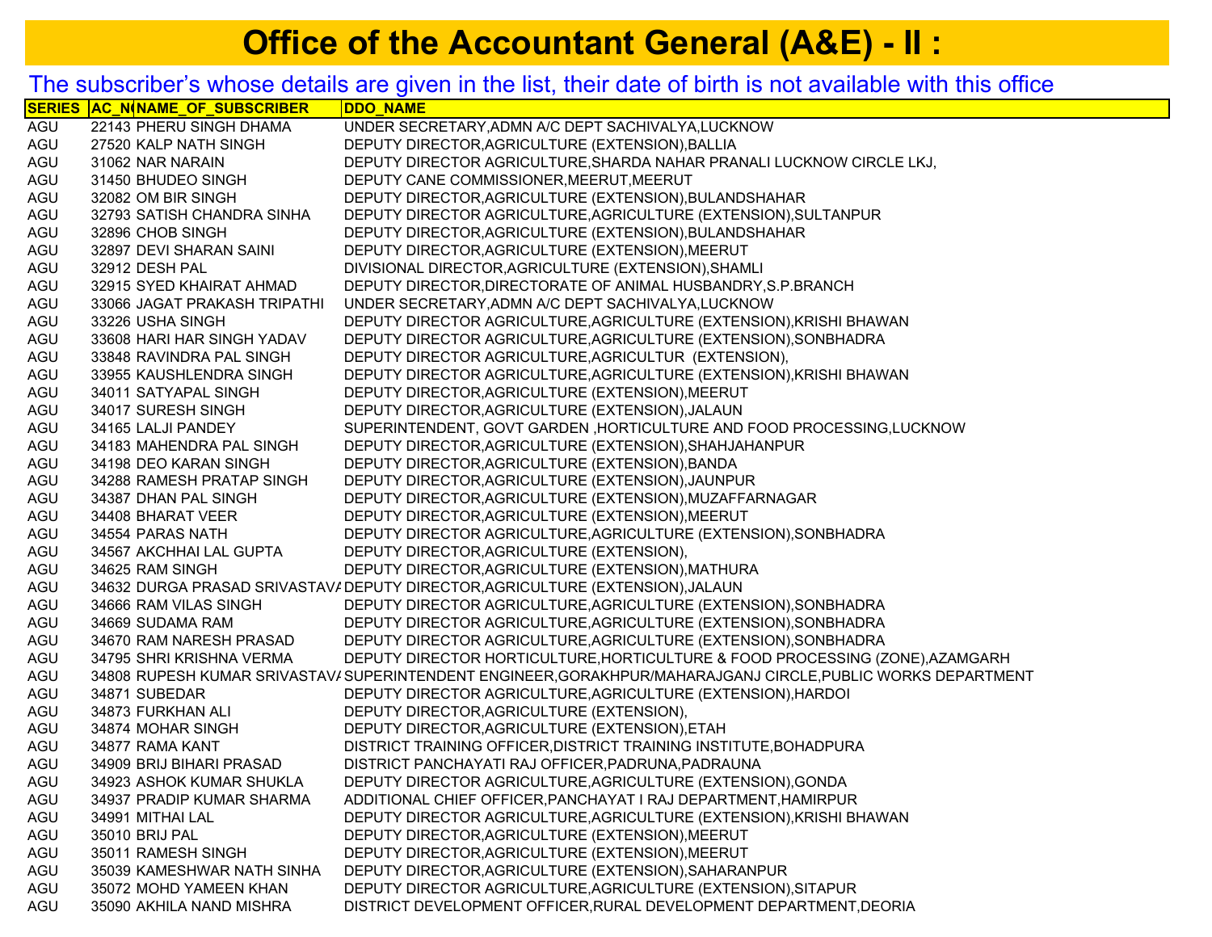# Office of the Accountant General (A&E) - II :

The subscriber's whose details are given in the list, their date of birth is not available with this office

| SERIES | AC_NO | NAME_OF_SUBSCRIBER | DDO_NAME |
|---|---|---|---|
| AGU | 22143 | PHERU SINGH DHAMA | UNDER SECRETARY,ADMN A/C DEPT SACHIVALYA,LUCKNOW |
| AGU | 27520 | KALP NATH SINGH | DEPUTY DIRECTOR,AGRICULTURE (EXTENSION),BALLIA |
| AGU | 31062 | NAR NARAIN | DEPUTY DIRECTOR AGRICULTURE,SHARDA NAHAR PRANALI LUCKNOW CIRCLE LKJ, |
| AGU | 31450 | BHUDEO SINGH | DEPUTY CANE COMMISSIONER,MEERUT,MEERUT |
| AGU | 32082 | OM BIR SINGH | DEPUTY DIRECTOR,AGRICULTURE (EXTENSION),BULANDSHAHAR |
| AGU | 32793 | SATISH CHANDRA SINHA | DEPUTY DIRECTOR AGRICULTURE,AGRICULTURE (EXTENSION),SULTANPUR |
| AGU | 32896 | CHOB SINGH | DEPUTY DIRECTOR,AGRICULTURE (EXTENSION),BULANDSHAHAR |
| AGU | 32897 | DEVI SHARAN SAINI | DEPUTY DIRECTOR,AGRICULTURE (EXTENSION),MEERUT |
| AGU | 32912 | DESH PAL | DIVISIONAL DIRECTOR,AGRICULTURE (EXTENSION),SHAMLI |
| AGU | 32915 | SYED KHAIRAT AHMAD | DEPUTY DIRECTOR,DIRECTORATE OF ANIMAL HUSBANDRY,S.P.BRANCH |
| AGU | 33066 | JAGAT PRAKASH TRIPATHI | UNDER SECRETARY,ADMN A/C DEPT SACHIVALYA,LUCKNOW |
| AGU | 33226 | USHA SINGH | DEPUTY DIRECTOR AGRICULTURE,AGRICULTURE (EXTENSION),KRISHI BHAWAN |
| AGU | 33608 | HARI HAR SINGH YADAV | DEPUTY DIRECTOR AGRICULTURE,AGRICULTURE (EXTENSION),SONBHADRA |
| AGU | 33848 | RAVINDRA PAL SINGH | DEPUTY DIRECTOR AGRICULTURE,AGRICULTUR  (EXTENSION), |
| AGU | 33955 | KAUSHLENDRA SINGH | DEPUTY DIRECTOR AGRICULTURE,AGRICULTURE (EXTENSION),KRISHI BHAWAN |
| AGU | 34011 | SATYAPAL SINGH | DEPUTY DIRECTOR,AGRICULTURE (EXTENSION),MEERUT |
| AGU | 34017 | SURESH SINGH | DEPUTY DIRECTOR,AGRICULTURE (EXTENSION),JALAUN |
| AGU | 34165 | LALJI PANDEY | SUPERINTENDENT, GOVT GARDEN ,HORTICULTURE AND FOOD PROCESSING,LUCKNOW |
| AGU | 34183 | MAHENDRA PAL SINGH | DEPUTY DIRECTOR,AGRICULTURE (EXTENSION),SHAHJAHANPUR |
| AGU | 34198 | DEO KARAN SINGH | DEPUTY DIRECTOR,AGRICULTURE (EXTENSION),BANDA |
| AGU | 34288 | RAMESH PRATAP SINGH | DEPUTY DIRECTOR,AGRICULTURE (EXTENSION),JAUNPUR |
| AGU | 34387 | DHAN PAL SINGH | DEPUTY DIRECTOR,AGRICULTURE (EXTENSION),MUZAFFARNAGAR |
| AGU | 34408 | BHARAT VEER | DEPUTY DIRECTOR,AGRICULTURE (EXTENSION),MEERUT |
| AGU | 34554 | PARAS NATH | DEPUTY DIRECTOR AGRICULTURE,AGRICULTURE (EXTENSION),SONBHADRA |
| AGU | 34567 | AKCHHAI LAL GUPTA | DEPUTY DIRECTOR,AGRICULTURE (EXTENSION), |
| AGU | 34625 | RAM SINGH | DEPUTY DIRECTOR,AGRICULTURE (EXTENSION),MATHURA |
| AGU | 34632 | DURGA PRASAD SRIVASTAVA | DEPUTY DIRECTOR,AGRICULTURE (EXTENSION),JALAUN |
| AGU | 34666 | RAM VILAS SINGH | DEPUTY DIRECTOR AGRICULTURE,AGRICULTURE (EXTENSION),SONBHADRA |
| AGU | 34669 | SUDAMA RAM | DEPUTY DIRECTOR AGRICULTURE,AGRICULTURE (EXTENSION),SONBHADRA |
| AGU | 34670 | RAM NARESH PRASAD | DEPUTY DIRECTOR AGRICULTURE,AGRICULTURE (EXTENSION),SONBHADRA |
| AGU | 34795 | SHRI KRISHNA VERMA | DEPUTY DIRECTOR HORTICULTURE,HORTICULTURE & FOOD PROCESSING (ZONE),AZAMGARH |
| AGU | 34808 | RUPESH KUMAR SRIVASTAVA | SUPERINTENDENT ENGINEER,GORAKHPUR/MAHARAJGANJ CIRCLE,PUBLIC WORKS DEPARTMENT |
| AGU | 34871 | SUBEDAR | DEPUTY DIRECTOR AGRICULTURE,AGRICULTURE (EXTENSION),HARDOI |
| AGU | 34873 | FURKHAN ALI | DEPUTY DIRECTOR,AGRICULTURE (EXTENSION), |
| AGU | 34874 | MOHAR SINGH | DEPUTY DIRECTOR,AGRICULTURE (EXTENSION),ETAH |
| AGU | 34877 | RAMA KANT | DISTRICT TRAINING OFFICER,DISTRICT TRAINING INSTITUTE,BOHADPURA |
| AGU | 34909 | BRIJ BIHARI PRASAD | DISTRICT PANCHAYATI RAJ OFFICER,PADRUNA,PADRAUNA |
| AGU | 34923 | ASHOK KUMAR SHUKLA | DEPUTY DIRECTOR AGRICULTURE,AGRICULTURE (EXTENSION),GONDA |
| AGU | 34937 | PRADIP KUMAR SHARMA | ADDITIONAL CHIEF OFFICER,PANCHAYAT I RAJ DEPARTMENT,HAMIRPUR |
| AGU | 34991 | MITHAI LAL | DEPUTY DIRECTOR AGRICULTURE,AGRICULTURE (EXTENSION),KRISHI BHAWAN |
| AGU | 35010 | BRIJ PAL | DEPUTY DIRECTOR,AGRICULTURE (EXTENSION),MEERUT |
| AGU | 35011 | RAMESH SINGH | DEPUTY DIRECTOR,AGRICULTURE (EXTENSION),MEERUT |
| AGU | 35039 | KAMESHWAR NATH SINHA | DEPUTY DIRECTOR,AGRICULTURE (EXTENSION),SAHARANPUR |
| AGU | 35072 | MOHD YAMEEN KHAN | DEPUTY DIRECTOR AGRICULTURE,AGRICULTURE (EXTENSION),SITAPUR |
| AGU | 35090 | AKHILA NAND MISHRA | DISTRICT DEVELOPMENT OFFICER,RURAL DEVELOPMENT DEPARTMENT,DEORIA |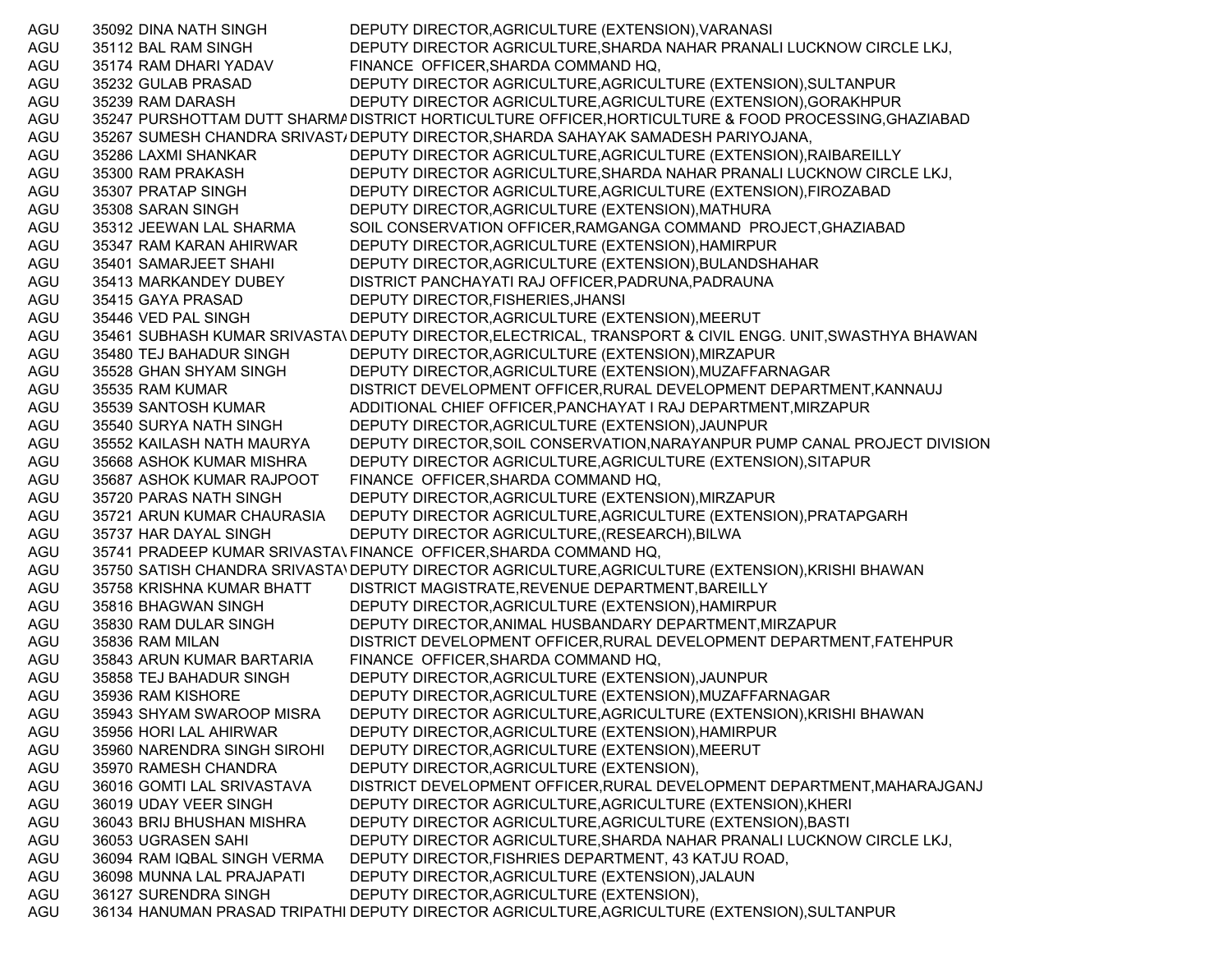| | | | |
|---|---|---|---|
| AGU | 35092 | DINA NATH SINGH | DEPUTY DIRECTOR,AGRICULTURE (EXTENSION),VARANASI |
| AGU | 35112 | BAL RAM SINGH | DEPUTY DIRECTOR AGRICULTURE,SHARDA NAHAR PRANALI LUCKNOW CIRCLE LKJ, |
| AGU | 35174 | RAM DHARI YADAV | FINANCE OFFICER,SHARDA COMMAND HQ, |
| AGU | 35232 | GULAB PRASAD | DEPUTY DIRECTOR AGRICULTURE,AGRICULTURE (EXTENSION),SULTANPUR |
| AGU | 35239 | RAM DARASH | DEPUTY DIRECTOR AGRICULTURE,AGRICULTURE (EXTENSION),GORAKHPUR |
| AGU | 35247 | PURSHOTTAM DUTT SHARMA | DISTRICT HORTICULTURE OFFICER,HORTICULTURE & FOOD PROCESSING,GHAZIABAD |
| AGU | 35267 | SUMESH CHANDRA SRIVASTA | DEPUTY DIRECTOR,SHARDA SAHAYAK SAMADESH PARIYOJANA, |
| AGU | 35286 | LAXMI SHANKAR | DEPUTY DIRECTOR AGRICULTURE,AGRICULTURE (EXTENSION),RAIBAREILLY |
| AGU | 35300 | RAM PRAKASH | DEPUTY DIRECTOR AGRICULTURE,SHARDA NAHAR PRANALI LUCKNOW CIRCLE LKJ, |
| AGU | 35307 | PRATAP SINGH | DEPUTY DIRECTOR AGRICULTURE,AGRICULTURE (EXTENSION),FIROZABAD |
| AGU | 35308 | SARAN SINGH | DEPUTY DIRECTOR,AGRICULTURE (EXTENSION),MATHURA |
| AGU | 35312 | JEEWAN LAL SHARMA | SOIL CONSERVATION OFFICER,RAMGANGA COMMAND PROJECT,GHAZIABAD |
| AGU | 35347 | RAM KARAN AHIRWAR | DEPUTY DIRECTOR,AGRICULTURE (EXTENSION),HAMIRPUR |
| AGU | 35401 | SAMARJEET SHAHI | DEPUTY DIRECTOR,AGRICULTURE (EXTENSION),BULANDSHAHAR |
| AGU | 35413 | MARKANDEY DUBEY | DISTRICT PANCHAYATI RAJ OFFICER,PADRUNA,PADRAUNA |
| AGU | 35415 | GAYA PRASAD | DEPUTY DIRECTOR,FISHERIES,JHANSI |
| AGU | 35446 | VED PAL SINGH | DEPUTY DIRECTOR,AGRICULTURE (EXTENSION),MEERUT |
| AGU | 35461 | SUBHASH KUMAR SRIVASTAV | DEPUTY DIRECTOR,ELECTRICAL, TRANSPORT & CIVIL ENGG. UNIT,SWASTHYA BHAWAN |
| AGU | 35480 | TEJ BAHADUR SINGH | DEPUTY DIRECTOR,AGRICULTURE (EXTENSION),MIRZAPUR |
| AGU | 35528 | GHAN SHYAM SINGH | DEPUTY DIRECTOR,AGRICULTURE (EXTENSION),MUZAFFARNAGAR |
| AGU | 35535 | RAM KUMAR | DISTRICT DEVELOPMENT OFFICER,RURAL DEVELOPMENT DEPARTMENT,KANNAUJ |
| AGU | 35539 | SANTOSH KUMAR | ADDITIONAL CHIEF OFFICER,PANCHAYAT I RAJ DEPARTMENT,MIRZAPUR |
| AGU | 35540 | SURYA NATH SINGH | DEPUTY DIRECTOR,AGRICULTURE (EXTENSION),JAUNPUR |
| AGU | 35552 | KAILASH NATH MAURYA | DEPUTY DIRECTOR,SOIL CONSERVATION,NARAYANPUR PUMP CANAL PROJECT DIVISION |
| AGU | 35668 | ASHOK KUMAR MISHRA | DEPUTY DIRECTOR AGRICULTURE,AGRICULTURE (EXTENSION),SITAPUR |
| AGU | 35687 | ASHOK KUMAR RAJPOOT | FINANCE OFFICER,SHARDA COMMAND HQ, |
| AGU | 35720 | PARAS NATH SINGH | DEPUTY DIRECTOR,AGRICULTURE (EXTENSION),MIRZAPUR |
| AGU | 35721 | ARUN KUMAR CHAURASIA | DEPUTY DIRECTOR AGRICULTURE,AGRICULTURE (EXTENSION),PRATAPGARH |
| AGU | 35737 | HAR DAYAL SINGH | DEPUTY DIRECTOR AGRICULTURE,(RESEARCH),BILWA |
| AGU | 35741 | PRADEEP KUMAR SRIVASTAV | FINANCE OFFICER,SHARDA COMMAND HQ, |
| AGU | 35750 | SATISH CHANDRA SRIVASTAV | DEPUTY DIRECTOR AGRICULTURE,AGRICULTURE (EXTENSION),KRISHI BHAWAN |
| AGU | 35758 | KRISHNA KUMAR BHATT | DISTRICT MAGISTRATE,REVENUE DEPARTMENT,BAREILLY |
| AGU | 35816 | BHAGWAN SINGH | DEPUTY DIRECTOR,AGRICULTURE (EXTENSION),HAMIRPUR |
| AGU | 35830 | RAM DULAR SINGH | DEPUTY DIRECTOR,ANIMAL HUSBANDARY DEPARTMENT,MIRZAPUR |
| AGU | 35836 | RAM MILAN | DISTRICT DEVELOPMENT OFFICER,RURAL DEVELOPMENT DEPARTMENT,FATEHPUR |
| AGU | 35843 | ARUN KUMAR BARTARIA | FINANCE OFFICER,SHARDA COMMAND HQ, |
| AGU | 35858 | TEJ BAHADUR SINGH | DEPUTY DIRECTOR,AGRICULTURE (EXTENSION),JAUNPUR |
| AGU | 35936 | RAM KISHORE | DEPUTY DIRECTOR,AGRICULTURE (EXTENSION),MUZAFFARNAGAR |
| AGU | 35943 | SHYAM SWAROOP MISRA | DEPUTY DIRECTOR AGRICULTURE,AGRICULTURE (EXTENSION),KRISHI BHAWAN |
| AGU | 35956 | HORI LAL AHIRWAR | DEPUTY DIRECTOR,AGRICULTURE (EXTENSION),HAMIRPUR |
| AGU | 35960 | NARENDRA SINGH SIROHI | DEPUTY DIRECTOR,AGRICULTURE (EXTENSION),MEERUT |
| AGU | 35970 | RAMESH CHANDRA | DEPUTY DIRECTOR,AGRICULTURE (EXTENSION), |
| AGU | 36016 | GOMTI LAL SRIVASTAVA | DISTRICT DEVELOPMENT OFFICER,RURAL DEVELOPMENT DEPARTMENT,MAHARAJGANJ |
| AGU | 36019 | UDAY VEER SINGH | DEPUTY DIRECTOR AGRICULTURE,AGRICULTURE (EXTENSION),KHERI |
| AGU | 36043 | BRIJ BHUSHAN MISHRA | DEPUTY DIRECTOR AGRICULTURE,AGRICULTURE (EXTENSION),BASTI |
| AGU | 36053 | UGRASEN SAHI | DEPUTY DIRECTOR AGRICULTURE,SHARDA NAHAR PRANALI LUCKNOW CIRCLE LKJ, |
| AGU | 36094 | RAM IQBAL SINGH VERMA | DEPUTY DIRECTOR,FISHRIES DEPARTMENT, 43 KATJU ROAD, |
| AGU | 36098 | MUNNA LAL PRAJAPATI | DEPUTY DIRECTOR,AGRICULTURE (EXTENSION),JALAUN |
| AGU | 36127 | SURENDRA SINGH | DEPUTY DIRECTOR,AGRICULTURE (EXTENSION), |
| AGU | 36134 | HANUMAN PRASAD TRIPATHI | DEPUTY DIRECTOR AGRICULTURE,AGRICULTURE (EXTENSION),SULTANPUR |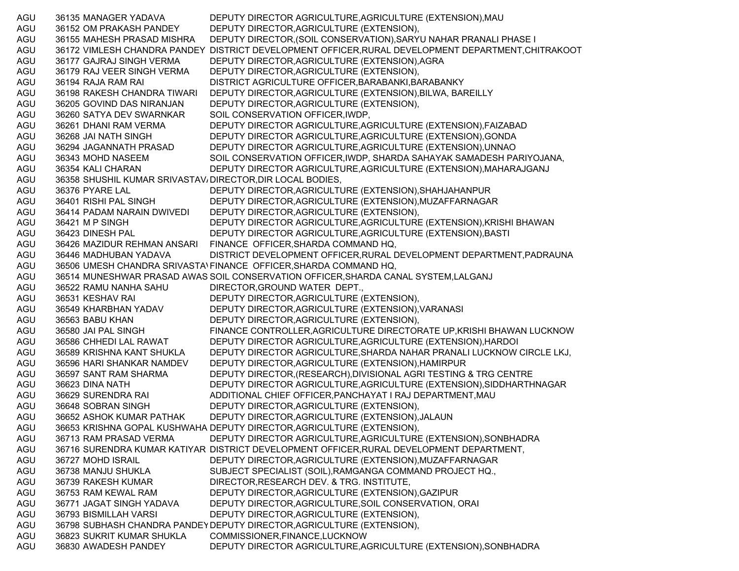| | | | |
|---|---|---|---|
| AGU | 36135 | MANAGER YADAVA | DEPUTY DIRECTOR AGRICULTURE,AGRICULTURE (EXTENSION),MAU |
| AGU | 36152 | OM PRAKASH PANDEY | DEPUTY DIRECTOR,AGRICULTURE (EXTENSION), |
| AGU | 36155 | MAHESH PRASAD MISHRA | DEPUTY DIRECTOR,(SOIL CONSERVATION),SARYU NAHAR PRANALI PHASE I |
| AGU | 36172 | VIMLESH CHANDRA PANDEY | DISTRICT DEVELOPMENT OFFICER,RURAL DEVELOPMENT DEPARTMENT,CHITRAKOOT |
| AGU | 36177 | GAJRAJ SINGH VERMA | DEPUTY DIRECTOR,AGRICULTURE (EXTENSION),AGRA |
| AGU | 36179 | RAJ VEER SINGH VERMA | DEPUTY DIRECTOR,AGRICULTURE (EXTENSION), |
| AGU | 36194 | RAJA RAM RAI | DISTRICT AGRICULTURE OFFICER,BARABANKI,BARABANKY |
| AGU | 36198 | RAKESH CHANDRA TIWARI | DEPUTY DIRECTOR,AGRICULTURE (EXTENSION),BILWA, BAREILLY |
| AGU | 36205 | GOVIND DAS NIRANJAN | DEPUTY DIRECTOR,AGRICULTURE (EXTENSION), |
| AGU | 36260 | SATYA DEV SWARNKAR | SOIL CONSERVATION OFFICER,IWDP, |
| AGU | 36261 | DHANI RAM VERMA | DEPUTY DIRECTOR AGRICULTURE,AGRICULTURE (EXTENSION),FAIZABAD |
| AGU | 36268 | JAI NATH SINGH | DEPUTY DIRECTOR AGRICULTURE,AGRICULTURE (EXTENSION),GONDA |
| AGU | 36294 | JAGANNATH PRASAD | DEPUTY DIRECTOR AGRICULTURE,AGRICULTURE (EXTENSION),UNNAO |
| AGU | 36343 | MOHD NASEEM | SOIL CONSERVATION OFFICER,IWDP, SHARDA SAHAYAK SAMADESH PARIYOJANA, |
| AGU | 36354 | KALI CHARAN | DEPUTY DIRECTOR AGRICULTURE,AGRICULTURE (EXTENSION),MAHARAJGANJ |
| AGU | 36358 | SHUSHIL KUMAR SRIVASTAVA | DIRECTOR,DIR LOCAL BODIES, |
| AGU | 36376 | PYARE LAL | DEPUTY DIRECTOR,AGRICULTURE (EXTENSION),SHAHJAHANPUR |
| AGU | 36401 | RISHI PAL SINGH | DEPUTY DIRECTOR,AGRICULTURE (EXTENSION),MUZAFFARNAGAR |
| AGU | 36414 | PADAM NARAIN DWIVEDI | DEPUTY DIRECTOR,AGRICULTURE (EXTENSION), |
| AGU | 36421 | M P SINGH | DEPUTY DIRECTOR AGRICULTURE,AGRICULTURE (EXTENSION),KRISHI BHAWAN |
| AGU | 36423 | DINESH PAL | DEPUTY DIRECTOR AGRICULTURE,AGRICULTURE (EXTENSION),BASTI |
| AGU | 36426 | MAZIDUR REHMAN ANSARI | FINANCE OFFICER,SHARDA COMMAND HQ, |
| AGU | 36446 | MADHUBAN YADAVA | DISTRICT DEVELOPMENT OFFICER,RURAL DEVELOPMENT DEPARTMENT,PADRAUNA |
| AGU | 36506 | UMESH CHANDRA SRIVASTAV | FINANCE OFFICER,SHARDA COMMAND HQ, |
| AGU | 36514 | MUNESHWAR PRASAD AWAS | SOIL CONSERVATION OFFICER,SHARDA CANAL SYSTEM,LALGANJ |
| AGU | 36522 | RAMU NANHA SAHU | DIRECTOR,GROUND WATER DEPT., |
| AGU | 36531 | KESHAV RAI | DEPUTY DIRECTOR,AGRICULTURE (EXTENSION), |
| AGU | 36549 | KHARBHAN YADAV | DEPUTY DIRECTOR,AGRICULTURE (EXTENSION),VARANASI |
| AGU | 36563 | BABU KHAN | DEPUTY DIRECTOR,AGRICULTURE (EXTENSION), |
| AGU | 36580 | JAI PAL SINGH | FINANCE CONTROLLER,AGRICULTURE DIRECTORATE UP,KRISHI BHAWAN LUCKNOW |
| AGU | 36586 | CHHEDI LAL RAWAT | DEPUTY DIRECTOR AGRICULTURE,AGRICULTURE (EXTENSION),HARDOI |
| AGU | 36589 | KRISHNA KANT SHUKLA | DEPUTY DIRECTOR AGRICULTURE,SHARDA NAHAR PRANALI LUCKNOW CIRCLE LKJ, |
| AGU | 36596 | HARI SHANKAR NAMDEV | DEPUTY DIRECTOR,AGRICULTURE (EXTENSION),HAMIRPUR |
| AGU | 36597 | SANT RAM SHARMA | DEPUTY DIRECTOR,(RESEARCH),DIVISIONAL AGRI TESTING & TRG CENTRE |
| AGU | 36623 | DINA NATH | DEPUTY DIRECTOR AGRICULTURE,AGRICULTURE (EXTENSION),SIDDHARTHNAGAR |
| AGU | 36629 | SURENDRA RAI | ADDITIONAL CHIEF OFFICER,PANCHAYAT I RAJ DEPARTMENT,MAU |
| AGU | 36648 | SOBRAN SINGH | DEPUTY DIRECTOR,AGRICULTURE (EXTENSION), |
| AGU | 36652 | ASHOK KUMAR PATHAK | DEPUTY DIRECTOR,AGRICULTURE (EXTENSION),JALAUN |
| AGU | 36653 | KRISHNA GOPAL KUSHWAHA | DEPUTY DIRECTOR,AGRICULTURE (EXTENSION), |
| AGU | 36713 | RAM PRASAD VERMA | DEPUTY DIRECTOR AGRICULTURE,AGRICULTURE (EXTENSION),SONBHADRA |
| AGU | 36716 | SURENDRA KUMAR KATIYAR | DISTRICT DEVELOPMENT OFFICER,RURAL DEVELOPMENT DEPARTMENT, |
| AGU | 36727 | MOHD ISRAIL | DEPUTY DIRECTOR,AGRICULTURE (EXTENSION),MUZAFFARNAGAR |
| AGU | 36738 | MANJU SHUKLA | SUBJECT SPECIALIST (SOIL),RAMGANGA COMMAND PROJECT HQ., |
| AGU | 36739 | RAKESH KUMAR | DIRECTOR,RESEARCH DEV. & TRG. INSTITUTE, |
| AGU | 36753 | RAM KEWAL RAM | DEPUTY DIRECTOR,AGRICULTURE (EXTENSION),GAZIPUR |
| AGU | 36771 | JAGAT SINGH YADAVA | DEPUTY DIRECTOR,AGRICULTURE,SOIL CONSERVATION, ORAI |
| AGU | 36793 | BISMILLAH VARSI | DEPUTY DIRECTOR,AGRICULTURE (EXTENSION), |
| AGU | 36798 | SUBHASH CHANDRA PANDEY | DEPUTY DIRECTOR,AGRICULTURE (EXTENSION), |
| AGU | 36823 | SUKRIT KUMAR SHUKLA | COMMISSIONER,FINANCE,LUCKNOW |
| AGU | 36830 | AWADESH PANDEY | DEPUTY DIRECTOR AGRICULTURE,AGRICULTURE (EXTENSION),SONBHADRA |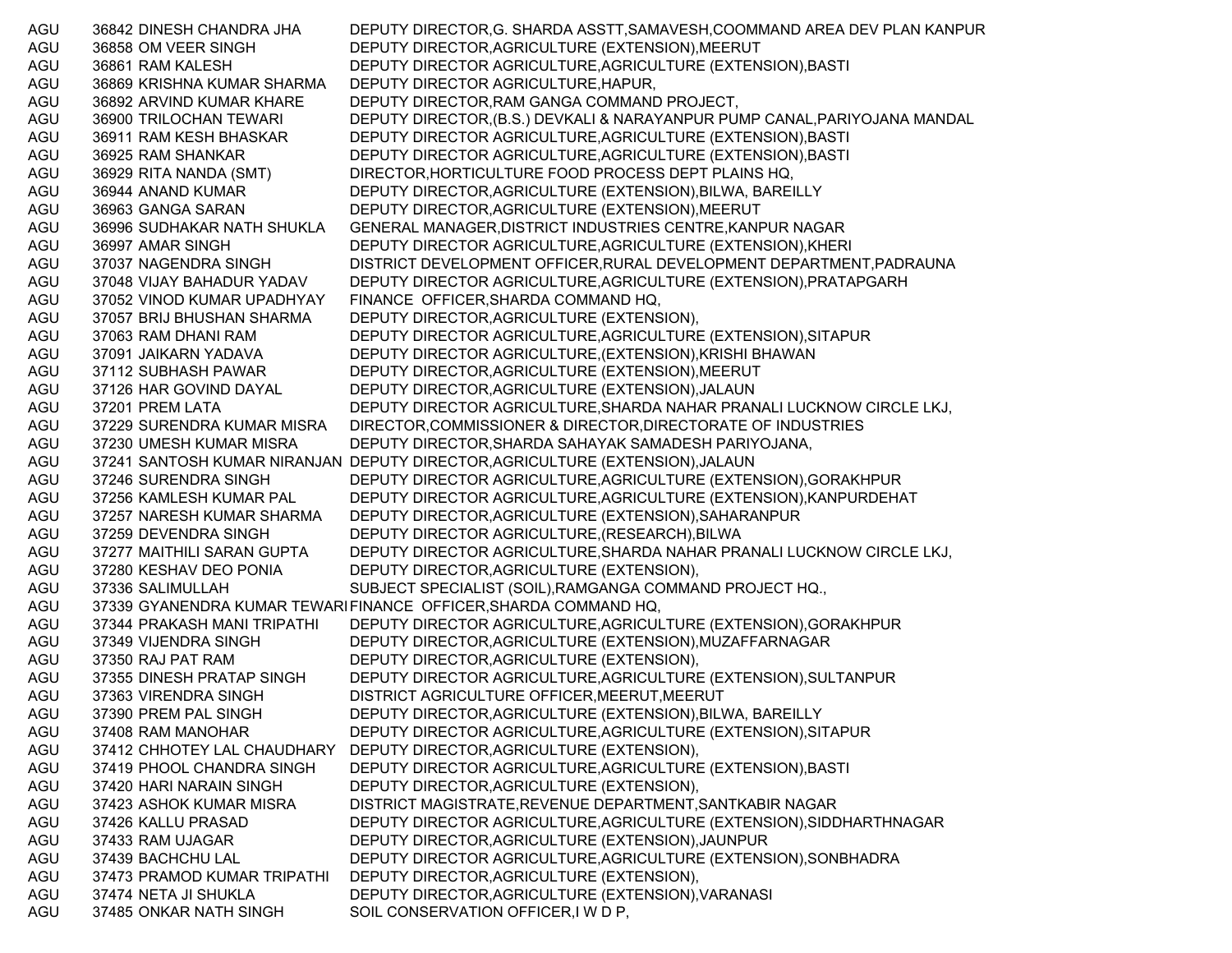| | | | |
|---|---|---|---|
| AGU | 36842 | DINESH CHANDRA JHA | DEPUTY DIRECTOR,G. SHARDA ASSTT,SAMAVESH,COOMMAND AREA DEV PLAN KANPUR |
| AGU | 36858 | OM VEER SINGH | DEPUTY DIRECTOR,AGRICULTURE (EXTENSION),MEERUT |
| AGU | 36861 | RAM KALESH | DEPUTY DIRECTOR AGRICULTURE,AGRICULTURE (EXTENSION),BASTI |
| AGU | 36869 | KRISHNA KUMAR SHARMA | DEPUTY DIRECTOR AGRICULTURE,HAPUR, |
| AGU | 36892 | ARVIND KUMAR KHARE | DEPUTY DIRECTOR,RAM GANGA COMMAND PROJECT, |
| AGU | 36900 | TRILOCHAN TEWARI | DEPUTY DIRECTOR,(B.S.) DEVKALI & NARAYANPUR PUMP CANAL,PARIYOJANA MANDAL |
| AGU | 36911 | RAM KESH BHASKAR | DEPUTY DIRECTOR AGRICULTURE,AGRICULTURE (EXTENSION),BASTI |
| AGU | 36925 | RAM SHANKAR | DEPUTY DIRECTOR AGRICULTURE,AGRICULTURE (EXTENSION),BASTI |
| AGU | 36929 | RITA NANDA (SMT) | DIRECTOR,HORTICULTURE FOOD PROCESS DEPT PLAINS HQ, |
| AGU | 36944 | ANAND KUMAR | DEPUTY DIRECTOR,AGRICULTURE (EXTENSION),BILWA, BAREILLY |
| AGU | 36963 | GANGA SARAN | DEPUTY DIRECTOR,AGRICULTURE (EXTENSION),MEERUT |
| AGU | 36996 | SUDHAKAR NATH SHUKLA | GENERAL MANAGER,DISTRICT INDUSTRIES CENTRE,KANPUR NAGAR |
| AGU | 36997 | AMAR SINGH | DEPUTY DIRECTOR AGRICULTURE,AGRICULTURE (EXTENSION),KHERI |
| AGU | 37037 | NAGENDRA SINGH | DISTRICT DEVELOPMENT OFFICER,RURAL DEVELOPMENT DEPARTMENT,PADRAUNA |
| AGU | 37048 | VIJAY BAHADUR YADAV | DEPUTY DIRECTOR AGRICULTURE,AGRICULTURE (EXTENSION),PRATAPGARH |
| AGU | 37052 | VINOD KUMAR UPADHYAY | FINANCE OFFICER,SHARDA COMMAND HQ, |
| AGU | 37057 | BRIJ BHUSHAN SHARMA | DEPUTY DIRECTOR,AGRICULTURE (EXTENSION), |
| AGU | 37063 | RAM DHANI RAM | DEPUTY DIRECTOR AGRICULTURE,AGRICULTURE (EXTENSION),SITAPUR |
| AGU | 37091 | JAIKARN YADAVA | DEPUTY DIRECTOR AGRICULTURE,(EXTENSION),KRISHI BHAWAN |
| AGU | 37112 | SUBHASH PAWAR | DEPUTY DIRECTOR,AGRICULTURE (EXTENSION),MEERUT |
| AGU | 37126 | HAR GOVIND DAYAL | DEPUTY DIRECTOR,AGRICULTURE (EXTENSION),JALAUN |
| AGU | 37201 | PREM LATA | DEPUTY DIRECTOR AGRICULTURE,SHARDA NAHAR PRANALI LUCKNOW CIRCLE LKJ, |
| AGU | 37229 | SURENDRA KUMAR MISRA | DIRECTOR,COMMISSIONER & DIRECTOR,DIRECTORATE OF INDUSTRIES |
| AGU | 37230 | UMESH KUMAR MISRA | DEPUTY DIRECTOR,SHARDA SAHAYAK SAMADESH PARIYOJANA, |
| AGU | 37241 | SANTOSH KUMAR NIRANJAN | DEPUTY DIRECTOR,AGRICULTURE (EXTENSION),JALAUN |
| AGU | 37246 | SURENDRA SINGH | DEPUTY DIRECTOR AGRICULTURE,AGRICULTURE (EXTENSION),GORAKHPUR |
| AGU | 37256 | KAMLESH KUMAR PAL | DEPUTY DIRECTOR AGRICULTURE,AGRICULTURE (EXTENSION),KANPURDEHAT |
| AGU | 37257 | NARESH KUMAR SHARMA | DEPUTY DIRECTOR,AGRICULTURE (EXTENSION),SAHARANPUR |
| AGU | 37259 | DEVENDRA SINGH | DEPUTY DIRECTOR AGRICULTURE,(RESEARCH),BILWA |
| AGU | 37277 | MAITHILI SARAN GUPTA | DEPUTY DIRECTOR AGRICULTURE,SHARDA NAHAR PRANALI LUCKNOW CIRCLE LKJ, |
| AGU | 37280 | KESHAV DEO PONIA | DEPUTY DIRECTOR,AGRICULTURE (EXTENSION), |
| AGU | 37336 | SALIMULLAH | SUBJECT SPECIALIST (SOIL),RAMGANGA COMMAND PROJECT HQ., |
| AGU | 37339 | GYANENDRA KUMAR TEWARI | FINANCE OFFICER,SHARDA COMMAND HQ, |
| AGU | 37344 | PRAKASH MANI TRIPATHI | DEPUTY DIRECTOR AGRICULTURE,AGRICULTURE (EXTENSION),GORAKHPUR |
| AGU | 37349 | VIJENDRA SINGH | DEPUTY DIRECTOR,AGRICULTURE (EXTENSION),MUZAFFARNAGAR |
| AGU | 37350 | RAJ PAT RAM | DEPUTY DIRECTOR,AGRICULTURE (EXTENSION), |
| AGU | 37355 | DINESH PRATAP SINGH | DEPUTY DIRECTOR AGRICULTURE,AGRICULTURE (EXTENSION),SULTANPUR |
| AGU | 37363 | VIRENDRA SINGH | DISTRICT AGRICULTURE OFFICER,MEERUT,MEERUT |
| AGU | 37390 | PREM PAL SINGH | DEPUTY DIRECTOR,AGRICULTURE (EXTENSION),BILWA, BAREILLY |
| AGU | 37408 | RAM MANOHAR | DEPUTY DIRECTOR AGRICULTURE,AGRICULTURE (EXTENSION),SITAPUR |
| AGU | 37412 | CHHOTEY LAL CHAUDHARY | DEPUTY DIRECTOR,AGRICULTURE (EXTENSION), |
| AGU | 37419 | PHOOL CHANDRA SINGH | DEPUTY DIRECTOR AGRICULTURE,AGRICULTURE (EXTENSION),BASTI |
| AGU | 37420 | HARI NARAIN SINGH | DEPUTY DIRECTOR,AGRICULTURE (EXTENSION), |
| AGU | 37423 | ASHOK KUMAR MISRA | DISTRICT MAGISTRATE,REVENUE DEPARTMENT,SANTKABIR NAGAR |
| AGU | 37426 | KALLU PRASAD | DEPUTY DIRECTOR AGRICULTURE,AGRICULTURE (EXTENSION),SIDDHARTHNAGAR |
| AGU | 37433 | RAM UJAGAR | DEPUTY DIRECTOR,AGRICULTURE (EXTENSION),JAUNPUR |
| AGU | 37439 | BACHCHU LAL | DEPUTY DIRECTOR AGRICULTURE,AGRICULTURE (EXTENSION),SONBHADRA |
| AGU | 37473 | PRAMOD KUMAR TRIPATHI | DEPUTY DIRECTOR,AGRICULTURE (EXTENSION), |
| AGU | 37474 | NETA JI SHUKLA | DEPUTY DIRECTOR,AGRICULTURE (EXTENSION),VARANASI |
| AGU | 37485 | ONKAR NATH SINGH | SOIL CONSERVATION OFFICER,I W D P, |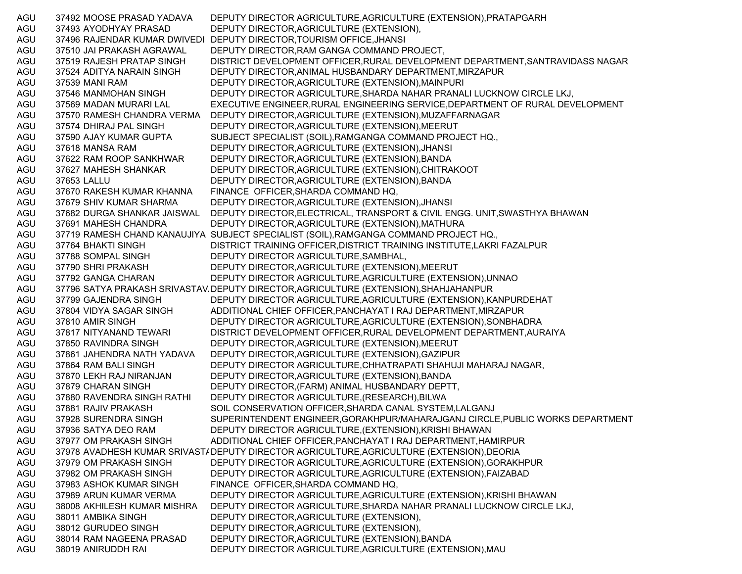| | | | |
|---|---|---|---|
| AGU | 37492 | MOOSE PRASAD YADAVA | DEPUTY DIRECTOR AGRICULTURE,AGRICULTURE (EXTENSION),PRATAPGARH |
| AGU | 37493 | AYODHYAY PRASAD | DEPUTY DIRECTOR,AGRICULTURE (EXTENSION), |
| AGU | 37496 | RAJENDAR KUMAR DWIVEDI | DEPUTY DIRECTOR,TOURISM OFFICE,JHANSI |
| AGU | 37510 | JAI PRAKASH AGRAWAL | DEPUTY DIRECTOR,RAM GANGA COMMAND PROJECT, |
| AGU | 37519 | RAJESH PRATAP SINGH | DISTRICT DEVELOPMENT OFFICER,RURAL DEVELOPMENT DEPARTMENT,SANTRAVIDASS NAGAR |
| AGU | 37524 | ADITYA NARAIN SINGH | DEPUTY DIRECTOR,ANIMAL HUSBANDARY DEPARTMENT,MIRZAPUR |
| AGU | 37539 | MANI RAM | DEPUTY DIRECTOR,AGRICULTURE (EXTENSION),MAINPURI |
| AGU | 37546 | MANMOHAN SINGH | DEPUTY DIRECTOR AGRICULTURE,SHARDA NAHAR PRANALI LUCKNOW CIRCLE LKJ, |
| AGU | 37569 | MADAN MURARI LAL | EXECUTIVE ENGINEER,RURAL ENGINEERING SERVICE,DEPARTMENT OF RURAL DEVELOPMENT |
| AGU | 37570 | RAMESH CHANDRA VERMA | DEPUTY DIRECTOR,AGRICULTURE (EXTENSION),MUZAFFARNAGAR |
| AGU | 37574 | DHIRAJ PAL SINGH | DEPUTY DIRECTOR,AGRICULTURE (EXTENSION),MEERUT |
| AGU | 37590 | AJAY KUMAR GUPTA | SUBJECT SPECIALIST (SOIL),RAMGANGA COMMAND PROJECT HQ., |
| AGU | 37618 | MANSA RAM | DEPUTY DIRECTOR,AGRICULTURE (EXTENSION),JHANSI |
| AGU | 37622 | RAM ROOP SANKHWAR | DEPUTY DIRECTOR,AGRICULTURE (EXTENSION),BANDA |
| AGU | 37627 | MAHESH SHANKAR | DEPUTY DIRECTOR,AGRICULTURE (EXTENSION),CHITRAKOOT |
| AGU | 37653 | LALLU | DEPUTY DIRECTOR,AGRICULTURE (EXTENSION),BANDA |
| AGU | 37670 | RAKESH KUMAR KHANNA | FINANCE OFFICER,SHARDA COMMAND HQ, |
| AGU | 37679 | SHIV KUMAR SHARMA | DEPUTY DIRECTOR,AGRICULTURE (EXTENSION),JHANSI |
| AGU | 37682 | DURGA SHANKAR JAISWAL | DEPUTY DIRECTOR,ELECTRICAL, TRANSPORT & CIVIL ENGG. UNIT,SWASTHYA BHAWAN |
| AGU | 37691 | MAHESH CHANDRA | DEPUTY DIRECTOR,AGRICULTURE (EXTENSION),MATHURA |
| AGU | 37719 | RAMESH CHAND KANAUJIYA | SUBJECT SPECIALIST (SOIL),RAMGANGA COMMAND PROJECT HQ., |
| AGU | 37764 | BHAKTI SINGH | DISTRICT TRAINING OFFICER,DISTRICT TRAINING INSTITUTE,LAKRI FAZALPUR |
| AGU | 37788 | SOMPAL SINGH | DEPUTY DIRECTOR AGRICULTURE,SAMBHAL, |
| AGU | 37790 | SHRI PRAKASH | DEPUTY DIRECTOR,AGRICULTURE (EXTENSION),MEERUT |
| AGU | 37792 | GANGA CHARAN | DEPUTY DIRECTOR AGRICULTURE,AGRICULTURE (EXTENSION),UNNAO |
| AGU | 37796 | SATYA PRAKASH SRIVASTAV | DEPUTY DIRECTOR,AGRICULTURE (EXTENSION),SHAHJAHANPUR |
| AGU | 37799 | GAJENDRA SINGH | DEPUTY DIRECTOR AGRICULTURE,AGRICULTURE (EXTENSION),KANPURDEHAT |
| AGU | 37804 | VIDYA SAGAR SINGH | ADDITIONAL CHIEF OFFICER,PANCHAYAT I RAJ DEPARTMENT,MIRZAPUR |
| AGU | 37810 | AMIR SINGH | DEPUTY DIRECTOR AGRICULTURE,AGRICULTURE (EXTENSION),SONBHADRA |
| AGU | 37817 | NITYANAND TEWARI | DISTRICT DEVELOPMENT OFFICER,RURAL DEVELOPMENT DEPARTMENT,AURAIYA |
| AGU | 37850 | RAVINDRA SINGH | DEPUTY DIRECTOR,AGRICULTURE (EXTENSION),MEERUT |
| AGU | 37861 | JAHENDRA NATH YADAVA | DEPUTY DIRECTOR,AGRICULTURE (EXTENSION),GAZIPUR |
| AGU | 37864 | RAM BALI SINGH | DEPUTY DIRECTOR AGRICULTURE,CHHATRAPATI SHAHUJI MAHARAJ NAGAR, |
| AGU | 37870 | LEKH RAJ NIRANJAN | DEPUTY DIRECTOR,AGRICULTURE (EXTENSION),BANDA |
| AGU | 37879 | CHARAN SINGH | DEPUTY DIRECTOR,(FARM) ANIMAL HUSBANDARY DEPTT, |
| AGU | 37880 | RAVENDRA SINGH RATHI | DEPUTY DIRECTOR AGRICULTURE,(RESEARCH),BILWA |
| AGU | 37881 | RAJIV PRAKASH | SOIL CONSERVATION OFFICER,SHARDA CANAL SYSTEM,LALGANJ |
| AGU | 37928 | SURENDRA SINGH | SUPERINTENDENT ENGINEER,GORAKHPUR/MAHARAJGANJ CIRCLE,PUBLIC WORKS DEPARTMENT |
| AGU | 37936 | SATYA DEO RAM | DEPUTY DIRECTOR AGRICULTURE,(EXTENSION),KRISHI BHAWAN |
| AGU | 37977 | OM PRAKASH SINGH | ADDITIONAL CHIEF OFFICER,PANCHAYAT I RAJ DEPARTMENT,HAMIRPUR |
| AGU | 37978 | AVADHESH KUMAR SRIVASTA | DEPUTY DIRECTOR AGRICULTURE,AGRICULTURE (EXTENSION),DEORIA |
| AGU | 37979 | OM PRAKASH SINGH | DEPUTY DIRECTOR AGRICULTURE,AGRICULTURE (EXTENSION),GORAKHPUR |
| AGU | 37982 | OM PRAKASH SINGH | DEPUTY DIRECTOR AGRICULTURE,AGRICULTURE (EXTENSION),FAIZABAD |
| AGU | 37983 | ASHOK KUMAR SINGH | FINANCE OFFICER,SHARDA COMMAND HQ, |
| AGU | 37989 | ARUN KUMAR VERMA | DEPUTY DIRECTOR AGRICULTURE,AGRICULTURE (EXTENSION),KRISHI BHAWAN |
| AGU | 38008 | AKHILESH KUMAR MISHRA | DEPUTY DIRECTOR AGRICULTURE,SHARDA NAHAR PRANALI LUCKNOW CIRCLE LKJ, |
| AGU | 38011 | AMBIKA SINGH | DEPUTY DIRECTOR,AGRICULTURE (EXTENSION), |
| AGU | 38012 | GURUDEO SINGH | DEPUTY DIRECTOR,AGRICULTURE (EXTENSION), |
| AGU | 38014 | RAM NAGEENA PRASAD | DEPUTY DIRECTOR,AGRICULTURE (EXTENSION),BANDA |
| AGU | 38019 | ANIRUDDH RAI | DEPUTY DIRECTOR AGRICULTURE,AGRICULTURE (EXTENSION),MAU |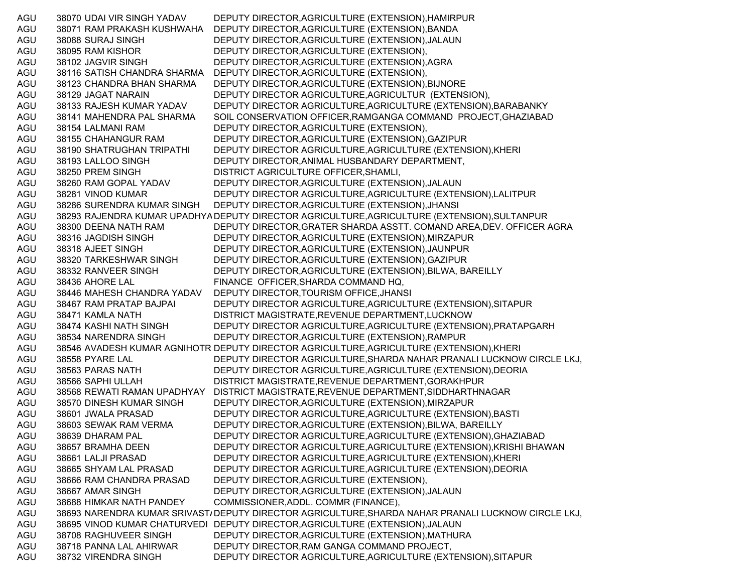| | | | |
|---|---|---|---|
| AGU | 38070 | UDAI VIR SINGH YADAV | DEPUTY DIRECTOR,AGRICULTURE (EXTENSION),HAMIRPUR |
| AGU | 38071 | RAM PRAKASH KUSHWAHA | DEPUTY DIRECTOR,AGRICULTURE (EXTENSION),BANDA |
| AGU | 38088 | SURAJ SINGH | DEPUTY DIRECTOR,AGRICULTURE (EXTENSION),JALAUN |
| AGU | 38095 | RAM KISHOR | DEPUTY DIRECTOR,AGRICULTURE (EXTENSION), |
| AGU | 38102 | JAGVIR SINGH | DEPUTY DIRECTOR,AGRICULTURE (EXTENSION),AGRA |
| AGU | 38116 | SATISH CHANDRA SHARMA | DEPUTY DIRECTOR,AGRICULTURE (EXTENSION), |
| AGU | 38123 | CHANDRA BHAN SHARMA | DEPUTY DIRECTOR,AGRICULTURE (EXTENSION),BIJNORE |
| AGU | 38129 | JAGAT NARAIN | DEPUTY DIRECTOR AGRICULTURE,AGRICULTUR (EXTENSION), |
| AGU | 38133 | RAJESH KUMAR YADAV | DEPUTY DIRECTOR AGRICULTURE,AGRICULTURE (EXTENSION),BARABANKY |
| AGU | 38141 | MAHENDRA PAL SHARMA | SOIL CONSERVATION OFFICER,RAMGANGA COMMAND PROJECT,GHAZIABAD |
| AGU | 38154 | LALMANI RAM | DEPUTY DIRECTOR,AGRICULTURE (EXTENSION), |
| AGU | 38155 | CHAHANGUR RAM | DEPUTY DIRECTOR,AGRICULTURE (EXTENSION),GAZIPUR |
| AGU | 38190 | SHATRUGHAN TRIPATHI | DEPUTY DIRECTOR AGRICULTURE,AGRICULTURE (EXTENSION),KHERI |
| AGU | 38193 | LALLOO SINGH | DEPUTY DIRECTOR,ANIMAL HUSBANDARY DEPARTMENT, |
| AGU | 38250 | PREM SINGH | DISTRICT AGRICULTURE OFFICER,SHAMLI, |
| AGU | 38260 | RAM GOPAL YADAV | DEPUTY DIRECTOR,AGRICULTURE (EXTENSION),JALAUN |
| AGU | 38281 | VINOD KUMAR | DEPUTY DIRECTOR AGRICULTURE,AGRICULTURE (EXTENSION),LALITPUR |
| AGU | 38286 | SURENDRA KUMAR SINGH | DEPUTY DIRECTOR,AGRICULTURE (EXTENSION),JHANSI |
| AGU | 38293 | RAJENDRA KUMAR UPADHYA | DEPUTY DIRECTOR AGRICULTURE,AGRICULTURE (EXTENSION),SULTANPUR |
| AGU | 38300 | DEENA NATH RAM | DEPUTY DIRECTOR,GRATER SHARDA ASSTT. COMAND AREA,DEV. OFFICER AGRA |
| AGU | 38316 | JAGDISH SINGH | DEPUTY DIRECTOR,AGRICULTURE (EXTENSION),MIRZAPUR |
| AGU | 38318 | AJEET SINGH | DEPUTY DIRECTOR,AGRICULTURE (EXTENSION),JAUNPUR |
| AGU | 38320 | TARKESHWAR SINGH | DEPUTY DIRECTOR,AGRICULTURE (EXTENSION),GAZIPUR |
| AGU | 38332 | RANVEER SINGH | DEPUTY DIRECTOR,AGRICULTURE (EXTENSION),BILWA, BAREILLY |
| AGU | 38436 | AHORE LAL | FINANCE OFFICER,SHARDA COMMAND HQ, |
| AGU | 38446 | MAHESH CHANDRA YADAV | DEPUTY DIRECTOR,TOURISM OFFICE,JHANSI |
| AGU | 38467 | RAM PRATAP BAJPAI | DEPUTY DIRECTOR AGRICULTURE,AGRICULTURE (EXTENSION),SITAPUR |
| AGU | 38471 | KAMLA NATH | DISTRICT MAGISTRATE,REVENUE DEPARTMENT,LUCKNOW |
| AGU | 38474 | KASHI NATH SINGH | DEPUTY DIRECTOR AGRICULTURE,AGRICULTURE (EXTENSION),PRATAPGARH |
| AGU | 38534 | NARENDRA SINGH | DEPUTY DIRECTOR,AGRICULTURE (EXTENSION),RAMPUR |
| AGU | 38546 | AVADESH KUMAR AGNIHOTR | DEPUTY DIRECTOR AGRICULTURE,AGRICULTURE (EXTENSION),KHERI |
| AGU | 38558 | PYARE LAL | DEPUTY DIRECTOR AGRICULTURE,SHARDA NAHAR PRANALI LUCKNOW CIRCLE LKJ, |
| AGU | 38563 | PARAS NATH | DEPUTY DIRECTOR AGRICULTURE,AGRICULTURE (EXTENSION),DEORIA |
| AGU | 38566 | SAPHI ULLAH | DISTRICT MAGISTRATE,REVENUE DEPARTMENT,GORAKHPUR |
| AGU | 38568 | REWATI RAMAN UPADHYAY | DISTRICT MAGISTRATE,REVENUE DEPARTMENT,SIDDHARTHNAGAR |
| AGU | 38570 | DINESH KUMAR SINGH | DEPUTY DIRECTOR,AGRICULTURE (EXTENSION),MIRZAPUR |
| AGU | 38601 | JWALA PRASAD | DEPUTY DIRECTOR AGRICULTURE,AGRICULTURE (EXTENSION),BASTI |
| AGU | 38603 | SEWAK RAM VERMA | DEPUTY DIRECTOR,AGRICULTURE (EXTENSION),BILWA, BAREILLY |
| AGU | 38639 | DHARAM PAL | DEPUTY DIRECTOR AGRICULTURE,AGRICULTURE (EXTENSION),GHAZIABAD |
| AGU | 38657 | BRAMHA DEEN | DEPUTY DIRECTOR AGRICULTURE,AGRICULTURE (EXTENSION),KRISHI BHAWAN |
| AGU | 38661 | LALJI PRASAD | DEPUTY DIRECTOR AGRICULTURE,AGRICULTURE (EXTENSION),KHERI |
| AGU | 38665 | SHYAM LAL PRASAD | DEPUTY DIRECTOR AGRICULTURE,AGRICULTURE (EXTENSION),DEORIA |
| AGU | 38666 | RAM CHANDRA PRASAD | DEPUTY DIRECTOR,AGRICULTURE (EXTENSION), |
| AGU | 38667 | AMAR SINGH | DEPUTY DIRECTOR,AGRICULTURE (EXTENSION),JALAUN |
| AGU | 38688 | HIMKAR NATH PANDEY | COMMISSIONER,ADDL. COMMR (FINANCE), |
| AGU | 38693 | NARENDRA KUMAR SRIVAST/ | DEPUTY DIRECTOR AGRICULTURE,SHARDA NAHAR PRANALI LUCKNOW CIRCLE LKJ, |
| AGU | 38695 | VINOD KUMAR CHATURVEDI | DEPUTY DIRECTOR,AGRICULTURE (EXTENSION),JALAUN |
| AGU | 38708 | RAGHUVEER SINGH | DEPUTY DIRECTOR,AGRICULTURE (EXTENSION),MATHURA |
| AGU | 38718 | PANNA LAL AHIRWAR | DEPUTY DIRECTOR,RAM GANGA COMMAND PROJECT, |
| AGU | 38732 | VIRENDRA SINGH | DEPUTY DIRECTOR AGRICULTURE,AGRICULTURE (EXTENSION),SITAPUR |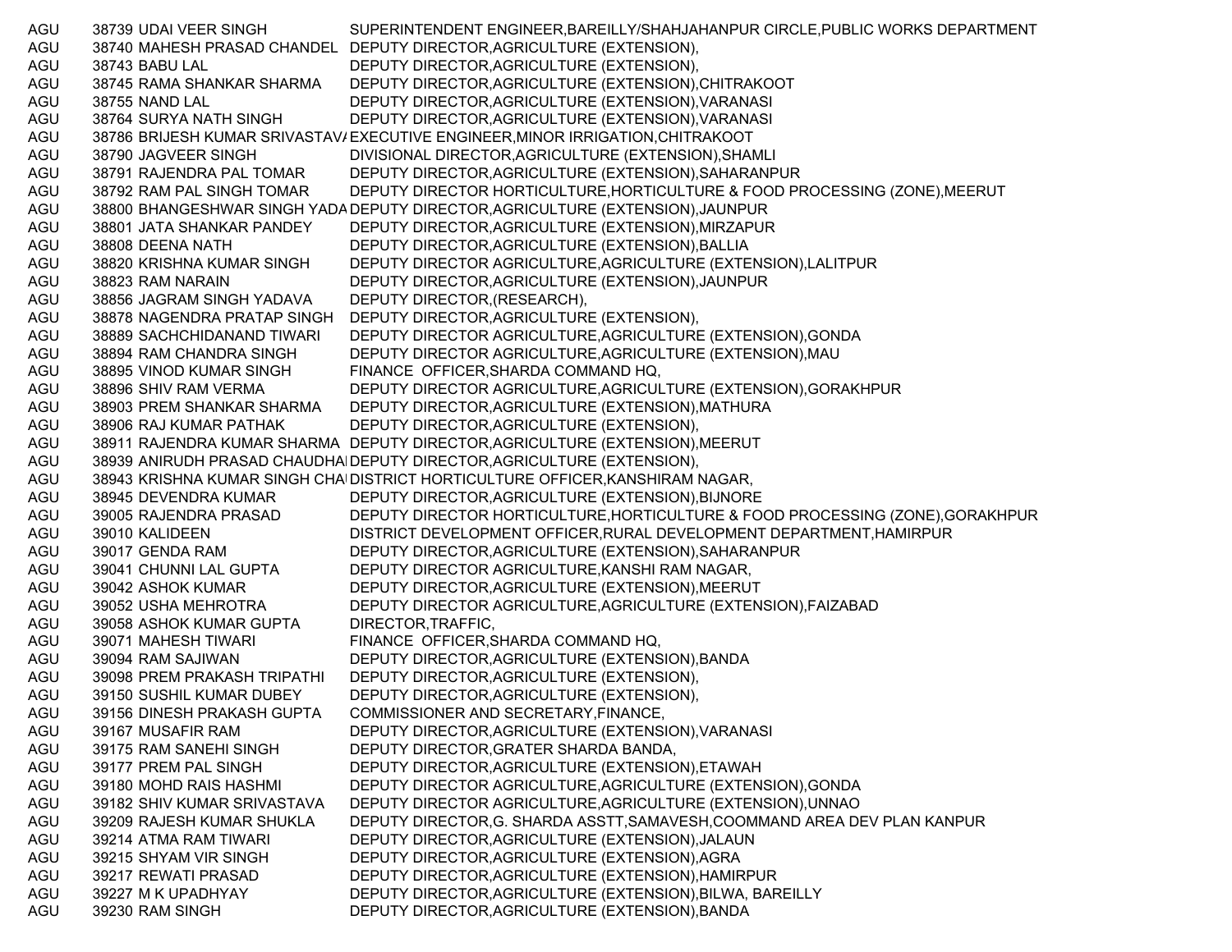| | | | |
|---|---|---|---|
| AGU | 38739 | UDAI VEER SINGH | SUPERINTENDENT ENGINEER,BAREILLY/SHAHJAHANPUR CIRCLE,PUBLIC WORKS DEPARTMENT |
| AGU | 38740 | MAHESH PRASAD CHANDEL | DEPUTY DIRECTOR,AGRICULTURE (EXTENSION), |
| AGU | 38743 | BABU LAL | DEPUTY DIRECTOR,AGRICULTURE (EXTENSION), |
| AGU | 38745 | RAMA SHANKAR SHARMA | DEPUTY DIRECTOR,AGRICULTURE (EXTENSION),CHITRAKOOT |
| AGU | 38755 | NAND LAL | DEPUTY DIRECTOR,AGRICULTURE (EXTENSION),VARANASI |
| AGU | 38764 | SURYA NATH SINGH | DEPUTY DIRECTOR,AGRICULTURE (EXTENSION),VARANASI |
| AGU | 38786 | BRIJESH KUMAR SRIVASTAVA | EXECUTIVE ENGINEER,MINOR IRRIGATION,CHITRAKOOT |
| AGU | 38790 | JAGVEER SINGH | DIVISIONAL DIRECTOR,AGRICULTURE (EXTENSION),SHAMLI |
| AGU | 38791 | RAJENDRA PAL TOMAR | DEPUTY DIRECTOR,AGRICULTURE (EXTENSION),SAHARANPUR |
| AGU | 38792 | RAM PAL SINGH TOMAR | DEPUTY DIRECTOR HORTICULTURE,HORTICULTURE & FOOD PROCESSING (ZONE),MEERUT |
| AGU | 38800 | BHANGESHWAR SINGH YADA | DEPUTY DIRECTOR,AGRICULTURE (EXTENSION),JAUNPUR |
| AGU | 38801 | JATA SHANKAR PANDEY | DEPUTY DIRECTOR,AGRICULTURE (EXTENSION),MIRZAPUR |
| AGU | 38808 | DEENA NATH | DEPUTY DIRECTOR,AGRICULTURE (EXTENSION),BALLIA |
| AGU | 38820 | KRISHNA KUMAR SINGH | DEPUTY DIRECTOR AGRICULTURE,AGRICULTURE (EXTENSION),LALITPUR |
| AGU | 38823 | RAM NARAIN | DEPUTY DIRECTOR,AGRICULTURE (EXTENSION),JAUNPUR |
| AGU | 38856 | JAGRAM SINGH YADAVA | DEPUTY DIRECTOR,(RESEARCH), |
| AGU | 38878 | NAGENDRA PRATAP SINGH | DEPUTY DIRECTOR,AGRICULTURE (EXTENSION), |
| AGU | 38889 | SACHCHIDANAND TIWARI | DEPUTY DIRECTOR AGRICULTURE,AGRICULTURE (EXTENSION),GONDA |
| AGU | 38894 | RAM CHANDRA SINGH | DEPUTY DIRECTOR AGRICULTURE,AGRICULTURE (EXTENSION),MAU |
| AGU | 38895 | VINOD KUMAR SINGH | FINANCE OFFICER,SHARDA COMMAND HQ, |
| AGU | 38896 | SHIV RAM VERMA | DEPUTY DIRECTOR AGRICULTURE,AGRICULTURE (EXTENSION),GORAKHPUR |
| AGU | 38903 | PREM SHANKAR SHARMA | DEPUTY DIRECTOR,AGRICULTURE (EXTENSION),MATHURA |
| AGU | 38906 | RAJ KUMAR PATHAK | DEPUTY DIRECTOR,AGRICULTURE (EXTENSION), |
| AGU | 38911 | RAJENDRA KUMAR SHARMA | DEPUTY DIRECTOR,AGRICULTURE (EXTENSION),MEERUT |
| AGU | 38939 | ANIRUDH PRASAD CHAUDHA | DEPUTY DIRECTOR,AGRICULTURE (EXTENSION), |
| AGU | 38943 | KRISHNA KUMAR SINGH CHA | DISTRICT HORTICULTURE OFFICER,KANSHIRAM NAGAR, |
| AGU | 38945 | DEVENDRA KUMAR | DEPUTY DIRECTOR,AGRICULTURE (EXTENSION),BIJNORE |
| AGU | 39005 | RAJENDRA PRASAD | DEPUTY DIRECTOR HORTICULTURE,HORTICULTURE & FOOD PROCESSING (ZONE),GORAKHPUR |
| AGU | 39010 | KALIDEEN | DISTRICT DEVELOPMENT OFFICER,RURAL DEVELOPMENT DEPARTMENT,HAMIRPUR |
| AGU | 39017 | GENDA RAM | DEPUTY DIRECTOR,AGRICULTURE (EXTENSION),SAHARANPUR |
| AGU | 39041 | CHUNNI LAL GUPTA | DEPUTY DIRECTOR AGRICULTURE,KANSHI RAM NAGAR, |
| AGU | 39042 | ASHOK KUMAR | DEPUTY DIRECTOR,AGRICULTURE (EXTENSION),MEERUT |
| AGU | 39052 | USHA MEHROTRA | DEPUTY DIRECTOR AGRICULTURE,AGRICULTURE (EXTENSION),FAIZABAD |
| AGU | 39058 | ASHOK KUMAR GUPTA | DIRECTOR,TRAFFIC, |
| AGU | 39071 | MAHESH TIWARI | FINANCE OFFICER,SHARDA COMMAND HQ, |
| AGU | 39094 | RAM SAJIWAN | DEPUTY DIRECTOR,AGRICULTURE (EXTENSION),BANDA |
| AGU | 39098 | PREM PRAKASH TRIPATHI | DEPUTY DIRECTOR,AGRICULTURE (EXTENSION), |
| AGU | 39150 | SUSHIL KUMAR DUBEY | DEPUTY DIRECTOR,AGRICULTURE (EXTENSION), |
| AGU | 39156 | DINESH PRAKASH GUPTA | COMMISSIONER AND SECRETARY,FINANCE, |
| AGU | 39167 | MUSAFIR RAM | DEPUTY DIRECTOR,AGRICULTURE (EXTENSION),VARANASI |
| AGU | 39175 | RAM SANEHI SINGH | DEPUTY DIRECTOR,GRATER SHARDA BANDA, |
| AGU | 39177 | PREM PAL SINGH | DEPUTY DIRECTOR,AGRICULTURE (EXTENSION),ETAWAH |
| AGU | 39180 | MOHD RAIS HASHMI | DEPUTY DIRECTOR AGRICULTURE,AGRICULTURE (EXTENSION),GONDA |
| AGU | 39182 | SHIV KUMAR SRIVASTAVA | DEPUTY DIRECTOR AGRICULTURE,AGRICULTURE (EXTENSION),UNNAO |
| AGU | 39209 | RAJESH KUMAR SHUKLA | DEPUTY DIRECTOR,G. SHARDA ASSTT,SAMAVESH,COOMMAND AREA DEV PLAN KANPUR |
| AGU | 39214 | ATMA RAM TIWARI | DEPUTY DIRECTOR,AGRICULTURE (EXTENSION),JALAUN |
| AGU | 39215 | SHYAM VIR SINGH | DEPUTY DIRECTOR,AGRICULTURE (EXTENSION),AGRA |
| AGU | 39217 | REWATI PRASAD | DEPUTY DIRECTOR,AGRICULTURE (EXTENSION),HAMIRPUR |
| AGU | 39227 | M K UPADHYAY | DEPUTY DIRECTOR,AGRICULTURE (EXTENSION),BILWA, BAREILLY |
| AGU | 39230 | RAM SINGH | DEPUTY DIRECTOR,AGRICULTURE (EXTENSION),BANDA |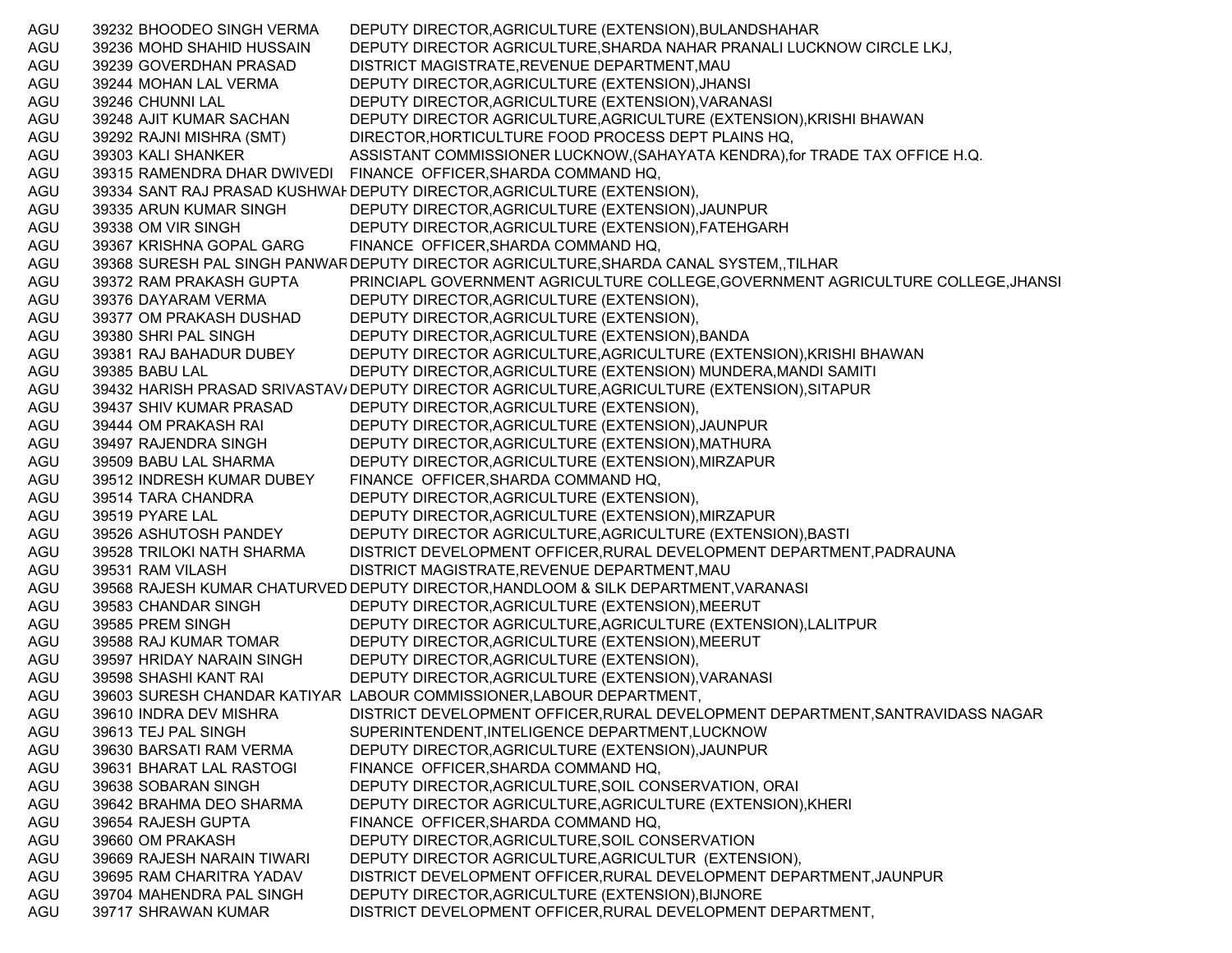| | | | |
|---|---|---|---|
| AGU | 39232 | BHOODEO SINGH VERMA | DEPUTY DIRECTOR,AGRICULTURE (EXTENSION),BULANDSHAHAR |
| AGU | 39236 | MOHD SHAHID HUSSAIN | DEPUTY DIRECTOR AGRICULTURE,SHARDA NAHAR PRANALI LUCKNOW CIRCLE LKJ, |
| AGU | 39239 | GOVERDHAN PRASAD | DISTRICT MAGISTRATE,REVENUE DEPARTMENT,MAU |
| AGU | 39244 | MOHAN LAL VERMA | DEPUTY DIRECTOR,AGRICULTURE (EXTENSION),JHANSI |
| AGU | 39246 | CHUNNI LAL | DEPUTY DIRECTOR,AGRICULTURE (EXTENSION),VARANASI |
| AGU | 39248 | AJIT KUMAR SACHAN | DEPUTY DIRECTOR AGRICULTURE,AGRICULTURE (EXTENSION),KRISHI BHAWAN |
| AGU | 39292 | RAJNI MISHRA (SMT) | DIRECTOR,HORTICULTURE FOOD PROCESS DEPT PLAINS HQ, |
| AGU | 39303 | KALI SHANKER | ASSISTANT COMMISSIONER LUCKNOW,(SAHAYATA KENDRA),for TRADE TAX OFFICE H.Q. |
| AGU | 39315 | RAMENDRA DHAR DWIVEDI | FINANCE OFFICER,SHARDA COMMAND HQ, |
| AGU | 39334 | SANT RAJ PRASAD KUSHWAH | DEPUTY DIRECTOR,AGRICULTURE (EXTENSION), |
| AGU | 39335 | ARUN KUMAR SINGH | DEPUTY DIRECTOR,AGRICULTURE (EXTENSION),JAUNPUR |
| AGU | 39338 | OM VIR SINGH | DEPUTY DIRECTOR,AGRICULTURE (EXTENSION),FATEHGARH |
| AGU | 39367 | KRISHNA GOPAL GARG | FINANCE OFFICER,SHARDA COMMAND HQ, |
| AGU | 39368 | SURESH PAL SINGH PANWAR | DEPUTY DIRECTOR AGRICULTURE,SHARDA CANAL SYSTEM,,TILHAR |
| AGU | 39372 | RAM PRAKASH GUPTA | PRINCIAPL GOVERNMENT AGRICULTURE COLLEGE,GOVERNMENT AGRICULTURE COLLEGE,JHANSI |
| AGU | 39376 | DAYARAM VERMA | DEPUTY DIRECTOR,AGRICULTURE (EXTENSION), |
| AGU | 39377 | OM PRAKASH DUSHAD | DEPUTY DIRECTOR,AGRICULTURE (EXTENSION), |
| AGU | 39380 | SHRI PAL SINGH | DEPUTY DIRECTOR,AGRICULTURE (EXTENSION),BANDA |
| AGU | 39381 | RAJ BAHADUR DUBEY | DEPUTY DIRECTOR AGRICULTURE,AGRICULTURE (EXTENSION),KRISHI BHAWAN |
| AGU | 39385 | BABU LAL | DEPUTY DIRECTOR,AGRICULTURE (EXTENSION) MUNDERA,MANDI SAMITI |
| AGU | 39432 | HARISH PRASAD SRIVASTAVA | DEPUTY DIRECTOR AGRICULTURE,AGRICULTURE (EXTENSION),SITAPUR |
| AGU | 39437 | SHIV KUMAR PRASAD | DEPUTY DIRECTOR,AGRICULTURE (EXTENSION), |
| AGU | 39444 | OM PRAKASH RAI | DEPUTY DIRECTOR,AGRICULTURE (EXTENSION),JAUNPUR |
| AGU | 39497 | RAJENDRA SINGH | DEPUTY DIRECTOR,AGRICULTURE (EXTENSION),MATHURA |
| AGU | 39509 | BABU LAL SHARMA | DEPUTY DIRECTOR,AGRICULTURE (EXTENSION),MIRZAPUR |
| AGU | 39512 | INDRESH KUMAR DUBEY | FINANCE OFFICER,SHARDA COMMAND HQ, |
| AGU | 39514 | TARA CHANDRA | DEPUTY DIRECTOR,AGRICULTURE (EXTENSION), |
| AGU | 39519 | PYARE LAL | DEPUTY DIRECTOR,AGRICULTURE (EXTENSION),MIRZAPUR |
| AGU | 39526 | ASHUTOSH PANDEY | DEPUTY DIRECTOR AGRICULTURE,AGRICULTURE (EXTENSION),BASTI |
| AGU | 39528 | TRILOKI NATH SHARMA | DISTRICT DEVELOPMENT OFFICER,RURAL DEVELOPMENT DEPARTMENT,PADRAUNA |
| AGU | 39531 | RAM VILASH | DISTRICT MAGISTRATE,REVENUE DEPARTMENT,MAU |
| AGU | 39568 | RAJESH KUMAR CHATURVED | DEPUTY DIRECTOR,HANDLOOM & SILK DEPARTMENT,VARANASI |
| AGU | 39583 | CHANDAR SINGH | DEPUTY DIRECTOR,AGRICULTURE (EXTENSION),MEERUT |
| AGU | 39585 | PREM SINGH | DEPUTY DIRECTOR AGRICULTURE,AGRICULTURE (EXTENSION),LALITPUR |
| AGU | 39588 | RAJ KUMAR TOMAR | DEPUTY DIRECTOR,AGRICULTURE (EXTENSION),MEERUT |
| AGU | 39597 | HRIDAY NARAIN SINGH | DEPUTY DIRECTOR,AGRICULTURE (EXTENSION), |
| AGU | 39598 | SHASHI KANT RAI | DEPUTY DIRECTOR,AGRICULTURE (EXTENSION),VARANASI |
| AGU | 39603 | SURESH CHANDAR KATIYAR | LABOUR COMMISSIONER,LABOUR DEPARTMENT, |
| AGU | 39610 | INDRA DEV MISHRA | DISTRICT DEVELOPMENT OFFICER,RURAL DEVELOPMENT DEPARTMENT,SANTRAVIDASS NAGAR |
| AGU | 39613 | TEJ PAL SINGH | SUPERINTENDENT,INTELIGENCE DEPARTMENT,LUCKNOW |
| AGU | 39630 | BARSATI RAM VERMA | DEPUTY DIRECTOR,AGRICULTURE (EXTENSION),JAUNPUR |
| AGU | 39631 | BHARAT LAL RASTOGI | FINANCE OFFICER,SHARDA COMMAND HQ, |
| AGU | 39638 | SOBARAN SINGH | DEPUTY DIRECTOR,AGRICULTURE,SOIL CONSERVATION, ORAI |
| AGU | 39642 | BRAHMA DEO SHARMA | DEPUTY DIRECTOR AGRICULTURE,AGRICULTURE (EXTENSION),KHERI |
| AGU | 39654 | RAJESH GUPTA | FINANCE OFFICER,SHARDA COMMAND HQ, |
| AGU | 39660 | OM PRAKASH | DEPUTY DIRECTOR,AGRICULTURE,SOIL CONSERVATION |
| AGU | 39669 | RAJESH NARAIN TIWARI | DEPUTY DIRECTOR AGRICULTURE,AGRICULTUR (EXTENSION), |
| AGU | 39695 | RAM CHARITRA YADAV | DISTRICT DEVELOPMENT OFFICER,RURAL DEVELOPMENT DEPARTMENT,JAUNPUR |
| AGU | 39704 | MAHENDRA PAL SINGH | DEPUTY DIRECTOR,AGRICULTURE (EXTENSION),BIJNORE |
| AGU | 39717 | SHRAWAN KUMAR | DISTRICT DEVELOPMENT OFFICER,RURAL DEVELOPMENT DEPARTMENT, |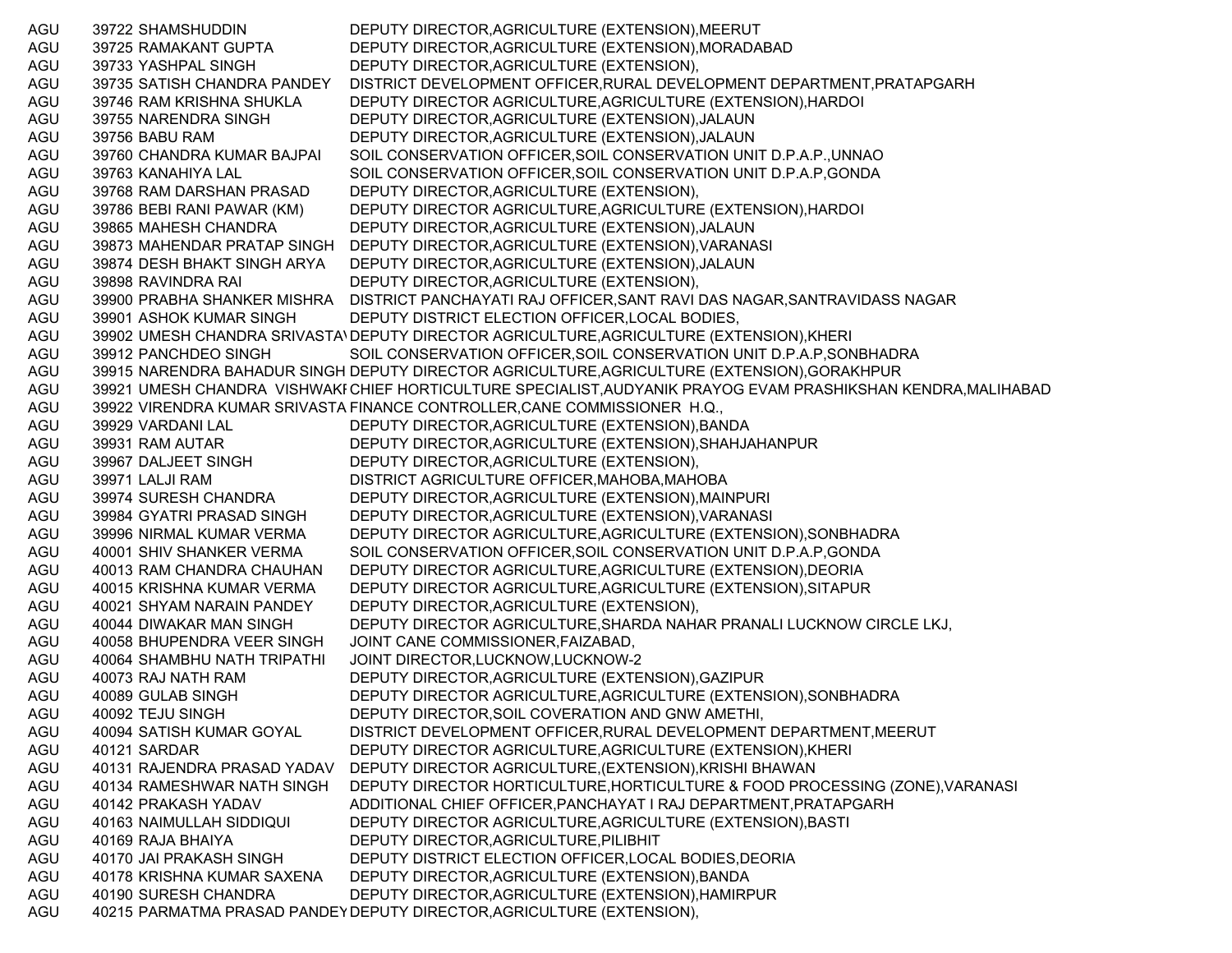| | | | |
|---|---|---|---|
| AGU | 39722 | SHAMSHUDDIN | DEPUTY DIRECTOR,AGRICULTURE (EXTENSION),MEERUT |
| AGU | 39725 | RAMAKANT GUPTA | DEPUTY DIRECTOR,AGRICULTURE (EXTENSION),MORADABAD |
| AGU | 39733 | YASHPAL SINGH | DEPUTY DIRECTOR,AGRICULTURE (EXTENSION), |
| AGU | 39735 | SATISH CHANDRA PANDEY | DISTRICT DEVELOPMENT OFFICER,RURAL DEVELOPMENT DEPARTMENT,PRATAPGARH |
| AGU | 39746 | RAM KRISHNA SHUKLA | DEPUTY DIRECTOR AGRICULTURE,AGRICULTURE (EXTENSION),HARDOI |
| AGU | 39755 | NARENDRA SINGH | DEPUTY DIRECTOR,AGRICULTURE (EXTENSION),JALAUN |
| AGU | 39756 | BABU RAM | DEPUTY DIRECTOR,AGRICULTURE (EXTENSION),JALAUN |
| AGU | 39760 | CHANDRA KUMAR BAJPAI | SOIL CONSERVATION OFFICER,SOIL CONSERVATION UNIT D.P.A.P.,UNNAO |
| AGU | 39763 | KANAHIYA LAL | SOIL CONSERVATION OFFICER,SOIL CONSERVATION UNIT D.P.A.P,GONDA |
| AGU | 39768 | RAM DARSHAN PRASAD | DEPUTY DIRECTOR,AGRICULTURE (EXTENSION), |
| AGU | 39786 | BEBI RANI PAWAR (KM) | DEPUTY DIRECTOR AGRICULTURE,AGRICULTURE (EXTENSION),HARDOI |
| AGU | 39865 | MAHESH CHANDRA | DEPUTY DIRECTOR,AGRICULTURE (EXTENSION),JALAUN |
| AGU | 39873 | MAHENDAR PRATAP SINGH | DEPUTY DIRECTOR,AGRICULTURE (EXTENSION),VARANASI |
| AGU | 39874 | DESH BHAKT SINGH ARYA | DEPUTY DIRECTOR,AGRICULTURE (EXTENSION),JALAUN |
| AGU | 39898 | RAVINDRA RAI | DEPUTY DIRECTOR,AGRICULTURE (EXTENSION), |
| AGU | 39900 | PRABHA SHANKER MISHRA | DISTRICT PANCHAYATI RAJ OFFICER,SANT RAVI DAS NAGAR,SANTRAVIDASS NAGAR |
| AGU | 39901 | ASHOK KUMAR SINGH | DEPUTY DISTRICT ELECTION OFFICER,LOCAL BODIES, |
| AGU | 39902 | UMESH CHANDRA SRIVASTAV | DEPUTY DIRECTOR AGRICULTURE,AGRICULTURE (EXTENSION),KHERI |
| AGU | 39912 | PANCHDEO SINGH | SOIL CONSERVATION OFFICER,SOIL CONSERVATION UNIT D.P.A.P,SONBHADRA |
| AGU | 39915 | NARENDRA BAHADUR SINGH | DEPUTY DIRECTOR AGRICULTURE,AGRICULTURE (EXTENSION),GORAKHPUR |
| AGU | 39921 | UMESH CHANDRA VISHWAKI | CHIEF HORTICULTURE SPECIALIST,AUDYANIK PRAYOG EVAM PRASHIKSHAN KENDRA,MALIHABAD |
| AGU | 39922 | VIRENDRA KUMAR SRIVASTA | FINANCE CONTROLLER,CANE COMMISSIONER H.Q., |
| AGU | 39929 | VARDANI LAL | DEPUTY DIRECTOR,AGRICULTURE (EXTENSION),BANDA |
| AGU | 39931 | RAM AUTAR | DEPUTY DIRECTOR,AGRICULTURE (EXTENSION),SHAHJAHANPUR |
| AGU | 39967 | DALJEET SINGH | DEPUTY DIRECTOR,AGRICULTURE (EXTENSION), |
| AGU | 39971 | LALJI RAM | DISTRICT AGRICULTURE OFFICER,MAHOBA,MAHOBA |
| AGU | 39974 | SURESH CHANDRA | DEPUTY DIRECTOR,AGRICULTURE (EXTENSION),MAINPURI |
| AGU | 39984 | GYATRI PRASAD SINGH | DEPUTY DIRECTOR,AGRICULTURE (EXTENSION),VARANASI |
| AGU | 39996 | NIRMAL KUMAR VERMA | DEPUTY DIRECTOR AGRICULTURE,AGRICULTURE (EXTENSION),SONBHADRA |
| AGU | 40001 | SHIV SHANKER VERMA | SOIL CONSERVATION OFFICER,SOIL CONSERVATION UNIT D.P.A.P,GONDA |
| AGU | 40013 | RAM CHANDRA CHAUHAN | DEPUTY DIRECTOR AGRICULTURE,AGRICULTURE (EXTENSION),DEORIA |
| AGU | 40015 | KRISHNA KUMAR VERMA | DEPUTY DIRECTOR AGRICULTURE,AGRICULTURE (EXTENSION),SITAPUR |
| AGU | 40021 | SHYAM NARAIN PANDEY | DEPUTY DIRECTOR,AGRICULTURE (EXTENSION), |
| AGU | 40044 | DIWAKAR MAN SINGH | DEPUTY DIRECTOR AGRICULTURE,SHARDA NAHAR PRANALI LUCKNOW CIRCLE LKJ, |
| AGU | 40058 | BHUPENDRA VEER SINGH | JOINT CANE COMMISSIONER,FAIZABAD, |
| AGU | 40064 | SHAMBHU NATH TRIPATHI | JOINT DIRECTOR,LUCKNOW,LUCKNOW-2 |
| AGU | 40073 | RAJ NATH RAM | DEPUTY DIRECTOR,AGRICULTURE (EXTENSION),GAZIPUR |
| AGU | 40089 | GULAB SINGH | DEPUTY DIRECTOR AGRICULTURE,AGRICULTURE (EXTENSION),SONBHADRA |
| AGU | 40092 | TEJU SINGH | DEPUTY DIRECTOR,SOIL COVERATION AND GNW AMETHI, |
| AGU | 40094 | SATISH KUMAR GOYAL | DISTRICT DEVELOPMENT OFFICER,RURAL DEVELOPMENT DEPARTMENT,MEERUT |
| AGU | 40121 | SARDAR | DEPUTY DIRECTOR AGRICULTURE,AGRICULTURE (EXTENSION),KHERI |
| AGU | 40131 | RAJENDRA PRASAD YADAV | DEPUTY DIRECTOR AGRICULTURE,(EXTENSION),KRISHI BHAWAN |
| AGU | 40134 | RAMESHWAR NATH SINGH | DEPUTY DIRECTOR HORTICULTURE,HORTICULTURE & FOOD PROCESSING (ZONE),VARANASI |
| AGU | 40142 | PRAKASH YADAV | ADDITIONAL CHIEF OFFICER,PANCHAYAT I RAJ DEPARTMENT,PRATAPGARH |
| AGU | 40163 | NAIMULLAH SIDDIQUI | DEPUTY DIRECTOR AGRICULTURE,AGRICULTURE (EXTENSION),BASTI |
| AGU | 40169 | RAJA BHAIYA | DEPUTY DIRECTOR,AGRICULTURE,PILIBHIT |
| AGU | 40170 | JAI PRAKASH SINGH | DEPUTY DISTRICT ELECTION OFFICER,LOCAL BODIES,DEORIA |
| AGU | 40178 | KRISHNA KUMAR SAXENA | DEPUTY DIRECTOR,AGRICULTURE (EXTENSION),BANDA |
| AGU | 40190 | SURESH CHANDRA | DEPUTY DIRECTOR,AGRICULTURE (EXTENSION),HAMIRPUR |
| AGU | 40215 | PARMATMA PRASAD PANDEY | DEPUTY DIRECTOR,AGRICULTURE (EXTENSION), |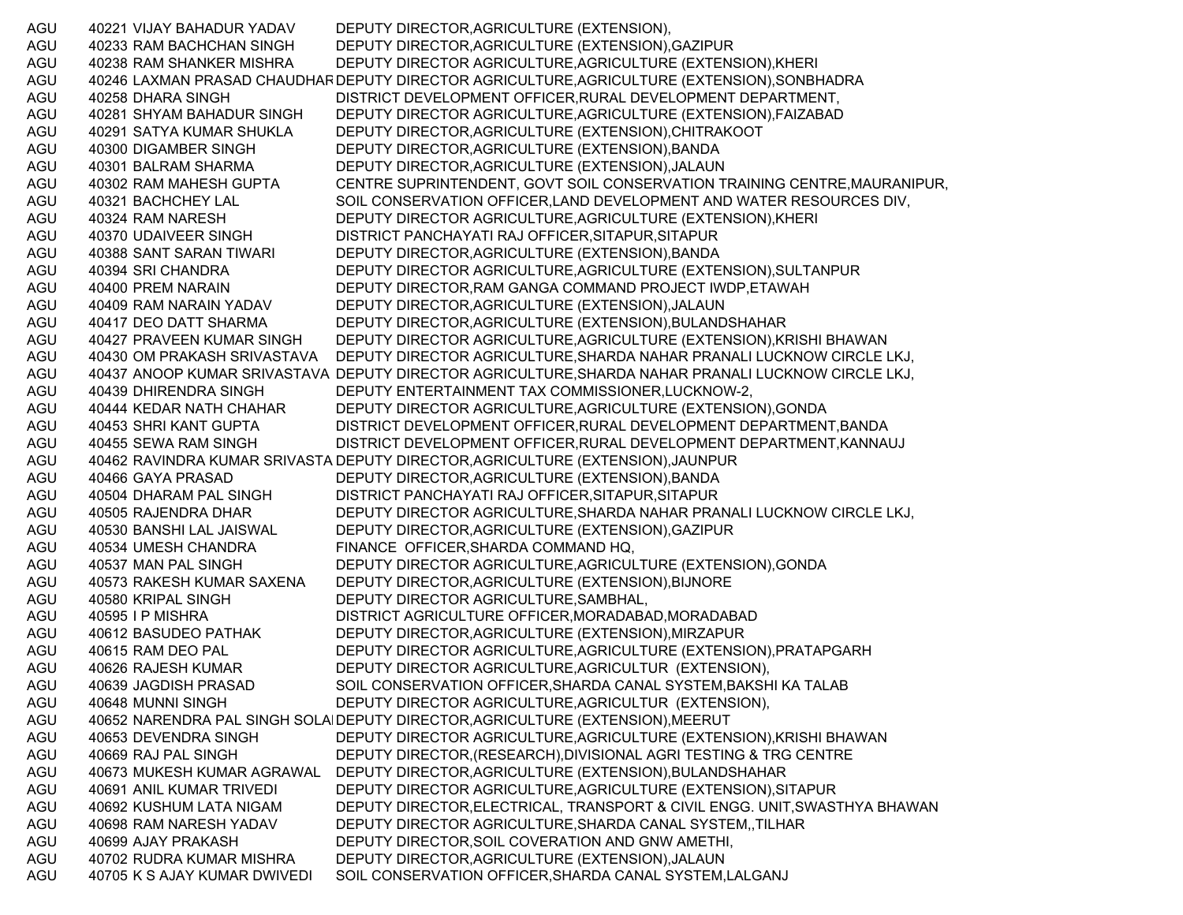| | | | |
|---|---|---|---|
| AGU | 40221 | VIJAY BAHADUR YADAV | DEPUTY DIRECTOR,AGRICULTURE (EXTENSION), |
| AGU | 40233 | RAM BACHCHAN SINGH | DEPUTY DIRECTOR,AGRICULTURE (EXTENSION),GAZIPUR |
| AGU | 40238 | RAM SHANKER MISHRA | DEPUTY DIRECTOR AGRICULTURE,AGRICULTURE (EXTENSION),KHERI |
| AGU | 40246 | LAXMAN PRASAD CHAUDHAR | DEPUTY DIRECTOR AGRICULTURE,AGRICULTURE (EXTENSION),SONBHADRA |
| AGU | 40258 | DHARA SINGH | DISTRICT DEVELOPMENT OFFICER,RURAL DEVELOPMENT DEPARTMENT, |
| AGU | 40281 | SHYAM BAHADUR SINGH | DEPUTY DIRECTOR AGRICULTURE,AGRICULTURE (EXTENSION),FAIZABAD |
| AGU | 40291 | SATYA KUMAR SHUKLA | DEPUTY DIRECTOR,AGRICULTURE (EXTENSION),CHITRAKOOT |
| AGU | 40300 | DIGAMBER SINGH | DEPUTY DIRECTOR,AGRICULTURE (EXTENSION),BANDA |
| AGU | 40301 | BALRAM SHARMA | DEPUTY DIRECTOR,AGRICULTURE (EXTENSION),JALAUN |
| AGU | 40302 | RAM MAHESH GUPTA | CENTRE SUPRINTENDENT, GOVT SOIL CONSERVATION TRAINING CENTRE,MAURANIPUR, |
| AGU | 40321 | BACHCHEY LAL | SOIL CONSERVATION OFFICER,LAND DEVELOPMENT AND WATER RESOURCES DIV, |
| AGU | 40324 | RAM NARESH | DEPUTY DIRECTOR AGRICULTURE,AGRICULTURE (EXTENSION),KHERI |
| AGU | 40370 | UDAIVEER SINGH | DISTRICT PANCHAYATI RAJ OFFICER,SITAPUR,SITAPUR |
| AGU | 40388 | SANT SARAN TIWARI | DEPUTY DIRECTOR,AGRICULTURE (EXTENSION),BANDA |
| AGU | 40394 | SRI CHANDRA | DEPUTY DIRECTOR AGRICULTURE,AGRICULTURE (EXTENSION),SULTANPUR |
| AGU | 40400 | PREM NARAIN | DEPUTY DIRECTOR,RAM GANGA COMMAND PROJECT IWDP,ETAWAH |
| AGU | 40409 | RAM NARAIN YADAV | DEPUTY DIRECTOR,AGRICULTURE (EXTENSION),JALAUN |
| AGU | 40417 | DEO DATT SHARMA | DEPUTY DIRECTOR,AGRICULTURE (EXTENSION),BULANDSHAHAR |
| AGU | 40427 | PRAVEEN KUMAR SINGH | DEPUTY DIRECTOR AGRICULTURE,AGRICULTURE (EXTENSION),KRISHI BHAWAN |
| AGU | 40430 | OM PRAKASH SRIVASTAVA | DEPUTY DIRECTOR AGRICULTURE,SHARDA NAHAR PRANALI LUCKNOW CIRCLE LKJ, |
| AGU | 40437 | ANOOP KUMAR SRIVASTAVA | DEPUTY DIRECTOR AGRICULTURE,SHARDA NAHAR PRANALI LUCKNOW CIRCLE LKJ, |
| AGU | 40439 | DHIRENDRA SINGH | DEPUTY ENTERTAINMENT TAX COMMISSIONER,LUCKNOW-2, |
| AGU | 40444 | KEDAR NATH CHAHAR | DEPUTY DIRECTOR AGRICULTURE,AGRICULTURE (EXTENSION),GONDA |
| AGU | 40453 | SHRI KANT GUPTA | DISTRICT DEVELOPMENT OFFICER,RURAL DEVELOPMENT DEPARTMENT,BANDA |
| AGU | 40455 | SEWA RAM SINGH | DISTRICT DEVELOPMENT OFFICER,RURAL DEVELOPMENT DEPARTMENT,KANNAUJ |
| AGU | 40462 | RAVINDRA KUMAR SRIVASTA | DEPUTY DIRECTOR,AGRICULTURE (EXTENSION),JAUNPUR |
| AGU | 40466 | GAYA PRASAD | DEPUTY DIRECTOR,AGRICULTURE (EXTENSION),BANDA |
| AGU | 40504 | DHARAM PAL SINGH | DISTRICT PANCHAYATI RAJ OFFICER,SITAPUR,SITAPUR |
| AGU | 40505 | RAJENDRA DHAR | DEPUTY DIRECTOR AGRICULTURE,SHARDA NAHAR PRANALI LUCKNOW CIRCLE LKJ, |
| AGU | 40530 | BANSHI LAL JAISWAL | DEPUTY DIRECTOR,AGRICULTURE (EXTENSION),GAZIPUR |
| AGU | 40534 | UMESH CHANDRA | FINANCE OFFICER,SHARDA COMMAND HQ, |
| AGU | 40537 | MAN PAL SINGH | DEPUTY DIRECTOR AGRICULTURE,AGRICULTURE (EXTENSION),GONDA |
| AGU | 40573 | RAKESH KUMAR SAXENA | DEPUTY DIRECTOR,AGRICULTURE (EXTENSION),BIJNORE |
| AGU | 40580 | KRIPAL SINGH | DEPUTY DIRECTOR AGRICULTURE,SAMBHAL, |
| AGU | 40595 | I P MISHRA | DISTRICT AGRICULTURE OFFICER,MORADABAD,MORADABAD |
| AGU | 40612 | BASUDEO PATHAK | DEPUTY DIRECTOR,AGRICULTURE (EXTENSION),MIRZAPUR |
| AGU | 40615 | RAM DEO PAL | DEPUTY DIRECTOR AGRICULTURE,AGRICULTUR (EXTENSION),PRATAPGARH |
| AGU | 40626 | RAJESH KUMAR | DEPUTY DIRECTOR AGRICULTURE,AGRICULTUR (EXTENSION), |
| AGU | 40639 | JAGDISH PRASAD | SOIL CONSERVATION OFFICER,SHARDA CANAL SYSTEM,BAKSHI KA TALAB |
| AGU | 40648 | MUNNI SINGH | DEPUTY DIRECTOR AGRICULTURE,AGRICULTUR (EXTENSION), |
| AGU | 40652 | NARENDRA PAL SINGH SOLAI | DEPUTY DIRECTOR,AGRICULTURE (EXTENSION),MEERUT |
| AGU | 40653 | DEVENDRA SINGH | DEPUTY DIRECTOR AGRICULTURE,AGRICULTURE (EXTENSION),KRISHI BHAWAN |
| AGU | 40669 | RAJ PAL SINGH | DEPUTY DIRECTOR,(RESEARCH),DIVISIONAL AGRI TESTING & TRG CENTRE |
| AGU | 40673 | MUKESH KUMAR AGRAWAL | DEPUTY DIRECTOR,AGRICULTURE (EXTENSION),BULANDSHAHAR |
| AGU | 40691 | ANIL KUMAR TRIVEDI | DEPUTY DIRECTOR AGRICULTURE,AGRICULTURE (EXTENSION),SITAPUR |
| AGU | 40692 | KUSHUM LATA NIGAM | DEPUTY DIRECTOR,ELECTRICAL, TRANSPORT & CIVIL ENGG. UNIT,SWASTHYA BHAWAN |
| AGU | 40698 | RAM NARESH YADAV | DEPUTY DIRECTOR AGRICULTURE,SHARDA CANAL SYSTEM,,TILHAR |
| AGU | 40699 | AJAY PRAKASH | DEPUTY DIRECTOR,SOIL COVERATION AND GNW AMETHI, |
| AGU | 40702 | RUDRA KUMAR MISHRA | DEPUTY DIRECTOR,AGRICULTURE (EXTENSION),JALAUN |
| AGU | 40705 | K S AJAY KUMAR DWIVEDI | SOIL CONSERVATION OFFICER,SHARDA CANAL SYSTEM,LALGANJ |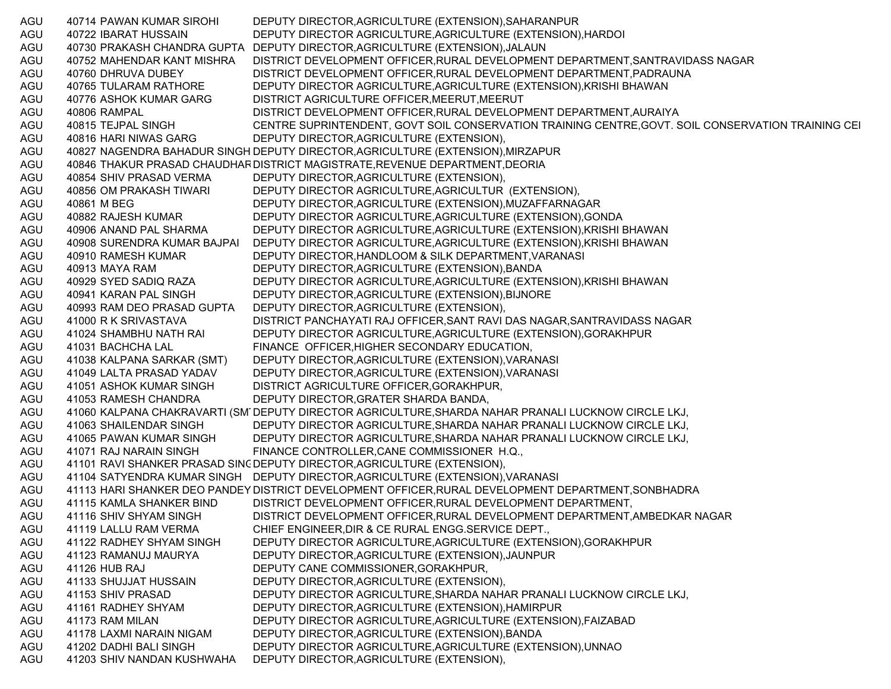| | | | |
|---|---|---|---|
| AGU | 40714 | PAWAN KUMAR SIROHI | DEPUTY DIRECTOR,AGRICULTURE (EXTENSION),SAHARANPUR |
| AGU | 40722 | IBARAT HUSSAIN | DEPUTY DIRECTOR AGRICULTURE,AGRICULTURE (EXTENSION),HARDOI |
| AGU | 40730 | PRAKASH CHANDRA GUPTA | DEPUTY DIRECTOR,AGRICULTURE (EXTENSION),JALAUN |
| AGU | 40752 | MAHENDAR KANT MISHRA | DISTRICT DEVELOPMENT OFFICER,RURAL DEVELOPMENT DEPARTMENT,SANTRAVIDASS NAGAR |
| AGU | 40760 | DHRUVA DUBEY | DISTRICT DEVELOPMENT OFFICER,RURAL DEVELOPMENT DEPARTMENT,PADRAUNA |
| AGU | 40765 | TULARAM RATHORE | DEPUTY DIRECTOR AGRICULTURE,AGRICULTURE (EXTENSION),KRISHI BHAWAN |
| AGU | 40776 | ASHOK KUMAR GARG | DISTRICT AGRICULTURE OFFICER,MEERUT,MEERUT |
| AGU | 40806 | RAMPAL | DISTRICT DEVELOPMENT OFFICER,RURAL DEVELOPMENT DEPARTMENT,AURAIYA |
| AGU | 40815 | TEJPAL SINGH | CENTRE SUPRINTENDENT, GOVT SOIL CONSERVATION TRAINING CENTRE,GOVT. SOIL CONSERVATION TRAINING CEI |
| AGU | 40816 | HARI NIWAS GARG | DEPUTY DIRECTOR,AGRICULTURE (EXTENSION), |
| AGU | 40827 | NAGENDRA BAHADUR SINGH | DEPUTY DIRECTOR,AGRICULTURE (EXTENSION),MIRZAPUR |
| AGU | 40846 | THAKUR PRASAD CHAUDHAR | DISTRICT MAGISTRATE,REVENUE DEPARTMENT,DEORIA |
| AGU | 40854 | SHIV PRASAD VERMA | DEPUTY DIRECTOR,AGRICULTURE (EXTENSION), |
| AGU | 40856 | OM PRAKASH TIWARI | DEPUTY DIRECTOR AGRICULTURE,AGRICULTUR (EXTENSION), |
| AGU | 40861 | M BEG | DEPUTY DIRECTOR,AGRICULTURE (EXTENSION),MUZAFFARNAGAR |
| AGU | 40882 | RAJESH KUMAR | DEPUTY DIRECTOR AGRICULTURE,AGRICULTURE (EXTENSION),GONDA |
| AGU | 40906 | ANAND PAL SHARMA | DEPUTY DIRECTOR AGRICULTURE,AGRICULTURE (EXTENSION),KRISHI BHAWAN |
| AGU | 40908 | SURENDRA KUMAR BAJPAI | DEPUTY DIRECTOR AGRICULTURE,AGRICULTURE (EXTENSION),KRISHI BHAWAN |
| AGU | 40910 | RAMESH KUMAR | DEPUTY DIRECTOR,HANDLOOM & SILK DEPARTMENT,VARANASI |
| AGU | 40913 | MAYA RAM | DEPUTY DIRECTOR,AGRICULTURE (EXTENSION),BANDA |
| AGU | 40929 | SYED SADIQ RAZA | DEPUTY DIRECTOR AGRICULTURE,AGRICULTURE (EXTENSION),KRISHI BHAWAN |
| AGU | 40941 | KARAN PAL SINGH | DEPUTY DIRECTOR,AGRICULTURE (EXTENSION),BIJNORE |
| AGU | 40993 | RAM DEO PRASAD GUPTA | DEPUTY DIRECTOR,AGRICULTURE (EXTENSION), |
| AGU | 41000 | R K SRIVASTAVA | DISTRICT PANCHAYATI RAJ OFFICER,SANT RAVI DAS NAGAR,SANTRAVIDASS NAGAR |
| AGU | 41024 | SHAMBHU NATH RAI | DEPUTY DIRECTOR AGRICULTURE,AGRICULTURE (EXTENSION),GORAKHPUR |
| AGU | 41031 | BACHCHA LAL | FINANCE OFFICER,HIGHER SECONDARY EDUCATION, |
| AGU | 41038 | KALPANA SARKAR (SMT) | DEPUTY DIRECTOR,AGRICULTURE (EXTENSION),VARANASI |
| AGU | 41049 | LALTA PRASAD YADAV | DEPUTY DIRECTOR,AGRICULTURE (EXTENSION),VARANASI |
| AGU | 41051 | ASHOK KUMAR SINGH | DISTRICT AGRICULTURE OFFICER,GORAKHPUR, |
| AGU | 41053 | RAMESH CHANDRA | DEPUTY DIRECTOR,GRATER SHARDA BANDA, |
| AGU | 41060 | KALPANA CHAKRAVARTI (SMT | DEPUTY DIRECTOR AGRICULTURE,SHARDA NAHAR PRANALI LUCKNOW CIRCLE LKJ, |
| AGU | 41063 | SHAILENDAR SINGH | DEPUTY DIRECTOR AGRICULTURE,SHARDA NAHAR PRANALI LUCKNOW CIRCLE LKJ, |
| AGU | 41065 | PAWAN KUMAR SINGH | DEPUTY DIRECTOR AGRICULTURE,SHARDA NAHAR PRANALI LUCKNOW CIRCLE LKJ, |
| AGU | 41071 | RAJ NARAIN SINGH | FINANCE CONTROLLER,CANE COMMISSIONER H.Q., |
| AGU | 41101 | RAVI SHANKER PRASAD SINC | DEPUTY DIRECTOR,AGRICULTURE (EXTENSION), |
| AGU | 41104 | SATYENDRA KUMAR SINGH | DEPUTY DIRECTOR,AGRICULTURE (EXTENSION),VARANASI |
| AGU | 41113 | HARI SHANKER DEO PANDEY | DISTRICT DEVELOPMENT OFFICER,RURAL DEVELOPMENT DEPARTMENT,SONBHADRA |
| AGU | 41115 | KAMLA SHANKER BIND | DISTRICT DEVELOPMENT OFFICER,RURAL DEVELOPMENT DEPARTMENT, |
| AGU | 41116 | SHIV SHYAM SINGH | DISTRICT DEVELOPMENT OFFICER,RURAL DEVELOPMENT DEPARTMENT,AMBEDKAR NAGAR |
| AGU | 41119 | LALLU RAM VERMA | CHIEF ENGINEER,DIR & CE RURAL ENGG.SERVICE DEPT., |
| AGU | 41122 | RADHEY SHYAM SINGH | DEPUTY DIRECTOR AGRICULTURE,AGRICULTURE (EXTENSION),GORAKHPUR |
| AGU | 41123 | RAMANUJ MAURYA | DEPUTY DIRECTOR,AGRICULTURE (EXTENSION),JAUNPUR |
| AGU | 41126 | HUB RAJ | DEPUTY CANE COMMISSIONER,GORAKHPUR, |
| AGU | 41133 | SHUJJAT HUSSAIN | DEPUTY DIRECTOR,AGRICULTURE (EXTENSION), |
| AGU | 41153 | SHIV PRASAD | DEPUTY DIRECTOR AGRICULTURE,SHARDA NAHAR PRANALI LUCKNOW CIRCLE LKJ, |
| AGU | 41161 | RADHEY SHYAM | DEPUTY DIRECTOR,AGRICULTURE (EXTENSION),HAMIRPUR |
| AGU | 41173 | RAM MILAN | DEPUTY DIRECTOR AGRICULTURE,AGRICULTURE (EXTENSION),FAIZABAD |
| AGU | 41178 | LAXMI NARAIN NIGAM | DEPUTY DIRECTOR,AGRICULTURE (EXTENSION),BANDA |
| AGU | 41202 | DADHI BALI SINGH | DEPUTY DIRECTOR AGRICULTURE,AGRICULTURE (EXTENSION),UNNAO |
| AGU | 41203 | SHIV NANDAN KUSHWAHA | DEPUTY DIRECTOR,AGRICULTURE (EXTENSION), |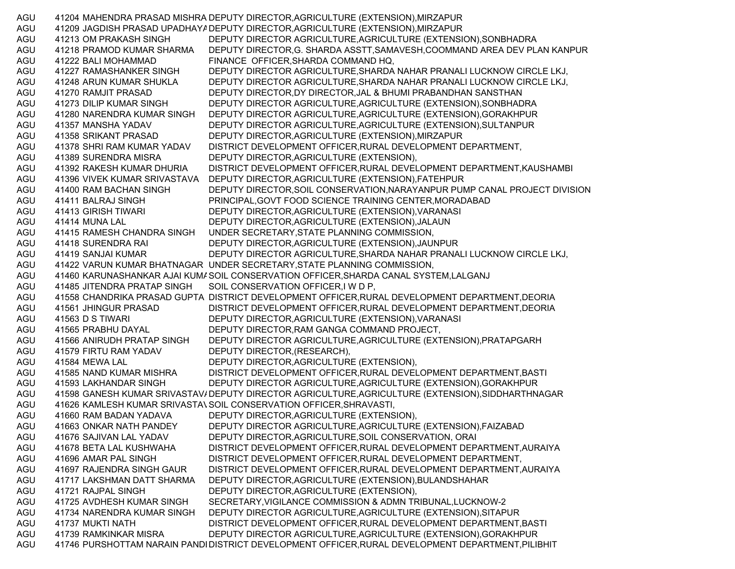| | | | |
|---|---|---|---|
| AGU | 41204 | MAHENDRA PRASAD MISHRA | DEPUTY DIRECTOR,AGRICULTURE (EXTENSION),MIRZAPUR |
| AGU | 41209 | JAGDISH PRASAD UPADHAYA | DEPUTY DIRECTOR,AGRICULTURE (EXTENSION),MIRZAPUR |
| AGU | 41213 | OM PRAKASH SINGH | DEPUTY DIRECTOR AGRICULTURE,AGRICULTURE (EXTENSION),SONBHADRA |
| AGU | 41218 | PRAMOD KUMAR SHARMA | DEPUTY DIRECTOR,G. SHARDA ASSTT,SAMAVESH,COOMMAND AREA DEV PLAN KANPUR |
| AGU | 41222 | BALI MOHAMMAD | FINANCE OFFICER,SHARDA COMMAND HQ, |
| AGU | 41227 | RAMASHANKER SINGH | DEPUTY DIRECTOR AGRICULTURE,SHARDA NAHAR PRANALI LUCKNOW CIRCLE LKJ, |
| AGU | 41248 | ARUN KUMAR SHUKLA | DEPUTY DIRECTOR AGRICULTURE,SHARDA NAHAR PRANALI LUCKNOW CIRCLE LKJ, |
| AGU | 41270 | RAMJIT PRASAD | DEPUTY DIRECTOR,DY DIRECTOR,JAL & BHUMI PRABANDHAN SANSTHAN |
| AGU | 41273 | DILIP KUMAR SINGH | DEPUTY DIRECTOR AGRICULTURE,AGRICULTURE (EXTENSION),SONBHADRA |
| AGU | 41280 | NARENDRA KUMAR SINGH | DEPUTY DIRECTOR AGRICULTURE,AGRICULTURE (EXTENSION),GORAKHPUR |
| AGU | 41357 | MANSHA YADAV | DEPUTY DIRECTOR AGRICULTURE,AGRICULTURE (EXTENSION),SULTANPUR |
| AGU | 41358 | SRIKANT PRASAD | DEPUTY DIRECTOR,AGRICULTURE (EXTENSION),MIRZAPUR |
| AGU | 41378 | SHRI RAM KUMAR YADAV | DISTRICT DEVELOPMENT OFFICER,RURAL DEVELOPMENT DEPARTMENT, |
| AGU | 41389 | SURENDRA MISRA | DEPUTY DIRECTOR,AGRICULTURE (EXTENSION), |
| AGU | 41392 | RAKESH KUMAR DHURIA | DISTRICT DEVELOPMENT OFFICER,RURAL DEVELOPMENT DEPARTMENT,KAUSHAMBI |
| AGU | 41396 | VIVEK KUMAR SRIVASTAVA | DEPUTY DIRECTOR,AGRICULTURE (EXTENSION),FATEHPUR |
| AGU | 41400 | RAM BACHAN SINGH | DEPUTY DIRECTOR,SOIL CONSERVATION,NARAYANPUR PUMP CANAL PROJECT DIVISION |
| AGU | 41411 | BALRAJ SINGH | PRINCIPAL,GOVT FOOD SCIENCE TRAINING CENTER,MORADABAD |
| AGU | 41413 | GIRISH TIWARI | DEPUTY DIRECTOR,AGRICULTURE (EXTENSION),VARANASI |
| AGU | 41414 | MUNA LAL | DEPUTY DIRECTOR,AGRICULTURE (EXTENSION),JALAUN |
| AGU | 41415 | RAMESH CHANDRA SINGH | UNDER SECRETARY,STATE PLANNING COMMISSION, |
| AGU | 41418 | SURENDRA RAI | DEPUTY DIRECTOR,AGRICULTURE (EXTENSION),JAUNPUR |
| AGU | 41419 | SANJAI KUMAR | DEPUTY DIRECTOR AGRICULTURE,SHARDA NAHAR PRANALI LUCKNOW CIRCLE LKJ, |
| AGU | 41422 | VARUN KUMAR BHATNAGAR | UNDER SECRETARY,STATE PLANNING COMMISSION, |
| AGU | 41460 | KARUNASHANKAR AJAI KUMA | SOIL CONSERVATION OFFICER,SHARDA CANAL SYSTEM,LALGANJ |
| AGU | 41485 | JITENDRA PRATAP SINGH | SOIL CONSERVATION OFFICER,I W D P, |
| AGU | 41558 | CHANDRIKA PRASAD GUPTA | DISTRICT DEVELOPMENT OFFICER,RURAL DEVELOPMENT DEPARTMENT,DEORIA |
| AGU | 41561 | JHINGUR PRASAD | DISTRICT DEVELOPMENT OFFICER,RURAL DEVELOPMENT DEPARTMENT,DEORIA |
| AGU | 41563 | D S TIWARI | DEPUTY DIRECTOR,AGRICULTURE (EXTENSION),VARANASI |
| AGU | 41565 | PRABHU DAYAL | DEPUTY DIRECTOR,RAM GANGA COMMAND PROJECT, |
| AGU | 41566 | ANIRUDH PRATAP SINGH | DEPUTY DIRECTOR AGRICULTURE,AGRICULTURE (EXTENSION),PRATAPGARH |
| AGU | 41579 | FIRTU RAM YADAV | DEPUTY DIRECTOR,(RESEARCH), |
| AGU | 41584 | MEWA LAL | DEPUTY DIRECTOR,AGRICULTURE (EXTENSION), |
| AGU | 41585 | NAND KUMAR MISHRA | DISTRICT DEVELOPMENT OFFICER,RURAL DEVELOPMENT DEPARTMENT,BASTI |
| AGU | 41593 | LAKHANDAR SINGH | DEPUTY DIRECTOR AGRICULTURE,AGRICULTURE (EXTENSION),GORAKHPUR |
| AGU | 41598 | GANESH KUMAR SRIVASTAVA | DEPUTY DIRECTOR AGRICULTURE,AGRICULTURE (EXTENSION),SIDDHARTHNAGAR |
| AGU | 41626 | KAMLESH KUMAR SRIVASTAV | SOIL CONSERVATION OFFICER,SHRAVASTI, |
| AGU | 41660 | RAM BADAN YADAVA | DEPUTY DIRECTOR,AGRICULTURE (EXTENSION), |
| AGU | 41663 | ONKAR NATH PANDEY | DEPUTY DIRECTOR AGRICULTURE,AGRICULTURE (EXTENSION),FAIZABAD |
| AGU | 41676 | SAJIVAN LAL YADAV | DEPUTY DIRECTOR,AGRICULTURE,SOIL CONSERVATION, ORAI |
| AGU | 41678 | BETA LAL KUSHWAHA | DISTRICT DEVELOPMENT OFFICER,RURAL DEVELOPMENT DEPARTMENT,AURAIYA |
| AGU | 41696 | AMAR PAL SINGH | DISTRICT DEVELOPMENT OFFICER,RURAL DEVELOPMENT DEPARTMENT, |
| AGU | 41697 | RAJENDRA SINGH GAUR | DISTRICT DEVELOPMENT OFFICER,RURAL DEVELOPMENT DEPARTMENT,AURAIYA |
| AGU | 41717 | LAKSHMAN DATT SHARMA | DEPUTY DIRECTOR,AGRICULTURE (EXTENSION),BULANDSHAHAR |
| AGU | 41721 | RAJPAL SINGH | DEPUTY DIRECTOR,AGRICULTURE (EXTENSION), |
| AGU | 41725 | AVDHESH KUMAR SINGH | SECRETARY,VIGILANCE COMMISSION & ADMN TRIBUNAL,LUCKNOW-2 |
| AGU | 41734 | NARENDRA KUMAR SINGH | DEPUTY DIRECTOR AGRICULTURE,AGRICULTURE (EXTENSION),SITAPUR |
| AGU | 41737 | MUKTI NATH | DISTRICT DEVELOPMENT OFFICER,RURAL DEVELOPMENT DEPARTMENT,BASTI |
| AGU | 41739 | RAMKINKAR MISRA | DEPUTY DIRECTOR AGRICULTURE,AGRICULTURE (EXTENSION),GORAKHPUR |
| AGU | 41746 | PURSHOTTAM NARAIN PANDI | DISTRICT DEVELOPMENT OFFICER,RURAL DEVELOPMENT DEPARTMENT,PILIBHIT |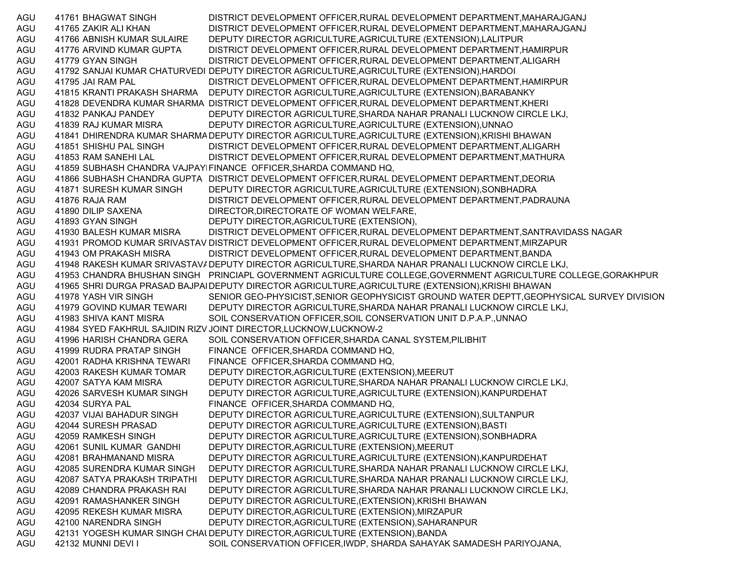| | | | |
|---|---|---|---|
| AGU | 41761 | BHAGWAT SINGH | DISTRICT DEVELOPMENT OFFICER,RURAL DEVELOPMENT DEPARTMENT,MAHARAJGANJ |
| AGU | 41765 | ZAKIR ALI KHAN | DISTRICT DEVELOPMENT OFFICER,RURAL DEVELOPMENT DEPARTMENT,MAHARAJGANJ |
| AGU | 41766 | ABNISH KUMAR SULAIRE | DEPUTY DIRECTOR AGRICULTURE,AGRICULTURE (EXTENSION),LALITPUR |
| AGU | 41776 | ARVIND KUMAR GUPTA | DISTRICT DEVELOPMENT OFFICER,RURAL DEVELOPMENT DEPARTMENT,HAMIRPUR |
| AGU | 41779 | GYAN SINGH | DISTRICT DEVELOPMENT OFFICER,RURAL DEVELOPMENT DEPARTMENT,ALIGARH |
| AGU | 41792 | SANJAI KUMAR CHATURVEDI | DEPUTY DIRECTOR AGRICULTURE,AGRICULTURE (EXTENSION),HARDOI |
| AGU | 41795 | JAI RAM PAL | DISTRICT DEVELOPMENT OFFICER,RURAL DEVELOPMENT DEPARTMENT,HAMIRPUR |
| AGU | 41815 | KRANTI PRAKASH SHARMA | DEPUTY DIRECTOR AGRICULTURE,AGRICULTURE (EXTENSION),BARABANKY |
| AGU | 41828 | DEVENDRA KUMAR SHARMA | DISTRICT DEVELOPMENT OFFICER,RURAL DEVELOPMENT DEPARTMENT,KHERI |
| AGU | 41832 | PANKAJ PANDEY | DEPUTY DIRECTOR AGRICULTURE,SHARDA NAHAR PRANALI LUCKNOW CIRCLE LKJ, |
| AGU | 41839 | RAJ KUMAR MISRA | DEPUTY DIRECTOR AGRICULTURE,AGRICULTURE (EXTENSION),UNNAO |
| AGU | 41841 | DHIRENDRA KUMAR SHARMA | DEPUTY DIRECTOR AGRICULTURE,AGRICULTURE (EXTENSION),KRISHI BHAWAN |
| AGU | 41851 | SHISHU PAL SINGH | DISTRICT DEVELOPMENT OFFICER,RURAL DEVELOPMENT DEPARTMENT,ALIGARH |
| AGU | 41853 | RAM SANEHI LAL | DISTRICT DEVELOPMENT OFFICER,RURAL DEVELOPMENT DEPARTMENT,MATHURA |
| AGU | 41859 | SUBHASH CHANDRA VAJPAYI | FINANCE OFFICER,SHARDA COMMAND HQ, |
| AGU | 41866 | SUBHASH CHANDRA GUPTA | DISTRICT DEVELOPMENT OFFICER,RURAL DEVELOPMENT DEPARTMENT,DEORIA |
| AGU | 41871 | SURESH KUMAR SINGH | DEPUTY DIRECTOR AGRICULTURE,AGRICULTURE (EXTENSION),SONBHADRA |
| AGU | 41876 | RAJA RAM | DISTRICT DEVELOPMENT OFFICER,RURAL DEVELOPMENT DEPARTMENT,PADRAUNA |
| AGU | 41890 | DILIP SAXENA | DIRECTOR,DIRECTORATE OF WOMAN WELFARE, |
| AGU | 41893 | GYAN SINGH | DEPUTY DIRECTOR,AGRICULTURE (EXTENSION), |
| AGU | 41930 | BALESH KUMAR MISRA | DISTRICT DEVELOPMENT OFFICER,RURAL DEVELOPMENT DEPARTMENT,SANTRAVIDASS NAGAR |
| AGU | 41931 | PROMOD KUMAR SRIVASTAV | DISTRICT DEVELOPMENT OFFICER,RURAL DEVELOPMENT DEPARTMENT,MIRZAPUR |
| AGU | 41943 | OM PRAKASH MISRA | DISTRICT DEVELOPMENT OFFICER,RURAL DEVELOPMENT DEPARTMENT,BANDA |
| AGU | 41948 | RAKESH KUMAR SRIVASTAVA | DEPUTY DIRECTOR AGRICULTURE,SHARDA NAHAR PRANALI LUCKNOW CIRCLE LKJ, |
| AGU | 41953 | CHANDRA BHUSHAN SINGH | PRINCIAPL GOVERNMENT AGRICULTURE COLLEGE,GOVERNMENT AGRICULTURE COLLEGE,GORAKHPUR |
| AGU | 41965 | SHRI DURGA PRASAD BAJPAI | DEPUTY DIRECTOR AGRICULTURE,AGRICULTURE (EXTENSION),KRISHI BHAWAN |
| AGU | 41978 | YASH VIR SINGH | SENIOR GEO-PHYSICIST,SENIOR GEOPHYSICIST GROUND WATER DEPTT,GEOPHYSICAL SURVEY DIVISION |
| AGU | 41979 | GOVIND KUMAR TEWARI | DEPUTY DIRECTOR AGRICULTURE,SHARDA NAHAR PRANALI LUCKNOW CIRCLE LKJ, |
| AGU | 41983 | SHIVA KANT MISRA | SOIL CONSERVATION OFFICER,SOIL CONSERVATION UNIT D.P.A.P.,UNNAO |
| AGU | 41984 | SYED FAKHRUL SAJIDIN RIZV | JOINT DIRECTOR,LUCKNOW,LUCKNOW-2 |
| AGU | 41996 | HARISH CHANDRA GERA | SOIL CONSERVATION OFFICER,SHARDA CANAL SYSTEM,PILIBHIT |
| AGU | 41999 | RUDRA PRATAP SINGH | FINANCE OFFICER,SHARDA COMMAND HQ, |
| AGU | 42001 | RADHA KRISHNA TEWARI | FINANCE OFFICER,SHARDA COMMAND HQ, |
| AGU | 42003 | RAKESH KUMAR TOMAR | DEPUTY DIRECTOR,AGRICULTURE (EXTENSION),MEERUT |
| AGU | 42007 | SATYA KAM MISRA | DEPUTY DIRECTOR AGRICULTURE,SHARDA NAHAR PRANALI LUCKNOW CIRCLE LKJ, |
| AGU | 42026 | SARVESH KUMAR SINGH | DEPUTY DIRECTOR AGRICULTURE,AGRICULTURE (EXTENSION),KANPURDEHAT |
| AGU | 42034 | SURYA PAL | FINANCE OFFICER,SHARDA COMMAND HQ, |
| AGU | 42037 | VIJAI BAHADUR SINGH | DEPUTY DIRECTOR AGRICULTURE,AGRICULTURE (EXTENSION),SULTANPUR |
| AGU | 42044 | SURESH PRASAD | DEPUTY DIRECTOR AGRICULTURE,AGRICULTURE (EXTENSION),BASTI |
| AGU | 42059 | RAMKESH SINGH | DEPUTY DIRECTOR AGRICULTURE,AGRICULTURE (EXTENSION),SONBHADRA |
| AGU | 42061 | SUNIL KUMAR GANDHI | DEPUTY DIRECTOR,AGRICULTURE (EXTENSION),MEERUT |
| AGU | 42081 | BRAHMANAND MISRA | DEPUTY DIRECTOR AGRICULTURE,AGRICULTURE (EXTENSION),KANPURDEHAT |
| AGU | 42085 | SURENDRA KUMAR SINGH | DEPUTY DIRECTOR AGRICULTURE,SHARDA NAHAR PRANALI LUCKNOW CIRCLE LKJ, |
| AGU | 42087 | SATYA PRAKASH TRIPATHI | DEPUTY DIRECTOR AGRICULTURE,SHARDA NAHAR PRANALI LUCKNOW CIRCLE LKJ, |
| AGU | 42089 | CHANDRA PRAKASH RAI | DEPUTY DIRECTOR AGRICULTURE,SHARDA NAHAR PRANALI LUCKNOW CIRCLE LKJ, |
| AGU | 42091 | RAMASHANKER SINGH | DEPUTY DIRECTOR AGRICULTURE,(EXTENSION),KRISHI BHAWAN |
| AGU | 42095 | REKESH KUMAR MISRA | DEPUTY DIRECTOR,AGRICULTURE (EXTENSION),MIRZAPUR |
| AGU | 42100 | NARENDRA SINGH | DEPUTY DIRECTOR AGRICULTURE,AGRICULTURE (EXTENSION),SAHARANPUR |
| AGU | 42131 | YOGESH KUMAR SINGH CHAU | DEPUTY DIRECTOR,AGRICULTURE (EXTENSION),BANDA |
| AGU | 42132 | MUNNI DEVI I | SOIL CONSERVATION OFFICER,IWDP, SHARDA SAHAYAK SAMADESH PARIYOJANA, |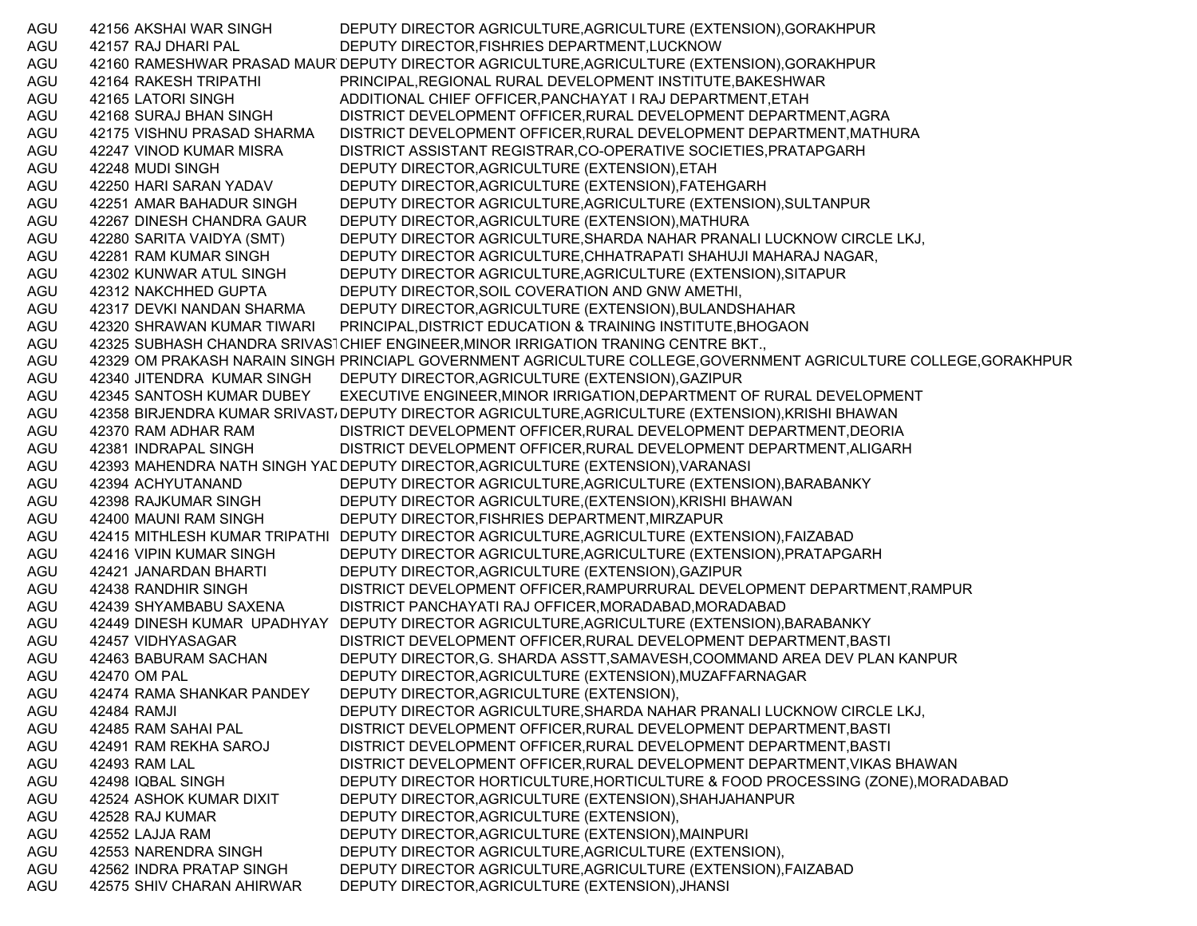| | | | |
|---|---|---|---|
| AGU | 42156 | AKSHAI WAR SINGH | DEPUTY DIRECTOR AGRICULTURE,AGRICULTURE (EXTENSION),GORAKHPUR |
| AGU | 42157 | RAJ DHARI PAL | DEPUTY DIRECTOR,FISHRIES DEPARTMENT,LUCKNOW |
| AGU | 42160 | RAMESHWAR PRASAD MAUR | DEPUTY DIRECTOR AGRICULTURE,AGRICULTURE (EXTENSION),GORAKHPUR |
| AGU | 42164 | RAKESH TRIPATHI | PRINCIPAL,REGIONAL RURAL DEVELOPMENT INSTITUTE,BAKESHWAR |
| AGU | 42165 | LATORI SINGH | ADDITIONAL CHIEF OFFICER,PANCHAYAT I RAJ DEPARTMENT,ETAH |
| AGU | 42168 | SURAJ BHAN SINGH | DISTRICT DEVELOPMENT OFFICER,RURAL DEVELOPMENT DEPARTMENT,AGRA |
| AGU | 42175 | VISHNU PRASAD SHARMA | DISTRICT DEVELOPMENT OFFICER,RURAL DEVELOPMENT DEPARTMENT,MATHURA |
| AGU | 42247 | VINOD KUMAR MISRA | DISTRICT ASSISTANT REGISTRAR,CO-OPERATIVE SOCIETIES,PRATAPGARH |
| AGU | 42248 | MUDI SINGH | DEPUTY DIRECTOR,AGRICULTURE (EXTENSION),ETAH |
| AGU | 42250 | HARI SARAN YADAV | DEPUTY DIRECTOR,AGRICULTURE (EXTENSION),FATEHGARH |
| AGU | 42251 | AMAR BAHADUR SINGH | DEPUTY DIRECTOR AGRICULTURE,AGRICULTURE (EXTENSION),SULTANPUR |
| AGU | 42267 | DINESH CHANDRA GAUR | DEPUTY DIRECTOR,AGRICULTURE (EXTENSION),MATHURA |
| AGU | 42280 | SARITA VAIDYA (SMT) | DEPUTY DIRECTOR AGRICULTURE,SHARDA NAHAR PRANALI LUCKNOW CIRCLE LKJ, |
| AGU | 42281 | RAM KUMAR SINGH | DEPUTY DIRECTOR AGRICULTURE,CHHATRAPATI SHAHUJI MAHARAJ NAGAR, |
| AGU | 42302 | KUNWAR ATUL SINGH | DEPUTY DIRECTOR AGRICULTURE,AGRICULTURE (EXTENSION),SITAPUR |
| AGU | 42312 | NAKCHHED GUPTA | DEPUTY DIRECTOR,SOIL COVERATION AND GNW AMETHI, |
| AGU | 42317 | DEVKI NANDAN SHARMA | DEPUTY DIRECTOR,AGRICULTURE (EXTENSION),BULANDSHAHAR |
| AGU | 42320 | SHRAWAN KUMAR TIWARI | PRINCIPAL,DISTRICT EDUCATION & TRAINING INSTITUTE,BHOGAON |
| AGU | 42325 | SUBHASH CHANDRA SRIVAST | CHIEF ENGINEER,MINOR IRRIGATION TRANING CENTRE BKT., |
| AGU | 42329 | OM PRAKASH NARAIN SINGH | PRINCIAPL GOVERNMENT AGRICULTURE COLLEGE,GOVERNMENT AGRICULTURE COLLEGE,GORAKHPUR |
| AGU | 42340 | JITENDRA KUMAR SINGH | DEPUTY DIRECTOR,AGRICULTURE (EXTENSION),GAZIPUR |
| AGU | 42345 | SANTOSH KUMAR DUBEY | EXECUTIVE ENGINEER,MINOR IRRIGATION,DEPARTMENT OF RURAL DEVELOPMENT |
| AGU | 42358 | BIRJENDRA KUMAR SRIVAST | DEPUTY DIRECTOR AGRICULTURE,AGRICULTURE (EXTENSION),KRISHI BHAWAN |
| AGU | 42370 | RAM ADHAR RAM | DISTRICT DEVELOPMENT OFFICER,RURAL DEVELOPMENT DEPARTMENT,DEORIA |
| AGU | 42381 | INDRAPAL SINGH | DISTRICT DEVELOPMENT OFFICER,RURAL DEVELOPMENT DEPARTMENT,ALIGARH |
| AGU | 42393 | MAHENDRA NATH SINGH YAD | DEPUTY DIRECTOR,AGRICULTURE (EXTENSION),VARANASI |
| AGU | 42394 | ACHYUTANAND | DEPUTY DIRECTOR AGRICULTURE,AGRICULTURE (EXTENSION),BARABANKY |
| AGU | 42398 | RAJKUMAR SINGH | DEPUTY DIRECTOR AGRICULTURE,(EXTENSION),KRISHI BHAWAN |
| AGU | 42400 | MAUNI RAM SINGH | DEPUTY DIRECTOR,FISHRIES DEPARTMENT,MIRZAPUR |
| AGU | 42415 | MITHLESH KUMAR TRIPATHI | DEPUTY DIRECTOR AGRICULTURE,AGRICULTURE (EXTENSION),FAIZABAD |
| AGU | 42416 | VIPIN KUMAR SINGH | DEPUTY DIRECTOR AGRICULTURE,AGRICULTURE (EXTENSION),PRATAPGARH |
| AGU | 42421 | JANARDAN BHARTI | DEPUTY DIRECTOR,AGRICULTURE (EXTENSION),GAZIPUR |
| AGU | 42438 | RANDHIR SINGH | DISTRICT DEVELOPMENT OFFICER,RAMPURRURAL DEVELOPMENT DEPARTMENT,RAMPUR |
| AGU | 42439 | SHYAMBABU SAXENA | DISTRICT PANCHAYATI RAJ OFFICER,MORADABAD,MORADABAD |
| AGU | 42449 | DINESH KUMAR UPADHYAY | DEPUTY DIRECTOR AGRICULTURE,AGRICULTURE (EXTENSION),BARABANKY |
| AGU | 42457 | VIDHYASAGAR | DISTRICT DEVELOPMENT OFFICER,RURAL DEVELOPMENT DEPARTMENT,BASTI |
| AGU | 42463 | BABURAM SACHAN | DEPUTY DIRECTOR,G. SHARDA ASSTT,SAMAVESH,COOMMAND AREA DEV PLAN KANPUR |
| AGU | 42470 | OM PAL | DEPUTY DIRECTOR,AGRICULTURE (EXTENSION),MUZAFFARNAGAR |
| AGU | 42474 | RAMA SHANKAR PANDEY | DEPUTY DIRECTOR,AGRICULTURE (EXTENSION), |
| AGU | 42484 | RAMJI | DEPUTY DIRECTOR AGRICULTURE,SHARDA NAHAR PRANALI LUCKNOW CIRCLE LKJ, |
| AGU | 42485 | RAM SAHAI PAL | DISTRICT DEVELOPMENT OFFICER,RURAL DEVELOPMENT DEPARTMENT,BASTI |
| AGU | 42491 | RAM REKHA SAROJ | DISTRICT DEVELOPMENT OFFICER,RURAL DEVELOPMENT DEPARTMENT,BASTI |
| AGU | 42493 | RAM LAL | DISTRICT DEVELOPMENT OFFICER,RURAL DEVELOPMENT DEPARTMENT,VIKAS BHAWAN |
| AGU | 42498 | IQBAL SINGH | DEPUTY DIRECTOR HORTICULTURE,HORTICULTURE & FOOD PROCESSING (ZONE),MORADABAD |
| AGU | 42524 | ASHOK KUMAR DIXIT | DEPUTY DIRECTOR,AGRICULTURE (EXTENSION),SHAHJAHANPUR |
| AGU | 42528 | RAJ KUMAR | DEPUTY DIRECTOR,AGRICULTURE (EXTENSION), |
| AGU | 42552 | LAJJA RAM | DEPUTY DIRECTOR,AGRICULTURE (EXTENSION),MAINPURI |
| AGU | 42553 | NARENDRA SINGH | DEPUTY DIRECTOR AGRICULTURE,AGRICULTURE (EXTENSION), |
| AGU | 42562 | INDRA PRATAP SINGH | DEPUTY DIRECTOR AGRICULTURE,AGRICULTURE (EXTENSION),FAIZABAD |
| AGU | 42575 | SHIV CHARAN AHIRWAR | DEPUTY DIRECTOR,AGRICULTURE (EXTENSION),JHANSI |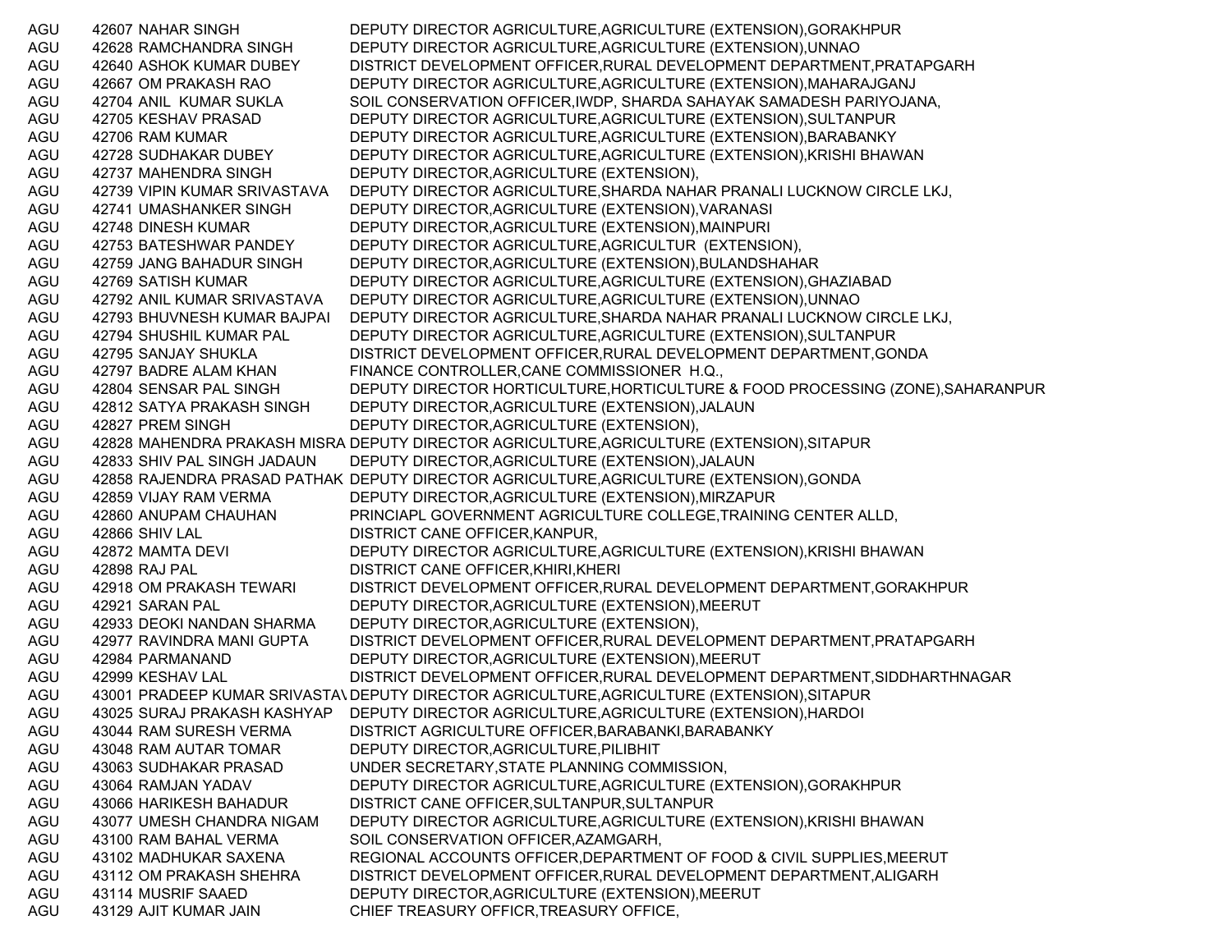| | | | |
|---|---|---|---|
| AGU | 42607 | NAHAR SINGH | DEPUTY DIRECTOR AGRICULTURE,AGRICULTURE (EXTENSION),GORAKHPUR |
| AGU | 42628 | RAMCHANDRA SINGH | DEPUTY DIRECTOR AGRICULTURE,AGRICULTURE (EXTENSION),UNNAO |
| AGU | 42640 | ASHOK KUMAR DUBEY | DISTRICT DEVELOPMENT OFFICER,RURAL DEVELOPMENT DEPARTMENT,PRATAPGARH |
| AGU | 42667 | OM PRAKASH RAO | DEPUTY DIRECTOR AGRICULTURE,AGRICULTURE (EXTENSION),MAHARAJGANJ |
| AGU | 42704 | ANIL KUMAR SUKLA | SOIL CONSERVATION OFFICER,IWDP, SHARDA SAHAYAK SAMADESH PARIYOJANA, |
| AGU | 42705 | KESHAV PRASAD | DEPUTY DIRECTOR AGRICULTURE,AGRICULTURE (EXTENSION),SULTANPUR |
| AGU | 42706 | RAM KUMAR | DEPUTY DIRECTOR AGRICULTURE,AGRICULTURE (EXTENSION),BARABANKY |
| AGU | 42728 | SUDHAKAR DUBEY | DEPUTY DIRECTOR AGRICULTURE,AGRICULTURE (EXTENSION),KRISHI BHAWAN |
| AGU | 42737 | MAHENDRA SINGH | DEPUTY DIRECTOR,AGRICULTURE (EXTENSION), |
| AGU | 42739 | VIPIN KUMAR SRIVASTAVA | DEPUTY DIRECTOR AGRICULTURE,SHARDA NAHAR PRANALI LUCKNOW CIRCLE LKJ, |
| AGU | 42741 | UMASHANKER SINGH | DEPUTY DIRECTOR,AGRICULTURE (EXTENSION),VARANASI |
| AGU | 42748 | DINESH KUMAR | DEPUTY DIRECTOR,AGRICULTURE (EXTENSION),MAINPURI |
| AGU | 42753 | BATESHWAR PANDEY | DEPUTY DIRECTOR AGRICULTURE,AGRICULTUR (EXTENSION), |
| AGU | 42759 | JANG BAHADUR SINGH | DEPUTY DIRECTOR,AGRICULTURE (EXTENSION),BULANDSHAHAR |
| AGU | 42769 | SATISH KUMAR | DEPUTY DIRECTOR AGRICULTURE,AGRICULTURE (EXTENSION),GHAZIABAD |
| AGU | 42792 | ANIL KUMAR SRIVASTAVA | DEPUTY DIRECTOR AGRICULTURE,AGRICULTURE (EXTENSION),UNNAO |
| AGU | 42793 | BHUVNESH KUMAR BAJPAI | DEPUTY DIRECTOR AGRICULTURE,SHARDA NAHAR PRANALI LUCKNOW CIRCLE LKJ, |
| AGU | 42794 | SHUSHIL KUMAR PAL | DEPUTY DIRECTOR AGRICULTURE,AGRICULTURE (EXTENSION),SULTANPUR |
| AGU | 42795 | SANJAY SHUKLA | DISTRICT DEVELOPMENT OFFICER,RURAL DEVELOPMENT DEPARTMENT,GONDA |
| AGU | 42797 | BADRE ALAM KHAN | FINANCE CONTROLLER,CANE COMMISSIONER H.Q., |
| AGU | 42804 | SENSAR PAL SINGH | DEPUTY DIRECTOR HORTICULTURE,HORTICULTURE & FOOD PROCESSING (ZONE),SAHARANPUR |
| AGU | 42812 | SATYA PRAKASH SINGH | DEPUTY DIRECTOR,AGRICULTURE (EXTENSION),JALAUN |
| AGU | 42827 | PREM SINGH | DEPUTY DIRECTOR,AGRICULTURE (EXTENSION), |
| AGU | 42828 | MAHENDRA PRAKASH MISRA | DEPUTY DIRECTOR AGRICULTURE,AGRICULTURE (EXTENSION),SITAPUR |
| AGU | 42833 | SHIV PAL SINGH JADAUN | DEPUTY DIRECTOR,AGRICULTURE (EXTENSION),JALAUN |
| AGU | 42858 | RAJENDRA PRASAD PATHAK | DEPUTY DIRECTOR AGRICULTURE,AGRICULTURE (EXTENSION),GONDA |
| AGU | 42859 | VIJAY RAM VERMA | DEPUTY DIRECTOR,AGRICULTURE (EXTENSION),MIRZAPUR |
| AGU | 42860 | ANUPAM CHAUHAN | PRINCIAPL GOVERNMENT AGRICULTURE COLLEGE,TRAINING CENTER ALLD, |
| AGU | 42866 | SHIV LAL | DISTRICT CANE OFFICER,KANPUR, |
| AGU | 42872 | MAMTA DEVI | DEPUTY DIRECTOR AGRICULTURE,AGRICULTURE (EXTENSION),KRISHI BHAWAN |
| AGU | 42898 | RAJ PAL | DISTRICT CANE OFFICER,KHIRI,KHERI |
| AGU | 42918 | OM PRAKASH TEWARI | DISTRICT DEVELOPMENT OFFICER,RURAL DEVELOPMENT DEPARTMENT,GORAKHPUR |
| AGU | 42921 | SARAN PAL | DEPUTY DIRECTOR,AGRICULTURE (EXTENSION),MEERUT |
| AGU | 42933 | DEOKI NANDAN SHARMA | DEPUTY DIRECTOR,AGRICULTURE (EXTENSION), |
| AGU | 42977 | RAVINDRA MANI GUPTA | DISTRICT DEVELOPMENT OFFICER,RURAL DEVELOPMENT DEPARTMENT,PRATAPGARH |
| AGU | 42984 | PARMANAND | DEPUTY DIRECTOR,AGRICULTURE (EXTENSION),MEERUT |
| AGU | 42999 | KESHAV LAL | DISTRICT DEVELOPMENT OFFICER,RURAL DEVELOPMENT DEPARTMENT,SIDDHARTHNAGAR |
| AGU | 43001 | PRADEEP KUMAR SRIVASTAV | DEPUTY DIRECTOR AGRICULTURE,AGRICULTURE (EXTENSION),SITAPUR |
| AGU | 43025 | SURAJ PRAKASH KASHYAP | DEPUTY DIRECTOR AGRICULTURE,AGRICULTURE (EXTENSION),HARDOI |
| AGU | 43044 | RAM SURESH VERMA | DISTRICT AGRICULTURE OFFICER,BARABANKI,BARABANKY |
| AGU | 43048 | RAM AUTAR TOMAR | DEPUTY DIRECTOR,AGRICULTURE,PILIBHIT |
| AGU | 43063 | SUDHAKAR PRASAD | UNDER SECRETARY,STATE PLANNING COMMISSION, |
| AGU | 43064 | RAMJAN YADAV | DEPUTY DIRECTOR AGRICULTURE,AGRICULTURE (EXTENSION),GORAKHPUR |
| AGU | 43066 | HARIKESH BAHADUR | DISTRICT CANE OFFICER,SULTANPUR,SULTANPUR |
| AGU | 43077 | UMESH CHANDRA NIGAM | DEPUTY DIRECTOR AGRICULTURE,AGRICULTURE (EXTENSION),KRISHI BHAWAN |
| AGU | 43100 | RAM BAHAL VERMA | SOIL CONSERVATION OFFICER,AZAMGARH, |
| AGU | 43102 | MADHUKAR SAXENA | REGIONAL ACCOUNTS OFFICER,DEPARTMENT OF FOOD & CIVIL SUPPLIES,MEERUT |
| AGU | 43112 | OM PRAKASH SHEHRA | DISTRICT DEVELOPMENT OFFICER,RURAL DEVELOPMENT DEPARTMENT,ALIGARH |
| AGU | 43114 | MUSRIF SAAED | DEPUTY DIRECTOR,AGRICULTURE (EXTENSION),MEERUT |
| AGU | 43129 | AJIT KUMAR JAIN | CHIEF TREASURY OFFICR,TREASURY OFFICE, |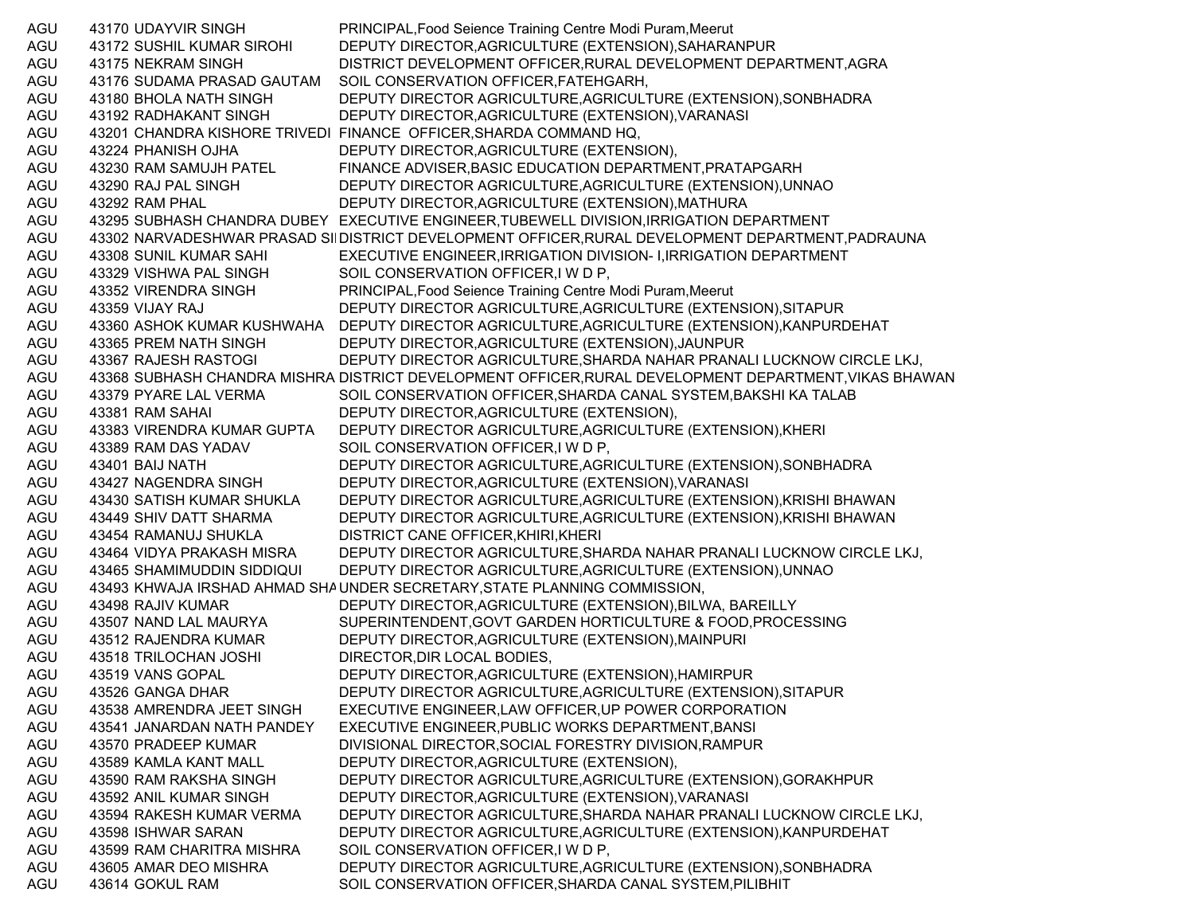| | | | |
|---|---|---|---|
| AGU | 43170 | UDAYVIR SINGH | PRINCIPAL,Food Seience Training Centre Modi Puram,Meerut |
| AGU | 43172 | SUSHIL KUMAR SIROHI | DEPUTY DIRECTOR,AGRICULTURE (EXTENSION),SAHARANPUR |
| AGU | 43175 | NEKRAM SINGH | DISTRICT DEVELOPMENT OFFICER,RURAL DEVELOPMENT DEPARTMENT,AGRA |
| AGU | 43176 | SUDAMA PRASAD GAUTAM | SOIL CONSERVATION OFFICER,FATEHGARH, |
| AGU | 43180 | BHOLA NATH SINGH | DEPUTY DIRECTOR AGRICULTURE,AGRICULTURE (EXTENSION),SONBHADRA |
| AGU | 43192 | RADHAKANT SINGH | DEPUTY DIRECTOR,AGRICULTURE (EXTENSION),VARANASI |
| AGU | 43201 | CHANDRA KISHORE TRIVEDI | FINANCE OFFICER,SHARDA COMMAND HQ, |
| AGU | 43224 | PHANISH OJHA | DEPUTY DIRECTOR,AGRICULTURE (EXTENSION), |
| AGU | 43230 | RAM SAMUJH PATEL | FINANCE ADVISER,BASIC EDUCATION DEPARTMENT,PRATAPGARH |
| AGU | 43290 | RAJ PAL SINGH | DEPUTY DIRECTOR AGRICULTURE,AGRICULTURE (EXTENSION),UNNAO |
| AGU | 43292 | RAM PHAL | DEPUTY DIRECTOR,AGRICULTURE (EXTENSION),MATHURA |
| AGU | 43295 | SUBHASH CHANDRA DUBEY | EXECUTIVE ENGINEER,TUBEWELL DIVISION,IRRIGATION DEPARTMENT |
| AGU | 43302 | NARVADESHWAR PRASAD SI | DISTRICT DEVELOPMENT OFFICER,RURAL DEVELOPMENT DEPARTMENT,PADRAUNA |
| AGU | 43308 | SUNIL KUMAR SAHI | EXECUTIVE ENGINEER,IRRIGATION DIVISION- I,IRRIGATION DEPARTMENT |
| AGU | 43329 | VISHWA PAL SINGH | SOIL CONSERVATION OFFICER,I W D P, |
| AGU | 43352 | VIRENDRA SINGH | PRINCIPAL,Food Seience Training Centre Modi Puram,Meerut |
| AGU | 43359 | VIJAY RAJ | DEPUTY DIRECTOR AGRICULTURE,AGRICULTURE (EXTENSION),SITAPUR |
| AGU | 43360 | ASHOK KUMAR KUSHWAHA | DEPUTY DIRECTOR AGRICULTURE,AGRICULTURE (EXTENSION),KANPURDEHAT |
| AGU | 43365 | PREM NATH SINGH | DEPUTY DIRECTOR,AGRICULTURE (EXTENSION),JAUNPUR |
| AGU | 43367 | RAJESH RASTOGI | DEPUTY DIRECTOR AGRICULTURE,SHARDA NAHAR PRANALI LUCKNOW CIRCLE LKJ, |
| AGU | 43368 | SUBHASH CHANDRA MISHRA | DISTRICT DEVELOPMENT OFFICER,RURAL DEVELOPMENT DEPARTMENT,VIKAS BHAWAN |
| AGU | 43379 | PYARE LAL VERMA | SOIL CONSERVATION OFFICER,SHARDA CANAL SYSTEM,BAKSHI KA TALAB |
| AGU | 43381 | RAM SAHAI | DEPUTY DIRECTOR,AGRICULTURE (EXTENSION), |
| AGU | 43383 | VIRENDRA KUMAR GUPTA | DEPUTY DIRECTOR AGRICULTURE,AGRICULTURE (EXTENSION),KHERI |
| AGU | 43389 | RAM DAS YADAV | SOIL CONSERVATION OFFICER,I W D P, |
| AGU | 43401 | BAIJ NATH | DEPUTY DIRECTOR AGRICULTURE,AGRICULTURE (EXTENSION),SONBHADRA |
| AGU | 43427 | NAGENDRA SINGH | DEPUTY DIRECTOR,AGRICULTURE (EXTENSION),VARANASI |
| AGU | 43430 | SATISH KUMAR SHUKLA | DEPUTY DIRECTOR AGRICULTURE,AGRICULTURE (EXTENSION),KRISHI BHAWAN |
| AGU | 43449 | SHIV DATT SHARMA | DEPUTY DIRECTOR AGRICULTURE,AGRICULTURE (EXTENSION),KRISHI BHAWAN |
| AGU | 43454 | RAMANUJ SHUKLA | DISTRICT CANE OFFICER,KHIRI,KHERI |
| AGU | 43464 | VIDYA PRAKASH MISRA | DEPUTY DIRECTOR AGRICULTURE,SHARDA NAHAR PRANALI LUCKNOW CIRCLE LKJ, |
| AGU | 43465 | SHAMIMUDDIN SIDDIQUI | DEPUTY DIRECTOR AGRICULTURE,AGRICULTURE (EXTENSION),UNNAO |
| AGU | 43493 | KHWAJA IRSHAD AHMAD SHA | UNDER SECRETARY,STATE PLANNING COMMISSION, |
| AGU | 43498 | RAJIV KUMAR | DEPUTY DIRECTOR,AGRICULTURE (EXTENSION),BILWA, BAREILLY |
| AGU | 43507 | NAND LAL MAURYA | SUPERINTENDENT,GOVT GARDEN HORTICULTURE & FOOD,PROCESSING |
| AGU | 43512 | RAJENDRA KUMAR | DEPUTY DIRECTOR,AGRICULTURE (EXTENSION),MAINPURI |
| AGU | 43518 | TRILOCHAN JOSHI | DIRECTOR,DIR LOCAL BODIES, |
| AGU | 43519 | VANS GOPAL | DEPUTY DIRECTOR,AGRICULTURE (EXTENSION),HAMIRPUR |
| AGU | 43526 | GANGA DHAR | DEPUTY DIRECTOR AGRICULTURE,AGRICULTURE (EXTENSION),SITAPUR |
| AGU | 43538 | AMRENDRA JEET SINGH | EXECUTIVE ENGINEER,LAW OFFICER,UP POWER CORPORATION |
| AGU | 43541 | JANARDAN NATH PANDEY | EXECUTIVE ENGINEER,PUBLIC WORKS DEPARTMENT,BANSI |
| AGU | 43570 | PRADEEP KUMAR | DIVISIONAL DIRECTOR,SOCIAL FORESTRY DIVISION,RAMPUR |
| AGU | 43589 | KAMLA KANT MALL | DEPUTY DIRECTOR,AGRICULTURE (EXTENSION), |
| AGU | 43590 | RAM RAKSHA SINGH | DEPUTY DIRECTOR AGRICULTURE,AGRICULTURE (EXTENSION),GORAKHPUR |
| AGU | 43592 | ANIL KUMAR SINGH | DEPUTY DIRECTOR,AGRICULTURE (EXTENSION),VARANASI |
| AGU | 43594 | RAKESH KUMAR VERMA | DEPUTY DIRECTOR AGRICULTURE,SHARDA NAHAR PRANALI LUCKNOW CIRCLE LKJ, |
| AGU | 43598 | ISHWAR SARAN | DEPUTY DIRECTOR AGRICULTURE,AGRICULTURE (EXTENSION),KANPURDEHAT |
| AGU | 43599 | RAM CHARITRA MISHRA | SOIL CONSERVATION OFFICER,I W D P, |
| AGU | 43605 | AMAR DEO MISHRA | DEPUTY DIRECTOR AGRICULTURE,AGRICULTURE (EXTENSION),SONBHADRA |
| AGU | 43614 | GOKUL RAM | SOIL CONSERVATION OFFICER,SHARDA CANAL SYSTEM,PILIBHIT |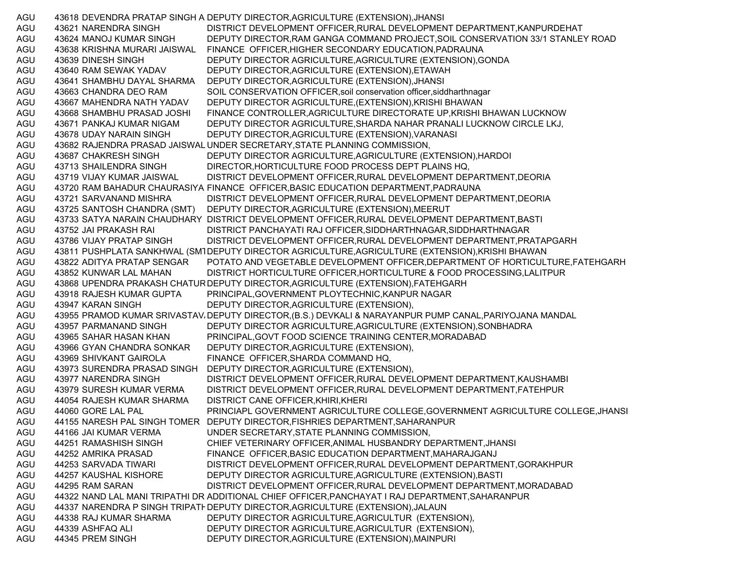| | | | |
|---|---|---|---|
| AGU | 43618 | DEVENDRA PRATAP SINGH A | DEPUTY DIRECTOR,AGRICULTURE (EXTENSION),JHANSI |
| AGU | 43621 | NARENDRA SINGH | DISTRICT DEVELOPMENT OFFICER,RURAL DEVELOPMENT DEPARTMENT,KANPURDEHAT |
| AGU | 43624 | MANOJ KUMAR SINGH | DEPUTY DIRECTOR,RAM GANGA COMMAND PROJECT,SOIL CONSERVATION 33/1 STANLEY ROAD |
| AGU | 43638 | KRISHNA MURARI JAISWAL | FINANCE OFFICER,HIGHER SECONDARY EDUCATION,PADRAUNA |
| AGU | 43639 | DINESH SINGH | DEPUTY DIRECTOR AGRICULTURE,AGRICULTURE (EXTENSION),GONDA |
| AGU | 43640 | RAM SEWAK YADAV | DEPUTY DIRECTOR,AGRICULTURE (EXTENSION),ETAWAH |
| AGU | 43641 | SHAMBHU DAYAL SHARMA | DEPUTY DIRECTOR,AGRICULTURE (EXTENSION),JHANSI |
| AGU | 43663 | CHANDRA DEO RAM | SOIL CONSERVATION OFFICER,soil conservation officer,siddharthnagar |
| AGU | 43667 | MAHENDRA NATH YADAV | DEPUTY DIRECTOR AGRICULTURE,(EXTENSION),KRISHI BHAWAN |
| AGU | 43668 | SHAMBHU PRASAD JOSHI | FINANCE CONTROLLER,AGRICULTURE DIRECTORATE UP,KRISHI BHAWAN LUCKNOW |
| AGU | 43671 | PANKAJ KUMAR NIGAM | DEPUTY DIRECTOR AGRICULTURE,SHARDA NAHAR PRANALI LUCKNOW CIRCLE LKJ, |
| AGU | 43678 | UDAY NARAIN SINGH | DEPUTY DIRECTOR,AGRICULTURE (EXTENSION),VARANASI |
| AGU | 43682 | RAJENDRA PRASAD JAISWAL | UNDER SECRETARY,STATE PLANNING COMMISSION, |
| AGU | 43687 | CHAKRESH SINGH | DEPUTY DIRECTOR AGRICULTURE,AGRICULTURE (EXTENSION),HARDOI |
| AGU | 43713 | SHAILENDRA SINGH | DIRECTOR,HORTICULTURE FOOD PROCESS DEPT PLAINS HQ, |
| AGU | 43719 | VIJAY KUMAR JAISWAL | DISTRICT DEVELOPMENT OFFICER,RURAL DEVELOPMENT DEPARTMENT,DEORIA |
| AGU | 43720 | RAM BAHADUR CHAURASIYA | FINANCE OFFICER,BASIC EDUCATION DEPARTMENT,PADRAUNA |
| AGU | 43721 | SARVANAND MISHRA | DISTRICT DEVELOPMENT OFFICER,RURAL DEVELOPMENT DEPARTMENT,DEORIA |
| AGU | 43725 | SANTOSH CHANDRA (SMT) | DEPUTY DIRECTOR,AGRICULTURE (EXTENSION),MEERUT |
| AGU | 43733 | SATYA NARAIN CHAUDHARY | DISTRICT DEVELOPMENT OFFICER,RURAL DEVELOPMENT DEPARTMENT,BASTI |
| AGU | 43752 | JAI PRAKASH RAI | DISTRICT PANCHAYATI RAJ OFFICER,SIDDHARTHNAGAR,SIDDHARTHNAGAR |
| AGU | 43786 | VIJAY PRATAP SINGH | DISTRICT DEVELOPMENT OFFICER,RURAL DEVELOPMENT DEPARTMENT,PRATAPGARH |
| AGU | 43811 | PUSHPLATA SANKHWAL (SMT | DEPUTY DIRECTOR AGRICULTURE,AGRICULTURE (EXTENSION),KRISHI BHAWAN |
| AGU | 43822 | ADITYA PRATAP SENGAR | POTATO AND VEGETABLE DEVELOPMENT OFFICER,DEPARTMENT OF HORTICULTURE,FATEHGARH |
| AGU | 43852 | KUNWAR LAL MAHAN | DISTRICT HORTICULTURE OFFICER,HORTICULTURE & FOOD PROCESSING,LALITPUR |
| AGU | 43868 | UPENDRA PRAKASH CHATUR | DEPUTY DIRECTOR,AGRICULTURE (EXTENSION),FATEHGARH |
| AGU | 43918 | RAJESH KUMAR GUPTA | PRINCIPAL,GOVERNMENT PLOYTECHNIC,KANPUR NAGAR |
| AGU | 43947 | KARAN SINGH | DEPUTY DIRECTOR,AGRICULTURE (EXTENSION), |
| AGU | 43955 | PRAMOD KUMAR SRIVASTAV | DEPUTY DIRECTOR,(B.S.) DEVKALI & NARAYANPUR PUMP CANAL,PARIYOJANA MANDAL |
| AGU | 43957 | PARMANAND SINGH | DEPUTY DIRECTOR AGRICULTURE,AGRICULTURE (EXTENSION),SONBHADRA |
| AGU | 43965 | SAHAR HASAN KHAN | PRINCIPAL,GOVT FOOD SCIENCE TRAINING CENTER,MORADABAD |
| AGU | 43966 | GYAN CHANDRA SONKAR | DEPUTY DIRECTOR,AGRICULTURE (EXTENSION), |
| AGU | 43969 | SHIVKANT GAIROLA | FINANCE OFFICER,SHARDA COMMAND HQ, |
| AGU | 43973 | SURENDRA PRASAD SINGH | DEPUTY DIRECTOR,AGRICULTURE (EXTENSION), |
| AGU | 43977 | NARENDRA SINGH | DISTRICT DEVELOPMENT OFFICER,RURAL DEVELOPMENT DEPARTMENT,KAUSHAMBI |
| AGU | 43979 | SURESH KUMAR VERMA | DISTRICT DEVELOPMENT OFFICER,RURAL DEVELOPMENT DEPARTMENT,FATEHPUR |
| AGU | 44054 | RAJESH KUMAR SHARMA | DISTRICT CANE OFFICER,KHIRI,KHERI |
| AGU | 44060 | GORE LAL PAL | PRINCIAPL GOVERNMENT AGRICULTURE COLLEGE,GOVERNMENT AGRICULTURE COLLEGE,JHANSI |
| AGU | 44155 | NARESH PAL SINGH TOMER | DEPUTY DIRECTOR,FISHRIES DEPARTMENT,SAHARANPUR |
| AGU | 44166 | JAI KUMAR VERMA | UNDER SECRETARY,STATE PLANNING COMMISSION, |
| AGU | 44251 | RAMASHISH SINGH | CHIEF VETERINARY OFFICER,ANIMAL HUSBANDRY DEPARTMENT,JHANSI |
| AGU | 44252 | AMRIKA PRASAD | FINANCE OFFICER,BASIC EDUCATION DEPARTMENT,MAHARAJGANJ |
| AGU | 44253 | SARVADA TIWARI | DISTRICT DEVELOPMENT OFFICER,RURAL DEVELOPMENT DEPARTMENT,GORAKHPUR |
| AGU | 44257 | KAUSHAL KISHORE | DEPUTY DIRECTOR AGRICULTURE,AGRICULTURE (EXTENSION),BASTI |
| AGU | 44295 | RAM SARAN | DISTRICT DEVELOPMENT OFFICER,RURAL DEVELOPMENT DEPARTMENT,MORADABAD |
| AGU | 44322 | NAND LAL MANI TRIPATHI DR | ADDITIONAL CHIEF OFFICER,PANCHAYAT I RAJ DEPARTMENT,SAHARANPUR |
| AGU | 44337 | NARENDRA P SINGH TRIPATH | DEPUTY DIRECTOR,AGRICULTURE (EXTENSION),JALAUN |
| AGU | 44338 | RAJ KUMAR SHARMA | DEPUTY DIRECTOR AGRICULTURE,AGRICULTUR (EXTENSION), |
| AGU | 44339 | ASHFAQ ALI | DEPUTY DIRECTOR AGRICULTURE,AGRICULTUR (EXTENSION), |
| AGU | 44345 | PREM SINGH | DEPUTY DIRECTOR,AGRICULTURE (EXTENSION),MAINPURI |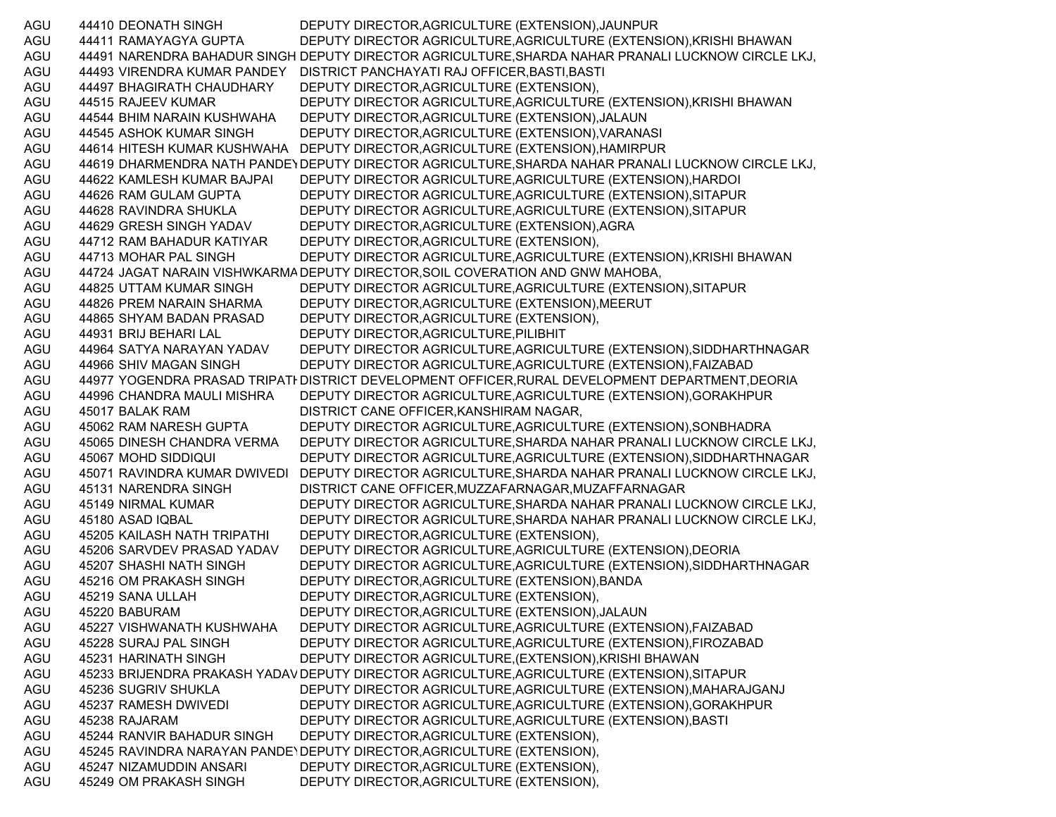| | | | |
|---|---|---|---|
| AGU | 44410 | DEONATH SINGH | DEPUTY DIRECTOR,AGRICULTURE (EXTENSION),JAUNPUR |
| AGU | 44411 | RAMAYAGYA GUPTA | DEPUTY DIRECTOR AGRICULTURE,AGRICULTURE (EXTENSION),KRISHI BHAWAN |
| AGU | 44491 | NARENDRA BAHADUR SINGH | DEPUTY DIRECTOR AGRICULTURE,SHARDA NAHAR PRANALI LUCKNOW CIRCLE LKJ, |
| AGU | 44493 | VIRENDRA KUMAR PANDEY | DISTRICT PANCHAYATI RAJ OFFICER,BASTI,BASTI |
| AGU | 44497 | BHAGIRATH CHAUDHARY | DEPUTY DIRECTOR,AGRICULTURE (EXTENSION), |
| AGU | 44515 | RAJEEV KUMAR | DEPUTY DIRECTOR AGRICULTURE,AGRICULTURE (EXTENSION),KRISHI BHAWAN |
| AGU | 44544 | BHIM NARAIN KUSHWAHA | DEPUTY DIRECTOR,AGRICULTURE (EXTENSION),JALAUN |
| AGU | 44545 | ASHOK KUMAR SINGH | DEPUTY DIRECTOR,AGRICULTURE (EXTENSION),VARANASI |
| AGU | 44614 | HITESH KUMAR KUSHWAHA | DEPUTY DIRECTOR,AGRICULTURE (EXTENSION),HAMIRPUR |
| AGU | 44619 | DHARMENDRA NATH PANDEY | DEPUTY DIRECTOR AGRICULTURE,SHARDA NAHAR PRANALI LUCKNOW CIRCLE LKJ, |
| AGU | 44622 | KAMLESH KUMAR BAJPAI | DEPUTY DIRECTOR AGRICULTURE,AGRICULTURE (EXTENSION),HARDOI |
| AGU | 44626 | RAM GULAM GUPTA | DEPUTY DIRECTOR AGRICULTURE,AGRICULTURE (EXTENSION),SITAPUR |
| AGU | 44628 | RAVINDRA SHUKLA | DEPUTY DIRECTOR AGRICULTURE,AGRICULTURE (EXTENSION),SITAPUR |
| AGU | 44629 | GRESH SINGH YADAV | DEPUTY DIRECTOR,AGRICULTURE (EXTENSION),AGRA |
| AGU | 44712 | RAM BAHADUR KATIYAR | DEPUTY DIRECTOR,AGRICULTURE (EXTENSION), |
| AGU | 44713 | MOHAR PAL SINGH | DEPUTY DIRECTOR AGRICULTURE,AGRICULTURE (EXTENSION),KRISHI BHAWAN |
| AGU | 44724 | JAGAT NARAIN VISHWKARMA | DEPUTY DIRECTOR,SOIL COVERATION AND GNW MAHOBA, |
| AGU | 44825 | UTTAM KUMAR SINGH | DEPUTY DIRECTOR AGRICULTURE,AGRICULTURE (EXTENSION),SITAPUR |
| AGU | 44826 | PREM NARAIN SHARMA | DEPUTY DIRECTOR,AGRICULTURE (EXTENSION),MEERUT |
| AGU | 44865 | SHYAM BADAN PRASAD | DEPUTY DIRECTOR,AGRICULTURE (EXTENSION), |
| AGU | 44931 | BRIJ BEHARI LAL | DEPUTY DIRECTOR,AGRICULTURE,PILIBHIT |
| AGU | 44964 | SATYA NARAYAN YADAV | DEPUTY DIRECTOR AGRICULTURE,AGRICULTURE (EXTENSION),SIDDHARTHNAGAR |
| AGU | 44966 | SHIV MAGAN SINGH | DEPUTY DIRECTOR AGRICULTURE,AGRICULTURE (EXTENSION),FAIZABAD |
| AGU | 44977 | YOGENDRA PRASAD TRIPATHI | DISTRICT DEVELOPMENT OFFICER,RURAL DEVELOPMENT DEPARTMENT,DEORIA |
| AGU | 44996 | CHANDRA MAULI MISHRA | DEPUTY DIRECTOR AGRICULTURE,AGRICULTURE (EXTENSION),GORAKHPUR |
| AGU | 45017 | BALAK RAM | DISTRICT CANE OFFICER,KANSHIRAM NAGAR, |
| AGU | 45062 | RAM NARESH GUPTA | DEPUTY DIRECTOR AGRICULTURE,AGRICULTURE (EXTENSION),SONBHADRA |
| AGU | 45065 | DINESH CHANDRA VERMA | DEPUTY DIRECTOR AGRICULTURE,SHARDA NAHAR PRANALI LUCKNOW CIRCLE LKJ, |
| AGU | 45067 | MOHD SIDDIQUI | DEPUTY DIRECTOR AGRICULTURE,AGRICULTURE (EXTENSION),SIDDHARTHNAGAR |
| AGU | 45071 | RAVINDRA KUMAR DWIVEDI | DEPUTY DIRECTOR AGRICULTURE,SHARDA NAHAR PRANALI LUCKNOW CIRCLE LKJ, |
| AGU | 45131 | NARENDRA SINGH | DISTRICT CANE OFFICER,MUZZAFARNAGAR,MUZAFFARNAGAR |
| AGU | 45149 | NIRMAL KUMAR | DEPUTY DIRECTOR AGRICULTURE,SHARDA NAHAR PRANALI LUCKNOW CIRCLE LKJ, |
| AGU | 45180 | ASAD IQBAL | DEPUTY DIRECTOR AGRICULTURE,SHARDA NAHAR PRANALI LUCKNOW CIRCLE LKJ, |
| AGU | 45205 | KAILASH NATH TRIPATHI | DEPUTY DIRECTOR,AGRICULTURE (EXTENSION), |
| AGU | 45206 | SARVDEV PRASAD YADAV | DEPUTY DIRECTOR AGRICULTURE,AGRICULTURE (EXTENSION),DEORIA |
| AGU | 45207 | SHASHI NATH SINGH | DEPUTY DIRECTOR AGRICULTURE,AGRICULTURE (EXTENSION),SIDDHARTHNAGAR |
| AGU | 45216 | OM PRAKASH SINGH | DEPUTY DIRECTOR,AGRICULTURE (EXTENSION),BANDA |
| AGU | 45219 | SANA ULLAH | DEPUTY DIRECTOR,AGRICULTURE (EXTENSION), |
| AGU | 45220 | BABURAM | DEPUTY DIRECTOR,AGRICULTURE (EXTENSION),JALAUN |
| AGU | 45227 | VISHWANATH KUSHWAHA | DEPUTY DIRECTOR AGRICULTURE,AGRICULTURE (EXTENSION),FAIZABAD |
| AGU | 45228 | SURAJ PAL SINGH | DEPUTY DIRECTOR AGRICULTURE,AGRICULTURE (EXTENSION),FIROZABAD |
| AGU | 45231 | HARINATH SINGH | DEPUTY DIRECTOR AGRICULTURE,(EXTENSION),KRISHI BHAWAN |
| AGU | 45233 | BRIJENDRA PRAKASH YADAV | DEPUTY DIRECTOR AGRICULTURE,AGRICULTURE (EXTENSION),SITAPUR |
| AGU | 45236 | SUGRIV SHUKLA | DEPUTY DIRECTOR AGRICULTURE,AGRICULTURE (EXTENSION),MAHARAJGANJ |
| AGU | 45237 | RAMESH DWIVEDI | DEPUTY DIRECTOR AGRICULTURE,AGRICULTURE (EXTENSION),GORAKHPUR |
| AGU | 45238 | RAJARAM | DEPUTY DIRECTOR AGRICULTURE,AGRICULTURE (EXTENSION),BASTI |
| AGU | 45244 | RANVIR BAHADUR SINGH | DEPUTY DIRECTOR,AGRICULTURE (EXTENSION), |
| AGU | 45245 | RAVINDRA NARAYAN PANDEY | DEPUTY DIRECTOR,AGRICULTURE (EXTENSION), |
| AGU | 45247 | NIZAMUDDIN ANSARI | DEPUTY DIRECTOR,AGRICULTURE (EXTENSION), |
| AGU | 45249 | OM PRAKASH SINGH | DEPUTY DIRECTOR,AGRICULTURE (EXTENSION), |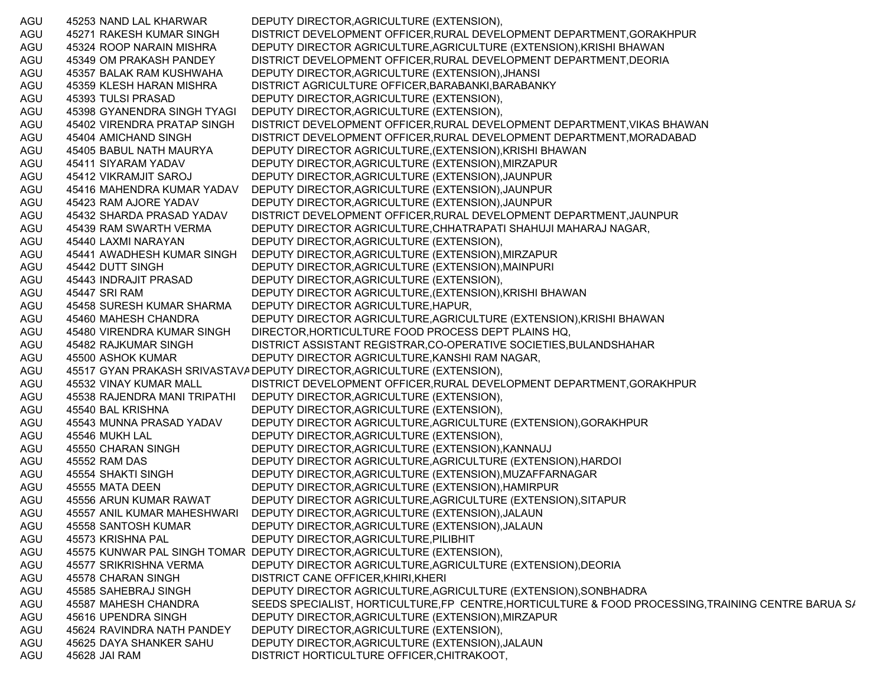| | | | |
|---|---|---|---|
| AGU | 45253 | NAND LAL KHARWAR | DEPUTY DIRECTOR,AGRICULTURE (EXTENSION), |
| AGU | 45271 | RAKESH KUMAR SINGH | DISTRICT DEVELOPMENT OFFICER,RURAL DEVELOPMENT DEPARTMENT,GORAKHPUR |
| AGU | 45324 | ROOP NARAIN MISHRA | DEPUTY DIRECTOR AGRICULTURE,AGRICULTURE (EXTENSION),KRISHI BHAWAN |
| AGU | 45349 | OM PRAKASH PANDEY | DISTRICT DEVELOPMENT OFFICER,RURAL DEVELOPMENT DEPARTMENT,DEORIA |
| AGU | 45357 | BALAK RAM KUSHWAHA | DEPUTY DIRECTOR,AGRICULTURE (EXTENSION),JHANSI |
| AGU | 45359 | KLESH HARAN MISHRA | DISTRICT AGRICULTURE OFFICER,BARABANKI,BARABANKY |
| AGU | 45393 | TULSI PRASAD | DEPUTY DIRECTOR,AGRICULTURE (EXTENSION), |
| AGU | 45398 | GYANENDRA SINGH TYAGI | DEPUTY DIRECTOR,AGRICULTURE (EXTENSION), |
| AGU | 45402 | VIRENDRA PRATAP SINGH | DISTRICT DEVELOPMENT OFFICER,RURAL DEVELOPMENT DEPARTMENT,VIKAS BHAWAN |
| AGU | 45404 | AMICHAND SINGH | DISTRICT DEVELOPMENT OFFICER,RURAL DEVELOPMENT DEPARTMENT,MORADABAD |
| AGU | 45405 | BABUL NATH MAURYA | DEPUTY DIRECTOR AGRICULTURE,(EXTENSION),KRISHI BHAWAN |
| AGU | 45411 | SIYARAM YADAV | DEPUTY DIRECTOR,AGRICULTURE (EXTENSION),MIRZAPUR |
| AGU | 45412 | VIKRAMJIT SAROJ | DEPUTY DIRECTOR,AGRICULTURE (EXTENSION),JAUNPUR |
| AGU | 45416 | MAHENDRA KUMAR YADAV | DEPUTY DIRECTOR,AGRICULTURE (EXTENSION),JAUNPUR |
| AGU | 45423 | RAM AJORE YADAV | DEPUTY DIRECTOR,AGRICULTURE (EXTENSION),JAUNPUR |
| AGU | 45432 | SHARDA PRASAD YADAV | DISTRICT DEVELOPMENT OFFICER,RURAL DEVELOPMENT DEPARTMENT,JAUNPUR |
| AGU | 45439 | RAM SWARTH VERMA | DEPUTY DIRECTOR AGRICULTURE,CHHATRAPATI SHAHUJI MAHARAJ NAGAR, |
| AGU | 45440 | LAXMI NARAYAN | DEPUTY DIRECTOR,AGRICULTURE (EXTENSION), |
| AGU | 45441 | AWADHESH KUMAR SINGH | DEPUTY DIRECTOR,AGRICULTURE (EXTENSION),MIRZAPUR |
| AGU | 45442 | DUTT SINGH | DEPUTY DIRECTOR,AGRICULTURE (EXTENSION),MAINPURI |
| AGU | 45443 | INDRAJIT PRASAD | DEPUTY DIRECTOR,AGRICULTURE (EXTENSION), |
| AGU | 45447 | SRI RAM | DEPUTY DIRECTOR AGRICULTURE,(EXTENSION),KRISHI BHAWAN |
| AGU | 45458 | SURESH KUMAR SHARMA | DEPUTY DIRECTOR AGRICULTURE,HAPUR, |
| AGU | 45460 | MAHESH CHANDRA | DEPUTY DIRECTOR AGRICULTURE,AGRICULTURE (EXTENSION),KRISHI BHAWAN |
| AGU | 45480 | VIRENDRA KUMAR SINGH | DIRECTOR,HORTICULTURE FOOD PROCESS DEPT PLAINS HQ, |
| AGU | 45482 | RAJKUMAR SINGH | DISTRICT ASSISTANT REGISTRAR,CO-OPERATIVE SOCIETIES,BULANDSHAHAR |
| AGU | 45500 | ASHOK KUMAR | DEPUTY DIRECTOR AGRICULTURE,KANSHI RAM NAGAR, |
| AGU | 45517 | GYAN PRAKASH SRIVASTAVA | DEPUTY DIRECTOR,AGRICULTURE (EXTENSION), |
| AGU | 45532 | VINAY KUMAR MALL | DISTRICT DEVELOPMENT OFFICER,RURAL DEVELOPMENT DEPARTMENT,GORAKHPUR |
| AGU | 45538 | RAJENDRA MANI TRIPATHI | DEPUTY DIRECTOR,AGRICULTURE (EXTENSION), |
| AGU | 45540 | BAL KRISHNA | DEPUTY DIRECTOR,AGRICULTURE (EXTENSION), |
| AGU | 45543 | MUNNA PRASAD YADAV | DEPUTY DIRECTOR AGRICULTURE,AGRICULTURE (EXTENSION),GORAKHPUR |
| AGU | 45546 | MUKH LAL | DEPUTY DIRECTOR,AGRICULTURE (EXTENSION), |
| AGU | 45550 | CHARAN SINGH | DEPUTY DIRECTOR,AGRICULTURE (EXTENSION),KANNAUJ |
| AGU | 45552 | RAM DAS | DEPUTY DIRECTOR AGRICULTURE,AGRICULTURE (EXTENSION),HARDOI |
| AGU | 45554 | SHAKTI SINGH | DEPUTY DIRECTOR,AGRICULTURE (EXTENSION),MUZAFFARNAGAR |
| AGU | 45555 | MATA DEEN | DEPUTY DIRECTOR,AGRICULTURE (EXTENSION),HAMIRPUR |
| AGU | 45556 | ARUN KUMAR RAWAT | DEPUTY DIRECTOR AGRICULTURE,AGRICULTURE (EXTENSION),SITAPUR |
| AGU | 45557 | ANIL KUMAR MAHESHWARI | DEPUTY DIRECTOR,AGRICULTURE (EXTENSION),JALAUN |
| AGU | 45558 | SANTOSH KUMAR | DEPUTY DIRECTOR,AGRICULTURE (EXTENSION),JALAUN |
| AGU | 45573 | KRISHNA PAL | DEPUTY DIRECTOR,AGRICULTURE,PILIBHIT |
| AGU | 45575 | KUNWAR PAL SINGH TOMAR | DEPUTY DIRECTOR,AGRICULTURE (EXTENSION), |
| AGU | 45577 | SRIKRISHNA VERMA | DEPUTY DIRECTOR AGRICULTURE,AGRICULTURE (EXTENSION),DEORIA |
| AGU | 45578 | CHARAN SINGH | DISTRICT CANE OFFICER,KHIRI,KHERI |
| AGU | 45585 | SAHEBRAJ SINGH | DEPUTY DIRECTOR AGRICULTURE,AGRICULTURE (EXTENSION),SONBHADRA |
| AGU | 45587 | MAHESH CHANDRA | SEEDS SPECIALIST, HORTICULTURE,FP CENTRE,HORTICULTURE & FOOD PROCESSING,TRAINING CENTRE BARUA SA |
| AGU | 45616 | UPENDRA SINGH | DEPUTY DIRECTOR,AGRICULTURE (EXTENSION),MIRZAPUR |
| AGU | 45624 | RAVINDRA NATH PANDEY | DEPUTY DIRECTOR,AGRICULTURE (EXTENSION), |
| AGU | 45625 | DAYA SHANKER SAHU | DEPUTY DIRECTOR,AGRICULTURE (EXTENSION),JALAUN |
| AGU | 45628 | JAI RAM | DISTRICT HORTICULTURE OFFICER,CHITRAKOOT, |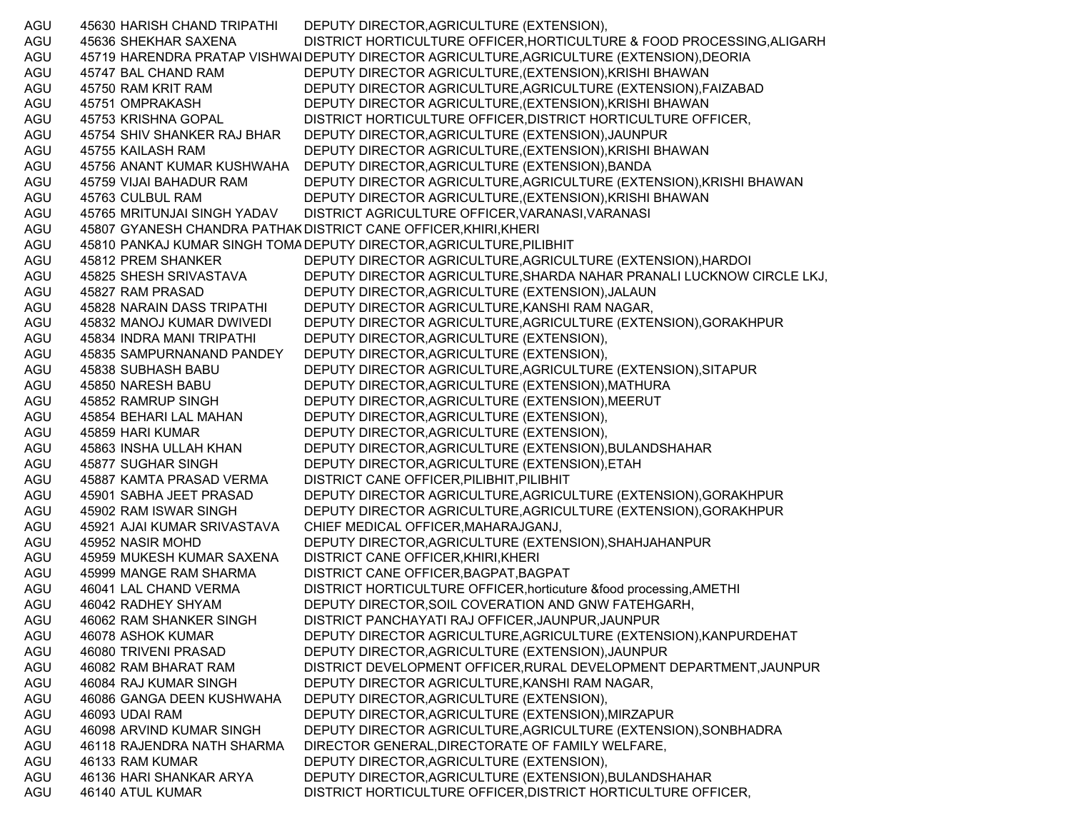| | | | |
|---|---|---|---|
| AGU | 45630 | HARISH CHAND TRIPATHI | DEPUTY DIRECTOR,AGRICULTURE (EXTENSION), |
| AGU | 45636 | SHEKHAR SAXENA | DISTRICT HORTICULTURE OFFICER,HORTICULTURE & FOOD PROCESSING,ALIGARH |
| AGU | 45719 | HARENDRA PRATAP VISHWAI | DEPUTY DIRECTOR AGRICULTURE,AGRICULTURE (EXTENSION),DEORIA |
| AGU | 45747 | BAL CHAND RAM | DEPUTY DIRECTOR AGRICULTURE,(EXTENSION),KRISHI BHAWAN |
| AGU | 45750 | RAM KRIT RAM | DEPUTY DIRECTOR AGRICULTURE,AGRICULTURE (EXTENSION),FAIZABAD |
| AGU | 45751 | OMPRAKASH | DEPUTY DIRECTOR AGRICULTURE,(EXTENSION),KRISHI BHAWAN |
| AGU | 45753 | KRISHNA GOPAL | DISTRICT HORTICULTURE OFFICER,DISTRICT HORTICULTURE OFFICER, |
| AGU | 45754 | SHIV SHANKER RAJ BHAR | DEPUTY DIRECTOR,AGRICULTURE (EXTENSION),JAUNPUR |
| AGU | 45755 | KAILASH RAM | DEPUTY DIRECTOR AGRICULTURE,(EXTENSION),KRISHI BHAWAN |
| AGU | 45756 | ANANT KUMAR KUSHWAHA | DEPUTY DIRECTOR,AGRICULTURE (EXTENSION),BANDA |
| AGU | 45759 | VIJAI BAHADUR RAM | DEPUTY DIRECTOR AGRICULTURE,AGRICULTURE (EXTENSION),KRISHI BHAWAN |
| AGU | 45763 | CULBUL RAM | DEPUTY DIRECTOR AGRICULTURE,(EXTENSION),KRISHI BHAWAN |
| AGU | 45765 | MRITUNJAI SINGH YADAV | DISTRICT AGRICULTURE OFFICER,VARANASI,VARANASI |
| AGU | 45807 | GYANESH CHANDRA PATHAK | DISTRICT CANE OFFICER,KHIRI,KHERI |
| AGU | 45810 | PANKAJ KUMAR SINGH TOMA | DEPUTY DIRECTOR,AGRICULTURE,PILIBHIT |
| AGU | 45812 | PREM SHANKER | DEPUTY DIRECTOR AGRICULTURE,AGRICULTURE (EXTENSION),HARDOI |
| AGU | 45825 | SHESH SRIVASTAVA | DEPUTY DIRECTOR AGRICULTURE,SHARDA NAHAR PRANALI LUCKNOW CIRCLE LKJ, |
| AGU | 45827 | RAM PRASAD | DEPUTY DIRECTOR,AGRICULTURE (EXTENSION),JALAUN |
| AGU | 45828 | NARAIN DASS TRIPATHI | DEPUTY DIRECTOR AGRICULTURE,KANSHI RAM NAGAR, |
| AGU | 45832 | MANOJ KUMAR DWIVEDI | DEPUTY DIRECTOR AGRICULTURE,AGRICULTURE (EXTENSION),GORAKHPUR |
| AGU | 45834 | INDRA MANI TRIPATHI | DEPUTY DIRECTOR,AGRICULTURE (EXTENSION), |
| AGU | 45835 | SAMPURNANAND PANDEY | DEPUTY DIRECTOR,AGRICULTURE (EXTENSION), |
| AGU | 45838 | SUBHASH BABU | DEPUTY DIRECTOR AGRICULTURE,AGRICULTURE (EXTENSION),SITAPUR |
| AGU | 45850 | NARESH BABU | DEPUTY DIRECTOR,AGRICULTURE (EXTENSION),MATHURA |
| AGU | 45852 | RAMRUP SINGH | DEPUTY DIRECTOR,AGRICULTURE (EXTENSION),MEERUT |
| AGU | 45854 | BEHARI LAL MAHAN | DEPUTY DIRECTOR,AGRICULTURE (EXTENSION), |
| AGU | 45859 | HARI KUMAR | DEPUTY DIRECTOR,AGRICULTURE (EXTENSION), |
| AGU | 45863 | INSHA ULLAH KHAN | DEPUTY DIRECTOR,AGRICULTURE (EXTENSION),BULANDSHAHAR |
| AGU | 45877 | SUGHAR SINGH | DEPUTY DIRECTOR,AGRICULTURE (EXTENSION),ETAH |
| AGU | 45887 | KAMTA PRASAD VERMA | DISTRICT CANE OFFICER,PILIBHIT,PILIBHIT |
| AGU | 45901 | SABHA JEET PRASAD | DEPUTY DIRECTOR AGRICULTURE,AGRICULTURE (EXTENSION),GORAKHPUR |
| AGU | 45902 | RAM ISWAR SINGH | DEPUTY DIRECTOR AGRICULTURE,AGRICULTURE (EXTENSION),GORAKHPUR |
| AGU | 45921 | AJAI KUMAR SRIVASTAVA | CHIEF MEDICAL OFFICER,MAHARAJGANJ, |
| AGU | 45952 | NASIR MOHD | DEPUTY DIRECTOR,AGRICULTURE (EXTENSION),SHAHJAHANPUR |
| AGU | 45959 | MUKESH KUMAR SAXENA | DISTRICT CANE OFFICER,KHIRI,KHERI |
| AGU | 45999 | MANGE RAM SHARMA | DISTRICT CANE OFFICER,BAGPAT,BAGPAT |
| AGU | 46041 | LAL CHAND VERMA | DISTRICT HORTICULTURE OFFICER,horticuture &food processing,AMETHI |
| AGU | 46042 | RADHEY SHYAM | DEPUTY DIRECTOR,SOIL COVERATION AND GNW FATEHGARH, |
| AGU | 46062 | RAM SHANKER SINGH | DISTRICT PANCHAYATI RAJ OFFICER,JAUNPUR,JAUNPUR |
| AGU | 46078 | ASHOK KUMAR | DEPUTY DIRECTOR AGRICULTURE,AGRICULTURE (EXTENSION),KANPURDEHAT |
| AGU | 46080 | TRIVENI PRASAD | DEPUTY DIRECTOR,AGRICULTURE (EXTENSION),JAUNPUR |
| AGU | 46082 | RAM BHARAT RAM | DISTRICT DEVELOPMENT OFFICER,RURAL DEVELOPMENT DEPARTMENT,JAUNPUR |
| AGU | 46084 | RAJ KUMAR SINGH | DEPUTY DIRECTOR AGRICULTURE,KANSHI RAM NAGAR, |
| AGU | 46086 | GANGA DEEN KUSHWAHA | DEPUTY DIRECTOR,AGRICULTURE (EXTENSION), |
| AGU | 46093 | UDAI RAM | DEPUTY DIRECTOR,AGRICULTURE (EXTENSION),MIRZAPUR |
| AGU | 46098 | ARVIND KUMAR SINGH | DEPUTY DIRECTOR AGRICULTURE,AGRICULTURE (EXTENSION),SONBHADRA |
| AGU | 46118 | RAJENDRA NATH SHARMA | DIRECTOR GENERAL,DIRECTORATE OF FAMILY WELFARE, |
| AGU | 46133 | RAM KUMAR | DEPUTY DIRECTOR,AGRICULTURE (EXTENSION), |
| AGU | 46136 | HARI SHANKAR ARYA | DEPUTY DIRECTOR,AGRICULTURE (EXTENSION),BULANDSHAHAR |
| AGU | 46140 | ATUL KUMAR | DISTRICT HORTICULTURE OFFICER,DISTRICT HORTICULTURE OFFICER, |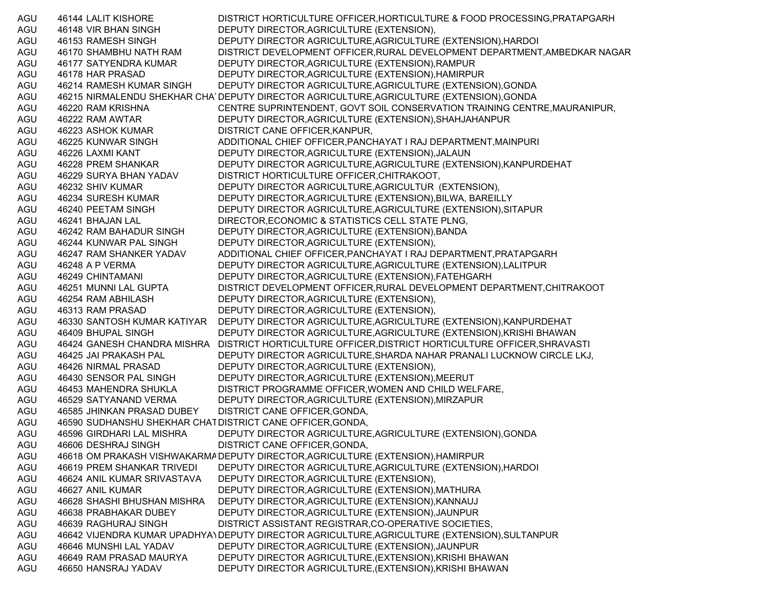| | | | |
|---|---|---|---|
| AGU | 46144 | LALIT KISHORE | DISTRICT HORTICULTURE OFFICER,HORTICULTURE & FOOD PROCESSING,PRATAPGARH |
| AGU | 46148 | VIR BHAN SINGH | DEPUTY DIRECTOR,AGRICULTURE (EXTENSION), |
| AGU | 46153 | RAMESH SINGH | DEPUTY DIRECTOR AGRICULTURE,AGRICULTURE (EXTENSION),HARDOI |
| AGU | 46170 | SHAMBHU NATH RAM | DISTRICT DEVELOPMENT OFFICER,RURAL DEVELOPMENT DEPARTMENT,AMBEDKAR NAGAR |
| AGU | 46177 | SATYENDRA KUMAR | DEPUTY DIRECTOR,AGRICULTURE (EXTENSION),RAMPUR |
| AGU | 46178 | HAR PRASAD | DEPUTY DIRECTOR,AGRICULTURE (EXTENSION),HAMIRPUR |
| AGU | 46214 | RAMESH KUMAR SINGH | DEPUTY DIRECTOR AGRICULTURE,AGRICULTURE (EXTENSION),GONDA |
| AGU | 46215 | NIRMALENDU SHEKHAR CHAT | DEPUTY DIRECTOR AGRICULTURE,AGRICULTURE (EXTENSION),GONDA |
| AGU | 46220 | RAM KRISHNA | CENTRE SUPRINTENDENT, GOVT SOIL CONSERVATION TRAINING CENTRE,MAURANIPUR, |
| AGU | 46222 | RAM AWTAR | DEPUTY DIRECTOR,AGRICULTURE (EXTENSION),SHAHJAHANPUR |
| AGU | 46223 | ASHOK KUMAR | DISTRICT CANE OFFICER,KANPUR, |
| AGU | 46225 | KUNWAR SINGH | ADDITIONAL CHIEF OFFICER,PANCHAYAT I RAJ DEPARTMENT,MAINPURI |
| AGU | 46226 | LAXMI KANT | DEPUTY DIRECTOR,AGRICULTURE (EXTENSION),JALAUN |
| AGU | 46228 | PREM SHANKAR | DEPUTY DIRECTOR AGRICULTURE,AGRICULTURE (EXTENSION),KANPURDEHAT |
| AGU | 46229 | SURYA BHAN YADAV | DISTRICT HORTICULTURE OFFICER,CHITRAKOOT, |
| AGU | 46232 | SHIV KUMAR | DEPUTY DIRECTOR AGRICULTURE,AGRICULTUR (EXTENSION), |
| AGU | 46234 | SURESH KUMAR | DEPUTY DIRECTOR,AGRICULTURE (EXTENSION),BILWA, BAREILLY |
| AGU | 46240 | PEETAM SINGH | DEPUTY DIRECTOR AGRICULTURE,AGRICULTURE (EXTENSION),SITAPUR |
| AGU | 46241 | BHAJAN LAL | DIRECTOR,ECONOMIC & STATISTICS CELL STATE PLNG, |
| AGU | 46242 | RAM BAHADUR SINGH | DEPUTY DIRECTOR,AGRICULTURE (EXTENSION),BANDA |
| AGU | 46244 | KUNWAR PAL SINGH | DEPUTY DIRECTOR,AGRICULTURE (EXTENSION), |
| AGU | 46247 | RAM SHANKER YADAV | ADDITIONAL CHIEF OFFICER,PANCHAYAT I RAJ DEPARTMENT,PRATAPGARH |
| AGU | 46248 | A P VERMA | DEPUTY DIRECTOR AGRICULTURE,AGRICULTURE (EXTENSION),LALITPUR |
| AGU | 46249 | CHINTAMANI | DEPUTY DIRECTOR,AGRICULTURE (EXTENSION),FATEHGARH |
| AGU | 46251 | MUNNI LAL GUPTA | DISTRICT DEVELOPMENT OFFICER,RURAL DEVELOPMENT DEPARTMENT,CHITRAKOOT |
| AGU | 46254 | RAM ABHILASH | DEPUTY DIRECTOR,AGRICULTURE (EXTENSION), |
| AGU | 46313 | RAM PRASAD | DEPUTY DIRECTOR,AGRICULTURE (EXTENSION), |
| AGU | 46330 | SANTOSH KUMAR KATIYAR | DEPUTY DIRECTOR AGRICULTURE,AGRICULTURE (EXTENSION),KANPURDEHAT |
| AGU | 46409 | BHUPAL SINGH | DEPUTY DIRECTOR AGRICULTURE,AGRICULTURE (EXTENSION),KRISHI BHAWAN |
| AGU | 46424 | GANESH CHANDRA MISHRA | DISTRICT HORTICULTURE OFFICER,DISTRICT HORTICULTURE OFFICER,SHRAVASTI |
| AGU | 46425 | JAI PRAKASH PAL | DEPUTY DIRECTOR AGRICULTURE,SHARDA NAHAR PRANALI LUCKNOW CIRCLE LKJ, |
| AGU | 46426 | NIRMAL PRASAD | DEPUTY DIRECTOR,AGRICULTURE (EXTENSION), |
| AGU | 46430 | SENSOR PAL SINGH | DEPUTY DIRECTOR,AGRICULTURE (EXTENSION),MEERUT |
| AGU | 46453 | MAHENDRA SHUKLA | DISTRICT PROGRAMME OFFICER,WOMEN AND CHILD WELFARE, |
| AGU | 46529 | SATYANAND VERMA | DEPUTY DIRECTOR,AGRICULTURE (EXTENSION),MIRZAPUR |
| AGU | 46585 | JHINKAN PRASAD DUBEY | DISTRICT CANE OFFICER,GONDA, |
| AGU | 46590 | SUDHANSHU SHEKHAR CHAT | DISTRICT CANE OFFICER,GONDA, |
| AGU | 46596 | GIRDHARI LAL MISHRA | DEPUTY DIRECTOR AGRICULTURE,AGRICULTURE (EXTENSION),GONDA |
| AGU | 46606 | DESHRAJ SINGH | DISTRICT CANE OFFICER,GONDA, |
| AGU | 46618 | OM PRAKASH VISHWAKARMA | DEPUTY DIRECTOR,AGRICULTURE (EXTENSION),HAMIRPUR |
| AGU | 46619 | PREM SHANKAR TRIVEDI | DEPUTY DIRECTOR AGRICULTURE,AGRICULTURE (EXTENSION),HARDOI |
| AGU | 46624 | ANIL KUMAR SRIVASTAVA | DEPUTY DIRECTOR,AGRICULTURE (EXTENSION), |
| AGU | 46627 | ANIL KUMAR | DEPUTY DIRECTOR,AGRICULTURE (EXTENSION),MATHURA |
| AGU | 46628 | SHASHI BHUSHAN MISHRA | DEPUTY DIRECTOR,AGRICULTURE (EXTENSION),KANNAUJ |
| AGU | 46638 | PRABHAKAR DUBEY | DEPUTY DIRECTOR,AGRICULTURE (EXTENSION),JAUNPUR |
| AGU | 46639 | RAGHURAJ SINGH | DISTRICT ASSISTANT REGISTRAR,CO-OPERATIVE SOCIETIES, |
| AGU | 46642 | VIJENDRA KUMAR UPADHYAY | DEPUTY DIRECTOR AGRICULTURE,AGRICULTURE (EXTENSION),SULTANPUR |
| AGU | 46646 | MUNSHI LAL YADAV | DEPUTY DIRECTOR,AGRICULTURE (EXTENSION),JAUNPUR |
| AGU | 46649 | RAM PRASAD MAURYA | DEPUTY DIRECTOR AGRICULTURE,(EXTENSION),KRISHI BHAWAN |
| AGU | 46650 | HANSRAJ YADAV | DEPUTY DIRECTOR AGRICULTURE,(EXTENSION),KRISHI BHAWAN |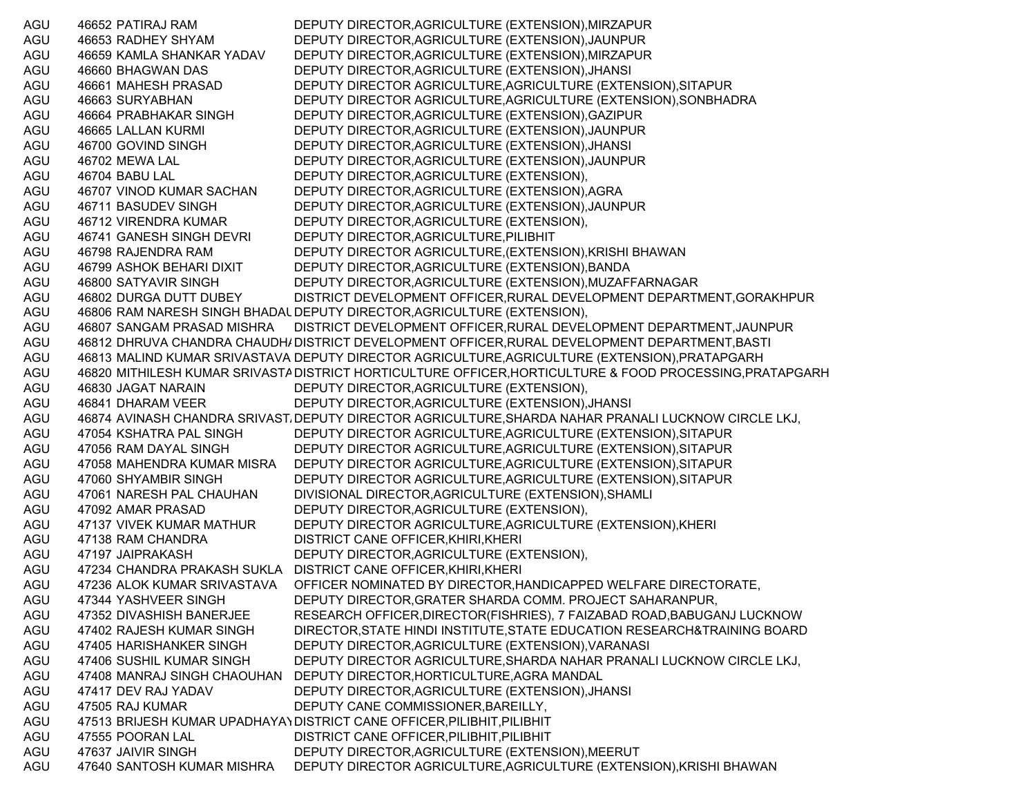| | | | |
|---|---|---|---|
| AGU | 46652 | PATIRAJ RAM | DEPUTY DIRECTOR,AGRICULTURE (EXTENSION),MIRZAPUR |
| AGU | 46653 | RADHEY SHYAM | DEPUTY DIRECTOR,AGRICULTURE (EXTENSION),JAUNPUR |
| AGU | 46659 | KAMLA SHANKAR YADAV | DEPUTY DIRECTOR,AGRICULTURE (EXTENSION),MIRZAPUR |
| AGU | 46660 | BHAGWAN DAS | DEPUTY DIRECTOR,AGRICULTURE (EXTENSION),JHANSI |
| AGU | 46661 | MAHESH PRASAD | DEPUTY DIRECTOR AGRICULTURE,AGRICULTURE (EXTENSION),SITAPUR |
| AGU | 46663 | SURYABHAN | DEPUTY DIRECTOR AGRICULTURE,AGRICULTURE (EXTENSION),SONBHADRA |
| AGU | 46664 | PRABHAKAR SINGH | DEPUTY DIRECTOR,AGRICULTURE (EXTENSION),GAZIPUR |
| AGU | 46665 | LALLAN KURMI | DEPUTY DIRECTOR,AGRICULTURE (EXTENSION),JAUNPUR |
| AGU | 46700 | GOVIND SINGH | DEPUTY DIRECTOR,AGRICULTURE (EXTENSION),JHANSI |
| AGU | 46702 | MEWA LAL | DEPUTY DIRECTOR,AGRICULTURE (EXTENSION),JAUNPUR |
| AGU | 46704 | BABU LAL | DEPUTY DIRECTOR,AGRICULTURE (EXTENSION), |
| AGU | 46707 | VINOD KUMAR SACHAN | DEPUTY DIRECTOR,AGRICULTURE (EXTENSION),AGRA |
| AGU | 46711 | BASUDEV SINGH | DEPUTY DIRECTOR,AGRICULTURE (EXTENSION),JAUNPUR |
| AGU | 46712 | VIRENDRA KUMAR | DEPUTY DIRECTOR,AGRICULTURE (EXTENSION), |
| AGU | 46741 | GANESH SINGH DEVRI | DEPUTY DIRECTOR,AGRICULTURE,PILIBHIT |
| AGU | 46798 | RAJENDRA RAM | DEPUTY DIRECTOR AGRICULTURE,(EXTENSION),KRISHI BHAWAN |
| AGU | 46799 | ASHOK BEHARI DIXIT | DEPUTY DIRECTOR,AGRICULTURE (EXTENSION),BANDA |
| AGU | 46800 | SATYAVIR SINGH | DEPUTY DIRECTOR,AGRICULTURE (EXTENSION),MUZAFFARNAGAR |
| AGU | 46802 | DURGA DUTT DUBEY | DISTRICT DEVELOPMENT OFFICER,RURAL DEVELOPMENT DEPARTMENT,GORAKHPUR |
| AGU | 46806 | RAM NARESH SINGH BHADAU | DEPUTY DIRECTOR,AGRICULTURE (EXTENSION), |
| AGU | 46807 | SANGAM PRASAD MISHRA | DISTRICT DEVELOPMENT OFFICER,RURAL DEVELOPMENT DEPARTMENT,JAUNPUR |
| AGU | 46812 | DHRUVA CHANDRA CHAUDHA | DISTRICT DEVELOPMENT OFFICER,RURAL DEVELOPMENT DEPARTMENT,BASTI |
| AGU | 46813 | MALIND KUMAR SRIVASTAVA | DEPUTY DIRECTOR AGRICULTURE,AGRICULTURE (EXTENSION),PRATAPGARH |
| AGU | 46820 | MITHILESH KUMAR SRIVASTA | DISTRICT HORTICULTURE OFFICER,HORTICULTURE & FOOD PROCESSING,PRATAPGARH |
| AGU | 46830 | JAGAT NARAIN | DEPUTY DIRECTOR,AGRICULTURE (EXTENSION), |
| AGU | 46841 | DHARAM VEER | DEPUTY DIRECTOR,AGRICULTURE (EXTENSION),JHANSI |
| AGU | 46874 | AVINASH CHANDRA SRIVAST | DEPUTY DIRECTOR AGRICULTURE,SHARDA NAHAR PRANALI LUCKNOW CIRCLE LKJ, |
| AGU | 47054 | KSHATRA PAL SINGH | DEPUTY DIRECTOR AGRICULTURE,AGRICULTURE (EXTENSION),SITAPUR |
| AGU | 47056 | RAM DAYAL SINGH | DEPUTY DIRECTOR AGRICULTURE,AGRICULTURE (EXTENSION),SITAPUR |
| AGU | 47058 | MAHENDRA KUMAR MISRA | DEPUTY DIRECTOR AGRICULTURE,AGRICULTURE (EXTENSION),SITAPUR |
| AGU | 47060 | SHYAMBIR SINGH | DEPUTY DIRECTOR AGRICULTURE,AGRICULTURE (EXTENSION),SITAPUR |
| AGU | 47061 | NARESH PAL CHAUHAN | DIVISIONAL DIRECTOR,AGRICULTURE (EXTENSION),SHAMLI |
| AGU | 47092 | AMAR PRASAD | DEPUTY DIRECTOR,AGRICULTURE (EXTENSION), |
| AGU | 47137 | VIVEK KUMAR MATHUR | DEPUTY DIRECTOR AGRICULTURE,AGRICULTURE (EXTENSION),KHERI |
| AGU | 47138 | RAM CHANDRA | DISTRICT CANE OFFICER,KHIRI,KHERI |
| AGU | 47197 | JAIPRAKASH | DEPUTY DIRECTOR,AGRICULTURE (EXTENSION), |
| AGU | 47234 | CHANDRA PRAKASH SUKLA | DISTRICT CANE OFFICER,KHIRI,KHERI |
| AGU | 47236 | ALOK KUMAR SRIVASTAVA | OFFICER NOMINATED BY DIRECTOR,HANDICAPPED WELFARE DIRECTORATE, |
| AGU | 47344 | YASHVEER SINGH | DEPUTY DIRECTOR,GRATER SHARDA COMM. PROJECT SAHARANPUR, |
| AGU | 47352 | DIVASHISH BANERJEE | RESEARCH OFFICER,DIRECTOR(FISHRIES), 7 FAIZABAD ROAD,BABUGANJ LUCKNOW |
| AGU | 47402 | RAJESH KUMAR SINGH | DIRECTOR,STATE HINDI INSTITUTE,STATE EDUCATION RESEARCH&TRAINING BOARD |
| AGU | 47405 | HARISHANKER SINGH | DEPUTY DIRECTOR,AGRICULTURE (EXTENSION),VARANASI |
| AGU | 47406 | SUSHIL KUMAR SINGH | DEPUTY DIRECTOR AGRICULTURE,SHARDA NAHAR PRANALI LUCKNOW CIRCLE LKJ, |
| AGU | 47408 | MANRAJ SINGH CHAOUHAN | DEPUTY DIRECTOR,HORTICULTURE,AGRA MANDAL |
| AGU | 47417 | DEV RAJ YADAV | DEPUTY DIRECTOR,AGRICULTURE (EXTENSION),JHANSI |
| AGU | 47505 | RAJ KUMAR | DEPUTY CANE COMMISSIONER,BAREILLY, |
| AGU | 47513 | BRIJESH KUMAR UPADHAYAY | DISTRICT CANE OFFICER,PILIBHIT,PILIBHIT |
| AGU | 47555 | POORAN LAL | DISTRICT CANE OFFICER,PILIBHIT,PILIBHIT |
| AGU | 47637 | JAIVIR SINGH | DEPUTY DIRECTOR,AGRICULTURE (EXTENSION),MEERUT |
| AGU | 47640 | SANTOSH KUMAR MISHRA | DEPUTY DIRECTOR AGRICULTURE,AGRICULTURE (EXTENSION),KRISHI BHAWAN |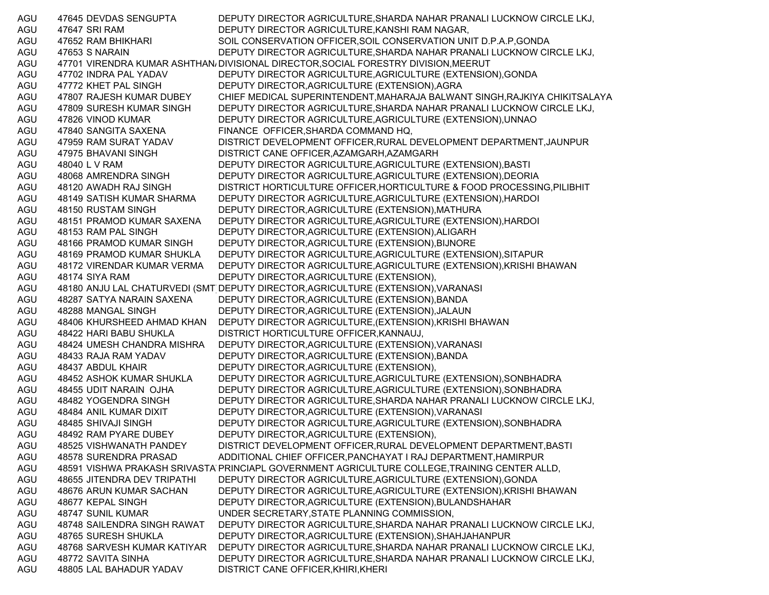| | | | |
|---|---|---|---|
| AGU | 47645 | DEVDAS SENGUPTA | DEPUTY DIRECTOR AGRICULTURE,SHARDA NAHAR PRANALI LUCKNOW CIRCLE LKJ, |
| AGU | 47647 | SRI RAM | DEPUTY DIRECTOR AGRICULTURE,KANSHI RAM NAGAR, |
| AGU | 47652 | RAM BHIKHARI | SOIL CONSERVATION OFFICER,SOIL CONSERVATION UNIT D.P.A.P,GONDA |
| AGU | 47653 | S NARAIN | DEPUTY DIRECTOR AGRICULTURE,SHARDA NAHAR PRANALI LUCKNOW CIRCLE LKJ, |
| AGU | 47701 | VIRENDRA KUMAR ASHTHAN | DIVISIONAL DIRECTOR,SOCIAL FORESTRY DIVISION,MEERUT |
| AGU | 47702 | INDRA PAL YADAV | DEPUTY DIRECTOR AGRICULTURE,AGRICULTURE (EXTENSION),GONDA |
| AGU | 47772 | KHET PAL SINGH | DEPUTY DIRECTOR,AGRICULTURE (EXTENSION),AGRA |
| AGU | 47807 | RAJESH KUMAR DUBEY | CHIEF MEDICAL SUPERINTENDENT,MAHARAJA BALWANT SINGH,RAJKIYA CHIKITSALAYA |
| AGU | 47809 | SURESH KUMAR SINGH | DEPUTY DIRECTOR AGRICULTURE,SHARDA NAHAR PRANALI LUCKNOW CIRCLE LKJ, |
| AGU | 47826 | VINOD KUMAR | DEPUTY DIRECTOR AGRICULTURE,AGRICULTURE (EXTENSION),UNNAO |
| AGU | 47840 | SANGITA SAXENA | FINANCE OFFICER,SHARDA COMMAND HQ, |
| AGU | 47959 | RAM SURAT YADAV | DISTRICT DEVELOPMENT OFFICER,RURAL DEVELOPMENT DEPARTMENT,JAUNPUR |
| AGU | 47975 | BHAVANI SINGH | DISTRICT CANE OFFICER,AZAMGARH,AZAMGARH |
| AGU | 48040 | L V RAM | DEPUTY DIRECTOR AGRICULTURE,AGRICULTURE (EXTENSION),BASTI |
| AGU | 48068 | AMRENDRA SINGH | DEPUTY DIRECTOR AGRICULTURE,AGRICULTURE (EXTENSION),DEORIA |
| AGU | 48120 | AWADH RAJ SINGH | DISTRICT HORTICULTURE OFFICER,HORTICULTURE & FOOD PROCESSING,PILIBHIT |
| AGU | 48149 | SATISH KUMAR SHARMA | DEPUTY DIRECTOR AGRICULTURE,AGRICULTURE (EXTENSION),HARDOI |
| AGU | 48150 | RUSTAM SINGH | DEPUTY DIRECTOR,AGRICULTURE (EXTENSION),MATHURA |
| AGU | 48151 | PRAMOD KUMAR SAXENA | DEPUTY DIRECTOR AGRICULTURE,AGRICULTURE (EXTENSION),HARDOI |
| AGU | 48153 | RAM PAL SINGH | DEPUTY DIRECTOR,AGRICULTURE (EXTENSION),ALIGARH |
| AGU | 48166 | PRAMOD KUMAR SINGH | DEPUTY DIRECTOR,AGRICULTURE (EXTENSION),BIJNORE |
| AGU | 48169 | PRAMOD KUMAR SHUKLA | DEPUTY DIRECTOR AGRICULTURE,AGRICULTURE (EXTENSION),SITAPUR |
| AGU | 48172 | VIRENDAR KUMAR VERMA | DEPUTY DIRECTOR AGRICULTURE,AGRICULTURE (EXTENSION),KRISHI BHAWAN |
| AGU | 48174 | SIYA RAM | DEPUTY DIRECTOR,AGRICULTURE (EXTENSION), |
| AGU | 48180 | ANJU LAL CHATURVEDI (SMT | DEPUTY DIRECTOR,AGRICULTURE (EXTENSION),VARANASI |
| AGU | 48287 | SATYA NARAIN SAXENA | DEPUTY DIRECTOR,AGRICULTURE (EXTENSION),BANDA |
| AGU | 48288 | MANGAL SINGH | DEPUTY DIRECTOR,AGRICULTURE (EXTENSION),JALAUN |
| AGU | 48406 | KHURSHEED AHMAD KHAN | DEPUTY DIRECTOR AGRICULTURE,(EXTENSION),KRISHI BHAWAN |
| AGU | 48422 | HARI BABU SHUKLA | DISTRICT HORTICULTURE OFFICER,KANNAUJ, |
| AGU | 48424 | UMESH CHANDRA MISHRA | DEPUTY DIRECTOR,AGRICULTURE (EXTENSION),VARANASI |
| AGU | 48433 | RAJA RAM YADAV | DEPUTY DIRECTOR,AGRICULTURE (EXTENSION),BANDA |
| AGU | 48437 | ABDUL KHAIR | DEPUTY DIRECTOR,AGRICULTURE (EXTENSION), |
| AGU | 48452 | ASHOK KUMAR SHUKLA | DEPUTY DIRECTOR AGRICULTURE,AGRICULTURE (EXTENSION),SONBHADRA |
| AGU | 48455 | UDIT NARAIN OJHA | DEPUTY DIRECTOR AGRICULTURE,AGRICULTURE (EXTENSION),SONBHADRA |
| AGU | 48482 | YOGENDRA SINGH | DEPUTY DIRECTOR AGRICULTURE,SHARDA NAHAR PRANALI LUCKNOW CIRCLE LKJ, |
| AGU | 48484 | ANIL KUMAR DIXIT | DEPUTY DIRECTOR,AGRICULTURE (EXTENSION),VARANASI |
| AGU | 48485 | SHIVAJI SINGH | DEPUTY DIRECTOR AGRICULTURE,AGRICULTURE (EXTENSION),SONBHADRA |
| AGU | 48492 | RAM PYARE DUBEY | DEPUTY DIRECTOR,AGRICULTURE (EXTENSION), |
| AGU | 48525 | VISHWANATH PANDEY | DISTRICT DEVELOPMENT OFFICER,RURAL DEVELOPMENT DEPARTMENT,BASTI |
| AGU | 48578 | SURENDRA PRASAD | ADDITIONAL CHIEF OFFICER,PANCHAYAT I RAJ DEPARTMENT,HAMIRPUR |
| AGU | 48591 | VISHWA PRAKASH SRIVASTA | PRINCIAPL GOVERNMENT AGRICULTURE COLLEGE,TRAINING CENTER ALLD, |
| AGU | 48655 | JITENDRA DEV TRIPATHI | DEPUTY DIRECTOR AGRICULTURE,AGRICULTURE (EXTENSION),GONDA |
| AGU | 48676 | ARUN KUMAR SACHAN | DEPUTY DIRECTOR AGRICULTURE,AGRICULTURE (EXTENSION),KRISHI BHAWAN |
| AGU | 48677 | KEPAL SINGH | DEPUTY DIRECTOR,AGRICULTURE (EXTENSION),BULANDSHAHAR |
| AGU | 48747 | SUNIL KUMAR | UNDER SECRETARY,STATE PLANNING COMMISSION, |
| AGU | 48748 | SAILENDRA SINGH RAWAT | DEPUTY DIRECTOR AGRICULTURE,SHARDA NAHAR PRANALI LUCKNOW CIRCLE LKJ, |
| AGU | 48765 | SURESH SHUKLA | DEPUTY DIRECTOR,AGRICULTURE (EXTENSION),SHAHJAHANPUR |
| AGU | 48768 | SARVESH KUMAR KATIYAR | DEPUTY DIRECTOR AGRICULTURE,SHARDA NAHAR PRANALI LUCKNOW CIRCLE LKJ, |
| AGU | 48772 | SAVITA SINHA | DEPUTY DIRECTOR AGRICULTURE,SHARDA NAHAR PRANALI LUCKNOW CIRCLE LKJ, |
| AGU | 48805 | LAL BAHADUR YADAV | DISTRICT CANE OFFICER,KHIRI,KHERI |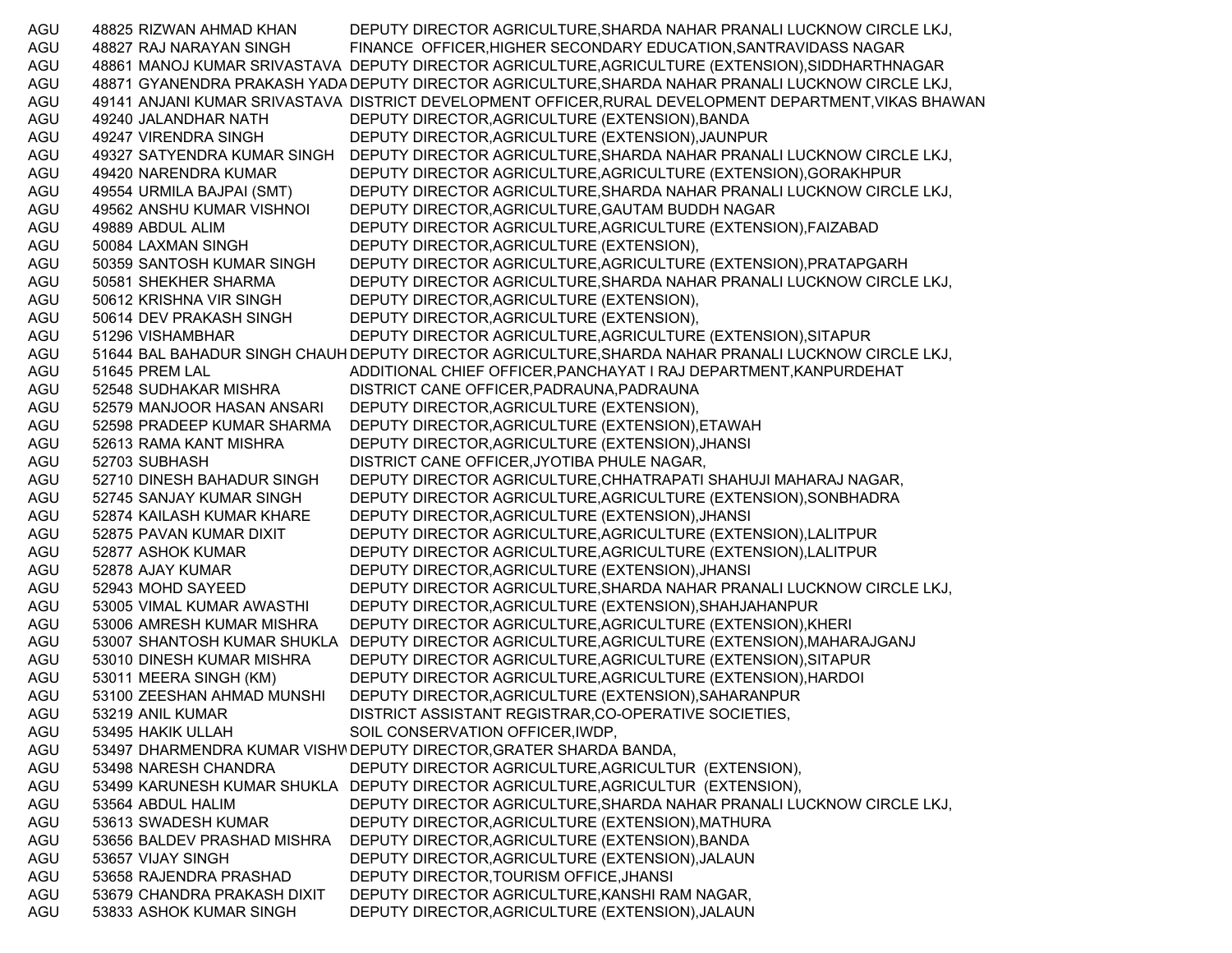| | | | |
|---|---|---|---|
| AGU | 48825 | RIZWAN AHMAD KHAN | DEPUTY DIRECTOR AGRICULTURE,SHARDA NAHAR PRANALI LUCKNOW CIRCLE LKJ, |
| AGU | 48827 | RAJ NARAYAN SINGH | FINANCE OFFICER,HIGHER SECONDARY EDUCATION,SANTRAVIDASS NAGAR |
| AGU | 48861 | MANOJ KUMAR SRIVASTAVA | DEPUTY DIRECTOR AGRICULTURE,AGRICULTURE (EXTENSION),SIDDHARTHNAGAR |
| AGU | 48871 | GYANENDRA PRAKASH YADA | DEPUTY DIRECTOR AGRICULTURE,SHARDA NAHAR PRANALI LUCKNOW CIRCLE LKJ, |
| AGU | 49141 | ANJANI KUMAR SRIVASTAVA | DISTRICT DEVELOPMENT OFFICER,RURAL DEVELOPMENT DEPARTMENT,VIKAS BHAWAN |
| AGU | 49240 | JALANDHAR NATH | DEPUTY DIRECTOR,AGRICULTURE (EXTENSION),BANDA |
| AGU | 49247 | VIRENDRA SINGH | DEPUTY DIRECTOR,AGRICULTURE (EXTENSION),JAUNPUR |
| AGU | 49327 | SATYENDRA KUMAR SINGH | DEPUTY DIRECTOR AGRICULTURE,SHARDA NAHAR PRANALI LUCKNOW CIRCLE LKJ, |
| AGU | 49420 | NARENDRA KUMAR | DEPUTY DIRECTOR AGRICULTURE,AGRICULTURE (EXTENSION),GORAKHPUR |
| AGU | 49554 | URMILA BAJPAI (SMT) | DEPUTY DIRECTOR AGRICULTURE,SHARDA NAHAR PRANALI LUCKNOW CIRCLE LKJ, |
| AGU | 49562 | ANSHU KUMAR VISHNOI | DEPUTY DIRECTOR,AGRICULTURE,GAUTAM BUDDH NAGAR |
| AGU | 49889 | ABDUL ALIM | DEPUTY DIRECTOR AGRICULTURE,AGRICULTURE (EXTENSION),FAIZABAD |
| AGU | 50084 | LAXMAN SINGH | DEPUTY DIRECTOR,AGRICULTURE (EXTENSION), |
| AGU | 50359 | SANTOSH KUMAR SINGH | DEPUTY DIRECTOR AGRICULTURE,AGRICULTURE (EXTENSION),PRATAPGARH |
| AGU | 50581 | SHEKHER SHARMA | DEPUTY DIRECTOR AGRICULTURE,SHARDA NAHAR PRANALI LUCKNOW CIRCLE LKJ, |
| AGU | 50612 | KRISHNA VIR SINGH | DEPUTY DIRECTOR,AGRICULTURE (EXTENSION), |
| AGU | 50614 | DEV PRAKASH SINGH | DEPUTY DIRECTOR,AGRICULTURE (EXTENSION), |
| AGU | 51296 | VISHAMBHAR | DEPUTY DIRECTOR AGRICULTURE,AGRICULTURE (EXTENSION),SITAPUR |
| AGU | 51644 | BAL BAHADUR SINGH CHAUH | DEPUTY DIRECTOR AGRICULTURE,SHARDA NAHAR PRANALI LUCKNOW CIRCLE LKJ, |
| AGU | 51645 | PREM LAL | ADDITIONAL CHIEF OFFICER,PANCHAYAT I RAJ DEPARTMENT,KANPURDEHAT |
| AGU | 52548 | SUDHAKAR MISHRA | DISTRICT CANE OFFICER,PADRAUNA,PADRAUNA |
| AGU | 52579 | MANJOOR HASAN ANSARI | DEPUTY DIRECTOR,AGRICULTURE (EXTENSION), |
| AGU | 52598 | PRADEEP KUMAR SHARMA | DEPUTY DIRECTOR,AGRICULTURE (EXTENSION),ETAWAH |
| AGU | 52613 | RAMA KANT MISHRA | DEPUTY DIRECTOR,AGRICULTURE (EXTENSION),JHANSI |
| AGU | 52703 | SUBHASH | DISTRICT CANE OFFICER,JYOTIBA PHULE NAGAR, |
| AGU | 52710 | DINESH BAHADUR SINGH | DEPUTY DIRECTOR AGRICULTURE,CHHATRAPATI SHAHUJI MAHARAJ NAGAR, |
| AGU | 52745 | SANJAY KUMAR SINGH | DEPUTY DIRECTOR AGRICULTURE,AGRICULTURE (EXTENSION),SONBHADRA |
| AGU | 52874 | KAILASH KUMAR KHARE | DEPUTY DIRECTOR,AGRICULTURE (EXTENSION),JHANSI |
| AGU | 52875 | PAVAN KUMAR DIXIT | DEPUTY DIRECTOR AGRICULTURE,AGRICULTURE (EXTENSION),LALITPUR |
| AGU | 52877 | ASHOK KUMAR | DEPUTY DIRECTOR AGRICULTURE,AGRICULTURE (EXTENSION),LALITPUR |
| AGU | 52878 | AJAY KUMAR | DEPUTY DIRECTOR,AGRICULTURE (EXTENSION),JHANSI |
| AGU | 52943 | MOHD SAYEED | DEPUTY DIRECTOR AGRICULTURE,SHARDA NAHAR PRANALI LUCKNOW CIRCLE LKJ, |
| AGU | 53005 | VIMAL KUMAR AWASTHI | DEPUTY DIRECTOR,AGRICULTURE (EXTENSION),SHAHJAHANPUR |
| AGU | 53006 | AMRESH KUMAR MISHRA | DEPUTY DIRECTOR AGRICULTURE,AGRICULTURE (EXTENSION),KHERI |
| AGU | 53007 | SHANTOSH KUMAR SHUKLA | DEPUTY DIRECTOR AGRICULTURE,AGRICULTURE (EXTENSION),MAHARAJGANJ |
| AGU | 53010 | DINESH KUMAR MISHRA | DEPUTY DIRECTOR AGRICULTURE,AGRICULTURE (EXTENSION),SITAPUR |
| AGU | 53011 | MEERA SINGH (KM) | DEPUTY DIRECTOR AGRICULTURE,AGRICULTURE (EXTENSION),HARDOI |
| AGU | 53100 | ZEESHAN AHMAD MUNSHI | DEPUTY DIRECTOR,AGRICULTURE (EXTENSION),SAHARANPUR |
| AGU | 53219 | ANIL KUMAR | DISTRICT ASSISTANT REGISTRAR,CO-OPERATIVE SOCIETIES, |
| AGU | 53495 | HAKIK ULLAH | SOIL CONSERVATION OFFICER,IWDP, |
| AGU | 53497 | DHARMENDRA KUMAR VISHW | DEPUTY DIRECTOR,GRATER SHARDA BANDA, |
| AGU | 53498 | NARESH CHANDRA | DEPUTY DIRECTOR AGRICULTURE,AGRICULTUR (EXTENSION), |
| AGU | 53499 | KARUNESH KUMAR SHUKLA | DEPUTY DIRECTOR AGRICULTURE,AGRICULTUR (EXTENSION), |
| AGU | 53564 | ABDUL HALIM | DEPUTY DIRECTOR AGRICULTURE,SHARDA NAHAR PRANALI LUCKNOW CIRCLE LKJ, |
| AGU | 53613 | SWADESH KUMAR | DEPUTY DIRECTOR,AGRICULTURE (EXTENSION),MATHURA |
| AGU | 53656 | BALDEV PRASHAD MISHRA | DEPUTY DIRECTOR,AGRICULTURE (EXTENSION),BANDA |
| AGU | 53657 | VIJAY SINGH | DEPUTY DIRECTOR,AGRICULTURE (EXTENSION),JALAUN |
| AGU | 53658 | RAJENDRA PRASHAD | DEPUTY DIRECTOR,TOURISM OFFICE,JHANSI |
| AGU | 53679 | CHANDRA PRAKASH DIXIT | DEPUTY DIRECTOR AGRICULTURE,KANSHI RAM NAGAR, |
| AGU | 53833 | ASHOK KUMAR SINGH | DEPUTY DIRECTOR,AGRICULTURE (EXTENSION),JALAUN |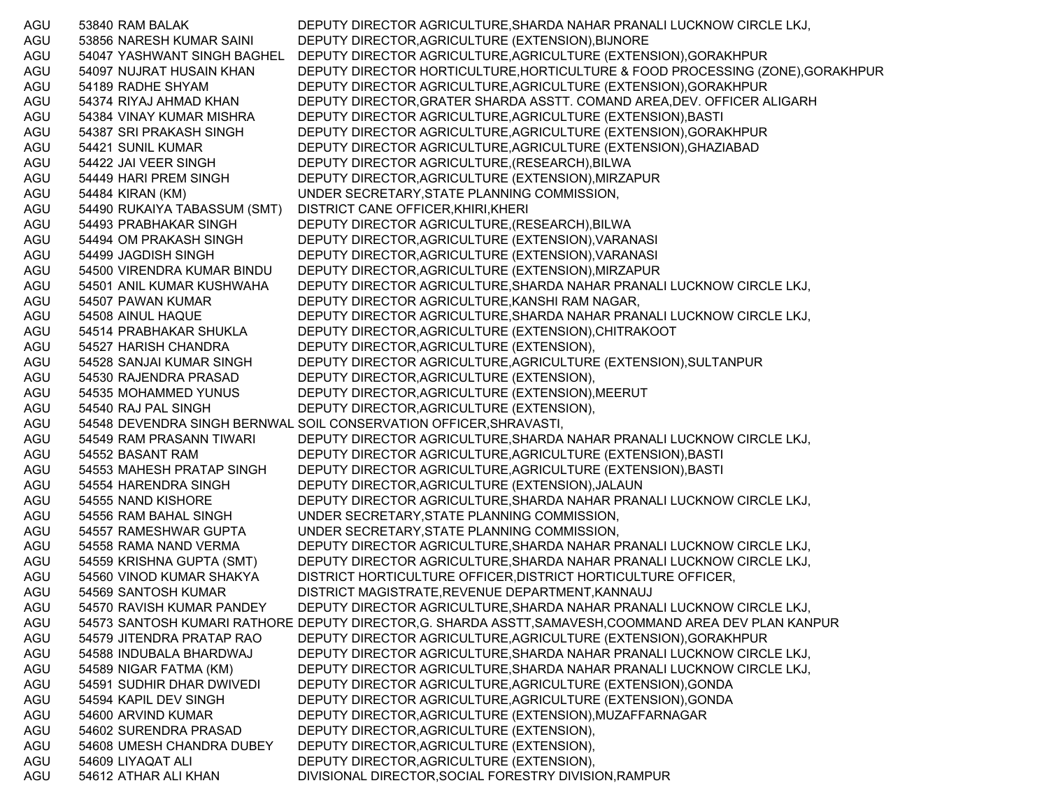| | | | |
|---|---|---|---|
| AGU | 53840 | RAM BALAK | DEPUTY DIRECTOR AGRICULTURE,SHARDA NAHAR PRANALI LUCKNOW CIRCLE LKJ, |
| AGU | 53856 | NARESH KUMAR SAINI | DEPUTY DIRECTOR,AGRICULTURE (EXTENSION),BIJNORE |
| AGU | 54047 | YASHWANT SINGH BAGHEL | DEPUTY DIRECTOR AGRICULTURE,AGRICULTURE (EXTENSION),GORAKHPUR |
| AGU | 54097 | NUJRAT HUSAIN KHAN | DEPUTY DIRECTOR HORTICULTURE,HORTICULTURE & FOOD PROCESSING (ZONE),GORAKHPUR |
| AGU | 54189 | RADHE SHYAM | DEPUTY DIRECTOR AGRICULTURE,AGRICULTURE (EXTENSION),GORAKHPUR |
| AGU | 54374 | RIYAJ AHMAD KHAN | DEPUTY DIRECTOR,GRATER SHARDA ASSTT. COMAND AREA,DEV. OFFICER ALIGARH |
| AGU | 54384 | VINAY KUMAR MISHRA | DEPUTY DIRECTOR AGRICULTURE,AGRICULTURE (EXTENSION),BASTI |
| AGU | 54387 | SRI PRAKASH SINGH | DEPUTY DIRECTOR AGRICULTURE,AGRICULTURE (EXTENSION),GORAKHPUR |
| AGU | 54421 | SUNIL KUMAR | DEPUTY DIRECTOR AGRICULTURE,AGRICULTURE (EXTENSION),GHAZIABAD |
| AGU | 54422 | JAI VEER SINGH | DEPUTY DIRECTOR AGRICULTURE,(RESEARCH),BILWA |
| AGU | 54449 | HARI PREM SINGH | DEPUTY DIRECTOR,AGRICULTURE (EXTENSION),MIRZAPUR |
| AGU | 54484 | KIRAN (KM) | UNDER SECRETARY,STATE PLANNING COMMISSION, |
| AGU | 54490 | RUKAIYA TABASSUM (SMT) | DISTRICT CANE OFFICER,KHIRI,KHERI |
| AGU | 54493 | PRABHAKAR SINGH | DEPUTY DIRECTOR AGRICULTURE,(RESEARCH),BILWA |
| AGU | 54494 | OM PRAKASH SINGH | DEPUTY DIRECTOR,AGRICULTURE (EXTENSION),VARANASI |
| AGU | 54499 | JAGDISH SINGH | DEPUTY DIRECTOR,AGRICULTURE (EXTENSION),VARANASI |
| AGU | 54500 | VIRENDRA KUMAR BINDU | DEPUTY DIRECTOR,AGRICULTURE (EXTENSION),MIRZAPUR |
| AGU | 54501 | ANIL KUMAR KUSHWAHA | DEPUTY DIRECTOR AGRICULTURE,SHARDA NAHAR PRANALI LUCKNOW CIRCLE LKJ, |
| AGU | 54507 | PAWAN KUMAR | DEPUTY DIRECTOR AGRICULTURE,KANSHI RAM NAGAR, |
| AGU | 54508 | AINUL HAQUE | DEPUTY DIRECTOR AGRICULTURE,SHARDA NAHAR PRANALI LUCKNOW CIRCLE LKJ, |
| AGU | 54514 | PRABHAKAR SHUKLA | DEPUTY DIRECTOR,AGRICULTURE (EXTENSION),CHITRAKOOT |
| AGU | 54527 | HARISH CHANDRA | DEPUTY DIRECTOR,AGRICULTURE (EXTENSION), |
| AGU | 54528 | SANJAI KUMAR SINGH | DEPUTY DIRECTOR AGRICULTURE,AGRICULTURE (EXTENSION),SULTANPUR |
| AGU | 54530 | RAJENDRA PRASAD | DEPUTY DIRECTOR,AGRICULTURE (EXTENSION), |
| AGU | 54535 | MOHAMMED YUNUS | DEPUTY DIRECTOR,AGRICULTURE (EXTENSION),MEERUT |
| AGU | 54540 | RAJ PAL SINGH | DEPUTY DIRECTOR,AGRICULTURE (EXTENSION), |
| AGU | 54548 | DEVENDRA SINGH BERNWAL | SOIL CONSERVATION OFFICER,SHRAVASTI, |
| AGU | 54549 | RAM PRASANN TIWARI | DEPUTY DIRECTOR AGRICULTURE,SHARDA NAHAR PRANALI LUCKNOW CIRCLE LKJ, |
| AGU | 54552 | BASANT RAM | DEPUTY DIRECTOR AGRICULTURE,AGRICULTURE (EXTENSION),BASTI |
| AGU | 54553 | MAHESH PRATAP SINGH | DEPUTY DIRECTOR AGRICULTURE,AGRICULTURE (EXTENSION),BASTI |
| AGU | 54554 | HARENDRA SINGH | DEPUTY DIRECTOR,AGRICULTURE (EXTENSION),JALAUN |
| AGU | 54555 | NAND KISHORE | DEPUTY DIRECTOR AGRICULTURE,SHARDA NAHAR PRANALI LUCKNOW CIRCLE LKJ, |
| AGU | 54556 | RAM BAHAL SINGH | UNDER SECRETARY,STATE PLANNING COMMISSION, |
| AGU | 54557 | RAMESHWAR GUPTA | UNDER SECRETARY,STATE PLANNING COMMISSION, |
| AGU | 54558 | RAMA NAND VERMA | DEPUTY DIRECTOR AGRICULTURE,SHARDA NAHAR PRANALI LUCKNOW CIRCLE LKJ, |
| AGU | 54559 | KRISHNA GUPTA (SMT) | DEPUTY DIRECTOR AGRICULTURE,SHARDA NAHAR PRANALI LUCKNOW CIRCLE LKJ, |
| AGU | 54560 | VINOD KUMAR SHAKYA | DISTRICT HORTICULTURE OFFICER,DISTRICT HORTICULTURE OFFICER, |
| AGU | 54569 | SANTOSH KUMAR | DISTRICT MAGISTRATE,REVENUE DEPARTMENT,KANNAUJ |
| AGU | 54570 | RAVISH KUMAR PANDEY | DEPUTY DIRECTOR AGRICULTURE,SHARDA NAHAR PRANALI LUCKNOW CIRCLE LKJ, |
| AGU | 54573 | SANTOSH KUMARI RATHORE | DEPUTY DIRECTOR,G. SHARDA ASSTT,SAMAVESH,COOMMAND AREA DEV PLAN KANPUR |
| AGU | 54579 | JITENDRA PRATAP RAO | DEPUTY DIRECTOR AGRICULTURE,AGRICULTURE (EXTENSION),GORAKHPUR |
| AGU | 54588 | INDUBALA BHARDWAJ | DEPUTY DIRECTOR AGRICULTURE,SHARDA NAHAR PRANALI LUCKNOW CIRCLE LKJ, |
| AGU | 54589 | NIGAR FATMA (KM) | DEPUTY DIRECTOR AGRICULTURE,SHARDA NAHAR PRANALI LUCKNOW CIRCLE LKJ, |
| AGU | 54591 | SUDHIR DHAR DWIVEDI | DEPUTY DIRECTOR AGRICULTURE,AGRICULTURE (EXTENSION),GONDA |
| AGU | 54594 | KAPIL DEV SINGH | DEPUTY DIRECTOR AGRICULTURE,AGRICULTURE (EXTENSION),GONDA |
| AGU | 54600 | ARVIND KUMAR | DEPUTY DIRECTOR,AGRICULTURE (EXTENSION),MUZAFFARNAGAR |
| AGU | 54602 | SURENDRA PRASAD | DEPUTY DIRECTOR,AGRICULTURE (EXTENSION), |
| AGU | 54608 | UMESH CHANDRA DUBEY | DEPUTY DIRECTOR,AGRICULTURE (EXTENSION), |
| AGU | 54609 | LIYAQAT ALI | DEPUTY DIRECTOR,AGRICULTURE (EXTENSION), |
| AGU | 54612 | ATHAR ALI KHAN | DIVISIONAL DIRECTOR,SOCIAL FORESTRY DIVISION,RAMPUR |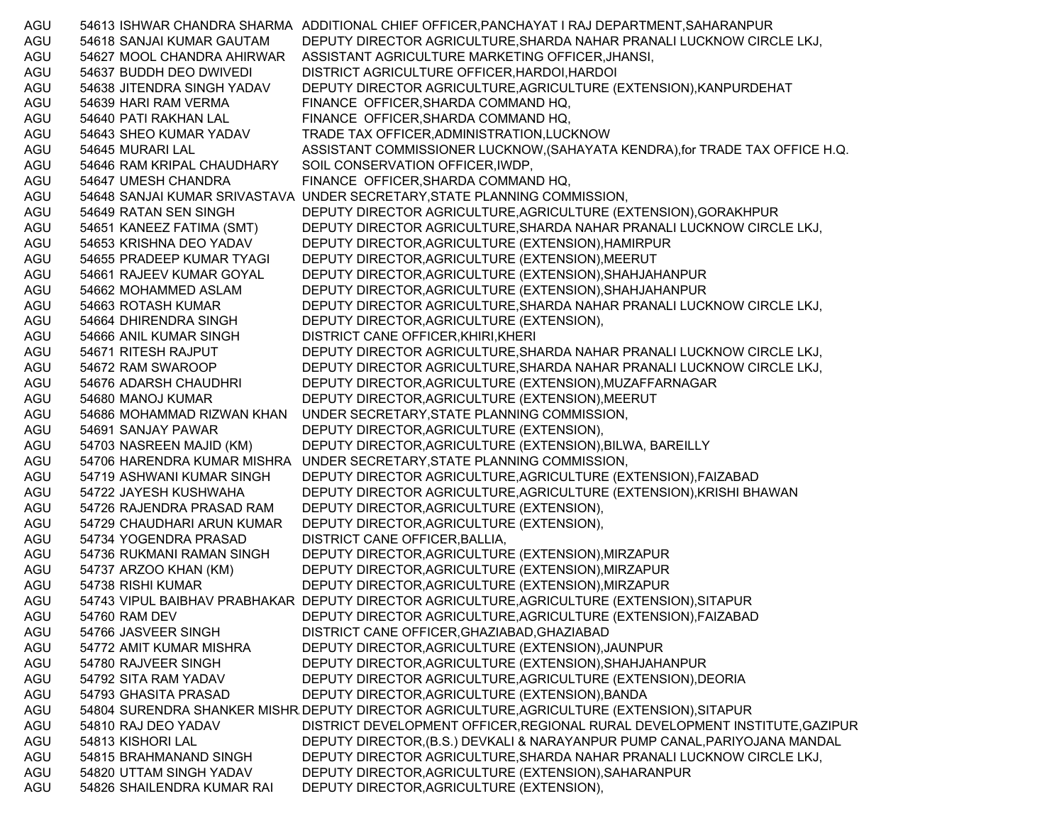| | | | |
|---|---|---|---|
| AGU | 54613 | ISHWAR CHANDRA SHARMA | ADDITIONAL CHIEF OFFICER,PANCHAYAT I RAJ DEPARTMENT,SAHARANPUR |
| AGU | 54618 | SANJAI KUMAR GAUTAM | DEPUTY DIRECTOR AGRICULTURE,SHARDA NAHAR PRANALI LUCKNOW CIRCLE LKJ, |
| AGU | 54627 | MOOL CHANDRA AHIRWAR | ASSISTANT AGRICULTURE MARKETING OFFICER,JHANSI, |
| AGU | 54637 | BUDDH DEO DWIVEDI | DISTRICT AGRICULTURE OFFICER,HARDOI,HARDOI |
| AGU | 54638 | JITENDRA SINGH YADAV | DEPUTY DIRECTOR AGRICULTURE,AGRICULTURE (EXTENSION),KANPURDEHAT |
| AGU | 54639 | HARI RAM VERMA | FINANCE OFFICER,SHARDA COMMAND HQ, |
| AGU | 54640 | PATI RAKHAN LAL | FINANCE OFFICER,SHARDA COMMAND HQ, |
| AGU | 54643 | SHEO KUMAR YADAV | TRADE TAX OFFICER,ADMINISTRATION,LUCKNOW |
| AGU | 54645 | MURARI LAL | ASSISTANT COMMISSIONER LUCKNOW,(SAHAYATA KENDRA),for TRADE TAX OFFICE H.Q. |
| AGU | 54646 | RAM KRIPAL CHAUDHARY | SOIL CONSERVATION OFFICER,IWDP, |
| AGU | 54647 | UMESH CHANDRA | FINANCE OFFICER,SHARDA COMMAND HQ, |
| AGU | 54648 | SANJAI KUMAR SRIVASTAVA | UNDER SECRETARY,STATE PLANNING COMMISSION, |
| AGU | 54649 | RATAN SEN SINGH | DEPUTY DIRECTOR AGRICULTURE,AGRICULTURE (EXTENSION),GORAKHPUR |
| AGU | 54651 | KANEEZ FATIMA (SMT) | DEPUTY DIRECTOR AGRICULTURE,SHARDA NAHAR PRANALI LUCKNOW CIRCLE LKJ, |
| AGU | 54653 | KRISHNA DEO YADAV | DEPUTY DIRECTOR,AGRICULTURE (EXTENSION),HAMIRPUR |
| AGU | 54655 | PRADEEP KUMAR TYAGI | DEPUTY DIRECTOR,AGRICULTURE (EXTENSION),MEERUT |
| AGU | 54661 | RAJEEV KUMAR GOYAL | DEPUTY DIRECTOR,AGRICULTURE (EXTENSION),SHAHJAHANPUR |
| AGU | 54662 | MOHAMMED ASLAM | DEPUTY DIRECTOR,AGRICULTURE (EXTENSION),SHAHJAHANPUR |
| AGU | 54663 | ROTASH KUMAR | DEPUTY DIRECTOR AGRICULTURE,SHARDA NAHAR PRANALI LUCKNOW CIRCLE LKJ, |
| AGU | 54664 | DHIRENDRA SINGH | DEPUTY DIRECTOR,AGRICULTURE (EXTENSION), |
| AGU | 54666 | ANIL KUMAR SINGH | DISTRICT CANE OFFICER,KHIRI,KHERI |
| AGU | 54671 | RITESH RAJPUT | DEPUTY DIRECTOR AGRICULTURE,SHARDA NAHAR PRANALI LUCKNOW CIRCLE LKJ, |
| AGU | 54672 | RAM SWAROOP | DEPUTY DIRECTOR AGRICULTURE,SHARDA NAHAR PRANALI LUCKNOW CIRCLE LKJ, |
| AGU | 54676 | ADARSH CHAUDHRI | DEPUTY DIRECTOR,AGRICULTURE (EXTENSION),MUZAFFARNAGAR |
| AGU | 54680 | MANOJ KUMAR | DEPUTY DIRECTOR,AGRICULTURE (EXTENSION),MEERUT |
| AGU | 54686 | MOHAMMAD RIZWAN KHAN | UNDER SECRETARY,STATE PLANNING COMMISSION, |
| AGU | 54691 | SANJAY PAWAR | DEPUTY DIRECTOR,AGRICULTURE (EXTENSION), |
| AGU | 54703 | NASREEN MAJID (KM) | DEPUTY DIRECTOR,AGRICULTURE (EXTENSION),BILWA, BAREILLY |
| AGU | 54706 | HARENDRA KUMAR MISHRA | UNDER SECRETARY,STATE PLANNING COMMISSION, |
| AGU | 54719 | ASHWANI KUMAR SINGH | DEPUTY DIRECTOR AGRICULTURE,AGRICULTURE (EXTENSION),FAIZABAD |
| AGU | 54722 | JAYESH KUSHWAHA | DEPUTY DIRECTOR AGRICULTURE,AGRICULTURE (EXTENSION),KRISHI BHAWAN |
| AGU | 54726 | RAJENDRA PRASAD RAM | DEPUTY DIRECTOR,AGRICULTURE (EXTENSION), |
| AGU | 54729 | CHAUDHARI ARUN KUMAR | DEPUTY DIRECTOR,AGRICULTURE (EXTENSION), |
| AGU | 54734 | YOGENDRA PRASAD | DISTRICT CANE OFFICER,BALLIA, |
| AGU | 54736 | RUKMANI RAMAN SINGH | DEPUTY DIRECTOR,AGRICULTURE (EXTENSION),MIRZAPUR |
| AGU | 54737 | ARZOO KHAN (KM) | DEPUTY DIRECTOR,AGRICULTURE (EXTENSION),MIRZAPUR |
| AGU | 54738 | RISHI KUMAR | DEPUTY DIRECTOR,AGRICULTURE (EXTENSION),MIRZAPUR |
| AGU | 54743 | VIPUL BAIBHAV PRABHAKAR | DEPUTY DIRECTOR AGRICULTURE,AGRICULTURE (EXTENSION),SITAPUR |
| AGU | 54760 | RAM DEV | DEPUTY DIRECTOR AGRICULTURE,AGRICULTURE (EXTENSION),FAIZABAD |
| AGU | 54766 | JASVEER SINGH | DISTRICT CANE OFFICER,GHAZIABAD,GHAZIABAD |
| AGU | 54772 | AMIT KUMAR MISHRA | DEPUTY DIRECTOR,AGRICULTURE (EXTENSION),JAUNPUR |
| AGU | 54780 | RAJVEER SINGH | DEPUTY DIRECTOR,AGRICULTURE (EXTENSION),SHAHJAHANPUR |
| AGU | 54792 | SITA RAM YADAV | DEPUTY DIRECTOR AGRICULTURE,AGRICULTURE (EXTENSION),DEORIA |
| AGU | 54793 | GHASITA PRASAD | DEPUTY DIRECTOR,AGRICULTURE (EXTENSION),BANDA |
| AGU | 54804 | SURENDRA SHANKER MISHR | DEPUTY DIRECTOR AGRICULTURE,AGRICULTURE (EXTENSION),SITAPUR |
| AGU | 54810 | RAJ DEO YADAV | DISTRICT DEVELOPMENT OFFICER,REGIONAL RURAL DEVELOPMENT INSTITUTE,GAZIPUR |
| AGU | 54813 | KISHORI LAL | DEPUTY DIRECTOR,(B.S.) DEVKALI & NARAYANPUR PUMP CANAL,PARIYOJANA MANDAL |
| AGU | 54815 | BRAHMANAND SINGH | DEPUTY DIRECTOR AGRICULTURE,SHARDA NAHAR PRANALI LUCKNOW CIRCLE LKJ, |
| AGU | 54820 | UTTAM SINGH YADAV | DEPUTY DIRECTOR,AGRICULTURE (EXTENSION),SAHARANPUR |
| AGU | 54826 | SHAILENDRA KUMAR RAI | DEPUTY DIRECTOR,AGRICULTURE (EXTENSION), |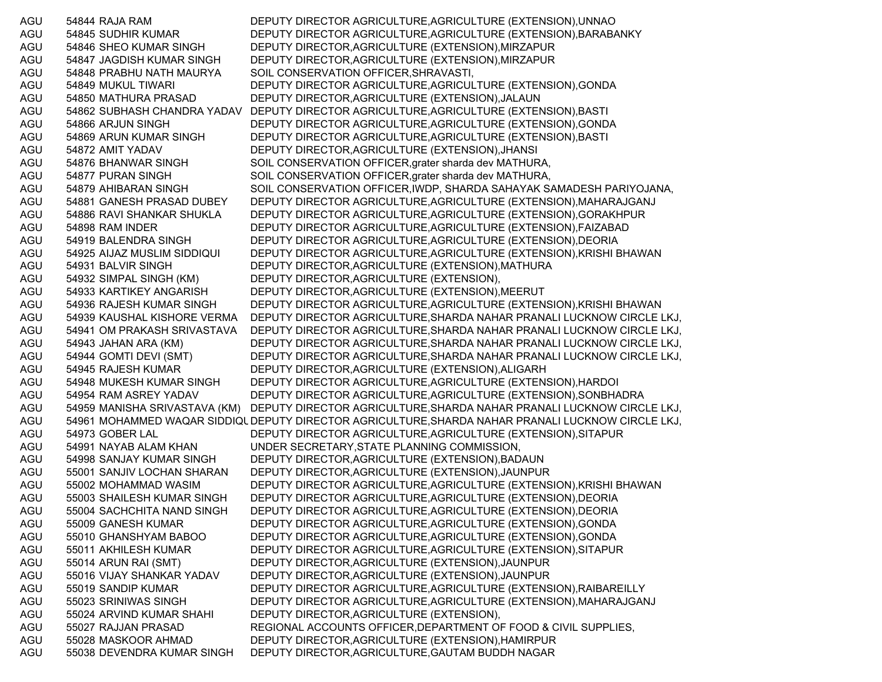| | | | |
|---|---|---|---|
| AGU | 54844 | RAJA RAM | DEPUTY DIRECTOR AGRICULTURE,AGRICULTURE (EXTENSION),UNNAO |
| AGU | 54845 | SUDHIR KUMAR | DEPUTY DIRECTOR AGRICULTURE,AGRICULTURE (EXTENSION),BARABANKY |
| AGU | 54846 | SHEO KUMAR SINGH | DEPUTY DIRECTOR,AGRICULTURE (EXTENSION),MIRZAPUR |
| AGU | 54847 | JAGDISH KUMAR SINGH | DEPUTY DIRECTOR,AGRICULTURE (EXTENSION),MIRZAPUR |
| AGU | 54848 | PRABHU NATH MAURYA | SOIL CONSERVATION OFFICER,SHRAVASTI, |
| AGU | 54849 | MUKUL TIWARI | DEPUTY DIRECTOR AGRICULTURE,AGRICULTURE (EXTENSION),GONDA |
| AGU | 54850 | MATHURA PRASAD | DEPUTY DIRECTOR,AGRICULTURE (EXTENSION),JALAUN |
| AGU | 54862 | SUBHASH CHANDRA YADAV | DEPUTY DIRECTOR AGRICULTURE,AGRICULTURE (EXTENSION),BASTI |
| AGU | 54866 | ARJUN SINGH | DEPUTY DIRECTOR AGRICULTURE,AGRICULTURE (EXTENSION),GONDA |
| AGU | 54869 | ARUN KUMAR SINGH | DEPUTY DIRECTOR AGRICULTURE,AGRICULTURE (EXTENSION),BASTI |
| AGU | 54872 | AMIT YADAV | DEPUTY DIRECTOR,AGRICULTURE (EXTENSION),JHANSI |
| AGU | 54876 | BHANWAR SINGH | SOIL CONSERVATION OFFICER,grater sharda dev MATHURA, |
| AGU | 54877 | PURAN SINGH | SOIL CONSERVATION OFFICER,grater sharda dev MATHURA, |
| AGU | 54879 | AHIBARAN SINGH | SOIL CONSERVATION OFFICER,IWDP, SHARDA SAHAYAK SAMADESH PARIYOJANA, |
| AGU | 54881 | GANESH PRASAD DUBEY | DEPUTY DIRECTOR AGRICULTURE,AGRICULTURE (EXTENSION),MAHARAJGANJ |
| AGU | 54886 | RAVI SHANKAR SHUKLA | DEPUTY DIRECTOR AGRICULTURE,AGRICULTURE (EXTENSION),GORAKHPUR |
| AGU | 54898 | RAM INDER | DEPUTY DIRECTOR AGRICULTURE,AGRICULTURE (EXTENSION),FAIZABAD |
| AGU | 54919 | BALENDRA SINGH | DEPUTY DIRECTOR AGRICULTURE,AGRICULTURE (EXTENSION),DEORIA |
| AGU | 54925 | AIJAZ MUSLIM SIDDIQUI | DEPUTY DIRECTOR AGRICULTURE,AGRICULTURE (EXTENSION),KRISHI BHAWAN |
| AGU | 54931 | BALVIR SINGH | DEPUTY DIRECTOR,AGRICULTURE (EXTENSION),MATHURA |
| AGU | 54932 | SIMPAL SINGH (KM) | DEPUTY DIRECTOR,AGRICULTURE (EXTENSION), |
| AGU | 54933 | KARTIKEY ANGARISH | DEPUTY DIRECTOR,AGRICULTURE (EXTENSION),MEERUT |
| AGU | 54936 | RAJESH KUMAR SINGH | DEPUTY DIRECTOR AGRICULTURE,AGRICULTURE (EXTENSION),KRISHI BHAWAN |
| AGU | 54939 | KAUSHAL KISHORE VERMA | DEPUTY DIRECTOR AGRICULTURE,SHARDA NAHAR PRANALI LUCKNOW CIRCLE LKJ, |
| AGU | 54941 | OM PRAKASH SRIVASTAVA | DEPUTY DIRECTOR AGRICULTURE,SHARDA NAHAR PRANALI LUCKNOW CIRCLE LKJ, |
| AGU | 54943 | JAHAN ARA (KM) | DEPUTY DIRECTOR AGRICULTURE,SHARDA NAHAR PRANALI LUCKNOW CIRCLE LKJ, |
| AGU | 54944 | GOMTI DEVI (SMT) | DEPUTY DIRECTOR AGRICULTURE,SHARDA NAHAR PRANALI LUCKNOW CIRCLE LKJ, |
| AGU | 54945 | RAJESH KUMAR | DEPUTY DIRECTOR,AGRICULTURE (EXTENSION),ALIGARH |
| AGU | 54948 | MUKESH KUMAR SINGH | DEPUTY DIRECTOR AGRICULTURE,AGRICULTURE (EXTENSION),HARDOI |
| AGU | 54954 | RAM ASREY YADAV | DEPUTY DIRECTOR AGRICULTURE,AGRICULTURE (EXTENSION),SONBHADRA |
| AGU | 54959 | MANISHA SRIVASTAVA (KM) | DEPUTY DIRECTOR AGRICULTURE,SHARDA NAHAR PRANALI LUCKNOW CIRCLE LKJ, |
| AGU | 54961 | MOHAMMED WAQAR SIDDIQU | DEPUTY DIRECTOR AGRICULTURE,SHARDA NAHAR PRANALI LUCKNOW CIRCLE LKJ, |
| AGU | 54973 | GOBER LAL | DEPUTY DIRECTOR AGRICULTURE,AGRICULTURE (EXTENSION),SITAPUR |
| AGU | 54991 | NAYAB ALAM KHAN | UNDER SECRETARY,STATE PLANNING COMMISSION, |
| AGU | 54998 | SANJAY KUMAR SINGH | DEPUTY DIRECTOR,AGRICULTURE (EXTENSION),BADAUN |
| AGU | 55001 | SANJIV LOCHAN SHARAN | DEPUTY DIRECTOR,AGRICULTURE (EXTENSION),JAUNPUR |
| AGU | 55002 | MOHAMMAD WASIM | DEPUTY DIRECTOR AGRICULTURE,AGRICULTURE (EXTENSION),KRISHI BHAWAN |
| AGU | 55003 | SHAILESH KUMAR SINGH | DEPUTY DIRECTOR AGRICULTURE,AGRICULTURE (EXTENSION),DEORIA |
| AGU | 55004 | SACHCHITA NAND SINGH | DEPUTY DIRECTOR AGRICULTURE,AGRICULTURE (EXTENSION),DEORIA |
| AGU | 55009 | GANESH KUMAR | DEPUTY DIRECTOR AGRICULTURE,AGRICULTURE (EXTENSION),GONDA |
| AGU | 55010 | GHANSHYAM BABOO | DEPUTY DIRECTOR AGRICULTURE,AGRICULTURE (EXTENSION),GONDA |
| AGU | 55011 | AKHILESH KUMAR | DEPUTY DIRECTOR AGRICULTURE,AGRICULTURE (EXTENSION),SITAPUR |
| AGU | 55014 | ARUN RAI (SMT) | DEPUTY DIRECTOR,AGRICULTURE (EXTENSION),JAUNPUR |
| AGU | 55016 | VIJAY SHANKAR YADAV | DEPUTY DIRECTOR,AGRICULTURE (EXTENSION),JAUNPUR |
| AGU | 55019 | SANDIP KUMAR | DEPUTY DIRECTOR AGRICULTURE,AGRICULTURE (EXTENSION),RAIBAREILLY |
| AGU | 55023 | SRINIWAS SINGH | DEPUTY DIRECTOR AGRICULTURE,AGRICULTURE (EXTENSION),MAHARAJGANJ |
| AGU | 55024 | ARVIND KUMAR SHAHI | DEPUTY DIRECTOR,AGRICULTURE (EXTENSION), |
| AGU | 55027 | RAJJAN PRASAD | REGIONAL ACCOUNTS OFFICER,DEPARTMENT OF FOOD & CIVIL SUPPLIES, |
| AGU | 55028 | MASKOOR AHMAD | DEPUTY DIRECTOR,AGRICULTURE (EXTENSION),HAMIRPUR |
| AGU | 55038 | DEVENDRA KUMAR SINGH | DEPUTY DIRECTOR,AGRICULTURE,GAUTAM BUDDH NAGAR |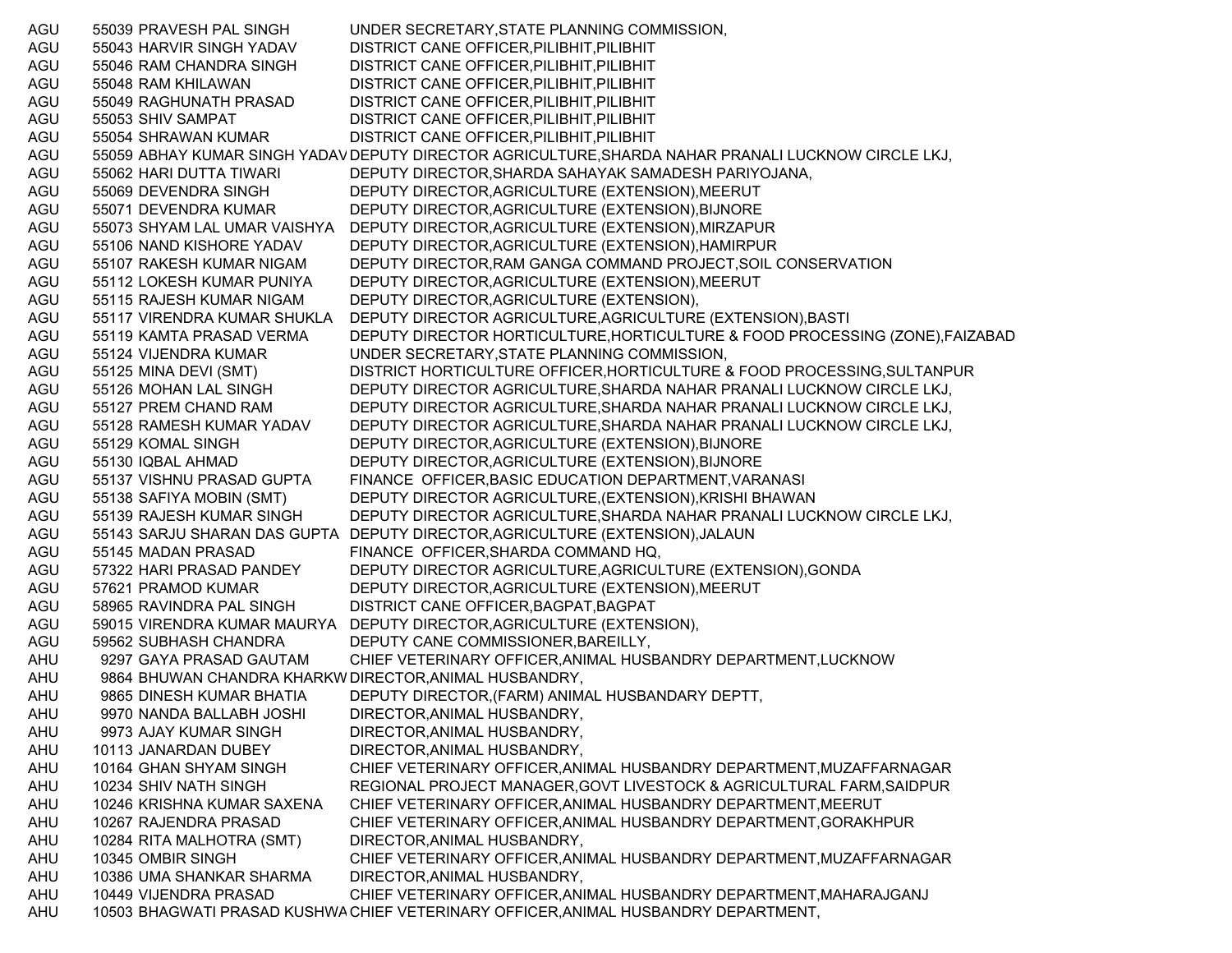| | | | |
|---|---|---|---|
| AGU | 55039 | PRAVESH PAL SINGH | UNDER SECRETARY,STATE PLANNING COMMISSION, |
| AGU | 55043 | HARVIR SINGH YADAV | DISTRICT CANE OFFICER,PILIBHIT,PILIBHIT |
| AGU | 55046 | RAM CHANDRA SINGH | DISTRICT CANE OFFICER,PILIBHIT,PILIBHIT |
| AGU | 55048 | RAM KHILAWAN | DISTRICT CANE OFFICER,PILIBHIT,PILIBHIT |
| AGU | 55049 | RAGHUNATH PRASAD | DISTRICT CANE OFFICER,PILIBHIT,PILIBHIT |
| AGU | 55053 | SHIV SAMPAT | DISTRICT CANE OFFICER,PILIBHIT,PILIBHIT |
| AGU | 55054 | SHRAWAN KUMAR | DISTRICT CANE OFFICER,PILIBHIT,PILIBHIT |
| AGU | 55059 | ABHAY KUMAR SINGH YADAV | DEPUTY DIRECTOR AGRICULTURE,SHARDA NAHAR PRANALI LUCKNOW CIRCLE LKJ, |
| AGU | 55062 | HARI DUTTA TIWARI | DEPUTY DIRECTOR,SHARDA SAHAYAK SAMADESH PARIYOJANA, |
| AGU | 55069 | DEVENDRA SINGH | DEPUTY DIRECTOR,AGRICULTURE (EXTENSION),MEERUT |
| AGU | 55071 | DEVENDRA KUMAR | DEPUTY DIRECTOR,AGRICULTURE (EXTENSION),BIJNORE |
| AGU | 55073 | SHYAM LAL UMAR VAISHYA | DEPUTY DIRECTOR,AGRICULTURE (EXTENSION),MIRZAPUR |
| AGU | 55106 | NAND KISHORE YADAV | DEPUTY DIRECTOR,AGRICULTURE (EXTENSION),HAMIRPUR |
| AGU | 55107 | RAKESH KUMAR NIGAM | DEPUTY DIRECTOR,RAM GANGA COMMAND PROJECT,SOIL CONSERVATION |
| AGU | 55112 | LOKESH KUMAR PUNIYA | DEPUTY DIRECTOR,AGRICULTURE (EXTENSION),MEERUT |
| AGU | 55115 | RAJESH KUMAR NIGAM | DEPUTY DIRECTOR,AGRICULTURE (EXTENSION), |
| AGU | 55117 | VIRENDRA KUMAR SHUKLA | DEPUTY DIRECTOR AGRICULTURE,AGRICULTURE (EXTENSION),BASTI |
| AGU | 55119 | KAMTA PRASAD VERMA | DEPUTY DIRECTOR HORTICULTURE,HORTICULTURE & FOOD PROCESSING (ZONE),FAIZABAD |
| AGU | 55124 | VIJENDRA KUMAR | UNDER SECRETARY,STATE PLANNING COMMISSION, |
| AGU | 55125 | MINA DEVI (SMT) | DISTRICT HORTICULTURE OFFICER,HORTICULTURE & FOOD PROCESSING,SULTANPUR |
| AGU | 55126 | MOHAN LAL SINGH | DEPUTY DIRECTOR AGRICULTURE,SHARDA NAHAR PRANALI LUCKNOW CIRCLE LKJ, |
| AGU | 55127 | PREM CHAND RAM | DEPUTY DIRECTOR AGRICULTURE,SHARDA NAHAR PRANALI LUCKNOW CIRCLE LKJ, |
| AGU | 55128 | RAMESH KUMAR YADAV | DEPUTY DIRECTOR AGRICULTURE,SHARDA NAHAR PRANALI LUCKNOW CIRCLE LKJ, |
| AGU | 55129 | KOMAL SINGH | DEPUTY DIRECTOR,AGRICULTURE (EXTENSION),BIJNORE |
| AGU | 55130 | IQBAL AHMAD | DEPUTY DIRECTOR,AGRICULTURE (EXTENSION),BIJNORE |
| AGU | 55137 | VISHNU PRASAD GUPTA | FINANCE OFFICER,BASIC EDUCATION DEPARTMENT,VARANASI |
| AGU | 55138 | SAFIYA MOBIN (SMT) | DEPUTY DIRECTOR AGRICULTURE,(EXTENSION),KRISHI BHAWAN |
| AGU | 55139 | RAJESH KUMAR SINGH | DEPUTY DIRECTOR AGRICULTURE,SHARDA NAHAR PRANALI LUCKNOW CIRCLE LKJ, |
| AGU | 55143 | SARJU SHARAN DAS GUPTA | DEPUTY DIRECTOR,AGRICULTURE (EXTENSION),JALAUN |
| AGU | 55145 | MADAN PRASAD | FINANCE OFFICER,SHARDA COMMAND HQ, |
| AGU | 57322 | HARI PRASAD PANDEY | DEPUTY DIRECTOR AGRICULTURE,AGRICULTURE (EXTENSION),GONDA |
| AGU | 57621 | PRAMOD KUMAR | DEPUTY DIRECTOR,AGRICULTURE (EXTENSION),MEERUT |
| AGU | 58965 | RAVINDRA PAL SINGH | DISTRICT CANE OFFICER,BAGPAT,BAGPAT |
| AGU | 59015 | VIRENDRA KUMAR MAURYA | DEPUTY DIRECTOR,AGRICULTURE (EXTENSION), |
| AGU | 59562 | SUBHASH CHANDRA | DEPUTY CANE COMMISSIONER,BAREILLY, |
| AHU | 9297 | GAYA PRASAD GAUTAM | CHIEF VETERINARY OFFICER,ANIMAL HUSBANDRY DEPARTMENT,LUCKNOW |
| AHU | 9864 | BHUWAN CHANDRA KHARKW | DIRECTOR,ANIMAL HUSBANDRY, |
| AHU | 9865 | DINESH KUMAR BHATIA | DEPUTY DIRECTOR,(FARM) ANIMAL HUSBANDARY DEPTT, |
| AHU | 9970 | NANDA BALLABH JOSHI | DIRECTOR,ANIMAL HUSBANDRY, |
| AHU | 9973 | AJAY KUMAR SINGH | DIRECTOR,ANIMAL HUSBANDRY, |
| AHU | 10113 | JANARDAN DUBEY | DIRECTOR,ANIMAL HUSBANDRY, |
| AHU | 10164 | GHAN SHYAM SINGH | CHIEF VETERINARY OFFICER,ANIMAL HUSBANDRY DEPARTMENT,MUZAFFARNAGAR |
| AHU | 10234 | SHIV NATH SINGH | REGIONAL PROJECT MANAGER,GOVT LIVESTOCK & AGRICULTURAL FARM,SAIDPUR |
| AHU | 10246 | KRISHNA KUMAR SAXENA | CHIEF VETERINARY OFFICER,ANIMAL HUSBANDRY DEPARTMENT,MEERUT |
| AHU | 10267 | RAJENDRA PRASAD | CHIEF VETERINARY OFFICER,ANIMAL HUSBANDRY DEPARTMENT,GORAKHPUR |
| AHU | 10284 | RITA MALHOTRA (SMT) | DIRECTOR,ANIMAL HUSBANDRY, |
| AHU | 10345 | OMBIR SINGH | CHIEF VETERINARY OFFICER,ANIMAL HUSBANDRY DEPARTMENT,MUZAFFARNAGAR |
| AHU | 10386 | UMA SHANKAR SHARMA | DIRECTOR,ANIMAL HUSBANDRY, |
| AHU | 10449 | VIJENDRA PRASAD | CHIEF VETERINARY OFFICER,ANIMAL HUSBANDRY DEPARTMENT,MAHARAJGANJ |
| AHU | 10503 | BHAGWATI PRASAD KUSHWA | CHIEF VETERINARY OFFICER,ANIMAL HUSBANDRY DEPARTMENT, |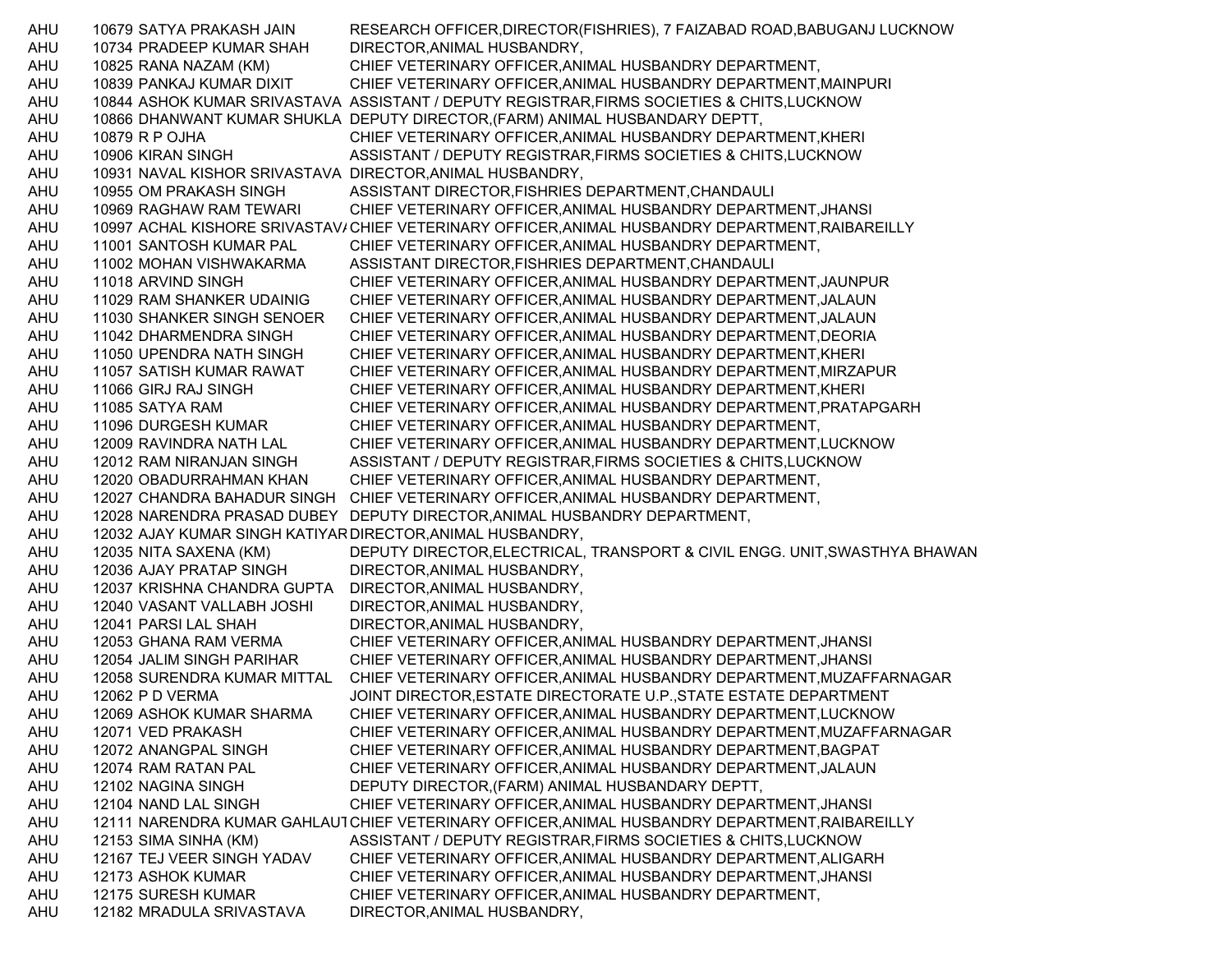| | | | |
|---|---|---|---|
| AHU | 10679 | SATYA PRAKASH JAIN | RESEARCH OFFICER,DIRECTOR(FISHRIES), 7 FAIZABAD ROAD,BABUGANJ LUCKNOW |
| AHU | 10734 | PRADEEP KUMAR SHAH | DIRECTOR,ANIMAL HUSBANDRY, |
| AHU | 10825 | RANA NAZAM (KM) | CHIEF VETERINARY OFFICER,ANIMAL HUSBANDRY DEPARTMENT, |
| AHU | 10839 | PANKAJ KUMAR DIXIT | CHIEF VETERINARY OFFICER,ANIMAL HUSBANDRY DEPARTMENT,MAINPURI |
| AHU | 10844 | ASHOK KUMAR SRIVASTAVA | ASSISTANT / DEPUTY REGISTRAR,FIRMS SOCIETIES & CHITS,LUCKNOW |
| AHU | 10866 | DHANWANT KUMAR SHUKLA | DEPUTY DIRECTOR,(FARM) ANIMAL HUSBANDARY DEPTT, |
| AHU | 10879 | R P OJHA | CHIEF VETERINARY OFFICER,ANIMAL HUSBANDRY DEPARTMENT,KHERI |
| AHU | 10906 | KIRAN SINGH | ASSISTANT / DEPUTY REGISTRAR,FIRMS SOCIETIES & CHITS,LUCKNOW |
| AHU | 10931 | NAVAL KISHOR SRIVASTAVA | DIRECTOR,ANIMAL HUSBANDRY, |
| AHU | 10955 | OM PRAKASH SINGH | ASSISTANT DIRECTOR,FISHRIES DEPARTMENT,CHANDAULI |
| AHU | 10969 | RAGHAW RAM TEWARI | CHIEF VETERINARY OFFICER,ANIMAL HUSBANDRY DEPARTMENT,JHANSI |
| AHU | 10997 | ACHAL KISHORE SRIVASTAVA | CHIEF VETERINARY OFFICER,ANIMAL HUSBANDRY DEPARTMENT,RAIBAREILLY |
| AHU | 11001 | SANTOSH KUMAR PAL | CHIEF VETERINARY OFFICER,ANIMAL HUSBANDRY DEPARTMENT, |
| AHU | 11002 | MOHAN VISHWAKARMA | ASSISTANT DIRECTOR,FISHRIES DEPARTMENT,CHANDAULI |
| AHU | 11018 | ARVIND SINGH | CHIEF VETERINARY OFFICER,ANIMAL HUSBANDRY DEPARTMENT,JAUNPUR |
| AHU | 11029 | RAM SHANKER UDAINIG | CHIEF VETERINARY OFFICER,ANIMAL HUSBANDRY DEPARTMENT,JALAUN |
| AHU | 11030 | SHANKER SINGH SENOER | CHIEF VETERINARY OFFICER,ANIMAL HUSBANDRY DEPARTMENT,JALAUN |
| AHU | 11042 | DHARMENDRA SINGH | CHIEF VETERINARY OFFICER,ANIMAL HUSBANDRY DEPARTMENT,DEORIA |
| AHU | 11050 | UPENDRA NATH SINGH | CHIEF VETERINARY OFFICER,ANIMAL HUSBANDRY DEPARTMENT,KHERI |
| AHU | 11057 | SATISH KUMAR RAWAT | CHIEF VETERINARY OFFICER,ANIMAL HUSBANDRY DEPARTMENT,MIRZAPUR |
| AHU | 11066 | GIRJ RAJ SINGH | CHIEF VETERINARY OFFICER,ANIMAL HUSBANDRY DEPARTMENT,KHERI |
| AHU | 11085 | SATYA RAM | CHIEF VETERINARY OFFICER,ANIMAL HUSBANDRY DEPARTMENT,PRATAPGARH |
| AHU | 11096 | DURGESH KUMAR | CHIEF VETERINARY OFFICER,ANIMAL HUSBANDRY DEPARTMENT, |
| AHU | 12009 | RAVINDRA NATH LAL | CHIEF VETERINARY OFFICER,ANIMAL HUSBANDRY DEPARTMENT,LUCKNOW |
| AHU | 12012 | RAM NIRANJAN SINGH | ASSISTANT / DEPUTY REGISTRAR,FIRMS SOCIETIES & CHITS,LUCKNOW |
| AHU | 12020 | OBADURRAHMAN KHAN | CHIEF VETERINARY OFFICER,ANIMAL HUSBANDRY DEPARTMENT, |
| AHU | 12027 | CHANDRA BAHADUR SINGH | CHIEF VETERINARY OFFICER,ANIMAL HUSBANDRY DEPARTMENT, |
| AHU | 12028 | NARENDRA PRASAD DUBEY | DEPUTY DIRECTOR,ANIMAL HUSBANDRY DEPARTMENT, |
| AHU | 12032 | AJAY KUMAR SINGH KATIYAR | DIRECTOR,ANIMAL HUSBANDRY, |
| AHU | 12035 | NITA SAXENA (KM) | DEPUTY DIRECTOR,ELECTRICAL, TRANSPORT & CIVIL ENGG. UNIT,SWASTHYA BHAWAN |
| AHU | 12036 | AJAY PRATAP SINGH | DIRECTOR,ANIMAL HUSBANDRY, |
| AHU | 12037 | KRISHNA CHANDRA GUPTA | DIRECTOR,ANIMAL HUSBANDRY, |
| AHU | 12040 | VASANT VALLABH JOSHI | DIRECTOR,ANIMAL HUSBANDRY, |
| AHU | 12041 | PARSI LAL SHAH | DIRECTOR,ANIMAL HUSBANDRY, |
| AHU | 12053 | GHANA RAM VERMA | CHIEF VETERINARY OFFICER,ANIMAL HUSBANDRY DEPARTMENT,JHANSI |
| AHU | 12054 | JALIM SINGH PARIHAR | CHIEF VETERINARY OFFICER,ANIMAL HUSBANDRY DEPARTMENT,JHANSI |
| AHU | 12058 | SURENDRA KUMAR MITTAL | CHIEF VETERINARY OFFICER,ANIMAL HUSBANDRY DEPARTMENT,MUZAFFARNAGAR |
| AHU | 12062 | P D VERMA | JOINT DIRECTOR,ESTATE DIRECTORATE U.P.,STATE ESTATE DEPARTMENT |
| AHU | 12069 | ASHOK KUMAR SHARMA | CHIEF VETERINARY OFFICER,ANIMAL HUSBANDRY DEPARTMENT,LUCKNOW |
| AHU | 12071 | VED PRAKASH | CHIEF VETERINARY OFFICER,ANIMAL HUSBANDRY DEPARTMENT,MUZAFFARNAGAR |
| AHU | 12072 | ANANGPAL SINGH | CHIEF VETERINARY OFFICER,ANIMAL HUSBANDRY DEPARTMENT,BAGPAT |
| AHU | 12074 | RAM RATAN PAL | CHIEF VETERINARY OFFICER,ANIMAL HUSBANDRY DEPARTMENT,JALAUN |
| AHU | 12102 | NAGINA SINGH | DEPUTY DIRECTOR,(FARM) ANIMAL HUSBANDARY DEPTT, |
| AHU | 12104 | NAND LAL SINGH | CHIEF VETERINARY OFFICER,ANIMAL HUSBANDRY DEPARTMENT,JHANSI |
| AHU | 12111 | NARENDRA KUMAR GAHLAUT | CHIEF VETERINARY OFFICER,ANIMAL HUSBANDRY DEPARTMENT,RAIBAREILLY |
| AHU | 12153 | SIMA SINHA (KM) | ASSISTANT / DEPUTY REGISTRAR,FIRMS SOCIETIES & CHITS,LUCKNOW |
| AHU | 12167 | TEJ VEER SINGH YADAV | CHIEF VETERINARY OFFICER,ANIMAL HUSBANDRY DEPARTMENT,ALIGARH |
| AHU | 12173 | ASHOK KUMAR | CHIEF VETERINARY OFFICER,ANIMAL HUSBANDRY DEPARTMENT,JHANSI |
| AHU | 12175 | SURESH KUMAR | CHIEF VETERINARY OFFICER,ANIMAL HUSBANDRY DEPARTMENT, |
| AHU | 12182 | MRADULA SRIVASTAVA | DIRECTOR,ANIMAL HUSBANDRY, |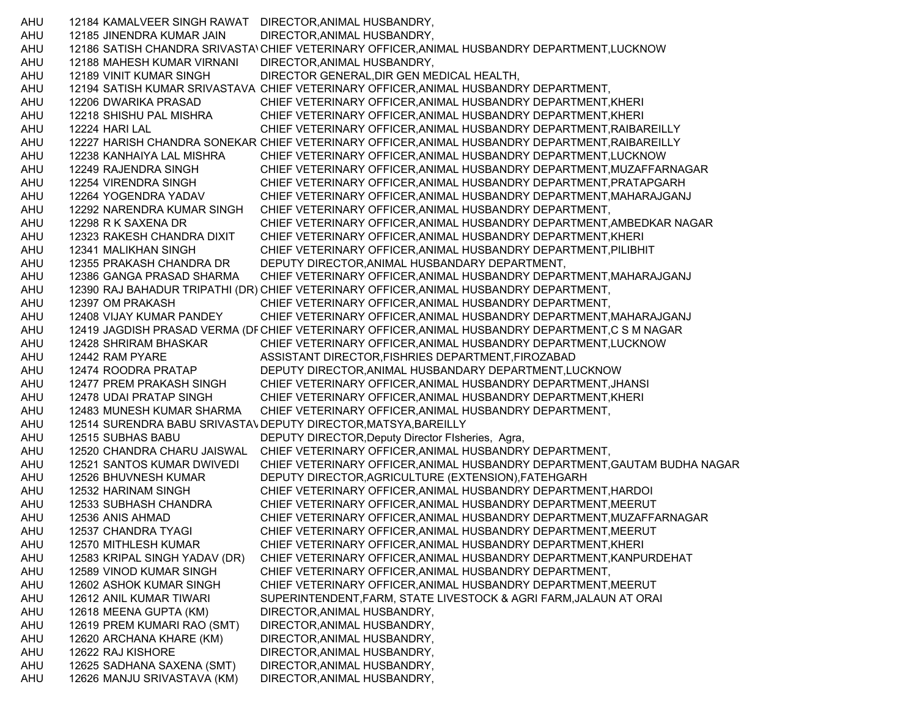| | | | |
|---|---|---|---|
| AHU | 12184 | KAMALVEER SINGH RAWAT | DIRECTOR,ANIMAL HUSBANDRY, |
| AHU | 12185 | JINENDRA KUMAR JAIN | DIRECTOR,ANIMAL HUSBANDRY, |
| AHU | 12186 | SATISH CHANDRA SRIVASTAV | CHIEF VETERINARY OFFICER,ANIMAL HUSBANDRY DEPARTMENT,LUCKNOW |
| AHU | 12188 | MAHESH KUMAR VIRNANI | DIRECTOR,ANIMAL HUSBANDRY, |
| AHU | 12189 | VINIT KUMAR SINGH | DIRECTOR GENERAL,DIR GEN MEDICAL HEALTH, |
| AHU | 12194 | SATISH KUMAR SRIVASTAVA | CHIEF VETERINARY OFFICER,ANIMAL HUSBANDRY DEPARTMENT, |
| AHU | 12206 | DWARIKA PRASAD | CHIEF VETERINARY OFFICER,ANIMAL HUSBANDRY DEPARTMENT,KHERI |
| AHU | 12218 | SHISHU PAL MISHRA | CHIEF VETERINARY OFFICER,ANIMAL HUSBANDRY DEPARTMENT,KHERI |
| AHU | 12224 | HARI LAL | CHIEF VETERINARY OFFICER,ANIMAL HUSBANDRY DEPARTMENT,RAIBAREILLY |
| AHU | 12227 | HARISH CHANDRA SONEKAR | CHIEF VETERINARY OFFICER,ANIMAL HUSBANDRY DEPARTMENT,RAIBAREILLY |
| AHU | 12238 | KANHAIYA LAL MISHRA | CHIEF VETERINARY OFFICER,ANIMAL HUSBANDRY DEPARTMENT,LUCKNOW |
| AHU | 12249 | RAJENDRA SINGH | CHIEF VETERINARY OFFICER,ANIMAL HUSBANDRY DEPARTMENT,MUZAFFARNAGAR |
| AHU | 12254 | VIRENDRA SINGH | CHIEF VETERINARY OFFICER,ANIMAL HUSBANDRY DEPARTMENT,PRATAPGARH |
| AHU | 12264 | YOGENDRA YADAV | CHIEF VETERINARY OFFICER,ANIMAL HUSBANDRY DEPARTMENT,MAHARAJGANJ |
| AHU | 12292 | NARENDRA KUMAR SINGH | CHIEF VETERINARY OFFICER,ANIMAL HUSBANDRY DEPARTMENT, |
| AHU | 12298 | R K SAXENA DR | CHIEF VETERINARY OFFICER,ANIMAL HUSBANDRY DEPARTMENT,AMBEDKAR NAGAR |
| AHU | 12323 | RAKESH CHANDRA DIXIT | CHIEF VETERINARY OFFICER,ANIMAL HUSBANDRY DEPARTMENT,KHERI |
| AHU | 12341 | MALIKHAN SINGH | CHIEF VETERINARY OFFICER,ANIMAL HUSBANDRY DEPARTMENT,PILIBHIT |
| AHU | 12355 | PRAKASH CHANDRA DR | DEPUTY DIRECTOR,ANIMAL HUSBANDARY DEPARTMENT, |
| AHU | 12386 | GANGA PRASAD SHARMA | CHIEF VETERINARY OFFICER,ANIMAL HUSBANDRY DEPARTMENT,MAHARAJGANJ |
| AHU | 12390 | RAJ BAHADUR TRIPATHI (DR) | CHIEF VETERINARY OFFICER,ANIMAL HUSBANDRY DEPARTMENT, |
| AHU | 12397 | OM PRAKASH | CHIEF VETERINARY OFFICER,ANIMAL HUSBANDRY DEPARTMENT, |
| AHU | 12408 | VIJAY KUMAR PANDEY | CHIEF VETERINARY OFFICER,ANIMAL HUSBANDRY DEPARTMENT,MAHARAJGANJ |
| AHU | 12419 | JAGDISH PRASAD VERMA (DF | CHIEF VETERINARY OFFICER,ANIMAL HUSBANDRY DEPARTMENT,C S M NAGAR |
| AHU | 12428 | SHRIRAM BHASKAR | CHIEF VETERINARY OFFICER,ANIMAL HUSBANDRY DEPARTMENT,LUCKNOW |
| AHU | 12442 | RAM PYARE | ASSISTANT DIRECTOR,FISHRIES DEPARTMENT,FIROZABAD |
| AHU | 12474 | ROODRA PRATAP | DEPUTY DIRECTOR,ANIMAL HUSBANDARY DEPARTMENT,LUCKNOW |
| AHU | 12477 | PREM PRAKASH SINGH | CHIEF VETERINARY OFFICER,ANIMAL HUSBANDRY DEPARTMENT,JHANSI |
| AHU | 12478 | UDAI PRATAP SINGH | CHIEF VETERINARY OFFICER,ANIMAL HUSBANDRY DEPARTMENT,KHERI |
| AHU | 12483 | MUNESH KUMAR SHARMA | CHIEF VETERINARY OFFICER,ANIMAL HUSBANDRY DEPARTMENT, |
| AHU | 12514 | SURENDRA BABU SRIVASTAV | DEPUTY DIRECTOR,MATSYA,BAREILLY |
| AHU | 12515 | SUBHAS BABU | DEPUTY DIRECTOR,Deputy Director FIsheries, Agra, |
| AHU | 12520 | CHANDRA CHARU JAISWAL | CHIEF VETERINARY OFFICER,ANIMAL HUSBANDRY DEPARTMENT, |
| AHU | 12521 | SANTOS KUMAR DWIVEDI | CHIEF VETERINARY OFFICER,ANIMAL HUSBANDRY DEPARTMENT,GAUTAM BUDHA NAGAR |
| AHU | 12526 | BHUVNESH KUMAR | DEPUTY DIRECTOR,AGRICULTURE (EXTENSION),FATEHGARH |
| AHU | 12532 | HARINAM SINGH | CHIEF VETERINARY OFFICER,ANIMAL HUSBANDRY DEPARTMENT,HARDOI |
| AHU | 12533 | SUBHASH CHANDRA | CHIEF VETERINARY OFFICER,ANIMAL HUSBANDRY DEPARTMENT,MEERUT |
| AHU | 12536 | ANIS AHMAD | CHIEF VETERINARY OFFICER,ANIMAL HUSBANDRY DEPARTMENT,MUZAFFARNAGAR |
| AHU | 12537 | CHANDRA TYAGI | CHIEF VETERINARY OFFICER,ANIMAL HUSBANDRY DEPARTMENT,MEERUT |
| AHU | 12570 | MITHLESH KUMAR | CHIEF VETERINARY OFFICER,ANIMAL HUSBANDRY DEPARTMENT,KHERI |
| AHU | 12583 | KRIPAL SINGH YADAV (DR) | CHIEF VETERINARY OFFICER,ANIMAL HUSBANDRY DEPARTMENT,KANPURDEHAT |
| AHU | 12589 | VINOD KUMAR SINGH | CHIEF VETERINARY OFFICER,ANIMAL HUSBANDRY DEPARTMENT, |
| AHU | 12602 | ASHOK KUMAR SINGH | CHIEF VETERINARY OFFICER,ANIMAL HUSBANDRY DEPARTMENT,MEERUT |
| AHU | 12612 | ANIL KUMAR TIWARI | SUPERINTENDENT,FARM, STATE LIVESTOCK & AGRI FARM,JALAUN AT ORAI |
| AHU | 12618 | MEENA GUPTA (KM) | DIRECTOR,ANIMAL HUSBANDRY, |
| AHU | 12619 | PREM KUMARI RAO (SMT) | DIRECTOR,ANIMAL HUSBANDRY, |
| AHU | 12620 | ARCHANA KHARE (KM) | DIRECTOR,ANIMAL HUSBANDRY, |
| AHU | 12622 | RAJ KISHORE | DIRECTOR,ANIMAL HUSBANDRY, |
| AHU | 12625 | SADHANA SAXENA (SMT) | DIRECTOR,ANIMAL HUSBANDRY, |
| AHU | 12626 | MANJU SRIVASTAVA (KM) | DIRECTOR,ANIMAL HUSBANDRY, |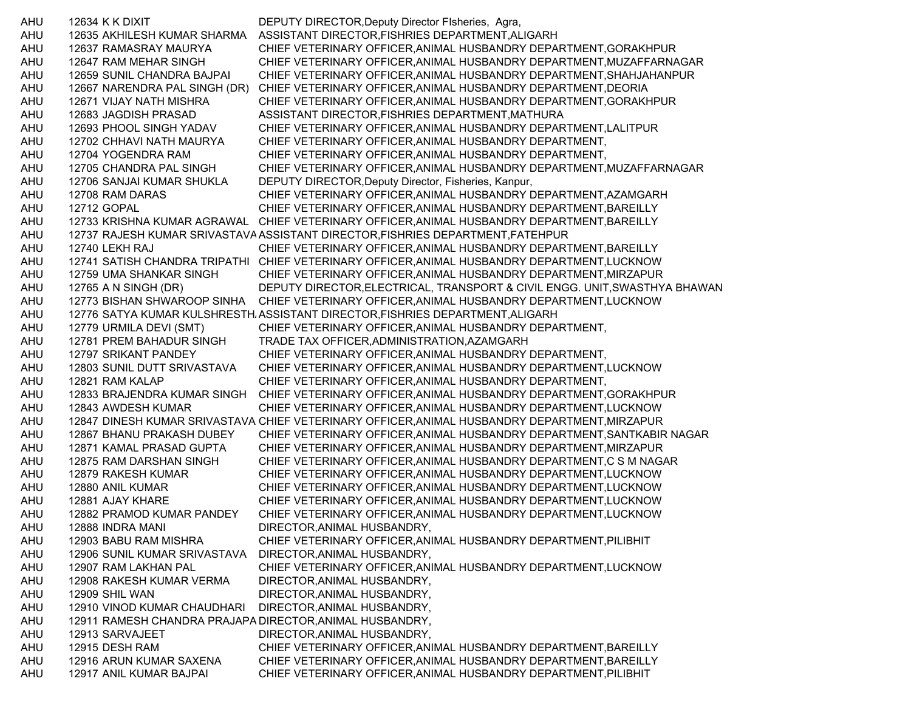| | | | |
|---|---|---|---|
| AHU | 12634 | K K DIXIT | DEPUTY DIRECTOR,Deputy Director FIsheries, Agra, |
| AHU | 12635 | AKHILESH KUMAR SHARMA | ASSISTANT DIRECTOR,FISHRIES DEPARTMENT,ALIGARH |
| AHU | 12637 | RAMASRAY MAURYA | CHIEF VETERINARY OFFICER,ANIMAL HUSBANDRY DEPARTMENT,GORAKHPUR |
| AHU | 12647 | RAM MEHAR SINGH | CHIEF VETERINARY OFFICER,ANIMAL HUSBANDRY DEPARTMENT,MUZAFFARNAGAR |
| AHU | 12659 | SUNIL CHANDRA BAJPAI | CHIEF VETERINARY OFFICER,ANIMAL HUSBANDRY DEPARTMENT,SHAHJAHANPUR |
| AHU | 12667 | NARENDRA PAL SINGH (DR) | CHIEF VETERINARY OFFICER,ANIMAL HUSBANDRY DEPARTMENT,DEORIA |
| AHU | 12671 | VIJAY NATH MISHRA | CHIEF VETERINARY OFFICER,ANIMAL HUSBANDRY DEPARTMENT,GORAKHPUR |
| AHU | 12683 | JAGDISH PRASAD | ASSISTANT DIRECTOR,FISHRIES DEPARTMENT,MATHURA |
| AHU | 12693 | PHOOL SINGH YADAV | CHIEF VETERINARY OFFICER,ANIMAL HUSBANDRY DEPARTMENT,LALITPUR |
| AHU | 12702 | CHHAVI NATH MAURYA | CHIEF VETERINARY OFFICER,ANIMAL HUSBANDRY DEPARTMENT, |
| AHU | 12704 | YOGENDRA RAM | CHIEF VETERINARY OFFICER,ANIMAL HUSBANDRY DEPARTMENT, |
| AHU | 12705 | CHANDRA PAL SINGH | CHIEF VETERINARY OFFICER,ANIMAL HUSBANDRY DEPARTMENT,MUZAFFARNAGAR |
| AHU | 12706 | SANJAI KUMAR SHUKLA | DEPUTY DIRECTOR,Deputy Director, Fisheries, Kanpur, |
| AHU | 12708 | RAM DARAS | CHIEF VETERINARY OFFICER,ANIMAL HUSBANDRY DEPARTMENT,AZAMGARH |
| AHU | 12712 | GOPAL | CHIEF VETERINARY OFFICER,ANIMAL HUSBANDRY DEPARTMENT,BAREILLY |
| AHU | 12733 | KRISHNA KUMAR AGRAWAL | CHIEF VETERINARY OFFICER,ANIMAL HUSBANDRY DEPARTMENT,BAREILLY |
| AHU | 12737 | RAJESH KUMAR SRIVASTAVA | ASSISTANT DIRECTOR,FISHRIES DEPARTMENT,FATEHPUR |
| AHU | 12740 | LEKH RAJ | CHIEF VETERINARY OFFICER,ANIMAL HUSBANDRY DEPARTMENT,BAREILLY |
| AHU | 12741 | SATISH CHANDRA TRIPATHI | CHIEF VETERINARY OFFICER,ANIMAL HUSBANDRY DEPARTMENT,LUCKNOW |
| AHU | 12759 | UMA SHANKAR SINGH | CHIEF VETERINARY OFFICER,ANIMAL HUSBANDRY DEPARTMENT,MIRZAPUR |
| AHU | 12765 | A N SINGH (DR) | DEPUTY DIRECTOR,ELECTRICAL, TRANSPORT & CIVIL ENGG. UNIT,SWASTHYA BHAWAN |
| AHU | 12773 | BISHAN SHWAROOP SINHA | CHIEF VETERINARY OFFICER,ANIMAL HUSBANDRY DEPARTMENT,LUCKNOW |
| AHU | 12776 | SATYA KUMAR KULSHRESTH | ASSISTANT DIRECTOR,FISHRIES DEPARTMENT,ALIGARH |
| AHU | 12779 | URMILA DEVI (SMT) | CHIEF VETERINARY OFFICER,ANIMAL HUSBANDRY DEPARTMENT, |
| AHU | 12781 | PREM BAHADUR SINGH | TRADE TAX OFFICER,ADMINISTRATION,AZAMGARH |
| AHU | 12797 | SRIKANT PANDEY | CHIEF VETERINARY OFFICER,ANIMAL HUSBANDRY DEPARTMENT, |
| AHU | 12803 | SUNIL DUTT SRIVASTAVA | CHIEF VETERINARY OFFICER,ANIMAL HUSBANDRY DEPARTMENT,LUCKNOW |
| AHU | 12821 | RAM KALAP | CHIEF VETERINARY OFFICER,ANIMAL HUSBANDRY DEPARTMENT, |
| AHU | 12833 | BRAJENDRA KUMAR SINGH | CHIEF VETERINARY OFFICER,ANIMAL HUSBANDRY DEPARTMENT,GORAKHPUR |
| AHU | 12843 | AWDESH KUMAR | CHIEF VETERINARY OFFICER,ANIMAL HUSBANDRY DEPARTMENT,LUCKNOW |
| AHU | 12847 | DINESH KUMAR SRIVASTAVA | CHIEF VETERINARY OFFICER,ANIMAL HUSBANDRY DEPARTMENT,MIRZAPUR |
| AHU | 12867 | BHANU PRAKASH DUBEY | CHIEF VETERINARY OFFICER,ANIMAL HUSBANDRY DEPARTMENT,SANTKABIR NAGAR |
| AHU | 12871 | KAMAL PRASAD GUPTA | CHIEF VETERINARY OFFICER,ANIMAL HUSBANDRY DEPARTMENT,MIRZAPUR |
| AHU | 12875 | RAM DARSHAN SINGH | CHIEF VETERINARY OFFICER,ANIMAL HUSBANDRY DEPARTMENT,C S M NAGAR |
| AHU | 12879 | RAKESH KUMAR | CHIEF VETERINARY OFFICER,ANIMAL HUSBANDRY DEPARTMENT,LUCKNOW |
| AHU | 12880 | ANIL KUMAR | CHIEF VETERINARY OFFICER,ANIMAL HUSBANDRY DEPARTMENT,LUCKNOW |
| AHU | 12881 | AJAY KHARE | CHIEF VETERINARY OFFICER,ANIMAL HUSBANDRY DEPARTMENT,LUCKNOW |
| AHU | 12882 | PRAMOD KUMAR PANDEY | CHIEF VETERINARY OFFICER,ANIMAL HUSBANDRY DEPARTMENT,LUCKNOW |
| AHU | 12888 | INDRA MANI | DIRECTOR,ANIMAL HUSBANDRY, |
| AHU | 12903 | BABU RAM MISHRA | CHIEF VETERINARY OFFICER,ANIMAL HUSBANDRY DEPARTMENT,PILIBHIT |
| AHU | 12906 | SUNIL KUMAR SRIVASTAVA | DIRECTOR,ANIMAL HUSBANDRY, |
| AHU | 12907 | RAM LAKHAN PAL | CHIEF VETERINARY OFFICER,ANIMAL HUSBANDRY DEPARTMENT,LUCKNOW |
| AHU | 12908 | RAKESH KUMAR VERMA | DIRECTOR,ANIMAL HUSBANDRY, |
| AHU | 12909 | SHIL WAN | DIRECTOR,ANIMAL HUSBANDRY, |
| AHU | 12910 | VINOD KUMAR CHAUDHARI | DIRECTOR,ANIMAL HUSBANDRY, |
| AHU | 12911 | RAMESH CHANDRA PRAJAPA | DIRECTOR,ANIMAL HUSBANDRY, |
| AHU | 12913 | SARVAJEET | DIRECTOR,ANIMAL HUSBANDRY, |
| AHU | 12915 | DESH RAM | CHIEF VETERINARY OFFICER,ANIMAL HUSBANDRY DEPARTMENT,BAREILLY |
| AHU | 12916 | ARUN KUMAR SAXENA | CHIEF VETERINARY OFFICER,ANIMAL HUSBANDRY DEPARTMENT,BAREILLY |
| AHU | 12917 | ANIL KUMAR BAJPAI | CHIEF VETERINARY OFFICER,ANIMAL HUSBANDRY DEPARTMENT,PILIBHIT |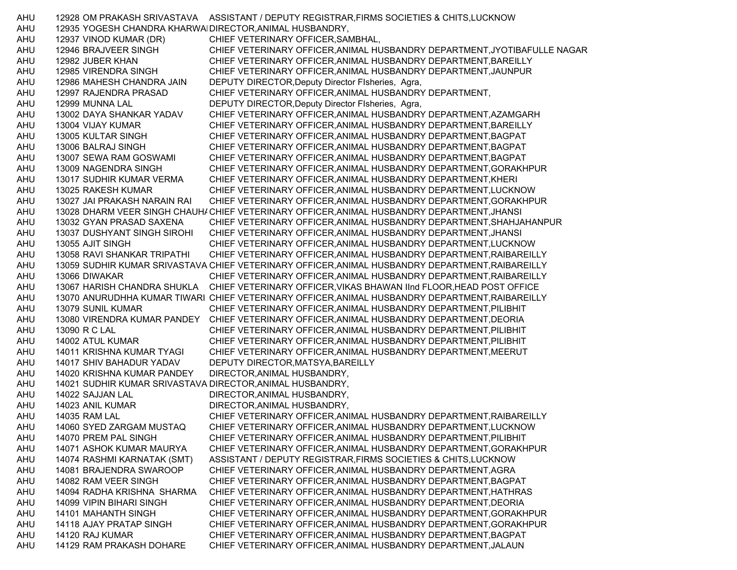| AHU | 12928 | OM PRAKASH SRIVASTAVA | ASSISTANT / DEPUTY REGISTRAR,FIRMS SOCIETIES & CHITS,LUCKNOW |
|---|---|---|---|
| AHU | 12935 | YOGESH CHANDRA KHARWAI | DIRECTOR,ANIMAL HUSBANDRY, |
| AHU | 12937 | VINOD KUMAR (DR) | CHIEF VETERINARY OFFICER,SAMBHAL, |
| AHU | 12946 | BRAJVEER SINGH | CHIEF VETERINARY OFFICER,ANIMAL HUSBANDRY DEPARTMENT,JYOTIBAFULLE NAGAR |
| AHU | 12982 | JUBER KHAN | CHIEF VETERINARY OFFICER,ANIMAL HUSBANDRY DEPARTMENT,BAREILLY |
| AHU | 12985 | VIRENDRA SINGH | CHIEF VETERINARY OFFICER,ANIMAL HUSBANDRY DEPARTMENT,JAUNPUR |
| AHU | 12986 | MAHESH CHANDRA JAIN | DEPUTY DIRECTOR,Deputy Director FIsheries, Agra, |
| AHU | 12997 | RAJENDRA PRASAD | CHIEF VETERINARY OFFICER,ANIMAL HUSBANDRY DEPARTMENT, |
| AHU | 12999 | MUNNA LAL | DEPUTY DIRECTOR,Deputy Director FIsheries, Agra, |
| AHU | 13002 | DAYA SHANKAR YADAV | CHIEF VETERINARY OFFICER,ANIMAL HUSBANDRY DEPARTMENT,AZAMGARH |
| AHU | 13004 | VIJAY KUMAR | CHIEF VETERINARY OFFICER,ANIMAL HUSBANDRY DEPARTMENT,BAREILLY |
| AHU | 13005 | KULTAR SINGH | CHIEF VETERINARY OFFICER,ANIMAL HUSBANDRY DEPARTMENT,BAGPAT |
| AHU | 13006 | BALRAJ SINGH | CHIEF VETERINARY OFFICER,ANIMAL HUSBANDRY DEPARTMENT,BAGPAT |
| AHU | 13007 | SEWA RAM GOSWAMI | CHIEF VETERINARY OFFICER,ANIMAL HUSBANDRY DEPARTMENT,BAGPAT |
| AHU | 13009 | NAGENDRA SINGH | CHIEF VETERINARY OFFICER,ANIMAL HUSBANDRY DEPARTMENT,GORAKHPUR |
| AHU | 13017 | SUDHIR KUMAR VERMA | CHIEF VETERINARY OFFICER,ANIMAL HUSBANDRY DEPARTMENT,KHERI |
| AHU | 13025 | RAKESH KUMAR | CHIEF VETERINARY OFFICER,ANIMAL HUSBANDRY DEPARTMENT,LUCKNOW |
| AHU | 13027 | JAI PRAKASH NARAIN RAI | CHIEF VETERINARY OFFICER,ANIMAL HUSBANDRY DEPARTMENT,GORAKHPUR |
| AHU | 13028 | DHARM VEER SINGH CHAUH/ | CHIEF VETERINARY OFFICER,ANIMAL HUSBANDRY DEPARTMENT,JHANSI |
| AHU | 13032 | GYAN PRASAD SAXENA | CHIEF VETERINARY OFFICER,ANIMAL HUSBANDRY DEPARTMENT,SHAHJAHANPUR |
| AHU | 13037 | DUSHYANT SINGH SIROHI | CHIEF VETERINARY OFFICER,ANIMAL HUSBANDRY DEPARTMENT,JHANSI |
| AHU | 13055 | AJIT SINGH | CHIEF VETERINARY OFFICER,ANIMAL HUSBANDRY DEPARTMENT,LUCKNOW |
| AHU | 13058 | RAVI SHANKAR TRIPATHI | CHIEF VETERINARY OFFICER,ANIMAL HUSBANDRY DEPARTMENT,RAIBAREILLY |
| AHU | 13059 | SUDHIR KUMAR SRIVASTAVA | CHIEF VETERINARY OFFICER,ANIMAL HUSBANDRY DEPARTMENT,RAIBAREILLY |
| AHU | 13066 | DIWAKAR | CHIEF VETERINARY OFFICER,ANIMAL HUSBANDRY DEPARTMENT,RAIBAREILLY |
| AHU | 13067 | HARISH CHANDRA SHUKLA | CHIEF VETERINARY OFFICER,VIKAS BHAWAN IInd FLOOR,HEAD POST OFFICE |
| AHU | 13070 | ANURUDHHA KUMAR TIWARI | CHIEF VETERINARY OFFICER,ANIMAL HUSBANDRY DEPARTMENT,RAIBAREILLY |
| AHU | 13079 | SUNIL KUMAR | CHIEF VETERINARY OFFICER,ANIMAL HUSBANDRY DEPARTMENT,PILIBHIT |
| AHU | 13080 | VIRENDRA KUMAR PANDEY | CHIEF VETERINARY OFFICER,ANIMAL HUSBANDRY DEPARTMENT,DEORIA |
| AHU | 13090 | R C LAL | CHIEF VETERINARY OFFICER,ANIMAL HUSBANDRY DEPARTMENT,PILIBHIT |
| AHU | 14002 | ATUL KUMAR | CHIEF VETERINARY OFFICER,ANIMAL HUSBANDRY DEPARTMENT,PILIBHIT |
| AHU | 14011 | KRISHNA KUMAR TYAGI | CHIEF VETERINARY OFFICER,ANIMAL HUSBANDRY DEPARTMENT,MEERUT |
| AHU | 14017 | SHIV BAHADUR YADAV | DEPUTY DIRECTOR,MATSYA,BAREILLY |
| AHU | 14020 | KRISHNA KUMAR PANDEY | DIRECTOR,ANIMAL HUSBANDRY, |
| AHU | 14021 | SUDHIR KUMAR SRIVASTAVA | DIRECTOR,ANIMAL HUSBANDRY, |
| AHU | 14022 | SAJJAN LAL | DIRECTOR,ANIMAL HUSBANDRY, |
| AHU | 14023 | ANIL KUMAR | DIRECTOR,ANIMAL HUSBANDRY, |
| AHU | 14035 | RAM LAL | CHIEF VETERINARY OFFICER,ANIMAL HUSBANDRY DEPARTMENT,RAIBAREILLY |
| AHU | 14060 | SYED ZARGAM MUSTAQ | CHIEF VETERINARY OFFICER,ANIMAL HUSBANDRY DEPARTMENT,LUCKNOW |
| AHU | 14070 | PREM PAL SINGH | CHIEF VETERINARY OFFICER,ANIMAL HUSBANDRY DEPARTMENT,PILIBHIT |
| AHU | 14071 | ASHOK KUMAR MAURYA | CHIEF VETERINARY OFFICER,ANIMAL HUSBANDRY DEPARTMENT,GORAKHPUR |
| AHU | 14074 | RASHMI KARNATAK (SMT) | ASSISTANT / DEPUTY REGISTRAR,FIRMS SOCIETIES & CHITS,LUCKNOW |
| AHU | 14081 | BRAJENDRA SWAROOP | CHIEF VETERINARY OFFICER,ANIMAL HUSBANDRY DEPARTMENT,AGRA |
| AHU | 14082 | RAM VEER SINGH | CHIEF VETERINARY OFFICER,ANIMAL HUSBANDRY DEPARTMENT,BAGPAT |
| AHU | 14094 | RADHA KRISHNA SHARMA | CHIEF VETERINARY OFFICER,ANIMAL HUSBANDRY DEPARTMENT,HATHRAS |
| AHU | 14099 | VIPIN BIHARI SINGH | CHIEF VETERINARY OFFICER,ANIMAL HUSBANDRY DEPARTMENT,DEORIA |
| AHU | 14101 | MAHANTH SINGH | CHIEF VETERINARY OFFICER,ANIMAL HUSBANDRY DEPARTMENT,GORAKHPUR |
| AHU | 14118 | AJAY PRATAP SINGH | CHIEF VETERINARY OFFICER,ANIMAL HUSBANDRY DEPARTMENT,GORAKHPUR |
| AHU | 14120 | RAJ KUMAR | CHIEF VETERINARY OFFICER,ANIMAL HUSBANDRY DEPARTMENT,BAGPAT |
| AHU | 14129 | RAM PRAKASH DOHARE | CHIEF VETERINARY OFFICER,ANIMAL HUSBANDRY DEPARTMENT,JALAUN |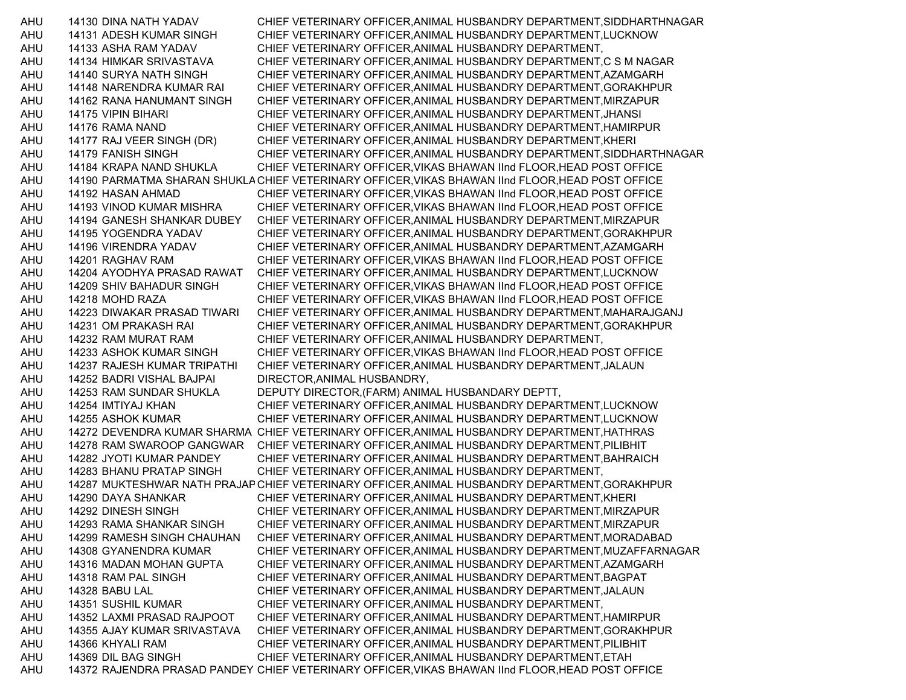| | | | |
|---|---|---|---|
| AHU | 14130 | DINA NATH YADAV | CHIEF VETERINARY OFFICER,ANIMAL HUSBANDRY DEPARTMENT,SIDDHARTHNAGAR |
| AHU | 14131 | ADESH KUMAR SINGH | CHIEF VETERINARY OFFICER,ANIMAL HUSBANDRY DEPARTMENT,LUCKNOW |
| AHU | 14133 | ASHA RAM YADAV | CHIEF VETERINARY OFFICER,ANIMAL HUSBANDRY DEPARTMENT, |
| AHU | 14134 | HIMKAR SRIVASTAVA | CHIEF VETERINARY OFFICER,ANIMAL HUSBANDRY DEPARTMENT,C S M NAGAR |
| AHU | 14140 | SURYA NATH SINGH | CHIEF VETERINARY OFFICER,ANIMAL HUSBANDRY DEPARTMENT,AZAMGARH |
| AHU | 14148 | NARENDRA KUMAR RAI | CHIEF VETERINARY OFFICER,ANIMAL HUSBANDRY DEPARTMENT,GORAKHPUR |
| AHU | 14162 | RANA HANUMANT SINGH | CHIEF VETERINARY OFFICER,ANIMAL HUSBANDRY DEPARTMENT,MIRZAPUR |
| AHU | 14175 | VIPIN BIHARI | CHIEF VETERINARY OFFICER,ANIMAL HUSBANDRY DEPARTMENT,JHANSI |
| AHU | 14176 | RAMA NAND | CHIEF VETERINARY OFFICER,ANIMAL HUSBANDRY DEPARTMENT,HAMIRPUR |
| AHU | 14177 | RAJ VEER SINGH (DR) | CHIEF VETERINARY OFFICER,ANIMAL HUSBANDRY DEPARTMENT,KHERI |
| AHU | 14179 | FANISH SINGH | CHIEF VETERINARY OFFICER,ANIMAL HUSBANDRY DEPARTMENT,SIDDHARTHNAGAR |
| AHU | 14184 | KRAPA NAND SHUKLA | CHIEF VETERINARY OFFICER,VIKAS BHAWAN IInd FLOOR,HEAD POST OFFICE |
| AHU | 14190 | PARMATMA SHARAN SHUKLA | CHIEF VETERINARY OFFICER,VIKAS BHAWAN IInd FLOOR,HEAD POST OFFICE |
| AHU | 14192 | HASAN AHMAD | CHIEF VETERINARY OFFICER,VIKAS BHAWAN IInd FLOOR,HEAD POST OFFICE |
| AHU | 14193 | VINOD KUMAR MISHRA | CHIEF VETERINARY OFFICER,VIKAS BHAWAN IInd FLOOR,HEAD POST OFFICE |
| AHU | 14194 | GANESH SHANKAR DUBEY | CHIEF VETERINARY OFFICER,ANIMAL HUSBANDRY DEPARTMENT,MIRZAPUR |
| AHU | 14195 | YOGENDRA YADAV | CHIEF VETERINARY OFFICER,ANIMAL HUSBANDRY DEPARTMENT,GORAKHPUR |
| AHU | 14196 | VIRENDRA YADAV | CHIEF VETERINARY OFFICER,ANIMAL HUSBANDRY DEPARTMENT,AZAMGARH |
| AHU | 14201 | RAGHAV RAM | CHIEF VETERINARY OFFICER,VIKAS BHAWAN IInd FLOOR,HEAD POST OFFICE |
| AHU | 14204 | AYODHYA PRASAD RAWAT | CHIEF VETERINARY OFFICER,ANIMAL HUSBANDRY DEPARTMENT,LUCKNOW |
| AHU | 14209 | SHIV BAHADUR SINGH | CHIEF VETERINARY OFFICER,VIKAS BHAWAN IInd FLOOR,HEAD POST OFFICE |
| AHU | 14218 | MOHD RAZA | CHIEF VETERINARY OFFICER,VIKAS BHAWAN IInd FLOOR,HEAD POST OFFICE |
| AHU | 14223 | DIWAKAR PRASAD TIWARI | CHIEF VETERINARY OFFICER,ANIMAL HUSBANDRY DEPARTMENT,MAHARAJGANJ |
| AHU | 14231 | OM PRAKASH RAI | CHIEF VETERINARY OFFICER,ANIMAL HUSBANDRY DEPARTMENT,GORAKHPUR |
| AHU | 14232 | RAM MURAT RAM | CHIEF VETERINARY OFFICER,ANIMAL HUSBANDRY DEPARTMENT, |
| AHU | 14233 | ASHOK KUMAR SINGH | CHIEF VETERINARY OFFICER,VIKAS BHAWAN IInd FLOOR,HEAD POST OFFICE |
| AHU | 14237 | RAJESH KUMAR TRIPATHI | CHIEF VETERINARY OFFICER,ANIMAL HUSBANDRY DEPARTMENT,JALAUN |
| AHU | 14252 | BADRI VISHAL BAJPAI | DIRECTOR,ANIMAL HUSBANDRY, |
| AHU | 14253 | RAM SUNDAR SHUKLA | DEPUTY DIRECTOR,(FARM) ANIMAL HUSBANDARY DEPTT, |
| AHU | 14254 | IMTIYAJ KHAN | CHIEF VETERINARY OFFICER,ANIMAL HUSBANDRY DEPARTMENT,LUCKNOW |
| AHU | 14255 | ASHOK KUMAR | CHIEF VETERINARY OFFICER,ANIMAL HUSBANDRY DEPARTMENT,LUCKNOW |
| AHU | 14272 | DEVENDRA KUMAR SHARMA | CHIEF VETERINARY OFFICER,ANIMAL HUSBANDRY DEPARTMENT,HATHRAS |
| AHU | 14278 | RAM SWAROOP GANGWAR | CHIEF VETERINARY OFFICER,ANIMAL HUSBANDRY DEPARTMENT,PILIBHIT |
| AHU | 14282 | JYOTI KUMAR PANDEY | CHIEF VETERINARY OFFICER,ANIMAL HUSBANDRY DEPARTMENT,BAHRAICH |
| AHU | 14283 | BHANU PRATAP SINGH | CHIEF VETERINARY OFFICER,ANIMAL HUSBANDRY DEPARTMENT, |
| AHU | 14287 | MUKTESHWAR NATH PRAJAP | CHIEF VETERINARY OFFICER,ANIMAL HUSBANDRY DEPARTMENT,GORAKHPUR |
| AHU | 14290 | DAYA SHANKAR | CHIEF VETERINARY OFFICER,ANIMAL HUSBANDRY DEPARTMENT,KHERI |
| AHU | 14292 | DINESH SINGH | CHIEF VETERINARY OFFICER,ANIMAL HUSBANDRY DEPARTMENT,MIRZAPUR |
| AHU | 14293 | RAMA SHANKAR SINGH | CHIEF VETERINARY OFFICER,ANIMAL HUSBANDRY DEPARTMENT,MIRZAPUR |
| AHU | 14299 | RAMESH SINGH CHAUHAN | CHIEF VETERINARY OFFICER,ANIMAL HUSBANDRY DEPARTMENT,MORADABAD |
| AHU | 14308 | GYANENDRA KUMAR | CHIEF VETERINARY OFFICER,ANIMAL HUSBANDRY DEPARTMENT,MUZAFFARNAGAR |
| AHU | 14316 | MADAN MOHAN GUPTA | CHIEF VETERINARY OFFICER,ANIMAL HUSBANDRY DEPARTMENT,AZAMGARH |
| AHU | 14318 | RAM PAL SINGH | CHIEF VETERINARY OFFICER,ANIMAL HUSBANDRY DEPARTMENT,BAGPAT |
| AHU | 14328 | BABU LAL | CHIEF VETERINARY OFFICER,ANIMAL HUSBANDRY DEPARTMENT,JALAUN |
| AHU | 14351 | SUSHIL KUMAR | CHIEF VETERINARY OFFICER,ANIMAL HUSBANDRY DEPARTMENT, |
| AHU | 14352 | LAXMI PRASAD RAJPOOT | CHIEF VETERINARY OFFICER,ANIMAL HUSBANDRY DEPARTMENT,HAMIRPUR |
| AHU | 14355 | AJAY KUMAR SRIVASTAVA | CHIEF VETERINARY OFFICER,ANIMAL HUSBANDRY DEPARTMENT,GORAKHPUR |
| AHU | 14366 | KHYALI RAM | CHIEF VETERINARY OFFICER,ANIMAL HUSBANDRY DEPARTMENT,PILIBHIT |
| AHU | 14369 | DIL BAG SINGH | CHIEF VETERINARY OFFICER,ANIMAL HUSBANDRY DEPARTMENT,ETAH |
| AHU | 14372 | RAJENDRA PRASAD PANDEY | CHIEF VETERINARY OFFICER,VIKAS BHAWAN IInd FLOOR,HEAD POST OFFICE |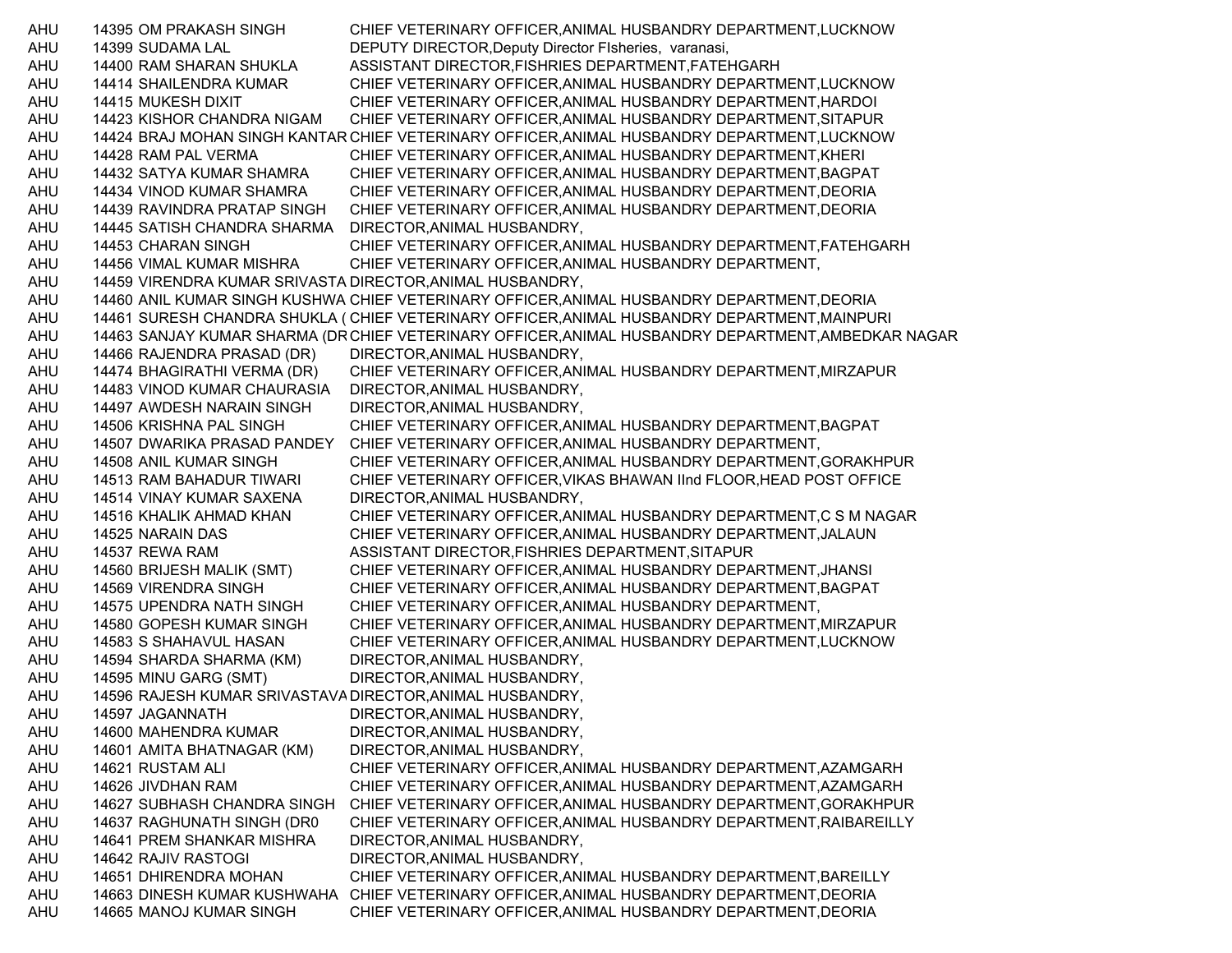| | | | |
|---|---|---|---|
| AHU | 14395 | OM PRAKASH SINGH | CHIEF VETERINARY OFFICER,ANIMAL HUSBANDRY DEPARTMENT,LUCKNOW |
| AHU | 14399 | SUDAMA LAL | DEPUTY DIRECTOR,Deputy Director FIsheries, varanasi, |
| AHU | 14400 | RAM SHARAN SHUKLA | ASSISTANT DIRECTOR,FISHRIES DEPARTMENT,FATEHGARH |
| AHU | 14414 | SHAILENDRA KUMAR | CHIEF VETERINARY OFFICER,ANIMAL HUSBANDRY DEPARTMENT,LUCKNOW |
| AHU | 14415 | MUKESH DIXIT | CHIEF VETERINARY OFFICER,ANIMAL HUSBANDRY DEPARTMENT,HARDOI |
| AHU | 14423 | KISHOR CHANDRA NIGAM | CHIEF VETERINARY OFFICER,ANIMAL HUSBANDRY DEPARTMENT,SITAPUR |
| AHU | 14424 | BRAJ MOHAN SINGH KANTAR | CHIEF VETERINARY OFFICER,ANIMAL HUSBANDRY DEPARTMENT,LUCKNOW |
| AHU | 14428 | RAM PAL VERMA | CHIEF VETERINARY OFFICER,ANIMAL HUSBANDRY DEPARTMENT,KHERI |
| AHU | 14432 | SATYA KUMAR SHAMRA | CHIEF VETERINARY OFFICER,ANIMAL HUSBANDRY DEPARTMENT,BAGPAT |
| AHU | 14434 | VINOD KUMAR SHAMRA | CHIEF VETERINARY OFFICER,ANIMAL HUSBANDRY DEPARTMENT,DEORIA |
| AHU | 14439 | RAVINDRA PRATAP SINGH | CHIEF VETERINARY OFFICER,ANIMAL HUSBANDRY DEPARTMENT,DEORIA |
| AHU | 14445 | SATISH CHANDRA SHARMA | DIRECTOR,ANIMAL HUSBANDRY, |
| AHU | 14453 | CHARAN SINGH | CHIEF VETERINARY OFFICER,ANIMAL HUSBANDRY DEPARTMENT,FATEHGARH |
| AHU | 14456 | VIMAL KUMAR MISHRA | CHIEF VETERINARY OFFICER,ANIMAL HUSBANDRY DEPARTMENT, |
| AHU | 14459 | VIRENDRA KUMAR SRIVASTA | DIRECTOR,ANIMAL HUSBANDRY, |
| AHU | 14460 | ANIL KUMAR SINGH KUSHWA | CHIEF VETERINARY OFFICER,ANIMAL HUSBANDRY DEPARTMENT,DEORIA |
| AHU | 14461 | SURESH CHANDRA SHUKLA ( | CHIEF VETERINARY OFFICER,ANIMAL HUSBANDRY DEPARTMENT,MAINPURI |
| AHU | 14463 | SANJAY KUMAR SHARMA (DR | CHIEF VETERINARY OFFICER,ANIMAL HUSBANDRY DEPARTMENT,AMBEDKAR NAGAR |
| AHU | 14466 | RAJENDRA PRASAD (DR) | DIRECTOR,ANIMAL HUSBANDRY, |
| AHU | 14474 | BHAGIRATHI VERMA (DR) | CHIEF VETERINARY OFFICER,ANIMAL HUSBANDRY DEPARTMENT,MIRZAPUR |
| AHU | 14483 | VINOD KUMAR CHAURASIA | DIRECTOR,ANIMAL HUSBANDRY, |
| AHU | 14497 | AWDESH NARAIN SINGH | DIRECTOR,ANIMAL HUSBANDRY, |
| AHU | 14506 | KRISHNA PAL SINGH | CHIEF VETERINARY OFFICER,ANIMAL HUSBANDRY DEPARTMENT,BAGPAT |
| AHU | 14507 | DWARIKA PRASAD PANDEY | CHIEF VETERINARY OFFICER,ANIMAL HUSBANDRY DEPARTMENT, |
| AHU | 14508 | ANIL KUMAR SINGH | CHIEF VETERINARY OFFICER,ANIMAL HUSBANDRY DEPARTMENT,GORAKHPUR |
| AHU | 14513 | RAM BAHADUR TIWARI | CHIEF VETERINARY OFFICER,VIKAS BHAWAN IInd FLOOR,HEAD POST OFFICE |
| AHU | 14514 | VINAY KUMAR SAXENA | DIRECTOR,ANIMAL HUSBANDRY, |
| AHU | 14516 | KHALIK AHMAD KHAN | CHIEF VETERINARY OFFICER,ANIMAL HUSBANDRY DEPARTMENT,C S M NAGAR |
| AHU | 14525 | NARAIN DAS | CHIEF VETERINARY OFFICER,ANIMAL HUSBANDRY DEPARTMENT,JALAUN |
| AHU | 14537 | REWA RAM | ASSISTANT DIRECTOR,FISHRIES DEPARTMENT,SITAPUR |
| AHU | 14560 | BRIJESH MALIK (SMT) | CHIEF VETERINARY OFFICER,ANIMAL HUSBANDRY DEPARTMENT,JHANSI |
| AHU | 14569 | VIRENDRA SINGH | CHIEF VETERINARY OFFICER,ANIMAL HUSBANDRY DEPARTMENT,BAGPAT |
| AHU | 14575 | UPENDRA NATH SINGH | CHIEF VETERINARY OFFICER,ANIMAL HUSBANDRY DEPARTMENT, |
| AHU | 14580 | GOPESH KUMAR SINGH | CHIEF VETERINARY OFFICER,ANIMAL HUSBANDRY DEPARTMENT,MIRZAPUR |
| AHU | 14583 | S SHAHAVUL HASAN | CHIEF VETERINARY OFFICER,ANIMAL HUSBANDRY DEPARTMENT,LUCKNOW |
| AHU | 14594 | SHARDA SHARMA (KM) | DIRECTOR,ANIMAL HUSBANDRY, |
| AHU | 14595 | MINU GARG (SMT) | DIRECTOR,ANIMAL HUSBANDRY, |
| AHU | 14596 | RAJESH KUMAR SRIVASTAVA | DIRECTOR,ANIMAL HUSBANDRY, |
| AHU | 14597 | JAGANNATH | DIRECTOR,ANIMAL HUSBANDRY, |
| AHU | 14600 | MAHENDRA KUMAR | DIRECTOR,ANIMAL HUSBANDRY, |
| AHU | 14601 | AMITA BHATNAGAR (KM) | DIRECTOR,ANIMAL HUSBANDRY, |
| AHU | 14621 | RUSTAM ALI | CHIEF VETERINARY OFFICER,ANIMAL HUSBANDRY DEPARTMENT,AZAMGARH |
| AHU | 14626 | JIVDHAN RAM | CHIEF VETERINARY OFFICER,ANIMAL HUSBANDRY DEPARTMENT,AZAMGARH |
| AHU | 14627 | SUBHASH CHANDRA SINGH | CHIEF VETERINARY OFFICER,ANIMAL HUSBANDRY DEPARTMENT,GORAKHPUR |
| AHU | 14637 | RAGHUNATH SINGH (DR0 | CHIEF VETERINARY OFFICER,ANIMAL HUSBANDRY DEPARTMENT,RAIBAREILLY |
| AHU | 14641 | PREM SHANKAR MISHRA | DIRECTOR,ANIMAL HUSBANDRY, |
| AHU | 14642 | RAJIV RASTOGI | DIRECTOR,ANIMAL HUSBANDRY, |
| AHU | 14651 | DHIRENDRA MOHAN | CHIEF VETERINARY OFFICER,ANIMAL HUSBANDRY DEPARTMENT,BAREILLY |
| AHU | 14663 | DINESH KUMAR KUSHWAHA | CHIEF VETERINARY OFFICER,ANIMAL HUSBANDRY DEPARTMENT,DEORIA |
| AHU | 14665 | MANOJ KUMAR SINGH | CHIEF VETERINARY OFFICER,ANIMAL HUSBANDRY DEPARTMENT,DEORIA |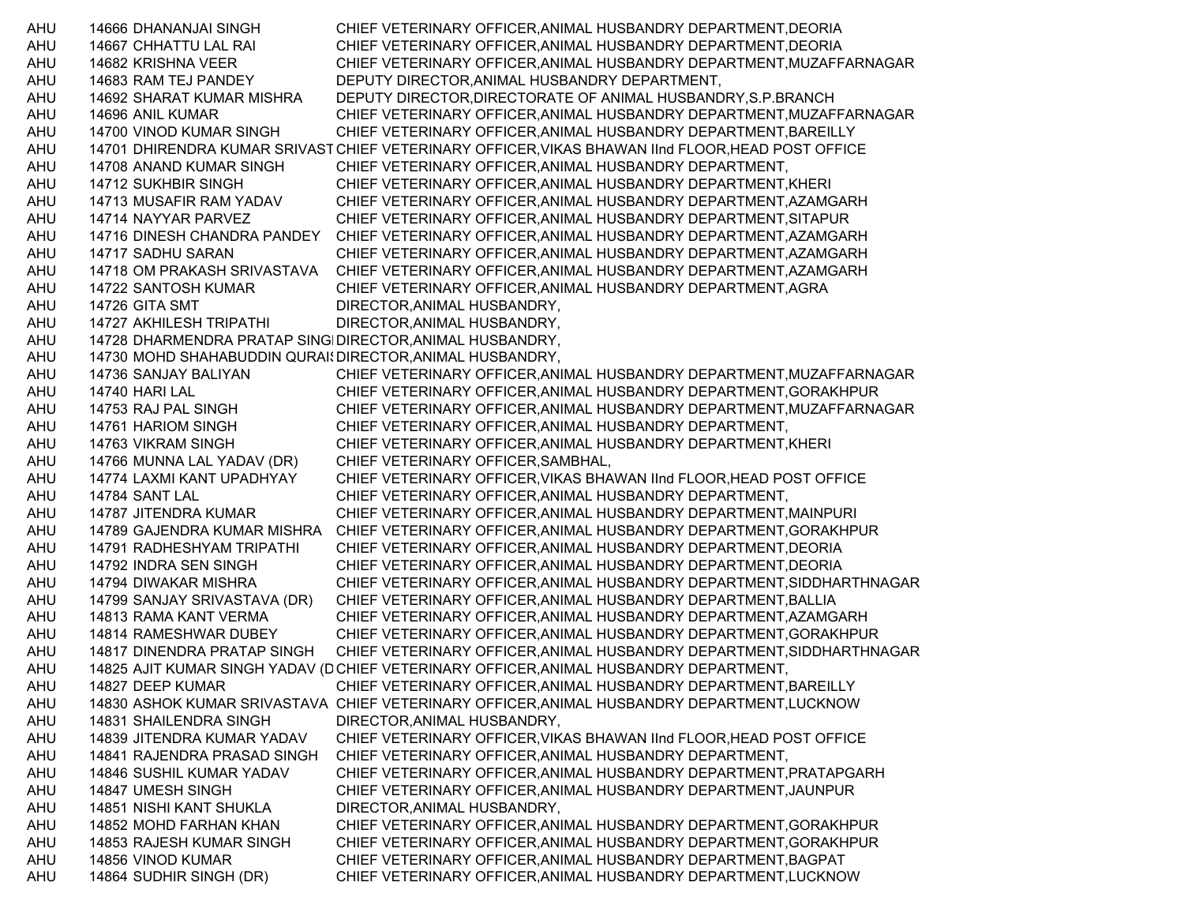| | | | |
|---|---|---|---|
| AHU | 14666 | DHANANJAI SINGH | CHIEF VETERINARY OFFICER,ANIMAL HUSBANDRY DEPARTMENT,DEORIA |
| AHU | 14667 | CHHATTU LAL RAI | CHIEF VETERINARY OFFICER,ANIMAL HUSBANDRY DEPARTMENT,DEORIA |
| AHU | 14682 | KRISHNA VEER | CHIEF VETERINARY OFFICER,ANIMAL HUSBANDRY DEPARTMENT,MUZAFFARNAGAR |
| AHU | 14683 | RAM TEJ PANDEY | DEPUTY DIRECTOR,ANIMAL HUSBANDRY DEPARTMENT, |
| AHU | 14692 | SHARAT KUMAR MISHRA | DEPUTY DIRECTOR,DIRECTORATE OF ANIMAL HUSBANDRY,S.P.BRANCH |
| AHU | 14696 | ANIL KUMAR | CHIEF VETERINARY OFFICER,ANIMAL HUSBANDRY DEPARTMENT,MUZAFFARNAGAR |
| AHU | 14700 | VINOD KUMAR SINGH | CHIEF VETERINARY OFFICER,ANIMAL HUSBANDRY DEPARTMENT,BAREILLY |
| AHU | 14701 | DHIRENDRA KUMAR SRIVAST | CHIEF VETERINARY OFFICER,VIKAS BHAWAN IInd FLOOR,HEAD POST OFFICE |
| AHU | 14708 | ANAND KUMAR SINGH | CHIEF VETERINARY OFFICER,ANIMAL HUSBANDRY DEPARTMENT, |
| AHU | 14712 | SUKHBIR SINGH | CHIEF VETERINARY OFFICER,ANIMAL HUSBANDRY DEPARTMENT,KHERI |
| AHU | 14713 | MUSAFIR RAM YADAV | CHIEF VETERINARY OFFICER,ANIMAL HUSBANDRY DEPARTMENT,AZAMGARH |
| AHU | 14714 | NAYYAR PARVEZ | CHIEF VETERINARY OFFICER,ANIMAL HUSBANDRY DEPARTMENT,SITAPUR |
| AHU | 14716 | DINESH CHANDRA PANDEY | CHIEF VETERINARY OFFICER,ANIMAL HUSBANDRY DEPARTMENT,AZAMGARH |
| AHU | 14717 | SADHU SARAN | CHIEF VETERINARY OFFICER,ANIMAL HUSBANDRY DEPARTMENT,AZAMGARH |
| AHU | 14718 | OM PRAKASH SRIVASTAVA | CHIEF VETERINARY OFFICER,ANIMAL HUSBANDRY DEPARTMENT,AZAMGARH |
| AHU | 14722 | SANTOSH KUMAR | CHIEF VETERINARY OFFICER,ANIMAL HUSBANDRY DEPARTMENT,AGRA |
| AHU | 14726 | GITA SMT | DIRECTOR,ANIMAL HUSBANDRY, |
| AHU | 14727 | AKHILESH TRIPATHI | DIRECTOR,ANIMAL HUSBANDRY, |
| AHU | 14728 | DHARMENDRA PRATAP SINGI | DIRECTOR,ANIMAL HUSBANDRY, |
| AHU | 14730 | MOHD SHAHABUDDIN QURAI | DIRECTOR,ANIMAL HUSBANDRY, |
| AHU | 14736 | SANJAY BALIYAN | CHIEF VETERINARY OFFICER,ANIMAL HUSBANDRY DEPARTMENT,MUZAFFARNAGAR |
| AHU | 14740 | HARI LAL | CHIEF VETERINARY OFFICER,ANIMAL HUSBANDRY DEPARTMENT,GORAKHPUR |
| AHU | 14753 | RAJ PAL SINGH | CHIEF VETERINARY OFFICER,ANIMAL HUSBANDRY DEPARTMENT,MUZAFFARNAGAR |
| AHU | 14761 | HARIOM SINGH | CHIEF VETERINARY OFFICER,ANIMAL HUSBANDRY DEPARTMENT, |
| AHU | 14763 | VIKRAM SINGH | CHIEF VETERINARY OFFICER,ANIMAL HUSBANDRY DEPARTMENT,KHERI |
| AHU | 14766 | MUNNA LAL YADAV (DR) | CHIEF VETERINARY OFFICER,SAMBHAL, |
| AHU | 14774 | LAXMI KANT UPADHYAY | CHIEF VETERINARY OFFICER,VIKAS BHAWAN IInd FLOOR,HEAD POST OFFICE |
| AHU | 14784 | SANT LAL | CHIEF VETERINARY OFFICER,ANIMAL HUSBANDRY DEPARTMENT, |
| AHU | 14787 | JITENDRA KUMAR | CHIEF VETERINARY OFFICER,ANIMAL HUSBANDRY DEPARTMENT,MAINPURI |
| AHU | 14789 | GAJENDRA KUMAR MISHRA | CHIEF VETERINARY OFFICER,ANIMAL HUSBANDRY DEPARTMENT,GORAKHPUR |
| AHU | 14791 | RADHESHYAM TRIPATHI | CHIEF VETERINARY OFFICER,ANIMAL HUSBANDRY DEPARTMENT,DEORIA |
| AHU | 14792 | INDRA SEN SINGH | CHIEF VETERINARY OFFICER,ANIMAL HUSBANDRY DEPARTMENT,DEORIA |
| AHU | 14794 | DIWAKAR MISHRA | CHIEF VETERINARY OFFICER,ANIMAL HUSBANDRY DEPARTMENT,SIDDHARTHNAGAR |
| AHU | 14799 | SANJAY SRIVASTAVA (DR) | CHIEF VETERINARY OFFICER,ANIMAL HUSBANDRY DEPARTMENT,BALLIA |
| AHU | 14813 | RAMA KANT VERMA | CHIEF VETERINARY OFFICER,ANIMAL HUSBANDRY DEPARTMENT,AZAMGARH |
| AHU | 14814 | RAMESHWAR DUBEY | CHIEF VETERINARY OFFICER,ANIMAL HUSBANDRY DEPARTMENT,GORAKHPUR |
| AHU | 14817 | DINENDRA PRATAP SINGH | CHIEF VETERINARY OFFICER,ANIMAL HUSBANDRY DEPARTMENT,SIDDHARTHNAGAR |
| AHU | 14825 | AJIT KUMAR SINGH YADAV (D | CHIEF VETERINARY OFFICER,ANIMAL HUSBANDRY DEPARTMENT, |
| AHU | 14827 | DEEP KUMAR | CHIEF VETERINARY OFFICER,ANIMAL HUSBANDRY DEPARTMENT,BAREILLY |
| AHU | 14830 | ASHOK KUMAR SRIVASTAVA | CHIEF VETERINARY OFFICER,ANIMAL HUSBANDRY DEPARTMENT,LUCKNOW |
| AHU | 14831 | SHAILENDRA SINGH | DIRECTOR,ANIMAL HUSBANDRY, |
| AHU | 14839 | JITENDRA KUMAR YADAV | CHIEF VETERINARY OFFICER,VIKAS BHAWAN IInd FLOOR,HEAD POST OFFICE |
| AHU | 14841 | RAJENDRA PRASAD SINGH | CHIEF VETERINARY OFFICER,ANIMAL HUSBANDRY DEPARTMENT, |
| AHU | 14846 | SUSHIL KUMAR YADAV | CHIEF VETERINARY OFFICER,ANIMAL HUSBANDRY DEPARTMENT,PRATAPGARH |
| AHU | 14847 | UMESH SINGH | CHIEF VETERINARY OFFICER,ANIMAL HUSBANDRY DEPARTMENT,JAUNPUR |
| AHU | 14851 | NISHI KANT SHUKLA | DIRECTOR,ANIMAL HUSBANDRY, |
| AHU | 14852 | MOHD FARHAN KHAN | CHIEF VETERINARY OFFICER,ANIMAL HUSBANDRY DEPARTMENT,GORAKHPUR |
| AHU | 14853 | RAJESH KUMAR SINGH | CHIEF VETERINARY OFFICER,ANIMAL HUSBANDRY DEPARTMENT,GORAKHPUR |
| AHU | 14856 | VINOD KUMAR | CHIEF VETERINARY OFFICER,ANIMAL HUSBANDRY DEPARTMENT,BAGPAT |
| AHU | 14864 | SUDHIR SINGH (DR) | CHIEF VETERINARY OFFICER,ANIMAL HUSBANDRY DEPARTMENT,LUCKNOW |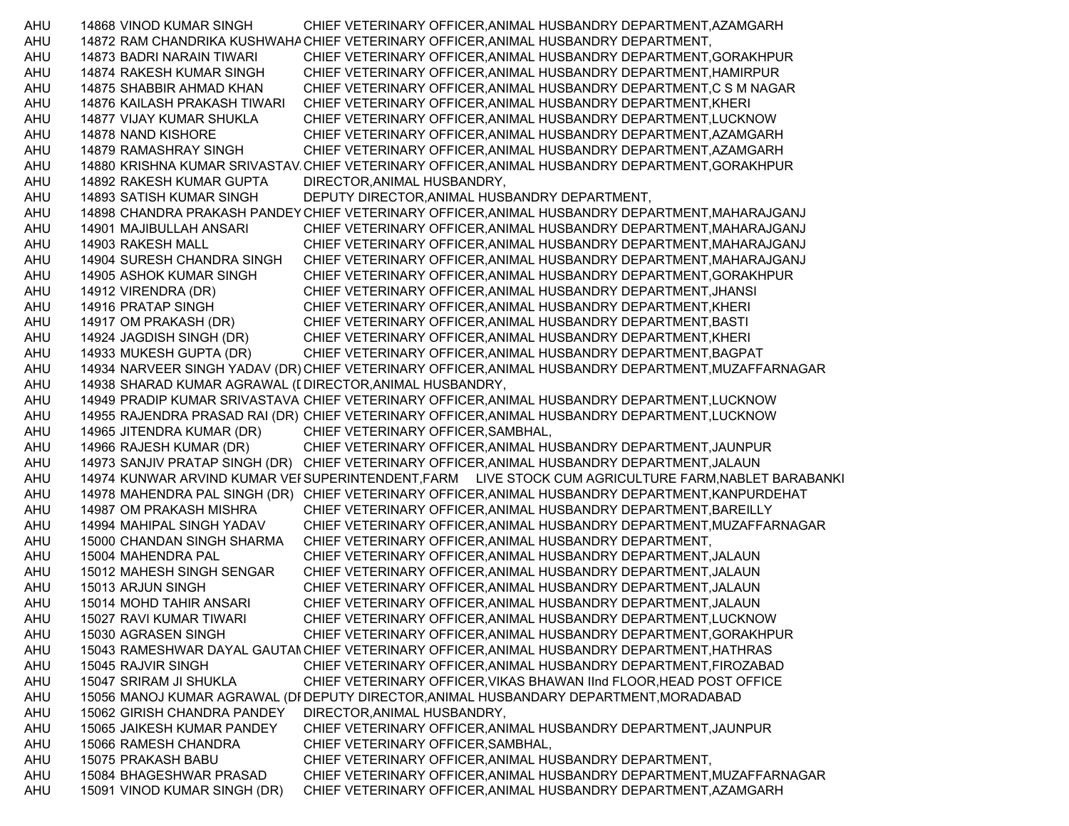| | | | |
|---|---|---|---|
| AHU | 14868 | VINOD KUMAR SINGH | CHIEF VETERINARY OFFICER,ANIMAL HUSBANDRY DEPARTMENT,AZAMGARH |
| AHU | 14872 | RAM CHANDRIKA KUSHWAHA | CHIEF VETERINARY OFFICER,ANIMAL HUSBANDRY DEPARTMENT, |
| AHU | 14873 | BADRI NARAIN TIWARI | CHIEF VETERINARY OFFICER,ANIMAL HUSBANDRY DEPARTMENT,GORAKHPUR |
| AHU | 14874 | RAKESH KUMAR SINGH | CHIEF VETERINARY OFFICER,ANIMAL HUSBANDRY DEPARTMENT,HAMIRPUR |
| AHU | 14875 | SHABBIR AHMAD KHAN | CHIEF VETERINARY OFFICER,ANIMAL HUSBANDRY DEPARTMENT,C S M NAGAR |
| AHU | 14876 | KAILASH PRAKASH TIWARI | CHIEF VETERINARY OFFICER,ANIMAL HUSBANDRY DEPARTMENT,KHERI |
| AHU | 14877 | VIJAY KUMAR SHUKLA | CHIEF VETERINARY OFFICER,ANIMAL HUSBANDRY DEPARTMENT,LUCKNOW |
| AHU | 14878 | NAND KISHORE | CHIEF VETERINARY OFFICER,ANIMAL HUSBANDRY DEPARTMENT,AZAMGARH |
| AHU | 14879 | RAMASHRAY SINGH | CHIEF VETERINARY OFFICER,ANIMAL HUSBANDRY DEPARTMENT,AZAMGARH |
| AHU | 14880 | KRISHNA KUMAR SRIVASTAV | CHIEF VETERINARY OFFICER,ANIMAL HUSBANDRY DEPARTMENT,GORAKHPUR |
| AHU | 14892 | RAKESH KUMAR GUPTA | DIRECTOR,ANIMAL HUSBANDRY, |
| AHU | 14893 | SATISH KUMAR SINGH | DEPUTY DIRECTOR,ANIMAL HUSBANDRY DEPARTMENT, |
| AHU | 14898 | CHANDRA PRAKASH PANDEY | CHIEF VETERINARY OFFICER,ANIMAL HUSBANDRY DEPARTMENT,MAHARAJGANJ |
| AHU | 14901 | MAJIBULLAH ANSARI | CHIEF VETERINARY OFFICER,ANIMAL HUSBANDRY DEPARTMENT,MAHARAJGANJ |
| AHU | 14903 | RAKESH MALL | CHIEF VETERINARY OFFICER,ANIMAL HUSBANDRY DEPARTMENT,MAHARAJGANJ |
| AHU | 14904 | SURESH CHANDRA SINGH | CHIEF VETERINARY OFFICER,ANIMAL HUSBANDRY DEPARTMENT,MAHARAJGANJ |
| AHU | 14905 | ASHOK KUMAR SINGH | CHIEF VETERINARY OFFICER,ANIMAL HUSBANDRY DEPARTMENT,GORAKHPUR |
| AHU | 14912 | VIRENDRA (DR) | CHIEF VETERINARY OFFICER,ANIMAL HUSBANDRY DEPARTMENT,JHANSI |
| AHU | 14916 | PRATAP SINGH | CHIEF VETERINARY OFFICER,ANIMAL HUSBANDRY DEPARTMENT,KHERI |
| AHU | 14917 | OM PRAKASH (DR) | CHIEF VETERINARY OFFICER,ANIMAL HUSBANDRY DEPARTMENT,BASTI |
| AHU | 14924 | JAGDISH SINGH (DR) | CHIEF VETERINARY OFFICER,ANIMAL HUSBANDRY DEPARTMENT,KHERI |
| AHU | 14933 | MUKESH GUPTA (DR) | CHIEF VETERINARY OFFICER,ANIMAL HUSBANDRY DEPARTMENT,BAGPAT |
| AHU | 14934 | NARVEER SINGH YADAV (DR) | CHIEF VETERINARY OFFICER,ANIMAL HUSBANDRY DEPARTMENT,MUZAFFARNAGAR |
| AHU | 14938 | SHARAD KUMAR AGRAWAL (D | DIRECTOR,ANIMAL HUSBANDRY, |
| AHU | 14949 | PRADIP KUMAR SRIVASTAVA | CHIEF VETERINARY OFFICER,ANIMAL HUSBANDRY DEPARTMENT,LUCKNOW |
| AHU | 14955 | RAJENDRA PRASAD RAI (DR) | CHIEF VETERINARY OFFICER,ANIMAL HUSBANDRY DEPARTMENT,LUCKNOW |
| AHU | 14965 | JITENDRA KUMAR (DR) | CHIEF VETERINARY OFFICER,SAMBHAL, |
| AHU | 14966 | RAJESH KUMAR (DR) | CHIEF VETERINARY OFFICER,ANIMAL HUSBANDRY DEPARTMENT,JAUNPUR |
| AHU | 14973 | SANJIV PRATAP SINGH (DR) | CHIEF VETERINARY OFFICER,ANIMAL HUSBANDRY DEPARTMENT,JALAUN |
| AHU | 14974 | KUNWAR ARVIND KUMAR VEI | SUPERINTENDENT,FARM LIVE STOCK CUM AGRICULTURE FARM,NABLET BARABANKI |
| AHU | 14978 | MAHENDRA PAL SINGH (DR) | CHIEF VETERINARY OFFICER,ANIMAL HUSBANDRY DEPARTMENT,KANPURDEHAT |
| AHU | 14987 | OM PRAKASH MISHRA | CHIEF VETERINARY OFFICER,ANIMAL HUSBANDRY DEPARTMENT,BAREILLY |
| AHU | 14994 | MAHIPAL SINGH YADAV | CHIEF VETERINARY OFFICER,ANIMAL HUSBANDRY DEPARTMENT,MUZAFFARNAGAR |
| AHU | 15000 | CHANDAN SINGH SHARMA | CHIEF VETERINARY OFFICER,ANIMAL HUSBANDRY DEPARTMENT, |
| AHU | 15004 | MAHENDRA PAL | CHIEF VETERINARY OFFICER,ANIMAL HUSBANDRY DEPARTMENT,JALAUN |
| AHU | 15012 | MAHESH SINGH SENGAR | CHIEF VETERINARY OFFICER,ANIMAL HUSBANDRY DEPARTMENT,JALAUN |
| AHU | 15013 | ARJUN SINGH | CHIEF VETERINARY OFFICER,ANIMAL HUSBANDRY DEPARTMENT,JALAUN |
| AHU | 15014 | MOHD TAHIR ANSARI | CHIEF VETERINARY OFFICER,ANIMAL HUSBANDRY DEPARTMENT,JALAUN |
| AHU | 15027 | RAVI KUMAR TIWARI | CHIEF VETERINARY OFFICER,ANIMAL HUSBANDRY DEPARTMENT,LUCKNOW |
| AHU | 15030 | AGRASEN SINGH | CHIEF VETERINARY OFFICER,ANIMAL HUSBANDRY DEPARTMENT,GORAKHPUR |
| AHU | 15043 | RAMESHWAR DAYAL GAUTAM | CHIEF VETERINARY OFFICER,ANIMAL HUSBANDRY DEPARTMENT,HATHRAS |
| AHU | 15045 | RAJVIR SINGH | CHIEF VETERINARY OFFICER,ANIMAL HUSBANDRY DEPARTMENT,FIROZABAD |
| AHU | 15047 | SRIRAM JI SHUKLA | CHIEF VETERINARY OFFICER,VIKAS BHAWAN IInd FLOOR,HEAD POST OFFICE |
| AHU | 15056 | MANOJ KUMAR AGRAWAL (DI | DEPUTY DIRECTOR,ANIMAL HUSBANDARY DEPARTMENT,MORADABAD |
| AHU | 15062 | GIRISH CHANDRA PANDEY | DIRECTOR,ANIMAL HUSBANDRY, |
| AHU | 15065 | JAIKESH KUMAR PANDEY | CHIEF VETERINARY OFFICER,ANIMAL HUSBANDRY DEPARTMENT,JAUNPUR |
| AHU | 15066 | RAMESH CHANDRA | CHIEF VETERINARY OFFICER,SAMBHAL, |
| AHU | 15075 | PRAKASH BABU | CHIEF VETERINARY OFFICER,ANIMAL HUSBANDRY DEPARTMENT, |
| AHU | 15084 | BHAGESHWAR PRASAD | CHIEF VETERINARY OFFICER,ANIMAL HUSBANDRY DEPARTMENT,MUZAFFARNAGAR |
| AHU | 15091 | VINOD KUMAR SINGH (DR) | CHIEF VETERINARY OFFICER,ANIMAL HUSBANDRY DEPARTMENT,AZAMGARH |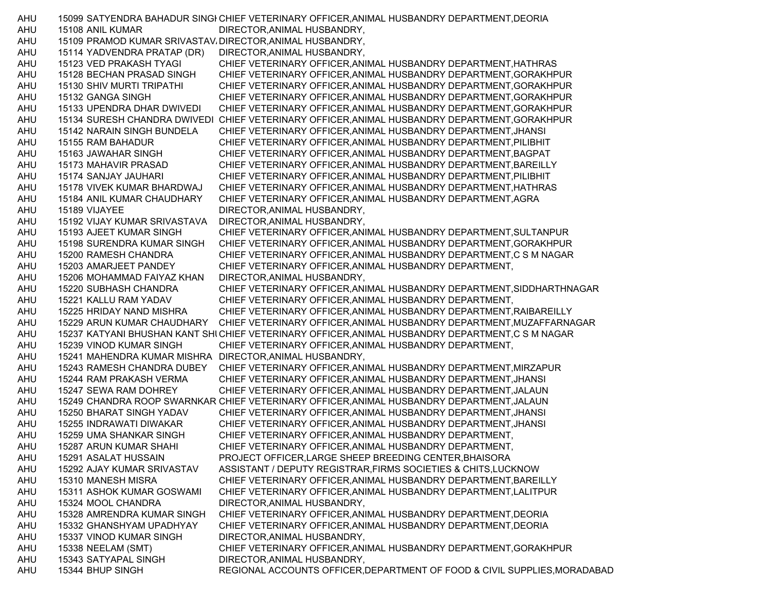| | | | |
|---|---|---|---|
| AHU | 15099 | SATYENDRA BAHADUR SINGH | CHIEF VETERINARY OFFICER,ANIMAL HUSBANDRY DEPARTMENT,DEORIA |
| AHU | 15108 | ANIL KUMAR | DIRECTOR,ANIMAL HUSBANDRY, |
| AHU | 15109 | PRAMOD KUMAR SRIVASTAVA | DIRECTOR,ANIMAL HUSBANDRY, |
| AHU | 15114 | YADVENDRA PRATAP (DR) | DIRECTOR,ANIMAL HUSBANDRY, |
| AHU | 15123 | VED PRAKASH TYAGI | CHIEF VETERINARY OFFICER,ANIMAL HUSBANDRY DEPARTMENT,HATHRAS |
| AHU | 15128 | BECHAN PRASAD SINGH | CHIEF VETERINARY OFFICER,ANIMAL HUSBANDRY DEPARTMENT,GORAKHPUR |
| AHU | 15130 | SHIV MURTI TRIPATHI | CHIEF VETERINARY OFFICER,ANIMAL HUSBANDRY DEPARTMENT,GORAKHPUR |
| AHU | 15132 | GANGA SINGH | CHIEF VETERINARY OFFICER,ANIMAL HUSBANDRY DEPARTMENT,GORAKHPUR |
| AHU | 15133 | UPENDRA DHAR DWIVEDI | CHIEF VETERINARY OFFICER,ANIMAL HUSBANDRY DEPARTMENT,GORAKHPUR |
| AHU | 15134 | SURESH CHANDRA DWIVEDI | CHIEF VETERINARY OFFICER,ANIMAL HUSBANDRY DEPARTMENT,GORAKHPUR |
| AHU | 15142 | NARAIN SINGH BUNDELA | CHIEF VETERINARY OFFICER,ANIMAL HUSBANDRY DEPARTMENT,JHANSI |
| AHU | 15155 | RAM BAHADUR | CHIEF VETERINARY OFFICER,ANIMAL HUSBANDRY DEPARTMENT,PILIBHIT |
| AHU | 15163 | JAWAHAR SINGH | CHIEF VETERINARY OFFICER,ANIMAL HUSBANDRY DEPARTMENT,BAGPAT |
| AHU | 15173 | MAHAVIR PRASAD | CHIEF VETERINARY OFFICER,ANIMAL HUSBANDRY DEPARTMENT,BAREILLY |
| AHU | 15174 | SANJAY JAUHARI | CHIEF VETERINARY OFFICER,ANIMAL HUSBANDRY DEPARTMENT,PILIBHIT |
| AHU | 15178 | VIVEK KUMAR BHARDWAJ | CHIEF VETERINARY OFFICER,ANIMAL HUSBANDRY DEPARTMENT,HATHRAS |
| AHU | 15184 | ANIL KUMAR CHAUDHARY | CHIEF VETERINARY OFFICER,ANIMAL HUSBANDRY DEPARTMENT,AGRA |
| AHU | 15189 | VIJAYEE | DIRECTOR,ANIMAL HUSBANDRY, |
| AHU | 15192 | VIJAY KUMAR SRIVASTAVA | DIRECTOR,ANIMAL HUSBANDRY, |
| AHU | 15193 | AJEET KUMAR SINGH | CHIEF VETERINARY OFFICER,ANIMAL HUSBANDRY DEPARTMENT,SULTANPUR |
| AHU | 15198 | SURENDRA KUMAR SINGH | CHIEF VETERINARY OFFICER,ANIMAL HUSBANDRY DEPARTMENT,GORAKHPUR |
| AHU | 15200 | RAMESH CHANDRA | CHIEF VETERINARY OFFICER,ANIMAL HUSBANDRY DEPARTMENT,C S M NAGAR |
| AHU | 15203 | AMARJEET PANDEY | CHIEF VETERINARY OFFICER,ANIMAL HUSBANDRY DEPARTMENT, |
| AHU | 15206 | MOHAMMAD FAIYAZ KHAN | DIRECTOR,ANIMAL HUSBANDRY, |
| AHU | 15220 | SUBHASH CHANDRA | CHIEF VETERINARY OFFICER,ANIMAL HUSBANDRY DEPARTMENT,SIDDHARTHNAGAR |
| AHU | 15221 | KALLU RAM YADAV | CHIEF VETERINARY OFFICER,ANIMAL HUSBANDRY DEPARTMENT, |
| AHU | 15225 | HRIDAY NAND MISHRA | CHIEF VETERINARY OFFICER,ANIMAL HUSBANDRY DEPARTMENT,RAIBAREILLY |
| AHU | 15229 | ARUN KUMAR CHAUDHARY | CHIEF VETERINARY OFFICER,ANIMAL HUSBANDRY DEPARTMENT,MUZAFFARNAGAR |
| AHU | 15237 | KATYANI BHUSHAN KANT SHI | CHIEF VETERINARY OFFICER,ANIMAL HUSBANDRY DEPARTMENT,C S M NAGAR |
| AHU | 15239 | VINOD KUMAR SINGH | CHIEF VETERINARY OFFICER,ANIMAL HUSBANDRY DEPARTMENT, |
| AHU | 15241 | MAHENDRA KUMAR MISHRA | DIRECTOR,ANIMAL HUSBANDRY, |
| AHU | 15243 | RAMESH CHANDRA DUBEY | CHIEF VETERINARY OFFICER,ANIMAL HUSBANDRY DEPARTMENT,MIRZAPUR |
| AHU | 15244 | RAM PRAKASH VERMA | CHIEF VETERINARY OFFICER,ANIMAL HUSBANDRY DEPARTMENT,JHANSI |
| AHU | 15247 | SEWA RAM DOHREY | CHIEF VETERINARY OFFICER,ANIMAL HUSBANDRY DEPARTMENT,JALAUN |
| AHU | 15249 | CHANDRA ROOP SWARNKAR | CHIEF VETERINARY OFFICER,ANIMAL HUSBANDRY DEPARTMENT,JALAUN |
| AHU | 15250 | BHARAT SINGH YADAV | CHIEF VETERINARY OFFICER,ANIMAL HUSBANDRY DEPARTMENT,JHANSI |
| AHU | 15255 | INDRAWATI DIWAKAR | CHIEF VETERINARY OFFICER,ANIMAL HUSBANDRY DEPARTMENT,JHANSI |
| AHU | 15259 | UMA SHANKAR SINGH | CHIEF VETERINARY OFFICER,ANIMAL HUSBANDRY DEPARTMENT, |
| AHU | 15287 | ARUN KUMAR SHAHI | CHIEF VETERINARY OFFICER,ANIMAL HUSBANDRY DEPARTMENT, |
| AHU | 15291 | ASALAT HUSSAIN | PROJECT OFFICER,LARGE SHEEP BREEDING CENTER,BHAISORA |
| AHU | 15292 | AJAY KUMAR SRIVASTAV | ASSISTANT / DEPUTY REGISTRAR,FIRMS SOCIETIES & CHITS,LUCKNOW |
| AHU | 15310 | MANESH MISRA | CHIEF VETERINARY OFFICER,ANIMAL HUSBANDRY DEPARTMENT,BAREILLY |
| AHU | 15311 | ASHOK KUMAR GOSWAMI | CHIEF VETERINARY OFFICER,ANIMAL HUSBANDRY DEPARTMENT,LALITPUR |
| AHU | 15324 | MOOL CHANDRA | DIRECTOR,ANIMAL HUSBANDRY, |
| AHU | 15328 | AMRENDRA KUMAR SINGH | CHIEF VETERINARY OFFICER,ANIMAL HUSBANDRY DEPARTMENT,DEORIA |
| AHU | 15332 | GHANSHYAM UPADHYAY | CHIEF VETERINARY OFFICER,ANIMAL HUSBANDRY DEPARTMENT,DEORIA |
| AHU | 15337 | VINOD KUMAR SINGH | DIRECTOR,ANIMAL HUSBANDRY, |
| AHU | 15338 | NEELAM (SMT) | CHIEF VETERINARY OFFICER,ANIMAL HUSBANDRY DEPARTMENT,GORAKHPUR |
| AHU | 15343 | SATYAPAL SINGH | DIRECTOR,ANIMAL HUSBANDRY, |
| AHU | 15344 | BHUP SINGH | REGIONAL ACCOUNTS OFFICER,DEPARTMENT OF FOOD & CIVIL SUPPLIES,MORADABAD |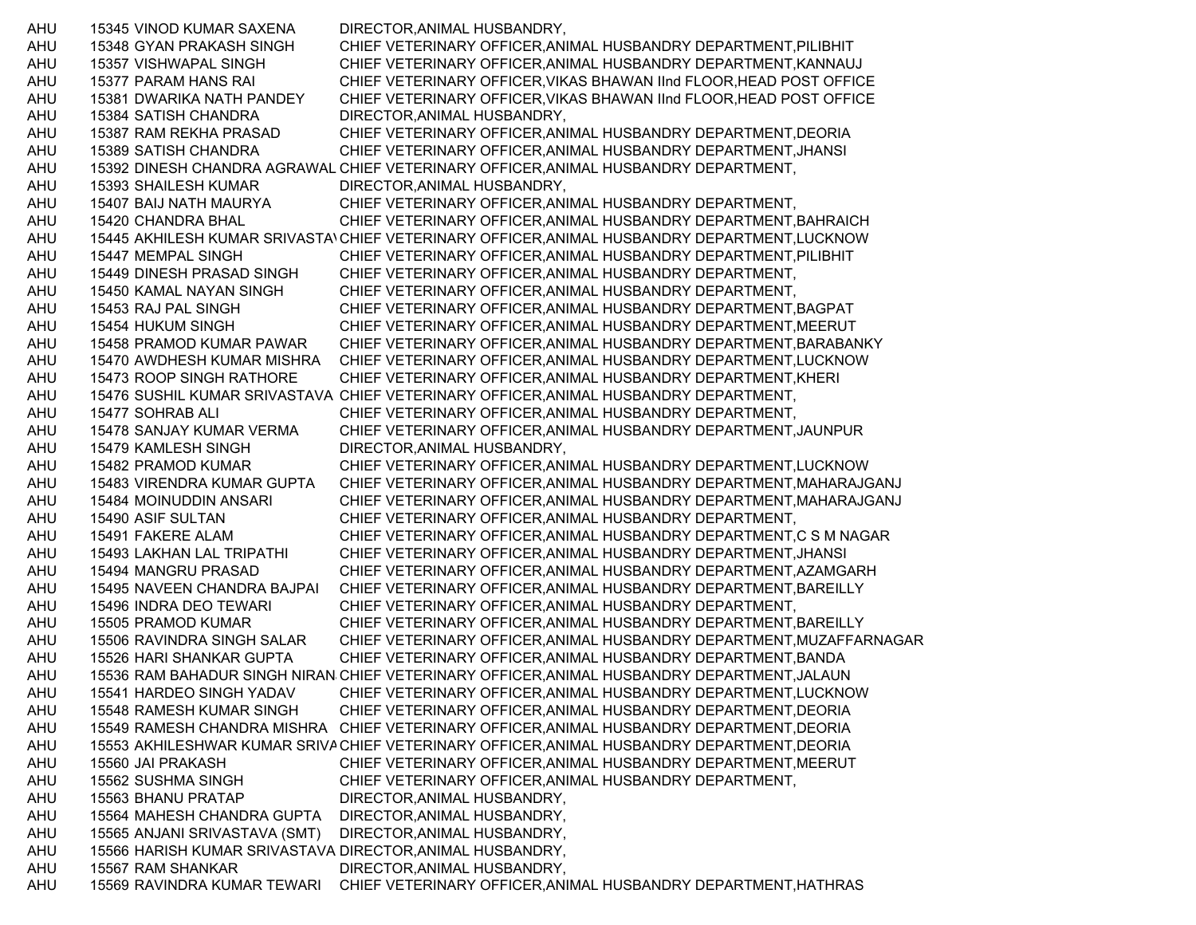| | | | |
|---|---|---|---|
| AHU | 15345 | VINOD KUMAR SAXENA | DIRECTOR,ANIMAL HUSBANDRY, |
| AHU | 15348 | GYAN PRAKASH SINGH | CHIEF VETERINARY OFFICER,ANIMAL HUSBANDRY DEPARTMENT,PILIBHIT |
| AHU | 15357 | VISHWAPAL SINGH | CHIEF VETERINARY OFFICER,ANIMAL HUSBANDRY DEPARTMENT,KANNAUJ |
| AHU | 15377 | PARAM HANS RAI | CHIEF VETERINARY OFFICER,VIKAS BHAWAN IInd FLOOR,HEAD POST OFFICE |
| AHU | 15381 | DWARIKA NATH PANDEY | CHIEF VETERINARY OFFICER,VIKAS BHAWAN IInd FLOOR,HEAD POST OFFICE |
| AHU | 15384 | SATISH CHANDRA | DIRECTOR,ANIMAL HUSBANDRY, |
| AHU | 15387 | RAM REKHA PRASAD | CHIEF VETERINARY OFFICER,ANIMAL HUSBANDRY DEPARTMENT,DEORIA |
| AHU | 15389 | SATISH CHANDRA | CHIEF VETERINARY OFFICER,ANIMAL HUSBANDRY DEPARTMENT,JHANSI |
| AHU | 15392 | DINESH CHANDRA AGRAWAL | CHIEF VETERINARY OFFICER,ANIMAL HUSBANDRY DEPARTMENT, |
| AHU | 15393 | SHAILESH KUMAR | DIRECTOR,ANIMAL HUSBANDRY, |
| AHU | 15407 | BAIJ NATH MAURYA | CHIEF VETERINARY OFFICER,ANIMAL HUSBANDRY DEPARTMENT, |
| AHU | 15420 | CHANDRA BHAL | CHIEF VETERINARY OFFICER,ANIMAL HUSBANDRY DEPARTMENT,BAHRAICH |
| AHU | 15445 | AKHILESH KUMAR SRIVASTAV | CHIEF VETERINARY OFFICER,ANIMAL HUSBANDRY DEPARTMENT,LUCKNOW |
| AHU | 15447 | MEMPAL SINGH | CHIEF VETERINARY OFFICER,ANIMAL HUSBANDRY DEPARTMENT,PILIBHIT |
| AHU | 15449 | DINESH PRASAD SINGH | CHIEF VETERINARY OFFICER,ANIMAL HUSBANDRY DEPARTMENT, |
| AHU | 15450 | KAMAL NAYAN SINGH | CHIEF VETERINARY OFFICER,ANIMAL HUSBANDRY DEPARTMENT, |
| AHU | 15453 | RAJ PAL SINGH | CHIEF VETERINARY OFFICER,ANIMAL HUSBANDRY DEPARTMENT,BAGPAT |
| AHU | 15454 | HUKUM SINGH | CHIEF VETERINARY OFFICER,ANIMAL HUSBANDRY DEPARTMENT,MEERUT |
| AHU | 15458 | PRAMOD KUMAR PAWAR | CHIEF VETERINARY OFFICER,ANIMAL HUSBANDRY DEPARTMENT,BARABANKY |
| AHU | 15470 | AWDHESH KUMAR MISHRA | CHIEF VETERINARY OFFICER,ANIMAL HUSBANDRY DEPARTMENT,LUCKNOW |
| AHU | 15473 | ROOP SINGH RATHORE | CHIEF VETERINARY OFFICER,ANIMAL HUSBANDRY DEPARTMENT,KHERI |
| AHU | 15476 | SUSHIL KUMAR SRIVASTAVA | CHIEF VETERINARY OFFICER,ANIMAL HUSBANDRY DEPARTMENT, |
| AHU | 15477 | SOHRAB ALI | CHIEF VETERINARY OFFICER,ANIMAL HUSBANDRY DEPARTMENT, |
| AHU | 15478 | SANJAY KUMAR VERMA | CHIEF VETERINARY OFFICER,ANIMAL HUSBANDRY DEPARTMENT,JAUNPUR |
| AHU | 15479 | KAMLESH SINGH | DIRECTOR,ANIMAL HUSBANDRY, |
| AHU | 15482 | PRAMOD KUMAR | CHIEF VETERINARY OFFICER,ANIMAL HUSBANDRY DEPARTMENT,LUCKNOW |
| AHU | 15483 | VIRENDRA KUMAR GUPTA | CHIEF VETERINARY OFFICER,ANIMAL HUSBANDRY DEPARTMENT,MAHARAJGANJ |
| AHU | 15484 | MOINUDDIN ANSARI | CHIEF VETERINARY OFFICER,ANIMAL HUSBANDRY DEPARTMENT,MAHARAJGANJ |
| AHU | 15490 | ASIF SULTAN | CHIEF VETERINARY OFFICER,ANIMAL HUSBANDRY DEPARTMENT, |
| AHU | 15491 | FAKERE ALAM | CHIEF VETERINARY OFFICER,ANIMAL HUSBANDRY DEPARTMENT,C S M NAGAR |
| AHU | 15493 | LAKHAN LAL TRIPATHI | CHIEF VETERINARY OFFICER,ANIMAL HUSBANDRY DEPARTMENT,JHANSI |
| AHU | 15494 | MANGRU PRASAD | CHIEF VETERINARY OFFICER,ANIMAL HUSBANDRY DEPARTMENT,AZAMGARH |
| AHU | 15495 | NAVEEN CHANDRA BAJPAI | CHIEF VETERINARY OFFICER,ANIMAL HUSBANDRY DEPARTMENT,BAREILLY |
| AHU | 15496 | INDRA DEO TEWARI | CHIEF VETERINARY OFFICER,ANIMAL HUSBANDRY DEPARTMENT, |
| AHU | 15505 | PRAMOD KUMAR | CHIEF VETERINARY OFFICER,ANIMAL HUSBANDRY DEPARTMENT,BAREILLY |
| AHU | 15506 | RAVINDRA SINGH SALAR | CHIEF VETERINARY OFFICER,ANIMAL HUSBANDRY DEPARTMENT,MUZAFFARNAGAR |
| AHU | 15526 | HARI SHANKAR GUPTA | CHIEF VETERINARY OFFICER,ANIMAL HUSBANDRY DEPARTMENT,BANDA |
| AHU | 15536 | RAM BAHADUR SINGH NIRAN | CHIEF VETERINARY OFFICER,ANIMAL HUSBANDRY DEPARTMENT,JALAUN |
| AHU | 15541 | HARDEO SINGH YADAV | CHIEF VETERINARY OFFICER,ANIMAL HUSBANDRY DEPARTMENT,LUCKNOW |
| AHU | 15548 | RAMESH KUMAR SINGH | CHIEF VETERINARY OFFICER,ANIMAL HUSBANDRY DEPARTMENT,DEORIA |
| AHU | 15549 | RAMESH CHANDRA MISHRA | CHIEF VETERINARY OFFICER,ANIMAL HUSBANDRY DEPARTMENT,DEORIA |
| AHU | 15553 | AKHILESHWAR KUMAR SRIVA | CHIEF VETERINARY OFFICER,ANIMAL HUSBANDRY DEPARTMENT,DEORIA |
| AHU | 15560 | JAI PRAKASH | CHIEF VETERINARY OFFICER,ANIMAL HUSBANDRY DEPARTMENT,MEERUT |
| AHU | 15562 | SUSHMA SINGH | CHIEF VETERINARY OFFICER,ANIMAL HUSBANDRY DEPARTMENT, |
| AHU | 15563 | BHANU PRATAP | DIRECTOR,ANIMAL HUSBANDRY, |
| AHU | 15564 | MAHESH CHANDRA GUPTA | DIRECTOR,ANIMAL HUSBANDRY, |
| AHU | 15565 | ANJANI SRIVASTAVA (SMT) | DIRECTOR,ANIMAL HUSBANDRY, |
| AHU | 15566 | HARISH KUMAR SRIVASTAVA | DIRECTOR,ANIMAL HUSBANDRY, |
| AHU | 15567 | RAM SHANKAR | DIRECTOR,ANIMAL HUSBANDRY, |
| AHU | 15569 | RAVINDRA KUMAR TEWARI | CHIEF VETERINARY OFFICER,ANIMAL HUSBANDRY DEPARTMENT,HATHRAS |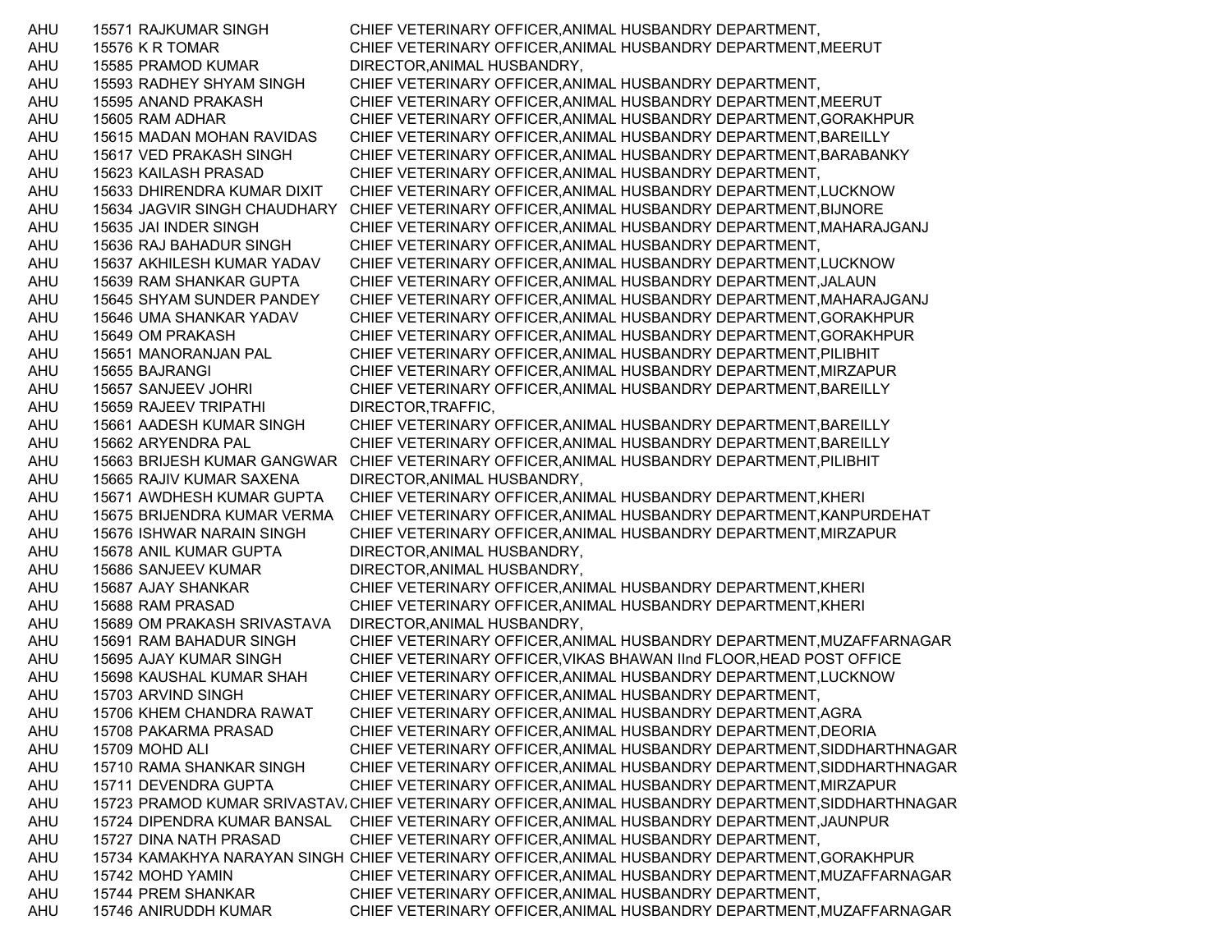| | | | |
|---|---|---|---|
| AHU | 15571 | RAJKUMAR SINGH | CHIEF VETERINARY OFFICER,ANIMAL HUSBANDRY DEPARTMENT, |
| AHU | 15576 | K R TOMAR | CHIEF VETERINARY OFFICER,ANIMAL HUSBANDRY DEPARTMENT,MEERUT |
| AHU | 15585 | PRAMOD KUMAR | DIRECTOR,ANIMAL HUSBANDRY, |
| AHU | 15593 | RADHEY SHYAM SINGH | CHIEF VETERINARY OFFICER,ANIMAL HUSBANDRY DEPARTMENT, |
| AHU | 15595 | ANAND PRAKASH | CHIEF VETERINARY OFFICER,ANIMAL HUSBANDRY DEPARTMENT,MEERUT |
| AHU | 15605 | RAM ADHAR | CHIEF VETERINARY OFFICER,ANIMAL HUSBANDRY DEPARTMENT,GORAKHPUR |
| AHU | 15615 | MADAN MOHAN RAVIDAS | CHIEF VETERINARY OFFICER,ANIMAL HUSBANDRY DEPARTMENT,BAREILLY |
| AHU | 15617 | VED PRAKASH SINGH | CHIEF VETERINARY OFFICER,ANIMAL HUSBANDRY DEPARTMENT,BARABANKY |
| AHU | 15623 | KAILASH PRASAD | CHIEF VETERINARY OFFICER,ANIMAL HUSBANDRY DEPARTMENT, |
| AHU | 15633 | DHIRENDRA KUMAR DIXIT | CHIEF VETERINARY OFFICER,ANIMAL HUSBANDRY DEPARTMENT,LUCKNOW |
| AHU | 15634 | JAGVIR SINGH CHAUDHARY | CHIEF VETERINARY OFFICER,ANIMAL HUSBANDRY DEPARTMENT,BIJNORE |
| AHU | 15635 | JAI INDER SINGH | CHIEF VETERINARY OFFICER,ANIMAL HUSBANDRY DEPARTMENT,MAHARAJGANJ |
| AHU | 15636 | RAJ BAHADUR SINGH | CHIEF VETERINARY OFFICER,ANIMAL HUSBANDRY DEPARTMENT, |
| AHU | 15637 | AKHILESH KUMAR YADAV | CHIEF VETERINARY OFFICER,ANIMAL HUSBANDRY DEPARTMENT,LUCKNOW |
| AHU | 15639 | RAM SHANKAR GUPTA | CHIEF VETERINARY OFFICER,ANIMAL HUSBANDRY DEPARTMENT,JALAUN |
| AHU | 15645 | SHYAM SUNDER PANDEY | CHIEF VETERINARY OFFICER,ANIMAL HUSBANDRY DEPARTMENT,MAHARAJGANJ |
| AHU | 15646 | UMA SHANKAR YADAV | CHIEF VETERINARY OFFICER,ANIMAL HUSBANDRY DEPARTMENT,GORAKHPUR |
| AHU | 15649 | OM PRAKASH | CHIEF VETERINARY OFFICER,ANIMAL HUSBANDRY DEPARTMENT,GORAKHPUR |
| AHU | 15651 | MANORANJAN PAL | CHIEF VETERINARY OFFICER,ANIMAL HUSBANDRY DEPARTMENT,PILIBHIT |
| AHU | 15655 | BAJRANGI | CHIEF VETERINARY OFFICER,ANIMAL HUSBANDRY DEPARTMENT,MIRZAPUR |
| AHU | 15657 | SANJEEV JOHRI | CHIEF VETERINARY OFFICER,ANIMAL HUSBANDRY DEPARTMENT,BAREILLY |
| AHU | 15659 | RAJEEV TRIPATHI | DIRECTOR,TRAFFIC, |
| AHU | 15661 | AADESH KUMAR SINGH | CHIEF VETERINARY OFFICER,ANIMAL HUSBANDRY DEPARTMENT,BAREILLY |
| AHU | 15662 | ARYENDRA PAL | CHIEF VETERINARY OFFICER,ANIMAL HUSBANDRY DEPARTMENT,BAREILLY |
| AHU | 15663 | BRIJESH KUMAR GANGWAR | CHIEF VETERINARY OFFICER,ANIMAL HUSBANDRY DEPARTMENT,PILIBHIT |
| AHU | 15665 | RAJIV KUMAR SAXENA | DIRECTOR,ANIMAL HUSBANDRY, |
| AHU | 15671 | AWDHESH KUMAR GUPTA | CHIEF VETERINARY OFFICER,ANIMAL HUSBANDRY DEPARTMENT,KHERI |
| AHU | 15675 | BRIJENDRA KUMAR VERMA | CHIEF VETERINARY OFFICER,ANIMAL HUSBANDRY DEPARTMENT,KANPURDEHAT |
| AHU | 15676 | ISHWAR NARAIN SINGH | CHIEF VETERINARY OFFICER,ANIMAL HUSBANDRY DEPARTMENT,MIRZAPUR |
| AHU | 15678 | ANIL KUMAR GUPTA | DIRECTOR,ANIMAL HUSBANDRY, |
| AHU | 15686 | SANJEEV KUMAR | DIRECTOR,ANIMAL HUSBANDRY, |
| AHU | 15687 | AJAY SHANKAR | CHIEF VETERINARY OFFICER,ANIMAL HUSBANDRY DEPARTMENT,KHERI |
| AHU | 15688 | RAM PRASAD | CHIEF VETERINARY OFFICER,ANIMAL HUSBANDRY DEPARTMENT,KHERI |
| AHU | 15689 | OM PRAKASH SRIVASTAVA | DIRECTOR,ANIMAL HUSBANDRY, |
| AHU | 15691 | RAM BAHADUR SINGH | CHIEF VETERINARY OFFICER,ANIMAL HUSBANDRY DEPARTMENT,MUZAFFARNAGAR |
| AHU | 15695 | AJAY KUMAR SINGH | CHIEF VETERINARY OFFICER,VIKAS BHAWAN IInd FLOOR,HEAD POST OFFICE |
| AHU | 15698 | KAUSHAL KUMAR SHAH | CHIEF VETERINARY OFFICER,ANIMAL HUSBANDRY DEPARTMENT,LUCKNOW |
| AHU | 15703 | ARVIND SINGH | CHIEF VETERINARY OFFICER,ANIMAL HUSBANDRY DEPARTMENT, |
| AHU | 15706 | KHEM CHANDRA RAWAT | CHIEF VETERINARY OFFICER,ANIMAL HUSBANDRY DEPARTMENT,AGRA |
| AHU | 15708 | PAKARMA PRASAD | CHIEF VETERINARY OFFICER,ANIMAL HUSBANDRY DEPARTMENT,DEORIA |
| AHU | 15709 | MOHD ALI | CHIEF VETERINARY OFFICER,ANIMAL HUSBANDRY DEPARTMENT,SIDDHARTHNAGAR |
| AHU | 15710 | RAMA SHANKAR SINGH | CHIEF VETERINARY OFFICER,ANIMAL HUSBANDRY DEPARTMENT,SIDDHARTHNAGAR |
| AHU | 15711 | DEVENDRA GUPTA | CHIEF VETERINARY OFFICER,ANIMAL HUSBANDRY DEPARTMENT,MIRZAPUR |
| AHU | 15723 | PRAMOD KUMAR SRIVASTAVA | CHIEF VETERINARY OFFICER,ANIMAL HUSBANDRY DEPARTMENT,SIDDHARTHNAGAR |
| AHU | 15724 | DIPENDRA KUMAR BANSAL | CHIEF VETERINARY OFFICER,ANIMAL HUSBANDRY DEPARTMENT,JAUNPUR |
| AHU | 15727 | DINA NATH PRASAD | CHIEF VETERINARY OFFICER,ANIMAL HUSBANDRY DEPARTMENT, |
| AHU | 15734 | KAMAKHYA NARAYAN SINGH | CHIEF VETERINARY OFFICER,ANIMAL HUSBANDRY DEPARTMENT,GORAKHPUR |
| AHU | 15742 | MOHD YAMIN | CHIEF VETERINARY OFFICER,ANIMAL HUSBANDRY DEPARTMENT,MUZAFFARNAGAR |
| AHU | 15744 | PREM SHANKAR | CHIEF VETERINARY OFFICER,ANIMAL HUSBANDRY DEPARTMENT, |
| AHU | 15746 | ANIRUDDH KUMAR | CHIEF VETERINARY OFFICER,ANIMAL HUSBANDRY DEPARTMENT,MUZAFFARNAGAR |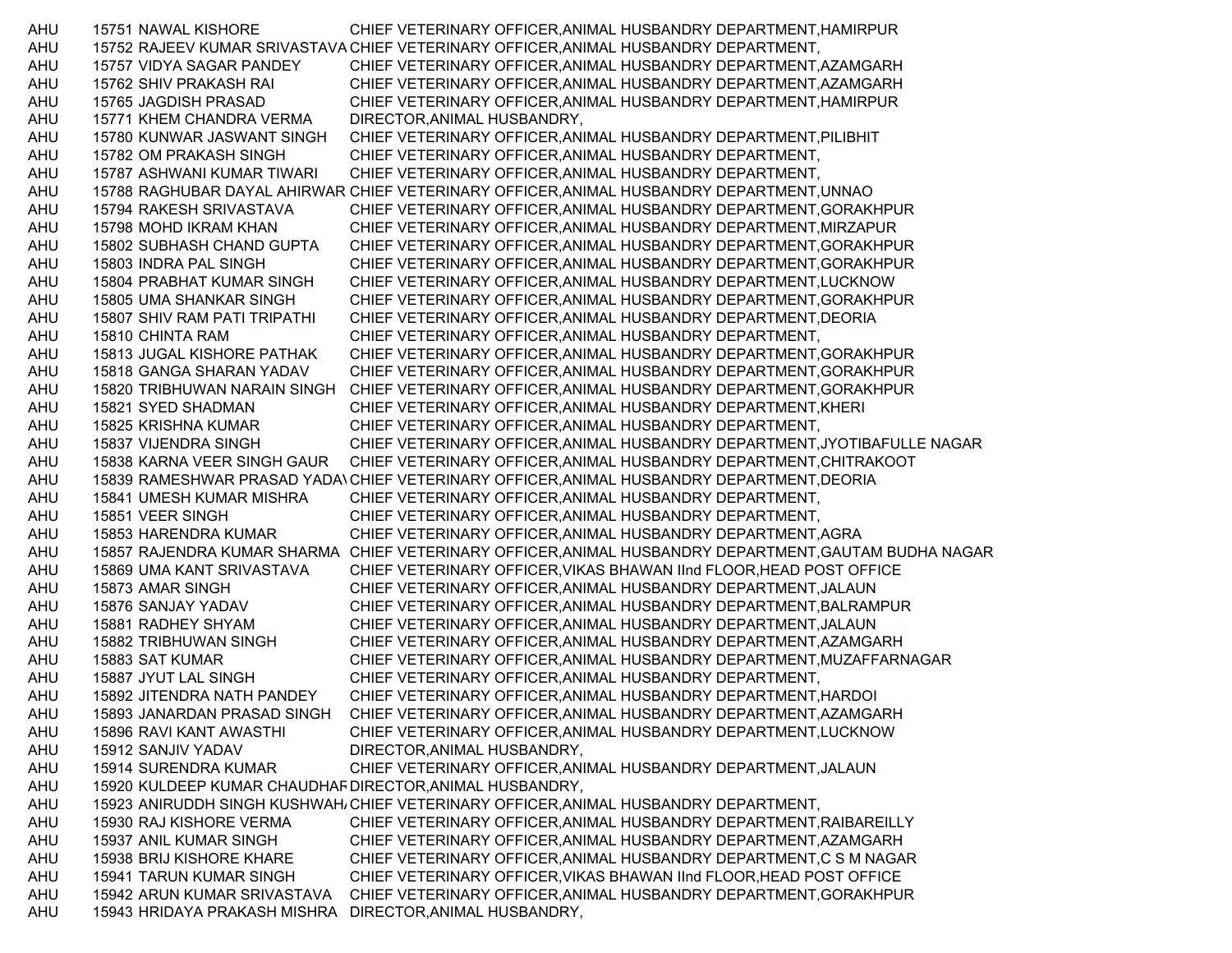| | | | |
|---|---|---|---|
| AHU | 15751 | NAWAL KISHORE | CHIEF VETERINARY OFFICER,ANIMAL HUSBANDRY DEPARTMENT,HAMIRPUR |
| AHU | 15752 | RAJEEV KUMAR SRIVASTAVA | CHIEF VETERINARY OFFICER,ANIMAL HUSBANDRY DEPARTMENT, |
| AHU | 15757 | VIDYA SAGAR PANDEY | CHIEF VETERINARY OFFICER,ANIMAL HUSBANDRY DEPARTMENT,AZAMGARH |
| AHU | 15762 | SHIV PRAKASH RAI | CHIEF VETERINARY OFFICER,ANIMAL HUSBANDRY DEPARTMENT,AZAMGARH |
| AHU | 15765 | JAGDISH PRASAD | CHIEF VETERINARY OFFICER,ANIMAL HUSBANDRY DEPARTMENT,HAMIRPUR |
| AHU | 15771 | KHEM CHANDRA VERMA | DIRECTOR,ANIMAL HUSBANDRY, |
| AHU | 15780 | KUNWAR JASWANT SINGH | CHIEF VETERINARY OFFICER,ANIMAL HUSBANDRY DEPARTMENT,PILIBHIT |
| AHU | 15782 | OM PRAKASH SINGH | CHIEF VETERINARY OFFICER,ANIMAL HUSBANDRY DEPARTMENT, |
| AHU | 15787 | ASHWANI KUMAR TIWARI | CHIEF VETERINARY OFFICER,ANIMAL HUSBANDRY DEPARTMENT, |
| AHU | 15788 | RAGHUBAR DAYAL AHIRWAR | CHIEF VETERINARY OFFICER,ANIMAL HUSBANDRY DEPARTMENT,UNNAO |
| AHU | 15794 | RAKESH SRIVASTAVA | CHIEF VETERINARY OFFICER,ANIMAL HUSBANDRY DEPARTMENT,GORAKHPUR |
| AHU | 15798 | MOHD IKRAM KHAN | CHIEF VETERINARY OFFICER,ANIMAL HUSBANDRY DEPARTMENT,MIRZAPUR |
| AHU | 15802 | SUBHASH CHAND GUPTA | CHIEF VETERINARY OFFICER,ANIMAL HUSBANDRY DEPARTMENT,GORAKHPUR |
| AHU | 15803 | INDRA PAL SINGH | CHIEF VETERINARY OFFICER,ANIMAL HUSBANDRY DEPARTMENT,GORAKHPUR |
| AHU | 15804 | PRABHAT KUMAR SINGH | CHIEF VETERINARY OFFICER,ANIMAL HUSBANDRY DEPARTMENT,LUCKNOW |
| AHU | 15805 | UMA SHANKAR SINGH | CHIEF VETERINARY OFFICER,ANIMAL HUSBANDRY DEPARTMENT,GORAKHPUR |
| AHU | 15807 | SHIV RAM PATI TRIPATHI | CHIEF VETERINARY OFFICER,ANIMAL HUSBANDRY DEPARTMENT,DEORIA |
| AHU | 15810 | CHINTA RAM | CHIEF VETERINARY OFFICER,ANIMAL HUSBANDRY DEPARTMENT, |
| AHU | 15813 | JUGAL KISHORE PATHAK | CHIEF VETERINARY OFFICER,ANIMAL HUSBANDRY DEPARTMENT,GORAKHPUR |
| AHU | 15818 | GANGA SHARAN YADAV | CHIEF VETERINARY OFFICER,ANIMAL HUSBANDRY DEPARTMENT,GORAKHPUR |
| AHU | 15820 | TRIBHUWAN NARAIN SINGH | CHIEF VETERINARY OFFICER,ANIMAL HUSBANDRY DEPARTMENT,GORAKHPUR |
| AHU | 15821 | SYED SHADMAN | CHIEF VETERINARY OFFICER,ANIMAL HUSBANDRY DEPARTMENT,KHERI |
| AHU | 15825 | KRISHNA KUMAR | CHIEF VETERINARY OFFICER,ANIMAL HUSBANDRY DEPARTMENT, |
| AHU | 15837 | VIJENDRA SINGH | CHIEF VETERINARY OFFICER,ANIMAL HUSBANDRY DEPARTMENT,JYOTIBAFULLE NAGAR |
| AHU | 15838 | KARNA VEER SINGH GAUR | CHIEF VETERINARY OFFICER,ANIMAL HUSBANDRY DEPARTMENT,CHITRAKOOT |
| AHU | 15839 | RAMESHWAR PRASAD YADAV | CHIEF VETERINARY OFFICER,ANIMAL HUSBANDRY DEPARTMENT,DEORIA |
| AHU | 15841 | UMESH KUMAR MISHRA | CHIEF VETERINARY OFFICER,ANIMAL HUSBANDRY DEPARTMENT, |
| AHU | 15851 | VEER SINGH | CHIEF VETERINARY OFFICER,ANIMAL HUSBANDRY DEPARTMENT, |
| AHU | 15853 | HARENDRA KUMAR | CHIEF VETERINARY OFFICER,ANIMAL HUSBANDRY DEPARTMENT,AGRA |
| AHU | 15857 | RAJENDRA KUMAR SHARMA | CHIEF VETERINARY OFFICER,ANIMAL HUSBANDRY DEPARTMENT,GAUTAM BUDHA NAGAR |
| AHU | 15869 | UMA KANT SRIVASTAVA | CHIEF VETERINARY OFFICER,VIKAS BHAWAN IInd FLOOR,HEAD POST OFFICE |
| AHU | 15873 | AMAR SINGH | CHIEF VETERINARY OFFICER,ANIMAL HUSBANDRY DEPARTMENT,JALAUN |
| AHU | 15876 | SANJAY YADAV | CHIEF VETERINARY OFFICER,ANIMAL HUSBANDRY DEPARTMENT,BALRAMPUR |
| AHU | 15881 | RADHEY SHYAM | CHIEF VETERINARY OFFICER,ANIMAL HUSBANDRY DEPARTMENT,JALAUN |
| AHU | 15882 | TRIBHUWAN SINGH | CHIEF VETERINARY OFFICER,ANIMAL HUSBANDRY DEPARTMENT,AZAMGARH |
| AHU | 15883 | SAT KUMAR | CHIEF VETERINARY OFFICER,ANIMAL HUSBANDRY DEPARTMENT,MUZAFFARNAGAR |
| AHU | 15887 | JYUT LAL SINGH | CHIEF VETERINARY OFFICER,ANIMAL HUSBANDRY DEPARTMENT, |
| AHU | 15892 | JITENDRA NATH PANDEY | CHIEF VETERINARY OFFICER,ANIMAL HUSBANDRY DEPARTMENT,HARDOI |
| AHU | 15893 | JANARDAN PRASAD SINGH | CHIEF VETERINARY OFFICER,ANIMAL HUSBANDRY DEPARTMENT,AZAMGARH |
| AHU | 15896 | RAVI KANT AWASTHI | CHIEF VETERINARY OFFICER,ANIMAL HUSBANDRY DEPARTMENT,LUCKNOW |
| AHU | 15912 | SANJIV YADAV | DIRECTOR,ANIMAL HUSBANDRY, |
| AHU | 15914 | SURENDRA KUMAR | CHIEF VETERINARY OFFICER,ANIMAL HUSBANDRY DEPARTMENT,JALAUN |
| AHU | 15920 | KULDEEP KUMAR CHAUDHAR | DIRECTOR,ANIMAL HUSBANDRY, |
| AHU | 15923 | ANIRUDDH SINGH KUSHWAH | CHIEF VETERINARY OFFICER,ANIMAL HUSBANDRY DEPARTMENT, |
| AHU | 15930 | RAJ KISHORE VERMA | CHIEF VETERINARY OFFICER,ANIMAL HUSBANDRY DEPARTMENT,RAIBAREILLY |
| AHU | 15937 | ANIL KUMAR SINGH | CHIEF VETERINARY OFFICER,ANIMAL HUSBANDRY DEPARTMENT,AZAMGARH |
| AHU | 15938 | BRIJ KISHORE KHARE | CHIEF VETERINARY OFFICER,ANIMAL HUSBANDRY DEPARTMENT,C S M NAGAR |
| AHU | 15941 | TARUN KUMAR SINGH | CHIEF VETERINARY OFFICER,VIKAS BHAWAN IInd FLOOR,HEAD POST OFFICE |
| AHU | 15942 | ARUN KUMAR SRIVASTAVA | CHIEF VETERINARY OFFICER,ANIMAL HUSBANDRY DEPARTMENT,GORAKHPUR |
| AHU | 15943 | HRIDAYA PRAKASH MISHRA | DIRECTOR,ANIMAL HUSBANDRY, |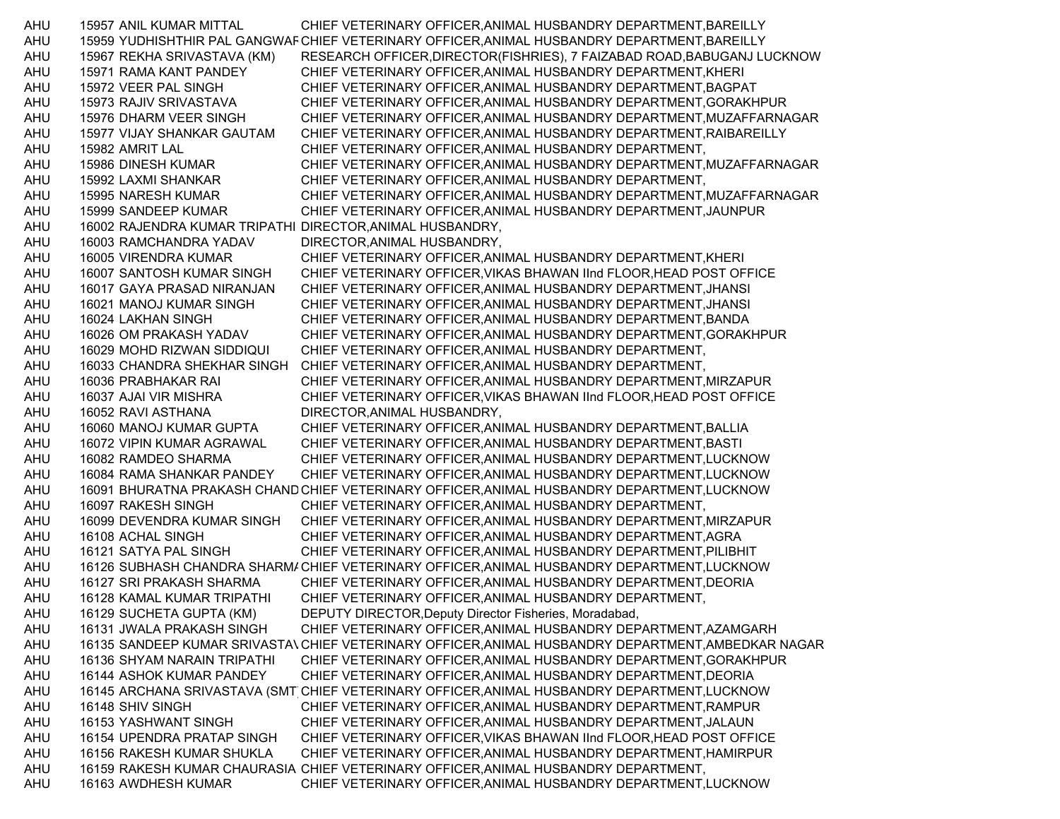| | | | |
|---|---|---|---|
| AHU | 15957 | ANIL KUMAR MITTAL | CHIEF VETERINARY OFFICER,ANIMAL HUSBANDRY DEPARTMENT,BAREILLY |
| AHU | 15959 | YUDHISHTHIR PAL GANGWAR | CHIEF VETERINARY OFFICER,ANIMAL HUSBANDRY DEPARTMENT,BAREILLY |
| AHU | 15967 | REKHA SRIVASTAVA (KM) | RESEARCH OFFICER,DIRECTOR(FISHRIES), 7 FAIZABAD ROAD,BABUGANJ LUCKNOW |
| AHU | 15971 | RAMA KANT PANDEY | CHIEF VETERINARY OFFICER,ANIMAL HUSBANDRY DEPARTMENT,KHERI |
| AHU | 15972 | VEER PAL SINGH | CHIEF VETERINARY OFFICER,ANIMAL HUSBANDRY DEPARTMENT,BAGPAT |
| AHU | 15973 | RAJIV SRIVASTAVA | CHIEF VETERINARY OFFICER,ANIMAL HUSBANDRY DEPARTMENT,GORAKHPUR |
| AHU | 15976 | DHARM VEER SINGH | CHIEF VETERINARY OFFICER,ANIMAL HUSBANDRY DEPARTMENT,MUZAFFARNAGAR |
| AHU | 15977 | VIJAY SHANKAR GAUTAM | CHIEF VETERINARY OFFICER,ANIMAL HUSBANDRY DEPARTMENT,RAIBAREILLY |
| AHU | 15982 | AMRIT LAL | CHIEF VETERINARY OFFICER,ANIMAL HUSBANDRY DEPARTMENT, |
| AHU | 15986 | DINESH KUMAR | CHIEF VETERINARY OFFICER,ANIMAL HUSBANDRY DEPARTMENT,MUZAFFARNAGAR |
| AHU | 15992 | LAXMI SHANKAR | CHIEF VETERINARY OFFICER,ANIMAL HUSBANDRY DEPARTMENT, |
| AHU | 15995 | NARESH KUMAR | CHIEF VETERINARY OFFICER,ANIMAL HUSBANDRY DEPARTMENT,MUZAFFARNAGAR |
| AHU | 15999 | SANDEEP KUMAR | CHIEF VETERINARY OFFICER,ANIMAL HUSBANDRY DEPARTMENT,JAUNPUR |
| AHU | 16002 | RAJENDRA KUMAR TRIPATHI | DIRECTOR,ANIMAL HUSBANDRY, |
| AHU | 16003 | RAMCHANDRA YADAV | DIRECTOR,ANIMAL HUSBANDRY, |
| AHU | 16005 | VIRENDRA KUMAR | CHIEF VETERINARY OFFICER,ANIMAL HUSBANDRY DEPARTMENT,KHERI |
| AHU | 16007 | SANTOSH KUMAR SINGH | CHIEF VETERINARY OFFICER,VIKAS BHAWAN IInd FLOOR,HEAD POST OFFICE |
| AHU | 16017 | GAYA PRASAD NIRANJAN | CHIEF VETERINARY OFFICER,ANIMAL HUSBANDRY DEPARTMENT,JHANSI |
| AHU | 16021 | MANOJ KUMAR SINGH | CHIEF VETERINARY OFFICER,ANIMAL HUSBANDRY DEPARTMENT,JHANSI |
| AHU | 16024 | LAKHAN SINGH | CHIEF VETERINARY OFFICER,ANIMAL HUSBANDRY DEPARTMENT,BANDA |
| AHU | 16026 | OM PRAKASH YADAV | CHIEF VETERINARY OFFICER,ANIMAL HUSBANDRY DEPARTMENT,GORAKHPUR |
| AHU | 16029 | MOHD RIZWAN SIDDIQUI | CHIEF VETERINARY OFFICER,ANIMAL HUSBANDRY DEPARTMENT, |
| AHU | 16033 | CHANDRA SHEKHAR SINGH | CHIEF VETERINARY OFFICER,ANIMAL HUSBANDRY DEPARTMENT, |
| AHU | 16036 | PRABHAKAR RAI | CHIEF VETERINARY OFFICER,ANIMAL HUSBANDRY DEPARTMENT,MIRZAPUR |
| AHU | 16037 | AJAI VIR MISHRA | CHIEF VETERINARY OFFICER,VIKAS BHAWAN IInd FLOOR,HEAD POST OFFICE |
| AHU | 16052 | RAVI ASTHANA | DIRECTOR,ANIMAL HUSBANDRY, |
| AHU | 16060 | MANOJ KUMAR GUPTA | CHIEF VETERINARY OFFICER,ANIMAL HUSBANDRY DEPARTMENT,BALLIA |
| AHU | 16072 | VIPIN KUMAR AGRAWAL | CHIEF VETERINARY OFFICER,ANIMAL HUSBANDRY DEPARTMENT,BASTI |
| AHU | 16082 | RAMDEO SHARMA | CHIEF VETERINARY OFFICER,ANIMAL HUSBANDRY DEPARTMENT,LUCKNOW |
| AHU | 16084 | RAMA SHANKAR PANDEY | CHIEF VETERINARY OFFICER,ANIMAL HUSBANDRY DEPARTMENT,LUCKNOW |
| AHU | 16091 | BHURATNA PRAKASH CHAND | CHIEF VETERINARY OFFICER,ANIMAL HUSBANDRY DEPARTMENT,LUCKNOW |
| AHU | 16097 | RAKESH SINGH | CHIEF VETERINARY OFFICER,ANIMAL HUSBANDRY DEPARTMENT, |
| AHU | 16099 | DEVENDRA KUMAR SINGH | CHIEF VETERINARY OFFICER,ANIMAL HUSBANDRY DEPARTMENT,MIRZAPUR |
| AHU | 16108 | ACHAL SINGH | CHIEF VETERINARY OFFICER,ANIMAL HUSBANDRY DEPARTMENT,AGRA |
| AHU | 16121 | SATYA PAL SINGH | CHIEF VETERINARY OFFICER,ANIMAL HUSBANDRY DEPARTMENT,PILIBHIT |
| AHU | 16126 | SUBHASH CHANDRA SHARMA | CHIEF VETERINARY OFFICER,ANIMAL HUSBANDRY DEPARTMENT,LUCKNOW |
| AHU | 16127 | SRI PRAKASH SHARMA | CHIEF VETERINARY OFFICER,ANIMAL HUSBANDRY DEPARTMENT,DEORIA |
| AHU | 16128 | KAMAL KUMAR TRIPATHI | CHIEF VETERINARY OFFICER,ANIMAL HUSBANDRY DEPARTMENT, |
| AHU | 16129 | SUCHETA GUPTA (KM) | DEPUTY DIRECTOR,Deputy Director Fisheries, Moradabad, |
| AHU | 16131 | JWALA PRAKASH SINGH | CHIEF VETERINARY OFFICER,ANIMAL HUSBANDRY DEPARTMENT,AZAMGARH |
| AHU | 16135 | SANDEEP KUMAR SRIVASTAV | CHIEF VETERINARY OFFICER,ANIMAL HUSBANDRY DEPARTMENT,AMBEDKAR NAGAR |
| AHU | 16136 | SHYAM NARAIN TRIPATHI | CHIEF VETERINARY OFFICER,ANIMAL HUSBANDRY DEPARTMENT,GORAKHPUR |
| AHU | 16144 | ASHOK KUMAR PANDEY | CHIEF VETERINARY OFFICER,ANIMAL HUSBANDRY DEPARTMENT,DEORIA |
| AHU | 16145 | ARCHANA SRIVASTAVA (SMT | CHIEF VETERINARY OFFICER,ANIMAL HUSBANDRY DEPARTMENT,LUCKNOW |
| AHU | 16148 | SHIV SINGH | CHIEF VETERINARY OFFICER,ANIMAL HUSBANDRY DEPARTMENT,RAMPUR |
| AHU | 16153 | YASHWANT SINGH | CHIEF VETERINARY OFFICER,ANIMAL HUSBANDRY DEPARTMENT,JALAUN |
| AHU | 16154 | UPENDRA PRATAP SINGH | CHIEF VETERINARY OFFICER,VIKAS BHAWAN IInd FLOOR,HEAD POST OFFICE |
| AHU | 16156 | RAKESH KUMAR SHUKLA | CHIEF VETERINARY OFFICER,ANIMAL HUSBANDRY DEPARTMENT,HAMIRPUR |
| AHU | 16159 | RAKESH KUMAR CHAURASIA | CHIEF VETERINARY OFFICER,ANIMAL HUSBANDRY DEPARTMENT, |
| AHU | 16163 | AWDHESH KUMAR | CHIEF VETERINARY OFFICER,ANIMAL HUSBANDRY DEPARTMENT,LUCKNOW |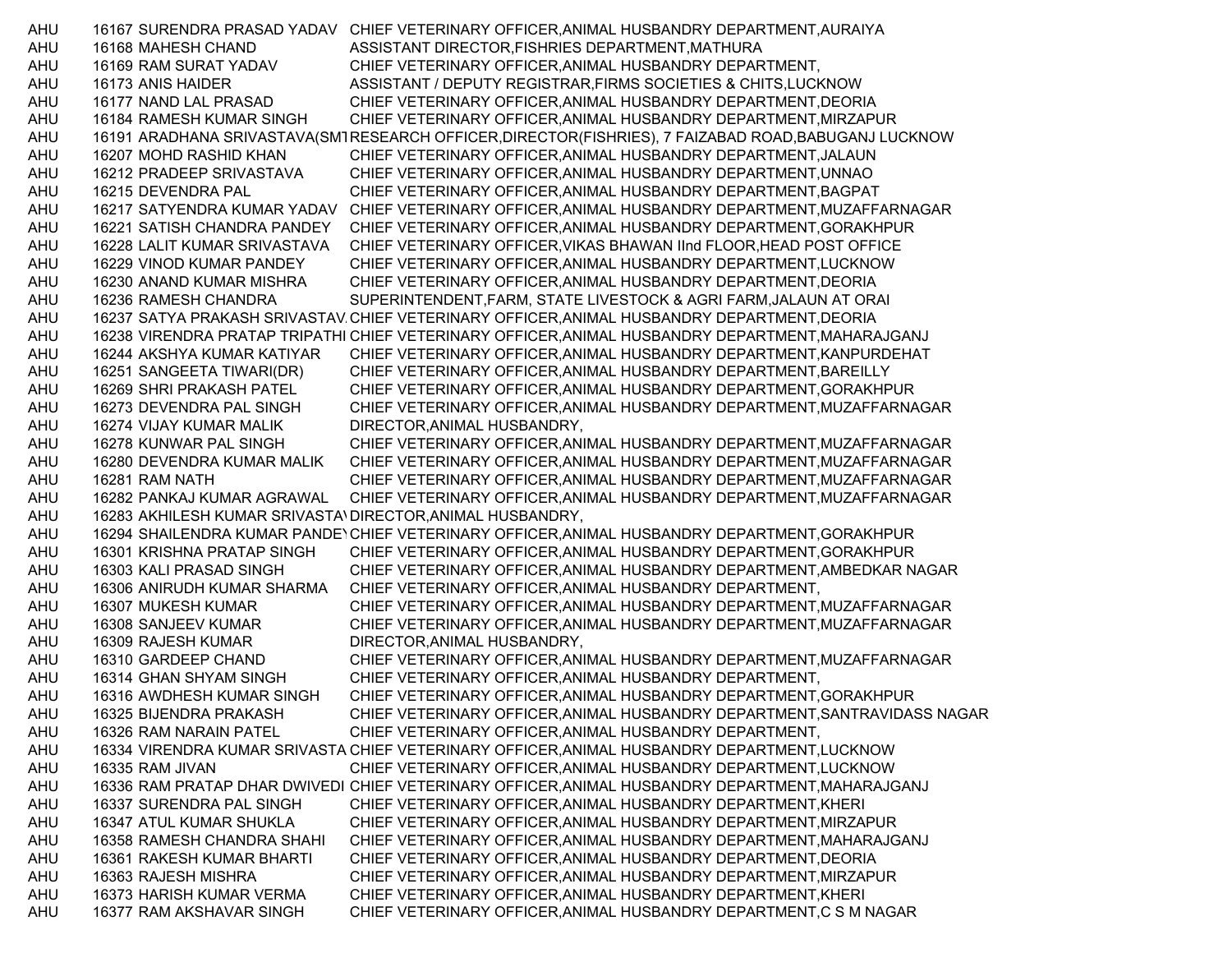| | | | |
|---|---|---|---|
| AHU | 16167 | SURENDRA PRASAD YADAV | CHIEF VETERINARY OFFICER,ANIMAL HUSBANDRY DEPARTMENT,AURAIYA |
| AHU | 16168 | MAHESH CHAND | ASSISTANT DIRECTOR,FISHRIES DEPARTMENT,MATHURA |
| AHU | 16169 | RAM SURAT YADAV | CHIEF VETERINARY OFFICER,ANIMAL HUSBANDRY DEPARTMENT, |
| AHU | 16173 | ANIS HAIDER | ASSISTANT / DEPUTY REGISTRAR,FIRMS SOCIETIES & CHITS,LUCKNOW |
| AHU | 16177 | NAND LAL PRASAD | CHIEF VETERINARY OFFICER,ANIMAL HUSBANDRY DEPARTMENT,DEORIA |
| AHU | 16184 | RAMESH KUMAR SINGH | CHIEF VETERINARY OFFICER,ANIMAL HUSBANDRY DEPARTMENT,MIRZAPUR |
| AHU | 16191 | ARADHANA SRIVASTAVA(SMT | RESEARCH OFFICER,DIRECTOR(FISHRIES), 7 FAIZABAD ROAD,BABUGANJ LUCKNOW |
| AHU | 16207 | MOHD RASHID KHAN | CHIEF VETERINARY OFFICER,ANIMAL HUSBANDRY DEPARTMENT,JALAUN |
| AHU | 16212 | PRADEEP SRIVASTAVA | CHIEF VETERINARY OFFICER,ANIMAL HUSBANDRY DEPARTMENT,UNNAO |
| AHU | 16215 | DEVENDRA PAL | CHIEF VETERINARY OFFICER,ANIMAL HUSBANDRY DEPARTMENT,BAGPAT |
| AHU | 16217 | SATYENDRA KUMAR YADAV | CHIEF VETERINARY OFFICER,ANIMAL HUSBANDRY DEPARTMENT,MUZAFFARNAGAR |
| AHU | 16221 | SATISH CHANDRA PANDEY | CHIEF VETERINARY OFFICER,ANIMAL HUSBANDRY DEPARTMENT,GORAKHPUR |
| AHU | 16228 | LALIT KUMAR SRIVASTAVA | CHIEF VETERINARY OFFICER,VIKAS BHAWAN IInd FLOOR,HEAD POST OFFICE |
| AHU | 16229 | VINOD KUMAR PANDEY | CHIEF VETERINARY OFFICER,ANIMAL HUSBANDRY DEPARTMENT,LUCKNOW |
| AHU | 16230 | ANAND KUMAR MISHRA | CHIEF VETERINARY OFFICER,ANIMAL HUSBANDRY DEPARTMENT,DEORIA |
| AHU | 16236 | RAMESH CHANDRA | SUPERINTENDENT,FARM, STATE LIVESTOCK & AGRI FARM,JALAUN AT ORAI |
| AHU | 16237 | SATYA PRAKASH SRIVASTAV. | CHIEF VETERINARY OFFICER,ANIMAL HUSBANDRY DEPARTMENT,DEORIA |
| AHU | 16238 | VIRENDRA PRATAP TRIPATHI | CHIEF VETERINARY OFFICER,ANIMAL HUSBANDRY DEPARTMENT,MAHARAJGANJ |
| AHU | 16244 | AKSHYA KUMAR KATIYAR | CHIEF VETERINARY OFFICER,ANIMAL HUSBANDRY DEPARTMENT,KANPURDEHAT |
| AHU | 16251 | SANGEETA TIWARI(DR) | CHIEF VETERINARY OFFICER,ANIMAL HUSBANDRY DEPARTMENT,BAREILLY |
| AHU | 16269 | SHRI PRAKASH PATEL | CHIEF VETERINARY OFFICER,ANIMAL HUSBANDRY DEPARTMENT,GORAKHPUR |
| AHU | 16273 | DEVENDRA PAL SINGH | CHIEF VETERINARY OFFICER,ANIMAL HUSBANDRY DEPARTMENT,MUZAFFARNAGAR |
| AHU | 16274 | VIJAY KUMAR MALIK | DIRECTOR,ANIMAL HUSBANDRY, |
| AHU | 16278 | KUNWAR PAL SINGH | CHIEF VETERINARY OFFICER,ANIMAL HUSBANDRY DEPARTMENT,MUZAFFARNAGAR |
| AHU | 16280 | DEVENDRA KUMAR MALIK | CHIEF VETERINARY OFFICER,ANIMAL HUSBANDRY DEPARTMENT,MUZAFFARNAGAR |
| AHU | 16281 | RAM NATH | CHIEF VETERINARY OFFICER,ANIMAL HUSBANDRY DEPARTMENT,MUZAFFARNAGAR |
| AHU | 16282 | PANKAJ KUMAR AGRAWAL | CHIEF VETERINARY OFFICER,ANIMAL HUSBANDRY DEPARTMENT,MUZAFFARNAGAR |
| AHU | 16283 | AKHILESH KUMAR SRIVASTAV | DIRECTOR,ANIMAL HUSBANDRY, |
| AHU | 16294 | SHAILENDRA KUMAR PANDEY | CHIEF VETERINARY OFFICER,ANIMAL HUSBANDRY DEPARTMENT,GORAKHPUR |
| AHU | 16301 | KRISHNA PRATAP SINGH | CHIEF VETERINARY OFFICER,ANIMAL HUSBANDRY DEPARTMENT,GORAKHPUR |
| AHU | 16303 | KALI PRASAD SINGH | CHIEF VETERINARY OFFICER,ANIMAL HUSBANDRY DEPARTMENT,AMBEDKAR NAGAR |
| AHU | 16306 | ANIRUDH KUMAR SHARMA | CHIEF VETERINARY OFFICER,ANIMAL HUSBANDRY DEPARTMENT, |
| AHU | 16307 | MUKESH KUMAR | CHIEF VETERINARY OFFICER,ANIMAL HUSBANDRY DEPARTMENT,MUZAFFARNAGAR |
| AHU | 16308 | SANJEEV KUMAR | CHIEF VETERINARY OFFICER,ANIMAL HUSBANDRY DEPARTMENT,MUZAFFARNAGAR |
| AHU | 16309 | RAJESH KUMAR | DIRECTOR,ANIMAL HUSBANDRY, |
| AHU | 16310 | GARDEEP CHAND | CHIEF VETERINARY OFFICER,ANIMAL HUSBANDRY DEPARTMENT,MUZAFFARNAGAR |
| AHU | 16314 | GHAN SHYAM SINGH | CHIEF VETERINARY OFFICER,ANIMAL HUSBANDRY DEPARTMENT, |
| AHU | 16316 | AWDHESH KUMAR SINGH | CHIEF VETERINARY OFFICER,ANIMAL HUSBANDRY DEPARTMENT,GORAKHPUR |
| AHU | 16325 | BIJENDRA PRAKASH | CHIEF VETERINARY OFFICER,ANIMAL HUSBANDRY DEPARTMENT,SANTRAVIDASS NAGAR |
| AHU | 16326 | RAM NARAIN PATEL | CHIEF VETERINARY OFFICER,ANIMAL HUSBANDRY DEPARTMENT, |
| AHU | 16334 | VIRENDRA KUMAR SRIVASTA | CHIEF VETERINARY OFFICER,ANIMAL HUSBANDRY DEPARTMENT,LUCKNOW |
| AHU | 16335 | RAM JIVAN | CHIEF VETERINARY OFFICER,ANIMAL HUSBANDRY DEPARTMENT,LUCKNOW |
| AHU | 16336 | RAM PRATAP DHAR DWIVEDI | CHIEF VETERINARY OFFICER,ANIMAL HUSBANDRY DEPARTMENT,MAHARAJGANJ |
| AHU | 16337 | SURENDRA PAL SINGH | CHIEF VETERINARY OFFICER,ANIMAL HUSBANDRY DEPARTMENT,KHERI |
| AHU | 16347 | ATUL KUMAR SHUKLA | CHIEF VETERINARY OFFICER,ANIMAL HUSBANDRY DEPARTMENT,MIRZAPUR |
| AHU | 16358 | RAMESH CHANDRA SHAHI | CHIEF VETERINARY OFFICER,ANIMAL HUSBANDRY DEPARTMENT,MAHARAJGANJ |
| AHU | 16361 | RAKESH KUMAR BHARTI | CHIEF VETERINARY OFFICER,ANIMAL HUSBANDRY DEPARTMENT,DEORIA |
| AHU | 16363 | RAJESH MISHRA | CHIEF VETERINARY OFFICER,ANIMAL HUSBANDRY DEPARTMENT,MIRZAPUR |
| AHU | 16373 | HARISH KUMAR VERMA | CHIEF VETERINARY OFFICER,ANIMAL HUSBANDRY DEPARTMENT,KHERI |
| AHU | 16377 | RAM AKSHAVAR SINGH | CHIEF VETERINARY OFFICER,ANIMAL HUSBANDRY DEPARTMENT,C S M NAGAR |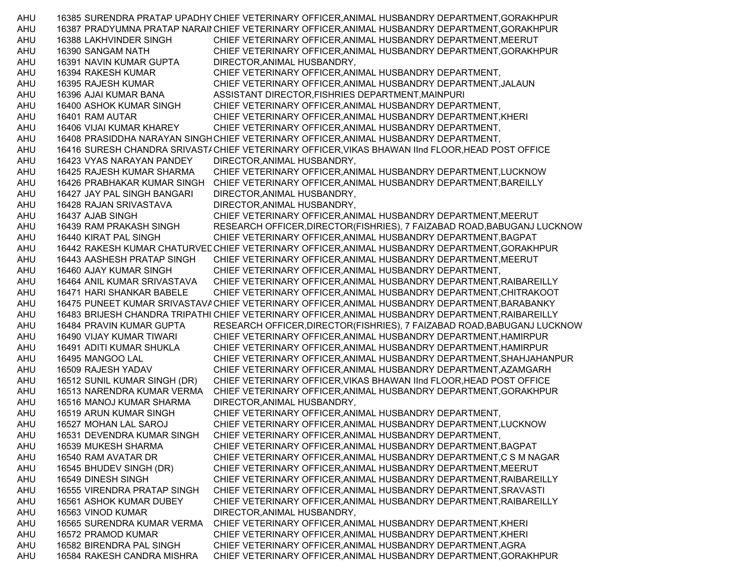| | | | |
|---|---|---|---|
| AHU | 16385 | SURENDRA PRATAP UPADHY | CHIEF VETERINARY OFFICER,ANIMAL HUSBANDRY DEPARTMENT,GORAKHPUR |
| AHU | 16387 | PRADYUMNA PRATAP NARAIN | CHIEF VETERINARY OFFICER,ANIMAL HUSBANDRY DEPARTMENT,GORAKHPUR |
| AHU | 16388 | LAKHVINDER SINGH | CHIEF VETERINARY OFFICER,ANIMAL HUSBANDRY DEPARTMENT,MEERUT |
| AHU | 16390 | SANGAM NATH | CHIEF VETERINARY OFFICER,ANIMAL HUSBANDRY DEPARTMENT,GORAKHPUR |
| AHU | 16391 | NAVIN KUMAR GUPTA | DIRECTOR,ANIMAL HUSBANDRY, |
| AHU | 16394 | RAKESH KUMAR | CHIEF VETERINARY OFFICER,ANIMAL HUSBANDRY DEPARTMENT, |
| AHU | 16395 | RAJESH KUMAR | CHIEF VETERINARY OFFICER,ANIMAL HUSBANDRY DEPARTMENT,JALAUN |
| AHU | 16396 | AJAI KUMAR BANA | ASSISTANT DIRECTOR,FISHRIES DEPARTMENT,MAINPURI |
| AHU | 16400 | ASHOK KUMAR SINGH | CHIEF VETERINARY OFFICER,ANIMAL HUSBANDRY DEPARTMENT, |
| AHU | 16401 | RAM AUTAR | CHIEF VETERINARY OFFICER,ANIMAL HUSBANDRY DEPARTMENT,KHERI |
| AHU | 16406 | VIJAI KUMAR KHAREY | CHIEF VETERINARY OFFICER,ANIMAL HUSBANDRY DEPARTMENT, |
| AHU | 16408 | PRASIDDHA NARAYAN SINGH | CHIEF VETERINARY OFFICER,ANIMAL HUSBANDRY DEPARTMENT, |
| AHU | 16416 | SURESH CHANDRA SRIVAST/ | CHIEF VETERINARY OFFICER,VIKAS BHAWAN IInd FLOOR,HEAD POST OFFICE |
| AHU | 16423 | VYAS NARAYAN PANDEY | DIRECTOR,ANIMAL HUSBANDRY, |
| AHU | 16425 | RAJESH KUMAR SHARMA | CHIEF VETERINARY OFFICER,ANIMAL HUSBANDRY DEPARTMENT,LUCKNOW |
| AHU | 16426 | PRABHAKAR KUMAR SINGH | CHIEF VETERINARY OFFICER,ANIMAL HUSBANDRY DEPARTMENT,BAREILLY |
| AHU | 16427 | JAY PAL SINGH BANGARI | DIRECTOR,ANIMAL HUSBANDRY, |
| AHU | 16428 | RAJAN SRIVASTAVA | DIRECTOR,ANIMAL HUSBANDRY, |
| AHU | 16437 | AJAB SINGH | CHIEF VETERINARY OFFICER,ANIMAL HUSBANDRY DEPARTMENT,MEERUT |
| AHU | 16439 | RAM PRAKASH SINGH | RESEARCH OFFICER,DIRECTOR(FISHRIES), 7 FAIZABAD ROAD,BABUGANJ LUCKNOW |
| AHU | 16440 | KIRAT PAL SINGH | CHIEF VETERINARY OFFICER,ANIMAL HUSBANDRY DEPARTMENT,BAGPAT |
| AHU | 16442 | RAKESH KUMAR CHATURVED | CHIEF VETERINARY OFFICER,ANIMAL HUSBANDRY DEPARTMENT,GORAKHPUR |
| AHU | 16443 | AASHESH PRATAP SINGH | CHIEF VETERINARY OFFICER,ANIMAL HUSBANDRY DEPARTMENT,MEERUT |
| AHU | 16460 | AJAY KUMAR SINGH | CHIEF VETERINARY OFFICER,ANIMAL HUSBANDRY DEPARTMENT, |
| AHU | 16464 | ANIL KUMAR SRIVASTAVA | CHIEF VETERINARY OFFICER,ANIMAL HUSBANDRY DEPARTMENT,RAIBAREILLY |
| AHU | 16471 | HARI SHANKAR BABELE | CHIEF VETERINARY OFFICER,ANIMAL HUSBANDRY DEPARTMENT,CHITRAKOOT |
| AHU | 16475 | PUNEET KUMAR SRIVASTAVA | CHIEF VETERINARY OFFICER,ANIMAL HUSBANDRY DEPARTMENT,BARABANKY |
| AHU | 16483 | BRIJESH CHANDRA TRIPATHI | CHIEF VETERINARY OFFICER,ANIMAL HUSBANDRY DEPARTMENT,RAIBAREILLY |
| AHU | 16484 | PRAVIN KUMAR GUPTA | RESEARCH OFFICER,DIRECTOR(FISHRIES), 7 FAIZABAD ROAD,BABUGANJ LUCKNOW |
| AHU | 16490 | VIJAY KUMAR TIWARI | CHIEF VETERINARY OFFICER,ANIMAL HUSBANDRY DEPARTMENT,HAMIRPUR |
| AHU | 16491 | ADITI KUMAR SHUKLA | CHIEF VETERINARY OFFICER,ANIMAL HUSBANDRY DEPARTMENT,HAMIRPUR |
| AHU | 16495 | MANGOO LAL | CHIEF VETERINARY OFFICER,ANIMAL HUSBANDRY DEPARTMENT,SHAHJAHANPUR |
| AHU | 16509 | RAJESH YADAV | CHIEF VETERINARY OFFICER,ANIMAL HUSBANDRY DEPARTMENT,AZAMGARH |
| AHU | 16512 | SUNIL KUMAR SINGH (DR) | CHIEF VETERINARY OFFICER,VIKAS BHAWAN IInd FLOOR,HEAD POST OFFICE |
| AHU | 16513 | NARENDRA KUMAR VERMA | CHIEF VETERINARY OFFICER,ANIMAL HUSBANDRY DEPARTMENT,GORAKHPUR |
| AHU | 16516 | MANOJ KUMAR SHARMA | DIRECTOR,ANIMAL HUSBANDRY, |
| AHU | 16519 | ARUN KUMAR SINGH | CHIEF VETERINARY OFFICER,ANIMAL HUSBANDRY DEPARTMENT, |
| AHU | 16527 | MOHAN LAL SAROJ | CHIEF VETERINARY OFFICER,ANIMAL HUSBANDRY DEPARTMENT,LUCKNOW |
| AHU | 16531 | DEVENDRA KUMAR SINGH | CHIEF VETERINARY OFFICER,ANIMAL HUSBANDRY DEPARTMENT, |
| AHU | 16539 | MUKESH SHARMA | CHIEF VETERINARY OFFICER,ANIMAL HUSBANDRY DEPARTMENT,BAGPAT |
| AHU | 16540 | RAM AVATAR DR | CHIEF VETERINARY OFFICER,ANIMAL HUSBANDRY DEPARTMENT,C S M NAGAR |
| AHU | 16545 | BHUDEV SINGH (DR) | CHIEF VETERINARY OFFICER,ANIMAL HUSBANDRY DEPARTMENT,MEERUT |
| AHU | 16549 | DINESH SINGH | CHIEF VETERINARY OFFICER,ANIMAL HUSBANDRY DEPARTMENT,RAIBAREILLY |
| AHU | 16555 | VIRENDRA PRATAP SINGH | CHIEF VETERINARY OFFICER,ANIMAL HUSBANDRY DEPARTMENT,SRAVASTI |
| AHU | 16561 | ASHOK KUMAR DUBEY | CHIEF VETERINARY OFFICER,ANIMAL HUSBANDRY DEPARTMENT,RAIBAREILLY |
| AHU | 16563 | VINOD KUMAR | DIRECTOR,ANIMAL HUSBANDRY, |
| AHU | 16565 | SURENDRA KUMAR VERMA | CHIEF VETERINARY OFFICER,ANIMAL HUSBANDRY DEPARTMENT,KHERI |
| AHU | 16572 | PRAMOD KUMAR | CHIEF VETERINARY OFFICER,ANIMAL HUSBANDRY DEPARTMENT,KHERI |
| AHU | 16582 | BIRENDRA PAL SINGH | CHIEF VETERINARY OFFICER,ANIMAL HUSBANDRY DEPARTMENT,AGRA |
| AHU | 16584 | RAKESH CANDRA MISHRA | CHIEF VETERINARY OFFICER,ANIMAL HUSBANDRY DEPARTMENT,GORAKHPUR |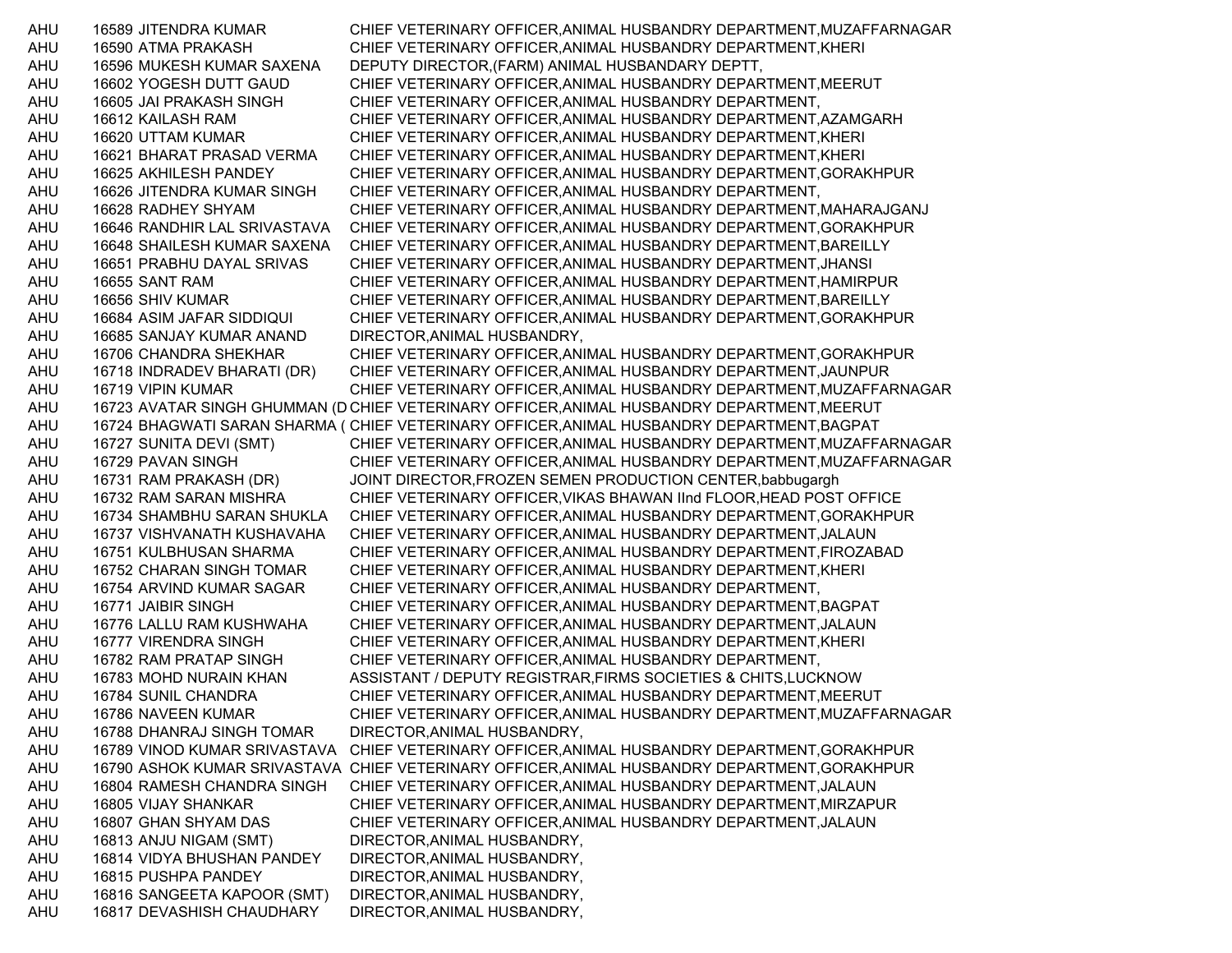| | | | |
|---|---|---|---|
| AHU | 16589 | JITENDRA KUMAR | CHIEF VETERINARY OFFICER,ANIMAL HUSBANDRY DEPARTMENT,MUZAFFARNAGAR |
| AHU | 16590 | ATMA PRAKASH | CHIEF VETERINARY OFFICER,ANIMAL HUSBANDRY DEPARTMENT,KHERI |
| AHU | 16596 | MUKESH KUMAR SAXENA | DEPUTY DIRECTOR,(FARM) ANIMAL HUSBANDARY DEPTT, |
| AHU | 16602 | YOGESH DUTT GAUD | CHIEF VETERINARY OFFICER,ANIMAL HUSBANDRY DEPARTMENT,MEERUT |
| AHU | 16605 | JAI PRAKASH SINGH | CHIEF VETERINARY OFFICER,ANIMAL HUSBANDRY DEPARTMENT, |
| AHU | 16612 | KAILASH RAM | CHIEF VETERINARY OFFICER,ANIMAL HUSBANDRY DEPARTMENT,AZAMGARH |
| AHU | 16620 | UTTAM KUMAR | CHIEF VETERINARY OFFICER,ANIMAL HUSBANDRY DEPARTMENT,KHERI |
| AHU | 16621 | BHARAT PRASAD VERMA | CHIEF VETERINARY OFFICER,ANIMAL HUSBANDRY DEPARTMENT,KHERI |
| AHU | 16625 | AKHILESH PANDEY | CHIEF VETERINARY OFFICER,ANIMAL HUSBANDRY DEPARTMENT,GORAKHPUR |
| AHU | 16626 | JITENDRA KUMAR SINGH | CHIEF VETERINARY OFFICER,ANIMAL HUSBANDRY DEPARTMENT, |
| AHU | 16628 | RADHEY SHYAM | CHIEF VETERINARY OFFICER,ANIMAL HUSBANDRY DEPARTMENT,MAHARAJGANJ |
| AHU | 16646 | RANDHIR LAL SRIVASTAVA | CHIEF VETERINARY OFFICER,ANIMAL HUSBANDRY DEPARTMENT,GORAKHPUR |
| AHU | 16648 | SHAILESH KUMAR SAXENA | CHIEF VETERINARY OFFICER,ANIMAL HUSBANDRY DEPARTMENT,BAREILLY |
| AHU | 16651 | PRABHU DAYAL SRIVAS | CHIEF VETERINARY OFFICER,ANIMAL HUSBANDRY DEPARTMENT,JHANSI |
| AHU | 16655 | SANT RAM | CHIEF VETERINARY OFFICER,ANIMAL HUSBANDRY DEPARTMENT,HAMIRPUR |
| AHU | 16656 | SHIV KUMAR | CHIEF VETERINARY OFFICER,ANIMAL HUSBANDRY DEPARTMENT,BAREILLY |
| AHU | 16684 | ASIM JAFAR SIDDIQUI | CHIEF VETERINARY OFFICER,ANIMAL HUSBANDRY DEPARTMENT,GORAKHPUR |
| AHU | 16685 | SANJAY KUMAR ANAND | DIRECTOR,ANIMAL HUSBANDRY, |
| AHU | 16706 | CHANDRA SHEKHAR | CHIEF VETERINARY OFFICER,ANIMAL HUSBANDRY DEPARTMENT,GORAKHPUR |
| AHU | 16718 | INDRADEV BHARATI (DR) | CHIEF VETERINARY OFFICER,ANIMAL HUSBANDRY DEPARTMENT,JAUNPUR |
| AHU | 16719 | VIPIN KUMAR | CHIEF VETERINARY OFFICER,ANIMAL HUSBANDRY DEPARTMENT,MUZAFFARNAGAR |
| AHU | 16723 | AVATAR SINGH GHUMMAN (D | CHIEF VETERINARY OFFICER,ANIMAL HUSBANDRY DEPARTMENT,MEERUT |
| AHU | 16724 | BHAGWATI SARAN SHARMA ( | CHIEF VETERINARY OFFICER,ANIMAL HUSBANDRY DEPARTMENT,BAGPAT |
| AHU | 16727 | SUNITA DEVI (SMT) | CHIEF VETERINARY OFFICER,ANIMAL HUSBANDRY DEPARTMENT,MUZAFFARNAGAR |
| AHU | 16729 | PAVAN SINGH | CHIEF VETERINARY OFFICER,ANIMAL HUSBANDRY DEPARTMENT,MUZAFFARNAGAR |
| AHU | 16731 | RAM PRAKASH (DR) | JOINT DIRECTOR,FROZEN SEMEN PRODUCTION CENTER,babbugargh |
| AHU | 16732 | RAM SARAN MISHRA | CHIEF VETERINARY OFFICER,VIKAS BHAWAN IInd FLOOR,HEAD POST OFFICE |
| AHU | 16734 | SHAMBHU SARAN SHUKLA | CHIEF VETERINARY OFFICER,ANIMAL HUSBANDRY DEPARTMENT,GORAKHPUR |
| AHU | 16737 | VISHVANATH KUSHAVAHA | CHIEF VETERINARY OFFICER,ANIMAL HUSBANDRY DEPARTMENT,JALAUN |
| AHU | 16751 | KULBHUSAN SHARMA | CHIEF VETERINARY OFFICER,ANIMAL HUSBANDRY DEPARTMENT,FIROZABAD |
| AHU | 16752 | CHARAN SINGH TOMAR | CHIEF VETERINARY OFFICER,ANIMAL HUSBANDRY DEPARTMENT,KHERI |
| AHU | 16754 | ARVIND KUMAR SAGAR | CHIEF VETERINARY OFFICER,ANIMAL HUSBANDRY DEPARTMENT, |
| AHU | 16771 | JAIBIR SINGH | CHIEF VETERINARY OFFICER,ANIMAL HUSBANDRY DEPARTMENT,BAGPAT |
| AHU | 16776 | LALLU RAM KUSHWAHA | CHIEF VETERINARY OFFICER,ANIMAL HUSBANDRY DEPARTMENT,JALAUN |
| AHU | 16777 | VIRENDRA SINGH | CHIEF VETERINARY OFFICER,ANIMAL HUSBANDRY DEPARTMENT,KHERI |
| AHU | 16782 | RAM PRATAP SINGH | CHIEF VETERINARY OFFICER,ANIMAL HUSBANDRY DEPARTMENT, |
| AHU | 16783 | MOHD NURAIN KHAN | ASSISTANT / DEPUTY REGISTRAR,FIRMS SOCIETIES & CHITS,LUCKNOW |
| AHU | 16784 | SUNIL CHANDRA | CHIEF VETERINARY OFFICER,ANIMAL HUSBANDRY DEPARTMENT,MEERUT |
| AHU | 16786 | NAVEEN KUMAR | CHIEF VETERINARY OFFICER,ANIMAL HUSBANDRY DEPARTMENT,MUZAFFARNAGAR |
| AHU | 16788 | DHANRAJ SINGH TOMAR | DIRECTOR,ANIMAL HUSBANDRY, |
| AHU | 16789 | VINOD KUMAR SRIVASTAVA | CHIEF VETERINARY OFFICER,ANIMAL HUSBANDRY DEPARTMENT,GORAKHPUR |
| AHU | 16790 | ASHOK KUMAR SRIVASTAVA | CHIEF VETERINARY OFFICER,ANIMAL HUSBANDRY DEPARTMENT,GORAKHPUR |
| AHU | 16804 | RAMESH CHANDRA SINGH | CHIEF VETERINARY OFFICER,ANIMAL HUSBANDRY DEPARTMENT,JALAUN |
| AHU | 16805 | VIJAY SHANKAR | CHIEF VETERINARY OFFICER,ANIMAL HUSBANDRY DEPARTMENT,MIRZAPUR |
| AHU | 16807 | GHAN SHYAM DAS | CHIEF VETERINARY OFFICER,ANIMAL HUSBANDRY DEPARTMENT,JALAUN |
| AHU | 16813 | ANJU NIGAM (SMT) | DIRECTOR,ANIMAL HUSBANDRY, |
| AHU | 16814 | VIDYA BHUSHAN PANDEY | DIRECTOR,ANIMAL HUSBANDRY, |
| AHU | 16815 | PUSHPA PANDEY | DIRECTOR,ANIMAL HUSBANDRY, |
| AHU | 16816 | SANGEETA KAPOOR (SMT) | DIRECTOR,ANIMAL HUSBANDRY, |
| AHU | 16817 | DEVASHISH CHAUDHARY | DIRECTOR,ANIMAL HUSBANDRY, |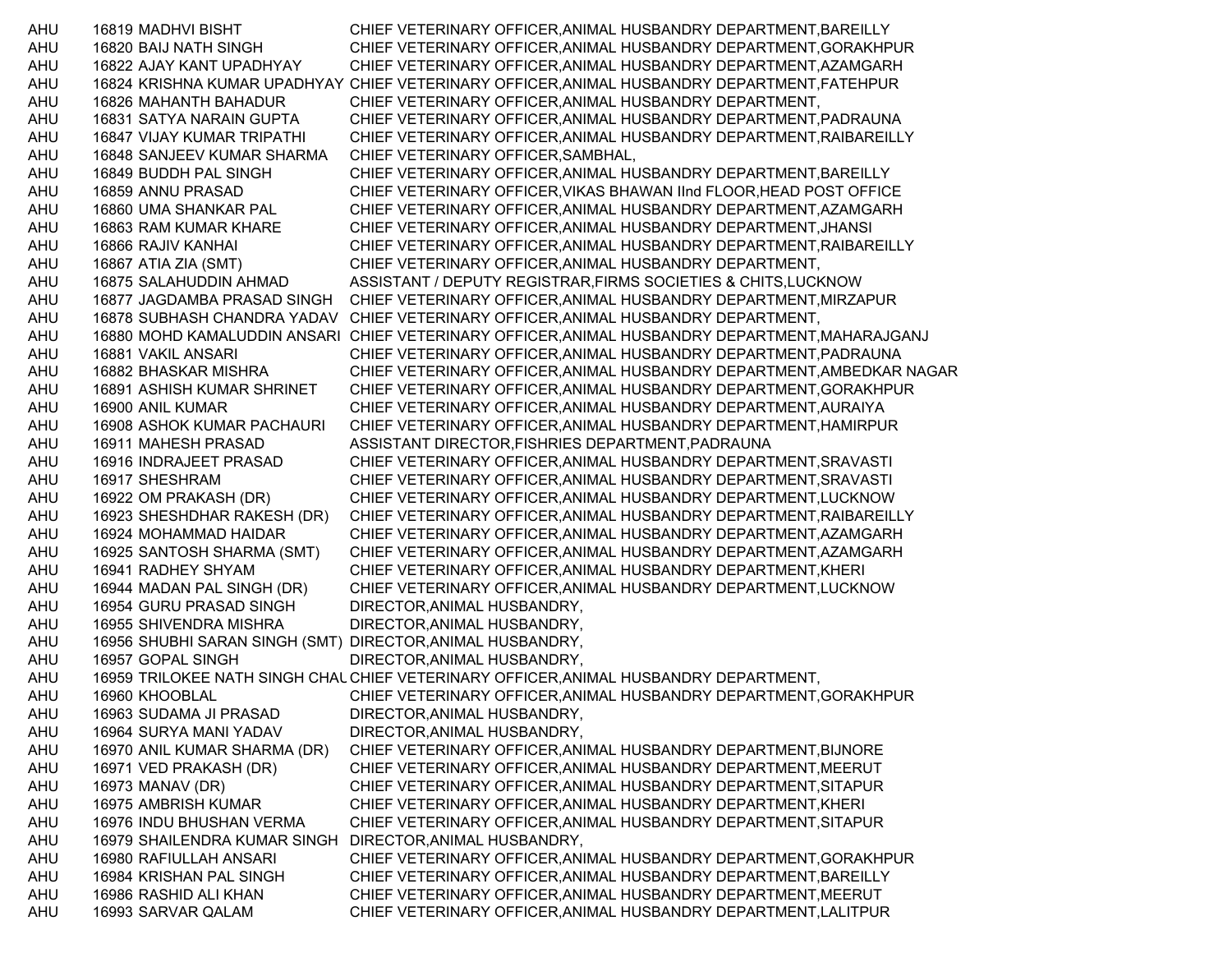| | | | |
|---|---|---|---|
| AHU | 16819 | MADHVI BISHT | CHIEF VETERINARY OFFICER,ANIMAL HUSBANDRY DEPARTMENT,BAREILLY |
| AHU | 16820 | BAIJ NATH SINGH | CHIEF VETERINARY OFFICER,ANIMAL HUSBANDRY DEPARTMENT,GORAKHPUR |
| AHU | 16822 | AJAY KANT UPADHYAY | CHIEF VETERINARY OFFICER,ANIMAL HUSBANDRY DEPARTMENT,AZAMGARH |
| AHU | 16824 | KRISHNA KUMAR UPADHYAY | CHIEF VETERINARY OFFICER,ANIMAL HUSBANDRY DEPARTMENT,FATEHPUR |
| AHU | 16826 | MAHANTH BAHADUR | CHIEF VETERINARY OFFICER,ANIMAL HUSBANDRY DEPARTMENT, |
| AHU | 16831 | SATYA NARAIN GUPTA | CHIEF VETERINARY OFFICER,ANIMAL HUSBANDRY DEPARTMENT,PADRAUNA |
| AHU | 16847 | VIJAY KUMAR TRIPATHI | CHIEF VETERINARY OFFICER,ANIMAL HUSBANDRY DEPARTMENT,RAIBAREILLY |
| AHU | 16848 | SANJEEV KUMAR SHARMA | CHIEF VETERINARY OFFICER,SAMBHAL, |
| AHU | 16849 | BUDDH PAL SINGH | CHIEF VETERINARY OFFICER,ANIMAL HUSBANDRY DEPARTMENT,BAREILLY |
| AHU | 16859 | ANNU PRASAD | CHIEF VETERINARY OFFICER,VIKAS BHAWAN IInd FLOOR,HEAD POST OFFICE |
| AHU | 16860 | UMA SHANKAR PAL | CHIEF VETERINARY OFFICER,ANIMAL HUSBANDRY DEPARTMENT,AZAMGARH |
| AHU | 16863 | RAM KUMAR KHARE | CHIEF VETERINARY OFFICER,ANIMAL HUSBANDRY DEPARTMENT,JHANSI |
| AHU | 16866 | RAJIV KANHAI | CHIEF VETERINARY OFFICER,ANIMAL HUSBANDRY DEPARTMENT,RAIBAREILLY |
| AHU | 16867 | ATIA ZIA (SMT) | CHIEF VETERINARY OFFICER,ANIMAL HUSBANDRY DEPARTMENT, |
| AHU | 16875 | SALAHUDDIN AHMAD | ASSISTANT / DEPUTY REGISTRAR,FIRMS SOCIETIES & CHITS,LUCKNOW |
| AHU | 16877 | JAGDAMBA PRASAD SINGH | CHIEF VETERINARY OFFICER,ANIMAL HUSBANDRY DEPARTMENT,MIRZAPUR |
| AHU | 16878 | SUBHASH CHANDRA YADAV | CHIEF VETERINARY OFFICER,ANIMAL HUSBANDRY DEPARTMENT, |
| AHU | 16880 | MOHD KAMALUDDIN ANSARI | CHIEF VETERINARY OFFICER,ANIMAL HUSBANDRY DEPARTMENT,MAHARAJGANJ |
| AHU | 16881 | VAKIL ANSARI | CHIEF VETERINARY OFFICER,ANIMAL HUSBANDRY DEPARTMENT,PADRAUNA |
| AHU | 16882 | BHASKAR MISHRA | CHIEF VETERINARY OFFICER,ANIMAL HUSBANDRY DEPARTMENT,AMBEDKAR NAGAR |
| AHU | 16891 | ASHISH KUMAR SHRINET | CHIEF VETERINARY OFFICER,ANIMAL HUSBANDRY DEPARTMENT,GORAKHPUR |
| AHU | 16900 | ANIL KUMAR | CHIEF VETERINARY OFFICER,ANIMAL HUSBANDRY DEPARTMENT,AURAIYA |
| AHU | 16908 | ASHOK KUMAR PACHAURI | CHIEF VETERINARY OFFICER,ANIMAL HUSBANDRY DEPARTMENT,HAMIRPUR |
| AHU | 16911 | MAHESH PRASAD | ASSISTANT DIRECTOR,FISHRIES DEPARTMENT,PADRAUNA |
| AHU | 16916 | INDRAJEET PRASAD | CHIEF VETERINARY OFFICER,ANIMAL HUSBANDRY DEPARTMENT,SRAVASTI |
| AHU | 16917 | SHESHRAM | CHIEF VETERINARY OFFICER,ANIMAL HUSBANDRY DEPARTMENT,SRAVASTI |
| AHU | 16922 | OM PRAKASH (DR) | CHIEF VETERINARY OFFICER,ANIMAL HUSBANDRY DEPARTMENT,LUCKNOW |
| AHU | 16923 | SHESHDHAR RAKESH (DR) | CHIEF VETERINARY OFFICER,ANIMAL HUSBANDRY DEPARTMENT,RAIBAREILLY |
| AHU | 16924 | MOHAMMAD HAIDAR | CHIEF VETERINARY OFFICER,ANIMAL HUSBANDRY DEPARTMENT,AZAMGARH |
| AHU | 16925 | SANTOSH SHARMA (SMT) | CHIEF VETERINARY OFFICER,ANIMAL HUSBANDRY DEPARTMENT,AZAMGARH |
| AHU | 16941 | RADHEY SHYAM | CHIEF VETERINARY OFFICER,ANIMAL HUSBANDRY DEPARTMENT,KHERI |
| AHU | 16944 | MADAN PAL SINGH (DR) | CHIEF VETERINARY OFFICER,ANIMAL HUSBANDRY DEPARTMENT,LUCKNOW |
| AHU | 16954 | GURU PRASAD SINGH | DIRECTOR,ANIMAL HUSBANDRY, |
| AHU | 16955 | SHIVENDRA MISHRA | DIRECTOR,ANIMAL HUSBANDRY, |
| AHU | 16956 | SHUBHI SARAN SINGH (SMT) | DIRECTOR,ANIMAL HUSBANDRY, |
| AHU | 16957 | GOPAL SINGH | DIRECTOR,ANIMAL HUSBANDRY, |
| AHU | 16959 | TRILOKEE NATH SINGH CHAU | CHIEF VETERINARY OFFICER,ANIMAL HUSBANDRY DEPARTMENT, |
| AHU | 16960 | KHOOBLAL | CHIEF VETERINARY OFFICER,ANIMAL HUSBANDRY DEPARTMENT,GORAKHPUR |
| AHU | 16963 | SUDAMA JI PRASAD | DIRECTOR,ANIMAL HUSBANDRY, |
| AHU | 16964 | SURYA MANI YADAV | DIRECTOR,ANIMAL HUSBANDRY, |
| AHU | 16970 | ANIL KUMAR SHARMA (DR) | CHIEF VETERINARY OFFICER,ANIMAL HUSBANDRY DEPARTMENT,BIJNORE |
| AHU | 16971 | VED PRAKASH (DR) | CHIEF VETERINARY OFFICER,ANIMAL HUSBANDRY DEPARTMENT,MEERUT |
| AHU | 16973 | MANAV (DR) | CHIEF VETERINARY OFFICER,ANIMAL HUSBANDRY DEPARTMENT,SITAPUR |
| AHU | 16975 | AMBRISH KUMAR | CHIEF VETERINARY OFFICER,ANIMAL HUSBANDRY DEPARTMENT,KHERI |
| AHU | 16976 | INDU BHUSHAN VERMA | CHIEF VETERINARY OFFICER,ANIMAL HUSBANDRY DEPARTMENT,SITAPUR |
| AHU | 16979 | SHAILENDRA KUMAR SINGH | DIRECTOR,ANIMAL HUSBANDRY, |
| AHU | 16980 | RAFIULLAH ANSARI | CHIEF VETERINARY OFFICER,ANIMAL HUSBANDRY DEPARTMENT,GORAKHPUR |
| AHU | 16984 | KRISHAN PAL SINGH | CHIEF VETERINARY OFFICER,ANIMAL HUSBANDRY DEPARTMENT,BAREILLY |
| AHU | 16986 | RASHID ALI KHAN | CHIEF VETERINARY OFFICER,ANIMAL HUSBANDRY DEPARTMENT,MEERUT |
| AHU | 16993 | SARVAR QALAM | CHIEF VETERINARY OFFICER,ANIMAL HUSBANDRY DEPARTMENT,LALITPUR |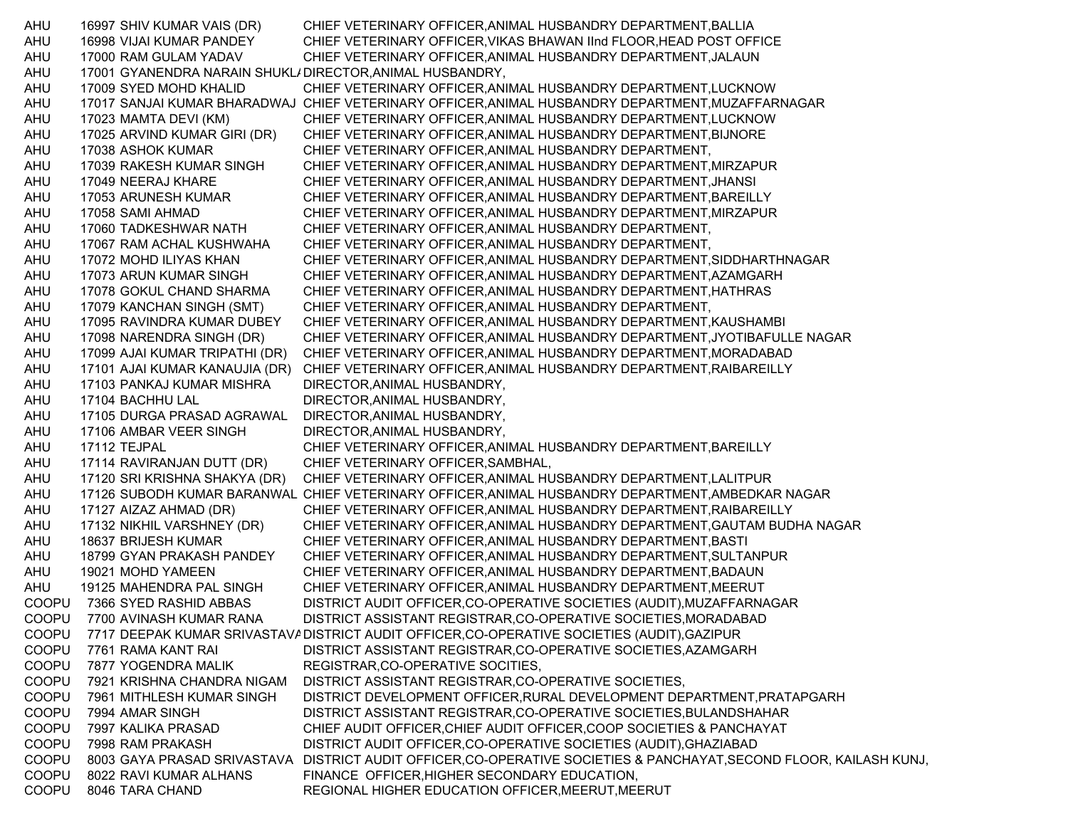| | | | |
|---|---|---|---|
| AHU | 16997 | SHIV KUMAR VAIS (DR) | CHIEF VETERINARY OFFICER,ANIMAL HUSBANDRY DEPARTMENT,BALLIA |
| AHU | 16998 | VIJAI KUMAR PANDEY | CHIEF VETERINARY OFFICER,VIKAS BHAWAN IInd FLOOR,HEAD POST OFFICE |
| AHU | 17000 | RAM GULAM YADAV | CHIEF VETERINARY OFFICER,ANIMAL HUSBANDRY DEPARTMENT,JALAUN |
| AHU | 17001 | GYANENDRA NARAIN SHUKLA | DIRECTOR,ANIMAL HUSBANDRY, |
| AHU | 17009 | SYED MOHD KHALID | CHIEF VETERINARY OFFICER,ANIMAL HUSBANDRY DEPARTMENT,LUCKNOW |
| AHU | 17017 | SANJAI KUMAR BHARADWAJ | CHIEF VETERINARY OFFICER,ANIMAL HUSBANDRY DEPARTMENT,MUZAFFARNAGAR |
| AHU | 17023 | MAMTA DEVI (KM) | CHIEF VETERINARY OFFICER,ANIMAL HUSBANDRY DEPARTMENT,LUCKNOW |
| AHU | 17025 | ARVIND KUMAR GIRI (DR) | CHIEF VETERINARY OFFICER,ANIMAL HUSBANDRY DEPARTMENT,BIJNORE |
| AHU | 17038 | ASHOK KUMAR | CHIEF VETERINARY OFFICER,ANIMAL HUSBANDRY DEPARTMENT, |
| AHU | 17039 | RAKESH KUMAR SINGH | CHIEF VETERINARY OFFICER,ANIMAL HUSBANDRY DEPARTMENT,MIRZAPUR |
| AHU | 17049 | NEERAJ KHARE | CHIEF VETERINARY OFFICER,ANIMAL HUSBANDRY DEPARTMENT,JHANSI |
| AHU | 17053 | ARUNESH KUMAR | CHIEF VETERINARY OFFICER,ANIMAL HUSBANDRY DEPARTMENT,BAREILLY |
| AHU | 17058 | SAMI AHMAD | CHIEF VETERINARY OFFICER,ANIMAL HUSBANDRY DEPARTMENT,MIRZAPUR |
| AHU | 17060 | TADKESHWAR NATH | CHIEF VETERINARY OFFICER,ANIMAL HUSBANDRY DEPARTMENT, |
| AHU | 17067 | RAM ACHAL KUSHWAHA | CHIEF VETERINARY OFFICER,ANIMAL HUSBANDRY DEPARTMENT, |
| AHU | 17072 | MOHD ILIYAS KHAN | CHIEF VETERINARY OFFICER,ANIMAL HUSBANDRY DEPARTMENT,SIDDHARTHNAGAR |
| AHU | 17073 | ARUN KUMAR SINGH | CHIEF VETERINARY OFFICER,ANIMAL HUSBANDRY DEPARTMENT,AZAMGARH |
| AHU | 17078 | GOKUL CHAND SHARMA | CHIEF VETERINARY OFFICER,ANIMAL HUSBANDRY DEPARTMENT,HATHRAS |
| AHU | 17079 | KANCHAN SINGH (SMT) | CHIEF VETERINARY OFFICER,ANIMAL HUSBANDRY DEPARTMENT, |
| AHU | 17095 | RAVINDRA KUMAR DUBEY | CHIEF VETERINARY OFFICER,ANIMAL HUSBANDRY DEPARTMENT,KAUSHAMBI |
| AHU | 17098 | NARENDRA SINGH (DR) | CHIEF VETERINARY OFFICER,ANIMAL HUSBANDRY DEPARTMENT,JYOTIBAFULLE NAGAR |
| AHU | 17099 | AJAI KUMAR TRIPATHI (DR) | CHIEF VETERINARY OFFICER,ANIMAL HUSBANDRY DEPARTMENT,MORADABAD |
| AHU | 17101 | AJAI KUMAR KANAUJIA (DR) | CHIEF VETERINARY OFFICER,ANIMAL HUSBANDRY DEPARTMENT,RAIBAREILLY |
| AHU | 17103 | PANKAJ KUMAR MISHRA | DIRECTOR,ANIMAL HUSBANDRY, |
| AHU | 17104 | BACHHU LAL | DIRECTOR,ANIMAL HUSBANDRY, |
| AHU | 17105 | DURGA PRASAD AGRAWAL | DIRECTOR,ANIMAL HUSBANDRY, |
| AHU | 17106 | AMBAR VEER SINGH | DIRECTOR,ANIMAL HUSBANDRY, |
| AHU | 17112 | TEJPAL | CHIEF VETERINARY OFFICER,ANIMAL HUSBANDRY DEPARTMENT,BAREILLY |
| AHU | 17114 | RAVIRANJAN DUTT (DR) | CHIEF VETERINARY OFFICER,SAMBHAL, |
| AHU | 17120 | SRI KRISHNA SHAKYA (DR) | CHIEF VETERINARY OFFICER,ANIMAL HUSBANDRY DEPARTMENT,LALITPUR |
| AHU | 17126 | SUBODH KUMAR BARANWAL | CHIEF VETERINARY OFFICER,ANIMAL HUSBANDRY DEPARTMENT,AMBEDKAR NAGAR |
| AHU | 17127 | AIZAZ AHMAD (DR) | CHIEF VETERINARY OFFICER,ANIMAL HUSBANDRY DEPARTMENT,RAIBAREILLY |
| AHU | 17132 | NIKHIL VARSHNEY (DR) | CHIEF VETERINARY OFFICER,ANIMAL HUSBANDRY DEPARTMENT,GAUTAM BUDHA NAGAR |
| AHU | 18637 | BRIJESH KUMAR | CHIEF VETERINARY OFFICER,ANIMAL HUSBANDRY DEPARTMENT,BASTI |
| AHU | 18799 | GYAN PRAKASH PANDEY | CHIEF VETERINARY OFFICER,ANIMAL HUSBANDRY DEPARTMENT,SULTANPUR |
| AHU | 19021 | MOHD YAMEEN | CHIEF VETERINARY OFFICER,ANIMAL HUSBANDRY DEPARTMENT,BADAUN |
| AHU | 19125 | MAHENDRA PAL SINGH | CHIEF VETERINARY OFFICER,ANIMAL HUSBANDRY DEPARTMENT,MEERUT |
| COOPU | 7366 | SYED RASHID ABBAS | DISTRICT AUDIT OFFICER,CO-OPERATIVE SOCIETIES (AUDIT),MUZAFFARNAGAR |
| COOPU | 7700 | AVINASH KUMAR RANA | DISTRICT ASSISTANT REGISTRAR,CO-OPERATIVE SOCIETIES,MORADABAD |
| COOPU | 7717 | DEEPAK KUMAR SRIVASTAVA | DISTRICT AUDIT OFFICER,CO-OPERATIVE SOCIETIES (AUDIT),GAZIPUR |
| COOPU | 7761 | RAMA KANT RAI | DISTRICT ASSISTANT REGISTRAR,CO-OPERATIVE SOCIETIES,AZAMGARH |
| COOPU | 7877 | YOGENDRA MALIK | REGISTRAR,CO-OPERATIVE SOCITIES, |
| COOPU | 7921 | KRISHNA CHANDRA NIGAM | DISTRICT ASSISTANT REGISTRAR,CO-OPERATIVE SOCIETIES, |
| COOPU | 7961 | MITHLESH KUMAR SINGH | DISTRICT DEVELOPMENT OFFICER,RURAL DEVELOPMENT DEPARTMENT,PRATAPGARH |
| COOPU | 7994 | AMAR SINGH | DISTRICT ASSISTANT REGISTRAR,CO-OPERATIVE SOCIETIES,BULANDSHAHAR |
| COOPU | 7997 | KALIKA PRASAD | CHIEF AUDIT OFFICER,CHIEF AUDIT OFFICER,COOP SOCIETIES & PANCHAYAT |
| COOPU | 7998 | RAM PRAKASH | DISTRICT AUDIT OFFICER,CO-OPERATIVE SOCIETIES (AUDIT),GHAZIABAD |
| COOPU | 8003 | GAYA PRASAD SRIVASTAVA | DISTRICT AUDIT OFFICER,CO-OPERATIVE SOCIETIES & PANCHAYAT,SECOND FLOOR, KAILASH KUNJ, |
| COOPU | 8022 | RAVI KUMAR ALHANS | FINANCE OFFICER,HIGHER SECONDARY EDUCATION, |
| COOPU | 8046 | TARA CHAND | REGIONAL HIGHER EDUCATION OFFICER,MEERUT,MEERUT |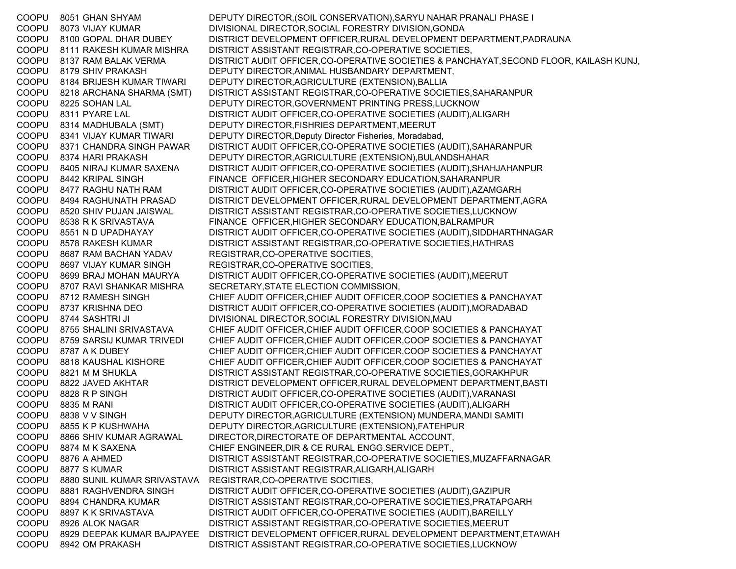| | | | |
|---|---|---|---|
| COOPU | 8051 | GHAN SHYAM | DEPUTY DIRECTOR,(SOIL CONSERVATION),SARYU NAHAR PRANALI PHASE I |
| COOPU | 8073 | VIJAY KUMAR | DIVISIONAL DIRECTOR,SOCIAL FORESTRY DIVISION,GONDA |
| COOPU | 8100 | GOPAL DHAR DUBEY | DISTRICT DEVELOPMENT OFFICER,RURAL DEVELOPMENT DEPARTMENT,PADRAUNA |
| COOPU | 8111 | RAKESH KUMAR MISHRA | DISTRICT ASSISTANT REGISTRAR,CO-OPERATIVE SOCIETIES, |
| COOPU | 8137 | RAM BALAK VERMA | DISTRICT AUDIT OFFICER,CO-OPERATIVE SOCIETIES & PANCHAYAT,SECOND FLOOR, KAILASH KUNJ, |
| COOPU | 8179 | SHIV PRAKASH | DEPUTY DIRECTOR,ANIMAL HUSBANDARY DEPARTMENT, |
| COOPU | 8184 | BRIJESH KUMAR TIWARI | DEPUTY DIRECTOR,AGRICULTURE (EXTENSION),BALLIA |
| COOPU | 8218 | ARCHANA SHARMA (SMT) | DISTRICT ASSISTANT REGISTRAR,CO-OPERATIVE SOCIETIES,SAHARANPUR |
| COOPU | 8225 | SOHAN LAL | DEPUTY DIRECTOR,GOVERNMENT PRINTING PRESS,LUCKNOW |
| COOPU | 8311 | PYARE LAL | DISTRICT AUDIT OFFICER,CO-OPERATIVE SOCIETIES (AUDIT),ALIGARH |
| COOPU | 8314 | MADHUBALA (SMT) | DEPUTY DIRECTOR,FISHRIES DEPARTMENT,MEERUT |
| COOPU | 8341 | VIJAY KUMAR TIWARI | DEPUTY DIRECTOR,Deputy Director Fisheries, Moradabad, |
| COOPU | 8371 | CHANDRA SINGH PAWAR | DISTRICT AUDIT OFFICER,CO-OPERATIVE SOCIETIES (AUDIT),SAHARANPUR |
| COOPU | 8374 | HARI PRAKASH | DEPUTY DIRECTOR,AGRICULTURE (EXTENSION),BULANDSHAHAR |
| COOPU | 8405 | NIRAJ KUMAR SAXENA | DISTRICT AUDIT OFFICER,CO-OPERATIVE SOCIETIES (AUDIT),SHAHJAHANPUR |
| COOPU | 8442 | KRIPAL SINGH | FINANCE OFFICER,HIGHER SECONDARY EDUCATION,SAHARANPUR |
| COOPU | 8477 | RAGHU NATH RAM | DISTRICT AUDIT OFFICER,CO-OPERATIVE SOCIETIES (AUDIT),AZAMGARH |
| COOPU | 8494 | RAGHUNATH PRASAD | DISTRICT DEVELOPMENT OFFICER,RURAL DEVELOPMENT DEPARTMENT,AGRA |
| COOPU | 8520 | SHIV PUJAN JAISWAL | DISTRICT ASSISTANT REGISTRAR,CO-OPERATIVE SOCIETIES,LUCKNOW |
| COOPU | 8538 | R K SRIVASTAVA | FINANCE OFFICER,HIGHER SECONDARY EDUCATION,BALRAMPUR |
| COOPU | 8551 | N D UPADHAYAY | DISTRICT AUDIT OFFICER,CO-OPERATIVE SOCIETIES (AUDIT),SIDDHARTHNAGAR |
| COOPU | 8578 | RAKESH KUMAR | DISTRICT ASSISTANT REGISTRAR,CO-OPERATIVE SOCIETIES,HATHRAS |
| COOPU | 8687 | RAM BACHAN YADAV | REGISTRAR,CO-OPERATIVE SOCITIES, |
| COOPU | 8697 | VIJAY KUMAR SINGH | REGISTRAR,CO-OPERATIVE SOCITIES, |
| COOPU | 8699 | BRAJ MOHAN MAURYA | DISTRICT AUDIT OFFICER,CO-OPERATIVE SOCIETIES (AUDIT),MEERUT |
| COOPU | 8707 | RAVI SHANKAR MISHRA | SECRETARY,STATE ELECTION COMMISSION, |
| COOPU | 8712 | RAMESH SINGH | CHIEF AUDIT OFFICER,CHIEF AUDIT OFFICER,COOP SOCIETIES & PANCHAYAT |
| COOPU | 8737 | KRISHNA DEO | DISTRICT AUDIT OFFICER,CO-OPERATIVE SOCIETIES (AUDIT),MORADABAD |
| COOPU | 8744 | SASHTRI JI | DIVISIONAL DIRECTOR,SOCIAL FORESTRY DIVISION,MAU |
| COOPU | 8755 | SHALINI SRIVASTAVA | CHIEF AUDIT OFFICER,CHIEF AUDIT OFFICER,COOP SOCIETIES & PANCHAYAT |
| COOPU | 8759 | SARSIJ KUMAR TRIVEDI | CHIEF AUDIT OFFICER,CHIEF AUDIT OFFICER,COOP SOCIETIES & PANCHAYAT |
| COOPU | 8787 | A K DUBEY | CHIEF AUDIT OFFICER,CHIEF AUDIT OFFICER,COOP SOCIETIES & PANCHAYAT |
| COOPU | 8818 | KAUSHAL KISHORE | CHIEF AUDIT OFFICER,CHIEF AUDIT OFFICER,COOP SOCIETIES & PANCHAYAT |
| COOPU | 8821 | M M SHUKLA | DISTRICT ASSISTANT REGISTRAR,CO-OPERATIVE SOCIETIES,GORAKHPUR |
| COOPU | 8822 | JAVED AKHTAR | DISTRICT DEVELOPMENT OFFICER,RURAL DEVELOPMENT DEPARTMENT,BASTI |
| COOPU | 8828 | R P SINGH | DISTRICT AUDIT OFFICER,CO-OPERATIVE SOCIETIES (AUDIT),VARANASI |
| COOPU | 8835 | M RANI | DISTRICT AUDIT OFFICER,CO-OPERATIVE SOCIETIES (AUDIT),ALIGARH |
| COOPU | 8838 | V V SINGH | DEPUTY DIRECTOR,AGRICULTURE (EXTENSION) MUNDERA,MANDI SAMITI |
| COOPU | 8855 | K P KUSHWAHA | DEPUTY DIRECTOR,AGRICULTURE (EXTENSION),FATEHPUR |
| COOPU | 8866 | SHIV KUMAR AGRAWAL | DIRECTOR,DIRECTORATE OF DEPARTMENTAL ACCOUNT, |
| COOPU | 8874 | M K SAXENA | CHIEF ENGINEER,DIR & CE RURAL ENGG.SERVICE DEPT., |
| COOPU | 8876 | A AHMED | DISTRICT ASSISTANT REGISTRAR,CO-OPERATIVE SOCIETIES,MUZAFFARNAGAR |
| COOPU | 8877 | S KUMAR | DISTRICT ASSISTANT REGISTRAR,ALIGARH,ALIGARH |
| COOPU | 8880 | SUNIL KUMAR SRIVASTAVA | REGISTRAR,CO-OPERATIVE SOCITIES, |
| COOPU | 8881 | RAGHVENDRA SINGH | DISTRICT AUDIT OFFICER,CO-OPERATIVE SOCIETIES (AUDIT),GAZIPUR |
| COOPU | 8894 | CHANDRA KUMAR | DISTRICT ASSISTANT REGISTRAR,CO-OPERATIVE SOCIETIES,PRATAPGARH |
| COOPU | 8897 | K K SRIVASTAVA | DISTRICT AUDIT OFFICER,CO-OPERATIVE SOCIETIES (AUDIT),BAREILLY |
| COOPU | 8926 | ALOK NAGAR | DISTRICT ASSISTANT REGISTRAR,CO-OPERATIVE SOCIETIES,MEERUT |
| COOPU | 8929 | DEEPAK KUMAR BAJPAYEE | DISTRICT DEVELOPMENT OFFICER,RURAL DEVELOPMENT DEPARTMENT,ETAWAH |
| COOPU | 8942 | OM PRAKASH | DISTRICT ASSISTANT REGISTRAR,CO-OPERATIVE SOCIETIES,LUCKNOW |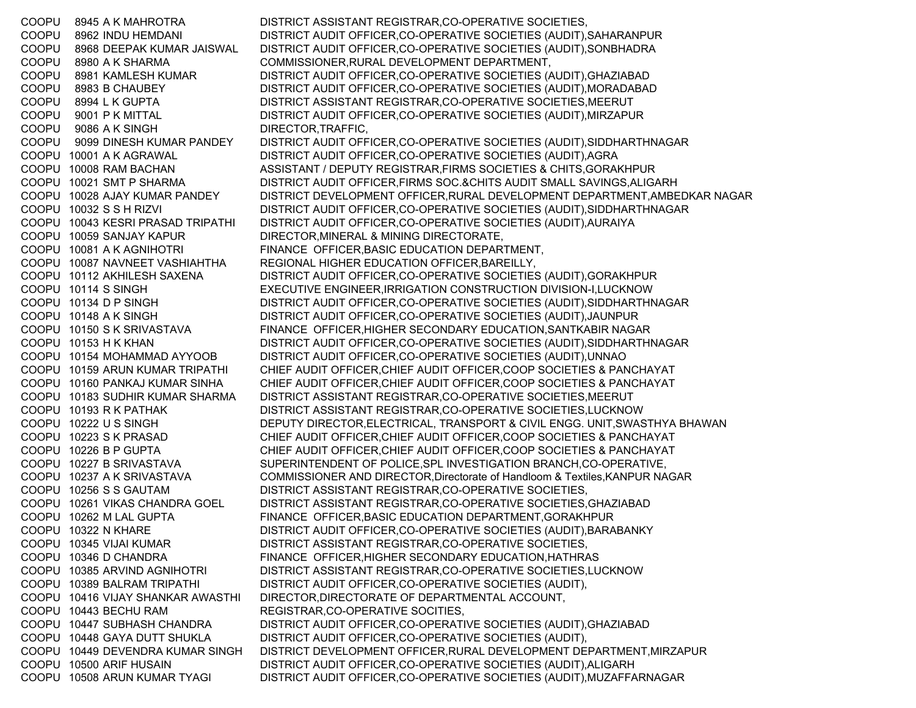| | | | |
|---|---|---|---|
| COOPU | 8945 | A K MAHROTRA | DISTRICT ASSISTANT REGISTRAR,CO-OPERATIVE SOCIETIES, |
| COOPU | 8962 | INDU HEMDANI | DISTRICT AUDIT OFFICER,CO-OPERATIVE SOCIETIES (AUDIT),SAHARANPUR |
| COOPU | 8968 | DEEPAK KUMAR JAISWAL | DISTRICT AUDIT OFFICER,CO-OPERATIVE SOCIETIES (AUDIT),SONBHADRA |
| COOPU | 8980 | A K SHARMA | COMMISSIONER,RURAL DEVELOPMENT DEPARTMENT, |
| COOPU | 8981 | KAMLESH KUMAR | DISTRICT AUDIT OFFICER,CO-OPERATIVE SOCIETIES (AUDIT),GHAZIABAD |
| COOPU | 8983 | B CHAUBEY | DISTRICT AUDIT OFFICER,CO-OPERATIVE SOCIETIES (AUDIT),MORADABAD |
| COOPU | 8994 | L K GUPTA | DISTRICT ASSISTANT REGISTRAR,CO-OPERATIVE SOCIETIES,MEERUT |
| COOPU | 9001 | P K MITTAL | DISTRICT AUDIT OFFICER,CO-OPERATIVE SOCIETIES (AUDIT),MIRZAPUR |
| COOPU | 9086 | A K SINGH | DIRECTOR,TRAFFIC, |
| COOPU | 9099 | DINESH KUMAR PANDEY | DISTRICT AUDIT OFFICER,CO-OPERATIVE SOCIETIES (AUDIT),SIDDHARTHNAGAR |
| COOPU | 10001 | A K AGRAWAL | DISTRICT AUDIT OFFICER,CO-OPERATIVE SOCIETIES (AUDIT),AGRA |
| COOPU | 10008 | RAM BACHAN | ASSISTANT / DEPUTY REGISTRAR,FIRMS SOCIETIES & CHITS,GORAKHPUR |
| COOPU | 10021 | SMT P SHARMA | DISTRICT AUDIT OFFICER,FIRMS SOC.&CHITS AUDIT SMALL SAVINGS,ALIGARH |
| COOPU | 10028 | AJAY KUMAR PANDEY | DISTRICT DEVELOPMENT OFFICER,RURAL DEVELOPMENT DEPARTMENT,AMBEDKAR NAGAR |
| COOPU | 10032 | S S H RIZVI | DISTRICT AUDIT OFFICER,CO-OPERATIVE SOCIETIES (AUDIT),SIDDHARTHNAGAR |
| COOPU | 10043 | KESRI PRASAD TRIPATHI | DISTRICT AUDIT OFFICER,CO-OPERATIVE SOCIETIES (AUDIT),AURAIYA |
| COOPU | 10059 | SANJAY KAPUR | DIRECTOR,MINERAL & MINING DIRECTORATE, |
| COOPU | 10081 | A K AGNIHOTRI | FINANCE OFFICER,BASIC EDUCATION DEPARTMENT, |
| COOPU | 10087 | NAVNEET VASHIAHTHA | REGIONAL HIGHER EDUCATION OFFICER,BAREILLY, |
| COOPU | 10112 | AKHILESH SAXENA | DISTRICT AUDIT OFFICER,CO-OPERATIVE SOCIETIES (AUDIT),GORAKHPUR |
| COOPU | 10114 | S SINGH | EXECUTIVE ENGINEER,IRRIGATION CONSTRUCTION DIVISION-I,LUCKNOW |
| COOPU | 10134 | D P SINGH | DISTRICT AUDIT OFFICER,CO-OPERATIVE SOCIETIES (AUDIT),SIDDHARTHNAGAR |
| COOPU | 10148 | A K SINGH | DISTRICT AUDIT OFFICER,CO-OPERATIVE SOCIETIES (AUDIT),JAUNPUR |
| COOPU | 10150 | S K SRIVASTAVA | FINANCE OFFICER,HIGHER SECONDARY EDUCATION,SANTKABIR NAGAR |
| COOPU | 10153 | H K KHAN | DISTRICT AUDIT OFFICER,CO-OPERATIVE SOCIETIES (AUDIT),SIDDHARTHNAGAR |
| COOPU | 10154 | MOHAMMAD AYYOOB | DISTRICT AUDIT OFFICER,CO-OPERATIVE SOCIETIES (AUDIT),UNNAO |
| COOPU | 10159 | ARUN KUMAR TRIPATHI | CHIEF AUDIT OFFICER,CHIEF AUDIT OFFICER,COOP SOCIETIES & PANCHAYAT |
| COOPU | 10160 | PANKAJ KUMAR SINHA | CHIEF AUDIT OFFICER,CHIEF AUDIT OFFICER,COOP SOCIETIES & PANCHAYAT |
| COOPU | 10183 | SUDHIR KUMAR SHARMA | DISTRICT ASSISTANT REGISTRAR,CO-OPERATIVE SOCIETIES,MEERUT |
| COOPU | 10193 | R K PATHAK | DISTRICT ASSISTANT REGISTRAR,CO-OPERATIVE SOCIETIES,LUCKNOW |
| COOPU | 10222 | U S SINGH | DEPUTY DIRECTOR,ELECTRICAL, TRANSPORT & CIVIL ENGG. UNIT,SWASTHYA BHAWAN |
| COOPU | 10223 | S K PRASAD | CHIEF AUDIT OFFICER,CHIEF AUDIT OFFICER,COOP SOCIETIES & PANCHAYAT |
| COOPU | 10226 | B P GUPTA | CHIEF AUDIT OFFICER,CHIEF AUDIT OFFICER,COOP SOCIETIES & PANCHAYAT |
| COOPU | 10227 | B SRIVASTAVA | SUPERINTENDENT OF POLICE,SPL INVESTIGATION BRANCH,CO-OPERATIVE, |
| COOPU | 10237 | A K SRIVASTAVA | COMMISSIONER AND DIRECTOR,Directorate of Handloom & Textiles,KANPUR NAGAR |
| COOPU | 10256 | S S GAUTAM | DISTRICT ASSISTANT REGISTRAR,CO-OPERATIVE SOCIETIES, |
| COOPU | 10261 | VIKAS CHANDRA GOEL | DISTRICT ASSISTANT REGISTRAR,CO-OPERATIVE SOCIETIES,GHAZIABAD |
| COOPU | 10262 | M LAL GUPTA | FINANCE OFFICER,BASIC EDUCATION DEPARTMENT,GORAKHPUR |
| COOPU | 10322 | N KHARE | DISTRICT AUDIT OFFICER,CO-OPERATIVE SOCIETIES (AUDIT),BARABANKY |
| COOPU | 10345 | VIJAI KUMAR | DISTRICT ASSISTANT REGISTRAR,CO-OPERATIVE SOCIETIES, |
| COOPU | 10346 | D CHANDRA | FINANCE OFFICER,HIGHER SECONDARY EDUCATION,HATHRAS |
| COOPU | 10385 | ARVIND AGNIHOTRI | DISTRICT ASSISTANT REGISTRAR,CO-OPERATIVE SOCIETIES,LUCKNOW |
| COOPU | 10389 | BALRAM TRIPATHI | DISTRICT AUDIT OFFICER,CO-OPERATIVE SOCIETIES (AUDIT), |
| COOPU | 10416 | VIJAY SHANKAR AWASTHI | DIRECTOR,DIRECTORATE OF DEPARTMENTAL ACCOUNT, |
| COOPU | 10443 | BECHU RAM | REGISTRAR,CO-OPERATIVE SOCITIES, |
| COOPU | 10447 | SUBHASH CHANDRA | DISTRICT AUDIT OFFICER,CO-OPERATIVE SOCIETIES (AUDIT),GHAZIABAD |
| COOPU | 10448 | GAYA DUTT SHUKLA | DISTRICT AUDIT OFFICER,CO-OPERATIVE SOCIETIES (AUDIT), |
| COOPU | 10449 | DEVENDRA KUMAR SINGH | DISTRICT DEVELOPMENT OFFICER,RURAL DEVELOPMENT DEPARTMENT,MIRZAPUR |
| COOPU | 10500 | ARIF HUSAIN | DISTRICT AUDIT OFFICER,CO-OPERATIVE SOCIETIES (AUDIT),ALIGARH |
| COOPU | 10508 | ARUN KUMAR TYAGI | DISTRICT AUDIT OFFICER,CO-OPERATIVE SOCIETIES (AUDIT),MUZAFFARNAGAR |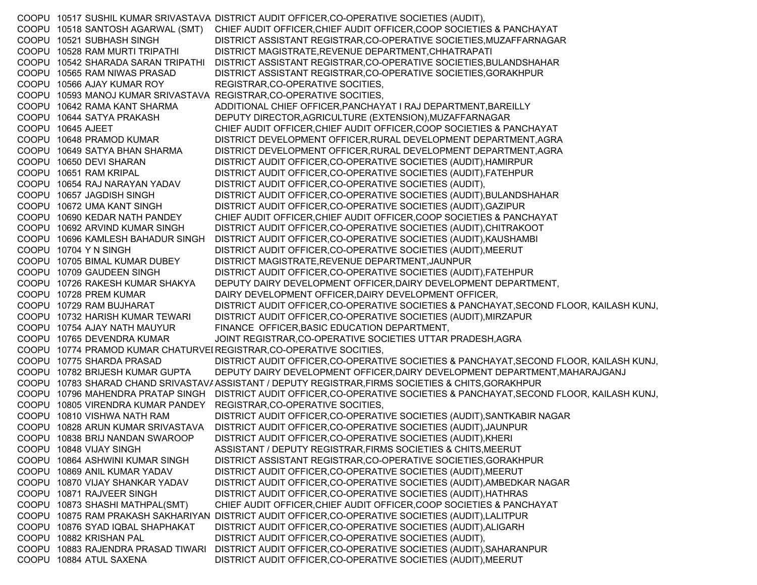| | | | |
|---|---|---|---|
| COOPU | 10517 | SUSHIL KUMAR SRIVASTAVA | DISTRICT AUDIT OFFICER,CO-OPERATIVE SOCIETIES (AUDIT), |
| COOPU | 10518 | SANTOSH AGARWAL (SMT) | CHIEF AUDIT OFFICER,CHIEF AUDIT OFFICER,COOP SOCIETIES & PANCHAYAT |
| COOPU | 10521 | SUBHASH SINGH | DISTRICT ASSISTANT REGISTRAR,CO-OPERATIVE SOCIETIES,MUZAFFARNAGAR |
| COOPU | 10528 | RAM MURTI TRIPATHI | DISTRICT MAGISTRATE,REVENUE DEPARTMENT,CHHATRAPATI |
| COOPU | 10542 | SHARADA SARAN TRIPATHI | DISTRICT ASSISTANT REGISTRAR,CO-OPERATIVE SOCIETIES,BULANDSHAHAR |
| COOPU | 10565 | RAM NIWAS PRASAD | DISTRICT ASSISTANT REGISTRAR,CO-OPERATIVE SOCIETIES,GORAKHPUR |
| COOPU | 10566 | AJAY KUMAR ROY | REGISTRAR,CO-OPERATIVE SOCITIES, |
| COOPU | 10593 | MANOJ KUMAR SRIVASTAVA | REGISTRAR,CO-OPERATIVE SOCITIES, |
| COOPU | 10642 | RAMA KANT SHARMA | ADDITIONAL CHIEF OFFICER,PANCHAYAT I RAJ DEPARTMENT,BAREILLY |
| COOPU | 10644 | SATYA PRAKASH | DEPUTY DIRECTOR,AGRICULTURE (EXTENSION),MUZAFFARNAGAR |
| COOPU | 10645 | AJEET | CHIEF AUDIT OFFICER,CHIEF AUDIT OFFICER,COOP SOCIETIES & PANCHAYAT |
| COOPU | 10648 | PRAMOD KUMAR | DISTRICT DEVELOPMENT OFFICER,RURAL DEVELOPMENT DEPARTMENT,AGRA |
| COOPU | 10649 | SATYA BHAN SHARMA | DISTRICT DEVELOPMENT OFFICER,RURAL DEVELOPMENT DEPARTMENT,AGRA |
| COOPU | 10650 | DEVI SHARAN | DISTRICT AUDIT OFFICER,CO-OPERATIVE SOCIETIES (AUDIT),HAMIRPUR |
| COOPU | 10651 | RAM KRIPAL | DISTRICT AUDIT OFFICER,CO-OPERATIVE SOCIETIES (AUDIT),FATEHPUR |
| COOPU | 10654 | RAJ NARAYAN YADAV | DISTRICT AUDIT OFFICER,CO-OPERATIVE SOCIETIES (AUDIT), |
| COOPU | 10657 | JAGDISH SINGH | DISTRICT AUDIT OFFICER,CO-OPERATIVE SOCIETIES (AUDIT),BULANDSHAHAR |
| COOPU | 10672 | UMA KANT SINGH | DISTRICT AUDIT OFFICER,CO-OPERATIVE SOCIETIES (AUDIT),GAZIPUR |
| COOPU | 10690 | KEDAR NATH PANDEY | CHIEF AUDIT OFFICER,CHIEF AUDIT OFFICER,COOP SOCIETIES & PANCHAYAT |
| COOPU | 10692 | ARVIND KUMAR SINGH | DISTRICT AUDIT OFFICER,CO-OPERATIVE SOCIETIES (AUDIT),CHITRAKOOT |
| COOPU | 10696 | KAMLESH BAHADUR SINGH | DISTRICT AUDIT OFFICER,CO-OPERATIVE SOCIETIES (AUDIT),KAUSHAMBI |
| COOPU | 10704 | Y N SINGH | DISTRICT AUDIT OFFICER,CO-OPERATIVE SOCIETIES (AUDIT),MEERUT |
| COOPU | 10705 | BIMAL KUMAR DUBEY | DISTRICT MAGISTRATE,REVENUE DEPARTMENT,JAUNPUR |
| COOPU | 10709 | GAUDEEN SINGH | DISTRICT AUDIT OFFICER,CO-OPERATIVE SOCIETIES (AUDIT),FATEHPUR |
| COOPU | 10726 | RAKESH KUMAR SHAKYA | DEPUTY DAIRY DEVELOPMENT OFFICER,DAIRY DEVELOPMENT DEPARTMENT, |
| COOPU | 10728 | PREM KUMAR | DAIRY DEVELOPMENT OFFICER,DAIRY DEVELOPMENT OFFICER, |
| COOPU | 10729 | RAM BUJHARAT | DISTRICT AUDIT OFFICER,CO-OPERATIVE SOCIETIES & PANCHAYAT,SECOND FLOOR, KAILASH KUNJ, |
| COOPU | 10732 | HARISH KUMAR TEWARI | DISTRICT AUDIT OFFICER,CO-OPERATIVE SOCIETIES (AUDIT),MIRZAPUR |
| COOPU | 10754 | AJAY NATH MAUYUR | FINANCE OFFICER,BASIC EDUCATION DEPARTMENT, |
| COOPU | 10765 | DEVENDRA KUMAR | JOINT REGISTRAR,CO-OPERATIVE SOCIETIES UTTAR PRADESH,AGRA |
| COOPU | 10774 | PRAMOD KUMAR CHATURVEI | REGISTRAR,CO-OPERATIVE SOCITIES, |
| COOPU | 10775 | SHARDA PRASAD | DISTRICT AUDIT OFFICER,CO-OPERATIVE SOCIETIES & PANCHAYAT,SECOND FLOOR, KAILASH KUNJ, |
| COOPU | 10782 | BRIJESH KUMAR GUPTA | DEPUTY DAIRY DEVELOPMENT OFFICER,DAIRY DEVELOPMENT DEPARTMENT,MAHARAJGANJ |
| COOPU | 10783 | SHARAD CHAND SRIVASTAVA | ASSISTANT / DEPUTY REGISTRAR,FIRMS SOCIETIES & CHITS,GORAKHPUR |
| COOPU | 10796 | MAHENDRA PRATAP SINGH | DISTRICT AUDIT OFFICER,CO-OPERATIVE SOCIETIES & PANCHAYAT,SECOND FLOOR, KAILASH KUNJ, |
| COOPU | 10805 | VIRENDRA KUMAR PANDEY | REGISTRAR,CO-OPERATIVE SOCITIES, |
| COOPU | 10810 | VISHWA NATH RAM | DISTRICT AUDIT OFFICER,CO-OPERATIVE SOCIETIES (AUDIT),SANTKABIR NAGAR |
| COOPU | 10828 | ARUN KUMAR SRIVASTAVA | DISTRICT AUDIT OFFICER,CO-OPERATIVE SOCIETIES (AUDIT),JAUNPUR |
| COOPU | 10838 | BRIJ NANDAN SWAROOP | DISTRICT AUDIT OFFICER,CO-OPERATIVE SOCIETIES (AUDIT),KHERI |
| COOPU | 10848 | VIJAY SINGH | ASSISTANT / DEPUTY REGISTRAR,FIRMS SOCIETIES & CHITS,MEERUT |
| COOPU | 10864 | ASHWINI KUMAR SINGH | DISTRICT ASSISTANT REGISTRAR,CO-OPERATIVE SOCIETIES,GORAKHPUR |
| COOPU | 10869 | ANIL KUMAR YADAV | DISTRICT AUDIT OFFICER,CO-OPERATIVE SOCIETIES (AUDIT),MEERUT |
| COOPU | 10870 | VIJAY SHANKAR YADAV | DISTRICT AUDIT OFFICER,CO-OPERATIVE SOCIETIES (AUDIT),AMBEDKAR NAGAR |
| COOPU | 10871 | RAJVEER SINGH | DISTRICT AUDIT OFFICER,CO-OPERATIVE SOCIETIES (AUDIT),HATHRAS |
| COOPU | 10873 | SHASHI MATHPAL(SMT) | CHIEF AUDIT OFFICER,CHIEF AUDIT OFFICER,COOP SOCIETIES & PANCHAYAT |
| COOPU | 10875 | RAM PRAKASH SAKHARIYAN | DISTRICT AUDIT OFFICER,CO-OPERATIVE SOCIETIES (AUDIT),LALITPUR |
| COOPU | 10876 | SYAD IQBAL SHAPHAKAT | DISTRICT AUDIT OFFICER,CO-OPERATIVE SOCIETIES (AUDIT),ALIGARH |
| COOPU | 10882 | KRISHAN PAL | DISTRICT AUDIT OFFICER,CO-OPERATIVE SOCIETIES (AUDIT), |
| COOPU | 10883 | RAJENDRA PRASAD TIWARI | DISTRICT AUDIT OFFICER,CO-OPERATIVE SOCIETIES (AUDIT),SAHARANPUR |
| COOPU | 10884 | ATUL SAXENA | DISTRICT AUDIT OFFICER,CO-OPERATIVE SOCIETIES (AUDIT),MEERUT |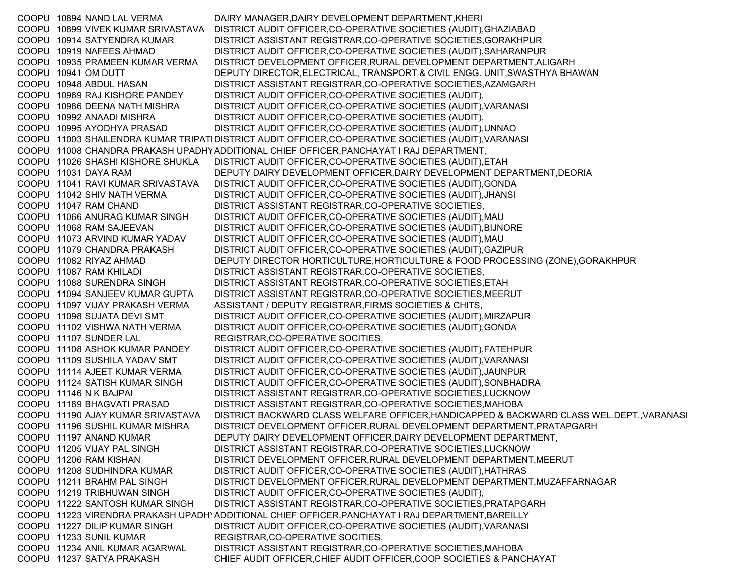| | | | |
|---|---|---|---|
| COOPU | 10894 | NAND LAL VERMA | DAIRY MANAGER,DAIRY DEVELOPMENT DEPARTMENT,KHERI |
| COOPU | 10899 | VIVEK KUMAR SRIVASTAVA | DISTRICT AUDIT OFFICER,CO-OPERATIVE SOCIETIES (AUDIT),GHAZIABAD |
| COOPU | 10914 | SATYENDRA KUMAR | DISTRICT ASSISTANT REGISTRAR,CO-OPERATIVE SOCIETIES,GORAKHPUR |
| COOPU | 10919 | NAFEES AHMAD | DISTRICT AUDIT OFFICER,CO-OPERATIVE SOCIETIES (AUDIT),SAHARANPUR |
| COOPU | 10935 | PRAMEEN KUMAR VERMA | DISTRICT DEVELOPMENT OFFICER,RURAL DEVELOPMENT DEPARTMENT,ALIGARH |
| COOPU | 10941 | OM DUTT | DEPUTY DIRECTOR,ELECTRICAL, TRANSPORT & CIVIL ENGG. UNIT,SWASTHYA BHAWAN |
| COOPU | 10948 | ABDUL HASAN | DISTRICT ASSISTANT REGISTRAR,CO-OPERATIVE SOCIETIES,AZAMGARH |
| COOPU | 10969 | RAJ KISHORE PANDEY | DISTRICT AUDIT OFFICER,CO-OPERATIVE SOCIETIES (AUDIT), |
| COOPU | 10986 | DEENA NATH MISHRA | DISTRICT AUDIT OFFICER,CO-OPERATIVE SOCIETIES (AUDIT),VARANASI |
| COOPU | 10992 | ANAADI MISHRA | DISTRICT AUDIT OFFICER,CO-OPERATIVE SOCIETIES (AUDIT), |
| COOPU | 10995 | AYODHYA PRASAD | DISTRICT AUDIT OFFICER,CO-OPERATIVE SOCIETIES (AUDIT),UNNAO |
| COOPU | 11003 | SHAILENDRA KUMAR TRIPATI | DISTRICT AUDIT OFFICER,CO-OPERATIVE SOCIETIES (AUDIT),VARANASI |
| COOPU | 11008 | CHANDRA PRAKASH UPADHY | ADDITIONAL CHIEF OFFICER,PANCHAYAT I RAJ DEPARTMENT, |
| COOPU | 11026 | SHASHI KISHORE SHUKLA | DISTRICT AUDIT OFFICER,CO-OPERATIVE SOCIETIES (AUDIT),ETAH |
| COOPU | 11031 | DAYA RAM | DEPUTY DAIRY DEVELOPMENT OFFICER,DAIRY DEVELOPMENT DEPARTMENT,DEORIA |
| COOPU | 11041 | RAVI KUMAR SRIVASTAVA | DISTRICT AUDIT OFFICER,CO-OPERATIVE SOCIETIES (AUDIT),GONDA |
| COOPU | 11042 | SHIV NATH VERMA | DISTRICT AUDIT OFFICER,CO-OPERATIVE SOCIETIES (AUDIT),JHANSI |
| COOPU | 11047 | RAM CHAND | DISTRICT ASSISTANT REGISTRAR,CO-OPERATIVE SOCIETIES, |
| COOPU | 11066 | ANURAG KUMAR SINGH | DISTRICT AUDIT OFFICER,CO-OPERATIVE SOCIETIES (AUDIT),MAU |
| COOPU | 11068 | RAM SAJEEVAN | DISTRICT AUDIT OFFICER,CO-OPERATIVE SOCIETIES (AUDIT),BIJNORE |
| COOPU | 11073 | ARVIND KUMAR YADAV | DISTRICT AUDIT OFFICER,CO-OPERATIVE SOCIETIES (AUDIT),MAU |
| COOPU | 11079 | CHANDRA PRAKASH | DISTRICT AUDIT OFFICER,CO-OPERATIVE SOCIETIES (AUDIT),GAZIPUR |
| COOPU | 11082 | RIYAZ AHMAD | DEPUTY DIRECTOR HORTICULTURE,HORTICULTURE & FOOD PROCESSING (ZONE),GORAKHPUR |
| COOPU | 11087 | RAM KHILADI | DISTRICT ASSISTANT REGISTRAR,CO-OPERATIVE SOCIETIES, |
| COOPU | 11088 | SURENDRA SINGH | DISTRICT ASSISTANT REGISTRAR,CO-OPERATIVE SOCIETIES,ETAH |
| COOPU | 11094 | SANJEEV KUMAR GUPTA | DISTRICT ASSISTANT REGISTRAR,CO-OPERATIVE SOCIETIES,MEERUT |
| COOPU | 11097 | VIJAY PRAKASH VERMA | ASSISTANT / DEPUTY REGISTRAR,FIRMS SOCIETIES & CHITS, |
| COOPU | 11098 | SUJATA DEVI SMT | DISTRICT AUDIT OFFICER,CO-OPERATIVE SOCIETIES (AUDIT),MIRZAPUR |
| COOPU | 11102 | VISHWA NATH VERMA | DISTRICT AUDIT OFFICER,CO-OPERATIVE SOCIETIES (AUDIT),GONDA |
| COOPU | 11107 | SUNDER LAL | REGISTRAR,CO-OPERATIVE SOCITIES, |
| COOPU | 11108 | ASHOK KUMAR PANDEY | DISTRICT AUDIT OFFICER,CO-OPERATIVE SOCIETIES (AUDIT),FATEHPUR |
| COOPU | 11109 | SUSHILA YADAV SMT | DISTRICT AUDIT OFFICER,CO-OPERATIVE SOCIETIES (AUDIT),VARANASI |
| COOPU | 11114 | AJEET KUMAR VERMA | DISTRICT AUDIT OFFICER,CO-OPERATIVE SOCIETIES (AUDIT),JAUNPUR |
| COOPU | 11124 | SATISH KUMAR SINGH | DISTRICT AUDIT OFFICER,CO-OPERATIVE SOCIETIES (AUDIT),SONBHADRA |
| COOPU | 11146 | N K BAJPAI | DISTRICT ASSISTANT REGISTRAR,CO-OPERATIVE SOCIETIES,LUCKNOW |
| COOPU | 11189 | BHAGVATI PRASAD | DISTRICT ASSISTANT REGISTRAR,CO-OPERATIVE SOCIETIES,MAHOBA |
| COOPU | 11190 | AJAY KUMAR SRIVASTAVA | DISTRICT BACKWARD CLASS WELFARE OFFICER,HANDICAPPED & BACKWARD CLASS WEL.DEPT.,VARANASI |
| COOPU | 11196 | SUSHIL KUMAR MISHRA | DISTRICT DEVELOPMENT OFFICER,RURAL DEVELOPMENT DEPARTMENT,PRATAPGARH |
| COOPU | 11197 | ANAND KUMAR | DEPUTY DAIRY DEVELOPMENT OFFICER,DAIRY DEVELOPMENT DEPARTMENT, |
| COOPU | 11205 | VIJAY PAL SINGH | DISTRICT ASSISTANT REGISTRAR,CO-OPERATIVE SOCIETIES,LUCKNOW |
| COOPU | 11206 | RAM KISHAN | DISTRICT DEVELOPMENT OFFICER,RURAL DEVELOPMENT DEPARTMENT,MEERUT |
| COOPU | 11208 | SUDHINDRA KUMAR | DISTRICT AUDIT OFFICER,CO-OPERATIVE SOCIETIES (AUDIT),HATHRAS |
| COOPU | 11211 | BRAHM PAL SINGH | DISTRICT DEVELOPMENT OFFICER,RURAL DEVELOPMENT DEPARTMENT,MUZAFFARNAGAR |
| COOPU | 11219 | TRIBHUWAN SINGH | DISTRICT AUDIT OFFICER,CO-OPERATIVE SOCIETIES (AUDIT), |
| COOPU | 11222 | SANTOSH KUMAR SINGH | DISTRICT ASSISTANT REGISTRAR,CO-OPERATIVE SOCIETIES,PRATAPGARH |
| COOPU | 11223 | VIRENDRA PRAKASH UPADHY | ADDITIONAL CHIEF OFFICER,PANCHAYAT I RAJ DEPARTMENT,BAREILLY |
| COOPU | 11227 | DILIP KUMAR SINGH | DISTRICT AUDIT OFFICER,CO-OPERATIVE SOCIETIES (AUDIT),VARANASI |
| COOPU | 11233 | SUNIL KUMAR | REGISTRAR,CO-OPERATIVE SOCITIES, |
| COOPU | 11234 | ANIL KUMAR AGARWAL | DISTRICT ASSISTANT REGISTRAR,CO-OPERATIVE SOCIETIES,MAHOBA |
| COOPU | 11237 | SATYA PRAKASH | CHIEF AUDIT OFFICER,CHIEF AUDIT OFFICER,COOP SOCIETIES & PANCHAYAT |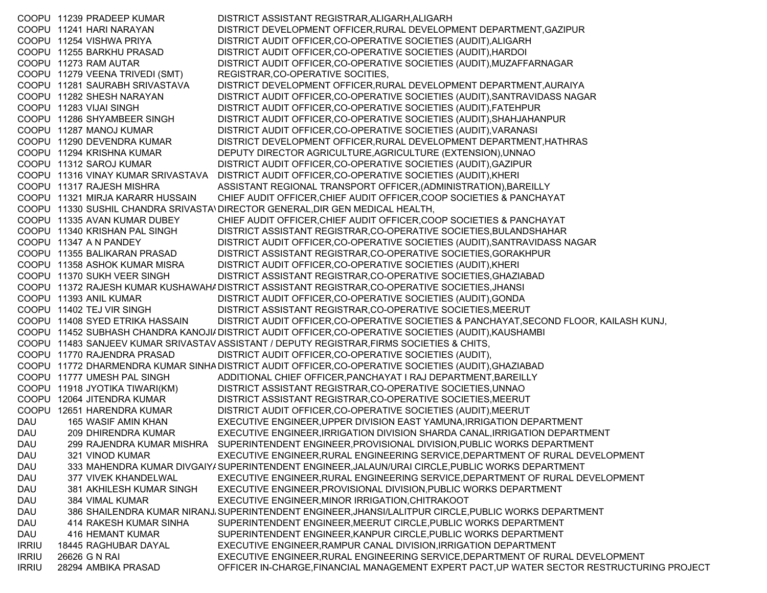| | | | |
|---|---|---|---|
| COOPU | 11239 | PRADEEP KUMAR | DISTRICT ASSISTANT REGISTRAR,ALIGARH,ALIGARH |
| COOPU | 11241 | HARI NARAYAN | DISTRICT DEVELOPMENT OFFICER,RURAL DEVELOPMENT DEPARTMENT,GAZIPUR |
| COOPU | 11254 | VISHWA PRIYA | DISTRICT AUDIT OFFICER,CO-OPERATIVE SOCIETIES (AUDIT),ALIGARH |
| COOPU | 11255 | BARKHU PRASAD | DISTRICT AUDIT OFFICER,CO-OPERATIVE SOCIETIES (AUDIT),HARDOI |
| COOPU | 11273 | RAM AUTAR | DISTRICT AUDIT OFFICER,CO-OPERATIVE SOCIETIES (AUDIT),MUZAFFARNAGAR |
| COOPU | 11279 | VEENA TRIVEDI (SMT) | REGISTRAR,CO-OPERATIVE SOCITIES, |
| COOPU | 11281 | SAURABH SRIVASTAVA | DISTRICT DEVELOPMENT OFFICER,RURAL DEVELOPMENT DEPARTMENT,AURAIYA |
| COOPU | 11282 | SHESH NARAYAN | DISTRICT AUDIT OFFICER,CO-OPERATIVE SOCIETIES (AUDIT),SANTRAVIDASS NAGAR |
| COOPU | 11283 | VIJAI SINGH | DISTRICT AUDIT OFFICER,CO-OPERATIVE SOCIETIES (AUDIT),FATEHPUR |
| COOPU | 11286 | SHYAMBEER SINGH | DISTRICT AUDIT OFFICER,CO-OPERATIVE SOCIETIES (AUDIT),SHAHJAHANPUR |
| COOPU | 11287 | MANOJ KUMAR | DISTRICT AUDIT OFFICER,CO-OPERATIVE SOCIETIES (AUDIT),VARANASI |
| COOPU | 11290 | DEVENDRA KUMAR | DISTRICT DEVELOPMENT OFFICER,RURAL DEVELOPMENT DEPARTMENT,HATHRAS |
| COOPU | 11294 | KRISHNA KUMAR | DEPUTY DIRECTOR AGRICULTURE,AGRICULTURE (EXTENSION),UNNAO |
| COOPU | 11312 | SAROJ KUMAR | DISTRICT AUDIT OFFICER,CO-OPERATIVE SOCIETIES (AUDIT),GAZIPUR |
| COOPU | 11316 | VINAY KUMAR SRIVASTAVA | DISTRICT AUDIT OFFICER,CO-OPERATIVE SOCIETIES (AUDIT),KHERI |
| COOPU | 11317 | RAJESH MISHRA | ASSISTANT REGIONAL TRANSPORT OFFICER,(ADMINISTRATION),BAREILLY |
| COOPU | 11321 | MIRJA KARARR HUSSAIN | CHIEF AUDIT OFFICER,CHIEF AUDIT OFFICER,COOP SOCIETIES & PANCHAYAT |
| COOPU | 11330 | SUSHIL CHANDRA SRIVASTAV | DIRECTOR GENERAL,DIR GEN MEDICAL HEALTH, |
| COOPU | 11335 | AVAN KUMAR DUBEY | CHIEF AUDIT OFFICER,CHIEF AUDIT OFFICER,COOP SOCIETIES & PANCHAYAT |
| COOPU | 11340 | KRISHAN PAL SINGH | DISTRICT ASSISTANT REGISTRAR,CO-OPERATIVE SOCIETIES,BULANDSHAHAR |
| COOPU | 11347 | A N PANDEY | DISTRICT AUDIT OFFICER,CO-OPERATIVE SOCIETIES (AUDIT),SANTRAVIDASS NAGAR |
| COOPU | 11355 | BALIKARAN PRASAD | DISTRICT ASSISTANT REGISTRAR,CO-OPERATIVE SOCIETIES,GORAKHPUR |
| COOPU | 11358 | ASHOK KUMAR MISRA | DISTRICT AUDIT OFFICER,CO-OPERATIVE SOCIETIES (AUDIT),KHERI |
| COOPU | 11370 | SUKH VEER SINGH | DISTRICT ASSISTANT REGISTRAR,CO-OPERATIVE SOCIETIES,GHAZIABAD |
| COOPU | 11372 | RAJESH KUMAR KUSHAWAHA | DISTRICT ASSISTANT REGISTRAR,CO-OPERATIVE SOCIETIES,JHANSI |
| COOPU | 11393 | ANIL KUMAR | DISTRICT AUDIT OFFICER,CO-OPERATIVE SOCIETIES (AUDIT),GONDA |
| COOPU | 11402 | TEJ VIR SINGH | DISTRICT ASSISTANT REGISTRAR,CO-OPERATIVE SOCIETIES,MEERUT |
| COOPU | 11408 | SYED ETRIKA HASSAIN | DISTRICT AUDIT OFFICER,CO-OPERATIVE SOCIETIES & PANCHAYAT,SECOND FLOOR, KAILASH KUNJ, |
| COOPU | 11452 | SUBHASH CHANDRA KANOJIA | DISTRICT AUDIT OFFICER,CO-OPERATIVE SOCIETIES (AUDIT),KAUSHAMBI |
| COOPU | 11483 | SANJEEV KUMAR SRIVASTAV | ASSISTANT / DEPUTY REGISTRAR,FIRMS SOCIETIES & CHITS, |
| COOPU | 11770 | RAJENDRA PRASAD | DISTRICT AUDIT OFFICER,CO-OPERATIVE SOCIETIES (AUDIT), |
| COOPU | 11772 | DHARMENDRA KUMAR SINHA | DISTRICT AUDIT OFFICER,CO-OPERATIVE SOCIETIES (AUDIT),GHAZIABAD |
| COOPU | 11777 | UMESH PAL SINGH | ADDITIONAL CHIEF OFFICER,PANCHAYAT I RAJ DEPARTMENT,BAREILLY |
| COOPU | 11918 | JYOTIKA TIWARI(KM) | DISTRICT ASSISTANT REGISTRAR,CO-OPERATIVE SOCIETIES,UNNAO |
| COOPU | 12064 | JITENDRA KUMAR | DISTRICT ASSISTANT REGISTRAR,CO-OPERATIVE SOCIETIES,MEERUT |
| COOPU | 12651 | HARENDRA KUMAR | DISTRICT AUDIT OFFICER,CO-OPERATIVE SOCIETIES (AUDIT),MEERUT |
| DAU | 165 | WASIF AMIN KHAN | EXECUTIVE ENGINEER,UPPER DIVISION EAST YAMUNA,IRRIGATION DEPARTMENT |
| DAU | 209 | DHIRENDRA KUMAR | EXECUTIVE ENGINEER,IRRIGATION DIVISION SHARDA CANAL,IRRIGATION DEPARTMENT |
| DAU | 299 | RAJENDRA KUMAR MISHRA | SUPERINTENDENT ENGINEER,PROVISIONAL DIVISION,PUBLIC WORKS DEPARTMENT |
| DAU | 321 | VINOD KUMAR | EXECUTIVE ENGINEER,RURAL ENGINEERING SERVICE,DEPARTMENT OF RURAL DEVELOPMENT |
| DAU | 333 | MAHENDRA KUMAR DIVGAIYA | SUPERINTENDENT ENGINEER,JALAUN/URAI CIRCLE,PUBLIC WORKS DEPARTMENT |
| DAU | 377 | VIVEK KHANDELWAL | EXECUTIVE ENGINEER,RURAL ENGINEERING SERVICE,DEPARTMENT OF RURAL DEVELOPMENT |
| DAU | 381 | AKHILESH KUMAR SINGH | EXECUTIVE ENGINEER,PROVISIONAL DIVISION,PUBLIC WORKS DEPARTMENT |
| DAU | 384 | VIMAL KUMAR | EXECUTIVE ENGINEER,MINOR IRRIGATION,CHITRAKOOT |
| DAU | 386 | SHAILENDRA KUMAR NIRANJ | SUPERINTENDENT ENGINEER,JHANSI/LALITPUR CIRCLE,PUBLIC WORKS DEPARTMENT |
| DAU | 414 | RAKESH KUMAR SINHA | SUPERINTENDENT ENGINEER,MEERUT CIRCLE,PUBLIC WORKS DEPARTMENT |
| DAU | 416 | HEMANT KUMAR | SUPERINTENDENT ENGINEER,KANPUR CIRCLE,PUBLIC WORKS DEPARTMENT |
| IRRIU | 18445 | RAGHUBAR DAYAL | EXECUTIVE ENGINEER,RAMPUR CANAL DIVISION,IRRIGATION DEPARTMENT |
| IRRIU | 26626 | G N RAI | EXECUTIVE ENGINEER,RURAL ENGINEERING SERVICE,DEPARTMENT OF RURAL DEVELOPMENT |
| IRRIU | 28294 | AMBIKA PRASAD | OFFICER IN-CHARGE,FINANCIAL MANAGEMENT EXPERT PACT,UP WATER SECTOR RESTRUCTURING PROJECT |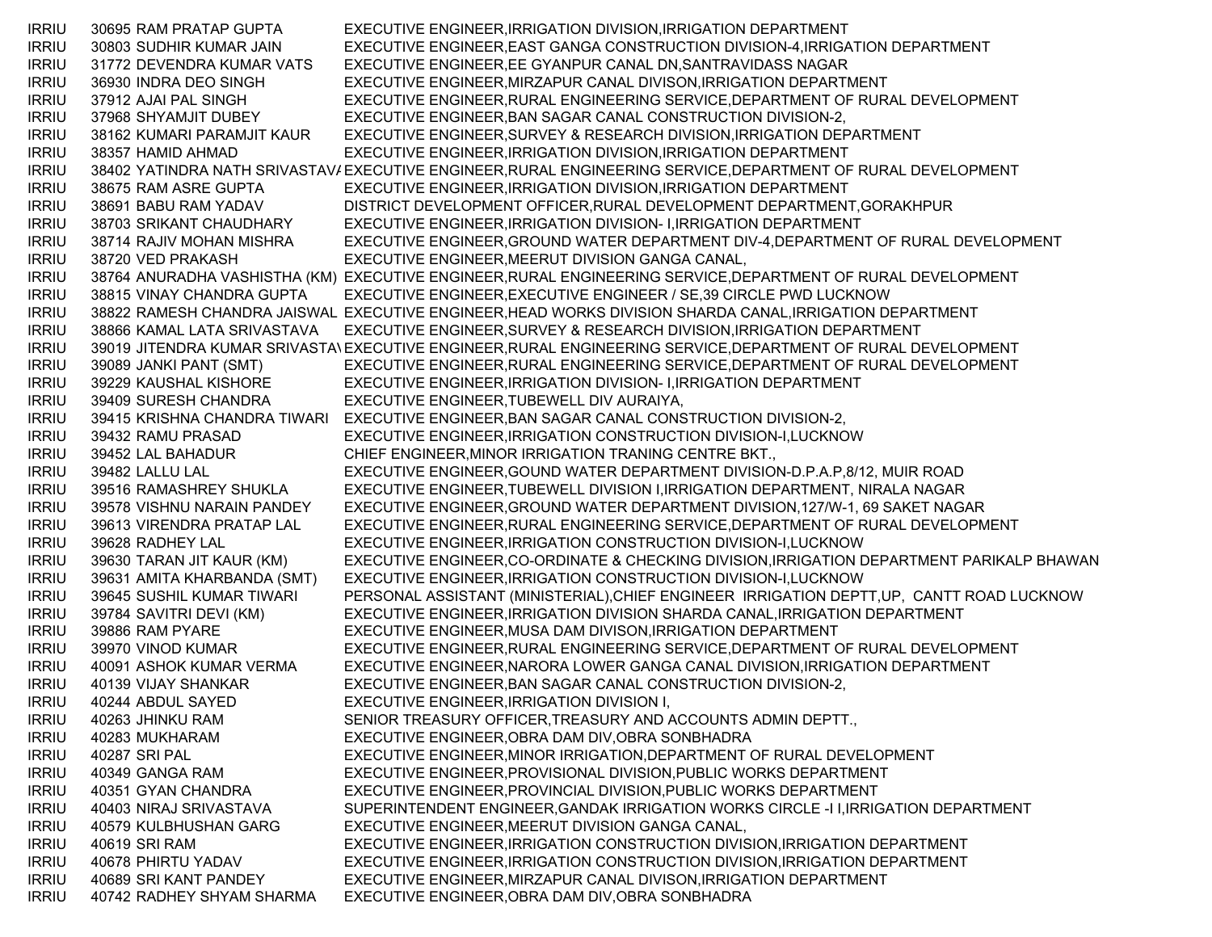| | | | |
|---|---|---|---|
| IRRIU | 30695 | RAM PRATAP GUPTA | EXECUTIVE ENGINEER,IRRIGATION DIVISION,IRRIGATION DEPARTMENT |
| IRRIU | 30803 | SUDHIR KUMAR JAIN | EXECUTIVE ENGINEER,EAST GANGA CONSTRUCTION DIVISION-4,IRRIGATION DEPARTMENT |
| IRRIU | 31772 | DEVENDRA KUMAR VATS | EXECUTIVE ENGINEER,EE GYANPUR CANAL DN,SANTRAVIDASS NAGAR |
| IRRIU | 36930 | INDRA DEO SINGH | EXECUTIVE ENGINEER,MIRZAPUR CANAL DIVISON,IRRIGATION DEPARTMENT |
| IRRIU | 37912 | AJAI PAL SINGH | EXECUTIVE ENGINEER,RURAL ENGINEERING SERVICE,DEPARTMENT OF RURAL DEVELOPMENT |
| IRRIU | 37968 | SHYAMJIT DUBEY | EXECUTIVE ENGINEER,BAN SAGAR CANAL CONSTRUCTION DIVISION-2, |
| IRRIU | 38162 | KUMARI PARAMJIT KAUR | EXECUTIVE ENGINEER,SURVEY & RESEARCH DIVISION,IRRIGATION DEPARTMENT |
| IRRIU | 38357 | HAMID AHMAD | EXECUTIVE ENGINEER,IRRIGATION DIVISION,IRRIGATION DEPARTMENT |
| IRRIU | 38402 | YATINDRA NATH SRIVASTAVA | EXECUTIVE ENGINEER,RURAL ENGINEERING SERVICE,DEPARTMENT OF RURAL DEVELOPMENT |
| IRRIU | 38675 | RAM ASRE GUPTA | EXECUTIVE ENGINEER,IRRIGATION DIVISION,IRRIGATION DEPARTMENT |
| IRRIU | 38691 | BABU RAM YADAV | DISTRICT DEVELOPMENT OFFICER,RURAL DEVELOPMENT DEPARTMENT,GORAKHPUR |
| IRRIU | 38703 | SRIKANT CHAUDHARY | EXECUTIVE ENGINEER,IRRIGATION DIVISION- I,IRRIGATION DEPARTMENT |
| IRRIU | 38714 | RAJIV MOHAN MISHRA | EXECUTIVE ENGINEER,GROUND WATER DEPARTMENT DIV-4,DEPARTMENT OF RURAL DEVELOPMENT |
| IRRIU | 38720 | VED PRAKASH | EXECUTIVE ENGINEER,MEERUT DIVISION GANGA CANAL, |
| IRRIU | 38764 | ANURADHA VASHISTHA (KM) | EXECUTIVE ENGINEER,RURAL ENGINEERING SERVICE,DEPARTMENT OF RURAL DEVELOPMENT |
| IRRIU | 38815 | VINAY CHANDRA GUPTA | EXECUTIVE ENGINEER,EXECUTIVE ENGINEER / SE,39 CIRCLE PWD LUCKNOW |
| IRRIU | 38822 | RAMESH CHANDRA JAISWAL | EXECUTIVE ENGINEER,HEAD WORKS DIVISION SHARDA CANAL,IRRIGATION DEPARTMENT |
| IRRIU | 38866 | KAMAL LATA SRIVASTAVA | EXECUTIVE ENGINEER,SURVEY & RESEARCH DIVISION,IRRIGATION DEPARTMENT |
| IRRIU | 39019 | JITENDRA KUMAR SRIVASTAV | EXECUTIVE ENGINEER,RURAL ENGINEERING SERVICE,DEPARTMENT OF RURAL DEVELOPMENT |
| IRRIU | 39089 | JANKI PANT (SMT) | EXECUTIVE ENGINEER,RURAL ENGINEERING SERVICE,DEPARTMENT OF RURAL DEVELOPMENT |
| IRRIU | 39229 | KAUSHAL KISHORE | EXECUTIVE ENGINEER,IRRIGATION DIVISION- I,IRRIGATION DEPARTMENT |
| IRRIU | 39409 | SURESH CHANDRA | EXECUTIVE ENGINEER,TUBEWELL DIV AURAIYA, |
| IRRIU | 39415 | KRISHNA CHANDRA TIWARI | EXECUTIVE ENGINEER,BAN SAGAR CANAL CONSTRUCTION DIVISION-2, |
| IRRIU | 39432 | RAMU PRASAD | EXECUTIVE ENGINEER,IRRIGATION CONSTRUCTION DIVISION-I,LUCKNOW |
| IRRIU | 39452 | LAL BAHADUR | CHIEF ENGINEER,MINOR IRRIGATION TRANING CENTRE BKT., |
| IRRIU | 39482 | LALLU LAL | EXECUTIVE ENGINEER,GOUND WATER DEPARTMENT DIVISION-D.P.A.P,8/12, MUIR ROAD |
| IRRIU | 39516 | RAMASHREY SHUKLA | EXECUTIVE ENGINEER,TUBEWELL DIVISION I,IRRIGATION DEPARTMENT, NIRALA NAGAR |
| IRRIU | 39578 | VISHNU NARAIN PANDEY | EXECUTIVE ENGINEER,GROUND WATER DEPARTMENT DIVISION,127/W-1, 69 SAKET NAGAR |
| IRRIU | 39613 | VIRENDRA PRATAP LAL | EXECUTIVE ENGINEER,RURAL ENGINEERING SERVICE,DEPARTMENT OF RURAL DEVELOPMENT |
| IRRIU | 39628 | RADHEY LAL | EXECUTIVE ENGINEER,IRRIGATION CONSTRUCTION DIVISION-I,LUCKNOW |
| IRRIU | 39630 | TARAN JIT KAUR (KM) | EXECUTIVE ENGINEER,CO-ORDINATE & CHECKING DIVISION,IRRIGATION DEPARTMENT PARIKALP BHAWAN |
| IRRIU | 39631 | AMITA KHARBANDA (SMT) | EXECUTIVE ENGINEER,IRRIGATION CONSTRUCTION DIVISION-I,LUCKNOW |
| IRRIU | 39645 | SUSHIL KUMAR TIWARI | PERSONAL ASSISTANT (MINISTERIAL),CHIEF ENGINEER IRRIGATION DEPTT,UP, CANTT ROAD LUCKNOW |
| IRRIU | 39784 | SAVITRI DEVI (KM) | EXECUTIVE ENGINEER,IRRIGATION DIVISION SHARDA CANAL,IRRIGATION DEPARTMENT |
| IRRIU | 39886 | RAM PYARE | EXECUTIVE ENGINEER,MUSA DAM DIVISON,IRRIGATION DEPARTMENT |
| IRRIU | 39970 | VINOD KUMAR | EXECUTIVE ENGINEER,RURAL ENGINEERING SERVICE,DEPARTMENT OF RURAL DEVELOPMENT |
| IRRIU | 40091 | ASHOK KUMAR VERMA | EXECUTIVE ENGINEER,NARORA LOWER GANGA CANAL DIVISION,IRRIGATION DEPARTMENT |
| IRRIU | 40139 | VIJAY SHANKAR | EXECUTIVE ENGINEER,BAN SAGAR CANAL CONSTRUCTION DIVISION-2, |
| IRRIU | 40244 | ABDUL SAYED | EXECUTIVE ENGINEER,IRRIGATION DIVISION I, |
| IRRIU | 40263 | JHINKU RAM | SENIOR TREASURY OFFICER,TREASURY AND ACCOUNTS ADMIN DEPTT., |
| IRRIU | 40283 | MUKHARAM | EXECUTIVE ENGINEER,OBRA DAM DIV,OBRA SONBHADRA |
| IRRIU | 40287 | SRI PAL | EXECUTIVE ENGINEER,MINOR IRRIGATION,DEPARTMENT OF RURAL DEVELOPMENT |
| IRRIU | 40349 | GANGA RAM | EXECUTIVE ENGINEER,PROVISIONAL DIVISION,PUBLIC WORKS DEPARTMENT |
| IRRIU | 40351 | GYAN CHANDRA | EXECUTIVE ENGINEER,PROVINCIAL DIVISION,PUBLIC WORKS DEPARTMENT |
| IRRIU | 40403 | NIRAJ SRIVASTAVA | SUPERINTENDENT ENGINEER,GANDAK IRRIGATION WORKS CIRCLE -I I,IRRIGATION DEPARTMENT |
| IRRIU | 40579 | KULBHUSHAN GARG | EXECUTIVE ENGINEER,MEERUT DIVISION GANGA CANAL, |
| IRRIU | 40619 | SRI RAM | EXECUTIVE ENGINEER,IRRIGATION CONSTRUCTION DIVISION,IRRIGATION DEPARTMENT |
| IRRIU | 40678 | PHIRTU YADAV | EXECUTIVE ENGINEER,IRRIGATION CONSTRUCTION DIVISION,IRRIGATION DEPARTMENT |
| IRRIU | 40689 | SRI KANT PANDEY | EXECUTIVE ENGINEER,MIRZAPUR CANAL DIVISON,IRRIGATION DEPARTMENT |
| IRRIU | 40742 | RADHEY SHYAM SHARMA | EXECUTIVE ENGINEER,OBRA DAM DIV,OBRA SONBHADRA |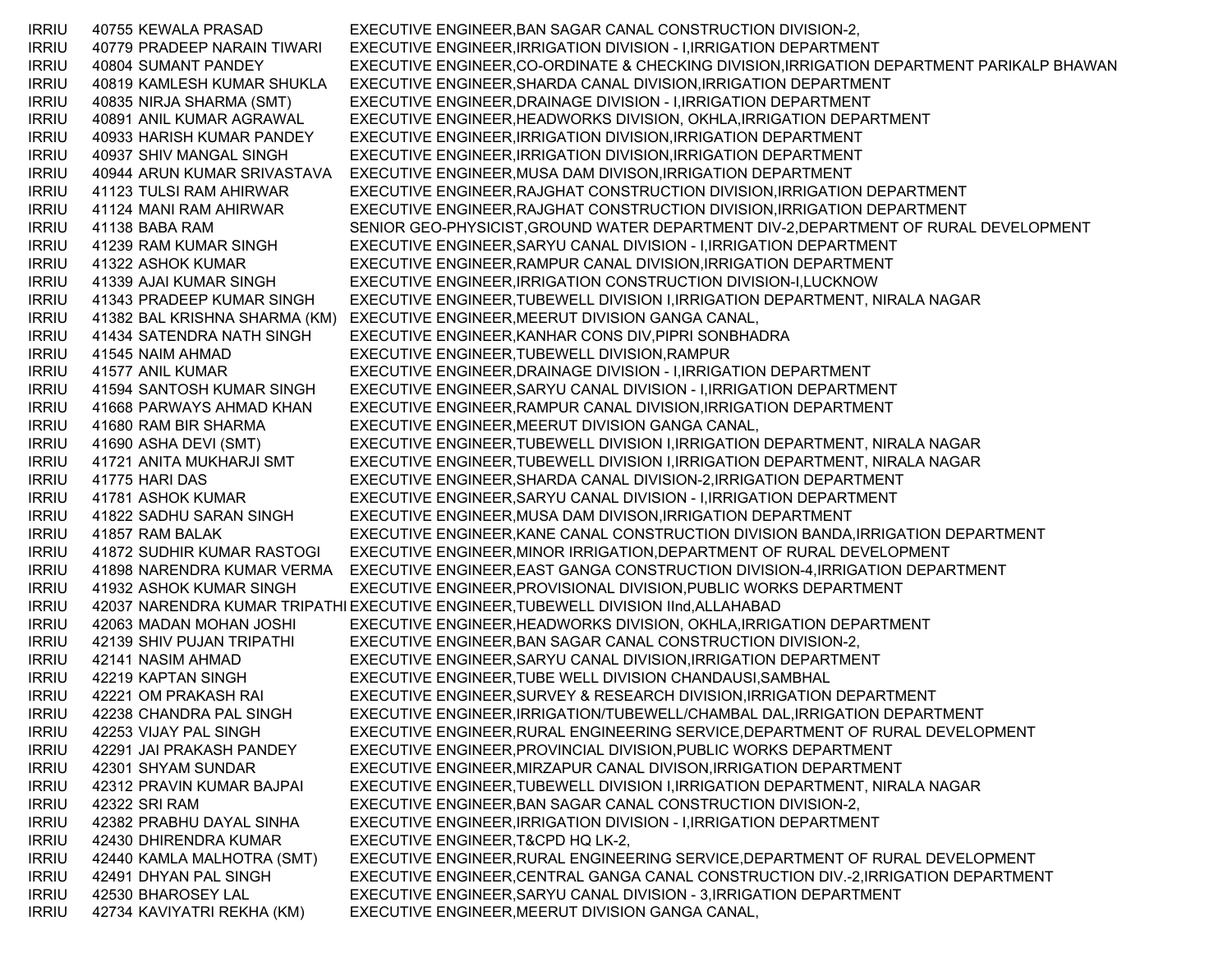| | | | |
|---|---|---|---|
| IRRIU | 40755 | KEWALA PRASAD | EXECUTIVE ENGINEER,BAN SAGAR CANAL CONSTRUCTION DIVISION-2, |
| IRRIU | 40779 | PRADEEP NARAIN TIWARI | EXECUTIVE ENGINEER,IRRIGATION DIVISION - I,IRRIGATION DEPARTMENT |
| IRRIU | 40804 | SUMANT PANDEY | EXECUTIVE ENGINEER,CO-ORDINATE & CHECKING DIVISION,IRRIGATION DEPARTMENT PARIKALP BHAWAN |
| IRRIU | 40819 | KAMLESH KUMAR SHUKLA | EXECUTIVE ENGINEER,SHARDA CANAL DIVISION,IRRIGATION DEPARTMENT |
| IRRIU | 40835 | NIRJA SHARMA (SMT) | EXECUTIVE ENGINEER,DRAINAGE DIVISION - I,IRRIGATION DEPARTMENT |
| IRRIU | 40891 | ANIL KUMAR AGRAWAL | EXECUTIVE ENGINEER,HEADWORKS DIVISION, OKHLA,IRRIGATION DEPARTMENT |
| IRRIU | 40933 | HARISH KUMAR PANDEY | EXECUTIVE ENGINEER,IRRIGATION DIVISION,IRRIGATION DEPARTMENT |
| IRRIU | 40937 | SHIV MANGAL SINGH | EXECUTIVE ENGINEER,IRRIGATION DIVISION,IRRIGATION DEPARTMENT |
| IRRIU | 40944 | ARUN KUMAR SRIVASTAVA | EXECUTIVE ENGINEER,MUSA DAM DIVISON,IRRIGATION DEPARTMENT |
| IRRIU | 41123 | TULSI RAM AHIRWAR | EXECUTIVE ENGINEER,RAJGHAT CONSTRUCTION DIVISION,IRRIGATION DEPARTMENT |
| IRRIU | 41124 | MANI RAM AHIRWAR | EXECUTIVE ENGINEER,RAJGHAT CONSTRUCTION DIVISION,IRRIGATION DEPARTMENT |
| IRRIU | 41138 | BABA RAM | SENIOR GEO-PHYSICIST,GROUND WATER DEPARTMENT DIV-2,DEPARTMENT OF RURAL DEVELOPMENT |
| IRRIU | 41239 | RAM KUMAR SINGH | EXECUTIVE ENGINEER,SARYU CANAL DIVISION - I,IRRIGATION DEPARTMENT |
| IRRIU | 41322 | ASHOK KUMAR | EXECUTIVE ENGINEER,RAMPUR CANAL DIVISION,IRRIGATION DEPARTMENT |
| IRRIU | 41339 | AJAI KUMAR SINGH | EXECUTIVE ENGINEER,IRRIGATION CONSTRUCTION DIVISION-I,LUCKNOW |
| IRRIU | 41343 | PRADEEP KUMAR SINGH | EXECUTIVE ENGINEER,TUBEWELL DIVISION I,IRRIGATION DEPARTMENT, NIRALA NAGAR |
| IRRIU | 41382 | BAL KRISHNA SHARMA (KM) | EXECUTIVE ENGINEER,MEERUT DIVISION GANGA CANAL, |
| IRRIU | 41434 | SATENDRA NATH SINGH | EXECUTIVE ENGINEER,KANHAR CONS DIV,PIPRI SONBHADRA |
| IRRIU | 41545 | NAIM AHMAD | EXECUTIVE ENGINEER,TUBEWELL DIVISION,RAMPUR |
| IRRIU | 41577 | ANIL KUMAR | EXECUTIVE ENGINEER,DRAINAGE DIVISION - I,IRRIGATION DEPARTMENT |
| IRRIU | 41594 | SANTOSH KUMAR SINGH | EXECUTIVE ENGINEER,SARYU CANAL DIVISION - I,IRRIGATION DEPARTMENT |
| IRRIU | 41668 | PARWAYS AHMAD KHAN | EXECUTIVE ENGINEER,RAMPUR CANAL DIVISION,IRRIGATION DEPARTMENT |
| IRRIU | 41680 | RAM BIR SHARMA | EXECUTIVE ENGINEER,MEERUT DIVISION GANGA CANAL, |
| IRRIU | 41690 | ASHA DEVI (SMT) | EXECUTIVE ENGINEER,TUBEWELL DIVISION I,IRRIGATION DEPARTMENT, NIRALA NAGAR |
| IRRIU | 41721 | ANITA MUKHARJI SMT | EXECUTIVE ENGINEER,TUBEWELL DIVISION I,IRRIGATION DEPARTMENT, NIRALA NAGAR |
| IRRIU | 41775 | HARI DAS | EXECUTIVE ENGINEER,SHARDA CANAL DIVISION-2,IRRIGATION DEPARTMENT |
| IRRIU | 41781 | ASHOK KUMAR | EXECUTIVE ENGINEER,SARYU CANAL DIVISION - I,IRRIGATION DEPARTMENT |
| IRRIU | 41822 | SADHU SARAN SINGH | EXECUTIVE ENGINEER,MUSA DAM DIVISON,IRRIGATION DEPARTMENT |
| IRRIU | 41857 | RAM BALAK | EXECUTIVE ENGINEER,KANE CANAL CONSTRUCTION DIVISION BANDA,IRRIGATION DEPARTMENT |
| IRRIU | 41872 | SUDHIR KUMAR RASTOGI | EXECUTIVE ENGINEER,MINOR IRRIGATION,DEPARTMENT OF RURAL DEVELOPMENT |
| IRRIU | 41898 | NARENDRA KUMAR VERMA | EXECUTIVE ENGINEER,EAST GANGA CONSTRUCTION DIVISION-4,IRRIGATION DEPARTMENT |
| IRRIU | 41932 | ASHOK KUMAR SINGH | EXECUTIVE ENGINEER,PROVISIONAL DIVISION,PUBLIC WORKS DEPARTMENT |
| IRRIU | 42037 | NARENDRA KUMAR TRIPATHI | EXECUTIVE ENGINEER,TUBEWELL DIVISION IInd,ALLAHABAD |
| IRRIU | 42063 | MADAN MOHAN JOSHI | EXECUTIVE ENGINEER,HEADWORKS DIVISION, OKHLA,IRRIGATION DEPARTMENT |
| IRRIU | 42139 | SHIV PUJAN TRIPATHI | EXECUTIVE ENGINEER,BAN SAGAR CANAL CONSTRUCTION DIVISION-2, |
| IRRIU | 42141 | NASIM AHMAD | EXECUTIVE ENGINEER,SARYU CANAL DIVISION,IRRIGATION DEPARTMENT |
| IRRIU | 42219 | KAPTAN SINGH | EXECUTIVE ENGINEER,TUBE WELL DIVISION CHANDAUSI,SAMBHAL |
| IRRIU | 42221 | OM PRAKASH RAI | EXECUTIVE ENGINEER,SURVEY & RESEARCH DIVISION,IRRIGATION DEPARTMENT |
| IRRIU | 42238 | CHANDRA PAL SINGH | EXECUTIVE ENGINEER,IRRIGATION/TUBEWELL/CHAMBAL DAL,IRRIGATION DEPARTMENT |
| IRRIU | 42253 | VIJAY PAL SINGH | EXECUTIVE ENGINEER,RURAL ENGINEERING SERVICE,DEPARTMENT OF RURAL DEVELOPMENT |
| IRRIU | 42291 | JAI PRAKASH PANDEY | EXECUTIVE ENGINEER,PROVINCIAL DIVISION,PUBLIC WORKS DEPARTMENT |
| IRRIU | 42301 | SHYAM SUNDAR | EXECUTIVE ENGINEER,MIRZAPUR CANAL DIVISON,IRRIGATION DEPARTMENT |
| IRRIU | 42312 | PRAVIN KUMAR BAJPAI | EXECUTIVE ENGINEER,TUBEWELL DIVISION I,IRRIGATION DEPARTMENT, NIRALA NAGAR |
| IRRIU | 42322 | SRI RAM | EXECUTIVE ENGINEER,BAN SAGAR CANAL CONSTRUCTION DIVISION-2, |
| IRRIU | 42382 | PRABHU DAYAL SINHA | EXECUTIVE ENGINEER,IRRIGATION DIVISION - I,IRRIGATION DEPARTMENT |
| IRRIU | 42430 | DHIRENDRA KUMAR | EXECUTIVE ENGINEER,T&CPD HQ LK-2, |
| IRRIU | 42440 | KAMLA MALHOTRA (SMT) | EXECUTIVE ENGINEER,RURAL ENGINEERING SERVICE,DEPARTMENT OF RURAL DEVELOPMENT |
| IRRIU | 42491 | DHYAN PAL SINGH | EXECUTIVE ENGINEER,CENTRAL GANGA CANAL CONSTRUCTION DIV.-2,IRRIGATION DEPARTMENT |
| IRRIU | 42530 | BHAROSEY LAL | EXECUTIVE ENGINEER,SARYU CANAL DIVISION - 3,IRRIGATION DEPARTMENT |
| IRRIU | 42734 | KAVIYATRI REKHA (KM) | EXECUTIVE ENGINEER,MEERUT DIVISION GANGA CANAL, |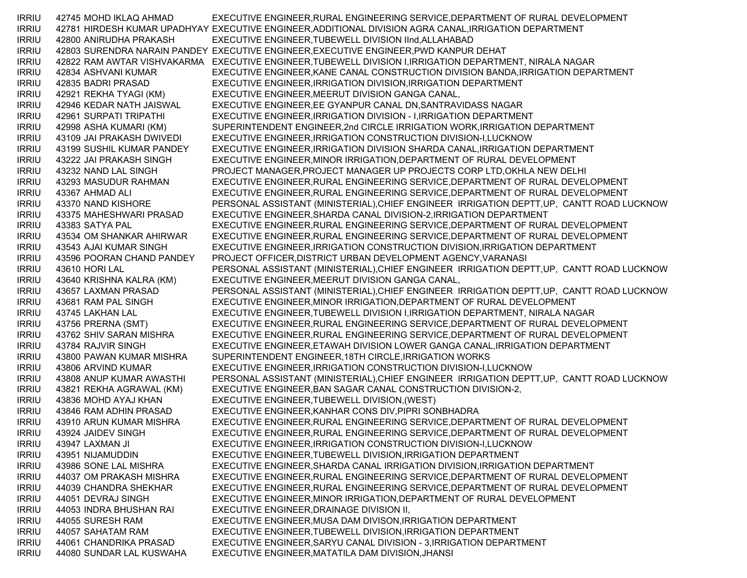| | | | |
|---|---|---|---|
| IRRIU | 42745 | MOHD IKLAQ AHMAD | EXECUTIVE ENGINEER,RURAL ENGINEERING SERVICE,DEPARTMENT OF RURAL DEVELOPMENT |
| IRRIU | 42781 | HIRDESH KUMAR UPADHYAY | EXECUTIVE ENGINEER,ADDITIONAL DIVISION AGRA CANAL,IRRIGATION DEPARTMENT |
| IRRIU | 42800 | ANIRUDHA PRAKASH | EXECUTIVE ENGINEER,TUBEWELL DIVISION IInd,ALLAHABAD |
| IRRIU | 42803 | SURENDRA NARAIN PANDEY | EXECUTIVE ENGINEER,EXECUTIVE ENGINEER,PWD KANPUR DEHAT |
| IRRIU | 42822 | RAM AWTAR VISHVAKARMA | EXECUTIVE ENGINEER,TUBEWELL DIVISION I,IRRIGATION DEPARTMENT, NIRALA NAGAR |
| IRRIU | 42834 | ASHVANI KUMAR | EXECUTIVE ENGINEER,KANE CANAL CONSTRUCTION DIVISION BANDA,IRRIGATION DEPARTMENT |
| IRRIU | 42835 | BADRI PRASAD | EXECUTIVE ENGINEER,IRRIGATION DIVISION,IRRIGATION DEPARTMENT |
| IRRIU | 42921 | REKHA TYAGI (KM) | EXECUTIVE ENGINEER,MEERUT DIVISION GANGA CANAL, |
| IRRIU | 42946 | KEDAR NATH JAISWAL | EXECUTIVE ENGINEER,EE GYANPUR CANAL DN,SANTRAVIDASS NAGAR |
| IRRIU | 42961 | SURPATI TRIPATHI | EXECUTIVE ENGINEER,IRRIGATION DIVISION - I,IRRIGATION DEPARTMENT |
| IRRIU | 42998 | ASHA KUMARI (KM) | SUPERINTENDENT ENGINEER,2nd CIRCLE IRRIGATION WORK,IRRIGATION DEPARTMENT |
| IRRIU | 43109 | JAI PRAKASH DWIVEDI | EXECUTIVE ENGINEER,IRRIGATION CONSTRUCTION DIVISION-I,LUCKNOW |
| IRRIU | 43199 | SUSHIL KUMAR PANDEY | EXECUTIVE ENGINEER,IRRIGATION DIVISION SHARDA CANAL,IRRIGATION DEPARTMENT |
| IRRIU | 43222 | JAI PRAKASH SINGH | EXECUTIVE ENGINEER,MINOR IRRIGATION,DEPARTMENT OF RURAL DEVELOPMENT |
| IRRIU | 43232 | NAND LAL SINGH | PROJECT MANAGER,PROJECT MANAGER UP PROJECTS CORP LTD,OKHLA NEW DELHI |
| IRRIU | 43293 | MASUDUR RAHMAN | EXECUTIVE ENGINEER,RURAL ENGINEERING SERVICE,DEPARTMENT OF RURAL DEVELOPMENT |
| IRRIU | 43367 | AHMAD ALI | EXECUTIVE ENGINEER,RURAL ENGINEERING SERVICE,DEPARTMENT OF RURAL DEVELOPMENT |
| IRRIU | 43370 | NAND KISHORE | PERSONAL ASSISTANT (MINISTERIAL),CHIEF ENGINEER IRRIGATION DEPTT,UP, CANTT ROAD LUCKNOW |
| IRRIU | 43375 | MAHESHWARI PRASAD | EXECUTIVE ENGINEER,SHARDA CANAL DIVISION-2,IRRIGATION DEPARTMENT |
| IRRIU | 43383 | SATYA PAL | EXECUTIVE ENGINEER,RURAL ENGINEERING SERVICE,DEPARTMENT OF RURAL DEVELOPMENT |
| IRRIU | 43534 | OM SHANKAR AHIRWAR | EXECUTIVE ENGINEER,RURAL ENGINEERING SERVICE,DEPARTMENT OF RURAL DEVELOPMENT |
| IRRIU | 43543 | AJAI KUMAR SINGH | EXECUTIVE ENGINEER,IRRIGATION CONSTRUCTION DIVISION,IRRIGATION DEPARTMENT |
| IRRIU | 43596 | POORAN CHAND PANDEY | PROJECT OFFICER,DISTRICT URBAN DEVELOPMENT AGENCY,VARANASI |
| IRRIU | 43610 | HORI LAL | PERSONAL ASSISTANT (MINISTERIAL),CHIEF ENGINEER IRRIGATION DEPTT,UP, CANTT ROAD LUCKNOW |
| IRRIU | 43640 | KRISHNA KALRA (KM) | EXECUTIVE ENGINEER,MEERUT DIVISION GANGA CANAL, |
| IRRIU | 43657 | LAXMAN PRASAD | PERSONAL ASSISTANT (MINISTERIAL),CHIEF ENGINEER IRRIGATION DEPTT,UP, CANTT ROAD LUCKNOW |
| IRRIU | 43681 | RAM PAL SINGH | EXECUTIVE ENGINEER,MINOR IRRIGATION,DEPARTMENT OF RURAL DEVELOPMENT |
| IRRIU | 43745 | LAKHAN LAL | EXECUTIVE ENGINEER,TUBEWELL DIVISION I,IRRIGATION DEPARTMENT, NIRALA NAGAR |
| IRRIU | 43756 | PRERNA (SMT) | EXECUTIVE ENGINEER,RURAL ENGINEERING SERVICE,DEPARTMENT OF RURAL DEVELOPMENT |
| IRRIU | 43762 | SHIV SARAN MISHRA | EXECUTIVE ENGINEER,RURAL ENGINEERING SERVICE,DEPARTMENT OF RURAL DEVELOPMENT |
| IRRIU | 43784 | RAJVIR SINGH | EXECUTIVE ENGINEER,ETAWAH DIVISION LOWER GANGA CANAL,IRRIGATION DEPARTMENT |
| IRRIU | 43800 | PAWAN KUMAR MISHRA | SUPERINTENDENT ENGINEER,18TH CIRCLE,IRRIGATION WORKS |
| IRRIU | 43806 | ARVIND KUMAR | EXECUTIVE ENGINEER,IRRIGATION CONSTRUCTION DIVISION-I,LUCKNOW |
| IRRIU | 43808 | ANUP KUMAR AWASTHI | PERSONAL ASSISTANT (MINISTERIAL),CHIEF ENGINEER IRRIGATION DEPTT,UP, CANTT ROAD LUCKNOW |
| IRRIU | 43821 | REKHA AGRAWAL (KM) | EXECUTIVE ENGINEER,BAN SAGAR CANAL CONSTRUCTION DIVISION-2, |
| IRRIU | 43836 | MOHD AYAJ KHAN | EXECUTIVE ENGINEER,TUBEWELL DIVISION,(WEST) |
| IRRIU | 43846 | RAM ADHIN PRASAD | EXECUTIVE ENGINEER,KANHAR CONS DIV,PIPRI SONBHADRA |
| IRRIU | 43910 | ARUN KUMAR MISHRA | EXECUTIVE ENGINEER,RURAL ENGINEERING SERVICE,DEPARTMENT OF RURAL DEVELOPMENT |
| IRRIU | 43924 | JAIDEV SINGH | EXECUTIVE ENGINEER,RURAL ENGINEERING SERVICE,DEPARTMENT OF RURAL DEVELOPMENT |
| IRRIU | 43947 | LAXMAN JI | EXECUTIVE ENGINEER,IRRIGATION CONSTRUCTION DIVISION-I,LUCKNOW |
| IRRIU | 43951 | NIJAMUDDIN | EXECUTIVE ENGINEER,TUBEWELL DIVISION,IRRIGATION DEPARTMENT |
| IRRIU | 43986 | SONE LAL MISHRA | EXECUTIVE ENGINEER,SHARDA CANAL IRRIGATION DIVISION,IRRIGATION DEPARTMENT |
| IRRIU | 44037 | OM PRAKASH MISHRA | EXECUTIVE ENGINEER,RURAL ENGINEERING SERVICE,DEPARTMENT OF RURAL DEVELOPMENT |
| IRRIU | 44039 | CHANDRA SHEKHAR | EXECUTIVE ENGINEER,RURAL ENGINEERING SERVICE,DEPARTMENT OF RURAL DEVELOPMENT |
| IRRIU | 44051 | DEVRAJ SINGH | EXECUTIVE ENGINEER,MINOR IRRIGATION,DEPARTMENT OF RURAL DEVELOPMENT |
| IRRIU | 44053 | INDRA BHUSHAN RAI | EXECUTIVE ENGINEER,DRAINAGE DIVISION II, |
| IRRIU | 44055 | SURESH RAM | EXECUTIVE ENGINEER,MUSA DAM DIVISON,IRRIGATION DEPARTMENT |
| IRRIU | 44057 | SAHATAM RAM | EXECUTIVE ENGINEER,TUBEWELL DIVISION,IRRIGATION DEPARTMENT |
| IRRIU | 44061 | CHANDRIKA PRASAD | EXECUTIVE ENGINEER,SARYU CANAL DIVISION - 3,IRRIGATION DEPARTMENT |
| IRRIU | 44080 | SUNDAR LAL KUSWAHA | EXECUTIVE ENGINEER,MATATILA DAM DIVISION,JHANSI |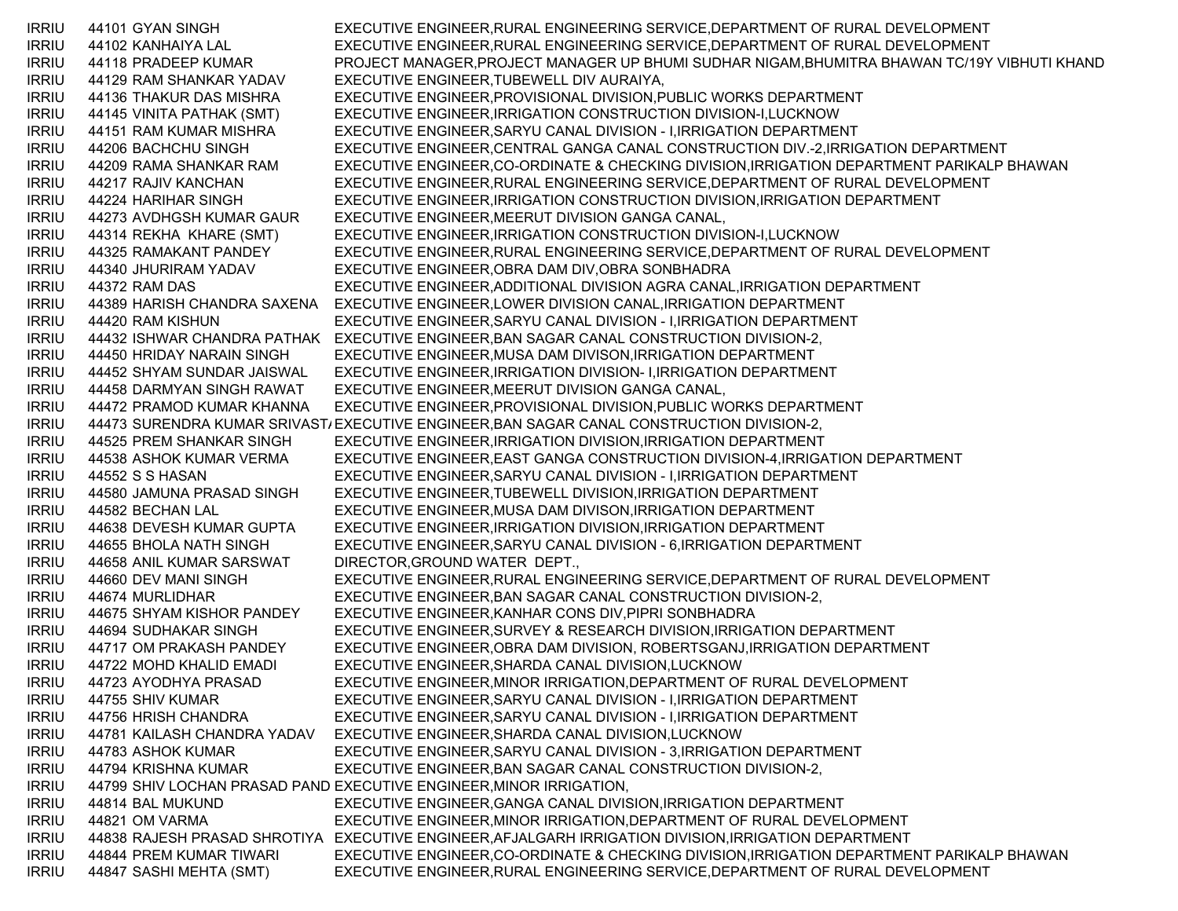| | | | |
|---|---|---|---|
| IRRIU | 44101 | GYAN SINGH | EXECUTIVE ENGINEER,RURAL ENGINEERING SERVICE,DEPARTMENT OF RURAL DEVELOPMENT |
| IRRIU | 44102 | KANHAIYA LAL | EXECUTIVE ENGINEER,RURAL ENGINEERING SERVICE,DEPARTMENT OF RURAL DEVELOPMENT |
| IRRIU | 44118 | PRADEEP KUMAR | PROJECT MANAGER,PROJECT MANAGER UP BHUMI SUDHAR NIGAM,BHUMITRA BHAWAN TC/19Y VIBHUTI KHAND |
| IRRIU | 44129 | RAM SHANKAR YADAV | EXECUTIVE ENGINEER,TUBEWELL DIV AURAIYA, |
| IRRIU | 44136 | THAKUR DAS MISHRA | EXECUTIVE ENGINEER,PROVISIONAL DIVISION,PUBLIC WORKS DEPARTMENT |
| IRRIU | 44145 | VINITA PATHAK (SMT) | EXECUTIVE ENGINEER,IRRIGATION CONSTRUCTION DIVISION-I,LUCKNOW |
| IRRIU | 44151 | RAM KUMAR MISHRA | EXECUTIVE ENGINEER,SARYU CANAL DIVISION - I,IRRIGATION DEPARTMENT |
| IRRIU | 44206 | BACHCHU SINGH | EXECUTIVE ENGINEER,CENTRAL GANGA CANAL CONSTRUCTION DIV.-2,IRRIGATION DEPARTMENT |
| IRRIU | 44209 | RAMA SHANKAR RAM | EXECUTIVE ENGINEER,CO-ORDINATE & CHECKING DIVISION,IRRIGATION DEPARTMENT PARIKALP BHAWAN |
| IRRIU | 44217 | RAJIV KANCHAN | EXECUTIVE ENGINEER,RURAL ENGINEERING SERVICE,DEPARTMENT OF RURAL DEVELOPMENT |
| IRRIU | 44224 | HARIHAR SINGH | EXECUTIVE ENGINEER,IRRIGATION CONSTRUCTION DIVISION,IRRIGATION DEPARTMENT |
| IRRIU | 44273 | AVDHGSH KUMAR GAUR | EXECUTIVE ENGINEER,MEERUT DIVISION GANGA CANAL, |
| IRRIU | 44314 | REKHA KHARE (SMT) | EXECUTIVE ENGINEER,IRRIGATION CONSTRUCTION DIVISION-I,LUCKNOW |
| IRRIU | 44325 | RAMAKANT PANDEY | EXECUTIVE ENGINEER,RURAL ENGINEERING SERVICE,DEPARTMENT OF RURAL DEVELOPMENT |
| IRRIU | 44340 | JHURIRAM YADAV | EXECUTIVE ENGINEER,OBRA DAM DIV,OBRA SONBHADRA |
| IRRIU | 44372 | RAM DAS | EXECUTIVE ENGINEER,ADDITIONAL DIVISION AGRA CANAL,IRRIGATION DEPARTMENT |
| IRRIU | 44389 | HARISH CHANDRA SAXENA | EXECUTIVE ENGINEER,LOWER DIVISION CANAL,IRRIGATION DEPARTMENT |
| IRRIU | 44420 | RAM KISHUN | EXECUTIVE ENGINEER,SARYU CANAL DIVISION - I,IRRIGATION DEPARTMENT |
| IRRIU | 44432 | ISHWAR CHANDRA PATHAK | EXECUTIVE ENGINEER,BAN SAGAR CANAL CONSTRUCTION DIVISION-2, |
| IRRIU | 44450 | HRIDAY NARAIN SINGH | EXECUTIVE ENGINEER,MUSA DAM DIVISON,IRRIGATION DEPARTMENT |
| IRRIU | 44452 | SHYAM SUNDAR JAISWAL | EXECUTIVE ENGINEER,IRRIGATION DIVISION- I,IRRIGATION DEPARTMENT |
| IRRIU | 44458 | DARMYAN SINGH RAWAT | EXECUTIVE ENGINEER,MEERUT DIVISION GANGA CANAL, |
| IRRIU | 44472 | PRAMOD KUMAR KHANNA | EXECUTIVE ENGINEER,PROVISIONAL DIVISION,PUBLIC WORKS DEPARTMENT |
| IRRIU | 44473 | SURENDRA KUMAR SRIVAST/ | EXECUTIVE ENGINEER,BAN SAGAR CANAL CONSTRUCTION DIVISION-2, |
| IRRIU | 44525 | PREM SHANKAR SINGH | EXECUTIVE ENGINEER,IRRIGATION DIVISION,IRRIGATION DEPARTMENT |
| IRRIU | 44538 | ASHOK KUMAR VERMA | EXECUTIVE ENGINEER,EAST GANGA CONSTRUCTION DIVISION-4,IRRIGATION DEPARTMENT |
| IRRIU | 44552 | S S HASAN | EXECUTIVE ENGINEER,SARYU CANAL DIVISION - I,IRRIGATION DEPARTMENT |
| IRRIU | 44580 | JAMUNA PRASAD SINGH | EXECUTIVE ENGINEER,TUBEWELL DIVISION,IRRIGATION DEPARTMENT |
| IRRIU | 44582 | BECHAN LAL | EXECUTIVE ENGINEER,MUSA DAM DIVISON,IRRIGATION DEPARTMENT |
| IRRIU | 44638 | DEVESH KUMAR GUPTA | EXECUTIVE ENGINEER,IRRIGATION DIVISION,IRRIGATION DEPARTMENT |
| IRRIU | 44655 | BHOLA NATH SINGH | EXECUTIVE ENGINEER,SARYU CANAL DIVISION - 6,IRRIGATION DEPARTMENT |
| IRRIU | 44658 | ANIL KUMAR SARSWAT | DIRECTOR,GROUND WATER DEPT., |
| IRRIU | 44660 | DEV MANI SINGH | EXECUTIVE ENGINEER,RURAL ENGINEERING SERVICE,DEPARTMENT OF RURAL DEVELOPMENT |
| IRRIU | 44674 | MURLIDHAR | EXECUTIVE ENGINEER,BAN SAGAR CANAL CONSTRUCTION DIVISION-2, |
| IRRIU | 44675 | SHYAM KISHOR PANDEY | EXECUTIVE ENGINEER,KANHAR CONS DIV,PIPRI SONBHADRA |
| IRRIU | 44694 | SUDHAKAR SINGH | EXECUTIVE ENGINEER,SURVEY & RESEARCH DIVISION,IRRIGATION DEPARTMENT |
| IRRIU | 44717 | OM PRAKASH PANDEY | EXECUTIVE ENGINEER,OBRA DAM DIVISION, ROBERTSGANJ,IRRIGATION DEPARTMENT |
| IRRIU | 44722 | MOHD KHALID EMADI | EXECUTIVE ENGINEER,SHARDA CANAL DIVISION,LUCKNOW |
| IRRIU | 44723 | AYODHYA PRASAD | EXECUTIVE ENGINEER,MINOR IRRIGATION,DEPARTMENT OF RURAL DEVELOPMENT |
| IRRIU | 44755 | SHIV KUMAR | EXECUTIVE ENGINEER,SARYU CANAL DIVISION - I,IRRIGATION DEPARTMENT |
| IRRIU | 44756 | HRISH CHANDRA | EXECUTIVE ENGINEER,SARYU CANAL DIVISION - I,IRRIGATION DEPARTMENT |
| IRRIU | 44781 | KAILASH CHANDRA YADAV | EXECUTIVE ENGINEER,SHARDA CANAL DIVISION,LUCKNOW |
| IRRIU | 44783 | ASHOK KUMAR | EXECUTIVE ENGINEER,SARYU CANAL DIVISION - 3,IRRIGATION DEPARTMENT |
| IRRIU | 44794 | KRISHNA KUMAR | EXECUTIVE ENGINEER,BAN SAGAR CANAL CONSTRUCTION DIVISION-2, |
| IRRIU | 44799 | SHIV LOCHAN PRASAD PAND | EXECUTIVE ENGINEER,MINOR IRRIGATION, |
| IRRIU | 44814 | BAL MUKUND | EXECUTIVE ENGINEER,GANGA CANAL DIVISION,IRRIGATION DEPARTMENT |
| IRRIU | 44821 | OM VARMA | EXECUTIVE ENGINEER,MINOR IRRIGATION,DEPARTMENT OF RURAL DEVELOPMENT |
| IRRIU | 44838 | RAJESH PRASAD SHROTIYA | EXECUTIVE ENGINEER,AFJALGARH IRRIGATION DIVISION,IRRIGATION DEPARTMENT |
| IRRIU | 44844 | PREM KUMAR TIWARI | EXECUTIVE ENGINEER,CO-ORDINATE & CHECKING DIVISION,IRRIGATION DEPARTMENT PARIKALP BHAWAN |
| IRRIU | 44847 | SASHI MEHTA (SMT) | EXECUTIVE ENGINEER,RURAL ENGINEERING SERVICE,DEPARTMENT OF RURAL DEVELOPMENT |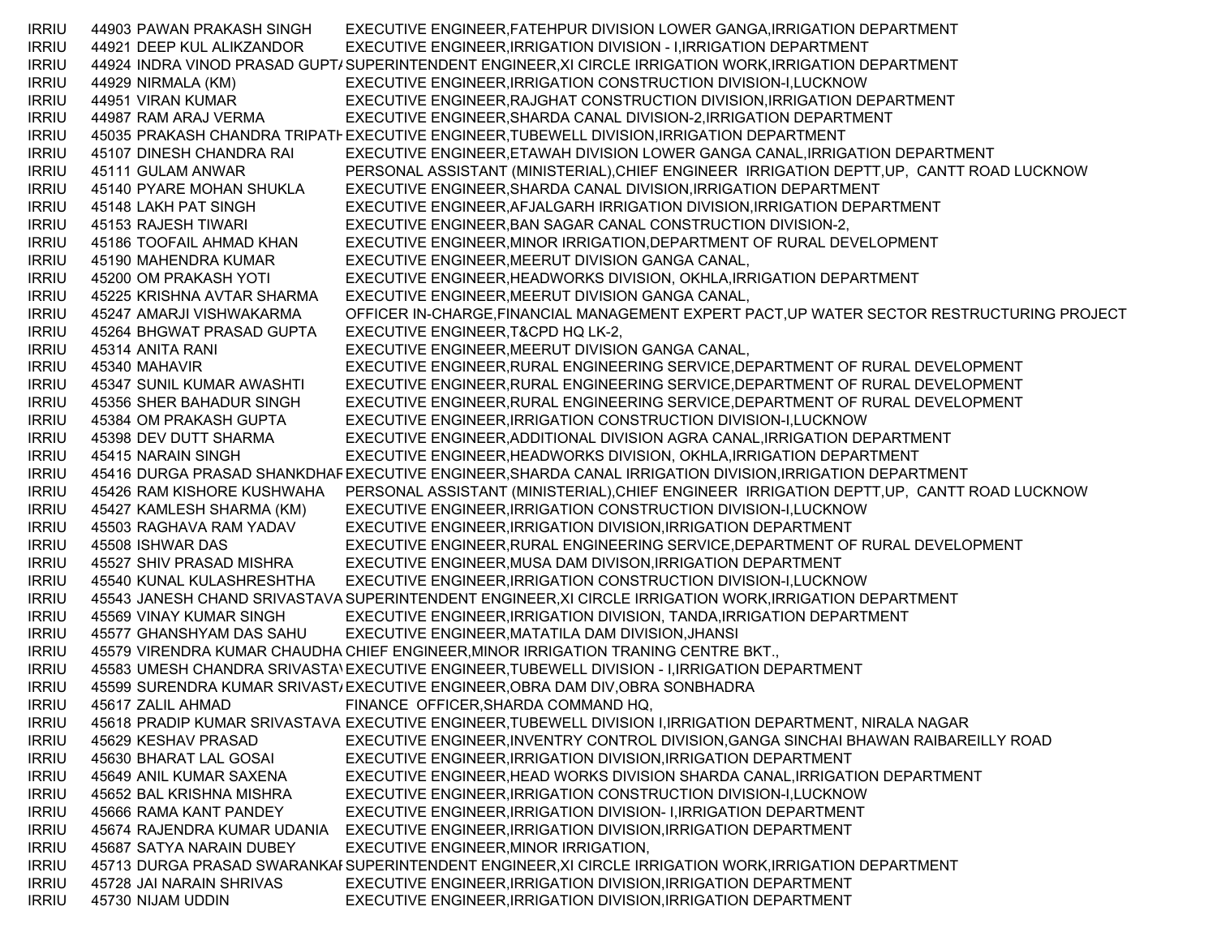| | | | |
|---|---|---|---|
| IRRIU | 44903 | PAWAN PRAKASH SINGH | EXECUTIVE ENGINEER,FATEHPUR DIVISION LOWER GANGA,IRRIGATION DEPARTMENT |
| IRRIU | 44921 | DEEP KUL ALIKZANDOR | EXECUTIVE ENGINEER,IRRIGATION DIVISION - I,IRRIGATION DEPARTMENT |
| IRRIU | 44924 | INDRA VINOD PRASAD GUPTA | SUPERINTENDENT ENGINEER,XI CIRCLE IRRIGATION WORK,IRRIGATION DEPARTMENT |
| IRRIU | 44929 | NIRMALA (KM) | EXECUTIVE ENGINEER,IRRIGATION CONSTRUCTION DIVISION-I,LUCKNOW |
| IRRIU | 44951 | VIRAN KUMAR | EXECUTIVE ENGINEER,RAJGHAT CONSTRUCTION DIVISION,IRRIGATION DEPARTMENT |
| IRRIU | 44987 | RAM ARAJ VERMA | EXECUTIVE ENGINEER,SHARDA CANAL DIVISION-2,IRRIGATION DEPARTMENT |
| IRRIU | 45035 | PRAKASH CHANDRA TRIPATH | EXECUTIVE ENGINEER,TUBEWELL DIVISION,IRRIGATION DEPARTMENT |
| IRRIU | 45107 | DINESH CHANDRA RAI | EXECUTIVE ENGINEER,ETAWAH DIVISION LOWER GANGA CANAL,IRRIGATION DEPARTMENT |
| IRRIU | 45111 | GULAM ANWAR | PERSONAL ASSISTANT (MINISTERIAL),CHIEF ENGINEER IRRIGATION DEPTT,UP, CANTT ROAD LUCKNOW |
| IRRIU | 45140 | PYARE MOHAN SHUKLA | EXECUTIVE ENGINEER,SHARDA CANAL DIVISION,IRRIGATION DEPARTMENT |
| IRRIU | 45148 | LAKH PAT SINGH | EXECUTIVE ENGINEER,AFJALGARH IRRIGATION DIVISION,IRRIGATION DEPARTMENT |
| IRRIU | 45153 | RAJESH TIWARI | EXECUTIVE ENGINEER,BAN SAGAR CANAL CONSTRUCTION DIVISION-2, |
| IRRIU | 45186 | TOOFAIL AHMAD KHAN | EXECUTIVE ENGINEER,MINOR IRRIGATION,DEPARTMENT OF RURAL DEVELOPMENT |
| IRRIU | 45190 | MAHENDRA KUMAR | EXECUTIVE ENGINEER,MEERUT DIVISION GANGA CANAL, |
| IRRIU | 45200 | OM PRAKASH YOTI | EXECUTIVE ENGINEER,HEADWORKS DIVISION, OKHLA,IRRIGATION DEPARTMENT |
| IRRIU | 45225 | KRISHNA AVTAR SHARMA | EXECUTIVE ENGINEER,MEERUT DIVISION GANGA CANAL, |
| IRRIU | 45247 | AMARJI VISHWAKARMA | OFFICER IN-CHARGE,FINANCIAL MANAGEMENT EXPERT PACT,UP WATER SECTOR RESTRUCTURING PROJECT |
| IRRIU | 45264 | BHGWAT PRASAD GUPTA | EXECUTIVE ENGINEER,T&CPD HQ LK-2, |
| IRRIU | 45314 | ANITA RANI | EXECUTIVE ENGINEER,MEERUT DIVISION GANGA CANAL, |
| IRRIU | 45340 | MAHAVIR | EXECUTIVE ENGINEER,RURAL ENGINEERING SERVICE,DEPARTMENT OF RURAL DEVELOPMENT |
| IRRIU | 45347 | SUNIL KUMAR AWASHTI | EXECUTIVE ENGINEER,RURAL ENGINEERING SERVICE,DEPARTMENT OF RURAL DEVELOPMENT |
| IRRIU | 45356 | SHER BAHADUR SINGH | EXECUTIVE ENGINEER,RURAL ENGINEERING SERVICE,DEPARTMENT OF RURAL DEVELOPMENT |
| IRRIU | 45384 | OM PRAKASH GUPTA | EXECUTIVE ENGINEER,IRRIGATION CONSTRUCTION DIVISION-I,LUCKNOW |
| IRRIU | 45398 | DEV DUTT SHARMA | EXECUTIVE ENGINEER,ADDITIONAL DIVISION AGRA CANAL,IRRIGATION DEPARTMENT |
| IRRIU | 45415 | NARAIN SINGH | EXECUTIVE ENGINEER,HEADWORKS DIVISION, OKHLA,IRRIGATION DEPARTMENT |
| IRRIU | 45416 | DURGA PRASAD SHANKDHAR | EXECUTIVE ENGINEER,SHARDA CANAL IRRIGATION DIVISION,IRRIGATION DEPARTMENT |
| IRRIU | 45426 | RAM KISHORE KUSHWAHA | PERSONAL ASSISTANT (MINISTERIAL),CHIEF ENGINEER IRRIGATION DEPTT,UP, CANTT ROAD LUCKNOW |
| IRRIU | 45427 | KAMLESH SHARMA (KM) | EXECUTIVE ENGINEER,IRRIGATION CONSTRUCTION DIVISION-I,LUCKNOW |
| IRRIU | 45503 | RAGHAVA RAM YADAV | EXECUTIVE ENGINEER,IRRIGATION DIVISION,IRRIGATION DEPARTMENT |
| IRRIU | 45508 | ISHWAR DAS | EXECUTIVE ENGINEER,RURAL ENGINEERING SERVICE,DEPARTMENT OF RURAL DEVELOPMENT |
| IRRIU | 45527 | SHIV PRASAD MISHRA | EXECUTIVE ENGINEER,MUSA DAM DIVISON,IRRIGATION DEPARTMENT |
| IRRIU | 45540 | KUNAL KULASHRESHTHA | EXECUTIVE ENGINEER,IRRIGATION CONSTRUCTION DIVISION-I,LUCKNOW |
| IRRIU | 45543 | JANESH CHAND SRIVASTAVA | SUPERINTENDENT ENGINEER,XI CIRCLE IRRIGATION WORK,IRRIGATION DEPARTMENT |
| IRRIU | 45569 | VINAY KUMAR SINGH | EXECUTIVE ENGINEER,IRRIGATION DIVISION, TANDA,IRRIGATION DEPARTMENT |
| IRRIU | 45577 | GHANSHYAM DAS SAHU | EXECUTIVE ENGINEER,MATATILA DAM DIVISION,JHANSI |
| IRRIU | 45579 | VIRENDRA KUMAR CHAUDHA | CHIEF ENGINEER,MINOR IRRIGATION TRANING CENTRE BKT., |
| IRRIU | 45583 | UMESH CHANDRA SRIVASTAV | EXECUTIVE ENGINEER,TUBEWELL DIVISION - I,IRRIGATION DEPARTMENT |
| IRRIU | 45599 | SURENDRA KUMAR SRIVASTA | EXECUTIVE ENGINEER,OBRA DAM DIV,OBRA SONBHADRA |
| IRRIU | 45617 | ZALIL AHMAD | FINANCE OFFICER,SHARDA COMMAND HQ, |
| IRRIU | 45618 | PRADIP KUMAR SRIVASTAVA | EXECUTIVE ENGINEER,TUBEWELL DIVISION I,IRRIGATION DEPARTMENT, NIRALA NAGAR |
| IRRIU | 45629 | KESHAV PRASAD | EXECUTIVE ENGINEER,INVENTRY CONTROL DIVISION,GANGA SINCHAI BHAWAN RAIBAREILLY ROAD |
| IRRIU | 45630 | BHARAT LAL GOSAI | EXECUTIVE ENGINEER,IRRIGATION DIVISION,IRRIGATION DEPARTMENT |
| IRRIU | 45649 | ANIL KUMAR SAXENA | EXECUTIVE ENGINEER,HEAD WORKS DIVISION SHARDA CANAL,IRRIGATION DEPARTMENT |
| IRRIU | 45652 | BAL KRISHNA MISHRA | EXECUTIVE ENGINEER,IRRIGATION CONSTRUCTION DIVISION-I,LUCKNOW |
| IRRIU | 45666 | RAMA KANT PANDEY | EXECUTIVE ENGINEER,IRRIGATION DIVISION- I,IRRIGATION DEPARTMENT |
| IRRIU | 45674 | RAJENDRA KUMAR UDANIA | EXECUTIVE ENGINEER,IRRIGATION DIVISION,IRRIGATION DEPARTMENT |
| IRRIU | 45687 | SATYA NARAIN DUBEY | EXECUTIVE ENGINEER,MINOR IRRIGATION, |
| IRRIU | 45713 | DURGA PRASAD SWARANKAR | SUPERINTENDENT ENGINEER,XI CIRCLE IRRIGATION WORK,IRRIGATION DEPARTMENT |
| IRRIU | 45728 | JAI NARAIN SHRIVAS | EXECUTIVE ENGINEER,IRRIGATION DIVISION,IRRIGATION DEPARTMENT |
| IRRIU | 45730 | NIJAM UDDIN | EXECUTIVE ENGINEER,IRRIGATION DIVISION,IRRIGATION DEPARTMENT |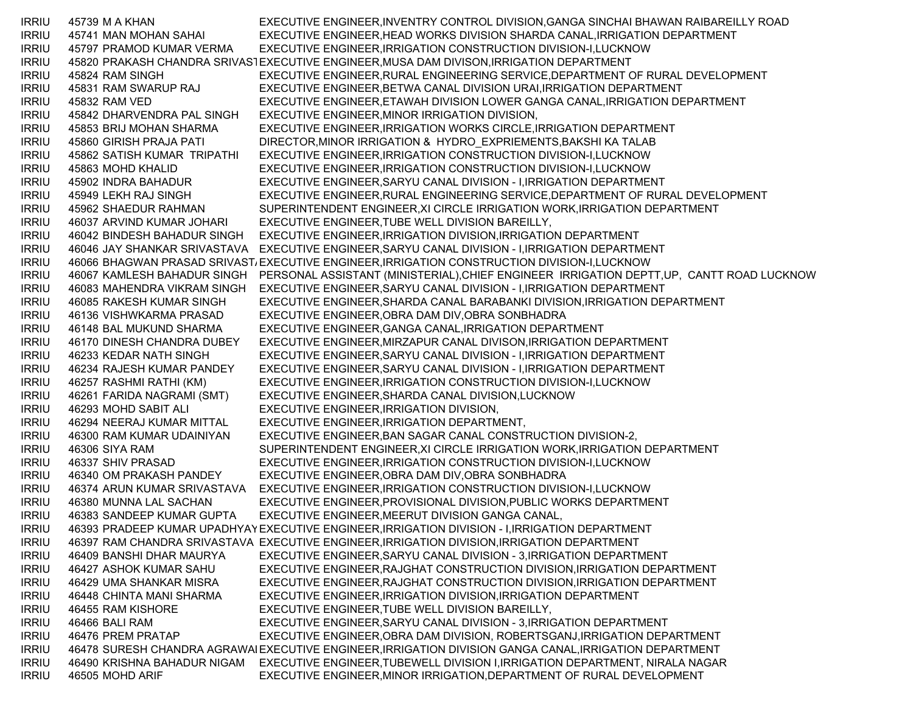| | | | |
|---|---|---|---|
| IRRIU | 45739 | M A KHAN | EXECUTIVE ENGINEER,INVENTRY CONTROL DIVISION,GANGA SINCHAI BHAWAN RAIBAREILLY ROAD |
| IRRIU | 45741 | MAN MOHAN SAHAI | EXECUTIVE ENGINEER,HEAD WORKS DIVISION SHARDA CANAL,IRRIGATION DEPARTMENT |
| IRRIU | 45797 | PRAMOD KUMAR VERMA | EXECUTIVE ENGINEER,IRRIGATION CONSTRUCTION DIVISION-I,LUCKNOW |
| IRRIU | 45820 | PRAKASH CHANDRA SRIVAST | EXECUTIVE ENGINEER,MUSA DAM DIVISON,IRRIGATION DEPARTMENT |
| IRRIU | 45824 | RAM SINGH | EXECUTIVE ENGINEER,RURAL ENGINEERING SERVICE,DEPARTMENT OF RURAL DEVELOPMENT |
| IRRIU | 45831 | RAM SWARUP RAJ | EXECUTIVE ENGINEER,BETWA CANAL DIVISION URAI,IRRIGATION DEPARTMENT |
| IRRIU | 45832 | RAM VED | EXECUTIVE ENGINEER,ETAWAH DIVISION LOWER GANGA CANAL,IRRIGATION DEPARTMENT |
| IRRIU | 45842 | DHARVENDRA PAL SINGH | EXECUTIVE ENGINEER,MINOR IRRIGATION DIVISION, |
| IRRIU | 45853 | BRIJ MOHAN SHARMA | EXECUTIVE ENGINEER,IRRIGATION WORKS CIRCLE,IRRIGATION DEPARTMENT |
| IRRIU | 45860 | GIRISH PRAJA PATI | DIRECTOR,MINOR IRRIGATION & HYDRO_EXPRIEMENTS,BAKSHI KA TALAB |
| IRRIU | 45862 | SATISH KUMAR TRIPATHI | EXECUTIVE ENGINEER,IRRIGATION CONSTRUCTION DIVISION-I,LUCKNOW |
| IRRIU | 45863 | MOHD KHALID | EXECUTIVE ENGINEER,IRRIGATION CONSTRUCTION DIVISION-I,LUCKNOW |
| IRRIU | 45902 | INDRA BAHADUR | EXECUTIVE ENGINEER,SARYU CANAL DIVISION - I,IRRIGATION DEPARTMENT |
| IRRIU | 45949 | LEKH RAJ SINGH | EXECUTIVE ENGINEER,RURAL ENGINEERING SERVICE,DEPARTMENT OF RURAL DEVELOPMENT |
| IRRIU | 45962 | SHAEDUR RAHMAN | SUPERINTENDENT ENGINEER,XI CIRCLE IRRIGATION WORK,IRRIGATION DEPARTMENT |
| IRRIU | 46037 | ARVIND KUMAR JOHARI | EXECUTIVE ENGINEER,TUBE WELL DIVISION BAREILLY, |
| IRRIU | 46042 | BINDESH BAHADUR SINGH | EXECUTIVE ENGINEER,IRRIGATION DIVISION,IRRIGATION DEPARTMENT |
| IRRIU | 46046 | JAY SHANKAR SRIVASTAVA | EXECUTIVE ENGINEER,SARYU CANAL DIVISION - I,IRRIGATION DEPARTMENT |
| IRRIU | 46066 | BHAGWAN PRASAD SRIVAST | EXECUTIVE ENGINEER,IRRIGATION CONSTRUCTION DIVISION-I,LUCKNOW |
| IRRIU | 46067 | KAMLESH BAHADUR SINGH | PERSONAL ASSISTANT (MINISTERIAL),CHIEF ENGINEER IRRIGATION DEPTT,UP, CANTT ROAD LUCKNOW |
| IRRIU | 46083 | MAHENDRA VIKRAM SINGH | EXECUTIVE ENGINEER,SARYU CANAL DIVISION - I,IRRIGATION DEPARTMENT |
| IRRIU | 46085 | RAKESH KUMAR SINGH | EXECUTIVE ENGINEER,SHARDA CANAL BARABANKI DIVISION,IRRIGATION DEPARTMENT |
| IRRIU | 46136 | VISHWKARMA PRASAD | EXECUTIVE ENGINEER,OBRA DAM DIV,OBRA SONBHADRA |
| IRRIU | 46148 | BAL MUKUND SHARMA | EXECUTIVE ENGINEER,GANGA CANAL,IRRIGATION DEPARTMENT |
| IRRIU | 46170 | DINESH CHANDRA DUBEY | EXECUTIVE ENGINEER,MIRZAPUR CANAL DIVISON,IRRIGATION DEPARTMENT |
| IRRIU | 46233 | KEDAR NATH SINGH | EXECUTIVE ENGINEER,SARYU CANAL DIVISION - I,IRRIGATION DEPARTMENT |
| IRRIU | 46234 | RAJESH KUMAR PANDEY | EXECUTIVE ENGINEER,SARYU CANAL DIVISION - I,IRRIGATION DEPARTMENT |
| IRRIU | 46257 | RASHMI RATHI (KM) | EXECUTIVE ENGINEER,IRRIGATION CONSTRUCTION DIVISION-I,LUCKNOW |
| IRRIU | 46261 | FARIDA NAGRAMI (SMT) | EXECUTIVE ENGINEER,SHARDA CANAL DIVISION,LUCKNOW |
| IRRIU | 46293 | MOHD SABIT ALI | EXECUTIVE ENGINEER,IRRIGATION DIVISION, |
| IRRIU | 46294 | NEERAJ KUMAR MITTAL | EXECUTIVE ENGINEER,IRRIGATION DEPARTMENT, |
| IRRIU | 46300 | RAM KUMAR UDAINIYAN | EXECUTIVE ENGINEER,BAN SAGAR CANAL CONSTRUCTION DIVISION-2, |
| IRRIU | 46306 | SIYA RAM | SUPERINTENDENT ENGINEER,XI CIRCLE IRRIGATION WORK,IRRIGATION DEPARTMENT |
| IRRIU | 46337 | SHIV PRASAD | EXECUTIVE ENGINEER,IRRIGATION CONSTRUCTION DIVISION-I,LUCKNOW |
| IRRIU | 46340 | OM PRAKASH PANDEY | EXECUTIVE ENGINEER,OBRA DAM DIV,OBRA SONBHADRA |
| IRRIU | 46374 | ARUN KUMAR SRIVASTAVA | EXECUTIVE ENGINEER,IRRIGATION CONSTRUCTION DIVISION-I,LUCKNOW |
| IRRIU | 46380 | MUNNA LAL SACHAN | EXECUTIVE ENGINEER,PROVISIONAL DIVISION,PUBLIC WORKS DEPARTMENT |
| IRRIU | 46383 | SANDEEP KUMAR GUPTA | EXECUTIVE ENGINEER,MEERUT DIVISION GANGA CANAL, |
| IRRIU | 46393 | PRADEEP KUMAR UPADHYAY | EXECUTIVE ENGINEER,IRRIGATION DIVISION - I,IRRIGATION DEPARTMENT |
| IRRIU | 46397 | RAM CHANDRA SRIVASTAVA | EXECUTIVE ENGINEER,IRRIGATION DIVISION,IRRIGATION DEPARTMENT |
| IRRIU | 46409 | BANSHI DHAR MAURYA | EXECUTIVE ENGINEER,SARYU CANAL DIVISION - 3,IRRIGATION DEPARTMENT |
| IRRIU | 46427 | ASHOK KUMAR SAHU | EXECUTIVE ENGINEER,RAJGHAT CONSTRUCTION DIVISION,IRRIGATION DEPARTMENT |
| IRRIU | 46429 | UMA SHANKAR MISRA | EXECUTIVE ENGINEER,RAJGHAT CONSTRUCTION DIVISION,IRRIGATION DEPARTMENT |
| IRRIU | 46448 | CHINTA MANI SHARMA | EXECUTIVE ENGINEER,IRRIGATION DIVISION,IRRIGATION DEPARTMENT |
| IRRIU | 46455 | RAM KISHORE | EXECUTIVE ENGINEER,TUBE WELL DIVISION BAREILLY, |
| IRRIU | 46466 | BALI RAM | EXECUTIVE ENGINEER,SARYU CANAL DIVISION - 3,IRRIGATION DEPARTMENT |
| IRRIU | 46476 | PREM PRATAP | EXECUTIVE ENGINEER,OBRA DAM DIVISION, ROBERTSGANJ,IRRIGATION DEPARTMENT |
| IRRIU | 46478 | SURESH CHANDRA AGRAWAI | EXECUTIVE ENGINEER,IRRIGATION DIVISION GANGA CANAL,IRRIGATION DEPARTMENT |
| IRRIU | 46490 | KRISHNA BAHADUR NIGAM | EXECUTIVE ENGINEER,TUBEWELL DIVISION I,IRRIGATION DEPARTMENT, NIRALA NAGAR |
| IRRIU | 46505 | MOHD ARIF | EXECUTIVE ENGINEER,MINOR IRRIGATION,DEPARTMENT OF RURAL DEVELOPMENT |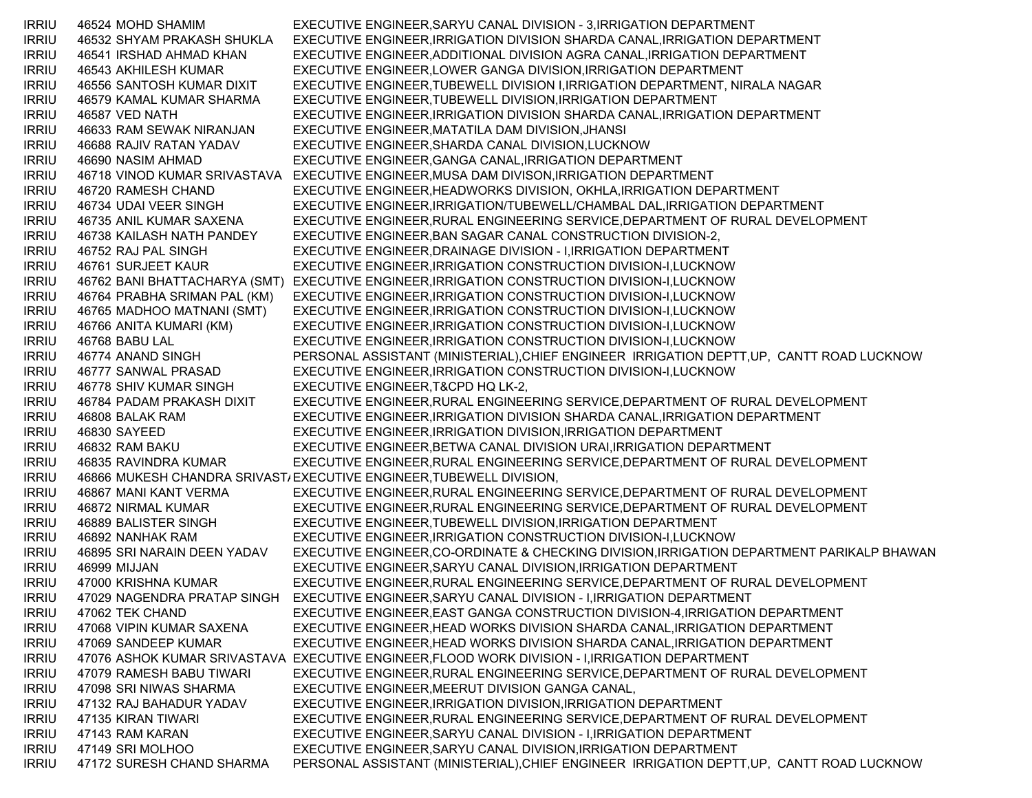| | | | |
|---|---|---|---|
| IRRIU | 46524 | MOHD SHAMIM | EXECUTIVE ENGINEER,SARYU CANAL DIVISION - 3,IRRIGATION DEPARTMENT |
| IRRIU | 46532 | SHYAM PRAKASH SHUKLA | EXECUTIVE ENGINEER,IRRIGATION DIVISION SHARDA CANAL,IRRIGATION DEPARTMENT |
| IRRIU | 46541 | IRSHAD AHMAD KHAN | EXECUTIVE ENGINEER,ADDITIONAL DIVISION AGRA CANAL,IRRIGATION DEPARTMENT |
| IRRIU | 46543 | AKHILESH KUMAR | EXECUTIVE ENGINEER,LOWER GANGA DIVISION,IRRIGATION DEPARTMENT |
| IRRIU | 46556 | SANTOSH KUMAR DIXIT | EXECUTIVE ENGINEER,TUBEWELL DIVISION I,IRRIGATION DEPARTMENT, NIRALA NAGAR |
| IRRIU | 46579 | KAMAL KUMAR SHARMA | EXECUTIVE ENGINEER,TUBEWELL DIVISION,IRRIGATION DEPARTMENT |
| IRRIU | 46587 | VED NATH | EXECUTIVE ENGINEER,IRRIGATION DIVISION SHARDA CANAL,IRRIGATION DEPARTMENT |
| IRRIU | 46633 | RAM SEWAK NIRANJAN | EXECUTIVE ENGINEER,MATATILA DAM DIVISION,JHANSI |
| IRRIU | 46688 | RAJIV RATAN YADAV | EXECUTIVE ENGINEER,SHARDA CANAL DIVISION,LUCKNOW |
| IRRIU | 46690 | NASIM AHMAD | EXECUTIVE ENGINEER,GANGA CANAL,IRRIGATION DEPARTMENT |
| IRRIU | 46718 | VINOD KUMAR SRIVASTAVA | EXECUTIVE ENGINEER,MUSA DAM DIVISON,IRRIGATION DEPARTMENT |
| IRRIU | 46720 | RAMESH CHAND | EXECUTIVE ENGINEER,HEADWORKS DIVISION, OKHLA,IRRIGATION DEPARTMENT |
| IRRIU | 46734 | UDAI VEER SINGH | EXECUTIVE ENGINEER,IRRIGATION/TUBEWELL/CHAMBAL DAL,IRRIGATION DEPARTMENT |
| IRRIU | 46735 | ANIL KUMAR SAXENA | EXECUTIVE ENGINEER,RURAL ENGINEERING SERVICE,DEPARTMENT OF RURAL DEVELOPMENT |
| IRRIU | 46738 | KAILASH NATH PANDEY | EXECUTIVE ENGINEER,BAN SAGAR CANAL CONSTRUCTION DIVISION-2, |
| IRRIU | 46752 | RAJ PAL SINGH | EXECUTIVE ENGINEER,DRAINAGE DIVISION - I,IRRIGATION DEPARTMENT |
| IRRIU | 46761 | SURJEET KAUR | EXECUTIVE ENGINEER,IRRIGATION CONSTRUCTION DIVISION-I,LUCKNOW |
| IRRIU | 46762 | BANI BHATTACHARYA (SMT) | EXECUTIVE ENGINEER,IRRIGATION CONSTRUCTION DIVISION-I,LUCKNOW |
| IRRIU | 46764 | PRABHA SRIMAN PAL (KM) | EXECUTIVE ENGINEER,IRRIGATION CONSTRUCTION DIVISION-I,LUCKNOW |
| IRRIU | 46765 | MADHOO MATNANI (SMT) | EXECUTIVE ENGINEER,IRRIGATION CONSTRUCTION DIVISION-I,LUCKNOW |
| IRRIU | 46766 | ANITA KUMARI (KM) | EXECUTIVE ENGINEER,IRRIGATION CONSTRUCTION DIVISION-I,LUCKNOW |
| IRRIU | 46768 | BABU LAL | EXECUTIVE ENGINEER,IRRIGATION CONSTRUCTION DIVISION-I,LUCKNOW |
| IRRIU | 46774 | ANAND SINGH | PERSONAL ASSISTANT (MINISTERIAL),CHIEF ENGINEER IRRIGATION DEPTT,UP, CANTT ROAD LUCKNOW |
| IRRIU | 46777 | SANWAL PRASAD | EXECUTIVE ENGINEER,IRRIGATION CONSTRUCTION DIVISION-I,LUCKNOW |
| IRRIU | 46778 | SHIV KUMAR SINGH | EXECUTIVE ENGINEER,T&CPD HQ LK-2, |
| IRRIU | 46784 | PADAM PRAKASH DIXIT | EXECUTIVE ENGINEER,RURAL ENGINEERING SERVICE,DEPARTMENT OF RURAL DEVELOPMENT |
| IRRIU | 46808 | BALAK RAM | EXECUTIVE ENGINEER,IRRIGATION DIVISION SHARDA CANAL,IRRIGATION DEPARTMENT |
| IRRIU | 46830 | SAYEED | EXECUTIVE ENGINEER,IRRIGATION DIVISION,IRRIGATION DEPARTMENT |
| IRRIU | 46832 | RAM BAKU | EXECUTIVE ENGINEER,BETWA CANAL DIVISION URAI,IRRIGATION DEPARTMENT |
| IRRIU | 46835 | RAVINDRA KUMAR | EXECUTIVE ENGINEER,RURAL ENGINEERING SERVICE,DEPARTMENT OF RURAL DEVELOPMENT |
| IRRIU | 46866 | MUKESH CHANDRA SRIVAST/ | EXECUTIVE ENGINEER,TUBEWELL DIVISION, |
| IRRIU | 46867 | MANI KANT VERMA | EXECUTIVE ENGINEER,RURAL ENGINEERING SERVICE,DEPARTMENT OF RURAL DEVELOPMENT |
| IRRIU | 46872 | NIRMAL KUMAR | EXECUTIVE ENGINEER,RURAL ENGINEERING SERVICE,DEPARTMENT OF RURAL DEVELOPMENT |
| IRRIU | 46889 | BALISTER SINGH | EXECUTIVE ENGINEER,TUBEWELL DIVISION,IRRIGATION DEPARTMENT |
| IRRIU | 46892 | NANHAK RAM | EXECUTIVE ENGINEER,IRRIGATION CONSTRUCTION DIVISION-I,LUCKNOW |
| IRRIU | 46895 | SRI NARAIN DEEN YADAV | EXECUTIVE ENGINEER,CO-ORDINATE & CHECKING DIVISION,IRRIGATION DEPARTMENT PARIKALP BHAWAN |
| IRRIU | 46999 | MIJJAN | EXECUTIVE ENGINEER,SARYU CANAL DIVISION,IRRIGATION DEPARTMENT |
| IRRIU | 47000 | KRISHNA KUMAR | EXECUTIVE ENGINEER,RURAL ENGINEERING SERVICE,DEPARTMENT OF RURAL DEVELOPMENT |
| IRRIU | 47029 | NAGENDRA PRATAP SINGH | EXECUTIVE ENGINEER,SARYU CANAL DIVISION - I,IRRIGATION DEPARTMENT |
| IRRIU | 47062 | TEK CHAND | EXECUTIVE ENGINEER,EAST GANGA CONSTRUCTION DIVISION-4,IRRIGATION DEPARTMENT |
| IRRIU | 47068 | VIPIN KUMAR SAXENA | EXECUTIVE ENGINEER,HEAD WORKS DIVISION SHARDA CANAL,IRRIGATION DEPARTMENT |
| IRRIU | 47069 | SANDEEP KUMAR | EXECUTIVE ENGINEER,HEAD WORKS DIVISION SHARDA CANAL,IRRIGATION DEPARTMENT |
| IRRIU | 47076 | ASHOK KUMAR SRIVASTAVA | EXECUTIVE ENGINEER,FLOOD WORK DIVISION - I,IRRIGATION DEPARTMENT |
| IRRIU | 47079 | RAMESH BABU TIWARI | EXECUTIVE ENGINEER,RURAL ENGINEERING SERVICE,DEPARTMENT OF RURAL DEVELOPMENT |
| IRRIU | 47098 | SRI NIWAS SHARMA | EXECUTIVE ENGINEER,MEERUT DIVISION GANGA CANAL, |
| IRRIU | 47132 | RAJ BAHADUR YADAV | EXECUTIVE ENGINEER,IRRIGATION DIVISION,IRRIGATION DEPARTMENT |
| IRRIU | 47135 | KIRAN TIWARI | EXECUTIVE ENGINEER,RURAL ENGINEERING SERVICE,DEPARTMENT OF RURAL DEVELOPMENT |
| IRRIU | 47143 | RAM KARAN | EXECUTIVE ENGINEER,SARYU CANAL DIVISION - I,IRRIGATION DEPARTMENT |
| IRRIU | 47149 | SRI MOLHOO | EXECUTIVE ENGINEER,SARYU CANAL DIVISION,IRRIGATION DEPARTMENT |
| IRRIU | 47172 | SURESH CHAND SHARMA | PERSONAL ASSISTANT (MINISTERIAL),CHIEF ENGINEER IRRIGATION DEPTT,UP, CANTT ROAD LUCKNOW |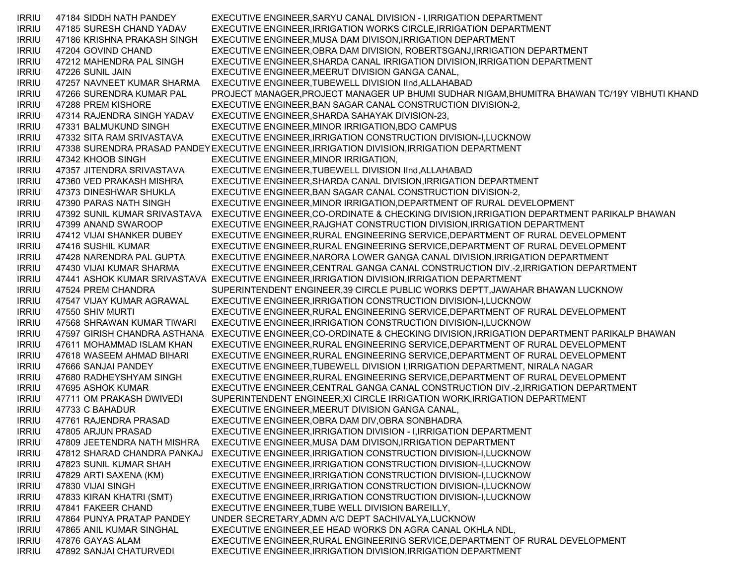| | | | |
|---|---|---|---|
| IRRIU | 47184 | SIDDH NATH PANDEY | EXECUTIVE ENGINEER,SARYU CANAL DIVISION - I,IRRIGATION DEPARTMENT |
| IRRIU | 47185 | SURESH CHAND YADAV | EXECUTIVE ENGINEER,IRRIGATION WORKS CIRCLE,IRRIGATION DEPARTMENT |
| IRRIU | 47186 | KRISHNA PRAKASH SINGH | EXECUTIVE ENGINEER,MUSA DAM DIVISON,IRRIGATION DEPARTMENT |
| IRRIU | 47204 | GOVIND CHAND | EXECUTIVE ENGINEER,OBRA DAM DIVISION, ROBERTSGANJ,IRRIGATION DEPARTMENT |
| IRRIU | 47212 | MAHENDRA PAL SINGH | EXECUTIVE ENGINEER,SHARDA CANAL IRRIGATION DIVISION,IRRIGATION DEPARTMENT |
| IRRIU | 47226 | SUNIL JAIN | EXECUTIVE ENGINEER,MEERUT DIVISION GANGA CANAL, |
| IRRIU | 47257 | NAVNEET KUMAR SHARMA | EXECUTIVE ENGINEER,TUBEWELL DIVISION IInd,ALLAHABAD |
| IRRIU | 47266 | SURENDRA KUMAR PAL | PROJECT MANAGER,PROJECT MANAGER UP BHUMI SUDHAR NIGAM,BHUMITRA BHAWAN TC/19Y VIBHUTI KHAND |
| IRRIU | 47288 | PREM KISHORE | EXECUTIVE ENGINEER,BAN SAGAR CANAL CONSTRUCTION DIVISION-2, |
| IRRIU | 47314 | RAJENDRA SINGH YADAV | EXECUTIVE ENGINEER,SHARDA SAHAYAK DIVISION-23, |
| IRRIU | 47331 | BALMUKUND SINGH | EXECUTIVE ENGINEER,MINOR IRRIGATION,BDO CAMPUS |
| IRRIU | 47332 | SITA RAM SRIVASTAVA | EXECUTIVE ENGINEER,IRRIGATION CONSTRUCTION DIVISION-I,LUCKNOW |
| IRRIU | 47338 | SURENDRA PRASAD PANDEY | EXECUTIVE ENGINEER,IRRIGATION DIVISION,IRRIGATION DEPARTMENT |
| IRRIU | 47342 | KHOOB SINGH | EXECUTIVE ENGINEER,MINOR IRRIGATION, |
| IRRIU | 47357 | JITENDRA SRIVASTAVA | EXECUTIVE ENGINEER,TUBEWELL DIVISION IInd,ALLAHABAD |
| IRRIU | 47360 | VED PRAKASH MISHRA | EXECUTIVE ENGINEER,SHARDA CANAL DIVISION,IRRIGATION DEPARTMENT |
| IRRIU | 47373 | DINESHWAR SHUKLA | EXECUTIVE ENGINEER,BAN SAGAR CANAL CONSTRUCTION DIVISION-2, |
| IRRIU | 47390 | PARAS NATH SINGH | EXECUTIVE ENGINEER,MINOR IRRIGATION,DEPARTMENT OF RURAL DEVELOPMENT |
| IRRIU | 47392 | SUNIL KUMAR SRIVASTAVA | EXECUTIVE ENGINEER,CO-ORDINATE & CHECKING DIVISION,IRRIGATION DEPARTMENT PARIKALP BHAWAN |
| IRRIU | 47399 | ANAND SWAROOP | EXECUTIVE ENGINEER,RAJGHAT CONSTRUCTION DIVISION,IRRIGATION DEPARTMENT |
| IRRIU | 47412 | VIJAI SHANKER DUBEY | EXECUTIVE ENGINEER,RURAL ENGINEERING SERVICE,DEPARTMENT OF RURAL DEVELOPMENT |
| IRRIU | 47416 | SUSHIL KUMAR | EXECUTIVE ENGINEER,RURAL ENGINEERING SERVICE,DEPARTMENT OF RURAL DEVELOPMENT |
| IRRIU | 47428 | NARENDRA PAL GUPTA | EXECUTIVE ENGINEER,NARORA LOWER GANGA CANAL DIVISION,IRRIGATION DEPARTMENT |
| IRRIU | 47430 | VIJAI KUMAR SHARMA | EXECUTIVE ENGINEER,CENTRAL GANGA CANAL CONSTRUCTION DIV.-2,IRRIGATION DEPARTMENT |
| IRRIU | 47441 | ASHOK KUMAR SRIVASTAVA | EXECUTIVE ENGINEER,IRRIGATION DIVISION,IRRIGATION DEPARTMENT |
| IRRIU | 47524 | PREM CHANDRA | SUPERINTENDENT ENGINEER,39 CIRCLE PUBLIC WORKS DEPTT,JAWAHAR BHAWAN LUCKNOW |
| IRRIU | 47547 | VIJAY KUMAR AGRAWAL | EXECUTIVE ENGINEER,IRRIGATION CONSTRUCTION DIVISION-I,LUCKNOW |
| IRRIU | 47550 | SHIV MURTI | EXECUTIVE ENGINEER,RURAL ENGINEERING SERVICE,DEPARTMENT OF RURAL DEVELOPMENT |
| IRRIU | 47568 | SHRAWAN KUMAR TIWARI | EXECUTIVE ENGINEER,IRRIGATION CONSTRUCTION DIVISION-I,LUCKNOW |
| IRRIU | 47597 | GIRISH CHANDRA ASTHANA | EXECUTIVE ENGINEER,CO-ORDINATE & CHECKING DIVISION,IRRIGATION DEPARTMENT PARIKALP BHAWAN |
| IRRIU | 47611 | MOHAMMAD ISLAM KHAN | EXECUTIVE ENGINEER,RURAL ENGINEERING SERVICE,DEPARTMENT OF RURAL DEVELOPMENT |
| IRRIU | 47618 | WASEEM AHMAD BIHARI | EXECUTIVE ENGINEER,RURAL ENGINEERING SERVICE,DEPARTMENT OF RURAL DEVELOPMENT |
| IRRIU | 47666 | SANJAI PANDEY | EXECUTIVE ENGINEER,TUBEWELL DIVISION I,IRRIGATION DEPARTMENT, NIRALA NAGAR |
| IRRIU | 47680 | RADHEYSHYAM SINGH | EXECUTIVE ENGINEER,RURAL ENGINEERING SERVICE,DEPARTMENT OF RURAL DEVELOPMENT |
| IRRIU | 47695 | ASHOK KUMAR | EXECUTIVE ENGINEER,CENTRAL GANGA CANAL CONSTRUCTION DIV.-2,IRRIGATION DEPARTMENT |
| IRRIU | 47711 | OM PRAKASH DWIVEDI | SUPERINTENDENT ENGINEER,XI CIRCLE IRRIGATION WORK,IRRIGATION DEPARTMENT |
| IRRIU | 47733 | C BAHADUR | EXECUTIVE ENGINEER,MEERUT DIVISION GANGA CANAL, |
| IRRIU | 47761 | RAJENDRA PRASAD | EXECUTIVE ENGINEER,OBRA DAM DIV,OBRA SONBHADRA |
| IRRIU | 47805 | ARJUN PRASAD | EXECUTIVE ENGINEER,IRRIGATION DIVISION - I,IRRIGATION DEPARTMENT |
| IRRIU | 47809 | JEETENDRA NATH MISHRA | EXECUTIVE ENGINEER,MUSA DAM DIVISON,IRRIGATION DEPARTMENT |
| IRRIU | 47812 | SHARAD CHANDRA PANKAJ | EXECUTIVE ENGINEER,IRRIGATION CONSTRUCTION DIVISION-I,LUCKNOW |
| IRRIU | 47823 | SUNIL KUMAR SHAH | EXECUTIVE ENGINEER,IRRIGATION CONSTRUCTION DIVISION-I,LUCKNOW |
| IRRIU | 47829 | ARTI SAXENA (KM) | EXECUTIVE ENGINEER,IRRIGATION CONSTRUCTION DIVISION-I,LUCKNOW |
| IRRIU | 47830 | VIJAI SINGH | EXECUTIVE ENGINEER,IRRIGATION CONSTRUCTION DIVISION-I,LUCKNOW |
| IRRIU | 47833 | KIRAN KHATRI (SMT) | EXECUTIVE ENGINEER,IRRIGATION CONSTRUCTION DIVISION-I,LUCKNOW |
| IRRIU | 47841 | FAKEER CHAND | EXECUTIVE ENGINEER,TUBE WELL DIVISION BAREILLY, |
| IRRIU | 47864 | PUNYA PRATAP PANDEY | UNDER SECRETARY,ADMN A/C DEPT SACHIVALYA,LUCKNOW |
| IRRIU | 47865 | ANIL KUMAR SINGHAL | EXECUTIVE ENGINEER,EE HEAD WORKS DN AGRA CANAL OKHLA NDL, |
| IRRIU | 47876 | GAYAS ALAM | EXECUTIVE ENGINEER,RURAL ENGINEERING SERVICE,DEPARTMENT OF RURAL DEVELOPMENT |
| IRRIU | 47892 | SANJAI CHATURVEDI | EXECUTIVE ENGINEER,IRRIGATION DIVISION,IRRIGATION DEPARTMENT |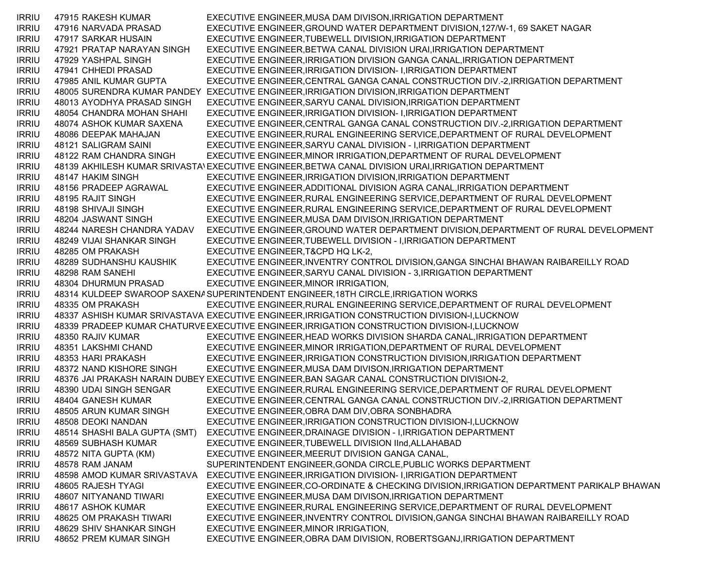| | | | |
|---|---|---|---|
| IRRIU | 47915 | RAKESH KUMAR | EXECUTIVE ENGINEER,MUSA DAM DIVISON,IRRIGATION DEPARTMENT |
| IRRIU | 47916 | NARVADA PRASAD | EXECUTIVE ENGINEER,GROUND WATER DEPARTMENT DIVISION,127/W-1, 69 SAKET NAGAR |
| IRRIU | 47917 | SARKAR HUSAIN | EXECUTIVE ENGINEER,TUBEWELL DIVISION,IRRIGATION DEPARTMENT |
| IRRIU | 47921 | PRATAP NARAYAN SINGH | EXECUTIVE ENGINEER,BETWA CANAL DIVISION URAI,IRRIGATION DEPARTMENT |
| IRRIU | 47929 | YASHPAL SINGH | EXECUTIVE ENGINEER,IRRIGATION DIVISION GANGA CANAL,IRRIGATION DEPARTMENT |
| IRRIU | 47941 | CHHEDI PRASAD | EXECUTIVE ENGINEER,IRRIGATION DIVISION- I,IRRIGATION DEPARTMENT |
| IRRIU | 47985 | ANIL KUMAR GUPTA | EXECUTIVE ENGINEER,CENTRAL GANGA CANAL CONSTRUCTION DIV.-2,IRRIGATION DEPARTMENT |
| IRRIU | 48005 | SURENDRA KUMAR PANDEY | EXECUTIVE ENGINEER,IRRIGATION DIVISION,IRRIGATION DEPARTMENT |
| IRRIU | 48013 | AYODHYA PRASAD SINGH | EXECUTIVE ENGINEER,SARYU CANAL DIVISION,IRRIGATION DEPARTMENT |
| IRRIU | 48054 | CHANDRA MOHAN SHAHI | EXECUTIVE ENGINEER,IRRIGATION DIVISION- I,IRRIGATION DEPARTMENT |
| IRRIU | 48074 | ASHOK KUMAR SAXENA | EXECUTIVE ENGINEER,CENTRAL GANGA CANAL CONSTRUCTION DIV.-2,IRRIGATION DEPARTMENT |
| IRRIU | 48086 | DEEPAK MAHAJAN | EXECUTIVE ENGINEER,RURAL ENGINEERING SERVICE,DEPARTMENT OF RURAL DEVELOPMENT |
| IRRIU | 48121 | SALIGRAM SAINI | EXECUTIVE ENGINEER,SARYU CANAL DIVISION - I,IRRIGATION DEPARTMENT |
| IRRIU | 48122 | RAM CHANDRA SINGH | EXECUTIVE ENGINEER,MINOR IRRIGATION,DEPARTMENT OF RURAL DEVELOPMENT |
| IRRIU | 48139 | AKHILESH KUMAR SRIVASTAV | EXECUTIVE ENGINEER,BETWA CANAL DIVISION URAI,IRRIGATION DEPARTMENT |
| IRRIU | 48147 | HAKIM SINGH | EXECUTIVE ENGINEER,IRRIGATION DIVISION,IRRIGATION DEPARTMENT |
| IRRIU | 48156 | PRADEEP AGRAWAL | EXECUTIVE ENGINEER,ADDITIONAL DIVISION AGRA CANAL,IRRIGATION DEPARTMENT |
| IRRIU | 48195 | RAJIT SINGH | EXECUTIVE ENGINEER,RURAL ENGINEERING SERVICE,DEPARTMENT OF RURAL DEVELOPMENT |
| IRRIU | 48198 | SHIVAJI SINGH | EXECUTIVE ENGINEER,RURAL ENGINEERING SERVICE,DEPARTMENT OF RURAL DEVELOPMENT |
| IRRIU | 48204 | JASWANT SINGH | EXECUTIVE ENGINEER,MUSA DAM DIVISON,IRRIGATION DEPARTMENT |
| IRRIU | 48244 | NARESH CHANDRA YADAV | EXECUTIVE ENGINEER,GROUND WATER DEPARTMENT DIVISION,DEPARTMENT OF RURAL DEVELOPMENT |
| IRRIU | 48249 | VIJAI SHANKAR SINGH | EXECUTIVE ENGINEER,TUBEWELL DIVISION - I,IRRIGATION DEPARTMENT |
| IRRIU | 48285 | OM PRAKASH | EXECUTIVE ENGINEER,T&CPD HQ LK-2, |
| IRRIU | 48289 | SUDHANSHU KAUSHIK | EXECUTIVE ENGINEER,INVENTRY CONTROL DIVISION,GANGA SINCHAI BHAWAN RAIBAREILLY ROAD |
| IRRIU | 48298 | RAM SANEHI | EXECUTIVE ENGINEER,SARYU CANAL DIVISION - 3,IRRIGATION DEPARTMENT |
| IRRIU | 48304 | DHURMUN PRASAD | EXECUTIVE ENGINEER,MINOR IRRIGATION, |
| IRRIU | 48314 | KULDEEP SWAROOP SAXENA | SUPERINTENDENT ENGINEER,18TH CIRCLE,IRRIGATION WORKS |
| IRRIU | 48335 | OM PRAKASH | EXECUTIVE ENGINEER,RURAL ENGINEERING SERVICE,DEPARTMENT OF RURAL DEVELOPMENT |
| IRRIU | 48337 | ASHISH KUMAR SRIVASTAVA | EXECUTIVE ENGINEER,IRRIGATION CONSTRUCTION DIVISION-I,LUCKNOW |
| IRRIU | 48339 | PRADEEP KUMAR CHATURVE | EXECUTIVE ENGINEER,IRRIGATION CONSTRUCTION DIVISION-I,LUCKNOW |
| IRRIU | 48350 | RAJIV KUMAR | EXECUTIVE ENGINEER,HEAD WORKS DIVISION SHARDA CANAL,IRRIGATION DEPARTMENT |
| IRRIU | 48351 | LAKSHMI CHAND | EXECUTIVE ENGINEER,MINOR IRRIGATION,DEPARTMENT OF RURAL DEVELOPMENT |
| IRRIU | 48353 | HARI PRAKASH | EXECUTIVE ENGINEER,IRRIGATION CONSTRUCTION DIVISION,IRRIGATION DEPARTMENT |
| IRRIU | 48372 | NAND KISHORE SINGH | EXECUTIVE ENGINEER,MUSA DAM DIVISON,IRRIGATION DEPARTMENT |
| IRRIU | 48376 | JAI PRAKASH NARAIN DUBEY | EXECUTIVE ENGINEER,BAN SAGAR CANAL CONSTRUCTION DIVISION-2, |
| IRRIU | 48390 | UDAI SINGH SENGAR | EXECUTIVE ENGINEER,RURAL ENGINEERING SERVICE,DEPARTMENT OF RURAL DEVELOPMENT |
| IRRIU | 48404 | GANESH KUMAR | EXECUTIVE ENGINEER,CENTRAL GANGA CANAL CONSTRUCTION DIV.-2,IRRIGATION DEPARTMENT |
| IRRIU | 48505 | ARUN KUMAR SINGH | EXECUTIVE ENGINEER,OBRA DAM DIV,OBRA SONBHADRA |
| IRRIU | 48508 | DEOKI NANDAN | EXECUTIVE ENGINEER,IRRIGATION CONSTRUCTION DIVISION-I,LUCKNOW |
| IRRIU | 48514 | SHASHI BALA GUPTA (SMT) | EXECUTIVE ENGINEER,DRAINAGE DIVISION - I,IRRIGATION DEPARTMENT |
| IRRIU | 48569 | SUBHASH KUMAR | EXECUTIVE ENGINEER,TUBEWELL DIVISION IInd,ALLAHABAD |
| IRRIU | 48572 | NITA GUPTA (KM) | EXECUTIVE ENGINEER,MEERUT DIVISION GANGA CANAL, |
| IRRIU | 48578 | RAM JANAM | SUPERINTENDENT ENGINEER,GONDA CIRCLE,PUBLIC WORKS DEPARTMENT |
| IRRIU | 48598 | AMOD KUMAR SRIVASTAVA | EXECUTIVE ENGINEER,IRRIGATION DIVISION- I,IRRIGATION DEPARTMENT |
| IRRIU | 48605 | RAJESH TYAGI | EXECUTIVE ENGINEER,CO-ORDINATE & CHECKING DIVISION,IRRIGATION DEPARTMENT PARIKALP BHAWAN |
| IRRIU | 48607 | NITYANAND TIWARI | EXECUTIVE ENGINEER,MUSA DAM DIVISON,IRRIGATION DEPARTMENT |
| IRRIU | 48617 | ASHOK KUMAR | EXECUTIVE ENGINEER,RURAL ENGINEERING SERVICE,DEPARTMENT OF RURAL DEVELOPMENT |
| IRRIU | 48625 | OM PRAKASH TIWARI | EXECUTIVE ENGINEER,INVENTRY CONTROL DIVISION,GANGA SINCHAI BHAWAN RAIBAREILLY ROAD |
| IRRIU | 48629 | SHIV SHANKAR SINGH | EXECUTIVE ENGINEER,MINOR IRRIGATION, |
| IRRIU | 48652 | PREM KUMAR SINGH | EXECUTIVE ENGINEER,OBRA DAM DIVISION, ROBERTSGANJ,IRRIGATION DEPARTMENT |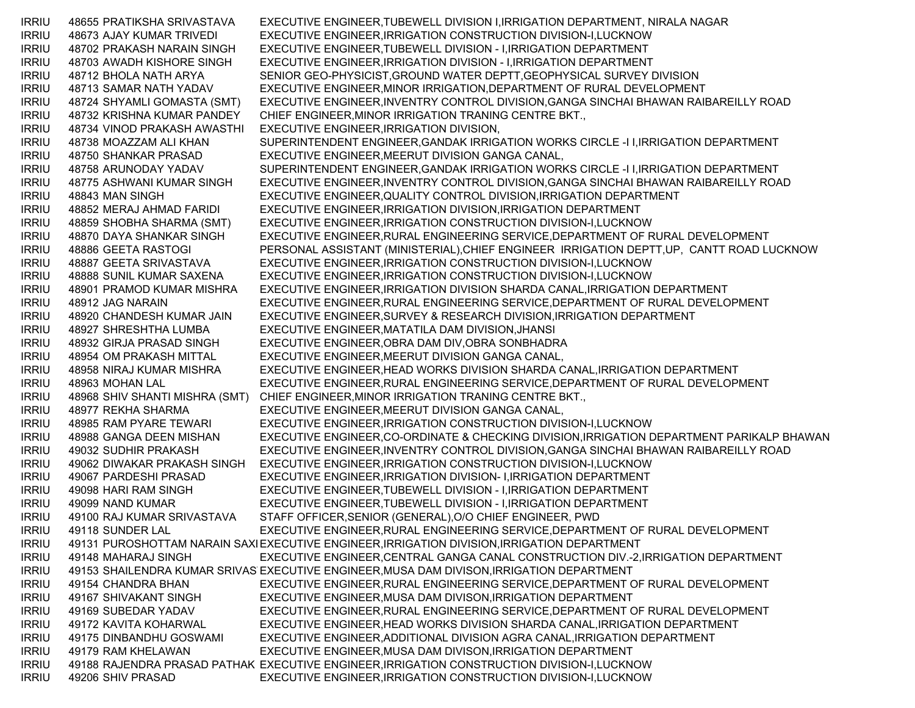| | | | |
|---|---|---|---|
| IRRIU | 48655 | PRATIKSHA SRIVASTAVA | EXECUTIVE ENGINEER,TUBEWELL DIVISION I,IRRIGATION DEPARTMENT, NIRALA NAGAR |
| IRRIU | 48673 | AJAY KUMAR TRIVEDI | EXECUTIVE ENGINEER,IRRIGATION CONSTRUCTION DIVISION-I,LUCKNOW |
| IRRIU | 48702 | PRAKASH NARAIN SINGH | EXECUTIVE ENGINEER,TUBEWELL DIVISION - I,IRRIGATION DEPARTMENT |
| IRRIU | 48703 | AWADH KISHORE SINGH | EXECUTIVE ENGINEER,IRRIGATION DIVISION - I,IRRIGATION DEPARTMENT |
| IRRIU | 48712 | BHOLA NATH ARYA | SENIOR GEO-PHYSICIST,GROUND WATER DEPTT,GEOPHYSICAL SURVEY DIVISION |
| IRRIU | 48713 | SAMAR NATH YADAV | EXECUTIVE ENGINEER,MINOR IRRIGATION,DEPARTMENT OF RURAL DEVELOPMENT |
| IRRIU | 48724 | SHYAMLI GOMASTA (SMT) | EXECUTIVE ENGINEER,INVENTRY CONTROL DIVISION,GANGA SINCHAI BHAWAN RAIBAREILLY ROAD |
| IRRIU | 48732 | KRISHNA KUMAR PANDEY | CHIEF ENGINEER,MINOR IRRIGATION TRANING CENTRE BKT., |
| IRRIU | 48734 | VINOD PRAKASH AWASTHI | EXECUTIVE ENGINEER,IRRIGATION DIVISION, |
| IRRIU | 48738 | MOAZZAM ALI KHAN | SUPERINTENDENT ENGINEER,GANDAK IRRIGATION WORKS CIRCLE -I I,IRRIGATION DEPARTMENT |
| IRRIU | 48750 | SHANKAR PRASAD | EXECUTIVE ENGINEER,MEERUT DIVISION GANGA CANAL, |
| IRRIU | 48758 | ARUNODAY YADAV | SUPERINTENDENT ENGINEER,GANDAK IRRIGATION WORKS CIRCLE -I I,IRRIGATION DEPARTMENT |
| IRRIU | 48775 | ASHWANI KUMAR SINGH | EXECUTIVE ENGINEER,INVENTRY CONTROL DIVISION,GANGA SINCHAI BHAWAN RAIBAREILLY ROAD |
| IRRIU | 48843 | MAN SINGH | EXECUTIVE ENGINEER,QUALITY CONTROL DIVISION,IRRIGATION DEPARTMENT |
| IRRIU | 48852 | MERAJ AHMAD FARIDI | EXECUTIVE ENGINEER,IRRIGATION DIVISION,IRRIGATION DEPARTMENT |
| IRRIU | 48859 | SHOBHA SHARMA (SMT) | EXECUTIVE ENGINEER,IRRIGATION CONSTRUCTION DIVISION-I,LUCKNOW |
| IRRIU | 48870 | DAYA SHANKAR SINGH | EXECUTIVE ENGINEER,RURAL ENGINEERING SERVICE,DEPARTMENT OF RURAL DEVELOPMENT |
| IRRIU | 48886 | GEETA RASTOGI | PERSONAL ASSISTANT (MINISTERIAL),CHIEF ENGINEER IRRIGATION DEPTT,UP, CANTT ROAD LUCKNOW |
| IRRIU | 48887 | GEETA SRIVASTAVA | EXECUTIVE ENGINEER,IRRIGATION CONSTRUCTION DIVISION-I,LUCKNOW |
| IRRIU | 48888 | SUNIL KUMAR SAXENA | EXECUTIVE ENGINEER,IRRIGATION CONSTRUCTION DIVISION-I,LUCKNOW |
| IRRIU | 48901 | PRAMOD KUMAR MISHRA | EXECUTIVE ENGINEER,IRRIGATION DIVISION SHARDA CANAL,IRRIGATION DEPARTMENT |
| IRRIU | 48912 | JAG NARAIN | EXECUTIVE ENGINEER,RURAL ENGINEERING SERVICE,DEPARTMENT OF RURAL DEVELOPMENT |
| IRRIU | 48920 | CHANDESH KUMAR JAIN | EXECUTIVE ENGINEER,SURVEY & RESEARCH DIVISION,IRRIGATION DEPARTMENT |
| IRRIU | 48927 | SHRESHTHA LUMBA | EXECUTIVE ENGINEER,MATATILA DAM DIVISION,JHANSI |
| IRRIU | 48932 | GIRJA PRASAD SINGH | EXECUTIVE ENGINEER,OBRA DAM DIV,OBRA SONBHADRA |
| IRRIU | 48954 | OM PRAKASH MITTAL | EXECUTIVE ENGINEER,MEERUT DIVISION GANGA CANAL, |
| IRRIU | 48958 | NIRAJ KUMAR MISHRA | EXECUTIVE ENGINEER,HEAD WORKS DIVISION SHARDA CANAL,IRRIGATION DEPARTMENT |
| IRRIU | 48963 | MOHAN LAL | EXECUTIVE ENGINEER,RURAL ENGINEERING SERVICE,DEPARTMENT OF RURAL DEVELOPMENT |
| IRRIU | 48968 | SHIV SHANTI MISHRA (SMT) | CHIEF ENGINEER,MINOR IRRIGATION TRANING CENTRE BKT., |
| IRRIU | 48977 | REKHA SHARMA | EXECUTIVE ENGINEER,MEERUT DIVISION GANGA CANAL, |
| IRRIU | 48985 | RAM PYARE TEWARI | EXECUTIVE ENGINEER,IRRIGATION CONSTRUCTION DIVISION-I,LUCKNOW |
| IRRIU | 48988 | GANGA DEEN MISHAN | EXECUTIVE ENGINEER,CO-ORDINATE & CHECKING DIVISION,IRRIGATION DEPARTMENT PARIKALP BHAWAN |
| IRRIU | 49032 | SUDHIR PRAKASH | EXECUTIVE ENGINEER,INVENTRY CONTROL DIVISION,GANGA SINCHAI BHAWAN RAIBAREILLY ROAD |
| IRRIU | 49062 | DIWAKAR PRAKASH SINGH | EXECUTIVE ENGINEER,IRRIGATION CONSTRUCTION DIVISION-I,LUCKNOW |
| IRRIU | 49067 | PARDESHI PRASAD | EXECUTIVE ENGINEER,IRRIGATION DIVISION- I,IRRIGATION DEPARTMENT |
| IRRIU | 49098 | HARI RAM SINGH | EXECUTIVE ENGINEER,TUBEWELL DIVISION - I,IRRIGATION DEPARTMENT |
| IRRIU | 49099 | NAND KUMAR | EXECUTIVE ENGINEER,TUBEWELL DIVISION - I,IRRIGATION DEPARTMENT |
| IRRIU | 49100 | RAJ KUMAR SRIVASTAVA | STAFF OFFICER,SENIOR (GENERAL),O/O CHIEF ENGINEER, PWD |
| IRRIU | 49118 | SUNDER LAL | EXECUTIVE ENGINEER,RURAL ENGINEERING SERVICE,DEPARTMENT OF RURAL DEVELOPMENT |
| IRRIU | 49131 | PUROSHOTTAM NARAIN SAXI | EXECUTIVE ENGINEER,IRRIGATION DIVISION,IRRIGATION DEPARTMENT |
| IRRIU | 49148 | MAHARAJ SINGH | EXECUTIVE ENGINEER,CENTRAL GANGA CANAL CONSTRUCTION DIV.-2,IRRIGATION DEPARTMENT |
| IRRIU | 49153 | SHAILENDRA KUMAR SRIVAS | EXECUTIVE ENGINEER,MUSA DAM DIVISON,IRRIGATION DEPARTMENT |
| IRRIU | 49154 | CHANDRA BHAN | EXECUTIVE ENGINEER,RURAL ENGINEERING SERVICE,DEPARTMENT OF RURAL DEVELOPMENT |
| IRRIU | 49167 | SHIVAKANT SINGH | EXECUTIVE ENGINEER,MUSA DAM DIVISON,IRRIGATION DEPARTMENT |
| IRRIU | 49169 | SUBEDAR YADAV | EXECUTIVE ENGINEER,RURAL ENGINEERING SERVICE,DEPARTMENT OF RURAL DEVELOPMENT |
| IRRIU | 49172 | KAVITA KOHARWAL | EXECUTIVE ENGINEER,HEAD WORKS DIVISION SHARDA CANAL,IRRIGATION DEPARTMENT |
| IRRIU | 49175 | DINBANDHU GOSWAMI | EXECUTIVE ENGINEER,ADDITIONAL DIVISION AGRA CANAL,IRRIGATION DEPARTMENT |
| IRRIU | 49179 | RAM KHELAWAN | EXECUTIVE ENGINEER,MUSA DAM DIVISON,IRRIGATION DEPARTMENT |
| IRRIU | 49188 | RAJENDRA PRASAD PATHAK | EXECUTIVE ENGINEER,IRRIGATION CONSTRUCTION DIVISION-I,LUCKNOW |
| IRRIU | 49206 | SHIV PRASAD | EXECUTIVE ENGINEER,IRRIGATION CONSTRUCTION DIVISION-I,LUCKNOW |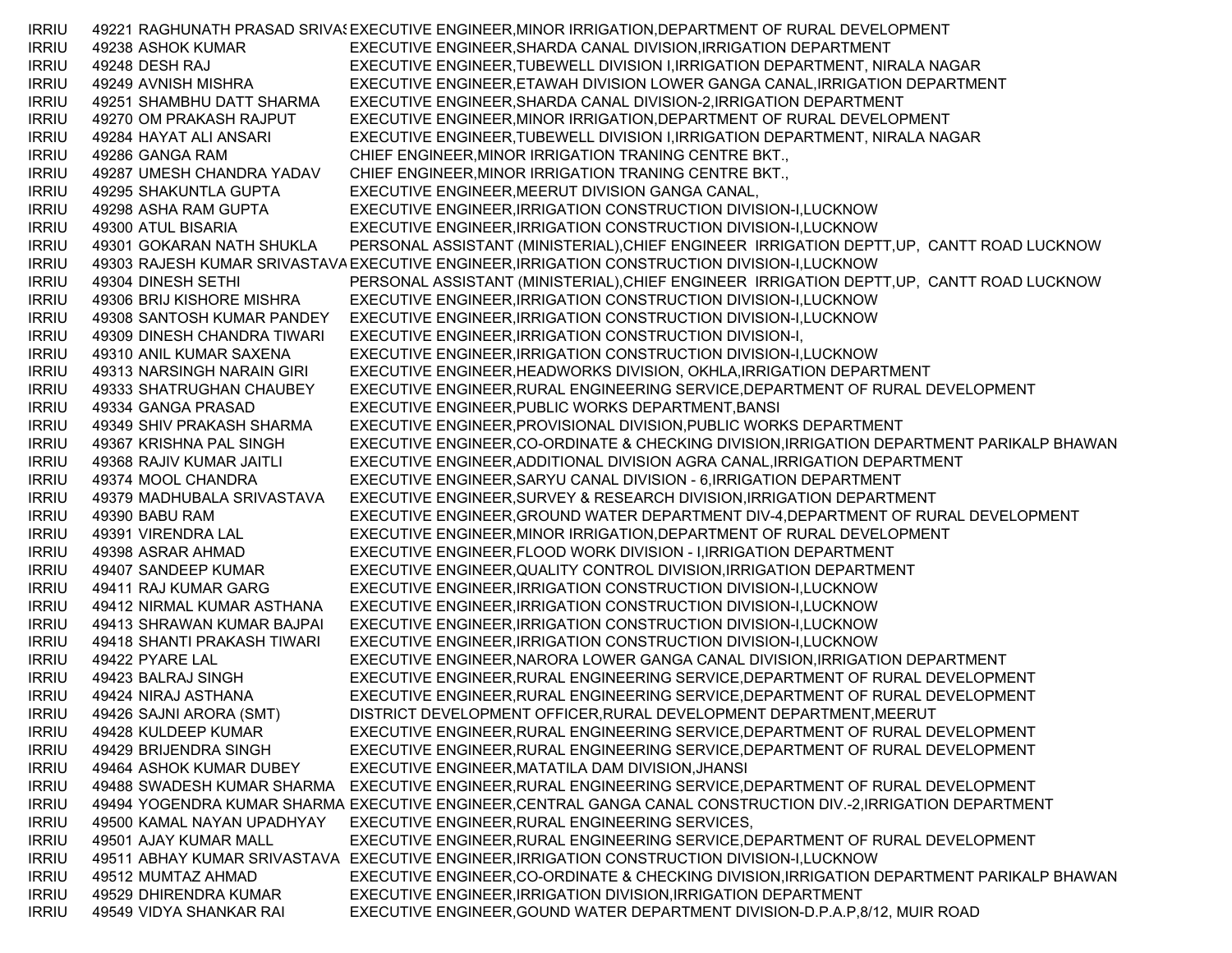| | | | |
|---|---|---|---|
| IRRIU | 49221 | RAGHUNATH PRASAD SRIVAS | EXECUTIVE ENGINEER,MINOR IRRIGATION,DEPARTMENT OF RURAL DEVELOPMENT |
| IRRIU | 49238 | ASHOK KUMAR | EXECUTIVE ENGINEER,SHARDA CANAL DIVISION,IRRIGATION DEPARTMENT |
| IRRIU | 49248 | DESH RAJ | EXECUTIVE ENGINEER,TUBEWELL DIVISION I,IRRIGATION DEPARTMENT, NIRALA NAGAR |
| IRRIU | 49249 | AVNISH MISHRA | EXECUTIVE ENGINEER,ETAWAH DIVISION LOWER GANGA CANAL,IRRIGATION DEPARTMENT |
| IRRIU | 49251 | SHAMBHU DATT SHARMA | EXECUTIVE ENGINEER,SHARDA CANAL DIVISION-2,IRRIGATION DEPARTMENT |
| IRRIU | 49270 | OM PRAKASH RAJPUT | EXECUTIVE ENGINEER,MINOR IRRIGATION,DEPARTMENT OF RURAL DEVELOPMENT |
| IRRIU | 49284 | HAYAT ALI ANSARI | EXECUTIVE ENGINEER,TUBEWELL DIVISION I,IRRIGATION DEPARTMENT, NIRALA NAGAR |
| IRRIU | 49286 | GANGA RAM | CHIEF ENGINEER,MINOR IRRIGATION TRANING CENTRE BKT., |
| IRRIU | 49287 | UMESH CHANDRA YADAV | CHIEF ENGINEER,MINOR IRRIGATION TRANING CENTRE BKT., |
| IRRIU | 49295 | SHAKUNTLA GUPTA | EXECUTIVE ENGINEER,MEERUT DIVISION GANGA CANAL, |
| IRRIU | 49298 | ASHA RAM GUPTA | EXECUTIVE ENGINEER,IRRIGATION CONSTRUCTION DIVISION-I,LUCKNOW |
| IRRIU | 49300 | ATUL BISARIA | EXECUTIVE ENGINEER,IRRIGATION CONSTRUCTION DIVISION-I,LUCKNOW |
| IRRIU | 49301 | GOKARAN NATH SHUKLA | PERSONAL ASSISTANT (MINISTERIAL),CHIEF ENGINEER IRRIGATION DEPTT,UP, CANTT ROAD LUCKNOW |
| IRRIU | 49303 | RAJESH KUMAR SRIVASTAVA | EXECUTIVE ENGINEER,IRRIGATION CONSTRUCTION DIVISION-I,LUCKNOW |
| IRRIU | 49304 | DINESH SETHI | PERSONAL ASSISTANT (MINISTERIAL),CHIEF ENGINEER IRRIGATION DEPTT,UP, CANTT ROAD LUCKNOW |
| IRRIU | 49306 | BRIJ KISHORE MISHRA | EXECUTIVE ENGINEER,IRRIGATION CONSTRUCTION DIVISION-I,LUCKNOW |
| IRRIU | 49308 | SANTOSH KUMAR PANDEY | EXECUTIVE ENGINEER,IRRIGATION CONSTRUCTION DIVISION-I,LUCKNOW |
| IRRIU | 49309 | DINESH CHANDRA TIWARI | EXECUTIVE ENGINEER,IRRIGATION CONSTRUCTION DIVISION-I, |
| IRRIU | 49310 | ANIL KUMAR SAXENA | EXECUTIVE ENGINEER,IRRIGATION CONSTRUCTION DIVISION-I,LUCKNOW |
| IRRIU | 49313 | NARSINGH NARAIN GIRI | EXECUTIVE ENGINEER,HEADWORKS DIVISION, OKHLA,IRRIGATION DEPARTMENT |
| IRRIU | 49333 | SHATRUGHAN CHAUBEY | EXECUTIVE ENGINEER,RURAL ENGINEERING SERVICE,DEPARTMENT OF RURAL DEVELOPMENT |
| IRRIU | 49334 | GANGA PRASAD | EXECUTIVE ENGINEER,PUBLIC WORKS DEPARTMENT,BANSI |
| IRRIU | 49349 | SHIV PRAKASH SHARMA | EXECUTIVE ENGINEER,PROVISIONAL DIVISION,PUBLIC WORKS DEPARTMENT |
| IRRIU | 49367 | KRISHNA PAL SINGH | EXECUTIVE ENGINEER,CO-ORDINATE & CHECKING DIVISION,IRRIGATION DEPARTMENT PARIKALP BHAWAN |
| IRRIU | 49368 | RAJIV KUMAR JAITLI | EXECUTIVE ENGINEER,ADDITIONAL DIVISION AGRA CANAL,IRRIGATION DEPARTMENT |
| IRRIU | 49374 | MOOL CHANDRA | EXECUTIVE ENGINEER,SARYU CANAL DIVISION - 6,IRRIGATION DEPARTMENT |
| IRRIU | 49379 | MADHUBALA SRIVASTAVA | EXECUTIVE ENGINEER,SURVEY & RESEARCH DIVISION,IRRIGATION DEPARTMENT |
| IRRIU | 49390 | BABU RAM | EXECUTIVE ENGINEER,GROUND WATER DEPARTMENT DIV-4,DEPARTMENT OF RURAL DEVELOPMENT |
| IRRIU | 49391 | VIRENDRA LAL | EXECUTIVE ENGINEER,MINOR IRRIGATION,DEPARTMENT OF RURAL DEVELOPMENT |
| IRRIU | 49398 | ASRAR AHMAD | EXECUTIVE ENGINEER,FLOOD WORK DIVISION - I,IRRIGATION DEPARTMENT |
| IRRIU | 49407 | SANDEEP KUMAR | EXECUTIVE ENGINEER,QUALITY CONTROL DIVISION,IRRIGATION DEPARTMENT |
| IRRIU | 49411 | RAJ KUMAR GARG | EXECUTIVE ENGINEER,IRRIGATION CONSTRUCTION DIVISION-I,LUCKNOW |
| IRRIU | 49412 | NIRMAL KUMAR ASTHANA | EXECUTIVE ENGINEER,IRRIGATION CONSTRUCTION DIVISION-I,LUCKNOW |
| IRRIU | 49413 | SHRAWAN KUMAR BAJPAI | EXECUTIVE ENGINEER,IRRIGATION CONSTRUCTION DIVISION-I,LUCKNOW |
| IRRIU | 49418 | SHANTI PRAKASH TIWARI | EXECUTIVE ENGINEER,IRRIGATION CONSTRUCTION DIVISION-I,LUCKNOW |
| IRRIU | 49422 | PYARE LAL | EXECUTIVE ENGINEER,NARORA LOWER GANGA CANAL DIVISION,IRRIGATION DEPARTMENT |
| IRRIU | 49423 | BALRAJ SINGH | EXECUTIVE ENGINEER,RURAL ENGINEERING SERVICE,DEPARTMENT OF RURAL DEVELOPMENT |
| IRRIU | 49424 | NIRAJ ASTHANA | EXECUTIVE ENGINEER,RURAL ENGINEERING SERVICE,DEPARTMENT OF RURAL DEVELOPMENT |
| IRRIU | 49426 | SAJNI ARORA (SMT) | DISTRICT DEVELOPMENT OFFICER,RURAL DEVELOPMENT DEPARTMENT,MEERUT |
| IRRIU | 49428 | KULDEEP KUMAR | EXECUTIVE ENGINEER,RURAL ENGINEERING SERVICE,DEPARTMENT OF RURAL DEVELOPMENT |
| IRRIU | 49429 | BRIJENDRA SINGH | EXECUTIVE ENGINEER,RURAL ENGINEERING SERVICE,DEPARTMENT OF RURAL DEVELOPMENT |
| IRRIU | 49464 | ASHOK KUMAR DUBEY | EXECUTIVE ENGINEER,MATATILA DAM DIVISION,JHANSI |
| IRRIU | 49488 | SWADESH KUMAR SHARMA | EXECUTIVE ENGINEER,RURAL ENGINEERING SERVICE,DEPARTMENT OF RURAL DEVELOPMENT |
| IRRIU | 49494 | YOGENDRA KUMAR SHARMA | EXECUTIVE ENGINEER,CENTRAL GANGA CANAL CONSTRUCTION DIV.-2,IRRIGATION DEPARTMENT |
| IRRIU | 49500 | KAMAL NAYAN UPADHYAY | EXECUTIVE ENGINEER,RURAL ENGINEERING SERVICES, |
| IRRIU | 49501 | AJAY KUMAR MALL | EXECUTIVE ENGINEER,RURAL ENGINEERING SERVICE,DEPARTMENT OF RURAL DEVELOPMENT |
| IRRIU | 49511 | ABHAY KUMAR SRIVASTAVA | EXECUTIVE ENGINEER,IRRIGATION CONSTRUCTION DIVISION-I,LUCKNOW |
| IRRIU | 49512 | MUMTAZ AHMAD | EXECUTIVE ENGINEER,CO-ORDINATE & CHECKING DIVISION,IRRIGATION DEPARTMENT PARIKALP BHAWAN |
| IRRIU | 49529 | DHIRENDRA KUMAR | EXECUTIVE ENGINEER,IRRIGATION DIVISION,IRRIGATION DEPARTMENT |
| IRRIU | 49549 | VIDYA SHANKAR RAI | EXECUTIVE ENGINEER,GOUND WATER DEPARTMENT DIVISION-D.P.A.P,8/12, MUIR ROAD |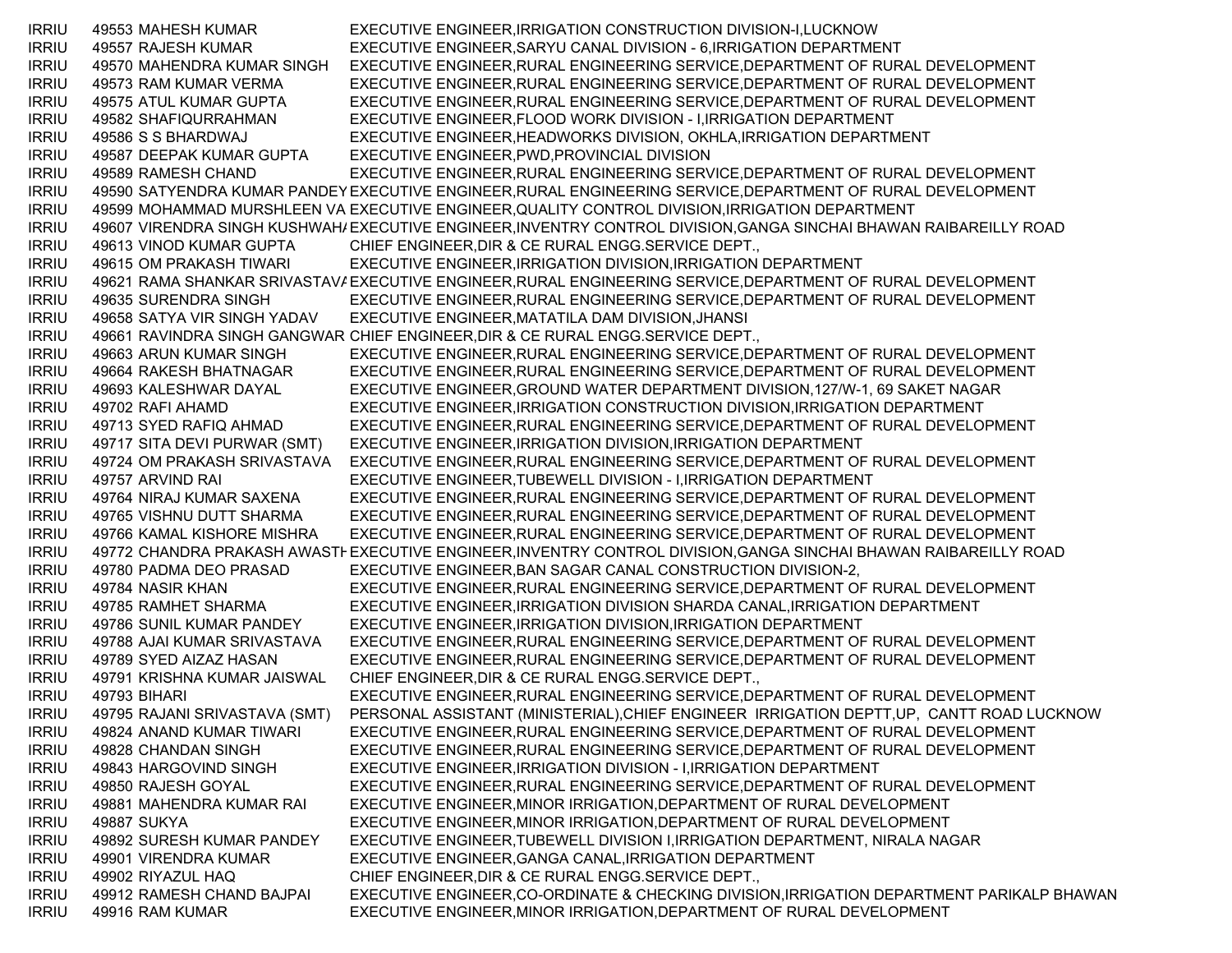| | | | |
|---|---|---|---|
| IRRIU | 49553 | MAHESH KUMAR | EXECUTIVE ENGINEER,IRRIGATION CONSTRUCTION DIVISION-I,LUCKNOW |
| IRRIU | 49557 | RAJESH KUMAR | EXECUTIVE ENGINEER,SARYU CANAL DIVISION - 6,IRRIGATION DEPARTMENT |
| IRRIU | 49570 | MAHENDRA KUMAR SINGH | EXECUTIVE ENGINEER,RURAL ENGINEERING SERVICE,DEPARTMENT OF RURAL DEVELOPMENT |
| IRRIU | 49573 | RAM KUMAR VERMA | EXECUTIVE ENGINEER,RURAL ENGINEERING SERVICE,DEPARTMENT OF RURAL DEVELOPMENT |
| IRRIU | 49575 | ATUL KUMAR GUPTA | EXECUTIVE ENGINEER,RURAL ENGINEERING SERVICE,DEPARTMENT OF RURAL DEVELOPMENT |
| IRRIU | 49582 | SHAFIQURRAHMAN | EXECUTIVE ENGINEER,FLOOD WORK DIVISION - I,IRRIGATION DEPARTMENT |
| IRRIU | 49586 | S S BHARDWAJ | EXECUTIVE ENGINEER,HEADWORKS DIVISION, OKHLA,IRRIGATION DEPARTMENT |
| IRRIU | 49587 | DEEPAK KUMAR GUPTA | EXECUTIVE ENGINEER,PWD,PROVINCIAL DIVISION |
| IRRIU | 49589 | RAMESH CHAND | EXECUTIVE ENGINEER,RURAL ENGINEERING SERVICE,DEPARTMENT OF RURAL DEVELOPMENT |
| IRRIU | 49590 | SATYENDRA KUMAR PANDEY | EXECUTIVE ENGINEER,RURAL ENGINEERING SERVICE,DEPARTMENT OF RURAL DEVELOPMENT |
| IRRIU | 49599 | MOHAMMAD MURSHLEEN VA | EXECUTIVE ENGINEER,QUALITY CONTROL DIVISION,IRRIGATION DEPARTMENT |
| IRRIU | 49607 | VIRENDRA SINGH KUSHWAH/ | EXECUTIVE ENGINEER,INVENTRY CONTROL DIVISION,GANGA SINCHAI BHAWAN RAIBAREILLY ROAD |
| IRRIU | 49613 | VINOD KUMAR GUPTA | CHIEF ENGINEER,DIR & CE RURAL ENGG.SERVICE DEPT., |
| IRRIU | 49615 | OM PRAKASH TIWARI | EXECUTIVE ENGINEER,IRRIGATION DIVISION,IRRIGATION DEPARTMENT |
| IRRIU | 49621 | RAMA SHANKAR SRIVASTAV/ | EXECUTIVE ENGINEER,RURAL ENGINEERING SERVICE,DEPARTMENT OF RURAL DEVELOPMENT |
| IRRIU | 49635 | SURENDRA SINGH | EXECUTIVE ENGINEER,RURAL ENGINEERING SERVICE,DEPARTMENT OF RURAL DEVELOPMENT |
| IRRIU | 49658 | SATYA VIR SINGH YADAV | EXECUTIVE ENGINEER,MATATILA DAM DIVISION,JHANSI |
| IRRIU | 49661 | RAVINDRA SINGH GANGWAR | CHIEF ENGINEER,DIR & CE RURAL ENGG.SERVICE DEPT., |
| IRRIU | 49663 | ARUN KUMAR SINGH | EXECUTIVE ENGINEER,RURAL ENGINEERING SERVICE,DEPARTMENT OF RURAL DEVELOPMENT |
| IRRIU | 49664 | RAKESH BHATNAGAR | EXECUTIVE ENGINEER,RURAL ENGINEERING SERVICE,DEPARTMENT OF RURAL DEVELOPMENT |
| IRRIU | 49693 | KALESHWAR DAYAL | EXECUTIVE ENGINEER,GROUND WATER DEPARTMENT DIVISION,127/W-1, 69 SAKET NAGAR |
| IRRIU | 49702 | RAFI AHAMD | EXECUTIVE ENGINEER,IRRIGATION CONSTRUCTION DIVISION,IRRIGATION DEPARTMENT |
| IRRIU | 49713 | SYED RAFIQ AHMAD | EXECUTIVE ENGINEER,RURAL ENGINEERING SERVICE,DEPARTMENT OF RURAL DEVELOPMENT |
| IRRIU | 49717 | SITA DEVI PURWAR (SMT) | EXECUTIVE ENGINEER,IRRIGATION DIVISION,IRRIGATION DEPARTMENT |
| IRRIU | 49724 | OM PRAKASH SRIVASTAVA | EXECUTIVE ENGINEER,RURAL ENGINEERING SERVICE,DEPARTMENT OF RURAL DEVELOPMENT |
| IRRIU | 49757 | ARVIND RAI | EXECUTIVE ENGINEER,TUBEWELL DIVISION - I,IRRIGATION DEPARTMENT |
| IRRIU | 49764 | NIRAJ KUMAR SAXENA | EXECUTIVE ENGINEER,RURAL ENGINEERING SERVICE,DEPARTMENT OF RURAL DEVELOPMENT |
| IRRIU | 49765 | VISHNU DUTT SHARMA | EXECUTIVE ENGINEER,RURAL ENGINEERING SERVICE,DEPARTMENT OF RURAL DEVELOPMENT |
| IRRIU | 49766 | KAMAL KISHORE MISHRA | EXECUTIVE ENGINEER,RURAL ENGINEERING SERVICE,DEPARTMENT OF RURAL DEVELOPMENT |
| IRRIU | 49772 | CHANDRA PRAKASH AWASTI | EXECUTIVE ENGINEER,INVENTRY CONTROL DIVISION,GANGA SINCHAI BHAWAN RAIBAREILLY ROAD |
| IRRIU | 49780 | PADMA DEO PRASAD | EXECUTIVE ENGINEER,BAN SAGAR CANAL CONSTRUCTION DIVISION-2, |
| IRRIU | 49784 | NASIR KHAN | EXECUTIVE ENGINEER,RURAL ENGINEERING SERVICE,DEPARTMENT OF RURAL DEVELOPMENT |
| IRRIU | 49785 | RAMHET SHARMA | EXECUTIVE ENGINEER,IRRIGATION DIVISION SHARDA CANAL,IRRIGATION DEPARTMENT |
| IRRIU | 49786 | SUNIL KUMAR PANDEY | EXECUTIVE ENGINEER,IRRIGATION DIVISION,IRRIGATION DEPARTMENT |
| IRRIU | 49788 | AJAI KUMAR SRIVASTAVA | EXECUTIVE ENGINEER,RURAL ENGINEERING SERVICE,DEPARTMENT OF RURAL DEVELOPMENT |
| IRRIU | 49789 | SYED AIZAZ HASAN | EXECUTIVE ENGINEER,RURAL ENGINEERING SERVICE,DEPARTMENT OF RURAL DEVELOPMENT |
| IRRIU | 49791 | KRISHNA KUMAR JAISWAL | CHIEF ENGINEER,DIR & CE RURAL ENGG.SERVICE DEPT., |
| IRRIU | 49793 | BIHARI | EXECUTIVE ENGINEER,RURAL ENGINEERING SERVICE,DEPARTMENT OF RURAL DEVELOPMENT |
| IRRIU | 49795 | RAJANI SRIVASTAVA (SMT) | PERSONAL ASSISTANT (MINISTERIAL),CHIEF ENGINEER IRRIGATION DEPTT,UP, CANTT ROAD LUCKNOW |
| IRRIU | 49824 | ANAND KUMAR TIWARI | EXECUTIVE ENGINEER,RURAL ENGINEERING SERVICE,DEPARTMENT OF RURAL DEVELOPMENT |
| IRRIU | 49828 | CHANDAN SINGH | EXECUTIVE ENGINEER,RURAL ENGINEERING SERVICE,DEPARTMENT OF RURAL DEVELOPMENT |
| IRRIU | 49843 | HARGOVIND SINGH | EXECUTIVE ENGINEER,IRRIGATION DIVISION - I,IRRIGATION DEPARTMENT |
| IRRIU | 49850 | RAJESH GOYAL | EXECUTIVE ENGINEER,RURAL ENGINEERING SERVICE,DEPARTMENT OF RURAL DEVELOPMENT |
| IRRIU | 49881 | MAHENDRA KUMAR RAI | EXECUTIVE ENGINEER,MINOR IRRIGATION,DEPARTMENT OF RURAL DEVELOPMENT |
| IRRIU | 49887 | SUKYA | EXECUTIVE ENGINEER,MINOR IRRIGATION,DEPARTMENT OF RURAL DEVELOPMENT |
| IRRIU | 49892 | SURESH KUMAR PANDEY | EXECUTIVE ENGINEER,TUBEWELL DIVISION I,IRRIGATION DEPARTMENT, NIRALA NAGAR |
| IRRIU | 49901 | VIRENDRA KUMAR | EXECUTIVE ENGINEER,GANGA CANAL,IRRIGATION DEPARTMENT |
| IRRIU | 49902 | RIYAZUL HAQ | CHIEF ENGINEER,DIR & CE RURAL ENGG.SERVICE DEPT., |
| IRRIU | 49912 | RAMESH CHAND BAJPAI | EXECUTIVE ENGINEER,CO-ORDINATE & CHECKING DIVISION,IRRIGATION DEPARTMENT PARIKALP BHAWAN |
| IRRIU | 49916 | RAM KUMAR | EXECUTIVE ENGINEER,MINOR IRRIGATION,DEPARTMENT OF RURAL DEVELOPMENT |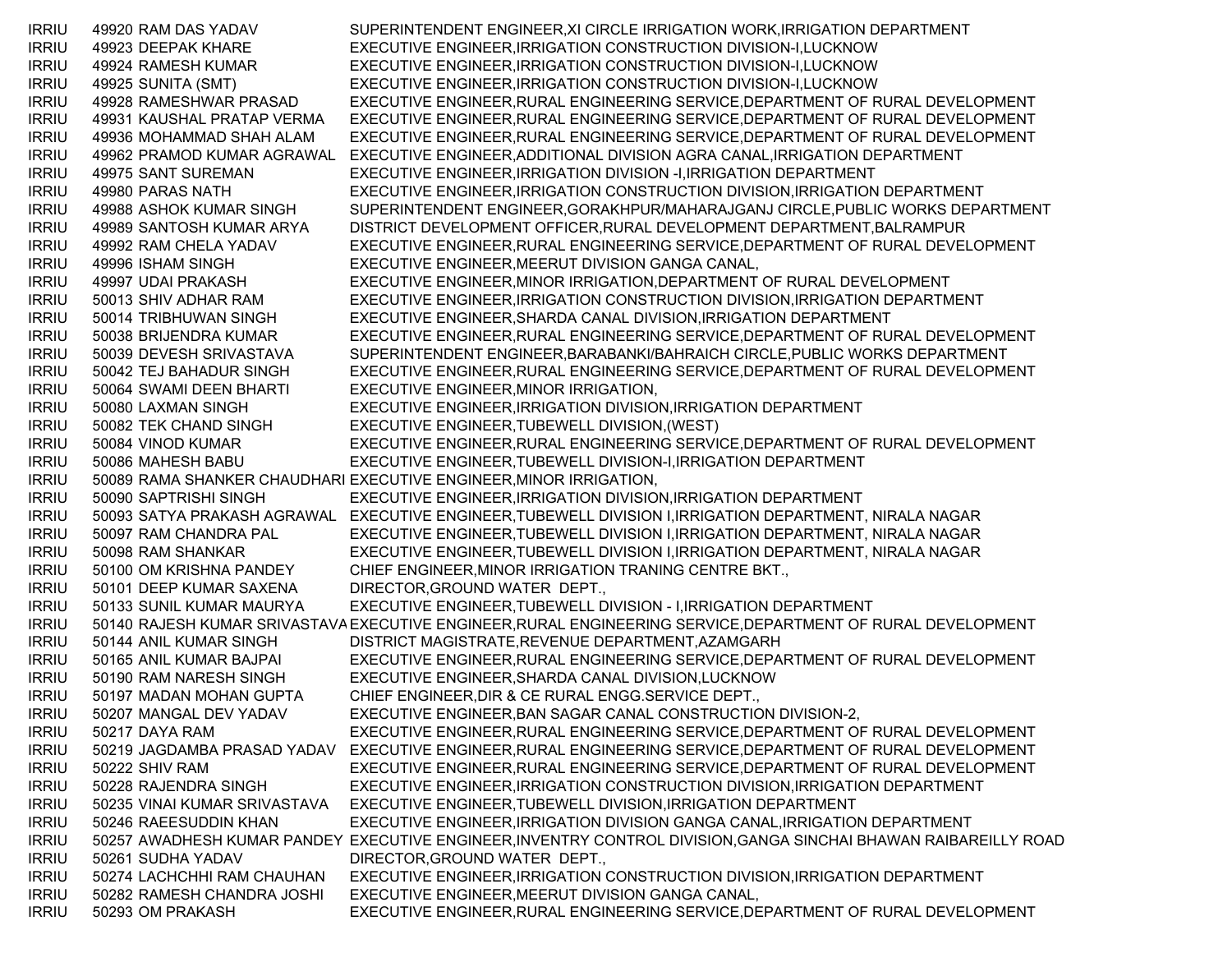| | | | |
|---|---|---|---|
| IRRIU | 49920 | RAM DAS YADAV | SUPERINTENDENT ENGINEER,XI CIRCLE IRRIGATION WORK,IRRIGATION DEPARTMENT |
| IRRIU | 49923 | DEEPAK KHARE | EXECUTIVE ENGINEER,IRRIGATION CONSTRUCTION DIVISION-I,LUCKNOW |
| IRRIU | 49924 | RAMESH KUMAR | EXECUTIVE ENGINEER,IRRIGATION CONSTRUCTION DIVISION-I,LUCKNOW |
| IRRIU | 49925 | SUNITA (SMT) | EXECUTIVE ENGINEER,IRRIGATION CONSTRUCTION DIVISION-I,LUCKNOW |
| IRRIU | 49928 | RAMESHWAR PRASAD | EXECUTIVE ENGINEER,RURAL ENGINEERING SERVICE,DEPARTMENT OF RURAL DEVELOPMENT |
| IRRIU | 49931 | KAUSHAL PRATAP VERMA | EXECUTIVE ENGINEER,RURAL ENGINEERING SERVICE,DEPARTMENT OF RURAL DEVELOPMENT |
| IRRIU | 49936 | MOHAMMAD SHAH ALAM | EXECUTIVE ENGINEER,RURAL ENGINEERING SERVICE,DEPARTMENT OF RURAL DEVELOPMENT |
| IRRIU | 49962 | PRAMOD KUMAR AGRAWAL | EXECUTIVE ENGINEER,ADDITIONAL DIVISION AGRA CANAL,IRRIGATION DEPARTMENT |
| IRRIU | 49975 | SANT SUREMAN | EXECUTIVE ENGINEER,IRRIGATION DIVISION -I,IRRIGATION DEPARTMENT |
| IRRIU | 49980 | PARAS NATH | EXECUTIVE ENGINEER,IRRIGATION CONSTRUCTION DIVISION,IRRIGATION DEPARTMENT |
| IRRIU | 49988 | ASHOK KUMAR SINGH | SUPERINTENDENT ENGINEER,GORAKHPUR/MAHARAJGANJ CIRCLE,PUBLIC WORKS DEPARTMENT |
| IRRIU | 49989 | SANTOSH KUMAR ARYA | DISTRICT DEVELOPMENT OFFICER,RURAL DEVELOPMENT DEPARTMENT,BALRAMPUR |
| IRRIU | 49992 | RAM CHELA YADAV | EXECUTIVE ENGINEER,RURAL ENGINEERING SERVICE,DEPARTMENT OF RURAL DEVELOPMENT |
| IRRIU | 49996 | ISHAM SINGH | EXECUTIVE ENGINEER,MEERUT DIVISION GANGA CANAL, |
| IRRIU | 49997 | UDAI PRAKASH | EXECUTIVE ENGINEER,MINOR IRRIGATION,DEPARTMENT OF RURAL DEVELOPMENT |
| IRRIU | 50013 | SHIV ADHAR RAM | EXECUTIVE ENGINEER,IRRIGATION CONSTRUCTION DIVISION,IRRIGATION DEPARTMENT |
| IRRIU | 50014 | TRIBHUWAN SINGH | EXECUTIVE ENGINEER,SHARDA CANAL DIVISION,IRRIGATION DEPARTMENT |
| IRRIU | 50038 | BRIJENDRA KUMAR | EXECUTIVE ENGINEER,RURAL ENGINEERING SERVICE,DEPARTMENT OF RURAL DEVELOPMENT |
| IRRIU | 50039 | DEVESH SRIVASTAVA | SUPERINTENDENT ENGINEER,BARABANKI/BAHRAICH CIRCLE,PUBLIC WORKS DEPARTMENT |
| IRRIU | 50042 | TEJ BAHADUR SINGH | EXECUTIVE ENGINEER,RURAL ENGINEERING SERVICE,DEPARTMENT OF RURAL DEVELOPMENT |
| IRRIU | 50064 | SWAMI DEEN BHARTI | EXECUTIVE ENGINEER,MINOR IRRIGATION, |
| IRRIU | 50080 | LAXMAN SINGH | EXECUTIVE ENGINEER,IRRIGATION DIVISION,IRRIGATION DEPARTMENT |
| IRRIU | 50082 | TEK CHAND SINGH | EXECUTIVE ENGINEER,TUBEWELL DIVISION,(WEST) |
| IRRIU | 50084 | VINOD KUMAR | EXECUTIVE ENGINEER,RURAL ENGINEERING SERVICE,DEPARTMENT OF RURAL DEVELOPMENT |
| IRRIU | 50086 | MAHESH BABU | EXECUTIVE ENGINEER,TUBEWELL DIVISION-I,IRRIGATION DEPARTMENT |
| IRRIU | 50089 | RAMA SHANKER CHAUDHARI | EXECUTIVE ENGINEER,MINOR IRRIGATION, |
| IRRIU | 50090 | SAPTRISHI SINGH | EXECUTIVE ENGINEER,IRRIGATION DIVISION,IRRIGATION DEPARTMENT |
| IRRIU | 50093 | SATYA PRAKASH AGRAWAL | EXECUTIVE ENGINEER,TUBEWELL DIVISION I,IRRIGATION DEPARTMENT, NIRALA NAGAR |
| IRRIU | 50097 | RAM CHANDRA PAL | EXECUTIVE ENGINEER,TUBEWELL DIVISION I,IRRIGATION DEPARTMENT, NIRALA NAGAR |
| IRRIU | 50098 | RAM SHANKAR | EXECUTIVE ENGINEER,TUBEWELL DIVISION I,IRRIGATION DEPARTMENT, NIRALA NAGAR |
| IRRIU | 50100 | OM KRISHNA PANDEY | CHIEF ENGINEER,MINOR IRRIGATION TRANING CENTRE BKT., |
| IRRIU | 50101 | DEEP KUMAR SAXENA | DIRECTOR,GROUND WATER DEPT., |
| IRRIU | 50133 | SUNIL KUMAR MAURYA | EXECUTIVE ENGINEER,TUBEWELL DIVISION - I,IRRIGATION DEPARTMENT |
| IRRIU | 50140 | RAJESH KUMAR SRIVASTAVA | EXECUTIVE ENGINEER,RURAL ENGINEERING SERVICE,DEPARTMENT OF RURAL DEVELOPMENT |
| IRRIU | 50144 | ANIL KUMAR SINGH | DISTRICT MAGISTRATE,REVENUE DEPARTMENT,AZAMGARH |
| IRRIU | 50165 | ANIL KUMAR BAJPAI | EXECUTIVE ENGINEER,RURAL ENGINEERING SERVICE,DEPARTMENT OF RURAL DEVELOPMENT |
| IRRIU | 50190 | RAM NARESH SINGH | EXECUTIVE ENGINEER,SHARDA CANAL DIVISION,LUCKNOW |
| IRRIU | 50197 | MADAN MOHAN GUPTA | CHIEF ENGINEER,DIR & CE RURAL ENGG.SERVICE DEPT., |
| IRRIU | 50207 | MANGAL DEV YADAV | EXECUTIVE ENGINEER,BAN SAGAR CANAL CONSTRUCTION DIVISION-2, |
| IRRIU | 50217 | DAYA RAM | EXECUTIVE ENGINEER,RURAL ENGINEERING SERVICE,DEPARTMENT OF RURAL DEVELOPMENT |
| IRRIU | 50219 | JAGDAMBA PRASAD YADAV | EXECUTIVE ENGINEER,RURAL ENGINEERING SERVICE,DEPARTMENT OF RURAL DEVELOPMENT |
| IRRIU | 50222 | SHIV RAM | EXECUTIVE ENGINEER,RURAL ENGINEERING SERVICE,DEPARTMENT OF RURAL DEVELOPMENT |
| IRRIU | 50228 | RAJENDRA SINGH | EXECUTIVE ENGINEER,IRRIGATION CONSTRUCTION DIVISION,IRRIGATION DEPARTMENT |
| IRRIU | 50235 | VINAI KUMAR SRIVASTAVA | EXECUTIVE ENGINEER,TUBEWELL DIVISION,IRRIGATION DEPARTMENT |
| IRRIU | 50246 | RAEESUDDIN KHAN | EXECUTIVE ENGINEER,IRRIGATION DIVISION GANGA CANAL,IRRIGATION DEPARTMENT |
| IRRIU | 50257 | AWADHESH KUMAR PANDEY | EXECUTIVE ENGINEER,INVENTRY CONTROL DIVISION,GANGA SINCHAI BHAWAN RAIBAREILLY ROAD |
| IRRIU | 50261 | SUDHA YADAV | DIRECTOR,GROUND WATER DEPT., |
| IRRIU | 50274 | LACHCHHI RAM CHAUHAN | EXECUTIVE ENGINEER,IRRIGATION CONSTRUCTION DIVISION,IRRIGATION DEPARTMENT |
| IRRIU | 50282 | RAMESH CHANDRA JOSHI | EXECUTIVE ENGINEER,MEERUT DIVISION GANGA CANAL, |
| IRRIU | 50293 | OM PRAKASH | EXECUTIVE ENGINEER,RURAL ENGINEERING SERVICE,DEPARTMENT OF RURAL DEVELOPMENT |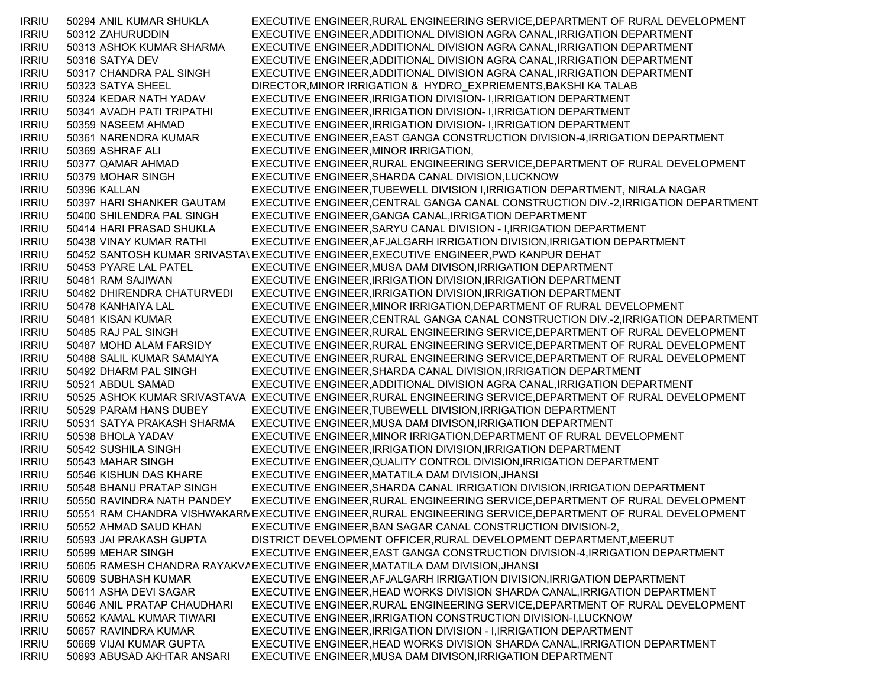| | | | |
|---|---|---|---|
| IRRIU | 50294 | ANIL KUMAR SHUKLA | EXECUTIVE ENGINEER,RURAL ENGINEERING SERVICE,DEPARTMENT OF RURAL DEVELOPMENT |
| IRRIU | 50312 | ZAHURUDDIN | EXECUTIVE ENGINEER,ADDITIONAL DIVISION AGRA CANAL,IRRIGATION DEPARTMENT |
| IRRIU | 50313 | ASHOK KUMAR SHARMA | EXECUTIVE ENGINEER,ADDITIONAL DIVISION AGRA CANAL,IRRIGATION DEPARTMENT |
| IRRIU | 50316 | SATYA DEV | EXECUTIVE ENGINEER,ADDITIONAL DIVISION AGRA CANAL,IRRIGATION DEPARTMENT |
| IRRIU | 50317 | CHANDRA PAL SINGH | EXECUTIVE ENGINEER,ADDITIONAL DIVISION AGRA CANAL,IRRIGATION DEPARTMENT |
| IRRIU | 50323 | SATYA SHEEL | DIRECTOR,MINOR IRRIGATION & HYDRO_EXPRIEMENTS,BAKSHI KA TALAB |
| IRRIU | 50324 | KEDAR NATH YADAV | EXECUTIVE ENGINEER,IRRIGATION DIVISION- I,IRRIGATION DEPARTMENT |
| IRRIU | 50341 | AVADH PATI TRIPATHI | EXECUTIVE ENGINEER,IRRIGATION DIVISION- I,IRRIGATION DEPARTMENT |
| IRRIU | 50359 | NASEEM AHMAD | EXECUTIVE ENGINEER,IRRIGATION DIVISION- I,IRRIGATION DEPARTMENT |
| IRRIU | 50361 | NARENDRA KUMAR | EXECUTIVE ENGINEER,EAST GANGA CONSTRUCTION DIVISION-4,IRRIGATION DEPARTMENT |
| IRRIU | 50369 | ASHRAF ALI | EXECUTIVE ENGINEER,MINOR IRRIGATION, |
| IRRIU | 50377 | QAMAR AHMAD | EXECUTIVE ENGINEER,RURAL ENGINEERING SERVICE,DEPARTMENT OF RURAL DEVELOPMENT |
| IRRIU | 50379 | MOHAR SINGH | EXECUTIVE ENGINEER,SHARDA CANAL DIVISION,LUCKNOW |
| IRRIU | 50396 | KALLAN | EXECUTIVE ENGINEER,TUBEWELL DIVISION I,IRRIGATION DEPARTMENT, NIRALA NAGAR |
| IRRIU | 50397 | HARI SHANKER GAUTAM | EXECUTIVE ENGINEER,CENTRAL GANGA CANAL CONSTRUCTION DIV.-2,IRRIGATION DEPARTMENT |
| IRRIU | 50400 | SHILENDRA PAL SINGH | EXECUTIVE ENGINEER,GANGA CANAL,IRRIGATION DEPARTMENT |
| IRRIU | 50414 | HARI PRASAD SHUKLA | EXECUTIVE ENGINEER,SARYU CANAL DIVISION - I,IRRIGATION DEPARTMENT |
| IRRIU | 50438 | VINAY KUMAR RATHI | EXECUTIVE ENGINEER,AFJALGARH IRRIGATION DIVISION,IRRIGATION DEPARTMENT |
| IRRIU | 50452 | SANTOSH KUMAR SRIVASTAV | EXECUTIVE ENGINEER,EXECUTIVE ENGINEER,PWD KANPUR DEHAT |
| IRRIU | 50453 | PYARE LAL PATEL | EXECUTIVE ENGINEER,MUSA DAM DIVISON,IRRIGATION DEPARTMENT |
| IRRIU | 50461 | RAM SAJIWAN | EXECUTIVE ENGINEER,IRRIGATION DIVISION,IRRIGATION DEPARTMENT |
| IRRIU | 50462 | DHIRENDRA CHATURVEDI | EXECUTIVE ENGINEER,IRRIGATION DIVISION,IRRIGATION DEPARTMENT |
| IRRIU | 50478 | KANHAIYA LAL | EXECUTIVE ENGINEER,MINOR IRRIGATION,DEPARTMENT OF RURAL DEVELOPMENT |
| IRRIU | 50481 | KISAN KUMAR | EXECUTIVE ENGINEER,CENTRAL GANGA CANAL CONSTRUCTION DIV.-2,IRRIGATION DEPARTMENT |
| IRRIU | 50485 | RAJ PAL SINGH | EXECUTIVE ENGINEER,RURAL ENGINEERING SERVICE,DEPARTMENT OF RURAL DEVELOPMENT |
| IRRIU | 50487 | MOHD ALAM FARSIDY | EXECUTIVE ENGINEER,RURAL ENGINEERING SERVICE,DEPARTMENT OF RURAL DEVELOPMENT |
| IRRIU | 50488 | SALIL KUMAR SAMAIYA | EXECUTIVE ENGINEER,RURAL ENGINEERING SERVICE,DEPARTMENT OF RURAL DEVELOPMENT |
| IRRIU | 50492 | DHARM PAL SINGH | EXECUTIVE ENGINEER,SHARDA CANAL DIVISION,IRRIGATION DEPARTMENT |
| IRRIU | 50521 | ABDUL SAMAD | EXECUTIVE ENGINEER,ADDITIONAL DIVISION AGRA CANAL,IRRIGATION DEPARTMENT |
| IRRIU | 50525 | ASHOK KUMAR SRIVASTAVA | EXECUTIVE ENGINEER,RURAL ENGINEERING SERVICE,DEPARTMENT OF RURAL DEVELOPMENT |
| IRRIU | 50529 | PARAM HANS DUBEY | EXECUTIVE ENGINEER,TUBEWELL DIVISION,IRRIGATION DEPARTMENT |
| IRRIU | 50531 | SATYA PRAKASH SHARMA | EXECUTIVE ENGINEER,MUSA DAM DIVISON,IRRIGATION DEPARTMENT |
| IRRIU | 50538 | BHOLA YADAV | EXECUTIVE ENGINEER,MINOR IRRIGATION,DEPARTMENT OF RURAL DEVELOPMENT |
| IRRIU | 50542 | SUSHILA SINGH | EXECUTIVE ENGINEER,IRRIGATION DIVISION,IRRIGATION DEPARTMENT |
| IRRIU | 50543 | MAHAR SINGH | EXECUTIVE ENGINEER,QUALITY CONTROL DIVISION,IRRIGATION DEPARTMENT |
| IRRIU | 50546 | KISHUN DAS KHARE | EXECUTIVE ENGINEER,MATATILA DAM DIVISION,JHANSI |
| IRRIU | 50548 | BHANU PRATAP SINGH | EXECUTIVE ENGINEER,SHARDA CANAL IRRIGATION DIVISION,IRRIGATION DEPARTMENT |
| IRRIU | 50550 | RAVINDRA NATH PANDEY | EXECUTIVE ENGINEER,RURAL ENGINEERING SERVICE,DEPARTMENT OF RURAL DEVELOPMENT |
| IRRIU | 50551 | RAM CHANDRA VISHWAKARM | EXECUTIVE ENGINEER,RURAL ENGINEERING SERVICE,DEPARTMENT OF RURAL DEVELOPMENT |
| IRRIU | 50552 | AHMAD SAUD KHAN | EXECUTIVE ENGINEER,BAN SAGAR CANAL CONSTRUCTION DIVISION-2, |
| IRRIU | 50593 | JAI PRAKASH GUPTA | DISTRICT DEVELOPMENT OFFICER,RURAL DEVELOPMENT DEPARTMENT,MEERUT |
| IRRIU | 50599 | MEHAR SINGH | EXECUTIVE ENGINEER,EAST GANGA CONSTRUCTION DIVISION-4,IRRIGATION DEPARTMENT |
| IRRIU | 50605 | RAMESH CHANDRA RAYAKVA | EXECUTIVE ENGINEER,MATATILA DAM DIVISION,JHANSI |
| IRRIU | 50609 | SUBHASH KUMAR | EXECUTIVE ENGINEER,AFJALGARH IRRIGATION DIVISION,IRRIGATION DEPARTMENT |
| IRRIU | 50611 | ASHA DEVI SAGAR | EXECUTIVE ENGINEER,HEAD WORKS DIVISION SHARDA CANAL,IRRIGATION DEPARTMENT |
| IRRIU | 50646 | ANIL PRATAP CHAUDHARI | EXECUTIVE ENGINEER,RURAL ENGINEERING SERVICE,DEPARTMENT OF RURAL DEVELOPMENT |
| IRRIU | 50652 | KAMAL KUMAR TIWARI | EXECUTIVE ENGINEER,IRRIGATION CONSTRUCTION DIVISION-I,LUCKNOW |
| IRRIU | 50657 | RAVINDRA KUMAR | EXECUTIVE ENGINEER,IRRIGATION DIVISION - I,IRRIGATION DEPARTMENT |
| IRRIU | 50669 | VIJAI KUMAR GUPTA | EXECUTIVE ENGINEER,HEAD WORKS DIVISION SHARDA CANAL,IRRIGATION DEPARTMENT |
| IRRIU | 50693 | ABUSAD AKHTAR ANSARI | EXECUTIVE ENGINEER,MUSA DAM DIVISON,IRRIGATION DEPARTMENT |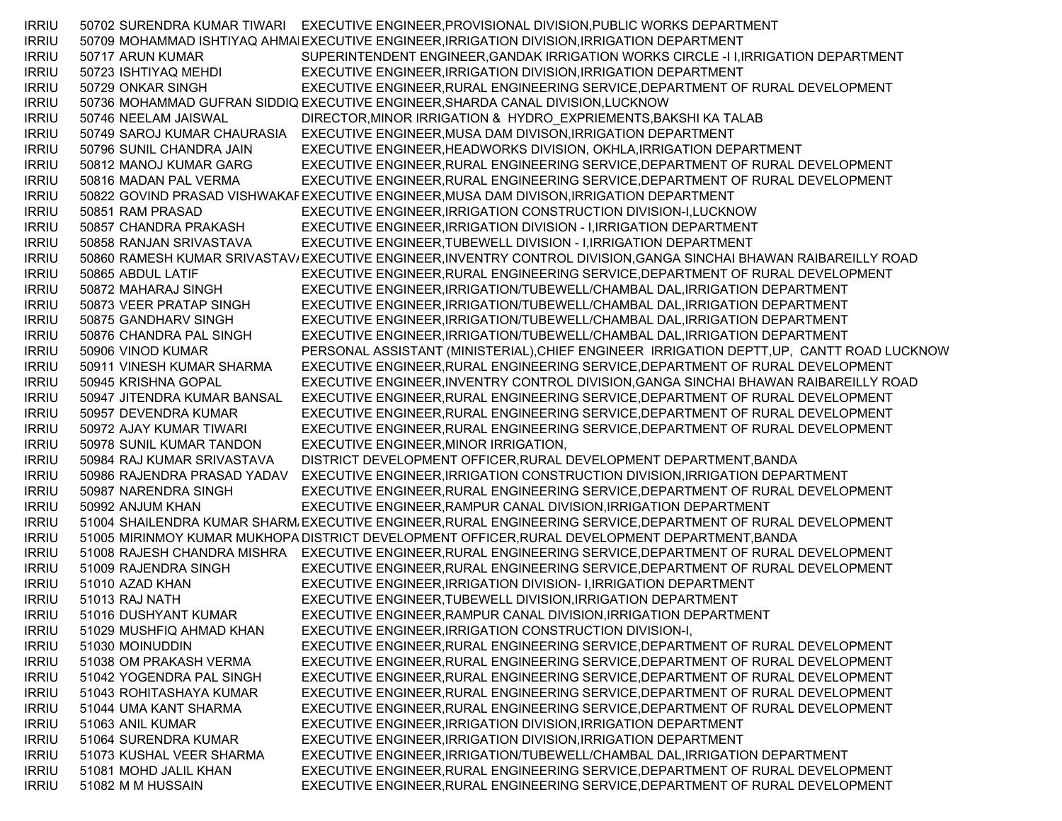| | | | |
|---|---|---|---|
| IRRIU | 50702 | SURENDRA KUMAR TIWARI | EXECUTIVE ENGINEER,PROVISIONAL DIVISION,PUBLIC WORKS DEPARTMENT |
| IRRIU | 50709 | MOHAMMAD ISHTIYAQ AHMA | EXECUTIVE ENGINEER,IRRIGATION DIVISION,IRRIGATION DEPARTMENT |
| IRRIU | 50717 | ARUN KUMAR | SUPERINTENDENT ENGINEER,GANDAK IRRIGATION WORKS CIRCLE -I I,IRRIGATION DEPARTMENT |
| IRRIU | 50723 | ISHTIYAQ MEHDI | EXECUTIVE ENGINEER,IRRIGATION DIVISION,IRRIGATION DEPARTMENT |
| IRRIU | 50729 | ONKAR SINGH | EXECUTIVE ENGINEER,RURAL ENGINEERING SERVICE,DEPARTMENT OF RURAL DEVELOPMENT |
| IRRIU | 50736 | MOHAMMAD GUFRAN SIDDIQ | EXECUTIVE ENGINEER,SHARDA CANAL DIVISION,LUCKNOW |
| IRRIU | 50746 | NEELAM JAISWAL | DIRECTOR,MINOR IRRIGATION & HYDRO_EXPRIEMENTS,BAKSHI KA TALAB |
| IRRIU | 50749 | SAROJ KUMAR CHAURASIA | EXECUTIVE ENGINEER,MUSA DAM DIVISON,IRRIGATION DEPARTMENT |
| IRRIU | 50796 | SUNIL CHANDRA JAIN | EXECUTIVE ENGINEER,HEADWORKS DIVISION, OKHLA,IRRIGATION DEPARTMENT |
| IRRIU | 50812 | MANOJ KUMAR GARG | EXECUTIVE ENGINEER,RURAL ENGINEERING SERVICE,DEPARTMENT OF RURAL DEVELOPMENT |
| IRRIU | 50816 | MADAN PAL VERMA | EXECUTIVE ENGINEER,RURAL ENGINEERING SERVICE,DEPARTMENT OF RURAL DEVELOPMENT |
| IRRIU | 50822 | GOVIND PRASAD VISHWAKAF | EXECUTIVE ENGINEER,MUSA DAM DIVISON,IRRIGATION DEPARTMENT |
| IRRIU | 50851 | RAM PRASAD | EXECUTIVE ENGINEER,IRRIGATION CONSTRUCTION DIVISION-I,LUCKNOW |
| IRRIU | 50857 | CHANDRA PRAKASH | EXECUTIVE ENGINEER,IRRIGATION DIVISION - I,IRRIGATION DEPARTMENT |
| IRRIU | 50858 | RANJAN SRIVASTAVA | EXECUTIVE ENGINEER,TUBEWELL DIVISION - I,IRRIGATION DEPARTMENT |
| IRRIU | 50860 | RAMESH KUMAR SRIVASTAV/ | EXECUTIVE ENGINEER,INVENTRY CONTROL DIVISION,GANGA SINCHAI BHAWAN RAIBAREILLY ROAD |
| IRRIU | 50865 | ABDUL LATIF | EXECUTIVE ENGINEER,RURAL ENGINEERING SERVICE,DEPARTMENT OF RURAL DEVELOPMENT |
| IRRIU | 50872 | MAHARAJ SINGH | EXECUTIVE ENGINEER,IRRIGATION/TUBEWELL/CHAMBAL DAL,IRRIGATION DEPARTMENT |
| IRRIU | 50873 | VEER PRATAP SINGH | EXECUTIVE ENGINEER,IRRIGATION/TUBEWELL/CHAMBAL DAL,IRRIGATION DEPARTMENT |
| IRRIU | 50875 | GANDHARV SINGH | EXECUTIVE ENGINEER,IRRIGATION/TUBEWELL/CHAMBAL DAL,IRRIGATION DEPARTMENT |
| IRRIU | 50876 | CHANDRA PAL SINGH | EXECUTIVE ENGINEER,IRRIGATION/TUBEWELL/CHAMBAL DAL,IRRIGATION DEPARTMENT |
| IRRIU | 50906 | VINOD KUMAR | PERSONAL ASSISTANT (MINISTERIAL),CHIEF ENGINEER IRRIGATION DEPTT,UP, CANTT ROAD LUCKNOW |
| IRRIU | 50911 | VINESH KUMAR SHARMA | EXECUTIVE ENGINEER,RURAL ENGINEERING SERVICE,DEPARTMENT OF RURAL DEVELOPMENT |
| IRRIU | 50945 | KRISHNA GOPAL | EXECUTIVE ENGINEER,INVENTRY CONTROL DIVISION,GANGA SINCHAI BHAWAN RAIBAREILLY ROAD |
| IRRIU | 50947 | JITENDRA KUMAR BANSAL | EXECUTIVE ENGINEER,RURAL ENGINEERING SERVICE,DEPARTMENT OF RURAL DEVELOPMENT |
| IRRIU | 50957 | DEVENDRA KUMAR | EXECUTIVE ENGINEER,RURAL ENGINEERING SERVICE,DEPARTMENT OF RURAL DEVELOPMENT |
| IRRIU | 50972 | AJAY KUMAR TIWARI | EXECUTIVE ENGINEER,RURAL ENGINEERING SERVICE,DEPARTMENT OF RURAL DEVELOPMENT |
| IRRIU | 50978 | SUNIL KUMAR TANDON | EXECUTIVE ENGINEER,MINOR IRRIGATION, |
| IRRIU | 50984 | RAJ KUMAR SRIVASTAVA | DISTRICT DEVELOPMENT OFFICER,RURAL DEVELOPMENT DEPARTMENT,BANDA |
| IRRIU | 50986 | RAJENDRA PRASAD YADAV | EXECUTIVE ENGINEER,IRRIGATION CONSTRUCTION DIVISION,IRRIGATION DEPARTMENT |
| IRRIU | 50987 | NARENDRA SINGH | EXECUTIVE ENGINEER,RURAL ENGINEERING SERVICE,DEPARTMENT OF RURAL DEVELOPMENT |
| IRRIU | 50992 | ANJUM KHAN | EXECUTIVE ENGINEER,RAMPUR CANAL DIVISION,IRRIGATION DEPARTMENT |
| IRRIU | 51004 | SHAILENDRA KUMAR SHARM | EXECUTIVE ENGINEER,RURAL ENGINEERING SERVICE,DEPARTMENT OF RURAL DEVELOPMENT |
| IRRIU | 51005 | MIRINMOY KUMAR MUKHOPA | DISTRICT DEVELOPMENT OFFICER,RURAL DEVELOPMENT DEPARTMENT,BANDA |
| IRRIU | 51008 | RAJESH CHANDRA MISHRA | EXECUTIVE ENGINEER,RURAL ENGINEERING SERVICE,DEPARTMENT OF RURAL DEVELOPMENT |
| IRRIU | 51009 | RAJENDRA SINGH | EXECUTIVE ENGINEER,RURAL ENGINEERING SERVICE,DEPARTMENT OF RURAL DEVELOPMENT |
| IRRIU | 51010 | AZAD KHAN | EXECUTIVE ENGINEER,IRRIGATION DIVISION- I,IRRIGATION DEPARTMENT |
| IRRIU | 51013 | RAJ NATH | EXECUTIVE ENGINEER,TUBEWELL DIVISION,IRRIGATION DEPARTMENT |
| IRRIU | 51016 | DUSHYANT KUMAR | EXECUTIVE ENGINEER,RAMPUR CANAL DIVISION,IRRIGATION DEPARTMENT |
| IRRIU | 51029 | MUSHFIQ AHMAD KHAN | EXECUTIVE ENGINEER,IRRIGATION CONSTRUCTION DIVISION-I, |
| IRRIU | 51030 | MOINUDDIN | EXECUTIVE ENGINEER,RURAL ENGINEERING SERVICE,DEPARTMENT OF RURAL DEVELOPMENT |
| IRRIU | 51038 | OM PRAKASH VERMA | EXECUTIVE ENGINEER,RURAL ENGINEERING SERVICE,DEPARTMENT OF RURAL DEVELOPMENT |
| IRRIU | 51042 | YOGENDRA PAL SINGH | EXECUTIVE ENGINEER,RURAL ENGINEERING SERVICE,DEPARTMENT OF RURAL DEVELOPMENT |
| IRRIU | 51043 | ROHITASHAYA KUMAR | EXECUTIVE ENGINEER,RURAL ENGINEERING SERVICE,DEPARTMENT OF RURAL DEVELOPMENT |
| IRRIU | 51044 | UMA KANT SHARMA | EXECUTIVE ENGINEER,RURAL ENGINEERING SERVICE,DEPARTMENT OF RURAL DEVELOPMENT |
| IRRIU | 51063 | ANIL KUMAR | EXECUTIVE ENGINEER,IRRIGATION DIVISION,IRRIGATION DEPARTMENT |
| IRRIU | 51064 | SURENDRA KUMAR | EXECUTIVE ENGINEER,IRRIGATION DIVISION,IRRIGATION DEPARTMENT |
| IRRIU | 51073 | KUSHAL VEER SHARMA | EXECUTIVE ENGINEER,IRRIGATION/TUBEWELL/CHAMBAL DAL,IRRIGATION DEPARTMENT |
| IRRIU | 51081 | MOHD JALIL KHAN | EXECUTIVE ENGINEER,RURAL ENGINEERING SERVICE,DEPARTMENT OF RURAL DEVELOPMENT |
| IRRIU | 51082 | M M HUSSAIN | EXECUTIVE ENGINEER,RURAL ENGINEERING SERVICE,DEPARTMENT OF RURAL DEVELOPMENT |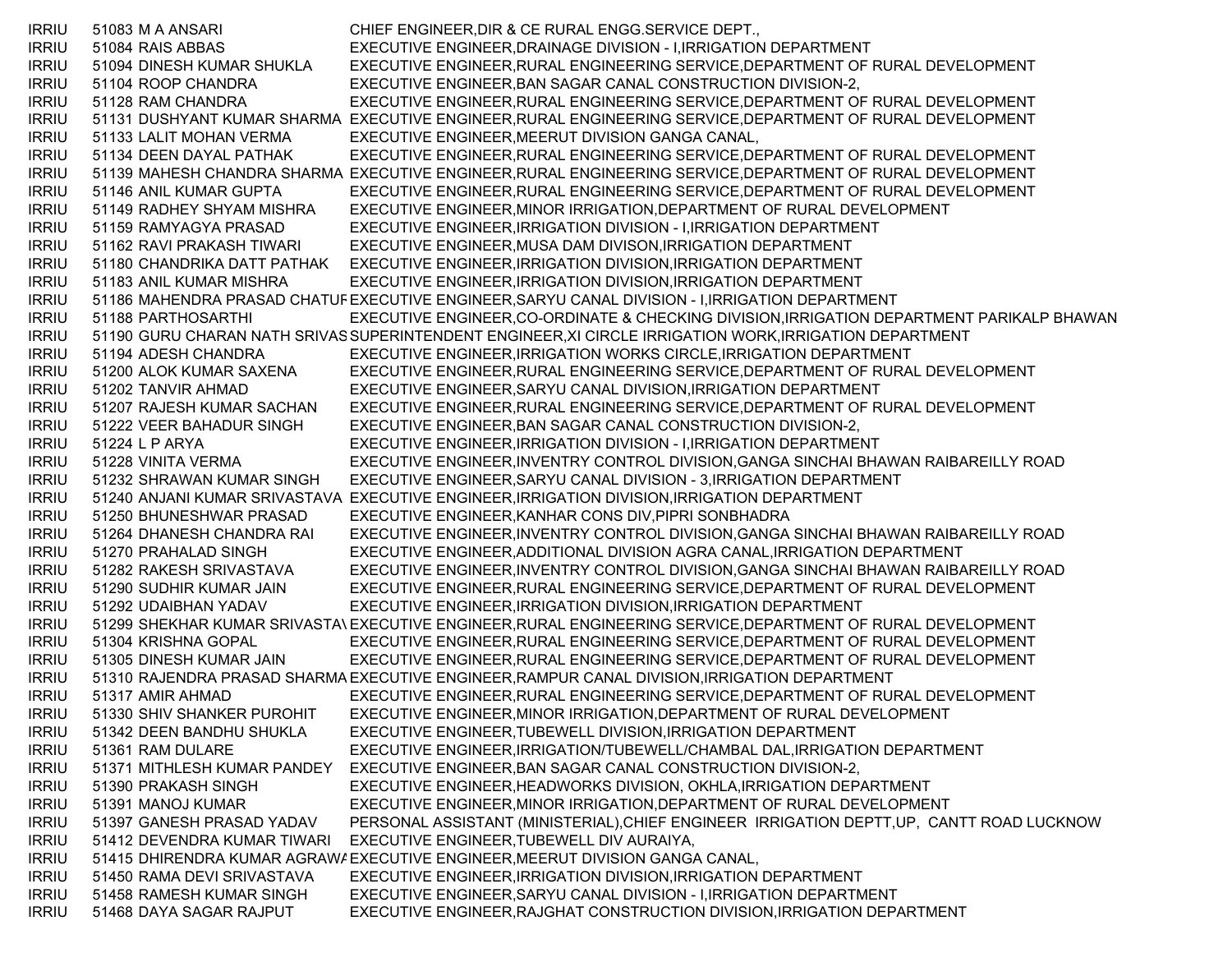| | | | |
|---|---|---|---|
| IRRIU | 51083 | M A ANSARI | CHIEF ENGINEER,DIR & CE RURAL ENGG.SERVICE DEPT., |
| IRRIU | 51084 | RAIS ABBAS | EXECUTIVE ENGINEER,DRAINAGE DIVISION - I,IRRIGATION DEPARTMENT |
| IRRIU | 51094 | DINESH KUMAR SHUKLA | EXECUTIVE ENGINEER,RURAL ENGINEERING SERVICE,DEPARTMENT OF RURAL DEVELOPMENT |
| IRRIU | 51104 | ROOP CHANDRA | EXECUTIVE ENGINEER,BAN SAGAR CANAL CONSTRUCTION DIVISION-2, |
| IRRIU | 51128 | RAM CHANDRA | EXECUTIVE ENGINEER,RURAL ENGINEERING SERVICE,DEPARTMENT OF RURAL DEVELOPMENT |
| IRRIU | 51131 | DUSHYANT KUMAR SHARMA | EXECUTIVE ENGINEER,RURAL ENGINEERING SERVICE,DEPARTMENT OF RURAL DEVELOPMENT |
| IRRIU | 51133 | LALIT MOHAN VERMA | EXECUTIVE ENGINEER,MEERUT DIVISION GANGA CANAL, |
| IRRIU | 51134 | DEEN DAYAL PATHAK | EXECUTIVE ENGINEER,RURAL ENGINEERING SERVICE,DEPARTMENT OF RURAL DEVELOPMENT |
| IRRIU | 51139 | MAHESH CHANDRA SHARMA | EXECUTIVE ENGINEER,RURAL ENGINEERING SERVICE,DEPARTMENT OF RURAL DEVELOPMENT |
| IRRIU | 51146 | ANIL KUMAR GUPTA | EXECUTIVE ENGINEER,RURAL ENGINEERING SERVICE,DEPARTMENT OF RURAL DEVELOPMENT |
| IRRIU | 51149 | RADHEY SHYAM MISHRA | EXECUTIVE ENGINEER,MINOR IRRIGATION,DEPARTMENT OF RURAL DEVELOPMENT |
| IRRIU | 51159 | RAMYAGYA PRASAD | EXECUTIVE ENGINEER,IRRIGATION DIVISION - I,IRRIGATION DEPARTMENT |
| IRRIU | 51162 | RAVI PRAKASH TIWARI | EXECUTIVE ENGINEER,MUSA DAM DIVISON,IRRIGATION DEPARTMENT |
| IRRIU | 51180 | CHANDRIKA DATT PATHAK | EXECUTIVE ENGINEER,IRRIGATION DIVISION,IRRIGATION DEPARTMENT |
| IRRIU | 51183 | ANIL KUMAR MISHRA | EXECUTIVE ENGINEER,IRRIGATION DIVISION,IRRIGATION DEPARTMENT |
| IRRIU | 51186 | MAHENDRA PRASAD CHATUF | EXECUTIVE ENGINEER,SARYU CANAL DIVISION - I,IRRIGATION DEPARTMENT |
| IRRIU | 51188 | PARTHOSARTHI | EXECUTIVE ENGINEER,CO-ORDINATE & CHECKING DIVISION,IRRIGATION DEPARTMENT PARIKALP BHAWAN |
| IRRIU | 51190 | GURU CHARAN NATH SRIVAS | SUPERINTENDENT ENGINEER,XI CIRCLE IRRIGATION WORK,IRRIGATION DEPARTMENT |
| IRRIU | 51194 | ADESH CHANDRA | EXECUTIVE ENGINEER,IRRIGATION WORKS CIRCLE,IRRIGATION DEPARTMENT |
| IRRIU | 51200 | ALOK KUMAR SAXENA | EXECUTIVE ENGINEER,RURAL ENGINEERING SERVICE,DEPARTMENT OF RURAL DEVELOPMENT |
| IRRIU | 51202 | TANVIR AHMAD | EXECUTIVE ENGINEER,SARYU CANAL DIVISION,IRRIGATION DEPARTMENT |
| IRRIU | 51207 | RAJESH KUMAR SACHAN | EXECUTIVE ENGINEER,RURAL ENGINEERING SERVICE,DEPARTMENT OF RURAL DEVELOPMENT |
| IRRIU | 51222 | VEER BAHADUR SINGH | EXECUTIVE ENGINEER,BAN SAGAR CANAL CONSTRUCTION DIVISION-2, |
| IRRIU | 51224 | L P ARYA | EXECUTIVE ENGINEER,IRRIGATION DIVISION - I,IRRIGATION DEPARTMENT |
| IRRIU | 51228 | VINITA VERMA | EXECUTIVE ENGINEER,INVENTRY CONTROL DIVISION,GANGA SINCHAI BHAWAN RAIBAREILLY ROAD |
| IRRIU | 51232 | SHRAWAN KUMAR SINGH | EXECUTIVE ENGINEER,SARYU CANAL DIVISION - 3,IRRIGATION DEPARTMENT |
| IRRIU | 51240 | ANJANI KUMAR SRIVASTAVA | EXECUTIVE ENGINEER,IRRIGATION DIVISION,IRRIGATION DEPARTMENT |
| IRRIU | 51250 | BHUNESHWAR PRASAD | EXECUTIVE ENGINEER,KANHAR CONS DIV,PIPRI SONBHADRA |
| IRRIU | 51264 | DHANESH CHANDRA RAI | EXECUTIVE ENGINEER,INVENTRY CONTROL DIVISION,GANGA SINCHAI BHAWAN RAIBAREILLY ROAD |
| IRRIU | 51270 | PRAHALAD SINGH | EXECUTIVE ENGINEER,ADDITIONAL DIVISION AGRA CANAL,IRRIGATION DEPARTMENT |
| IRRIU | 51282 | RAKESH SRIVASTAVA | EXECUTIVE ENGINEER,INVENTRY CONTROL DIVISION,GANGA SINCHAI BHAWAN RAIBAREILLY ROAD |
| IRRIU | 51290 | SUDHIR KUMAR JAIN | EXECUTIVE ENGINEER,RURAL ENGINEERING SERVICE,DEPARTMENT OF RURAL DEVELOPMENT |
| IRRIU | 51292 | UDAIBHAN YADAV | EXECUTIVE ENGINEER,IRRIGATION DIVISION,IRRIGATION DEPARTMENT |
| IRRIU | 51299 | SHEKHAR KUMAR SRIVASTA\ | EXECUTIVE ENGINEER,RURAL ENGINEERING SERVICE,DEPARTMENT OF RURAL DEVELOPMENT |
| IRRIU | 51304 | KRISHNA GOPAL | EXECUTIVE ENGINEER,RURAL ENGINEERING SERVICE,DEPARTMENT OF RURAL DEVELOPMENT |
| IRRIU | 51305 | DINESH KUMAR JAIN | EXECUTIVE ENGINEER,RURAL ENGINEERING SERVICE,DEPARTMENT OF RURAL DEVELOPMENT |
| IRRIU | 51310 | RAJENDRA PRASAD SHARMA | EXECUTIVE ENGINEER,RAMPUR CANAL DIVISION,IRRIGATION DEPARTMENT |
| IRRIU | 51317 | AMIR AHMAD | EXECUTIVE ENGINEER,RURAL ENGINEERING SERVICE,DEPARTMENT OF RURAL DEVELOPMENT |
| IRRIU | 51330 | SHIV SHANKER PUROHIT | EXECUTIVE ENGINEER,MINOR IRRIGATION,DEPARTMENT OF RURAL DEVELOPMENT |
| IRRIU | 51342 | DEEN BANDHU SHUKLA | EXECUTIVE ENGINEER,TUBEWELL DIVISION,IRRIGATION DEPARTMENT |
| IRRIU | 51361 | RAM DULARE | EXECUTIVE ENGINEER,IRRIGATION/TUBEWELL/CHAMBAL DAL,IRRIGATION DEPARTMENT |
| IRRIU | 51371 | MITHLESH KUMAR PANDEY | EXECUTIVE ENGINEER,BAN SAGAR CANAL CONSTRUCTION DIVISION-2, |
| IRRIU | 51390 | PRAKASH SINGH | EXECUTIVE ENGINEER,HEADWORKS DIVISION, OKHLA,IRRIGATION DEPARTMENT |
| IRRIU | 51391 | MANOJ KUMAR | EXECUTIVE ENGINEER,MINOR IRRIGATION,DEPARTMENT OF RURAL DEVELOPMENT |
| IRRIU | 51397 | GANESH PRASAD YADAV | PERSONAL ASSISTANT (MINISTERIAL),CHIEF ENGINEER IRRIGATION DEPTT,UP, CANTT ROAD LUCKNOW |
| IRRIU | 51412 | DEVENDRA KUMAR TIWARI | EXECUTIVE ENGINEER,TUBEWELL DIV AURAIYA, |
| IRRIU | 51415 | DHIRENDRA KUMAR AGRAWA | EXECUTIVE ENGINEER,MEERUT DIVISION GANGA CANAL, |
| IRRIU | 51450 | RAMA DEVI SRIVASTAVA | EXECUTIVE ENGINEER,IRRIGATION DIVISION,IRRIGATION DEPARTMENT |
| IRRIU | 51458 | RAMESH KUMAR SINGH | EXECUTIVE ENGINEER,SARYU CANAL DIVISION - I,IRRIGATION DEPARTMENT |
| IRRIU | 51468 | DAYA SAGAR RAJPUT | EXECUTIVE ENGINEER,RAJGHAT CONSTRUCTION DIVISION,IRRIGATION DEPARTMENT |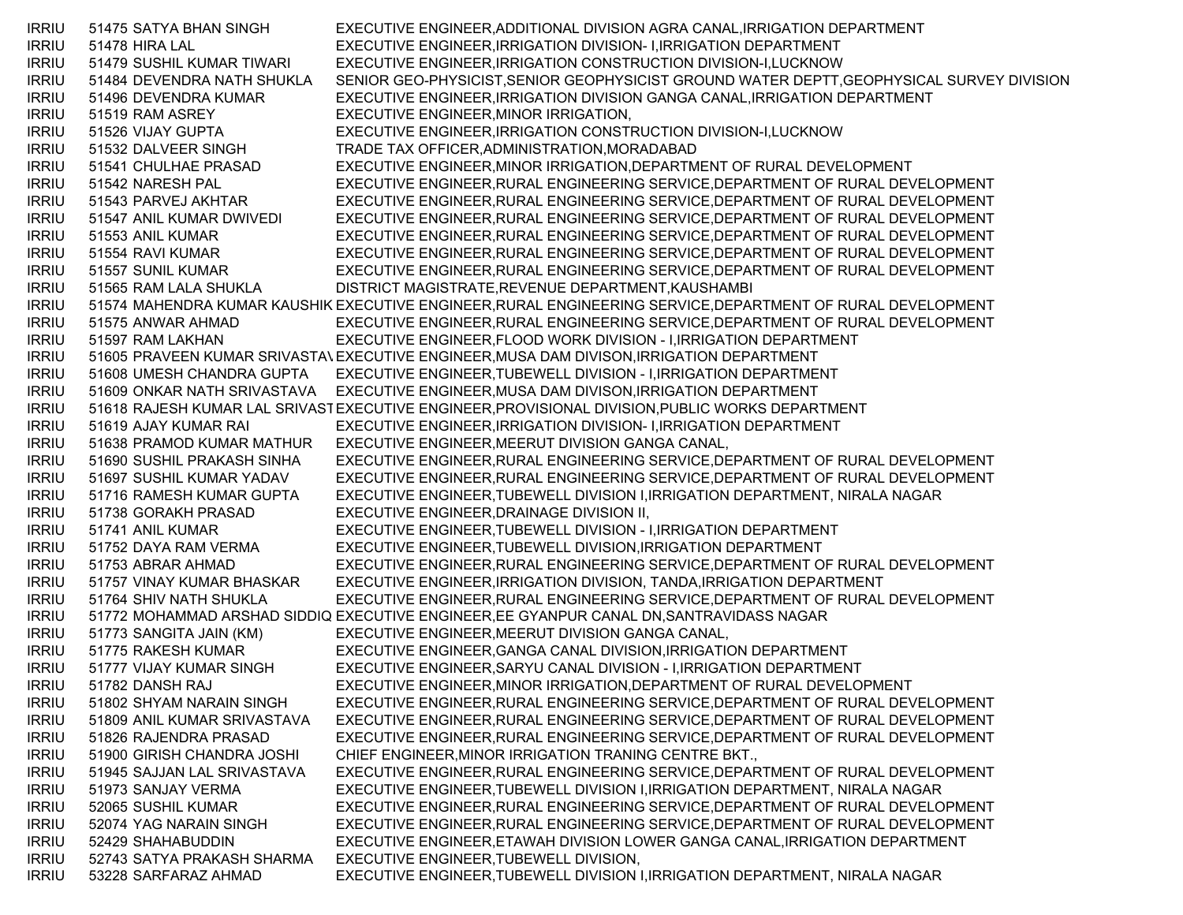| | | | |
|---|---|---|---|
| IRRIU | 51475 | SATYA BHAN SINGH | EXECUTIVE ENGINEER,ADDITIONAL DIVISION AGRA CANAL,IRRIGATION DEPARTMENT |
| IRRIU | 51478 | HIRA LAL | EXECUTIVE ENGINEER,IRRIGATION DIVISION- I,IRRIGATION DEPARTMENT |
| IRRIU | 51479 | SUSHIL KUMAR TIWARI | EXECUTIVE ENGINEER,IRRIGATION CONSTRUCTION DIVISION-I,LUCKNOW |
| IRRIU | 51484 | DEVENDRA NATH SHUKLA | SENIOR GEO-PHYSICIST,SENIOR GEOPHYSICIST GROUND WATER DEPTT,GEOPHYSICAL SURVEY DIVISION |
| IRRIU | 51496 | DEVENDRA KUMAR | EXECUTIVE ENGINEER,IRRIGATION DIVISION GANGA CANAL,IRRIGATION DEPARTMENT |
| IRRIU | 51519 | RAM ASREY | EXECUTIVE ENGINEER,MINOR IRRIGATION, |
| IRRIU | 51526 | VIJAY GUPTA | EXECUTIVE ENGINEER,IRRIGATION CONSTRUCTION DIVISION-I,LUCKNOW |
| IRRIU | 51532 | DALVEER SINGH | TRADE TAX OFFICER,ADMINISTRATION,MORADABAD |
| IRRIU | 51541 | CHULHAE PRASAD | EXECUTIVE ENGINEER,MINOR IRRIGATION,DEPARTMENT OF RURAL DEVELOPMENT |
| IRRIU | 51542 | NARESH PAL | EXECUTIVE ENGINEER,RURAL ENGINEERING SERVICE,DEPARTMENT OF RURAL DEVELOPMENT |
| IRRIU | 51543 | PARVEJ AKHTAR | EXECUTIVE ENGINEER,RURAL ENGINEERING SERVICE,DEPARTMENT OF RURAL DEVELOPMENT |
| IRRIU | 51547 | ANIL KUMAR DWIVEDI | EXECUTIVE ENGINEER,RURAL ENGINEERING SERVICE,DEPARTMENT OF RURAL DEVELOPMENT |
| IRRIU | 51553 | ANIL KUMAR | EXECUTIVE ENGINEER,RURAL ENGINEERING SERVICE,DEPARTMENT OF RURAL DEVELOPMENT |
| IRRIU | 51554 | RAVI KUMAR | EXECUTIVE ENGINEER,RURAL ENGINEERING SERVICE,DEPARTMENT OF RURAL DEVELOPMENT |
| IRRIU | 51557 | SUNIL KUMAR | EXECUTIVE ENGINEER,RURAL ENGINEERING SERVICE,DEPARTMENT OF RURAL DEVELOPMENT |
| IRRIU | 51565 | RAM LALA SHUKLA | DISTRICT MAGISTRATE,REVENUE DEPARTMENT,KAUSHAMBI |
| IRRIU | 51574 | MAHENDRA KUMAR KAUSHIK | EXECUTIVE ENGINEER,RURAL ENGINEERING SERVICE,DEPARTMENT OF RURAL DEVELOPMENT |
| IRRIU | 51575 | ANWAR AHMAD | EXECUTIVE ENGINEER,RURAL ENGINEERING SERVICE,DEPARTMENT OF RURAL DEVELOPMENT |
| IRRIU | 51597 | RAM LAKHAN | EXECUTIVE ENGINEER,FLOOD WORK DIVISION - I,IRRIGATION DEPARTMENT |
| IRRIU | 51605 | PRAVEEN KUMAR SRIVASTAV | EXECUTIVE ENGINEER,MUSA DAM DIVISON,IRRIGATION DEPARTMENT |
| IRRIU | 51608 | UMESH CHANDRA GUPTA | EXECUTIVE ENGINEER,TUBEWELL DIVISION - I,IRRIGATION DEPARTMENT |
| IRRIU | 51609 | ONKAR NATH SRIVASTAVA | EXECUTIVE ENGINEER,MUSA DAM DIVISON,IRRIGATION DEPARTMENT |
| IRRIU | 51618 | RAJESH KUMAR LAL SRIVAST | EXECUTIVE ENGINEER,PROVISIONAL DIVISION,PUBLIC WORKS DEPARTMENT |
| IRRIU | 51619 | AJAY KUMAR RAI | EXECUTIVE ENGINEER,IRRIGATION DIVISION- I,IRRIGATION DEPARTMENT |
| IRRIU | 51638 | PRAMOD KUMAR MATHUR | EXECUTIVE ENGINEER,MEERUT DIVISION GANGA CANAL, |
| IRRIU | 51690 | SUSHIL PRAKASH SINHA | EXECUTIVE ENGINEER,RURAL ENGINEERING SERVICE,DEPARTMENT OF RURAL DEVELOPMENT |
| IRRIU | 51697 | SUSHIL KUMAR YADAV | EXECUTIVE ENGINEER,RURAL ENGINEERING SERVICE,DEPARTMENT OF RURAL DEVELOPMENT |
| IRRIU | 51716 | RAMESH KUMAR GUPTA | EXECUTIVE ENGINEER,TUBEWELL DIVISION I,IRRIGATION DEPARTMENT, NIRALA NAGAR |
| IRRIU | 51738 | GORAKH PRASAD | EXECUTIVE ENGINEER,DRAINAGE DIVISION II, |
| IRRIU | 51741 | ANIL KUMAR | EXECUTIVE ENGINEER,TUBEWELL DIVISION - I,IRRIGATION DEPARTMENT |
| IRRIU | 51752 | DAYA RAM VERMA | EXECUTIVE ENGINEER,TUBEWELL DIVISION,IRRIGATION DEPARTMENT |
| IRRIU | 51753 | ABRAR AHMAD | EXECUTIVE ENGINEER,RURAL ENGINEERING SERVICE,DEPARTMENT OF RURAL DEVELOPMENT |
| IRRIU | 51757 | VINAY KUMAR BHASKAR | EXECUTIVE ENGINEER,IRRIGATION DIVISION, TANDA,IRRIGATION DEPARTMENT |
| IRRIU | 51764 | SHIV NATH SHUKLA | EXECUTIVE ENGINEER,RURAL ENGINEERING SERVICE,DEPARTMENT OF RURAL DEVELOPMENT |
| IRRIU | 51772 | MOHAMMAD ARSHAD SIDDIQ | EXECUTIVE ENGINEER,EE GYANPUR CANAL DN,SANTRAVIDASS NAGAR |
| IRRIU | 51773 | SANGITA JAIN (KM) | EXECUTIVE ENGINEER,MEERUT DIVISION GANGA CANAL, |
| IRRIU | 51775 | RAKESH KUMAR | EXECUTIVE ENGINEER,GANGA CANAL DIVISION,IRRIGATION DEPARTMENT |
| IRRIU | 51777 | VIJAY KUMAR SINGH | EXECUTIVE ENGINEER,SARYU CANAL DIVISION - I,IRRIGATION DEPARTMENT |
| IRRIU | 51782 | DANSH RAJ | EXECUTIVE ENGINEER,MINOR IRRIGATION,DEPARTMENT OF RURAL DEVELOPMENT |
| IRRIU | 51802 | SHYAM NARAIN SINGH | EXECUTIVE ENGINEER,RURAL ENGINEERING SERVICE,DEPARTMENT OF RURAL DEVELOPMENT |
| IRRIU | 51809 | ANIL KUMAR SRIVASTAVA | EXECUTIVE ENGINEER,RURAL ENGINEERING SERVICE,DEPARTMENT OF RURAL DEVELOPMENT |
| IRRIU | 51826 | RAJENDRA PRASAD | EXECUTIVE ENGINEER,RURAL ENGINEERING SERVICE,DEPARTMENT OF RURAL DEVELOPMENT |
| IRRIU | 51900 | GIRISH CHANDRA JOSHI | CHIEF ENGINEER,MINOR IRRIGATION TRANING CENTRE BKT., |
| IRRIU | 51945 | SAJJAN LAL SRIVASTAVA | EXECUTIVE ENGINEER,RURAL ENGINEERING SERVICE,DEPARTMENT OF RURAL DEVELOPMENT |
| IRRIU | 51973 | SANJAY VERMA | EXECUTIVE ENGINEER,TUBEWELL DIVISION I,IRRIGATION DEPARTMENT, NIRALA NAGAR |
| IRRIU | 52065 | SUSHIL KUMAR | EXECUTIVE ENGINEER,RURAL ENGINEERING SERVICE,DEPARTMENT OF RURAL DEVELOPMENT |
| IRRIU | 52074 | YAG NARAIN SINGH | EXECUTIVE ENGINEER,RURAL ENGINEERING SERVICE,DEPARTMENT OF RURAL DEVELOPMENT |
| IRRIU | 52429 | SHAHABUDDIN | EXECUTIVE ENGINEER,ETAWAH DIVISION LOWER GANGA CANAL,IRRIGATION DEPARTMENT |
| IRRIU | 52743 | SATYA PRAKASH SHARMA | EXECUTIVE ENGINEER,TUBEWELL DIVISION, |
| IRRIU | 53228 | SARFARAZ AHMAD | EXECUTIVE ENGINEER,TUBEWELL DIVISION I,IRRIGATION DEPARTMENT, NIRALA NAGAR |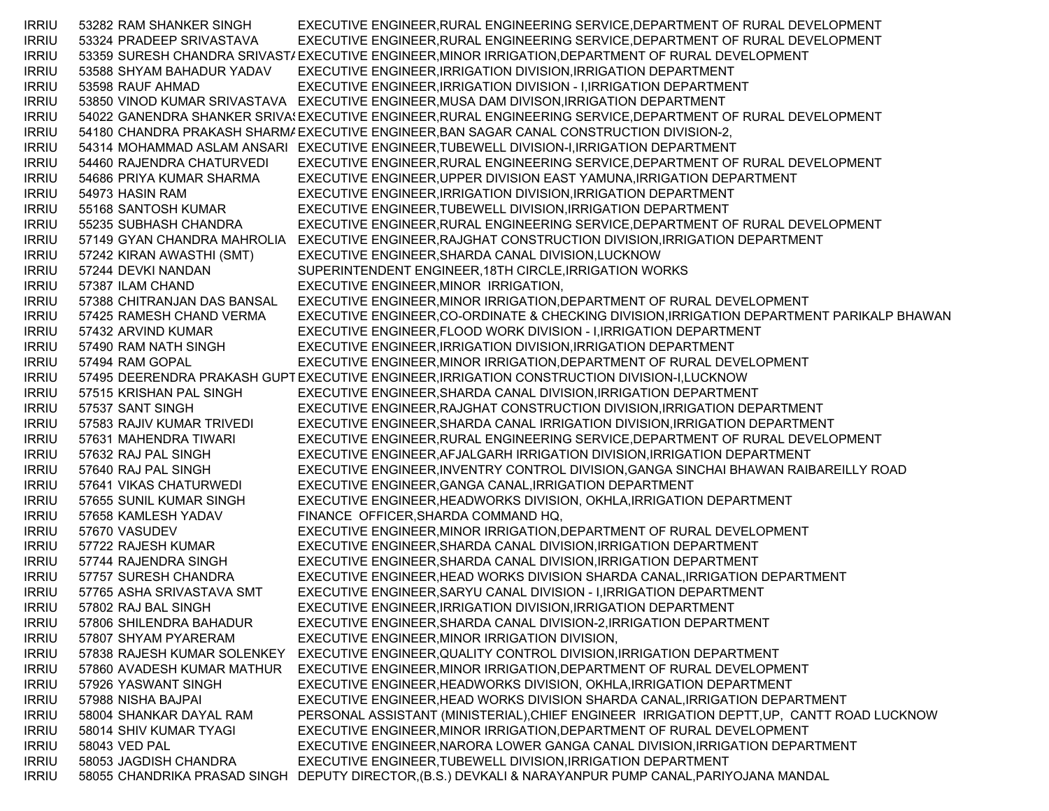| | | | |
|---|---|---|---|
| IRRIU | 53282 | RAM SHANKER SINGH | EXECUTIVE ENGINEER,RURAL ENGINEERING SERVICE,DEPARTMENT OF RURAL DEVELOPMENT |
| IRRIU | 53324 | PRADEEP SRIVASTAVA | EXECUTIVE ENGINEER,RURAL ENGINEERING SERVICE,DEPARTMENT OF RURAL DEVELOPMENT |
| IRRIU | 53359 | SURESH CHANDRA SRIVAST/ | EXECUTIVE ENGINEER,MINOR IRRIGATION,DEPARTMENT OF RURAL DEVELOPMENT |
| IRRIU | 53588 | SHYAM BAHADUR YADAV | EXECUTIVE ENGINEER,IRRIGATION DIVISION,IRRIGATION DEPARTMENT |
| IRRIU | 53598 | RAUF AHMAD | EXECUTIVE ENGINEER,IRRIGATION DIVISION - I,IRRIGATION DEPARTMENT |
| IRRIU | 53850 | VINOD KUMAR SRIVASTAVA | EXECUTIVE ENGINEER,MUSA DAM DIVISON,IRRIGATION DEPARTMENT |
| IRRIU | 54022 | GANENDRA SHANKER SRIVAS | EXECUTIVE ENGINEER,RURAL ENGINEERING SERVICE,DEPARTMENT OF RURAL DEVELOPMENT |
| IRRIU | 54180 | CHANDRA PRAKASH SHARMA | EXECUTIVE ENGINEER,BAN SAGAR CANAL CONSTRUCTION DIVISION-2, |
| IRRIU | 54314 | MOHAMMAD ASLAM ANSARI | EXECUTIVE ENGINEER,TUBEWELL DIVISION-I,IRRIGATION DEPARTMENT |
| IRRIU | 54460 | RAJENDRA CHATURVEDI | EXECUTIVE ENGINEER,RURAL ENGINEERING SERVICE,DEPARTMENT OF RURAL DEVELOPMENT |
| IRRIU | 54686 | PRIYA KUMAR SHARMA | EXECUTIVE ENGINEER,UPPER DIVISION EAST YAMUNA,IRRIGATION DEPARTMENT |
| IRRIU | 54973 | HASIN RAM | EXECUTIVE ENGINEER,IRRIGATION DIVISION,IRRIGATION DEPARTMENT |
| IRRIU | 55168 | SANTOSH KUMAR | EXECUTIVE ENGINEER,TUBEWELL DIVISION,IRRIGATION DEPARTMENT |
| IRRIU | 55235 | SUBHASH CHANDRA | EXECUTIVE ENGINEER,RURAL ENGINEERING SERVICE,DEPARTMENT OF RURAL DEVELOPMENT |
| IRRIU | 57149 | GYAN CHANDRA MAHROLIA | EXECUTIVE ENGINEER,RAJGHAT CONSTRUCTION DIVISION,IRRIGATION DEPARTMENT |
| IRRIU | 57242 | KIRAN AWASTHI (SMT) | EXECUTIVE ENGINEER,SHARDA CANAL DIVISION,LUCKNOW |
| IRRIU | 57244 | DEVKI NANDAN | SUPERINTENDENT ENGINEER,18TH CIRCLE,IRRIGATION WORKS |
| IRRIU | 57387 | ILAM CHAND | EXECUTIVE ENGINEER,MINOR IRRIGATION, |
| IRRIU | 57388 | CHITRANJAN DAS BANSAL | EXECUTIVE ENGINEER,MINOR IRRIGATION,DEPARTMENT OF RURAL DEVELOPMENT |
| IRRIU | 57425 | RAMESH CHAND VERMA | EXECUTIVE ENGINEER,CO-ORDINATE & CHECKING DIVISION,IRRIGATION DEPARTMENT PARIKALP BHAWAN |
| IRRIU | 57432 | ARVIND KUMAR | EXECUTIVE ENGINEER,FLOOD WORK DIVISION - I,IRRIGATION DEPARTMENT |
| IRRIU | 57490 | RAM NATH SINGH | EXECUTIVE ENGINEER,IRRIGATION DIVISION,IRRIGATION DEPARTMENT |
| IRRIU | 57494 | RAM GOPAL | EXECUTIVE ENGINEER,MINOR IRRIGATION,DEPARTMENT OF RURAL DEVELOPMENT |
| IRRIU | 57495 | DEERENDRA PRAKASH GUPT | EXECUTIVE ENGINEER,IRRIGATION CONSTRUCTION DIVISION-I,LUCKNOW |
| IRRIU | 57515 | KRISHAN PAL SINGH | EXECUTIVE ENGINEER,SHARDA CANAL DIVISION,IRRIGATION DEPARTMENT |
| IRRIU | 57537 | SANT SINGH | EXECUTIVE ENGINEER,RAJGHAT CONSTRUCTION DIVISION,IRRIGATION DEPARTMENT |
| IRRIU | 57583 | RAJIV KUMAR TRIVEDI | EXECUTIVE ENGINEER,SHARDA CANAL IRRIGATION DIVISION,IRRIGATION DEPARTMENT |
| IRRIU | 57631 | MAHENDRA TIWARI | EXECUTIVE ENGINEER,RURAL ENGINEERING SERVICE,DEPARTMENT OF RURAL DEVELOPMENT |
| IRRIU | 57632 | RAJ PAL SINGH | EXECUTIVE ENGINEER,AFJALGARH IRRIGATION DIVISION,IRRIGATION DEPARTMENT |
| IRRIU | 57640 | RAJ PAL SINGH | EXECUTIVE ENGINEER,INVENTRY CONTROL DIVISION,GANGA SINCHAI BHAWAN RAIBAREILLY ROAD |
| IRRIU | 57641 | VIKAS CHATURWEDI | EXECUTIVE ENGINEER,GANGA CANAL,IRRIGATION DEPARTMENT |
| IRRIU | 57655 | SUNIL KUMAR SINGH | EXECUTIVE ENGINEER,HEADWORKS DIVISION, OKHLA,IRRIGATION DEPARTMENT |
| IRRIU | 57658 | KAMLESH YADAV | FINANCE OFFICER,SHARDA COMMAND HQ, |
| IRRIU | 57670 | VASUDEV | EXECUTIVE ENGINEER,MINOR IRRIGATION,DEPARTMENT OF RURAL DEVELOPMENT |
| IRRIU | 57722 | RAJESH KUMAR | EXECUTIVE ENGINEER,SHARDA CANAL DIVISION,IRRIGATION DEPARTMENT |
| IRRIU | 57744 | RAJENDRA SINGH | EXECUTIVE ENGINEER,SHARDA CANAL DIVISION,IRRIGATION DEPARTMENT |
| IRRIU | 57757 | SURESH CHANDRA | EXECUTIVE ENGINEER,HEAD WORKS DIVISION SHARDA CANAL,IRRIGATION DEPARTMENT |
| IRRIU | 57765 | ASHA SRIVASTAVA SMT | EXECUTIVE ENGINEER,SARYU CANAL DIVISION - I,IRRIGATION DEPARTMENT |
| IRRIU | 57802 | RAJ BAL SINGH | EXECUTIVE ENGINEER,IRRIGATION DIVISION,IRRIGATION DEPARTMENT |
| IRRIU | 57806 | SHILENDRA BAHADUR | EXECUTIVE ENGINEER,SHARDA CANAL DIVISION-2,IRRIGATION DEPARTMENT |
| IRRIU | 57807 | SHYAM PYARERAM | EXECUTIVE ENGINEER,MINOR IRRIGATION DIVISION, |
| IRRIU | 57838 | RAJESH KUMAR SOLENKEY | EXECUTIVE ENGINEER,QUALITY CONTROL DIVISION,IRRIGATION DEPARTMENT |
| IRRIU | 57860 | AVADESH KUMAR MATHUR | EXECUTIVE ENGINEER,MINOR IRRIGATION,DEPARTMENT OF RURAL DEVELOPMENT |
| IRRIU | 57926 | YASWANT SINGH | EXECUTIVE ENGINEER,HEADWORKS DIVISION, OKHLA,IRRIGATION DEPARTMENT |
| IRRIU | 57988 | NISHA BAJPAI | EXECUTIVE ENGINEER,HEAD WORKS DIVISION SHARDA CANAL,IRRIGATION DEPARTMENT |
| IRRIU | 58004 | SHANKAR DAYAL RAM | PERSONAL ASSISTANT (MINISTERIAL),CHIEF ENGINEER IRRIGATION DEPTT,UP, CANTT ROAD LUCKNOW |
| IRRIU | 58014 | SHIV KUMAR TYAGI | EXECUTIVE ENGINEER,MINOR IRRIGATION,DEPARTMENT OF RURAL DEVELOPMENT |
| IRRIU | 58043 | VED PAL | EXECUTIVE ENGINEER,NARORA LOWER GANGA CANAL DIVISION,IRRIGATION DEPARTMENT |
| IRRIU | 58053 | JAGDISH CHANDRA | EXECUTIVE ENGINEER,TUBEWELL DIVISION,IRRIGATION DEPARTMENT |
| IRRIU | 58055 | CHANDRIKA PRASAD SINGH | DEPUTY DIRECTOR,(B.S.) DEVKALI & NARAYANPUR PUMP CANAL,PARIYOJANA MANDAL |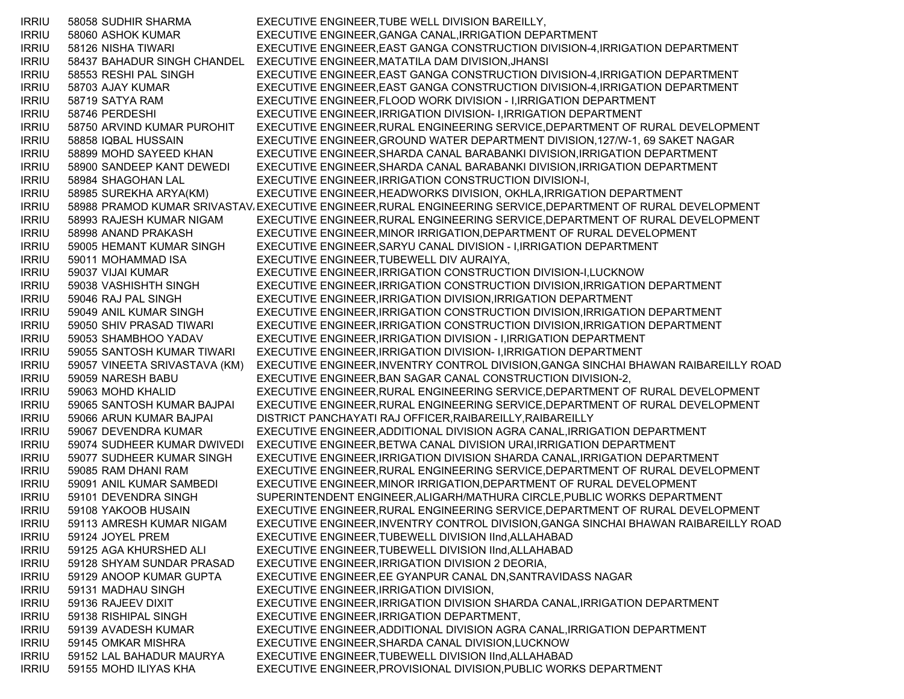| | | | |
|---|---|---|---|
| IRRIU | 58058 | SUDHIR SHARMA | EXECUTIVE ENGINEER,TUBE WELL DIVISION BAREILLY, |
| IRRIU | 58060 | ASHOK KUMAR | EXECUTIVE ENGINEER,GANGA CANAL,IRRIGATION DEPARTMENT |
| IRRIU | 58126 | NISHA TIWARI | EXECUTIVE ENGINEER,EAST GANGA CONSTRUCTION DIVISION-4,IRRIGATION DEPARTMENT |
| IRRIU | 58437 | BAHADUR SINGH CHANDEL | EXECUTIVE ENGINEER,MATATILA DAM DIVISION,JHANSI |
| IRRIU | 58553 | RESHI PAL SINGH | EXECUTIVE ENGINEER,EAST GANGA CONSTRUCTION DIVISION-4,IRRIGATION DEPARTMENT |
| IRRIU | 58703 | AJAY KUMAR | EXECUTIVE ENGINEER,EAST GANGA CONSTRUCTION DIVISION-4,IRRIGATION DEPARTMENT |
| IRRIU | 58719 | SATYA RAM | EXECUTIVE ENGINEER,FLOOD WORK DIVISION - I,IRRIGATION DEPARTMENT |
| IRRIU | 58746 | PERDESHI | EXECUTIVE ENGINEER,IRRIGATION DIVISION- I,IRRIGATION DEPARTMENT |
| IRRIU | 58750 | ARVIND KUMAR PUROHIT | EXECUTIVE ENGINEER,RURAL ENGINEERING SERVICE,DEPARTMENT OF RURAL DEVELOPMENT |
| IRRIU | 58858 | IQBAL HUSSAIN | EXECUTIVE ENGINEER,GROUND WATER DEPARTMENT DIVISION,127/W-1, 69 SAKET NAGAR |
| IRRIU | 58899 | MOHD SAYEED KHAN | EXECUTIVE ENGINEER,SHARDA CANAL BARABANKI DIVISION,IRRIGATION DEPARTMENT |
| IRRIU | 58900 | SANDEEP KANT DEWEDI | EXECUTIVE ENGINEER,SHARDA CANAL BARABANKI DIVISION,IRRIGATION DEPARTMENT |
| IRRIU | 58984 | SHAGOHAN LAL | EXECUTIVE ENGINEER,IRRIGATION CONSTRUCTION DIVISION-I, |
| IRRIU | 58985 | SUREKHA ARYA(KM) | EXECUTIVE ENGINEER,HEADWORKS DIVISION, OKHLA,IRRIGATION DEPARTMENT |
| IRRIU | 58988 | PRAMOD KUMAR SRIVASTAV | EXECUTIVE ENGINEER,RURAL ENGINEERING SERVICE,DEPARTMENT OF RURAL DEVELOPMENT |
| IRRIU | 58993 | RAJESH KUMAR NIGAM | EXECUTIVE ENGINEER,RURAL ENGINEERING SERVICE,DEPARTMENT OF RURAL DEVELOPMENT |
| IRRIU | 58998 | ANAND PRAKASH | EXECUTIVE ENGINEER,MINOR IRRIGATION,DEPARTMENT OF RURAL DEVELOPMENT |
| IRRIU | 59005 | HEMANT KUMAR SINGH | EXECUTIVE ENGINEER,SARYU CANAL DIVISION - I,IRRIGATION DEPARTMENT |
| IRRIU | 59011 | MOHAMMAD ISA | EXECUTIVE ENGINEER,TUBEWELL DIV AURAIYA, |
| IRRIU | 59037 | VIJAI KUMAR | EXECUTIVE ENGINEER,IRRIGATION CONSTRUCTION DIVISION-I,LUCKNOW |
| IRRIU | 59038 | VASHISHTH SINGH | EXECUTIVE ENGINEER,IRRIGATION CONSTRUCTION DIVISION,IRRIGATION DEPARTMENT |
| IRRIU | 59046 | RAJ PAL SINGH | EXECUTIVE ENGINEER,IRRIGATION DIVISION,IRRIGATION DEPARTMENT |
| IRRIU | 59049 | ANIL KUMAR SINGH | EXECUTIVE ENGINEER,IRRIGATION CONSTRUCTION DIVISION,IRRIGATION DEPARTMENT |
| IRRIU | 59050 | SHIV PRASAD TIWARI | EXECUTIVE ENGINEER,IRRIGATION CONSTRUCTION DIVISION,IRRIGATION DEPARTMENT |
| IRRIU | 59053 | SHAMBHOO YADAV | EXECUTIVE ENGINEER,IRRIGATION DIVISION - I,IRRIGATION DEPARTMENT |
| IRRIU | 59055 | SANTOSH KUMAR TIWARI | EXECUTIVE ENGINEER,IRRIGATION DIVISION- I,IRRIGATION DEPARTMENT |
| IRRIU | 59057 | VINEETA SRIVASTAVA (KM) | EXECUTIVE ENGINEER,INVENTRY CONTROL DIVISION,GANGA SINCHAI BHAWAN RAIBAREILLY ROAD |
| IRRIU | 59059 | NARESH BABU | EXECUTIVE ENGINEER,BAN SAGAR CANAL CONSTRUCTION DIVISION-2, |
| IRRIU | 59063 | MOHD KHALID | EXECUTIVE ENGINEER,RURAL ENGINEERING SERVICE,DEPARTMENT OF RURAL DEVELOPMENT |
| IRRIU | 59065 | SANTOSH KUMAR BAJPAI | EXECUTIVE ENGINEER,RURAL ENGINEERING SERVICE,DEPARTMENT OF RURAL DEVELOPMENT |
| IRRIU | 59066 | ARUN KUMAR BAJPAI | DISTRICT PANCHAYATI RAJ OFFICER,RAIBAREILLY,RAIBAREILLY |
| IRRIU | 59067 | DEVENDRA KUMAR | EXECUTIVE ENGINEER,ADDITIONAL DIVISION AGRA CANAL,IRRIGATION DEPARTMENT |
| IRRIU | 59074 | SUDHEER KUMAR DWIVEDI | EXECUTIVE ENGINEER,BETWA CANAL DIVISION URAI,IRRIGATION DEPARTMENT |
| IRRIU | 59077 | SUDHEER KUMAR SINGH | EXECUTIVE ENGINEER,IRRIGATION DIVISION SHARDA CANAL,IRRIGATION DEPARTMENT |
| IRRIU | 59085 | RAM DHANI RAM | EXECUTIVE ENGINEER,RURAL ENGINEERING SERVICE,DEPARTMENT OF RURAL DEVELOPMENT |
| IRRIU | 59091 | ANIL KUMAR SAMBEDI | EXECUTIVE ENGINEER,MINOR IRRIGATION,DEPARTMENT OF RURAL DEVELOPMENT |
| IRRIU | 59101 | DEVENDRA SINGH | SUPERINTENDENT ENGINEER,ALIGARH/MATHURA CIRCLE,PUBLIC WORKS DEPARTMENT |
| IRRIU | 59108 | YAKOOB HUSAIN | EXECUTIVE ENGINEER,RURAL ENGINEERING SERVICE,DEPARTMENT OF RURAL DEVELOPMENT |
| IRRIU | 59113 | AMRESH KUMAR NIGAM | EXECUTIVE ENGINEER,INVENTRY CONTROL DIVISION,GANGA SINCHAI BHAWAN RAIBAREILLY ROAD |
| IRRIU | 59124 | JOYEL PREM | EXECUTIVE ENGINEER,TUBEWELL DIVISION IInd,ALLAHABAD |
| IRRIU | 59125 | AGA KHURSHED ALI | EXECUTIVE ENGINEER,TUBEWELL DIVISION IInd,ALLAHABAD |
| IRRIU | 59128 | SHYAM SUNDAR PRASAD | EXECUTIVE ENGINEER,IRRIGATION DIVISION 2 DEORIA, |
| IRRIU | 59129 | ANOOP KUMAR GUPTA | EXECUTIVE ENGINEER,EE GYANPUR CANAL DN,SANTRAVIDASS NAGAR |
| IRRIU | 59131 | MADHAU SINGH | EXECUTIVE ENGINEER,IRRIGATION DIVISION, |
| IRRIU | 59136 | RAJEEV DIXIT | EXECUTIVE ENGINEER,IRRIGATION DIVISION SHARDA CANAL,IRRIGATION DEPARTMENT |
| IRRIU | 59138 | RISHIPAL SINGH | EXECUTIVE ENGINEER,IRRIGATION DEPARTMENT, |
| IRRIU | 59139 | AVADESH KUMAR | EXECUTIVE ENGINEER,ADDITIONAL DIVISION AGRA CANAL,IRRIGATION DEPARTMENT |
| IRRIU | 59145 | OMKAR MISHRA | EXECUTIVE ENGINEER,SHARDA CANAL DIVISION,LUCKNOW |
| IRRIU | 59152 | LAL BAHADUR MAURYA | EXECUTIVE ENGINEER,TUBEWELL DIVISION IInd,ALLAHABAD |
| IRRIU | 59155 | MOHD ILIYAS KHA | EXECUTIVE ENGINEER,PROVISIONAL DIVISION,PUBLIC WORKS DEPARTMENT |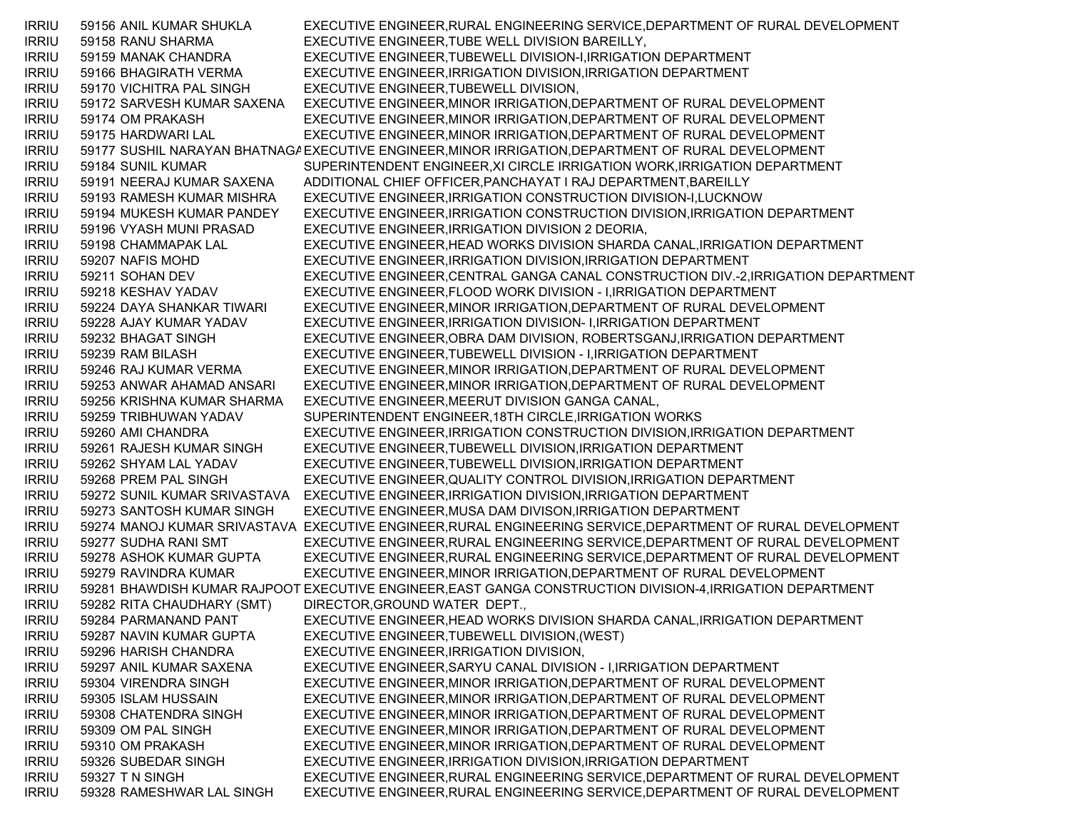| | | | |
|---|---|---|---|
| IRRIU | 59156 | ANIL KUMAR SHUKLA | EXECUTIVE ENGINEER,RURAL ENGINEERING SERVICE,DEPARTMENT OF RURAL DEVELOPMENT |
| IRRIU | 59158 | RANU SHARMA | EXECUTIVE ENGINEER,TUBE WELL DIVISION BAREILLY, |
| IRRIU | 59159 | MANAK CHANDRA | EXECUTIVE ENGINEER,TUBEWELL DIVISION-I,IRRIGATION DEPARTMENT |
| IRRIU | 59166 | BHAGIRATH VERMA | EXECUTIVE ENGINEER,IRRIGATION DIVISION,IRRIGATION DEPARTMENT |
| IRRIU | 59170 | VICHITRA PAL SINGH | EXECUTIVE ENGINEER,TUBEWELL DIVISION, |
| IRRIU | 59172 | SARVESH KUMAR SAXENA | EXECUTIVE ENGINEER,MINOR IRRIGATION,DEPARTMENT OF RURAL DEVELOPMENT |
| IRRIU | 59174 | OM PRAKASH | EXECUTIVE ENGINEER,MINOR IRRIGATION,DEPARTMENT OF RURAL DEVELOPMENT |
| IRRIU | 59175 | HARDWARI LAL | EXECUTIVE ENGINEER,MINOR IRRIGATION,DEPARTMENT OF RURAL DEVELOPMENT |
| IRRIU | 59177 | SUSHIL NARAYAN BHATNAGA | EXECUTIVE ENGINEER,MINOR IRRIGATION,DEPARTMENT OF RURAL DEVELOPMENT |
| IRRIU | 59184 | SUNIL KUMAR | SUPERINTENDENT ENGINEER,XI CIRCLE IRRIGATION WORK,IRRIGATION DEPARTMENT |
| IRRIU | 59191 | NEERAJ KUMAR SAXENA | ADDITIONAL CHIEF OFFICER,PANCHAYAT I RAJ DEPARTMENT,BAREILLY |
| IRRIU | 59193 | RAMESH KUMAR MISHRA | EXECUTIVE ENGINEER,IRRIGATION CONSTRUCTION DIVISION-I,LUCKNOW |
| IRRIU | 59194 | MUKESH KUMAR PANDEY | EXECUTIVE ENGINEER,IRRIGATION CONSTRUCTION DIVISION,IRRIGATION DEPARTMENT |
| IRRIU | 59196 | VYASH MUNI PRASAD | EXECUTIVE ENGINEER,IRRIGATION DIVISION 2 DEORIA, |
| IRRIU | 59198 | CHAMMAPAK LAL | EXECUTIVE ENGINEER,HEAD WORKS DIVISION SHARDA CANAL,IRRIGATION DEPARTMENT |
| IRRIU | 59207 | NAFIS MOHD | EXECUTIVE ENGINEER,IRRIGATION DIVISION,IRRIGATION DEPARTMENT |
| IRRIU | 59211 | SOHAN DEV | EXECUTIVE ENGINEER,CENTRAL GANGA CANAL CONSTRUCTION DIV.-2,IRRIGATION DEPARTMENT |
| IRRIU | 59218 | KESHAV YADAV | EXECUTIVE ENGINEER,FLOOD WORK DIVISION - I,IRRIGATION DEPARTMENT |
| IRRIU | 59224 | DAYA SHANKAR TIWARI | EXECUTIVE ENGINEER,MINOR IRRIGATION,DEPARTMENT OF RURAL DEVELOPMENT |
| IRRIU | 59228 | AJAY KUMAR YADAV | EXECUTIVE ENGINEER,IRRIGATION DIVISION- I,IRRIGATION DEPARTMENT |
| IRRIU | 59232 | BHAGAT SINGH | EXECUTIVE ENGINEER,OBRA DAM DIVISION, ROBERTSGANJ,IRRIGATION DEPARTMENT |
| IRRIU | 59239 | RAM BILASH | EXECUTIVE ENGINEER,TUBEWELL DIVISION - I,IRRIGATION DEPARTMENT |
| IRRIU | 59246 | RAJ KUMAR VERMA | EXECUTIVE ENGINEER,MINOR IRRIGATION,DEPARTMENT OF RURAL DEVELOPMENT |
| IRRIU | 59253 | ANWAR AHAMAD ANSARI | EXECUTIVE ENGINEER,MINOR IRRIGATION,DEPARTMENT OF RURAL DEVELOPMENT |
| IRRIU | 59256 | KRISHNA KUMAR SHARMA | EXECUTIVE ENGINEER,MEERUT DIVISION GANGA CANAL, |
| IRRIU | 59259 | TRIBHUWAN YADAV | SUPERINTENDENT ENGINEER,18TH CIRCLE,IRRIGATION WORKS |
| IRRIU | 59260 | AMI CHANDRA | EXECUTIVE ENGINEER,IRRIGATION CONSTRUCTION DIVISION,IRRIGATION DEPARTMENT |
| IRRIU | 59261 | RAJESH KUMAR SINGH | EXECUTIVE ENGINEER,TUBEWELL DIVISION,IRRIGATION DEPARTMENT |
| IRRIU | 59262 | SHYAM LAL YADAV | EXECUTIVE ENGINEER,TUBEWELL DIVISION,IRRIGATION DEPARTMENT |
| IRRIU | 59268 | PREM PAL SINGH | EXECUTIVE ENGINEER,QUALITY CONTROL DIVISION,IRRIGATION DEPARTMENT |
| IRRIU | 59272 | SUNIL KUMAR SRIVASTAVA | EXECUTIVE ENGINEER,IRRIGATION DIVISION,IRRIGATION DEPARTMENT |
| IRRIU | 59273 | SANTOSH KUMAR SINGH | EXECUTIVE ENGINEER,MUSA DAM DIVISON,IRRIGATION DEPARTMENT |
| IRRIU | 59274 | MANOJ KUMAR SRIVASTAVA | EXECUTIVE ENGINEER,RURAL ENGINEERING SERVICE,DEPARTMENT OF RURAL DEVELOPMENT |
| IRRIU | 59277 | SUDHA RANI SMT | EXECUTIVE ENGINEER,RURAL ENGINEERING SERVICE,DEPARTMENT OF RURAL DEVELOPMENT |
| IRRIU | 59278 | ASHOK KUMAR GUPTA | EXECUTIVE ENGINEER,RURAL ENGINEERING SERVICE,DEPARTMENT OF RURAL DEVELOPMENT |
| IRRIU | 59279 | RAVINDRA KUMAR | EXECUTIVE ENGINEER,MINOR IRRIGATION,DEPARTMENT OF RURAL DEVELOPMENT |
| IRRIU | 59281 | BHAWDISH KUMAR RAJPOOT | EXECUTIVE ENGINEER,EAST GANGA CONSTRUCTION DIVISION-4,IRRIGATION DEPARTMENT |
| IRRIU | 59282 | RITA CHAUDHARY (SMT) | DIRECTOR,GROUND WATER DEPT., |
| IRRIU | 59284 | PARMANAND PANT | EXECUTIVE ENGINEER,HEAD WORKS DIVISION SHARDA CANAL,IRRIGATION DEPARTMENT |
| IRRIU | 59287 | NAVIN KUMAR GUPTA | EXECUTIVE ENGINEER,TUBEWELL DIVISION,(WEST) |
| IRRIU | 59296 | HARISH CHANDRA | EXECUTIVE ENGINEER,IRRIGATION DIVISION, |
| IRRIU | 59297 | ANIL KUMAR SAXENA | EXECUTIVE ENGINEER,SARYU CANAL DIVISION - I,IRRIGATION DEPARTMENT |
| IRRIU | 59304 | VIRENDRA SINGH | EXECUTIVE ENGINEER,MINOR IRRIGATION,DEPARTMENT OF RURAL DEVELOPMENT |
| IRRIU | 59305 | ISLAM HUSSAIN | EXECUTIVE ENGINEER,MINOR IRRIGATION,DEPARTMENT OF RURAL DEVELOPMENT |
| IRRIU | 59308 | CHATENDRA SINGH | EXECUTIVE ENGINEER,MINOR IRRIGATION,DEPARTMENT OF RURAL DEVELOPMENT |
| IRRIU | 59309 | OM PAL SINGH | EXECUTIVE ENGINEER,MINOR IRRIGATION,DEPARTMENT OF RURAL DEVELOPMENT |
| IRRIU | 59310 | OM PRAKASH | EXECUTIVE ENGINEER,MINOR IRRIGATION,DEPARTMENT OF RURAL DEVELOPMENT |
| IRRIU | 59326 | SUBEDAR SINGH | EXECUTIVE ENGINEER,IRRIGATION DIVISION,IRRIGATION DEPARTMENT |
| IRRIU | 59327 | T N SINGH | EXECUTIVE ENGINEER,RURAL ENGINEERING SERVICE,DEPARTMENT OF RURAL DEVELOPMENT |
| IRRIU | 59328 | RAMESHWAR LAL SINGH | EXECUTIVE ENGINEER,RURAL ENGINEERING SERVICE,DEPARTMENT OF RURAL DEVELOPMENT |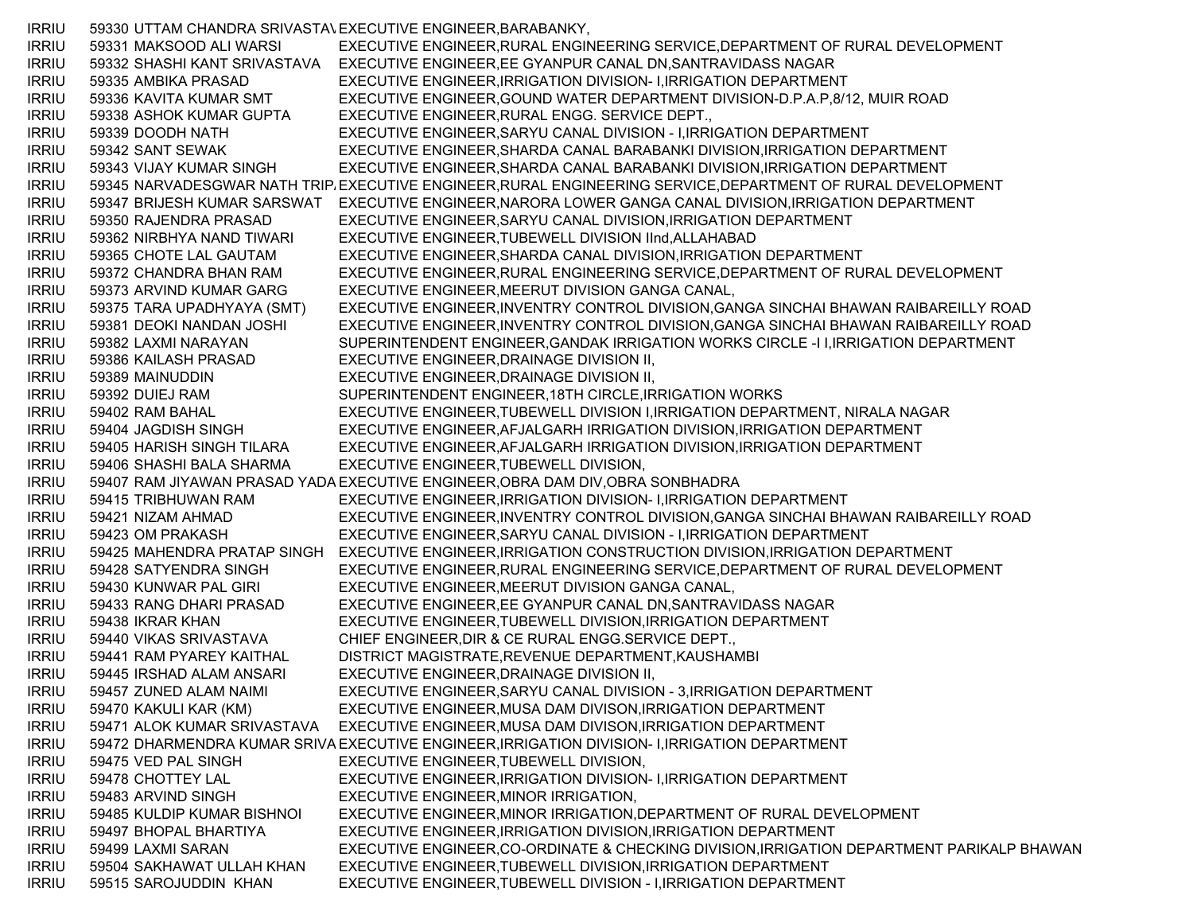| | | | |
|---|---|---|---|
| IRRIU | 59330 | UTTAM CHANDRA SRIVASTAV | EXECUTIVE ENGINEER,BARABANKY, |
| IRRIU | 59331 | MAKSOOD ALI WARSI | EXECUTIVE ENGINEER,RURAL ENGINEERING SERVICE,DEPARTMENT OF RURAL DEVELOPMENT |
| IRRIU | 59332 | SHASHI KANT SRIVASTAVA | EXECUTIVE ENGINEER,EE GYANPUR CANAL DN,SANTRAVIDASS NAGAR |
| IRRIU | 59335 | AMBIKA PRASAD | EXECUTIVE ENGINEER,IRRIGATION DIVISION- I,IRRIGATION DEPARTMENT |
| IRRIU | 59336 | KAVITA KUMAR SMT | EXECUTIVE ENGINEER,GOUND WATER DEPARTMENT DIVISION-D.P.A.P,8/12, MUIR ROAD |
| IRRIU | 59338 | ASHOK KUMAR GUPTA | EXECUTIVE ENGINEER,RURAL ENGG. SERVICE DEPT., |
| IRRIU | 59339 | DOODH NATH | EXECUTIVE ENGINEER,SARYU CANAL DIVISION - I,IRRIGATION DEPARTMENT |
| IRRIU | 59342 | SANT SEWAK | EXECUTIVE ENGINEER,SHARDA CANAL BARABANKI DIVISION,IRRIGATION DEPARTMENT |
| IRRIU | 59343 | VIJAY KUMAR SINGH | EXECUTIVE ENGINEER,SHARDA CANAL BARABANKI DIVISION,IRRIGATION DEPARTMENT |
| IRRIU | 59345 | NARVADESGWAR NATH TRIP | EXECUTIVE ENGINEER,RURAL ENGINEERING SERVICE,DEPARTMENT OF RURAL DEVELOPMENT |
| IRRIU | 59347 | BRIJESH KUMAR SARSWAT | EXECUTIVE ENGINEER,NARORA LOWER GANGA CANAL DIVISION,IRRIGATION DEPARTMENT |
| IRRIU | 59350 | RAJENDRA PRASAD | EXECUTIVE ENGINEER,SARYU CANAL DIVISION,IRRIGATION DEPARTMENT |
| IRRIU | 59362 | NIRBHYA NAND TIWARI | EXECUTIVE ENGINEER,TUBEWELL DIVISION IInd,ALLAHABAD |
| IRRIU | 59365 | CHOTE LAL GAUTAM | EXECUTIVE ENGINEER,SHARDA CANAL DIVISION,IRRIGATION DEPARTMENT |
| IRRIU | 59372 | CHANDRA BHAN RAM | EXECUTIVE ENGINEER,RURAL ENGINEERING SERVICE,DEPARTMENT OF RURAL DEVELOPMENT |
| IRRIU | 59373 | ARVIND KUMAR GARG | EXECUTIVE ENGINEER,MEERUT DIVISION GANGA CANAL, |
| IRRIU | 59375 | TARA UPADHYAYA (SMT) | EXECUTIVE ENGINEER,INVENTRY CONTROL DIVISION,GANGA SINCHAI BHAWAN RAIBAREILLY ROAD |
| IRRIU | 59381 | DEOKI NANDAN JOSHI | EXECUTIVE ENGINEER,INVENTRY CONTROL DIVISION,GANGA SINCHAI BHAWAN RAIBAREILLY ROAD |
| IRRIU | 59382 | LAXMI NARAYAN | SUPERINTENDENT ENGINEER,GANDAK IRRIGATION WORKS CIRCLE -I I,IRRIGATION DEPARTMENT |
| IRRIU | 59386 | KAILASH PRASAD | EXECUTIVE ENGINEER,DRAINAGE DIVISION II, |
| IRRIU | 59389 | MAINUDDIN | EXECUTIVE ENGINEER,DRAINAGE DIVISION II, |
| IRRIU | 59392 | DUIEJ RAM | SUPERINTENDENT ENGINEER,18TH CIRCLE,IRRIGATION WORKS |
| IRRIU | 59402 | RAM BAHAL | EXECUTIVE ENGINEER,TUBEWELL DIVISION I,IRRIGATION DEPARTMENT, NIRALA NAGAR |
| IRRIU | 59404 | JAGDISH SINGH | EXECUTIVE ENGINEER,AFJALGARH IRRIGATION DIVISION,IRRIGATION DEPARTMENT |
| IRRIU | 59405 | HARISH SINGH TILARA | EXECUTIVE ENGINEER,AFJALGARH IRRIGATION DIVISION,IRRIGATION DEPARTMENT |
| IRRIU | 59406 | SHASHI BALA SHARMA | EXECUTIVE ENGINEER,TUBEWELL DIVISION, |
| IRRIU | 59407 | RAM JIYAWAN PRASAD YADA | EXECUTIVE ENGINEER,OBRA DAM DIV,OBRA SONBHADRA |
| IRRIU | 59415 | TRIBHUWAN RAM | EXECUTIVE ENGINEER,IRRIGATION DIVISION- I,IRRIGATION DEPARTMENT |
| IRRIU | 59421 | NIZAM AHMAD | EXECUTIVE ENGINEER,INVENTRY CONTROL DIVISION,GANGA SINCHAI BHAWAN RAIBAREILLY ROAD |
| IRRIU | 59423 | OM PRAKASH | EXECUTIVE ENGINEER,SARYU CANAL DIVISION - I,IRRIGATION DEPARTMENT |
| IRRIU | 59425 | MAHENDRA PRATAP SINGH | EXECUTIVE ENGINEER,IRRIGATION CONSTRUCTION DIVISION,IRRIGATION DEPARTMENT |
| IRRIU | 59428 | SATYENDRA SINGH | EXECUTIVE ENGINEER,RURAL ENGINEERING SERVICE,DEPARTMENT OF RURAL DEVELOPMENT |
| IRRIU | 59430 | KUNWAR PAL GIRI | EXECUTIVE ENGINEER,MEERUT DIVISION GANGA CANAL, |
| IRRIU | 59433 | RANG DHARI PRASAD | EXECUTIVE ENGINEER,EE GYANPUR CANAL DN,SANTRAVIDASS NAGAR |
| IRRIU | 59438 | IKRAR KHAN | EXECUTIVE ENGINEER,TUBEWELL DIVISION,IRRIGATION DEPARTMENT |
| IRRIU | 59440 | VIKAS SRIVASTAVA | CHIEF ENGINEER,DIR & CE RURAL ENGG.SERVICE DEPT., |
| IRRIU | 59441 | RAM PYAREY KAITHAL | DISTRICT MAGISTRATE,REVENUE DEPARTMENT,KAUSHAMBI |
| IRRIU | 59445 | IRSHAD ALAM ANSARI | EXECUTIVE ENGINEER,DRAINAGE DIVISION II, |
| IRRIU | 59457 | ZUNED ALAM NAIMI | EXECUTIVE ENGINEER,SARYU CANAL DIVISION - 3,IRRIGATION DEPARTMENT |
| IRRIU | 59470 | KAKULI KAR (KM) | EXECUTIVE ENGINEER,MUSA DAM DIVISON,IRRIGATION DEPARTMENT |
| IRRIU | 59471 | ALOK KUMAR SRIVASTAVA | EXECUTIVE ENGINEER,MUSA DAM DIVISON,IRRIGATION DEPARTMENT |
| IRRIU | 59472 | DHARMENDRA KUMAR SRIVA | EXECUTIVE ENGINEER,IRRIGATION DIVISION- I,IRRIGATION DEPARTMENT |
| IRRIU | 59475 | VED PAL SINGH | EXECUTIVE ENGINEER,TUBEWELL DIVISION, |
| IRRIU | 59478 | CHOTTEY LAL | EXECUTIVE ENGINEER,IRRIGATION DIVISION- I,IRRIGATION DEPARTMENT |
| IRRIU | 59483 | ARVIND SINGH | EXECUTIVE ENGINEER,MINOR IRRIGATION, |
| IRRIU | 59485 | KULDIP KUMAR BISHNOI | EXECUTIVE ENGINEER,MINOR IRRIGATION,DEPARTMENT OF RURAL DEVELOPMENT |
| IRRIU | 59497 | BHOPAL BHARTIYA | EXECUTIVE ENGINEER,IRRIGATION DIVISION,IRRIGATION DEPARTMENT |
| IRRIU | 59499 | LAXMI SARAN | EXECUTIVE ENGINEER,CO-ORDINATE & CHECKING DIVISION,IRRIGATION DEPARTMENT PARIKALP BHAWAN |
| IRRIU | 59504 | SAKHAWAT ULLAH KHAN | EXECUTIVE ENGINEER,TUBEWELL DIVISION,IRRIGATION DEPARTMENT |
| IRRIU | 59515 | SAROJUDDIN KHAN | EXECUTIVE ENGINEER,TUBEWELL DIVISION - I,IRRIGATION DEPARTMENT |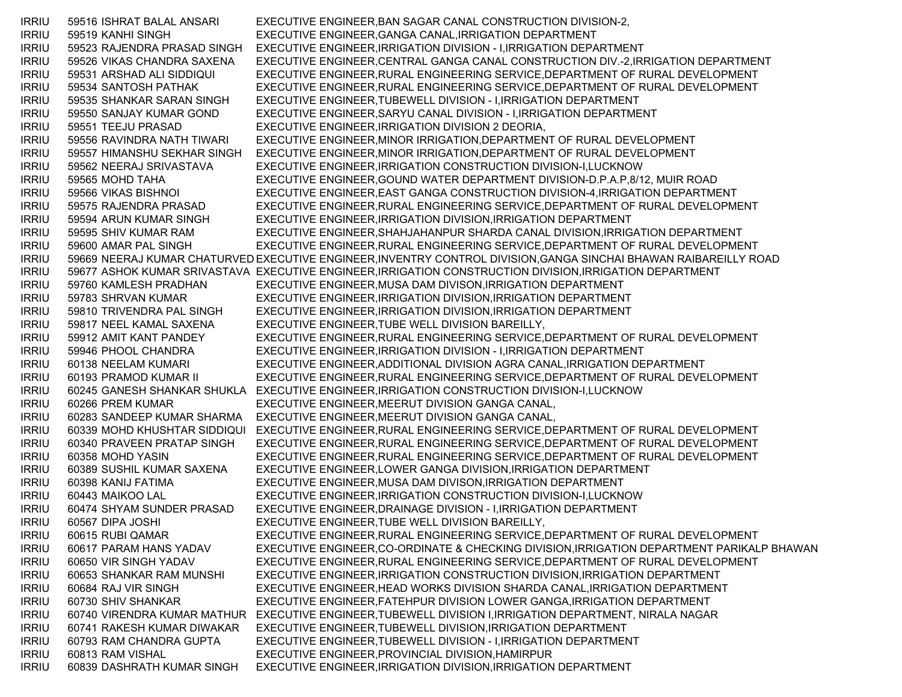| | | | |
|---|---|---|---|
| IRRIU | 59516 | ISHRAT BALAL ANSARI | EXECUTIVE ENGINEER,BAN SAGAR CANAL CONSTRUCTION DIVISION-2, |
| IRRIU | 59519 | KANHI SINGH | EXECUTIVE ENGINEER,GANGA CANAL,IRRIGATION DEPARTMENT |
| IRRIU | 59523 | RAJENDRA PRASAD SINGH | EXECUTIVE ENGINEER,IRRIGATION DIVISION - I,IRRIGATION DEPARTMENT |
| IRRIU | 59526 | VIKAS CHANDRA SAXENA | EXECUTIVE ENGINEER,CENTRAL GANGA CANAL CONSTRUCTION DIV.-2,IRRIGATION DEPARTMENT |
| IRRIU | 59531 | ARSHAD ALI SIDDIQUI | EXECUTIVE ENGINEER,RURAL ENGINEERING SERVICE,DEPARTMENT OF RURAL DEVELOPMENT |
| IRRIU | 59534 | SANTOSH PATHAK | EXECUTIVE ENGINEER,RURAL ENGINEERING SERVICE,DEPARTMENT OF RURAL DEVELOPMENT |
| IRRIU | 59535 | SHANKAR SARAN SINGH | EXECUTIVE ENGINEER,TUBEWELL DIVISION - I,IRRIGATION DEPARTMENT |
| IRRIU | 59550 | SANJAY KUMAR GOND | EXECUTIVE ENGINEER,SARYU CANAL DIVISION - I,IRRIGATION DEPARTMENT |
| IRRIU | 59551 | TEEJU PRASAD | EXECUTIVE ENGINEER,IRRIGATION DIVISION 2 DEORIA, |
| IRRIU | 59556 | RAVINDRA NATH TIWARI | EXECUTIVE ENGINEER,MINOR IRRIGATION,DEPARTMENT OF RURAL DEVELOPMENT |
| IRRIU | 59557 | HIMANSHU SEKHAR SINGH | EXECUTIVE ENGINEER,MINOR IRRIGATION,DEPARTMENT OF RURAL DEVELOPMENT |
| IRRIU | 59562 | NEERAJ SRIVASTAVA | EXECUTIVE ENGINEER,IRRIGATION CONSTRUCTION DIVISION-I,LUCKNOW |
| IRRIU | 59565 | MOHD TAHA | EXECUTIVE ENGINEER,GOUND WATER DEPARTMENT DIVISION-D.P.A.P,8/12, MUIR ROAD |
| IRRIU | 59566 | VIKAS BISHNOI | EXECUTIVE ENGINEER,EAST GANGA CONSTRUCTION DIVISION-4,IRRIGATION DEPARTMENT |
| IRRIU | 59575 | RAJENDRA PRASAD | EXECUTIVE ENGINEER,RURAL ENGINEERING SERVICE,DEPARTMENT OF RURAL DEVELOPMENT |
| IRRIU | 59594 | ARUN KUMAR SINGH | EXECUTIVE ENGINEER,IRRIGATION DIVISION,IRRIGATION DEPARTMENT |
| IRRIU | 59595 | SHIV KUMAR RAM | EXECUTIVE ENGINEER,SHAHJAHANPUR SHARDA CANAL DIVISION,IRRIGATION DEPARTMENT |
| IRRIU | 59600 | AMAR PAL SINGH | EXECUTIVE ENGINEER,RURAL ENGINEERING SERVICE,DEPARTMENT OF RURAL DEVELOPMENT |
| IRRIU | 59669 | NEERAJ KUMAR CHATURVED | EXECUTIVE ENGINEER,INVENTRY CONTROL DIVISION,GANGA SINCHAI BHAWAN RAIBAREILLY ROAD |
| IRRIU | 59677 | ASHOK KUMAR SRIVASTAVA | EXECUTIVE ENGINEER,IRRIGATION CONSTRUCTION DIVISION,IRRIGATION DEPARTMENT |
| IRRIU | 59760 | KAMLESH PRADHAN | EXECUTIVE ENGINEER,MUSA DAM DIVISON,IRRIGATION DEPARTMENT |
| IRRIU | 59783 | SHRVAN KUMAR | EXECUTIVE ENGINEER,IRRIGATION DIVISION,IRRIGATION DEPARTMENT |
| IRRIU | 59810 | TRIVENDRA PAL SINGH | EXECUTIVE ENGINEER,IRRIGATION DIVISION,IRRIGATION DEPARTMENT |
| IRRIU | 59817 | NEEL KAMAL SAXENA | EXECUTIVE ENGINEER,TUBE WELL DIVISION BAREILLY, |
| IRRIU | 59912 | AMIT KANT PANDEY | EXECUTIVE ENGINEER,RURAL ENGINEERING SERVICE,DEPARTMENT OF RURAL DEVELOPMENT |
| IRRIU | 59946 | PHOOL CHANDRA | EXECUTIVE ENGINEER,IRRIGATION DIVISION - I,IRRIGATION DEPARTMENT |
| IRRIU | 60138 | NEELAM KUMARI | EXECUTIVE ENGINEER,ADDITIONAL DIVISION AGRA CANAL,IRRIGATION DEPARTMENT |
| IRRIU | 60193 | PRAMOD KUMAR II | EXECUTIVE ENGINEER,RURAL ENGINEERING SERVICE,DEPARTMENT OF RURAL DEVELOPMENT |
| IRRIU | 60245 | GANESH SHANKAR SHUKLA | EXECUTIVE ENGINEER,IRRIGATION CONSTRUCTION DIVISION-I,LUCKNOW |
| IRRIU | 60266 | PREM KUMAR | EXECUTIVE ENGINEER,MEERUT DIVISION GANGA CANAL, |
| IRRIU | 60283 | SANDEEP KUMAR SHARMA | EXECUTIVE ENGINEER,MEERUT DIVISION GANGA CANAL, |
| IRRIU | 60339 | MOHD KHUSHTAR SIDDIQUI | EXECUTIVE ENGINEER,RURAL ENGINEERING SERVICE,DEPARTMENT OF RURAL DEVELOPMENT |
| IRRIU | 60340 | PRAVEEN PRATAP SINGH | EXECUTIVE ENGINEER,RURAL ENGINEERING SERVICE,DEPARTMENT OF RURAL DEVELOPMENT |
| IRRIU | 60358 | MOHD YASIN | EXECUTIVE ENGINEER,RURAL ENGINEERING SERVICE,DEPARTMENT OF RURAL DEVELOPMENT |
| IRRIU | 60389 | SUSHIL KUMAR SAXENA | EXECUTIVE ENGINEER,LOWER GANGA DIVISION,IRRIGATION DEPARTMENT |
| IRRIU | 60398 | KANIJ FATIMA | EXECUTIVE ENGINEER,MUSA DAM DIVISON,IRRIGATION DEPARTMENT |
| IRRIU | 60443 | MAIKOO LAL | EXECUTIVE ENGINEER,IRRIGATION CONSTRUCTION DIVISION-I,LUCKNOW |
| IRRIU | 60474 | SHYAM SUNDER PRASAD | EXECUTIVE ENGINEER,DRAINAGE DIVISION - I,IRRIGATION DEPARTMENT |
| IRRIU | 60567 | DIPA JOSHI | EXECUTIVE ENGINEER,TUBE WELL DIVISION BAREILLY, |
| IRRIU | 60615 | RUBI QAMAR | EXECUTIVE ENGINEER,RURAL ENGINEERING SERVICE,DEPARTMENT OF RURAL DEVELOPMENT |
| IRRIU | 60617 | PARAM HANS YADAV | EXECUTIVE ENGINEER,CO-ORDINATE & CHECKING DIVISION,IRRIGATION DEPARTMENT PARIKALP BHAWAN |
| IRRIU | 60650 | VIR SINGH YADAV | EXECUTIVE ENGINEER,RURAL ENGINEERING SERVICE,DEPARTMENT OF RURAL DEVELOPMENT |
| IRRIU | 60653 | SHANKAR RAM MUNSHI | EXECUTIVE ENGINEER,IRRIGATION CONSTRUCTION DIVISION,IRRIGATION DEPARTMENT |
| IRRIU | 60684 | RAJ VIR SINGH | EXECUTIVE ENGINEER,HEAD WORKS DIVISION SHARDA CANAL,IRRIGATION DEPARTMENT |
| IRRIU | 60730 | SHIV SHANKAR | EXECUTIVE ENGINEER,FATEHPUR DIVISION LOWER GANGA,IRRIGATION DEPARTMENT |
| IRRIU | 60740 | VIRENDRA KUMAR MATHUR | EXECUTIVE ENGINEER,TUBEWELL DIVISION I,IRRIGATION DEPARTMENT, NIRALA NAGAR |
| IRRIU | 60741 | RAKESH KUMAR DIWAKAR | EXECUTIVE ENGINEER,TUBEWELL DIVISION,IRRIGATION DEPARTMENT |
| IRRIU | 60793 | RAM CHANDRA GUPTA | EXECUTIVE ENGINEER,TUBEWELL DIVISION - I,IRRIGATION DEPARTMENT |
| IRRIU | 60813 | RAM VISHAL | EXECUTIVE ENGINEER,PROVINCIAL DIVISION,HAMIRPUR |
| IRRIU | 60839 | DASHRATH KUMAR SINGH | EXECUTIVE ENGINEER,IRRIGATION DIVISION,IRRIGATION DEPARTMENT |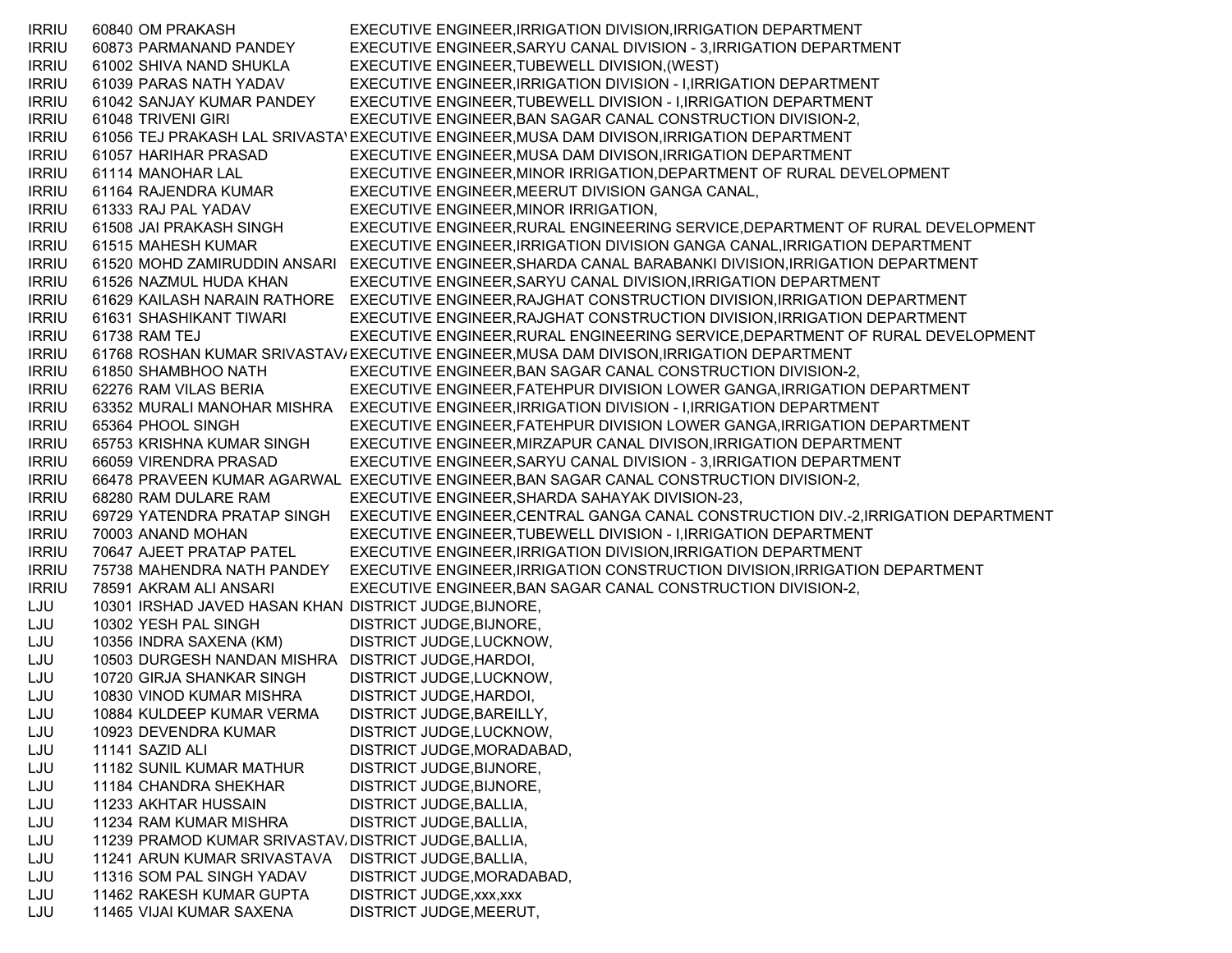| | | | |
|---|---|---|---|
| IRRIU | 60840 | OM PRAKASH | EXECUTIVE ENGINEER,IRRIGATION DIVISION,IRRIGATION DEPARTMENT |
| IRRIU | 60873 | PARMANAND PANDEY | EXECUTIVE ENGINEER,SARYU CANAL DIVISION - 3,IRRIGATION DEPARTMENT |
| IRRIU | 61002 | SHIVA NAND SHUKLA | EXECUTIVE ENGINEER,TUBEWELL DIVISION,(WEST) |
| IRRIU | 61039 | PARAS NATH YADAV | EXECUTIVE ENGINEER,IRRIGATION DIVISION - I,IRRIGATION DEPARTMENT |
| IRRIU | 61042 | SANJAY KUMAR PANDEY | EXECUTIVE ENGINEER,TUBEWELL DIVISION - I,IRRIGATION DEPARTMENT |
| IRRIU | 61048 | TRIVENI GIRI | EXECUTIVE ENGINEER,BAN SAGAR CANAL CONSTRUCTION DIVISION-2, |
| IRRIU | 61056 | TEJ PRAKASH LAL SRIVASTA\ | EXECUTIVE ENGINEER,MUSA DAM DIVISON,IRRIGATION DEPARTMENT |
| IRRIU | 61057 | HARIHAR PRASAD | EXECUTIVE ENGINEER,MUSA DAM DIVISON,IRRIGATION DEPARTMENT |
| IRRIU | 61114 | MANOHAR LAL | EXECUTIVE ENGINEER,MINOR IRRIGATION,DEPARTMENT OF RURAL DEVELOPMENT |
| IRRIU | 61164 | RAJENDRA KUMAR | EXECUTIVE ENGINEER,MEERUT DIVISION GANGA CANAL, |
| IRRIU | 61333 | RAJ PAL YADAV | EXECUTIVE ENGINEER,MINOR IRRIGATION, |
| IRRIU | 61508 | JAI PRAKASH SINGH | EXECUTIVE ENGINEER,RURAL ENGINEERING SERVICE,DEPARTMENT OF RURAL DEVELOPMENT |
| IRRIU | 61515 | MAHESH KUMAR | EXECUTIVE ENGINEER,IRRIGATION DIVISION GANGA CANAL,IRRIGATION DEPARTMENT |
| IRRIU | 61520 | MOHD ZAMIRUDDIN ANSARI | EXECUTIVE ENGINEER,SHARDA CANAL BARABANKI DIVISION,IRRIGATION DEPARTMENT |
| IRRIU | 61526 | NAZMUL HUDA KHAN | EXECUTIVE ENGINEER,SARYU CANAL DIVISION,IRRIGATION DEPARTMENT |
| IRRIU | 61629 | KAILASH NARAIN RATHORE | EXECUTIVE ENGINEER,RAJGHAT CONSTRUCTION DIVISION,IRRIGATION DEPARTMENT |
| IRRIU | 61631 | SHASHIKANT TIWARI | EXECUTIVE ENGINEER,RAJGHAT CONSTRUCTION DIVISION,IRRIGATION DEPARTMENT |
| IRRIU | 61738 | RAM TEJ | EXECUTIVE ENGINEER,RURAL ENGINEERING SERVICE,DEPARTMENT OF RURAL DEVELOPMENT |
| IRRIU | 61768 | ROSHAN KUMAR SRIVASTAV/ | EXECUTIVE ENGINEER,MUSA DAM DIVISON,IRRIGATION DEPARTMENT |
| IRRIU | 61850 | SHAMBHOO NATH | EXECUTIVE ENGINEER,BAN SAGAR CANAL CONSTRUCTION DIVISION-2, |
| IRRIU | 62276 | RAM VILAS BERIA | EXECUTIVE ENGINEER,FATEHPUR DIVISION LOWER GANGA,IRRIGATION DEPARTMENT |
| IRRIU | 63352 | MURALI MANOHAR MISHRA | EXECUTIVE ENGINEER,IRRIGATION DIVISION - I,IRRIGATION DEPARTMENT |
| IRRIU | 65364 | PHOOL SINGH | EXECUTIVE ENGINEER,FATEHPUR DIVISION LOWER GANGA,IRRIGATION DEPARTMENT |
| IRRIU | 65753 | KRISHNA KUMAR SINGH | EXECUTIVE ENGINEER,MIRZAPUR CANAL DIVISON,IRRIGATION DEPARTMENT |
| IRRIU | 66059 | VIRENDRA PRASAD | EXECUTIVE ENGINEER,SARYU CANAL DIVISION - 3,IRRIGATION DEPARTMENT |
| IRRIU | 66478 | PRAVEEN KUMAR AGARWAL | EXECUTIVE ENGINEER,BAN SAGAR CANAL CONSTRUCTION DIVISION-2, |
| IRRIU | 68280 | RAM DULARE RAM | EXECUTIVE ENGINEER,SHARDA SAHAYAK DIVISION-23, |
| IRRIU | 69729 | YATENDRA PRATAP SINGH | EXECUTIVE ENGINEER,CENTRAL GANGA CANAL CONSTRUCTION DIV.-2,IRRIGATION DEPARTMENT |
| IRRIU | 70003 | ANAND MOHAN | EXECUTIVE ENGINEER,TUBEWELL DIVISION - I,IRRIGATION DEPARTMENT |
| IRRIU | 70647 | AJEET PRATAP PATEL | EXECUTIVE ENGINEER,IRRIGATION DIVISION,IRRIGATION DEPARTMENT |
| IRRIU | 75738 | MAHENDRA NATH PANDEY | EXECUTIVE ENGINEER,IRRIGATION CONSTRUCTION DIVISION,IRRIGATION DEPARTMENT |
| IRRIU | 78591 | AKRAM ALI ANSARI | EXECUTIVE ENGINEER,BAN SAGAR CANAL CONSTRUCTION DIVISION-2, |
| LJU | 10301 | IRSHAD JAVED HASAN KHAN | DISTRICT JUDGE,BIJNORE, |
| LJU | 10302 | YESH PAL SINGH | DISTRICT JUDGE,BIJNORE, |
| LJU | 10356 | INDRA SAXENA (KM) | DISTRICT JUDGE,LUCKNOW, |
| LJU | 10503 | DURGESH NANDAN MISHRA | DISTRICT JUDGE,HARDOI, |
| LJU | 10720 | GIRJA SHANKAR SINGH | DISTRICT JUDGE,LUCKNOW, |
| LJU | 10830 | VINOD KUMAR MISHRA | DISTRICT JUDGE,HARDOI, |
| LJU | 10884 | KULDEEP KUMAR VERMA | DISTRICT JUDGE,BAREILLY, |
| LJU | 10923 | DEVENDRA KUMAR | DISTRICT JUDGE,LUCKNOW, |
| LJU | 11141 | SAZID ALI | DISTRICT JUDGE,MORADABAD, |
| LJU | 11182 | SUNIL KUMAR MATHUR | DISTRICT JUDGE,BIJNORE, |
| LJU | 11184 | CHANDRA SHEKHAR | DISTRICT JUDGE,BIJNORE, |
| LJU | 11233 | AKHTAR HUSSAIN | DISTRICT JUDGE,BALLIA, |
| LJU | 11234 | RAM KUMAR MISHRA | DISTRICT JUDGE,BALLIA, |
| LJU | 11239 | PRAMOD KUMAR SRIVASTAV/ | DISTRICT JUDGE,BALLIA, |
| LJU | 11241 | ARUN KUMAR SRIVASTAVA | DISTRICT JUDGE,BALLIA, |
| LJU | 11316 | SOM PAL SINGH YADAV | DISTRICT JUDGE,MORADABAD, |
| LJU | 11462 | RAKESH KUMAR GUPTA | DISTRICT JUDGE,xxx,xxx |
| LJU | 11465 | VIJAI KUMAR SAXENA | DISTRICT JUDGE,MEERUT, |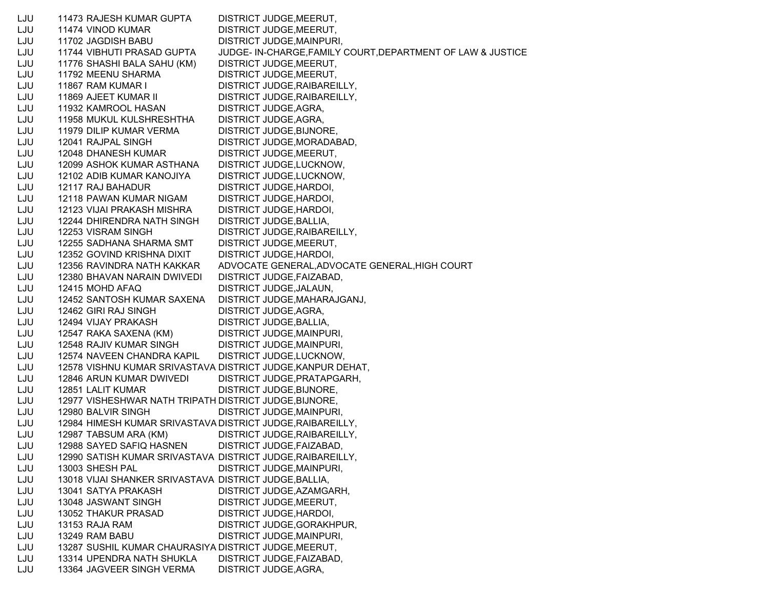| | | | |
|---|---|---|---|
| LJU | 11473 | RAJESH KUMAR GUPTA | DISTRICT JUDGE,MEERUT, |
| LJU | 11474 | VINOD KUMAR | DISTRICT JUDGE,MEERUT, |
| LJU | 11702 | JAGDISH BABU | DISTRICT JUDGE,MAINPURI, |
| LJU | 11744 | VIBHUTI PRASAD GUPTA | JUDGE- IN-CHARGE,FAMILY COURT,DEPARTMENT OF LAW & JUSTICE |
| LJU | 11776 | SHASHI BALA SAHU (KM) | DISTRICT JUDGE,MEERUT, |
| LJU | 11792 | MEENU SHARMA | DISTRICT JUDGE,MEERUT, |
| LJU | 11867 | RAM KUMAR I | DISTRICT JUDGE,RAIBAREILLY, |
| LJU | 11869 | AJEET KUMAR II | DISTRICT JUDGE,RAIBAREILLY, |
| LJU | 11932 | KAMROOL HASAN | DISTRICT JUDGE,AGRA, |
| LJU | 11958 | MUKUL KULSHRESHTHA | DISTRICT JUDGE,AGRA, |
| LJU | 11979 | DILIP KUMAR VERMA | DISTRICT JUDGE,BIJNORE, |
| LJU | 12041 | RAJPAL SINGH | DISTRICT JUDGE,MORADABAD, |
| LJU | 12048 | DHANESH KUMAR | DISTRICT JUDGE,MEERUT, |
| LJU | 12099 | ASHOK KUMAR ASTHANA | DISTRICT JUDGE,LUCKNOW, |
| LJU | 12102 | ADIB KUMAR KANOJIYA | DISTRICT JUDGE,LUCKNOW, |
| LJU | 12117 | RAJ BAHADUR | DISTRICT JUDGE,HARDOI, |
| LJU | 12118 | PAWAN KUMAR NIGAM | DISTRICT JUDGE,HARDOI, |
| LJU | 12123 | VIJAI PRAKASH MISHRA | DISTRICT JUDGE,HARDOI, |
| LJU | 12244 | DHIRENDRA NATH SINGH | DISTRICT JUDGE,BALLIA, |
| LJU | 12253 | VISRAM SINGH | DISTRICT JUDGE,RAIBAREILLY, |
| LJU | 12255 | SADHANA SHARMA SMT | DISTRICT JUDGE,MEERUT, |
| LJU | 12352 | GOVIND KRISHNA DIXIT | DISTRICT JUDGE,HARDOI, |
| LJU | 12356 | RAVINDRA NATH KAKKAR | ADVOCATE GENERAL,ADVOCATE GENERAL,HIGH COURT |
| LJU | 12380 | BHAVAN NARAIN DWIVEDI | DISTRICT JUDGE,FAIZABAD, |
| LJU | 12415 | MOHD AFAQ | DISTRICT JUDGE,JALAUN, |
| LJU | 12452 | SANTOSH KUMAR SAXENA | DISTRICT JUDGE,MAHARAJGANJ, |
| LJU | 12462 | GIRI RAJ SINGH | DISTRICT JUDGE,AGRA, |
| LJU | 12494 | VIJAY PRAKASH | DISTRICT JUDGE,BALLIA, |
| LJU | 12547 | RAKA SAXENA (KM) | DISTRICT JUDGE,MAINPURI, |
| LJU | 12548 | RAJIV KUMAR SINGH | DISTRICT JUDGE,MAINPURI, |
| LJU | 12574 | NAVEEN CHANDRA KAPIL | DISTRICT JUDGE,LUCKNOW, |
| LJU | 12578 | VISHNU KUMAR SRIVASTAVA | DISTRICT JUDGE,KANPUR DEHAT, |
| LJU | 12846 | ARUN KUMAR DWIVEDI | DISTRICT JUDGE,PRATAPGARH, |
| LJU | 12851 | LALIT KUMAR | DISTRICT JUDGE,BIJNORE, |
| LJU | 12977 | VISHESHWAR NATH TRIPATH | DISTRICT JUDGE,BIJNORE, |
| LJU | 12980 | BALVIR SINGH | DISTRICT JUDGE,MAINPURI, |
| LJU | 12984 | HIMESH KUMAR SRIVASTAVA | DISTRICT JUDGE,RAIBAREILLY, |
| LJU | 12987 | TABSUM ARA (KM) | DISTRICT JUDGE,RAIBAREILLY, |
| LJU | 12988 | SAYED SAFIQ HASNEN | DISTRICT JUDGE,FAIZABAD, |
| LJU | 12990 | SATISH KUMAR SRIVASTAVA | DISTRICT JUDGE,RAIBAREILLY, |
| LJU | 13003 | SHESH PAL | DISTRICT JUDGE,MAINPURI, |
| LJU | 13018 | VIJAI SHANKER SRIVASTAVA | DISTRICT JUDGE,BALLIA, |
| LJU | 13041 | SATYA PRAKASH | DISTRICT JUDGE,AZAMGARH, |
| LJU | 13048 | JASWANT SINGH | DISTRICT JUDGE,MEERUT, |
| LJU | 13052 | THAKUR PRASAD | DISTRICT JUDGE,HARDOI, |
| LJU | 13153 | RAJA RAM | DISTRICT JUDGE,GORAKHPUR, |
| LJU | 13249 | RAM BABU | DISTRICT JUDGE,MAINPURI, |
| LJU | 13287 | SUSHIL KUMAR CHAURASIYA | DISTRICT JUDGE,MEERUT, |
| LJU | 13314 | UPENDRA NATH SHUKLA | DISTRICT JUDGE,FAIZABAD, |
| LJU | 13364 | JAGVEER SINGH VERMA | DISTRICT JUDGE,AGRA, |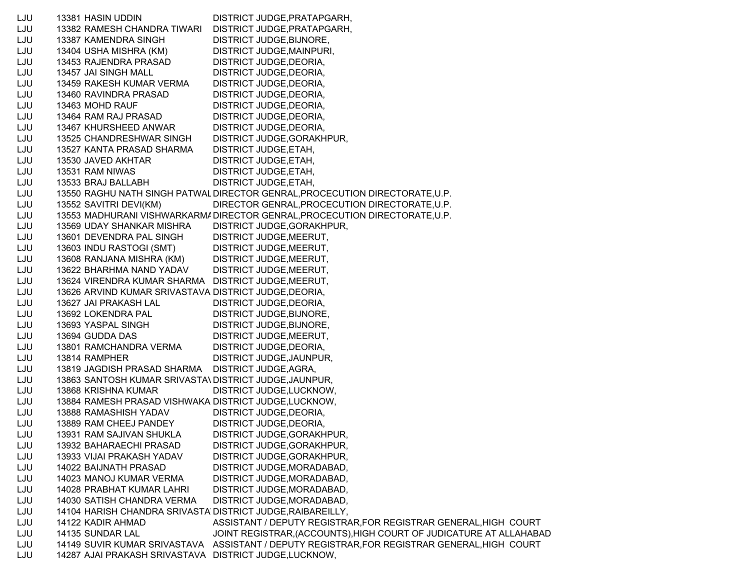| | | | |
|---|---|---|---|
| LJU | 13381 | HASIN UDDIN | DISTRICT JUDGE,PRATAPGARH, |
| LJU | 13382 | RAMESH CHANDRA TIWARI | DISTRICT JUDGE,PRATAPGARH, |
| LJU | 13387 | KAMENDRA SINGH | DISTRICT JUDGE,BIJNORE, |
| LJU | 13404 | USHA MISHRA (KM) | DISTRICT JUDGE,MAINPURI, |
| LJU | 13453 | RAJENDRA PRASAD | DISTRICT JUDGE,DEORIA, |
| LJU | 13457 | JAI SINGH MALL | DISTRICT JUDGE,DEORIA, |
| LJU | 13459 | RAKESH KUMAR VERMA | DISTRICT JUDGE,DEORIA, |
| LJU | 13460 | RAVINDRA PRASAD | DISTRICT JUDGE,DEORIA, |
| LJU | 13463 | MOHD RAUF | DISTRICT JUDGE,DEORIA, |
| LJU | 13464 | RAM RAJ PRASAD | DISTRICT JUDGE,DEORIA, |
| LJU | 13467 | KHURSHEED ANWAR | DISTRICT JUDGE,DEORIA, |
| LJU | 13525 | CHANDRESHWAR SINGH | DISTRICT JUDGE,GORAKHPUR, |
| LJU | 13527 | KANTA PRASAD SHARMA | DISTRICT JUDGE,ETAH, |
| LJU | 13530 | JAVED AKHTAR | DISTRICT JUDGE,ETAH, |
| LJU | 13531 | RAM NIWAS | DISTRICT JUDGE,ETAH, |
| LJU | 13533 | BRAJ BALLABH | DISTRICT JUDGE,ETAH, |
| LJU | 13550 | RAGHU NATH SINGH PATWAL | DIRECTOR GENRAL,PROCECUTION DIRECTORATE,U.P. |
| LJU | 13552 | SAVITRI DEVI(KM) | DIRECTOR GENRAL,PROCECUTION DIRECTORATE,U.P. |
| LJU | 13553 | MADHURANI VISHWARKARMA | DIRECTOR GENRAL,PROCECUTION DIRECTORATE,U.P. |
| LJU | 13569 | UDAY SHANKAR MISHRA | DISTRICT JUDGE,GORAKHPUR, |
| LJU | 13601 | DEVENDRA PAL SINGH | DISTRICT JUDGE,MEERUT, |
| LJU | 13603 | INDU RASTOGI (SMT) | DISTRICT JUDGE,MEERUT, |
| LJU | 13608 | RANJANA MISHRA (KM) | DISTRICT JUDGE,MEERUT, |
| LJU | 13622 | BHARHMA NAND YADAV | DISTRICT JUDGE,MEERUT, |
| LJU | 13624 | VIRENDRA KUMAR SHARMA | DISTRICT JUDGE,MEERUT, |
| LJU | 13626 | ARVIND KUMAR SRIVASTAVA | DISTRICT JUDGE,DEORIA, |
| LJU | 13627 | JAI PRAKASH LAL | DISTRICT JUDGE,DEORIA, |
| LJU | 13692 | LOKENDRA PAL | DISTRICT JUDGE,BIJNORE, |
| LJU | 13693 | YASPAL SINGH | DISTRICT JUDGE,BIJNORE, |
| LJU | 13694 | GUDDA DAS | DISTRICT JUDGE,MEERUT, |
| LJU | 13801 | RAMCHANDRA VERMA | DISTRICT JUDGE,DEORIA, |
| LJU | 13814 | RAMPHER | DISTRICT JUDGE,JAUNPUR, |
| LJU | 13819 | JAGDISH PRASAD SHARMA | DISTRICT JUDGE,AGRA, |
| LJU | 13863 | SANTOSH KUMAR SRIVASTAV | DISTRICT JUDGE,JAUNPUR, |
| LJU | 13868 | KRISHNA KUMAR | DISTRICT JUDGE,LUCKNOW, |
| LJU | 13884 | RAMESH PRASAD VISHWAKA | DISTRICT JUDGE,LUCKNOW, |
| LJU | 13888 | RAMASHISH YADAV | DISTRICT JUDGE,DEORIA, |
| LJU | 13889 | RAM CHEEJ PANDEY | DISTRICT JUDGE,DEORIA, |
| LJU | 13931 | RAM SAJIVAN SHUKLA | DISTRICT JUDGE,GORAKHPUR, |
| LJU | 13932 | BAHARAECHI PRASAD | DISTRICT JUDGE,GORAKHPUR, |
| LJU | 13933 | VIJAI PRAKASH YADAV | DISTRICT JUDGE,GORAKHPUR, |
| LJU | 14022 | BAIJNATH PRASAD | DISTRICT JUDGE,MORADABAD, |
| LJU | 14023 | MANOJ KUMAR VERMA | DISTRICT JUDGE,MORADABAD, |
| LJU | 14028 | PRABHAT KUMAR LAHRI | DISTRICT JUDGE,MORADABAD, |
| LJU | 14030 | SATISH CHANDRA VERMA | DISTRICT JUDGE,MORADABAD, |
| LJU | 14104 | HARISH CHANDRA SRIVASTA | DISTRICT JUDGE,RAIBAREILLY, |
| LJU | 14122 | KADIR AHMAD | ASSISTANT / DEPUTY REGISTRAR,FOR REGISTRAR GENERAL,HIGH COURT |
| LJU | 14135 | SUNDAR LAL | JOINT REGISTRAR,(ACCOUNTS),HIGH COURT OF JUDICATURE AT ALLAHABAD |
| LJU | 14149 | SUVIR KUMAR SRIVASTAVA | ASSISTANT / DEPUTY REGISTRAR,FOR REGISTRAR GENERAL,HIGH COURT |
| LJU | 14287 | AJAI PRAKASH SRIVASTAVA | DISTRICT JUDGE,LUCKNOW, |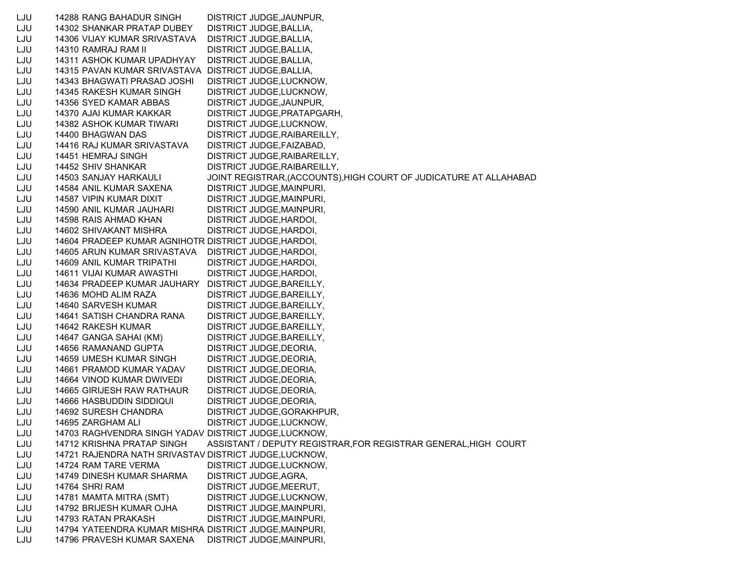| | | | |
|---|---|---|---|
| LJU | 14288 | RANG BAHADUR SINGH | DISTRICT JUDGE,JAUNPUR, |
| LJU | 14302 | SHANKAR PRATAP DUBEY | DISTRICT JUDGE,BALLIA, |
| LJU | 14306 | VIJAY KUMAR SRIVASTAVA | DISTRICT JUDGE,BALLIA, |
| LJU | 14310 | RAMRAJ RAM II | DISTRICT JUDGE,BALLIA, |
| LJU | 14311 | ASHOK KUMAR UPADHYAY | DISTRICT JUDGE,BALLIA, |
| LJU | 14315 | PAVAN KUMAR SRIVASTAVA | DISTRICT JUDGE,BALLIA, |
| LJU | 14343 | BHAGWATI PRASAD JOSHI | DISTRICT JUDGE,LUCKNOW, |
| LJU | 14345 | RAKESH KUMAR SINGH | DISTRICT JUDGE,LUCKNOW, |
| LJU | 14356 | SYED KAMAR ABBAS | DISTRICT JUDGE,JAUNPUR, |
| LJU | 14370 | AJAI KUMAR KAKKAR | DISTRICT JUDGE,PRATAPGARH, |
| LJU | 14382 | ASHOK KUMAR TIWARI | DISTRICT JUDGE,LUCKNOW, |
| LJU | 14400 | BHAGWAN DAS | DISTRICT JUDGE,RAIBAREILLY, |
| LJU | 14416 | RAJ KUMAR SRIVASTAVA | DISTRICT JUDGE,FAIZABAD, |
| LJU | 14451 | HEMRAJ SINGH | DISTRICT JUDGE,RAIBAREILLY, |
| LJU | 14452 | SHIV SHANKAR | DISTRICT JUDGE,RAIBAREILLY, |
| LJU | 14503 | SANJAY HARKAULI | JOINT REGISTRAR,(ACCOUNTS),HIGH COURT OF JUDICATURE AT ALLAHABAD |
| LJU | 14584 | ANIL KUMAR SAXENA | DISTRICT JUDGE,MAINPURI, |
| LJU | 14587 | VIPIN KUMAR DIXIT | DISTRICT JUDGE,MAINPURI, |
| LJU | 14590 | ANIL KUMAR JAUHARI | DISTRICT JUDGE,MAINPURI, |
| LJU | 14598 | RAIS AHMAD KHAN | DISTRICT JUDGE,HARDOI, |
| LJU | 14602 | SHIVAKANT MISHRA | DISTRICT JUDGE,HARDOI, |
| LJU | 14604 | PRADEEP KUMAR AGNIHOTR | DISTRICT JUDGE,HARDOI, |
| LJU | 14605 | ARUN KUMAR SRIVASTAVA | DISTRICT JUDGE,HARDOI, |
| LJU | 14609 | ANIL KUMAR TRIPATHI | DISTRICT JUDGE,HARDOI, |
| LJU | 14611 | VIJAI KUMAR AWASTHI | DISTRICT JUDGE,HARDOI, |
| LJU | 14634 | PRADEEP KUMAR JAUHARY | DISTRICT JUDGE,BAREILLY, |
| LJU | 14636 | MOHD ALIM RAZA | DISTRICT JUDGE,BAREILLY, |
| LJU | 14640 | SARVESH KUMAR | DISTRICT JUDGE,BAREILLY, |
| LJU | 14641 | SATISH CHANDRA RANA | DISTRICT JUDGE,BAREILLY, |
| LJU | 14642 | RAKESH KUMAR | DISTRICT JUDGE,BAREILLY, |
| LJU | 14647 | GANGA SAHAI (KM) | DISTRICT JUDGE,BAREILLY, |
| LJU | 14656 | RAMANAND GUPTA | DISTRICT JUDGE,DEORIA, |
| LJU | 14659 | UMESH KUMAR SINGH | DISTRICT JUDGE,DEORIA, |
| LJU | 14661 | PRAMOD KUMAR YADAV | DISTRICT JUDGE,DEORIA, |
| LJU | 14664 | VINOD KUMAR DWIVEDI | DISTRICT JUDGE,DEORIA, |
| LJU | 14665 | GIRIJESH RAW RATHAUR | DISTRICT JUDGE,DEORIA, |
| LJU | 14666 | HASBUDDIN SIDDIQUI | DISTRICT JUDGE,DEORIA, |
| LJU | 14692 | SURESH CHANDRA | DISTRICT JUDGE,GORAKHPUR, |
| LJU | 14695 | ZARGHAM ALI | DISTRICT JUDGE,LUCKNOW, |
| LJU | 14703 | RAGHVENDRA SINGH YADAV | DISTRICT JUDGE,LUCKNOW, |
| LJU | 14712 | KRISHNA PRATAP SINGH | ASSISTANT / DEPUTY REGISTRAR,FOR REGISTRAR GENERAL,HIGH COURT |
| LJU | 14721 | RAJENDRA NATH SRIVASTAV | DISTRICT JUDGE,LUCKNOW, |
| LJU | 14724 | RAM TARE VERMA | DISTRICT JUDGE,LUCKNOW, |
| LJU | 14749 | DINESH KUMAR SHARMA | DISTRICT JUDGE,AGRA, |
| LJU | 14764 | SHRI RAM | DISTRICT JUDGE,MEERUT, |
| LJU | 14781 | MAMTA MITRA (SMT) | DISTRICT JUDGE,LUCKNOW, |
| LJU | 14792 | BRIJESH KUMAR OJHA | DISTRICT JUDGE,MAINPURI, |
| LJU | 14793 | RATAN PRAKASH | DISTRICT JUDGE,MAINPURI, |
| LJU | 14794 | YATEENDRA KUMAR MISHRA | DISTRICT JUDGE,MAINPURI, |
| LJU | 14796 | PRAVESH KUMAR SAXENA | DISTRICT JUDGE,MAINPURI, |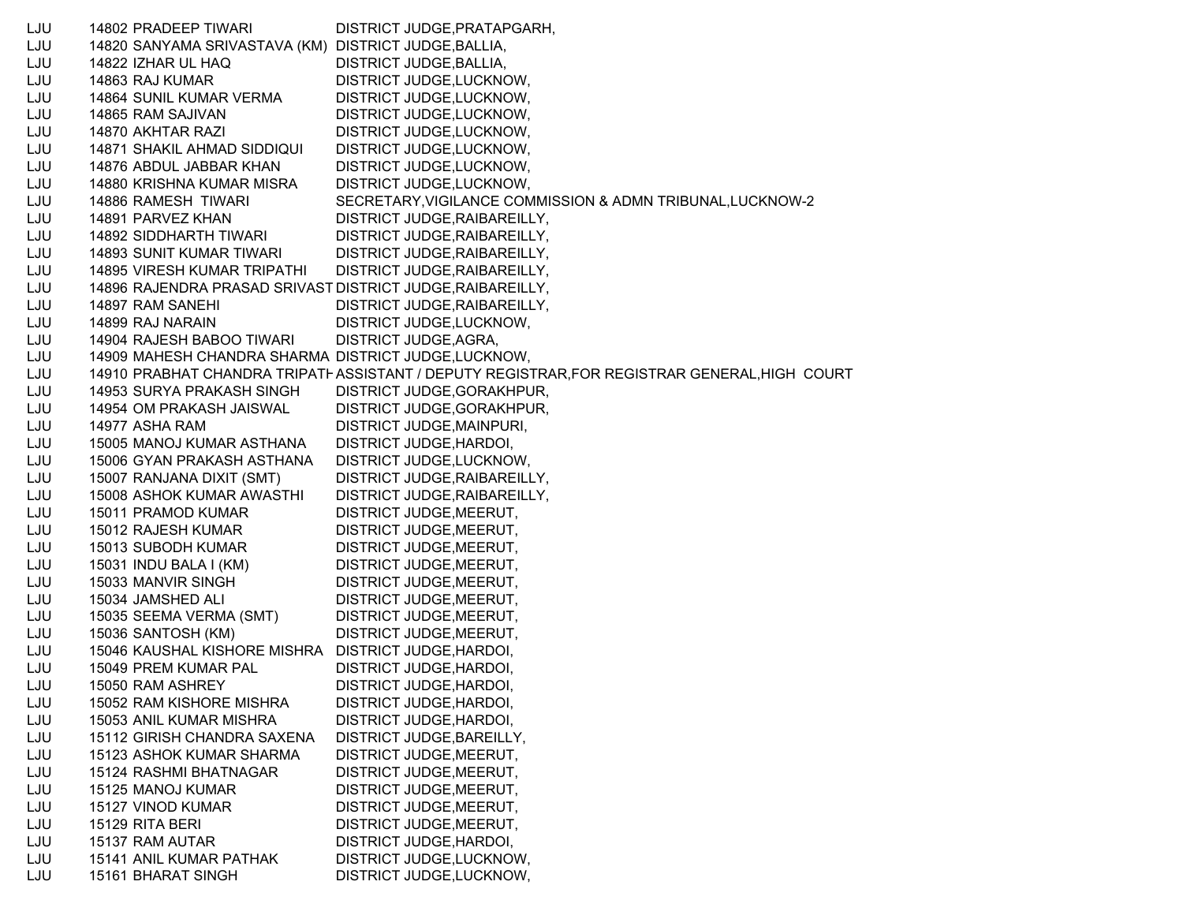| | | | |
|---|---|---|---|
| LJU | 14802 | PRADEEP TIWARI | DISTRICT JUDGE,PRATAPGARH, |
| LJU | 14820 | SANYAMA SRIVASTAVA (KM) | DISTRICT JUDGE,BALLIA, |
| LJU | 14822 | IZHAR UL HAQ | DISTRICT JUDGE,BALLIA, |
| LJU | 14863 | RAJ KUMAR | DISTRICT JUDGE,LUCKNOW, |
| LJU | 14864 | SUNIL KUMAR VERMA | DISTRICT JUDGE,LUCKNOW, |
| LJU | 14865 | RAM SAJIVAN | DISTRICT JUDGE,LUCKNOW, |
| LJU | 14870 | AKHTAR RAZI | DISTRICT JUDGE,LUCKNOW, |
| LJU | 14871 | SHAKIL AHMAD SIDDIQUI | DISTRICT JUDGE,LUCKNOW, |
| LJU | 14876 | ABDUL JABBAR KHAN | DISTRICT JUDGE,LUCKNOW, |
| LJU | 14880 | KRISHNA KUMAR MISRA | DISTRICT JUDGE,LUCKNOW, |
| LJU | 14886 | RAMESH TIWARI | SECRETARY,VIGILANCE COMMISSION & ADMN TRIBUNAL,LUCKNOW-2 |
| LJU | 14891 | PARVEZ KHAN | DISTRICT JUDGE,RAIBAREILLY, |
| LJU | 14892 | SIDDHARTH TIWARI | DISTRICT JUDGE,RAIBAREILLY, |
| LJU | 14893 | SUNIT KUMAR TIWARI | DISTRICT JUDGE,RAIBAREILLY, |
| LJU | 14895 | VIRESH KUMAR TRIPATHI | DISTRICT JUDGE,RAIBAREILLY, |
| LJU | 14896 | RAJENDRA PRASAD SRIVAST | DISTRICT JUDGE,RAIBAREILLY, |
| LJU | 14897 | RAM SANEHI | DISTRICT JUDGE,RAIBAREILLY, |
| LJU | 14899 | RAJ NARAIN | DISTRICT JUDGE,LUCKNOW, |
| LJU | 14904 | RAJESH BABOO TIWARI | DISTRICT JUDGE,AGRA, |
| LJU | 14909 | MAHESH CHANDRA SHARMA | DISTRICT JUDGE,LUCKNOW, |
| LJU | 14910 | PRABHAT CHANDRA TRIPATH | ASSISTANT / DEPUTY REGISTRAR,FOR REGISTRAR GENERAL,HIGH COURT |
| LJU | 14953 | SURYA PRAKASH SINGH | DISTRICT JUDGE,GORAKHPUR, |
| LJU | 14954 | OM PRAKASH JAISWAL | DISTRICT JUDGE,GORAKHPUR, |
| LJU | 14977 | ASHA RAM | DISTRICT JUDGE,MAINPURI, |
| LJU | 15005 | MANOJ KUMAR ASTHANA | DISTRICT JUDGE,HARDOI, |
| LJU | 15006 | GYAN PRAKASH ASTHANA | DISTRICT JUDGE,LUCKNOW, |
| LJU | 15007 | RANJANA DIXIT (SMT) | DISTRICT JUDGE,RAIBAREILLY, |
| LJU | 15008 | ASHOK KUMAR AWASTHI | DISTRICT JUDGE,RAIBAREILLY, |
| LJU | 15011 | PRAMOD KUMAR | DISTRICT JUDGE,MEERUT, |
| LJU | 15012 | RAJESH KUMAR | DISTRICT JUDGE,MEERUT, |
| LJU | 15013 | SUBODH KUMAR | DISTRICT JUDGE,MEERUT, |
| LJU | 15031 | INDU BALA I (KM) | DISTRICT JUDGE,MEERUT, |
| LJU | 15033 | MANVIR SINGH | DISTRICT JUDGE,MEERUT, |
| LJU | 15034 | JAMSHED ALI | DISTRICT JUDGE,MEERUT, |
| LJU | 15035 | SEEMA VERMA (SMT) | DISTRICT JUDGE,MEERUT, |
| LJU | 15036 | SANTOSH (KM) | DISTRICT JUDGE,MEERUT, |
| LJU | 15046 | KAUSHAL KISHORE MISHRA | DISTRICT JUDGE,HARDOI, |
| LJU | 15049 | PREM KUMAR PAL | DISTRICT JUDGE,HARDOI, |
| LJU | 15050 | RAM ASHREY | DISTRICT JUDGE,HARDOI, |
| LJU | 15052 | RAM KISHORE MISHRA | DISTRICT JUDGE,HARDOI, |
| LJU | 15053 | ANIL KUMAR MISHRA | DISTRICT JUDGE,HARDOI, |
| LJU | 15112 | GIRISH CHANDRA SAXENA | DISTRICT JUDGE,BAREILLY, |
| LJU | 15123 | ASHOK KUMAR SHARMA | DISTRICT JUDGE,MEERUT, |
| LJU | 15124 | RASHMI BHATNAGAR | DISTRICT JUDGE,MEERUT, |
| LJU | 15125 | MANOJ KUMAR | DISTRICT JUDGE,MEERUT, |
| LJU | 15127 | VINOD KUMAR | DISTRICT JUDGE,MEERUT, |
| LJU | 15129 | RITA BERI | DISTRICT JUDGE,MEERUT, |
| LJU | 15137 | RAM AUTAR | DISTRICT JUDGE,HARDOI, |
| LJU | 15141 | ANIL KUMAR PATHAK | DISTRICT JUDGE,LUCKNOW, |
| LJU | 15161 | BHARAT SINGH | DISTRICT JUDGE,LUCKNOW, |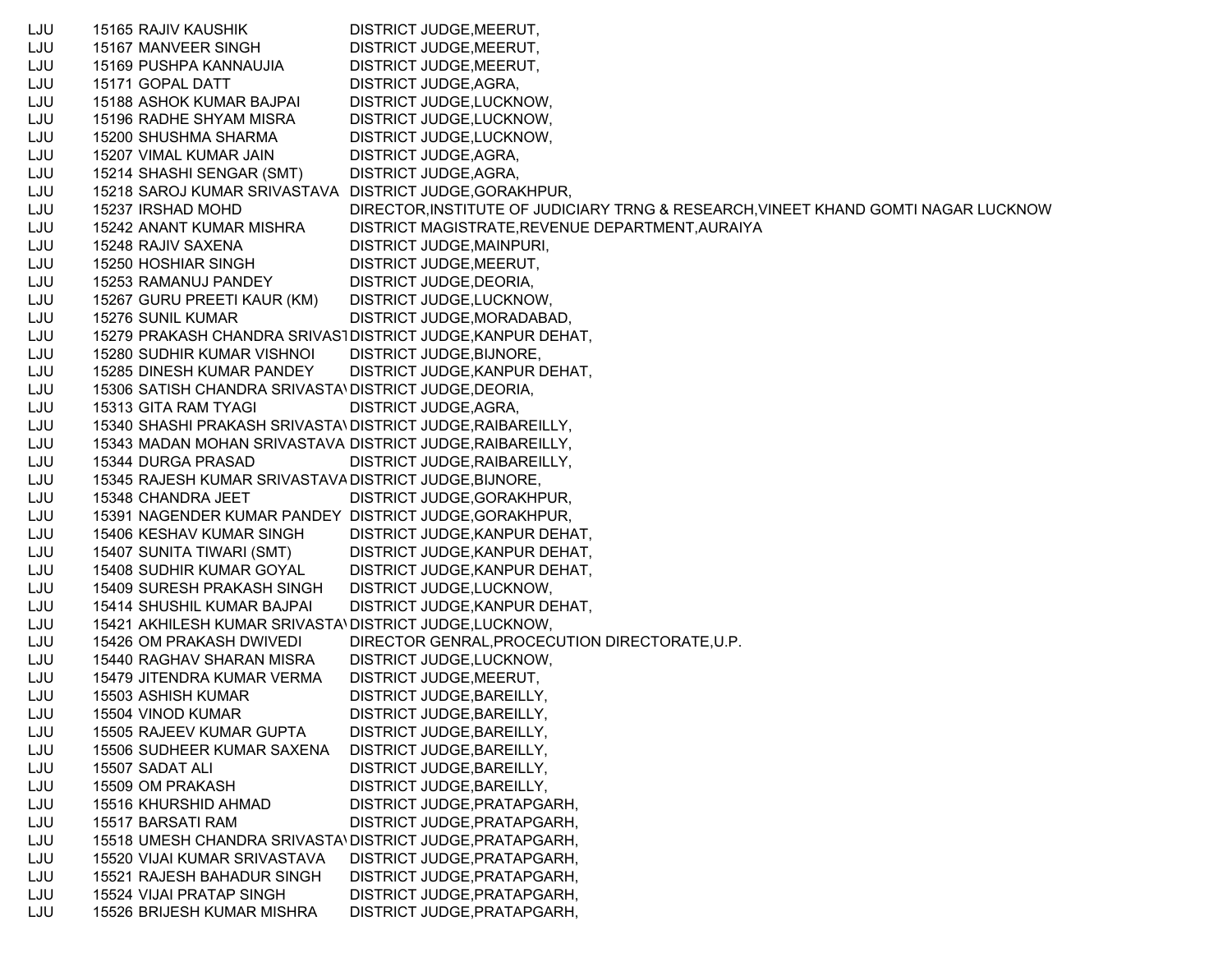| | | | |
|---|---|---|---|
| LJU | 15165 | RAJIV KAUSHIK | DISTRICT JUDGE,MEERUT, |
| LJU | 15167 | MANVEER SINGH | DISTRICT JUDGE,MEERUT, |
| LJU | 15169 | PUSHPA KANNAUJIA | DISTRICT JUDGE,MEERUT, |
| LJU | 15171 | GOPAL DATT | DISTRICT JUDGE,AGRA, |
| LJU | 15188 | ASHOK KUMAR BAJPAI | DISTRICT JUDGE,LUCKNOW, |
| LJU | 15196 | RADHE SHYAM MISRA | DISTRICT JUDGE,LUCKNOW, |
| LJU | 15200 | SHUSHMA SHARMA | DISTRICT JUDGE,LUCKNOW, |
| LJU | 15207 | VIMAL KUMAR JAIN | DISTRICT JUDGE,AGRA, |
| LJU | 15214 | SHASHI SENGAR (SMT) | DISTRICT JUDGE,AGRA, |
| LJU | 15218 | SAROJ KUMAR SRIVASTAVA | DISTRICT JUDGE,GORAKHPUR, |
| LJU | 15237 | IRSHAD MOHD | DIRECTOR,INSTITUTE OF JUDICIARY TRNG & RESEARCH,VINEET KHAND GOMTI NAGAR LUCKNOW |
| LJU | 15242 | ANANT KUMAR MISHRA | DISTRICT MAGISTRATE,REVENUE DEPARTMENT,AURAIYA |
| LJU | 15248 | RAJIV SAXENA | DISTRICT JUDGE,MAINPURI, |
| LJU | 15250 | HOSHIAR SINGH | DISTRICT JUDGE,MEERUT, |
| LJU | 15253 | RAMANUJ PANDEY | DISTRICT JUDGE,DEORIA, |
| LJU | 15267 | GURU PREETI KAUR (KM) | DISTRICT JUDGE,LUCKNOW, |
| LJU | 15276 | SUNIL KUMAR | DISTRICT JUDGE,MORADABAD, |
| LJU | 15279 | PRAKASH CHANDRA SRIVAST | DISTRICT JUDGE,KANPUR DEHAT, |
| LJU | 15280 | SUDHIR KUMAR VISHNOI | DISTRICT JUDGE,BIJNORE, |
| LJU | 15285 | DINESH KUMAR PANDEY | DISTRICT JUDGE,KANPUR DEHAT, |
| LJU | 15306 | SATISH CHANDRA SRIVASTAV | DISTRICT JUDGE,DEORIA, |
| LJU | 15313 | GITA RAM TYAGI | DISTRICT JUDGE,AGRA, |
| LJU | 15340 | SHASHI PRAKASH SRIVASTAV | DISTRICT JUDGE,RAIBAREILLY, |
| LJU | 15343 | MADAN MOHAN SRIVASTAVA | DISTRICT JUDGE,RAIBAREILLY, |
| LJU | 15344 | DURGA PRASAD | DISTRICT JUDGE,RAIBAREILLY, |
| LJU | 15345 | RAJESH KUMAR SRIVASTAVA | DISTRICT JUDGE,BIJNORE, |
| LJU | 15348 | CHANDRA JEET | DISTRICT JUDGE,GORAKHPUR, |
| LJU | 15391 | NAGENDER KUMAR PANDEY | DISTRICT JUDGE,GORAKHPUR, |
| LJU | 15406 | KESHAV KUMAR SINGH | DISTRICT JUDGE,KANPUR DEHAT, |
| LJU | 15407 | SUNITA TIWARI (SMT) | DISTRICT JUDGE,KANPUR DEHAT, |
| LJU | 15408 | SUDHIR KUMAR GOYAL | DISTRICT JUDGE,KANPUR DEHAT, |
| LJU | 15409 | SURESH PRAKASH SINGH | DISTRICT JUDGE,LUCKNOW, |
| LJU | 15414 | SHUSHIL KUMAR BAJPAI | DISTRICT JUDGE,KANPUR DEHAT, |
| LJU | 15421 | AKHILESH KUMAR SRIVASTAV | DISTRICT JUDGE,LUCKNOW, |
| LJU | 15426 | OM PRAKASH DWIVEDI | DIRECTOR GENRAL,PROCECUTION DIRECTORATE,U.P. |
| LJU | 15440 | RAGHAV SHARAN MISRA | DISTRICT JUDGE,LUCKNOW, |
| LJU | 15479 | JITENDRA KUMAR VERMA | DISTRICT JUDGE,MEERUT, |
| LJU | 15503 | ASHISH KUMAR | DISTRICT JUDGE,BAREILLY, |
| LJU | 15504 | VINOD KUMAR | DISTRICT JUDGE,BAREILLY, |
| LJU | 15505 | RAJEEV KUMAR GUPTA | DISTRICT JUDGE,BAREILLY, |
| LJU | 15506 | SUDHEER KUMAR SAXENA | DISTRICT JUDGE,BAREILLY, |
| LJU | 15507 | SADAT ALI | DISTRICT JUDGE,BAREILLY, |
| LJU | 15509 | OM PRAKASH | DISTRICT JUDGE,BAREILLY, |
| LJU | 15516 | KHURSHID AHMAD | DISTRICT JUDGE,PRATAPGARH, |
| LJU | 15517 | BARSATI RAM | DISTRICT JUDGE,PRATAPGARH, |
| LJU | 15518 | UMESH CHANDRA SRIVASTAV | DISTRICT JUDGE,PRATAPGARH, |
| LJU | 15520 | VIJAI KUMAR SRIVASTAVA | DISTRICT JUDGE,PRATAPGARH, |
| LJU | 15521 | RAJESH BAHADUR SINGH | DISTRICT JUDGE,PRATAPGARH, |
| LJU | 15524 | VIJAI PRATAP SINGH | DISTRICT JUDGE,PRATAPGARH, |
| LJU | 15526 | BRIJESH KUMAR MISHRA | DISTRICT JUDGE,PRATAPGARH, |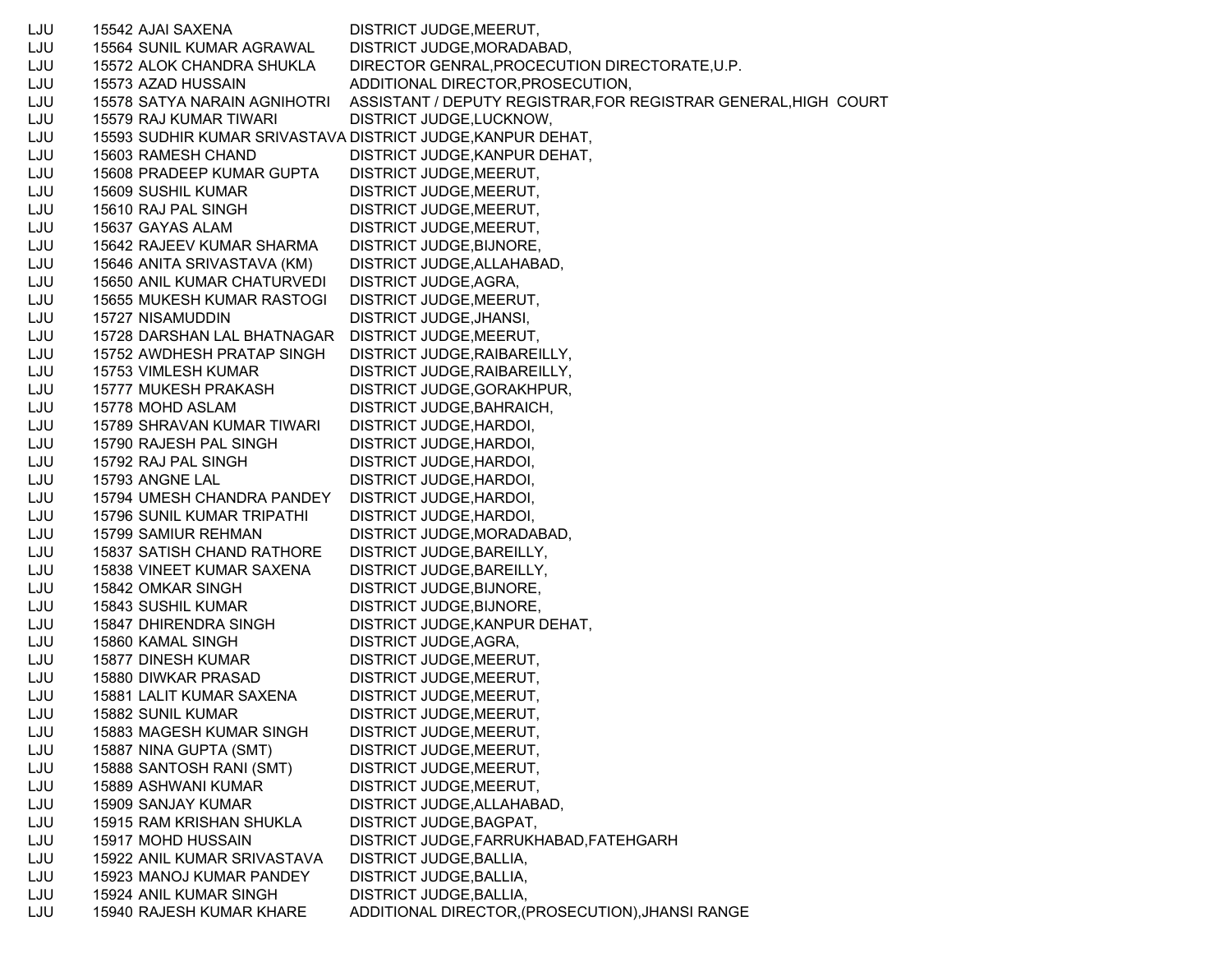| | | | |
|---|---|---|---|
| LJU | 15542 | AJAI SAXENA | DISTRICT JUDGE,MEERUT, |
| LJU | 15564 | SUNIL KUMAR AGRAWAL | DISTRICT JUDGE,MORADABAD, |
| LJU | 15572 | ALOK CHANDRA SHUKLA | DIRECTOR GENRAL,PROCECUTION DIRECTORATE,U.P. |
| LJU | 15573 | AZAD HUSSAIN | ADDITIONAL DIRECTOR,PROSECUTION, |
| LJU | 15578 | SATYA NARAIN AGNIHOTRI | ASSISTANT / DEPUTY REGISTRAR,FOR REGISTRAR GENERAL,HIGH COURT |
| LJU | 15579 | RAJ KUMAR TIWARI | DISTRICT JUDGE,LUCKNOW, |
| LJU | 15593 | SUDHIR KUMAR SRIVASTAVA | DISTRICT JUDGE,KANPUR DEHAT, |
| LJU | 15603 | RAMESH CHAND | DISTRICT JUDGE,KANPUR DEHAT, |
| LJU | 15608 | PRADEEP KUMAR GUPTA | DISTRICT JUDGE,MEERUT, |
| LJU | 15609 | SUSHIL KUMAR | DISTRICT JUDGE,MEERUT, |
| LJU | 15610 | RAJ PAL SINGH | DISTRICT JUDGE,MEERUT, |
| LJU | 15637 | GAYAS ALAM | DISTRICT JUDGE,MEERUT, |
| LJU | 15642 | RAJEEV KUMAR SHARMA | DISTRICT JUDGE,BIJNORE, |
| LJU | 15646 | ANITA SRIVASTAVA (KM) | DISTRICT JUDGE,ALLAHABAD, |
| LJU | 15650 | ANIL KUMAR CHATURVEDI | DISTRICT JUDGE,AGRA, |
| LJU | 15655 | MUKESH KUMAR RASTOGI | DISTRICT JUDGE,MEERUT, |
| LJU | 15727 | NISAMUDDIN | DISTRICT JUDGE,JHANSI, |
| LJU | 15728 | DARSHAN LAL BHATNAGAR | DISTRICT JUDGE,MEERUT, |
| LJU | 15752 | AWDHESH PRATAP SINGH | DISTRICT JUDGE,RAIBAREILLY, |
| LJU | 15753 | VIMLESH KUMAR | DISTRICT JUDGE,RAIBAREILLY, |
| LJU | 15777 | MUKESH PRAKASH | DISTRICT JUDGE,GORAKHPUR, |
| LJU | 15778 | MOHD ASLAM | DISTRICT JUDGE,BAHRAICH, |
| LJU | 15789 | SHRAVAN KUMAR TIWARI | DISTRICT JUDGE,HARDOI, |
| LJU | 15790 | RAJESH PAL SINGH | DISTRICT JUDGE,HARDOI, |
| LJU | 15792 | RAJ PAL SINGH | DISTRICT JUDGE,HARDOI, |
| LJU | 15793 | ANGNE LAL | DISTRICT JUDGE,HARDOI, |
| LJU | 15794 | UMESH CHANDRA PANDEY | DISTRICT JUDGE,HARDOI, |
| LJU | 15796 | SUNIL KUMAR TRIPATHI | DISTRICT JUDGE,HARDOI, |
| LJU | 15799 | SAMIUR REHMAN | DISTRICT JUDGE,MORADABAD, |
| LJU | 15837 | SATISH CHAND RATHORE | DISTRICT JUDGE,BAREILLY, |
| LJU | 15838 | VINEET KUMAR SAXENA | DISTRICT JUDGE,BAREILLY, |
| LJU | 15842 | OMKAR SINGH | DISTRICT JUDGE,BIJNORE, |
| LJU | 15843 | SUSHIL KUMAR | DISTRICT JUDGE,BIJNORE, |
| LJU | 15847 | DHIRENDRA SINGH | DISTRICT JUDGE,KANPUR DEHAT, |
| LJU | 15860 | KAMAL SINGH | DISTRICT JUDGE,AGRA, |
| LJU | 15877 | DINESH KUMAR | DISTRICT JUDGE,MEERUT, |
| LJU | 15880 | DIWKAR PRASAD | DISTRICT JUDGE,MEERUT, |
| LJU | 15881 | LALIT KUMAR SAXENA | DISTRICT JUDGE,MEERUT, |
| LJU | 15882 | SUNIL KUMAR | DISTRICT JUDGE,MEERUT, |
| LJU | 15883 | MAGESH KUMAR SINGH | DISTRICT JUDGE,MEERUT, |
| LJU | 15887 | NINA GUPTA (SMT) | DISTRICT JUDGE,MEERUT, |
| LJU | 15888 | SANTOSH RANI (SMT) | DISTRICT JUDGE,MEERUT, |
| LJU | 15889 | ASHWANI KUMAR | DISTRICT JUDGE,MEERUT, |
| LJU | 15909 | SANJAY KUMAR | DISTRICT JUDGE,ALLAHABAD, |
| LJU | 15915 | RAM KRISHAN SHUKLA | DISTRICT JUDGE,BAGPAT, |
| LJU | 15917 | MOHD HUSSAIN | DISTRICT JUDGE,FARRUKHABAD,FATEHGARH |
| LJU | 15922 | ANIL KUMAR SRIVASTAVA | DISTRICT JUDGE,BALLIA, |
| LJU | 15923 | MANOJ KUMAR PANDEY | DISTRICT JUDGE,BALLIA, |
| LJU | 15924 | ANIL KUMAR SINGH | DISTRICT JUDGE,BALLIA, |
| LJU | 15940 | RAJESH KUMAR KHARE | ADDITIONAL DIRECTOR,(PROSECUTION),JHANSI RANGE |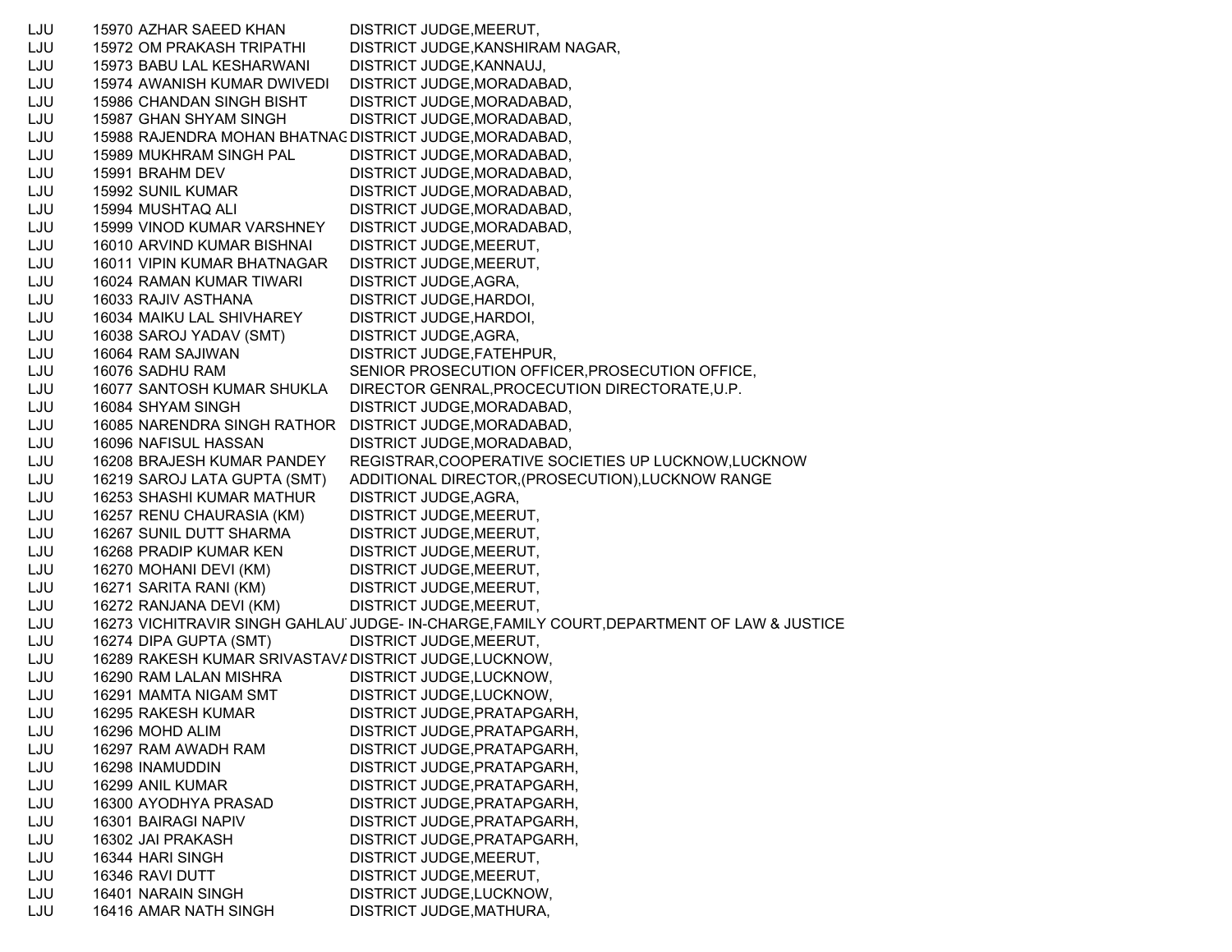| | | | |
|---|---|---|---|
| LJU | 15970 | AZHAR SAEED KHAN | DISTRICT JUDGE,MEERUT, |
| LJU | 15972 | OM PRAKASH TRIPATHI | DISTRICT JUDGE,KANSHIRAM NAGAR, |
| LJU | 15973 | BABU LAL KESHARWANI | DISTRICT JUDGE,KANNAUJ, |
| LJU | 15974 | AWANISH KUMAR DWIVEDI | DISTRICT JUDGE,MORADABAD, |
| LJU | 15986 | CHANDAN SINGH BISHT | DISTRICT JUDGE,MORADABAD, |
| LJU | 15987 | GHAN SHYAM SINGH | DISTRICT JUDGE,MORADABAD, |
| LJU | 15988 | RAJENDRA MOHAN BHATNAG | DISTRICT JUDGE,MORADABAD, |
| LJU | 15989 | MUKHRAM SINGH PAL | DISTRICT JUDGE,MORADABAD, |
| LJU | 15991 | BRAHM DEV | DISTRICT JUDGE,MORADABAD, |
| LJU | 15992 | SUNIL KUMAR | DISTRICT JUDGE,MORADABAD, |
| LJU | 15994 | MUSHTAQ ALI | DISTRICT JUDGE,MORADABAD, |
| LJU | 15999 | VINOD KUMAR VARSHNEY | DISTRICT JUDGE,MORADABAD, |
| LJU | 16010 | ARVIND KUMAR BISHNAI | DISTRICT JUDGE,MEERUT, |
| LJU | 16011 | VIPIN KUMAR BHATNAGAR | DISTRICT JUDGE,MEERUT, |
| LJU | 16024 | RAMAN KUMAR TIWARI | DISTRICT JUDGE,AGRA, |
| LJU | 16033 | RAJIV ASTHANA | DISTRICT JUDGE,HARDOI, |
| LJU | 16034 | MAIKU LAL SHIVHAREY | DISTRICT JUDGE,HARDOI, |
| LJU | 16038 | SAROJ YADAV (SMT) | DISTRICT JUDGE,AGRA, |
| LJU | 16064 | RAM SAJIWAN | DISTRICT JUDGE,FATEHPUR, |
| LJU | 16076 | SADHU RAM | SENIOR PROSECUTION OFFICER,PROSECUTION OFFICE, |
| LJU | 16077 | SANTOSH KUMAR SHUKLA | DIRECTOR GENRAL,PROCECUTION DIRECTORATE,U.P. |
| LJU | 16084 | SHYAM SINGH | DISTRICT JUDGE,MORADABAD, |
| LJU | 16085 | NARENDRA SINGH RATHOR | DISTRICT JUDGE,MORADABAD, |
| LJU | 16096 | NAFISUL HASSAN | DISTRICT JUDGE,MORADABAD, |
| LJU | 16208 | BRAJESH KUMAR PANDEY | REGISTRAR,COOPERATIVE SOCIETIES UP LUCKNOW,LUCKNOW |
| LJU | 16219 | SAROJ LATA GUPTA (SMT) | ADDITIONAL DIRECTOR,(PROSECUTION),LUCKNOW RANGE |
| LJU | 16253 | SHASHI KUMAR MATHUR | DISTRICT JUDGE,AGRA, |
| LJU | 16257 | RENU CHAURASIA (KM) | DISTRICT JUDGE,MEERUT, |
| LJU | 16267 | SUNIL DUTT SHARMA | DISTRICT JUDGE,MEERUT, |
| LJU | 16268 | PRADIP KUMAR KEN | DISTRICT JUDGE,MEERUT, |
| LJU | 16270 | MOHANI DEVI (KM) | DISTRICT JUDGE,MEERUT, |
| LJU | 16271 | SARITA RANI (KM) | DISTRICT JUDGE,MEERUT, |
| LJU | 16272 | RANJANA DEVI (KM) | DISTRICT JUDGE,MEERUT, |
| LJU | 16273 | VICHITRAVIR SINGH GAHLAU | JUDGE- IN-CHARGE,FAMILY COURT,DEPARTMENT OF LAW & JUSTICE |
| LJU | 16274 | DIPA GUPTA (SMT) | DISTRICT JUDGE,MEERUT, |
| LJU | 16289 | RAKESH KUMAR SRIVASTAVA | DISTRICT JUDGE,LUCKNOW, |
| LJU | 16290 | RAM LALAN MISHRA | DISTRICT JUDGE,LUCKNOW, |
| LJU | 16291 | MAMTA NIGAM SMT | DISTRICT JUDGE,LUCKNOW, |
| LJU | 16295 | RAKESH KUMAR | DISTRICT JUDGE,PRATAPGARH, |
| LJU | 16296 | MOHD ALIM | DISTRICT JUDGE,PRATAPGARH, |
| LJU | 16297 | RAM AWADH RAM | DISTRICT JUDGE,PRATAPGARH, |
| LJU | 16298 | INAMUDDIN | DISTRICT JUDGE,PRATAPGARH, |
| LJU | 16299 | ANIL KUMAR | DISTRICT JUDGE,PRATAPGARH, |
| LJU | 16300 | AYODHYA PRASAD | DISTRICT JUDGE,PRATAPGARH, |
| LJU | 16301 | BAIRAGI NAPIV | DISTRICT JUDGE,PRATAPGARH, |
| LJU | 16302 | JAI PRAKASH | DISTRICT JUDGE,PRATAPGARH, |
| LJU | 16344 | HARI SINGH | DISTRICT JUDGE,MEERUT, |
| LJU | 16346 | RAVI DUTT | DISTRICT JUDGE,MEERUT, |
| LJU | 16401 | NARAIN SINGH | DISTRICT JUDGE,LUCKNOW, |
| LJU | 16416 | AMAR NATH SINGH | DISTRICT JUDGE,MATHURA, |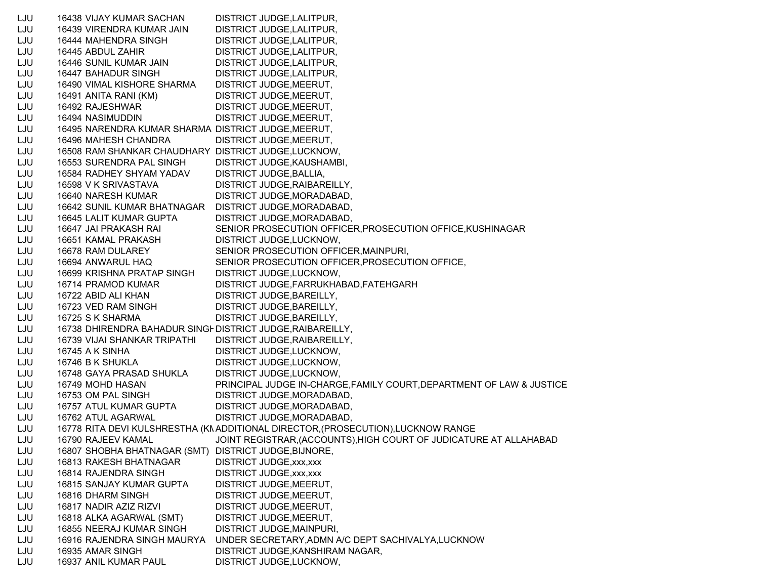| | | | |
|---|---|---|---|
| LJU | 16438 | VIJAY KUMAR SACHAN | DISTRICT JUDGE,LALITPUR, |
| LJU | 16439 | VIRENDRA KUMAR JAIN | DISTRICT JUDGE,LALITPUR, |
| LJU | 16444 | MAHENDRA SINGH | DISTRICT JUDGE,LALITPUR, |
| LJU | 16445 | ABDUL ZAHIR | DISTRICT JUDGE,LALITPUR, |
| LJU | 16446 | SUNIL KUMAR JAIN | DISTRICT JUDGE,LALITPUR, |
| LJU | 16447 | BAHADUR SINGH | DISTRICT JUDGE,LALITPUR, |
| LJU | 16490 | VIMAL KISHORE SHARMA | DISTRICT JUDGE,MEERUT, |
| LJU | 16491 | ANITA RANI (KM) | DISTRICT JUDGE,MEERUT, |
| LJU | 16492 | RAJESHWAR | DISTRICT JUDGE,MEERUT, |
| LJU | 16494 | NASIMUDDIN | DISTRICT JUDGE,MEERUT, |
| LJU | 16495 | NARENDRA KUMAR SHARMA | DISTRICT JUDGE,MEERUT, |
| LJU | 16496 | MAHESH CHANDRA | DISTRICT JUDGE,MEERUT, |
| LJU | 16508 | RAM SHANKAR CHAUDHARY | DISTRICT JUDGE,LUCKNOW, |
| LJU | 16553 | SURENDRA PAL SINGH | DISTRICT JUDGE,KAUSHAMBI, |
| LJU | 16584 | RADHEY SHYAM YADAV | DISTRICT JUDGE,BALLIA, |
| LJU | 16598 | V K SRIVASTAVA | DISTRICT JUDGE,RAIBAREILLY, |
| LJU | 16640 | NARESH KUMAR | DISTRICT JUDGE,MORADABAD, |
| LJU | 16642 | SUNIL KUMAR BHATNAGAR | DISTRICT JUDGE,MORADABAD, |
| LJU | 16645 | LALIT KUMAR GUPTA | DISTRICT JUDGE,MORADABAD, |
| LJU | 16647 | JAI PRAKASH RAI | SENIOR PROSECUTION OFFICER,PROSECUTION OFFICE,KUSHINAGAR |
| LJU | 16651 | KAMAL PRAKASH | DISTRICT JUDGE,LUCKNOW, |
| LJU | 16678 | RAM DULAREY | SENIOR PROSECUTION OFFICER,MAINPURI, |
| LJU | 16694 | ANWARUL HAQ | SENIOR PROSECUTION OFFICER,PROSECUTION OFFICE, |
| LJU | 16699 | KRISHNA PRATAP SINGH | DISTRICT JUDGE,LUCKNOW, |
| LJU | 16714 | PRAMOD KUMAR | DISTRICT JUDGE,FARRUKHABAD,FATEHGARH |
| LJU | 16722 | ABID ALI KHAN | DISTRICT JUDGE,BAREILLY, |
| LJU | 16723 | VED RAM SINGH | DISTRICT JUDGE,BAREILLY, |
| LJU | 16725 | S K SHARMA | DISTRICT JUDGE,BAREILLY, |
| LJU | 16738 | DHIRENDRA BAHADUR SINGH | DISTRICT JUDGE,RAIBAREILLY, |
| LJU | 16739 | VIJAI SHANKAR TRIPATHI | DISTRICT JUDGE,RAIBAREILLY, |
| LJU | 16745 | A K SINHA | DISTRICT JUDGE,LUCKNOW, |
| LJU | 16746 | B K SHUKLA | DISTRICT JUDGE,LUCKNOW, |
| LJU | 16748 | GAYA PRASAD SHUKLA | DISTRICT JUDGE,LUCKNOW, |
| LJU | 16749 | MOHD HASAN | PRINCIPAL JUDGE IN-CHARGE,FAMILY COURT,DEPARTMENT OF LAW & JUSTICE |
| LJU | 16753 | OM PAL SINGH | DISTRICT JUDGE,MORADABAD, |
| LJU | 16757 | ATUL KUMAR GUPTA | DISTRICT JUDGE,MORADABAD, |
| LJU | 16762 | ATUL AGARWAL | DISTRICT JUDGE,MORADABAD, |
| LJU | 16778 | RITA DEVI KULSHRESTHA (KM | ADDITIONAL DIRECTOR,(PROSECUTION),LUCKNOW RANGE |
| LJU | 16790 | RAJEEV KAMAL | JOINT REGISTRAR,(ACCOUNTS),HIGH COURT OF JUDICATURE AT ALLAHABAD |
| LJU | 16807 | SHOBHA BHATNAGAR (SMT) | DISTRICT JUDGE,BIJNORE, |
| LJU | 16813 | RAKESH BHATNAGAR | DISTRICT JUDGE,xxx,xxx |
| LJU | 16814 | RAJENDRA SINGH | DISTRICT JUDGE,xxx,xxx |
| LJU | 16815 | SANJAY KUMAR GUPTA | DISTRICT JUDGE,MEERUT, |
| LJU | 16816 | DHARM SINGH | DISTRICT JUDGE,MEERUT, |
| LJU | 16817 | NADIR AZIZ RIZVI | DISTRICT JUDGE,MEERUT, |
| LJU | 16818 | ALKA AGARWAL (SMT) | DISTRICT JUDGE,MEERUT, |
| LJU | 16855 | NEERAJ KUMAR SINGH | DISTRICT JUDGE,MAINPURI, |
| LJU | 16916 | RAJENDRA SINGH MAURYA | UNDER SECRETARY,ADMN A/C DEPT SACHIVALYA,LUCKNOW |
| LJU | 16935 | AMAR SINGH | DISTRICT JUDGE,KANSHIRAM NAGAR, |
| LJU | 16937 | ANIL KUMAR PAUL | DISTRICT JUDGE,LUCKNOW, |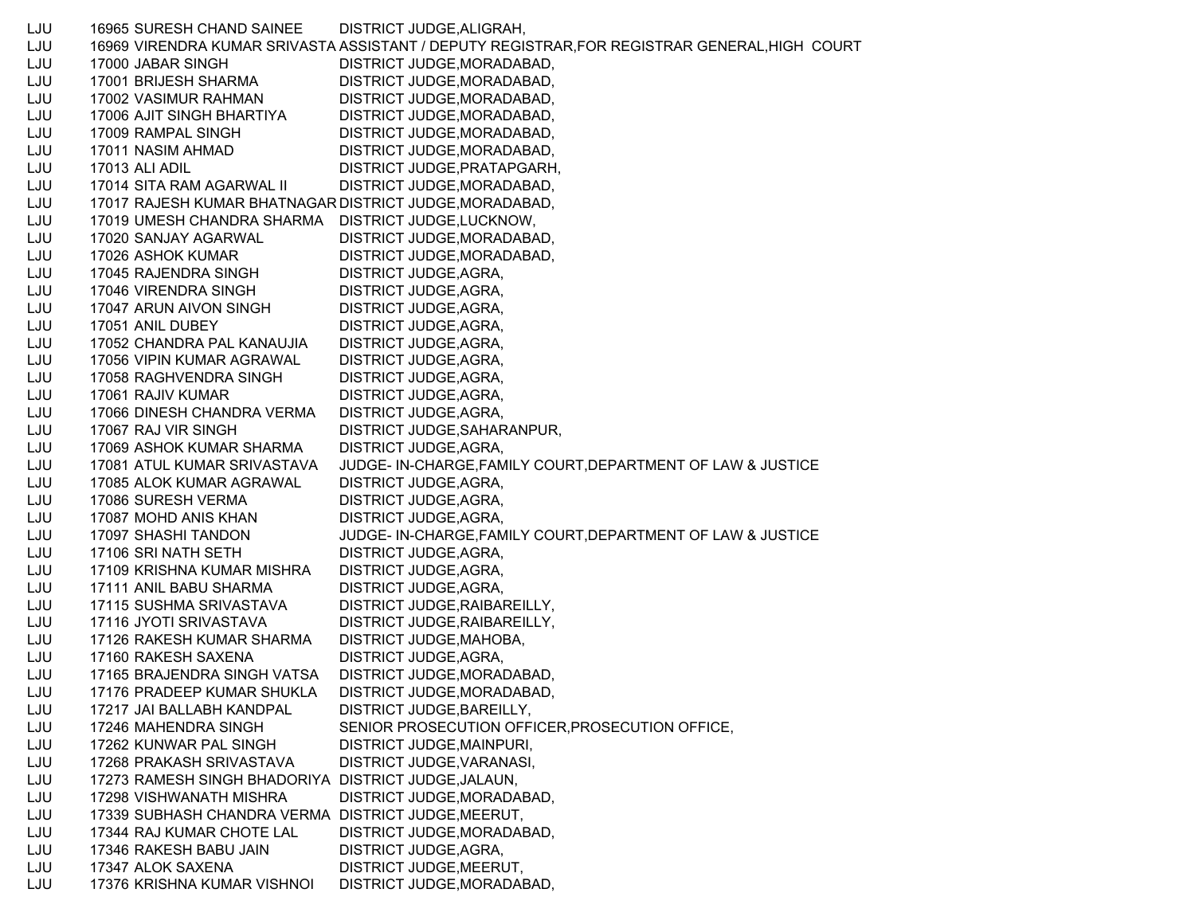| | | | |
|---|---|---|---|
| LJU | 16965 | SURESH CHAND SAINEE | DISTRICT JUDGE,ALIGRAH, |
| LJU | 16969 | VIRENDRA KUMAR SRIVASTA | ASSISTANT / DEPUTY REGISTRAR,FOR REGISTRAR GENERAL,HIGH COURT |
| LJU | 17000 | JABAR SINGH | DISTRICT JUDGE,MORADABAD, |
| LJU | 17001 | BRIJESH SHARMA | DISTRICT JUDGE,MORADABAD, |
| LJU | 17002 | VASIMUR RAHMAN | DISTRICT JUDGE,MORADABAD, |
| LJU | 17006 | AJIT SINGH BHARTIYA | DISTRICT JUDGE,MORADABAD, |
| LJU | 17009 | RAMPAL SINGH | DISTRICT JUDGE,MORADABAD, |
| LJU | 17011 | NASIM AHMAD | DISTRICT JUDGE,MORADABAD, |
| LJU | 17013 | ALI ADIL | DISTRICT JUDGE,PRATAPGARH, |
| LJU | 17014 | SITA RAM AGARWAL II | DISTRICT JUDGE,MORADABAD, |
| LJU | 17017 | RAJESH KUMAR BHATNAGAR | DISTRICT JUDGE,MORADABAD, |
| LJU | 17019 | UMESH CHANDRA SHARMA | DISTRICT JUDGE,LUCKNOW, |
| LJU | 17020 | SANJAY AGARWAL | DISTRICT JUDGE,MORADABAD, |
| LJU | 17026 | ASHOK KUMAR | DISTRICT JUDGE,MORADABAD, |
| LJU | 17045 | RAJENDRA SINGH | DISTRICT JUDGE,AGRA, |
| LJU | 17046 | VIRENDRA SINGH | DISTRICT JUDGE,AGRA, |
| LJU | 17047 | ARUN AIVON SINGH | DISTRICT JUDGE,AGRA, |
| LJU | 17051 | ANIL DUBEY | DISTRICT JUDGE,AGRA, |
| LJU | 17052 | CHANDRA PAL KANAUJIA | DISTRICT JUDGE,AGRA, |
| LJU | 17056 | VIPIN KUMAR AGRAWAL | DISTRICT JUDGE,AGRA, |
| LJU | 17058 | RAGHVENDRA SINGH | DISTRICT JUDGE,AGRA, |
| LJU | 17061 | RAJIV KUMAR | DISTRICT JUDGE,AGRA, |
| LJU | 17066 | DINESH CHANDRA VERMA | DISTRICT JUDGE,AGRA, |
| LJU | 17067 | RAJ VIR SINGH | DISTRICT JUDGE,SAHARANPUR, |
| LJU | 17069 | ASHOK KUMAR SHARMA | DISTRICT JUDGE,AGRA, |
| LJU | 17081 | ATUL KUMAR SRIVASTAVA | JUDGE- IN-CHARGE,FAMILY COURT,DEPARTMENT OF LAW & JUSTICE |
| LJU | 17085 | ALOK KUMAR AGRAWAL | DISTRICT JUDGE,AGRA, |
| LJU | 17086 | SURESH VERMA | DISTRICT JUDGE,AGRA, |
| LJU | 17087 | MOHD ANIS KHAN | DISTRICT JUDGE,AGRA, |
| LJU | 17097 | SHASHI TANDON | JUDGE- IN-CHARGE,FAMILY COURT,DEPARTMENT OF LAW & JUSTICE |
| LJU | 17106 | SRI NATH SETH | DISTRICT JUDGE,AGRA, |
| LJU | 17109 | KRISHNA KUMAR MISHRA | DISTRICT JUDGE,AGRA, |
| LJU | 17111 | ANIL BABU SHARMA | DISTRICT JUDGE,AGRA, |
| LJU | 17115 | SUSHMA SRIVASTAVA | DISTRICT JUDGE,RAIBAREILLY, |
| LJU | 17116 | JYOTI SRIVASTAVA | DISTRICT JUDGE,RAIBAREILLY, |
| LJU | 17126 | RAKESH KUMAR SHARMA | DISTRICT JUDGE,MAHOBA, |
| LJU | 17160 | RAKESH SAXENA | DISTRICT JUDGE,AGRA, |
| LJU | 17165 | BRAJENDRA SINGH VATSA | DISTRICT JUDGE,MORADABAD, |
| LJU | 17176 | PRADEEP KUMAR SHUKLA | DISTRICT JUDGE,MORADABAD, |
| LJU | 17217 | JAI BALLABH KANDPAL | DISTRICT JUDGE,BAREILLY, |
| LJU | 17246 | MAHENDRA SINGH | SENIOR PROSECUTION OFFICER,PROSECUTION OFFICE, |
| LJU | 17262 | KUNWAR PAL SINGH | DISTRICT JUDGE,MAINPURI, |
| LJU | 17268 | PRAKASH SRIVASTAVA | DISTRICT JUDGE,VARANASI, |
| LJU | 17273 | RAMESH SINGH BHADORIYA | DISTRICT JUDGE,JALAUN, |
| LJU | 17298 | VISHWANATH MISHRA | DISTRICT JUDGE,MORADABAD, |
| LJU | 17339 | SUBHASH CHANDRA VERMA | DISTRICT JUDGE,MEERUT, |
| LJU | 17344 | RAJ KUMAR CHOTE LAL | DISTRICT JUDGE,MORADABAD, |
| LJU | 17346 | RAKESH BABU JAIN | DISTRICT JUDGE,AGRA, |
| LJU | 17347 | ALOK SAXENA | DISTRICT JUDGE,MEERUT, |
| LJU | 17376 | KRISHNA KUMAR VISHNOI | DISTRICT JUDGE,MORADABAD, |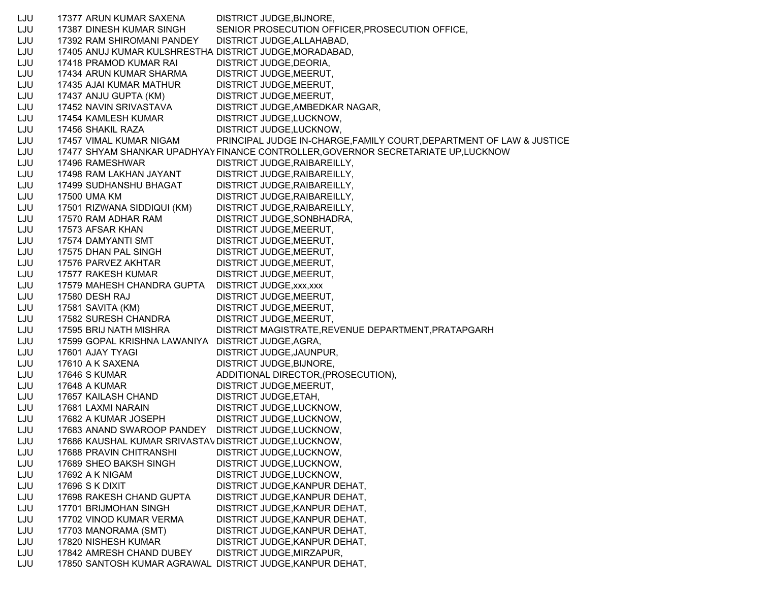| | | | |
|---|---|---|---|
| LJU | 17377 | ARUN KUMAR SAXENA | DISTRICT JUDGE,BIJNORE, |
| LJU | 17387 | DINESH KUMAR SINGH | SENIOR PROSECUTION OFFICER,PROSECUTION OFFICE, |
| LJU | 17392 | RAM SHIROMANI PANDEY | DISTRICT JUDGE,ALLAHABAD, |
| LJU | 17405 | ANUJ KUMAR KULSHRESTHA | DISTRICT JUDGE,MORADABAD, |
| LJU | 17418 | PRAMOD KUMAR RAI | DISTRICT JUDGE,DEORIA, |
| LJU | 17434 | ARUN KUMAR SHARMA | DISTRICT JUDGE,MEERUT, |
| LJU | 17435 | AJAI KUMAR MATHUR | DISTRICT JUDGE,MEERUT, |
| LJU | 17437 | ANJU GUPTA (KM) | DISTRICT JUDGE,MEERUT, |
| LJU | 17452 | NAVIN SRIVASTAVA | DISTRICT JUDGE,AMBEDKAR NAGAR, |
| LJU | 17454 | KAMLESH KUMAR | DISTRICT JUDGE,LUCKNOW, |
| LJU | 17456 | SHAKIL RAZA | DISTRICT JUDGE,LUCKNOW, |
| LJU | 17457 | VIMAL KUMAR NIGAM | PRINCIPAL JUDGE IN-CHARGE,FAMILY COURT,DEPARTMENT OF LAW & JUSTICE |
| LJU | 17477 | SHYAM SHANKAR UPADHYAY | FINANCE CONTROLLER,GOVERNOR SECRETARIATE UP,LUCKNOW |
| LJU | 17496 | RAMESHWAR | DISTRICT JUDGE,RAIBAREILLY, |
| LJU | 17498 | RAM LAKHAN JAYANT | DISTRICT JUDGE,RAIBAREILLY, |
| LJU | 17499 | SUDHANSHU BHAGAT | DISTRICT JUDGE,RAIBAREILLY, |
| LJU | 17500 | UMA KM | DISTRICT JUDGE,RAIBAREILLY, |
| LJU | 17501 | RIZWANA SIDDIQUI (KM) | DISTRICT JUDGE,RAIBAREILLY, |
| LJU | 17570 | RAM ADHAR RAM | DISTRICT JUDGE,SONBHADRA, |
| LJU | 17573 | AFSAR KHAN | DISTRICT JUDGE,MEERUT, |
| LJU | 17574 | DAMYANTI SMT | DISTRICT JUDGE,MEERUT, |
| LJU | 17575 | DHAN PAL SINGH | DISTRICT JUDGE,MEERUT, |
| LJU | 17576 | PARVEZ AKHTAR | DISTRICT JUDGE,MEERUT, |
| LJU | 17577 | RAKESH KUMAR | DISTRICT JUDGE,MEERUT, |
| LJU | 17579 | MAHESH CHANDRA GUPTA | DISTRICT JUDGE,xxx,xxx |
| LJU | 17580 | DESH RAJ | DISTRICT JUDGE,MEERUT, |
| LJU | 17581 | SAVITA (KM) | DISTRICT JUDGE,MEERUT, |
| LJU | 17582 | SURESH CHANDRA | DISTRICT JUDGE,MEERUT, |
| LJU | 17595 | BRIJ NATH MISHRA | DISTRICT MAGISTRATE,REVENUE DEPARTMENT,PRATAPGARH |
| LJU | 17599 | GOPAL KRISHNA LAWANIYA | DISTRICT JUDGE,AGRA, |
| LJU | 17601 | AJAY TYAGI | DISTRICT JUDGE,JAUNPUR, |
| LJU | 17610 | A K SAXENA | DISTRICT JUDGE,BIJNORE, |
| LJU | 17646 | S KUMAR | ADDITIONAL DIRECTOR,(PROSECUTION), |
| LJU | 17648 | A KUMAR | DISTRICT JUDGE,MEERUT, |
| LJU | 17657 | KAILASH CHAND | DISTRICT JUDGE,ETAH, |
| LJU | 17681 | LAXMI NARAIN | DISTRICT JUDGE,LUCKNOW, |
| LJU | 17682 | A KUMAR JOSEPH | DISTRICT JUDGE,LUCKNOW, |
| LJU | 17683 | ANAND SWAROOP PANDEY | DISTRICT JUDGE,LUCKNOW, |
| LJU | 17686 | KAUSHAL KUMAR SRIVASTAV | DISTRICT JUDGE,LUCKNOW, |
| LJU | 17688 | PRAVIN CHITRANSHI | DISTRICT JUDGE,LUCKNOW, |
| LJU | 17689 | SHEO BAKSH SINGH | DISTRICT JUDGE,LUCKNOW, |
| LJU | 17692 | A K NIGAM | DISTRICT JUDGE,LUCKNOW, |
| LJU | 17696 | S K DIXIT | DISTRICT JUDGE,KANPUR DEHAT, |
| LJU | 17698 | RAKESH CHAND GUPTA | DISTRICT JUDGE,KANPUR DEHAT, |
| LJU | 17701 | BRIJMOHAN SINGH | DISTRICT JUDGE,KANPUR DEHAT, |
| LJU | 17702 | VINOD KUMAR VERMA | DISTRICT JUDGE,KANPUR DEHAT, |
| LJU | 17703 | MANORAMA (SMT) | DISTRICT JUDGE,KANPUR DEHAT, |
| LJU | 17820 | NISHESH KUMAR | DISTRICT JUDGE,KANPUR DEHAT, |
| LJU | 17842 | AMRESH CHAND DUBEY | DISTRICT JUDGE,MIRZAPUR, |
| LJU | 17850 | SANTOSH KUMAR AGRAWAL | DISTRICT JUDGE,KANPUR DEHAT, |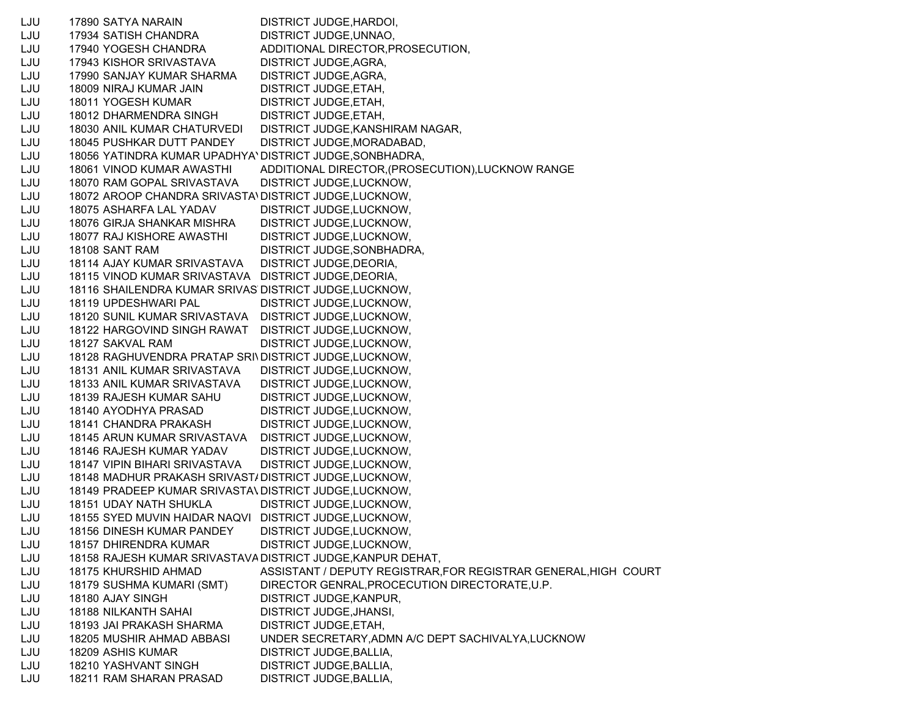| | | | |
|---|---|---|---|
| LJU | 17890 | SATYA NARAIN | DISTRICT JUDGE,HARDOI, |
| LJU | 17934 | SATISH CHANDRA | DISTRICT JUDGE,UNNAO, |
| LJU | 17940 | YOGESH CHANDRA | ADDITIONAL DIRECTOR,PROSECUTION, |
| LJU | 17943 | KISHOR SRIVASTAVA | DISTRICT JUDGE,AGRA, |
| LJU | 17990 | SANJAY KUMAR SHARMA | DISTRICT JUDGE,AGRA, |
| LJU | 18009 | NIRAJ KUMAR JAIN | DISTRICT JUDGE,ETAH, |
| LJU | 18011 | YOGESH KUMAR | DISTRICT JUDGE,ETAH, |
| LJU | 18012 | DHARMENDRA SINGH | DISTRICT JUDGE,ETAH, |
| LJU | 18030 | ANIL KUMAR CHATURVEDI | DISTRICT JUDGE,KANSHIRAM NAGAR, |
| LJU | 18045 | PUSHKAR DUTT PANDEY | DISTRICT JUDGE,MORADABAD, |
| LJU | 18056 | YATINDRA KUMAR UPADHYAY | DISTRICT JUDGE,SONBHADRA, |
| LJU | 18061 | VINOD KUMAR AWASTHI | ADDITIONAL DIRECTOR,(PROSECUTION),LUCKNOW RANGE |
| LJU | 18070 | RAM GOPAL SRIVASTAVA | DISTRICT JUDGE,LUCKNOW, |
| LJU | 18072 | AROOP CHANDRA SRIVASTAV | DISTRICT JUDGE,LUCKNOW, |
| LJU | 18075 | ASHARFA LAL YADAV | DISTRICT JUDGE,LUCKNOW, |
| LJU | 18076 | GIRJA SHANKAR MISHRA | DISTRICT JUDGE,LUCKNOW, |
| LJU | 18077 | RAJ KISHORE AWASTHI | DISTRICT JUDGE,LUCKNOW, |
| LJU | 18108 | SANT RAM | DISTRICT JUDGE,SONBHADRA, |
| LJU | 18114 | AJAY KUMAR SRIVASTAVA | DISTRICT JUDGE,DEORIA, |
| LJU | 18115 | VINOD KUMAR SRIVASTAVA | DISTRICT JUDGE,DEORIA, |
| LJU | 18116 | SHAILENDRA KUMAR SRIVAS | DISTRICT JUDGE,LUCKNOW, |
| LJU | 18119 | UPDESHWARI PAL | DISTRICT JUDGE,LUCKNOW, |
| LJU | 18120 | SUNIL KUMAR SRIVASTAVA | DISTRICT JUDGE,LUCKNOW, |
| LJU | 18122 | HARGOVIND SINGH RAWAT | DISTRICT JUDGE,LUCKNOW, |
| LJU | 18127 | SAKVAL RAM | DISTRICT JUDGE,LUCKNOW, |
| LJU | 18128 | RAGHUVENDRA PRATAP SRI | DISTRICT JUDGE,LUCKNOW, |
| LJU | 18131 | ANIL KUMAR SRIVASTAVA | DISTRICT JUDGE,LUCKNOW, |
| LJU | 18133 | ANIL KUMAR SRIVASTAVA | DISTRICT JUDGE,LUCKNOW, |
| LJU | 18139 | RAJESH KUMAR SAHU | DISTRICT JUDGE,LUCKNOW, |
| LJU | 18140 | AYODHYA PRASAD | DISTRICT JUDGE,LUCKNOW, |
| LJU | 18141 | CHANDRA PRAKASH | DISTRICT JUDGE,LUCKNOW, |
| LJU | 18145 | ARUN KUMAR SRIVASTAVA | DISTRICT JUDGE,LUCKNOW, |
| LJU | 18146 | RAJESH KUMAR YADAV | DISTRICT JUDGE,LUCKNOW, |
| LJU | 18147 | VIPIN BIHARI SRIVASTAVA | DISTRICT JUDGE,LUCKNOW, |
| LJU | 18148 | MADHUR PRAKASH SRIVASTA | DISTRICT JUDGE,LUCKNOW, |
| LJU | 18149 | PRADEEP KUMAR SRIVASTAV | DISTRICT JUDGE,LUCKNOW, |
| LJU | 18151 | UDAY NATH SHUKLA | DISTRICT JUDGE,LUCKNOW, |
| LJU | 18155 | SYED MUVIN HAIDAR NAQVI | DISTRICT JUDGE,LUCKNOW, |
| LJU | 18156 | DINESH KUMAR PANDEY | DISTRICT JUDGE,LUCKNOW, |
| LJU | 18157 | DHIRENDRA KUMAR | DISTRICT JUDGE,LUCKNOW, |
| LJU | 18158 | RAJESH KUMAR SRIVASTAVA | DISTRICT JUDGE,KANPUR DEHAT, |
| LJU | 18175 | KHURSHID AHMAD | ASSISTANT / DEPUTY REGISTRAR,FOR REGISTRAR GENERAL,HIGH COURT |
| LJU | 18179 | SUSHMA KUMARI (SMT) | DIRECTOR GENRAL,PROCECUTION DIRECTORATE,U.P. |
| LJU | 18180 | AJAY SINGH | DISTRICT JUDGE,KANPUR, |
| LJU | 18188 | NILKANTH SAHAI | DISTRICT JUDGE,JHANSI, |
| LJU | 18193 | JAI PRAKASH SHARMA | DISTRICT JUDGE,ETAH, |
| LJU | 18205 | MUSHIR AHMAD ABBASI | UNDER SECRETARY,ADMN A/C DEPT SACHIVALYA,LUCKNOW |
| LJU | 18209 | ASHIS KUMAR | DISTRICT JUDGE,BALLIA, |
| LJU | 18210 | YASHVANT SINGH | DISTRICT JUDGE,BALLIA, |
| LJU | 18211 | RAM SHARAN PRASAD | DISTRICT JUDGE,BALLIA, |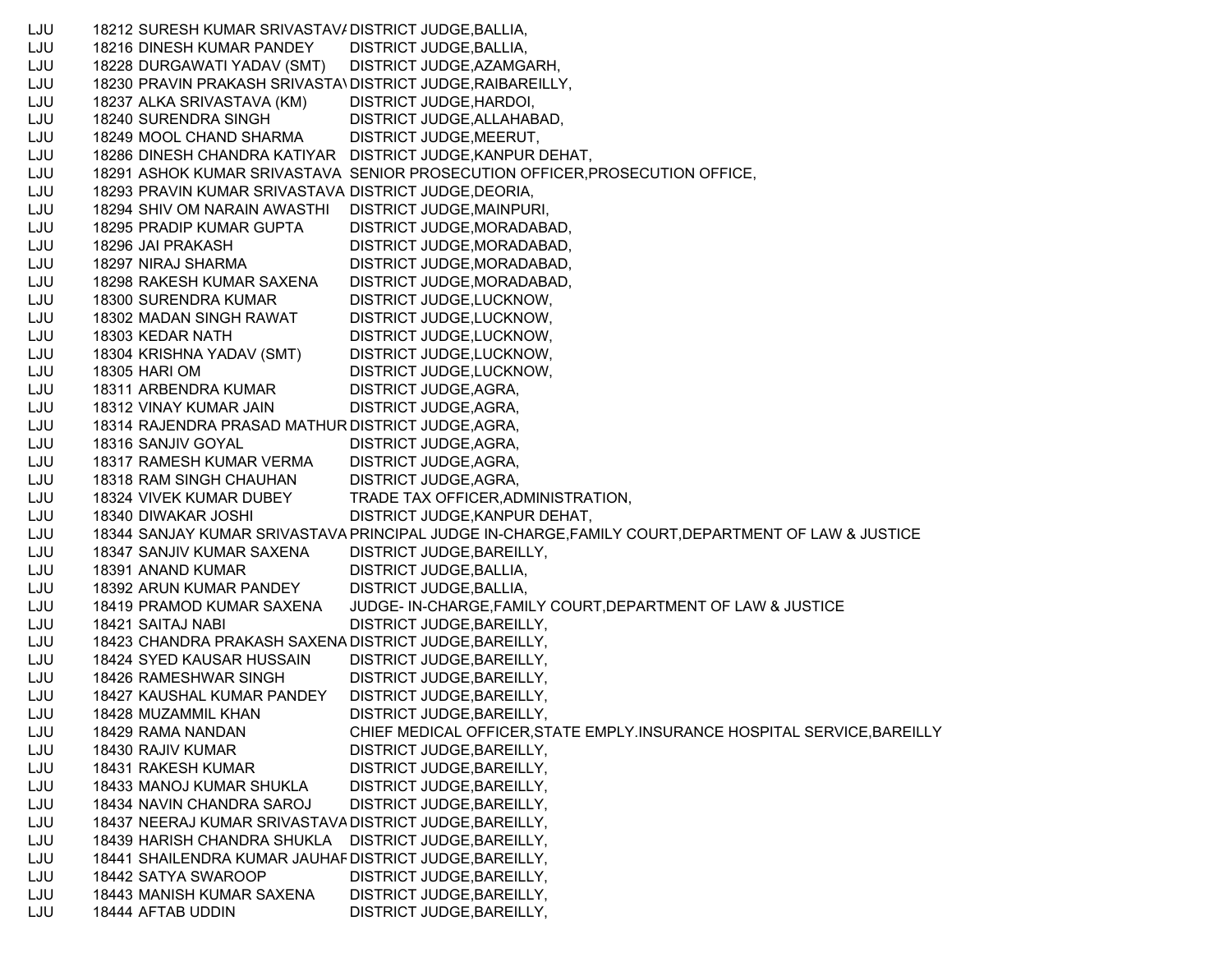| | | | |
|---|---|---|---|
| LJU | 18212 | SURESH KUMAR SRIVASTAVA | DISTRICT JUDGE,BALLIA, |
| LJU | 18216 | DINESH KUMAR PANDEY | DISTRICT JUDGE,BALLIA, |
| LJU | 18228 | DURGAWATI YADAV (SMT) | DISTRICT JUDGE,AZAMGARH, |
| LJU | 18230 | PRAVIN PRAKASH SRIVASTAV | DISTRICT JUDGE,RAIBAREILLY, |
| LJU | 18237 | ALKA SRIVASTAVA (KM) | DISTRICT JUDGE,HARDOI, |
| LJU | 18240 | SURENDRA SINGH | DISTRICT JUDGE,ALLAHABAD, |
| LJU | 18249 | MOOL CHAND SHARMA | DISTRICT JUDGE,MEERUT, |
| LJU | 18286 | DINESH CHANDRA KATIYAR | DISTRICT JUDGE,KANPUR DEHAT, |
| LJU | 18291 | ASHOK KUMAR SRIVASTAVA | SENIOR PROSECUTION OFFICER,PROSECUTION OFFICE, |
| LJU | 18293 | PRAVIN KUMAR SRIVASTAVA | DISTRICT JUDGE,DEORIA, |
| LJU | 18294 | SHIV OM NARAIN AWASTHI | DISTRICT JUDGE,MAINPURI, |
| LJU | 18295 | PRADIP KUMAR GUPTA | DISTRICT JUDGE,MORADABAD, |
| LJU | 18296 | JAI PRAKASH | DISTRICT JUDGE,MORADABAD, |
| LJU | 18297 | NIRAJ SHARMA | DISTRICT JUDGE,MORADABAD, |
| LJU | 18298 | RAKESH KUMAR SAXENA | DISTRICT JUDGE,MORADABAD, |
| LJU | 18300 | SURENDRA KUMAR | DISTRICT JUDGE,LUCKNOW, |
| LJU | 18302 | MADAN SINGH RAWAT | DISTRICT JUDGE,LUCKNOW, |
| LJU | 18303 | KEDAR NATH | DISTRICT JUDGE,LUCKNOW, |
| LJU | 18304 | KRISHNA YADAV (SMT) | DISTRICT JUDGE,LUCKNOW, |
| LJU | 18305 | HARI OM | DISTRICT JUDGE,LUCKNOW, |
| LJU | 18311 | ARBENDRA KUMAR | DISTRICT JUDGE,AGRA, |
| LJU | 18312 | VINAY KUMAR JAIN | DISTRICT JUDGE,AGRA, |
| LJU | 18314 | RAJENDRA PRASAD MATHUR | DISTRICT JUDGE,AGRA, |
| LJU | 18316 | SANJIV GOYAL | DISTRICT JUDGE,AGRA, |
| LJU | 18317 | RAMESH KUMAR VERMA | DISTRICT JUDGE,AGRA, |
| LJU | 18318 | RAM SINGH CHAUHAN | DISTRICT JUDGE,AGRA, |
| LJU | 18324 | VIVEK KUMAR DUBEY | TRADE TAX OFFICER,ADMINISTRATION, |
| LJU | 18340 | DIWAKAR JOSHI | DISTRICT JUDGE,KANPUR DEHAT, |
| LJU | 18344 | SANJAY KUMAR SRIVASTAVA | PRINCIPAL JUDGE IN-CHARGE,FAMILY COURT,DEPARTMENT OF LAW & JUSTICE |
| LJU | 18347 | SANJIV KUMAR SAXENA | DISTRICT JUDGE,BAREILLY, |
| LJU | 18391 | ANAND KUMAR | DISTRICT JUDGE,BALLIA, |
| LJU | 18392 | ARUN KUMAR PANDEY | DISTRICT JUDGE,BALLIA, |
| LJU | 18419 | PRAMOD KUMAR SAXENA | JUDGE- IN-CHARGE,FAMILY COURT,DEPARTMENT OF LAW & JUSTICE |
| LJU | 18421 | SAITAJ NABI | DISTRICT JUDGE,BAREILLY, |
| LJU | 18423 | CHANDRA PRAKASH SAXENA | DISTRICT JUDGE,BAREILLY, |
| LJU | 18424 | SYED KAUSAR HUSSAIN | DISTRICT JUDGE,BAREILLY, |
| LJU | 18426 | RAMESHWAR SINGH | DISTRICT JUDGE,BAREILLY, |
| LJU | 18427 | KAUSHAL KUMAR PANDEY | DISTRICT JUDGE,BAREILLY, |
| LJU | 18428 | MUZAMMIL KHAN | DISTRICT JUDGE,BAREILLY, |
| LJU | 18429 | RAMA NANDAN | CHIEF MEDICAL OFFICER,STATE EMPLY.INSURANCE HOSPITAL SERVICE,BAREILLY |
| LJU | 18430 | RAJIV KUMAR | DISTRICT JUDGE,BAREILLY, |
| LJU | 18431 | RAKESH KUMAR | DISTRICT JUDGE,BAREILLY, |
| LJU | 18433 | MANOJ KUMAR SHUKLA | DISTRICT JUDGE,BAREILLY, |
| LJU | 18434 | NAVIN CHANDRA SAROJ | DISTRICT JUDGE,BAREILLY, |
| LJU | 18437 | NEERAJ KUMAR SRIVASTAVA | DISTRICT JUDGE,BAREILLY, |
| LJU | 18439 | HARISH CHANDRA SHUKLA | DISTRICT JUDGE,BAREILLY, |
| LJU | 18441 | SHAILENDRA KUMAR JAUHAR | DISTRICT JUDGE,BAREILLY, |
| LJU | 18442 | SATYA SWAROOP | DISTRICT JUDGE,BAREILLY, |
| LJU | 18443 | MANISH KUMAR SAXENA | DISTRICT JUDGE,BAREILLY, |
| LJU | 18444 | AFTAB UDDIN | DISTRICT JUDGE,BAREILLY, |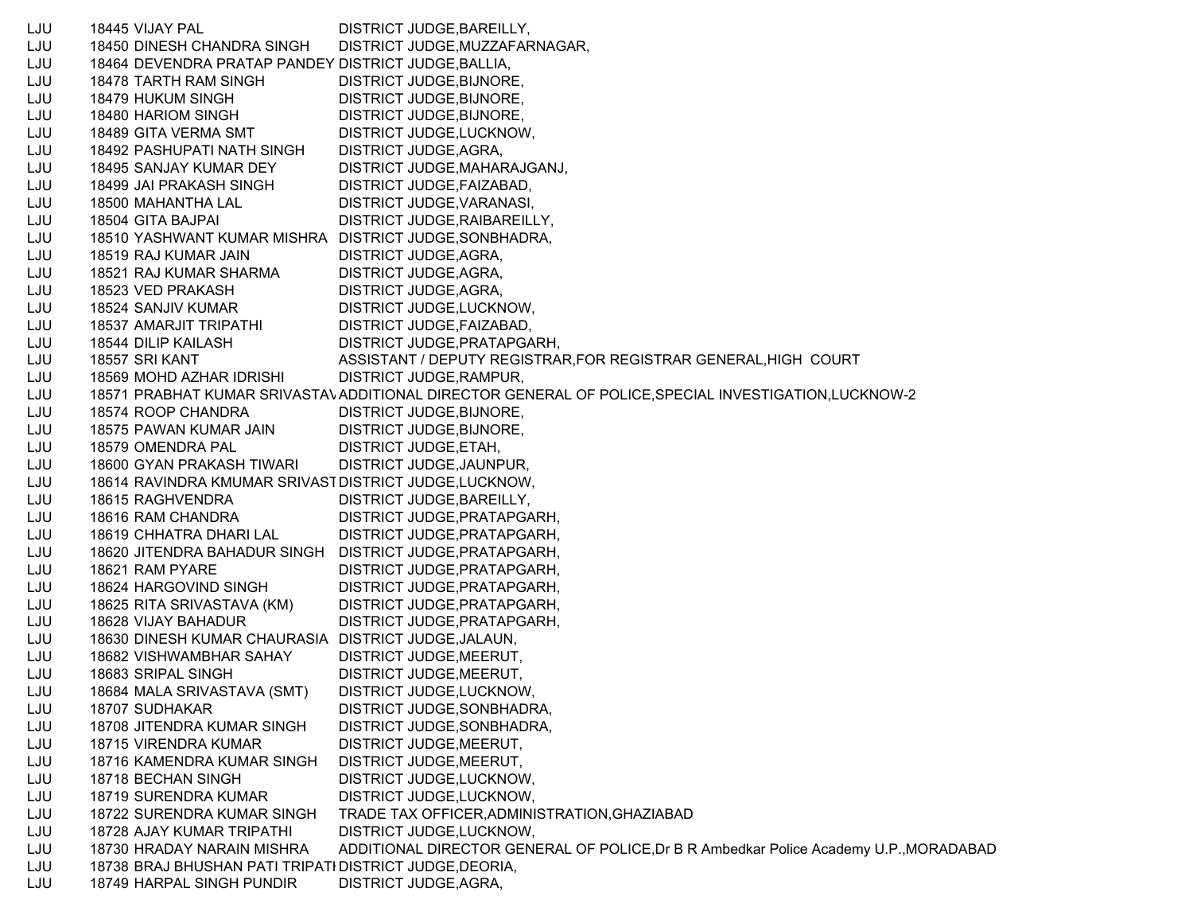| | | | |
|---|---|---|---|
| LJU | 18445 | VIJAY PAL | DISTRICT JUDGE,BAREILLY, |
| LJU | 18450 | DINESH CHANDRA SINGH | DISTRICT JUDGE,MUZZAFARNAGAR, |
| LJU | 18464 | DEVENDRA PRATAP PANDEY | DISTRICT JUDGE,BALLIA, |
| LJU | 18478 | TARTH RAM SINGH | DISTRICT JUDGE,BIJNORE, |
| LJU | 18479 | HUKUM SINGH | DISTRICT JUDGE,BIJNORE, |
| LJU | 18480 | HARIOM SINGH | DISTRICT JUDGE,BIJNORE, |
| LJU | 18489 | GITA VERMA SMT | DISTRICT JUDGE,LUCKNOW, |
| LJU | 18492 | PASHUPATI NATH SINGH | DISTRICT JUDGE,AGRA, |
| LJU | 18495 | SANJAY KUMAR DEY | DISTRICT JUDGE,MAHARAJGANJ, |
| LJU | 18499 | JAI PRAKASH SINGH | DISTRICT JUDGE,FAIZABAD, |
| LJU | 18500 | MAHANTHA LAL | DISTRICT JUDGE,VARANASI, |
| LJU | 18504 | GITA BAJPAI | DISTRICT JUDGE,RAIBAREILLY, |
| LJU | 18510 | YASHWANT KUMAR MISHRA | DISTRICT JUDGE,SONBHADRA, |
| LJU | 18519 | RAJ KUMAR JAIN | DISTRICT JUDGE,AGRA, |
| LJU | 18521 | RAJ KUMAR SHARMA | DISTRICT JUDGE,AGRA, |
| LJU | 18523 | VED PRAKASH | DISTRICT JUDGE,AGRA, |
| LJU | 18524 | SANJIV KUMAR | DISTRICT JUDGE,LUCKNOW, |
| LJU | 18537 | AMARJIT TRIPATHI | DISTRICT JUDGE,FAIZABAD, |
| LJU | 18544 | DILIP KAILASH | DISTRICT JUDGE,PRATAPGARH, |
| LJU | 18557 | SRI KANT | ASSISTANT / DEPUTY REGISTRAR,FOR REGISTRAR GENERAL,HIGH COURT |
| LJU | 18569 | MOHD AZHAR IDRISHI | DISTRICT JUDGE,RAMPUR, |
| LJU | 18571 | PRABHAT KUMAR SRIVASTAV | ADDITIONAL DIRECTOR GENERAL OF POLICE,SPECIAL INVESTIGATION,LUCKNOW-2 |
| LJU | 18574 | ROOP CHANDRA | DISTRICT JUDGE,BIJNORE, |
| LJU | 18575 | PAWAN KUMAR JAIN | DISTRICT JUDGE,BIJNORE, |
| LJU | 18579 | OMENDRA PAL | DISTRICT JUDGE,ETAH, |
| LJU | 18600 | GYAN PRAKASH TIWARI | DISTRICT JUDGE,JAUNPUR, |
| LJU | 18614 | RAVINDRA KMUMAR SRIVAST | DISTRICT JUDGE,LUCKNOW, |
| LJU | 18615 | RAGHVENDRA | DISTRICT JUDGE,BAREILLY, |
| LJU | 18616 | RAM CHANDRA | DISTRICT JUDGE,PRATAPGARH, |
| LJU | 18619 | CHHATRA DHARI LAL | DISTRICT JUDGE,PRATAPGARH, |
| LJU | 18620 | JITENDRA BAHADUR SINGH | DISTRICT JUDGE,PRATAPGARH, |
| LJU | 18621 | RAM PYARE | DISTRICT JUDGE,PRATAPGARH, |
| LJU | 18624 | HARGOVIND SINGH | DISTRICT JUDGE,PRATAPGARH, |
| LJU | 18625 | RITA SRIVASTAVA (KM) | DISTRICT JUDGE,PRATAPGARH, |
| LJU | 18628 | VIJAY BAHADUR | DISTRICT JUDGE,PRATAPGARH, |
| LJU | 18630 | DINESH KUMAR CHAURASIA | DISTRICT JUDGE,JALAUN, |
| LJU | 18682 | VISHWAMBHAR SAHAY | DISTRICT JUDGE,MEERUT, |
| LJU | 18683 | SRIPAL SINGH | DISTRICT JUDGE,MEERUT, |
| LJU | 18684 | MALA SRIVASTAVA (SMT) | DISTRICT JUDGE,LUCKNOW, |
| LJU | 18707 | SUDHAKAR | DISTRICT JUDGE,SONBHADRA, |
| LJU | 18708 | JITENDRA KUMAR SINGH | DISTRICT JUDGE,SONBHADRA, |
| LJU | 18715 | VIRENDRA KUMAR | DISTRICT JUDGE,MEERUT, |
| LJU | 18716 | KAMENDRA KUMAR SINGH | DISTRICT JUDGE,MEERUT, |
| LJU | 18718 | BECHAN SINGH | DISTRICT JUDGE,LUCKNOW, |
| LJU | 18719 | SURENDRA KUMAR | DISTRICT JUDGE,LUCKNOW, |
| LJU | 18722 | SURENDRA KUMAR SINGH | TRADE TAX OFFICER,ADMINISTRATION,GHAZIABAD |
| LJU | 18728 | AJAY KUMAR TRIPATHI | DISTRICT JUDGE,LUCKNOW, |
| LJU | 18730 | HRADAY NARAIN MISHRA | ADDITIONAL DIRECTOR GENERAL OF POLICE,Dr B R Ambedkar Police Academy U.P.,MORADABAD |
| LJU | 18738 | BRAJ BHUSHAN PATI TRIPATHI | DISTRICT JUDGE,DEORIA, |
| LJU | 18749 | HARPAL SINGH PUNDIR | DISTRICT JUDGE,AGRA, |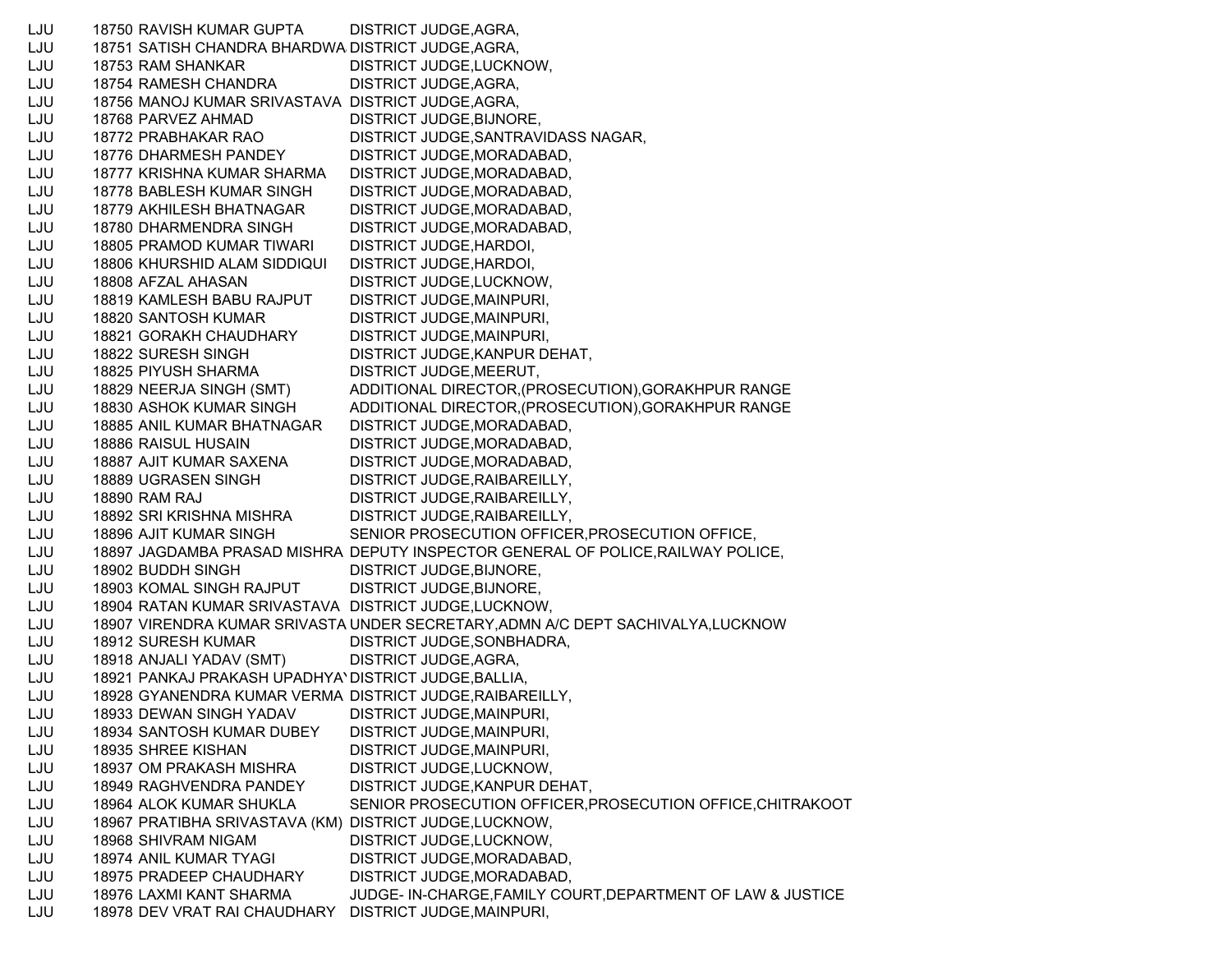| | | | |
|---|---|---|---|
| LJU | 18750 | RAVISH KUMAR GUPTA | DISTRICT JUDGE,AGRA, |
| LJU | 18751 | SATISH CHANDRA BHARDWA | DISTRICT JUDGE,AGRA, |
| LJU | 18753 | RAM SHANKAR | DISTRICT JUDGE,LUCKNOW, |
| LJU | 18754 | RAMESH CHANDRA | DISTRICT JUDGE,AGRA, |
| LJU | 18756 | MANOJ KUMAR SRIVASTAVA | DISTRICT JUDGE,AGRA, |
| LJU | 18768 | PARVEZ AHMAD | DISTRICT JUDGE,BIJNORE, |
| LJU | 18772 | PRABHAKAR RAO | DISTRICT JUDGE,SANTRAVIDASS NAGAR, |
| LJU | 18776 | DHARMESH PANDEY | DISTRICT JUDGE,MORADABAD, |
| LJU | 18777 | KRISHNA KUMAR SHARMA | DISTRICT JUDGE,MORADABAD, |
| LJU | 18778 | BABLESH KUMAR SINGH | DISTRICT JUDGE,MORADABAD, |
| LJU | 18779 | AKHILESH BHATNAGAR | DISTRICT JUDGE,MORADABAD, |
| LJU | 18780 | DHARMENDRA SINGH | DISTRICT JUDGE,MORADABAD, |
| LJU | 18805 | PRAMOD KUMAR TIWARI | DISTRICT JUDGE,HARDOI, |
| LJU | 18806 | KHURSHID ALAM SIDDIQUI | DISTRICT JUDGE,HARDOI, |
| LJU | 18808 | AFZAL AHASAN | DISTRICT JUDGE,LUCKNOW, |
| LJU | 18819 | KAMLESH BABU RAJPUT | DISTRICT JUDGE,MAINPURI, |
| LJU | 18820 | SANTOSH KUMAR | DISTRICT JUDGE,MAINPURI, |
| LJU | 18821 | GORAKH CHAUDHARY | DISTRICT JUDGE,MAINPURI, |
| LJU | 18822 | SURESH SINGH | DISTRICT JUDGE,KANPUR DEHAT, |
| LJU | 18825 | PIYUSH SHARMA | DISTRICT JUDGE,MEERUT, |
| LJU | 18829 | NEERJA SINGH (SMT) | ADDITIONAL DIRECTOR,(PROSECUTION),GORAKHPUR RANGE |
| LJU | 18830 | ASHOK KUMAR SINGH | ADDITIONAL DIRECTOR,(PROSECUTION),GORAKHPUR RANGE |
| LJU | 18885 | ANIL KUMAR BHATNAGAR | DISTRICT JUDGE,MORADABAD, |
| LJU | 18886 | RAISUL HUSAIN | DISTRICT JUDGE,MORADABAD, |
| LJU | 18887 | AJIT KUMAR SAXENA | DISTRICT JUDGE,MORADABAD, |
| LJU | 18889 | UGRASEN SINGH | DISTRICT JUDGE,RAIBAREILLY, |
| LJU | 18890 | RAM RAJ | DISTRICT JUDGE,RAIBAREILLY, |
| LJU | 18892 | SRI KRISHNA MISHRA | DISTRICT JUDGE,RAIBAREILLY, |
| LJU | 18896 | AJIT KUMAR SINGH | SENIOR PROSECUTION OFFICER,PROSECUTION OFFICE, |
| LJU | 18897 | JAGDAMBA PRASAD MISHRA | DEPUTY INSPECTOR GENERAL OF POLICE,RAILWAY POLICE, |
| LJU | 18902 | BUDDH SINGH | DISTRICT JUDGE,BIJNORE, |
| LJU | 18903 | KOMAL SINGH RAJPUT | DISTRICT JUDGE,BIJNORE, |
| LJU | 18904 | RATAN KUMAR SRIVASTAVA | DISTRICT JUDGE,LUCKNOW, |
| LJU | 18907 | VIRENDRA KUMAR SRIVASTA | UNDER SECRETARY,ADMN A/C DEPT SACHIVALYA,LUCKNOW |
| LJU | 18912 | SURESH KUMAR | DISTRICT JUDGE,SONBHADRA, |
| LJU | 18918 | ANJALI YADAV (SMT) | DISTRICT JUDGE,AGRA, |
| LJU | 18921 | PANKAJ PRAKASH UPADHYA | DISTRICT JUDGE,BALLIA, |
| LJU | 18928 | GYANENDRA KUMAR VERMA | DISTRICT JUDGE,RAIBAREILLY, |
| LJU | 18933 | DEWAN SINGH YADAV | DISTRICT JUDGE,MAINPURI, |
| LJU | 18934 | SANTOSH KUMAR DUBEY | DISTRICT JUDGE,MAINPURI, |
| LJU | 18935 | SHREE KISHAN | DISTRICT JUDGE,MAINPURI, |
| LJU | 18937 | OM PRAKASH MISHRA | DISTRICT JUDGE,LUCKNOW, |
| LJU | 18949 | RAGHVENDRA PANDEY | DISTRICT JUDGE,KANPUR DEHAT, |
| LJU | 18964 | ALOK KUMAR SHUKLA | SENIOR PROSECUTION OFFICER,PROSECUTION OFFICE,CHITRAKOOT |
| LJU | 18967 | PRATIBHA SRIVASTAVA (KM) | DISTRICT JUDGE,LUCKNOW, |
| LJU | 18968 | SHIVRAM NIGAM | DISTRICT JUDGE,LUCKNOW, |
| LJU | 18974 | ANIL KUMAR TYAGI | DISTRICT JUDGE,MORADABAD, |
| LJU | 18975 | PRADEEP CHAUDHARY | DISTRICT JUDGE,MORADABAD, |
| LJU | 18976 | LAXMI KANT SHARMA | JUDGE- IN-CHARGE,FAMILY COURT,DEPARTMENT OF LAW & JUSTICE |
| LJU | 18978 | DEV VRAT RAI CHAUDHARY | DISTRICT JUDGE,MAINPURI, |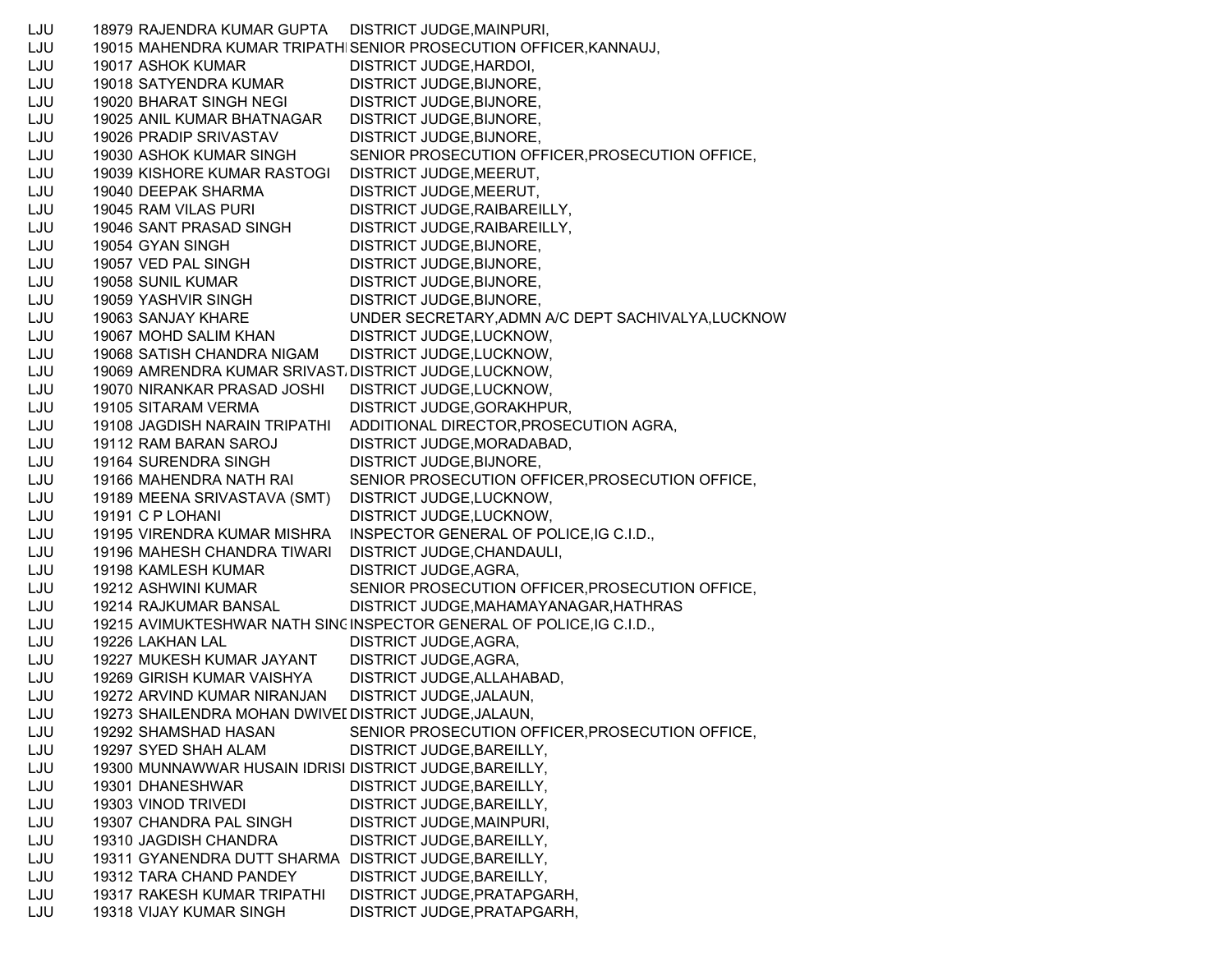| | | | |
|---|---|---|---|
| LJU | 18979 | RAJENDRA KUMAR GUPTA | DISTRICT JUDGE,MAINPURI, |
| LJU | 19015 | MAHENDRA KUMAR TRIPATHI | SENIOR PROSECUTION OFFICER,KANNAUJ, |
| LJU | 19017 | ASHOK KUMAR | DISTRICT JUDGE,HARDOI, |
| LJU | 19018 | SATYENDRA KUMAR | DISTRICT JUDGE,BIJNORE, |
| LJU | 19020 | BHARAT SINGH NEGI | DISTRICT JUDGE,BIJNORE, |
| LJU | 19025 | ANIL KUMAR BHATNAGAR | DISTRICT JUDGE,BIJNORE, |
| LJU | 19026 | PRADIP SRIVASTAV | DISTRICT JUDGE,BIJNORE, |
| LJU | 19030 | ASHOK KUMAR SINGH | SENIOR PROSECUTION OFFICER,PROSECUTION OFFICE, |
| LJU | 19039 | KISHORE KUMAR RASTOGI | DISTRICT JUDGE,MEERUT, |
| LJU | 19040 | DEEPAK SHARMA | DISTRICT JUDGE,MEERUT, |
| LJU | 19045 | RAM VILAS PURI | DISTRICT JUDGE,RAIBAREILLY, |
| LJU | 19046 | SANT PRASAD SINGH | DISTRICT JUDGE,RAIBAREILLY, |
| LJU | 19054 | GYAN SINGH | DISTRICT JUDGE,BIJNORE, |
| LJU | 19057 | VED PAL SINGH | DISTRICT JUDGE,BIJNORE, |
| LJU | 19058 | SUNIL KUMAR | DISTRICT JUDGE,BIJNORE, |
| LJU | 19059 | YASHVIR SINGH | DISTRICT JUDGE,BIJNORE, |
| LJU | 19063 | SANJAY KHARE | UNDER SECRETARY,ADMN A/C DEPT SACHIVALYA,LUCKNOW |
| LJU | 19067 | MOHD SALIM KHAN | DISTRICT JUDGE,LUCKNOW, |
| LJU | 19068 | SATISH CHANDRA NIGAM | DISTRICT JUDGE,LUCKNOW, |
| LJU | 19069 | AMRENDRA KUMAR SRIVAST | DISTRICT JUDGE,LUCKNOW, |
| LJU | 19070 | NIRANKAR PRASAD JOSHI | DISTRICT JUDGE,LUCKNOW, |
| LJU | 19105 | SITARAM VERMA | DISTRICT JUDGE,GORAKHPUR, |
| LJU | 19108 | JAGDISH NARAIN TRIPATHI | ADDITIONAL DIRECTOR,PROSECUTION AGRA, |
| LJU | 19112 | RAM BARAN SAROJ | DISTRICT JUDGE,MORADABAD, |
| LJU | 19164 | SURENDRA SINGH | DISTRICT JUDGE,BIJNORE, |
| LJU | 19166 | MAHENDRA NATH RAI | SENIOR PROSECUTION OFFICER,PROSECUTION OFFICE, |
| LJU | 19189 | MEENA SRIVASTAVA (SMT) | DISTRICT JUDGE,LUCKNOW, |
| LJU | 19191 | C P LOHANI | DISTRICT JUDGE,LUCKNOW, |
| LJU | 19195 | VIRENDRA KUMAR MISHRA | INSPECTOR GENERAL OF POLICE,IG C.I.D., |
| LJU | 19196 | MAHESH CHANDRA TIWARI | DISTRICT JUDGE,CHANDAULI, |
| LJU | 19198 | KAMLESH KUMAR | DISTRICT JUDGE,AGRA, |
| LJU | 19212 | ASHWINI KUMAR | SENIOR PROSECUTION OFFICER,PROSECUTION OFFICE, |
| LJU | 19214 | RAJKUMAR BANSAL | DISTRICT JUDGE,MAHAMAYANAGAR,HATHRAS |
| LJU | 19215 | AVIMUKTESHWAR NATH SING | INSPECTOR GENERAL OF POLICE,IG C.I.D., |
| LJU | 19226 | LAKHAN LAL | DISTRICT JUDGE,AGRA, |
| LJU | 19227 | MUKESH KUMAR JAYANT | DISTRICT JUDGE,AGRA, |
| LJU | 19269 | GIRISH KUMAR VAISHYA | DISTRICT JUDGE,ALLAHABAD, |
| LJU | 19272 | ARVIND KUMAR NIRANJAN | DISTRICT JUDGE,JALAUN, |
| LJU | 19273 | SHAILENDRA MOHAN DWIVEI | DISTRICT JUDGE,JALAUN, |
| LJU | 19292 | SHAMSHAD HASAN | SENIOR PROSECUTION OFFICER,PROSECUTION OFFICE, |
| LJU | 19297 | SYED SHAH ALAM | DISTRICT JUDGE,BAREILLY, |
| LJU | 19300 | MUNNAWWAR HUSAIN IDRISI | DISTRICT JUDGE,BAREILLY, |
| LJU | 19301 | DHANESHWAR | DISTRICT JUDGE,BAREILLY, |
| LJU | 19303 | VINOD TRIVEDI | DISTRICT JUDGE,BAREILLY, |
| LJU | 19307 | CHANDRA PAL SINGH | DISTRICT JUDGE,MAINPURI, |
| LJU | 19310 | JAGDISH CHANDRA | DISTRICT JUDGE,BAREILLY, |
| LJU | 19311 | GYANENDRA DUTT SHARMA | DISTRICT JUDGE,BAREILLY, |
| LJU | 19312 | TARA CHAND PANDEY | DISTRICT JUDGE,BAREILLY, |
| LJU | 19317 | RAKESH KUMAR TRIPATHI | DISTRICT JUDGE,PRATAPGARH, |
| LJU | 19318 | VIJAY KUMAR SINGH | DISTRICT JUDGE,PRATAPGARH, |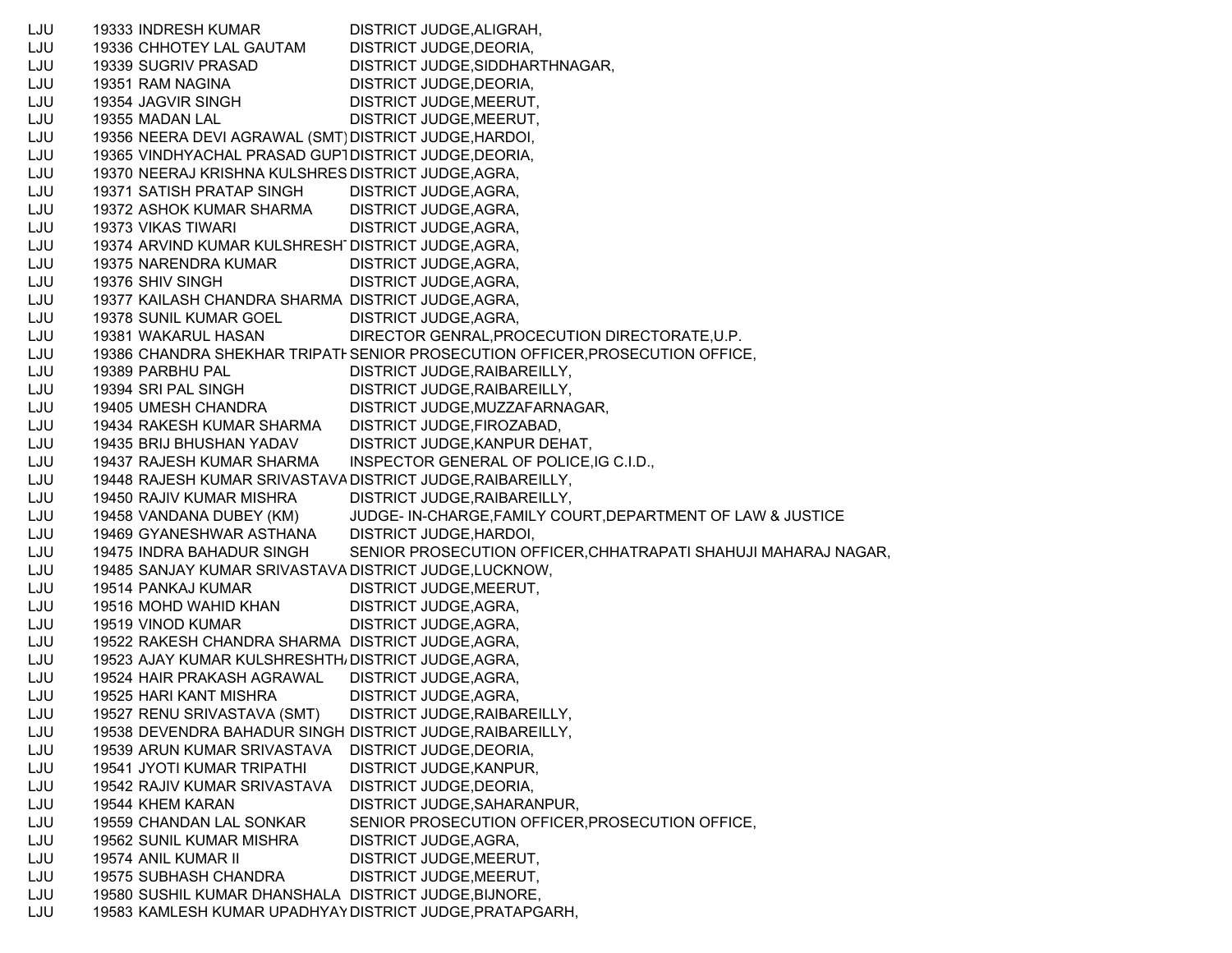| | | | |
|---|---|---|---|
| LJU | 19333 | INDRESH KUMAR | DISTRICT JUDGE,ALIGRAH, |
| LJU | 19336 | CHHOTEY LAL GAUTAM | DISTRICT JUDGE,DEORIA, |
| LJU | 19339 | SUGRIV PRASAD | DISTRICT JUDGE,SIDDHARTHNAGAR, |
| LJU | 19351 | RAM NAGINA | DISTRICT JUDGE,DEORIA, |
| LJU | 19354 | JAGVIR SINGH | DISTRICT JUDGE,MEERUT, |
| LJU | 19355 | MADAN LAL | DISTRICT JUDGE,MEERUT, |
| LJU | 19356 | NEERA DEVI AGRAWAL (SMT) | DISTRICT JUDGE,HARDOI, |
| LJU | 19365 | VINDHYACHAL PRASAD GUPT | DISTRICT JUDGE,DEORIA, |
| LJU | 19370 | NEERAJ KRISHNA KULSHRES | DISTRICT JUDGE,AGRA, |
| LJU | 19371 | SATISH PRATAP SINGH | DISTRICT JUDGE,AGRA, |
| LJU | 19372 | ASHOK KUMAR SHARMA | DISTRICT JUDGE,AGRA, |
| LJU | 19373 | VIKAS TIWARI | DISTRICT JUDGE,AGRA, |
| LJU | 19374 | ARVIND KUMAR KULSHRESHT | DISTRICT JUDGE,AGRA, |
| LJU | 19375 | NARENDRA KUMAR | DISTRICT JUDGE,AGRA, |
| LJU | 19376 | SHIV SINGH | DISTRICT JUDGE,AGRA, |
| LJU | 19377 | KAILASH CHANDRA SHARMA | DISTRICT JUDGE,AGRA, |
| LJU | 19378 | SUNIL KUMAR GOEL | DISTRICT JUDGE,AGRA, |
| LJU | 19381 | WAKARUL HASAN | DIRECTOR GENRAL,PROCECUTION DIRECTORATE,U.P. |
| LJU | 19386 | CHANDRA SHEKHAR TRIPATH | SENIOR PROSECUTION OFFICER,PROSECUTION OFFICE, |
| LJU | 19389 | PARBHU PAL | DISTRICT JUDGE,RAIBAREILLY, |
| LJU | 19394 | SRI PAL SINGH | DISTRICT JUDGE,RAIBAREILLY, |
| LJU | 19405 | UMESH CHANDRA | DISTRICT JUDGE,MUZZAFARNAGAR, |
| LJU | 19434 | RAKESH KUMAR SHARMA | DISTRICT JUDGE,FIROZABAD, |
| LJU | 19435 | BRIJ BHUSHAN YADAV | DISTRICT JUDGE,KANPUR DEHAT, |
| LJU | 19437 | RAJESH KUMAR SHARMA | INSPECTOR GENERAL OF POLICE,IG C.I.D., |
| LJU | 19448 | RAJESH KUMAR SRIVASTAVA | DISTRICT JUDGE,RAIBAREILLY, |
| LJU | 19450 | RAJIV KUMAR MISHRA | DISTRICT JUDGE,RAIBAREILLY, |
| LJU | 19458 | VANDANA DUBEY (KM) | JUDGE- IN-CHARGE,FAMILY COURT,DEPARTMENT OF LAW & JUSTICE |
| LJU | 19469 | GYANESHWAR ASTHANA | DISTRICT JUDGE,HARDOI, |
| LJU | 19475 | INDRA BAHADUR SINGH | SENIOR PROSECUTION OFFICER,CHHATRAPATI SHAHUJI MAHARAJ NAGAR, |
| LJU | 19485 | SANJAY KUMAR SRIVASTAVA | DISTRICT JUDGE,LUCKNOW, |
| LJU | 19514 | PANKAJ KUMAR | DISTRICT JUDGE,MEERUT, |
| LJU | 19516 | MOHD WAHID KHAN | DISTRICT JUDGE,AGRA, |
| LJU | 19519 | VINOD KUMAR | DISTRICT JUDGE,AGRA, |
| LJU | 19522 | RAKESH CHANDRA SHARMA | DISTRICT JUDGE,AGRA, |
| LJU | 19523 | AJAY KUMAR KULSHRESHTH | DISTRICT JUDGE,AGRA, |
| LJU | 19524 | HAIR PRAKASH AGRAWAL | DISTRICT JUDGE,AGRA, |
| LJU | 19525 | HARI KANT MISHRA | DISTRICT JUDGE,AGRA, |
| LJU | 19527 | RENU SRIVASTAVA (SMT) | DISTRICT JUDGE,RAIBAREILLY, |
| LJU | 19538 | DEVENDRA BAHADUR SINGH | DISTRICT JUDGE,RAIBAREILLY, |
| LJU | 19539 | ARUN KUMAR SRIVASTAVA | DISTRICT JUDGE,DEORIA, |
| LJU | 19541 | JYOTI KUMAR TRIPATHI | DISTRICT JUDGE,KANPUR, |
| LJU | 19542 | RAJIV KUMAR SRIVASTAVA | DISTRICT JUDGE,DEORIA, |
| LJU | 19544 | KHEM KARAN | DISTRICT JUDGE,SAHARANPUR, |
| LJU | 19559 | CHANDAN LAL SONKAR | SENIOR PROSECUTION OFFICER,PROSECUTION OFFICE, |
| LJU | 19562 | SUNIL KUMAR MISHRA | DISTRICT JUDGE,AGRA, |
| LJU | 19574 | ANIL KUMAR II | DISTRICT JUDGE,MEERUT, |
| LJU | 19575 | SUBHASH CHANDRA | DISTRICT JUDGE,MEERUT, |
| LJU | 19580 | SUSHIL KUMAR DHANSHALA | DISTRICT JUDGE,BIJNORE, |
| LJU | 19583 | KAMLESH KUMAR UPADHYAY | DISTRICT JUDGE,PRATAPGARH, |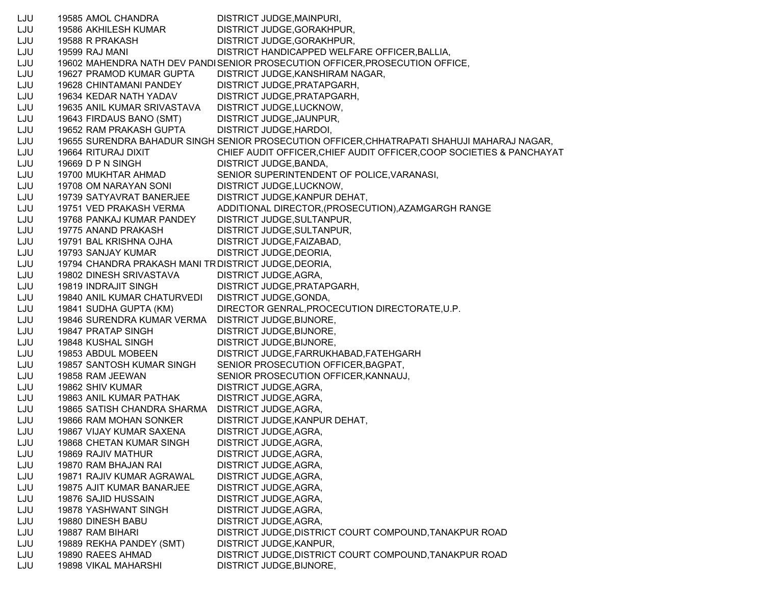| | | | |
|---|---|---|---|
| LJU | 19585 | AMOL CHANDRA | DISTRICT JUDGE,MAINPURI, |
| LJU | 19586 | AKHILESH KUMAR | DISTRICT JUDGE,GORAKHPUR, |
| LJU | 19588 | R PRAKASH | DISTRICT JUDGE,GORAKHPUR, |
| LJU | 19599 | RAJ MANI | DISTRICT HANDICAPPED WELFARE OFFICER,BALLIA, |
| LJU | 19602 | MAHENDRA NATH DEV PANDI | SENIOR PROSECUTION OFFICER,PROSECUTION OFFICE, |
| LJU | 19627 | PRAMOD KUMAR GUPTA | DISTRICT JUDGE,KANSHIRAM NAGAR, |
| LJU | 19628 | CHINTAMANI PANDEY | DISTRICT JUDGE,PRATAPGARH, |
| LJU | 19634 | KEDAR NATH YADAV | DISTRICT JUDGE,PRATAPGARH, |
| LJU | 19635 | ANIL KUMAR SRIVASTAVA | DISTRICT JUDGE,LUCKNOW, |
| LJU | 19643 | FIRDAUS BANO (SMT) | DISTRICT JUDGE,JAUNPUR, |
| LJU | 19652 | RAM PRAKASH GUPTA | DISTRICT JUDGE,HARDOI, |
| LJU | 19655 | SURENDRA BAHADUR SINGH | SENIOR PROSECUTION OFFICER,CHHATRAPATI SHAHUJI MAHARAJ NAGAR, |
| LJU | 19664 | RITURAJ DIXIT | CHIEF AUDIT OFFICER,CHIEF AUDIT OFFICER,COOP SOCIETIES & PANCHAYAT |
| LJU | 19669 | D P N SINGH | DISTRICT JUDGE,BANDA, |
| LJU | 19700 | MUKHTAR AHMAD | SENIOR SUPERINTENDENT OF POLICE,VARANASI, |
| LJU | 19708 | OM NARAYAN SONI | DISTRICT JUDGE,LUCKNOW, |
| LJU | 19739 | SATYAVRAT BANERJEE | DISTRICT JUDGE,KANPUR DEHAT, |
| LJU | 19751 | VED PRAKASH VERMA | ADDITIONAL DIRECTOR,(PROSECUTION),AZAMGARGH RANGE |
| LJU | 19768 | PANKAJ KUMAR PANDEY | DISTRICT JUDGE,SULTANPUR, |
| LJU | 19775 | ANAND PRAKASH | DISTRICT JUDGE,SULTANPUR, |
| LJU | 19791 | BAL KRISHNA OJHA | DISTRICT JUDGE,FAIZABAD, |
| LJU | 19793 | SANJAY KUMAR | DISTRICT JUDGE,DEORIA, |
| LJU | 19794 | CHANDRA PRAKASH MANI TR | DISTRICT JUDGE,DEORIA, |
| LJU | 19802 | DINESH SRIVASTAVA | DISTRICT JUDGE,AGRA, |
| LJU | 19819 | INDRAJIT SINGH | DISTRICT JUDGE,PRATAPGARH, |
| LJU | 19840 | ANIL KUMAR CHATURVEDI | DISTRICT JUDGE,GONDA, |
| LJU | 19841 | SUDHA GUPTA (KM) | DIRECTOR GENRAL,PROCECUTION DIRECTORATE,U.P. |
| LJU | 19846 | SURENDRA KUMAR VERMA | DISTRICT JUDGE,BIJNORE, |
| LJU | 19847 | PRATAP SINGH | DISTRICT JUDGE,BIJNORE, |
| LJU | 19848 | KUSHAL SINGH | DISTRICT JUDGE,BIJNORE, |
| LJU | 19853 | ABDUL MOBEEN | DISTRICT JUDGE,FARRUKHABAD,FATEHGARH |
| LJU | 19857 | SANTOSH KUMAR SINGH | SENIOR PROSECUTION OFFICER,BAGPAT, |
| LJU | 19858 | RAM JEEWAN | SENIOR PROSECUTION OFFICER,KANNAUJ, |
| LJU | 19862 | SHIV KUMAR | DISTRICT JUDGE,AGRA, |
| LJU | 19863 | ANIL KUMAR PATHAK | DISTRICT JUDGE,AGRA, |
| LJU | 19865 | SATISH CHANDRA SHARMA | DISTRICT JUDGE,AGRA, |
| LJU | 19866 | RAM MOHAN SONKER | DISTRICT JUDGE,KANPUR DEHAT, |
| LJU | 19867 | VIJAY KUMAR SAXENA | DISTRICT JUDGE,AGRA, |
| LJU | 19868 | CHETAN KUMAR SINGH | DISTRICT JUDGE,AGRA, |
| LJU | 19869 | RAJIV MATHUR | DISTRICT JUDGE,AGRA, |
| LJU | 19870 | RAM BHAJAN RAI | DISTRICT JUDGE,AGRA, |
| LJU | 19871 | RAJIV KUMAR AGRAWAL | DISTRICT JUDGE,AGRA, |
| LJU | 19875 | AJIT KUMAR BANARJEE | DISTRICT JUDGE,AGRA, |
| LJU | 19876 | SAJID HUSSAIN | DISTRICT JUDGE,AGRA, |
| LJU | 19878 | YASHWANT SINGH | DISTRICT JUDGE,AGRA, |
| LJU | 19880 | DINESH BABU | DISTRICT JUDGE,AGRA, |
| LJU | 19887 | RAM BIHARI | DISTRICT JUDGE,DISTRICT COURT COMPOUND,TANAKPUR ROAD |
| LJU | 19889 | REKHA PANDEY (SMT) | DISTRICT JUDGE,KANPUR, |
| LJU | 19890 | RAEES AHMAD | DISTRICT JUDGE,DISTRICT COURT COMPOUND,TANAKPUR ROAD |
| LJU | 19898 | VIKAL MAHARSHI | DISTRICT JUDGE,BIJNORE, |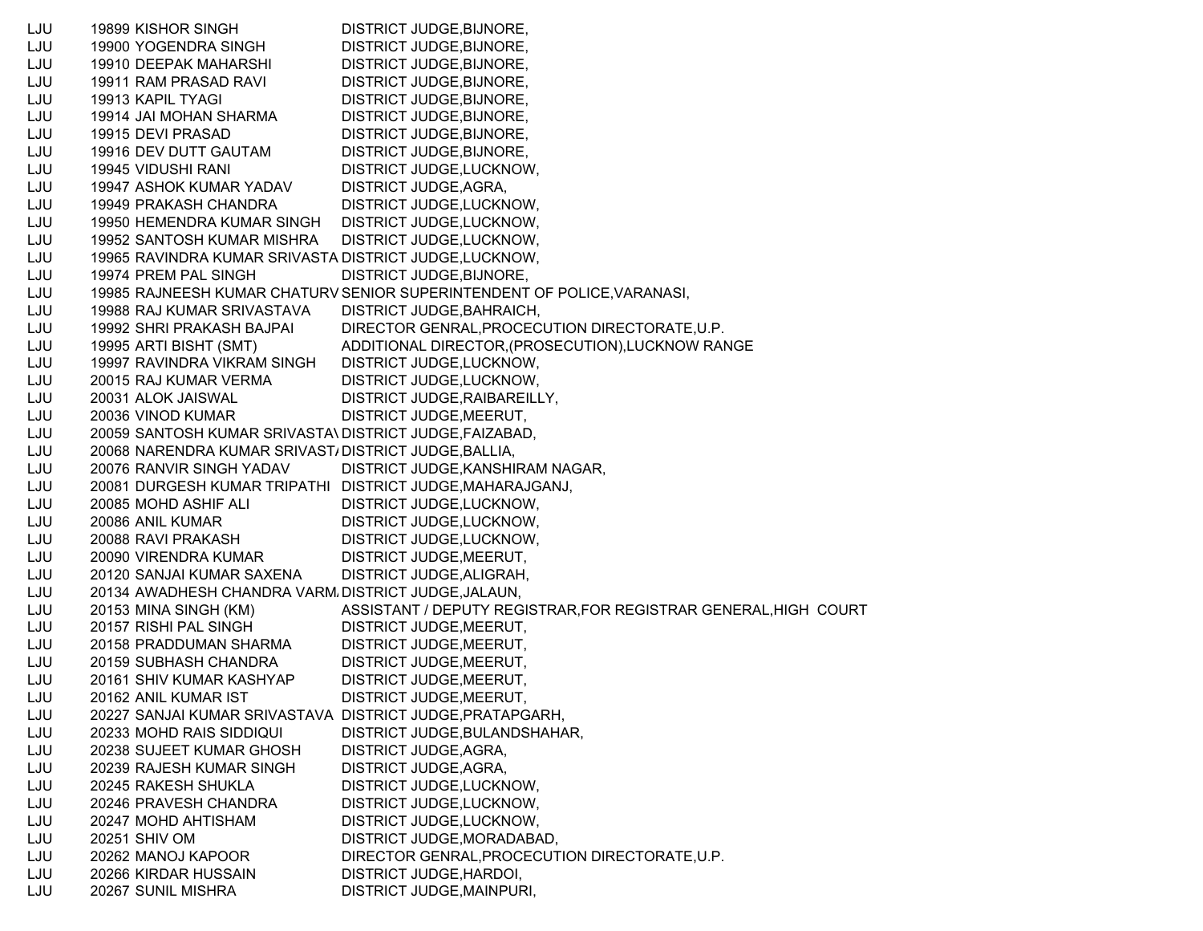| | | | |
|---|---|---|---|
| LJU | 19899 | KISHOR SINGH | DISTRICT JUDGE,BIJNORE, |
| LJU | 19900 | YOGENDRA SINGH | DISTRICT JUDGE,BIJNORE, |
| LJU | 19910 | DEEPAK MAHARSHI | DISTRICT JUDGE,BIJNORE, |
| LJU | 19911 | RAM PRASAD RAVI | DISTRICT JUDGE,BIJNORE, |
| LJU | 19913 | KAPIL TYAGI | DISTRICT JUDGE,BIJNORE, |
| LJU | 19914 | JAI MOHAN SHARMA | DISTRICT JUDGE,BIJNORE, |
| LJU | 19915 | DEVI PRASAD | DISTRICT JUDGE,BIJNORE, |
| LJU | 19916 | DEV DUTT GAUTAM | DISTRICT JUDGE,BIJNORE, |
| LJU | 19945 | VIDUSHI RANI | DISTRICT JUDGE,LUCKNOW, |
| LJU | 19947 | ASHOK KUMAR YADAV | DISTRICT JUDGE,AGRA, |
| LJU | 19949 | PRAKASH CHANDRA | DISTRICT JUDGE,LUCKNOW, |
| LJU | 19950 | HEMENDRA KUMAR SINGH | DISTRICT JUDGE,LUCKNOW, |
| LJU | 19952 | SANTOSH KUMAR MISHRA | DISTRICT JUDGE,LUCKNOW, |
| LJU | 19965 | RAVINDRA KUMAR SRIVASTA | DISTRICT JUDGE,LUCKNOW, |
| LJU | 19974 | PREM PAL SINGH | DISTRICT JUDGE,BIJNORE, |
| LJU | 19985 | RAJNEESH KUMAR CHATURV | SENIOR SUPERINTENDENT OF POLICE,VARANASI, |
| LJU | 19988 | RAJ KUMAR SRIVASTAVA | DISTRICT JUDGE,BAHRAICH, |
| LJU | 19992 | SHRI PRAKASH BAJPAI | DIRECTOR GENRAL,PROCECUTION DIRECTORATE,U.P. |
| LJU | 19995 | ARTI BISHT (SMT) | ADDITIONAL DIRECTOR,(PROSECUTION),LUCKNOW RANGE |
| LJU | 19997 | RAVINDRA VIKRAM SINGH | DISTRICT JUDGE,LUCKNOW, |
| LJU | 20015 | RAJ KUMAR VERMA | DISTRICT JUDGE,LUCKNOW, |
| LJU | 20031 | ALOK JAISWAL | DISTRICT JUDGE,RAIBAREILLY, |
| LJU | 20036 | VINOD KUMAR | DISTRICT JUDGE,MEERUT, |
| LJU | 20059 | SANTOSH KUMAR SRIVASTAV | DISTRICT JUDGE,FAIZABAD, |
| LJU | 20068 | NARENDRA KUMAR SRIVASTA | DISTRICT JUDGE,BALLIA, |
| LJU | 20076 | RANVIR SINGH YADAV | DISTRICT JUDGE,KANSHIRAM NAGAR, |
| LJU | 20081 | DURGESH KUMAR TRIPATHI | DISTRICT JUDGE,MAHARAJGANJ, |
| LJU | 20085 | MOHD ASHIF ALI | DISTRICT JUDGE,LUCKNOW, |
| LJU | 20086 | ANIL KUMAR | DISTRICT JUDGE,LUCKNOW, |
| LJU | 20088 | RAVI PRAKASH | DISTRICT JUDGE,LUCKNOW, |
| LJU | 20090 | VIRENDRA KUMAR | DISTRICT JUDGE,MEERUT, |
| LJU | 20120 | SANJAI KUMAR SAXENA | DISTRICT JUDGE,ALIGRAH, |
| LJU | 20134 | AWADHESH CHANDRA VARMA | DISTRICT JUDGE,JALAUN, |
| LJU | 20153 | MINA SINGH (KM) | ASSISTANT / DEPUTY REGISTRAR,FOR REGISTRAR GENERAL,HIGH COURT |
| LJU | 20157 | RISHI PAL SINGH | DISTRICT JUDGE,MEERUT, |
| LJU | 20158 | PRADDUMAN SHARMA | DISTRICT JUDGE,MEERUT, |
| LJU | 20159 | SUBHASH CHANDRA | DISTRICT JUDGE,MEERUT, |
| LJU | 20161 | SHIV KUMAR KASHYAP | DISTRICT JUDGE,MEERUT, |
| LJU | 20162 | ANIL KUMAR IST | DISTRICT JUDGE,MEERUT, |
| LJU | 20227 | SANJAI KUMAR SRIVASTAVA | DISTRICT JUDGE,PRATAPGARH, |
| LJU | 20233 | MOHD RAIS SIDDIQUI | DISTRICT JUDGE,BULANDSHAHAR, |
| LJU | 20238 | SUJEET KUMAR GHOSH | DISTRICT JUDGE,AGRA, |
| LJU | 20239 | RAJESH KUMAR SINGH | DISTRICT JUDGE,AGRA, |
| LJU | 20245 | RAKESH SHUKLA | DISTRICT JUDGE,LUCKNOW, |
| LJU | 20246 | PRAVESH CHANDRA | DISTRICT JUDGE,LUCKNOW, |
| LJU | 20247 | MOHD AHTISHAM | DISTRICT JUDGE,LUCKNOW, |
| LJU | 20251 | SHIV OM | DISTRICT JUDGE,MORADABAD, |
| LJU | 20262 | MANOJ KAPOOR | DIRECTOR GENRAL,PROCECUTION DIRECTORATE,U.P. |
| LJU | 20266 | KIRDAR HUSSAIN | DISTRICT JUDGE,HARDOI, |
| LJU | 20267 | SUNIL MISHRA | DISTRICT JUDGE,MAINPURI, |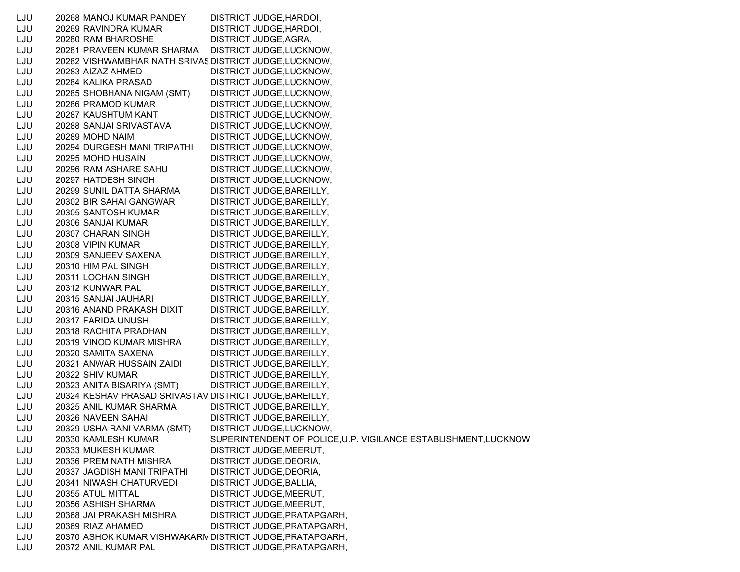| | | | |
|---|---|---|---|
| LJU | 20268 | MANOJ KUMAR PANDEY | DISTRICT JUDGE,HARDOI, |
| LJU | 20269 | RAVINDRA KUMAR | DISTRICT JUDGE,HARDOI, |
| LJU | 20280 | RAM BHAROSHE | DISTRICT JUDGE,AGRA, |
| LJU | 20281 | PRAVEEN KUMAR SHARMA | DISTRICT JUDGE,LUCKNOW, |
| LJU | 20282 | VISHWAMBHAR NATH SRIVAS | DISTRICT JUDGE,LUCKNOW, |
| LJU | 20283 | AIZAZ AHMED | DISTRICT JUDGE,LUCKNOW, |
| LJU | 20284 | KALIKA PRASAD | DISTRICT JUDGE,LUCKNOW, |
| LJU | 20285 | SHOBHANA NIGAM (SMT) | DISTRICT JUDGE,LUCKNOW, |
| LJU | 20286 | PRAMOD KUMAR | DISTRICT JUDGE,LUCKNOW, |
| LJU | 20287 | KAUSHTUM KANT | DISTRICT JUDGE,LUCKNOW, |
| LJU | 20288 | SANJAI SRIVASTAVA | DISTRICT JUDGE,LUCKNOW, |
| LJU | 20289 | MOHD NAIM | DISTRICT JUDGE,LUCKNOW, |
| LJU | 20294 | DURGESH MANI TRIPATHI | DISTRICT JUDGE,LUCKNOW, |
| LJU | 20295 | MOHD HUSAIN | DISTRICT JUDGE,LUCKNOW, |
| LJU | 20296 | RAM ASHARE SAHU | DISTRICT JUDGE,LUCKNOW, |
| LJU | 20297 | HATDESH SINGH | DISTRICT JUDGE,LUCKNOW, |
| LJU | 20299 | SUNIL DATTA SHARMA | DISTRICT JUDGE,BAREILLY, |
| LJU | 20302 | BIR SAHAI GANGWAR | DISTRICT JUDGE,BAREILLY, |
| LJU | 20305 | SANTOSH KUMAR | DISTRICT JUDGE,BAREILLY, |
| LJU | 20306 | SANJAI KUMAR | DISTRICT JUDGE,BAREILLY, |
| LJU | 20307 | CHARAN SINGH | DISTRICT JUDGE,BAREILLY, |
| LJU | 20308 | VIPIN KUMAR | DISTRICT JUDGE,BAREILLY, |
| LJU | 20309 | SANJEEV SAXENA | DISTRICT JUDGE,BAREILLY, |
| LJU | 20310 | HIM PAL SINGH | DISTRICT JUDGE,BAREILLY, |
| LJU | 20311 | LOCHAN SINGH | DISTRICT JUDGE,BAREILLY, |
| LJU | 20312 | KUNWAR PAL | DISTRICT JUDGE,BAREILLY, |
| LJU | 20315 | SANJAI JAUHARI | DISTRICT JUDGE,BAREILLY, |
| LJU | 20316 | ANAND PRAKASH DIXIT | DISTRICT JUDGE,BAREILLY, |
| LJU | 20317 | FARIDA UNUSH | DISTRICT JUDGE,BAREILLY, |
| LJU | 20318 | RACHITA PRADHAN | DISTRICT JUDGE,BAREILLY, |
| LJU | 20319 | VINOD KUMAR MISHRA | DISTRICT JUDGE,BAREILLY, |
| LJU | 20320 | SAMITA SAXENA | DISTRICT JUDGE,BAREILLY, |
| LJU | 20321 | ANWAR HUSSAIN ZAIDI | DISTRICT JUDGE,BAREILLY, |
| LJU | 20322 | SHIV KUMAR | DISTRICT JUDGE,BAREILLY, |
| LJU | 20323 | ANITA BISARIYA (SMT) | DISTRICT JUDGE,BAREILLY, |
| LJU | 20324 | KESHAV PRASAD SRIVASTAV | DISTRICT JUDGE,BAREILLY, |
| LJU | 20325 | ANIL KUMAR SHARMA | DISTRICT JUDGE,BAREILLY, |
| LJU | 20326 | NAVEEN SAHAI | DISTRICT JUDGE,BAREILLY, |
| LJU | 20329 | USHA RANI VARMA (SMT) | DISTRICT JUDGE,LUCKNOW, |
| LJU | 20330 | KAMLESH KUMAR | SUPERINTENDENT OF POLICE,U.P. VIGILANCE ESTABLISHMENT,LUCKNOW |
| LJU | 20333 | MUKESH KUMAR | DISTRICT JUDGE,MEERUT, |
| LJU | 20336 | PREM NATH MISHRA | DISTRICT JUDGE,DEORIA, |
| LJU | 20337 | JAGDISH MANI TRIPATHI | DISTRICT JUDGE,DEORIA, |
| LJU | 20341 | NIWASH CHATURVEDI | DISTRICT JUDGE,BALLIA, |
| LJU | 20355 | ATUL MITTAL | DISTRICT JUDGE,MEERUT, |
| LJU | 20356 | ASHISH SHARMA | DISTRICT JUDGE,MEERUT, |
| LJU | 20368 | JAI PRAKASH MISHRA | DISTRICT JUDGE,PRATAPGARH, |
| LJU | 20369 | RIAZ AHAMED | DISTRICT JUDGE,PRATAPGARH, |
| LJU | 20370 | ASHOK KUMAR VISHWAKARM | DISTRICT JUDGE,PRATAPGARH, |
| LJU | 20372 | ANIL KUMAR PAL | DISTRICT JUDGE,PRATAPGARH, |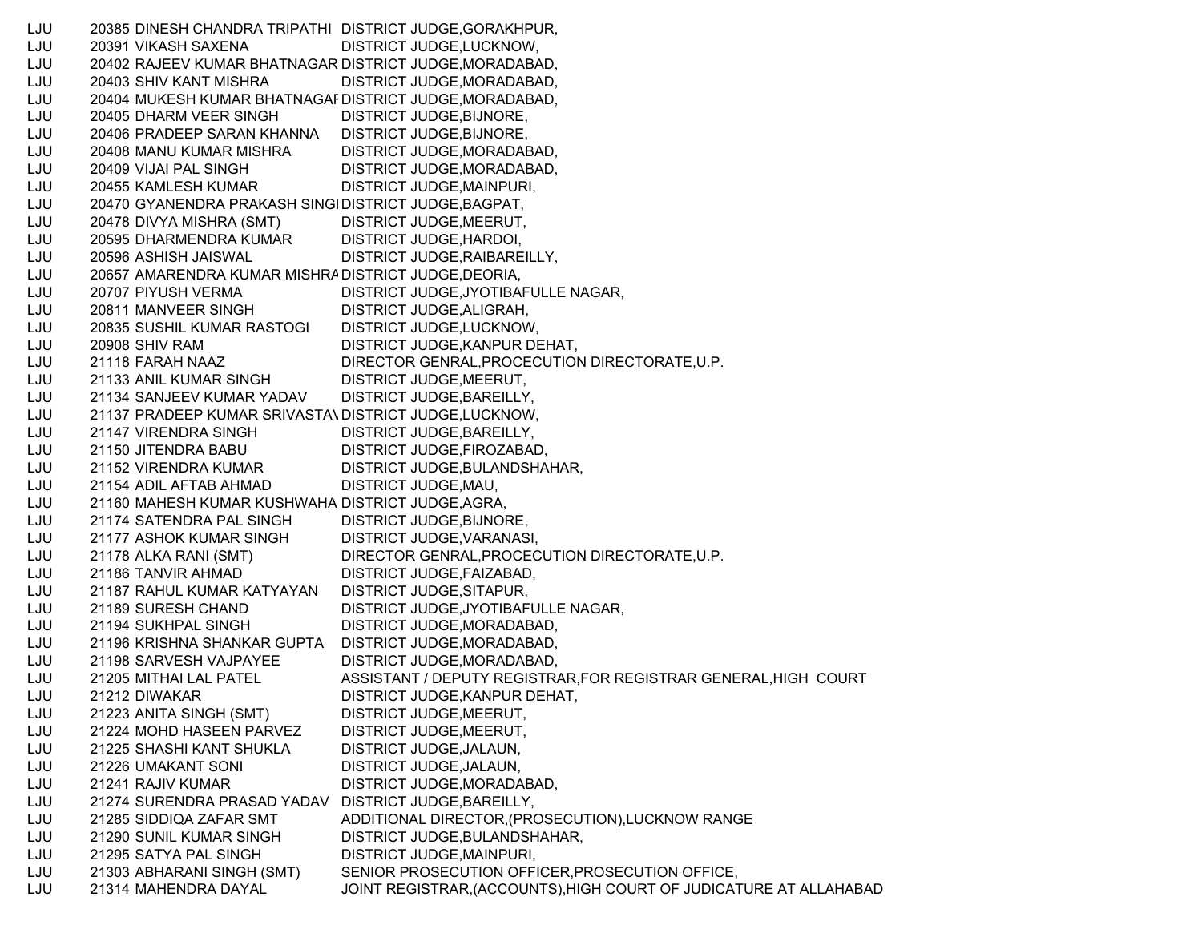| | | | |
|---|---|---|---|
| LJU | 20385 | DINESH CHANDRA TRIPATHI | DISTRICT JUDGE,GORAKHPUR, |
| LJU | 20391 | VIKASH SAXENA | DISTRICT JUDGE,LUCKNOW, |
| LJU | 20402 | RAJEEV KUMAR BHATNAGAR | DISTRICT JUDGE,MORADABAD, |
| LJU | 20403 | SHIV KANT MISHRA | DISTRICT JUDGE,MORADABAD, |
| LJU | 20404 | MUKESH KUMAR BHATNAGAI | DISTRICT JUDGE,MORADABAD, |
| LJU | 20405 | DHARM VEER SINGH | DISTRICT JUDGE,BIJNORE, |
| LJU | 20406 | PRADEEP SARAN KHANNA | DISTRICT JUDGE,BIJNORE, |
| LJU | 20408 | MANU KUMAR MISHRA | DISTRICT JUDGE,MORADABAD, |
| LJU | 20409 | VIJAI PAL SINGH | DISTRICT JUDGE,MORADABAD, |
| LJU | 20455 | KAMLESH KUMAR | DISTRICT JUDGE,MAINPURI, |
| LJU | 20470 | GYANENDRA PRAKASH SINGI | DISTRICT JUDGE,BAGPAT, |
| LJU | 20478 | DIVYA MISHRA (SMT) | DISTRICT JUDGE,MEERUT, |
| LJU | 20595 | DHARMENDRA KUMAR | DISTRICT JUDGE,HARDOI, |
| LJU | 20596 | ASHISH JAISWAL | DISTRICT JUDGE,RAIBAREILLY, |
| LJU | 20657 | AMARENDRA KUMAR MISHRA | DISTRICT JUDGE,DEORIA, |
| LJU | 20707 | PIYUSH VERMA | DISTRICT JUDGE,JYOTIBAFULLE NAGAR, |
| LJU | 20811 | MANVEER SINGH | DISTRICT JUDGE,ALIGRAH, |
| LJU | 20835 | SUSHIL KUMAR RASTOGI | DISTRICT JUDGE,LUCKNOW, |
| LJU | 20908 | SHIV RAM | DISTRICT JUDGE,KANPUR DEHAT, |
| LJU | 21118 | FARAH NAAZ | DIRECTOR GENRAL,PROCECUTION DIRECTORATE,U.P. |
| LJU | 21133 | ANIL KUMAR SINGH | DISTRICT JUDGE,MEERUT, |
| LJU | 21134 | SANJEEV KUMAR YADAV | DISTRICT JUDGE,BAREILLY, |
| LJU | 21137 | PRADEEP KUMAR SRIVASTA\ | DISTRICT JUDGE,LUCKNOW, |
| LJU | 21147 | VIRENDRA SINGH | DISTRICT JUDGE,BAREILLY, |
| LJU | 21150 | JITENDRA BABU | DISTRICT JUDGE,FIROZABAD, |
| LJU | 21152 | VIRENDRA KUMAR | DISTRICT JUDGE,BULANDSHAHAR, |
| LJU | 21154 | ADIL AFTAB AHMAD | DISTRICT JUDGE,MAU, |
| LJU | 21160 | MAHESH KUMAR KUSHWAHA | DISTRICT JUDGE,AGRA, |
| LJU | 21174 | SATENDRA PAL SINGH | DISTRICT JUDGE,BIJNORE, |
| LJU | 21177 | ASHOK KUMAR SINGH | DISTRICT JUDGE,VARANASI, |
| LJU | 21178 | ALKA RANI (SMT) | DIRECTOR GENRAL,PROCECUTION DIRECTORATE,U.P. |
| LJU | 21186 | TANVIR AHMAD | DISTRICT JUDGE,FAIZABAD, |
| LJU | 21187 | RAHUL KUMAR KATYAYAN | DISTRICT JUDGE,SITAPUR, |
| LJU | 21189 | SURESH CHAND | DISTRICT JUDGE,JYOTIBAFULLE NAGAR, |
| LJU | 21194 | SUKHPAL SINGH | DISTRICT JUDGE,MORADABAD, |
| LJU | 21196 | KRISHNA SHANKAR GUPTA | DISTRICT JUDGE,MORADABAD, |
| LJU | 21198 | SARVESH VAJPAYEE | DISTRICT JUDGE,MORADABAD, |
| LJU | 21205 | MITHAI LAL PATEL | ASSISTANT / DEPUTY REGISTRAR,FOR REGISTRAR GENERAL,HIGH COURT |
| LJU | 21212 | DIWAKAR | DISTRICT JUDGE,KANPUR DEHAT, |
| LJU | 21223 | ANITA SINGH (SMT) | DISTRICT JUDGE,MEERUT, |
| LJU | 21224 | MOHD HASEEN PARVEZ | DISTRICT JUDGE,MEERUT, |
| LJU | 21225 | SHASHI KANT SHUKLA | DISTRICT JUDGE,JALAUN, |
| LJU | 21226 | UMAKANT SONI | DISTRICT JUDGE,JALAUN, |
| LJU | 21241 | RAJIV KUMAR | DISTRICT JUDGE,MORADABAD, |
| LJU | 21274 | SURENDRA PRASAD YADAV | DISTRICT JUDGE,BAREILLY, |
| LJU | 21285 | SIDDIQA ZAFAR SMT | ADDITIONAL DIRECTOR,(PROSECUTION),LUCKNOW RANGE |
| LJU | 21290 | SUNIL KUMAR SINGH | DISTRICT JUDGE,BULANDSHAHAR, |
| LJU | 21295 | SATYA PAL SINGH | DISTRICT JUDGE,MAINPURI, |
| LJU | 21303 | ABHARANI SINGH (SMT) | SENIOR PROSECUTION OFFICER,PROSECUTION OFFICE, |
| LJU | 21314 | MAHENDRA DAYAL | JOINT REGISTRAR,(ACCOUNTS),HIGH COURT OF JUDICATURE AT ALLAHABAD |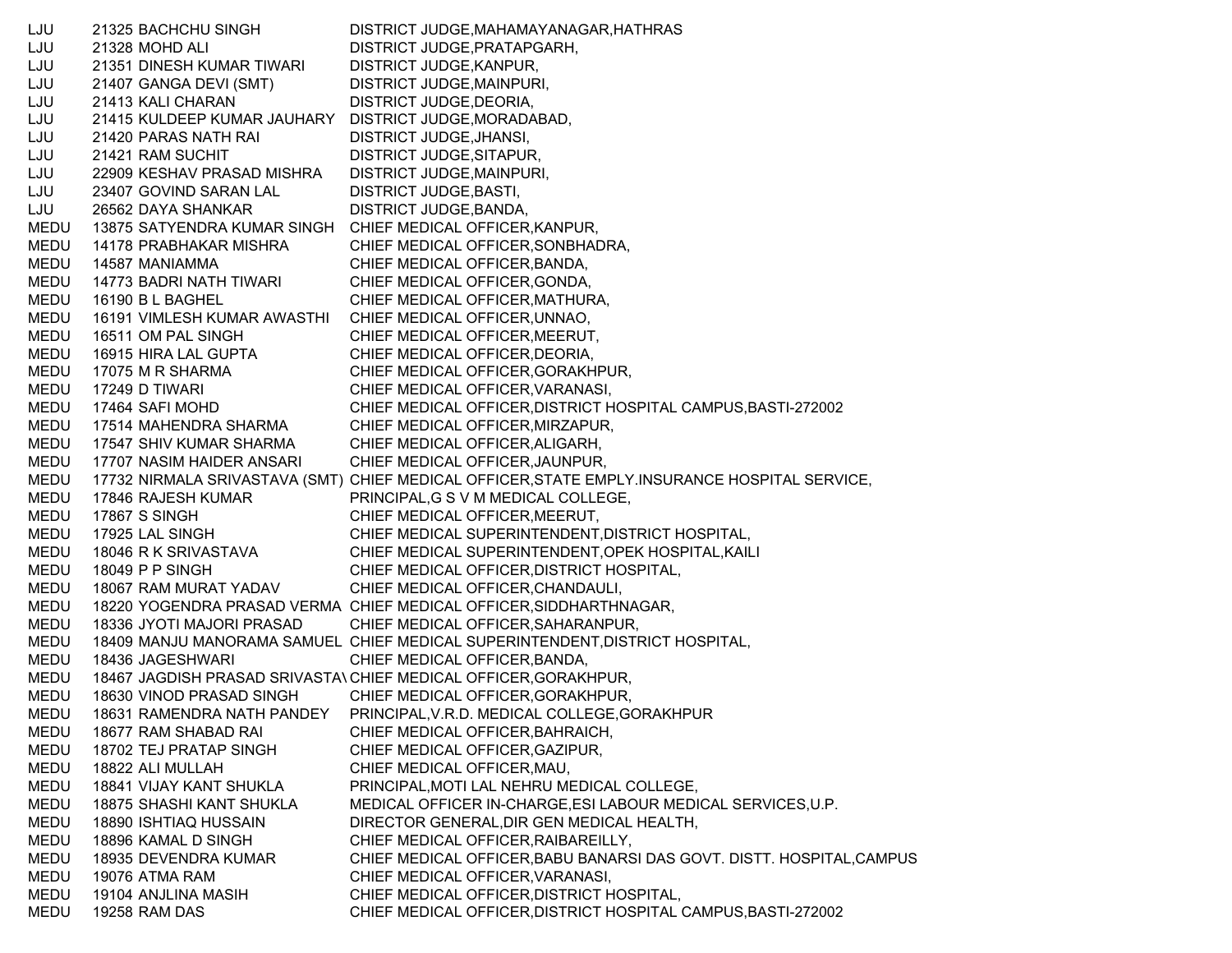| | | | |
|---|---|---|---|
| LJU | 21325 | BACHCHU SINGH | DISTRICT JUDGE,MAHAMAYANAGAR,HATHRAS |
| LJU | 21328 | MOHD ALI | DISTRICT JUDGE,PRATAPGARH, |
| LJU | 21351 | DINESH KUMAR TIWARI | DISTRICT JUDGE,KANPUR, |
| LJU | 21407 | GANGA DEVI (SMT) | DISTRICT JUDGE,MAINPURI, |
| LJU | 21413 | KALI CHARAN | DISTRICT JUDGE,DEORIA, |
| LJU | 21415 | KULDEEP KUMAR JAUHARY | DISTRICT JUDGE,MORADABAD, |
| LJU | 21420 | PARAS NATH RAI | DISTRICT JUDGE,JHANSI, |
| LJU | 21421 | RAM SUCHIT | DISTRICT JUDGE,SITAPUR, |
| LJU | 22909 | KESHAV PRASAD MISHRA | DISTRICT JUDGE,MAINPURI, |
| LJU | 23407 | GOVIND SARAN LAL | DISTRICT JUDGE,BASTI, |
| LJU | 26562 | DAYA SHANKAR | DISTRICT JUDGE,BANDA, |
| MEDU | 13875 | SATYENDRA KUMAR SINGH | CHIEF MEDICAL OFFICER,KANPUR, |
| MEDU | 14178 | PRABHAKAR MISHRA | CHIEF MEDICAL OFFICER,SONBHADRA, |
| MEDU | 14587 | MANIAMMA | CHIEF MEDICAL OFFICER,BANDA, |
| MEDU | 14773 | BADRI NATH TIWARI | CHIEF MEDICAL OFFICER,GONDA, |
| MEDU | 16190 | B L BAGHEL | CHIEF MEDICAL OFFICER,MATHURA, |
| MEDU | 16191 | VIMLESH KUMAR AWASTHI | CHIEF MEDICAL OFFICER,UNNAO, |
| MEDU | 16511 | OM PAL SINGH | CHIEF MEDICAL OFFICER,MEERUT, |
| MEDU | 16915 | HIRA LAL GUPTA | CHIEF MEDICAL OFFICER,DEORIA, |
| MEDU | 17075 | M R SHARMA | CHIEF MEDICAL OFFICER,GORAKHPUR, |
| MEDU | 17249 | D TIWARI | CHIEF MEDICAL OFFICER,VARANASI, |
| MEDU | 17464 | SAFI MOHD | CHIEF MEDICAL OFFICER,DISTRICT HOSPITAL CAMPUS,BASTI-272002 |
| MEDU | 17514 | MAHENDRA SHARMA | CHIEF MEDICAL OFFICER,MIRZAPUR, |
| MEDU | 17547 | SHIV KUMAR SHARMA | CHIEF MEDICAL OFFICER,ALIGARH, |
| MEDU | 17707 | NASIM HAIDER ANSARI | CHIEF MEDICAL OFFICER,JAUNPUR, |
| MEDU | 17732 | NIRMALA SRIVASTAVA (SMT) | CHIEF MEDICAL OFFICER,STATE EMPLY.INSURANCE HOSPITAL SERVICE, |
| MEDU | 17846 | RAJESH KUMAR | PRINCIPAL,G S V M MEDICAL COLLEGE, |
| MEDU | 17867 | S SINGH | CHIEF MEDICAL OFFICER,MEERUT, |
| MEDU | 17925 | LAL SINGH | CHIEF MEDICAL SUPERINTENDENT,DISTRICT HOSPITAL, |
| MEDU | 18046 | R K SRIVASTAVA | CHIEF MEDICAL SUPERINTENDENT,OPEK HOSPITAL,KAILI |
| MEDU | 18049 | P P SINGH | CHIEF MEDICAL OFFICER,DISTRICT HOSPITAL, |
| MEDU | 18067 | RAM MURAT YADAV | CHIEF MEDICAL OFFICER,CHANDAULI, |
| MEDU | 18220 | YOGENDRA PRASAD VERMA | CHIEF MEDICAL OFFICER,SIDDHARTHNAGAR, |
| MEDU | 18336 | JYOTI MAJORI PRASAD | CHIEF MEDICAL OFFICER,SAHARANPUR, |
| MEDU | 18409 | MANJU MANORAMA SAMUEL | CHIEF MEDICAL SUPERINTENDENT,DISTRICT HOSPITAL, |
| MEDU | 18436 | JAGESHWARI | CHIEF MEDICAL OFFICER,BANDA, |
| MEDU | 18467 | JAGDISH PRASAD SRIVASTAV | CHIEF MEDICAL OFFICER,GORAKHPUR, |
| MEDU | 18630 | VINOD PRASAD SINGH | CHIEF MEDICAL OFFICER,GORAKHPUR, |
| MEDU | 18631 | RAMENDRA NATH PANDEY | PRINCIPAL,V.R.D. MEDICAL COLLEGE,GORAKHPUR |
| MEDU | 18677 | RAM SHABAD RAI | CHIEF MEDICAL OFFICER,BAHRAICH, |
| MEDU | 18702 | TEJ PRATAP SINGH | CHIEF MEDICAL OFFICER,GAZIPUR, |
| MEDU | 18822 | ALI MULLAH | CHIEF MEDICAL OFFICER,MAU, |
| MEDU | 18841 | VIJAY KANT SHUKLA | PRINCIPAL,MOTI LAL NEHRU MEDICAL COLLEGE, |
| MEDU | 18875 | SHASHI KANT SHUKLA | MEDICAL OFFICER IN-CHARGE,ESI LABOUR MEDICAL SERVICES,U.P. |
| MEDU | 18890 | ISHTIAQ HUSSAIN | DIRECTOR GENERAL,DIR GEN MEDICAL HEALTH, |
| MEDU | 18896 | KAMAL D SINGH | CHIEF MEDICAL OFFICER,RAIBAREILLY, |
| MEDU | 18935 | DEVENDRA KUMAR | CHIEF MEDICAL OFFICER,BABU BANARSI DAS GOVT. DISTT. HOSPITAL,CAMPUS |
| MEDU | 19076 | ATMA RAM | CHIEF MEDICAL OFFICER,VARANASI, |
| MEDU | 19104 | ANJLINA MASIH | CHIEF MEDICAL OFFICER,DISTRICT HOSPITAL, |
| MEDU | 19258 | RAM DAS | CHIEF MEDICAL OFFICER,DISTRICT HOSPITAL CAMPUS,BASTI-272002 |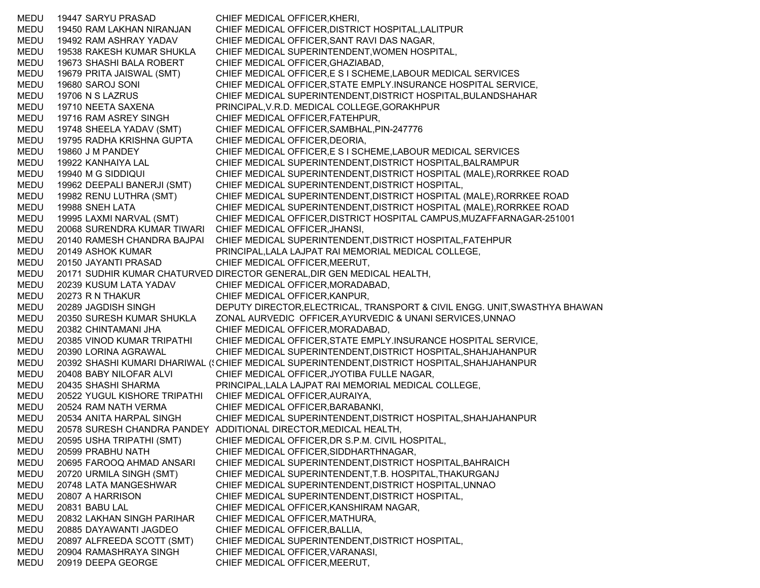| | | | |
|---|---|---|---|
| MEDU | 19447 | SARYU PRASAD | CHIEF MEDICAL OFFICER,KHERI, |
| MEDU | 19450 | RAM LAKHAN NIRANJAN | CHIEF MEDICAL OFFICER,DISTRICT HOSPITAL,LALITPUR |
| MEDU | 19492 | RAM ASHRAY YADAV | CHIEF MEDICAL OFFICER,SANT RAVI DAS NAGAR, |
| MEDU | 19538 | RAKESH KUMAR SHUKLA | CHIEF MEDICAL SUPERINTENDENT,WOMEN HOSPITAL, |
| MEDU | 19673 | SHASHI BALA ROBERT | CHIEF MEDICAL OFFICER,GHAZIABAD, |
| MEDU | 19679 | PRITA JAISWAL (SMT) | CHIEF MEDICAL OFFICER,E S I SCHEME,LABOUR MEDICAL SERVICES |
| MEDU | 19680 | SAROJ SONI | CHIEF MEDICAL OFFICER,STATE EMPLY.INSURANCE HOSPITAL SERVICE, |
| MEDU | 19706 | N S LAZRUS | CHIEF MEDICAL SUPERINTENDENT,DISTRICT HOSPITAL,BULANDSHAHAR |
| MEDU | 19710 | NEETA SAXENA | PRINCIPAL,V.R.D. MEDICAL COLLEGE,GORAKHPUR |
| MEDU | 19716 | RAM ASREY SINGH | CHIEF MEDICAL OFFICER,FATEHPUR, |
| MEDU | 19748 | SHEELA YADAV (SMT) | CHIEF MEDICAL OFFICER,SAMBHAL,PIN-247776 |
| MEDU | 19795 | RADHA KRISHNA GUPTA | CHIEF MEDICAL OFFICER,DEORIA, |
| MEDU | 19860 | J M PANDEY | CHIEF MEDICAL OFFICER,E S I SCHEME,LABOUR MEDICAL SERVICES |
| MEDU | 19922 | KANHAIYA LAL | CHIEF MEDICAL SUPERINTENDENT,DISTRICT HOSPITAL,BALRAMPUR |
| MEDU | 19940 | M G SIDDIQUI | CHIEF MEDICAL SUPERINTENDENT,DISTRICT HOSPITAL (MALE),RORRKEE ROAD |
| MEDU | 19962 | DEEPALI BANERJI (SMT) | CHIEF MEDICAL SUPERINTENDENT,DISTRICT HOSPITAL, |
| MEDU | 19982 | RENU LUTHRA (SMT) | CHIEF MEDICAL SUPERINTENDENT,DISTRICT HOSPITAL (MALE),RORRKEE ROAD |
| MEDU | 19988 | SNEH LATA | CHIEF MEDICAL SUPERINTENDENT,DISTRICT HOSPITAL (MALE),RORRKEE ROAD |
| MEDU | 19995 | LAXMI NARVAL (SMT) | CHIEF MEDICAL OFFICER,DISTRICT HOSPITAL CAMPUS,MUZAFFARNAGAR-251001 |
| MEDU | 20068 | SURENDRA KUMAR TIWARI | CHIEF MEDICAL OFFICER,JHANSI, |
| MEDU | 20140 | RAMESH CHANDRA BAJPAI | CHIEF MEDICAL SUPERINTENDENT,DISTRICT HOSPITAL,FATEHPUR |
| MEDU | 20149 | ASHOK KUMAR | PRINCIPAL,LALA LAJPAT RAI MEMORIAL MEDICAL COLLEGE, |
| MEDU | 20150 | JAYANTI PRASAD | CHIEF MEDICAL OFFICER,MEERUT, |
| MEDU | 20171 | SUDHIR KUMAR CHATURVED | DIRECTOR GENERAL,DIR GEN MEDICAL HEALTH, |
| MEDU | 20239 | KUSUM LATA YADAV | CHIEF MEDICAL OFFICER,MORADABAD, |
| MEDU | 20273 | R N THAKUR | CHIEF MEDICAL OFFICER,KANPUR, |
| MEDU | 20289 | JAGDISH SINGH | DEPUTY DIRECTOR,ELECTRICAL, TRANSPORT & CIVIL ENGG. UNIT,SWASTHYA BHAWAN |
| MEDU | 20350 | SURESH KUMAR SHUKLA | ZONAL AURVEDIC OFFICER,AYURVEDIC & UNANI SERVICES,UNNAO |
| MEDU | 20382 | CHINTAMANI JHA | CHIEF MEDICAL OFFICER,MORADABAD, |
| MEDU | 20385 | VINOD KUMAR TRIPATHI | CHIEF MEDICAL OFFICER,STATE EMPLY.INSURANCE HOSPITAL SERVICE, |
| MEDU | 20390 | LORINA AGRAWAL | CHIEF MEDICAL SUPERINTENDENT,DISTRICT HOSPITAL,SHAHJAHANPUR |
| MEDU | 20392 | SHASHI KUMARI DHARIWAL (S | CHIEF MEDICAL SUPERINTENDENT,DISTRICT HOSPITAL,SHAHJAHANPUR |
| MEDU | 20408 | BABY NILOFAR ALVI | CHIEF MEDICAL OFFICER,JYOTIBA FULLE NAGAR, |
| MEDU | 20435 | SHASHI SHARMA | PRINCIPAL,LALA LAJPAT RAI MEMORIAL MEDICAL COLLEGE, |
| MEDU | 20522 | YUGUL KISHORE TRIPATHI | CHIEF MEDICAL OFFICER,AURAIYA, |
| MEDU | 20524 | RAM NATH VERMA | CHIEF MEDICAL OFFICER,BARABANKI, |
| MEDU | 20534 | ANITA HARPAL SINGH | CHIEF MEDICAL SUPERINTENDENT,DISTRICT HOSPITAL,SHAHJAHANPUR |
| MEDU | 20578 | SURESH CHANDRA PANDEY | ADDITIONAL DIRECTOR,MEDICAL HEALTH, |
| MEDU | 20595 | USHA TRIPATHI (SMT) | CHIEF MEDICAL OFFICER,DR S.P.M. CIVIL HOSPITAL, |
| MEDU | 20599 | PRABHU NATH | CHIEF MEDICAL OFFICER,SIDDHARTHNAGAR, |
| MEDU | 20695 | FAROOQ AHMAD ANSARI | CHIEF MEDICAL SUPERINTENDENT,DISTRICT HOSPITAL,BAHRAICH |
| MEDU | 20720 | URMILA SINGH (SMT) | CHIEF MEDICAL SUPERINTENDENT,T.B. HOSPITAL,THAKURGANJ |
| MEDU | 20748 | LATA MANGESHWAR | CHIEF MEDICAL SUPERINTENDENT,DISTRICT HOSPITAL,UNNAO |
| MEDU | 20807 | A HARRISON | CHIEF MEDICAL SUPERINTENDENT,DISTRICT HOSPITAL, |
| MEDU | 20831 | BABU LAL | CHIEF MEDICAL OFFICER,KANSHIRAM NAGAR, |
| MEDU | 20832 | LAKHAN SINGH PARIHAR | CHIEF MEDICAL OFFICER,MATHURA, |
| MEDU | 20885 | DAYAWANTI JAGDEO | CHIEF MEDICAL OFFICER,BALLIA, |
| MEDU | 20897 | ALFREEDA SCOTT (SMT) | CHIEF MEDICAL SUPERINTENDENT,DISTRICT HOSPITAL, |
| MEDU | 20904 | RAMASHRAYA SINGH | CHIEF MEDICAL OFFICER,VARANASI, |
| MEDU | 20919 | DEEPA GEORGE | CHIEF MEDICAL OFFICER,MEERUT, |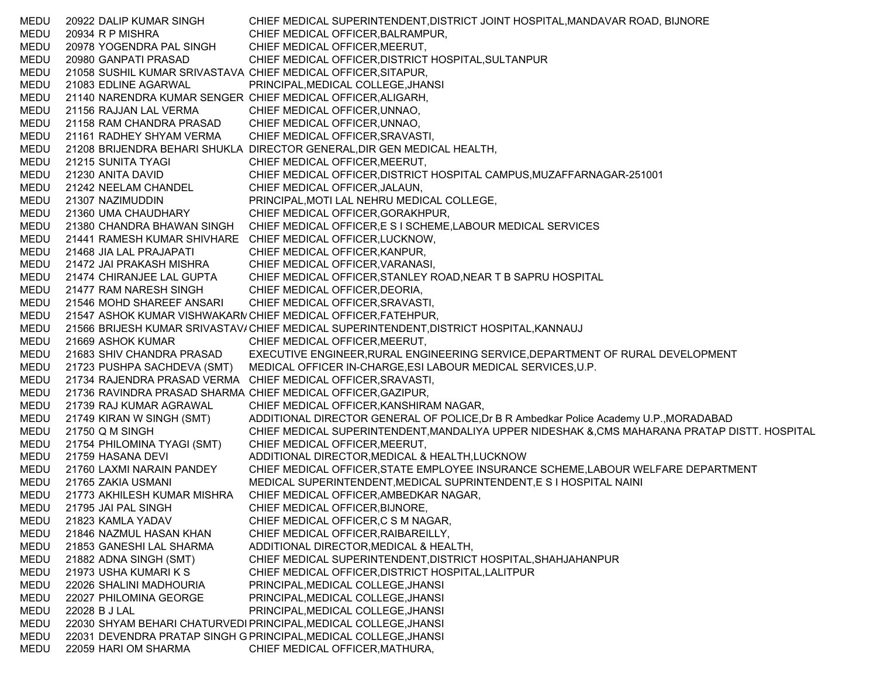| | | | |
|---|---|---|---|
| MEDU | 20922 | DALIP KUMAR SINGH | CHIEF MEDICAL SUPERINTENDENT,DISTRICT JOINT HOSPITAL,MANDAVAR ROAD, BIJNORE |
| MEDU | 20934 | R P MISHRA | CHIEF MEDICAL OFFICER,BALRAMPUR, |
| MEDU | 20978 | YOGENDRA PAL SINGH | CHIEF MEDICAL OFFICER,MEERUT, |
| MEDU | 20980 | GANPATI PRASAD | CHIEF MEDICAL OFFICER,DISTRICT HOSPITAL,SULTANPUR |
| MEDU | 21058 | SUSHIL KUMAR SRIVASTAVA | CHIEF MEDICAL OFFICER,SITAPUR, |
| MEDU | 21083 | EDLINE AGARWAL | PRINCIPAL,MEDICAL COLLEGE,JHANSI |
| MEDU | 21140 | NARENDRA KUMAR SENGER | CHIEF MEDICAL OFFICER,ALIGARH, |
| MEDU | 21156 | RAJJAN LAL VERMA | CHIEF MEDICAL OFFICER,UNNAO, |
| MEDU | 21158 | RAM CHANDRA PRASAD | CHIEF MEDICAL OFFICER,UNNAO, |
| MEDU | 21161 | RADHEY SHYAM VERMA | CHIEF MEDICAL OFFICER,SRAVASTI, |
| MEDU | 21208 | BRIJENDRA BEHARI SHUKLA | DIRECTOR GENERAL,DIR GEN MEDICAL HEALTH, |
| MEDU | 21215 | SUNITA TYAGI | CHIEF MEDICAL OFFICER,MEERUT, |
| MEDU | 21230 | ANITA DAVID | CHIEF MEDICAL OFFICER,DISTRICT HOSPITAL CAMPUS,MUZAFFARNAGAR-251001 |
| MEDU | 21242 | NEELAM CHANDEL | CHIEF MEDICAL OFFICER,JALAUN, |
| MEDU | 21307 | NAZIMUDDIN | PRINCIPAL,MOTI LAL NEHRU MEDICAL COLLEGE, |
| MEDU | 21360 | UMA CHAUDHARY | CHIEF MEDICAL OFFICER,GORAKHPUR, |
| MEDU | 21380 | CHANDRA BHAWAN SINGH | CHIEF MEDICAL OFFICER,E S I SCHEME,LABOUR MEDICAL SERVICES |
| MEDU | 21441 | RAMESH KUMAR SHIVHARE | CHIEF MEDICAL OFFICER,LUCKNOW, |
| MEDU | 21468 | JIA LAL PRAJAPATI | CHIEF MEDICAL OFFICER,KANPUR, |
| MEDU | 21472 | JAI PRAKASH MISHRA | CHIEF MEDICAL OFFICER,VARANASI, |
| MEDU | 21474 | CHIRANJEE LAL GUPTA | CHIEF MEDICAL OFFICER,STANLEY ROAD,NEAR T B SAPRU HOSPITAL |
| MEDU | 21477 | RAM NARESH SINGH | CHIEF MEDICAL OFFICER,DEORIA, |
| MEDU | 21546 | MOHD SHAREEF ANSARI | CHIEF MEDICAL OFFICER,SRAVASTI, |
| MEDU | 21547 | ASHOK KUMAR VISHWAKARM | CHIEF MEDICAL OFFICER,FATEHPUR, |
| MEDU | 21566 | BRIJESH KUMAR SRIVASTAV/ | CHIEF MEDICAL SUPERINTENDENT,DISTRICT HOSPITAL,KANNAUJ |
| MEDU | 21669 | ASHOK KUMAR | CHIEF MEDICAL OFFICER,MEERUT, |
| MEDU | 21683 | SHIV CHANDRA PRASAD | EXECUTIVE ENGINEER,RURAL ENGINEERING SERVICE,DEPARTMENT OF RURAL DEVELOPMENT |
| MEDU | 21723 | PUSHPA SACHDEVA (SMT) | MEDICAL OFFICER IN-CHARGE,ESI LABOUR MEDICAL SERVICES,U.P. |
| MEDU | 21734 | RAJENDRA PRASAD VERMA | CHIEF MEDICAL OFFICER,SRAVASTI, |
| MEDU | 21736 | RAVINDRA PRASAD SHARMA | CHIEF MEDICAL OFFICER,GAZIPUR, |
| MEDU | 21739 | RAJ KUMAR AGRAWAL | CHIEF MEDICAL OFFICER,KANSHIRAM NAGAR, |
| MEDU | 21749 | KIRAN W SINGH (SMT) | ADDITIONAL DIRECTOR GENERAL OF POLICE,Dr B R Ambedkar Police Academy U.P.,MORADABAD |
| MEDU | 21750 | Q M SINGH | CHIEF MEDICAL SUPERINTENDENT,MANDALIYA UPPER NIDESHAK &,CMS MAHARANA PRATAP DISTT. HOSPITAL |
| MEDU | 21754 | PHILOMINA TYAGI (SMT) | CHIEF MEDICAL OFFICER,MEERUT, |
| MEDU | 21759 | HASANA DEVI | ADDITIONAL DIRECTOR,MEDICAL & HEALTH,LUCKNOW |
| MEDU | 21760 | LAXMI NARAIN PANDEY | CHIEF MEDICAL OFFICER,STATE EMPLOYEE INSURANCE SCHEME,LABOUR WELFARE DEPARTMENT |
| MEDU | 21765 | ZAKIA USMANI | MEDICAL SUPERINTENDENT,MEDICAL SUPRINTENDENT,E S I HOSPITAL NAINI |
| MEDU | 21773 | AKHILESH KUMAR MISHRA | CHIEF MEDICAL OFFICER,AMBEDKAR NAGAR, |
| MEDU | 21795 | JAI PAL SINGH | CHIEF MEDICAL OFFICER,BIJNORE, |
| MEDU | 21823 | KAMLA YADAV | CHIEF MEDICAL OFFICER,C S M NAGAR, |
| MEDU | 21846 | NAZMUL HASAN KHAN | CHIEF MEDICAL OFFICER,RAIBAREILLY, |
| MEDU | 21853 | GANESHI LAL SHARMA | ADDITIONAL DIRECTOR,MEDICAL & HEALTH, |
| MEDU | 21882 | ADNA SINGH (SMT) | CHIEF MEDICAL SUPERINTENDENT,DISTRICT HOSPITAL,SHAHJAHANPUR |
| MEDU | 21973 | USHA KUMARI K S | CHIEF MEDICAL OFFICER,DISTRICT HOSPITAL,LALITPUR |
| MEDU | 22026 | SHALINI MADHOURIA | PRINCIPAL,MEDICAL COLLEGE,JHANSI |
| MEDU | 22027 | PHILOMINA GEORGE | PRINCIPAL,MEDICAL COLLEGE,JHANSI |
| MEDU | 22028 | B J LAL | PRINCIPAL,MEDICAL COLLEGE,JHANSI |
| MEDU | 22030 | SHYAM BEHARI CHATURVEDI | PRINCIPAL,MEDICAL COLLEGE,JHANSI |
| MEDU | 22031 | DEVENDRA PRATAP SINGH G | PRINCIPAL,MEDICAL COLLEGE,JHANSI |
| MEDU | 22059 | HARI OM SHARMA | CHIEF MEDICAL OFFICER,MATHURA, |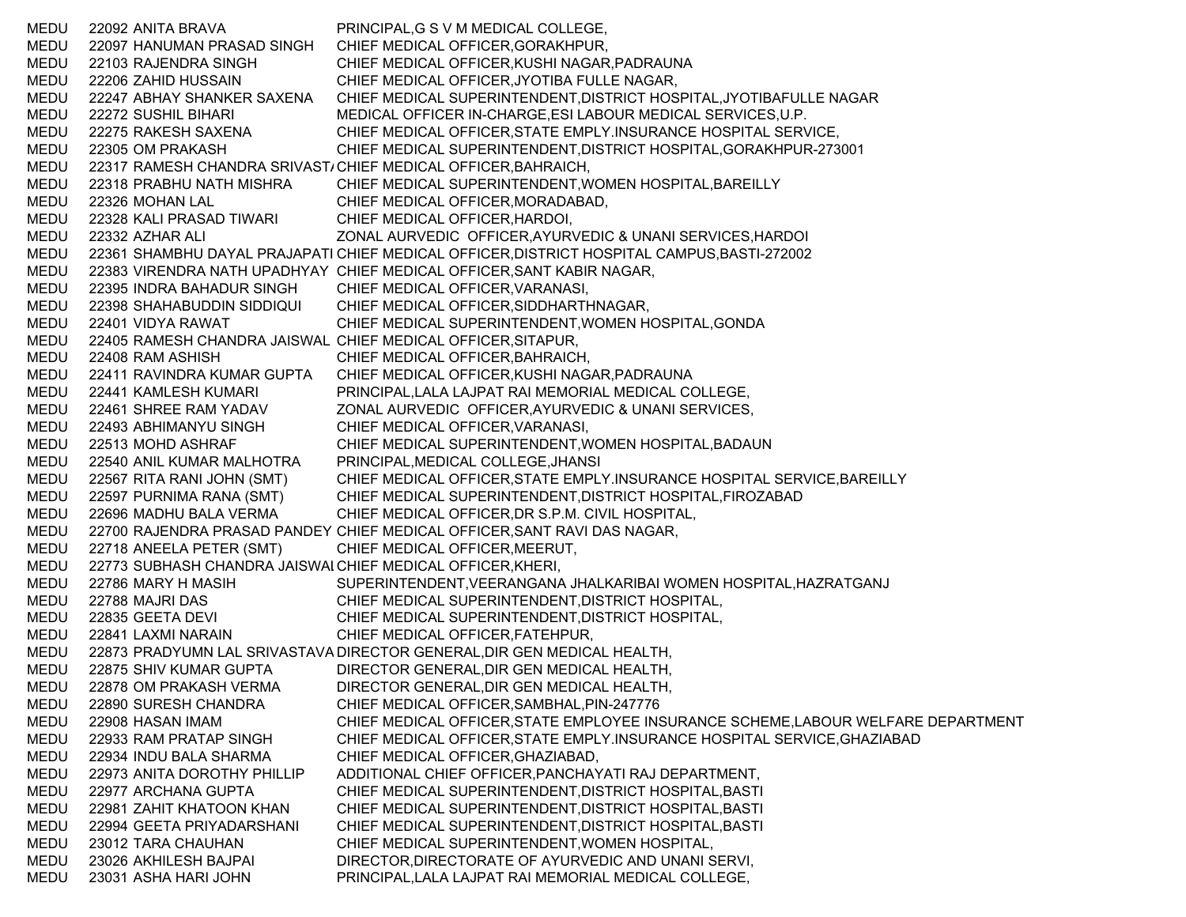| | | | |
|---|---|---|---|
| MEDU | 22092 | ANITA BRAVA | PRINCIPAL,G S V M MEDICAL COLLEGE, |
| MEDU | 22097 | HANUMAN PRASAD SINGH | CHIEF MEDICAL OFFICER,GORAKHPUR, |
| MEDU | 22103 | RAJENDRA SINGH | CHIEF MEDICAL OFFICER,KUSHI NAGAR,PADRAUNA |
| MEDU | 22206 | ZAHID HUSSAIN | CHIEF MEDICAL OFFICER,JYOTIBA FULLE NAGAR, |
| MEDU | 22247 | ABHAY SHANKER SAXENA | CHIEF MEDICAL SUPERINTENDENT,DISTRICT HOSPITAL,JYOTIBAFULLE NAGAR |
| MEDU | 22272 | SUSHIL BIHARI | MEDICAL OFFICER IN-CHARGE,ESI LABOUR MEDICAL SERVICES,U.P. |
| MEDU | 22275 | RAKESH SAXENA | CHIEF MEDICAL OFFICER,STATE EMPLY.INSURANCE HOSPITAL SERVICE, |
| MEDU | 22305 | OM PRAKASH | CHIEF MEDICAL SUPERINTENDENT,DISTRICT HOSPITAL,GORAKHPUR-273001 |
| MEDU | 22317 | RAMESH CHANDRA SRIVAST/ | CHIEF MEDICAL OFFICER,BAHRAICH, |
| MEDU | 22318 | PRABHU NATH MISHRA | CHIEF MEDICAL SUPERINTENDENT,WOMEN HOSPITAL,BAREILLY |
| MEDU | 22326 | MOHAN LAL | CHIEF MEDICAL OFFICER,MORADABAD, |
| MEDU | 22328 | KALI PRASAD TIWARI | CHIEF MEDICAL OFFICER,HARDOI, |
| MEDU | 22332 | AZHAR ALI | ZONAL AURVEDIC OFFICER,AYURVEDIC & UNANI SERVICES,HARDOI |
| MEDU | 22361 | SHAMBHU DAYAL PRAJAPATI | CHIEF MEDICAL OFFICER,DISTRICT HOSPITAL CAMPUS,BASTI-272002 |
| MEDU | 22383 | VIRENDRA NATH UPADHYAY | CHIEF MEDICAL OFFICER,SANT KABIR NAGAR, |
| MEDU | 22395 | INDRA BAHADUR SINGH | CHIEF MEDICAL OFFICER,VARANASI, |
| MEDU | 22398 | SHAHABUDDIN SIDDIQUI | CHIEF MEDICAL OFFICER,SIDDHARTHNAGAR, |
| MEDU | 22401 | VIDYA RAWAT | CHIEF MEDICAL SUPERINTENDENT,WOMEN HOSPITAL,GONDA |
| MEDU | 22405 | RAMESH CHANDRA JAISWAL | CHIEF MEDICAL OFFICER,SITAPUR, |
| MEDU | 22408 | RAM ASHISH | CHIEF MEDICAL OFFICER,BAHRAICH, |
| MEDU | 22411 | RAVINDRA KUMAR GUPTA | CHIEF MEDICAL OFFICER,KUSHI NAGAR,PADRAUNA |
| MEDU | 22441 | KAMLESH KUMARI | PRINCIPAL,LALA LAJPAT RAI MEMORIAL MEDICAL COLLEGE, |
| MEDU | 22461 | SHREE RAM YADAV | ZONAL AURVEDIC OFFICER,AYURVEDIC & UNANI SERVICES, |
| MEDU | 22493 | ABHIMANYU SINGH | CHIEF MEDICAL OFFICER,VARANASI, |
| MEDU | 22513 | MOHD ASHRAF | CHIEF MEDICAL SUPERINTENDENT,WOMEN HOSPITAL,BADAUN |
| MEDU | 22540 | ANIL KUMAR MALHOTRA | PRINCIPAL,MEDICAL COLLEGE,JHANSI |
| MEDU | 22567 | RITA RANI JOHN (SMT) | CHIEF MEDICAL OFFICER,STATE EMPLY.INSURANCE HOSPITAL SERVICE,BAREILLY |
| MEDU | 22597 | PURNIMA RANA (SMT) | CHIEF MEDICAL SUPERINTENDENT,DISTRICT HOSPITAL,FIROZABAD |
| MEDU | 22696 | MADHU BALA VERMA | CHIEF MEDICAL OFFICER,DR S.P.M. CIVIL HOSPITAL, |
| MEDU | 22700 | RAJENDRA PRASAD PANDEY | CHIEF MEDICAL OFFICER,SANT RAVI DAS NAGAR, |
| MEDU | 22718 | ANEELA PETER (SMT) | CHIEF MEDICAL OFFICER,MEERUT, |
| MEDU | 22773 | SUBHASH CHANDRA JAISWAI | CHIEF MEDICAL OFFICER,KHERI, |
| MEDU | 22786 | MARY H MASIH | SUPERINTENDENT,VEERANGANA JHALKARIBAI WOMEN HOSPITAL,HAZRATGANJ |
| MEDU | 22788 | MAJRI DAS | CHIEF MEDICAL SUPERINTENDENT,DISTRICT HOSPITAL, |
| MEDU | 22835 | GEETA DEVI | CHIEF MEDICAL SUPERINTENDENT,DISTRICT HOSPITAL, |
| MEDU | 22841 | LAXMI NARAIN | CHIEF MEDICAL OFFICER,FATEHPUR, |
| MEDU | 22873 | PRADYUMN LAL SRIVASTAVA | DIRECTOR GENERAL,DIR GEN MEDICAL HEALTH, |
| MEDU | 22875 | SHIV KUMAR GUPTA | DIRECTOR GENERAL,DIR GEN MEDICAL HEALTH, |
| MEDU | 22878 | OM PRAKASH VERMA | DIRECTOR GENERAL,DIR GEN MEDICAL HEALTH, |
| MEDU | 22890 | SURESH CHANDRA | CHIEF MEDICAL OFFICER,SAMBHAL,PIN-247776 |
| MEDU | 22908 | HASAN IMAM | CHIEF MEDICAL OFFICER,STATE EMPLOYEE INSURANCE SCHEME,LABOUR WELFARE DEPARTMENT |
| MEDU | 22933 | RAM PRATAP SINGH | CHIEF MEDICAL OFFICER,STATE EMPLY.INSURANCE HOSPITAL SERVICE,GHAZIABAD |
| MEDU | 22934 | INDU BALA SHARMA | CHIEF MEDICAL OFFICER,GHAZIABAD, |
| MEDU | 22973 | ANITA DOROTHY PHILLIP | ADDITIONAL CHIEF OFFICER,PANCHAYATI RAJ DEPARTMENT, |
| MEDU | 22977 | ARCHANA GUPTA | CHIEF MEDICAL SUPERINTENDENT,DISTRICT HOSPITAL,BASTI |
| MEDU | 22981 | ZAHIT KHATOON KHAN | CHIEF MEDICAL SUPERINTENDENT,DISTRICT HOSPITAL,BASTI |
| MEDU | 22994 | GEETA PRIYADARSHANI | CHIEF MEDICAL SUPERINTENDENT,DISTRICT HOSPITAL,BASTI |
| MEDU | 23012 | TARA CHAUHAN | CHIEF MEDICAL SUPERINTENDENT,WOMEN HOSPITAL, |
| MEDU | 23026 | AKHILESH BAJPAI | DIRECTOR,DIRECTORATE OF AYURVEDIC AND UNANI SERVI, |
| MEDU | 23031 | ASHA HARI JOHN | PRINCIPAL,LALA LAJPAT RAI MEMORIAL MEDICAL COLLEGE, |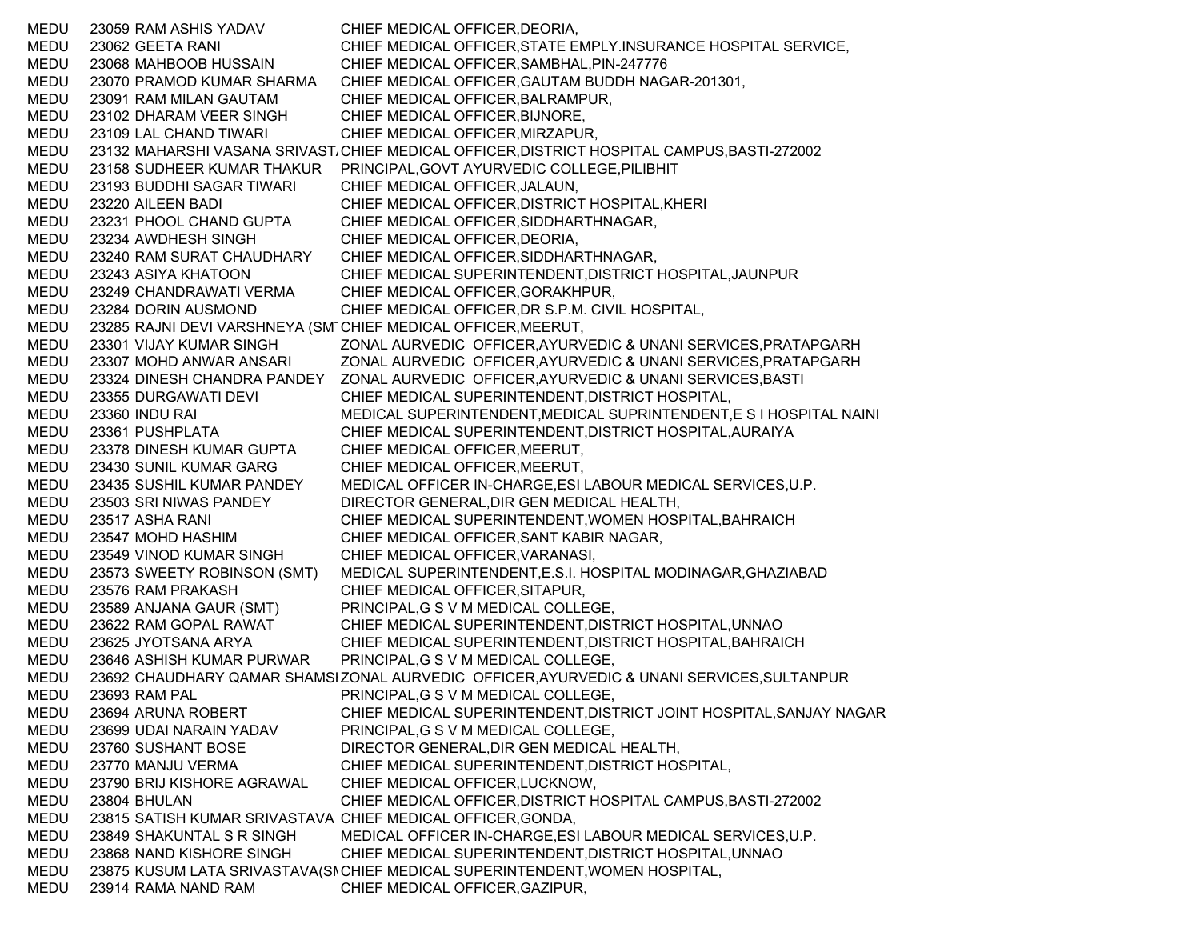| | | | |
|---|---|---|---|
| MEDU | 23059 | RAM ASHIS YADAV | CHIEF MEDICAL OFFICER,DEORIA, |
| MEDU | 23062 | GEETA RANI | CHIEF MEDICAL OFFICER,STATE EMPLY.INSURANCE HOSPITAL SERVICE, |
| MEDU | 23068 | MAHBOOB HUSSAIN | CHIEF MEDICAL OFFICER,SAMBHAL,PIN-247776 |
| MEDU | 23070 | PRAMOD KUMAR SHARMA | CHIEF MEDICAL OFFICER,GAUTAM BUDDH NAGAR-201301, |
| MEDU | 23091 | RAM MILAN GAUTAM | CHIEF MEDICAL OFFICER,BALRAMPUR, |
| MEDU | 23102 | DHARAM VEER SINGH | CHIEF MEDICAL OFFICER,BIJNORE, |
| MEDU | 23109 | LAL CHAND TIWARI | CHIEF MEDICAL OFFICER,MIRZAPUR, |
| MEDU | 23132 | MAHARSHI VASANA SRIVAST. | CHIEF MEDICAL OFFICER,DISTRICT HOSPITAL CAMPUS,BASTI-272002 |
| MEDU | 23158 | SUDHEER KUMAR THAKUR | PRINCIPAL,GOVT AYURVEDIC COLLEGE,PILIBHIT |
| MEDU | 23193 | BUDDHI SAGAR TIWARI | CHIEF MEDICAL OFFICER,JALAUN, |
| MEDU | 23220 | AILEEN BADI | CHIEF MEDICAL OFFICER,DISTRICT HOSPITAL,KHERI |
| MEDU | 23231 | PHOOL CHAND GUPTA | CHIEF MEDICAL OFFICER,SIDDHARTHNAGAR, |
| MEDU | 23234 | AWDHESH SINGH | CHIEF MEDICAL OFFICER,DEORIA, |
| MEDU | 23240 | RAM SURAT CHAUDHARY | CHIEF MEDICAL OFFICER,SIDDHARTHNAGAR, |
| MEDU | 23243 | ASIYA KHATOON | CHIEF MEDICAL SUPERINTENDENT,DISTRICT HOSPITAL,JAUNPUR |
| MEDU | 23249 | CHANDRAWATI VERMA | CHIEF MEDICAL OFFICER,GORAKHPUR, |
| MEDU | 23284 | DORIN AUSMOND | CHIEF MEDICAL OFFICER,DR S.P.M. CIVIL HOSPITAL, |
| MEDU | 23285 | RAJNI DEVI VARSHNEYA (SMT | CHIEF MEDICAL OFFICER,MEERUT, |
| MEDU | 23301 | VIJAY KUMAR SINGH | ZONAL AURVEDIC OFFICER,AYURVEDIC & UNANI SERVICES,PRATAPGARH |
| MEDU | 23307 | MOHD ANWAR ANSARI | ZONAL AURVEDIC OFFICER,AYURVEDIC & UNANI SERVICES,PRATAPGARH |
| MEDU | 23324 | DINESH CHANDRA PANDEY | ZONAL AURVEDIC OFFICER,AYURVEDIC & UNANI SERVICES,BASTI |
| MEDU | 23355 | DURGAWATI DEVI | CHIEF MEDICAL SUPERINTENDENT,DISTRICT HOSPITAL, |
| MEDU | 23360 | INDU RAI | MEDICAL SUPERINTENDENT,MEDICAL SUPRINTENDENT,E S I HOSPITAL NAINI |
| MEDU | 23361 | PUSHPLATA | CHIEF MEDICAL SUPERINTENDENT,DISTRICT HOSPITAL,AURAIYA |
| MEDU | 23378 | DINESH KUMAR GUPTA | CHIEF MEDICAL OFFICER,MEERUT, |
| MEDU | 23430 | SUNIL KUMAR GARG | CHIEF MEDICAL OFFICER,MEERUT, |
| MEDU | 23435 | SUSHIL KUMAR PANDEY | MEDICAL OFFICER IN-CHARGE,ESI LABOUR MEDICAL SERVICES,U.P. |
| MEDU | 23503 | SRI NIWAS PANDEY | DIRECTOR GENERAL,DIR GEN MEDICAL HEALTH, |
| MEDU | 23517 | ASHA RANI | CHIEF MEDICAL SUPERINTENDENT,WOMEN HOSPITAL,BAHRAICH |
| MEDU | 23547 | MOHD HASHIM | CHIEF MEDICAL OFFICER,SANT KABIR NAGAR, |
| MEDU | 23549 | VINOD KUMAR SINGH | CHIEF MEDICAL OFFICER,VARANASI, |
| MEDU | 23573 | SWEETY ROBINSON (SMT) | MEDICAL SUPERINTENDENT,E.S.I. HOSPITAL MODINAGAR,GHAZIABAD |
| MEDU | 23576 | RAM PRAKASH | CHIEF MEDICAL OFFICER,SITAPUR, |
| MEDU | 23589 | ANJANA GAUR (SMT) | PRINCIPAL,G S V M MEDICAL COLLEGE, |
| MEDU | 23622 | RAM GOPAL RAWAT | CHIEF MEDICAL SUPERINTENDENT,DISTRICT HOSPITAL,UNNAO |
| MEDU | 23625 | JYOTSANA ARYA | CHIEF MEDICAL SUPERINTENDENT,DISTRICT HOSPITAL,BAHRAICH |
| MEDU | 23646 | ASHISH KUMAR PURWAR | PRINCIPAL,G S V M MEDICAL COLLEGE, |
| MEDU | 23692 | CHAUDHARY QAMAR SHAMSI | ZONAL AURVEDIC OFFICER,AYURVEDIC & UNANI SERVICES,SULTANPUR |
| MEDU | 23693 | RAM PAL | PRINCIPAL,G S V M MEDICAL COLLEGE, |
| MEDU | 23694 | ARUNA ROBERT | CHIEF MEDICAL SUPERINTENDENT,DISTRICT JOINT HOSPITAL,SANJAY NAGAR |
| MEDU | 23699 | UDAI NARAIN YADAV | PRINCIPAL,G S V M MEDICAL COLLEGE, |
| MEDU | 23760 | SUSHANT BOSE | DIRECTOR GENERAL,DIR GEN MEDICAL HEALTH, |
| MEDU | 23770 | MANJU VERMA | CHIEF MEDICAL SUPERINTENDENT,DISTRICT HOSPITAL, |
| MEDU | 23790 | BRIJ KISHORE AGRAWAL | CHIEF MEDICAL OFFICER,LUCKNOW, |
| MEDU | 23804 | BHULAN | CHIEF MEDICAL OFFICER,DISTRICT HOSPITAL CAMPUS,BASTI-272002 |
| MEDU | 23815 | SATISH KUMAR SRIVASTAVA | CHIEF MEDICAL OFFICER,GONDA, |
| MEDU | 23849 | SHAKUNTAL S R SINGH | MEDICAL OFFICER IN-CHARGE,ESI LABOUR MEDICAL SERVICES,U.P. |
| MEDU | 23868 | NAND KISHORE SINGH | CHIEF MEDICAL SUPERINTENDENT,DISTRICT HOSPITAL,UNNAO |
| MEDU | 23875 | KUSUM LATA SRIVASTAVA(SM | CHIEF MEDICAL SUPERINTENDENT,WOMEN HOSPITAL, |
| MEDU | 23914 | RAMA NAND RAM | CHIEF MEDICAL OFFICER,GAZIPUR, |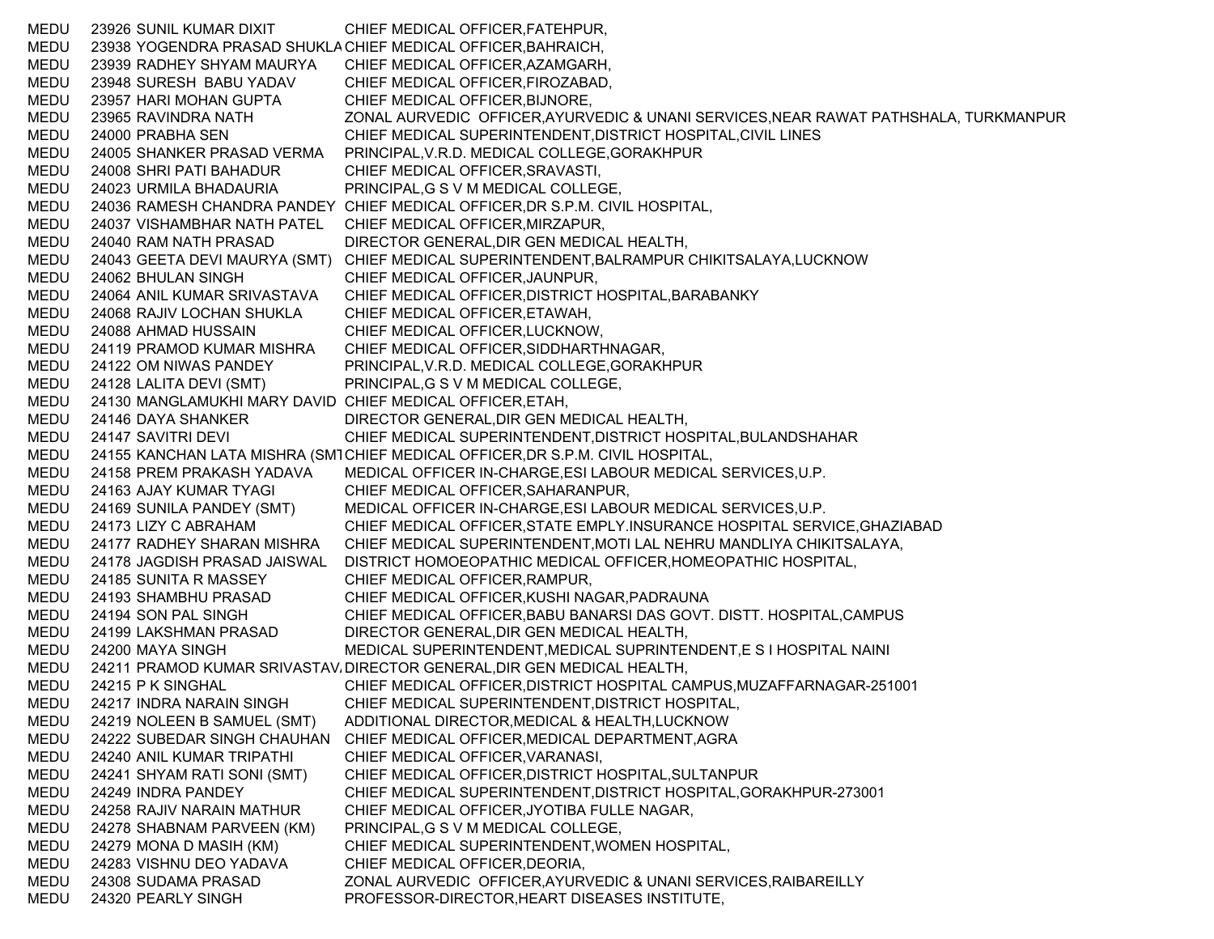| | | | |
|---|---|---|---|
| MEDU | 23926 | SUNIL KUMAR DIXIT | CHIEF MEDICAL OFFICER,FATEHPUR, |
| MEDU | 23938 | YOGENDRA PRASAD SHUKLA | CHIEF MEDICAL OFFICER,BAHRAICH, |
| MEDU | 23939 | RADHEY SHYAM MAURYA | CHIEF MEDICAL OFFICER,AZAMGARH, |
| MEDU | 23948 | SURESH BABU YADAV | CHIEF MEDICAL OFFICER,FIROZABAD, |
| MEDU | 23957 | HARI MOHAN GUPTA | CHIEF MEDICAL OFFICER,BIJNORE, |
| MEDU | 23965 | RAVINDRA NATH | ZONAL AURVEDIC OFFICER,AYURVEDIC & UNANI SERVICES,NEAR RAWAT PATHSHALA, TURKMANPUR |
| MEDU | 24000 | PRABHA SEN | CHIEF MEDICAL SUPERINTENDENT,DISTRICT HOSPITAL,CIVIL LINES |
| MEDU | 24005 | SHANKER PRASAD VERMA | PRINCIPAL,V.R.D. MEDICAL COLLEGE,GORAKHPUR |
| MEDU | 24008 | SHRI PATI BAHADUR | CHIEF MEDICAL OFFICER,SRAVASTI, |
| MEDU | 24023 | URMILA BHADAURIA | PRINCIPAL,G S V M MEDICAL COLLEGE, |
| MEDU | 24036 | RAMESH CHANDRA PANDEY | CHIEF MEDICAL OFFICER,DR S.P.M. CIVIL HOSPITAL, |
| MEDU | 24037 | VISHAMBHAR NATH PATEL | CHIEF MEDICAL OFFICER,MIRZAPUR, |
| MEDU | 24040 | RAM NATH PRASAD | DIRECTOR GENERAL,DIR GEN MEDICAL HEALTH, |
| MEDU | 24043 | GEETA DEVI MAURYA (SMT) | CHIEF MEDICAL SUPERINTENDENT,BALRAMPUR CHIKITSALAYA,LUCKNOW |
| MEDU | 24062 | BHULAN SINGH | CHIEF MEDICAL OFFICER,JAUNPUR, |
| MEDU | 24064 | ANIL KUMAR SRIVASTAVA | CHIEF MEDICAL OFFICER,DISTRICT HOSPITAL,BARABANKY |
| MEDU | 24068 | RAJIV LOCHAN SHUKLA | CHIEF MEDICAL OFFICER,ETAWAH, |
| MEDU | 24088 | AHMAD HUSSAIN | CHIEF MEDICAL OFFICER,LUCKNOW, |
| MEDU | 24119 | PRAMOD KUMAR MISHRA | CHIEF MEDICAL OFFICER,SIDDHARTHNAGAR, |
| MEDU | 24122 | OM NIWAS PANDEY | PRINCIPAL,V.R.D. MEDICAL COLLEGE,GORAKHPUR |
| MEDU | 24128 | LALITA DEVI (SMT) | PRINCIPAL,G S V M MEDICAL COLLEGE, |
| MEDU | 24130 | MANGLAMUKHI MARY DAVID | CHIEF MEDICAL OFFICER,ETAH, |
| MEDU | 24146 | DAYA SHANKER | DIRECTOR GENERAL,DIR GEN MEDICAL HEALTH, |
| MEDU | 24147 | SAVITRI DEVI | CHIEF MEDICAL SUPERINTENDENT,DISTRICT HOSPITAL,BULANDSHAHAR |
| MEDU | 24155 | KANCHAN LATA MISHRA (SMT | CHIEF MEDICAL OFFICER,DR S.P.M. CIVIL HOSPITAL, |
| MEDU | 24158 | PREM PRAKASH YADAVA | MEDICAL OFFICER IN-CHARGE,ESI LABOUR MEDICAL SERVICES,U.P. |
| MEDU | 24163 | AJAY KUMAR TYAGI | CHIEF MEDICAL OFFICER,SAHARANPUR, |
| MEDU | 24169 | SUNILA PANDEY (SMT) | MEDICAL OFFICER IN-CHARGE,ESI LABOUR MEDICAL SERVICES,U.P. |
| MEDU | 24173 | LIZY C ABRAHAM | CHIEF MEDICAL OFFICER,STATE EMPLY.INSURANCE HOSPITAL SERVICE,GHAZIABAD |
| MEDU | 24177 | RADHEY SHARAN MISHRA | CHIEF MEDICAL SUPERINTENDENT,MOTI LAL NEHRU MANDLIYA CHIKITSALAYA, |
| MEDU | 24178 | JAGDISH PRASAD JAISWAL | DISTRICT HOMOEOPATHIC MEDICAL OFFICER,HOMEOPATHIC HOSPITAL, |
| MEDU | 24185 | SUNITA R MASSEY | CHIEF MEDICAL OFFICER,RAMPUR, |
| MEDU | 24193 | SHAMBHU PRASAD | CHIEF MEDICAL OFFICER,KUSHI NAGAR,PADRAUNA |
| MEDU | 24194 | SON PAL SINGH | CHIEF MEDICAL OFFICER,BABU BANARSI DAS GOVT. DISTT. HOSPITAL,CAMPUS |
| MEDU | 24199 | LAKSHMAN PRASAD | DIRECTOR GENERAL,DIR GEN MEDICAL HEALTH, |
| MEDU | 24200 | MAYA SINGH | MEDICAL SUPERINTENDENT,MEDICAL SUPRINTENDENT,E S I HOSPITAL NAINI |
| MEDU | 24211 | PRAMOD KUMAR SRIVASTAV | DIRECTOR GENERAL,DIR GEN MEDICAL HEALTH, |
| MEDU | 24215 | P K SINGHAL | CHIEF MEDICAL OFFICER,DISTRICT HOSPITAL CAMPUS,MUZAFFARNAGAR-251001 |
| MEDU | 24217 | INDRA NARAIN SINGH | CHIEF MEDICAL SUPERINTENDENT,DISTRICT HOSPITAL, |
| MEDU | 24219 | NOLEEN B SAMUEL (SMT) | ADDITIONAL DIRECTOR,MEDICAL & HEALTH,LUCKNOW |
| MEDU | 24222 | SUBEDAR SINGH CHAUHAN | CHIEF MEDICAL OFFICER,MEDICAL DEPARTMENT,AGRA |
| MEDU | 24240 | ANIL KUMAR TRIPATHI | CHIEF MEDICAL OFFICER,VARANASI, |
| MEDU | 24241 | SHYAM RATI SONI (SMT) | CHIEF MEDICAL OFFICER,DISTRICT HOSPITAL,SULTANPUR |
| MEDU | 24249 | INDRA PANDEY | CHIEF MEDICAL SUPERINTENDENT,DISTRICT HOSPITAL,GORAKHPUR-273001 |
| MEDU | 24258 | RAJIV NARAIN MATHUR | CHIEF MEDICAL OFFICER,JYOTIBA FULLE NAGAR, |
| MEDU | 24278 | SHABNAM PARVEEN (KM) | PRINCIPAL,G S V M MEDICAL COLLEGE, |
| MEDU | 24279 | MONA D MASIH (KM) | CHIEF MEDICAL SUPERINTENDENT,WOMEN HOSPITAL, |
| MEDU | 24283 | VISHNU DEO YADAVA | CHIEF MEDICAL OFFICER,DEORIA, |
| MEDU | 24308 | SUDAMA PRASAD | ZONAL AURVEDIC OFFICER,AYURVEDIC & UNANI SERVICES,RAIBAREILLY |
| MEDU | 24320 | PEARLY SINGH | PROFESSOR-DIRECTOR,HEART DISEASES INSTITUTE, |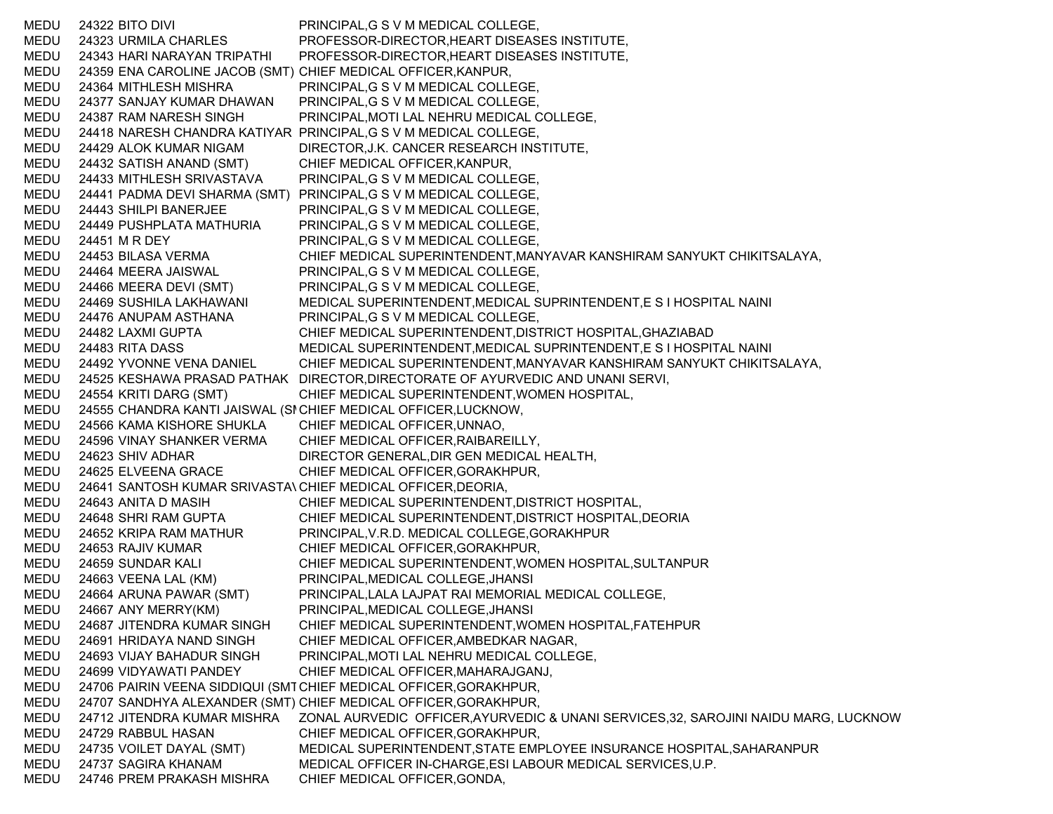| | | | |
|---|---|---|---|
| MEDU | 24322 | BITO DIVI | PRINCIPAL,G S V M MEDICAL COLLEGE, |
| MEDU | 24323 | URMILA CHARLES | PROFESSOR-DIRECTOR,HEART DISEASES INSTITUTE, |
| MEDU | 24343 | HARI NARAYAN TRIPATHI | PROFESSOR-DIRECTOR,HEART DISEASES INSTITUTE, |
| MEDU | 24359 | ENA CAROLINE JACOB (SMT) | CHIEF MEDICAL OFFICER,KANPUR, |
| MEDU | 24364 | MITHLESH MISHRA | PRINCIPAL,G S V M MEDICAL COLLEGE, |
| MEDU | 24377 | SANJAY KUMAR DHAWAN | PRINCIPAL,G S V M MEDICAL COLLEGE, |
| MEDU | 24387 | RAM NARESH SINGH | PRINCIPAL,MOTI LAL NEHRU MEDICAL COLLEGE, |
| MEDU | 24418 | NARESH CHANDRA KATIYAR | PRINCIPAL,G S V M MEDICAL COLLEGE, |
| MEDU | 24429 | ALOK KUMAR NIGAM | DIRECTOR,J.K. CANCER RESEARCH INSTITUTE, |
| MEDU | 24432 | SATISH ANAND (SMT) | CHIEF MEDICAL OFFICER,KANPUR, |
| MEDU | 24433 | MITHLESH SRIVASTAVA | PRINCIPAL,G S V M MEDICAL COLLEGE, |
| MEDU | 24441 | PADMA DEVI SHARMA (SMT) | PRINCIPAL,G S V M MEDICAL COLLEGE, |
| MEDU | 24443 | SHILPI BANERJEE | PRINCIPAL,G S V M MEDICAL COLLEGE, |
| MEDU | 24449 | PUSHPLATA MATHURIA | PRINCIPAL,G S V M MEDICAL COLLEGE, |
| MEDU | 24451 | M R DEY | PRINCIPAL,G S V M MEDICAL COLLEGE, |
| MEDU | 24453 | BILASA VERMA | CHIEF MEDICAL SUPERINTENDENT,MANYAVAR KANSHIRAM SANYUKT CHIKITSALAYA, |
| MEDU | 24464 | MEERA JAISWAL | PRINCIPAL,G S V M MEDICAL COLLEGE, |
| MEDU | 24466 | MEERA DEVI (SMT) | PRINCIPAL,G S V M MEDICAL COLLEGE, |
| MEDU | 24469 | SUSHILA LAKHAWANI | MEDICAL SUPERINTENDENT,MEDICAL SUPRINTENDENT,E S I HOSPITAL NAINI |
| MEDU | 24476 | ANUPAM ASTHANA | PRINCIPAL,G S V M MEDICAL COLLEGE, |
| MEDU | 24482 | LAXMI GUPTA | CHIEF MEDICAL SUPERINTENDENT,DISTRICT HOSPITAL,GHAZIABAD |
| MEDU | 24483 | RITA DASS | MEDICAL SUPERINTENDENT,MEDICAL SUPRINTENDENT,E S I HOSPITAL NAINI |
| MEDU | 24492 | YVONNE VENA DANIEL | CHIEF MEDICAL SUPERINTENDENT,MANYAVAR KANSHIRAM SANYUKT CHIKITSALAYA, |
| MEDU | 24525 | KESHAWA PRASAD PATHAK | DIRECTOR,DIRECTORATE OF AYURVEDIC AND UNANI SERVI, |
| MEDU | 24554 | KRITI DARG (SMT) | CHIEF MEDICAL SUPERINTENDENT,WOMEN HOSPITAL, |
| MEDU | 24555 | CHANDRA KANTI JAISWAL (SM | CHIEF MEDICAL OFFICER,LUCKNOW, |
| MEDU | 24566 | KAMA KISHORE SHUKLA | CHIEF MEDICAL OFFICER,UNNAO, |
| MEDU | 24596 | VINAY SHANKER VERMA | CHIEF MEDICAL OFFICER,RAIBAREILLY, |
| MEDU | 24623 | SHIV ADHAR | DIRECTOR GENERAL,DIR GEN MEDICAL HEALTH, |
| MEDU | 24625 | ELVEENA GRACE | CHIEF MEDICAL OFFICER,GORAKHPUR, |
| MEDU | 24641 | SANTOSH KUMAR SRIVASTAV | CHIEF MEDICAL OFFICER,DEORIA, |
| MEDU | 24643 | ANITA D MASIH | CHIEF MEDICAL SUPERINTENDENT,DISTRICT HOSPITAL, |
| MEDU | 24648 | SHRI RAM GUPTA | CHIEF MEDICAL SUPERINTENDENT,DISTRICT HOSPITAL,DEORIA |
| MEDU | 24652 | KRIPA RAM MATHUR | PRINCIPAL,V.R.D. MEDICAL COLLEGE,GORAKHPUR |
| MEDU | 24653 | RAJIV KUMAR | CHIEF MEDICAL OFFICER,GORAKHPUR, |
| MEDU | 24659 | SUNDAR KALI | CHIEF MEDICAL SUPERINTENDENT,WOMEN HOSPITAL,SULTANPUR |
| MEDU | 24663 | VEENA LAL (KM) | PRINCIPAL,MEDICAL COLLEGE,JHANSI |
| MEDU | 24664 | ARUNA PAWAR (SMT) | PRINCIPAL,LALA LAJPAT RAI MEMORIAL MEDICAL COLLEGE, |
| MEDU | 24667 | ANY MERRY(KM) | PRINCIPAL,MEDICAL COLLEGE,JHANSI |
| MEDU | 24687 | JITENDRA KUMAR SINGH | CHIEF MEDICAL SUPERINTENDENT,WOMEN HOSPITAL,FATEHPUR |
| MEDU | 24691 | HRIDAYA NAND SINGH | CHIEF MEDICAL OFFICER,AMBEDKAR NAGAR, |
| MEDU | 24693 | VIJAY BAHADUR SINGH | PRINCIPAL,MOTI LAL NEHRU MEDICAL COLLEGE, |
| MEDU | 24699 | VIDYAWATI PANDEY | CHIEF MEDICAL OFFICER,MAHARAJGANJ, |
| MEDU | 24706 | PAIRIN VEENA SIDDIQUI (SMT | CHIEF MEDICAL OFFICER,GORAKHPUR, |
| MEDU | 24707 | SANDHYA ALEXANDER (SMT) | CHIEF MEDICAL OFFICER,GORAKHPUR, |
| MEDU | 24712 | JITENDRA KUMAR MISHRA | ZONAL AURVEDIC OFFICER,AYURVEDIC & UNANI SERVICES,32, SAROJINI NAIDU MARG, LUCKNOW |
| MEDU | 24729 | RABBUL HASAN | CHIEF MEDICAL OFFICER,GORAKHPUR, |
| MEDU | 24735 | VOILET DAYAL (SMT) | MEDICAL SUPERINTENDENT,STATE EMPLOYEE INSURANCE HOSPITAL,SAHARANPUR |
| MEDU | 24737 | SAGIRA KHANAM | MEDICAL OFFICER IN-CHARGE,ESI LABOUR MEDICAL SERVICES,U.P. |
| MEDU | 24746 | PREM PRAKASH MISHRA | CHIEF MEDICAL OFFICER,GONDA, |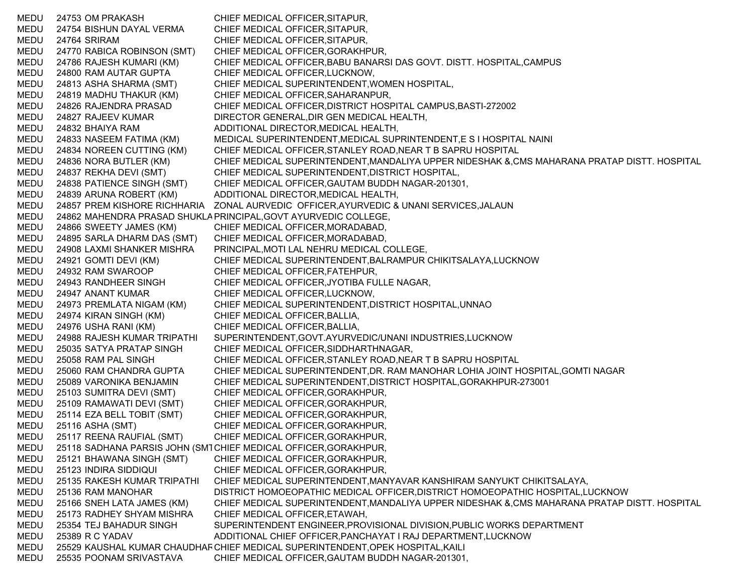| | | | |
|---|---|---|---|
| MEDU | 24753 | OM PRAKASH | CHIEF MEDICAL OFFICER,SITAPUR, |
| MEDU | 24754 | BISHUN DAYAL VERMA | CHIEF MEDICAL OFFICER,SITAPUR, |
| MEDU | 24764 | SRIRAM | CHIEF MEDICAL OFFICER,SITAPUR, |
| MEDU | 24770 | RABICA ROBINSON (SMT) | CHIEF MEDICAL OFFICER,GORAKHPUR, |
| MEDU | 24786 | RAJESH KUMARI (KM) | CHIEF MEDICAL OFFICER,BABU BANARSI DAS GOVT. DISTT. HOSPITAL,CAMPUS |
| MEDU | 24800 | RAM AUTAR GUPTA | CHIEF MEDICAL OFFICER,LUCKNOW, |
| MEDU | 24813 | ASHA SHARMA (SMT) | CHIEF MEDICAL SUPERINTENDENT,WOMEN HOSPITAL, |
| MEDU | 24819 | MADHU THAKUR (KM) | CHIEF MEDICAL OFFICER,SAHARANPUR, |
| MEDU | 24826 | RAJENDRA PRASAD | CHIEF MEDICAL OFFICER,DISTRICT HOSPITAL CAMPUS,BASTI-272002 |
| MEDU | 24827 | RAJEEV KUMAR | DIRECTOR GENERAL,DIR GEN MEDICAL HEALTH, |
| MEDU | 24832 | BHAIYA RAM | ADDITIONAL DIRECTOR,MEDICAL HEALTH, |
| MEDU | 24833 | NASEEM FATIMA (KM) | MEDICAL SUPERINTENDENT,MEDICAL SUPRINTENDENT,E S I HOSPITAL NAINI |
| MEDU | 24834 | NOREEN CUTTING (KM) | CHIEF MEDICAL OFFICER,STANLEY ROAD,NEAR T B SAPRU HOSPITAL |
| MEDU | 24836 | NORA BUTLER (KM) | CHIEF MEDICAL SUPERINTENDENT,MANDALIYA UPPER NIDESHAK &,CMS MAHARANA PRATAP DISTT. HOSPITAL |
| MEDU | 24837 | REKHA DEVI (SMT) | CHIEF MEDICAL SUPERINTENDENT,DISTRICT HOSPITAL, |
| MEDU | 24838 | PATIENCE SINGH (SMT) | CHIEF MEDICAL OFFICER,GAUTAM BUDDH NAGAR-201301, |
| MEDU | 24839 | ARUNA ROBERT (KM) | ADDITIONAL DIRECTOR,MEDICAL HEALTH, |
| MEDU | 24857 | PREM KISHORE RICHHARIA | ZONAL AURVEDIC OFFICER,AYURVEDIC & UNANI SERVICES,JALAUN |
| MEDU | 24862 | MAHENDRA PRASAD SHUKLA | PRINCIPAL,GOVT AYURVEDIC COLLEGE, |
| MEDU | 24866 | SWEETY JAMES (KM) | CHIEF MEDICAL OFFICER,MORADABAD, |
| MEDU | 24895 | SARLA DHARM DAS (SMT) | CHIEF MEDICAL OFFICER,MORADABAD, |
| MEDU | 24908 | LAXMI SHANKER MISHRA | PRINCIPAL,MOTI LAL NEHRU MEDICAL COLLEGE, |
| MEDU | 24921 | GOMTI DEVI (KM) | CHIEF MEDICAL SUPERINTENDENT,BALRAMPUR CHIKITSALAYA,LUCKNOW |
| MEDU | 24932 | RAM SWAROOP | CHIEF MEDICAL OFFICER,FATEHPUR, |
| MEDU | 24943 | RANDHEER SINGH | CHIEF MEDICAL OFFICER,JYOTIBA FULLE NAGAR, |
| MEDU | 24947 | ANANT KUMAR | CHIEF MEDICAL OFFICER,LUCKNOW, |
| MEDU | 24973 | PREMLATA NIGAM (KM) | CHIEF MEDICAL SUPERINTENDENT,DISTRICT HOSPITAL,UNNAO |
| MEDU | 24974 | KIRAN SINGH (KM) | CHIEF MEDICAL OFFICER,BALLIA, |
| MEDU | 24976 | USHA RANI (KM) | CHIEF MEDICAL OFFICER,BALLIA, |
| MEDU | 24988 | RAJESH KUMAR TRIPATHI | SUPERINTENDENT,GOVT.AYURVEDIC/UNANI INDUSTRIES,LUCKNOW |
| MEDU | 25035 | SATYA PRATAP SINGH | CHIEF MEDICAL OFFICER,SIDDHARTHNAGAR, |
| MEDU | 25058 | RAM PAL SINGH | CHIEF MEDICAL OFFICER,STANLEY ROAD,NEAR T B SAPRU HOSPITAL |
| MEDU | 25060 | RAM CHANDRA GUPTA | CHIEF MEDICAL SUPERINTENDENT,DR. RAM MANOHAR LOHIA JOINT HOSPITAL,GOMTI NAGAR |
| MEDU | 25089 | VARONIKA BENJAMIN | CHIEF MEDICAL SUPERINTENDENT,DISTRICT HOSPITAL,GORAKHPUR-273001 |
| MEDU | 25103 | SUMITRA DEVI (SMT) | CHIEF MEDICAL OFFICER,GORAKHPUR, |
| MEDU | 25109 | RAMAWATI DEVI (SMT) | CHIEF MEDICAL OFFICER,GORAKHPUR, |
| MEDU | 25114 | EZA BELL TOBIT (SMT) | CHIEF MEDICAL OFFICER,GORAKHPUR, |
| MEDU | 25116 | ASHA (SMT) | CHIEF MEDICAL OFFICER,GORAKHPUR, |
| MEDU | 25117 | REENA RAUFIAL (SMT) | CHIEF MEDICAL OFFICER,GORAKHPUR, |
| MEDU | 25118 | SADHANA PARSIS JOHN (SMT | CHIEF MEDICAL OFFICER,GORAKHPUR, |
| MEDU | 25121 | BHAWANA SINGH (SMT) | CHIEF MEDICAL OFFICER,GORAKHPUR, |
| MEDU | 25123 | INDIRA SIDDIQUI | CHIEF MEDICAL OFFICER,GORAKHPUR, |
| MEDU | 25135 | RAKESH KUMAR TRIPATHI | CHIEF MEDICAL SUPERINTENDENT,MANYAVAR KANSHIRAM SANYUKT CHIKITSALAYA, |
| MEDU | 25136 | RAM MANOHAR | DISTRICT HOMOEOPATHIC MEDICAL OFFICER,DISTRICT HOMOEOPATHIC HOSPITAL,LUCKNOW |
| MEDU | 25166 | SNEH LATA JAMES (KM) | CHIEF MEDICAL SUPERINTENDENT,MANDALIYA UPPER NIDESHAK &,CMS MAHARANA PRATAP DISTT. HOSPITAL |
| MEDU | 25173 | RADHEY SHYAM MISHRA | CHIEF MEDICAL OFFICER,ETAWAH, |
| MEDU | 25354 | TEJ BAHADUR SINGH | SUPERINTENDENT ENGINEER,PROVISIONAL DIVISION,PUBLIC WORKS DEPARTMENT |
| MEDU | 25389 | R C YADAV | ADDITIONAL CHIEF OFFICER,PANCHAYAT I RAJ DEPARTMENT,LUCKNOW |
| MEDU | 25529 | KAUSHAL KUMAR CHAUDHAR | CHIEF MEDICAL SUPERINTENDENT,OPEK HOSPITAL,KAILI |
| MEDU | 25535 | POONAM SRIVASTAVA | CHIEF MEDICAL OFFICER,GAUTAM BUDDH NAGAR-201301, |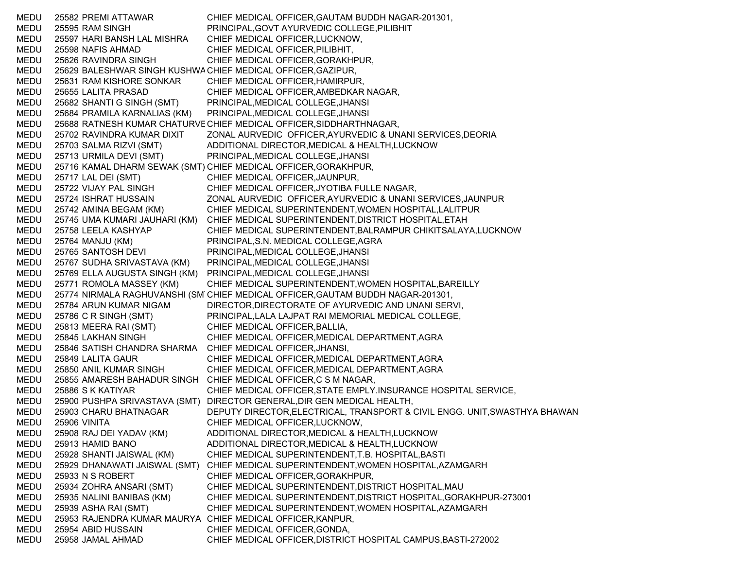| | | | |
|---|---|---|---|
| MEDU | 25582 | PREMI ATTAWAR | CHIEF MEDICAL OFFICER,GAUTAM BUDDH NAGAR-201301, |
| MEDU | 25595 | RAM SINGH | PRINCIPAL,GOVT AYURVEDIC COLLEGE,PILIBHIT |
| MEDU | 25597 | HARI BANSH LAL MISHRA | CHIEF MEDICAL OFFICER,LUCKNOW, |
| MEDU | 25598 | NAFIS AHMAD | CHIEF MEDICAL OFFICER,PILIBHIT, |
| MEDU | 25626 | RAVINDRA SINGH | CHIEF MEDICAL OFFICER,GORAKHPUR, |
| MEDU | 25629 | BALESHWAR SINGH KUSHWA | CHIEF MEDICAL OFFICER,GAZIPUR, |
| MEDU | 25631 | RAM KISHORE SONKAR | CHIEF MEDICAL OFFICER,HAMIRPUR, |
| MEDU | 25655 | LALITA PRASAD | CHIEF MEDICAL OFFICER,AMBEDKAR NAGAR, |
| MEDU | 25682 | SHANTI G SINGH (SMT) | PRINCIPAL,MEDICAL COLLEGE,JHANSI |
| MEDU | 25684 | PRAMILA KARNALIAS (KM) | PRINCIPAL,MEDICAL COLLEGE,JHANSI |
| MEDU | 25688 | RATNESH KUMAR CHATURVE | CHIEF MEDICAL OFFICER,SIDDHARTHNAGAR, |
| MEDU | 25702 | RAVINDRA KUMAR DIXIT | ZONAL AURVEDIC OFFICER,AYURVEDIC & UNANI SERVICES,DEORIA |
| MEDU | 25703 | SALMA RIZVI (SMT) | ADDITIONAL DIRECTOR,MEDICAL & HEALTH,LUCKNOW |
| MEDU | 25713 | URMILA DEVI (SMT) | PRINCIPAL,MEDICAL COLLEGE,JHANSI |
| MEDU | 25716 | KAMAL DHARM SEWAK (SMT) | CHIEF MEDICAL OFFICER,GORAKHPUR, |
| MEDU | 25717 | LAL DEI (SMT) | CHIEF MEDICAL OFFICER,JAUNPUR, |
| MEDU | 25722 | VIJAY PAL SINGH | CHIEF MEDICAL OFFICER,JYOTIBA FULLE NAGAR, |
| MEDU | 25724 | ISHRAT HUSSAIN | ZONAL AURVEDIC OFFICER,AYURVEDIC & UNANI SERVICES,JAUNPUR |
| MEDU | 25742 | AMINA BEGAM (KM) | CHIEF MEDICAL SUPERINTENDENT,WOMEN HOSPITAL,LALITPUR |
| MEDU | 25745 | UMA KUMARI JAUHARI (KM) | CHIEF MEDICAL SUPERINTENDENT,DISTRICT HOSPITAL,ETAH |
| MEDU | 25758 | LEELA KASHYAP | CHIEF MEDICAL SUPERINTENDENT,BALRAMPUR CHIKITSALAYA,LUCKNOW |
| MEDU | 25764 | MANJU (KM) | PRINCIPAL,S.N. MEDICAL COLLEGE,AGRA |
| MEDU | 25765 | SANTOSH DEVI | PRINCIPAL,MEDICAL COLLEGE,JHANSI |
| MEDU | 25767 | SUDHA SRIVASTAVA (KM) | PRINCIPAL,MEDICAL COLLEGE,JHANSI |
| MEDU | 25769 | ELLA AUGUSTA SINGH (KM) | PRINCIPAL,MEDICAL COLLEGE,JHANSI |
| MEDU | 25771 | ROMOLA MASSEY (KM) | CHIEF MEDICAL SUPERINTENDENT,WOMEN HOSPITAL,BAREILLY |
| MEDU | 25774 | NIRMALA RAGHUVANSHI (SM | CHIEF MEDICAL OFFICER,GAUTAM BUDDH NAGAR-201301, |
| MEDU | 25784 | ARUN KUMAR NIGAM | DIRECTOR,DIRECTORATE OF AYURVEDIC AND UNANI SERVI, |
| MEDU | 25786 | C R SINGH (SMT) | PRINCIPAL,LALA LAJPAT RAI MEMORIAL MEDICAL COLLEGE, |
| MEDU | 25813 | MEERA RAI (SMT) | CHIEF MEDICAL OFFICER,BALLIA, |
| MEDU | 25845 | LAKHAN SINGH | CHIEF MEDICAL OFFICER,MEDICAL DEPARTMENT,AGRA |
| MEDU | 25846 | SATISH CHANDRA SHARMA | CHIEF MEDICAL OFFICER,JHANSI, |
| MEDU | 25849 | LALITA GAUR | CHIEF MEDICAL OFFICER,MEDICAL DEPARTMENT,AGRA |
| MEDU | 25850 | ANIL KUMAR SINGH | CHIEF MEDICAL OFFICER,MEDICAL DEPARTMENT,AGRA |
| MEDU | 25855 | AMARESH BAHADUR SINGH | CHIEF MEDICAL OFFICER,C S M NAGAR, |
| MEDU | 25886 | S K KATIYAR | CHIEF MEDICAL OFFICER,STATE EMPLY.INSURANCE HOSPITAL SERVICE, |
| MEDU | 25900 | PUSHPA SRIVASTAVA (SMT) | DIRECTOR GENERAL,DIR GEN MEDICAL HEALTH, |
| MEDU | 25903 | CHARU BHATNAGAR | DEPUTY DIRECTOR,ELECTRICAL, TRANSPORT & CIVIL ENGG. UNIT,SWASTHYA BHAWAN |
| MEDU | 25906 | VINITA | CHIEF MEDICAL OFFICER,LUCKNOW, |
| MEDU | 25908 | RAJ DEI YADAV (KM) | ADDITIONAL DIRECTOR,MEDICAL & HEALTH,LUCKNOW |
| MEDU | 25913 | HAMID BANO | ADDITIONAL DIRECTOR,MEDICAL & HEALTH,LUCKNOW |
| MEDU | 25928 | SHANTI JAISWAL (KM) | CHIEF MEDICAL SUPERINTENDENT,T.B. HOSPITAL,BASTI |
| MEDU | 25929 | DHANAWATI JAISWAL (SMT) | CHIEF MEDICAL SUPERINTENDENT,WOMEN HOSPITAL,AZAMGARH |
| MEDU | 25933 | N S ROBERT | CHIEF MEDICAL OFFICER,GORAKHPUR, |
| MEDU | 25934 | ZOHRA ANSARI (SMT) | CHIEF MEDICAL SUPERINTENDENT,DISTRICT HOSPITAL,MAU |
| MEDU | 25935 | NALINI BANIBAS (KM) | CHIEF MEDICAL SUPERINTENDENT,DISTRICT HOSPITAL,GORAKHPUR-273001 |
| MEDU | 25939 | ASHA RAI (SMT) | CHIEF MEDICAL SUPERINTENDENT,WOMEN HOSPITAL,AZAMGARH |
| MEDU | 25953 | RAJENDRA KUMAR MAURYA | CHIEF MEDICAL OFFICER,KANPUR, |
| MEDU | 25954 | ABID HUSSAIN | CHIEF MEDICAL OFFICER,GONDA, |
| MEDU | 25958 | JAMAL AHMAD | CHIEF MEDICAL OFFICER,DISTRICT HOSPITAL CAMPUS,BASTI-272002 |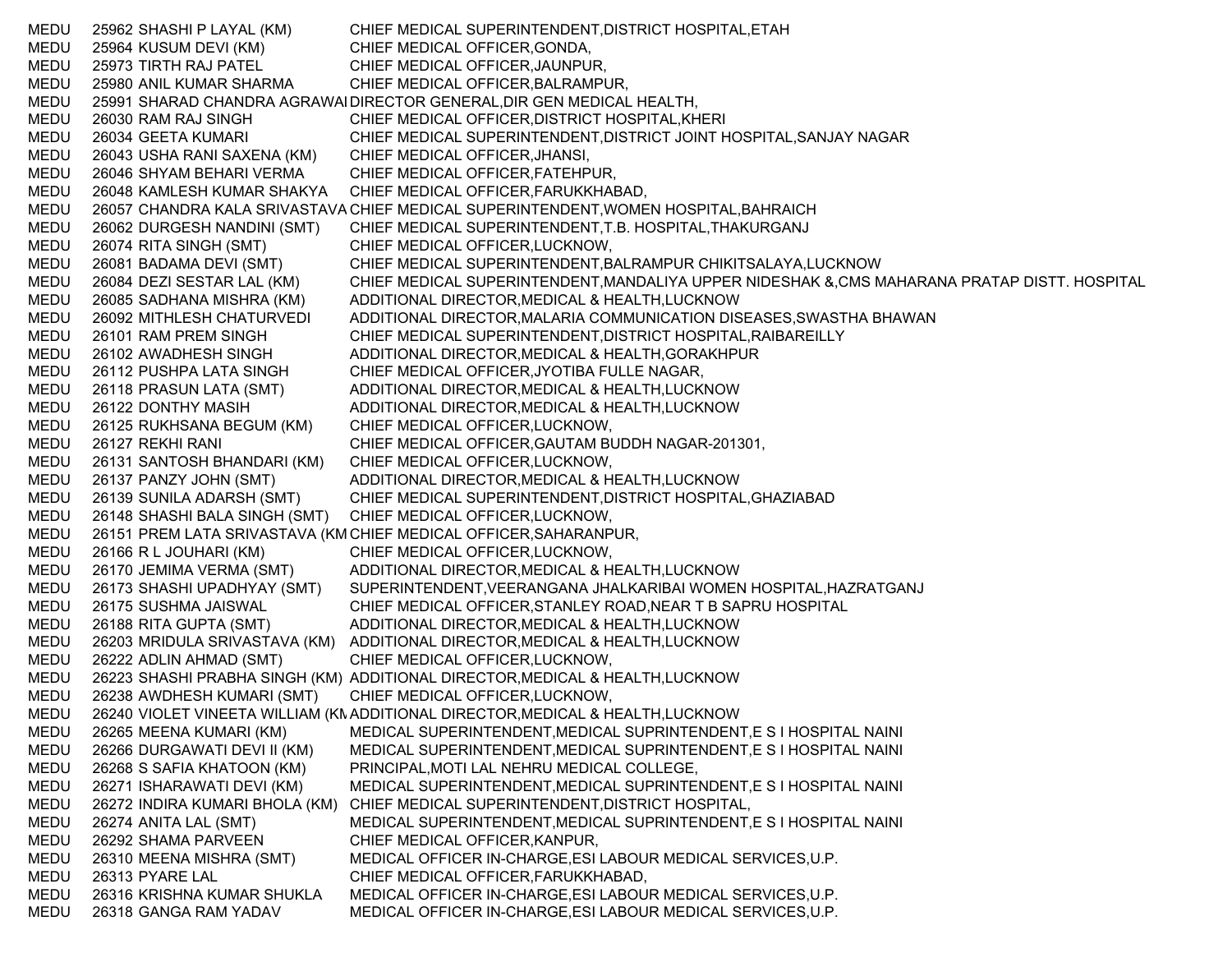| | | | |
|---|---|---|---|
| MEDU | 25962 | SHASHI P LAYAL (KM) | CHIEF MEDICAL SUPERINTENDENT,DISTRICT HOSPITAL,ETAH |
| MEDU | 25964 | KUSUM DEVI (KM) | CHIEF MEDICAL OFFICER,GONDA, |
| MEDU | 25973 | TIRTH RAJ PATEL | CHIEF MEDICAL OFFICER,JAUNPUR, |
| MEDU | 25980 | ANIL KUMAR SHARMA | CHIEF MEDICAL OFFICER,BALRAMPUR, |
| MEDU | 25991 | SHARAD CHANDRA AGRAWAI | DIRECTOR GENERAL,DIR GEN MEDICAL HEALTH, |
| MEDU | 26030 | RAM RAJ SINGH | CHIEF MEDICAL OFFICER,DISTRICT HOSPITAL,KHERI |
| MEDU | 26034 | GEETA KUMARI | CHIEF MEDICAL SUPERINTENDENT,DISTRICT JOINT HOSPITAL,SANJAY NAGAR |
| MEDU | 26043 | USHA RANI SAXENA (KM) | CHIEF MEDICAL OFFICER,JHANSI, |
| MEDU | 26046 | SHYAM BEHARI VERMA | CHIEF MEDICAL OFFICER,FATEHPUR, |
| MEDU | 26048 | KAMLESH KUMAR SHAKYA | CHIEF MEDICAL OFFICER,FARUKKHABAD, |
| MEDU | 26057 | CHANDRA KALA SRIVASTAVA | CHIEF MEDICAL SUPERINTENDENT,WOMEN HOSPITAL,BAHRAICH |
| MEDU | 26062 | DURGESH NANDINI (SMT) | CHIEF MEDICAL SUPERINTENDENT,T.B. HOSPITAL,THAKURGANJ |
| MEDU | 26074 | RITA SINGH (SMT) | CHIEF MEDICAL OFFICER,LUCKNOW, |
| MEDU | 26081 | BADAMA DEVI (SMT) | CHIEF MEDICAL SUPERINTENDENT,BALRAMPUR CHIKITSALAYA,LUCKNOW |
| MEDU | 26084 | DEZI SESTAR LAL (KM) | CHIEF MEDICAL SUPERINTENDENT,MANDALIYA UPPER NIDESHAK &,CMS MAHARANA PRATAP DISTT. HOSPITAL |
| MEDU | 26085 | SADHANA MISHRA (KM) | ADDITIONAL DIRECTOR,MEDICAL & HEALTH,LUCKNOW |
| MEDU | 26092 | MITHLESH CHATURVEDI | ADDITIONAL DIRECTOR,MALARIA COMMUNICATION DISEASES,SWASTHA BHAWAN |
| MEDU | 26101 | RAM PREM SINGH | CHIEF MEDICAL SUPERINTENDENT,DISTRICT HOSPITAL,RAIBAREILLY |
| MEDU | 26102 | AWADHESH SINGH | ADDITIONAL DIRECTOR,MEDICAL & HEALTH,GORAKHPUR |
| MEDU | 26112 | PUSHPA LATA SINGH | CHIEF MEDICAL OFFICER,JYOTIBA FULLE NAGAR, |
| MEDU | 26118 | PRASUN LATA (SMT) | ADDITIONAL DIRECTOR,MEDICAL & HEALTH,LUCKNOW |
| MEDU | 26122 | DONTHY MASIH | ADDITIONAL DIRECTOR,MEDICAL & HEALTH,LUCKNOW |
| MEDU | 26125 | RUKHSANA BEGUM (KM) | CHIEF MEDICAL OFFICER,LUCKNOW, |
| MEDU | 26127 | REKHI RANI | CHIEF MEDICAL OFFICER,GAUTAM BUDDH NAGAR-201301, |
| MEDU | 26131 | SANTOSH BHANDARI (KM) | CHIEF MEDICAL OFFICER,LUCKNOW, |
| MEDU | 26137 | PANZY JOHN (SMT) | ADDITIONAL DIRECTOR,MEDICAL & HEALTH,LUCKNOW |
| MEDU | 26139 | SUNILA ADARSH (SMT) | CHIEF MEDICAL SUPERINTENDENT,DISTRICT HOSPITAL,GHAZIABAD |
| MEDU | 26148 | SHASHI BALA SINGH (SMT) | CHIEF MEDICAL OFFICER,LUCKNOW, |
| MEDU | 26151 | PREM LATA SRIVASTAVA (KM | CHIEF MEDICAL OFFICER,SAHARANPUR, |
| MEDU | 26166 | R L JOUHARI (KM) | CHIEF MEDICAL OFFICER,LUCKNOW, |
| MEDU | 26170 | JEMIMA VERMA (SMT) | ADDITIONAL DIRECTOR,MEDICAL & HEALTH,LUCKNOW |
| MEDU | 26173 | SHASHI UPADHYAY (SMT) | SUPERINTENDENT,VEERANGANA JHALKARIBAI WOMEN HOSPITAL,HAZRATGANJ |
| MEDU | 26175 | SUSHMA JAISWAL | CHIEF MEDICAL OFFICER,STANLEY ROAD,NEAR T B SAPRU HOSPITAL |
| MEDU | 26188 | RITA GUPTA (SMT) | ADDITIONAL DIRECTOR,MEDICAL & HEALTH,LUCKNOW |
| MEDU | 26203 | MRIDULA SRIVASTAVA (KM) | ADDITIONAL DIRECTOR,MEDICAL & HEALTH,LUCKNOW |
| MEDU | 26222 | ADLIN AHMAD (SMT) | CHIEF MEDICAL OFFICER,LUCKNOW, |
| MEDU | 26223 | SHASHI PRABHA SINGH (KM) | ADDITIONAL DIRECTOR,MEDICAL & HEALTH,LUCKNOW |
| MEDU | 26238 | AWDHESH KUMARI (SMT) | CHIEF MEDICAL OFFICER,LUCKNOW, |
| MEDU | 26240 | VIOLET VINEETA WILLIAM (KM | ADDITIONAL DIRECTOR,MEDICAL & HEALTH,LUCKNOW |
| MEDU | 26265 | MEENA KUMARI (KM) | MEDICAL SUPERINTENDENT,MEDICAL SUPRINTENDENT,E S I HOSPITAL NAINI |
| MEDU | 26266 | DURGAWATI DEVI II (KM) | MEDICAL SUPERINTENDENT,MEDICAL SUPRINTENDENT,E S I HOSPITAL NAINI |
| MEDU | 26268 | S SAFIA KHATOON (KM) | PRINCIPAL,MOTI LAL NEHRU MEDICAL COLLEGE, |
| MEDU | 26271 | ISHARAWATI DEVI (KM) | MEDICAL SUPERINTENDENT,MEDICAL SUPRINTENDENT,E S I HOSPITAL NAINI |
| MEDU | 26272 | INDIRA KUMARI BHOLA (KM) | CHIEF MEDICAL SUPERINTENDENT,DISTRICT HOSPITAL, |
| MEDU | 26274 | ANITA LAL (SMT) | MEDICAL SUPERINTENDENT,MEDICAL SUPRINTENDENT,E S I HOSPITAL NAINI |
| MEDU | 26292 | SHAMA PARVEEN | CHIEF MEDICAL OFFICER,KANPUR, |
| MEDU | 26310 | MEENA MISHRA (SMT) | MEDICAL OFFICER IN-CHARGE,ESI LABOUR MEDICAL SERVICES,U.P. |
| MEDU | 26313 | PYARE LAL | CHIEF MEDICAL OFFICER,FARUKKHABAD, |
| MEDU | 26316 | KRISHNA KUMAR SHUKLA | MEDICAL OFFICER IN-CHARGE,ESI LABOUR MEDICAL SERVICES,U.P. |
| MEDU | 26318 | GANGA RAM YADAV | MEDICAL OFFICER IN-CHARGE,ESI LABOUR MEDICAL SERVICES,U.P. |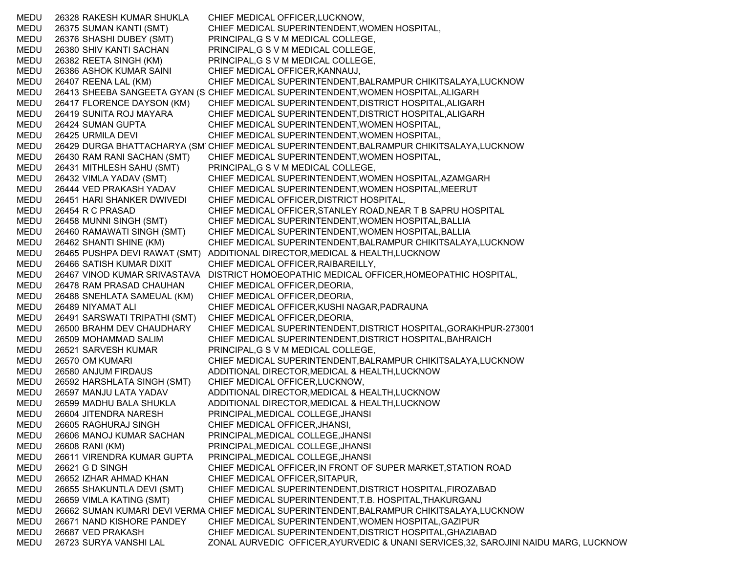| | | | |
|---|---|---|---|
| MEDU | 26328 | RAKESH KUMAR SHUKLA | CHIEF MEDICAL OFFICER,LUCKNOW, |
| MEDU | 26375 | SUMAN KANTI (SMT) | CHIEF MEDICAL SUPERINTENDENT,WOMEN HOSPITAL, |
| MEDU | 26376 | SHASHI DUBEY (SMT) | PRINCIPAL,G S V M MEDICAL COLLEGE, |
| MEDU | 26380 | SHIV KANTI SACHAN | PRINCIPAL,G S V M MEDICAL COLLEGE, |
| MEDU | 26382 | REETA SINGH (KM) | PRINCIPAL,G S V M MEDICAL COLLEGE, |
| MEDU | 26386 | ASHOK KUMAR SAINI | CHIEF MEDICAL OFFICER,KANNAUJ, |
| MEDU | 26407 | REENA LAL (KM) | CHIEF MEDICAL SUPERINTENDENT,BALRAMPUR CHIKITSALAYA,LUCKNOW |
| MEDU | 26413 | SHEEBA SANGEETA GYAN (S | CHIEF MEDICAL SUPERINTENDENT,WOMEN HOSPITAL,ALIGARH |
| MEDU | 26417 | FLORENCE DAYSON (KM) | CHIEF MEDICAL SUPERINTENDENT,DISTRICT HOSPITAL,ALIGARH |
| MEDU | 26419 | SUNITA ROJ MAYARA | CHIEF MEDICAL SUPERINTENDENT,DISTRICT HOSPITAL,ALIGARH |
| MEDU | 26424 | SUMAN GUPTA | CHIEF MEDICAL SUPERINTENDENT,WOMEN HOSPITAL, |
| MEDU | 26425 | URMILA DEVI | CHIEF MEDICAL SUPERINTENDENT,WOMEN HOSPITAL, |
| MEDU | 26429 | DURGA BHATTACHARYA (SM | CHIEF MEDICAL SUPERINTENDENT,BALRAMPUR CHIKITSALAYA,LUCKNOW |
| MEDU | 26430 | RAM RANI SACHAN (SMT) | CHIEF MEDICAL SUPERINTENDENT,WOMEN HOSPITAL, |
| MEDU | 26431 | MITHLESH SAHU (SMT) | PRINCIPAL,G S V M MEDICAL COLLEGE, |
| MEDU | 26432 | VIMLA YADAV (SMT) | CHIEF MEDICAL SUPERINTENDENT,WOMEN HOSPITAL,AZAMGARH |
| MEDU | 26444 | VED PRAKASH YADAV | CHIEF MEDICAL SUPERINTENDENT,WOMEN HOSPITAL,MEERUT |
| MEDU | 26451 | HARI SHANKER DWIVEDI | CHIEF MEDICAL OFFICER,DISTRICT HOSPITAL, |
| MEDU | 26454 | R C PRASAD | CHIEF MEDICAL OFFICER,STANLEY ROAD,NEAR T B SAPRU HOSPITAL |
| MEDU | 26458 | MUNNI SINGH (SMT) | CHIEF MEDICAL SUPERINTENDENT,WOMEN HOSPITAL,BALLIA |
| MEDU | 26460 | RAMAWATI SINGH (SMT) | CHIEF MEDICAL SUPERINTENDENT,WOMEN HOSPITAL,BALLIA |
| MEDU | 26462 | SHANTI SHINE (KM) | CHIEF MEDICAL SUPERINTENDENT,BALRAMPUR CHIKITSALAYA,LUCKNOW |
| MEDU | 26465 | PUSHPA DEVI RAWAT (SMT) | ADDITIONAL DIRECTOR,MEDICAL & HEALTH,LUCKNOW |
| MEDU | 26466 | SATISH KUMAR DIXIT | CHIEF MEDICAL OFFICER,RAIBAREILLY, |
| MEDU | 26467 | VINOD KUMAR SRIVASTAVA | DISTRICT HOMOEOPATHIC MEDICAL OFFICER,HOMEOPATHIC HOSPITAL, |
| MEDU | 26478 | RAM PRASAD CHAUHAN | CHIEF MEDICAL OFFICER,DEORIA, |
| MEDU | 26488 | SNEHLATA SAMEUAL (KM) | CHIEF MEDICAL OFFICER,DEORIA, |
| MEDU | 26489 | NIYAMAT ALI | CHIEF MEDICAL OFFICER,KUSHI NAGAR,PADRAUNA |
| MEDU | 26491 | SARSWATI TRIPATHI (SMT) | CHIEF MEDICAL OFFICER,DEORIA, |
| MEDU | 26500 | BRAHM DEV CHAUDHARY | CHIEF MEDICAL SUPERINTENDENT,DISTRICT HOSPITAL,GORAKHPUR-273001 |
| MEDU | 26509 | MOHAMMAD SALIM | CHIEF MEDICAL SUPERINTENDENT,DISTRICT HOSPITAL,BAHRAICH |
| MEDU | 26521 | SARVESH KUMAR | PRINCIPAL,G S V M MEDICAL COLLEGE, |
| MEDU | 26570 | OM KUMARI | CHIEF MEDICAL SUPERINTENDENT,BALRAMPUR CHIKITSALAYA,LUCKNOW |
| MEDU | 26580 | ANJUM FIRDAUS | ADDITIONAL DIRECTOR,MEDICAL & HEALTH,LUCKNOW |
| MEDU | 26592 | HARSHLATA SINGH (SMT) | CHIEF MEDICAL OFFICER,LUCKNOW, |
| MEDU | 26597 | MANJU LATA YADAV | ADDITIONAL DIRECTOR,MEDICAL & HEALTH,LUCKNOW |
| MEDU | 26599 | MADHU BALA SHUKLA | ADDITIONAL DIRECTOR,MEDICAL & HEALTH,LUCKNOW |
| MEDU | 26604 | JITENDRA NARESH | PRINCIPAL,MEDICAL COLLEGE,JHANSI |
| MEDU | 26605 | RAGHURAJ SINGH | CHIEF MEDICAL OFFICER,JHANSI, |
| MEDU | 26606 | MANOJ KUMAR SACHAN | PRINCIPAL,MEDICAL COLLEGE,JHANSI |
| MEDU | 26608 | RANI (KM) | PRINCIPAL,MEDICAL COLLEGE,JHANSI |
| MEDU | 26611 | VIRENDRA KUMAR GUPTA | PRINCIPAL,MEDICAL COLLEGE,JHANSI |
| MEDU | 26621 | G D SINGH | CHIEF MEDICAL OFFICER,IN FRONT OF SUPER MARKET,STATION ROAD |
| MEDU | 26652 | IZHAR AHMAD KHAN | CHIEF MEDICAL OFFICER,SITAPUR, |
| MEDU | 26655 | SHAKUNTLA DEVI (SMT) | CHIEF MEDICAL SUPERINTENDENT,DISTRICT HOSPITAL,FIROZABAD |
| MEDU | 26659 | VIMLA KATING (SMT) | CHIEF MEDICAL SUPERINTENDENT,T.B. HOSPITAL,THAKURGANJ |
| MEDU | 26662 | SUMAN KUMARI DEVI VERMA | CHIEF MEDICAL SUPERINTENDENT,BALRAMPUR CHIKITSALAYA,LUCKNOW |
| MEDU | 26671 | NAND KISHORE PANDEY | CHIEF MEDICAL SUPERINTENDENT,WOMEN HOSPITAL,GAZIPUR |
| MEDU | 26687 | VED PRAKASH | CHIEF MEDICAL SUPERINTENDENT,DISTRICT HOSPITAL,GHAZIABAD |
| MEDU | 26723 | SURYA VANSHI LAL | ZONAL AURVEDIC OFFICER,AYURVEDIC & UNANI SERVICES,32, SAROJINI NAIDU MARG, LUCKNOW |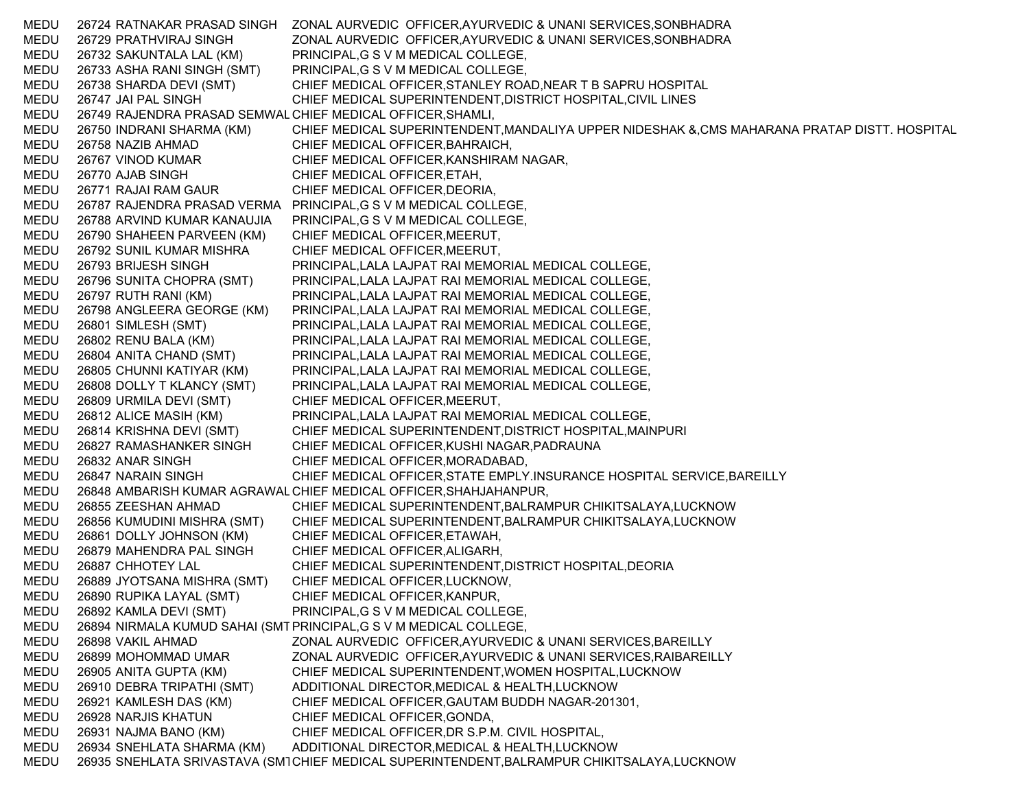| | | | |
|---|---|---|---|
| MEDU | 26724 | RATNAKAR PRASAD SINGH | ZONAL AURVEDIC OFFICER,AYURVEDIC & UNANI SERVICES,SONBHADRA |
| MEDU | 26729 | PRATHVIRAJ SINGH | ZONAL AURVEDIC OFFICER,AYURVEDIC & UNANI SERVICES,SONBHADRA |
| MEDU | 26732 | SAKUNTALA LAL (KM) | PRINCIPAL,G S V M MEDICAL COLLEGE, |
| MEDU | 26733 | ASHA RANI SINGH (SMT) | PRINCIPAL,G S V M MEDICAL COLLEGE, |
| MEDU | 26738 | SHARDA DEVI (SMT) | CHIEF MEDICAL OFFICER,STANLEY ROAD,NEAR T B SAPRU HOSPITAL |
| MEDU | 26747 | JAI PAL SINGH | CHIEF MEDICAL SUPERINTENDENT,DISTRICT HOSPITAL,CIVIL LINES |
| MEDU | 26749 | RAJENDRA PRASAD SEMWAL | CHIEF MEDICAL OFFICER,SHAMLI, |
| MEDU | 26750 | INDRANI SHARMA (KM) | CHIEF MEDICAL SUPERINTENDENT,MANDALIYA UPPER NIDESHAK &,CMS MAHARANA PRATAP DISTT. HOSPITAL |
| MEDU | 26758 | NAZIB AHMAD | CHIEF MEDICAL OFFICER,BAHRAICH, |
| MEDU | 26767 | VINOD KUMAR | CHIEF MEDICAL OFFICER,KANSHIRAM NAGAR, |
| MEDU | 26770 | AJAB SINGH | CHIEF MEDICAL OFFICER,ETAH, |
| MEDU | 26771 | RAJAI RAM GAUR | CHIEF MEDICAL OFFICER,DEORIA, |
| MEDU | 26787 | RAJENDRA PRASAD VERMA | PRINCIPAL,G S V M MEDICAL COLLEGE, |
| MEDU | 26788 | ARVIND KUMAR KANAUJIA | PRINCIPAL,G S V M MEDICAL COLLEGE, |
| MEDU | 26790 | SHAHEEN PARVEEN (KM) | CHIEF MEDICAL OFFICER,MEERUT, |
| MEDU | 26792 | SUNIL KUMAR MISHRA | CHIEF MEDICAL OFFICER,MEERUT, |
| MEDU | 26793 | BRIJESH SINGH | PRINCIPAL,LALA LAJPAT RAI MEMORIAL MEDICAL COLLEGE, |
| MEDU | 26796 | SUNITA CHOPRA (SMT) | PRINCIPAL,LALA LAJPAT RAI MEMORIAL MEDICAL COLLEGE, |
| MEDU | 26797 | RUTH RANI (KM) | PRINCIPAL,LALA LAJPAT RAI MEMORIAL MEDICAL COLLEGE, |
| MEDU | 26798 | ANGLEERA GEORGE (KM) | PRINCIPAL,LALA LAJPAT RAI MEMORIAL MEDICAL COLLEGE, |
| MEDU | 26801 | SIMLESH (SMT) | PRINCIPAL,LALA LAJPAT RAI MEMORIAL MEDICAL COLLEGE, |
| MEDU | 26802 | RENU BALA (KM) | PRINCIPAL,LALA LAJPAT RAI MEMORIAL MEDICAL COLLEGE, |
| MEDU | 26804 | ANITA CHAND (SMT) | PRINCIPAL,LALA LAJPAT RAI MEMORIAL MEDICAL COLLEGE, |
| MEDU | 26805 | CHUNNI KATIYAR (KM) | PRINCIPAL,LALA LAJPAT RAI MEMORIAL MEDICAL COLLEGE, |
| MEDU | 26808 | DOLLY T KLANCY (SMT) | PRINCIPAL,LALA LAJPAT RAI MEMORIAL MEDICAL COLLEGE, |
| MEDU | 26809 | URMILA DEVI (SMT) | CHIEF MEDICAL OFFICER,MEERUT, |
| MEDU | 26812 | ALICE MASIH (KM) | PRINCIPAL,LALA LAJPAT RAI MEMORIAL MEDICAL COLLEGE, |
| MEDU | 26814 | KRISHNA DEVI (SMT) | CHIEF MEDICAL SUPERINTENDENT,DISTRICT HOSPITAL,MAINPURI |
| MEDU | 26827 | RAMASHANKER SINGH | CHIEF MEDICAL OFFICER,KUSHI NAGAR,PADRAUNA |
| MEDU | 26832 | ANAR SINGH | CHIEF MEDICAL OFFICER,MORADABAD, |
| MEDU | 26847 | NARAIN SINGH | CHIEF MEDICAL OFFICER,STATE EMPLY.INSURANCE HOSPITAL SERVICE,BAREILLY |
| MEDU | 26848 | AMBARISH KUMAR AGRAWAL | CHIEF MEDICAL OFFICER,SHAHJAHANPUR, |
| MEDU | 26855 | ZEESHAN AHMAD | CHIEF MEDICAL SUPERINTENDENT,BALRAMPUR CHIKITSALAYA,LUCKNOW |
| MEDU | 26856 | KUMUDINI MISHRA (SMT) | CHIEF MEDICAL SUPERINTENDENT,BALRAMPUR CHIKITSALAYA,LUCKNOW |
| MEDU | 26861 | DOLLY JOHNSON (KM) | CHIEF MEDICAL OFFICER,ETAWAH, |
| MEDU | 26879 | MAHENDRA PAL SINGH | CHIEF MEDICAL OFFICER,ALIGARH, |
| MEDU | 26887 | CHHOTEY LAL | CHIEF MEDICAL SUPERINTENDENT,DISTRICT HOSPITAL,DEORIA |
| MEDU | 26889 | JYOTSANA MISHRA (SMT) | CHIEF MEDICAL OFFICER,LUCKNOW, |
| MEDU | 26890 | RUPIKA LAYAL (SMT) | CHIEF MEDICAL OFFICER,KANPUR, |
| MEDU | 26892 | KAMLA DEVI (SMT) | PRINCIPAL,G S V M MEDICAL COLLEGE, |
| MEDU | 26894 | NIRMALA KUMUD SAHAI (SMT | PRINCIPAL,G S V M MEDICAL COLLEGE, |
| MEDU | 26898 | VAKIL AHMAD | ZONAL AURVEDIC OFFICER,AYURVEDIC & UNANI SERVICES,BAREILLY |
| MEDU | 26899 | MOHOMMAD UMAR | ZONAL AURVEDIC OFFICER,AYURVEDIC & UNANI SERVICES,RAIBAREILLY |
| MEDU | 26905 | ANITA GUPTA (KM) | CHIEF MEDICAL SUPERINTENDENT,WOMEN HOSPITAL,LUCKNOW |
| MEDU | 26910 | DEBRA TRIPATHI (SMT) | ADDITIONAL DIRECTOR,MEDICAL & HEALTH,LUCKNOW |
| MEDU | 26921 | KAMLESH DAS (KM) | CHIEF MEDICAL OFFICER,GAUTAM BUDDH NAGAR-201301, |
| MEDU | 26928 | NARJIS KHATUN | CHIEF MEDICAL OFFICER,GONDA, |
| MEDU | 26931 | NAJMA BANO (KM) | CHIEF MEDICAL OFFICER,DR S.P.M. CIVIL HOSPITAL, |
| MEDU | 26934 | SNEHLATA SHARMA (KM) | ADDITIONAL DIRECTOR,MEDICAL & HEALTH,LUCKNOW |
| MEDU | 26935 | SNEHLATA SRIVASTAVA (SMT | CHIEF MEDICAL SUPERINTENDENT,BALRAMPUR CHIKITSALAYA,LUCKNOW |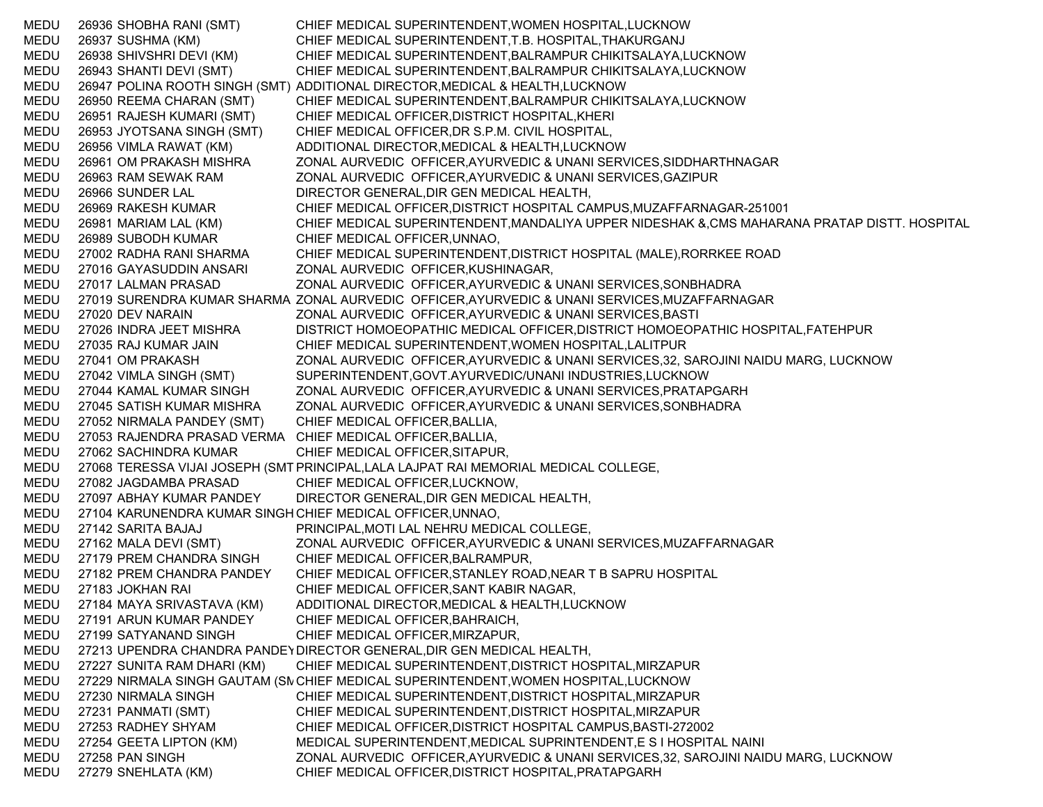| | | | |
|---|---|---|---|
| MEDU | 26936 | SHOBHA RANI (SMT) | CHIEF MEDICAL SUPERINTENDENT,WOMEN HOSPITAL,LUCKNOW |
| MEDU | 26937 | SUSHMA (KM) | CHIEF MEDICAL SUPERINTENDENT,T.B. HOSPITAL,THAKURGANJ |
| MEDU | 26938 | SHIVSHRI DEVI (KM) | CHIEF MEDICAL SUPERINTENDENT,BALRAMPUR CHIKITSALAYA,LUCKNOW |
| MEDU | 26943 | SHANTI DEVI (SMT) | CHIEF MEDICAL SUPERINTENDENT,BALRAMPUR CHIKITSALAYA,LUCKNOW |
| MEDU | 26947 | POLINA ROOTH SINGH (SMT) | ADDITIONAL DIRECTOR,MEDICAL & HEALTH,LUCKNOW |
| MEDU | 26950 | REEMA CHARAN (SMT) | CHIEF MEDICAL SUPERINTENDENT,BALRAMPUR CHIKITSALAYA,LUCKNOW |
| MEDU | 26951 | RAJESH KUMARI (SMT) | CHIEF MEDICAL OFFICER,DISTRICT HOSPITAL,KHERI |
| MEDU | 26953 | JYOTSANA SINGH (SMT) | CHIEF MEDICAL OFFICER,DR S.P.M. CIVIL HOSPITAL, |
| MEDU | 26956 | VIMLA RAWAT (KM) | ADDITIONAL DIRECTOR,MEDICAL & HEALTH,LUCKNOW |
| MEDU | 26961 | OM PRAKASH MISHRA | ZONAL AURVEDIC OFFICER,AYURVEDIC & UNANI SERVICES,SIDDHARTHNAGAR |
| MEDU | 26963 | RAM SEWAK RAM | ZONAL AURVEDIC OFFICER,AYURVEDIC & UNANI SERVICES,GAZIPUR |
| MEDU | 26966 | SUNDER LAL | DIRECTOR GENERAL,DIR GEN MEDICAL HEALTH, |
| MEDU | 26969 | RAKESH KUMAR | CHIEF MEDICAL OFFICER,DISTRICT HOSPITAL CAMPUS,MUZAFFARNAGAR-251001 |
| MEDU | 26981 | MARIAM LAL (KM) | CHIEF MEDICAL SUPERINTENDENT,MANDALIYA UPPER NIDESHAK &,CMS MAHARANA PRATAP DISTT. HOSPITAL |
| MEDU | 26989 | SUBODH KUMAR | CHIEF MEDICAL OFFICER,UNNAO, |
| MEDU | 27002 | RADHA RANI SHARMA | CHIEF MEDICAL SUPERINTENDENT,DISTRICT HOSPITAL (MALE),RORRKEE ROAD |
| MEDU | 27016 | GAYASUDDIN ANSARI | ZONAL AURVEDIC OFFICER,KUSHINAGAR, |
| MEDU | 27017 | LALMAN PRASAD | ZONAL AURVEDIC OFFICER,AYURVEDIC & UNANI SERVICES,SONBHADRA |
| MEDU | 27019 | SURENDRA KUMAR SHARMA | ZONAL AURVEDIC OFFICER,AYURVEDIC & UNANI SERVICES,MUZAFFARNAGAR |
| MEDU | 27020 | DEV NARAIN | ZONAL AURVEDIC OFFICER,AYURVEDIC & UNANI SERVICES,BASTI |
| MEDU | 27026 | INDRA JEET MISHRA | DISTRICT HOMOEOPATHIC MEDICAL OFFICER,DISTRICT HOMOEOPATHIC HOSPITAL,FATEHPUR |
| MEDU | 27035 | RAJ KUMAR JAIN | CHIEF MEDICAL SUPERINTENDENT,WOMEN HOSPITAL,LALITPUR |
| MEDU | 27041 | OM PRAKASH | ZONAL AURVEDIC OFFICER,AYURVEDIC & UNANI SERVICES,32, SAROJINI NAIDU MARG, LUCKNOW |
| MEDU | 27042 | VIMLA SINGH (SMT) | SUPERINTENDENT,GOVT.AYURVEDIC/UNANI INDUSTRIES,LUCKNOW |
| MEDU | 27044 | KAMAL KUMAR SINGH | ZONAL AURVEDIC OFFICER,AYURVEDIC & UNANI SERVICES,PRATAPGARH |
| MEDU | 27045 | SATISH KUMAR MISHRA | ZONAL AURVEDIC OFFICER,AYURVEDIC & UNANI SERVICES,SONBHADRA |
| MEDU | 27052 | NIRMALA PANDEY (SMT) | CHIEF MEDICAL OFFICER,BALLIA, |
| MEDU | 27053 | RAJENDRA PRASAD VERMA | CHIEF MEDICAL OFFICER,BALLIA, |
| MEDU | 27062 | SACHINDRA KUMAR | CHIEF MEDICAL OFFICER,SITAPUR, |
| MEDU | 27068 | TERESSA VIJAI JOSEPH (SMT | PRINCIPAL,LALA LAJPAT RAI MEMORIAL MEDICAL COLLEGE, |
| MEDU | 27082 | JAGDAMBA PRASAD | CHIEF MEDICAL OFFICER,LUCKNOW, |
| MEDU | 27097 | ABHAY KUMAR PANDEY | DIRECTOR GENERAL,DIR GEN MEDICAL HEALTH, |
| MEDU | 27104 | KARUNENDRA KUMAR SINGH | CHIEF MEDICAL OFFICER,UNNAO, |
| MEDU | 27142 | SARITA BAJAJ | PRINCIPAL,MOTI LAL NEHRU MEDICAL COLLEGE, |
| MEDU | 27162 | MALA DEVI (SMT) | ZONAL AURVEDIC OFFICER,AYURVEDIC & UNANI SERVICES,MUZAFFARNAGAR |
| MEDU | 27179 | PREM CHANDRA SINGH | CHIEF MEDICAL OFFICER,BALRAMPUR, |
| MEDU | 27182 | PREM CHANDRA PANDEY | CHIEF MEDICAL OFFICER,STANLEY ROAD,NEAR T B SAPRU HOSPITAL |
| MEDU | 27183 | JOKHAN RAI | CHIEF MEDICAL OFFICER,SANT KABIR NAGAR, |
| MEDU | 27184 | MAYA SRIVASTAVA (KM) | ADDITIONAL DIRECTOR,MEDICAL & HEALTH,LUCKNOW |
| MEDU | 27191 | ARUN KUMAR PANDEY | CHIEF MEDICAL OFFICER,BAHRAICH, |
| MEDU | 27199 | SATYANAND SINGH | CHIEF MEDICAL OFFICER,MIRZAPUR, |
| MEDU | 27213 | UPENDRA CHANDRA PANDEY | DIRECTOR GENERAL,DIR GEN MEDICAL HEALTH, |
| MEDU | 27227 | SUNITA RAM DHARI (KM) | CHIEF MEDICAL SUPERINTENDENT,DISTRICT HOSPITAL,MIRZAPUR |
| MEDU | 27229 | NIRMALA SINGH GAUTAM (SM | CHIEF MEDICAL SUPERINTENDENT,WOMEN HOSPITAL,LUCKNOW |
| MEDU | 27230 | NIRMALA SINGH | CHIEF MEDICAL SUPERINTENDENT,DISTRICT HOSPITAL,MIRZAPUR |
| MEDU | 27231 | PANMATI (SMT) | CHIEF MEDICAL SUPERINTENDENT,DISTRICT HOSPITAL,MIRZAPUR |
| MEDU | 27253 | RADHEY SHYAM | CHIEF MEDICAL OFFICER,DISTRICT HOSPITAL CAMPUS,BASTI-272002 |
| MEDU | 27254 | GEETA LIPTON (KM) | MEDICAL SUPERINTENDENT,MEDICAL SUPRINTENDENT,E S I HOSPITAL NAINI |
| MEDU | 27258 | PAN SINGH | ZONAL AURVEDIC OFFICER,AYURVEDIC & UNANI SERVICES,32, SAROJINI NAIDU MARG, LUCKNOW |
| MEDU | 27279 | SNEHLATA (KM) | CHIEF MEDICAL OFFICER,DISTRICT HOSPITAL,PRATAPGARH |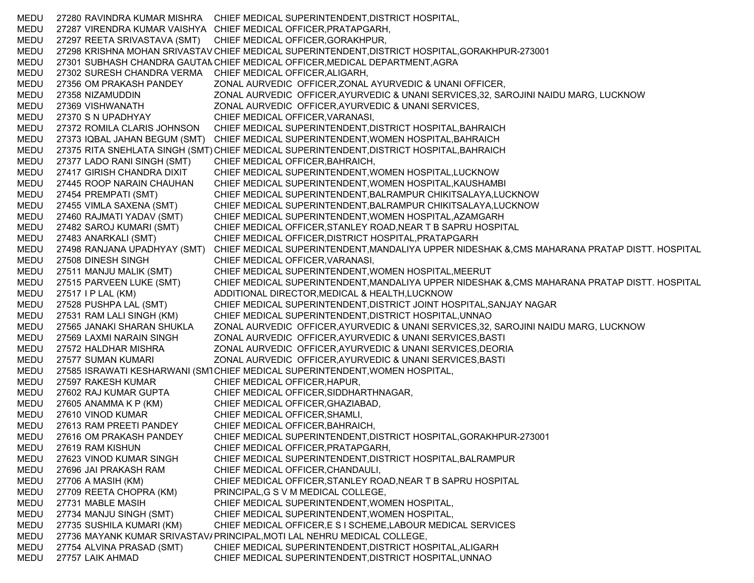| | | | |
|---|---|---|---|
| MEDU | 27280 | RAVINDRA KUMAR MISHRA | CHIEF MEDICAL SUPERINTENDENT,DISTRICT HOSPITAL, |
| MEDU | 27287 | VIRENDRA KUMAR VAISHYA | CHIEF MEDICAL OFFICER,PRATAPGARH, |
| MEDU | 27297 | REETA SRIVASTAVA (SMT) | CHIEF MEDICAL OFFICER,GORAKHPUR, |
| MEDU | 27298 | KRISHNA MOHAN SRIVASTAV | CHIEF MEDICAL SUPERINTENDENT,DISTRICT HOSPITAL,GORAKHPUR-273001 |
| MEDU | 27301 | SUBHASH CHANDRA GAUTAM | CHIEF MEDICAL OFFICER,MEDICAL DEPARTMENT,AGRA |
| MEDU | 27302 | SURESH CHANDRA VERMA | CHIEF MEDICAL OFFICER,ALIGARH, |
| MEDU | 27356 | OM PRAKASH PANDEY | ZONAL AURVEDIC OFFICER,ZONAL AYURVEDIC & UNANI OFFICER, |
| MEDU | 27358 | NIZAMUDDIN | ZONAL AURVEDIC OFFICER,AYURVEDIC & UNANI SERVICES,32, SAROJINI NAIDU MARG, LUCKNOW |
| MEDU | 27369 | VISHWANATH | ZONAL AURVEDIC OFFICER,AYURVEDIC & UNANI SERVICES, |
| MEDU | 27370 | S N UPADHYAY | CHIEF MEDICAL OFFICER,VARANASI, |
| MEDU | 27372 | ROMILA CLARIS JOHNSON | CHIEF MEDICAL SUPERINTENDENT,DISTRICT HOSPITAL,BAHRAICH |
| MEDU | 27373 | IQBAL JAHAN BEGUM (SMT) | CHIEF MEDICAL SUPERINTENDENT,WOMEN HOSPITAL,BAHRAICH |
| MEDU | 27375 | RITA SNEHLATA SINGH (SMT) | CHIEF MEDICAL SUPERINTENDENT,DISTRICT HOSPITAL,BAHRAICH |
| MEDU | 27377 | LADO RANI SINGH (SMT) | CHIEF MEDICAL OFFICER,BAHRAICH, |
| MEDU | 27417 | GIRISH CHANDRA DIXIT | CHIEF MEDICAL SUPERINTENDENT,WOMEN HOSPITAL,LUCKNOW |
| MEDU | 27445 | ROOP NARAIN CHAUHAN | CHIEF MEDICAL SUPERINTENDENT,WOMEN HOSPITAL,KAUSHAMBI |
| MEDU | 27454 | PREMPATI (SMT) | CHIEF MEDICAL SUPERINTENDENT,BALRAMPUR CHIKITSALAYA,LUCKNOW |
| MEDU | 27455 | VIMLA SAXENA (SMT) | CHIEF MEDICAL SUPERINTENDENT,BALRAMPUR CHIKITSALAYA,LUCKNOW |
| MEDU | 27460 | RAJMATI YADAV (SMT) | CHIEF MEDICAL SUPERINTENDENT,WOMEN HOSPITAL,AZAMGARH |
| MEDU | 27482 | SAROJ KUMARI (SMT) | CHIEF MEDICAL OFFICER,STANLEY ROAD,NEAR T B SAPRU HOSPITAL |
| MEDU | 27483 | ANARKALI (SMT) | CHIEF MEDICAL OFFICER,DISTRICT HOSPITAL,PRATAPGARH |
| MEDU | 27498 | RANJANA UPADHYAY (SMT) | CHIEF MEDICAL SUPERINTENDENT,MANDALIYA UPPER NIDESHAK &,CMS MAHARANA PRATAP DISTT. HOSPITAL |
| MEDU | 27508 | DINESH SINGH | CHIEF MEDICAL OFFICER,VARANASI, |
| MEDU | 27511 | MANJU MALIK (SMT) | CHIEF MEDICAL SUPERINTENDENT,WOMEN HOSPITAL,MEERUT |
| MEDU | 27515 | PARVEEN LUKE (SMT) | CHIEF MEDICAL SUPERINTENDENT,MANDALIYA UPPER NIDESHAK &,CMS MAHARANA PRATAP DISTT. HOSPITAL |
| MEDU | 27517 | I P LAL (KM) | ADDITIONAL DIRECTOR,MEDICAL & HEALTH,LUCKNOW |
| MEDU | 27528 | PUSHPA LAL (SMT) | CHIEF MEDICAL SUPERINTENDENT,DISTRICT JOINT HOSPITAL,SANJAY NAGAR |
| MEDU | 27531 | RAM LALI SINGH (KM) | CHIEF MEDICAL SUPERINTENDENT,DISTRICT HOSPITAL,UNNAO |
| MEDU | 27565 | JANAKI SHARAN SHUKLA | ZONAL AURVEDIC OFFICER,AYURVEDIC & UNANI SERVICES,32, SAROJINI NAIDU MARG, LUCKNOW |
| MEDU | 27569 | LAXMI NARAIN SINGH | ZONAL AURVEDIC OFFICER,AYURVEDIC & UNANI SERVICES,BASTI |
| MEDU | 27572 | HALDHAR MISHRA | ZONAL AURVEDIC OFFICER,AYURVEDIC & UNANI SERVICES,DEORIA |
| MEDU | 27577 | SUMAN KUMARI | ZONAL AURVEDIC OFFICER,AYURVEDIC & UNANI SERVICES,BASTI |
| MEDU | 27585 | ISRAWATI KESHARWANI (SMT | CHIEF MEDICAL SUPERINTENDENT,WOMEN HOSPITAL, |
| MEDU | 27597 | RAKESH KUMAR | CHIEF MEDICAL OFFICER,HAPUR, |
| MEDU | 27602 | RAJ KUMAR GUPTA | CHIEF MEDICAL OFFICER,SIDDHARTHNAGAR, |
| MEDU | 27605 | ANAMMA K P (KM) | CHIEF MEDICAL OFFICER,GHAZIABAD, |
| MEDU | 27610 | VINOD KUMAR | CHIEF MEDICAL OFFICER,SHAMLI, |
| MEDU | 27613 | RAM PREETI PANDEY | CHIEF MEDICAL OFFICER,BAHRAICH, |
| MEDU | 27616 | OM PRAKASH PANDEY | CHIEF MEDICAL SUPERINTENDENT,DISTRICT HOSPITAL,GORAKHPUR-273001 |
| MEDU | 27619 | RAM KISHUN | CHIEF MEDICAL OFFICER,PRATAPGARH, |
| MEDU | 27623 | VINOD KUMAR SINGH | CHIEF MEDICAL SUPERINTENDENT,DISTRICT HOSPITAL,BALRAMPUR |
| MEDU | 27696 | JAI PRAKASH RAM | CHIEF MEDICAL OFFICER,CHANDAULI, |
| MEDU | 27706 | A MASIH (KM) | CHIEF MEDICAL OFFICER,STANLEY ROAD,NEAR T B SAPRU HOSPITAL |
| MEDU | 27709 | REETA CHOPRA (KM) | PRINCIPAL,G S V M MEDICAL COLLEGE, |
| MEDU | 27731 | MABLE MASIH | CHIEF MEDICAL SUPERINTENDENT,WOMEN HOSPITAL, |
| MEDU | 27734 | MANJU SINGH (SMT) | CHIEF MEDICAL SUPERINTENDENT,WOMEN HOSPITAL, |
| MEDU | 27735 | SUSHILA KUMARI (KM) | CHIEF MEDICAL OFFICER,E S I SCHEME,LABOUR MEDICAL SERVICES |
| MEDU | 27736 | MAYANK KUMAR SRIVASTAVA | PRINCIPAL,MOTI LAL NEHRU MEDICAL COLLEGE, |
| MEDU | 27754 | ALVINA PRASAD (SMT) | CHIEF MEDICAL SUPERINTENDENT,DISTRICT HOSPITAL,ALIGARH |
| MEDU | 27757 | LAIK AHMAD | CHIEF MEDICAL SUPERINTENDENT,DISTRICT HOSPITAL,UNNAO |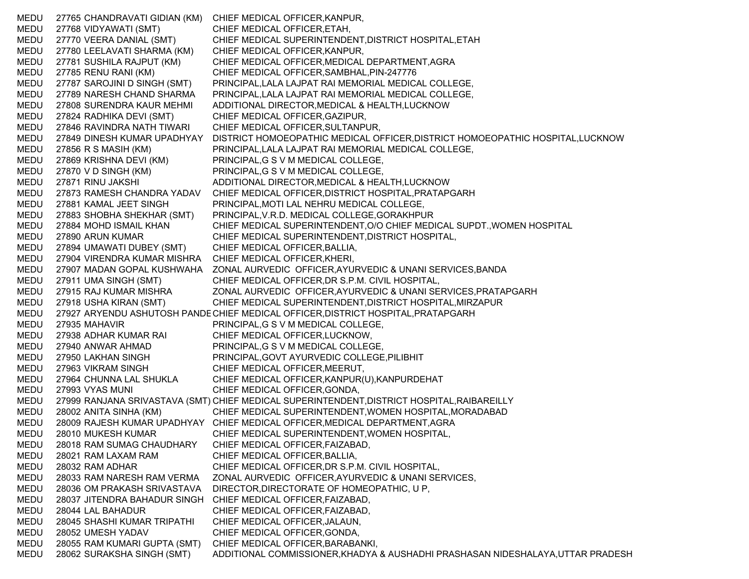| | | | |
|---|---|---|---|
| MEDU | 27765 | CHANDRAVATI GIDIAN (KM) | CHIEF MEDICAL OFFICER,KANPUR, |
| MEDU | 27768 | VIDYAWATI (SMT) | CHIEF MEDICAL OFFICER,ETAH, |
| MEDU | 27770 | VEERA DANIAL (SMT) | CHIEF MEDICAL SUPERINTENDENT,DISTRICT HOSPITAL,ETAH |
| MEDU | 27780 | LEELAVATI SHARMA (KM) | CHIEF MEDICAL OFFICER,KANPUR, |
| MEDU | 27781 | SUSHILA RAJPUT (KM) | CHIEF MEDICAL OFFICER,MEDICAL DEPARTMENT,AGRA |
| MEDU | 27785 | RENU RANI (KM) | CHIEF MEDICAL OFFICER,SAMBHAL,PIN-247776 |
| MEDU | 27787 | SAROJINI D SINGH (SMT) | PRINCIPAL,LALA LAJPAT RAI MEMORIAL MEDICAL COLLEGE, |
| MEDU | 27789 | NARESH CHAND SHARMA | PRINCIPAL,LALA LAJPAT RAI MEMORIAL MEDICAL COLLEGE, |
| MEDU | 27808 | SURENDRA KAUR MEHMI | ADDITIONAL DIRECTOR,MEDICAL & HEALTH,LUCKNOW |
| MEDU | 27824 | RADHIKA DEVI (SMT) | CHIEF MEDICAL OFFICER,GAZIPUR, |
| MEDU | 27846 | RAVINDRA NATH TIWARI | CHIEF MEDICAL OFFICER,SULTANPUR, |
| MEDU | 27849 | DINESH KUMAR UPADHYAY | DISTRICT HOMOEOPATHIC MEDICAL OFFICER,DISTRICT HOMOEOPATHIC HOSPITAL,LUCKNOW |
| MEDU | 27856 | R S MASIH (KM) | PRINCIPAL,LALA LAJPAT RAI MEMORIAL MEDICAL COLLEGE, |
| MEDU | 27869 | KRISHNA DEVI (KM) | PRINCIPAL,G S V M MEDICAL COLLEGE, |
| MEDU | 27870 | V D SINGH (KM) | PRINCIPAL,G S V M MEDICAL COLLEGE, |
| MEDU | 27871 | RINU JAKSHI | ADDITIONAL DIRECTOR,MEDICAL & HEALTH,LUCKNOW |
| MEDU | 27873 | RAMESH CHANDRA YADAV | CHIEF MEDICAL OFFICER,DISTRICT HOSPITAL,PRATAPGARH |
| MEDU | 27881 | KAMAL JEET SINGH | PRINCIPAL,MOTI LAL NEHRU MEDICAL COLLEGE, |
| MEDU | 27883 | SHOBHA SHEKHAR (SMT) | PRINCIPAL,V.R.D. MEDICAL COLLEGE,GORAKHPUR |
| MEDU | 27884 | MOHD ISMAIL KHAN | CHIEF MEDICAL SUPERINTENDENT,O/O CHIEF MEDICAL SUPDT.,WOMEN HOSPITAL |
| MEDU | 27890 | ARUN KUMAR | CHIEF MEDICAL SUPERINTENDENT,DISTRICT HOSPITAL, |
| MEDU | 27894 | UMAWATI DUBEY (SMT) | CHIEF MEDICAL OFFICER,BALLIA, |
| MEDU | 27904 | VIRENDRA KUMAR MISHRA | CHIEF MEDICAL OFFICER,KHERI, |
| MEDU | 27907 | MADAN GOPAL KUSHWAHA | ZONAL AURVEDIC OFFICER,AYURVEDIC & UNANI SERVICES,BANDA |
| MEDU | 27911 | UMA SINGH (SMT) | CHIEF MEDICAL OFFICER,DR S.P.M. CIVIL HOSPITAL, |
| MEDU | 27915 | RAJ KUMAR MISHRA | ZONAL AURVEDIC OFFICER,AYURVEDIC & UNANI SERVICES,PRATAPGARH |
| MEDU | 27918 | USHA KIRAN (SMT) | CHIEF MEDICAL SUPERINTENDENT,DISTRICT HOSPITAL,MIRZAPUR |
| MEDU | 27927 | ARYENDU ASHUTOSH PANDE | CHIEF MEDICAL OFFICER,DISTRICT HOSPITAL,PRATAPGARH |
| MEDU | 27935 | MAHAVIR | PRINCIPAL,G S V M MEDICAL COLLEGE, |
| MEDU | 27938 | ADHAR KUMAR RAI | CHIEF MEDICAL OFFICER,LUCKNOW, |
| MEDU | 27940 | ANWAR AHMAD | PRINCIPAL,G S V M MEDICAL COLLEGE, |
| MEDU | 27950 | LAKHAN SINGH | PRINCIPAL,GOVT AYURVEDIC COLLEGE,PILIBHIT |
| MEDU | 27963 | VIKRAM SINGH | CHIEF MEDICAL OFFICER,MEERUT, |
| MEDU | 27964 | CHUNNA LAL SHUKLA | CHIEF MEDICAL OFFICER,KANPUR(U),KANPURDEHAT |
| MEDU | 27993 | VYAS MUNI | CHIEF MEDICAL OFFICER,GONDA, |
| MEDU | 27999 | RANJANA SRIVASTAVA (SMT) | CHIEF MEDICAL SUPERINTENDENT,DISTRICT HOSPITAL,RAIBAREILLY |
| MEDU | 28002 | ANITA SINHA (KM) | CHIEF MEDICAL SUPERINTENDENT,WOMEN HOSPITAL,MORADABAD |
| MEDU | 28009 | RAJESH KUMAR UPADHYAY | CHIEF MEDICAL OFFICER,MEDICAL DEPARTMENT,AGRA |
| MEDU | 28010 | MUKESH KUMAR | CHIEF MEDICAL SUPERINTENDENT,WOMEN HOSPITAL, |
| MEDU | 28018 | RAM SUMAG CHAUDHARY | CHIEF MEDICAL OFFICER,FAIZABAD, |
| MEDU | 28021 | RAM LAXAM RAM | CHIEF MEDICAL OFFICER,BALLIA, |
| MEDU | 28032 | RAM ADHAR | CHIEF MEDICAL OFFICER,DR S.P.M. CIVIL HOSPITAL, |
| MEDU | 28033 | RAM NARESH RAM VERMA | ZONAL AURVEDIC OFFICER,AYURVEDIC & UNANI SERVICES, |
| MEDU | 28036 | OM PRAKASH SRIVASTAVA | DIRECTOR,DIRECTORATE OF HOMEOPATHIC, U P, |
| MEDU | 28037 | JITENDRA BAHADUR SINGH | CHIEF MEDICAL OFFICER,FAIZABAD, |
| MEDU | 28044 | LAL BAHADUR | CHIEF MEDICAL OFFICER,FAIZABAD, |
| MEDU | 28045 | SHASHI KUMAR TRIPATHI | CHIEF MEDICAL OFFICER,JALAUN, |
| MEDU | 28052 | UMESH YADAV | CHIEF MEDICAL OFFICER,GONDA, |
| MEDU | 28055 | RAM KUMARI GUPTA (SMT) | CHIEF MEDICAL OFFICER,BARABANKI, |
| MEDU | 28062 | SURAKSHA SINGH (SMT) | ADDITIONAL COMMISSIONER,KHADYA & AUSHADHI PRASHASAN NIDESHALAYA,UTTAR PRADESH |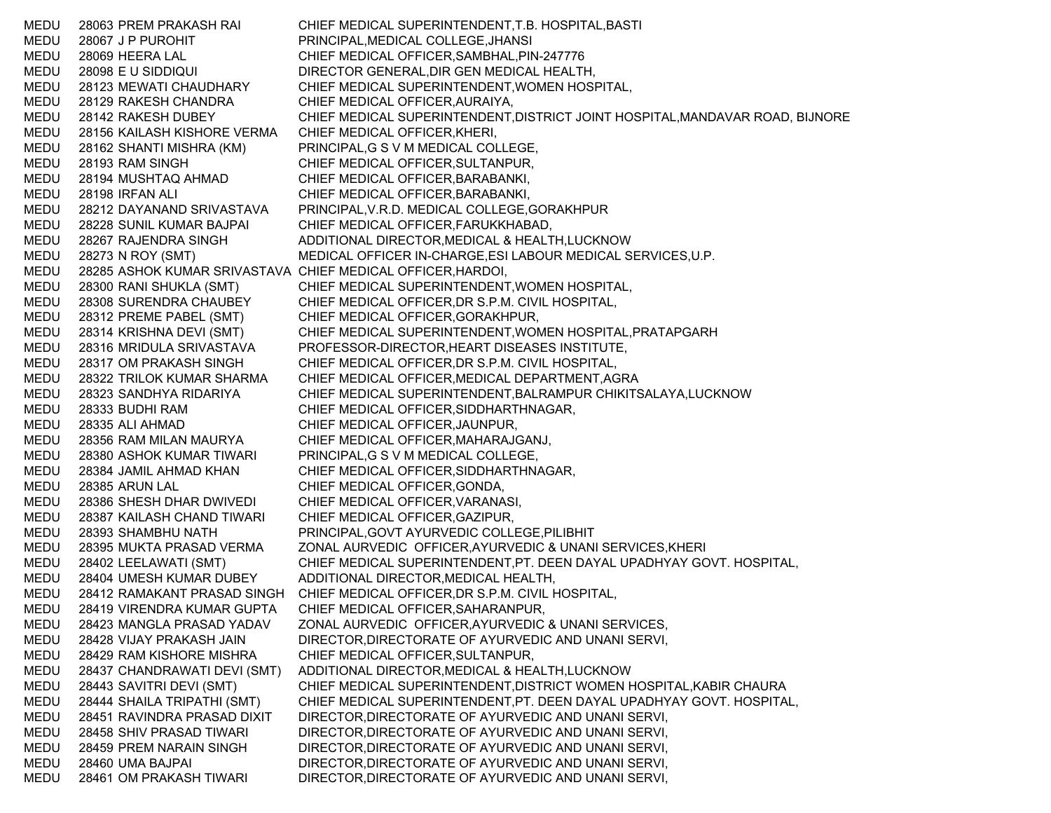| | | | |
|---|---|---|---|
| MEDU | 28063 | PREM PRAKASH RAI | CHIEF MEDICAL SUPERINTENDENT,T.B. HOSPITAL,BASTI |
| MEDU | 28067 | J P PUROHIT | PRINCIPAL,MEDICAL COLLEGE,JHANSI |
| MEDU | 28069 | HEERA LAL | CHIEF MEDICAL OFFICER,SAMBHAL,PIN-247776 |
| MEDU | 28098 | E U SIDDIQUI | DIRECTOR GENERAL,DIR GEN MEDICAL HEALTH, |
| MEDU | 28123 | MEWATI CHAUDHARY | CHIEF MEDICAL SUPERINTENDENT,WOMEN HOSPITAL, |
| MEDU | 28129 | RAKESH CHANDRA | CHIEF MEDICAL OFFICER,AURAIYA, |
| MEDU | 28142 | RAKESH DUBEY | CHIEF MEDICAL SUPERINTENDENT,DISTRICT JOINT HOSPITAL,MANDAVAR ROAD, BIJNORE |
| MEDU | 28156 | KAILASH KISHORE VERMA | CHIEF MEDICAL OFFICER,KHERI, |
| MEDU | 28162 | SHANTI MISHRA (KM) | PRINCIPAL,G S V M MEDICAL COLLEGE, |
| MEDU | 28193 | RAM SINGH | CHIEF MEDICAL OFFICER,SULTANPUR, |
| MEDU | 28194 | MUSHTAQ AHMAD | CHIEF MEDICAL OFFICER,BARABANKI, |
| MEDU | 28198 | IRFAN ALI | CHIEF MEDICAL OFFICER,BARABANKI, |
| MEDU | 28212 | DAYANAND SRIVASTAVA | PRINCIPAL,V.R.D. MEDICAL COLLEGE,GORAKHPUR |
| MEDU | 28228 | SUNIL KUMAR BAJPAI | CHIEF MEDICAL OFFICER,FARUKKHABAD, |
| MEDU | 28267 | RAJENDRA SINGH | ADDITIONAL DIRECTOR,MEDICAL & HEALTH,LUCKNOW |
| MEDU | 28273 | N ROY (SMT) | MEDICAL OFFICER IN-CHARGE,ESI LABOUR MEDICAL SERVICES,U.P. |
| MEDU | 28285 | ASHOK KUMAR SRIVASTAVA | CHIEF MEDICAL OFFICER,HARDOI, |
| MEDU | 28300 | RANI SHUKLA (SMT) | CHIEF MEDICAL SUPERINTENDENT,WOMEN HOSPITAL, |
| MEDU | 28308 | SURENDRA CHAUBEY | CHIEF MEDICAL OFFICER,DR S.P.M. CIVIL HOSPITAL, |
| MEDU | 28312 | PREME PABEL (SMT) | CHIEF MEDICAL OFFICER,GORAKHPUR, |
| MEDU | 28314 | KRISHNA DEVI (SMT) | CHIEF MEDICAL SUPERINTENDENT,WOMEN HOSPITAL,PRATAPGARH |
| MEDU | 28316 | MRIDULA SRIVASTAVA | PROFESSOR-DIRECTOR,HEART DISEASES INSTITUTE, |
| MEDU | 28317 | OM PRAKASH SINGH | CHIEF MEDICAL OFFICER,DR S.P.M. CIVIL HOSPITAL, |
| MEDU | 28322 | TRILOK KUMAR SHARMA | CHIEF MEDICAL OFFICER,MEDICAL DEPARTMENT,AGRA |
| MEDU | 28323 | SANDHYA RIDARIYA | CHIEF MEDICAL SUPERINTENDENT,BALRAMPUR CHIKITSALAYA,LUCKNOW |
| MEDU | 28333 | BUDHI RAM | CHIEF MEDICAL OFFICER,SIDDHARTHNAGAR, |
| MEDU | 28335 | ALI AHMAD | CHIEF MEDICAL OFFICER,JAUNPUR, |
| MEDU | 28356 | RAM MILAN MAURYA | CHIEF MEDICAL OFFICER,MAHARAJGANJ, |
| MEDU | 28380 | ASHOK KUMAR TIWARI | PRINCIPAL,G S V M MEDICAL COLLEGE, |
| MEDU | 28384 | JAMIL AHMAD KHAN | CHIEF MEDICAL OFFICER,SIDDHARTHNAGAR, |
| MEDU | 28385 | ARUN LAL | CHIEF MEDICAL OFFICER,GONDA, |
| MEDU | 28386 | SHESH DHAR DWIVEDI | CHIEF MEDICAL OFFICER,VARANASI, |
| MEDU | 28387 | KAILASH CHAND TIWARI | CHIEF MEDICAL OFFICER,GAZIPUR, |
| MEDU | 28393 | SHAMBHU NATH | PRINCIPAL,GOVT AYURVEDIC COLLEGE,PILIBHIT |
| MEDU | 28395 | MUKTA PRASAD VERMA | ZONAL AURVEDIC OFFICER,AYURVEDIC & UNANI SERVICES,KHERI |
| MEDU | 28402 | LEELAWATI (SMT) | CHIEF MEDICAL SUPERINTENDENT,PT. DEEN DAYAL UPADHYAY GOVT. HOSPITAL, |
| MEDU | 28404 | UMESH KUMAR DUBEY | ADDITIONAL DIRECTOR,MEDICAL HEALTH, |
| MEDU | 28412 | RAMAKANT PRASAD SINGH | CHIEF MEDICAL OFFICER,DR S.P.M. CIVIL HOSPITAL, |
| MEDU | 28419 | VIRENDRA KUMAR GUPTA | CHIEF MEDICAL OFFICER,SAHARANPUR, |
| MEDU | 28423 | MANGLA PRASAD YADAV | ZONAL AURVEDIC OFFICER,AYURVEDIC & UNANI SERVICES, |
| MEDU | 28428 | VIJAY PRAKASH JAIN | DIRECTOR,DIRECTORATE OF AYURVEDIC AND UNANI SERVI, |
| MEDU | 28429 | RAM KISHORE MISHRA | CHIEF MEDICAL OFFICER,SULTANPUR, |
| MEDU | 28437 | CHANDRAWATI DEVI (SMT) | ADDITIONAL DIRECTOR,MEDICAL & HEALTH,LUCKNOW |
| MEDU | 28443 | SAVITRI DEVI (SMT) | CHIEF MEDICAL SUPERINTENDENT,DISTRICT WOMEN HOSPITAL,KABIR CHAURA |
| MEDU | 28444 | SHAILA TRIPATHI (SMT) | CHIEF MEDICAL SUPERINTENDENT,PT. DEEN DAYAL UPADHYAY GOVT. HOSPITAL, |
| MEDU | 28451 | RAVINDRA PRASAD DIXIT | DIRECTOR,DIRECTORATE OF AYURVEDIC AND UNANI SERVI, |
| MEDU | 28458 | SHIV PRASAD TIWARI | DIRECTOR,DIRECTORATE OF AYURVEDIC AND UNANI SERVI, |
| MEDU | 28459 | PREM NARAIN SINGH | DIRECTOR,DIRECTORATE OF AYURVEDIC AND UNANI SERVI, |
| MEDU | 28460 | UMA BAJPAI | DIRECTOR,DIRECTORATE OF AYURVEDIC AND UNANI SERVI, |
| MEDU | 28461 | OM PRAKASH TIWARI | DIRECTOR,DIRECTORATE OF AYURVEDIC AND UNANI SERVI, |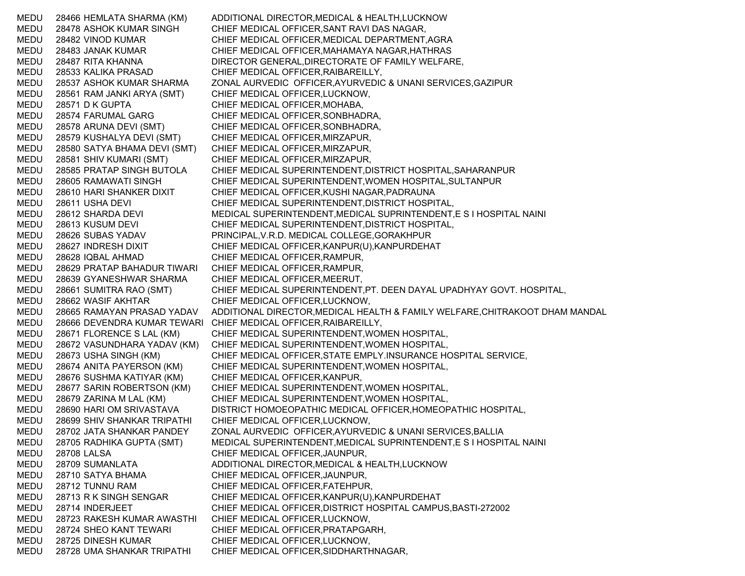| | | | |
|---|---|---|---|
| MEDU | 28466 | HEMLATA SHARMA (KM) | ADDITIONAL DIRECTOR,MEDICAL & HEALTH,LUCKNOW |
| MEDU | 28478 | ASHOK KUMAR SINGH | CHIEF MEDICAL OFFICER,SANT RAVI DAS NAGAR, |
| MEDU | 28482 | VINOD KUMAR | CHIEF MEDICAL OFFICER,MEDICAL DEPARTMENT,AGRA |
| MEDU | 28483 | JANAK KUMAR | CHIEF MEDICAL OFFICER,MAHAMAYA NAGAR,HATHRAS |
| MEDU | 28487 | RITA KHANNA | DIRECTOR GENERAL,DIRECTORATE OF FAMILY WELFARE, |
| MEDU | 28533 | KALIKA PRASAD | CHIEF MEDICAL OFFICER,RAIBAREILLY, |
| MEDU | 28537 | ASHOK KUMAR SHARMA | ZONAL AURVEDIC OFFICER,AYURVEDIC & UNANI SERVICES,GAZIPUR |
| MEDU | 28561 | RAM JANKI ARYA (SMT) | CHIEF MEDICAL OFFICER,LUCKNOW, |
| MEDU | 28571 | D K GUPTA | CHIEF MEDICAL OFFICER,MOHABA, |
| MEDU | 28574 | FARUMAL GARG | CHIEF MEDICAL OFFICER,SONBHADRA, |
| MEDU | 28578 | ARUNA DEVI (SMT) | CHIEF MEDICAL OFFICER,SONBHADRA, |
| MEDU | 28579 | KUSHALYA DEVI (SMT) | CHIEF MEDICAL OFFICER,MIRZAPUR, |
| MEDU | 28580 | SATYA BHAMA DEVI (SMT) | CHIEF MEDICAL OFFICER,MIRZAPUR, |
| MEDU | 28581 | SHIV KUMARI (SMT) | CHIEF MEDICAL OFFICER,MIRZAPUR, |
| MEDU | 28585 | PRATAP SINGH BUTOLA | CHIEF MEDICAL SUPERINTENDENT,DISTRICT HOSPITAL,SAHARANPUR |
| MEDU | 28605 | RAMAWATI SINGH | CHIEF MEDICAL SUPERINTENDENT,WOMEN HOSPITAL,SULTANPUR |
| MEDU | 28610 | HARI SHANKER DIXIT | CHIEF MEDICAL OFFICER,KUSHI NAGAR,PADRAUNA |
| MEDU | 28611 | USHA DEVI | CHIEF MEDICAL SUPERINTENDENT,DISTRICT HOSPITAL, |
| MEDU | 28612 | SHARDA DEVI | MEDICAL SUPERINTENDENT,MEDICAL SUPRINTENDENT,E S I HOSPITAL NAINI |
| MEDU | 28613 | KUSUM DEVI | CHIEF MEDICAL SUPERINTENDENT,DISTRICT HOSPITAL, |
| MEDU | 28626 | SUBAS YADAV | PRINCIPAL,V.R.D. MEDICAL COLLEGE,GORAKHPUR |
| MEDU | 28627 | INDRESH DIXIT | CHIEF MEDICAL OFFICER,KANPUR(U),KANPURDEHAT |
| MEDU | 28628 | IQBAL AHMAD | CHIEF MEDICAL OFFICER,RAMPUR, |
| MEDU | 28629 | PRATAP BAHADUR TIWARI | CHIEF MEDICAL OFFICER,RAMPUR, |
| MEDU | 28639 | GYANESHWAR SHARMA | CHIEF MEDICAL OFFICER,MEERUT, |
| MEDU | 28661 | SUMITRA RAO (SMT) | CHIEF MEDICAL SUPERINTENDENT,PT. DEEN DAYAL UPADHYAY GOVT. HOSPITAL, |
| MEDU | 28662 | WASIF AKHTAR | CHIEF MEDICAL OFFICER,LUCKNOW, |
| MEDU | 28665 | RAMAYAN PRASAD YADAV | ADDITIONAL DIRECTOR,MEDICAL HEALTH & FAMILY WELFARE,CHITRAKOOT DHAM MANDAL |
| MEDU | 28666 | DEVENDRA KUMAR TEWARI | CHIEF MEDICAL OFFICER,RAIBAREILLY, |
| MEDU | 28671 | FLORENCE S LAL (KM) | CHIEF MEDICAL SUPERINTENDENT,WOMEN HOSPITAL, |
| MEDU | 28672 | VASUNDHARA YADAV (KM) | CHIEF MEDICAL SUPERINTENDENT,WOMEN HOSPITAL, |
| MEDU | 28673 | USHA SINGH (KM) | CHIEF MEDICAL OFFICER,STATE EMPLY.INSURANCE HOSPITAL SERVICE, |
| MEDU | 28674 | ANITA PAYERSON (KM) | CHIEF MEDICAL SUPERINTENDENT,WOMEN HOSPITAL, |
| MEDU | 28676 | SUSHMA KATIYAR (KM) | CHIEF MEDICAL OFFICER,KANPUR, |
| MEDU | 28677 | SARIN ROBERTSON (KM) | CHIEF MEDICAL SUPERINTENDENT,WOMEN HOSPITAL, |
| MEDU | 28679 | ZARINA M LAL (KM) | CHIEF MEDICAL SUPERINTENDENT,WOMEN HOSPITAL, |
| MEDU | 28690 | HARI OM SRIVASTAVA | DISTRICT HOMOEOPATHIC MEDICAL OFFICER,HOMEOPATHIC HOSPITAL, |
| MEDU | 28699 | SHIV SHANKAR TRIPATHI | CHIEF MEDICAL OFFICER,LUCKNOW, |
| MEDU | 28702 | JATA SHANKAR PANDEY | ZONAL AURVEDIC OFFICER,AYURVEDIC & UNANI SERVICES,BALLIA |
| MEDU | 28705 | RADHIKA GUPTA (SMT) | MEDICAL SUPERINTENDENT,MEDICAL SUPRINTENDENT,E S I HOSPITAL NAINI |
| MEDU | 28708 | LALSA | CHIEF MEDICAL OFFICER,JAUNPUR, |
| MEDU | 28709 | SUMANLATA | ADDITIONAL DIRECTOR,MEDICAL & HEALTH,LUCKNOW |
| MEDU | 28710 | SATYA BHAMA | CHIEF MEDICAL OFFICER,JAUNPUR, |
| MEDU | 28712 | TUNNU RAM | CHIEF MEDICAL OFFICER,FATEHPUR, |
| MEDU | 28713 | R K SINGH SENGAR | CHIEF MEDICAL OFFICER,KANPUR(U),KANPURDEHAT |
| MEDU | 28714 | INDERJEET | CHIEF MEDICAL OFFICER,DISTRICT HOSPITAL CAMPUS,BASTI-272002 |
| MEDU | 28723 | RAKESH KUMAR AWASTHI | CHIEF MEDICAL OFFICER,LUCKNOW, |
| MEDU | 28724 | SHEO KANT TEWARI | CHIEF MEDICAL OFFICER,PRATAPGARH, |
| MEDU | 28725 | DINESH KUMAR | CHIEF MEDICAL OFFICER,LUCKNOW, |
| MEDU | 28728 | UMA SHANKAR TRIPATHI | CHIEF MEDICAL OFFICER,SIDDHARTHNAGAR, |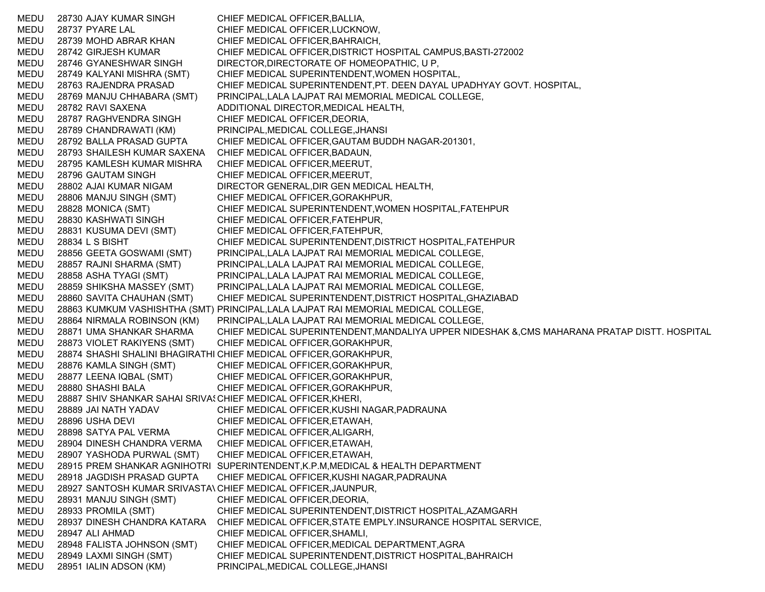| | | | |
|---|---|---|---|
| MEDU | 28730 | AJAY KUMAR SINGH | CHIEF MEDICAL OFFICER,BALLIA, |
| MEDU | 28737 | PYARE LAL | CHIEF MEDICAL OFFICER,LUCKNOW, |
| MEDU | 28739 | MOHD ABRAR KHAN | CHIEF MEDICAL OFFICER,BAHRAICH, |
| MEDU | 28742 | GIRJESH KUMAR | CHIEF MEDICAL OFFICER,DISTRICT HOSPITAL CAMPUS,BASTI-272002 |
| MEDU | 28746 | GYANESHWAR SINGH | DIRECTOR,DIRECTORATE OF HOMEOPATHIC, U P, |
| MEDU | 28749 | KALYANI MISHRA (SMT) | CHIEF MEDICAL SUPERINTENDENT,WOMEN HOSPITAL, |
| MEDU | 28763 | RAJENDRA PRASAD | CHIEF MEDICAL SUPERINTENDENT,PT. DEEN DAYAL UPADHYAY GOVT. HOSPITAL, |
| MEDU | 28769 | MANJU CHHABARA (SMT) | PRINCIPAL,LALA LAJPAT RAI MEMORIAL MEDICAL COLLEGE, |
| MEDU | 28782 | RAVI SAXENA | ADDITIONAL DIRECTOR,MEDICAL HEALTH, |
| MEDU | 28787 | RAGHVENDRA SINGH | CHIEF MEDICAL OFFICER,DEORIA, |
| MEDU | 28789 | CHANDRAWATI (KM) | PRINCIPAL,MEDICAL COLLEGE,JHANSI |
| MEDU | 28792 | BALLA PRASAD GUPTA | CHIEF MEDICAL OFFICER,GAUTAM BUDDH NAGAR-201301, |
| MEDU | 28793 | SHAILESH KUMAR SAXENA | CHIEF MEDICAL OFFICER,BADAUN, |
| MEDU | 28795 | KAMLESH KUMAR MISHRA | CHIEF MEDICAL OFFICER,MEERUT, |
| MEDU | 28796 | GAUTAM SINGH | CHIEF MEDICAL OFFICER,MEERUT, |
| MEDU | 28802 | AJAI KUMAR NIGAM | DIRECTOR GENERAL,DIR GEN MEDICAL HEALTH, |
| MEDU | 28806 | MANJU SINGH (SMT) | CHIEF MEDICAL OFFICER,GORAKHPUR, |
| MEDU | 28828 | MONICA (SMT) | CHIEF MEDICAL SUPERINTENDENT,WOMEN HOSPITAL,FATEHPUR |
| MEDU | 28830 | KASHWATI SINGH | CHIEF MEDICAL OFFICER,FATEHPUR, |
| MEDU | 28831 | KUSUMA DEVI (SMT) | CHIEF MEDICAL OFFICER,FATEHPUR, |
| MEDU | 28834 | L S BISHT | CHIEF MEDICAL SUPERINTENDENT,DISTRICT HOSPITAL,FATEHPUR |
| MEDU | 28856 | GEETA GOSWAMI (SMT) | PRINCIPAL,LALA LAJPAT RAI MEMORIAL MEDICAL COLLEGE, |
| MEDU | 28857 | RAJNI SHARMA (SMT) | PRINCIPAL,LALA LAJPAT RAI MEMORIAL MEDICAL COLLEGE, |
| MEDU | 28858 | ASHA TYAGI (SMT) | PRINCIPAL,LALA LAJPAT RAI MEMORIAL MEDICAL COLLEGE, |
| MEDU | 28859 | SHIKSHA MASSEY (SMT) | PRINCIPAL,LALA LAJPAT RAI MEMORIAL MEDICAL COLLEGE, |
| MEDU | 28860 | SAVITA CHAUHAN (SMT) | CHIEF MEDICAL SUPERINTENDENT,DISTRICT HOSPITAL,GHAZIABAD |
| MEDU | 28863 | KUMKUM VASHISHTHA (SMT) | PRINCIPAL,LALA LAJPAT RAI MEMORIAL MEDICAL COLLEGE, |
| MEDU | 28864 | NIRMALA ROBINSON (KM) | PRINCIPAL,LALA LAJPAT RAI MEMORIAL MEDICAL COLLEGE, |
| MEDU | 28871 | UMA SHANKAR SHARMA | CHIEF MEDICAL SUPERINTENDENT,MANDALIYA UPPER NIDESHAK &,CMS MAHARANA PRATAP DISTT. HOSPITAL |
| MEDU | 28873 | VIOLET RAKIYENS (SMT) | CHIEF MEDICAL OFFICER,GORAKHPUR, |
| MEDU | 28874 | SHASHI SHALINI BHAGIRATHI | CHIEF MEDICAL OFFICER,GORAKHPUR, |
| MEDU | 28876 | KAMLA SINGH (SMT) | CHIEF MEDICAL OFFICER,GORAKHPUR, |
| MEDU | 28877 | LEENA IQBAL (SMT) | CHIEF MEDICAL OFFICER,GORAKHPUR, |
| MEDU | 28880 | SHASHI BALA | CHIEF MEDICAL OFFICER,GORAKHPUR, |
| MEDU | 28887 | SHIV SHANKAR SAHAI SRIVAS | CHIEF MEDICAL OFFICER,KHERI, |
| MEDU | 28889 | JAI NATH YADAV | CHIEF MEDICAL OFFICER,KUSHI NAGAR,PADRAUNA |
| MEDU | 28896 | USHA DEVI | CHIEF MEDICAL OFFICER,ETAWAH, |
| MEDU | 28898 | SATYA PAL VERMA | CHIEF MEDICAL OFFICER,ALIGARH, |
| MEDU | 28904 | DINESH CHANDRA VERMA | CHIEF MEDICAL OFFICER,ETAWAH, |
| MEDU | 28907 | YASHODA PURWAL (SMT) | CHIEF MEDICAL OFFICER,ETAWAH, |
| MEDU | 28915 | PREM SHANKAR AGNIHOTRI | SUPERINTENDENT,K.P.M,MEDICAL & HEALTH DEPARTMENT |
| MEDU | 28918 | JAGDISH PRASAD GUPTA | CHIEF MEDICAL OFFICER,KUSHI NAGAR,PADRAUNA |
| MEDU | 28927 | SANTOSH KUMAR SRIVASTAV | CHIEF MEDICAL OFFICER,JAUNPUR, |
| MEDU | 28931 | MANJU SINGH (SMT) | CHIEF MEDICAL OFFICER,DEORIA, |
| MEDU | 28933 | PROMILA (SMT) | CHIEF MEDICAL SUPERINTENDENT,DISTRICT HOSPITAL,AZAMGARH |
| MEDU | 28937 | DINESH CHANDRA KATARA | CHIEF MEDICAL OFFICER,STATE EMPLY.INSURANCE HOSPITAL SERVICE, |
| MEDU | 28947 | ALI AHMAD | CHIEF MEDICAL OFFICER,SHAMLI, |
| MEDU | 28948 | FALISTA JOHNSON (SMT) | CHIEF MEDICAL OFFICER,MEDICAL DEPARTMENT,AGRA |
| MEDU | 28949 | LAXMI SINGH (SMT) | CHIEF MEDICAL SUPERINTENDENT,DISTRICT HOSPITAL,BAHRAICH |
| MEDU | 28951 | IALIN ADSON (KM) | PRINCIPAL,MEDICAL COLLEGE,JHANSI |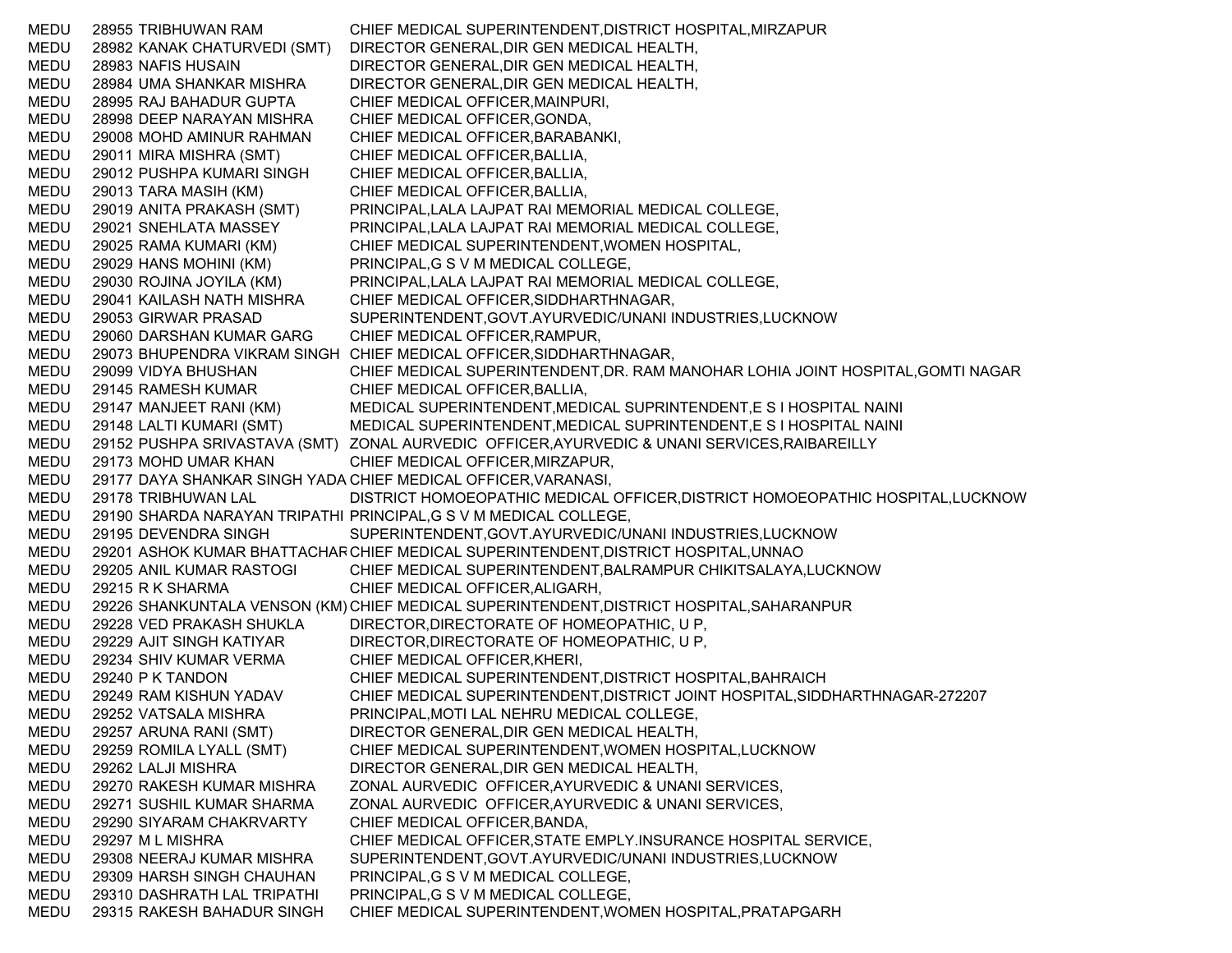| | | | |
|---|---|---|---|
| MEDU | 28955 | TRIBHUWAN RAM | CHIEF MEDICAL SUPERINTENDENT,DISTRICT HOSPITAL,MIRZAPUR |
| MEDU | 28982 | KANAK CHATURVEDI (SMT) | DIRECTOR GENERAL,DIR GEN MEDICAL HEALTH, |
| MEDU | 28983 | NAFIS HUSAIN | DIRECTOR GENERAL,DIR GEN MEDICAL HEALTH, |
| MEDU | 28984 | UMA SHANKAR MISHRA | DIRECTOR GENERAL,DIR GEN MEDICAL HEALTH, |
| MEDU | 28995 | RAJ BAHADUR GUPTA | CHIEF MEDICAL OFFICER,MAINPURI, |
| MEDU | 28998 | DEEP NARAYAN MISHRA | CHIEF MEDICAL OFFICER,GONDA, |
| MEDU | 29008 | MOHD AMINUR RAHMAN | CHIEF MEDICAL OFFICER,BARABANKI, |
| MEDU | 29011 | MIRA MISHRA (SMT) | CHIEF MEDICAL OFFICER,BALLIA, |
| MEDU | 29012 | PUSHPA KUMARI SINGH | CHIEF MEDICAL OFFICER,BALLIA, |
| MEDU | 29013 | TARA MASIH (KM) | CHIEF MEDICAL OFFICER,BALLIA, |
| MEDU | 29019 | ANITA PRAKASH (SMT) | PRINCIPAL,LALA LAJPAT RAI MEMORIAL MEDICAL COLLEGE, |
| MEDU | 29021 | SNEHLATA MASSEY | PRINCIPAL,LALA LAJPAT RAI MEMORIAL MEDICAL COLLEGE, |
| MEDU | 29025 | RAMA KUMARI (KM) | CHIEF MEDICAL SUPERINTENDENT,WOMEN HOSPITAL, |
| MEDU | 29029 | HANS MOHINI (KM) | PRINCIPAL,G S V M MEDICAL COLLEGE, |
| MEDU | 29030 | ROJINA JOYILA (KM) | PRINCIPAL,LALA LAJPAT RAI MEMORIAL MEDICAL COLLEGE, |
| MEDU | 29041 | KAILASH NATH MISHRA | CHIEF MEDICAL OFFICER,SIDDHARTHNAGAR, |
| MEDU | 29053 | GIRWAR PRASAD | SUPERINTENDENT,GOVT.AYURVEDIC/UNANI INDUSTRIES,LUCKNOW |
| MEDU | 29060 | DARSHAN KUMAR GARG | CHIEF MEDICAL OFFICER,RAMPUR, |
| MEDU | 29073 | BHUPENDRA VIKRAM SINGH | CHIEF MEDICAL OFFICER,SIDDHARTHNAGAR, |
| MEDU | 29099 | VIDYA BHUSHAN | CHIEF MEDICAL SUPERINTENDENT,DR. RAM MANOHAR LOHIA JOINT HOSPITAL,GOMTI NAGAR |
| MEDU | 29145 | RAMESH KUMAR | CHIEF MEDICAL OFFICER,BALLIA, |
| MEDU | 29147 | MANJEET RANI (KM) | MEDICAL SUPERINTENDENT,MEDICAL SUPRINTENDENT,E S I HOSPITAL NAINI |
| MEDU | 29148 | LALTI KUMARI (SMT) | MEDICAL SUPERINTENDENT,MEDICAL SUPRINTENDENT,E S I HOSPITAL NAINI |
| MEDU | 29152 | PUSHPA SRIVASTAVA (SMT) | ZONAL AURVEDIC OFFICER,AYURVEDIC & UNANI SERVICES,RAIBAREILLY |
| MEDU | 29173 | MOHD UMAR KHAN | CHIEF MEDICAL OFFICER,MIRZAPUR, |
| MEDU | 29177 | DAYA SHANKAR SINGH YADA | CHIEF MEDICAL OFFICER,VARANASI, |
| MEDU | 29178 | TRIBHUWAN LAL | DISTRICT HOMOEOPATHIC MEDICAL OFFICER,DISTRICT HOMOEOPATHIC HOSPITAL,LUCKNOW |
| MEDU | 29190 | SHARDA NARAYAN TRIPATHI | PRINCIPAL,G S V M MEDICAL COLLEGE, |
| MEDU | 29195 | DEVENDRA SINGH | SUPERINTENDENT,GOVT.AYURVEDIC/UNANI INDUSTRIES,LUCKNOW |
| MEDU | 29201 | ASHOK KUMAR BHATTACHAR | CHIEF MEDICAL SUPERINTENDENT,DISTRICT HOSPITAL,UNNAO |
| MEDU | 29205 | ANIL KUMAR RASTOGI | CHIEF MEDICAL SUPERINTENDENT,BALRAMPUR CHIKITSALAYA,LUCKNOW |
| MEDU | 29215 | R K SHARMA | CHIEF MEDICAL OFFICER,ALIGARH, |
| MEDU | 29226 | SHANKUNTALA VENSON (KM) | CHIEF MEDICAL SUPERINTENDENT,DISTRICT HOSPITAL,SAHARANPUR |
| MEDU | 29228 | VED PRAKASH SHUKLA | DIRECTOR,DIRECTORATE OF HOMEOPATHIC, U P, |
| MEDU | 29229 | AJIT SINGH KATIYAR | DIRECTOR,DIRECTORATE OF HOMEOPATHIC, U P, |
| MEDU | 29234 | SHIV KUMAR VERMA | CHIEF MEDICAL OFFICER,KHERI, |
| MEDU | 29240 | P K TANDON | CHIEF MEDICAL SUPERINTENDENT,DISTRICT HOSPITAL,BAHRAICH |
| MEDU | 29249 | RAM KISHUN YADAV | CHIEF MEDICAL SUPERINTENDENT,DISTRICT JOINT HOSPITAL,SIDDHARTHNAGAR-272207 |
| MEDU | 29252 | VATSALA MISHRA | PRINCIPAL,MOTI LAL NEHRU MEDICAL COLLEGE, |
| MEDU | 29257 | ARUNA RANI (SMT) | DIRECTOR GENERAL,DIR GEN MEDICAL HEALTH, |
| MEDU | 29259 | ROMILA LYALL (SMT) | CHIEF MEDICAL SUPERINTENDENT,WOMEN HOSPITAL,LUCKNOW |
| MEDU | 29262 | LALJI MISHRA | DIRECTOR GENERAL,DIR GEN MEDICAL HEALTH, |
| MEDU | 29270 | RAKESH KUMAR MISHRA | ZONAL AURVEDIC OFFICER,AYURVEDIC & UNANI SERVICES, |
| MEDU | 29271 | SUSHIL KUMAR SHARMA | ZONAL AURVEDIC OFFICER,AYURVEDIC & UNANI SERVICES, |
| MEDU | 29290 | SIYARAM CHAKRVARTY | CHIEF MEDICAL OFFICER,BANDA, |
| MEDU | 29297 | M L MISHRA | CHIEF MEDICAL OFFICER,STATE EMPLY.INSURANCE HOSPITAL SERVICE, |
| MEDU | 29308 | NEERAJ KUMAR MISHRA | SUPERINTENDENT,GOVT.AYURVEDIC/UNANI INDUSTRIES,LUCKNOW |
| MEDU | 29309 | HARSH SINGH CHAUHAN | PRINCIPAL,G S V M MEDICAL COLLEGE, |
| MEDU | 29310 | DASHRATH LAL TRIPATHI | PRINCIPAL,G S V M MEDICAL COLLEGE, |
| MEDU | 29315 | RAKESH BAHADUR SINGH | CHIEF MEDICAL SUPERINTENDENT,WOMEN HOSPITAL,PRATAPGARH |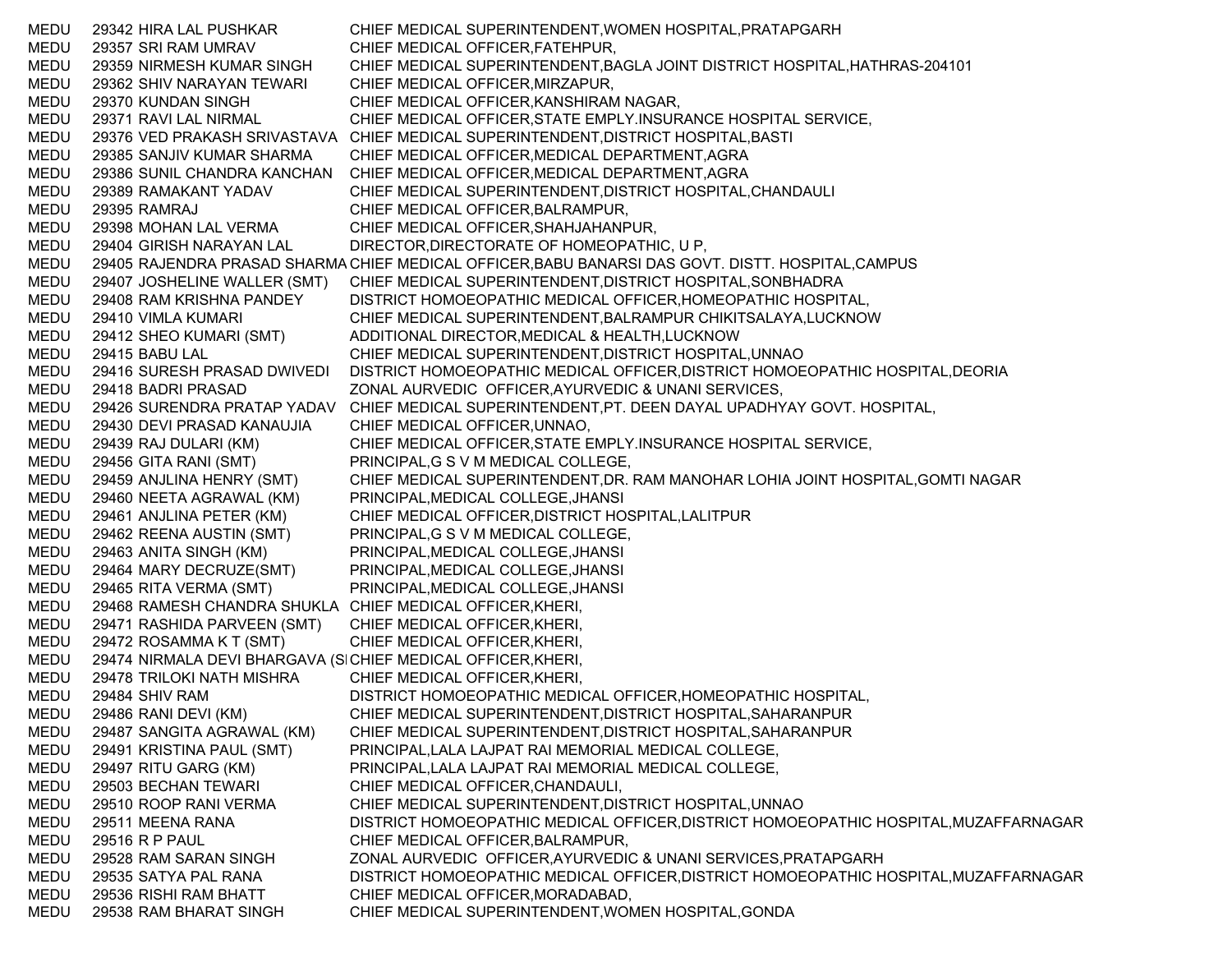| | | | |
|---|---|---|---|
| MEDU | 29342 | HIRA LAL PUSHKAR | CHIEF MEDICAL SUPERINTENDENT,WOMEN HOSPITAL,PRATAPGARH |
| MEDU | 29357 | SRI RAM UMRAV | CHIEF MEDICAL OFFICER,FATEHPUR, |
| MEDU | 29359 | NIRMESH KUMAR SINGH | CHIEF MEDICAL SUPERINTENDENT,BAGLA JOINT DISTRICT HOSPITAL,HATHRAS-204101 |
| MEDU | 29362 | SHIV NARAYAN TEWARI | CHIEF MEDICAL OFFICER,MIRZAPUR, |
| MEDU | 29370 | KUNDAN SINGH | CHIEF MEDICAL OFFICER,KANSHIRAM NAGAR, |
| MEDU | 29371 | RAVI LAL NIRMAL | CHIEF MEDICAL OFFICER,STATE EMPLY.INSURANCE HOSPITAL SERVICE, |
| MEDU | 29376 | VED PRAKASH SRIVASTAVA | CHIEF MEDICAL SUPERINTENDENT,DISTRICT HOSPITAL,BASTI |
| MEDU | 29385 | SANJIV KUMAR SHARMA | CHIEF MEDICAL OFFICER,MEDICAL DEPARTMENT,AGRA |
| MEDU | 29386 | SUNIL CHANDRA KANCHAN | CHIEF MEDICAL OFFICER,MEDICAL DEPARTMENT,AGRA |
| MEDU | 29389 | RAMAKANT YADAV | CHIEF MEDICAL SUPERINTENDENT,DISTRICT HOSPITAL,CHANDAULI |
| MEDU | 29395 | RAMRAJ | CHIEF MEDICAL OFFICER,BALRAMPUR, |
| MEDU | 29398 | MOHAN LAL VERMA | CHIEF MEDICAL OFFICER,SHAHJAHANPUR, |
| MEDU | 29404 | GIRISH NARAYAN LAL | DIRECTOR,DIRECTORATE OF HOMEOPATHIC, U P, |
| MEDU | 29405 | RAJENDRA PRASAD SHARMA | CHIEF MEDICAL OFFICER,BABU BANARSI DAS GOVT. DISTT. HOSPITAL,CAMPUS |
| MEDU | 29407 | JOSHELINE WALLER (SMT) | CHIEF MEDICAL SUPERINTENDENT,DISTRICT HOSPITAL,SONBHADRA |
| MEDU | 29408 | RAM KRISHNA PANDEY | DISTRICT HOMOEOPATHIC MEDICAL OFFICER,HOMEOPATHIC HOSPITAL, |
| MEDU | 29410 | VIMLA KUMARI | CHIEF MEDICAL SUPERINTENDENT,BALRAMPUR CHIKITSALAYA,LUCKNOW |
| MEDU | 29412 | SHEO KUMARI (SMT) | ADDITIONAL DIRECTOR,MEDICAL & HEALTH,LUCKNOW |
| MEDU | 29415 | BABU LAL | CHIEF MEDICAL SUPERINTENDENT,DISTRICT HOSPITAL,UNNAO |
| MEDU | 29416 | SURESH PRASAD DWIVEDI | DISTRICT HOMOEOPATHIC MEDICAL OFFICER,DISTRICT HOMOEOPATHIC HOSPITAL,DEORIA |
| MEDU | 29418 | BADRI PRASAD | ZONAL AURVEDIC OFFICER,AYURVEDIC & UNANI SERVICES, |
| MEDU | 29426 | SURENDRA PRATAP YADAV | CHIEF MEDICAL SUPERINTENDENT,PT. DEEN DAYAL UPADHYAY GOVT. HOSPITAL, |
| MEDU | 29430 | DEVI PRASAD KANAUJIA | CHIEF MEDICAL OFFICER,UNNAO, |
| MEDU | 29439 | RAJ DULARI (KM) | CHIEF MEDICAL OFFICER,STATE EMPLY.INSURANCE HOSPITAL SERVICE, |
| MEDU | 29456 | GITA RANI (SMT) | PRINCIPAL,G S V M MEDICAL COLLEGE, |
| MEDU | 29459 | ANJLINA HENRY (SMT) | CHIEF MEDICAL SUPERINTENDENT,DR. RAM MANOHAR LOHIA JOINT HOSPITAL,GOMTI NAGAR |
| MEDU | 29460 | NEETA AGRAWAL (KM) | PRINCIPAL,MEDICAL COLLEGE,JHANSI |
| MEDU | 29461 | ANJLINA PETER (KM) | CHIEF MEDICAL OFFICER,DISTRICT HOSPITAL,LALITPUR |
| MEDU | 29462 | REENA AUSTIN (SMT) | PRINCIPAL,G S V M MEDICAL COLLEGE, |
| MEDU | 29463 | ANITA SINGH (KM) | PRINCIPAL,MEDICAL COLLEGE,JHANSI |
| MEDU | 29464 | MARY DECRUZE(SMT) | PRINCIPAL,MEDICAL COLLEGE,JHANSI |
| MEDU | 29465 | RITA VERMA (SMT) | PRINCIPAL,MEDICAL COLLEGE,JHANSI |
| MEDU | 29468 | RAMESH CHANDRA SHUKLA | CHIEF MEDICAL OFFICER,KHERI, |
| MEDU | 29471 | RASHIDA PARVEEN (SMT) | CHIEF MEDICAL OFFICER,KHERI, |
| MEDU | 29472 | ROSAMMA K T (SMT) | CHIEF MEDICAL OFFICER,KHERI, |
| MEDU | 29474 | NIRMALA DEVI BHARGAVA (SI | CHIEF MEDICAL OFFICER,KHERI, |
| MEDU | 29478 | TRILOKI NATH MISHRA | CHIEF MEDICAL OFFICER,KHERI, |
| MEDU | 29484 | SHIV RAM | DISTRICT HOMOEOPATHIC MEDICAL OFFICER,HOMEOPATHIC HOSPITAL, |
| MEDU | 29486 | RANI DEVI (KM) | CHIEF MEDICAL SUPERINTENDENT,DISTRICT HOSPITAL,SAHARANPUR |
| MEDU | 29487 | SANGITA AGRAWAL (KM) | CHIEF MEDICAL SUPERINTENDENT,DISTRICT HOSPITAL,SAHARANPUR |
| MEDU | 29491 | KRISTINA PAUL (SMT) | PRINCIPAL,LALA LAJPAT RAI MEMORIAL MEDICAL COLLEGE, |
| MEDU | 29497 | RITU GARG (KM) | PRINCIPAL,LALA LAJPAT RAI MEMORIAL MEDICAL COLLEGE, |
| MEDU | 29503 | BECHAN TEWARI | CHIEF MEDICAL OFFICER,CHANDAULI, |
| MEDU | 29510 | ROOP RANI VERMA | CHIEF MEDICAL SUPERINTENDENT,DISTRICT HOSPITAL,UNNAO |
| MEDU | 29511 | MEENA RANA | DISTRICT HOMOEOPATHIC MEDICAL OFFICER,DISTRICT HOMOEOPATHIC HOSPITAL,MUZAFFARNAGAR |
| MEDU | 29516 | R P PAUL | CHIEF MEDICAL OFFICER,BALRAMPUR, |
| MEDU | 29528 | RAM SARAN SINGH | ZONAL AURVEDIC OFFICER,AYURVEDIC & UNANI SERVICES,PRATAPGARH |
| MEDU | 29535 | SATYA PAL RANA | DISTRICT HOMOEOPATHIC MEDICAL OFFICER,DISTRICT HOMOEOPATHIC HOSPITAL,MUZAFFARNAGAR |
| MEDU | 29536 | RISHI RAM BHATT | CHIEF MEDICAL OFFICER,MORADABAD, |
| MEDU | 29538 | RAM BHARAT SINGH | CHIEF MEDICAL SUPERINTENDENT,WOMEN HOSPITAL,GONDA |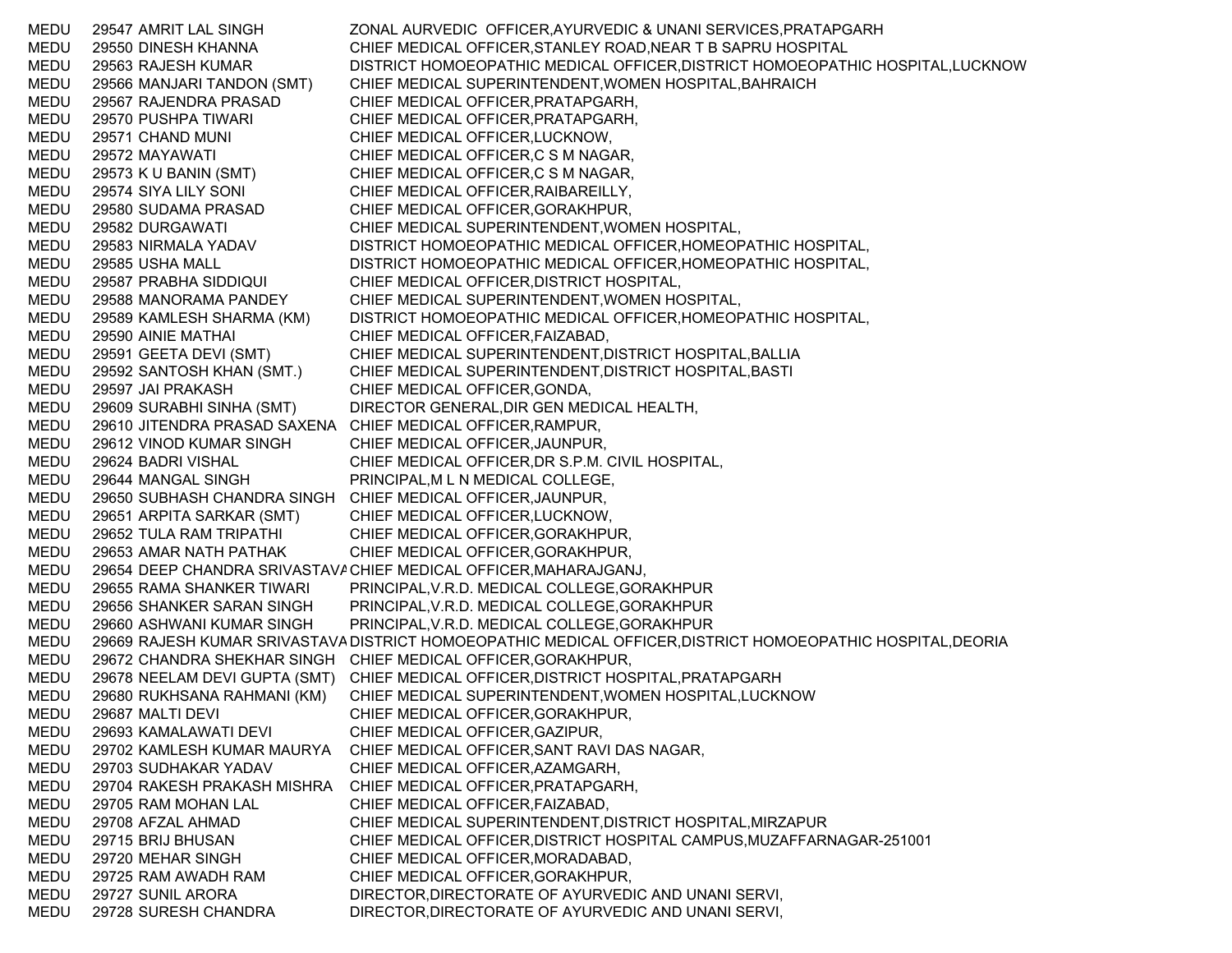| | | | |
|---|---|---|---|
| MEDU | 29547 | AMRIT LAL SINGH | ZONAL AURVEDIC OFFICER,AYURVEDIC & UNANI SERVICES,PRATAPGARH |
| MEDU | 29550 | DINESH KHANNA | CHIEF MEDICAL OFFICER,STANLEY ROAD,NEAR T B SAPRU HOSPITAL |
| MEDU | 29563 | RAJESH KUMAR | DISTRICT HOMOEOPATHIC MEDICAL OFFICER,DISTRICT HOMOEOPATHIC HOSPITAL,LUCKNOW |
| MEDU | 29566 | MANJARI TANDON (SMT) | CHIEF MEDICAL SUPERINTENDENT,WOMEN HOSPITAL,BAHRAICH |
| MEDU | 29567 | RAJENDRA PRASAD | CHIEF MEDICAL OFFICER,PRATAPGARH, |
| MEDU | 29570 | PUSHPA TIWARI | CHIEF MEDICAL OFFICER,PRATAPGARH, |
| MEDU | 29571 | CHAND MUNI | CHIEF MEDICAL OFFICER,LUCKNOW, |
| MEDU | 29572 | MAYAWATI | CHIEF MEDICAL OFFICER,C S M NAGAR, |
| MEDU | 29573 | K U BANIN (SMT) | CHIEF MEDICAL OFFICER,C S M NAGAR, |
| MEDU | 29574 | SIYA LILY SONI | CHIEF MEDICAL OFFICER,RAIBAREILLY, |
| MEDU | 29580 | SUDAMA PRASAD | CHIEF MEDICAL OFFICER,GORAKHPUR, |
| MEDU | 29582 | DURGAWATI | CHIEF MEDICAL SUPERINTENDENT,WOMEN HOSPITAL, |
| MEDU | 29583 | NIRMALA YADAV | DISTRICT HOMOEOPATHIC MEDICAL OFFICER,HOMEOPATHIC HOSPITAL, |
| MEDU | 29585 | USHA MALL | DISTRICT HOMOEOPATHIC MEDICAL OFFICER,HOMEOPATHIC HOSPITAL, |
| MEDU | 29587 | PRABHA SIDDIQUI | CHIEF MEDICAL OFFICER,DISTRICT HOSPITAL, |
| MEDU | 29588 | MANORAMA PANDEY | CHIEF MEDICAL SUPERINTENDENT,WOMEN HOSPITAL, |
| MEDU | 29589 | KAMLESH SHARMA (KM) | DISTRICT HOMOEOPATHIC MEDICAL OFFICER,HOMEOPATHIC HOSPITAL, |
| MEDU | 29590 | AINIE MATHAI | CHIEF MEDICAL OFFICER,FAIZABAD, |
| MEDU | 29591 | GEETA DEVI (SMT) | CHIEF MEDICAL SUPERINTENDENT,DISTRICT HOSPITAL,BALLIA |
| MEDU | 29592 | SANTOSH KHAN (SMT.) | CHIEF MEDICAL SUPERINTENDENT,DISTRICT HOSPITAL,BASTI |
| MEDU | 29597 | JAI PRAKASH | CHIEF MEDICAL OFFICER,GONDA, |
| MEDU | 29609 | SURABHI SINHA (SMT) | DIRECTOR GENERAL,DIR GEN MEDICAL HEALTH, |
| MEDU | 29610 | JITENDRA PRASAD SAXENA | CHIEF MEDICAL OFFICER,RAMPUR, |
| MEDU | 29612 | VINOD KUMAR SINGH | CHIEF MEDICAL OFFICER,JAUNPUR, |
| MEDU | 29624 | BADRI VISHAL | CHIEF MEDICAL OFFICER,DR S.P.M. CIVIL HOSPITAL, |
| MEDU | 29644 | MANGAL SINGH | PRINCIPAL,M L N MEDICAL COLLEGE, |
| MEDU | 29650 | SUBHASH CHANDRA SINGH | CHIEF MEDICAL OFFICER,JAUNPUR, |
| MEDU | 29651 | ARPITA SARKAR (SMT) | CHIEF MEDICAL OFFICER,LUCKNOW, |
| MEDU | 29652 | TULA RAM TRIPATHI | CHIEF MEDICAL OFFICER,GORAKHPUR, |
| MEDU | 29653 | AMAR NATH PATHAK | CHIEF MEDICAL OFFICER,GORAKHPUR, |
| MEDU | 29654 | DEEP CHANDRA SRIVASTAVA | CHIEF MEDICAL OFFICER,MAHARAJGANJ, |
| MEDU | 29655 | RAMA SHANKER TIWARI | PRINCIPAL,V.R.D. MEDICAL COLLEGE,GORAKHPUR |
| MEDU | 29656 | SHANKER SARAN SINGH | PRINCIPAL,V.R.D. MEDICAL COLLEGE,GORAKHPUR |
| MEDU | 29660 | ASHWANI KUMAR SINGH | PRINCIPAL,V.R.D. MEDICAL COLLEGE,GORAKHPUR |
| MEDU | 29669 | RAJESH KUMAR SRIVASTAVA | DISTRICT HOMOEOPATHIC MEDICAL OFFICER,DISTRICT HOMOEOPATHIC HOSPITAL,DEORIA |
| MEDU | 29672 | CHANDRA SHEKHAR SINGH | CHIEF MEDICAL OFFICER,GORAKHPUR, |
| MEDU | 29678 | NEELAM DEVI GUPTA (SMT) | CHIEF MEDICAL OFFICER,DISTRICT HOSPITAL,PRATAPGARH |
| MEDU | 29680 | RUKHSANA RAHMANI (KM) | CHIEF MEDICAL SUPERINTENDENT,WOMEN HOSPITAL,LUCKNOW |
| MEDU | 29687 | MALTI DEVI | CHIEF MEDICAL OFFICER,GORAKHPUR, |
| MEDU | 29693 | KAMALAWATI DEVI | CHIEF MEDICAL OFFICER,GAZIPUR, |
| MEDU | 29702 | KAMLESH KUMAR MAURYA | CHIEF MEDICAL OFFICER,SANT RAVI DAS NAGAR, |
| MEDU | 29703 | SUDHAKAR YADAV | CHIEF MEDICAL OFFICER,AZAMGARH, |
| MEDU | 29704 | RAKESH PRAKASH MISHRA | CHIEF MEDICAL OFFICER,PRATAPGARH, |
| MEDU | 29705 | RAM MOHAN LAL | CHIEF MEDICAL OFFICER,FAIZABAD, |
| MEDU | 29708 | AFZAL AHMAD | CHIEF MEDICAL SUPERINTENDENT,DISTRICT HOSPITAL,MIRZAPUR |
| MEDU | 29715 | BRIJ BHUSAN | CHIEF MEDICAL OFFICER,DISTRICT HOSPITAL CAMPUS,MUZAFFARNAGAR-251001 |
| MEDU | 29720 | MEHAR SINGH | CHIEF MEDICAL OFFICER,MORADABAD, |
| MEDU | 29725 | RAM AWADH RAM | CHIEF MEDICAL OFFICER,GORAKHPUR, |
| MEDU | 29727 | SUNIL ARORA | DIRECTOR,DIRECTORATE OF AYURVEDIC AND UNANI SERVI, |
| MEDU | 29728 | SURESH CHANDRA | DIRECTOR,DIRECTORATE OF AYURVEDIC AND UNANI SERVI, |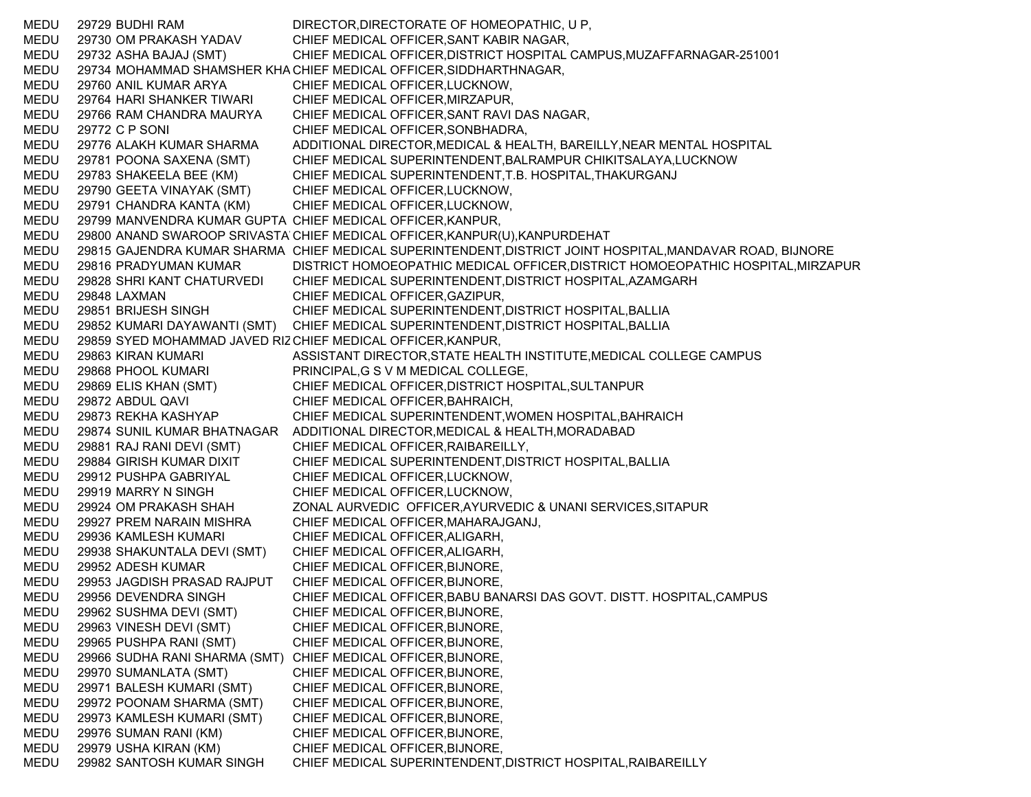| | | | |
|---|---|---|---|
| MEDU | 29729 | BUDHI RAM | DIRECTOR,DIRECTORATE OF HOMEOPATHIC, U P, |
| MEDU | 29730 | OM PRAKASH YADAV | CHIEF MEDICAL OFFICER,SANT KABIR NAGAR, |
| MEDU | 29732 | ASHA BAJAJ (SMT) | CHIEF MEDICAL OFFICER,DISTRICT HOSPITAL CAMPUS,MUZAFFARNAGAR-251001 |
| MEDU | 29734 | MOHAMMAD SHAMSHER KHA | CHIEF MEDICAL OFFICER,SIDDHARTHNAGAR, |
| MEDU | 29760 | ANIL KUMAR ARYA | CHIEF MEDICAL OFFICER,LUCKNOW, |
| MEDU | 29764 | HARI SHANKER TIWARI | CHIEF MEDICAL OFFICER,MIRZAPUR, |
| MEDU | 29766 | RAM CHANDRA MAURYA | CHIEF MEDICAL OFFICER,SANT RAVI DAS NAGAR, |
| MEDU | 29772 | C P SONI | CHIEF MEDICAL OFFICER,SONBHADRA, |
| MEDU | 29776 | ALAKH KUMAR SHARMA | ADDITIONAL DIRECTOR,MEDICAL & HEALTH, BAREILLY,NEAR MENTAL HOSPITAL |
| MEDU | 29781 | POONA SAXENA (SMT) | CHIEF MEDICAL SUPERINTENDENT,BALRAMPUR CHIKITSALAYA,LUCKNOW |
| MEDU | 29783 | SHAKEELA BEE (KM) | CHIEF MEDICAL SUPERINTENDENT,T.B. HOSPITAL,THAKURGANJ |
| MEDU | 29790 | GEETA VINAYAK (SMT) | CHIEF MEDICAL OFFICER,LUCKNOW, |
| MEDU | 29791 | CHANDRA KANTA (KM) | CHIEF MEDICAL OFFICER,LUCKNOW, |
| MEDU | 29799 | MANVENDRA KUMAR GUPTA | CHIEF MEDICAL OFFICER,KANPUR, |
| MEDU | 29800 | ANAND SWAROOP SRIVASTA | CHIEF MEDICAL OFFICER,KANPUR(U),KANPURDEHAT |
| MEDU | 29815 | GAJENDRA KUMAR SHARMA | CHIEF MEDICAL SUPERINTENDENT,DISTRICT JOINT HOSPITAL,MANDAVAR ROAD, BIJNORE |
| MEDU | 29816 | PRADYUMAN KUMAR | DISTRICT HOMOEOPATHIC MEDICAL OFFICER,DISTRICT HOMOEOPATHIC HOSPITAL,MIRZAPUR |
| MEDU | 29828 | SHRI KANT CHATURVEDI | CHIEF MEDICAL SUPERINTENDENT,DISTRICT HOSPITAL,AZAMGARH |
| MEDU | 29848 | LAXMAN | CHIEF MEDICAL OFFICER,GAZIPUR, |
| MEDU | 29851 | BRIJESH SINGH | CHIEF MEDICAL SUPERINTENDENT,DISTRICT HOSPITAL,BALLIA |
| MEDU | 29852 | KUMARI DAYAWANTI (SMT) | CHIEF MEDICAL SUPERINTENDENT,DISTRICT HOSPITAL,BALLIA |
| MEDU | 29859 | SYED MOHAMMAD JAVED RIZ | CHIEF MEDICAL OFFICER,KANPUR, |
| MEDU | 29863 | KIRAN KUMARI | ASSISTANT DIRECTOR,STATE HEALTH INSTITUTE,MEDICAL COLLEGE CAMPUS |
| MEDU | 29868 | PHOOL KUMARI | PRINCIPAL,G S V M MEDICAL COLLEGE, |
| MEDU | 29869 | ELIS KHAN (SMT) | CHIEF MEDICAL OFFICER,DISTRICT HOSPITAL,SULTANPUR |
| MEDU | 29872 | ABDUL QAVI | CHIEF MEDICAL OFFICER,BAHRAICH, |
| MEDU | 29873 | REKHA KASHYAP | CHIEF MEDICAL SUPERINTENDENT,WOMEN HOSPITAL,BAHRAICH |
| MEDU | 29874 | SUNIL KUMAR BHATNAGAR | ADDITIONAL DIRECTOR,MEDICAL & HEALTH,MORADABAD |
| MEDU | 29881 | RAJ RANI DEVI (SMT) | CHIEF MEDICAL OFFICER,RAIBAREILLY, |
| MEDU | 29884 | GIRISH KUMAR DIXIT | CHIEF MEDICAL SUPERINTENDENT,DISTRICT HOSPITAL,BALLIA |
| MEDU | 29912 | PUSHPA GABRIYAL | CHIEF MEDICAL OFFICER,LUCKNOW, |
| MEDU | 29919 | MARRY N SINGH | CHIEF MEDICAL OFFICER,LUCKNOW, |
| MEDU | 29924 | OM PRAKASH SHAH | ZONAL AURVEDIC OFFICER,AYURVEDIC & UNANI SERVICES,SITAPUR |
| MEDU | 29927 | PREM NARAIN MISHRA | CHIEF MEDICAL OFFICER,MAHARAJGANJ, |
| MEDU | 29936 | KAMLESH KUMARI | CHIEF MEDICAL OFFICER,ALIGARH, |
| MEDU | 29938 | SHAKUNTALA DEVI (SMT) | CHIEF MEDICAL OFFICER,ALIGARH, |
| MEDU | 29952 | ADESH KUMAR | CHIEF MEDICAL OFFICER,BIJNORE, |
| MEDU | 29953 | JAGDISH PRASAD RAJPUT | CHIEF MEDICAL OFFICER,BIJNORE, |
| MEDU | 29956 | DEVENDRA SINGH | CHIEF MEDICAL OFFICER,BABU BANARSI DAS GOVT. DISTT. HOSPITAL,CAMPUS |
| MEDU | 29962 | SUSHMA DEVI (SMT) | CHIEF MEDICAL OFFICER,BIJNORE, |
| MEDU | 29963 | VINESH DEVI (SMT) | CHIEF MEDICAL OFFICER,BIJNORE, |
| MEDU | 29965 | PUSHPA RANI (SMT) | CHIEF MEDICAL OFFICER,BIJNORE, |
| MEDU | 29966 | SUDHA RANI SHARMA (SMT) | CHIEF MEDICAL OFFICER,BIJNORE, |
| MEDU | 29970 | SUMANLATA (SMT) | CHIEF MEDICAL OFFICER,BIJNORE, |
| MEDU | 29971 | BALESH KUMARI (SMT) | CHIEF MEDICAL OFFICER,BIJNORE, |
| MEDU | 29972 | POONAM SHARMA (SMT) | CHIEF MEDICAL OFFICER,BIJNORE, |
| MEDU | 29973 | KAMLESH KUMARI (SMT) | CHIEF MEDICAL OFFICER,BIJNORE, |
| MEDU | 29976 | SUMAN RANI (KM) | CHIEF MEDICAL OFFICER,BIJNORE, |
| MEDU | 29979 | USHA KIRAN (KM) | CHIEF MEDICAL OFFICER,BIJNORE, |
| MEDU | 29982 | SANTOSH KUMAR SINGH | CHIEF MEDICAL SUPERINTENDENT,DISTRICT HOSPITAL,RAIBAREILLY |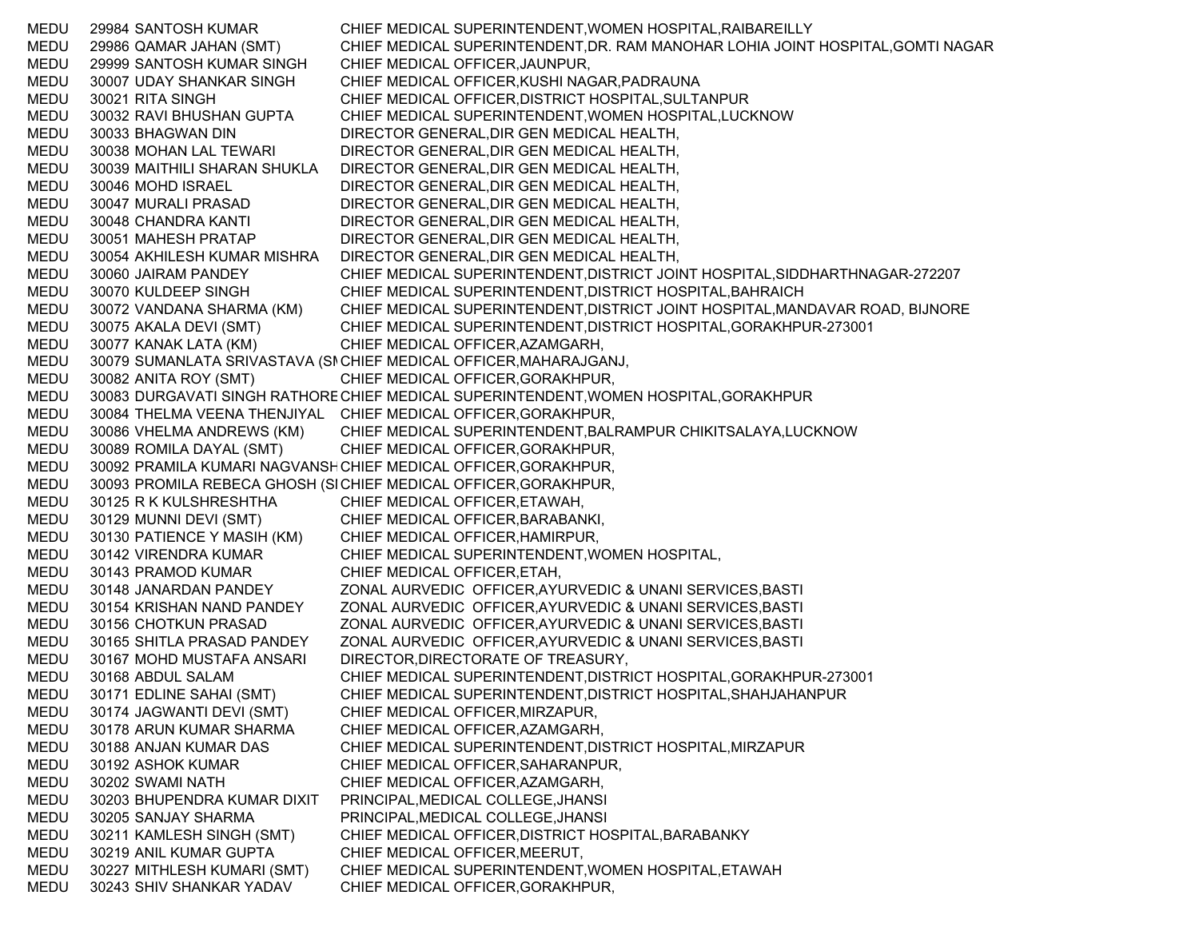| | | | |
|---|---|---|---|
| MEDU | 29984 | SANTOSH KUMAR | CHIEF MEDICAL SUPERINTENDENT,WOMEN HOSPITAL,RAIBAREILLY |
| MEDU | 29986 | QAMAR JAHAN (SMT) | CHIEF MEDICAL SUPERINTENDENT,DR. RAM MANOHAR LOHIA JOINT HOSPITAL,GOMTI NAGAR |
| MEDU | 29999 | SANTOSH KUMAR SINGH | CHIEF MEDICAL OFFICER,JAUNPUR, |
| MEDU | 30007 | UDAY SHANKAR SINGH | CHIEF MEDICAL OFFICER,KUSHI NAGAR,PADRAUNA |
| MEDU | 30021 | RITA SINGH | CHIEF MEDICAL OFFICER,DISTRICT HOSPITAL,SULTANPUR |
| MEDU | 30032 | RAVI BHUSHAN GUPTA | CHIEF MEDICAL SUPERINTENDENT,WOMEN HOSPITAL,LUCKNOW |
| MEDU | 30033 | BHAGWAN DIN | DIRECTOR GENERAL,DIR GEN MEDICAL HEALTH, |
| MEDU | 30038 | MOHAN LAL TEWARI | DIRECTOR GENERAL,DIR GEN MEDICAL HEALTH, |
| MEDU | 30039 | MAITHILI SHARAN SHUKLA | DIRECTOR GENERAL,DIR GEN MEDICAL HEALTH, |
| MEDU | 30046 | MOHD ISRAEL | DIRECTOR GENERAL,DIR GEN MEDICAL HEALTH, |
| MEDU | 30047 | MURALI PRASAD | DIRECTOR GENERAL,DIR GEN MEDICAL HEALTH, |
| MEDU | 30048 | CHANDRA KANTI | DIRECTOR GENERAL,DIR GEN MEDICAL HEALTH, |
| MEDU | 30051 | MAHESH PRATAP | DIRECTOR GENERAL,DIR GEN MEDICAL HEALTH, |
| MEDU | 30054 | AKHILESH KUMAR MISHRA | DIRECTOR GENERAL,DIR GEN MEDICAL HEALTH, |
| MEDU | 30060 | JAIRAM PANDEY | CHIEF MEDICAL SUPERINTENDENT,DISTRICT JOINT HOSPITAL,SIDDHARTHNAGAR-272207 |
| MEDU | 30070 | KULDEEP SINGH | CHIEF MEDICAL SUPERINTENDENT,DISTRICT HOSPITAL,BAHRAICH |
| MEDU | 30072 | VANDANA SHARMA (KM) | CHIEF MEDICAL SUPERINTENDENT,DISTRICT JOINT HOSPITAL,MANDAVAR ROAD, BIJNORE |
| MEDU | 30075 | AKALA DEVI (SMT) | CHIEF MEDICAL SUPERINTENDENT,DISTRICT HOSPITAL,GORAKHPUR-273001 |
| MEDU | 30077 | KANAK LATA (KM) | CHIEF MEDICAL OFFICER,AZAMGARH, |
| MEDU | 30079 | SUMANLATA SRIVASTAVA (SI | CHIEF MEDICAL OFFICER,MAHARAJGANJ, |
| MEDU | 30082 | ANITA ROY (SMT) | CHIEF MEDICAL OFFICER,GORAKHPUR, |
| MEDU | 30083 | DURGAVATI SINGH RATHORE | CHIEF MEDICAL SUPERINTENDENT,WOMEN HOSPITAL,GORAKHPUR |
| MEDU | 30084 | THELMA VEENA THENJIYAL | CHIEF MEDICAL OFFICER,GORAKHPUR, |
| MEDU | 30086 | VHELMA ANDREWS (KM) | CHIEF MEDICAL SUPERINTENDENT,BALRAMPUR CHIKITSALAYA,LUCKNOW |
| MEDU | 30089 | ROMILA DAYAL (SMT) | CHIEF MEDICAL OFFICER,GORAKHPUR, |
| MEDU | 30092 | PRAMILA KUMARI NAGVANSH | CHIEF MEDICAL OFFICER,GORAKHPUR, |
| MEDU | 30093 | PROMILA REBECA GHOSH (SI | CHIEF MEDICAL OFFICER,GORAKHPUR, |
| MEDU | 30125 | R K KULSHRESHTHA | CHIEF MEDICAL OFFICER,ETAWAH, |
| MEDU | 30129 | MUNNI DEVI (SMT) | CHIEF MEDICAL OFFICER,BARABANKI, |
| MEDU | 30130 | PATIENCE Y MASIH (KM) | CHIEF MEDICAL OFFICER,HAMIRPUR, |
| MEDU | 30142 | VIRENDRA KUMAR | CHIEF MEDICAL SUPERINTENDENT,WOMEN HOSPITAL, |
| MEDU | 30143 | PRAMOD KUMAR | CHIEF MEDICAL OFFICER,ETAH, |
| MEDU | 30148 | JANARDAN PANDEY | ZONAL AURVEDIC OFFICER,AYURVEDIC & UNANI SERVICES,BASTI |
| MEDU | 30154 | KRISHAN NAND PANDEY | ZONAL AURVEDIC OFFICER,AYURVEDIC & UNANI SERVICES,BASTI |
| MEDU | 30156 | CHOTKUN PRASAD | ZONAL AURVEDIC OFFICER,AYURVEDIC & UNANI SERVICES,BASTI |
| MEDU | 30165 | SHITLA PRASAD PANDEY | ZONAL AURVEDIC OFFICER,AYURVEDIC & UNANI SERVICES,BASTI |
| MEDU | 30167 | MOHD MUSTAFA ANSARI | DIRECTOR,DIRECTORATE OF TREASURY, |
| MEDU | 30168 | ABDUL SALAM | CHIEF MEDICAL SUPERINTENDENT,DISTRICT HOSPITAL,GORAKHPUR-273001 |
| MEDU | 30171 | EDLINE SAHAI (SMT) | CHIEF MEDICAL SUPERINTENDENT,DISTRICT HOSPITAL,SHAHJAHANPUR |
| MEDU | 30174 | JAGWANTI DEVI (SMT) | CHIEF MEDICAL OFFICER,MIRZAPUR, |
| MEDU | 30178 | ARUN KUMAR SHARMA | CHIEF MEDICAL OFFICER,AZAMGARH, |
| MEDU | 30188 | ANJAN KUMAR DAS | CHIEF MEDICAL SUPERINTENDENT,DISTRICT HOSPITAL,MIRZAPUR |
| MEDU | 30192 | ASHOK KUMAR | CHIEF MEDICAL OFFICER,SAHARANPUR, |
| MEDU | 30202 | SWAMI NATH | CHIEF MEDICAL OFFICER,AZAMGARH, |
| MEDU | 30203 | BHUPENDRA KUMAR DIXIT | PRINCIPAL,MEDICAL COLLEGE,JHANSI |
| MEDU | 30205 | SANJAY SHARMA | PRINCIPAL,MEDICAL COLLEGE,JHANSI |
| MEDU | 30211 | KAMLESH SINGH (SMT) | CHIEF MEDICAL OFFICER,DISTRICT HOSPITAL,BARABANKY |
| MEDU | 30219 | ANIL KUMAR GUPTA | CHIEF MEDICAL OFFICER,MEERUT, |
| MEDU | 30227 | MITHLESH KUMARI (SMT) | CHIEF MEDICAL SUPERINTENDENT,WOMEN HOSPITAL,ETAWAH |
| MEDU | 30243 | SHIV SHANKAR YADAV | CHIEF MEDICAL OFFICER,GORAKHPUR, |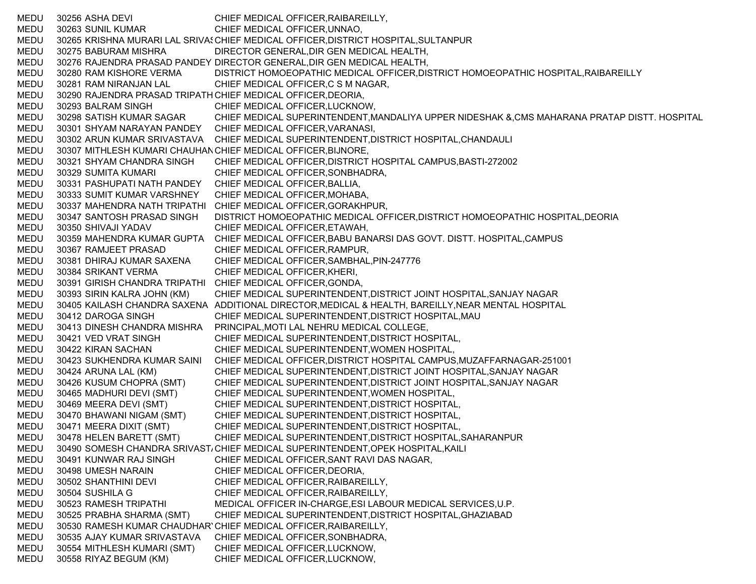| | | | |
|---|---|---|---|
| MEDU | 30256 | ASHA DEVI | CHIEF MEDICAL OFFICER,RAIBAREILLY, |
| MEDU | 30263 | SUNIL KUMAR | CHIEF MEDICAL OFFICER,UNNAO, |
| MEDU | 30265 | KRISHNA MURARI LAL SRIVAS | CHIEF MEDICAL OFFICER,DISTRICT HOSPITAL,SULTANPUR |
| MEDU | 30275 | BABURAM MISHRA | DIRECTOR GENERAL,DIR GEN MEDICAL HEALTH, |
| MEDU | 30276 | RAJENDRA PRASAD PANDEY | DIRECTOR GENERAL,DIR GEN MEDICAL HEALTH, |
| MEDU | 30280 | RAM KISHORE VERMA | DISTRICT HOMOEOPATHIC MEDICAL OFFICER,DISTRICT HOMOEOPATHIC HOSPITAL,RAIBAREILLY |
| MEDU | 30281 | RAM NIRANJAN LAL | CHIEF MEDICAL OFFICER,C S M NAGAR, |
| MEDU | 30290 | RAJENDRA PRASAD TRIPATH | CHIEF MEDICAL OFFICER,DEORIA, |
| MEDU | 30293 | BALRAM SINGH | CHIEF MEDICAL OFFICER,LUCKNOW, |
| MEDU | 30298 | SATISH KUMAR SAGAR | CHIEF MEDICAL SUPERINTENDENT,MANDALIYA UPPER NIDESHAK &,CMS MAHARANA PRATAP DISTT. HOSPITAL |
| MEDU | 30301 | SHYAM NARAYAN PANDEY | CHIEF MEDICAL OFFICER,VARANASI, |
| MEDU | 30302 | ARUN KUMAR SRIVASTAVA | CHIEF MEDICAL SUPERINTENDENT,DISTRICT HOSPITAL,CHANDAULI |
| MEDU | 30307 | MITHLESH KUMARI CHAUHAN | CHIEF MEDICAL OFFICER,BIJNORE, |
| MEDU | 30321 | SHYAM CHANDRA SINGH | CHIEF MEDICAL OFFICER,DISTRICT HOSPITAL CAMPUS,BASTI-272002 |
| MEDU | 30329 | SUMITA KUMARI | CHIEF MEDICAL OFFICER,SONBHADRA, |
| MEDU | 30331 | PASHUPATI NATH PANDEY | CHIEF MEDICAL OFFICER,BALLIA, |
| MEDU | 30333 | SUMIT KUMAR VARSHNEY | CHIEF MEDICAL OFFICER,MOHABA, |
| MEDU | 30337 | MAHENDRA NATH TRIPATHI | CHIEF MEDICAL OFFICER,GORAKHPUR, |
| MEDU | 30347 | SANTOSH PRASAD SINGH | DISTRICT HOMOEOPATHIC MEDICAL OFFICER,DISTRICT HOMOEOPATHIC HOSPITAL,DEORIA |
| MEDU | 30350 | SHIVAJI YADAV | CHIEF MEDICAL OFFICER,ETAWAH, |
| MEDU | 30359 | MAHENDRA KUMAR GUPTA | CHIEF MEDICAL OFFICER,BABU BANARSI DAS GOVT. DISTT. HOSPITAL,CAMPUS |
| MEDU | 30367 | RAMJEET PRASAD | CHIEF MEDICAL OFFICER,RAMPUR, |
| MEDU | 30381 | DHIRAJ KUMAR SAXENA | CHIEF MEDICAL OFFICER,SAMBHAL,PIN-247776 |
| MEDU | 30384 | SRIKANT VERMA | CHIEF MEDICAL OFFICER,KHERI, |
| MEDU | 30391 | GIRISH CHANDRA TRIPATHI | CHIEF MEDICAL OFFICER,GONDA, |
| MEDU | 30393 | SIRIN KALRA JOHN (KM) | CHIEF MEDICAL SUPERINTENDENT,DISTRICT JOINT HOSPITAL,SANJAY NAGAR |
| MEDU | 30405 | KAILASH CHANDRA SAXENA | ADDITIONAL DIRECTOR,MEDICAL & HEALTH, BAREILLY,NEAR MENTAL HOSPITAL |
| MEDU | 30412 | DAROGA SINGH | CHIEF MEDICAL SUPERINTENDENT,DISTRICT HOSPITAL,MAU |
| MEDU | 30413 | DINESH CHANDRA MISHRA | PRINCIPAL,MOTI LAL NEHRU MEDICAL COLLEGE, |
| MEDU | 30421 | VED VRAT SINGH | CHIEF MEDICAL SUPERINTENDENT,DISTRICT HOSPITAL, |
| MEDU | 30422 | KIRAN SACHAN | CHIEF MEDICAL SUPERINTENDENT,WOMEN HOSPITAL, |
| MEDU | 30423 | SUKHENDRA KUMAR SAINI | CHIEF MEDICAL OFFICER,DISTRICT HOSPITAL CAMPUS,MUZAFFARNAGAR-251001 |
| MEDU | 30424 | ARUNA LAL (KM) | CHIEF MEDICAL SUPERINTENDENT,DISTRICT JOINT HOSPITAL,SANJAY NAGAR |
| MEDU | 30426 | KUSUM CHOPRA (SMT) | CHIEF MEDICAL SUPERINTENDENT,DISTRICT JOINT HOSPITAL,SANJAY NAGAR |
| MEDU | 30465 | MADHURI DEVI (SMT) | CHIEF MEDICAL SUPERINTENDENT,WOMEN HOSPITAL, |
| MEDU | 30469 | MEERA DEVI (SMT) | CHIEF MEDICAL SUPERINTENDENT,DISTRICT HOSPITAL, |
| MEDU | 30470 | BHAWANI NIGAM (SMT) | CHIEF MEDICAL SUPERINTENDENT,DISTRICT HOSPITAL, |
| MEDU | 30471 | MEERA DIXIT (SMT) | CHIEF MEDICAL SUPERINTENDENT,DISTRICT HOSPITAL, |
| MEDU | 30478 | HELEN BARETT (SMT) | CHIEF MEDICAL SUPERINTENDENT,DISTRICT HOSPITAL,SAHARANPUR |
| MEDU | 30490 | SOMESH CHANDRA SRIVAST/ | CHIEF MEDICAL SUPERINTENDENT,OPEK HOSPITAL,KAILI |
| MEDU | 30491 | KUNWAR RAJ SINGH | CHIEF MEDICAL OFFICER,SANT RAVI DAS NAGAR, |
| MEDU | 30498 | UMESH NARAIN | CHIEF MEDICAL OFFICER,DEORIA, |
| MEDU | 30502 | SHANTHINI DEVI | CHIEF MEDICAL OFFICER,RAIBAREILLY, |
| MEDU | 30504 | SUSHILA G | CHIEF MEDICAL OFFICER,RAIBAREILLY, |
| MEDU | 30523 | RAMESH TRIPATHI | MEDICAL OFFICER IN-CHARGE,ESI LABOUR MEDICAL SERVICES,U.P. |
| MEDU | 30525 | PRABHA SHARMA (SMT) | CHIEF MEDICAL SUPERINTENDENT,DISTRICT HOSPITAL,GHAZIABAD |
| MEDU | 30530 | RAMESH KUMAR CHAUDHAR' | CHIEF MEDICAL OFFICER,RAIBAREILLY, |
| MEDU | 30535 | AJAY KUMAR SRIVASTAVA | CHIEF MEDICAL OFFICER,SONBHADRA, |
| MEDU | 30554 | MITHLESH KUMARI (SMT) | CHIEF MEDICAL OFFICER,LUCKNOW, |
| MEDU | 30558 | RIYAZ BEGUM (KM) | CHIEF MEDICAL OFFICER,LUCKNOW, |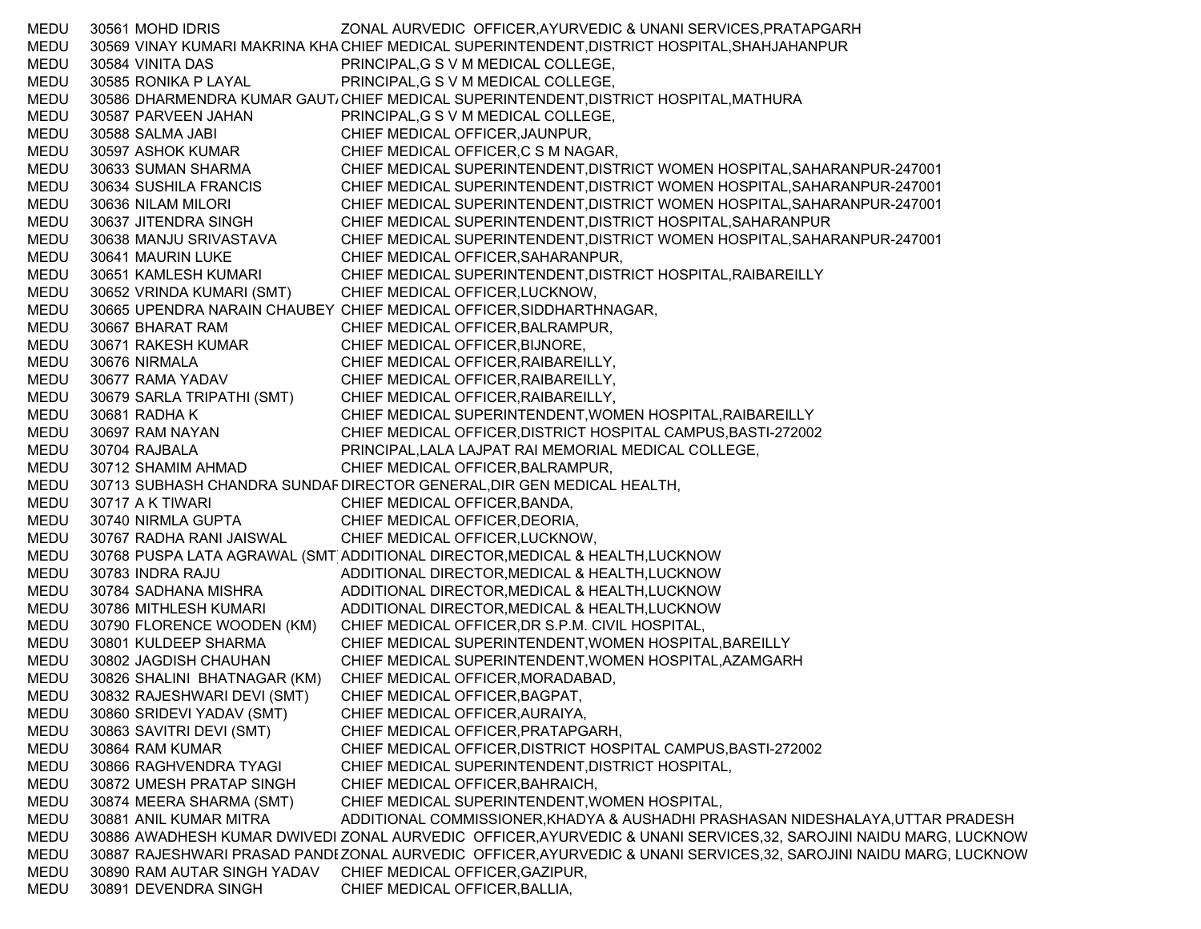| | | | |
|---|---|---|---|
| MEDU | 30561 | MOHD IDRIS | ZONAL AURVEDIC OFFICER,AYURVEDIC & UNANI SERVICES,PRATAPGARH |
| MEDU | 30569 | VINAY KUMARI MAKRINA KHA | CHIEF MEDICAL SUPERINTENDENT,DISTRICT HOSPITAL,SHAHJAHANPUR |
| MEDU | 30584 | VINITA DAS | PRINCIPAL,G S V M MEDICAL COLLEGE, |
| MEDU | 30585 | RONIKA P LAYAL | PRINCIPAL,G S V M MEDICAL COLLEGE, |
| MEDU | 30586 | DHARMENDRA KUMAR GAUT/ | CHIEF MEDICAL SUPERINTENDENT,DISTRICT HOSPITAL,MATHURA |
| MEDU | 30587 | PARVEEN JAHAN | PRINCIPAL,G S V M MEDICAL COLLEGE, |
| MEDU | 30588 | SALMA JABI | CHIEF MEDICAL OFFICER,JAUNPUR, |
| MEDU | 30597 | ASHOK KUMAR | CHIEF MEDICAL OFFICER,C S M NAGAR, |
| MEDU | 30633 | SUMAN SHARMA | CHIEF MEDICAL SUPERINTENDENT,DISTRICT WOMEN HOSPITAL,SAHARANPUR-247001 |
| MEDU | 30634 | SUSHILA FRANCIS | CHIEF MEDICAL SUPERINTENDENT,DISTRICT WOMEN HOSPITAL,SAHARANPUR-247001 |
| MEDU | 30636 | NILAM MILORI | CHIEF MEDICAL SUPERINTENDENT,DISTRICT WOMEN HOSPITAL,SAHARANPUR-247001 |
| MEDU | 30637 | JITENDRA SINGH | CHIEF MEDICAL SUPERINTENDENT,DISTRICT HOSPITAL,SAHARANPUR |
| MEDU | 30638 | MANJU SRIVASTAVA | CHIEF MEDICAL SUPERINTENDENT,DISTRICT WOMEN HOSPITAL,SAHARANPUR-247001 |
| MEDU | 30641 | MAURIN LUKE | CHIEF MEDICAL OFFICER,SAHARANPUR, |
| MEDU | 30651 | KAMLESH KUMARI | CHIEF MEDICAL SUPERINTENDENT,DISTRICT HOSPITAL,RAIBAREILLY |
| MEDU | 30652 | VRINDA KUMARI (SMT) | CHIEF MEDICAL OFFICER,LUCKNOW, |
| MEDU | 30665 | UPENDRA NARAIN CHAUBEY | CHIEF MEDICAL OFFICER,SIDDHARTHNAGAR, |
| MEDU | 30667 | BHARAT RAM | CHIEF MEDICAL OFFICER,BALRAMPUR, |
| MEDU | 30671 | RAKESH KUMAR | CHIEF MEDICAL OFFICER,BIJNORE, |
| MEDU | 30676 | NIRMALA | CHIEF MEDICAL OFFICER,RAIBAREILLY, |
| MEDU | 30677 | RAMA YADAV | CHIEF MEDICAL OFFICER,RAIBAREILLY, |
| MEDU | 30679 | SARLA TRIPATHI (SMT) | CHIEF MEDICAL OFFICER,RAIBAREILLY, |
| MEDU | 30681 | RADHA K | CHIEF MEDICAL SUPERINTENDENT,WOMEN HOSPITAL,RAIBAREILLY |
| MEDU | 30697 | RAM NAYAN | CHIEF MEDICAL OFFICER,DISTRICT HOSPITAL CAMPUS,BASTI-272002 |
| MEDU | 30704 | RAJBALA | PRINCIPAL,LALA LAJPAT RAI MEMORIAL MEDICAL COLLEGE, |
| MEDU | 30712 | SHAMIM AHMAD | CHIEF MEDICAL OFFICER,BALRAMPUR, |
| MEDU | 30713 | SUBHASH CHANDRA SUNDAF | DIRECTOR GENERAL,DIR GEN MEDICAL HEALTH, |
| MEDU | 30717 | A K TIWARI | CHIEF MEDICAL OFFICER,BANDA, |
| MEDU | 30740 | NIRMLA GUPTA | CHIEF MEDICAL OFFICER,DEORIA, |
| MEDU | 30767 | RADHA RANI JAISWAL | CHIEF MEDICAL OFFICER,LUCKNOW, |
| MEDU | 30768 | PUSPA LATA AGRAWAL (SMT | ADDITIONAL DIRECTOR,MEDICAL & HEALTH,LUCKNOW |
| MEDU | 30783 | INDRA RAJU | ADDITIONAL DIRECTOR,MEDICAL & HEALTH,LUCKNOW |
| MEDU | 30784 | SADHANA MISHRA | ADDITIONAL DIRECTOR,MEDICAL & HEALTH,LUCKNOW |
| MEDU | 30786 | MITHLESH KUMARI | ADDITIONAL DIRECTOR,MEDICAL & HEALTH,LUCKNOW |
| MEDU | 30790 | FLORENCE WOODEN (KM) | CHIEF MEDICAL OFFICER,DR S.P.M. CIVIL HOSPITAL, |
| MEDU | 30801 | KULDEEP SHARMA | CHIEF MEDICAL SUPERINTENDENT,WOMEN HOSPITAL,BAREILLY |
| MEDU | 30802 | JAGDISH CHAUHAN | CHIEF MEDICAL SUPERINTENDENT,WOMEN HOSPITAL,AZAMGARH |
| MEDU | 30826 | SHALINI BHATNAGAR (KM) | CHIEF MEDICAL OFFICER,MORADABAD, |
| MEDU | 30832 | RAJESHWARI DEVI (SMT) | CHIEF MEDICAL OFFICER,BAGPAT, |
| MEDU | 30860 | SRIDEVI YADAV (SMT) | CHIEF MEDICAL OFFICER,AURAIYA, |
| MEDU | 30863 | SAVITRI DEVI (SMT) | CHIEF MEDICAL OFFICER,PRATAPGARH, |
| MEDU | 30864 | RAM KUMAR | CHIEF MEDICAL OFFICER,DISTRICT HOSPITAL CAMPUS,BASTI-272002 |
| MEDU | 30866 | RAGHVENDRA TYAGI | CHIEF MEDICAL SUPERINTENDENT,DISTRICT HOSPITAL, |
| MEDU | 30872 | UMESH PRATAP SINGH | CHIEF MEDICAL OFFICER,BAHRAICH, |
| MEDU | 30874 | MEERA SHARMA (SMT) | CHIEF MEDICAL SUPERINTENDENT,WOMEN HOSPITAL, |
| MEDU | 30881 | ANIL KUMAR MITRA | ADDITIONAL COMMISSIONER,KHADYA & AUSHADHI PRASHASAN NIDESHALAYA,UTTAR PRADESH |
| MEDU | 30886 | AWADHESH KUMAR DWIVEDI | ZONAL AURVEDIC OFFICER,AYURVEDIC & UNANI SERVICES,32, SAROJINI NAIDU MARG, LUCKNOW |
| MEDU | 30887 | RAJESHWARI PRASAD PANDE | ZONAL AURVEDIC OFFICER,AYURVEDIC & UNANI SERVICES,32, SAROJINI NAIDU MARG, LUCKNOW |
| MEDU | 30890 | RAM AUTAR SINGH YADAV | CHIEF MEDICAL OFFICER,GAZIPUR, |
| MEDU | 30891 | DEVENDRA SINGH | CHIEF MEDICAL OFFICER,BALLIA, |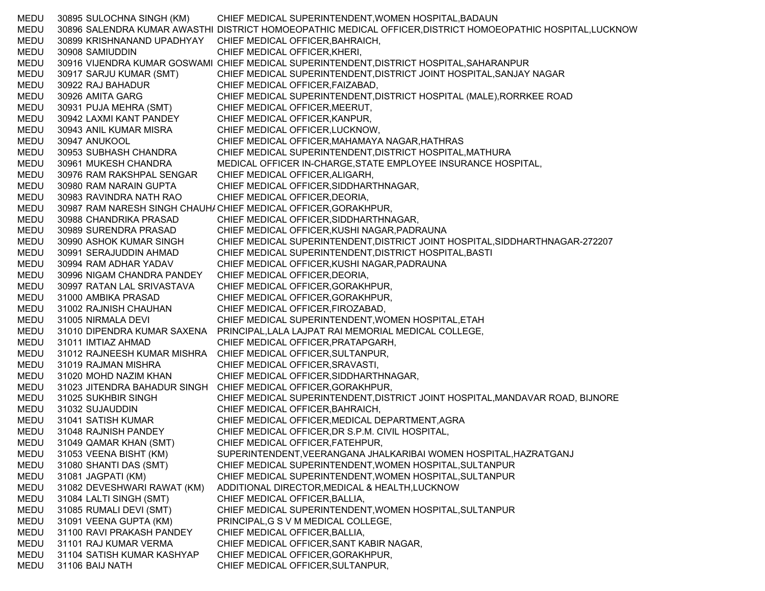| | | | |
|---|---|---|---|
| MEDU | 30895 | SULOCHNA SINGH (KM) | CHIEF MEDICAL SUPERINTENDENT,WOMEN HOSPITAL,BADAUN |
| MEDU | 30896 | SALENDRA KUMAR AWASTHI | DISTRICT HOMOEOPATHIC MEDICAL OFFICER,DISTRICT HOMOEOPATHIC HOSPITAL,LUCKNOW |
| MEDU | 30899 | KRISHNANAND UPADHYAY | CHIEF MEDICAL OFFICER,BAHRAICH, |
| MEDU | 30908 | SAMIUDDIN | CHIEF MEDICAL OFFICER,KHERI, |
| MEDU | 30916 | VIJENDRA KUMAR GOSWAMI | CHIEF MEDICAL SUPERINTENDENT,DISTRICT HOSPITAL,SAHARANPUR |
| MEDU | 30917 | SARJU KUMAR (SMT) | CHIEF MEDICAL SUPERINTENDENT,DISTRICT JOINT HOSPITAL,SANJAY NAGAR |
| MEDU | 30922 | RAJ BAHADUR | CHIEF MEDICAL OFFICER,FAIZABAD, |
| MEDU | 30926 | AMITA GARG | CHIEF MEDICAL SUPERINTENDENT,DISTRICT HOSPITAL (MALE),RORRKEE ROAD |
| MEDU | 30931 | PUJA MEHRA (SMT) | CHIEF MEDICAL OFFICER,MEERUT, |
| MEDU | 30942 | LAXMI KANT PANDEY | CHIEF MEDICAL OFFICER,KANPUR, |
| MEDU | 30943 | ANIL KUMAR MISRA | CHIEF MEDICAL OFFICER,LUCKNOW, |
| MEDU | 30947 | ANUKOOL | CHIEF MEDICAL OFFICER,MAHAMAYA NAGAR,HATHRAS |
| MEDU | 30953 | SUBHASH CHANDRA | CHIEF MEDICAL SUPERINTENDENT,DISTRICT HOSPITAL,MATHURA |
| MEDU | 30961 | MUKESH CHANDRA | MEDICAL OFFICER IN-CHARGE,STATE EMPLOYEE INSURANCE HOSPITAL, |
| MEDU | 30976 | RAM RAKSHPAL SENGAR | CHIEF MEDICAL OFFICER,ALIGARH, |
| MEDU | 30980 | RAM NARAIN GUPTA | CHIEF MEDICAL OFFICER,SIDDHARTHNAGAR, |
| MEDU | 30983 | RAVINDRA NATH RAO | CHIEF MEDICAL OFFICER,DEORIA, |
| MEDU | 30987 | RAM NARESH SINGH CHAUHA | CHIEF MEDICAL OFFICER,GORAKHPUR, |
| MEDU | 30988 | CHANDRIKA PRASAD | CHIEF MEDICAL OFFICER,SIDDHARTHNAGAR, |
| MEDU | 30989 | SURENDRA PRASAD | CHIEF MEDICAL OFFICER,KUSHI NAGAR,PADRAUNA |
| MEDU | 30990 | ASHOK KUMAR SINGH | CHIEF MEDICAL SUPERINTENDENT,DISTRICT JOINT HOSPITAL,SIDDHARTHNAGAR-272207 |
| MEDU | 30991 | SERAJUDDIN AHMAD | CHIEF MEDICAL SUPERINTENDENT,DISTRICT HOSPITAL,BASTI |
| MEDU | 30994 | RAM ADHAR YADAV | CHIEF MEDICAL OFFICER,KUSHI NAGAR,PADRAUNA |
| MEDU | 30996 | NIGAM CHANDRA PANDEY | CHIEF MEDICAL OFFICER,DEORIA, |
| MEDU | 30997 | RATAN LAL SRIVASTAVA | CHIEF MEDICAL OFFICER,GORAKHPUR, |
| MEDU | 31000 | AMBIKA PRASAD | CHIEF MEDICAL OFFICER,GORAKHPUR, |
| MEDU | 31002 | RAJNISH CHAUHAN | CHIEF MEDICAL OFFICER,FIROZABAD, |
| MEDU | 31005 | NIRMALA DEVI | CHIEF MEDICAL SUPERINTENDENT,WOMEN HOSPITAL,ETAH |
| MEDU | 31010 | DIPENDRA KUMAR SAXENA | PRINCIPAL,LALA LAJPAT RAI MEMORIAL MEDICAL COLLEGE, |
| MEDU | 31011 | IMTIAZ AHMAD | CHIEF MEDICAL OFFICER,PRATAPGARH, |
| MEDU | 31012 | RAJNEESH KUMAR MISHRA | CHIEF MEDICAL OFFICER,SULTANPUR, |
| MEDU | 31019 | RAJMAN MISHRA | CHIEF MEDICAL OFFICER,SRAVASTI, |
| MEDU | 31020 | MOHD NAZIM KHAN | CHIEF MEDICAL OFFICER,SIDDHARTHNAGAR, |
| MEDU | 31023 | JITENDRA BAHADUR SINGH | CHIEF MEDICAL OFFICER,GORAKHPUR, |
| MEDU | 31025 | SUKHBIR SINGH | CHIEF MEDICAL SUPERINTENDENT,DISTRICT JOINT HOSPITAL,MANDAVAR ROAD, BIJNORE |
| MEDU | 31032 | SUJAUDDIN | CHIEF MEDICAL OFFICER,BAHRAICH, |
| MEDU | 31041 | SATISH KUMAR | CHIEF MEDICAL OFFICER,MEDICAL DEPARTMENT,AGRA |
| MEDU | 31048 | RAJNISH PANDEY | CHIEF MEDICAL OFFICER,DR S.P.M. CIVIL HOSPITAL, |
| MEDU | 31049 | QAMAR KHAN (SMT) | CHIEF MEDICAL OFFICER,FATEHPUR, |
| MEDU | 31053 | VEENA BISHT (KM) | SUPERINTENDENT,VEERANGANA JHALKARIBAI WOMEN HOSPITAL,HAZRATGANJ |
| MEDU | 31080 | SHANTI DAS (SMT) | CHIEF MEDICAL SUPERINTENDENT,WOMEN HOSPITAL,SULTANPUR |
| MEDU | 31081 | JAGPATI (KM) | CHIEF MEDICAL SUPERINTENDENT,WOMEN HOSPITAL,SULTANPUR |
| MEDU | 31082 | DEVESHWARI RAWAT (KM) | ADDITIONAL DIRECTOR,MEDICAL & HEALTH,LUCKNOW |
| MEDU | 31084 | LALTI SINGH (SMT) | CHIEF MEDICAL OFFICER,BALLIA, |
| MEDU | 31085 | RUMALI DEVI (SMT) | CHIEF MEDICAL SUPERINTENDENT,WOMEN HOSPITAL,SULTANPUR |
| MEDU | 31091 | VEENA GUPTA (KM) | PRINCIPAL,G S V M MEDICAL COLLEGE, |
| MEDU | 31100 | RAVI PRAKASH PANDEY | CHIEF MEDICAL OFFICER,BALLIA, |
| MEDU | 31101 | RAJ KUMAR VERMA | CHIEF MEDICAL OFFICER,SANT KABIR NAGAR, |
| MEDU | 31104 | SATISH KUMAR KASHYAP | CHIEF MEDICAL OFFICER,GORAKHPUR, |
| MEDU | 31106 | BAIJ NATH | CHIEF MEDICAL OFFICER,SULTANPUR, |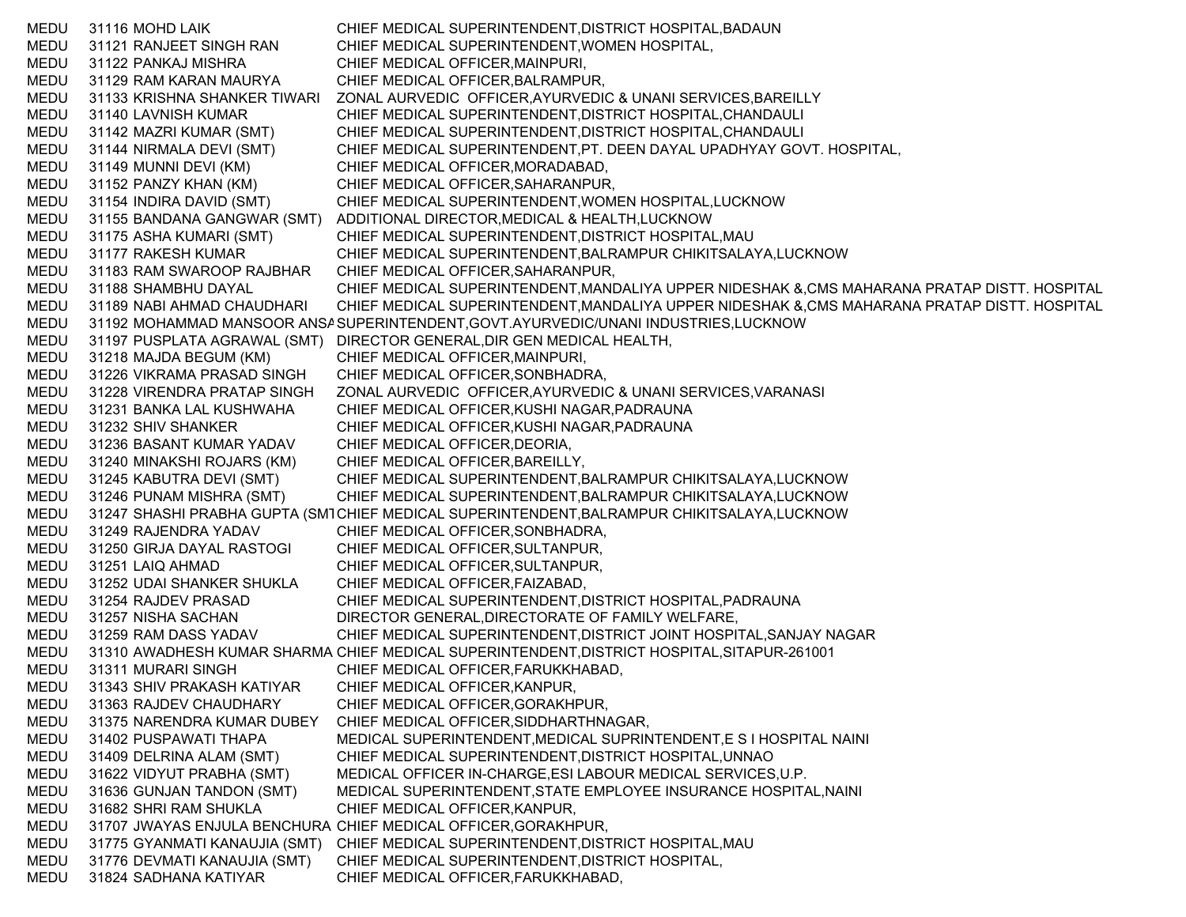| | | | |
|---|---|---|---|
| MEDU | 31116 | MOHD LAIK | CHIEF MEDICAL SUPERINTENDENT,DISTRICT HOSPITAL,BADAUN |
| MEDU | 31121 | RANJEET SINGH RAN | CHIEF MEDICAL SUPERINTENDENT,WOMEN HOSPITAL, |
| MEDU | 31122 | PANKAJ MISHRA | CHIEF MEDICAL OFFICER,MAINPURI, |
| MEDU | 31129 | RAM KARAN MAURYA | CHIEF MEDICAL OFFICER,BALRAMPUR, |
| MEDU | 31133 | KRISHNA SHANKER TIWARI | ZONAL AURVEDIC OFFICER,AYURVEDIC & UNANI SERVICES,BAREILLY |
| MEDU | 31140 | LAVNISH KUMAR | CHIEF MEDICAL SUPERINTENDENT,DISTRICT HOSPITAL,CHANDAULI |
| MEDU | 31142 | MAZRI KUMAR (SMT) | CHIEF MEDICAL SUPERINTENDENT,DISTRICT HOSPITAL,CHANDAULI |
| MEDU | 31144 | NIRMALA DEVI (SMT) | CHIEF MEDICAL SUPERINTENDENT,PT. DEEN DAYAL UPADHYAY GOVT. HOSPITAL, |
| MEDU | 31149 | MUNNI DEVI (KM) | CHIEF MEDICAL OFFICER,MORADABAD, |
| MEDU | 31152 | PANZY KHAN (KM) | CHIEF MEDICAL OFFICER,SAHARANPUR, |
| MEDU | 31154 | INDIRA DAVID (SMT) | CHIEF MEDICAL SUPERINTENDENT,WOMEN HOSPITAL,LUCKNOW |
| MEDU | 31155 | BANDANA GANGWAR (SMT) | ADDITIONAL DIRECTOR,MEDICAL & HEALTH,LUCKNOW |
| MEDU | 31175 | ASHA KUMARI (SMT) | CHIEF MEDICAL SUPERINTENDENT,DISTRICT HOSPITAL,MAU |
| MEDU | 31177 | RAKESH KUMAR | CHIEF MEDICAL SUPERINTENDENT,BALRAMPUR CHIKITSALAYA,LUCKNOW |
| MEDU | 31183 | RAM SWAROOP RAJBHAR | CHIEF MEDICAL OFFICER,SAHARANPUR, |
| MEDU | 31188 | SHAMBHU DAYAL | CHIEF MEDICAL SUPERINTENDENT,MANDALIYA UPPER NIDESHAK &,CMS MAHARANA PRATAP DISTT. HOSPITAL |
| MEDU | 31189 | NABI AHMAD CHAUDHARI | CHIEF MEDICAL SUPERINTENDENT,MANDALIYA UPPER NIDESHAK &,CMS MAHARANA PRATAP DISTT. HOSPITAL |
| MEDU | 31192 | MOHAMMAD MANSOOR ANSA | SUPERINTENDENT,GOVT.AYURVEDIC/UNANI INDUSTRIES,LUCKNOW |
| MEDU | 31197 | PUSPLATA AGRAWAL (SMT) | DIRECTOR GENERAL,DIR GEN MEDICAL HEALTH, |
| MEDU | 31218 | MAJDA BEGUM (KM) | CHIEF MEDICAL OFFICER,MAINPURI, |
| MEDU | 31226 | VIKRAMA PRASAD SINGH | CHIEF MEDICAL OFFICER,SONBHADRA, |
| MEDU | 31228 | VIRENDRA PRATAP SINGH | ZONAL AURVEDIC OFFICER,AYURVEDIC & UNANI SERVICES,VARANASI |
| MEDU | 31231 | BANKA LAL KUSHWAHA | CHIEF MEDICAL OFFICER,KUSHI NAGAR,PADRAUNA |
| MEDU | 31232 | SHIV SHANKER | CHIEF MEDICAL OFFICER,KUSHI NAGAR,PADRAUNA |
| MEDU | 31236 | BASANT KUMAR YADAV | CHIEF MEDICAL OFFICER,DEORIA, |
| MEDU | 31240 | MINAKSHI ROJARS (KM) | CHIEF MEDICAL OFFICER,BAREILLY, |
| MEDU | 31245 | KABUTRA DEVI (SMT) | CHIEF MEDICAL SUPERINTENDENT,BALRAMPUR CHIKITSALAYA,LUCKNOW |
| MEDU | 31246 | PUNAM MISHRA (SMT) | CHIEF MEDICAL SUPERINTENDENT,BALRAMPUR CHIKITSALAYA,LUCKNOW |
| MEDU | 31247 | SHASHI PRABHA GUPTA (SMT | CHIEF MEDICAL SUPERINTENDENT,BALRAMPUR CHIKITSALAYA,LUCKNOW |
| MEDU | 31249 | RAJENDRA YADAV | CHIEF MEDICAL OFFICER,SONBHADRA, |
| MEDU | 31250 | GIRJA DAYAL RASTOGI | CHIEF MEDICAL OFFICER,SULTANPUR, |
| MEDU | 31251 | LAIQ AHMAD | CHIEF MEDICAL OFFICER,SULTANPUR, |
| MEDU | 31252 | UDAI SHANKER SHUKLA | CHIEF MEDICAL OFFICER,FAIZABAD, |
| MEDU | 31254 | RAJDEV PRASAD | CHIEF MEDICAL SUPERINTENDENT,DISTRICT HOSPITAL,PADRAUNA |
| MEDU | 31257 | NISHA SACHAN | DIRECTOR GENERAL,DIRECTORATE OF FAMILY WELFARE, |
| MEDU | 31259 | RAM DASS YADAV | CHIEF MEDICAL SUPERINTENDENT,DISTRICT JOINT HOSPITAL,SANJAY NAGAR |
| MEDU | 31310 | AWADHESH KUMAR SHARMA | CHIEF MEDICAL SUPERINTENDENT,DISTRICT HOSPITAL,SITAPUR-261001 |
| MEDU | 31311 | MURARI SINGH | CHIEF MEDICAL OFFICER,FARUKKHABAD, |
| MEDU | 31343 | SHIV PRAKASH KATIYAR | CHIEF MEDICAL OFFICER,KANPUR, |
| MEDU | 31363 | RAJDEV CHAUDHARY | CHIEF MEDICAL OFFICER,GORAKHPUR, |
| MEDU | 31375 | NARENDRA KUMAR DUBEY | CHIEF MEDICAL OFFICER,SIDDHARTHNAGAR, |
| MEDU | 31402 | PUSPAWATI THAPA | MEDICAL SUPERINTENDENT,MEDICAL SUPRINTENDENT,E S I HOSPITAL NAINI |
| MEDU | 31409 | DELRINA ALAM (SMT) | CHIEF MEDICAL SUPERINTENDENT,DISTRICT HOSPITAL,UNNAO |
| MEDU | 31622 | VIDYUT PRABHA (SMT) | MEDICAL OFFICER IN-CHARGE,ESI LABOUR MEDICAL SERVICES,U.P. |
| MEDU | 31636 | GUNJAN TANDON (SMT) | MEDICAL SUPERINTENDENT,STATE EMPLOYEE INSURANCE HOSPITAL,NAINI |
| MEDU | 31682 | SHRI RAM SHUKLA | CHIEF MEDICAL OFFICER,KANPUR, |
| MEDU | 31707 | JWAYAS ENJULA BENCHURA | CHIEF MEDICAL OFFICER,GORAKHPUR, |
| MEDU | 31775 | GYANMATI KANAUJIA (SMT) | CHIEF MEDICAL SUPERINTENDENT,DISTRICT HOSPITAL,MAU |
| MEDU | 31776 | DEVMATI KANAUJIA (SMT) | CHIEF MEDICAL SUPERINTENDENT,DISTRICT HOSPITAL, |
| MEDU | 31824 | SADHANA KATIYAR | CHIEF MEDICAL OFFICER,FARUKKHABAD, |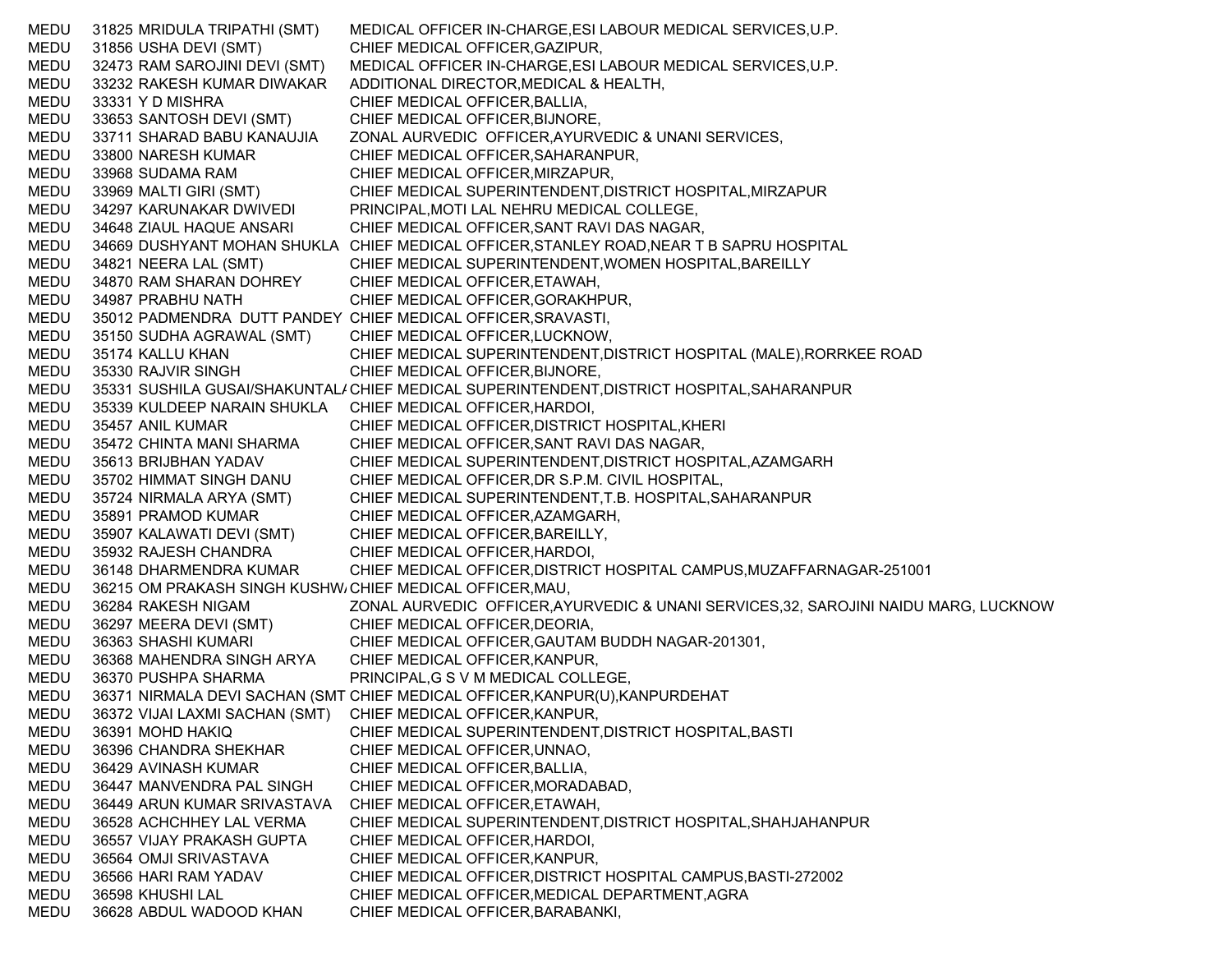| | | | |
|---|---|---|---|
| MEDU | 31825 | MRIDULA TRIPATHI (SMT) | MEDICAL OFFICER IN-CHARGE,ESI LABOUR MEDICAL SERVICES,U.P. |
| MEDU | 31856 | USHA DEVI (SMT) | CHIEF MEDICAL OFFICER,GAZIPUR, |
| MEDU | 32473 | RAM SAROJINI DEVI (SMT) | MEDICAL OFFICER IN-CHARGE,ESI LABOUR MEDICAL SERVICES,U.P. |
| MEDU | 33232 | RAKESH KUMAR DIWAKAR | ADDITIONAL DIRECTOR,MEDICAL & HEALTH, |
| MEDU | 33331 | Y D MISHRA | CHIEF MEDICAL OFFICER,BALLIA, |
| MEDU | 33653 | SANTOSH DEVI (SMT) | CHIEF MEDICAL OFFICER,BIJNORE, |
| MEDU | 33711 | SHARAD BABU KANAUJIA | ZONAL AURVEDIC OFFICER,AYURVEDIC & UNANI SERVICES, |
| MEDU | 33800 | NARESH KUMAR | CHIEF MEDICAL OFFICER,SAHARANPUR, |
| MEDU | 33968 | SUDAMA RAM | CHIEF MEDICAL OFFICER,MIRZAPUR, |
| MEDU | 33969 | MALTI GIRI (SMT) | CHIEF MEDICAL SUPERINTENDENT,DISTRICT HOSPITAL,MIRZAPUR |
| MEDU | 34297 | KARUNAKAR DWIVEDI | PRINCIPAL,MOTI LAL NEHRU MEDICAL COLLEGE, |
| MEDU | 34648 | ZIAUL HAQUE ANSARI | CHIEF MEDICAL OFFICER,SANT RAVI DAS NAGAR, |
| MEDU | 34669 | DUSHYANT MOHAN SHUKLA | CHIEF MEDICAL OFFICER,STANLEY ROAD,NEAR T B SAPRU HOSPITAL |
| MEDU | 34821 | NEERA LAL (SMT) | CHIEF MEDICAL SUPERINTENDENT,WOMEN HOSPITAL,BAREILLY |
| MEDU | 34870 | RAM SHARAN DOHREY | CHIEF MEDICAL OFFICER,ETAWAH, |
| MEDU | 34987 | PRABHU NATH | CHIEF MEDICAL OFFICER,GORAKHPUR, |
| MEDU | 35012 | PADMENDRA DUTT PANDEY | CHIEF MEDICAL OFFICER,SRAVASTI, |
| MEDU | 35150 | SUDHA AGRAWAL (SMT) | CHIEF MEDICAL OFFICER,LUCKNOW, |
| MEDU | 35174 | KALLU KHAN | CHIEF MEDICAL SUPERINTENDENT,DISTRICT HOSPITAL (MALE),RORRKEE ROAD |
| MEDU | 35330 | RAJVIR SINGH | CHIEF MEDICAL OFFICER,BIJNORE, |
| MEDU | 35331 | SUSHILA GUSAI/SHAKUNTAL/ | CHIEF MEDICAL SUPERINTENDENT,DISTRICT HOSPITAL,SAHARANPUR |
| MEDU | 35339 | KULDEEP NARAIN SHUKLA | CHIEF MEDICAL OFFICER,HARDOI, |
| MEDU | 35457 | ANIL KUMAR | CHIEF MEDICAL OFFICER,DISTRICT HOSPITAL,KHERI |
| MEDU | 35472 | CHINTA MANI SHARMA | CHIEF MEDICAL OFFICER,SANT RAVI DAS NAGAR, |
| MEDU | 35613 | BRIJBHAN YADAV | CHIEF MEDICAL SUPERINTENDENT,DISTRICT HOSPITAL,AZAMGARH |
| MEDU | 35702 | HIMMAT SINGH DANU | CHIEF MEDICAL OFFICER,DR S.P.M. CIVIL HOSPITAL, |
| MEDU | 35724 | NIRMALA ARYA (SMT) | CHIEF MEDICAL SUPERINTENDENT,T.B. HOSPITAL,SAHARANPUR |
| MEDU | 35891 | PRAMOD KUMAR | CHIEF MEDICAL OFFICER,AZAMGARH, |
| MEDU | 35907 | KALAWATI DEVI (SMT) | CHIEF MEDICAL OFFICER,BAREILLY, |
| MEDU | 35932 | RAJESH CHANDRA | CHIEF MEDICAL OFFICER,HARDOI, |
| MEDU | 36148 | DHARMENDRA KUMAR | CHIEF MEDICAL OFFICER,DISTRICT HOSPITAL CAMPUS,MUZAFFARNAGAR-251001 |
| MEDU | 36215 | OM PRAKASH SINGH KUSHW/ | CHIEF MEDICAL OFFICER,MAU, |
| MEDU | 36284 | RAKESH NIGAM | ZONAL AURVEDIC OFFICER,AYURVEDIC & UNANI SERVICES,32, SAROJINI NAIDU MARG, LUCKNOW |
| MEDU | 36297 | MEERA DEVI (SMT) | CHIEF MEDICAL OFFICER,DEORIA, |
| MEDU | 36363 | SHASHI KUMARI | CHIEF MEDICAL OFFICER,GAUTAM BUDDH NAGAR-201301, |
| MEDU | 36368 | MAHENDRA SINGH ARYA | CHIEF MEDICAL OFFICER,KANPUR, |
| MEDU | 36370 | PUSHPA SHARMA | PRINCIPAL,G S V M MEDICAL COLLEGE, |
| MEDU | 36371 | NIRMALA DEVI SACHAN (SMT | CHIEF MEDICAL OFFICER,KANPUR(U),KANPURDEHAT |
| MEDU | 36372 | VIJAI LAXMI SACHAN (SMT) | CHIEF MEDICAL OFFICER,KANPUR, |
| MEDU | 36391 | MOHD HAKIQ | CHIEF MEDICAL SUPERINTENDENT,DISTRICT HOSPITAL,BASTI |
| MEDU | 36396 | CHANDRA SHEKHAR | CHIEF MEDICAL OFFICER,UNNAO, |
| MEDU | 36429 | AVINASH KUMAR | CHIEF MEDICAL OFFICER,BALLIA, |
| MEDU | 36447 | MANVENDRA PAL SINGH | CHIEF MEDICAL OFFICER,MORADABAD, |
| MEDU | 36449 | ARUN KUMAR SRIVASTAVA | CHIEF MEDICAL OFFICER,ETAWAH, |
| MEDU | 36528 | ACHCHHEY LAL VERMA | CHIEF MEDICAL SUPERINTENDENT,DISTRICT HOSPITAL,SHAHJAHANPUR |
| MEDU | 36557 | VIJAY PRAKASH GUPTA | CHIEF MEDICAL OFFICER,HARDOI, |
| MEDU | 36564 | OMJI SRIVASTAVA | CHIEF MEDICAL OFFICER,KANPUR, |
| MEDU | 36566 | HARI RAM YADAV | CHIEF MEDICAL OFFICER,DISTRICT HOSPITAL CAMPUS,BASTI-272002 |
| MEDU | 36598 | KHUSHI LAL | CHIEF MEDICAL OFFICER,MEDICAL DEPARTMENT,AGRA |
| MEDU | 36628 | ABDUL WADOOD KHAN | CHIEF MEDICAL OFFICER,BARABANKI, |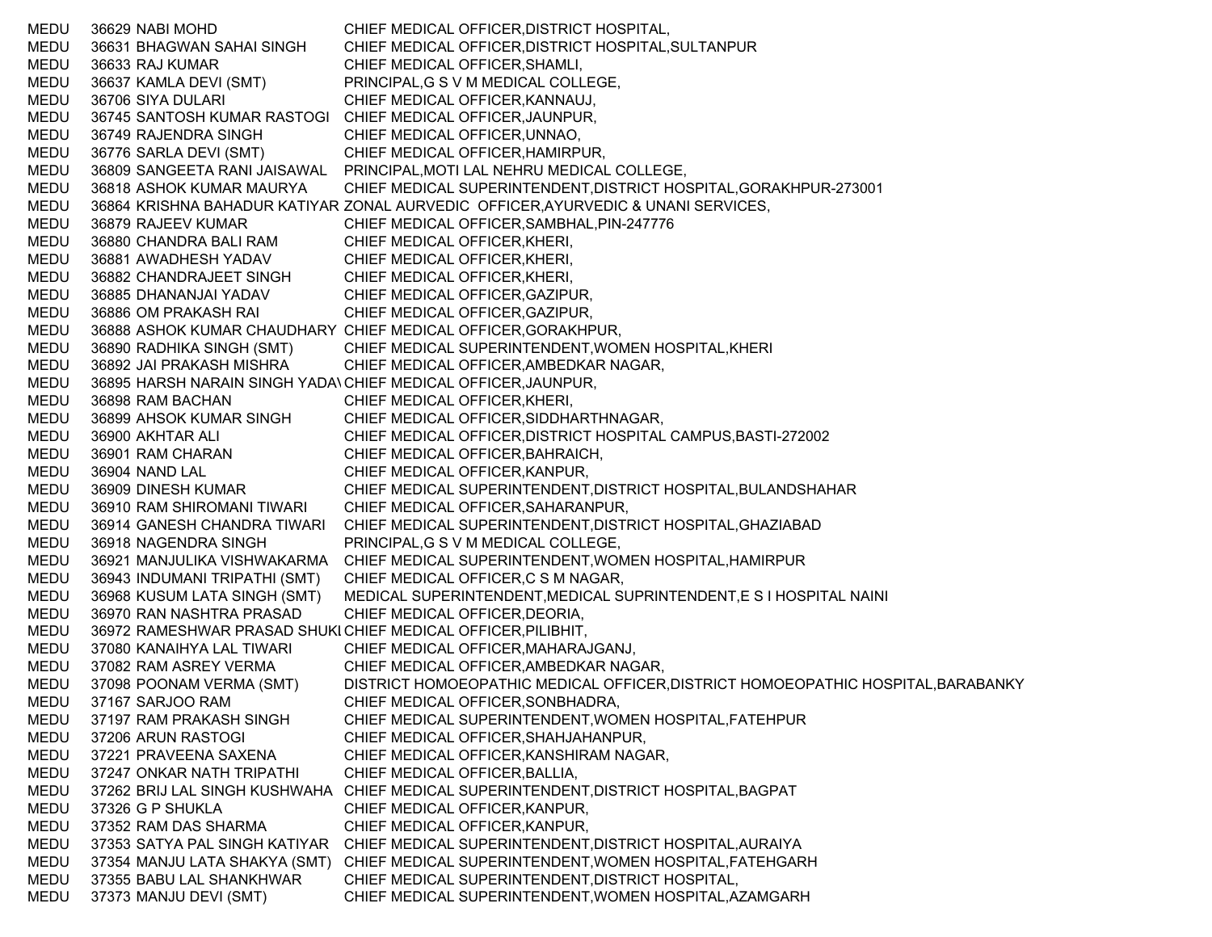| | | | |
|---|---|---|---|
| MEDU | 36629 | NABI MOHD | CHIEF MEDICAL OFFICER,DISTRICT HOSPITAL, |
| MEDU | 36631 | BHAGWAN SAHAI SINGH | CHIEF MEDICAL OFFICER,DISTRICT HOSPITAL,SULTANPUR |
| MEDU | 36633 | RAJ KUMAR | CHIEF MEDICAL OFFICER,SHAMLI, |
| MEDU | 36637 | KAMLA DEVI (SMT) | PRINCIPAL,G S V M MEDICAL COLLEGE, |
| MEDU | 36706 | SIYA DULARI | CHIEF MEDICAL OFFICER,KANNAUJ, |
| MEDU | 36745 | SANTOSH KUMAR RASTOGI | CHIEF MEDICAL OFFICER,JAUNPUR, |
| MEDU | 36749 | RAJENDRA SINGH | CHIEF MEDICAL OFFICER,UNNAO, |
| MEDU | 36776 | SARLA DEVI (SMT) | CHIEF MEDICAL OFFICER,HAMIRPUR, |
| MEDU | 36809 | SANGEETA RANI JAISAWAL | PRINCIPAL,MOTI LAL NEHRU MEDICAL COLLEGE, |
| MEDU | 36818 | ASHOK KUMAR MAURYA | CHIEF MEDICAL SUPERINTENDENT,DISTRICT HOSPITAL,GORAKHPUR-273001 |
| MEDU | 36864 | KRISHNA BAHADUR KATIYAR | ZONAL AURVEDIC OFFICER,AYURVEDIC & UNANI SERVICES, |
| MEDU | 36879 | RAJEEV KUMAR | CHIEF MEDICAL OFFICER,SAMBHAL,PIN-247776 |
| MEDU | 36880 | CHANDRA BALI RAM | CHIEF MEDICAL OFFICER,KHERI, |
| MEDU | 36881 | AWADHESH YADAV | CHIEF MEDICAL OFFICER,KHERI, |
| MEDU | 36882 | CHANDRAJEET SINGH | CHIEF MEDICAL OFFICER,KHERI, |
| MEDU | 36885 | DHANANJAI YADAV | CHIEF MEDICAL OFFICER,GAZIPUR, |
| MEDU | 36886 | OM PRAKASH RAI | CHIEF MEDICAL OFFICER,GAZIPUR, |
| MEDU | 36888 | ASHOK KUMAR CHAUDHARY | CHIEF MEDICAL OFFICER,GORAKHPUR, |
| MEDU | 36890 | RADHIKA SINGH (SMT) | CHIEF MEDICAL SUPERINTENDENT,WOMEN HOSPITAL,KHERI |
| MEDU | 36892 | JAI PRAKASH MISHRA | CHIEF MEDICAL OFFICER,AMBEDKAR NAGAR, |
| MEDU | 36895 | HARSH NARAIN SINGH YADAV | CHIEF MEDICAL OFFICER,JAUNPUR, |
| MEDU | 36898 | RAM BACHAN | CHIEF MEDICAL OFFICER,KHERI, |
| MEDU | 36899 | AHSOK KUMAR SINGH | CHIEF MEDICAL OFFICER,SIDDHARTHNAGAR, |
| MEDU | 36900 | AKHTAR ALI | CHIEF MEDICAL OFFICER,DISTRICT HOSPITAL CAMPUS,BASTI-272002 |
| MEDU | 36901 | RAM CHARAN | CHIEF MEDICAL OFFICER,BAHRAICH, |
| MEDU | 36904 | NAND LAL | CHIEF MEDICAL OFFICER,KANPUR, |
| MEDU | 36909 | DINESH KUMAR | CHIEF MEDICAL SUPERINTENDENT,DISTRICT HOSPITAL,BULANDSHAHAR |
| MEDU | 36910 | RAM SHIROMANI TIWARI | CHIEF MEDICAL OFFICER,SAHARANPUR, |
| MEDU | 36914 | GANESH CHANDRA TIWARI | CHIEF MEDICAL SUPERINTENDENT,DISTRICT HOSPITAL,GHAZIABAD |
| MEDU | 36918 | NAGENDRA SINGH | PRINCIPAL,G S V M MEDICAL COLLEGE, |
| MEDU | 36921 | MANJULIKA VISHWAKARMA | CHIEF MEDICAL SUPERINTENDENT,WOMEN HOSPITAL,HAMIRPUR |
| MEDU | 36943 | INDUMANI TRIPATHI (SMT) | CHIEF MEDICAL OFFICER,C S M NAGAR, |
| MEDU | 36968 | KUSUM LATA SINGH (SMT) | MEDICAL SUPERINTENDENT,MEDICAL SUPRINTENDENT,E S I HOSPITAL NAINI |
| MEDU | 36970 | RAN NASHTRA PRASAD | CHIEF MEDICAL OFFICER,DEORIA, |
| MEDU | 36972 | RAMESHWAR PRASAD SHUKL | CHIEF MEDICAL OFFICER,PILIBHIT, |
| MEDU | 37080 | KANAIHYA LAL TIWARI | CHIEF MEDICAL OFFICER,MAHARAJGANJ, |
| MEDU | 37082 | RAM ASREY VERMA | CHIEF MEDICAL OFFICER,AMBEDKAR NAGAR, |
| MEDU | 37098 | POONAM VERMA (SMT) | DISTRICT HOMOEOPATHIC MEDICAL OFFICER,DISTRICT HOMOEOPATHIC HOSPITAL,BARABANKY |
| MEDU | 37167 | SARJOO RAM | CHIEF MEDICAL OFFICER,SONBHADRA, |
| MEDU | 37197 | RAM PRAKASH SINGH | CHIEF MEDICAL SUPERINTENDENT,WOMEN HOSPITAL,FATEHPUR |
| MEDU | 37206 | ARUN RASTOGI | CHIEF MEDICAL OFFICER,SHAHJAHANPUR, |
| MEDU | 37221 | PRAVEENA SAXENA | CHIEF MEDICAL OFFICER,KANSHIRAM NAGAR, |
| MEDU | 37247 | ONKAR NATH TRIPATHI | CHIEF MEDICAL OFFICER,BALLIA, |
| MEDU | 37262 | BRIJ LAL SINGH KUSHWAHA | CHIEF MEDICAL SUPERINTENDENT,DISTRICT HOSPITAL,BAGPAT |
| MEDU | 37326 | G P SHUKLA | CHIEF MEDICAL OFFICER,KANPUR, |
| MEDU | 37352 | RAM DAS SHARMA | CHIEF MEDICAL OFFICER,KANPUR, |
| MEDU | 37353 | SATYA PAL SINGH KATIYAR | CHIEF MEDICAL SUPERINTENDENT,DISTRICT HOSPITAL,AURAIYA |
| MEDU | 37354 | MANJU LATA SHAKYA (SMT) | CHIEF MEDICAL SUPERINTENDENT,WOMEN HOSPITAL,FATEHGARH |
| MEDU | 37355 | BABU LAL SHANKHWAR | CHIEF MEDICAL SUPERINTENDENT,DISTRICT HOSPITAL, |
| MEDU | 37373 | MANJU DEVI (SMT) | CHIEF MEDICAL SUPERINTENDENT,WOMEN HOSPITAL,AZAMGARH |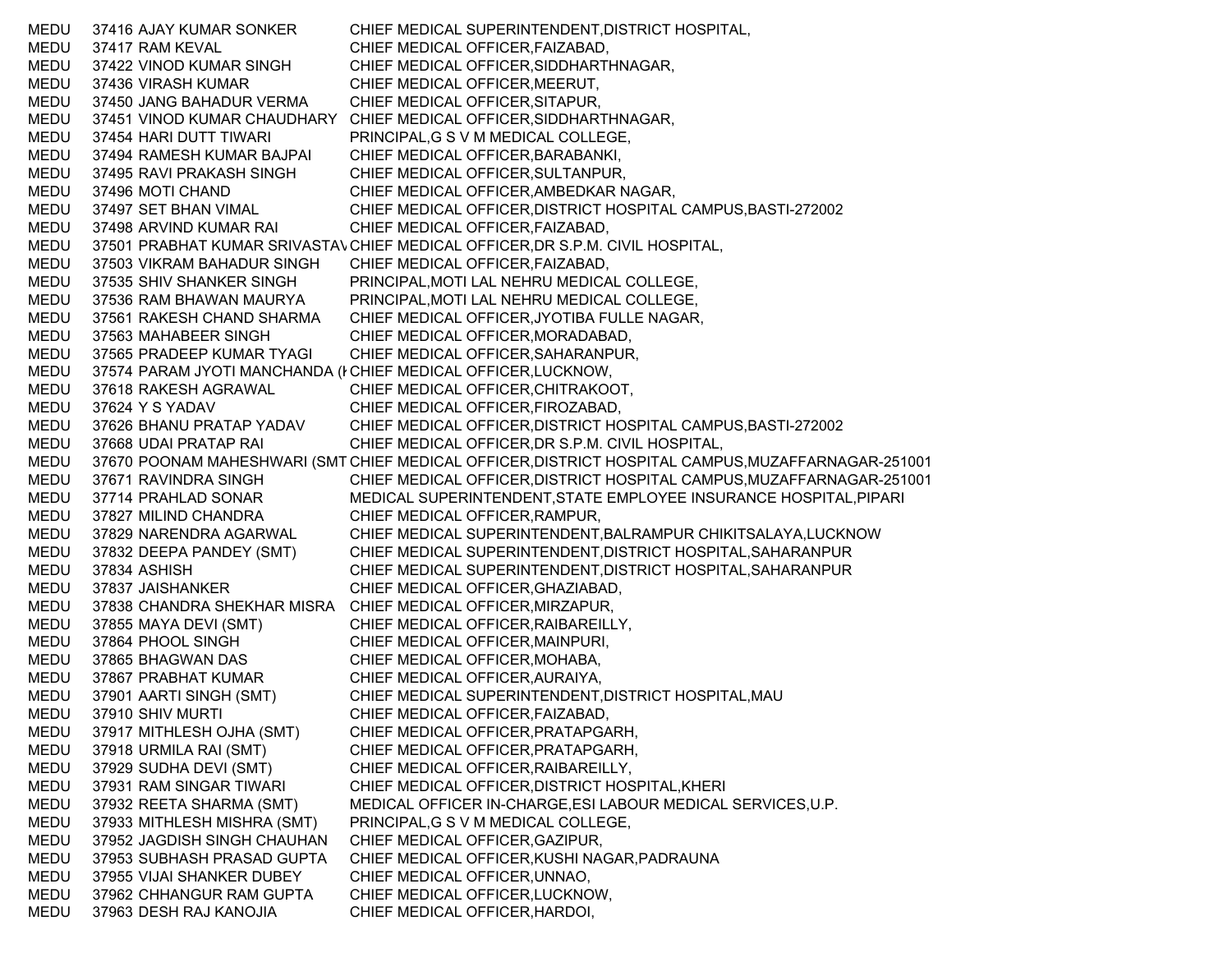| | | | |
|---|---|---|---|
| MEDU | 37416 | AJAY KUMAR SONKER | CHIEF MEDICAL SUPERINTENDENT,DISTRICT HOSPITAL, |
| MEDU | 37417 | RAM KEVAL | CHIEF MEDICAL OFFICER,FAIZABAD, |
| MEDU | 37422 | VINOD KUMAR SINGH | CHIEF MEDICAL OFFICER,SIDDHARTHNAGAR, |
| MEDU | 37436 | VIRASH KUMAR | CHIEF MEDICAL OFFICER,MEERUT, |
| MEDU | 37450 | JANG BAHADUR VERMA | CHIEF MEDICAL OFFICER,SITAPUR, |
| MEDU | 37451 | VINOD KUMAR CHAUDHARY | CHIEF MEDICAL OFFICER,SIDDHARTHNAGAR, |
| MEDU | 37454 | HARI DUTT TIWARI | PRINCIPAL,G S V M MEDICAL COLLEGE, |
| MEDU | 37494 | RAMESH KUMAR BAJPAI | CHIEF MEDICAL OFFICER,BARABANKI, |
| MEDU | 37495 | RAVI PRAKASH SINGH | CHIEF MEDICAL OFFICER,SULTANPUR, |
| MEDU | 37496 | MOTI CHAND | CHIEF MEDICAL OFFICER,AMBEDKAR NAGAR, |
| MEDU | 37497 | SET BHAN VIMAL | CHIEF MEDICAL OFFICER,DISTRICT HOSPITAL CAMPUS,BASTI-272002 |
| MEDU | 37498 | ARVIND KUMAR RAI | CHIEF MEDICAL OFFICER,FAIZABAD, |
| MEDU | 37501 | PRABHAT KUMAR SRIVASTAV | CHIEF MEDICAL OFFICER,DR S.P.M. CIVIL HOSPITAL, |
| MEDU | 37503 | VIKRAM BAHADUR SINGH | CHIEF MEDICAL OFFICER,FAIZABAD, |
| MEDU | 37535 | SHIV SHANKER SINGH | PRINCIPAL,MOTI LAL NEHRU MEDICAL COLLEGE, |
| MEDU | 37536 | RAM BHAWAN MAURYA | PRINCIPAL,MOTI LAL NEHRU MEDICAL COLLEGE, |
| MEDU | 37561 | RAKESH CHAND SHARMA | CHIEF MEDICAL OFFICER,JYOTIBA FULLE NAGAR, |
| MEDU | 37563 | MAHABEER SINGH | CHIEF MEDICAL OFFICER,MORADABAD, |
| MEDU | 37565 | PRADEEP KUMAR TYAGI | CHIEF MEDICAL OFFICER,SAHARANPUR, |
| MEDU | 37574 | PARAM JYOTI MANCHANDA (I | CHIEF MEDICAL OFFICER,LUCKNOW, |
| MEDU | 37618 | RAKESH AGRAWAL | CHIEF MEDICAL OFFICER,CHITRAKOOT, |
| MEDU | 37624 | Y S YADAV | CHIEF MEDICAL OFFICER,FIROZABAD, |
| MEDU | 37626 | BHANU PRATAP YADAV | CHIEF MEDICAL OFFICER,DISTRICT HOSPITAL CAMPUS,BASTI-272002 |
| MEDU | 37668 | UDAI PRATAP RAI | CHIEF MEDICAL OFFICER,DR S.P.M. CIVIL HOSPITAL, |
| MEDU | 37670 | POONAM MAHESHWARI (SMT | CHIEF MEDICAL OFFICER,DISTRICT HOSPITAL CAMPUS,MUZAFFARNAGAR-251001 |
| MEDU | 37671 | RAVINDRA SINGH | CHIEF MEDICAL OFFICER,DISTRICT HOSPITAL CAMPUS,MUZAFFARNAGAR-251001 |
| MEDU | 37714 | PRAHLAD SONAR | MEDICAL SUPERINTENDENT,STATE EMPLOYEE INSURANCE HOSPITAL,PIPARI |
| MEDU | 37827 | MILIND CHANDRA | CHIEF MEDICAL OFFICER,RAMPUR, |
| MEDU | 37829 | NARENDRA AGARWAL | CHIEF MEDICAL SUPERINTENDENT,BALRAMPUR CHIKITSALAYA,LUCKNOW |
| MEDU | 37832 | DEEPA PANDEY (SMT) | CHIEF MEDICAL SUPERINTENDENT,DISTRICT HOSPITAL,SAHARANPUR |
| MEDU | 37834 | ASHISH | CHIEF MEDICAL SUPERINTENDENT,DISTRICT HOSPITAL,SAHARANPUR |
| MEDU | 37837 | JAISHANKER | CHIEF MEDICAL OFFICER,GHAZIABAD, |
| MEDU | 37838 | CHANDRA SHEKHAR MISRA | CHIEF MEDICAL OFFICER,MIRZAPUR, |
| MEDU | 37855 | MAYA DEVI (SMT) | CHIEF MEDICAL OFFICER,RAIBAREILLY, |
| MEDU | 37864 | PHOOL SINGH | CHIEF MEDICAL OFFICER,MAINPURI, |
| MEDU | 37865 | BHAGWAN DAS | CHIEF MEDICAL OFFICER,MOHABA, |
| MEDU | 37867 | PRABHAT KUMAR | CHIEF MEDICAL OFFICER,AURAIYA, |
| MEDU | 37901 | AARTI SINGH (SMT) | CHIEF MEDICAL SUPERINTENDENT,DISTRICT HOSPITAL,MAU |
| MEDU | 37910 | SHIV MURTI | CHIEF MEDICAL OFFICER,FAIZABAD, |
| MEDU | 37917 | MITHLESH OJHA (SMT) | CHIEF MEDICAL OFFICER,PRATAPGARH, |
| MEDU | 37918 | URMILA RAI (SMT) | CHIEF MEDICAL OFFICER,PRATAPGARH, |
| MEDU | 37929 | SUDHA DEVI (SMT) | CHIEF MEDICAL OFFICER,RAIBAREILLY, |
| MEDU | 37931 | RAM SINGAR TIWARI | CHIEF MEDICAL OFFICER,DISTRICT HOSPITAL,KHERI |
| MEDU | 37932 | REETA SHARMA (SMT) | MEDICAL OFFICER IN-CHARGE,ESI LABOUR MEDICAL SERVICES,U.P. |
| MEDU | 37933 | MITHLESH MISHRA (SMT) | PRINCIPAL,G S V M MEDICAL COLLEGE, |
| MEDU | 37952 | JAGDISH SINGH CHAUHAN | CHIEF MEDICAL OFFICER,GAZIPUR, |
| MEDU | 37953 | SUBHASH PRASAD GUPTA | CHIEF MEDICAL OFFICER,KUSHI NAGAR,PADRAUNA |
| MEDU | 37955 | VIJAI SHANKER DUBEY | CHIEF MEDICAL OFFICER,UNNAO, |
| MEDU | 37962 | CHHANGUR RAM GUPTA | CHIEF MEDICAL OFFICER,LUCKNOW, |
| MEDU | 37963 | DESH RAJ KANOJIA | CHIEF MEDICAL OFFICER,HARDOI, |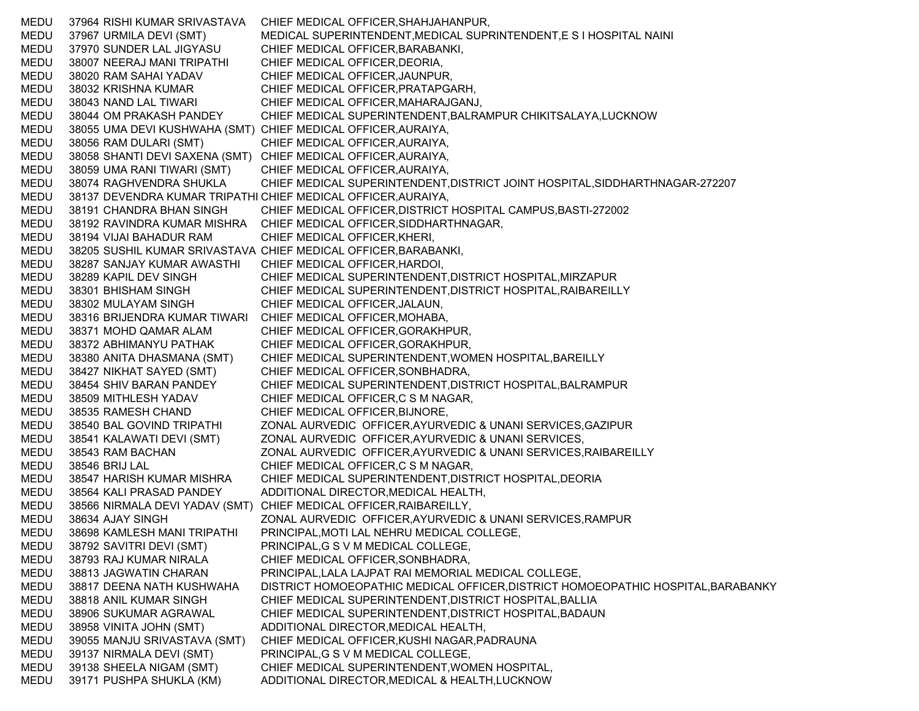| | | | |
|---|---|---|---|
| MEDU | 37964 | RISHI KUMAR SRIVASTAVA | CHIEF MEDICAL OFFICER,SHAHJAHANPUR, |
| MEDU | 37967 | URMILA DEVI (SMT) | MEDICAL SUPERINTENDENT,MEDICAL SUPRINTENDENT,E S I HOSPITAL NAINI |
| MEDU | 37970 | SUNDER LAL JIGYASU | CHIEF MEDICAL OFFICER,BARABANKI, |
| MEDU | 38007 | NEERAJ MANI TRIPATHI | CHIEF MEDICAL OFFICER,DEORIA, |
| MEDU | 38020 | RAM SAHAI YADAV | CHIEF MEDICAL OFFICER,JAUNPUR, |
| MEDU | 38032 | KRISHNA KUMAR | CHIEF MEDICAL OFFICER,PRATAPGARH, |
| MEDU | 38043 | NAND LAL TIWARI | CHIEF MEDICAL OFFICER,MAHARAJGANJ, |
| MEDU | 38044 | OM PRAKASH PANDEY | CHIEF MEDICAL SUPERINTENDENT,BALRAMPUR CHIKITSALAYA,LUCKNOW |
| MEDU | 38055 | UMA DEVI KUSHWAHA (SMT) | CHIEF MEDICAL OFFICER,AURAIYA, |
| MEDU | 38056 | RAM DULARI (SMT) | CHIEF MEDICAL OFFICER,AURAIYA, |
| MEDU | 38058 | SHANTI DEVI SAXENA (SMT) | CHIEF MEDICAL OFFICER,AURAIYA, |
| MEDU | 38059 | UMA RANI TIWARI (SMT) | CHIEF MEDICAL OFFICER,AURAIYA, |
| MEDU | 38074 | RAGHVENDRA SHUKLA | CHIEF MEDICAL SUPERINTENDENT,DISTRICT JOINT HOSPITAL,SIDDHARTHNAGAR-272207 |
| MEDU | 38137 | DEVENDRA KUMAR TRIPATHI | CHIEF MEDICAL OFFICER,AURAIYA, |
| MEDU | 38191 | CHANDRA BHAN SINGH | CHIEF MEDICAL OFFICER,DISTRICT HOSPITAL CAMPUS,BASTI-272002 |
| MEDU | 38192 | RAVINDRA KUMAR MISHRA | CHIEF MEDICAL OFFICER,SIDDHARTHNAGAR, |
| MEDU | 38194 | VIJAI BAHADUR RAM | CHIEF MEDICAL OFFICER,KHERI, |
| MEDU | 38205 | SUSHIL KUMAR SRIVASTAVA | CHIEF MEDICAL OFFICER,BARABANKI, |
| MEDU | 38287 | SANJAY KUMAR AWASTHI | CHIEF MEDICAL OFFICER,HARDOI, |
| MEDU | 38289 | KAPIL DEV SINGH | CHIEF MEDICAL SUPERINTENDENT,DISTRICT HOSPITAL,MIRZAPUR |
| MEDU | 38301 | BHISHAM SINGH | CHIEF MEDICAL SUPERINTENDENT,DISTRICT HOSPITAL,RAIBAREILLY |
| MEDU | 38302 | MULAYAM SINGH | CHIEF MEDICAL OFFICER,JALAUN, |
| MEDU | 38316 | BRIJENDRA KUMAR TIWARI | CHIEF MEDICAL OFFICER,MOHABA, |
| MEDU | 38371 | MOHD QAMAR ALAM | CHIEF MEDICAL OFFICER,GORAKHPUR, |
| MEDU | 38372 | ABHIMANYU PATHAK | CHIEF MEDICAL OFFICER,GORAKHPUR, |
| MEDU | 38380 | ANITA DHASMANA (SMT) | CHIEF MEDICAL SUPERINTENDENT,WOMEN HOSPITAL,BAREILLY |
| MEDU | 38427 | NIKHAT SAYED (SMT) | CHIEF MEDICAL OFFICER,SONBHADRA, |
| MEDU | 38454 | SHIV BARAN PANDEY | CHIEF MEDICAL SUPERINTENDENT,DISTRICT HOSPITAL,BALRAMPUR |
| MEDU | 38509 | MITHLESH YADAV | CHIEF MEDICAL OFFICER,C S M NAGAR, |
| MEDU | 38535 | RAMESH CHAND | CHIEF MEDICAL OFFICER,BIJNORE, |
| MEDU | 38540 | BAL GOVIND TRIPATHI | ZONAL AURVEDIC OFFICER,AYURVEDIC & UNANI SERVICES,GAZIPUR |
| MEDU | 38541 | KALAWATI DEVI (SMT) | ZONAL AURVEDIC OFFICER,AYURVEDIC & UNANI SERVICES, |
| MEDU | 38543 | RAM BACHAN | ZONAL AURVEDIC OFFICER,AYURVEDIC & UNANI SERVICES,RAIBAREILLY |
| MEDU | 38546 | BRIJ LAL | CHIEF MEDICAL OFFICER,C S M NAGAR, |
| MEDU | 38547 | HARISH KUMAR MISHRA | CHIEF MEDICAL SUPERINTENDENT,DISTRICT HOSPITAL,DEORIA |
| MEDU | 38564 | KALI PRASAD PANDEY | ADDITIONAL DIRECTOR,MEDICAL HEALTH, |
| MEDU | 38566 | NIRMALA DEVI YADAV (SMT) | CHIEF MEDICAL OFFICER,RAIBAREILLY, |
| MEDU | 38634 | AJAY SINGH | ZONAL AURVEDIC OFFICER,AYURVEDIC & UNANI SERVICES,RAMPUR |
| MEDU | 38698 | KAMLESH MANI TRIPATHI | PRINCIPAL,MOTI LAL NEHRU MEDICAL COLLEGE, |
| MEDU | 38792 | SAVITRI DEVI (SMT) | PRINCIPAL,G S V M MEDICAL COLLEGE, |
| MEDU | 38793 | RAJ KUMAR NIRALA | CHIEF MEDICAL OFFICER,SONBHADRA, |
| MEDU | 38813 | JAGWATIN CHARAN | PRINCIPAL,LALA LAJPAT RAI MEMORIAL MEDICAL COLLEGE, |
| MEDU | 38817 | DEENA NATH KUSHWAHA | DISTRICT HOMOEOPATHIC MEDICAL OFFICER,DISTRICT HOMOEOPATHIC HOSPITAL,BARABANKY |
| MEDU | 38818 | ANIL KUMAR SINGH | CHIEF MEDICAL SUPERINTENDENT,DISTRICT HOSPITAL,BALLIA |
| MEDU | 38906 | SUKUMAR AGRAWAL | CHIEF MEDICAL SUPERINTENDENT,DISTRICT HOSPITAL,BADAUN |
| MEDU | 38958 | VINITA JOHN (SMT) | ADDITIONAL DIRECTOR,MEDICAL HEALTH, |
| MEDU | 39055 | MANJU SRIVASTAVA (SMT) | CHIEF MEDICAL OFFICER,KUSHI NAGAR,PADRAUNA |
| MEDU | 39137 | NIRMALA DEVI (SMT) | PRINCIPAL,G S V M MEDICAL COLLEGE, |
| MEDU | 39138 | SHEELA NIGAM (SMT) | CHIEF MEDICAL SUPERINTENDENT,WOMEN HOSPITAL, |
| MEDU | 39171 | PUSHPA SHUKLA (KM) | ADDITIONAL DIRECTOR,MEDICAL & HEALTH,LUCKNOW |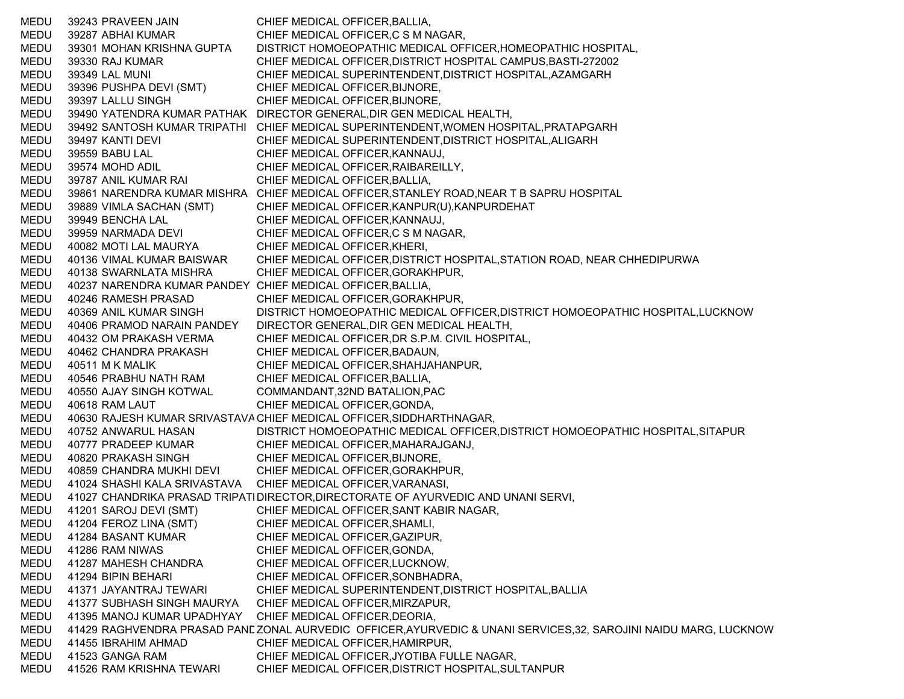| | | | |
|---|---|---|---|
| MEDU | 39243 | PRAVEEN JAIN | CHIEF MEDICAL OFFICER,BALLIA, |
| MEDU | 39287 | ABHAI KUMAR | CHIEF MEDICAL OFFICER,C S M NAGAR, |
| MEDU | 39301 | MOHAN KRISHNA GUPTA | DISTRICT HOMOEOPATHIC MEDICAL OFFICER,HOMEOPATHIC HOSPITAL, |
| MEDU | 39330 | RAJ KUMAR | CHIEF MEDICAL OFFICER,DISTRICT HOSPITAL CAMPUS,BASTI-272002 |
| MEDU | 39349 | LAL MUNI | CHIEF MEDICAL SUPERINTENDENT,DISTRICT HOSPITAL,AZAMGARH |
| MEDU | 39396 | PUSHPA DEVI (SMT) | CHIEF MEDICAL OFFICER,BIJNORE, |
| MEDU | 39397 | LALLU SINGH | CHIEF MEDICAL OFFICER,BIJNORE, |
| MEDU | 39490 | YATENDRA KUMAR PATHAK | DIRECTOR GENERAL,DIR GEN MEDICAL HEALTH, |
| MEDU | 39492 | SANTOSH KUMAR TRIPATHI | CHIEF MEDICAL SUPERINTENDENT,WOMEN HOSPITAL,PRATAPGARH |
| MEDU | 39497 | KANTI DEVI | CHIEF MEDICAL SUPERINTENDENT,DISTRICT HOSPITAL,ALIGARH |
| MEDU | 39559 | BABU LAL | CHIEF MEDICAL OFFICER,KANNAUJ, |
| MEDU | 39574 | MOHD ADIL | CHIEF MEDICAL OFFICER,RAIBAREILLY, |
| MEDU | 39787 | ANIL KUMAR RAI | CHIEF MEDICAL OFFICER,BALLIA, |
| MEDU | 39861 | NARENDRA KUMAR MISHRA | CHIEF MEDICAL OFFICER,STANLEY ROAD,NEAR T B SAPRU HOSPITAL |
| MEDU | 39889 | VIMLA SACHAN (SMT) | CHIEF MEDICAL OFFICER,KANPUR(U),KANPURDEHAT |
| MEDU | 39949 | BENCHA LAL | CHIEF MEDICAL OFFICER,KANNAUJ, |
| MEDU | 39959 | NARMADA DEVI | CHIEF MEDICAL OFFICER,C S M NAGAR, |
| MEDU | 40082 | MOTI LAL MAURYA | CHIEF MEDICAL OFFICER,KHERI, |
| MEDU | 40136 | VIMAL KUMAR BAISWAR | CHIEF MEDICAL OFFICER,DISTRICT HOSPITAL,STATION ROAD, NEAR CHHEDIPURWA |
| MEDU | 40138 | SWARNLATA MISHRA | CHIEF MEDICAL OFFICER,GORAKHPUR, |
| MEDU | 40237 | NARENDRA KUMAR PANDEY | CHIEF MEDICAL OFFICER,BALLIA, |
| MEDU | 40246 | RAMESH PRASAD | CHIEF MEDICAL OFFICER,GORAKHPUR, |
| MEDU | 40369 | ANIL KUMAR SINGH | DISTRICT HOMOEOPATHIC MEDICAL OFFICER,DISTRICT HOMOEOPATHIC HOSPITAL,LUCKNOW |
| MEDU | 40406 | PRAMOD NARAIN PANDEY | DIRECTOR GENERAL,DIR GEN MEDICAL HEALTH, |
| MEDU | 40432 | OM PRAKASH VERMA | CHIEF MEDICAL OFFICER,DR S.P.M. CIVIL HOSPITAL, |
| MEDU | 40462 | CHANDRA PRAKASH | CHIEF MEDICAL OFFICER,BADAUN, |
| MEDU | 40511 | M K MALIK | CHIEF MEDICAL OFFICER,SHAHJAHANPUR, |
| MEDU | 40546 | PRABHU NATH RAM | CHIEF MEDICAL OFFICER,BALLIA, |
| MEDU | 40550 | AJAY SINGH KOTWAL | COMMANDANT,32ND BATALION,PAC |
| MEDU | 40618 | RAM LAUT | CHIEF MEDICAL OFFICER,GONDA, |
| MEDU | 40630 | RAJESH KUMAR SRIVASTAVA | CHIEF MEDICAL OFFICER,SIDDHARTHNAGAR, |
| MEDU | 40752 | ANWARUL HASAN | DISTRICT HOMOEOPATHIC MEDICAL OFFICER,DISTRICT HOMOEOPATHIC HOSPITAL,SITAPUR |
| MEDU | 40777 | PRADEEP KUMAR | CHIEF MEDICAL OFFICER,MAHARAJGANJ, |
| MEDU | 40820 | PRAKASH SINGH | CHIEF MEDICAL OFFICER,BIJNORE, |
| MEDU | 40859 | CHANDRA MUKHI DEVI | CHIEF MEDICAL OFFICER,GORAKHPUR, |
| MEDU | 41024 | SHASHI KALA SRIVASTAVA | CHIEF MEDICAL OFFICER,VARANASI, |
| MEDU | 41027 | CHANDRIKA PRASAD TRIPATI | DIRECTOR,DIRECTORATE OF AYURVEDIC AND UNANI SERVI, |
| MEDU | 41201 | SAROJ DEVI (SMT) | CHIEF MEDICAL OFFICER,SANT KABIR NAGAR, |
| MEDU | 41204 | FEROZ LINA (SMT) | CHIEF MEDICAL OFFICER,SHAMLI, |
| MEDU | 41284 | BASANT KUMAR | CHIEF MEDICAL OFFICER,GAZIPUR, |
| MEDU | 41286 | RAM NIWAS | CHIEF MEDICAL OFFICER,GONDA, |
| MEDU | 41287 | MAHESH CHANDRA | CHIEF MEDICAL OFFICER,LUCKNOW, |
| MEDU | 41294 | BIPIN BEHARI | CHIEF MEDICAL OFFICER,SONBHADRA, |
| MEDU | 41371 | JAYANTRAJ TEWARI | CHIEF MEDICAL SUPERINTENDENT,DISTRICT HOSPITAL,BALLIA |
| MEDU | 41377 | SUBHASH SINGH MAURYA | CHIEF MEDICAL OFFICER,MIRZAPUR, |
| MEDU | 41395 | MANOJ KUMAR UPADHYAY | CHIEF MEDICAL OFFICER,DEORIA, |
| MEDU | 41429 | RAGHVENDRA PRASAD PANE | ZONAL AURVEDIC OFFICER,AYURVEDIC & UNANI SERVICES,32, SAROJINI NAIDU MARG, LUCKNOW |
| MEDU | 41455 | IBRAHIM AHMAD | CHIEF MEDICAL OFFICER,HAMIRPUR, |
| MEDU | 41523 | GANGA RAM | CHIEF MEDICAL OFFICER,JYOTIBA FULLE NAGAR, |
| MEDU | 41526 | RAM KRISHNA TEWARI | CHIEF MEDICAL OFFICER,DISTRICT HOSPITAL,SULTANPUR |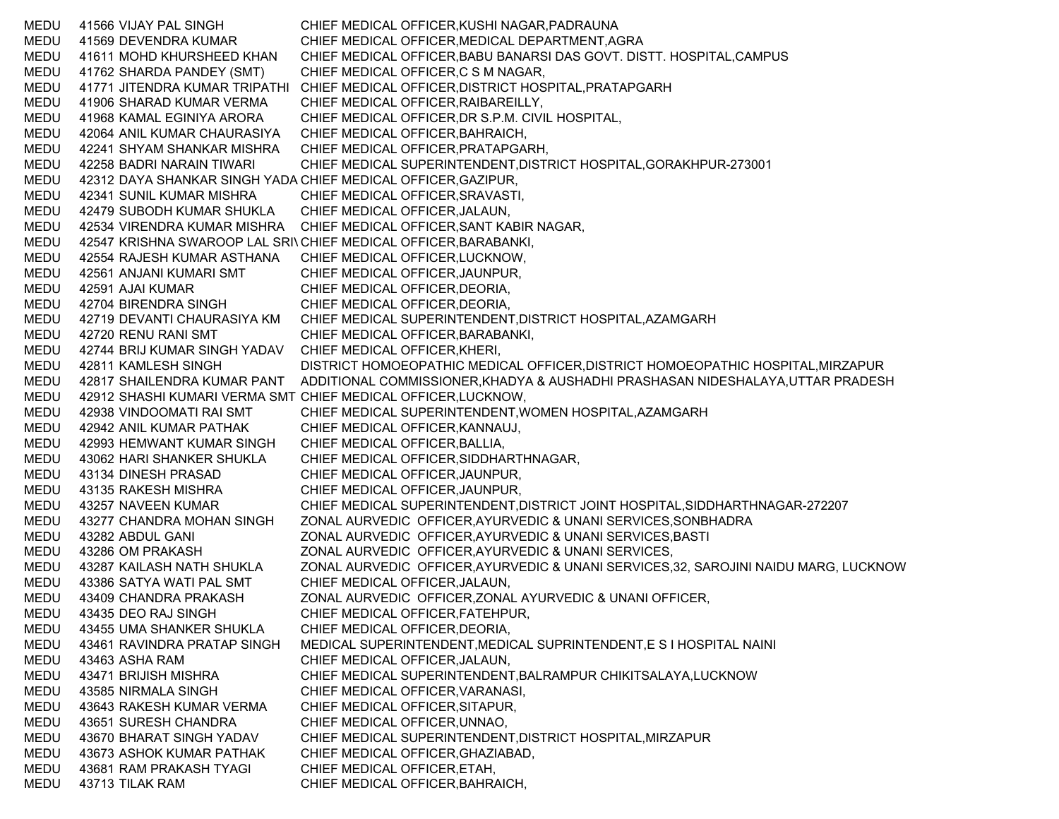| | | | |
|---|---|---|---|
| MEDU | 41566 | VIJAY PAL SINGH | CHIEF MEDICAL OFFICER,KUSHI NAGAR,PADRAUNA |
| MEDU | 41569 | DEVENDRA KUMAR | CHIEF MEDICAL OFFICER,MEDICAL DEPARTMENT,AGRA |
| MEDU | 41611 | MOHD KHURSHEED KHAN | CHIEF MEDICAL OFFICER,BABU BANARSI DAS GOVT. DISTT. HOSPITAL,CAMPUS |
| MEDU | 41762 | SHARDA PANDEY (SMT) | CHIEF MEDICAL OFFICER,C S M NAGAR, |
| MEDU | 41771 | JITENDRA KUMAR TRIPATHI | CHIEF MEDICAL OFFICER,DISTRICT HOSPITAL,PRATAPGARH |
| MEDU | 41906 | SHARAD KUMAR VERMA | CHIEF MEDICAL OFFICER,RAIBAREILLY, |
| MEDU | 41968 | KAMAL EGINIYA ARORA | CHIEF MEDICAL OFFICER,DR S.P.M. CIVIL HOSPITAL, |
| MEDU | 42064 | ANIL KUMAR CHAURASIYA | CHIEF MEDICAL OFFICER,BAHRAICH, |
| MEDU | 42241 | SHYAM SHANKAR MISHRA | CHIEF MEDICAL OFFICER,PRATAPGARH, |
| MEDU | 42258 | BADRI NARAIN TIWARI | CHIEF MEDICAL SUPERINTENDENT,DISTRICT HOSPITAL,GORAKHPUR-273001 |
| MEDU | 42312 | DAYA SHANKAR SINGH YADA | CHIEF MEDICAL OFFICER,GAZIPUR, |
| MEDU | 42341 | SUNIL KUMAR MISHRA | CHIEF MEDICAL OFFICER,SRAVASTI, |
| MEDU | 42479 | SUBODH KUMAR SHUKLA | CHIEF MEDICAL OFFICER,JALAUN, |
| MEDU | 42534 | VIRENDRA KUMAR MISHRA | CHIEF MEDICAL OFFICER,SANT KABIR NAGAR, |
| MEDU | 42547 | KRISHNA SWAROOP LAL SRI\ | CHIEF MEDICAL OFFICER,BARABANKI, |
| MEDU | 42554 | RAJESH KUMAR ASTHANA | CHIEF MEDICAL OFFICER,LUCKNOW, |
| MEDU | 42561 | ANJANI KUMARI SMT | CHIEF MEDICAL OFFICER,JAUNPUR, |
| MEDU | 42591 | AJAI KUMAR | CHIEF MEDICAL OFFICER,DEORIA, |
| MEDU | 42704 | BIRENDRA SINGH | CHIEF MEDICAL OFFICER,DEORIA, |
| MEDU | 42719 | DEVANTI CHAURASIYA KM | CHIEF MEDICAL SUPERINTENDENT,DISTRICT HOSPITAL,AZAMGARH |
| MEDU | 42720 | RENU RANI SMT | CHIEF MEDICAL OFFICER,BARABANKI, |
| MEDU | 42744 | BRIJ KUMAR SINGH YADAV | CHIEF MEDICAL OFFICER,KHERI, |
| MEDU | 42811 | KAMLESH SINGH | DISTRICT HOMOEOPATHIC MEDICAL OFFICER,DISTRICT HOMOEOPATHIC HOSPITAL,MIRZAPUR |
| MEDU | 42817 | SHAILENDRA KUMAR PANT | ADDITIONAL COMMISSIONER,KHADYA & AUSHADHI PRASHASAN NIDESHALAYA,UTTAR PRADESH |
| MEDU | 42912 | SHASHI KUMARI VERMA SMT | CHIEF MEDICAL OFFICER,LUCKNOW, |
| MEDU | 42938 | VINDOOMATI RAI SMT | CHIEF MEDICAL SUPERINTENDENT,WOMEN HOSPITAL,AZAMGARH |
| MEDU | 42942 | ANIL KUMAR PATHAK | CHIEF MEDICAL OFFICER,KANNAUJ, |
| MEDU | 42993 | HEMWANT KUMAR SINGH | CHIEF MEDICAL OFFICER,BALLIA, |
| MEDU | 43062 | HARI SHANKER SHUKLA | CHIEF MEDICAL OFFICER,SIDDHARTHNAGAR, |
| MEDU | 43134 | DINESH PRASAD | CHIEF MEDICAL OFFICER,JAUNPUR, |
| MEDU | 43135 | RAKESH MISHRA | CHIEF MEDICAL OFFICER,JAUNPUR, |
| MEDU | 43257 | NAVEEN KUMAR | CHIEF MEDICAL SUPERINTENDENT,DISTRICT JOINT HOSPITAL,SIDDHARTHNAGAR-272207 |
| MEDU | 43277 | CHANDRA MOHAN SINGH | ZONAL AURVEDIC OFFICER,AYURVEDIC & UNANI SERVICES,SONBHADRA |
| MEDU | 43282 | ABDUL GANI | ZONAL AURVEDIC OFFICER,AYURVEDIC & UNANI SERVICES,BASTI |
| MEDU | 43286 | OM PRAKASH | ZONAL AURVEDIC OFFICER,AYURVEDIC & UNANI SERVICES, |
| MEDU | 43287 | KAILASH NATH SHUKLA | ZONAL AURVEDIC OFFICER,AYURVEDIC & UNANI SERVICES,32, SAROJINI NAIDU MARG, LUCKNOW |
| MEDU | 43386 | SATYA WATI PAL SMT | CHIEF MEDICAL OFFICER,JALAUN, |
| MEDU | 43409 | CHANDRA PRAKASH | ZONAL AURVEDIC OFFICER,ZONAL AYURVEDIC & UNANI OFFICER, |
| MEDU | 43435 | DEO RAJ SINGH | CHIEF MEDICAL OFFICER,FATEHPUR, |
| MEDU | 43455 | UMA SHANKER SHUKLA | CHIEF MEDICAL OFFICER,DEORIA, |
| MEDU | 43461 | RAVINDRA PRATAP SINGH | MEDICAL SUPERINTENDENT,MEDICAL SUPRINTENDENT,E S I HOSPITAL NAINI |
| MEDU | 43463 | ASHA RAM | CHIEF MEDICAL OFFICER,JALAUN, |
| MEDU | 43471 | BRIJISH MISHRA | CHIEF MEDICAL SUPERINTENDENT,BALRAMPUR CHIKITSALAYA,LUCKNOW |
| MEDU | 43585 | NIRMALA SINGH | CHIEF MEDICAL OFFICER,VARANASI, |
| MEDU | 43643 | RAKESH KUMAR VERMA | CHIEF MEDICAL OFFICER,SITAPUR, |
| MEDU | 43651 | SURESH CHANDRA | CHIEF MEDICAL OFFICER,UNNAO, |
| MEDU | 43670 | BHARAT SINGH YADAV | CHIEF MEDICAL SUPERINTENDENT,DISTRICT HOSPITAL,MIRZAPUR |
| MEDU | 43673 | ASHOK KUMAR PATHAK | CHIEF MEDICAL OFFICER,GHAZIABAD, |
| MEDU | 43681 | RAM PRAKASH TYAGI | CHIEF MEDICAL OFFICER,ETAH, |
| MEDU | 43713 | TILAK RAM | CHIEF MEDICAL OFFICER,BAHRAICH, |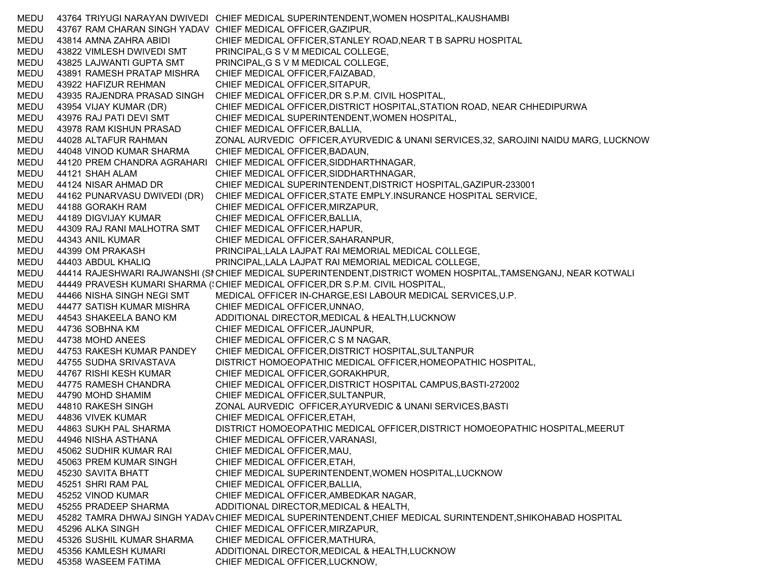| | | | |
|---|---|---|---|
| MEDU | 43764 | TRIYUGI NARAYAN DWIVEDI | CHIEF MEDICAL SUPERINTENDENT,WOMEN HOSPITAL,KAUSHAMBI |
| MEDU | 43767 | RAM CHARAN SINGH YADAV | CHIEF MEDICAL OFFICER,GAZIPUR, |
| MEDU | 43814 | AMNA ZAHRA ABIDI | CHIEF MEDICAL OFFICER,STANLEY ROAD,NEAR T B SAPRU HOSPITAL |
| MEDU | 43822 | VIMLESH DWIVEDI SMT | PRINCIPAL,G S V M MEDICAL COLLEGE, |
| MEDU | 43825 | LAJWANTI GUPTA SMT | PRINCIPAL,G S V M MEDICAL COLLEGE, |
| MEDU | 43891 | RAMESH PRATAP MISHRA | CHIEF MEDICAL OFFICER,FAIZABAD, |
| MEDU | 43922 | HAFIZUR REHMAN | CHIEF MEDICAL OFFICER,SITAPUR, |
| MEDU | 43935 | RAJENDRA PRASAD SINGH | CHIEF MEDICAL OFFICER,DR S.P.M. CIVIL HOSPITAL, |
| MEDU | 43954 | VIJAY KUMAR (DR) | CHIEF MEDICAL OFFICER,DISTRICT HOSPITAL,STATION ROAD, NEAR CHHEDIPURWA |
| MEDU | 43976 | RAJ PATI DEVI SMT | CHIEF MEDICAL SUPERINTENDENT,WOMEN HOSPITAL, |
| MEDU | 43978 | RAM KISHUN PRASAD | CHIEF MEDICAL OFFICER,BALLIA, |
| MEDU | 44028 | ALTAFUR RAHMAN | ZONAL AURVEDIC OFFICER,AYURVEDIC & UNANI SERVICES,32, SAROJINI NAIDU MARG, LUCKNOW |
| MEDU | 44048 | VINOD KUMAR SHARMA | CHIEF MEDICAL OFFICER,BADAUN, |
| MEDU | 44120 | PREM CHANDRA AGRAHARI | CHIEF MEDICAL OFFICER,SIDDHARTHNAGAR, |
| MEDU | 44121 | SHAH ALAM | CHIEF MEDICAL OFFICER,SIDDHARTHNAGAR, |
| MEDU | 44124 | NISAR AHMAD DR | CHIEF MEDICAL SUPERINTENDENT,DISTRICT HOSPITAL,GAZIPUR-233001 |
| MEDU | 44162 | PUNARVASU DWIVEDI (DR) | CHIEF MEDICAL OFFICER,STATE EMPLY.INSURANCE HOSPITAL SERVICE, |
| MEDU | 44188 | GORAKH RAM | CHIEF MEDICAL OFFICER,MIRZAPUR, |
| MEDU | 44189 | DIGVIJAY KUMAR | CHIEF MEDICAL OFFICER,BALLIA, |
| MEDU | 44309 | RAJ RANI MALHOTRA SMT | CHIEF MEDICAL OFFICER,HAPUR, |
| MEDU | 44343 | ANIL KUMAR | CHIEF MEDICAL OFFICER,SAHARANPUR, |
| MEDU | 44399 | OM PRAKASH | PRINCIPAL,LALA LAJPAT RAI MEMORIAL MEDICAL COLLEGE, |
| MEDU | 44403 | ABDUL KHALIQ | PRINCIPAL,LALA LAJPAT RAI MEMORIAL MEDICAL COLLEGE, |
| MEDU | 44414 | RAJESHWARI RAJWANSHI (SI | CHIEF MEDICAL SUPERINTENDENT,DISTRICT WOMEN HOSPITAL,TAMSENGANJ, NEAR KOTWALI |
| MEDU | 44449 | PRAVESH KUMARI SHARMA (S | CHIEF MEDICAL OFFICER,DR S.P.M. CIVIL HOSPITAL, |
| MEDU | 44466 | NISHA SINGH NEGI SMT | MEDICAL OFFICER IN-CHARGE,ESI LABOUR MEDICAL SERVICES,U.P. |
| MEDU | 44477 | SATISH KUMAR MISHRA | CHIEF MEDICAL OFFICER,UNNAO, |
| MEDU | 44543 | SHAKEELA BANO KM | ADDITIONAL DIRECTOR,MEDICAL & HEALTH,LUCKNOW |
| MEDU | 44736 | SOBHNA KM | CHIEF MEDICAL OFFICER,JAUNPUR, |
| MEDU | 44738 | MOHD ANEES | CHIEF MEDICAL OFFICER,C S M NAGAR, |
| MEDU | 44753 | RAKESH KUMAR PANDEY | CHIEF MEDICAL OFFICER,DISTRICT HOSPITAL,SULTANPUR |
| MEDU | 44755 | SUDHA SRIVASTAVA | DISTRICT HOMOEOPATHIC MEDICAL OFFICER,HOMEOPATHIC HOSPITAL, |
| MEDU | 44767 | RISHI KESH KUMAR | CHIEF MEDICAL OFFICER,GORAKHPUR, |
| MEDU | 44775 | RAMESH CHANDRA | CHIEF MEDICAL OFFICER,DISTRICT HOSPITAL CAMPUS,BASTI-272002 |
| MEDU | 44790 | MOHD SHAMIM | CHIEF MEDICAL OFFICER,SULTANPUR, |
| MEDU | 44810 | RAKESH SINGH | ZONAL AURVEDIC OFFICER,AYURVEDIC & UNANI SERVICES,BASTI |
| MEDU | 44836 | VIVEK KUMAR | CHIEF MEDICAL OFFICER,ETAH, |
| MEDU | 44863 | SUKH PAL SHARMA | DISTRICT HOMOEOPATHIC MEDICAL OFFICER,DISTRICT HOMOEOPATHIC HOSPITAL,MEERUT |
| MEDU | 44946 | NISHA ASTHANA | CHIEF MEDICAL OFFICER,VARANASI, |
| MEDU | 45062 | SUDHIR KUMAR RAI | CHIEF MEDICAL OFFICER,MAU, |
| MEDU | 45063 | PREM KUMAR SINGH | CHIEF MEDICAL OFFICER,ETAH, |
| MEDU | 45230 | SAVITA BHATT | CHIEF MEDICAL SUPERINTENDENT,WOMEN HOSPITAL,LUCKNOW |
| MEDU | 45251 | SHRI RAM PAL | CHIEF MEDICAL OFFICER,BALLIA, |
| MEDU | 45252 | VINOD KUMAR | CHIEF MEDICAL OFFICER,AMBEDKAR NAGAR, |
| MEDU | 45255 | PRADEEP SHARMA | ADDITIONAL DIRECTOR,MEDICAL & HEALTH, |
| MEDU | 45282 | TAMRA DHWAJ SINGH YADAV | CHIEF MEDICAL SUPERINTENDENT,CHIEF MEDICAL SURINTENDENT,SHIKOHABAD HOSPITAL |
| MEDU | 45296 | ALKA SINGH | CHIEF MEDICAL OFFICER,MIRZAPUR, |
| MEDU | 45326 | SUSHIL KUMAR SHARMA | CHIEF MEDICAL OFFICER,MATHURA, |
| MEDU | 45356 | KAMLESH KUMARI | ADDITIONAL DIRECTOR,MEDICAL & HEALTH,LUCKNOW |
| MEDU | 45358 | WASEEM FATIMA | CHIEF MEDICAL OFFICER,LUCKNOW, |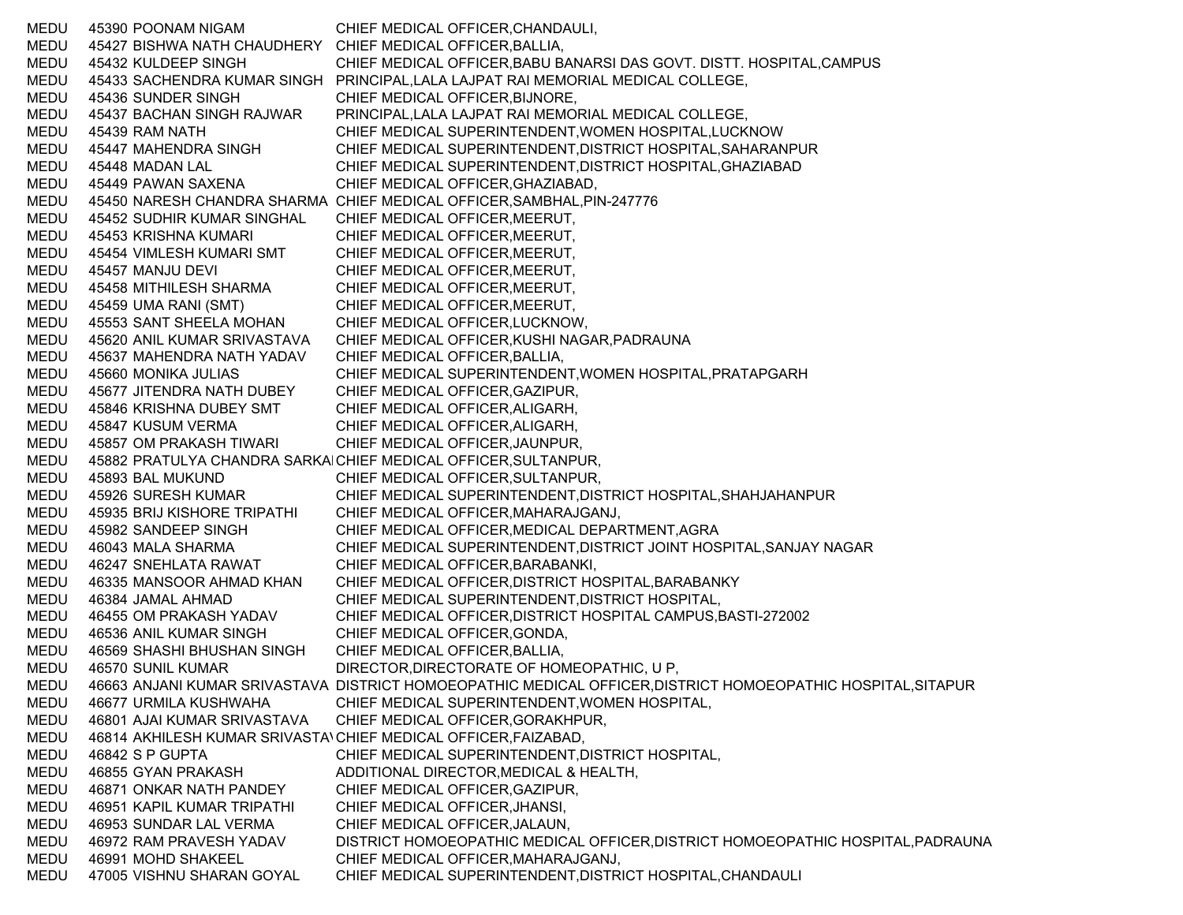| | | | |
|---|---|---|---|
| MEDU | 45390 | POONAM NIGAM | CHIEF MEDICAL OFFICER,CHANDAULI, |
| MEDU | 45427 | BISHWA NATH CHAUDHERY | CHIEF MEDICAL OFFICER,BALLIA, |
| MEDU | 45432 | KULDEEP SINGH | CHIEF MEDICAL OFFICER,BABU BANARSI DAS GOVT. DISTT. HOSPITAL,CAMPUS |
| MEDU | 45433 | SACHENDRA KUMAR SINGH | PRINCIPAL,LALA LAJPAT RAI MEMORIAL MEDICAL COLLEGE, |
| MEDU | 45436 | SUNDER SINGH | CHIEF MEDICAL OFFICER,BIJNORE, |
| MEDU | 45437 | BACHAN SINGH RAJWAR | PRINCIPAL,LALA LAJPAT RAI MEMORIAL MEDICAL COLLEGE, |
| MEDU | 45439 | RAM NATH | CHIEF MEDICAL SUPERINTENDENT,WOMEN HOSPITAL,LUCKNOW |
| MEDU | 45447 | MAHENDRA SINGH | CHIEF MEDICAL SUPERINTENDENT,DISTRICT HOSPITAL,SAHARANPUR |
| MEDU | 45448 | MADAN LAL | CHIEF MEDICAL SUPERINTENDENT,DISTRICT HOSPITAL,GHAZIABAD |
| MEDU | 45449 | PAWAN SAXENA | CHIEF MEDICAL OFFICER,GHAZIABAD, |
| MEDU | 45450 | NARESH CHANDRA SHARMA | CHIEF MEDICAL OFFICER,SAMBHAL,PIN-247776 |
| MEDU | 45452 | SUDHIR KUMAR SINGHAL | CHIEF MEDICAL OFFICER,MEERUT, |
| MEDU | 45453 | KRISHNA KUMARI | CHIEF MEDICAL OFFICER,MEERUT, |
| MEDU | 45454 | VIMLESH KUMARI SMT | CHIEF MEDICAL OFFICER,MEERUT, |
| MEDU | 45457 | MANJU DEVI | CHIEF MEDICAL OFFICER,MEERUT, |
| MEDU | 45458 | MITHILESH SHARMA | CHIEF MEDICAL OFFICER,MEERUT, |
| MEDU | 45459 | UMA RANI (SMT) | CHIEF MEDICAL OFFICER,MEERUT, |
| MEDU | 45553 | SANT SHEELA MOHAN | CHIEF MEDICAL OFFICER,LUCKNOW, |
| MEDU | 45620 | ANIL KUMAR SRIVASTAVA | CHIEF MEDICAL OFFICER,KUSHI NAGAR,PADRAUNA |
| MEDU | 45637 | MAHENDRA NATH YADAV | CHIEF MEDICAL OFFICER,BALLIA, |
| MEDU | 45660 | MONIKA JULIAS | CHIEF MEDICAL SUPERINTENDENT,WOMEN HOSPITAL,PRATAPGARH |
| MEDU | 45677 | JITENDRA NATH DUBEY | CHIEF MEDICAL OFFICER,GAZIPUR, |
| MEDU | 45846 | KRISHNA DUBEY SMT | CHIEF MEDICAL OFFICER,ALIGARH, |
| MEDU | 45847 | KUSUM VERMA | CHIEF MEDICAL OFFICER,ALIGARH, |
| MEDU | 45857 | OM PRAKASH TIWARI | CHIEF MEDICAL OFFICER,JAUNPUR, |
| MEDU | 45882 | PRATULYA CHANDRA SARKA | CHIEF MEDICAL OFFICER,SULTANPUR, |
| MEDU | 45893 | BAL MUKUND | CHIEF MEDICAL OFFICER,SULTANPUR, |
| MEDU | 45926 | SURESH KUMAR | CHIEF MEDICAL SUPERINTENDENT,DISTRICT HOSPITAL,SHAHJAHANPUR |
| MEDU | 45935 | BRIJ KISHORE TRIPATHI | CHIEF MEDICAL OFFICER,MAHARAJGANJ, |
| MEDU | 45982 | SANDEEP SINGH | CHIEF MEDICAL OFFICER,MEDICAL DEPARTMENT,AGRA |
| MEDU | 46043 | MALA SHARMA | CHIEF MEDICAL SUPERINTENDENT,DISTRICT JOINT HOSPITAL,SANJAY NAGAR |
| MEDU | 46247 | SNEHLATA RAWAT | CHIEF MEDICAL OFFICER,BARABANKI, |
| MEDU | 46335 | MANSOOR AHMAD KHAN | CHIEF MEDICAL OFFICER,DISTRICT HOSPITAL,BARABANKY |
| MEDU | 46384 | JAMAL AHMAD | CHIEF MEDICAL SUPERINTENDENT,DISTRICT HOSPITAL, |
| MEDU | 46455 | OM PRAKASH YADAV | CHIEF MEDICAL OFFICER,DISTRICT HOSPITAL CAMPUS,BASTI-272002 |
| MEDU | 46536 | ANIL KUMAR SINGH | CHIEF MEDICAL OFFICER,GONDA, |
| MEDU | 46569 | SHASHI BHUSHAN SINGH | CHIEF MEDICAL OFFICER,BALLIA, |
| MEDU | 46570 | SUNIL KUMAR | DIRECTOR,DIRECTORATE OF HOMEOPATHIC, U P, |
| MEDU | 46663 | ANJANI KUMAR SRIVASTAVA | DISTRICT HOMOEOPATHIC MEDICAL OFFICER,DISTRICT HOMOEOPATHIC HOSPITAL,SITAPUR |
| MEDU | 46677 | URMILA KUSHWAHA | CHIEF MEDICAL SUPERINTENDENT,WOMEN HOSPITAL, |
| MEDU | 46801 | AJAI KUMAR SRIVASTAVA | CHIEF MEDICAL OFFICER,GORAKHPUR, |
| MEDU | 46814 | AKHILESH KUMAR SRIVASTA | CHIEF MEDICAL OFFICER,FAIZABAD, |
| MEDU | 46842 | S P GUPTA | CHIEF MEDICAL SUPERINTENDENT,DISTRICT HOSPITAL, |
| MEDU | 46855 | GYAN PRAKASH | ADDITIONAL DIRECTOR,MEDICAL & HEALTH, |
| MEDU | 46871 | ONKAR NATH PANDEY | CHIEF MEDICAL OFFICER,GAZIPUR, |
| MEDU | 46951 | KAPIL KUMAR TRIPATHI | CHIEF MEDICAL OFFICER,JHANSI, |
| MEDU | 46953 | SUNDAR LAL VERMA | CHIEF MEDICAL OFFICER,JALAUN, |
| MEDU | 46972 | RAM PRAVESH YADAV | DISTRICT HOMOEOPATHIC MEDICAL OFFICER,DISTRICT HOMOEOPATHIC HOSPITAL,PADRAUNA |
| MEDU | 46991 | MOHD SHAKEEL | CHIEF MEDICAL OFFICER,MAHARAJGANJ, |
| MEDU | 47005 | VISHNU SHARAN GOYAL | CHIEF MEDICAL SUPERINTENDENT,DISTRICT HOSPITAL,CHANDAULI |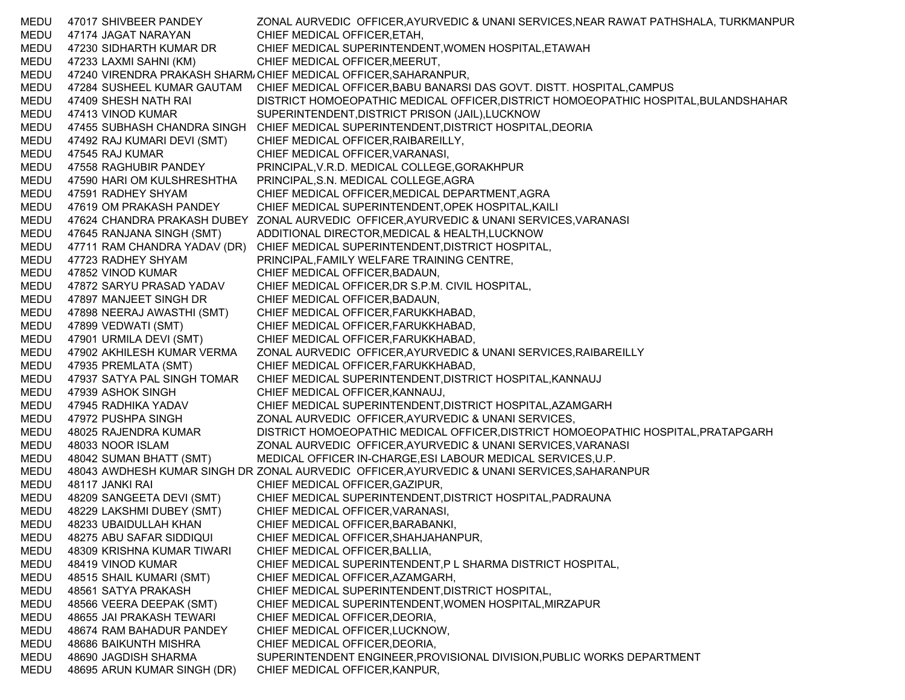| | | | |
|---|---|---|---|
| MEDU | 47017 | SHIVBEER PANDEY | ZONAL AURVEDIC OFFICER,AYURVEDIC & UNANI SERVICES,NEAR RAWAT PATHSHALA, TURKMANPUR |
| MEDU | 47174 | JAGAT NARAYAN | CHIEF MEDICAL OFFICER,ETAH, |
| MEDU | 47230 | SIDHARTH KUMAR DR | CHIEF MEDICAL SUPERINTENDENT,WOMEN HOSPITAL,ETAWAH |
| MEDU | 47233 | LAXMI SAHNI (KM) | CHIEF MEDICAL OFFICER,MEERUT, |
| MEDU | 47240 | VIRENDRA PRAKASH SHARMA | CHIEF MEDICAL OFFICER,SAHARANPUR, |
| MEDU | 47284 | SUSHEEL KUMAR GAUTAM | CHIEF MEDICAL OFFICER,BABU BANARSI DAS GOVT. DISTT. HOSPITAL,CAMPUS |
| MEDU | 47409 | SHESH NATH RAI | DISTRICT HOMOEOPATHIC MEDICAL OFFICER,DISTRICT HOMOEOPATHIC HOSPITAL,BULANDSHAHAR |
| MEDU | 47413 | VINOD KUMAR | SUPERINTENDENT,DISTRICT PRISON (JAIL),LUCKNOW |
| MEDU | 47455 | SUBHASH CHANDRA SINGH | CHIEF MEDICAL SUPERINTENDENT,DISTRICT HOSPITAL,DEORIA |
| MEDU | 47492 | RAJ KUMARI DEVI (SMT) | CHIEF MEDICAL OFFICER,RAIBAREILLY, |
| MEDU | 47545 | RAJ KUMAR | CHIEF MEDICAL OFFICER,VARANASI, |
| MEDU | 47558 | RAGHUBIR PANDEY | PRINCIPAL,V.R.D. MEDICAL COLLEGE,GORAKHPUR |
| MEDU | 47590 | HARI OM KULSHRESHTHA | PRINCIPAL,S.N. MEDICAL COLLEGE,AGRA |
| MEDU | 47591 | RADHEY SHYAM | CHIEF MEDICAL OFFICER,MEDICAL DEPARTMENT,AGRA |
| MEDU | 47619 | OM PRAKASH PANDEY | CHIEF MEDICAL SUPERINTENDENT,OPEK HOSPITAL,KAILI |
| MEDU | 47624 | CHANDRA PRAKASH DUBEY | ZONAL AURVEDIC OFFICER,AYURVEDIC & UNANI SERVICES,VARANASI |
| MEDU | 47645 | RANJANA SINGH (SMT) | ADDITIONAL DIRECTOR,MEDICAL & HEALTH,LUCKNOW |
| MEDU | 47711 | RAM CHANDRA YADAV (DR) | CHIEF MEDICAL SUPERINTENDENT,DISTRICT HOSPITAL, |
| MEDU | 47723 | RADHEY SHYAM | PRINCIPAL,FAMILY WELFARE TRAINING CENTRE, |
| MEDU | 47852 | VINOD KUMAR | CHIEF MEDICAL OFFICER,BADAUN, |
| MEDU | 47872 | SARYU PRASAD YADAV | CHIEF MEDICAL OFFICER,DR S.P.M. CIVIL HOSPITAL, |
| MEDU | 47897 | MANJEET SINGH DR | CHIEF MEDICAL OFFICER,BADAUN, |
| MEDU | 47898 | NEERAJ AWASTHI (SMT) | CHIEF MEDICAL OFFICER,FARUKKHABAD, |
| MEDU | 47899 | VEDWATI (SMT) | CHIEF MEDICAL OFFICER,FARUKKHABAD, |
| MEDU | 47901 | URMILA DEVI (SMT) | CHIEF MEDICAL OFFICER,FARUKKHABAD, |
| MEDU | 47902 | AKHILESH KUMAR VERMA | ZONAL AURVEDIC OFFICER,AYURVEDIC & UNANI SERVICES,RAIBAREILLY |
| MEDU | 47935 | PREMLATA (SMT) | CHIEF MEDICAL OFFICER,FARUKKHABAD, |
| MEDU | 47937 | SATYA PAL SINGH TOMAR | CHIEF MEDICAL SUPERINTENDENT,DISTRICT HOSPITAL,KANNAUJ |
| MEDU | 47939 | ASHOK SINGH | CHIEF MEDICAL OFFICER,KANNAUJ, |
| MEDU | 47945 | RADHIKA YADAV | CHIEF MEDICAL SUPERINTENDENT,DISTRICT HOSPITAL,AZAMGARH |
| MEDU | 47972 | PUSHPA SINGH | ZONAL AURVEDIC OFFICER,AYURVEDIC & UNANI SERVICES, |
| MEDU | 48025 | RAJENDRA KUMAR | DISTRICT HOMOEOPATHIC MEDICAL OFFICER,DISTRICT HOMOEOPATHIC HOSPITAL,PRATAPGARH |
| MEDU | 48033 | NOOR ISLAM | ZONAL AURVEDIC OFFICER,AYURVEDIC & UNANI SERVICES,VARANASI |
| MEDU | 48042 | SUMAN BHATT (SMT) | MEDICAL OFFICER IN-CHARGE,ESI LABOUR MEDICAL SERVICES,U.P. |
| MEDU | 48043 | AWDHESH KUMAR SINGH DR | ZONAL AURVEDIC OFFICER,AYURVEDIC & UNANI SERVICES,SAHARANPUR |
| MEDU | 48117 | JANKI RAI | CHIEF MEDICAL OFFICER,GAZIPUR, |
| MEDU | 48209 | SANGEETA DEVI (SMT) | CHIEF MEDICAL SUPERINTENDENT,DISTRICT HOSPITAL,PADRAUNA |
| MEDU | 48229 | LAKSHMI DUBEY (SMT) | CHIEF MEDICAL OFFICER,VARANASI, |
| MEDU | 48233 | UBAIDULLAH KHAN | CHIEF MEDICAL OFFICER,BARABANKI, |
| MEDU | 48275 | ABU SAFAR SIDDIQUI | CHIEF MEDICAL OFFICER,SHAHJAHANPUR, |
| MEDU | 48309 | KRISHNA KUMAR TIWARI | CHIEF MEDICAL OFFICER,BALLIA, |
| MEDU | 48419 | VINOD KUMAR | CHIEF MEDICAL SUPERINTENDENT,P L SHARMA DISTRICT HOSPITAL, |
| MEDU | 48515 | SHAIL KUMARI (SMT) | CHIEF MEDICAL OFFICER,AZAMGARH, |
| MEDU | 48561 | SATYA PRAKASH | CHIEF MEDICAL SUPERINTENDENT,DISTRICT HOSPITAL, |
| MEDU | 48566 | VEERA DEEPAK (SMT) | CHIEF MEDICAL SUPERINTENDENT,WOMEN HOSPITAL,MIRZAPUR |
| MEDU | 48655 | JAI PRAKASH TEWARI | CHIEF MEDICAL OFFICER,DEORIA, |
| MEDU | 48674 | RAM BAHADUR PANDEY | CHIEF MEDICAL OFFICER,LUCKNOW, |
| MEDU | 48686 | BAIKUNTH MISHRA | CHIEF MEDICAL OFFICER,DEORIA, |
| MEDU | 48690 | JAGDISH SHARMA | SUPERINTENDENT ENGINEER,PROVISIONAL DIVISION,PUBLIC WORKS DEPARTMENT |
| MEDU | 48695 | ARUN KUMAR SINGH (DR) | CHIEF MEDICAL OFFICER,KANPUR, |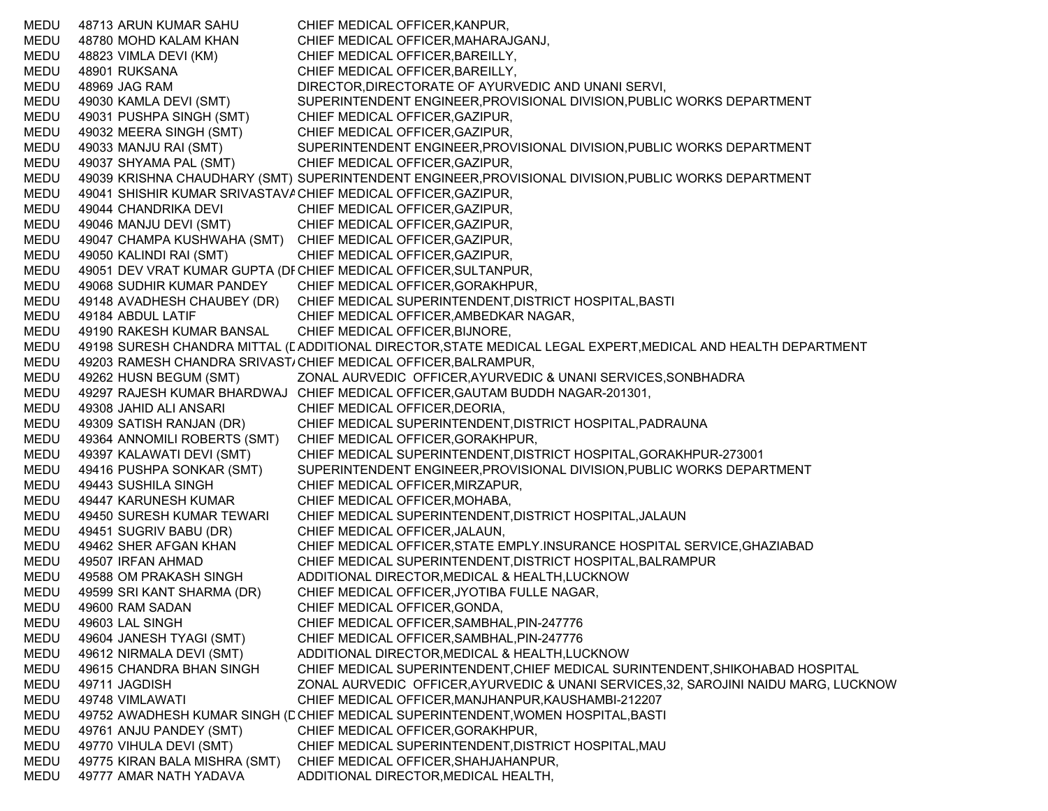| | | | |
|---|---|---|---|
| MEDU | 48713 | ARUN KUMAR SAHU | CHIEF MEDICAL OFFICER,KANPUR, |
| MEDU | 48780 | MOHD KALAM KHAN | CHIEF MEDICAL OFFICER,MAHARAJGANJ, |
| MEDU | 48823 | VIMLA DEVI (KM) | CHIEF MEDICAL OFFICER,BAREILLY, |
| MEDU | 48901 | RUKSANA | CHIEF MEDICAL OFFICER,BAREILLY, |
| MEDU | 48969 | JAG RAM | DIRECTOR,DIRECTORATE OF AYURVEDIC AND UNANI SERVI, |
| MEDU | 49030 | KAMLA DEVI (SMT) | SUPERINTENDENT ENGINEER,PROVISIONAL DIVISION,PUBLIC WORKS DEPARTMENT |
| MEDU | 49031 | PUSHPA SINGH (SMT) | CHIEF MEDICAL OFFICER,GAZIPUR, |
| MEDU | 49032 | MEERA SINGH (SMT) | CHIEF MEDICAL OFFICER,GAZIPUR, |
| MEDU | 49033 | MANJU RAI (SMT) | SUPERINTENDENT ENGINEER,PROVISIONAL DIVISION,PUBLIC WORKS DEPARTMENT |
| MEDU | 49037 | SHYAMA PAL (SMT) | CHIEF MEDICAL OFFICER,GAZIPUR, |
| MEDU | 49039 | KRISHNA CHAUDHARY (SMT) | SUPERINTENDENT ENGINEER,PROVISIONAL DIVISION,PUBLIC WORKS DEPARTMENT |
| MEDU | 49041 | SHISHIR KUMAR SRIVASTAVA | CHIEF MEDICAL OFFICER,GAZIPUR, |
| MEDU | 49044 | CHANDRIKA DEVI | CHIEF MEDICAL OFFICER,GAZIPUR, |
| MEDU | 49046 | MANJU DEVI (SMT) | CHIEF MEDICAL OFFICER,GAZIPUR, |
| MEDU | 49047 | CHAMPA KUSHWAHA (SMT) | CHIEF MEDICAL OFFICER,GAZIPUR, |
| MEDU | 49050 | KALINDI RAI (SMT) | CHIEF MEDICAL OFFICER,GAZIPUR, |
| MEDU | 49051 | DEV VRAT KUMAR GUPTA (DR | CHIEF MEDICAL OFFICER,SULTANPUR, |
| MEDU | 49068 | SUDHIR KUMAR PANDEY | CHIEF MEDICAL OFFICER,GORAKHPUR, |
| MEDU | 49148 | AVADHESH CHAUBEY (DR) | CHIEF MEDICAL SUPERINTENDENT,DISTRICT HOSPITAL,BASTI |
| MEDU | 49184 | ABDUL LATIF | CHIEF MEDICAL OFFICER,AMBEDKAR NAGAR, |
| MEDU | 49190 | RAKESH KUMAR BANSAL | CHIEF MEDICAL OFFICER,BIJNORE, |
| MEDU | 49198 | SURESH CHANDRA MITTAL (D | ADDITIONAL DIRECTOR,STATE MEDICAL LEGAL EXPERT,MEDICAL AND HEALTH DEPARTMENT |
| MEDU | 49203 | RAMESH CHANDRA SRIVASTA | CHIEF MEDICAL OFFICER,BALRAMPUR, |
| MEDU | 49262 | HUSN BEGUM (SMT) | ZONAL AURVEDIC OFFICER,AYURVEDIC & UNANI SERVICES,SONBHADRA |
| MEDU | 49297 | RAJESH KUMAR BHARDWAJ | CHIEF MEDICAL OFFICER,GAUTAM BUDDH NAGAR-201301, |
| MEDU | 49308 | JAHID ALI ANSARI | CHIEF MEDICAL OFFICER,DEORIA, |
| MEDU | 49309 | SATISH RANJAN (DR) | CHIEF MEDICAL SUPERINTENDENT,DISTRICT HOSPITAL,PADRAUNA |
| MEDU | 49364 | ANNOMILI ROBERTS (SMT) | CHIEF MEDICAL OFFICER,GORAKHPUR, |
| MEDU | 49397 | KALAWATI DEVI (SMT) | CHIEF MEDICAL SUPERINTENDENT,DISTRICT HOSPITAL,GORAKHPUR-273001 |
| MEDU | 49416 | PUSHPA SONKAR (SMT) | SUPERINTENDENT ENGINEER,PROVISIONAL DIVISION,PUBLIC WORKS DEPARTMENT |
| MEDU | 49443 | SUSHILA SINGH | CHIEF MEDICAL OFFICER,MIRZAPUR, |
| MEDU | 49447 | KARUNESH KUMAR | CHIEF MEDICAL OFFICER,MOHABA, |
| MEDU | 49450 | SURESH KUMAR TEWARI | CHIEF MEDICAL SUPERINTENDENT,DISTRICT HOSPITAL,JALAUN |
| MEDU | 49451 | SUGRIV BABU (DR) | CHIEF MEDICAL OFFICER,JALAUN, |
| MEDU | 49462 | SHER AFGAN KHAN | CHIEF MEDICAL OFFICER,STATE EMPLY.INSURANCE HOSPITAL SERVICE,GHAZIABAD |
| MEDU | 49507 | IRFAN AHMAD | CHIEF MEDICAL SUPERINTENDENT,DISTRICT HOSPITAL,BALRAMPUR |
| MEDU | 49588 | OM PRAKASH SINGH | ADDITIONAL DIRECTOR,MEDICAL & HEALTH,LUCKNOW |
| MEDU | 49599 | SRI KANT SHARMA (DR) | CHIEF MEDICAL OFFICER,JYOTIBA FULLE NAGAR, |
| MEDU | 49600 | RAM SADAN | CHIEF MEDICAL OFFICER,GONDA, |
| MEDU | 49603 | LAL SINGH | CHIEF MEDICAL OFFICER,SAMBHAL,PIN-247776 |
| MEDU | 49604 | JANESH TYAGI (SMT) | CHIEF MEDICAL OFFICER,SAMBHAL,PIN-247776 |
| MEDU | 49612 | NIRMALA DEVI (SMT) | ADDITIONAL DIRECTOR,MEDICAL & HEALTH,LUCKNOW |
| MEDU | 49615 | CHANDRA BHAN SINGH | CHIEF MEDICAL SUPERINTENDENT,CHIEF MEDICAL SURINTENDENT,SHIKOHABAD HOSPITAL |
| MEDU | 49711 | JAGDISH | ZONAL AURVEDIC OFFICER,AYURVEDIC & UNANI SERVICES,32, SAROJINI NAIDU MARG, LUCKNOW |
| MEDU | 49748 | VIMLAWATI | CHIEF MEDICAL OFFICER,MANJHANPUR,KAUSHAMBI-212207 |
| MEDU | 49752 | AWADHESH KUMAR SINGH (D | CHIEF MEDICAL SUPERINTENDENT,WOMEN HOSPITAL,BASTI |
| MEDU | 49761 | ANJU PANDEY (SMT) | CHIEF MEDICAL OFFICER,GORAKHPUR, |
| MEDU | 49770 | VIHULA DEVI (SMT) | CHIEF MEDICAL SUPERINTENDENT,DISTRICT HOSPITAL,MAU |
| MEDU | 49775 | KIRAN BALA MISHRA (SMT) | CHIEF MEDICAL OFFICER,SHAHJAHANPUR, |
| MEDU | 49777 | AMAR NATH YADAVA | ADDITIONAL DIRECTOR,MEDICAL HEALTH, |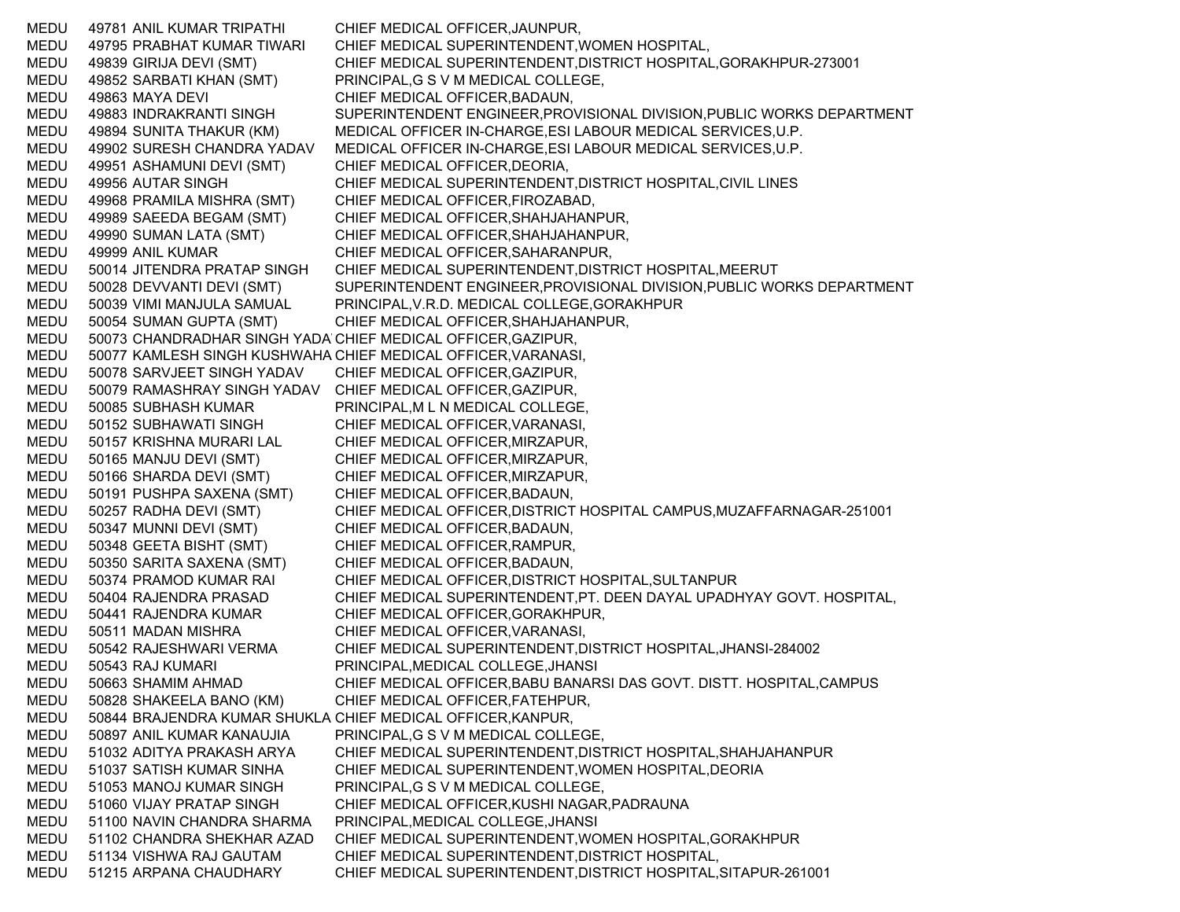| | | | |
|---|---|---|---|
| MEDU | 49781 | ANIL KUMAR TRIPATHI | CHIEF MEDICAL OFFICER,JAUNPUR, |
| MEDU | 49795 | PRABHAT KUMAR TIWARI | CHIEF MEDICAL SUPERINTENDENT,WOMEN HOSPITAL, |
| MEDU | 49839 | GIRIJA DEVI (SMT) | CHIEF MEDICAL SUPERINTENDENT,DISTRICT HOSPITAL,GORAKHPUR-273001 |
| MEDU | 49852 | SARBATI KHAN (SMT) | PRINCIPAL,G S V M MEDICAL COLLEGE, |
| MEDU | 49863 | MAYA DEVI | CHIEF MEDICAL OFFICER,BADAUN, |
| MEDU | 49883 | INDRAKRANTI SINGH | SUPERINTENDENT ENGINEER,PROVISIONAL DIVISION,PUBLIC WORKS DEPARTMENT |
| MEDU | 49894 | SUNITA THAKUR (KM) | MEDICAL OFFICER IN-CHARGE,ESI LABOUR MEDICAL SERVICES,U.P. |
| MEDU | 49902 | SURESH CHANDRA YADAV | MEDICAL OFFICER IN-CHARGE,ESI LABOUR MEDICAL SERVICES,U.P. |
| MEDU | 49951 | ASHAMUNI DEVI (SMT) | CHIEF MEDICAL OFFICER,DEORIA, |
| MEDU | 49956 | AUTAR SINGH | CHIEF MEDICAL SUPERINTENDENT,DISTRICT HOSPITAL,CIVIL LINES |
| MEDU | 49968 | PRAMILA MISHRA (SMT) | CHIEF MEDICAL OFFICER,FIROZABAD, |
| MEDU | 49989 | SAEEDA BEGAM (SMT) | CHIEF MEDICAL OFFICER,SHAHJAHANPUR, |
| MEDU | 49990 | SUMAN LATA (SMT) | CHIEF MEDICAL OFFICER,SHAHJAHANPUR, |
| MEDU | 49999 | ANIL KUMAR | CHIEF MEDICAL OFFICER,SAHARANPUR, |
| MEDU | 50014 | JITENDRA PRATAP SINGH | CHIEF MEDICAL SUPERINTENDENT,DISTRICT HOSPITAL,MEERUT |
| MEDU | 50028 | DEVVANTI DEVI (SMT) | SUPERINTENDENT ENGINEER,PROVISIONAL DIVISION,PUBLIC WORKS DEPARTMENT |
| MEDU | 50039 | VIMI MANJULA SAMUAL | PRINCIPAL,V.R.D. MEDICAL COLLEGE,GORAKHPUR |
| MEDU | 50054 | SUMAN GUPTA (SMT) | CHIEF MEDICAL OFFICER,SHAHJAHANPUR, |
| MEDU | 50073 | CHANDRADHAR SINGH YADA | CHIEF MEDICAL OFFICER,GAZIPUR, |
| MEDU | 50077 | KAMLESH SINGH KUSHWAHA | CHIEF MEDICAL OFFICER,VARANASI, |
| MEDU | 50078 | SARVJEET SINGH YADAV | CHIEF MEDICAL OFFICER,GAZIPUR, |
| MEDU | 50079 | RAMASHRAY SINGH YADAV | CHIEF MEDICAL OFFICER,GAZIPUR, |
| MEDU | 50085 | SUBHASH KUMAR | PRINCIPAL,M L N MEDICAL COLLEGE, |
| MEDU | 50152 | SUBHAWATI SINGH | CHIEF MEDICAL OFFICER,VARANASI, |
| MEDU | 50157 | KRISHNA MURARI LAL | CHIEF MEDICAL OFFICER,MIRZAPUR, |
| MEDU | 50165 | MANJU DEVI (SMT) | CHIEF MEDICAL OFFICER,MIRZAPUR, |
| MEDU | 50166 | SHARDA DEVI (SMT) | CHIEF MEDICAL OFFICER,MIRZAPUR, |
| MEDU | 50191 | PUSHPA SAXENA (SMT) | CHIEF MEDICAL OFFICER,BADAUN, |
| MEDU | 50257 | RADHA DEVI (SMT) | CHIEF MEDICAL OFFICER,DISTRICT HOSPITAL CAMPUS,MUZAFFARNAGAR-251001 |
| MEDU | 50347 | MUNNI DEVI (SMT) | CHIEF MEDICAL OFFICER,BADAUN, |
| MEDU | 50348 | GEETA BISHT (SMT) | CHIEF MEDICAL OFFICER,RAMPUR, |
| MEDU | 50350 | SARITA SAXENA (SMT) | CHIEF MEDICAL OFFICER,BADAUN, |
| MEDU | 50374 | PRAMOD KUMAR RAI | CHIEF MEDICAL OFFICER,DISTRICT HOSPITAL,SULTANPUR |
| MEDU | 50404 | RAJENDRA PRASAD | CHIEF MEDICAL SUPERINTENDENT,PT. DEEN DAYAL UPADHYAY GOVT. HOSPITAL, |
| MEDU | 50441 | RAJENDRA KUMAR | CHIEF MEDICAL OFFICER,GORAKHPUR, |
| MEDU | 50511 | MADAN MISHRA | CHIEF MEDICAL OFFICER,VARANASI, |
| MEDU | 50542 | RAJESHWARI VERMA | CHIEF MEDICAL SUPERINTENDENT,DISTRICT HOSPITAL,JHANSI-284002 |
| MEDU | 50543 | RAJ KUMARI | PRINCIPAL,MEDICAL COLLEGE,JHANSI |
| MEDU | 50663 | SHAMIM AHMAD | CHIEF MEDICAL OFFICER,BABU BANARSI DAS GOVT. DISTT. HOSPITAL,CAMPUS |
| MEDU | 50828 | SHAKEELA BANO (KM) | CHIEF MEDICAL OFFICER,FATEHPUR, |
| MEDU | 50844 | BRAJENDRA KUMAR SHUKLA | CHIEF MEDICAL OFFICER,KANPUR, |
| MEDU | 50897 | ANIL KUMAR KANAUJIA | PRINCIPAL,G S V M MEDICAL COLLEGE, |
| MEDU | 51032 | ADITYA PRAKASH ARYA | CHIEF MEDICAL SUPERINTENDENT,DISTRICT HOSPITAL,SHAHJAHANPUR |
| MEDU | 51037 | SATISH KUMAR SINHA | CHIEF MEDICAL SUPERINTENDENT,WOMEN HOSPITAL,DEORIA |
| MEDU | 51053 | MANOJ KUMAR SINGH | PRINCIPAL,G S V M MEDICAL COLLEGE, |
| MEDU | 51060 | VIJAY PRATAP SINGH | CHIEF MEDICAL OFFICER,KUSHI NAGAR,PADRAUNA |
| MEDU | 51100 | NAVIN CHANDRA SHARMA | PRINCIPAL,MEDICAL COLLEGE,JHANSI |
| MEDU | 51102 | CHANDRA SHEKHAR AZAD | CHIEF MEDICAL SUPERINTENDENT,WOMEN HOSPITAL,GORAKHPUR |
| MEDU | 51134 | VISHWA RAJ GAUTAM | CHIEF MEDICAL SUPERINTENDENT,DISTRICT HOSPITAL, |
| MEDU | 51215 | ARPANA CHAUDHARY | CHIEF MEDICAL SUPERINTENDENT,DISTRICT HOSPITAL,SITAPUR-261001 |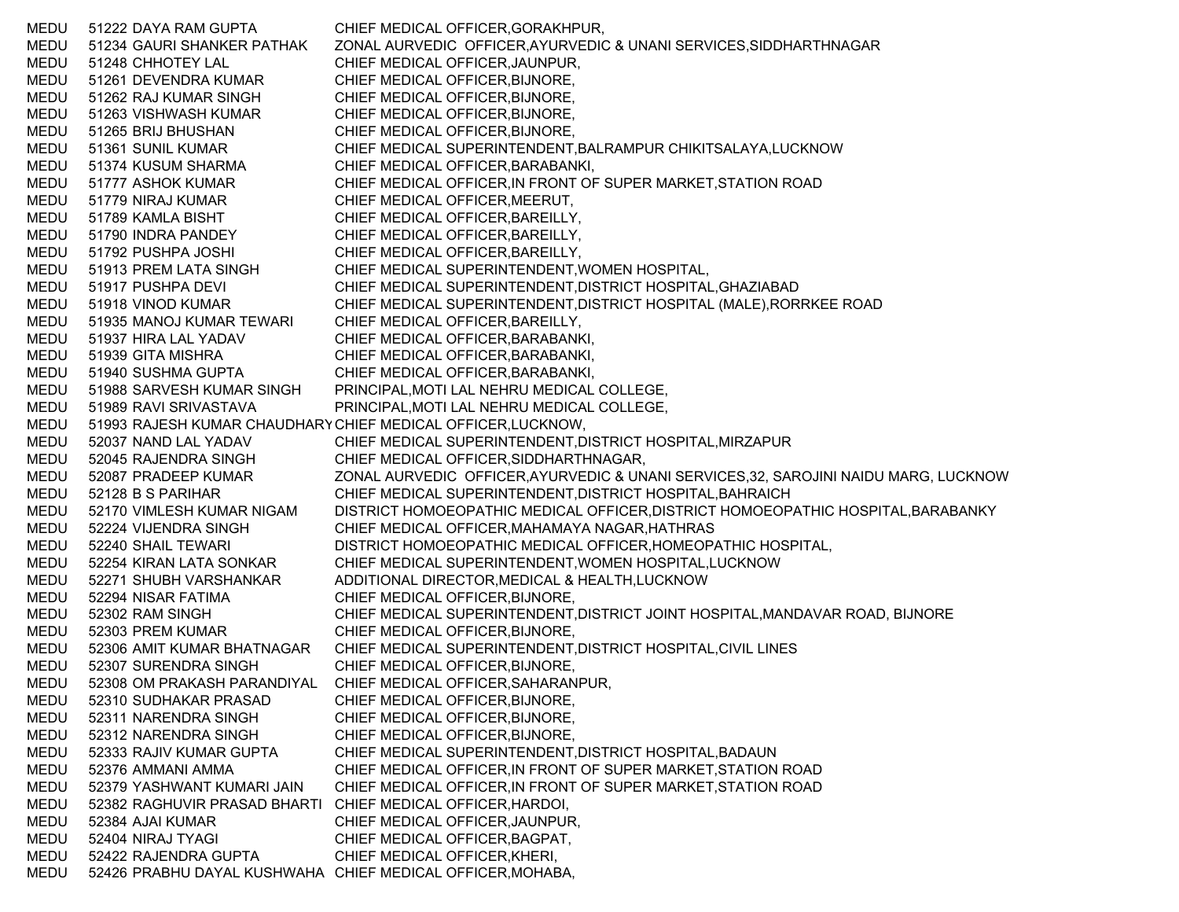| | | | |
|---|---|---|---|
| MEDU | 51222 | DAYA RAM GUPTA | CHIEF MEDICAL OFFICER,GORAKHPUR, |
| MEDU | 51234 | GAURI SHANKER PATHAK | ZONAL AURVEDIC OFFICER,AYURVEDIC & UNANI SERVICES,SIDDHARTHNAGAR |
| MEDU | 51248 | CHHOTEY LAL | CHIEF MEDICAL OFFICER,JAUNPUR, |
| MEDU | 51261 | DEVENDRA KUMAR | CHIEF MEDICAL OFFICER,BIJNORE, |
| MEDU | 51262 | RAJ KUMAR SINGH | CHIEF MEDICAL OFFICER,BIJNORE, |
| MEDU | 51263 | VISHWASH KUMAR | CHIEF MEDICAL OFFICER,BIJNORE, |
| MEDU | 51265 | BRIJ BHUSHAN | CHIEF MEDICAL OFFICER,BIJNORE, |
| MEDU | 51361 | SUNIL KUMAR | CHIEF MEDICAL SUPERINTENDENT,BALRAMPUR CHIKITSALAYA,LUCKNOW |
| MEDU | 51374 | KUSUM SHARMA | CHIEF MEDICAL OFFICER,BARABANKI, |
| MEDU | 51777 | ASHOK KUMAR | CHIEF MEDICAL OFFICER,IN FRONT OF SUPER MARKET,STATION ROAD |
| MEDU | 51779 | NIRAJ KUMAR | CHIEF MEDICAL OFFICER,MEERUT, |
| MEDU | 51789 | KAMLA BISHT | CHIEF MEDICAL OFFICER,BAREILLY, |
| MEDU | 51790 | INDRA PANDEY | CHIEF MEDICAL OFFICER,BAREILLY, |
| MEDU | 51792 | PUSHPA JOSHI | CHIEF MEDICAL OFFICER,BAREILLY, |
| MEDU | 51913 | PREM LATA SINGH | CHIEF MEDICAL SUPERINTENDENT,WOMEN HOSPITAL, |
| MEDU | 51917 | PUSHPA DEVI | CHIEF MEDICAL SUPERINTENDENT,DISTRICT HOSPITAL,GHAZIABAD |
| MEDU | 51918 | VINOD KUMAR | CHIEF MEDICAL SUPERINTENDENT,DISTRICT HOSPITAL (MALE),RORRKEE ROAD |
| MEDU | 51935 | MANOJ KUMAR TEWARI | CHIEF MEDICAL OFFICER,BAREILLY, |
| MEDU | 51937 | HIRA LAL YADAV | CHIEF MEDICAL OFFICER,BARABANKI, |
| MEDU | 51939 | GITA MISHRA | CHIEF MEDICAL OFFICER,BARABANKI, |
| MEDU | 51940 | SUSHMA GUPTA | CHIEF MEDICAL OFFICER,BARABANKI, |
| MEDU | 51988 | SARVESH KUMAR SINGH | PRINCIPAL,MOTI LAL NEHRU MEDICAL COLLEGE, |
| MEDU | 51989 | RAVI SRIVASTAVA | PRINCIPAL,MOTI LAL NEHRU MEDICAL COLLEGE, |
| MEDU | 51993 | RAJESH KUMAR CHAUDHARY | CHIEF MEDICAL OFFICER,LUCKNOW, |
| MEDU | 52037 | NAND LAL YADAV | CHIEF MEDICAL SUPERINTENDENT,DISTRICT HOSPITAL,MIRZAPUR |
| MEDU | 52045 | RAJENDRA SINGH | CHIEF MEDICAL OFFICER,SIDDHARTHNAGAR, |
| MEDU | 52087 | PRADEEP KUMAR | ZONAL AURVEDIC OFFICER,AYURVEDIC & UNANI SERVICES,32, SAROJINI NAIDU MARG, LUCKNOW |
| MEDU | 52128 | B S PARIHAR | CHIEF MEDICAL SUPERINTENDENT,DISTRICT HOSPITAL,BAHRAICH |
| MEDU | 52170 | VIMLESH KUMAR NIGAM | DISTRICT HOMOEOPATHIC MEDICAL OFFICER,DISTRICT HOMOEOPATHIC HOSPITAL,BARABANKY |
| MEDU | 52224 | VIJENDRA SINGH | CHIEF MEDICAL OFFICER,MAHAMAYA NAGAR,HATHRAS |
| MEDU | 52240 | SHAIL TEWARI | DISTRICT HOMOEOPATHIC MEDICAL OFFICER,HOMEOPATHIC HOSPITAL, |
| MEDU | 52254 | KIRAN LATA SONKAR | CHIEF MEDICAL SUPERINTENDENT,WOMEN HOSPITAL,LUCKNOW |
| MEDU | 52271 | SHUBH VARSHANKAR | ADDITIONAL DIRECTOR,MEDICAL & HEALTH,LUCKNOW |
| MEDU | 52294 | NISAR FATIMA | CHIEF MEDICAL OFFICER,BIJNORE, |
| MEDU | 52302 | RAM SINGH | CHIEF MEDICAL SUPERINTENDENT,DISTRICT JOINT HOSPITAL,MANDAVAR ROAD, BIJNORE |
| MEDU | 52303 | PREM KUMAR | CHIEF MEDICAL OFFICER,BIJNORE, |
| MEDU | 52306 | AMIT KUMAR BHATNAGAR | CHIEF MEDICAL SUPERINTENDENT,DISTRICT HOSPITAL,CIVIL LINES |
| MEDU | 52307 | SURENDRA SINGH | CHIEF MEDICAL OFFICER,BIJNORE, |
| MEDU | 52308 | OM PRAKASH PARANDIYAL | CHIEF MEDICAL OFFICER,SAHARANPUR, |
| MEDU | 52310 | SUDHAKAR PRASAD | CHIEF MEDICAL OFFICER,BIJNORE, |
| MEDU | 52311 | NARENDRA SINGH | CHIEF MEDICAL OFFICER,BIJNORE, |
| MEDU | 52312 | NARENDRA SINGH | CHIEF MEDICAL OFFICER,BIJNORE, |
| MEDU | 52333 | RAJIV KUMAR GUPTA | CHIEF MEDICAL SUPERINTENDENT,DISTRICT HOSPITAL,BADAUN |
| MEDU | 52376 | AMMANI AMMA | CHIEF MEDICAL OFFICER,IN FRONT OF SUPER MARKET,STATION ROAD |
| MEDU | 52379 | YASHWANT KUMARI JAIN | CHIEF MEDICAL OFFICER,IN FRONT OF SUPER MARKET,STATION ROAD |
| MEDU | 52382 | RAGHUVIR PRASAD BHARTI | CHIEF MEDICAL OFFICER,HARDOI, |
| MEDU | 52384 | AJAI KUMAR | CHIEF MEDICAL OFFICER,JAUNPUR, |
| MEDU | 52404 | NIRAJ TYAGI | CHIEF MEDICAL OFFICER,BAGPAT, |
| MEDU | 52422 | RAJENDRA GUPTA | CHIEF MEDICAL OFFICER,KHERI, |
| MEDU | 52426 | PRABHU DAYAL KUSHWAHA | CHIEF MEDICAL OFFICER,MOHABA, |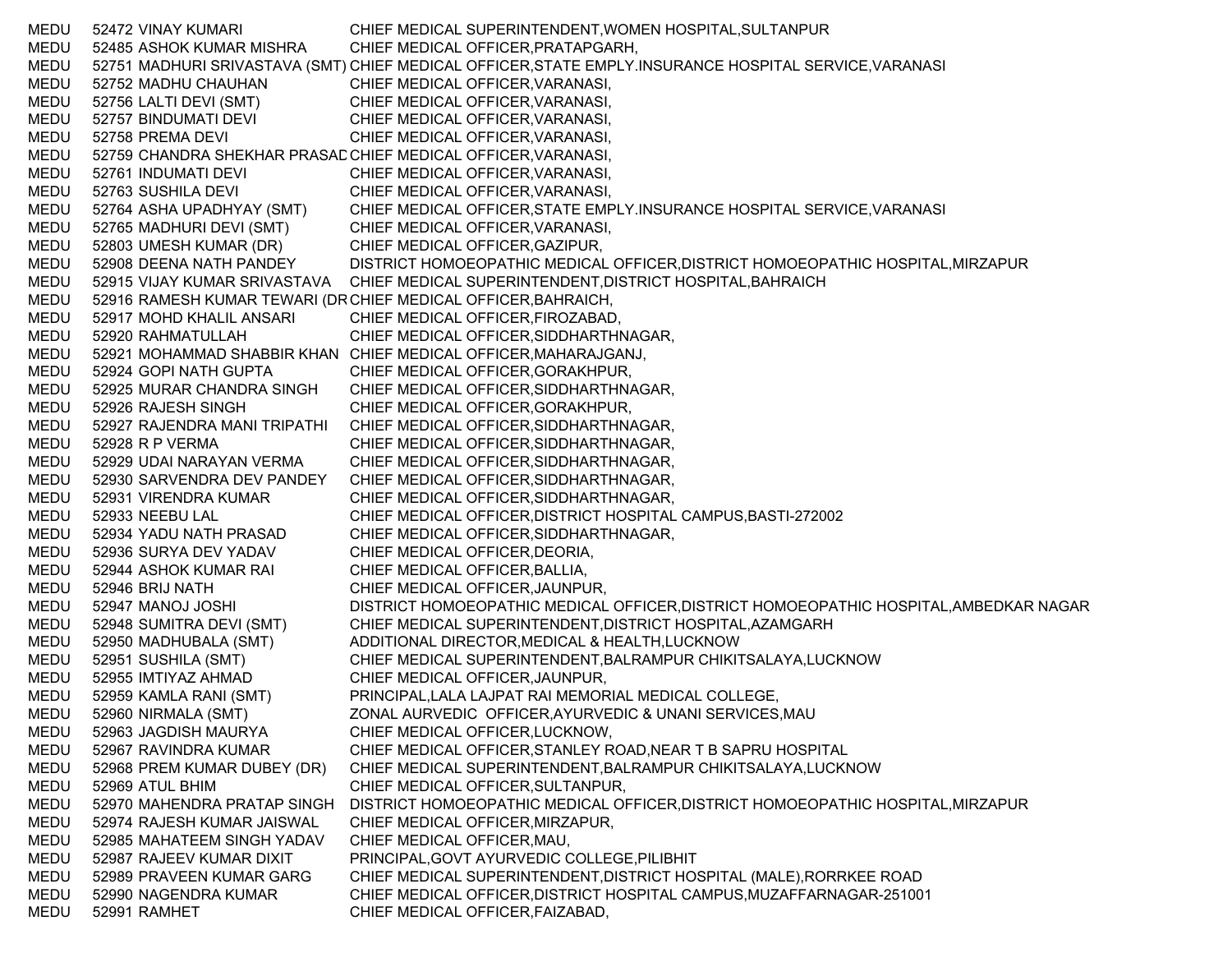| | | | |
|---|---|---|---|
| MEDU | 52472 | VINAY KUMARI | CHIEF MEDICAL SUPERINTENDENT,WOMEN HOSPITAL,SULTANPUR |
| MEDU | 52485 | ASHOK KUMAR MISHRA | CHIEF MEDICAL OFFICER,PRATAPGARH, |
| MEDU | 52751 | MADHURI SRIVASTAVA (SMT) | CHIEF MEDICAL OFFICER,STATE EMPLY.INSURANCE HOSPITAL SERVICE,VARANASI |
| MEDU | 52752 | MADHU CHAUHAN | CHIEF MEDICAL OFFICER,VARANASI, |
| MEDU | 52756 | LALTI DEVI (SMT) | CHIEF MEDICAL OFFICER,VARANASI, |
| MEDU | 52757 | BINDUMATI DEVI | CHIEF MEDICAL OFFICER,VARANASI, |
| MEDU | 52758 | PREMA DEVI | CHIEF MEDICAL OFFICER,VARANASI, |
| MEDU | 52759 | CHANDRA SHEKHAR PRASAD | CHIEF MEDICAL OFFICER,VARANASI, |
| MEDU | 52761 | INDUMATI DEVI | CHIEF MEDICAL OFFICER,VARANASI, |
| MEDU | 52763 | SUSHILA DEVI | CHIEF MEDICAL OFFICER,VARANASI, |
| MEDU | 52764 | ASHA UPADHYAY (SMT) | CHIEF MEDICAL OFFICER,STATE EMPLY.INSURANCE HOSPITAL SERVICE,VARANASI |
| MEDU | 52765 | MADHURI DEVI (SMT) | CHIEF MEDICAL OFFICER,VARANASI, |
| MEDU | 52803 | UMESH KUMAR (DR) | CHIEF MEDICAL OFFICER,GAZIPUR, |
| MEDU | 52908 | DEENA NATH PANDEY | DISTRICT HOMOEOPATHIC MEDICAL OFFICER,DISTRICT HOMOEOPATHIC HOSPITAL,MIRZAPUR |
| MEDU | 52915 | VIJAY KUMAR SRIVASTAVA | CHIEF MEDICAL SUPERINTENDENT,DISTRICT HOSPITAL,BAHRAICH |
| MEDU | 52916 | RAMESH KUMAR TEWARI (DR | CHIEF MEDICAL OFFICER,BAHRAICH, |
| MEDU | 52917 | MOHD KHALIL ANSARI | CHIEF MEDICAL OFFICER,FIROZABAD, |
| MEDU | 52920 | RAHMATULLAH | CHIEF MEDICAL OFFICER,SIDDHARTHNAGAR, |
| MEDU | 52921 | MOHAMMAD SHABBIR KHAN | CHIEF MEDICAL OFFICER,MAHARAJGANJ, |
| MEDU | 52924 | GOPI NATH GUPTA | CHIEF MEDICAL OFFICER,GORAKHPUR, |
| MEDU | 52925 | MURAR CHANDRA SINGH | CHIEF MEDICAL OFFICER,SIDDHARTHNAGAR, |
| MEDU | 52926 | RAJESH SINGH | CHIEF MEDICAL OFFICER,GORAKHPUR, |
| MEDU | 52927 | RAJENDRA MANI TRIPATHI | CHIEF MEDICAL OFFICER,SIDDHARTHNAGAR, |
| MEDU | 52928 | R P VERMA | CHIEF MEDICAL OFFICER,SIDDHARTHNAGAR, |
| MEDU | 52929 | UDAI NARAYAN VERMA | CHIEF MEDICAL OFFICER,SIDDHARTHNAGAR, |
| MEDU | 52930 | SARVENDRA DEV PANDEY | CHIEF MEDICAL OFFICER,SIDDHARTHNAGAR, |
| MEDU | 52931 | VIRENDRA KUMAR | CHIEF MEDICAL OFFICER,SIDDHARTHNAGAR, |
| MEDU | 52933 | NEEBU LAL | CHIEF MEDICAL OFFICER,DISTRICT HOSPITAL CAMPUS,BASTI-272002 |
| MEDU | 52934 | YADU NATH PRASAD | CHIEF MEDICAL OFFICER,SIDDHARTHNAGAR, |
| MEDU | 52936 | SURYA DEV YADAV | CHIEF MEDICAL OFFICER,DEORIA, |
| MEDU | 52944 | ASHOK KUMAR RAI | CHIEF MEDICAL OFFICER,BALLIA, |
| MEDU | 52946 | BRIJ NATH | CHIEF MEDICAL OFFICER,JAUNPUR, |
| MEDU | 52947 | MANOJ JOSHI | DISTRICT HOMOEOPATHIC MEDICAL OFFICER,DISTRICT HOMOEOPATHIC HOSPITAL,AMBEDKAR NAGAR |
| MEDU | 52948 | SUMITRA DEVI (SMT) | CHIEF MEDICAL SUPERINTENDENT,DISTRICT HOSPITAL,AZAMGARH |
| MEDU | 52950 | MADHUBALA (SMT) | ADDITIONAL DIRECTOR,MEDICAL & HEALTH,LUCKNOW |
| MEDU | 52951 | SUSHILA (SMT) | CHIEF MEDICAL SUPERINTENDENT,BALRAMPUR CHIKITSALAYA,LUCKNOW |
| MEDU | 52955 | IMTIYAZ AHMAD | CHIEF MEDICAL OFFICER,JAUNPUR, |
| MEDU | 52959 | KAMLA RANI (SMT) | PRINCIPAL,LALA LAJPAT RAI MEMORIAL MEDICAL COLLEGE, |
| MEDU | 52960 | NIRMALA (SMT) | ZONAL AURVEDIC OFFICER,AYURVEDIC & UNANI SERVICES,MAU |
| MEDU | 52963 | JAGDISH MAURYA | CHIEF MEDICAL OFFICER,LUCKNOW, |
| MEDU | 52967 | RAVINDRA KUMAR | CHIEF MEDICAL OFFICER,STANLEY ROAD,NEAR T B SAPRU HOSPITAL |
| MEDU | 52968 | PREM KUMAR DUBEY (DR) | CHIEF MEDICAL SUPERINTENDENT,BALRAMPUR CHIKITSALAYA,LUCKNOW |
| MEDU | 52969 | ATUL BHIM | CHIEF MEDICAL OFFICER,SULTANPUR, |
| MEDU | 52970 | MAHENDRA PRATAP SINGH | DISTRICT HOMOEOPATHIC MEDICAL OFFICER,DISTRICT HOMOEOPATHIC HOSPITAL,MIRZAPUR |
| MEDU | 52974 | RAJESH KUMAR JAISWAL | CHIEF MEDICAL OFFICER,MIRZAPUR, |
| MEDU | 52985 | MAHATEEM SINGH YADAV | CHIEF MEDICAL OFFICER,MAU, |
| MEDU | 52987 | RAJEEV KUMAR DIXIT | PRINCIPAL,GOVT AYURVEDIC COLLEGE,PILIBHIT |
| MEDU | 52989 | PRAVEEN KUMAR GARG | CHIEF MEDICAL SUPERINTENDENT,DISTRICT HOSPITAL (MALE),RORRKEE ROAD |
| MEDU | 52990 | NAGENDRA KUMAR | CHIEF MEDICAL OFFICER,DISTRICT HOSPITAL CAMPUS,MUZAFFARNAGAR-251001 |
| MEDU | 52991 | RAMHET | CHIEF MEDICAL OFFICER,FAIZABAD, |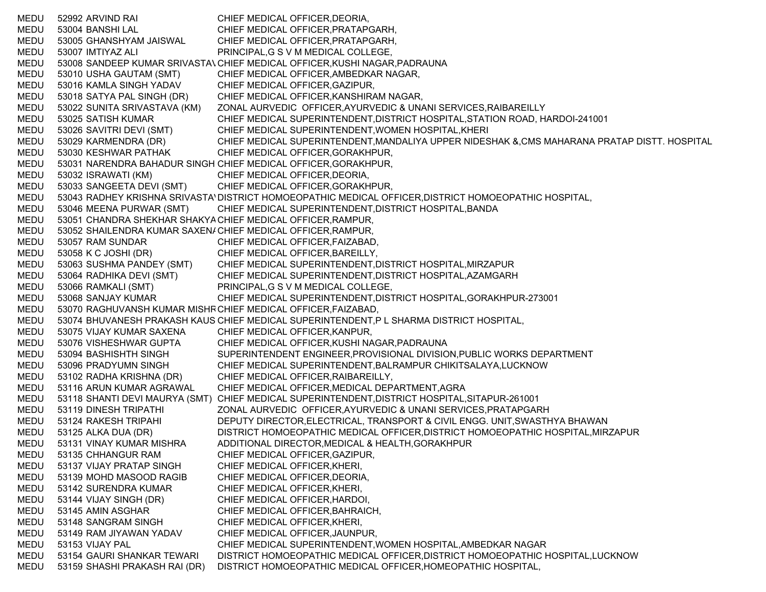| | | | |
|---|---|---|---|
| MEDU | 52992 | ARVIND RAI | CHIEF MEDICAL OFFICER,DEORIA, |
| MEDU | 53004 | BANSHI LAL | CHIEF MEDICAL OFFICER,PRATAPGARH, |
| MEDU | 53005 | GHANSHYAM JAISWAL | CHIEF MEDICAL OFFICER,PRATAPGARH, |
| MEDU | 53007 | IMTIYAZ ALI | PRINCIPAL,G S V M MEDICAL COLLEGE, |
| MEDU | 53008 | SANDEEP KUMAR SRIVASTAV | CHIEF MEDICAL OFFICER,KUSHI NAGAR,PADRAUNA |
| MEDU | 53010 | USHA GAUTAM (SMT) | CHIEF MEDICAL OFFICER,AMBEDKAR NAGAR, |
| MEDU | 53016 | KAMLA SINGH YADAV | CHIEF MEDICAL OFFICER,GAZIPUR, |
| MEDU | 53018 | SATYA PAL SINGH (DR) | CHIEF MEDICAL OFFICER,KANSHIRAM NAGAR, |
| MEDU | 53022 | SUNITA SRIVASTAVA (KM) | ZONAL AURVEDIC OFFICER,AYURVEDIC & UNANI SERVICES,RAIBAREILLY |
| MEDU | 53025 | SATISH KUMAR | CHIEF MEDICAL SUPERINTENDENT,DISTRICT HOSPITAL,STATION ROAD, HARDOI-241001 |
| MEDU | 53026 | SAVITRI DEVI (SMT) | CHIEF MEDICAL SUPERINTENDENT,WOMEN HOSPITAL,KHERI |
| MEDU | 53029 | KARMENDRA (DR) | CHIEF MEDICAL SUPERINTENDENT,MANDALIYA UPPER NIDESHAK &,CMS MAHARANA PRATAP DISTT. HOSPITAL |
| MEDU | 53030 | KESHWAR PATHAK | CHIEF MEDICAL OFFICER,GORAKHPUR, |
| MEDU | 53031 | NARENDRA BAHADUR SINGH | CHIEF MEDICAL OFFICER,GORAKHPUR, |
| MEDU | 53032 | ISRAWATI (KM) | CHIEF MEDICAL OFFICER,DEORIA, |
| MEDU | 53033 | SANGEETA DEVI (SMT) | CHIEF MEDICAL OFFICER,GORAKHPUR, |
| MEDU | 53043 | RADHEY KRISHNA SRIVASTAV | DISTRICT HOMOEOPATHIC MEDICAL OFFICER,DISTRICT HOMOEOPATHIC HOSPITAL, |
| MEDU | 53046 | MEENA PURWAR (SMT) | CHIEF MEDICAL SUPERINTENDENT,DISTRICT HOSPITAL,BANDA |
| MEDU | 53051 | CHANDRA SHEKHAR SHAKYA | CHIEF MEDICAL OFFICER,RAMPUR, |
| MEDU | 53052 | SHAILENDRA KUMAR SAXENA | CHIEF MEDICAL OFFICER,RAMPUR, |
| MEDU | 53057 | RAM SUNDAR | CHIEF MEDICAL OFFICER,FAIZABAD, |
| MEDU | 53058 | K C JOSHI (DR) | CHIEF MEDICAL OFFICER,BAREILLY, |
| MEDU | 53063 | SUSHMA PANDEY (SMT) | CHIEF MEDICAL SUPERINTENDENT,DISTRICT HOSPITAL,MIRZAPUR |
| MEDU | 53064 | RADHIKA DEVI (SMT) | CHIEF MEDICAL SUPERINTENDENT,DISTRICT HOSPITAL,AZAMGARH |
| MEDU | 53066 | RAMKALI (SMT) | PRINCIPAL,G S V M MEDICAL COLLEGE, |
| MEDU | 53068 | SANJAY KUMAR | CHIEF MEDICAL SUPERINTENDENT,DISTRICT HOSPITAL,GORAKHPUR-273001 |
| MEDU | 53070 | RAGHUVANSH KUMAR MISHR | CHIEF MEDICAL OFFICER,FAIZABAD, |
| MEDU | 53074 | BHUVANESH PRAKASH KAUS | CHIEF MEDICAL SUPERINTENDENT,P L SHARMA DISTRICT HOSPITAL, |
| MEDU | 53075 | VIJAY KUMAR SAXENA | CHIEF MEDICAL OFFICER,KANPUR, |
| MEDU | 53076 | VISHESHWAR GUPTA | CHIEF MEDICAL OFFICER,KUSHI NAGAR,PADRAUNA |
| MEDU | 53094 | BASHISHTH SINGH | SUPERINTENDENT ENGINEER,PROVISIONAL DIVISION,PUBLIC WORKS DEPARTMENT |
| MEDU | 53096 | PRADYUMN SINGH | CHIEF MEDICAL SUPERINTENDENT,BALRAMPUR CHIKITSALAYA,LUCKNOW |
| MEDU | 53102 | RADHA KRISHNA (DR) | CHIEF MEDICAL OFFICER,RAIBAREILLY, |
| MEDU | 53116 | ARUN KUMAR AGRAWAL | CHIEF MEDICAL OFFICER,MEDICAL DEPARTMENT,AGRA |
| MEDU | 53118 | SHANTI DEVI MAURYA (SMT) | CHIEF MEDICAL SUPERINTENDENT,DISTRICT HOSPITAL,SITAPUR-261001 |
| MEDU | 53119 | DINESH TRIPATHI | ZONAL AURVEDIC OFFICER,AYURVEDIC & UNANI SERVICES,PRATAPGARH |
| MEDU | 53124 | RAKESH TRIPAHI | DEPUTY DIRECTOR,ELECTRICAL, TRANSPORT & CIVIL ENGG. UNIT,SWASTHYA BHAWAN |
| MEDU | 53125 | ALKA DUA (DR) | DISTRICT HOMOEOPATHIC MEDICAL OFFICER,DISTRICT HOMOEOPATHIC HOSPITAL,MIRZAPUR |
| MEDU | 53131 | VINAY KUMAR MISHRA | ADDITIONAL DIRECTOR,MEDICAL & HEALTH,GORAKHPUR |
| MEDU | 53135 | CHHANGUR RAM | CHIEF MEDICAL OFFICER,GAZIPUR, |
| MEDU | 53137 | VIJAY PRATAP SINGH | CHIEF MEDICAL OFFICER,KHERI, |
| MEDU | 53139 | MOHD MASOOD RAGIB | CHIEF MEDICAL OFFICER,DEORIA, |
| MEDU | 53142 | SURENDRA KUMAR | CHIEF MEDICAL OFFICER,KHERI, |
| MEDU | 53144 | VIJAY SINGH (DR) | CHIEF MEDICAL OFFICER,HARDOI, |
| MEDU | 53145 | AMIN ASGHAR | CHIEF MEDICAL OFFICER,BAHRAICH, |
| MEDU | 53148 | SANGRAM SINGH | CHIEF MEDICAL OFFICER,KHERI, |
| MEDU | 53149 | RAM JIYAWAN YADAV | CHIEF MEDICAL OFFICER,JAUNPUR, |
| MEDU | 53153 | VIJAY PAL | CHIEF MEDICAL SUPERINTENDENT,WOMEN HOSPITAL,AMBEDKAR NAGAR |
| MEDU | 53154 | GAURI SHANKAR TEWARI | DISTRICT HOMOEOPATHIC MEDICAL OFFICER,DISTRICT HOMOEOPATHIC HOSPITAL,LUCKNOW |
| MEDU | 53159 | SHASHI PRAKASH RAI (DR) | DISTRICT HOMOEOPATHIC MEDICAL OFFICER,HOMEOPATHIC HOSPITAL, |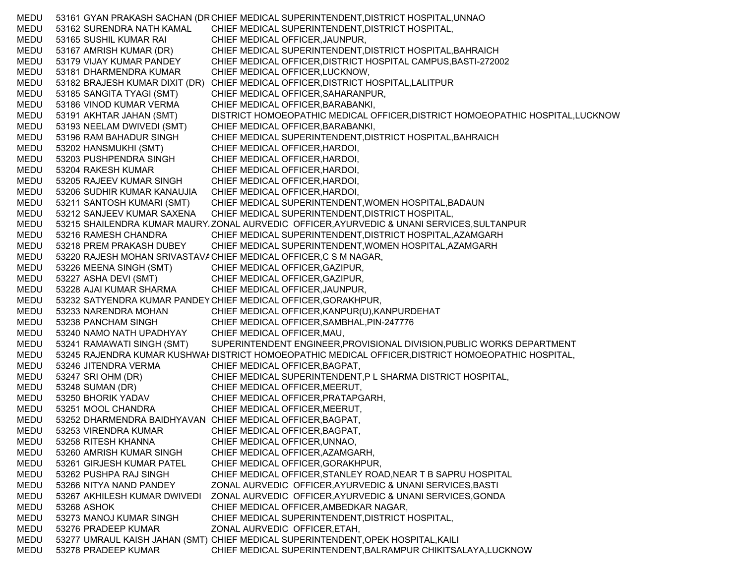| | | | |
|---|---|---|---|
| MEDU | 53161 | GYAN PRAKASH SACHAN (DR | CHIEF MEDICAL SUPERINTENDENT,DISTRICT HOSPITAL,UNNAO |
| MEDU | 53162 | SURENDRA NATH KAMAL | CHIEF MEDICAL SUPERINTENDENT,DISTRICT HOSPITAL, |
| MEDU | 53165 | SUSHIL KUMAR RAI | CHIEF MEDICAL OFFICER,JAUNPUR, |
| MEDU | 53167 | AMRISH KUMAR (DR) | CHIEF MEDICAL SUPERINTENDENT,DISTRICT HOSPITAL,BAHRAICH |
| MEDU | 53179 | VIJAY KUMAR PANDEY | CHIEF MEDICAL OFFICER,DISTRICT HOSPITAL CAMPUS,BASTI-272002 |
| MEDU | 53181 | DHARMENDRA KUMAR | CHIEF MEDICAL OFFICER,LUCKNOW, |
| MEDU | 53182 | BRAJESH KUMAR DIXIT (DR) | CHIEF MEDICAL OFFICER,DISTRICT HOSPITAL,LALITPUR |
| MEDU | 53185 | SANGITA TYAGI (SMT) | CHIEF MEDICAL OFFICER,SAHARANPUR, |
| MEDU | 53186 | VINOD KUMAR VERMA | CHIEF MEDICAL OFFICER,BARABANKI, |
| MEDU | 53191 | AKHTAR JAHAN (SMT) | DISTRICT HOMOEOPATHIC MEDICAL OFFICER,DISTRICT HOMOEOPATHIC HOSPITAL,LUCKNOW |
| MEDU | 53193 | NEELAM DWIVEDI (SMT) | CHIEF MEDICAL OFFICER,BARABANKI, |
| MEDU | 53196 | RAM BAHADUR SINGH | CHIEF MEDICAL SUPERINTENDENT,DISTRICT HOSPITAL,BAHRAICH |
| MEDU | 53202 | HANSMUKHI (SMT) | CHIEF MEDICAL OFFICER,HARDOI, |
| MEDU | 53203 | PUSHPENDRA SINGH | CHIEF MEDICAL OFFICER,HARDOI, |
| MEDU | 53204 | RAKESH KUMAR | CHIEF MEDICAL OFFICER,HARDOI, |
| MEDU | 53205 | RAJEEV KUMAR SINGH | CHIEF MEDICAL OFFICER,HARDOI, |
| MEDU | 53206 | SUDHIR KUMAR KANAUJIA | CHIEF MEDICAL OFFICER,HARDOI, |
| MEDU | 53211 | SANTOSH KUMARI (SMT) | CHIEF MEDICAL SUPERINTENDENT,WOMEN HOSPITAL,BADAUN |
| MEDU | 53212 | SANJEEV KUMAR SAXENA | CHIEF MEDICAL SUPERINTENDENT,DISTRICT HOSPITAL, |
| MEDU | 53215 | SHAILENDRA KUMAR MAURY | ZONAL AURVEDIC OFFICER,AYURVEDIC & UNANI SERVICES,SULTANPUR |
| MEDU | 53216 | RAMESH CHANDRA | CHIEF MEDICAL SUPERINTENDENT,DISTRICT HOSPITAL,AZAMGARH |
| MEDU | 53218 | PREM PRAKASH DUBEY | CHIEF MEDICAL SUPERINTENDENT,WOMEN HOSPITAL,AZAMGARH |
| MEDU | 53220 | RAJESH MOHAN SRIVASTAVA | CHIEF MEDICAL OFFICER,C S M NAGAR, |
| MEDU | 53226 | MEENA SINGH (SMT) | CHIEF MEDICAL OFFICER,GAZIPUR, |
| MEDU | 53227 | ASHA DEVI (SMT) | CHIEF MEDICAL OFFICER,GAZIPUR, |
| MEDU | 53228 | AJAI KUMAR SHARMA | CHIEF MEDICAL OFFICER,JAUNPUR, |
| MEDU | 53232 | SATYENDRA KUMAR PANDEY | CHIEF MEDICAL OFFICER,GORAKHPUR, |
| MEDU | 53233 | NARENDRA MOHAN | CHIEF MEDICAL OFFICER,KANPUR(U),KANPURDEHAT |
| MEDU | 53238 | PANCHAM SINGH | CHIEF MEDICAL OFFICER,SAMBHAL,PIN-247776 |
| MEDU | 53240 | NAMO NATH UPADHYAY | CHIEF MEDICAL OFFICER,MAU, |
| MEDU | 53241 | RAMAWATI SINGH (SMT) | SUPERINTENDENT ENGINEER,PROVISIONAL DIVISION,PUBLIC WORKS DEPARTMENT |
| MEDU | 53245 | RAJENDRA KUMAR KUSHWAH | DISTRICT HOMOEOPATHIC MEDICAL OFFICER,DISTRICT HOMOEOPATHIC HOSPITAL, |
| MEDU | 53246 | JITENDRA VERMA | CHIEF MEDICAL OFFICER,BAGPAT, |
| MEDU | 53247 | SRI OHM (DR) | CHIEF MEDICAL SUPERINTENDENT,P L SHARMA DISTRICT HOSPITAL, |
| MEDU | 53248 | SUMAN (DR) | CHIEF MEDICAL OFFICER,MEERUT, |
| MEDU | 53250 | BHORIK YADAV | CHIEF MEDICAL OFFICER,PRATAPGARH, |
| MEDU | 53251 | MOOL CHANDRA | CHIEF MEDICAL OFFICER,MEERUT, |
| MEDU | 53252 | DHARMENDRA BAIDHYAVAN | CHIEF MEDICAL OFFICER,BAGPAT, |
| MEDU | 53253 | VIRENDRA KUMAR | CHIEF MEDICAL OFFICER,BAGPAT, |
| MEDU | 53258 | RITESH KHANNA | CHIEF MEDICAL OFFICER,UNNAO, |
| MEDU | 53260 | AMRISH KUMAR SINGH | CHIEF MEDICAL OFFICER,AZAMGARH, |
| MEDU | 53261 | GIRJESH KUMAR PATEL | CHIEF MEDICAL OFFICER,GORAKHPUR, |
| MEDU | 53262 | PUSHPA RAJ SINGH | CHIEF MEDICAL OFFICER,STANLEY ROAD,NEAR T B SAPRU HOSPITAL |
| MEDU | 53266 | NITYA NAND PANDEY | ZONAL AURVEDIC OFFICER,AYURVEDIC & UNANI SERVICES,BASTI |
| MEDU | 53267 | AKHILESH KUMAR DWIVEDI | ZONAL AURVEDIC OFFICER,AYURVEDIC & UNANI SERVICES,GONDA |
| MEDU | 53268 | ASHOK | CHIEF MEDICAL OFFICER,AMBEDKAR NAGAR, |
| MEDU | 53273 | MANOJ KUMAR SINGH | CHIEF MEDICAL SUPERINTENDENT,DISTRICT HOSPITAL, |
| MEDU | 53276 | PRADEEP KUMAR | ZONAL AURVEDIC OFFICER,ETAH, |
| MEDU | 53277 | UMRAUL KAISH JAHAN (SMT) | CHIEF MEDICAL SUPERINTENDENT,OPEK HOSPITAL,KAILI |
| MEDU | 53278 | PRADEEP KUMAR | CHIEF MEDICAL SUPERINTENDENT,BALRAMPUR CHIKITSALAYA,LUCKNOW |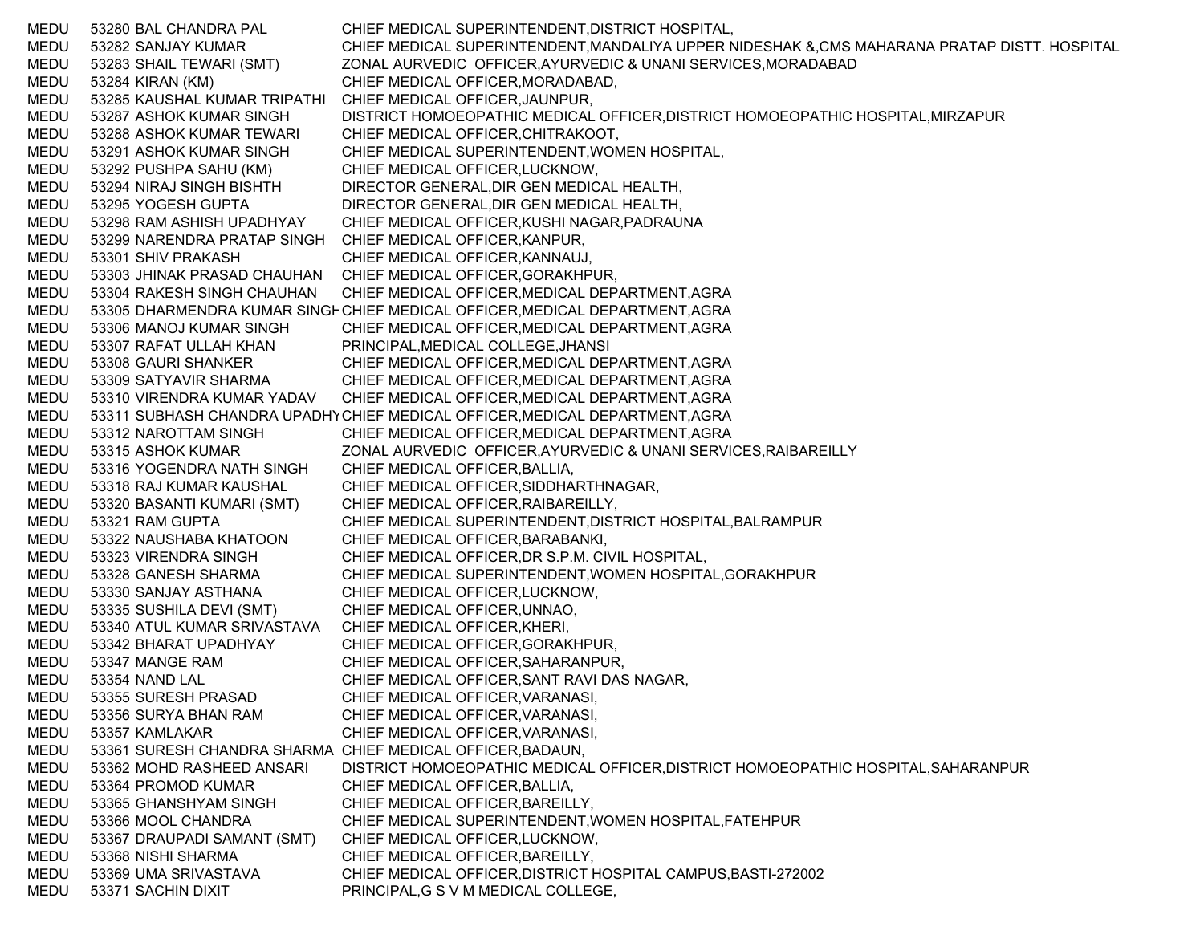| | | | |
|---|---|---|---|
| MEDU | 53280 | BAL CHANDRA PAL | CHIEF MEDICAL SUPERINTENDENT,DISTRICT HOSPITAL, |
| MEDU | 53282 | SANJAY KUMAR | CHIEF MEDICAL SUPERINTENDENT,MANDALIYA UPPER NIDESHAK &,CMS MAHARANA PRATAP DISTT. HOSPITAL |
| MEDU | 53283 | SHAIL TEWARI (SMT) | ZONAL AURVEDIC OFFICER,AYURVEDIC & UNANI SERVICES,MORADABAD |
| MEDU | 53284 | KIRAN (KM) | CHIEF MEDICAL OFFICER,MORADABAD, |
| MEDU | 53285 | KAUSHAL KUMAR TRIPATHI | CHIEF MEDICAL OFFICER,JAUNPUR, |
| MEDU | 53287 | ASHOK KUMAR SINGH | DISTRICT HOMOEOPATHIC MEDICAL OFFICER,DISTRICT HOMOEOPATHIC HOSPITAL,MIRZAPUR |
| MEDU | 53288 | ASHOK KUMAR TEWARI | CHIEF MEDICAL OFFICER,CHITRAKOOT, |
| MEDU | 53291 | ASHOK KUMAR SINGH | CHIEF MEDICAL SUPERINTENDENT,WOMEN HOSPITAL, |
| MEDU | 53292 | PUSHPA SAHU (KM) | CHIEF MEDICAL OFFICER,LUCKNOW, |
| MEDU | 53294 | NIRAJ SINGH BISHTH | DIRECTOR GENERAL,DIR GEN MEDICAL HEALTH, |
| MEDU | 53295 | YOGESH GUPTA | DIRECTOR GENERAL,DIR GEN MEDICAL HEALTH, |
| MEDU | 53298 | RAM ASHISH UPADHYAY | CHIEF MEDICAL OFFICER,KUSHI NAGAR,PADRAUNA |
| MEDU | 53299 | NARENDRA PRATAP SINGH | CHIEF MEDICAL OFFICER,KANPUR, |
| MEDU | 53301 | SHIV PRAKASH | CHIEF MEDICAL OFFICER,KANNAUJ, |
| MEDU | 53303 | JHINAK PRASAD CHAUHAN | CHIEF MEDICAL OFFICER,GORAKHPUR, |
| MEDU | 53304 | RAKESH SINGH CHAUHAN | CHIEF MEDICAL OFFICER,MEDICAL DEPARTMENT,AGRA |
| MEDU | 53305 | DHARMENDRA KUMAR SINGH | CHIEF MEDICAL OFFICER,MEDICAL DEPARTMENT,AGRA |
| MEDU | 53306 | MANOJ KUMAR SINGH | CHIEF MEDICAL OFFICER,MEDICAL DEPARTMENT,AGRA |
| MEDU | 53307 | RAFAT ULLAH KHAN | PRINCIPAL,MEDICAL COLLEGE,JHANSI |
| MEDU | 53308 | GAURI SHANKER | CHIEF MEDICAL OFFICER,MEDICAL DEPARTMENT,AGRA |
| MEDU | 53309 | SATYAVIR SHARMA | CHIEF MEDICAL OFFICER,MEDICAL DEPARTMENT,AGRA |
| MEDU | 53310 | VIRENDRA KUMAR YADAV | CHIEF MEDICAL OFFICER,MEDICAL DEPARTMENT,AGRA |
| MEDU | 53311 | SUBHASH CHANDRA UPADHY | CHIEF MEDICAL OFFICER,MEDICAL DEPARTMENT,AGRA |
| MEDU | 53312 | NAROTTAM SINGH | CHIEF MEDICAL OFFICER,MEDICAL DEPARTMENT,AGRA |
| MEDU | 53315 | ASHOK KUMAR | ZONAL AURVEDIC OFFICER,AYURVEDIC & UNANI SERVICES,RAIBAREILLY |
| MEDU | 53316 | YOGENDRA NATH SINGH | CHIEF MEDICAL OFFICER,BALLIA, |
| MEDU | 53318 | RAJ KUMAR KAUSHAL | CHIEF MEDICAL OFFICER,SIDDHARTHNAGAR, |
| MEDU | 53320 | BASANTI KUMARI (SMT) | CHIEF MEDICAL OFFICER,RAIBAREILLY, |
| MEDU | 53321 | RAM GUPTA | CHIEF MEDICAL SUPERINTENDENT,DISTRICT HOSPITAL,BALRAMPUR |
| MEDU | 53322 | NAUSHABA KHATOON | CHIEF MEDICAL OFFICER,BARABANKI, |
| MEDU | 53323 | VIRENDRA SINGH | CHIEF MEDICAL OFFICER,DR S.P.M. CIVIL HOSPITAL, |
| MEDU | 53328 | GANESH SHARMA | CHIEF MEDICAL SUPERINTENDENT,WOMEN HOSPITAL,GORAKHPUR |
| MEDU | 53330 | SANJAY ASTHANA | CHIEF MEDICAL OFFICER,LUCKNOW, |
| MEDU | 53335 | SUSHILA DEVI (SMT) | CHIEF MEDICAL OFFICER,UNNAO, |
| MEDU | 53340 | ATUL KUMAR SRIVASTAVA | CHIEF MEDICAL OFFICER,KHERI, |
| MEDU | 53342 | BHARAT UPADHYAY | CHIEF MEDICAL OFFICER,GORAKHPUR, |
| MEDU | 53347 | MANGE RAM | CHIEF MEDICAL OFFICER,SAHARANPUR, |
| MEDU | 53354 | NAND LAL | CHIEF MEDICAL OFFICER,SANT RAVI DAS NAGAR, |
| MEDU | 53355 | SURESH PRASAD | CHIEF MEDICAL OFFICER,VARANASI, |
| MEDU | 53356 | SURYA BHAN RAM | CHIEF MEDICAL OFFICER,VARANASI, |
| MEDU | 53357 | KAMLAKAR | CHIEF MEDICAL OFFICER,VARANASI, |
| MEDU | 53361 | SURESH CHANDRA SHARMA | CHIEF MEDICAL OFFICER,BADAUN, |
| MEDU | 53362 | MOHD RASHEED ANSARI | DISTRICT HOMOEOPATHIC MEDICAL OFFICER,DISTRICT HOMOEOPATHIC HOSPITAL,SAHARANPUR |
| MEDU | 53364 | PROMOD KUMAR | CHIEF MEDICAL OFFICER,BALLIA, |
| MEDU | 53365 | GHANSHYAM SINGH | CHIEF MEDICAL OFFICER,BAREILLY, |
| MEDU | 53366 | MOOL CHANDRA | CHIEF MEDICAL SUPERINTENDENT,WOMEN HOSPITAL,FATEHPUR |
| MEDU | 53367 | DRAUPADI SAMANT (SMT) | CHIEF MEDICAL OFFICER,LUCKNOW, |
| MEDU | 53368 | NISHI SHARMA | CHIEF MEDICAL OFFICER,BAREILLY, |
| MEDU | 53369 | UMA SRIVASTAVA | CHIEF MEDICAL OFFICER,DISTRICT HOSPITAL CAMPUS,BASTI-272002 |
| MEDU | 53371 | SACHIN DIXIT | PRINCIPAL,G S V M MEDICAL COLLEGE, |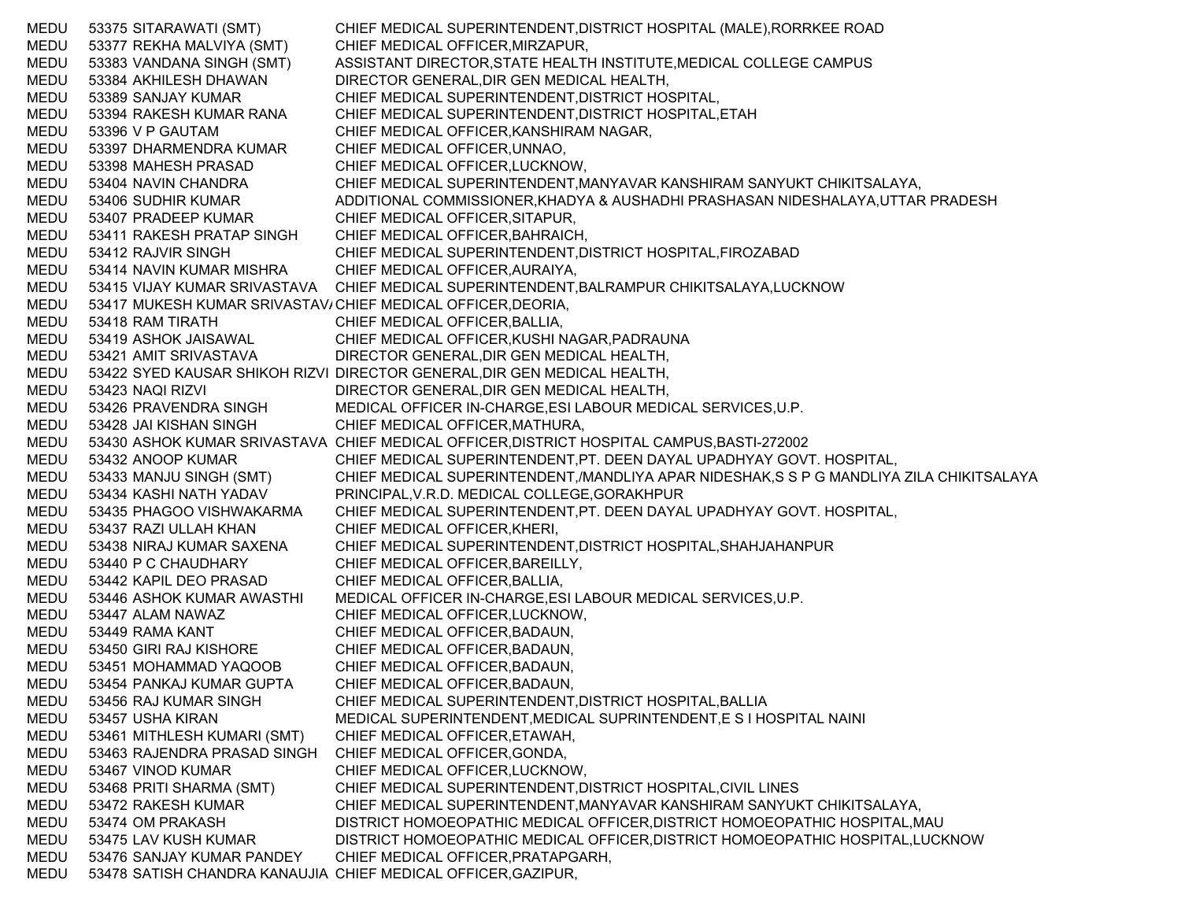| | | | |
|---|---|---|---|
| MEDU | 53375 | SITARAWATI (SMT) | CHIEF MEDICAL SUPERINTENDENT,DISTRICT HOSPITAL (MALE),RORRKEE ROAD |
| MEDU | 53377 | REKHA MALVIYA (SMT) | CHIEF MEDICAL OFFICER,MIRZAPUR, |
| MEDU | 53383 | VANDANA SINGH (SMT) | ASSISTANT DIRECTOR,STATE HEALTH INSTITUTE,MEDICAL COLLEGE CAMPUS |
| MEDU | 53384 | AKHILESH DHAWAN | DIRECTOR GENERAL,DIR GEN MEDICAL HEALTH, |
| MEDU | 53389 | SANJAY KUMAR | CHIEF MEDICAL SUPERINTENDENT,DISTRICT HOSPITAL, |
| MEDU | 53394 | RAKESH KUMAR RANA | CHIEF MEDICAL SUPERINTENDENT,DISTRICT HOSPITAL,ETAH |
| MEDU | 53396 | V P GAUTAM | CHIEF MEDICAL OFFICER,KANSHIRAM NAGAR, |
| MEDU | 53397 | DHARMENDRA KUMAR | CHIEF MEDICAL OFFICER,UNNAO, |
| MEDU | 53398 | MAHESH PRASAD | CHIEF MEDICAL OFFICER,LUCKNOW, |
| MEDU | 53404 | NAVIN CHANDRA | CHIEF MEDICAL SUPERINTENDENT,MANYAVAR KANSHIRAM SANYUKT CHIKITSALAYA, |
| MEDU | 53406 | SUDHIR KUMAR | ADDITIONAL COMMISSIONER,KHADYA & AUSHADHI PRASHASAN NIDESHALAYA,UTTAR PRADESH |
| MEDU | 53407 | PRADEEP KUMAR | CHIEF MEDICAL OFFICER,SITAPUR, |
| MEDU | 53411 | RAKESH PRATAP SINGH | CHIEF MEDICAL OFFICER,BAHRAICH, |
| MEDU | 53412 | RAJVIR SINGH | CHIEF MEDICAL SUPERINTENDENT,DISTRICT HOSPITAL,FIROZABAD |
| MEDU | 53414 | NAVIN KUMAR MISHRA | CHIEF MEDICAL OFFICER,AURAIYA, |
| MEDU | 53415 | VIJAY KUMAR SRIVASTAVA | CHIEF MEDICAL SUPERINTENDENT,BALRAMPUR CHIKITSALAYA,LUCKNOW |
| MEDU | 53417 | MUKESH KUMAR SRIVASTAVA | CHIEF MEDICAL OFFICER,DEORIA, |
| MEDU | 53418 | RAM TIRATH | CHIEF MEDICAL OFFICER,BALLIA, |
| MEDU | 53419 | ASHOK JAISAWAL | CHIEF MEDICAL OFFICER,KUSHI NAGAR,PADRAUNA |
| MEDU | 53421 | AMIT SRIVASTAVA | DIRECTOR GENERAL,DIR GEN MEDICAL HEALTH, |
| MEDU | 53422 | SYED KAUSAR SHIKOH RIZVI | DIRECTOR GENERAL,DIR GEN MEDICAL HEALTH, |
| MEDU | 53423 | NAQI RIZVI | DIRECTOR GENERAL,DIR GEN MEDICAL HEALTH, |
| MEDU | 53426 | PRAVENDRA SINGH | MEDICAL OFFICER IN-CHARGE,ESI LABOUR MEDICAL SERVICES,U.P. |
| MEDU | 53428 | JAI KISHAN SINGH | CHIEF MEDICAL OFFICER,MATHURA, |
| MEDU | 53430 | ASHOK KUMAR SRIVASTAVA | CHIEF MEDICAL OFFICER,DISTRICT HOSPITAL CAMPUS,BASTI-272002 |
| MEDU | 53432 | ANOOP KUMAR | CHIEF MEDICAL SUPERINTENDENT,PT. DEEN DAYAL UPADHYAY GOVT. HOSPITAL, |
| MEDU | 53433 | MANJU SINGH (SMT) | CHIEF MEDICAL SUPERINTENDENT,/MANDLIYA APAR NIDESHAK,S S P G MANDLIYA ZILA CHIKITSALAYA |
| MEDU | 53434 | KASHI NATH YADAV | PRINCIPAL,V.R.D. MEDICAL COLLEGE,GORAKHPUR |
| MEDU | 53435 | PHAGOO VISHWAKARMA | CHIEF MEDICAL SUPERINTENDENT,PT. DEEN DAYAL UPADHYAY GOVT. HOSPITAL, |
| MEDU | 53437 | RAZI ULLAH KHAN | CHIEF MEDICAL OFFICER,KHERI, |
| MEDU | 53438 | NIRAJ KUMAR SAXENA | CHIEF MEDICAL SUPERINTENDENT,DISTRICT HOSPITAL,SHAHJAHANPUR |
| MEDU | 53440 | P C CHAUDHARY | CHIEF MEDICAL OFFICER,BAREILLY, |
| MEDU | 53442 | KAPIL DEO PRASAD | CHIEF MEDICAL OFFICER,BALLIA, |
| MEDU | 53446 | ASHOK KUMAR AWASTHI | MEDICAL OFFICER IN-CHARGE,ESI LABOUR MEDICAL SERVICES,U.P. |
| MEDU | 53447 | ALAM NAWAZ | CHIEF MEDICAL OFFICER,LUCKNOW, |
| MEDU | 53449 | RAMA KANT | CHIEF MEDICAL OFFICER,BADAUN, |
| MEDU | 53450 | GIRI RAJ KISHORE | CHIEF MEDICAL OFFICER,BADAUN, |
| MEDU | 53451 | MOHAMMAD YAQOOB | CHIEF MEDICAL OFFICER,BADAUN, |
| MEDU | 53454 | PANKAJ KUMAR GUPTA | CHIEF MEDICAL OFFICER,BADAUN, |
| MEDU | 53456 | RAJ KUMAR SINGH | CHIEF MEDICAL SUPERINTENDENT,DISTRICT HOSPITAL,BALLIA |
| MEDU | 53457 | USHA KIRAN | MEDICAL SUPERINTENDENT,MEDICAL SUPRINTENDENT,E S I HOSPITAL NAINI |
| MEDU | 53461 | MITHLESH KUMARI (SMT) | CHIEF MEDICAL OFFICER,ETAWAH, |
| MEDU | 53463 | RAJENDRA PRASAD SINGH | CHIEF MEDICAL OFFICER,GONDA, |
| MEDU | 53467 | VINOD KUMAR | CHIEF MEDICAL OFFICER,LUCKNOW, |
| MEDU | 53468 | PRITI SHARMA (SMT) | CHIEF MEDICAL SUPERINTENDENT,DISTRICT HOSPITAL,CIVIL LINES |
| MEDU | 53472 | RAKESH KUMAR | CHIEF MEDICAL SUPERINTENDENT,MANYAVAR KANSHIRAM SANYUKT CHIKITSALAYA, |
| MEDU | 53474 | OM PRAKASH | DISTRICT HOMOEOPATHIC MEDICAL OFFICER,DISTRICT HOMOEOPATHIC HOSPITAL,MAU |
| MEDU | 53475 | LAV KUSH KUMAR | DISTRICT HOMOEOPATHIC MEDICAL OFFICER,DISTRICT HOMOEOPATHIC HOSPITAL,LUCKNOW |
| MEDU | 53476 | SANJAY KUMAR PANDEY | CHIEF MEDICAL OFFICER,PRATAPGARH, |
| MEDU | 53478 | SATISH CHANDRA KANAUJIA | CHIEF MEDICAL OFFICER,GAZIPUR, |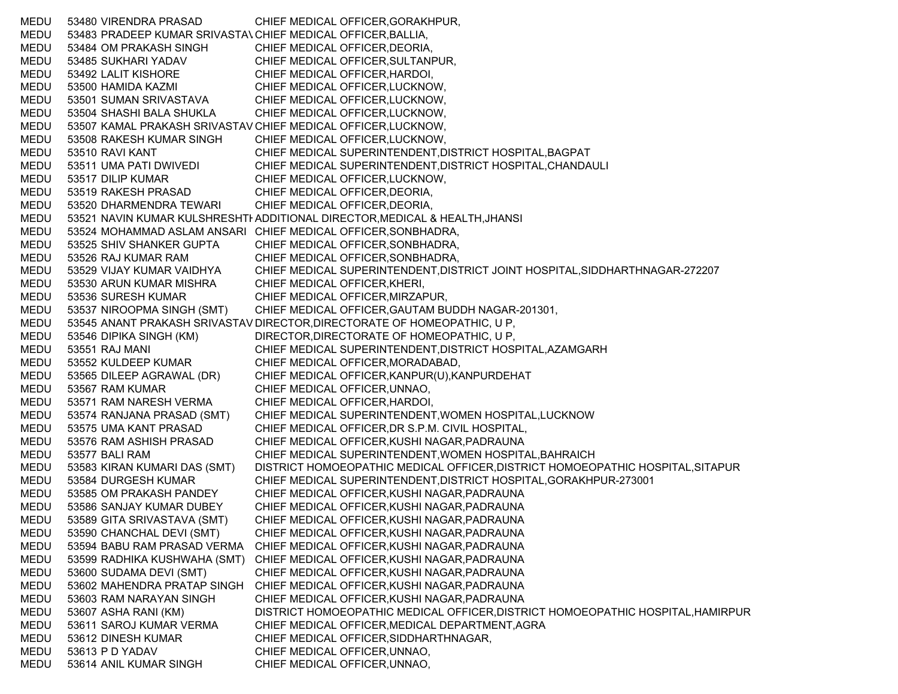| | | | |
|---|---|---|---|
| MEDU | 53480 | VIRENDRA PRASAD | CHIEF MEDICAL OFFICER,GORAKHPUR, |
| MEDU | 53483 | PRADEEP KUMAR SRIVASTAV | CHIEF MEDICAL OFFICER,BALLIA, |
| MEDU | 53484 | OM PRAKASH SINGH | CHIEF MEDICAL OFFICER,DEORIA, |
| MEDU | 53485 | SUKHARI YADAV | CHIEF MEDICAL OFFICER,SULTANPUR, |
| MEDU | 53492 | LALIT KISHORE | CHIEF MEDICAL OFFICER,HARDOI, |
| MEDU | 53500 | HAMIDA KAZMI | CHIEF MEDICAL OFFICER,LUCKNOW, |
| MEDU | 53501 | SUMAN SRIVASTAVA | CHIEF MEDICAL OFFICER,LUCKNOW, |
| MEDU | 53504 | SHASHI BALA SHUKLA | CHIEF MEDICAL OFFICER,LUCKNOW, |
| MEDU | 53507 | KAMAL PRAKASH SRIVASTAV | CHIEF MEDICAL OFFICER,LUCKNOW, |
| MEDU | 53508 | RAKESH KUMAR SINGH | CHIEF MEDICAL OFFICER,LUCKNOW, |
| MEDU | 53510 | RAVI KANT | CHIEF MEDICAL SUPERINTENDENT,DISTRICT HOSPITAL,BAGPAT |
| MEDU | 53511 | UMA PATI DWIVEDI | CHIEF MEDICAL SUPERINTENDENT,DISTRICT HOSPITAL,CHANDAULI |
| MEDU | 53517 | DILIP KUMAR | CHIEF MEDICAL OFFICER,LUCKNOW, |
| MEDU | 53519 | RAKESH PRASAD | CHIEF MEDICAL OFFICER,DEORIA, |
| MEDU | 53520 | DHARMENDRA TEWARI | CHIEF MEDICAL OFFICER,DEORIA, |
| MEDU | 53521 | NAVIN KUMAR KULSHRESHTH | ADDITIONAL DIRECTOR,MEDICAL & HEALTH,JHANSI |
| MEDU | 53524 | MOHAMMAD ASLAM ANSARI | CHIEF MEDICAL OFFICER,SONBHADRA, |
| MEDU | 53525 | SHIV SHANKER GUPTA | CHIEF MEDICAL OFFICER,SONBHADRA, |
| MEDU | 53526 | RAJ KUMAR RAM | CHIEF MEDICAL OFFICER,SONBHADRA, |
| MEDU | 53529 | VIJAY KUMAR VAIDHYA | CHIEF MEDICAL SUPERINTENDENT,DISTRICT JOINT HOSPITAL,SIDDHARTHNAGAR-272207 |
| MEDU | 53530 | ARUN KUMAR MISHRA | CHIEF MEDICAL OFFICER,KHERI, |
| MEDU | 53536 | SURESH KUMAR | CHIEF MEDICAL OFFICER,MIRZAPUR, |
| MEDU | 53537 | NIROOPMA SINGH (SMT) | CHIEF MEDICAL OFFICER,GAUTAM BUDDH NAGAR-201301, |
| MEDU | 53545 | ANANT PRAKASH SRIVASTAV | DIRECTOR,DIRECTORATE OF HOMEOPATHIC, U P, |
| MEDU | 53546 | DIPIKA SINGH (KM) | DIRECTOR,DIRECTORATE OF HOMEOPATHIC, U P, |
| MEDU | 53551 | RAJ MANI | CHIEF MEDICAL SUPERINTENDENT,DISTRICT HOSPITAL,AZAMGARH |
| MEDU | 53552 | KULDEEP KUMAR | CHIEF MEDICAL OFFICER,MORADABAD, |
| MEDU | 53565 | DILEEP AGRAWAL (DR) | CHIEF MEDICAL OFFICER,KANPUR(U),KANPURDEHAT |
| MEDU | 53567 | RAM KUMAR | CHIEF MEDICAL OFFICER,UNNAO, |
| MEDU | 53571 | RAM NARESH VERMA | CHIEF MEDICAL OFFICER,HARDOI, |
| MEDU | 53574 | RANJANA PRASAD (SMT) | CHIEF MEDICAL SUPERINTENDENT,WOMEN HOSPITAL,LUCKNOW |
| MEDU | 53575 | UMA KANT PRASAD | CHIEF MEDICAL OFFICER,DR S.P.M. CIVIL HOSPITAL, |
| MEDU | 53576 | RAM ASHISH PRASAD | CHIEF MEDICAL OFFICER,KUSHI NAGAR,PADRAUNA |
| MEDU | 53577 | BALI RAM | CHIEF MEDICAL SUPERINTENDENT,WOMEN HOSPITAL,BAHRAICH |
| MEDU | 53583 | KIRAN KUMARI DAS (SMT) | DISTRICT HOMOEOPATHIC MEDICAL OFFICER,DISTRICT HOMOEOPATHIC HOSPITAL,SITAPUR |
| MEDU | 53584 | DURGESH KUMAR | CHIEF MEDICAL SUPERINTENDENT,DISTRICT HOSPITAL,GORAKHPUR-273001 |
| MEDU | 53585 | OM PRAKASH PANDEY | CHIEF MEDICAL OFFICER,KUSHI NAGAR,PADRAUNA |
| MEDU | 53586 | SANJAY KUMAR DUBEY | CHIEF MEDICAL OFFICER,KUSHI NAGAR,PADRAUNA |
| MEDU | 53589 | GITA SRIVASTAVA (SMT) | CHIEF MEDICAL OFFICER,KUSHI NAGAR,PADRAUNA |
| MEDU | 53590 | CHANCHAL DEVI (SMT) | CHIEF MEDICAL OFFICER,KUSHI NAGAR,PADRAUNA |
| MEDU | 53594 | BABU RAM PRASAD VERMA | CHIEF MEDICAL OFFICER,KUSHI NAGAR,PADRAUNA |
| MEDU | 53599 | RADHIKA KUSHWAHA (SMT) | CHIEF MEDICAL OFFICER,KUSHI NAGAR,PADRAUNA |
| MEDU | 53600 | SUDAMA DEVI (SMT) | CHIEF MEDICAL OFFICER,KUSHI NAGAR,PADRAUNA |
| MEDU | 53602 | MAHENDRA PRATAP SINGH | CHIEF MEDICAL OFFICER,KUSHI NAGAR,PADRAUNA |
| MEDU | 53603 | RAM NARAYAN SINGH | CHIEF MEDICAL OFFICER,KUSHI NAGAR,PADRAUNA |
| MEDU | 53607 | ASHA RANI (KM) | DISTRICT HOMOEOPATHIC MEDICAL OFFICER,DISTRICT HOMOEOPATHIC HOSPITAL,HAMIRPUR |
| MEDU | 53611 | SAROJ KUMAR VERMA | CHIEF MEDICAL OFFICER,MEDICAL DEPARTMENT,AGRA |
| MEDU | 53612 | DINESH KUMAR | CHIEF MEDICAL OFFICER,SIDDHARTHNAGAR, |
| MEDU | 53613 | P D YADAV | CHIEF MEDICAL OFFICER,UNNAO, |
| MEDU | 53614 | ANIL KUMAR SINGH | CHIEF MEDICAL OFFICER,UNNAO, |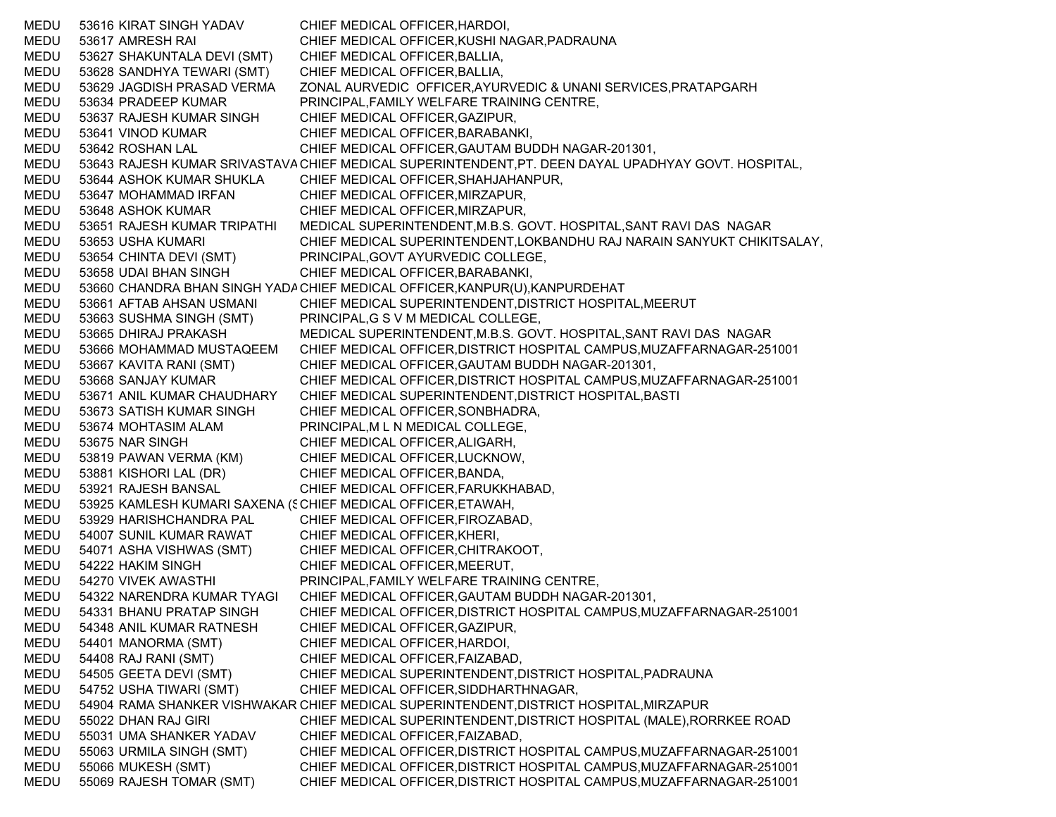| | | | |
|---|---|---|---|
| MEDU | 53616 | KIRAT SINGH YADAV | CHIEF MEDICAL OFFICER,HARDOI, |
| MEDU | 53617 | AMRESH RAI | CHIEF MEDICAL OFFICER,KUSHI NAGAR,PADRAUNA |
| MEDU | 53627 | SHAKUNTALA DEVI (SMT) | CHIEF MEDICAL OFFICER,BALLIA, |
| MEDU | 53628 | SANDHYA TEWARI (SMT) | CHIEF MEDICAL OFFICER,BALLIA, |
| MEDU | 53629 | JAGDISH PRASAD VERMA | ZONAL AURVEDIC OFFICER,AYURVEDIC & UNANI SERVICES,PRATAPGARH |
| MEDU | 53634 | PRADEEP KUMAR | PRINCIPAL,FAMILY WELFARE TRAINING CENTRE, |
| MEDU | 53637 | RAJESH KUMAR SINGH | CHIEF MEDICAL OFFICER,GAZIPUR, |
| MEDU | 53641 | VINOD KUMAR | CHIEF MEDICAL OFFICER,BARABANKI, |
| MEDU | 53642 | ROSHAN LAL | CHIEF MEDICAL OFFICER,GAUTAM BUDDH NAGAR-201301, |
| MEDU | 53643 | RAJESH KUMAR SRIVASTAVA | CHIEF MEDICAL SUPERINTENDENT,PT. DEEN DAYAL UPADHYAY GOVT. HOSPITAL, |
| MEDU | 53644 | ASHOK KUMAR SHUKLA | CHIEF MEDICAL OFFICER,SHAHJAHANPUR, |
| MEDU | 53647 | MOHAMMAD IRFAN | CHIEF MEDICAL OFFICER,MIRZAPUR, |
| MEDU | 53648 | ASHOK KUMAR | CHIEF MEDICAL OFFICER,MIRZAPUR, |
| MEDU | 53651 | RAJESH KUMAR TRIPATHI | MEDICAL SUPERINTENDENT,M.B.S. GOVT. HOSPITAL,SANT RAVI DAS NAGAR |
| MEDU | 53653 | USHA KUMARI | CHIEF MEDICAL SUPERINTENDENT,LOKBANDHU RAJ NARAIN SANYUKT CHIKITSALAY, |
| MEDU | 53654 | CHINTA DEVI (SMT) | PRINCIPAL,GOVT AYURVEDIC COLLEGE, |
| MEDU | 53658 | UDAI BHAN SINGH | CHIEF MEDICAL OFFICER,BARABANKI, |
| MEDU | 53660 | CHANDRA BHAN SINGH YADA | CHIEF MEDICAL OFFICER,KANPUR(U),KANPURDEHAT |
| MEDU | 53661 | AFTAB AHSAN USMANI | CHIEF MEDICAL SUPERINTENDENT,DISTRICT HOSPITAL,MEERUT |
| MEDU | 53663 | SUSHMA SINGH (SMT) | PRINCIPAL,G S V M MEDICAL COLLEGE, |
| MEDU | 53665 | DHIRAJ PRAKASH | MEDICAL SUPERINTENDENT,M.B.S. GOVT. HOSPITAL,SANT RAVI DAS NAGAR |
| MEDU | 53666 | MOHAMMAD MUSTAQEEM | CHIEF MEDICAL OFFICER,DISTRICT HOSPITAL CAMPUS,MUZAFFARNAGAR-251001 |
| MEDU | 53667 | KAVITA RANI (SMT) | CHIEF MEDICAL OFFICER,GAUTAM BUDDH NAGAR-201301, |
| MEDU | 53668 | SANJAY KUMAR | CHIEF MEDICAL OFFICER,DISTRICT HOSPITAL CAMPUS,MUZAFFARNAGAR-251001 |
| MEDU | 53671 | ANIL KUMAR CHAUDHARY | CHIEF MEDICAL SUPERINTENDENT,DISTRICT HOSPITAL,BASTI |
| MEDU | 53673 | SATISH KUMAR SINGH | CHIEF MEDICAL OFFICER,SONBHADRA, |
| MEDU | 53674 | MOHTASIM ALAM | PRINCIPAL,M L N MEDICAL COLLEGE, |
| MEDU | 53675 | NAR SINGH | CHIEF MEDICAL OFFICER,ALIGARH, |
| MEDU | 53819 | PAWAN VERMA (KM) | CHIEF MEDICAL OFFICER,LUCKNOW, |
| MEDU | 53881 | KISHORI LAL (DR) | CHIEF MEDICAL OFFICER,BANDA, |
| MEDU | 53921 | RAJESH BANSAL | CHIEF MEDICAL OFFICER,FARUKKHABAD, |
| MEDU | 53925 | KAMLESH KUMARI SAXENA (S | CHIEF MEDICAL OFFICER,ETAWAH, |
| MEDU | 53929 | HARISHCHANDRA PAL | CHIEF MEDICAL OFFICER,FIROZABAD, |
| MEDU | 54007 | SUNIL KUMAR RAWAT | CHIEF MEDICAL OFFICER,KHERI, |
| MEDU | 54071 | ASHA VISHWAS (SMT) | CHIEF MEDICAL OFFICER,CHITRAKOOT, |
| MEDU | 54222 | HAKIM SINGH | CHIEF MEDICAL OFFICER,MEERUT, |
| MEDU | 54270 | VIVEK AWASTHI | PRINCIPAL,FAMILY WELFARE TRAINING CENTRE, |
| MEDU | 54322 | NARENDRA KUMAR TYAGI | CHIEF MEDICAL OFFICER,GAUTAM BUDDH NAGAR-201301, |
| MEDU | 54331 | BHANU PRATAP SINGH | CHIEF MEDICAL OFFICER,DISTRICT HOSPITAL CAMPUS,MUZAFFARNAGAR-251001 |
| MEDU | 54348 | ANIL KUMAR RATNESH | CHIEF MEDICAL OFFICER,GAZIPUR, |
| MEDU | 54401 | MANORMA (SMT) | CHIEF MEDICAL OFFICER,HARDOI, |
| MEDU | 54408 | RAJ RANI (SMT) | CHIEF MEDICAL OFFICER,FAIZABAD, |
| MEDU | 54505 | GEETA DEVI (SMT) | CHIEF MEDICAL SUPERINTENDENT,DISTRICT HOSPITAL,PADRAUNA |
| MEDU | 54752 | USHA TIWARI (SMT) | CHIEF MEDICAL OFFICER,SIDDHARTHNAGAR, |
| MEDU | 54904 | RAMA SHANKER VISHWAKAR | CHIEF MEDICAL SUPERINTENDENT,DISTRICT HOSPITAL,MIRZAPUR |
| MEDU | 55022 | DHAN RAJ GIRI | CHIEF MEDICAL SUPERINTENDENT,DISTRICT HOSPITAL (MALE),RORRKEE ROAD |
| MEDU | 55031 | UMA SHANKER YADAV | CHIEF MEDICAL OFFICER,FAIZABAD, |
| MEDU | 55063 | URMILA SINGH (SMT) | CHIEF MEDICAL OFFICER,DISTRICT HOSPITAL CAMPUS,MUZAFFARNAGAR-251001 |
| MEDU | 55066 | MUKESH (SMT) | CHIEF MEDICAL OFFICER,DISTRICT HOSPITAL CAMPUS,MUZAFFARNAGAR-251001 |
| MEDU | 55069 | RAJESH TOMAR (SMT) | CHIEF MEDICAL OFFICER,DISTRICT HOSPITAL CAMPUS,MUZAFFARNAGAR-251001 |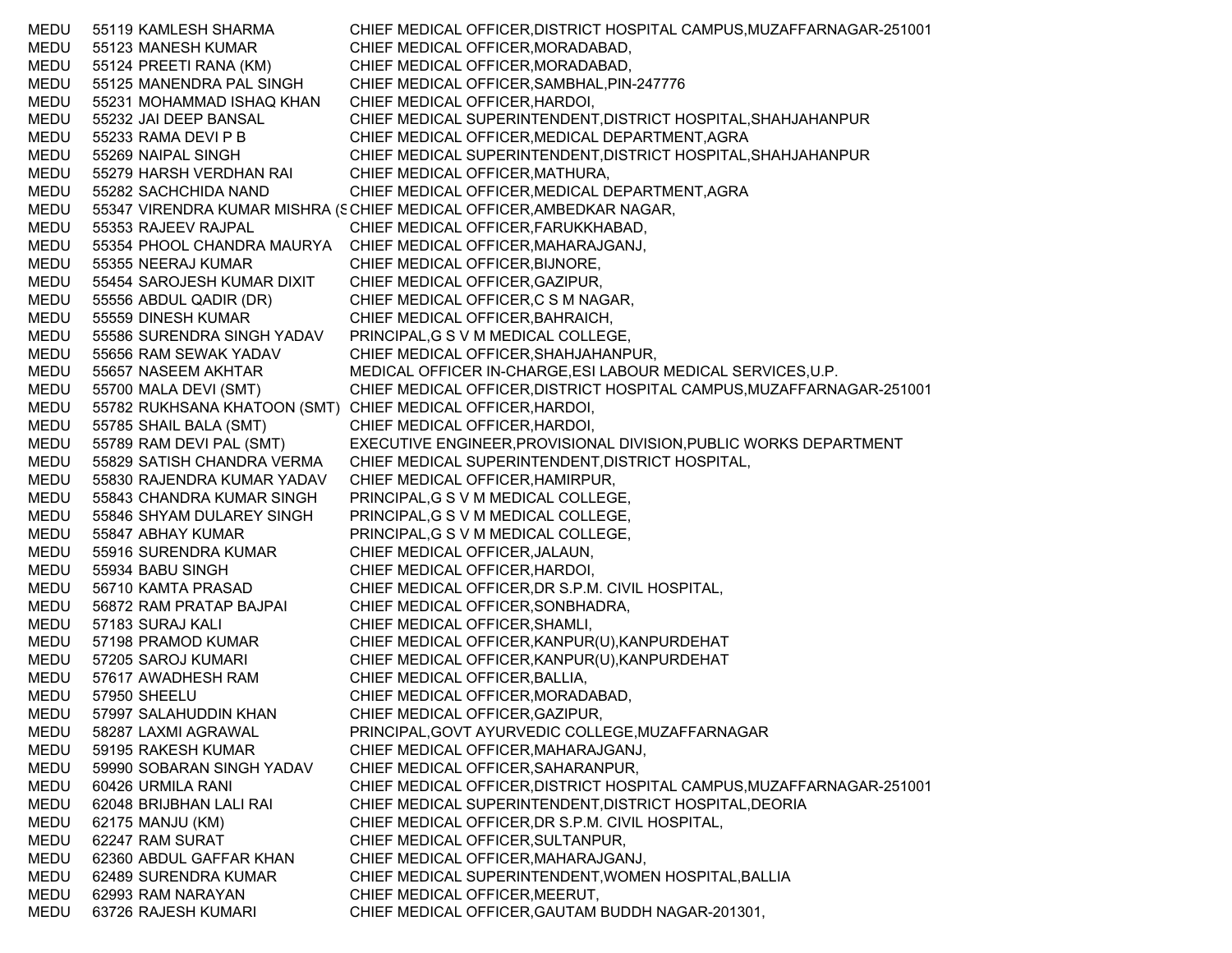| | | | |
|---|---|---|---|
| MEDU | 55119 | KAMLESH SHARMA | CHIEF MEDICAL OFFICER,DISTRICT HOSPITAL CAMPUS,MUZAFFARNAGAR-251001 |
| MEDU | 55123 | MANESH KUMAR | CHIEF MEDICAL OFFICER,MORADABAD, |
| MEDU | 55124 | PREETI RANA (KM) | CHIEF MEDICAL OFFICER,MORADABAD, |
| MEDU | 55125 | MANENDRA PAL SINGH | CHIEF MEDICAL OFFICER,SAMBHAL,PIN-247776 |
| MEDU | 55231 | MOHAMMAD ISHAQ KHAN | CHIEF MEDICAL OFFICER,HARDOI, |
| MEDU | 55232 | JAI DEEP BANSAL | CHIEF MEDICAL SUPERINTENDENT,DISTRICT HOSPITAL,SHAHJAHANPUR |
| MEDU | 55233 | RAMA DEVI P B | CHIEF MEDICAL OFFICER,MEDICAL DEPARTMENT,AGRA |
| MEDU | 55269 | NAIPAL SINGH | CHIEF MEDICAL SUPERINTENDENT,DISTRICT HOSPITAL,SHAHJAHANPUR |
| MEDU | 55279 | HARSH VERDHAN RAI | CHIEF MEDICAL OFFICER,MATHURA, |
| MEDU | 55282 | SACHCHIDA NAND | CHIEF MEDICAL OFFICER,MEDICAL DEPARTMENT,AGRA |
| MEDU | 55347 | VIRENDRA KUMAR MISHRA (S | CHIEF MEDICAL OFFICER,AMBEDKAR NAGAR, |
| MEDU | 55353 | RAJEEV RAJPAL | CHIEF MEDICAL OFFICER,FARUKKHABAD, |
| MEDU | 55354 | PHOOL CHANDRA MAURYA | CHIEF MEDICAL OFFICER,MAHARAJGANJ, |
| MEDU | 55355 | NEERAJ KUMAR | CHIEF MEDICAL OFFICER,BIJNORE, |
| MEDU | 55454 | SAROJESH KUMAR DIXIT | CHIEF MEDICAL OFFICER,GAZIPUR, |
| MEDU | 55556 | ABDUL QADIR (DR) | CHIEF MEDICAL OFFICER,C S M NAGAR, |
| MEDU | 55559 | DINESH KUMAR | CHIEF MEDICAL OFFICER,BAHRAICH, |
| MEDU | 55586 | SURENDRA SINGH YADAV | PRINCIPAL,G S V M MEDICAL COLLEGE, |
| MEDU | 55656 | RAM SEWAK YADAV | CHIEF MEDICAL OFFICER,SHAHJAHANPUR, |
| MEDU | 55657 | NASEEM AKHTAR | MEDICAL OFFICER IN-CHARGE,ESI LABOUR MEDICAL SERVICES,U.P. |
| MEDU | 55700 | MALA DEVI (SMT) | CHIEF MEDICAL OFFICER,DISTRICT HOSPITAL CAMPUS,MUZAFFARNAGAR-251001 |
| MEDU | 55782 | RUKHSANA KHATOON (SMT) | CHIEF MEDICAL OFFICER,HARDOI, |
| MEDU | 55785 | SHAIL BALA (SMT) | CHIEF MEDICAL OFFICER,HARDOI, |
| MEDU | 55789 | RAM DEVI PAL (SMT) | EXECUTIVE ENGINEER,PROVISIONAL DIVISION,PUBLIC WORKS DEPARTMENT |
| MEDU | 55829 | SATISH CHANDRA VERMA | CHIEF MEDICAL SUPERINTENDENT,DISTRICT HOSPITAL, |
| MEDU | 55830 | RAJENDRA KUMAR YADAV | CHIEF MEDICAL OFFICER,HAMIRPUR, |
| MEDU | 55843 | CHANDRA KUMAR SINGH | PRINCIPAL,G S V M MEDICAL COLLEGE, |
| MEDU | 55846 | SHYAM DULAREY SINGH | PRINCIPAL,G S V M MEDICAL COLLEGE, |
| MEDU | 55847 | ABHAY KUMAR | PRINCIPAL,G S V M MEDICAL COLLEGE, |
| MEDU | 55916 | SURENDRA KUMAR | CHIEF MEDICAL OFFICER,JALAUN, |
| MEDU | 55934 | BABU SINGH | CHIEF MEDICAL OFFICER,HARDOI, |
| MEDU | 56710 | KAMTA PRASAD | CHIEF MEDICAL OFFICER,DR S.P.M. CIVIL HOSPITAL, |
| MEDU | 56872 | RAM PRATAP BAJPAI | CHIEF MEDICAL OFFICER,SONBHADRA, |
| MEDU | 57183 | SURAJ KALI | CHIEF MEDICAL OFFICER,SHAMLI, |
| MEDU | 57198 | PRAMOD KUMAR | CHIEF MEDICAL OFFICER,KANPUR(U),KANPURDEHAT |
| MEDU | 57205 | SAROJ KUMARI | CHIEF MEDICAL OFFICER,KANPUR(U),KANPURDEHAT |
| MEDU | 57617 | AWADHESH RAM | CHIEF MEDICAL OFFICER,BALLIA, |
| MEDU | 57950 | SHEELU | CHIEF MEDICAL OFFICER,MORADABAD, |
| MEDU | 57997 | SALAHUDDIN KHAN | CHIEF MEDICAL OFFICER,GAZIPUR, |
| MEDU | 58287 | LAXMI AGRAWAL | PRINCIPAL,GOVT AYURVEDIC COLLEGE,MUZAFFARNAGAR |
| MEDU | 59195 | RAKESH KUMAR | CHIEF MEDICAL OFFICER,MAHARAJGANJ, |
| MEDU | 59990 | SOBARAN SINGH YADAV | CHIEF MEDICAL OFFICER,SAHARANPUR, |
| MEDU | 60426 | URMILA RANI | CHIEF MEDICAL OFFICER,DISTRICT HOSPITAL CAMPUS,MUZAFFARNAGAR-251001 |
| MEDU | 62048 | BRIJBHAN LALI RAI | CHIEF MEDICAL SUPERINTENDENT,DISTRICT HOSPITAL,DEORIA |
| MEDU | 62175 | MANJU (KM) | CHIEF MEDICAL OFFICER,DR S.P.M. CIVIL HOSPITAL, |
| MEDU | 62247 | RAM SURAT | CHIEF MEDICAL OFFICER,SULTANPUR, |
| MEDU | 62360 | ABDUL GAFFAR KHAN | CHIEF MEDICAL OFFICER,MAHARAJGANJ, |
| MEDU | 62489 | SURENDRA KUMAR | CHIEF MEDICAL SUPERINTENDENT,WOMEN HOSPITAL,BALLIA |
| MEDU | 62993 | RAM NARAYAN | CHIEF MEDICAL OFFICER,MEERUT, |
| MEDU | 63726 | RAJESH KUMARI | CHIEF MEDICAL OFFICER,GAUTAM BUDDH NAGAR-201301, |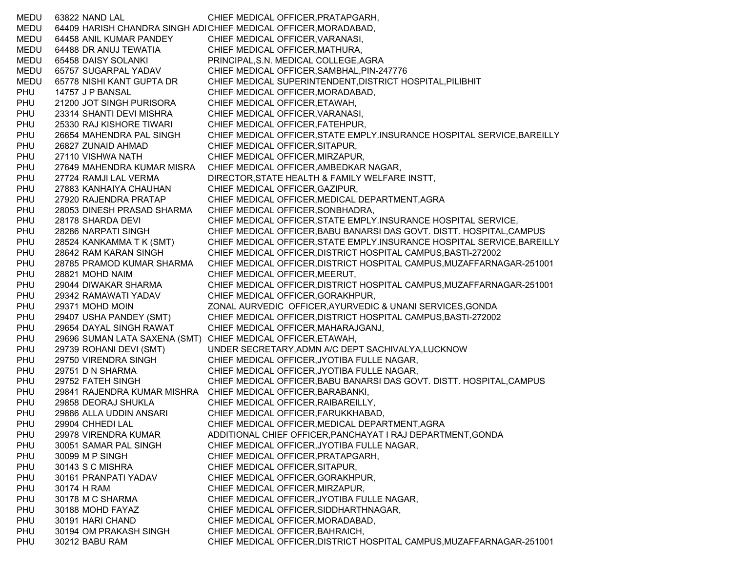| | | | |
|---|---|---|---|
| MEDU | 63822 | NAND LAL | CHIEF MEDICAL OFFICER,PRATAPGARH, |
| MEDU | 64409 | HARISH CHANDRA SINGH ADI | CHIEF MEDICAL OFFICER,MORADABAD, |
| MEDU | 64458 | ANIL KUMAR PANDEY | CHIEF MEDICAL OFFICER,VARANASI, |
| MEDU | 64488 | DR ANUJ TEWATIA | CHIEF MEDICAL OFFICER,MATHURA, |
| MEDU | 65458 | DAISY SOLANKI | PRINCIPAL,S.N. MEDICAL COLLEGE,AGRA |
| MEDU | 65757 | SUGARPAL YADAV | CHIEF MEDICAL OFFICER,SAMBHAL,PIN-247776 |
| MEDU | 65778 | NISHI KANT GUPTA DR | CHIEF MEDICAL SUPERINTENDENT,DISTRICT HOSPITAL,PILIBHIT |
| PHU | 14757 | J P BANSAL | CHIEF MEDICAL OFFICER,MORADABAD, |
| PHU | 21200 | JOT SINGH PURISORA | CHIEF MEDICAL OFFICER,ETAWAH, |
| PHU | 23314 | SHANTI DEVI MISHRA | CHIEF MEDICAL OFFICER,VARANASI, |
| PHU | 25330 | RAJ KISHORE TIWARI | CHIEF MEDICAL OFFICER,FATEHPUR, |
| PHU | 26654 | MAHENDRA PAL SINGH | CHIEF MEDICAL OFFICER,STATE EMPLY.INSURANCE HOSPITAL SERVICE,BAREILLY |
| PHU | 26827 | ZUNAID AHMAD | CHIEF MEDICAL OFFICER,SITAPUR, |
| PHU | 27110 | VISHWA NATH | CHIEF MEDICAL OFFICER,MIRZAPUR, |
| PHU | 27649 | MAHENDRA KUMAR MISRA | CHIEF MEDICAL OFFICER,AMBEDKAR NAGAR, |
| PHU | 27724 | RAMJI LAL VERMA | DIRECTOR,STATE HEALTH & FAMILY WELFARE INSTT, |
| PHU | 27883 | KANHAIYA CHAUHAN | CHIEF MEDICAL OFFICER,GAZIPUR, |
| PHU | 27920 | RAJENDRA PRATAP | CHIEF MEDICAL OFFICER,MEDICAL DEPARTMENT,AGRA |
| PHU | 28053 | DINESH PRASAD SHARMA | CHIEF MEDICAL OFFICER,SONBHADRA, |
| PHU | 28178 | SHARDA DEVI | CHIEF MEDICAL OFFICER,STATE EMPLY.INSURANCE HOSPITAL SERVICE, |
| PHU | 28286 | NARPATI SINGH | CHIEF MEDICAL OFFICER,BABU BANARSI DAS GOVT. DISTT. HOSPITAL,CAMPUS |
| PHU | 28524 | KANKAMMA T K (SMT) | CHIEF MEDICAL OFFICER,STATE EMPLY.INSURANCE HOSPITAL SERVICE,BAREILLY |
| PHU | 28642 | RAM KARAN SINGH | CHIEF MEDICAL OFFICER,DISTRICT HOSPITAL CAMPUS,BASTI-272002 |
| PHU | 28785 | PRAMOD KUMAR SHARMA | CHIEF MEDICAL OFFICER,DISTRICT HOSPITAL CAMPUS,MUZAFFARNAGAR-251001 |
| PHU | 28821 | MOHD NAIM | CHIEF MEDICAL OFFICER,MEERUT, |
| PHU | 29044 | DIWAKAR SHARMA | CHIEF MEDICAL OFFICER,DISTRICT HOSPITAL CAMPUS,MUZAFFARNAGAR-251001 |
| PHU | 29342 | RAMAWATI YADAV | CHIEF MEDICAL OFFICER,GORAKHPUR, |
| PHU | 29371 | MOHD MOIN | ZONAL AURVEDIC OFFICER,AYURVEDIC & UNANI SERVICES,GONDA |
| PHU | 29407 | USHA PANDEY (SMT) | CHIEF MEDICAL OFFICER,DISTRICT HOSPITAL CAMPUS,BASTI-272002 |
| PHU | 29654 | DAYAL SINGH RAWAT | CHIEF MEDICAL OFFICER,MAHARAJGANJ, |
| PHU | 29696 | SUMAN LATA SAXENA (SMT) | CHIEF MEDICAL OFFICER,ETAWAH, |
| PHU | 29739 | ROHANI DEVI (SMT) | UNDER SECRETARY,ADMN A/C DEPT SACHIVALYA,LUCKNOW |
| PHU | 29750 | VIRENDRA SINGH | CHIEF MEDICAL OFFICER,JYOTIBA FULLE NAGAR, |
| PHU | 29751 | D N SHARMA | CHIEF MEDICAL OFFICER,JYOTIBA FULLE NAGAR, |
| PHU | 29752 | FATEH SINGH | CHIEF MEDICAL OFFICER,BABU BANARSI DAS GOVT. DISTT. HOSPITAL,CAMPUS |
| PHU | 29841 | RAJENDRA KUMAR MISHRA | CHIEF MEDICAL OFFICER,BARABANKI, |
| PHU | 29858 | DEORAJ SHUKLA | CHIEF MEDICAL OFFICER,RAIBAREILLY, |
| PHU | 29886 | ALLA UDDIN ANSARI | CHIEF MEDICAL OFFICER,FARUKKHABAD, |
| PHU | 29904 | CHHEDI LAL | CHIEF MEDICAL OFFICER,MEDICAL DEPARTMENT,AGRA |
| PHU | 29978 | VIRENDRA KUMAR | ADDITIONAL CHIEF OFFICER,PANCHAYAT I RAJ DEPARTMENT,GONDA |
| PHU | 30051 | SAMAR PAL SINGH | CHIEF MEDICAL OFFICER,JYOTIBA FULLE NAGAR, |
| PHU | 30099 | M P SINGH | CHIEF MEDICAL OFFICER,PRATAPGARH, |
| PHU | 30143 | S C MISHRA | CHIEF MEDICAL OFFICER,SITAPUR, |
| PHU | 30161 | PRANPATI YADAV | CHIEF MEDICAL OFFICER,GORAKHPUR, |
| PHU | 30174 | H RAM | CHIEF MEDICAL OFFICER,MIRZAPUR, |
| PHU | 30178 | M C SHARMA | CHIEF MEDICAL OFFICER,JYOTIBA FULLE NAGAR, |
| PHU | 30188 | MOHD FAYAZ | CHIEF MEDICAL OFFICER,SIDDHARTHNAGAR, |
| PHU | 30191 | HARI CHAND | CHIEF MEDICAL OFFICER,MORADABAD, |
| PHU | 30194 | OM PRAKASH SINGH | CHIEF MEDICAL OFFICER,BAHRAICH, |
| PHU | 30212 | BABU RAM | CHIEF MEDICAL OFFICER,DISTRICT HOSPITAL CAMPUS,MUZAFFARNAGAR-251001 |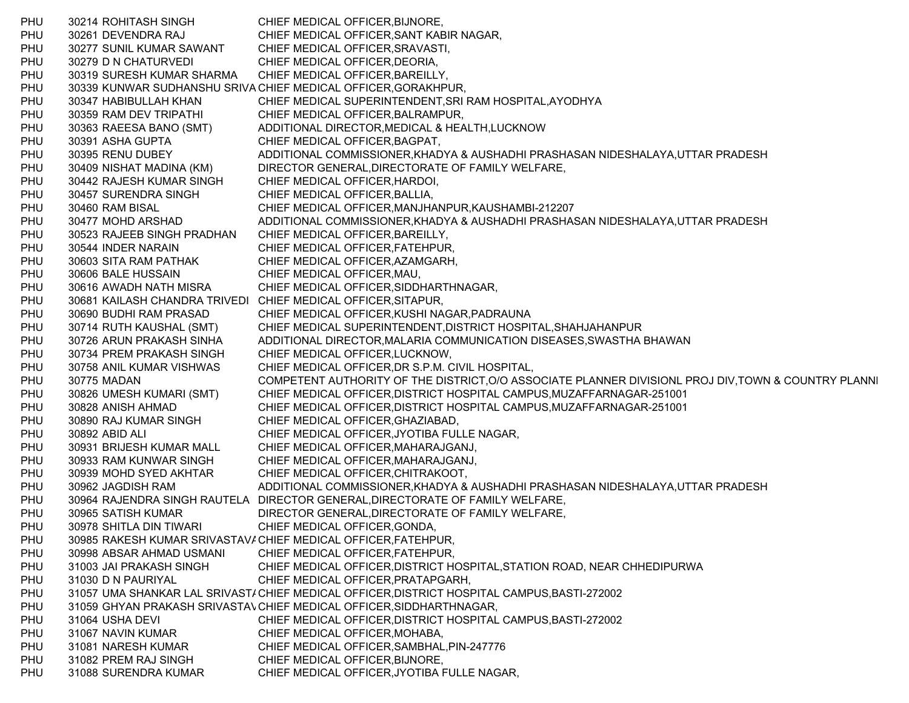| | | | |
|---|---|---|---|
| PHU | 30214 | ROHITASH SINGH | CHIEF MEDICAL OFFICER,BIJNORE, |
| PHU | 30261 | DEVENDRA RAJ | CHIEF MEDICAL OFFICER,SANT KABIR NAGAR, |
| PHU | 30277 | SUNIL KUMAR SAWANT | CHIEF MEDICAL OFFICER,SRAVASTI, |
| PHU | 30279 | D N CHATURVEDI | CHIEF MEDICAL OFFICER,DEORIA, |
| PHU | 30319 | SURESH KUMAR SHARMA | CHIEF MEDICAL OFFICER,BAREILLY, |
| PHU | 30339 | KUNWAR SUDHANSHU SRIVA | CHIEF MEDICAL OFFICER,GORAKHPUR, |
| PHU | 30347 | HABIBULLAH KHAN | CHIEF MEDICAL SUPERINTENDENT,SRI RAM HOSPITAL,AYODHYA |
| PHU | 30359 | RAM DEV TRIPATHI | CHIEF MEDICAL OFFICER,BALRAMPUR, |
| PHU | 30363 | RAEESA BANO (SMT) | ADDITIONAL DIRECTOR,MEDICAL & HEALTH,LUCKNOW |
| PHU | 30391 | ASHA GUPTA | CHIEF MEDICAL OFFICER,BAGPAT, |
| PHU | 30395 | RENU DUBEY | ADDITIONAL COMMISSIONER,KHADYA & AUSHADHI PRASHASAN NIDESHALAYA,UTTAR PRADESH |
| PHU | 30409 | NISHAT MADINA (KM) | DIRECTOR GENERAL,DIRECTORATE OF FAMILY WELFARE, |
| PHU | 30442 | RAJESH KUMAR SINGH | CHIEF MEDICAL OFFICER,HARDOI, |
| PHU | 30457 | SURENDRA SINGH | CHIEF MEDICAL OFFICER,BALLIA, |
| PHU | 30460 | RAM BISAL | CHIEF MEDICAL OFFICER,MANJHANPUR,KAUSHAMBI-212207 |
| PHU | 30477 | MOHD ARSHAD | ADDITIONAL COMMISSIONER,KHADYA & AUSHADHI PRASHASAN NIDESHALAYA,UTTAR PRADESH |
| PHU | 30523 | RAJEEB SINGH PRADHAN | CHIEF MEDICAL OFFICER,BAREILLY, |
| PHU | 30544 | INDER NARAIN | CHIEF MEDICAL OFFICER,FATEHPUR, |
| PHU | 30603 | SITA RAM PATHAK | CHIEF MEDICAL OFFICER,AZAMGARH, |
| PHU | 30606 | BALE HUSSAIN | CHIEF MEDICAL OFFICER,MAU, |
| PHU | 30616 | AWADH NATH MISRA | CHIEF MEDICAL OFFICER,SIDDHARTHNAGAR, |
| PHU | 30681 | KAILASH CHANDRA TRIVEDI | CHIEF MEDICAL OFFICER,SITAPUR, |
| PHU | 30690 | BUDHI RAM PRASAD | CHIEF MEDICAL OFFICER,KUSHI NAGAR,PADRAUNA |
| PHU | 30714 | RUTH KAUSHAL (SMT) | CHIEF MEDICAL SUPERINTENDENT,DISTRICT HOSPITAL,SHAHJAHANPUR |
| PHU | 30726 | ARUN PRAKASH SINHA | ADDITIONAL DIRECTOR,MALARIA COMMUNICATION DISEASES,SWASTHA BHAWAN |
| PHU | 30734 | PREM PRAKASH SINGH | CHIEF MEDICAL OFFICER,LUCKNOW, |
| PHU | 30758 | ANIL KUMAR VISHWAS | CHIEF MEDICAL OFFICER,DR S.P.M. CIVIL HOSPITAL, |
| PHU | 30775 | MADAN | COMPETENT AUTHORITY OF THE DISTRICT,O/O ASSOCIATE PLANNER DIVISIONL PROJ DIV,TOWN & COUNTRY PLANNI |
| PHU | 30826 | UMESH KUMARI (SMT) | CHIEF MEDICAL OFFICER,DISTRICT HOSPITAL CAMPUS,MUZAFFARNAGAR-251001 |
| PHU | 30828 | ANISH AHMAD | CHIEF MEDICAL OFFICER,DISTRICT HOSPITAL CAMPUS,MUZAFFARNAGAR-251001 |
| PHU | 30890 | RAJ KUMAR SINGH | CHIEF MEDICAL OFFICER,GHAZIABAD, |
| PHU | 30892 | ABID ALI | CHIEF MEDICAL OFFICER,JYOTIBA FULLE NAGAR, |
| PHU | 30931 | BRIJESH KUMAR MALL | CHIEF MEDICAL OFFICER,MAHARAJGANJ, |
| PHU | 30933 | RAM KUNWAR SINGH | CHIEF MEDICAL OFFICER,MAHARAJGANJ, |
| PHU | 30939 | MOHD SYED AKHTAR | CHIEF MEDICAL OFFICER,CHITRAKOOT, |
| PHU | 30962 | JAGDISH RAM | ADDITIONAL COMMISSIONER,KHADYA & AUSHADHI PRASHASAN NIDESHALAYA,UTTAR PRADESH |
| PHU | 30964 | RAJENDRA SINGH RAUTELA | DIRECTOR GENERAL,DIRECTORATE OF FAMILY WELFARE, |
| PHU | 30965 | SATISH KUMAR | DIRECTOR GENERAL,DIRECTORATE OF FAMILY WELFARE, |
| PHU | 30978 | SHITLA DIN TIWARI | CHIEF MEDICAL OFFICER,GONDA, |
| PHU | 30985 | RAKESH KUMAR SRIVASTAVA | CHIEF MEDICAL OFFICER,FATEHPUR, |
| PHU | 30998 | ABSAR AHMAD USMANI | CHIEF MEDICAL OFFICER,FATEHPUR, |
| PHU | 31003 | JAI PRAKASH SINGH | CHIEF MEDICAL OFFICER,DISTRICT HOSPITAL,STATION ROAD, NEAR CHHEDIPURWA |
| PHU | 31030 | D N PAURIYAL | CHIEF MEDICAL OFFICER,PRATAPGARH, |
| PHU | 31057 | UMA SHANKAR LAL SRIVAST/ | CHIEF MEDICAL OFFICER,DISTRICT HOSPITAL CAMPUS,BASTI-272002 |
| PHU | 31059 | GHYAN PRAKASH SRIVASTAV | CHIEF MEDICAL OFFICER,SIDDHARTHNAGAR, |
| PHU | 31064 | USHA DEVI | CHIEF MEDICAL OFFICER,DISTRICT HOSPITAL CAMPUS,BASTI-272002 |
| PHU | 31067 | NAVIN KUMAR | CHIEF MEDICAL OFFICER,MOHABA, |
| PHU | 31081 | NARESH KUMAR | CHIEF MEDICAL OFFICER,SAMBHAL,PIN-247776 |
| PHU | 31082 | PREM RAJ SINGH | CHIEF MEDICAL OFFICER,BIJNORE, |
| PHU | 31088 | SURENDRA KUMAR | CHIEF MEDICAL OFFICER,JYOTIBA FULLE NAGAR, |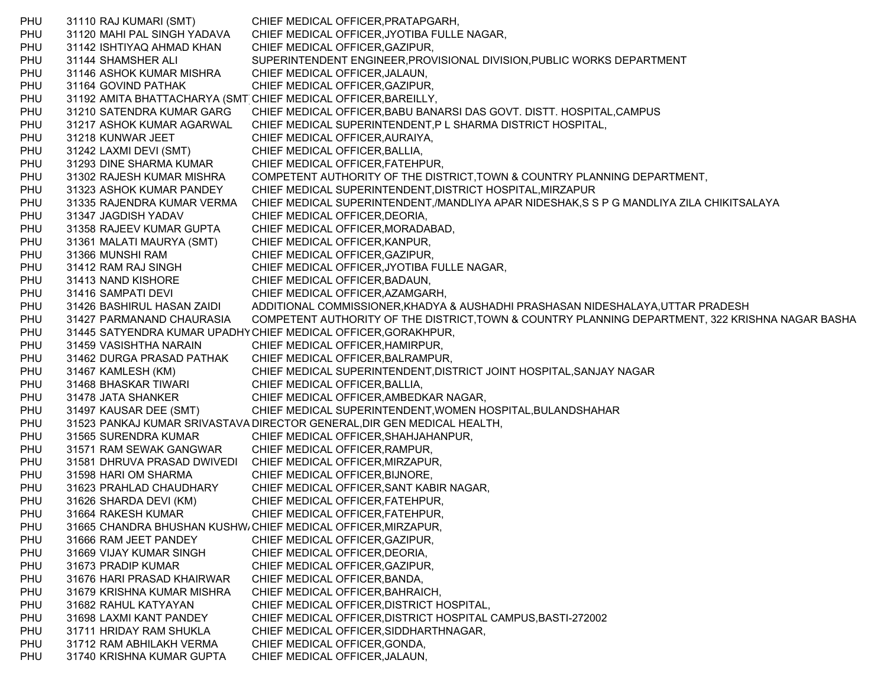| | | | |
|---|---|---|---|
| PHU | 31110 | RAJ KUMARI (SMT) | CHIEF MEDICAL OFFICER,PRATAPGARH, |
| PHU | 31120 | MAHI PAL SINGH YADAVA | CHIEF MEDICAL OFFICER,JYOTIBA FULLE NAGAR, |
| PHU | 31142 | ISHTIYAQ AHMAD KHAN | CHIEF MEDICAL OFFICER,GAZIPUR, |
| PHU | 31144 | SHAMSHER ALI | SUPERINTENDENT ENGINEER,PROVISIONAL DIVISION,PUBLIC WORKS DEPARTMENT |
| PHU | 31146 | ASHOK KUMAR MISHRA | CHIEF MEDICAL OFFICER,JALAUN, |
| PHU | 31164 | GOVIND PATHAK | CHIEF MEDICAL OFFICER,GAZIPUR, |
| PHU | 31192 | AMITA BHATTACHARYA (SMT | CHIEF MEDICAL OFFICER,BAREILLY, |
| PHU | 31210 | SATENDRA KUMAR GARG | CHIEF MEDICAL OFFICER,BABU BANARSI DAS GOVT. DISTT. HOSPITAL,CAMPUS |
| PHU | 31217 | ASHOK KUMAR AGARWAL | CHIEF MEDICAL SUPERINTENDENT,P L SHARMA DISTRICT HOSPITAL, |
| PHU | 31218 | KUNWAR JEET | CHIEF MEDICAL OFFICER,AURAIYA, |
| PHU | 31242 | LAXMI DEVI (SMT) | CHIEF MEDICAL OFFICER,BALLIA, |
| PHU | 31293 | DINE SHARMA KUMAR | CHIEF MEDICAL OFFICER,FATEHPUR, |
| PHU | 31302 | RAJESH KUMAR MISHRA | COMPETENT AUTHORITY OF THE DISTRICT,TOWN & COUNTRY PLANNING DEPARTMENT, |
| PHU | 31323 | ASHOK KUMAR PANDEY | CHIEF MEDICAL SUPERINTENDENT,DISTRICT HOSPITAL,MIRZAPUR |
| PHU | 31335 | RAJENDRA KUMAR VERMA | CHIEF MEDICAL SUPERINTENDENT,/MANDLIYA APAR NIDESHAK,S S P G MANDLIYA ZILA CHIKITSALAYA |
| PHU | 31347 | JAGDISH YADAV | CHIEF MEDICAL OFFICER,DEORIA, |
| PHU | 31358 | RAJEEV KUMAR GUPTA | CHIEF MEDICAL OFFICER,MORADABAD, |
| PHU | 31361 | MALATI MAURYA (SMT) | CHIEF MEDICAL OFFICER,KANPUR, |
| PHU | 31366 | MUNSHI RAM | CHIEF MEDICAL OFFICER,GAZIPUR, |
| PHU | 31412 | RAM RAJ SINGH | CHIEF MEDICAL OFFICER,JYOTIBA FULLE NAGAR, |
| PHU | 31413 | NAND KISHORE | CHIEF MEDICAL OFFICER,BADAUN, |
| PHU | 31416 | SAMPATI DEVI | CHIEF MEDICAL OFFICER,AZAMGARH, |
| PHU | 31426 | BASHIRUL HASAN ZAIDI | ADDITIONAL COMMISSIONER,KHADYA & AUSHADHI PRASHASAN NIDESHALAYA,UTTAR PRADESH |
| PHU | 31427 | PARMANAND CHAURASIA | COMPETENT AUTHORITY OF THE DISTRICT,TOWN & COUNTRY PLANNING DEPARTMENT, 322 KRISHNA NAGAR BASHA |
| PHU | 31445 | SATYENDRA KUMAR UPADHY | CHIEF MEDICAL OFFICER,GORAKHPUR, |
| PHU | 31459 | VASISHTHA NARAIN | CHIEF MEDICAL OFFICER,HAMIRPUR, |
| PHU | 31462 | DURGA PRASAD PATHAK | CHIEF MEDICAL OFFICER,BALRAMPUR, |
| PHU | 31467 | KAMLESH (KM) | CHIEF MEDICAL SUPERINTENDENT,DISTRICT JOINT HOSPITAL,SANJAY NAGAR |
| PHU | 31468 | BHASKAR TIWARI | CHIEF MEDICAL OFFICER,BALLIA, |
| PHU | 31478 | JATA SHANKER | CHIEF MEDICAL OFFICER,AMBEDKAR NAGAR, |
| PHU | 31497 | KAUSAR DEE (SMT) | CHIEF MEDICAL SUPERINTENDENT,WOMEN HOSPITAL,BULANDSHAHAR |
| PHU | 31523 | PANKAJ KUMAR SRIVASTAVA | DIRECTOR GENERAL,DIR GEN MEDICAL HEALTH, |
| PHU | 31565 | SURENDRA KUMAR | CHIEF MEDICAL OFFICER,SHAHJAHANPUR, |
| PHU | 31571 | RAM SEWAK GANGWAR | CHIEF MEDICAL OFFICER,RAMPUR, |
| PHU | 31581 | DHRUVA PRASAD DWIVEDI | CHIEF MEDICAL OFFICER,MIRZAPUR, |
| PHU | 31598 | HARI OM SHARMA | CHIEF MEDICAL OFFICER,BIJNORE, |
| PHU | 31623 | PRAHLAD CHAUDHARY | CHIEF MEDICAL OFFICER,SANT KABIR NAGAR, |
| PHU | 31626 | SHARDA DEVI (KM) | CHIEF MEDICAL OFFICER,FATEHPUR, |
| PHU | 31664 | RAKESH KUMAR | CHIEF MEDICAL OFFICER,FATEHPUR, |
| PHU | 31665 | CHANDRA BHUSHAN KUSHW | CHIEF MEDICAL OFFICER,MIRZAPUR, |
| PHU | 31666 | RAM JEET PANDEY | CHIEF MEDICAL OFFICER,GAZIPUR, |
| PHU | 31669 | VIJAY KUMAR SINGH | CHIEF MEDICAL OFFICER,DEORIA, |
| PHU | 31673 | PRADIP KUMAR | CHIEF MEDICAL OFFICER,GAZIPUR, |
| PHU | 31676 | HARI PRASAD KHAIRWAR | CHIEF MEDICAL OFFICER,BANDA, |
| PHU | 31679 | KRISHNA KUMAR MISHRA | CHIEF MEDICAL OFFICER,BAHRAICH, |
| PHU | 31682 | RAHUL KATYAYAN | CHIEF MEDICAL OFFICER,DISTRICT HOSPITAL, |
| PHU | 31698 | LAXMI KANT PANDEY | CHIEF MEDICAL OFFICER,DISTRICT HOSPITAL CAMPUS,BASTI-272002 |
| PHU | 31711 | HRIDAY RAM SHUKLA | CHIEF MEDICAL OFFICER,SIDDHARTHNAGAR, |
| PHU | 31712 | RAM ABHILAKH VERMA | CHIEF MEDICAL OFFICER,GONDA, |
| PHU | 31740 | KRISHNA KUMAR GUPTA | CHIEF MEDICAL OFFICER,JALAUN, |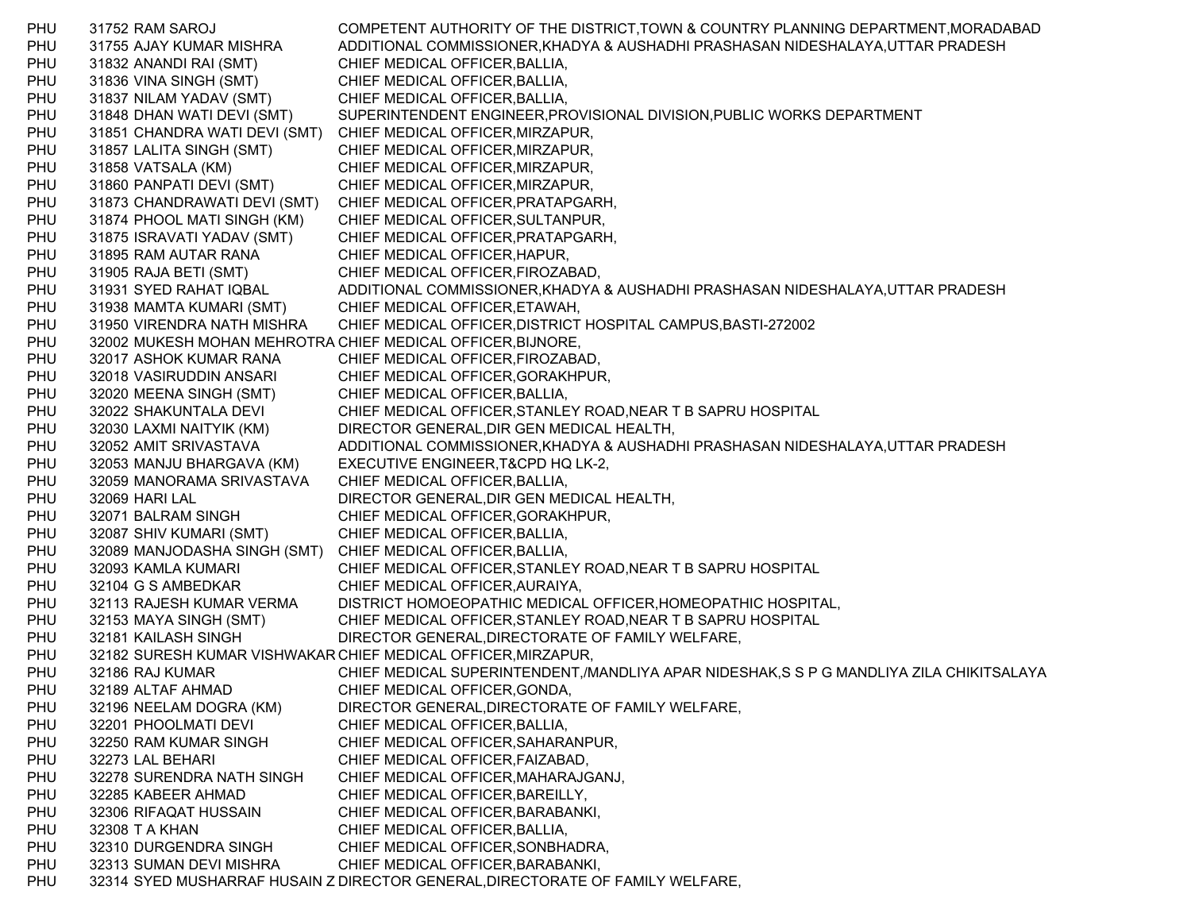| | | | |
|---|---|---|---|
| PHU | 31752 | RAM SAROJ | COMPETENT AUTHORITY OF THE DISTRICT,TOWN & COUNTRY PLANNING DEPARTMENT,MORADABAD |
| PHU | 31755 | AJAY KUMAR MISHRA | ADDITIONAL COMMISSIONER,KHADYA & AUSHADHI PRASHASAN NIDESHALAYA,UTTAR PRADESH |
| PHU | 31832 | ANANDI RAI (SMT) | CHIEF MEDICAL OFFICER,BALLIA, |
| PHU | 31836 | VINA SINGH (SMT) | CHIEF MEDICAL OFFICER,BALLIA, |
| PHU | 31837 | NILAM YADAV (SMT) | CHIEF MEDICAL OFFICER,BALLIA, |
| PHU | 31848 | DHAN WATI DEVI (SMT) | SUPERINTENDENT ENGINEER,PROVISIONAL DIVISION,PUBLIC WORKS DEPARTMENT |
| PHU | 31851 | CHANDRA WATI DEVI (SMT) | CHIEF MEDICAL OFFICER,MIRZAPUR, |
| PHU | 31857 | LALITA SINGH (SMT) | CHIEF MEDICAL OFFICER,MIRZAPUR, |
| PHU | 31858 | VATSALA (KM) | CHIEF MEDICAL OFFICER,MIRZAPUR, |
| PHU | 31860 | PANPATI DEVI (SMT) | CHIEF MEDICAL OFFICER,MIRZAPUR, |
| PHU | 31873 | CHANDRAWATI DEVI (SMT) | CHIEF MEDICAL OFFICER,PRATAPGARH, |
| PHU | 31874 | PHOOL MATI SINGH (KM) | CHIEF MEDICAL OFFICER,SULTANPUR, |
| PHU | 31875 | ISRAVATI YADAV (SMT) | CHIEF MEDICAL OFFICER,PRATAPGARH, |
| PHU | 31895 | RAM AUTAR RANA | CHIEF MEDICAL OFFICER,HAPUR, |
| PHU | 31905 | RAJA BETI (SMT) | CHIEF MEDICAL OFFICER,FIROZABAD, |
| PHU | 31931 | SYED RAHAT IQBAL | ADDITIONAL COMMISSIONER,KHADYA & AUSHADHI PRASHASAN NIDESHALAYA,UTTAR PRADESH |
| PHU | 31938 | MAMTA KUMARI (SMT) | CHIEF MEDICAL OFFICER,ETAWAH, |
| PHU | 31950 | VIRENDRA NATH MISHRA | CHIEF MEDICAL OFFICER,DISTRICT HOSPITAL CAMPUS,BASTI-272002 |
| PHU | 32002 | MUKESH MOHAN MEHROTRA | CHIEF MEDICAL OFFICER,BIJNORE, |
| PHU | 32017 | ASHOK KUMAR RANA | CHIEF MEDICAL OFFICER,FIROZABAD, |
| PHU | 32018 | VASIRUDDIN ANSARI | CHIEF MEDICAL OFFICER,GORAKHPUR, |
| PHU | 32020 | MEENA SINGH (SMT) | CHIEF MEDICAL OFFICER,BALLIA, |
| PHU | 32022 | SHAKUNTALA DEVI | CHIEF MEDICAL OFFICER,STANLEY ROAD,NEAR T B SAPRU HOSPITAL |
| PHU | 32030 | LAXMI NAITYIK (KM) | DIRECTOR GENERAL,DIR GEN MEDICAL HEALTH, |
| PHU | 32052 | AMIT SRIVASTAVA | ADDITIONAL COMMISSIONER,KHADYA & AUSHADHI PRASHASAN NIDESHALAYA,UTTAR PRADESH |
| PHU | 32053 | MANJU BHARGAVA (KM) | EXECUTIVE ENGINEER,T&CPD HQ LK-2, |
| PHU | 32059 | MANORAMA SRIVASTAVA | CHIEF MEDICAL OFFICER,BALLIA, |
| PHU | 32069 | HARI LAL | DIRECTOR GENERAL,DIR GEN MEDICAL HEALTH, |
| PHU | 32071 | BALRAM SINGH | CHIEF MEDICAL OFFICER,GORAKHPUR, |
| PHU | 32087 | SHIV KUMARI (SMT) | CHIEF MEDICAL OFFICER,BALLIA, |
| PHU | 32089 | MANJODASHA SINGH (SMT) | CHIEF MEDICAL OFFICER,BALLIA, |
| PHU | 32093 | KAMLA KUMARI | CHIEF MEDICAL OFFICER,STANLEY ROAD,NEAR T B SAPRU HOSPITAL |
| PHU | 32104 | G S AMBEDKAR | CHIEF MEDICAL OFFICER,AURAIYA, |
| PHU | 32113 | RAJESH KUMAR VERMA | DISTRICT HOMOEOPATHIC MEDICAL OFFICER,HOMEOPATHIC HOSPITAL, |
| PHU | 32153 | MAYA SINGH (SMT) | CHIEF MEDICAL OFFICER,STANLEY ROAD,NEAR T B SAPRU HOSPITAL |
| PHU | 32181 | KAILASH SINGH | DIRECTOR GENERAL,DIRECTORATE OF FAMILY WELFARE, |
| PHU | 32182 | SURESH KUMAR VISHWAKAR | CHIEF MEDICAL OFFICER,MIRZAPUR, |
| PHU | 32186 | RAJ KUMAR | CHIEF MEDICAL SUPERINTENDENT,/MANDLIYA APAR NIDESHAK,S S P G MANDLIYA ZILA CHIKITSALAYA |
| PHU | 32189 | ALTAF AHMAD | CHIEF MEDICAL OFFICER,GONDA, |
| PHU | 32196 | NEELAM DOGRA (KM) | DIRECTOR GENERAL,DIRECTORATE OF FAMILY WELFARE, |
| PHU | 32201 | PHOOLMATI DEVI | CHIEF MEDICAL OFFICER,BALLIA, |
| PHU | 32250 | RAM KUMAR SINGH | CHIEF MEDICAL OFFICER,SAHARANPUR, |
| PHU | 32273 | LAL BEHARI | CHIEF MEDICAL OFFICER,FAIZABAD, |
| PHU | 32278 | SURENDRA NATH SINGH | CHIEF MEDICAL OFFICER,MAHARAJGANJ, |
| PHU | 32285 | KABEER AHMAD | CHIEF MEDICAL OFFICER,BAREILLY, |
| PHU | 32306 | RIFAQAT HUSSAIN | CHIEF MEDICAL OFFICER,BARABANKI, |
| PHU | 32308 | T A KHAN | CHIEF MEDICAL OFFICER,BALLIA, |
| PHU | 32310 | DURGENDRA SINGH | CHIEF MEDICAL OFFICER,SONBHADRA, |
| PHU | 32313 | SUMAN DEVI MISHRA | CHIEF MEDICAL OFFICER,BARABANKI, |
| PHU | 32314 | SYED MUSHARRAF HUSAIN Z | DIRECTOR GENERAL,DIRECTORATE OF FAMILY WELFARE, |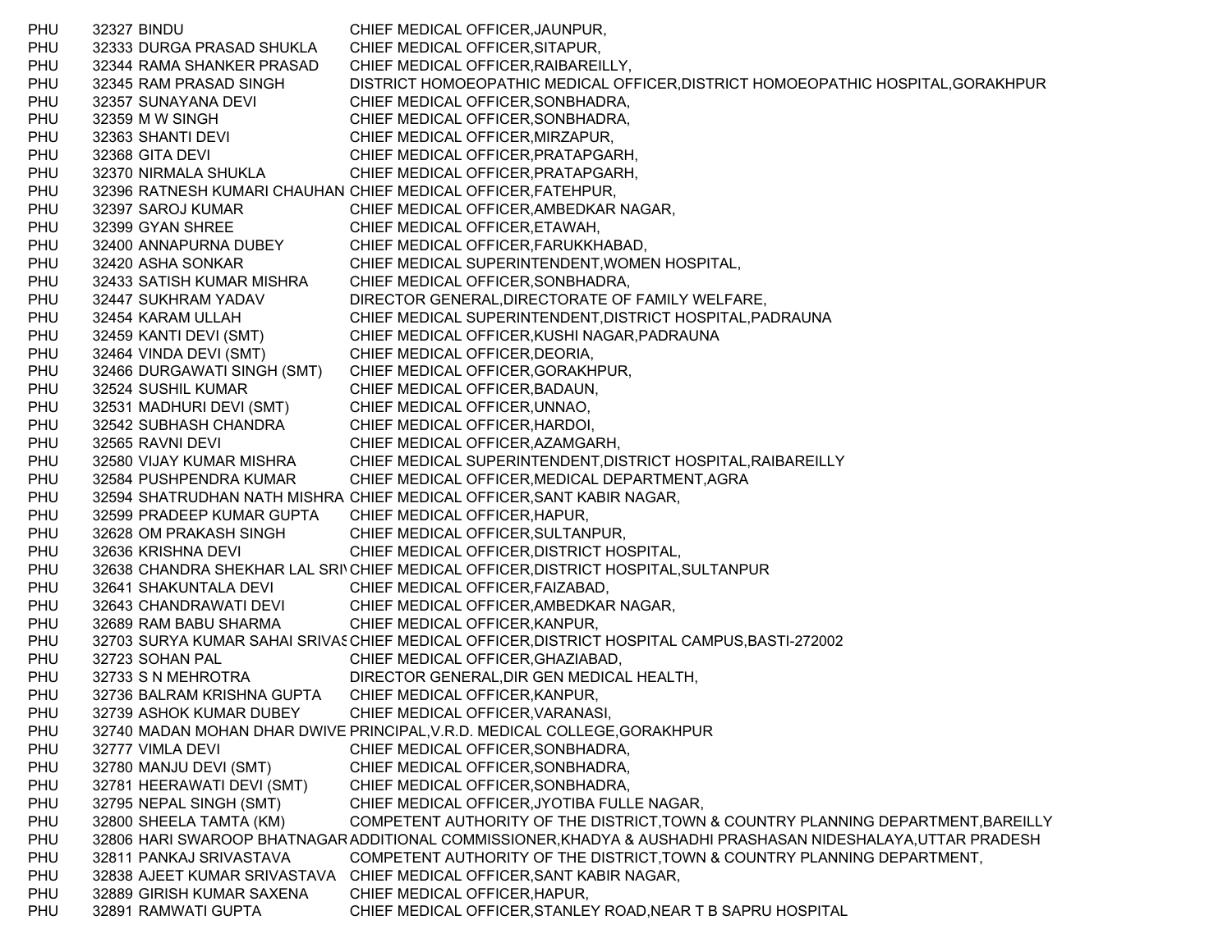| | | | |
|---|---|---|---|
| PHU | 32327 | BINDU | CHIEF MEDICAL OFFICER,JAUNPUR, |
| PHU | 32333 | DURGA PRASAD SHUKLA | CHIEF MEDICAL OFFICER,SITAPUR, |
| PHU | 32344 | RAMA SHANKER PRASAD | CHIEF MEDICAL OFFICER,RAIBAREILLY, |
| PHU | 32345 | RAM PRASAD SINGH | DISTRICT HOMOEOPATHIC MEDICAL OFFICER,DISTRICT HOMOEOPATHIC HOSPITAL,GORAKHPUR |
| PHU | 32357 | SUNAYANA DEVI | CHIEF MEDICAL OFFICER,SONBHADRA, |
| PHU | 32359 | M W SINGH | CHIEF MEDICAL OFFICER,SONBHADRA, |
| PHU | 32363 | SHANTI DEVI | CHIEF MEDICAL OFFICER,MIRZAPUR, |
| PHU | 32368 | GITA DEVI | CHIEF MEDICAL OFFICER,PRATAPGARH, |
| PHU | 32370 | NIRMALA SHUKLA | CHIEF MEDICAL OFFICER,PRATAPGARH, |
| PHU | 32396 | RATNESH KUMARI CHAUHAN | CHIEF MEDICAL OFFICER,FATEHPUR, |
| PHU | 32397 | SAROJ KUMAR | CHIEF MEDICAL OFFICER,AMBEDKAR NAGAR, |
| PHU | 32399 | GYAN SHREE | CHIEF MEDICAL OFFICER,ETAWAH, |
| PHU | 32400 | ANNAPURNA DUBEY | CHIEF MEDICAL OFFICER,FARUKKHABAD, |
| PHU | 32420 | ASHA SONKAR | CHIEF MEDICAL SUPERINTENDENT,WOMEN HOSPITAL, |
| PHU | 32433 | SATISH KUMAR MISHRA | CHIEF MEDICAL OFFICER,SONBHADRA, |
| PHU | 32447 | SUKHRAM YADAV | DIRECTOR GENERAL,DIRECTORATE OF FAMILY WELFARE, |
| PHU | 32454 | KARAM ULLAH | CHIEF MEDICAL SUPERINTENDENT,DISTRICT HOSPITAL,PADRAUNA |
| PHU | 32459 | KANTI DEVI (SMT) | CHIEF MEDICAL OFFICER,KUSHI NAGAR,PADRAUNA |
| PHU | 32464 | VINDA DEVI (SMT) | CHIEF MEDICAL OFFICER,DEORIA, |
| PHU | 32466 | DURGAWATI SINGH (SMT) | CHIEF MEDICAL OFFICER,GORAKHPUR, |
| PHU | 32524 | SUSHIL KUMAR | CHIEF MEDICAL OFFICER,BADAUN, |
| PHU | 32531 | MADHURI DEVI (SMT) | CHIEF MEDICAL OFFICER,UNNAO, |
| PHU | 32542 | SUBHASH CHANDRA | CHIEF MEDICAL OFFICER,HARDOI, |
| PHU | 32565 | RAVNI DEVI | CHIEF MEDICAL OFFICER,AZAMGARH, |
| PHU | 32580 | VIJAY KUMAR MISHRA | CHIEF MEDICAL SUPERINTENDENT,DISTRICT HOSPITAL,RAIBAREILLY |
| PHU | 32584 | PUSHPENDRA KUMAR | CHIEF MEDICAL OFFICER,MEDICAL DEPARTMENT,AGRA |
| PHU | 32594 | SHATRUDHAN NATH MISHRA | CHIEF MEDICAL OFFICER,SANT KABIR NAGAR, |
| PHU | 32599 | PRADEEP KUMAR GUPTA | CHIEF MEDICAL OFFICER,HAPUR, |
| PHU | 32628 | OM PRAKASH SINGH | CHIEF MEDICAL OFFICER,SULTANPUR, |
| PHU | 32636 | KRISHNA DEVI | CHIEF MEDICAL OFFICER,DISTRICT HOSPITAL, |
| PHU | 32638 | CHANDRA SHEKHAR LAL SRI\ | CHIEF MEDICAL OFFICER,DISTRICT HOSPITAL,SULTANPUR |
| PHU | 32641 | SHAKUNTALA DEVI | CHIEF MEDICAL OFFICER,FAIZABAD, |
| PHU | 32643 | CHANDRAWATI DEVI | CHIEF MEDICAL OFFICER,AMBEDKAR NAGAR, |
| PHU | 32689 | RAM BABU SHARMA | CHIEF MEDICAL OFFICER,KANPUR, |
| PHU | 32703 | SURYA KUMAR SAHAI SRIVAS | CHIEF MEDICAL OFFICER,DISTRICT HOSPITAL CAMPUS,BASTI-272002 |
| PHU | 32723 | SOHAN PAL | CHIEF MEDICAL OFFICER,GHAZIABAD, |
| PHU | 32733 | S N MEHROTRA | DIRECTOR GENERAL,DIR GEN MEDICAL HEALTH, |
| PHU | 32736 | BALRAM KRISHNA GUPTA | CHIEF MEDICAL OFFICER,KANPUR, |
| PHU | 32739 | ASHOK KUMAR DUBEY | CHIEF MEDICAL OFFICER,VARANASI, |
| PHU | 32740 | MADAN MOHAN DHAR DWIVE | PRINCIPAL,V.R.D. MEDICAL COLLEGE,GORAKHPUR |
| PHU | 32777 | VIMLA DEVI | CHIEF MEDICAL OFFICER,SONBHADRA, |
| PHU | 32780 | MANJU DEVI (SMT) | CHIEF MEDICAL OFFICER,SONBHADRA, |
| PHU | 32781 | HEERAWATI DEVI (SMT) | CHIEF MEDICAL OFFICER,SONBHADRA, |
| PHU | 32795 | NEPAL SINGH (SMT) | CHIEF MEDICAL OFFICER,JYOTIBA FULLE NAGAR, |
| PHU | 32800 | SHEELA TAMTA (KM) | COMPETENT AUTHORITY OF THE DISTRICT,TOWN & COUNTRY PLANNING DEPARTMENT,BAREILLY |
| PHU | 32806 | HARI SWAROOP BHATNAGAR | ADDITIONAL COMMISSIONER,KHADYA & AUSHADHI PRASHASAN NIDESHALAYA,UTTAR PRADESH |
| PHU | 32811 | PANKAJ SRIVASTAVA | COMPETENT AUTHORITY OF THE DISTRICT,TOWN & COUNTRY PLANNING DEPARTMENT, |
| PHU | 32838 | AJEET KUMAR SRIVASTAVA | CHIEF MEDICAL OFFICER,SANT KABIR NAGAR, |
| PHU | 32889 | GIRISH KUMAR SAXENA | CHIEF MEDICAL OFFICER,HAPUR, |
| PHU | 32891 | RAMWATI GUPTA | CHIEF MEDICAL OFFICER,STANLEY ROAD,NEAR T B SAPRU HOSPITAL |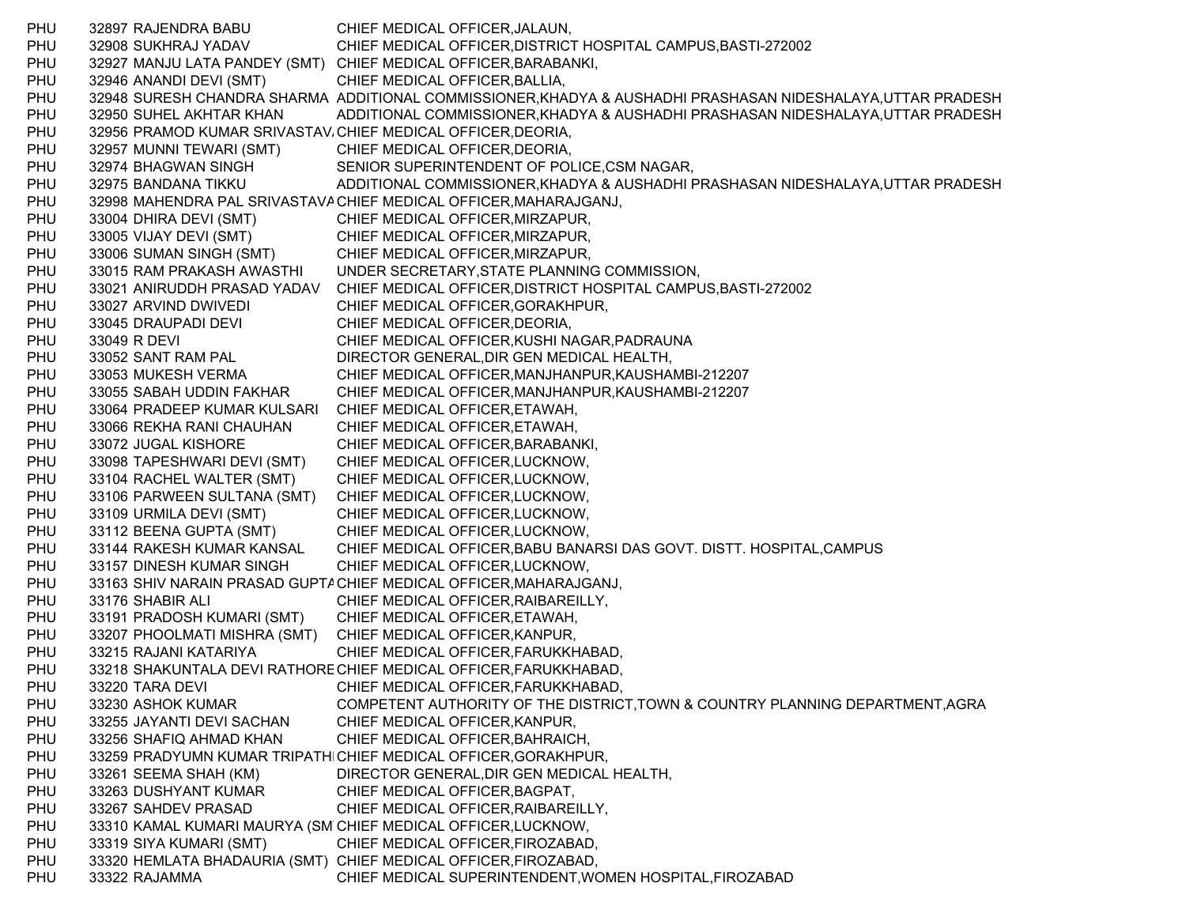| | | | |
|---|---|---|---|
| PHU | 32897 | RAJENDRA BABU | CHIEF MEDICAL OFFICER,JALAUN, |
| PHU | 32908 | SUKHRAJ YADAV | CHIEF MEDICAL OFFICER,DISTRICT HOSPITAL CAMPUS,BASTI-272002 |
| PHU | 32927 | MANJU LATA PANDEY (SMT) | CHIEF MEDICAL OFFICER,BARABANKI, |
| PHU | 32946 | ANANDI DEVI (SMT) | CHIEF MEDICAL OFFICER,BALLIA, |
| PHU | 32948 | SURESH CHANDRA SHARMA | ADDITIONAL COMMISSIONER,KHADYA & AUSHADHI PRASHASAN NIDESHALAYA,UTTAR PRADESH |
| PHU | 32950 | SUHEL AKHTAR KHAN | ADDITIONAL COMMISSIONER,KHADYA & AUSHADHI PRASHASAN NIDESHALAYA,UTTAR PRADESH |
| PHU | 32956 | PRAMOD KUMAR SRIVASTAV | CHIEF MEDICAL OFFICER,DEORIA, |
| PHU | 32957 | MUNNI TEWARI (SMT) | CHIEF MEDICAL OFFICER,DEORIA, |
| PHU | 32974 | BHAGWAN SINGH | SENIOR SUPERINTENDENT OF POLICE,CSM NAGAR, |
| PHU | 32975 | BANDANA TIKKU | ADDITIONAL COMMISSIONER,KHADYA & AUSHADHI PRASHASAN NIDESHALAYA,UTTAR PRADESH |
| PHU | 32998 | MAHENDRA PAL SRIVASTAVA | CHIEF MEDICAL OFFICER,MAHARAJGANJ, |
| PHU | 33004 | DHIRA DEVI (SMT) | CHIEF MEDICAL OFFICER,MIRZAPUR, |
| PHU | 33005 | VIJAY DEVI (SMT) | CHIEF MEDICAL OFFICER,MIRZAPUR, |
| PHU | 33006 | SUMAN SINGH (SMT) | CHIEF MEDICAL OFFICER,MIRZAPUR, |
| PHU | 33015 | RAM PRAKASH AWASTHI | UNDER SECRETARY,STATE PLANNING COMMISSION, |
| PHU | 33021 | ANIRUDDH PRASAD YADAV | CHIEF MEDICAL OFFICER,DISTRICT HOSPITAL CAMPUS,BASTI-272002 |
| PHU | 33027 | ARVIND DWIVEDI | CHIEF MEDICAL OFFICER,GORAKHPUR, |
| PHU | 33045 | DRAUPADI DEVI | CHIEF MEDICAL OFFICER,DEORIA, |
| PHU | 33049 | R DEVI | CHIEF MEDICAL OFFICER,KUSHI NAGAR,PADRAUNA |
| PHU | 33052 | SANT RAM PAL | DIRECTOR GENERAL,DIR GEN MEDICAL HEALTH, |
| PHU | 33053 | MUKESH VERMA | CHIEF MEDICAL OFFICER,MANJHANPUR,KAUSHAMBI-212207 |
| PHU | 33055 | SABAH UDDIN FAKHAR | CHIEF MEDICAL OFFICER,MANJHANPUR,KAUSHAMBI-212207 |
| PHU | 33064 | PRADEEP KUMAR KULSARI | CHIEF MEDICAL OFFICER,ETAWAH, |
| PHU | 33066 | REKHA RANI CHAUHAN | CHIEF MEDICAL OFFICER,ETAWAH, |
| PHU | 33072 | JUGAL KISHORE | CHIEF MEDICAL OFFICER,BARABANKI, |
| PHU | 33098 | TAPESHWARI DEVI (SMT) | CHIEF MEDICAL OFFICER,LUCKNOW, |
| PHU | 33104 | RACHEL WALTER (SMT) | CHIEF MEDICAL OFFICER,LUCKNOW, |
| PHU | 33106 | PARWEEN SULTANA (SMT) | CHIEF MEDICAL OFFICER,LUCKNOW, |
| PHU | 33109 | URMILA DEVI (SMT) | CHIEF MEDICAL OFFICER,LUCKNOW, |
| PHU | 33112 | BEENA GUPTA (SMT) | CHIEF MEDICAL OFFICER,LUCKNOW, |
| PHU | 33144 | RAKESH KUMAR KANSAL | CHIEF MEDICAL OFFICER,BABU BANARSI DAS GOVT. DISTT. HOSPITAL,CAMPUS |
| PHU | 33157 | DINESH KUMAR SINGH | CHIEF MEDICAL OFFICER,LUCKNOW, |
| PHU | 33163 | SHIV NARAIN PRASAD GUPTA | CHIEF MEDICAL OFFICER,MAHARAJGANJ, |
| PHU | 33176 | SHABIR ALI | CHIEF MEDICAL OFFICER,RAIBAREILLY, |
| PHU | 33191 | PRADOSH KUMARI (SMT) | CHIEF MEDICAL OFFICER,ETAWAH, |
| PHU | 33207 | PHOOLMATI MISHRA (SMT) | CHIEF MEDICAL OFFICER,KANPUR, |
| PHU | 33215 | RAJANI KATARIYA | CHIEF MEDICAL OFFICER,FARUKKHABAD, |
| PHU | 33218 | SHAKUNTALA DEVI RATHORE | CHIEF MEDICAL OFFICER,FARUKKHABAD, |
| PHU | 33220 | TARA DEVI | CHIEF MEDICAL OFFICER,FARUKKHABAD, |
| PHU | 33230 | ASHOK KUMAR | COMPETENT AUTHORITY OF THE DISTRICT,TOWN & COUNTRY PLANNING DEPARTMENT,AGRA |
| PHU | 33255 | JAYANTI DEVI SACHAN | CHIEF MEDICAL OFFICER,KANPUR, |
| PHU | 33256 | SHAFIQ AHMAD KHAN | CHIEF MEDICAL OFFICER,BAHRAICH, |
| PHU | 33259 | PRADYUMN KUMAR TRIPATHI | CHIEF MEDICAL OFFICER,GORAKHPUR, |
| PHU | 33261 | SEEMA SHAH (KM) | DIRECTOR GENERAL,DIR GEN MEDICAL HEALTH, |
| PHU | 33263 | DUSHYANT KUMAR | CHIEF MEDICAL OFFICER,BAGPAT, |
| PHU | 33267 | SAHDEV PRASAD | CHIEF MEDICAL OFFICER,RAIBAREILLY, |
| PHU | 33310 | KAMAL KUMARI MAURYA (SM | CHIEF MEDICAL OFFICER,LUCKNOW, |
| PHU | 33319 | SIYA KUMARI (SMT) | CHIEF MEDICAL OFFICER,FIROZABAD, |
| PHU | 33320 | HEMLATA BHADAURIA (SMT) | CHIEF MEDICAL OFFICER,FIROZABAD, |
| PHU | 33322 | RAJAMMA | CHIEF MEDICAL SUPERINTENDENT,WOMEN HOSPITAL,FIROZABAD |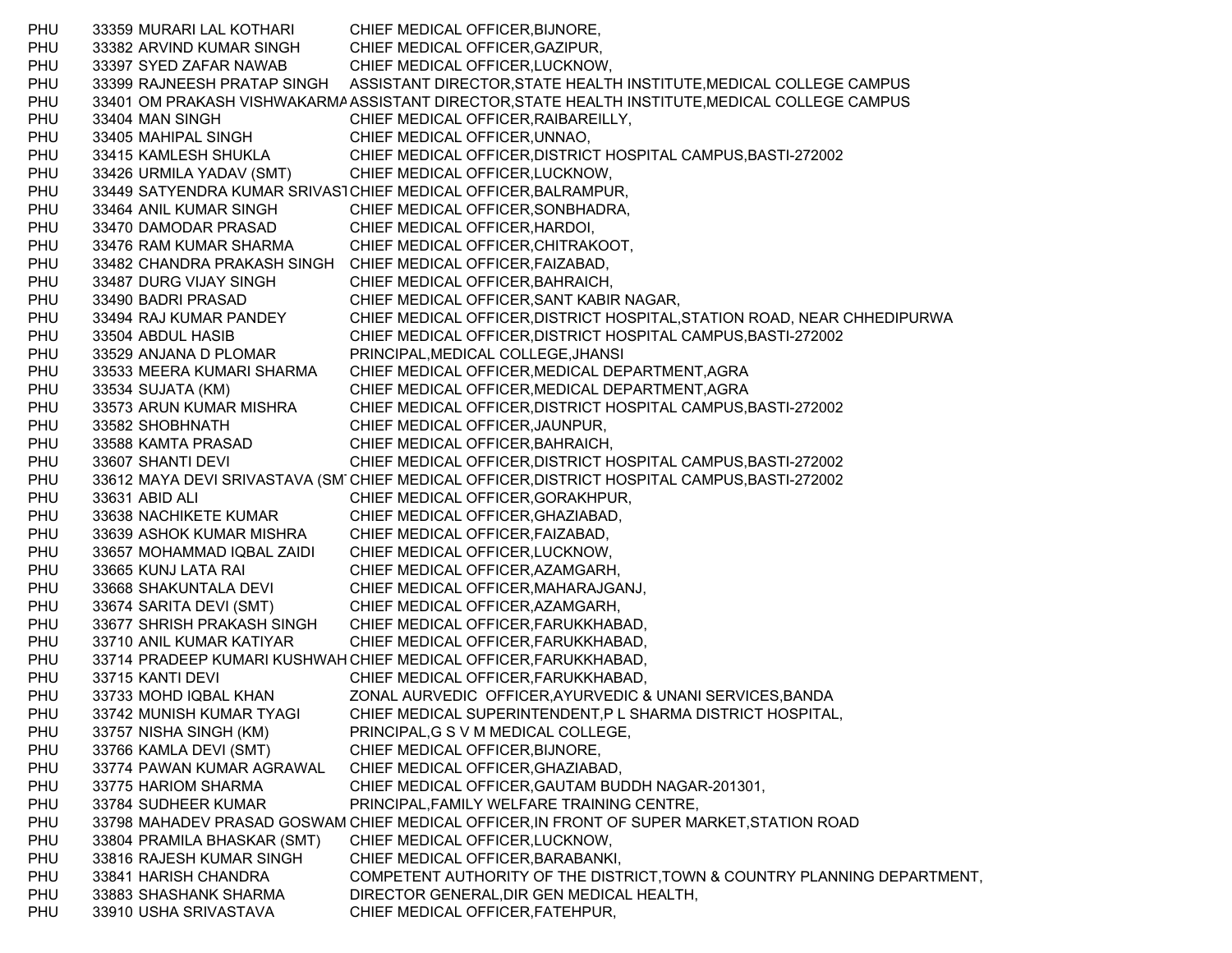| | | | |
|---|---|---|---|
| PHU | 33359 | MURARI LAL KOTHARI | CHIEF MEDICAL OFFICER,BIJNORE, |
| PHU | 33382 | ARVIND KUMAR SINGH | CHIEF MEDICAL OFFICER,GAZIPUR, |
| PHU | 33397 | SYED ZAFAR NAWAB | CHIEF MEDICAL OFFICER,LUCKNOW, |
| PHU | 33399 | RAJNEESH PRATAP SINGH | ASSISTANT DIRECTOR,STATE HEALTH INSTITUTE,MEDICAL COLLEGE CAMPUS |
| PHU | 33401 | OM PRAKASH VISHWAKARMA | ASSISTANT DIRECTOR,STATE HEALTH INSTITUTE,MEDICAL COLLEGE CAMPUS |
| PHU | 33404 | MAN SINGH | CHIEF MEDICAL OFFICER,RAIBAREILLY, |
| PHU | 33405 | MAHIPAL SINGH | CHIEF MEDICAL OFFICER,UNNAO, |
| PHU | 33415 | KAMLESH SHUKLA | CHIEF MEDICAL OFFICER,DISTRICT HOSPITAL CAMPUS,BASTI-272002 |
| PHU | 33426 | URMILA YADAV (SMT) | CHIEF MEDICAL OFFICER,LUCKNOW, |
| PHU | 33449 | SATYENDRA KUMAR SRIVAST | CHIEF MEDICAL OFFICER,BALRAMPUR, |
| PHU | 33464 | ANIL KUMAR SINGH | CHIEF MEDICAL OFFICER,SONBHADRA, |
| PHU | 33470 | DAMODAR PRASAD | CHIEF MEDICAL OFFICER,HARDOI, |
| PHU | 33476 | RAM KUMAR SHARMA | CHIEF MEDICAL OFFICER,CHITRAKOOT, |
| PHU | 33482 | CHANDRA PRAKASH SINGH | CHIEF MEDICAL OFFICER,FAIZABAD, |
| PHU | 33487 | DURG VIJAY SINGH | CHIEF MEDICAL OFFICER,BAHRAICH, |
| PHU | 33490 | BADRI PRASAD | CHIEF MEDICAL OFFICER,SANT KABIR NAGAR, |
| PHU | 33494 | RAJ KUMAR PANDEY | CHIEF MEDICAL OFFICER,DISTRICT HOSPITAL,STATION ROAD, NEAR CHHEDIPURWA |
| PHU | 33504 | ABDUL HASIB | CHIEF MEDICAL OFFICER,DISTRICT HOSPITAL CAMPUS,BASTI-272002 |
| PHU | 33529 | ANJANA D PLOMAR | PRINCIPAL,MEDICAL COLLEGE,JHANSI |
| PHU | 33533 | MEERA KUMARI SHARMA | CHIEF MEDICAL OFFICER,MEDICAL DEPARTMENT,AGRA |
| PHU | 33534 | SUJATA (KM) | CHIEF MEDICAL OFFICER,MEDICAL DEPARTMENT,AGRA |
| PHU | 33573 | ARUN KUMAR MISHRA | CHIEF MEDICAL OFFICER,DISTRICT HOSPITAL CAMPUS,BASTI-272002 |
| PHU | 33582 | SHOBHNATH | CHIEF MEDICAL OFFICER,JAUNPUR, |
| PHU | 33588 | KAMTA PRASAD | CHIEF MEDICAL OFFICER,BAHRAICH, |
| PHU | 33607 | SHANTI DEVI | CHIEF MEDICAL OFFICER,DISTRICT HOSPITAL CAMPUS,BASTI-272002 |
| PHU | 33612 | MAYA DEVI SRIVASTAVA (SMT | CHIEF MEDICAL OFFICER,DISTRICT HOSPITAL CAMPUS,BASTI-272002 |
| PHU | 33631 | ABID ALI | CHIEF MEDICAL OFFICER,GORAKHPUR, |
| PHU | 33638 | NACHIKETE KUMAR | CHIEF MEDICAL OFFICER,GHAZIABAD, |
| PHU | 33639 | ASHOK KUMAR MISHRA | CHIEF MEDICAL OFFICER,FAIZABAD, |
| PHU | 33657 | MOHAMMAD IQBAL ZAIDI | CHIEF MEDICAL OFFICER,LUCKNOW, |
| PHU | 33665 | KUNJ LATA RAI | CHIEF MEDICAL OFFICER,AZAMGARH, |
| PHU | 33668 | SHAKUNTALA DEVI | CHIEF MEDICAL OFFICER,MAHARAJGANJ, |
| PHU | 33674 | SARITA DEVI (SMT) | CHIEF MEDICAL OFFICER,AZAMGARH, |
| PHU | 33677 | SHRISH PRAKASH SINGH | CHIEF MEDICAL OFFICER,FARUKKHABAD, |
| PHU | 33710 | ANIL KUMAR KATIYAR | CHIEF MEDICAL OFFICER,FARUKKHABAD, |
| PHU | 33714 | PRADEEP KUMARI KUSHWAH | CHIEF MEDICAL OFFICER,FARUKKHABAD, |
| PHU | 33715 | KANTI DEVI | CHIEF MEDICAL OFFICER,FARUKKHABAD, |
| PHU | 33733 | MOHD IQBAL KHAN | ZONAL AURVEDIC OFFICER,AYURVEDIC & UNANI SERVICES,BANDA |
| PHU | 33742 | MUNISH KUMAR TYAGI | CHIEF MEDICAL SUPERINTENDENT,P L SHARMA DISTRICT HOSPITAL, |
| PHU | 33757 | NISHA SINGH (KM) | PRINCIPAL,G S V M MEDICAL COLLEGE, |
| PHU | 33766 | KAMLA DEVI (SMT) | CHIEF MEDICAL OFFICER,BIJNORE, |
| PHU | 33774 | PAWAN KUMAR AGRAWAL | CHIEF MEDICAL OFFICER,GHAZIABAD, |
| PHU | 33775 | HARIOM SHARMA | CHIEF MEDICAL OFFICER,GAUTAM BUDDH NAGAR-201301, |
| PHU | 33784 | SUDHEER KUMAR | PRINCIPAL,FAMILY WELFARE TRAINING CENTRE, |
| PHU | 33798 | MAHADEV PRASAD GOSWAM | CHIEF MEDICAL OFFICER,IN FRONT OF SUPER MARKET,STATION ROAD |
| PHU | 33804 | PRAMILA BHASKAR (SMT) | CHIEF MEDICAL OFFICER,LUCKNOW, |
| PHU | 33816 | RAJESH KUMAR SINGH | CHIEF MEDICAL OFFICER,BARABANKI, |
| PHU | 33841 | HARISH CHANDRA | COMPETENT AUTHORITY OF THE DISTRICT,TOWN & COUNTRY PLANNING DEPARTMENT, |
| PHU | 33883 | SHASHANK SHARMA | DIRECTOR GENERAL,DIR GEN MEDICAL HEALTH, |
| PHU | 33910 | USHA SRIVASTAVA | CHIEF MEDICAL OFFICER,FATEHPUR, |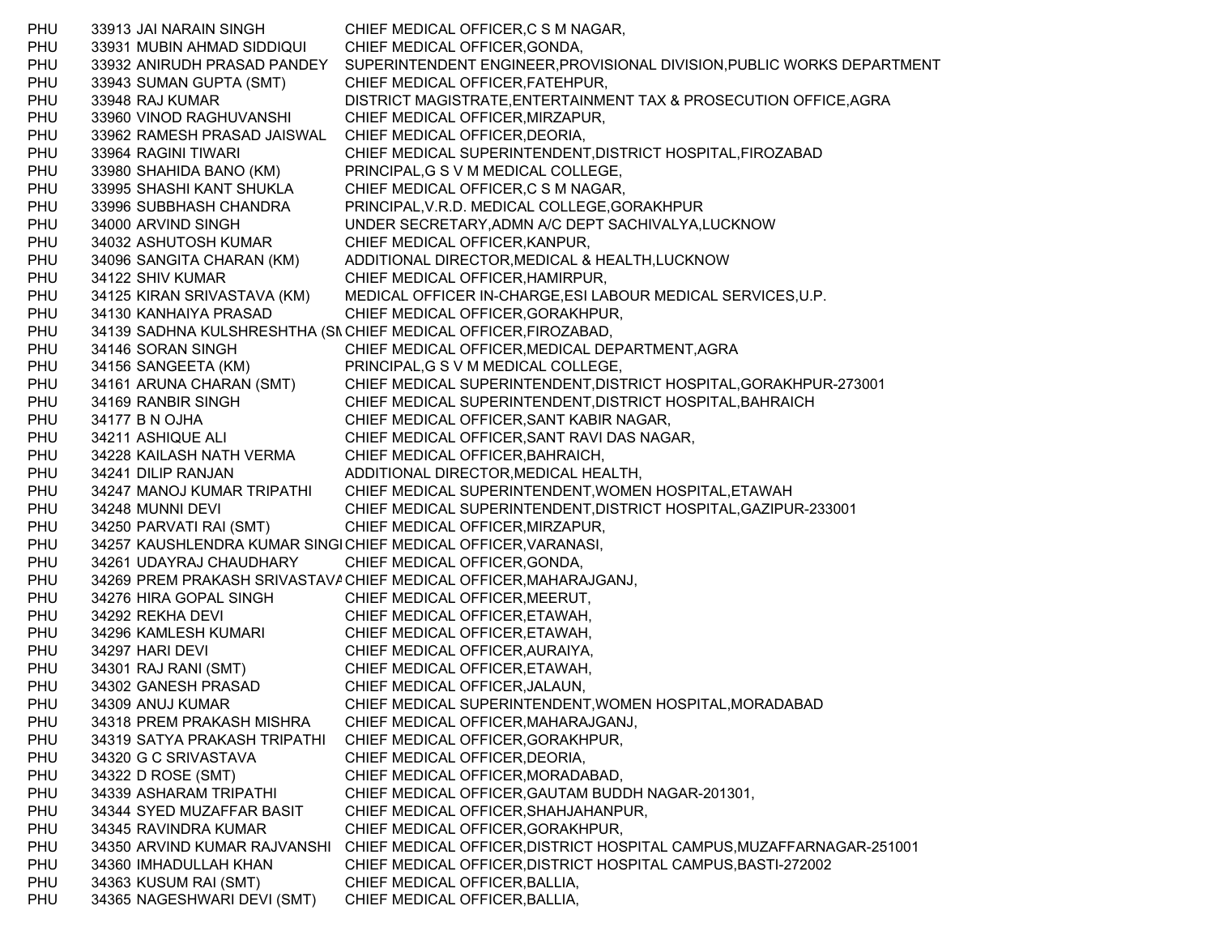| | | | |
|---|---|---|---|
| PHU | 33913 | JAI NARAIN SINGH | CHIEF MEDICAL OFFICER,C S M NAGAR, |
| PHU | 33931 | MUBIN AHMAD SIDDIQUI | CHIEF MEDICAL OFFICER,GONDA, |
| PHU | 33932 | ANIRUDH PRASAD PANDEY | SUPERINTENDENT ENGINEER,PROVISIONAL DIVISION,PUBLIC WORKS DEPARTMENT |
| PHU | 33943 | SUMAN GUPTA (SMT) | CHIEF MEDICAL OFFICER,FATEHPUR, |
| PHU | 33948 | RAJ KUMAR | DISTRICT MAGISTRATE,ENTERTAINMENT TAX & PROSECUTION OFFICE,AGRA |
| PHU | 33960 | VINOD RAGHUVANSHI | CHIEF MEDICAL OFFICER,MIRZAPUR, |
| PHU | 33962 | RAMESH PRASAD JAISWAL | CHIEF MEDICAL OFFICER,DEORIA, |
| PHU | 33964 | RAGINI TIWARI | CHIEF MEDICAL SUPERINTENDENT,DISTRICT HOSPITAL,FIROZABAD |
| PHU | 33980 | SHAHIDA BANO (KM) | PRINCIPAL,G S V M MEDICAL COLLEGE, |
| PHU | 33995 | SHASHI KANT SHUKLA | CHIEF MEDICAL OFFICER,C S M NAGAR, |
| PHU | 33996 | SUBBHASH CHANDRA | PRINCIPAL,V.R.D. MEDICAL COLLEGE,GORAKHPUR |
| PHU | 34000 | ARVIND SINGH | UNDER SECRETARY,ADMN A/C DEPT SACHIVALYA,LUCKNOW |
| PHU | 34032 | ASHUTOSH KUMAR | CHIEF MEDICAL OFFICER,KANPUR, |
| PHU | 34096 | SANGITA CHARAN (KM) | ADDITIONAL DIRECTOR,MEDICAL & HEALTH,LUCKNOW |
| PHU | 34122 | SHIV KUMAR | CHIEF MEDICAL OFFICER,HAMIRPUR, |
| PHU | 34125 | KIRAN SRIVASTAVA (KM) | MEDICAL OFFICER IN-CHARGE,ESI LABOUR MEDICAL SERVICES,U.P. |
| PHU | 34130 | KANHAIYA PRASAD | CHIEF MEDICAL OFFICER,GORAKHPUR, |
| PHU | 34139 | SADHNA KULSHRESHTHA (SM | CHIEF MEDICAL OFFICER,FIROZABAD, |
| PHU | 34146 | SORAN SINGH | CHIEF MEDICAL OFFICER,MEDICAL DEPARTMENT,AGRA |
| PHU | 34156 | SANGEETA (KM) | PRINCIPAL,G S V M MEDICAL COLLEGE, |
| PHU | 34161 | ARUNA CHARAN (SMT) | CHIEF MEDICAL SUPERINTENDENT,DISTRICT HOSPITAL,GORAKHPUR-273001 |
| PHU | 34169 | RANBIR SINGH | CHIEF MEDICAL SUPERINTENDENT,DISTRICT HOSPITAL,BAHRAICH |
| PHU | 34177 | B N OJHA | CHIEF MEDICAL OFFICER,SANT KABIR NAGAR, |
| PHU | 34211 | ASHIQUE ALI | CHIEF MEDICAL OFFICER,SANT RAVI DAS NAGAR, |
| PHU | 34228 | KAILASH NATH VERMA | CHIEF MEDICAL OFFICER,BAHRAICH, |
| PHU | 34241 | DILIP RANJAN | ADDITIONAL DIRECTOR,MEDICAL HEALTH, |
| PHU | 34247 | MANOJ KUMAR TRIPATHI | CHIEF MEDICAL SUPERINTENDENT,WOMEN HOSPITAL,ETAWAH |
| PHU | 34248 | MUNNI DEVI | CHIEF MEDICAL SUPERINTENDENT,DISTRICT HOSPITAL,GAZIPUR-233001 |
| PHU | 34250 | PARVATI RAI (SMT) | CHIEF MEDICAL OFFICER,MIRZAPUR, |
| PHU | 34257 | KAUSHLENDRA KUMAR SINGI | CHIEF MEDICAL OFFICER,VARANASI, |
| PHU | 34261 | UDAYRAJ CHAUDHARY | CHIEF MEDICAL OFFICER,GONDA, |
| PHU | 34269 | PREM PRAKASH SRIVASTAVA | CHIEF MEDICAL OFFICER,MAHARAJGANJ, |
| PHU | 34276 | HIRA GOPAL SINGH | CHIEF MEDICAL OFFICER,MEERUT, |
| PHU | 34292 | REKHA DEVI | CHIEF MEDICAL OFFICER,ETAWAH, |
| PHU | 34296 | KAMLESH KUMARI | CHIEF MEDICAL OFFICER,ETAWAH, |
| PHU | 34297 | HARI DEVI | CHIEF MEDICAL OFFICER,AURAIYA, |
| PHU | 34301 | RAJ RANI (SMT) | CHIEF MEDICAL OFFICER,ETAWAH, |
| PHU | 34302 | GANESH PRASAD | CHIEF MEDICAL OFFICER,JALAUN, |
| PHU | 34309 | ANUJ KUMAR | CHIEF MEDICAL SUPERINTENDENT,WOMEN HOSPITAL,MORADABAD |
| PHU | 34318 | PREM PRAKASH MISHRA | CHIEF MEDICAL OFFICER,MAHARAJGANJ, |
| PHU | 34319 | SATYA PRAKASH TRIPATHI | CHIEF MEDICAL OFFICER,GORAKHPUR, |
| PHU | 34320 | G C SRIVASTAVA | CHIEF MEDICAL OFFICER,DEORIA, |
| PHU | 34322 | D ROSE (SMT) | CHIEF MEDICAL OFFICER,MORADABAD, |
| PHU | 34339 | ASHARAM TRIPATHI | CHIEF MEDICAL OFFICER,GAUTAM BUDDH NAGAR-201301, |
| PHU | 34344 | SYED MUZAFFAR BASIT | CHIEF MEDICAL OFFICER,SHAHJAHANPUR, |
| PHU | 34345 | RAVINDRA KUMAR | CHIEF MEDICAL OFFICER,GORAKHPUR, |
| PHU | 34350 | ARVIND KUMAR RAJVANSHI | CHIEF MEDICAL OFFICER,DISTRICT HOSPITAL CAMPUS,MUZAFFARNAGAR-251001 |
| PHU | 34360 | IMHADULLAH KHAN | CHIEF MEDICAL OFFICER,DISTRICT HOSPITAL CAMPUS,BASTI-272002 |
| PHU | 34363 | KUSUM RAI (SMT) | CHIEF MEDICAL OFFICER,BALLIA, |
| PHU | 34365 | NAGESHWARI DEVI (SMT) | CHIEF MEDICAL OFFICER,BALLIA, |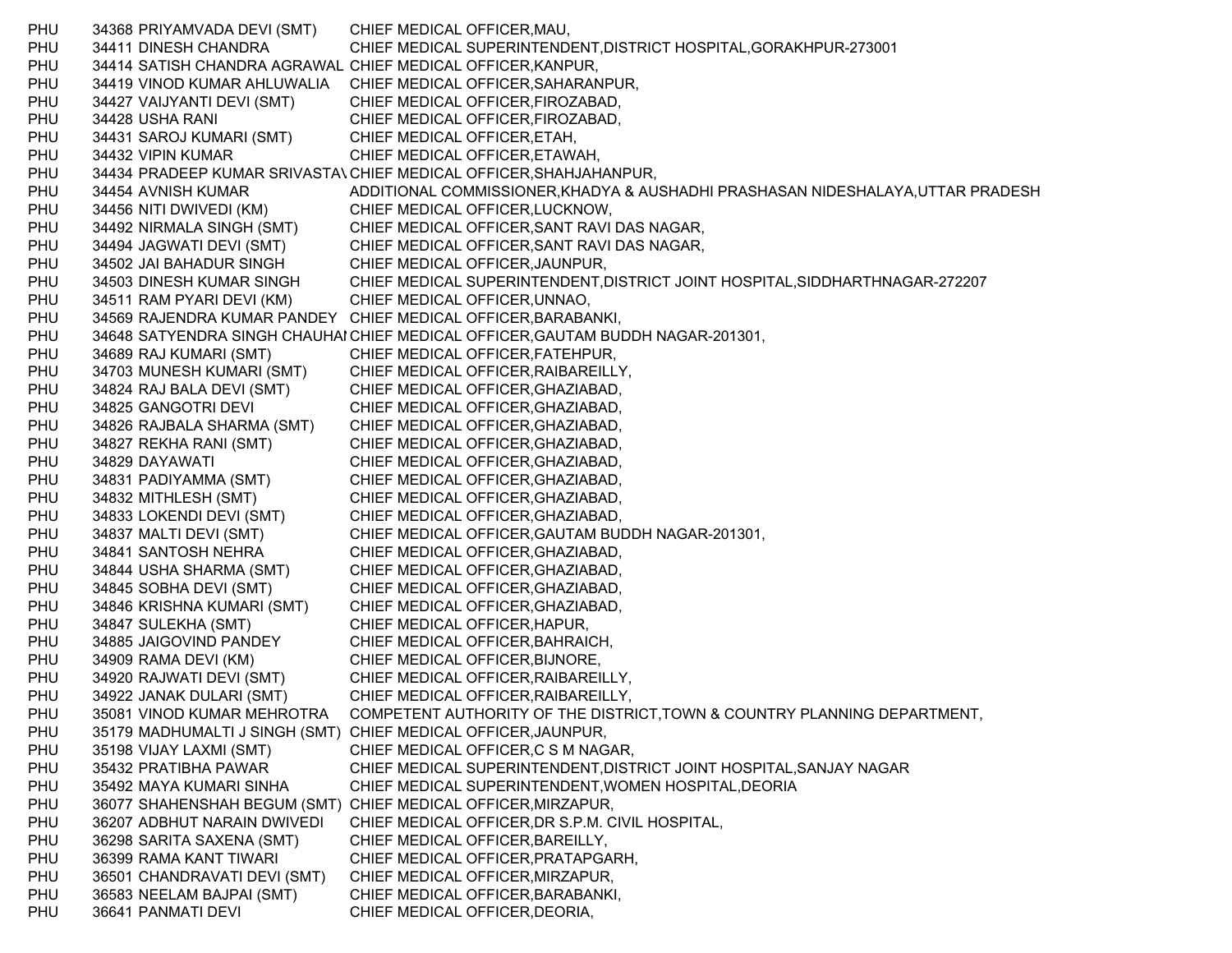| | | | |
|---|---|---|---|
| PHU | 34368 | PRIYAMVADA DEVI (SMT) | CHIEF MEDICAL OFFICER,MAU, |
| PHU | 34411 | DINESH CHANDRA | CHIEF MEDICAL SUPERINTENDENT,DISTRICT HOSPITAL,GORAKHPUR-273001 |
| PHU | 34414 | SATISH CHANDRA AGRAWAL | CHIEF MEDICAL OFFICER,KANPUR, |
| PHU | 34419 | VINOD KUMAR AHLUWALIA | CHIEF MEDICAL OFFICER,SAHARANPUR, |
| PHU | 34427 | VAIJYANTI DEVI (SMT) | CHIEF MEDICAL OFFICER,FIROZABAD, |
| PHU | 34428 | USHA RANI | CHIEF MEDICAL OFFICER,FIROZABAD, |
| PHU | 34431 | SAROJ KUMARI (SMT) | CHIEF MEDICAL OFFICER,ETAH, |
| PHU | 34432 | VIPIN KUMAR | CHIEF MEDICAL OFFICER,ETAWAH, |
| PHU | 34434 | PRADEEP KUMAR SRIVASTAV | CHIEF MEDICAL OFFICER,SHAHJAHANPUR, |
| PHU | 34454 | AVNISH KUMAR | ADDITIONAL COMMISSIONER,KHADYA & AUSHADHI PRASHASAN NIDESHALAYA,UTTAR PRADESH |
| PHU | 34456 | NITI DWIVEDI (KM) | CHIEF MEDICAL OFFICER,LUCKNOW, |
| PHU | 34492 | NIRMALA SINGH (SMT) | CHIEF MEDICAL OFFICER,SANT RAVI DAS NAGAR, |
| PHU | 34494 | JAGWATI DEVI (SMT) | CHIEF MEDICAL OFFICER,SANT RAVI DAS NAGAR, |
| PHU | 34502 | JAI BAHADUR SINGH | CHIEF MEDICAL OFFICER,JAUNPUR, |
| PHU | 34503 | DINESH KUMAR SINGH | CHIEF MEDICAL SUPERINTENDENT,DISTRICT JOINT HOSPITAL,SIDDHARTHNAGAR-272207 |
| PHU | 34511 | RAM PYARI DEVI (KM) | CHIEF MEDICAL OFFICER,UNNAO, |
| PHU | 34569 | RAJENDRA KUMAR PANDEY | CHIEF MEDICAL OFFICER,BARABANKI, |
| PHU | 34648 | SATYENDRA SINGH CHAUHAI | CHIEF MEDICAL OFFICER,GAUTAM BUDDH NAGAR-201301, |
| PHU | 34689 | RAJ KUMARI (SMT) | CHIEF MEDICAL OFFICER,FATEHPUR, |
| PHU | 34703 | MUNESH KUMARI (SMT) | CHIEF MEDICAL OFFICER,RAIBAREILLY, |
| PHU | 34824 | RAJ BALA DEVI (SMT) | CHIEF MEDICAL OFFICER,GHAZIABAD, |
| PHU | 34825 | GANGOTRI DEVI | CHIEF MEDICAL OFFICER,GHAZIABAD, |
| PHU | 34826 | RAJBALA SHARMA (SMT) | CHIEF MEDICAL OFFICER,GHAZIABAD, |
| PHU | 34827 | REKHA RANI (SMT) | CHIEF MEDICAL OFFICER,GHAZIABAD, |
| PHU | 34829 | DAYAWATI | CHIEF MEDICAL OFFICER,GHAZIABAD, |
| PHU | 34831 | PADIYAMMA (SMT) | CHIEF MEDICAL OFFICER,GHAZIABAD, |
| PHU | 34832 | MITHLESH (SMT) | CHIEF MEDICAL OFFICER,GHAZIABAD, |
| PHU | 34833 | LOKENDI DEVI (SMT) | CHIEF MEDICAL OFFICER,GHAZIABAD, |
| PHU | 34837 | MALTI DEVI (SMT) | CHIEF MEDICAL OFFICER,GAUTAM BUDDH NAGAR-201301, |
| PHU | 34841 | SANTOSH NEHRA | CHIEF MEDICAL OFFICER,GHAZIABAD, |
| PHU | 34844 | USHA SHARMA (SMT) | CHIEF MEDICAL OFFICER,GHAZIABAD, |
| PHU | 34845 | SOBHA DEVI (SMT) | CHIEF MEDICAL OFFICER,GHAZIABAD, |
| PHU | 34846 | KRISHNA KUMARI (SMT) | CHIEF MEDICAL OFFICER,GHAZIABAD, |
| PHU | 34847 | SULEKHA (SMT) | CHIEF MEDICAL OFFICER,HAPUR, |
| PHU | 34885 | JAIGOVIND PANDEY | CHIEF MEDICAL OFFICER,BAHRAICH, |
| PHU | 34909 | RAMA DEVI (KM) | CHIEF MEDICAL OFFICER,BIJNORE, |
| PHU | 34920 | RAJWATI DEVI (SMT) | CHIEF MEDICAL OFFICER,RAIBAREILLY, |
| PHU | 34922 | JANAK DULARI (SMT) | CHIEF MEDICAL OFFICER,RAIBAREILLY, |
| PHU | 35081 | VINOD KUMAR MEHROTRA | COMPETENT AUTHORITY OF THE DISTRICT,TOWN & COUNTRY PLANNING DEPARTMENT, |
| PHU | 35179 | MADHUMALTI J SINGH (SMT) | CHIEF MEDICAL OFFICER,JAUNPUR, |
| PHU | 35198 | VIJAY LAXMI (SMT) | CHIEF MEDICAL OFFICER,C S M NAGAR, |
| PHU | 35432 | PRATIBHA PAWAR | CHIEF MEDICAL SUPERINTENDENT,DISTRICT JOINT HOSPITAL,SANJAY NAGAR |
| PHU | 35492 | MAYA KUMARI SINHA | CHIEF MEDICAL SUPERINTENDENT,WOMEN HOSPITAL,DEORIA |
| PHU | 36077 | SHAHENSHAH BEGUM (SMT) | CHIEF MEDICAL OFFICER,MIRZAPUR, |
| PHU | 36207 | ADBHUT NARAIN DWIVEDI | CHIEF MEDICAL OFFICER,DR S.P.M. CIVIL HOSPITAL, |
| PHU | 36298 | SARITA SAXENA (SMT) | CHIEF MEDICAL OFFICER,BAREILLY, |
| PHU | 36399 | RAMA KANT TIWARI | CHIEF MEDICAL OFFICER,PRATAPGARH, |
| PHU | 36501 | CHANDRAVATI DEVI (SMT) | CHIEF MEDICAL OFFICER,MIRZAPUR, |
| PHU | 36583 | NEELAM BAJPAI (SMT) | CHIEF MEDICAL OFFICER,BARABANKI, |
| PHU | 36641 | PANMATI DEVI | CHIEF MEDICAL OFFICER,DEORIA, |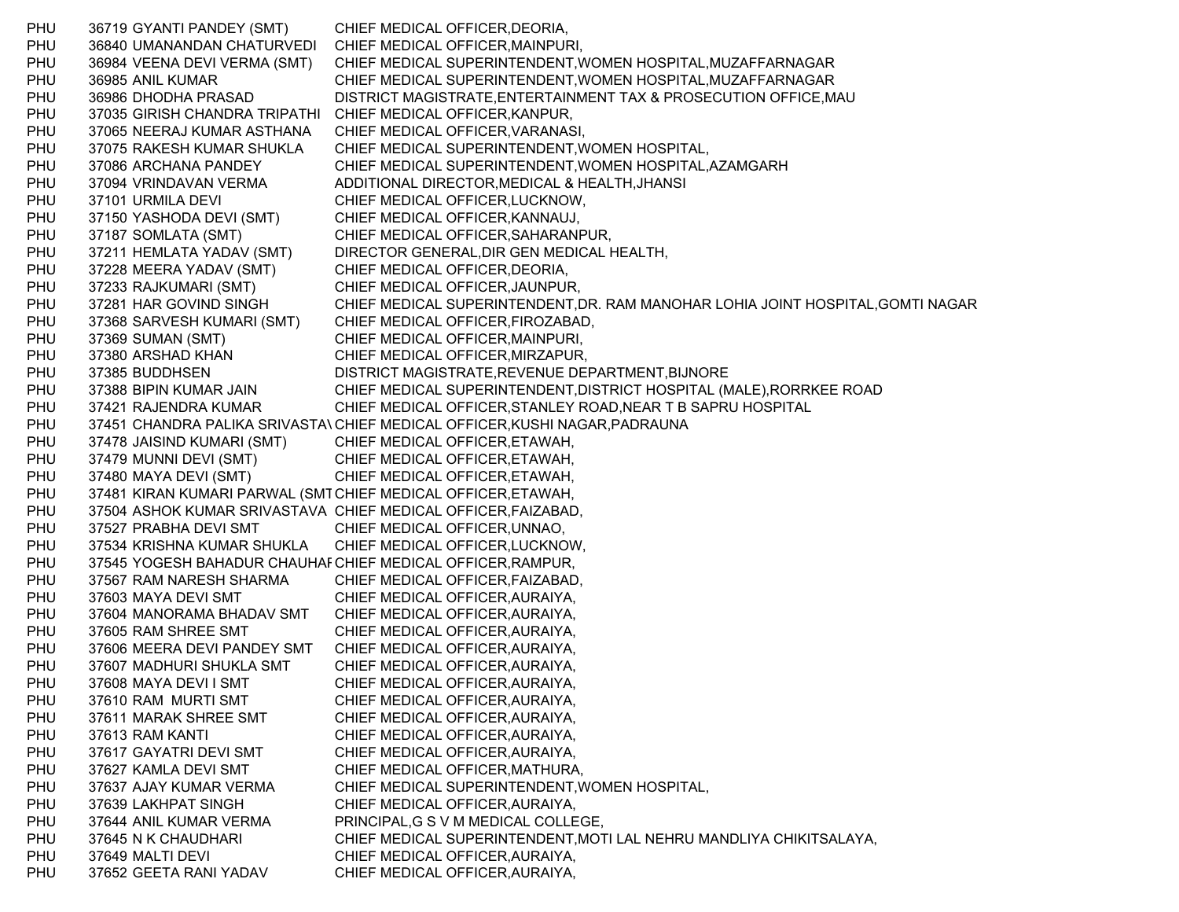| | | | |
|---|---|---|---|
| PHU | 36719 | GYANTI PANDEY (SMT) | CHIEF MEDICAL OFFICER,DEORIA, |
| PHU | 36840 | UMANANDAN CHATURVEDI | CHIEF MEDICAL OFFICER,MAINPURI, |
| PHU | 36984 | VEENA DEVI VERMA (SMT) | CHIEF MEDICAL SUPERINTENDENT,WOMEN HOSPITAL,MUZAFFARNAGAR |
| PHU | 36985 | ANIL KUMAR | CHIEF MEDICAL SUPERINTENDENT,WOMEN HOSPITAL,MUZAFFARNAGAR |
| PHU | 36986 | DHODHA PRASAD | DISTRICT MAGISTRATE,ENTERTAINMENT TAX & PROSECUTION OFFICE,MAU |
| PHU | 37035 | GIRISH CHANDRA TRIPATHI | CHIEF MEDICAL OFFICER,KANPUR, |
| PHU | 37065 | NEERAJ KUMAR ASTHANA | CHIEF MEDICAL OFFICER,VARANASI, |
| PHU | 37075 | RAKESH KUMAR SHUKLA | CHIEF MEDICAL SUPERINTENDENT,WOMEN HOSPITAL, |
| PHU | 37086 | ARCHANA PANDEY | CHIEF MEDICAL SUPERINTENDENT,WOMEN HOSPITAL,AZAMGARH |
| PHU | 37094 | VRINDAVAN VERMA | ADDITIONAL DIRECTOR,MEDICAL & HEALTH,JHANSI |
| PHU | 37101 | URMILA DEVI | CHIEF MEDICAL OFFICER,LUCKNOW, |
| PHU | 37150 | YASHODA DEVI (SMT) | CHIEF MEDICAL OFFICER,KANNAUJ, |
| PHU | 37187 | SOMLATA (SMT) | CHIEF MEDICAL OFFICER,SAHARANPUR, |
| PHU | 37211 | HEMLATA YADAV (SMT) | DIRECTOR GENERAL,DIR GEN MEDICAL HEALTH, |
| PHU | 37228 | MEERA YADAV (SMT) | CHIEF MEDICAL OFFICER,DEORIA, |
| PHU | 37233 | RAJKUMARI (SMT) | CHIEF MEDICAL OFFICER,JAUNPUR, |
| PHU | 37281 | HAR GOVIND SINGH | CHIEF MEDICAL SUPERINTENDENT,DR. RAM MANOHAR LOHIA JOINT HOSPITAL,GOMTI NAGAR |
| PHU | 37368 | SARVESH KUMARI (SMT) | CHIEF MEDICAL OFFICER,FIROZABAD, |
| PHU | 37369 | SUMAN (SMT) | CHIEF MEDICAL OFFICER,MAINPURI, |
| PHU | 37380 | ARSHAD KHAN | CHIEF MEDICAL OFFICER,MIRZAPUR, |
| PHU | 37385 | BUDDHSEN | DISTRICT MAGISTRATE,REVENUE DEPARTMENT,BIJNORE |
| PHU | 37388 | BIPIN KUMAR JAIN | CHIEF MEDICAL SUPERINTENDENT,DISTRICT HOSPITAL (MALE),RORRKEE ROAD |
| PHU | 37421 | RAJENDRA KUMAR | CHIEF MEDICAL OFFICER,STANLEY ROAD,NEAR T B SAPRU HOSPITAL |
| PHU | 37451 | CHANDRA PALIKA SRIVASTAV | CHIEF MEDICAL OFFICER,KUSHI NAGAR,PADRAUNA |
| PHU | 37478 | JAISIND KUMARI (SMT) | CHIEF MEDICAL OFFICER,ETAWAH, |
| PHU | 37479 | MUNNI DEVI (SMT) | CHIEF MEDICAL OFFICER,ETAWAH, |
| PHU | 37480 | MAYA DEVI (SMT) | CHIEF MEDICAL OFFICER,ETAWAH, |
| PHU | 37481 | KIRAN KUMARI PARWAL (SMT | CHIEF MEDICAL OFFICER,ETAWAH, |
| PHU | 37504 | ASHOK KUMAR SRIVASTAVA | CHIEF MEDICAL OFFICER,FAIZABAD, |
| PHU | 37527 | PRABHA DEVI SMT | CHIEF MEDICAL OFFICER,UNNAO, |
| PHU | 37534 | KRISHNA KUMAR SHUKLA | CHIEF MEDICAL OFFICER,LUCKNOW, |
| PHU | 37545 | YOGESH BAHADUR CHAUHAF | CHIEF MEDICAL OFFICER,RAMPUR, |
| PHU | 37567 | RAM NARESH SHARMA | CHIEF MEDICAL OFFICER,FAIZABAD, |
| PHU | 37603 | MAYA DEVI SMT | CHIEF MEDICAL OFFICER,AURAIYA, |
| PHU | 37604 | MANORAMA BHADAV SMT | CHIEF MEDICAL OFFICER,AURAIYA, |
| PHU | 37605 | RAM SHREE SMT | CHIEF MEDICAL OFFICER,AURAIYA, |
| PHU | 37606 | MEERA DEVI PANDEY SMT | CHIEF MEDICAL OFFICER,AURAIYA, |
| PHU | 37607 | MADHURI SHUKLA SMT | CHIEF MEDICAL OFFICER,AURAIYA, |
| PHU | 37608 | MAYA DEVI I SMT | CHIEF MEDICAL OFFICER,AURAIYA, |
| PHU | 37610 | RAM MURTI SMT | CHIEF MEDICAL OFFICER,AURAIYA, |
| PHU | 37611 | MARAK SHREE SMT | CHIEF MEDICAL OFFICER,AURAIYA, |
| PHU | 37613 | RAM KANTI | CHIEF MEDICAL OFFICER,AURAIYA, |
| PHU | 37617 | GAYATRI DEVI SMT | CHIEF MEDICAL OFFICER,AURAIYA, |
| PHU | 37627 | KAMLA DEVI SMT | CHIEF MEDICAL OFFICER,MATHURA, |
| PHU | 37637 | AJAY KUMAR VERMA | CHIEF MEDICAL SUPERINTENDENT,WOMEN HOSPITAL, |
| PHU | 37639 | LAKHPAT SINGH | CHIEF MEDICAL OFFICER,AURAIYA, |
| PHU | 37644 | ANIL KUMAR VERMA | PRINCIPAL,G S V M MEDICAL COLLEGE, |
| PHU | 37645 | N K CHAUDHARI | CHIEF MEDICAL SUPERINTENDENT,MOTI LAL NEHRU MANDLIYA CHIKITSALAYA, |
| PHU | 37649 | MALTI DEVI | CHIEF MEDICAL OFFICER,AURAIYA, |
| PHU | 37652 | GEETA RANI YADAV | CHIEF MEDICAL OFFICER,AURAIYA, |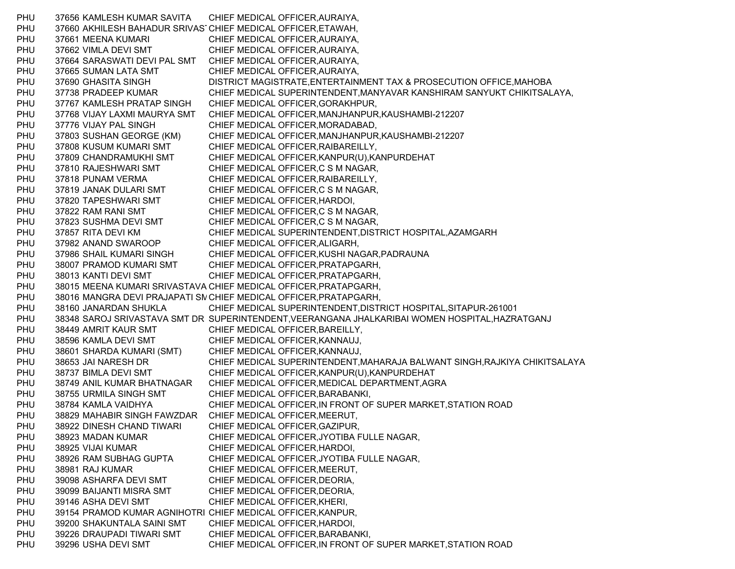| | | | |
|---|---|---|---|
| PHU | 37656 | KAMLESH KUMAR SAVITA | CHIEF MEDICAL OFFICER,AURAIYA, |
| PHU | 37660 | AKHILESH BAHADUR SRIVAST | CHIEF MEDICAL OFFICER,ETAWAH, |
| PHU | 37661 | MEENA KUMARI | CHIEF MEDICAL OFFICER,AURAIYA, |
| PHU | 37662 | VIMLA DEVI SMT | CHIEF MEDICAL OFFICER,AURAIYA, |
| PHU | 37664 | SARASWATI DEVI PAL SMT | CHIEF MEDICAL OFFICER,AURAIYA, |
| PHU | 37665 | SUMAN LATA SMT | CHIEF MEDICAL OFFICER,AURAIYA, |
| PHU | 37690 | GHASITA SINGH | DISTRICT MAGISTRATE,ENTERTAINMENT TAX & PROSECUTION OFFICE,MAHOBA |
| PHU | 37738 | PRADEEP KUMAR | CHIEF MEDICAL SUPERINTENDENT,MANYAVAR KANSHIRAM SANYUKT CHIKITSALAYA, |
| PHU | 37767 | KAMLESH PRATAP SINGH | CHIEF MEDICAL OFFICER,GORAKHPUR, |
| PHU | 37768 | VIJAY LAXMI MAURYA SMT | CHIEF MEDICAL OFFICER,MANJHANPUR,KAUSHAMBI-212207 |
| PHU | 37776 | VIJAY PAL SINGH | CHIEF MEDICAL OFFICER,MORADABAD, |
| PHU | 37803 | SUSHAN GEORGE (KM) | CHIEF MEDICAL OFFICER,MANJHANPUR,KAUSHAMBI-212207 |
| PHU | 37808 | KUSUM KUMARI SMT | CHIEF MEDICAL OFFICER,RAIBAREILLY, |
| PHU | 37809 | CHANDRAMUKHI SMT | CHIEF MEDICAL OFFICER,KANPUR(U),KANPURDEHAT |
| PHU | 37810 | RAJESHWARI SMT | CHIEF MEDICAL OFFICER,C S M NAGAR, |
| PHU | 37818 | PUNAM VERMA | CHIEF MEDICAL OFFICER,RAIBAREILLY, |
| PHU | 37819 | JANAK DULARI SMT | CHIEF MEDICAL OFFICER,C S M NAGAR, |
| PHU | 37820 | TAPESHWARI SMT | CHIEF MEDICAL OFFICER,HARDOI, |
| PHU | 37822 | RAM RANI SMT | CHIEF MEDICAL OFFICER,C S M NAGAR, |
| PHU | 37823 | SUSHMA DEVI SMT | CHIEF MEDICAL OFFICER,C S M NAGAR, |
| PHU | 37857 | RITA DEVI KM | CHIEF MEDICAL SUPERINTENDENT,DISTRICT HOSPITAL,AZAMGARH |
| PHU | 37982 | ANAND SWAROOP | CHIEF MEDICAL OFFICER,ALIGARH, |
| PHU | 37986 | SHAIL KUMARI SINGH | CHIEF MEDICAL OFFICER,KUSHI NAGAR,PADRAUNA |
| PHU | 38007 | PRAMOD KUMARI SMT | CHIEF MEDICAL OFFICER,PRATAPGARH, |
| PHU | 38013 | KANTI DEVI SMT | CHIEF MEDICAL OFFICER,PRATAPGARH, |
| PHU | 38015 | MEENA KUMARI SRIVASTAVA | CHIEF MEDICAL OFFICER,PRATAPGARH, |
| PHU | 38016 | MANGRA DEVI PRAJAPATI SM | CHIEF MEDICAL OFFICER,PRATAPGARH, |
| PHU | 38160 | JANARDAN SHUKLA | CHIEF MEDICAL SUPERINTENDENT,DISTRICT HOSPITAL,SITAPUR-261001 |
| PHU | 38348 | SAROJ SRIVASTAVA SMT DR | SUPERINTENDENT,VEERANGANA JHALKARIBAI WOMEN HOSPITAL,HAZRATGANJ |
| PHU | 38449 | AMRIT KAUR SMT | CHIEF MEDICAL OFFICER,BAREILLY, |
| PHU | 38596 | KAMLA DEVI SMT | CHIEF MEDICAL OFFICER,KANNAUJ, |
| PHU | 38601 | SHARDA KUMARI (SMT) | CHIEF MEDICAL OFFICER,KANNAUJ, |
| PHU | 38653 | JAI NARESH DR | CHIEF MEDICAL SUPERINTENDENT,MAHARAJA BALWANT SINGH,RAJKIYA CHIKITSALAYA |
| PHU | 38737 | BIMLA DEVI SMT | CHIEF MEDICAL OFFICER,KANPUR(U),KANPURDEHAT |
| PHU | 38749 | ANIL KUMAR BHATNAGAR | CHIEF MEDICAL OFFICER,MEDICAL DEPARTMENT,AGRA |
| PHU | 38755 | URMILA SINGH SMT | CHIEF MEDICAL OFFICER,BARABANKI, |
| PHU | 38784 | KAMLA VAIDHYA | CHIEF MEDICAL OFFICER,IN FRONT OF SUPER MARKET,STATION ROAD |
| PHU | 38829 | MAHABIR SINGH FAWZDAR | CHIEF MEDICAL OFFICER,MEERUT, |
| PHU | 38922 | DINESH CHAND TIWARI | CHIEF MEDICAL OFFICER,GAZIPUR, |
| PHU | 38923 | MADAN KUMAR | CHIEF MEDICAL OFFICER,JYOTIBA FULLE NAGAR, |
| PHU | 38925 | VIJAI KUMAR | CHIEF MEDICAL OFFICER,HARDOI, |
| PHU | 38926 | RAM SUBHAG GUPTA | CHIEF MEDICAL OFFICER,JYOTIBA FULLE NAGAR, |
| PHU | 38981 | RAJ KUMAR | CHIEF MEDICAL OFFICER,MEERUT, |
| PHU | 39098 | ASHARFA DEVI SMT | CHIEF MEDICAL OFFICER,DEORIA, |
| PHU | 39099 | BAIJANTI MISRA SMT | CHIEF MEDICAL OFFICER,DEORIA, |
| PHU | 39146 | ASHA DEVI SMT | CHIEF MEDICAL OFFICER,KHERI, |
| PHU | 39154 | PRAMOD KUMAR AGNIHOTRI | CHIEF MEDICAL OFFICER,KANPUR, |
| PHU | 39200 | SHAKUNTALA SAINI SMT | CHIEF MEDICAL OFFICER,HARDOI, |
| PHU | 39226 | DRAUPADI TIWARI SMT | CHIEF MEDICAL OFFICER,BARABANKI, |
| PHU | 39296 | USHA DEVI SMT | CHIEF MEDICAL OFFICER,IN FRONT OF SUPER MARKET,STATION ROAD |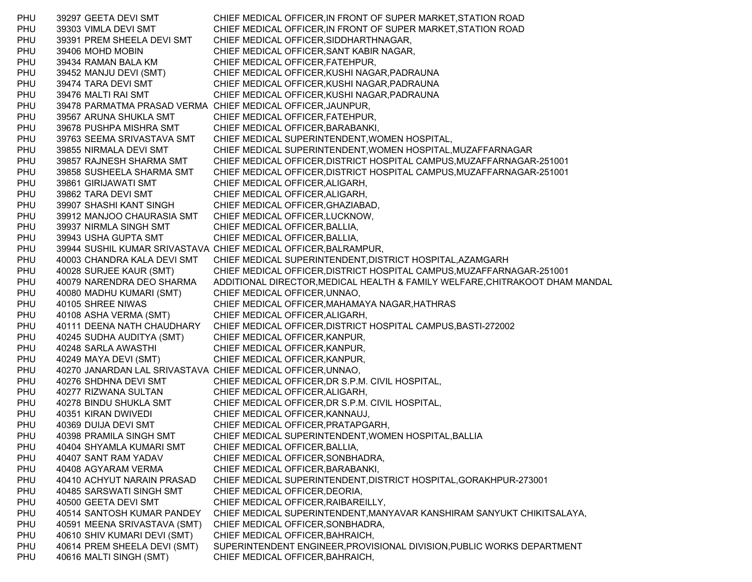| | | | |
|---|---|---|---|
| PHU | 39297 | GEETA DEVI SMT | CHIEF MEDICAL OFFICER,IN FRONT OF SUPER MARKET,STATION ROAD |
| PHU | 39303 | VIMLA DEVI SMT | CHIEF MEDICAL OFFICER,IN FRONT OF SUPER MARKET,STATION ROAD |
| PHU | 39391 | PREM SHEELA DEVI SMT | CHIEF MEDICAL OFFICER,SIDDHARTHNAGAR, |
| PHU | 39406 | MOHD MOBIN | CHIEF MEDICAL OFFICER,SANT KABIR NAGAR, |
| PHU | 39434 | RAMAN BALA KM | CHIEF MEDICAL OFFICER,FATEHPUR, |
| PHU | 39452 | MANJU DEVI (SMT) | CHIEF MEDICAL OFFICER,KUSHI NAGAR,PADRAUNA |
| PHU | 39474 | TARA DEVI SMT | CHIEF MEDICAL OFFICER,KUSHI NAGAR,PADRAUNA |
| PHU | 39476 | MALTI RAI SMT | CHIEF MEDICAL OFFICER,KUSHI NAGAR,PADRAUNA |
| PHU | 39478 | PARMATMA PRASAD VERMA | CHIEF MEDICAL OFFICER,JAUNPUR, |
| PHU | 39567 | ARUNA SHUKLA SMT | CHIEF MEDICAL OFFICER,FATEHPUR, |
| PHU | 39678 | PUSHPA MISHRA SMT | CHIEF MEDICAL OFFICER,BARABANKI, |
| PHU | 39763 | SEEMA SRIVASTAVA SMT | CHIEF MEDICAL SUPERINTENDENT,WOMEN HOSPITAL, |
| PHU | 39855 | NIRMALA DEVI SMT | CHIEF MEDICAL SUPERINTENDENT,WOMEN HOSPITAL,MUZAFFARNAGAR |
| PHU | 39857 | RAJNESH SHARMA SMT | CHIEF MEDICAL OFFICER,DISTRICT HOSPITAL CAMPUS,MUZAFFARNAGAR-251001 |
| PHU | 39858 | SUSHEELA SHARMA SMT | CHIEF MEDICAL OFFICER,DISTRICT HOSPITAL CAMPUS,MUZAFFARNAGAR-251001 |
| PHU | 39861 | GIRIJAWATI SMT | CHIEF MEDICAL OFFICER,ALIGARH, |
| PHU | 39862 | TARA DEVI SMT | CHIEF MEDICAL OFFICER,ALIGARH, |
| PHU | 39907 | SHASHI KANT SINGH | CHIEF MEDICAL OFFICER,GHAZIABAD, |
| PHU | 39912 | MANJOO CHAURASIA SMT | CHIEF MEDICAL OFFICER,LUCKNOW, |
| PHU | 39937 | NIRMLA SINGH SMT | CHIEF MEDICAL OFFICER,BALLIA, |
| PHU | 39943 | USHA GUPTA SMT | CHIEF MEDICAL OFFICER,BALLIA, |
| PHU | 39944 | SUSHIL KUMAR SRIVASTAVA | CHIEF MEDICAL OFFICER,BALRAMPUR, |
| PHU | 40003 | CHANDRA KALA DEVI SMT | CHIEF MEDICAL SUPERINTENDENT,DISTRICT HOSPITAL,AZAMGARH |
| PHU | 40028 | SURJEE KAUR (SMT) | CHIEF MEDICAL OFFICER,DISTRICT HOSPITAL CAMPUS,MUZAFFARNAGAR-251001 |
| PHU | 40079 | NARENDRA DEO SHARMA | ADDITIONAL DIRECTOR,MEDICAL HEALTH & FAMILY WELFARE,CHITRAKOOT DHAM MANDAL |
| PHU | 40080 | MADHU KUMARI (SMT) | CHIEF MEDICAL OFFICER,UNNAO, |
| PHU | 40105 | SHREE NIWAS | CHIEF MEDICAL OFFICER,MAHAMAYA NAGAR,HATHRAS |
| PHU | 40108 | ASHA VERMA (SMT) | CHIEF MEDICAL OFFICER,ALIGARH, |
| PHU | 40111 | DEENA NATH CHAUDHARY | CHIEF MEDICAL OFFICER,DISTRICT HOSPITAL CAMPUS,BASTI-272002 |
| PHU | 40245 | SUDHA AUDITYA (SMT) | CHIEF MEDICAL OFFICER,KANPUR, |
| PHU | 40248 | SARLA AWASTHI | CHIEF MEDICAL OFFICER,KANPUR, |
| PHU | 40249 | MAYA DEVI (SMT) | CHIEF MEDICAL OFFICER,KANPUR, |
| PHU | 40270 | JANARDAN LAL SRIVASTAVA | CHIEF MEDICAL OFFICER,UNNAO, |
| PHU | 40276 | SHDHNA DEVI SMT | CHIEF MEDICAL OFFICER,DR S.P.M. CIVIL HOSPITAL, |
| PHU | 40277 | RIZWANA SULTAN | CHIEF MEDICAL OFFICER,ALIGARH, |
| PHU | 40278 | BINDU SHUKLA SMT | CHIEF MEDICAL OFFICER,DR S.P.M. CIVIL HOSPITAL, |
| PHU | 40351 | KIRAN DWIVEDI | CHIEF MEDICAL OFFICER,KANNAUJ, |
| PHU | 40369 | DUIJA DEVI SMT | CHIEF MEDICAL OFFICER,PRATAPGARH, |
| PHU | 40398 | PRAMILA SINGH SMT | CHIEF MEDICAL SUPERINTENDENT,WOMEN HOSPITAL,BALLIA |
| PHU | 40404 | SHYAMLA KUMARI SMT | CHIEF MEDICAL OFFICER,BALLIA, |
| PHU | 40407 | SANT RAM YADAV | CHIEF MEDICAL OFFICER,SONBHADRA, |
| PHU | 40408 | AGYARAM VERMA | CHIEF MEDICAL OFFICER,BARABANKI, |
| PHU | 40410 | ACHYUT NARAIN PRASAD | CHIEF MEDICAL SUPERINTENDENT,DISTRICT HOSPITAL,GORAKHPUR-273001 |
| PHU | 40485 | SARSWATI SINGH SMT | CHIEF MEDICAL OFFICER,DEORIA, |
| PHU | 40500 | GEETA DEVI SMT | CHIEF MEDICAL OFFICER,RAIBAREILLY, |
| PHU | 40514 | SANTOSH KUMAR PANDEY | CHIEF MEDICAL SUPERINTENDENT,MANYAVAR KANSHIRAM SANYUKT CHIKITSALAYA, |
| PHU | 40591 | MEENA SRIVASTAVA (SMT) | CHIEF MEDICAL OFFICER,SONBHADRA, |
| PHU | 40610 | SHIV KUMARI DEVI (SMT) | CHIEF MEDICAL OFFICER,BAHRAICH, |
| PHU | 40614 | PREM SHEELA DEVI (SMT) | SUPERINTENDENT ENGINEER,PROVISIONAL DIVISION,PUBLIC WORKS DEPARTMENT |
| PHU | 40616 | MALTI SINGH (SMT) | CHIEF MEDICAL OFFICER,BAHRAICH, |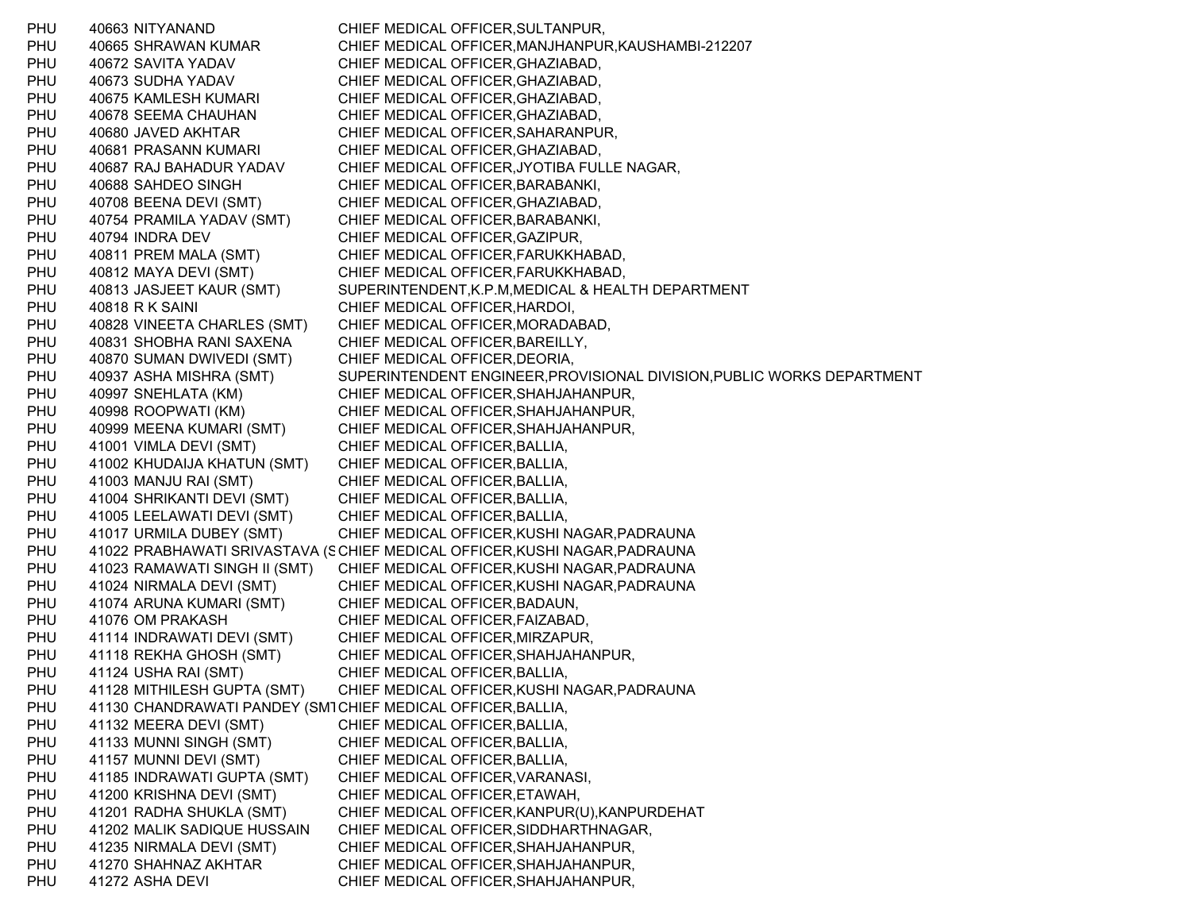| | | | |
|---|---|---|---|
| PHU | 40663 | NITYANAND | CHIEF MEDICAL OFFICER,SULTANPUR, |
| PHU | 40665 | SHRAWAN KUMAR | CHIEF MEDICAL OFFICER,MANJHANPUR,KAUSHAMBI-212207 |
| PHU | 40672 | SAVITA YADAV | CHIEF MEDICAL OFFICER,GHAZIABAD, |
| PHU | 40673 | SUDHA YADAV | CHIEF MEDICAL OFFICER,GHAZIABAD, |
| PHU | 40675 | KAMLESH KUMARI | CHIEF MEDICAL OFFICER,GHAZIABAD, |
| PHU | 40678 | SEEMA CHAUHAN | CHIEF MEDICAL OFFICER,GHAZIABAD, |
| PHU | 40680 | JAVED AKHTAR | CHIEF MEDICAL OFFICER,SAHARANPUR, |
| PHU | 40681 | PRASANN KUMARI | CHIEF MEDICAL OFFICER,GHAZIABAD, |
| PHU | 40687 | RAJ BAHADUR YADAV | CHIEF MEDICAL OFFICER,JYOTIBA FULLE NAGAR, |
| PHU | 40688 | SAHDEO SINGH | CHIEF MEDICAL OFFICER,BARABANKI, |
| PHU | 40708 | BEENA DEVI (SMT) | CHIEF MEDICAL OFFICER,GHAZIABAD, |
| PHU | 40754 | PRAMILA YADAV (SMT) | CHIEF MEDICAL OFFICER,BARABANKI, |
| PHU | 40794 | INDRA DEV | CHIEF MEDICAL OFFICER,GAZIPUR, |
| PHU | 40811 | PREM MALA (SMT) | CHIEF MEDICAL OFFICER,FARUKKHABAD, |
| PHU | 40812 | MAYA DEVI (SMT) | CHIEF MEDICAL OFFICER,FARUKKHABAD, |
| PHU | 40813 | JASJEET KAUR (SMT) | SUPERINTENDENT,K.P.M,MEDICAL & HEALTH DEPARTMENT |
| PHU | 40818 | R K SAINI | CHIEF MEDICAL OFFICER,HARDOI, |
| PHU | 40828 | VINEETA CHARLES (SMT) | CHIEF MEDICAL OFFICER,MORADABAD, |
| PHU | 40831 | SHOBHA RANI SAXENA | CHIEF MEDICAL OFFICER,BAREILLY, |
| PHU | 40870 | SUMAN DWIVEDI (SMT) | CHIEF MEDICAL OFFICER,DEORIA, |
| PHU | 40937 | ASHA MISHRA (SMT) | SUPERINTENDENT ENGINEER,PROVISIONAL DIVISION,PUBLIC WORKS DEPARTMENT |
| PHU | 40997 | SNEHLATA (KM) | CHIEF MEDICAL OFFICER,SHAHJAHANPUR, |
| PHU | 40998 | ROOPWATI (KM) | CHIEF MEDICAL OFFICER,SHAHJAHANPUR, |
| PHU | 40999 | MEENA KUMARI (SMT) | CHIEF MEDICAL OFFICER,SHAHJAHANPUR, |
| PHU | 41001 | VIMLA DEVI (SMT) | CHIEF MEDICAL OFFICER,BALLIA, |
| PHU | 41002 | KHUDAIJA KHATUN (SMT) | CHIEF MEDICAL OFFICER,BALLIA, |
| PHU | 41003 | MANJU RAI (SMT) | CHIEF MEDICAL OFFICER,BALLIA, |
| PHU | 41004 | SHRIKANTI DEVI (SMT) | CHIEF MEDICAL OFFICER,BALLIA, |
| PHU | 41005 | LEELAWATI DEVI (SMT) | CHIEF MEDICAL OFFICER,BALLIA, |
| PHU | 41017 | URMILA DUBEY (SMT) | CHIEF MEDICAL OFFICER,KUSHI NAGAR,PADRAUNA |
| PHU | 41022 | PRABHAWATI SRIVASTAVA (S | CHIEF MEDICAL OFFICER,KUSHI NAGAR,PADRAUNA |
| PHU | 41023 | RAMAWATI SINGH II (SMT) | CHIEF MEDICAL OFFICER,KUSHI NAGAR,PADRAUNA |
| PHU | 41024 | NIRMALA DEVI (SMT) | CHIEF MEDICAL OFFICER,KUSHI NAGAR,PADRAUNA |
| PHU | 41074 | ARUNA KUMARI (SMT) | CHIEF MEDICAL OFFICER,BADAUN, |
| PHU | 41076 | OM PRAKASH | CHIEF MEDICAL OFFICER,FAIZABAD, |
| PHU | 41114 | INDRAWATI DEVI (SMT) | CHIEF MEDICAL OFFICER,MIRZAPUR, |
| PHU | 41118 | REKHA GHOSH (SMT) | CHIEF MEDICAL OFFICER,SHAHJAHANPUR, |
| PHU | 41124 | USHA RAI (SMT) | CHIEF MEDICAL OFFICER,BALLIA, |
| PHU | 41128 | MITHILESH GUPTA (SMT) | CHIEF MEDICAL OFFICER,KUSHI NAGAR,PADRAUNA |
| PHU | 41130 | CHANDRAWATI PANDEY (SMT | CHIEF MEDICAL OFFICER,BALLIA, |
| PHU | 41132 | MEERA DEVI (SMT) | CHIEF MEDICAL OFFICER,BALLIA, |
| PHU | 41133 | MUNNI SINGH (SMT) | CHIEF MEDICAL OFFICER,BALLIA, |
| PHU | 41157 | MUNNI DEVI (SMT) | CHIEF MEDICAL OFFICER,BALLIA, |
| PHU | 41185 | INDRAWATI GUPTA (SMT) | CHIEF MEDICAL OFFICER,VARANASI, |
| PHU | 41200 | KRISHNA DEVI (SMT) | CHIEF MEDICAL OFFICER,ETAWAH, |
| PHU | 41201 | RADHA SHUKLA (SMT) | CHIEF MEDICAL OFFICER,KANPUR(U),KANPURDEHAT |
| PHU | 41202 | MALIK SADIQUE HUSSAIN | CHIEF MEDICAL OFFICER,SIDDHARTHNAGAR, |
| PHU | 41235 | NIRMALA DEVI (SMT) | CHIEF MEDICAL OFFICER,SHAHJAHANPUR, |
| PHU | 41270 | SHAHNAZ AKHTAR | CHIEF MEDICAL OFFICER,SHAHJAHANPUR, |
| PHU | 41272 | ASHA DEVI | CHIEF MEDICAL OFFICER,SHAHJAHANPUR, |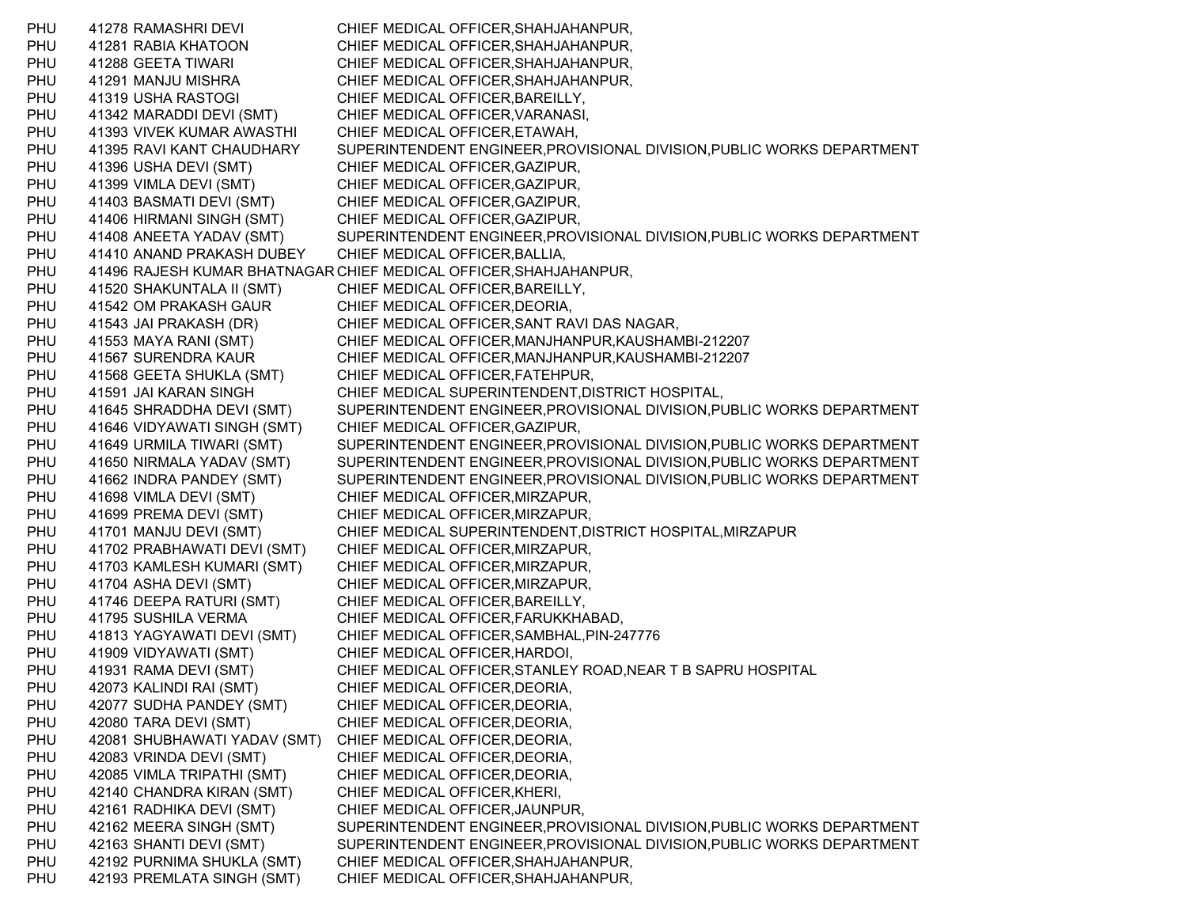| | | | |
|---|---|---|---|
| PHU | 41278 | RAMASHRI DEVI | CHIEF MEDICAL OFFICER,SHAHJAHANPUR, |
| PHU | 41281 | RABIA KHATOON | CHIEF MEDICAL OFFICER,SHAHJAHANPUR, |
| PHU | 41288 | GEETA TIWARI | CHIEF MEDICAL OFFICER,SHAHJAHANPUR, |
| PHU | 41291 | MANJU MISHRA | CHIEF MEDICAL OFFICER,SHAHJAHANPUR, |
| PHU | 41319 | USHA RASTOGI | CHIEF MEDICAL OFFICER,BAREILLY, |
| PHU | 41342 | MARADDI DEVI (SMT) | CHIEF MEDICAL OFFICER,VARANASI, |
| PHU | 41393 | VIVEK KUMAR AWASTHI | CHIEF MEDICAL OFFICER,ETAWAH, |
| PHU | 41395 | RAVI KANT CHAUDHARY | SUPERINTENDENT ENGINEER,PROVISIONAL DIVISION,PUBLIC WORKS DEPARTMENT |
| PHU | 41396 | USHA DEVI (SMT) | CHIEF MEDICAL OFFICER,GAZIPUR, |
| PHU | 41399 | VIMLA DEVI (SMT) | CHIEF MEDICAL OFFICER,GAZIPUR, |
| PHU | 41403 | BASMATI DEVI (SMT) | CHIEF MEDICAL OFFICER,GAZIPUR, |
| PHU | 41406 | HIRMANI SINGH (SMT) | CHIEF MEDICAL OFFICER,GAZIPUR, |
| PHU | 41408 | ANEETA YADAV (SMT) | SUPERINTENDENT ENGINEER,PROVISIONAL DIVISION,PUBLIC WORKS DEPARTMENT |
| PHU | 41410 | ANAND PRAKASH DUBEY | CHIEF MEDICAL OFFICER,BALLIA, |
| PHU | 41496 | RAJESH KUMAR BHATNAGAR | CHIEF MEDICAL OFFICER,SHAHJAHANPUR, |
| PHU | 41520 | SHAKUNTALA II (SMT) | CHIEF MEDICAL OFFICER,BAREILLY, |
| PHU | 41542 | OM PRAKASH GAUR | CHIEF MEDICAL OFFICER,DEORIA, |
| PHU | 41543 | JAI PRAKASH (DR) | CHIEF MEDICAL OFFICER,SANT RAVI DAS NAGAR, |
| PHU | 41553 | MAYA RANI (SMT) | CHIEF MEDICAL OFFICER,MANJHANPUR,KAUSHAMBI-212207 |
| PHU | 41567 | SURENDRA KAUR | CHIEF MEDICAL OFFICER,MANJHANPUR,KAUSHAMBI-212207 |
| PHU | 41568 | GEETA SHUKLA (SMT) | CHIEF MEDICAL OFFICER,FATEHPUR, |
| PHU | 41591 | JAI KARAN SINGH | CHIEF MEDICAL SUPERINTENDENT,DISTRICT HOSPITAL, |
| PHU | 41645 | SHRADDHA DEVI (SMT) | SUPERINTENDENT ENGINEER,PROVISIONAL DIVISION,PUBLIC WORKS DEPARTMENT |
| PHU | 41646 | VIDYAWATI SINGH (SMT) | CHIEF MEDICAL OFFICER,GAZIPUR, |
| PHU | 41649 | URMILA TIWARI (SMT) | SUPERINTENDENT ENGINEER,PROVISIONAL DIVISION,PUBLIC WORKS DEPARTMENT |
| PHU | 41650 | NIRMALA YADAV (SMT) | SUPERINTENDENT ENGINEER,PROVISIONAL DIVISION,PUBLIC WORKS DEPARTMENT |
| PHU | 41662 | INDRA PANDEY (SMT) | SUPERINTENDENT ENGINEER,PROVISIONAL DIVISION,PUBLIC WORKS DEPARTMENT |
| PHU | 41698 | VIMLA DEVI (SMT) | CHIEF MEDICAL OFFICER,MIRZAPUR, |
| PHU | 41699 | PREMA DEVI (SMT) | CHIEF MEDICAL OFFICER,MIRZAPUR, |
| PHU | 41701 | MANJU DEVI (SMT) | CHIEF MEDICAL SUPERINTENDENT,DISTRICT HOSPITAL,MIRZAPUR |
| PHU | 41702 | PRABHAWATI DEVI (SMT) | CHIEF MEDICAL OFFICER,MIRZAPUR, |
| PHU | 41703 | KAMLESH KUMARI (SMT) | CHIEF MEDICAL OFFICER,MIRZAPUR, |
| PHU | 41704 | ASHA DEVI (SMT) | CHIEF MEDICAL OFFICER,MIRZAPUR, |
| PHU | 41746 | DEEPA RATURI (SMT) | CHIEF MEDICAL OFFICER,BAREILLY, |
| PHU | 41795 | SUSHILA VERMA | CHIEF MEDICAL OFFICER,FARUKKHABAD, |
| PHU | 41813 | YAGYAWATI DEVI (SMT) | CHIEF MEDICAL OFFICER,SAMBHAL,PIN-247776 |
| PHU | 41909 | VIDYAWATI (SMT) | CHIEF MEDICAL OFFICER,HARDOI, |
| PHU | 41931 | RAMA DEVI (SMT) | CHIEF MEDICAL OFFICER,STANLEY ROAD,NEAR T B SAPRU HOSPITAL |
| PHU | 42073 | KALINDI RAI (SMT) | CHIEF MEDICAL OFFICER,DEORIA, |
| PHU | 42077 | SUDHA PANDEY (SMT) | CHIEF MEDICAL OFFICER,DEORIA, |
| PHU | 42080 | TARA DEVI (SMT) | CHIEF MEDICAL OFFICER,DEORIA, |
| PHU | 42081 | SHUBHAWATI YADAV (SMT) | CHIEF MEDICAL OFFICER,DEORIA, |
| PHU | 42083 | VRINDA DEVI (SMT) | CHIEF MEDICAL OFFICER,DEORIA, |
| PHU | 42085 | VIMLA TRIPATHI (SMT) | CHIEF MEDICAL OFFICER,DEORIA, |
| PHU | 42140 | CHANDRA KIRAN (SMT) | CHIEF MEDICAL OFFICER,KHERI, |
| PHU | 42161 | RADHIKA DEVI (SMT) | CHIEF MEDICAL OFFICER,JAUNPUR, |
| PHU | 42162 | MEERA SINGH (SMT) | SUPERINTENDENT ENGINEER,PROVISIONAL DIVISION,PUBLIC WORKS DEPARTMENT |
| PHU | 42163 | SHANTI DEVI (SMT) | SUPERINTENDENT ENGINEER,PROVISIONAL DIVISION,PUBLIC WORKS DEPARTMENT |
| PHU | 42192 | PURNIMA SHUKLA (SMT) | CHIEF MEDICAL OFFICER,SHAHJAHANPUR, |
| PHU | 42193 | PREMLATA SINGH (SMT) | CHIEF MEDICAL OFFICER,SHAHJAHANPUR, |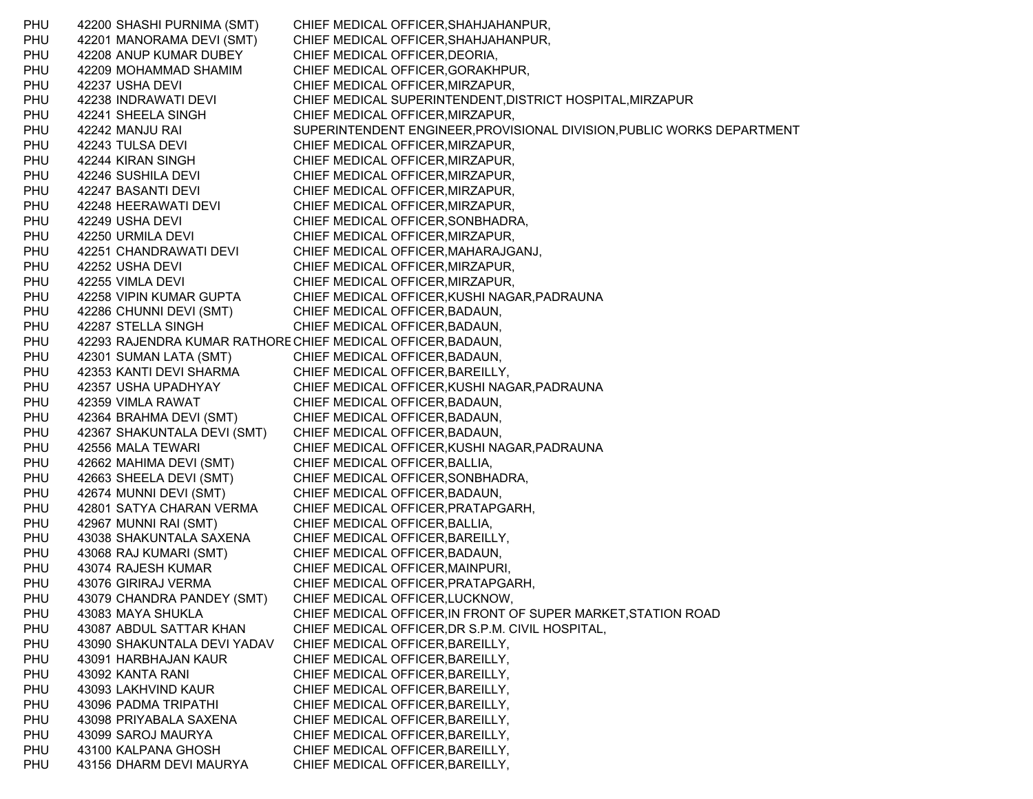| | | | |
|---|---|---|---|
| PHU | 42200 | SHASHI PURNIMA (SMT) | CHIEF MEDICAL OFFICER,SHAHJAHANPUR, |
| PHU | 42201 | MANORAMA DEVI (SMT) | CHIEF MEDICAL OFFICER,SHAHJAHANPUR, |
| PHU | 42208 | ANUP KUMAR DUBEY | CHIEF MEDICAL OFFICER,DEORIA, |
| PHU | 42209 | MOHAMMAD SHAMIM | CHIEF MEDICAL OFFICER,GORAKHPUR, |
| PHU | 42237 | USHA DEVI | CHIEF MEDICAL OFFICER,MIRZAPUR, |
| PHU | 42238 | INDRAWATI DEVI | CHIEF MEDICAL SUPERINTENDENT,DISTRICT HOSPITAL,MIRZAPUR |
| PHU | 42241 | SHEELA SINGH | CHIEF MEDICAL OFFICER,MIRZAPUR, |
| PHU | 42242 | MANJU RAI | SUPERINTENDENT ENGINEER,PROVISIONAL DIVISION,PUBLIC WORKS DEPARTMENT |
| PHU | 42243 | TULSA DEVI | CHIEF MEDICAL OFFICER,MIRZAPUR, |
| PHU | 42244 | KIRAN SINGH | CHIEF MEDICAL OFFICER,MIRZAPUR, |
| PHU | 42246 | SUSHILA DEVI | CHIEF MEDICAL OFFICER,MIRZAPUR, |
| PHU | 42247 | BASANTI DEVI | CHIEF MEDICAL OFFICER,MIRZAPUR, |
| PHU | 42248 | HEERAWATI DEVI | CHIEF MEDICAL OFFICER,MIRZAPUR, |
| PHU | 42249 | USHA DEVI | CHIEF MEDICAL OFFICER,SONBHADRA, |
| PHU | 42250 | URMILA DEVI | CHIEF MEDICAL OFFICER,MIRZAPUR, |
| PHU | 42251 | CHANDRAWATI DEVI | CHIEF MEDICAL OFFICER,MAHARAJGANJ, |
| PHU | 42252 | USHA DEVI | CHIEF MEDICAL OFFICER,MIRZAPUR, |
| PHU | 42255 | VIMLA DEVI | CHIEF MEDICAL OFFICER,MIRZAPUR, |
| PHU | 42258 | VIPIN KUMAR GUPTA | CHIEF MEDICAL OFFICER,KUSHI NAGAR,PADRAUNA |
| PHU | 42286 | CHUNNI DEVI (SMT) | CHIEF MEDICAL OFFICER,BADAUN, |
| PHU | 42287 | STELLA SINGH | CHIEF MEDICAL OFFICER,BADAUN, |
| PHU | 42293 | RAJENDRA KUMAR RATHORE | CHIEF MEDICAL OFFICER,BADAUN, |
| PHU | 42301 | SUMAN LATA (SMT) | CHIEF MEDICAL OFFICER,BADAUN, |
| PHU | 42353 | KANTI DEVI SHARMA | CHIEF MEDICAL OFFICER,BAREILLY, |
| PHU | 42357 | USHA UPADHYAY | CHIEF MEDICAL OFFICER,KUSHI NAGAR,PADRAUNA |
| PHU | 42359 | VIMLA RAWAT | CHIEF MEDICAL OFFICER,BADAUN, |
| PHU | 42364 | BRAHMA DEVI (SMT) | CHIEF MEDICAL OFFICER,BADAUN, |
| PHU | 42367 | SHAKUNTALA DEVI (SMT) | CHIEF MEDICAL OFFICER,BADAUN, |
| PHU | 42556 | MALA TEWARI | CHIEF MEDICAL OFFICER,KUSHI NAGAR,PADRAUNA |
| PHU | 42662 | MAHIMA DEVI (SMT) | CHIEF MEDICAL OFFICER,BALLIA, |
| PHU | 42663 | SHEELA DEVI (SMT) | CHIEF MEDICAL OFFICER,SONBHADRA, |
| PHU | 42674 | MUNNI DEVI (SMT) | CHIEF MEDICAL OFFICER,BADAUN, |
| PHU | 42801 | SATYA CHARAN VERMA | CHIEF MEDICAL OFFICER,PRATAPGARH, |
| PHU | 42967 | MUNNI RAI (SMT) | CHIEF MEDICAL OFFICER,BALLIA, |
| PHU | 43038 | SHAKUNTALA SAXENA | CHIEF MEDICAL OFFICER,BAREILLY, |
| PHU | 43068 | RAJ KUMARI (SMT) | CHIEF MEDICAL OFFICER,BADAUN, |
| PHU | 43074 | RAJESH KUMAR | CHIEF MEDICAL OFFICER,MAINPURI, |
| PHU | 43076 | GIRIRAJ VERMA | CHIEF MEDICAL OFFICER,PRATAPGARH, |
| PHU | 43079 | CHANDRA PANDEY (SMT) | CHIEF MEDICAL OFFICER,LUCKNOW, |
| PHU | 43083 | MAYA SHUKLA | CHIEF MEDICAL OFFICER,IN FRONT OF SUPER MARKET,STATION ROAD |
| PHU | 43087 | ABDUL SATTAR KHAN | CHIEF MEDICAL OFFICER,DR S.P.M. CIVIL HOSPITAL, |
| PHU | 43090 | SHAKUNTALA DEVI YADAV | CHIEF MEDICAL OFFICER,BAREILLY, |
| PHU | 43091 | HARBHAJAN KAUR | CHIEF MEDICAL OFFICER,BAREILLY, |
| PHU | 43092 | KANTA RANI | CHIEF MEDICAL OFFICER,BAREILLY, |
| PHU | 43093 | LAKHVIND KAUR | CHIEF MEDICAL OFFICER,BAREILLY, |
| PHU | 43096 | PADMA TRIPATHI | CHIEF MEDICAL OFFICER,BAREILLY, |
| PHU | 43098 | PRIYABALA SAXENA | CHIEF MEDICAL OFFICER,BAREILLY, |
| PHU | 43099 | SAROJ MAURYA | CHIEF MEDICAL OFFICER,BAREILLY, |
| PHU | 43100 | KALPANA GHOSH | CHIEF MEDICAL OFFICER,BAREILLY, |
| PHU | 43156 | DHARM DEVI MAURYA | CHIEF MEDICAL OFFICER,BAREILLY, |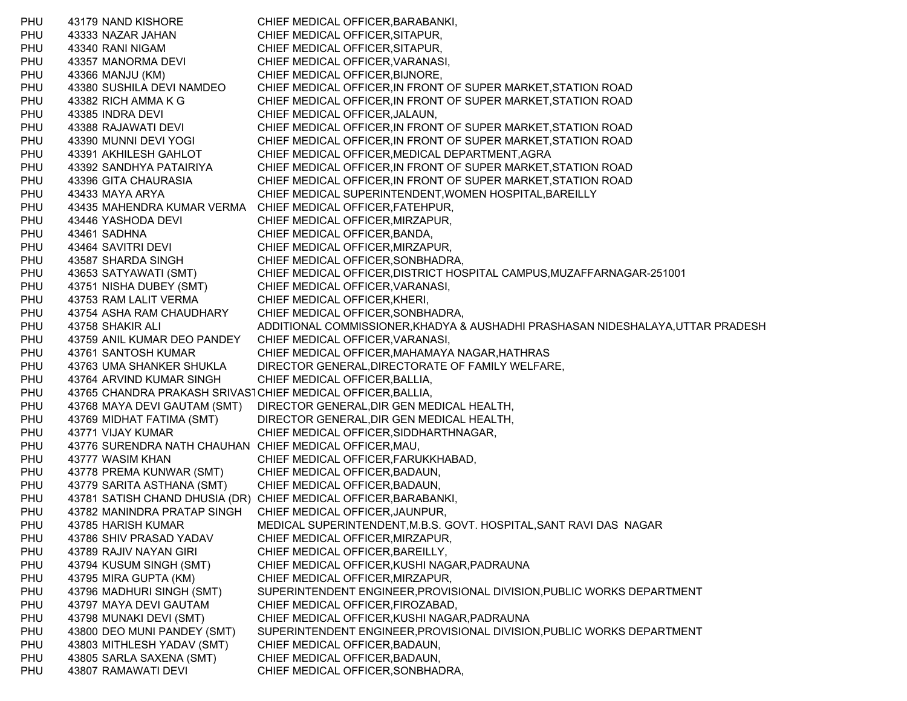| | | | |
|---|---|---|---|
| PHU | 43179 | NAND KISHORE | CHIEF MEDICAL OFFICER,BARABANKI, |
| PHU | 43333 | NAZAR JAHAN | CHIEF MEDICAL OFFICER,SITAPUR, |
| PHU | 43340 | RANI NIGAM | CHIEF MEDICAL OFFICER,SITAPUR, |
| PHU | 43357 | MANORMA DEVI | CHIEF MEDICAL OFFICER,VARANASI, |
| PHU | 43366 | MANJU (KM) | CHIEF MEDICAL OFFICER,BIJNORE, |
| PHU | 43380 | SUSHILA DEVI NAMDEO | CHIEF MEDICAL OFFICER,IN FRONT OF SUPER MARKET,STATION ROAD |
| PHU | 43382 | RICH AMMA K G | CHIEF MEDICAL OFFICER,IN FRONT OF SUPER MARKET,STATION ROAD |
| PHU | 43385 | INDRA DEVI | CHIEF MEDICAL OFFICER,JALAUN, |
| PHU | 43388 | RAJAWATI DEVI | CHIEF MEDICAL OFFICER,IN FRONT OF SUPER MARKET,STATION ROAD |
| PHU | 43390 | MUNNI DEVI YOGI | CHIEF MEDICAL OFFICER,IN FRONT OF SUPER MARKET,STATION ROAD |
| PHU | 43391 | AKHILESH GAHLOT | CHIEF MEDICAL OFFICER,MEDICAL DEPARTMENT,AGRA |
| PHU | 43392 | SANDHYA PATAIRIYA | CHIEF MEDICAL OFFICER,IN FRONT OF SUPER MARKET,STATION ROAD |
| PHU | 43396 | GITA CHAURASIA | CHIEF MEDICAL OFFICER,IN FRONT OF SUPER MARKET,STATION ROAD |
| PHU | 43433 | MAYA ARYA | CHIEF MEDICAL SUPERINTENDENT,WOMEN HOSPITAL,BAREILLY |
| PHU | 43435 | MAHENDRA KUMAR VERMA | CHIEF MEDICAL OFFICER,FATEHPUR, |
| PHU | 43446 | YASHODA DEVI | CHIEF MEDICAL OFFICER,MIRZAPUR, |
| PHU | 43461 | SADHNA | CHIEF MEDICAL OFFICER,BANDA, |
| PHU | 43464 | SAVITRI DEVI | CHIEF MEDICAL OFFICER,MIRZAPUR, |
| PHU | 43587 | SHARDA SINGH | CHIEF MEDICAL OFFICER,SONBHADRA, |
| PHU | 43653 | SATYAWATI (SMT) | CHIEF MEDICAL OFFICER,DISTRICT HOSPITAL CAMPUS,MUZAFFARNAGAR-251001 |
| PHU | 43751 | NISHA DUBEY (SMT) | CHIEF MEDICAL OFFICER,VARANASI, |
| PHU | 43753 | RAM LALIT VERMA | CHIEF MEDICAL OFFICER,KHERI, |
| PHU | 43754 | ASHA RAM CHAUDHARY | CHIEF MEDICAL OFFICER,SONBHADRA, |
| PHU | 43758 | SHAKIR ALI | ADDITIONAL COMMISSIONER,KHADYA & AUSHADHI PRASHASAN NIDESHALAYA,UTTAR PRADESH |
| PHU | 43759 | ANIL KUMAR DEO PANDEY | CHIEF MEDICAL OFFICER,VARANASI, |
| PHU | 43761 | SANTOSH KUMAR | CHIEF MEDICAL OFFICER,MAHAMAYA NAGAR,HATHRAS |
| PHU | 43763 | UMA SHANKER SHUKLA | DIRECTOR GENERAL,DIRECTORATE OF FAMILY WELFARE, |
| PHU | 43764 | ARVIND KUMAR SINGH | CHIEF MEDICAL OFFICER,BALLIA, |
| PHU | 43765 | CHANDRA PRAKASH SRIVAST | CHIEF MEDICAL OFFICER,BALLIA, |
| PHU | 43768 | MAYA DEVI GAUTAM (SMT) | DIRECTOR GENERAL,DIR GEN MEDICAL HEALTH, |
| PHU | 43769 | MIDHAT FATIMA (SMT) | DIRECTOR GENERAL,DIR GEN MEDICAL HEALTH, |
| PHU | 43771 | VIJAY KUMAR | CHIEF MEDICAL OFFICER,SIDDHARTHNAGAR, |
| PHU | 43776 | SURENDRA NATH CHAUHAN | CHIEF MEDICAL OFFICER,MAU, |
| PHU | 43777 | WASIM KHAN | CHIEF MEDICAL OFFICER,FARUKKHABAD, |
| PHU | 43778 | PREMA KUNWAR (SMT) | CHIEF MEDICAL OFFICER,BADAUN, |
| PHU | 43779 | SARITA ASTHANA (SMT) | CHIEF MEDICAL OFFICER,BADAUN, |
| PHU | 43781 | SATISH CHAND DHUSIA (DR) | CHIEF MEDICAL OFFICER,BARABANKI, |
| PHU | 43782 | MANINDRA PRATAP SINGH | CHIEF MEDICAL OFFICER,JAUNPUR, |
| PHU | 43785 | HARISH KUMAR | MEDICAL SUPERINTENDENT,M.B.S. GOVT. HOSPITAL,SANT RAVI DAS NAGAR |
| PHU | 43786 | SHIV PRASAD YADAV | CHIEF MEDICAL OFFICER,MIRZAPUR, |
| PHU | 43789 | RAJIV NAYAN GIRI | CHIEF MEDICAL OFFICER,BAREILLY, |
| PHU | 43794 | KUSUM SINGH (SMT) | CHIEF MEDICAL OFFICER,KUSHI NAGAR,PADRAUNA |
| PHU | 43795 | MIRA GUPTA (KM) | CHIEF MEDICAL OFFICER,MIRZAPUR, |
| PHU | 43796 | MADHURI SINGH (SMT) | SUPERINTENDENT ENGINEER,PROVISIONAL DIVISION,PUBLIC WORKS DEPARTMENT |
| PHU | 43797 | MAYA DEVI GAUTAM | CHIEF MEDICAL OFFICER,FIROZABAD, |
| PHU | 43798 | MUNAKI DEVI (SMT) | CHIEF MEDICAL OFFICER,KUSHI NAGAR,PADRAUNA |
| PHU | 43800 | DEO MUNI PANDEY (SMT) | SUPERINTENDENT ENGINEER,PROVISIONAL DIVISION,PUBLIC WORKS DEPARTMENT |
| PHU | 43803 | MITHLESH YADAV (SMT) | CHIEF MEDICAL OFFICER,BADAUN, |
| PHU | 43805 | SARLA SAXENA (SMT) | CHIEF MEDICAL OFFICER,BADAUN, |
| PHU | 43807 | RAMAWATI DEVI | CHIEF MEDICAL OFFICER,SONBHADRA, |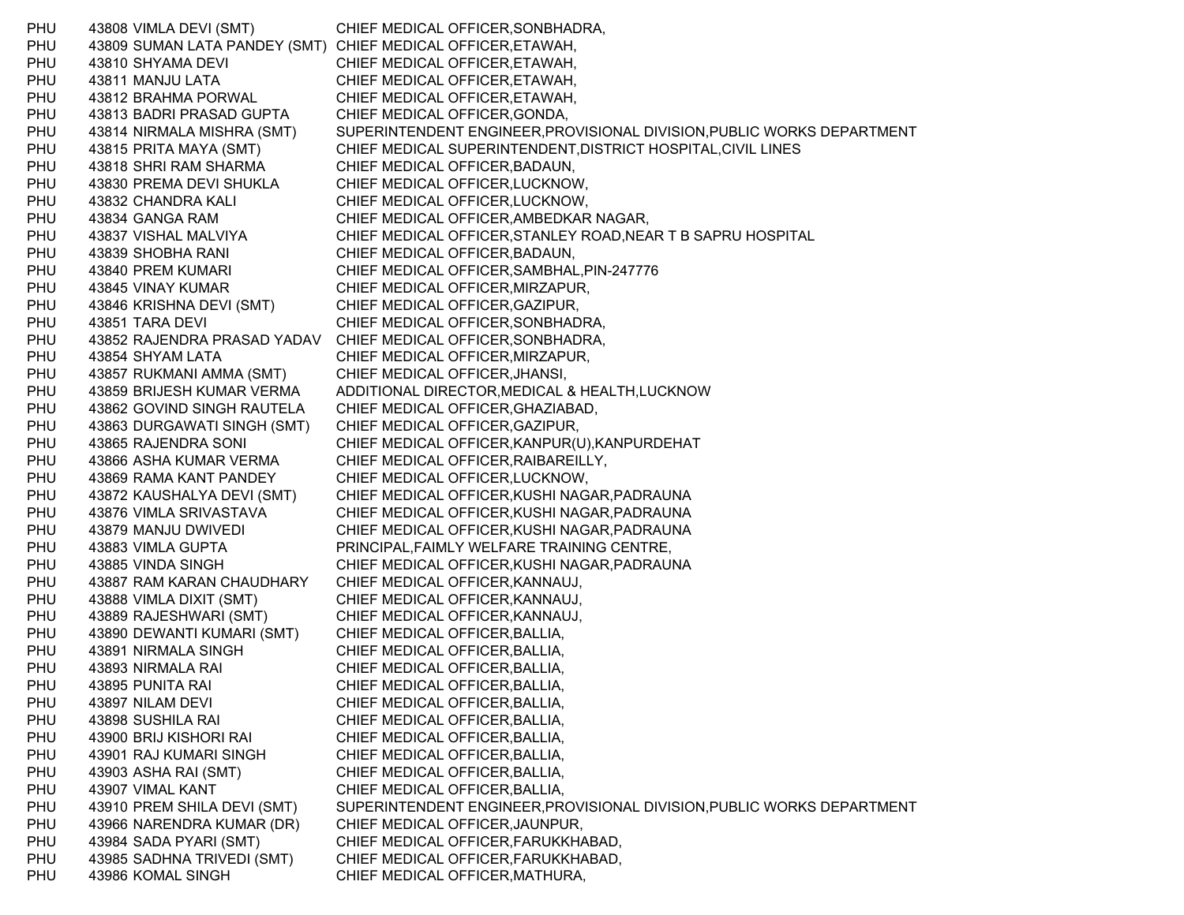| | | | |
|---|---|---|---|
| PHU | 43808 | VIMLA DEVI (SMT) | CHIEF MEDICAL OFFICER,SONBHADRA, |
| PHU | 43809 | SUMAN LATA PANDEY (SMT) | CHIEF MEDICAL OFFICER,ETAWAH, |
| PHU | 43810 | SHYAMA DEVI | CHIEF MEDICAL OFFICER,ETAWAH, |
| PHU | 43811 | MANJU LATA | CHIEF MEDICAL OFFICER,ETAWAH, |
| PHU | 43812 | BRAHMA PORWAL | CHIEF MEDICAL OFFICER,ETAWAH, |
| PHU | 43813 | BADRI PRASAD GUPTA | CHIEF MEDICAL OFFICER,GONDA, |
| PHU | 43814 | NIRMALA MISHRA (SMT) | SUPERINTENDENT ENGINEER,PROVISIONAL DIVISION,PUBLIC WORKS DEPARTMENT |
| PHU | 43815 | PRITA MAYA (SMT) | CHIEF MEDICAL SUPERINTENDENT,DISTRICT HOSPITAL,CIVIL LINES |
| PHU | 43818 | SHRI RAM SHARMA | CHIEF MEDICAL OFFICER,BADAUN, |
| PHU | 43830 | PREMA DEVI SHUKLA | CHIEF MEDICAL OFFICER,LUCKNOW, |
| PHU | 43832 | CHANDRA KALI | CHIEF MEDICAL OFFICER,LUCKNOW, |
| PHU | 43834 | GANGA RAM | CHIEF MEDICAL OFFICER,AMBEDKAR NAGAR, |
| PHU | 43837 | VISHAL MALVIYA | CHIEF MEDICAL OFFICER,STANLEY ROAD,NEAR T B SAPRU HOSPITAL |
| PHU | 43839 | SHOBHA RANI | CHIEF MEDICAL OFFICER,BADAUN, |
| PHU | 43840 | PREM KUMARI | CHIEF MEDICAL OFFICER,SAMBHAL,PIN-247776 |
| PHU | 43845 | VINAY KUMAR | CHIEF MEDICAL OFFICER,MIRZAPUR, |
| PHU | 43846 | KRISHNA DEVI (SMT) | CHIEF MEDICAL OFFICER,GAZIPUR, |
| PHU | 43851 | TARA DEVI | CHIEF MEDICAL OFFICER,SONBHADRA, |
| PHU | 43852 | RAJENDRA PRASAD YADAV | CHIEF MEDICAL OFFICER,SONBHADRA, |
| PHU | 43854 | SHYAM LATA | CHIEF MEDICAL OFFICER,MIRZAPUR, |
| PHU | 43857 | RUKMANI AMMA (SMT) | CHIEF MEDICAL OFFICER,JHANSI, |
| PHU | 43859 | BRIJESH KUMAR VERMA | ADDITIONAL DIRECTOR,MEDICAL & HEALTH,LUCKNOW |
| PHU | 43862 | GOVIND SINGH RAUTELA | CHIEF MEDICAL OFFICER,GHAZIABAD, |
| PHU | 43863 | DURGAWATI SINGH (SMT) | CHIEF MEDICAL OFFICER,GAZIPUR, |
| PHU | 43865 | RAJENDRA SONI | CHIEF MEDICAL OFFICER,KANPUR(U),KANPURDEHAT |
| PHU | 43866 | ASHA KUMAR VERMA | CHIEF MEDICAL OFFICER,RAIBAREILLY, |
| PHU | 43869 | RAMA KANT PANDEY | CHIEF MEDICAL OFFICER,LUCKNOW, |
| PHU | 43872 | KAUSHALYA DEVI (SMT) | CHIEF MEDICAL OFFICER,KUSHI NAGAR,PADRAUNA |
| PHU | 43876 | VIMLA SRIVASTAVA | CHIEF MEDICAL OFFICER,KUSHI NAGAR,PADRAUNA |
| PHU | 43879 | MANJU DWIVEDI | CHIEF MEDICAL OFFICER,KUSHI NAGAR,PADRAUNA |
| PHU | 43883 | VIMLA GUPTA | PRINCIPAL,FAIMLY WELFARE TRAINING CENTRE, |
| PHU | 43885 | VINDA SINGH | CHIEF MEDICAL OFFICER,KUSHI NAGAR,PADRAUNA |
| PHU | 43887 | RAM KARAN CHAUDHARY | CHIEF MEDICAL OFFICER,KANNAUJ, |
| PHU | 43888 | VIMLA DIXIT (SMT) | CHIEF MEDICAL OFFICER,KANNAUJ, |
| PHU | 43889 | RAJESHWARI (SMT) | CHIEF MEDICAL OFFICER,KANNAUJ, |
| PHU | 43890 | DEWANTI KUMARI (SMT) | CHIEF MEDICAL OFFICER,BALLIA, |
| PHU | 43891 | NIRMALA SINGH | CHIEF MEDICAL OFFICER,BALLIA, |
| PHU | 43893 | NIRMALA RAI | CHIEF MEDICAL OFFICER,BALLIA, |
| PHU | 43895 | PUNITA RAI | CHIEF MEDICAL OFFICER,BALLIA, |
| PHU | 43897 | NILAM DEVI | CHIEF MEDICAL OFFICER,BALLIA, |
| PHU | 43898 | SUSHILA RAI | CHIEF MEDICAL OFFICER,BALLIA, |
| PHU | 43900 | BRIJ KISHORI RAI | CHIEF MEDICAL OFFICER,BALLIA, |
| PHU | 43901 | RAJ KUMARI SINGH | CHIEF MEDICAL OFFICER,BALLIA, |
| PHU | 43903 | ASHA RAI (SMT) | CHIEF MEDICAL OFFICER,BALLIA, |
| PHU | 43907 | VIMAL KANT | CHIEF MEDICAL OFFICER,BALLIA, |
| PHU | 43910 | PREM SHILA DEVI (SMT) | SUPERINTENDENT ENGINEER,PROVISIONAL DIVISION,PUBLIC WORKS DEPARTMENT |
| PHU | 43966 | NARENDRA KUMAR (DR) | CHIEF MEDICAL OFFICER,JAUNPUR, |
| PHU | 43984 | SADA PYARI (SMT) | CHIEF MEDICAL OFFICER,FARUKKHABAD, |
| PHU | 43985 | SADHNA TRIVEDI (SMT) | CHIEF MEDICAL OFFICER,FARUKKHABAD, |
| PHU | 43986 | KOMAL SINGH | CHIEF MEDICAL OFFICER,MATHURA, |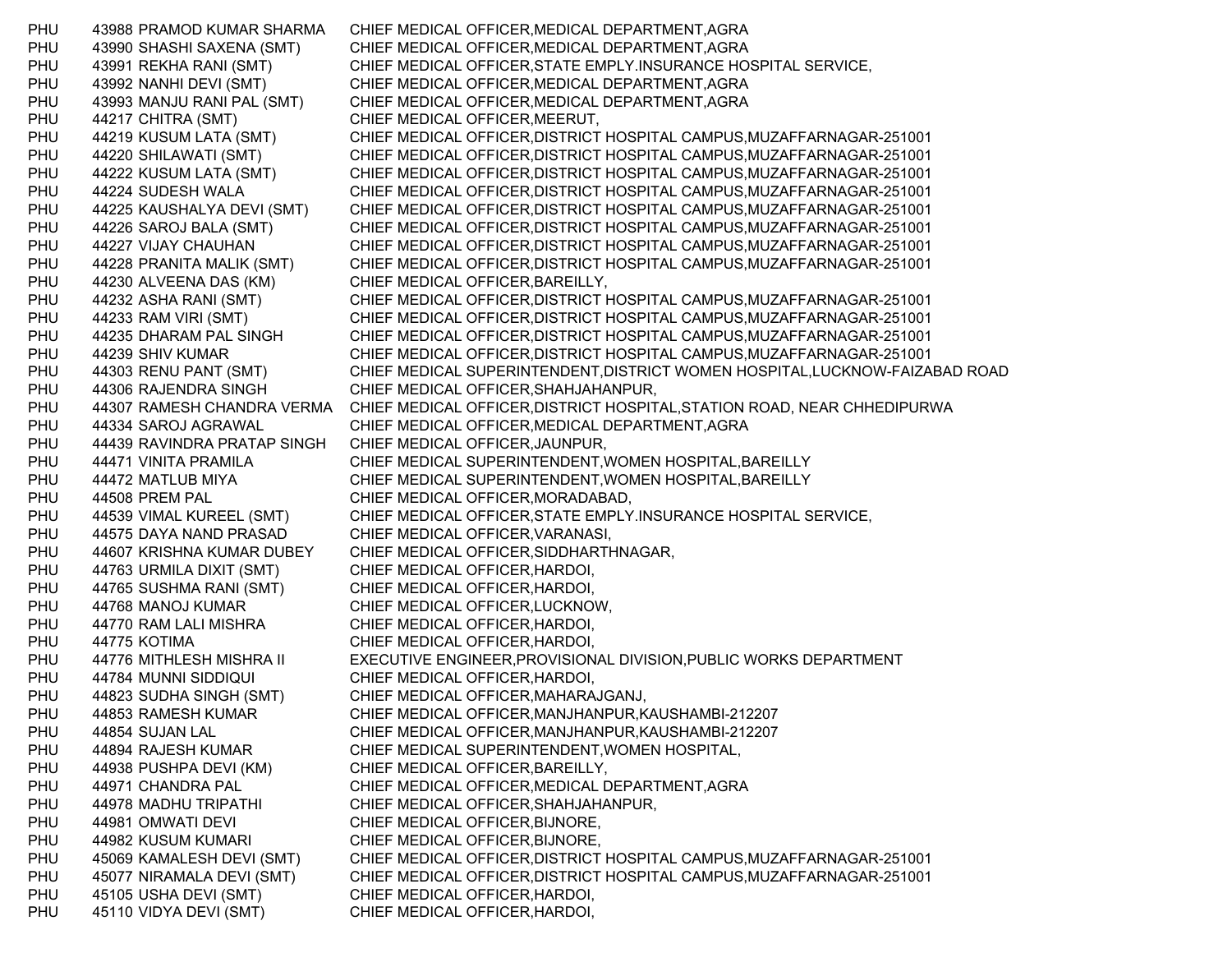| | | | |
|---|---|---|---|
| PHU | 43988 | PRAMOD KUMAR SHARMA | CHIEF MEDICAL OFFICER,MEDICAL DEPARTMENT,AGRA |
| PHU | 43990 | SHASHI SAXENA (SMT) | CHIEF MEDICAL OFFICER,MEDICAL DEPARTMENT,AGRA |
| PHU | 43991 | REKHA RANI (SMT) | CHIEF MEDICAL OFFICER,STATE EMPLY.INSURANCE HOSPITAL SERVICE, |
| PHU | 43992 | NANHI DEVI (SMT) | CHIEF MEDICAL OFFICER,MEDICAL DEPARTMENT,AGRA |
| PHU | 43993 | MANJU RANI PAL (SMT) | CHIEF MEDICAL OFFICER,MEDICAL DEPARTMENT,AGRA |
| PHU | 44217 | CHITRA (SMT) | CHIEF MEDICAL OFFICER,MEERUT, |
| PHU | 44219 | KUSUM LATA (SMT) | CHIEF MEDICAL OFFICER,DISTRICT HOSPITAL CAMPUS,MUZAFFARNAGAR-251001 |
| PHU | 44220 | SHILAWATI (SMT) | CHIEF MEDICAL OFFICER,DISTRICT HOSPITAL CAMPUS,MUZAFFARNAGAR-251001 |
| PHU | 44222 | KUSUM LATA (SMT) | CHIEF MEDICAL OFFICER,DISTRICT HOSPITAL CAMPUS,MUZAFFARNAGAR-251001 |
| PHU | 44224 | SUDESH WALA | CHIEF MEDICAL OFFICER,DISTRICT HOSPITAL CAMPUS,MUZAFFARNAGAR-251001 |
| PHU | 44225 | KAUSHALYA DEVI (SMT) | CHIEF MEDICAL OFFICER,DISTRICT HOSPITAL CAMPUS,MUZAFFARNAGAR-251001 |
| PHU | 44226 | SAROJ BALA (SMT) | CHIEF MEDICAL OFFICER,DISTRICT HOSPITAL CAMPUS,MUZAFFARNAGAR-251001 |
| PHU | 44227 | VIJAY CHAUHAN | CHIEF MEDICAL OFFICER,DISTRICT HOSPITAL CAMPUS,MUZAFFARNAGAR-251001 |
| PHU | 44228 | PRANITA MALIK (SMT) | CHIEF MEDICAL OFFICER,DISTRICT HOSPITAL CAMPUS,MUZAFFARNAGAR-251001 |
| PHU | 44230 | ALVEENA DAS (KM) | CHIEF MEDICAL OFFICER,BAREILLY, |
| PHU | 44232 | ASHA RANI (SMT) | CHIEF MEDICAL OFFICER,DISTRICT HOSPITAL CAMPUS,MUZAFFARNAGAR-251001 |
| PHU | 44233 | RAM VIRI (SMT) | CHIEF MEDICAL OFFICER,DISTRICT HOSPITAL CAMPUS,MUZAFFARNAGAR-251001 |
| PHU | 44235 | DHARAM PAL SINGH | CHIEF MEDICAL OFFICER,DISTRICT HOSPITAL CAMPUS,MUZAFFARNAGAR-251001 |
| PHU | 44239 | SHIV KUMAR | CHIEF MEDICAL OFFICER,DISTRICT HOSPITAL CAMPUS,MUZAFFARNAGAR-251001 |
| PHU | 44303 | RENU PANT (SMT) | CHIEF MEDICAL SUPERINTENDENT,DISTRICT WOMEN HOSPITAL,LUCKNOW-FAIZABAD ROAD |
| PHU | 44306 | RAJENDRA SINGH | CHIEF MEDICAL OFFICER,SHAHJAHANPUR, |
| PHU | 44307 | RAMESH CHANDRA VERMA | CHIEF MEDICAL OFFICER,DISTRICT HOSPITAL,STATION ROAD, NEAR CHHEDIPURWA |
| PHU | 44334 | SAROJ AGRAWAL | CHIEF MEDICAL OFFICER,MEDICAL DEPARTMENT,AGRA |
| PHU | 44439 | RAVINDRA PRATAP SINGH | CHIEF MEDICAL OFFICER,JAUNPUR, |
| PHU | 44471 | VINITA PRAMILA | CHIEF MEDICAL SUPERINTENDENT,WOMEN HOSPITAL,BAREILLY |
| PHU | 44472 | MATLUB MIYA | CHIEF MEDICAL SUPERINTENDENT,WOMEN HOSPITAL,BAREILLY |
| PHU | 44508 | PREM PAL | CHIEF MEDICAL OFFICER,MORADABAD, |
| PHU | 44539 | VIMAL KUREEL (SMT) | CHIEF MEDICAL OFFICER,STATE EMPLY.INSURANCE HOSPITAL SERVICE, |
| PHU | 44575 | DAYA NAND PRASAD | CHIEF MEDICAL OFFICER,VARANASI, |
| PHU | 44607 | KRISHNA KUMAR DUBEY | CHIEF MEDICAL OFFICER,SIDDHARTHNAGAR, |
| PHU | 44763 | URMILA DIXIT (SMT) | CHIEF MEDICAL OFFICER,HARDOI, |
| PHU | 44765 | SUSHMA RANI (SMT) | CHIEF MEDICAL OFFICER,HARDOI, |
| PHU | 44768 | MANOJ KUMAR | CHIEF MEDICAL OFFICER,LUCKNOW, |
| PHU | 44770 | RAM LALI MISHRA | CHIEF MEDICAL OFFICER,HARDOI, |
| PHU | 44775 | KOTIMA | CHIEF MEDICAL OFFICER,HARDOI, |
| PHU | 44776 | MITHLESH MISHRA II | EXECUTIVE ENGINEER,PROVISIONAL DIVISION,PUBLIC WORKS DEPARTMENT |
| PHU | 44784 | MUNNI SIDDIQUI | CHIEF MEDICAL OFFICER,HARDOI, |
| PHU | 44823 | SUDHA SINGH (SMT) | CHIEF MEDICAL OFFICER,MAHARAJGANJ, |
| PHU | 44853 | RAMESH KUMAR | CHIEF MEDICAL OFFICER,MANJHANPUR,KAUSHAMBI-212207 |
| PHU | 44854 | SUJAN LAL | CHIEF MEDICAL OFFICER,MANJHANPUR,KAUSHAMBI-212207 |
| PHU | 44894 | RAJESH KUMAR | CHIEF MEDICAL SUPERINTENDENT,WOMEN HOSPITAL, |
| PHU | 44938 | PUSHPA DEVI (KM) | CHIEF MEDICAL OFFICER,BAREILLY, |
| PHU | 44971 | CHANDRA PAL | CHIEF MEDICAL OFFICER,MEDICAL DEPARTMENT,AGRA |
| PHU | 44978 | MADHU TRIPATHI | CHIEF MEDICAL OFFICER,SHAHJAHANPUR, |
| PHU | 44981 | OMWATI DEVI | CHIEF MEDICAL OFFICER,BIJNORE, |
| PHU | 44982 | KUSUM KUMARI | CHIEF MEDICAL OFFICER,BIJNORE, |
| PHU | 45069 | KAMALESH DEVI (SMT) | CHIEF MEDICAL OFFICER,DISTRICT HOSPITAL CAMPUS,MUZAFFARNAGAR-251001 |
| PHU | 45077 | NIRAMALA DEVI (SMT) | CHIEF MEDICAL OFFICER,DISTRICT HOSPITAL CAMPUS,MUZAFFARNAGAR-251001 |
| PHU | 45105 | USHA DEVI (SMT) | CHIEF MEDICAL OFFICER,HARDOI, |
| PHU | 45110 | VIDYA DEVI (SMT) | CHIEF MEDICAL OFFICER,HARDOI, |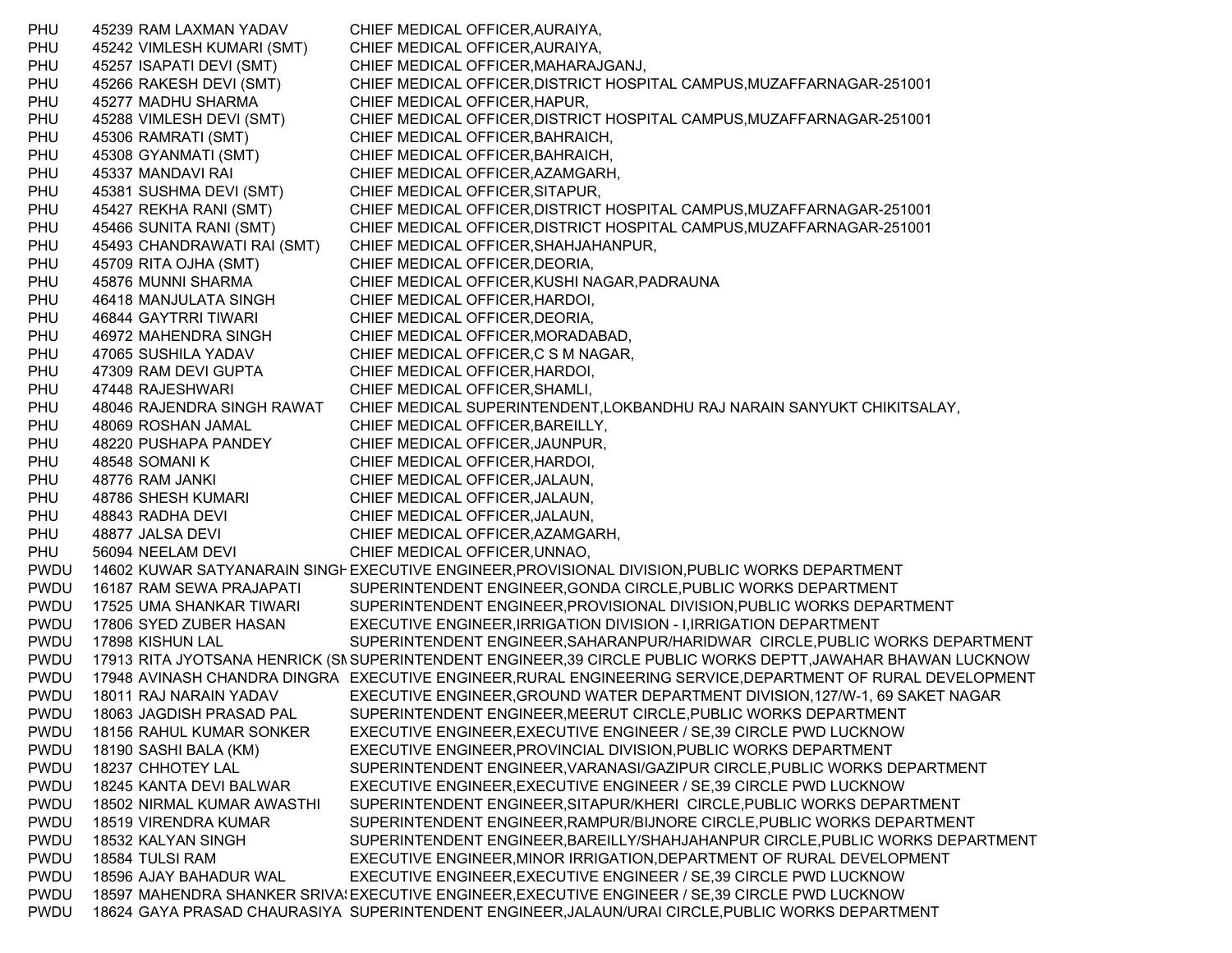| | | | |
|---|---|---|---|
| PHU | 45239 | RAM LAXMAN YADAV | CHIEF MEDICAL OFFICER,AURAIYA, |
| PHU | 45242 | VIMLESH KUMARI (SMT) | CHIEF MEDICAL OFFICER,AURAIYA, |
| PHU | 45257 | ISAPATI DEVI (SMT) | CHIEF MEDICAL OFFICER,MAHARAJGANJ, |
| PHU | 45266 | RAKESH DEVI (SMT) | CHIEF MEDICAL OFFICER,DISTRICT HOSPITAL CAMPUS,MUZAFFARNAGAR-251001 |
| PHU | 45277 | MADHU SHARMA | CHIEF MEDICAL OFFICER,HAPUR, |
| PHU | 45288 | VIMLESH DEVI (SMT) | CHIEF MEDICAL OFFICER,DISTRICT HOSPITAL CAMPUS,MUZAFFARNAGAR-251001 |
| PHU | 45306 | RAMRATI (SMT) | CHIEF MEDICAL OFFICER,BAHRAICH, |
| PHU | 45308 | GYANMATI (SMT) | CHIEF MEDICAL OFFICER,BAHRAICH, |
| PHU | 45337 | MANDAVI RAI | CHIEF MEDICAL OFFICER,AZAMGARH, |
| PHU | 45381 | SUSHMA DEVI (SMT) | CHIEF MEDICAL OFFICER,SITAPUR, |
| PHU | 45427 | REKHA RANI (SMT) | CHIEF MEDICAL OFFICER,DISTRICT HOSPITAL CAMPUS,MUZAFFARNAGAR-251001 |
| PHU | 45466 | SUNITA RANI (SMT) | CHIEF MEDICAL OFFICER,DISTRICT HOSPITAL CAMPUS,MUZAFFARNAGAR-251001 |
| PHU | 45493 | CHANDRAWATI RAI (SMT) | CHIEF MEDICAL OFFICER,SHAHJAHANPUR, |
| PHU | 45709 | RITA OJHA (SMT) | CHIEF MEDICAL OFFICER,DEORIA, |
| PHU | 45876 | MUNNI SHARMA | CHIEF MEDICAL OFFICER,KUSHI NAGAR,PADRAUNA |
| PHU | 46418 | MANJULATA SINGH | CHIEF MEDICAL OFFICER,HARDOI, |
| PHU | 46844 | GAYTRRI TIWARI | CHIEF MEDICAL OFFICER,DEORIA, |
| PHU | 46972 | MAHENDRA SINGH | CHIEF MEDICAL OFFICER,MORADABAD, |
| PHU | 47065 | SUSHILA YADAV | CHIEF MEDICAL OFFICER,C S M NAGAR, |
| PHU | 47309 | RAM DEVI GUPTA | CHIEF MEDICAL OFFICER,HARDOI, |
| PHU | 47448 | RAJESHWARI | CHIEF MEDICAL OFFICER,SHAMLI, |
| PHU | 48046 | RAJENDRA SINGH RAWAT | CHIEF MEDICAL SUPERINTENDENT,LOKBANDHU RAJ NARAIN SANYUKT CHIKITSALAY, |
| PHU | 48069 | ROSHAN JAMAL | CHIEF MEDICAL OFFICER,BAREILLY, |
| PHU | 48220 | PUSHAPA PANDEY | CHIEF MEDICAL OFFICER,JAUNPUR, |
| PHU | 48548 | SOMANI K | CHIEF MEDICAL OFFICER,HARDOI, |
| PHU | 48776 | RAM JANKI | CHIEF MEDICAL OFFICER,JALAUN, |
| PHU | 48786 | SHESH KUMARI | CHIEF MEDICAL OFFICER,JALAUN, |
| PHU | 48843 | RADHA DEVI | CHIEF MEDICAL OFFICER,JALAUN, |
| PHU | 48877 | JALSA DEVI | CHIEF MEDICAL OFFICER,AZAMGARH, |
| PHU | 56094 | NEELAM DEVI | CHIEF MEDICAL OFFICER,UNNAO, |
| PWDU | 14602 | KUWAR SATYANARAIN SINGH | EXECUTIVE ENGINEER,PROVISIONAL DIVISION,PUBLIC WORKS DEPARTMENT |
| PWDU | 16187 | RAM SEWA PRAJAPATI | SUPERINTENDENT ENGINEER,GONDA CIRCLE,PUBLIC WORKS DEPARTMENT |
| PWDU | 17525 | UMA SHANKAR TIWARI | SUPERINTENDENT ENGINEER,PROVISIONAL DIVISION,PUBLIC WORKS DEPARTMENT |
| PWDU | 17806 | SYED ZUBER HASAN | EXECUTIVE ENGINEER,IRRIGATION DIVISION - I,IRRIGATION DEPARTMENT |
| PWDU | 17898 | KISHUN LAL | SUPERINTENDENT ENGINEER,SAHARANPUR/HARIDWAR CIRCLE,PUBLIC WORKS DEPARTMENT |
| PWDU | 17913 | RITA JYOTSANA HENRICK (SM | SUPERINTENDENT ENGINEER,39 CIRCLE PUBLIC WORKS DEPTT,JAWAHAR BHAWAN LUCKNOW |
| PWDU | 17948 | AVINASH CHANDRA DINGRA | EXECUTIVE ENGINEER,RURAL ENGINEERING SERVICE,DEPARTMENT OF RURAL DEVELOPMENT |
| PWDU | 18011 | RAJ NARAIN YADAV | EXECUTIVE ENGINEER,GROUND WATER DEPARTMENT DIVISION,127/W-1, 69 SAKET NAGAR |
| PWDU | 18063 | JAGDISH PRASAD PAL | SUPERINTENDENT ENGINEER,MEERUT CIRCLE,PUBLIC WORKS DEPARTMENT |
| PWDU | 18156 | RAHUL KUMAR SONKER | EXECUTIVE ENGINEER,EXECUTIVE ENGINEER / SE,39 CIRCLE PWD LUCKNOW |
| PWDU | 18190 | SASHI BALA (KM) | EXECUTIVE ENGINEER,PROVINCIAL DIVISION,PUBLIC WORKS DEPARTMENT |
| PWDU | 18237 | CHHOTEY LAL | SUPERINTENDENT ENGINEER,VARANASI/GAZIPUR CIRCLE,PUBLIC WORKS DEPARTMENT |
| PWDU | 18245 | KANTA DEVI BALWAR | EXECUTIVE ENGINEER,EXECUTIVE ENGINEER / SE,39 CIRCLE PWD LUCKNOW |
| PWDU | 18502 | NIRMAL KUMAR AWASTHI | SUPERINTENDENT ENGINEER,SITAPUR/KHERI CIRCLE,PUBLIC WORKS DEPARTMENT |
| PWDU | 18519 | VIRENDRA KUMAR | SUPERINTENDENT ENGINEER,RAMPUR/BIJNORE CIRCLE,PUBLIC WORKS DEPARTMENT |
| PWDU | 18532 | KALYAN SINGH | SUPERINTENDENT ENGINEER,BAREILLY/SHAHJAHANPUR CIRCLE,PUBLIC WORKS DEPARTMENT |
| PWDU | 18584 | TULSI RAM | EXECUTIVE ENGINEER,MINOR IRRIGATION,DEPARTMENT OF RURAL DEVELOPMENT |
| PWDU | 18596 | AJAY BAHADUR WAL | EXECUTIVE ENGINEER,EXECUTIVE ENGINEER / SE,39 CIRCLE PWD LUCKNOW |
| PWDU | 18597 | MAHENDRA SHANKER SRIVAS | EXECUTIVE ENGINEER,EXECUTIVE ENGINEER / SE,39 CIRCLE PWD LUCKNOW |
| PWDU | 18624 | GAYA PRASAD CHAURASIYA | SUPERINTENDENT ENGINEER,JALAUN/URAI CIRCLE,PUBLIC WORKS DEPARTMENT |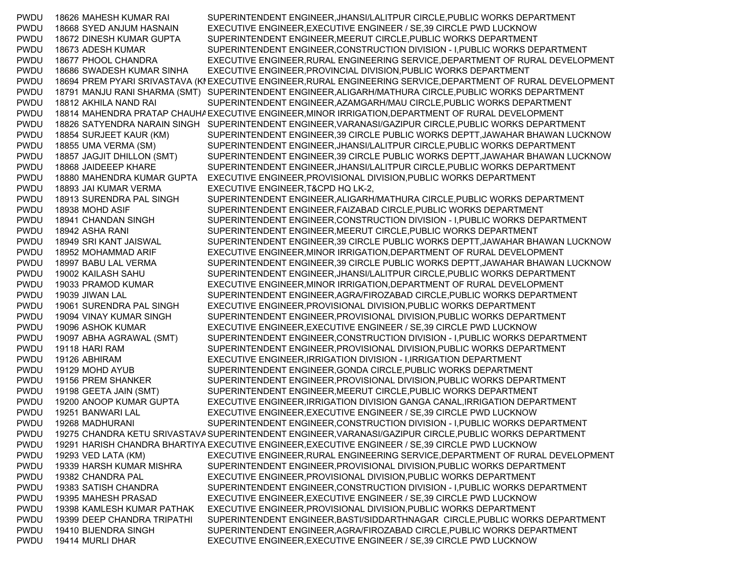| | | | |
|---|---|---|---|
| PWDU | 18626 | MAHESH KUMAR RAI | SUPERINTENDENT ENGINEER,JHANSI/LALITPUR CIRCLE,PUBLIC WORKS DEPARTMENT |
| PWDU | 18668 | SYED ANJUM HASNAIN | EXECUTIVE ENGINEER,EXECUTIVE ENGINEER / SE,39 CIRCLE PWD LUCKNOW |
| PWDU | 18672 | DINESH KUMAR GUPTA | SUPERINTENDENT ENGINEER,MEERUT CIRCLE,PUBLIC WORKS DEPARTMENT |
| PWDU | 18673 | ADESH KUMAR | SUPERINTENDENT ENGINEER,CONSTRUCTION DIVISION - I,PUBLIC WORKS DEPARTMENT |
| PWDU | 18677 | PHOOL CHANDRA | EXECUTIVE ENGINEER,RURAL ENGINEERING SERVICE,DEPARTMENT OF RURAL DEVELOPMENT |
| PWDU | 18686 | SWADESH KUMAR SINHA | EXECUTIVE ENGINEER,PROVINCIAL DIVISION,PUBLIC WORKS DEPARTMENT |
| PWDU | 18694 | PREM PYARI SRIVASTAVA (KI | EXECUTIVE ENGINEER,RURAL ENGINEERING SERVICE,DEPARTMENT OF RURAL DEVELOPMENT |
| PWDU | 18791 | MANJU RANI SHARMA (SMT) | SUPERINTENDENT ENGINEER,ALIGARH/MATHURA CIRCLE,PUBLIC WORKS DEPARTMENT |
| PWDU | 18812 | AKHILA NAND RAI | SUPERINTENDENT ENGINEER,AZAMGARH/MAU CIRCLE,PUBLIC WORKS DEPARTMENT |
| PWDU | 18814 | MAHENDRA PRATAP CHAUHA | EXECUTIVE ENGINEER,MINOR IRRIGATION,DEPARTMENT OF RURAL DEVELOPMENT |
| PWDU | 18826 | SATYENDRA NARAIN SINGH | SUPERINTENDENT ENGINEER,VARANASI/GAZIPUR CIRCLE,PUBLIC WORKS DEPARTMENT |
| PWDU | 18854 | SURJEET KAUR (KM) | SUPERINTENDENT ENGINEER,39 CIRCLE PUBLIC WORKS DEPTT,JAWAHAR BHAWAN LUCKNOW |
| PWDU | 18855 | UMA VERMA (SM) | SUPERINTENDENT ENGINEER,JHANSI/LALITPUR CIRCLE,PUBLIC WORKS DEPARTMENT |
| PWDU | 18857 | JAGJIT DHILLON (SMT) | SUPERINTENDENT ENGINEER,39 CIRCLE PUBLIC WORKS DEPTT,JAWAHAR BHAWAN LUCKNOW |
| PWDU | 18868 | JAIDEEEP KHARE | SUPERINTENDENT ENGINEER,JHANSI/LALITPUR CIRCLE,PUBLIC WORKS DEPARTMENT |
| PWDU | 18880 | MAHENDRA KUMAR GUPTA | EXECUTIVE ENGINEER,PROVISIONAL DIVISION,PUBLIC WORKS DEPARTMENT |
| PWDU | 18893 | JAI KUMAR VERMA | EXECUTIVE ENGINEER,T&CPD HQ LK-2, |
| PWDU | 18913 | SURENDRA PAL SINGH | SUPERINTENDENT ENGINEER,ALIGARH/MATHURA CIRCLE,PUBLIC WORKS DEPARTMENT |
| PWDU | 18938 | MOHD ASIF | SUPERINTENDENT ENGINEER,FAIZABAD CIRCLE,PUBLIC WORKS DEPARTMENT |
| PWDU | 18941 | CHANDAN SINGH | SUPERINTENDENT ENGINEER,CONSTRUCTION DIVISION - I,PUBLIC WORKS DEPARTMENT |
| PWDU | 18942 | ASHA RANI | SUPERINTENDENT ENGINEER,MEERUT CIRCLE,PUBLIC WORKS DEPARTMENT |
| PWDU | 18949 | SRI KANT JAISWAL | SUPERINTENDENT ENGINEER,39 CIRCLE PUBLIC WORKS DEPTT,JAWAHAR BHAWAN LUCKNOW |
| PWDU | 18952 | MOHAMMAD ARIF | EXECUTIVE ENGINEER,MINOR IRRIGATION,DEPARTMENT OF RURAL DEVELOPMENT |
| PWDU | 18997 | BABU LAL VERMA | SUPERINTENDENT ENGINEER,39 CIRCLE PUBLIC WORKS DEPTT,JAWAHAR BHAWAN LUCKNOW |
| PWDU | 19002 | KAILASH SAHU | SUPERINTENDENT ENGINEER,JHANSI/LALITPUR CIRCLE,PUBLIC WORKS DEPARTMENT |
| PWDU | 19033 | PRAMOD KUMAR | EXECUTIVE ENGINEER,MINOR IRRIGATION,DEPARTMENT OF RURAL DEVELOPMENT |
| PWDU | 19039 | JIWAN LAL | SUPERINTENDENT ENGINEER,AGRA/FIROZABAD CIRCLE,PUBLIC WORKS DEPARTMENT |
| PWDU | 19061 | SURENDRA PAL SINGH | EXECUTIVE ENGINEER,PROVISIONAL DIVISION,PUBLIC WORKS DEPARTMENT |
| PWDU | 19094 | VINAY KUMAR SINGH | SUPERINTENDENT ENGINEER,PROVISIONAL DIVISION,PUBLIC WORKS DEPARTMENT |
| PWDU | 19096 | ASHOK KUMAR | EXECUTIVE ENGINEER,EXECUTIVE ENGINEER / SE,39 CIRCLE PWD LUCKNOW |
| PWDU | 19097 | ABHA AGRAWAL (SMT) | SUPERINTENDENT ENGINEER,CONSTRUCTION DIVISION - I,PUBLIC WORKS DEPARTMENT |
| PWDU | 19118 | HARI RAM | SUPERINTENDENT ENGINEER,PROVISIONAL DIVISION,PUBLIC WORKS DEPARTMENT |
| PWDU | 19126 | ABHIRAM | EXECUTIVE ENGINEER,IRRIGATION DIVISION - I,IRRIGATION DEPARTMENT |
| PWDU | 19129 | MOHD AYUB | SUPERINTENDENT ENGINEER,GONDA CIRCLE,PUBLIC WORKS DEPARTMENT |
| PWDU | 19156 | PREM SHANKER | SUPERINTENDENT ENGINEER,PROVISIONAL DIVISION,PUBLIC WORKS DEPARTMENT |
| PWDU | 19198 | GEETA JAIN (SMT) | SUPERINTENDENT ENGINEER,MEERUT CIRCLE,PUBLIC WORKS DEPARTMENT |
| PWDU | 19200 | ANOOP KUMAR GUPTA | EXECUTIVE ENGINEER,IRRIGATION DIVISION GANGA CANAL,IRRIGATION DEPARTMENT |
| PWDU | 19251 | BANWARI LAL | EXECUTIVE ENGINEER,EXECUTIVE ENGINEER / SE,39 CIRCLE PWD LUCKNOW |
| PWDU | 19268 | MADHURANI | SUPERINTENDENT ENGINEER,CONSTRUCTION DIVISION - I,PUBLIC WORKS DEPARTMENT |
| PWDU | 19275 | CHANDRA KETU SRIVASTAVA | SUPERINTENDENT ENGINEER,VARANASI/GAZIPUR CIRCLE,PUBLIC WORKS DEPARTMENT |
| PWDU | 19291 | HARISH CHANDRA BHARTIYA | EXECUTIVE ENGINEER,EXECUTIVE ENGINEER / SE,39 CIRCLE PWD LUCKNOW |
| PWDU | 19293 | VED LATA (KM) | EXECUTIVE ENGINEER,RURAL ENGINEERING SERVICE,DEPARTMENT OF RURAL DEVELOPMENT |
| PWDU | 19339 | HARSH KUMAR MISHRA | SUPERINTENDENT ENGINEER,PROVISIONAL DIVISION,PUBLIC WORKS DEPARTMENT |
| PWDU | 19382 | CHANDRA PAL | EXECUTIVE ENGINEER,PROVISIONAL DIVISION,PUBLIC WORKS DEPARTMENT |
| PWDU | 19383 | SATISH CHANDRA | SUPERINTENDENT ENGINEER,CONSTRUCTION DIVISION - I,PUBLIC WORKS DEPARTMENT |
| PWDU | 19395 | MAHESH PRASAD | EXECUTIVE ENGINEER,EXECUTIVE ENGINEER / SE,39 CIRCLE PWD LUCKNOW |
| PWDU | 19398 | KAMLESH KUMAR PATHAK | EXECUTIVE ENGINEER,PROVISIONAL DIVISION,PUBLIC WORKS DEPARTMENT |
| PWDU | 19399 | DEEP CHANDRA TRIPATHI | SUPERINTENDENT ENGINEER,BASTI/SIDDARTHNAGAR CIRCLE,PUBLIC WORKS DEPARTMENT |
| PWDU | 19410 | BIJENDRA SINGH | SUPERINTENDENT ENGINEER,AGRA/FIROZABAD CIRCLE,PUBLIC WORKS DEPARTMENT |
| PWDU | 19414 | MURLI DHAR | EXECUTIVE ENGINEER,EXECUTIVE ENGINEER / SE,39 CIRCLE PWD LUCKNOW |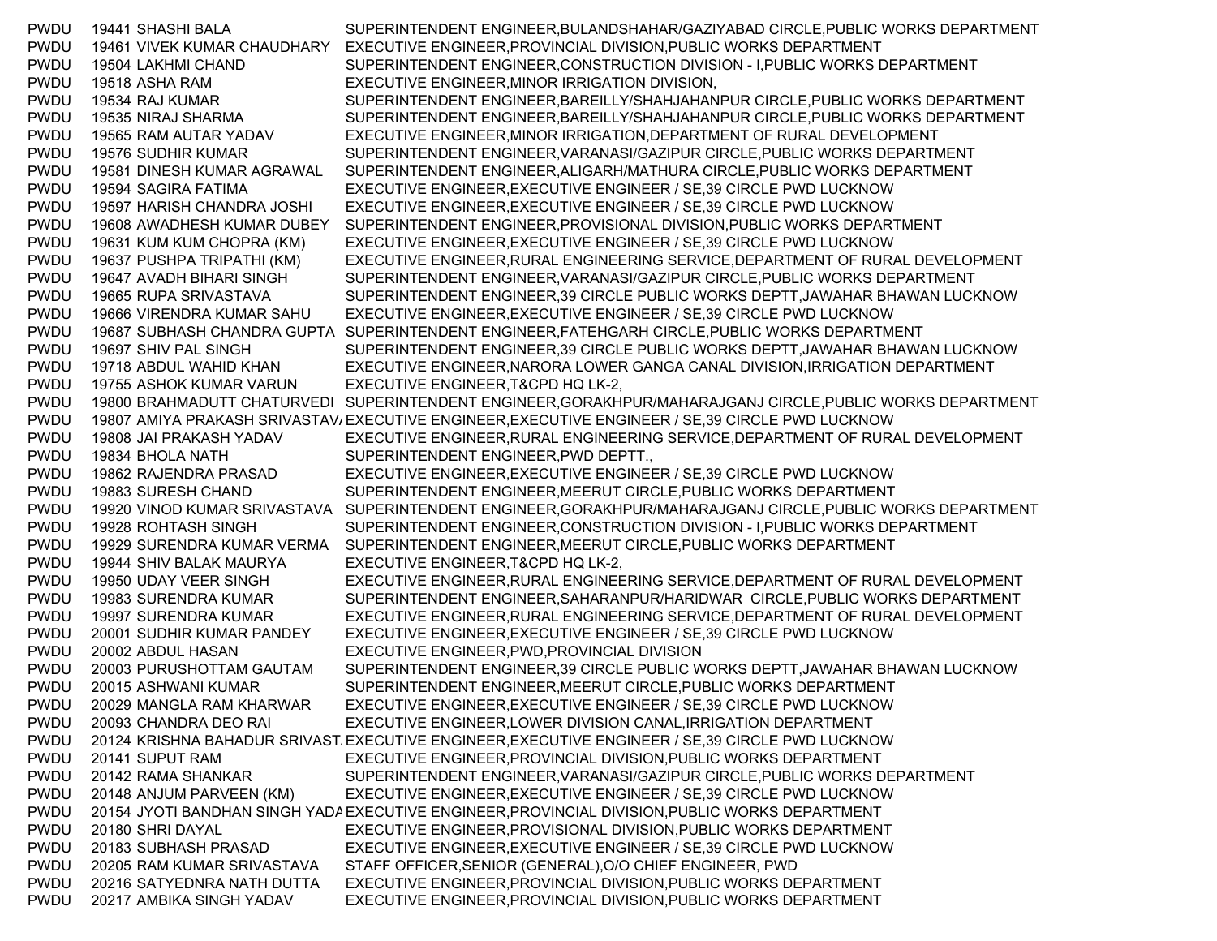| | | | |
|---|---|---|---|
| PWDU | 19441 | SHASHI BALA | SUPERINTENDENT ENGINEER,BULANDSHAHAR/GAZIYABAD CIRCLE,PUBLIC WORKS DEPARTMENT |
| PWDU | 19461 | VIVEK KUMAR CHAUDHARY | EXECUTIVE ENGINEER,PROVINCIAL DIVISION,PUBLIC WORKS DEPARTMENT |
| PWDU | 19504 | LAKHMI CHAND | SUPERINTENDENT ENGINEER,CONSTRUCTION DIVISION - I,PUBLIC WORKS DEPARTMENT |
| PWDU | 19518 | ASHA RAM | EXECUTIVE ENGINEER,MINOR IRRIGATION DIVISION, |
| PWDU | 19534 | RAJ KUMAR | SUPERINTENDENT ENGINEER,BAREILLY/SHAHJAHANPUR CIRCLE,PUBLIC WORKS DEPARTMENT |
| PWDU | 19535 | NIRAJ SHARMA | SUPERINTENDENT ENGINEER,BAREILLY/SHAHJAHANPUR CIRCLE,PUBLIC WORKS DEPARTMENT |
| PWDU | 19565 | RAM AUTAR YADAV | EXECUTIVE ENGINEER,MINOR IRRIGATION,DEPARTMENT OF RURAL DEVELOPMENT |
| PWDU | 19576 | SUDHIR KUMAR | SUPERINTENDENT ENGINEER,VARANASI/GAZIPUR CIRCLE,PUBLIC WORKS DEPARTMENT |
| PWDU | 19581 | DINESH KUMAR AGRAWAL | SUPERINTENDENT ENGINEER,ALIGARH/MATHURA CIRCLE,PUBLIC WORKS DEPARTMENT |
| PWDU | 19594 | SAGIRA FATIMA | EXECUTIVE ENGINEER,EXECUTIVE ENGINEER / SE,39 CIRCLE PWD LUCKNOW |
| PWDU | 19597 | HARISH CHANDRA JOSHI | EXECUTIVE ENGINEER,EXECUTIVE ENGINEER / SE,39 CIRCLE PWD LUCKNOW |
| PWDU | 19608 | AWADHESH KUMAR DUBEY | SUPERINTENDENT ENGINEER,PROVISIONAL DIVISION,PUBLIC WORKS DEPARTMENT |
| PWDU | 19631 | KUM KUM CHOPRA (KM) | EXECUTIVE ENGINEER,EXECUTIVE ENGINEER / SE,39 CIRCLE PWD LUCKNOW |
| PWDU | 19637 | PUSHPA TRIPATHI (KM) | EXECUTIVE ENGINEER,RURAL ENGINEERING SERVICE,DEPARTMENT OF RURAL DEVELOPMENT |
| PWDU | 19647 | AVADH BIHARI SINGH | SUPERINTENDENT ENGINEER,VARANASI/GAZIPUR CIRCLE,PUBLIC WORKS DEPARTMENT |
| PWDU | 19665 | RUPA SRIVASTAVA | SUPERINTENDENT ENGINEER,39 CIRCLE PUBLIC WORKS DEPTT,JAWAHAR BHAWAN LUCKNOW |
| PWDU | 19666 | VIRENDRA KUMAR SAHU | EXECUTIVE ENGINEER,EXECUTIVE ENGINEER / SE,39 CIRCLE PWD LUCKNOW |
| PWDU | 19687 | SUBHASH CHANDRA GUPTA | SUPERINTENDENT ENGINEER,FATEHGARH CIRCLE,PUBLIC WORKS DEPARTMENT |
| PWDU | 19697 | SHIV PAL SINGH | SUPERINTENDENT ENGINEER,39 CIRCLE PUBLIC WORKS DEPTT,JAWAHAR BHAWAN LUCKNOW |
| PWDU | 19718 | ABDUL WAHID KHAN | EXECUTIVE ENGINEER,NARORA LOWER GANGA CANAL DIVISION,IRRIGATION DEPARTMENT |
| PWDU | 19755 | ASHOK KUMAR VARUN | EXECUTIVE ENGINEER,T&CPD HQ LK-2, |
| PWDU | 19800 | BRAHMADUTT CHATURVEDI | SUPERINTENDENT ENGINEER,GORAKHPUR/MAHARAJGANJ CIRCLE,PUBLIC WORKS DEPARTMENT |
| PWDU | 19807 | AMIYA PRAKASH SRIVASTAVA | EXECUTIVE ENGINEER,EXECUTIVE ENGINEER / SE,39 CIRCLE PWD LUCKNOW |
| PWDU | 19808 | JAI PRAKASH YADAV | EXECUTIVE ENGINEER,RURAL ENGINEERING SERVICE,DEPARTMENT OF RURAL DEVELOPMENT |
| PWDU | 19834 | BHOLA NATH | SUPERINTENDENT ENGINEER,PWD DEPTT., |
| PWDU | 19862 | RAJENDRA PRASAD | EXECUTIVE ENGINEER,EXECUTIVE ENGINEER / SE,39 CIRCLE PWD LUCKNOW |
| PWDU | 19883 | SURESH CHAND | SUPERINTENDENT ENGINEER,MEERUT CIRCLE,PUBLIC WORKS DEPARTMENT |
| PWDU | 19920 | VINOD KUMAR SRIVASTAVA | SUPERINTENDENT ENGINEER,GORAKHPUR/MAHARAJGANJ CIRCLE,PUBLIC WORKS DEPARTMENT |
| PWDU | 19928 | ROHTASH SINGH | SUPERINTENDENT ENGINEER,CONSTRUCTION DIVISION - I,PUBLIC WORKS DEPARTMENT |
| PWDU | 19929 | SURENDRA KUMAR VERMA | SUPERINTENDENT ENGINEER,MEERUT CIRCLE,PUBLIC WORKS DEPARTMENT |
| PWDU | 19944 | SHIV BALAK MAURYA | EXECUTIVE ENGINEER,T&CPD HQ LK-2, |
| PWDU | 19950 | UDAY VEER SINGH | EXECUTIVE ENGINEER,RURAL ENGINEERING SERVICE,DEPARTMENT OF RURAL DEVELOPMENT |
| PWDU | 19983 | SURENDRA KUMAR | SUPERINTENDENT ENGINEER,SAHARANPUR/HARIDWAR CIRCLE,PUBLIC WORKS DEPARTMENT |
| PWDU | 19997 | SURENDRA KUMAR | EXECUTIVE ENGINEER,RURAL ENGINEERING SERVICE,DEPARTMENT OF RURAL DEVELOPMENT |
| PWDU | 20001 | SUDHIR KUMAR PANDEY | EXECUTIVE ENGINEER,EXECUTIVE ENGINEER / SE,39 CIRCLE PWD LUCKNOW |
| PWDU | 20002 | ABDUL HASAN | EXECUTIVE ENGINEER,PWD,PROVINCIAL DIVISION |
| PWDU | 20003 | PURUSHOTTAM GAUTAM | SUPERINTENDENT ENGINEER,39 CIRCLE PUBLIC WORKS DEPTT,JAWAHAR BHAWAN LUCKNOW |
| PWDU | 20015 | ASHWANI KUMAR | SUPERINTENDENT ENGINEER,MEERUT CIRCLE,PUBLIC WORKS DEPARTMENT |
| PWDU | 20029 | MANGLA RAM KHARWAR | EXECUTIVE ENGINEER,EXECUTIVE ENGINEER / SE,39 CIRCLE PWD LUCKNOW |
| PWDU | 20093 | CHANDRA DEO RAI | EXECUTIVE ENGINEER,LOWER DIVISION CANAL,IRRIGATION DEPARTMENT |
| PWDU | 20124 | KRISHNA BAHADUR SRIVAST/ | EXECUTIVE ENGINEER,EXECUTIVE ENGINEER / SE,39 CIRCLE PWD LUCKNOW |
| PWDU | 20141 | SUPUT RAM | EXECUTIVE ENGINEER,PROVINCIAL DIVISION,PUBLIC WORKS DEPARTMENT |
| PWDU | 20142 | RAMA SHANKAR | SUPERINTENDENT ENGINEER,VARANASI/GAZIPUR CIRCLE,PUBLIC WORKS DEPARTMENT |
| PWDU | 20148 | ANJUM PARVEEN (KM) | EXECUTIVE ENGINEER,EXECUTIVE ENGINEER / SE,39 CIRCLE PWD LUCKNOW |
| PWDU | 20154 | JYOTI BANDHAN SINGH YADA | EXECUTIVE ENGINEER,PROVINCIAL DIVISION,PUBLIC WORKS DEPARTMENT |
| PWDU | 20180 | SHRI DAYAL | EXECUTIVE ENGINEER,PROVISIONAL DIVISION,PUBLIC WORKS DEPARTMENT |
| PWDU | 20183 | SUBHASH PRASAD | EXECUTIVE ENGINEER,EXECUTIVE ENGINEER / SE,39 CIRCLE PWD LUCKNOW |
| PWDU | 20205 | RAM KUMAR SRIVASTAVA | STAFF OFFICER,SENIOR (GENERAL),O/O CHIEF ENGINEER, PWD |
| PWDU | 20216 | SATYEDNRA NATH DUTTA | EXECUTIVE ENGINEER,PROVINCIAL DIVISION,PUBLIC WORKS DEPARTMENT |
| PWDU | 20217 | AMBIKA SINGH YADAV | EXECUTIVE ENGINEER,PROVINCIAL DIVISION,PUBLIC WORKS DEPARTMENT |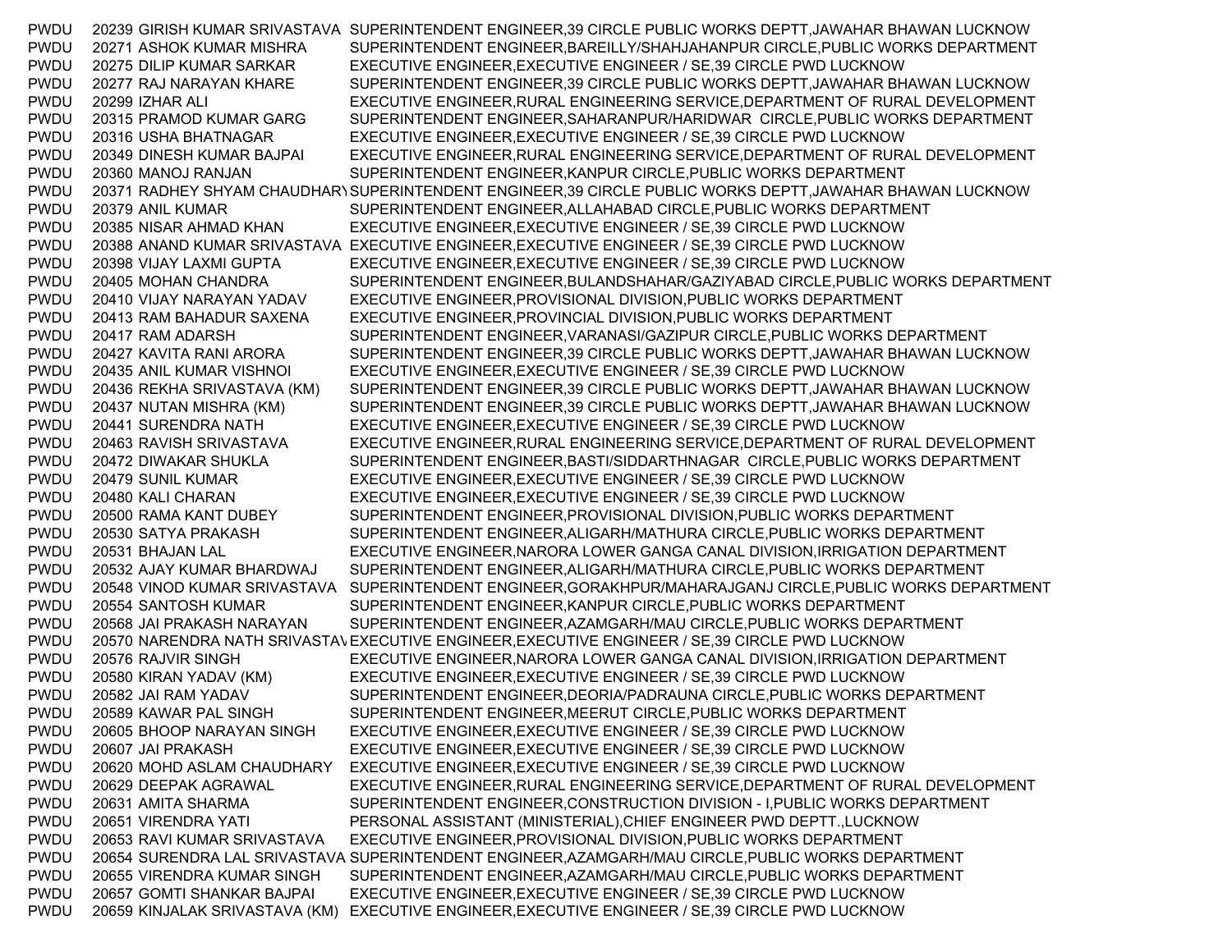| | | | |
|---|---|---|---|
| PWDU | 20239 | GIRISH KUMAR SRIVASTAVA | SUPERINTENDENT ENGINEER,39 CIRCLE PUBLIC WORKS DEPTT,JAWAHAR BHAWAN LUCKNOW |
| PWDU | 20271 | ASHOK KUMAR MISHRA | SUPERINTENDENT ENGINEER,BAREILLY/SHAHJAHANPUR CIRCLE,PUBLIC WORKS DEPARTMENT |
| PWDU | 20275 | DILIP KUMAR SARKAR | EXECUTIVE ENGINEER,EXECUTIVE ENGINEER / SE,39 CIRCLE PWD LUCKNOW |
| PWDU | 20277 | RAJ NARAYAN KHARE | SUPERINTENDENT ENGINEER,39 CIRCLE PUBLIC WORKS DEPTT,JAWAHAR BHAWAN LUCKNOW |
| PWDU | 20299 | IZHAR ALI | EXECUTIVE ENGINEER,RURAL ENGINEERING SERVICE,DEPARTMENT OF RURAL DEVELOPMENT |
| PWDU | 20315 | PRAMOD KUMAR GARG | SUPERINTENDENT ENGINEER,SAHARANPUR/HARIDWAR CIRCLE,PUBLIC WORKS DEPARTMENT |
| PWDU | 20316 | USHA BHATNAGAR | EXECUTIVE ENGINEER,EXECUTIVE ENGINEER / SE,39 CIRCLE PWD LUCKNOW |
| PWDU | 20349 | DINESH KUMAR BAJPAI | EXECUTIVE ENGINEER,RURAL ENGINEERING SERVICE,DEPARTMENT OF RURAL DEVELOPMENT |
| PWDU | 20360 | MANOJ RANJAN | SUPERINTENDENT ENGINEER,KANPUR CIRCLE,PUBLIC WORKS DEPARTMENT |
| PWDU | 20371 | RADHEY SHYAM CHAUDHARY | SUPERINTENDENT ENGINEER,39 CIRCLE PUBLIC WORKS DEPTT,JAWAHAR BHAWAN LUCKNOW |
| PWDU | 20379 | ANIL KUMAR | SUPERINTENDENT ENGINEER,ALLAHABAD CIRCLE,PUBLIC WORKS DEPARTMENT |
| PWDU | 20385 | NISAR AHMAD KHAN | EXECUTIVE ENGINEER,EXECUTIVE ENGINEER / SE,39 CIRCLE PWD LUCKNOW |
| PWDU | 20388 | ANAND KUMAR SRIVASTAVA | EXECUTIVE ENGINEER,EXECUTIVE ENGINEER / SE,39 CIRCLE PWD LUCKNOW |
| PWDU | 20398 | VIJAY LAXMI GUPTA | EXECUTIVE ENGINEER,EXECUTIVE ENGINEER / SE,39 CIRCLE PWD LUCKNOW |
| PWDU | 20405 | MOHAN CHANDRA | SUPERINTENDENT ENGINEER,BULANDSHAHAR/GAZIYABAD CIRCLE,PUBLIC WORKS DEPARTMENT |
| PWDU | 20410 | VIJAY NARAYAN YADAV | EXECUTIVE ENGINEER,PROVISIONAL DIVISION,PUBLIC WORKS DEPARTMENT |
| PWDU | 20413 | RAM BAHADUR SAXENA | EXECUTIVE ENGINEER,PROVINCIAL DIVISION,PUBLIC WORKS DEPARTMENT |
| PWDU | 20417 | RAM ADARSH | SUPERINTENDENT ENGINEER,VARANASI/GAZIPUR CIRCLE,PUBLIC WORKS DEPARTMENT |
| PWDU | 20427 | KAVITA RANI ARORA | SUPERINTENDENT ENGINEER,39 CIRCLE PUBLIC WORKS DEPTT,JAWAHAR BHAWAN LUCKNOW |
| PWDU | 20435 | ANIL KUMAR VISHNOI | EXECUTIVE ENGINEER,EXECUTIVE ENGINEER / SE,39 CIRCLE PWD LUCKNOW |
| PWDU | 20436 | REKHA SRIVASTAVA (KM) | SUPERINTENDENT ENGINEER,39 CIRCLE PUBLIC WORKS DEPTT,JAWAHAR BHAWAN LUCKNOW |
| PWDU | 20437 | NUTAN MISHRA (KM) | SUPERINTENDENT ENGINEER,39 CIRCLE PUBLIC WORKS DEPTT,JAWAHAR BHAWAN LUCKNOW |
| PWDU | 20441 | SURENDRA NATH | EXECUTIVE ENGINEER,EXECUTIVE ENGINEER / SE,39 CIRCLE PWD LUCKNOW |
| PWDU | 20463 | RAVISH SRIVASTAVA | EXECUTIVE ENGINEER,RURAL ENGINEERING SERVICE,DEPARTMENT OF RURAL DEVELOPMENT |
| PWDU | 20472 | DIWAKAR SHUKLA | SUPERINTENDENT ENGINEER,BASTI/SIDDARTHNAGAR CIRCLE,PUBLIC WORKS DEPARTMENT |
| PWDU | 20479 | SUNIL KUMAR | EXECUTIVE ENGINEER,EXECUTIVE ENGINEER / SE,39 CIRCLE PWD LUCKNOW |
| PWDU | 20480 | KALI CHARAN | EXECUTIVE ENGINEER,EXECUTIVE ENGINEER / SE,39 CIRCLE PWD LUCKNOW |
| PWDU | 20500 | RAMA KANT DUBEY | SUPERINTENDENT ENGINEER,PROVISIONAL DIVISION,PUBLIC WORKS DEPARTMENT |
| PWDU | 20530 | SATYA PRAKASH | SUPERINTENDENT ENGINEER,ALIGARH/MATHURA CIRCLE,PUBLIC WORKS DEPARTMENT |
| PWDU | 20531 | BHAJAN LAL | EXECUTIVE ENGINEER,NARORA LOWER GANGA CANAL DIVISION,IRRIGATION DEPARTMENT |
| PWDU | 20532 | AJAY KUMAR BHARDWAJ | SUPERINTENDENT ENGINEER,ALIGARH/MATHURA CIRCLE,PUBLIC WORKS DEPARTMENT |
| PWDU | 20548 | VINOD KUMAR SRIVASTAVA | SUPERINTENDENT ENGINEER,GORAKHPUR/MAHARAJGANJ CIRCLE,PUBLIC WORKS DEPARTMENT |
| PWDU | 20554 | SANTOSH KUMAR | SUPERINTENDENT ENGINEER,KANPUR CIRCLE,PUBLIC WORKS DEPARTMENT |
| PWDU | 20568 | JAI PRAKASH NARAYAN | SUPERINTENDENT ENGINEER,AZAMGARH/MAU CIRCLE,PUBLIC WORKS DEPARTMENT |
| PWDU | 20570 | NARENDRA NATH SRIVASTAVA | EXECUTIVE ENGINEER,EXECUTIVE ENGINEER / SE,39 CIRCLE PWD LUCKNOW |
| PWDU | 20576 | RAJVIR SINGH | EXECUTIVE ENGINEER,NARORA LOWER GANGA CANAL DIVISION,IRRIGATION DEPARTMENT |
| PWDU | 20580 | KIRAN YADAV (KM) | EXECUTIVE ENGINEER,EXECUTIVE ENGINEER / SE,39 CIRCLE PWD LUCKNOW |
| PWDU | 20582 | JAI RAM YADAV | SUPERINTENDENT ENGINEER,DEORIA/PADRAUNA CIRCLE,PUBLIC WORKS DEPARTMENT |
| PWDU | 20589 | KAWAR PAL SINGH | SUPERINTENDENT ENGINEER,MEERUT CIRCLE,PUBLIC WORKS DEPARTMENT |
| PWDU | 20605 | BHOOP NARAYAN SINGH | EXECUTIVE ENGINEER,EXECUTIVE ENGINEER / SE,39 CIRCLE PWD LUCKNOW |
| PWDU | 20607 | JAI PRAKASH | EXECUTIVE ENGINEER,EXECUTIVE ENGINEER / SE,39 CIRCLE PWD LUCKNOW |
| PWDU | 20620 | MOHD ASLAM CHAUDHARY | EXECUTIVE ENGINEER,EXECUTIVE ENGINEER / SE,39 CIRCLE PWD LUCKNOW |
| PWDU | 20629 | DEEPAK AGRAWAL | EXECUTIVE ENGINEER,RURAL ENGINEERING SERVICE,DEPARTMENT OF RURAL DEVELOPMENT |
| PWDU | 20631 | AMITA SHARMA | SUPERINTENDENT ENGINEER,CONSTRUCTION DIVISION - I,PUBLIC WORKS DEPARTMENT |
| PWDU | 20651 | VIRENDRA YATI | PERSONAL ASSISTANT (MINISTERIAL),CHIEF ENGINEER PWD DEPTT.,LUCKNOW |
| PWDU | 20653 | RAVI KUMAR SRIVASTAVA | EXECUTIVE ENGINEER,PROVISIONAL DIVISION,PUBLIC WORKS DEPARTMENT |
| PWDU | 20654 | SURENDRA LAL SRIVASTAVA | SUPERINTENDENT ENGINEER,AZAMGARH/MAU CIRCLE,PUBLIC WORKS DEPARTMENT |
| PWDU | 20655 | VIRENDRA KUMAR SINGH | SUPERINTENDENT ENGINEER,AZAMGARH/MAU CIRCLE,PUBLIC WORKS DEPARTMENT |
| PWDU | 20657 | GOMTI SHANKAR BAJPAI | EXECUTIVE ENGINEER,EXECUTIVE ENGINEER / SE,39 CIRCLE PWD LUCKNOW |
| PWDU | 20659 | KINJALAK SRIVASTAVA (KM) | EXECUTIVE ENGINEER,EXECUTIVE ENGINEER / SE,39 CIRCLE PWD LUCKNOW |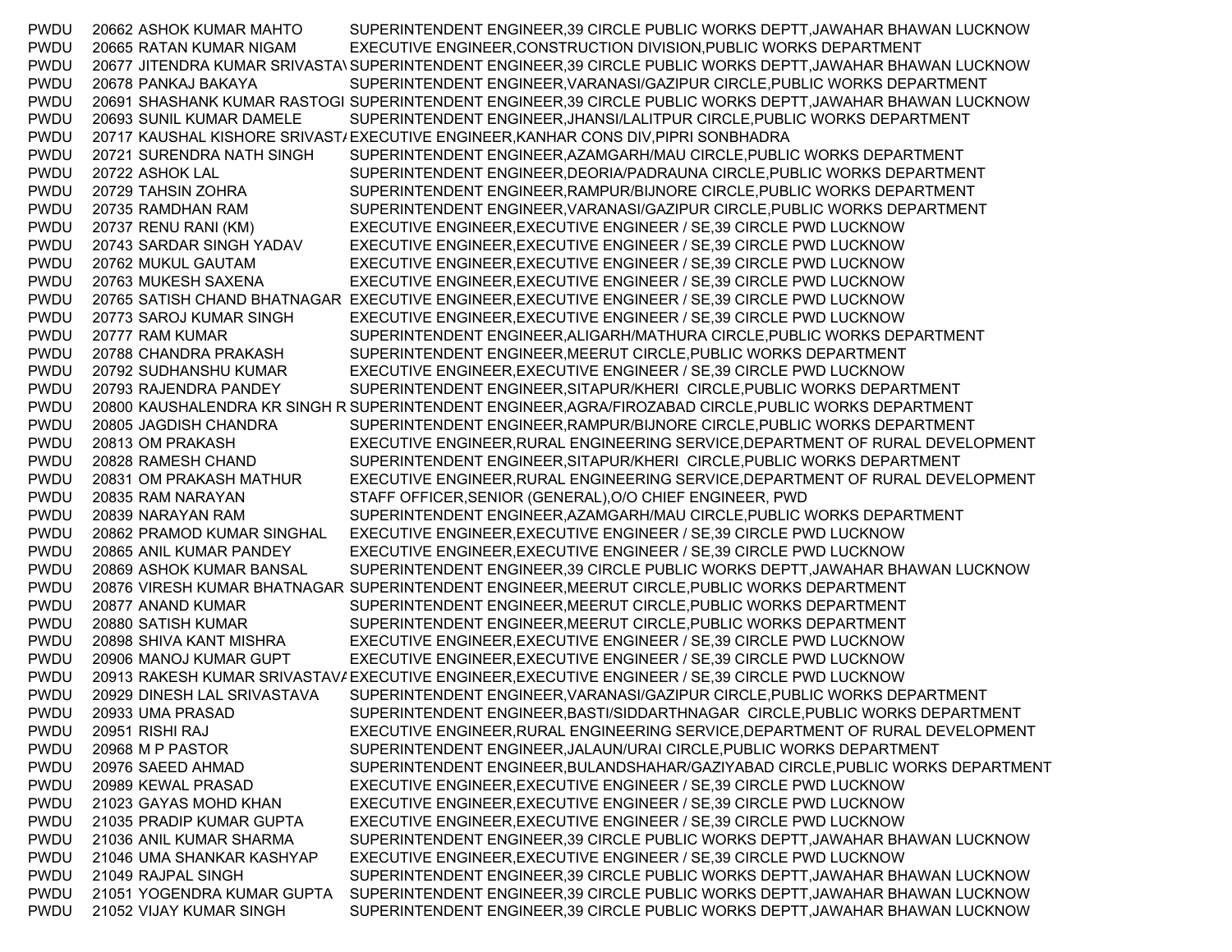| | | | |
|---|---|---|---|
| PWDU | 20662 | ASHOK KUMAR MAHTO | SUPERINTENDENT ENGINEER,39 CIRCLE PUBLIC WORKS DEPTT,JAWAHAR BHAWAN LUCKNOW |
| PWDU | 20665 | RATAN KUMAR NIGAM | EXECUTIVE ENGINEER,CONSTRUCTION DIVISION,PUBLIC WORKS DEPARTMENT |
| PWDU | 20677 | JITENDRA KUMAR SRIVASTAV | SUPERINTENDENT ENGINEER,39 CIRCLE PUBLIC WORKS DEPTT,JAWAHAR BHAWAN LUCKNOW |
| PWDU | 20678 | PANKAJ BAKAYA | SUPERINTENDENT ENGINEER,VARANASI/GAZIPUR CIRCLE,PUBLIC WORKS DEPARTMENT |
| PWDU | 20691 | SHASHANK KUMAR RASTOGI | SUPERINTENDENT ENGINEER,39 CIRCLE PUBLIC WORKS DEPTT,JAWAHAR BHAWAN LUCKNOW |
| PWDU | 20693 | SUNIL KUMAR DAMELE | SUPERINTENDENT ENGINEER,JHANSI/LALITPUR CIRCLE,PUBLIC WORKS DEPARTMENT |
| PWDU | 20717 | KAUSHAL KISHORE SRIVAST | EXECUTIVE ENGINEER,KANHAR CONS DIV,PIPRI SONBHADRA |
| PWDU | 20721 | SURENDRA NATH SINGH | SUPERINTENDENT ENGINEER,AZAMGARH/MAU CIRCLE,PUBLIC WORKS DEPARTMENT |
| PWDU | 20722 | ASHOK LAL | SUPERINTENDENT ENGINEER,DEORIA/PADRAUNA CIRCLE,PUBLIC WORKS DEPARTMENT |
| PWDU | 20729 | TAHSIN ZOHRA | SUPERINTENDENT ENGINEER,RAMPUR/BIJNORE CIRCLE,PUBLIC WORKS DEPARTMENT |
| PWDU | 20735 | RAMDHAN RAM | SUPERINTENDENT ENGINEER,VARANASI/GAZIPUR CIRCLE,PUBLIC WORKS DEPARTMENT |
| PWDU | 20737 | RENU RANI (KM) | EXECUTIVE ENGINEER,EXECUTIVE ENGINEER / SE,39 CIRCLE PWD LUCKNOW |
| PWDU | 20743 | SARDAR SINGH YADAV | EXECUTIVE ENGINEER,EXECUTIVE ENGINEER / SE,39 CIRCLE PWD LUCKNOW |
| PWDU | 20762 | MUKUL GAUTAM | EXECUTIVE ENGINEER,EXECUTIVE ENGINEER / SE,39 CIRCLE PWD LUCKNOW |
| PWDU | 20763 | MUKESH SAXENA | EXECUTIVE ENGINEER,EXECUTIVE ENGINEER / SE,39 CIRCLE PWD LUCKNOW |
| PWDU | 20765 | SATISH CHAND BHATNAGAR | EXECUTIVE ENGINEER,EXECUTIVE ENGINEER / SE,39 CIRCLE PWD LUCKNOW |
| PWDU | 20773 | SAROJ KUMAR SINGH | EXECUTIVE ENGINEER,EXECUTIVE ENGINEER / SE,39 CIRCLE PWD LUCKNOW |
| PWDU | 20777 | RAM KUMAR | SUPERINTENDENT ENGINEER,ALIGARH/MATHURA CIRCLE,PUBLIC WORKS DEPARTMENT |
| PWDU | 20788 | CHANDRA PRAKASH | SUPERINTENDENT ENGINEER,MEERUT CIRCLE,PUBLIC WORKS DEPARTMENT |
| PWDU | 20792 | SUDHANSHU KUMAR | EXECUTIVE ENGINEER,EXECUTIVE ENGINEER / SE,39 CIRCLE PWD LUCKNOW |
| PWDU | 20793 | RAJENDRA PANDEY | SUPERINTENDENT ENGINEER,SITAPUR/KHERI CIRCLE,PUBLIC WORKS DEPARTMENT |
| PWDU | 20800 | KAUSHALENDRA KR SINGH R | SUPERINTENDENT ENGINEER,AGRA/FIROZABAD CIRCLE,PUBLIC WORKS DEPARTMENT |
| PWDU | 20805 | JAGDISH CHANDRA | SUPERINTENDENT ENGINEER,RAMPUR/BIJNORE CIRCLE,PUBLIC WORKS DEPARTMENT |
| PWDU | 20813 | OM PRAKASH | EXECUTIVE ENGINEER,RURAL ENGINEERING SERVICE,DEPARTMENT OF RURAL DEVELOPMENT |
| PWDU | 20828 | RAMESH CHAND | SUPERINTENDENT ENGINEER,SITAPUR/KHERI CIRCLE,PUBLIC WORKS DEPARTMENT |
| PWDU | 20831 | OM PRAKASH MATHUR | EXECUTIVE ENGINEER,RURAL ENGINEERING SERVICE,DEPARTMENT OF RURAL DEVELOPMENT |
| PWDU | 20835 | RAM NARAYAN | STAFF OFFICER,SENIOR (GENERAL),O/O CHIEF ENGINEER, PWD |
| PWDU | 20839 | NARAYAN RAM | SUPERINTENDENT ENGINEER,AZAMGARH/MAU CIRCLE,PUBLIC WORKS DEPARTMENT |
| PWDU | 20862 | PRAMOD KUMAR SINGHAL | EXECUTIVE ENGINEER,EXECUTIVE ENGINEER / SE,39 CIRCLE PWD LUCKNOW |
| PWDU | 20865 | ANIL KUMAR PANDEY | EXECUTIVE ENGINEER,EXECUTIVE ENGINEER / SE,39 CIRCLE PWD LUCKNOW |
| PWDU | 20869 | ASHOK KUMAR BANSAL | SUPERINTENDENT ENGINEER,39 CIRCLE PUBLIC WORKS DEPTT,JAWAHAR BHAWAN LUCKNOW |
| PWDU | 20876 | VIRESH KUMAR BHATNAGAR | SUPERINTENDENT ENGINEER,MEERUT CIRCLE,PUBLIC WORKS DEPARTMENT |
| PWDU | 20877 | ANAND KUMAR | SUPERINTENDENT ENGINEER,MEERUT CIRCLE,PUBLIC WORKS DEPARTMENT |
| PWDU | 20880 | SATISH KUMAR | SUPERINTENDENT ENGINEER,MEERUT CIRCLE,PUBLIC WORKS DEPARTMENT |
| PWDU | 20898 | SHIVA KANT MISHRA | EXECUTIVE ENGINEER,EXECUTIVE ENGINEER / SE,39 CIRCLE PWD LUCKNOW |
| PWDU | 20906 | MANOJ KUMAR GUPT | EXECUTIVE ENGINEER,EXECUTIVE ENGINEER / SE,39 CIRCLE PWD LUCKNOW |
| PWDU | 20913 | RAKESH KUMAR SRIVASTAV | EXECUTIVE ENGINEER,EXECUTIVE ENGINEER / SE,39 CIRCLE PWD LUCKNOW |
| PWDU | 20929 | DINESH LAL SRIVASTAVA | SUPERINTENDENT ENGINEER,VARANASI/GAZIPUR CIRCLE,PUBLIC WORKS DEPARTMENT |
| PWDU | 20933 | UMA PRASAD | SUPERINTENDENT ENGINEER,BASTI/SIDDARTHNAGAR CIRCLE,PUBLIC WORKS DEPARTMENT |
| PWDU | 20951 | RISHI RAJ | EXECUTIVE ENGINEER,RURAL ENGINEERING SERVICE,DEPARTMENT OF RURAL DEVELOPMENT |
| PWDU | 20968 | M P PASTOR | SUPERINTENDENT ENGINEER,JALAUN/URAI CIRCLE,PUBLIC WORKS DEPARTMENT |
| PWDU | 20976 | SAEED AHMAD | SUPERINTENDENT ENGINEER,BULANDSHAHAR/GAZIYABAD CIRCLE,PUBLIC WORKS DEPARTMENT |
| PWDU | 20989 | KEWAL PRASAD | EXECUTIVE ENGINEER,EXECUTIVE ENGINEER / SE,39 CIRCLE PWD LUCKNOW |
| PWDU | 21023 | GAYAS MOHD KHAN | EXECUTIVE ENGINEER,EXECUTIVE ENGINEER / SE,39 CIRCLE PWD LUCKNOW |
| PWDU | 21035 | PRADIP KUMAR GUPTA | EXECUTIVE ENGINEER,EXECUTIVE ENGINEER / SE,39 CIRCLE PWD LUCKNOW |
| PWDU | 21036 | ANIL KUMAR SHARMA | SUPERINTENDENT ENGINEER,39 CIRCLE PUBLIC WORKS DEPTT,JAWAHAR BHAWAN LUCKNOW |
| PWDU | 21046 | UMA SHANKAR KASHYAP | EXECUTIVE ENGINEER,EXECUTIVE ENGINEER / SE,39 CIRCLE PWD LUCKNOW |
| PWDU | 21049 | RAJPAL SINGH | SUPERINTENDENT ENGINEER,39 CIRCLE PUBLIC WORKS DEPTT,JAWAHAR BHAWAN LUCKNOW |
| PWDU | 21051 | YOGENDRA KUMAR GUPTA | SUPERINTENDENT ENGINEER,39 CIRCLE PUBLIC WORKS DEPTT,JAWAHAR BHAWAN LUCKNOW |
| PWDU | 21052 | VIJAY KUMAR SINGH | SUPERINTENDENT ENGINEER,39 CIRCLE PUBLIC WORKS DEPTT,JAWAHAR BHAWAN LUCKNOW |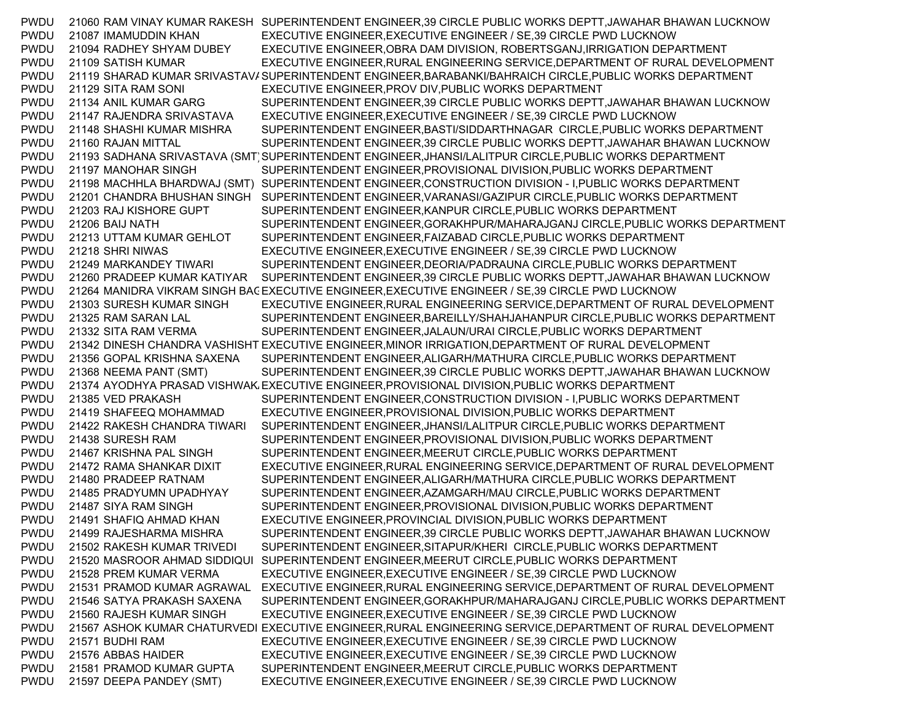| | | | |
|---|---|---|---|
| PWDU | 21060 | RAM VINAY KUMAR RAKESH | SUPERINTENDENT ENGINEER,39 CIRCLE PUBLIC WORKS DEPTT,JAWAHAR BHAWAN LUCKNOW |
| PWDU | 21087 | IMAMUDDIN KHAN | EXECUTIVE ENGINEER,EXECUTIVE ENGINEER / SE,39 CIRCLE PWD LUCKNOW |
| PWDU | 21094 | RADHEY SHYAM DUBEY | EXECUTIVE ENGINEER,OBRA DAM DIVISION, ROBERTSGANJ,IRRIGATION DEPARTMENT |
| PWDU | 21109 | SATISH KUMAR | EXECUTIVE ENGINEER,RURAL ENGINEERING SERVICE,DEPARTMENT OF RURAL DEVELOPMENT |
| PWDU | 21119 | SHARAD KUMAR SRIVASTAVA | SUPERINTENDENT ENGINEER,BARABANKI/BAHRAICH CIRCLE,PUBLIC WORKS DEPARTMENT |
| PWDU | 21129 | SITA RAM SONI | EXECUTIVE ENGINEER,PROV DIV,PUBLIC WORKS DEPARTMENT |
| PWDU | 21134 | ANIL KUMAR GARG | SUPERINTENDENT ENGINEER,39 CIRCLE PUBLIC WORKS DEPTT,JAWAHAR BHAWAN LUCKNOW |
| PWDU | 21147 | RAJENDRA SRIVASTAVA | EXECUTIVE ENGINEER,EXECUTIVE ENGINEER / SE,39 CIRCLE PWD LUCKNOW |
| PWDU | 21148 | SHASHI KUMAR MISHRA | SUPERINTENDENT ENGINEER,BASTI/SIDDARTHNAGAR CIRCLE,PUBLIC WORKS DEPARTMENT |
| PWDU | 21160 | RAJAN MITTAL | SUPERINTENDENT ENGINEER,39 CIRCLE PUBLIC WORKS DEPTT,JAWAHAR BHAWAN LUCKNOW |
| PWDU | 21193 | SADHANA SRIVASTAVA (SMT) | SUPERINTENDENT ENGINEER,JHANSI/LALITPUR CIRCLE,PUBLIC WORKS DEPARTMENT |
| PWDU | 21197 | MANOHAR SINGH | SUPERINTENDENT ENGINEER,PROVISIONAL DIVISION,PUBLIC WORKS DEPARTMENT |
| PWDU | 21198 | MACHHLA BHARDWAJ (SMT) | SUPERINTENDENT ENGINEER,CONSTRUCTION DIVISION - I,PUBLIC WORKS DEPARTMENT |
| PWDU | 21201 | CHANDRA BHUSHAN SINGH | SUPERINTENDENT ENGINEER,VARANASI/GAZIPUR CIRCLE,PUBLIC WORKS DEPARTMENT |
| PWDU | 21203 | RAJ KISHORE GUPT | SUPERINTENDENT ENGINEER,KANPUR CIRCLE,PUBLIC WORKS DEPARTMENT |
| PWDU | 21206 | BAIJ NATH | SUPERINTENDENT ENGINEER,GORAKHPUR/MAHARAJGANJ CIRCLE,PUBLIC WORKS DEPARTMENT |
| PWDU | 21213 | UTTAM KUMAR GEHLOT | SUPERINTENDENT ENGINEER,FAIZABAD CIRCLE,PUBLIC WORKS DEPARTMENT |
| PWDU | 21218 | SHRI NIWAS | EXECUTIVE ENGINEER,EXECUTIVE ENGINEER / SE,39 CIRCLE PWD LUCKNOW |
| PWDU | 21249 | MARKANDEY TIWARI | SUPERINTENDENT ENGINEER,DEORIA/PADRAUNA CIRCLE,PUBLIC WORKS DEPARTMENT |
| PWDU | 21260 | PRADEEP KUMAR KATIYAR | SUPERINTENDENT ENGINEER,39 CIRCLE PUBLIC WORKS DEPTT,JAWAHAR BHAWAN LUCKNOW |
| PWDU | 21264 | MANIDRA VIKRAM SINGH BAG | EXECUTIVE ENGINEER,EXECUTIVE ENGINEER / SE,39 CIRCLE PWD LUCKNOW |
| PWDU | 21303 | SURESH KUMAR SINGH | EXECUTIVE ENGINEER,RURAL ENGINEERING SERVICE,DEPARTMENT OF RURAL DEVELOPMENT |
| PWDU | 21325 | RAM SARAN LAL | SUPERINTENDENT ENGINEER,BAREILLY/SHAHJAHANPUR CIRCLE,PUBLIC WORKS DEPARTMENT |
| PWDU | 21332 | SITA RAM VERMA | SUPERINTENDENT ENGINEER,JALAUN/URAI CIRCLE,PUBLIC WORKS DEPARTMENT |
| PWDU | 21342 | DINESH CHANDRA VASHISHT | EXECUTIVE ENGINEER,MINOR IRRIGATION,DEPARTMENT OF RURAL DEVELOPMENT |
| PWDU | 21356 | GOPAL KRISHNA SAXENA | SUPERINTENDENT ENGINEER,ALIGARH/MATHURA CIRCLE,PUBLIC WORKS DEPARTMENT |
| PWDU | 21368 | NEEMA PANT (SMT) | SUPERINTENDENT ENGINEER,39 CIRCLE PUBLIC WORKS DEPTT,JAWAHAR BHAWAN LUCKNOW |
| PWDU | 21374 | AYODHYA PRASAD VISHWAKA | EXECUTIVE ENGINEER,PROVISIONAL DIVISION,PUBLIC WORKS DEPARTMENT |
| PWDU | 21385 | VED PRAKASH | SUPERINTENDENT ENGINEER,CONSTRUCTION DIVISION - I,PUBLIC WORKS DEPARTMENT |
| PWDU | 21419 | SHAFEEQ MOHAMMAD | EXECUTIVE ENGINEER,PROVISIONAL DIVISION,PUBLIC WORKS DEPARTMENT |
| PWDU | 21422 | RAKESH CHANDRA TIWARI | SUPERINTENDENT ENGINEER,JHANSI/LALITPUR CIRCLE,PUBLIC WORKS DEPARTMENT |
| PWDU | 21438 | SURESH RAM | SUPERINTENDENT ENGINEER,PROVISIONAL DIVISION,PUBLIC WORKS DEPARTMENT |
| PWDU | 21467 | KRISHNA PAL SINGH | SUPERINTENDENT ENGINEER,MEERUT CIRCLE,PUBLIC WORKS DEPARTMENT |
| PWDU | 21472 | RAMA SHANKAR DIXIT | EXECUTIVE ENGINEER,RURAL ENGINEERING SERVICE,DEPARTMENT OF RURAL DEVELOPMENT |
| PWDU | 21480 | PRADEEP RATNAM | SUPERINTENDENT ENGINEER,ALIGARH/MATHURA CIRCLE,PUBLIC WORKS DEPARTMENT |
| PWDU | 21485 | PRADYUMN UPADHYAY | SUPERINTENDENT ENGINEER,AZAMGARH/MAU CIRCLE,PUBLIC WORKS DEPARTMENT |
| PWDU | 21487 | SIYA RAM SINGH | SUPERINTENDENT ENGINEER,PROVISIONAL DIVISION,PUBLIC WORKS DEPARTMENT |
| PWDU | 21491 | SHAFIQ AHMAD KHAN | EXECUTIVE ENGINEER,PROVINCIAL DIVISION,PUBLIC WORKS DEPARTMENT |
| PWDU | 21499 | RAJESHARMA MISHRA | SUPERINTENDENT ENGINEER,39 CIRCLE PUBLIC WORKS DEPTT,JAWAHAR BHAWAN LUCKNOW |
| PWDU | 21502 | RAKESH KUMAR TRIVEDI | SUPERINTENDENT ENGINEER,SITAPUR/KHERI CIRCLE,PUBLIC WORKS DEPARTMENT |
| PWDU | 21520 | MASROOR AHMAD SIDDIQUI | SUPERINTENDENT ENGINEER,MEERUT CIRCLE,PUBLIC WORKS DEPARTMENT |
| PWDU | 21528 | PREM KUMAR VERMA | EXECUTIVE ENGINEER,EXECUTIVE ENGINEER / SE,39 CIRCLE PWD LUCKNOW |
| PWDU | 21531 | PRAMOD KUMAR AGRAWAL | EXECUTIVE ENGINEER,RURAL ENGINEERING SERVICE,DEPARTMENT OF RURAL DEVELOPMENT |
| PWDU | 21546 | SATYA PRAKASH SAXENA | SUPERINTENDENT ENGINEER,GORAKHPUR/MAHARAJGANJ CIRCLE,PUBLIC WORKS DEPARTMENT |
| PWDU | 21560 | RAJESH KUMAR SINGH | EXECUTIVE ENGINEER,EXECUTIVE ENGINEER / SE,39 CIRCLE PWD LUCKNOW |
| PWDU | 21567 | ASHOK KUMAR CHATURVEDI | EXECUTIVE ENGINEER,RURAL ENGINEERING SERVICE,DEPARTMENT OF RURAL DEVELOPMENT |
| PWDU | 21571 | BUDHI RAM | EXECUTIVE ENGINEER,EXECUTIVE ENGINEER / SE,39 CIRCLE PWD LUCKNOW |
| PWDU | 21576 | ABBAS HAIDER | EXECUTIVE ENGINEER,EXECUTIVE ENGINEER / SE,39 CIRCLE PWD LUCKNOW |
| PWDU | 21581 | PRAMOD KUMAR GUPTA | SUPERINTENDENT ENGINEER,MEERUT CIRCLE,PUBLIC WORKS DEPARTMENT |
| PWDU | 21597 | DEEPA PANDEY (SMT) | EXECUTIVE ENGINEER,EXECUTIVE ENGINEER / SE,39 CIRCLE PWD LUCKNOW |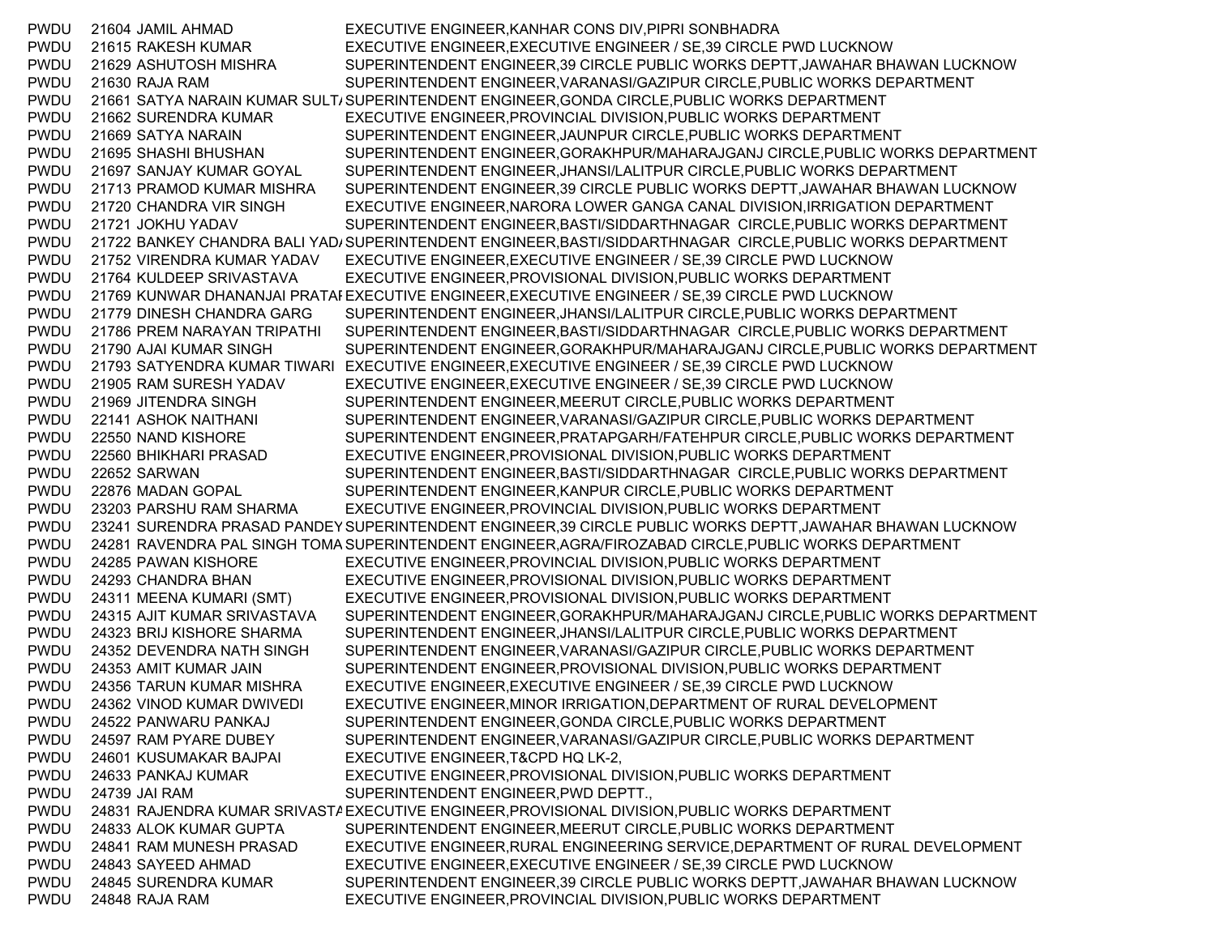| | | | |
|---|---|---|---|
| PWDU | 21604 | JAMIL AHMAD | EXECUTIVE ENGINEER,KANHAR CONS DIV,PIPRI SONBHADRA |
| PWDU | 21615 | RAKESH KUMAR | EXECUTIVE ENGINEER,EXECUTIVE ENGINEER / SE,39 CIRCLE PWD LUCKNOW |
| PWDU | 21629 | ASHUTOSH MISHRA | SUPERINTENDENT ENGINEER,39 CIRCLE PUBLIC WORKS DEPTT,JAWAHAR BHAWAN LUCKNOW |
| PWDU | 21630 | RAJA RAM | SUPERINTENDENT ENGINEER,VARANASI/GAZIPUR CIRCLE,PUBLIC WORKS DEPARTMENT |
| PWDU | 21661 | SATYA NARAIN KUMAR SULTA | SUPERINTENDENT ENGINEER,GONDA CIRCLE,PUBLIC WORKS DEPARTMENT |
| PWDU | 21662 | SURENDRA KUMAR | EXECUTIVE ENGINEER,PROVINCIAL DIVISION,PUBLIC WORKS DEPARTMENT |
| PWDU | 21669 | SATYA NARAIN | SUPERINTENDENT ENGINEER,JAUNPUR CIRCLE,PUBLIC WORKS DEPARTMENT |
| PWDU | 21695 | SHASHI BHUSHAN | SUPERINTENDENT ENGINEER,GORAKHPUR/MAHARAJGANJ CIRCLE,PUBLIC WORKS DEPARTMENT |
| PWDU | 21697 | SANJAY KUMAR GOYAL | SUPERINTENDENT ENGINEER,JHANSI/LALITPUR CIRCLE,PUBLIC WORKS DEPARTMENT |
| PWDU | 21713 | PRAMOD KUMAR MISHRA | SUPERINTENDENT ENGINEER,39 CIRCLE PUBLIC WORKS DEPTT,JAWAHAR BHAWAN LUCKNOW |
| PWDU | 21720 | CHANDRA VIR SINGH | EXECUTIVE ENGINEER,NARORA LOWER GANGA CANAL DIVISION,IRRIGATION DEPARTMENT |
| PWDU | 21721 | JOKHU YADAV | SUPERINTENDENT ENGINEER,BASTI/SIDDARTHNAGAR CIRCLE,PUBLIC WORKS DEPARTMENT |
| PWDU | 21722 | BANKEY CHANDRA BALI YADA | SUPERINTENDENT ENGINEER,BASTI/SIDDARTHNAGAR CIRCLE,PUBLIC WORKS DEPARTMENT |
| PWDU | 21752 | VIRENDRA KUMAR YADAV | EXECUTIVE ENGINEER,EXECUTIVE ENGINEER / SE,39 CIRCLE PWD LUCKNOW |
| PWDU | 21764 | KULDEEP SRIVASTAVA | EXECUTIVE ENGINEER,PROVISIONAL DIVISION,PUBLIC WORKS DEPARTMENT |
| PWDU | 21769 | KUNWAR DHANANJAI PRATAI | EXECUTIVE ENGINEER,EXECUTIVE ENGINEER / SE,39 CIRCLE PWD LUCKNOW |
| PWDU | 21779 | DINESH CHANDRA GARG | SUPERINTENDENT ENGINEER,JHANSI/LALITPUR CIRCLE,PUBLIC WORKS DEPARTMENT |
| PWDU | 21786 | PREM NARAYAN TRIPATHI | SUPERINTENDENT ENGINEER,BASTI/SIDDARTHNAGAR CIRCLE,PUBLIC WORKS DEPARTMENT |
| PWDU | 21790 | AJAI KUMAR SINGH | SUPERINTENDENT ENGINEER,GORAKHPUR/MAHARAJGANJ CIRCLE,PUBLIC WORKS DEPARTMENT |
| PWDU | 21793 | SATYENDRA KUMAR TIWARI | EXECUTIVE ENGINEER,EXECUTIVE ENGINEER / SE,39 CIRCLE PWD LUCKNOW |
| PWDU | 21905 | RAM SURESH YADAV | EXECUTIVE ENGINEER,EXECUTIVE ENGINEER / SE,39 CIRCLE PWD LUCKNOW |
| PWDU | 21969 | JITENDRA SINGH | SUPERINTENDENT ENGINEER,MEERUT CIRCLE,PUBLIC WORKS DEPARTMENT |
| PWDU | 22141 | ASHOK NAITHANI | SUPERINTENDENT ENGINEER,VARANASI/GAZIPUR CIRCLE,PUBLIC WORKS DEPARTMENT |
| PWDU | 22550 | NAND KISHORE | SUPERINTENDENT ENGINEER,PRATAPGARH/FATEHPUR CIRCLE,PUBLIC WORKS DEPARTMENT |
| PWDU | 22560 | BHIKHARI PRASAD | EXECUTIVE ENGINEER,PROVISIONAL DIVISION,PUBLIC WORKS DEPARTMENT |
| PWDU | 22652 | SARWAN | SUPERINTENDENT ENGINEER,BASTI/SIDDARTHNAGAR CIRCLE,PUBLIC WORKS DEPARTMENT |
| PWDU | 22876 | MADAN GOPAL | SUPERINTENDENT ENGINEER,KANPUR CIRCLE,PUBLIC WORKS DEPARTMENT |
| PWDU | 23203 | PARSHU RAM SHARMA | EXECUTIVE ENGINEER,PROVINCIAL DIVISION,PUBLIC WORKS DEPARTMENT |
| PWDU | 23241 | SURENDRA PRASAD PANDEY | SUPERINTENDENT ENGINEER,39 CIRCLE PUBLIC WORKS DEPTT,JAWAHAR BHAWAN LUCKNOW |
| PWDU | 24281 | RAVENDRA PAL SINGH TOMA | SUPERINTENDENT ENGINEER,AGRA/FIROZABAD CIRCLE,PUBLIC WORKS DEPARTMENT |
| PWDU | 24285 | PAWAN KISHORE | EXECUTIVE ENGINEER,PROVINCIAL DIVISION,PUBLIC WORKS DEPARTMENT |
| PWDU | 24293 | CHANDRA BHAN | EXECUTIVE ENGINEER,PROVISIONAL DIVISION,PUBLIC WORKS DEPARTMENT |
| PWDU | 24311 | MEENA KUMARI (SMT) | EXECUTIVE ENGINEER,PROVISIONAL DIVISION,PUBLIC WORKS DEPARTMENT |
| PWDU | 24315 | AJIT KUMAR SRIVASTAVA | SUPERINTENDENT ENGINEER,GORAKHPUR/MAHARAJGANJ CIRCLE,PUBLIC WORKS DEPARTMENT |
| PWDU | 24323 | BRIJ KISHORE SHARMA | SUPERINTENDENT ENGINEER,JHANSI/LALITPUR CIRCLE,PUBLIC WORKS DEPARTMENT |
| PWDU | 24352 | DEVENDRA NATH SINGH | SUPERINTENDENT ENGINEER,VARANASI/GAZIPUR CIRCLE,PUBLIC WORKS DEPARTMENT |
| PWDU | 24353 | AMIT KUMAR JAIN | SUPERINTENDENT ENGINEER,PROVISIONAL DIVISION,PUBLIC WORKS DEPARTMENT |
| PWDU | 24356 | TARUN KUMAR MISHRA | EXECUTIVE ENGINEER,EXECUTIVE ENGINEER / SE,39 CIRCLE PWD LUCKNOW |
| PWDU | 24362 | VINOD KUMAR DWIVEDI | EXECUTIVE ENGINEER,MINOR IRRIGATION,DEPARTMENT OF RURAL DEVELOPMENT |
| PWDU | 24522 | PANWARU PANKAJ | SUPERINTENDENT ENGINEER,GONDA CIRCLE,PUBLIC WORKS DEPARTMENT |
| PWDU | 24597 | RAM PYARE DUBEY | SUPERINTENDENT ENGINEER,VARANASI/GAZIPUR CIRCLE,PUBLIC WORKS DEPARTMENT |
| PWDU | 24601 | KUSUMAKAR BAJPAI | EXECUTIVE ENGINEER,T&CPD HQ LK-2, |
| PWDU | 24633 | PANKAJ KUMAR | EXECUTIVE ENGINEER,PROVISIONAL DIVISION,PUBLIC WORKS DEPARTMENT |
| PWDU | 24739 | JAI RAM | SUPERINTENDENT ENGINEER,PWD DEPTT., |
| PWDU | 24831 | RAJENDRA KUMAR SRIVASTA | EXECUTIVE ENGINEER,PROVISIONAL DIVISION,PUBLIC WORKS DEPARTMENT |
| PWDU | 24833 | ALOK KUMAR GUPTA | SUPERINTENDENT ENGINEER,MEERUT CIRCLE,PUBLIC WORKS DEPARTMENT |
| PWDU | 24841 | RAM MUNESH PRASAD | EXECUTIVE ENGINEER,RURAL ENGINEERING SERVICE,DEPARTMENT OF RURAL DEVELOPMENT |
| PWDU | 24843 | SAYEED AHMAD | EXECUTIVE ENGINEER,EXECUTIVE ENGINEER / SE,39 CIRCLE PWD LUCKNOW |
| PWDU | 24845 | SURENDRA KUMAR | SUPERINTENDENT ENGINEER,39 CIRCLE PUBLIC WORKS DEPTT,JAWAHAR BHAWAN LUCKNOW |
| PWDU | 24848 | RAJA RAM | EXECUTIVE ENGINEER,PROVINCIAL DIVISION,PUBLIC WORKS DEPARTMENT |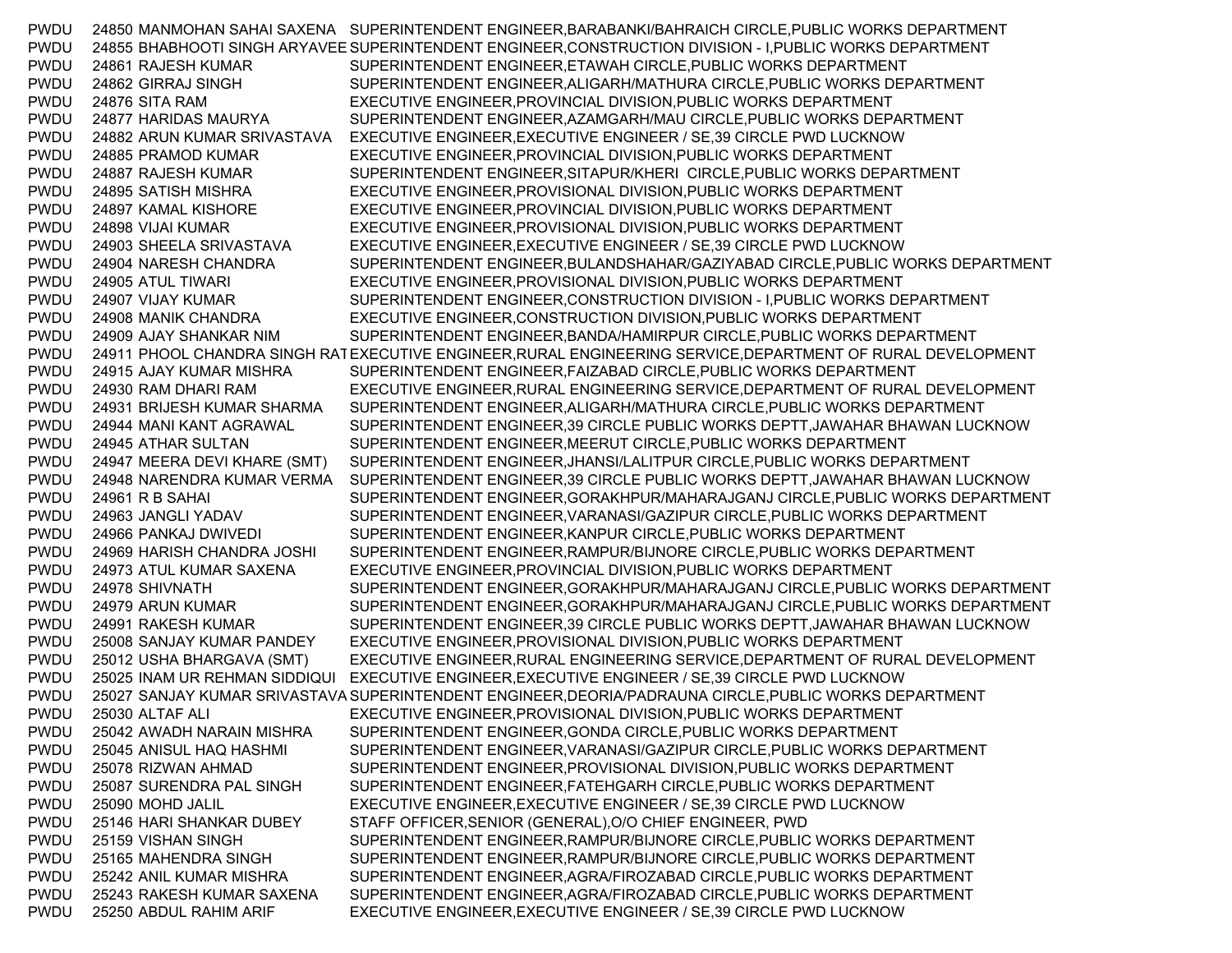| | | | |
|---|---|---|---|
| PWDU | 24850 | MANMOHAN SAHAI SAXENA | SUPERINTENDENT ENGINEER,BARABANKI/BAHRAICH CIRCLE,PUBLIC WORKS DEPARTMENT |
| PWDU | 24855 | BHABHOOTI SINGH ARYAVEE | SUPERINTENDENT ENGINEER,CONSTRUCTION DIVISION - I,PUBLIC WORKS DEPARTMENT |
| PWDU | 24861 | RAJESH KUMAR | SUPERINTENDENT ENGINEER,ETAWAH CIRCLE,PUBLIC WORKS DEPARTMENT |
| PWDU | 24862 | GIRRAJ SINGH | SUPERINTENDENT ENGINEER,ALIGARH/MATHURA CIRCLE,PUBLIC WORKS DEPARTMENT |
| PWDU | 24876 | SITA RAM | EXECUTIVE ENGINEER,PROVINCIAL DIVISION,PUBLIC WORKS DEPARTMENT |
| PWDU | 24877 | HARIDAS MAURYA | SUPERINTENDENT ENGINEER,AZAMGARH/MAU CIRCLE,PUBLIC WORKS DEPARTMENT |
| PWDU | 24882 | ARUN KUMAR SRIVASTAVA | EXECUTIVE ENGINEER,EXECUTIVE ENGINEER / SE,39 CIRCLE PWD LUCKNOW |
| PWDU | 24885 | PRAMOD KUMAR | EXECUTIVE ENGINEER,PROVINCIAL DIVISION,PUBLIC WORKS DEPARTMENT |
| PWDU | 24887 | RAJESH KUMAR | SUPERINTENDENT ENGINEER,SITAPUR/KHERI CIRCLE,PUBLIC WORKS DEPARTMENT |
| PWDU | 24895 | SATISH MISHRA | EXECUTIVE ENGINEER,PROVISIONAL DIVISION,PUBLIC WORKS DEPARTMENT |
| PWDU | 24897 | KAMAL KISHORE | EXECUTIVE ENGINEER,PROVINCIAL DIVISION,PUBLIC WORKS DEPARTMENT |
| PWDU | 24898 | VIJAI KUMAR | EXECUTIVE ENGINEER,PROVISIONAL DIVISION,PUBLIC WORKS DEPARTMENT |
| PWDU | 24903 | SHEELA SRIVASTAVA | EXECUTIVE ENGINEER,EXECUTIVE ENGINEER / SE,39 CIRCLE PWD LUCKNOW |
| PWDU | 24904 | NARESH CHANDRA | SUPERINTENDENT ENGINEER,BULANDSHAHAR/GAZIYABAD CIRCLE,PUBLIC WORKS DEPARTMENT |
| PWDU | 24905 | ATUL TIWARI | EXECUTIVE ENGINEER,PROVISIONAL DIVISION,PUBLIC WORKS DEPARTMENT |
| PWDU | 24907 | VIJAY KUMAR | SUPERINTENDENT ENGINEER,CONSTRUCTION DIVISION - I,PUBLIC WORKS DEPARTMENT |
| PWDU | 24908 | MANIK CHANDRA | EXECUTIVE ENGINEER,CONSTRUCTION DIVISION,PUBLIC WORKS DEPARTMENT |
| PWDU | 24909 | AJAY SHANKAR NIM | SUPERINTENDENT ENGINEER,BANDA/HAMIRPUR CIRCLE,PUBLIC WORKS DEPARTMENT |
| PWDU | 24911 | PHOOL CHANDRA SINGH RAT | EXECUTIVE ENGINEER,RURAL ENGINEERING SERVICE,DEPARTMENT OF RURAL DEVELOPMENT |
| PWDU | 24915 | AJAY KUMAR MISHRA | SUPERINTENDENT ENGINEER,FAIZABAD CIRCLE,PUBLIC WORKS DEPARTMENT |
| PWDU | 24930 | RAM DHARI RAM | EXECUTIVE ENGINEER,RURAL ENGINEERING SERVICE,DEPARTMENT OF RURAL DEVELOPMENT |
| PWDU | 24931 | BRIJESH KUMAR SHARMA | SUPERINTENDENT ENGINEER,ALIGARH/MATHURA CIRCLE,PUBLIC WORKS DEPARTMENT |
| PWDU | 24944 | MANI KANT AGRAWAL | SUPERINTENDENT ENGINEER,39 CIRCLE PUBLIC WORKS DEPTT,JAWAHAR BHAWAN LUCKNOW |
| PWDU | 24945 | ATHAR SULTAN | SUPERINTENDENT ENGINEER,MEERUT CIRCLE,PUBLIC WORKS DEPARTMENT |
| PWDU | 24947 | MEERA DEVI KHARE (SMT) | SUPERINTENDENT ENGINEER,JHANSI/LALITPUR CIRCLE,PUBLIC WORKS DEPARTMENT |
| PWDU | 24948 | NARENDRA KUMAR VERMA | SUPERINTENDENT ENGINEER,39 CIRCLE PUBLIC WORKS DEPTT,JAWAHAR BHAWAN LUCKNOW |
| PWDU | 24961 | R B SAHAI | SUPERINTENDENT ENGINEER,GORAKHPUR/MAHARAJGANJ CIRCLE,PUBLIC WORKS DEPARTMENT |
| PWDU | 24963 | JANGLI YADAV | SUPERINTENDENT ENGINEER,VARANASI/GAZIPUR CIRCLE,PUBLIC WORKS DEPARTMENT |
| PWDU | 24966 | PANKAJ DWIVEDI | SUPERINTENDENT ENGINEER,KANPUR CIRCLE,PUBLIC WORKS DEPARTMENT |
| PWDU | 24969 | HARISH CHANDRA JOSHI | SUPERINTENDENT ENGINEER,RAMPUR/BIJNORE CIRCLE,PUBLIC WORKS DEPARTMENT |
| PWDU | 24973 | ATUL KUMAR SAXENA | EXECUTIVE ENGINEER,PROVINCIAL DIVISION,PUBLIC WORKS DEPARTMENT |
| PWDU | 24978 | SHIVNATH | SUPERINTENDENT ENGINEER,GORAKHPUR/MAHARAJGANJ CIRCLE,PUBLIC WORKS DEPARTMENT |
| PWDU | 24979 | ARUN KUMAR | SUPERINTENDENT ENGINEER,GORAKHPUR/MAHARAJGANJ CIRCLE,PUBLIC WORKS DEPARTMENT |
| PWDU | 24991 | RAKESH KUMAR | SUPERINTENDENT ENGINEER,39 CIRCLE PUBLIC WORKS DEPTT,JAWAHAR BHAWAN LUCKNOW |
| PWDU | 25008 | SANJAY KUMAR PANDEY | EXECUTIVE ENGINEER,PROVISIONAL DIVISION,PUBLIC WORKS DEPARTMENT |
| PWDU | 25012 | USHA BHARGAVA (SMT) | EXECUTIVE ENGINEER,RURAL ENGINEERING SERVICE,DEPARTMENT OF RURAL DEVELOPMENT |
| PWDU | 25025 | INAM UR REHMAN SIDDIQUI | EXECUTIVE ENGINEER,EXECUTIVE ENGINEER / SE,39 CIRCLE PWD LUCKNOW |
| PWDU | 25027 | SANJAY KUMAR SRIVASTAVA | SUPERINTENDENT ENGINEER,DEORIA/PADRAUNA CIRCLE,PUBLIC WORKS DEPARTMENT |
| PWDU | 25030 | ALTAF ALI | EXECUTIVE ENGINEER,PROVISIONAL DIVISION,PUBLIC WORKS DEPARTMENT |
| PWDU | 25042 | AWADH NARAIN MISHRA | SUPERINTENDENT ENGINEER,GONDA CIRCLE,PUBLIC WORKS DEPARTMENT |
| PWDU | 25045 | ANISUL HAQ HASHMI | SUPERINTENDENT ENGINEER,VARANASI/GAZIPUR CIRCLE,PUBLIC WORKS DEPARTMENT |
| PWDU | 25078 | RIZWAN AHMAD | SUPERINTENDENT ENGINEER,PROVISIONAL DIVISION,PUBLIC WORKS DEPARTMENT |
| PWDU | 25087 | SURENDRA PAL SINGH | SUPERINTENDENT ENGINEER,FATEHGARH CIRCLE,PUBLIC WORKS DEPARTMENT |
| PWDU | 25090 | MOHD JALIL | EXECUTIVE ENGINEER,EXECUTIVE ENGINEER / SE,39 CIRCLE PWD LUCKNOW |
| PWDU | 25146 | HARI SHANKAR DUBEY | STAFF OFFICER,SENIOR (GENERAL),O/O CHIEF ENGINEER, PWD |
| PWDU | 25159 | VISHAN SINGH | SUPERINTENDENT ENGINEER,RAMPUR/BIJNORE CIRCLE,PUBLIC WORKS DEPARTMENT |
| PWDU | 25165 | MAHENDRA SINGH | SUPERINTENDENT ENGINEER,RAMPUR/BIJNORE CIRCLE,PUBLIC WORKS DEPARTMENT |
| PWDU | 25242 | ANIL KUMAR MISHRA | SUPERINTENDENT ENGINEER,AGRA/FIROZABAD CIRCLE,PUBLIC WORKS DEPARTMENT |
| PWDU | 25243 | RAKESH KUMAR SAXENA | SUPERINTENDENT ENGINEER,AGRA/FIROZABAD CIRCLE,PUBLIC WORKS DEPARTMENT |
| PWDU | 25250 | ABDUL RAHIM ARIF | EXECUTIVE ENGINEER,EXECUTIVE ENGINEER / SE,39 CIRCLE PWD LUCKNOW |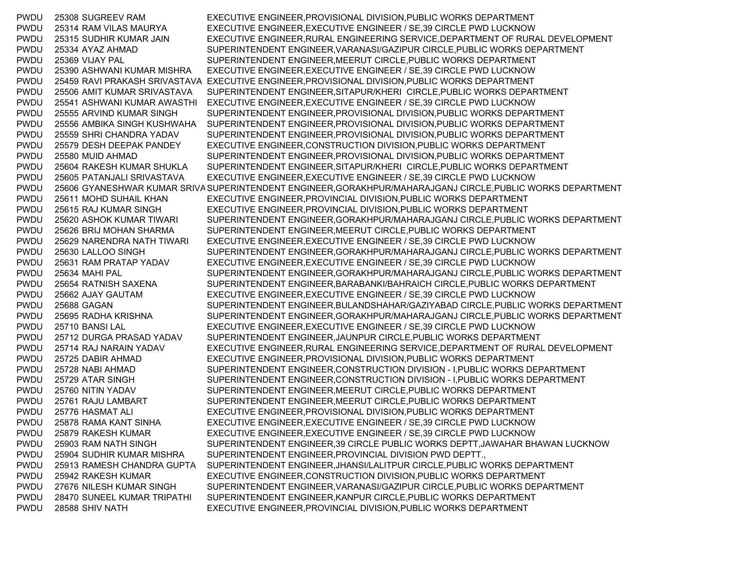| | | | |
|---|---|---|---|
| PWDU | 25308 | SUGREEV RAM | EXECUTIVE ENGINEER,PROVISIONAL DIVISION,PUBLIC WORKS DEPARTMENT |
| PWDU | 25314 | RAM VILAS MAURYA | EXECUTIVE ENGINEER,EXECUTIVE ENGINEER / SE,39 CIRCLE PWD LUCKNOW |
| PWDU | 25315 | SUDHIR KUMAR JAIN | EXECUTIVE ENGINEER,RURAL ENGINEERING SERVICE,DEPARTMENT OF RURAL DEVELOPMENT |
| PWDU | 25334 | AYAZ AHMAD | SUPERINTENDENT ENGINEER,VARANASI/GAZIPUR CIRCLE,PUBLIC WORKS DEPARTMENT |
| PWDU | 25369 | VIJAY PAL | SUPERINTENDENT ENGINEER,MEERUT CIRCLE,PUBLIC WORKS DEPARTMENT |
| PWDU | 25390 | ASHWANI KUMAR MISHRA | EXECUTIVE ENGINEER,EXECUTIVE ENGINEER / SE,39 CIRCLE PWD LUCKNOW |
| PWDU | 25459 | RAVI PRAKASH SRIVASTAVA | EXECUTIVE ENGINEER,PROVISIONAL DIVISION,PUBLIC WORKS DEPARTMENT |
| PWDU | 25506 | AMIT KUMAR SRIVASTAVA | SUPERINTENDENT ENGINEER,SITAPUR/KHERI CIRCLE,PUBLIC WORKS DEPARTMENT |
| PWDU | 25541 | ASHWANI KUMAR AWASTHI | EXECUTIVE ENGINEER,EXECUTIVE ENGINEER / SE,39 CIRCLE PWD LUCKNOW |
| PWDU | 25555 | ARVIND KUMAR SINGH | SUPERINTENDENT ENGINEER,PROVISIONAL DIVISION,PUBLIC WORKS DEPARTMENT |
| PWDU | 25556 | AMBIKA SINGH KUSHWAHA | SUPERINTENDENT ENGINEER,PROVISIONAL DIVISION,PUBLIC WORKS DEPARTMENT |
| PWDU | 25559 | SHRI CHANDRA YADAV | SUPERINTENDENT ENGINEER,PROVISIONAL DIVISION,PUBLIC WORKS DEPARTMENT |
| PWDU | 25579 | DESH DEEPAK PANDEY | EXECUTIVE ENGINEER,CONSTRUCTION DIVISION,PUBLIC WORKS DEPARTMENT |
| PWDU | 25580 | MUID AHMAD | SUPERINTENDENT ENGINEER,PROVISIONAL DIVISION,PUBLIC WORKS DEPARTMENT |
| PWDU | 25604 | RAKESH KUMAR SHUKLA | SUPERINTENDENT ENGINEER,SITAPUR/KHERI CIRCLE,PUBLIC WORKS DEPARTMENT |
| PWDU | 25605 | PATANJALI SRIVASTAVA | EXECUTIVE ENGINEER,EXECUTIVE ENGINEER / SE,39 CIRCLE PWD LUCKNOW |
| PWDU | 25606 | GYANESHWAR KUMAR SRIVA | SUPERINTENDENT ENGINEER,GORAKHPUR/MAHARAJGANJ CIRCLE,PUBLIC WORKS DEPARTMENT |
| PWDU | 25611 | MOHD SUHAIL KHAN | EXECUTIVE ENGINEER,PROVINCIAL DIVISION,PUBLIC WORKS DEPARTMENT |
| PWDU | 25615 | RAJ KUMAR SINGH | EXECUTIVE ENGINEER,PROVINCIAL DIVISION,PUBLIC WORKS DEPARTMENT |
| PWDU | 25620 | ASHOK KUMAR TIWARI | SUPERINTENDENT ENGINEER,GORAKHPUR/MAHARAJGANJ CIRCLE,PUBLIC WORKS DEPARTMENT |
| PWDU | 25626 | BRIJ MOHAN SHARMA | SUPERINTENDENT ENGINEER,MEERUT CIRCLE,PUBLIC WORKS DEPARTMENT |
| PWDU | 25629 | NARENDRA NATH TIWARI | EXECUTIVE ENGINEER,EXECUTIVE ENGINEER / SE,39 CIRCLE PWD LUCKNOW |
| PWDU | 25630 | LALLOO SINGH | SUPERINTENDENT ENGINEER,GORAKHPUR/MAHARAJGANJ CIRCLE,PUBLIC WORKS DEPARTMENT |
| PWDU | 25631 | RAM PRATAP YADAV | EXECUTIVE ENGINEER,EXECUTIVE ENGINEER / SE,39 CIRCLE PWD LUCKNOW |
| PWDU | 25634 | MAHI PAL | SUPERINTENDENT ENGINEER,GORAKHPUR/MAHARAJGANJ CIRCLE,PUBLIC WORKS DEPARTMENT |
| PWDU | 25654 | RATNISH SAXENA | SUPERINTENDENT ENGINEER,BARABANKI/BAHRAICH CIRCLE,PUBLIC WORKS DEPARTMENT |
| PWDU | 25662 | AJAY GAUTAM | EXECUTIVE ENGINEER,EXECUTIVE ENGINEER / SE,39 CIRCLE PWD LUCKNOW |
| PWDU | 25688 | GAGAN | SUPERINTENDENT ENGINEER,BULANDSHAHAR/GAZIYABAD CIRCLE,PUBLIC WORKS DEPARTMENT |
| PWDU | 25695 | RADHA KRISHNA | SUPERINTENDENT ENGINEER,GORAKHPUR/MAHARAJGANJ CIRCLE,PUBLIC WORKS DEPARTMENT |
| PWDU | 25710 | BANSI LAL | EXECUTIVE ENGINEER,EXECUTIVE ENGINEER / SE,39 CIRCLE PWD LUCKNOW |
| PWDU | 25712 | DURGA PRASAD YADAV | SUPERINTENDENT ENGINEER,JAUNPUR CIRCLE,PUBLIC WORKS DEPARTMENT |
| PWDU | 25714 | RAJ NARAIN YADAV | EXECUTIVE ENGINEER,RURAL ENGINEERING SERVICE,DEPARTMENT OF RURAL DEVELOPMENT |
| PWDU | 25725 | DABIR AHMAD | EXECUTIVE ENGINEER,PROVISIONAL DIVISION,PUBLIC WORKS DEPARTMENT |
| PWDU | 25728 | NABI AHMAD | SUPERINTENDENT ENGINEER,CONSTRUCTION DIVISION - I,PUBLIC WORKS DEPARTMENT |
| PWDU | 25729 | ATAR SINGH | SUPERINTENDENT ENGINEER,CONSTRUCTION DIVISION - I,PUBLIC WORKS DEPARTMENT |
| PWDU | 25760 | NITIN YADAV | SUPERINTENDENT ENGINEER,MEERUT CIRCLE,PUBLIC WORKS DEPARTMENT |
| PWDU | 25761 | RAJU LAMBART | SUPERINTENDENT ENGINEER,MEERUT CIRCLE,PUBLIC WORKS DEPARTMENT |
| PWDU | 25776 | HASMAT ALI | EXECUTIVE ENGINEER,PROVISIONAL DIVISION,PUBLIC WORKS DEPARTMENT |
| PWDU | 25878 | RAMA KANT SINHA | EXECUTIVE ENGINEER,EXECUTIVE ENGINEER / SE,39 CIRCLE PWD LUCKNOW |
| PWDU | 25879 | RAKESH KUMAR | EXECUTIVE ENGINEER,EXECUTIVE ENGINEER / SE,39 CIRCLE PWD LUCKNOW |
| PWDU | 25903 | RAM NATH SINGH | SUPERINTENDENT ENGINEER,39 CIRCLE PUBLIC WORKS DEPTT,JAWAHAR BHAWAN LUCKNOW |
| PWDU | 25904 | SUDHIR KUMAR MISHRA | SUPERINTENDENT ENGINEER,PROVINCIAL DIVISION PWD DEPTT., |
| PWDU | 25913 | RAMESH CHANDRA GUPTA | SUPERINTENDENT ENGINEER,JHANSI/LALITPUR CIRCLE,PUBLIC WORKS DEPARTMENT |
| PWDU | 25942 | RAKESH KUMAR | EXECUTIVE ENGINEER,CONSTRUCTION DIVISION,PUBLIC WORKS DEPARTMENT |
| PWDU | 27676 | NILESH KUMAR SINGH | SUPERINTENDENT ENGINEER,VARANASI/GAZIPUR CIRCLE,PUBLIC WORKS DEPARTMENT |
| PWDU | 28470 | SUNEEL KUMAR TRIPATHI | SUPERINTENDENT ENGINEER,KANPUR CIRCLE,PUBLIC WORKS DEPARTMENT |
| PWDU | 28588 | SHIV NATH | EXECUTIVE ENGINEER,PROVINCIAL DIVISION,PUBLIC WORKS DEPARTMENT |